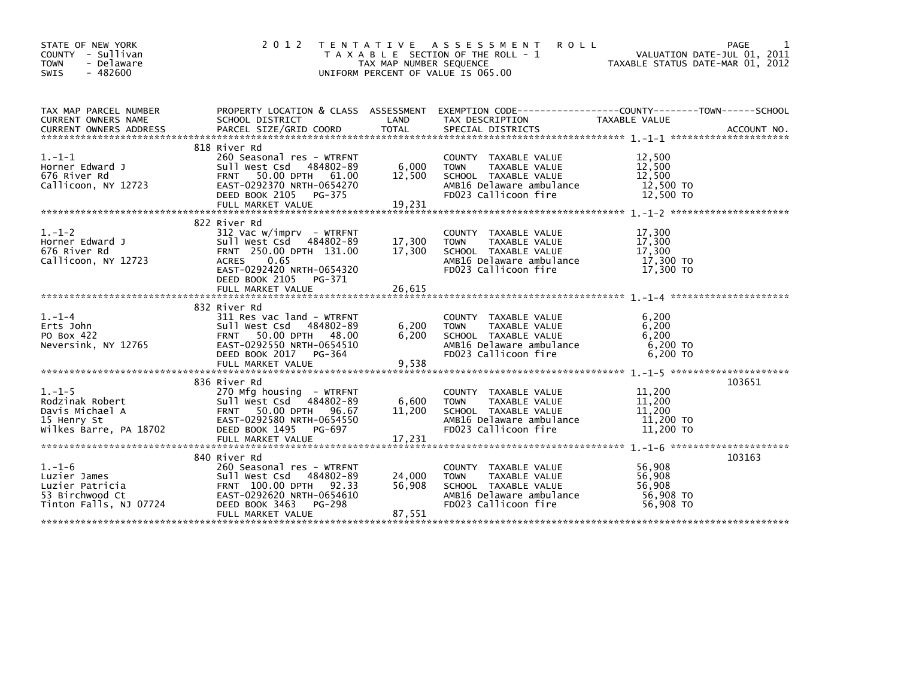STATE OF NEW YORK
COUNTY - Sullivan
TOWN - Delaware
SWIS - 482600

# 2012 TENTATIVE ASSESSMENT ROLL

TAXABLE SECTION OF THE ROLL - 1
TAX MAP NUMBER SEQUENCE
UNIFORM PERCENT OF VALUE IS 065.00

VALUATION DATE-JUL 01, 2011
TAXABLE STATUS DATE-MAR 01, 2012

| TAX MAP PARCEL NUMBER / CURRENT OWNERS NAME / CURRENT OWNERS ADDRESS | PROPERTY LOCATION & CLASS / SCHOOL DISTRICT / PARCEL SIZE/GRID COORD | ASSESSMENT LAND | TOTAL | EXEMPTION CODE / TAX DESCRIPTION / SPECIAL DISTRICTS | TAXABLE VALUE (COUNTY / TOWN / SCHOOL) | ACCOUNT NO. |
|---|---|---|---|---|---|---|
| 1.-1-1 | 818 River Rd | | | | | |
| Horner Edward J | 260 Seasonal res - WTRFNT | | | COUNTY TAXABLE VALUE | 12,500 | |
| 676 River Rd | Sull West Csd 484802-89 | 6,000 | | TOWN TAXABLE VALUE | 12,500 | |
| Callicoon, NY 12723 | FRNT 50.00 DPTH 61.00 | | 12,500 | SCHOOL TAXABLE VALUE | 12,500 | |
| | EAST-0292370 NRTH-0654270 | | | AMB16 Delaware ambulance | 12,500 TO | |
| | DEED BOOK 2105 PG-375 | | | FD023 Callicoon fire | 12,500 TO | |
| | FULL MARKET VALUE | | 19,231 | | | |
| 1.-1-2 | 822 River Rd | | | | | |
| Horner Edward J | 312 Vac w/imprv - WTRFNT | | | COUNTY TAXABLE VALUE | 17,300 | |
| 676 River Rd | Sull West Csd 484802-89 | 17,300 | | TOWN TAXABLE VALUE | 17,300 | |
| Callicoon, NY 12723 | FRNT 250.00 DPTH 131.00 | | 17,300 | SCHOOL TAXABLE VALUE | 17,300 | |
| | ACRES 0.65 | | | AMB16 Delaware ambulance | 17,300 TO | |
| | EAST-0292420 NRTH-0654320 | | | FD023 Callicoon fire | 17,300 TO | |
| | DEED BOOK 2105 PG-371 | | | | | |
| | FULL MARKET VALUE | | 26,615 | | | |
| 1.-1-4 | 832 River Rd | | | | | |
| Erts John | 311 Res vac land - WTRFNT | | | COUNTY TAXABLE VALUE | 6,200 | |
| PO Box 422 | Sull West Csd 484802-89 | 6,200 | | TOWN TAXABLE VALUE | 6,200 | |
| Neversink, NY 12765 | FRNT 50.00 DPTH 48.00 | | 6,200 | SCHOOL TAXABLE VALUE | 6,200 | |
| | EAST-0292550 NRTH-0654510 | | | AMB16 Delaware ambulance | 6,200 TO | |
| | DEED BOOK 2017 PG-364 | | | FD023 Callicoon fire | 6,200 TO | |
| | FULL MARKET VALUE | | 9,538 | | | |
| 1.-1-5 | 836 River Rd | | | | | 103651 |
| Rodzinak Robert | 270 Mfg housing - WTRFNT | | | COUNTY TAXABLE VALUE | 11,200 | |
| Davis Michael A | Sull West Csd 484802-89 | 6,600 | | TOWN TAXABLE VALUE | 11,200 | |
| 15 Henry St | FRNT 50.00 DPTH 96.67 | | 11,200 | SCHOOL TAXABLE VALUE | 11,200 | |
| Wilkes Barre, PA 18702 | EAST-0292580 NRTH-0654550 | | | AMB16 Delaware ambulance | 11,200 TO | |
| | DEED BOOK 1495 PG-697 | | | FD023 Callicoon fire | 11,200 TO | |
| | FULL MARKET VALUE | | 17,231 | | | |
| 1.-1-6 | 840 River Rd | | | | | 103163 |
| Luzier James | 260 Seasonal res - WTRFNT | | | COUNTY TAXABLE VALUE | 56,908 | |
| Luzier Patricia | Sull West Csd 484802-89 | 24,000 | | TOWN TAXABLE VALUE | 56,908 | |
| 53 Birchwood Ct | FRNT 100.00 DPTH 92.33 | | 56,908 | SCHOOL TAXABLE VALUE | 56,908 | |
| Tinton Falls, NJ 07724 | EAST-0292620 NRTH-0654610 | | | AMB16 Delaware ambulance | 56,908 TO | |
| | DEED BOOK 3463 PG-298 | | | FD023 Callicoon fire | 56,908 TO | |
| | FULL MARKET VALUE | | 87,551 | | | |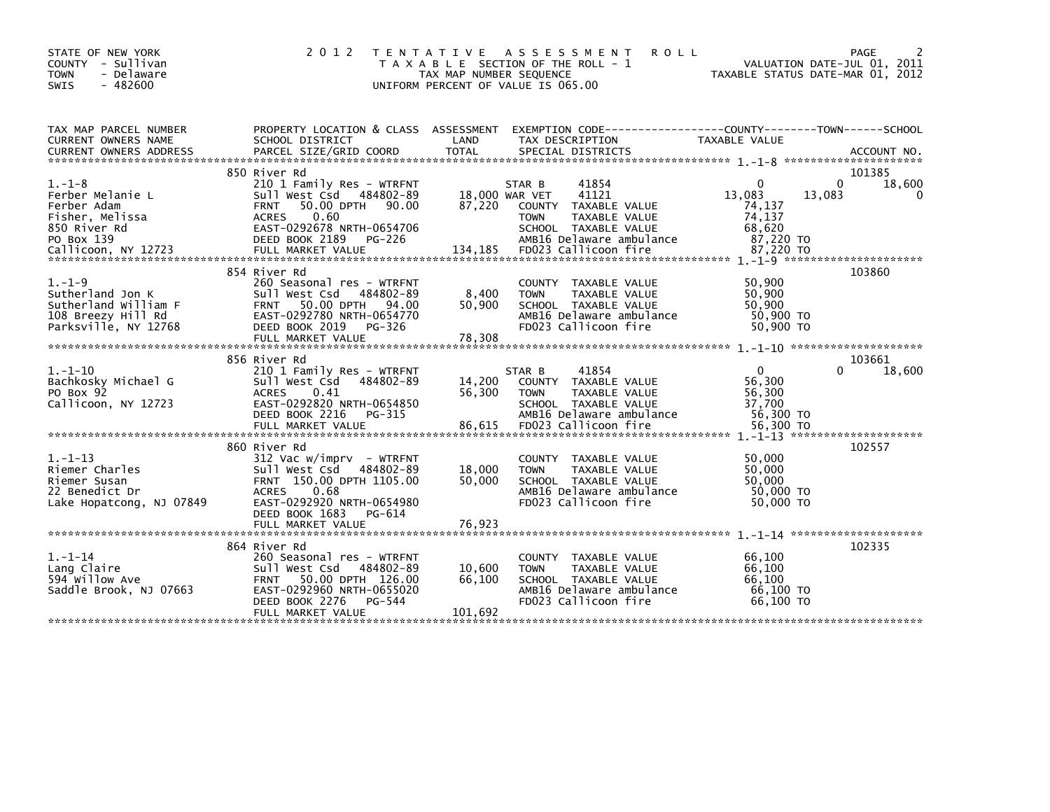STATE OF NEW YORK
COUNTY - Sullivan
TOWN - Delaware
SWIS - 482600

# 2012 TENTATIVE ASSESSMENT ROLL

TAXABLE SECTION OF THE ROLL - 1
TAX MAP NUMBER SEQUENCE
UNIFORM PERCENT OF VALUE IS 065.00

VALUATION DATE-JUL 01, 2011
TAXABLE STATUS DATE-MAR 01, 2012

| TAX MAP PARCEL NUMBER / CURRENT OWNERS NAME / CURRENT OWNERS ADDRESS | PROPERTY LOCATION & CLASS / SCHOOL DISTRICT / PARCEL SIZE/GRID COORD | ASSESSMENT LAND / TOTAL | EXEMPTION CODE / TAX DESCRIPTION / SPECIAL DISTRICTS | COUNTY | TOWN | SCHOOL TAXABLE VALUE / ACCOUNT NO. |
|---|---|---|---|---|---|---|
| | 850 River Rd | | | | | 101385 |
| 1.-1-8 | 210 1 Family Res - WTRFNT | | STAR B 41854 | 0 | 0 | 18,600 |
| Ferber Melanie L | Sull West Csd 484802-89 | 18,000 | WAR VET 41121 | 13,083 | 13,083 | 0 |
| Ferber Adam | FRNT 50.00 DPTH 90.00 | 87,220 | COUNTY TAXABLE VALUE | 74,137 | | |
| Fisher, Melissa | ACRES 0.60 | | TOWN TAXABLE VALUE | | 74,137 | |
| 850 River Rd | EAST-0292678 NRTH-0654706 | | SCHOOL TAXABLE VALUE | | | 68,620 |
| PO Box 139 | DEED BOOK 2189 PG-226 | | AMB16 Delaware ambulance | 87,220 TO | | |
| Callicoon, NY 12723 | FULL MARKET VALUE | 134,185 | FD023 Callicoon fire | 87,220 TO | | |
| | 854 River Rd | | | | | 103860 |
| 1.-1-9 | 260 Seasonal res - WTRFNT | | COUNTY TAXABLE VALUE | 50,900 | | |
| Sutherland Jon K | Sull West Csd 484802-89 | 8,400 | TOWN TAXABLE VALUE | | 50,900 | |
| Sutherland William F | FRNT 50.00 DPTH 94.00 | 50,900 | SCHOOL TAXABLE VALUE | | | 50,900 |
| 108 Breezy Hill Rd | EAST-0292780 NRTH-0654770 | | AMB16 Delaware ambulance | 50,900 TO | | |
| Parksville, NY 12768 | DEED BOOK 2019 PG-326 | | FD023 Callicoon fire | 50,900 TO | | |
| | FULL MARKET VALUE | 78,308 | | | | |
| | 856 River Rd | | | | | 103661 |
| 1.-1-10 | 210 1 Family Res - WTRFNT | | STAR B 41854 | 0 | 0 | 18,600 |
| Bachkosky Michael G | Sull West Csd 484802-89 | 14,200 | COUNTY TAXABLE VALUE | 56,300 | | |
| PO Box 92 | ACRES 0.41 | 56,300 | TOWN TAXABLE VALUE | | 56,300 | |
| Callicoon, NY 12723 | EAST-0292820 NRTH-0654850 | | SCHOOL TAXABLE VALUE | | | 37,700 |
| | DEED BOOK 2216 PG-315 | | AMB16 Delaware ambulance | 56,300 TO | | |
| | FULL MARKET VALUE | 86,615 | FD023 Callicoon fire | 56,300 TO | | |
| | 860 River Rd | | | | | 102557 |
| 1.-1-13 | 312 Vac w/imprv - WTRFNT | | COUNTY TAXABLE VALUE | 50,000 | | |
| Riemer Charles | Sull West Csd 484802-89 | 18,000 | TOWN TAXABLE VALUE | | 50,000 | |
| Riemer Susan | FRNT 150.00 DPTH 1105.00 | 50,000 | SCHOOL TAXABLE VALUE | | | 50,000 |
| 22 Benedict Dr | ACRES 0.68 | | AMB16 Delaware ambulance | 50,000 TO | | |
| Lake Hopatcong, NJ 07849 | EAST-0292920 NRTH-0654980 | | FD023 Callicoon fire | 50,000 TO | | |
| | DEED BOOK 1683 PG-614 | | | | | |
| | FULL MARKET VALUE | 76,923 | | | | |
| | 864 River Rd | | | | | 102335 |
| 1.-1-14 | 260 Seasonal res - WTRFNT | | COUNTY TAXABLE VALUE | 66,100 | | |
| Lang Claire | Sull West Csd 484802-89 | 10,600 | TOWN TAXABLE VALUE | | 66,100 | |
| 594 Willow Ave | FRNT 50.00 DPTH 126.00 | 66,100 | SCHOOL TAXABLE VALUE | | | 66,100 |
| Saddle Brook, NJ 07663 | EAST-0292960 NRTH-0655020 | | AMB16 Delaware ambulance | 66,100 TO | | |
| | DEED BOOK 2276 PG-544 | | FD023 Callicoon fire | 66,100 TO | | |
| | FULL MARKET VALUE | 101,692 | | | | |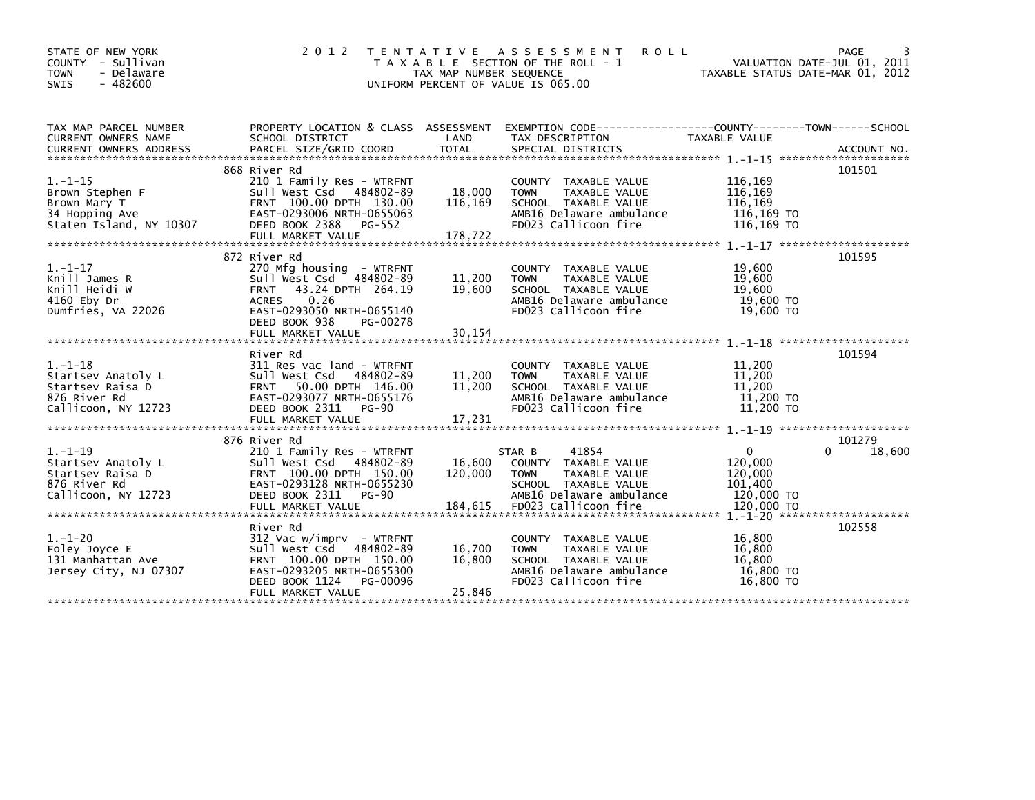STATE OF NEW YORK
COUNTY - Sullivan
TOWN - Delaware
SWIS - 482600

# 2012 TENTATIVE ASSESSMENT ROLL

TAXABLE SECTION OF THE ROLL - 1
TAX MAP NUMBER SEQUENCE
UNIFORM PERCENT OF VALUE IS 065.00

VALUATION DATE-JUL 01, 2011
TAXABLE STATUS DATE-MAR 01, 2012

| TAX MAP PARCEL NUMBER / CURRENT OWNERS NAME / CURRENT OWNERS ADDRESS | PROPERTY LOCATION & CLASS / SCHOOL DISTRICT / PARCEL SIZE/GRID COORD | ASSESSMENT LAND | TOTAL | EXEMPTION CODE / TAX DESCRIPTION / SPECIAL DISTRICTS | COUNTY TAXABLE VALUE | TOWN | SCHOOL | ACCOUNT NO. |
|---|---|---|---|---|---|---|---|---|
| | 868 River Rd | | | | | | | 101501 |
| 1.-1-15 | 210 1 Family Res - WTRFNT | | | COUNTY TAXABLE VALUE | 116,169 | | | |
| Brown Stephen F | Sull West Csd 484802-89 | 18,000 | | TOWN TAXABLE VALUE | 116,169 | | | |
| Brown Mary T | FRNT 100.00 DPTH 130.00 | | 116,169 | SCHOOL TAXABLE VALUE | 116,169 | | | |
| 34 Hopping Ave | EAST-0293006 NRTH-0655063 | | | AMB16 Delaware ambulance | 116,169 TO | | | |
| Staten Island, NY 10307 | DEED BOOK 2388 PG-552 | | | FD023 Callicoon fire | 116,169 TO | | | |
| | FULL MARKET VALUE | | 178,722 | | | | | |
| | 872 River Rd | | | | | | | 101595 |
| 1.-1-17 | 270 Mfg housing - WTRFNT | | | COUNTY TAXABLE VALUE | 19,600 | | | |
| Knill James R | Sull West Csd 484802-89 | 11,200 | | TOWN TAXABLE VALUE | 19,600 | | | |
| Knill Heidi W | FRNT 43.24 DPTH 264.19 | | 19,600 | SCHOOL TAXABLE VALUE | 19,600 | | | |
| 4160 Eby Dr | ACRES 0.26 | | | AMB16 Delaware ambulance | 19,600 TO | | | |
| Dumfries, VA 22026 | EAST-0293050 NRTH-0655140 | | | FD023 Callicoon fire | 19,600 TO | | | |
| | DEED BOOK 938 PG-00278 | | | | | | | |
| | FULL MARKET VALUE | | 30,154 | | | | | |
| | River Rd | | | | | | | 101594 |
| 1.-1-18 | 311 Res vac land - WTRFNT | | | COUNTY TAXABLE VALUE | 11,200 | | | |
| Startsev Anatoly L | Sull West Csd 484802-89 | 11,200 | | TOWN TAXABLE VALUE | 11,200 | | | |
| Startsev Raisa D | FRNT 50.00 DPTH 146.00 | | 11,200 | SCHOOL TAXABLE VALUE | 11,200 | | | |
| 876 River Rd | EAST-0293077 NRTH-0655176 | | | AMB16 Delaware ambulance | 11,200 TO | | | |
| Callicoon, NY 12723 | DEED BOOK 2311 PG-90 | | | FD023 Callicoon fire | 11,200 TO | | | |
| | FULL MARKET VALUE | | 17,231 | | | | | |
| | 876 River Rd | | | | | | | 101279 |
| 1.-1-19 | 210 1 Family Res - WTRFNT | | | STAR B 41854 | 0 | | 0 | 18,600 |
| Startsev Anatoly L | Sull West Csd 484802-89 | 16,600 | | COUNTY TAXABLE VALUE | 120,000 | | | |
| Startsev Raisa D | FRNT 100.00 DPTH 150.00 | | 120,000 | TOWN TAXABLE VALUE | 120,000 | | | |
| 876 River Rd | EAST-0293128 NRTH-0655230 | | | SCHOOL TAXABLE VALUE | 101,400 | | | |
| Callicoon, NY 12723 | DEED BOOK 2311 PG-90 | | | AMB16 Delaware ambulance | 120,000 TO | | | |
| | FULL MARKET VALUE | | 184,615 | FD023 Callicoon fire | 120,000 TO | | | |
| | River Rd | | | | | | | 102558 |
| 1.-1-20 | 312 Vac w/imprv - WTRFNT | | | COUNTY TAXABLE VALUE | 16,800 | | | |
| Foley Joyce E | Sull West Csd 484802-89 | 16,700 | | TOWN TAXABLE VALUE | 16,800 | | | |
| 131 Manhattan Ave | FRNT 100.00 DPTH 150.00 | | 16,800 | SCHOOL TAXABLE VALUE | 16,800 | | | |
| Jersey City, NJ 07307 | EAST-0293205 NRTH-0655300 | | | AMB16 Delaware ambulance | 16,800 TO | | | |
| | DEED BOOK 1124 PG-00096 | | | FD023 Callicoon fire | 16,800 TO | | | |
| | FULL MARKET VALUE | | 25,846 | | | | | |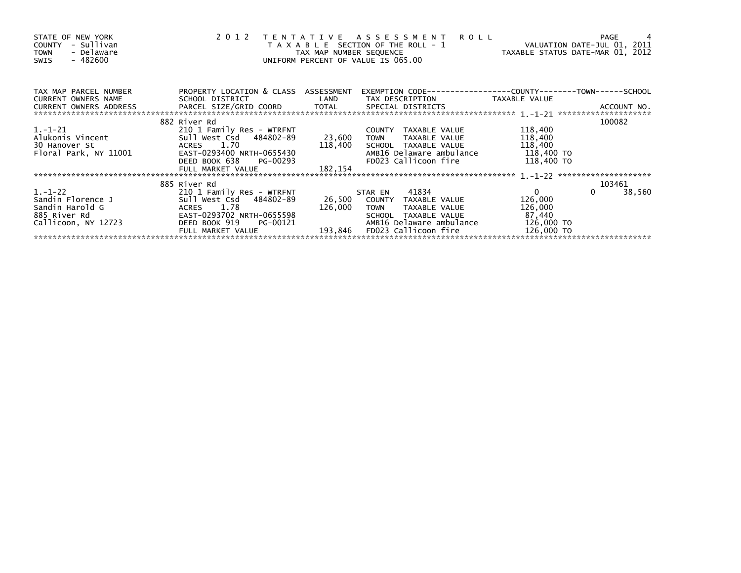STATE OF NEW YORK
COUNTY - Sullivan
TOWN - Delaware
SWIS - 482600

2 0 1 2 T E N T A T I V E A S S E S S M E N T R O L L
T A X A B L E SECTION OF THE ROLL - 1
TAX MAP NUMBER SEQUENCE
UNIFORM PERCENT OF VALUE IS 065.00

VALUATION DATE-JUL 01, 2011
TAXABLE STATUS DATE-MAR 01, 2012

| TAX MAP PARCEL NUMBER / CURRENT OWNERS NAME / CURRENT OWNERS ADDRESS | PROPERTY LOCATION & CLASS / SCHOOL DISTRICT / PARCEL SIZE/GRID COORD | ASSESSMENT LAND / TOTAL | EXEMPTION CODE / TAX DESCRIPTION / SPECIAL DISTRICTS | COUNTY TAXABLE VALUE | TOWN | SCHOOL / ACCOUNT NO. |
|---|---|---|---|---|---|---|
| 1.-1-21 | 882 River Rd | | | | | 100082 |
| | 210 1 Family Res - WTRFNT | | COUNTY TAXABLE VALUE | 118,400 | | |
| Alukonis Vincent | Sull West Csd 484802-89 | 23,600 | TOWN TAXABLE VALUE | 118,400 | | |
| 30 Hanover St | ACRES 1.70 | 118,400 | SCHOOL TAXABLE VALUE | 118,400 | | |
| Floral Park, NY 11001 | EAST-0293400 NRTH-0655430 | | AMB16 Delaware ambulance | 118,400 TO | | |
| | DEED BOOK 638 PG-00293 | | FD023 Callicoon fire | 118,400 TO | | |
| | FULL MARKET VALUE | 182,154 | | | | |
| 1.-1-22 | 885 River Rd | | | | | 103461 |
| | 210 1 Family Res - WTRFNT | | STAR EN 41834 | 0 | 0 | 38,560 |
| Sandin Florence J | Sull West Csd 484802-89 | 26,500 | COUNTY TAXABLE VALUE | 126,000 | | |
| Sandin Harold G | ACRES 1.78 | 126,000 | TOWN TAXABLE VALUE | 126,000 | | |
| 885 River Rd | EAST-0293702 NRTH-0655598 | | SCHOOL TAXABLE VALUE | 87,440 | | |
| Callicoon, NY 12723 | DEED BOOK 919 PG-00121 | | AMB16 Delaware ambulance | 126,000 TO | | |
| | FULL MARKET VALUE | 193,846 | FD023 Callicoon fire | 126,000 TO | | |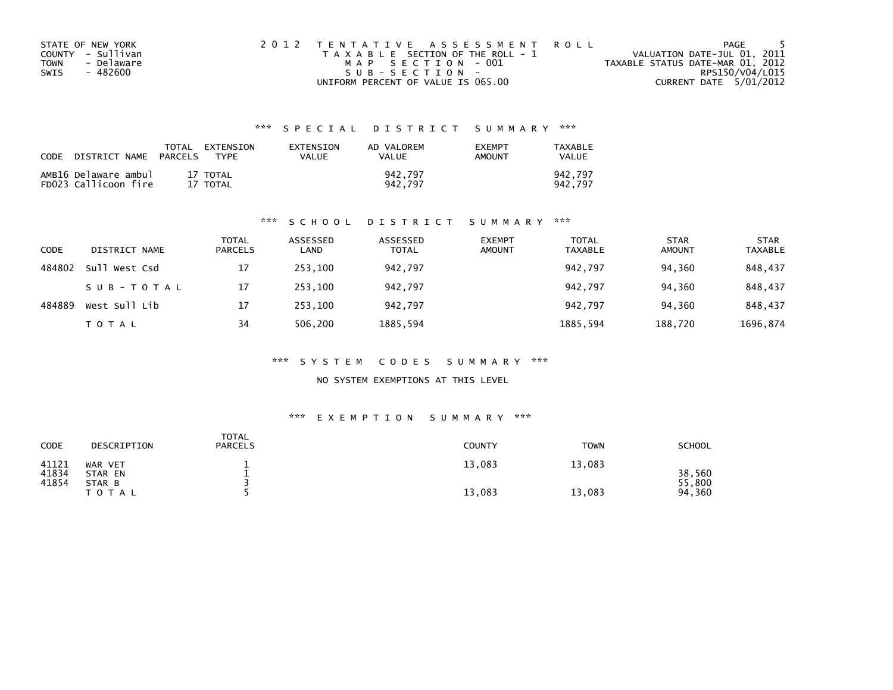STATE OF NEW YORK
COUNTY - Sullivan
TOWN - Delaware
SWIS - 482600

2012 TENTATIVE ASSESSMENT ROLL
TAXABLE SECTION OF THE ROLL - 1
MAP SECTION - 001
SUB-SECTION -
UNIFORM PERCENT OF VALUE IS 065.00

VALUATION DATE-JUL 01, 2011
TAXABLE STATUS DATE-MAR 01, 2012
RPS150/V04/L015
CURRENT DATE 5/01/2012

### *** SPECIAL DISTRICT SUMMARY ***

| CODE | DISTRICT NAME | TOTAL PARCELS | EXTENSION TYPE | EXTENSION VALUE | AD VALOREM VALUE | EXEMPT AMOUNT | TAXABLE VALUE |
|---|---|---|---|---|---|---|---|
| AMB16 | Delaware ambul | 17 | TOTAL | | 942,797 | | 942,797 |
| FD023 | Callicoon fire | 17 | TOTAL | | 942,797 | | 942,797 |

### *** SCHOOL DISTRICT SUMMARY ***

| CODE | DISTRICT NAME | TOTAL PARCELS | ASSESSED LAND | ASSESSED TOTAL | EXEMPT AMOUNT | TOTAL TAXABLE | STAR AMOUNT | STAR TAXABLE |
|---|---|---|---|---|---|---|---|---|
| 484802 | Sull West Csd | 17 | 253,100 | 942,797 | | 942,797 | 94,360 | 848,437 |
| | SUB-TOTAL | 17 | 253,100 | 942,797 | | 942,797 | 94,360 | 848,437 |
| 484889 | West Sull Lib | 17 | 253,100 | 942,797 | | 942,797 | 94,360 | 848,437 |
| | TOTAL | 34 | 506,200 | 1885,594 | | 1885,594 | 188,720 | 1696,874 |

### *** SYSTEM CODES SUMMARY ***

NO SYSTEM EXEMPTIONS AT THIS LEVEL

### *** EXEMPTION SUMMARY ***

| CODE | DESCRIPTION | TOTAL PARCELS | COUNTY | TOWN | SCHOOL |
|---|---|---|---|---|---|
| 41121 | WAR VET | 1 | 13,083 | 13,083 | |
| 41834 | STAR EN | 1 | | | 38,560 |
| 41854 | STAR B | 3 | | | 55,800 |
| | TOTAL | 5 | 13,083 | 13,083 | 94,360 |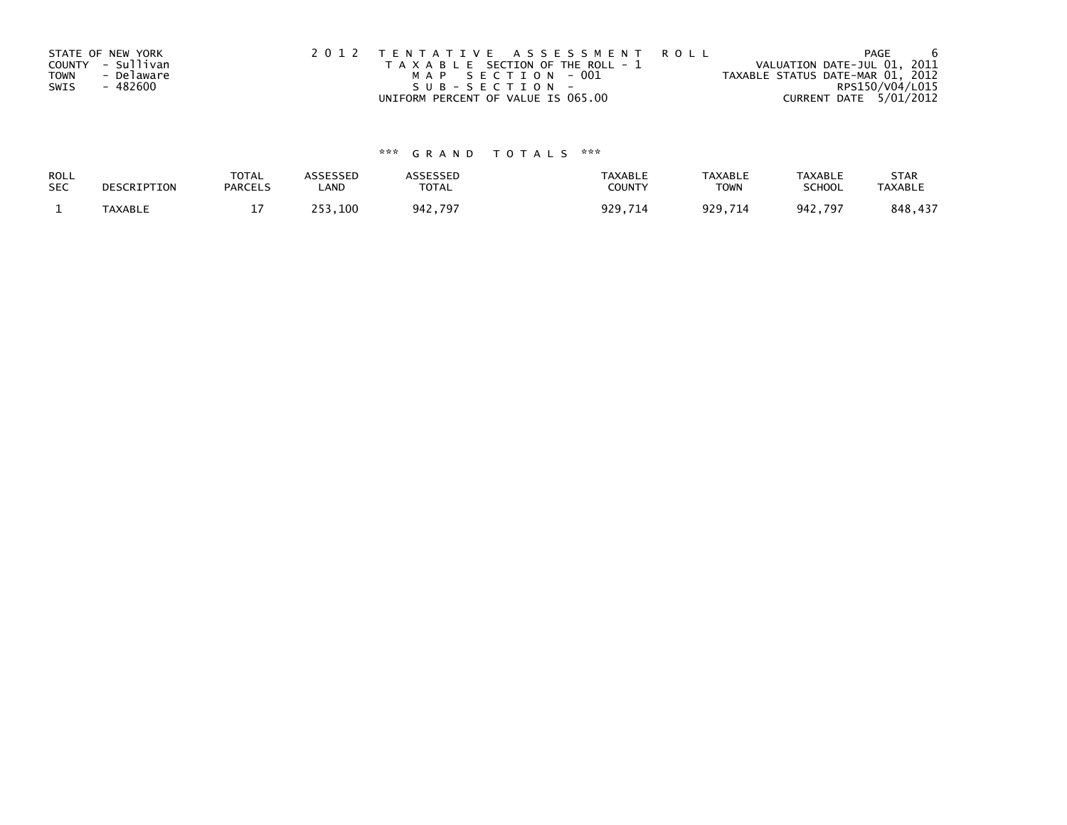STATE OF NEW YORK
COUNTY - Sullivan
TOWN - Delaware
SWIS - 482600

2 0 1 2 T E N T A T I V E A S S E S S M E N T R O L L
T A X A B L E SECTION OF THE ROLL - 1
M A P S E C T I O N - 001
S U B - S E C T I O N -
UNIFORM PERCENT OF VALUE IS 065.00

VALUATION DATE-JUL 01, 2011
TAXABLE STATUS DATE-MAR 01, 2012
RPS150/V04/L015
CURRENT DATE 5/01/2012

*** G R A N D T O T A L S ***

| ROLL SEC | DESCRIPTION | TOTAL PARCELS | ASSESSED LAND | ASSESSED TOTAL | TAXABLE COUNTY | TAXABLE TOWN | TAXABLE SCHOOL | STAR TAXABLE |
|---|---|---|---|---|---|---|---|---|
| 1 | TAXABLE | 17 | 253,100 | 942,797 | 929,714 | 929,714 | 942,797 | 848,437 |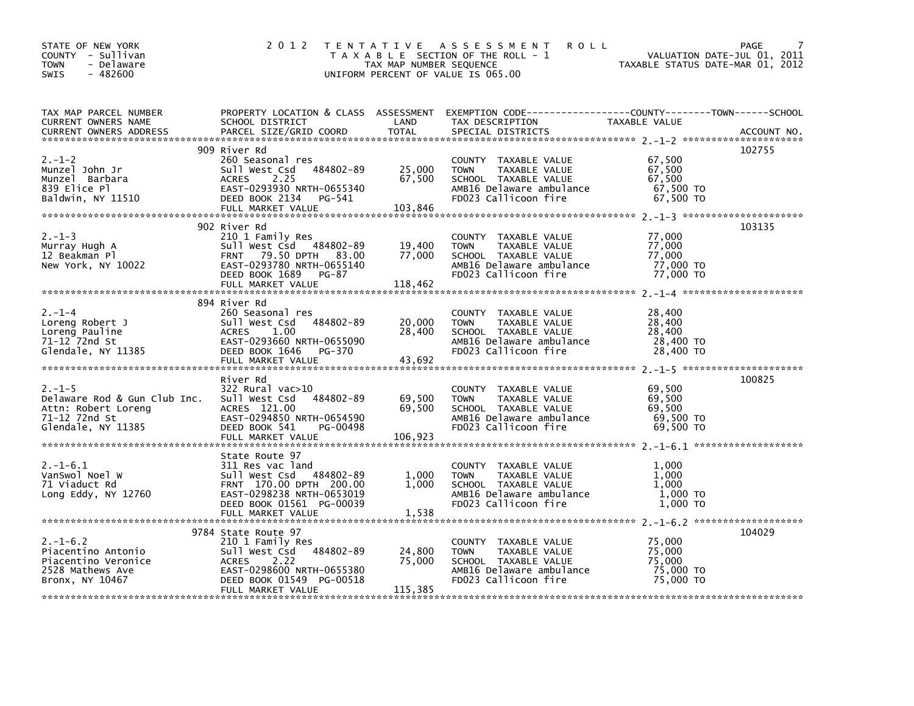STATE OF NEW YORK
COUNTY - Sullivan
TOWN - Delaware
SWIS - 482600

# 2012 TENTATIVE ASSESSMENT ROLL

TAXABLE SECTION OF THE ROLL - 1
TAX MAP NUMBER SEQUENCE
UNIFORM PERCENT OF VALUE IS 065.00

VALUATION DATE-JUL 01, 2011
TAXABLE STATUS DATE-MAR 01, 2012

| TAX MAP PARCEL NUMBER / CURRENT OWNERS NAME / CURRENT OWNERS ADDRESS | PROPERTY LOCATION & CLASS / SCHOOL DISTRICT / PARCEL SIZE/GRID COORD | ASSESSMENT LAND / TOTAL | EXEMPTION CODE / TAX DESCRIPTION / SPECIAL DISTRICTS | TAXABLE VALUE | ACCOUNT NO. |
|---|---|---|---|---|---|
| 2.-1-2 | 909 River Rd | | | | 102755 |
| Munzel John Jr | 260 Seasonal res | | COUNTY TAXABLE VALUE | 67,500 | |
| Munzel Barbara | Sull West Csd 484802-89 | 25,000 | TOWN TAXABLE VALUE | 67,500 | |
| 839 Elice Pl | ACRES 2.25 | 67,500 | SCHOOL TAXABLE VALUE | 67,500 | |
| Baldwin, NY 11510 | EAST-0293930 NRTH-0655340 | | AMB16 Delaware ambulance | 67,500 TO | |
| | DEED BOOK 2134 PG-541 | | FD023 Callicoon fire | 67,500 TO | |
| | FULL MARKET VALUE | 103,846 | | | |
| 2.-1-3 | 902 River Rd | | | | 103135 |
| Murray Hugh A | 210 1 Family Res | | COUNTY TAXABLE VALUE | 77,000 | |
| 12 Beakman Pl | Sull West Csd 484802-89 | 19,400 | TOWN TAXABLE VALUE | 77,000 | |
| New York, NY 10022 | FRNT 79.50 DPTH 83.00 | 77,000 | SCHOOL TAXABLE VALUE | 77,000 | |
| | EAST-0293780 NRTH-0655140 | | AMB16 Delaware ambulance | 77,000 TO | |
| | DEED BOOK 1689 PG-87 | | FD023 Callicoon fire | 77,000 TO | |
| | FULL MARKET VALUE | 118,462 | | | |
| 2.-1-4 | 894 River Rd | | | | |
| Loreng Robert J | 260 Seasonal res | | COUNTY TAXABLE VALUE | 28,400 | |
| Loreng Pauline | Sull West Csd 484802-89 | 20,000 | TOWN TAXABLE VALUE | 28,400 | |
| 71-12 72nd St | ACRES 1.00 | 28,400 | SCHOOL TAXABLE VALUE | 28,400 | |
| Glendale, NY 11385 | EAST-0293660 NRTH-0655090 | | AMB16 Delaware ambulance | 28,400 TO | |
| | DEED BOOK 1646 PG-370 | | FD023 Callicoon fire | 28,400 TO | |
| | FULL MARKET VALUE | 43,692 | | | |
| 2.-1-5 | River Rd | | | | 100825 |
| Delaware Rod & Gun Club Inc. | 322 Rural vac>10 | | COUNTY TAXABLE VALUE | 69,500 | |
| Attn: Robert Loreng | Sull West Csd 484802-89 | 69,500 | TOWN TAXABLE VALUE | 69,500 | |
| 71-12 72nd St | ACRES 121.00 | 69,500 | SCHOOL TAXABLE VALUE | 69,500 | |
| Glendale, NY 11385 | EAST-0294850 NRTH-0654590 | | AMB16 Delaware ambulance | 69,500 TO | |
| | DEED BOOK 541 PG-00498 | | FD023 Callicoon fire | 69,500 TO | |
| | FULL MARKET VALUE | 106,923 | | | |
| 2.-1-6.1 | State Route 97 | | | | |
| VanSwol Noel W | 311 Res vac land | | COUNTY TAXABLE VALUE | 1,000 | |
| 71 Viaduct Rd | Sull West Csd 484802-89 | 1,000 | TOWN TAXABLE VALUE | 1,000 | |
| Long Eddy, NY 12760 | FRNT 170.00 DPTH 200.00 | 1,000 | SCHOOL TAXABLE VALUE | 1,000 | |
| | EAST-0298238 NRTH-0653019 | | AMB16 Delaware ambulance | 1,000 TO | |
| | DEED BOOK 01561 PG-00039 | | FD023 Callicoon fire | 1,000 TO | |
| | FULL MARKET VALUE | 1,538 | | | |
| 2.-1-6.2 | 9784 State Route 97 | | | | 104029 |
| Piacentino Antonio | 210 1 Family Res | | COUNTY TAXABLE VALUE | 75,000 | |
| Piacentino Veronice | Sull West Csd 484802-89 | 24,800 | TOWN TAXABLE VALUE | 75,000 | |
| 2528 Mathews Ave | ACRES 2.22 | 75,000 | SCHOOL TAXABLE VALUE | 75,000 | |
| Bronx, NY 10467 | EAST-0298600 NRTH-0655380 | | AMB16 Delaware ambulance | 75,000 TO | |
| | DEED BOOK 01549 PG-00518 | | FD023 Callicoon fire | 75,000 TO | |
| | FULL MARKET VALUE | 115,385 | | | |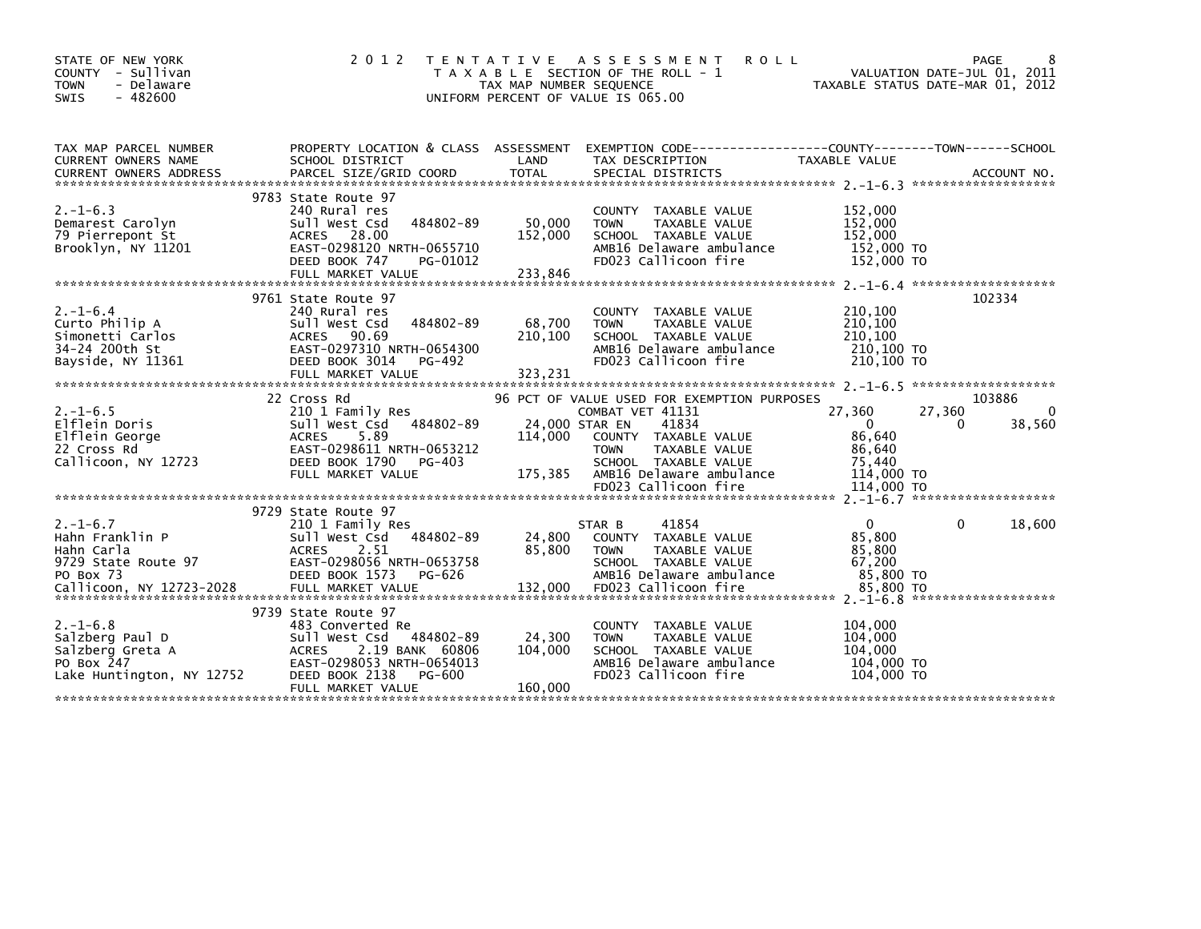STATE OF NEW YORK
COUNTY - Sullivan
TOWN - Delaware
SWIS - 482600

# 2012 TENTATIVE ASSESSMENT ROLL

TAXABLE SECTION OF THE ROLL - 1
TAX MAP NUMBER SEQUENCE
UNIFORM PERCENT OF VALUE IS 065.00

VALUATION DATE-JUL 01, 2011
TAXABLE STATUS DATE-MAR 01, 2012

| TAX MAP PARCEL NUMBER / CURRENT OWNERS NAME / CURRENT OWNERS ADDRESS | PROPERTY LOCATION & CLASS / SCHOOL DISTRICT / PARCEL SIZE/GRID COORD | ASSESSMENT LAND / TOTAL | EXEMPTION CODE / TAX DESCRIPTION / SPECIAL DISTRICTS | COUNTY TAXABLE VALUE | TOWN | SCHOOL | ACCOUNT NO. |
|---|---|---|---|---|---|---|---|
| **2.-1-6.3** | 9783 State Route 97 | | | | | | |
| 2.-1-6.3 | 240 Rural res | | COUNTY TAXABLE VALUE | 152,000 | | | |
| Demarest Carolyn | Sull West Csd 484802-89 | 50,000 | TOWN TAXABLE VALUE | 152,000 | | | |
| 79 Pierrepont St | ACRES 28.00 | 152,000 | SCHOOL TAXABLE VALUE | 152,000 | | | |
| Brooklyn, NY 11201 | EAST-0298120 NRTH-0655710 | | AMB16 Delaware ambulance | 152,000 TO | | | |
| | DEED BOOK 747 PG-01012 | | FD023 Callicoon fire | 152,000 TO | | | |
| | FULL MARKET VALUE | 233,846 | | | | | |
| **2.-1-6.4** | 9761 State Route 97 | | | | | | 102334 |
| 2.-1-6.4 | 240 Rural res | | COUNTY TAXABLE VALUE | 210,100 | | | |
| Curto Philip A | Sull West Csd 484802-89 | 68,700 | TOWN TAXABLE VALUE | 210,100 | | | |
| Simonetti Carlos | ACRES 90.69 | 210,100 | SCHOOL TAXABLE VALUE | 210,100 | | | |
| 34-24 200th St | EAST-0297310 NRTH-0654300 | | AMB16 Delaware ambulance | 210,100 TO | | | |
| Bayside, NY 11361 | DEED BOOK 3014 PG-492 | | FD023 Callicoon fire | 210,100 TO | | | |
| | FULL MARKET VALUE | 323,231 | | | | | |
| **2.-1-6.5** | 22 Cross Rd | | 96 PCT OF VALUE USED FOR EXEMPTION PURPOSES | | | | 103886 |
| 2.-1-6.5 | 210 1 Family Res | | COMBAT VET 41131 | 27,360 | 27,360 | 0 | |
| Elflein Doris | Sull West Csd 484802-89 | 24,000 | STAR EN 41834 | 0 | 0 | 38,560 | |
| Elflein George | ACRES 5.89 | 114,000 | COUNTY TAXABLE VALUE | 86,640 | | | |
| 22 Cross Rd | EAST-0298611 NRTH-0653212 | | TOWN TAXABLE VALUE | 86,640 | | | |
| Callicoon, NY 12723 | DEED BOOK 1790 PG-403 | | SCHOOL TAXABLE VALUE | 75,440 | | | |
| | FULL MARKET VALUE | 175,385 | AMB16 Delaware ambulance | 114,000 TO | | | |
| | | | FD023 Callicoon fire | 114,000 TO | | | |
| **2.-1-6.7** | 9729 State Route 97 | | | | | | |
| 2.-1-6.7 | 210 1 Family Res | | STAR B 41854 | 0 | 0 | 18,600 | |
| Hahn Franklin P | Sull West Csd 484802-89 | 24,800 | COUNTY TAXABLE VALUE | 85,800 | | | |
| Hahn Carla | ACRES 2.51 | 85,800 | TOWN TAXABLE VALUE | 85,800 | | | |
| 9729 State Route 97 | EAST-0298056 NRTH-0653758 | | SCHOOL TAXABLE VALUE | 67,200 | | | |
| PO Box 73 | DEED BOOK 1573 PG-626 | | AMB16 Delaware ambulance | 85,800 TO | | | |
| Callicoon, NY 12723-2028 | FULL MARKET VALUE | 132,000 | FD023 Callicoon fire | 85,800 TO | | | |
| **2.-1-6.8** | 9739 State Route 97 | | | | | | |
| 2.-1-6.8 | 483 Converted Re | | COUNTY TAXABLE VALUE | 104,000 | | | |
| Salzberg Paul D | Sull West Csd 484802-89 | 24,300 | TOWN TAXABLE VALUE | 104,000 | | | |
| Salzberg Greta A | ACRES 2.19 BANK 60806 | 104,000 | SCHOOL TAXABLE VALUE | 104,000 | | | |
| PO Box 247 | EAST-0298053 NRTH-0654013 | | AMB16 Delaware ambulance | 104,000 TO | | | |
| Lake Huntington, NY 12752 | DEED BOOK 2138 PG-600 | | FD023 Callicoon fire | 104,000 TO | | | |
| | FULL MARKET VALUE | 160,000 | | | | | |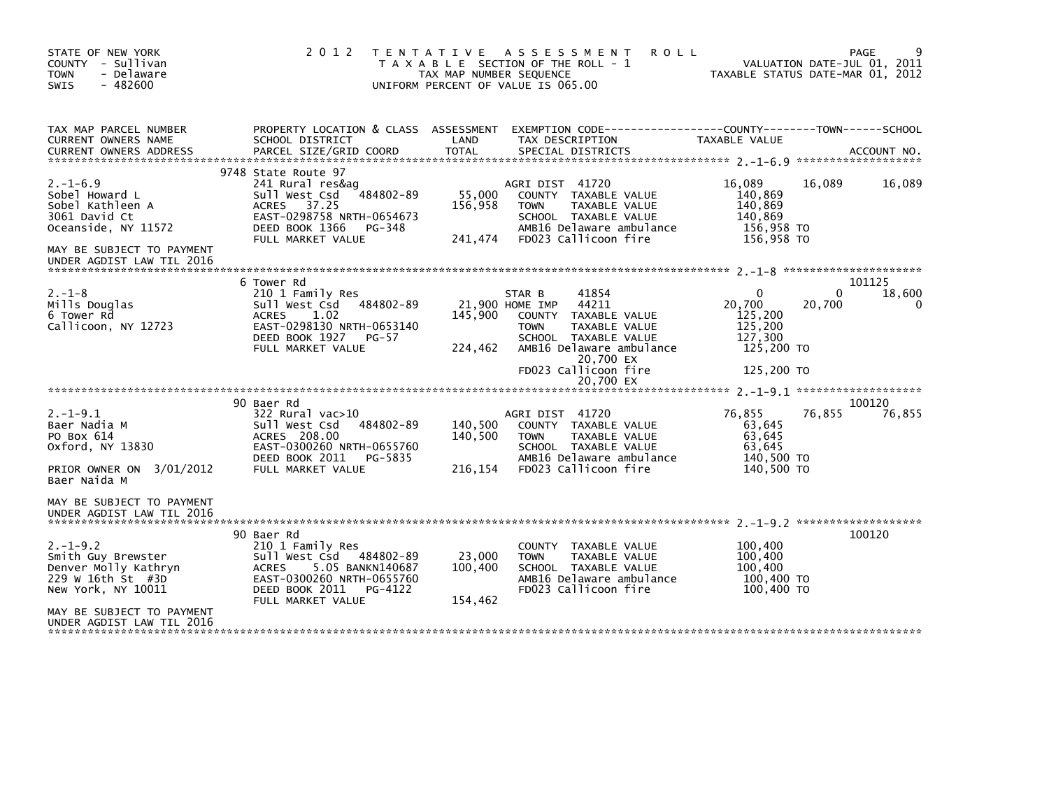STATE OF NEW YORK
COUNTY - Sullivan
TOWN - Delaware
SWIS - 482600

# 2012 TENTATIVE ASSESSMENT ROLL

TAXABLE SECTION OF THE ROLL - 1
TAX MAP NUMBER SEQUENCE
UNIFORM PERCENT OF VALUE IS 065.00

VALUATION DATE-JUL 01, 2011
TAXABLE STATUS DATE-MAR 01, 2012

| TAX MAP PARCEL NUMBER / CURRENT OWNERS NAME / CURRENT OWNERS ADDRESS | PROPERTY LOCATION & CLASS / SCHOOL DISTRICT / PARCEL SIZE/GRID COORD | ASSESSMENT LAND | TOTAL | EXEMPTION CODE / TAX DESCRIPTION / SPECIAL DISTRICTS | COUNTY TAXABLE VALUE | TOWN | SCHOOL | ACCOUNT NO. |
|---|---|---|---|---|---|---|---|---|
| **2.-1-6.9** | 9748 State Route 97 | | | | | | | |
| | 241 Rural res&ag | | | AGRI DIST 41720 | 16,089 | 16,089 | 16,089 | |
| Sobel Howard L | Sull West Csd 484802-89 | 55,000 | | COUNTY TAXABLE VALUE | 140,869 | | | |
| Sobel Kathleen A | ACRES 37.25 | | 156,958 | TOWN TAXABLE VALUE | 140,869 | | | |
| 3061 David Ct | EAST-0298758 NRTH-0654673 | | | SCHOOL TAXABLE VALUE | 140,869 | | | |
| Oceanside, NY 11572 | DEED BOOK 1366 PG-348 | | | AMB16 Delaware ambulance | 156,958 TO | | | |
| | FULL MARKET VALUE | | 241,474 | FD023 Callicoon fire | 156,958 TO | | | |
| MAY BE SUBJECT TO PAYMENT UNDER AGDIST LAW TIL 2016 | | | | | | | | |
| **2.-1-8** | 6 Tower Rd | | | | | | | 101125 |
| | 210 1 Family Res | | | STAR B 41854 | 0 | 0 | 18,600 | |
| Mills Douglas | Sull West Csd 484802-89 | 21,900 | | HOME IMP 44211 | 20,700 | 20,700 | 0 | |
| 6 Tower Rd | ACRES 1.02 | | 145,900 | COUNTY TAXABLE VALUE | 125,200 | | | |
| Callicoon, NY 12723 | EAST-0298130 NRTH-0653140 | | | TOWN TAXABLE VALUE | 125,200 | | | |
| | DEED BOOK 1927 PG-57 | | | SCHOOL TAXABLE VALUE | 127,300 | | | |
| | FULL MARKET VALUE | | 224,462 | AMB16 Delaware ambulance 20,700 EX | 125,200 TO | | | |
| | | | | FD023 Callicoon fire 20,700 EX | 125,200 TO | | | |
| **2.-1-9.1** | 90 Baer Rd | | | | | | | 100120 |
| | 322 Rural vac>10 | | | AGRI DIST 41720 | 76,855 | 76,855 | 76,855 | |
| Baer Nadia M | Sull West Csd 484802-89 | 140,500 | | COUNTY TAXABLE VALUE | 63,645 | | | |
| PO Box 614 | ACRES 208.00 | | 140,500 | TOWN TAXABLE VALUE | 63,645 | | | |
| Oxford, NY 13830 | EAST-0300260 NRTH-0655760 | | | SCHOOL TAXABLE VALUE | 63,645 | | | |
| | DEED BOOK 2011 PG-5835 | | | AMB16 Delaware ambulance | 140,500 TO | | | |
| PRIOR OWNER ON 3/01/2012 Baer Naida M | FULL MARKET VALUE | | 216,154 | FD023 Callicoon fire | 140,500 TO | | | |
| MAY BE SUBJECT TO PAYMENT UNDER AGDIST LAW TIL 2016 | | | | | | | | |
| **2.-1-9.2** | 90 Baer Rd | | | | | | | 100120 |
| | 210 1 Family Res | | | COUNTY TAXABLE VALUE | 100,400 | | | |
| Smith Guy Brewster | Sull West Csd 484802-89 | 23,000 | | TOWN TAXABLE VALUE | 100,400 | | | |
| Denver Molly Kathryn | ACRES 5.05 BANKN140687 | | 100,400 | SCHOOL TAXABLE VALUE | 100,400 | | | |
| 229 W 16th St #3D | EAST-0300260 NRTH-0655760 | | | AMB16 Delaware ambulance | 100,400 TO | | | |
| New York, NY 10011 | DEED BOOK 2011 PG-4122 | | | FD023 Callicoon fire | 100,400 TO | | | |
| | FULL MARKET VALUE | | 154,462 | | | | | |
| MAY BE SUBJECT TO PAYMENT UNDER AGDIST LAW TIL 2016 | | | | | | | | |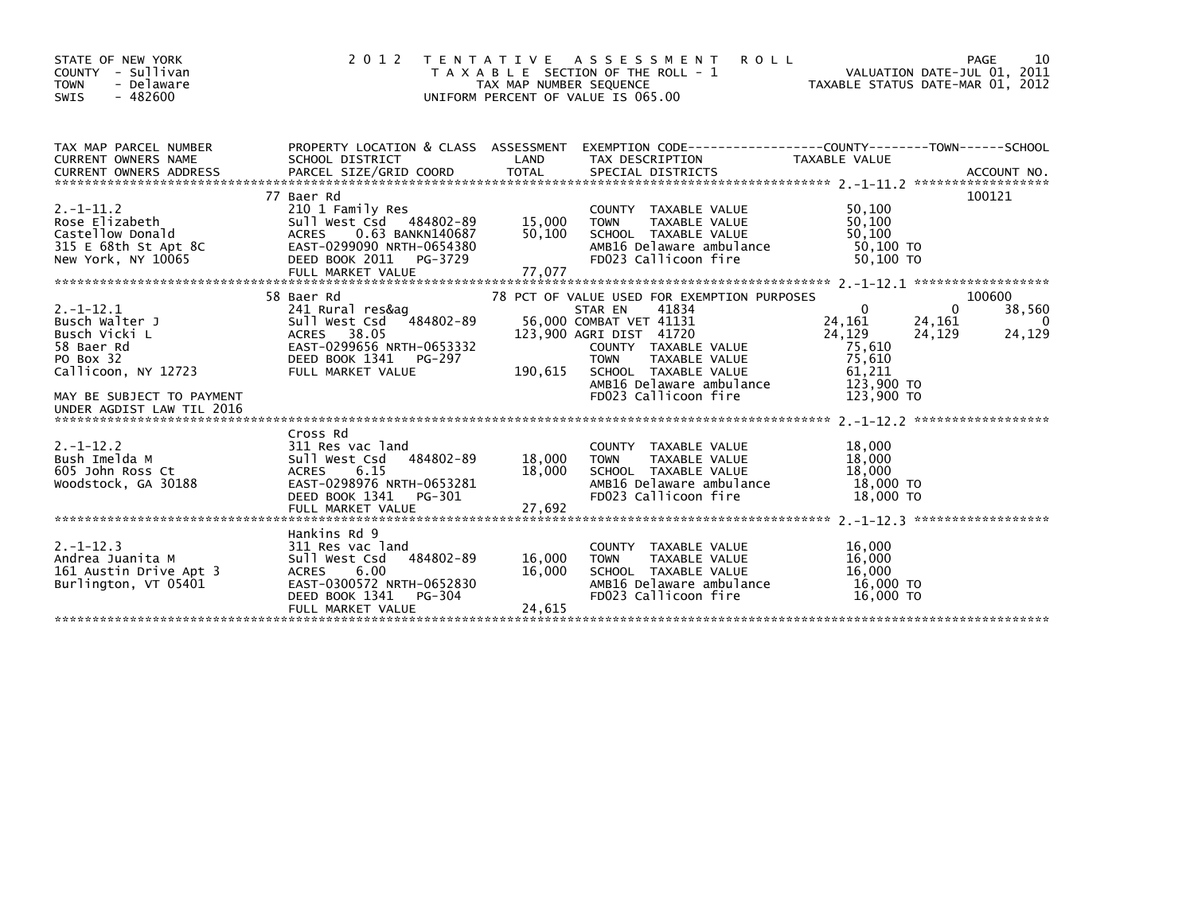STATE OF NEW YORK
COUNTY - Sullivan
TOWN - Delaware
SWIS - 482600

# 2012 TENTATIVE ASSESSMENT ROLL

TAXABLE SECTION OF THE ROLL - 1
TAX MAP NUMBER SEQUENCE
UNIFORM PERCENT OF VALUE IS 065.00

VALUATION DATE-JUL 01, 2011
TAXABLE STATUS DATE-MAR 01, 2012

| TAX MAP PARCEL NUMBER / CURRENT OWNERS NAME / CURRENT OWNERS ADDRESS | PROPERTY LOCATION & CLASS / SCHOOL DISTRICT / PARCEL SIZE/GRID COORD | ASSESSMENT LAND / TOTAL | EXEMPTION CODE / TAX DESCRIPTION / SPECIAL DISTRICTS | COUNTY TAXABLE VALUE | TOWN | SCHOOL / ACCOUNT NO. |
|---|---|---|---|---|---|---|
| 2.-1-11.2 | 77 Baer Rd | | | | | 100121 |
| Rose Elizabeth | 210 1 Family Res | | COUNTY TAXABLE VALUE | 50,100 | | |
| Castellow Donald | Sull West Csd 484802-89 | 15,000 | TOWN TAXABLE VALUE | 50,100 | | |
| 315 E 68th St Apt 8C | ACRES 0.63 BANKN140687 | 50,100 | SCHOOL TAXABLE VALUE | 50,100 | | |
| New York, NY 10065 | EAST-0299090 NRTH-0654380 | | AMB16 Delaware ambulance | 50,100 TO | | |
| | DEED BOOK 2011 PG-3729 | | FD023 Callicoon fire | 50,100 TO | | |
| | FULL MARKET VALUE | 77,077 | | | | |
| 2.-1-12.1 | 58 Baer Rd | | 78 PCT OF VALUE USED FOR EXEMPTION PURPOSES | | | 100600 |
| Busch Walter J | 241 Rural res&ag | | STAR EN 41834 | 0 | 0 | 38,560 |
| Busch Vicki L | Sull West Csd 484802-89 | 56,000 | COMBAT VET 41131 | 24,161 | 24,161 | 0 |
| 58 Baer Rd | ACRES 38.05 | 123,900 | AGRI DIST 41720 | 24,129 | 24,129 | 24,129 |
| PO Box 32 | EAST-0299656 NRTH-0653332 | | COUNTY TAXABLE VALUE | 75,610 | | |
| Callicoon, NY 12723 | DEED BOOK 1341 PG-297 | | TOWN TAXABLE VALUE | 75,610 | | |
| | FULL MARKET VALUE | 190,615 | SCHOOL TAXABLE VALUE | 61,211 | | |
| MAY BE SUBJECT TO PAYMENT | | | AMB16 Delaware ambulance | 123,900 TO | | |
| UNDER AGDIST LAW TIL 2016 | | | FD023 Callicoon fire | 123,900 TO | | |
| 2.-1-12.2 | Cross Rd | | | | | |
| Bush Imelda M | 311 Res vac land | | COUNTY TAXABLE VALUE | 18,000 | | |
| 605 John Ross Ct | Sull West Csd 484802-89 | 18,000 | TOWN TAXABLE VALUE | 18,000 | | |
| Woodstock, GA 30188 | ACRES 6.15 | 18,000 | SCHOOL TAXABLE VALUE | 18,000 | | |
| | EAST-0298976 NRTH-0653281 | | AMB16 Delaware ambulance | 18,000 TO | | |
| | DEED BOOK 1341 PG-301 | | FD023 Callicoon fire | 18,000 TO | | |
| | FULL MARKET VALUE | 27,692 | | | | |
| 2.-1-12.3 | Hankins Rd 9 | | | | | |
| Andrea Juanita M | 311 Res vac land | | COUNTY TAXABLE VALUE | 16,000 | | |
| 161 Austin Drive Apt 3 | Sull West Csd 484802-89 | 16,000 | TOWN TAXABLE VALUE | 16,000 | | |
| Burlington, VT 05401 | ACRES 6.00 | 16,000 | SCHOOL TAXABLE VALUE | 16,000 | | |
| | EAST-0300572 NRTH-0652830 | | AMB16 Delaware ambulance | 16,000 TO | | |
| | DEED BOOK 1341 PG-304 | | FD023 Callicoon fire | 16,000 TO | | |
| | FULL MARKET VALUE | 24,615 | | | | |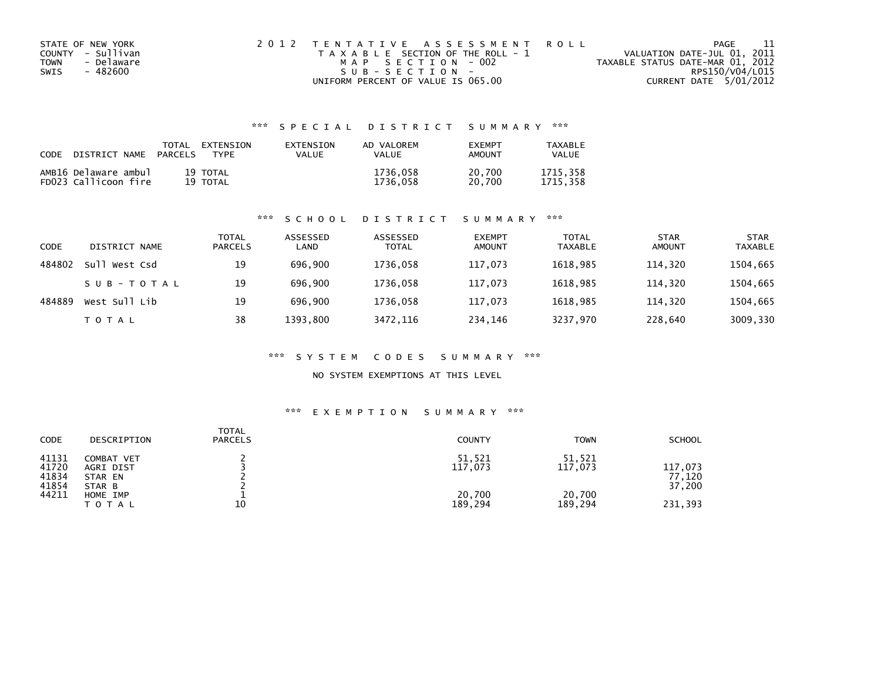STATE OF NEW YORK
COUNTY - Sullivan
TOWN - Delaware
SWIS - 482600

2 0 1 2 T E N T A T I V E A S S E S S M E N T R O L L
T A X A B L E SECTION OF THE ROLL - 1
M A P S E C T I O N - 002
S U B - S E C T I O N -
UNIFORM PERCENT OF VALUE IS 065.00

VALUATION DATE-JUL 01, 2011
TAXABLE STATUS DATE-MAR 01, 2012
RPS150/V04/L015
CURRENT DATE 5/01/2012

### *** S P E C I A L D I S T R I C T S U M M A R Y ***

| CODE | DISTRICT NAME | TOTAL PARCELS | EXTENSION TYPE | EXTENSION VALUE | AD VALOREM VALUE | EXEMPT AMOUNT | TAXABLE VALUE |
|---|---|---|---|---|---|---|---|
| AMB16 | Delaware ambul | 19 | TOTAL | | 1736,058 | 20,700 | 1715,358 |
| FD023 | Callicoon fire | 19 | TOTAL | | 1736,058 | 20,700 | 1715,358 |

### *** S C H O O L D I S T R I C T S U M M A R Y ***

| CODE | DISTRICT NAME | TOTAL PARCELS | ASSESSED LAND | ASSESSED TOTAL | EXEMPT AMOUNT | TOTAL TAXABLE | STAR AMOUNT | STAR TAXABLE |
|---|---|---|---|---|---|---|---|---|
| 484802 | Sull West Csd | 19 | 696,900 | 1736,058 | 117,073 | 1618,985 | 114,320 | 1504,665 |
| | S U B - T O T A L | 19 | 696,900 | 1736,058 | 117,073 | 1618,985 | 114,320 | 1504,665 |
| 484889 | West Sull Lib | 19 | 696,900 | 1736,058 | 117,073 | 1618,985 | 114,320 | 1504,665 |
| | T O T A L | 38 | 1393,800 | 3472,116 | 234,146 | 3237,970 | 228,640 | 3009,330 |

### *** S Y S T E M C O D E S S U M M A R Y ***

NO SYSTEM EXEMPTIONS AT THIS LEVEL

### *** E X E M P T I O N S U M M A R Y ***

| CODE | DESCRIPTION | TOTAL PARCELS | COUNTY | TOWN | SCHOOL |
|---|---|---|---|---|---|
| 41131 | COMBAT VET | 2 | 51,521 | 51,521 | |
| 41720 | AGRI DIST | 3 | 117,073 | 117,073 | 117,073 |
| 41834 | STAR EN | 2 | | | 77,120 |
| 41854 | STAR B | 2 | | | 37,200 |
| 44211 | HOME IMP | 1 | 20,700 | 20,700 | |
| | T O T A L | 10 | 189,294 | 189,294 | 231,393 |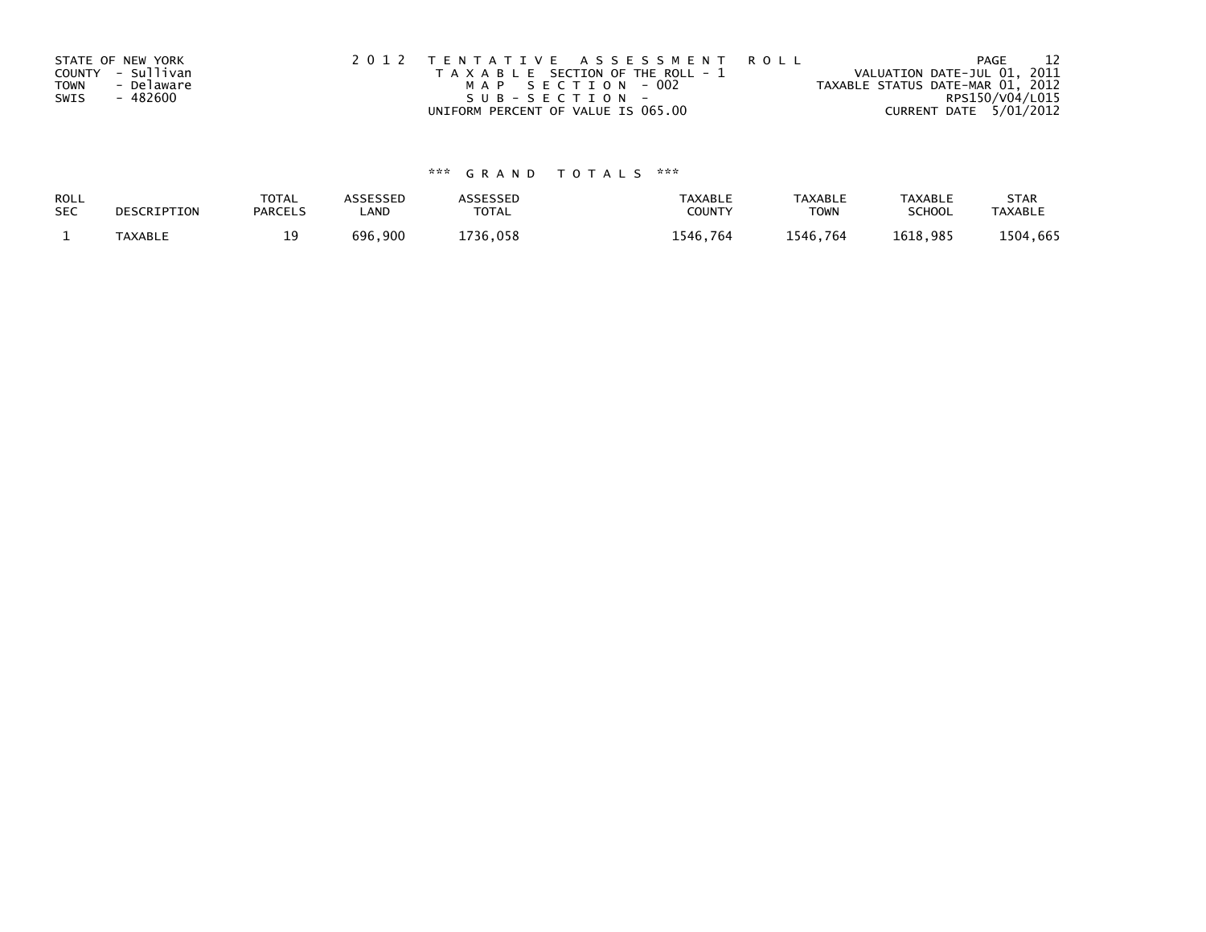STATE OF NEW YORK
COUNTY - Sullivan
TOWN - Delaware
SWIS - 482600

2 0 1 2 T E N T A T I V E A S S E S S M E N T R O L L
T A X A B L E SECTION OF THE ROLL - 1
M A P S E C T I O N - 002
S U B - S E C T I O N -
UNIFORM PERCENT OF VALUE IS 065.00

VALUATION DATE-JUL 01, 2011
TAXABLE STATUS DATE-MAR 01, 2012
RPS150/V04/L015
CURRENT DATE 5/01/2012

### *** G R A N D T O T A L S ***

| ROLL SEC | DESCRIPTION | TOTAL PARCELS | ASSESSED LAND | ASSESSED TOTAL | TAXABLE COUNTY | TAXABLE TOWN | TAXABLE SCHOOL | STAR TAXABLE |
|---|---|---|---|---|---|---|---|---|
| 1 | TAXABLE | 19 | 696,900 | 1736,058 | 1546,764 | 1546,764 | 1618,985 | 1504,665 |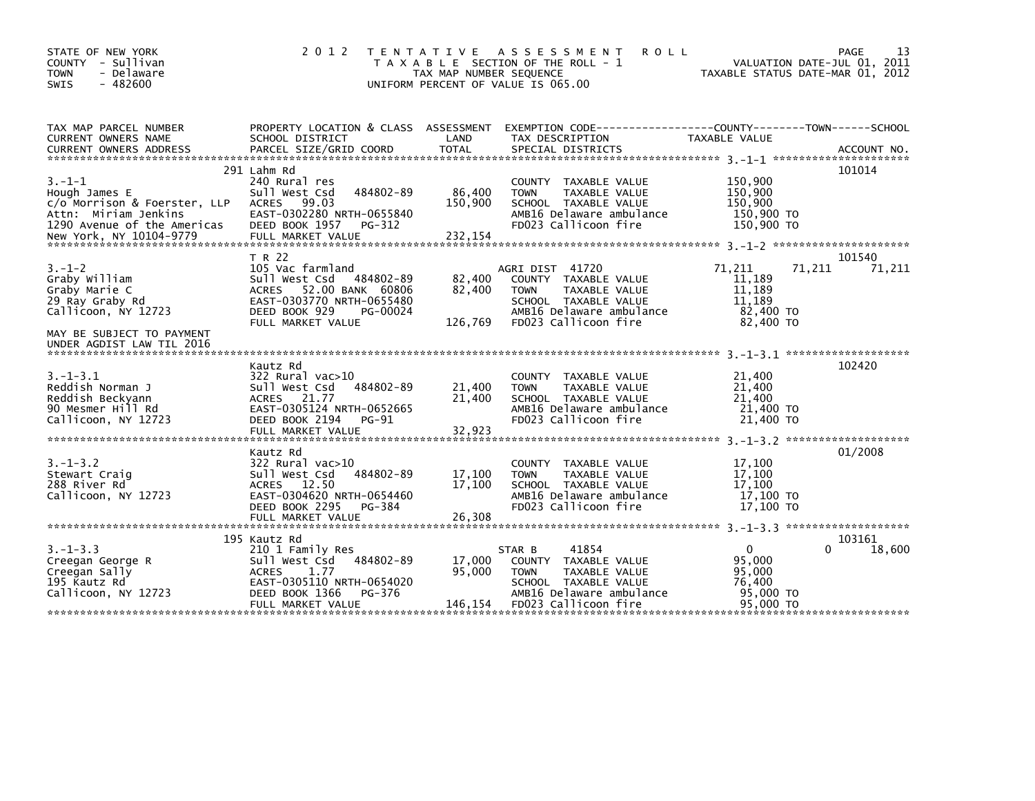STATE OF NEW YORK
COUNTY - Sullivan
TOWN - Delaware
SWIS - 482600

# 2012 TENTATIVE ASSESSMENT ROLL

TAXABLE SECTION OF THE ROLL - 1
TAX MAP NUMBER SEQUENCE
UNIFORM PERCENT OF VALUE IS 065.00

VALUATION DATE-JUL 01, 2011
TAXABLE STATUS DATE-MAR 01, 2012

| TAX MAP PARCEL NUMBER / CURRENT OWNERS NAME / CURRENT OWNERS ADDRESS | PROPERTY LOCATION & CLASS / SCHOOL DISTRICT / PARCEL SIZE/GRID COORD | ASSESSMENT LAND / TOTAL | EXEMPTION CODE / TAX DESCRIPTION / SPECIAL DISTRICTS | COUNTY | TOWN | SCHOOL / ACCOUNT NO. |
|---|---|---|---|---|---|---|
| | 291 Lahm Rd | | | | | 101014 |
| 3.-1-1 | 240 Rural res | | COUNTY TAXABLE VALUE | 150,900 | | |
| Hough James E | Sull West Csd 484802-89 | 86,400 | TOWN TAXABLE VALUE | 150,900 | | |
| c/o Morrison & Foerster, LLP | ACRES 99.03 | 150,900 | SCHOOL TAXABLE VALUE | 150,900 | | |
| Attn: Miriam Jenkins | EAST-0302280 NRTH-0655840 | | AMB16 Delaware ambulance | 150,900 TO | | |
| 1290 Avenue of the Americas | DEED BOOK 1957 PG-312 | | FD023 Callicoon fire | 150,900 TO | | |
| New York, NY 10104-9779 | FULL MARKET VALUE | 232,154 | | | | |
| | T R 22 | | | | | 101540 |
| 3.-1-2 | 105 Vac farmland | | AGRI DIST 41720 | 71,211 | 71,211 | 71,211 |
| Graby William | Sull West Csd 484802-89 | 82,400 | COUNTY TAXABLE VALUE | 11,189 | | |
| Graby Marie C | ACRES 52.00 BANK 60806 | 82,400 | TOWN TAXABLE VALUE | 11,189 | | |
| 29 Ray Graby Rd | EAST-0303770 NRTH-0655480 | | SCHOOL TAXABLE VALUE | 11,189 | | |
| Callicoon, NY 12723 | DEED BOOK 929 PG-00024 | | AMB16 Delaware ambulance | 82,400 TO | | |
| | FULL MARKET VALUE | 126,769 | FD023 Callicoon fire | 82,400 TO | | |
| MAY BE SUBJECT TO PAYMENT UNDER AGDIST LAW TIL 2016 | | | | | | |
| | Kautz Rd | | | | | 102420 |
| 3.-1-3.1 | 322 Rural vac>10 | | COUNTY TAXABLE VALUE | 21,400 | | |
| Reddish Norman J | Sull West Csd 484802-89 | 21,400 | TOWN TAXABLE VALUE | 21,400 | | |
| Reddish Beckyann | ACRES 21.77 | 21,400 | SCHOOL TAXABLE VALUE | 21,400 | | |
| 90 Mesmer Hill Rd | EAST-0305124 NRTH-0652665 | | AMB16 Delaware ambulance | 21,400 TO | | |
| Callicoon, NY 12723 | DEED BOOK 2194 PG-91 | | FD023 Callicoon fire | 21,400 TO | | |
| | FULL MARKET VALUE | 32,923 | | | | |
| | Kautz Rd | | | | | 01/2008 |
| 3.-1-3.2 | 322 Rural vac>10 | | COUNTY TAXABLE VALUE | 17,100 | | |
| Stewart Craig | Sull West Csd 484802-89 | 17,100 | TOWN TAXABLE VALUE | 17,100 | | |
| 288 River Rd | ACRES 12.50 | 17,100 | SCHOOL TAXABLE VALUE | 17,100 | | |
| Callicoon, NY 12723 | EAST-0304620 NRTH-0654460 | | AMB16 Delaware ambulance | 17,100 TO | | |
| | DEED BOOK 2295 PG-384 | | FD023 Callicoon fire | 17,100 TO | | |
| | FULL MARKET VALUE | 26,308 | | | | |
| | 195 Kautz Rd | | | | | 103161 |
| 3.-1-3.3 | 210 1 Family Res | | STAR B 41854 | 0 | 0 | 18,600 |
| Creegan George R | Sull West Csd 484802-89 | 17,000 | COUNTY TAXABLE VALUE | 95,000 | | |
| Creegan Sally | ACRES 1.77 | 95,000 | TOWN TAXABLE VALUE | 95,000 | | |
| 195 Kautz Rd | EAST-0305110 NRTH-0654020 | | SCHOOL TAXABLE VALUE | 76,400 | | |
| Callicoon, NY 12723 | DEED BOOK 1366 PG-376 | | AMB16 Delaware ambulance | 95,000 TO | | |
| | FULL MARKET VALUE | 146,154 | FD023 Callicoon fire | 95,000 TO | | |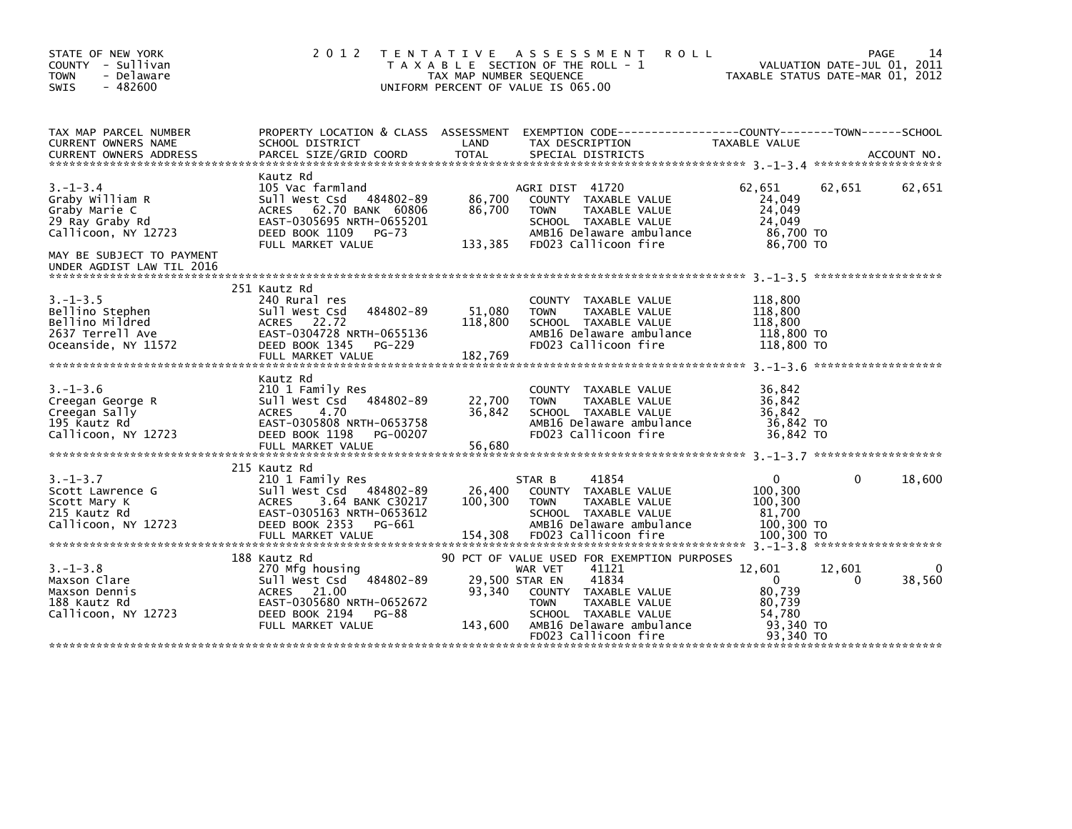STATE OF NEW YORK
COUNTY - Sullivan
TOWN - Delaware
SWIS - 482600

# 2012 TENTATIVE ASSESSMENT ROLL

TAXABLE SECTION OF THE ROLL - 1
TAX MAP NUMBER SEQUENCE
UNIFORM PERCENT OF VALUE IS 065.00

VALUATION DATE-JUL 01, 2011
TAXABLE STATUS DATE-MAR 01, 2012

| TAX MAP PARCEL NUMBER / CURRENT OWNERS NAME / CURRENT OWNERS ADDRESS | PROPERTY LOCATION & CLASS / SCHOOL DISTRICT / PARCEL SIZE/GRID COORD | ASSESSMENT LAND / TOTAL | EXEMPTION CODE / TAX DESCRIPTION / SPECIAL DISTRICTS | COUNTY TAXABLE VALUE | TOWN | SCHOOL |
|---|---|---|---|---|---|---|
| **3.-1-3.4** | Kautz Rd | | | | | |
| 3.-1-3.4 | 105 Vac farmland | | AGRI DIST 41720 | 62,651 | 62,651 | 62,651 |
| Graby William R | Sull West Csd 484802-89 | 86,700 | COUNTY TAXABLE VALUE | 24,049 | | |
| Graby Marie C | ACRES 62.70 BANK 60806 | 86,700 | TOWN TAXABLE VALUE | 24,049 | | |
| 29 Ray Graby Rd | EAST-0305695 NRTH-0655201 | | SCHOOL TAXABLE VALUE | 24,049 | | |
| Callicoon, NY 12723 | DEED BOOK 1109 PG-73 | | AMB16 Delaware ambulance | 86,700 TO | | |
| | FULL MARKET VALUE | 133,385 | FD023 Callicoon fire | 86,700 TO | | |
| MAY BE SUBJECT TO PAYMENT UNDER AGDIST LAW TIL 2016 | | | | | | |
| **3.-1-3.5** | 251 Kautz Rd | | | | | |
| 3.-1-3.5 | 240 Rural res | | COUNTY TAXABLE VALUE | 118,800 | | |
| Bellino Stephen | Sull West Csd 484802-89 | 51,080 | TOWN TAXABLE VALUE | 118,800 | | |
| Bellino Mildred | ACRES 22.72 | 118,800 | SCHOOL TAXABLE VALUE | 118,800 | | |
| 2637 Terrell Ave | EAST-0304728 NRTH-0655136 | | AMB16 Delaware ambulance | 118,800 TO | | |
| Oceanside, NY 11572 | DEED BOOK 1345 PG-229 | | FD023 Callicoon fire | 118,800 TO | | |
| | FULL MARKET VALUE | 182,769 | | | | |
| **3.-1-3.6** | Kautz Rd | | | | | |
| 3.-1-3.6 | 210 1 Family Res | | COUNTY TAXABLE VALUE | 36,842 | | |
| Creegan George R | Sull West Csd 484802-89 | 22,700 | TOWN TAXABLE VALUE | 36,842 | | |
| Creegan Sally | ACRES 4.70 | 36,842 | SCHOOL TAXABLE VALUE | 36,842 | | |
| 195 Kautz Rd | EAST-0305808 NRTH-0653758 | | AMB16 Delaware ambulance | 36,842 TO | | |
| Callicoon, NY 12723 | DEED BOOK 1198 PG-00207 | | FD023 Callicoon fire | 36,842 TO | | |
| | FULL MARKET VALUE | 56,680 | | | | |
| **3.-1-3.7** | 215 Kautz Rd | | | | | |
| 3.-1-3.7 | 210 1 Family Res | | STAR B 41854 | 0 | 0 | 18,600 |
| Scott Lawrence G | Sull West Csd 484802-89 | 26,400 | COUNTY TAXABLE VALUE | 100,300 | | |
| Scott Mary K | ACRES 3.64 BANK C30217 | 100,300 | TOWN TAXABLE VALUE | 100,300 | | |
| 215 Kautz Rd | EAST-0305163 NRTH-0653612 | | SCHOOL TAXABLE VALUE | 81,700 | | |
| Callicoon, NY 12723 | DEED BOOK 2353 PG-661 | | AMB16 Delaware ambulance | 100,300 TO | | |
| | FULL MARKET VALUE | 154,308 | FD023 Callicoon fire | 100,300 TO | | |
| **3.-1-3.8** | 188 Kautz Rd | | 90 PCT OF VALUE USED FOR EXEMPTION PURPOSES | | | |
| 3.-1-3.8 | 270 Mfg housing | | WAR VET 41121 | 12,601 | 12,601 | 0 |
| Maxson Clare | Sull West Csd 484802-89 | 29,500 | STAR EN 41834 | 0 | 0 | 38,560 |
| Maxson Dennis | ACRES 21.00 | 93,340 | COUNTY TAXABLE VALUE | 80,739 | | |
| 188 Kautz Rd | EAST-0305680 NRTH-0652672 | | TOWN TAXABLE VALUE | 80,739 | | |
| Callicoon, NY 12723 | DEED BOOK 2194 PG-88 | | SCHOOL TAXABLE VALUE | 54,780 | | |
| | FULL MARKET VALUE | 143,600 | AMB16 Delaware ambulance | 93,340 TO | | |
| | | | FD023 Callicoon fire | 93,340 TO | | |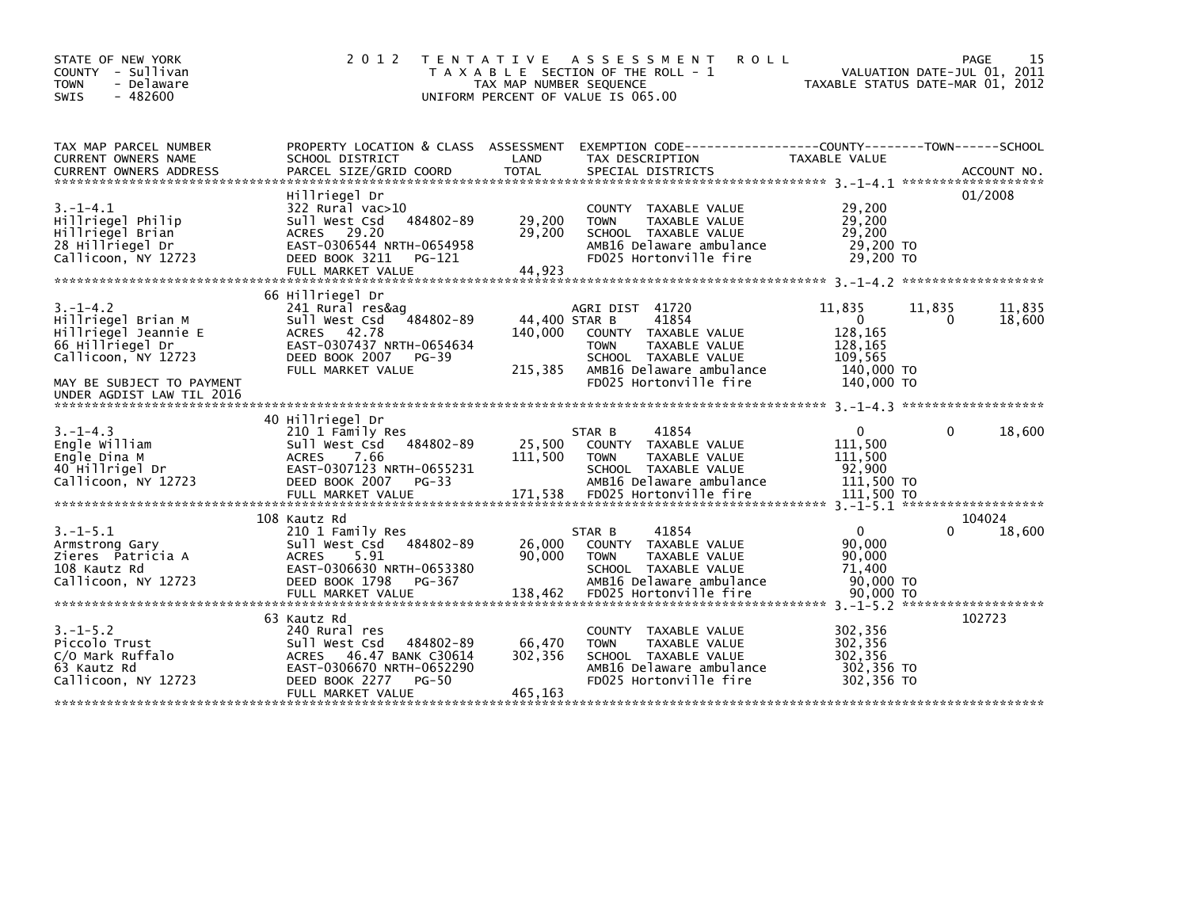STATE OF NEW YORK
COUNTY - Sullivan
TOWN - Delaware
SWIS - 482600

# 2012 TENTATIVE ASSESSMENT ROLL

TAXABLE SECTION OF THE ROLL - 1
TAX MAP NUMBER SEQUENCE
UNIFORM PERCENT OF VALUE IS 065.00

VALUATION DATE-JUL 01, 2011
TAXABLE STATUS DATE-MAR 01, 2012

| TAX MAP PARCEL NUMBER / CURRENT OWNERS NAME / CURRENT OWNERS ADDRESS | PROPERTY LOCATION & CLASS / SCHOOL DISTRICT / PARCEL SIZE/GRID COORD | ASSESSMENT LAND / TOTAL | EXEMPTION CODE / TAX DESCRIPTION / SPECIAL DISTRICTS | COUNTY TAXABLE VALUE | TOWN | SCHOOL | ACCOUNT NO. |
|---|---|---|---|---|---|---|---|
| 3.-1-4.1 | Hillriegel Dr | | | | | | 01/2008 |
| Hillriegel Philip | 322 Rural vac>10 | | COUNTY TAXABLE VALUE | 29,200 | | | |
| Hillriegel Brian | Sull West Csd 484802-89 | 29,200 | TOWN TAXABLE VALUE | 29,200 | | | |
| 28 Hillriegel Dr | ACRES 29.20 | 29,200 | SCHOOL TAXABLE VALUE | 29,200 | | | |
| Callicoon, NY 12723 | EAST-0306544 NRTH-0654958 | | AMB16 Delaware ambulance | 29,200 TO | | | |
| | DEED BOOK 3211 PG-121 | | FD025 Hortonville fire | 29,200 TO | | | |
| | FULL MARKET VALUE | 44,923 | | | | | |
| 3.-1-4.2 | 66 Hillriegel Dr | | | | | | |
| Hillriegel Brian M | 241 Rural res&ag | | AGRI DIST 41720 | 11,835 | 11,835 | 11,835 | |
| Hillriegel Jeannie E | Sull West Csd 484802-89 | 44,400 | STAR B 41854 | 0 | 0 | 18,600 | |
| 66 Hillriegel Dr | ACRES 42.78 | 140,000 | COUNTY TAXABLE VALUE | 128,165 | | | |
| Callicoon, NY 12723 | EAST-0307437 NRTH-0654634 | | TOWN TAXABLE VALUE | 128,165 | | | |
| | DEED BOOK 2007 PG-39 | | SCHOOL TAXABLE VALUE | 109,565 | | | |
| MAY BE SUBJECT TO PAYMENT | FULL MARKET VALUE | 215,385 | AMB16 Delaware ambulance | 140,000 TO | | | |
| UNDER AGDIST LAW TIL 2016 | | | FD025 Hortonville fire | 140,000 TO | | | |
| 3.-1-4.3 | 40 Hillriegel Dr | | | | | | |
| Engle William | 210 1 Family Res | | STAR B 41854 | 0 | 0 | 18,600 | |
| Engle Dina M | Sull West Csd 484802-89 | 25,500 | COUNTY TAXABLE VALUE | 111,500 | | | |
| 40 Hillrigel Dr | ACRES 7.66 | 111,500 | TOWN TAXABLE VALUE | 111,500 | | | |
| Callicoon, NY 12723 | EAST-0307123 NRTH-0655231 | | SCHOOL TAXABLE VALUE | 92,900 | | | |
| | DEED BOOK 2007 PG-33 | | AMB16 Delaware ambulance | 111,500 TO | | | |
| | FULL MARKET VALUE | 171,538 | FD025 Hortonville fire | 111,500 TO | | | |
| 3.-1-5.1 | 108 Kautz Rd | | | | | | 104024 |
| Armstrong Gary | 210 1 Family Res | | STAR B 41854 | 0 | 0 | 18,600 | |
| Zieres Patricia A | Sull West Csd 484802-89 | 26,000 | COUNTY TAXABLE VALUE | 90,000 | | | |
| 108 Kautz Rd | ACRES 5.91 | 90,000 | TOWN TAXABLE VALUE | 90,000 | | | |
| Callicoon, NY 12723 | EAST-0306630 NRTH-0653380 | | SCHOOL TAXABLE VALUE | 71,400 | | | |
| | DEED BOOK 1798 PG-367 | | AMB16 Delaware ambulance | 90,000 TO | | | |
| | FULL MARKET VALUE | 138,462 | FD025 Hortonville fire | 90,000 TO | | | |
| 3.-1-5.2 | 63 Kautz Rd | | | | | | 102723 |
| Piccolo Trust | 240 Rural res | | COUNTY TAXABLE VALUE | 302,356 | | | |
| C/O Mark Ruffalo | Sull West Csd 484802-89 | 66,470 | TOWN TAXABLE VALUE | 302,356 | | | |
| 63 Kautz Rd | ACRES 46.47 BANK C30614 | 302,356 | SCHOOL TAXABLE VALUE | 302,356 | | | |
| Callicoon, NY 12723 | EAST-0306670 NRTH-0652290 | | AMB16 Delaware ambulance | 302,356 TO | | | |
| | DEED BOOK 2277 PG-50 | | FD025 Hortonville fire | 302,356 TO | | | |
| | FULL MARKET VALUE | 465,163 | | | | | |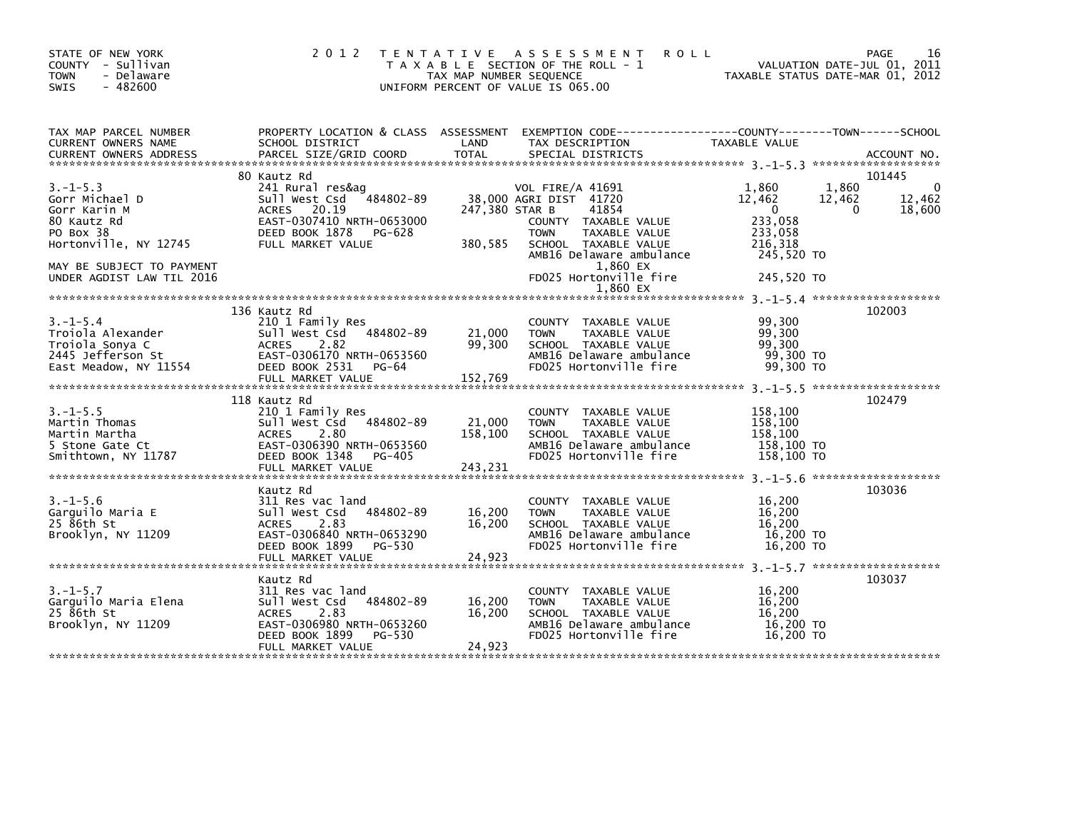STATE OF NEW YORK
COUNTY - Sullivan
TOWN - Delaware
SWIS - 482600

# 2012 TENTATIVE ASSESSMENT ROLL

TAXABLE SECTION OF THE ROLL - 1
TAX MAP NUMBER SEQUENCE
UNIFORM PERCENT OF VALUE IS 065.00

VALUATION DATE-JUL 01, 2011
TAXABLE STATUS DATE-MAR 01, 2012

| TAX MAP PARCEL NUMBER / CURRENT OWNERS NAME / CURRENT OWNERS ADDRESS | PROPERTY LOCATION & CLASS / SCHOOL DISTRICT / PARCEL SIZE/GRID COORD | ASSESSMENT LAND / TOTAL | EXEMPTION CODE / TAX DESCRIPTION / SPECIAL DISTRICTS | COUNTY TAXABLE VALUE | TOWN | SCHOOL / ACCOUNT NO. |
|---|---|---|---|---|---|---|
| **3.-1-5.3** | 80 Kautz Rd | | | | | 101445 |
| 3.-1-5.3 | 241 Rural res&ag | | VOL FIRE/A 41691 | 1,860 | 1,860 | 0 |
| Gorr Michael D | Sull West Csd 484802-89 | 38,000 | AGRI DIST 41720 | 12,462 | 12,462 | 12,462 |
| Gorr Karin M | ACRES 20.19 | 247,380 | STAR B 41854 | 0 | 0 | 18,600 |
| 80 Kautz Rd | EAST-0307410 NRTH-0653000 | | COUNTY TAXABLE VALUE | 233,058 | | |
| PO Box 38 | DEED BOOK 1878 PG-628 | | TOWN TAXABLE VALUE | 233,058 | | |
| Hortonville, NY 12745 | FULL MARKET VALUE | 380,585 | SCHOOL TAXABLE VALUE | 216,318 | | |
| | | | AMB16 Delaware ambulance | 245,520 TO | | |
| MAY BE SUBJECT TO PAYMENT | | | 1,860 EX | | | |
| UNDER AGDIST LAW TIL 2016 | | | FD025 Hortonville fire | 245,520 TO | | |
| | | | 1,860 EX | | | |
| **3.-1-5.4** | 136 Kautz Rd | | | | | 102003 |
| 3.-1-5.4 | 210 1 Family Res | | COUNTY TAXABLE VALUE | 99,300 | | |
| Troiola Alexander | Sull West Csd 484802-89 | 21,000 | TOWN TAXABLE VALUE | 99,300 | | |
| Troiola Sonya C | ACRES 2.82 | 99,300 | SCHOOL TAXABLE VALUE | 99,300 | | |
| 2445 Jefferson St | EAST-0306170 NRTH-0653560 | | AMB16 Delaware ambulance | 99,300 TO | | |
| East Meadow, NY 11554 | DEED BOOK 2531 PG-64 | | FD025 Hortonville fire | 99,300 TO | | |
| | FULL MARKET VALUE | 152,769 | | | | |
| **3.-1-5.5** | 118 Kautz Rd | | | | | 102479 |
| 3.-1-5.5 | 210 1 Family Res | | COUNTY TAXABLE VALUE | 158,100 | | |
| Martin Thomas | Sull West Csd 484802-89 | 21,000 | TOWN TAXABLE VALUE | 158,100 | | |
| Martin Martha | ACRES 2.80 | 158,100 | SCHOOL TAXABLE VALUE | 158,100 | | |
| 5 Stone Gate Ct | EAST-0306390 NRTH-0653560 | | AMB16 Delaware ambulance | 158,100 TO | | |
| Smithtown, NY 11787 | DEED BOOK 1348 PG-405 | | FD025 Hortonville fire | 158,100 TO | | |
| | FULL MARKET VALUE | 243,231 | | | | |
| **3.-1-5.6** | Kautz Rd | | | | | 103036 |
| 3.-1-5.6 | 311 Res vac land | | COUNTY TAXABLE VALUE | 16,200 | | |
| Garguilo Maria E | Sull West Csd 484802-89 | 16,200 | TOWN TAXABLE VALUE | 16,200 | | |
| 25 86th St | ACRES 2.83 | 16,200 | SCHOOL TAXABLE VALUE | 16,200 | | |
| Brooklyn, NY 11209 | EAST-0306840 NRTH-0653290 | | AMB16 Delaware ambulance | 16,200 TO | | |
| | DEED BOOK 1899 PG-530 | | FD025 Hortonville fire | 16,200 TO | | |
| | FULL MARKET VALUE | 24,923 | | | | |
| **3.-1-5.7** | Kautz Rd | | | | | 103037 |
| 3.-1-5.7 | 311 Res vac land | | COUNTY TAXABLE VALUE | 16,200 | | |
| Garguilo Maria Elena | Sull West Csd 484802-89 | 16,200 | TOWN TAXABLE VALUE | 16,200 | | |
| 25 86th St | ACRES 2.83 | 16,200 | SCHOOL TAXABLE VALUE | 16,200 | | |
| Brooklyn, NY 11209 | EAST-0306980 NRTH-0653260 | | AMB16 Delaware ambulance | 16,200 TO | | |
| | DEED BOOK 1899 PG-530 | | FD025 Hortonville fire | 16,200 TO | | |
| | FULL MARKET VALUE | 24,923 | | | | |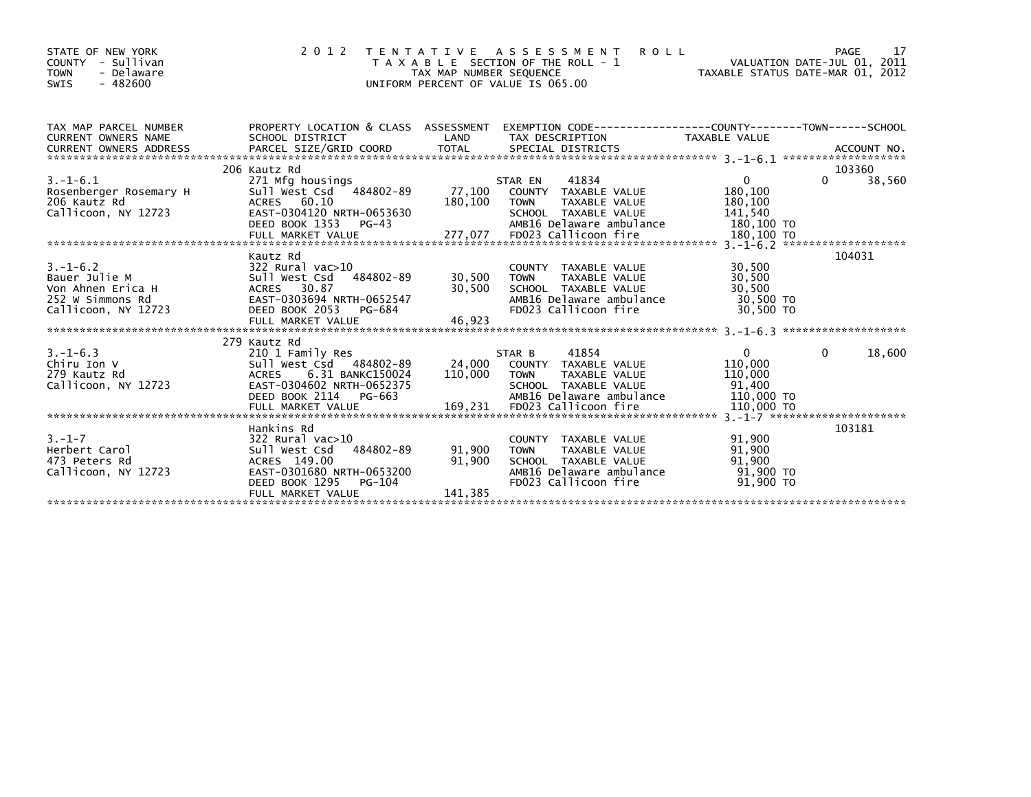STATE OF NEW YORK
COUNTY - Sullivan
TOWN - Delaware
SWIS - 482600

# 2012 TENTATIVE ASSESSMENT ROLL

TAXABLE SECTION OF THE ROLL - 1
TAX MAP NUMBER SEQUENCE
UNIFORM PERCENT OF VALUE IS 065.00

VALUATION DATE-JUL 01, 2011
TAXABLE STATUS DATE-MAR 01, 2012

| TAX MAP PARCEL NUMBER / CURRENT OWNERS NAME / CURRENT OWNERS ADDRESS | PROPERTY LOCATION & CLASS / SCHOOL DISTRICT / PARCEL SIZE/GRID COORD | ASSESSMENT LAND | TOTAL | EXEMPTION CODE / TAX DESCRIPTION / SPECIAL DISTRICTS | COUNTY TAXABLE VALUE | TOWN | SCHOOL / ACCOUNT NO. |
|---|---|---|---|---|---|---|---|
| 3.-1-6.1 | 206 Kautz Rd | | | | | | 103360 |
| | 271 Mfg housings | | | STAR EN 41834 | 0 | 0 | 38,560 |
| Rosenberger Rosemary H | Sull West Csd 484802-89 | 77,100 | | COUNTY TAXABLE VALUE | 180,100 | | |
| 206 Kautz Rd | ACRES 60.10 | | 180,100 | TOWN TAXABLE VALUE | 180,100 | | |
| Callicoon, NY 12723 | EAST-0304120 NRTH-0653630 | | | SCHOOL TAXABLE VALUE | 141,540 | | |
| | DEED BOOK 1353 PG-43 | | | AMB16 Delaware ambulance | 180,100 TO | | |
| | FULL MARKET VALUE | | 277,077 | FD023 Callicoon fire | 180,100 TO | | |
| 3.-1-6.2 | Kautz Rd | | | | | | 104031 |
| | 322 Rural vac>10 | | | COUNTY TAXABLE VALUE | 30,500 | | |
| Bauer Julie M | Sull West Csd 484802-89 | 30,500 | | TOWN TAXABLE VALUE | 30,500 | | |
| Von Ahnen Erica H | ACRES 30.87 | | 30,500 | SCHOOL TAXABLE VALUE | 30,500 | | |
| 252 W Simmons Rd | EAST-0303694 NRTH-0652547 | | | AMB16 Delaware ambulance | 30,500 TO | | |
| Callicoon, NY 12723 | DEED BOOK 2053 PG-684 | | | FD023 Callicoon fire | 30,500 TO | | |
| | FULL MARKET VALUE | | 46,923 | | | | |
| 3.-1-6.3 | 279 Kautz Rd | | | | | | |
| | 210 1 Family Res | | | STAR B 41854 | 0 | 0 | 18,600 |
| Chiru Ion V | Sull West Csd 484802-89 | 24,000 | | COUNTY TAXABLE VALUE | 110,000 | | |
| 279 Kautz Rd | ACRES 6.31 BANKC150024 | | 110,000 | TOWN TAXABLE VALUE | 110,000 | | |
| Callicoon, NY 12723 | EAST-0304602 NRTH-0652375 | | | SCHOOL TAXABLE VALUE | 91,400 | | |
| | DEED BOOK 2114 PG-663 | | | AMB16 Delaware ambulance | 110,000 TO | | |
| | FULL MARKET VALUE | | 169,231 | FD023 Callicoon fire | 110,000 TO | | |
| 3.-1-7 | Hankins Rd | | | | | | 103181 |
| | 322 Rural vac>10 | | | COUNTY TAXABLE VALUE | 91,900 | | |
| Herbert Carol | Sull West Csd 484802-89 | 91,900 | | TOWN TAXABLE VALUE | 91,900 | | |
| 473 Peters Rd | ACRES 149.00 | | 91,900 | SCHOOL TAXABLE VALUE | 91,900 | | |
| Callicoon, NY 12723 | EAST-0301680 NRTH-0653200 | | | AMB16 Delaware ambulance | 91,900 TO | | |
| | DEED BOOK 1295 PG-104 | | | FD023 Callicoon fire | 91,900 TO | | |
| | FULL MARKET VALUE | | 141,385 | | | | |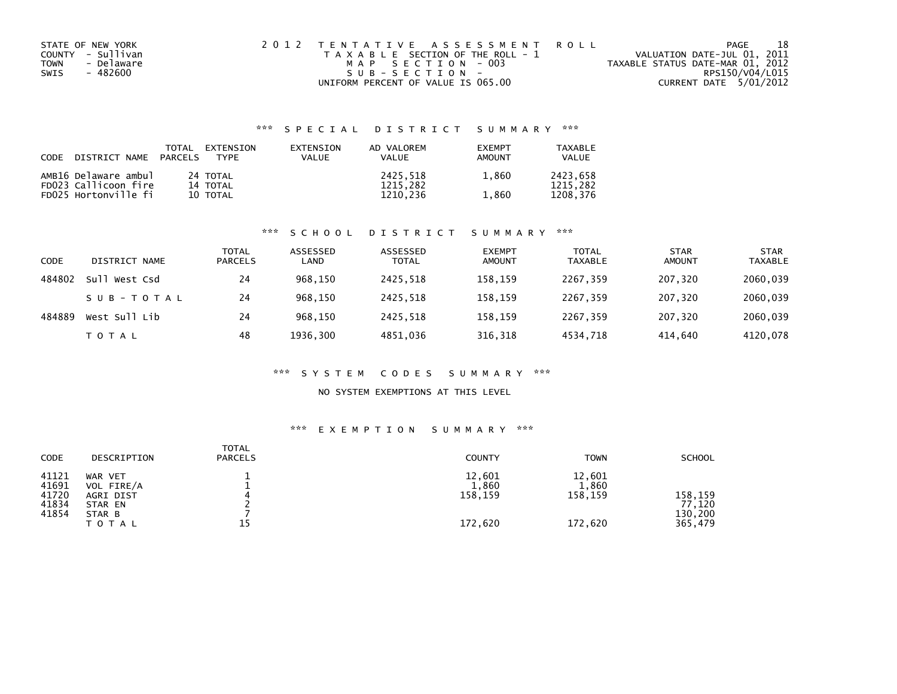STATE OF NEW YORK
COUNTY - Sullivan
TOWN - Delaware
SWIS - 482600

2 0 1 2 T E N T A T I V E A S S E S S M E N T R O L L
T A X A B L E SECTION OF THE ROLL - 1
M A P S E C T I O N - 003
S U B - S E C T I O N -
UNIFORM PERCENT OF VALUE IS 065.00

VALUATION DATE-JUL 01, 2011
TAXABLE STATUS DATE-MAR 01, 2012
RPS150/V04/L015
CURRENT DATE 5/01/2012

### *** S P E C I A L D I S T R I C T S U M M A R Y ***

| CODE DISTRICT NAME | TOTAL PARCELS | EXTENSION TYPE | EXTENSION VALUE | AD VALOREM VALUE | EXEMPT AMOUNT | TAXABLE VALUE |
|---|---|---|---|---|---|---|
| AMB16 Delaware ambul | 24 | TOTAL | | 2425,518 | 1,860 | 2423,658 |
| FD023 Callicoon fire | 14 | TOTAL | | 1215,282 | | 1215,282 |
| FD025 Hortonville fi | 10 | TOTAL | | 1210,236 | 1,860 | 1208,376 |

### *** S C H O O L D I S T R I C T S U M M A R Y ***

| CODE | DISTRICT NAME | TOTAL PARCELS | ASSESSED LAND | ASSESSED TOTAL | EXEMPT AMOUNT | TOTAL TAXABLE | STAR AMOUNT | STAR TAXABLE |
|---|---|---|---|---|---|---|---|---|
| 484802 | Sull West Csd | 24 | 968,150 | 2425,518 | 158,159 | 2267,359 | 207,320 | 2060,039 |
| | S U B - T O T A L | 24 | 968,150 | 2425,518 | 158,159 | 2267,359 | 207,320 | 2060,039 |
| 484889 | West Sull Lib | 24 | 968,150 | 2425,518 | 158,159 | 2267,359 | 207,320 | 2060,039 |
| | T O T A L | 48 | 1936,300 | 4851,036 | 316,318 | 4534,718 | 414,640 | 4120,078 |

### *** S Y S T E M C O D E S S U M M A R Y ***

NO SYSTEM EXEMPTIONS AT THIS LEVEL

### *** E X E M P T I O N S U M M A R Y ***

| CODE | DESCRIPTION | TOTAL PARCELS | COUNTY | TOWN | SCHOOL |
|---|---|---|---|---|---|
| 41121 | WAR VET | 1 | 12,601 | 12,601 | |
| 41691 | VOL FIRE/A | 1 | 1,860 | 1,860 | |
| 41720 | AGRI DIST | 4 | 158,159 | 158,159 | 158,159 |
| 41834 | STAR EN | 2 | | | 77,120 |
| 41854 | STAR B | 7 | | | 130,200 |
| | T O T A L | 15 | 172,620 | 172,620 | 365,479 |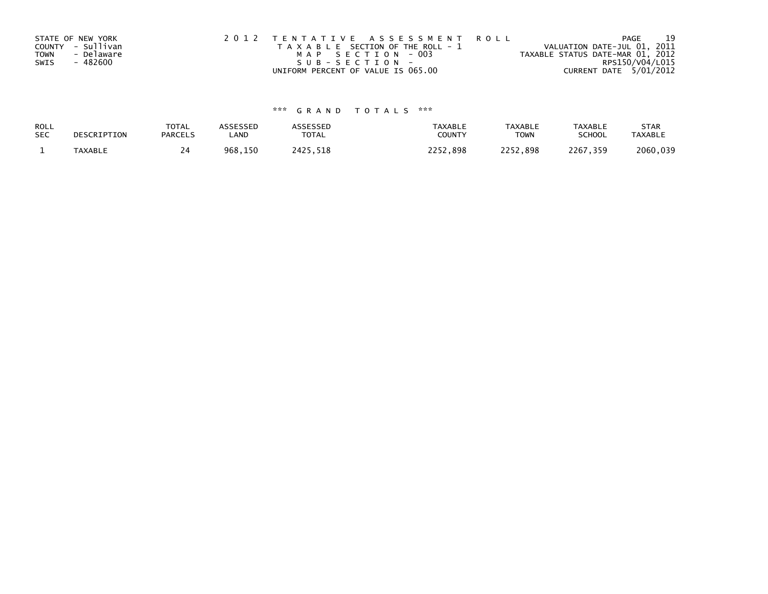STATE OF NEW YORK
COUNTY - Sullivan
TOWN - Delaware
SWIS - 482600

2012 TENTATIVE ASSESSMENT ROLL
TAXABLE SECTION OF THE ROLL - 1
MAP SECTION - 003
SUB-SECTION -
UNIFORM PERCENT OF VALUE IS 065.00

VALUATION DATE-JUL 01, 2011
TAXABLE STATUS DATE-MAR 01, 2012
RPS150/V04/L015
CURRENT DATE 5/01/2012

*** GRAND TOTALS ***

| ROLL SEC | DESCRIPTION | TOTAL PARCELS | ASSESSED LAND | ASSESSED TOTAL | TAXABLE COUNTY | TAXABLE TOWN | TAXABLE SCHOOL | STAR TAXABLE |
|---|---|---|---|---|---|---|---|---|
| 1 | TAXABLE | 24 | 968,150 | 2425,518 | 2252,898 | 2252,898 | 2267,359 | 2060,039 |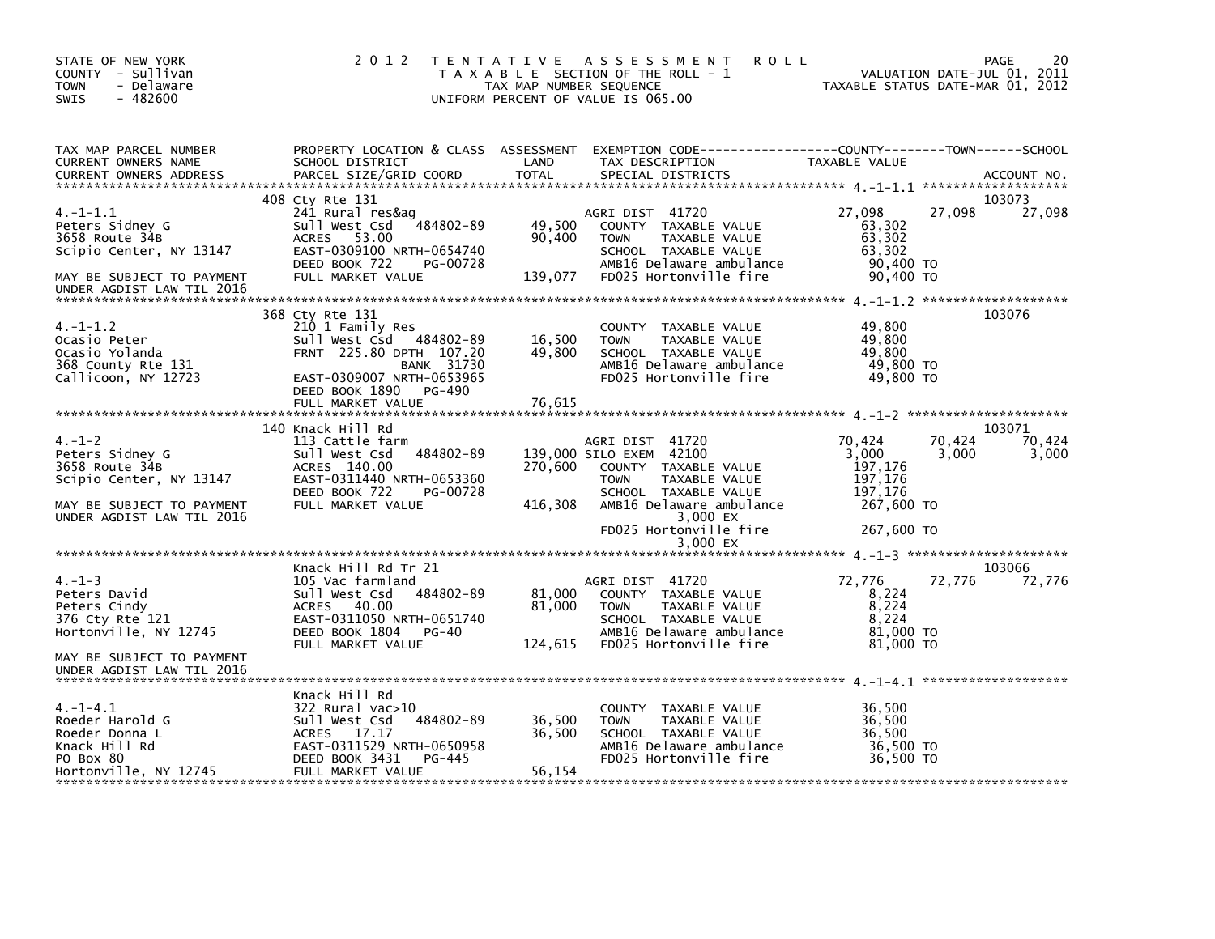STATE OF NEW YORK
COUNTY - Sullivan
TOWN - Delaware
SWIS - 482600

2012 TENTATIVE ASSESSMENT ROLL
TAXABLE SECTION OF THE ROLL - 1
TAX MAP NUMBER SEQUENCE
UNIFORM PERCENT OF VALUE IS 065.00

VALUATION DATE-JUL 01, 2011
TAXABLE STATUS DATE-MAR 01, 2012

| TAX MAP PARCEL NUMBER / CURRENT OWNERS NAME / CURRENT OWNERS ADDRESS | PROPERTY LOCATION & CLASS / SCHOOL DISTRICT / PARCEL SIZE/GRID COORD | ASSESSMENT LAND / TOTAL | EXEMPTION CODE / TAX DESCRIPTION / SPECIAL DISTRICTS | COUNTY TAXABLE VALUE | TOWN | SCHOOL / ACCOUNT NO. |
|---|---|---|---|---|---|---|
| **4.-1-1.1** | 408 Cty Rte 131 | | | | | 103073 |
| 4.-1-1.1 | 241 Rural res&ag | | AGRI DIST 41720 | 27,098 | 27,098 | 27,098 |
| Peters Sidney G | Sull West Csd 484802-89 | 49,500 | COUNTY TAXABLE VALUE | 63,302 | | |
| 3658 Route 34B | ACRES 53.00 | 90,400 | TOWN TAXABLE VALUE | 63,302 | | |
| Scipio Center, NY 13147 | EAST-0309100 NRTH-0654740 | | SCHOOL TAXABLE VALUE | 63,302 | | |
| | DEED BOOK 722 PG-00728 | | AMB16 Delaware ambulance | 90,400 TO | | |
| MAY BE SUBJECT TO PAYMENT | FULL MARKET VALUE | 139,077 | FD025 Hortonville fire | 90,400 TO | | |
| UNDER AGDIST LAW TIL 2016 | | | | | | |
| **4.-1-1.2** | 368 Cty Rte 131 | | | | | 103076 |
| 4.-1-1.2 | 210 1 Family Res | | COUNTY TAXABLE VALUE | 49,800 | | |
| Ocasio Peter | Sull West Csd 484802-89 | 16,500 | TOWN TAXABLE VALUE | 49,800 | | |
| Ocasio Yolanda | FRNT 225.80 DPTH 107.20 | 49,800 | SCHOOL TAXABLE VALUE | 49,800 | | |
| 368 County Rte 131 | BANK 31730 | | AMB16 Delaware ambulance | 49,800 TO | | |
| Callicoon, NY 12723 | EAST-0309007 NRTH-0653965 | | FD025 Hortonville fire | 49,800 TO | | |
| | DEED BOOK 1890 PG-490 | | | | | |
| | FULL MARKET VALUE | 76,615 | | | | |
| **4.-1-2** | 140 Knack Hill Rd | | | | | 103071 |
| 4.-1-2 | 113 Cattle farm | | AGRI DIST 41720 | 70,424 | 70,424 | 70,424 |
| Peters Sidney G | Sull West Csd 484802-89 | 139,000 | SILO EXEM 42100 | 3,000 | 3,000 | 3,000 |
| 3658 Route 34B | ACRES 140.00 | 270,600 | COUNTY TAXABLE VALUE | 197,176 | | |
| Scipio Center, NY 13147 | EAST-0311440 NRTH-0653360 | | TOWN TAXABLE VALUE | 197,176 | | |
| | DEED BOOK 722 PG-00728 | | SCHOOL TAXABLE VALUE | 197,176 | | |
| MAY BE SUBJECT TO PAYMENT | FULL MARKET VALUE | 416,308 | AMB16 Delaware ambulance | 267,600 TO | | |
| UNDER AGDIST LAW TIL 2016 | | | 3,000 EX | | | |
| | | | FD025 Hortonville fire | 267,600 TO | | |
| | | | 3,000 EX | | | |
| **4.-1-3** | Knack Hill Rd Tr 21 | | | | | 103066 |
| 4.-1-3 | 105 Vac farmland | | AGRI DIST 41720 | 72,776 | 72,776 | 72,776 |
| Peters David | Sull West Csd 484802-89 | 81,000 | COUNTY TAXABLE VALUE | 8,224 | | |
| Peters Cindy | ACRES 40.00 | 81,000 | TOWN TAXABLE VALUE | 8,224 | | |
| 376 Cty Rte 121 | EAST-0311050 NRTH-0651740 | | SCHOOL TAXABLE VALUE | 8,224 | | |
| Hortonville, NY 12745 | DEED BOOK 1804 PG-40 | | AMB16 Delaware ambulance | 81,000 TO | | |
| | FULL MARKET VALUE | 124,615 | FD025 Hortonville fire | 81,000 TO | | |
| MAY BE SUBJECT TO PAYMENT | | | | | | |
| UNDER AGDIST LAW TIL 2016 | | | | | | |
| **4.-1-4.1** | Knack Hill Rd | | | | | |
| 4.-1-4.1 | 322 Rural vac>10 | | COUNTY TAXABLE VALUE | 36,500 | | |
| Roeder Harold G | Sull West Csd 484802-89 | 36,500 | TOWN TAXABLE VALUE | 36,500 | | |
| Roeder Donna L | ACRES 17.17 | 36,500 | SCHOOL TAXABLE VALUE | 36,500 | | |
| Knack Hill Rd | EAST-0311529 NRTH-0650958 | | AMB16 Delaware ambulance | 36,500 TO | | |
| PO Box 80 | DEED BOOK 3431 PG-445 | | FD025 Hortonville fire | 36,500 TO | | |
| Hortonville, NY 12745 | FULL MARKET VALUE | 56,154 | | | | |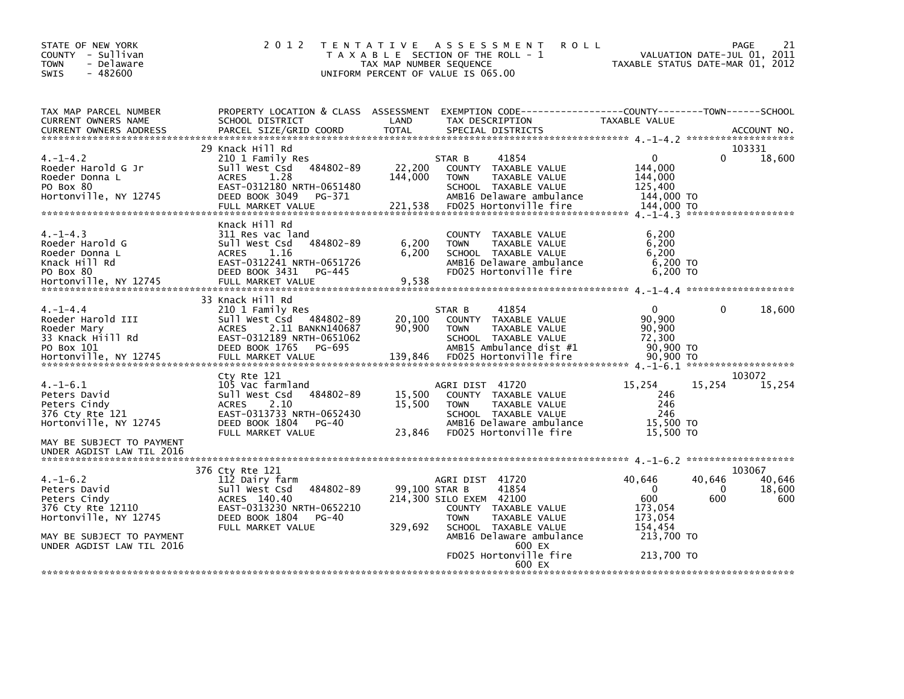STATE OF NEW YORK
COUNTY - Sullivan
TOWN - Delaware
SWIS - 482600

# 2012 TENTATIVE ASSESSMENT ROLL

TAXABLE SECTION OF THE ROLL - 1
TAX MAP NUMBER SEQUENCE
UNIFORM PERCENT OF VALUE IS 065.00

VALUATION DATE-JUL 01, 2011
TAXABLE STATUS DATE-MAR 01, 2012

| TAX MAP PARCEL NUMBER / CURRENT OWNERS NAME / CURRENT OWNERS ADDRESS | PROPERTY LOCATION & CLASS / SCHOOL DISTRICT / PARCEL SIZE/GRID COORD | ASSESSMENT LAND / TOTAL | EXEMPTION CODE / TAX DESCRIPTION / SPECIAL DISTRICTS | COUNTY TAXABLE VALUE | TOWN | SCHOOL / ACCOUNT NO. |
|---|---|---|---|---|---|---|
| **4.-1-4.2** | 29 Knack Hill Rd | | | | | 103331 |
| | 210 1 Family Res | | STAR B 41854 | 0 | 0 | 18,600 |
| Roeder Harold G Jr | Sull West Csd 484802-89 | 22,200 | COUNTY TAXABLE VALUE | 144,000 | | |
| Roeder Donna L | ACRES 1.28 | 144,000 | TOWN TAXABLE VALUE | 144,000 | | |
| PO Box 80 | EAST-0312180 NRTH-0651480 | | SCHOOL TAXABLE VALUE | 125,400 | | |
| Hortonville, NY 12745 | DEED BOOK 3049 PG-371 | | AMB16 Delaware ambulance | 144,000 TO | | |
| | FULL MARKET VALUE | 221,538 | FD025 Hortonville fire | 144,000 TO | | |
| **4.-1-4.3** | Knack Hill Rd | | | | | |
| | 311 Res vac land | | COUNTY TAXABLE VALUE | 6,200 | | |
| Roeder Harold G | Sull West Csd 484802-89 | 6,200 | TOWN TAXABLE VALUE | 6,200 | | |
| Roeder Donna L | ACRES 1.16 | 6,200 | SCHOOL TAXABLE VALUE | 6,200 | | |
| Knack Hill Rd | EAST-0312241 NRTH-0651726 | | AMB16 Delaware ambulance | 6,200 TO | | |
| PO Box 80 | DEED BOOK 3431 PG-445 | | FD025 Hortonville fire | 6,200 TO | | |
| Hortonville, NY 12745 | FULL MARKET VALUE | 9,538 | | | | |
| **4.-1-4.4** | 33 Knack Hill Rd | | | | | |
| | 210 1 Family Res | | STAR B 41854 | 0 | 0 | 18,600 |
| Roeder Harold III | Sull West Csd 484802-89 | 20,100 | COUNTY TAXABLE VALUE | 90,900 | | |
| Roeder Mary | ACRES 2.11 BANKN140687 | 90,900 | TOWN TAXABLE VALUE | 90,900 | | |
| 33 Knack Hiill Rd | EAST-0312189 NRTH-0651062 | | SCHOOL TAXABLE VALUE | 72,300 | | |
| PO Box 101 | DEED BOOK 1765 PG-695 | | AMB15 Ambulance dist #1 | 90,900 TO | | |
| Hortonville, NY 12745 | FULL MARKET VALUE | 139,846 | FD025 Hortonville fire | 90,900 TO | | |
| **4.-1-6.1** | Cty Rte 121 | | | | | 103072 |
| | 105 Vac farmland | | AGRI DIST 41720 | 15,254 | 15,254 | 15,254 |
| Peters David | Sull West Csd 484802-89 | 15,500 | COUNTY TAXABLE VALUE | 246 | | |
| Peters Cindy | ACRES 2.10 | 15,500 | TOWN TAXABLE VALUE | 246 | | |
| 376 Cty Rte 121 | EAST-0313733 NRTH-0652430 | | SCHOOL TAXABLE VALUE | 246 | | |
| Hortonville, NY 12745 | DEED BOOK 1804 PG-40 | | AMB16 Delaware ambulance | 15,500 TO | | |
| | FULL MARKET VALUE | 23,846 | FD025 Hortonville fire | 15,500 TO | | |
| MAY BE SUBJECT TO PAYMENT UNDER AGDIST LAW TIL 2016 | | | | | | |
| **4.-1-6.2** | 376 Cty Rte 121 | | | | | 103067 |
| | 112 Dairy farm | | AGRI DIST 41720 | 40,646 | 40,646 | 40,646 |
| Peters David | Sull West Csd 484802-89 | 99,100 | STAR B 41854 | 0 | 0 | 18,600 |
| Peters Cindy | ACRES 140.40 | 214,300 | SILO EXEM 42100 | 600 | 600 | 600 |
| 376 Cty Rte 12110 | EAST-0313230 NRTH-0652210 | | COUNTY TAXABLE VALUE | 173,054 | | |
| Hortonville, NY 12745 | DEED BOOK 1804 PG-40 | | TOWN TAXABLE VALUE | 173,054 | | |
| | FULL MARKET VALUE | 329,692 | SCHOOL TAXABLE VALUE | 154,454 | | |
| MAY BE SUBJECT TO PAYMENT UNDER AGDIST LAW TIL 2016 | | | AMB16 Delaware ambulance 600 EX | 213,700 TO | | |
| | | | FD025 Hortonville fire 600 EX | 213,700 TO | | |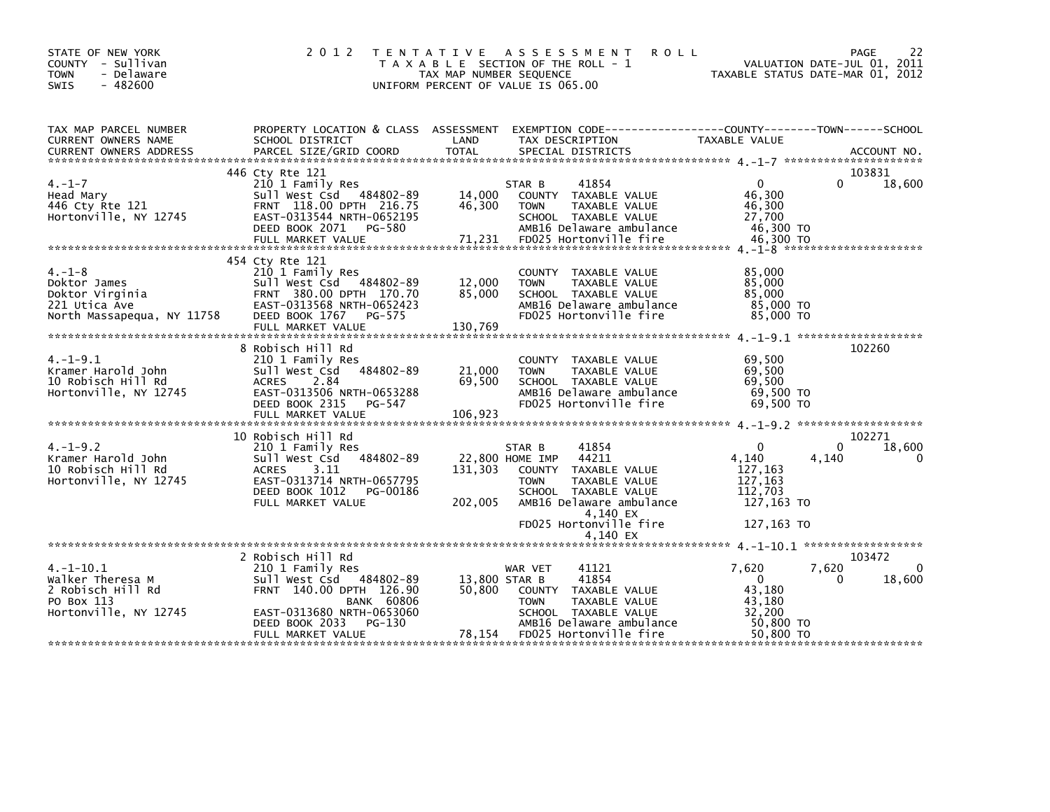STATE OF NEW YORK
COUNTY - Sullivan
TOWN - Delaware
SWIS - 482600

2012 TENTATIVE ASSESSMENT ROLL
TAXABLE SECTION OF THE ROLL - 1
TAX MAP NUMBER SEQUENCE
UNIFORM PERCENT OF VALUE IS 065.00

VALUATION DATE-JUL 01, 2011
TAXABLE STATUS DATE-MAR 01, 2012

| TAX MAP PARCEL NUMBER / CURRENT OWNERS NAME / CURRENT OWNERS ADDRESS | PROPERTY LOCATION & CLASS / SCHOOL DISTRICT / PARCEL SIZE/GRID COORD | ASSESSMENT LAND / TOTAL | EXEMPTION CODE / TAX DESCRIPTION / SPECIAL DISTRICTS | COUNTY TAXABLE VALUE | TOWN | SCHOOL / ACCOUNT NO. |
|---|---|---|---|---|---|---|
| **4.-1-7** | 446 Cty Rte 121 | | | | | 103831 |
| | 210 1 Family Res | | STAR B 41854 | 0 | 0 | 18,600 |
| Head Mary | Sull West Csd 484802-89 | 14,000 | COUNTY TAXABLE VALUE | 46,300 | | |
| 446 Cty Rte 121 | FRNT 118.00 DPTH 216.75 | 46,300 | TOWN TAXABLE VALUE | 46,300 | | |
| Hortonville, NY 12745 | EAST-0313544 NRTH-0652195 | | SCHOOL TAXABLE VALUE | 27,700 | | |
| | DEED BOOK 2071 PG-580 | | AMB16 Delaware ambulance | 46,300 TO | | |
| | FULL MARKET VALUE | 71,231 | FD025 Hortonville fire | 46,300 TO | | |
| **4.-1-8** | 454 Cty Rte 121 | | | | | |
| | 210 1 Family Res | | COUNTY TAXABLE VALUE | 85,000 | | |
| Doktor James | Sull West Csd 484802-89 | 12,000 | TOWN TAXABLE VALUE | 85,000 | | |
| Doktor Virginia | FRNT 380.00 DPTH 170.70 | 85,000 | SCHOOL TAXABLE VALUE | 85,000 | | |
| 221 Utica Ave | EAST-0313568 NRTH-0652423 | | AMB16 Delaware ambulance | 85,000 TO | | |
| North Massapequa, NY 11758 | DEED BOOK 1767 PG-575 | | FD025 Hortonville fire | 85,000 TO | | |
| | FULL MARKET VALUE | 130,769 | | | | |
| **4.-1-9.1** | 8 Robisch Hill Rd | | | | | 102260 |
| | 210 1 Family Res | | COUNTY TAXABLE VALUE | 69,500 | | |
| Kramer Harold John | Sull West Csd 484802-89 | 21,000 | TOWN TAXABLE VALUE | 69,500 | | |
| 10 Robisch Hill Rd | ACRES 2.84 | 69,500 | SCHOOL TAXABLE VALUE | 69,500 | | |
| Hortonville, NY 12745 | EAST-0313506 NRTH-0653288 | | AMB16 Delaware ambulance | 69,500 TO | | |
| | DEED BOOK 2315 PG-547 | | FD025 Hortonville fire | 69,500 TO | | |
| | FULL MARKET VALUE | 106,923 | | | | |
| **4.-1-9.2** | 10 Robisch Hill Rd | | | | | 102271 |
| | 210 1 Family Res | | STAR B 41854 | 0 | 0 | 18,600 |
| Kramer Harold John | Sull West Csd 484802-89 | 22,800 | HOME IMP 44211 | 4,140 | 4,140 | 0 |
| 10 Robisch Hill Rd | ACRES 3.11 | 131,303 | COUNTY TAXABLE VALUE | 127,163 | | |
| Hortonville, NY 12745 | EAST-0313714 NRTH-0657795 | | TOWN TAXABLE VALUE | 127,163 | | |
| | DEED BOOK 1012 PG-00186 | | SCHOOL TAXABLE VALUE | 112,703 | | |
| | FULL MARKET VALUE | 202,005 | AMB16 Delaware ambulance | 127,163 TO | | |
| | | | 4,140 EX | | | |
| | | | FD025 Hortonville fire | 127,163 TO | | |
| | | | 4,140 EX | | | |
| **4.-1-10.1** | 2 Robisch Hill Rd | | | | | 103472 |
| | 210 1 Family Res | | WAR VET 41121 | 7,620 | 7,620 | 0 |
| Walker Theresa M | Sull West Csd 484802-89 | 13,800 | STAR B 41854 | 0 | 0 | 18,600 |
| 2 Robisch Hill Rd | FRNT 140.00 DPTH 126.90 | 50,800 | COUNTY TAXABLE VALUE | 43,180 | | |
| PO Box 113 | BANK 60806 | | TOWN TAXABLE VALUE | 43,180 | | |
| Hortonville, NY 12745 | EAST-0313680 NRTH-0653060 | | SCHOOL TAXABLE VALUE | 32,200 | | |
| | DEED BOOK 2033 PG-130 | | AMB16 Delaware ambulance | 50,800 TO | | |
| | FULL MARKET VALUE | 78,154 | FD025 Hortonville fire | 50,800 TO | | |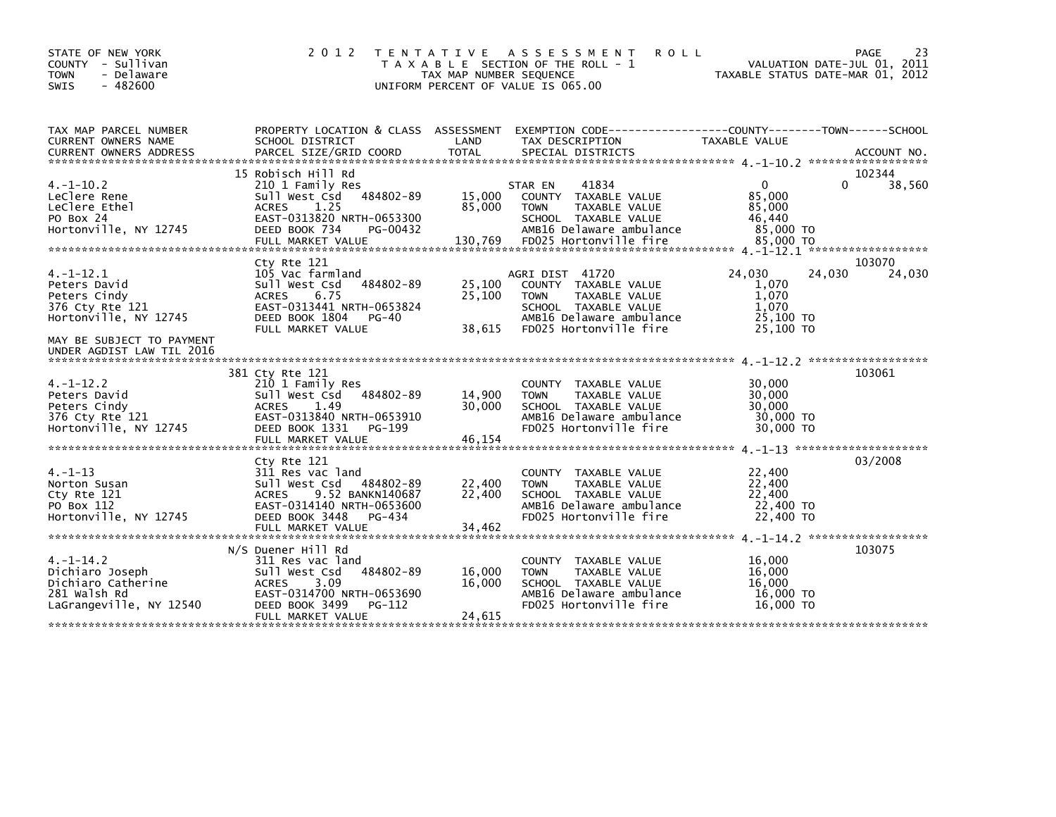STATE OF NEW YORK
COUNTY - Sullivan
TOWN - Delaware
SWIS - 482600

**2012 TENTATIVE ASSESSMENT ROLL**
TAXABLE SECTION OF THE ROLL - 1
TAX MAP NUMBER SEQUENCE
UNIFORM PERCENT OF VALUE IS 065.00

VALUATION DATE-JUL 01, 2011
TAXABLE STATUS DATE-MAR 01, 2012

| TAX MAP PARCEL NUMBER / CURRENT OWNERS NAME / CURRENT OWNERS ADDRESS | PROPERTY LOCATION & CLASS / SCHOOL DISTRICT / PARCEL SIZE/GRID COORD | ASSESSMENT LAND | TOTAL | EXEMPTION CODE / TAX DESCRIPTION / SPECIAL DISTRICTS | COUNTY TAXABLE VALUE | TOWN | SCHOOL | ACCOUNT NO. |
|---|---|---|---|---|---|---|---|---|
| 4.-1-10.2 | 15 Robisch Hill Rd | | | | | | | 102344 |
| LeClere Rene | 210 1 Family Res | | | STAR EN 41834 | 0 | 0 | 38,560 | |
| LeClere Ethel | Sull West Csd 484802-89 | 15,000 | | COUNTY TAXABLE VALUE | 85,000 | | | |
| PO Box 24 | ACRES 1.25 | | 85,000 | TOWN TAXABLE VALUE | 85,000 | | | |
| Hortonville, NY 12745 | EAST-0313820 NRTH-0653300 | | | SCHOOL TAXABLE VALUE | 46,440 | | | |
| | DEED BOOK 734 PG-00432 | | | AMB16 Delaware ambulance | 85,000 TO | | | |
| | FULL MARKET VALUE | | 130,769 | FD025 Hortonville fire | 85,000 TO | | | |
| 4.-1-12.1 | Cty Rte 121 | | | | | | | 103070 |
| Peters David | 105 Vac farmland | | | AGRI DIST 41720 | 24,030 | 24,030 | 24,030 | |
| Peters Cindy | Sull West Csd 484802-89 | 25,100 | | COUNTY TAXABLE VALUE | 1,070 | | | |
| 376 Cty Rte 121 | ACRES 6.75 | | 25,100 | TOWN TAXABLE VALUE | 1,070 | | | |
| Hortonville, NY 12745 | EAST-0313441 NRTH-0653824 | | | SCHOOL TAXABLE VALUE | 1,070 | | | |
| | DEED BOOK 1804 PG-40 | | | AMB16 Delaware ambulance | 25,100 TO | | | |
| | FULL MARKET VALUE | | 38,615 | FD025 Hortonville fire | 25,100 TO | | | |
| MAY BE SUBJECT TO PAYMENT UNDER AGDIST LAW TIL 2016 | | | | | | | | |
| 4.-1-12.2 | 381 Cty Rte 121 | | | | | | | 103061 |
| Peters David | 210 1 Family Res | | | COUNTY TAXABLE VALUE | 30,000 | | | |
| Peters Cindy | Sull West Csd 484802-89 | 14,900 | | TOWN TAXABLE VALUE | 30,000 | | | |
| 376 Cty Rte 121 | ACRES 1.49 | | 30,000 | SCHOOL TAXABLE VALUE | 30,000 | | | |
| Hortonville, NY 12745 | EAST-0313840 NRTH-0653910 | | | AMB16 Delaware ambulance | 30,000 TO | | | |
| | DEED BOOK 1331 PG-199 | | | FD025 Hortonville fire | 30,000 TO | | | |
| | FULL MARKET VALUE | | 46,154 | | | | | |
| 4.-1-13 | Cty Rte 121 | | | | | | | 03/2008 |
| Norton Susan | 311 Res vac land | | | COUNTY TAXABLE VALUE | 22,400 | | | |
| Cty Rte 121 | Sull West Csd 484802-89 | 22,400 | | TOWN TAXABLE VALUE | 22,400 | | | |
| PO Box 112 | ACRES 9.52 BANKN140687 | | 22,400 | SCHOOL TAXABLE VALUE | 22,400 | | | |
| Hortonville, NY 12745 | EAST-0314140 NRTH-0653600 | | | AMB16 Delaware ambulance | 22,400 TO | | | |
| | DEED BOOK 3448 PG-434 | | | FD025 Hortonville fire | 22,400 TO | | | |
| | FULL MARKET VALUE | | 34,462 | | | | | |
| 4.-1-14.2 | N/S Duener Hill Rd | | | | | | | 103075 |
| Dichiaro Joseph | 311 Res vac land | | | COUNTY TAXABLE VALUE | 16,000 | | | |
| Dichiaro Catherine | Sull West Csd 484802-89 | 16,000 | | TOWN TAXABLE VALUE | 16,000 | | | |
| 281 Walsh Rd | ACRES 3.09 | | 16,000 | SCHOOL TAXABLE VALUE | 16,000 | | | |
| LaGrangeville, NY 12540 | EAST-0314700 NRTH-0653690 | | | AMB16 Delaware ambulance | 16,000 TO | | | |
| | DEED BOOK 3499 PG-112 | | | FD025 Hortonville fire | 16,000 TO | | | |
| | FULL MARKET VALUE | | 24,615 | | | | | |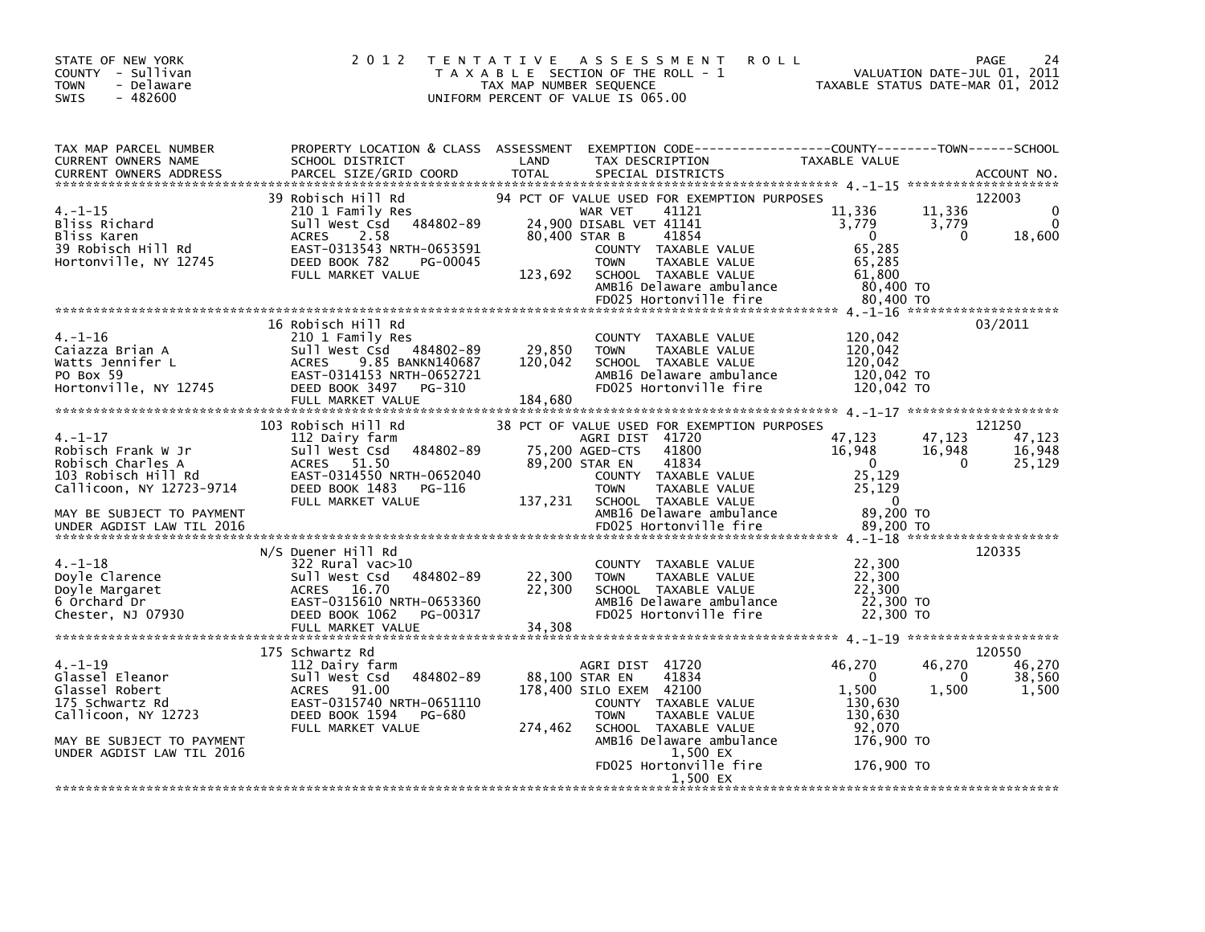STATE OF NEW YORK
COUNTY - Sullivan
TOWN - Delaware
SWIS - 482600

# 2012 TENTATIVE ASSESSMENT ROLL

TAXABLE SECTION OF THE ROLL - 1
TAX MAP NUMBER SEQUENCE
UNIFORM PERCENT OF VALUE IS 065.00

VALUATION DATE-JUL 01, 2011
TAXABLE STATUS DATE-MAR 01, 2012

| TAX MAP PARCEL NUMBER / CURRENT OWNERS NAME / CURRENT OWNERS ADDRESS | PROPERTY LOCATION & CLASS / SCHOOL DISTRICT / PARCEL SIZE/GRID COORD | ASSESSMENT LAND / TOTAL | EXEMPTION CODE / TAX DESCRIPTION / SPECIAL DISTRICTS | COUNTY TAXABLE VALUE | TOWN | SCHOOL | ACCOUNT NO. |
|---|---|---|---|---|---|---|---|
| 4.-1-15 | 39 Robisch Hill Rd | | 94 PCT OF VALUE USED FOR EXEMPTION PURPOSES | | | | 122003 |
| | 210 1 Family Res | | WAR VET 41121 | 11,336 | 11,336 | 0 | |
| Bliss Richard | Sull West Csd 484802-89 | 24,900 | DISABL VET 41141 | 3,779 | 3,779 | 0 | |
| Bliss Karen | ACRES 2.58 | 80,400 | STAR B 41854 | 0 | 0 | 18,600 | |
| 39 Robisch Hill Rd | EAST-0313543 NRTH-0653591 | | COUNTY TAXABLE VALUE | 65,285 | | | |
| Hortonville, NY 12745 | DEED BOOK 782 PG-00045 | | TOWN TAXABLE VALUE | 65,285 | | | |
| | FULL MARKET VALUE | 123,692 | SCHOOL TAXABLE VALUE | 61,800 | | | |
| | | | AMB16 Delaware ambulance | 80,400 TO | | | |
| | | | FD025 Hortonville fire | 80,400 TO | | | |
| 4.-1-16 | 16 Robisch Hill Rd | | | | | | 03/2011 |
| | 210 1 Family Res | | COUNTY TAXABLE VALUE | 120,042 | | | |
| Caiazza Brian A | Sull West Csd 484802-89 | 29,850 | TOWN TAXABLE VALUE | 120,042 | | | |
| Watts Jennifer L | ACRES 9.85 BANKN140687 | 120,042 | SCHOOL TAXABLE VALUE | 120,042 | | | |
| PO Box 59 | EAST-0314153 NRTH-0652721 | | AMB16 Delaware ambulance | 120,042 TO | | | |
| Hortonville, NY 12745 | DEED BOOK 3497 PG-310 | | FD025 Hortonville fire | 120,042 TO | | | |
| | FULL MARKET VALUE | 184,680 | | | | | |
| 4.-1-17 | 103 Robisch Hill Rd | | 38 PCT OF VALUE USED FOR EXEMPTION PURPOSES | | | | 121250 |
| | 112 Dairy farm | | AGRI DIST 41720 | 47,123 | 47,123 | 47,123 | |
| Robisch Frank W Jr | Sull West Csd 484802-89 | 75,200 | AGED-CTS 41800 | 16,948 | 16,948 | 16,948 | |
| Robisch Charles A | ACRES 51.50 | 89,200 | STAR EN 41834 | 0 | 0 | 25,129 | |
| 103 Robisch Hill Rd | EAST-0314550 NRTH-0652040 | | COUNTY TAXABLE VALUE | 25,129 | | | |
| Callicoon, NY 12723-9714 | DEED BOOK 1483 PG-116 | | TOWN TAXABLE VALUE | 25,129 | | | |
| | FULL MARKET VALUE | 137,231 | SCHOOL TAXABLE VALUE | 0 | | | |
| MAY BE SUBJECT TO PAYMENT | | | AMB16 Delaware ambulance | 89,200 TO | | | |
| UNDER AGDIST LAW TIL 2016 | | | FD025 Hortonville fire | 89,200 TO | | | |
| 4.-1-18 | N/S Duener Hill Rd | | | | | | 120335 |
| | 322 Rural vac>10 | | COUNTY TAXABLE VALUE | 22,300 | | | |
| Doyle Clarence | Sull West Csd 484802-89 | 22,300 | TOWN TAXABLE VALUE | 22,300 | | | |
| Doyle Margaret | ACRES 16.70 | 22,300 | SCHOOL TAXABLE VALUE | 22,300 | | | |
| 6 Orchard Dr | EAST-0315610 NRTH-0653360 | | AMB16 Delaware ambulance | 22,300 TO | | | |
| Chester, NJ 07930 | DEED BOOK 1062 PG-00317 | | FD025 Hortonville fire | 22,300 TO | | | |
| | FULL MARKET VALUE | 34,308 | | | | | |
| 4.-1-19 | 175 Schwartz Rd | | | | | | 120550 |
| | 112 Dairy farm | | AGRI DIST 41720 | 46,270 | 46,270 | 46,270 | |
| Glassel Eleanor | Sull West Csd 484802-89 | 88,100 | STAR EN 41834 | 0 | 0 | 38,560 | |
| Glassel Robert | ACRES 91.00 | 178,400 | SILO EXEM 42100 | 1,500 | 1,500 | 1,500 | |
| 175 Schwartz Rd | EAST-0315740 NRTH-0651110 | | COUNTY TAXABLE VALUE | 130,630 | | | |
| Callicoon, NY 12723 | DEED BOOK 1594 PG-680 | | TOWN TAXABLE VALUE | 130,630 | | | |
| | FULL MARKET VALUE | 274,462 | SCHOOL TAXABLE VALUE | 92,070 | | | |
| MAY BE SUBJECT TO PAYMENT | | | AMB16 Delaware ambulance | 176,900 TO | | | |
| UNDER AGDIST LAW TIL 2016 | | | 1,500 EX | | | | |
| | | | FD025 Hortonville fire | 176,900 TO | | | |
| | | | 1,500 EX | | | | |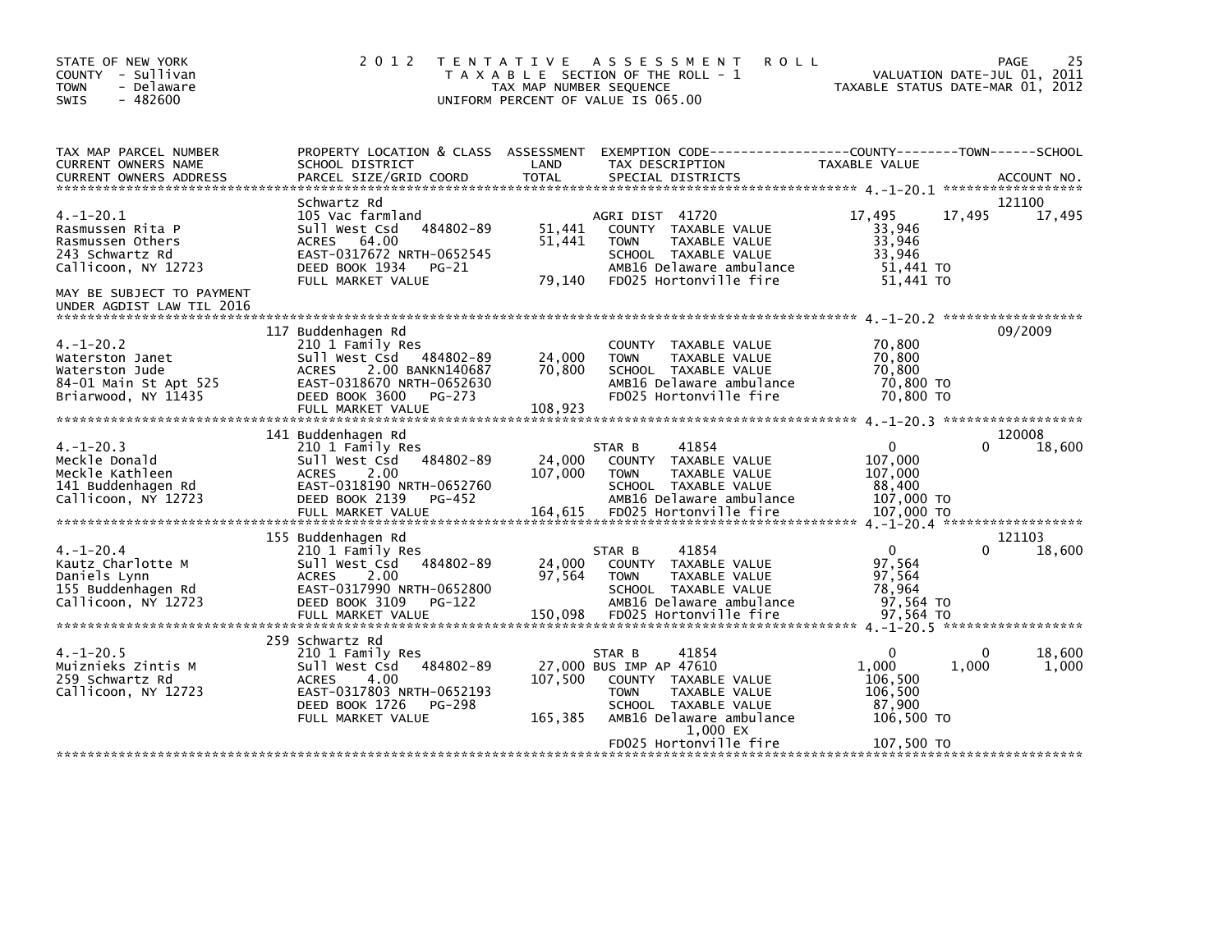STATE OF NEW YORK
COUNTY - Sullivan
TOWN - Delaware
SWIS - 482600

# 2012 TENTATIVE ASSESSMENT ROLL

TAXABLE SECTION OF THE ROLL - 1
TAX MAP NUMBER SEQUENCE
UNIFORM PERCENT OF VALUE IS 065.00

VALUATION DATE-JUL 01, 2011
TAXABLE STATUS DATE-MAR 01, 2012

| TAX MAP PARCEL NUMBER / CURRENT OWNERS NAME / CURRENT OWNERS ADDRESS | PROPERTY LOCATION & CLASS / SCHOOL DISTRICT / PARCEL SIZE/GRID COORD | ASSESSMENT LAND | TOTAL | EXEMPTION CODE / TAX DESCRIPTION / SPECIAL DISTRICTS | COUNTY TAXABLE VALUE | TOWN | SCHOOL / ACCOUNT NO. |
|---|---|---|---|---|---|---|---|
| | Schwartz Rd | | | | | | 121100 |
| 4.-1-20.1 | 105 Vac farmland | | | AGRI DIST 41720 | 17,495 | 17,495 | 17,495 |
| Rasmussen Rita P | Sull West Csd 484802-89 | 51,441 | | COUNTY TAXABLE VALUE | 33,946 | | |
| Rasmussen Others | ACRES 64.00 | | 51,441 | TOWN TAXABLE VALUE | 33,946 | | |
| 243 Schwartz Rd | EAST-0317672 NRTH-0652545 | | | SCHOOL TAXABLE VALUE | 33,946 | | |
| Callicoon, NY 12723 | DEED BOOK 1934 PG-21 | | | AMB16 Delaware ambulance | 51,441 TO | | |
| | FULL MARKET VALUE | | 79,140 | FD025 Hortonville fire | 51,441 TO | | |
| MAY BE SUBJECT TO PAYMENT UNDER AGDIST LAW TIL 2016 | | | | | | | |
| | 117 Buddenhagen Rd | | | | | | 09/2009 |
| 4.-1-20.2 | 210 1 Family Res | | | COUNTY TAXABLE VALUE | 70,800 | | |
| Waterston Janet | Sull West Csd 484802-89 | 24,000 | | TOWN TAXABLE VALUE | 70,800 | | |
| Waterston Jude | ACRES 2.00 BANKN140687 | | 70,800 | SCHOOL TAXABLE VALUE | 70,800 | | |
| 84-01 Main St Apt 525 | EAST-0318670 NRTH-0652630 | | | AMB16 Delaware ambulance | 70,800 TO | | |
| Briarwood, NY 11435 | DEED BOOK 3600 PG-273 | | | FD025 Hortonville fire | 70,800 TO | | |
| | FULL MARKET VALUE | | 108,923 | | | | |
| | 141 Buddenhagen Rd | | | | | | 120008 |
| 4.-1-20.3 | 210 1 Family Res | | | STAR B 41854 | 0 | 0 | 18,600 |
| Meckle Donald | Sull West Csd 484802-89 | 24,000 | | COUNTY TAXABLE VALUE | 107,000 | | |
| Meckle Kathleen | ACRES 2.00 | | 107,000 | TOWN TAXABLE VALUE | 107,000 | | |
| 141 Buddenhagen Rd | EAST-0318190 NRTH-0652760 | | | SCHOOL TAXABLE VALUE | 88,400 | | |
| Callicoon, NY 12723 | DEED BOOK 2139 PG-452 | | | AMB16 Delaware ambulance | 107,000 TO | | |
| | FULL MARKET VALUE | | 164,615 | FD025 Hortonville fire | 107,000 TO | | |
| | 155 Buddenhagen Rd | | | | | | 121103 |
| 4.-1-20.4 | 210 1 Family Res | | | STAR B 41854 | 0 | 0 | 18,600 |
| Kautz Charlotte M | Sull West Csd 484802-89 | 24,000 | | COUNTY TAXABLE VALUE | 97,564 | | |
| Daniels Lynn | ACRES 2.00 | | 97,564 | TOWN TAXABLE VALUE | 97,564 | | |
| 155 Buddenhagen Rd | EAST-0317990 NRTH-0652800 | | | SCHOOL TAXABLE VALUE | 78,964 | | |
| Callicoon, NY 12723 | DEED BOOK 3109 PG-122 | | | AMB16 Delaware ambulance | 97,564 TO | | |
| | FULL MARKET VALUE | | 150,098 | FD025 Hortonville fire | 97,564 TO | | |
| | 259 Schwartz Rd | | | | | | |
| 4.-1-20.5 | 210 1 Family Res | | | STAR B 41854 | 0 | 0 | 18,600 |
| Muiznieks Zintis M | Sull West Csd 484802-89 | 27,000 | | BUS IMP AP 47610 | 1,000 | 1,000 | 1,000 |
| 259 Schwartz Rd | ACRES 4.00 | | 107,500 | COUNTY TAXABLE VALUE | 106,500 | | |
| Callicoon, NY 12723 | EAST-0317803 NRTH-0652193 | | | TOWN TAXABLE VALUE | 106,500 | | |
| | DEED BOOK 1726 PG-298 | | | SCHOOL TAXABLE VALUE | 87,900 | | |
| | FULL MARKET VALUE | | 165,385 | AMB16 Delaware ambulance | 106,500 TO | | |
| | | | | 1,000 EX | | | |
| | | | | FD025 Hortonville fire | 107,500 TO | | |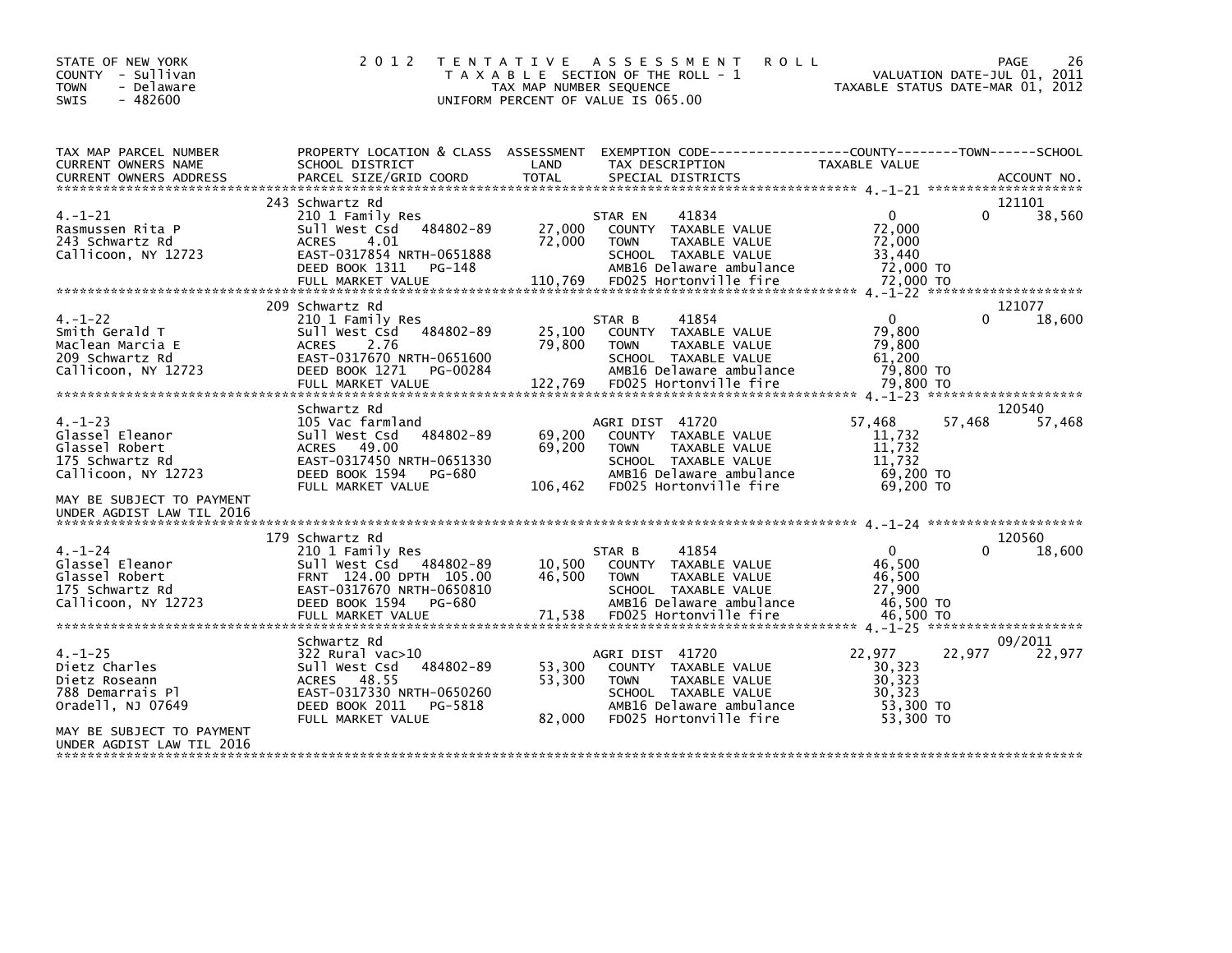STATE OF NEW YORK
COUNTY - Sullivan
TOWN - Delaware
SWIS - 482600

# 2012 TENTATIVE ASSESSMENT ROLL

TAXABLE SECTION OF THE ROLL - 1
TAX MAP NUMBER SEQUENCE
UNIFORM PERCENT OF VALUE IS 065.00

VALUATION DATE-JUL 01, 2011
TAXABLE STATUS DATE-MAR 01, 2012

| TAX MAP PARCEL NUMBER / CURRENT OWNERS NAME / CURRENT OWNERS ADDRESS | PROPERTY LOCATION & CLASS / SCHOOL DISTRICT / PARCEL SIZE/GRID COORD | ASSESSMENT LAND | TOTAL | EXEMPTION CODE / TAX DESCRIPTION / SPECIAL DISTRICTS | COUNTY TAXABLE VALUE | TOWN | SCHOOL | ACCOUNT NO. |
|---|---|---|---|---|---|---|---|---|
| 4.-1-21 | 243 Schwartz Rd | | | | | | | 121101 |
| | 210 1 Family Res | | | STAR EN 41834 | 0 | 0 | 38,560 | |
| Rasmussen Rita P | Sull West Csd 484802-89 | 27,000 | | COUNTY TAXABLE VALUE | 72,000 | | | |
| 243 Schwartz Rd | ACRES 4.01 | | 72,000 | TOWN TAXABLE VALUE | 72,000 | | | |
| Callicoon, NY 12723 | EAST-0317854 NRTH-0651888 | | | SCHOOL TAXABLE VALUE | 33,440 | | | |
| | DEED BOOK 1311 PG-148 | | | AMB16 Delaware ambulance | 72,000 TO | | | |
| | FULL MARKET VALUE | | 110,769 | FD025 Hortonville fire | 72,000 TO | | | |
| 4.-1-22 | 209 Schwartz Rd | | | | | | | 121077 |
| | 210 1 Family Res | | | STAR B 41854 | 0 | 0 | 18,600 | |
| Smith Gerald T | Sull West Csd 484802-89 | 25,100 | | COUNTY TAXABLE VALUE | 79,800 | | | |
| Maclean Marcia E | ACRES 2.76 | | 79,800 | TOWN TAXABLE VALUE | 79,800 | | | |
| 209 Schwartz Rd | EAST-0317670 NRTH-0651600 | | | SCHOOL TAXABLE VALUE | 61,200 | | | |
| Callicoon, NY 12723 | DEED BOOK 1271 PG-00284 | | | AMB16 Delaware ambulance | 79,800 TO | | | |
| | FULL MARKET VALUE | | 122,769 | FD025 Hortonville fire | 79,800 TO | | | |
| 4.-1-23 | Schwartz Rd | | | | | | | 120540 |
| | 105 Vac farmland | | | AGRI DIST 41720 | 57,468 | 57,468 | 57,468 | |
| Glassel Eleanor | Sull West Csd 484802-89 | 69,200 | | COUNTY TAXABLE VALUE | 11,732 | | | |
| Glassel Robert | ACRES 49.00 | | 69,200 | TOWN TAXABLE VALUE | 11,732 | | | |
| 175 Schwartz Rd | EAST-0317450 NRTH-0651330 | | | SCHOOL TAXABLE VALUE | 11,732 | | | |
| Callicoon, NY 12723 | DEED BOOK 1594 PG-680 | | | AMB16 Delaware ambulance | 69,200 TO | | | |
| | FULL MARKET VALUE | | 106,462 | FD025 Hortonville fire | 69,200 TO | | | |
| MAY BE SUBJECT TO PAYMENT UNDER AGDIST LAW TIL 2016 | | | | | | | | |
| 4.-1-24 | 179 Schwartz Rd | | | | | | | 120560 |
| | 210 1 Family Res | | | STAR B 41854 | 0 | 0 | 18,600 | |
| Glassel Eleanor | Sull West Csd 484802-89 | 10,500 | | COUNTY TAXABLE VALUE | 46,500 | | | |
| Glassel Robert | FRNT 124.00 DPTH 105.00 | | 46,500 | TOWN TAXABLE VALUE | 46,500 | | | |
| 175 Schwartz Rd | EAST-0317670 NRTH-0650810 | | | SCHOOL TAXABLE VALUE | 27,900 | | | |
| Callicoon, NY 12723 | DEED BOOK 1594 PG-680 | | | AMB16 Delaware ambulance | 46,500 TO | | | |
| | FULL MARKET VALUE | | 71,538 | FD025 Hortonville fire | 46,500 TO | | | |
| 4.-1-25 | Schwartz Rd | | | | | | | 09/2011 |
| | 322 Rural vac>10 | | | AGRI DIST 41720 | 22,977 | 22,977 | 22,977 | |
| Dietz Charles | Sull West Csd 484802-89 | 53,300 | | COUNTY TAXABLE VALUE | 30,323 | | | |
| Dietz Roseann | ACRES 48.55 | | 53,300 | TOWN TAXABLE VALUE | 30,323 | | | |
| 788 Demarrais Pl | EAST-0317330 NRTH-0650260 | | | SCHOOL TAXABLE VALUE | 30,323 | | | |
| Oradell, NJ 07649 | DEED BOOK 2011 PG-5818 | | | AMB16 Delaware ambulance | 53,300 TO | | | |
| | FULL MARKET VALUE | | 82,000 | FD025 Hortonville fire | 53,300 TO | | | |
| MAY BE SUBJECT TO PAYMENT UNDER AGDIST LAW TIL 2016 | | | | | | | | |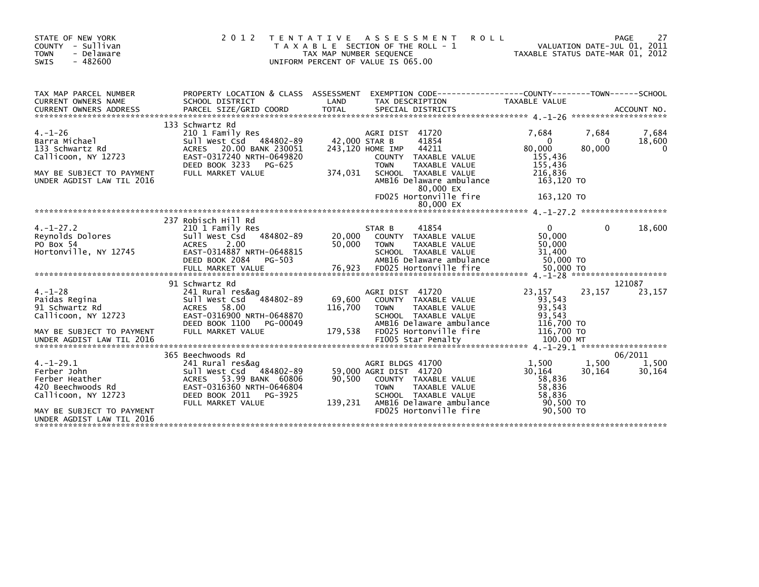STATE OF NEW YORK
COUNTY - Sullivan
TOWN - Delaware
SWIS - 482600

# 2012 TENTATIVE ASSESSMENT ROLL

TAXABLE SECTION OF THE ROLL - 1
TAX MAP NUMBER SEQUENCE
UNIFORM PERCENT OF VALUE IS 065.00

VALUATION DATE-JUL 01, 2011
TAXABLE STATUS DATE-MAR 01, 2012

| TAX MAP PARCEL NUMBER / CURRENT OWNERS NAME / CURRENT OWNERS ADDRESS | PROPERTY LOCATION & CLASS / SCHOOL DISTRICT / PARCEL SIZE/GRID COORD | ASSESSMENT LAND / TOTAL | EXEMPTION CODE / TAX DESCRIPTION / SPECIAL DISTRICTS | COUNTY TAXABLE VALUE | TOWN | SCHOOL / ACCOUNT NO. |
|---|---|---|---|---|---|---|
| **4.-1-26** | 133 Schwartz Rd | | | | | |
| 4.-1-26 | 210 1 Family Res | | AGRI DIST 41720 | 7,684 | 7,684 | 7,684 |
| Barra Michael | Sull West Csd 484802-89 | 42,000 | STAR B 41854 | 0 | 0 | 18,600 |
| 133 Schwartz Rd | ACRES 20.00 BANK 230051 | 243,120 | HOME IMP 44211 | 80,000 | 80,000 | 0 |
| Callicoon, NY 12723 | EAST-0317240 NRTH-0649820 | | COUNTY TAXABLE VALUE | 155,436 | | |
| | DEED BOOK 3233 PG-625 | | TOWN TAXABLE VALUE | 155,436 | | |
| MAY BE SUBJECT TO PAYMENT | FULL MARKET VALUE | 374,031 | SCHOOL TAXABLE VALUE | 216,836 | | |
| UNDER AGDIST LAW TIL 2016 | | | AMB16 Delaware ambulance | 163,120 TO | | |
| | | | 80,000 EX | | | |
| | | | FD025 Hortonville fire | 163,120 TO | | |
| | | | 80,000 EX | | | |
| **4.-1-27.2** | 237 Robisch Hill Rd | | | | | |
| 4.-1-27.2 | 210 1 Family Res | | STAR B 41854 | 0 | 0 | 18,600 |
| Reynolds Dolores | Sull West Csd 484802-89 | 20,000 | COUNTY TAXABLE VALUE | 50,000 | | |
| PO Box 54 | ACRES 2.00 | 50,000 | TOWN TAXABLE VALUE | 50,000 | | |
| Hortonville, NY 12745 | EAST-0314887 NRTH-0648815 | | SCHOOL TAXABLE VALUE | 31,400 | | |
| | DEED BOOK 2084 PG-503 | | AMB16 Delaware ambulance | 50,000 TO | | |
| | FULL MARKET VALUE | 76,923 | FD025 Hortonville fire | 50,000 TO | | |
| **4.-1-28** | 91 Schwartz Rd | | | | | 121087 |
| 4.-1-28 | 241 Rural res&ag | | AGRI DIST 41720 | 23,157 | 23,157 | 23,157 |
| Paidas Regina | Sull West Csd 484802-89 | 69,600 | COUNTY TAXABLE VALUE | 93,543 | | |
| 91 Schwartz Rd | ACRES 58.00 | 116,700 | TOWN TAXABLE VALUE | 93,543 | | |
| Callicoon, NY 12723 | EAST-0316900 NRTH-0648870 | | SCHOOL TAXABLE VALUE | 93,543 | | |
| | DEED BOOK 1100 PG-00049 | | AMB16 Delaware ambulance | 116,700 TO | | |
| MAY BE SUBJECT TO PAYMENT | FULL MARKET VALUE | 179,538 | FD025 Hortonville fire | 116,700 TO | | |
| UNDER AGDIST LAW TIL 2016 | | | FI005 Star Penalty | 100.00 MT | | |
| **4.-1-29.1** | 365 Beechwoods Rd | | | | | 06/2011 |
| 4.-1-29.1 | 241 Rural res&ag | | AGRI BLDGS 41700 | 1,500 | 1,500 | 1,500 |
| Ferber John | Sull West Csd 484802-89 | 59,000 | AGRI DIST 41720 | 30,164 | 30,164 | 30,164 |
| Ferber Heather | ACRES 53.99 BANK 60806 | 90,500 | COUNTY TAXABLE VALUE | 58,836 | | |
| 420 Beechwoods Rd | EAST-0316360 NRTH-0646804 | | TOWN TAXABLE VALUE | 58,836 | | |
| Callicoon, NY 12723 | DEED BOOK 2011 PG-3925 | | SCHOOL TAXABLE VALUE | 58,836 | | |
| | FULL MARKET VALUE | 139,231 | AMB16 Delaware ambulance | 90,500 TO | | |
| MAY BE SUBJECT TO PAYMENT | | | FD025 Hortonville fire | 90,500 TO | | |
| UNDER AGDIST LAW TIL 2016 | | | | | | |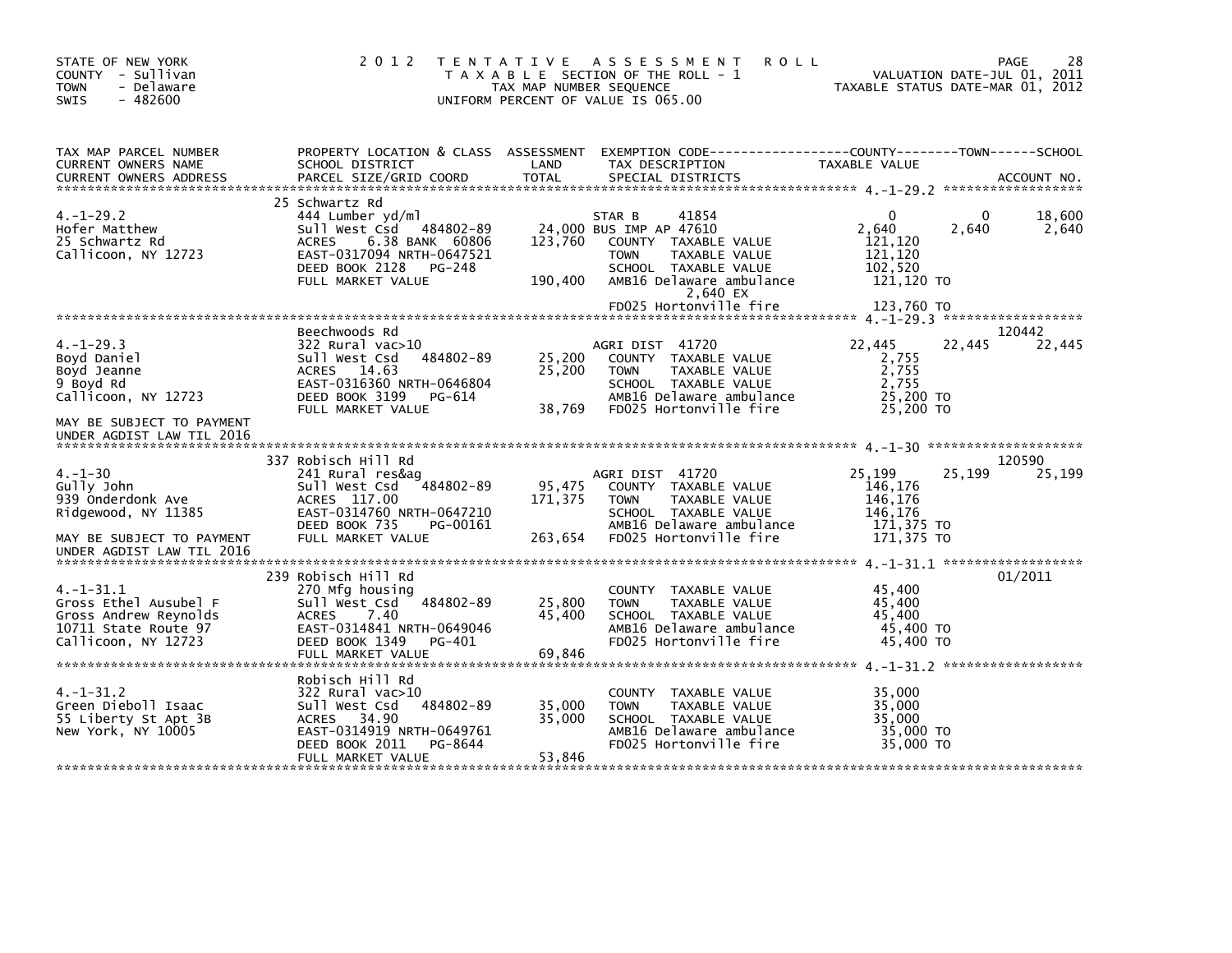STATE OF NEW YORK
COUNTY - Sullivan
TOWN - Delaware
SWIS - 482600

2 0 1 2 T E N T A T I V E A S S E S S M E N T R O L L
T A X A B L E SECTION OF THE ROLL - 1
TAX MAP NUMBER SEQUENCE
UNIFORM PERCENT OF VALUE IS 065.00

VALUATION DATE-JUL 01, 2011
TAXABLE STATUS DATE-MAR 01, 2012

| TAX MAP PARCEL NUMBER / CURRENT OWNERS NAME / CURRENT OWNERS ADDRESS | PROPERTY LOCATION & CLASS / SCHOOL DISTRICT / PARCEL SIZE/GRID COORD | ASSESSMENT LAND / TOTAL | EXEMPTION CODE / TAX DESCRIPTION / SPECIAL DISTRICTS | COUNTY TAXABLE VALUE | TOWN | SCHOOL | ACCOUNT NO. |
|---|---|---|---|---|---|---|---|
| **4.-1-29.2** | 25 Schwartz Rd | | | | | | |
| | 444 Lumber yd/ml | | STAR B 41854 | 0 | 0 | 18,600 | |
| Hofer Matthew | Sull West Csd 484802-89 | 24,000 | BUS IMP AP 47610 | 2,640 | 2,640 | 2,640 | |
| 25 Schwartz Rd | ACRES 6.38 BANK 60806 | 123,760 | COUNTY TAXABLE VALUE | 121,120 | | | |
| Callicoon, NY 12723 | EAST-0317094 NRTH-0647521 | | TOWN TAXABLE VALUE | 121,120 | | | |
| | DEED BOOK 2128 PG-248 | | SCHOOL TAXABLE VALUE | 102,520 | | | |
| | FULL MARKET VALUE | 190,400 | AMB16 Delaware ambulance | 121,120 TO | | | |
| | | | 2,640 EX | | | | |
| | | | FD025 Hortonville fire | 123,760 TO | | | |
| **4.-1-29.3** | Beechwoods Rd | | | | | | 120442 |
| | 322 Rural vac>10 | | AGRI DIST 41720 | 22,445 | 22,445 | 22,445 | |
| Boyd Daniel | Sull West Csd 484802-89 | 25,200 | COUNTY TAXABLE VALUE | 2,755 | | | |
| Boyd Jeanne | ACRES 14.63 | 25,200 | TOWN TAXABLE VALUE | 2,755 | | | |
| 9 Boyd Rd | EAST-0316360 NRTH-0646804 | | SCHOOL TAXABLE VALUE | 2,755 | | | |
| Callicoon, NY 12723 | DEED BOOK 3199 PG-614 | | AMB16 Delaware ambulance | 25,200 TO | | | |
| | FULL MARKET VALUE | 38,769 | FD025 Hortonville fire | 25,200 TO | | | |
| MAY BE SUBJECT TO PAYMENT UNDER AGDIST LAW TIL 2016 | | | | | | | |
| **4.-1-30** | 337 Robisch Hill Rd | | | | | | 120590 |
| | 241 Rural res&ag | | AGRI DIST 41720 | 25,199 | 25,199 | 25,199 | |
| Gully John | Sull West Csd 484802-89 | 95,475 | COUNTY TAXABLE VALUE | 146,176 | | | |
| 939 Onderdonk Ave | ACRES 117.00 | 171,375 | TOWN TAXABLE VALUE | 146,176 | | | |
| Ridgewood, NY 11385 | EAST-0314760 NRTH-0647210 | | SCHOOL TAXABLE VALUE | 146,176 | | | |
| | DEED BOOK 735 PG-00161 | | AMB16 Delaware ambulance | 171,375 TO | | | |
| MAY BE SUBJECT TO PAYMENT UNDER AGDIST LAW TIL 2016 | FULL MARKET VALUE | 263,654 | FD025 Hortonville fire | 171,375 TO | | | |
| **4.-1-31.1** | 239 Robisch Hill Rd | | | | | | 01/2011 |
| | 270 Mfg housing | | COUNTY TAXABLE VALUE | 45,400 | | | |
| Gross Ethel Ausubel F | Sull West Csd 484802-89 | 25,800 | TOWN TAXABLE VALUE | 45,400 | | | |
| Gross Andrew Reynolds | ACRES 7.40 | 45,400 | SCHOOL TAXABLE VALUE | 45,400 | | | |
| 10711 State Route 97 | EAST-0314841 NRTH-0649046 | | AMB16 Delaware ambulance | 45,400 TO | | | |
| Callicoon, NY 12723 | DEED BOOK 1349 PG-401 | | FD025 Hortonville fire | 45,400 TO | | | |
| | FULL MARKET VALUE | 69,846 | | | | | |
| **4.-1-31.2** | Robisch Hill Rd | | | | | | |
| | 322 Rural vac>10 | | COUNTY TAXABLE VALUE | 35,000 | | | |
| Green Dieboll Isaac | Sull West Csd 484802-89 | 35,000 | TOWN TAXABLE VALUE | 35,000 | | | |
| 55 Liberty St Apt 3B | ACRES 34.90 | 35,000 | SCHOOL TAXABLE VALUE | 35,000 | | | |
| New York, NY 10005 | EAST-0314919 NRTH-0649761 | | AMB16 Delaware ambulance | 35,000 TO | | | |
| | DEED BOOK 2011 PG-8644 | | FD025 Hortonville fire | 35,000 TO | | | |
| | FULL MARKET VALUE | 53,846 | | | | | |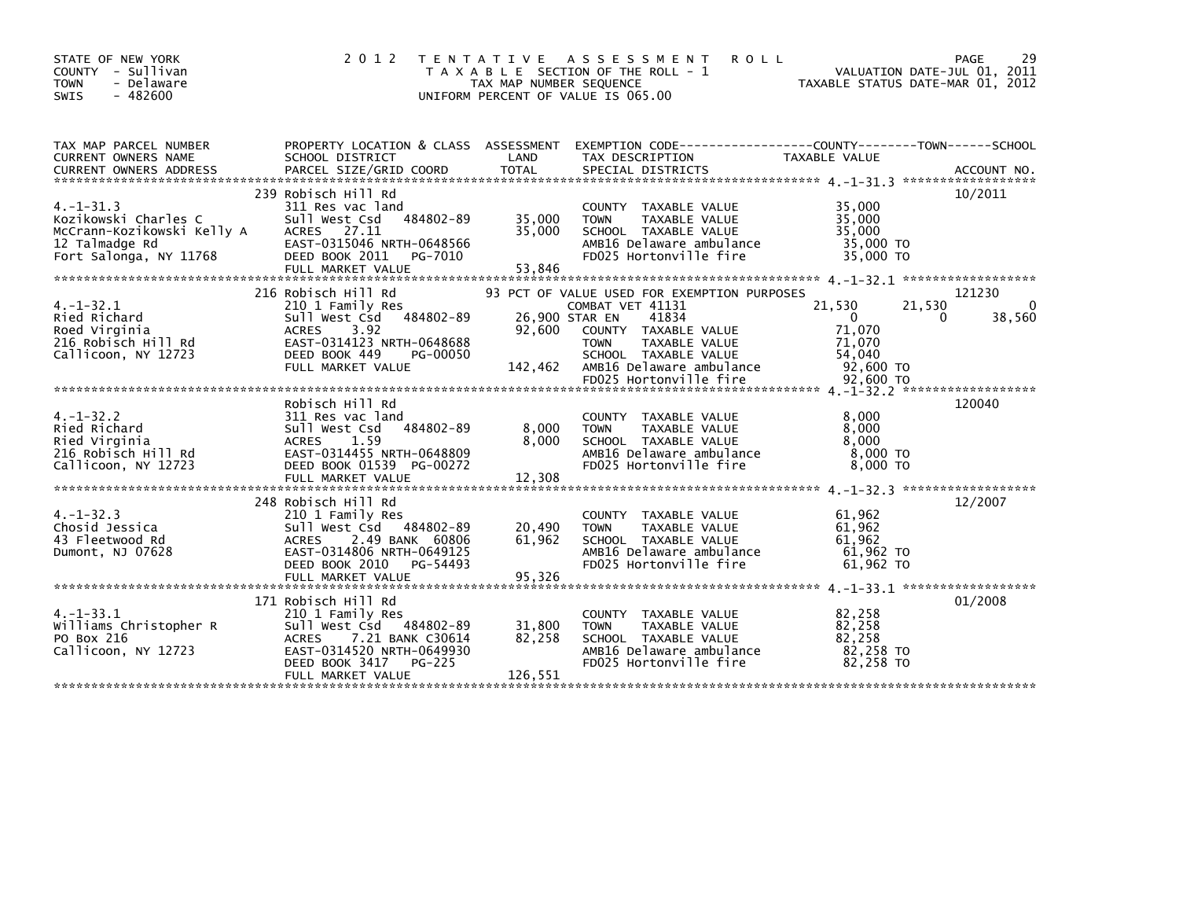STATE OF NEW YORK
COUNTY - Sullivan
TOWN - Delaware
SWIS - 482600

2012 TENTATIVE ASSESSMENT ROLL
TAXABLE SECTION OF THE ROLL - 1
TAX MAP NUMBER SEQUENCE
UNIFORM PERCENT OF VALUE IS 065.00

VALUATION DATE-JUL 01, 2011
TAXABLE STATUS DATE-MAR 01, 2012

| TAX MAP PARCEL NUMBER / CURRENT OWNERS NAME / CURRENT OWNERS ADDRESS | PROPERTY LOCATION & CLASS / SCHOOL DISTRICT / PARCEL SIZE/GRID COORD | ASSESSMENT LAND / TOTAL | EXEMPTION CODE / TAX DESCRIPTION / SPECIAL DISTRICTS | COUNTY TAXABLE VALUE | TOWN | SCHOOL | ACCOUNT NO. |
|---|---|---|---|---|---|---|---|
| **4.-1-31.3** | 239 Robisch Hill Rd | | | | | | 10/2011 |
| 4.-1-31.3 | 311 Res vac land | | COUNTY TAXABLE VALUE | 35,000 | | | |
| Kozikowski Charles C | Sull West Csd 484802-89 | 35,000 | TOWN TAXABLE VALUE | 35,000 | | | |
| McCrann-Kozikowski Kelly A | ACRES 27.11 | 35,000 | SCHOOL TAXABLE VALUE | 35,000 | | | |
| 12 Talmadge Rd | EAST-0315046 NRTH-0648566 | | AMB16 Delaware ambulance | 35,000 TO | | | |
| Fort Salonga, NY 11768 | DEED BOOK 2011 PG-7010 | | FD025 Hortonville fire | 35,000 TO | | | |
| | FULL MARKET VALUE | 53,846 | | | | | |
| **4.-1-32.1** | 216 Robisch Hill Rd | | 93 PCT OF VALUE USED FOR EXEMPTION PURPOSES | | | | 121230 |
| 4.-1-32.1 | 210 1 Family Res | | COMBAT VET 41131 | 21,530 | 21,530 | 0 | |
| Ried Richard | Sull West Csd 484802-89 | 26,900 | STAR EN 41834 | 0 | 0 | 38,560 | |
| Roed Virginia | ACRES 3.92 | 92,600 | COUNTY TAXABLE VALUE | 71,070 | | | |
| 216 Robisch Hill Rd | EAST-0314123 NRTH-0648688 | | TOWN TAXABLE VALUE | 71,070 | | | |
| Callicoon, NY 12723 | DEED BOOK 449 PG-00050 | | SCHOOL TAXABLE VALUE | 54,040 | | | |
| | FULL MARKET VALUE | 142,462 | AMB16 Delaware ambulance | 92,600 TO | | | |
| | | | FD025 Hortonville fire | 92,600 TO | | | |
| **4.-1-32.2** | Robisch Hill Rd | | | | | | 120040 |
| 4.-1-32.2 | 311 Res vac land | | COUNTY TAXABLE VALUE | 8,000 | | | |
| Ried Richard | Sull West Csd 484802-89 | 8,000 | TOWN TAXABLE VALUE | 8,000 | | | |
| Ried Virginia | ACRES 1.59 | 8,000 | SCHOOL TAXABLE VALUE | 8,000 | | | |
| 216 Robisch Hill Rd | EAST-0314455 NRTH-0648809 | | AMB16 Delaware ambulance | 8,000 TO | | | |
| Callicoon, NY 12723 | DEED BOOK 01539 PG-00272 | | FD025 Hortonville fire | 8,000 TO | | | |
| | FULL MARKET VALUE | 12,308 | | | | | |
| **4.-1-32.3** | 248 Robisch Hill Rd | | | | | | 12/2007 |
| 4.-1-32.3 | 210 1 Family Res | | COUNTY TAXABLE VALUE | 61,962 | | | |
| Chosid Jessica | Sull West Csd 484802-89 | 20,490 | TOWN TAXABLE VALUE | 61,962 | | | |
| 43 Fleetwood Rd | ACRES 2.49 BANK 60806 | 61,962 | SCHOOL TAXABLE VALUE | 61,962 | | | |
| Dumont, NJ 07628 | EAST-0314806 NRTH-0649125 | | AMB16 Delaware ambulance | 61,962 TO | | | |
| | DEED BOOK 2010 PG-54493 | | FD025 Hortonville fire | 61,962 TO | | | |
| | FULL MARKET VALUE | 95,326 | | | | | |
| **4.-1-33.1** | 171 Robisch Hill Rd | | | | | | 01/2008 |
| 4.-1-33.1 | 210 1 Family Res | | COUNTY TAXABLE VALUE | 82,258 | | | |
| Williams Christopher R | Sull West Csd 484802-89 | 31,800 | TOWN TAXABLE VALUE | 82,258 | | | |
| PO Box 216 | ACRES 7.21 BANK C30614 | 82,258 | SCHOOL TAXABLE VALUE | 82,258 | | | |
| Callicoon, NY 12723 | EAST-0314520 NRTH-0649930 | | AMB16 Delaware ambulance | 82,258 TO | | | |
| | DEED BOOK 3417 PG-225 | | FD025 Hortonville fire | 82,258 TO | | | |
| | FULL MARKET VALUE | 126,551 | | | | | |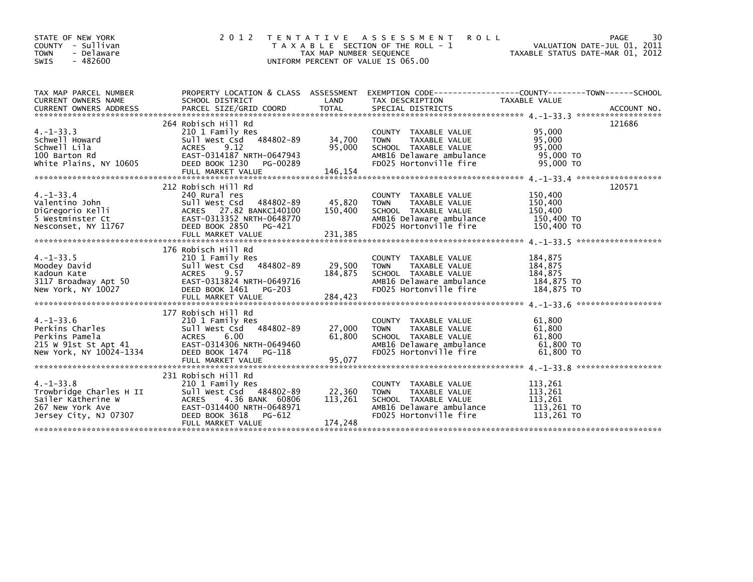STATE OF NEW YORK
COUNTY - Sullivan
TOWN - Delaware
SWIS - 482600

2012 TENTATIVE ASSESSMENT ROLL
TAXABLE SECTION OF THE ROLL - 1
TAX MAP NUMBER SEQUENCE
UNIFORM PERCENT OF VALUE IS 065.00

VALUATION DATE-JUL 01, 2011
TAXABLE STATUS DATE-MAR 01, 2012

| TAX MAP PARCEL NUMBER / CURRENT OWNERS NAME / CURRENT OWNERS ADDRESS | PROPERTY LOCATION & CLASS / SCHOOL DISTRICT / PARCEL SIZE/GRID COORD | ASSESSMENT LAND | TOTAL | EXEMPTION CODE / TAX DESCRIPTION / SPECIAL DISTRICTS | TAXABLE VALUE (COUNTY / TOWN / SCHOOL) | ACCOUNT NO. |
|---|---|---|---|---|---|---|
| 4.-1-33.3 | 264 Robisch Hill Rd | | | | | 121686 |
| | 210 1 Family Res | | | COUNTY TAXABLE VALUE | 95,000 | |
| Schwell Howard | Sull West Csd 484802-89 | 34,700 | | TOWN TAXABLE VALUE | 95,000 | |
| Schwell Lila | ACRES 9.12 | | 95,000 | SCHOOL TAXABLE VALUE | 95,000 | |
| 100 Barton Rd | EAST-0314187 NRTH-0647943 | | | AMB16 Delaware ambulance | 95,000 TO | |
| White Plains, NY 10605 | DEED BOOK 1230 PG-00289 | | | FD025 Hortonville fire | 95,000 TO | |
| | FULL MARKET VALUE | | 146,154 | | | |
| 4.-1-33.4 | 212 Robisch Hill Rd | | | | | 120571 |
| | 240 Rural res | | | COUNTY TAXABLE VALUE | 150,400 | |
| Valentino John | Sull West Csd 484802-89 | 45,820 | | TOWN TAXABLE VALUE | 150,400 | |
| DiGregorio Kelli | ACRES 27.82 BANKC140100 | | 150,400 | SCHOOL TAXABLE VALUE | 150,400 | |
| 5 Westminster Ct | EAST-0313352 NRTH-0648770 | | | AMB16 Delaware ambulance | 150,400 TO | |
| Nesconset, NY 11767 | DEED BOOK 2850 PG-421 | | | FD025 Hortonville fire | 150,400 TO | |
| | FULL MARKET VALUE | | 231,385 | | | |
| 4.-1-33.5 | 176 Robisch Hill Rd | | | | | |
| | 210 1 Family Res | | | COUNTY TAXABLE VALUE | 184,875 | |
| Moodey David | Sull West Csd 484802-89 | 29,500 | | TOWN TAXABLE VALUE | 184,875 | |
| Kadoun Kate | ACRES 9.57 | | 184,875 | SCHOOL TAXABLE VALUE | 184,875 | |
| 3117 Broadway Apt 50 | EAST-0313824 NRTH-0649716 | | | AMB16 Delaware ambulance | 184,875 TO | |
| New York, NY 10027 | DEED BOOK 1461 PG-203 | | | FD025 Hortonville fire | 184,875 TO | |
| | FULL MARKET VALUE | | 284,423 | | | |
| 4.-1-33.6 | 177 Robisch Hill Rd | | | | | |
| | 210 1 Family Res | | | COUNTY TAXABLE VALUE | 61,800 | |
| Perkins Charles | Sull West Csd 484802-89 | 27,000 | | TOWN TAXABLE VALUE | 61,800 | |
| Perkins Pamela | ACRES 6.00 | | 61,800 | SCHOOL TAXABLE VALUE | 61,800 | |
| 215 W 91st St Apt 41 | EAST-0314306 NRTH-0649460 | | | AMB16 Delaware ambulance | 61,800 TO | |
| New York, NY 10024-1334 | DEED BOOK 1474 PG-118 | | | FD025 Hortonville fire | 61,800 TO | |
| | FULL MARKET VALUE | | 95,077 | | | |
| 4.-1-33.8 | 231 Robisch Hill Rd | | | | | |
| | 210 1 Family Res | | | COUNTY TAXABLE VALUE | 113,261 | |
| Trowbridge Charles H II | Sull West Csd 484802-89 | 22,360 | | TOWN TAXABLE VALUE | 113,261 | |
| Sailer Katherine W | ACRES 4.36 BANK 60806 | | 113,261 | SCHOOL TAXABLE VALUE | 113,261 | |
| 267 New York Ave | EAST-0314400 NRTH-0648971 | | | AMB16 Delaware ambulance | 113,261 TO | |
| Jersey City, NJ 07307 | DEED BOOK 3618 PG-612 | | | FD025 Hortonville fire | 113,261 TO | |
| | FULL MARKET VALUE | | 174,248 | | | |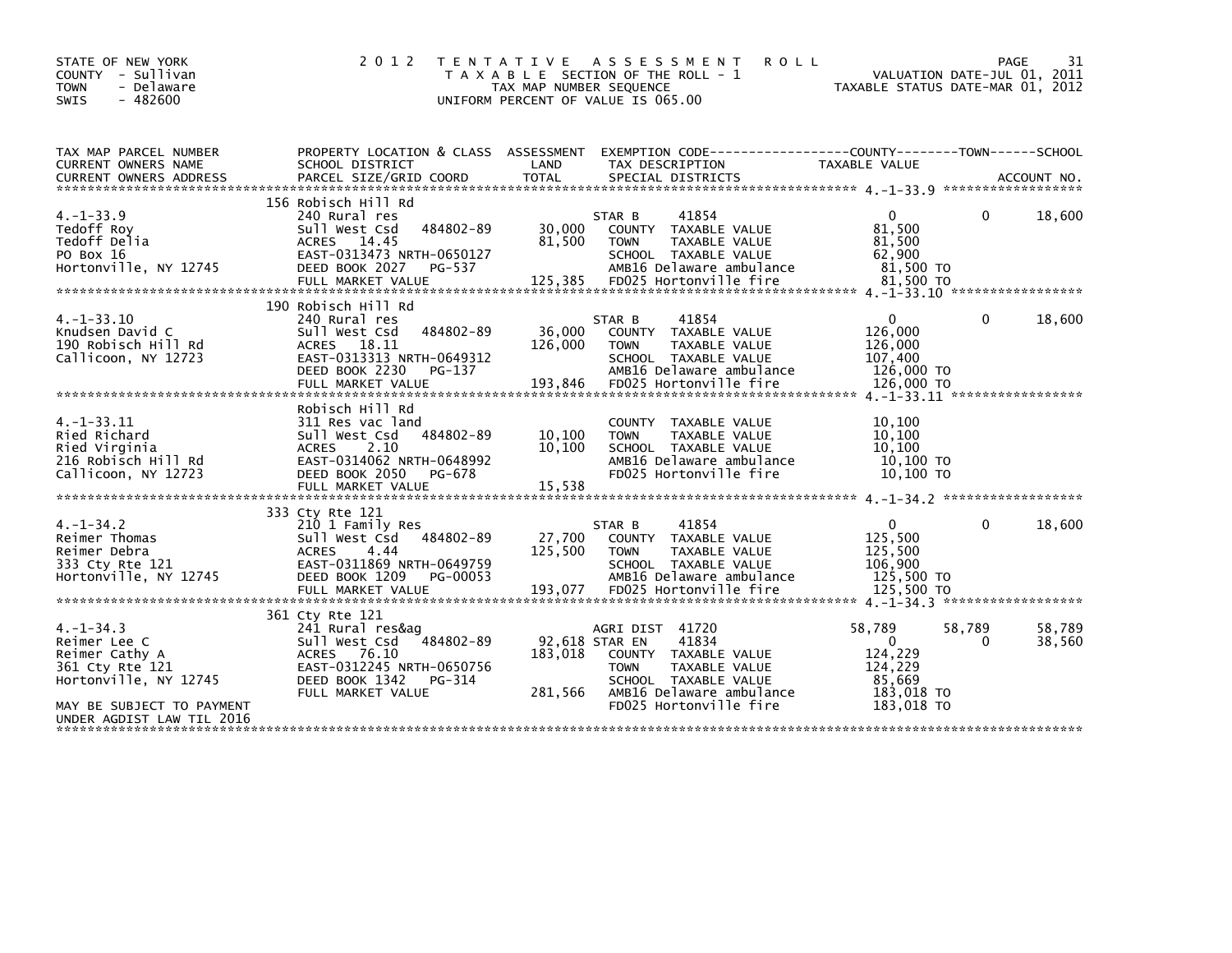STATE OF NEW YORK
COUNTY - Sullivan
TOWN - Delaware
SWIS - 482600

2012 TENTATIVE ASSESSMENT ROLL
TAXABLE SECTION OF THE ROLL - 1
TAX MAP NUMBER SEQUENCE
UNIFORM PERCENT OF VALUE IS 065.00

VALUATION DATE-JUL 01, 2011
TAXABLE STATUS DATE-MAR 01, 2012

| TAX MAP PARCEL NUMBER / CURRENT OWNERS NAME / CURRENT OWNERS ADDRESS | PROPERTY LOCATION & CLASS / SCHOOL DISTRICT / PARCEL SIZE/GRID COORD | ASSESSMENT LAND / TOTAL | EXEMPTION CODE / TAX DESCRIPTION / SPECIAL DISTRICTS | COUNTY TAXABLE VALUE | TOWN | SCHOOL |
|---|---|---|---|---|---|---|
| **4.-1-33.9** | 156 Robisch Hill Rd | | | | | |
| Tedoff Roy | 240 Rural res | | STAR B 41854 | 0 | 0 | 18,600 |
| Tedoff Delia | Sull West Csd 484802-89 | 30,000 | COUNTY TAXABLE VALUE | 81,500 | | |
| PO Box 16 | ACRES 14.45 | 81,500 | TOWN TAXABLE VALUE | 81,500 | | |
| Hortonville, NY 12745 | EAST-0313473 NRTH-0650127 | | SCHOOL TAXABLE VALUE | 62,900 | | |
| | DEED BOOK 2027 PG-537 | | AMB16 Delaware ambulance | 81,500 TO | | |
| | FULL MARKET VALUE | 125,385 | FD025 Hortonville fire | 81,500 TO | | |
| **4.-1-33.10** | 190 Robisch Hill Rd | | | | | |
| Knudsen David C | 240 Rural res | | STAR B 41854 | 0 | 0 | 18,600 |
| 190 Robisch Hill Rd | Sull West Csd 484802-89 | 36,000 | COUNTY TAXABLE VALUE | 126,000 | | |
| Callicoon, NY 12723 | ACRES 18.11 | 126,000 | TOWN TAXABLE VALUE | 126,000 | | |
| | EAST-0313313 NRTH-0649312 | | SCHOOL TAXABLE VALUE | 107,400 | | |
| | DEED BOOK 2230 PG-137 | | AMB16 Delaware ambulance | 126,000 TO | | |
| | FULL MARKET VALUE | 193,846 | FD025 Hortonville fire | 126,000 TO | | |
| **4.-1-33.11** | Robisch Hill Rd | | | | | |
| Ried Richard | 311 Res vac land | | COUNTY TAXABLE VALUE | 10,100 | | |
| Ried Virginia | Sull West Csd 484802-89 | 10,100 | TOWN TAXABLE VALUE | 10,100 | | |
| 216 Robisch Hill Rd | ACRES 2.10 | 10,100 | SCHOOL TAXABLE VALUE | 10,100 | | |
| Callicoon, NY 12723 | EAST-0314062 NRTH-0648992 | | AMB16 Delaware ambulance | 10,100 TO | | |
| | DEED BOOK 2050 PG-678 | | FD025 Hortonville fire | 10,100 TO | | |
| | FULL MARKET VALUE | 15,538 | | | | |
| **4.-1-34.2** | 333 Cty Rte 121 | | | | | |
| Reimer Thomas | 210 1 Family Res | | STAR B 41854 | 0 | 0 | 18,600 |
| Reimer Debra | Sull West Csd 484802-89 | 27,700 | COUNTY TAXABLE VALUE | 125,500 | | |
| 333 Cty Rte 121 | ACRES 4.44 | 125,500 | TOWN TAXABLE VALUE | 125,500 | | |
| Hortonville, NY 12745 | EAST-0311869 NRTH-0649759 | | SCHOOL TAXABLE VALUE | 106,900 | | |
| | DEED BOOK 1209 PG-00053 | | AMB16 Delaware ambulance | 125,500 TO | | |
| | FULL MARKET VALUE | 193,077 | FD025 Hortonville fire | 125,500 TO | | |
| **4.-1-34.3** | 361 Cty Rte 121 | | | | | |
| Reimer Lee C | 241 Rural res&ag | | AGRI DIST 41720 | 58,789 | 58,789 | 58,789 |
| Reimer Cathy A | Sull West Csd 484802-89 | 92,618 | STAR EN 41834 | 0 | 0 | 38,560 |
| 361 Cty Rte 121 | ACRES 76.10 | 183,018 | COUNTY TAXABLE VALUE | 124,229 | | |
| Hortonville, NY 12745 | EAST-0312245 NRTH-0650756 | | TOWN TAXABLE VALUE | 124,229 | | |
| | DEED BOOK 1342 PG-314 | | SCHOOL TAXABLE VALUE | 85,669 | | |
| | FULL MARKET VALUE | 281,566 | AMB16 Delaware ambulance | 183,018 TO | | |
| MAY BE SUBJECT TO PAYMENT | | | FD025 Hortonville fire | 183,018 TO | | |
| UNDER AGDIST LAW TIL 2016 | | | | | | |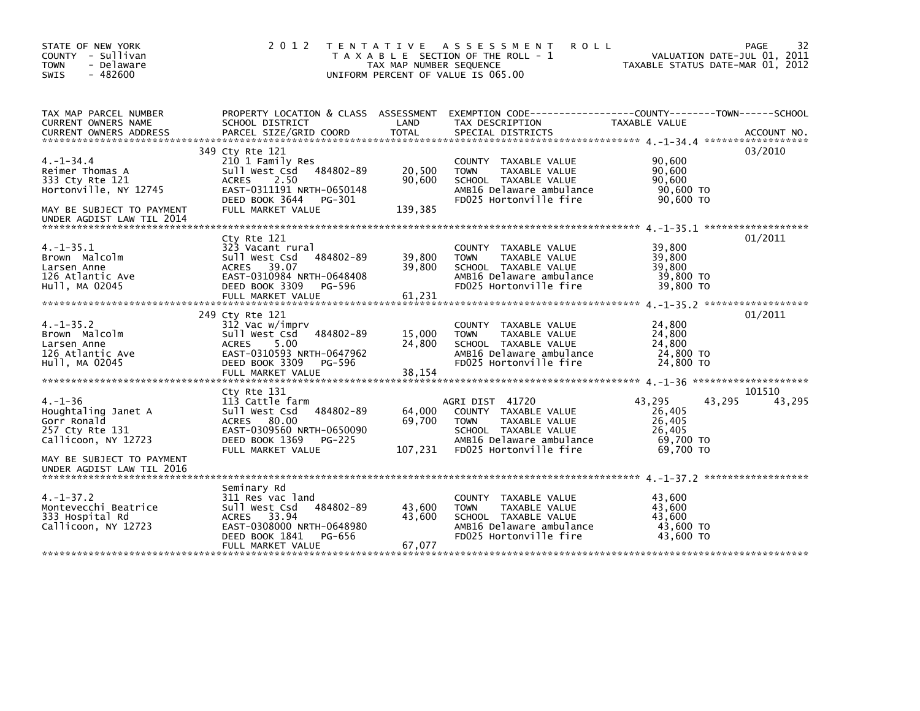STATE OF NEW YORK
COUNTY - Sullivan
TOWN - Delaware
SWIS - 482600

**2012 TENTATIVE ASSESSMENT ROLL**
TAXABLE SECTION OF THE ROLL - 1
TAX MAP NUMBER SEQUENCE
UNIFORM PERCENT OF VALUE IS 065.00

VALUATION DATE-JUL 01, 2011
TAXABLE STATUS DATE-MAR 01, 2012

| TAX MAP PARCEL NUMBER / CURRENT OWNERS NAME / CURRENT OWNERS ADDRESS | PROPERTY LOCATION & CLASS / SCHOOL DISTRICT / PARCEL SIZE/GRID COORD | ASSESSMENT LAND | TOTAL | EXEMPTION CODE / TAX DESCRIPTION / SPECIAL DISTRICTS | COUNTY TAXABLE VALUE | TOWN | SCHOOL / ACCOUNT NO. |
|---|---|---|---|---|---|---|---|
| **4.-1-34.4** | 349 Cty Rte 121 | | | | | | 03/2010 |
| Reimer Thomas A | 210 1 Family Res | | | COUNTY TAXABLE VALUE | 90,600 | | |
| 333 Cty Rte 121 | Sull West Csd 484802-89 | 20,500 | | TOWN TAXABLE VALUE | 90,600 | | |
| Hortonville, NY 12745 | ACRES 2.50 | | 90,600 | SCHOOL TAXABLE VALUE | 90,600 | | |
| | EAST-0311191 NRTH-0650148 | | | AMB16 Delaware ambulance | 90,600 TO | | |
| MAY BE SUBJECT TO PAYMENT | DEED BOOK 3644 PG-301 | | | FD025 Hortonville fire | 90,600 TO | | |
| UNDER AGDIST LAW TIL 2014 | FULL MARKET VALUE | | 139,385 | | | | |
| **4.-1-35.1** | Cty Rte 121 | | | | | | 01/2011 |
| Brown Malcolm | 323 Vacant rural | | | COUNTY TAXABLE VALUE | 39,800 | | |
| Larsen Anne | Sull West Csd 484802-89 | 39,800 | | TOWN TAXABLE VALUE | 39,800 | | |
| 126 Atlantic Ave | ACRES 39.07 | | 39,800 | SCHOOL TAXABLE VALUE | 39,800 | | |
| Hull, MA 02045 | EAST-0310984 NRTH-0648408 | | | AMB16 Delaware ambulance | 39,800 TO | | |
| | DEED BOOK 3309 PG-596 | | | FD025 Hortonville fire | 39,800 TO | | |
| | FULL MARKET VALUE | | 61,231 | | | | |
| **4.-1-35.2** | 249 Cty Rte 121 | | | | | | 01/2011 |
| Brown Malcolm | 312 Vac w/imprv | | | COUNTY TAXABLE VALUE | 24,800 | | |
| Larsen Anne | Sull West Csd 484802-89 | 15,000 | | TOWN TAXABLE VALUE | 24,800 | | |
| 126 Atlantic Ave | ACRES 5.00 | | 24,800 | SCHOOL TAXABLE VALUE | 24,800 | | |
| Hull, MA 02045 | EAST-0310593 NRTH-0647962 | | | AMB16 Delaware ambulance | 24,800 TO | | |
| | DEED BOOK 3309 PG-596 | | | FD025 Hortonville fire | 24,800 TO | | |
| | FULL MARKET VALUE | | 38,154 | | | | |
| **4.-1-36** | Cty Rte 131 | | | | | | 101510 |
| Houghtaling Janet A | 113 Cattle farm | | | AGRI DIST 41720 | 43,295 | 43,295 | 43,295 |
| Gorr Ronald | Sull West Csd 484802-89 | 64,000 | | COUNTY TAXABLE VALUE | 26,405 | | |
| 257 Cty Rte 131 | ACRES 80.00 | | 69,700 | TOWN TAXABLE VALUE | 26,405 | | |
| Callicoon, NY 12723 | EAST-0309560 NRTH-0650090 | | | SCHOOL TAXABLE VALUE | 26,405 | | |
| | DEED BOOK 1369 PG-225 | | | AMB16 Delaware ambulance | 69,700 TO | | |
| MAY BE SUBJECT TO PAYMENT | FULL MARKET VALUE | | 107,231 | FD025 Hortonville fire | 69,700 TO | | |
| UNDER AGDIST LAW TIL 2016 | | | | | | | |
| **4.-1-37.2** | Seminary Rd | | | | | | |
| Montevecchi Beatrice | 311 Res vac land | | | COUNTY TAXABLE VALUE | 43,600 | | |
| 333 Hospital Rd | Sull West Csd 484802-89 | 43,600 | | TOWN TAXABLE VALUE | 43,600 | | |
| Callicoon, NY 12723 | ACRES 33.94 | | 43,600 | SCHOOL TAXABLE VALUE | 43,600 | | |
| | EAST-0308000 NRTH-0648980 | | | AMB16 Delaware ambulance | 43,600 TO | | |
| | DEED BOOK 1841 PG-656 | | | FD025 Hortonville fire | 43,600 TO | | |
| | FULL MARKET VALUE | | 67,077 | | | | |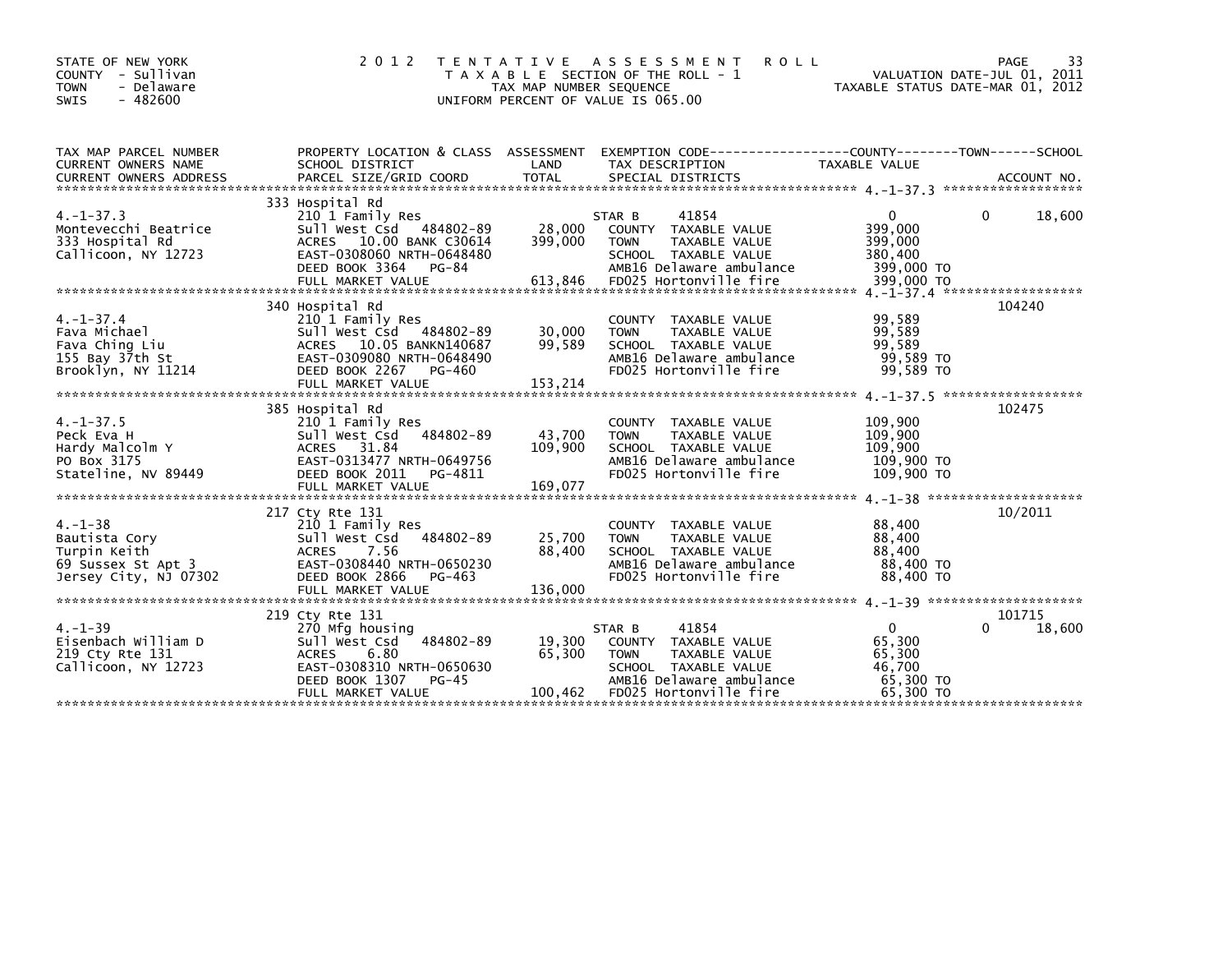STATE OF NEW YORK
COUNTY - Sullivan
TOWN - Delaware
SWIS - 482600

# 2012 TENTATIVE ASSESSMENT ROLL

TAXABLE SECTION OF THE ROLL - 1
TAX MAP NUMBER SEQUENCE
UNIFORM PERCENT OF VALUE IS 065.00

VALUATION DATE-JUL 01, 2011
TAXABLE STATUS DATE-MAR 01, 2012

| TAX MAP PARCEL NUMBER / CURRENT OWNERS NAME / CURRENT OWNERS ADDRESS | PROPERTY LOCATION & CLASS / SCHOOL DISTRICT / PARCEL SIZE/GRID COORD | ASSESSMENT LAND | TOTAL | EXEMPTION CODE / TAX DESCRIPTION / SPECIAL DISTRICTS | COUNTY TAXABLE VALUE | TOWN | SCHOOL / ACCOUNT NO. |
|---|---|---|---|---|---|---|---|
| | 333 Hospital Rd | | | | | | |
| 4.-1-37.3 | 210 1 Family Res | | | STAR B 41854 | 0 | 0 | 18,600 |
| Montevecchi Beatrice | Sull West Csd 484802-89 | 28,000 | | COUNTY TAXABLE VALUE | 399,000 | | |
| 333 Hospital Rd | ACRES 10.00 BANK C30614 | | 399,000 | TOWN TAXABLE VALUE | 399,000 | | |
| Callicoon, NY 12723 | EAST-0308060 NRTH-0648480 | | | SCHOOL TAXABLE VALUE | 380,400 | | |
| | DEED BOOK 3364 PG-84 | | | AMB16 Delaware ambulance | 399,000 TO | | |
| | FULL MARKET VALUE | | 613,846 | FD025 Hortonville fire | 399,000 TO | | |
| | 340 Hospital Rd | | | | | | 104240 |
| 4.-1-37.4 | 210 1 Family Res | | | COUNTY TAXABLE VALUE | 99,589 | | |
| Fava Michael | Sull West Csd 484802-89 | 30,000 | | TOWN TAXABLE VALUE | 99,589 | | |
| Fava Ching Liu | ACRES 10.05 BANKN140687 | | 99,589 | SCHOOL TAXABLE VALUE | 99,589 | | |
| 155 Bay 37th St | EAST-0309080 NRTH-0648490 | | | AMB16 Delaware ambulance | 99,589 TO | | |
| Brooklyn, NY 11214 | DEED BOOK 2267 PG-460 | | | FD025 Hortonville fire | 99,589 TO | | |
| | FULL MARKET VALUE | | 153,214 | | | | |
| | 385 Hospital Rd | | | | | | 102475 |
| 4.-1-37.5 | 210 1 Family Res | | | COUNTY TAXABLE VALUE | 109,900 | | |
| Peck Eva H | Sull West Csd 484802-89 | 43,700 | | TOWN TAXABLE VALUE | 109,900 | | |
| Hardy Malcolm Y | ACRES 31.84 | | 109,900 | SCHOOL TAXABLE VALUE | 109,900 | | |
| PO Box 3175 | EAST-0313477 NRTH-0649756 | | | AMB16 Delaware ambulance | 109,900 TO | | |
| Stateline, NV 89449 | DEED BOOK 2011 PG-4811 | | | FD025 Hortonville fire | 109,900 TO | | |
| | FULL MARKET VALUE | | 169,077 | | | | |
| | 217 Cty Rte 131 | | | | | | 10/2011 |
| 4.-1-38 | 210 1 Family Res | | | COUNTY TAXABLE VALUE | 88,400 | | |
| Bautista Cory | Sull West Csd 484802-89 | 25,700 | | TOWN TAXABLE VALUE | 88,400 | | |
| Turpin Keith | ACRES 7.56 | | 88,400 | SCHOOL TAXABLE VALUE | 88,400 | | |
| 69 Sussex St Apt 3 | EAST-0308440 NRTH-0650230 | | | AMB16 Delaware ambulance | 88,400 TO | | |
| Jersey City, NJ 07302 | DEED BOOK 2866 PG-463 | | | FD025 Hortonville fire | 88,400 TO | | |
| | FULL MARKET VALUE | | 136,000 | | | | |
| | 219 Cty Rte 131 | | | | | | 101715 |
| 4.-1-39 | 270 Mfg housing | | | STAR B 41854 | 0 | 0 | 18,600 |
| Eisenbach William D | Sull West Csd 484802-89 | 19,300 | | COUNTY TAXABLE VALUE | 65,300 | | |
| 219 Cty Rte 131 | ACRES 6.80 | | 65,300 | TOWN TAXABLE VALUE | 65,300 | | |
| Callicoon, NY 12723 | EAST-0308310 NRTH-0650630 | | | SCHOOL TAXABLE VALUE | 46,700 | | |
| | DEED BOOK 1307 PG-45 | | | AMB16 Delaware ambulance | 65,300 TO | | |
| | FULL MARKET VALUE | | 100,462 | FD025 Hortonville fire | 65,300 TO | | |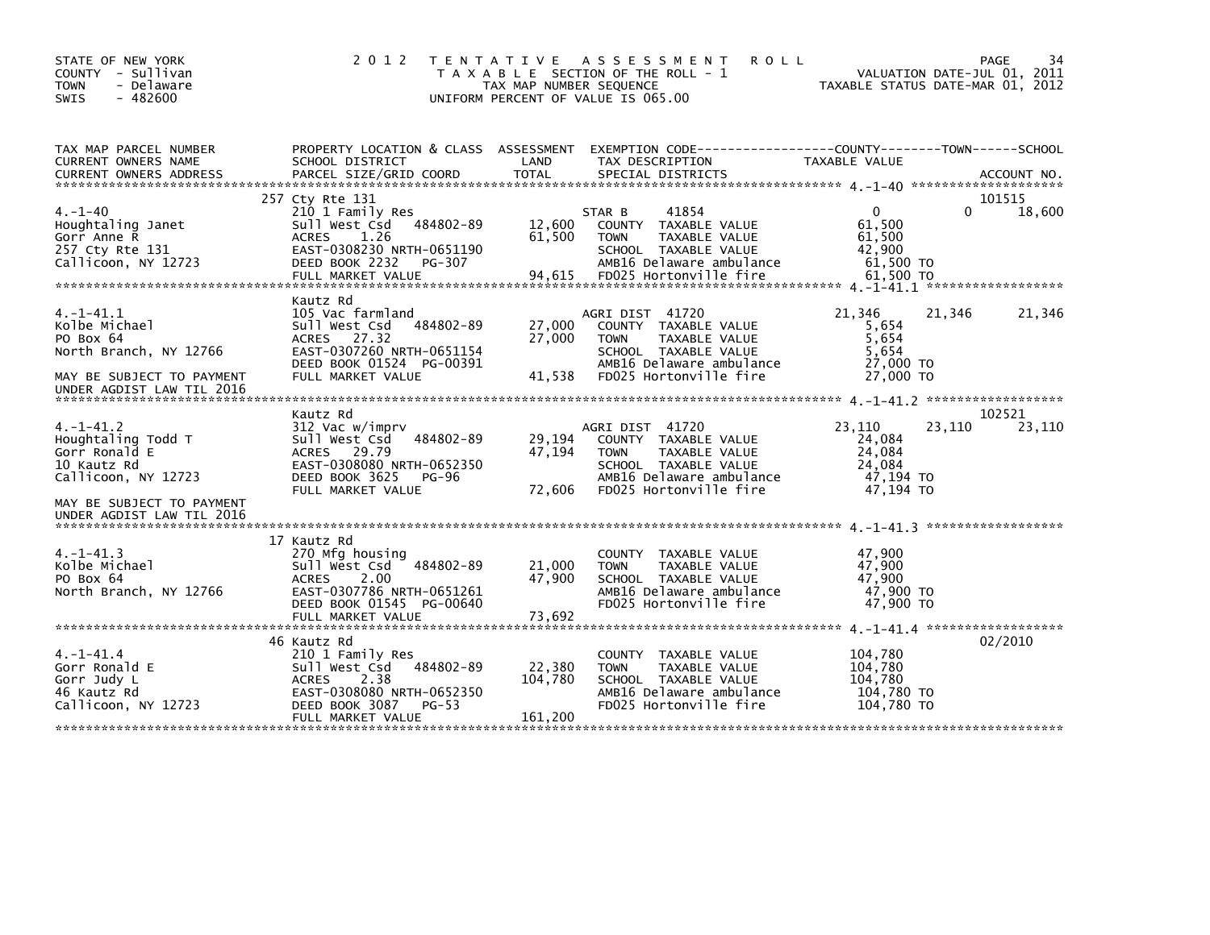STATE OF NEW YORK
COUNTY - Sullivan
TOWN - Delaware
SWIS - 482600

# 2012 TENTATIVE ASSESSMENT ROLL

TAXABLE SECTION OF THE ROLL - 1
TAX MAP NUMBER SEQUENCE
UNIFORM PERCENT OF VALUE IS 065.00

VALUATION DATE-JUL 01, 2011
TAXABLE STATUS DATE-MAR 01, 2012

| TAX MAP PARCEL NUMBER / CURRENT OWNERS NAME / CURRENT OWNERS ADDRESS | PROPERTY LOCATION & CLASS / SCHOOL DISTRICT / PARCEL SIZE/GRID COORD | ASSESSMENT LAND | TOTAL | EXEMPTION CODE / TAX DESCRIPTION / SPECIAL DISTRICTS | COUNTY TAXABLE VALUE | TOWN | SCHOOL / ACCOUNT NO. |
|---|---|---|---|---|---|---|---|
| **4.-1-40** | 257 Cty Rte 131 | | | | | | 101515 |
| 4.-1-40 | 210 1 Family Res | | | STAR B 41854 | 0 | 0 | 18,600 |
| Houghtaling Janet | Sull West Csd 484802-89 | 12,600 | | COUNTY TAXABLE VALUE | 61,500 | | |
| Gorr Anne R | ACRES 1.26 | | 61,500 | TOWN TAXABLE VALUE | 61,500 | | |
| 257 Cty Rte 131 | EAST-0308230 NRTH-0651190 | | | SCHOOL TAXABLE VALUE | 42,900 | | |
| Callicoon, NY 12723 | DEED BOOK 2232 PG-307 | | | AMB16 Delaware ambulance | 61,500 TO | | |
| | FULL MARKET VALUE | | 94,615 | FD025 Hortonville fire | 61,500 TO | | |
| **4.-1-41.1** | Kautz Rd | | | | | | |
| 4.-1-41.1 | 105 Vac farmland | | | AGRI DIST 41720 | 21,346 | 21,346 | 21,346 |
| Kolbe Michael | Sull West Csd 484802-89 | 27,000 | | COUNTY TAXABLE VALUE | 5,654 | | |
| PO Box 64 | ACRES 27.32 | | 27,000 | TOWN TAXABLE VALUE | 5,654 | | |
| North Branch, NY 12766 | EAST-0307260 NRTH-0651154 | | | SCHOOL TAXABLE VALUE | 5,654 | | |
| | DEED BOOK 01524 PG-00391 | | | AMB16 Delaware ambulance | 27,000 TO | | |
| MAY BE SUBJECT TO PAYMENT | FULL MARKET VALUE | | 41,538 | FD025 Hortonville fire | 27,000 TO | | |
| UNDER AGDIST LAW TIL 2016 | | | | | | | |
| **4.-1-41.2** | Kautz Rd | | | | | | 102521 |
| 4.-1-41.2 | 312 Vac w/imprv | | | AGRI DIST 41720 | 23,110 | 23,110 | 23,110 |
| Houghtaling Todd T | Sull West Csd 484802-89 | 29,194 | | COUNTY TAXABLE VALUE | 24,084 | | |
| Gorr Ronald E | ACRES 29.79 | | 47,194 | TOWN TAXABLE VALUE | 24,084 | | |
| 10 Kautz Rd | EAST-0308080 NRTH-0652350 | | | SCHOOL TAXABLE VALUE | 24,084 | | |
| Callicoon, NY 12723 | DEED BOOK 3625 PG-96 | | | AMB16 Delaware ambulance | 47,194 TO | | |
| | FULL MARKET VALUE | | 72,606 | FD025 Hortonville fire | 47,194 TO | | |
| MAY BE SUBJECT TO PAYMENT | | | | | | | |
| UNDER AGDIST LAW TIL 2016 | | | | | | | |
| **4.-1-41.3** | 17 Kautz Rd | | | | | | |
| 4.-1-41.3 | 270 Mfg housing | | | COUNTY TAXABLE VALUE | 47,900 | | |
| Kolbe Michael | Sull West Csd 484802-89 | 21,000 | | TOWN TAXABLE VALUE | 47,900 | | |
| PO Box 64 | ACRES 2.00 | | 47,900 | SCHOOL TAXABLE VALUE | 47,900 | | |
| North Branch, NY 12766 | EAST-0307786 NRTH-0651261 | | | AMB16 Delaware ambulance | 47,900 TO | | |
| | DEED BOOK 01545 PG-00640 | | | FD025 Hortonville fire | 47,900 TO | | |
| | FULL MARKET VALUE | | 73,692 | | | | |
| **4.-1-41.4** | 46 Kautz Rd | | | | | | 02/2010 |
| 4.-1-41.4 | 210 1 Family Res | | | COUNTY TAXABLE VALUE | 104,780 | | |
| Gorr Ronald E | Sull West Csd 484802-89 | 22,380 | | TOWN TAXABLE VALUE | 104,780 | | |
| Gorr Judy L | ACRES 2.38 | | 104,780 | SCHOOL TAXABLE VALUE | 104,780 | | |
| 46 Kautz Rd | EAST-0308080 NRTH-0652350 | | | AMB16 Delaware ambulance | 104,780 TO | | |
| Callicoon, NY 12723 | DEED BOOK 3087 PG-53 | | | FD025 Hortonville fire | 104,780 TO | | |
| | FULL MARKET VALUE | | 161,200 | | | | |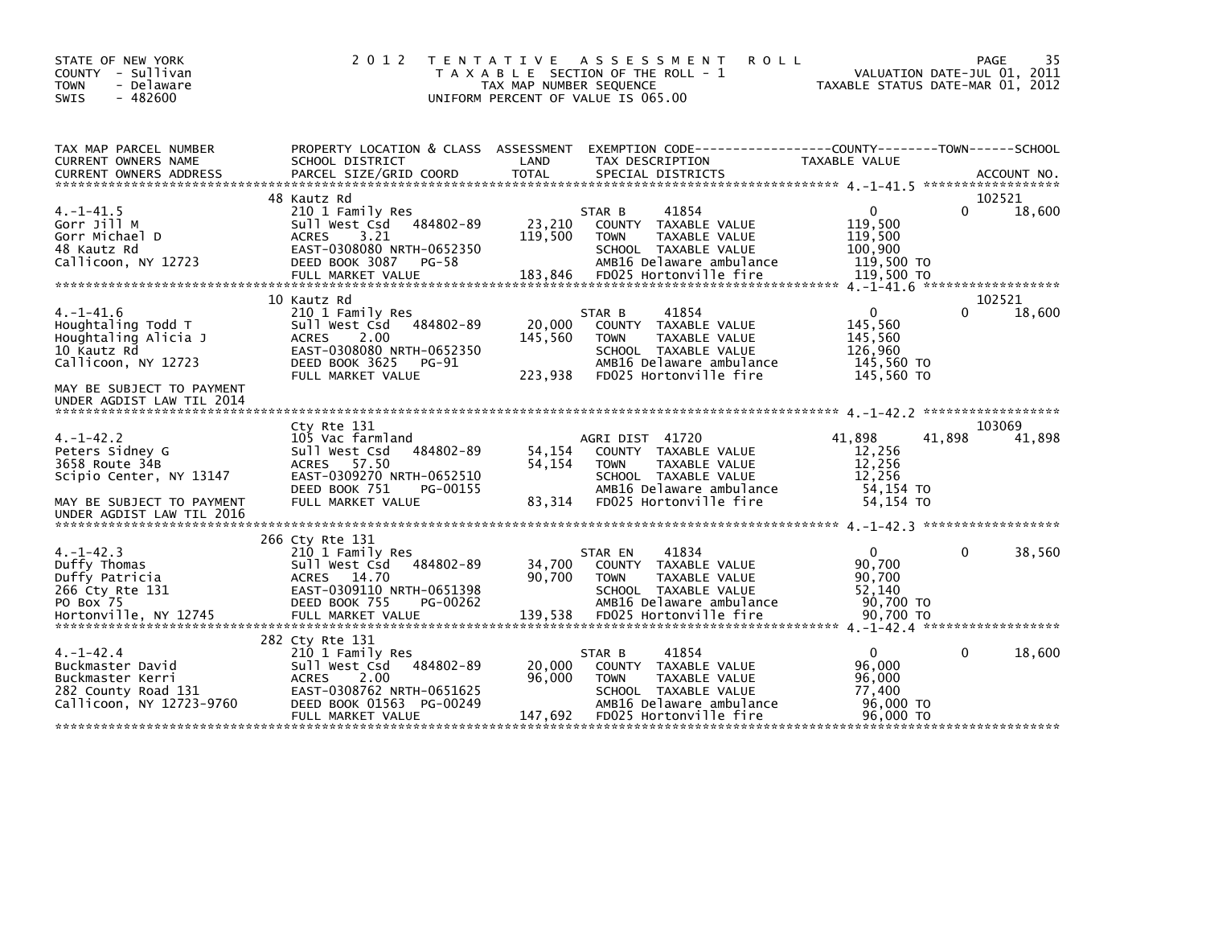STATE OF NEW YORK
COUNTY - Sullivan
TOWN - Delaware
SWIS - 482600

2 0 1 2 T E N T A T I V E A S S E S S M E N T R O L L
T A X A B L E SECTION OF THE ROLL - 1
TAX MAP NUMBER SEQUENCE
UNIFORM PERCENT OF VALUE IS 065.00

VALUATION DATE-JUL 01, 2011
TAXABLE STATUS DATE-MAR 01, 2012

| TAX MAP PARCEL NUMBER / CURRENT OWNERS NAME / CURRENT OWNERS ADDRESS | PROPERTY LOCATION & CLASS / SCHOOL DISTRICT / PARCEL SIZE/GRID COORD | ASSESSMENT LAND / TOTAL | EXEMPTION CODE / TAX DESCRIPTION / SPECIAL DISTRICTS | COUNTY TAXABLE VALUE | TOWN | SCHOOL / ACCOUNT NO. |
|---|---|---|---|---|---|---|
| 4.-1-41.5 | 48 Kautz Rd | | | | | 102521 |
| | 210 1 Family Res | | STAR B 41854 | 0 | 0 | 18,600 |
| Gorr Jill M | Sull West Csd 484802-89 | 23,210 | COUNTY TAXABLE VALUE | 119,500 | | |
| Gorr Michael D | ACRES 3.21 | 119,500 | TOWN TAXABLE VALUE | 119,500 | | |
| 48 Kautz Rd | EAST-0308080 NRTH-0652350 | | SCHOOL TAXABLE VALUE | 100,900 | | |
| Callicoon, NY 12723 | DEED BOOK 3087 PG-58 | | AMB16 Delaware ambulance | 119,500 TO | | |
| | FULL MARKET VALUE | 183,846 | FD025 Hortonville fire | 119,500 TO | | |
| 4.-1-41.6 | 10 Kautz Rd | | | | | 102521 |
| | 210 1 Family Res | | STAR B 41854 | 0 | 0 | 18,600 |
| Houghtaling Todd T | Sull West Csd 484802-89 | 20,000 | COUNTY TAXABLE VALUE | 145,560 | | |
| Houghtaling Alicia J | ACRES 2.00 | 145,560 | TOWN TAXABLE VALUE | 145,560 | | |
| 10 Kautz Rd | EAST-0308080 NRTH-0652350 | | SCHOOL TAXABLE VALUE | 126,960 | | |
| Callicoon, NY 12723 | DEED BOOK 3625 PG-91 | | AMB16 Delaware ambulance | 145,560 TO | | |
| | FULL MARKET VALUE | 223,938 | FD025 Hortonville fire | 145,560 TO | | |
| MAY BE SUBJECT TO PAYMENT UNDER AGDIST LAW TIL 2014 | | | | | | |
| 4.-1-42.2 | Cty Rte 131 | | | | | 103069 |
| | 105 Vac farmland | | AGRI DIST 41720 | 41,898 | 41,898 | 41,898 |
| Peters Sidney G | Sull West Csd 484802-89 | 54,154 | COUNTY TAXABLE VALUE | 12,256 | | |
| 3658 Route 34B | ACRES 57.50 | 54,154 | TOWN TAXABLE VALUE | 12,256 | | |
| Scipio Center, NY 13147 | EAST-0309270 NRTH-0652510 | | SCHOOL TAXABLE VALUE | 12,256 | | |
| | DEED BOOK 751 PG-00155 | | AMB16 Delaware ambulance | 54,154 TO | | |
| MAY BE SUBJECT TO PAYMENT UNDER AGDIST LAW TIL 2016 | FULL MARKET VALUE | 83,314 | FD025 Hortonville fire | 54,154 TO | | |
| 4.-1-42.3 | 266 Cty Rte 131 | | | | | |
| | 210 1 Family Res | | STAR EN 41834 | 0 | 0 | 38,560 |
| Duffy Thomas | Sull West Csd 484802-89 | 34,700 | COUNTY TAXABLE VALUE | 90,700 | | |
| Duffy Patricia | ACRES 14.70 | 90,700 | TOWN TAXABLE VALUE | 90,700 | | |
| 266 Cty Rte 131 | EAST-0309110 NRTH-0651398 | | SCHOOL TAXABLE VALUE | 52,140 | | |
| PO Box 75 | DEED BOOK 755 PG-00262 | | AMB16 Delaware ambulance | 90,700 TO | | |
| Hortonville, NY 12745 | FULL MARKET VALUE | 139,538 | FD025 Hortonville fire | 90,700 TO | | |
| 4.-1-42.4 | 282 Cty Rte 131 | | | | | |
| | 210 1 Family Res | | STAR B 41854 | 0 | 0 | 18,600 |
| Buckmaster David | Sull West Csd 484802-89 | 20,000 | COUNTY TAXABLE VALUE | 96,000 | | |
| Buckmaster Kerri | ACRES 2.00 | 96,000 | TOWN TAXABLE VALUE | 96,000 | | |
| 282 County Road 131 | EAST-0308762 NRTH-0651625 | | SCHOOL TAXABLE VALUE | 77,400 | | |
| Callicoon, NY 12723-9760 | DEED BOOK 01563 PG-00249 | | AMB16 Delaware ambulance | 96,000 TO | | |
| | FULL MARKET VALUE | 147,692 | FD025 Hortonville fire | 96,000 TO | | |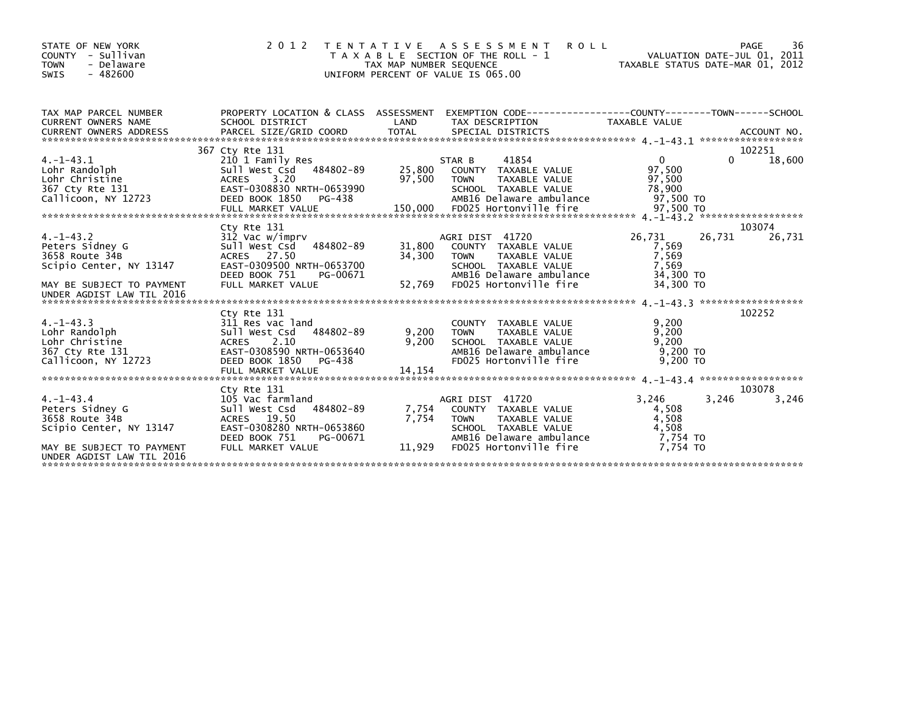STATE OF NEW YORK
COUNTY - Sullivan
TOWN - Delaware
SWIS - 482600

# 2012 TENTATIVE ASSESSMENT ROLL

TAXABLE SECTION OF THE ROLL - 1
TAX MAP NUMBER SEQUENCE
UNIFORM PERCENT OF VALUE IS 065.00

VALUATION DATE-JUL 01, 2011
TAXABLE STATUS DATE-MAR 01, 2012

| TAX MAP PARCEL NUMBER / CURRENT OWNERS NAME / CURRENT OWNERS ADDRESS | PROPERTY LOCATION & CLASS / SCHOOL DISTRICT / PARCEL SIZE/GRID COORD | ASSESSMENT LAND / TOTAL | EXEMPTION CODE / TAX DESCRIPTION / SPECIAL DISTRICTS | COUNTY TAXABLE VALUE | TOWN | SCHOOL / ACCOUNT NO. |
|---|---|---|---|---|---|---|
| 4.-1-43.1 | 367 Cty Rte 131 | | | | | 102251 |
| | 210 1 Family Res | | STAR B 41854 | 0 | 0 | 18,600 |
| Lohr Randolph | Sull West Csd 484802-89 | 25,800 | COUNTY TAXABLE VALUE | 97,500 | | |
| Lohr Christine | ACRES 3.20 | 97,500 | TOWN TAXABLE VALUE | 97,500 | | |
| 367 Cty Rte 131 | EAST-0308830 NRTH-0653990 | | SCHOOL TAXABLE VALUE | 78,900 | | |
| Callicoon, NY 12723 | DEED BOOK 1850 PG-438 | | AMB16 Delaware ambulance | 97,500 TO | | |
| | FULL MARKET VALUE | 150,000 | FD025 Hortonville fire | 97,500 TO | | |
| 4.-1-43.2 | Cty Rte 131 | | | | | 103074 |
| | 312 Vac w/imprv | | AGRI DIST 41720 | 26,731 | 26,731 | 26,731 |
| Peters Sidney G | Sull West Csd 484802-89 | 31,800 | COUNTY TAXABLE VALUE | 7,569 | | |
| 3658 Route 34B | ACRES 27.50 | 34,300 | TOWN TAXABLE VALUE | 7,569 | | |
| Scipio Center, NY 13147 | EAST-0309500 NRTH-0653700 | | SCHOOL TAXABLE VALUE | 7,569 | | |
| | DEED BOOK 751 PG-00671 | | AMB16 Delaware ambulance | 34,300 TO | | |
| MAY BE SUBJECT TO PAYMENT UNDER AGDIST LAW TIL 2016 | FULL MARKET VALUE | 52,769 | FD025 Hortonville fire | 34,300 TO | | |
| 4.-1-43.3 | Cty Rte 131 | | | | | 102252 |
| | 311 Res vac land | | COUNTY TAXABLE VALUE | 9,200 | | |
| Lohr Randolph | Sull West Csd 484802-89 | 9,200 | TOWN TAXABLE VALUE | 9,200 | | |
| Lohr Christine | ACRES 2.10 | 9,200 | SCHOOL TAXABLE VALUE | 9,200 | | |
| 367 Cty Rte 131 | EAST-0308590 NRTH-0653640 | | AMB16 Delaware ambulance | 9,200 TO | | |
| Callicoon, NY 12723 | DEED BOOK 1850 PG-438 | | FD025 Hortonville fire | 9,200 TO | | |
| | FULL MARKET VALUE | 14,154 | | | | |
| 4.-1-43.4 | Cty Rte 131 | | | | | 103078 |
| | 105 Vac farmland | | AGRI DIST 41720 | 3,246 | 3,246 | 3,246 |
| Peters Sidney G | Sull West Csd 484802-89 | 7,754 | COUNTY TAXABLE VALUE | 4,508 | | |
| 3658 Route 34B | ACRES 19.50 | 7,754 | TOWN TAXABLE VALUE | 4,508 | | |
| Scipio Center, NY 13147 | EAST-0308280 NRTH-0653860 | | SCHOOL TAXABLE VALUE | 4,508 | | |
| | DEED BOOK 751 PG-00671 | | AMB16 Delaware ambulance | 7,754 TO | | |
| MAY BE SUBJECT TO PAYMENT UNDER AGDIST LAW TIL 2016 | FULL MARKET VALUE | 11,929 | FD025 Hortonville fire | 7,754 TO | | |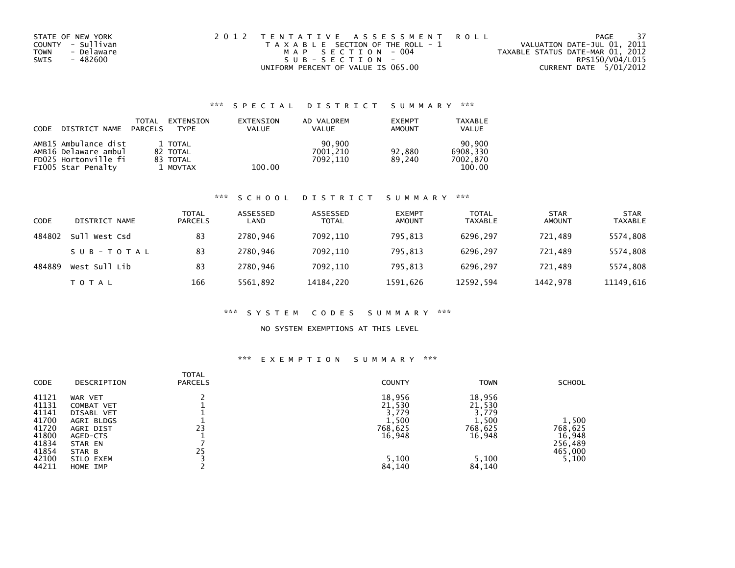STATE OF NEW YORK
COUNTY - Sullivan
TOWN - Delaware
SWIS - 482600

2012 TENTATIVE ASSESSMENT ROLL
TAXABLE SECTION OF THE ROLL - 1
MAP SECTION - 004
SUB-SECTION -
UNIFORM PERCENT OF VALUE IS 065.00

VALUATION DATE-JUL 01, 2011
TAXABLE STATUS DATE-MAR 01, 2012
RPS150/V04/L015
CURRENT DATE 5/01/2012

## *** SPECIAL DISTRICT SUMMARY ***

| CODE | DISTRICT NAME | TOTAL PARCELS | EXTENSION TYPE | EXTENSION VALUE | AD VALOREM VALUE | EXEMPT AMOUNT | TAXABLE VALUE |
|---|---|---|---|---|---|---|---|
| AMB15 | Ambulance dist | 1 | TOTAL | | 90,900 | | 90,900 |
| AMB16 | Delaware ambul | 82 | TOTAL | | 7001,210 | 92,880 | 6908,330 |
| FD025 | Hortonville fi | 83 | TOTAL | | 7092,110 | 89,240 | 7002,870 |
| FI005 | Star Penalty | 1 | MOVTAX | 100.00 | | | 100.00 |

## *** SCHOOL DISTRICT SUMMARY ***

| CODE | DISTRICT NAME | TOTAL PARCELS | ASSESSED LAND | ASSESSED TOTAL | EXEMPT AMOUNT | TOTAL TAXABLE | STAR AMOUNT | STAR TAXABLE |
|---|---|---|---|---|---|---|---|---|
| 484802 | Sull West Csd | 83 | 2780,946 | 7092,110 | 795,813 | 6296,297 | 721,489 | 5574,808 |
| | SUB-TOTAL | 83 | 2780,946 | 7092,110 | 795,813 | 6296,297 | 721,489 | 5574,808 |
| 484889 | West Sull Lib | 83 | 2780,946 | 7092,110 | 795,813 | 6296,297 | 721,489 | 5574,808 |
| | TOTAL | 166 | 5561,892 | 14184,220 | 1591,626 | 12592,594 | 1442,978 | 11149,616 |

## *** SYSTEM CODES SUMMARY ***

NO SYSTEM EXEMPTIONS AT THIS LEVEL

## *** EXEMPTION SUMMARY ***

| CODE | DESCRIPTION | TOTAL PARCELS | COUNTY | TOWN | SCHOOL |
|---|---|---|---|---|---|
| 41121 | WAR VET | 2 | 18,956 | 18,956 | |
| 41131 | COMBAT VET | 1 | 21,530 | 21,530 | |
| 41141 | DISABL VET | 1 | 3,779 | 3,779 | |
| 41700 | AGRI BLDGS | 1 | 1,500 | 1,500 | 1,500 |
| 41720 | AGRI DIST | 23 | 768,625 | 768,625 | 768,625 |
| 41800 | AGED-CTS | 1 | 16,948 | 16,948 | 16,948 |
| 41834 | STAR EN | 7 | | | 256,489 |
| 41854 | STAR B | 25 | | | 465,000 |
| 42100 | SILO EXEM | 3 | 5,100 | 5,100 | 5,100 |
| 44211 | HOME IMP | 2 | 84,140 | 84,140 | |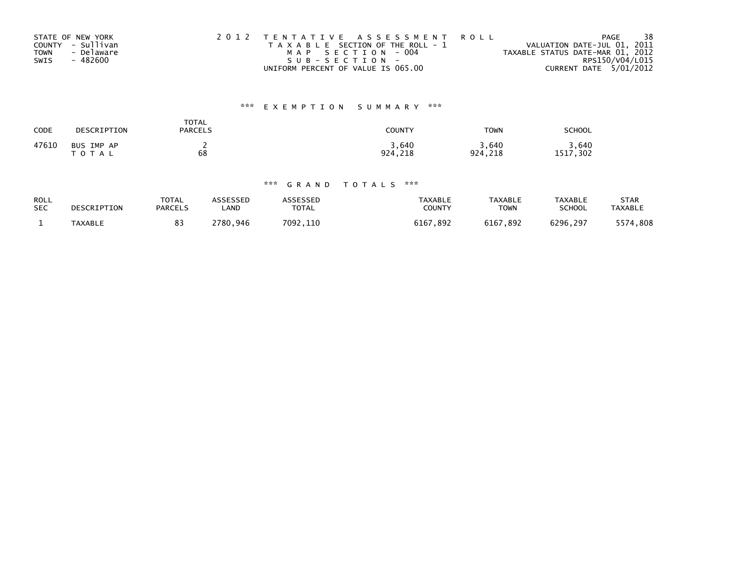STATE OF NEW YORK
COUNTY - Sullivan
TOWN - Delaware
SWIS - 482600

2012 TENTATIVE ASSESSMENT ROLL
TAXABLE SECTION OF THE ROLL - 1
MAP SECTION - 004
SUB-SECTION -
UNIFORM PERCENT OF VALUE IS 065.00

VALUATION DATE-JUL 01, 2011
TAXABLE STATUS DATE-MAR 01, 2012
RPS150/V04/L015
CURRENT DATE 5/01/2012

## *** EXEMPTION SUMMARY ***

| CODE | DESCRIPTION | TOTAL PARCELS | COUNTY | TOWN | SCHOOL |
|---|---|---|---|---|---|
| 47610 | BUS IMP AP | 2 | 3,640 | 3,640 | 3,640 |
| | TOTAL | 68 | 924,218 | 924,218 | 1517,302 |

## *** GRAND TOTALS ***

| ROLL SEC | DESCRIPTION | TOTAL PARCELS | ASSESSED LAND | ASSESSED TOTAL | TAXABLE COUNTY | TAXABLE TOWN | TAXABLE SCHOOL | STAR TAXABLE |
|---|---|---|---|---|---|---|---|---|
| 1 | TAXABLE | 83 | 2780,946 | 7092,110 | 6167,892 | 6167,892 | 6296,297 | 5574,808 |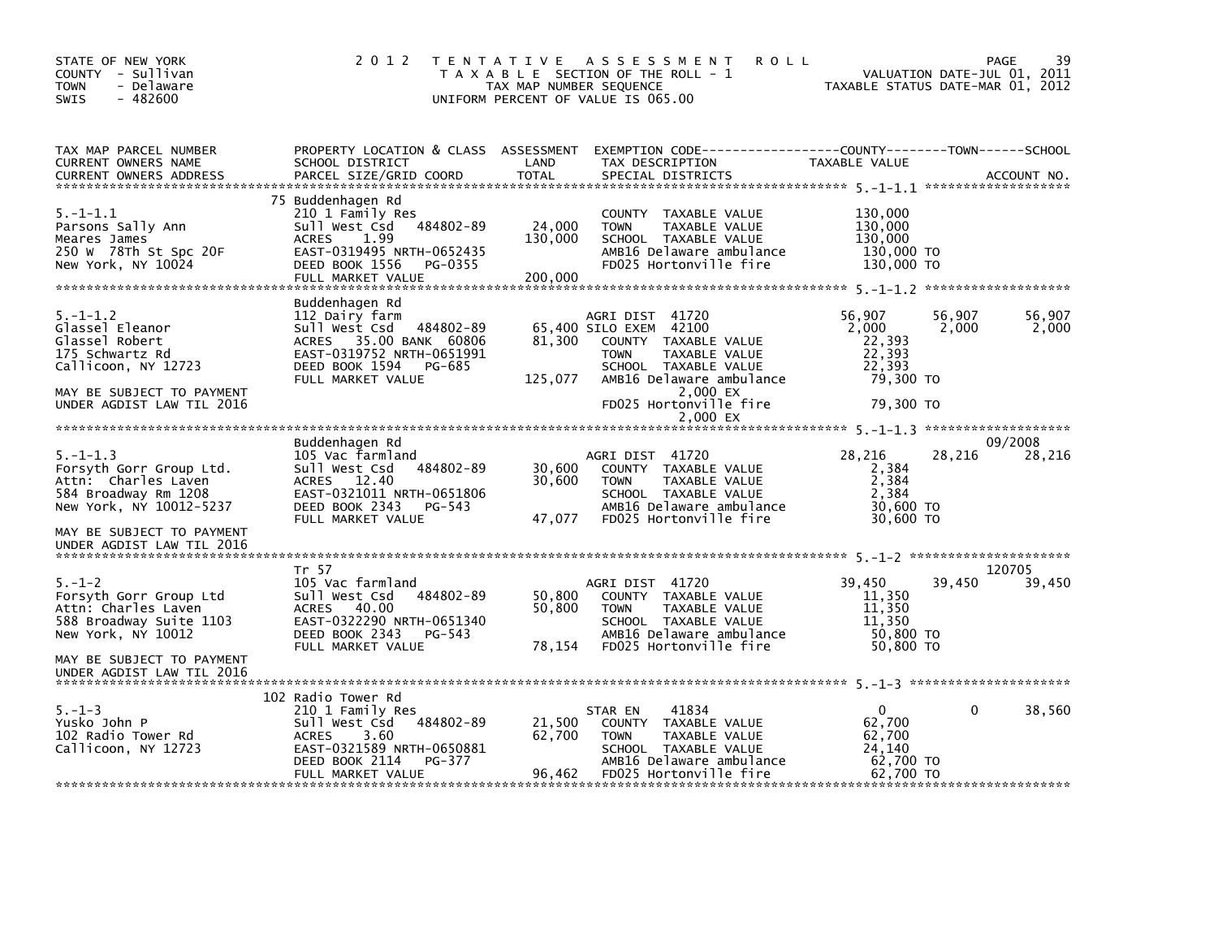STATE OF NEW YORK
COUNTY - Sullivan
TOWN - Delaware
SWIS - 482600

# 2012 TENTATIVE ASSESSMENT ROLL

TAXABLE SECTION OF THE ROLL - 1
TAX MAP NUMBER SEQUENCE
UNIFORM PERCENT OF VALUE IS 065.00

VALUATION DATE-JUL 01, 2011
TAXABLE STATUS DATE-MAR 01, 2012

| TAX MAP PARCEL NUMBER / CURRENT OWNERS NAME / CURRENT OWNERS ADDRESS | PROPERTY LOCATION & CLASS / SCHOOL DISTRICT / PARCEL SIZE/GRID COORD | ASSESSMENT LAND / TOTAL | EXEMPTION CODE / TAX DESCRIPTION / SPECIAL DISTRICTS | COUNTY TAXABLE VALUE | TOWN | SCHOOL / ACCOUNT NO. |
|---|---|---|---|---|---|---|
| **5.-1-1.1** | 75 Buddenhagen Rd | | | | | |
| 5.-1-1.1 | 210 1 Family Res | | COUNTY TAXABLE VALUE | 130,000 | | |
| Parsons Sally Ann | Sull West Csd 484802-89 | 24,000 | TOWN TAXABLE VALUE | 130,000 | | |
| Meares James | ACRES 1.99 | 130,000 | SCHOOL TAXABLE VALUE | 130,000 | | |
| 250 W 78Th St Spc 20F | EAST-0319495 NRTH-0652435 | | AMB16 Delaware ambulance | 130,000 TO | | |
| New York, NY 10024 | DEED BOOK 1556 PG-0355 | | FD025 Hortonville fire | 130,000 TO | | |
| | FULL MARKET VALUE | 200,000 | | | | |
| **5.-1-1.2** | Buddenhagen Rd | | | | | |
| 5.-1-1.2 | 112 Dairy farm | | AGRI DIST 41720 | 56,907 | 56,907 | 56,907 |
| Glassel Eleanor | Sull West Csd 484802-89 | 65,400 | SILO EXEM 42100 | 2,000 | 2,000 | 2,000 |
| Glassel Robert | ACRES 35.00 BANK 60806 | 81,300 | COUNTY TAXABLE VALUE | 22,393 | | |
| 175 Schwartz Rd | EAST-0319752 NRTH-0651991 | | TOWN TAXABLE VALUE | 22,393 | | |
| Callicoon, NY 12723 | DEED BOOK 1594 PG-685 | | SCHOOL TAXABLE VALUE | 22,393 | | |
| | FULL MARKET VALUE | 125,077 | AMB16 Delaware ambulance | 79,300 TO | | |
| MAY BE SUBJECT TO PAYMENT | | | 2,000 EX | | | |
| UNDER AGDIST LAW TIL 2016 | | | FD025 Hortonville fire | 79,300 TO | | |
| | | | 2,000 EX | | | |
| **5.-1-1.3** | Buddenhagen Rd | | | | | 09/2008 |
| 5.-1-1.3 | 105 Vac farmland | | AGRI DIST 41720 | 28,216 | 28,216 | 28,216 |
| Forsyth Gorr Group Ltd. | Sull West Csd 484802-89 | 30,600 | COUNTY TAXABLE VALUE | 2,384 | | |
| Attn: Charles Laven | ACRES 12.40 | 30,600 | TOWN TAXABLE VALUE | 2,384 | | |
| 584 Broadway Rm 1208 | EAST-0321011 NRTH-0651806 | | SCHOOL TAXABLE VALUE | 2,384 | | |
| New York, NY 10012-5237 | DEED BOOK 2343 PG-543 | | AMB16 Delaware ambulance | 30,600 TO | | |
| | FULL MARKET VALUE | 47,077 | FD025 Hortonville fire | 30,600 TO | | |
| MAY BE SUBJECT TO PAYMENT | | | | | | |
| UNDER AGDIST LAW TIL 2016 | | | | | | |
| **5.-1-2** | Tr 57 | | | | | 120705 |
| 5.-1-2 | 105 Vac farmland | | AGRI DIST 41720 | 39,450 | 39,450 | 39,450 |
| Forsyth Gorr Group Ltd | Sull West Csd 484802-89 | 50,800 | COUNTY TAXABLE VALUE | 11,350 | | |
| Attn: Charles Laven | ACRES 40.00 | 50,800 | TOWN TAXABLE VALUE | 11,350 | | |
| 588 Broadway Suite 1103 | EAST-0322290 NRTH-0651340 | | SCHOOL TAXABLE VALUE | 11,350 | | |
| New York, NY 10012 | DEED BOOK 2343 PG-543 | | AMB16 Delaware ambulance | 50,800 TO | | |
| | FULL MARKET VALUE | 78,154 | FD025 Hortonville fire | 50,800 TO | | |
| MAY BE SUBJECT TO PAYMENT | | | | | | |
| UNDER AGDIST LAW TIL 2016 | | | | | | |
| **5.-1-3** | 102 Radio Tower Rd | | | | | |
| 5.-1-3 | 210 1 Family Res | | STAR EN 41834 | 0 | 0 | 38,560 |
| Yusko John P | Sull West Csd 484802-89 | 21,500 | COUNTY TAXABLE VALUE | 62,700 | | |
| 102 Radio Tower Rd | ACRES 3.60 | 62,700 | TOWN TAXABLE VALUE | 62,700 | | |
| Callicoon, NY 12723 | EAST-0321589 NRTH-0650881 | | SCHOOL TAXABLE VALUE | 24,140 | | |
| | DEED BOOK 2114 PG-377 | | AMB16 Delaware ambulance | 62,700 TO | | |
| | FULL MARKET VALUE | 96,462 | FD025 Hortonville fire | 62,700 TO | | |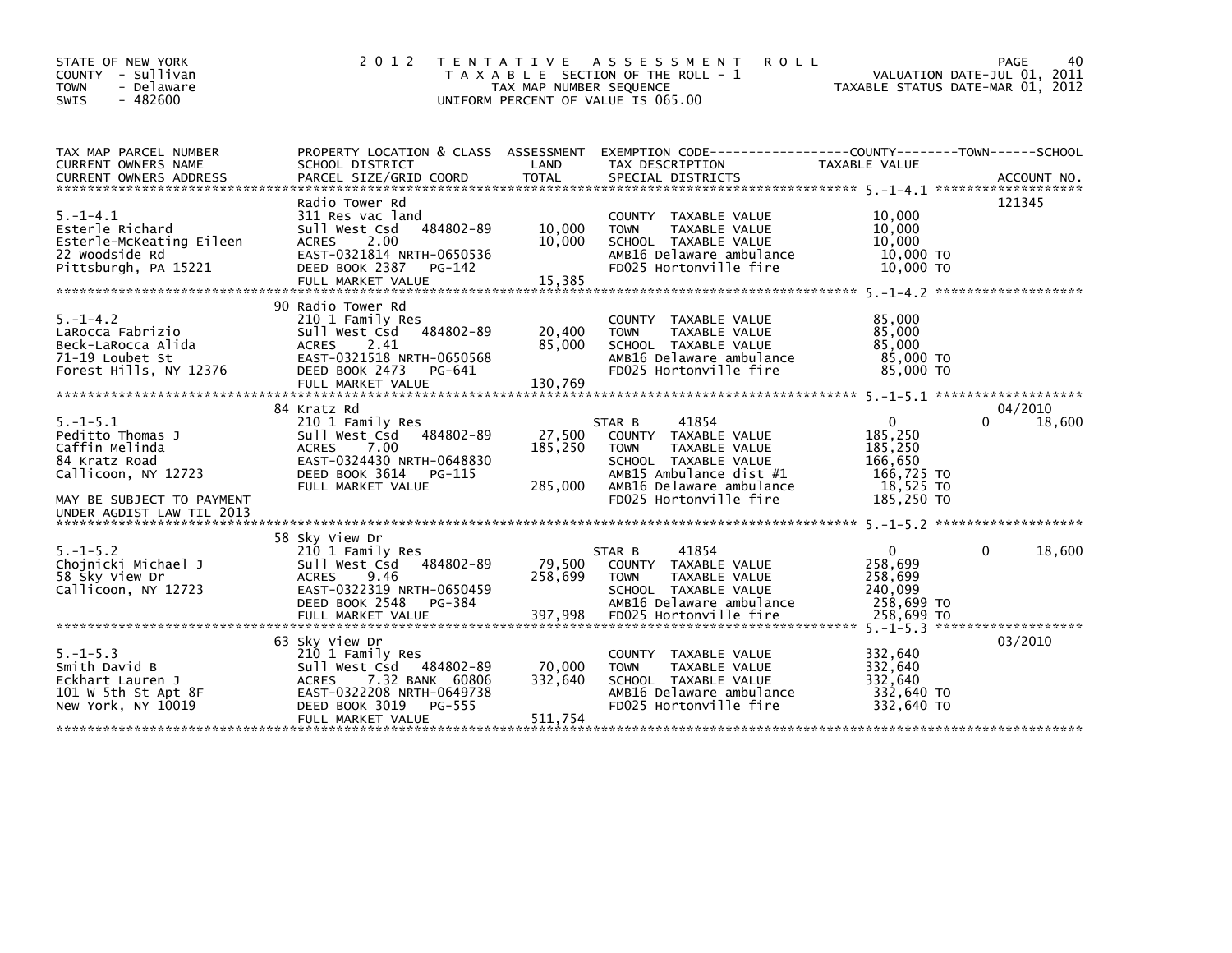STATE OF NEW YORK
COUNTY - Sullivan
TOWN - Delaware
SWIS - 482600

# 2012 TENTATIVE ASSESSMENT ROLL

TAXABLE SECTION OF THE ROLL - 1
TAX MAP NUMBER SEQUENCE
UNIFORM PERCENT OF VALUE IS 065.00

VALUATION DATE-JUL 01, 2011
TAXABLE STATUS DATE-MAR 01, 2012

| TAX MAP PARCEL NUMBER / CURRENT OWNERS NAME / CURRENT OWNERS ADDRESS | PROPERTY LOCATION & CLASS / SCHOOL DISTRICT / PARCEL SIZE/GRID COORD | ASSESSMENT LAND | TOTAL | EXEMPTION CODE / TAX DESCRIPTION / SPECIAL DISTRICTS | COUNTY TAXABLE VALUE | TOWN | SCHOOL | ACCOUNT NO. |
|---|---|---|---|---|---|---|---|---|
| **5.-1-4.1** | Radio Tower Rd | | | | | | | 121345 |
| | 311 Res vac land | | | COUNTY TAXABLE VALUE | 10,000 | | | |
| Esterle Richard | Sull West Csd 484802-89 | 10,000 | | TOWN TAXABLE VALUE | 10,000 | | | |
| Esterle-McKeating Eileen | ACRES 2.00 | | 10,000 | SCHOOL TAXABLE VALUE | 10,000 | | | |
| 22 Woodside Rd | EAST-0321814 NRTH-0650536 | | | AMB16 Delaware ambulance | 10,000 TO | | | |
| Pittsburgh, PA 15221 | DEED BOOK 2387 PG-142 | | | FD025 Hortonville fire | 10,000 TO | | | |
| | FULL MARKET VALUE | | 15,385 | | | | | |
| **5.-1-4.2** | 90 Radio Tower Rd | | | | | | | |
| | 210 1 Family Res | | | COUNTY TAXABLE VALUE | 85,000 | | | |
| LaRocca Fabrizio | Sull West Csd 484802-89 | 20,400 | | TOWN TAXABLE VALUE | 85,000 | | | |
| Beck-LaRocca Alida | ACRES 2.41 | | 85,000 | SCHOOL TAXABLE VALUE | 85,000 | | | |
| 71-19 Loubet St | EAST-0321518 NRTH-0650568 | | | AMB16 Delaware ambulance | 85,000 TO | | | |
| Forest Hills, NY 12376 | DEED BOOK 2473 PG-641 | | | FD025 Hortonville fire | 85,000 TO | | | |
| | FULL MARKET VALUE | | 130,769 | | | | | |
| **5.-1-5.1** | 84 Kratz Rd | | | | | | | 04/2010 |
| | 210 1 Family Res | | | STAR B 41854 | 0 | | 0 | 18,600 |
| Peditto Thomas J | Sull West Csd 484802-89 | 27,500 | | COUNTY TAXABLE VALUE | 185,250 | | | |
| Caffin Melinda | ACRES 7.00 | | 185,250 | TOWN TAXABLE VALUE | 185,250 | | | |
| 84 Kratz Road | EAST-0324430 NRTH-0648830 | | | SCHOOL TAXABLE VALUE | 166,650 | | | |
| Callicoon, NY 12723 | DEED BOOK 3614 PG-115 | | | AMB15 Ambulance dist #1 | 166,725 TO | | | |
| | FULL MARKET VALUE | | 285,000 | AMB16 Delaware ambulance | 18,525 TO | | | |
| MAY BE SUBJECT TO PAYMENT | | | | FD025 Hortonville fire | 185,250 TO | | | |
| UNDER AGDIST LAW TIL 2013 | | | | | | | | |
| **5.-1-5.2** | 58 Sky View Dr | | | | | | | |
| | 210 1 Family Res | | | STAR B 41854 | 0 | | 0 | 18,600 |
| Chojnicki Michael J | Sull West Csd 484802-89 | 79,500 | | COUNTY TAXABLE VALUE | 258,699 | | | |
| 58 Sky View Dr | ACRES 9.46 | | 258,699 | TOWN TAXABLE VALUE | 258,699 | | | |
| Callicoon, NY 12723 | EAST-0322319 NRTH-0650459 | | | SCHOOL TAXABLE VALUE | 240,099 | | | |
| | DEED BOOK 2548 PG-384 | | | AMB16 Delaware ambulance | 258,699 TO | | | |
| | FULL MARKET VALUE | | 397,998 | FD025 Hortonville fire | 258,699 TO | | | |
| **5.-1-5.3** | 63 Sky View Dr | | | | | | | 03/2010 |
| | 210 1 Family Res | | | COUNTY TAXABLE VALUE | 332,640 | | | |
| Smith David B | Sull West Csd 484802-89 | 70,000 | | TOWN TAXABLE VALUE | 332,640 | | | |
| Eckhart Lauren J | ACRES 7.32 BANK 60806 | | 332,640 | SCHOOL TAXABLE VALUE | 332,640 | | | |
| 101 W 5th St Apt 8F | EAST-0322208 NRTH-0649738 | | | AMB16 Delaware ambulance | 332,640 TO | | | |
| New York, NY 10019 | DEED BOOK 3019 PG-555 | | | FD025 Hortonville fire | 332,640 TO | | | |
| | FULL MARKET VALUE | | 511,754 | | | | | |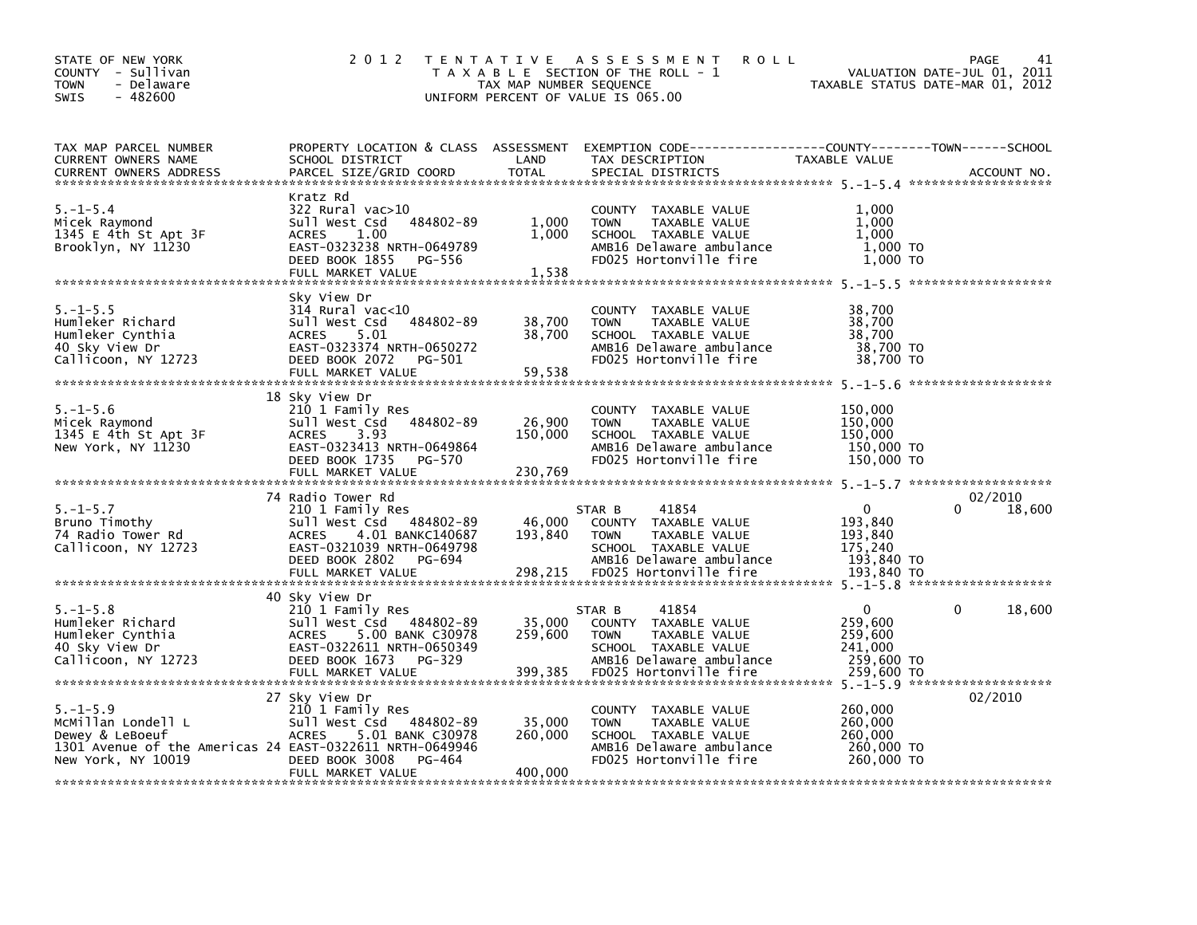STATE OF NEW YORK
COUNTY - Sullivan
TOWN - Delaware
SWIS - 482600

# 2012 TENTATIVE ASSESSMENT ROLL

TAXABLE SECTION OF THE ROLL - 1
TAX MAP NUMBER SEQUENCE
UNIFORM PERCENT OF VALUE IS 065.00

VALUATION DATE-JUL 01, 2011
TAXABLE STATUS DATE-MAR 01, 2012

| TAX MAP PARCEL NUMBER / CURRENT OWNERS NAME / CURRENT OWNERS ADDRESS | PROPERTY LOCATION & CLASS / SCHOOL DISTRICT / PARCEL SIZE/GRID COORD | ASSESSMENT LAND / TOTAL | EXEMPTION CODE / TAX DESCRIPTION / SPECIAL DISTRICTS | COUNTY TAXABLE VALUE | TOWN | SCHOOL / ACCOUNT NO. |
|---|---|---|---|---|---|---|
| **5.-1-5.4** | Kratz Rd | | | | | |
| | 322 Rural vac>10 | | COUNTY TAXABLE VALUE | 1,000 | | |
| Micek Raymond | Sull West Csd 484802-89 | 1,000 | TOWN TAXABLE VALUE | 1,000 | | |
| 1345 E 4th St Apt 3F | ACRES 1.00 | 1,000 | SCHOOL TAXABLE VALUE | 1,000 | | |
| Brooklyn, NY 11230 | EAST-0323238 NRTH-0649789 | | AMB16 Delaware ambulance | 1,000 TO | | |
| | DEED BOOK 1855 PG-556 | | FD025 Hortonville fire | 1,000 TO | | |
| | FULL MARKET VALUE | 1,538 | | | | |
| **5.-1-5.5** | Sky View Dr | | | | | |
| | 314 Rural vac<10 | | COUNTY TAXABLE VALUE | 38,700 | | |
| Humleker Richard | Sull West Csd 484802-89 | 38,700 | TOWN TAXABLE VALUE | 38,700 | | |
| Humleker Cynthia | ACRES 5.01 | 38,700 | SCHOOL TAXABLE VALUE | 38,700 | | |
| 40 Sky View Dr | EAST-0323374 NRTH-0650272 | | AMB16 Delaware ambulance | 38,700 TO | | |
| Callicoon, NY 12723 | DEED BOOK 2072 PG-501 | | FD025 Hortonville fire | 38,700 TO | | |
| | FULL MARKET VALUE | 59,538 | | | | |
| **5.-1-5.6** | 18 Sky View Dr | | | | | |
| | 210 1 Family Res | | COUNTY TAXABLE VALUE | 150,000 | | |
| Micek Raymond | Sull West Csd 484802-89 | 26,900 | TOWN TAXABLE VALUE | 150,000 | | |
| 1345 E 4th St Apt 3F | ACRES 3.93 | 150,000 | SCHOOL TAXABLE VALUE | 150,000 | | |
| New York, NY 11230 | EAST-0323413 NRTH-0649864 | | AMB16 Delaware ambulance | 150,000 TO | | |
| | DEED BOOK 1735 PG-570 | | FD025 Hortonville fire | 150,000 TO | | |
| | FULL MARKET VALUE | 230,769 | | | | |
| **5.-1-5.7** | 74 Radio Tower Rd | | | | | 02/2010 |
| | 210 1 Family Res | | STAR B 41854 | 0 | 0 | 18,600 |
| Bruno Timothy | Sull West Csd 484802-89 | 46,000 | COUNTY TAXABLE VALUE | 193,840 | | |
| 74 Radio Tower Rd | ACRES 4.01 BANKC140687 | 193,840 | TOWN TAXABLE VALUE | 193,840 | | |
| Callicoon, NY 12723 | EAST-0321039 NRTH-0649798 | | SCHOOL TAXABLE VALUE | 175,240 | | |
| | DEED BOOK 2802 PG-694 | | AMB16 Delaware ambulance | 193,840 TO | | |
| | FULL MARKET VALUE | 298,215 | FD025 Hortonville fire | 193,840 TO | | |
| **5.-1-5.8** | 40 Sky View Dr | | | | | |
| | 210 1 Family Res | | STAR B 41854 | 0 | 0 | 18,600 |
| Humleker Richard | Sull West Csd 484802-89 | 35,000 | COUNTY TAXABLE VALUE | 259,600 | | |
| Humleker Cynthia | ACRES 5.00 BANK C30978 | 259,600 | TOWN TAXABLE VALUE | 259,600 | | |
| 40 Sky View Dr | EAST-0322611 NRTH-0650349 | | SCHOOL TAXABLE VALUE | 241,000 | | |
| Callicoon, NY 12723 | DEED BOOK 1673 PG-329 | | AMB16 Delaware ambulance | 259,600 TO | | |
| | FULL MARKET VALUE | 399,385 | FD025 Hortonville fire | 259,600 TO | | |
| **5.-1-5.9** | 27 Sky View Dr | | | | | 02/2010 |
| | 210 1 Family Res | | COUNTY TAXABLE VALUE | 260,000 | | |
| McMillan Londell L | Sull West Csd 484802-89 | 35,000 | TOWN TAXABLE VALUE | 260,000 | | |
| Dewey & LeBoeuf | ACRES 5.01 BANK C30978 | 260,000 | SCHOOL TAXABLE VALUE | 260,000 | | |
| 1301 Avenue of the Americas 24 | EAST-0322611 NRTH-0649946 | | AMB16 Delaware ambulance | 260,000 TO | | |
| New York, NY 10019 | DEED BOOK 3008 PG-464 | | FD025 Hortonville fire | 260,000 TO | | |
| | FULL MARKET VALUE | 400,000 | | | | |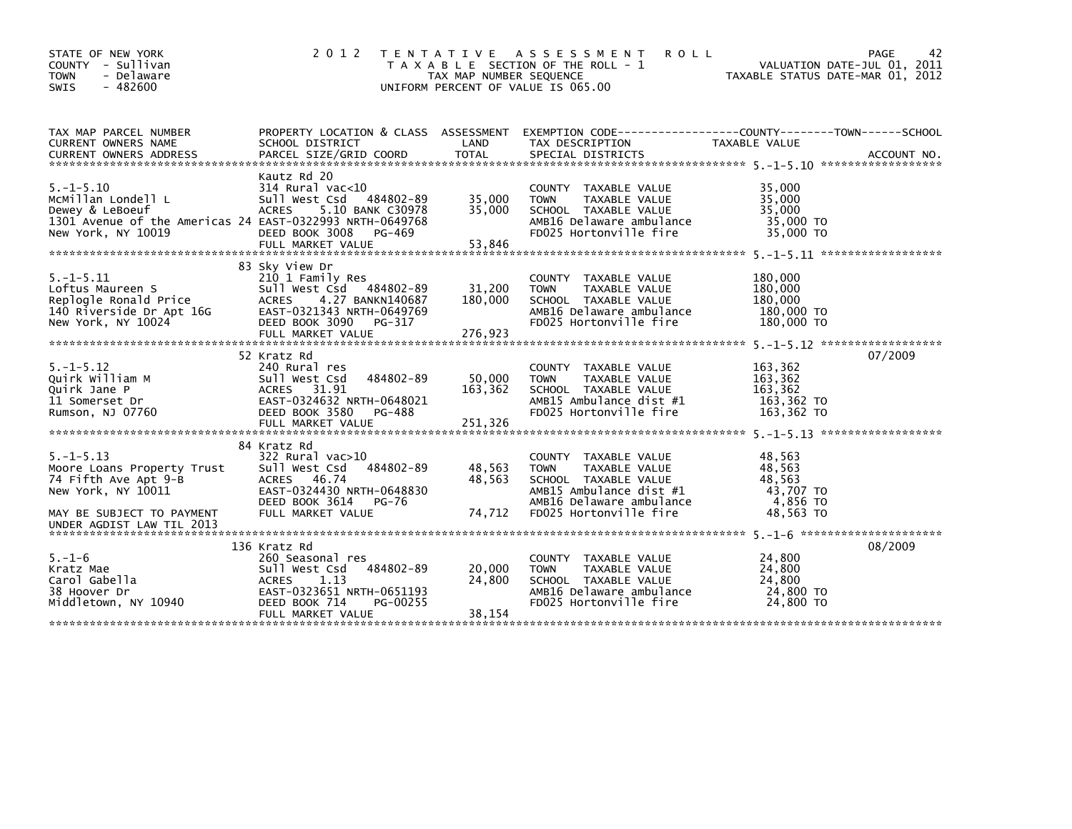STATE OF NEW YORK
COUNTY - Sullivan
TOWN - Delaware
SWIS - 482600

2012 TENTATIVE ASSESSMENT ROLL
TAXABLE SECTION OF THE ROLL - 1
TAX MAP NUMBER SEQUENCE
UNIFORM PERCENT OF VALUE IS 065.00

VALUATION DATE-JUL 01, 2011
TAXABLE STATUS DATE-MAR 01, 2012

| TAX MAP PARCEL NUMBER / CURRENT OWNERS NAME / CURRENT OWNERS ADDRESS | PROPERTY LOCATION & CLASS / SCHOOL DISTRICT / PARCEL SIZE/GRID COORD | ASSESSMENT LAND | TOTAL | EXEMPTION CODE / TAX DESCRIPTION / SPECIAL DISTRICTS | TAXABLE VALUE | ACCOUNT NO. |
|---|---|---|---|---|---|---|
| **5.-1-5.10** | Kautz Rd 20 | | | | | |
| | 314 Rural vac<10 | | | COUNTY TAXABLE VALUE | 35,000 | |
| McMillan Londell L | Sull West Csd 484802-89 | 35,000 | | TOWN TAXABLE VALUE | 35,000 | |
| Dewey & LeBoeuf | ACRES 5.10 BANK C30978 | | 35,000 | SCHOOL TAXABLE VALUE | 35,000 | |
| 1301 Avenue of the Americas 24 | EAST-0322993 NRTH-0649768 | | | AMB16 Delaware ambulance | 35,000 TO | |
| New York, NY 10019 | DEED BOOK 3008 PG-469 | | | FD025 Hortonville fire | 35,000 TO | |
| | FULL MARKET VALUE | | 53,846 | | | |
| **5.-1-5.11** | 83 Sky View Dr | | | | | |
| | 210 1 Family Res | | | COUNTY TAXABLE VALUE | 180,000 | |
| Loftus Maureen S | Sull West Csd 484802-89 | 31,200 | | TOWN TAXABLE VALUE | 180,000 | |
| Replogle Ronald Price | ACRES 4.27 BANKN140687 | | 180,000 | SCHOOL TAXABLE VALUE | 180,000 | |
| 140 Riverside Dr Apt 16G | EAST-0321343 NRTH-0649769 | | | AMB16 Delaware ambulance | 180,000 TO | |
| New York, NY 10024 | DEED BOOK 3090 PG-317 | | | FD025 Hortonville fire | 180,000 TO | |
| | FULL MARKET VALUE | | 276,923 | | | |
| **5.-1-5.12** | 52 Kratz Rd | | | | | 07/2009 |
| | 240 Rural res | | | COUNTY TAXABLE VALUE | 163,362 | |
| Quirk William M | Sull West Csd 484802-89 | 50,000 | | TOWN TAXABLE VALUE | 163,362 | |
| Quirk Jane P | ACRES 31.91 | | 163,362 | SCHOOL TAXABLE VALUE | 163,362 | |
| 11 Somerset Dr | EAST-0324632 NRTH-0648021 | | | AMB15 Ambulance dist #1 | 163,362 TO | |
| Rumson, NJ 07760 | DEED BOOK 3580 PG-488 | | | FD025 Hortonville fire | 163,362 TO | |
| | FULL MARKET VALUE | | 251,326 | | | |
| **5.-1-5.13** | 84 Kratz Rd | | | | | |
| | 322 Rural vac>10 | | | COUNTY TAXABLE VALUE | 48,563 | |
| Moore Loans Property Trust | Sull West Csd 484802-89 | 48,563 | | TOWN TAXABLE VALUE | 48,563 | |
| 74 Fifth Ave Apt 9-B | ACRES 46.74 | | 48,563 | SCHOOL TAXABLE VALUE | 48,563 | |
| New York, NY 10011 | EAST-0324430 NRTH-0648830 | | | AMB15 Ambulance dist #1 | 43,707 TO | |
| | DEED BOOK 3614 PG-76 | | | AMB16 Delaware ambulance | 4,856 TO | |
| MAY BE SUBJECT TO PAYMENT UNDER AGDIST LAW TIL 2013 | FULL MARKET VALUE | | 74,712 | FD025 Hortonville fire | 48,563 TO | |
| **5.-1-6** | 136 Kratz Rd | | | | | 08/2009 |
| | 260 Seasonal res | | | COUNTY TAXABLE VALUE | 24,800 | |
| Kratz Mae | Sull West Csd 484802-89 | 20,000 | | TOWN TAXABLE VALUE | 24,800 | |
| Carol Gabella | ACRES 1.13 | | 24,800 | SCHOOL TAXABLE VALUE | 24,800 | |
| 38 Hoover Dr | EAST-0323651 NRTH-0651193 | | | AMB16 Delaware ambulance | 24,800 TO | |
| Middletown, NY 10940 | DEED BOOK 714 PG-00255 | | | FD025 Hortonville fire | 24,800 TO | |
| | FULL MARKET VALUE | | 38,154 | | | |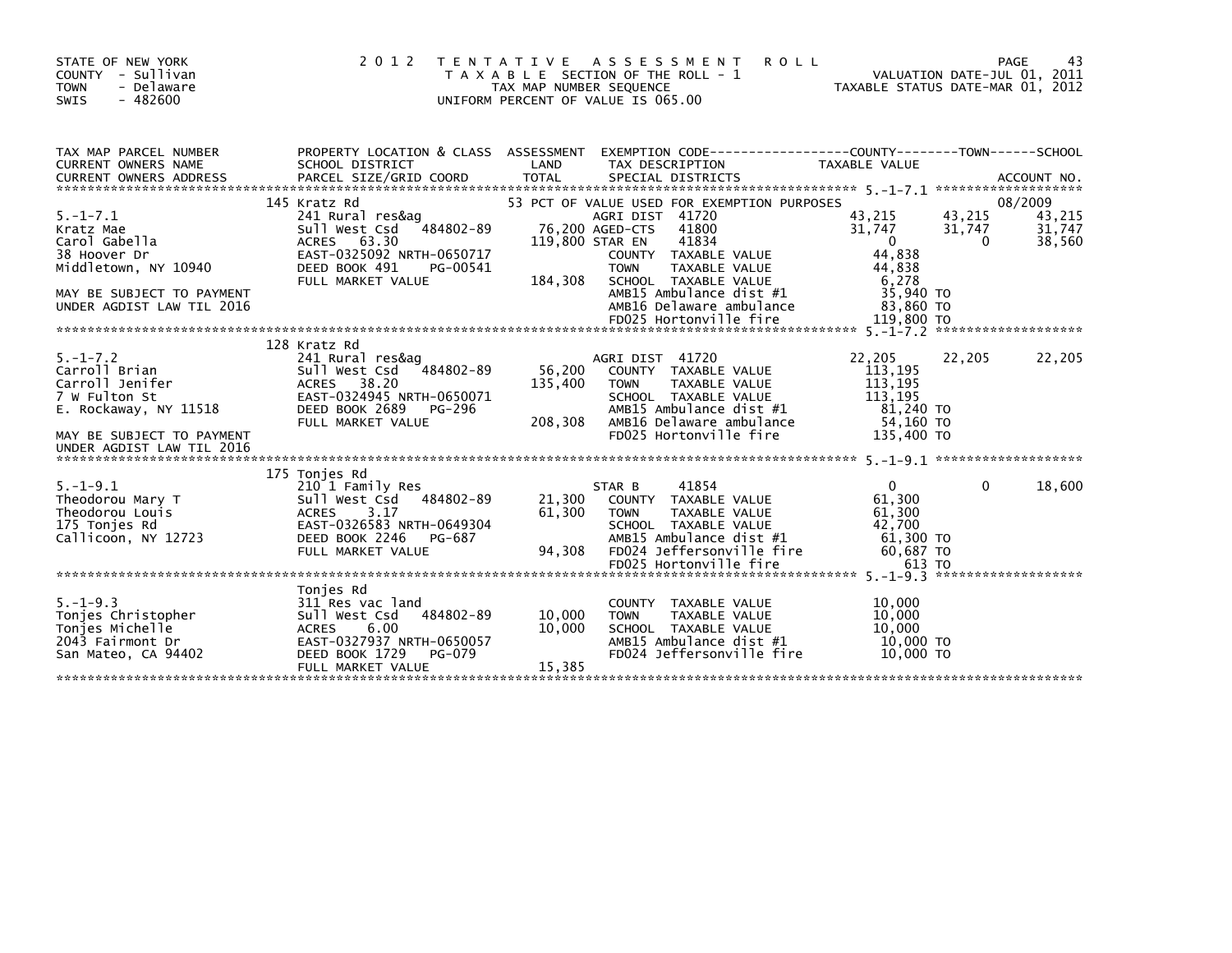STATE OF NEW YORK
COUNTY - Sullivan
TOWN - Delaware
SWIS - 482600

2012 TENTATIVE ASSESSMENT ROLL
TAXABLE SECTION OF THE ROLL - 1
TAX MAP NUMBER SEQUENCE
UNIFORM PERCENT OF VALUE IS 065.00

VALUATION DATE-JUL 01, 2011
TAXABLE STATUS DATE-MAR 01, 2012

| TAX MAP PARCEL NUMBER / CURRENT OWNERS NAME / CURRENT OWNERS ADDRESS | PROPERTY LOCATION & CLASS / SCHOOL DISTRICT / PARCEL SIZE/GRID COORD | ASSESSMENT LAND / TOTAL | EXEMPTION CODE / TAX DESCRIPTION / SPECIAL DISTRICTS | COUNTY TAXABLE VALUE | TOWN | SCHOOL |
|---|---|---|---|---|---|---|
| 5.-1-7.1 | 145 Kratz Rd | | 53 PCT OF VALUE USED FOR EXEMPTION PURPOSES | | | 08/2009 |
| Kratz Mae | 241 Rural res&ag | | AGRI DIST 41720 | 43,215 | 43,215 | 43,215 |
| Carol Gabella | Sull West Csd 484802-89 | 76,200 | AGED-CTS 41800 | 31,747 | 31,747 | 31,747 |
| 38 Hoover Dr | ACRES 63.30 | 119,800 | STAR EN 41834 | 0 | 0 | 38,560 |
| Middletown, NY 10940 | EAST-0325092 NRTH-0650717 | | COUNTY TAXABLE VALUE | 44,838 | | |
| | DEED BOOK 491 PG-00541 | | TOWN TAXABLE VALUE | 44,838 | | |
| | FULL MARKET VALUE | 184,308 | SCHOOL TAXABLE VALUE | 6,278 | | |
| MAY BE SUBJECT TO PAYMENT | | | AMB15 Ambulance dist #1 | 35,940 TO | | |
| UNDER AGDIST LAW TIL 2016 | | | AMB16 Delaware ambulance | 83,860 TO | | |
| | | | FD025 Hortonville fire | 119,800 TO | | |
| 5.-1-7.2 | 128 Kratz Rd | | | | | |
| Carroll Brian | 241 Rural res&ag | | AGRI DIST 41720 | 22,205 | 22,205 | 22,205 |
| Carroll Jenifer | Sull West Csd 484802-89 | 56,200 | COUNTY TAXABLE VALUE | 113,195 | | |
| 7 W Fulton St | ACRES 38.20 | 135,400 | TOWN TAXABLE VALUE | 113,195 | | |
| E. Rockaway, NY 11518 | EAST-0324945 NRTH-0650071 | | SCHOOL TAXABLE VALUE | 113,195 | | |
| | DEED BOOK 2689 PG-296 | | AMB15 Ambulance dist #1 | 81,240 TO | | |
| | FULL MARKET VALUE | 208,308 | AMB16 Delaware ambulance | 54,160 TO | | |
| MAY BE SUBJECT TO PAYMENT | | | FD025 Hortonville fire | 135,400 TO | | |
| UNDER AGDIST LAW TIL 2016 | | | | | | |
| 5.-1-9.1 | 175 Tonjes Rd | | | | | |
| Theodorou Mary T | 210 1 Family Res | | STAR B 41854 | 0 | 0 | 18,600 |
| Theodorou Louis | Sull West Csd 484802-89 | 21,300 | COUNTY TAXABLE VALUE | 61,300 | | |
| 175 Tonjes Rd | ACRES 3.17 | 61,300 | TOWN TAXABLE VALUE | 61,300 | | |
| Callicoon, NY 12723 | EAST-0326583 NRTH-0649304 | | SCHOOL TAXABLE VALUE | 42,700 | | |
| | DEED BOOK 2246 PG-687 | | AMB15 Ambulance dist #1 | 61,300 TO | | |
| | FULL MARKET VALUE | 94,308 | FD024 Jeffersonville fire | 60,687 TO | | |
| | | | FD025 Hortonville fire | 613 TO | | |
| 5.-1-9.3 | Tonjes Rd | | | | | |
| Tonjes Christopher | 311 Res vac land | | COUNTY TAXABLE VALUE | 10,000 | | |
| Tonjes Michelle | Sull West Csd 484802-89 | 10,000 | TOWN TAXABLE VALUE | 10,000 | | |
| 2043 Fairmont Dr | ACRES 6.00 | 10,000 | SCHOOL TAXABLE VALUE | 10,000 | | |
| San Mateo, CA 94402 | EAST-0327937 NRTH-0650057 | | AMB15 Ambulance dist #1 | 10,000 TO | | |
| | DEED BOOK 1729 PG-079 | | FD024 Jeffersonville fire | 10,000 TO | | |
| | FULL MARKET VALUE | 15,385 | | | | |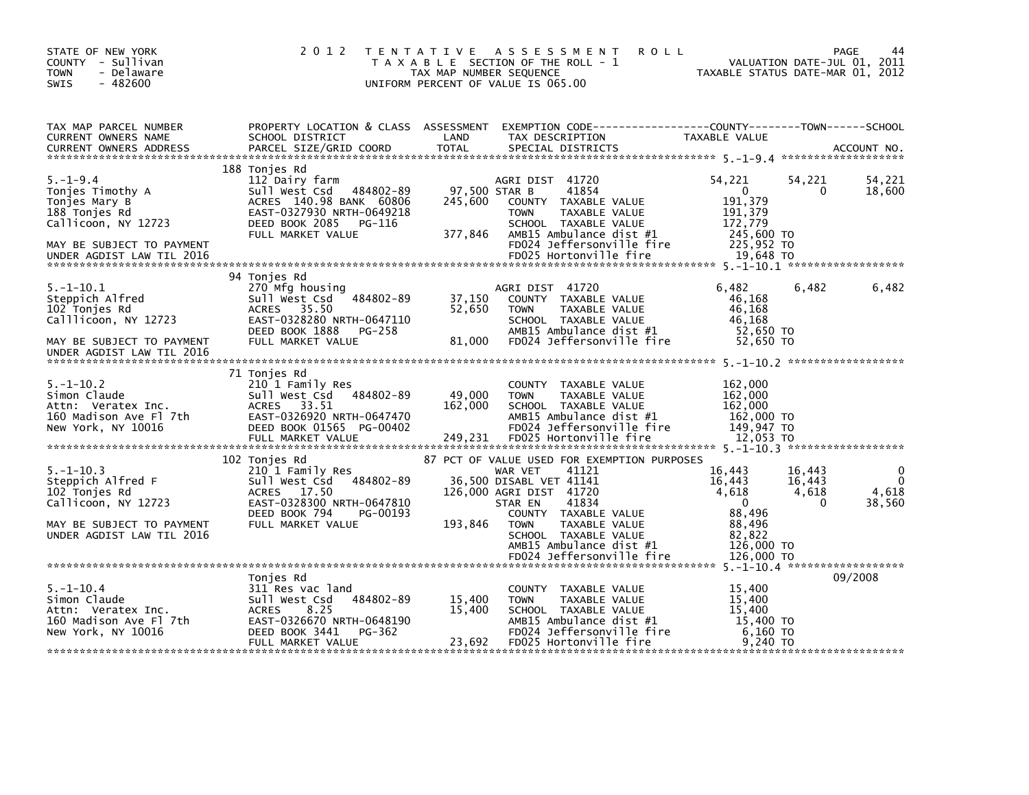STATE OF NEW YORK
COUNTY - Sullivan
TOWN - Delaware
SWIS - 482600

# 2012 TENTATIVE ASSESSMENT ROLL

TAXABLE SECTION OF THE ROLL - 1
TAX MAP NUMBER SEQUENCE
UNIFORM PERCENT OF VALUE IS 065.00

VALUATION DATE-JUL 01, 2011
TAXABLE STATUS DATE-MAR 01, 2012

| TAX MAP PARCEL NUMBER / CURRENT OWNERS NAME / CURRENT OWNERS ADDRESS | PROPERTY LOCATION & CLASS / SCHOOL DISTRICT / PARCEL SIZE/GRID COORD | ASSESSMENT LAND / TOTAL | EXEMPTION CODE / TAX DESCRIPTION / SPECIAL DISTRICTS | COUNTY TAXABLE VALUE | TOWN | SCHOOL |
|---|---|---|---|---|---|---|
| **5.-1-9.4** | 188 Tonjes Rd | | | | | |
| 5.-1-9.4 | 112 Dairy farm | | AGRI DIST 41720 | 54,221 | 54,221 | 54,221 |
| Tonjes Timothy A | Sull West Csd 484802-89 | 97,500 | STAR B 41854 | 0 | 0 | 18,600 |
| Tonjes Mary B | ACRES 140.98 BANK 60806 | 245,600 | COUNTY TAXABLE VALUE | 191,379 | | |
| 188 Tonjes Rd | EAST-0327930 NRTH-0649218 | | TOWN TAXABLE VALUE | 191,379 | | |
| Callicoon, NY 12723 | DEED BOOK 2085 PG-116 | | SCHOOL TAXABLE VALUE | 172,779 | | |
| | FULL MARKET VALUE | 377,846 | AMB15 Ambulance dist #1 | 245,600 TO | | |
| MAY BE SUBJECT TO PAYMENT | | | FD024 Jeffersonville fire | 225,952 TO | | |
| UNDER AGDIST LAW TIL 2016 | | | FD025 Hortonville fire | 19,648 TO | | |
| **5.-1-10.1** | 94 Tonjes Rd | | | | | |
| 5.-1-10.1 | 270 Mfg housing | | AGRI DIST 41720 | 6,482 | 6,482 | 6,482 |
| Steppich Alfred | Sull West Csd 484802-89 | 37,150 | COUNTY TAXABLE VALUE | 46,168 | | |
| 102 Tonjes Rd | ACRES 35.50 | 52,650 | TOWN TAXABLE VALUE | 46,168 | | |
| Calllicoon, NY 12723 | EAST-0328280 NRTH-0647110 | | SCHOOL TAXABLE VALUE | 46,168 | | |
| | DEED BOOK 1888 PG-258 | | AMB15 Ambulance dist #1 | 52,650 TO | | |
| MAY BE SUBJECT TO PAYMENT | FULL MARKET VALUE | 81,000 | FD024 Jeffersonville fire | 52,650 TO | | |
| UNDER AGDIST LAW TIL 2016 | | | | | | |
| **5.-1-10.2** | 71 Tonjes Rd | | | | | |
| 5.-1-10.2 | 210 1 Family Res | | COUNTY TAXABLE VALUE | 162,000 | | |
| Simon Claude | Sull West Csd 484802-89 | 49,000 | TOWN TAXABLE VALUE | 162,000 | | |
| Attn: Veratex Inc. | ACRES 33.51 | 162,000 | SCHOOL TAXABLE VALUE | 162,000 | | |
| 160 Madison Ave Fl 7th | EAST-0326920 NRTH-0647470 | | AMB15 Ambulance dist #1 | 162,000 TO | | |
| New York, NY 10016 | DEED BOOK 01565 PG-00402 | | FD024 Jeffersonville fire | 149,947 TO | | |
| | FULL MARKET VALUE | 249,231 | FD025 Hortonville fire | 12,053 TO | | |
| **5.-1-10.3** | 102 Tonjes Rd | | 87 PCT OF VALUE USED FOR EXEMPTION PURPOSES | | | |
| 5.-1-10.3 | 210 1 Family Res | | WAR VET 41121 | 16,443 | 16,443 | 0 |
| Steppich Alfred F | Sull West Csd 484802-89 | 36,500 | DISABL VET 41141 | 16,443 | 16,443 | 0 |
| 102 Tonjes Rd | ACRES 17.50 | 126,000 | AGRI DIST 41720 | 4,618 | 4,618 | 4,618 |
| Callicoon, NY 12723 | EAST-0328300 NRTH-0647810 | | STAR EN 41834 | 0 | 0 | 38,560 |
| | DEED BOOK 794 PG-00193 | | COUNTY TAXABLE VALUE | 88,496 | | |
| MAY BE SUBJECT TO PAYMENT | FULL MARKET VALUE | 193,846 | TOWN TAXABLE VALUE | 88,496 | | |
| UNDER AGDIST LAW TIL 2016 | | | SCHOOL TAXABLE VALUE | 82,822 | | |
| | | | AMB15 Ambulance dist #1 | 126,000 TO | | |
| | | | FD024 Jeffersonville fire | 126,000 TO | | |
| **5.-1-10.4** | Tonjes Rd | | | | | 09/2008 |
| 5.-1-10.4 | 311 Res vac land | | COUNTY TAXABLE VALUE | 15,400 | | |
| Simon Claude | Sull West Csd 484802-89 | 15,400 | TOWN TAXABLE VALUE | 15,400 | | |
| Attn: Veratex Inc. | ACRES 8.25 | 15,400 | SCHOOL TAXABLE VALUE | 15,400 | | |
| 160 Madison Ave Fl 7th | EAST-0326670 NRTH-0648190 | | AMB15 Ambulance dist #1 | 15,400 TO | | |
| New York, NY 10016 | DEED BOOK 3441 PG-362 | | FD024 Jeffersonville fire | 6,160 TO | | |
| | FULL MARKET VALUE | 23,692 | FD025 Hortonville fire | 9,240 TO | | |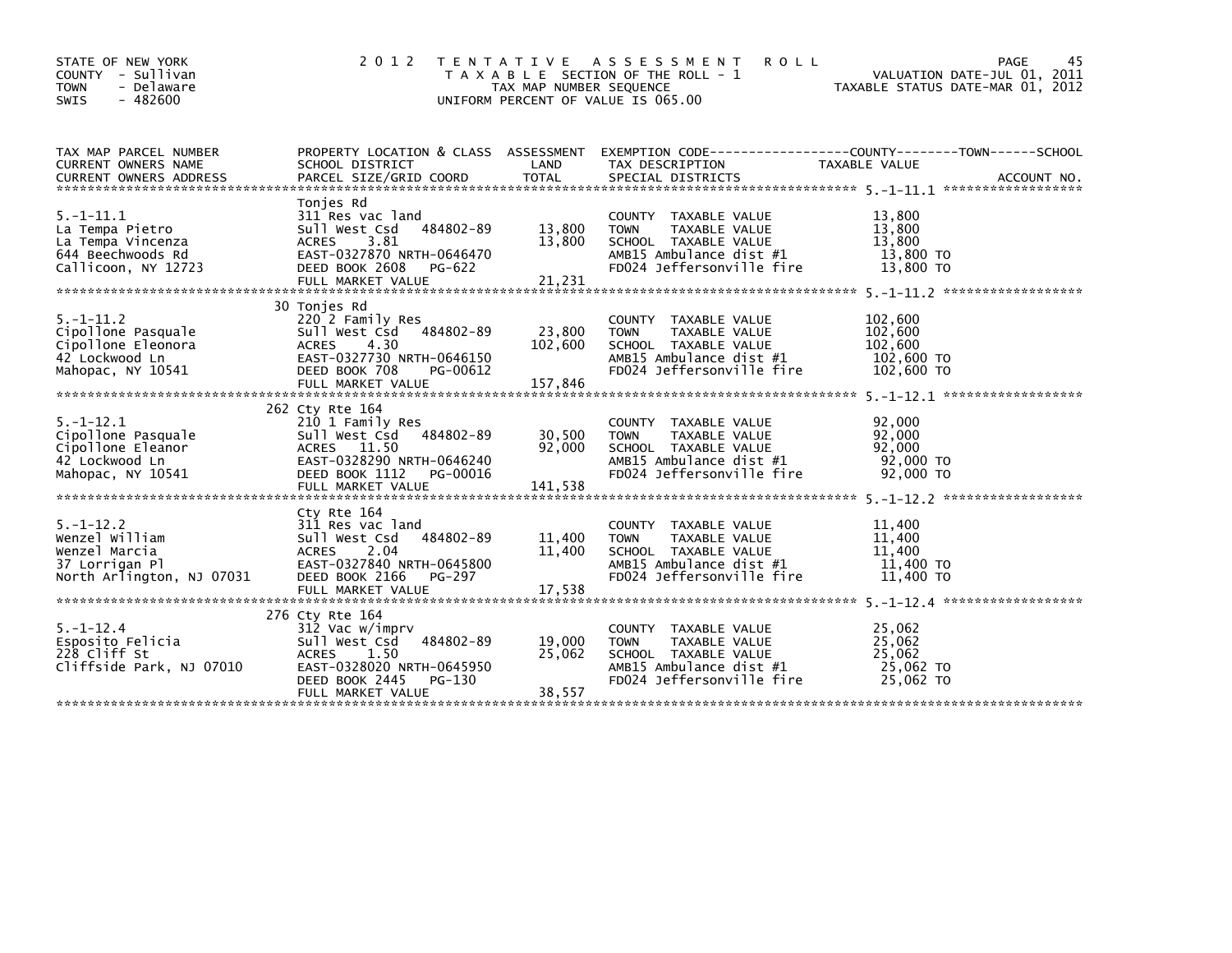STATE OF NEW YORK
COUNTY - Sullivan
TOWN - Delaware
SWIS - 482600

2012 TENTATIVE ASSESSMENT ROLL
TAXABLE SECTION OF THE ROLL - 1
TAX MAP NUMBER SEQUENCE
UNIFORM PERCENT OF VALUE IS 065.00

VALUATION DATE-JUL 01, 2011
TAXABLE STATUS DATE-MAR 01, 2012

| TAX MAP PARCEL NUMBER / CURRENT OWNERS NAME / CURRENT OWNERS ADDRESS | PROPERTY LOCATION & CLASS / SCHOOL DISTRICT / PARCEL SIZE/GRID COORD | ASSESSMENT LAND | ASSESSMENT TOTAL | EXEMPTION CODE / TAX DESCRIPTION / SPECIAL DISTRICTS | TAXABLE VALUE | ACCOUNT NO. |
|---|---|---|---|---|---|---|
| 5.-1-11.1 | Tonjes Rd | | | | | |
| | 311 Res vac land | | | COUNTY TAXABLE VALUE | 13,800 | |
| La Tempa Pietro | Sull West Csd 484802-89 | 13,800 | | TOWN TAXABLE VALUE | 13,800 | |
| La Tempa Vincenza | ACRES 3.81 | | 13,800 | SCHOOL TAXABLE VALUE | 13,800 | |
| 644 Beechwoods Rd | EAST-0327870 NRTH-0646470 | | | AMB15 Ambulance dist #1 | 13,800 TO | |
| Callicoon, NY 12723 | DEED BOOK 2608 PG-622 | | | FD024 Jeffersonville fire | 13,800 TO | |
| | FULL MARKET VALUE | | 21,231 | | | |
| 5.-1-11.2 | 30 Tonjes Rd | | | | | |
| | 220 2 Family Res | | | COUNTY TAXABLE VALUE | 102,600 | |
| Cipollone Pasquale | Sull West Csd 484802-89 | 23,800 | | TOWN TAXABLE VALUE | 102,600 | |
| Cipollone Eleonora | ACRES 4.30 | | 102,600 | SCHOOL TAXABLE VALUE | 102,600 | |
| 42 Lockwood Ln | EAST-0327730 NRTH-0646150 | | | AMB15 Ambulance dist #1 | 102,600 TO | |
| Mahopac, NY 10541 | DEED BOOK 708 PG-00612 | | | FD024 Jeffersonville fire | 102,600 TO | |
| | FULL MARKET VALUE | | 157,846 | | | |
| 5.-1-12.1 | 262 Cty Rte 164 | | | | | |
| | 210 1 Family Res | | | COUNTY TAXABLE VALUE | 92,000 | |
| Cipollone Pasquale | Sull West Csd 484802-89 | 30,500 | | TOWN TAXABLE VALUE | 92,000 | |
| Cipollone Eleanor | ACRES 11.50 | | 92,000 | SCHOOL TAXABLE VALUE | 92,000 | |
| 42 Lockwood Ln | EAST-0328290 NRTH-0646240 | | | AMB15 Ambulance dist #1 | 92,000 TO | |
| Mahopac, NY 10541 | DEED BOOK 1112 PG-00016 | | | FD024 Jeffersonville fire | 92,000 TO | |
| | FULL MARKET VALUE | | 141,538 | | | |
| 5.-1-12.2 | Cty Rte 164 | | | | | |
| | 311 Res vac land | | | COUNTY TAXABLE VALUE | 11,400 | |
| Wenzel William | Sull West Csd 484802-89 | 11,400 | | TOWN TAXABLE VALUE | 11,400 | |
| Wenzel Marcia | ACRES 2.04 | | 11,400 | SCHOOL TAXABLE VALUE | 11,400 | |
| 37 Lorrigan Pl | EAST-0327840 NRTH-0645800 | | | AMB15 Ambulance dist #1 | 11,400 TO | |
| North Arlington, NJ 07031 | DEED BOOK 2166 PG-297 | | | FD024 Jeffersonville fire | 11,400 TO | |
| | FULL MARKET VALUE | | 17,538 | | | |
| 5.-1-12.4 | 276 Cty Rte 164 | | | | | |
| | 312 Vac w/imprv | | | COUNTY TAXABLE VALUE | 25,062 | |
| Esposito Felicia | Sull West Csd 484802-89 | 19,000 | | TOWN TAXABLE VALUE | 25,062 | |
| 228 Cliff St | ACRES 1.50 | | 25,062 | SCHOOL TAXABLE VALUE | 25,062 | |
| Cliffside Park, NJ 07010 | EAST-0328020 NRTH-0645950 | | | AMB15 Ambulance dist #1 | 25,062 TO | |
| | DEED BOOK 2445 PG-130 | | | FD024 Jeffersonville fire | 25,062 TO | |
| | FULL MARKET VALUE | | 38,557 | | | |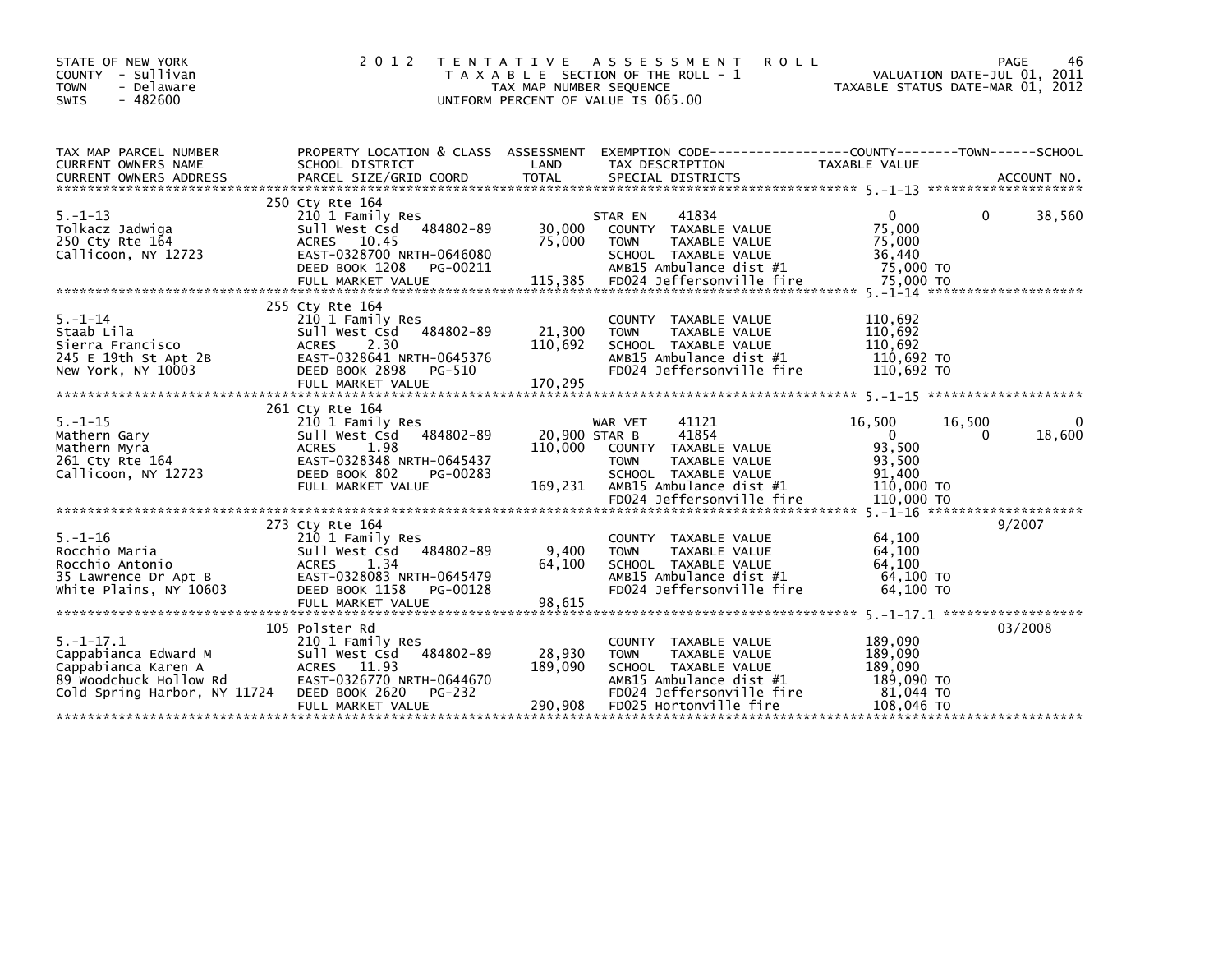STATE OF NEW YORK
COUNTY - Sullivan
TOWN - Delaware
SWIS - 482600

2012 TENTATIVE ASSESSMENT ROLL
TAXABLE SECTION OF THE ROLL - 1
TAX MAP NUMBER SEQUENCE
UNIFORM PERCENT OF VALUE IS 065.00

VALUATION DATE-JUL 01, 2011
TAXABLE STATUS DATE-MAR 01, 2012

| TAX MAP PARCEL NUMBER / CURRENT OWNERS NAME / CURRENT OWNERS ADDRESS | PROPERTY LOCATION & CLASS / SCHOOL DISTRICT / PARCEL SIZE/GRID COORD | ASSESSMENT LAND / TOTAL | EXEMPTION CODE / TAX DESCRIPTION / SPECIAL DISTRICTS | COUNTY | TOWN | SCHOOL / ACCOUNT NO. |
|---|---|---|---|---|---|---|
| **5.-1-13** | 250 Cty Rte 164 | | | | | |
| 5.-1-13 | 210 1 Family Res | | STAR EN 41834 | 0 | 0 | 38,560 |
| Tolkacz Jadwiga | Sull West Csd 484802-89 | 30,000 | COUNTY TAXABLE VALUE | 75,000 | | |
| 250 Cty Rte 164 | ACRES 10.45 | 75,000 | TOWN TAXABLE VALUE | | 75,000 | |
| Callicoon, NY 12723 | EAST-0328700 NRTH-0646080 | | SCHOOL TAXABLE VALUE | | | 36,440 |
| | DEED BOOK 1208 PG-00211 | | AMB15 Ambulance dist #1 | 75,000 TO | | |
| | FULL MARKET VALUE | 115,385 | FD024 Jeffersonville fire | 75,000 TO | | |
| **5.-1-14** | 255 Cty Rte 164 | | | | | |
| 5.-1-14 | 210 1 Family Res | | COUNTY TAXABLE VALUE | 110,692 | | |
| Staab Lila | Sull West Csd 484802-89 | 21,300 | TOWN TAXABLE VALUE | | 110,692 | |
| Sierra Francisco | ACRES 2.30 | 110,692 | SCHOOL TAXABLE VALUE | | | 110,692 |
| 245 E 19th St Apt 2B | EAST-0328641 NRTH-0645376 | | AMB15 Ambulance dist #1 | 110,692 TO | | |
| New York, NY 10003 | DEED BOOK 2898 PG-510 | | FD024 Jeffersonville fire | 110,692 TO | | |
| | FULL MARKET VALUE | 170,295 | | | | |
| **5.-1-15** | 261 Cty Rte 164 | | | | | |
| 5.-1-15 | 210 1 Family Res | | WAR VET 41121 | 16,500 | 16,500 | 0 |
| Mathern Gary | Sull West Csd 484802-89 | 20,900 | STAR B 41854 | 0 | 0 | 18,600 |
| Mathern Myra | ACRES 1.98 | 110,000 | COUNTY TAXABLE VALUE | 93,500 | | |
| 261 Cty Rte 164 | EAST-0328348 NRTH-0645437 | | TOWN TAXABLE VALUE | | 93,500 | |
| Callicoon, NY 12723 | DEED BOOK 802 PG-00283 | | SCHOOL TAXABLE VALUE | | | 91,400 |
| | FULL MARKET VALUE | 169,231 | AMB15 Ambulance dist #1 | 110,000 TO | | |
| | | | FD024 Jeffersonville fire | 110,000 TO | | |
| **5.-1-16** | 273 Cty Rte 164 | | | | | 9/2007 |
| 5.-1-16 | 210 1 Family Res | | COUNTY TAXABLE VALUE | 64,100 | | |
| Rocchio Maria | Sull West Csd 484802-89 | 9,400 | TOWN TAXABLE VALUE | | 64,100 | |
| Rocchio Antonio | ACRES 1.34 | 64,100 | SCHOOL TAXABLE VALUE | | | 64,100 |
| 35 Lawrence Dr Apt B | EAST-0328083 NRTH-0645479 | | AMB15 Ambulance dist #1 | 64,100 TO | | |
| White Plains, NY 10603 | DEED BOOK 1158 PG-00128 | | FD024 Jeffersonville fire | 64,100 TO | | |
| | FULL MARKET VALUE | 98,615 | | | | |
| **5.-1-17.1** | 105 Polster Rd | | | | | 03/2008 |
| 5.-1-17.1 | 210 1 Family Res | | COUNTY TAXABLE VALUE | 189,090 | | |
| Cappabianca Edward M | Sull West Csd 484802-89 | 28,930 | TOWN TAXABLE VALUE | | 189,090 | |
| Cappabianca Karen A | ACRES 11.93 | 189,090 | SCHOOL TAXABLE VALUE | | | 189,090 |
| 89 Woodchuck Hollow Rd | EAST-0326770 NRTH-0644670 | | AMB15 Ambulance dist #1 | 189,090 TO | | |
| Cold Spring Harbor, NY 11724 | DEED BOOK 2620 PG-232 | | FD024 Jeffersonville fire | 81,044 TO | | |
| | FULL MARKET VALUE | 290,908 | FD025 Hortonville fire | 108,046 TO | | |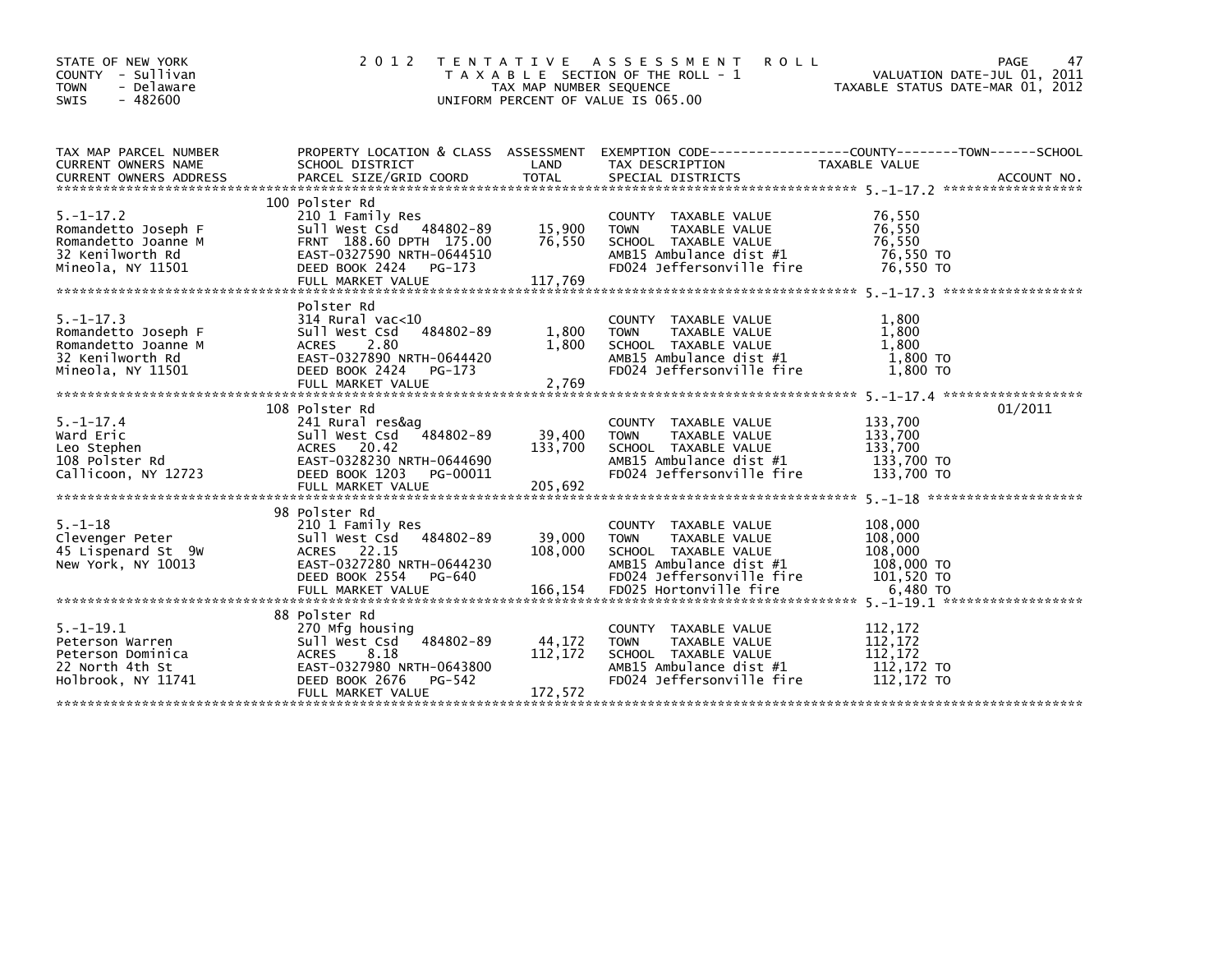STATE OF NEW YORK
COUNTY - Sullivan
TOWN - Delaware
SWIS - 482600

2 0 1 2 T E N T A T I V E A S S E S S M E N T R O L L
T A X A B L E SECTION OF THE ROLL - 1
TAX MAP NUMBER SEQUENCE
UNIFORM PERCENT OF VALUE IS 065.00

VALUATION DATE-JUL 01, 2011
TAXABLE STATUS DATE-MAR 01, 2012

| TAX MAP PARCEL NUMBER / CURRENT OWNERS NAME / CURRENT OWNERS ADDRESS | PROPERTY LOCATION & CLASS / SCHOOL DISTRICT / PARCEL SIZE/GRID COORD | ASSESSMENT LAND / TOTAL | EXEMPTION CODE / TAX DESCRIPTION / SPECIAL DISTRICTS | COUNTY / TOWN / SCHOOL TAXABLE VALUE | ACCOUNT NO. |
|---|---|---|---|---|---|
| 5.-1-17.2 | 100 Polster Rd | | | | |
| 5.-1-17.2 | 210 1 Family Res | | COUNTY TAXABLE VALUE | 76,550 | |
| Romandetto Joseph F | Sull West Csd 484802-89 | 15,900 | TOWN TAXABLE VALUE | 76,550 | |
| Romandetto Joanne M | FRNT 188.60 DPTH 175.00 | 76,550 | SCHOOL TAXABLE VALUE | 76,550 | |
| 32 Kenilworth Rd | EAST-0327590 NRTH-0644510 | | AMB15 Ambulance dist #1 | 76,550 TO | |
| Mineola, NY 11501 | DEED BOOK 2424 PG-173 | | FD024 Jeffersonville fire | 76,550 TO | |
| | FULL MARKET VALUE | 117,769 | | | |
| 5.-1-17.3 | Polster Rd | | | | |
| 5.-1-17.3 | 314 Rural vac<10 | | COUNTY TAXABLE VALUE | 1,800 | |
| Romandetto Joseph F | Sull West Csd 484802-89 | 1,800 | TOWN TAXABLE VALUE | 1,800 | |
| Romandetto Joanne M | ACRES 2.80 | 1,800 | SCHOOL TAXABLE VALUE | 1,800 | |
| 32 Kenilworth Rd | EAST-0327890 NRTH-0644420 | | AMB15 Ambulance dist #1 | 1,800 TO | |
| Mineola, NY 11501 | DEED BOOK 2424 PG-173 | | FD024 Jeffersonville fire | 1,800 TO | |
| | FULL MARKET VALUE | 2,769 | | | |
| 5.-1-17.4 | 108 Polster Rd | | | | 01/2011 |
| 5.-1-17.4 | 241 Rural res&ag | | COUNTY TAXABLE VALUE | 133,700 | |
| Ward Eric | Sull West Csd 484802-89 | 39,400 | TOWN TAXABLE VALUE | 133,700 | |
| Leo Stephen | ACRES 20.42 | 133,700 | SCHOOL TAXABLE VALUE | 133,700 | |
| 108 Polster Rd | EAST-0328230 NRTH-0644690 | | AMB15 Ambulance dist #1 | 133,700 TO | |
| Callicoon, NY 12723 | DEED BOOK 1203 PG-00011 | | FD024 Jeffersonville fire | 133,700 TO | |
| | FULL MARKET VALUE | 205,692 | | | |
| 5.-1-18 | 98 Polster Rd | | | | |
| 5.-1-18 | 210 1 Family Res | | COUNTY TAXABLE VALUE | 108,000 | |
| Clevenger Peter | Sull West Csd 484802-89 | 39,000 | TOWN TAXABLE VALUE | 108,000 | |
| 45 Lispenard St 9W | ACRES 22.15 | 108,000 | SCHOOL TAXABLE VALUE | 108,000 | |
| New York, NY 10013 | EAST-0327280 NRTH-0644230 | | AMB15 Ambulance dist #1 | 108,000 TO | |
| | DEED BOOK 2554 PG-640 | | FD024 Jeffersonville fire | 101,520 TO | |
| | FULL MARKET VALUE | 166,154 | FD025 Hortonville fire | 6,480 TO | |
| 5.-1-19.1 | 88 Polster Rd | | | | |
| 5.-1-19.1 | 270 Mfg housing | | COUNTY TAXABLE VALUE | 112,172 | |
| Peterson Warren | Sull West Csd 484802-89 | 44,172 | TOWN TAXABLE VALUE | 112,172 | |
| Peterson Dominica | ACRES 8.18 | 112,172 | SCHOOL TAXABLE VALUE | 112,172 | |
| 22 North 4th St | EAST-0327980 NRTH-0643800 | | AMB15 Ambulance dist #1 | 112,172 TO | |
| Holbrook, NY 11741 | DEED BOOK 2676 PG-542 | | FD024 Jeffersonville fire | 112,172 TO | |
| | FULL MARKET VALUE | 172,572 | | | |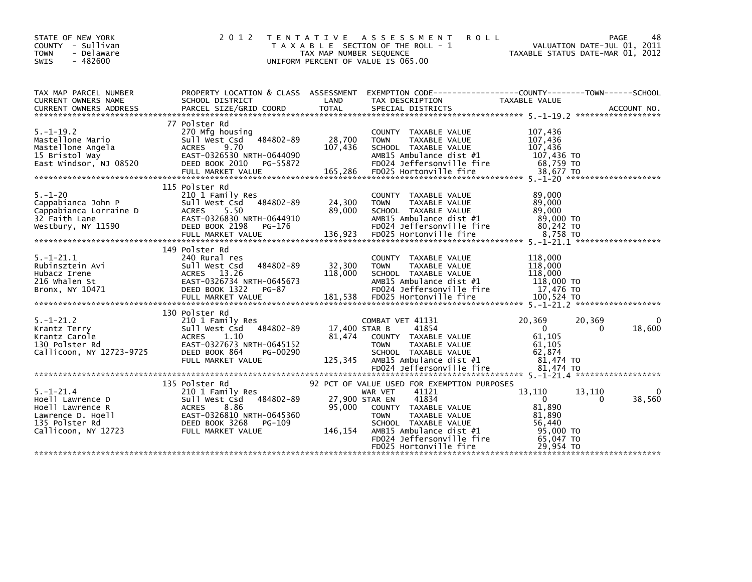STATE OF NEW YORK
COUNTY - Sullivan
TOWN - Delaware
SWIS - 482600

2 0 1 2 T E N T A T I V E A S S E S S M E N T R O L L
T A X A B L E SECTION OF THE ROLL - 1
TAX MAP NUMBER SEQUENCE
UNIFORM PERCENT OF VALUE IS 065.00

VALUATION DATE-JUL 01, 2011
TAXABLE STATUS DATE-MAR 01, 2012

| TAX MAP PARCEL NUMBER / CURRENT OWNERS NAME / CURRENT OWNERS ADDRESS | PROPERTY LOCATION & CLASS / SCHOOL DISTRICT / PARCEL SIZE/GRID COORD | ASSESSMENT LAND / TOTAL | EXEMPTION CODE / TAX DESCRIPTION / SPECIAL DISTRICTS | COUNTY TAXABLE VALUE | TOWN | SCHOOL |
|---|---|---|---|---|---|---|
| **5.-1-19.2** | 77 Polster Rd | | | | | |
| | 270 Mfg housing | | COUNTY TAXABLE VALUE | 107,436 | | |
| Mastellone Mario | Sull West Csd 484802-89 | 28,700 | TOWN TAXABLE VALUE | 107,436 | | |
| Mastellone Angela | ACRES 9.70 | 107,436 | SCHOOL TAXABLE VALUE | 107,436 | | |
| 15 Bristol Way | EAST-0326530 NRTH-0644090 | | AMB15 Ambulance dist #1 | 107,436 TO | | |
| East Windsor, NJ 08520 | DEED BOOK 2010 PG-55872 | | FD024 Jeffersonville fire | 68,759 TO | | |
| | FULL MARKET VALUE | 165,286 | FD025 Hortonville fire | 38,677 TO | | |
| **5.-1-20** | 115 Polster Rd | | | | | |
| | 210 1 Family Res | | COUNTY TAXABLE VALUE | 89,000 | | |
| Cappabianca John P | Sull West Csd 484802-89 | 24,300 | TOWN TAXABLE VALUE | 89,000 | | |
| Cappabianca Lorraine D | ACRES 5.50 | 89,000 | SCHOOL TAXABLE VALUE | 89,000 | | |
| 32 Faith Lane | EAST-0326830 NRTH-0644910 | | AMB15 Ambulance dist #1 | 89,000 TO | | |
| Westbury, NY 11590 | DEED BOOK 2198 PG-176 | | FD024 Jeffersonville fire | 80,242 TO | | |
| | FULL MARKET VALUE | 136,923 | FD025 Hortonville fire | 8,758 TO | | |
| **5.-1-21.1** | 149 Polster Rd | | | | | |
| | 240 Rural res | | COUNTY TAXABLE VALUE | 118,000 | | |
| Rubinsztein Avi | Sull West Csd 484802-89 | 32,300 | TOWN TAXABLE VALUE | 118,000 | | |
| Hubacz Irene | ACRES 13.26 | 118,000 | SCHOOL TAXABLE VALUE | 118,000 | | |
| 216 Whalen St | EAST-0326734 NRTH-0645673 | | AMB15 Ambulance dist #1 | 118,000 TO | | |
| Bronx, NY 10471 | DEED BOOK 1322 PG-87 | | FD024 Jeffersonville fire | 17,476 TO | | |
| | FULL MARKET VALUE | 181,538 | FD025 Hortonville fire | 100,524 TO | | |
| **5.-1-21.2** | 130 Polster Rd | | | | | |
| | 210 1 Family Res | | COMBAT VET 41131 | 20,369 | 20,369 | 0 |
| Krantz Terry | Sull West Csd 484802-89 | 17,400 | STAR B 41854 | 0 | 0 | 18,600 |
| Krantz Carole | ACRES 1.10 | 81,474 | COUNTY TAXABLE VALUE | 61,105 | | |
| 130 Polster Rd | EAST-0327673 NRTH-0645152 | | TOWN TAXABLE VALUE | 61,105 | | |
| Callicoon, NY 12723-9725 | DEED BOOK 864 PG-00290 | | SCHOOL TAXABLE VALUE | 62,874 | | |
| | FULL MARKET VALUE | 125,345 | AMB15 Ambulance dist #1 | 81,474 TO | | |
| | | | FD024 Jeffersonville fire | 81,474 TO | | |
| **5.-1-21.4** | 135 Polster Rd | | 92 PCT OF VALUE USED FOR EXEMPTION PURPOSES | | | |
| | 210 1 Family Res | | WAR VET 41121 | 13,110 | 13,110 | 0 |
| Hoell Lawrence D | Sull West Csd 484802-89 | 27,900 | STAR EN 41834 | 0 | 0 | 38,560 |
| Hoell Lawrence R | ACRES 8.86 | 95,000 | COUNTY TAXABLE VALUE | 81,890 | | |
| Lawrence D. Hoell | EAST-0326810 NRTH-0645360 | | TOWN TAXABLE VALUE | 81,890 | | |
| 135 Polster Rd | DEED BOOK 3268 PG-109 | | SCHOOL TAXABLE VALUE | 56,440 | | |
| Callicoon, NY 12723 | FULL MARKET VALUE | 146,154 | AMB15 Ambulance dist #1 | 95,000 TO | | |
| | | | FD024 Jeffersonville fire | 65,047 TO | | |
| | | | FD025 Hortonville fire | 29,954 TO | | |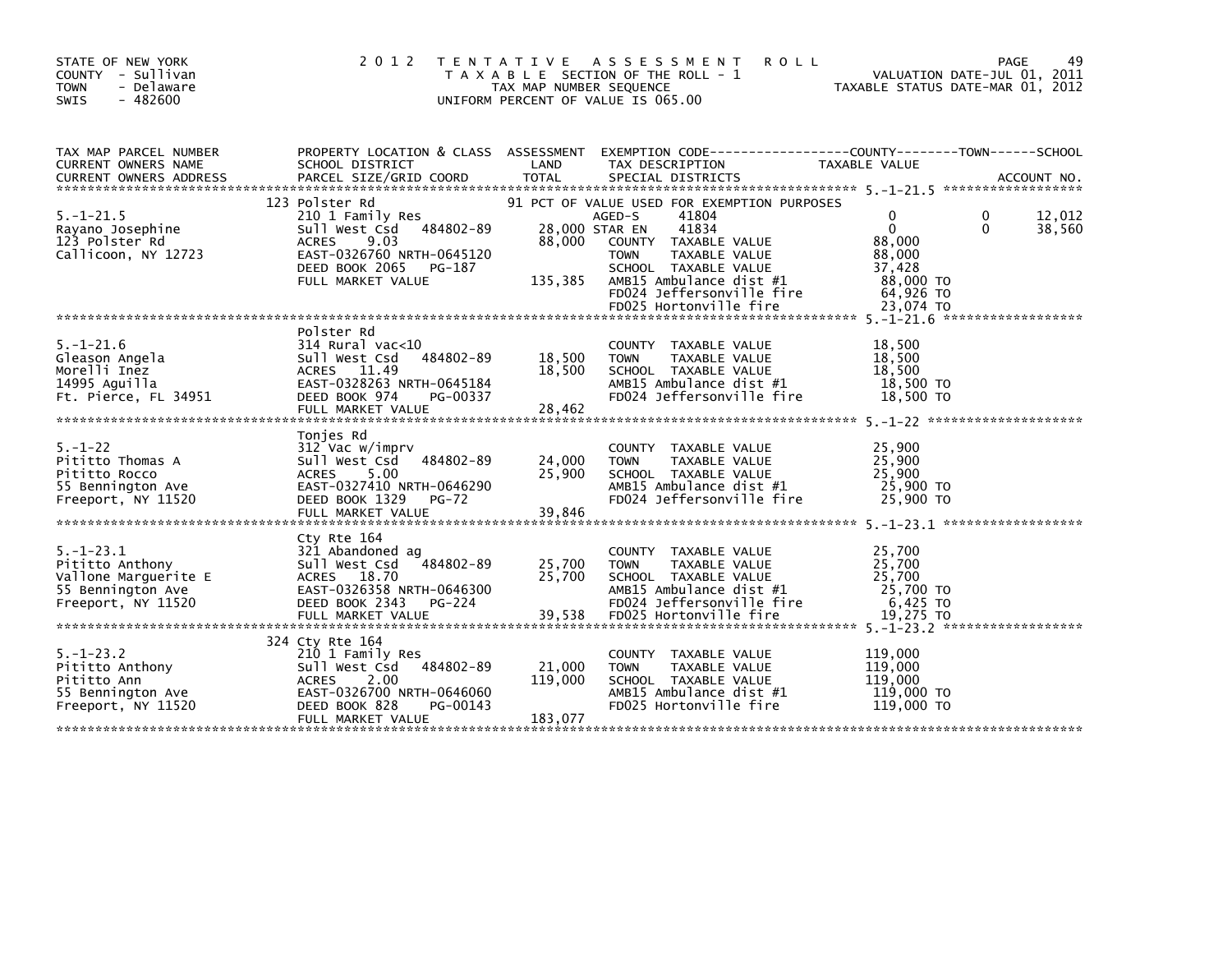STATE OF NEW YORK
COUNTY - Sullivan
TOWN - Delaware
SWIS - 482600

# 2012 TENTATIVE ASSESSMENT ROLL

TAXABLE SECTION OF THE ROLL - 1
TAX MAP NUMBER SEQUENCE
UNIFORM PERCENT OF VALUE IS 065.00

VALUATION DATE-JUL 01, 2011
TAXABLE STATUS DATE-MAR 01, 2012

| TAX MAP PARCEL NUMBER / CURRENT OWNERS NAME / CURRENT OWNERS ADDRESS | PROPERTY LOCATION & CLASS / SCHOOL DISTRICT / PARCEL SIZE/GRID COORD | ASSESSMENT LAND | ASSESSMENT TOTAL | EXEMPTION CODE / TAX DESCRIPTION / SPECIAL DISTRICTS | COUNTY TAXABLE VALUE | TOWN | SCHOOL |
|---|---|---|---|---|---|---|---|
| 5.-1-21.5 | 123 Polster Rd | | | 91 PCT OF VALUE USED FOR EXEMPTION PURPOSES | | | |
| | 210 1 Family Res | | | AGED-S 41804 | 0 | 0 | 12,012 |
| Rayano Josephine | Sull West Csd 484802-89 | 28,000 | | STAR EN 41834 | 0 | 0 | 38,560 |
| 123 Polster Rd | ACRES 9.03 | | 88,000 | COUNTY TAXABLE VALUE | 88,000 | | |
| Callicoon, NY 12723 | EAST-0326760 NRTH-0645120 | | | TOWN TAXABLE VALUE | 88,000 | | |
| | DEED BOOK 2065 PG-187 | | | SCHOOL TAXABLE VALUE | 37,428 | | |
| | FULL MARKET VALUE | | 135,385 | AMB15 Ambulance dist #1 | 88,000 TO | | |
| | | | | FD024 Jeffersonville fire | 64,926 TO | | |
| | | | | FD025 Hortonville fire | 23,074 TO | | |
| 5.-1-21.6 | Polster Rd | | | | | | |
| | 314 Rural vac<10 | | | COUNTY TAXABLE VALUE | 18,500 | | |
| Gleason Angela | Sull West Csd 484802-89 | 18,500 | | TOWN TAXABLE VALUE | 18,500 | | |
| Morelli Inez | ACRES 11.49 | | 18,500 | SCHOOL TAXABLE VALUE | 18,500 | | |
| 14995 Aguilla | EAST-0328263 NRTH-0645184 | | | AMB15 Ambulance dist #1 | 18,500 TO | | |
| Ft. Pierce, FL 34951 | DEED BOOK 974 PG-00337 | | | FD024 Jeffersonville fire | 18,500 TO | | |
| | FULL MARKET VALUE | | 28,462 | | | | |
| 5.-1-22 | Tonjes Rd | | | | | | |
| | 312 Vac w/imprv | | | COUNTY TAXABLE VALUE | 25,900 | | |
| Pititto Thomas A | Sull West Csd 484802-89 | 24,000 | | TOWN TAXABLE VALUE | 25,900 | | |
| Pititto Rocco | ACRES 5.00 | | 25,900 | SCHOOL TAXABLE VALUE | 25,900 | | |
| 55 Bennington Ave | EAST-0327410 NRTH-0646290 | | | AMB15 Ambulance dist #1 | 25,900 TO | | |
| Freeport, NY 11520 | DEED BOOK 1329 PG-72 | | | FD024 Jeffersonville fire | 25,900 TO | | |
| | FULL MARKET VALUE | | 39,846 | | | | |
| 5.-1-23.1 | Cty Rte 164 | | | | | | |
| | 321 Abandoned ag | | | COUNTY TAXABLE VALUE | 25,700 | | |
| Pititto Anthony | Sull West Csd 484802-89 | 25,700 | | TOWN TAXABLE VALUE | 25,700 | | |
| Vallone Marguerite E | ACRES 18.70 | | 25,700 | SCHOOL TAXABLE VALUE | 25,700 | | |
| 55 Bennington Ave | EAST-0326358 NRTH-0646300 | | | AMB15 Ambulance dist #1 | 25,700 TO | | |
| Freeport, NY 11520 | DEED BOOK 2343 PG-224 | | | FD024 Jeffersonville fire | 6,425 TO | | |
| | FULL MARKET VALUE | | 39,538 | FD025 Hortonville fire | 19,275 TO | | |
| 5.-1-23.2 | 324 Cty Rte 164 | | | | | | |
| | 210 1 Family Res | | | COUNTY TAXABLE VALUE | 119,000 | | |
| Pititto Anthony | Sull West Csd 484802-89 | 21,000 | | TOWN TAXABLE VALUE | 119,000 | | |
| Pititto Ann | ACRES 2.00 | | 119,000 | SCHOOL TAXABLE VALUE | 119,000 | | |
| 55 Bennington Ave | EAST-0326700 NRTH-0646060 | | | AMB15 Ambulance dist #1 | 119,000 TO | | |
| Freeport, NY 11520 | DEED BOOK 828 PG-00143 | | | FD025 Hortonville fire | 119,000 TO | | |
| | FULL MARKET VALUE | | 183,077 | | | | |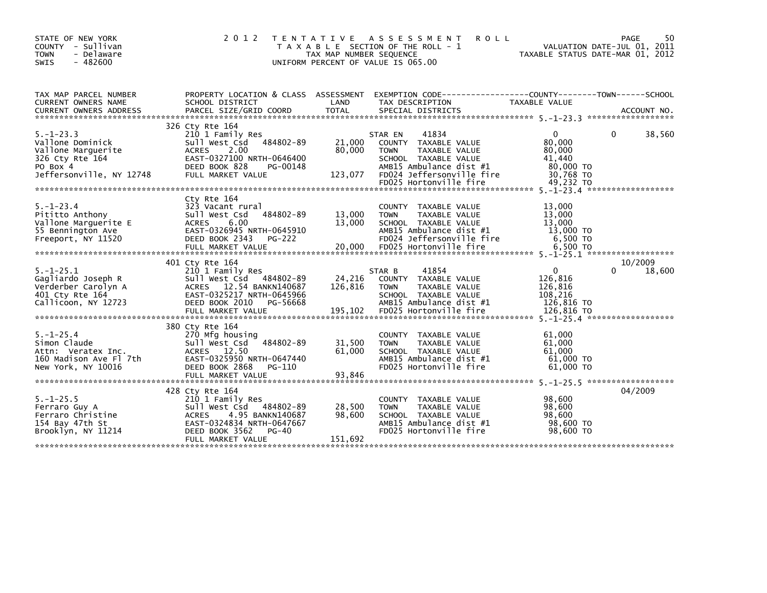STATE OF NEW YORK
COUNTY - Sullivan
TOWN - Delaware
SWIS - 482600

2012 TENTATIVE ASSESSMENT ROLL
TAXABLE SECTION OF THE ROLL - 1
TAX MAP NUMBER SEQUENCE
UNIFORM PERCENT OF VALUE IS 065.00

VALUATION DATE-JUL 01, 2011
TAXABLE STATUS DATE-MAR 01, 2012

| TAX MAP PARCEL NUMBER / CURRENT OWNERS NAME / CURRENT OWNERS ADDRESS | PROPERTY LOCATION & CLASS / SCHOOL DISTRICT / PARCEL SIZE/GRID COORD | ASSESSMENT LAND / TOTAL | EXEMPTION CODE / TAX DESCRIPTION / SPECIAL DISTRICTS | COUNTY / TAXABLE VALUE | TOWN | SCHOOL / ACCOUNT NO. |
|---|---|---|---|---|---|---|
| 5.-1-23.3 | 326 Cty Rte 164 | | | | | |
| | 210 1 Family Res | | STAR EN 41834 | 0 | 0 | 38,560 |
| Vallone Dominick | Sull West Csd 484802-89 | 21,000 | COUNTY TAXABLE VALUE | 80,000 | | |
| Vallone Marguerite | ACRES 2.00 | 80,000 | TOWN TAXABLE VALUE | 80,000 | | |
| 326 Cty Rte 164 | EAST-0327100 NRTH-0646400 | | SCHOOL TAXABLE VALUE | 41,440 | | |
| PO Box 4 | DEED BOOK 828 PG-00148 | | AMB15 Ambulance dist #1 | 80,000 TO | | |
| Jeffersonville, NY 12748 | FULL MARKET VALUE | 123,077 | FD024 Jeffersonville fire | 30,768 TO | | |
| | | | FD025 Hortonville fire | 49,232 TO | | |
| 5.-1-23.4 | Cty Rte 164 | | | | | |
| | 323 Vacant rural | | COUNTY TAXABLE VALUE | 13,000 | | |
| Pititto Anthony | Sull West Csd 484802-89 | 13,000 | TOWN TAXABLE VALUE | 13,000 | | |
| Vallone Marguerite E | ACRES 6.00 | 13,000 | SCHOOL TAXABLE VALUE | 13,000 | | |
| 55 Bennington Ave | EAST-0326945 NRTH-0645910 | | AMB15 Ambulance dist #1 | 13,000 TO | | |
| Freeport, NY 11520 | DEED BOOK 2343 PG-222 | | FD024 Jeffersonville fire | 6,500 TO | | |
| | FULL MARKET VALUE | 20,000 | FD025 Hortonville fire | 6,500 TO | | |
| 5.-1-25.1 | 401 Cty Rte 164 | | | | | 10/2009 |
| | 210 1 Family Res | | STAR B 41854 | 0 | 0 | 18,600 |
| Gagliardo Joseph R | Sull West Csd 484802-89 | 24,216 | COUNTY TAXABLE VALUE | 126,816 | | |
| Verderber Carolyn A | ACRES 12.54 BANKN140687 | 126,816 | TOWN TAXABLE VALUE | 126,816 | | |
| 401 Cty Rte 164 | EAST-0325217 NRTH-0645966 | | SCHOOL TAXABLE VALUE | 108,216 | | |
| Callicoon, NY 12723 | DEED BOOK 2010 PG-56668 | | AMB15 Ambulance dist #1 | 126,816 TO | | |
| | FULL MARKET VALUE | 195,102 | FD025 Hortonville fire | 126,816 TO | | |
| 5.-1-25.4 | 380 Cty Rte 164 | | | | | |
| | 270 Mfg housing | | COUNTY TAXABLE VALUE | 61,000 | | |
| Simon Claude | Sull West Csd 484802-89 | 31,500 | TOWN TAXABLE VALUE | 61,000 | | |
| Attn: Veratex Inc. | ACRES 12.50 | 61,000 | SCHOOL TAXABLE VALUE | 61,000 | | |
| 160 Madison Ave Fl 7th | EAST-0325950 NRTH-0647440 | | AMB15 Ambulance dist #1 | 61,000 TO | | |
| New York, NY 10016 | DEED BOOK 2868 PG-110 | | FD025 Hortonville fire | 61,000 TO | | |
| | FULL MARKET VALUE | 93,846 | | | | |
| 5.-1-25.5 | 428 Cty Rte 164 | | | | | 04/2009 |
| | 210 1 Family Res | | COUNTY TAXABLE VALUE | 98,600 | | |
| Ferraro Guy A | Sull West Csd 484802-89 | 28,500 | TOWN TAXABLE VALUE | 98,600 | | |
| Ferraro Christine | ACRES 4.95 BANKN140687 | 98,600 | SCHOOL TAXABLE VALUE | 98,600 | | |
| 154 Bay 47th St | EAST-0324834 NRTH-0647667 | | AMB15 Ambulance dist #1 | 98,600 TO | | |
| Brooklyn, NY 11214 | DEED BOOK 3562 PG-40 | | FD025 Hortonville fire | 98,600 TO | | |
| | FULL MARKET VALUE | 151,692 | | | | |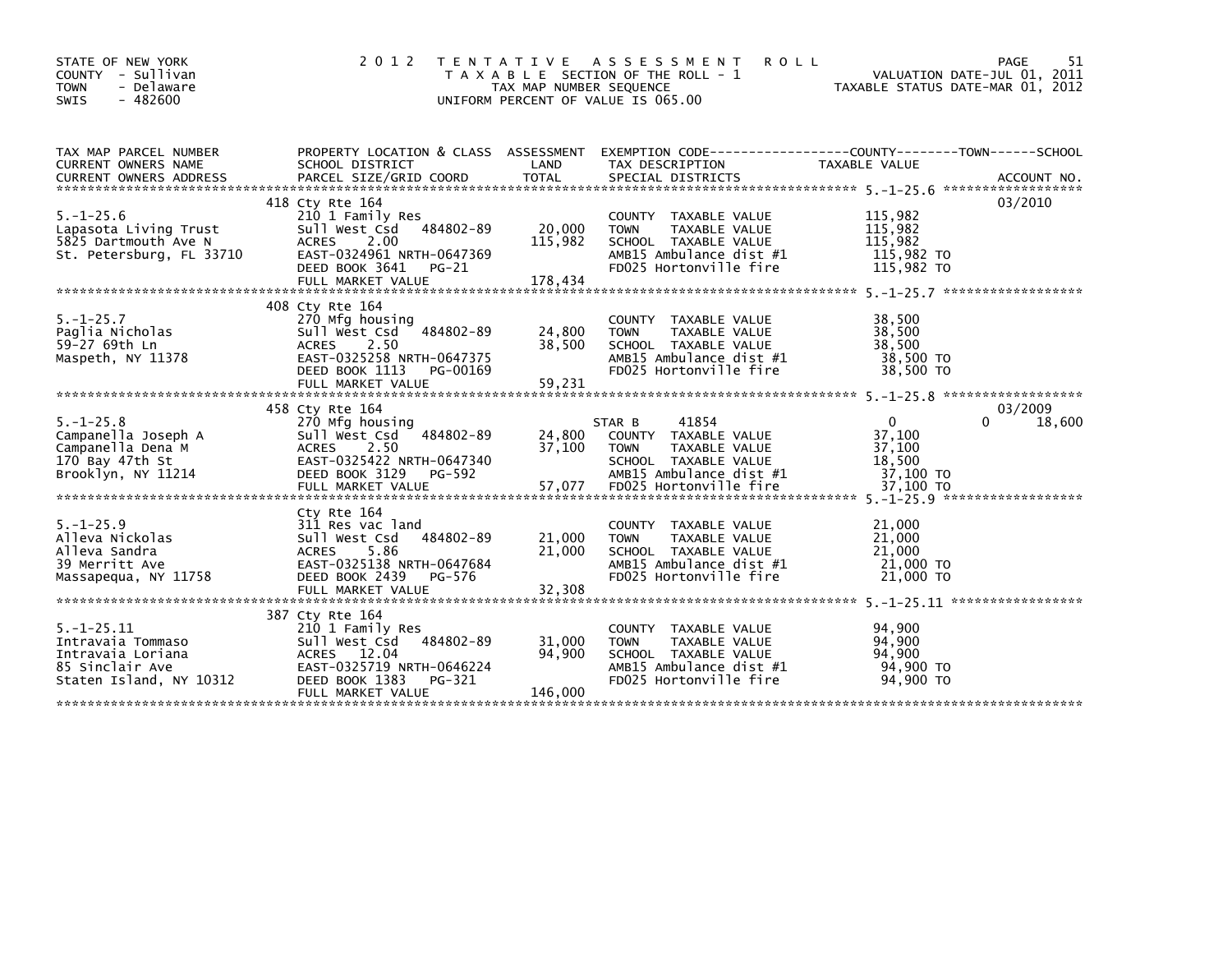STATE OF NEW YORK
COUNTY - Sullivan
TOWN - Delaware
SWIS - 482600

# 2012 TENTATIVE ASSESSMENT ROLL

TAXABLE SECTION OF THE ROLL - 1
TAX MAP NUMBER SEQUENCE
UNIFORM PERCENT OF VALUE IS 065.00

VALUATION DATE-JUL 01, 2011
TAXABLE STATUS DATE-MAR 01, 2012

| TAX MAP PARCEL NUMBER / CURRENT OWNERS NAME / CURRENT OWNERS ADDRESS | PROPERTY LOCATION & CLASS / SCHOOL DISTRICT / PARCEL SIZE/GRID COORD | ASSESSMENT LAND / TOTAL | EXEMPTION CODE / TAX DESCRIPTION / SPECIAL DISTRICTS | COUNTY / TOWN / SCHOOL TAXABLE VALUE | ACCOUNT NO. |
|---|---|---|---|---|---|
| 5.-1-25.6 | 418 Cty Rte 164 | | | | 03/2010 |
| | 210 1 Family Res | | COUNTY TAXABLE VALUE | 115,982 | |
| Lapasota Living Trust | Sull West Csd 484802-89 | 20,000 | TOWN TAXABLE VALUE | 115,982 | |
| 5825 Dartmouth Ave N | ACRES 2.00 | 115,982 | SCHOOL TAXABLE VALUE | 115,982 | |
| St. Petersburg, FL 33710 | EAST-0324961 NRTH-0647369 | | AMB15 Ambulance dist #1 | 115,982 TO | |
| | DEED BOOK 3641 PG-21 | | FD025 Hortonville fire | 115,982 TO | |
| | FULL MARKET VALUE | 178,434 | | | |
| 5.-1-25.7 | 408 Cty Rte 164 | | | | |
| | 270 Mfg housing | | COUNTY TAXABLE VALUE | 38,500 | |
| Paglia Nicholas | Sull West Csd 484802-89 | 24,800 | TOWN TAXABLE VALUE | 38,500 | |
| 59-27 69th Ln | ACRES 2.50 | 38,500 | SCHOOL TAXABLE VALUE | 38,500 | |
| Maspeth, NY 11378 | EAST-0325258 NRTH-0647375 | | AMB15 Ambulance dist #1 | 38,500 TO | |
| | DEED BOOK 1113 PG-00169 | | FD025 Hortonville fire | 38,500 TO | |
| | FULL MARKET VALUE | 59,231 | | | |
| 5.-1-25.8 | 458 Cty Rte 164 | | | | 03/2009 |
| | 270 Mfg housing | | STAR B 41854 | 0 0 18,600 | |
| Campanella Joseph A | Sull West Csd 484802-89 | 24,800 | COUNTY TAXABLE VALUE | 37,100 | |
| Campanella Dena M | ACRES 2.50 | 37,100 | TOWN TAXABLE VALUE | 37,100 | |
| 170 Bay 47th St | EAST-0325422 NRTH-0647340 | | SCHOOL TAXABLE VALUE | 18,500 | |
| Brooklyn, NY 11214 | DEED BOOK 3129 PG-592 | | AMB15 Ambulance dist #1 | 37,100 TO | |
| | FULL MARKET VALUE | 57,077 | FD025 Hortonville fire | 37,100 TO | |
| 5.-1-25.9 | Cty Rte 164 | | | | |
| | 311 Res vac land | | COUNTY TAXABLE VALUE | 21,000 | |
| Alleva Nickolas | Sull West Csd 484802-89 | 21,000 | TOWN TAXABLE VALUE | 21,000 | |
| Alleva Sandra | ACRES 5.86 | 21,000 | SCHOOL TAXABLE VALUE | 21,000 | |
| 39 Merritt Ave | EAST-0325138 NRTH-0647684 | | AMB15 Ambulance dist #1 | 21,000 TO | |
| Massapequa, NY 11758 | DEED BOOK 2439 PG-576 | | FD025 Hortonville fire | 21,000 TO | |
| | FULL MARKET VALUE | 32,308 | | | |
| 5.-1-25.11 | 387 Cty Rte 164 | | | | |
| | 210 1 Family Res | | COUNTY TAXABLE VALUE | 94,900 | |
| Intravaia Tommaso | Sull West Csd 484802-89 | 31,000 | TOWN TAXABLE VALUE | 94,900 | |
| Intravaia Loriana | ACRES 12.04 | 94,900 | SCHOOL TAXABLE VALUE | 94,900 | |
| 85 Sinclair Ave | EAST-0325719 NRTH-0646224 | | AMB15 Ambulance dist #1 | 94,900 TO | |
| Staten Island, NY 10312 | DEED BOOK 1383 PG-321 | | FD025 Hortonville fire | 94,900 TO | |
| | FULL MARKET VALUE | 146,000 | | | |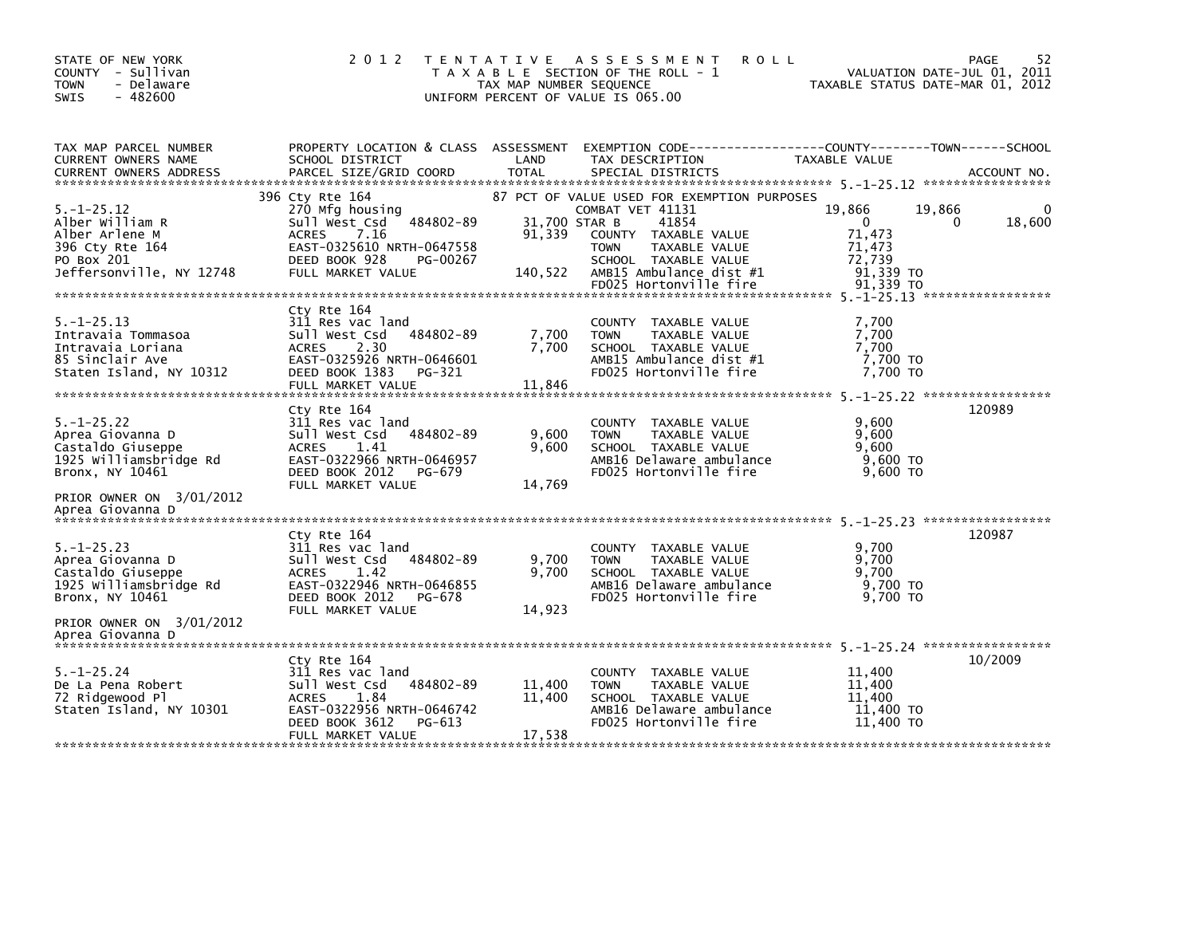STATE OF NEW YORK
COUNTY - Sullivan
TOWN - Delaware
SWIS - 482600

2012 TENTATIVE ASSESSMENT ROLL
TAXABLE SECTION OF THE ROLL - 1
TAX MAP NUMBER SEQUENCE
UNIFORM PERCENT OF VALUE IS 065.00

VALUATION DATE-JUL 01, 2011
TAXABLE STATUS DATE-MAR 01, 2012

| TAX MAP PARCEL NUMBER / CURRENT OWNERS NAME / CURRENT OWNERS ADDRESS | PROPERTY LOCATION & CLASS / SCHOOL DISTRICT / PARCEL SIZE/GRID COORD | ASSESSMENT LAND / TOTAL | EXEMPTION CODE / TAX DESCRIPTION / SPECIAL DISTRICTS | COUNTY TAXABLE VALUE | TOWN | SCHOOL | ACCOUNT NO. |
|---|---|---|---|---|---|---|---|
| 5.-1-25.12 | 396 Cty Rte 164 | | 87 PCT OF VALUE USED FOR EXEMPTION PURPOSES | | | | |
| Alber William R | 270 Mfg housing | | COMBAT VET 41131 | 19,866 | 19,866 | 0 | |
| Alber Arlene M | Sull West Csd 484802-89 | 31,700 | STAR B 41854 | 0 | 0 | 18,600 | |
| 396 Cty Rte 164 | ACRES 7.16 | 91,339 | COUNTY TAXABLE VALUE | 71,473 | | | |
| PO Box 201 | EAST-0325610 NRTH-0647558 | | TOWN TAXABLE VALUE | 71,473 | | | |
| Jeffersonville, NY 12748 | DEED BOOK 928 PG-00267 | | SCHOOL TAXABLE VALUE | 72,739 | | | |
| | FULL MARKET VALUE | 140,522 | AMB15 Ambulance dist #1 | 91,339 TO | | | |
| | | | FD025 Hortonville fire | 91,339 TO | | | |
| 5.-1-25.13 | Cty Rte 164 | | | | | | |
| Intravaia Tommasoa | 311 Res vac land | | COUNTY TAXABLE VALUE | 7,700 | | | |
| Intravaia Loriana | Sull West Csd 484802-89 | 7,700 | TOWN TAXABLE VALUE | 7,700 | | | |
| 85 Sinclair Ave | ACRES 2.30 | 7,700 | SCHOOL TAXABLE VALUE | 7,700 | | | |
| Staten Island, NY 10312 | EAST-0325926 NRTH-0646601 | | AMB15 Ambulance dist #1 | 7,700 TO | | | |
| | DEED BOOK 1383 PG-321 | | FD025 Hortonville fire | 7,700 TO | | | |
| | FULL MARKET VALUE | 11,846 | | | | | |
| 5.-1-25.22 | Cty Rte 164 | | | | | | 120989 |
| Aprea Giovanna D | 311 Res vac land | | COUNTY TAXABLE VALUE | 9,600 | | | |
| Castaldo Giuseppe | Sull West Csd 484802-89 | 9,600 | TOWN TAXABLE VALUE | 9,600 | | | |
| 1925 Williamsbridge Rd | ACRES 1.41 | 9,600 | SCHOOL TAXABLE VALUE | 9,600 | | | |
| Bronx, NY 10461 | EAST-0322966 NRTH-0646957 | | AMB16 Delaware ambulance | 9,600 TO | | | |
| | DEED BOOK 2012 PG-679 | | FD025 Hortonville fire | 9,600 TO | | | |
| PRIOR OWNER ON 3/01/2012 | FULL MARKET VALUE | 14,769 | | | | | |
| Aprea Giovanna D | | | | | | | |
| 5.-1-25.23 | Cty Rte 164 | | | | | | 120987 |
| Aprea Giovanna D | 311 Res vac land | | COUNTY TAXABLE VALUE | 9,700 | | | |
| Castaldo Giuseppe | Sull West Csd 484802-89 | 9,700 | TOWN TAXABLE VALUE | 9,700 | | | |
| 1925 Williamsbridge Rd | ACRES 1.42 | 9,700 | SCHOOL TAXABLE VALUE | 9,700 | | | |
| Bronx, NY 10461 | EAST-0322946 NRTH-0646855 | | AMB16 Delaware ambulance | 9,700 TO | | | |
| | DEED BOOK 2012 PG-678 | | FD025 Hortonville fire | 9,700 TO | | | |
| PRIOR OWNER ON 3/01/2012 | FULL MARKET VALUE | 14,923 | | | | | |
| Aprea Giovanna D | | | | | | | |
| 5.-1-25.24 | Cty Rte 164 | | | | | | 10/2009 |
| De La Pena Robert | 311 Res vac land | | COUNTY TAXABLE VALUE | 11,400 | | | |
| 72 Ridgewood Pl | Sull West Csd 484802-89 | 11,400 | TOWN TAXABLE VALUE | 11,400 | | | |
| Staten Island, NY 10301 | ACRES 1.84 | 11,400 | SCHOOL TAXABLE VALUE | 11,400 | | | |
| | EAST-0322956 NRTH-0646742 | | AMB16 Delaware ambulance | 11,400 TO | | | |
| | DEED BOOK 3612 PG-613 | | FD025 Hortonville fire | 11,400 TO | | | |
| | FULL MARKET VALUE | 17,538 | | | | | |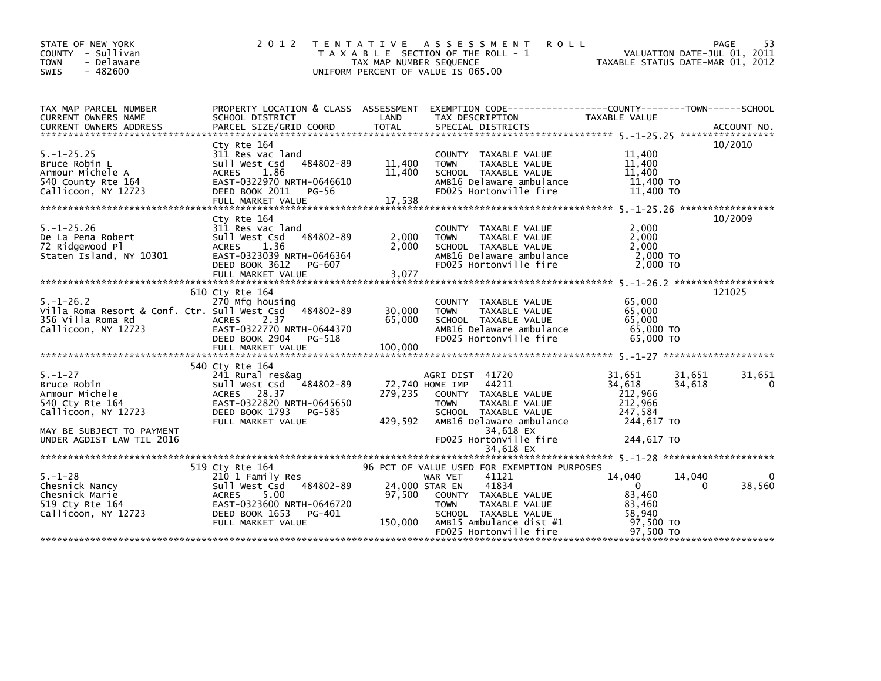STATE OF NEW YORK
COUNTY - Sullivan
TOWN - Delaware
SWIS - 482600

2012 TENTATIVE ASSESSMENT ROLL
TAXABLE SECTION OF THE ROLL - 1
TAX MAP NUMBER SEQUENCE
UNIFORM PERCENT OF VALUE IS 065.00

VALUATION DATE-JUL 01, 2011
TAXABLE STATUS DATE-MAR 01, 2012

| TAX MAP PARCEL NUMBER / CURRENT OWNERS NAME / CURRENT OWNERS ADDRESS | PROPERTY LOCATION & CLASS / SCHOOL DISTRICT / PARCEL SIZE/GRID COORD | ASSESSMENT LAND / TOTAL | EXEMPTION CODE / TAX DESCRIPTION / SPECIAL DISTRICTS | COUNTY TAXABLE VALUE | TOWN | SCHOOL | ACCOUNT NO. |
|---|---|---|---|---|---|---|---|
| **5.-1-25.25** | Cty Rte 164 | | | | | | 10/2010 |
| 5.-1-25.25 | 311 Res vac land | | COUNTY TAXABLE VALUE | 11,400 | | | |
| Bruce Robin L | Sull West Csd 484802-89 | 11,400 | TOWN TAXABLE VALUE | 11,400 | | | |
| Armour Michele A | ACRES 1.86 | 11,400 | SCHOOL TAXABLE VALUE | 11,400 | | | |
| 540 County Rte 164 | EAST-0322970 NRTH-0646610 | | AMB16 Delaware ambulance | 11,400 TO | | | |
| Callicoon, NY 12723 | DEED BOOK 2011 PG-56 | | FD025 Hortonville fire | 11,400 TO | | | |
| | FULL MARKET VALUE | 17,538 | | | | | |
| **5.-1-25.26** | Cty Rte 164 | | | | | | 10/2009 |
| 5.-1-25.26 | 311 Res vac land | | COUNTY TAXABLE VALUE | 2,000 | | | |
| De La Pena Robert | Sull West Csd 484802-89 | 2,000 | TOWN TAXABLE VALUE | 2,000 | | | |
| 72 Ridgewood Pl | ACRES 1.36 | 2,000 | SCHOOL TAXABLE VALUE | 2,000 | | | |
| Staten Island, NY 10301 | EAST-0323039 NRTH-0646364 | | AMB16 Delaware ambulance | 2,000 TO | | | |
| | DEED BOOK 3612 PG-607 | | FD025 Hortonville fire | 2,000 TO | | | |
| | FULL MARKET VALUE | 3,077 | | | | | |
| **5.-1-26.2** | 610 Cty Rte 164 | | | | | | 121025 |
| 5.-1-26.2 | 270 Mfg housing | | COUNTY TAXABLE VALUE | 65,000 | | | |
| Villa Roma Resort & Conf. Ctr. | Sull West Csd 484802-89 | 30,000 | TOWN TAXABLE VALUE | 65,000 | | | |
| 356 Villa Roma Rd | ACRES 2.37 | 65,000 | SCHOOL TAXABLE VALUE | 65,000 | | | |
| Callicoon, NY 12723 | EAST-0322770 NRTH-0644370 | | AMB16 Delaware ambulance | 65,000 TO | | | |
| | DEED BOOK 2904 PG-518 | | FD025 Hortonville fire | 65,000 TO | | | |
| | FULL MARKET VALUE | 100,000 | | | | | |
| **5.-1-27** | 540 Cty Rte 164 | | | | | | |
| 5.-1-27 | 241 Rural res&ag | | AGRI DIST 41720 | 31,651 | 31,651 | 31,651 | |
| Bruce Robin | Sull West Csd 484802-89 | 72,740 | HOME IMP 44211 | 34,618 | 34,618 | 0 | |
| Armour Michele | ACRES 28.37 | 279,235 | COUNTY TAXABLE VALUE | 212,966 | | | |
| 540 Cty Rte 164 | EAST-0322820 NRTH-0645650 | | TOWN TAXABLE VALUE | 212,966 | | | |
| Callicoon, NY 12723 | DEED BOOK 1793 PG-585 | | SCHOOL TAXABLE VALUE | 247,584 | | | |
| | FULL MARKET VALUE | 429,592 | AMB16 Delaware ambulance | 244,617 TO | | | |
| MAY BE SUBJECT TO PAYMENT | | | 34,618 EX | | | | |
| UNDER AGDIST LAW TIL 2016 | | | FD025 Hortonville fire | 244,617 TO | | | |
| | | | 34,618 EX | | | | |
| **5.-1-28** | 519 Cty Rte 164 | | 96 PCT OF VALUE USED FOR EXEMPTION PURPOSES | | | | |
| 5.-1-28 | 210 1 Family Res | | WAR VET 41121 | 14,040 | 14,040 | 0 | |
| Chesnick Nancy | Sull West Csd 484802-89 | 24,000 | STAR EN 41834 | 0 | 0 | 38,560 | |
| Chesnick Marie | ACRES 5.00 | 97,500 | COUNTY TAXABLE VALUE | 83,460 | | | |
| 519 Cty Rte 164 | EAST-0323600 NRTH-0646720 | | TOWN TAXABLE VALUE | 83,460 | | | |
| Callicoon, NY 12723 | DEED BOOK 1653 PG-401 | | SCHOOL TAXABLE VALUE | 58,940 | | | |
| | FULL MARKET VALUE | 150,000 | AMB15 Ambulance dist #1 | 97,500 TO | | | |
| | | | FD025 Hortonville fire | 97,500 TO | | | |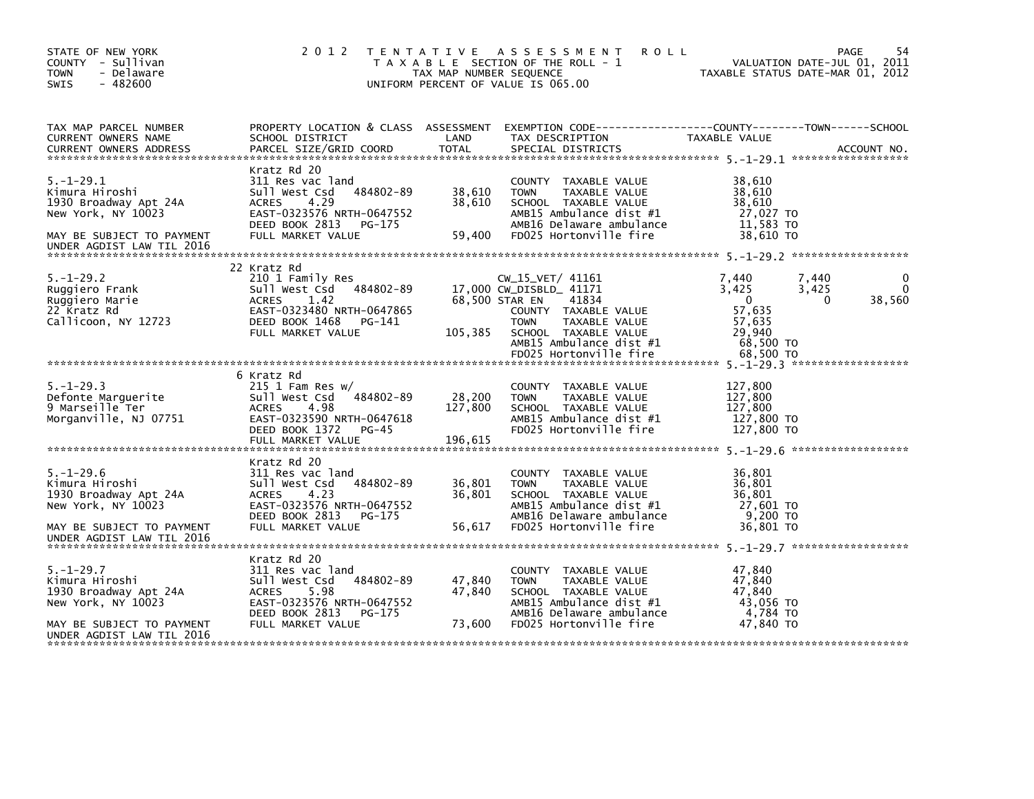STATE OF NEW YORK
COUNTY - Sullivan
TOWN - Delaware
SWIS - 482600

# 2012 TENTATIVE ASSESSMENT ROLL

TAXABLE SECTION OF THE ROLL - 1
TAX MAP NUMBER SEQUENCE
UNIFORM PERCENT OF VALUE IS 065.00

VALUATION DATE-JUL 01, 2011
TAXABLE STATUS DATE-MAR 01, 2012

| TAX MAP PARCEL NUMBER / CURRENT OWNERS NAME / CURRENT OWNERS ADDRESS | PROPERTY LOCATION & CLASS / SCHOOL DISTRICT / PARCEL SIZE/GRID COORD | ASSESSMENT LAND | TOTAL | EXEMPTION CODE / TAX DESCRIPTION / SPECIAL DISTRICTS | COUNTY TAXABLE VALUE | TOWN | SCHOOL |
|---|---|---|---|---|---|---|---|
| **5.-1-29.1** | Kratz Rd 20 | | | | | | |
| Kimura Hiroshi | 311 Res vac land | | | COUNTY TAXABLE VALUE | 38,610 | | |
| 1930 Broadway Apt 24A | Sull West Csd 484802-89 | 38,610 | | TOWN TAXABLE VALUE | 38,610 | | |
| New York, NY 10023 | ACRES 4.29 | | 38,610 | SCHOOL TAXABLE VALUE | 38,610 | | |
| | EAST-0323576 NRTH-0647552 | | | AMB15 Ambulance dist #1 | 27,027 TO | | |
| MAY BE SUBJECT TO PAYMENT | DEED BOOK 2813 PG-175 | | | AMB16 Delaware ambulance | 11,583 TO | | |
| UNDER AGDIST LAW TIL 2016 | FULL MARKET VALUE | | 59,400 | FD025 Hortonville fire | 38,610 TO | | |
| **5.-1-29.2** | 22 Kratz Rd | | | | | | |
| Ruggiero Frank | 210 1 Family Res | | | CW_15_VET/ 41161 | 7,440 | 7,440 | 0 |
| Ruggiero Marie | Sull West Csd 484802-89 | 17,000 | | CW_DISBLD_ 41171 | 3,425 | 3,425 | 0 |
| 22 Kratz Rd | ACRES 1.42 | | 68,500 | STAR EN 41834 | 0 | 0 | 38,560 |
| Callicoon, NY 12723 | EAST-0323480 NRTH-0647865 | | | COUNTY TAXABLE VALUE | 57,635 | | |
| | DEED BOOK 1468 PG-141 | | | TOWN TAXABLE VALUE | 57,635 | | |
| | FULL MARKET VALUE | | 105,385 | SCHOOL TAXABLE VALUE | 29,940 | | |
| | | | | AMB15 Ambulance dist #1 | 68,500 TO | | |
| | | | | FD025 Hortonville fire | 68,500 TO | | |
| **5.-1-29.3** | 6 Kratz Rd | | | | | | |
| Defonte Marguerite | 215 1 Fam Res w/ | | | COUNTY TAXABLE VALUE | 127,800 | | |
| 9 Marseille Ter | Sull West Csd 484802-89 | 28,200 | | TOWN TAXABLE VALUE | 127,800 | | |
| Morganville, NJ 07751 | ACRES 4.98 | | 127,800 | SCHOOL TAXABLE VALUE | 127,800 | | |
| | EAST-0323590 NRTH-0647618 | | | AMB15 Ambulance dist #1 | 127,800 TO | | |
| | DEED BOOK 1372 PG-45 | | | FD025 Hortonville fire | 127,800 TO | | |
| | FULL MARKET VALUE | | 196,615 | | | | |
| **5.-1-29.6** | Kratz Rd 20 | | | | | | |
| Kimura Hiroshi | 311 Res vac land | | | COUNTY TAXABLE VALUE | 36,801 | | |
| 1930 Broadway Apt 24A | Sull West Csd 484802-89 | 36,801 | | TOWN TAXABLE VALUE | 36,801 | | |
| New York, NY 10023 | ACRES 4.23 | | 36,801 | SCHOOL TAXABLE VALUE | 36,801 | | |
| | EAST-0323576 NRTH-0647552 | | | AMB15 Ambulance dist #1 | 27,601 TO | | |
| | DEED BOOK 2813 PG-175 | | | AMB16 Delaware ambulance | 9,200 TO | | |
| MAY BE SUBJECT TO PAYMENT | FULL MARKET VALUE | | 56,617 | FD025 Hortonville fire | 36,801 TO | | |
| UNDER AGDIST LAW TIL 2016 | | | | | | | |
| **5.-1-29.7** | Kratz Rd 20 | | | | | | |
| Kimura Hiroshi | 311 Res vac land | | | COUNTY TAXABLE VALUE | 47,840 | | |
| 1930 Broadway Apt 24A | Sull West Csd 484802-89 | 47,840 | | TOWN TAXABLE VALUE | 47,840 | | |
| New York, NY 10023 | ACRES 5.98 | | 47,840 | SCHOOL TAXABLE VALUE | 47,840 | | |
| | EAST-0323576 NRTH-0647552 | | | AMB15 Ambulance dist #1 | 43,056 TO | | |
| | DEED BOOK 2813 PG-175 | | | AMB16 Delaware ambulance | 4,784 TO | | |
| MAY BE SUBJECT TO PAYMENT | FULL MARKET VALUE | | 73,600 | FD025 Hortonville fire | 47,840 TO | | |
| UNDER AGDIST LAW TIL 2016 | | | | | | | |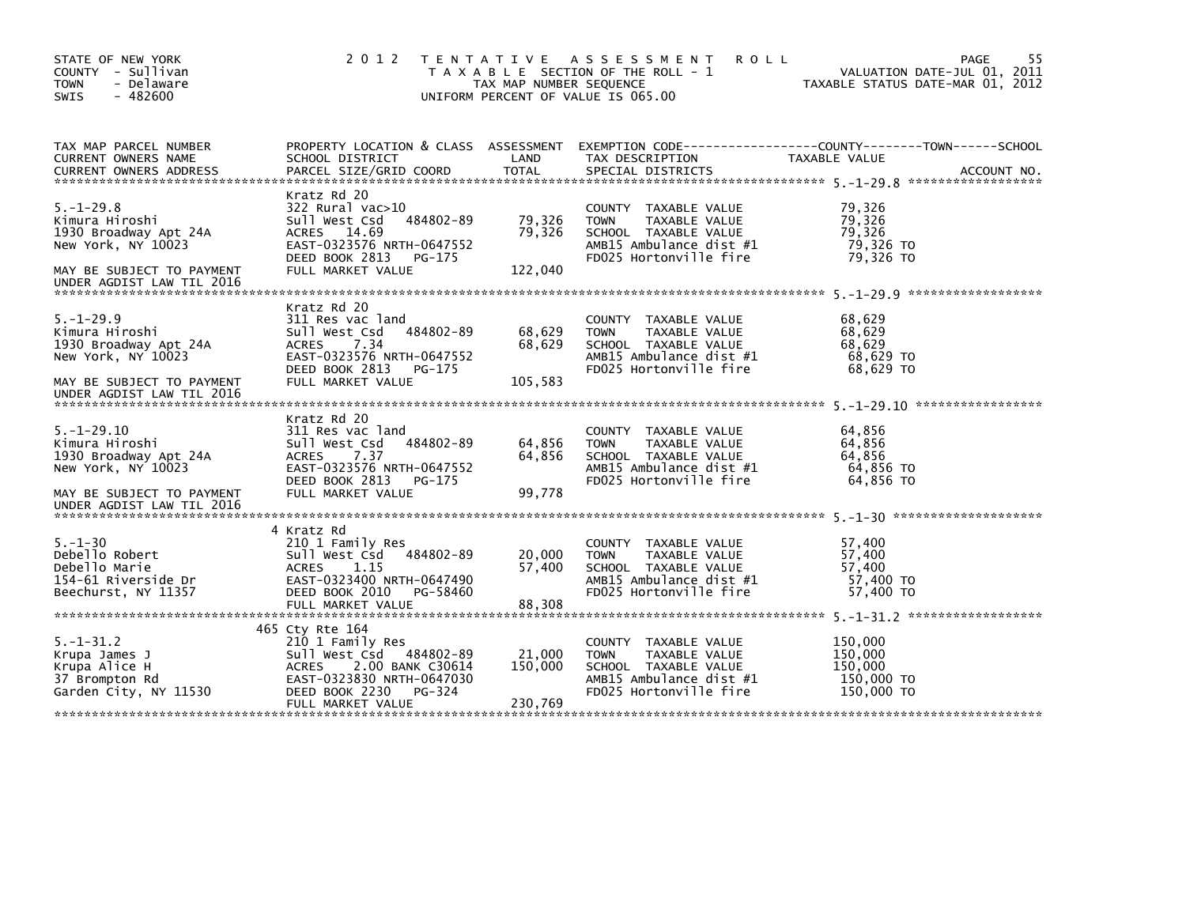STATE OF NEW YORK
COUNTY - Sullivan
TOWN - Delaware
SWIS - 482600

**2012 TENTATIVE ASSESSMENT ROLL**
TAXABLE SECTION OF THE ROLL - 1
TAX MAP NUMBER SEQUENCE
UNIFORM PERCENT OF VALUE IS 065.00

VALUATION DATE-JUL 01, 2011
TAXABLE STATUS DATE-MAR 01, 2012

| TAX MAP PARCEL NUMBER / CURRENT OWNERS NAME / CURRENT OWNERS ADDRESS | PROPERTY LOCATION & CLASS / SCHOOL DISTRICT / PARCEL SIZE/GRID COORD | ASSESSMENT LAND / TOTAL | EXEMPTION CODE / TAX DESCRIPTION / SPECIAL DISTRICTS | COUNTY--------TOWN------SCHOOL TAXABLE VALUE | ACCOUNT NO. |
|---|---|---|---|---|---|
| 5.-1-29.8 | Kratz Rd 20 | | | | |
| | 322 Rural vac>10 | | COUNTY TAXABLE VALUE | 79,326 | |
| Kimura Hiroshi | Sull West Csd 484802-89 | 79,326 | TOWN TAXABLE VALUE | 79,326 | |
| 1930 Broadway Apt 24A | ACRES 14.69 | 79,326 | SCHOOL TAXABLE VALUE | 79,326 | |
| New York, NY 10023 | EAST-0323576 NRTH-0647552 | | AMB15 Ambulance dist #1 | 79,326 TO | |
| | DEED BOOK 2813 PG-175 | | FD025 Hortonville fire | 79,326 TO | |
| MAY BE SUBJECT TO PAYMENT UNDER AGDIST LAW TIL 2016 | FULL MARKET VALUE | 122,040 | | | |
| 5.-1-29.9 | Kratz Rd 20 | | | | |
| | 311 Res vac land | | COUNTY TAXABLE VALUE | 68,629 | |
| Kimura Hiroshi | Sull West Csd 484802-89 | 68,629 | TOWN TAXABLE VALUE | 68,629 | |
| 1930 Broadway Apt 24A | ACRES 7.34 | 68,629 | SCHOOL TAXABLE VALUE | 68,629 | |
| New York, NY 10023 | EAST-0323576 NRTH-0647552 | | AMB15 Ambulance dist #1 | 68,629 TO | |
| | DEED BOOK 2813 PG-175 | | FD025 Hortonville fire | 68,629 TO | |
| MAY BE SUBJECT TO PAYMENT UNDER AGDIST LAW TIL 2016 | FULL MARKET VALUE | 105,583 | | | |
| 5.-1-29.10 | Kratz Rd 20 | | | | |
| | 311 Res vac land | | COUNTY TAXABLE VALUE | 64,856 | |
| Kimura Hiroshi | Sull West Csd 484802-89 | 64,856 | TOWN TAXABLE VALUE | 64,856 | |
| 1930 Broadway Apt 24A | ACRES 7.37 | 64,856 | SCHOOL TAXABLE VALUE | 64,856 | |
| New York, NY 10023 | EAST-0323576 NRTH-0647552 | | AMB15 Ambulance dist #1 | 64,856 TO | |
| | DEED BOOK 2813 PG-175 | | FD025 Hortonville fire | 64,856 TO | |
| MAY BE SUBJECT TO PAYMENT UNDER AGDIST LAW TIL 2016 | FULL MARKET VALUE | 99,778 | | | |
| 5.-1-30 | 4 Kratz Rd | | | | |
| | 210 1 Family Res | | COUNTY TAXABLE VALUE | 57,400 | |
| Debello Robert | Sull West Csd 484802-89 | 20,000 | TOWN TAXABLE VALUE | 57,400 | |
| Debello Marie | ACRES 1.15 | 57,400 | SCHOOL TAXABLE VALUE | 57,400 | |
| 154-61 Riverside Dr | EAST-0323400 NRTH-0647490 | | AMB15 Ambulance dist #1 | 57,400 TO | |
| Beechurst, NY 11357 | DEED BOOK 2010 PG-58460 | | FD025 Hortonville fire | 57,400 TO | |
| | FULL MARKET VALUE | 88,308 | | | |
| 5.-1-31.2 | 465 Cty Rte 164 | | | | |
| | 210 1 Family Res | | COUNTY TAXABLE VALUE | 150,000 | |
| Krupa James J | Sull West Csd 484802-89 | 21,000 | TOWN TAXABLE VALUE | 150,000 | |
| Krupa Alice H | ACRES 2.00 BANK C30614 | 150,000 | SCHOOL TAXABLE VALUE | 150,000 | |
| 37 Brompton Rd | EAST-0323830 NRTH-0647030 | | AMB15 Ambulance dist #1 | 150,000 TO | |
| Garden City, NY 11530 | DEED BOOK 2230 PG-324 | | FD025 Hortonville fire | 150,000 TO | |
| | FULL MARKET VALUE | 230,769 | | | |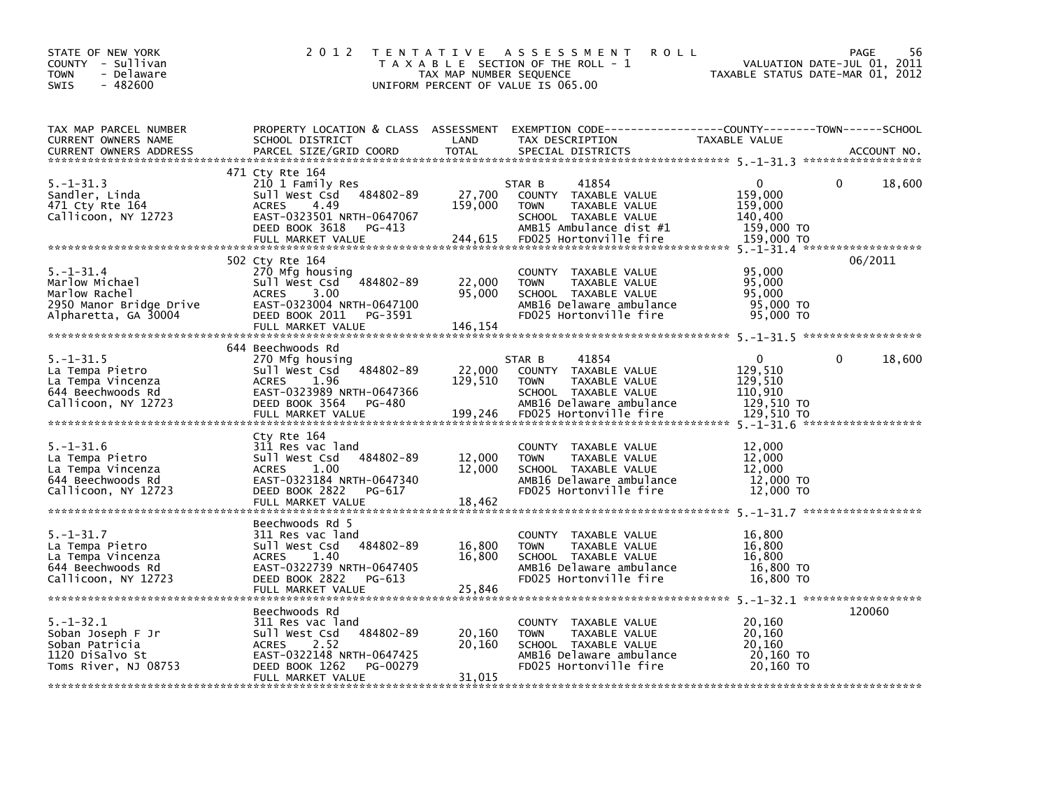STATE OF NEW YORK
COUNTY - Sullivan
TOWN - Delaware
SWIS - 482600

# 2012 TENTATIVE ASSESSMENT ROLL

TAXABLE SECTION OF THE ROLL - 1
TAX MAP NUMBER SEQUENCE
UNIFORM PERCENT OF VALUE IS 065.00

VALUATION DATE-JUL 01, 2011
TAXABLE STATUS DATE-MAR 01, 2012

| TAX MAP PARCEL NUMBER / CURRENT OWNERS NAME / CURRENT OWNERS ADDRESS | PROPERTY LOCATION & CLASS / SCHOOL DISTRICT / PARCEL SIZE/GRID COORD | ASSESSMENT LAND / TOTAL | EXEMPTION CODE / TAX DESCRIPTION / SPECIAL DISTRICTS | COUNTY TAXABLE VALUE | TOWN | SCHOOL / ACCOUNT NO. |
|---|---|---|---|---|---|---|
| 5.-1-31.3 | 471 Cty Rte 164 | | | | | |
| | 210 1 Family Res | | STAR B 41854 | 0 | 0 | 18,600 |
| Sandler, Linda | Sull West Csd 484802-89 | 27,700 | COUNTY TAXABLE VALUE | 159,000 | | |
| 471 Cty Rte 164 | ACRES 4.49 | 159,000 | TOWN TAXABLE VALUE | 159,000 | | |
| Callicoon, NY 12723 | EAST-0323501 NRTH-0647067 | | SCHOOL TAXABLE VALUE | 140,400 | | |
| | DEED BOOK 3618 PG-413 | | AMB15 Ambulance dist #1 | 159,000 TO | | |
| | FULL MARKET VALUE | 244,615 | FD025 Hortonville fire | 159,000 TO | | |
| 5.-1-31.4 | 502 Cty Rte 164 | | | | | 06/2011 |
| | 270 Mfg housing | | COUNTY TAXABLE VALUE | 95,000 | | |
| Marlow Michael | Sull West Csd 484802-89 | 22,000 | TOWN TAXABLE VALUE | 95,000 | | |
| Marlow Rachel | ACRES 3.00 | 95,000 | SCHOOL TAXABLE VALUE | 95,000 | | |
| 2950 Manor Bridge Drive | EAST-0323004 NRTH-0647100 | | AMB16 Delaware ambulance | 95,000 TO | | |
| Alpharetta, GA 30004 | DEED BOOK 2011 PG-3591 | | FD025 Hortonville fire | 95,000 TO | | |
| | FULL MARKET VALUE | 146,154 | | | | |
| 5.-1-31.5 | 644 Beechwoods Rd | | | | | |
| | 270 Mfg housing | | STAR B 41854 | 0 | 0 | 18,600 |
| La Tempa Pietro | Sull West Csd 484802-89 | 22,000 | COUNTY TAXABLE VALUE | 129,510 | | |
| La Tempa Vincenza | ACRES 1.96 | 129,510 | TOWN TAXABLE VALUE | 129,510 | | |
| 644 Beechwoods Rd | EAST-0323989 NRTH-0647366 | | SCHOOL TAXABLE VALUE | 110,910 | | |
| Callicoon, NY 12723 | DEED BOOK 3564 PG-480 | | AMB16 Delaware ambulance | 129,510 TO | | |
| | FULL MARKET VALUE | 199,246 | FD025 Hortonville fire | 129,510 TO | | |
| 5.-1-31.6 | Cty Rte 164 | | | | | |
| | 311 Res vac land | | COUNTY TAXABLE VALUE | 12,000 | | |
| La Tempa Pietro | Sull West Csd 484802-89 | 12,000 | TOWN TAXABLE VALUE | 12,000 | | |
| La Tempa Vincenza | ACRES 1.00 | 12,000 | SCHOOL TAXABLE VALUE | 12,000 | | |
| 644 Beechwoods Rd | EAST-0323184 NRTH-0647340 | | AMB16 Delaware ambulance | 12,000 TO | | |
| Callicoon, NY 12723 | DEED BOOK 2822 PG-617 | | FD025 Hortonville fire | 12,000 TO | | |
| | FULL MARKET VALUE | 18,462 | | | | |
| 5.-1-31.7 | Beechwoods Rd 5 | | | | | |
| | 311 Res vac land | | COUNTY TAXABLE VALUE | 16,800 | | |
| La Tempa Pietro | Sull West Csd 484802-89 | 16,800 | TOWN TAXABLE VALUE | 16,800 | | |
| La Tempa Vincenza | ACRES 1.40 | 16,800 | SCHOOL TAXABLE VALUE | 16,800 | | |
| 644 Beechwoods Rd | EAST-0322739 NRTH-0647405 | | AMB16 Delaware ambulance | 16,800 TO | | |
| Callicoon, NY 12723 | DEED BOOK 2822 PG-613 | | FD025 Hortonville fire | 16,800 TO | | |
| | FULL MARKET VALUE | 25,846 | | | | |
| 5.-1-32.1 | Beechwoods Rd | | | | | 120060 |
| | 311 Res vac land | | COUNTY TAXABLE VALUE | 20,160 | | |
| Soban Joseph F Jr | Sull West Csd 484802-89 | 20,160 | TOWN TAXABLE VALUE | 20,160 | | |
| Soban Patricia | ACRES 2.52 | 20,160 | SCHOOL TAXABLE VALUE | 20,160 | | |
| 1120 DiSalvo St | EAST-0322148 NRTH-0647425 | | AMB16 Delaware ambulance | 20,160 TO | | |
| Toms River, NJ 08753 | DEED BOOK 1262 PG-00279 | | FD025 Hortonville fire | 20,160 TO | | |
| | FULL MARKET VALUE | 31,015 | | | | |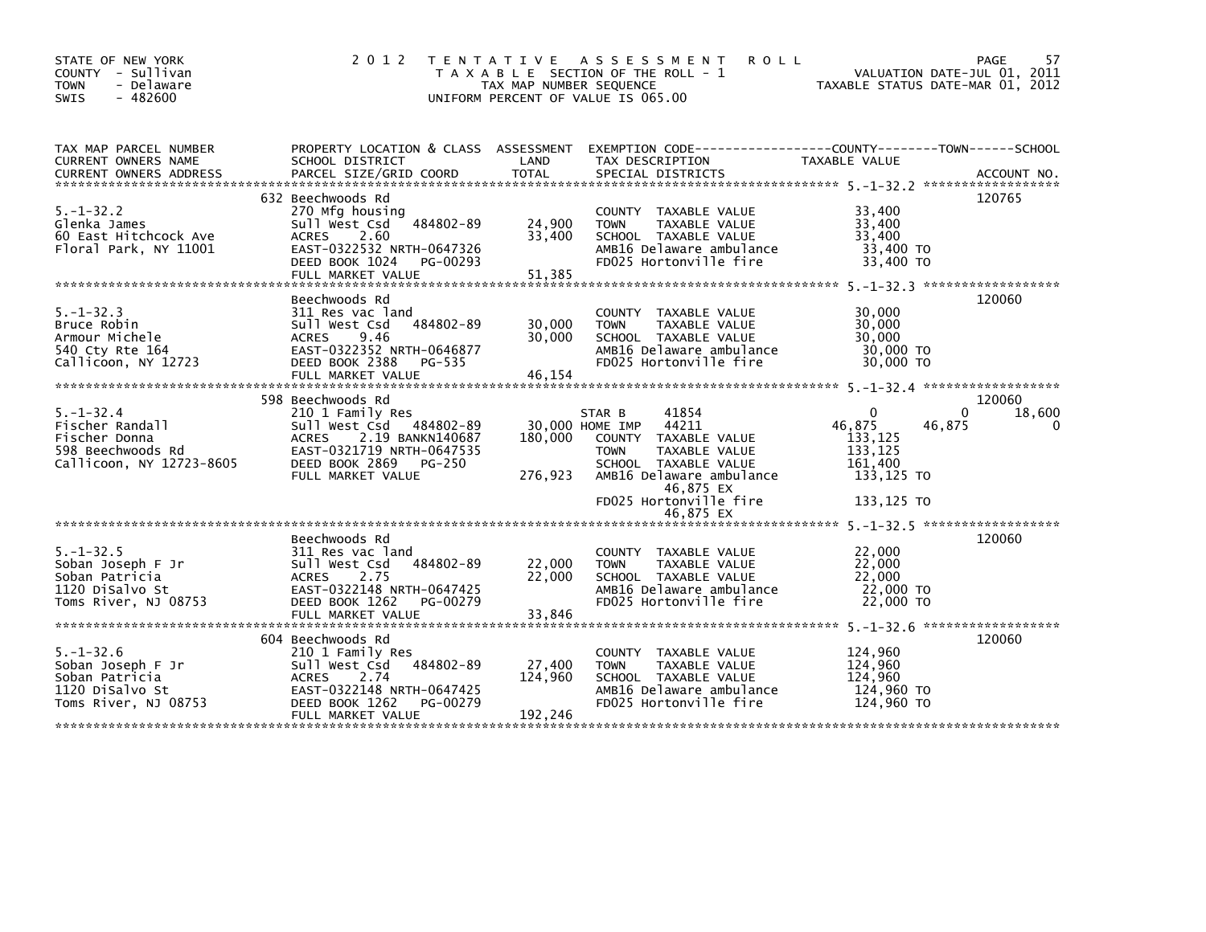STATE OF NEW YORK
COUNTY - Sullivan
TOWN - Delaware
SWIS - 482600

# 2012 TENTATIVE ASSESSMENT ROLL

TAXABLE SECTION OF THE ROLL - 1
TAX MAP NUMBER SEQUENCE
UNIFORM PERCENT OF VALUE IS 065.00

VALUATION DATE-JUL 01, 2011
TAXABLE STATUS DATE-MAR 01, 2012

| TAX MAP PARCEL NUMBER / CURRENT OWNERS NAME / CURRENT OWNERS ADDRESS | PROPERTY LOCATION & CLASS / SCHOOL DISTRICT / PARCEL SIZE/GRID COORD | ASSESSMENT LAND / TOTAL | EXEMPTION CODE / TAX DESCRIPTION / SPECIAL DISTRICTS | COUNTY | TOWN | SCHOOL | ACCOUNT NO. |
|---|---|---|---|---|---|---|---|
| 5.-1-32.2 | 632 Beechwoods Rd | | | | | | 120765 |
| Glenka James | 270 Mfg housing | | COUNTY TAXABLE VALUE | 33,400 | | | |
| 60 East Hitchcock Ave | Sull West Csd 484802-89 | 24,900 | TOWN TAXABLE VALUE | 33,400 | | | |
| Floral Park, NY 11001 | ACRES 2.60 | 33,400 | SCHOOL TAXABLE VALUE | 33,400 | | | |
| | EAST-0322532 NRTH-0647326 | | AMB16 Delaware ambulance | 33,400 TO | | | |
| | DEED BOOK 1024 PG-00293 | | FD025 Hortonville fire | 33,400 TO | | | |
| | FULL MARKET VALUE | 51,385 | | | | | |
| 5.-1-32.3 | Beechwoods Rd | | | | | | 120060 |
| Bruce Robin | 311 Res vac land | | COUNTY TAXABLE VALUE | 30,000 | | | |
| Armour Michele | Sull West Csd 484802-89 | 30,000 | TOWN TAXABLE VALUE | 30,000 | | | |
| 540 Cty Rte 164 | ACRES 9.46 | 30,000 | SCHOOL TAXABLE VALUE | 30,000 | | | |
| Callicoon, NY 12723 | EAST-0322352 NRTH-0646877 | | AMB16 Delaware ambulance | 30,000 TO | | | |
| | DEED BOOK 2388 PG-535 | | FD025 Hortonville fire | 30,000 TO | | | |
| | FULL MARKET VALUE | 46,154 | | | | | |
| 5.-1-32.4 | 598 Beechwoods Rd | | | | | | 120060 |
| Fischer Randall | 210 1 Family Res | | STAR B 41854 | 0 | 0 | 18,600 | |
| Fischer Donna | Sull West Csd 484802-89 | 30,000 | HOME IMP 44211 | 46,875 | 46,875 | 0 | |
| 598 Beechwoods Rd | ACRES 2.19 BANKN140687 | 180,000 | COUNTY TAXABLE VALUE | 133,125 | | | |
| Callicoon, NY 12723-8605 | EAST-0321719 NRTH-0647535 | | TOWN TAXABLE VALUE | 133,125 | | | |
| | DEED BOOK 2869 PG-250 | | SCHOOL TAXABLE VALUE | 161,400 | | | |
| | FULL MARKET VALUE | 276,923 | AMB16 Delaware ambulance | 133,125 TO | | | |
| | | | 46,875 EX | | | | |
| | | | FD025 Hortonville fire | 133,125 TO | | | |
| | | | 46,875 EX | | | | |
| 5.-1-32.5 | Beechwoods Rd | | | | | | 120060 |
| Soban Joseph F Jr | 311 Res vac land | | COUNTY TAXABLE VALUE | 22,000 | | | |
| Soban Patricia | Sull West Csd 484802-89 | 22,000 | TOWN TAXABLE VALUE | 22,000 | | | |
| 1120 DiSalvo St | ACRES 2.75 | 22,000 | SCHOOL TAXABLE VALUE | 22,000 | | | |
| Toms River, NJ 08753 | EAST-0322148 NRTH-0647425 | | AMB16 Delaware ambulance | 22,000 TO | | | |
| | DEED BOOK 1262 PG-00279 | | FD025 Hortonville fire | 22,000 TO | | | |
| | FULL MARKET VALUE | 33,846 | | | | | |
| 5.-1-32.6 | 604 Beechwoods Rd | | | | | | 120060 |
| Soban Joseph F Jr | 210 1 Family Res | | COUNTY TAXABLE VALUE | 124,960 | | | |
| Soban Patricia | Sull West Csd 484802-89 | 27,400 | TOWN TAXABLE VALUE | 124,960 | | | |
| 1120 DiSalvo St | ACRES 2.74 | 124,960 | SCHOOL TAXABLE VALUE | 124,960 | | | |
| Toms River, NJ 08753 | EAST-0322148 NRTH-0647425 | | AMB16 Delaware ambulance | 124,960 TO | | | |
| | DEED BOOK 1262 PG-00279 | | FD025 Hortonville fire | 124,960 TO | | | |
| | FULL MARKET VALUE | 192,246 | | | | | |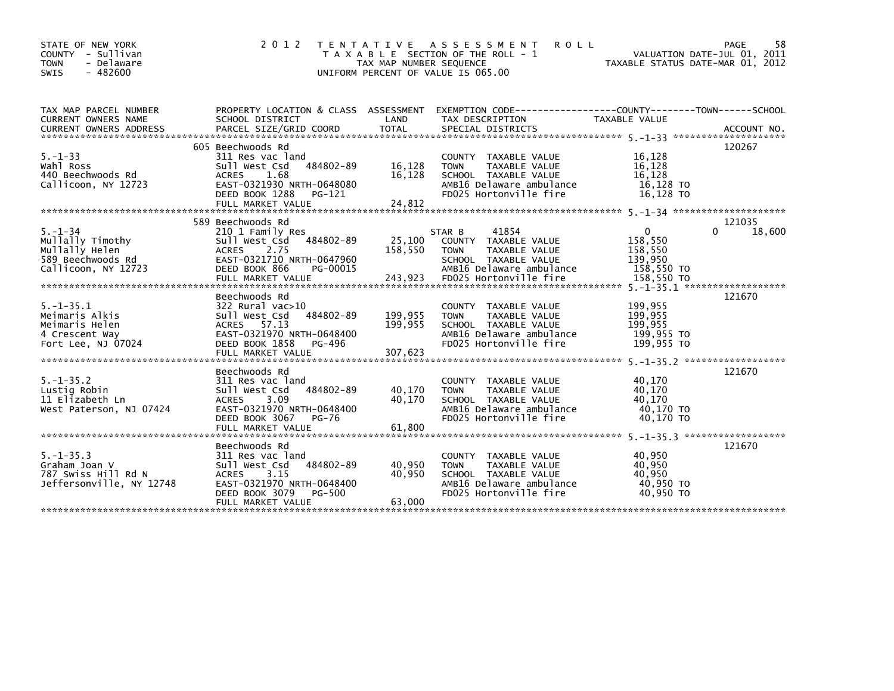STATE OF NEW YORK
COUNTY - Sullivan
TOWN - Delaware
SWIS - 482600

# 2012 TENTATIVE ASSESSMENT ROLL

TAXABLE SECTION OF THE ROLL - 1
TAX MAP NUMBER SEQUENCE
UNIFORM PERCENT OF VALUE IS 065.00

VALUATION DATE-JUL 01, 2011
TAXABLE STATUS DATE-MAR 01, 2012

| TAX MAP PARCEL NUMBER / CURRENT OWNERS NAME / CURRENT OWNERS ADDRESS | PROPERTY LOCATION & CLASS / SCHOOL DISTRICT / PARCEL SIZE/GRID COORD | ASSESSMENT LAND / TOTAL | EXEMPTION CODE / TAX DESCRIPTION / SPECIAL DISTRICTS | COUNTY | TOWN | SCHOOL / TAXABLE VALUE | ACCOUNT NO. |
|---|---|---|---|---|---|---|---|
| 5.-1-33 | 605 Beechwoods Rd | | | | | | 120267 |
| | 311 Res vac land | | COUNTY TAXABLE VALUE | 16,128 | | | |
| Wahl Ross | Sull West Csd 484802-89 | 16,128 | TOWN TAXABLE VALUE | | 16,128 | | |
| 440 Beechwoods Rd | ACRES 1.68 | 16,128 | SCHOOL TAXABLE VALUE | | | 16,128 | |
| Callicoon, NY 12723 | EAST-0321930 NRTH-0648080 | | AMB16 Delaware ambulance | 16,128 TO | | | |
| | DEED BOOK 1288 PG-121 | | FD025 Hortonville fire | 16,128 TO | | | |
| | FULL MARKET VALUE | 24,812 | | | | | |
| 5.-1-34 | 589 Beechwoods Rd | | | | | | 121035 |
| | 210 1 Family Res | | STAR B 41854 | 0 | 0 | 18,600 | |
| Mullally Timothy | Sull West Csd 484802-89 | 25,100 | COUNTY TAXABLE VALUE | 158,550 | | | |
| Mullally Helen | ACRES 2.75 | 158,550 | TOWN TAXABLE VALUE | | 158,550 | | |
| 589 Beechwoods Rd | EAST-0321710 NRTH-0647960 | | SCHOOL TAXABLE VALUE | | | 139,950 | |
| Callicoon, NY 12723 | DEED BOOK 866 PG-00015 | | AMB16 Delaware ambulance | 158,550 TO | | | |
| | FULL MARKET VALUE | 243,923 | FD025 Hortonville fire | 158,550 TO | | | |
| 5.-1-35.1 | Beechwoods Rd | | | | | | 121670 |
| | 322 Rural vac>10 | | COUNTY TAXABLE VALUE | 199,955 | | | |
| Meimaris Alkis | Sull West Csd 484802-89 | 199,955 | TOWN TAXABLE VALUE | | 199,955 | | |
| Meimaris Helen | ACRES 57.13 | 199,955 | SCHOOL TAXABLE VALUE | | | 199,955 | |
| 4 Crescent Way | EAST-0321970 NRTH-0648400 | | AMB16 Delaware ambulance | 199,955 TO | | | |
| Fort Lee, NJ 07024 | DEED BOOK 1858 PG-496 | | FD025 Hortonville fire | 199,955 TO | | | |
| | FULL MARKET VALUE | 307,623 | | | | | |
| 5.-1-35.2 | Beechwoods Rd | | | | | | 121670 |
| | 311 Res vac land | | COUNTY TAXABLE VALUE | 40,170 | | | |
| Lustig Robin | Sull West Csd 484802-89 | 40,170 | TOWN TAXABLE VALUE | | 40,170 | | |
| 11 Elizabeth Ln | ACRES 3.09 | 40,170 | SCHOOL TAXABLE VALUE | | | 40,170 | |
| West Paterson, NJ 07424 | EAST-0321970 NRTH-0648400 | | AMB16 Delaware ambulance | 40,170 TO | | | |
| | DEED BOOK 3067 PG-76 | | FD025 Hortonville fire | 40,170 TO | | | |
| | FULL MARKET VALUE | 61,800 | | | | | |
| 5.-1-35.3 | Beechwoods Rd | | | | | | 121670 |
| | 311 Res vac land | | COUNTY TAXABLE VALUE | 40,950 | | | |
| Graham Joan V | Sull West Csd 484802-89 | 40,950 | TOWN TAXABLE VALUE | | 40,950 | | |
| 787 Swiss Hill Rd N | ACRES 3.15 | 40,950 | SCHOOL TAXABLE VALUE | | | 40,950 | |
| Jeffersonville, NY 12748 | EAST-0321970 NRTH-0648400 | | AMB16 Delaware ambulance | 40,950 TO | | | |
| | DEED BOOK 3079 PG-500 | | FD025 Hortonville fire | 40,950 TO | | | |
| | FULL MARKET VALUE | 63,000 | | | | | |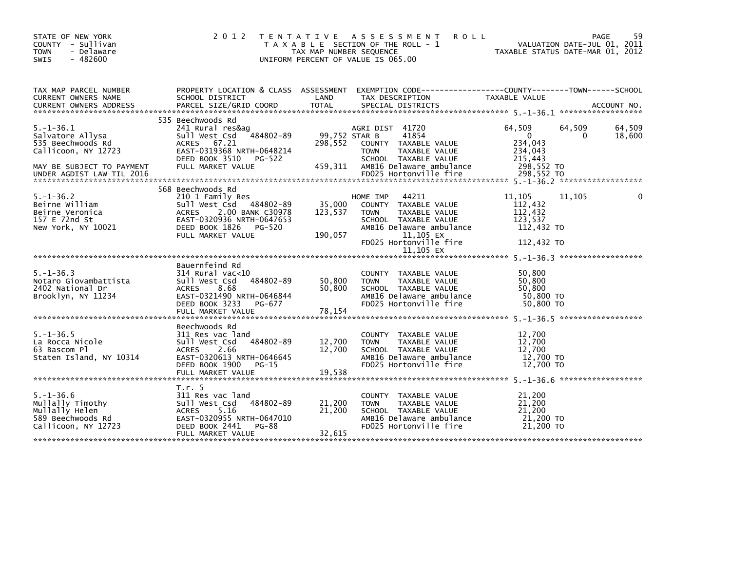STATE OF NEW YORK
COUNTY - Sullivan
TOWN - Delaware
SWIS - 482600

2012 TENTATIVE ASSESSMENT ROLL
TAXABLE SECTION OF THE ROLL - 1
TAX MAP NUMBER SEQUENCE
UNIFORM PERCENT OF VALUE IS 065.00

VALUATION DATE-JUL 01, 2011
TAXABLE STATUS DATE-MAR 01, 2012

| TAX MAP PARCEL NUMBER / CURRENT OWNERS NAME / CURRENT OWNERS ADDRESS | PROPERTY LOCATION & CLASS / SCHOOL DISTRICT / PARCEL SIZE/GRID COORD | ASSESSMENT LAND / TOTAL | EXEMPTION CODE / TAX DESCRIPTION / SPECIAL DISTRICTS | COUNTY TAXABLE VALUE | TOWN | SCHOOL |
|---|---|---|---|---|---|---|
| 5.-1-36.1 | 535 Beechwoods Rd | | | | | |
| | 241 Rural res&ag | | AGRI DIST 41720 | 64,509 | 64,509 | 64,509 |
| Salvatore Allysa | Sull West Csd 484802-89 | 99,752 | STAR B 41854 | 0 | 0 | 18,600 |
| 535 Beechwoods Rd | ACRES 67.21 | 298,552 | COUNTY TAXABLE VALUE | 234,043 | | |
| Callicoon, NY 12723 | EAST-0319368 NRTH-0648214 | | TOWN TAXABLE VALUE | 234,043 | | |
| | DEED BOOK 3510 PG-522 | | SCHOOL TAXABLE VALUE | 215,443 | | |
| MAY BE SUBJECT TO PAYMENT | FULL MARKET VALUE | 459,311 | AMB16 Delaware ambulance | 298,552 TO | | |
| UNDER AGDIST LAW TIL 2016 | | | FD025 Hortonville fire | 298,552 TO | | |
| 5.-1-36.2 | 568 Beechwoods Rd | | | | | |
| | 210 1 Family Res | | HOME IMP 44211 | 11,105 | 11,105 | 0 |
| Beirne William | Sull West Csd 484802-89 | 35,000 | COUNTY TAXABLE VALUE | 112,432 | | |
| Beirne Veronica | ACRES 2.00 BANK C30978 | 123,537 | TOWN TAXABLE VALUE | 112,432 | | |
| 157 E 72nd St | EAST-0320936 NRTH-0647653 | | SCHOOL TAXABLE VALUE | 123,537 | | |
| New York, NY 10021 | DEED BOOK 1826 PG-520 | | AMB16 Delaware ambulance | 112,432 TO | | |
| | FULL MARKET VALUE | 190,057 | 11,105 EX | | | |
| | | | FD025 Hortonville fire | 112,432 TO | | |
| | | | 11,105 EX | | | |
| 5.-1-36.3 | Bauernfeind Rd | | | | | |
| | 314 Rural vac<10 | | COUNTY TAXABLE VALUE | 50,800 | | |
| Notaro Giovambattista | Sull West Csd 484802-89 | 50,800 | TOWN TAXABLE VALUE | 50,800 | | |
| 2402 National Dr | ACRES 8.68 | 50,800 | SCHOOL TAXABLE VALUE | 50,800 | | |
| Brooklyn, NY 11234 | EAST-0321490 NRTH-0646844 | | AMB16 Delaware ambulance | 50,800 TO | | |
| | DEED BOOK 3233 PG-677 | | FD025 Hortonville fire | 50,800 TO | | |
| | FULL MARKET VALUE | 78,154 | | | | |
| 5.-1-36.5 | Beechwoods Rd | | | | | |
| | 311 Res vac land | | COUNTY TAXABLE VALUE | 12,700 | | |
| La Rocca Nicole | Sull West Csd 484802-89 | 12,700 | TOWN TAXABLE VALUE | 12,700 | | |
| 63 Bascom Pl | ACRES 2.66 | 12,700 | SCHOOL TAXABLE VALUE | 12,700 | | |
| Staten Island, NY 10314 | EAST-0320613 NRTH-0646645 | | AMB16 Delaware ambulance | 12,700 TO | | |
| | DEED BOOK 1900 PG-15 | | FD025 Hortonville fire | 12,700 TO | | |
| | FULL MARKET VALUE | 19,538 | | | | |
| 5.-1-36.6 | T.r. 5 | | | | | |
| | 311 Res vac land | | COUNTY TAXABLE VALUE | 21,200 | | |
| Mullally Timothy | Sull West Csd 484802-89 | 21,200 | TOWN TAXABLE VALUE | 21,200 | | |
| Mullally Helen | ACRES 5.16 | 21,200 | SCHOOL TAXABLE VALUE | 21,200 | | |
| 589 Beechwoods Rd | EAST-0320955 NRTH-0647010 | | AMB16 Delaware ambulance | 21,200 TO | | |
| Callicoon, NY 12723 | DEED BOOK 2441 PG-88 | | FD025 Hortonville fire | 21,200 TO | | |
| | FULL MARKET VALUE | 32,615 | | | | |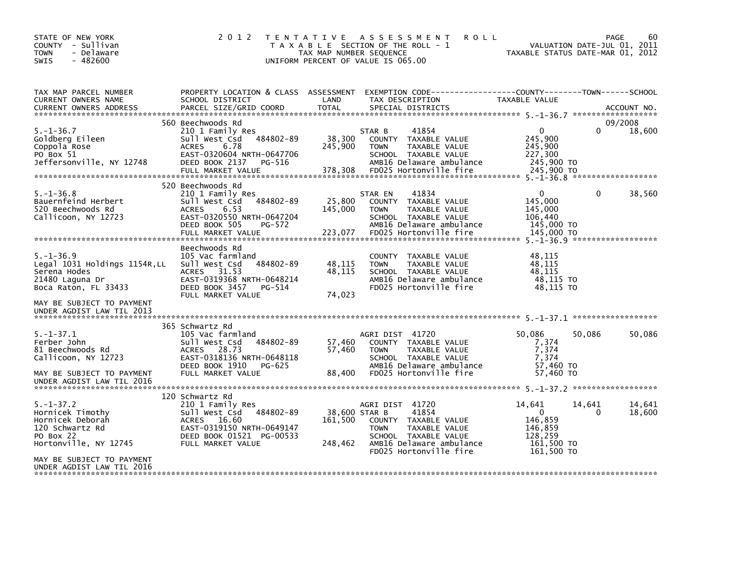STATE OF NEW YORK
COUNTY - Sullivan
TOWN - Delaware
SWIS - 482600

# 2012 TENTATIVE ASSESSMENT ROLL

TAXABLE SECTION OF THE ROLL - 1
TAX MAP NUMBER SEQUENCE
UNIFORM PERCENT OF VALUE IS 065.00

VALUATION DATE-JUL 01, 2011
TAXABLE STATUS DATE-MAR 01, 2012

| TAX MAP PARCEL NUMBER / CURRENT OWNERS NAME / CURRENT OWNERS ADDRESS | PROPERTY LOCATION & CLASS / SCHOOL DISTRICT / PARCEL SIZE/GRID COORD | ASSESSMENT LAND / TOTAL | EXEMPTION CODE / TAX DESCRIPTION / SPECIAL DISTRICTS | COUNTY TAXABLE VALUE | TOWN | SCHOOL / ACCOUNT NO. |
|---|---|---|---|---|---|---|
| | 560 Beechwoods Rd | | | | | 09/2008 |
| 5.-1-36.7 | 210 1 Family Res | | STAR B 41854 | 0 | 0 | 18,600 |
| Goldberg Eileen | Sull West Csd 484802-89 | 38,300 | COUNTY TAXABLE VALUE | 245,900 | | |
| Coppola Rose | ACRES 6.78 | 245,900 | TOWN TAXABLE VALUE | 245,900 | | |
| PO Box 51 | EAST-0320604 NRTH-0647706 | | SCHOOL TAXABLE VALUE | 227,300 | | |
| Jeffersonville, NY 12748 | DEED BOOK 2137 PG-516 | | AMB16 Delaware ambulance | 245,900 TO | | |
| | FULL MARKET VALUE | 378,308 | FD025 Hortonville fire | 245,900 TO | | |
| | 520 Beechwoods Rd | | | | | |
| 5.-1-36.8 | 210 1 Family Res | | STAR EN 41834 | 0 | 0 | 38,560 |
| Bauernfeind Herbert | Sull West Csd 484802-89 | 25,800 | COUNTY TAXABLE VALUE | 145,000 | | |
| 520 Beechwoods Rd | ACRES 6.53 | 145,000 | TOWN TAXABLE VALUE | 145,000 | | |
| Callicoon, NY 12723 | EAST-0320550 NRTH-0647204 | | SCHOOL TAXABLE VALUE | 106,440 | | |
| | DEED BOOK 505 PG-572 | | AMB16 Delaware ambulance | 145,000 TO | | |
| | FULL MARKET VALUE | 223,077 | FD025 Hortonville fire | 145,000 TO | | |
| | Beechwoods Rd | | | | | |
| 5.-1-36.9 | 105 Vac farmland | | COUNTY TAXABLE VALUE | 48,115 | | |
| Legal 1031 Holdings 1154R,LL | Sull West Csd 484802-89 | 48,115 | TOWN TAXABLE VALUE | 48,115 | | |
| Serena Hodes | ACRES 31.53 | 48,115 | SCHOOL TAXABLE VALUE | 48,115 | | |
| 21480 Laguna Dr | EAST-0319368 NRTH-0648214 | | AMB16 Delaware ambulance | 48,115 TO | | |
| Boca Raton, FL 33433 | DEED BOOK 3457 PG-514 | | FD025 Hortonville fire | 48,115 TO | | |
| | FULL MARKET VALUE | 74,023 | | | | |
| MAY BE SUBJECT TO PAYMENT UNDER AGDIST LAW TIL 2013 | | | | | | |
| | 365 Schwartz Rd | | | | | |
| 5.-1-37.1 | 105 Vac farmland | | AGRI DIST 41720 | 50,086 | 50,086 | 50,086 |
| Ferber John | Sull West Csd 484802-89 | 57,460 | COUNTY TAXABLE VALUE | 7,374 | | |
| 81 Beechwoods Rd | ACRES 28.73 | 57,460 | TOWN TAXABLE VALUE | 7,374 | | |
| Callicoon, NY 12723 | EAST-0318136 NRTH-0648118 | | SCHOOL TAXABLE VALUE | 7,374 | | |
| | DEED BOOK 1910 PG-625 | | AMB16 Delaware ambulance | 57,460 TO | | |
| MAY BE SUBJECT TO PAYMENT UNDER AGDIST LAW TIL 2016 | FULL MARKET VALUE | 88,400 | FD025 Hortonville fire | 57,460 TO | | |
| | 120 Schwartz Rd | | | | | |
| 5.-1-37.2 | 210 1 Family Res | | AGRI DIST 41720 | 14,641 | 14,641 | 14,641 |
| Hornicek Timothy | Sull West Csd 484802-89 | 38,600 | STAR B 41854 | 0 | 0 | 18,600 |
| Hornicek Deborah | ACRES 16.60 | 161,500 | COUNTY TAXABLE VALUE | 146,859 | | |
| 120 Schwartz Rd | EAST-0319150 NRTH-0649147 | | TOWN TAXABLE VALUE | 146,859 | | |
| PO Box 22 | DEED BOOK 01521 PG-00533 | | SCHOOL TAXABLE VALUE | 128,259 | | |
| Hortonville, NY 12745 | FULL MARKET VALUE | 248,462 | AMB16 Delaware ambulance | 161,500 TO | | |
| | | | FD025 Hortonville fire | 161,500 TO | | |
| MAY BE SUBJECT TO PAYMENT UNDER AGDIST LAW TIL 2016 | | | | | | |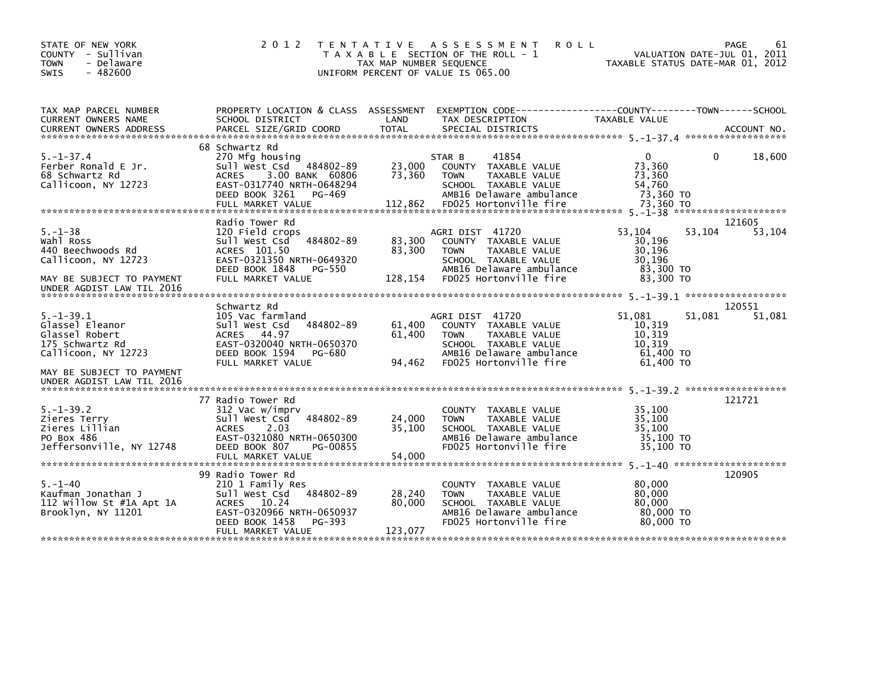STATE OF NEW YORK
COUNTY - Sullivan
TOWN - Delaware
SWIS - 482600

# 2012 TENTATIVE ASSESSMENT ROLL

TAXABLE SECTION OF THE ROLL - 1
TAX MAP NUMBER SEQUENCE
UNIFORM PERCENT OF VALUE IS 065.00

VALUATION DATE-JUL 01, 2011
TAXABLE STATUS DATE-MAR 01, 2012

| TAX MAP PARCEL NUMBER / CURRENT OWNERS NAME / CURRENT OWNERS ADDRESS | PROPERTY LOCATION & CLASS / SCHOOL DISTRICT / PARCEL SIZE/GRID COORD | ASSESSMENT LAND / TOTAL | EXEMPTION CODE / TAX DESCRIPTION / SPECIAL DISTRICTS | COUNTY TAXABLE VALUE | TOWN | SCHOOL | ACCOUNT NO. |
|---|---|---|---|---|---|---|---|
| 5.-1-37.4 | 68 Schwartz Rd | | | | | | |
| | 270 Mfg housing | | STAR B 41854 | 0 | 0 | 18,600 | |
| Ferber Ronald E Jr. | Sull West Csd 484802-89 | 23,000 | COUNTY TAXABLE VALUE | 73,360 | | | |
| 68 Schwartz Rd | ACRES 3.00 BANK 60806 | 73,360 | TOWN TAXABLE VALUE | 73,360 | | | |
| Callicoon, NY 12723 | EAST-0317740 NRTH-0648294 | | SCHOOL TAXABLE VALUE | 54,760 | | | |
| | DEED BOOK 3261 PG-469 | | AMB16 Delaware ambulance | 73,360 TO | | | |
| | FULL MARKET VALUE | 112,862 | FD025 Hortonville fire | 73,360 TO | | | |
| 5.-1-38 | Radio Tower Rd | | | | | | 121605 |
| | 120 Field crops | | AGRI DIST 41720 | 53,104 | 53,104 | 53,104 | |
| Wahl Ross | Sull West Csd 484802-89 | 83,300 | COUNTY TAXABLE VALUE | 30,196 | | | |
| 440 Beechwoods Rd | ACRES 101.50 | 83,300 | TOWN TAXABLE VALUE | 30,196 | | | |
| Callicoon, NY 12723 | EAST-0321350 NRTH-0649320 | | SCHOOL TAXABLE VALUE | 30,196 | | | |
| | DEED BOOK 1848 PG-550 | | AMB16 Delaware ambulance | 83,300 TO | | | |
| MAY BE SUBJECT TO PAYMENT UNDER AGDIST LAW TIL 2016 | FULL MARKET VALUE | 128,154 | FD025 Hortonville fire | 83,300 TO | | | |
| 5.-1-39.1 | Schwartz Rd | | | | | | 120551 |
| | 105 Vac farmland | | AGRI DIST 41720 | 51,081 | 51,081 | 51,081 | |
| Glassel Eleanor | Sull West Csd 484802-89 | 61,400 | COUNTY TAXABLE VALUE | 10,319 | | | |
| Glassel Robert | ACRES 44.97 | 61,400 | TOWN TAXABLE VALUE | 10,319 | | | |
| 175 Schwartz Rd | EAST-0320040 NRTH-0650370 | | SCHOOL TAXABLE VALUE | 10,319 | | | |
| Callicoon, NY 12723 | DEED BOOK 1594 PG-680 | | AMB16 Delaware ambulance | 61,400 TO | | | |
| MAY BE SUBJECT TO PAYMENT UNDER AGDIST LAW TIL 2016 | FULL MARKET VALUE | 94,462 | FD025 Hortonville fire | 61,400 TO | | | |
| 5.-1-39.2 | 77 Radio Tower Rd | | | | | | 121721 |
| | 312 Vac w/imprv | | COUNTY TAXABLE VALUE | 35,100 | | | |
| Zieres Terry | Sull West Csd 484802-89 | 24,000 | TOWN TAXABLE VALUE | 35,100 | | | |
| Zieres Lillian | ACRES 2.03 | 35,100 | SCHOOL TAXABLE VALUE | 35,100 | | | |
| PO Box 486 | EAST-0321080 NRTH-0650300 | | AMB16 Delaware ambulance | 35,100 TO | | | |
| Jeffersonville, NY 12748 | DEED BOOK 807 PG-00855 | | FD025 Hortonville fire | 35,100 TO | | | |
| | FULL MARKET VALUE | 54,000 | | | | | |
| 5.-1-40 | 99 Radio Tower Rd | | | | | | 120905 |
| | 210 1 Family Res | | COUNTY TAXABLE VALUE | 80,000 | | | |
| Kaufman Jonathan J | Sull West Csd 484802-89 | 28,240 | TOWN TAXABLE VALUE | 80,000 | | | |
| 112 Willow St #1A Apt 1A | ACRES 10.24 | 80,000 | SCHOOL TAXABLE VALUE | 80,000 | | | |
| Brooklyn, NY 11201 | EAST-0320966 NRTH-0650937 | | AMB16 Delaware ambulance | 80,000 TO | | | |
| | DEED BOOK 1458 PG-393 | | FD025 Hortonville fire | 80,000 TO | | | |
| | FULL MARKET VALUE | 123,077 | | | | | |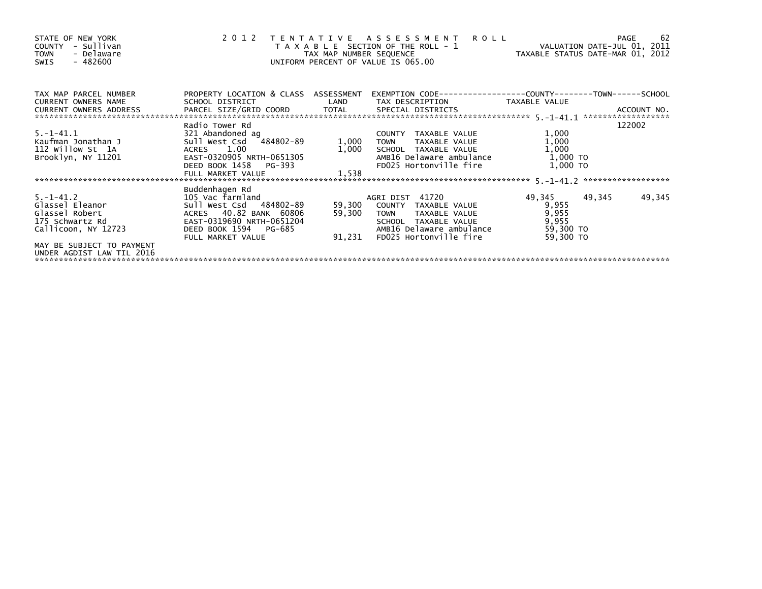STATE OF NEW YORK
COUNTY - Sullivan
TOWN - Delaware
SWIS - 482600

2012 TENTATIVE ASSESSMENT ROLL
TAXABLE SECTION OF THE ROLL - 1
TAX MAP NUMBER SEQUENCE
UNIFORM PERCENT OF VALUE IS 065.00

VALUATION DATE-JUL 01, 2011
TAXABLE STATUS DATE-MAR 01, 2012

| TAX MAP PARCEL NUMBER / CURRENT OWNERS NAME / CURRENT OWNERS ADDRESS | PROPERTY LOCATION & CLASS / SCHOOL DISTRICT / PARCEL SIZE/GRID COORD | ASSESSMENT LAND / TOTAL | EXEMPTION CODE / TAX DESCRIPTION / SPECIAL DISTRICTS | COUNTY TAXABLE VALUE | TOWN | SCHOOL / ACCOUNT NO. |
|---|---|---|---|---|---|---|
| 5.-1-41.1 | Radio Tower Rd | | | | | 122002 |
| | 321 Abandoned ag | | COUNTY TAXABLE VALUE | 1,000 | | |
| Kaufman Jonathan J | Sull West Csd 484802-89 | 1,000 | TOWN TAXABLE VALUE | 1,000 | | |
| 112 Willow St 1A | ACRES 1.00 | 1,000 | SCHOOL TAXABLE VALUE | 1,000 | | |
| Brooklyn, NY 11201 | EAST-0320905 NRTH-0651305 | | AMB16 Delaware ambulance | 1,000 TO | | |
| | DEED BOOK 1458 PG-393 | | FD025 Hortonville fire | 1,000 TO | | |
| | FULL MARKET VALUE | 1,538 | | | | |
| 5.-1-41.2 | Buddenhagen Rd | | | | | |
| | 105 Vac farmland | | AGRI DIST 41720 | 49,345 | 49,345 | 49,345 |
| Glassel Eleanor | Sull West Csd 484802-89 | 59,300 | COUNTY TAXABLE VALUE | 9,955 | | |
| Glassel Robert | ACRES 40.82 BANK 60806 | 59,300 | TOWN TAXABLE VALUE | 9,955 | | |
| 175 Schwartz Rd | EAST-0319690 NRTH-0651204 | | SCHOOL TAXABLE VALUE | 9,955 | | |
| Callicoon, NY 12723 | DEED BOOK 1594 PG-685 | | AMB16 Delaware ambulance | 59,300 TO | | |
| | FULL MARKET VALUE | 91,231 | FD025 Hortonville fire | 59,300 TO | | |
| MAY BE SUBJECT TO PAYMENT UNDER AGDIST LAW TIL 2016 | | | | | | |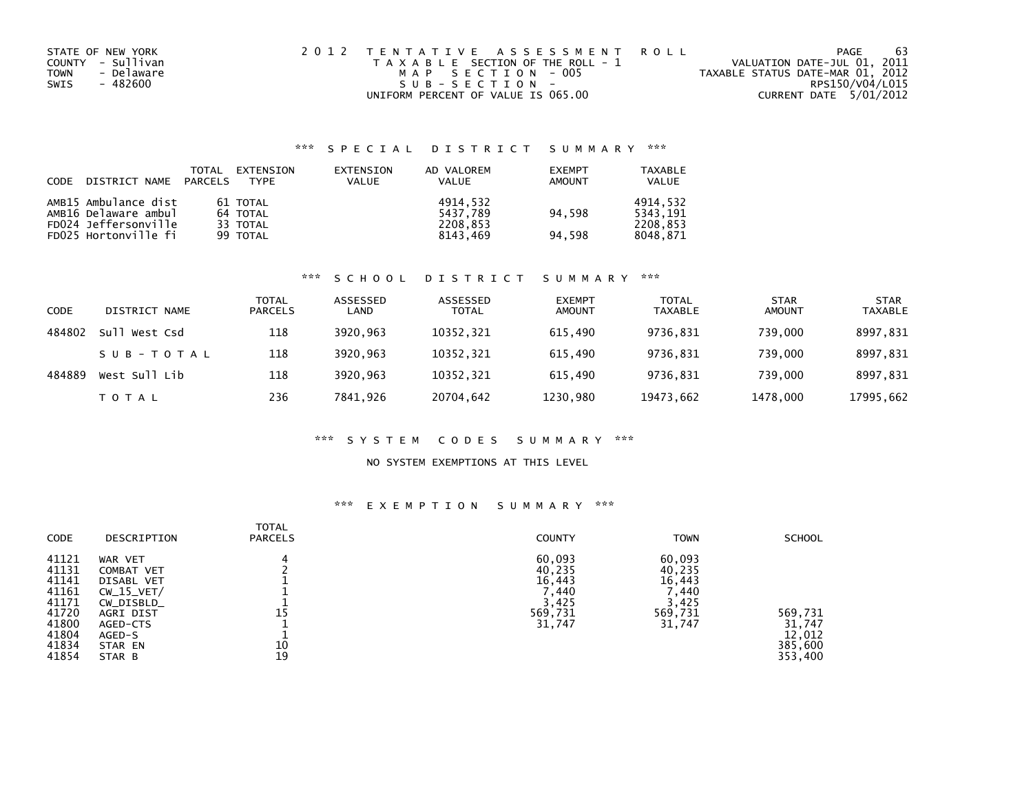STATE OF NEW YORK
COUNTY - Sullivan
TOWN - Delaware
SWIS - 482600

2012 TENTATIVE ASSESSMENT ROLL
TAXABLE SECTION OF THE ROLL - 1
MAP SECTION - 005
SUB-SECTION -
UNIFORM PERCENT OF VALUE IS 065.00

VALUATION DATE-JUL 01, 2011
TAXABLE STATUS DATE-MAR 01, 2012
RPS150/V04/L015
CURRENT DATE 5/01/2012

### *** SPECIAL DISTRICT SUMMARY ***

| CODE DISTRICT NAME | TOTAL PARCELS | EXTENSION TYPE | EXTENSION VALUE | AD VALOREM VALUE | EXEMPT AMOUNT | TAXABLE VALUE |
|---|---|---|---|---|---|---|
| AMB15 Ambulance dist | 61 | TOTAL | | 4914,532 | | 4914,532 |
| AMB16 Delaware ambul | 64 | TOTAL | | 5437,789 | 94,598 | 5343,191 |
| FD024 Jeffersonville | 33 | TOTAL | | 2208,853 | | 2208,853 |
| FD025 Hortonville fi | 99 | TOTAL | | 8143,469 | 94,598 | 8048,871 |

### *** SCHOOL DISTRICT SUMMARY ***

| CODE | DISTRICT NAME | TOTAL PARCELS | ASSESSED LAND | ASSESSED TOTAL | EXEMPT AMOUNT | TOTAL TAXABLE | STAR AMOUNT | STAR TAXABLE |
|---|---|---|---|---|---|---|---|---|
| 484802 | Sull West Csd | 118 | 3920,963 | 10352,321 | 615,490 | 9736,831 | 739,000 | 8997,831 |
| | SUB-TOTAL | 118 | 3920,963 | 10352,321 | 615,490 | 9736,831 | 739,000 | 8997,831 |
| 484889 | West Sull Lib | 118 | 3920,963 | 10352,321 | 615,490 | 9736,831 | 739,000 | 8997,831 |
| | TOTAL | 236 | 7841,926 | 20704,642 | 1230,980 | 19473,662 | 1478,000 | 17995,662 |

### *** SYSTEM CODES SUMMARY ***

NO SYSTEM EXEMPTIONS AT THIS LEVEL

### *** EXEMPTION SUMMARY ***

| CODE | DESCRIPTION | TOTAL PARCELS | COUNTY | TOWN | SCHOOL |
|---|---|---|---|---|---|
| 41121 | WAR VET | 4 | 60,093 | 60,093 | |
| 41131 | COMBAT VET | 2 | 40,235 | 40,235 | |
| 41141 | DISABL VET | 1 | 16,443 | 16,443 | |
| 41161 | CW_15_VET/ | 1 | 7,440 | 7,440 | |
| 41171 | CW_DISBLD_ | 1 | 3,425 | 3,425 | |
| 41720 | AGRI DIST | 15 | 569,731 | 569,731 | 569,731 |
| 41800 | AGED-CTS | 1 | 31,747 | 31,747 | 31,747 |
| 41804 | AGED-S | 1 | | | 12,012 |
| 41834 | STAR EN | 10 | | | 385,600 |
| 41854 | STAR B | 19 | | | 353,400 |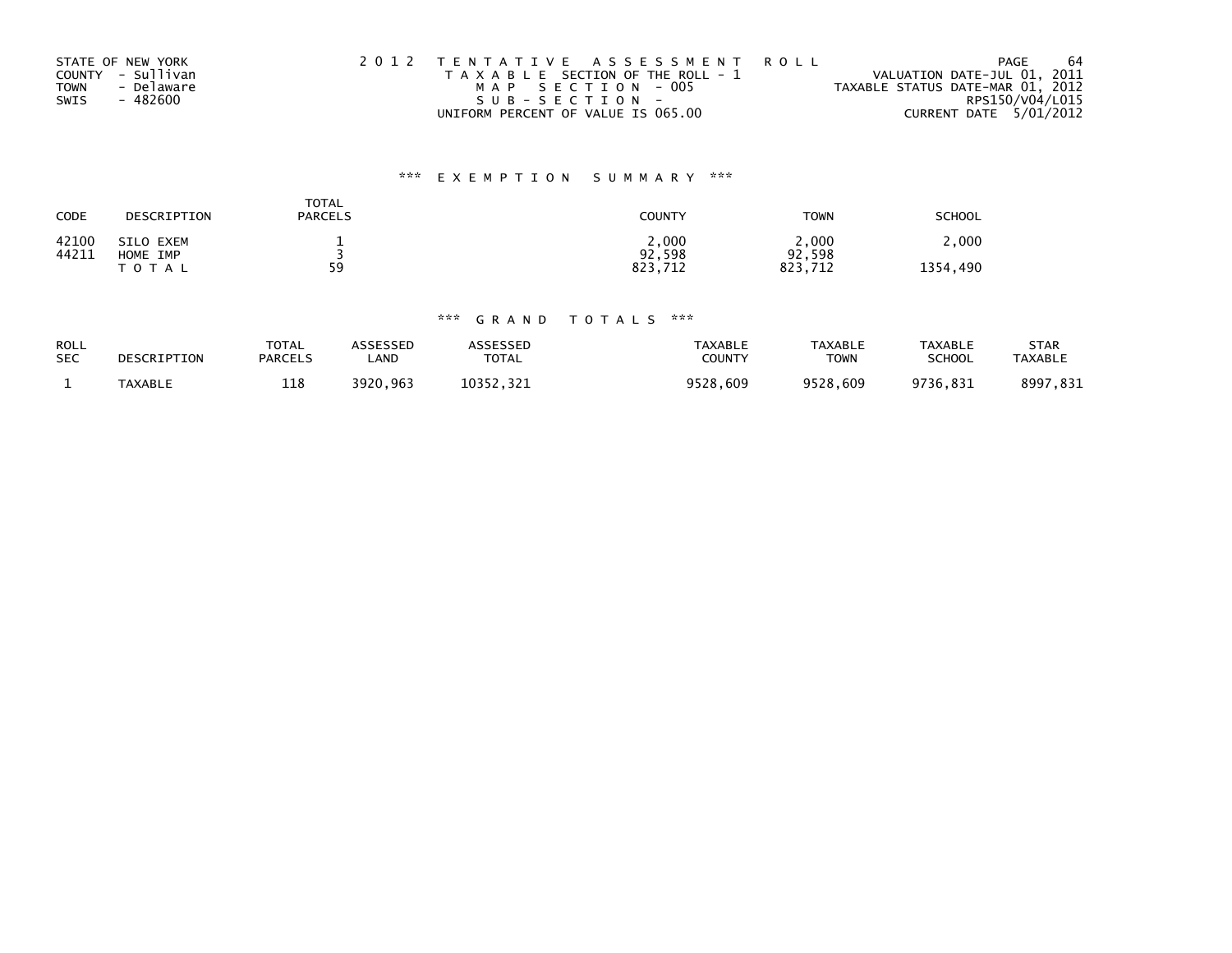STATE OF NEW YORK
COUNTY - Sullivan
TOWN - Delaware
SWIS - 482600

2 0 1 2 T E N T A T I V E A S S E S S M E N T R O L L
T A X A B L E SECTION OF THE ROLL - 1
M A P S E C T I O N - 005
S U B - S E C T I O N -
UNIFORM PERCENT OF VALUE IS 065.00

VALUATION DATE-JUL 01, 2011
TAXABLE STATUS DATE-MAR 01, 2012
RPS150/V04/L015
CURRENT DATE 5/01/2012

### *** E X E M P T I O N S U M M A R Y ***

| CODE | DESCRIPTION | TOTAL PARCELS | COUNTY | TOWN | SCHOOL |
|---|---|---|---|---|---|
| 42100 | SILO EXEM | 1 | 2,000 | 2,000 | 2,000 |
| 44211 | HOME IMP | 3 | 92,598 | 92,598 | |
| | T O T A L | 59 | 823,712 | 823,712 | 1354,490 |

### *** G R A N D T O T A L S ***

| ROLL SEC | DESCRIPTION | TOTAL PARCELS | ASSESSED LAND | ASSESSED TOTAL | TAXABLE COUNTY | TAXABLE TOWN | TAXABLE SCHOOL | STAR TAXABLE |
|---|---|---|---|---|---|---|---|---|
| 1 | TAXABLE | 118 | 3920,963 | 10352,321 | 9528,609 | 9528,609 | 9736,831 | 8997,831 |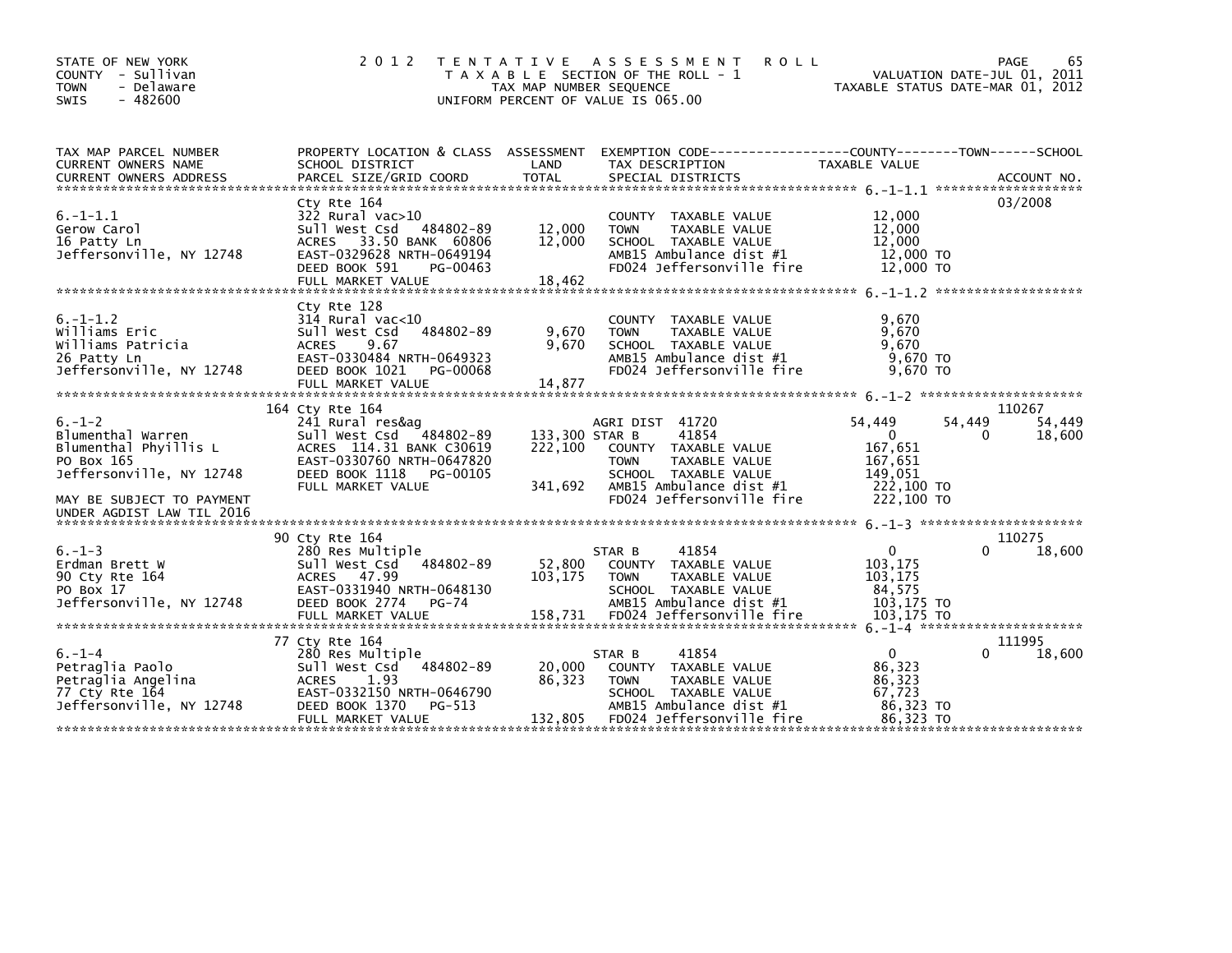STATE OF NEW YORK
COUNTY - Sullivan
TOWN - Delaware
SWIS - 482600

# 2012 TENTATIVE ASSESSMENT ROLL

TAXABLE SECTION OF THE ROLL - 1
TAX MAP NUMBER SEQUENCE
UNIFORM PERCENT OF VALUE IS 065.00

VALUATION DATE-JUL 01, 2011
TAXABLE STATUS DATE-MAR 01, 2012

| TAX MAP PARCEL NUMBER / CURRENT OWNERS NAME / CURRENT OWNERS ADDRESS | PROPERTY LOCATION & CLASS / SCHOOL DISTRICT / PARCEL SIZE/GRID COORD | ASSESSMENT LAND / TOTAL | EXEMPTION CODE / TAX DESCRIPTION / SPECIAL DISTRICTS | COUNTY TAXABLE VALUE | TOWN | SCHOOL / ACCOUNT NO. |
|---|---|---|---|---|---|---|
| **6.-1-1.1** | Cty Rte 164 | | | | | 03/2008 |
| 6.-1-1.1 | 322 Rural vac>10 | | COUNTY TAXABLE VALUE | 12,000 | | |
| Gerow Carol | Sull West Csd 484802-89 | 12,000 | TOWN TAXABLE VALUE | 12,000 | | |
| 16 Patty Ln | ACRES 33.50 BANK 60806 | 12,000 | SCHOOL TAXABLE VALUE | 12,000 | | |
| Jeffersonville, NY 12748 | EAST-0329628 NRTH-0649194 | | AMB15 Ambulance dist #1 | 12,000 TO | | |
| | DEED BOOK 591 PG-00463 | | FD024 Jeffersonville fire | 12,000 TO | | |
| | FULL MARKET VALUE | 18,462 | | | | |
| **6.-1-1.2** | Cty Rte 128 | | | | | |
| 6.-1-1.2 | 314 Rural vac<10 | | COUNTY TAXABLE VALUE | 9,670 | | |
| Williams Eric | Sull West Csd 484802-89 | 9,670 | TOWN TAXABLE VALUE | 9,670 | | |
| Williams Patricia | ACRES 9.67 | 9,670 | SCHOOL TAXABLE VALUE | 9,670 | | |
| 26 Patty Ln | EAST-0330484 NRTH-0649323 | | AMB15 Ambulance dist #1 | 9,670 TO | | |
| Jeffersonville, NY 12748 | DEED BOOK 1021 PG-00068 | | FD024 Jeffersonville fire | 9,670 TO | | |
| | FULL MARKET VALUE | 14,877 | | | | |
| **6.-1-2** | 164 Cty Rte 164 | | | | | 110267 |
| 6.-1-2 | 241 Rural res&ag | | AGRI DIST 41720 | 54,449 | 54,449 | 54,449 |
| Blumenthal Warren | Sull West Csd 484802-89 | 133,300 | STAR B 41854 | 0 | 0 | 18,600 |
| Blumenthal Phyillis L | ACRES 114.31 BANK C30619 | 222,100 | COUNTY TAXABLE VALUE | 167,651 | | |
| PO Box 165 | EAST-0330760 NRTH-0647820 | | TOWN TAXABLE VALUE | 167,651 | | |
| Jeffersonville, NY 12748 | DEED BOOK 1118 PG-00105 | | SCHOOL TAXABLE VALUE | 149,051 | | |
| | FULL MARKET VALUE | 341,692 | AMB15 Ambulance dist #1 | 222,100 TO | | |
| MAY BE SUBJECT TO PAYMENT | | | FD024 Jeffersonville fire | 222,100 TO | | |
| UNDER AGDIST LAW TIL 2016 | | | | | | |
| **6.-1-3** | 90 Cty Rte 164 | | | | | 110275 |
| 6.-1-3 | 280 Res Multiple | | STAR B 41854 | 0 | 0 | 18,600 |
| Erdman Brett W | Sull West Csd 484802-89 | 52,800 | COUNTY TAXABLE VALUE | 103,175 | | |
| 90 Cty Rte 164 | ACRES 47.99 | 103,175 | TOWN TAXABLE VALUE | 103,175 | | |
| PO Box 17 | EAST-0331940 NRTH-0648130 | | SCHOOL TAXABLE VALUE | 84,575 | | |
| Jeffersonville, NY 12748 | DEED BOOK 2774 PG-74 | | AMB15 Ambulance dist #1 | 103,175 TO | | |
| | FULL MARKET VALUE | 158,731 | FD024 Jeffersonville fire | 103,175 TO | | |
| **6.-1-4** | 77 Cty Rte 164 | | | | | 111995 |
| 6.-1-4 | 280 Res Multiple | | STAR B 41854 | 0 | 0 | 18,600 |
| Petraglia Paolo | Sull West Csd 484802-89 | 20,000 | COUNTY TAXABLE VALUE | 86,323 | | |
| Petraglia Angelina | ACRES 1.93 | 86,323 | TOWN TAXABLE VALUE | 86,323 | | |
| 77 Cty Rte 164 | EAST-0332150 NRTH-0646790 | | SCHOOL TAXABLE VALUE | 67,723 | | |
| Jeffersonville, NY 12748 | DEED BOOK 1370 PG-513 | | AMB15 Ambulance dist #1 | 86,323 TO | | |
| | FULL MARKET VALUE | 132,805 | FD024 Jeffersonville fire | 86,323 TO | | |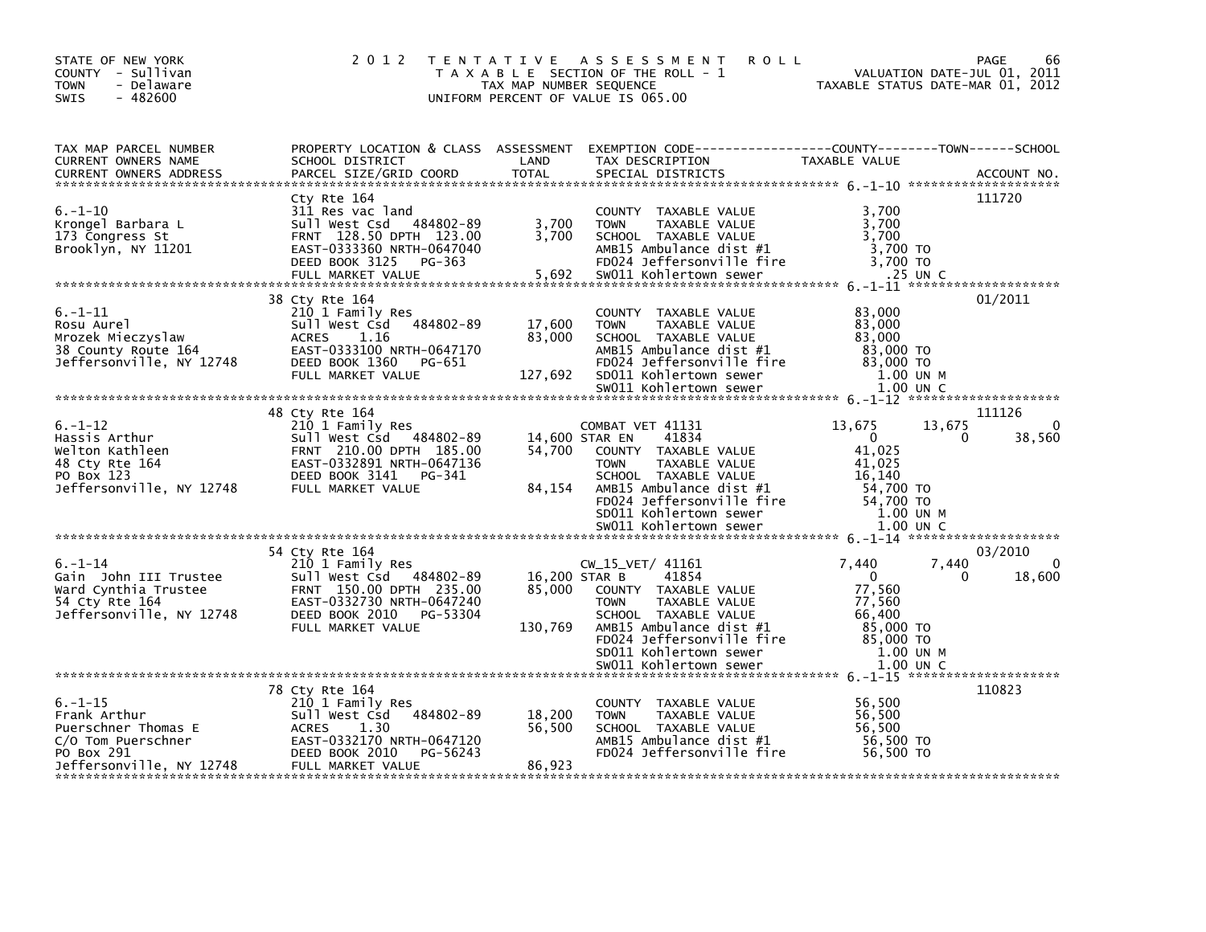STATE OF NEW YORK
COUNTY - Sullivan
TOWN - Delaware
SWIS - 482600

2012 TENTATIVE ASSESSMENT ROLL
TAXABLE SECTION OF THE ROLL - 1
TAX MAP NUMBER SEQUENCE
UNIFORM PERCENT OF VALUE IS 065.00

VALUATION DATE-JUL 01, 2011
TAXABLE STATUS DATE-MAR 01, 2012

| TAX MAP PARCEL NUMBER / CURRENT OWNERS NAME / CURRENT OWNERS ADDRESS | PROPERTY LOCATION & CLASS / SCHOOL DISTRICT / PARCEL SIZE/GRID COORD | ASSESSMENT LAND | TOTAL | EXEMPTION CODE / TAX DESCRIPTION / SPECIAL DISTRICTS | COUNTY TAXABLE VALUE | TOWN | SCHOOL | ACCOUNT NO. |
|---|---|---|---|---|---|---|---|---|
| 6.-1-10 | Cty Rte 164 | | | | | | | 111720 |
| | 311 Res vac land | | | COUNTY TAXABLE VALUE | 3,700 | | | |
| Krongel Barbara L | Sull West Csd 484802-89 | 3,700 | | TOWN TAXABLE VALUE | 3,700 | | | |
| 173 Congress St | FRNT 128.50 DPTH 123.00 | | 3,700 | SCHOOL TAXABLE VALUE | 3,700 | | | |
| Brooklyn, NY 11201 | EAST-0333360 NRTH-0647040 | | | AMB15 Ambulance dist #1 | 3,700 TO | | | |
| | DEED BOOK 3125 PG-363 | | | FD024 Jeffersonville fire | 3,700 TO | | | |
| | FULL MARKET VALUE | | 5,692 | SW011 Kohlertown sewer | .25 UN C | | | |
| 6.-1-11 | 38 Cty Rte 164 | | | | | | | 01/2011 |
| | 210 1 Family Res | | | COUNTY TAXABLE VALUE | 83,000 | | | |
| Rosu Aurel | Sull West Csd 484802-89 | 17,600 | | TOWN TAXABLE VALUE | 83,000 | | | |
| Mrozek Mieczyslaw | ACRES 1.16 | | 83,000 | SCHOOL TAXABLE VALUE | 83,000 | | | |
| 38 County Route 164 | EAST-0333100 NRTH-0647170 | | | AMB15 Ambulance dist #1 | 83,000 TO | | | |
| Jeffersonville, NY 12748 | DEED BOOK 1360 PG-651 | | | FD024 Jeffersonville fire | 83,000 TO | | | |
| | FULL MARKET VALUE | | 127,692 | SD011 Kohlertown sewer | 1.00 UN M | | | |
| | | | | SW011 Kohlertown sewer | 1.00 UN C | | | |
| 6.-1-12 | 48 Cty Rte 164 | | | | | | | 111126 |
| | 210 1 Family Res | | | COMBAT VET 41131 | 13,675 | 13,675 | 0 | |
| Hassis Arthur | Sull West Csd 484802-89 | 14,600 | | STAR EN 41834 | 0 | 0 | 38,560 | |
| Welton Kathleen | FRNT 210.00 DPTH 185.00 | | 54,700 | COUNTY TAXABLE VALUE | 41,025 | | | |
| 48 Cty Rte 164 | EAST-0332891 NRTH-0647136 | | | TOWN TAXABLE VALUE | 41,025 | | | |
| PO Box 123 | DEED BOOK 3141 PG-341 | | | SCHOOL TAXABLE VALUE | 16,140 | | | |
| Jeffersonville, NY 12748 | FULL MARKET VALUE | | 84,154 | AMB15 Ambulance dist #1 | 54,700 TO | | | |
| | | | | FD024 Jeffersonville fire | 54,700 TO | | | |
| | | | | SD011 Kohlertown sewer | 1.00 UN M | | | |
| | | | | SW011 Kohlertown sewer | 1.00 UN C | | | |
| 6.-1-14 | 54 Cty Rte 164 | | | | | | | 03/2010 |
| | 210 1 Family Res | | | CW_15_VET/ 41161 | 7,440 | 7,440 | 0 | |
| Gain John III Trustee | Sull West Csd 484802-89 | 16,200 | | STAR B 41854 | 0 | 0 | 18,600 | |
| Ward Cynthia Trustee | FRNT 150.00 DPTH 235.00 | | 85,000 | COUNTY TAXABLE VALUE | 77,560 | | | |
| 54 Cty Rte 164 | EAST-0332730 NRTH-0647240 | | | TOWN TAXABLE VALUE | 77,560 | | | |
| Jeffersonville, NY 12748 | DEED BOOK 2010 PG-53304 | | | SCHOOL TAXABLE VALUE | 66,400 | | | |
| | FULL MARKET VALUE | | 130,769 | AMB15 Ambulance dist #1 | 85,000 TO | | | |
| | | | | FD024 Jeffersonville fire | 85,000 TO | | | |
| | | | | SD011 Kohlertown sewer | 1.00 UN M | | | |
| | | | | SW011 Kohlertown sewer | 1.00 UN C | | | |
| 6.-1-15 | 78 Cty Rte 164 | | | | | | | 110823 |
| | 210 1 Family Res | | | COUNTY TAXABLE VALUE | 56,500 | | | |
| Frank Arthur | Sull West Csd 484802-89 | 18,200 | | TOWN TAXABLE VALUE | 56,500 | | | |
| Puerschner Thomas E | ACRES 1.30 | | 56,500 | SCHOOL TAXABLE VALUE | 56,500 | | | |
| C/O Tom Puerschner | EAST-0332170 NRTH-0647120 | | | AMB15 Ambulance dist #1 | 56,500 TO | | | |
| PO Box 291 | DEED BOOK 2010 PG-56243 | | | FD024 Jeffersonville fire | 56,500 TO | | | |
| Jeffersonville, NY 12748 | FULL MARKET VALUE | | 86,923 | | | | | |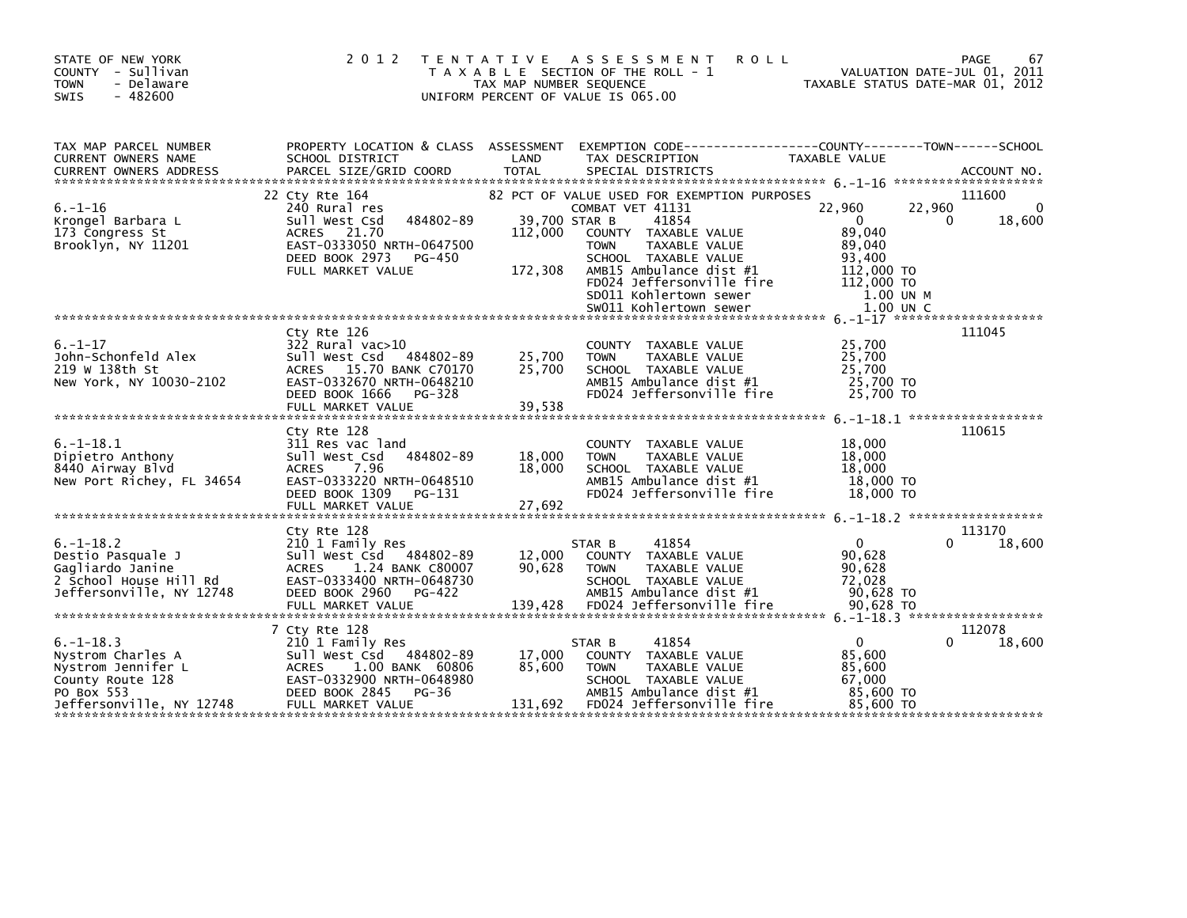STATE OF NEW YORK
COUNTY - Sullivan
TOWN - Delaware
SWIS - 482600

# 2012 TENTATIVE ASSESSMENT ROLL
TAXABLE SECTION OF THE ROLL - 1
TAX MAP NUMBER SEQUENCE
UNIFORM PERCENT OF VALUE IS 065.00

VALUATION DATE-JUL 01, 2011
TAXABLE STATUS DATE-MAR 01, 2012

| TAX MAP PARCEL NUMBER / CURRENT OWNERS NAME / CURRENT OWNERS ADDRESS | PROPERTY LOCATION & CLASS / SCHOOL DISTRICT / PARCEL SIZE/GRID COORD | ASSESSMENT LAND / TOTAL | EXEMPTION CODE / TAX DESCRIPTION / SPECIAL DISTRICTS | COUNTY TAXABLE VALUE | TOWN | SCHOOL | ACCOUNT NO. |
|---|---|---|---|---|---|---|---|
| **6.-1-16** | 22 Cty Rte 164 | | 82 PCT OF VALUE USED FOR EXEMPTION PURPOSES | | | | 111600 |
| | 240 Rural res | | COMBAT VET 41131 | 22,960 | 22,960 | 0 | |
| Krongel Barbara L | Sull West Csd 484802-89 | 39,700 | STAR B 41854 | 0 | 0 | 18,600 | |
| 173 Congress St | ACRES 21.70 | 112,000 | COUNTY TAXABLE VALUE | 89,040 | | | |
| Brooklyn, NY 11201 | EAST-0333050 NRTH-0647500 | | TOWN TAXABLE VALUE | 89,040 | | | |
| | DEED BOOK 2973 PG-450 | | SCHOOL TAXABLE VALUE | 93,400 | | | |
| | FULL MARKET VALUE | 172,308 | AMB15 Ambulance dist #1 | 112,000 TO | | | |
| | | | FD024 Jeffersonville fire | 112,000 TO | | | |
| | | | SD011 Kohlertown sewer | 1.00 UN M | | | |
| | | | SW011 Kohlertown sewer | 1.00 UN C | | | |
| **6.-1-17** | Cty Rte 126 | | | | | | 111045 |
| John-Schonfeld Alex | 322 Rural vac>10 | | COUNTY TAXABLE VALUE | 25,700 | | | |
| 219 W 138th St | Sull West Csd 484802-89 | 25,700 | TOWN TAXABLE VALUE | 25,700 | | | |
| New York, NY 10030-2102 | ACRES 15.70 BANK C70170 | 25,700 | SCHOOL TAXABLE VALUE | 25,700 | | | |
| | EAST-0332670 NRTH-0648210 | | AMB15 Ambulance dist #1 | 25,700 TO | | | |
| | DEED BOOK 1666 PG-328 | | FD024 Jeffersonville fire | 25,700 TO | | | |
| | FULL MARKET VALUE | 39,538 | | | | | |
| **6.-1-18.1** | Cty Rte 128 | | | | | | 110615 |
| Dipietro Anthony | 311 Res vac land | | COUNTY TAXABLE VALUE | 18,000 | | | |
| 8440 Airway Blvd | Sull West Csd 484802-89 | 18,000 | TOWN TAXABLE VALUE | 18,000 | | | |
| New Port Richey, FL 34654 | ACRES 7.96 | 18,000 | SCHOOL TAXABLE VALUE | 18,000 | | | |
| | EAST-0333220 NRTH-0648510 | | AMB15 Ambulance dist #1 | 18,000 TO | | | |
| | DEED BOOK 1309 PG-131 | | FD024 Jeffersonville fire | 18,000 TO | | | |
| | FULL MARKET VALUE | 27,692 | | | | | |
| **6.-1-18.2** | Cty Rte 128 | | | | | | 113170 |
| Destio Pasquale J | 210 1 Family Res | | STAR B 41854 | 0 | 0 | 18,600 | |
| Gagliardo Janine | Sull West Csd 484802-89 | 12,000 | COUNTY TAXABLE VALUE | 90,628 | | | |
| 2 School House Hill Rd | ACRES 1.24 BANK C80007 | 90,628 | TOWN TAXABLE VALUE | 90,628 | | | |
| Jeffersonville, NY 12748 | EAST-0333400 NRTH-0648730 | | SCHOOL TAXABLE VALUE | 72,028 | | | |
| | DEED BOOK 2960 PG-422 | | AMB15 Ambulance dist #1 | 90,628 TO | | | |
| | FULL MARKET VALUE | 139,428 | FD024 Jeffersonville fire | 90,628 TO | | | |
| **6.-1-18.3** | 7 Cty Rte 128 | | | | | | 112078 |
| Nystrom Charles A | 210 1 Family Res | | STAR B 41854 | 0 | 0 | 18,600 | |
| Nystrom Jennifer L | Sull West Csd 484802-89 | 17,000 | COUNTY TAXABLE VALUE | 85,600 | | | |
| County Route 128 | ACRES 1.00 BANK 60806 | 85,600 | TOWN TAXABLE VALUE | 85,600 | | | |
| PO Box 553 | EAST-0332900 NRTH-0648980 | | SCHOOL TAXABLE VALUE | 67,000 | | | |
| Jeffersonville, NY 12748 | DEED BOOK 2845 PG-36 | | AMB15 Ambulance dist #1 | 85,600 TO | | | |
| | FULL MARKET VALUE | 131,692 | FD024 Jeffersonville fire | 85,600 TO | | | |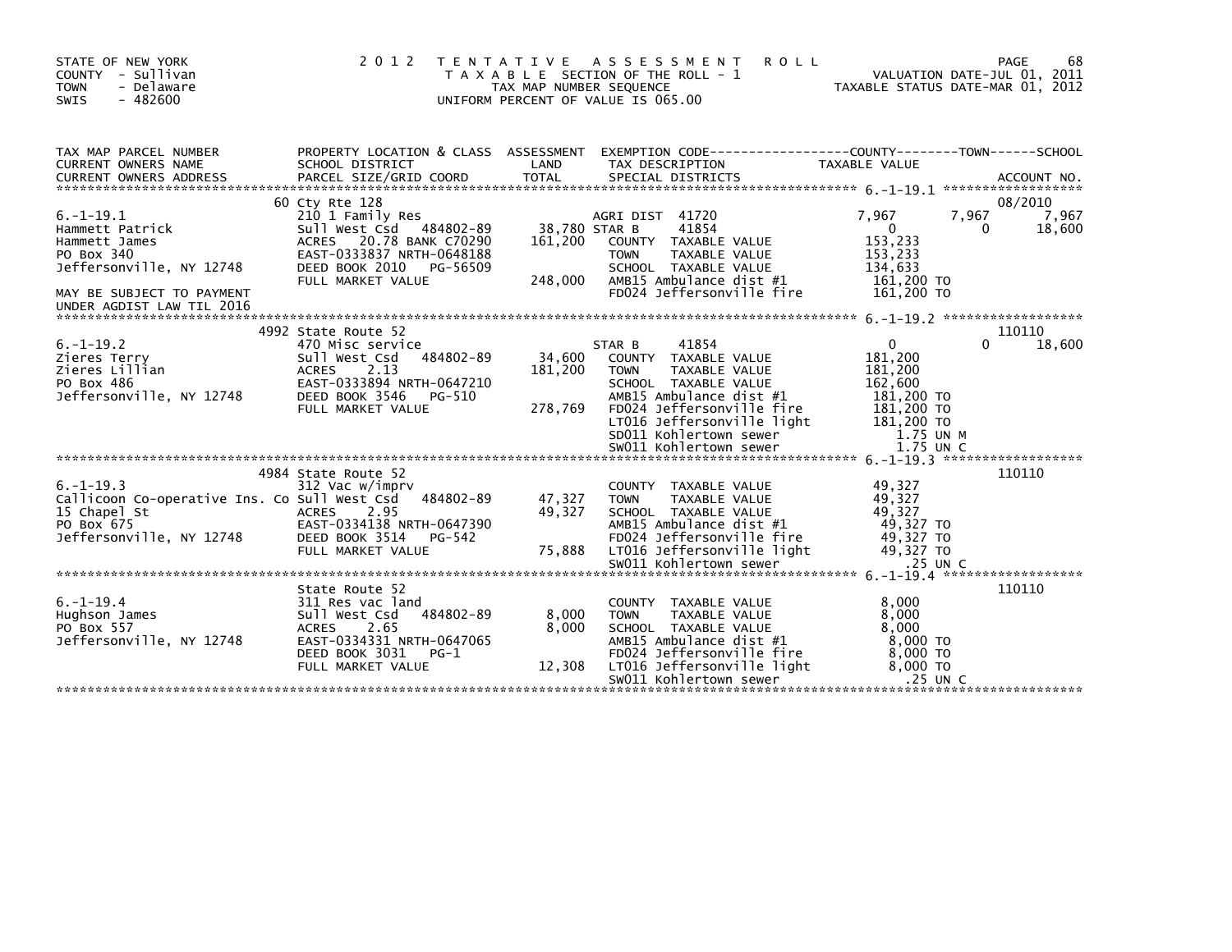STATE OF NEW YORK
COUNTY - Sullivan
TOWN - Delaware
SWIS - 482600

# 2012 TENTATIVE ASSESSMENT ROLL

TAXABLE SECTION OF THE ROLL - 1
TAX MAP NUMBER SEQUENCE
UNIFORM PERCENT OF VALUE IS 065.00

VALUATION DATE-JUL 01, 2011
TAXABLE STATUS DATE-MAR 01, 2012

| TAX MAP PARCEL NUMBER / CURRENT OWNERS NAME / CURRENT OWNERS ADDRESS | PROPERTY LOCATION & CLASS / SCHOOL DISTRICT / PARCEL SIZE/GRID COORD | ASSESSMENT LAND / TOTAL | EXEMPTION CODE / TAX DESCRIPTION / SPECIAL DISTRICTS | COUNTY TAXABLE VALUE | TOWN | SCHOOL / ACCOUNT NO. |
|---|---|---|---|---|---|---|
| 6.-1-19.1 | 60 Cty Rte 128 | | | | | 08/2010 |
| | 210 1 Family Res | | AGRI DIST 41720 | 7,967 | 7,967 | 7,967 |
| Hammett Patrick | Sull West Csd 484802-89 | 38,780 | STAR B 41854 | 0 | 0 | 18,600 |
| Hammett James | ACRES 20.78 BANK C70290 | 161,200 | COUNTY TAXABLE VALUE | 153,233 | | |
| PO Box 340 | EAST-0333837 NRTH-0648188 | | TOWN TAXABLE VALUE | 153,233 | | |
| Jeffersonville, NY 12748 | DEED BOOK 2010 PG-56509 | | SCHOOL TAXABLE VALUE | 134,633 | | |
| | FULL MARKET VALUE | 248,000 | AMB15 Ambulance dist #1 | 161,200 TO | | |
| MAY BE SUBJECT TO PAYMENT UNDER AGDIST LAW TIL 2016 | | | FD024 Jeffersonville fire | 161,200 TO | | |
| 6.-1-19.2 | 4992 State Route 52 | | | | | 110110 |
| | 470 Misc service | | STAR B 41854 | 0 | 0 | 18,600 |
| Zieres Terry | Sull West Csd 484802-89 | 34,600 | COUNTY TAXABLE VALUE | 181,200 | | |
| Zieres Lillian | ACRES 2.13 | 181,200 | TOWN TAXABLE VALUE | 181,200 | | |
| PO Box 486 | EAST-0333894 NRTH-0647210 | | SCHOOL TAXABLE VALUE | 162,600 | | |
| Jeffersonville, NY 12748 | DEED BOOK 3546 PG-510 | | AMB15 Ambulance dist #1 | 181,200 TO | | |
| | FULL MARKET VALUE | 278,769 | FD024 Jeffersonville fire | 181,200 TO | | |
| | | | LT016 Jeffersonville light | 181,200 TO | | |
| | | | SD011 Kohlertown sewer | 1.75 UN M | | |
| | | | SW011 Kohlertown sewer | 1.75 UN C | | |
| 6.-1-19.3 | 4984 State Route 52 | | | | | 110110 |
| | 312 Vac w/imprv | | COUNTY TAXABLE VALUE | 49,327 | | |
| Callicoon Co-operative Ins. Co | Sull West Csd 484802-89 | 47,327 | TOWN TAXABLE VALUE | 49,327 | | |
| 15 Chapel St | ACRES 2.95 | 49,327 | SCHOOL TAXABLE VALUE | 49,327 | | |
| PO Box 675 | EAST-0334138 NRTH-0647390 | | AMB15 Ambulance dist #1 | 49,327 TO | | |
| Jeffersonville, NY 12748 | DEED BOOK 3514 PG-542 | | FD024 Jeffersonville fire | 49,327 TO | | |
| | FULL MARKET VALUE | 75,888 | LT016 Jeffersonville light | 49,327 TO | | |
| | | | SW011 Kohlertown sewer | .25 UN C | | |
| 6.-1-19.4 | State Route 52 | | | | | 110110 |
| | 311 Res vac land | | COUNTY TAXABLE VALUE | 8,000 | | |
| Hughson James | Sull West Csd 484802-89 | 8,000 | TOWN TAXABLE VALUE | 8,000 | | |
| PO Box 557 | ACRES 2.65 | 8,000 | SCHOOL TAXABLE VALUE | 8,000 | | |
| Jeffersonville, NY 12748 | EAST-0334331 NRTH-0647065 | | AMB15 Ambulance dist #1 | 8,000 TO | | |
| | DEED BOOK 3031 PG-1 | | FD024 Jeffersonville fire | 8,000 TO | | |
| | FULL MARKET VALUE | 12,308 | LT016 Jeffersonville light | 8,000 TO | | |
| | | | SW011 Kohlertown sewer | .25 UN C | | |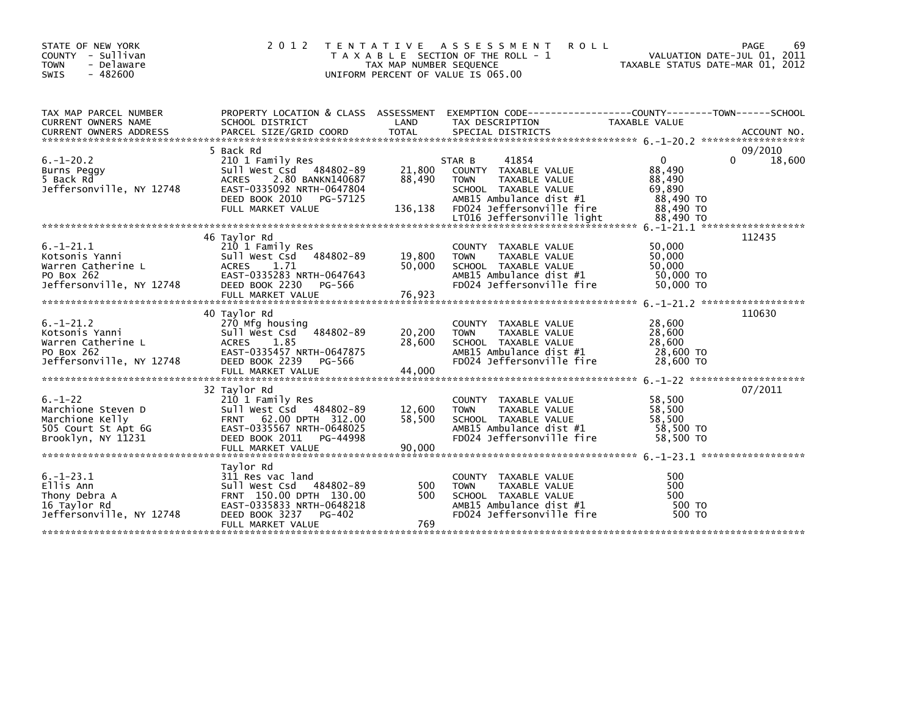STATE OF NEW YORK
COUNTY - Sullivan
TOWN - Delaware
SWIS - 482600

# 2012 TENTATIVE ASSESSMENT ROLL

TAXABLE SECTION OF THE ROLL - 1
TAX MAP NUMBER SEQUENCE
UNIFORM PERCENT OF VALUE IS 065.00

VALUATION DATE-JUL 01, 2011
TAXABLE STATUS DATE-MAR 01, 2012

| TAX MAP PARCEL NUMBER / CURRENT OWNERS NAME / CURRENT OWNERS ADDRESS | PROPERTY LOCATION & CLASS / SCHOOL DISTRICT / PARCEL SIZE/GRID COORD | ASSESSMENT LAND | TOTAL | EXEMPTION CODE / TAX DESCRIPTION / SPECIAL DISTRICTS | COUNTY | TOWN | SCHOOL | ACCOUNT NO. |
|---|---|---|---|---|---|---|---|---|
| 6.-1-20.2 | 5 Back Rd | | | | | | | 09/2010 |
| | 210 1 Family Res | | | STAR B 41854 | 0 | 0 | 18,600 | |
| Burns Peggy | Sull West Csd 484802-89 | 21,800 | | COUNTY TAXABLE VALUE | 88,490 | | | |
| 5 Back Rd | ACRES 2.80 BANKN140687 | | 88,490 | TOWN TAXABLE VALUE | | 88,490 | | |
| Jeffersonville, NY 12748 | EAST-0335092 NRTH-0647804 | | | SCHOOL TAXABLE VALUE | | | 69,890 | |
| | DEED BOOK 2010 PG-57125 | | | AMB15 Ambulance dist #1 | 88,490 TO | | | |
| | FULL MARKET VALUE | | 136,138 | FD024 Jeffersonville fire | 88,490 TO | | | |
| | | | | LT016 Jeffersonville light | 88,490 TO | | | |
| 6.-1-21.1 | 46 Taylor Rd | | | | | | | 112435 |
| Kotsonis Yanni | 210 1 Family Res | | | COUNTY TAXABLE VALUE | 50,000 | | | |
| Warren Catherine L | Sull West Csd 484802-89 | 19,800 | | TOWN TAXABLE VALUE | | 50,000 | | |
| PO Box 262 | ACRES 1.71 | | 50,000 | SCHOOL TAXABLE VALUE | | | 50,000 | |
| Jeffersonville, NY 12748 | EAST-0335283 NRTH-0647643 | | | AMB15 Ambulance dist #1 | 50,000 TO | | | |
| | DEED BOOK 2230 PG-566 | | | FD024 Jeffersonville fire | 50,000 TO | | | |
| | FULL MARKET VALUE | | 76,923 | | | | | |
| 6.-1-21.2 | 40 Taylor Rd | | | | | | | 110630 |
| Kotsonis Yanni | 270 Mfg housing | | | COUNTY TAXABLE VALUE | 28,600 | | | |
| Warren Catherine L | Sull West Csd 484802-89 | 20,200 | | TOWN TAXABLE VALUE | | 28,600 | | |
| PO Box 262 | ACRES 1.85 | | 28,600 | SCHOOL TAXABLE VALUE | | | 28,600 | |
| Jeffersonville, NY 12748 | EAST-0335457 NRTH-0647875 | | | AMB15 Ambulance dist #1 | 28,600 TO | | | |
| | DEED BOOK 2239 PG-566 | | | FD024 Jeffersonville fire | 28,600 TO | | | |
| | FULL MARKET VALUE | | 44,000 | | | | | |
| 6.-1-22 | 32 Taylor Rd | | | | | | | 07/2011 |
| Marchione Steven D | 210 1 Family Res | | | COUNTY TAXABLE VALUE | 58,500 | | | |
| Marchione Kelly | Sull West Csd 484802-89 | 12,600 | | TOWN TAXABLE VALUE | | 58,500 | | |
| 505 Court St Apt 6G | FRNT 62.00 DPTH 312.00 | | 58,500 | SCHOOL TAXABLE VALUE | | | 58,500 | |
| Brooklyn, NY 11231 | EAST-0335567 NRTH-0648025 | | | AMB15 Ambulance dist #1 | 58,500 TO | | | |
| | DEED BOOK 2011 PG-44998 | | | FD024 Jeffersonville fire | 58,500 TO | | | |
| | FULL MARKET VALUE | | 90,000 | | | | | |
| 6.-1-23.1 | Taylor Rd | | | | | | | |
| Ellis Ann | 311 Res vac land | | | COUNTY TAXABLE VALUE | 500 | | | |
| Thony Debra A | Sull West Csd 484802-89 | 500 | | TOWN TAXABLE VALUE | | 500 | | |
| 16 Taylor Rd | FRNT 150.00 DPTH 130.00 | | 500 | SCHOOL TAXABLE VALUE | | | 500 | |
| Jeffersonville, NY 12748 | EAST-0335833 NRTH-0648218 | | | AMB15 Ambulance dist #1 | 500 TO | | | |
| | DEED BOOK 3237 PG-402 | | | FD024 Jeffersonville fire | 500 TO | | | |
| | FULL MARKET VALUE | | 769 | | | | | |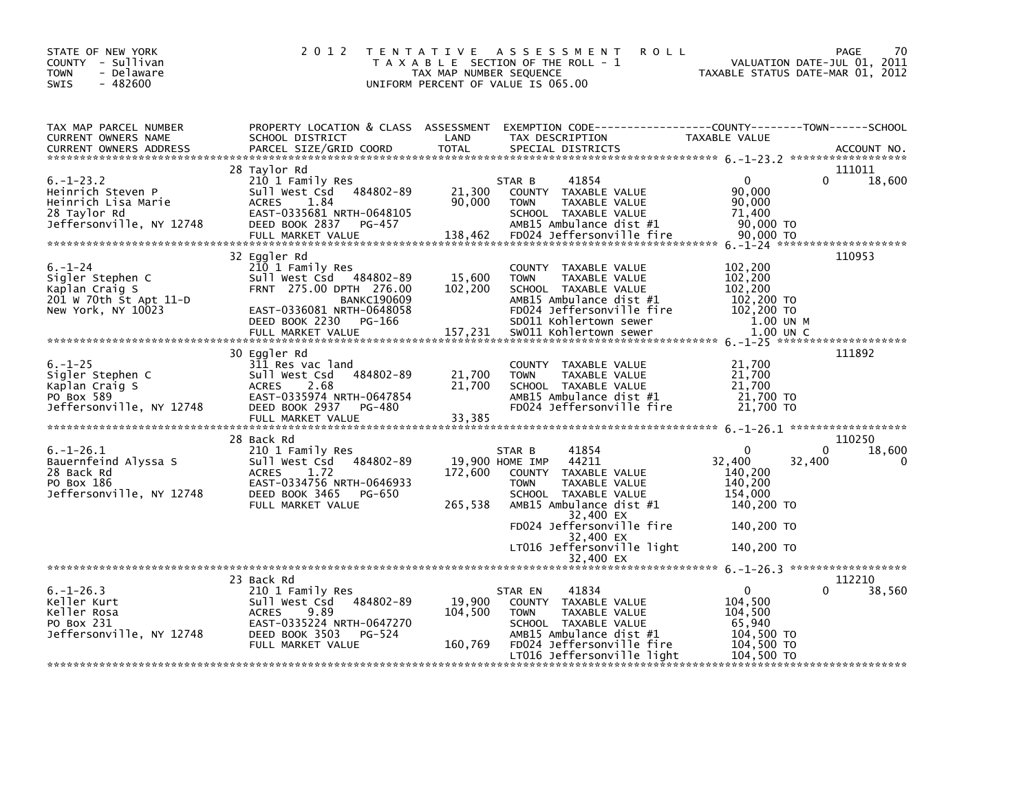STATE OF NEW YORK
COUNTY - Sullivan
TOWN - Delaware
SWIS - 482600

# 2012 TENTATIVE ASSESSMENT ROLL

TAXABLE SECTION OF THE ROLL - 1
TAX MAP NUMBER SEQUENCE
UNIFORM PERCENT OF VALUE IS 065.00

VALUATION DATE-JUL 01, 2011
TAXABLE STATUS DATE-MAR 01, 2012

| TAX MAP PARCEL NUMBER / CURRENT OWNERS NAME / CURRENT OWNERS ADDRESS | PROPERTY LOCATION & CLASS / SCHOOL DISTRICT / PARCEL SIZE/GRID COORD | ASSESSMENT LAND | TOTAL | EXEMPTION CODE / TAX DESCRIPTION / SPECIAL DISTRICTS | COUNTY TAXABLE VALUE | TOWN | SCHOOL / ACCOUNT NO. |
|---|---|---|---|---|---|---|---|
| 6.-1-23.2 | 28 Taylor Rd | | | | | | 111011 |
| | 210 1 Family Res | | | STAR B 41854 | 0 | 0 | 18,600 |
| Heinrich Steven P | Sull West Csd 484802-89 | 21,300 | | COUNTY TAXABLE VALUE | 90,000 | | |
| Heinrich Lisa Marie | ACRES 1.84 | | 90,000 | TOWN TAXABLE VALUE | 90,000 | | |
| 28 Taylor Rd | EAST-0335681 NRTH-0648105 | | | SCHOOL TAXABLE VALUE | 71,400 | | |
| Jeffersonville, NY 12748 | DEED BOOK 2837 PG-457 | | | AMB15 Ambulance dist #1 | 90,000 TO | | |
| | FULL MARKET VALUE | | 138,462 | FD024 Jeffersonville fire | 90,000 TO | | |
| 6.-1-24 | 32 Eggler Rd | | | | | | 110953 |
| | 210 1 Family Res | | | COUNTY TAXABLE VALUE | 102,200 | | |
| Sigler Stephen C | Sull West Csd 484802-89 | 15,600 | | TOWN TAXABLE VALUE | 102,200 | | |
| Kaplan Craig S | FRNT 275.00 DPTH 276.00 | | 102,200 | SCHOOL TAXABLE VALUE | 102,200 | | |
| 201 W 70th St Apt 11-D | BANKC190609 | | | AMB15 Ambulance dist #1 | 102,200 TO | | |
| New York, NY 10023 | EAST-0336081 NRTH-0648058 | | | FD024 Jeffersonville fire | 102,200 TO | | |
| | DEED BOOK 2230 PG-166 | | | SD011 Kohlertown sewer | 1.00 UN M | | |
| | FULL MARKET VALUE | | 157,231 | SW011 Kohlertown sewer | 1.00 UN C | | |
| 6.-1-25 | 30 Eggler Rd | | | | | | 111892 |
| | 311 Res vac land | | | COUNTY TAXABLE VALUE | 21,700 | | |
| Sigler Stephen C | Sull West Csd 484802-89 | 21,700 | | TOWN TAXABLE VALUE | 21,700 | | |
| Kaplan Craig S | ACRES 2.68 | | 21,700 | SCHOOL TAXABLE VALUE | 21,700 | | |
| PO Box 589 | EAST-0335974 NRTH-0647854 | | | AMB15 Ambulance dist #1 | 21,700 TO | | |
| Jeffersonville, NY 12748 | DEED BOOK 2937 PG-480 | | | FD024 Jeffersonville fire | 21,700 TO | | |
| | FULL MARKET VALUE | | 33,385 | | | | |
| 6.-1-26.1 | 28 Back Rd | | | | | | 110250 |
| | 210 1 Family Res | | | STAR B 41854 | 0 | 0 | 18,600 |
| Bauernfeind Alyssa S | Sull West Csd 484802-89 | 19,900 | | HOME IMP 44211 | 32,400 | 32,400 | 0 |
| 28 Back Rd | ACRES 1.72 | | 172,600 | COUNTY TAXABLE VALUE | 140,200 | | |
| PO Box 186 | EAST-0334756 NRTH-0646933 | | | TOWN TAXABLE VALUE | 140,200 | | |
| Jeffersonville, NY 12748 | DEED BOOK 3465 PG-650 | | | SCHOOL TAXABLE VALUE | 154,000 | | |
| | FULL MARKET VALUE | | 265,538 | AMB15 Ambulance dist #1 | 140,200 TO | | |
| | | | | 32,400 EX | | | |
| | | | | FD024 Jeffersonville fire | 140,200 TO | | |
| | | | | 32,400 EX | | | |
| | | | | LT016 Jeffersonville light | 140,200 TO | | |
| | | | | 32,400 EX | | | |
| 6.-1-26.3 | 23 Back Rd | | | | | | 112210 |
| | 210 1 Family Res | | | STAR EN 41834 | 0 | 0 | 38,560 |
| Keller Kurt | Sull West Csd 484802-89 | 19,900 | | COUNTY TAXABLE VALUE | 104,500 | | |
| Keller Rosa | ACRES 9.89 | | 104,500 | TOWN TAXABLE VALUE | 104,500 | | |
| PO Box 231 | EAST-0335224 NRTH-0647270 | | | SCHOOL TAXABLE VALUE | 65,940 | | |
| Jeffersonville, NY 12748 | DEED BOOK 3503 PG-524 | | | AMB15 Ambulance dist #1 | 104,500 TO | | |
| | FULL MARKET VALUE | | 160,769 | FD024 Jeffersonville fire | 104,500 TO | | |
| | | | | LT016 Jeffersonville light | 104,500 TO | | |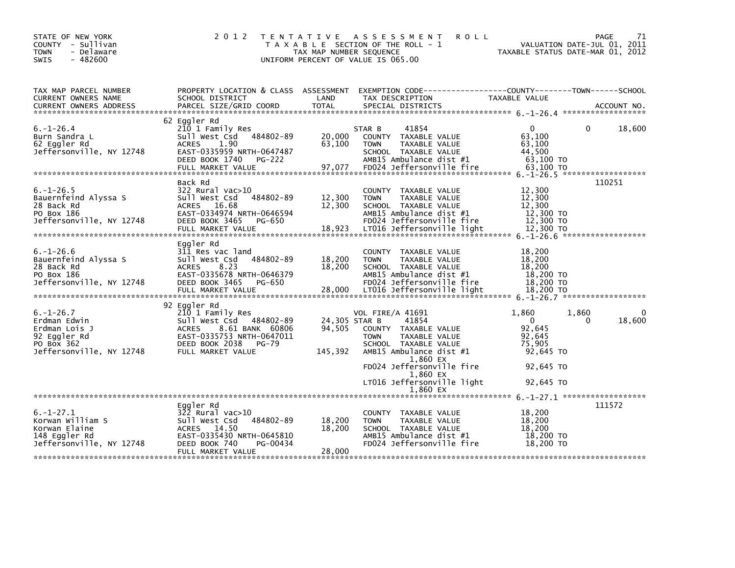STATE OF NEW YORK
COUNTY - Sullivan
TOWN - Delaware
SWIS - 482600

2012 TENTATIVE ASSESSMENT ROLL
TAXABLE SECTION OF THE ROLL - 1
TAX MAP NUMBER SEQUENCE
UNIFORM PERCENT OF VALUE IS 065.00

VALUATION DATE-JUL 01, 2011
TAXABLE STATUS DATE-MAR 01, 2012

| TAX MAP PARCEL NUMBER / CURRENT OWNERS NAME / CURRENT OWNERS ADDRESS | PROPERTY LOCATION & CLASS / SCHOOL DISTRICT / PARCEL SIZE/GRID COORD | ASSESSMENT LAND / TOTAL | EXEMPTION CODE / TAX DESCRIPTION / SPECIAL DISTRICTS | COUNTY TAXABLE VALUE | TOWN | SCHOOL | ACCOUNT NO. |
|---|---|---|---|---|---|---|---|
| 6.-1-26.4 | 62 Eggler Rd | | | | | | |
| | 210 1 Family Res | | STAR B 41854 | 0 | 0 | 18,600 | |
| Burn Sandra L | Sull West Csd 484802-89 | 20,000 | COUNTY TAXABLE VALUE | 63,100 | | | |
| 62 Eggler Rd | ACRES 1.90 | 63,100 | TOWN TAXABLE VALUE | 63,100 | | | |
| Jeffersonville, NY 12748 | EAST-0335959 NRTH-0647487 | | SCHOOL TAXABLE VALUE | 44,500 | | | |
| | DEED BOOK 1740 PG-222 | | AMB15 Ambulance dist #1 | 63,100 TO | | | |
| | FULL MARKET VALUE | 97,077 | FD024 Jeffersonville fire | 63,100 TO | | | |
| 6.-1-26.5 | Back Rd | | | | | | 110251 |
| | 322 Rural vac>10 | | COUNTY TAXABLE VALUE | 12,300 | | | |
| Bauernfeind Alyssa S | Sull West Csd 484802-89 | 12,300 | TOWN TAXABLE VALUE | 12,300 | | | |
| 28 Back Rd | ACRES 16.68 | 12,300 | SCHOOL TAXABLE VALUE | 12,300 | | | |
| PO Box 186 | EAST-0334974 NRTH-0646594 | | AMB15 Ambulance dist #1 | 12,300 TO | | | |
| Jeffersonville, NY 12748 | DEED BOOK 3465 PG-650 | | FD024 Jeffersonville fire | 12,300 TO | | | |
| | FULL MARKET VALUE | 18,923 | LT016 Jeffersonville light | 12,300 TO | | | |
| 6.-1-26.6 | Eggler Rd | | | | | | |
| | 311 Res vac land | | COUNTY TAXABLE VALUE | 18,200 | | | |
| Bauernfeind Alyssa S | Sull West Csd 484802-89 | 18,200 | TOWN TAXABLE VALUE | 18,200 | | | |
| 28 Back Rd | ACRES 8.23 | 18,200 | SCHOOL TAXABLE VALUE | 18,200 | | | |
| PO Box 186 | EAST-0335678 NRTH-0646379 | | AMB15 Ambulance dist #1 | 18,200 TO | | | |
| Jeffersonville, NY 12748 | DEED BOOK 3465 PG-650 | | FD024 Jeffersonville fire | 18,200 TO | | | |
| | FULL MARKET VALUE | 28,000 | LT016 Jeffersonville light | 18,200 TO | | | |
| 6.-1-26.7 | 92 Eggler Rd | | | | | | |
| | 210 1 Family Res | | VOL FIRE/A 41691 | 1,860 | 1,860 | 0 | |
| Erdman Edwin | Sull West Csd 484802-89 | 24,305 | STAR B 41854 | 0 | 0 | 18,600 | |
| Erdman Lois J | ACRES 8.61 BANK 60806 | 94,505 | COUNTY TAXABLE VALUE | 92,645 | | | |
| 92 Eggler Rd | EAST-0335753 NRTH-0647011 | | TOWN TAXABLE VALUE | 92,645 | | | |
| PO Box 362 | DEED BOOK 2038 PG-79 | | SCHOOL TAXABLE VALUE | 75,905 | | | |
| Jeffersonville, NY 12748 | FULL MARKET VALUE | 145,392 | AMB15 Ambulance dist #1 | 92,645 TO | | | |
| | | | 1,860 EX | | | | |
| | | | FD024 Jeffersonville fire | 92,645 TO | | | |
| | | | 1,860 EX | | | | |
| | | | LT016 Jeffersonville light | 92,645 TO | | | |
| | | | 1,860 EX | | | | |
| 6.-1-27.1 | Eggler Rd | | | | | | 111572 |
| | 322 Rural vac>10 | | COUNTY TAXABLE VALUE | 18,200 | | | |
| Korwan William S | Sull West Csd 484802-89 | 18,200 | TOWN TAXABLE VALUE | 18,200 | | | |
| Korwan Elaine | ACRES 14.50 | 18,200 | SCHOOL TAXABLE VALUE | 18,200 | | | |
| 148 Eggler Rd | EAST-0335430 NRTH-0645810 | | AMB15 Ambulance dist #1 | 18,200 TO | | | |
| Jeffersonville, NY 12748 | DEED BOOK 740 PG-00434 | | FD024 Jeffersonville fire | 18,200 TO | | | |
| | FULL MARKET VALUE | 28,000 | | | | | |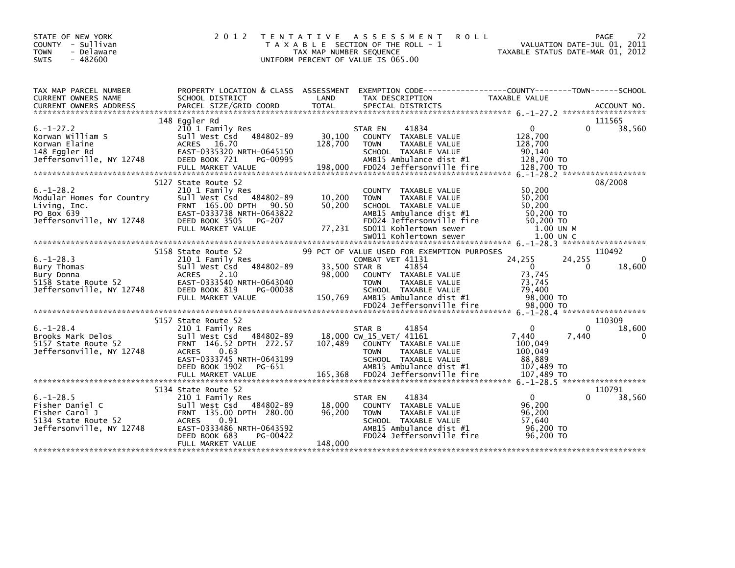STATE OF NEW YORK
COUNTY - Sullivan
TOWN - Delaware
SWIS - 482600

# 2012 TENTATIVE ASSESSMENT ROLL

TAXABLE SECTION OF THE ROLL - 1
TAX MAP NUMBER SEQUENCE
UNIFORM PERCENT OF VALUE IS 065.00

VALUATION DATE-JUL 01, 2011
TAXABLE STATUS DATE-MAR 01, 2012

| TAX MAP PARCEL NUMBER / CURRENT OWNERS NAME / CURRENT OWNERS ADDRESS | PROPERTY LOCATION & CLASS / SCHOOL DISTRICT / PARCEL SIZE/GRID COORD | ASSESSMENT LAND / TOTAL | EXEMPTION CODE / TAX DESCRIPTION / SPECIAL DISTRICTS | COUNTY | TOWN | SCHOOL | ACCOUNT NO. |
|---|---|---|---|---|---|---|---|
| 6.-1-27.2 | 148 Eggler Rd | | | | | | 111565 |
| | 210 1 Family Res | | STAR EN 41834 | 0 | 0 | 38,560 | |
| Korwan William S | Sull West Csd 484802-89 | 30,100 | COUNTY TAXABLE VALUE | 128,700 | | | |
| Korwan Elaine | ACRES 16.70 | 128,700 | TOWN TAXABLE VALUE | | 128,700 | | |
| 148 Eggler Rd | EAST-0335320 NRTH-0645150 | | SCHOOL TAXABLE VALUE | | | 90,140 | |
| Jeffersonville, NY 12748 | DEED BOOK 721 PG-00995 | | AMB15 Ambulance dist #1 | 128,700 TO | | | |
| | FULL MARKET VALUE | 198,000 | FD024 Jeffersonville fire | 128,700 TO | | | |
| 6.-1-28.2 | 5127 State Route 52 | | | | | | 08/2008 |
| | 210 1 Family Res | | COUNTY TAXABLE VALUE | 50,200 | | | |
| Modular Homes for Country | Sull West Csd 484802-89 | 10,200 | TOWN TAXABLE VALUE | | 50,200 | | |
| Living, Inc. | FRNT 165.00 DPTH 90.50 | 50,200 | SCHOOL TAXABLE VALUE | | | 50,200 | |
| PO Box 639 | EAST-0333738 NRTH-0643822 | | AMB15 Ambulance dist #1 | 50,200 TO | | | |
| Jeffersonville, NY 12748 | DEED BOOK 3505 PG-207 | | FD024 Jeffersonville fire | 50,200 TO | | | |
| | FULL MARKET VALUE | 77,231 | SD011 Kohlertown sewer | 1.00 UN M | | | |
| | | | SW011 Kohlertown sewer | 1.00 UN C | | | |
| 6.-1-28.3 | 5158 State Route 52 | | 99 PCT OF VALUE USED FOR EXEMPTION PURPOSES | | | | 110492 |
| | 210 1 Family Res | | COMBAT VET 41131 | 24,255 | 24,255 | 0 | |
| Bury Thomas | Sull West Csd 484802-89 | 33,500 | STAR B 41854 | 0 | 0 | 18,600 | |
| Bury Donna | ACRES 2.10 | 98,000 | COUNTY TAXABLE VALUE | 73,745 | | | |
| 5158 State Route 52 | EAST-0333540 NRTH-0643040 | | TOWN TAXABLE VALUE | | 73,745 | | |
| Jeffersonville, NY 12748 | DEED BOOK 819 PG-00038 | | SCHOOL TAXABLE VALUE | | | 79,400 | |
| | FULL MARKET VALUE | 150,769 | AMB15 Ambulance dist #1 | 98,000 TO | | | |
| | | | FD024 Jeffersonville fire | 98,000 TO | | | |
| 6.-1-28.4 | 5157 State Route 52 | | | | | | 110309 |
| | 210 1 Family Res | | STAR B 41854 | 0 | 0 | 18,600 | |
| Brooks Mark Delos | Sull West Csd 484802-89 | 18,000 | CW_15_VET/ 41161 | 7,440 | 7,440 | 0 | |
| 5157 State Route 52 | FRNT 146.52 DPTH 272.57 | 107,489 | COUNTY TAXABLE VALUE | 100,049 | | | |
| Jeffersonville, NY 12748 | ACRES 0.63 | | TOWN TAXABLE VALUE | | 100,049 | | |
| | EAST-0333745 NRTH-0643199 | | SCHOOL TAXABLE VALUE | | | 88,889 | |
| | DEED BOOK 1902 PG-651 | | AMB15 Ambulance dist #1 | 107,489 TO | | | |
| | FULL MARKET VALUE | 165,368 | FD024 Jeffersonville fire | 107,489 TO | | | |
| 6.-1-28.5 | 5134 State Route 52 | | | | | | 110791 |
| | 210 1 Family Res | | STAR EN 41834 | 0 | 0 | 38,560 | |
| Fisher Daniel C | Sull West Csd 484802-89 | 18,000 | COUNTY TAXABLE VALUE | 96,200 | | | |
| Fisher Carol J | FRNT 135.00 DPTH 280.00 | 96,200 | TOWN TAXABLE VALUE | | 96,200 | | |
| 5134 State Route 52 | ACRES 0.91 | | SCHOOL TAXABLE VALUE | | | 57,640 | |
| Jeffersonville, NY 12748 | EAST-0333486 NRTH-0643592 | | AMB15 Ambulance dist #1 | 96,200 TO | | | |
| | DEED BOOK 683 PG-00422 | | FD024 Jeffersonville fire | 96,200 TO | | | |
| | FULL MARKET VALUE | 148,000 | | | | | |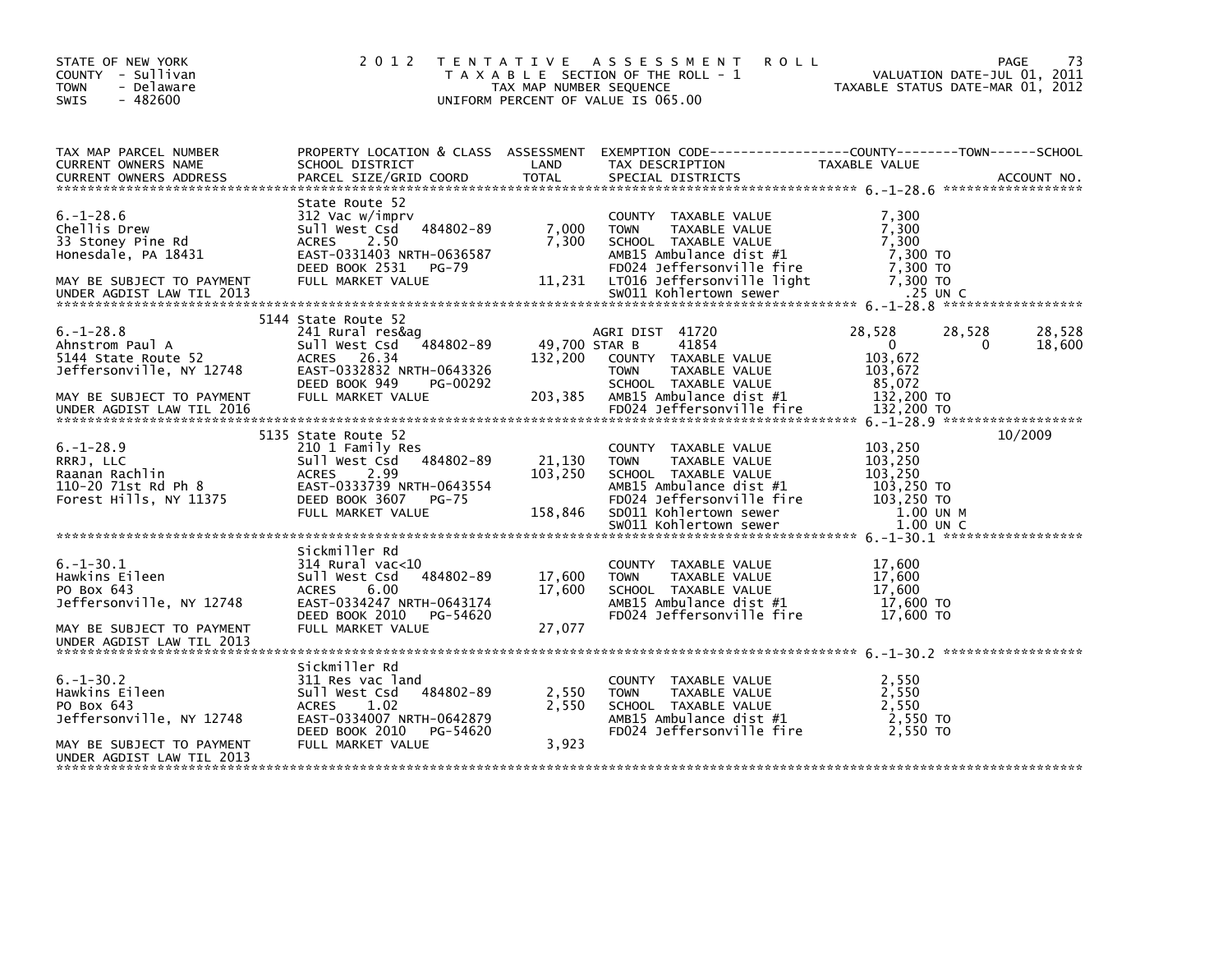STATE OF NEW YORK
COUNTY - Sullivan
TOWN - Delaware
SWIS - 482600

2012 TENTATIVE ASSESSMENT ROLL
TAXABLE SECTION OF THE ROLL - 1
TAX MAP NUMBER SEQUENCE
UNIFORM PERCENT OF VALUE IS 065.00

VALUATION DATE-JUL 01, 2011
TAXABLE STATUS DATE-MAR 01, 2012

| TAX MAP PARCEL NUMBER / CURRENT OWNERS NAME / CURRENT OWNERS ADDRESS | PROPERTY LOCATION & CLASS / SCHOOL DISTRICT / PARCEL SIZE/GRID COORD | ASSESSMENT LAND / TOTAL | EXEMPTION CODE / TAX DESCRIPTION / SPECIAL DISTRICTS | COUNTY TAXABLE VALUE | TOWN | SCHOOL | ACCOUNT NO. |
|---|---|---|---|---|---|---|---|
| 6.-1-28.6 | State Route 52 | | | | | | |
| Chellis Drew | 312 Vac w/imprv | | COUNTY TAXABLE VALUE | 7,300 | | | |
| 33 Stoney Pine Rd | Sull West Csd 484802-89 | 7,000 | TOWN TAXABLE VALUE | 7,300 | | | |
| Honesdale, PA 18431 | ACRES 2.50 | 7,300 | SCHOOL TAXABLE VALUE | 7,300 | | | |
| | EAST-0331403 NRTH-0636587 | | AMB15 Ambulance dist #1 | 7,300 TO | | | |
| | DEED BOOK 2531 PG-79 | | FD024 Jeffersonville fire | 7,300 TO | | | |
| MAY BE SUBJECT TO PAYMENT | FULL MARKET VALUE | 11,231 | LT016 Jeffersonville light | 7,300 TO | | | |
| UNDER AGDIST LAW TIL 2013 | | | SW011 Kohlertown sewer | .25 UN C | | | |
| 6.-1-28.8 | 5144 State Route 52 | | | | | | |
| Ahnstrom Paul A | 241 Rural res&ag | | AGRI DIST 41720 | 28,528 | 28,528 | 28,528 | |
| 5144 State Route 52 | Sull West Csd 484802-89 | 49,700 | STAR B 41854 | 0 | 0 | 18,600 | |
| Jeffersonville, NY 12748 | ACRES 26.34 | 132,200 | COUNTY TAXABLE VALUE | 103,672 | | | |
| | EAST-0332832 NRTH-0643326 | | TOWN TAXABLE VALUE | 103,672 | | | |
| | DEED BOOK 949 PG-00292 | | SCHOOL TAXABLE VALUE | 85,072 | | | |
| MAY BE SUBJECT TO PAYMENT | FULL MARKET VALUE | 203,385 | AMB15 Ambulance dist #1 | 132,200 TO | | | |
| UNDER AGDIST LAW TIL 2016 | | | FD024 Jeffersonville fire | 132,200 TO | | | |
| 6.-1-28.9 | 5135 State Route 52 | | | | | | 10/2009 |
| RRRJ, LLC | 210 1 Family Res | | COUNTY TAXABLE VALUE | 103,250 | | | |
| Raanan Rachlin | Sull West Csd 484802-89 | 21,130 | TOWN TAXABLE VALUE | 103,250 | | | |
| 110-20 71st Rd Ph 8 | ACRES 2.99 | 103,250 | SCHOOL TAXABLE VALUE | 103,250 | | | |
| Forest Hills, NY 11375 | EAST-0333739 NRTH-0643554 | | AMB15 Ambulance dist #1 | 103,250 TO | | | |
| | DEED BOOK 3607 PG-75 | | FD024 Jeffersonville fire | 103,250 TO | | | |
| | FULL MARKET VALUE | 158,846 | SD011 Kohlertown sewer | 1.00 UN M | | | |
| | | | SW011 Kohlertown sewer | 1.00 UN C | | | |
| 6.-1-30.1 | Sickmiller Rd | | | | | | |
| Hawkins Eileen | 314 Rural vac<10 | | COUNTY TAXABLE VALUE | 17,600 | | | |
| PO Box 643 | Sull West Csd 484802-89 | 17,600 | TOWN TAXABLE VALUE | 17,600 | | | |
| Jeffersonville, NY 12748 | ACRES 6.00 | 17,600 | SCHOOL TAXABLE VALUE | 17,600 | | | |
| | EAST-0334247 NRTH-0643174 | | AMB15 Ambulance dist #1 | 17,600 TO | | | |
| | DEED BOOK 2010 PG-54620 | | FD024 Jeffersonville fire | 17,600 TO | | | |
| MAY BE SUBJECT TO PAYMENT | FULL MARKET VALUE | 27,077 | | | | | |
| UNDER AGDIST LAW TIL 2013 | | | | | | | |
| 6.-1-30.2 | Sickmiller Rd | | | | | | |
| Hawkins Eileen | 311 Res vac land | | COUNTY TAXABLE VALUE | 2,550 | | | |
| PO Box 643 | Sull West Csd 484802-89 | 2,550 | TOWN TAXABLE VALUE | 2,550 | | | |
| Jeffersonville, NY 12748 | ACRES 1.02 | 2,550 | SCHOOL TAXABLE VALUE | 2,550 | | | |
| | EAST-0334007 NRTH-0642879 | | AMB15 Ambulance dist #1 | 2,550 TO | | | |
| | DEED BOOK 2010 PG-54620 | | FD024 Jeffersonville fire | 2,550 TO | | | |
| MAY BE SUBJECT TO PAYMENT | FULL MARKET VALUE | 3,923 | | | | | |
| UNDER AGDIST LAW TIL 2013 | | | | | | | |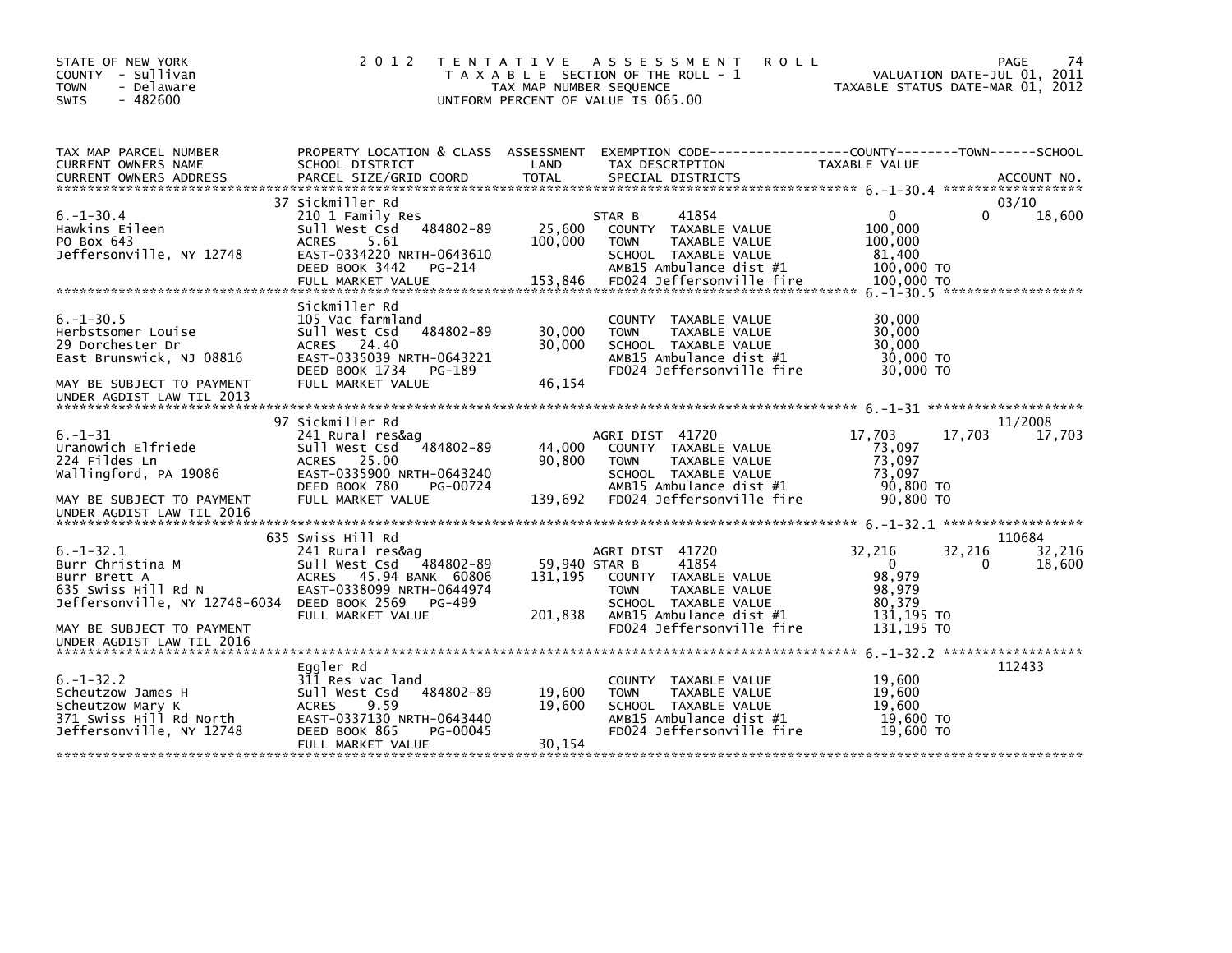STATE OF NEW YORK
COUNTY - Sullivan
TOWN - Delaware
SWIS - 482600

2012 TENTATIVE ASSESSMENT ROLL
TAXABLE SECTION OF THE ROLL - 1
TAX MAP NUMBER SEQUENCE
UNIFORM PERCENT OF VALUE IS 065.00

VALUATION DATE-JUL 01, 2011
TAXABLE STATUS DATE-MAR 01, 2012

| TAX MAP PARCEL NUMBER / CURRENT OWNERS NAME / CURRENT OWNERS ADDRESS | PROPERTY LOCATION & CLASS / SCHOOL DISTRICT / PARCEL SIZE/GRID COORD | ASSESSMENT LAND / TOTAL | EXEMPTION CODE / TAX DESCRIPTION / SPECIAL DISTRICTS | COUNTY TAXABLE VALUE | TOWN | SCHOOL | ACCOUNT NO. |
|---|---|---|---|---|---|---|---|
| | 37 Sickmiller Rd | | | | | | 03/10 |
| 6.-1-30.4 | 210 1 Family Res | | STAR B 41854 | 0 | 0 | 18,600 | |
| Hawkins Eileen | Sull West Csd 484802-89 | 25,600 | COUNTY TAXABLE VALUE | 100,000 | | | |
| PO Box 643 | ACRES 5.61 | 100,000 | TOWN TAXABLE VALUE | 100,000 | | | |
| Jeffersonville, NY 12748 | EAST-0334220 NRTH-0643610 | | SCHOOL TAXABLE VALUE | 81,400 | | | |
| | DEED BOOK 3442 PG-214 | | AMB15 Ambulance dist #1 | 100,000 TO | | | |
| | FULL MARKET VALUE | 153,846 | FD024 Jeffersonville fire | 100,000 TO | | | |
| | Sickmiller Rd | | | | | | |
| 6.-1-30.5 | 105 Vac farmland | | COUNTY TAXABLE VALUE | 30,000 | | | |
| Herbstsomer Louise | Sull West Csd 484802-89 | 30,000 | TOWN TAXABLE VALUE | 30,000 | | | |
| 29 Dorchester Dr | ACRES 24.40 | 30,000 | SCHOOL TAXABLE VALUE | 30,000 | | | |
| East Brunswick, NJ 08816 | EAST-0335039 NRTH-0643221 | | AMB15 Ambulance dist #1 | 30,000 TO | | | |
| | DEED BOOK 1734 PG-189 | | FD024 Jeffersonville fire | 30,000 TO | | | |
| MAY BE SUBJECT TO PAYMENT | FULL MARKET VALUE | 46,154 | | | | | |
| UNDER AGDIST LAW TIL 2013 | | | | | | | |
| | 97 Sickmiller Rd | | | | | | 11/2008 |
| 6.-1-31 | 241 Rural res&ag | | AGRI DIST 41720 | 17,703 | 17,703 | 17,703 | |
| Uranowich Elfriede | Sull West Csd 484802-89 | 44,000 | COUNTY TAXABLE VALUE | 73,097 | | | |
| 224 Fildes Ln | ACRES 25.00 | 90,800 | TOWN TAXABLE VALUE | 73,097 | | | |
| Wallingford, PA 19086 | EAST-0335900 NRTH-0643240 | | SCHOOL TAXABLE VALUE | 73,097 | | | |
| | DEED BOOK 780 PG-00724 | | AMB15 Ambulance dist #1 | 90,800 TO | | | |
| MAY BE SUBJECT TO PAYMENT | FULL MARKET VALUE | 139,692 | FD024 Jeffersonville fire | 90,800 TO | | | |
| UNDER AGDIST LAW TIL 2016 | | | | | | | |
| | 635 Swiss Hill Rd | | | | | | 110684 |
| 6.-1-32.1 | 241 Rural res&ag | | AGRI DIST 41720 | 32,216 | 32,216 | 32,216 | |
| Burr Christina M | Sull West Csd 484802-89 | 59,940 | STAR B 41854 | 0 | 0 | 18,600 | |
| Burr Brett A | ACRES 45.94 BANK 60806 | 131,195 | COUNTY TAXABLE VALUE | 98,979 | | | |
| 635 Swiss Hill Rd N | EAST-0338099 NRTH-0644974 | | TOWN TAXABLE VALUE | 98,979 | | | |
| Jeffersonville, NY 12748-6034 | DEED BOOK 2569 PG-499 | | SCHOOL TAXABLE VALUE | 80,379 | | | |
| | FULL MARKET VALUE | 201,838 | AMB15 Ambulance dist #1 | 131,195 TO | | | |
| MAY BE SUBJECT TO PAYMENT | | | FD024 Jeffersonville fire | 131,195 TO | | | |
| UNDER AGDIST LAW TIL 2016 | | | | | | | |
| | Eggler Rd | | | | | | 112433 |
| 6.-1-32.2 | 311 Res vac land | | COUNTY TAXABLE VALUE | 19,600 | | | |
| Scheutzow James H | Sull West Csd 484802-89 | 19,600 | TOWN TAXABLE VALUE | 19,600 | | | |
| Scheutzow Mary K | ACRES 9.59 | 19,600 | SCHOOL TAXABLE VALUE | 19,600 | | | |
| 371 Swiss Hill Rd North | EAST-0337130 NRTH-0643440 | | AMB15 Ambulance dist #1 | 19,600 TO | | | |
| Jeffersonville, NY 12748 | DEED BOOK 865 PG-00045 | | FD024 Jeffersonville fire | 19,600 TO | | | |
| | FULL MARKET VALUE | 30,154 | | | | | |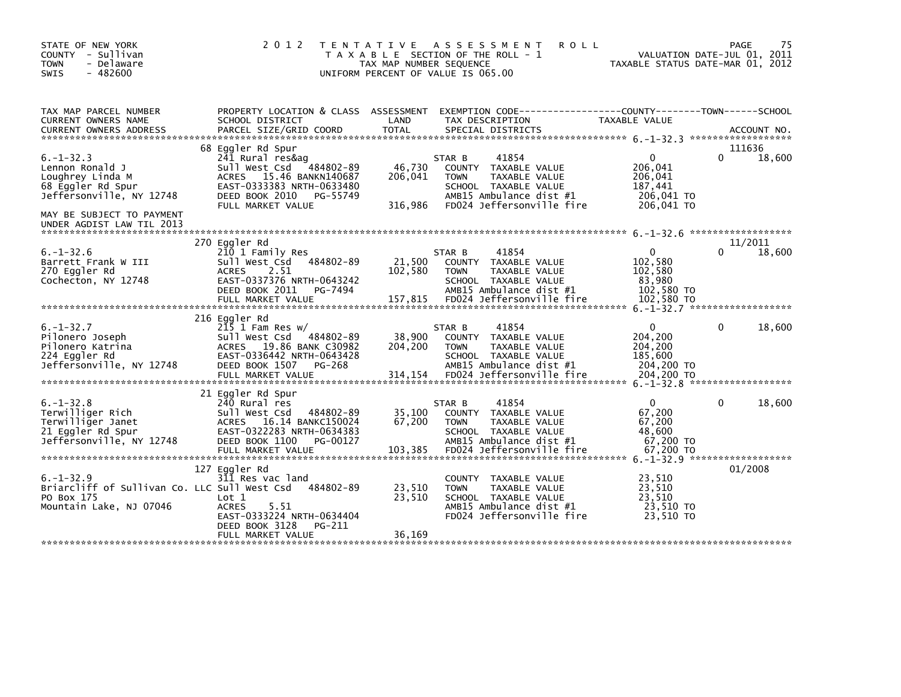STATE OF NEW YORK
COUNTY - Sullivan
TOWN - Delaware
SWIS - 482600

2012 TENTATIVE ASSESSMENT ROLL
TAXABLE SECTION OF THE ROLL - 1
TAX MAP NUMBER SEQUENCE
UNIFORM PERCENT OF VALUE IS 065.00

VALUATION DATE-JUL 01, 2011
TAXABLE STATUS DATE-MAR 01, 2012

| TAX MAP PARCEL NUMBER / CURRENT OWNERS NAME / CURRENT OWNERS ADDRESS | PROPERTY LOCATION & CLASS / SCHOOL DISTRICT / PARCEL SIZE/GRID COORD | ASSESSMENT LAND / TOTAL | EXEMPTION CODE / TAX DESCRIPTION / SPECIAL DISTRICTS | COUNTY TAXABLE VALUE | TOWN | SCHOOL / ACCOUNT NO. |
|---|---|---|---|---|---|---|
| **6.-1-32.3** | 68 Eggler Rd Spur | | | | | 111636 |
| | 241 Rural res&ag | | STAR B 41854 | 0 | 0 | 18,600 |
| Lennon Ronald J | Sull West Csd 484802-89 | 46,730 | COUNTY TAXABLE VALUE | 206,041 | | |
| Loughrey Linda M | ACRES 15.46 BANKN140687 | 206,041 | TOWN TAXABLE VALUE | 206,041 | | |
| 68 Eggler Rd Spur | EAST-0333383 NRTH-0633480 | | SCHOOL TAXABLE VALUE | 187,441 | | |
| Jeffersonville, NY 12748 | DEED BOOK 2010 PG-55749 | | AMB15 Ambulance dist #1 | 206,041 TO | | |
| | FULL MARKET VALUE | 316,986 | FD024 Jeffersonville fire | 206,041 TO | | |
| MAY BE SUBJECT TO PAYMENT UNDER AGDIST LAW TIL 2013 | | | | | | |
| **6.-1-32.6** | 270 Eggler Rd | | | | | 11/2011 |
| | 210 1 Family Res | | STAR B 41854 | 0 | 0 | 18,600 |
| Barrett Frank W III | Sull West Csd 484802-89 | 21,500 | COUNTY TAXABLE VALUE | 102,580 | | |
| 270 Eggler Rd | ACRES 2.51 | 102,580 | TOWN TAXABLE VALUE | 102,580 | | |
| Cochecton, NY 12748 | EAST-0337376 NRTH-0643242 | | SCHOOL TAXABLE VALUE | 83,980 | | |
| | DEED BOOK 2011 PG-7494 | | AMB15 Ambulance dist #1 | 102,580 TO | | |
| | FULL MARKET VALUE | 157,815 | FD024 Jeffersonville fire | 102,580 TO | | |
| **6.-1-32.7** | 216 Eggler Rd | | | | | |
| | 215 1 Fam Res w/ | | STAR B 41854 | 0 | 0 | 18,600 |
| Pilonero Joseph | Sull West Csd 484802-89 | 38,900 | COUNTY TAXABLE VALUE | 204,200 | | |
| Pilonero Katrina | ACRES 19.86 BANK C30982 | 204,200 | TOWN TAXABLE VALUE | 204,200 | | |
| 224 Eggler Rd | EAST-0336442 NRTH-0643428 | | SCHOOL TAXABLE VALUE | 185,600 | | |
| Jeffersonville, NY 12748 | DEED BOOK 1507 PG-268 | | AMB15 Ambulance dist #1 | 204,200 TO | | |
| | FULL MARKET VALUE | 314,154 | FD024 Jeffersonville fire | 204,200 TO | | |
| **6.-1-32.8** | 21 Eggler Rd Spur | | | | | |
| | 240 Rural res | | STAR B 41854 | 0 | 0 | 18,600 |
| Terwilliger Rich | Sull West Csd 484802-89 | 35,100 | COUNTY TAXABLE VALUE | 67,200 | | |
| Terwilliger Janet | ACRES 16.14 BANKC150024 | 67,200 | TOWN TAXABLE VALUE | 67,200 | | |
| 21 Eggler Rd Spur | EAST-0322283 NRTH-0634383 | | SCHOOL TAXABLE VALUE | 48,600 | | |
| Jeffersonville, NY 12748 | DEED BOOK 1100 PG-00127 | | AMB15 Ambulance dist #1 | 67,200 TO | | |
| | FULL MARKET VALUE | 103,385 | FD024 Jeffersonville fire | 67,200 TO | | |
| **6.-1-32.9** | 127 Eggler Rd | | | | | 01/2008 |
| | 311 Res vac land | | COUNTY TAXABLE VALUE | 23,510 | | |
| Briarcliff of Sullivan Co. LLC | Sull West Csd 484802-89 | 23,510 | TOWN TAXABLE VALUE | 23,510 | | |
| PO Box 175 | Lot 1 | 23,510 | SCHOOL TAXABLE VALUE | 23,510 | | |
| Mountain Lake, NJ 07046 | ACRES 5.51 | | AMB15 Ambulance dist #1 | 23,510 TO | | |
| | EAST-0333224 NRTH-0634404 | | FD024 Jeffersonville fire | 23,510 TO | | |
| | DEED BOOK 3128 PG-211 | | | | | |
| | FULL MARKET VALUE | 36,169 | | | | |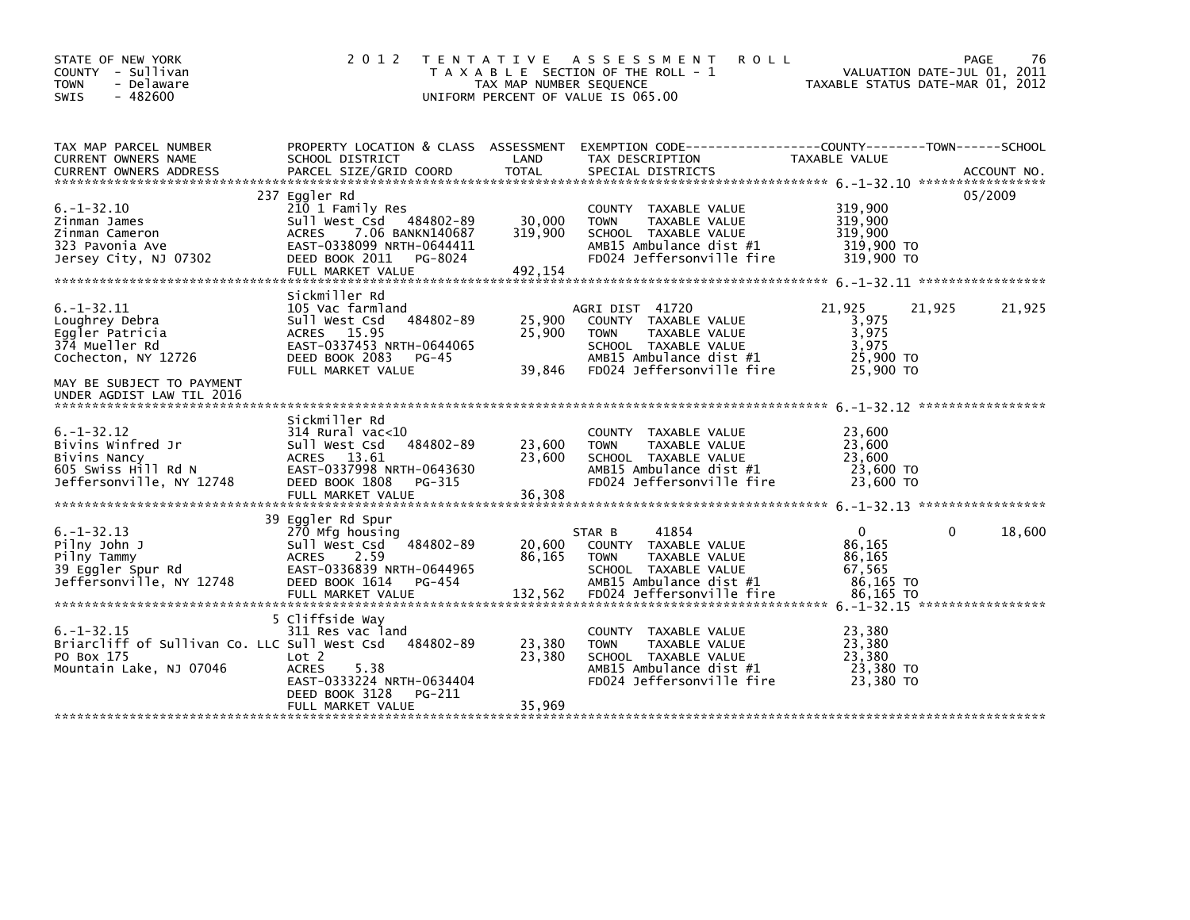STATE OF NEW YORK
COUNTY - Sullivan
TOWN - Delaware
SWIS - 482600

# 2012 TENTATIVE ASSESSMENT ROLL

TAXABLE SECTION OF THE ROLL - 1
TAX MAP NUMBER SEQUENCE
UNIFORM PERCENT OF VALUE IS 065.00

VALUATION DATE-JUL 01, 2011
TAXABLE STATUS DATE-MAR 01, 2012

| TAX MAP PARCEL NUMBER / CURRENT OWNERS NAME / CURRENT OWNERS ADDRESS | PROPERTY LOCATION & CLASS / SCHOOL DISTRICT / PARCEL SIZE/GRID COORD | ASSESSMENT LAND | TOTAL | EXEMPTION CODE / TAX DESCRIPTION / SPECIAL DISTRICTS | COUNTY TAXABLE VALUE | TOWN | SCHOOL | ACCOUNT NO. |
|---|---|---|---|---|---|---|---|---|
| 6.-1-32.10 | 237 Eggler Rd | | | | | | | 05/2009 |
| Zinman James | 210 1 Family Res | | | COUNTY TAXABLE VALUE | 319,900 | | | |
| Zinman Cameron | Sull West Csd 484802-89 | 30,000 | | TOWN TAXABLE VALUE | 319,900 | | | |
| 323 Pavonia Ave | ACRES 7.06 BANKN140687 | | 319,900 | SCHOOL TAXABLE VALUE | 319,900 | | | |
| Jersey City, NJ 07302 | EAST-0338099 NRTH-0644411 | | | AMB15 Ambulance dist #1 | 319,900 TO | | | |
| | DEED BOOK 2011 PG-8024 | | | FD024 Jeffersonville fire | 319,900 TO | | | |
| | FULL MARKET VALUE | | 492,154 | | | | | |
| 6.-1-32.11 | Sickmiller Rd | | | | | | | |
| Loughrey Debra | 105 Vac farmland | | | AGRI DIST 41720 | 21,925 | 21,925 | 21,925 | |
| Eggler Patricia | Sull West Csd 484802-89 | 25,900 | | COUNTY TAXABLE VALUE | 3,975 | | | |
| 374 Mueller Rd | ACRES 15.95 | | 25,900 | TOWN TAXABLE VALUE | 3,975 | | | |
| Cochecton, NY 12726 | EAST-0337453 NRTH-0644065 | | | SCHOOL TAXABLE VALUE | 3,975 | | | |
| | DEED BOOK 2083 PG-45 | | | AMB15 Ambulance dist #1 | 25,900 TO | | | |
| | FULL MARKET VALUE | | 39,846 | FD024 Jeffersonville fire | 25,900 TO | | | |
| MAY BE SUBJECT TO PAYMENT UNDER AGDIST LAW TIL 2016 | | | | | | | | |
| 6.-1-32.12 | Sickmiller Rd | | | | | | | |
| Bivins Winfred Jr | 314 Rural vac<10 | | | COUNTY TAXABLE VALUE | 23,600 | | | |
| Bivins Nancy | Sull West Csd 484802-89 | 23,600 | | TOWN TAXABLE VALUE | 23,600 | | | |
| 605 Swiss Hill Rd N | ACRES 13.61 | | 23,600 | SCHOOL TAXABLE VALUE | 23,600 | | | |
| Jeffersonville, NY 12748 | EAST-0337998 NRTH-0643630 | | | AMB15 Ambulance dist #1 | 23,600 TO | | | |
| | DEED BOOK 1808 PG-315 | | | FD024 Jeffersonville fire | 23,600 TO | | | |
| | FULL MARKET VALUE | | 36,308 | | | | | |
| 6.-1-32.13 | 39 Eggler Rd Spur | | | | | | | |
| Pilny John J | 270 Mfg housing | | | STAR B 41854 | 0 | 0 | 18,600 | |
| Pilny Tammy | Sull West Csd 484802-89 | 20,600 | | COUNTY TAXABLE VALUE | 86,165 | | | |
| 39 Eggler Spur Rd | ACRES 2.59 | | 86,165 | TOWN TAXABLE VALUE | 86,165 | | | |
| Jeffersonville, NY 12748 | EAST-0336839 NRTH-0644965 | | | SCHOOL TAXABLE VALUE | 67,565 | | | |
| | DEED BOOK 1614 PG-454 | | | AMB15 Ambulance dist #1 | 86,165 TO | | | |
| | FULL MARKET VALUE | | 132,562 | FD024 Jeffersonville fire | 86,165 TO | | | |
| 6.-1-32.15 | 5 Cliffside Way | | | | | | | |
| Briarcliff of Sullivan Co. LLC | 311 Res vac land | | | COUNTY TAXABLE VALUE | 23,380 | | | |
| PO Box 175 | Sull West Csd 484802-89 | 23,380 | | TOWN TAXABLE VALUE | 23,380 | | | |
| Mountain Lake, NJ 07046 | Lot 2 | | 23,380 | SCHOOL TAXABLE VALUE | 23,380 | | | |
| | ACRES 5.38 | | | AMB15 Ambulance dist #1 | 23,380 TO | | | |
| | EAST-0333224 NRTH-0634404 | | | FD024 Jeffersonville fire | 23,380 TO | | | |
| | DEED BOOK 3128 PG-211 | | | | | | | |
| | FULL MARKET VALUE | | 35,969 | | | | | |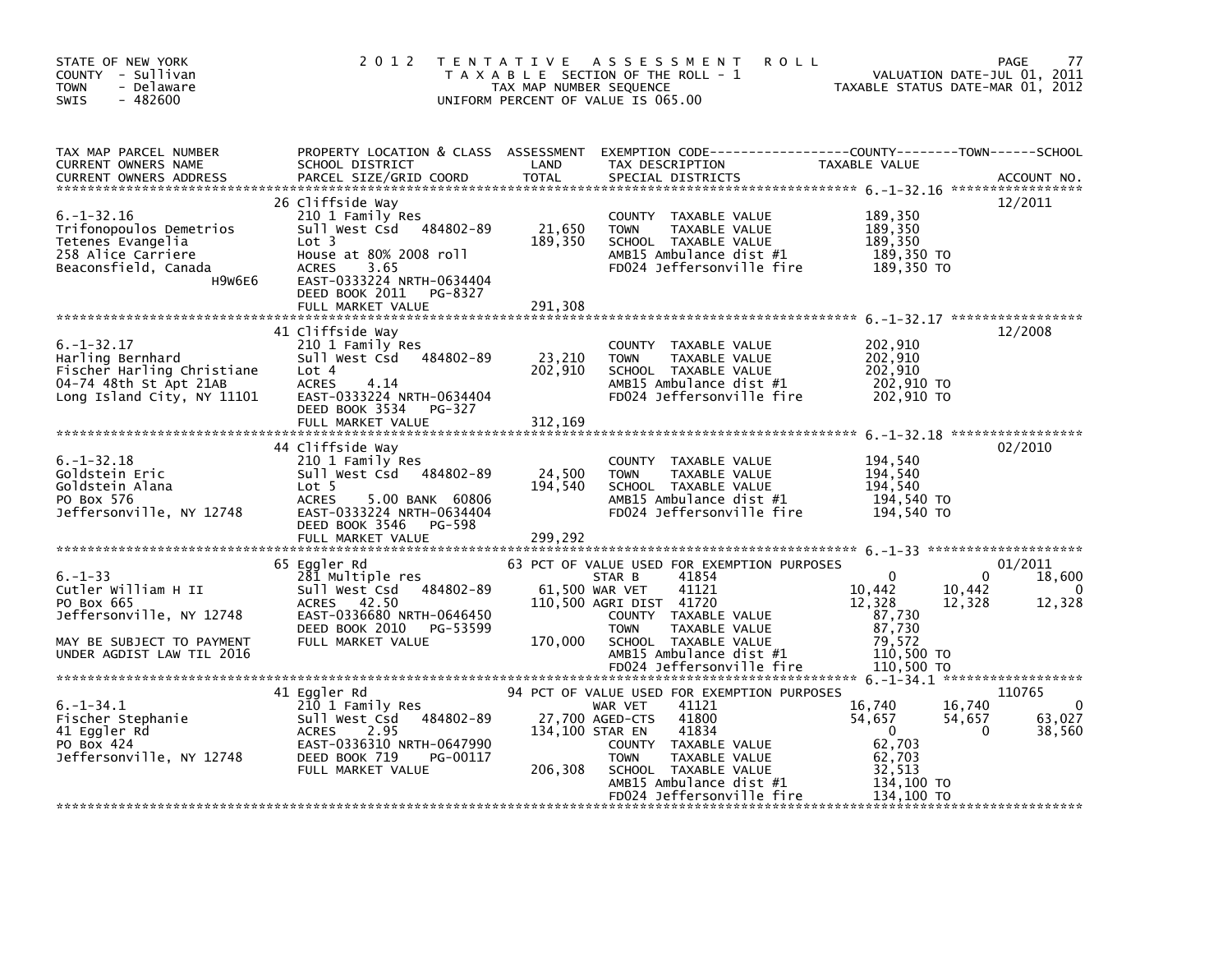STATE OF NEW YORK
COUNTY - Sullivan
TOWN - Delaware
SWIS - 482600

2 0 1 2 T E N T A T I V E A S S E S S M E N T R O L L
T A X A B L E SECTION OF THE ROLL - 1
TAX MAP NUMBER SEQUENCE
UNIFORM PERCENT OF VALUE IS 065.00

VALUATION DATE-JUL 01, 2011
TAXABLE STATUS DATE-MAR 01, 2012

| TAX MAP PARCEL NUMBER / CURRENT OWNERS NAME / CURRENT OWNERS ADDRESS | PROPERTY LOCATION & CLASS / SCHOOL DISTRICT / PARCEL SIZE/GRID COORD | ASSESSMENT LAND / TOTAL | EXEMPTION CODE / TAX DESCRIPTION / SPECIAL DISTRICTS | COUNTY TAXABLE VALUE | TOWN | SCHOOL | ACCOUNT NO. |
|---|---|---|---|---|---|---|---|
| 6.-1-32.16 | 26 Cliffside Way | | | | | | 12/2011 |
| Trifonopoulos Demetrios | 210 1 Family Res | | COUNTY TAXABLE VALUE | 189,350 | | | |
| Tetenes Evangelia | Sull West Csd 484802-89 | 21,650 | TOWN TAXABLE VALUE | 189,350 | | | |
| 258 Alice Carriere | Lot 3 | 189,350 | SCHOOL TAXABLE VALUE | 189,350 | | | |
| Beaconsfield, Canada H9W6E6 | House at 80% 2008 roll | | AMB15 Ambulance dist #1 | 189,350 TO | | | |
| | ACRES 3.65 | | FD024 Jeffersonville fire | 189,350 TO | | | |
| | EAST-0333224 NRTH-0634404 | | | | | | |
| | DEED BOOK 2011 PG-8327 | | | | | | |
| | FULL MARKET VALUE | 291,308 | | | | | |
| 6.-1-32.17 | 41 Cliffside Way | | | | | | 12/2008 |
| Harling Bernhard | 210 1 Family Res | | COUNTY TAXABLE VALUE | 202,910 | | | |
| Fischer Harling Christiane | Sull West Csd 484802-89 | 23,210 | TOWN TAXABLE VALUE | 202,910 | | | |
| 04-74 48th St Apt 21AB | Lot 4 | 202,910 | SCHOOL TAXABLE VALUE | 202,910 | | | |
| Long Island City, NY 11101 | ACRES 4.14 | | AMB15 Ambulance dist #1 | 202,910 TO | | | |
| | EAST-0333224 NRTH-0634404 | | FD024 Jeffersonville fire | 202,910 TO | | | |
| | DEED BOOK 3534 PG-327 | | | | | | |
| | FULL MARKET VALUE | 312,169 | | | | | |
| 6.-1-32.18 | 44 Cliffside Way | | | | | | 02/2010 |
| Goldstein Eric | 210 1 Family Res | | COUNTY TAXABLE VALUE | 194,540 | | | |
| Goldstein Alana | Sull West Csd 484802-89 | 24,500 | TOWN TAXABLE VALUE | 194,540 | | | |
| PO Box 576 | Lot 5 | 194,540 | SCHOOL TAXABLE VALUE | 194,540 | | | |
| Jeffersonville, NY 12748 | ACRES 5.00 BANK 60806 | | AMB15 Ambulance dist #1 | 194,540 TO | | | |
| | EAST-0333224 NRTH-0634404 | | FD024 Jeffersonville fire | 194,540 TO | | | |
| | DEED BOOK 3546 PG-598 | | | | | | |
| | FULL MARKET VALUE | 299,292 | | | | | |
| 6.-1-33 | 65 Eggler Rd | | 63 PCT OF VALUE USED FOR EXEMPTION PURPOSES | | | | 01/2011 |
| Cutler William H II | 281 Multiple res | | STAR B 41854 | 0 | 0 | 18,600 | |
| PO Box 665 | Sull West Csd 484802-89 | 61,500 | WAR VET 41121 | 10,442 | 10,442 | 0 | |
| Jeffersonville, NY 12748 | ACRES 42.50 | 110,500 | AGRI DIST 41720 | 12,328 | 12,328 | 12,328 | |
| | EAST-0336680 NRTH-0646450 | | COUNTY TAXABLE VALUE | 87,730 | | | |
| | DEED BOOK 2010 PG-53599 | | TOWN TAXABLE VALUE | 87,730 | | | |
| MAY BE SUBJECT TO PAYMENT | FULL MARKET VALUE | 170,000 | SCHOOL TAXABLE VALUE | 79,572 | | | |
| UNDER AGDIST LAW TIL 2016 | | | AMB15 Ambulance dist #1 | 110,500 TO | | | |
| | | | FD024 Jeffersonville fire | 110,500 TO | | | |
| 6.-1-34.1 | 41 Eggler Rd | | 94 PCT OF VALUE USED FOR EXEMPTION PURPOSES | | | | 110765 |
| Fischer Stephanie | 210 1 Family Res | | WAR VET 41121 | 16,740 | 16,740 | 0 | |
| 41 Eggler Rd | Sull West Csd 484802-89 | 27,700 | AGED-CTS 41800 | 54,657 | 54,657 | 63,027 | |
| PO Box 424 | ACRES 2.95 | 134,100 | STAR EN 41834 | 0 | 0 | 38,560 | |
| Jeffersonville, NY 12748 | EAST-0336310 NRTH-0647990 | | COUNTY TAXABLE VALUE | 62,703 | | | |
| | DEED BOOK 719 PG-00117 | | TOWN TAXABLE VALUE | 62,703 | | | |
| | FULL MARKET VALUE | 206,308 | SCHOOL TAXABLE VALUE | 32,513 | | | |
| | | | AMB15 Ambulance dist #1 | 134,100 TO | | | |
| | | | FD024 Jeffersonville fire | 134,100 TO | | | |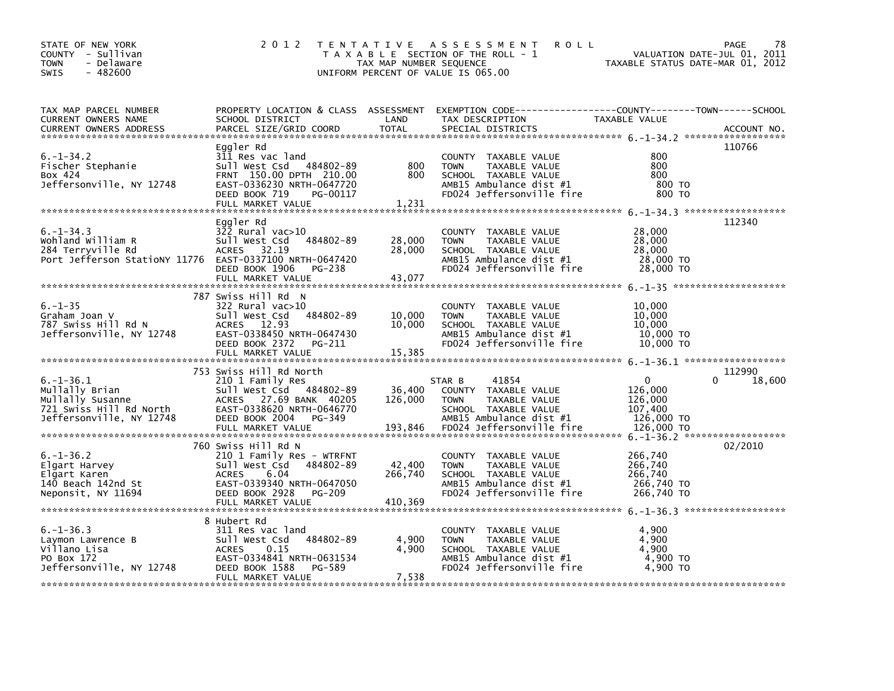STATE OF NEW YORK
COUNTY - Sullivan
TOWN - Delaware
SWIS - 482600

# 2012 TENTATIVE ASSESSMENT ROLL

TAXABLE SECTION OF THE ROLL - 1
TAX MAP NUMBER SEQUENCE
UNIFORM PERCENT OF VALUE IS 065.00

VALUATION DATE-JUL 01, 2011
TAXABLE STATUS DATE-MAR 01, 2012

| TAX MAP PARCEL NUMBER / CURRENT OWNERS NAME / CURRENT OWNERS ADDRESS | PROPERTY LOCATION & CLASS / SCHOOL DISTRICT / PARCEL SIZE/GRID COORD | ASSESSMENT LAND | TOTAL | EXEMPTION CODE / TAX DESCRIPTION / SPECIAL DISTRICTS | COUNTY TAXABLE VALUE | TOWN | SCHOOL | ACCOUNT NO. |
|---|---|---|---|---|---|---|---|---|
| **6.-1-34.2** | Eggler Rd | | | | | | | 110766 |
| 6.-1-34.2 | 311 Res vac land | | | COUNTY TAXABLE VALUE | 800 | | | |
| Fischer Stephanie | Sull West Csd 484802-89 | 800 | | TOWN TAXABLE VALUE | 800 | | | |
| Box 424 | FRNT 150.00 DPTH 210.00 | | 800 | SCHOOL TAXABLE VALUE | 800 | | | |
| Jeffersonville, NY 12748 | EAST-0336230 NRTH-0647720 | | | AMB15 Ambulance dist #1 | 800 TO | | | |
| | DEED BOOK 719 PG-00117 | | | FD024 Jeffersonville fire | 800 TO | | | |
| | FULL MARKET VALUE | | 1,231 | | | | | |
| **6.-1-34.3** | Eggler Rd | | | | | | | 112340 |
| 6.-1-34.3 | 322 Rural vac>10 | | | COUNTY TAXABLE VALUE | 28,000 | | | |
| Wohland William R | Sull West Csd 484802-89 | 28,000 | | TOWN TAXABLE VALUE | 28,000 | | | |
| 284 Terryville Rd | ACRES 32.19 | | 28,000 | SCHOOL TAXABLE VALUE | 28,000 | | | |
| Port Jefferson StatioNY 11776 | EAST-0337100 NRTH-0647420 | | | AMB15 Ambulance dist #1 | 28,000 TO | | | |
| | DEED BOOK 1906 PG-238 | | | FD024 Jeffersonville fire | 28,000 TO | | | |
| | FULL MARKET VALUE | | 43,077 | | | | | |
| **6.-1-35** | 787 Swiss Hill Rd N | | | | | | | |
| 6.-1-35 | 322 Rural vac>10 | | | COUNTY TAXABLE VALUE | 10,000 | | | |
| Graham Joan V | Sull West Csd 484802-89 | 10,000 | | TOWN TAXABLE VALUE | 10,000 | | | |
| 787 Swiss Hill Rd N | ACRES 12.93 | | 10,000 | SCHOOL TAXABLE VALUE | 10,000 | | | |
| Jeffersonville, NY 12748 | EAST-0338450 NRTH-0647430 | | | AMB15 Ambulance dist #1 | 10,000 TO | | | |
| | DEED BOOK 2372 PG-211 | | | FD024 Jeffersonville fire | 10,000 TO | | | |
| | FULL MARKET VALUE | | 15,385 | | | | | |
| **6.-1-36.1** | 753 Swiss Hill Rd North | | | | | | | 112990 |
| 6.-1-36.1 | 210 1 Family Res | | | STAR B 41854 | 0 | 0 | 18,600 | |
| Mullally Brian | Sull West Csd 484802-89 | 36,400 | | COUNTY TAXABLE VALUE | 126,000 | | | |
| Mullally Susanne | ACRES 27.69 BANK 40205 | | 126,000 | TOWN TAXABLE VALUE | 126,000 | | | |
| 721 Swiss Hill Rd North | EAST-0338620 NRTH-0646770 | | | SCHOOL TAXABLE VALUE | 107,400 | | | |
| Jeffersonville, NY 12748 | DEED BOOK 2004 PG-349 | | | AMB15 Ambulance dist #1 | 126,000 TO | | | |
| | FULL MARKET VALUE | | 193,846 | FD024 Jeffersonville fire | 126,000 TO | | | |
| **6.-1-36.2** | 760 Swiss Hill Rd N | | | | | | | 02/2010 |
| 6.-1-36.2 | 210 1 Family Res - WTRFNT | | | COUNTY TAXABLE VALUE | 266,740 | | | |
| Elgart Harvey | Sull West Csd 484802-89 | 42,400 | | TOWN TAXABLE VALUE | 266,740 | | | |
| Elgart Karen | ACRES 6.04 | | 266,740 | SCHOOL TAXABLE VALUE | 266,740 | | | |
| 140 Beach 142nd St | EAST-0339340 NRTH-0647050 | | | AMB15 Ambulance dist #1 | 266,740 TO | | | |
| Neponsit, NY 11694 | DEED BOOK 2928 PG-209 | | | FD024 Jeffersonville fire | 266,740 TO | | | |
| | FULL MARKET VALUE | | 410,369 | | | | | |
| **6.-1-36.3** | 8 Hubert Rd | | | | | | | |
| 6.-1-36.3 | 311 Res vac land | | | COUNTY TAXABLE VALUE | 4,900 | | | |
| Laymon Lawrence B | Sull West Csd 484802-89 | 4,900 | | TOWN TAXABLE VALUE | 4,900 | | | |
| Villano Lisa | ACRES 0.15 | | 4,900 | SCHOOL TAXABLE VALUE | 4,900 | | | |
| PO Box 172 | EAST-0334841 NRTH-0631534 | | | AMB15 Ambulance dist #1 | 4,900 TO | | | |
| Jeffersonville, NY 12748 | DEED BOOK 1588 PG-589 | | | FD024 Jeffersonville fire | 4,900 TO | | | |
| | FULL MARKET VALUE | | 7,538 | | | | | |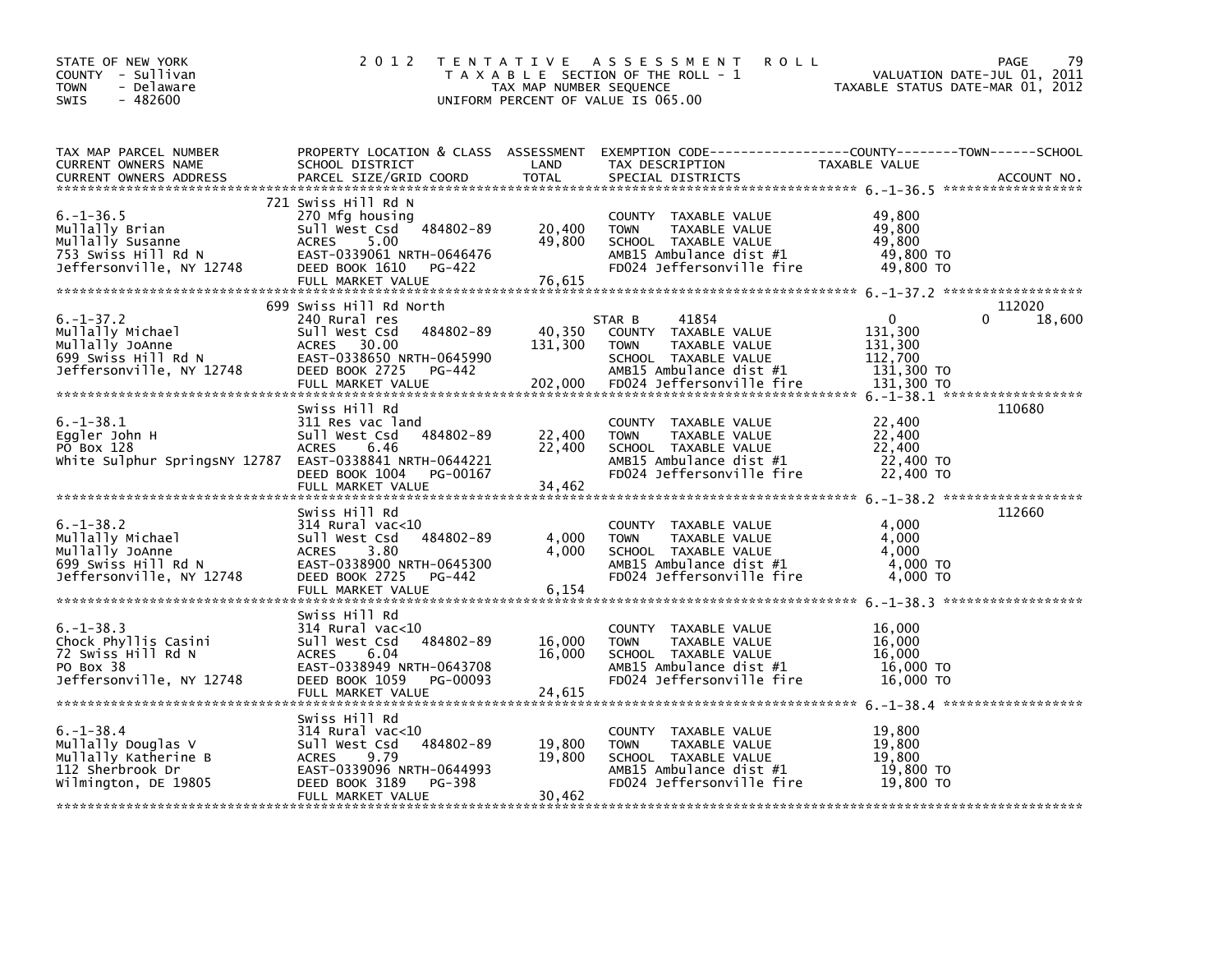STATE OF NEW YORK
COUNTY - Sullivan
TOWN - Delaware
SWIS - 482600

# 2012 TENTATIVE ASSESSMENT ROLL

TAXABLE SECTION OF THE ROLL - 1
TAX MAP NUMBER SEQUENCE
UNIFORM PERCENT OF VALUE IS 065.00

VALUATION DATE-JUL 01, 2011
TAXABLE STATUS DATE-MAR 01, 2012

| TAX MAP PARCEL NUMBER / CURRENT OWNERS NAME / CURRENT OWNERS ADDRESS | PROPERTY LOCATION & CLASS / SCHOOL DISTRICT / PARCEL SIZE/GRID COORD | ASSESSMENT LAND | TOTAL | EXEMPTION CODE / TAX DESCRIPTION / SPECIAL DISTRICTS | COUNTY TAXABLE VALUE | TOWN | SCHOOL | ACCOUNT NO. |
|---|---|---|---|---|---|---|---|---|
| **6.-1-36.5** | 721 Swiss Hill Rd N | | | | | | | |
| Mullally Brian | 270 Mfg housing | | | COUNTY TAXABLE VALUE | 49,800 | | | |
| Mullally Susanne | Sull West Csd 484802-89 | 20,400 | | TOWN TAXABLE VALUE | 49,800 | | | |
| 753 Swiss Hill Rd N | ACRES 5.00 | | 49,800 | SCHOOL TAXABLE VALUE | 49,800 | | | |
| Jeffersonville, NY 12748 | EAST-0339061 NRTH-0646476 | | | AMB15 Ambulance dist #1 | 49,800 TO | | | |
| | DEED BOOK 1610 PG-422 | | | FD024 Jeffersonville fire | 49,800 TO | | | |
| | FULL MARKET VALUE | | 76,615 | | | | | |
| **6.-1-37.2** | 699 Swiss Hill Rd North | | | | | | | 112020 |
| Mullally Michael | 240 Rural res | | | STAR B 41854 | 0 | 0 | 18,600 | |
| Mullally JoAnne | Sull West Csd 484802-89 | 40,350 | | COUNTY TAXABLE VALUE | 131,300 | | | |
| 699 Swiss Hill Rd N | ACRES 30.00 | | 131,300 | TOWN TAXABLE VALUE | 131,300 | | | |
| Jeffersonville, NY 12748 | EAST-0338650 NRTH-0645990 | | | SCHOOL TAXABLE VALUE | 112,700 | | | |
| | DEED BOOK 2725 PG-442 | | | AMB15 Ambulance dist #1 | 131,300 TO | | | |
| | FULL MARKET VALUE | | 202,000 | FD024 Jeffersonville fire | 131,300 TO | | | |
| **6.-1-38.1** | Swiss Hill Rd | | | | | | | 110680 |
| Eggler John H | 311 Res vac land | | | COUNTY TAXABLE VALUE | 22,400 | | | |
| PO Box 128 | Sull West Csd 484802-89 | 22,400 | | TOWN TAXABLE VALUE | 22,400 | | | |
| White Sulphur SpringsNY 12787 | ACRES 6.46 | | 22,400 | SCHOOL TAXABLE VALUE | 22,400 | | | |
| | EAST-0338841 NRTH-0644221 | | | AMB15 Ambulance dist #1 | 22,400 TO | | | |
| | DEED BOOK 1004 PG-00167 | | | FD024 Jeffersonville fire | 22,400 TO | | | |
| | FULL MARKET VALUE | | 34,462 | | | | | |
| **6.-1-38.2** | Swiss Hill Rd | | | | | | | 112660 |
| Mullally Michael | 314 Rural vac<10 | | | COUNTY TAXABLE VALUE | 4,000 | | | |
| Mullally JoAnne | Sull West Csd 484802-89 | 4,000 | | TOWN TAXABLE VALUE | 4,000 | | | |
| 699 Swiss Hill Rd N | ACRES 3.80 | | 4,000 | SCHOOL TAXABLE VALUE | 4,000 | | | |
| Jeffersonville, NY 12748 | EAST-0338900 NRTH-0645300 | | | AMB15 Ambulance dist #1 | 4,000 TO | | | |
| | DEED BOOK 2725 PG-442 | | | FD024 Jeffersonville fire | 4,000 TO | | | |
| | FULL MARKET VALUE | | 6,154 | | | | | |
| **6.-1-38.3** | Swiss Hill Rd | | | | | | | |
| Chock Phyllis Casini | 314 Rural vac<10 | | | COUNTY TAXABLE VALUE | 16,000 | | | |
| 72 Swiss Hill Rd N | Sull West Csd 484802-89 | 16,000 | | TOWN TAXABLE VALUE | 16,000 | | | |
| PO Box 38 | ACRES 6.04 | | 16,000 | SCHOOL TAXABLE VALUE | 16,000 | | | |
| Jeffersonville, NY 12748 | EAST-0338949 NRTH-0643708 | | | AMB15 Ambulance dist #1 | 16,000 TO | | | |
| | DEED BOOK 1059 PG-00093 | | | FD024 Jeffersonville fire | 16,000 TO | | | |
| | FULL MARKET VALUE | | 24,615 | | | | | |
| **6.-1-38.4** | Swiss Hill Rd | | | | | | | |
| Mullally Douglas V | 314 Rural vac<10 | | | COUNTY TAXABLE VALUE | 19,800 | | | |
| Mullally Katherine B | Sull West Csd 484802-89 | 19,800 | | TOWN TAXABLE VALUE | 19,800 | | | |
| 112 Sherbrook Dr | ACRES 9.79 | | 19,800 | SCHOOL TAXABLE VALUE | 19,800 | | | |
| Wilmington, DE 19805 | EAST-0339096 NRTH-0644993 | | | AMB15 Ambulance dist #1 | 19,800 TO | | | |
| | DEED BOOK 3189 PG-398 | | | FD024 Jeffersonville fire | 19,800 TO | | | |
| | FULL MARKET VALUE | | 30,462 | | | | | |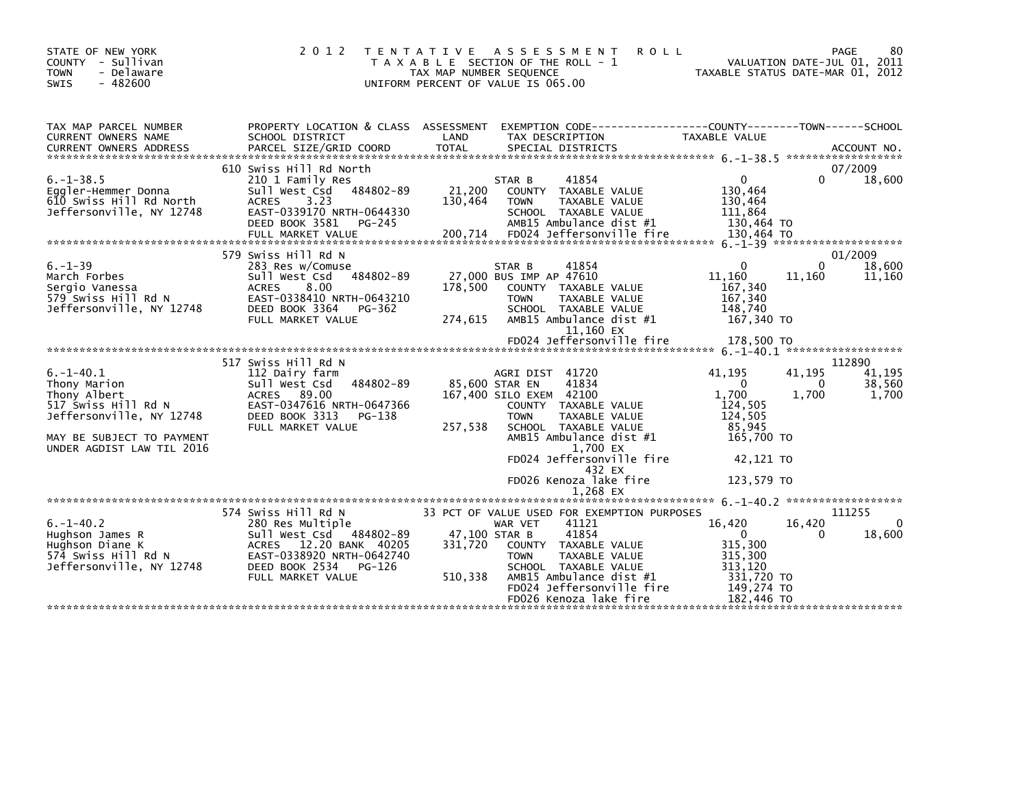STATE OF NEW YORK
COUNTY - Sullivan
TOWN - Delaware
SWIS - 482600

# 2012 TENTATIVE ASSESSMENT ROLL

TAXABLE SECTION OF THE ROLL - 1
TAX MAP NUMBER SEQUENCE
UNIFORM PERCENT OF VALUE IS 065.00

VALUATION DATE-JUL 01, 2011
TAXABLE STATUS DATE-MAR 01, 2012

| TAX MAP PARCEL NUMBER / CURRENT OWNERS NAME / CURRENT OWNERS ADDRESS | PROPERTY LOCATION & CLASS / SCHOOL DISTRICT / PARCEL SIZE/GRID COORD | ASSESSMENT LAND / TOTAL | EXEMPTION CODE / TAX DESCRIPTION / SPECIAL DISTRICTS | COUNTY TAXABLE VALUE | TOWN | SCHOOL / ACCOUNT NO. |
|---|---|---|---|---|---|---|
| 6.-1-38.5 | 610 Swiss Hill Rd North | | | | | 07/2009 |
| Eggler-Hemmer Donna | 210 1 Family Res | | STAR B 41854 | 0 | 0 | 18,600 |
| 610 Swiss Hill Rd North | Sull West Csd 484802-89 | 21,200 | COUNTY TAXABLE VALUE | 130,464 | | |
| Jeffersonville, NY 12748 | ACRES 3.23 | 130,464 | TOWN TAXABLE VALUE | 130,464 | | |
| | EAST-0339170 NRTH-0644330 | | SCHOOL TAXABLE VALUE | 111,864 | | |
| | DEED BOOK 3581 PG-245 | | AMB15 Ambulance dist #1 | 130,464 TO | | |
| | FULL MARKET VALUE | 200,714 | FD024 Jeffersonville fire | 130,464 TO | | |
| 6.-1-39 | 579 Swiss Hill Rd N | | | | | 01/2009 |
| March Forbes | 283 Res w/Comuse | | STAR B 41854 | 0 | 0 | 18,600 |
| Sergio Vanessa | Sull West Csd 484802-89 | 27,000 | BUS IMP AP 47610 | 11,160 | 11,160 | 11,160 |
| 579 Swiss Hill Rd N | ACRES 8.00 | 178,500 | COUNTY TAXABLE VALUE | 167,340 | | |
| Jeffersonville, NY 12748 | EAST-0338410 NRTH-0643210 | | TOWN TAXABLE VALUE | 167,340 | | |
| | DEED BOOK 3364 PG-362 | | SCHOOL TAXABLE VALUE | 148,740 | | |
| | FULL MARKET VALUE | 274,615 | AMB15 Ambulance dist #1 | 167,340 TO | | |
| | | | 11,160 EX | | | |
| | | | FD024 Jeffersonville fire | 178,500 TO | | |
| 6.-1-40.1 | 517 Swiss Hill Rd N | | | | | 112890 |
| Thony Marion | 112 Dairy farm | | AGRI DIST 41720 | 41,195 | 41,195 | 41,195 |
| Thony Albert | Sull West Csd 484802-89 | 85,600 | STAR EN 41834 | 0 | 0 | 38,560 |
| 517 Swiss Hill Rd N | ACRES 89.00 | 167,400 | SILO EXEM 42100 | 1,700 | 1,700 | 1,700 |
| Jeffersonville, NY 12748 | EAST-0347616 NRTH-0647366 | | COUNTY TAXABLE VALUE | 124,505 | | |
| | DEED BOOK 3313 PG-138 | | TOWN TAXABLE VALUE | 124,505 | | |
| MAY BE SUBJECT TO PAYMENT | FULL MARKET VALUE | 257,538 | SCHOOL TAXABLE VALUE | 85,945 | | |
| UNDER AGDIST LAW TIL 2016 | | | AMB15 Ambulance dist #1 | 165,700 TO | | |
| | | | 1,700 EX | | | |
| | | | FD024 Jeffersonville fire | 42,121 TO | | |
| | | | 432 EX | | | |
| | | | FD026 Kenoza lake fire | 123,579 TO | | |
| | | | 1,268 EX | | | |
| 6.-1-40.2 | 574 Swiss Hill Rd N | | 33 PCT OF VALUE USED FOR EXEMPTION PURPOSES | | | 111255 |
| Hughson James R | 280 Res Multiple | | WAR VET 41121 | 16,420 | 16,420 | 0 |
| Hughson Diane K | Sull West Csd 484802-89 | 47,100 | STAR B 41854 | 0 | 0 | 18,600 |
| 574 Swiss Hill Rd N | ACRES 12.20 BANK 40205 | 331,720 | COUNTY TAXABLE VALUE | 315,300 | | |
| Jeffersonville, NY 12748 | EAST-0338920 NRTH-0642740 | | TOWN TAXABLE VALUE | 315,300 | | |
| | DEED BOOK 2534 PG-126 | | SCHOOL TAXABLE VALUE | 313,120 | | |
| | FULL MARKET VALUE | 510,338 | AMB15 Ambulance dist #1 | 331,720 TO | | |
| | | | FD024 Jeffersonville fire | 149,274 TO | | |
| | | | FD026 Kenoza lake fire | 182,446 TO | | |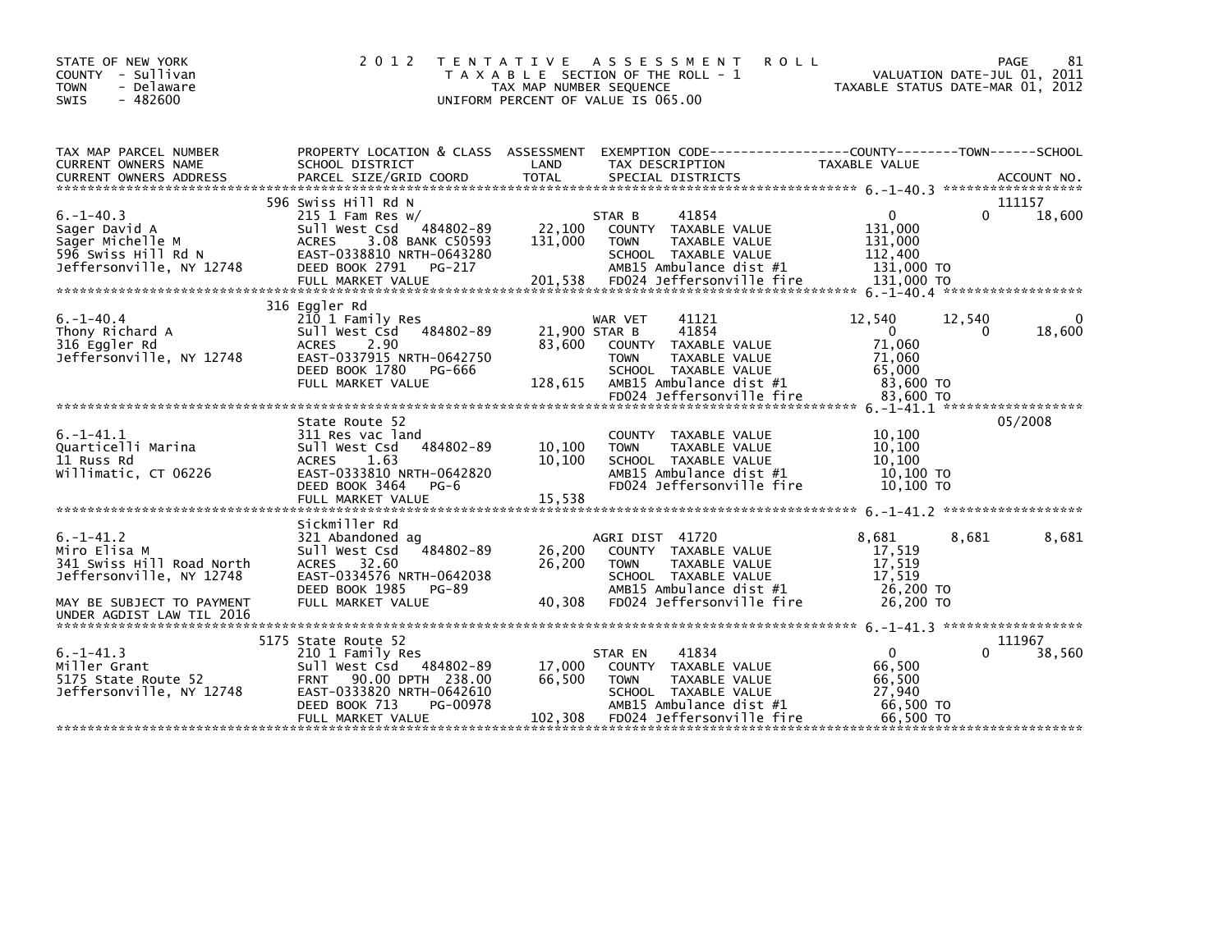STATE OF NEW YORK
COUNTY - Sullivan
TOWN - Delaware
SWIS - 482600

# 2012 TENTATIVE ASSESSMENT ROLL

TAXABLE SECTION OF THE ROLL - 1
TAX MAP NUMBER SEQUENCE
UNIFORM PERCENT OF VALUE IS 065.00

VALUATION DATE-JUL 01, 2011
TAXABLE STATUS DATE-MAR 01, 2012

| TAX MAP PARCEL NUMBER / CURRENT OWNERS NAME / CURRENT OWNERS ADDRESS | PROPERTY LOCATION & CLASS / SCHOOL DISTRICT / PARCEL SIZE/GRID COORD | ASSESSMENT LAND / TOTAL | EXEMPTION CODE / TAX DESCRIPTION / SPECIAL DISTRICTS | COUNTY TAXABLE VALUE | TOWN | SCHOOL / ACCOUNT NO. |
|---|---|---|---|---|---|---|
| **6.-1-40.3** | 596 Swiss Hill Rd N | | | | | 111157 |
| 6.-1-40.3 | 215 1 Fam Res w/ | | STAR B 41854 | 0 | 0 | 18,600 |
| Sager David A | Sull West Csd 484802-89 | 22,100 | COUNTY TAXABLE VALUE | 131,000 | | |
| Sager Michelle M | ACRES 3.08 BANK C50593 | 131,000 | TOWN TAXABLE VALUE | 131,000 | | |
| 596 Swiss Hill Rd N | EAST-0338810 NRTH-0643280 | | SCHOOL TAXABLE VALUE | 112,400 | | |
| Jeffersonville, NY 12748 | DEED BOOK 2791 PG-217 | | AMB15 Ambulance dist #1 | 131,000 TO | | |
| | FULL MARKET VALUE | 201,538 | FD024 Jeffersonville fire | 131,000 TO | | |
| **6.-1-40.4** | 316 Eggler Rd | | | | | |
| 6.-1-40.4 | 210 1 Family Res | | WAR VET 41121 | 12,540 | 12,540 | 0 |
| Thony Richard A | Sull West Csd 484802-89 | 21,900 | STAR B 41854 | 0 | 0 | 18,600 |
| 316 Eggler Rd | ACRES 2.90 | 83,600 | COUNTY TAXABLE VALUE | 71,060 | | |
| Jeffersonville, NY 12748 | EAST-0337915 NRTH-0642750 | | TOWN TAXABLE VALUE | 71,060 | | |
| | DEED BOOK 1780 PG-666 | | SCHOOL TAXABLE VALUE | 65,000 | | |
| | FULL MARKET VALUE | 128,615 | AMB15 Ambulance dist #1 | 83,600 TO | | |
| | | | FD024 Jeffersonville fire | 83,600 TO | | |
| **6.-1-41.1** | State Route 52 | | | | | 05/2008 |
| 6.-1-41.1 | 311 Res vac land | | COUNTY TAXABLE VALUE | 10,100 | | |
| Quarticelli Marina | Sull West Csd 484802-89 | 10,100 | TOWN TAXABLE VALUE | 10,100 | | |
| 11 Russ Rd | ACRES 1.63 | 10,100 | SCHOOL TAXABLE VALUE | 10,100 | | |
| Willimatic, CT 06226 | EAST-0333810 NRTH-0642820 | | AMB15 Ambulance dist #1 | 10,100 TO | | |
| | DEED BOOK 3464 PG-6 | | FD024 Jeffersonville fire | 10,100 TO | | |
| | FULL MARKET VALUE | 15,538 | | | | |
| **6.-1-41.2** | Sickmiller Rd | | | | | |
| 6.-1-41.2 | 321 Abandoned ag | | AGRI DIST 41720 | 8,681 | 8,681 | 8,681 |
| Miro Elisa M | Sull West Csd 484802-89 | 26,200 | COUNTY TAXABLE VALUE | 17,519 | | |
| 341 Swiss Hill Road North | ACRES 32.60 | 26,200 | TOWN TAXABLE VALUE | 17,519 | | |
| Jeffersonville, NY 12748 | EAST-0334576 NRTH-0642038 | | SCHOOL TAXABLE VALUE | 17,519 | | |
| | DEED BOOK 1985 PG-89 | | AMB15 Ambulance dist #1 | 26,200 TO | | |
| MAY BE SUBJECT TO PAYMENT | FULL MARKET VALUE | 40,308 | FD024 Jeffersonville fire | 26,200 TO | | |
| UNDER AGDIST LAW TIL 2016 | | | | | | |
| **6.-1-41.3** | 5175 State Route 52 | | | | | 111967 |
| 6.-1-41.3 | 210 1 Family Res | | STAR EN 41834 | 0 | 0 | 38,560 |
| Miller Grant | Sull West Csd 484802-89 | 17,000 | COUNTY TAXABLE VALUE | 66,500 | | |
| 5175 State Route 52 | FRNT 90.00 DPTH 238.00 | 66,500 | TOWN TAXABLE VALUE | 66,500 | | |
| Jeffersonville, NY 12748 | EAST-0333820 NRTH-0642610 | | SCHOOL TAXABLE VALUE | 27,940 | | |
| | DEED BOOK 713 PG-00978 | | AMB15 Ambulance dist #1 | 66,500 TO | | |
| | FULL MARKET VALUE | 102,308 | FD024 Jeffersonville fire | 66,500 TO | | |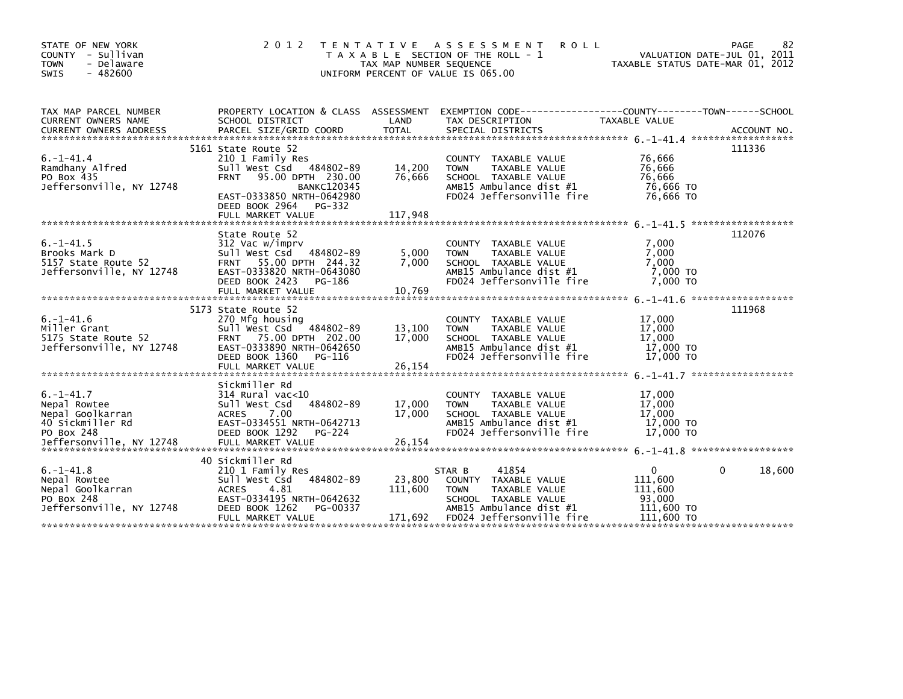STATE OF NEW YORK
COUNTY - Sullivan
TOWN - Delaware
SWIS - 482600

2 0 1 2 T E N T A T I V E A S S E S S M E N T R O L L
T A X A B L E SECTION OF THE ROLL - 1
TAX MAP NUMBER SEQUENCE
UNIFORM PERCENT OF VALUE IS 065.00

VALUATION DATE-JUL 01, 2011
TAXABLE STATUS DATE-MAR 01, 2012

| TAX MAP PARCEL NUMBER / CURRENT OWNERS NAME / CURRENT OWNERS ADDRESS | PROPERTY LOCATION & CLASS / SCHOOL DISTRICT / PARCEL SIZE/GRID COORD | ASSESSMENT LAND / TOTAL | EXEMPTION CODE / TAX DESCRIPTION / SPECIAL DISTRICTS | COUNTY | TOWN | SCHOOL (TAXABLE VALUE) | ACCOUNT NO. |
|---|---|---|---|---|---|---|---|
| 6.-1-41.4 | 5161 State Route 52 | | | | | | 111336 |
| | 210 1 Family Res | | COUNTY TAXABLE VALUE | 76,666 | | | |
| Ramdhany Alfred | Sull West Csd 484802-89 | 14,200 | TOWN TAXABLE VALUE | | 76,666 | | |
| PO Box 435 | FRNT 95.00 DPTH 230.00 | 76,666 | SCHOOL TAXABLE VALUE | | | 76,666 | |
| Jeffersonville, NY 12748 | BANKC120345 | | AMB15 Ambulance dist #1 | 76,666 TO | | | |
| | EAST-0333850 NRTH-0642980 | | FD024 Jeffersonville fire | 76,666 TO | | | |
| | DEED BOOK 2964 PG-332 | | | | | | |
| | FULL MARKET VALUE | 117,948 | | | | | |
| 6.-1-41.5 | State Route 52 | | | | | | 112076 |
| | 312 Vac w/imprv | | COUNTY TAXABLE VALUE | 7,000 | | | |
| Brooks Mark D | Sull West Csd 484802-89 | 5,000 | TOWN TAXABLE VALUE | | 7,000 | | |
| 5157 State Route 52 | FRNT 55.00 DPTH 244.32 | 7,000 | SCHOOL TAXABLE VALUE | | | 7,000 | |
| Jeffersonville, NY 12748 | EAST-0333820 NRTH-0643080 | | AMB15 Ambulance dist #1 | 7,000 TO | | | |
| | DEED BOOK 2423 PG-186 | | FD024 Jeffersonville fire | 7,000 TO | | | |
| | FULL MARKET VALUE | 10,769 | | | | | |
| 6.-1-41.6 | 5173 State Route 52 | | | | | | 111968 |
| | 270 Mfg housing | | COUNTY TAXABLE VALUE | 17,000 | | | |
| Miller Grant | Sull West Csd 484802-89 | 13,100 | TOWN TAXABLE VALUE | | 17,000 | | |
| 5175 State Route 52 | FRNT 75.00 DPTH 202.00 | 17,000 | SCHOOL TAXABLE VALUE | | | 17,000 | |
| Jeffersonville, NY 12748 | EAST-0333890 NRTH-0642650 | | AMB15 Ambulance dist #1 | 17,000 TO | | | |
| | DEED BOOK 1360 PG-116 | | FD024 Jeffersonville fire | 17,000 TO | | | |
| | FULL MARKET VALUE | 26,154 | | | | | |
| 6.-1-41.7 | Sickmiller Rd | | | | | | |
| | 314 Rural vac<10 | | COUNTY TAXABLE VALUE | 17,000 | | | |
| Nepal Rowtee | Sull West Csd 484802-89 | 17,000 | TOWN TAXABLE VALUE | | 17,000 | | |
| Nepal Goolkarran | ACRES 7.00 | 17,000 | SCHOOL TAXABLE VALUE | | | 17,000 | |
| 40 Sickmiller Rd | EAST-0334551 NRTH-0642713 | | AMB15 Ambulance dist #1 | 17,000 TO | | | |
| PO Box 248 | DEED BOOK 1292 PG-224 | | FD024 Jeffersonville fire | 17,000 TO | | | |
| Jeffersonville, NY 12748 | FULL MARKET VALUE | 26,154 | | | | | |
| 6.-1-41.8 | 40 Sickmiller Rd | | | | | | |
| | 210 1 Family Res | | STAR B 41854 | 0 | 0 | 18,600 | |
| Nepal Rowtee | Sull West Csd 484802-89 | 23,800 | COUNTY TAXABLE VALUE | 111,600 | | | |
| Nepal Goolkarran | ACRES 4.81 | 111,600 | TOWN TAXABLE VALUE | | 111,600 | | |
| PO Box 248 | EAST-0334195 NRTH-0642632 | | SCHOOL TAXABLE VALUE | | | 93,000 | |
| Jeffersonville, NY 12748 | DEED BOOK 1262 PG-00337 | | AMB15 Ambulance dist #1 | 111,600 TO | | | |
| | FULL MARKET VALUE | 171,692 | FD024 Jeffersonville fire | 111,600 TO | | | |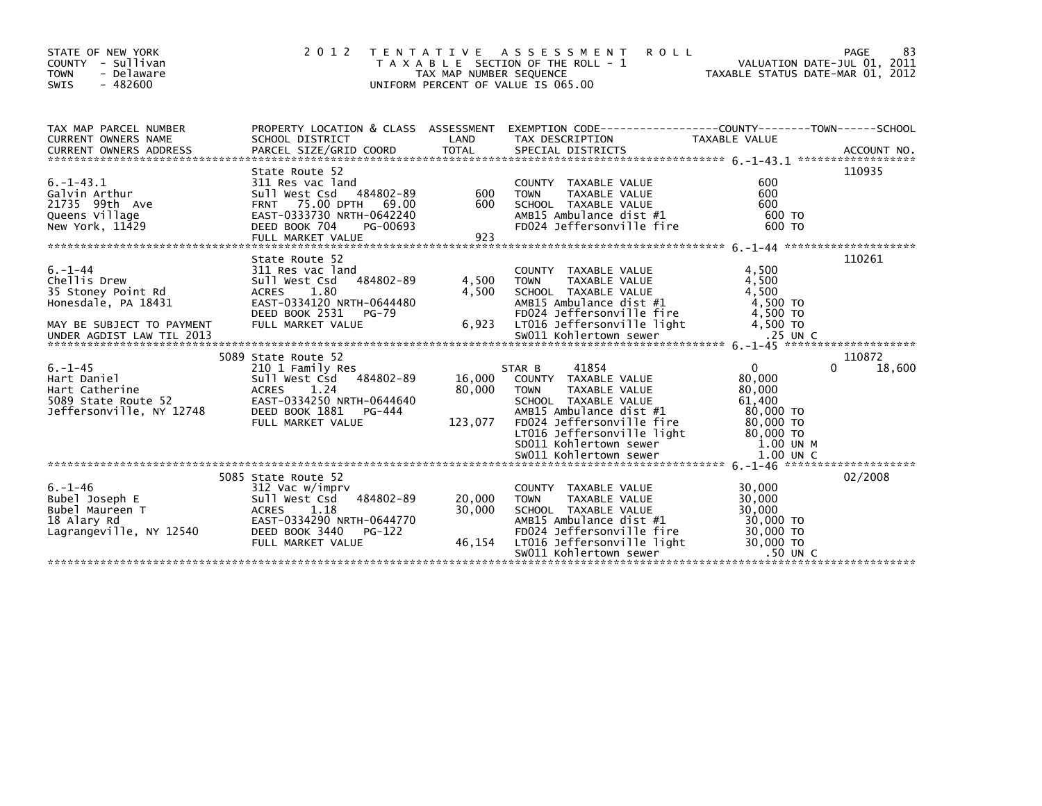STATE OF NEW YORK
COUNTY - Sullivan
TOWN - Delaware
SWIS - 482600

# 2012 TENTATIVE ASSESSMENT ROLL

TAXABLE SECTION OF THE ROLL - 1
TAX MAP NUMBER SEQUENCE
UNIFORM PERCENT OF VALUE IS 065.00

VALUATION DATE-JUL 01, 2011
TAXABLE STATUS DATE-MAR 01, 2012

| TAX MAP PARCEL NUMBER / CURRENT OWNERS NAME / CURRENT OWNERS ADDRESS | PROPERTY LOCATION & CLASS / SCHOOL DISTRICT / PARCEL SIZE/GRID COORD | ASSESSMENT LAND | ASSESSMENT TOTAL | EXEMPTION CODE / TAX DESCRIPTION / SPECIAL DISTRICTS | COUNTY / TOWN TAXABLE VALUE | SCHOOL | ACCOUNT NO. |
|---|---|---|---|---|---|---|---|
| **6.-1-43.1** | State Route 52 | | | | | | 110935 |
| 6.-1-43.1 | 311 Res vac land | | | COUNTY TAXABLE VALUE | 600 | | |
| Galvin Arthur | Sull West Csd 484802-89 | 600 | | TOWN TAXABLE VALUE | 600 | | |
| 21735 99th Ave | FRNT 75.00 DPTH 69.00 | | 600 | SCHOOL TAXABLE VALUE | 600 | | |
| Queens Village | EAST-0333730 NRTH-0642240 | | | AMB15 Ambulance dist #1 | 600 TO | | |
| New York, 11429 | DEED BOOK 704 PG-00693 | | | FD024 Jeffersonville fire | 600 TO | | |
| | FULL MARKET VALUE | | 923 | | | | |
| **6.-1-44** | State Route 52 | | | | | | 110261 |
| 6.-1-44 | 311 Res vac land | | | COUNTY TAXABLE VALUE | 4,500 | | |
| Chellis Drew | Sull West Csd 484802-89 | 4,500 | | TOWN TAXABLE VALUE | 4,500 | | |
| 35 Stoney Point Rd | ACRES 1.80 | | 4,500 | SCHOOL TAXABLE VALUE | 4,500 | | |
| Honesdale, PA 18431 | EAST-0334120 NRTH-0644480 | | | AMB15 Ambulance dist #1 | 4,500 TO | | |
| | DEED BOOK 2531 PG-79 | | | FD024 Jeffersonville fire | 4,500 TO | | |
| MAY BE SUBJECT TO PAYMENT | FULL MARKET VALUE | | 6,923 | LT016 Jeffersonville light | 4,500 TO | | |
| UNDER AGDIST LAW TIL 2013 | | | | SW011 Kohlertown sewer | .25 UN C | | |
| **6.-1-45** | 5089 State Route 52 | | | | | | 110872 |
| 6.-1-45 | 210 1 Family Res | | | STAR B 41854 | 0 | 0 18,600 | |
| Hart Daniel | Sull West Csd 484802-89 | 16,000 | | COUNTY TAXABLE VALUE | 80,000 | | |
| Hart Catherine | ACRES 1.24 | | 80,000 | TOWN TAXABLE VALUE | 80,000 | | |
| 5089 State Route 52 | EAST-0334250 NRTH-0644640 | | | SCHOOL TAXABLE VALUE | 61,400 | | |
| Jeffersonville, NY 12748 | DEED BOOK 1881 PG-444 | | | AMB15 Ambulance dist #1 | 80,000 TO | | |
| | FULL MARKET VALUE | | 123,077 | FD024 Jeffersonville fire | 80,000 TO | | |
| | | | | LT016 Jeffersonville light | 80,000 TO | | |
| | | | | SD011 Kohlertown sewer | 1.00 UN M | | |
| | | | | SW011 Kohlertown sewer | 1.00 UN C | | |
| **6.-1-46** | 5085 State Route 52 | | | | | | 02/2008 |
| 6.-1-46 | 312 Vac w/imprv | | | COUNTY TAXABLE VALUE | 30,000 | | |
| Bubel Joseph E | Sull West Csd 484802-89 | 20,000 | | TOWN TAXABLE VALUE | 30,000 | | |
| Bubel Maureen T | ACRES 1.18 | | 30,000 | SCHOOL TAXABLE VALUE | 30,000 | | |
| 18 Alary Rd | EAST-0334290 NRTH-0644770 | | | AMB15 Ambulance dist #1 | 30,000 TO | | |
| Lagrangeville, NY 12540 | DEED BOOK 3440 PG-122 | | | FD024 Jeffersonville fire | 30,000 TO | | |
| | FULL MARKET VALUE | | 46,154 | LT016 Jeffersonville light | 30,000 TO | | |
| | | | | SW011 Kohlertown sewer | .50 UN C | | |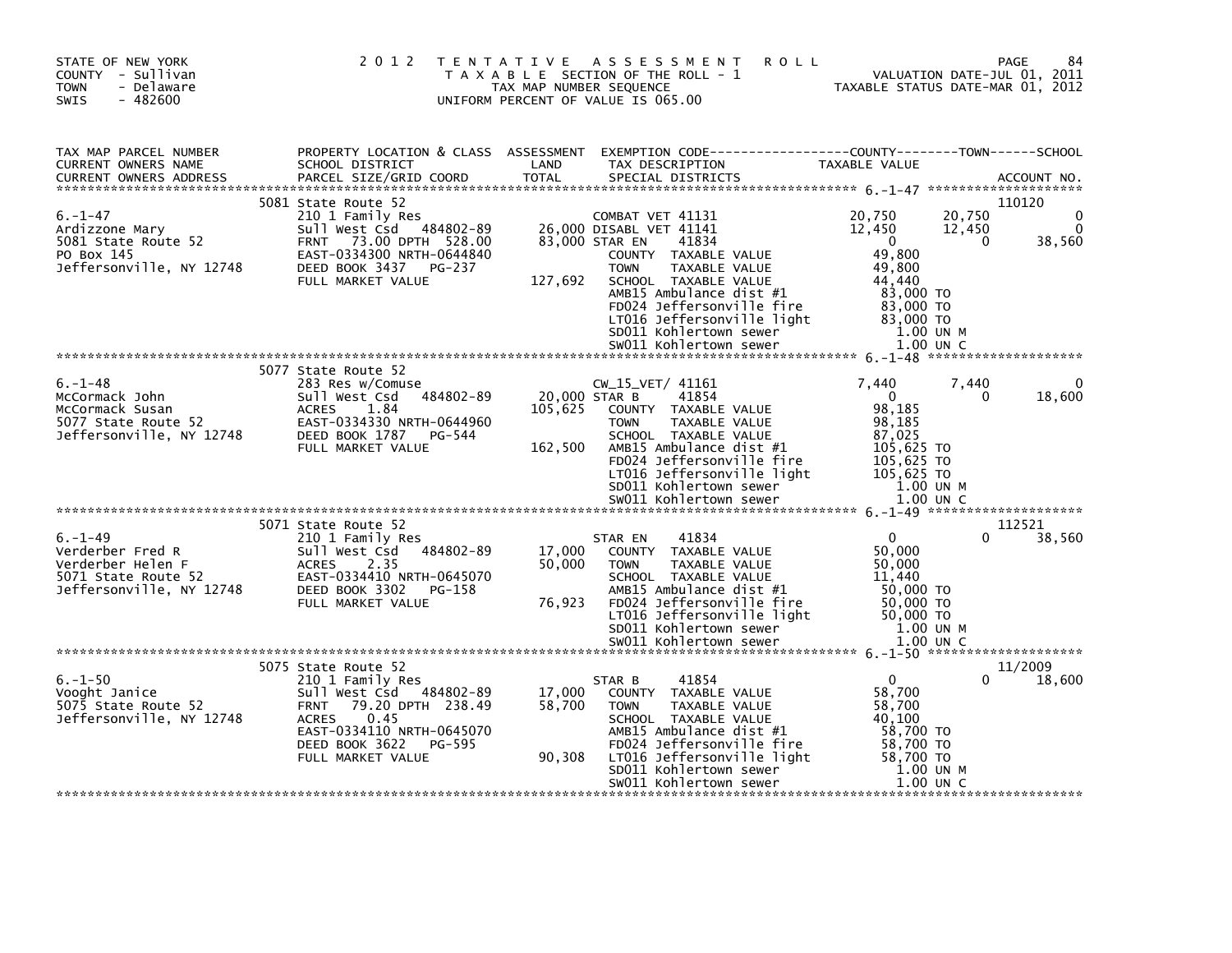STATE OF NEW YORK
COUNTY - Sullivan
TOWN - Delaware
SWIS - 482600

# 2012 TENTATIVE ASSESSMENT ROLL

TAXABLE SECTION OF THE ROLL - 1
TAX MAP NUMBER SEQUENCE
UNIFORM PERCENT OF VALUE IS 065.00

VALUATION DATE-JUL 01, 2011
TAXABLE STATUS DATE-MAR 01, 2012

| TAX MAP PARCEL NUMBER / CURRENT OWNERS NAME / CURRENT OWNERS ADDRESS | PROPERTY LOCATION & CLASS / SCHOOL DISTRICT / PARCEL SIZE/GRID COORD | ASSESSMENT LAND / TOTAL | EXEMPTION CODE / TAX DESCRIPTION / SPECIAL DISTRICTS | COUNTY TAXABLE VALUE | TOWN | SCHOOL | ACCOUNT NO. |
|---|---|---|---|---|---|---|---|
| 6.-1-47 | 5081 State Route 52 | | | | | | 110120 |
| | 210 1 Family Res | | COMBAT VET 41131 | 20,750 | 20,750 | 0 | |
| Ardizzone Mary | Sull West Csd 484802-89 | 26,000 | DISABL VET 41141 | 12,450 | 12,450 | 0 | |
| 5081 State Route 52 | FRNT 73.00 DPTH 528.00 | 83,000 | STAR EN 41834 | 0 | 0 | 38,560 | |
| PO Box 145 | EAST-0334300 NRTH-0644840 | | COUNTY TAXABLE VALUE | 49,800 | | | |
| Jeffersonville, NY 12748 | DEED BOOK 3437 PG-237 | | TOWN TAXABLE VALUE | 49,800 | | | |
| | FULL MARKET VALUE | 127,692 | SCHOOL TAXABLE VALUE | 44,440 | | | |
| | | | AMB15 Ambulance dist #1 | 83,000 TO | | | |
| | | | FD024 Jeffersonville fire | 83,000 TO | | | |
| | | | LT016 Jeffersonville light | 83,000 TO | | | |
| | | | SD011 Kohlertown sewer | 1.00 UN M | | | |
| | | | SW011 Kohlertown sewer | 1.00 UN C | | | |
| 6.-1-48 | 5077 State Route 52 | | | | | | |
| | 283 Res w/Comuse | | CW_15_VET/ 41161 | 7,440 | 7,440 | 0 | |
| McCormack John | Sull West Csd 484802-89 | 20,000 | STAR B 41854 | 0 | 0 | 18,600 | |
| McCormack Susan | ACRES 1.84 | 105,625 | COUNTY TAXABLE VALUE | 98,185 | | | |
| 5077 State Route 52 | EAST-0334330 NRTH-0644960 | | TOWN TAXABLE VALUE | 98,185 | | | |
| Jeffersonville, NY 12748 | DEED BOOK 1787 PG-544 | | SCHOOL TAXABLE VALUE | 87,025 | | | |
| | FULL MARKET VALUE | 162,500 | AMB15 Ambulance dist #1 | 105,625 TO | | | |
| | | | FD024 Jeffersonville fire | 105,625 TO | | | |
| | | | LT016 Jeffersonville light | 105,625 TO | | | |
| | | | SD011 Kohlertown sewer | 1.00 UN M | | | |
| | | | SW011 Kohlertown sewer | 1.00 UN C | | | |
| 6.-1-49 | 5071 State Route 52 | | | | | | 112521 |
| | 210 1 Family Res | | STAR EN 41834 | 0 | 0 | 38,560 | |
| Verderber Fred R | Sull West Csd 484802-89 | 17,000 | COUNTY TAXABLE VALUE | 50,000 | | | |
| Verderber Helen F | ACRES 2.35 | 50,000 | TOWN TAXABLE VALUE | 50,000 | | | |
| 5071 State Route 52 | EAST-0334410 NRTH-0645070 | | SCHOOL TAXABLE VALUE | 11,440 | | | |
| Jeffersonville, NY 12748 | DEED BOOK 3302 PG-158 | | AMB15 Ambulance dist #1 | 50,000 TO | | | |
| | FULL MARKET VALUE | 76,923 | FD024 Jeffersonville fire | 50,000 TO | | | |
| | | | LT016 Jeffersonville light | 50,000 TO | | | |
| | | | SD011 Kohlertown sewer | 1.00 UN M | | | |
| | | | SW011 Kohlertown sewer | 1.00 UN C | | | |
| 6.-1-50 | 5075 State Route 52 | | | | | | 11/2009 |
| | 210 1 Family Res | | STAR B 41854 | 0 | 0 | 18,600 | |
| Vooght Janice | Sull West Csd 484802-89 | 17,000 | COUNTY TAXABLE VALUE | 58,700 | | | |
| 5075 State Route 52 | FRNT 79.20 DPTH 238.49 | 58,700 | TOWN TAXABLE VALUE | 58,700 | | | |
| Jeffersonville, NY 12748 | ACRES 0.45 | | SCHOOL TAXABLE VALUE | 40,100 | | | |
| | EAST-0334110 NRTH-0645070 | | AMB15 Ambulance dist #1 | 58,700 TO | | | |
| | DEED BOOK 3622 PG-595 | | FD024 Jeffersonville fire | 58,700 TO | | | |
| | FULL MARKET VALUE | 90,308 | LT016 Jeffersonville light | 58,700 TO | | | |
| | | | SD011 Kohlertown sewer | 1.00 UN M | | | |
| | | | SW011 Kohlertown sewer | 1.00 UN C | | | |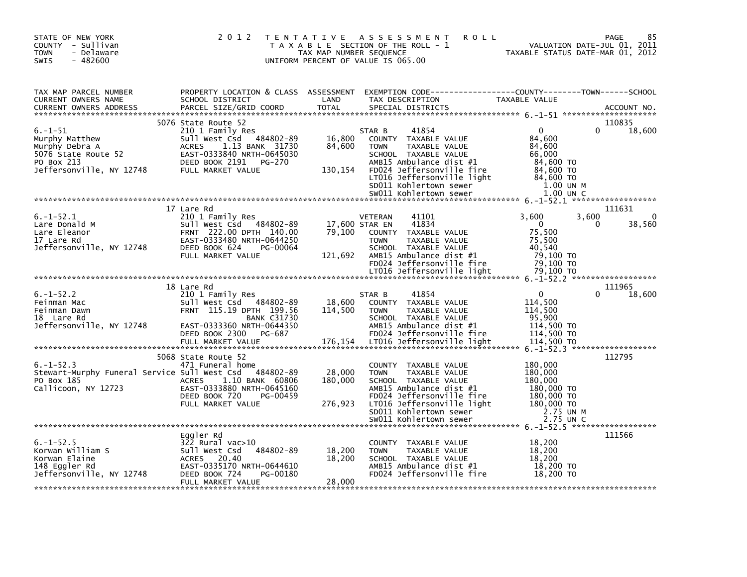STATE OF NEW YORK
COUNTY - Sullivan
TOWN - Delaware
SWIS - 482600

2012 TENTATIVE ASSESSMENT ROLL
TAXABLE SECTION OF THE ROLL - 1
TAX MAP NUMBER SEQUENCE
UNIFORM PERCENT OF VALUE IS 065.00

VALUATION DATE-JUL 01, 2011
TAXABLE STATUS DATE-MAR 01, 2012

| TAX MAP PARCEL NUMBER / CURRENT OWNERS NAME / CURRENT OWNERS ADDRESS | PROPERTY LOCATION & CLASS / SCHOOL DISTRICT / PARCEL SIZE/GRID COORD | ASSESSMENT LAND | TOTAL | EXEMPTION CODE / TAX DESCRIPTION / SPECIAL DISTRICTS | COUNTY TAXABLE VALUE | TOWN | SCHOOL | ACCOUNT NO. |
|---|---|---|---|---|---|---|---|---|
| 6.-1-51 | 5076 State Route 52 | | | | | | | 110835 |
| | 210 1 Family Res | | | STAR B 41854 | 0 | 0 | 18,600 | |
| Murphy Matthew | Sull West Csd 484802-89 | 16,800 | | COUNTY TAXABLE VALUE | 84,600 | | | |
| Murphy Debra A | ACRES 1.13 BANK 31730 | | 84,600 | TOWN TAXABLE VALUE | 84,600 | | | |
| 5076 State Route 52 | EAST-0333840 NRTH-0645030 | | | SCHOOL TAXABLE VALUE | 66,000 | | | |
| PO Box 213 | DEED BOOK 2191 PG-270 | | | AMB15 Ambulance dist #1 | 84,600 TO | | | |
| Jeffersonville, NY 12748 | FULL MARKET VALUE | | 130,154 | FD024 Jeffersonville fire | 84,600 TO | | | |
| | | | | LT016 Jeffersonville light | 84,600 TO | | | |
| | | | | SD011 Kohlertown sewer | 1.00 UN M | | | |
| | | | | SW011 Kohlertown sewer | 1.00 UN C | | | |
| 6.-1-52.1 | 17 Lare Rd | | | | | | | 111631 |
| | 210 1 Family Res | | | VETERAN 41101 | 3,600 | 3,600 | 0 | |
| Lare Donald M | Sull West Csd 484802-89 | 17,600 | | STAR EN 41834 | 0 | 0 | 38,560 | |
| Lare Eleanor | FRNT 222.00 DPTH 140.00 | | 79,100 | COUNTY TAXABLE VALUE | 75,500 | | | |
| 17 Lare Rd | EAST-0333480 NRTH-0644250 | | | TOWN TAXABLE VALUE | 75,500 | | | |
| Jeffersonville, NY 12748 | DEED BOOK 624 PG-00064 | | | SCHOOL TAXABLE VALUE | 40,540 | | | |
| | FULL MARKET VALUE | | 121,692 | AMB15 Ambulance dist #1 | 79,100 TO | | | |
| | | | | FD024 Jeffersonville fire | 79,100 TO | | | |
| | | | | LT016 Jeffersonville light | 79,100 TO | | | |
| 6.-1-52.2 | 18 Lare Rd | | | | | | | 111965 |
| | 210 1 Family Res | | | STAR B 41854 | 0 | 0 | 18,600 | |
| Feinman Mac | Sull West Csd 484802-89 | 18,600 | | COUNTY TAXABLE VALUE | 114,500 | | | |
| Feinman Dawn | FRNT 115.19 DPTH 199.56 | | 114,500 | TOWN TAXABLE VALUE | 114,500 | | | |
| 18 Lare Rd | BANK C31730 | | | SCHOOL TAXABLE VALUE | 95,900 | | | |
| Jeffersonville, NY 12748 | EAST-0333360 NRTH-0644350 | | | AMB15 Ambulance dist #1 | 114,500 TO | | | |
| | DEED BOOK 2300 PG-687 | | | FD024 Jeffersonville fire | 114,500 TO | | | |
| | FULL MARKET VALUE | | 176,154 | LT016 Jeffersonville light | 114,500 TO | | | |
| 6.-1-52.3 | 5068 State Route 52 | | | | | | | 112795 |
| | 471 Funeral home | | | COUNTY TAXABLE VALUE | 180,000 | | | |
| Stewart-Murphy Funeral Service | Sull West Csd 484802-89 | 28,000 | | TOWN TAXABLE VALUE | 180,000 | | | |
| PO Box 185 | ACRES 1.10 BANK 60806 | | 180,000 | SCHOOL TAXABLE VALUE | 180,000 | | | |
| Callicoon, NY 12723 | EAST-0333880 NRTH-0645160 | | | AMB15 Ambulance dist #1 | 180,000 TO | | | |
| | DEED BOOK 720 PG-00459 | | | FD024 Jeffersonville fire | 180,000 TO | | | |
| | FULL MARKET VALUE | | 276,923 | LT016 Jeffersonville light | 180,000 TO | | | |
| | | | | SD011 Kohlertown sewer | 2.75 UN M | | | |
| | | | | SW011 Kohlertown sewer | 2.75 UN C | | | |
| 6.-1-52.5 | Eggler Rd | | | | | | | 111566 |
| | 322 Rural vac>10 | | | COUNTY TAXABLE VALUE | 18,200 | | | |
| Korwan William S | Sull West Csd 484802-89 | 18,200 | | TOWN TAXABLE VALUE | 18,200 | | | |
| Korwan Elaine | ACRES 20.40 | | 18,200 | SCHOOL TAXABLE VALUE | 18,200 | | | |
| 148 Eggler Rd | EAST-0335170 NRTH-0644610 | | | AMB15 Ambulance dist #1 | 18,200 TO | | | |
| Jeffersonville, NY 12748 | DEED BOOK 724 PG-00180 | | | FD024 Jeffersonville fire | 18,200 TO | | | |
| | FULL MARKET VALUE | | 28,000 | | | | | |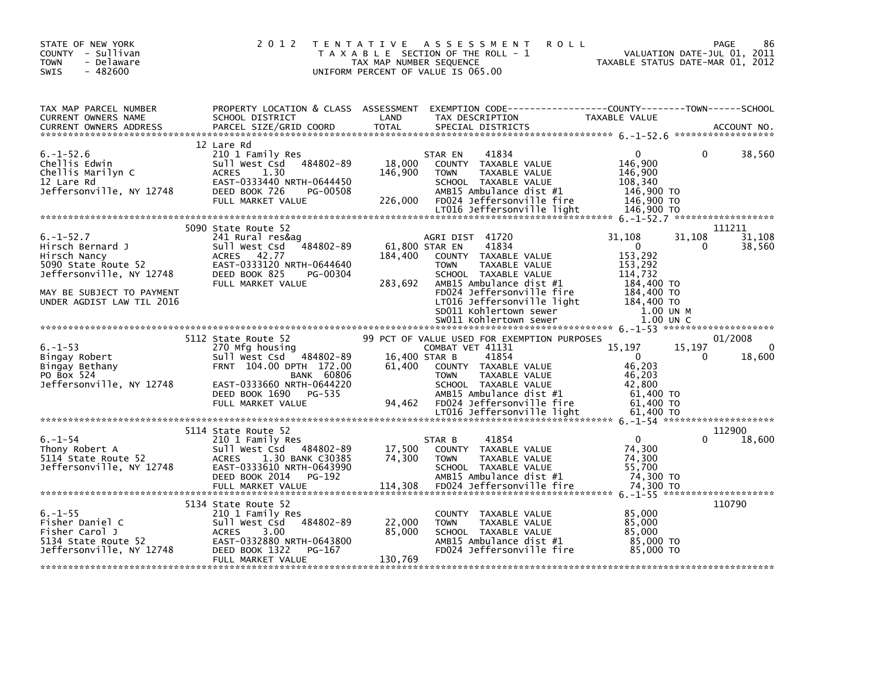STATE OF NEW YORK
COUNTY - Sullivan
TOWN - Delaware
SWIS - 482600

# 2012 TENTATIVE ASSESSMENT ROLL

TAXABLE SECTION OF THE ROLL - 1
TAX MAP NUMBER SEQUENCE
UNIFORM PERCENT OF VALUE IS 065.00

VALUATION DATE-JUL 01, 2011
TAXABLE STATUS DATE-MAR 01, 2012

| TAX MAP PARCEL NUMBER / CURRENT OWNERS NAME / CURRENT OWNERS ADDRESS | PROPERTY LOCATION & CLASS / SCHOOL DISTRICT / PARCEL SIZE/GRID COORD | ASSESSMENT LAND / TOTAL | EXEMPTION CODE / TAX DESCRIPTION / SPECIAL DISTRICTS | COUNTY | TOWN | SCHOOL | ACCOUNT NO. |
|---|---|---|---|---|---|---|---|
| **6.-1-52.6** | 12 Lare Rd | | | | | | |
| Chellis Edwin | 210 1 Family Res | | STAR EN 41834 | 0 | 0 | 38,560 | |
| Chellis Marilyn C | Sull West Csd 484802-89 | 18,000 | COUNTY TAXABLE VALUE | 146,900 | | | |
| 12 Lare Rd | ACRES 1.30 | 146,900 | TOWN TAXABLE VALUE | | 146,900 | | |
| Jeffersonville, NY 12748 | EAST-0333440 NRTH-0644450 | | SCHOOL TAXABLE VALUE | | | 108,340 | |
| | DEED BOOK 726 PG-00508 | | AMB15 Ambulance dist #1 | 146,900 TO | | | |
| | FULL MARKET VALUE | 226,000 | FD024 Jeffersonville fire | 146,900 TO | | | |
| | | | LT016 Jeffersonville light | 146,900 TO | | | |
| **6.-1-52.7** | 5090 State Route 52 | | | | | | 111211 |
| Hirsch Bernard J | 241 Rural res&ag | | AGRI DIST 41720 | 31,108 | 31,108 | 31,108 | |
| Hirsch Nancy | Sull West Csd 484802-89 | 61,800 | STAR EN 41834 | 0 | 0 | 38,560 | |
| 5090 State Route 52 | ACRES 42.77 | 184,400 | COUNTY TAXABLE VALUE | 153,292 | | | |
| Jeffersonville, NY 12748 | EAST-0333120 NRTH-0644640 | | TOWN TAXABLE VALUE | | 153,292 | | |
| | DEED BOOK 825 PG-00304 | | SCHOOL TAXABLE VALUE | | | 114,732 | |
| MAY BE SUBJECT TO PAYMENT | FULL MARKET VALUE | 283,692 | AMB15 Ambulance dist #1 | 184,400 TO | | | |
| UNDER AGDIST LAW TIL 2016 | | | FD024 Jeffersonville fire | 184,400 TO | | | |
| | | | LT016 Jeffersonville light | 184,400 TO | | | |
| | | | SD011 Kohlertown sewer | 1.00 UN M | | | |
| | | | SW011 Kohlertown sewer | 1.00 UN C | | | |
| **6.-1-53** | 5112 State Route 52 | | 99 PCT OF VALUE USED FOR EXEMPTION PURPOSES | | | | 01/2008 |
| Bingay Robert | 270 Mfg housing | | COMBAT VET 41131 | 15,197 | 15,197 | 0 | |
| Bingay Bethany | Sull West Csd 484802-89 | 16,400 | STAR B 41854 | 0 | 0 | 18,600 | |
| PO Box 524 | FRNT 104.00 DPTH 172.00 | 61,400 | COUNTY TAXABLE VALUE | 46,203 | | | |
| Jeffersonville, NY 12748 | BANK 60806 | | TOWN TAXABLE VALUE | | 46,203 | | |
| | EAST-0333660 NRTH-0644220 | | SCHOOL TAXABLE VALUE | | | 42,800 | |
| | DEED BOOK 1690 PG-535 | | AMB15 Ambulance dist #1 | 61,400 TO | | | |
| | FULL MARKET VALUE | 94,462 | FD024 Jeffersonville fire | 61,400 TO | | | |
| | | | LT016 Jeffersonville light | 61,400 TO | | | |
| **6.-1-54** | 5114 State Route 52 | | | | | | 112900 |
| Thony Robert A | 210 1 Family Res | | STAR B 41854 | 0 | 0 | 18,600 | |
| 5114 State Route 52 | Sull West Csd 484802-89 | 17,500 | COUNTY TAXABLE VALUE | 74,300 | | | |
| Jeffersonville, NY 12748 | ACRES 1.30 BANK C30385 | 74,300 | TOWN TAXABLE VALUE | | 74,300 | | |
| | EAST-0333610 NRTH-0643990 | | SCHOOL TAXABLE VALUE | | | 55,700 | |
| | DEED BOOK 2014 PG-192 | | AMB15 Ambulance dist #1 | 74,300 TO | | | |
| | FULL MARKET VALUE | 114,308 | FD024 Jeffersonville fire | 74,300 TO | | | |
| **6.-1-55** | 5134 State Route 52 | | | | | | 110790 |
| Fisher Daniel C | 210 1 Family Res | | COUNTY TAXABLE VALUE | 85,000 | | | |
| Fisher Carol J | Sull West Csd 484802-89 | 22,000 | TOWN TAXABLE VALUE | | 85,000 | | |
| 5134 State Route 52 | ACRES 3.00 | 85,000 | SCHOOL TAXABLE VALUE | | | 85,000 | |
| Jeffersonville, NY 12748 | EAST-0332880 NRTH-0643800 | | AMB15 Ambulance dist #1 | 85,000 TO | | | |
| | DEED BOOK 1322 PG-167 | | FD024 Jeffersonville fire | 85,000 TO | | | |
| | FULL MARKET VALUE | 130,769 | | | | | |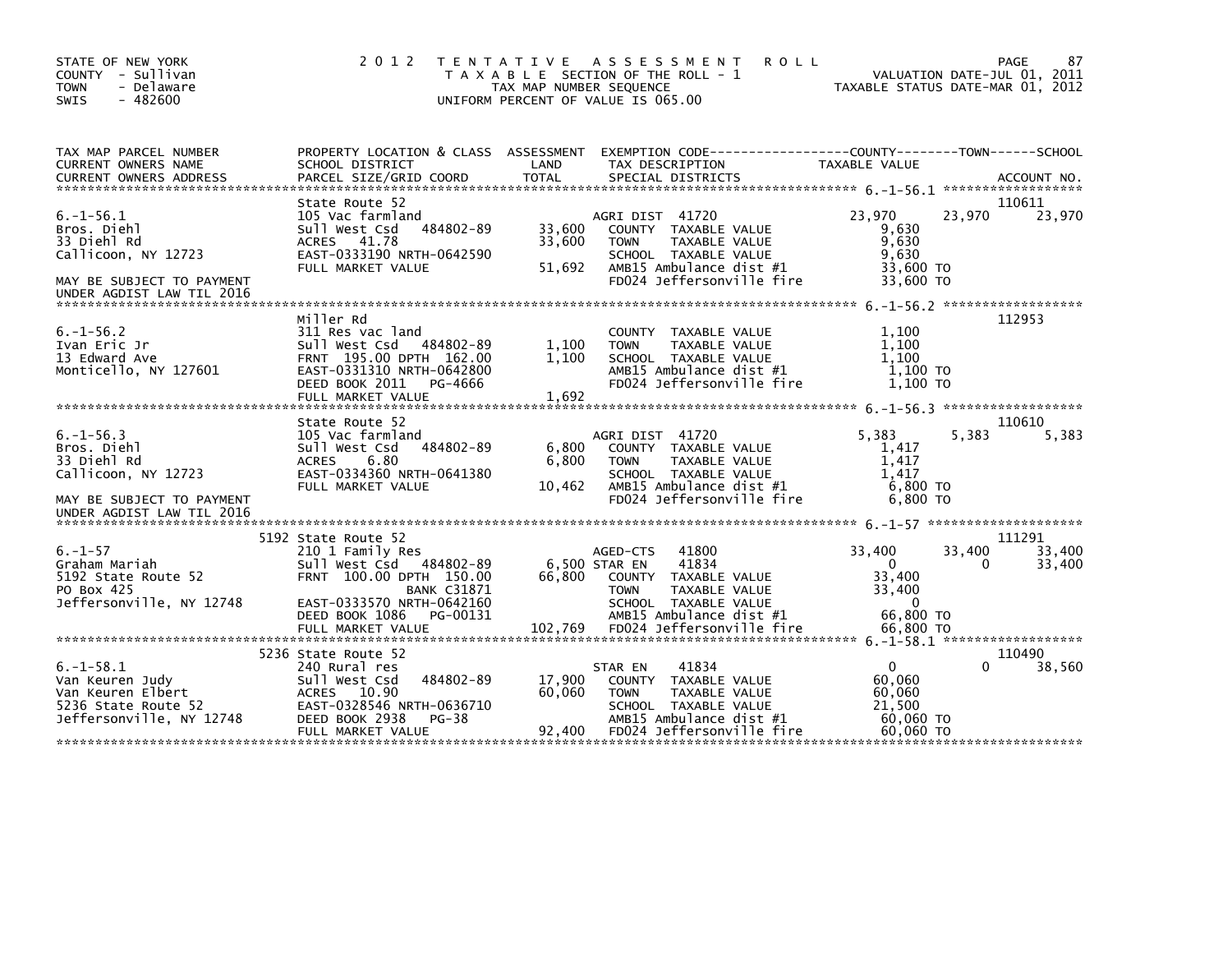STATE OF NEW YORK
COUNTY - Sullivan
TOWN - Delaware
SWIS - 482600

2012 TENTATIVE ASSESSMENT ROLL
TAXABLE SECTION OF THE ROLL - 1
TAX MAP NUMBER SEQUENCE
UNIFORM PERCENT OF VALUE IS 065.00

VALUATION DATE-JUL 01, 2011
TAXABLE STATUS DATE-MAR 01, 2012

| TAX MAP PARCEL NUMBER / CURRENT OWNERS NAME / CURRENT OWNERS ADDRESS | PROPERTY LOCATION & CLASS / SCHOOL DISTRICT / PARCEL SIZE/GRID COORD | ASSESSMENT LAND | TOTAL | EXEMPTION CODE / TAX DESCRIPTION / SPECIAL DISTRICTS | COUNTY TAXABLE VALUE | TOWN | SCHOOL | ACCOUNT NO. |
|---|---|---|---|---|---|---|---|---|
| 6.-1-56.1 | State Route 52 | | | | | | | 110611 |
| Bros. Diehl | 105 Vac farmland | | | AGRI DIST 41720 | 23,970 | 23,970 | 23,970 | |
| 33 Diehl Rd | Sull West Csd 484802-89 | 33,600 | | COUNTY TAXABLE VALUE | 9,630 | | | |
| Callicoon, NY 12723 | ACRES 41.78 | | 33,600 | TOWN TAXABLE VALUE | 9,630 | | | |
| | EAST-0333190 NRTH-0642590 | | | SCHOOL TAXABLE VALUE | 9,630 | | | |
| MAY BE SUBJECT TO PAYMENT | FULL MARKET VALUE | | 51,692 | AMB15 Ambulance dist #1 | 33,600 TO | | | |
| UNDER AGDIST LAW TIL 2016 | | | | FD024 Jeffersonville fire | 33,600 TO | | | |
| 6.-1-56.2 | Miller Rd | | | | | | | 112953 |
| Ivan Eric Jr | 311 Res vac land | | | COUNTY TAXABLE VALUE | 1,100 | | | |
| 13 Edward Ave | Sull West Csd 484802-89 | 1,100 | | TOWN TAXABLE VALUE | 1,100 | | | |
| Monticello, NY 127601 | FRNT 195.00 DPTH 162.00 | | 1,100 | SCHOOL TAXABLE VALUE | 1,100 | | | |
| | EAST-0331310 NRTH-0642800 | | | AMB15 Ambulance dist #1 | 1,100 TO | | | |
| | DEED BOOK 2011 PG-4666 | | | FD024 Jeffersonville fire | 1,100 TO | | | |
| | FULL MARKET VALUE | | 1,692 | | | | | |
| 6.-1-56.3 | State Route 52 | | | | | | | 110610 |
| Bros. Diehl | 105 Vac farmland | | | AGRI DIST 41720 | 5,383 | 5,383 | 5,383 | |
| 33 Diehl Rd | Sull West Csd 484802-89 | 6,800 | | COUNTY TAXABLE VALUE | 1,417 | | | |
| Callicoon, NY 12723 | ACRES 6.80 | | 6,800 | TOWN TAXABLE VALUE | 1,417 | | | |
| | EAST-0334360 NRTH-0641380 | | | SCHOOL TAXABLE VALUE | 1,417 | | | |
| MAY BE SUBJECT TO PAYMENT | FULL MARKET VALUE | | 10,462 | AMB15 Ambulance dist #1 | 6,800 TO | | | |
| UNDER AGDIST LAW TIL 2016 | | | | FD024 Jeffersonville fire | 6,800 TO | | | |
| 6.-1-57 | 5192 State Route 52 | | | | | | | 111291 |
| Graham Mariah | 210 1 Family Res | | | AGED-CTS 41800 | 33,400 | 33,400 | 33,400 | |
| 5192 State Route 52 | Sull West Csd 484802-89 | 6,500 | | STAR EN 41834 | 0 | 0 | 33,400 | |
| PO Box 425 | FRNT 100.00 DPTH 150.00 | | 66,800 | COUNTY TAXABLE VALUE | 33,400 | | | |
| Jeffersonville, NY 12748 | BANK C31871 | | | TOWN TAXABLE VALUE | 33,400 | | | |
| | EAST-0333570 NRTH-0642160 | | | SCHOOL TAXABLE VALUE | 0 | | | |
| | DEED BOOK 1086 PG-00131 | | | AMB15 Ambulance dist #1 | 66,800 TO | | | |
| | FULL MARKET VALUE | | 102,769 | FD024 Jeffersonville fire | 66,800 TO | | | |
| 6.-1-58.1 | 5236 State Route 52 | | | | | | | 110490 |
| Van Keuren Judy | 240 Rural res | | | STAR EN 41834 | 0 | 0 | 38,560 | |
| Van Keuren Elbert | Sull West Csd 484802-89 | 17,900 | | COUNTY TAXABLE VALUE | 60,060 | | | |
| 5236 State Route 52 | ACRES 10.90 | | 60,060 | TOWN TAXABLE VALUE | 60,060 | | | |
| Jeffersonville, NY 12748 | EAST-0328546 NRTH-0636710 | | | SCHOOL TAXABLE VALUE | 21,500 | | | |
| | DEED BOOK 2938 PG-38 | | | AMB15 Ambulance dist #1 | 60,060 TO | | | |
| | FULL MARKET VALUE | | 92,400 | FD024 Jeffersonville fire | 60,060 TO | | | |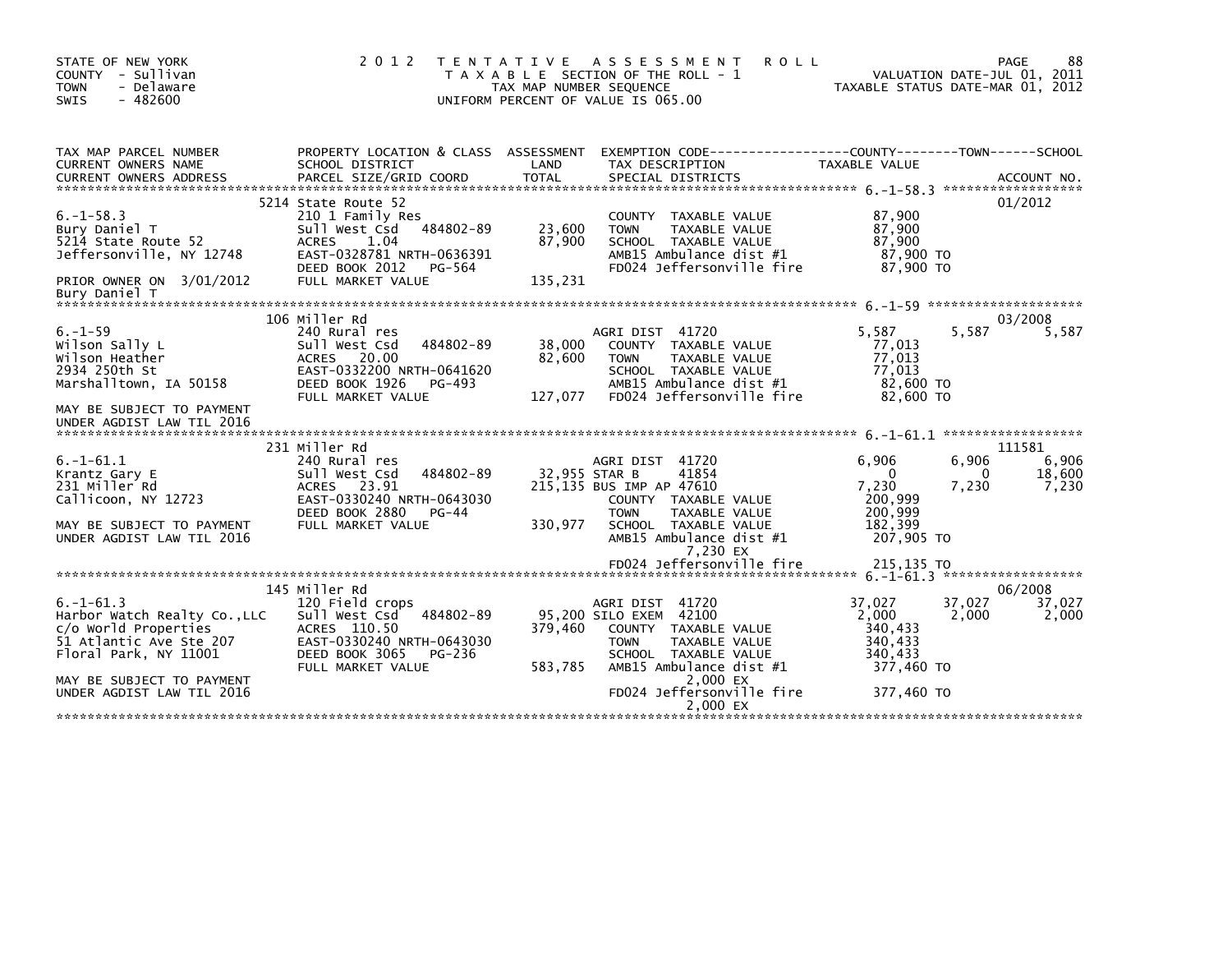STATE OF NEW YORK
COUNTY - Sullivan
TOWN - Delaware
SWIS - 482600

2012 TENTATIVE ASSESSMENT ROLL
TAXABLE SECTION OF THE ROLL - 1
TAX MAP NUMBER SEQUENCE
UNIFORM PERCENT OF VALUE IS 065.00

VALUATION DATE-JUL 01, 2011
TAXABLE STATUS DATE-MAR 01, 2012

| TAX MAP PARCEL NUMBER / CURRENT OWNERS NAME / CURRENT OWNERS ADDRESS | PROPERTY LOCATION & CLASS / SCHOOL DISTRICT / PARCEL SIZE/GRID COORD | ASSESSMENT LAND / TOTAL | EXEMPTION CODE / TAX DESCRIPTION / SPECIAL DISTRICTS | COUNTY TAXABLE VALUE | TOWN | SCHOOL / ACCOUNT NO. |
|---|---|---|---|---|---|---|
| 6.-1-58.3 | 5214 State Route 52 | | | | | 01/2012 |
| Bury Daniel T | 210 1 Family Res | | COUNTY TAXABLE VALUE | 87,900 | | |
| 5214 State Route 52 | Sull West Csd 484802-89 | 23,600 | TOWN TAXABLE VALUE | 87,900 | | |
| Jeffersonville, NY 12748 | ACRES 1.04 | 87,900 | SCHOOL TAXABLE VALUE | 87,900 | | |
| | EAST-0328781 NRTH-0636391 | | AMB15 Ambulance dist #1 | 87,900 TO | | |
| | DEED BOOK 2012 PG-564 | | FD024 Jeffersonville fire | 87,900 TO | | |
| PRIOR OWNER ON 3/01/2012 | FULL MARKET VALUE | 135,231 | | | | |
| Bury Daniel T | | | | | | |
| 6.-1-59 | 106 Miller Rd | | | | | 03/2008 |
| Wilson Sally L | 240 Rural res | | AGRI DIST 41720 | 5,587 | 5,587 | 5,587 |
| Wilson Heather | Sull West Csd 484802-89 | 38,000 | COUNTY TAXABLE VALUE | 77,013 | | |
| 2934 250th St | ACRES 20.00 | 82,600 | TOWN TAXABLE VALUE | 77,013 | | |
| Marshalltown, IA 50158 | EAST-0332200 NRTH-0641620 | | SCHOOL TAXABLE VALUE | 77,013 | | |
| | DEED BOOK 1926 PG-493 | | AMB15 Ambulance dist #1 | 82,600 TO | | |
| | FULL MARKET VALUE | 127,077 | FD024 Jeffersonville fire | 82,600 TO | | |
| MAY BE SUBJECT TO PAYMENT UNDER AGDIST LAW TIL 2016 | | | | | | |
| 6.-1-61.1 | 231 Miller Rd | | | | | 111581 |
| Krantz Gary E | 240 Rural res | | AGRI DIST 41720 | 6,906 | 6,906 | 6,906 |
| 231 Miller Rd | Sull West Csd 484802-89 | 32,955 | STAR B 41854 | 0 | 0 | 18,600 |
| Callicoon, NY 12723 | ACRES 23.91 | 215,135 | BUS IMP AP 47610 | 7,230 | 7,230 | 7,230 |
| | EAST-0330240 NRTH-0643030 | | COUNTY TAXABLE VALUE | 200,999 | | |
| | DEED BOOK 2880 PG-44 | | TOWN TAXABLE VALUE | 200,999 | | |
| MAY BE SUBJECT TO PAYMENT | FULL MARKET VALUE | 330,977 | SCHOOL TAXABLE VALUE | 182,399 | | |
| UNDER AGDIST LAW TIL 2016 | | | AMB15 Ambulance dist #1 | 207,905 TO | | |
| | | | 7,230 EX | | | |
| | | | FD024 Jeffersonville fire | 215,135 TO | | |
| 6.-1-61.3 | 145 Miller Rd | | | | | 06/2008 |
| Harbor Watch Realty Co.,LLC | 120 Field crops | | AGRI DIST 41720 | 37,027 | 37,027 | 37,027 |
| c/o World Properties | Sull West Csd 484802-89 | 95,200 | SILO EXEM 42100 | 2,000 | 2,000 | 2,000 |
| 51 Atlantic Ave Ste 207 | ACRES 110.50 | 379,460 | COUNTY TAXABLE VALUE | 340,433 | | |
| Floral Park, NY 11001 | EAST-0330240 NRTH-0643030 | | TOWN TAXABLE VALUE | 340,433 | | |
| | DEED BOOK 3065 PG-236 | | SCHOOL TAXABLE VALUE | 340,433 | | |
| | FULL MARKET VALUE | 583,785 | AMB15 Ambulance dist #1 | 377,460 TO | | |
| MAY BE SUBJECT TO PAYMENT | | | 2,000 EX | | | |
| UNDER AGDIST LAW TIL 2016 | | | FD024 Jeffersonville fire | 377,460 TO | | |
| | | | 2,000 EX | | | |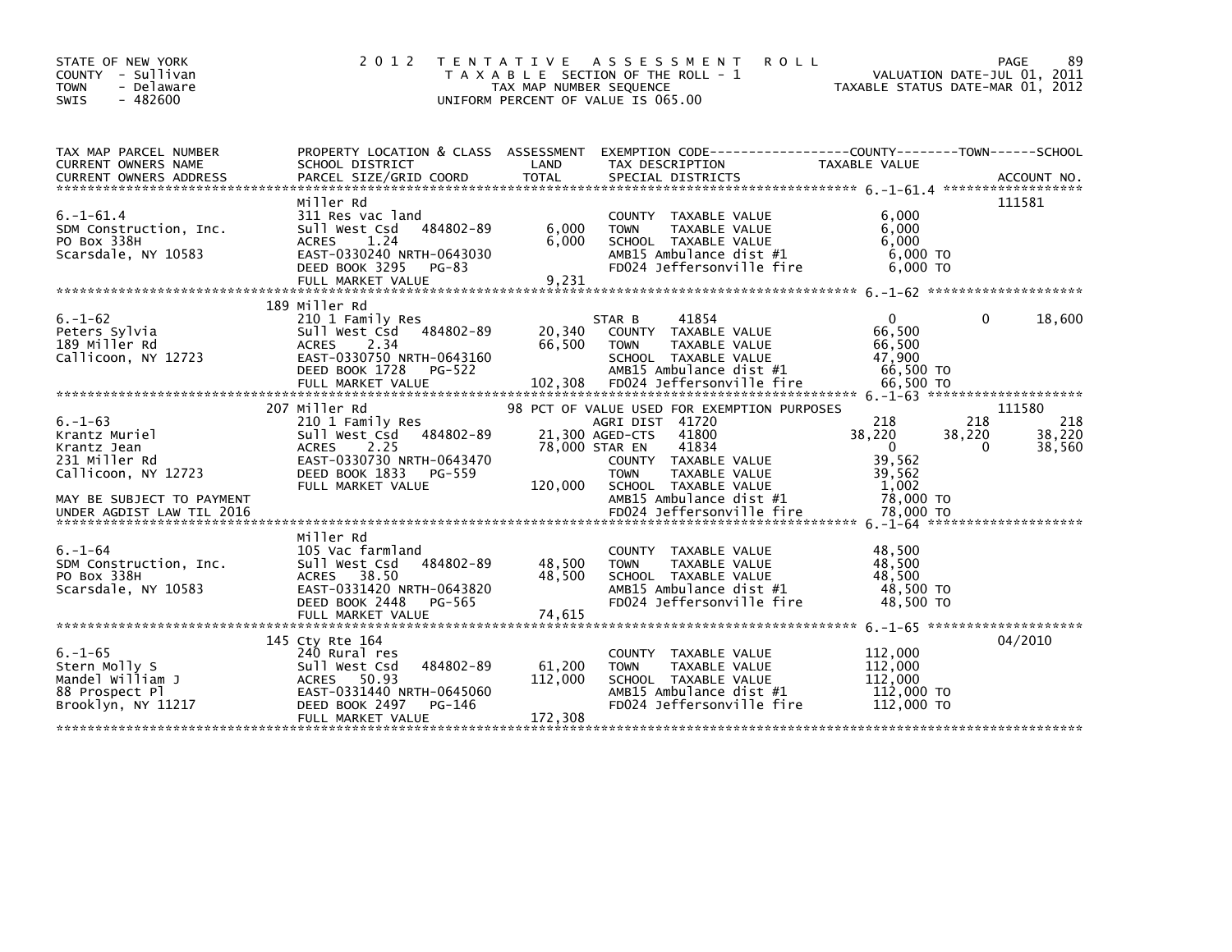STATE OF NEW YORK
COUNTY - Sullivan
TOWN - Delaware
SWIS - 482600

2 0 1 2 T E N T A T I V E A S S E S S M E N T R O L L
T A X A B L E SECTION OF THE ROLL - 1
TAX MAP NUMBER SEQUENCE
UNIFORM PERCENT OF VALUE IS 065.00

VALUATION DATE-JUL 01, 2011
TAXABLE STATUS DATE-MAR 01, 2012

| TAX MAP PARCEL NUMBER / CURRENT OWNERS NAME / CURRENT OWNERS ADDRESS | PROPERTY LOCATION & CLASS / SCHOOL DISTRICT / PARCEL SIZE/GRID COORD | ASSESSMENT LAND | TOTAL | EXEMPTION CODE / TAX DESCRIPTION / SPECIAL DISTRICTS | COUNTY TAXABLE VALUE | TOWN | SCHOOL | ACCOUNT NO. |
|---|---|---|---|---|---|---|---|---|
| 6.-1-61.4 | Miller Rd | | | | | | | 111581 |
| | 311 Res vac land | | | COUNTY TAXABLE VALUE | 6,000 | | | |
| SDM Construction, Inc. | Sull West Csd 484802-89 | 6,000 | | TOWN TAXABLE VALUE | 6,000 | | | |
| PO Box 338H | ACRES 1.24 | | 6,000 | SCHOOL TAXABLE VALUE | 6,000 | | | |
| Scarsdale, NY 10583 | EAST-0330240 NRTH-0643030 | | | AMB15 Ambulance dist #1 | 6,000 TO | | | |
| | DEED BOOK 3295 PG-83 | | | FD024 Jeffersonville fire | 6,000 TO | | | |
| | FULL MARKET VALUE | | 9,231 | | | | | |
| 6.-1-62 | 189 Miller Rd | | | | | | | |
| | 210 1 Family Res | | | STAR B 41854 | 0 | 0 | 18,600 | |
| Peters Sylvia | Sull West Csd 484802-89 | 20,340 | | COUNTY TAXABLE VALUE | 66,500 | | | |
| 189 Miller Rd | ACRES 2.34 | | 66,500 | TOWN TAXABLE VALUE | 66,500 | | | |
| Callicoon, NY 12723 | EAST-0330750 NRTH-0643160 | | | SCHOOL TAXABLE VALUE | 47,900 | | | |
| | DEED BOOK 1728 PG-522 | | | AMB15 Ambulance dist #1 | 66,500 TO | | | |
| | FULL MARKET VALUE | | 102,308 | FD024 Jeffersonville fire | 66,500 TO | | | |
| 6.-1-63 | 207 Miller Rd | | | 98 PCT OF VALUE USED FOR EXEMPTION PURPOSES | | | | 111580 |
| | 210 1 Family Res | | | AGRI DIST 41720 | 218 | 218 | 218 | |
| Krantz Muriel | Sull West Csd 484802-89 | 21,300 | | AGED-CTS 41800 | 38,220 | 38,220 | 38,220 | |
| Krantz Jean | ACRES 2.25 | | 78,000 | STAR EN 41834 | 0 | 0 | 38,560 | |
| 231 Miller Rd | EAST-0330730 NRTH-0643470 | | | COUNTY TAXABLE VALUE | 39,562 | | | |
| Callicoon, NY 12723 | DEED BOOK 1833 PG-559 | | | TOWN TAXABLE VALUE | 39,562 | | | |
| | FULL MARKET VALUE | | 120,000 | SCHOOL TAXABLE VALUE | 1,002 | | | |
| MAY BE SUBJECT TO PAYMENT | | | | AMB15 Ambulance dist #1 | 78,000 TO | | | |
| UNDER AGDIST LAW TIL 2016 | | | | FD024 Jeffersonville fire | 78,000 TO | | | |
| 6.-1-64 | Miller Rd | | | | | | | |
| | 105 Vac farmland | | | COUNTY TAXABLE VALUE | 48,500 | | | |
| SDM Construction, Inc. | Sull West Csd 484802-89 | 48,500 | | TOWN TAXABLE VALUE | 48,500 | | | |
| PO Box 338H | ACRES 38.50 | | 48,500 | SCHOOL TAXABLE VALUE | 48,500 | | | |
| Scarsdale, NY 10583 | EAST-0331420 NRTH-0643820 | | | AMB15 Ambulance dist #1 | 48,500 TO | | | |
| | DEED BOOK 2448 PG-565 | | | FD024 Jeffersonville fire | 48,500 TO | | | |
| | FULL MARKET VALUE | | 74,615 | | | | | |
| 6.-1-65 | 145 Cty Rte 164 | | | | | | | 04/2010 |
| | 240 Rural res | | | COUNTY TAXABLE VALUE | 112,000 | | | |
| Stern Molly S | Sull West Csd 484802-89 | 61,200 | | TOWN TAXABLE VALUE | 112,000 | | | |
| Mandel William J | ACRES 50.93 | | 112,000 | SCHOOL TAXABLE VALUE | 112,000 | | | |
| 88 Prospect Pl | EAST-0331440 NRTH-0645060 | | | AMB15 Ambulance dist #1 | 112,000 TO | | | |
| Brooklyn, NY 11217 | DEED BOOK 2497 PG-146 | | | FD024 Jeffersonville fire | 112,000 TO | | | |
| | FULL MARKET VALUE | | 172,308 | | | | | |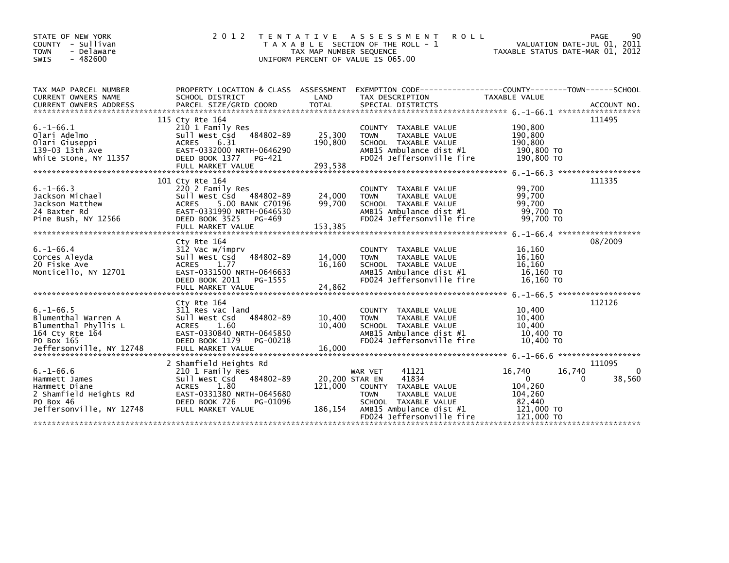STATE OF NEW YORK
COUNTY - Sullivan
TOWN - Delaware
SWIS - 482600

# 2012 TENTATIVE ASSESSMENT ROLL

TAXABLE SECTION OF THE ROLL - 1
TAX MAP NUMBER SEQUENCE
UNIFORM PERCENT OF VALUE IS 065.00

VALUATION DATE-JUL 01, 2011
TAXABLE STATUS DATE-MAR 01, 2012

| TAX MAP PARCEL NUMBER / CURRENT OWNERS NAME / CURRENT OWNERS ADDRESS | PROPERTY LOCATION & CLASS / SCHOOL DISTRICT / PARCEL SIZE/GRID COORD | ASSESSMENT LAND / TOTAL | EXEMPTION CODE / TAX DESCRIPTION / SPECIAL DISTRICTS | COUNTY | TOWN | SCHOOL | ACCOUNT NO. |
|---|---|---|---|---|---|---|---|
| **6.-1-66.1** | 115 Cty Rte 164 | | | | | | 111495 |
| 6.-1-66.1 | 210 1 Family Res | | COUNTY TAXABLE VALUE | 190,800 | | | |
| Olari Adelmo | Sull West Csd 484802-89 | 25,300 | TOWN TAXABLE VALUE | 190,800 | | | |
| Olari Giuseppi | ACRES 6.31 | 190,800 | SCHOOL TAXABLE VALUE | 190,800 | | | |
| 139-03 13th Ave | EAST-0332000 NRTH-0646290 | | AMB15 Ambulance dist #1 | 190,800 TO | | | |
| White Stone, NY 11357 | DEED BOOK 1377 PG-421 | | FD024 Jeffersonville fire | 190,800 TO | | | |
| | FULL MARKET VALUE | 293,538 | | | | | |
| **6.-1-66.3** | 101 Cty Rte 164 | | | | | | 111335 |
| 6.-1-66.3 | 220 2 Family Res | | COUNTY TAXABLE VALUE | 99,700 | | | |
| Jackson Michael | Sull West Csd 484802-89 | 24,000 | TOWN TAXABLE VALUE | 99,700 | | | |
| Jackson Matthew | ACRES 5.00 BANK C70196 | 99,700 | SCHOOL TAXABLE VALUE | 99,700 | | | |
| 24 Baxter Rd | EAST-0331990 NRTH-0646530 | | AMB15 Ambulance dist #1 | 99,700 TO | | | |
| Pine Bush, NY 12566 | DEED BOOK 3525 PG-469 | | FD024 Jeffersonville fire | 99,700 TO | | | |
| | FULL MARKET VALUE | 153,385 | | | | | |
| **6.-1-66.4** | Cty Rte 164 | | | | | | 08/2009 |
| 6.-1-66.4 | 312 Vac w/imprv | | COUNTY TAXABLE VALUE | 16,160 | | | |
| Corces Aleyda | Sull West Csd 484802-89 | 14,000 | TOWN TAXABLE VALUE | 16,160 | | | |
| 20 Fiske Ave | ACRES 1.77 | 16,160 | SCHOOL TAXABLE VALUE | 16,160 | | | |
| Monticello, NY 12701 | EAST-0331500 NRTH-0646633 | | AMB15 Ambulance dist #1 | 16,160 TO | | | |
| | DEED BOOK 2011 PG-1555 | | FD024 Jeffersonville fire | 16,160 TO | | | |
| | FULL MARKET VALUE | 24,862 | | | | | |
| **6.-1-66.5** | Cty Rte 164 | | | | | | 112126 |
| 6.-1-66.5 | 311 Res vac land | | COUNTY TAXABLE VALUE | 10,400 | | | |
| Blumenthal Warren A | Sull West Csd 484802-89 | 10,400 | TOWN TAXABLE VALUE | 10,400 | | | |
| Blumenthal Phyllis L | ACRES 1.60 | 10,400 | SCHOOL TAXABLE VALUE | 10,400 | | | |
| 164 Cty Rte 164 | EAST-0330840 NRTH-0645850 | | AMB15 Ambulance dist #1 | 10,400 TO | | | |
| PO Box 165 | DEED BOOK 1179 PG-00218 | | FD024 Jeffersonville fire | 10,400 TO | | | |
| Jeffersonville, NY 12748 | FULL MARKET VALUE | 16,000 | | | | | |
| **6.-1-66.6** | 2 Shamfield Heights Rd | | | | | | 111095 |
| 6.-1-66.6 | 210 1 Family Res | | WAR VET 41121 | 16,740 | 16,740 | 0 | |
| Hammett James | Sull West Csd 484802-89 | 20,200 | STAR EN 41834 | 0 | 0 | 38,560 | |
| Hammett Diane | ACRES 1.80 | 121,000 | COUNTY TAXABLE VALUE | 104,260 | | | |
| 2 Shamfield Heights Rd | EAST-0331380 NRTH-0645680 | | TOWN TAXABLE VALUE | 104,260 | | | |
| PO Box 46 | DEED BOOK 726 PG-01096 | | SCHOOL TAXABLE VALUE | 82,440 | | | |
| Jeffersonville, NY 12748 | FULL MARKET VALUE | 186,154 | AMB15 Ambulance dist #1 | 121,000 TO | | | |
| | | | FD024 Jeffersonville fire | 121,000 TO | | | |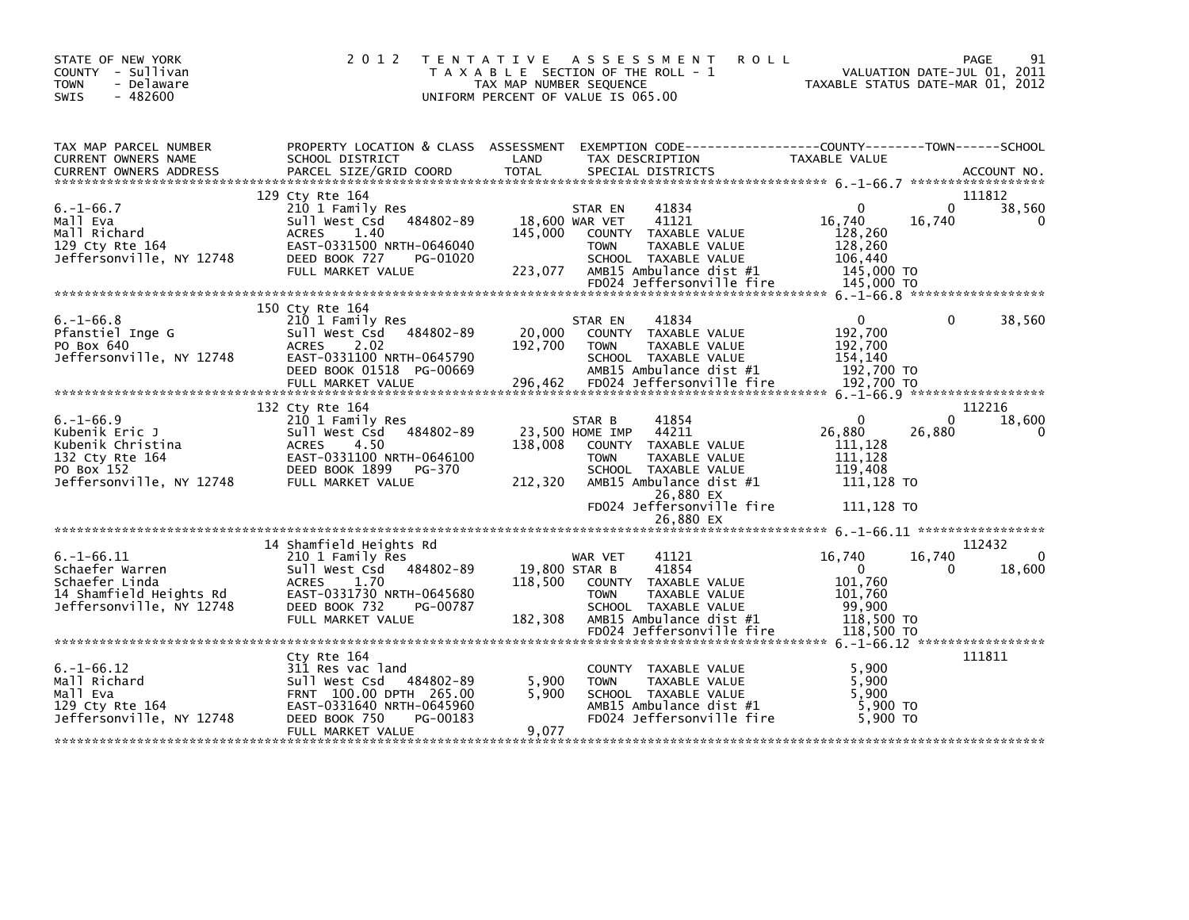STATE OF NEW YORK
COUNTY - Sullivan
TOWN - Delaware
SWIS - 482600

# 2012 TENTATIVE ASSESSMENT ROLL

TAXABLE SECTION OF THE ROLL - 1
TAX MAP NUMBER SEQUENCE
UNIFORM PERCENT OF VALUE IS 065.00

VALUATION DATE-JUL 01, 2011
TAXABLE STATUS DATE-MAR 01, 2012

| TAX MAP PARCEL NUMBER / CURRENT OWNERS NAME / CURRENT OWNERS ADDRESS | PROPERTY LOCATION & CLASS / SCHOOL DISTRICT / PARCEL SIZE/GRID COORD | ASSESSMENT LAND / TOTAL | EXEMPTION CODE / TAX DESCRIPTION / SPECIAL DISTRICTS | COUNTY TAXABLE VALUE | TOWN | SCHOOL / ACCOUNT NO. |
|---|---|---|---|---|---|---|
| **6.-1-66.7** | 129 Cty Rte 164 | | | | | 111812 |
| 6.-1-66.7 | 210 1 Family Res | | STAR EN 41834 | 0 | 0 | 38,560 |
| Mall Eva | Sull West Csd 484802-89 | 18,600 | WAR VET 41121 | 16,740 | 16,740 | 0 |
| Mall Richard | ACRES 1.40 | 145,000 | COUNTY TAXABLE VALUE | 128,260 | | |
| 129 Cty Rte 164 | EAST-0331500 NRTH-0646040 | | TOWN TAXABLE VALUE | 128,260 | | |
| Jeffersonville, NY 12748 | DEED BOOK 727 PG-01020 | | SCHOOL TAXABLE VALUE | 106,440 | | |
| | FULL MARKET VALUE | 223,077 | AMB15 Ambulance dist #1 | 145,000 TO | | |
| | | | FD024 Jeffersonville fire | 145,000 TO | | |
| **6.-1-66.8** | 150 Cty Rte 164 | | | | | |
| 6.-1-66.8 | 210 1 Family Res | | STAR EN 41834 | 0 | 0 | 38,560 |
| Pfanstiel Inge G | Sull West Csd 484802-89 | 20,000 | COUNTY TAXABLE VALUE | 192,700 | | |
| PO Box 640 | ACRES 2.02 | 192,700 | TOWN TAXABLE VALUE | 192,700 | | |
| Jeffersonville, NY 12748 | EAST-0331100 NRTH-0645790 | | SCHOOL TAXABLE VALUE | 154,140 | | |
| | DEED BOOK 01518 PG-00669 | | AMB15 Ambulance dist #1 | 192,700 TO | | |
| | FULL MARKET VALUE | 296,462 | FD024 Jeffersonville fire | 192,700 TO | | |
| **6.-1-66.9** | 132 Cty Rte 164 | | | | | 112216 |
| 6.-1-66.9 | 210 1 Family Res | | STAR B 41854 | 0 | 0 | 18,600 |
| Kubenik Eric J | Sull West Csd 484802-89 | 23,500 | HOME IMP 44211 | 26,880 | 26,880 | 0 |
| Kubenik Christina | ACRES 4.50 | 138,008 | COUNTY TAXABLE VALUE | 111,128 | | |
| 132 Cty Rte 164 | EAST-0331100 NRTH-0646100 | | TOWN TAXABLE VALUE | 111,128 | | |
| PO Box 152 | DEED BOOK 1899 PG-370 | | SCHOOL TAXABLE VALUE | 119,408 | | |
| Jeffersonville, NY 12748 | FULL MARKET VALUE | 212,320 | AMB15 Ambulance dist #1 | 111,128 TO | | |
| | | | 26,880 EX | | | |
| | | | FD024 Jeffersonville fire | 111,128 TO | | |
| | | | 26,880 EX | | | |
| **6.-1-66.11** | 14 Shamfield Heights Rd | | | | | 112432 |
| 6.-1-66.11 | 210 1 Family Res | | WAR VET 41121 | 16,740 | 16,740 | 0 |
| Schaefer Warren | Sull West Csd 484802-89 | 19,800 | STAR B 41854 | 0 | 0 | 18,600 |
| Schaefer Linda | ACRES 1.70 | 118,500 | COUNTY TAXABLE VALUE | 101,760 | | |
| 14 Shamfield Heights Rd | EAST-0331730 NRTH-0645680 | | TOWN TAXABLE VALUE | 101,760 | | |
| Jeffersonville, NY 12748 | DEED BOOK 732 PG-00787 | | SCHOOL TAXABLE VALUE | 99,900 | | |
| | FULL MARKET VALUE | 182,308 | AMB15 Ambulance dist #1 | 118,500 TO | | |
| | | | FD024 Jeffersonville fire | 118,500 TO | | |
| **6.-1-66.12** | Cty Rte 164 | | | | | 111811 |
| 6.-1-66.12 | 311 Res vac land | | COUNTY TAXABLE VALUE | 5,900 | | |
| Mall Richard | Sull West Csd 484802-89 | 5,900 | TOWN TAXABLE VALUE | 5,900 | | |
| Mall Eva | FRNT 100.00 DPTH 265.00 | 5,900 | SCHOOL TAXABLE VALUE | 5,900 | | |
| 129 Cty Rte 164 | EAST-0331640 NRTH-0645960 | | AMB15 Ambulance dist #1 | 5,900 TO | | |
| Jeffersonville, NY 12748 | DEED BOOK 750 PG-00183 | | FD024 Jeffersonville fire | 5,900 TO | | |
| | FULL MARKET VALUE | 9,077 | | | | |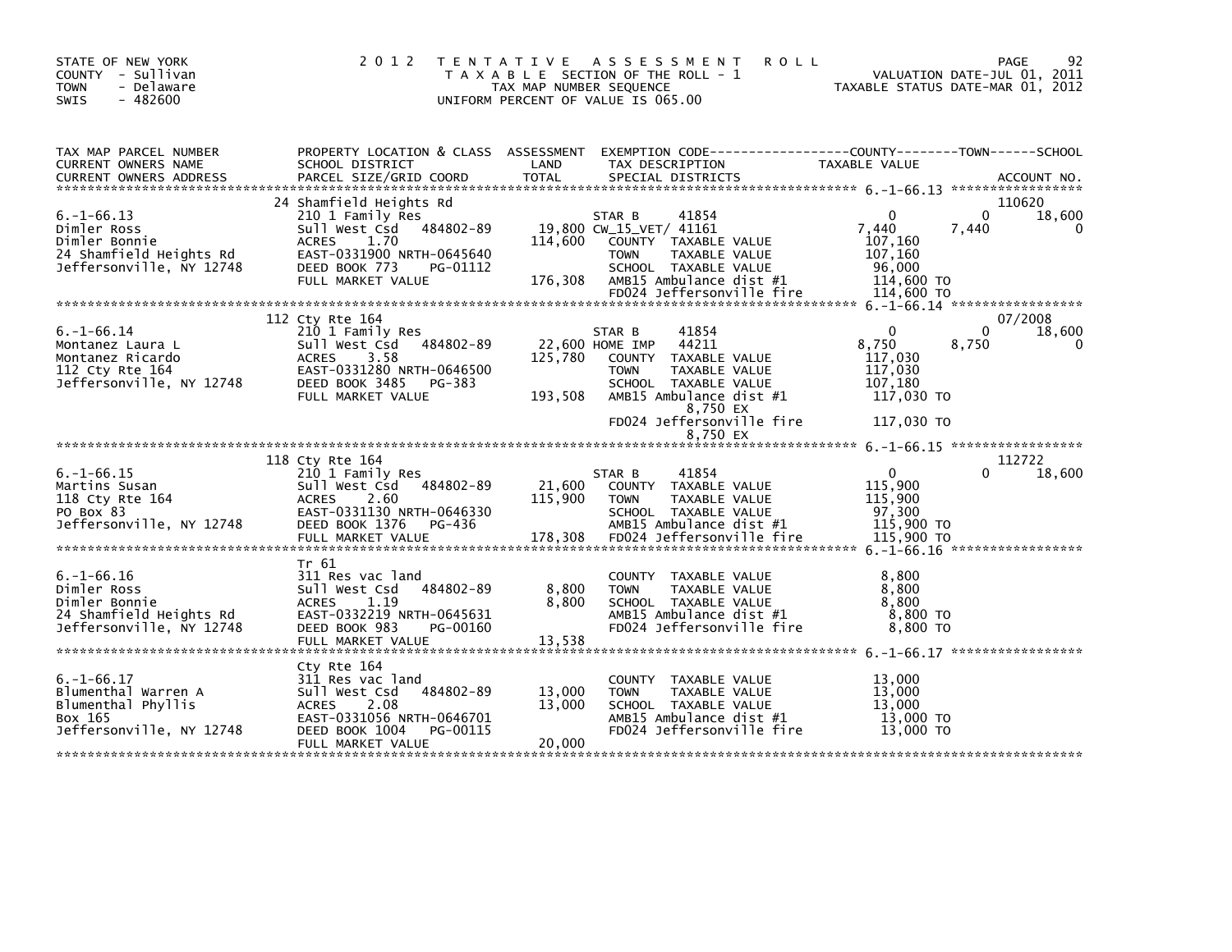STATE OF NEW YORK
COUNTY - Sullivan
TOWN - Delaware
SWIS - 482600

# 2012 TENTATIVE ASSESSMENT ROLL

TAXABLE SECTION OF THE ROLL - 1
TAX MAP NUMBER SEQUENCE
UNIFORM PERCENT OF VALUE IS 065.00

VALUATION DATE-JUL 01, 2011
TAXABLE STATUS DATE-MAR 01, 2012

| TAX MAP PARCEL NUMBER / CURRENT OWNERS NAME / CURRENT OWNERS ADDRESS | PROPERTY LOCATION & CLASS / SCHOOL DISTRICT / PARCEL SIZE/GRID COORD | ASSESSMENT LAND / TOTAL | EXEMPTION CODE / TAX DESCRIPTION / SPECIAL DISTRICTS | COUNTY TAXABLE VALUE | TOWN | SCHOOL | ACCOUNT NO. |
|---|---|---|---|---|---|---|---|
| 6.-1-66.13 | 24 Shamfield Heights Rd | | | | | | 110620 |
| 6.-1-66.13 | 210 1 Family Res | | STAR B 41854 | 0 | 0 | 18,600 | |
| Dimler Ross | Sull West Csd 484802-89 | 19,800 | CW_15_VET/ 41161 | 7,440 | 7,440 | 0 | |
| Dimler Bonnie | ACRES 1.70 | 114,600 | COUNTY TAXABLE VALUE | 107,160 | | | |
| 24 Shamfield Heights Rd | EAST-0331900 NRTH-0645640 | | TOWN TAXABLE VALUE | 107,160 | | | |
| Jeffersonville, NY 12748 | DEED BOOK 773 PG-01112 | | SCHOOL TAXABLE VALUE | 96,000 | | | |
| | FULL MARKET VALUE | 176,308 | AMB15 Ambulance dist #1 | 114,600 TO | | | |
| | | | FD024 Jeffersonville fire | 114,600 TO | | | |
| 6.-1-66.14 | 112 Cty Rte 164 | | | | | | 07/2008 |
| 6.-1-66.14 | 210 1 Family Res | | STAR B 41854 | 0 | 0 | 18,600 | |
| Montanez Laura L | Sull West Csd 484802-89 | 22,600 | HOME IMP 44211 | 8,750 | 8,750 | 0 | |
| Montanez Ricardo | ACRES 3.58 | 125,780 | COUNTY TAXABLE VALUE | 117,030 | | | |
| 112 Cty Rte 164 | EAST-0331280 NRTH-0646500 | | TOWN TAXABLE VALUE | 117,030 | | | |
| Jeffersonville, NY 12748 | DEED BOOK 3485 PG-383 | | SCHOOL TAXABLE VALUE | 107,180 | | | |
| | FULL MARKET VALUE | 193,508 | AMB15 Ambulance dist #1 | 117,030 TO | | | |
| | | | 8,750 EX | | | | |
| | | | FD024 Jeffersonville fire | 117,030 TO | | | |
| | | | 8,750 EX | | | | |
| 6.-1-66.15 | 118 Cty Rte 164 | | | | | | 112722 |
| 6.-1-66.15 | 210 1 Family Res | | STAR B 41854 | 0 | 0 | 18,600 | |
| Martins Susan | Sull West Csd 484802-89 | 21,600 | COUNTY TAXABLE VALUE | 115,900 | | | |
| 118 Cty Rte 164 | ACRES 2.60 | 115,900 | TOWN TAXABLE VALUE | 115,900 | | | |
| PO Box 83 | EAST-0331130 NRTH-0646330 | | SCHOOL TAXABLE VALUE | 97,300 | | | |
| Jeffersonville, NY 12748 | DEED BOOK 1376 PG-436 | | AMB15 Ambulance dist #1 | 115,900 TO | | | |
| | FULL MARKET VALUE | 178,308 | FD024 Jeffersonville fire | 115,900 TO | | | |
| 6.-1-66.16 | Tr 61 | | | | | | |
| 6.-1-66.16 | 311 Res vac land | | COUNTY TAXABLE VALUE | 8,800 | | | |
| Dimler Ross | Sull West Csd 484802-89 | 8,800 | TOWN TAXABLE VALUE | 8,800 | | | |
| Dimler Bonnie | ACRES 1.19 | 8,800 | SCHOOL TAXABLE VALUE | 8,800 | | | |
| 24 Shamfield Heights Rd | EAST-0332219 NRTH-0645631 | | AMB15 Ambulance dist #1 | 8,800 TO | | | |
| Jeffersonville, NY 12748 | DEED BOOK 983 PG-00160 | | FD024 Jeffersonville fire | 8,800 TO | | | |
| | FULL MARKET VALUE | 13,538 | | | | | |
| 6.-1-66.17 | Cty Rte 164 | | | | | | |
| 6.-1-66.17 | 311 Res vac land | | COUNTY TAXABLE VALUE | 13,000 | | | |
| Blumenthal Warren A | Sull West Csd 484802-89 | 13,000 | TOWN TAXABLE VALUE | 13,000 | | | |
| Blumenthal Phyllis | ACRES 2.08 | 13,000 | SCHOOL TAXABLE VALUE | 13,000 | | | |
| Box 165 | EAST-0331056 NRTH-0646701 | | AMB15 Ambulance dist #1 | 13,000 TO | | | |
| Jeffersonville, NY 12748 | DEED BOOK 1004 PG-00115 | | FD024 Jeffersonville fire | 13,000 TO | | | |
| | FULL MARKET VALUE | 20,000 | | | | | |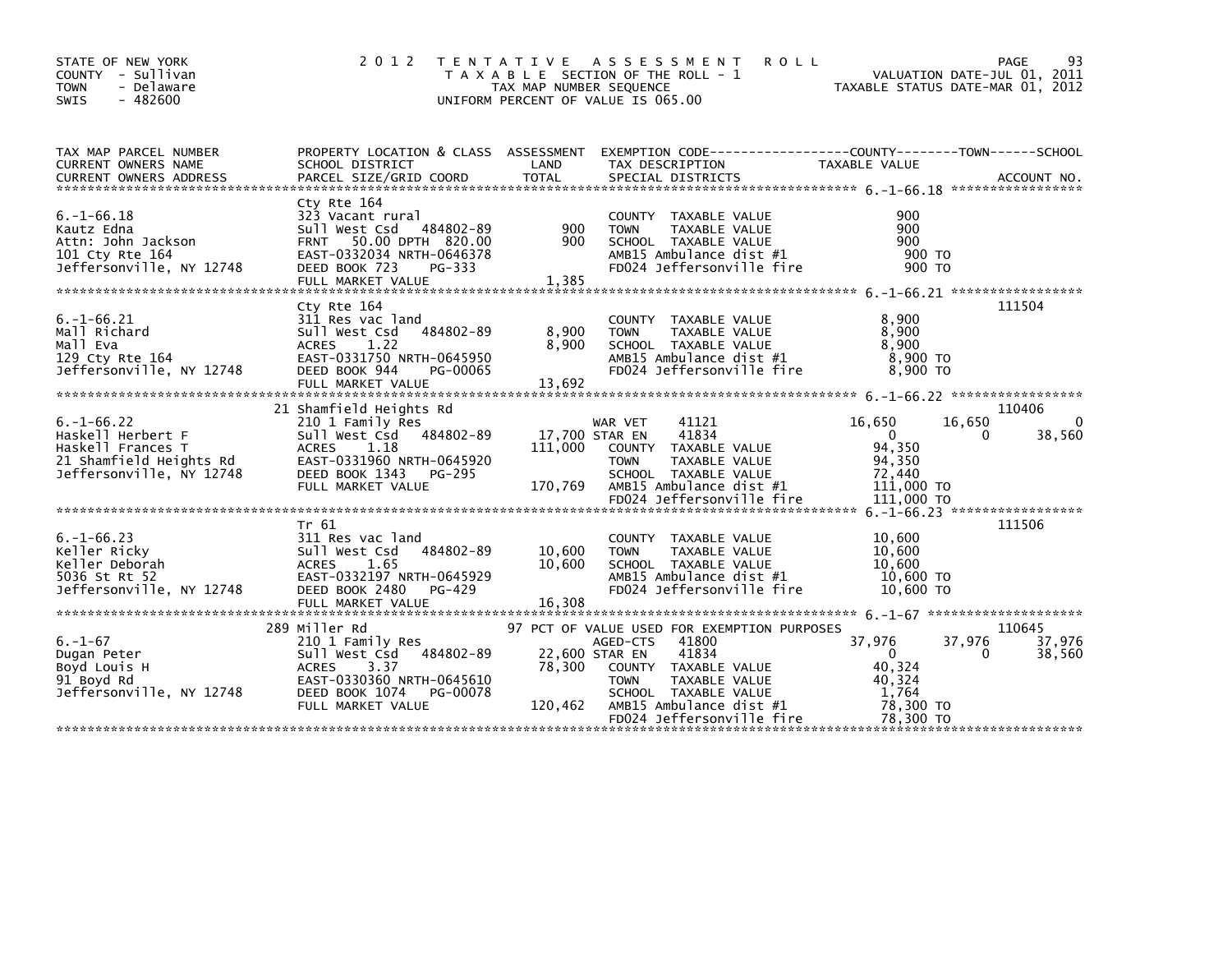STATE OF NEW YORK
COUNTY - Sullivan
TOWN - Delaware
SWIS - 482600

2012 TENTATIVE ASSESSMENT ROLL
TAXABLE SECTION OF THE ROLL - 1
TAX MAP NUMBER SEQUENCE
UNIFORM PERCENT OF VALUE IS 065.00

VALUATION DATE-JUL 01, 2011
TAXABLE STATUS DATE-MAR 01, 2012

| TAX MAP PARCEL NUMBER / CURRENT OWNERS NAME / CURRENT OWNERS ADDRESS | PROPERTY LOCATION & CLASS / SCHOOL DISTRICT / PARCEL SIZE/GRID COORD | ASSESSMENT LAND / TOTAL | EXEMPTION CODE / TAX DESCRIPTION / SPECIAL DISTRICTS | COUNTY | TOWN | SCHOOL | ACCOUNT NO. |
|---|---|---|---|---|---|---|---|
| 6.-1-66.18 | Cty Rte 164 | | | | | | |
| Kautz Edna | 323 Vacant rural | | COUNTY TAXABLE VALUE | 900 | | | |
| Attn: John Jackson | Sull West Csd 484802-89 | 900 | TOWN TAXABLE VALUE | | 900 | | |
| 101 Cty Rte 164 | FRNT 50.00 DPTH 820.00 | 900 | SCHOOL TAXABLE VALUE | | | 900 | |
| Jeffersonville, NY 12748 | EAST-0332034 NRTH-0646378 | | AMB15 Ambulance dist #1 | 900 TO | | | |
| | DEED BOOK 723 PG-333 | | FD024 Jeffersonville fire | 900 TO | | | |
| | FULL MARKET VALUE | 1,385 | | | | | |
| 6.-1-66.21 | Cty Rte 164 | | | | | | 111504 |
| Mall Richard | 311 Res vac land | | COUNTY TAXABLE VALUE | 8,900 | | | |
| Mall Eva | Sull West Csd 484802-89 | 8,900 | TOWN TAXABLE VALUE | | 8,900 | | |
| 129 Cty Rte 164 | ACRES 1.22 | 8,900 | SCHOOL TAXABLE VALUE | | | 8,900 | |
| Jeffersonville, NY 12748 | EAST-0331750 NRTH-0645950 | | AMB15 Ambulance dist #1 | 8,900 TO | | | |
| | DEED BOOK 944 PG-00065 | | FD024 Jeffersonville fire | 8,900 TO | | | |
| | FULL MARKET VALUE | 13,692 | | | | | |
| 6.-1-66.22 | 21 Shamfield Heights Rd | | | | | | 110406 |
| Haskell Herbert F | 210 1 Family Res | | WAR VET 41121 | 16,650 | 16,650 | 0 | |
| Haskell Frances T | Sull West Csd 484802-89 | 17,700 | STAR EN 41834 | 0 | 0 | 38,560 | |
| 21 Shamfield Heights Rd | ACRES 1.18 | 111,000 | COUNTY TAXABLE VALUE | 94,350 | | | |
| Jeffersonville, NY 12748 | EAST-0331960 NRTH-0645920 | | TOWN TAXABLE VALUE | | 94,350 | | |
| | DEED BOOK 1343 PG-295 | | SCHOOL TAXABLE VALUE | | | 72,440 | |
| | FULL MARKET VALUE | 170,769 | AMB15 Ambulance dist #1 | 111,000 TO | | | |
| | | | FD024 Jeffersonville fire | 111,000 TO | | | |
| 6.-1-66.23 | Tr 61 | | | | | | 111506 |
| Keller Ricky | 311 Res vac land | | COUNTY TAXABLE VALUE | 10,600 | | | |
| Keller Deborah | Sull West Csd 484802-89 | 10,600 | TOWN TAXABLE VALUE | | 10,600 | | |
| 5036 St Rt 52 | ACRES 1.65 | 10,600 | SCHOOL TAXABLE VALUE | | | 10,600 | |
| Jeffersonville, NY 12748 | EAST-0332197 NRTH-0645929 | | AMB15 Ambulance dist #1 | 10,600 TO | | | |
| | DEED BOOK 2480 PG-429 | | FD024 Jeffersonville fire | 10,600 TO | | | |
| | FULL MARKET VALUE | 16,308 | | | | | |
| 6.-1-67 | 289 Miller Rd | | 97 PCT OF VALUE USED FOR EXEMPTION PURPOSES | | | | 110645 |
| Dugan Peter | 210 1 Family Res | | AGED-CTS 41800 | 37,976 | 37,976 | 37,976 | |
| Boyd Louis H | Sull West Csd 484802-89 | 22,600 | STAR EN 41834 | 0 | 0 | 38,560 | |
| 91 Boyd Rd | ACRES 3.37 | 78,300 | COUNTY TAXABLE VALUE | 40,324 | | | |
| Jeffersonville, NY 12748 | EAST-0330360 NRTH-0645610 | | TOWN TAXABLE VALUE | | 40,324 | | |
| | DEED BOOK 1074 PG-00078 | | SCHOOL TAXABLE VALUE | | | 1,764 | |
| | FULL MARKET VALUE | 120,462 | AMB15 Ambulance dist #1 | 78,300 TO | | | |
| | | | FD024 Jeffersonville fire | 78,300 TO | | | |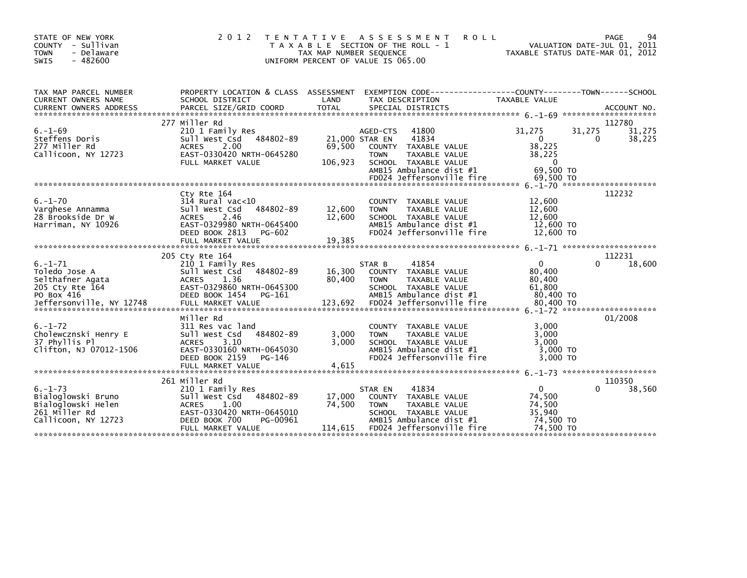STATE OF NEW YORK
COUNTY - Sullivan
TOWN - Delaware
SWIS - 482600

# 2012 TENTATIVE ASSESSMENT ROLL

TAXABLE SECTION OF THE ROLL - 1
TAX MAP NUMBER SEQUENCE
UNIFORM PERCENT OF VALUE IS 065.00

VALUATION DATE-JUL 01, 2011
TAXABLE STATUS DATE-MAR 01, 2012

| TAX MAP PARCEL NUMBER / CURRENT OWNERS NAME / CURRENT OWNERS ADDRESS | PROPERTY LOCATION & CLASS / SCHOOL DISTRICT / PARCEL SIZE/GRID COORD | ASSESSMENT LAND / TOTAL | EXEMPTION CODE / TAX DESCRIPTION / SPECIAL DISTRICTS | COUNTY | TOWN | SCHOOL | ACCOUNT NO. |
|---|---|---|---|---|---|---|---|
| 6.-1-69 | 277 Miller Rd | | | | | | 112780 |
| | 210 1 Family Res | | AGED-CTS 41800 | 31,275 | 31,275 | 31,275 | |
| Steffens Doris | Sull West Csd 484802-89 | 21,000 | STAR EN 41834 | 0 | 0 | 38,225 | |
| 277 Miller Rd | ACRES 2.00 | 69,500 | COUNTY TAXABLE VALUE | 38,225 | | | |
| Callicoon, NY 12723 | EAST-0330420 NRTH-0645280 | | TOWN TAXABLE VALUE | | 38,225 | | |
| | FULL MARKET VALUE | 106,923 | SCHOOL TAXABLE VALUE | | | 0 | |
| | | | AMB15 Ambulance dist #1 | 69,500 TO | | | |
| | | | FD024 Jeffersonville fire | 69,500 TO | | | |
| 6.-1-70 | Cty Rte 164 | | | | | | 112232 |
| | 314 Rural vac<10 | | COUNTY TAXABLE VALUE | 12,600 | | | |
| Varghese Annamma | Sull West Csd 484802-89 | 12,600 | TOWN TAXABLE VALUE | | 12,600 | | |
| 28 Brookside Dr W | ACRES 2.46 | 12,600 | SCHOOL TAXABLE VALUE | | | 12,600 | |
| Harriman, NY 10926 | EAST-0329980 NRTH-0645400 | | AMB15 Ambulance dist #1 | 12,600 TO | | | |
| | DEED BOOK 2813 PG-602 | | FD024 Jeffersonville fire | 12,600 TO | | | |
| | FULL MARKET VALUE | 19,385 | | | | | |
| 6.-1-71 | 205 Cty Rte 164 | | | | | | 112231 |
| | 210 1 Family Res | | STAR B 41854 | 0 | 0 | 18,600 | |
| Toledo Jose A | Sull West Csd 484802-89 | 16,300 | COUNTY TAXABLE VALUE | 80,400 | | | |
| Selthafner Agata | ACRES 1.36 | 80,400 | TOWN TAXABLE VALUE | | 80,400 | | |
| 205 Cty Rte 164 | EAST-0329860 NRTH-0645300 | | SCHOOL TAXABLE VALUE | | | 61,800 | |
| PO Box 416 | DEED BOOK 1454 PG-161 | | AMB15 Ambulance dist #1 | 80,400 TO | | | |
| Jeffersonville, NY 12748 | FULL MARKET VALUE | 123,692 | FD024 Jeffersonville fire | 80,400 TO | | | |
| 6.-1-72 | Miller Rd | | | | | | 01/2008 |
| | 311 Res vac land | | COUNTY TAXABLE VALUE | 3,000 | | | |
| Cholewcznski Henry E | Sull West Csd 484802-89 | 3,000 | TOWN TAXABLE VALUE | | 3,000 | | |
| 37 Phyllis Pl | ACRES 3.10 | 3,000 | SCHOOL TAXABLE VALUE | | | 3,000 | |
| Clifton, NJ 07012-1506 | EAST-0330160 NRTH-0645030 | | AMB15 Ambulance dist #1 | 3,000 TO | | | |
| | DEED BOOK 2159 PG-146 | | FD024 Jeffersonville fire | 3,000 TO | | | |
| | FULL MARKET VALUE | 4,615 | | | | | |
| 6.-1-73 | 261 Miller Rd | | | | | | 110350 |
| | 210 1 Family Res | | STAR EN 41834 | 0 | 0 | 38,560 | |
| Bialoglowski Bruno | Sull West Csd 484802-89 | 17,000 | COUNTY TAXABLE VALUE | 74,500 | | | |
| Bialoglowski Helen | ACRES 1.00 | 74,500 | TOWN TAXABLE VALUE | | 74,500 | | |
| 261 Miller Rd | EAST-0330420 NRTH-0645010 | | SCHOOL TAXABLE VALUE | | | 35,940 | |
| Callicoon, NY 12723 | DEED BOOK 700 PG-00961 | | AMB15 Ambulance dist #1 | 74,500 TO | | | |
| | FULL MARKET VALUE | 114,615 | FD024 Jeffersonville fire | 74,500 TO | | | |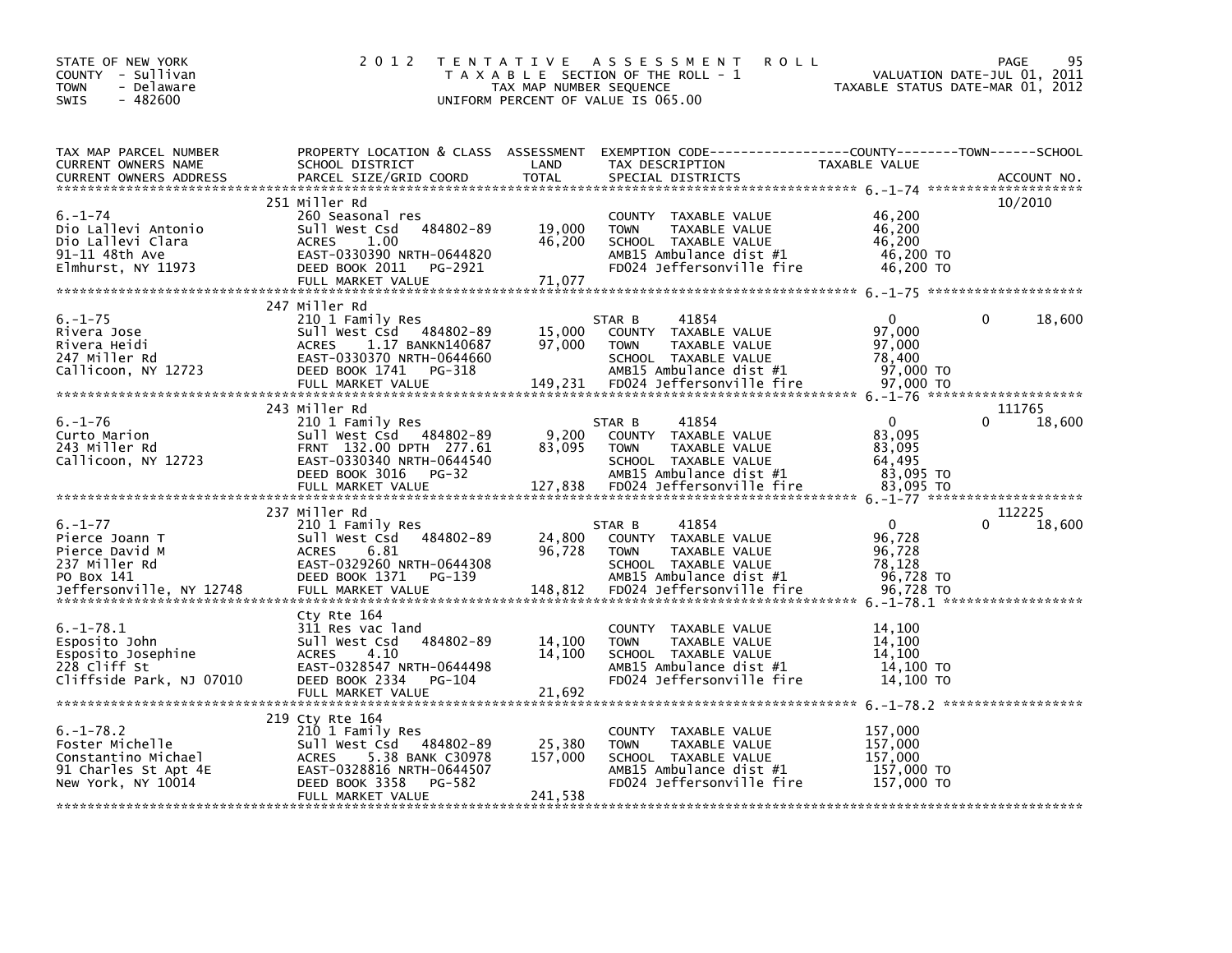STATE OF NEW YORK
COUNTY - Sullivan
TOWN - Delaware
SWIS - 482600

2012 TENTATIVE ASSESSMENT ROLL
TAXABLE SECTION OF THE ROLL - 1
TAX MAP NUMBER SEQUENCE
UNIFORM PERCENT OF VALUE IS 065.00

VALUATION DATE-JUL 01, 2011
TAXABLE STATUS DATE-MAR 01, 2012

| TAX MAP PARCEL NUMBER / CURRENT OWNERS NAME / CURRENT OWNERS ADDRESS | PROPERTY LOCATION & CLASS / SCHOOL DISTRICT / PARCEL SIZE/GRID COORD | ASSESSMENT LAND / TOTAL | EXEMPTION CODE / TAX DESCRIPTION / SPECIAL DISTRICTS | COUNTY / TOWN / SCHOOL TAXABLE VALUE | ACCOUNT NO. |
|---|---|---|---|---|---|
| 6.-1-74 | 251 Miller Rd | | | | 10/2010 |
| Dio Lallevi Antonio | 260 Seasonal res | | COUNTY TAXABLE VALUE | 46,200 | |
| Dio Lallevi Clara | Sull West Csd 484802-89 | 19,000 | TOWN TAXABLE VALUE | 46,200 | |
| 91-11 48th Ave | ACRES 1.00 | 46,200 | SCHOOL TAXABLE VALUE | 46,200 | |
| Elmhurst, NY 11973 | EAST-0330390 NRTH-0644820 | | AMB15 Ambulance dist #1 | 46,200 TO | |
| | DEED BOOK 2011 PG-2921 | | FD024 Jeffersonville fire | 46,200 TO | |
| | FULL MARKET VALUE | 71,077 | | | |
| 6.-1-75 | 247 Miller Rd | | | | |
| Rivera Jose | 210 1 Family Res | | STAR B 41854 | 0 / 0 / 18,600 | |
| Rivera Heidi | Sull West Csd 484802-89 | 15,000 | COUNTY TAXABLE VALUE | 97,000 | |
| 247 Miller Rd | ACRES 1.17 BANKN140687 | 97,000 | TOWN TAXABLE VALUE | 97,000 | |
| Callicoon, NY 12723 | EAST-0330370 NRTH-0644660 | | SCHOOL TAXABLE VALUE | 78,400 | |
| | DEED BOOK 1741 PG-318 | | AMB15 Ambulance dist #1 | 97,000 TO | |
| | FULL MARKET VALUE | 149,231 | FD024 Jeffersonville fire | 97,000 TO | |
| 6.-1-76 | 243 Miller Rd | | | | 111765 |
| Curto Marion | 210 1 Family Res | | STAR B 41854 | 0 / 0 / 18,600 | |
| 243 Miller Rd | Sull West Csd 484802-89 | 9,200 | COUNTY TAXABLE VALUE | 83,095 | |
| Callicoon, NY 12723 | FRNT 132.00 DPTH 277.61 | 83,095 | TOWN TAXABLE VALUE | 83,095 | |
| | EAST-0330340 NRTH-0644540 | | SCHOOL TAXABLE VALUE | 64,495 | |
| | DEED BOOK 3016 PG-32 | | AMB15 Ambulance dist #1 | 83,095 TO | |
| | FULL MARKET VALUE | 127,838 | FD024 Jeffersonville fire | 83,095 TO | |
| 6.-1-77 | 237 Miller Rd | | | | 112225 |
| Pierce Joann T | 210 1 Family Res | | STAR B 41854 | 0 / 0 / 18,600 | |
| Pierce David M | Sull West Csd 484802-89 | 24,800 | COUNTY TAXABLE VALUE | 96,728 | |
| 237 Miller Rd | ACRES 6.81 | 96,728 | TOWN TAXABLE VALUE | 96,728 | |
| PO Box 141 | EAST-0329260 NRTH-0644308 | | SCHOOL TAXABLE VALUE | 78,128 | |
| | DEED BOOK 1371 PG-139 | | AMB15 Ambulance dist #1 | 96,728 TO | |
| Jeffersonville, NY 12748 | FULL MARKET VALUE | 148,812 | FD024 Jeffersonville fire | 96,728 TO | |
| 6.-1-78.1 | Cty Rte 164 | | | | |
| Esposito John | 311 Res vac land | | COUNTY TAXABLE VALUE | 14,100 | |
| Esposito Josephine | Sull West Csd 484802-89 | 14,100 | TOWN TAXABLE VALUE | 14,100 | |
| 228 Cliff St | ACRES 4.10 | 14,100 | SCHOOL TAXABLE VALUE | 14,100 | |
| Cliffside Park, NJ 07010 | EAST-0328547 NRTH-0644498 | | AMB15 Ambulance dist #1 | 14,100 TO | |
| | DEED BOOK 2334 PG-104 | | FD024 Jeffersonville fire | 14,100 TO | |
| | FULL MARKET VALUE | 21,692 | | | |
| 6.-1-78.2 | 219 Cty Rte 164 | | | | |
| Foster Michelle | 210 1 Family Res | | COUNTY TAXABLE VALUE | 157,000 | |
| Constantino Michael | Sull West Csd 484802-89 | 25,380 | TOWN TAXABLE VALUE | 157,000 | |
| 91 Charles St Apt 4E | ACRES 5.38 BANK C30978 | 157,000 | SCHOOL TAXABLE VALUE | 157,000 | |
| New York, NY 10014 | EAST-0328816 NRTH-0644507 | | AMB15 Ambulance dist #1 | 157,000 TO | |
| | DEED BOOK 3358 PG-582 | | FD024 Jeffersonville fire | 157,000 TO | |
| | FULL MARKET VALUE | 241,538 | | | |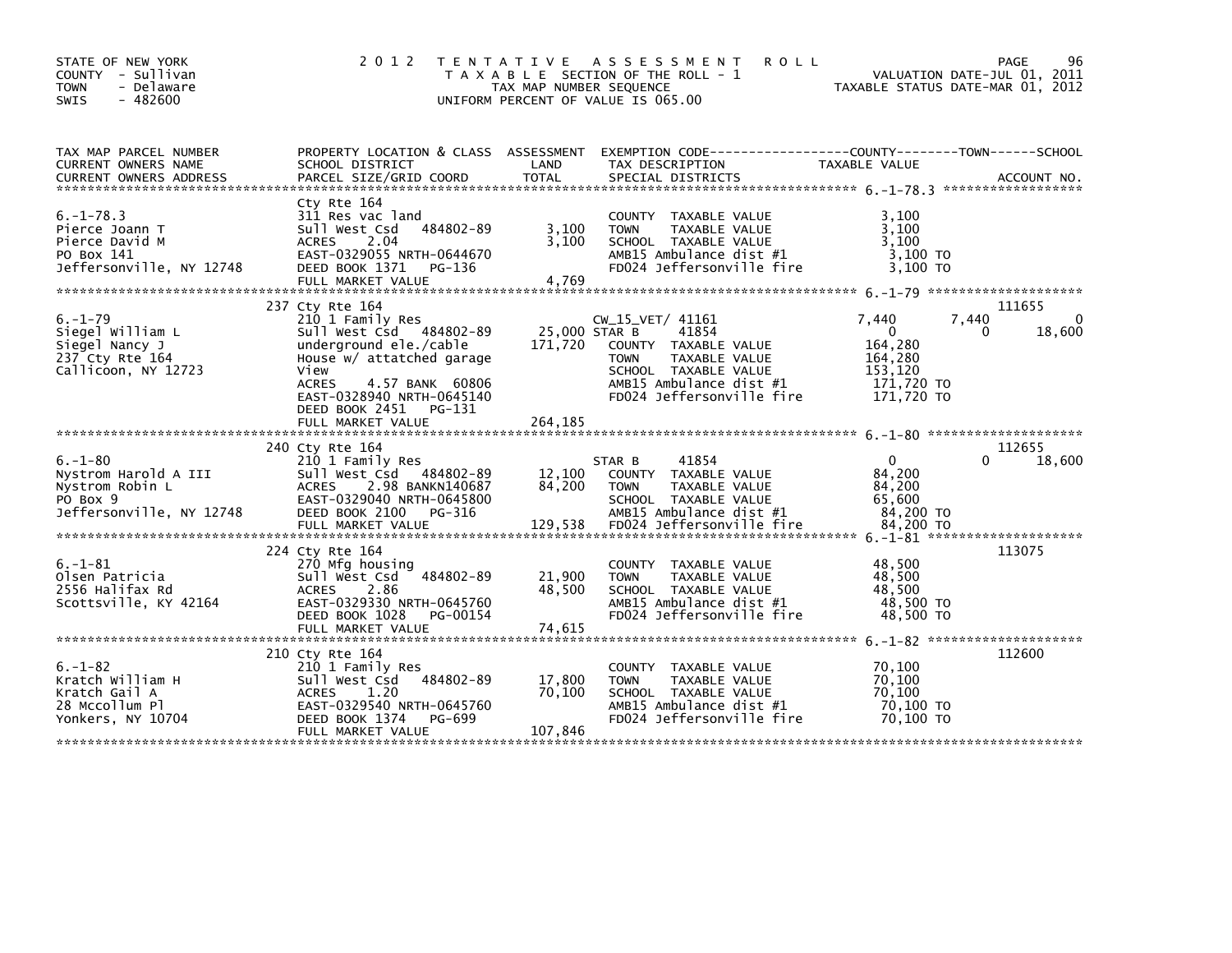STATE OF NEW YORK
COUNTY - Sullivan
TOWN - Delaware
SWIS - 482600

2012 TENTATIVE ASSESSMENT ROLL
TAXABLE SECTION OF THE ROLL - 1
TAX MAP NUMBER SEQUENCE
UNIFORM PERCENT OF VALUE IS 065.00

VALUATION DATE-JUL 01, 2011
TAXABLE STATUS DATE-MAR 01, 2012

| TAX MAP PARCEL NUMBER / CURRENT OWNERS NAME / CURRENT OWNERS ADDRESS | PROPERTY LOCATION & CLASS / SCHOOL DISTRICT / PARCEL SIZE/GRID COORD | ASSESSMENT LAND / TOTAL | EXEMPTION CODE / TAX DESCRIPTION / SPECIAL DISTRICTS | COUNTY TAXABLE VALUE | TOWN | SCHOOL | ACCOUNT NO. |
|---|---|---|---|---|---|---|---|
| 6.-1-78.3 | Cty Rte 164 | | | | | | |
| Pierce Joann T | 311 Res vac land | | COUNTY TAXABLE VALUE | 3,100 | | | |
| Pierce David M | Sull West Csd 484802-89 | 3,100 | TOWN TAXABLE VALUE | 3,100 | | | |
| PO Box 141 | ACRES 2.04 | 3,100 | SCHOOL TAXABLE VALUE | 3,100 | | | |
| Jeffersonville, NY 12748 | EAST-0329055 NRTH-0644670 | | AMB15 Ambulance dist #1 | 3,100 TO | | | |
| | DEED BOOK 1371 PG-136 | | FD024 Jeffersonville fire | 3,100 TO | | | |
| | FULL MARKET VALUE | 4,769 | | | | | |
| 6.-1-79 | 237 Cty Rte 164 | | | | | | 111655 |
| Siegel William L | 210 1 Family Res | | CW_15_VET/ 41161 | 7,440 | 7,440 | 0 | |
| Siegel Nancy J | Sull West Csd 484802-89 | 25,000 | STAR B 41854 | 0 | 0 | 18,600 | |
| 237 Cty Rte 164 | underground ele./cable | 171,720 | COUNTY TAXABLE VALUE | 164,280 | | | |
| Callicoon, NY 12723 | House w/ attatched garage | | TOWN TAXABLE VALUE | 164,280 | | | |
| | View | | SCHOOL TAXABLE VALUE | 153,120 | | | |
| | ACRES 4.57 BANK 60806 | | AMB15 Ambulance dist #1 | 171,720 TO | | | |
| | EAST-0328940 NRTH-0645140 | | FD024 Jeffersonville fire | 171,720 TO | | | |
| | DEED BOOK 2451 PG-131 | | | | | | |
| | FULL MARKET VALUE | 264,185 | | | | | |
| 6.-1-80 | 240 Cty Rte 164 | | | | | | 112655 |
| Nystrom Harold A III | 210 1 Family Res | | STAR B 41854 | 0 | 0 | 18,600 | |
| Nystrom Robin L | Sull West Csd 484802-89 | 12,100 | COUNTY TAXABLE VALUE | 84,200 | | | |
| PO Box 9 | ACRES 2.98 BANKN140687 | 84,200 | TOWN TAXABLE VALUE | 84,200 | | | |
| Jeffersonville, NY 12748 | EAST-0329040 NRTH-0645800 | | SCHOOL TAXABLE VALUE | 65,600 | | | |
| | DEED BOOK 2100 PG-316 | | AMB15 Ambulance dist #1 | 84,200 TO | | | |
| | FULL MARKET VALUE | 129,538 | FD024 Jeffersonville fire | 84,200 TO | | | |
| 6.-1-81 | 224 Cty Rte 164 | | | | | | 113075 |
| Olsen Patricia | 270 Mfg housing | | COUNTY TAXABLE VALUE | 48,500 | | | |
| 2556 Halifax Rd | Sull West Csd 484802-89 | 21,900 | TOWN TAXABLE VALUE | 48,500 | | | |
| Scottsville, KY 42164 | ACRES 2.86 | 48,500 | SCHOOL TAXABLE VALUE | 48,500 | | | |
| | EAST-0329330 NRTH-0645760 | | AMB15 Ambulance dist #1 | 48,500 TO | | | |
| | DEED BOOK 1028 PG-00154 | | FD024 Jeffersonville fire | 48,500 TO | | | |
| | FULL MARKET VALUE | 74,615 | | | | | |
| 6.-1-82 | 210 Cty Rte 164 | | | | | | 112600 |
| Kratch William H | 210 1 Family Res | | COUNTY TAXABLE VALUE | 70,100 | | | |
| Kratch Gail A | Sull West Csd 484802-89 | 17,800 | TOWN TAXABLE VALUE | 70,100 | | | |
| 28 Mccollum Pl | ACRES 1.20 | 70,100 | SCHOOL TAXABLE VALUE | 70,100 | | | |
| Yonkers, NY 10704 | EAST-0329540 NRTH-0645760 | | AMB15 Ambulance dist #1 | 70,100 TO | | | |
| | DEED BOOK 1374 PG-699 | | FD024 Jeffersonville fire | 70,100 TO | | | |
| | FULL MARKET VALUE | 107,846 | | | | | |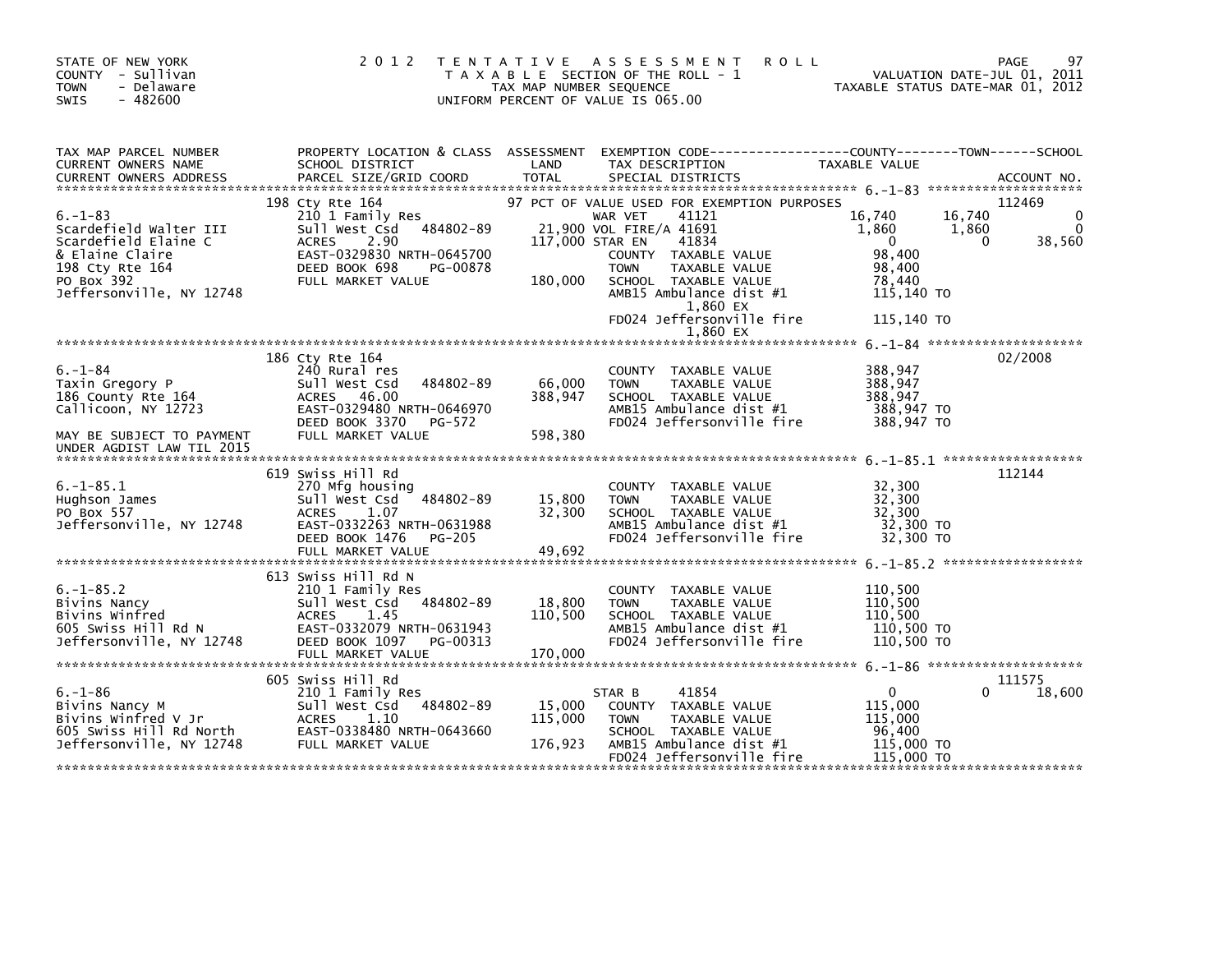STATE OF NEW YORK
COUNTY - Sullivan
TOWN - Delaware
SWIS - 482600

# 2012 TENTATIVE ASSESSMENT ROLL

TAXABLE SECTION OF THE ROLL - 1
TAX MAP NUMBER SEQUENCE
UNIFORM PERCENT OF VALUE IS 065.00

VALUATION DATE-JUL 01, 2011
TAXABLE STATUS DATE-MAR 01, 2012

| TAX MAP PARCEL NUMBER / CURRENT OWNERS NAME / CURRENT OWNERS ADDRESS | PROPERTY LOCATION & CLASS / SCHOOL DISTRICT / PARCEL SIZE/GRID COORD | ASSESSMENT LAND / TOTAL | EXEMPTION CODE / TAX DESCRIPTION / SPECIAL DISTRICTS | COUNTY TAXABLE VALUE | TOWN | SCHOOL | ACCOUNT NO. |
|---|---|---|---|---|---|---|---|
| 6.-1-83 | 198 Cty Rte 164 | | 97 PCT OF VALUE USED FOR EXEMPTION PURPOSES | | | | 112469 |
| Scardefield Walter III | 210 1 Family Res | | WAR VET 41121 | 16,740 | 16,740 | 0 | |
| Scardefield Elaine C | Sull West Csd 484802-89 | 21,900 | VOL FIRE/A 41691 | 1,860 | 1,860 | 0 | |
| & Elaine Claire | ACRES 2.90 | 117,000 | STAR EN 41834 | 0 | 0 | 38,560 | |
| 198 Cty Rte 164 | EAST-0329830 NRTH-0645700 | | COUNTY TAXABLE VALUE | 98,400 | | | |
| PO Box 392 | DEED BOOK 698 PG-00878 | | TOWN TAXABLE VALUE | 98,400 | | | |
| Jeffersonville, NY 12748 | FULL MARKET VALUE | 180,000 | SCHOOL TAXABLE VALUE | 78,440 | | | |
| | | | AMB15 Ambulance dist #1 | 115,140 TO | | | |
| | | | 1,860 EX | | | | |
| | | | FD024 Jeffersonville fire | 115,140 TO | | | |
| | | | 1,860 EX | | | | |
| 6.-1-84 | 186 Cty Rte 164 | | | | | | 02/2008 |
| Taxin Gregory P | 240 Rural res | | COUNTY TAXABLE VALUE | 388,947 | | | |
| 186 County Rte 164 | Sull West Csd 484802-89 | 66,000 | TOWN TAXABLE VALUE | 388,947 | | | |
| Callicoon, NY 12723 | ACRES 46.00 | 388,947 | SCHOOL TAXABLE VALUE | 388,947 | | | |
| | EAST-0329480 NRTH-0646970 | | AMB15 Ambulance dist #1 | 388,947 TO | | | |
| | DEED BOOK 3370 PG-572 | | FD024 Jeffersonville fire | 388,947 TO | | | |
| MAY BE SUBJECT TO PAYMENT UNDER AGDIST LAW TIL 2015 | FULL MARKET VALUE | 598,380 | | | | | |
| 6.-1-85.1 | 619 Swiss Hill Rd | | | | | | 112144 |
| Hughson James | 270 Mfg housing | | COUNTY TAXABLE VALUE | 32,300 | | | |
| PO Box 557 | Sull West Csd 484802-89 | 15,800 | TOWN TAXABLE VALUE | 32,300 | | | |
| Jeffersonville, NY 12748 | ACRES 1.07 | 32,300 | SCHOOL TAXABLE VALUE | 32,300 | | | |
| | EAST-0332263 NRTH-0631988 | | AMB15 Ambulance dist #1 | 32,300 TO | | | |
| | DEED BOOK 1476 PG-205 | | FD024 Jeffersonville fire | 32,300 TO | | | |
| | FULL MARKET VALUE | 49,692 | | | | | |
| 6.-1-85.2 | 613 Swiss Hill Rd N | | | | | | |
| Bivins Nancy | 210 1 Family Res | | COUNTY TAXABLE VALUE | 110,500 | | | |
| Bivins Winfred | Sull West Csd 484802-89 | 18,800 | TOWN TAXABLE VALUE | 110,500 | | | |
| 605 Swiss Hill Rd N | ACRES 1.45 | 110,500 | SCHOOL TAXABLE VALUE | 110,500 | | | |
| Jeffersonville, NY 12748 | EAST-0332079 NRTH-0631943 | | AMB15 Ambulance dist #1 | 110,500 TO | | | |
| | DEED BOOK 1097 PG-00313 | | FD024 Jeffersonville fire | 110,500 TO | | | |
| | FULL MARKET VALUE | 170,000 | | | | | |
| 6.-1-86 | 605 Swiss Hill Rd | | | | | | 111575 |
| Bivins Nancy M | 210 1 Family Res | | STAR B 41854 | 0 | 0 | 18,600 | |
| Bivins Winfred V Jr | Sull West Csd 484802-89 | 15,000 | COUNTY TAXABLE VALUE | 115,000 | | | |
| 605 Swiss Hill Rd North | ACRES 1.10 | 115,000 | TOWN TAXABLE VALUE | 115,000 | | | |
| Jeffersonville, NY 12748 | EAST-0338480 NRTH-0643660 | | SCHOOL TAXABLE VALUE | 96,400 | | | |
| | FULL MARKET VALUE | 176,923 | AMB15 Ambulance dist #1 | 115,000 TO | | | |
| | | | FD024 Jeffersonville fire | 115,000 TO | | | |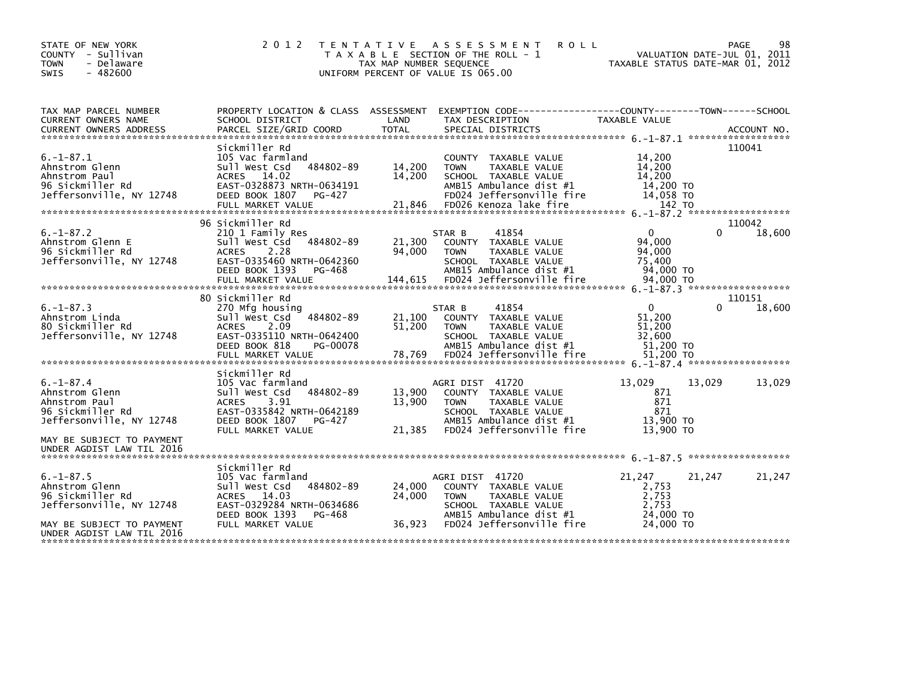STATE OF NEW YORK
COUNTY - Sullivan
TOWN - Delaware
SWIS - 482600

2 0 1 2 T E N T A T I V E A S S E S S M E N T R O L L
T A X A B L E SECTION OF THE ROLL - 1
TAX MAP NUMBER SEQUENCE
UNIFORM PERCENT OF VALUE IS 065.00

VALUATION DATE-JUL 01, 2011
TAXABLE STATUS DATE-MAR 01, 2012

```
TAX MAP PARCEL NUMBER      PROPERTY LOCATION & CLASS  ASSESSMENT  EXEMPTION CODE------------------COUNTY--------TOWN------SCHOOL
CURRENT OWNERS NAME        SCHOOL DISTRICT              LAND       TAX DESCRIPTION              TAXABLE VALUE
CURRENT OWNERS ADDRESS     PARCEL SIZE/GRID COORD       TOTAL      SPECIAL DISTRICTS                                      ACCOUNT NO.
****************************************************************************************************** 6.-1-87.1 ******************
                           Sickmiller Rd                                                                              110041
6.-1-87.1                  105 Vac farmland                        COUNTY  TAXABLE VALUE          14,200
Ahnstrom Glenn             Sull West Csd    484802-89   14,200     TOWN    TAXABLE VALUE          14,200
Ahnstrom Paul              ACRES  14.02                 14,200     SCHOOL  TAXABLE VALUE          14,200
96 Sickmiller Rd           EAST-0328873 NRTH-0634191               AMB15 Ambulance dist #1         14,200 TO
Jeffersonville, NY 12748   DEED BOOK 1807   PG-427                 FD024 Jeffersonville fire       14,058 TO
                           FULL MARKET VALUE            21,846     FD026 Kenoza lake fire             142 TO
****************************************************************************************************** 6.-1-87.2 ******************
                           96 Sickmiller Rd                                                                           110042
6.-1-87.2                  210 1 Family Res                        STAR B      41854                   0          0     18,600
Ahnstrom Glenn E           Sull West Csd    484802-89   21,300     COUNTY  TAXABLE VALUE          94,000
96 Sickmiller Rd           ACRES   2.28                 94,000     TOWN    TAXABLE VALUE          94,000
Jeffersonville, NY 12748   EAST-0335460 NRTH-0642360               SCHOOL  TAXABLE VALUE          75,400
                           DEED BOOK 1393   PG-468                 AMB15 Ambulance dist #1         94,000 TO
                           FULL MARKET VALUE           144,615     FD024 Jeffersonville fire       94,000 TO
****************************************************************************************************** 6.-1-87.3 ******************
                           80 Sickmiller Rd                                                                           110151
6.-1-87.3                  270 Mfg housing                         STAR B      41854                   0          0     18,600
Ahnstrom Linda             Sull West Csd    484802-89   21,100     COUNTY  TAXABLE VALUE          51,200
80 Sickmiller Rd           ACRES   2.09                 51,200     TOWN    TAXABLE VALUE          51,200
Jeffersonville, NY 12748   EAST-0335110 NRTH-0642400               SCHOOL  TAXABLE VALUE          32,600
                           DEED BOOK 818    PG-00078               AMB15 Ambulance dist #1         51,200 TO
                           FULL MARKET VALUE            78,769     FD024 Jeffersonville fire       51,200 TO
****************************************************************************************************** 6.-1-87.4 ******************
                           Sickmiller Rd
6.-1-87.4                  105 Vac farmland                        AGRI DIST   41720              13,029     13,029     13,029
Ahnstrom Glenn             Sull West Csd    484802-89   13,900     COUNTY  TAXABLE VALUE             871
Ahnstrom Paul              ACRES   3.91                 13,900     TOWN    TAXABLE VALUE             871
96 Sickmiller Rd           EAST-0335842 NRTH-0642189               SCHOOL  TAXABLE VALUE             871
Jeffersonville, NY 12748   DEED BOOK 1807   PG-427                 AMB15 Ambulance dist #1         13,900 TO
                           FULL MARKET VALUE            21,385     FD024 Jeffersonville fire       13,900 TO
MAY BE SUBJECT TO PAYMENT
UNDER AGDIST LAW TIL 2016
****************************************************************************************************** 6.-1-87.5 ******************
                           Sickmiller Rd
6.-1-87.5                  105 Vac farmland                        AGRI DIST   41720              21,247     21,247     21,247
Ahnstrom Glenn             Sull West Csd    484802-89   24,000     COUNTY  TAXABLE VALUE           2,753
96 Sickmiller Rd           ACRES  14.03                 24,000     TOWN    TAXABLE VALUE           2,753
Jeffersonville, NY 12748   EAST-0329284 NRTH-0634686               SCHOOL  TAXABLE VALUE           2,753
                           DEED BOOK 1393   PG-468                 AMB15 Ambulance dist #1         24,000 TO
MAY BE SUBJECT TO PAYMENT  FULL MARKET VALUE            36,923     FD024 Jeffersonville fire       24,000 TO
UNDER AGDIST LAW TIL 2016
************************************************************************************************************************************
```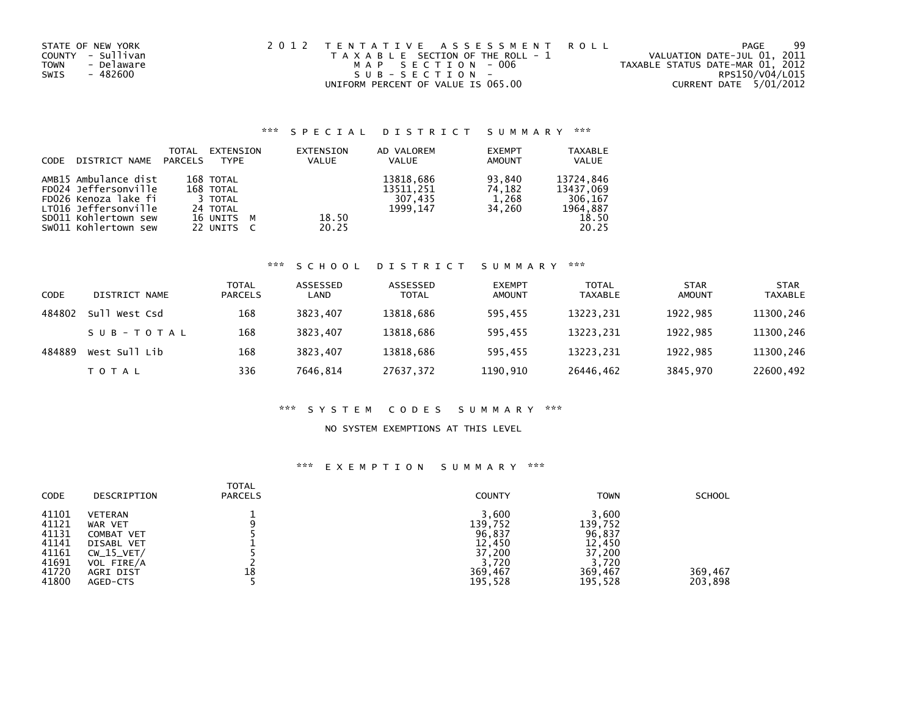STATE OF NEW YORK
COUNTY - Sullivan
TOWN - Delaware
SWIS - 482600

2012 TENTATIVE ASSESSMENT ROLL
TAXABLE SECTION OF THE ROLL - 1
MAP SECTION - 006
SUB-SECTION -
UNIFORM PERCENT OF VALUE IS 065.00

VALUATION DATE-JUL 01, 2011
TAXABLE STATUS DATE-MAR 01, 2012
RPS150/V04/L015
CURRENT DATE 5/01/2012

### *** SPECIAL DISTRICT SUMMARY ***

| CODE | DISTRICT NAME | TOTAL PARCELS | EXTENSION TYPE | EXTENSION VALUE | AD VALOREM VALUE | EXEMPT AMOUNT | TAXABLE VALUE |
|---|---|---|---|---|---|---|---|
| AMB15 | Ambulance dist | 168 | TOTAL | | 13818,686 | 93,840 | 13724,846 |
| FD024 | Jeffersonville | 168 | TOTAL | | 13511,251 | 74,182 | 13437,069 |
| FD026 | Kenoza lake fi | 3 | TOTAL | | 307,435 | 1,268 | 306,167 |
| LT016 | Jeffersonville | 24 | TOTAL | | 1999,147 | 34,260 | 1964,887 |
| SD011 | Kohlertown sew | 16 | UNITS M | 18.50 | | | 18.50 |
| SW011 | Kohlertown sew | 22 | UNITS C | 20.25 | | | 20.25 |

### *** SCHOOL DISTRICT SUMMARY ***

| CODE | DISTRICT NAME | TOTAL PARCELS | ASSESSED LAND | ASSESSED TOTAL | EXEMPT AMOUNT | TOTAL TAXABLE | STAR AMOUNT | STAR TAXABLE |
|---|---|---|---|---|---|---|---|---|
| 484802 | Sull West Csd | 168 | 3823,407 | 13818,686 | 595,455 | 13223,231 | 1922,985 | 11300,246 |
| | SUB-TOTAL | 168 | 3823,407 | 13818,686 | 595,455 | 13223,231 | 1922,985 | 11300,246 |
| 484889 | West Sull Lib | 168 | 3823,407 | 13818,686 | 595,455 | 13223,231 | 1922,985 | 11300,246 |
| | TOTAL | 336 | 7646,814 | 27637,372 | 1190,910 | 26446,462 | 3845,970 | 22600,492 |

### *** SYSTEM CODES SUMMARY ***

NO SYSTEM EXEMPTIONS AT THIS LEVEL

### *** EXEMPTION SUMMARY ***

| CODE | DESCRIPTION | TOTAL PARCELS | COUNTY | TOWN | SCHOOL |
|---|---|---|---|---|---|
| 41101 | VETERAN | 1 | 3,600 | 3,600 | |
| 41121 | WAR VET | 9 | 139,752 | 139,752 | |
| 41131 | COMBAT VET | 5 | 96,837 | 96,837 | |
| 41141 | DISABL VET | 1 | 12,450 | 12,450 | |
| 41161 | CW_15_VET/ | 5 | 37,200 | 37,200 | |
| 41691 | VOL FIRE/A | 2 | 3,720 | 3,720 | |
| 41720 | AGRI DIST | 18 | 369,467 | 369,467 | 369,467 |
| 41800 | AGED-CTS | 5 | 195,528 | 195,528 | 203,898 |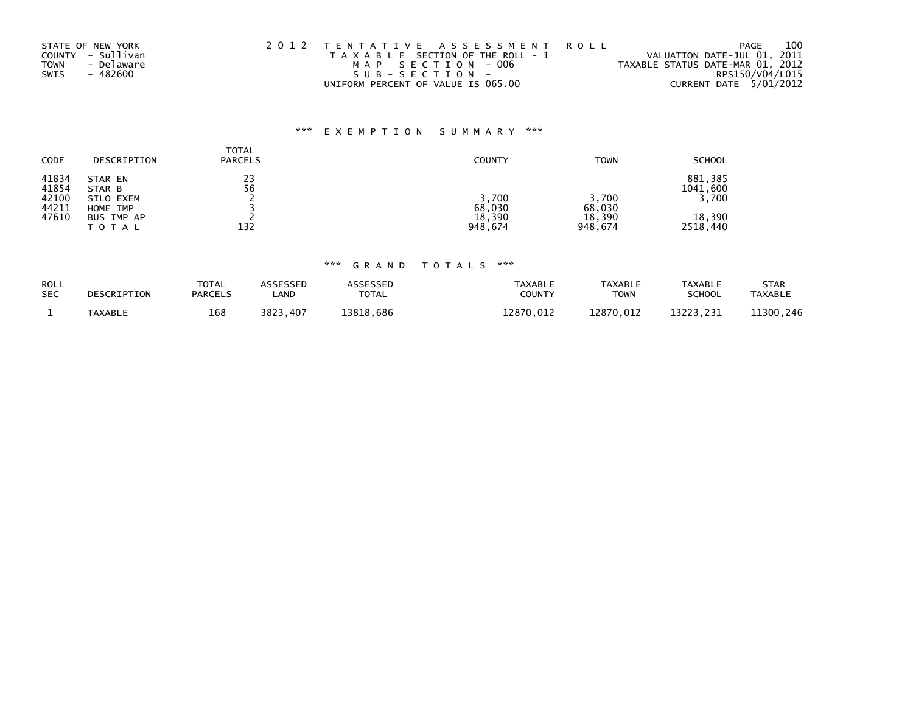STATE OF NEW YORK
COUNTY - Sullivan
TOWN - Delaware
SWIS - 482600

2 0 1 2 T E N T A T I V E A S S E S S M E N T R O L L
T A X A B L E SECTION OF THE ROLL - 1
M A P S E C T I O N - 006
S U B - S E C T I O N -
UNIFORM PERCENT OF VALUE IS 065.00

VALUATION DATE-JUL 01, 2011
TAXABLE STATUS DATE-MAR 01, 2012
RPS150/V04/L015
CURRENT DATE 5/01/2012

### *** E X E M P T I O N S U M M A R Y ***

| CODE | DESCRIPTION | TOTAL PARCELS | COUNTY | TOWN | SCHOOL |
|---|---|---|---|---|---|
| 41834 | STAR EN | 23 | | | 881,385 |
| 41854 | STAR B | 56 | | | 1041,600 |
| 42100 | SILO EXEM | 2 | 3,700 | 3,700 | 3,700 |
| 44211 | HOME IMP | 3 | 68,030 | 68,030 | |
| 47610 | BUS IMP AP | 2 | 18,390 | 18,390 | 18,390 |
| | T O T A L | 132 | 948,674 | 948,674 | 2518,440 |

### *** G R A N D T O T A L S ***

| ROLL SEC | DESCRIPTION | TOTAL PARCELS | ASSESSED LAND | ASSESSED TOTAL | TAXABLE COUNTY | TAXABLE TOWN | TAXABLE SCHOOL | STAR TAXABLE |
|---|---|---|---|---|---|---|---|---|
| 1 | TAXABLE | 168 | 3823,407 | 13818,686 | 12870,012 | 12870,012 | 13223,231 | 11300,246 |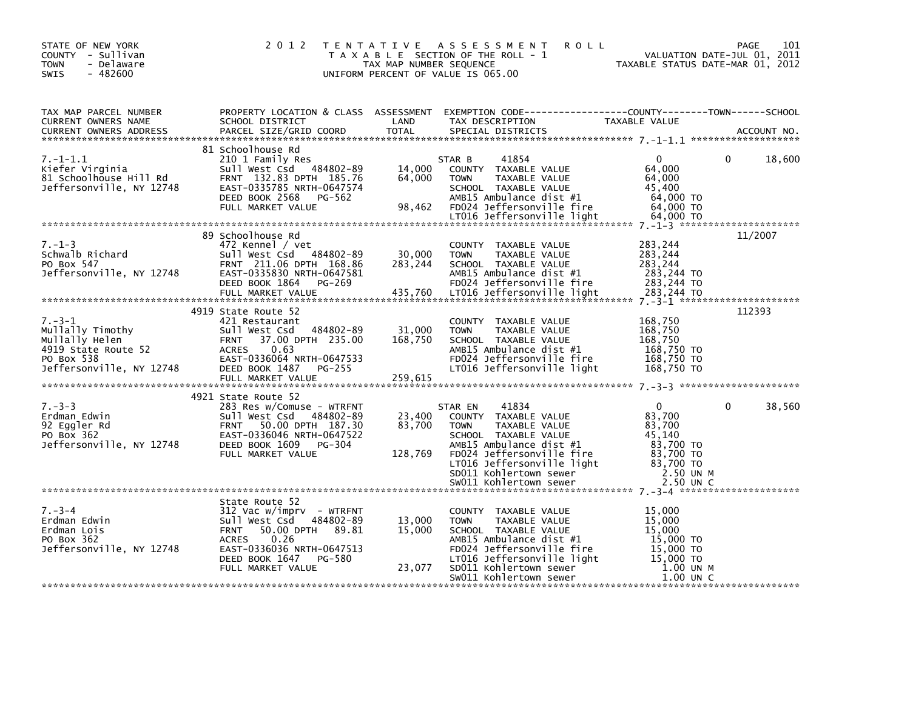STATE OF NEW YORK
COUNTY - Sullivan
TOWN - Delaware
SWIS - 482600

# 2012 TENTATIVE ASSESSMENT ROLL

TAXABLE SECTION OF THE ROLL - 1
TAX MAP NUMBER SEQUENCE
UNIFORM PERCENT OF VALUE IS 065.00

VALUATION DATE-JUL 01, 2011
TAXABLE STATUS DATE-MAR 01, 2012

| TAX MAP PARCEL NUMBER / CURRENT OWNERS NAME / CURRENT OWNERS ADDRESS | PROPERTY LOCATION & CLASS / SCHOOL DISTRICT / PARCEL SIZE/GRID COORD | ASSESSMENT LAND / TOTAL | EXEMPTION CODE / TAX DESCRIPTION / SPECIAL DISTRICTS | COUNTY | TOWN | SCHOOL | ACCOUNT NO. |
|---|---|---|---|---|---|---|---|
| **7.-1-1.1** | 81 Schoolhouse Rd | | | | | | |
| Kiefer Virginia | 210 1 Family Res | | STAR B 41854 | 0 | 0 | 18,600 | |
| 81 Schoolhouse Hill Rd | Sull West Csd 484802-89 | 14,000 | COUNTY TAXABLE VALUE | 64,000 | | | |
| Jeffersonville, NY 12748 | FRNT 132.83 DPTH 185.76 | 64,000 | TOWN TAXABLE VALUE | | 64,000 | | |
| | EAST-0335785 NRTH-0647574 | | SCHOOL TAXABLE VALUE | | | 45,400 | |
| | DEED BOOK 2568 PG-562 | | AMB15 Ambulance dist #1 | 64,000 TO | | | |
| | FULL MARKET VALUE | 98,462 | FD024 Jeffersonville fire | 64,000 TO | | | |
| | | | LT016 Jeffersonville light | 64,000 TO | | | |
| **7.-1-3** | 89 Schoolhouse Rd | | | | | | 11/2007 |
| Schwalb Richard | 472 Kennel / vet | | COUNTY TAXABLE VALUE | 283,244 | | | |
| PO Box 547 | Sull West Csd 484802-89 | 30,000 | TOWN TAXABLE VALUE | | 283,244 | | |
| Jeffersonville, NY 12748 | FRNT 211.06 DPTH 168.86 | 283,244 | SCHOOL TAXABLE VALUE | | | 283,244 | |
| | EAST-0335830 NRTH-0647581 | | AMB15 Ambulance dist #1 | 283,244 TO | | | |
| | DEED BOOK 1864 PG-269 | | FD024 Jeffersonville fire | 283,244 TO | | | |
| | FULL MARKET VALUE | 435,760 | LT016 Jeffersonville light | 283,244 TO | | | |
| **7.-3-1** | 4919 State Route 52 | | | | | | 112393 |
| Mullally Timothy | 421 Restaurant | | COUNTY TAXABLE VALUE | 168,750 | | | |
| Mullally Helen | Sull West Csd 484802-89 | 31,000 | TOWN TAXABLE VALUE | | 168,750 | | |
| 4919 State Route 52 | FRNT 37.00 DPTH 235.00 | 168,750 | SCHOOL TAXABLE VALUE | | | 168,750 | |
| PO Box 538 | ACRES 0.63 | | AMB15 Ambulance dist #1 | 168,750 TO | | | |
| Jeffersonville, NY 12748 | EAST-0336064 NRTH-0647533 | | FD024 Jeffersonville fire | 168,750 TO | | | |
| | DEED BOOK 1487 PG-255 | | LT016 Jeffersonville light | 168,750 TO | | | |
| | FULL MARKET VALUE | 259,615 | | | | | |
| **7.-3-3** | 4921 State Route 52 | | | | | | |
| Erdman Edwin | 283 Res w/Comuse - WTRFNT | | STAR EN 41834 | 0 | 0 | 38,560 | |
| 92 Eggler Rd | Sull West Csd 484802-89 | 23,400 | COUNTY TAXABLE VALUE | 83,700 | | | |
| PO Box 362 | FRNT 50.00 DPTH 187.30 | 83,700 | TOWN TAXABLE VALUE | | 83,700 | | |
| Jeffersonville, NY 12748 | EAST-0336046 NRTH-0647522 | | SCHOOL TAXABLE VALUE | | | 45,140 | |
| | DEED BOOK 1609 PG-304 | | AMB15 Ambulance dist #1 | 83,700 TO | | | |
| | FULL MARKET VALUE | 128,769 | FD024 Jeffersonville fire | 83,700 TO | | | |
| | | | LT016 Jeffersonville light | 83,700 TO | | | |
| | | | SD011 Kohlertown sewer | 2.50 UN M | | | |
| | | | SW011 Kohlertown sewer | 2.50 UN C | | | |
| **7.-3-4** | State Route 52 | | | | | | |
| Erdman Edwin | 312 Vac w/imprv - WTRFNT | | COUNTY TAXABLE VALUE | 15,000 | | | |
| Erdman Lois | Sull West Csd 484802-89 | 13,000 | TOWN TAXABLE VALUE | | 15,000 | | |
| PO Box 362 | FRNT 50.00 DPTH 89.81 | 15,000 | SCHOOL TAXABLE VALUE | | | 15,000 | |
| Jeffersonville, NY 12748 | ACRES 0.26 | | AMB15 Ambulance dist #1 | 15,000 TO | | | |
| | EAST-0336036 NRTH-0647513 | | FD024 Jeffersonville fire | 15,000 TO | | | |
| | DEED BOOK 1647 PG-580 | | LT016 Jeffersonville light | 15,000 TO | | | |
| | FULL MARKET VALUE | 23,077 | SD011 Kohlertown sewer | 1.00 UN M | | | |
| | | | SW011 Kohlertown sewer | 1.00 UN C | | | |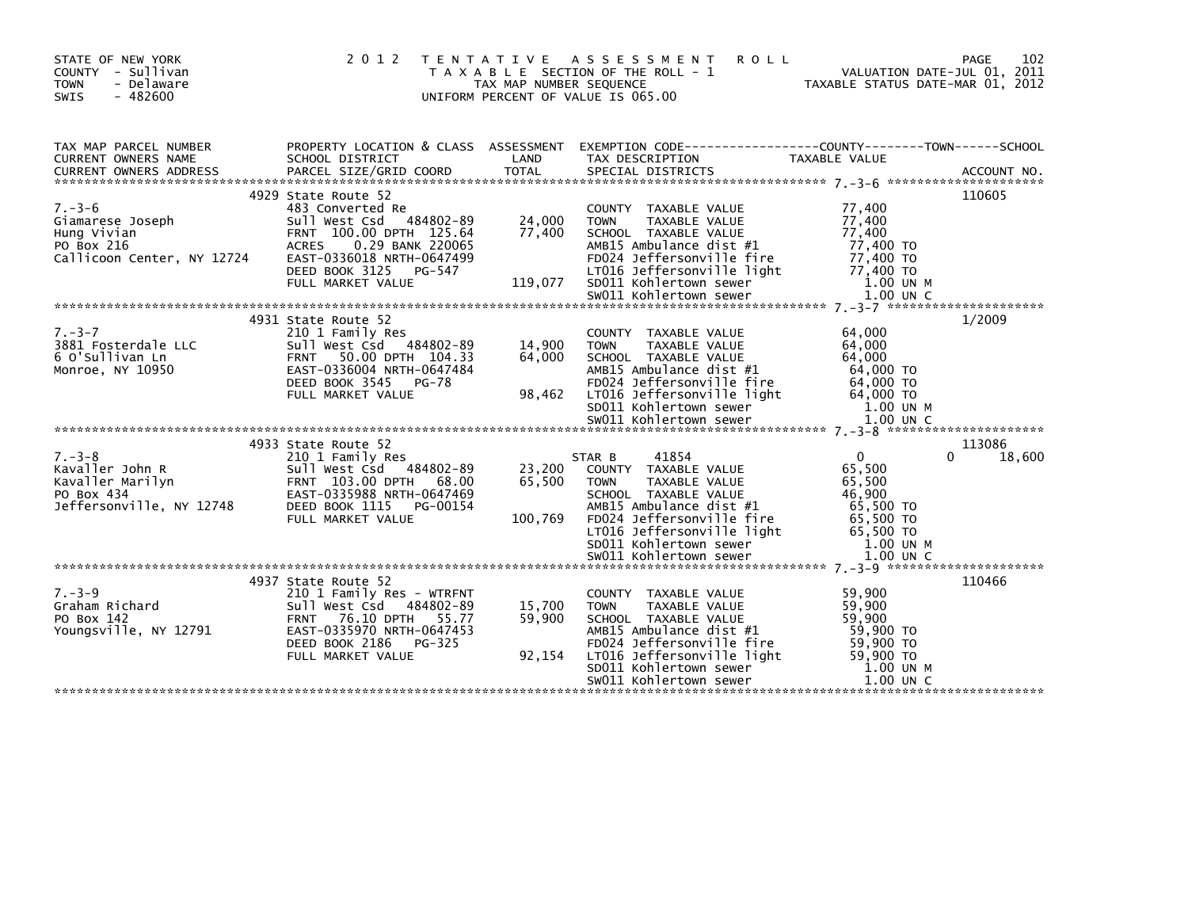STATE OF NEW YORK
COUNTY - Sullivan
TOWN - Delaware
SWIS - 482600

2012 TENTATIVE ASSESSMENT ROLL
TAXABLE SECTION OF THE ROLL - 1
TAX MAP NUMBER SEQUENCE
UNIFORM PERCENT OF VALUE IS 065.00

VALUATION DATE-JUL 01, 2011
TAXABLE STATUS DATE-MAR 01, 2012

| TAX MAP PARCEL NUMBER / CURRENT OWNERS NAME / CURRENT OWNERS ADDRESS | PROPERTY LOCATION & CLASS / SCHOOL DISTRICT / PARCEL SIZE/GRID COORD | ASSESSMENT LAND / TOTAL | EXEMPTION CODE / TAX DESCRIPTION / SPECIAL DISTRICTS | COUNTY / TOWN / SCHOOL TAXABLE VALUE | ACCOUNT NO. |
|---|---|---|---|---|---|
| | 4929 State Route 52 | | | | 110605 |
| 7.-3-6 | 483 Converted Re | | COUNTY TAXABLE VALUE | 77,400 | |
| Giamarese Joseph | Sull West Csd 484802-89 | 24,000 | TOWN TAXABLE VALUE | 77,400 | |
| Hung Vivian | FRNT 100.00 DPTH 125.64 | 77,400 | SCHOOL TAXABLE VALUE | 77,400 | |
| PO Box 216 | ACRES 0.29 BANK 220065 | | AMB15 Ambulance dist #1 | 77,400 TO | |
| Callicoon Center, NY 12724 | EAST-0336018 NRTH-0647499 | | FD024 Jeffersonville fire | 77,400 TO | |
| | DEED BOOK 3125 PG-547 | | LT016 Jeffersonville light | 77,400 TO | |
| | FULL MARKET VALUE | 119,077 | SD011 Kohlertown sewer | 1.00 UN M | |
| | | | SW011 Kohlertown sewer | 1.00 UN C | |
| | 4931 State Route 52 | | | | 1/2009 |
| 7.-3-7 | 210 1 Family Res | | COUNTY TAXABLE VALUE | 64,000 | |
| 3881 Fosterdale LLC | Sull West Csd 484802-89 | 14,900 | TOWN TAXABLE VALUE | 64,000 | |
| 6 O'Sullivan Ln | FRNT 50.00 DPTH 104.33 | 64,000 | SCHOOL TAXABLE VALUE | 64,000 | |
| Monroe, NY 10950 | EAST-0336004 NRTH-0647484 | | AMB15 Ambulance dist #1 | 64,000 TO | |
| | DEED BOOK 3545 PG-78 | | FD024 Jeffersonville fire | 64,000 TO | |
| | FULL MARKET VALUE | 98,462 | LT016 Jeffersonville light | 64,000 TO | |
| | | | SD011 Kohlertown sewer | 1.00 UN M | |
| | | | SW011 Kohlertown sewer | 1.00 UN C | |
| | 4933 State Route 52 | | | | 113086 |
| 7.-3-8 | 210 1 Family Res | | STAR B 41854 | 0 0 18,600 | |
| Kavaller John R | Sull West Csd 484802-89 | 23,200 | COUNTY TAXABLE VALUE | 65,500 | |
| Kavaller Marilyn | FRNT 103.00 DPTH 68.00 | 65,500 | TOWN TAXABLE VALUE | 65,500 | |
| PO Box 434 | EAST-0335988 NRTH-0647469 | | SCHOOL TAXABLE VALUE | 46,900 | |
| Jeffersonville, NY 12748 | DEED BOOK 1115 PG-00154 | | AMB15 Ambulance dist #1 | 65,500 TO | |
| | FULL MARKET VALUE | 100,769 | FD024 Jeffersonville fire | 65,500 TO | |
| | | | LT016 Jeffersonville light | 65,500 TO | |
| | | | SD011 Kohlertown sewer | 1.00 UN M | |
| | | | SW011 Kohlertown sewer | 1.00 UN C | |
| | 4937 State Route 52 | | | | 110466 |
| 7.-3-9 | 210 1 Family Res - WTRFNT | | COUNTY TAXABLE VALUE | 59,900 | |
| Graham Richard | Sull West Csd 484802-89 | 15,700 | TOWN TAXABLE VALUE | 59,900 | |
| PO Box 142 | FRNT 76.10 DPTH 55.77 | 59,900 | SCHOOL TAXABLE VALUE | 59,900 | |
| Youngsville, NY 12791 | EAST-0335970 NRTH-0647453 | | AMB15 Ambulance dist #1 | 59,900 TO | |
| | DEED BOOK 2186 PG-325 | | FD024 Jeffersonville fire | 59,900 TO | |
| | FULL MARKET VALUE | 92,154 | LT016 Jeffersonville light | 59,900 TO | |
| | | | SD011 Kohlertown sewer | 1.00 UN M | |
| | | | SW011 Kohlertown sewer | 1.00 UN C | |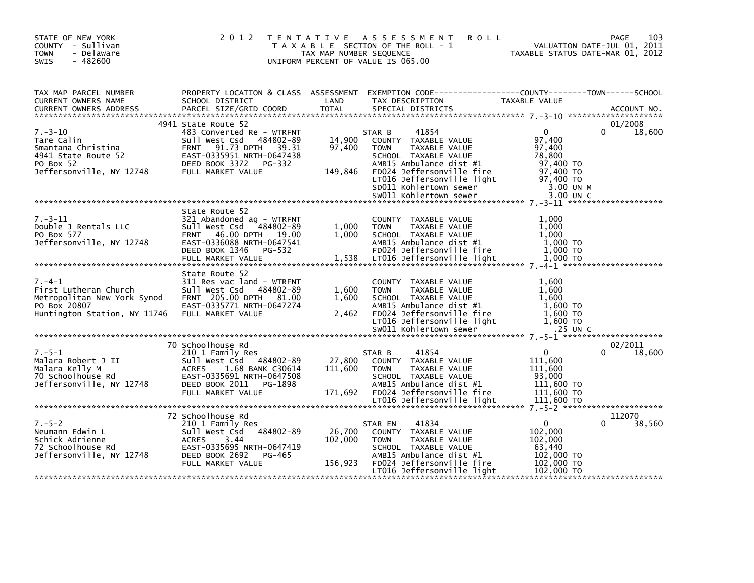STATE OF NEW YORK
COUNTY - Sullivan
TOWN - Delaware
SWIS - 482600

# 2012 TENTATIVE ASSESSMENT ROLL

TAXABLE SECTION OF THE ROLL - 1
TAX MAP NUMBER SEQUENCE
UNIFORM PERCENT OF VALUE IS 065.00

VALUATION DATE-JUL 01, 2011
TAXABLE STATUS DATE-MAR 01, 2012

| TAX MAP PARCEL NUMBER / CURRENT OWNERS NAME / CURRENT OWNERS ADDRESS | PROPERTY LOCATION & CLASS / SCHOOL DISTRICT / PARCEL SIZE/GRID COORD | ASSESSMENT LAND / TOTAL | EXEMPTION CODE / TAX DESCRIPTION / SPECIAL DISTRICTS | COUNTY TAXABLE VALUE | TOWN | SCHOOL / ACCOUNT NO. |
|---|---|---|---|---|---|---|
| | 4941 State Route 52 | | | | | 01/2008 |
| 7.-3-10 | 483 Converted Re - WTRFNT | | STAR B 41854 | 0 | 0 | 18,600 |
| Tare Calin | Sull West Csd 484802-89 | 14,900 | COUNTY TAXABLE VALUE | 97,400 | | |
| Smantana Christina | FRNT 91.73 DPTH 39.31 | 97,400 | TOWN TAXABLE VALUE | 97,400 | | |
| 4941 State Route 52 | EAST-0335951 NRTH-0647438 | | SCHOOL TAXABLE VALUE | 78,800 | | |
| PO Box 52 | DEED BOOK 3372 PG-332 | | AMB15 Ambulance dist #1 | 97,400 TO | | |
| Jeffersonville, NY 12748 | FULL MARKET VALUE | 149,846 | FD024 Jeffersonville fire | 97,400 TO | | |
| | | | LT016 Jeffersonville light | 97,400 TO | | |
| | | | SD011 Kohlertown sewer | 3.00 UN M | | |
| | | | SW011 Kohlertown sewer | 3.00 UN C | | |
| | State Route 52 | | | | | |
| 7.-3-11 | 321 Abandoned ag - WTRFNT | | COUNTY TAXABLE VALUE | 1,000 | | |
| Double J Rentals LLC | Sull West Csd 484802-89 | 1,000 | TOWN TAXABLE VALUE | 1,000 | | |
| PO Box 577 | FRNT 46.00 DPTH 19.00 | 1,000 | SCHOOL TAXABLE VALUE | 1,000 | | |
| Jeffersonville, NY 12748 | EAST-0336088 NRTH-0647541 | | AMB15 Ambulance dist #1 | 1,000 TO | | |
| | DEED BOOK 1346 PG-532 | | FD024 Jeffersonville fire | 1,000 TO | | |
| | FULL MARKET VALUE | 1,538 | LT016 Jeffersonville light | 1,000 TO | | |
| | State Route 52 | | | | | |
| 7.-4-1 | 311 Res vac land - WTRFNT | | COUNTY TAXABLE VALUE | 1,600 | | |
| First Lutheran Church | Sull West Csd 484802-89 | 1,600 | TOWN TAXABLE VALUE | 1,600 | | |
| Metropolitan New York Synod | FRNT 205.00 DPTH 81.00 | 1,600 | SCHOOL TAXABLE VALUE | 1,600 | | |
| PO Box 20807 | EAST-0335771 NRTH-0647274 | | AMB15 Ambulance dist #1 | 1,600 TO | | |
| Huntington Station, NY 11746 | FULL MARKET VALUE | 2,462 | FD024 Jeffersonville fire | 1,600 TO | | |
| | | | LT016 Jeffersonville light | 1,600 TO | | |
| | | | SW011 Kohlertown sewer | .25 UN C | | |
| | 70 Schoolhouse Rd | | | | | 02/2011 |
| 7.-5-1 | 210 1 Family Res | | STAR B 41854 | 0 | 0 | 18,600 |
| Malara Robert J II | Sull West Csd 484802-89 | 27,800 | COUNTY TAXABLE VALUE | 111,600 | | |
| Malara Kelly M | ACRES 1.68 BANK C30614 | 111,600 | TOWN TAXABLE VALUE | 111,600 | | |
| 70 Schoolhouse Rd | EAST-0335691 NRTH-0647508 | | SCHOOL TAXABLE VALUE | 93,000 | | |
| Jeffersonville, NY 12748 | DEED BOOK 2011 PG-1898 | | AMB15 Ambulance dist #1 | 111,600 TO | | |
| | FULL MARKET VALUE | 171,692 | FD024 Jeffersonville fire | 111,600 TO | | |
| | | | LT016 Jeffersonville light | 111,600 TO | | |
| | 72 Schoolhouse Rd | | | | | 112070 |
| 7.-5-2 | 210 1 Family Res | | STAR EN 41834 | 0 | 0 | 38,560 |
| Neumann Edwin L | Sull West Csd 484802-89 | 26,700 | COUNTY TAXABLE VALUE | 102,000 | | |
| Schick Adrienne | ACRES 3.44 | 102,000 | TOWN TAXABLE VALUE | 102,000 | | |
| 72 Schoolhouse Rd | EAST-0335695 NRTH-0647419 | | SCHOOL TAXABLE VALUE | 63,440 | | |
| Jeffersonville, NY 12748 | DEED BOOK 2692 PG-465 | | AMB15 Ambulance dist #1 | 102,000 TO | | |
| | FULL MARKET VALUE | 156,923 | FD024 Jeffersonville fire | 102,000 TO | | |
| | | | LT016 Jeffersonville light | 102,000 TO | | |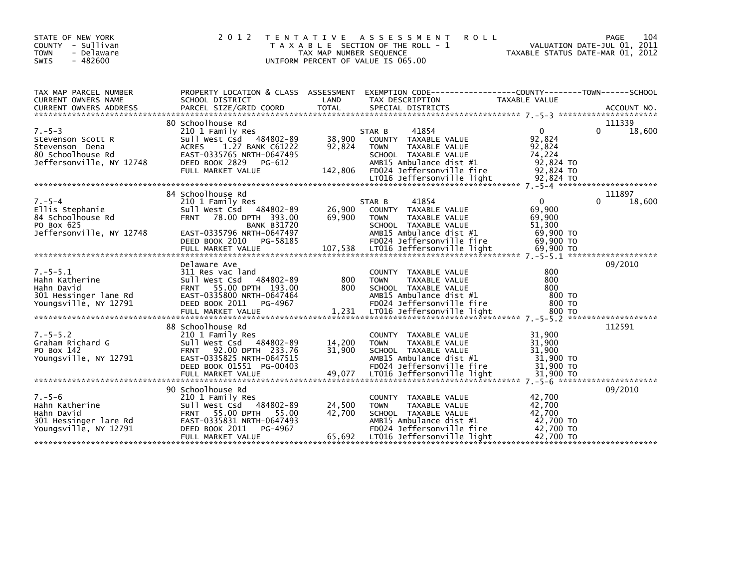STATE OF NEW YORK
COUNTY - Sullivan
TOWN - Delaware
SWIS - 482600

# 2012 TENTATIVE ASSESSMENT ROLL

TAXABLE SECTION OF THE ROLL - 1
TAX MAP NUMBER SEQUENCE
UNIFORM PERCENT OF VALUE IS 065.00

VALUATION DATE-JUL 01, 2011
TAXABLE STATUS DATE-MAR 01, 2012

| TAX MAP PARCEL NUMBER / CURRENT OWNERS NAME / CURRENT OWNERS ADDRESS | PROPERTY LOCATION & CLASS / SCHOOL DISTRICT / PARCEL SIZE/GRID COORD | ASSESSMENT LAND / TOTAL | EXEMPTION CODE / TAX DESCRIPTION / SPECIAL DISTRICTS | COUNTY TAXABLE VALUE | TOWN | SCHOOL / ACCOUNT NO. |
|---|---|---|---|---|---|---|
| 7.-5-3 | 80 Schoolhouse Rd | | | | | 111339 |
| | 210 1 Family Res | | STAR B 41854 | 0 | | 0 18,600 |
| Stevenson Scott R | Sull West Csd 484802-89 | 38,900 | COUNTY TAXABLE VALUE | 92,824 | | |
| Stevenson Dena | ACRES 1.27 BANK C61222 | 92,824 | TOWN TAXABLE VALUE | 92,824 | | |
| 80 Schoolhouse Rd | EAST-0335765 NRTH-0647495 | | SCHOOL TAXABLE VALUE | 74,224 | | |
| Jeffersonville, NY 12748 | DEED BOOK 2829 PG-612 | | AMB15 Ambulance dist #1 | 92,824 TO | | |
| | FULL MARKET VALUE | 142,806 | FD024 Jeffersonville fire | 92,824 TO | | |
| | | | LT016 Jeffersonville light | 92,824 TO | | |
| 7.-5-4 | 84 Schoolhouse Rd | | | | | 111897 |
| | 210 1 Family Res | | STAR B 41854 | 0 | | 0 18,600 |
| Ellis Stephanie | Sull West Csd 484802-89 | 26,900 | COUNTY TAXABLE VALUE | 69,900 | | |
| 84 Schoolhouse Rd | FRNT 78.00 DPTH 393.00 | 69,900 | TOWN TAXABLE VALUE | 69,900 | | |
| PO Box 625 | BANK B31720 | | SCHOOL TAXABLE VALUE | 51,300 | | |
| Jeffersonville, NY 12748 | EAST-0335796 NRTH-0647497 | | AMB15 Ambulance dist #1 | 69,900 TO | | |
| | DEED BOOK 2010 PG-58185 | | FD024 Jeffersonville fire | 69,900 TO | | |
| | FULL MARKET VALUE | 107,538 | LT016 Jeffersonville light | 69,900 TO | | |
| 7.-5-5.1 | Delaware Ave | | | | | 09/2010 |
| | 311 Res vac land | | COUNTY TAXABLE VALUE | 800 | | |
| Hahn Katherine | Sull West Csd 484802-89 | 800 | TOWN TAXABLE VALUE | 800 | | |
| Hahn David | FRNT 55.00 DPTH 193.00 | 800 | SCHOOL TAXABLE VALUE | 800 | | |
| 301 Hessinger lane Rd | EAST-0335800 NRTH-0647464 | | AMB15 Ambulance dist #1 | 800 TO | | |
| Youngsville, NY 12791 | DEED BOOK 2011 PG-4967 | | FD024 Jeffersonville fire | 800 TO | | |
| | FULL MARKET VALUE | 1,231 | LT016 Jeffersonville light | 800 TO | | |
| 7.-5-5.2 | 88 Schoolhouse Rd | | | | | 112591 |
| | 210 1 Family Res | | COUNTY TAXABLE VALUE | 31,900 | | |
| Graham Richard G | Sull West Csd 484802-89 | 14,200 | TOWN TAXABLE VALUE | 31,900 | | |
| PO Box 142 | FRNT 92.00 DPTH 233.76 | 31,900 | SCHOOL TAXABLE VALUE | 31,900 | | |
| Youngsville, NY 12791 | EAST-0335825 NRTH-0647515 | | AMB15 Ambulance dist #1 | 31,900 TO | | |
| | DEED BOOK 01551 PG-00403 | | FD024 Jeffersonville fire | 31,900 TO | | |
| | FULL MARKET VALUE | 49,077 | LT016 Jeffersonville light | 31,900 TO | | |
| 7.-5-6 | 90 Schoolhouse Rd | | | | | 09/2010 |
| | 210 1 Family Res | | COUNTY TAXABLE VALUE | 42,700 | | |
| Hahn Katherine | Sull West Csd 484802-89 | 24,500 | TOWN TAXABLE VALUE | 42,700 | | |
| Hahn David | FRNT 55.00 DPTH 55.00 | 42,700 | SCHOOL TAXABLE VALUE | 42,700 | | |
| 301 Hessinger lare Rd | EAST-0335831 NRTH-0647493 | | AMB15 Ambulance dist #1 | 42,700 TO | | |
| Youngsville, NY 12791 | DEED BOOK 2011 PG-4967 | | FD024 Jeffersonville fire | 42,700 TO | | |
| | FULL MARKET VALUE | 65,692 | LT016 Jeffersonville light | 42,700 TO | | |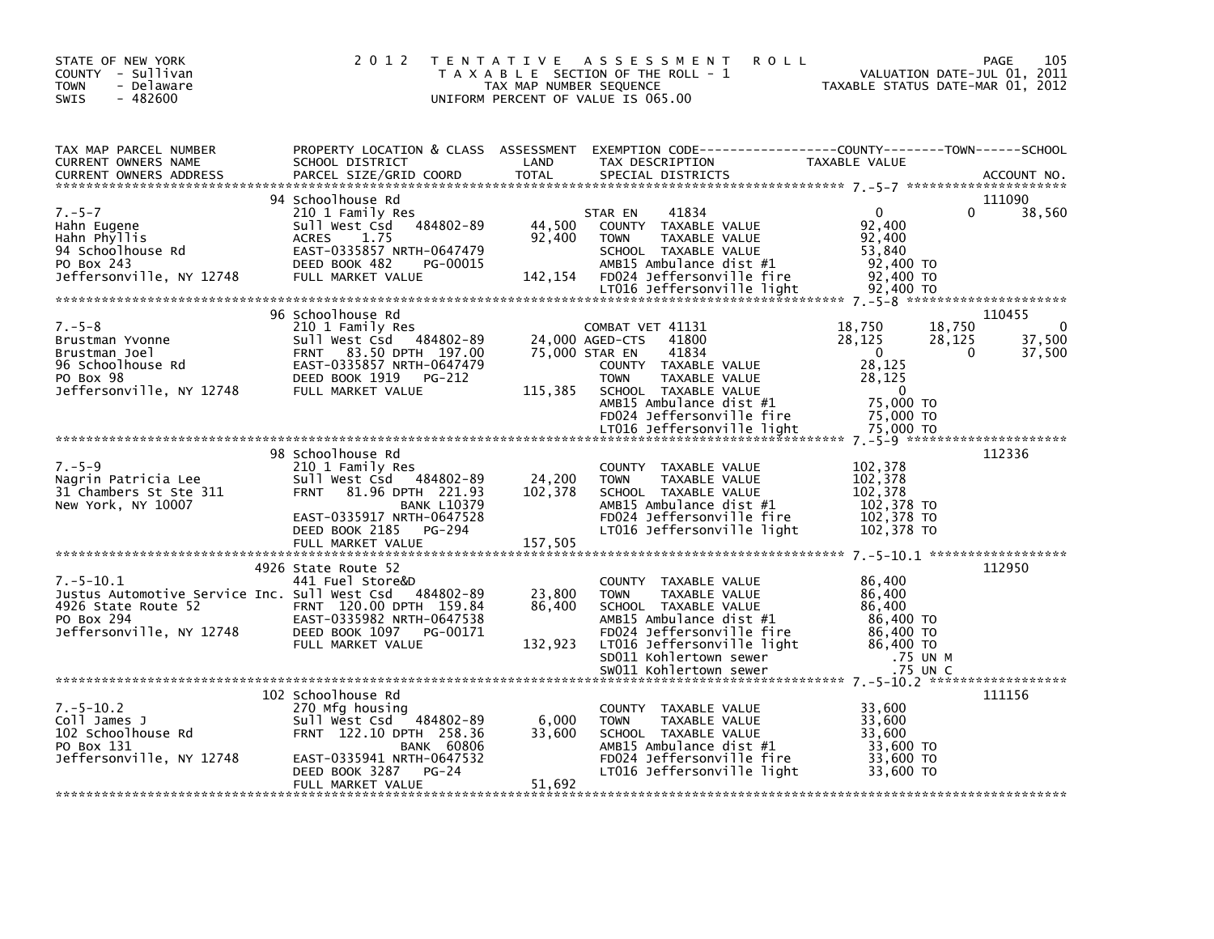STATE OF NEW YORK
COUNTY - Sullivan
TOWN - Delaware
SWIS - 482600

2012 TENTATIVE ASSESSMENT ROLL
TAXABLE SECTION OF THE ROLL - 1
TAX MAP NUMBER SEQUENCE
UNIFORM PERCENT OF VALUE IS 065.00

VALUATION DATE-JUL 01, 2011
TAXABLE STATUS DATE-MAR 01, 2012

| TAX MAP PARCEL NUMBER / CURRENT OWNERS NAME / CURRENT OWNERS ADDRESS | PROPERTY LOCATION & CLASS / SCHOOL DISTRICT / PARCEL SIZE/GRID COORD | ASSESSMENT LAND / TOTAL | EXEMPTION CODE / TAX DESCRIPTION / SPECIAL DISTRICTS | COUNTY TAXABLE VALUE | TOWN | SCHOOL | ACCOUNT NO. |
|---|---|---|---|---|---|---|---|
| 7.-5-7 | 94 Schoolhouse Rd | | | | | | 111090 |
| | 210 1 Family Res | | STAR EN 41834 | 0 | 0 | 38,560 | |
| Hahn Eugene | Sull West Csd 484802-89 | 44,500 | COUNTY TAXABLE VALUE | 92,400 | | | |
| Hahn Phyllis | ACRES 1.75 | 92,400 | TOWN TAXABLE VALUE | 92,400 | | | |
| 94 Schoolhouse Rd | EAST-0335857 NRTH-0647479 | | SCHOOL TAXABLE VALUE | 53,840 | | | |
| PO Box 243 | DEED BOOK 482 PG-00015 | | AMB15 Ambulance dist #1 | 92,400 TO | | | |
| Jeffersonville, NY 12748 | FULL MARKET VALUE | 142,154 | FD024 Jeffersonville fire | 92,400 TO | | | |
| | | | LT016 Jeffersonville light | 92,400 TO | | | |
| 7.-5-8 | 96 Schoolhouse Rd | | | | | | 110455 |
| | 210 1 Family Res | | COMBAT VET 41131 | 18,750 | 18,750 | 0 | |
| Brustman Yvonne | Sull West Csd 484802-89 | 24,000 | AGED-CTS 41800 | 28,125 | 28,125 | 37,500 | |
| Brustman Joel | FRNT 83.50 DPTH 197.00 | 75,000 | STAR EN 41834 | 0 | 0 | 37,500 | |
| 96 Schoolhouse Rd | EAST-0335857 NRTH-0647479 | | COUNTY TAXABLE VALUE | 28,125 | | | |
| PO Box 98 | DEED BOOK 1919 PG-212 | | TOWN TAXABLE VALUE | 28,125 | | | |
| Jeffersonville, NY 12748 | FULL MARKET VALUE | 115,385 | SCHOOL TAXABLE VALUE | 0 | | | |
| | | | AMB15 Ambulance dist #1 | 75,000 TO | | | |
| | | | FD024 Jeffersonville fire | 75,000 TO | | | |
| | | | LT016 Jeffersonville light | 75,000 TO | | | |
| 7.-5-9 | 98 Schoolhouse Rd | | | | | | 112336 |
| | 210 1 Family Res | | COUNTY TAXABLE VALUE | 102,378 | | | |
| Nagrin Patricia Lee | Sull West Csd 484802-89 | 24,200 | TOWN TAXABLE VALUE | 102,378 | | | |
| 31 Chambers St Ste 311 | FRNT 81.96 DPTH 221.93 | 102,378 | SCHOOL TAXABLE VALUE | 102,378 | | | |
| New York, NY 10007 | BANK L10379 | | AMB15 Ambulance dist #1 | 102,378 TO | | | |
| | EAST-0335917 NRTH-0647528 | | FD024 Jeffersonville fire | 102,378 TO | | | |
| | DEED BOOK 2185 PG-294 | | LT016 Jeffersonville light | 102,378 TO | | | |
| | FULL MARKET VALUE | 157,505 | | | | | |
| 7.-5-10.1 | 4926 State Route 52 | | | | | | 112950 |
| | 441 Fuel Store&D | | COUNTY TAXABLE VALUE | 86,400 | | | |
| Justus Automotive Service Inc. | Sull West Csd 484802-89 | 23,800 | TOWN TAXABLE VALUE | 86,400 | | | |
| 4926 State Route 52 | FRNT 120.00 DPTH 159.84 | 86,400 | SCHOOL TAXABLE VALUE | 86,400 | | | |
| PO Box 294 | EAST-0335982 NRTH-0647538 | | AMB15 Ambulance dist #1 | 86,400 TO | | | |
| Jeffersonville, NY 12748 | DEED BOOK 1097 PG-00171 | | FD024 Jeffersonville fire | 86,400 TO | | | |
| | FULL MARKET VALUE | 132,923 | LT016 Jeffersonville light | 86,400 TO | | | |
| | | | SD011 Kohlertown sewer | .75 UN M | | | |
| | | | SW011 Kohlertown sewer | .75 UN C | | | |
| 7.-5-10.2 | 102 Schoolhouse Rd | | | | | | 111156 |
| | 270 Mfg housing | | COUNTY TAXABLE VALUE | 33,600 | | | |
| Coll James J | Sull West Csd 484802-89 | 6,000 | TOWN TAXABLE VALUE | 33,600 | | | |
| 102 Schoolhouse Rd | FRNT 122.10 DPTH 258.36 | 33,600 | SCHOOL TAXABLE VALUE | 33,600 | | | |
| PO Box 131 | BANK 60806 | | AMB15 Ambulance dist #1 | 33,600 TO | | | |
| Jeffersonville, NY 12748 | EAST-0335941 NRTH-0647532 | | FD024 Jeffersonville fire | 33,600 TO | | | |
| | DEED BOOK 3287 PG-24 | | LT016 Jeffersonville light | 33,600 TO | | | |
| | FULL MARKET VALUE | 51,692 | | | | | |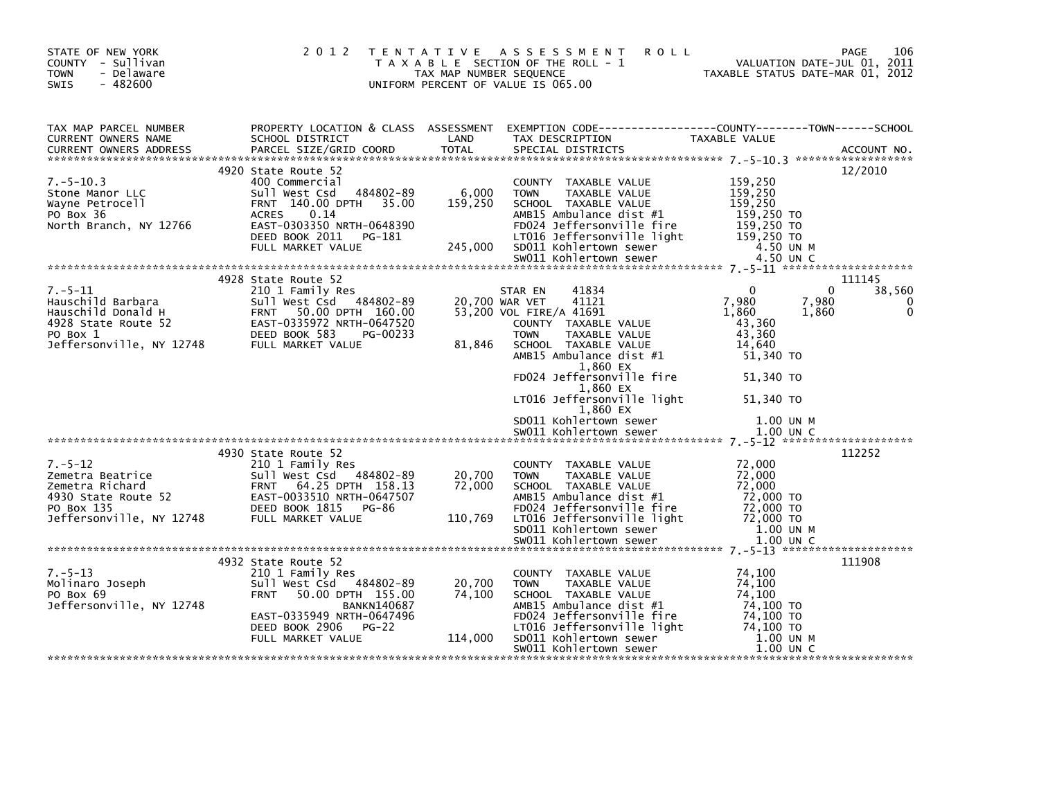STATE OF NEW YORK
COUNTY - Sullivan
TOWN - Delaware
SWIS - 482600

2012 TENTATIVE ASSESSMENT ROLL
TAXABLE SECTION OF THE ROLL - 1
TAX MAP NUMBER SEQUENCE
UNIFORM PERCENT OF VALUE IS 065.00

VALUATION DATE-JUL 01, 2011
TAXABLE STATUS DATE-MAR 01, 2012

| TAX MAP PARCEL NUMBER / CURRENT OWNERS NAME / CURRENT OWNERS ADDRESS | PROPERTY LOCATION & CLASS / SCHOOL DISTRICT / PARCEL SIZE/GRID COORD | ASSESSMENT LAND / TOTAL | EXEMPTION CODE / TAX DESCRIPTION / SPECIAL DISTRICTS | COUNTY TAXABLE VALUE | TOWN | SCHOOL | ACCOUNT NO. |
|---|---|---|---|---|---|---|---|
| 7.-5-10.3 | 4920 State Route 52 | | | | | | 12/2010 |
| | 400 Commercial | | COUNTY TAXABLE VALUE | 159,250 | | | |
| Stone Manor LLC | Sull West Csd 484802-89 | 6,000 | TOWN TAXABLE VALUE | 159,250 | | | |
| Wayne Petrocell | FRNT 140.00 DPTH 35.00 | 159,250 | SCHOOL TAXABLE VALUE | 159,250 | | | |
| PO Box 36 | ACRES 0.14 | | AMB15 Ambulance dist #1 | 159,250 TO | | | |
| North Branch, NY 12766 | EAST-0303350 NRTH-0648390 | | FD024 Jeffersonville fire | 159,250 TO | | | |
| | DEED BOOK 2011 PG-181 | | LT016 Jeffersonville light | 159,250 TO | | | |
| | FULL MARKET VALUE | 245,000 | SD011 Kohlertown sewer | 4.50 UN M | | | |
| | | | SW011 Kohlertown sewer | 4.50 UN C | | | |
| 7.-5-11 | 4928 State Route 52 | | | | | | 111145 |
| | 210 1 Family Res | | STAR EN 41834 | 0 | 0 | 38,560 | |
| Hauschild Barbara | Sull West Csd 484802-89 | 20,700 | WAR VET 41121 | 7,980 | 7,980 | 0 | |
| Hauschild Donald H | FRNT 50.00 DPTH 160.00 | 53,200 | VOL FIRE/A 41691 | 1,860 | 1,860 | 0 | |
| 4928 State Route 52 | EAST-0335972 NRTH-0647520 | | COUNTY TAXABLE VALUE | 43,360 | | | |
| PO Box 1 | DEED BOOK 583 PG-00233 | | TOWN TAXABLE VALUE | 43,360 | | | |
| Jeffersonville, NY 12748 | FULL MARKET VALUE | 81,846 | SCHOOL TAXABLE VALUE | 14,640 | | | |
| | | | AMB15 Ambulance dist #1 1,860 EX | 51,340 TO | | | |
| | | | FD024 Jeffersonville fire 1,860 EX | 51,340 TO | | | |
| | | | LT016 Jeffersonville light 1,860 EX | 51,340 TO | | | |
| | | | SD011 Kohlertown sewer | 1.00 UN M | | | |
| | | | SW011 Kohlertown sewer | 1.00 UN C | | | |
| 7.-5-12 | 4930 State Route 52 | | | | | | 112252 |
| | 210 1 Family Res | | COUNTY TAXABLE VALUE | 72,000 | | | |
| Zemetra Beatrice | Sull West Csd 484802-89 | 20,700 | TOWN TAXABLE VALUE | 72,000 | | | |
| Zemetra Richard | FRNT 64.25 DPTH 158.13 | 72,000 | SCHOOL TAXABLE VALUE | 72,000 | | | |
| 4930 State Route 52 | EAST-0033510 NRTH-0647507 | | AMB15 Ambulance dist #1 | 72,000 TO | | | |
| PO Box 135 | DEED BOOK 1815 PG-86 | | FD024 Jeffersonville fire | 72,000 TO | | | |
| Jeffersonville, NY 12748 | FULL MARKET VALUE | 110,769 | LT016 Jeffersonville light | 72,000 TO | | | |
| | | | SD011 Kohlertown sewer | 1.00 UN M | | | |
| | | | SW011 Kohlertown sewer | 1.00 UN C | | | |
| 7.-5-13 | 4932 State Route 52 | | | | | | 111908 |
| | 210 1 Family Res | | COUNTY TAXABLE VALUE | 74,100 | | | |
| Molinaro Joseph | Sull West Csd 484802-89 | 20,700 | TOWN TAXABLE VALUE | 74,100 | | | |
| PO Box 69 | FRNT 50.00 DPTH 155.00 | 74,100 | SCHOOL TAXABLE VALUE | 74,100 | | | |
| Jeffersonville, NY 12748 | BANKN140687 | | AMB15 Ambulance dist #1 | 74,100 TO | | | |
| | EAST-0335949 NRTH-0647496 | | FD024 Jeffersonville fire | 74,100 TO | | | |
| | DEED BOOK 2906 PG-22 | | LT016 Jeffersonville light | 74,100 TO | | | |
| | FULL MARKET VALUE | 114,000 | SD011 Kohlertown sewer | 1.00 UN M | | | |
| | | | SW011 Kohlertown sewer | 1.00 UN C | | | |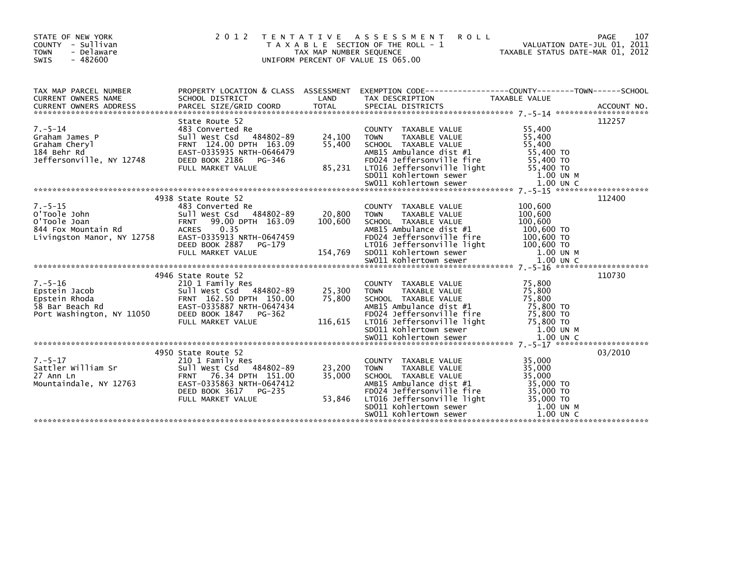STATE OF NEW YORK
COUNTY - Sullivan
TOWN - Delaware
SWIS - 482600

# 2012 TENTATIVE ASSESSMENT ROLL

TAXABLE SECTION OF THE ROLL - 1
TAX MAP NUMBER SEQUENCE
UNIFORM PERCENT OF VALUE IS 065.00

VALUATION DATE-JUL 01, 2011
TAXABLE STATUS DATE-MAR 01, 2012

| TAX MAP PARCEL NUMBER<br>CURRENT OWNERS NAME<br>CURRENT OWNERS ADDRESS | PROPERTY LOCATION & CLASS<br>SCHOOL DISTRICT<br>PARCEL SIZE/GRID COORD | ASSESSMENT<br>LAND<br>TOTAL | EXEMPTION CODE-----COUNTY-----TOWN-----SCHOOL<br>TAX DESCRIPTION<br>SPECIAL DISTRICTS | TAXABLE VALUE | ACCOUNT NO. |
|---|---|---|---|---|---|
| 7.-5-14 | State Route 52 | | | | 112257 |
| Graham James P | 483 Converted Re | | COUNTY TAXABLE VALUE | 55,400 | |
| Graham Cheryl | Sull West Csd 484802-89 | 24,100 | TOWN TAXABLE VALUE | 55,400 | |
| 184 Behr Rd | FRNT 124.00 DPTH 163.09 | 55,400 | SCHOOL TAXABLE VALUE | 55,400 | |
| Jeffersonville, NY 12748 | EAST-0335935 NRTH-0646479 | | AMB15 Ambulance dist #1 | 55,400 TO | |
| | DEED BOOK 2186 PG-346 | | FD024 Jeffersonville fire | 55,400 TO | |
| | FULL MARKET VALUE | 85,231 | LT016 Jeffersonville light | 55,400 TO | |
| | | | SD011 Kohlertown sewer | 1.00 UN M | |
| | | | SW011 Kohlertown sewer | 1.00 UN C | |
| 7.-5-15 | 4938 State Route 52 | | | | 112400 |
| O'Toole John | 483 Converted Re | | COUNTY TAXABLE VALUE | 100,600 | |
| O'Toole Joan | Sull West Csd 484802-89 | 20,800 | TOWN TAXABLE VALUE | 100,600 | |
| 844 Fox Mountain Rd | FRNT 99.00 DPTH 163.09 | 100,600 | SCHOOL TAXABLE VALUE | 100,600 | |
| Livingston Manor, NY 12758 | ACRES 0.35 | | AMB15 Ambulance dist #1 | 100,600 TO | |
| | EAST-0335913 NRTH-0647459 | | FD024 Jeffersonville fire | 100,600 TO | |
| | DEED BOOK 2887 PG-179 | | LT016 Jeffersonville light | 100,600 TO | |
| | FULL MARKET VALUE | 154,769 | SD011 Kohlertown sewer | 1.00 UN M | |
| | | | SW011 Kohlertown sewer | 1.00 UN C | |
| 7.-5-16 | 4946 State Route 52 | | | | 110730 |
| Epstein Jacob | 210 1 Family Res | | COUNTY TAXABLE VALUE | 75,800 | |
| Epstein Rhoda | Sull West Csd 484802-89 | 25,300 | TOWN TAXABLE VALUE | 75,800 | |
| 58 Bar Beach Rd | FRNT 162.50 DPTH 150.00 | 75,800 | SCHOOL TAXABLE VALUE | 75,800 | |
| Port Washington, NY 11050 | EAST-0335887 NRTH-0647434 | | AMB15 Ambulance dist #1 | 75,800 TO | |
| | DEED BOOK 1847 PG-362 | | FD024 Jeffersonville fire | 75,800 TO | |
| | FULL MARKET VALUE | 116,615 | LT016 Jeffersonville light | 75,800 TO | |
| | | | SD011 Kohlertown sewer | 1.00 UN M | |
| | | | SW011 Kohlertown sewer | 1.00 UN C | |
| 7.-5-17 | 4950 State Route 52 | | | | 03/2010 |
| Sattler William Sr | 210 1 Family Res | | COUNTY TAXABLE VALUE | 35,000 | |
| 27 Ann Ln | Sull West Csd 484802-89 | 23,200 | TOWN TAXABLE VALUE | 35,000 | |
| Mountaindale, NY 12763 | FRNT 76.34 DPTH 151.00 | 35,000 | SCHOOL TAXABLE VALUE | 35,000 | |
| | EAST-0335863 NRTH-0647412 | | AMB15 Ambulance dist #1 | 35,000 TO | |
| | DEED BOOK 3617 PG-235 | | FD024 Jeffersonville fire | 35,000 TO | |
| | FULL MARKET VALUE | 53,846 | LT016 Jeffersonville light | 35,000 TO | |
| | | | SD011 Kohlertown sewer | 1.00 UN M | |
| | | | SW011 Kohlertown sewer | 1.00 UN C | |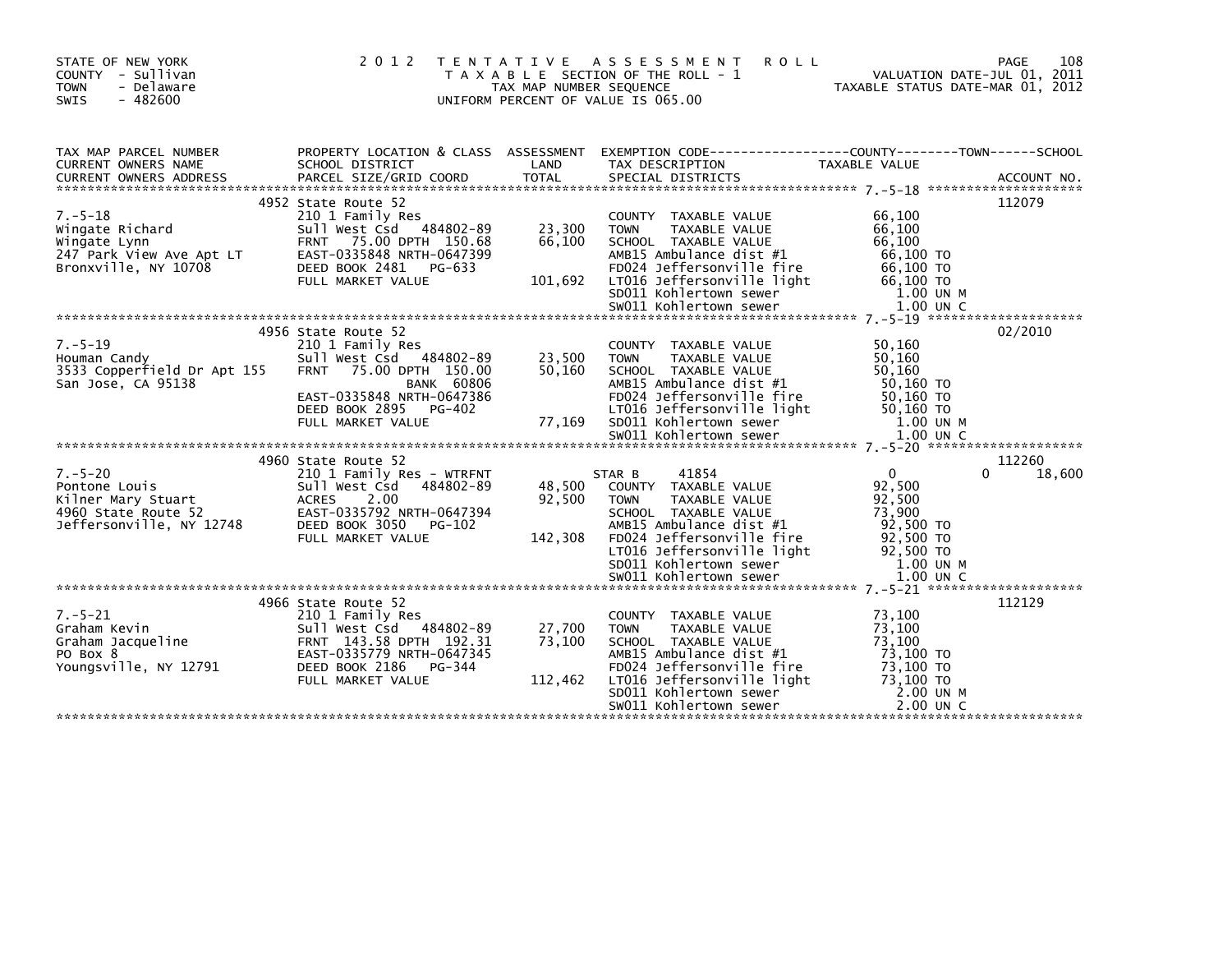STATE OF NEW YORK
COUNTY - Sullivan
TOWN - Delaware
SWIS - 482600

# 2012 TENTATIVE ASSESSMENT ROLL

TAXABLE SECTION OF THE ROLL - 1
TAX MAP NUMBER SEQUENCE
UNIFORM PERCENT OF VALUE IS 065.00

VALUATION DATE-JUL 01, 2011
TAXABLE STATUS DATE-MAR 01, 2012

| TAX MAP PARCEL NUMBER / CURRENT OWNERS NAME / CURRENT OWNERS ADDRESS | PROPERTY LOCATION & CLASS / SCHOOL DISTRICT / PARCEL SIZE/GRID COORD | ASSESSMENT LAND / TOTAL | EXEMPTION CODE / TAX DESCRIPTION / SPECIAL DISTRICTS | COUNTY | TOWN | SCHOOL TAXABLE VALUE | ACCOUNT NO. |
|---|---|---|---|---|---|---|---|
| 7.-5-18 | 4952 State Route 52 | | | | | | 112079 |
| | 210 1 Family Res | | COUNTY TAXABLE VALUE | 66,100 | | | |
| Wingate Richard | Sull West Csd 484802-89 | 23,300 | TOWN TAXABLE VALUE | 66,100 | | | |
| Wingate Lynn | FRNT 75.00 DPTH 150.68 | 66,100 | SCHOOL TAXABLE VALUE | 66,100 | | | |
| 247 Park View Ave Apt LT | EAST-0335848 NRTH-0647399 | | AMB15 Ambulance dist #1 | 66,100 TO | | | |
| Bronxville, NY 10708 | DEED BOOK 2481 PG-633 | | FD024 Jeffersonville fire | 66,100 TO | | | |
| | FULL MARKET VALUE | 101,692 | LT016 Jeffersonville light | 66,100 TO | | | |
| | | | SD011 Kohlertown sewer | 1.00 UN M | | | |
| | | | SW011 Kohlertown sewer | 1.00 UN C | | | |
| 7.-5-19 | 4956 State Route 52 | | | | | | 02/2010 |
| | 210 1 Family Res | | COUNTY TAXABLE VALUE | 50,160 | | | |
| Houman Candy | Sull West Csd 484802-89 | 23,500 | TOWN TAXABLE VALUE | 50,160 | | | |
| 3533 Copperfield Dr Apt 155 | FRNT 75.00 DPTH 150.00 | 50,160 | SCHOOL TAXABLE VALUE | 50,160 | | | |
| San Jose, CA 95138 | BANK 60806 | | AMB15 Ambulance dist #1 | 50,160 TO | | | |
| | EAST-0335848 NRTH-0647386 | | FD024 Jeffersonville fire | 50,160 TO | | | |
| | DEED BOOK 2895 PG-402 | | LT016 Jeffersonville light | 50,160 TO | | | |
| | FULL MARKET VALUE | 77,169 | SD011 Kohlertown sewer | 1.00 UN M | | | |
| | | | SW011 Kohlertown sewer | 1.00 UN C | | | |
| 7.-5-20 | 4960 State Route 52 | | | | | | 112260 |
| | 210 1 Family Res - WTRFNT | | STAR B 41854 | 0 | | 0 18,600 | |
| Pontone Louis | Sull West Csd 484802-89 | 48,500 | COUNTY TAXABLE VALUE | 92,500 | | | |
| Kilner Mary Stuart | ACRES 2.00 | 92,500 | TOWN TAXABLE VALUE | 92,500 | | | |
| 4960 State Route 52 | EAST-0335792 NRTH-0647394 | | SCHOOL TAXABLE VALUE | 73,900 | | | |
| Jeffersonville, NY 12748 | DEED BOOK 3050 PG-102 | | AMB15 Ambulance dist #1 | 92,500 TO | | | |
| | FULL MARKET VALUE | 142,308 | FD024 Jeffersonville fire | 92,500 TO | | | |
| | | | LT016 Jeffersonville light | 92,500 TO | | | |
| | | | SD011 Kohlertown sewer | 1.00 UN M | | | |
| | | | SW011 Kohlertown sewer | 1.00 UN C | | | |
| 7.-5-21 | 4966 State Route 52 | | | | | | 112129 |
| | 210 1 Family Res | | COUNTY TAXABLE VALUE | 73,100 | | | |
| Graham Kevin | Sull West Csd 484802-89 | 27,700 | TOWN TAXABLE VALUE | 73,100 | | | |
| Graham Jacqueline | FRNT 143.58 DPTH 192.31 | 73,100 | SCHOOL TAXABLE VALUE | 73,100 | | | |
| PO Box 8 | EAST-0335779 NRTH-0647345 | | AMB15 Ambulance dist #1 | 73,100 TO | | | |
| Youngsville, NY 12791 | DEED BOOK 2186 PG-344 | | FD024 Jeffersonville fire | 73,100 TO | | | |
| | FULL MARKET VALUE | 112,462 | LT016 Jeffersonville light | 73,100 TO | | | |
| | | | SD011 Kohlertown sewer | 2.00 UN M | | | |
| | | | SW011 Kohlertown sewer | 2.00 UN C | | | |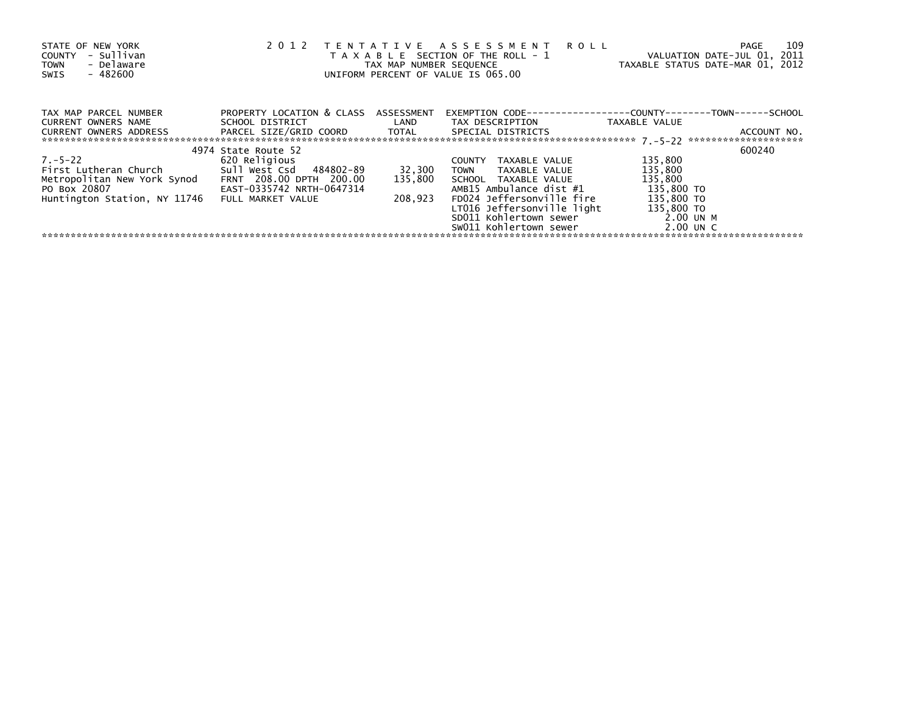STATE OF NEW YORK
COUNTY - Sullivan
TOWN - Delaware
SWIS - 482600

2012 TENTATIVE ASSESSMENT ROLL
TAXABLE SECTION OF THE ROLL - 1
TAX MAP NUMBER SEQUENCE
UNIFORM PERCENT OF VALUE IS 065.00

VALUATION DATE-JUL 01, 2011
TAXABLE STATUS DATE-MAR 01, 2012

| TAX MAP PARCEL NUMBER / CURRENT OWNERS NAME / CURRENT OWNERS ADDRESS | PROPERTY LOCATION & CLASS / SCHOOL DISTRICT / PARCEL SIZE/GRID COORD | ASSESSMENT LAND / TOTAL | EXEMPTION CODE / TAX DESCRIPTION / SPECIAL DISTRICTS | TAXABLE VALUE (COUNTY / TOWN / SCHOOL) | ACCOUNT NO. |
|---|---|---|---|---|---|
| 7.-5-22 | 4974 State Route 52 | | | | 600240 |
| | 620 Religious | | COUNTY TAXABLE VALUE | 135,800 | |
| First Lutheran Church | Sull West Csd 484802-89 | 32,300 | TOWN TAXABLE VALUE | 135,800 | |
| Metropolitan New York Synod | FRNT 208.00 DPTH 200.00 | 135,800 | SCHOOL TAXABLE VALUE | 135,800 | |
| PO Box 20807 | EAST-0335742 NRTH-0647314 | | AMB15 Ambulance dist #1 | 135,800 TO | |
| Huntington Station, NY 11746 | FULL MARKET VALUE | 208,923 | FD024 Jeffersonville fire | 135,800 TO | |
| | | | LT016 Jeffersonville light | 135,800 TO | |
| | | | SD011 Kohlertown sewer | 2.00 UN M | |
| | | | SW011 Kohlertown sewer | 2.00 UN C | |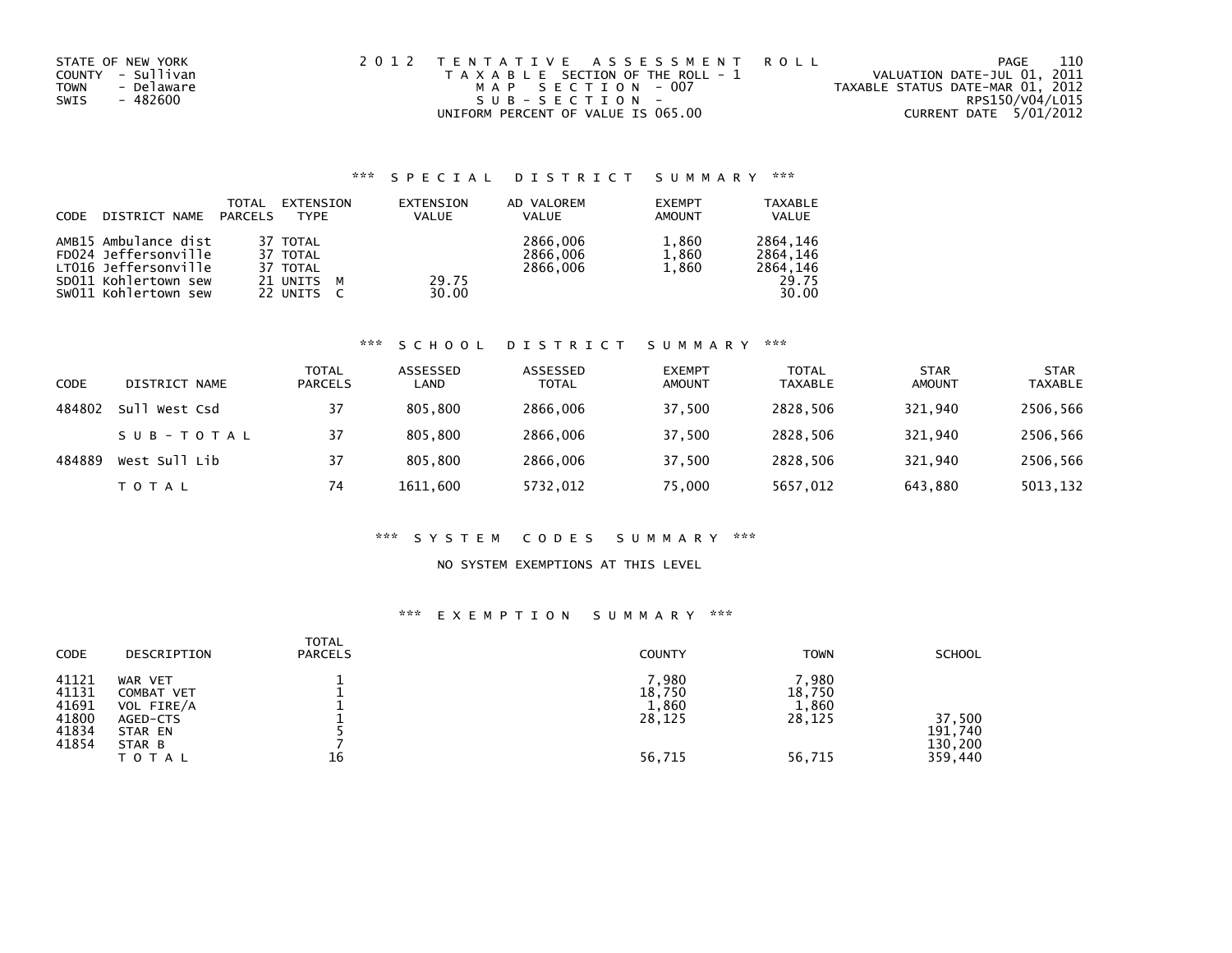STATE OF NEW YORK
COUNTY - Sullivan
TOWN - Delaware
SWIS - 482600

2012 TENTATIVE ASSESSMENT ROLL
TAXABLE SECTION OF THE ROLL - 1
MAP SECTION - 007
SUB-SECTION -
UNIFORM PERCENT OF VALUE IS 065.00

VALUATION DATE-JUL 01, 2011
TAXABLE STATUS DATE-MAR 01, 2012
RPS150/V04/L015
CURRENT DATE 5/01/2012

## *** SPECIAL DISTRICT SUMMARY ***

| CODE | DISTRICT NAME | TOTAL PARCELS | EXTENSION TYPE | EXTENSION VALUE | AD VALOREM VALUE | EXEMPT AMOUNT | TAXABLE VALUE |
|---|---|---|---|---|---|---|---|
| AMB15 | Ambulance dist | 37 | TOTAL | | 2866,006 | 1,860 | 2864,146 |
| FD024 | Jeffersonville | 37 | TOTAL | | 2866,006 | 1,860 | 2864,146 |
| LT016 | Jeffersonville | 37 | TOTAL | | 2866,006 | 1,860 | 2864,146 |
| SD011 | Kohlertown sew | 21 | UNITS M | 29.75 | | | 29.75 |
| SW011 | Kohlertown sew | 22 | UNITS C | 30.00 | | | 30.00 |

## *** SCHOOL DISTRICT SUMMARY ***

| CODE | DISTRICT NAME | TOTAL PARCELS | ASSESSED LAND | ASSESSED TOTAL | EXEMPT AMOUNT | TOTAL TAXABLE | STAR AMOUNT | STAR TAXABLE |
|---|---|---|---|---|---|---|---|---|
| 484802 | Sull West Csd | 37 | 805,800 | 2866,006 | 37,500 | 2828,506 | 321,940 | 2506,566 |
| | SUB-TOTAL | 37 | 805,800 | 2866,006 | 37,500 | 2828,506 | 321,940 | 2506,566 |
| 484889 | West Sull Lib | 37 | 805,800 | 2866,006 | 37,500 | 2828,506 | 321,940 | 2506,566 |
| | TOTAL | 74 | 1611,600 | 5732,012 | 75,000 | 5657,012 | 643,880 | 5013,132 |

## *** SYSTEM CODES SUMMARY ***

NO SYSTEM EXEMPTIONS AT THIS LEVEL

## *** EXEMPTION SUMMARY ***

| CODE | DESCRIPTION | TOTAL PARCELS | COUNTY | TOWN | SCHOOL |
|---|---|---|---|---|---|
| 41121 | WAR VET | 1 | 7,980 | 7,980 | |
| 41131 | COMBAT VET | 1 | 18,750 | 18,750 | |
| 41691 | VOL FIRE/A | 1 | 1,860 | 1,860 | |
| 41800 | AGED-CTS | 1 | 28,125 | 28,125 | 37,500 |
| 41834 | STAR EN | 5 | | | 191,740 |
| 41854 | STAR B | 7 | | | 130,200 |
| | TOTAL | 16 | 56,715 | 56,715 | 359,440 |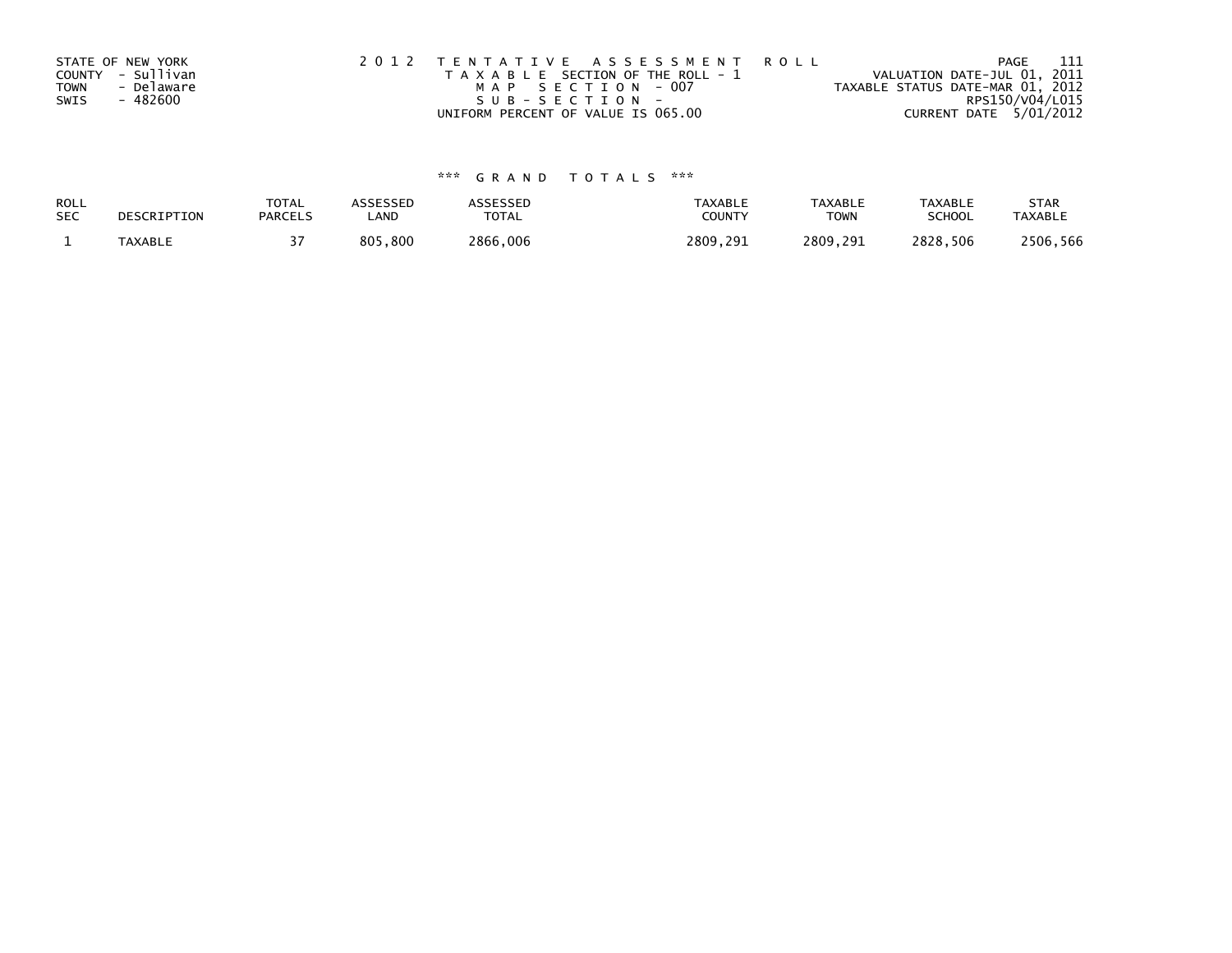STATE OF NEW YORK
COUNTY - Sullivan
TOWN - Delaware
SWIS - 482600

2012 TENTATIVE ASSESSMENT ROLL
TAXABLE SECTION OF THE ROLL - 1
MAP SECTION - 007
SUB-SECTION -
UNIFORM PERCENT OF VALUE IS 065.00

VALUATION DATE-JUL 01, 2011
TAXABLE STATUS DATE-MAR 01, 2012
RPS150/V04/L015
CURRENT DATE 5/01/2012

*** GRAND TOTALS ***

| ROLL SEC | DESCRIPTION | TOTAL PARCELS | ASSESSED LAND | ASSESSED TOTAL | TAXABLE COUNTY | TAXABLE TOWN | TAXABLE SCHOOL | STAR TAXABLE |
|---|---|---|---|---|---|---|---|---|
| 1 | TAXABLE | 37 | 805,800 | 2866,006 | 2809,291 | 2809,291 | 2828,506 | 2506,566 |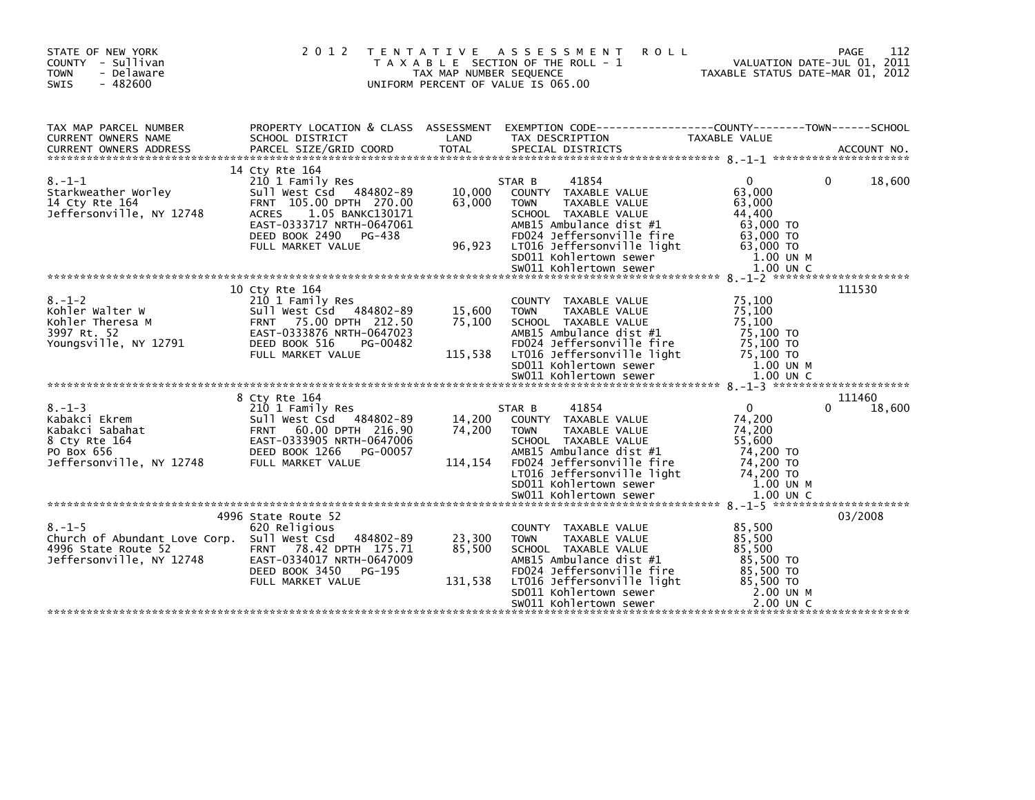STATE OF NEW YORK
COUNTY - Sullivan
TOWN - Delaware
SWIS - 482600

# 2012 TENTATIVE ASSESSMENT ROLL

TAXABLE SECTION OF THE ROLL - 1
TAX MAP NUMBER SEQUENCE
UNIFORM PERCENT OF VALUE IS 065.00

VALUATION DATE-JUL 01, 2011
TAXABLE STATUS DATE-MAR 01, 2012

| TAX MAP PARCEL NUMBER / CURRENT OWNERS NAME / CURRENT OWNERS ADDRESS | PROPERTY LOCATION & CLASS / SCHOOL DISTRICT / PARCEL SIZE/GRID COORD | ASSESSMENT LAND / TOTAL | EXEMPTION CODE / TAX DESCRIPTION / SPECIAL DISTRICTS | COUNTY / TOWN / SCHOOL TAXABLE VALUE | ACCOUNT NO. |
|---|---|---|---|---|---|
| | 14 Cty Rte 164 | | | | |
| 8.-1-1 | 210 1 Family Res | | STAR B 41854 | 0 0 18,600 | |
| Starkweather Worley | Sull West Csd 484802-89 | 10,000 | COUNTY TAXABLE VALUE | 63,000 | |
| 14 Cty Rte 164 | FRNT 105.00 DPTH 270.00 | 63,000 | TOWN TAXABLE VALUE | 63,000 | |
| Jeffersonville, NY 12748 | ACRES 1.05 BANKC130171 | | SCHOOL TAXABLE VALUE | 44,400 | |
| | EAST-0333717 NRTH-0647061 | | AMB15 Ambulance dist #1 | 63,000 TO | |
| | DEED BOOK 2490 PG-438 | | FD024 Jeffersonville fire | 63,000 TO | |
| | FULL MARKET VALUE | 96,923 | LT016 Jeffersonville light | 63,000 TO | |
| | | | SD011 Kohlertown sewer | 1.00 UN M | |
| | | | SW011 Kohlertown sewer | 1.00 UN C | |
| | 10 Cty Rte 164 | | | | 111530 |
| 8.-1-2 | 210 1 Family Res | | COUNTY TAXABLE VALUE | 75,100 | |
| Kohler Walter W | Sull West Csd 484802-89 | 15,600 | TOWN TAXABLE VALUE | 75,100 | |
| Kohler Theresa M | FRNT 75.00 DPTH 212.50 | 75,100 | SCHOOL TAXABLE VALUE | 75,100 | |
| 3997 Rt. 52 | EAST-0333876 NRTH-0647023 | | AMB15 Ambulance dist #1 | 75,100 TO | |
| Youngsville, NY 12791 | DEED BOOK 516 PG-00482 | | FD024 Jeffersonville fire | 75,100 TO | |
| | FULL MARKET VALUE | 115,538 | LT016 Jeffersonville light | 75,100 TO | |
| | | | SD011 Kohlertown sewer | 1.00 UN M | |
| | | | SW011 Kohlertown sewer | 1.00 UN C | |
| | 8 Cty Rte 164 | | | | 111460 |
| 8.-1-3 | 210 1 Family Res | | STAR B 41854 | 0 0 18,600 | |
| Kabakci Ekrem | Sull West Csd 484802-89 | 14,200 | COUNTY TAXABLE VALUE | 74,200 | |
| Kabakci Sabahat | FRNT 60.00 DPTH 216.90 | 74,200 | TOWN TAXABLE VALUE | 74,200 | |
| 8 Cty Rte 164 | EAST-0333905 NRTH-0647006 | | SCHOOL TAXABLE VALUE | 55,600 | |
| PO Box 656 | DEED BOOK 1266 PG-00057 | | AMB15 Ambulance dist #1 | 74,200 TO | |
| Jeffersonville, NY 12748 | FULL MARKET VALUE | 114,154 | FD024 Jeffersonville fire | 74,200 TO | |
| | | | LT016 Jeffersonville light | 74,200 TO | |
| | | | SD011 Kohlertown sewer | 1.00 UN M | |
| | | | SW011 Kohlertown sewer | 1.00 UN C | |
| | 4996 State Route 52 | | | | 03/2008 |
| 8.-1-5 | 620 Religious | | COUNTY TAXABLE VALUE | 85,500 | |
| Church of Abundant Love Corp. | Sull West Csd 484802-89 | 23,300 | TOWN TAXABLE VALUE | 85,500 | |
| 4996 State Route 52 | FRNT 78.42 DPTH 175.71 | 85,500 | SCHOOL TAXABLE VALUE | 85,500 | |
| Jeffersonville, NY 12748 | EAST-0334017 NRTH-0647009 | | AMB15 Ambulance dist #1 | 85,500 TO | |
| | DEED BOOK 3450 PG-195 | | FD024 Jeffersonville fire | 85,500 TO | |
| | FULL MARKET VALUE | 131,538 | LT016 Jeffersonville light | 85,500 TO | |
| | | | SD011 Kohlertown sewer | 2.00 UN M | |
| | | | SW011 Kohlertown sewer | 2.00 UN C | |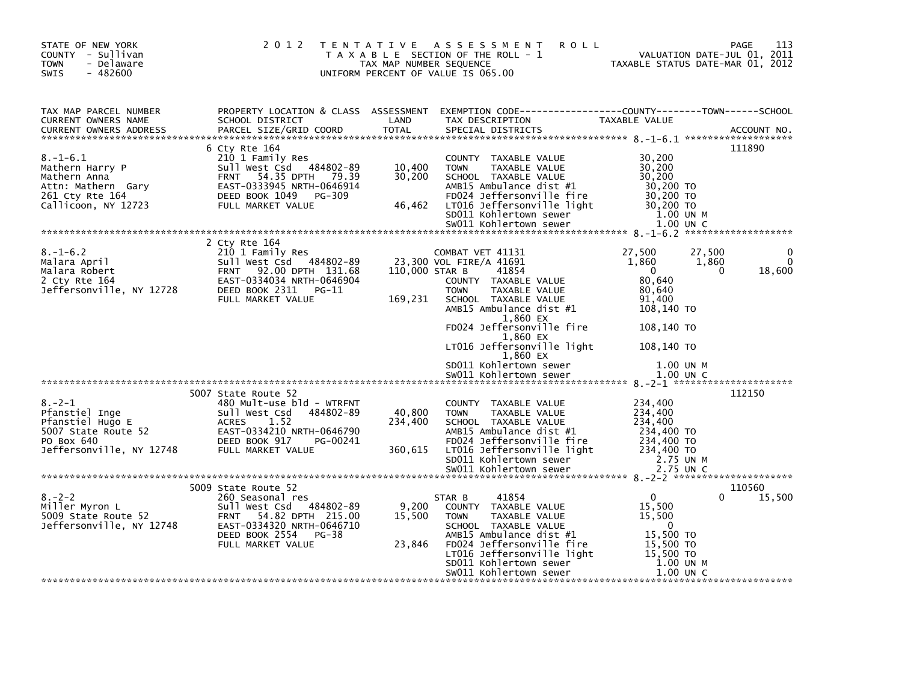STATE OF NEW YORK
COUNTY - Sullivan
TOWN - Delaware
SWIS - 482600

2 0 1 2 T E N T A T I V E A S S E S S M E N T R O L L
T A X A B L E SECTION OF THE ROLL - 1
TAX MAP NUMBER SEQUENCE
UNIFORM PERCENT OF VALUE IS 065.00

VALUATION DATE-JUL 01, 2011
TAXABLE STATUS DATE-MAR 01, 2012

| TAX MAP PARCEL NUMBER / CURRENT OWNERS NAME / CURRENT OWNERS ADDRESS | PROPERTY LOCATION & CLASS / SCHOOL DISTRICT / PARCEL SIZE/GRID COORD | ASSESSMENT LAND / TOTAL | EXEMPTION CODE / TAX DESCRIPTION / SPECIAL DISTRICTS | COUNTY TAXABLE VALUE | TOWN | SCHOOL | ACCOUNT NO. |
|---|---|---|---|---|---|---|---|
| **8.-1-6.1** | 6 Cty Rte 164 | | | | | | 111890 |
| 8.-1-6.1 | 210 1 Family Res | | COUNTY TAXABLE VALUE | 30,200 | | | |
| Mathern Harry P | Sull West Csd 484802-89 | 10,400 | TOWN TAXABLE VALUE | 30,200 | | | |
| Mathern Anna | FRNT 54.35 DPTH 79.39 | 30,200 | SCHOOL TAXABLE VALUE | 30,200 | | | |
| Attn: Mathern Gary | EAST-0333945 NRTH-0646914 | | AMB15 Ambulance dist #1 | 30,200 TO | | | |
| 261 Cty Rte 164 | DEED BOOK 1049 PG-309 | | FD024 Jeffersonville fire | 30,200 TO | | | |
| Callicoon, NY 12723 | FULL MARKET VALUE | 46,462 | LT016 Jeffersonville light | 30,200 TO | | | |
| | | | SD011 Kohlertown sewer | 1.00 UN M | | | |
| | | | SW011 Kohlertown sewer | 1.00 UN C | | | |
| **8.-1-6.2** | 2 Cty Rte 164 | | | | | | |
| 8.-1-6.2 | 210 1 Family Res | | COMBAT VET 41131 | 27,500 | 27,500 | 0 | |
| Malara April | Sull West Csd 484802-89 | 23,300 | VOL FIRE/A 41691 | 1,860 | 1,860 | 0 | |
| Malara Robert | FRNT 92.00 DPTH 131.68 | 110,000 | STAR B 41854 | 0 | 0 | 18,600 | |
| 2 Cty Rte 164 | EAST-0334034 NRTH-0646904 | | COUNTY TAXABLE VALUE | 80,640 | | | |
| Jeffersonville, NY 12728 | DEED BOOK 2311 PG-11 | | TOWN TAXABLE VALUE | 80,640 | | | |
| | FULL MARKET VALUE | 169,231 | SCHOOL TAXABLE VALUE | 91,400 | | | |
| | | | AMB15 Ambulance dist #1 1,860 EX | 108,140 TO | | | |
| | | | FD024 Jeffersonville fire 1,860 EX | 108,140 TO | | | |
| | | | LT016 Jeffersonville light 1,860 EX | 108,140 TO | | | |
| | | | SD011 Kohlertown sewer | 1.00 UN M | | | |
| | | | SW011 Kohlertown sewer | 1.00 UN C | | | |
| **8.-2-1** | 5007 State Route 52 | | | | | | 112150 |
| 8.-2-1 | 480 Mult-use bld - WTRFNT | | COUNTY TAXABLE VALUE | 234,400 | | | |
| Pfanstiel Inge | Sull West Csd 484802-89 | 40,800 | TOWN TAXABLE VALUE | 234,400 | | | |
| Pfanstiel Hugo E | ACRES 1.52 | 234,400 | SCHOOL TAXABLE VALUE | 234,400 | | | |
| 5007 State Route 52 | EAST-0334210 NRTH-0646790 | | AMB15 Ambulance dist #1 | 234,400 TO | | | |
| PO Box 640 | DEED BOOK 917 PG-00241 | | FD024 Jeffersonville fire | 234,400 TO | | | |
| Jeffersonville, NY 12748 | FULL MARKET VALUE | 360,615 | LT016 Jeffersonville light | 234,400 TO | | | |
| | | | SD011 Kohlertown sewer | 2.75 UN M | | | |
| | | | SW011 Kohlertown sewer | 2.75 UN C | | | |
| **8.-2-2** | 5009 State Route 52 | | | | | | 110560 |
| 8.-2-2 | 260 Seasonal res | | STAR B 41854 | 0 | 0 | 15,500 | |
| Miller Myron L | Sull West Csd 484802-89 | 9,200 | COUNTY TAXABLE VALUE | 15,500 | | | |
| 5009 State Route 52 | FRNT 54.82 DPTH 215.00 | 15,500 | TOWN TAXABLE VALUE | 15,500 | | | |
| Jeffersonville, NY 12748 | EAST-0334320 NRTH-0646710 | | SCHOOL TAXABLE VALUE | 0 | | | |
| | DEED BOOK 2554 PG-38 | | AMB15 Ambulance dist #1 | 15,500 TO | | | |
| | FULL MARKET VALUE | 23,846 | FD024 Jeffersonville fire | 15,500 TO | | | |
| | | | LT016 Jeffersonville light | 15,500 TO | | | |
| | | | SD011 Kohlertown sewer | 1.00 UN M | | | |
| | | | SW011 Kohlertown sewer | 1.00 UN C | | | |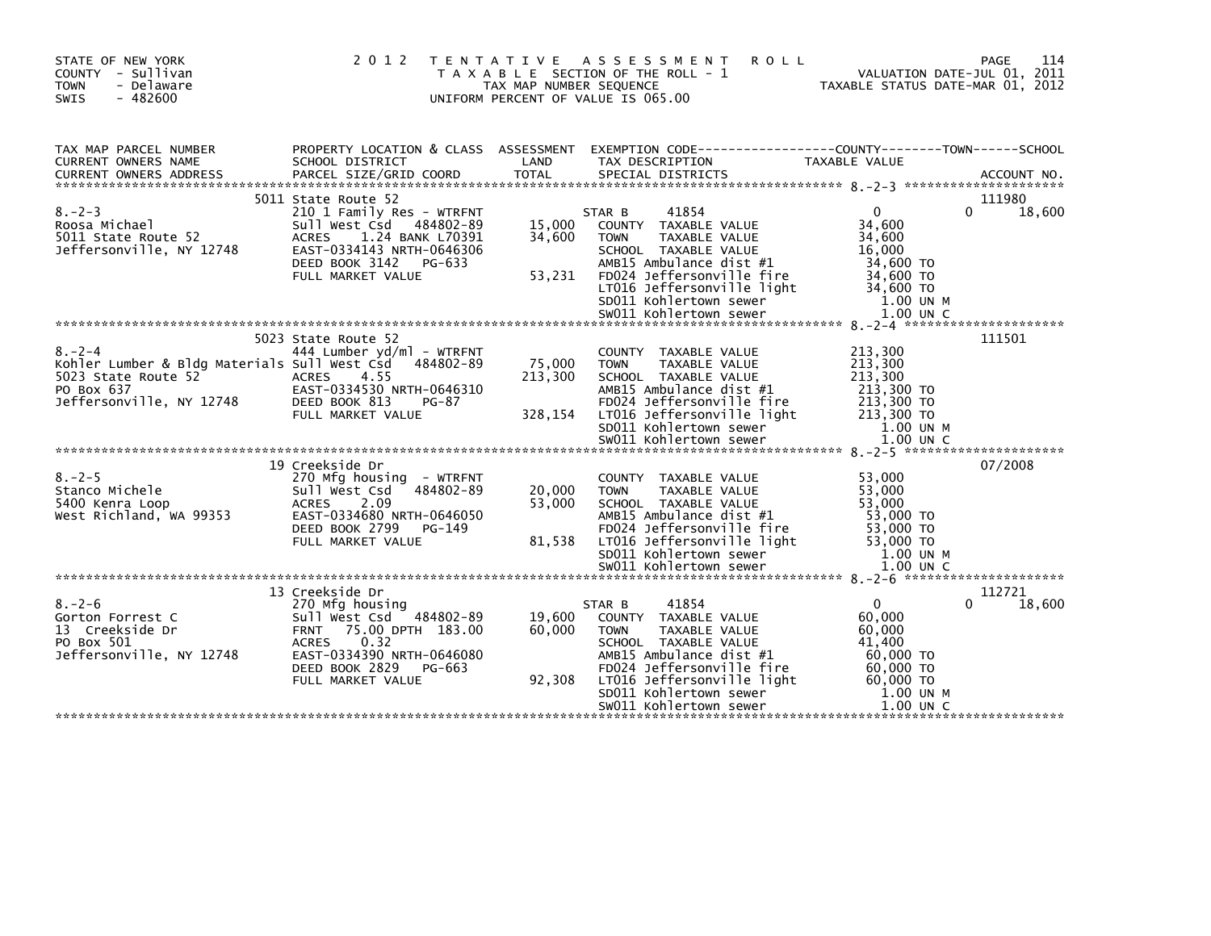STATE OF NEW YORK
COUNTY - Sullivan
TOWN - Delaware
SWIS - 482600

2 0 1 2 TENTATIVE ASSESSMENT ROLL
TAXABLE SECTION OF THE ROLL - 1
TAX MAP NUMBER SEQUENCE
UNIFORM PERCENT OF VALUE IS 065.00

VALUATION DATE-JUL 01, 2011
TAXABLE STATUS DATE-MAR 01, 2012

| TAX MAP PARCEL NUMBER / CURRENT OWNERS NAME / CURRENT OWNERS ADDRESS | PROPERTY LOCATION & CLASS / SCHOOL DISTRICT / PARCEL SIZE/GRID COORD | ASSESSMENT LAND / TOTAL | EXEMPTION CODE / TAX DESCRIPTION / SPECIAL DISTRICTS | COUNTY TAXABLE VALUE | TOWN | SCHOOL / ACCOUNT NO. |
|---|---|---|---|---|---|---|
| | 5011 State Route 52 | | | | | 111980 |
| 8.-2-3 | 210 1 Family Res - WTRFNT | | STAR B 41854 | 0 | 0 | 18,600 |
| Roosa Michael | Sull West Csd 484802-89 | 15,000 | COUNTY TAXABLE VALUE | 34,600 | | |
| 5011 State Route 52 | ACRES 1.24 BANK L70391 | 34,600 | TOWN TAXABLE VALUE | 34,600 | | |
| Jeffersonville, NY 12748 | EAST-0334143 NRTH-0646306 | | SCHOOL TAXABLE VALUE | 16,000 | | |
| | DEED BOOK 3142 PG-633 | | AMB15 Ambulance dist #1 | 34,600 TO | | |
| | FULL MARKET VALUE | 53,231 | FD024 Jeffersonville fire | 34,600 TO | | |
| | | | LT016 Jeffersonville light | 34,600 TO | | |
| | | | SD011 Kohlertown sewer | 1.00 UN M | | |
| | | | SW011 Kohlertown sewer | 1.00 UN C | | |
| | 5023 State Route 52 | | | | | 111501 |
| 8.-2-4 | 444 Lumber yd/ml - WTRFNT | | COUNTY TAXABLE VALUE | 213,300 | | |
| Kohler Lumber & Bldg Materials | Sull West Csd 484802-89 | 75,000 | TOWN TAXABLE VALUE | 213,300 | | |
| 5023 State Route 52 | ACRES 4.55 | 213,300 | SCHOOL TAXABLE VALUE | 213,300 | | |
| PO Box 637 | EAST-0334530 NRTH-0646310 | | AMB15 Ambulance dist #1 | 213,300 TO | | |
| Jeffersonville, NY 12748 | DEED BOOK 813 PG-87 | | FD024 Jeffersonville fire | 213,300 TO | | |
| | FULL MARKET VALUE | 328,154 | LT016 Jeffersonville light | 213,300 TO | | |
| | | | SD011 Kohlertown sewer | 1.00 UN M | | |
| | | | SW011 Kohlertown sewer | 1.00 UN C | | |
| | 19 Creekside Dr | | | | | 07/2008 |
| 8.-2-5 | 270 Mfg housing - WTRFNT | | COUNTY TAXABLE VALUE | 53,000 | | |
| Stanco Michele | Sull West Csd 484802-89 | 20,000 | TOWN TAXABLE VALUE | 53,000 | | |
| 5400 Kenra Loop | ACRES 2.09 | 53,000 | SCHOOL TAXABLE VALUE | 53,000 | | |
| West Richland, WA 99353 | EAST-0334680 NRTH-0646050 | | AMB15 Ambulance dist #1 | 53,000 TO | | |
| | DEED BOOK 2799 PG-149 | | FD024 Jeffersonville fire | 53,000 TO | | |
| | FULL MARKET VALUE | 81,538 | LT016 Jeffersonville light | 53,000 TO | | |
| | | | SD011 Kohlertown sewer | 1.00 UN M | | |
| | | | SW011 Kohlertown sewer | 1.00 UN C | | |
| | 13 Creekside Dr | | | | | 112721 |
| 8.-2-6 | 270 Mfg housing | | STAR B 41854 | 0 | 0 | 18,600 |
| Gorton Forrest C | Sull West Csd 484802-89 | 19,600 | COUNTY TAXABLE VALUE | 60,000 | | |
| 13 Creekside Dr | FRNT 75.00 DPTH 183.00 | 60,000 | TOWN TAXABLE VALUE | 60,000 | | |
| PO Box 501 | ACRES 0.32 | | SCHOOL TAXABLE VALUE | 41,400 | | |
| Jeffersonville, NY 12748 | EAST-0334390 NRTH-0646080 | | AMB15 Ambulance dist #1 | 60,000 TO | | |
| | DEED BOOK 2829 PG-663 | | FD024 Jeffersonville fire | 60,000 TO | | |
| | FULL MARKET VALUE | 92,308 | LT016 Jeffersonville light | 60,000 TO | | |
| | | | SD011 Kohlertown sewer | 1.00 UN M | | |
| | | | SW011 Kohlertown sewer | 1.00 UN C | | |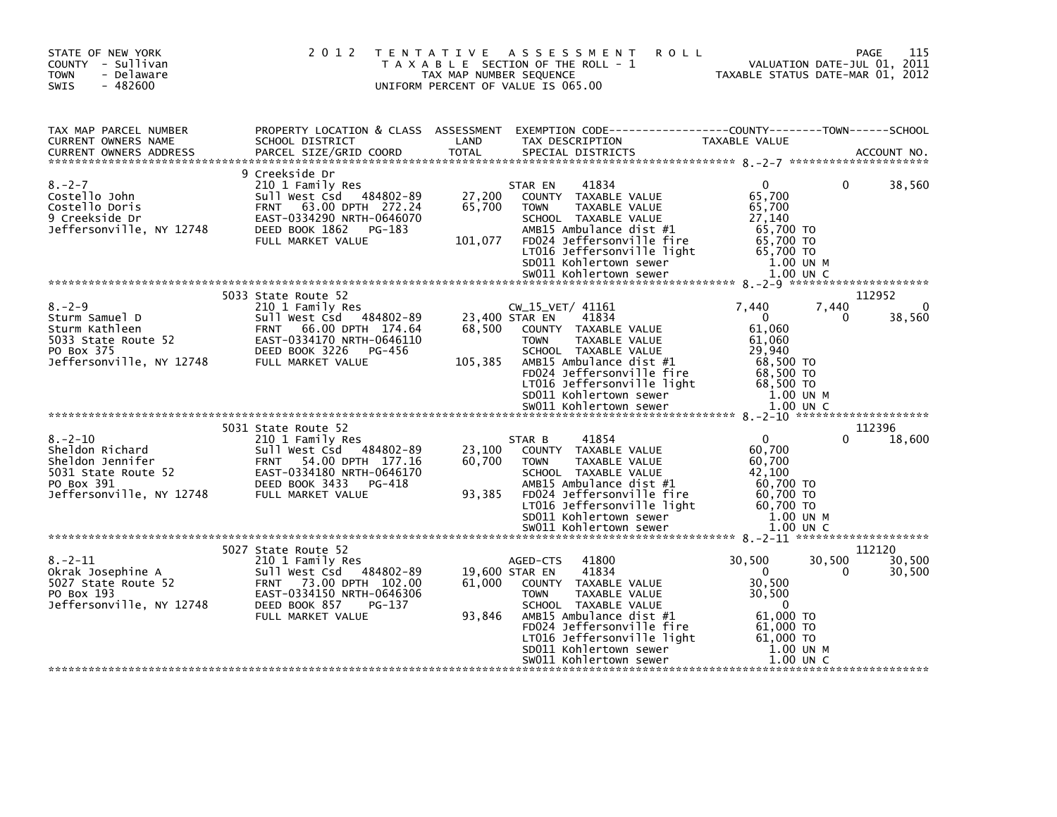STATE OF NEW YORK
COUNTY - Sullivan
TOWN - Delaware
SWIS - 482600

2 0 1 2 T E N T A T I V E A S S E S S M E N T R O L L
T A X A B L E SECTION OF THE ROLL - 1
TAX MAP NUMBER SEQUENCE
UNIFORM PERCENT OF VALUE IS 065.00

VALUATION DATE-JUL 01, 2011
TAXABLE STATUS DATE-MAR 01, 2012

| TAX MAP PARCEL NUMBER / CURRENT OWNERS NAME / CURRENT OWNERS ADDRESS | PROPERTY LOCATION & CLASS / SCHOOL DISTRICT / PARCEL SIZE/GRID COORD | ASSESSMENT LAND / TOTAL | EXEMPTION CODE / TAX DESCRIPTION / SPECIAL DISTRICTS | COUNTY TAXABLE VALUE | TOWN | SCHOOL / ACCOUNT NO. |
|---|---|---|---|---|---|---|
| **8.-2-7** | 9 Creekside Dr | | | | | |
| Costello John | 210 1 Family Res | | STAR EN 41834 | 0 | 0 | 38,560 |
| Costello Doris | Sull West Csd 484802-89 | 27,200 | COUNTY TAXABLE VALUE | 65,700 | | |
| 9 Creekside Dr | FRNT 63.00 DPTH 272.24 | 65,700 | TOWN TAXABLE VALUE | 65,700 | | |
| Jeffersonville, NY 12748 | EAST-0334290 NRTH-0646070 | | SCHOOL TAXABLE VALUE | 27,140 | | |
| | DEED BOOK 1862 PG-183 | | AMB15 Ambulance dist #1 | 65,700 TO | | |
| | FULL MARKET VALUE | 101,077 | FD024 Jeffersonville fire | 65,700 TO | | |
| | | | LT016 Jeffersonville light | 65,700 TO | | |
| | | | SD011 Kohlertown sewer | 1.00 UN M | | |
| | | | SW011 Kohlertown sewer | 1.00 UN C | | |
| **8.-2-9** | 5033 State Route 52 | | | | | 112952 |
| Sturm Samuel D | 210 1 Family Res | | CW_15_VET/ 41161 | 7,440 | 7,440 | 0 |
| Sturm Kathleen | Sull West Csd 484802-89 | 23,400 | STAR EN 41834 | 0 | 0 | 38,560 |
| 5033 State Route 52 | FRNT 66.00 DPTH 174.64 | 68,500 | COUNTY TAXABLE VALUE | 61,060 | | |
| PO Box 375 | EAST-0334170 NRTH-0646110 | | TOWN TAXABLE VALUE | 61,060 | | |
| Jeffersonville, NY 12748 | DEED BOOK 3226 PG-456 | | SCHOOL TAXABLE VALUE | 29,940 | | |
| | FULL MARKET VALUE | 105,385 | AMB15 Ambulance dist #1 | 68,500 TO | | |
| | | | FD024 Jeffersonville fire | 68,500 TO | | |
| | | | LT016 Jeffersonville light | 68,500 TO | | |
| | | | SD011 Kohlertown sewer | 1.00 UN M | | |
| | | | SW011 Kohlertown sewer | 1.00 UN C | | |
| **8.-2-10** | 5031 State Route 52 | | | | | 112396 |
| Sheldon Richard | 210 1 Family Res | | STAR B 41854 | 0 | 0 | 18,600 |
| Sheldon Jennifer | Sull West Csd 484802-89 | 23,100 | COUNTY TAXABLE VALUE | 60,700 | | |
| 5031 State Route 52 | FRNT 54.00 DPTH 177.16 | 60,700 | TOWN TAXABLE VALUE | 60,700 | | |
| PO Box 391 | EAST-0334180 NRTH-0646170 | | SCHOOL TAXABLE VALUE | 42,100 | | |
| Jeffersonville, NY 12748 | DEED BOOK 3433 PG-418 | | AMB15 Ambulance dist #1 | 60,700 TO | | |
| | FULL MARKET VALUE | 93,385 | FD024 Jeffersonville fire | 60,700 TO | | |
| | | | LT016 Jeffersonville light | 60,700 TO | | |
| | | | SD011 Kohlertown sewer | 1.00 UN M | | |
| | | | SW011 Kohlertown sewer | 1.00 UN C | | |
| **8.-2-11** | 5027 State Route 52 | | | | | 112120 |
| Okrak Josephine A | 210 1 Family Res | | AGED-CTS 41800 | 30,500 | 30,500 | 30,500 |
| 5027 State Route 52 | Sull West Csd 484802-89 | 19,600 | STAR EN 41834 | 0 | 0 | 30,500 |
| PO Box 193 | FRNT 73.00 DPTH 102.00 | 61,000 | COUNTY TAXABLE VALUE | 30,500 | | |
| Jeffersonville, NY 12748 | EAST-0334150 NRTH-0646306 | | TOWN TAXABLE VALUE | 30,500 | | |
| | DEED BOOK 857 PG-137 | | SCHOOL TAXABLE VALUE | 0 | | |
| | FULL MARKET VALUE | 93,846 | AMB15 Ambulance dist #1 | 61,000 TO | | |
| | | | FD024 Jeffersonville fire | 61,000 TO | | |
| | | | LT016 Jeffersonville light | 61,000 TO | | |
| | | | SD011 Kohlertown sewer | 1.00 UN M | | |
| | | | SW011 Kohlertown sewer | 1.00 UN C | | |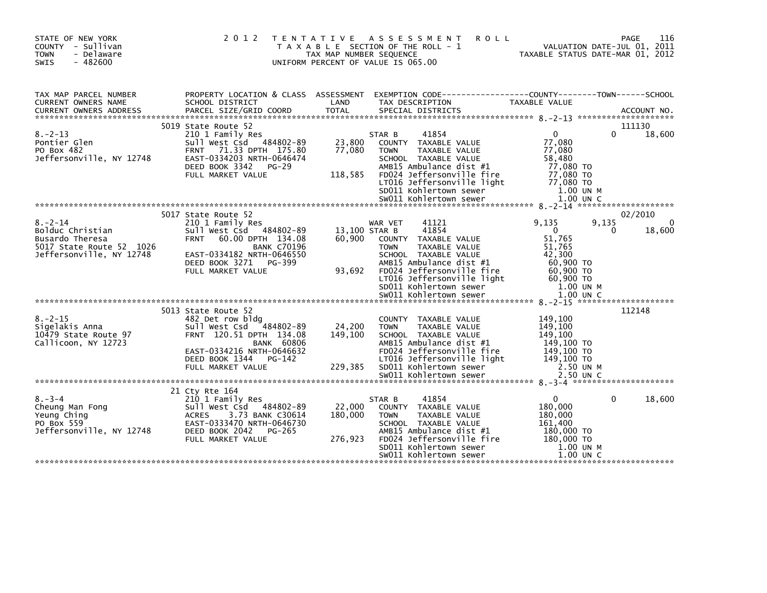STATE OF NEW YORK
COUNTY - Sullivan
TOWN - Delaware
SWIS - 482600

2012 TENTATIVE ASSESSMENT ROLL
TAXABLE SECTION OF THE ROLL - 1
TAX MAP NUMBER SEQUENCE
UNIFORM PERCENT OF VALUE IS 065.00

VALUATION DATE-JUL 01, 2011
TAXABLE STATUS DATE-MAR 01, 2012

| TAX MAP PARCEL NUMBER / CURRENT OWNERS NAME / CURRENT OWNERS ADDRESS | PROPERTY LOCATION & CLASS / SCHOOL DISTRICT / PARCEL SIZE/GRID COORD | ASSESSMENT LAND / TOTAL | EXEMPTION CODE / TAX DESCRIPTION / SPECIAL DISTRICTS | COUNTY TAXABLE VALUE | TOWN | SCHOOL | ACCOUNT NO. |
|---|---|---|---|---|---|---|---|
| **8.-2-13** | 5019 State Route 52 | | | | | | 111130 |
| Pontier Glen | 210 1 Family Res | | STAR B 41854 | 0 | 0 | 18,600 | |
| PO Box 482 | Sull West Csd 484802-89 | 23,800 | COUNTY TAXABLE VALUE | 77,080 | | | |
| Jeffersonville, NY 12748 | FRNT 71.33 DPTH 175.80 | 77,080 | TOWN TAXABLE VALUE | 77,080 | | | |
| | EAST-0334203 NRTH-0646474 | | SCHOOL TAXABLE VALUE | 58,480 | | | |
| | DEED BOOK 3342 PG-29 | | AMB15 Ambulance dist #1 | 77,080 TO | | | |
| | FULL MARKET VALUE | 118,585 | FD024 Jeffersonville fire | 77,080 TO | | | |
| | | | LT016 Jeffersonville light | 77,080 TO | | | |
| | | | SD011 Kohlertown sewer | 1.00 UN M | | | |
| | | | SW011 Kohlertown sewer | 1.00 UN C | | | |
| **8.-2-14** | 5017 State Route 52 | | | | | | 02/2010 |
| Bolduc Christian | 210 1 Family Res | | WAR VET 41121 | 9,135 | 9,135 | 0 | |
| Busardo Theresa | Sull West Csd 484802-89 | 13,100 | STAR B 41854 | 0 | 0 | 18,600 | |
| 5017 State Route 52 1026 | FRNT 60.00 DPTH 134.08 | 60,900 | COUNTY TAXABLE VALUE | 51,765 | | | |
| Jeffersonville, NY 12748 | BANK C70196 | | TOWN TAXABLE VALUE | 51,765 | | | |
| | EAST-0334182 NRTH-0646550 | | SCHOOL TAXABLE VALUE | 42,300 | | | |
| | DEED BOOK 3271 PG-399 | | AMB15 Ambulance dist #1 | 60,900 TO | | | |
| | FULL MARKET VALUE | 93,692 | FD024 Jeffersonville fire | 60,900 TO | | | |
| | | | LT016 Jeffersonville light | 60,900 TO | | | |
| | | | SD011 Kohlertown sewer | 1.00 UN M | | | |
| | | | SW011 Kohlertown sewer | 1.00 UN C | | | |
| **8.-2-15** | 5013 State Route 52 | | | | | | 112148 |
| Sigelakis Anna | 482 Det row bldg | | COUNTY TAXABLE VALUE | 149,100 | | | |
| 10479 State Route 97 | Sull West Csd 484802-89 | 24,200 | TOWN TAXABLE VALUE | 149,100 | | | |
| Callicoon, NY 12723 | FRNT 120.51 DPTH 134.08 | 149,100 | SCHOOL TAXABLE VALUE | 149,100 | | | |
| | BANK 60806 | | AMB15 Ambulance dist #1 | 149,100 TO | | | |
| | EAST-0334216 NRTH-0646632 | | FD024 Jeffersonville fire | 149,100 TO | | | |
| | DEED BOOK 1344 PG-142 | | LT016 Jeffersonville light | 149,100 TO | | | |
| | FULL MARKET VALUE | 229,385 | SD011 Kohlertown sewer | 2.50 UN M | | | |
| | | | SW011 Kohlertown sewer | 2.50 UN C | | | |
| **8.-3-4** | 21 Cty Rte 164 | | | | | | |
| Cheung Man Fong | 210 1 Family Res | | STAR B 41854 | 0 | 0 | 18,600 | |
| Yeung Ching | Sull West Csd 484802-89 | 22,000 | COUNTY TAXABLE VALUE | 180,000 | | | |
| PO Box 559 | ACRES 3.73 BANK C30614 | 180,000 | TOWN TAXABLE VALUE | 180,000 | | | |
| Jeffersonville, NY 12748 | EAST-0333470 NRTH-0646730 | | SCHOOL TAXABLE VALUE | 161,400 | | | |
| | DEED BOOK 2042 PG-265 | | AMB15 Ambulance dist #1 | 180,000 TO | | | |
| | FULL MARKET VALUE | 276,923 | FD024 Jeffersonville fire | 180,000 TO | | | |
| | | | SD011 Kohlertown sewer | 1.00 UN M | | | |
| | | | SW011 Kohlertown sewer | 1.00 UN C | | | |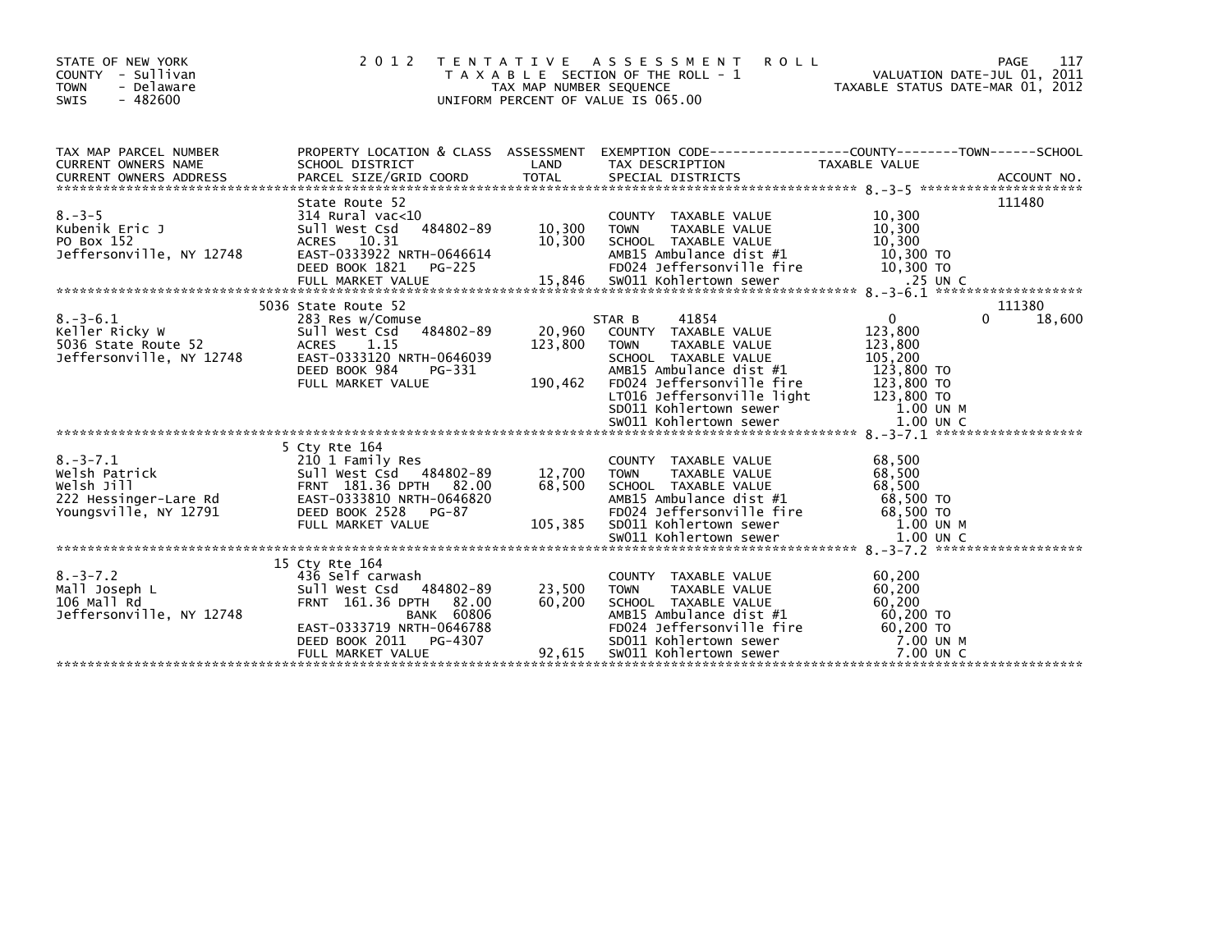STATE OF NEW YORK
COUNTY - Sullivan
TOWN - Delaware
SWIS - 482600

# 2012 TENTATIVE ASSESSMENT ROLL

TAXABLE SECTION OF THE ROLL - 1
TAX MAP NUMBER SEQUENCE
UNIFORM PERCENT OF VALUE IS 065.00

VALUATION DATE-JUL 01, 2011
TAXABLE STATUS DATE-MAR 01, 2012

| TAX MAP PARCEL NUMBER / CURRENT OWNERS NAME / CURRENT OWNERS ADDRESS | PROPERTY LOCATION & CLASS / SCHOOL DISTRICT / PARCEL SIZE/GRID COORD | ASSESSMENT LAND / TOTAL | EXEMPTION CODE / TAX DESCRIPTION / SPECIAL DISTRICTS | COUNTY / TOWN TAXABLE VALUE | SCHOOL / ACCOUNT NO. |
|---|---|---|---|---|---|
| **8.-3-5** | State Route 52 | | | | 111480 |
| Kubenik Eric J | 314 Rural vac<10 | | COUNTY TAXABLE VALUE | 10,300 | |
| PO Box 152 | Sull West Csd 484802-89 | 10,300 | TOWN TAXABLE VALUE | 10,300 | |
| Jeffersonville, NY 12748 | ACRES 10.31 | 10,300 | SCHOOL TAXABLE VALUE | 10,300 | |
| | EAST-0333922 NRTH-0646614 | | AMB15 Ambulance dist #1 | 10,300 TO | |
| | DEED BOOK 1821 PG-225 | | FD024 Jeffersonville fire | 10,300 TO | |
| | FULL MARKET VALUE | 15,846 | SW011 Kohlertown sewer | .25 UN C | |
| **8.-3-6.1** | 5036 State Route 52 | | | | 111380 |
| Keller Ricky W | 283 Res w/Comuse | | STAR B 41854 | 0 | 0 18,600 |
| 5036 State Route 52 | Sull West Csd 484802-89 | 20,960 | COUNTY TAXABLE VALUE | 123,800 | |
| Jeffersonville, NY 12748 | ACRES 1.15 | 123,800 | TOWN TAXABLE VALUE | 123,800 | |
| | EAST-0333120 NRTH-0646039 | | SCHOOL TAXABLE VALUE | 105,200 | |
| | DEED BOOK 984 PG-331 | | AMB15 Ambulance dist #1 | 123,800 TO | |
| | FULL MARKET VALUE | 190,462 | FD024 Jeffersonville fire | 123,800 TO | |
| | | | LT016 Jeffersonville light | 123,800 TO | |
| | | | SD011 Kohlertown sewer | 1.00 UN M | |
| | | | SW011 Kohlertown sewer | 1.00 UN C | |
| **8.-3-7.1** | 5 Cty Rte 164 | | | | |
| Welsh Patrick | 210 1 Family Res | | COUNTY TAXABLE VALUE | 68,500 | |
| Welsh Jill | Sull West Csd 484802-89 | 12,700 | TOWN TAXABLE VALUE | 68,500 | |
| 222 Hessinger-Lare Rd | FRNT 181.36 DPTH 82.00 | 68,500 | SCHOOL TAXABLE VALUE | 68,500 | |
| Youngsville, NY 12791 | EAST-0333810 NRTH-0646820 | | AMB15 Ambulance dist #1 | 68,500 TO | |
| | DEED BOOK 2528 PG-87 | | FD024 Jeffersonville fire | 68,500 TO | |
| | FULL MARKET VALUE | 105,385 | SD011 Kohlertown sewer | 1.00 UN M | |
| | | | SW011 Kohlertown sewer | 1.00 UN C | |
| **8.-3-7.2** | 15 Cty Rte 164 | | | | |
| Mall Joseph L | 436 Self carwash | | COUNTY TAXABLE VALUE | 60,200 | |
| 106 Mall Rd | Sull West Csd 484802-89 | 23,500 | TOWN TAXABLE VALUE | 60,200 | |
| Jeffersonville, NY 12748 | FRNT 161.36 DPTH 82.00 | 60,200 | SCHOOL TAXABLE VALUE | 60,200 | |
| | BANK 60806 | | AMB15 Ambulance dist #1 | 60,200 TO | |
| | EAST-0333719 NRTH-0646788 | | FD024 Jeffersonville fire | 60,200 TO | |
| | DEED BOOK 2011 PG-4307 | | SD011 Kohlertown sewer | 7.00 UN M | |
| | FULL MARKET VALUE | 92,615 | SW011 Kohlertown sewer | 7.00 UN C | |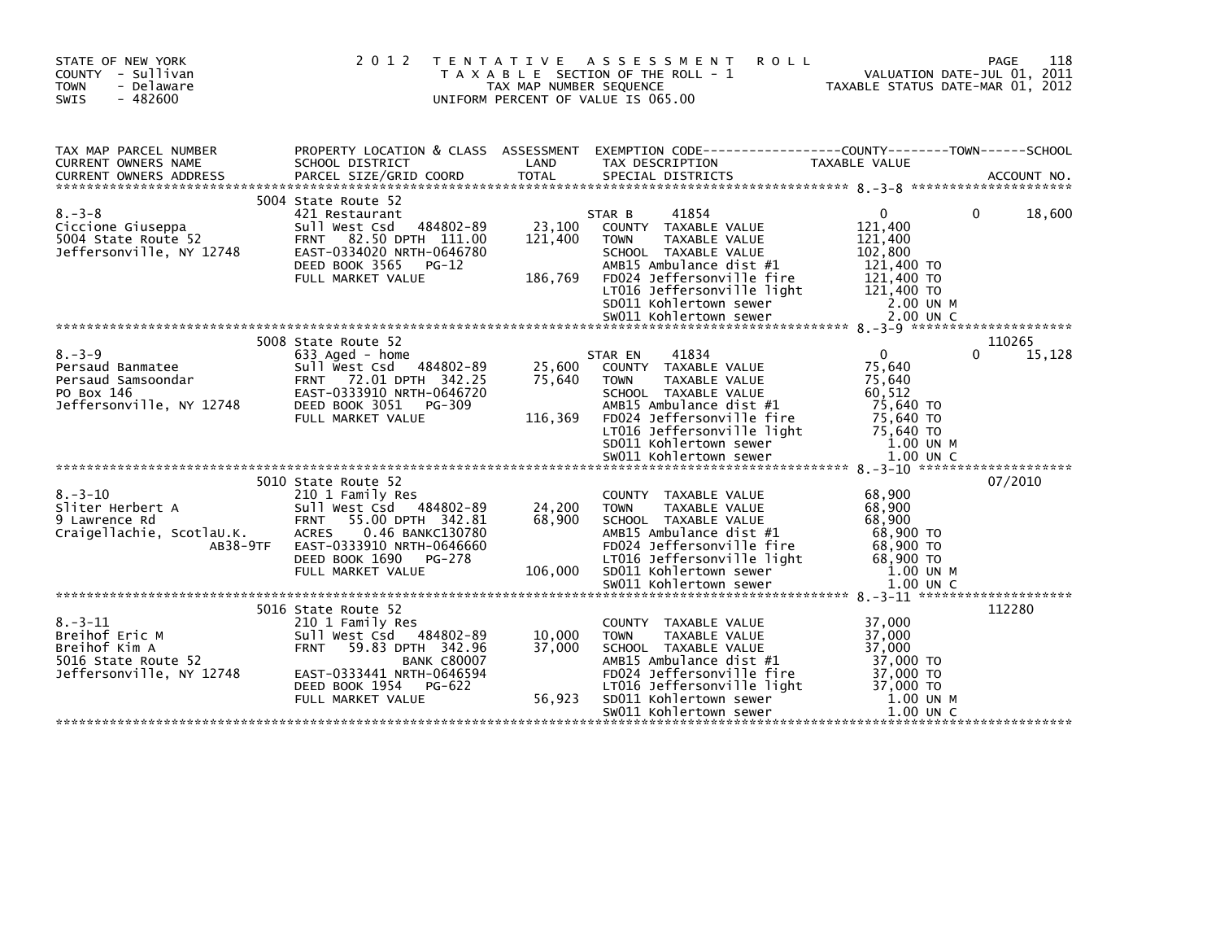STATE OF NEW YORK
COUNTY - Sullivan
TOWN - Delaware
SWIS - 482600

# 2012 TENTATIVE ASSESSMENT ROLL
TAXABLE SECTION OF THE ROLL - 1
TAX MAP NUMBER SEQUENCE
UNIFORM PERCENT OF VALUE IS 065.00

VALUATION DATE-JUL 01, 2011
TAXABLE STATUS DATE-MAR 01, 2012

| TAX MAP PARCEL NUMBER / CURRENT OWNERS NAME / CURRENT OWNERS ADDRESS | PROPERTY LOCATION & CLASS / SCHOOL DISTRICT / PARCEL SIZE/GRID COORD | ASSESSMENT LAND / TOTAL | EXEMPTION CODE / TAX DESCRIPTION / SPECIAL DISTRICTS | COUNTY TAXABLE VALUE | TOWN | SCHOOL | ACCOUNT NO. |
|---|---|---|---|---|---|---|---|
| 8.-3-8 | 5004 State Route 52 | | | | | | |
| | 421 Restaurant | | STAR B 41854 | 0 | 0 | 18,600 | |
| Ciccione Giuseppa | Sull West Csd 484802-89 | 23,100 | COUNTY TAXABLE VALUE | 121,400 | | | |
| 5004 State Route 52 | FRNT 82.50 DPTH 111.00 | 121,400 | TOWN TAXABLE VALUE | 121,400 | | | |
| Jeffersonville, NY 12748 | EAST-0334020 NRTH-0646780 | | SCHOOL TAXABLE VALUE | 102,800 | | | |
| | DEED BOOK 3565 PG-12 | | AMB15 Ambulance dist #1 | 121,400 TO | | | |
| | FULL MARKET VALUE | 186,769 | FD024 Jeffersonville fire | 121,400 TO | | | |
| | | | LT016 Jeffersonville light | 121,400 TO | | | |
| | | | SD011 Kohlertown sewer | 2.00 UN M | | | |
| | | | SW011 Kohlertown sewer | 2.00 UN C | | | |
| 8.-3-9 | 5008 State Route 52 | | | | | | 110265 |
| | 633 Aged - home | | STAR EN 41834 | 0 | 0 | 15,128 | |
| Persaud Banmatee | Sull West Csd 484802-89 | 25,600 | COUNTY TAXABLE VALUE | 75,640 | | | |
| Persaud Samsoondar | FRNT 72.01 DPTH 342.25 | 75,640 | TOWN TAXABLE VALUE | 75,640 | | | |
| PO Box 146 | EAST-0333910 NRTH-0646720 | | SCHOOL TAXABLE VALUE | 60,512 | | | |
| Jeffersonville, NY 12748 | DEED BOOK 3051 PG-309 | | AMB15 Ambulance dist #1 | 75,640 TO | | | |
| | FULL MARKET VALUE | 116,369 | FD024 Jeffersonville fire | 75,640 TO | | | |
| | | | LT016 Jeffersonville light | 75,640 TO | | | |
| | | | SD011 Kohlertown sewer | 1.00 UN M | | | |
| | | | SW011 Kohlertown sewer | 1.00 UN C | | | |
| 8.-3-10 | 5010 State Route 52 | | | | | | 07/2010 |
| | 210 1 Family Res | | COUNTY TAXABLE VALUE | 68,900 | | | |
| Sliter Herbert A | Sull West Csd 484802-89 | 24,200 | TOWN TAXABLE VALUE | 68,900 | | | |
| 9 Lawrence Rd | FRNT 55.00 DPTH 342.81 | 68,900 | SCHOOL TAXABLE VALUE | 68,900 | | | |
| Craigellachie, ScotlaU.K. | ACRES 0.46 BANKC130780 | | AMB15 Ambulance dist #1 | 68,900 TO | | | |
| AB38-9TF | EAST-0333910 NRTH-0646660 | | FD024 Jeffersonville fire | 68,900 TO | | | |
| | DEED BOOK 1690 PG-278 | | LT016 Jeffersonville light | 68,900 TO | | | |
| | FULL MARKET VALUE | 106,000 | SD011 Kohlertown sewer | 1.00 UN M | | | |
| | | | SW011 Kohlertown sewer | 1.00 UN C | | | |
| 8.-3-11 | 5016 State Route 52 | | | | | | 112280 |
| | 210 1 Family Res | | COUNTY TAXABLE VALUE | 37,000 | | | |
| Breihof Eric M | Sull West Csd 484802-89 | 10,000 | TOWN TAXABLE VALUE | 37,000 | | | |
| Breihof Kim A | FRNT 59.83 DPTH 342.96 | 37,000 | SCHOOL TAXABLE VALUE | 37,000 | | | |
| 5016 State Route 52 | BANK C80007 | | AMB15 Ambulance dist #1 | 37,000 TO | | | |
| Jeffersonville, NY 12748 | EAST-0333441 NRTH-0646594 | | FD024 Jeffersonville fire | 37,000 TO | | | |
| | DEED BOOK 1954 PG-622 | | LT016 Jeffersonville light | 37,000 TO | | | |
| | FULL MARKET VALUE | 56,923 | SD011 Kohlertown sewer | 1.00 UN M | | | |
| | | | SW011 Kohlertown sewer | 1.00 UN C | | | |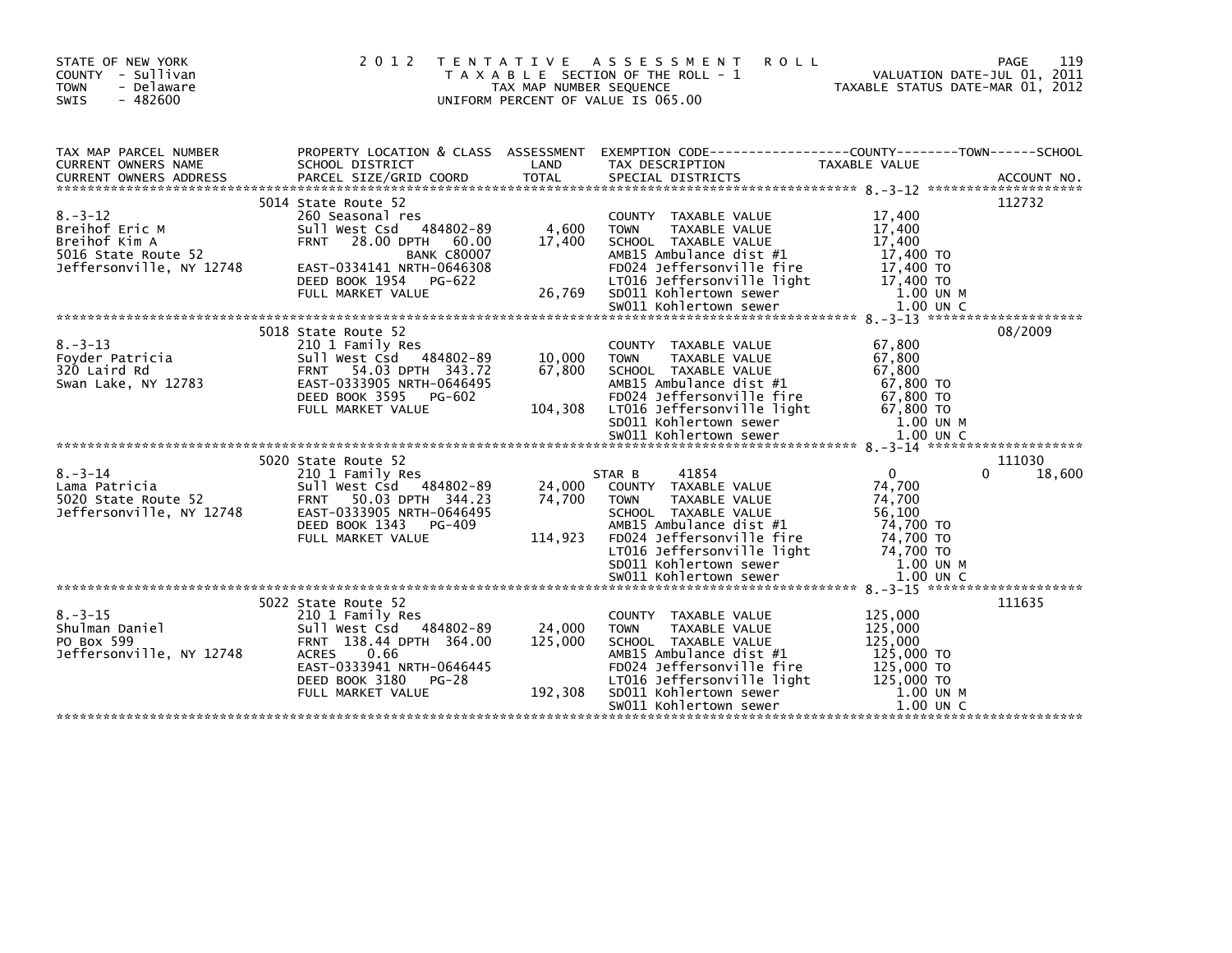STATE OF NEW YORK
COUNTY - Sullivan
TOWN - Delaware
SWIS - 482600

2012 TENTATIVE ASSESSMENT ROLL
TAXABLE SECTION OF THE ROLL - 1
TAX MAP NUMBER SEQUENCE
UNIFORM PERCENT OF VALUE IS 065.00

VALUATION DATE-JUL 01, 2011
TAXABLE STATUS DATE-MAR 01, 2012

| TAX MAP PARCEL NUMBER / CURRENT OWNERS NAME / CURRENT OWNERS ADDRESS | PROPERTY LOCATION & CLASS / SCHOOL DISTRICT / PARCEL SIZE/GRID COORD | ASSESSMENT LAND / TOTAL | EXEMPTION CODE / TAX DESCRIPTION / SPECIAL DISTRICTS | COUNTY | TOWN | SCHOOL / TAXABLE VALUE | ACCOUNT NO. |
|---|---|---|---|---|---|---|---|
| 8.-3-12 | 5014 State Route 52 | | | | | | 112732 |
| 8.-3-12 | 260 Seasonal res | | COUNTY TAXABLE VALUE | 17,400 | | | |
| Breihof Eric M | Sull West Csd 484802-89 | 4,600 | TOWN TAXABLE VALUE | | 17,400 | | |
| Breihof Kim A | FRNT 28.00 DPTH 60.00 | 17,400 | SCHOOL TAXABLE VALUE | | | 17,400 | |
| 5016 State Route 52 | BANK C80007 | | AMB15 Ambulance dist #1 | 17,400 TO | | | |
| Jeffersonville, NY 12748 | EAST-0334141 NRTH-0646308 | | FD024 Jeffersonville fire | 17,400 TO | | | |
| | DEED BOOK 1954 PG-622 | | LT016 Jeffersonville light | 17,400 TO | | | |
| | FULL MARKET VALUE | 26,769 | SD011 Kohlertown sewer | 1.00 UN M | | | |
| | | | SW011 Kohlertown sewer | 1.00 UN C | | | |
| 8.-3-13 | 5018 State Route 52 | | | | | | 08/2009 |
| 8.-3-13 | 210 1 Family Res | | COUNTY TAXABLE VALUE | 67,800 | | | |
| Foyder Patricia | Sull West Csd 484802-89 | 10,000 | TOWN TAXABLE VALUE | | 67,800 | | |
| 320 Laird Rd | FRNT 54.03 DPTH 343.72 | 67,800 | SCHOOL TAXABLE VALUE | | | 67,800 | |
| Swan Lake, NY 12783 | EAST-0333905 NRTH-0646495 | | AMB15 Ambulance dist #1 | 67,800 TO | | | |
| | DEED BOOK 3595 PG-602 | | FD024 Jeffersonville fire | 67,800 TO | | | |
| | FULL MARKET VALUE | 104,308 | LT016 Jeffersonville light | 67,800 TO | | | |
| | | | SD011 Kohlertown sewer | 1.00 UN M | | | |
| | | | SW011 Kohlertown sewer | 1.00 UN C | | | |
| 8.-3-14 | 5020 State Route 52 | | | | | | 111030 |
| 8.-3-14 | 210 1 Family Res | | STAR B 41854 | 0 | 0 | 18,600 | |
| Lama Patricia | Sull West Csd 484802-89 | 24,000 | COUNTY TAXABLE VALUE | 74,700 | | | |
| 5020 State Route 52 | FRNT 50.03 DPTH 344.23 | 74,700 | TOWN TAXABLE VALUE | | 74,700 | | |
| Jeffersonville, NY 12748 | EAST-0333905 NRTH-0646495 | | SCHOOL TAXABLE VALUE | | | 56,100 | |
| | DEED BOOK 1343 PG-409 | | AMB15 Ambulance dist #1 | 74,700 TO | | | |
| | FULL MARKET VALUE | 114,923 | FD024 Jeffersonville fire | 74,700 TO | | | |
| | | | LT016 Jeffersonville light | 74,700 TO | | | |
| | | | SD011 Kohlertown sewer | 1.00 UN M | | | |
| | | | SW011 Kohlertown sewer | 1.00 UN C | | | |
| 8.-3-15 | 5022 State Route 52 | | | | | | 111635 |
| 8.-3-15 | 210 1 Family Res | | COUNTY TAXABLE VALUE | 125,000 | | | |
| Shulman Daniel | Sull West Csd 484802-89 | 24,000 | TOWN TAXABLE VALUE | | 125,000 | | |
| PO Box 599 | FRNT 138.44 DPTH 364.00 | 125,000 | SCHOOL TAXABLE VALUE | | | 125,000 | |
| Jeffersonville, NY 12748 | ACRES 0.66 | | AMB15 Ambulance dist #1 | 125,000 TO | | | |
| | EAST-0333941 NRTH-0646445 | | FD024 Jeffersonville fire | 125,000 TO | | | |
| | DEED BOOK 3180 PG-28 | | LT016 Jeffersonville light | 125,000 TO | | | |
| | FULL MARKET VALUE | 192,308 | SD011 Kohlertown sewer | 1.00 UN M | | | |
| | | | SW011 Kohlertown sewer | 1.00 UN C | | | |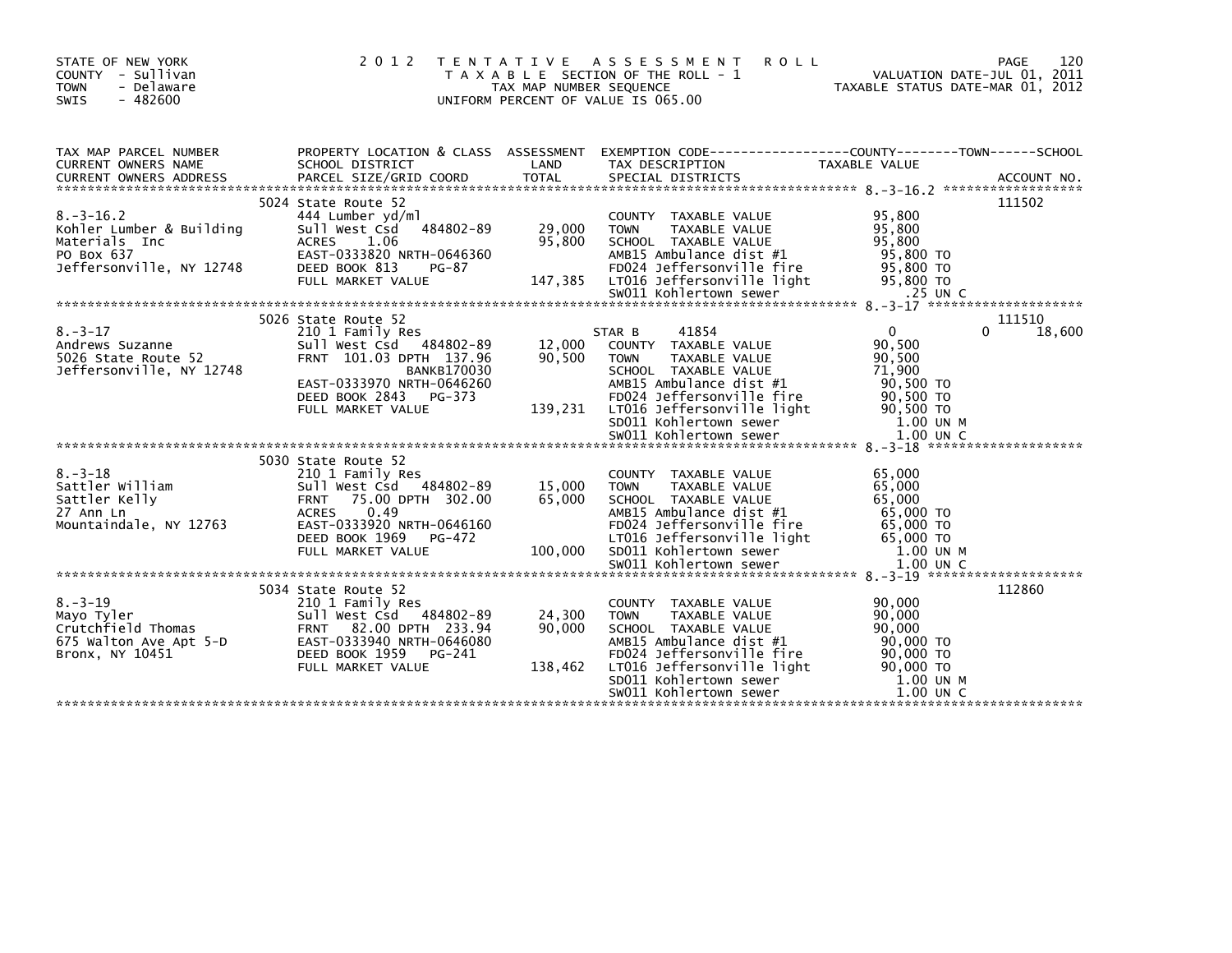STATE OF NEW YORK
COUNTY - Sullivan
TOWN - Delaware
SWIS - 482600

# 2012 TENTATIVE ASSESSMENT ROLL

TAXABLE SECTION OF THE ROLL - 1
TAX MAP NUMBER SEQUENCE
UNIFORM PERCENT OF VALUE IS 065.00

VALUATION DATE-JUL 01, 2011
TAXABLE STATUS DATE-MAR 01, 2012

| TAX MAP PARCEL NUMBER / CURRENT OWNERS NAME / CURRENT OWNERS ADDRESS | PROPERTY LOCATION & CLASS / SCHOOL DISTRICT / PARCEL SIZE/GRID COORD | ASSESSMENT LAND | TOTAL | EXEMPTION CODE / TAX DESCRIPTION / SPECIAL DISTRICTS | COUNTY / TOWN TAXABLE VALUE | SCHOOL | ACCOUNT NO. |
|---|---|---|---|---|---|---|---|
| 8.-3-16.2 | 5024 State Route 52 | | | | | | 111502 |
| | 444 Lumber yd/ml | | | COUNTY TAXABLE VALUE | 95,800 | | |
| Kohler Lumber & Building | Sull West Csd 484802-89 | 29,000 | | TOWN TAXABLE VALUE | 95,800 | | |
| Materials Inc | ACRES 1.06 | | 95,800 | SCHOOL TAXABLE VALUE | 95,800 | | |
| PO Box 637 | EAST-0333820 NRTH-0646360 | | | AMB15 Ambulance dist #1 | 95,800 TO | | |
| Jeffersonville, NY 12748 | DEED BOOK 813 PG-87 | | | FD024 Jeffersonville fire | 95,800 TO | | |
| | FULL MARKET VALUE | | 147,385 | LT016 Jeffersonville light | 95,800 TO | | |
| | | | | SW011 Kohlertown sewer | .25 UN C | | |
| 8.-3-17 | 5026 State Route 52 | | | | | | 111510 |
| | 210 1 Family Res | | | STAR B 41854 | 0 | 0 18,600 | |
| Andrews Suzanne | Sull West Csd 484802-89 | 12,000 | | COUNTY TAXABLE VALUE | 90,500 | | |
| 5026 State Route 52 | FRNT 101.03 DPTH 137.96 | | 90,500 | TOWN TAXABLE VALUE | 90,500 | | |
| Jeffersonville, NY 12748 | BANKB170030 | | | SCHOOL TAXABLE VALUE | 71,900 | | |
| | EAST-0333970 NRTH-0646260 | | | AMB15 Ambulance dist #1 | 90,500 TO | | |
| | DEED BOOK 2843 PG-373 | | | FD024 Jeffersonville fire | 90,500 TO | | |
| | FULL MARKET VALUE | | 139,231 | LT016 Jeffersonville light | 90,500 TO | | |
| | | | | SD011 Kohlertown sewer | 1.00 UN M | | |
| | | | | SW011 Kohlertown sewer | 1.00 UN C | | |
| 8.-3-18 | 5030 State Route 52 | | | | | | |
| | 210 1 Family Res | | | COUNTY TAXABLE VALUE | 65,000 | | |
| Sattler William | Sull West Csd 484802-89 | 15,000 | | TOWN TAXABLE VALUE | 65,000 | | |
| Sattler Kelly | FRNT 75.00 DPTH 302.00 | | 65,000 | SCHOOL TAXABLE VALUE | 65,000 | | |
| 27 Ann Ln | ACRES 0.49 | | | AMB15 Ambulance dist #1 | 65,000 TO | | |
| Mountaindale, NY 12763 | EAST-0333920 NRTH-0646160 | | | FD024 Jeffersonville fire | 65,000 TO | | |
| | DEED BOOK 1969 PG-472 | | | LT016 Jeffersonville light | 65,000 TO | | |
| | FULL MARKET VALUE | | 100,000 | SD011 Kohlertown sewer | 1.00 UN M | | |
| | | | | SW011 Kohlertown sewer | 1.00 UN C | | |
| 8.-3-19 | 5034 State Route 52 | | | | | | 112860 |
| | 210 1 Family Res | | | COUNTY TAXABLE VALUE | 90,000 | | |
| Mayo Tyler | Sull West Csd 484802-89 | 24,300 | | TOWN TAXABLE VALUE | 90,000 | | |
| Crutchfield Thomas | FRNT 82.00 DPTH 233.94 | | 90,000 | SCHOOL TAXABLE VALUE | 90,000 | | |
| 675 Walton Ave Apt 5-D | EAST-0333940 NRTH-0646080 | | | AMB15 Ambulance dist #1 | 90,000 TO | | |
| Bronx, NY 10451 | DEED BOOK 1959 PG-241 | | | FD024 Jeffersonville fire | 90,000 TO | | |
| | FULL MARKET VALUE | | 138,462 | LT016 Jeffersonville light | 90,000 TO | | |
| | | | | SD011 Kohlertown sewer | 1.00 UN M | | |
| | | | | SW011 Kohlertown sewer | 1.00 UN C | | |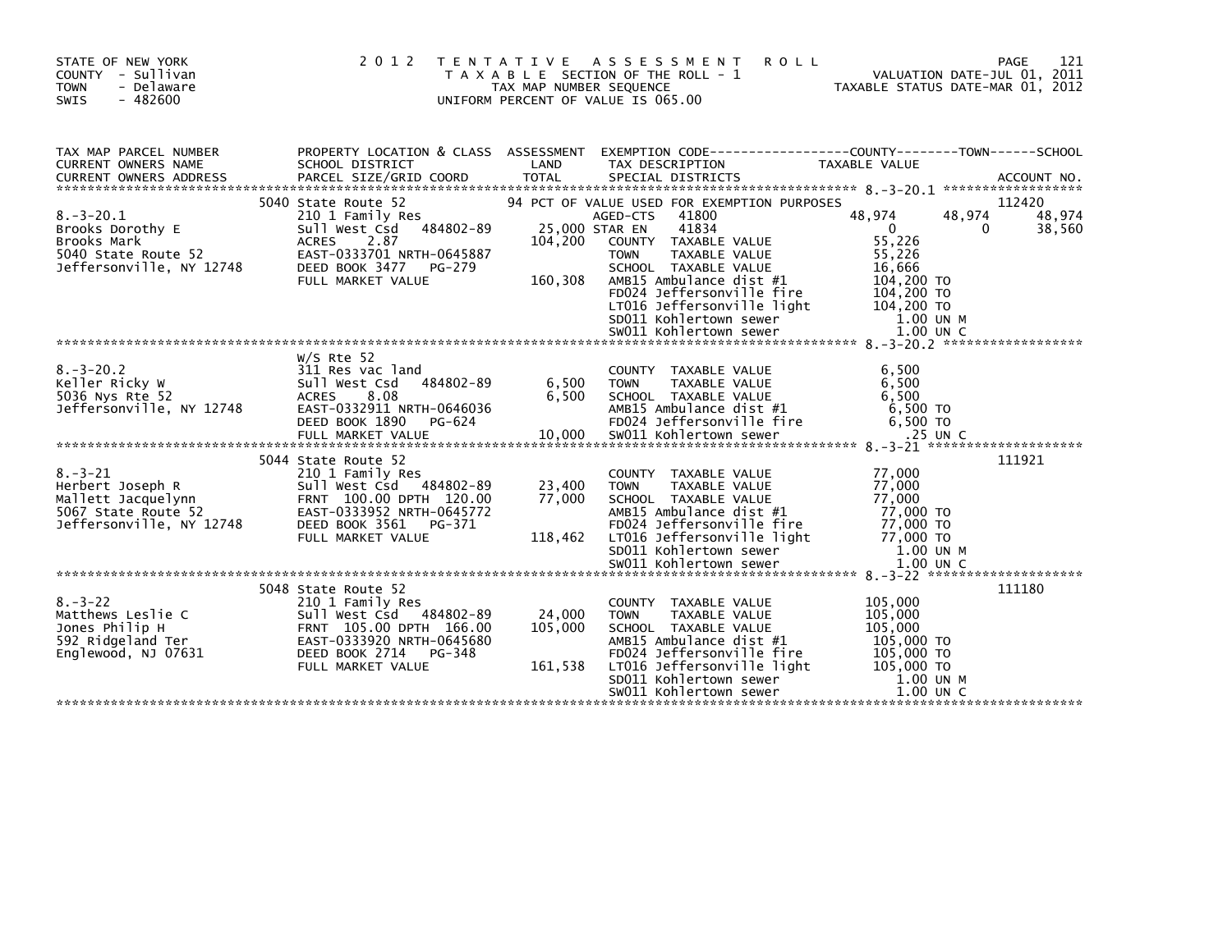STATE OF NEW YORK
COUNTY - Sullivan
TOWN - Delaware
SWIS - 482600

2 0 1 2 T E N T A T I V E A S S E S S M E N T R O L L
T A X A B L E SECTION OF THE ROLL - 1
TAX MAP NUMBER SEQUENCE
UNIFORM PERCENT OF VALUE IS 065.00

VALUATION DATE-JUL 01, 2011
TAXABLE STATUS DATE-MAR 01, 2012

| TAX MAP PARCEL NUMBER / CURRENT OWNERS NAME / CURRENT OWNERS ADDRESS | PROPERTY LOCATION & CLASS / SCHOOL DISTRICT / PARCEL SIZE/GRID COORD | ASSESSMENT LAND | TOTAL | EXEMPTION CODE / TAX DESCRIPTION / SPECIAL DISTRICTS | COUNTY TAXABLE VALUE | TOWN | SCHOOL | ACCOUNT NO. |
|---|---|---|---|---|---|---|---|---|
| 8.-3-20.1 | 5040 State Route 52 | | | 94 PCT OF VALUE USED FOR EXEMPTION PURPOSES | | | | 112420 |
| Brooks Dorothy E | 210 1 Family Res | | | AGED-CTS 41800 | 48,974 | 48,974 | 48,974 | |
| Brooks Mark | Sull West Csd 484802-89 | 25,000 | | STAR EN 41834 | 0 | 0 | 38,560 | |
| 5040 State Route 52 | ACRES 2.87 | | 104,200 | COUNTY TAXABLE VALUE | 55,226 | | | |
| Jeffersonville, NY 12748 | EAST-0333701 NRTH-0645887 | | | TOWN TAXABLE VALUE | 55,226 | | | |
| | DEED BOOK 3477 PG-279 | | | SCHOOL TAXABLE VALUE | 16,666 | | | |
| | FULL MARKET VALUE | | 160,308 | AMB15 Ambulance dist #1 | 104,200 TO | | | |
| | | | | FD024 Jeffersonville fire | 104,200 TO | | | |
| | | | | LT016 Jeffersonville light | 104,200 TO | | | |
| | | | | SD011 Kohlertown sewer | 1.00 UN M | | | |
| | | | | SW011 Kohlertown sewer | 1.00 UN C | | | |
| 8.-3-20.2 | W/S Rte 52 | | | | | | | |
| Keller Ricky W | 311 Res vac land | | | COUNTY TAXABLE VALUE | 6,500 | | | |
| 5036 Nys Rte 52 | Sull West Csd 484802-89 | 6,500 | | TOWN TAXABLE VALUE | 6,500 | | | |
| Jeffersonville, NY 12748 | ACRES 8.08 | | 6,500 | SCHOOL TAXABLE VALUE | 6,500 | | | |
| | EAST-0332911 NRTH-0646036 | | | AMB15 Ambulance dist #1 | 6,500 TO | | | |
| | DEED BOOK 1890 PG-624 | | | FD024 Jeffersonville fire | 6,500 TO | | | |
| | FULL MARKET VALUE | | 10,000 | SW011 Kohlertown sewer | .25 UN C | | | |
| 8.-3-21 | 5044 State Route 52 | | | | | | | 111921 |
| Herbert Joseph R | 210 1 Family Res | | | COUNTY TAXABLE VALUE | 77,000 | | | |
| Mallett Jacquelynn | Sull West Csd 484802-89 | 23,400 | | TOWN TAXABLE VALUE | 77,000 | | | |
| 5067 State Route 52 | FRNT 100.00 DPTH 120.00 | | 77,000 | SCHOOL TAXABLE VALUE | 77,000 | | | |
| Jeffersonville, NY 12748 | EAST-0333952 NRTH-0645772 | | | AMB15 Ambulance dist #1 | 77,000 TO | | | |
| | DEED BOOK 3561 PG-371 | | | FD024 Jeffersonville fire | 77,000 TO | | | |
| | FULL MARKET VALUE | | 118,462 | LT016 Jeffersonville light | 77,000 TO | | | |
| | | | | SD011 Kohlertown sewer | 1.00 UN M | | | |
| | | | | SW011 Kohlertown sewer | 1.00 UN C | | | |
| 8.-3-22 | 5048 State Route 52 | | | | | | | 111180 |
| Matthews Leslie C | 210 1 Family Res | | | COUNTY TAXABLE VALUE | 105,000 | | | |
| Jones Philip H | Sull West Csd 484802-89 | 24,000 | | TOWN TAXABLE VALUE | 105,000 | | | |
| 592 Ridgeland Ter | FRNT 105.00 DPTH 166.00 | | 105,000 | SCHOOL TAXABLE VALUE | 105,000 | | | |
| Englewood, NJ 07631 | EAST-0333920 NRTH-0645680 | | | AMB15 Ambulance dist #1 | 105,000 TO | | | |
| | DEED BOOK 2714 PG-348 | | | FD024 Jeffersonville fire | 105,000 TO | | | |
| | FULL MARKET VALUE | | 161,538 | LT016 Jeffersonville light | 105,000 TO | | | |
| | | | | SD011 Kohlertown sewer | 1.00 UN M | | | |
| | | | | SW011 Kohlertown sewer | 1.00 UN C | | | |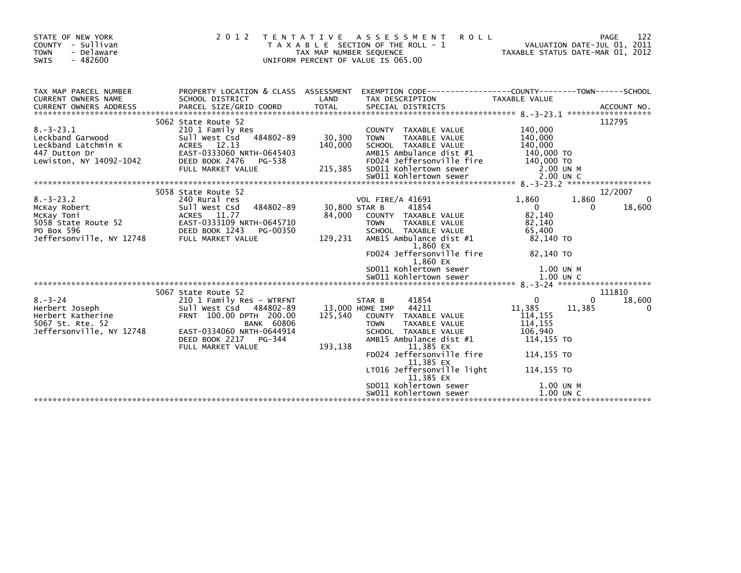STATE OF NEW YORK
COUNTY - Sullivan
TOWN - Delaware
SWIS - 482600

2 0 1 2 T E N T A T I V E A S S E S S M E N T R O L L
T A X A B L E SECTION OF THE ROLL - 1
TAX MAP NUMBER SEQUENCE
UNIFORM PERCENT OF VALUE IS 065.00

VALUATION DATE-JUL 01, 2011
TAXABLE STATUS DATE-MAR 01, 2012

| TAX MAP PARCEL NUMBER / CURRENT OWNERS NAME / CURRENT OWNERS ADDRESS | PROPERTY LOCATION & CLASS / SCHOOL DISTRICT / PARCEL SIZE/GRID COORD | ASSESSMENT LAND / TOTAL | EXEMPTION CODE / TAX DESCRIPTION / SPECIAL DISTRICTS | COUNTY TAXABLE VALUE | TOWN | SCHOOL | ACCOUNT NO. |
|---|---|---|---|---|---|---|---|
| **8.-3-23.1** | 5062 State Route 52 | | | | | | 112795 |
| 8.-3-23.1 | 210 1 Family Res | | COUNTY TAXABLE VALUE | 140,000 | | | |
| Leckband Garwood | Sull West Csd 484802-89 | 30,300 | TOWN TAXABLE VALUE | 140,000 | | | |
| Leckband Latchmin K | ACRES 12.13 | 140,000 | SCHOOL TAXABLE VALUE | 140,000 | | | |
| 447 Dutton Dr | EAST-0333060 NRTH-0645403 | | AMB15 Ambulance dist #1 | 140,000 TO | | | |
| Lewiston, NY 14092-1042 | DEED BOOK 2476 PG-538 | | FD024 Jeffersonville fire | 140,000 TO | | | |
| | FULL MARKET VALUE | 215,385 | SD011 Kohlertown sewer | 2.00 UN M | | | |
| | | | SW011 Kohlertown sewer | 2.00 UN C | | | |
| **8.-3-23.2** | 5058 State Route 52 | | | | | | 12/2007 |
| 8.-3-23.2 | 240 Rural res | | VOL FIRE/A 41691 | 1,860 | 1,860 | 0 | |
| McKay Robert | Sull West Csd 484802-89 | 30,800 | STAR B 41854 | 0 | 0 | 18,600 | |
| McKay Toni | ACRES 11.77 | 84,000 | COUNTY TAXABLE VALUE | 82,140 | | | |
| 5058 State Route 52 | EAST-0333109 NRTH-0645710 | | TOWN TAXABLE VALUE | 82,140 | | | |
| PO Box 596 | DEED BOOK 1243 PG-00350 | | SCHOOL TAXABLE VALUE | 65,400 | | | |
| Jeffersonville, NY 12748 | FULL MARKET VALUE | 129,231 | AMB15 Ambulance dist #1 1,860 EX | 82,140 TO | | | |
| | | | FD024 Jeffersonville fire 1,860 EX | 82,140 TO | | | |
| | | | SD011 Kohlertown sewer | 1.00 UN M | | | |
| | | | SW011 Kohlertown sewer | 1.00 UN C | | | |
| **8.-3-24** | 5067 State Route 52 | | | | | | 111810 |
| 8.-3-24 | 210 1 Family Res - WTRFNT | | STAR B 41854 | 0 | 0 | 18,600 | |
| Herbert Joseph | Sull West Csd 484802-89 | 13,000 | HOME IMP 44211 | 11,385 | 11,385 | 0 | |
| Herbert Katherine | FRNT 100.00 DPTH 200.00 | 125,540 | COUNTY TAXABLE VALUE | 114,155 | | | |
| 5067 St. Rte. 52 | BANK 60806 | | TOWN TAXABLE VALUE | 114,155 | | | |
| Jeffersonville, NY 12748 | EAST-0334060 NRTH-0644914 | | SCHOOL TAXABLE VALUE | 106,940 | | | |
| | DEED BOOK 2217 PG-344 | | AMB15 Ambulance dist #1 11,385 EX | 114,155 TO | | | |
| | FULL MARKET VALUE | 193,138 | FD024 Jeffersonville fire 11,385 EX | 114,155 TO | | | |
| | | | LT016 Jeffersonville light 11,385 EX | 114,155 TO | | | |
| | | | SD011 Kohlertown sewer | 1.00 UN M | | | |
| | | | SW011 Kohlertown sewer | 1.00 UN C | | | |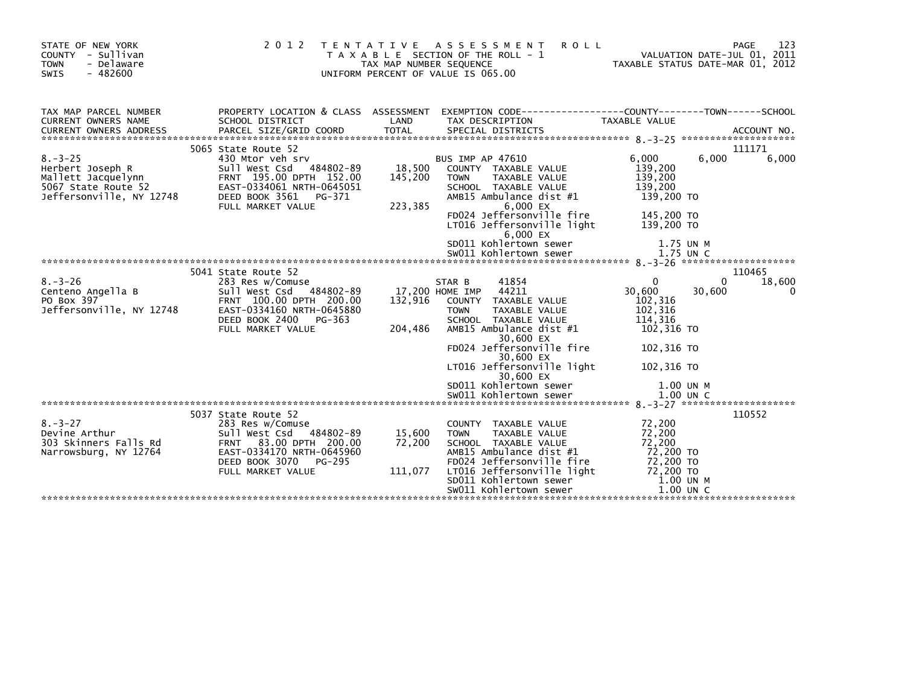STATE OF NEW YORK
COUNTY - Sullivan
TOWN - Delaware
SWIS - 482600

# 2012 TENTATIVE ASSESSMENT ROLL

TAXABLE SECTION OF THE ROLL - 1
TAX MAP NUMBER SEQUENCE
UNIFORM PERCENT OF VALUE IS 065.00

VALUATION DATE-JUL 01, 2011
TAXABLE STATUS DATE-MAR 01, 2012

| TAX MAP PARCEL NUMBER / CURRENT OWNERS NAME / CURRENT OWNERS ADDRESS | PROPERTY LOCATION & CLASS / SCHOOL DISTRICT / PARCEL SIZE/GRID COORD | ASSESSMENT LAND / TOTAL | EXEMPTION CODE / TAX DESCRIPTION / SPECIAL DISTRICTS | COUNTY TAXABLE VALUE | TOWN | SCHOOL | ACCOUNT NO. |
|---|---|---|---|---|---|---|---|
| | 5065 State Route 52 | | | | | | 111171 |
| 8.-3-25 | 430 Mtor veh srv | | BUS IMP AP 47610 | 6,000 | 6,000 | 6,000 | |
| Herbert Joseph R | Sull West Csd 484802-89 | 18,500 | COUNTY TAXABLE VALUE | 139,200 | | | |
| Mallett Jacquelynn | FRNT 195.00 DPTH 152.00 | 145,200 | TOWN TAXABLE VALUE | 139,200 | | | |
| 5067 State Route 52 | EAST-0334061 NRTH-0645051 | | SCHOOL TAXABLE VALUE | 139,200 | | | |
| Jeffersonville, NY 12748 | DEED BOOK 3561 PG-371 | | AMB15 Ambulance dist #1 | 139,200 TO | | | |
| | FULL MARKET VALUE | 223,385 | 6,000 EX | | | | |
| | | | FD024 Jeffersonville fire | 145,200 TO | | | |
| | | | LT016 Jeffersonville light | 139,200 TO | | | |
| | | | 6,000 EX | | | | |
| | | | SD011 Kohlertown sewer | 1.75 UN M | | | |
| | | | SW011 Kohlertown sewer | 1.75 UN C | | | |
| | 5041 State Route 52 | | | | | | 110465 |
| 8.-3-26 | 283 Res w/Comuse | | STAR B 41854 | 0 | 0 | 18,600 | |
| Centeno Angella B | Sull West Csd 484802-89 | 17,200 | HOME IMP 44211 | 30,600 | 30,600 | 0 | |
| PO Box 397 | FRNT 100.00 DPTH 200.00 | 132,916 | COUNTY TAXABLE VALUE | 102,316 | | | |
| Jeffersonville, NY 12748 | EAST-0334160 NRTH-0645880 | | TOWN TAXABLE VALUE | 102,316 | | | |
| | DEED BOOK 2400 PG-363 | | SCHOOL TAXABLE VALUE | 114,316 | | | |
| | FULL MARKET VALUE | 204,486 | AMB15 Ambulance dist #1 | 102,316 TO | | | |
| | | | 30,600 EX | | | | |
| | | | FD024 Jeffersonville fire | 102,316 TO | | | |
| | | | 30,600 EX | | | | |
| | | | LT016 Jeffersonville light | 102,316 TO | | | |
| | | | 30,600 EX | | | | |
| | | | SD011 Kohlertown sewer | 1.00 UN M | | | |
| | | | SW011 Kohlertown sewer | 1.00 UN C | | | |
| | 5037 State Route 52 | | | | | | 110552 |
| 8.-3-27 | 283 Res w/Comuse | | COUNTY TAXABLE VALUE | 72,200 | | | |
| Devine Arthur | Sull West Csd 484802-89 | 15,600 | TOWN TAXABLE VALUE | 72,200 | | | |
| 303 Skinners Falls Rd | FRNT 83.00 DPTH 200.00 | 72,200 | SCHOOL TAXABLE VALUE | 72,200 | | | |
| Narrowsburg, NY 12764 | EAST-0334170 NRTH-0645960 | | AMB15 Ambulance dist #1 | 72,200 TO | | | |
| | DEED BOOK 3070 PG-295 | | FD024 Jeffersonville fire | 72,200 TO | | | |
| | FULL MARKET VALUE | 111,077 | LT016 Jeffersonville light | 72,200 TO | | | |
| | | | SD011 Kohlertown sewer | 1.00 UN M | | | |
| | | | SW011 Kohlertown sewer | 1.00 UN C | | | |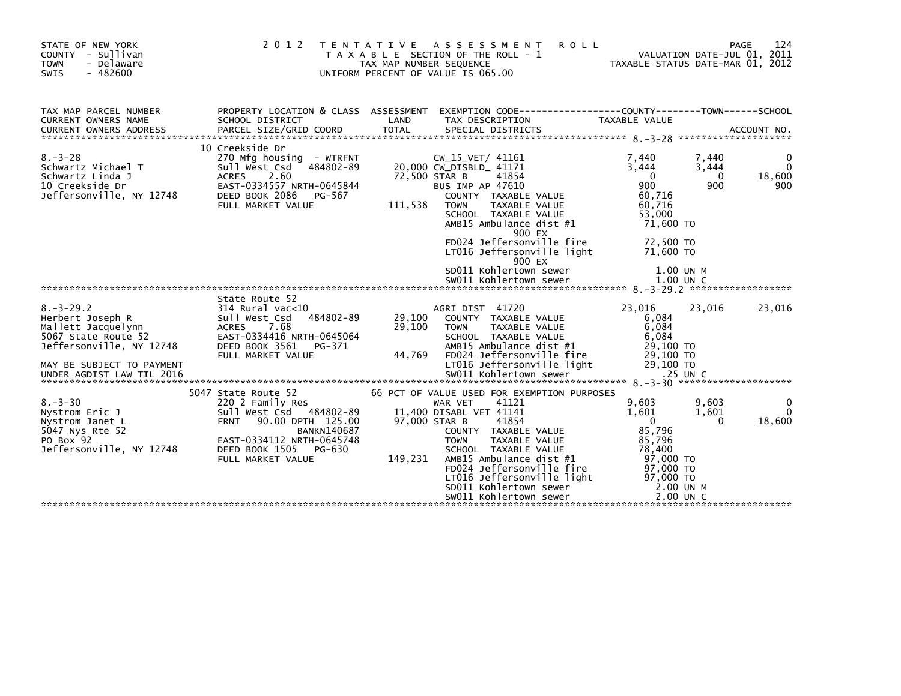STATE OF NEW YORK
COUNTY - Sullivan
TOWN - Delaware
SWIS - 482600

2 0 1 2 T E N T A T I V E A S S E S S M E N T R O L L
T A X A B L E SECTION OF THE ROLL - 1
TAX MAP NUMBER SEQUENCE
UNIFORM PERCENT OF VALUE IS 065.00

VALUATION DATE-JUL 01, 2011
TAXABLE STATUS DATE-MAR 01, 2012

| TAX MAP PARCEL NUMBER / CURRENT OWNERS NAME / CURRENT OWNERS ADDRESS | PROPERTY LOCATION & CLASS / SCHOOL DISTRICT / PARCEL SIZE/GRID COORD | ASSESSMENT LAND / TOTAL | EXEMPTION CODE / TAX DESCRIPTION / SPECIAL DISTRICTS | COUNTY TAXABLE VALUE | TOWN | SCHOOL / ACCOUNT NO. |
|---|---|---|---|---|---|---|
| **8.-3-28** | 10 Creekside Dr | | | | | |
| 8.-3-28 | 270 Mfg housing - WTRFNT | | CW_15_VET/ 41161 | 7,440 | 7,440 | 0 |
| Schwartz Michael T | Sull West Csd 484802-89 | 20,000 | CW_DISBLD_ 41171 | 3,444 | 3,444 | 0 |
| Schwartz Linda J | ACRES 2.60 | 72,500 | STAR B 41854 | 0 | 0 | 18,600 |
| 10 Creekside Dr | EAST-0334557 NRTH-0645844 | | BUS IMP AP 47610 | 900 | 900 | 900 |
| Jeffersonville, NY 12748 | DEED BOOK 2086 PG-567 | | COUNTY TAXABLE VALUE | 60,716 | | |
| | FULL MARKET VALUE | 111,538 | TOWN TAXABLE VALUE | 60,716 | | |
| | | | SCHOOL TAXABLE VALUE | 53,000 | | |
| | | | AMB15 Ambulance dist #1 | 71,600 TO | | |
| | | | 900 EX | | | |
| | | | FD024 Jeffersonville fire | 72,500 TO | | |
| | | | LT016 Jeffersonville light | 71,600 TO | | |
| | | | 900 EX | | | |
| | | | SD011 Kohlertown sewer | 1.00 UN M | | |
| | | | SW011 Kohlertown sewer | 1.00 UN C | | |
| **8.-3-29.2** | State Route 52 | | | | | |
| 8.-3-29.2 | 314 Rural vac<10 | | AGRI DIST 41720 | 23,016 | 23,016 | 23,016 |
| Herbert Joseph R | Sull West Csd 484802-89 | 29,100 | COUNTY TAXABLE VALUE | 6,084 | | |
| Mallett Jacquelynn | ACRES 7.68 | 29,100 | TOWN TAXABLE VALUE | 6,084 | | |
| 5067 State Route 52 | EAST-0334416 NRTH-0645064 | | SCHOOL TAXABLE VALUE | 6,084 | | |
| Jeffersonville, NY 12748 | DEED BOOK 3561 PG-371 | | AMB15 Ambulance dist #1 | 29,100 TO | | |
| | FULL MARKET VALUE | 44,769 | FD024 Jeffersonville fire | 29,100 TO | | |
| MAY BE SUBJECT TO PAYMENT | | | LT016 Jeffersonville light | 29,100 TO | | |
| UNDER AGDIST LAW TIL 2016 | | | SW011 Kohlertown sewer | .25 UN C | | |
| **8.-3-30** | 5047 State Route 52 | | 66 PCT OF VALUE USED FOR EXEMPTION PURPOSES | | | |
| 8.-3-30 | 220 2 Family Res | | WAR VET 41121 | 9,603 | 9,603 | 0 |
| Nystrom Eric J | Sull West Csd 484802-89 | 11,400 | DISABL VET 41141 | 1,601 | 1,601 | 0 |
| Nystrom Janet L | FRNT 90.00 DPTH 125.00 | 97,000 | STAR B 41854 | 0 | 0 | 18,600 |
| 5047 Nys Rte 52 | BANKN140687 | | COUNTY TAXABLE VALUE | 85,796 | | |
| PO Box 92 | EAST-0334112 NRTH-0645748 | | TOWN TAXABLE VALUE | 85,796 | | |
| Jeffersonville, NY 12748 | DEED BOOK 1505 PG-630 | | SCHOOL TAXABLE VALUE | 78,400 | | |
| | FULL MARKET VALUE | 149,231 | AMB15 Ambulance dist #1 | 97,000 TO | | |
| | | | FD024 Jeffersonville fire | 97,000 TO | | |
| | | | LT016 Jeffersonville light | 97,000 TO | | |
| | | | SD011 Kohlertown sewer | 2.00 UN M | | |
| | | | SW011 Kohlertown sewer | 2.00 UN C | | |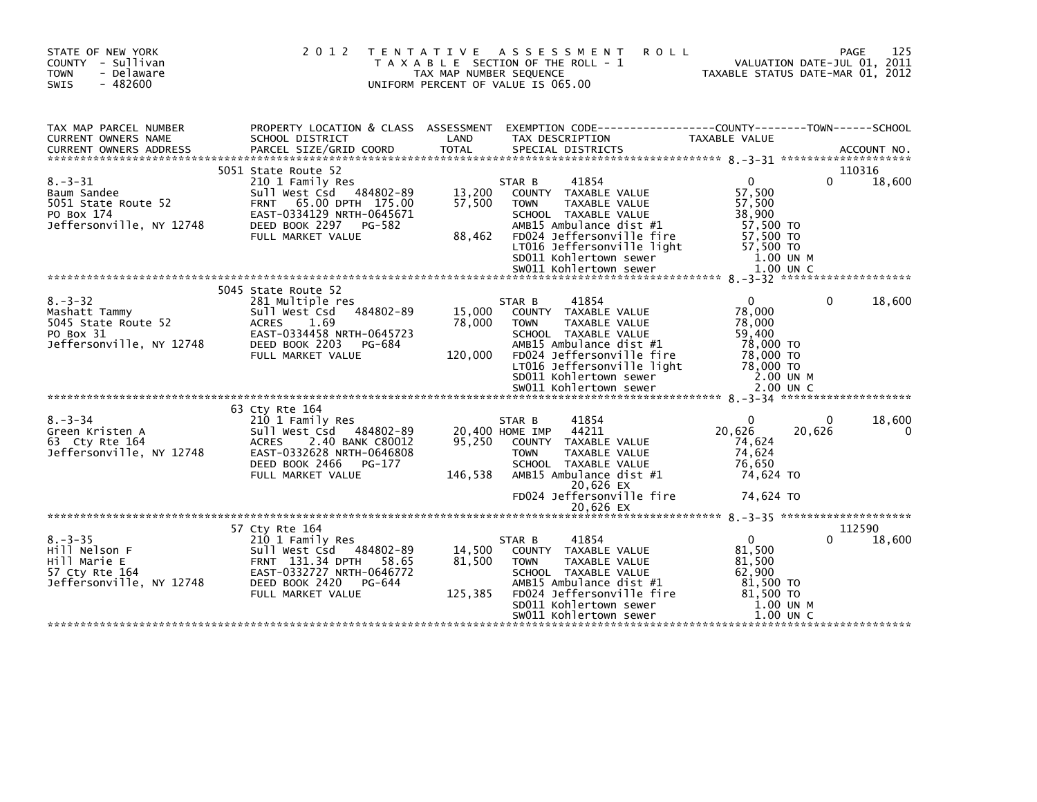STATE OF NEW YORK
COUNTY - Sullivan
TOWN - Delaware
SWIS - 482600

2 0 1 2 T E N T A T I V E A S S E S S M E N T R O L L
T A X A B L E SECTION OF THE ROLL - 1
TAX MAP NUMBER SEQUENCE
UNIFORM PERCENT OF VALUE IS 065.00

VALUATION DATE-JUL 01, 2011
TAXABLE STATUS DATE-MAR 01, 2012

```
TAX MAP PARCEL NUMBER     PROPERTY LOCATION & CLASS  ASSESSMENT  EXEMPTION CODE-----------------COUNTY--------TOWN------SCHOOL
CURRENT OWNERS NAME       SCHOOL DISTRICT               LAND      TAX DESCRIPTION            TAXABLE VALUE
CURRENT OWNERS ADDRESS    PARCEL SIZE/GRID COORD        TOTAL     SPECIAL DISTRICTS                                        ACCOUNT NO.
******************************************************************************************************* 8.-3-31 ********************
                          5051 State Route 52                                                                              110316
8.-3-31                   210 1 Family Res                        STAR B      41854               0               0        18,600
Baum Sandee               Sull West Csd   484802-89    13,200     COUNTY  TAXABLE VALUE           57,500
5051 State Route 52       FRNT   65.00 DPTH 175.00     57,500     TOWN    TAXABLE VALUE           57,500
PO Box 174                EAST-0334129 NRTH-0645671               SCHOOL  TAXABLE VALUE           38,900
Jeffersonville, NY 12748  DEED BOOK 2297   PG-582                 AMB15 Ambulance dist #1         57,500 TO
                          FULL MARKET VALUE            88,462     FD024 Jeffersonville fire       57,500 TO
                                                                  LT016 Jeffersonville light      57,500 TO
                                                                  SD011 Kohlertown sewer            1.00 UN M
                                                                  SW011 Kohlertown sewer            1.00 UN C
******************************************************************************************************* 8.-3-32 ********************
                          5045 State Route 52
8.-3-32                   281 Multiple res                        STAR B      41854               0               0        18,600
Mashatt Tammy             Sull West Csd   484802-89    15,000     COUNTY  TAXABLE VALUE           78,000
5045 State Route 52       ACRES    1.69                78,000     TOWN    TAXABLE VALUE           78,000
PO Box 31                 EAST-0334458 NRTH-0645723               SCHOOL  TAXABLE VALUE           59,400
Jeffersonville, NY 12748  DEED BOOK 2203   PG-684                 AMB15 Ambulance dist #1         78,000 TO
                          FULL MARKET VALUE           120,000     FD024 Jeffersonville fire       78,000 TO
                                                                  LT016 Jeffersonville light      78,000 TO
                                                                  SD011 Kohlertown sewer            2.00 UN M
                                                                  SW011 Kohlertown sewer            2.00 UN C
******************************************************************************************************* 8.-3-34 ********************
                          63 Cty Rte 164
8.-3-34                   210 1 Family Res                        STAR B      41854               0               0        18,600
Green Kristen A           Sull West Csd   484802-89    20,400 HOME IMP    44211          20,626          20,626             0
63  Cty Rte 164           ACRES    2.40 BANK C80012    95,250     COUNTY  TAXABLE VALUE           74,624
Jeffersonville, NY 12748  EAST-0332628 NRTH-0646808               TOWN    TAXABLE VALUE           74,624
                          DEED BOOK 2466   PG-177                 SCHOOL  TAXABLE VALUE           76,650
                          FULL MARKET VALUE           146,538     AMB15 Ambulance dist #1         74,624 TO
                                                                          20,626 EX
                                                                  FD024 Jeffersonville fire       74,624 TO
                                                                          20,626 EX
******************************************************************************************************* 8.-3-35 ********************
                          57 Cty Rte 164                                                                                   112590
8.-3-35                   210 1 Family Res                        STAR B      41854               0               0        18,600
Hill Nelson F             Sull West Csd   484802-89    14,500     COUNTY  TAXABLE VALUE           81,500
Hill Marie E              FRNT  131.34 DPTH   58.65    81,500     TOWN    TAXABLE VALUE           81,500
57 Cty Rte 164            EAST-0332727 NRTH-0646772               SCHOOL  TAXABLE VALUE           62,900
Jeffersonville, NY 12748  DEED BOOK 2420   PG-644                 AMB15 Ambulance dist #1         81,500 TO
                          FULL MARKET VALUE           125,385     FD024 Jeffersonville fire       81,500 TO
                                                                  SD011 Kohlertown sewer            1.00 UN M
                                                                  SW011 Kohlertown sewer            1.00 UN C
************************************************************************************************************************************
```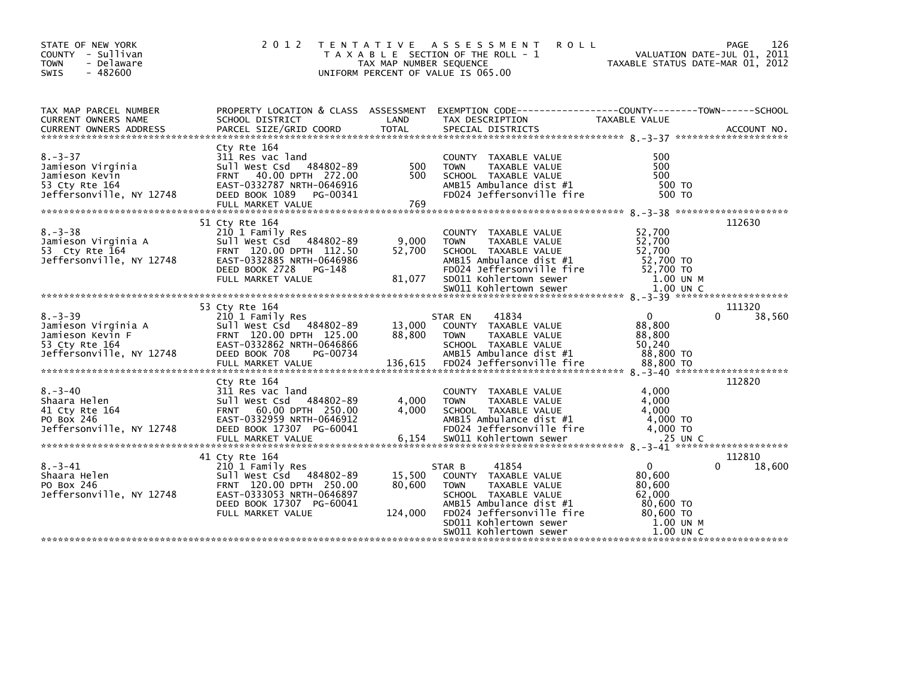STATE OF NEW YORK
COUNTY - Sullivan
TOWN - Delaware
SWIS - 482600

# 2012 TENTATIVE ASSESSMENT ROLL

TAXABLE SECTION OF THE ROLL - 1
TAX MAP NUMBER SEQUENCE
UNIFORM PERCENT OF VALUE IS 065.00

VALUATION DATE-JUL 01, 2011
TAXABLE STATUS DATE-MAR 01, 2012

| TAX MAP PARCEL NUMBER / CURRENT OWNERS NAME / CURRENT OWNERS ADDRESS | PROPERTY LOCATION & CLASS / SCHOOL DISTRICT / PARCEL SIZE/GRID COORD | ASSESSMENT LAND / TOTAL | EXEMPTION CODE / TAX DESCRIPTION / SPECIAL DISTRICTS | COUNTY TAXABLE VALUE | TOWN | SCHOOL | ACCOUNT NO. |
|---|---|---|---|---|---|---|---|
| **8.-3-37** | Cty Rte 164 | | | | | | |
| Jamieson Virginia | 311 Res vac land | | COUNTY TAXABLE VALUE | 500 | | | |
| Jamieson Kevin | Sull West Csd 484802-89 | 500 | TOWN TAXABLE VALUE | 500 | | | |
| 53 Cty Rte 164 | FRNT 40.00 DPTH 272.00 | 500 | SCHOOL TAXABLE VALUE | 500 | | | |
| Jeffersonville, NY 12748 | EAST-0332787 NRTH-0646916 | | AMB15 Ambulance dist #1 | 500 TO | | | |
| | DEED BOOK 1089 PG-00341 | | FD024 Jeffersonville fire | 500 TO | | | |
| | FULL MARKET VALUE | 769 | | | | | |
| **8.-3-38** | 51 Cty Rte 164 | | | | | | 112630 |
| Jamieson Virginia A | 210 1 Family Res | | COUNTY TAXABLE VALUE | 52,700 | | | |
| 53 Cty Rte 164 | Sull West Csd 484802-89 | 9,000 | TOWN TAXABLE VALUE | 52,700 | | | |
| Jeffersonville, NY 12748 | FRNT 120.00 DPTH 112.50 | 52,700 | SCHOOL TAXABLE VALUE | 52,700 | | | |
| | EAST-0332885 NRTH-0646986 | | AMB15 Ambulance dist #1 | 52,700 TO | | | |
| | DEED BOOK 2728 PG-148 | | FD024 Jeffersonville fire | 52,700 TO | | | |
| | FULL MARKET VALUE | 81,077 | SD011 Kohlertown sewer | 1.00 UN M | | | |
| | | | SW011 Kohlertown sewer | 1.00 UN C | | | |
| **8.-3-39** | 53 Cty Rte 164 | | | | | | 111320 |
| Jamieson Virginia A | 210 1 Family Res | | STAR EN 41834 | 0 | | 0 | 38,560 |
| Jamieson Kevin F | Sull West Csd 484802-89 | 13,000 | COUNTY TAXABLE VALUE | 88,800 | | | |
| 53 Cty Rte 164 | FRNT 120.00 DPTH 125.00 | 88,800 | TOWN TAXABLE VALUE | 88,800 | | | |
| Jeffersonville, NY 12748 | EAST-0332862 NRTH-0646866 | | SCHOOL TAXABLE VALUE | 50,240 | | | |
| | DEED BOOK 708 PG-00734 | | AMB15 Ambulance dist #1 | 88,800 TO | | | |
| | FULL MARKET VALUE | 136,615 | FD024 Jeffersonville fire | 88,800 TO | | | |
| **8.-3-40** | Cty Rte 164 | | | | | | 112820 |
| Shaara Helen | 311 Res vac land | | COUNTY TAXABLE VALUE | 4,000 | | | |
| 41 Cty Rte 164 | Sull West Csd 484802-89 | 4,000 | TOWN TAXABLE VALUE | 4,000 | | | |
| PO Box 246 | FRNT 60.00 DPTH 250.00 | 4,000 | SCHOOL TAXABLE VALUE | 4,000 | | | |
| Jeffersonville, NY 12748 | EAST-0332959 NRTH-0646912 | | AMB15 Ambulance dist #1 | 4,000 TO | | | |
| | DEED BOOK 17307 PG-60041 | | FD024 Jeffersonville fire | 4,000 TO | | | |
| | FULL MARKET VALUE | 6,154 | SW011 Kohlertown sewer | .25 UN C | | | |
| **8.-3-41** | 41 Cty Rte 164 | | | | | | 112810 |
| Shaara Helen | 210 1 Family Res | | STAR B 41854 | 0 | | 0 | 18,600 |
| PO Box 246 | Sull West Csd 484802-89 | 15,500 | COUNTY TAXABLE VALUE | 80,600 | | | |
| Jeffersonville, NY 12748 | FRNT 120.00 DPTH 250.00 | 80,600 | TOWN TAXABLE VALUE | 80,600 | | | |
| | EAST-0333053 NRTH-0646897 | | SCHOOL TAXABLE VALUE | 62,000 | | | |
| | DEED BOOK 17307 PG-60041 | | AMB15 Ambulance dist #1 | 80,600 TO | | | |
| | FULL MARKET VALUE | 124,000 | FD024 Jeffersonville fire | 80,600 TO | | | |
| | | | SD011 Kohlertown sewer | 1.00 UN M | | | |
| | | | SW011 Kohlertown sewer | 1.00 UN C | | | |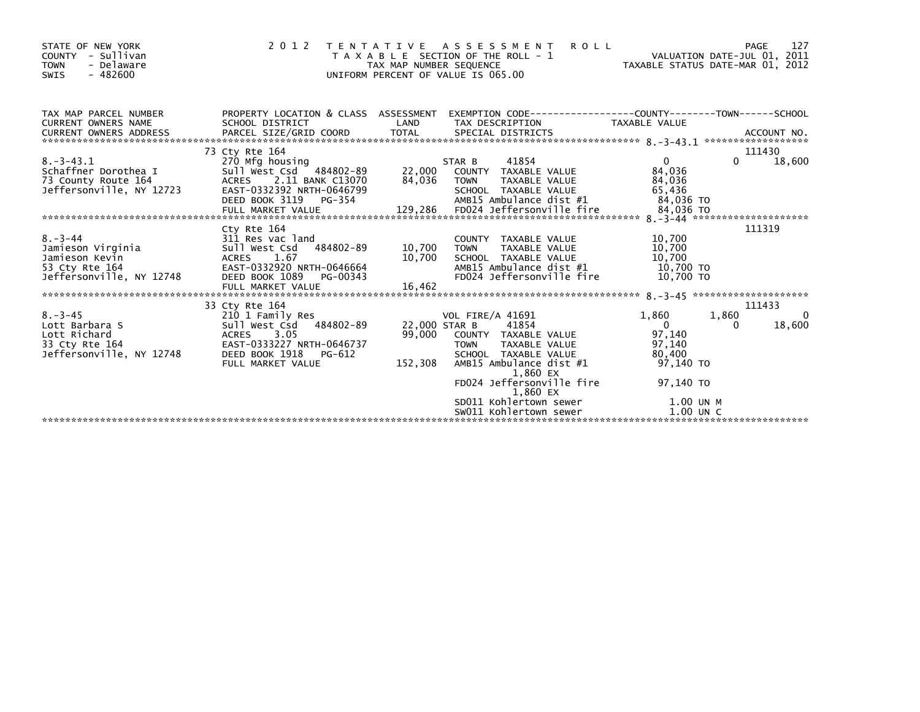STATE OF NEW YORK
COUNTY - Sullivan
TOWN - Delaware
SWIS - 482600

# 2012 TENTATIVE ASSESSMENT ROLL

TAXABLE SECTION OF THE ROLL - 1
TAX MAP NUMBER SEQUENCE
UNIFORM PERCENT OF VALUE IS 065.00

VALUATION DATE-JUL 01, 2011
TAXABLE STATUS DATE-MAR 01, 2012

| TAX MAP PARCEL NUMBER / CURRENT OWNERS NAME / CURRENT OWNERS ADDRESS | PROPERTY LOCATION & CLASS / SCHOOL DISTRICT / PARCEL SIZE/GRID COORD | ASSESSMENT LAND / TOTAL | EXEMPTION CODE / TAX DESCRIPTION / SPECIAL DISTRICTS | COUNTY TAXABLE VALUE | TOWN | SCHOOL / ACCOUNT NO. |
|---|---|---|---|---|---|---|
| 8.-3-43.1 | 73 Cty Rte 164 | | | | | 111430 |
| 8.-3-43.1 | 270 Mfg housing | | STAR B 41854 | 0 | 0 | 18,600 |
| Schaffner Dorothea I | Sull West Csd 484802-89 | 22,000 | COUNTY TAXABLE VALUE | 84,036 | | |
| 73 County Route 164 | ACRES 2.11 BANK C13070 | 84,036 | TOWN TAXABLE VALUE | 84,036 | | |
| Jeffersonville, NY 12723 | EAST-0332392 NRTH-0646799 | | SCHOOL TAXABLE VALUE | 65,436 | | |
| | DEED BOOK 3119 PG-354 | | AMB15 Ambulance dist #1 | 84,036 TO | | |
| | FULL MARKET VALUE | 129,286 | FD024 Jeffersonville fire | 84,036 TO | | |
| 8.-3-44 | Cty Rte 164 | | | | | 111319 |
| 8.-3-44 | 311 Res vac land | | COUNTY TAXABLE VALUE | 10,700 | | |
| Jamieson Virginia | Sull West Csd 484802-89 | 10,700 | TOWN TAXABLE VALUE | 10,700 | | |
| Jamieson Kevin | ACRES 1.67 | 10,700 | SCHOOL TAXABLE VALUE | 10,700 | | |
| 53 Cty Rte 164 | EAST-0332920 NRTH-0646664 | | AMB15 Ambulance dist #1 | 10,700 TO | | |
| Jeffersonville, NY 12748 | DEED BOOK 1089 PG-00343 | | FD024 Jeffersonville fire | 10,700 TO | | |
| | FULL MARKET VALUE | 16,462 | | | | |
| 8.-3-45 | 33 Cty Rte 164 | | | | | 111433 |
| 8.-3-45 | 210 1 Family Res | | VOL FIRE/A 41691 | 1,860 | 1,860 | 0 |
| Lott Barbara S | Sull West Csd 484802-89 | 22,000 | STAR B 41854 | 0 | 0 | 18,600 |
| Lott Richard | ACRES 3.05 | 99,000 | COUNTY TAXABLE VALUE | 97,140 | | |
| 33 Cty Rte 164 | EAST-0333227 NRTH-0646737 | | TOWN TAXABLE VALUE | 97,140 | | |
| Jeffersonville, NY 12748 | DEED BOOK 1918 PG-612 | | SCHOOL TAXABLE VALUE | 80,400 | | |
| | FULL MARKET VALUE | 152,308 | AMB15 Ambulance dist #1 1,860 EX | 97,140 TO | | |
| | | | FD024 Jeffersonville fire 1,860 EX | 97,140 TO | | |
| | | | SD011 Kohlertown sewer | 1.00 UN M | | |
| | | | SW011 Kohlertown sewer | 1.00 UN C | | |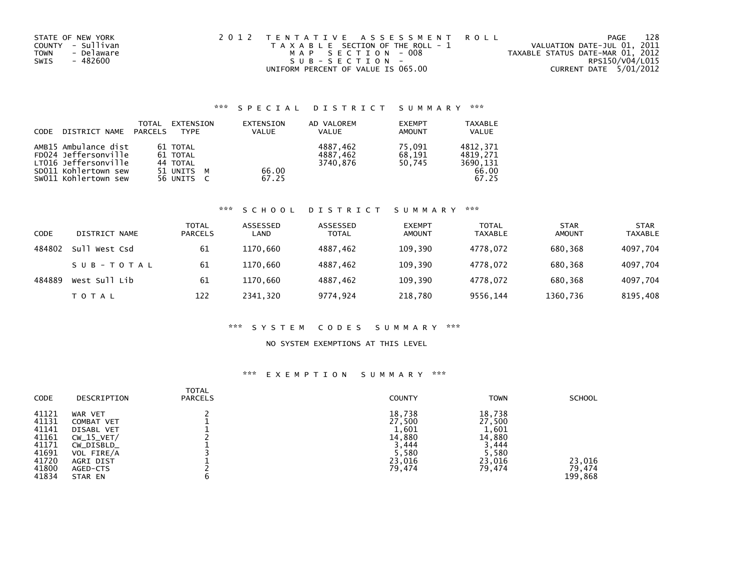STATE OF NEW YORK
COUNTY - Sullivan
TOWN - Delaware
SWIS - 482600

2 0 1 2 T E N T A T I V E A S S E S S M E N T R O L L
T A X A B L E SECTION OF THE ROLL - 1
M A P S E C T I O N - 008
S U B - S E C T I O N -
UNIFORM PERCENT OF VALUE IS 065.00

VALUATION DATE-JUL 01, 2011
TAXABLE STATUS DATE-MAR 01, 2012
RPS150/V04/L015
CURRENT DATE 5/01/2012

## *** S P E C I A L D I S T R I C T S U M M A R Y ***

| CODE | DISTRICT NAME | TOTAL PARCELS | EXTENSION TYPE | EXTENSION VALUE | AD VALOREM VALUE | EXEMPT AMOUNT | TAXABLE VALUE |
|---|---|---|---|---|---|---|---|
| AMB15 | Ambulance dist | 61 | TOTAL | | 4887,462 | 75,091 | 4812,371 |
| FD024 | Jeffersonville | 61 | TOTAL | | 4887,462 | 68,191 | 4819,271 |
| LT016 | Jeffersonville | 44 | TOTAL | | 3740,876 | 50,745 | 3690,131 |
| SD011 | Kohlertown sew | 51 | UNITS M | 66.00 | | | 66.00 |
| SW011 | Kohlertown sew | 56 | UNITS C | 67.25 | | | 67.25 |

## *** S C H O O L D I S T R I C T S U M M A R Y ***

| CODE | DISTRICT NAME | TOTAL PARCELS | ASSESSED LAND | ASSESSED TOTAL | EXEMPT AMOUNT | TOTAL TAXABLE | STAR AMOUNT | STAR TAXABLE |
|---|---|---|---|---|---|---|---|---|
| 484802 | Sull West Csd | 61 | 1170,660 | 4887,462 | 109,390 | 4778,072 | 680,368 | 4097,704 |
| | S U B - T O T A L | 61 | 1170,660 | 4887,462 | 109,390 | 4778,072 | 680,368 | 4097,704 |
| 484889 | West Sull Lib | 61 | 1170,660 | 4887,462 | 109,390 | 4778,072 | 680,368 | 4097,704 |
| | T O T A L | 122 | 2341,320 | 9774,924 | 218,780 | 9556,144 | 1360,736 | 8195,408 |

## *** S Y S T E M C O D E S S U M M A R Y ***

NO SYSTEM EXEMPTIONS AT THIS LEVEL

## *** E X E M P T I O N S U M M A R Y ***

| CODE | DESCRIPTION | TOTAL PARCELS | COUNTY | TOWN | SCHOOL |
|---|---|---|---|---|---|
| 41121 | WAR VET | 2 | 18,738 | 18,738 | |
| 41131 | COMBAT VET | 1 | 27,500 | 27,500 | |
| 41141 | DISABL VET | 1 | 1,601 | 1,601 | |
| 41161 | CW_15_VET/ | 2 | 14,880 | 14,880 | |
| 41171 | CW_DISBLD_ | 1 | 3,444 | 3,444 | |
| 41691 | VOL FIRE/A | 3 | 5,580 | 5,580 | |
| 41720 | AGRI DIST | 1 | 23,016 | 23,016 | 23,016 |
| 41800 | AGED-CTS | 2 | 79,474 | 79,474 | 79,474 |
| 41834 | STAR EN | 6 | | | 199,868 |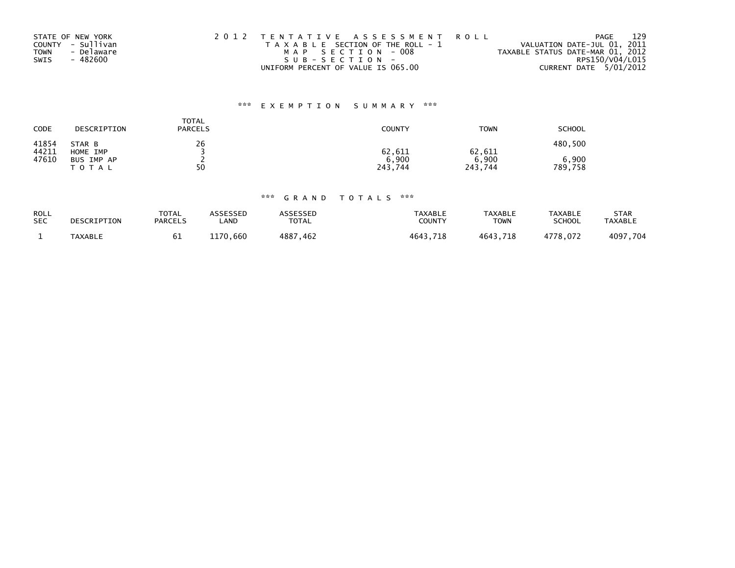STATE OF NEW YORK
COUNTY - Sullivan
TOWN - Delaware
SWIS - 482600

2 0 1 2 T E N T A T I V E A S S E S S M E N T R O L L
T A X A B L E SECTION OF THE ROLL - 1
M A P S E C T I O N - 008
S U B - S E C T I O N -
UNIFORM PERCENT OF VALUE IS 065.00

VALUATION DATE-JUL 01, 2011
TAXABLE STATUS DATE-MAR 01, 2012
RPS150/V04/L015
CURRENT DATE 5/01/2012

### *** E X E M P T I O N S U M M A R Y ***

| CODE | DESCRIPTION | TOTAL PARCELS | COUNTY | TOWN | SCHOOL |
|---|---|---|---|---|---|
| 41854 | STAR B | 26 | | | 480,500 |
| 44211 | HOME IMP | 3 | 62,611 | 62,611 | |
| 47610 | BUS IMP AP | 2 | 6,900 | 6,900 | 6,900 |
| | T O T A L | 50 | 243,744 | 243,744 | 789,758 |

### *** G R A N D T O T A L S ***

| ROLL SEC | DESCRIPTION | TOTAL PARCELS | ASSESSED LAND | ASSESSED TOTAL | TAXABLE COUNTY | TAXABLE TOWN | TAXABLE SCHOOL | STAR TAXABLE |
|---|---|---|---|---|---|---|---|---|
| 1 | TAXABLE | 61 | 1170,660 | 4887,462 | 4643,718 | 4643,718 | 4778,072 | 4097,704 |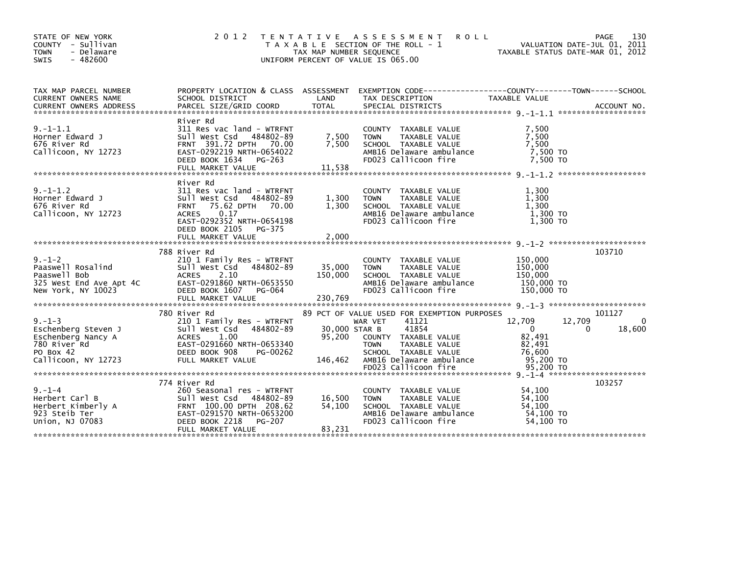STATE OF NEW YORK
COUNTY - Sullivan
TOWN - Delaware
SWIS - 482600

2012 TENTATIVE ASSESSMENT ROLL
TAXABLE SECTION OF THE ROLL - 1
TAX MAP NUMBER SEQUENCE
UNIFORM PERCENT OF VALUE IS 065.00

VALUATION DATE-JUL 01, 2011
TAXABLE STATUS DATE-MAR 01, 2012

| TAX MAP PARCEL NUMBER / CURRENT OWNERS NAME / CURRENT OWNERS ADDRESS | PROPERTY LOCATION & CLASS / SCHOOL DISTRICT / PARCEL SIZE/GRID COORD | ASSESSMENT LAND / TOTAL | EXEMPTION CODE / TAX DESCRIPTION / SPECIAL DISTRICTS | COUNTY TAXABLE VALUE | TOWN | SCHOOL | ACCOUNT NO. |
|---|---|---|---|---|---|---|---|
| **9.-1-1.1** | River Rd | | | | | | |
| 9.-1-1.1 | 311 Res vac land - WTRFNT | | COUNTY TAXABLE VALUE | 7,500 | | | |
| Horner Edward J | Sull West Csd 484802-89 | 7,500 | TOWN TAXABLE VALUE | 7,500 | | | |
| 676 River Rd | FRNT 391.72 DPTH 70.00 | 7,500 | SCHOOL TAXABLE VALUE | 7,500 | | | |
| Callicoon, NY 12723 | EAST-0292219 NRTH-0654022 | | AMB16 Delaware ambulance | 7,500 TO | | | |
| | DEED BOOK 1634 PG-263 | | FD023 Callicoon fire | 7,500 TO | | | |
| | FULL MARKET VALUE | 11,538 | | | | | |
| **9.-1-1.2** | River Rd | | | | | | |
| 9.-1-1.2 | 311 Res vac land - WTRFNT | | COUNTY TAXABLE VALUE | 1,300 | | | |
| Horner Edward J | Sull West Csd 484802-89 | 1,300 | TOWN TAXABLE VALUE | 1,300 | | | |
| 676 River Rd | FRNT 75.62 DPTH 70.00 | 1,300 | SCHOOL TAXABLE VALUE | 1,300 | | | |
| Callicoon, NY 12723 | ACRES 0.17 | | AMB16 Delaware ambulance | 1,300 TO | | | |
| | EAST-0292352 NRTH-0654198 | | FD023 Callicoon fire | 1,300 TO | | | |
| | DEED BOOK 2105 PG-375 | | | | | | |
| | FULL MARKET VALUE | 2,000 | | | | | |
| **9.-1-2** | 788 River Rd | | | | | | 103710 |
| 9.-1-2 | 210 1 Family Res - WTRFNT | | COUNTY TAXABLE VALUE | 150,000 | | | |
| Paaswell Rosalind | Sull West Csd 484802-89 | 35,000 | TOWN TAXABLE VALUE | 150,000 | | | |
| Paaswell Bob | ACRES 2.10 | 150,000 | SCHOOL TAXABLE VALUE | 150,000 | | | |
| 325 West End Ave Apt 4C | EAST-0291860 NRTH-0653550 | | AMB16 Delaware ambulance | 150,000 TO | | | |
| New York, NY 10023 | DEED BOOK 1607 PG-064 | | FD023 Callicoon fire | 150,000 TO | | | |
| | FULL MARKET VALUE | 230,769 | | | | | |
| **9.-1-3** | 780 River Rd | | 89 PCT OF VALUE USED FOR EXEMPTION PURPOSES | | | | 101127 |
| 9.-1-3 | 210 1 Family Res - WTRFNT | | WAR VET 41121 | 12,709 | 12,709 | 0 | |
| Eschenberg Steven J | Sull West Csd 484802-89 | 30,000 | STAR B 41854 | 0 | 0 | 18,600 | |
| Eschenberg Nancy A | ACRES 1.00 | 95,200 | COUNTY TAXABLE VALUE | 82,491 | | | |
| 780 River Rd | EAST-0291660 NRTH-0653340 | | TOWN TAXABLE VALUE | 82,491 | | | |
| PO Box 42 | DEED BOOK 908 PG-00262 | | SCHOOL TAXABLE VALUE | 76,600 | | | |
| Callicoon, NY 12723 | FULL MARKET VALUE | 146,462 | AMB16 Delaware ambulance | 95,200 TO | | | |
| | | | FD023 Callicoon fire | 95,200 TO | | | |
| **9.-1-4** | 774 River Rd | | | | | | 103257 |
| 9.-1-4 | 260 Seasonal res - WTRFNT | | COUNTY TAXABLE VALUE | 54,100 | | | |
| Herbert Carl B | Sull West Csd 484802-89 | 16,500 | TOWN TAXABLE VALUE | 54,100 | | | |
| Herbert Kimberly A | FRNT 100.00 DPTH 208.62 | 54,100 | SCHOOL TAXABLE VALUE | 54,100 | | | |
| 923 Steib Ter | EAST-0291570 NRTH-0653200 | | AMB16 Delaware ambulance | 54,100 TO | | | |
| Union, NJ 07083 | DEED BOOK 2218 PG-207 | | FD023 Callicoon fire | 54,100 TO | | | |
| | FULL MARKET VALUE | 83,231 | | | | | |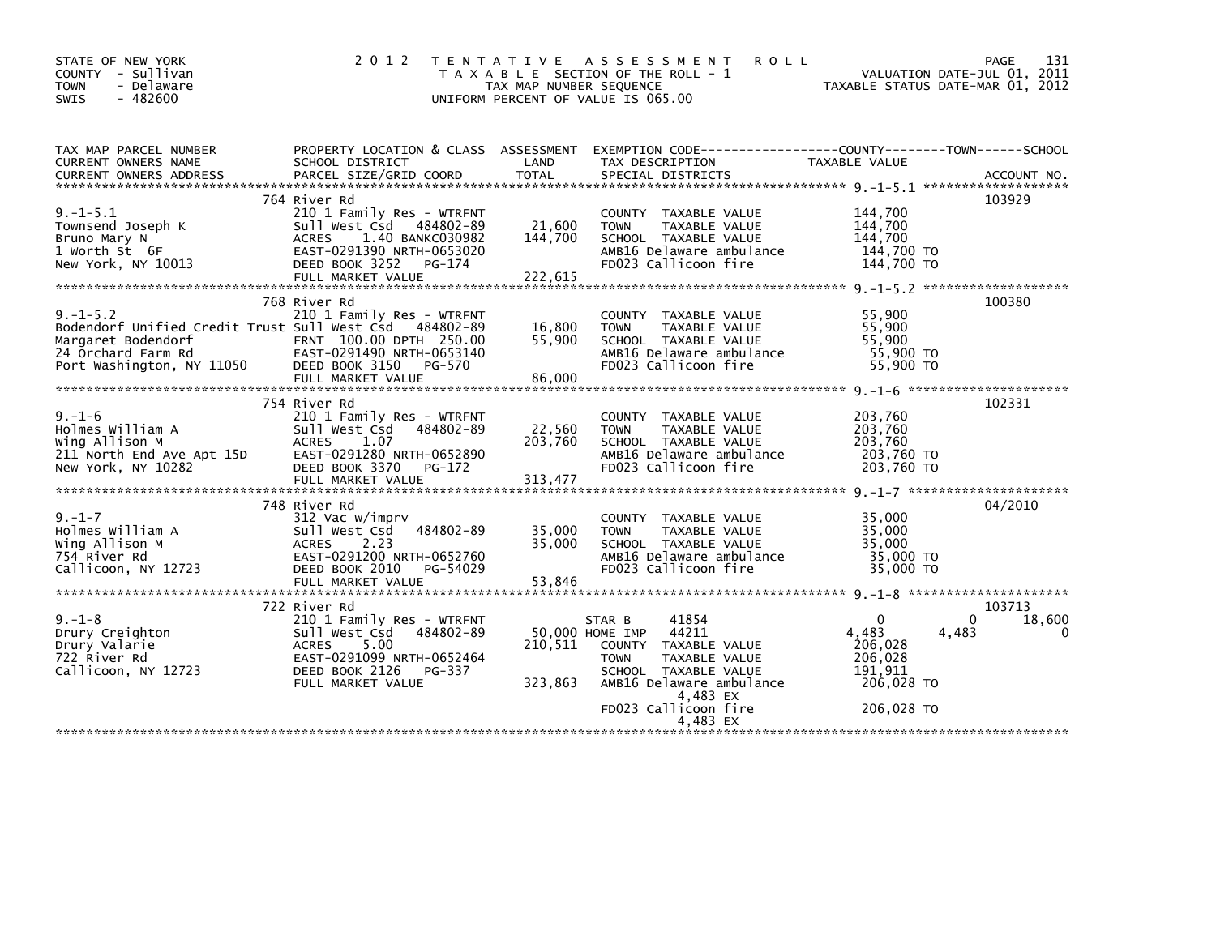STATE OF NEW YORK
COUNTY - Sullivan
TOWN - Delaware
SWIS - 482600

2012 TENTATIVE ASSESSMENT ROLL
TAXABLE SECTION OF THE ROLL - 1
TAX MAP NUMBER SEQUENCE
UNIFORM PERCENT OF VALUE IS 065.00

VALUATION DATE-JUL 01, 2011
TAXABLE STATUS DATE-MAR 01, 2012

| TAX MAP PARCEL NUMBER / CURRENT OWNERS NAME / CURRENT OWNERS ADDRESS | PROPERTY LOCATION & CLASS / SCHOOL DISTRICT / PARCEL SIZE/GRID COORD | ASSESSMENT LAND | TOTAL | EXEMPTION CODE / TAX DESCRIPTION / SPECIAL DISTRICTS | COUNTY TAXABLE VALUE | TOWN | SCHOOL | ACCOUNT NO. |
|---|---|---|---|---|---|---|---|---|
| 9.-1-5.1 | 764 River Rd | | | | | | | 103929 |
| Townsend Joseph K | 210 1 Family Res - WTRFNT | | | COUNTY TAXABLE VALUE | 144,700 | | | |
| Bruno Mary N | Sull West Csd 484802-89 | 21,600 | | TOWN TAXABLE VALUE | 144,700 | | | |
| 1 Worth St 6F | ACRES 1.40 BANKC030982 | | 144,700 | SCHOOL TAXABLE VALUE | 144,700 | | | |
| New York, NY 10013 | EAST-0291390 NRTH-0653020 | | | AMB16 Delaware ambulance | 144,700 TO | | | |
| | DEED BOOK 3252 PG-174 | | | FD023 Callicoon fire | 144,700 TO | | | |
| | FULL MARKET VALUE | | 222,615 | | | | | |
| 9.-1-5.2 | 768 River Rd | | | | | | | 100380 |
| Bodendorf Unified Credit Trust | 210 1 Family Res - WTRFNT | | | COUNTY TAXABLE VALUE | 55,900 | | | |
| Margaret Bodendorf | Sull West Csd 484802-89 | 16,800 | | TOWN TAXABLE VALUE | 55,900 | | | |
| 24 Orchard Farm Rd | FRNT 100.00 DPTH 250.00 | | 55,900 | SCHOOL TAXABLE VALUE | 55,900 | | | |
| Port Washington, NY 11050 | EAST-0291490 NRTH-0653140 | | | AMB16 Delaware ambulance | 55,900 TO | | | |
| | DEED BOOK 3150 PG-570 | | | FD023 Callicoon fire | 55,900 TO | | | |
| | FULL MARKET VALUE | | 86,000 | | | | | |
| 9.-1-6 | 754 River Rd | | | | | | | 102331 |
| Holmes William A | 210 1 Family Res - WTRFNT | | | COUNTY TAXABLE VALUE | 203,760 | | | |
| Wing Allison M | Sull West Csd 484802-89 | 22,560 | | TOWN TAXABLE VALUE | 203,760 | | | |
| 211 North End Ave Apt 15D | ACRES 1.07 | | 203,760 | SCHOOL TAXABLE VALUE | 203,760 | | | |
| New York, NY 10282 | EAST-0291280 NRTH-0652890 | | | AMB16 Delaware ambulance | 203,760 TO | | | |
| | DEED BOOK 3370 PG-172 | | | FD023 Callicoon fire | 203,760 TO | | | |
| | FULL MARKET VALUE | | 313,477 | | | | | |
| 9.-1-7 | 748 River Rd | | | | | | | 04/2010 |
| Holmes William A | 312 Vac w/imprv | | | COUNTY TAXABLE VALUE | 35,000 | | | |
| Wing Allison M | Sull West Csd 484802-89 | 35,000 | | TOWN TAXABLE VALUE | 35,000 | | | |
| 754 River Rd | ACRES 2.23 | | 35,000 | SCHOOL TAXABLE VALUE | 35,000 | | | |
| Callicoon, NY 12723 | EAST-0291200 NRTH-0652760 | | | AMB16 Delaware ambulance | 35,000 TO | | | |
| | DEED BOOK 2010 PG-54029 | | | FD023 Callicoon fire | 35,000 TO | | | |
| | FULL MARKET VALUE | | 53,846 | | | | | |
| 9.-1-8 | 722 River Rd | | | | | | | 103713 |
| Drury Creighton | 210 1 Family Res - WTRFNT | | | STAR B 41854 | 0 | 0 | 18,600 | |
| Drury Valarie | Sull West Csd 484802-89 | 50,000 | | HOME IMP 44211 | 4,483 | 4,483 | 0 | |
| 722 River Rd | ACRES 5.00 | | 210,511 | COUNTY TAXABLE VALUE | 206,028 | | | |
| Callicoon, NY 12723 | EAST-0291099 NRTH-0652464 | | | TOWN TAXABLE VALUE | 206,028 | | | |
| | DEED BOOK 2126 PG-337 | | | SCHOOL TAXABLE VALUE | 191,911 | | | |
| | FULL MARKET VALUE | | 323,863 | AMB16 Delaware ambulance 4,483 EX | 206,028 TO | | | |
| | | | | FD023 Callicoon fire 4,483 EX | 206,028 TO | | | |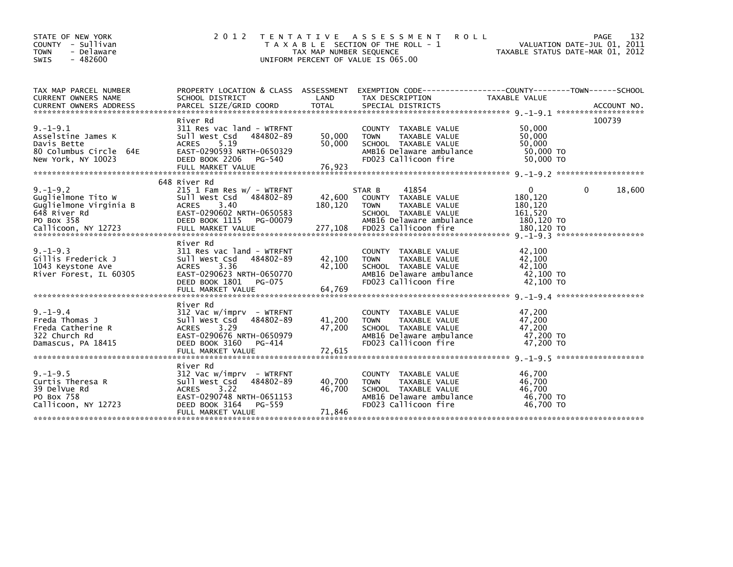STATE OF NEW YORK
COUNTY - Sullivan
TOWN - Delaware
SWIS - 482600

# 2012 TENTATIVE ASSESSMENT ROLL

TAXABLE SECTION OF THE ROLL - 1
TAX MAP NUMBER SEQUENCE
UNIFORM PERCENT OF VALUE IS 065.00

VALUATION DATE-JUL 01, 2011
TAXABLE STATUS DATE-MAR 01, 2012

| TAX MAP PARCEL NUMBER / CURRENT OWNERS NAME / CURRENT OWNERS ADDRESS | PROPERTY LOCATION & CLASS / SCHOOL DISTRICT / PARCEL SIZE/GRID COORD | ASSESSMENT LAND | TOTAL | EXEMPTION CODE / TAX DESCRIPTION / SPECIAL DISTRICTS | COUNTY TAXABLE VALUE | TOWN | SCHOOL / ACCOUNT NO. |
|---|---|---|---|---|---|---|---|
| 9.-1-9.1 | River Rd | | | | | | 100739 |
| 9.-1-9.1 | 311 Res vac land - WTRFNT | | | COUNTY TAXABLE VALUE | 50,000 | | |
| Asselstine James K | Sull West Csd 484802-89 | 50,000 | | TOWN TAXABLE VALUE | 50,000 | | |
| Davis Bette | ACRES 5.19 | | 50,000 | SCHOOL TAXABLE VALUE | 50,000 | | |
| 80 Columbus Circle 64E | EAST-0290593 NRTH-0650329 | | | AMB16 Delaware ambulance | 50,000 TO | | |
| New York, NY 10023 | DEED BOOK 2206 PG-540 | | | FD023 Callicoon fire | 50,000 TO | | |
| | FULL MARKET VALUE | | 76,923 | | | | |
| 9.-1-9.2 | 648 River Rd | | | | | | |
| 9.-1-9.2 | 215 1 Fam Res w/ - WTRFNT | | | STAR B 41854 | 0 | 0 | 18,600 |
| Guglielmone Tito W | Sull West Csd 484802-89 | 42,600 | | COUNTY TAXABLE VALUE | 180,120 | | |
| Guglielmone Virginia B | ACRES 3.40 | | 180,120 | TOWN TAXABLE VALUE | 180,120 | | |
| 648 River Rd | EAST-0290602 NRTH-0650583 | | | SCHOOL TAXABLE VALUE | 161,520 | | |
| PO Box 358 | DEED BOOK 1115 PG-00079 | | | AMB16 Delaware ambulance | 180,120 TO | | |
| Callicoon, NY 12723 | FULL MARKET VALUE | | 277,108 | FD023 Callicoon fire | 180,120 TO | | |
| 9.-1-9.3 | River Rd | | | | | | |
| 9.-1-9.3 | 311 Res vac land - WTRFNT | | | COUNTY TAXABLE VALUE | 42,100 | | |
| Gillis Frederick J | Sull West Csd 484802-89 | 42,100 | | TOWN TAXABLE VALUE | 42,100 | | |
| 1043 Keystone Ave | ACRES 3.36 | | 42,100 | SCHOOL TAXABLE VALUE | 42,100 | | |
| River Forest, IL 60305 | EAST-0290623 NRTH-0650770 | | | AMB16 Delaware ambulance | 42,100 TO | | |
| | DEED BOOK 1801 PG-075 | | | FD023 Callicoon fire | 42,100 TO | | |
| | FULL MARKET VALUE | | 64,769 | | | | |
| 9.-1-9.4 | River Rd | | | | | | |
| 9.-1-9.4 | 312 Vac w/imprv - WTRFNT | | | COUNTY TAXABLE VALUE | 47,200 | | |
| Freda Thomas J | Sull West Csd 484802-89 | 41,200 | | TOWN TAXABLE VALUE | 47,200 | | |
| Freda Catherine R | ACRES 3.29 | | 47,200 | SCHOOL TAXABLE VALUE | 47,200 | | |
| 322 Church Rd | EAST-0290676 NRTH-0650979 | | | AMB16 Delaware ambulance | 47,200 TO | | |
| Damascus, PA 18415 | DEED BOOK 3160 PG-414 | | | FD023 Callicoon fire | 47,200 TO | | |
| | FULL MARKET VALUE | | 72,615 | | | | |
| 9.-1-9.5 | River Rd | | | | | | |
| 9.-1-9.5 | 312 Vac w/imprv - WTRFNT | | | COUNTY TAXABLE VALUE | 46,700 | | |
| Curtis Theresa R | Sull West Csd 484802-89 | 40,700 | | TOWN TAXABLE VALUE | 46,700 | | |
| 39 Delvue Rd | ACRES 3.22 | | 46,700 | SCHOOL TAXABLE VALUE | 46,700 | | |
| PO Box 758 | EAST-0290748 NRTH-0651153 | | | AMB16 Delaware ambulance | 46,700 TO | | |
| Callicoon, NY 12723 | DEED BOOK 3164 PG-559 | | | FD023 Callicoon fire | 46,700 TO | | |
| | FULL MARKET VALUE | | 71,846 | | | | |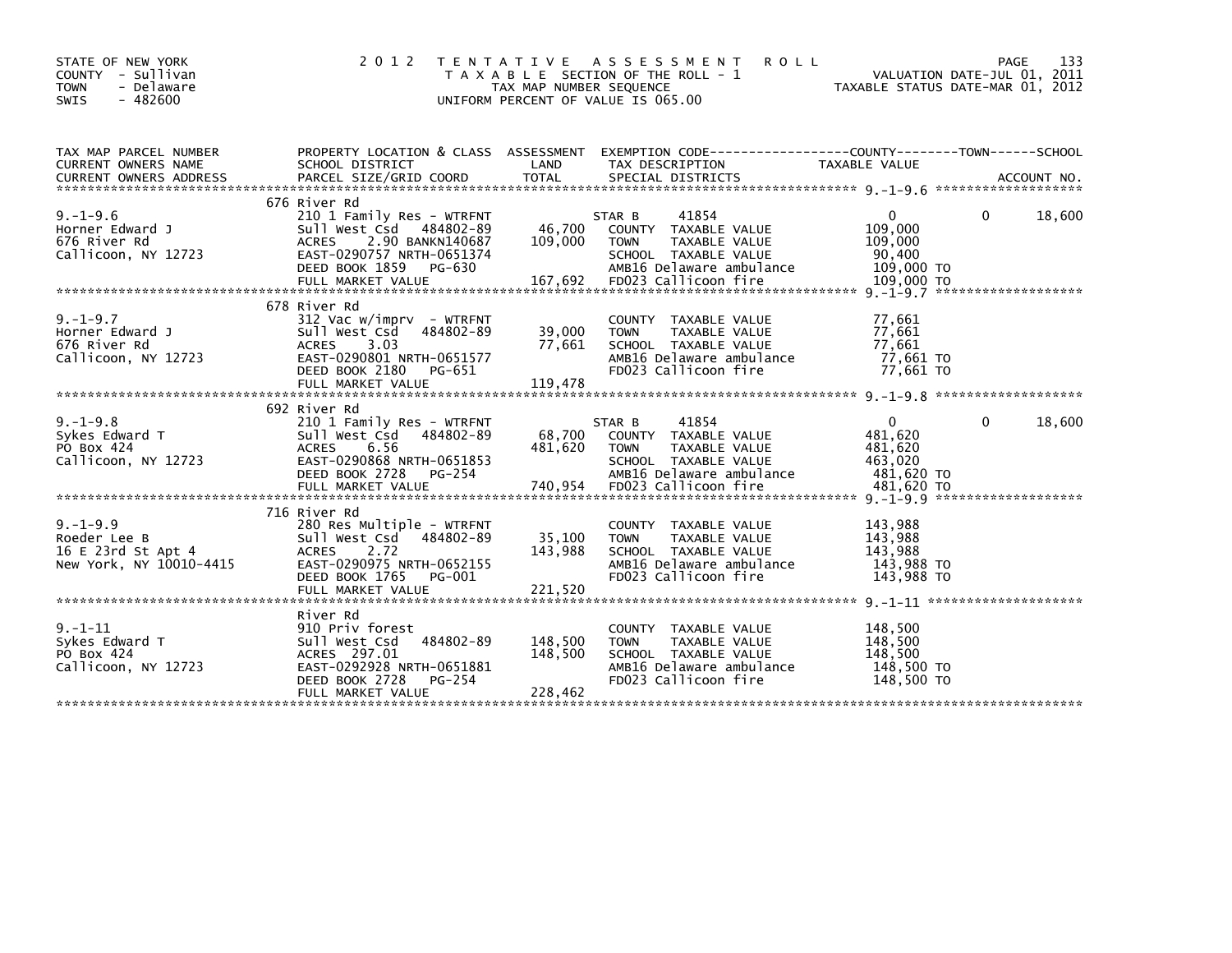STATE OF NEW YORK
COUNTY - Sullivan
TOWN - Delaware
SWIS - 482600

2 0 1 2 T E N T A T I V E A S S E S S M E N T R O L L
T A X A B L E SECTION OF THE ROLL - 1
TAX MAP NUMBER SEQUENCE
UNIFORM PERCENT OF VALUE IS 065.00

VALUATION DATE-JUL 01, 2011
TAXABLE STATUS DATE-MAR 01, 2012

| TAX MAP PARCEL NUMBER / CURRENT OWNERS NAME / CURRENT OWNERS ADDRESS | PROPERTY LOCATION & CLASS / SCHOOL DISTRICT / PARCEL SIZE/GRID COORD | ASSESSMENT LAND / TOTAL | EXEMPTION CODE / TAX DESCRIPTION / SPECIAL DISTRICTS | COUNTY TAXABLE VALUE | TOWN | SCHOOL / ACCOUNT NO. |
|---|---|---|---|---|---|---|
| 9.-1-9.6 | 676 River Rd | | | | | |
| | 210 1 Family Res - WTRFNT | | STAR B 41854 | 0 | 0 | 18,600 |
| Horner Edward J | Sull West Csd 484802-89 | 46,700 | COUNTY TAXABLE VALUE | 109,000 | | |
| 676 River Rd | ACRES 2.90 BANKN140687 | 109,000 | TOWN TAXABLE VALUE | 109,000 | | |
| Callicoon, NY 12723 | EAST-0290757 NRTH-0651374 | | SCHOOL TAXABLE VALUE | 90,400 | | |
| | DEED BOOK 1859 PG-630 | | AMB16 Delaware ambulance | 109,000 TO | | |
| | FULL MARKET VALUE | 167,692 | FD023 Callicoon fire | 109,000 TO | | |
| 9.-1-9.7 | 678 River Rd | | | | | |
| | 312 Vac w/imprv - WTRFNT | | COUNTY TAXABLE VALUE | 77,661 | | |
| Horner Edward J | Sull West Csd 484802-89 | 39,000 | TOWN TAXABLE VALUE | 77,661 | | |
| 676 River Rd | ACRES 3.03 | 77,661 | SCHOOL TAXABLE VALUE | 77,661 | | |
| Callicoon, NY 12723 | EAST-0290801 NRTH-0651577 | | AMB16 Delaware ambulance | 77,661 TO | | |
| | DEED BOOK 2180 PG-651 | | FD023 Callicoon fire | 77,661 TO | | |
| | FULL MARKET VALUE | 119,478 | | | | |
| 9.-1-9.8 | 692 River Rd | | | | | |
| | 210 1 Family Res - WTRFNT | | STAR B 41854 | 0 | 0 | 18,600 |
| Sykes Edward T | Sull West Csd 484802-89 | 68,700 | COUNTY TAXABLE VALUE | 481,620 | | |
| PO Box 424 | ACRES 6.56 | 481,620 | TOWN TAXABLE VALUE | 481,620 | | |
| Callicoon, NY 12723 | EAST-0290868 NRTH-0651853 | | SCHOOL TAXABLE VALUE | 463,020 | | |
| | DEED BOOK 2728 PG-254 | | AMB16 Delaware ambulance | 481,620 TO | | |
| | FULL MARKET VALUE | 740,954 | FD023 Callicoon fire | 481,620 TO | | |
| 9.-1-9.9 | 716 River Rd | | | | | |
| | 280 Res Multiple - WTRFNT | | COUNTY TAXABLE VALUE | 143,988 | | |
| Roeder Lee B | Sull West Csd 484802-89 | 35,100 | TOWN TAXABLE VALUE | 143,988 | | |
| 16 E 23rd St Apt 4 | ACRES 2.72 | 143,988 | SCHOOL TAXABLE VALUE | 143,988 | | |
| New York, NY 10010-4415 | EAST-0290975 NRTH-0652155 | | AMB16 Delaware ambulance | 143,988 TO | | |
| | DEED BOOK 1765 PG-001 | | FD023 Callicoon fire | 143,988 TO | | |
| | FULL MARKET VALUE | 221,520 | | | | |
| 9.-1-11 | River Rd | | | | | |
| | 910 Priv forest | | COUNTY TAXABLE VALUE | 148,500 | | |
| Sykes Edward T | Sull West Csd 484802-89 | 148,500 | TOWN TAXABLE VALUE | 148,500 | | |
| PO Box 424 | ACRES 297.01 | 148,500 | SCHOOL TAXABLE VALUE | 148,500 | | |
| Callicoon, NY 12723 | EAST-0292928 NRTH-0651881 | | AMB16 Delaware ambulance | 148,500 TO | | |
| | DEED BOOK 2728 PG-254 | | FD023 Callicoon fire | 148,500 TO | | |
| | FULL MARKET VALUE | 228,462 | | | | |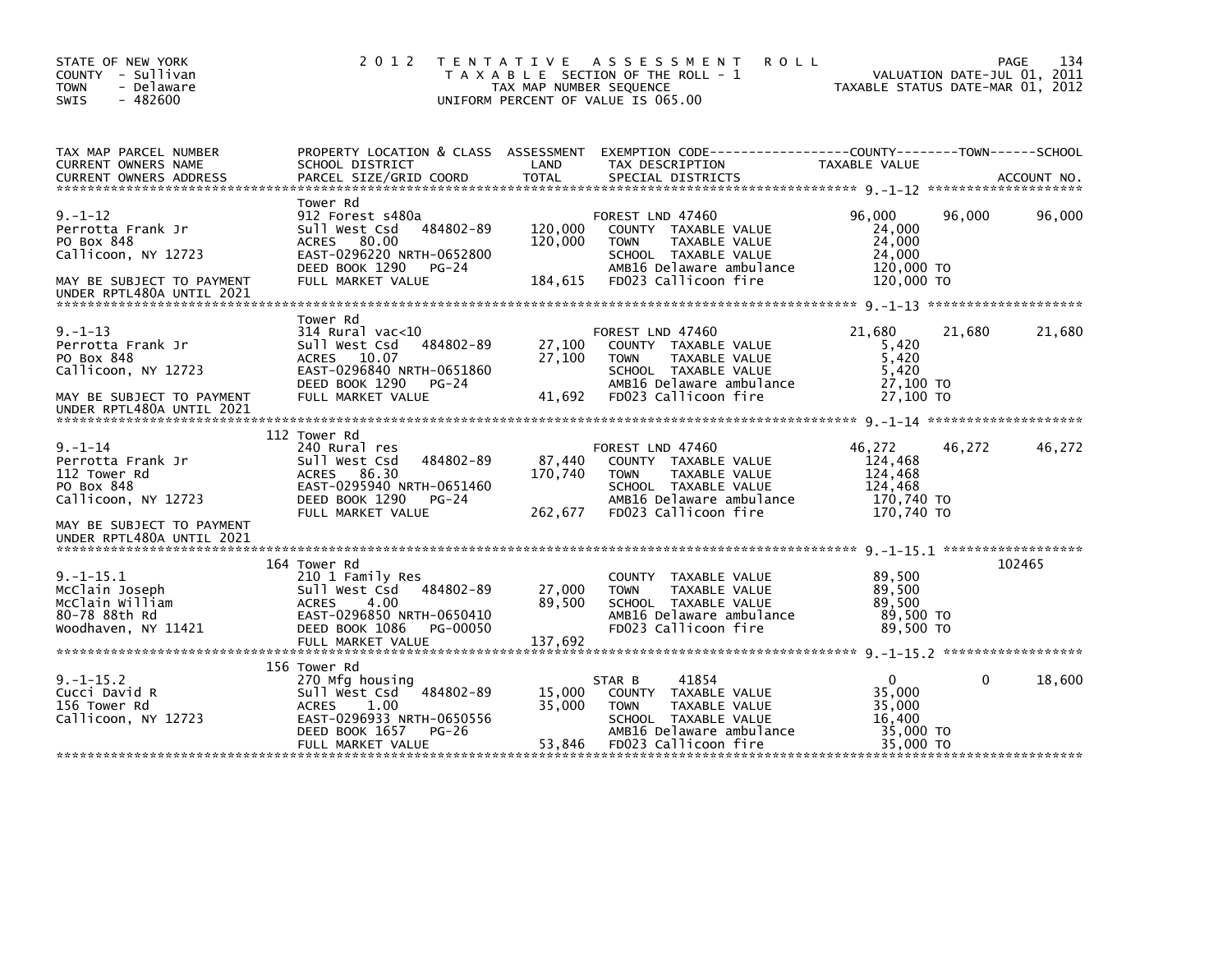STATE OF NEW YORK
COUNTY - Sullivan
TOWN - Delaware
SWIS - 482600

# 2012 TENTATIVE ASSESSMENT ROLL

TAXABLE SECTION OF THE ROLL - 1
TAX MAP NUMBER SEQUENCE
UNIFORM PERCENT OF VALUE IS 065.00

VALUATION DATE-JUL 01, 2011
TAXABLE STATUS DATE-MAR 01, 2012

| TAX MAP PARCEL NUMBER / CURRENT OWNERS NAME / CURRENT OWNERS ADDRESS | PROPERTY LOCATION & CLASS / SCHOOL DISTRICT / PARCEL SIZE/GRID COORD | ASSESSMENT LAND / TOTAL | EXEMPTION CODE / TAX DESCRIPTION / SPECIAL DISTRICTS | COUNTY TAXABLE VALUE | TOWN | SCHOOL / ACCOUNT NO. |
|---|---|---|---|---|---|---|
| **9.-1-12** | Tower Rd | | | | | |
| 9.-1-12 | 912 Forest s480a | | FOREST LND 47460 | 96,000 | 96,000 | 96,000 |
| Perrotta Frank Jr | Sull West Csd 484802-89 | 120,000 | COUNTY TAXABLE VALUE | 24,000 | | |
| PO Box 848 | ACRES 80.00 | 120,000 | TOWN TAXABLE VALUE | 24,000 | | |
| Callicoon, NY 12723 | EAST-0296220 NRTH-0652800 | | SCHOOL TAXABLE VALUE | 24,000 | | |
| | DEED BOOK 1290 PG-24 | | AMB16 Delaware ambulance | 120,000 TO | | |
| MAY BE SUBJECT TO PAYMENT UNDER RPTL480A UNTIL 2021 | FULL MARKET VALUE | 184,615 | FD023 Callicoon fire | 120,000 TO | | |
| **9.-1-13** | Tower Rd | | | | | |
| 9.-1-13 | 314 Rural vac<10 | | FOREST LND 47460 | 21,680 | 21,680 | 21,680 |
| Perrotta Frank Jr | Sull West Csd 484802-89 | 27,100 | COUNTY TAXABLE VALUE | 5,420 | | |
| PO Box 848 | ACRES 10.07 | 27,100 | TOWN TAXABLE VALUE | 5,420 | | |
| Callicoon, NY 12723 | EAST-0296840 NRTH-0651860 | | SCHOOL TAXABLE VALUE | 5,420 | | |
| | DEED BOOK 1290 PG-24 | | AMB16 Delaware ambulance | 27,100 TO | | |
| MAY BE SUBJECT TO PAYMENT UNDER RPTL480A UNTIL 2021 | FULL MARKET VALUE | 41,692 | FD023 Callicoon fire | 27,100 TO | | |
| **9.-1-14** | 112 Tower Rd | | | | | |
| 9.-1-14 | 240 Rural res | | FOREST LND 47460 | 46,272 | 46,272 | 46,272 |
| Perrotta Frank Jr | Sull West Csd 484802-89 | 87,440 | COUNTY TAXABLE VALUE | 124,468 | | |
| 112 Tower Rd | ACRES 86.30 | 170,740 | TOWN TAXABLE VALUE | 124,468 | | |
| PO Box 848 | EAST-0295940 NRTH-0651460 | | SCHOOL TAXABLE VALUE | 124,468 | | |
| Callicoon, NY 12723 | DEED BOOK 1290 PG-24 | | AMB16 Delaware ambulance | 170,740 TO | | |
| | FULL MARKET VALUE | 262,677 | FD023 Callicoon fire | 170,740 TO | | |
| MAY BE SUBJECT TO PAYMENT UNDER RPTL480A UNTIL 2021 | | | | | | |
| **9.-1-15.1** | 164 Tower Rd | | | | | 102465 |
| 9.-1-15.1 | 210 1 Family Res | | COUNTY TAXABLE VALUE | 89,500 | | |
| McClain Joseph | Sull West Csd 484802-89 | 27,000 | TOWN TAXABLE VALUE | 89,500 | | |
| McClain William | ACRES 4.00 | 89,500 | SCHOOL TAXABLE VALUE | 89,500 | | |
| 80-78 88th Rd | EAST-0296850 NRTH-0650410 | | AMB16 Delaware ambulance | 89,500 TO | | |
| Woodhaven, NY 11421 | DEED BOOK 1086 PG-00050 | | FD023 Callicoon fire | 89,500 TO | | |
| | FULL MARKET VALUE | 137,692 | | | | |
| **9.-1-15.2** | 156 Tower Rd | | | | | |
| 9.-1-15.2 | 270 Mfg housing | | STAR B 41854 | 0 | 0 | 18,600 |
| Cucci David R | Sull West Csd 484802-89 | 15,000 | COUNTY TAXABLE VALUE | 35,000 | | |
| 156 Tower Rd | ACRES 1.00 | 35,000 | TOWN TAXABLE VALUE | 35,000 | | |
| Callicoon, NY 12723 | EAST-0296933 NRTH-0650556 | | SCHOOL TAXABLE VALUE | 16,400 | | |
| | DEED BOOK 1657 PG-26 | | AMB16 Delaware ambulance | 35,000 TO | | |
| | FULL MARKET VALUE | 53,846 | FD023 Callicoon fire | 35,000 TO | | |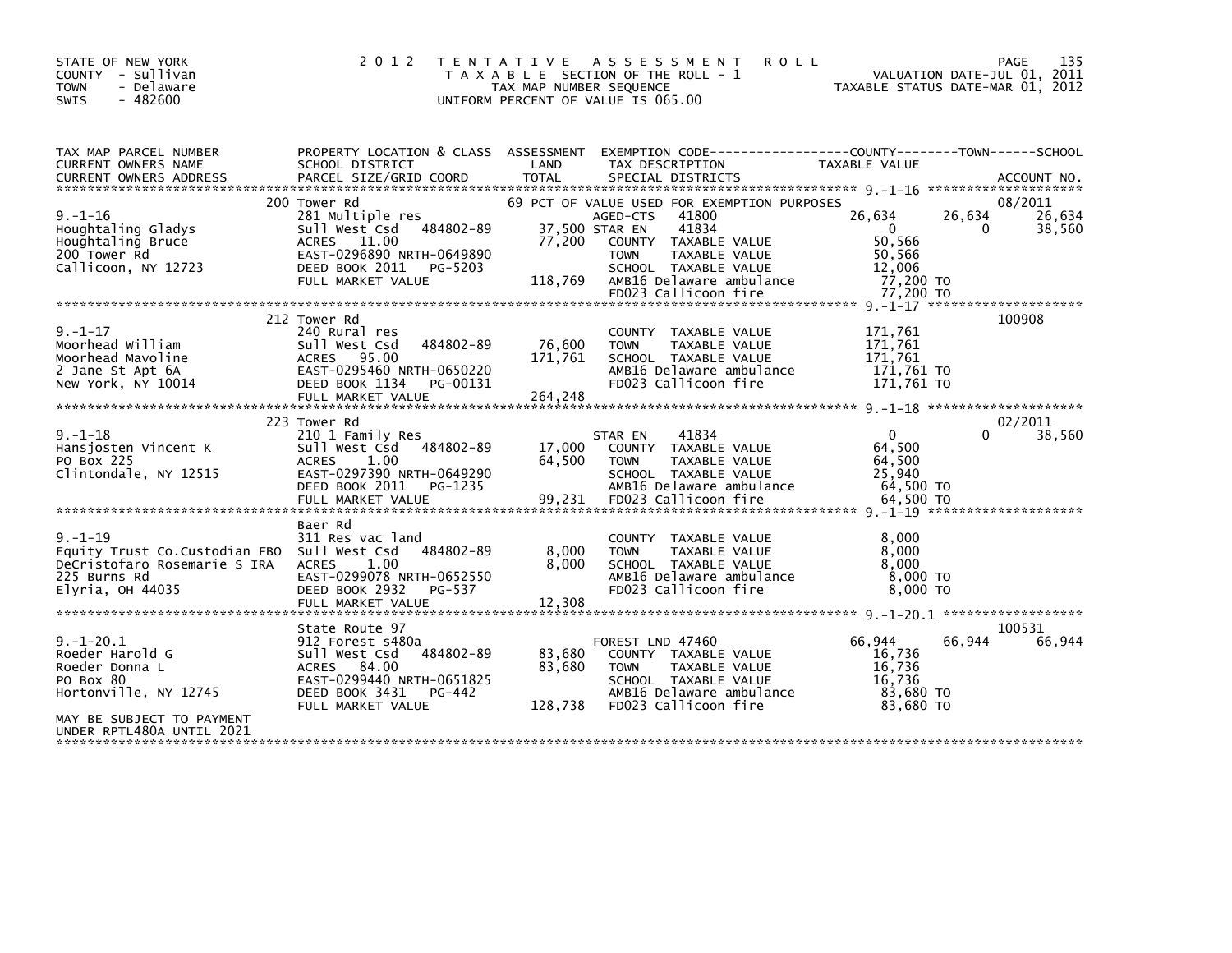STATE OF NEW YORK
COUNTY - Sullivan
TOWN - Delaware
SWIS - 482600

2 0 1 2 T E N T A T I V E A S S E S S M E N T R O L L
T A X A B L E SECTION OF THE ROLL - 1
TAX MAP NUMBER SEQUENCE
UNIFORM PERCENT OF VALUE IS 065.00

VALUATION DATE-JUL 01, 2011
TAXABLE STATUS DATE-MAR 01, 2012

| TAX MAP PARCEL NUMBER / CURRENT OWNERS NAME / CURRENT OWNERS ADDRESS | PROPERTY LOCATION & CLASS / SCHOOL DISTRICT / PARCEL SIZE/GRID COORD | ASSESSMENT LAND / TOTAL | EXEMPTION CODE / TAX DESCRIPTION / SPECIAL DISTRICTS | COUNTY TAXABLE VALUE | TOWN | SCHOOL | ACCOUNT NO. |
|---|---|---|---|---|---|---|---|
| **9.-1-16** | 200 Tower Rd | | 69 PCT OF VALUE USED FOR EXEMPTION PURPOSES | | | | 08/2011 |
| | 281 Multiple res | | AGED-CTS 41800 | 26,634 | 26,634 | 26,634 | |
| Houghtaling Gladys | Sull West Csd 484802-89 | 37,500 | STAR EN 41834 | 0 | 0 | 38,560 | |
| Houghtaling Bruce | ACRES 11.00 | 77,200 | COUNTY TAXABLE VALUE | 50,566 | | | |
| 200 Tower Rd | EAST-0296890 NRTH-0649890 | | TOWN TAXABLE VALUE | 50,566 | | | |
| Callicoon, NY 12723 | DEED BOOK 2011 PG-5203 | | SCHOOL TAXABLE VALUE | 12,006 | | | |
| | FULL MARKET VALUE | 118,769 | AMB16 Delaware ambulance | 77,200 TO | | | |
| | | | FD023 Callicoon fire | 77,200 TO | | | |
| **9.-1-17** | 212 Tower Rd | | | | | | 100908 |
| | 240 Rural res | | COUNTY TAXABLE VALUE | 171,761 | | | |
| Moorhead William | Sull West Csd 484802-89 | 76,600 | TOWN TAXABLE VALUE | 171,761 | | | |
| Moorhead Mavoline | ACRES 95.00 | 171,761 | SCHOOL TAXABLE VALUE | 171,761 | | | |
| 2 Jane St Apt 6A | EAST-0295460 NRTH-0650220 | | AMB16 Delaware ambulance | 171,761 TO | | | |
| New York, NY 10014 | DEED BOOK 1134 PG-00131 | | FD023 Callicoon fire | 171,761 TO | | | |
| | FULL MARKET VALUE | 264,248 | | | | | |
| **9.-1-18** | 223 Tower Rd | | | | | | 02/2011 |
| | 210 1 Family Res | | STAR EN 41834 | 0 | 0 | 38,560 | |
| Hansjosten Vincent K | Sull West Csd 484802-89 | 17,000 | COUNTY TAXABLE VALUE | 64,500 | | | |
| PO Box 225 | ACRES 1.00 | 64,500 | TOWN TAXABLE VALUE | 64,500 | | | |
| Clintondale, NY 12515 | EAST-0297390 NRTH-0649290 | | SCHOOL TAXABLE VALUE | 25,940 | | | |
| | DEED BOOK 2011 PG-1235 | | AMB16 Delaware ambulance | 64,500 TO | | | |
| | FULL MARKET VALUE | 99,231 | FD023 Callicoon fire | 64,500 TO | | | |
| **9.-1-19** | Baer Rd | | | | | | |
| | 311 Res vac land | | COUNTY TAXABLE VALUE | 8,000 | | | |
| Equity Trust Co.Custodian FBO | Sull West Csd 484802-89 | 8,000 | TOWN TAXABLE VALUE | 8,000 | | | |
| DeCristofaro Rosemarie S IRA | ACRES 1.00 | 8,000 | SCHOOL TAXABLE VALUE | 8,000 | | | |
| 225 Burns Rd | EAST-0299078 NRTH-0652550 | | AMB16 Delaware ambulance | 8,000 TO | | | |
| Elyria, OH 44035 | DEED BOOK 2932 PG-537 | | FD023 Callicoon fire | 8,000 TO | | | |
| | FULL MARKET VALUE | 12,308 | | | | | |
| **9.-1-20.1** | State Route 97 | | | | | | 100531 |
| | 912 Forest s480a | | FOREST LND 47460 | 66,944 | 66,944 | 66,944 | |
| Roeder Harold G | Sull West Csd 484802-89 | 83,680 | COUNTY TAXABLE VALUE | 16,736 | | | |
| Roeder Donna L | ACRES 84.00 | 83,680 | TOWN TAXABLE VALUE | 16,736 | | | |
| PO Box 80 | EAST-0299440 NRTH-0651825 | | SCHOOL TAXABLE VALUE | 16,736 | | | |
| Hortonville, NY 12745 | DEED BOOK 3431 PG-442 | | AMB16 Delaware ambulance | 83,680 TO | | | |
| | FULL MARKET VALUE | 128,738 | FD023 Callicoon fire | 83,680 TO | | | |
| MAY BE SUBJECT TO PAYMENT UNDER RPTL480A UNTIL 2021 | | | | | | | |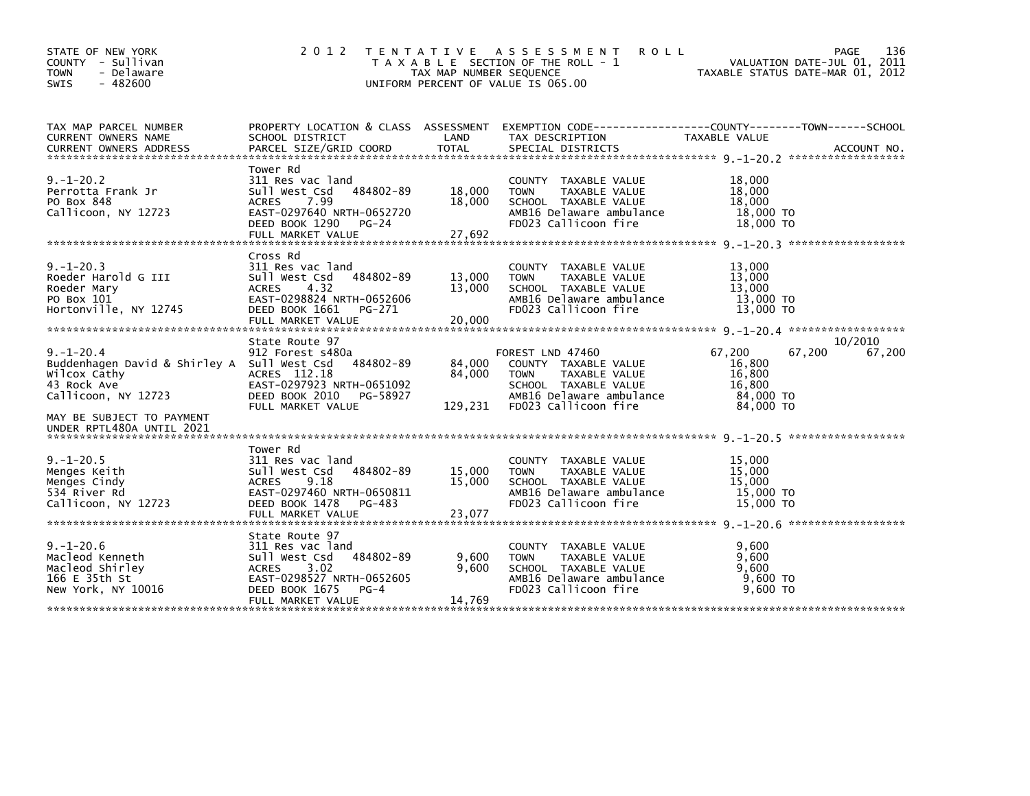STATE OF NEW YORK
COUNTY - Sullivan
TOWN - Delaware
SWIS - 482600

2012 TENTATIVE ASSESSMENT ROLL
TAXABLE SECTION OF THE ROLL - 1
TAX MAP NUMBER SEQUENCE
UNIFORM PERCENT OF VALUE IS 065.00

VALUATION DATE-JUL 01, 2011
TAXABLE STATUS DATE-MAR 01, 2012

| TAX MAP PARCEL NUMBER / CURRENT OWNERS NAME / CURRENT OWNERS ADDRESS | PROPERTY LOCATION & CLASS / SCHOOL DISTRICT / PARCEL SIZE/GRID COORD | ASSESSMENT LAND / TOTAL | EXEMPTION CODE / TAX DESCRIPTION / SPECIAL DISTRICTS | COUNTY TAXABLE VALUE | TOWN | SCHOOL |
|---|---|---|---|---|---|---|
| **9.-1-20.2** | Tower Rd | | | | | |
| 9.-1-20.2 | 311 Res vac land | | COUNTY TAXABLE VALUE | 18,000 | | |
| Perrotta Frank Jr | Sull West Csd 484802-89 | 18,000 | TOWN TAXABLE VALUE | 18,000 | | |
| PO Box 848 | ACRES 7.99 | 18,000 | SCHOOL TAXABLE VALUE | 18,000 | | |
| Callicoon, NY 12723 | EAST-0297640 NRTH-0652720 | | AMB16 Delaware ambulance | 18,000 TO | | |
| | DEED BOOK 1290 PG-24 | | FD023 Callicoon fire | 18,000 TO | | |
| | FULL MARKET VALUE | 27,692 | | | | |
| **9.-1-20.3** | Cross Rd | | | | | |
| 9.-1-20.3 | 311 Res vac land | | COUNTY TAXABLE VALUE | 13,000 | | |
| Roeder Harold G III | Sull West Csd 484802-89 | 13,000 | TOWN TAXABLE VALUE | 13,000 | | |
| Roeder Mary | ACRES 4.32 | 13,000 | SCHOOL TAXABLE VALUE | 13,000 | | |
| PO Box 101 | EAST-0298824 NRTH-0652606 | | AMB16 Delaware ambulance | 13,000 TO | | |
| Hortonville, NY 12745 | DEED BOOK 1661 PG-271 | | FD023 Callicoon fire | 13,000 TO | | |
| | FULL MARKET VALUE | 20,000 | | | | |
| **9.-1-20.4** | State Route 97 | | | | | 10/2010 |
| 9.-1-20.4 | 912 Forest s480a | | FOREST LND 47460 | 67,200 | 67,200 | 67,200 |
| Buddenhagen David & Shirley A | Sull West Csd 484802-89 | 84,000 | COUNTY TAXABLE VALUE | 16,800 | | |
| Wilcox Cathy | ACRES 112.18 | 84,000 | TOWN TAXABLE VALUE | 16,800 | | |
| 43 Rock Ave | EAST-0297923 NRTH-0651092 | | SCHOOL TAXABLE VALUE | 16,800 | | |
| Callicoon, NY 12723 | DEED BOOK 2010 PG-58927 | | AMB16 Delaware ambulance | 84,000 TO | | |
| | FULL MARKET VALUE | 129,231 | FD023 Callicoon fire | 84,000 TO | | |
| MAY BE SUBJECT TO PAYMENT UNDER RPTL480A UNTIL 2021 | | | | | | |
| **9.-1-20.5** | Tower Rd | | | | | |
| 9.-1-20.5 | 311 Res vac land | | COUNTY TAXABLE VALUE | 15,000 | | |
| Menges Keith | Sull West Csd 484802-89 | 15,000 | TOWN TAXABLE VALUE | 15,000 | | |
| Menges Cindy | ACRES 9.18 | 15,000 | SCHOOL TAXABLE VALUE | 15,000 | | |
| 534 River Rd | EAST-0297460 NRTH-0650811 | | AMB16 Delaware ambulance | 15,000 TO | | |
| Callicoon, NY 12723 | DEED BOOK 1478 PG-483 | | FD023 Callicoon fire | 15,000 TO | | |
| | FULL MARKET VALUE | 23,077 | | | | |
| **9.-1-20.6** | State Route 97 | | | | | |
| 9.-1-20.6 | 311 Res vac land | | COUNTY TAXABLE VALUE | 9,600 | | |
| Macleod Kenneth | Sull West Csd 484802-89 | 9,600 | TOWN TAXABLE VALUE | 9,600 | | |
| Macleod Shirley | ACRES 3.02 | 9,600 | SCHOOL TAXABLE VALUE | 9,600 | | |
| 166 E 35th St | EAST-0298527 NRTH-0652605 | | AMB16 Delaware ambulance | 9,600 TO | | |
| New York, NY 10016 | DEED BOOK 1675 PG-4 | | FD023 Callicoon fire | 9,600 TO | | |
| | FULL MARKET VALUE | 14,769 | | | | |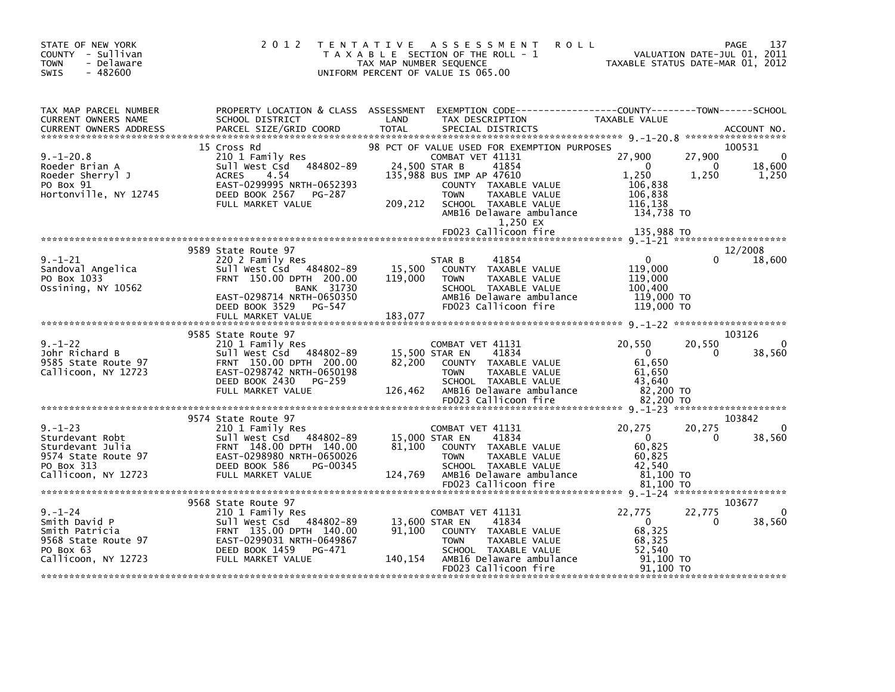STATE OF NEW YORK
COUNTY - Sullivan
TOWN - Delaware
SWIS - 482600

# 2012 TENTATIVE ASSESSMENT ROLL

TAXABLE SECTION OF THE ROLL - 1
TAX MAP NUMBER SEQUENCE
UNIFORM PERCENT OF VALUE IS 065.00

VALUATION DATE-JUL 01, 2011
TAXABLE STATUS DATE-MAR 01, 2012

| TAX MAP PARCEL NUMBER / CURRENT OWNERS NAME / CURRENT OWNERS ADDRESS | PROPERTY LOCATION & CLASS / SCHOOL DISTRICT / PARCEL SIZE/GRID COORD | ASSESSMENT LAND / TOTAL | EXEMPTION CODE / TAX DESCRIPTION / SPECIAL DISTRICTS | COUNTY TAXABLE VALUE | TOWN | SCHOOL / ACCOUNT NO. |
|---|---|---|---|---|---|---|
| **9.-1-20.8** | 15 Cross Rd | | 98 PCT OF VALUE USED FOR EXEMPTION PURPOSES | | | 100531 |
| 9.-1-20.8 | 210 1 Family Res | | COMBAT VET 41131 | 27,900 | 27,900 | 0 |
| Roeder Brian A | Sull West Csd 484802-89 | 24,500 | STAR B 41854 | 0 | 0 | 18,600 |
| Roeder Sherryl J | ACRES 4.54 | 135,988 | BUS IMP AP 47610 | 1,250 | 1,250 | 1,250 |
| PO Box 91 | EAST-0299995 NRTH-0652393 | | COUNTY TAXABLE VALUE | 106,838 | | |
| Hortonville, NY 12745 | DEED BOOK 2567 PG-287 | | TOWN TAXABLE VALUE | 106,838 | | |
| | FULL MARKET VALUE | 209,212 | SCHOOL TAXABLE VALUE | 116,138 | | |
| | | | AMB16 Delaware ambulance 1,250 EX | 134,738 TO | | |
| | | | FD023 Callicoon fire | 135,988 TO | | |
| **9.-1-21** | 9589 State Route 97 | | | | | 12/2008 |
| 9.-1-21 | 220 2 Family Res | | STAR B 41854 | 0 | 0 | 18,600 |
| Sandoval Angelica | Sull West Csd 484802-89 | 15,500 | COUNTY TAXABLE VALUE | 119,000 | | |
| PO Box 1033 | FRNT 150.00 DPTH 200.00 | 119,000 | TOWN TAXABLE VALUE | 119,000 | | |
| Ossining, NY 10562 | BANK 31730 | | SCHOOL TAXABLE VALUE | 100,400 | | |
| | EAST-0298714 NRTH-0650350 | | AMB16 Delaware ambulance | 119,000 TO | | |
| | DEED BOOK 3529 PG-547 | | FD023 Callicoon fire | 119,000 TO | | |
| | FULL MARKET VALUE | 183,077 | | | | |
| **9.-1-22** | 9585 State Route 97 | | | | | 103126 |
| 9.-1-22 | 210 1 Family Res | | COMBAT VET 41131 | 20,550 | 20,550 | 0 |
| Johr Richard B | Sull West Csd 484802-89 | 15,500 | STAR EN 41834 | 0 | 0 | 38,560 |
| 9585 State Route 97 | FRNT 150.00 DPTH 200.00 | 82,200 | COUNTY TAXABLE VALUE | 61,650 | | |
| Callicoon, NY 12723 | EAST-0298742 NRTH-0650198 | | TOWN TAXABLE VALUE | 61,650 | | |
| | DEED BOOK 2430 PG-259 | | SCHOOL TAXABLE VALUE | 43,640 | | |
| | FULL MARKET VALUE | 126,462 | AMB16 Delaware ambulance | 82,200 TO | | |
| | | | FD023 Callicoon fire | 82,200 TO | | |
| **9.-1-23** | 9574 State Route 97 | | | | | 103842 |
| 9.-1-23 | 210 1 Family Res | | COMBAT VET 41131 | 20,275 | 20,275 | 0 |
| Sturdevant Robt | Sull West Csd 484802-89 | 15,000 | STAR EN 41834 | 0 | 0 | 38,560 |
| Sturdevant Julia | FRNT 148.00 DPTH 140.00 | 81,100 | COUNTY TAXABLE VALUE | 60,825 | | |
| 9574 State Route 97 | EAST-0298980 NRTH-0650026 | | TOWN TAXABLE VALUE | 60,825 | | |
| PO Box 313 | DEED BOOK 586 PG-00345 | | SCHOOL TAXABLE VALUE | 42,540 | | |
| Callicoon, NY 12723 | FULL MARKET VALUE | 124,769 | AMB16 Delaware ambulance | 81,100 TO | | |
| | | | FD023 Callicoon fire | 81,100 TO | | |
| **9.-1-24** | 9568 State Route 97 | | | | | 103677 |
| 9.-1-24 | 210 1 Family Res | | COMBAT VET 41131 | 22,775 | 22,775 | 0 |
| Smith David P | Sull West Csd 484802-89 | 13,600 | STAR EN 41834 | 0 | 0 | 38,560 |
| Smith Patricia | FRNT 135.00 DPTH 140.00 | 91,100 | COUNTY TAXABLE VALUE | 68,325 | | |
| 9568 State Route 97 | EAST-0299031 NRTH-0649867 | | TOWN TAXABLE VALUE | 68,325 | | |
| PO Box 63 | DEED BOOK 1459 PG-471 | | SCHOOL TAXABLE VALUE | 52,540 | | |
| Callicoon, NY 12723 | FULL MARKET VALUE | 140,154 | AMB16 Delaware ambulance | 91,100 TO | | |
| | | | FD023 Callicoon fire | 91,100 TO | | |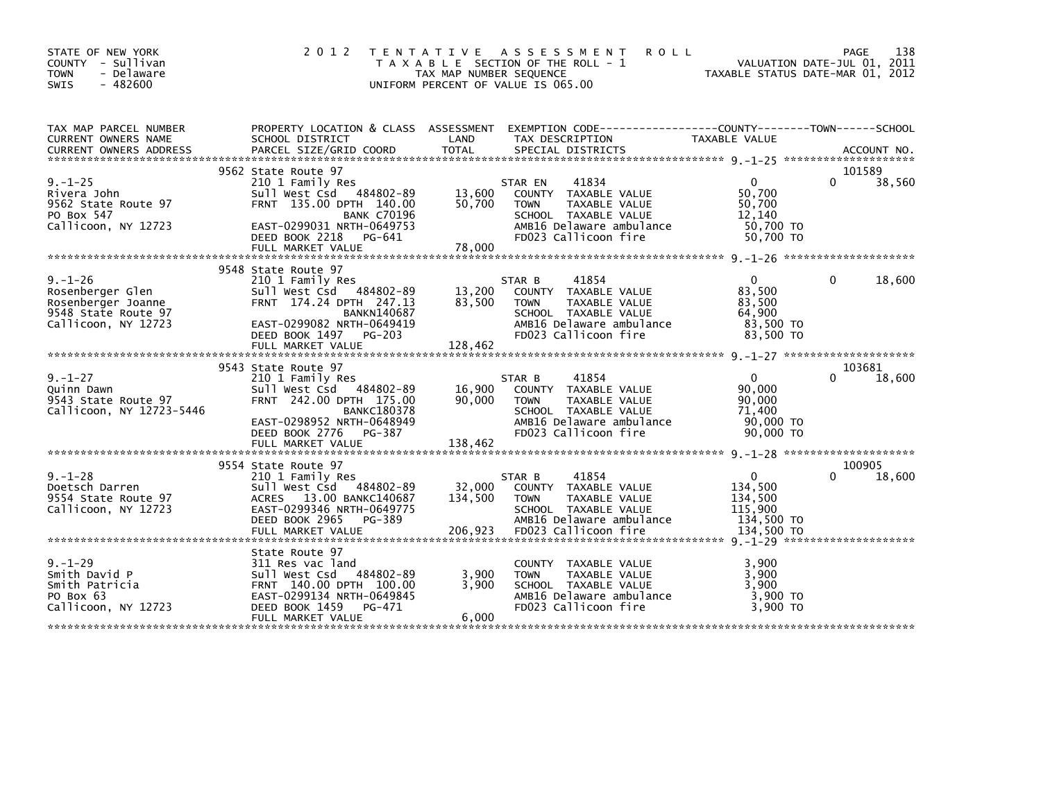STATE OF NEW YORK
COUNTY - Sullivan
TOWN - Delaware
SWIS - 482600

# 2012 TENTATIVE ASSESSMENT ROLL

TAXABLE SECTION OF THE ROLL - 1
TAX MAP NUMBER SEQUENCE
UNIFORM PERCENT OF VALUE IS 065.00

VALUATION DATE-JUL 01, 2011
TAXABLE STATUS DATE-MAR 01, 2012

| TAX MAP PARCEL NUMBER / CURRENT OWNERS NAME / CURRENT OWNERS ADDRESS | PROPERTY LOCATION & CLASS / SCHOOL DISTRICT / PARCEL SIZE/GRID COORD | ASSESSMENT LAND | TOTAL | EXEMPTION CODE / TAX DESCRIPTION / SPECIAL DISTRICTS | COUNTY TAXABLE VALUE | TOWN | SCHOOL / ACCOUNT NO. |
|---|---|---|---|---|---|---|---|
| 9.-1-25 | 9562 State Route 97 | | | | | | 101589 |
| Rivera John | 210 1 Family Res | | | STAR EN 41834 | 0 | 0 | 38,560 |
| 9562 State Route 97 | Sull West Csd 484802-89 | 13,600 | | COUNTY TAXABLE VALUE | 50,700 | | |
| PO Box 547 | FRNT 135.00 DPTH 140.00 | | 50,700 | TOWN TAXABLE VALUE | 50,700 | | |
| Callicoon, NY 12723 | BANK C70196 | | | SCHOOL TAXABLE VALUE | 12,140 | | |
| | EAST-0299031 NRTH-0649753 | | | AMB16 Delaware ambulance | 50,700 TO | | |
| | DEED BOOK 2218 PG-641 | | | FD023 Callicoon fire | 50,700 TO | | |
| | FULL MARKET VALUE | | 78,000 | | | | |
| 9.-1-26 | 9548 State Route 97 | | | | | | |
| Rosenberger Glen | 210 1 Family Res | | | STAR B 41854 | 0 | 0 | 18,600 |
| Rosenberger Joanne | Sull West Csd 484802-89 | 13,200 | | COUNTY TAXABLE VALUE | 83,500 | | |
| 9548 State Route 97 | FRNT 174.24 DPTH 247.13 | | 83,500 | TOWN TAXABLE VALUE | 83,500 | | |
| Callicoon, NY 12723 | BANKN140687 | | | SCHOOL TAXABLE VALUE | 64,900 | | |
| | EAST-0299082 NRTH-0649419 | | | AMB16 Delaware ambulance | 83,500 TO | | |
| | DEED BOOK 1497 PG-203 | | | FD023 Callicoon fire | 83,500 TO | | |
| | FULL MARKET VALUE | | 128,462 | | | | |
| 9.-1-27 | 9543 State Route 97 | | | | | | 103681 |
| Quinn Dawn | 210 1 Family Res | | | STAR B 41854 | 0 | 0 | 18,600 |
| 9543 State Route 97 | Sull West Csd 484802-89 | 16,900 | | COUNTY TAXABLE VALUE | 90,000 | | |
| Callicoon, NY 12723-5446 | FRNT 242.00 DPTH 175.00 | | 90,000 | TOWN TAXABLE VALUE | 90,000 | | |
| | BANKC180378 | | | SCHOOL TAXABLE VALUE | 71,400 | | |
| | EAST-0298952 NRTH-0648949 | | | AMB16 Delaware ambulance | 90,000 TO | | |
| | DEED BOOK 2776 PG-387 | | | FD023 Callicoon fire | 90,000 TO | | |
| | FULL MARKET VALUE | | 138,462 | | | | |
| 9.-1-28 | 9554 State Route 97 | | | | | | 100905 |
| Doetsch Darren | 210 1 Family Res | | | STAR B 41854 | 0 | 0 | 18,600 |
| 9554 State Route 97 | Sull West Csd 484802-89 | 32,000 | | COUNTY TAXABLE VALUE | 134,500 | | |
| Callicoon, NY 12723 | ACRES 13.00 BANKC140687 | | 134,500 | TOWN TAXABLE VALUE | 134,500 | | |
| | EAST-0299346 NRTH-0649775 | | | SCHOOL TAXABLE VALUE | 115,900 | | |
| | DEED BOOK 2965 PG-389 | | | AMB16 Delaware ambulance | 134,500 TO | | |
| | FULL MARKET VALUE | | 206,923 | FD023 Callicoon fire | 134,500 TO | | |
| 9.-1-29 | State Route 97 | | | | | | |
| Smith David P | 311 Res vac land | | | COUNTY TAXABLE VALUE | 3,900 | | |
| Smith Patricia | Sull West Csd 484802-89 | 3,900 | | TOWN TAXABLE VALUE | 3,900 | | |
| PO Box 63 | FRNT 140.00 DPTH 100.00 | | 3,900 | SCHOOL TAXABLE VALUE | 3,900 | | |
| Callicoon, NY 12723 | EAST-0299134 NRTH-0649845 | | | AMB16 Delaware ambulance | 3,900 TO | | |
| | DEED BOOK 1459 PG-471 | | | FD023 Callicoon fire | 3,900 TO | | |
| | FULL MARKET VALUE | | 6,000 | | | | |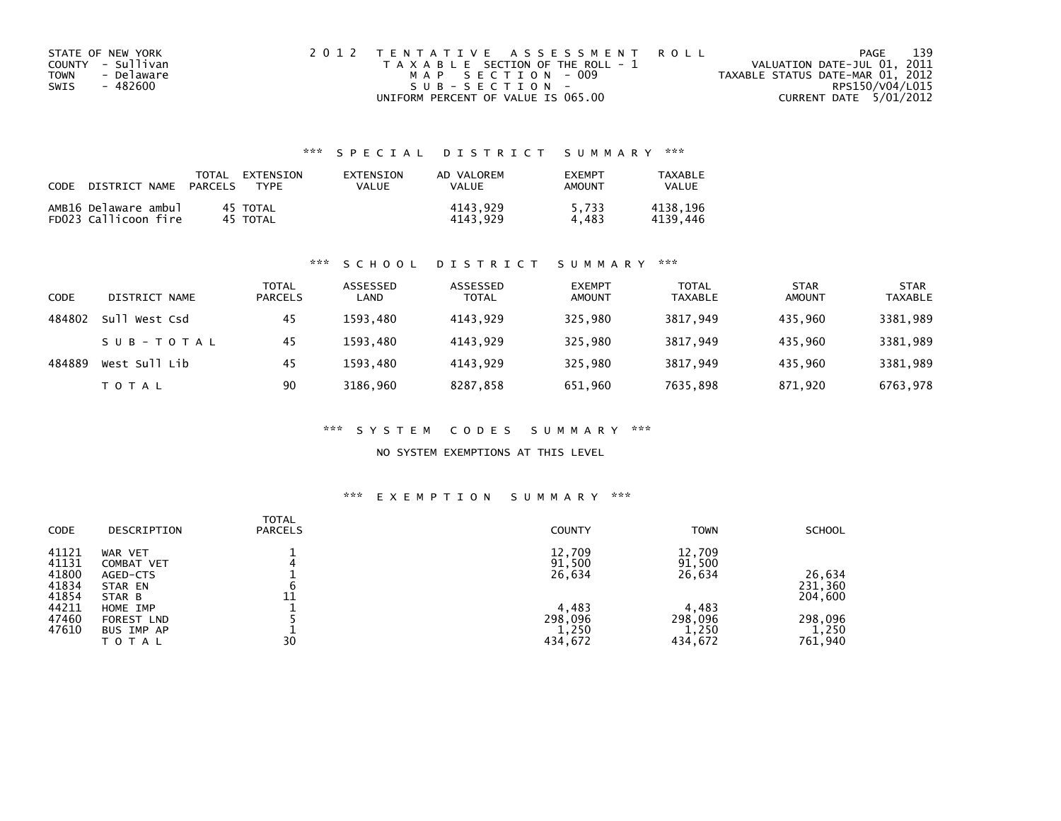STATE OF NEW YORK
COUNTY - Sullivan
TOWN - Delaware
SWIS - 482600

2012 TENTATIVE ASSESSMENT ROLL
TAXABLE SECTION OF THE ROLL - 1
MAP SECTION - 009
SUB-SECTION -
UNIFORM PERCENT OF VALUE IS 065.00

VALUATION DATE-JUL 01, 2011
TAXABLE STATUS DATE-MAR 01, 2012
RPS150/V04/L015
CURRENT DATE 5/01/2012

## *** SPECIAL DISTRICT SUMMARY ***

| CODE DISTRICT NAME | TOTAL PARCELS | EXTENSION TYPE | EXTENSION VALUE | AD VALOREM VALUE | EXEMPT AMOUNT | TAXABLE VALUE |
|---|---|---|---|---|---|---|
| AMB16 Delaware ambul | 45 | TOTAL | | 4143,929 | 5,733 | 4138,196 |
| FD023 Callicoon fire | 45 | TOTAL | | 4143,929 | 4,483 | 4139,446 |

## *** SCHOOL DISTRICT SUMMARY ***

| CODE | DISTRICT NAME | TOTAL PARCELS | ASSESSED LAND | ASSESSED TOTAL | EXEMPT AMOUNT | TOTAL TAXABLE | STAR AMOUNT | STAR TAXABLE |
|---|---|---|---|---|---|---|---|---|
| 484802 | Sull West Csd | 45 | 1593,480 | 4143,929 | 325,980 | 3817,949 | 435,960 | 3381,989 |
| | SUB-TOTAL | 45 | 1593,480 | 4143,929 | 325,980 | 3817,949 | 435,960 | 3381,989 |
| 484889 | West Sull Lib | 45 | 1593,480 | 4143,929 | 325,980 | 3817,949 | 435,960 | 3381,989 |
| | TOTAL | 90 | 3186,960 | 8287,858 | 651,960 | 7635,898 | 871,920 | 6763,978 |

## *** SYSTEM CODES SUMMARY ***

NO SYSTEM EXEMPTIONS AT THIS LEVEL

## *** EXEMPTION SUMMARY ***

| CODE | DESCRIPTION | TOTAL PARCELS | COUNTY | TOWN | SCHOOL |
|---|---|---|---|---|---|
| 41121 | WAR VET | 1 | 12,709 | 12,709 | |
| 41131 | COMBAT VET | 4 | 91,500 | 91,500 | |
| 41800 | AGED-CTS | 1 | 26,634 | 26,634 | 26,634 |
| 41834 | STAR EN | 6 | | | 231,360 |
| 41854 | STAR B | 11 | | | 204,600 |
| 44211 | HOME IMP | 1 | 4,483 | 4,483 | |
| 47460 | FOREST LND | 5 | 298,096 | 298,096 | 298,096 |
| 47610 | BUS IMP AP | 1 | 1,250 | 1,250 | 1,250 |
| | TOTAL | 30 | 434,672 | 434,672 | 761,940 |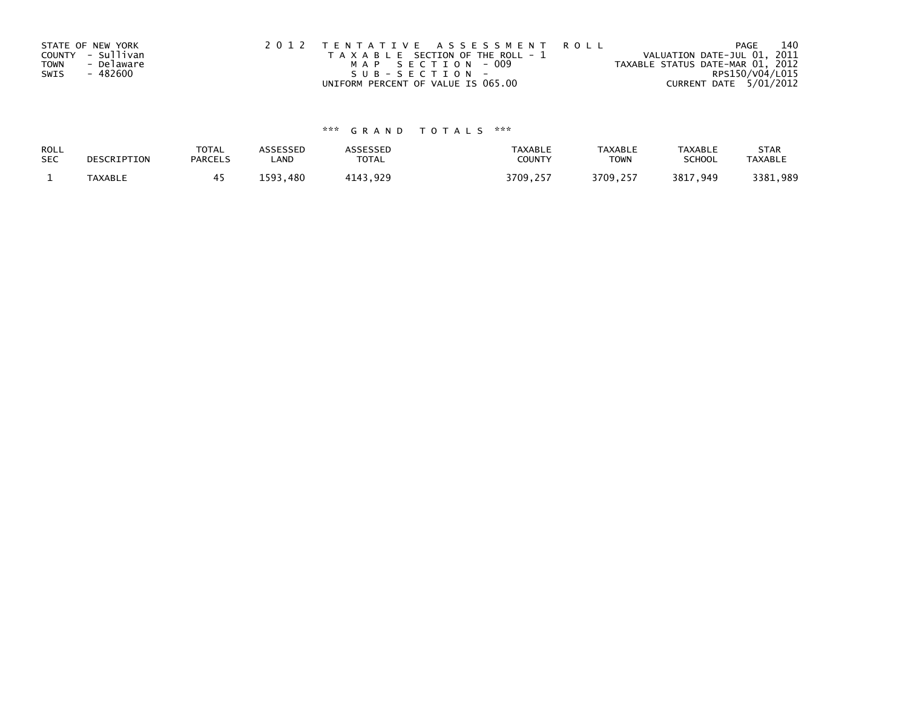STATE OF NEW YORK
COUNTY - Sullivan
TOWN - Delaware
SWIS - 482600

2 0 1 2 TENTATIVE ASSESSMENT ROLL
TAXABLE SECTION OF THE ROLL - 1
MAP SECTION - 009
SUB-SECTION -
UNIFORM PERCENT OF VALUE IS 065.00

VALUATION DATE-JUL 01, 2011
TAXABLE STATUS DATE-MAR 01, 2012
RPS150/V04/L015
CURRENT DATE 5/01/2012

*** GRAND TOTALS ***

| ROLL SEC | DESCRIPTION | TOTAL PARCELS | ASSESSED LAND | ASSESSED TOTAL | TAXABLE COUNTY | TAXABLE TOWN | TAXABLE SCHOOL | STAR TAXABLE |
|---|---|---|---|---|---|---|---|---|
| 1 | TAXABLE | 45 | 1593,480 | 4143,929 | 3709,257 | 3709,257 | 3817,949 | 3381,989 |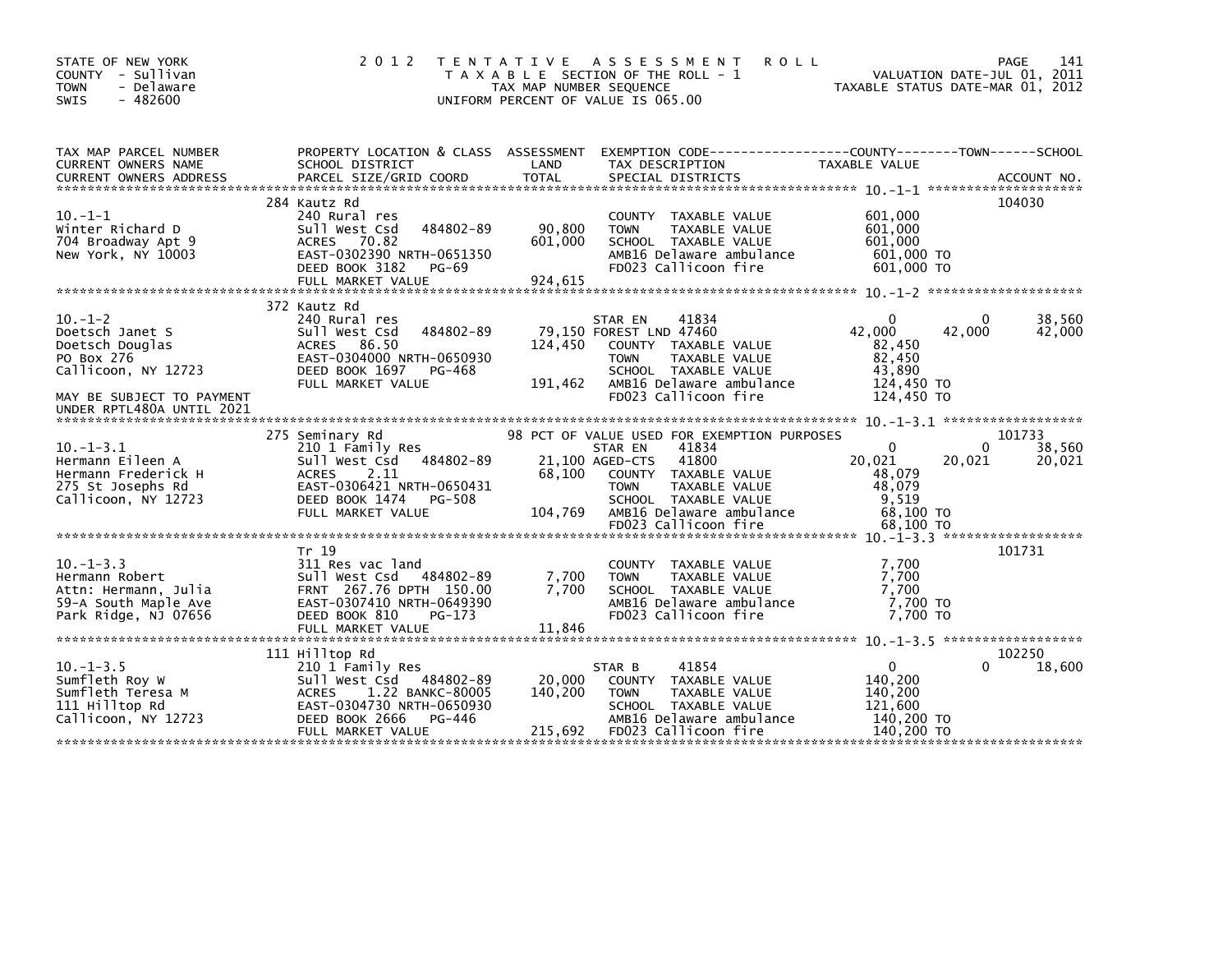STATE OF NEW YORK
COUNTY - Sullivan
TOWN - Delaware
SWIS - 482600

2012 TENTATIVE ASSESSMENT ROLL
TAXABLE SECTION OF THE ROLL - 1
TAX MAP NUMBER SEQUENCE
UNIFORM PERCENT OF VALUE IS 065.00

VALUATION DATE-JUL 01, 2011
TAXABLE STATUS DATE-MAR 01, 2012

| TAX MAP PARCEL NUMBER / CURRENT OWNERS NAME / CURRENT OWNERS ADDRESS | PROPERTY LOCATION & CLASS / SCHOOL DISTRICT / PARCEL SIZE/GRID COORD | ASSESSMENT LAND | TOTAL | EXEMPTION CODE / TAX DESCRIPTION / SPECIAL DISTRICTS | COUNTY TAXABLE VALUE | TOWN | SCHOOL | ACCOUNT NO. |
|---|---|---|---|---|---|---|---|---|
| 10.-1-1 | 284 Kautz Rd | | | | | | | 104030 |
| Winter Richard D | 240 Rural res | | | COUNTY TAXABLE VALUE | 601,000 | | | |
| 704 Broadway Apt 9 | Sull West Csd 484802-89 | 90,800 | | TOWN TAXABLE VALUE | 601,000 | | | |
| New York, NY 10003 | ACRES 70.82 | | 601,000 | SCHOOL TAXABLE VALUE | 601,000 | | | |
| | EAST-0302390 NRTH-0651350 | | | AMB16 Delaware ambulance | 601,000 TO | | | |
| | DEED BOOK 3182 PG-69 | | | FD023 Callicoon fire | 601,000 TO | | | |
| | FULL MARKET VALUE | | 924,615 | | | | | |
| 10.-1-2 | 372 Kautz Rd | | | | | | | |
| Doetsch Janet S | 240 Rural res | | | STAR EN 41834 | 0 | 0 | 38,560 | |
| Doetsch Douglas | Sull West Csd 484802-89 | 79,150 | | FOREST LND 47460 | 42,000 | 42,000 | 42,000 | |
| PO Box 276 | ACRES 86.50 | | 124,450 | COUNTY TAXABLE VALUE | 82,450 | | | |
| Callicoon, NY 12723 | EAST-0304000 NRTH-0650930 | | | TOWN TAXABLE VALUE | 82,450 | | | |
| | DEED BOOK 1697 PG-468 | | | SCHOOL TAXABLE VALUE | 43,890 | | | |
| MAY BE SUBJECT TO PAYMENT | FULL MARKET VALUE | | 191,462 | AMB16 Delaware ambulance | 124,450 TO | | | |
| UNDER RPTL480A UNTIL 2021 | | | | FD023 Callicoon fire | 124,450 TO | | | |
| 10.-1-3.1 | 275 Seminary Rd | | | 98 PCT OF VALUE USED FOR EXEMPTION PURPOSES | | | | 101733 |
| Hermann Eileen A | 210 1 Family Res | | | STAR EN 41834 | 0 | 0 | 38,560 | |
| Hermann Frederick H | Sull West Csd 484802-89 | 21,100 | | AGED-CTS 41800 | 20,021 | 20,021 | 20,021 | |
| 275 St Josephs Rd | ACRES 2.11 | | 68,100 | COUNTY TAXABLE VALUE | 48,079 | | | |
| Callicoon, NY 12723 | EAST-0306421 NRTH-0650431 | | | TOWN TAXABLE VALUE | 48,079 | | | |
| | DEED BOOK 1474 PG-508 | | | SCHOOL TAXABLE VALUE | 9,519 | | | |
| | FULL MARKET VALUE | | 104,769 | AMB16 Delaware ambulance | 68,100 TO | | | |
| | | | | FD023 Callicoon fire | 68,100 TO | | | |
| 10.-1-3.3 | Tr 19 | | | | | | | 101731 |
| Hermann Robert | 311 Res vac land | | | COUNTY TAXABLE VALUE | 7,700 | | | |
| Attn: Hermann, Julia | Sull West Csd 484802-89 | 7,700 | | TOWN TAXABLE VALUE | 7,700 | | | |
| 59-A South Maple Ave | FRNT 267.76 DPTH 150.00 | | 7,700 | SCHOOL TAXABLE VALUE | 7,700 | | | |
| Park Ridge, NJ 07656 | EAST-0307410 NRTH-0649390 | | | AMB16 Delaware ambulance | 7,700 TO | | | |
| | DEED BOOK 810 PG-173 | | | FD023 Callicoon fire | 7,700 TO | | | |
| | FULL MARKET VALUE | | 11,846 | | | | | |
| 10.-1-3.5 | 111 Hilltop Rd | | | | | | | 102250 |
| Sumfleth Roy W | 210 1 Family Res | | | STAR B 41854 | 0 | 0 | 18,600 | |
| Sumfleth Teresa M | Sull West Csd 484802-89 | 20,000 | | COUNTY TAXABLE VALUE | 140,200 | | | |
| 111 Hilltop Rd | ACRES 1.22 BANKC-80005 | | 140,200 | TOWN TAXABLE VALUE | 140,200 | | | |
| Callicoon, NY 12723 | EAST-0304730 NRTH-0650930 | | | SCHOOL TAXABLE VALUE | 121,600 | | | |
| | DEED BOOK 2666 PG-446 | | | AMB16 Delaware ambulance | 140,200 TO | | | |
| | FULL MARKET VALUE | | 215,692 | FD023 Callicoon fire | 140,200 TO | | | |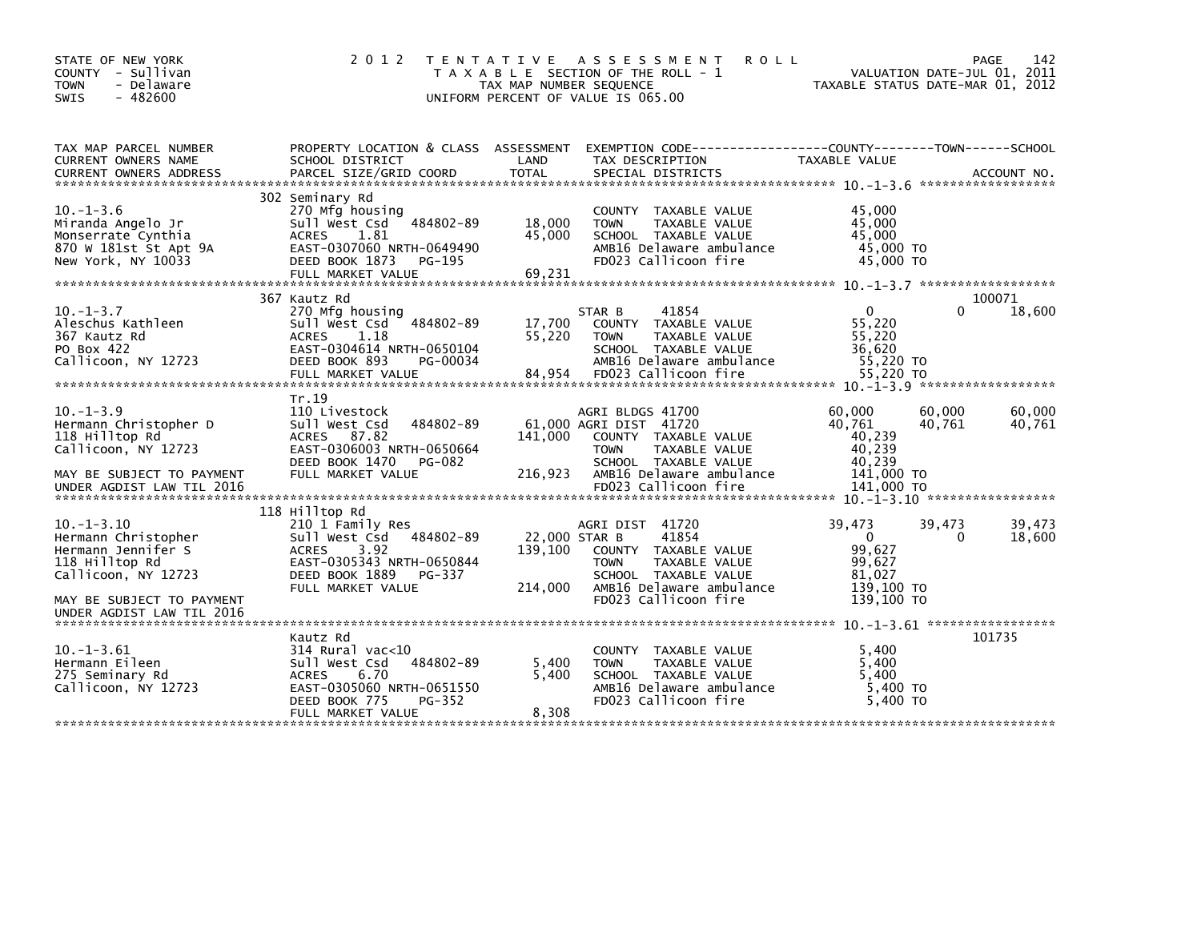STATE OF NEW YORK
COUNTY - Sullivan
TOWN - Delaware
SWIS - 482600

2012 TENTATIVE ASSESSMENT ROLL
TAXABLE SECTION OF THE ROLL - 1
TAX MAP NUMBER SEQUENCE
UNIFORM PERCENT OF VALUE IS 065.00

VALUATION DATE-JUL 01, 2011
TAXABLE STATUS DATE-MAR 01, 2012

| TAX MAP PARCEL NUMBER / CURRENT OWNERS NAME / CURRENT OWNERS ADDRESS | PROPERTY LOCATION & CLASS / SCHOOL DISTRICT / PARCEL SIZE/GRID COORD | ASSESSMENT LAND | TOTAL | EXEMPTION CODE / TAX DESCRIPTION / SPECIAL DISTRICTS | COUNTY TAXABLE VALUE | TOWN | SCHOOL | ACCOUNT NO. |
|---|---|---|---|---|---|---|---|---|
| **10.-1-3.6** | 302 Seminary Rd | | | | | | | |
| 10.-1-3.6 | 270 Mfg housing | | | COUNTY TAXABLE VALUE | 45,000 | | | |
| Miranda Angelo Jr | Sull West Csd 484802-89 | 18,000 | | TOWN TAXABLE VALUE | 45,000 | | | |
| Monserrate Cynthia | ACRES 1.81 | | 45,000 | SCHOOL TAXABLE VALUE | 45,000 | | | |
| 870 W 181st St Apt 9A | EAST-0307060 NRTH-0649490 | | | AMB16 Delaware ambulance | 45,000 TO | | | |
| New York, NY 10033 | DEED BOOK 1873 PG-195 | | | FD023 Callicoon fire | 45,000 TO | | | |
| | FULL MARKET VALUE | | 69,231 | | | | | |
| **10.-1-3.7** | 367 Kautz Rd | | | | | | | 100071 |
| 10.-1-3.7 | 270 Mfg housing | | | STAR B 41854 | 0 | 0 | 18,600 | |
| Aleschus Kathleen | Sull West Csd 484802-89 | 17,700 | | COUNTY TAXABLE VALUE | 55,220 | | | |
| 367 Kautz Rd | ACRES 1.18 | | 55,220 | TOWN TAXABLE VALUE | 55,220 | | | |
| PO Box 422 | EAST-0304614 NRTH-0650104 | | | SCHOOL TAXABLE VALUE | 36,620 | | | |
| Callicoon, NY 12723 | DEED BOOK 893 PG-00034 | | | AMB16 Delaware ambulance | 55,220 TO | | | |
| | FULL MARKET VALUE | | 84,954 | FD023 Callicoon fire | 55,220 TO | | | |
| **10.-1-3.9** | Tr.19 | | | | | | | |
| 10.-1-3.9 | 110 Livestock | | | AGRI BLDGS 41700 | 60,000 | 60,000 | 60,000 | |
| Hermann Christopher D | Sull West Csd 484802-89 | 61,000 | | AGRI DIST 41720 | 40,761 | 40,761 | 40,761 | |
| 118 Hilltop Rd | ACRES 87.82 | | 141,000 | COUNTY TAXABLE VALUE | 40,239 | | | |
| Callicoon, NY 12723 | EAST-0306003 NRTH-0650664 | | | TOWN TAXABLE VALUE | 40,239 | | | |
| | DEED BOOK 1470 PG-082 | | | SCHOOL TAXABLE VALUE | 40,239 | | | |
| MAY BE SUBJECT TO PAYMENT | FULL MARKET VALUE | | 216,923 | AMB16 Delaware ambulance | 141,000 TO | | | |
| UNDER AGDIST LAW TIL 2016 | | | | FD023 Callicoon fire | 141,000 TO | | | |
| **10.-1-3.10** | 118 Hilltop Rd | | | | | | | |
| 10.-1-3.10 | 210 1 Family Res | | | AGRI DIST 41720 | 39,473 | 39,473 | 39,473 | |
| Hermann Christopher | Sull West Csd 484802-89 | 22,000 | | STAR B 41854 | 0 | 0 | 18,600 | |
| Hermann Jennifer S | ACRES 3.92 | | 139,100 | COUNTY TAXABLE VALUE | 99,627 | | | |
| 118 Hilltop Rd | EAST-0305343 NRTH-0650844 | | | TOWN TAXABLE VALUE | 99,627 | | | |
| Callicoon, NY 12723 | DEED BOOK 1889 PG-337 | | | SCHOOL TAXABLE VALUE | 81,027 | | | |
| | FULL MARKET VALUE | | 214,000 | AMB16 Delaware ambulance | 139,100 TO | | | |
| MAY BE SUBJECT TO PAYMENT | | | | FD023 Callicoon fire | 139,100 TO | | | |
| UNDER AGDIST LAW TIL 2016 | | | | | | | | |
| **10.-1-3.61** | Kautz Rd | | | | | | | 101735 |
| 10.-1-3.61 | 314 Rural vac<10 | | | COUNTY TAXABLE VALUE | 5,400 | | | |
| Hermann Eileen | Sull West Csd 484802-89 | 5,400 | | TOWN TAXABLE VALUE | 5,400 | | | |
| 275 Seminary Rd | ACRES 6.70 | | 5,400 | SCHOOL TAXABLE VALUE | 5,400 | | | |
| Callicoon, NY 12723 | EAST-0305060 NRTH-0651550 | | | AMB16 Delaware ambulance | 5,400 TO | | | |
| | DEED BOOK 775 PG-352 | | | FD023 Callicoon fire | 5,400 TO | | | |
| | FULL MARKET VALUE | | 8,308 | | | | | |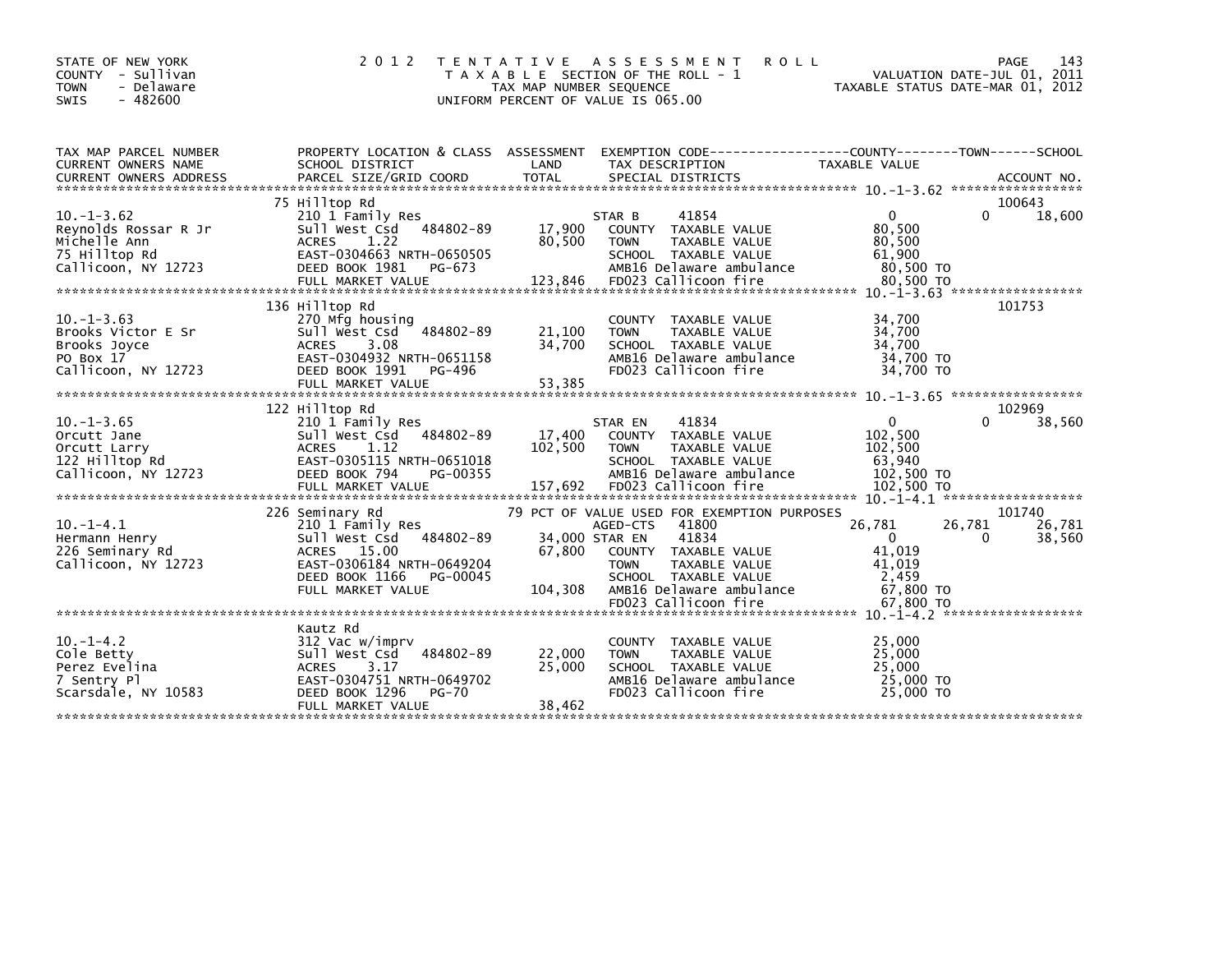STATE OF NEW YORK
COUNTY - Sullivan
TOWN - Delaware
SWIS - 482600

# 2012 TENTATIVE ASSESSMENT ROLL

TAXABLE SECTION OF THE ROLL - 1
TAX MAP NUMBER SEQUENCE
UNIFORM PERCENT OF VALUE IS 065.00

VALUATION DATE-JUL 01, 2011
TAXABLE STATUS DATE-MAR 01, 2012

| TAX MAP PARCEL NUMBER / CURRENT OWNERS NAME / CURRENT OWNERS ADDRESS | PROPERTY LOCATION & CLASS / SCHOOL DISTRICT / PARCEL SIZE/GRID COORD | ASSESSMENT LAND | TOTAL | EXEMPTION CODE / TAX DESCRIPTION / SPECIAL DISTRICTS | COUNTY TAXABLE VALUE | TOWN | SCHOOL | ACCOUNT NO. |
|---|---|---|---|---|---|---|---|---|
| 10.-1-3.62 | 75 Hilltop Rd | | | | | | | 100643 |
| Reynolds Rossar R Jr | 210 1 Family Res | | | STAR B 41854 | 0 | 0 | 18,600 | |
| Michelle Ann | Sull West Csd 484802-89 | 17,900 | | COUNTY TAXABLE VALUE | 80,500 | | | |
| 75 Hilltop Rd | ACRES 1.22 | | 80,500 | TOWN TAXABLE VALUE | 80,500 | | | |
| Callicoon, NY 12723 | EAST-0304663 NRTH-0650505 | | | SCHOOL TAXABLE VALUE | 61,900 | | | |
| | DEED BOOK 1981 PG-673 | | | AMB16 Delaware ambulance | 80,500 TO | | | |
| | FULL MARKET VALUE | | 123,846 | FD023 Callicoon fire | 80,500 TO | | | |
| 10.-1-3.63 | 136 Hilltop Rd | | | | | | | 101753 |
| Brooks Victor E Sr | 270 Mfg housing | | | COUNTY TAXABLE VALUE | 34,700 | | | |
| Brooks Joyce | Sull West Csd 484802-89 | 21,100 | | TOWN TAXABLE VALUE | 34,700 | | | |
| PO Box 17 | ACRES 3.08 | | 34,700 | SCHOOL TAXABLE VALUE | 34,700 | | | |
| Callicoon, NY 12723 | EAST-0304932 NRTH-0651158 | | | AMB16 Delaware ambulance | 34,700 TO | | | |
| | DEED BOOK 1991 PG-496 | | | FD023 Callicoon fire | 34,700 TO | | | |
| | FULL MARKET VALUE | | 53,385 | | | | | |
| 10.-1-3.65 | 122 Hilltop Rd | | | | | | | 102969 |
| Orcutt Jane | 210 1 Family Res | | | STAR EN 41834 | 0 | 0 | 38,560 | |
| Orcutt Larry | Sull West Csd 484802-89 | 17,400 | | COUNTY TAXABLE VALUE | 102,500 | | | |
| 122 Hilltop Rd | ACRES 1.12 | | 102,500 | TOWN TAXABLE VALUE | 102,500 | | | |
| Callicoon, NY 12723 | EAST-0305115 NRTH-0651018 | | | SCHOOL TAXABLE VALUE | 63,940 | | | |
| | DEED BOOK 794 PG-00355 | | | AMB16 Delaware ambulance | 102,500 TO | | | |
| | FULL MARKET VALUE | | 157,692 | FD023 Callicoon fire | 102,500 TO | | | |
| 10.-1-4.1 | 226 Seminary Rd | | | 79 PCT OF VALUE USED FOR EXEMPTION PURPOSES | | | | 101740 |
| Hermann Henry | 210 1 Family Res | | | AGED-CTS 41800 | 26,781 | 26,781 | 26,781 | |
| 226 Seminary Rd | Sull West Csd 484802-89 | 34,000 | | STAR EN 41834 | 0 | 0 | 38,560 | |
| Callicoon, NY 12723 | ACRES 15.00 | | 67,800 | COUNTY TAXABLE VALUE | 41,019 | | | |
| | EAST-0306184 NRTH-0649204 | | | TOWN TAXABLE VALUE | 41,019 | | | |
| | DEED BOOK 1166 PG-00045 | | | SCHOOL TAXABLE VALUE | 2,459 | | | |
| | FULL MARKET VALUE | | 104,308 | AMB16 Delaware ambulance | 67,800 TO | | | |
| | | | | FD023 Callicoon fire | 67,800 TO | | | |
| 10.-1-4.2 | Kautz Rd | | | | | | | |
| Cole Betty | 312 Vac w/imprv | | | COUNTY TAXABLE VALUE | 25,000 | | | |
| Perez Evelina | Sull West Csd 484802-89 | 22,000 | | TOWN TAXABLE VALUE | 25,000 | | | |
| 7 Sentry Pl | ACRES 3.17 | | 25,000 | SCHOOL TAXABLE VALUE | 25,000 | | | |
| Scarsdale, NY 10583 | EAST-0304751 NRTH-0649702 | | | AMB16 Delaware ambulance | 25,000 TO | | | |
| | DEED BOOK 1296 PG-70 | | | FD023 Callicoon fire | 25,000 TO | | | |
| | FULL MARKET VALUE | | 38,462 | | | | | |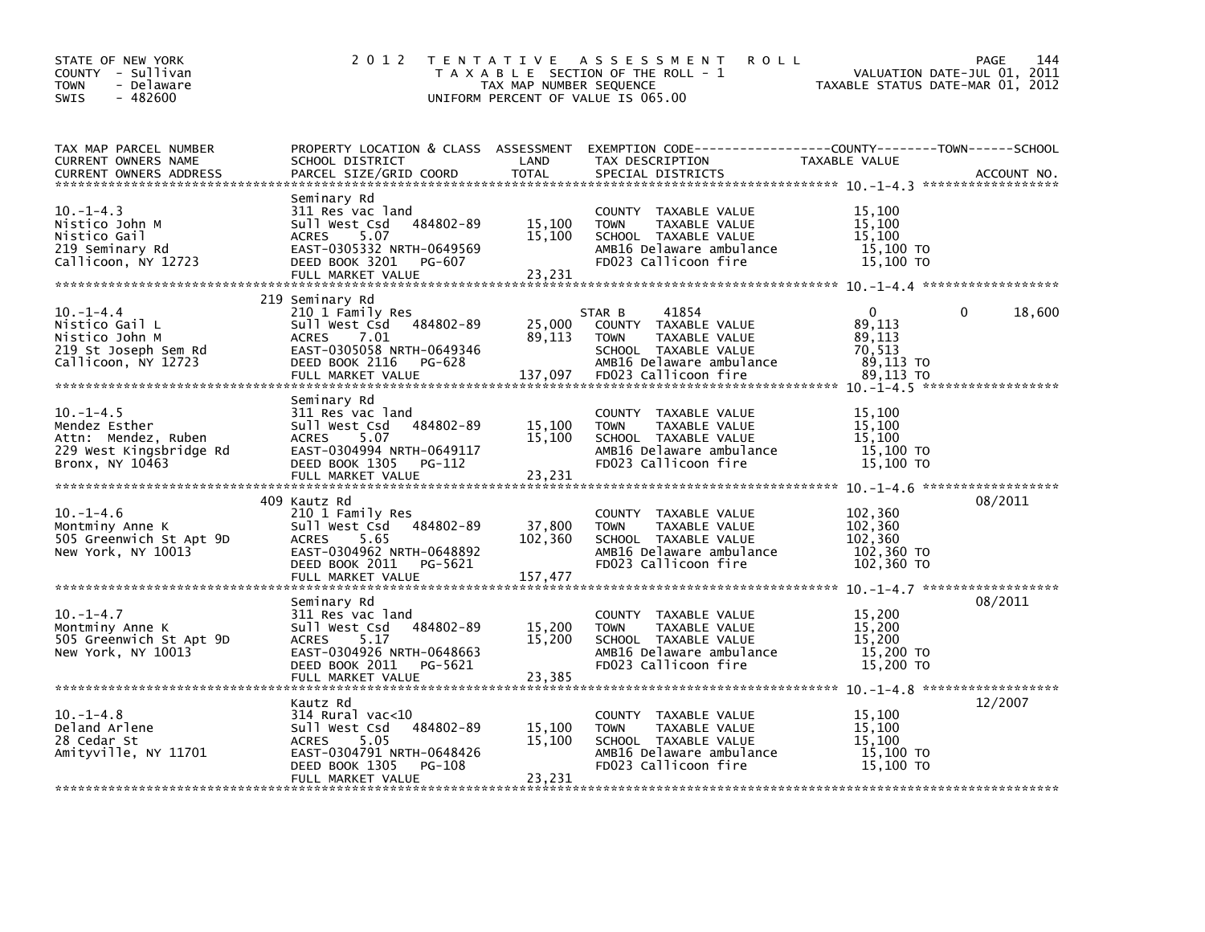STATE OF NEW YORK
COUNTY - Sullivan
TOWN - Delaware
SWIS - 482600

# 2012 TENTATIVE ASSESSMENT ROLL

TAXABLE SECTION OF THE ROLL - 1
TAX MAP NUMBER SEQUENCE
UNIFORM PERCENT OF VALUE IS 065.00

VALUATION DATE-JUL 01, 2011
TAXABLE STATUS DATE-MAR 01, 2012

| TAX MAP PARCEL NUMBER / CURRENT OWNERS NAME / CURRENT OWNERS ADDRESS | PROPERTY LOCATION & CLASS / SCHOOL DISTRICT / PARCEL SIZE/GRID COORD | ASSESSMENT LAND / TOTAL | EXEMPTION CODE / TAX DESCRIPTION / SPECIAL DISTRICTS | COUNTY | TOWN | SCHOOL | ACCOUNT NO. |
|---|---|---|---|---|---|---|---|
| **10.-1-4.3** | Seminary Rd | | | | | | |
| 10.-1-4.3 | 311 Res vac land | | COUNTY TAXABLE VALUE | 15,100 | | | |
| Nistico John M | Sull West Csd 484802-89 | 15,100 | TOWN TAXABLE VALUE | 15,100 | | | |
| Nistico Gail | ACRES 5.07 | 15,100 | SCHOOL TAXABLE VALUE | 15,100 | | | |
| 219 Seminary Rd | EAST-0305332 NRTH-0649569 | | AMB16 Delaware ambulance | 15,100 TO | | | |
| Callicoon, NY 12723 | DEED BOOK 3201 PG-607 | | FD023 Callicoon fire | 15,100 TO | | | |
| | FULL MARKET VALUE | 23,231 | | | | | |
| **10.-1-4.4** | 219 Seminary Rd | | | | | | |
| 10.-1-4.4 | 210 1 Family Res | | STAR B 41854 | 0 | 0 | 18,600 | |
| Nistico Gail L | Sull West Csd 484802-89 | 25,000 | COUNTY TAXABLE VALUE | 89,113 | | | |
| Nistico John M | ACRES 7.01 | 89,113 | TOWN TAXABLE VALUE | 89,113 | | | |
| 219 St Joseph Sem Rd | EAST-0305058 NRTH-0649346 | | SCHOOL TAXABLE VALUE | 70,513 | | | |
| Callicoon, NY 12723 | DEED BOOK 2116 PG-628 | | AMB16 Delaware ambulance | 89,113 TO | | | |
| | FULL MARKET VALUE | 137,097 | FD023 Callicoon fire | 89,113 TO | | | |
| **10.-1-4.5** | Seminary Rd | | | | | | |
| 10.-1-4.5 | 311 Res vac land | | COUNTY TAXABLE VALUE | 15,100 | | | |
| Mendez Esther | Sull West Csd 484802-89 | 15,100 | TOWN TAXABLE VALUE | 15,100 | | | |
| Attn: Mendez, Ruben | ACRES 5.07 | 15,100 | SCHOOL TAXABLE VALUE | 15,100 | | | |
| 229 West Kingsbridge Rd | EAST-0304994 NRTH-0649117 | | AMB16 Delaware ambulance | 15,100 TO | | | |
| Bronx, NY 10463 | DEED BOOK 1305 PG-112 | | FD023 Callicoon fire | 15,100 TO | | | |
| | FULL MARKET VALUE | 23,231 | | | | | |
| **10.-1-4.6** | 409 Kautz Rd | | | | | | 08/2011 |
| 10.-1-4.6 | 210 1 Family Res | | COUNTY TAXABLE VALUE | 102,360 | | | |
| Montminy Anne K | Sull West Csd 484802-89 | 37,800 | TOWN TAXABLE VALUE | 102,360 | | | |
| 505 Greenwich St Apt 9D | ACRES 5.65 | 102,360 | SCHOOL TAXABLE VALUE | 102,360 | | | |
| New York, NY 10013 | EAST-0304962 NRTH-0648892 | | AMB16 Delaware ambulance | 102,360 TO | | | |
| | DEED BOOK 2011 PG-5621 | | FD023 Callicoon fire | 102,360 TO | | | |
| | FULL MARKET VALUE | 157,477 | | | | | |
| **10.-1-4.7** | Seminary Rd | | | | | | 08/2011 |
| 10.-1-4.7 | 311 Res vac land | | COUNTY TAXABLE VALUE | 15,200 | | | |
| Montminy Anne K | Sull West Csd 484802-89 | 15,200 | TOWN TAXABLE VALUE | 15,200 | | | |
| 505 Greenwich St Apt 9D | ACRES 5.17 | 15,200 | SCHOOL TAXABLE VALUE | 15,200 | | | |
| New York, NY 10013 | EAST-0304926 NRTH-0648663 | | AMB16 Delaware ambulance | 15,200 TO | | | |
| | DEED BOOK 2011 PG-5621 | | FD023 Callicoon fire | 15,200 TO | | | |
| | FULL MARKET VALUE | 23,385 | | | | | |
| **10.-1-4.8** | Kautz Rd | | | | | | 12/2007 |
| 10.-1-4.8 | 314 Rural vac<10 | | COUNTY TAXABLE VALUE | 15,100 | | | |
| Deland Arlene | Sull West Csd 484802-89 | 15,100 | TOWN TAXABLE VALUE | 15,100 | | | |
| 28 Cedar St | ACRES 5.05 | 15,100 | SCHOOL TAXABLE VALUE | 15,100 | | | |
| Amityville, NY 11701 | EAST-0304791 NRTH-0648426 | | AMB16 Delaware ambulance | 15,100 TO | | | |
| | DEED BOOK 1305 PG-108 | | FD023 Callicoon fire | 15,100 TO | | | |
| | FULL MARKET VALUE | 23,231 | | | | | |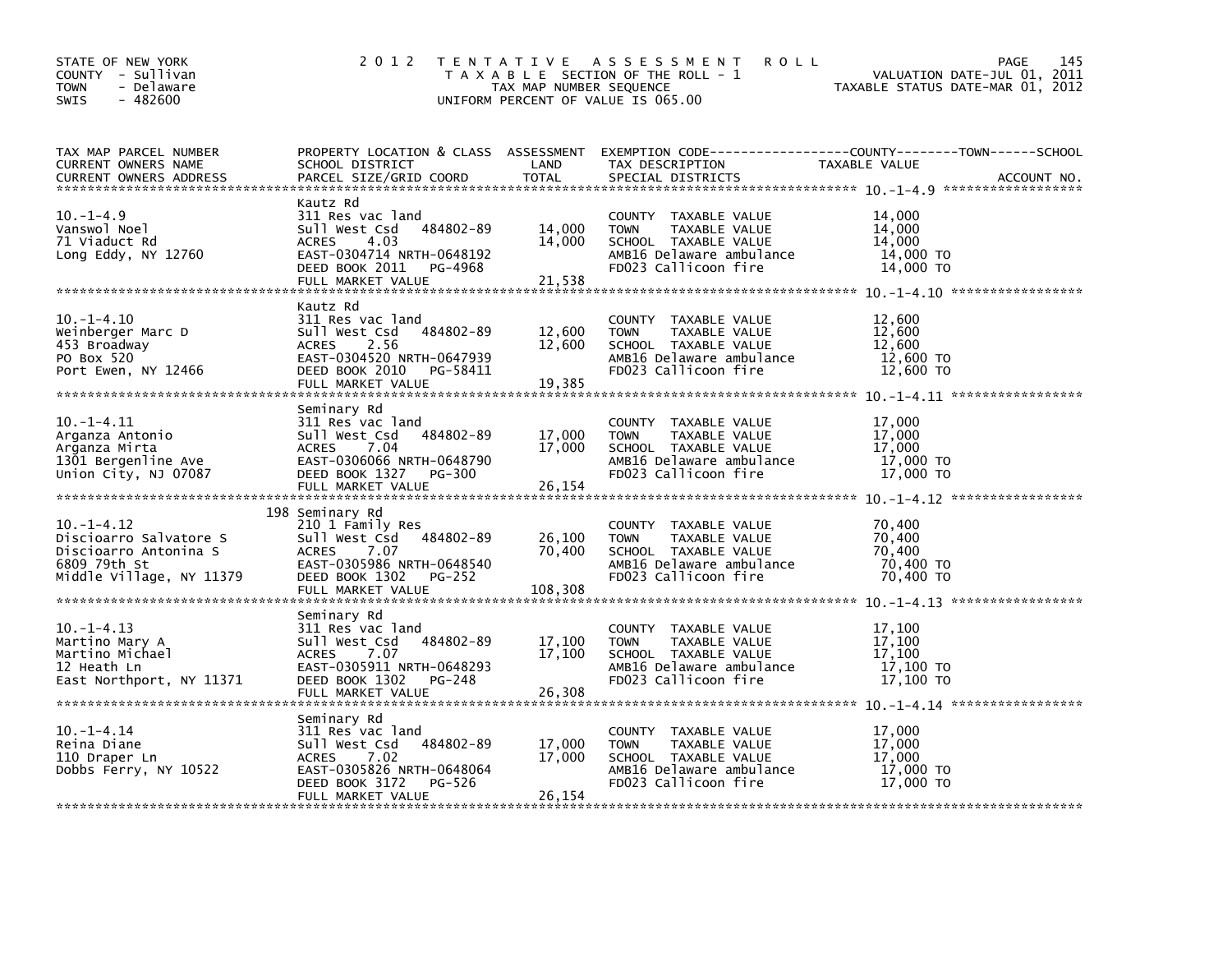STATE OF NEW YORK
COUNTY - Sullivan
TOWN - Delaware
SWIS - 482600

# 2012 TENTATIVE ASSESSMENT ROLL
TAXABLE SECTION OF THE ROLL - 1
TAX MAP NUMBER SEQUENCE
UNIFORM PERCENT OF VALUE IS 065.00

VALUATION DATE-JUL 01, 2011
TAXABLE STATUS DATE-MAR 01, 2012

| TAX MAP PARCEL NUMBER / CURRENT OWNERS NAME / CURRENT OWNERS ADDRESS | PROPERTY LOCATION & CLASS / SCHOOL DISTRICT / PARCEL SIZE/GRID COORD | ASSESSMENT LAND | TOTAL | EXEMPTION CODE / TAX DESCRIPTION / SPECIAL DISTRICTS | TAXABLE VALUE (COUNTY / TOWN / SCHOOL) |
|---|---|---|---|---|---|
| **10.-1-4.9** | Kautz Rd | | | | |
| 10.-1-4.9 | 311 Res vac land | | | COUNTY TAXABLE VALUE | 14,000 |
| Vanswol Noel | Sull West Csd 484802-89 | 14,000 | | TOWN TAXABLE VALUE | 14,000 |
| 71 Viaduct Rd | ACRES 4.03 | | 14,000 | SCHOOL TAXABLE VALUE | 14,000 |
| Long Eddy, NY 12760 | EAST-0304714 NRTH-0648192 | | | AMB16 Delaware ambulance | 14,000 TO |
| | DEED BOOK 2011 PG-4968 | | | FD023 Callicoon fire | 14,000 TO |
| | FULL MARKET VALUE | | 21,538 | | |
| **10.-1-4.10** | Kautz Rd | | | | |
| 10.-1-4.10 | 311 Res vac land | | | COUNTY TAXABLE VALUE | 12,600 |
| Weinberger Marc D | Sull West Csd 484802-89 | 12,600 | | TOWN TAXABLE VALUE | 12,600 |
| 453 Broadway | ACRES 2.56 | | 12,600 | SCHOOL TAXABLE VALUE | 12,600 |
| PO Box 520 | EAST-0304520 NRTH-0647939 | | | AMB16 Delaware ambulance | 12,600 TO |
| Port Ewen, NY 12466 | DEED BOOK 2010 PG-58411 | | | FD023 Callicoon fire | 12,600 TO |
| | FULL MARKET VALUE | | 19,385 | | |
| **10.-1-4.11** | Seminary Rd | | | | |
| 10.-1-4.11 | 311 Res vac land | | | COUNTY TAXABLE VALUE | 17,000 |
| Arganza Antonio | Sull West Csd 484802-89 | 17,000 | | TOWN TAXABLE VALUE | 17,000 |
| Arganza Mirta | ACRES 7.04 | | 17,000 | SCHOOL TAXABLE VALUE | 17,000 |
| 1301 Bergenline Ave | EAST-0306066 NRTH-0648790 | | | AMB16 Delaware ambulance | 17,000 TO |
| Union City, NJ 07087 | DEED BOOK 1327 PG-300 | | | FD023 Callicoon fire | 17,000 TO |
| | FULL MARKET VALUE | | 26,154 | | |
| **10.-1-4.12** | 198 Seminary Rd | | | | |
| 10.-1-4.12 | 210 1 Family Res | | | COUNTY TAXABLE VALUE | 70,400 |
| Discioarro Salvatore S | Sull West Csd 484802-89 | 26,100 | | TOWN TAXABLE VALUE | 70,400 |
| Discioarro Antonina S | ACRES 7.07 | | 70,400 | SCHOOL TAXABLE VALUE | 70,400 |
| 6809 79th St | EAST-0305986 NRTH-0648540 | | | AMB16 Delaware ambulance | 70,400 TO |
| Middle Village, NY 11379 | DEED BOOK 1302 PG-252 | | | FD023 Callicoon fire | 70,400 TO |
| | FULL MARKET VALUE | | 108,308 | | |
| **10.-1-4.13** | Seminary Rd | | | | |
| 10.-1-4.13 | 311 Res vac land | | | COUNTY TAXABLE VALUE | 17,100 |
| Martino Mary A | Sull West Csd 484802-89 | 17,100 | | TOWN TAXABLE VALUE | 17,100 |
| Martino Michael | ACRES 7.07 | | 17,100 | SCHOOL TAXABLE VALUE | 17,100 |
| 12 Heath Ln | EAST-0305911 NRTH-0648293 | | | AMB16 Delaware ambulance | 17,100 TO |
| East Northport, NY 11371 | DEED BOOK 1302 PG-248 | | | FD023 Callicoon fire | 17,100 TO |
| | FULL MARKET VALUE | | 26,308 | | |
| **10.-1-4.14** | Seminary Rd | | | | |
| 10.-1-4.14 | 311 Res vac land | | | COUNTY TAXABLE VALUE | 17,000 |
| Reina Diane | Sull West Csd 484802-89 | 17,000 | | TOWN TAXABLE VALUE | 17,000 |
| 110 Draper Ln | ACRES 7.02 | | 17,000 | SCHOOL TAXABLE VALUE | 17,000 |
| Dobbs Ferry, NY 10522 | EAST-0305826 NRTH-0648064 | | | AMB16 Delaware ambulance | 17,000 TO |
| | DEED BOOK 3172 PG-526 | | | FD023 Callicoon fire | 17,000 TO |
| | FULL MARKET VALUE | | 26,154 | | |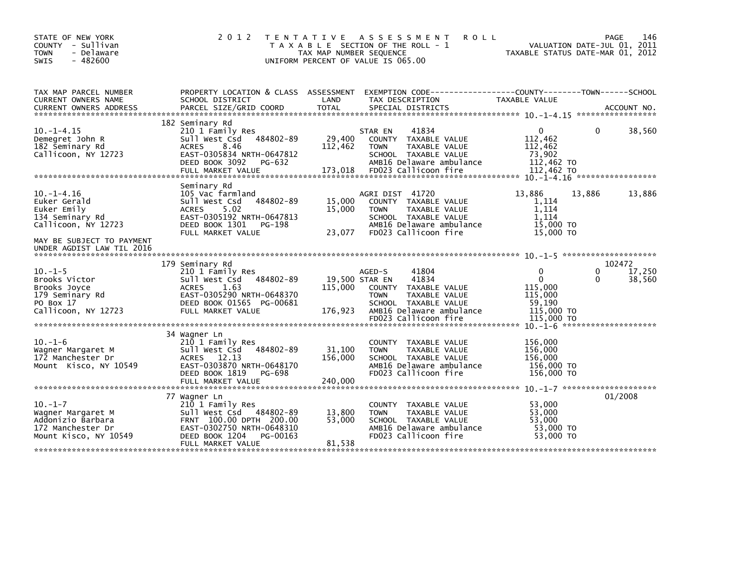STATE OF NEW YORK
COUNTY - Sullivan
TOWN - Delaware
SWIS - 482600

2 0 1 2 T E N T A T I V E A S S E S S M E N T R O L L
T A X A B L E SECTION OF THE ROLL - 1
TAX MAP NUMBER SEQUENCE
UNIFORM PERCENT OF VALUE IS 065.00

VALUATION DATE-JUL 01, 2011
TAXABLE STATUS DATE-MAR 01, 2012

| TAX MAP PARCEL NUMBER / CURRENT OWNERS NAME / CURRENT OWNERS ADDRESS | PROPERTY LOCATION & CLASS / SCHOOL DISTRICT / PARCEL SIZE/GRID COORD | ASSESSMENT LAND / TOTAL | EXEMPTION CODE / TAX DESCRIPTION / SPECIAL DISTRICTS | COUNTY TAXABLE VALUE | TOWN | SCHOOL | ACCOUNT NO. |
|---|---|---|---|---|---|---|---|
| 10.-1-4.15 | 182 Seminary Rd | | | | | | |
| Demegret John R | 210 1 Family Res | | STAR EN 41834 | 0 | 0 | 38,560 | |
| 182 Seminary Rd | Sull West Csd 484802-89 | 29,400 | COUNTY TAXABLE VALUE | 112,462 | | | |
| Callicoon, NY 12723 | ACRES 8.46 | 112,462 | TOWN TAXABLE VALUE | 112,462 | | | |
| | EAST-0305834 NRTH-0647812 | | SCHOOL TAXABLE VALUE | 73,902 | | | |
| | DEED BOOK 3092 PG-632 | | AMB16 Delaware ambulance | 112,462 TO | | | |
| | FULL MARKET VALUE | 173,018 | FD023 Callicoon fire | 112,462 TO | | | |
| 10.-1-4.16 | Seminary Rd | | | | | | |
| Euker Gerald | 105 Vac farmland | | AGRI DIST 41720 | 13,886 | 13,886 | 13,886 | |
| Euker Emily | Sull West Csd 484802-89 | 15,000 | COUNTY TAXABLE VALUE | 1,114 | | | |
| 134 Seminary Rd | ACRES 5.02 | 15,000 | TOWN TAXABLE VALUE | 1,114 | | | |
| Callicoon, NY 12723 | EAST-0305192 NRTH-0647813 | | SCHOOL TAXABLE VALUE | 1,114 | | | |
| | DEED BOOK 1301 PG-198 | | AMB16 Delaware ambulance | 15,000 TO | | | |
| | FULL MARKET VALUE | 23,077 | FD023 Callicoon fire | 15,000 TO | | | |
| MAY BE SUBJECT TO PAYMENT UNDER AGDIST LAW TIL 2016 | | | | | | | |
| 10.-1-5 | 179 Seminary Rd | | | | | | 102472 |
| Brooks Victor | 210 1 Family Res | | AGED-S 41804 | 0 | 0 | 17,250 | |
| Brooks Joyce | Sull West Csd 484802-89 | 19,500 | STAR EN 41834 | 0 | 0 | 38,560 | |
| 179 Seminary Rd | ACRES 1.63 | 115,000 | COUNTY TAXABLE VALUE | 115,000 | | | |
| PO Box 17 | EAST-0305290 NRTH-0648370 | | TOWN TAXABLE VALUE | 115,000 | | | |
| Callicoon, NY 12723 | DEED BOOK 01565 PG-00681 | | SCHOOL TAXABLE VALUE | 59,190 | | | |
| | FULL MARKET VALUE | 176,923 | AMB16 Delaware ambulance | 115,000 TO | | | |
| | | | FD023 Callicoon fire | 115,000 TO | | | |
| 10.-1-6 | 34 Wagner Ln | | | | | | |
| Wagner Margaret M | 210 1 Family Res | | COUNTY TAXABLE VALUE | 156,000 | | | |
| 172 Manchester Dr | Sull West Csd 484802-89 | 31,100 | TOWN TAXABLE VALUE | 156,000 | | | |
| Mount Kisco, NY 10549 | ACRES 12.13 | 156,000 | SCHOOL TAXABLE VALUE | 156,000 | | | |
| | EAST-0303870 NRTH-0648170 | | AMB16 Delaware ambulance | 156,000 TO | | | |
| | DEED BOOK 1819 PG-698 | | FD023 Callicoon fire | 156,000 TO | | | |
| | FULL MARKET VALUE | 240,000 | | | | | |
| 10.-1-7 | 77 Wagner Ln | | | | | | 01/2008 |
| Wagner Margaret M | 210 1 Family Res | | COUNTY TAXABLE VALUE | 53,000 | | | |
| Addonizio Barbara | Sull West Csd 484802-89 | 13,800 | TOWN TAXABLE VALUE | 53,000 | | | |
| 172 Manchester Dr | FRNT 100.00 DPTH 200.00 | 53,000 | SCHOOL TAXABLE VALUE | 53,000 | | | |
| Mount Kisco, NY 10549 | EAST-0302750 NRTH-0648310 | | AMB16 Delaware ambulance | 53,000 TO | | | |
| | DEED BOOK 1204 PG-00163 | | FD023 Callicoon fire | 53,000 TO | | | |
| | FULL MARKET VALUE | 81,538 | | | | | |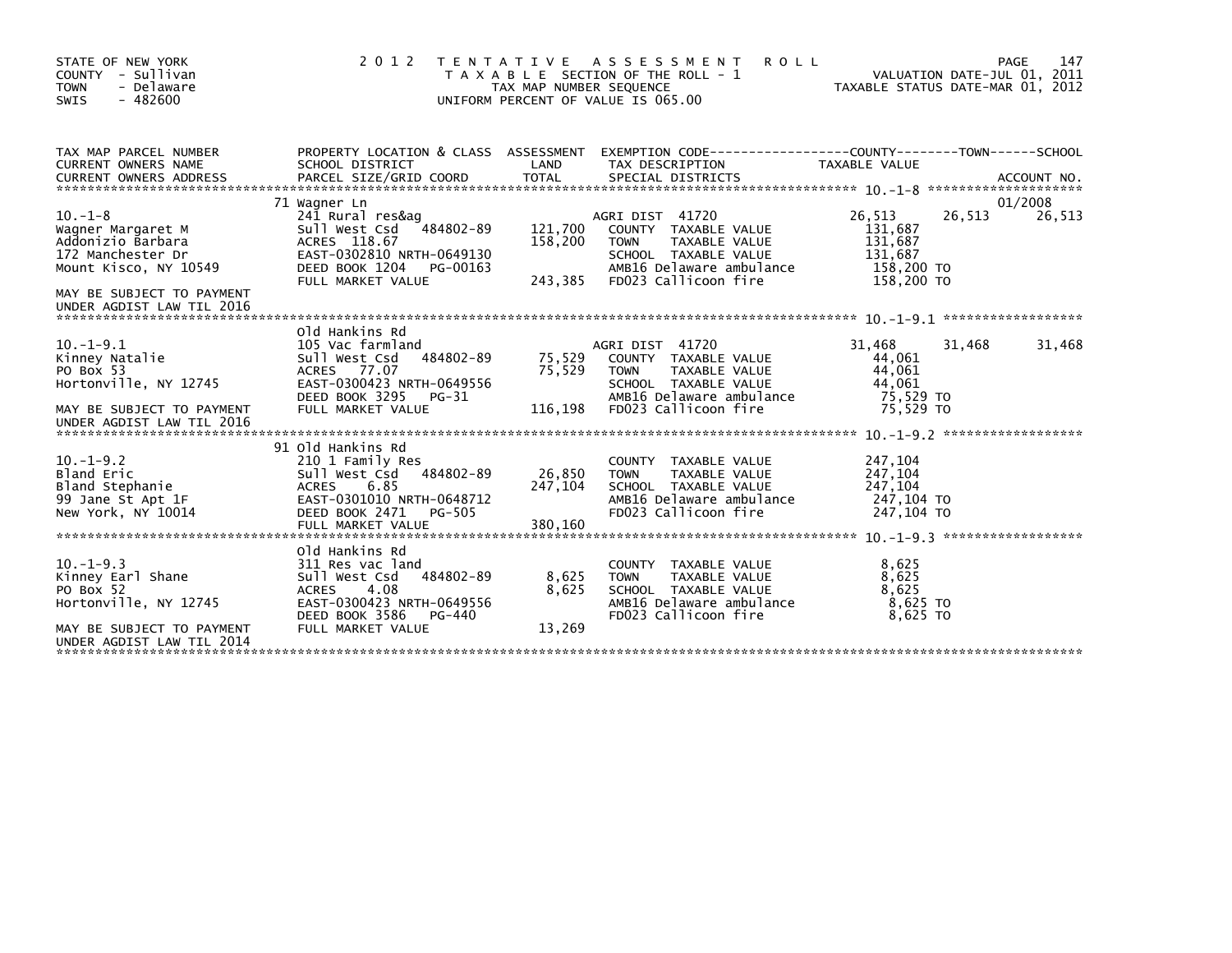STATE OF NEW YORK
COUNTY - Sullivan
TOWN - Delaware
SWIS - 482600

2012 TENTATIVE ASSESSMENT ROLL
TAXABLE SECTION OF THE ROLL - 1
TAX MAP NUMBER SEQUENCE
UNIFORM PERCENT OF VALUE IS 065.00

VALUATION DATE-JUL 01, 2011
TAXABLE STATUS DATE-MAR 01, 2012

| TAX MAP PARCEL NUMBER / CURRENT OWNERS NAME / CURRENT OWNERS ADDRESS | PROPERTY LOCATION & CLASS / SCHOOL DISTRICT / PARCEL SIZE/GRID COORD | ASSESSMENT LAND / TOTAL | EXEMPTION CODE / TAX DESCRIPTION / SPECIAL DISTRICTS | COUNTY TAXABLE VALUE | TOWN | SCHOOL / ACCOUNT NO. |
|---|---|---|---|---|---|---|
| **10.-1-8** | 71 Wagner Ln | | | | | 01/2008 |
| 10.-1-8 | 241 Rural res&ag | | AGRI DIST 41720 | 26,513 | 26,513 | 26,513 |
| Wagner Margaret M | Sull West Csd 484802-89 | 121,700 | COUNTY TAXABLE VALUE | 131,687 | | |
| Addonizio Barbara | ACRES 118.67 | 158,200 | TOWN TAXABLE VALUE | 131,687 | | |
| 172 Manchester Dr | EAST-0302810 NRTH-0649130 | | SCHOOL TAXABLE VALUE | 131,687 | | |
| Mount Kisco, NY 10549 | DEED BOOK 1204 PG-00163 | | AMB16 Delaware ambulance | 158,200 TO | | |
| | FULL MARKET VALUE | 243,385 | FD023 Callicoon fire | 158,200 TO | | |
| MAY BE SUBJECT TO PAYMENT UNDER AGDIST LAW TIL 2016 | | | | | | |
| **10.-1-9.1** | Old Hankins Rd | | | | | |
| 10.-1-9.1 | 105 Vac farmland | | AGRI DIST 41720 | 31,468 | 31,468 | 31,468 |
| Kinney Natalie | Sull West Csd 484802-89 | 75,529 | COUNTY TAXABLE VALUE | 44,061 | | |
| PO Box 53 | ACRES 77.07 | 75,529 | TOWN TAXABLE VALUE | 44,061 | | |
| Hortonville, NY 12745 | EAST-0300423 NRTH-0649556 | | SCHOOL TAXABLE VALUE | 44,061 | | |
| | DEED BOOK 3295 PG-31 | | AMB16 Delaware ambulance | 75,529 TO | | |
| MAY BE SUBJECT TO PAYMENT UNDER AGDIST LAW TIL 2016 | FULL MARKET VALUE | 116,198 | FD023 Callicoon fire | 75,529 TO | | |
| **10.-1-9.2** | 91 Old Hankins Rd | | | | | |
| 10.-1-9.2 | 210 1 Family Res | | COUNTY TAXABLE VALUE | 247,104 | | |
| Bland Eric | Sull West Csd 484802-89 | 26,850 | TOWN TAXABLE VALUE | 247,104 | | |
| Bland Stephanie | ACRES 6.85 | 247,104 | SCHOOL TAXABLE VALUE | 247,104 | | |
| 99 Jane St Apt 1F | EAST-0301010 NRTH-0648712 | | AMB16 Delaware ambulance | 247,104 TO | | |
| New York, NY 10014 | DEED BOOK 2471 PG-505 | | FD023 Callicoon fire | 247,104 TO | | |
| | FULL MARKET VALUE | 380,160 | | | | |
| **10.-1-9.3** | Old Hankins Rd | | | | | |
| 10.-1-9.3 | 311 Res vac land | | COUNTY TAXABLE VALUE | 8,625 | | |
| Kinney Earl Shane | Sull West Csd 484802-89 | 8,625 | TOWN TAXABLE VALUE | 8,625 | | |
| PO Box 52 | ACRES 4.08 | 8,625 | SCHOOL TAXABLE VALUE | 8,625 | | |
| Hortonville, NY 12745 | EAST-0300423 NRTH-0649556 | | AMB16 Delaware ambulance | 8,625 TO | | |
| | DEED BOOK 3586 PG-440 | | FD023 Callicoon fire | 8,625 TO | | |
| MAY BE SUBJECT TO PAYMENT UNDER AGDIST LAW TIL 2014 | FULL MARKET VALUE | 13,269 | | | | |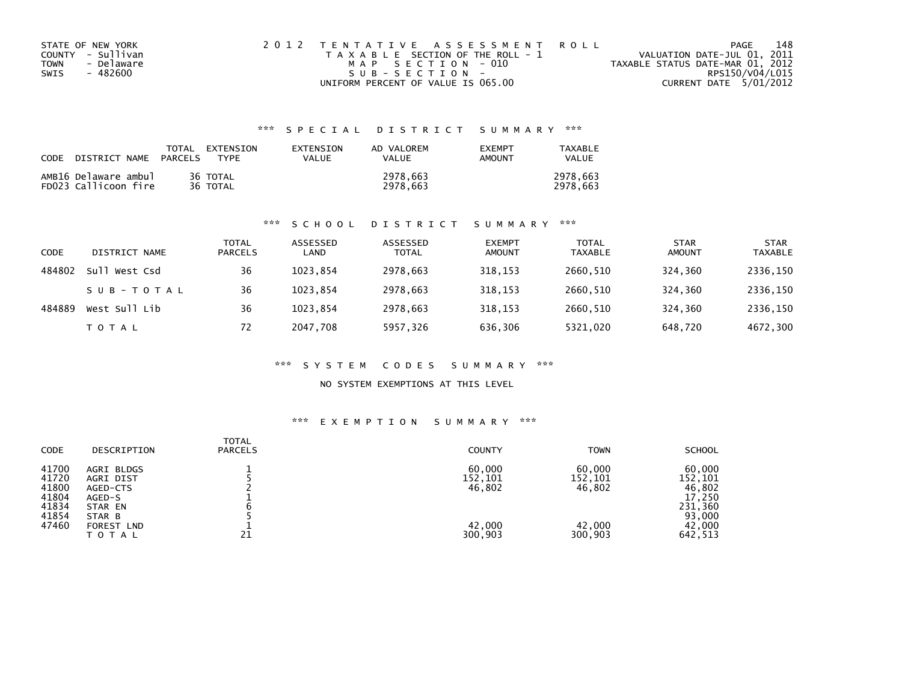STATE OF NEW YORK
COUNTY - Sullivan
TOWN - Delaware
SWIS - 482600

2012 TENTATIVE ASSESSMENT ROLL
TAXABLE SECTION OF THE ROLL - 1
MAP SECTION - 010
SUB-SECTION -
UNIFORM PERCENT OF VALUE IS 065.00

VALUATION DATE-JUL 01, 2011
TAXABLE STATUS DATE-MAR 01, 2012
RPS150/V04/L015
CURRENT DATE 5/01/2012

## *** SPECIAL DISTRICT SUMMARY ***

| CODE DISTRICT NAME | TOTAL PARCELS | EXTENSION TYPE | EXTENSION VALUE | AD VALOREM VALUE | EXEMPT AMOUNT | TAXABLE VALUE |
|---|---|---|---|---|---|---|
| AMB16 Delaware ambul | 36 | TOTAL | | 2978,663 | | 2978,663 |
| FD023 Callicoon fire | 36 | TOTAL | | 2978,663 | | 2978,663 |

## *** SCHOOL DISTRICT SUMMARY ***

| CODE | DISTRICT NAME | TOTAL PARCELS | ASSESSED LAND | ASSESSED TOTAL | EXEMPT AMOUNT | TOTAL TAXABLE | STAR AMOUNT | STAR TAXABLE |
|---|---|---|---|---|---|---|---|---|
| 484802 | Sull West Csd | 36 | 1023,854 | 2978,663 | 318,153 | 2660,510 | 324,360 | 2336,150 |
| | SUB-TOTAL | 36 | 1023,854 | 2978,663 | 318,153 | 2660,510 | 324,360 | 2336,150 |
| 484889 | West Sull Lib | 36 | 1023,854 | 2978,663 | 318,153 | 2660,510 | 324,360 | 2336,150 |
| | TOTAL | 72 | 2047,708 | 5957,326 | 636,306 | 5321,020 | 648,720 | 4672,300 |

## *** SYSTEM CODES SUMMARY ***

NO SYSTEM EXEMPTIONS AT THIS LEVEL

## *** EXEMPTION SUMMARY ***

| CODE | DESCRIPTION | TOTAL PARCELS | COUNTY | TOWN | SCHOOL |
|---|---|---|---|---|---|
| 41700 | AGRI BLDGS | 1 | 60,000 | 60,000 | 60,000 |
| 41720 | AGRI DIST | 5 | 152,101 | 152,101 | 152,101 |
| 41800 | AGED-CTS | 2 | 46,802 | 46,802 | 46,802 |
| 41804 | AGED-S | 1 | | | 17,250 |
| 41834 | STAR EN | 6 | | | 231,360 |
| 41854 | STAR B | 5 | | | 93,000 |
| 47460 | FOREST LND | 1 | 42,000 | 42,000 | 42,000 |
| | TOTAL | 21 | 300,903 | 300,903 | 642,513 |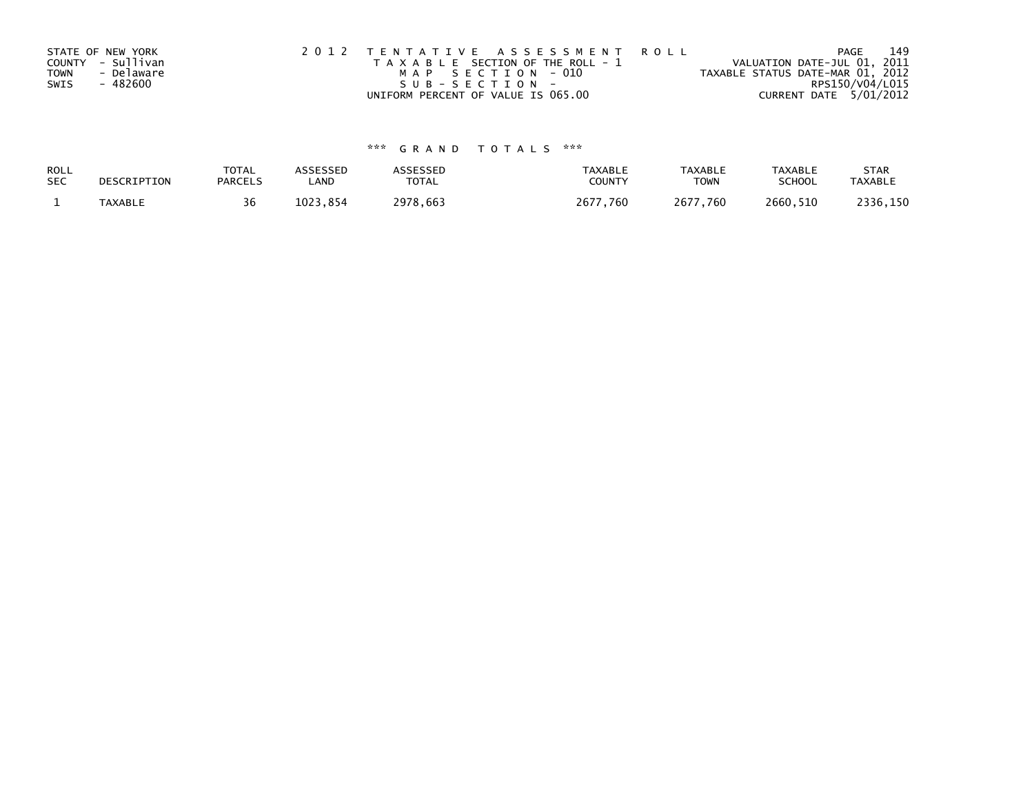STATE OF NEW YORK
COUNTY - Sullivan
TOWN - Delaware
SWIS - 482600

2 0 1 2 T E N T A T I V E A S S E S S M E N T R O L L
T A X A B L E SECTION OF THE ROLL - 1
M A P S E C T I O N - 010
S U B - S E C T I O N -
UNIFORM PERCENT OF VALUE IS 065.00

VALUATION DATE-JUL 01, 2011
TAXABLE STATUS DATE-MAR 01, 2012
RPS150/V04/L015
CURRENT DATE 5/01/2012

\*\*\* G R A N D T O T A L S \*\*\*

| ROLL SEC | DESCRIPTION | TOTAL PARCELS | ASSESSED LAND | ASSESSED TOTAL | TAXABLE COUNTY | TAXABLE TOWN | TAXABLE SCHOOL | STAR TAXABLE |
|---|---|---|---|---|---|---|---|---|
| 1 | TAXABLE | 36 | 1023,854 | 2978,663 | 2677,760 | 2677,760 | 2660,510 | 2336,150 |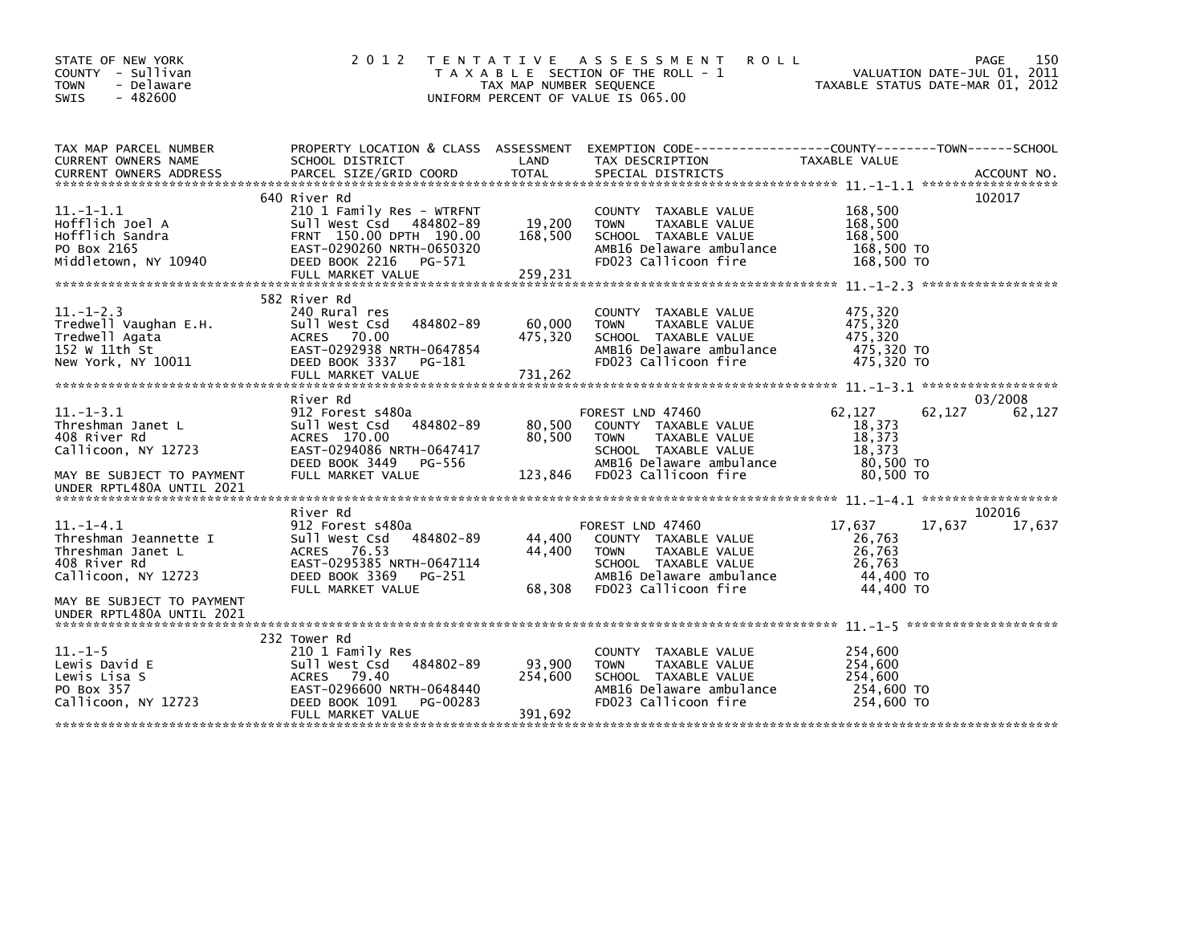STATE OF NEW YORK
COUNTY - Sullivan
TOWN - Delaware
SWIS - 482600

# 2012 TENTATIVE ASSESSMENT ROLL

TAXABLE SECTION OF THE ROLL - 1
TAX MAP NUMBER SEQUENCE
UNIFORM PERCENT OF VALUE IS 065.00

VALUATION DATE-JUL 01, 2011
TAXABLE STATUS DATE-MAR 01, 2012

| TAX MAP PARCEL NUMBER / CURRENT OWNERS NAME / CURRENT OWNERS ADDRESS | PROPERTY LOCATION & CLASS / SCHOOL DISTRICT / PARCEL SIZE/GRID COORD | ASSESSMENT LAND / TOTAL | EXEMPTION CODE / TAX DESCRIPTION / SPECIAL DISTRICTS | COUNTY | TOWN | SCHOOL | ACCOUNT NO. |
|---|---|---|---|---|---|---|---|
| 11.-1-1.1 | 640 River Rd | | | | | | 102017 |
| Hofflich Joel A | 210 1 Family Res - WTRFNT | | COUNTY TAXABLE VALUE | 168,500 | | | |
| Hofflich Sandra | Sull West Csd 484802-89 | 19,200 | TOWN TAXABLE VALUE | 168,500 | | | |
| PO Box 2165 | FRNT 150.00 DPTH 190.00 | 168,500 | SCHOOL TAXABLE VALUE | 168,500 | | | |
| Middletown, NY 10940 | EAST-0290260 NRTH-0650320 | | AMB16 Delaware ambulance | 168,500 TO | | | |
| | DEED BOOK 2216 PG-571 | | FD023 Callicoon fire | 168,500 TO | | | |
| | FULL MARKET VALUE | 259,231 | | | | | |
| 11.-1-2.3 | 582 River Rd | | | | | | |
| Tredwell Vaughan E.H. | 240 Rural res | | COUNTY TAXABLE VALUE | 475,320 | | | |
| Tredwell Agata | Sull West Csd 484802-89 | 60,000 | TOWN TAXABLE VALUE | 475,320 | | | |
| 152 W 11th St | ACRES 70.00 | 475,320 | SCHOOL TAXABLE VALUE | 475,320 | | | |
| New York, NY 10011 | EAST-0292938 NRTH-0647854 | | AMB16 Delaware ambulance | 475,320 TO | | | |
| | DEED BOOK 3337 PG-181 | | FD023 Callicoon fire | 475,320 TO | | | |
| | FULL MARKET VALUE | 731,262 | | | | | |
| 11.-1-3.1 | River Rd | | | | | | 03/2008 |
| Threshman Janet L | 912 Forest s480a | | FOREST LND 47460 | 62,127 | 62,127 | 62,127 | |
| 408 River Rd | Sull West Csd 484802-89 | 80,500 | COUNTY TAXABLE VALUE | 18,373 | | | |
| Callicoon, NY 12723 | ACRES 170.00 | 80,500 | TOWN TAXABLE VALUE | 18,373 | | | |
| | EAST-0294086 NRTH-0647417 | | SCHOOL TAXABLE VALUE | 18,373 | | | |
| MAY BE SUBJECT TO PAYMENT | DEED BOOK 3449 PG-556 | | AMB16 Delaware ambulance | 80,500 TO | | | |
| UNDER RPTL480A UNTIL 2021 | FULL MARKET VALUE | 123,846 | FD023 Callicoon fire | 80,500 TO | | | |
| 11.-1-4.1 | River Rd | | | | | | 102016 |
| Threshman Jeannette I | 912 Forest s480a | | FOREST LND 47460 | 17,637 | 17,637 | 17,637 | |
| Threshman Janet L | Sull West Csd 484802-89 | 44,400 | COUNTY TAXABLE VALUE | 26,763 | | | |
| 408 River Rd | ACRES 76.53 | 44,400 | TOWN TAXABLE VALUE | 26,763 | | | |
| Callicoon, NY 12723 | EAST-0295385 NRTH-0647114 | | SCHOOL TAXABLE VALUE | 26,763 | | | |
| | DEED BOOK 3369 PG-251 | | AMB16 Delaware ambulance | 44,400 TO | | | |
| MAY BE SUBJECT TO PAYMENT | FULL MARKET VALUE | 68,308 | FD023 Callicoon fire | 44,400 TO | | | |
| UNDER RPTL480A UNTIL 2021 | | | | | | | |
| 11.-1-5 | 232 Tower Rd | | | | | | |
| Lewis David E | 210 1 Family Res | | COUNTY TAXABLE VALUE | 254,600 | | | |
| Lewis Lisa S | Sull West Csd 484802-89 | 93,900 | TOWN TAXABLE VALUE | 254,600 | | | |
| PO Box 357 | ACRES 79.40 | 254,600 | SCHOOL TAXABLE VALUE | 254,600 | | | |
| Callicoon, NY 12723 | EAST-0296600 NRTH-0648440 | | AMB16 Delaware ambulance | 254,600 TO | | | |
| | DEED BOOK 1091 PG-00283 | | FD023 Callicoon fire | 254,600 TO | | | |
| | FULL MARKET VALUE | 391,692 | | | | | |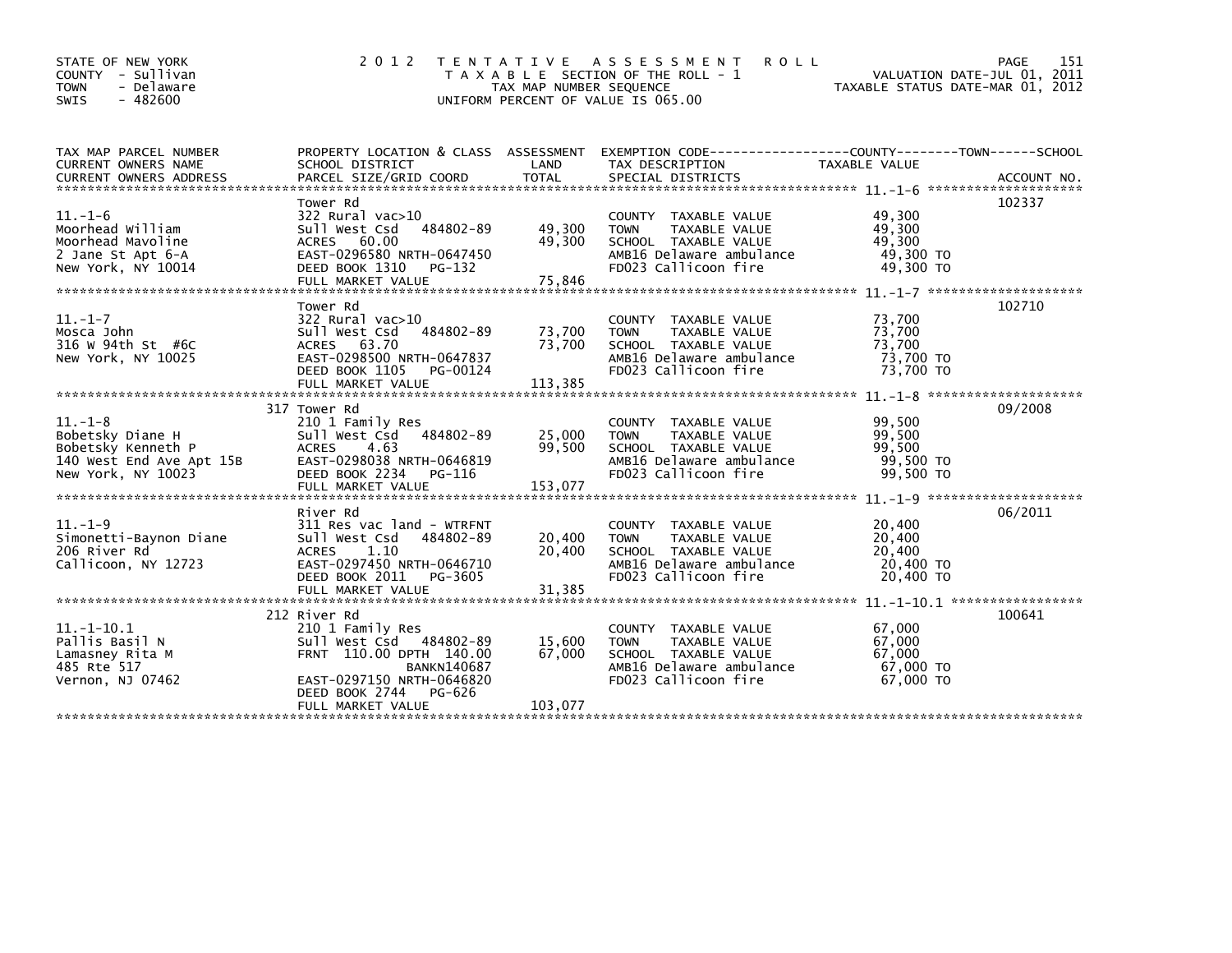STATE OF NEW YORK
COUNTY - Sullivan
TOWN - Delaware
SWIS - 482600

# 2012 TENTATIVE ASSESSMENT ROLL

TAXABLE SECTION OF THE ROLL - 1
TAX MAP NUMBER SEQUENCE
UNIFORM PERCENT OF VALUE IS 065.00

VALUATION DATE-JUL 01, 2011
TAXABLE STATUS DATE-MAR 01, 2012

| TAX MAP PARCEL NUMBER / CURRENT OWNERS NAME / CURRENT OWNERS ADDRESS | PROPERTY LOCATION & CLASS / SCHOOL DISTRICT / PARCEL SIZE/GRID COORD | ASSESSMENT LAND | TOTAL | EXEMPTION CODE / TAX DESCRIPTION / SPECIAL DISTRICTS | TAXABLE VALUE (COUNTY / TOWN / SCHOOL) | ACCOUNT NO. |
|---|---|---|---|---|---|---|
| 11.-1-6 | Tower Rd | | | | | 102337 |
| Moorhead William | 322 Rural vac>10 | | | COUNTY TAXABLE VALUE | 49,300 | |
| Moorhead Mavoline | Sull West Csd 484802-89 | 49,300 | | TOWN TAXABLE VALUE | 49,300 | |
| 2 Jane St Apt 6-A | ACRES 60.00 | | 49,300 | SCHOOL TAXABLE VALUE | 49,300 | |
| New York, NY 10014 | EAST-0296580 NRTH-0647450 | | | AMB16 Delaware ambulance | 49,300 TO | |
| | DEED BOOK 1310 PG-132 | | | FD023 Callicoon fire | 49,300 TO | |
| | FULL MARKET VALUE | | 75,846 | | | |
| 11.-1-7 | Tower Rd | | | | | 102710 |
| Mosca John | 322 Rural vac>10 | | | COUNTY TAXABLE VALUE | 73,700 | |
| 316 W 94th St #6C | Sull West Csd 484802-89 | 73,700 | | TOWN TAXABLE VALUE | 73,700 | |
| New York, NY 10025 | ACRES 63.70 | | 73,700 | SCHOOL TAXABLE VALUE | 73,700 | |
| | EAST-0298500 NRTH-0647837 | | | AMB16 Delaware ambulance | 73,700 TO | |
| | DEED BOOK 1105 PG-00124 | | | FD023 Callicoon fire | 73,700 TO | |
| | FULL MARKET VALUE | | 113,385 | | | |
| 11.-1-8 | 317 Tower Rd | | | | | 09/2008 |
| Bobetsky Diane H | 210 1 Family Res | | | COUNTY TAXABLE VALUE | 99,500 | |
| Bobetsky Kenneth P | Sull West Csd 484802-89 | 25,000 | | TOWN TAXABLE VALUE | 99,500 | |
| 140 West End Ave Apt 15B | ACRES 4.63 | | 99,500 | SCHOOL TAXABLE VALUE | 99,500 | |
| New York, NY 10023 | EAST-0298038 NRTH-0646819 | | | AMB16 Delaware ambulance | 99,500 TO | |
| | DEED BOOK 2234 PG-116 | | | FD023 Callicoon fire | 99,500 TO | |
| | FULL MARKET VALUE | | 153,077 | | | |
| 11.-1-9 | River Rd | | | | | 06/2011 |
| Simonetti-Baynon Diane | 311 Res vac land - WTRFNT | | | COUNTY TAXABLE VALUE | 20,400 | |
| 206 River Rd | Sull West Csd 484802-89 | 20,400 | | TOWN TAXABLE VALUE | 20,400 | |
| Callicoon, NY 12723 | ACRES 1.10 | | 20,400 | SCHOOL TAXABLE VALUE | 20,400 | |
| | EAST-0297450 NRTH-0646710 | | | AMB16 Delaware ambulance | 20,400 TO | |
| | DEED BOOK 2011 PG-3605 | | | FD023 Callicoon fire | 20,400 TO | |
| | FULL MARKET VALUE | | 31,385 | | | |
| 11.-1-10.1 | 212 River Rd | | | | | 100641 |
| Pallis Basil N | 210 1 Family Res | | | COUNTY TAXABLE VALUE | 67,000 | |
| Lamasney Rita M | Sull West Csd 484802-89 | 15,600 | | TOWN TAXABLE VALUE | 67,000 | |
| 485 Rte 517 | FRNT 110.00 DPTH 140.00 | | 67,000 | SCHOOL TAXABLE VALUE | 67,000 | |
| Vernon, NJ 07462 | BANKN140687 | | | AMB16 Delaware ambulance | 67,000 TO | |
| | EAST-0297150 NRTH-0646820 | | | FD023 Callicoon fire | 67,000 TO | |
| | DEED BOOK 2744 PG-626 | | | | | |
| | FULL MARKET VALUE | | 103,077 | | | |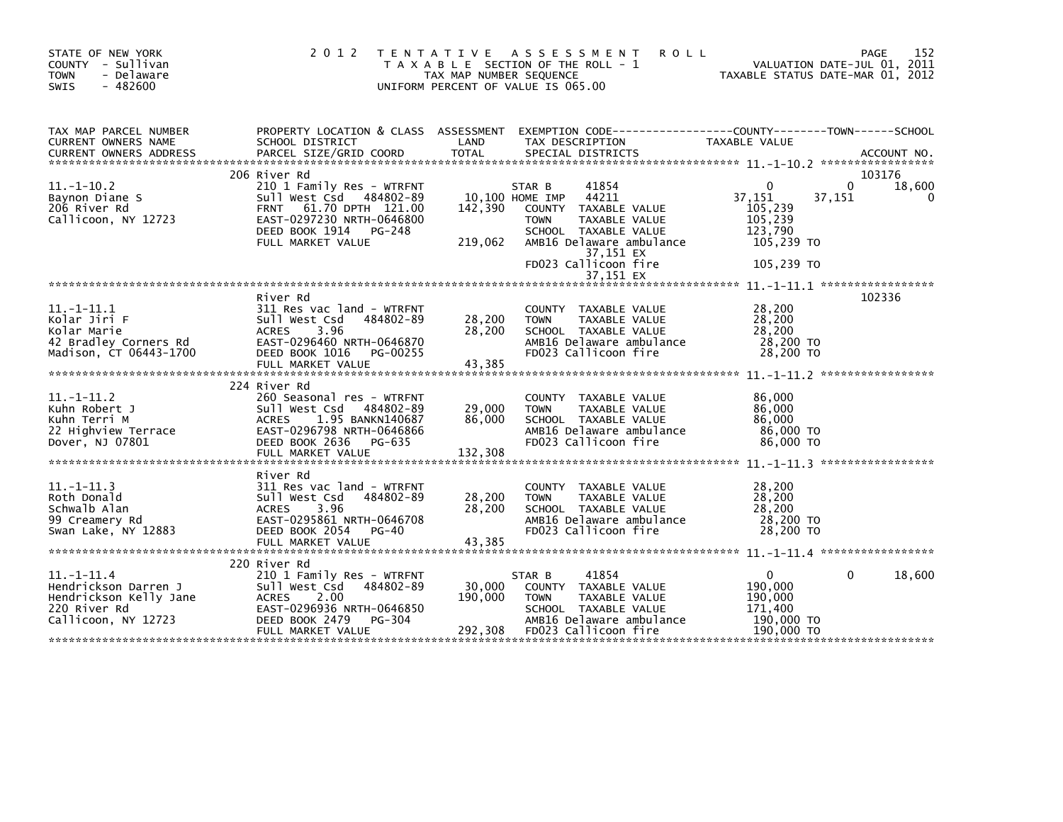STATE OF NEW YORK
COUNTY - Sullivan
TOWN - Delaware
SWIS - 482600

2012 TENTATIVE ASSESSMENT ROLL
TAXABLE SECTION OF THE ROLL - 1
TAX MAP NUMBER SEQUENCE
UNIFORM PERCENT OF VALUE IS 065.00

VALUATION DATE-JUL 01, 2011
TAXABLE STATUS DATE-MAR 01, 2012

| TAX MAP PARCEL NUMBER / CURRENT OWNERS NAME / CURRENT OWNERS ADDRESS | PROPERTY LOCATION & CLASS / SCHOOL DISTRICT / PARCEL SIZE/GRID COORD | ASSESSMENT LAND / TOTAL | EXEMPTION CODE / TAX DESCRIPTION / SPECIAL DISTRICTS | COUNTY TAXABLE VALUE | TOWN | SCHOOL | ACCOUNT NO. |
|---|---|---|---|---|---|---|---|
| 11.-1-10.2 | 206 River Rd | | | | | | 103176 |
| | 210 1 Family Res - WTRFNT | | STAR B 41854 | 0 | 0 | 18,600 | |
| Baynon Diane S | Sull West Csd 484802-89 | 10,100 | HOME IMP 44211 | 37,151 | 37,151 | 0 | |
| 206 River Rd | FRNT 61.70 DPTH 121.00 | 142,390 | COUNTY TAXABLE VALUE | 105,239 | | | |
| Callicoon, NY 12723 | EAST-0297230 NRTH-0646800 | | TOWN TAXABLE VALUE | 105,239 | | | |
| | DEED BOOK 1914 PG-248 | | SCHOOL TAXABLE VALUE | 123,790 | | | |
| | FULL MARKET VALUE | 219,062 | AMB16 Delaware ambulance | 105,239 TO | | | |
| | | | 37,151 EX | | | | |
| | | | FD023 Callicoon fire | 105,239 TO | | | |
| | | | 37,151 EX | | | | |
| 11.-1-11.1 | River Rd | | | | | | 102336 |
| | 311 Res vac land - WTRFNT | | COUNTY TAXABLE VALUE | 28,200 | | | |
| Kolar Jiri F | Sull West Csd 484802-89 | 28,200 | TOWN TAXABLE VALUE | 28,200 | | | |
| Kolar Marie | ACRES 3.96 | 28,200 | SCHOOL TAXABLE VALUE | 28,200 | | | |
| 42 Bradley Corners Rd | EAST-0296460 NRTH-0646870 | | AMB16 Delaware ambulance | 28,200 TO | | | |
| Madison, CT 06443-1700 | DEED BOOK 1016 PG-00255 | | FD023 Callicoon fire | 28,200 TO | | | |
| | FULL MARKET VALUE | 43,385 | | | | | |
| 11.-1-11.2 | 224 River Rd | | | | | | |
| | 260 Seasonal res - WTRFNT | | COUNTY TAXABLE VALUE | 86,000 | | | |
| Kuhn Robert J | Sull West Csd 484802-89 | 29,000 | TOWN TAXABLE VALUE | 86,000 | | | |
| Kuhn Terri M | ACRES 1.95 BANKN140687 | 86,000 | SCHOOL TAXABLE VALUE | 86,000 | | | |
| 22 Highview Terrace | EAST-0296798 NRTH-0646866 | | AMB16 Delaware ambulance | 86,000 TO | | | |
| Dover, NJ 07801 | DEED BOOK 2636 PG-635 | | FD023 Callicoon fire | 86,000 TO | | | |
| | FULL MARKET VALUE | 132,308 | | | | | |
| 11.-1-11.3 | River Rd | | | | | | |
| | 311 Res vac land - WTRFNT | | COUNTY TAXABLE VALUE | 28,200 | | | |
| Roth Donald | Sull West Csd 484802-89 | 28,200 | TOWN TAXABLE VALUE | 28,200 | | | |
| Schwalb Alan | ACRES 3.96 | 28,200 | SCHOOL TAXABLE VALUE | 28,200 | | | |
| 99 Creamery Rd | EAST-0295861 NRTH-0646708 | | AMB16 Delaware ambulance | 28,200 TO | | | |
| Swan Lake, NY 12883 | DEED BOOK 2054 PG-40 | | FD023 Callicoon fire | 28,200 TO | | | |
| | FULL MARKET VALUE | 43,385 | | | | | |
| 11.-1-11.4 | 220 River Rd | | | | | | |
| | 210 1 Family Res - WTRFNT | | STAR B 41854 | 0 | 0 | 18,600 | |
| Hendrickson Darren J | Sull West Csd 484802-89 | 30,000 | COUNTY TAXABLE VALUE | 190,000 | | | |
| Hendrickson Kelly Jane | ACRES 2.00 | 190,000 | TOWN TAXABLE VALUE | 190,000 | | | |
| 220 River Rd | EAST-0296936 NRTH-0646850 | | SCHOOL TAXABLE VALUE | 171,400 | | | |
| Callicoon, NY 12723 | DEED BOOK 2479 PG-304 | | AMB16 Delaware ambulance | 190,000 TO | | | |
| | FULL MARKET VALUE | 292,308 | FD023 Callicoon fire | 190,000 TO | | | |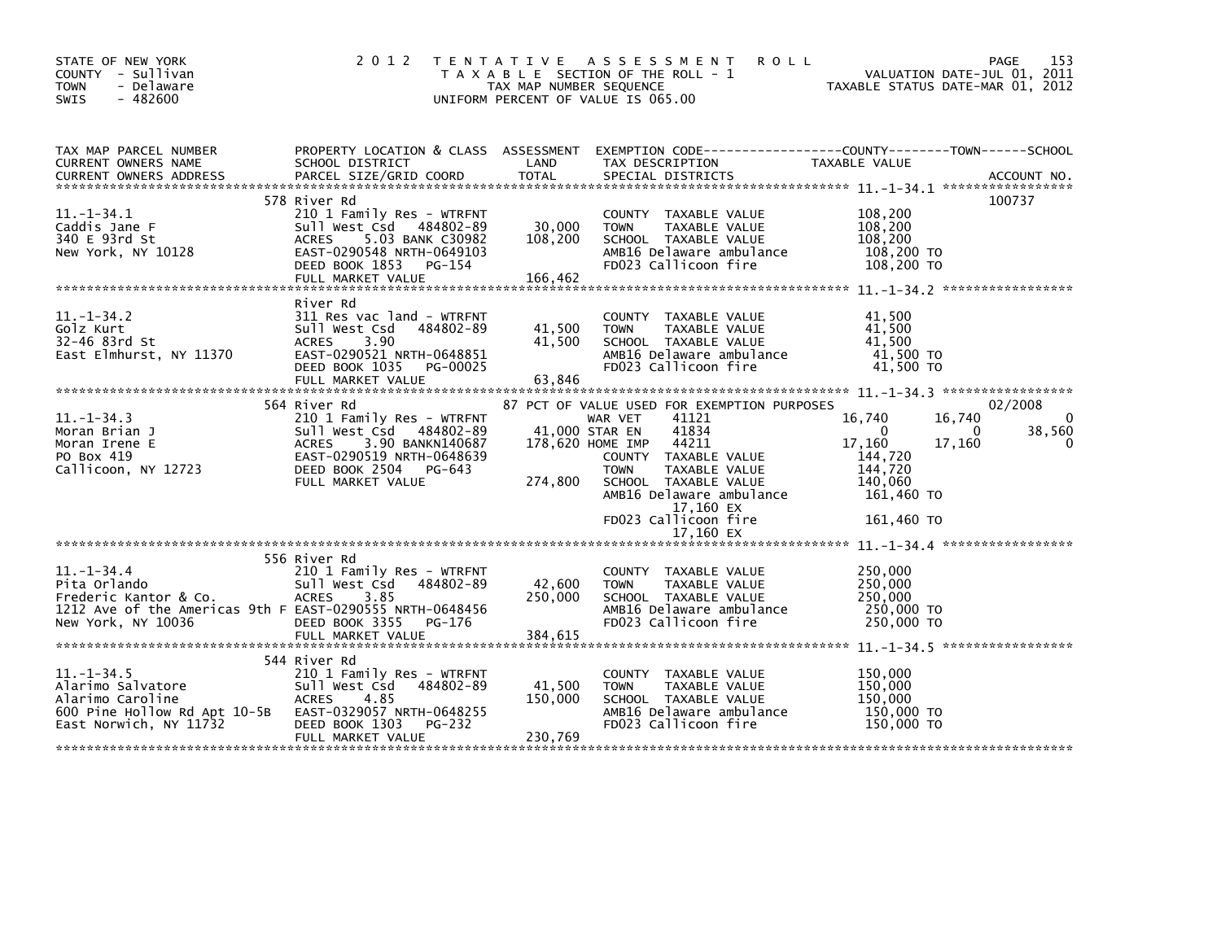STATE OF NEW YORK
COUNTY - Sullivan
TOWN - Delaware
SWIS - 482600

# 2012 TENTATIVE ASSESSMENT ROLL

TAXABLE SECTION OF THE ROLL - 1
TAX MAP NUMBER SEQUENCE
UNIFORM PERCENT OF VALUE IS 065.00

VALUATION DATE-JUL 01, 2011
TAXABLE STATUS DATE-MAR 01, 2012

| TAX MAP PARCEL NUMBER / CURRENT OWNERS NAME / CURRENT OWNERS ADDRESS | PROPERTY LOCATION & CLASS / SCHOOL DISTRICT / PARCEL SIZE/GRID COORD | ASSESSMENT LAND / TOTAL | EXEMPTION CODE / TAX DESCRIPTION / SPECIAL DISTRICTS | COUNTY TAXABLE VALUE | TOWN | SCHOOL | ACCOUNT NO. |
|---|---|---|---|---|---|---|---|
| 11.-1-34.1 | 578 River Rd | | | | | | 100737 |
| Caddis Jane F | 210 1 Family Res - WTRFNT | | COUNTY TAXABLE VALUE | 108,200 | | | |
| 340 E 93rd St | Sull West Csd 484802-89 | 30,000 | TOWN TAXABLE VALUE | 108,200 | | | |
| New York, NY 10128 | ACRES 5.03 BANK C30982 | 108,200 | SCHOOL TAXABLE VALUE | 108,200 | | | |
| | EAST-0290548 NRTH-0649103 | | AMB16 Delaware ambulance | 108,200 TO | | | |
| | DEED BOOK 1853 PG-154 | | FD023 Callicoon fire | 108,200 TO | | | |
| | FULL MARKET VALUE | 166,462 | | | | | |
| 11.-1-34.2 | River Rd | | | | | | |
| Golz Kurt | 311 Res vac land - WTRFNT | | COUNTY TAXABLE VALUE | 41,500 | | | |
| 32-46 83rd St | Sull West Csd 484802-89 | 41,500 | TOWN TAXABLE VALUE | 41,500 | | | |
| East Elmhurst, NY 11370 | ACRES 3.90 | 41,500 | SCHOOL TAXABLE VALUE | 41,500 | | | |
| | EAST-0290521 NRTH-0648851 | | AMB16 Delaware ambulance | 41,500 TO | | | |
| | DEED BOOK 1035 PG-00025 | | FD023 Callicoon fire | 41,500 TO | | | |
| | FULL MARKET VALUE | 63,846 | | | | | |
| 11.-1-34.3 | 564 River Rd | | 87 PCT OF VALUE USED FOR EXEMPTION PURPOSES | | | | 02/2008 |
| Moran Brian J | 210 1 Family Res - WTRFNT | | WAR VET 41121 | 16,740 | 16,740 | 0 | |
| Moran Irene E | Sull West Csd 484802-89 | 41,000 | STAR EN 41834 | 0 | 0 | 38,560 | |
| PO Box 419 | ACRES 3.90 BANKN140687 | 178,620 | HOME IMP 44211 | 17,160 | 17,160 | 0 | |
| Callicoon, NY 12723 | EAST-0290519 NRTH-0648639 | | COUNTY TAXABLE VALUE | 144,720 | | | |
| | DEED BOOK 2504 PG-643 | | TOWN TAXABLE VALUE | 144,720 | | | |
| | FULL MARKET VALUE | 274,800 | SCHOOL TAXABLE VALUE | 140,060 | | | |
| | | | AMB16 Delaware ambulance | 161,460 TO | | | |
| | | | 17,160 EX | | | | |
| | | | FD023 Callicoon fire | 161,460 TO | | | |
| | | | 17,160 EX | | | | |
| 11.-1-34.4 | 556 River Rd | | | | | | |
| Pita Orlando | 210 1 Family Res - WTRFNT | | COUNTY TAXABLE VALUE | 250,000 | | | |
| Frederic Kantor & Co. | Sull West Csd 484802-89 | 42,600 | TOWN TAXABLE VALUE | 250,000 | | | |
| 1212 Ave of the Americas 9th F | ACRES 3.85 | 250,000 | SCHOOL TAXABLE VALUE | 250,000 | | | |
| New York, NY 10036 | EAST-0290555 NRTH-0648456 | | AMB16 Delaware ambulance | 250,000 TO | | | |
| | DEED BOOK 3355 PG-176 | | FD023 Callicoon fire | 250,000 TO | | | |
| | FULL MARKET VALUE | 384,615 | | | | | |
| 11.-1-34.5 | 544 River Rd | | | | | | |
| Alarimo Salvatore | 210 1 Family Res - WTRFNT | | COUNTY TAXABLE VALUE | 150,000 | | | |
| Alarimo Caroline | Sull West Csd 484802-89 | 41,500 | TOWN TAXABLE VALUE | 150,000 | | | |
| 600 Pine Hollow Rd Apt 10-5B | ACRES 4.85 | 150,000 | SCHOOL TAXABLE VALUE | 150,000 | | | |
| East Norwich, NY 11732 | EAST-0329057 NRTH-0648255 | | AMB16 Delaware ambulance | 150,000 TO | | | |
| | DEED BOOK 1303 PG-232 | | FD023 Callicoon fire | 150,000 TO | | | |
| | FULL MARKET VALUE | 230,769 | | | | | |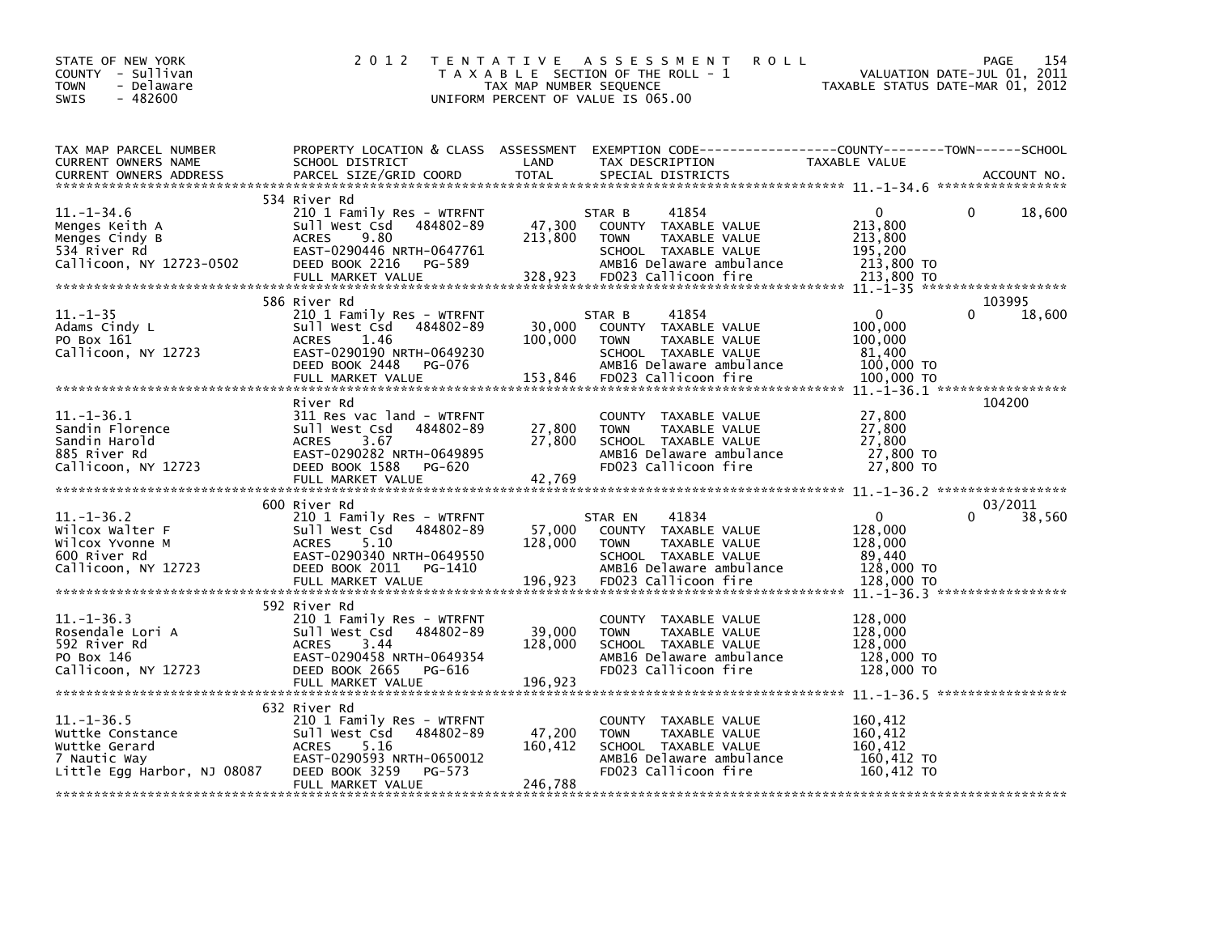STATE OF NEW YORK
COUNTY - Sullivan
TOWN - Delaware
SWIS - 482600

# 2012 TENTATIVE ASSESSMENT ROLL

TAXABLE SECTION OF THE ROLL - 1
TAX MAP NUMBER SEQUENCE
UNIFORM PERCENT OF VALUE IS 065.00

VALUATION DATE-JUL 01, 2011
TAXABLE STATUS DATE-MAR 01, 2012

| TAX MAP PARCEL NUMBER / CURRENT OWNERS NAME / CURRENT OWNERS ADDRESS | PROPERTY LOCATION & CLASS / SCHOOL DISTRICT / PARCEL SIZE/GRID COORD | ASSESSMENT LAND / TOTAL | EXEMPTION CODE / TAX DESCRIPTION / SPECIAL DISTRICTS | COUNTY / TOWN / SCHOOL TAXABLE VALUE | ACCOUNT NO. |
|---|---|---|---|---|---|
| **11.-1-34.6** | 534 River Rd | | | | |
| | 210 1 Family Res - WTRFNT | | STAR B 41854 | 0 0 18,600 | |
| Menges Keith A | Sull West Csd 484802-89 | 47,300 | COUNTY TAXABLE VALUE | 213,800 | |
| Menges Cindy B | ACRES 9.80 | 213,800 | TOWN TAXABLE VALUE | 213,800 | |
| 534 River Rd | EAST-0290446 NRTH-0647761 | | SCHOOL TAXABLE VALUE | 195,200 | |
| Callicoon, NY 12723-0502 | DEED BOOK 2216 PG-589 | | AMB16 Delaware ambulance | 213,800 TO | |
| | FULL MARKET VALUE | 328,923 | FD023 Callicoon fire | 213,800 TO | |
| **11.-1-35** | 586 River Rd | | | | 103995 |
| | 210 1 Family Res - WTRFNT | | STAR B 41854 | 0 0 18,600 | |
| Adams Cindy L | Sull West Csd 484802-89 | 30,000 | COUNTY TAXABLE VALUE | 100,000 | |
| PO Box 161 | ACRES 1.46 | 100,000 | TOWN TAXABLE VALUE | 100,000 | |
| Callicoon, NY 12723 | EAST-0290190 NRTH-0649230 | | SCHOOL TAXABLE VALUE | 81,400 | |
| | DEED BOOK 2448 PG-076 | | AMB16 Delaware ambulance | 100,000 TO | |
| | FULL MARKET VALUE | 153,846 | FD023 Callicoon fire | 100,000 TO | |
| **11.-1-36.1** | River Rd | | | | 104200 |
| | 311 Res vac land - WTRFNT | | COUNTY TAXABLE VALUE | 27,800 | |
| Sandin Florence | Sull West Csd 484802-89 | 27,800 | TOWN TAXABLE VALUE | 27,800 | |
| Sandin Harold | ACRES 3.67 | 27,800 | SCHOOL TAXABLE VALUE | 27,800 | |
| 885 River Rd | EAST-0290282 NRTH-0649895 | | AMB16 Delaware ambulance | 27,800 TO | |
| Callicoon, NY 12723 | DEED BOOK 1588 PG-620 | | FD023 Callicoon fire | 27,800 TO | |
| | FULL MARKET VALUE | 42,769 | | | |
| **11.-1-36.2** | 600 River Rd | | | | 03/2011 |
| | 210 1 Family Res - WTRFNT | | STAR EN 41834 | 0 0 38,560 | |
| Wilcox Walter F | Sull West Csd 484802-89 | 57,000 | COUNTY TAXABLE VALUE | 128,000 | |
| Wilcox Yvonne M | ACRES 5.10 | 128,000 | TOWN TAXABLE VALUE | 128,000 | |
| 600 River Rd | EAST-0290340 NRTH-0649550 | | SCHOOL TAXABLE VALUE | 89,440 | |
| Callicoon, NY 12723 | DEED BOOK 2011 PG-1410 | | AMB16 Delaware ambulance | 128,000 TO | |
| | FULL MARKET VALUE | 196,923 | FD023 Callicoon fire | 128,000 TO | |
| **11.-1-36.3** | 592 River Rd | | | | |
| | 210 1 Family Res - WTRFNT | | COUNTY TAXABLE VALUE | 128,000 | |
| Rosendale Lori A | Sull West Csd 484802-89 | 39,000 | TOWN TAXABLE VALUE | 128,000 | |
| 592 River Rd | ACRES 3.44 | 128,000 | SCHOOL TAXABLE VALUE | 128,000 | |
| PO Box 146 | EAST-0290458 NRTH-0649354 | | AMB16 Delaware ambulance | 128,000 TO | |
| Callicoon, NY 12723 | DEED BOOK 2665 PG-616 | | FD023 Callicoon fire | 128,000 TO | |
| | FULL MARKET VALUE | 196,923 | | | |
| **11.-1-36.5** | 632 River Rd | | | | |
| | 210 1 Family Res - WTRFNT | | COUNTY TAXABLE VALUE | 160,412 | |
| Wuttke Constance | Sull West Csd 484802-89 | 47,200 | TOWN TAXABLE VALUE | 160,412 | |
| Wuttke Gerard | ACRES 5.16 | 160,412 | SCHOOL TAXABLE VALUE | 160,412 | |
| 7 Nautic Way | EAST-0290593 NRTH-0650012 | | AMB16 Delaware ambulance | 160,412 TO | |
| Little Egg Harbor, NJ 08087 | DEED BOOK 3259 PG-573 | | FD023 Callicoon fire | 160,412 TO | |
| | FULL MARKET VALUE | 246,788 | | | |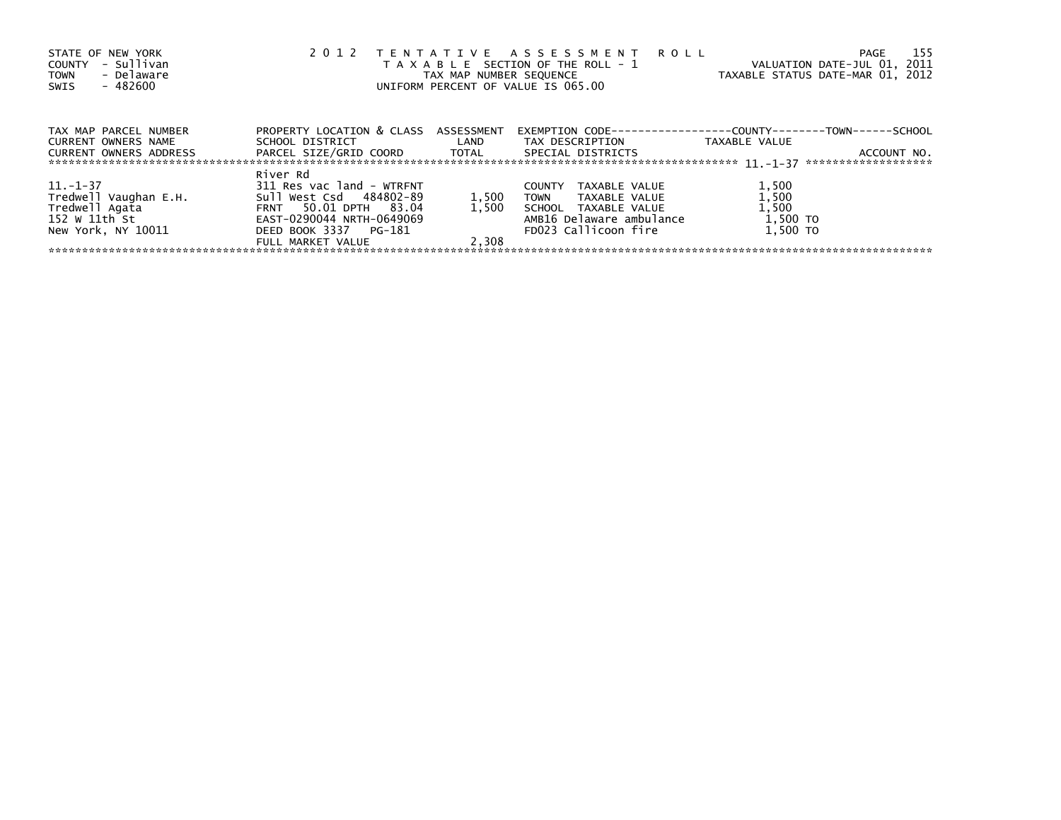STATE OF NEW YORK
COUNTY - Sullivan
TOWN - Delaware
SWIS - 482600

# 2012 TENTATIVE ASSESSMENT ROLL

TAXABLE SECTION OF THE ROLL - 1
TAX MAP NUMBER SEQUENCE
UNIFORM PERCENT OF VALUE IS 065.00

VALUATION DATE-JUL 01, 2011
TAXABLE STATUS DATE-MAR 01, 2012

| TAX MAP PARCEL NUMBER / CURRENT OWNERS NAME / CURRENT OWNERS ADDRESS | PROPERTY LOCATION & CLASS / SCHOOL DISTRICT / PARCEL SIZE/GRID COORD | ASSESSMENT LAND / TOTAL | EXEMPTION CODE / TAX DESCRIPTION / SPECIAL DISTRICTS | COUNTY / TOWN / SCHOOL TAXABLE VALUE | ACCOUNT NO. |
|---|---|---|---|---|---|
| 11.-1-37 | River Rd | | | | |
| | 311 Res vac land - WTRFNT | | COUNTY TAXABLE VALUE | 1,500 | |
| Tredwell Vaughan E.H. | Sull West Csd 484802-89 | 1,500 | TOWN TAXABLE VALUE | 1,500 | |
| Tredwell Agata | FRNT 50.01 DPTH 83.04 | 1,500 | SCHOOL TAXABLE VALUE | 1,500 | |
| 152 W 11th St | EAST-0290044 NRTH-0649069 | | AMB16 Delaware ambulance | 1,500 TO | |
| New York, NY 10011 | DEED BOOK 3337 PG-181 | | FD023 Callicoon fire | 1,500 TO | |
| | FULL MARKET VALUE | 2,308 | | | |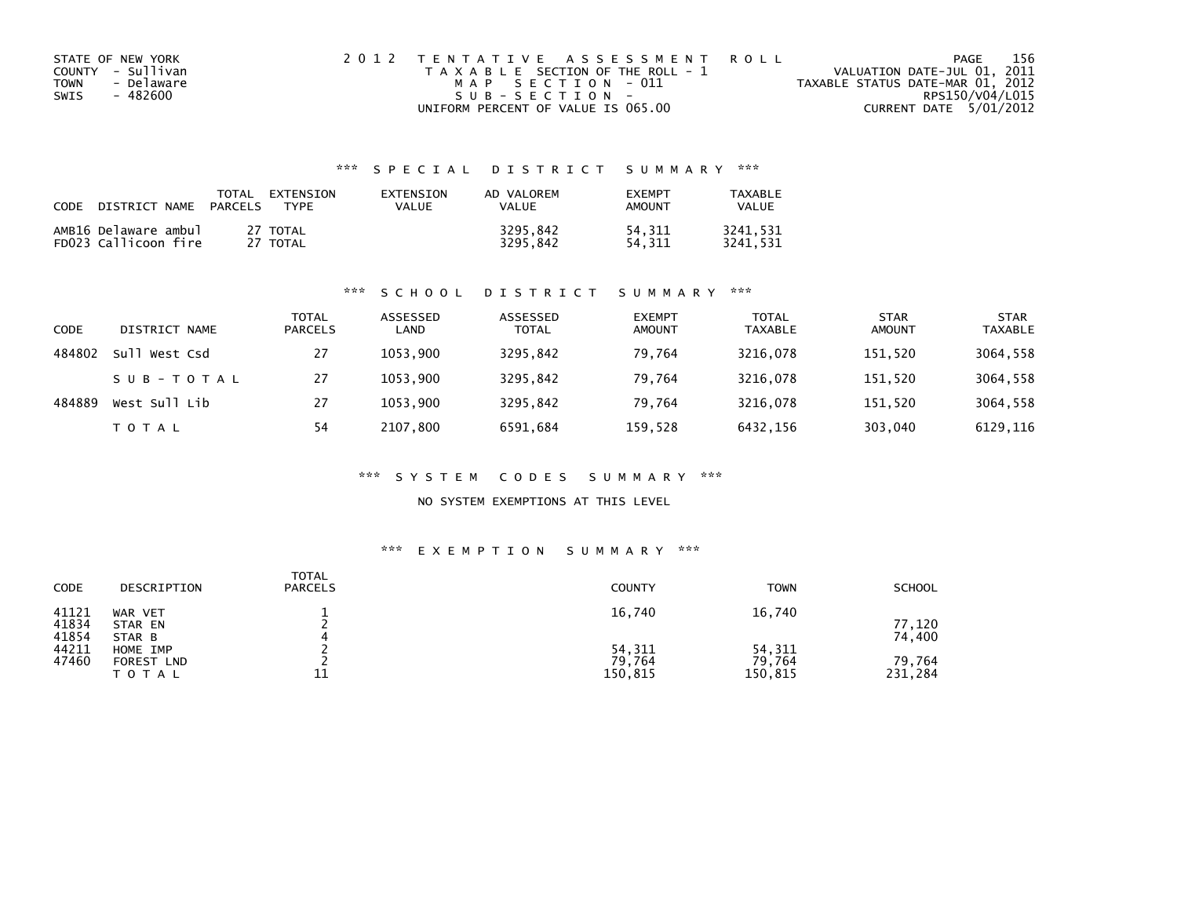STATE OF NEW YORK
COUNTY - Sullivan
TOWN - Delaware
SWIS - 482600

2 0 1 2 TENTATIVE ASSESSMENT ROLL
TAXABLE SECTION OF THE ROLL - 1
MAP SECTION - 011
SUB-SECTION -
UNIFORM PERCENT OF VALUE IS 065.00

VALUATION DATE-JUL 01, 2011
TAXABLE STATUS DATE-MAR 01, 2012
RPS150/V04/L015
CURRENT DATE 5/01/2012

### *** SPECIAL DISTRICT SUMMARY ***

| CODE | DISTRICT NAME | TOTAL PARCELS | EXTENSION TYPE | EXTENSION VALUE | AD VALOREM VALUE | EXEMPT AMOUNT | TAXABLE VALUE |
|---|---|---|---|---|---|---|---|
| AMB16 | Delaware ambul | 27 | TOTAL | | 3295,842 | 54,311 | 3241,531 |
| FD023 | Callicoon fire | 27 | TOTAL | | 3295,842 | 54,311 | 3241,531 |

### *** SCHOOL DISTRICT SUMMARY ***

| CODE | DISTRICT NAME | TOTAL PARCELS | ASSESSED LAND | ASSESSED TOTAL | EXEMPT AMOUNT | TOTAL TAXABLE | STAR AMOUNT | STAR TAXABLE |
|---|---|---|---|---|---|---|---|---|
| 484802 | Sull West Csd | 27 | 1053,900 | 3295,842 | 79,764 | 3216,078 | 151,520 | 3064,558 |
| | SUB-TOTAL | 27 | 1053,900 | 3295,842 | 79,764 | 3216,078 | 151,520 | 3064,558 |
| 484889 | West Sull Lib | 27 | 1053,900 | 3295,842 | 79,764 | 3216,078 | 151,520 | 3064,558 |
| | TOTAL | 54 | 2107,800 | 6591,684 | 159,528 | 6432,156 | 303,040 | 6129,116 |

### *** SYSTEM CODES SUMMARY ***

NO SYSTEM EXEMPTIONS AT THIS LEVEL

### *** EXEMPTION SUMMARY ***

| CODE | DESCRIPTION | TOTAL PARCELS | COUNTY | TOWN | SCHOOL |
|---|---|---|---|---|---|
| 41121 | WAR VET | 1 | 16,740 | 16,740 | |
| 41834 | STAR EN | 2 | | | 77,120 |
| 41854 | STAR B | 4 | | | 74,400 |
| 44211 | HOME IMP | 2 | 54,311 | 54,311 | |
| 47460 | FOREST LND | 2 | 79,764 | 79,764 | 79,764 |
| | TOTAL | 11 | 150,815 | 150,815 | 231,284 |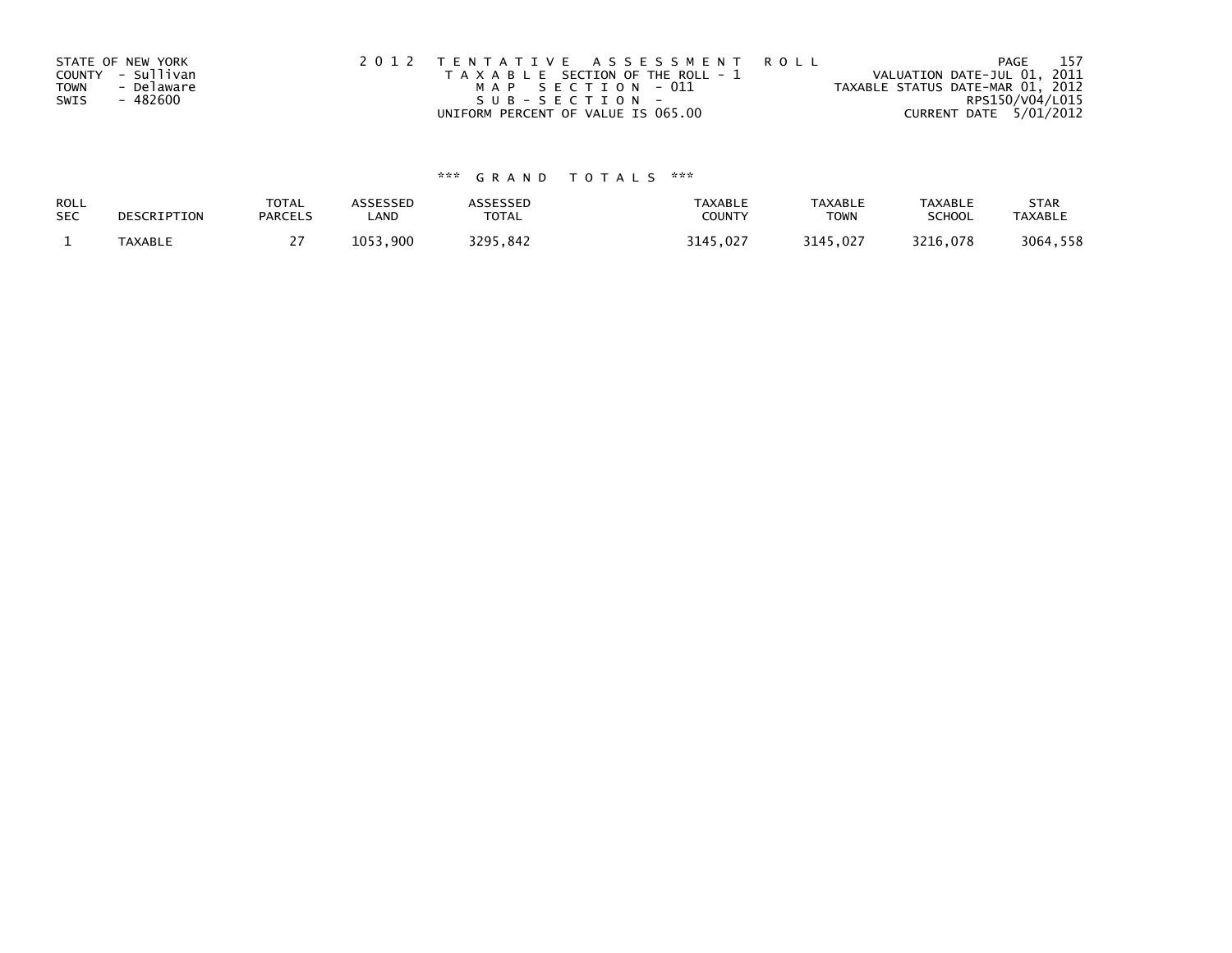STATE OF NEW YORK
COUNTY - Sullivan
TOWN - Delaware
SWIS - 482600

2012 TENTATIVE ASSESSMENT ROLL
TAXABLE SECTION OF THE ROLL - 1
MAP SECTION - 011
SUB-SECTION -
UNIFORM PERCENT OF VALUE IS 065.00

VALUATION DATE-JUL 01, 2011
TAXABLE STATUS DATE-MAR 01, 2012
RPS150/V04/L015
CURRENT DATE 5/01/2012

*** GRAND TOTALS ***

| ROLL SEC | DESCRIPTION | TOTAL PARCELS | ASSESSED LAND | ASSESSED TOTAL | TAXABLE COUNTY | TAXABLE TOWN | TAXABLE SCHOOL | STAR TAXABLE |
|---|---|---|---|---|---|---|---|---|
| 1 | TAXABLE | 27 | 1053,900 | 3295,842 | 3145,027 | 3145,027 | 3216,078 | 3064,558 |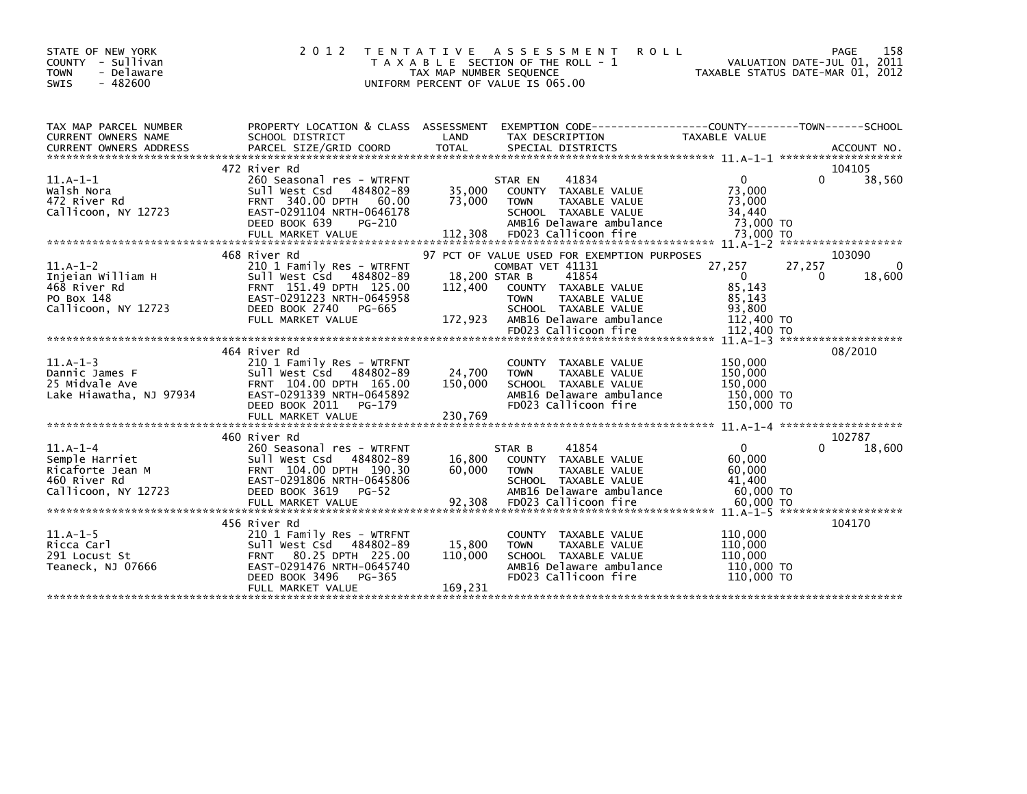STATE OF NEW YORK
COUNTY - Sullivan
TOWN - Delaware
SWIS - 482600

2 0 1 2 T E N T A T I V E A S S E S S M E N T R O L L
T A X A B L E SECTION OF THE ROLL - 1
TAX MAP NUMBER SEQUENCE
UNIFORM PERCENT OF VALUE IS 065.00

VALUATION DATE-JUL 01, 2011
TAXABLE STATUS DATE-MAR 01, 2012

| TAX MAP PARCEL NUMBER / CURRENT OWNERS NAME / CURRENT OWNERS ADDRESS | PROPERTY LOCATION & CLASS / SCHOOL DISTRICT / PARCEL SIZE/GRID COORD | ASSESSMENT LAND | TOTAL | EXEMPTION CODE / TAX DESCRIPTION / SPECIAL DISTRICTS | COUNTY TAXABLE VALUE | TOWN | SCHOOL / ACCOUNT NO. |
|---|---|---|---|---|---|---|---|
| 11.A-1-1 | 472 River Rd | | | | | | 104105 |
| | 260 Seasonal res - WTRFNT | | | STAR EN 41834 | 0 | 0 | 38,560 |
| Walsh Nora | Sull West Csd 484802-89 | 35,000 | | COUNTY TAXABLE VALUE | 73,000 | | |
| 472 River Rd | FRNT 340.00 DPTH 60.00 | | 73,000 | TOWN TAXABLE VALUE | 73,000 | | |
| Callicoon, NY 12723 | EAST-0291104 NRTH-0646178 | | | SCHOOL TAXABLE VALUE | 34,440 | | |
| | DEED BOOK 639 PG-210 | | | AMB16 Delaware ambulance | 73,000 TO | | |
| | FULL MARKET VALUE | | 112,308 | FD023 Callicoon fire | 73,000 TO | | |
| 11.A-1-2 | 468 River Rd | | | 97 PCT OF VALUE USED FOR EXEMPTION PURPOSES | | | 103090 |
| | 210 1 Family Res - WTRFNT | | | COMBAT VET 41131 | 27,257 | 27,257 | 0 |
| Injeian William H | Sull West Csd 484802-89 | 18,200 | | STAR B 41854 | 0 | 0 | 18,600 |
| 468 River Rd | FRNT 151.49 DPTH 125.00 | | 112,400 | COUNTY TAXABLE VALUE | 85,143 | | |
| PO Box 148 | EAST-0291223 NRTH-0645958 | | | TOWN TAXABLE VALUE | 85,143 | | |
| Callicoon, NY 12723 | DEED BOOK 2740 PG-665 | | | SCHOOL TAXABLE VALUE | 93,800 | | |
| | FULL MARKET VALUE | | 172,923 | AMB16 Delaware ambulance | 112,400 TO | | |
| | | | | FD023 Callicoon fire | 112,400 TO | | |
| 11.A-1-3 | 464 River Rd | | | | | | 08/2010 |
| | 210 1 Family Res - WTRFNT | | | COUNTY TAXABLE VALUE | 150,000 | | |
| Dannic James F | Sull West Csd 484802-89 | 24,700 | | TOWN TAXABLE VALUE | 150,000 | | |
| 25 Midvale Ave | FRNT 104.00 DPTH 165.00 | | 150,000 | SCHOOL TAXABLE VALUE | 150,000 | | |
| Lake Hiawatha, NJ 97934 | EAST-0291339 NRTH-0645892 | | | AMB16 Delaware ambulance | 150,000 TO | | |
| | DEED BOOK 2011 PG-179 | | | FD023 Callicoon fire | 150,000 TO | | |
| | FULL MARKET VALUE | | 230,769 | | | | |
| 11.A-1-4 | 460 River Rd | | | | | | 102787 |
| | 260 Seasonal res - WTRFNT | | | STAR B 41854 | 0 | 0 | 18,600 |
| Semple Harriet | Sull West Csd 484802-89 | 16,800 | | COUNTY TAXABLE VALUE | 60,000 | | |
| Ricaforte Jean M | FRNT 104.00 DPTH 190.30 | | 60,000 | TOWN TAXABLE VALUE | 60,000 | | |
| 460 River Rd | EAST-0291806 NRTH-0645806 | | | SCHOOL TAXABLE VALUE | 41,400 | | |
| Callicoon, NY 12723 | DEED BOOK 3619 PG-52 | | | AMB16 Delaware ambulance | 60,000 TO | | |
| | FULL MARKET VALUE | | 92,308 | FD023 Callicoon fire | 60,000 TO | | |
| 11.A-1-5 | 456 River Rd | | | | | | 104170 |
| | 210 1 Family Res - WTRFNT | | | COUNTY TAXABLE VALUE | 110,000 | | |
| Ricca Carl | Sull West Csd 484802-89 | 15,800 | | TOWN TAXABLE VALUE | 110,000 | | |
| 291 Locust St | FRNT 80.25 DPTH 225.00 | | 110,000 | SCHOOL TAXABLE VALUE | 110,000 | | |
| Teaneck, NJ 07666 | EAST-0291476 NRTH-0645740 | | | AMB16 Delaware ambulance | 110,000 TO | | |
| | DEED BOOK 3496 PG-365 | | | FD023 Callicoon fire | 110,000 TO | | |
| | FULL MARKET VALUE | | 169,231 | | | | |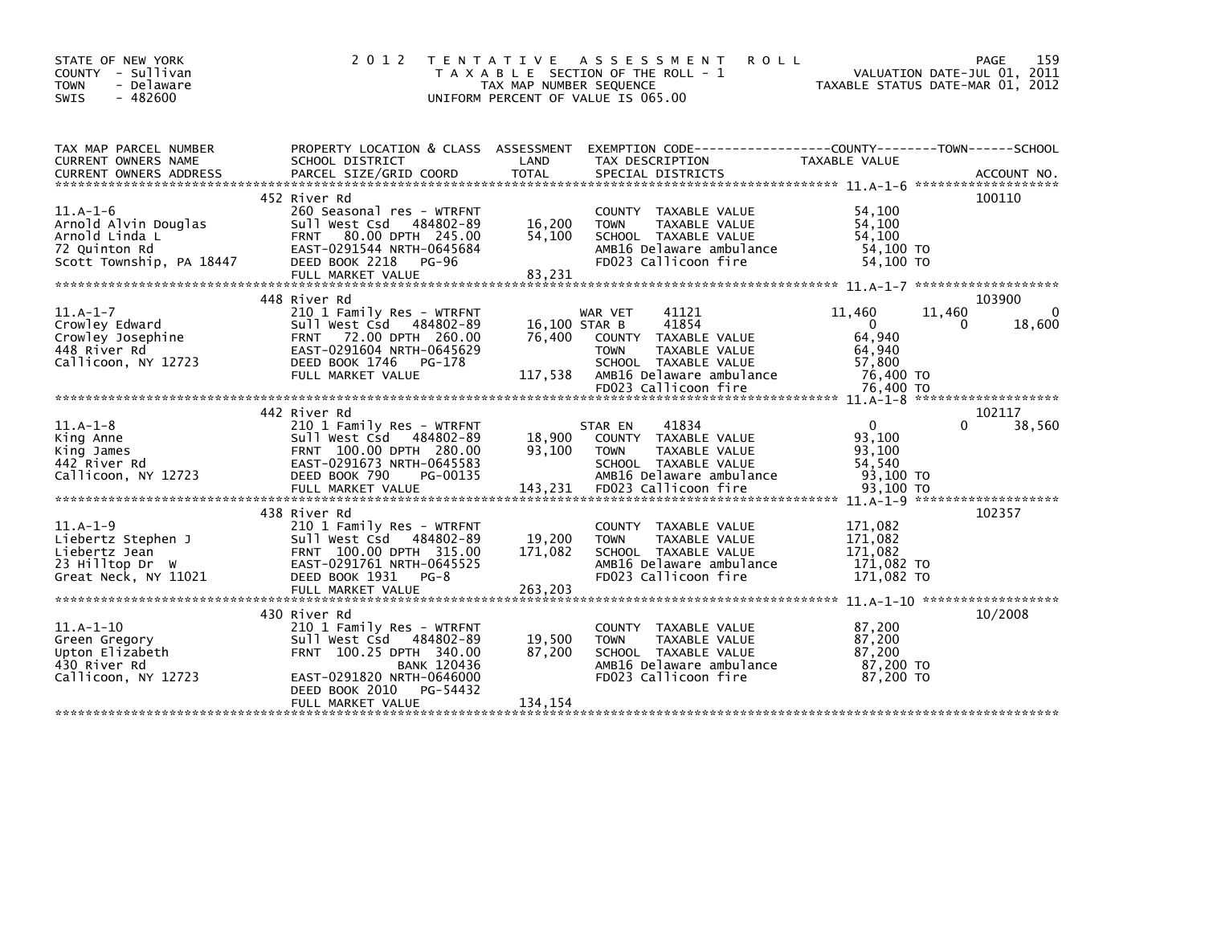STATE OF NEW YORK
COUNTY - Sullivan
TOWN - Delaware
SWIS - 482600

# 2012 TENTATIVE ASSESSMENT ROLL

TAXABLE SECTION OF THE ROLL - 1
TAX MAP NUMBER SEQUENCE
UNIFORM PERCENT OF VALUE IS 065.00

VALUATION DATE-JUL 01, 2011
TAXABLE STATUS DATE-MAR 01, 2012

| TAX MAP PARCEL NUMBER / CURRENT OWNERS NAME / CURRENT OWNERS ADDRESS | PROPERTY LOCATION & CLASS / SCHOOL DISTRICT / PARCEL SIZE/GRID COORD | ASSESSMENT LAND / TOTAL | EXEMPTION CODE / TAX DESCRIPTION / SPECIAL DISTRICTS | COUNTY TAXABLE VALUE | TOWN | SCHOOL | ACCOUNT NO. |
|---|---|---|---|---|---|---|---|
| | 452 River Rd | | | | | | 100110 |
| 11.A-1-6 | 260 Seasonal res - WTRFNT | | COUNTY TAXABLE VALUE | 54,100 | | | |
| Arnold Alvin Douglas | Sull West Csd 484802-89 | 16,200 | TOWN TAXABLE VALUE | 54,100 | | | |
| Arnold Linda L | FRNT 80.00 DPTH 245.00 | 54,100 | SCHOOL TAXABLE VALUE | 54,100 | | | |
| 72 Quinton Rd | EAST-0291544 NRTH-0645684 | | AMB16 Delaware ambulance | 54,100 TO | | | |
| Scott Township, PA 18447 | DEED BOOK 2218 PG-96 | | FD023 Callicoon fire | 54,100 TO | | | |
| | FULL MARKET VALUE | 83,231 | | | | | |
| | 448 River Rd | | | | | | 103900 |
| 11.A-1-7 | 210 1 Family Res - WTRFNT | | WAR VET 41121 | 11,460 | 11,460 | 0 | |
| Crowley Edward | Sull West Csd 484802-89 | 16,100 | STAR B 41854 | 0 | 0 | 18,600 | |
| Crowley Josephine | FRNT 72.00 DPTH 260.00 | 76,400 | COUNTY TAXABLE VALUE | 64,940 | | | |
| 448 River Rd | EAST-0291604 NRTH-0645629 | | TOWN TAXABLE VALUE | 64,940 | | | |
| Callicoon, NY 12723 | DEED BOOK 1746 PG-178 | | SCHOOL TAXABLE VALUE | 57,800 | | | |
| | FULL MARKET VALUE | 117,538 | AMB16 Delaware ambulance | 76,400 TO | | | |
| | | | FD023 Callicoon fire | 76,400 TO | | | |
| | 442 River Rd | | | | | | 102117 |
| 11.A-1-8 | 210 1 Family Res - WTRFNT | | STAR EN 41834 | 0 | 0 | 38,560 | |
| King Anne | Sull West Csd 484802-89 | 18,900 | COUNTY TAXABLE VALUE | 93,100 | | | |
| King James | FRNT 100.00 DPTH 280.00 | 93,100 | TOWN TAXABLE VALUE | 93,100 | | | |
| 442 River Rd | EAST-0291673 NRTH-0645583 | | SCHOOL TAXABLE VALUE | 54,540 | | | |
| Callicoon, NY 12723 | DEED BOOK 790 PG-00135 | | AMB16 Delaware ambulance | 93,100 TO | | | |
| | FULL MARKET VALUE | 143,231 | FD023 Callicoon fire | 93,100 TO | | | |
| | 438 River Rd | | | | | | 102357 |
| 11.A-1-9 | 210 1 Family Res - WTRFNT | | COUNTY TAXABLE VALUE | 171,082 | | | |
| Liebertz Stephen J | Sull West Csd 484802-89 | 19,200 | TOWN TAXABLE VALUE | 171,082 | | | |
| Liebertz Jean | FRNT 100.00 DPTH 315.00 | 171,082 | SCHOOL TAXABLE VALUE | 171,082 | | | |
| 23 Hilltop Dr W | EAST-0291761 NRTH-0645525 | | AMB16 Delaware ambulance | 171,082 TO | | | |
| Great Neck, NY 11021 | DEED BOOK 1931 PG-8 | | FD023 Callicoon fire | 171,082 TO | | | |
| | FULL MARKET VALUE | 263,203 | | | | | |
| | 430 River Rd | | | | | | 10/2008 |
| 11.A-1-10 | 210 1 Family Res - WTRFNT | | COUNTY TAXABLE VALUE | 87,200 | | | |
| Green Gregory | Sull West Csd 484802-89 | 19,500 | TOWN TAXABLE VALUE | 87,200 | | | |
| Upton Elizabeth | FRNT 100.25 DPTH 340.00 | 87,200 | SCHOOL TAXABLE VALUE | 87,200 | | | |
| 430 River Rd | BANK 120436 | | AMB16 Delaware ambulance | 87,200 TO | | | |
| Callicoon, NY 12723 | EAST-0291820 NRTH-0646000 | | FD023 Callicoon fire | 87,200 TO | | | |
| | DEED BOOK 2010 PG-54432 | | | | | | |
| | FULL MARKET VALUE | 134,154 | | | | | |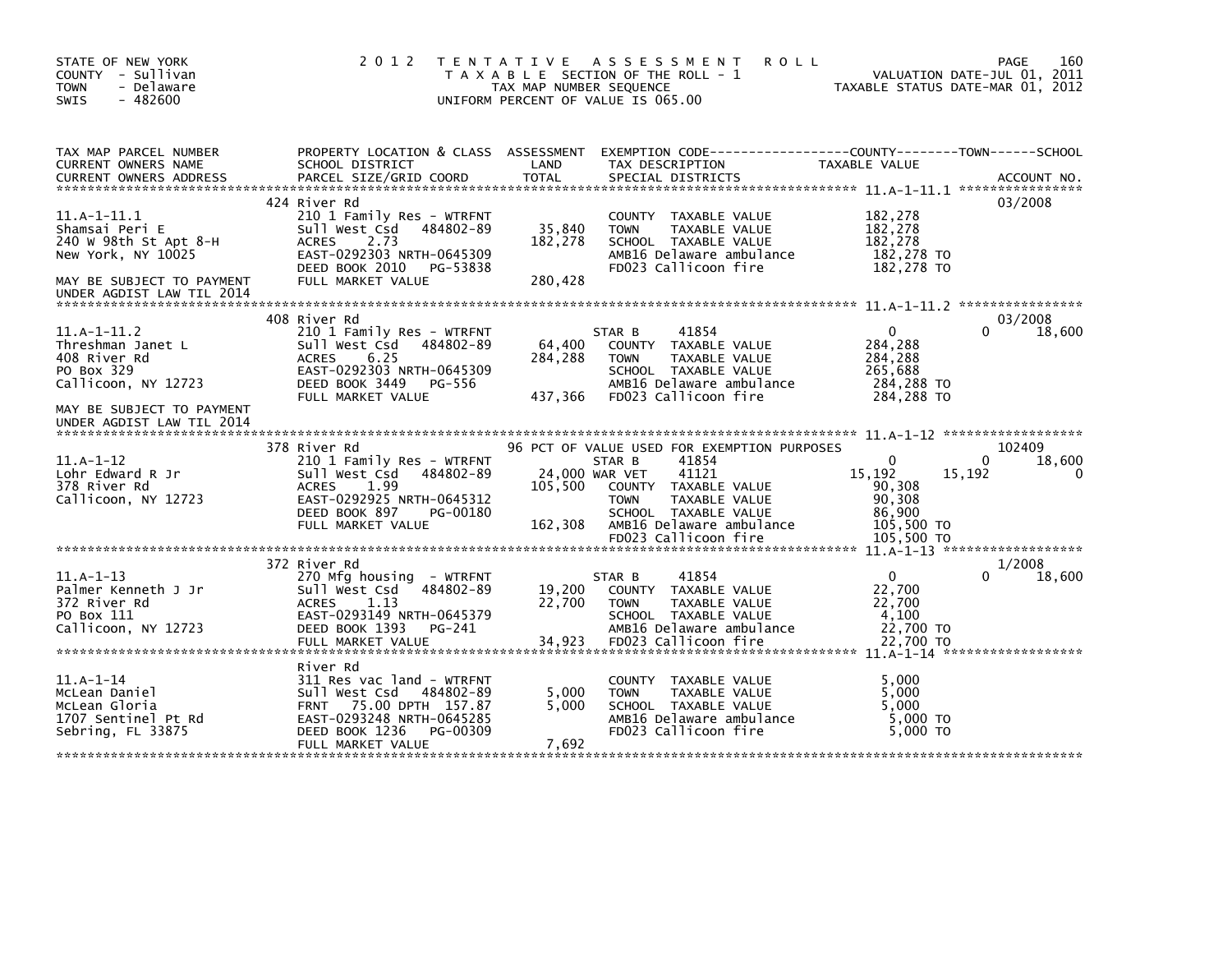STATE OF NEW YORK
COUNTY - Sullivan
TOWN - Delaware
SWIS - 482600

# 2012 TENTATIVE ASSESSMENT ROLL

TAXABLE SECTION OF THE ROLL - 1
TAX MAP NUMBER SEQUENCE
UNIFORM PERCENT OF VALUE IS 065.00

VALUATION DATE-JUL 01, 2011
TAXABLE STATUS DATE-MAR 01, 2012

| TAX MAP PARCEL NUMBER / CURRENT OWNERS NAME / CURRENT OWNERS ADDRESS | PROPERTY LOCATION & CLASS / SCHOOL DISTRICT / PARCEL SIZE/GRID COORD | ASSESSMENT LAND / TOTAL | EXEMPTION CODE / TAX DESCRIPTION / SPECIAL DISTRICTS | COUNTY TAXABLE VALUE | TOWN | SCHOOL | ACCOUNT NO. |
|---|---|---|---|---|---|---|---|
| **11.A-1-11.1** | 424 River Rd | | | | | | 03/2008 |
| Shamsai Peri E | 210 1 Family Res - WTRFNT | | COUNTY TAXABLE VALUE | 182,278 | | | |
| 240 W 98th St Apt 8-H | Sull West Csd 484802-89 | 35,840 | TOWN TAXABLE VALUE | 182,278 | | | |
| New York, NY 10025 | ACRES 2.73 | 182,278 | SCHOOL TAXABLE VALUE | 182,278 | | | |
| | EAST-0292303 NRTH-0645309 | | AMB16 Delaware ambulance | 182,278 TO | | | |
| | DEED BOOK 2010 PG-53838 | | FD023 Callicoon fire | 182,278 TO | | | |
| MAY BE SUBJECT TO PAYMENT | FULL MARKET VALUE | 280,428 | | | | | |
| UNDER AGDIST LAW TIL 2014 | | | | | | | |
| **11.A-1-11.2** | 408 River Rd | | | | | | 03/2008 |
| Threshman Janet L | 210 1 Family Res - WTRFNT | | STAR B 41854 | 0 | 0 | 18,600 | |
| 408 River Rd | Sull West Csd 484802-89 | 64,400 | COUNTY TAXABLE VALUE | 284,288 | | | |
| PO Box 329 | ACRES 6.25 | 284,288 | TOWN TAXABLE VALUE | 284,288 | | | |
| Callicoon, NY 12723 | EAST-0292303 NRTH-0645309 | | SCHOOL TAXABLE VALUE | 265,688 | | | |
| | DEED BOOK 3449 PG-556 | | AMB16 Delaware ambulance | 284,288 TO | | | |
| | FULL MARKET VALUE | 437,366 | FD023 Callicoon fire | 284,288 TO | | | |
| MAY BE SUBJECT TO PAYMENT | | | | | | | |
| UNDER AGDIST LAW TIL 2014 | | | | | | | |
| **11.A-1-12** | 378 River Rd | | 96 PCT OF VALUE USED FOR EXEMPTION PURPOSES | | | | 102409 |
| Lohr Edward R Jr | 210 1 Family Res - WTRFNT | | STAR B 41854 | 0 | 0 | 18,600 | |
| 378 River Rd | Sull West Csd 484802-89 | 24,000 | WAR VET 41121 | 15,192 | 15,192 | 0 | |
| Callicoon, NY 12723 | ACRES 1.99 | 105,500 | COUNTY TAXABLE VALUE | 90,308 | | | |
| | EAST-0292925 NRTH-0645312 | | TOWN TAXABLE VALUE | 90,308 | | | |
| | DEED BOOK 897 PG-00180 | | SCHOOL TAXABLE VALUE | 86,900 | | | |
| | FULL MARKET VALUE | 162,308 | AMB16 Delaware ambulance | 105,500 TO | | | |
| | | | FD023 Callicoon fire | 105,500 TO | | | |
| **11.A-1-13** | 372 River Rd | | | | | | 1/2008 |
| Palmer Kenneth J Jr | 270 Mfg housing - WTRFNT | | STAR B 41854 | 0 | 0 | 18,600 | |
| 372 River Rd | Sull West Csd 484802-89 | 19,200 | COUNTY TAXABLE VALUE | 22,700 | | | |
| PO Box 111 | ACRES 1.13 | 22,700 | TOWN TAXABLE VALUE | 22,700 | | | |
| Callicoon, NY 12723 | EAST-0293149 NRTH-0645379 | | SCHOOL TAXABLE VALUE | 4,100 | | | |
| | DEED BOOK 1393 PG-241 | | AMB16 Delaware ambulance | 22,700 TO | | | |
| | FULL MARKET VALUE | 34,923 | FD023 Callicoon fire | 22,700 TO | | | |
| **11.A-1-14** | River Rd | | | | | | |
| McLean Daniel | 311 Res vac land - WTRFNT | | COUNTY TAXABLE VALUE | 5,000 | | | |
| McLean Gloria | Sull West Csd 484802-89 | 5,000 | TOWN TAXABLE VALUE | 5,000 | | | |
| 1707 Sentinel Pt Rd | FRNT 75.00 DPTH 157.87 | 5,000 | SCHOOL TAXABLE VALUE | 5,000 | | | |
| Sebring, FL 33875 | EAST-0293248 NRTH-0645285 | | AMB16 Delaware ambulance | 5,000 TO | | | |
| | DEED BOOK 1236 PG-00309 | | FD023 Callicoon fire | 5,000 TO | | | |
| | FULL MARKET VALUE | 7,692 | | | | | |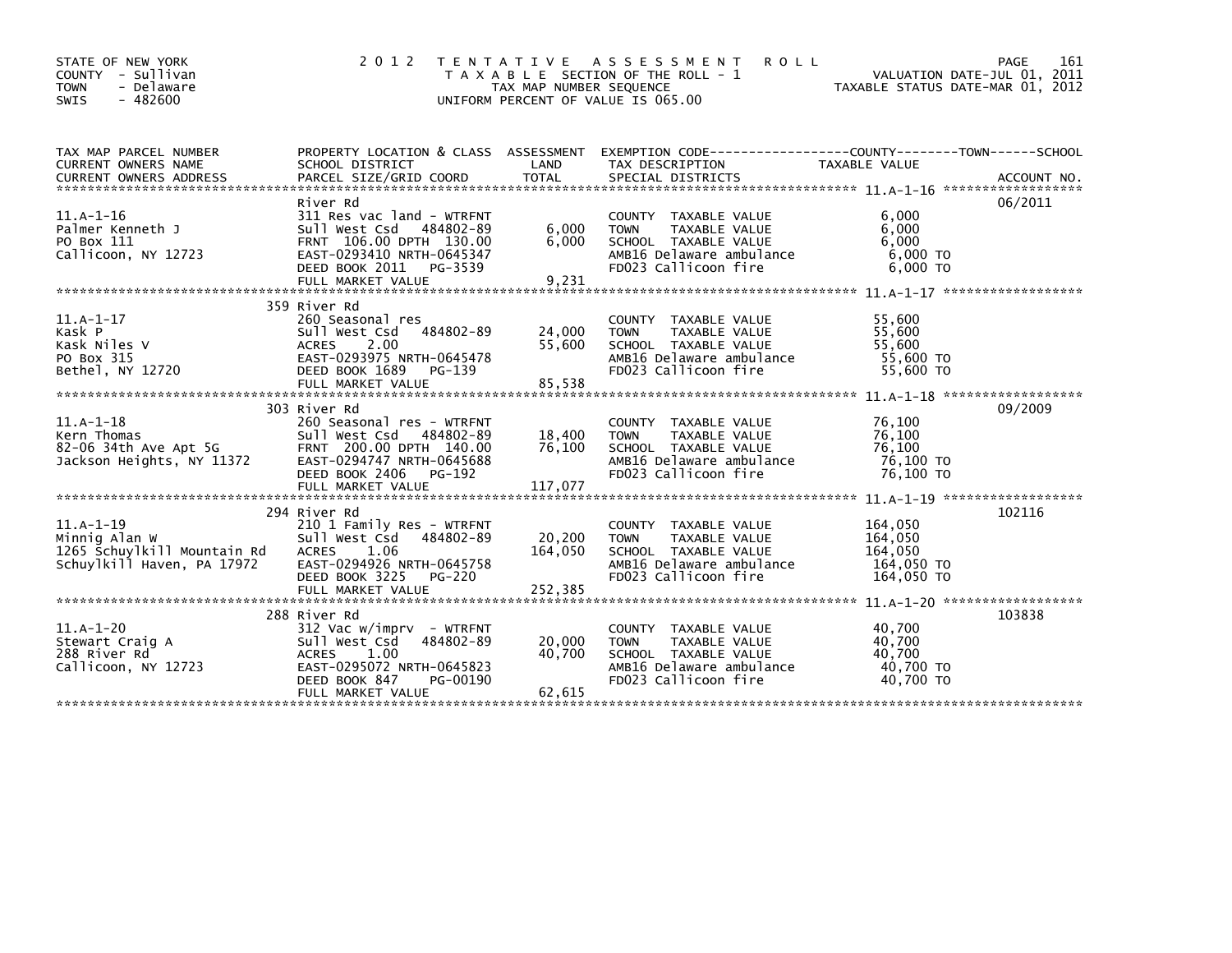STATE OF NEW YORK
COUNTY - Sullivan
TOWN - Delaware
SWIS - 482600

2 0 1 2 T E N T A T I V E A S S E S S M E N T R O L L
T A X A B L E SECTION OF THE ROLL - 1
TAX MAP NUMBER SEQUENCE
UNIFORM PERCENT OF VALUE IS 065.00

VALUATION DATE-JUL 01, 2011
TAXABLE STATUS DATE-MAR 01, 2012

| TAX MAP PARCEL NUMBER / CURRENT OWNERS NAME / CURRENT OWNERS ADDRESS | PROPERTY LOCATION & CLASS / SCHOOL DISTRICT / PARCEL SIZE/GRID COORD | ASSESSMENT LAND | TOTAL | EXEMPTION CODE / TAX DESCRIPTION / SPECIAL DISTRICTS | TAXABLE VALUE (COUNTY / TOWN / SCHOOL) | ACCOUNT NO. |
|---|---|---|---|---|---|---|
| 11.A-1-16 | River Rd | | | | | 06/2011 |
| 11.A-1-16 | 311 Res vac land - WTRFNT | | | COUNTY TAXABLE VALUE | 6,000 | |
| Palmer Kenneth J | Sull West Csd 484802-89 | 6,000 | | TOWN TAXABLE VALUE | 6,000 | |
| PO Box 111 | FRNT 106.00 DPTH 130.00 | | 6,000 | SCHOOL TAXABLE VALUE | 6,000 | |
| Callicoon, NY 12723 | EAST-0293410 NRTH-0645347 | | | AMB16 Delaware ambulance | 6,000 TO | |
| | DEED BOOK 2011 PG-3539 | | | FD023 Callicoon fire | 6,000 TO | |
| | FULL MARKET VALUE | | 9,231 | | | |
| 11.A-1-17 | 359 River Rd | | | | | |
| 11.A-1-17 | 260 Seasonal res | | | COUNTY TAXABLE VALUE | 55,600 | |
| Kask P | Sull West Csd 484802-89 | 24,000 | | TOWN TAXABLE VALUE | 55,600 | |
| Kask Niles V | ACRES 2.00 | | 55,600 | SCHOOL TAXABLE VALUE | 55,600 | |
| PO Box 315 | EAST-0293975 NRTH-0645478 | | | AMB16 Delaware ambulance | 55,600 TO | |
| Bethel, NY 12720 | DEED BOOK 1689 PG-139 | | | FD023 Callicoon fire | 55,600 TO | |
| | FULL MARKET VALUE | | 85,538 | | | |
| 11.A-1-18 | 303 River Rd | | | | | 09/2009 |
| 11.A-1-18 | 260 Seasonal res - WTRFNT | | | COUNTY TAXABLE VALUE | 76,100 | |
| Kern Thomas | Sull West Csd 484802-89 | 18,400 | | TOWN TAXABLE VALUE | 76,100 | |
| 82-06 34th Ave Apt 5G | FRNT 200.00 DPTH 140.00 | | 76,100 | SCHOOL TAXABLE VALUE | 76,100 | |
| Jackson Heights, NY 11372 | EAST-0294747 NRTH-0645688 | | | AMB16 Delaware ambulance | 76,100 TO | |
| | DEED BOOK 2406 PG-192 | | | FD023 Callicoon fire | 76,100 TO | |
| | FULL MARKET VALUE | | 117,077 | | | |
| 11.A-1-19 | 294 River Rd | | | | | 102116 |
| 11.A-1-19 | 210 1 Family Res - WTRFNT | | | COUNTY TAXABLE VALUE | 164,050 | |
| Minnig Alan W | Sull West Csd 484802-89 | 20,200 | | TOWN TAXABLE VALUE | 164,050 | |
| 1265 Schuylkill Mountain Rd | ACRES 1.06 | | 164,050 | SCHOOL TAXABLE VALUE | 164,050 | |
| Schuylkill Haven, PA 17972 | EAST-0294926 NRTH-0645758 | | | AMB16 Delaware ambulance | 164,050 TO | |
| | DEED BOOK 3225 PG-220 | | | FD023 Callicoon fire | 164,050 TO | |
| | FULL MARKET VALUE | | 252,385 | | | |
| 11.A-1-20 | 288 River Rd | | | | | 103838 |
| 11.A-1-20 | 312 Vac w/imprv - WTRFNT | | | COUNTY TAXABLE VALUE | 40,700 | |
| Stewart Craig A | Sull West Csd 484802-89 | 20,000 | | TOWN TAXABLE VALUE | 40,700 | |
| 288 River Rd | ACRES 1.00 | | 40,700 | SCHOOL TAXABLE VALUE | 40,700 | |
| Callicoon, NY 12723 | EAST-0295072 NRTH-0645823 | | | AMB16 Delaware ambulance | 40,700 TO | |
| | DEED BOOK 847 PG-00190 | | | FD023 Callicoon fire | 40,700 TO | |
| | FULL MARKET VALUE | | 62,615 | | | |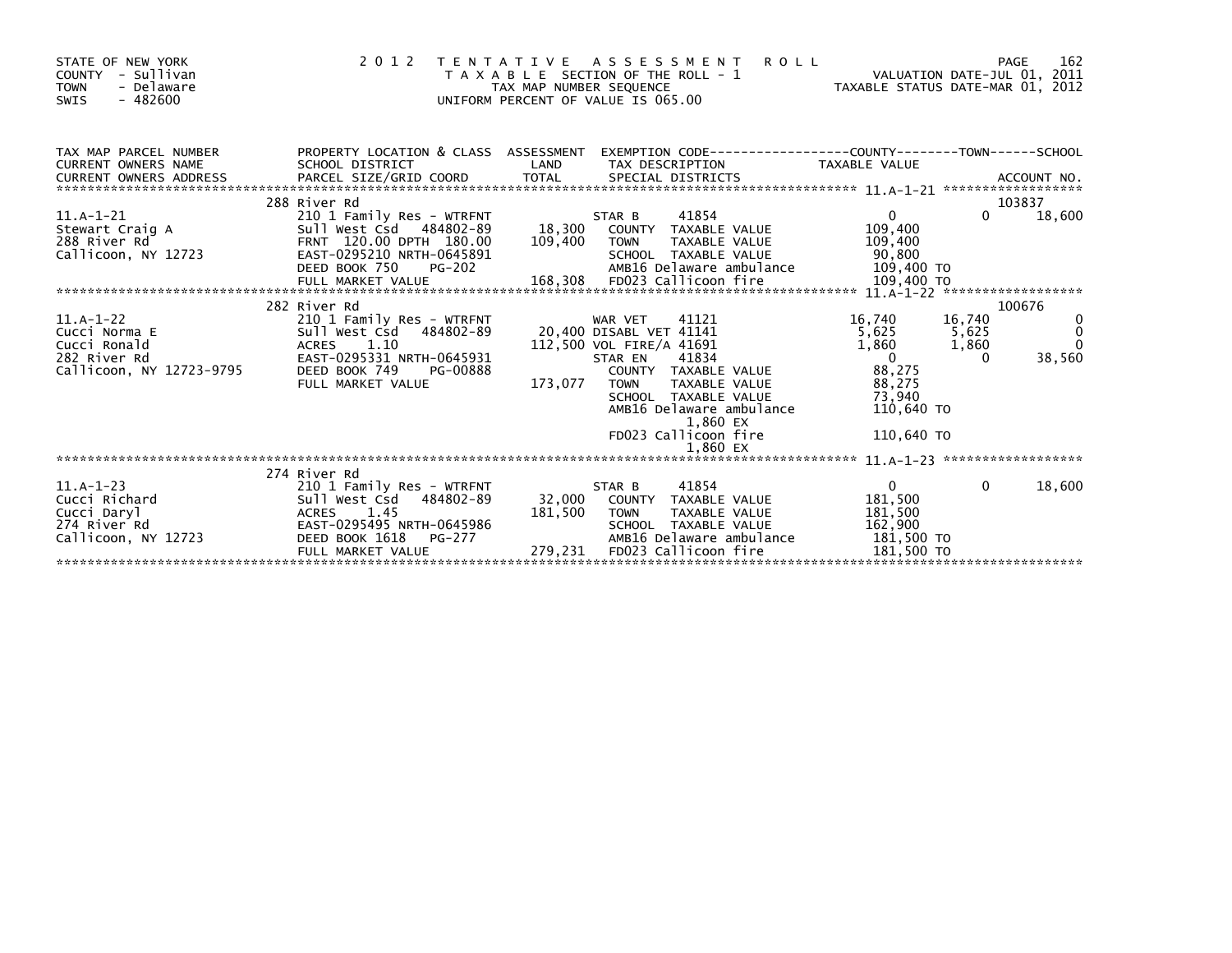STATE OF NEW YORK
COUNTY - Sullivan
TOWN - Delaware
SWIS - 482600

2 0 1 2 T E N T A T I V E A S S E S S M E N T R O L L
T A X A B L E SECTION OF THE ROLL - 1
TAX MAP NUMBER SEQUENCE
UNIFORM PERCENT OF VALUE IS 065.00

VALUATION DATE-JUL 01, 2011
TAXABLE STATUS DATE-MAR 01, 2012

| TAX MAP PARCEL NUMBER / CURRENT OWNERS NAME / CURRENT OWNERS ADDRESS | PROPERTY LOCATION & CLASS / SCHOOL DISTRICT / PARCEL SIZE/GRID COORD | ASSESSMENT LAND / TOTAL | EXEMPTION CODE / TAX DESCRIPTION / SPECIAL DISTRICTS | COUNTY TAXABLE VALUE | TOWN | SCHOOL / ACCOUNT NO. |
|---|---|---|---|---|---|---|
| **11.A-1-21** | 288 River Rd | | | | | 103837 |
| 11.A-1-21 | 210 1 Family Res - WTRFNT | | STAR B 41854 | 0 | 0 | 18,600 |
| Stewart Craig A | Sull West Csd 484802-89 | 18,300 | COUNTY TAXABLE VALUE | 109,400 | | |
| 288 River Rd | FRNT 120.00 DPTH 180.00 | 109,400 | TOWN TAXABLE VALUE | 109,400 | | |
| Callicoon, NY 12723 | EAST-0295210 NRTH-0645891 | | SCHOOL TAXABLE VALUE | 90,800 | | |
| | DEED BOOK 750 PG-202 | | AMB16 Delaware ambulance | 109,400 TO | | |
| | FULL MARKET VALUE | 168,308 | FD023 Callicoon fire | 109,400 TO | | |
| **11.A-1-22** | 282 River Rd | | | | | 100676 |
| 11.A-1-22 | 210 1 Family Res - WTRFNT | | WAR VET 41121 | 16,740 | 16,740 | 0 |
| Cucci Norma E | Sull West Csd 484802-89 | 20,400 | DISABL VET 41141 | 5,625 | 5,625 | 0 |
| Cucci Ronald | ACRES 1.10 | 112,500 | VOL FIRE/A 41691 | 1,860 | 1,860 | 0 |
| 282 River Rd | EAST-0295331 NRTH-0645931 | | STAR EN 41834 | 0 | 0 | 38,560 |
| Callicoon, NY 12723-9795 | DEED BOOK 749 PG-00888 | | COUNTY TAXABLE VALUE | 88,275 | | |
| | FULL MARKET VALUE | 173,077 | TOWN TAXABLE VALUE | 88,275 | | |
| | | | SCHOOL TAXABLE VALUE | 73,940 | | |
| | | | AMB16 Delaware ambulance 1,860 EX | 110,640 TO | | |
| | | | FD023 Callicoon fire 1,860 EX | 110,640 TO | | |
| **11.A-1-23** | 274 River Rd | | | | | |
| 11.A-1-23 | 210 1 Family Res - WTRFNT | | STAR B 41854 | 0 | 0 | 18,600 |
| Cucci Richard | Sull West Csd 484802-89 | 32,000 | COUNTY TAXABLE VALUE | 181,500 | | |
| Cucci Daryl | ACRES 1.45 | 181,500 | TOWN TAXABLE VALUE | 181,500 | | |
| 274 River Rd | EAST-0295495 NRTH-0645986 | | SCHOOL TAXABLE VALUE | 162,900 | | |
| Callicoon, NY 12723 | DEED BOOK 1618 PG-277 | | AMB16 Delaware ambulance | 181,500 TO | | |
| | FULL MARKET VALUE | 279,231 | FD023 Callicoon fire | 181,500 TO | | |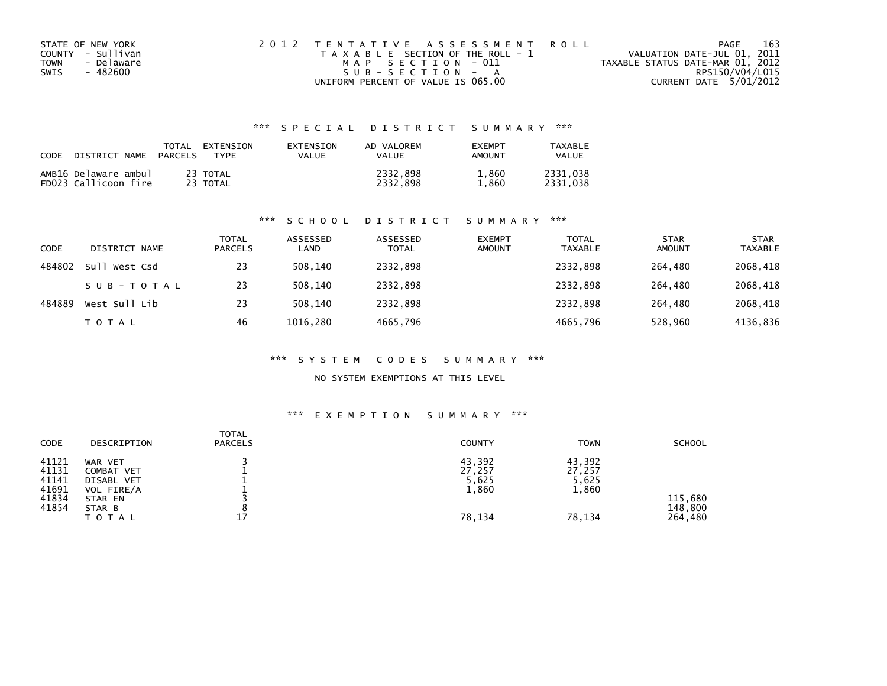STATE OF NEW YORK
COUNTY - Sullivan
TOWN - Delaware
SWIS - 482600

2 0 1 2 T E N T A T I V E A S S E S S M E N T R O L L
T A X A B L E SECTION OF THE ROLL - 1
M A P S E C T I O N - 011
S U B - S E C T I O N - A
UNIFORM PERCENT OF VALUE IS 065.00

VALUATION DATE-JUL 01, 2011
TAXABLE STATUS DATE-MAR 01, 2012
RPS150/V04/L015
CURRENT DATE 5/01/2012

## *** S P E C I A L D I S T R I C T S U M M A R Y ***

| CODE DISTRICT NAME | TOTAL PARCELS | EXTENSION TYPE | EXTENSION VALUE | AD VALOREM VALUE | EXEMPT AMOUNT | TAXABLE VALUE |
|---|---|---|---|---|---|---|
| AMB16 Delaware ambul | 23 | TOTAL | | 2332,898 | 1,860 | 2331,038 |
| FD023 Callicoon fire | 23 | TOTAL | | 2332,898 | 1,860 | 2331,038 |

## *** S C H O O L D I S T R I C T S U M M A R Y ***

| CODE | DISTRICT NAME | TOTAL PARCELS | ASSESSED LAND | ASSESSED TOTAL | EXEMPT AMOUNT | TOTAL TAXABLE | STAR AMOUNT | STAR TAXABLE |
|---|---|---|---|---|---|---|---|---|
| 484802 | Sull West Csd | 23 | 508,140 | 2332,898 | | 2332,898 | 264,480 | 2068,418 |
| | S U B - T O T A L | 23 | 508,140 | 2332,898 | | 2332,898 | 264,480 | 2068,418 |
| 484889 | West Sull Lib | 23 | 508,140 | 2332,898 | | 2332,898 | 264,480 | 2068,418 |
| | T O T A L | 46 | 1016,280 | 4665,796 | | 4665,796 | 528,960 | 4136,836 |

## *** S Y S T E M C O D E S S U M M A R Y ***

NO SYSTEM EXEMPTIONS AT THIS LEVEL

## *** E X E M P T I O N S U M M A R Y ***

| CODE | DESCRIPTION | TOTAL PARCELS | COUNTY | TOWN | SCHOOL |
|---|---|---|---|---|---|
| 41121 | WAR VET | 3 | 43,392 | 43,392 | |
| 41131 | COMBAT VET | 1 | 27,257 | 27,257 | |
| 41141 | DISABL VET | 1 | 5,625 | 5,625 | |
| 41691 | VOL FIRE/A | 1 | 1,860 | 1,860 | |
| 41834 | STAR EN | 3 | | | 115,680 |
| 41854 | STAR B | 8 | | | 148,800 |
| | T O T A L | 17 | 78,134 | 78,134 | 264,480 |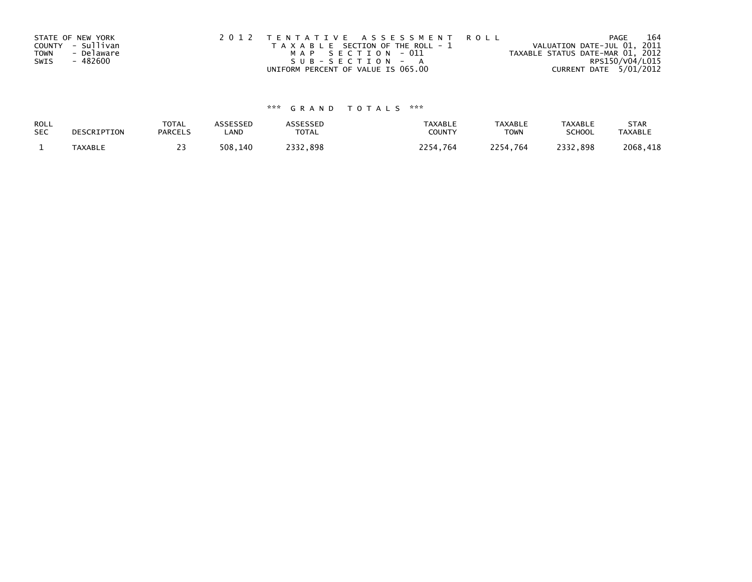STATE OF NEW YORK
COUNTY - Sullivan
TOWN - Delaware
SWIS - 482600

2 0 1 2 T E N T A T I V E A S S E S S M E N T R O L L
T A X A B L E SECTION OF THE ROLL - 1
M A P S E C T I O N - 011
S U B - S E C T I O N - A
UNIFORM PERCENT OF VALUE IS 065.00

VALUATION DATE-JUL 01, 2011
TAXABLE STATUS DATE-MAR 01, 2012
RPS150/V04/L015
CURRENT DATE 5/01/2012

*** G R A N D T O T A L S ***

| ROLL SEC | DESCRIPTION | TOTAL PARCELS | ASSESSED LAND | ASSESSED TOTAL | TAXABLE COUNTY | TAXABLE TOWN | TAXABLE SCHOOL | STAR TAXABLE |
|---|---|---|---|---|---|---|---|---|
| 1 | TAXABLE | 23 | 508,140 | 2332,898 | 2254,764 | 2254,764 | 2332,898 | 2068,418 |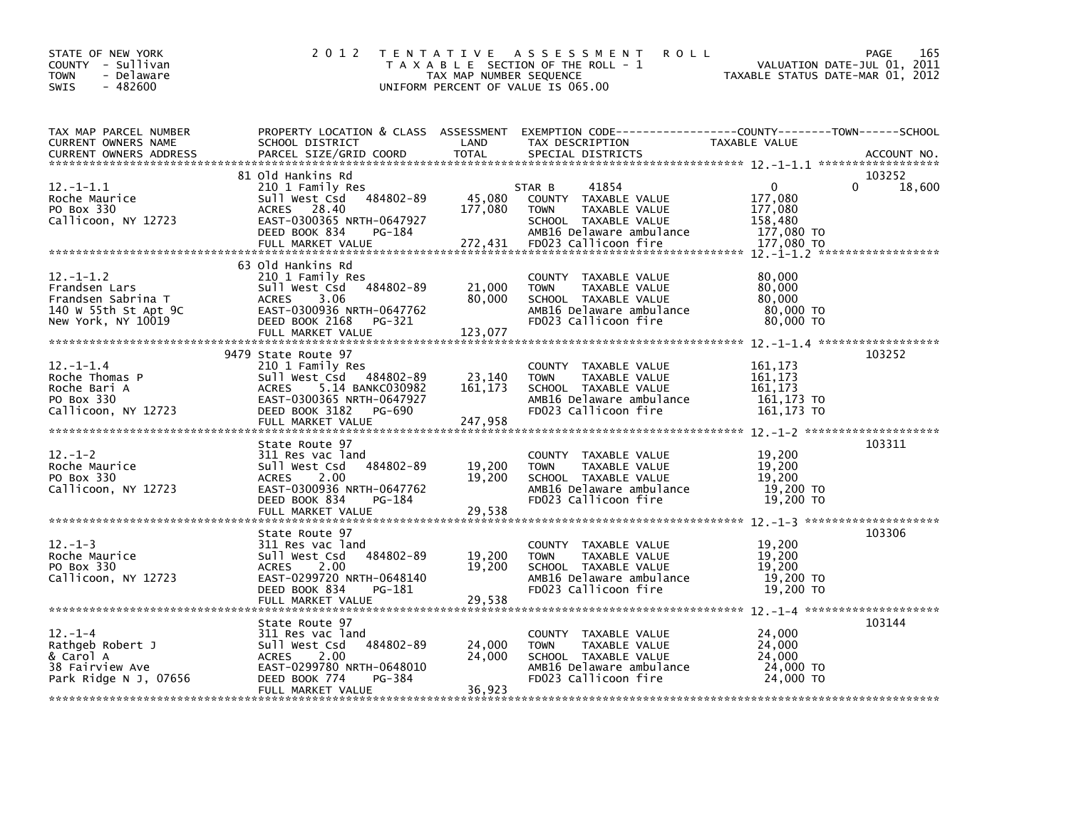STATE OF NEW YORK
COUNTY - Sullivan
TOWN - Delaware
SWIS - 482600

# 2012 TENTATIVE ASSESSMENT ROLL

TAXABLE SECTION OF THE ROLL - 1
TAX MAP NUMBER SEQUENCE
UNIFORM PERCENT OF VALUE IS 065.00

VALUATION DATE-JUL 01, 2011
TAXABLE STATUS DATE-MAR 01, 2012

| TAX MAP PARCEL NUMBER / CURRENT OWNERS NAME / CURRENT OWNERS ADDRESS | PROPERTY LOCATION & CLASS / SCHOOL DISTRICT / PARCEL SIZE/GRID COORD | ASSESSMENT LAND / TOTAL | EXEMPTION CODE / TAX DESCRIPTION / SPECIAL DISTRICTS | COUNTY / TOWN / SCHOOL TAXABLE VALUE | ACCOUNT NO. |
|---|---|---|---|---|---|
| 12.-1-1.1 | 81 Old Hankins Rd | | | | 103252 |
| Roche Maurice | 210 1 Family Res | | STAR B 41854 | 0 / 0 / 18,600 | |
| PO Box 330 | Sull West Csd 484802-89 | 45,080 | COUNTY TAXABLE VALUE | 177,080 | |
| Callicoon, NY 12723 | ACRES 28.40 | 177,080 | TOWN TAXABLE VALUE | 177,080 | |
| | EAST-0300365 NRTH-0647927 | | SCHOOL TAXABLE VALUE | 158,480 | |
| | DEED BOOK 834 PG-184 | | AMB16 Delaware ambulance | 177,080 TO | |
| | FULL MARKET VALUE | 272,431 | FD023 Callicoon fire | 177,080 TO | |
| 12.-1-1.2 | 63 Old Hankins Rd | | | | |
| Frandsen Lars | 210 1 Family Res | | COUNTY TAXABLE VALUE | 80,000 | |
| Frandsen Sabrina T | Sull West Csd 484802-89 | 21,000 | TOWN TAXABLE VALUE | 80,000 | |
| 140 W 55th St Apt 9C | ACRES 3.06 | 80,000 | SCHOOL TAXABLE VALUE | 80,000 | |
| New York, NY 10019 | EAST-0300936 NRTH-0647762 | | AMB16 Delaware ambulance | 80,000 TO | |
| | DEED BOOK 2168 PG-321 | | FD023 Callicoon fire | 80,000 TO | |
| | FULL MARKET VALUE | 123,077 | | | |
| 12.-1-1.4 | 9479 State Route 97 | | | | 103252 |
| Roche Thomas P | 210 1 Family Res | | COUNTY TAXABLE VALUE | 161,173 | |
| Roche Bari A | Sull West Csd 484802-89 | 23,140 | TOWN TAXABLE VALUE | 161,173 | |
| PO Box 330 | ACRES 5.14 BANKC030982 | 161,173 | SCHOOL TAXABLE VALUE | 161,173 | |
| Callicoon, NY 12723 | EAST-0300365 NRTH-0647927 | | AMB16 Delaware ambulance | 161,173 TO | |
| | DEED BOOK 3182 PG-690 | | FD023 Callicoon fire | 161,173 TO | |
| | FULL MARKET VALUE | 247,958 | | | |
| 12.-1-2 | State Route 97 | | | | 103311 |
| Roche Maurice | 311 Res vac land | | COUNTY TAXABLE VALUE | 19,200 | |
| PO Box 330 | Sull West Csd 484802-89 | 19,200 | TOWN TAXABLE VALUE | 19,200 | |
| Callicoon, NY 12723 | ACRES 2.00 | 19,200 | SCHOOL TAXABLE VALUE | 19,200 | |
| | EAST-0300936 NRTH-0647762 | | AMB16 Delaware ambulance | 19,200 TO | |
| | DEED BOOK 834 PG-184 | | FD023 Callicoon fire | 19,200 TO | |
| | FULL MARKET VALUE | 29,538 | | | |
| 12.-1-3 | State Route 97 | | | | 103306 |
| Roche Maurice | 311 Res vac land | | COUNTY TAXABLE VALUE | 19,200 | |
| PO Box 330 | Sull West Csd 484802-89 | 19,200 | TOWN TAXABLE VALUE | 19,200 | |
| Callicoon, NY 12723 | ACRES 2.00 | 19,200 | SCHOOL TAXABLE VALUE | 19,200 | |
| | EAST-0299720 NRTH-0648140 | | AMB16 Delaware ambulance | 19,200 TO | |
| | DEED BOOK 834 PG-181 | | FD023 Callicoon fire | 19,200 TO | |
| | FULL MARKET VALUE | 29,538 | | | |
| 12.-1-4 | State Route 97 | | | | 103144 |
| Rathgeb Robert J | 311 Res vac land | | COUNTY TAXABLE VALUE | 24,000 | |
| & Carol A | Sull West Csd 484802-89 | 24,000 | TOWN TAXABLE VALUE | 24,000 | |
| 38 Fairview Ave | ACRES 2.00 | 24,000 | SCHOOL TAXABLE VALUE | 24,000 | |
| Park Ridge N J, 07656 | EAST-0299780 NRTH-0648010 | | AMB16 Delaware ambulance | 24,000 TO | |
| | DEED BOOK 774 PG-384 | | FD023 Callicoon fire | 24,000 TO | |
| | FULL MARKET VALUE | 36,923 | | | |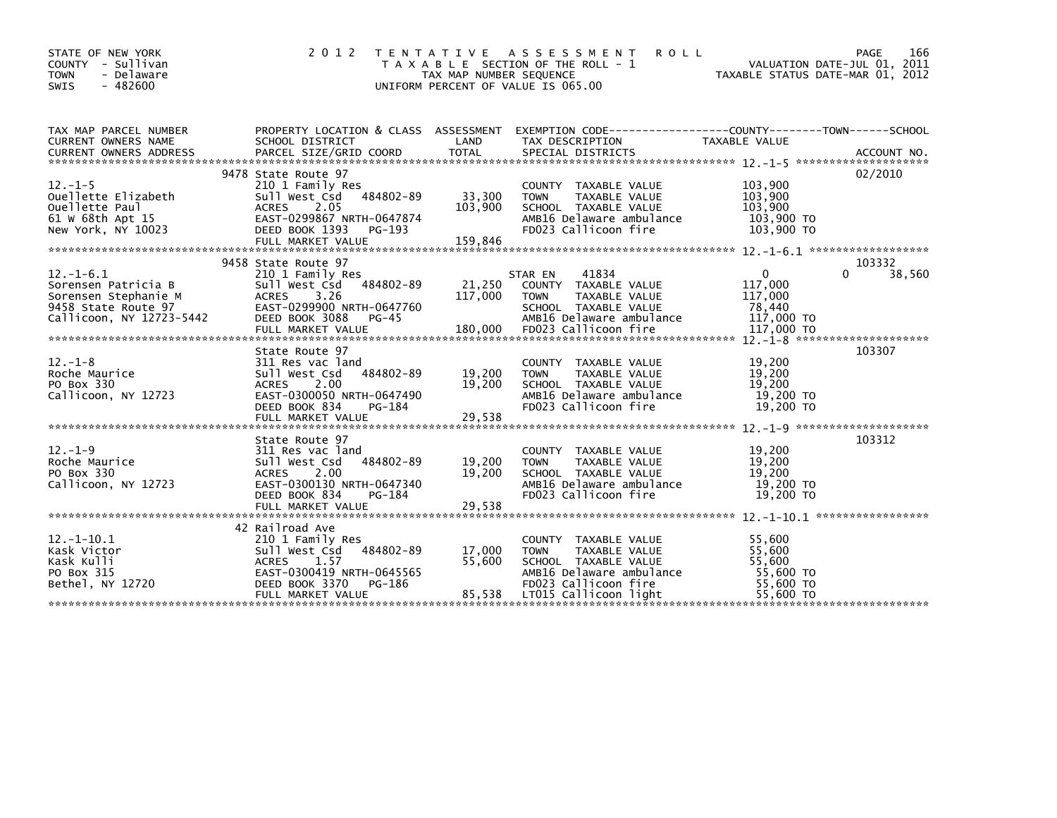STATE OF NEW YORK
COUNTY - Sullivan
TOWN - Delaware
SWIS - 482600

# 2012 TENTATIVE ASSESSMENT ROLL

TAXABLE SECTION OF THE ROLL - 1
TAX MAP NUMBER SEQUENCE
UNIFORM PERCENT OF VALUE IS 065.00

VALUATION DATE-JUL 01, 2011
TAXABLE STATUS DATE-MAR 01, 2012

| TAX MAP PARCEL NUMBER / CURRENT OWNERS NAME / CURRENT OWNERS ADDRESS | PROPERTY LOCATION & CLASS / SCHOOL DISTRICT / PARCEL SIZE/GRID COORD | ASSESSMENT LAND / TOTAL | EXEMPTION CODE / TAX DESCRIPTION / SPECIAL DISTRICTS | COUNTY TAXABLE VALUE | TOWN | SCHOOL / ACCOUNT NO. |
|---|---|---|---|---|---|---|
| 12.-1-5 | 9478 State Route 97 | | | | | 02/2010 |
| | 210 1 Family Res | | COUNTY TAXABLE VALUE | 103,900 | | |
| Ouellette Elizabeth | Sull West Csd 484802-89 | 33,300 | TOWN TAXABLE VALUE | 103,900 | | |
| Ouellette Paul | ACRES 2.05 | 103,900 | SCHOOL TAXABLE VALUE | 103,900 | | |
| 61 W 68th Apt 15 | EAST-0299867 NRTH-0647874 | | AMB16 Delaware ambulance | 103,900 TO | | |
| New York, NY 10023 | DEED BOOK 1393 PG-193 | | FD023 Callicoon fire | 103,900 TO | | |
| | FULL MARKET VALUE | 159,846 | | | | |
| 12.-1-6.1 | 9458 State Route 97 | | | | | 103332 |
| | 210 1 Family Res | | STAR EN 41834 | 0 | 0 | 38,560 |
| Sorensen Patricia B | Sull West Csd 484802-89 | 21,250 | COUNTY TAXABLE VALUE | 117,000 | | |
| Sorensen Stephanie M | ACRES 3.26 | 117,000 | TOWN TAXABLE VALUE | 117,000 | | |
| 9458 State Route 97 | EAST-0299900 NRTH-0647760 | | SCHOOL TAXABLE VALUE | 78,440 | | |
| Callicoon, NY 12723-5442 | DEED BOOK 3088 PG-45 | | AMB16 Delaware ambulance | 117,000 TO | | |
| | FULL MARKET VALUE | 180,000 | FD023 Callicoon fire | 117,000 TO | | |
| 12.-1-8 | State Route 97 | | | | | 103307 |
| | 311 Res vac land | | COUNTY TAXABLE VALUE | 19,200 | | |
| Roche Maurice | Sull West Csd 484802-89 | 19,200 | TOWN TAXABLE VALUE | 19,200 | | |
| PO Box 330 | ACRES 2.00 | 19,200 | SCHOOL TAXABLE VALUE | 19,200 | | |
| Callicoon, NY 12723 | EAST-0300050 NRTH-0647490 | | AMB16 Delaware ambulance | 19,200 TO | | |
| | DEED BOOK 834 PG-184 | | FD023 Callicoon fire | 19,200 TO | | |
| | FULL MARKET VALUE | 29,538 | | | | |
| 12.-1-9 | State Route 97 | | | | | 103312 |
| | 311 Res vac land | | COUNTY TAXABLE VALUE | 19,200 | | |
| Roche Maurice | Sull West Csd 484802-89 | 19,200 | TOWN TAXABLE VALUE | 19,200 | | |
| PO Box 330 | ACRES 2.00 | 19,200 | SCHOOL TAXABLE VALUE | 19,200 | | |
| Callicoon, NY 12723 | EAST-0300130 NRTH-0647340 | | AMB16 Delaware ambulance | 19,200 TO | | |
| | DEED BOOK 834 PG-184 | | FD023 Callicoon fire | 19,200 TO | | |
| | FULL MARKET VALUE | 29,538 | | | | |
| 12.-1-10.1 | 42 Railroad Ave | | | | | |
| | 210 1 Family Res | | COUNTY TAXABLE VALUE | 55,600 | | |
| Kask Victor | Sull West Csd 484802-89 | 17,000 | TOWN TAXABLE VALUE | 55,600 | | |
| Kask Kulli | ACRES 1.57 | 55,600 | SCHOOL TAXABLE VALUE | 55,600 | | |
| PO Box 315 | EAST-0300419 NRTH-0645565 | | AMB16 Delaware ambulance | 55,600 TO | | |
| Bethel, NY 12720 | DEED BOOK 3370 PG-186 | | FD023 Callicoon fire | 55,600 TO | | |
| | FULL MARKET VALUE | 85,538 | LT015 Callicoon light | 55,600 TO | | |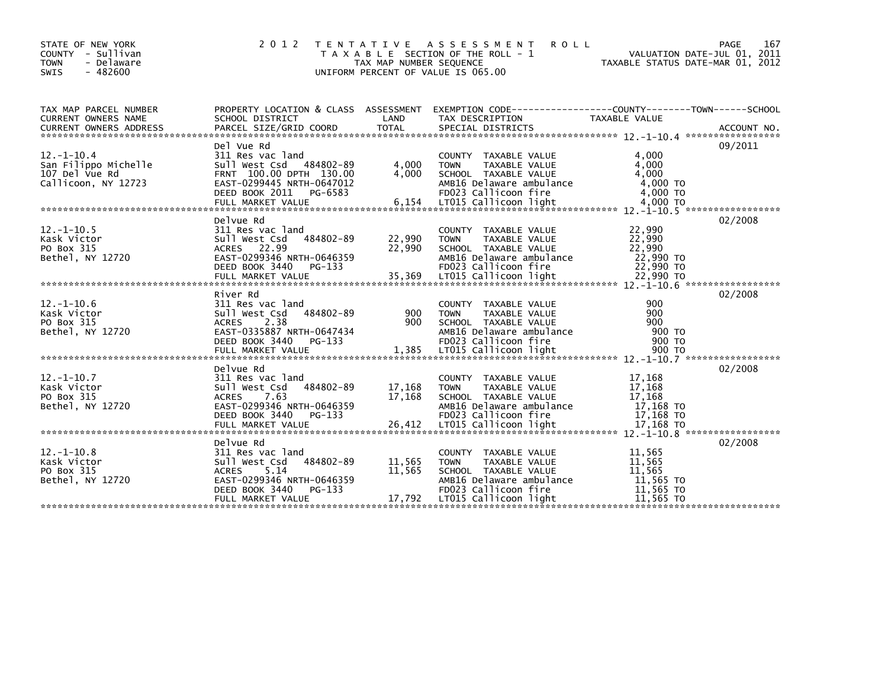STATE OF NEW YORK
COUNTY - Sullivan
TOWN - Delaware
SWIS - 482600

# 2012 TENTATIVE ASSESSMENT ROLL

TAXABLE SECTION OF THE ROLL - 1
TAX MAP NUMBER SEQUENCE
UNIFORM PERCENT OF VALUE IS 065.00

VALUATION DATE-JUL 01, 2011
TAXABLE STATUS DATE-MAR 01, 2012

| TAX MAP PARCEL NUMBER / CURRENT OWNERS NAME / CURRENT OWNERS ADDRESS | PROPERTY LOCATION & CLASS / SCHOOL DISTRICT / PARCEL SIZE/GRID COORD | ASSESSMENT LAND / TOTAL | EXEMPTION CODE / TAX DESCRIPTION / SPECIAL DISTRICTS | TAXABLE VALUE (COUNTY--TOWN--SCHOOL) | ACCOUNT NO. |
|---|---|---|---|---|---|
| 12.-1-10.4 | Del Vue Rd | | | | 09/2011 |
| San Filippo Michelle | 311 Res vac land | | COUNTY TAXABLE VALUE | 4,000 | |
| 107 Del Vue Rd | Sull West Csd 484802-89 | 4,000 | TOWN TAXABLE VALUE | 4,000 | |
| Callicoon, NY 12723 | FRNT 100.00 DPTH 130.00 | 4,000 | SCHOOL TAXABLE VALUE | 4,000 | |
| | EAST-0299445 NRTH-0647012 | | AMB16 Delaware ambulance | 4,000 TO | |
| | DEED BOOK 2011 PG-6583 | | FD023 Callicoon fire | 4,000 TO | |
| | FULL MARKET VALUE | 6,154 | LT015 Callicoon light | 4,000 TO | |
| 12.-1-10.5 | Delvue Rd | | | | 02/2008 |
| Kask Victor | 311 Res vac land | | COUNTY TAXABLE VALUE | 22,990 | |
| PO Box 315 | Sull West Csd 484802-89 | 22,990 | TOWN TAXABLE VALUE | 22,990 | |
| Bethel, NY 12720 | ACRES 22.99 | 22,990 | SCHOOL TAXABLE VALUE | 22,990 | |
| | EAST-0299346 NRTH-0646359 | | AMB16 Delaware ambulance | 22,990 TO | |
| | DEED BOOK 3440 PG-133 | | FD023 Callicoon fire | 22,990 TO | |
| | FULL MARKET VALUE | 35,369 | LT015 Callicoon light | 22,990 TO | |
| 12.-1-10.6 | River Rd | | | | 02/2008 |
| Kask Victor | 311 Res vac land | | COUNTY TAXABLE VALUE | 900 | |
| PO Box 315 | Sull West Csd 484802-89 | 900 | TOWN TAXABLE VALUE | 900 | |
| Bethel, NY 12720 | ACRES 2.38 | 900 | SCHOOL TAXABLE VALUE | 900 | |
| | EAST-0335887 NRTH-0647434 | | AMB16 Delaware ambulance | 900 TO | |
| | DEED BOOK 3440 PG-133 | | FD023 Callicoon fire | 900 TO | |
| | FULL MARKET VALUE | 1,385 | LT015 Callicoon light | 900 TO | |
| 12.-1-10.7 | Delvue Rd | | | | 02/2008 |
| Kask Victor | 311 Res vac land | | COUNTY TAXABLE VALUE | 17,168 | |
| PO Box 315 | Sull West Csd 484802-89 | 17,168 | TOWN TAXABLE VALUE | 17,168 | |
| Bethel, NY 12720 | ACRES 7.63 | 17,168 | SCHOOL TAXABLE VALUE | 17,168 | |
| | EAST-0299346 NRTH-0646359 | | AMB16 Delaware ambulance | 17,168 TO | |
| | DEED BOOK 3440 PG-133 | | FD023 Callicoon fire | 17,168 TO | |
| | FULL MARKET VALUE | 26,412 | LT015 Callicoon light | 17,168 TO | |
| 12.-1-10.8 | Delvue Rd | | | | 02/2008 |
| Kask Victor | 311 Res vac land | | COUNTY TAXABLE VALUE | 11,565 | |
| PO Box 315 | Sull West Csd 484802-89 | 11,565 | TOWN TAXABLE VALUE | 11,565 | |
| Bethel, NY 12720 | ACRES 5.14 | 11,565 | SCHOOL TAXABLE VALUE | 11,565 | |
| | EAST-0299346 NRTH-0646359 | | AMB16 Delaware ambulance | 11,565 TO | |
| | DEED BOOK 3440 PG-133 | | FD023 Callicoon fire | 11,565 TO | |
| | FULL MARKET VALUE | 17,792 | LT015 Callicoon light | 11,565 TO | |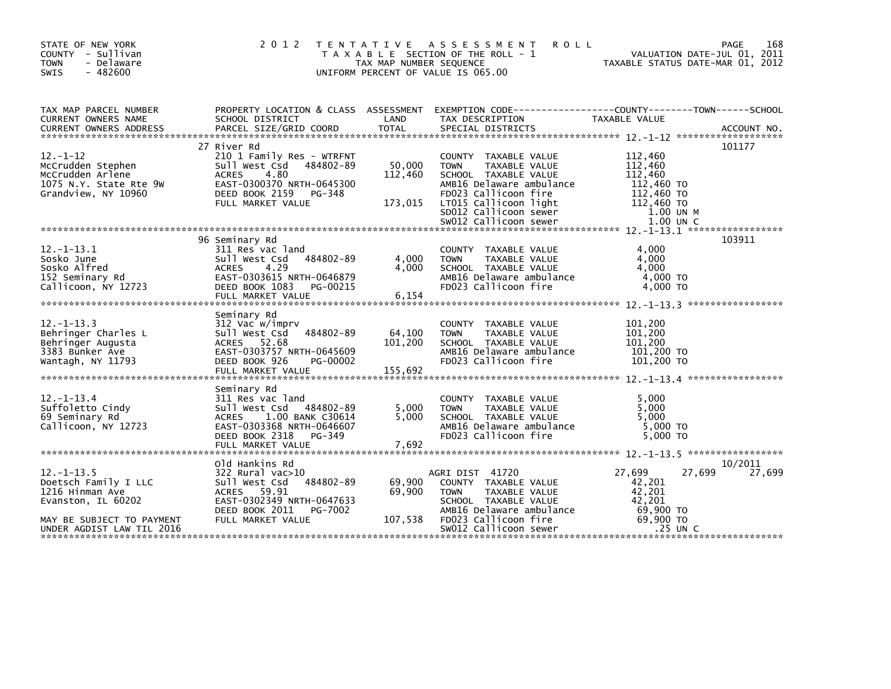STATE OF NEW YORK
COUNTY - Sullivan
TOWN - Delaware
SWIS - 482600

# 2012 TENTATIVE ASSESSMENT ROLL

TAXABLE SECTION OF THE ROLL - 1
TAX MAP NUMBER SEQUENCE
UNIFORM PERCENT OF VALUE IS 065.00

VALUATION DATE-JUL 01, 2011
TAXABLE STATUS DATE-MAR 01, 2012

| TAX MAP PARCEL NUMBER / CURRENT OWNERS NAME / CURRENT OWNERS ADDRESS | PROPERTY LOCATION & CLASS / SCHOOL DISTRICT / PARCEL SIZE/GRID COORD | ASSESSMENT LAND / TOTAL | EXEMPTION CODE / TAX DESCRIPTION / SPECIAL DISTRICTS | COUNTY TAXABLE VALUE | TOWN | SCHOOL | ACCOUNT NO. |
|---|---|---|---|---|---|---|---|
| 12.-1-12 | 27 River Rd | | | | | | 101177 |
| | 210 1 Family Res - WTRFNT | | COUNTY TAXABLE VALUE | 112,460 | | | |
| McCrudden Stephen | Sull West Csd 484802-89 | 50,000 | TOWN TAXABLE VALUE | 112,460 | | | |
| McCrudden Arlene | ACRES 4.80 | 112,460 | SCHOOL TAXABLE VALUE | 112,460 | | | |
| 1075 N.Y. State Rte 9W | EAST-0300370 NRTH-0645300 | | AMB16 Delaware ambulance | 112,460 TO | | | |
| Grandview, NY 10960 | DEED BOOK 2159 PG-348 | | FD023 Callicoon fire | 112,460 TO | | | |
| | FULL MARKET VALUE | 173,015 | LT015 Callicoon light | 112,460 TO | | | |
| | | | SD012 Callicoon sewer | 1.00 UN M | | | |
| | | | SW012 Callicoon sewer | 1.00 UN C | | | |
| 12.-1-13.1 | 96 Seminary Rd | | | | | | 103911 |
| | 311 Res vac land | | COUNTY TAXABLE VALUE | 4,000 | | | |
| Sosko June | Sull West Csd 484802-89 | 4,000 | TOWN TAXABLE VALUE | 4,000 | | | |
| Sosko Alfred | ACRES 4.29 | 4,000 | SCHOOL TAXABLE VALUE | 4,000 | | | |
| 152 Seminary Rd | EAST-0303615 NRTH-0646879 | | AMB16 Delaware ambulance | 4,000 TO | | | |
| Callicoon, NY 12723 | DEED BOOK 1083 PG-00215 | | FD023 Callicoon fire | 4,000 TO | | | |
| | FULL MARKET VALUE | 6,154 | | | | | |
| 12.-1-13.3 | Seminary Rd | | | | | | |
| | 312 Vac w/imprv | | COUNTY TAXABLE VALUE | 101,200 | | | |
| Behringer Charles L | Sull West Csd 484802-89 | 64,100 | TOWN TAXABLE VALUE | 101,200 | | | |
| Behringer Augusta | ACRES 52.68 | 101,200 | SCHOOL TAXABLE VALUE | 101,200 | | | |
| 3383 Bunker Ave | EAST-0303757 NRTH-0645609 | | AMB16 Delaware ambulance | 101,200 TO | | | |
| Wantagh, NY 11793 | DEED BOOK 926 PG-00002 | | FD023 Callicoon fire | 101,200 TO | | | |
| | FULL MARKET VALUE | 155,692 | | | | | |
| 12.-1-13.4 | Seminary Rd | | | | | | |
| | 311 Res vac land | | COUNTY TAXABLE VALUE | 5,000 | | | |
| Suffoletto Cindy | Sull West Csd 484802-89 | 5,000 | TOWN TAXABLE VALUE | 5,000 | | | |
| 69 Seminary Rd | ACRES 1.00 BANK C30614 | 5,000 | SCHOOL TAXABLE VALUE | 5,000 | | | |
| Callicoon, NY 12723 | EAST-0303368 NRTH-0646607 | | AMB16 Delaware ambulance | 5,000 TO | | | |
| | DEED BOOK 2318 PG-349 | | FD023 Callicoon fire | 5,000 TO | | | |
| | FULL MARKET VALUE | 7,692 | | | | | |
| 12.-1-13.5 | Old Hankins Rd | | | | | | 10/2011 |
| | 322 Rural vac>10 | | AGRI DIST 41720 | 27,699 | 27,699 | 27,699 | |
| Doetsch Family I LLC | Sull West Csd 484802-89 | 69,900 | COUNTY TAXABLE VALUE | 42,201 | | | |
| 1216 Hinman Ave | ACRES 59.91 | 69,900 | TOWN TAXABLE VALUE | 42,201 | | | |
| Evanston, IL 60202 | EAST-0302349 NRTH-0647633 | | SCHOOL TAXABLE VALUE | 42,201 | | | |
| | DEED BOOK 2011 PG-7002 | | AMB16 Delaware ambulance | 69,900 TO | | | |
| MAY BE SUBJECT TO PAYMENT | FULL MARKET VALUE | 107,538 | FD023 Callicoon fire | 69,900 TO | | | |
| UNDER AGDIST LAW TIL 2016 | | | SW012 Callicoon sewer | .25 UN C | | | |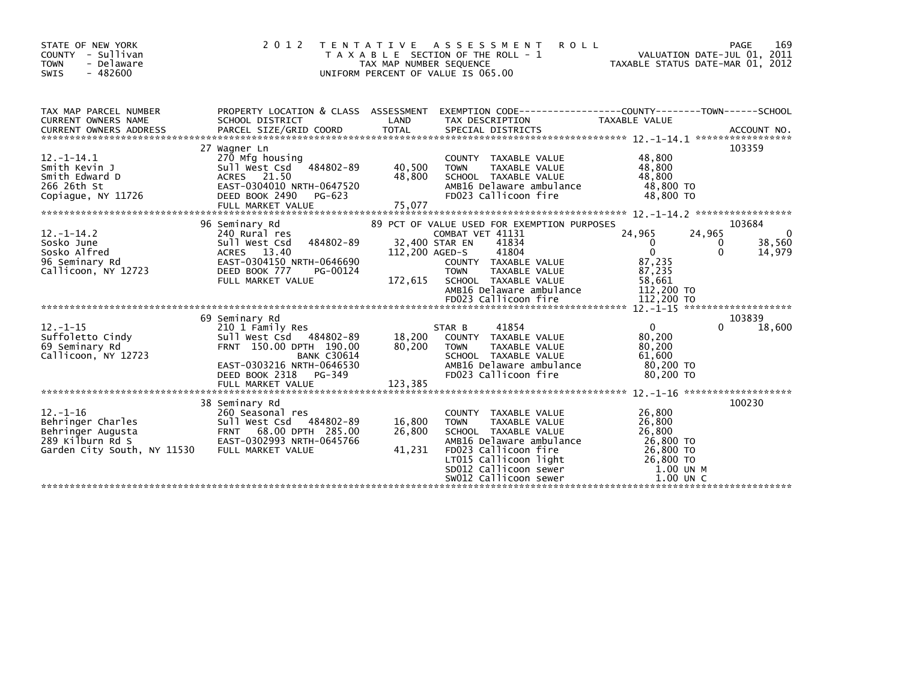STATE OF NEW YORK
COUNTY - Sullivan
TOWN - Delaware
SWIS - 482600

# 2012 TENTATIVE ASSESSMENT ROLL
TAXABLE SECTION OF THE ROLL - 1
TAX MAP NUMBER SEQUENCE
UNIFORM PERCENT OF VALUE IS 065.00

VALUATION DATE-JUL 01, 2011
TAXABLE STATUS DATE-MAR 01, 2012

| TAX MAP PARCEL NUMBER / CURRENT OWNERS NAME / CURRENT OWNERS ADDRESS | PROPERTY LOCATION & CLASS / SCHOOL DISTRICT / PARCEL SIZE/GRID COORD | ASSESSMENT LAND / TOTAL | EXEMPTION CODE / TAX DESCRIPTION / SPECIAL DISTRICTS | COUNTY TAXABLE VALUE | TOWN | SCHOOL / ACCOUNT NO. |
|---|---|---|---|---|---|---|
| **12.-1-14.1** | 27 Wagner Ln | | | | | 103359 |
| 12.-1-14.1 | 270 Mfg housing | | COUNTY TAXABLE VALUE | 48,800 | | |
| Smith Kevin J | Sull West Csd 484802-89 | 40,500 | TOWN TAXABLE VALUE | 48,800 | | |
| Smith Edward D | ACRES 21.50 | 48,800 | SCHOOL TAXABLE VALUE | 48,800 | | |
| 266 26th St | EAST-0304010 NRTH-0647520 | | AMB16 Delaware ambulance | 48,800 TO | | |
| Copiague, NY 11726 | DEED BOOK 2490 PG-623 | | FD023 Callicoon fire | 48,800 TO | | |
| | FULL MARKET VALUE | 75,077 | | | | |
| **12.-1-14.2** | 96 Seminary Rd | | 89 PCT OF VALUE USED FOR EXEMPTION PURPOSES | | | 103684 |
| 12.-1-14.2 | 240 Rural res | | COMBAT VET 41131 | 24,965 | 24,965 | 0 |
| Sosko June | Sull West Csd 484802-89 | 32,400 | STAR EN 41834 | 0 | 0 | 38,560 |
| Sosko Alfred | ACRES 13.40 | 112,200 | AGED-S 41804 | 0 | 0 | 14,979 |
| 96 Seminary Rd | EAST-0304150 NRTH-0646690 | | COUNTY TAXABLE VALUE | 87,235 | | |
| Callicoon, NY 12723 | DEED BOOK 777 PG-00124 | | TOWN TAXABLE VALUE | 87,235 | | |
| | FULL MARKET VALUE | 172,615 | SCHOOL TAXABLE VALUE | 58,661 | | |
| | | | AMB16 Delaware ambulance | 112,200 TO | | |
| | | | FD023 Callicoon fire | 112,200 TO | | |
| **12.-1-15** | 69 Seminary Rd | | | | | 103839 |
| 12.-1-15 | 210 1 Family Res | | STAR B 41854 | 0 | 0 | 18,600 |
| Suffoletto Cindy | Sull West Csd 484802-89 | 18,200 | COUNTY TAXABLE VALUE | 80,200 | | |
| 69 Seminary Rd | FRNT 150.00 DPTH 190.00 | 80,200 | TOWN TAXABLE VALUE | 80,200 | | |
| Callicoon, NY 12723 | BANK C30614 | | SCHOOL TAXABLE VALUE | 61,600 | | |
| | EAST-0303216 NRTH-0646530 | | AMB16 Delaware ambulance | 80,200 TO | | |
| | DEED BOOK 2318 PG-349 | | FD023 Callicoon fire | 80,200 TO | | |
| | FULL MARKET VALUE | 123,385 | | | | |
| **12.-1-16** | 38 Seminary Rd | | | | | 100230 |
| 12.-1-16 | 260 Seasonal res | | COUNTY TAXABLE VALUE | 26,800 | | |
| Behringer Charles | Sull West Csd 484802-89 | 16,800 | TOWN TAXABLE VALUE | 26,800 | | |
| Behringer Augusta | FRNT 68.00 DPTH 285.00 | 26,800 | SCHOOL TAXABLE VALUE | 26,800 | | |
| 289 Kilburn Rd S | EAST-0302993 NRTH-0645766 | | AMB16 Delaware ambulance | 26,800 TO | | |
| Garden City South, NY 11530 | FULL MARKET VALUE | 41,231 | FD023 Callicoon fire | 26,800 TO | | |
| | | | LT015 Callicoon light | 26,800 TO | | |
| | | | SD012 Callicoon sewer | 1.00 UN M | | |
| | | | SW012 Callicoon sewer | 1.00 UN C | | |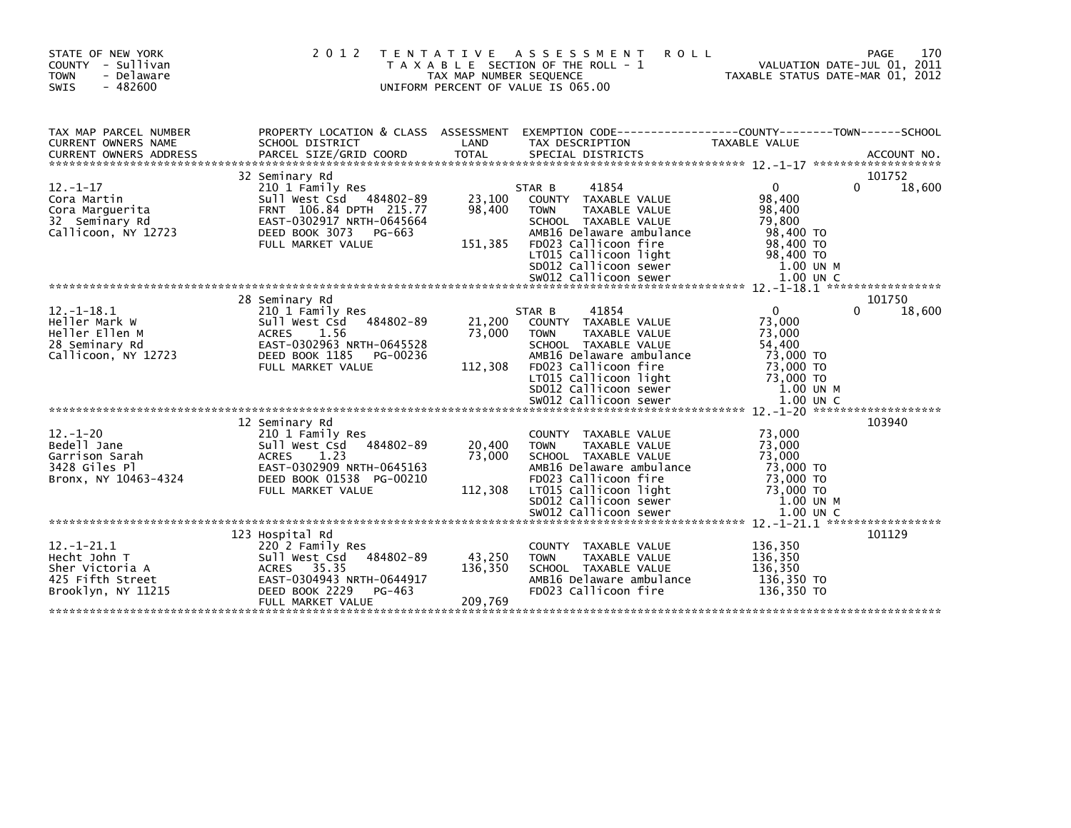STATE OF NEW YORK
COUNTY - Sullivan
TOWN - Delaware
SWIS - 482600

# 2012 TENTATIVE ASSESSMENT ROLL

TAXABLE SECTION OF THE ROLL - 1
TAX MAP NUMBER SEQUENCE
UNIFORM PERCENT OF VALUE IS 065.00

VALUATION DATE-JUL 01, 2011
TAXABLE STATUS DATE-MAR 01, 2012

| TAX MAP PARCEL NUMBER / CURRENT OWNERS NAME / CURRENT OWNERS ADDRESS | PROPERTY LOCATION & CLASS / SCHOOL DISTRICT / PARCEL SIZE/GRID COORD | ASSESSMENT LAND / TOTAL | EXEMPTION CODE / TAX DESCRIPTION / SPECIAL DISTRICTS | COUNTY / TOWN / SCHOOL TAXABLE VALUE | ACCOUNT NO. |
|---|---|---|---|---|---|
| | 32 Seminary Rd | | | | 101752 |
| 12.-1-17 | 210 1 Family Res | | STAR B 41854 | 0 0 18,600 | |
| Cora Martin | Sull West Csd 484802-89 | 23,100 | COUNTY TAXABLE VALUE | 98,400 | |
| Cora Marguerita | FRNT 106.84 DPTH 215.77 | 98,400 | TOWN TAXABLE VALUE | 98,400 | |
| 32 Seminary Rd | EAST-0302917 NRTH-0645664 | | SCHOOL TAXABLE VALUE | 79,800 | |
| Callicoon, NY 12723 | DEED BOOK 3073 PG-663 | | AMB16 Delaware ambulance | 98,400 TO | |
| | FULL MARKET VALUE | 151,385 | FD023 Callicoon fire | 98,400 TO | |
| | | | LT015 Callicoon light | 98,400 TO | |
| | | | SD012 Callicoon sewer | 1.00 UN M | |
| | | | SW012 Callicoon sewer | 1.00 UN C | |
| | 28 Seminary Rd | | | | 101750 |
| 12.-1-18.1 | 210 1 Family Res | | STAR B 41854 | 0 0 18,600 | |
| Heller Mark W | Sull West Csd 484802-89 | 21,200 | COUNTY TAXABLE VALUE | 73,000 | |
| Heller Ellen M | ACRES 1.56 | 73,000 | TOWN TAXABLE VALUE | 73,000 | |
| 28 Seminary Rd | EAST-0302963 NRTH-0645528 | | SCHOOL TAXABLE VALUE | 54,400 | |
| Callicoon, NY 12723 | DEED BOOK 1185 PG-00236 | | AMB16 Delaware ambulance | 73,000 TO | |
| | FULL MARKET VALUE | 112,308 | FD023 Callicoon fire | 73,000 TO | |
| | | | LT015 Callicoon light | 73,000 TO | |
| | | | SD012 Callicoon sewer | 1.00 UN M | |
| | | | SW012 Callicoon sewer | 1.00 UN C | |
| | 12 Seminary Rd | | | | 103940 |
| 12.-1-20 | 210 1 Family Res | | COUNTY TAXABLE VALUE | 73,000 | |
| Bedell Jane | Sull West Csd 484802-89 | 20,400 | TOWN TAXABLE VALUE | 73,000 | |
| Garrison Sarah | ACRES 1.23 | 73,000 | SCHOOL TAXABLE VALUE | 73,000 | |
| 3428 Giles Pl | EAST-0302909 NRTH-0645163 | | AMB16 Delaware ambulance | 73,000 TO | |
| Bronx, NY 10463-4324 | DEED BOOK 01538 PG-00210 | | FD023 Callicoon fire | 73,000 TO | |
| | FULL MARKET VALUE | 112,308 | LT015 Callicoon light | 73,000 TO | |
| | | | SD012 Callicoon sewer | 1.00 UN M | |
| | | | SW012 Callicoon sewer | 1.00 UN C | |
| | 123 Hospital Rd | | | | 101129 |
| 12.-1-21.1 | 220 2 Family Res | | COUNTY TAXABLE VALUE | 136,350 | |
| Hecht John T | Sull West Csd 484802-89 | 43,250 | TOWN TAXABLE VALUE | 136,350 | |
| Sher Victoria A | ACRES 35.35 | 136,350 | SCHOOL TAXABLE VALUE | 136,350 | |
| 425 Fifth Street | EAST-0304943 NRTH-0644917 | | AMB16 Delaware ambulance | 136,350 TO | |
| Brooklyn, NY 11215 | DEED BOOK 2229 PG-463 | | FD023 Callicoon fire | 136,350 TO | |
| | FULL MARKET VALUE | 209,769 | | | |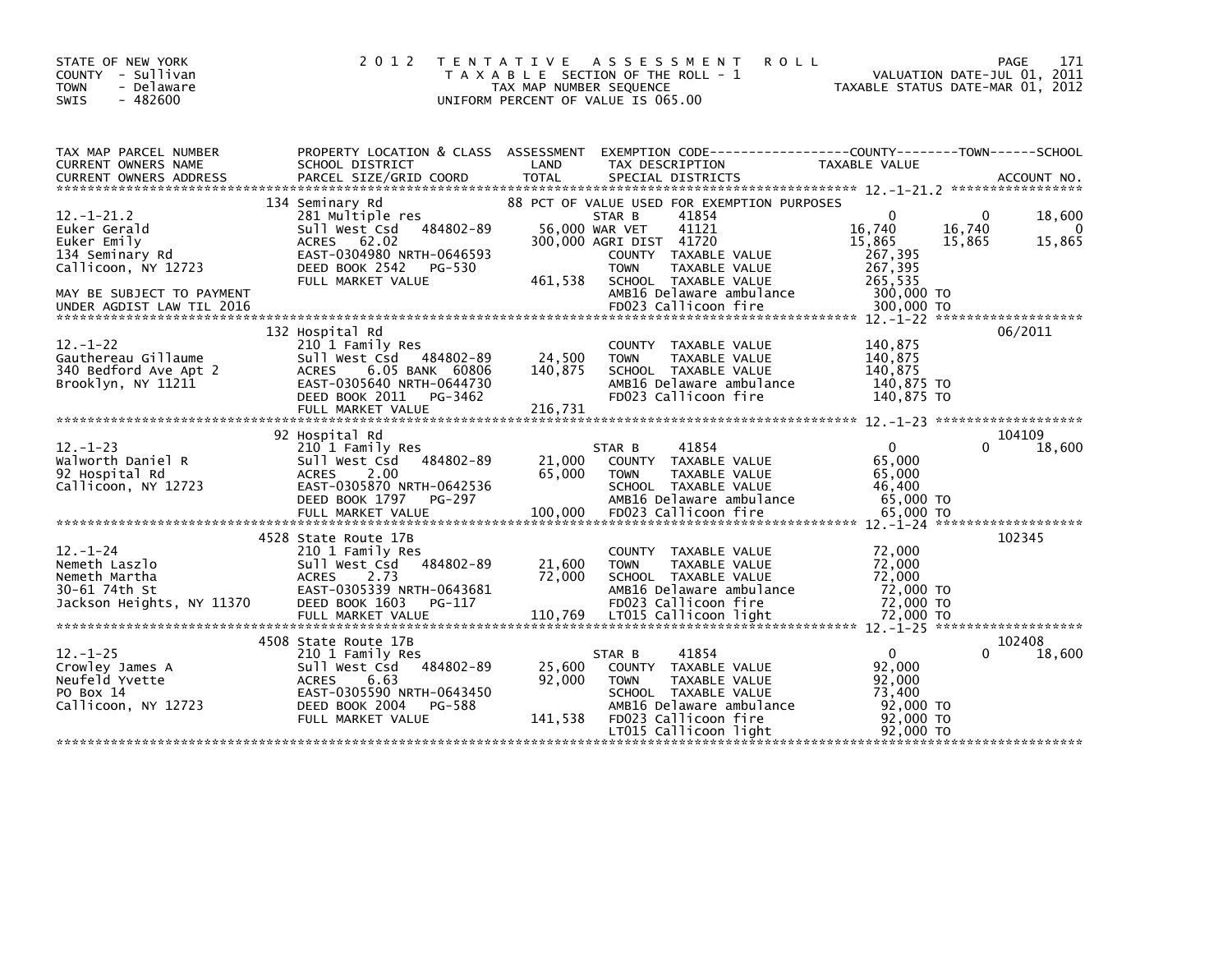STATE OF NEW YORK
COUNTY - Sullivan
TOWN - Delaware
SWIS - 482600

2012 TENTATIVE ASSESSMENT ROLL
TAXABLE SECTION OF THE ROLL - 1
TAX MAP NUMBER SEQUENCE
UNIFORM PERCENT OF VALUE IS 065.00

VALUATION DATE-JUL 01, 2011
TAXABLE STATUS DATE-MAR 01, 2012

| TAX MAP PARCEL NUMBER / CURRENT OWNERS NAME / CURRENT OWNERS ADDRESS | PROPERTY LOCATION & CLASS / SCHOOL DISTRICT / PARCEL SIZE/GRID COORD | ASSESSMENT LAND / TOTAL | EXEMPTION CODE / TAX DESCRIPTION / SPECIAL DISTRICTS | COUNTY TAXABLE VALUE | TOWN | SCHOOL | ACCOUNT NO. |
|---|---|---|---|---|---|---|---|
| 12.-1-21.2 | 134 Seminary Rd | | 88 PCT OF VALUE USED FOR EXEMPTION PURPOSES | | | | |
| | 281 Multiple res | | STAR B 41854 | 0 | 0 | 18,600 | |
| Euker Gerald | Sull West Csd 484802-89 | 56,000 | WAR VET 41121 | 16,740 | 16,740 | 0 | |
| Euker Emily | ACRES 62.02 | 300,000 | AGRI DIST 41720 | 15,865 | 15,865 | 15,865 | |
| 134 Seminary Rd | EAST-0304980 NRTH-0646593 | | COUNTY TAXABLE VALUE | 267,395 | | | |
| Callicoon, NY 12723 | DEED BOOK 2542 PG-530 | | TOWN TAXABLE VALUE | 267,395 | | | |
| | FULL MARKET VALUE | 461,538 | SCHOOL TAXABLE VALUE | 265,535 | | | |
| MAY BE SUBJECT TO PAYMENT | | | AMB16 Delaware ambulance | 300,000 TO | | | |
| UNDER AGDIST LAW TIL 2016 | | | FD023 Callicoon fire | 300,000 TO | | | |
| 12.-1-22 | 132 Hospital Rd | | | | | | 06/2011 |
| | 210 1 Family Res | | COUNTY TAXABLE VALUE | 140,875 | | | |
| Gauthereau Gillaume | Sull West Csd 484802-89 | 24,500 | TOWN TAXABLE VALUE | 140,875 | | | |
| 340 Bedford Ave Apt 2 | ACRES 6.05 BANK 60806 | 140,875 | SCHOOL TAXABLE VALUE | 140,875 | | | |
| Brooklyn, NY 11211 | EAST-0305640 NRTH-0644730 | | AMB16 Delaware ambulance | 140,875 TO | | | |
| | DEED BOOK 2011 PG-3462 | | FD023 Callicoon fire | 140,875 TO | | | |
| | FULL MARKET VALUE | 216,731 | | | | | |
| 12.-1-23 | 92 Hospital Rd | | | | | | 104109 |
| | 210 1 Family Res | | STAR B 41854 | 0 | 0 | 18,600 | |
| Walworth Daniel R | Sull West Csd 484802-89 | 21,000 | COUNTY TAXABLE VALUE | 65,000 | | | |
| 92 Hospital Rd | ACRES 2.00 | 65,000 | TOWN TAXABLE VALUE | 65,000 | | | |
| Callicoon, NY 12723 | EAST-0305870 NRTH-0642536 | | SCHOOL TAXABLE VALUE | 46,400 | | | |
| | DEED BOOK 1797 PG-297 | | AMB16 Delaware ambulance | 65,000 TO | | | |
| | FULL MARKET VALUE | 100,000 | FD023 Callicoon fire | 65,000 TO | | | |
| 12.-1-24 | 4528 State Route 17B | | | | | | 102345 |
| | 210 1 Family Res | | COUNTY TAXABLE VALUE | 72,000 | | | |
| Nemeth Laszlo | Sull West Csd 484802-89 | 21,600 | TOWN TAXABLE VALUE | 72,000 | | | |
| Nemeth Martha | ACRES 2.73 | 72,000 | SCHOOL TAXABLE VALUE | 72,000 | | | |
| 30-61 74th St | EAST-0305339 NRTH-0643681 | | AMB16 Delaware ambulance | 72,000 TO | | | |
| Jackson Heights, NY 11370 | DEED BOOK 1603 PG-117 | | FD023 Callicoon fire | 72,000 TO | | | |
| | FULL MARKET VALUE | 110,769 | LT015 Callicoon light | 72,000 TO | | | |
| 12.-1-25 | 4508 State Route 17B | | | | | | 102408 |
| | 210 1 Family Res | | STAR B 41854 | 0 | 0 | 18,600 | |
| Crowley James A | Sull West Csd 484802-89 | 25,600 | COUNTY TAXABLE VALUE | 92,000 | | | |
| Neufeld Yvette | ACRES 6.63 | 92,000 | TOWN TAXABLE VALUE | 92,000 | | | |
| PO Box 14 | EAST-0305590 NRTH-0643450 | | SCHOOL TAXABLE VALUE | 73,400 | | | |
| Callicoon, NY 12723 | DEED BOOK 2004 PG-588 | | AMB16 Delaware ambulance | 92,000 TO | | | |
| | FULL MARKET VALUE | 141,538 | FD023 Callicoon fire | 92,000 TO | | | |
| | | | LT015 Callicoon light | 92,000 TO | | | |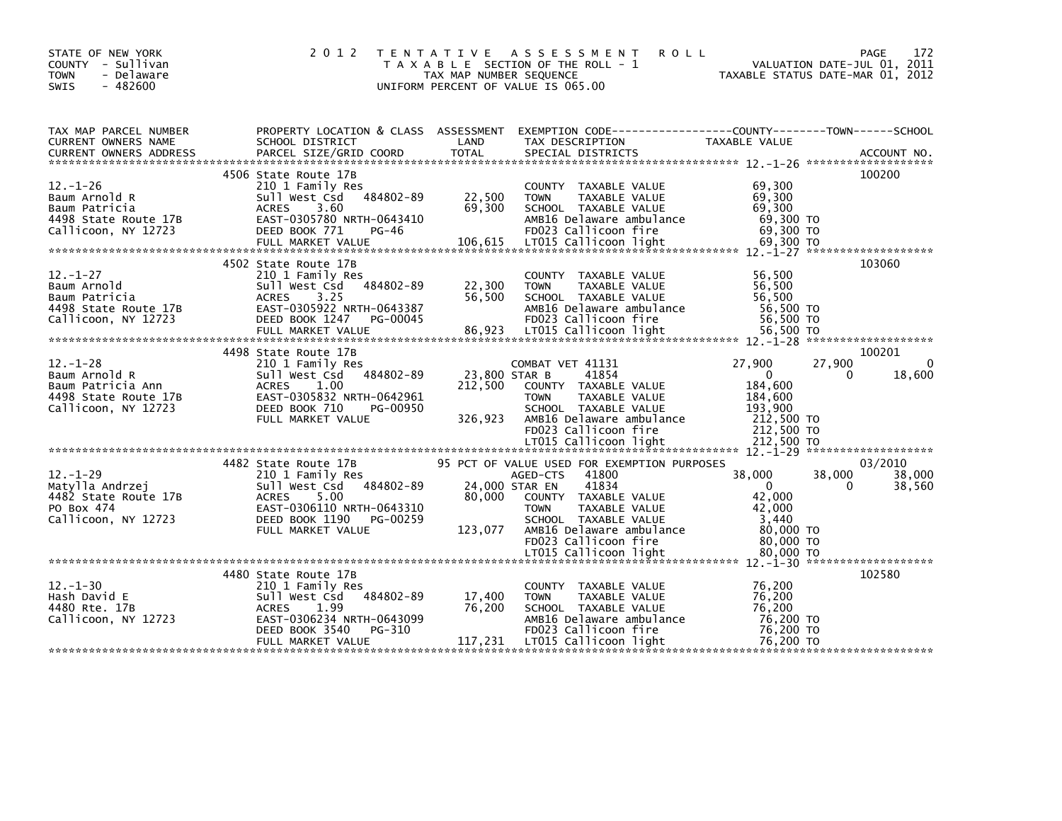STATE OF NEW YORK
COUNTY - Sullivan
TOWN - Delaware
SWIS - 482600

2012 TENTATIVE ASSESSMENT ROLL
TAXABLE SECTION OF THE ROLL - 1
TAX MAP NUMBER SEQUENCE
UNIFORM PERCENT OF VALUE IS 065.00

VALUATION DATE-JUL 01, 2011
TAXABLE STATUS DATE-MAR 01, 2012

| TAX MAP PARCEL NUMBER / CURRENT OWNERS NAME / CURRENT OWNERS ADDRESS | PROPERTY LOCATION & CLASS / SCHOOL DISTRICT / PARCEL SIZE/GRID COORD | ASSESSMENT LAND / TOTAL | EXEMPTION CODE / TAX DESCRIPTION / SPECIAL DISTRICTS | COUNTY TAXABLE VALUE | TOWN | SCHOOL | ACCOUNT NO. |
|---|---|---|---|---|---|---|---|
| 12.-1-26 | 4506 State Route 17B | | | | | | 100200 |
| | 210 1 Family Res | | COUNTY TAXABLE VALUE | 69,300 | | | |
| Baum Arnold R | Sull West Csd 484802-89 | 22,500 | TOWN TAXABLE VALUE | 69,300 | | | |
| Baum Patricia | ACRES 3.60 | 69,300 | SCHOOL TAXABLE VALUE | 69,300 | | | |
| 4498 State Route 17B | EAST-0305780 NRTH-0643410 | | AMB16 Delaware ambulance | 69,300 TO | | | |
| Callicoon, NY 12723 | DEED BOOK 771 PG-46 | | FD023 Callicoon fire | 69,300 TO | | | |
| | FULL MARKET VALUE | 106,615 | LT015 Callicoon light | 69,300 TO | | | |
| 12.-1-27 | 4502 State Route 17B | | | | | | 103060 |
| | 210 1 Family Res | | COUNTY TAXABLE VALUE | 56,500 | | | |
| Baum Arnold | Sull West Csd 484802-89 | 22,300 | TOWN TAXABLE VALUE | 56,500 | | | |
| Baum Patricia | ACRES 3.25 | 56,500 | SCHOOL TAXABLE VALUE | 56,500 | | | |
| 4498 State Route 17B | EAST-0305922 NRTH-0643387 | | AMB16 Delaware ambulance | 56,500 TO | | | |
| Callicoon, NY 12723 | DEED BOOK 1247 PG-00045 | | FD023 Callicoon fire | 56,500 TO | | | |
| | FULL MARKET VALUE | 86,923 | LT015 Callicoon light | 56,500 TO | | | |
| 12.-1-28 | 4498 State Route 17B | | | | | | 100201 |
| | 210 1 Family Res | | COMBAT VET 41131 | 27,900 | 27,900 | 0 | |
| Baum Arnold R | Sull West Csd 484802-89 | 23,800 | STAR B 41854 | 0 | 0 | 18,600 | |
| Baum Patricia Ann | ACRES 1.00 | 212,500 | COUNTY TAXABLE VALUE | 184,600 | | | |
| 4498 State Route 17B | EAST-0305832 NRTH-0642961 | | TOWN TAXABLE VALUE | 184,600 | | | |
| Callicoon, NY 12723 | DEED BOOK 710 PG-00950 | | SCHOOL TAXABLE VALUE | 193,900 | | | |
| | FULL MARKET VALUE | 326,923 | AMB16 Delaware ambulance | 212,500 TO | | | |
| | | | FD023 Callicoon fire | 212,500 TO | | | |
| | | | LT015 Callicoon light | 212,500 TO | | | |
| 12.-1-29 | 4482 State Route 17B | | 95 PCT OF VALUE USED FOR EXEMPTION PURPOSES | | | | 03/2010 |
| | 210 1 Family Res | | AGED-CTS 41800 | 38,000 | 38,000 | 38,000 | |
| Matylla Andrzej | Sull West Csd 484802-89 | 24,000 | STAR EN 41834 | 0 | 0 | 38,560 | |
| 4482 State Route 17B | ACRES 5.00 | 80,000 | COUNTY TAXABLE VALUE | 42,000 | | | |
| PO Box 474 | EAST-0306110 NRTH-0643310 | | TOWN TAXABLE VALUE | 42,000 | | | |
| Callicoon, NY 12723 | DEED BOOK 1190 PG-00259 | | SCHOOL TAXABLE VALUE | 3,440 | | | |
| | FULL MARKET VALUE | 123,077 | AMB16 Delaware ambulance | 80,000 TO | | | |
| | | | FD023 Callicoon fire | 80,000 TO | | | |
| | | | LT015 Callicoon light | 80,000 TO | | | |
| 12.-1-30 | 4480 State Route 17B | | | | | | 102580 |
| | 210 1 Family Res | | COUNTY TAXABLE VALUE | 76,200 | | | |
| Hash David E | Sull West Csd 484802-89 | 17,400 | TOWN TAXABLE VALUE | 76,200 | | | |
| 4480 Rte. 17B | ACRES 1.99 | 76,200 | SCHOOL TAXABLE VALUE | 76,200 | | | |
| Callicoon, NY 12723 | EAST-0306234 NRTH-0643099 | | AMB16 Delaware ambulance | 76,200 TO | | | |
| | DEED BOOK 3540 PG-310 | | FD023 Callicoon fire | 76,200 TO | | | |
| | FULL MARKET VALUE | 117,231 | LT015 Callicoon light | 76,200 TO | | | |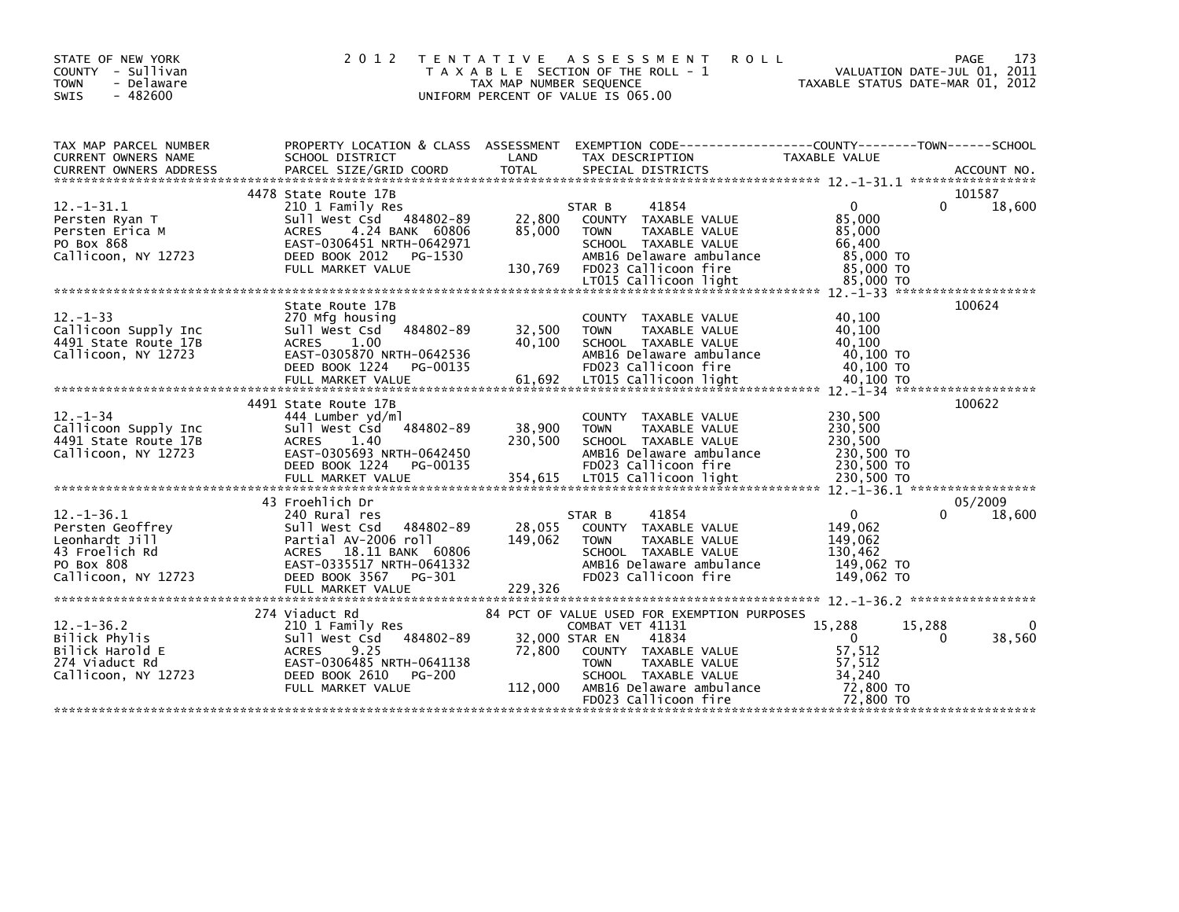STATE OF NEW YORK
COUNTY - Sullivan
TOWN - Delaware
SWIS - 482600

# 2012 TENTATIVE ASSESSMENT ROLL

TAXABLE SECTION OF THE ROLL - 1
TAX MAP NUMBER SEQUENCE
UNIFORM PERCENT OF VALUE IS 065.00

VALUATION DATE-JUL 01, 2011
TAXABLE STATUS DATE-MAR 01, 2012

| TAX MAP PARCEL NUMBER / CURRENT OWNERS NAME / CURRENT OWNERS ADDRESS | PROPERTY LOCATION & CLASS / SCHOOL DISTRICT / PARCEL SIZE/GRID COORD | ASSESSMENT LAND / TOTAL | EXEMPTION CODE / TAX DESCRIPTION / SPECIAL DISTRICTS | COUNTY TAXABLE VALUE | TOWN | SCHOOL | ACCOUNT NO. |
|---|---|---|---|---|---|---|---|
| | 4478 State Route 17B | | | | | | 101587 |
| 12.-1-31.1 | 210 1 Family Res | | STAR B 41854 | 0 | 0 | 18,600 | |
| Persten Ryan T | Sull West Csd 484802-89 | 22,800 | COUNTY TAXABLE VALUE | 85,000 | | | |
| Persten Erica M | ACRES 4.24 BANK 60806 | 85,000 | TOWN TAXABLE VALUE | 85,000 | | | |
| PO Box 868 | EAST-0306451 NRTH-0642971 | | SCHOOL TAXABLE VALUE | 66,400 | | | |
| Callicoon, NY 12723 | DEED BOOK 2012 PG-1530 | | AMB16 Delaware ambulance | 85,000 TO | | | |
| | FULL MARKET VALUE | 130,769 | FD023 Callicoon fire | 85,000 TO | | | |
| | | | LT015 Callicoon light | 85,000 TO | | | |
| | State Route 17B | | | | | | 100624 |
| 12.-1-33 | 270 Mfg housing | | COUNTY TAXABLE VALUE | 40,100 | | | |
| Callicoon Supply Inc | Sull West Csd 484802-89 | 32,500 | TOWN TAXABLE VALUE | 40,100 | | | |
| 4491 State Route 17B | ACRES 1.00 | 40,100 | SCHOOL TAXABLE VALUE | 40,100 | | | |
| Callicoon, NY 12723 | EAST-0305870 NRTH-0642536 | | AMB16 Delaware ambulance | 40,100 TO | | | |
| | DEED BOOK 1224 PG-00135 | | FD023 Callicoon fire | 40,100 TO | | | |
| | FULL MARKET VALUE | 61,692 | LT015 Callicoon light | 40,100 TO | | | |
| | 4491 State Route 17B | | | | | | 100622 |
| 12.-1-34 | 444 Lumber yd/ml | | COUNTY TAXABLE VALUE | 230,500 | | | |
| Callicoon Supply Inc | Sull West Csd 484802-89 | 38,900 | TOWN TAXABLE VALUE | 230,500 | | | |
| 4491 State Route 17B | ACRES 1.40 | 230,500 | SCHOOL TAXABLE VALUE | 230,500 | | | |
| Callicoon, NY 12723 | EAST-0305693 NRTH-0642450 | | AMB16 Delaware ambulance | 230,500 TO | | | |
| | DEED BOOK 1224 PG-00135 | | FD023 Callicoon fire | 230,500 TO | | | |
| | FULL MARKET VALUE | 354,615 | LT015 Callicoon light | 230,500 TO | | | |
| | 43 Froehlich Dr | | | | | | 05/2009 |
| 12.-1-36.1 | 240 Rural res | | STAR B 41854 | 0 | 0 | 18,600 | |
| Persten Geoffrey | Sull West Csd 484802-89 | 28,055 | COUNTY TAXABLE VALUE | 149,062 | | | |
| Leonhardt Jill | Partial AV-2006 roll | 149,062 | TOWN TAXABLE VALUE | 149,062 | | | |
| 43 Froelich Rd | ACRES 18.11 BANK 60806 | | SCHOOL TAXABLE VALUE | 130,462 | | | |
| PO Box 808 | EAST-0335517 NRTH-0641332 | | AMB16 Delaware ambulance | 149,062 TO | | | |
| Callicoon, NY 12723 | DEED BOOK 3567 PG-301 | | FD023 Callicoon fire | 149,062 TO | | | |
| | FULL MARKET VALUE | 229,326 | | | | | |
| | 274 Viaduct Rd | | 84 PCT OF VALUE USED FOR EXEMPTION PURPOSES | | | | |
| 12.-1-36.2 | 210 1 Family Res | | COMBAT VET 41131 | 15,288 | 15,288 | 0 | |
| Bilick Phylis | Sull West Csd 484802-89 | 32,000 | STAR EN 41834 | 0 | 0 | 38,560 | |
| Bilick Harold E | ACRES 9.25 | 72,800 | COUNTY TAXABLE VALUE | 57,512 | | | |
| 274 Viaduct Rd | EAST-0306485 NRTH-0641138 | | TOWN TAXABLE VALUE | 57,512 | | | |
| Callicoon, NY 12723 | DEED BOOK 2610 PG-200 | | SCHOOL TAXABLE VALUE | 34,240 | | | |
| | FULL MARKET VALUE | 112,000 | AMB16 Delaware ambulance | 72,800 TO | | | |
| | | | FD023 Callicoon fire | 72,800 TO | | | |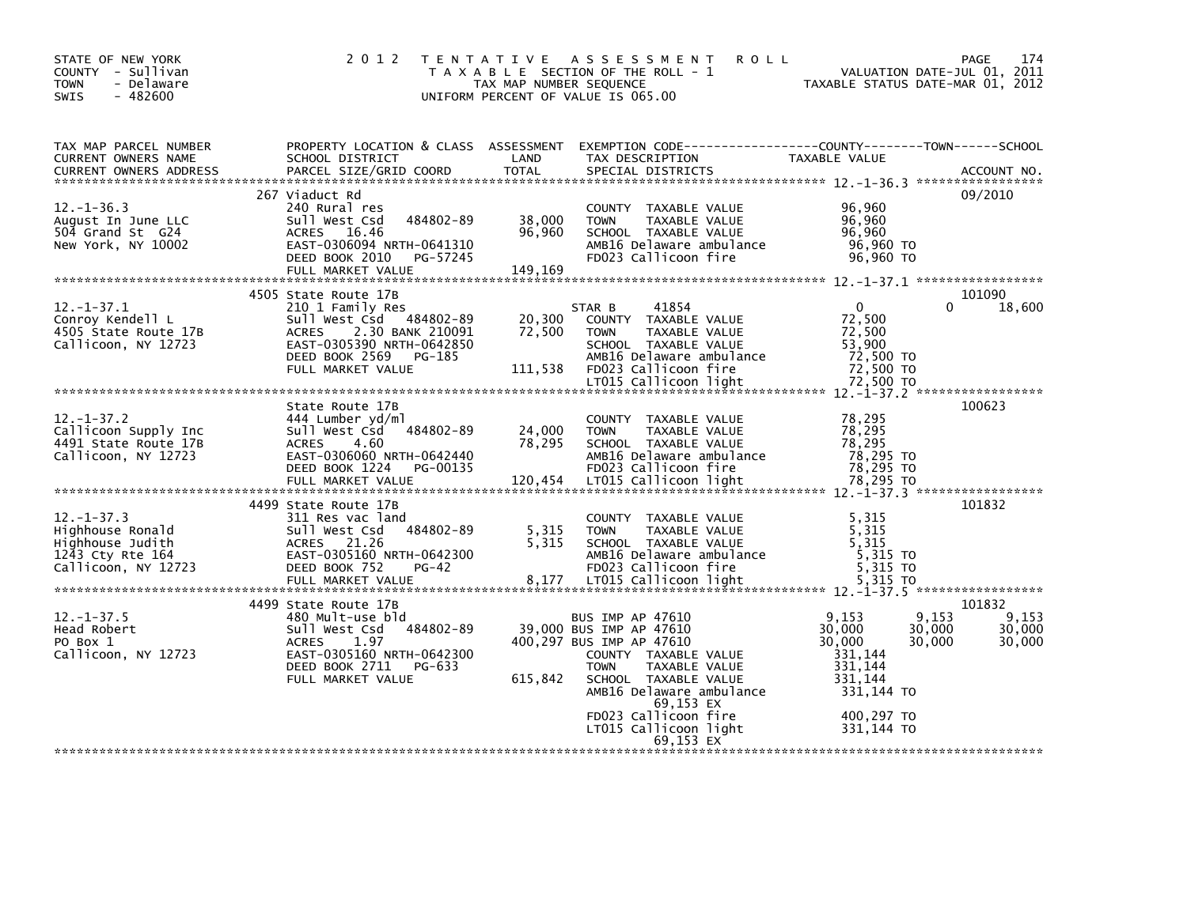STATE OF NEW YORK
COUNTY - Sullivan
TOWN - Delaware
SWIS - 482600

# 2012 TENTATIVE ASSESSMENT ROLL

TAXABLE SECTION OF THE ROLL - 1
TAX MAP NUMBER SEQUENCE
UNIFORM PERCENT OF VALUE IS 065.00

VALUATION DATE-JUL 01, 2011
TAXABLE STATUS DATE-MAR 01, 2012

| TAX MAP PARCEL NUMBER / CURRENT OWNERS NAME / CURRENT OWNERS ADDRESS | PROPERTY LOCATION & CLASS / SCHOOL DISTRICT / PARCEL SIZE/GRID COORD | ASSESSMENT LAND | TOTAL | EXEMPTION CODE / TAX DESCRIPTION / SPECIAL DISTRICTS | COUNTY TAXABLE VALUE | TOWN | SCHOOL | ACCOUNT NO. |
|---|---|---|---|---|---|---|---|---|
| 12.-1-36.3 | 267 Viaduct Rd | | | | | | | 09/2010 |
| August In June LLC | 240 Rural res | | | COUNTY TAXABLE VALUE | 96,960 | | | |
| 504 Grand St G24 | Sull West Csd 484802-89 | 38,000 | | TOWN TAXABLE VALUE | 96,960 | | | |
| New York, NY 10002 | ACRES 16.46 | | 96,960 | SCHOOL TAXABLE VALUE | 96,960 | | | |
| | EAST-0306094 NRTH-0641310 | | | AMB16 Delaware ambulance | 96,960 TO | | | |
| | DEED BOOK 2010 PG-57245 | | | FD023 Callicoon fire | 96,960 TO | | | |
| | FULL MARKET VALUE | | 149,169 | | | | | |
| 12.-1-37.1 | 4505 State Route 17B | | | | | | | 101090 |
| Conroy Kendell L | 210 1 Family Res | | | STAR B 41854 | 0 | 0 | 18,600 | |
| 4505 State Route 17B | Sull West Csd 484802-89 | 20,300 | | COUNTY TAXABLE VALUE | 72,500 | | | |
| Callicoon, NY 12723 | ACRES 2.30 BANK 210091 | | 72,500 | TOWN TAXABLE VALUE | 72,500 | | | |
| | EAST-0305390 NRTH-0642850 | | | SCHOOL TAXABLE VALUE | 53,900 | | | |
| | DEED BOOK 2569 PG-185 | | | AMB16 Delaware ambulance | 72,500 TO | | | |
| | FULL MARKET VALUE | | 111,538 | FD023 Callicoon fire | 72,500 TO | | | |
| | | | | LT015 Callicoon light | 72,500 TO | | | |
| 12.-1-37.2 | State Route 17B | | | | | | | 100623 |
| Callicoon Supply Inc | 444 Lumber yd/ml | | | COUNTY TAXABLE VALUE | 78,295 | | | |
| 4491 State Route 17B | Sull West Csd 484802-89 | 24,000 | | TOWN TAXABLE VALUE | 78,295 | | | |
| Callicoon, NY 12723 | ACRES 4.60 | | 78,295 | SCHOOL TAXABLE VALUE | 78,295 | | | |
| | EAST-0306060 NRTH-0642440 | | | AMB16 Delaware ambulance | 78,295 TO | | | |
| | DEED BOOK 1224 PG-00135 | | | FD023 Callicoon fire | 78,295 TO | | | |
| | FULL MARKET VALUE | | 120,454 | LT015 Callicoon light | 78,295 TO | | | |
| 12.-1-37.3 | 4499 State Route 17B | | | | | | | 101832 |
| Highhouse Ronald | 311 Res vac land | | | COUNTY TAXABLE VALUE | 5,315 | | | |
| Highhouse Judith | Sull West Csd 484802-89 | 5,315 | | TOWN TAXABLE VALUE | 5,315 | | | |
| 1243 Cty Rte 164 | ACRES 21.26 | | 5,315 | SCHOOL TAXABLE VALUE | 5,315 | | | |
| Callicoon, NY 12723 | EAST-0305160 NRTH-0642300 | | | AMB16 Delaware ambulance | 5,315 TO | | | |
| | DEED BOOK 752 PG-42 | | | FD023 Callicoon fire | 5,315 TO | | | |
| | FULL MARKET VALUE | | 8,177 | LT015 Callicoon light | 5,315 TO | | | |
| 12.-1-37.5 | 4499 State Route 17B | | | | | | | 101832 |
| Head Robert | 480 Mult-use bld | | | BUS IMP AP 47610 | 9,153 | 9,153 | 9,153 | |
| PO Box 1 | Sull West Csd 484802-89 | 39,000 | | BUS IMP AP 47610 | 30,000 | 30,000 | 30,000 | |
| Callicoon, NY 12723 | ACRES 1.97 | | 400,297 | BUS IMP AP 47610 | 30,000 | 30,000 | 30,000 | |
| | EAST-0305160 NRTH-0642300 | | | COUNTY TAXABLE VALUE | 331,144 | | | |
| | DEED BOOK 2711 PG-633 | | | TOWN TAXABLE VALUE | 331,144 | | | |
| | FULL MARKET VALUE | | 615,842 | SCHOOL TAXABLE VALUE | 331,144 | | | |
| | | | | AMB16 Delaware ambulance | 331,144 TO | | | |
| | | | | 69,153 EX | | | | |
| | | | | FD023 Callicoon fire | 400,297 TO | | | |
| | | | | LT015 Callicoon light | 331,144 TO | | | |
| | | | | 69,153 EX | | | | |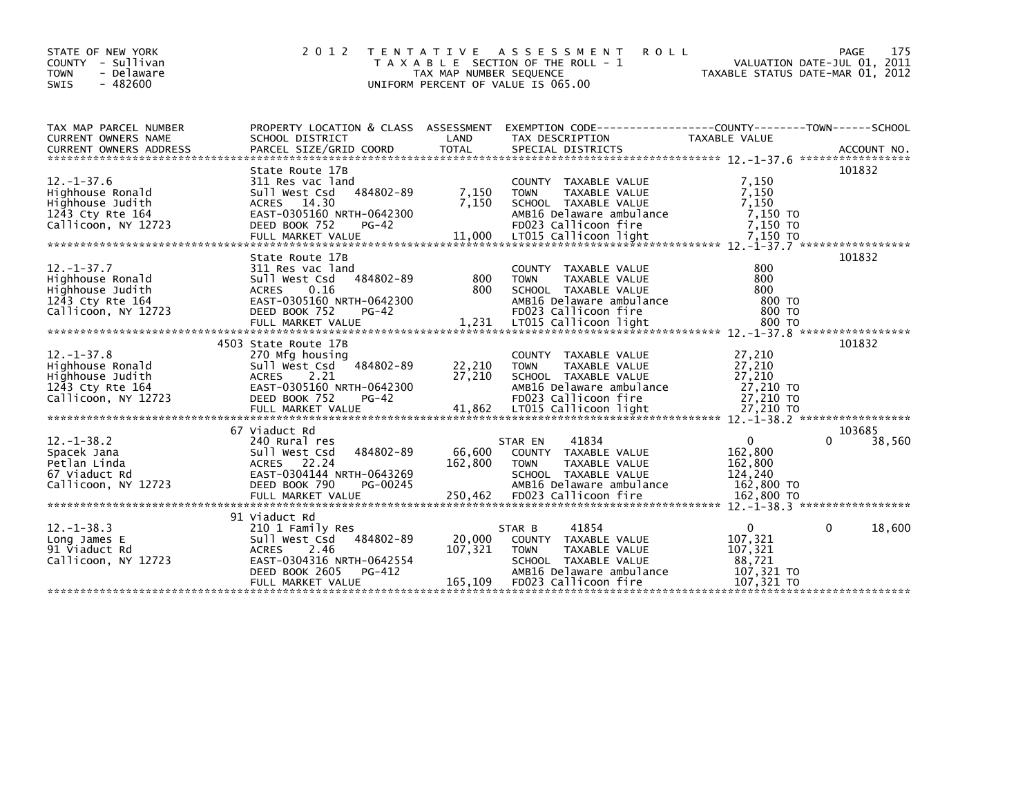STATE OF NEW YORK
COUNTY - Sullivan
TOWN - Delaware
SWIS - 482600

# 2012 TENTATIVE ASSESSMENT ROLL

TAXABLE SECTION OF THE ROLL - 1
TAX MAP NUMBER SEQUENCE
UNIFORM PERCENT OF VALUE IS 065.00

VALUATION DATE-JUL 01, 2011
TAXABLE STATUS DATE-MAR 01, 2012

| TAX MAP PARCEL NUMBER / CURRENT OWNERS NAME / CURRENT OWNERS ADDRESS | PROPERTY LOCATION & CLASS / SCHOOL DISTRICT / PARCEL SIZE/GRID COORD | ASSESSMENT LAND / TOTAL | EXEMPTION CODE / TAX DESCRIPTION / SPECIAL DISTRICTS | COUNTY / TOWN TAXABLE VALUE | SCHOOL / ACCOUNT NO. |
|---|---|---|---|---|---|
| 12.-1-37.6 | State Route 17B | | | | 101832 |
| | 311 Res vac land | | COUNTY TAXABLE VALUE | 7,150 | |
| Highhouse Ronald | Sull West Csd 484802-89 | 7,150 | TOWN TAXABLE VALUE | 7,150 | |
| Highhouse Judith | ACRES 14.30 | 7,150 | SCHOOL TAXABLE VALUE | 7,150 | |
| 1243 Cty Rte 164 | EAST-0305160 NRTH-0642300 | | AMB16 Delaware ambulance | 7,150 TO | |
| Callicoon, NY 12723 | DEED BOOK 752 PG-42 | | FD023 Callicoon fire | 7,150 TO | |
| | FULL MARKET VALUE | 11,000 | LT015 Callicoon light | 7,150 TO | |
| 12.-1-37.7 | State Route 17B | | | | 101832 |
| | 311 Res vac land | | COUNTY TAXABLE VALUE | 800 | |
| Highhouse Ronald | Sull West Csd 484802-89 | 800 | TOWN TAXABLE VALUE | 800 | |
| Highhouse Judith | ACRES 0.16 | 800 | SCHOOL TAXABLE VALUE | 800 | |
| 1243 Cty Rte 164 | EAST-0305160 NRTH-0642300 | | AMB16 Delaware ambulance | 800 TO | |
| Callicoon, NY 12723 | DEED BOOK 752 PG-42 | | FD023 Callicoon fire | 800 TO | |
| | FULL MARKET VALUE | 1,231 | LT015 Callicoon light | 800 TO | |
| 12.-1-37.8 | 4503 State Route 17B | | | | 101832 |
| | 270 Mfg housing | | COUNTY TAXABLE VALUE | 27,210 | |
| Highhouse Ronald | Sull West Csd 484802-89 | 22,210 | TOWN TAXABLE VALUE | 27,210 | |
| Highhouse Judith | ACRES 2.21 | 27,210 | SCHOOL TAXABLE VALUE | 27,210 | |
| 1243 Cty Rte 164 | EAST-0305160 NRTH-0642300 | | AMB16 Delaware ambulance | 27,210 TO | |
| Callicoon, NY 12723 | DEED BOOK 752 PG-42 | | FD023 Callicoon fire | 27,210 TO | |
| | FULL MARKET VALUE | 41,862 | LT015 Callicoon light | 27,210 TO | |
| 12.-1-38.2 | 67 Viaduct Rd | | | | 103685 |
| | 240 Rural res | | STAR EN 41834 | 0 | 0 38,560 |
| Spacek Jana | Sull West Csd 484802-89 | 66,600 | COUNTY TAXABLE VALUE | 162,800 | |
| Petlan Linda | ACRES 22.24 | 162,800 | TOWN TAXABLE VALUE | 162,800 | |
| 67 Viaduct Rd | EAST-0304144 NRTH-0643269 | | SCHOOL TAXABLE VALUE | 124,240 | |
| Callicoon, NY 12723 | DEED BOOK 790 PG-00245 | | AMB16 Delaware ambulance | 162,800 TO | |
| | FULL MARKET VALUE | 250,462 | FD023 Callicoon fire | 162,800 TO | |
| 12.-1-38.3 | 91 Viaduct Rd | | | | |
| | 210 1 Family Res | | STAR B 41854 | 0 | 0 18,600 |
| Long James E | Sull West Csd 484802-89 | 20,000 | COUNTY TAXABLE VALUE | 107,321 | |
| 91 Viaduct Rd | ACRES 2.46 | 107,321 | TOWN TAXABLE VALUE | 107,321 | |
| Callicoon, NY 12723 | EAST-0304316 NRTH-0642554 | | SCHOOL TAXABLE VALUE | 88,721 | |
| | DEED BOOK 2605 PG-412 | | AMB16 Delaware ambulance | 107,321 TO | |
| | FULL MARKET VALUE | 165,109 | FD023 Callicoon fire | 107,321 TO | |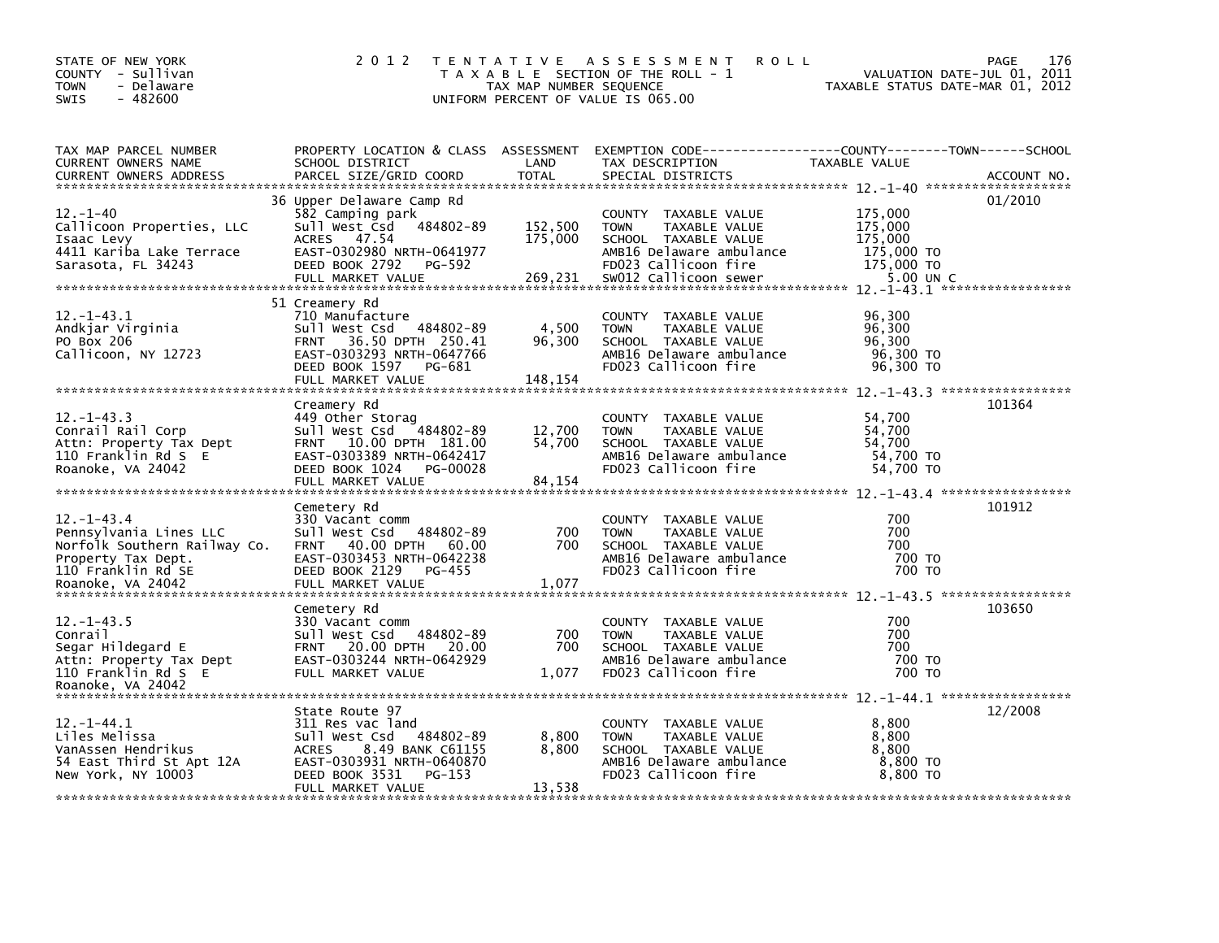STATE OF NEW YORK
COUNTY - Sullivan
TOWN - Delaware
SWIS - 482600

# 2012 TENTATIVE ASSESSMENT ROLL

TAXABLE SECTION OF THE ROLL - 1
TAX MAP NUMBER SEQUENCE
UNIFORM PERCENT OF VALUE IS 065.00

VALUATION DATE-JUL 01, 2011
TAXABLE STATUS DATE-MAR 01, 2012

| TAX MAP PARCEL NUMBER / CURRENT OWNERS NAME / CURRENT OWNERS ADDRESS | PROPERTY LOCATION & CLASS / SCHOOL DISTRICT / PARCEL SIZE/GRID COORD | ASSESSMENT LAND | TOTAL | EXEMPTION CODE / TAX DESCRIPTION / SPECIAL DISTRICTS | TAXABLE VALUE (COUNTY / TOWN / SCHOOL) | ACCOUNT NO. |
|---|---|---|---|---|---|---|
| **12.-1-40** | 36 Upper Delaware Camp Rd | | | | | 01/2010 |
| Callicoon Properties, LLC | 582 Camping park | | | COUNTY TAXABLE VALUE | 175,000 | |
| Isaac Levy | Sull West Csd 484802-89 | 152,500 | | TOWN TAXABLE VALUE | 175,000 | |
| 4411 Kariba Lake Terrace | ACRES 47.54 | | 175,000 | SCHOOL TAXABLE VALUE | 175,000 | |
| Sarasota, FL 34243 | EAST-0302980 NRTH-0641977 | | | AMB16 Delaware ambulance | 175,000 TO | |
| | DEED BOOK 2792 PG-592 | | | FD023 Callicoon fire | 175,000 TO | |
| | FULL MARKET VALUE | | 269,231 | SW012 Callicoon sewer | 5.00 UN C | |
| **12.-1-43.1** | 51 Creamery Rd | | | | | |
| Andkjar Virginia | 710 Manufacture | | | COUNTY TAXABLE VALUE | 96,300 | |
| PO Box 206 | Sull West Csd 484802-89 | 4,500 | | TOWN TAXABLE VALUE | 96,300 | |
| Callicoon, NY 12723 | FRNT 36.50 DPTH 250.41 | | 96,300 | SCHOOL TAXABLE VALUE | 96,300 | |
| | EAST-0303293 NRTH-0647766 | | | AMB16 Delaware ambulance | 96,300 TO | |
| | DEED BOOK 1597 PG-681 | | | FD023 Callicoon fire | 96,300 TO | |
| | FULL MARKET VALUE | | 148,154 | | | |
| **12.-1-43.3** | Creamery Rd | | | | | 101364 |
| Conrail Rail Corp | 449 Other Storag | | | COUNTY TAXABLE VALUE | 54,700 | |
| Attn: Property Tax Dept | Sull West Csd 484802-89 | 12,700 | | TOWN TAXABLE VALUE | 54,700 | |
| 110 Franklin Rd S E | FRNT 10.00 DPTH 181.00 | | 54,700 | SCHOOL TAXABLE VALUE | 54,700 | |
| Roanoke, VA 24042 | EAST-0303389 NRTH-0642417 | | | AMB16 Delaware ambulance | 54,700 TO | |
| | DEED BOOK 1024 PG-00028 | | | FD023 Callicoon fire | 54,700 TO | |
| | FULL MARKET VALUE | | 84,154 | | | |
| **12.-1-43.4** | Cemetery Rd | | | | | 101912 |
| Pennsylvania Lines LLC | 330 Vacant comm | | | COUNTY TAXABLE VALUE | 700 | |
| Norfolk Southern Railway Co. | Sull West Csd 484802-89 | 700 | | TOWN TAXABLE VALUE | 700 | |
| Property Tax Dept. | FRNT 40.00 DPTH 60.00 | | 700 | SCHOOL TAXABLE VALUE | 700 | |
| 110 Franklin Rd SE | EAST-0303453 NRTH-0642238 | | | AMB16 Delaware ambulance | 700 TO | |
| Roanoke, VA 24042 | DEED BOOK 2129 PG-455 | | | FD023 Callicoon fire | 700 TO | |
| | FULL MARKET VALUE | | 1,077 | | | |
| **12.-1-43.5** | Cemetery Rd | | | | | 103650 |
| Conrail | 330 Vacant comm | | | COUNTY TAXABLE VALUE | 700 | |
| Segar Hildegard E | Sull West Csd 484802-89 | 700 | | TOWN TAXABLE VALUE | 700 | |
| Attn: Property Tax Dept | FRNT 20.00 DPTH 20.00 | | 700 | SCHOOL TAXABLE VALUE | 700 | |
| 110 Franklin Rd S E | EAST-0303244 NRTH-0642929 | | | AMB16 Delaware ambulance | 700 TO | |
| Roanoke, VA 24042 | FULL MARKET VALUE | | 1,077 | FD023 Callicoon fire | 700 TO | |
| **12.-1-44.1** | State Route 97 | | | | | 12/2008 |
| Liles Melissa | 311 Res vac land | | | COUNTY TAXABLE VALUE | 8,800 | |
| VanAssen Hendrikus | Sull West Csd 484802-89 | 8,800 | | TOWN TAXABLE VALUE | 8,800 | |
| 54 East Third St Apt 12A | ACRES 8.49 BANK C61155 | | 8,800 | SCHOOL TAXABLE VALUE | 8,800 | |
| New York, NY 10003 | EAST-0303931 NRTH-0640870 | | | AMB16 Delaware ambulance | 8,800 TO | |
| | DEED BOOK 3531 PG-153 | | | FD023 Callicoon fire | 8,800 TO | |
| | FULL MARKET VALUE | | 13,538 | | | |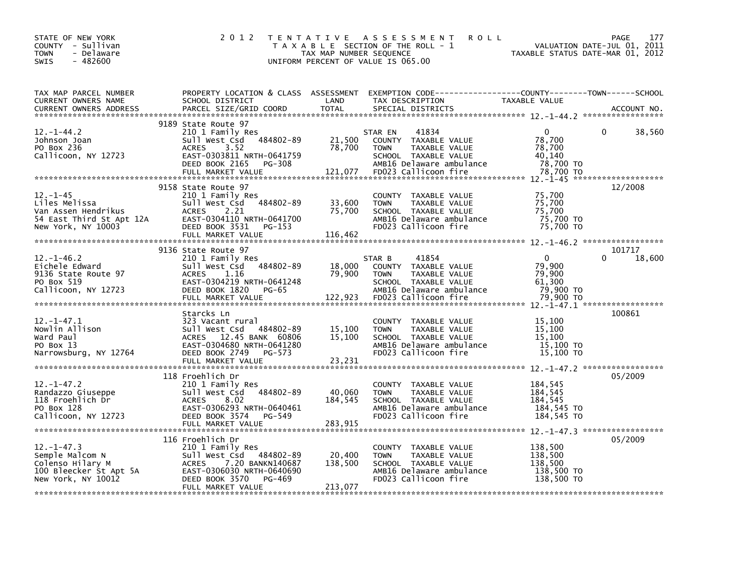STATE OF NEW YORK
COUNTY - Sullivan
TOWN - Delaware
SWIS - 482600

# 2012 TENTATIVE ASSESSMENT ROLL

TAXABLE SECTION OF THE ROLL - 1
TAX MAP NUMBER SEQUENCE
UNIFORM PERCENT OF VALUE IS 065.00

VALUATION DATE-JUL 01, 2011
TAXABLE STATUS DATE-MAR 01, 2012

| TAX MAP PARCEL NUMBER / CURRENT OWNERS NAME / CURRENT OWNERS ADDRESS | PROPERTY LOCATION & CLASS / SCHOOL DISTRICT / PARCEL SIZE/GRID COORD | ASSESSMENT LAND | TOTAL | EXEMPTION CODE / TAX DESCRIPTION / SPECIAL DISTRICTS | COUNTY | TOWN | SCHOOL | ACCOUNT NO. |
|---|---|---|---|---|---|---|---|---|
| **12.-1-44.2** | 9189 State Route 97 | | | | | | | |
| Johnson Joan | 210 1 Family Res | 21,500 | 78,700 | STAR EN 41834 | 0 | | 38,560 | |
| PO Box 236 | Sull West Csd 484802-89 | | | COUNTY TAXABLE VALUE | 78,700 | | | |
| Callicoon, NY 12723 | ACRES 3.52 | | | TOWN TAXABLE VALUE | | 78,700 | | |
| | EAST-0303811 NRTH-0641759 | | | SCHOOL TAXABLE VALUE | | | 40,140 | |
| | DEED BOOK 2165 PG-308 | | | AMB16 Delaware ambulance | 78,700 TO | | | |
| | FULL MARKET VALUE | | 121,077 | FD023 Callicoon fire | 78,700 TO | | | |
| **12.-1-45** | 9158 State Route 97 | | | | | | | 12/2008 |
| Liles Melissa | 210 1 Family Res | 33,600 | 75,700 | COUNTY TAXABLE VALUE | 75,700 | | | |
| Van Assen Hendrikus | Sull West Csd 484802-89 | | | TOWN TAXABLE VALUE | | 75,700 | | |
| 54 East Third St Apt 12A | ACRES 2.21 | | | SCHOOL TAXABLE VALUE | | | 75,700 | |
| New York, NY 10003 | EAST-0304110 NRTH-0641700 | | | AMB16 Delaware ambulance | 75,700 TO | | | |
| | DEED BOOK 3531 PG-153 | | | FD023 Callicoon fire | 75,700 TO | | | |
| | FULL MARKET VALUE | | 116,462 | | | | | |
| **12.-1-46.2** | 9136 State Route 97 | | | | | | | 101717 |
| Eichele Edward | 210 1 Family Res | 18,000 | 79,900 | STAR B 41854 | 0 | | 18,600 | |
| 9136 State Route 97 | Sull West Csd 484802-89 | | | COUNTY TAXABLE VALUE | 79,900 | | | |
| PO Box 519 | ACRES 1.16 | | | TOWN TAXABLE VALUE | | 79,900 | | |
| Callicoon, NY 12723 | EAST-0304219 NRTH-0641248 | | | SCHOOL TAXABLE VALUE | | | 61,300 | |
| | DEED BOOK 1820 PG-65 | | | AMB16 Delaware ambulance | 79,900 TO | | | |
| | FULL MARKET VALUE | | 122,923 | FD023 Callicoon fire | 79,900 TO | | | |
| **12.-1-47.1** | Starcks Ln | | | | | | | 100861 |
| Nowlin Allison | 323 Vacant rural | 15,100 | 15,100 | COUNTY TAXABLE VALUE | 15,100 | | | |
| Ward Paul | Sull West Csd 484802-89 | | | TOWN TAXABLE VALUE | | 15,100 | | |
| PO Box 13 | ACRES 12.45 BANK 60806 | | | SCHOOL TAXABLE VALUE | | | 15,100 | |
| Narrowsburg, NY 12764 | EAST-0304680 NRTH-0641280 | | | AMB16 Delaware ambulance | 15,100 TO | | | |
| | DEED BOOK 2749 PG-573 | | | FD023 Callicoon fire | 15,100 TO | | | |
| | FULL MARKET VALUE | | 23,231 | | | | | |
| **12.-1-47.2** | 118 Froehlich Dr | | | | | | | 05/2009 |
| Randazzo Giuseppe | 210 1 Family Res | 40,060 | 184,545 | COUNTY TAXABLE VALUE | 184,545 | | | |
| 118 Froehlich Dr | Sull West Csd 484802-89 | | | TOWN TAXABLE VALUE | | 184,545 | | |
| PO Box 128 | ACRES 8.02 | | | SCHOOL TAXABLE VALUE | | | 184,545 | |
| Callicoon, NY 12723 | EAST-0306293 NRTH-0640461 | | | AMB16 Delaware ambulance | 184,545 TO | | | |
| | DEED BOOK 3574 PG-549 | | | FD023 Callicoon fire | 184,545 TO | | | |
| | FULL MARKET VALUE | | 283,915 | | | | | |
| **12.-1-47.3** | 116 Froehlich Dr | | | | | | | 05/2009 |
| Semple Malcom N | 210 1 Family Res | 20,400 | 138,500 | COUNTY TAXABLE VALUE | 138,500 | | | |
| Colenso Hilary M | Sull West Csd 484802-89 | | | TOWN TAXABLE VALUE | | 138,500 | | |
| 100 Bleecker St Apt 5A | ACRES 7.20 BANKN140687 | | | SCHOOL TAXABLE VALUE | | | 138,500 | |
| New York, NY 10012 | EAST-0306030 NRTH-0640690 | | | AMB16 Delaware ambulance | 138,500 TO | | | |
| | DEED BOOK 3570 PG-469 | | | FD023 Callicoon fire | 138,500 TO | | | |
| | FULL MARKET VALUE | | 213,077 | | | | | |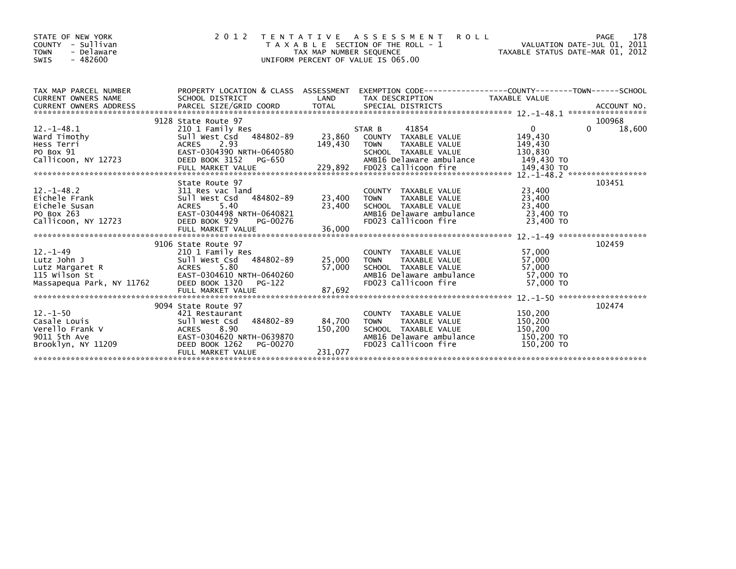STATE OF NEW YORK
COUNTY - Sullivan
TOWN - Delaware
SWIS - 482600

# 2012 TENTATIVE ASSESSMENT ROLL

TAXABLE SECTION OF THE ROLL - 1
TAX MAP NUMBER SEQUENCE
UNIFORM PERCENT OF VALUE IS 065.00

VALUATION DATE-JUL 01, 2011
TAXABLE STATUS DATE-MAR 01, 2012

| TAX MAP PARCEL NUMBER / CURRENT OWNERS NAME / CURRENT OWNERS ADDRESS | PROPERTY LOCATION & CLASS / SCHOOL DISTRICT / PARCEL SIZE/GRID COORD | ASSESSMENT LAND | TOTAL | EXEMPTION CODE / TAX DESCRIPTION / SPECIAL DISTRICTS | COUNTY TAXABLE VALUE | TOWN | SCHOOL | ACCOUNT NO. |
|---|---|---|---|---|---|---|---|---|
| 12.-1-48.1 | 9128 State Route 97 | | | | | | | 100968 |
| | 210 1 Family Res | | | STAR B 41854 | 0 | 0 | 18,600 | |
| Ward Timothy | Sull West Csd 484802-89 | 23,860 | | COUNTY TAXABLE VALUE | 149,430 | | | |
| Hess Terri | ACRES 2.93 | | 149,430 | TOWN TAXABLE VALUE | 149,430 | | | |
| PO Box 91 | EAST-0304390 NRTH-0640580 | | | SCHOOL TAXABLE VALUE | 130,830 | | | |
| Callicoon, NY 12723 | DEED BOOK 3152 PG-650 | | | AMB16 Delaware ambulance | 149,430 TO | | | |
| | FULL MARKET VALUE | | 229,892 | FD023 Callicoon fire | 149,430 TO | | | |
| 12.-1-48.2 | State Route 97 | | | | | | | 103451 |
| | 311 Res vac land | | | COUNTY TAXABLE VALUE | 23,400 | | | |
| Eichele Frank | Sull West Csd 484802-89 | 23,400 | | TOWN TAXABLE VALUE | 23,400 | | | |
| Eichele Susan | ACRES 5.40 | | 23,400 | SCHOOL TAXABLE VALUE | 23,400 | | | |
| PO Box 263 | EAST-0304498 NRTH-0640821 | | | AMB16 Delaware ambulance | 23,400 TO | | | |
| Callicoon, NY 12723 | DEED BOOK 929 PG-00276 | | | FD023 Callicoon fire | 23,400 TO | | | |
| | FULL MARKET VALUE | | 36,000 | | | | | |
| 12.-1-49 | 9106 State Route 97 | | | | | | | 102459 |
| | 210 1 Family Res | | | COUNTY TAXABLE VALUE | 57,000 | | | |
| Lutz John J | Sull West Csd 484802-89 | 25,000 | | TOWN TAXABLE VALUE | 57,000 | | | |
| Lutz Margaret R | ACRES 5.80 | | 57,000 | SCHOOL TAXABLE VALUE | 57,000 | | | |
| 115 Wilson St | EAST-0304610 NRTH-0640260 | | | AMB16 Delaware ambulance | 57,000 TO | | | |
| Massapequa Park, NY 11762 | DEED BOOK 1320 PG-122 | | | FD023 Callicoon fire | 57,000 TO | | | |
| | FULL MARKET VALUE | | 87,692 | | | | | |
| 12.-1-50 | 9094 State Route 97 | | | | | | | 102474 |
| | 421 Restaurant | | | COUNTY TAXABLE VALUE | 150,200 | | | |
| Casale Louis | Sull West Csd 484802-89 | 84,700 | | TOWN TAXABLE VALUE | 150,200 | | | |
| Verello Frank V | ACRES 8.90 | | 150,200 | SCHOOL TAXABLE VALUE | 150,200 | | | |
| 9011 5th Ave | EAST-0304620 NRTH-0639870 | | | AMB16 Delaware ambulance | 150,200 TO | | | |
| Brooklyn, NY 11209 | DEED BOOK 1262 PG-00270 | | | FD023 Callicoon fire | 150,200 TO | | | |
| | FULL MARKET VALUE | | 231,077 | | | | | |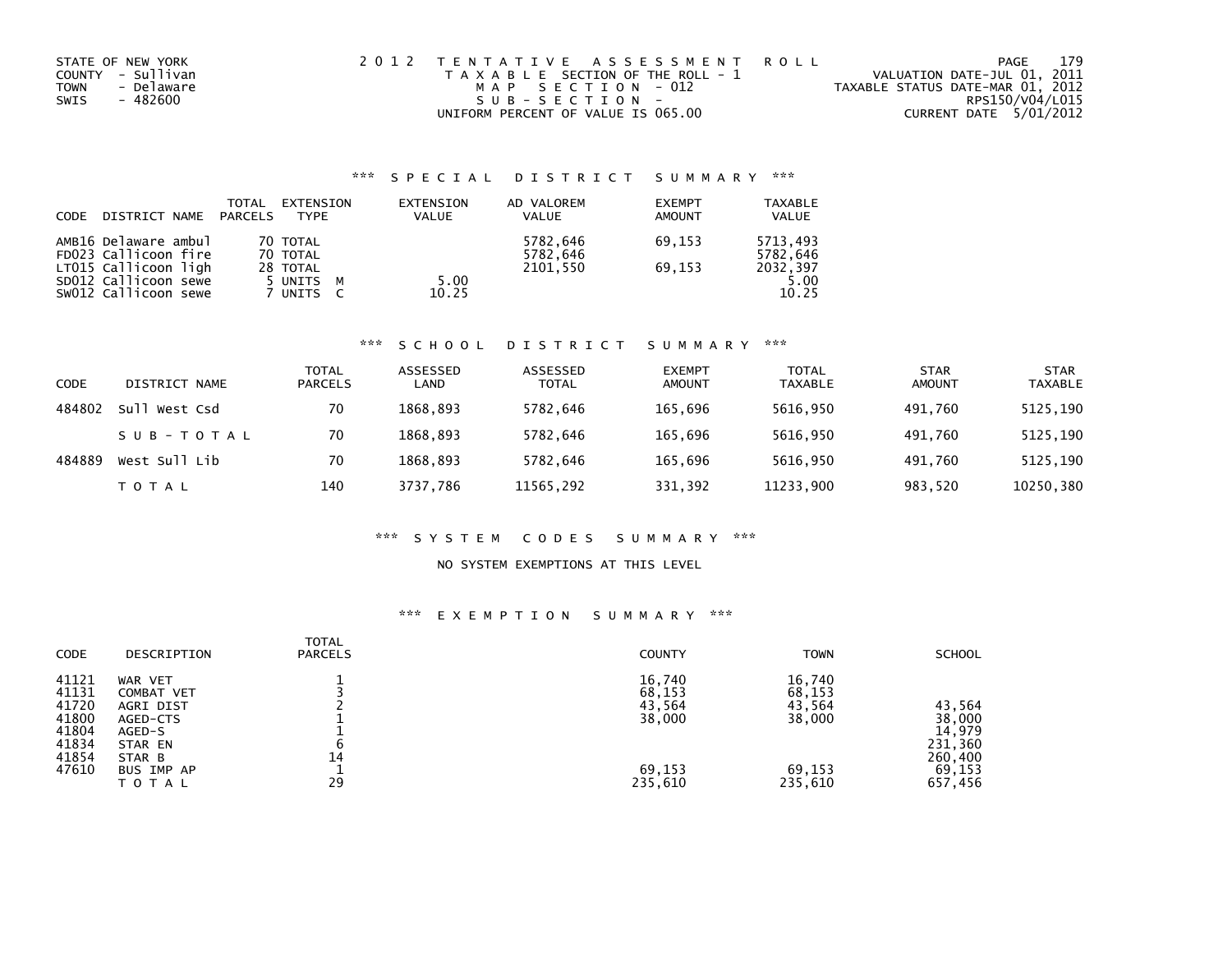STATE OF NEW YORK
COUNTY - Sullivan
TOWN - Delaware
SWIS - 482600

2012 TENTATIVE ASSESSMENT ROLL
TAXABLE SECTION OF THE ROLL - 1
MAP SECTION - 012
SUB-SECTION -
UNIFORM PERCENT OF VALUE IS 065.00

VALUATION DATE-JUL 01, 2011
TAXABLE STATUS DATE-MAR 01, 2012
RPS150/V04/L015
CURRENT DATE 5/01/2012

## *** SPECIAL DISTRICT SUMMARY ***

| CODE | DISTRICT NAME | TOTAL PARCELS | EXTENSION TYPE | EXTENSION VALUE | AD VALOREM VALUE | EXEMPT AMOUNT | TAXABLE VALUE |
|---|---|---|---|---|---|---|---|
| AMB16 | Delaware ambul | 70 | TOTAL | | 5782,646 | 69,153 | 5713,493 |
| FD023 | Callicoon fire | 70 | TOTAL | | 5782,646 | | 5782,646 |
| LT015 | Callicoon ligh | 28 | TOTAL | | 2101,550 | 69,153 | 2032,397 |
| SD012 | Callicoon sewe | 5 | UNITS M | 5.00 | | | 5.00 |
| SW012 | Callicoon sewe | 7 | UNITS C | 10.25 | | | 10.25 |

## *** SCHOOL DISTRICT SUMMARY ***

| CODE | DISTRICT NAME | TOTAL PARCELS | ASSESSED LAND | ASSESSED TOTAL | EXEMPT AMOUNT | TOTAL TAXABLE | STAR AMOUNT | STAR TAXABLE |
|---|---|---|---|---|---|---|---|---|
| 484802 | Sull West Csd | 70 | 1868,893 | 5782,646 | 165,696 | 5616,950 | 491,760 | 5125,190 |
| | SUB-TOTAL | 70 | 1868,893 | 5782,646 | 165,696 | 5616,950 | 491,760 | 5125,190 |
| 484889 | West Sull Lib | 70 | 1868,893 | 5782,646 | 165,696 | 5616,950 | 491,760 | 5125,190 |
| | TOTAL | 140 | 3737,786 | 11565,292 | 331,392 | 11233,900 | 983,520 | 10250,380 |

## *** SYSTEM CODES SUMMARY ***

NO SYSTEM EXEMPTIONS AT THIS LEVEL

## *** EXEMPTION SUMMARY ***

| CODE | DESCRIPTION | TOTAL PARCELS | COUNTY | TOWN | SCHOOL |
|---|---|---|---|---|---|
| 41121 | WAR VET | 1 | 16,740 | 16,740 | |
| 41131 | COMBAT VET | 3 | 68,153 | 68,153 | |
| 41720 | AGRI DIST | 2 | 43,564 | 43,564 | 43,564 |
| 41800 | AGED-CTS | 1 | 38,000 | 38,000 | 38,000 |
| 41804 | AGED-S | 1 | | | 14,979 |
| 41834 | STAR EN | 6 | | | 231,360 |
| 41854 | STAR B | 14 | | | 260,400 |
| 47610 | BUS IMP AP | 1 | 69,153 | 69,153 | 69,153 |
| | TOTAL | 29 | 235,610 | 235,610 | 657,456 |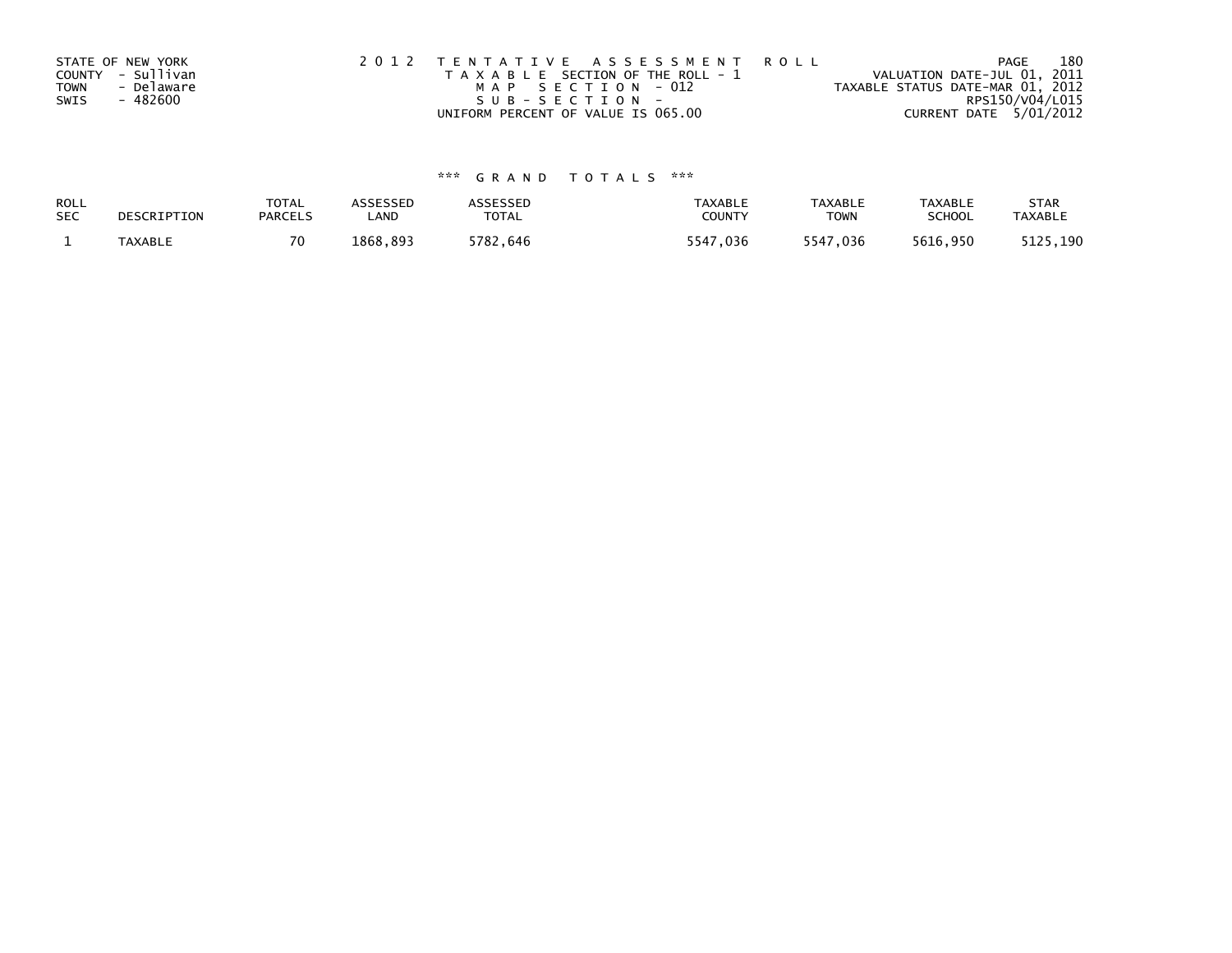STATE OF NEW YORK
COUNTY - Sullivan
TOWN - Delaware
SWIS - 482600

2 0 1 2 T E N T A T I V E A S S E S S M E N T R O L L
T A X A B L E SECTION OF THE ROLL - 1
M A P S E C T I O N - 012
S U B - S E C T I O N -
UNIFORM PERCENT OF VALUE IS 065.00

VALUATION DATE-JUL 01, 2011
TAXABLE STATUS DATE-MAR 01, 2012
RPS150/V04/L015
CURRENT DATE 5/01/2012

*** G R A N D T O T A L S ***

| ROLL SEC | DESCRIPTION | TOTAL PARCELS | ASSESSED LAND | ASSESSED TOTAL | TAXABLE COUNTY | TAXABLE TOWN | TAXABLE SCHOOL | STAR TAXABLE |
|---|---|---|---|---|---|---|---|---|
| 1 | TAXABLE | 70 | 1868,893 | 5782,646 | 5547,036 | 5547,036 | 5616,950 | 5125,190 |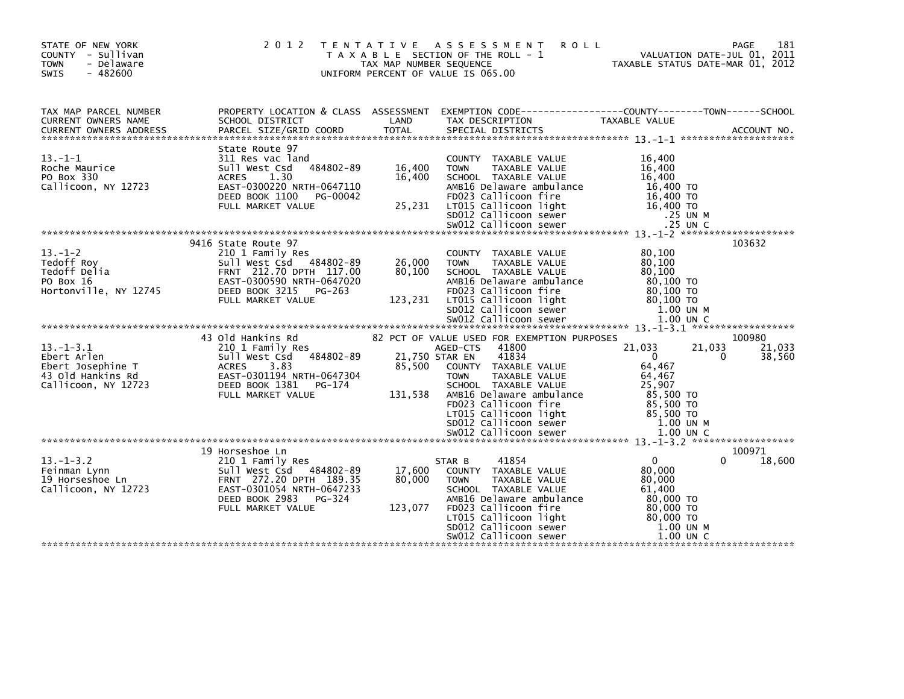STATE OF NEW YORK
COUNTY - Sullivan
TOWN - Delaware
SWIS - 482600

2012 TENTATIVE ASSESSMENT ROLL
TAXABLE SECTION OF THE ROLL - 1
TAX MAP NUMBER SEQUENCE
UNIFORM PERCENT OF VALUE IS 065.00

VALUATION DATE-JUL 01, 2011
TAXABLE STATUS DATE-MAR 01, 2012

| TAX MAP PARCEL NUMBER / CURRENT OWNERS NAME / CURRENT OWNERS ADDRESS | PROPERTY LOCATION & CLASS / SCHOOL DISTRICT / PARCEL SIZE/GRID COORD | ASSESSMENT LAND / TOTAL | EXEMPTION CODE / TAX DESCRIPTION / SPECIAL DISTRICTS | COUNTY TAXABLE VALUE | TOWN | SCHOOL | ACCOUNT NO. |
|---|---|---|---|---|---|---|---|
| **13.-1-1** | State Route 97 | | | | | | |
| | 311 Res vac land | | COUNTY TAXABLE VALUE | 16,400 | | | |
| Roche Maurice | Sull West Csd 484802-89 | 16,400 | TOWN TAXABLE VALUE | 16,400 | | | |
| PO Box 330 | ACRES 1.30 | 16,400 | SCHOOL TAXABLE VALUE | 16,400 | | | |
| Callicoon, NY 12723 | EAST-0300220 NRTH-0647110 | | AMB16 Delaware ambulance | 16,400 TO | | | |
| | DEED BOOK 1100 PG-00042 | | FD023 Callicoon fire | 16,400 TO | | | |
| | FULL MARKET VALUE | 25,231 | LT015 Callicoon light | 16,400 TO | | | |
| | | | SD012 Callicoon sewer | .25 UN M | | | |
| | | | SW012 Callicoon sewer | .25 UN C | | | |
| **13.-1-2** | 9416 State Route 97 | | | | | | 103632 |
| | 210 1 Family Res | | COUNTY TAXABLE VALUE | 80,100 | | | |
| Tedoff Roy | Sull West Csd 484802-89 | 26,000 | TOWN TAXABLE VALUE | 80,100 | | | |
| Tedoff Delia | FRNT 212.70 DPTH 117.00 | 80,100 | SCHOOL TAXABLE VALUE | 80,100 | | | |
| PO Box 16 | EAST-0300590 NRTH-0647020 | | AMB16 Delaware ambulance | 80,100 TO | | | |
| Hortonville, NY 12745 | DEED BOOK 3215 PG-263 | | FD023 Callicoon fire | 80,100 TO | | | |
| | FULL MARKET VALUE | 123,231 | LT015 Callicoon light | 80,100 TO | | | |
| | | | SD012 Callicoon sewer | 1.00 UN M | | | |
| | | | SW012 Callicoon sewer | 1.00 UN C | | | |
| **13.-1-3.1** | 43 Old Hankins Rd | | 82 PCT OF VALUE USED FOR EXEMPTION PURPOSES | | | | 100980 |
| | 210 1 Family Res | | AGED-CTS 41800 | 21,033 | 21,033 | 21,033 | |
| Ebert Arlen | Sull West Csd 484802-89 | 21,750 | STAR EN 41834 | 0 | 0 | 38,560 | |
| Ebert Josephine T | ACRES 3.83 | 85,500 | COUNTY TAXABLE VALUE | 64,467 | | | |
| 43 Old Hankins Rd | EAST-0301194 NRTH-0647304 | | TOWN TAXABLE VALUE | 64,467 | | | |
| Callicoon, NY 12723 | DEED BOOK 1381 PG-174 | | SCHOOL TAXABLE VALUE | 25,907 | | | |
| | FULL MARKET VALUE | 131,538 | AMB16 Delaware ambulance | 85,500 TO | | | |
| | | | FD023 Callicoon fire | 85,500 TO | | | |
| | | | LT015 Callicoon light | 85,500 TO | | | |
| | | | SD012 Callicoon sewer | 1.00 UN M | | | |
| | | | SW012 Callicoon sewer | 1.00 UN C | | | |
| **13.-1-3.2** | 19 Horseshoe Ln | | | | | | 100971 |
| | 210 1 Family Res | | STAR B 41854 | 0 | 0 | 18,600 | |
| Feinman Lynn | Sull West Csd 484802-89 | 17,600 | COUNTY TAXABLE VALUE | 80,000 | | | |
| 19 Horseshoe Ln | FRNT 272.20 DPTH 189.35 | 80,000 | TOWN TAXABLE VALUE | 80,000 | | | |
| Callicoon, NY 12723 | EAST-0301054 NRTH-0647233 | | SCHOOL TAXABLE VALUE | 61,400 | | | |
| | DEED BOOK 2983 PG-324 | | AMB16 Delaware ambulance | 80,000 TO | | | |
| | FULL MARKET VALUE | 123,077 | FD023 Callicoon fire | 80,000 TO | | | |
| | | | LT015 Callicoon light | 80,000 TO | | | |
| | | | SD012 Callicoon sewer | 1.00 UN M | | | |
| | | | SW012 Callicoon sewer | 1.00 UN C | | | |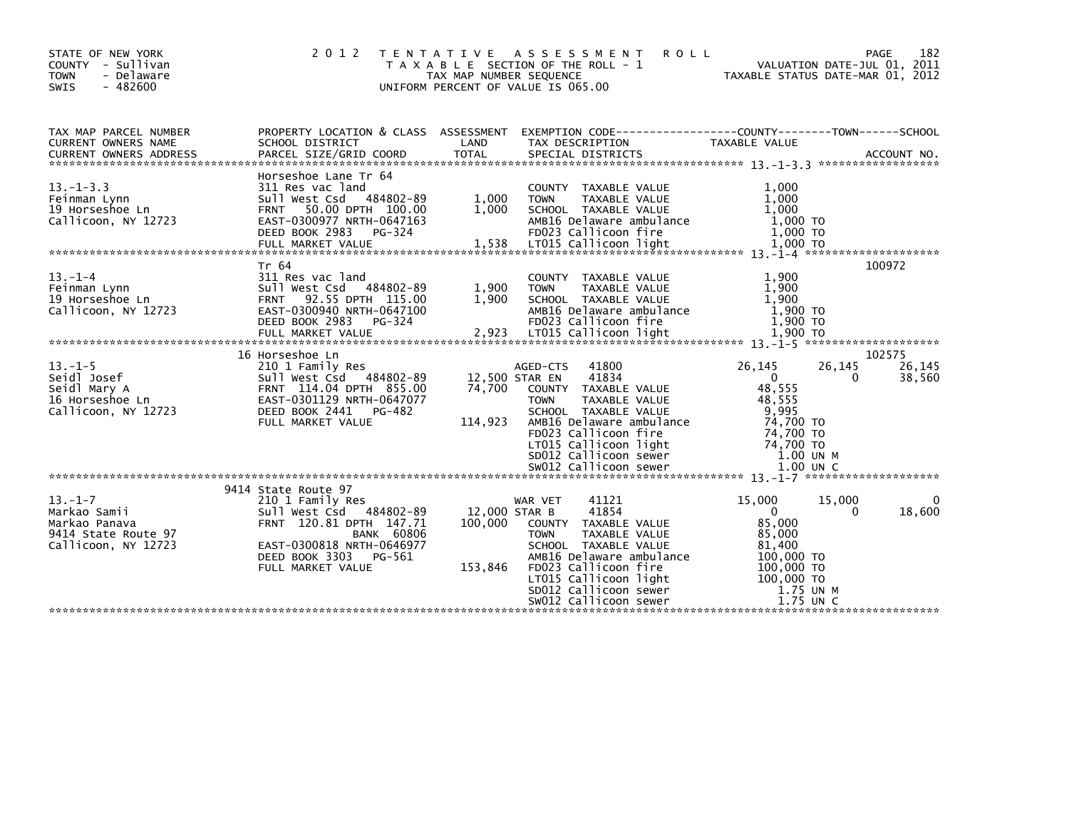STATE OF NEW YORK
COUNTY - Sullivan
TOWN - Delaware
SWIS - 482600

2 0 1 2 T E N T A T I V E A S S E S S M E N T R O L L
T A X A B L E SECTION OF THE ROLL - 1
TAX MAP NUMBER SEQUENCE
UNIFORM PERCENT OF VALUE IS 065.00

VALUATION DATE-JUL 01, 2011
TAXABLE STATUS DATE-MAR 01, 2012

| TAX MAP PARCEL NUMBER / CURRENT OWNERS NAME / CURRENT OWNERS ADDRESS | PROPERTY LOCATION & CLASS / SCHOOL DISTRICT / PARCEL SIZE/GRID COORD | ASSESSMENT LAND | TOTAL | EXEMPTION CODE / TAX DESCRIPTION / SPECIAL DISTRICTS | COUNTY TAXABLE VALUE | TOWN | SCHOOL | ACCOUNT NO. |
|---|---|---|---|---|---|---|---|---|
| 13.-1-3.3 | Horseshoe Lane Tr 64 | | | | | | | |
| Feinman Lynn | 311 Res vac land | | | COUNTY TAXABLE VALUE | 1,000 | | | |
| 19 Horseshoe Ln | Sull West Csd 484802-89 | 1,000 | | TOWN TAXABLE VALUE | 1,000 | | | |
| Callicoon, NY 12723 | FRNT 50.00 DPTH 100.00 | | 1,000 | SCHOOL TAXABLE VALUE | 1,000 | | | |
| | EAST-0300977 NRTH-0647163 | | | AMB16 Delaware ambulance | 1,000 TO | | | |
| | DEED BOOK 2983 PG-324 | | | FD023 Callicoon fire | 1,000 TO | | | |
| | FULL MARKET VALUE | | 1,538 | LT015 Callicoon light | 1,000 TO | | | |
| 13.-1-4 | Tr 64 | | | | | | | 100972 |
| Feinman Lynn | 311 Res vac land | | | COUNTY TAXABLE VALUE | 1,900 | | | |
| 19 Horseshoe Ln | Sull West Csd 484802-89 | 1,900 | | TOWN TAXABLE VALUE | 1,900 | | | |
| Callicoon, NY 12723 | FRNT 92.55 DPTH 115.00 | | 1,900 | SCHOOL TAXABLE VALUE | 1,900 | | | |
| | EAST-0300940 NRTH-0647100 | | | AMB16 Delaware ambulance | 1,900 TO | | | |
| | DEED BOOK 2983 PG-324 | | | FD023 Callicoon fire | 1,900 TO | | | |
| | FULL MARKET VALUE | | 2,923 | LT015 Callicoon light | 1,900 TO | | | |
| 13.-1-5 | 16 Horseshoe Ln | | | | | | | 102575 |
| Seidl Josef | 210 1 Family Res | | | AGED-CTS 41800 | 26,145 | 26,145 | 26,145 | |
| Seidl Mary A | Sull West Csd 484802-89 | 12,500 | | STAR EN 41834 | 0 | 0 | 38,560 | |
| 16 Horseshoe Ln | FRNT 114.04 DPTH 855.00 | | 74,700 | COUNTY TAXABLE VALUE | 48,555 | | | |
| Callicoon, NY 12723 | EAST-0301129 NRTH-0647077 | | | TOWN TAXABLE VALUE | 48,555 | | | |
| | DEED BOOK 2441 PG-482 | | | SCHOOL TAXABLE VALUE | 9,995 | | | |
| | FULL MARKET VALUE | | 114,923 | AMB16 Delaware ambulance | 74,700 TO | | | |
| | | | | FD023 Callicoon fire | 74,700 TO | | | |
| | | | | LT015 Callicoon light | 74,700 TO | | | |
| | | | | SD012 Callicoon sewer | 1.00 UN M | | | |
| | | | | SW012 Callicoon sewer | 1.00 UN C | | | |
| 13.-1-7 | 9414 State Route 97 | | | | | | | |
| Markao Samii | 210 1 Family Res | | | WAR VET 41121 | 15,000 | 15,000 | 0 | |
| Markao Panava | Sull West Csd 484802-89 | 12,000 | | STAR B 41854 | 0 | 0 | 18,600 | |
| 9414 State Route 97 | FRNT 120.81 DPTH 147.71 | | 100,000 | COUNTY TAXABLE VALUE | 85,000 | | | |
| Callicoon, NY 12723 | BANK 60806 | | | TOWN TAXABLE VALUE | 85,000 | | | |
| | EAST-0300818 NRTH-0646977 | | | SCHOOL TAXABLE VALUE | 81,400 | | | |
| | DEED BOOK 3303 PG-561 | | | AMB16 Delaware ambulance | 100,000 TO | | | |
| | FULL MARKET VALUE | | 153,846 | FD023 Callicoon fire | 100,000 TO | | | |
| | | | | LT015 Callicoon light | 100,000 TO | | | |
| | | | | SD012 Callicoon sewer | 1.75 UN M | | | |
| | | | | SW012 Callicoon sewer | 1.75 UN C | | | |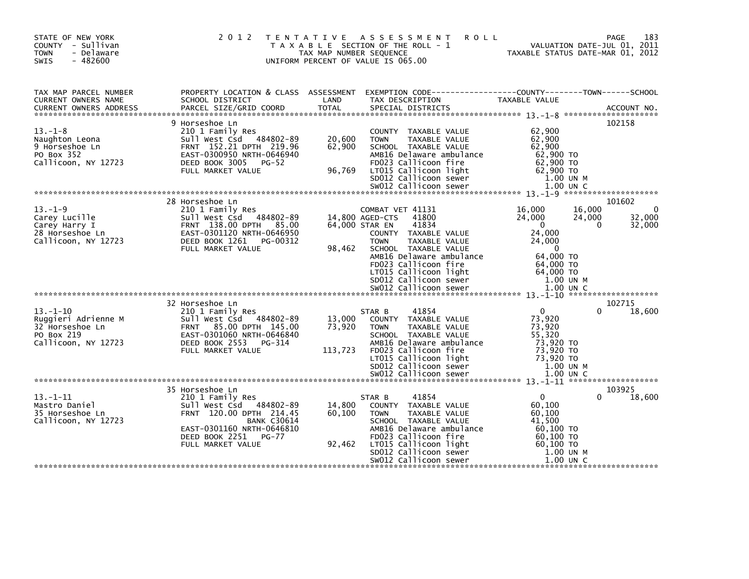STATE OF NEW YORK
COUNTY - Sullivan
TOWN - Delaware
SWIS - 482600

2012 TENTATIVE ASSESSMENT ROLL
TAXABLE SECTION OF THE ROLL - 1
TAX MAP NUMBER SEQUENCE
UNIFORM PERCENT OF VALUE IS 065.00

VALUATION DATE-JUL 01, 2011
TAXABLE STATUS DATE-MAR 01, 2012

| TAX MAP PARCEL NUMBER / CURRENT OWNERS NAME / CURRENT OWNERS ADDRESS | PROPERTY LOCATION & CLASS / SCHOOL DISTRICT / PARCEL SIZE/GRID COORD | ASSESSMENT LAND / TOTAL | EXEMPTION CODE / TAX DESCRIPTION / SPECIAL DISTRICTS | COUNTY TAXABLE VALUE | TOWN | SCHOOL | ACCOUNT NO. |
|---|---|---|---|---|---|---|---|
| 13.-1-8 | 9 Horseshoe Ln | | | | | | 102158 |
| Naughton Leona | 210 1 Family Res | | COUNTY TAXABLE VALUE | 62,900 | | | |
| 9 Horseshoe Ln | Sull West Csd 484802-89 | 20,600 | TOWN TAXABLE VALUE | 62,900 | | | |
| PO Box 352 | FRNT 152.21 DPTH 219.96 | 62,900 | SCHOOL TAXABLE VALUE | 62,900 | | | |
| Callicoon, NY 12723 | EAST-0300950 NRTH-0646940 | | AMB16 Delaware ambulance | 62,900 TO | | | |
| | DEED BOOK 3005 PG-52 | | FD023 Callicoon fire | 62,900 TO | | | |
| | FULL MARKET VALUE | 96,769 | LT015 Callicoon light | 62,900 TO | | | |
| | | | SD012 Callicoon sewer | 1.00 UN M | | | |
| | | | SW012 Callicoon sewer | 1.00 UN C | | | |
| 13.-1-9 | 28 Horseshoe Ln | | | | | | 101602 |
| Carey Lucille | 210 1 Family Res | | COMBAT VET 41131 | 16,000 | 16,000 | 0 | |
| Carey Harry I | Sull West Csd 484802-89 | 14,800 | AGED-CTS 41800 | 24,000 | 24,000 | 32,000 | |
| 28 Horseshoe Ln | FRNT 138.00 DPTH 85.00 | 64,000 | STAR EN 41834 | 0 | 0 | 32,000 | |
| Callicoon, NY 12723 | EAST-0301120 NRTH-0646950 | | COUNTY TAXABLE VALUE | 24,000 | | | |
| | DEED BOOK 1261 PG-00312 | | TOWN TAXABLE VALUE | 24,000 | | | |
| | FULL MARKET VALUE | 98,462 | SCHOOL TAXABLE VALUE | 0 | | | |
| | | | AMB16 Delaware ambulance | 64,000 TO | | | |
| | | | FD023 Callicoon fire | 64,000 TO | | | |
| | | | LT015 Callicoon light | 64,000 TO | | | |
| | | | SD012 Callicoon sewer | 1.00 UN M | | | |
| | | | SW012 Callicoon sewer | 1.00 UN C | | | |
| 13.-1-10 | 32 Horseshoe Ln | | | | | | 102715 |
| Ruggieri Adrienne M | 210 1 Family Res | | STAR B 41854 | 0 | 0 | 18,600 | |
| 32 Horseshoe Ln | Sull West Csd 484802-89 | 13,000 | COUNTY TAXABLE VALUE | 73,920 | | | |
| PO Box 219 | FRNT 85.00 DPTH 145.00 | 73,920 | TOWN TAXABLE VALUE | 73,920 | | | |
| Callicoon, NY 12723 | EAST-0301060 NRTH-0646840 | | SCHOOL TAXABLE VALUE | 55,320 | | | |
| | DEED BOOK 2553 PG-314 | | AMB16 Delaware ambulance | 73,920 TO | | | |
| | FULL MARKET VALUE | 113,723 | FD023 Callicoon fire | 73,920 TO | | | |
| | | | LT015 Callicoon light | 73,920 TO | | | |
| | | | SD012 Callicoon sewer | 1.00 UN M | | | |
| | | | SW012 Callicoon sewer | 1.00 UN C | | | |
| 13.-1-11 | 35 Horseshoe Ln | | | | | | 103925 |
| Mastro Daniel | 210 1 Family Res | | STAR B 41854 | 0 | 0 | 18,600 | |
| 35 Horseshoe Ln | Sull West Csd 484802-89 | 14,800 | COUNTY TAXABLE VALUE | 60,100 | | | |
| Callicoon, NY 12723 | FRNT 120.00 DPTH 214.45 | 60,100 | TOWN TAXABLE VALUE | 60,100 | | | |
| | BANK C30614 | | SCHOOL TAXABLE VALUE | 41,500 | | | |
| | EAST-0301160 NRTH-0646810 | | AMB16 Delaware ambulance | 60,100 TO | | | |
| | DEED BOOK 2251 PG-77 | | FD023 Callicoon fire | 60,100 TO | | | |
| | FULL MARKET VALUE | 92,462 | LT015 Callicoon light | 60,100 TO | | | |
| | | | SD012 Callicoon sewer | 1.00 UN M | | | |
| | | | SW012 Callicoon sewer | 1.00 UN C | | | |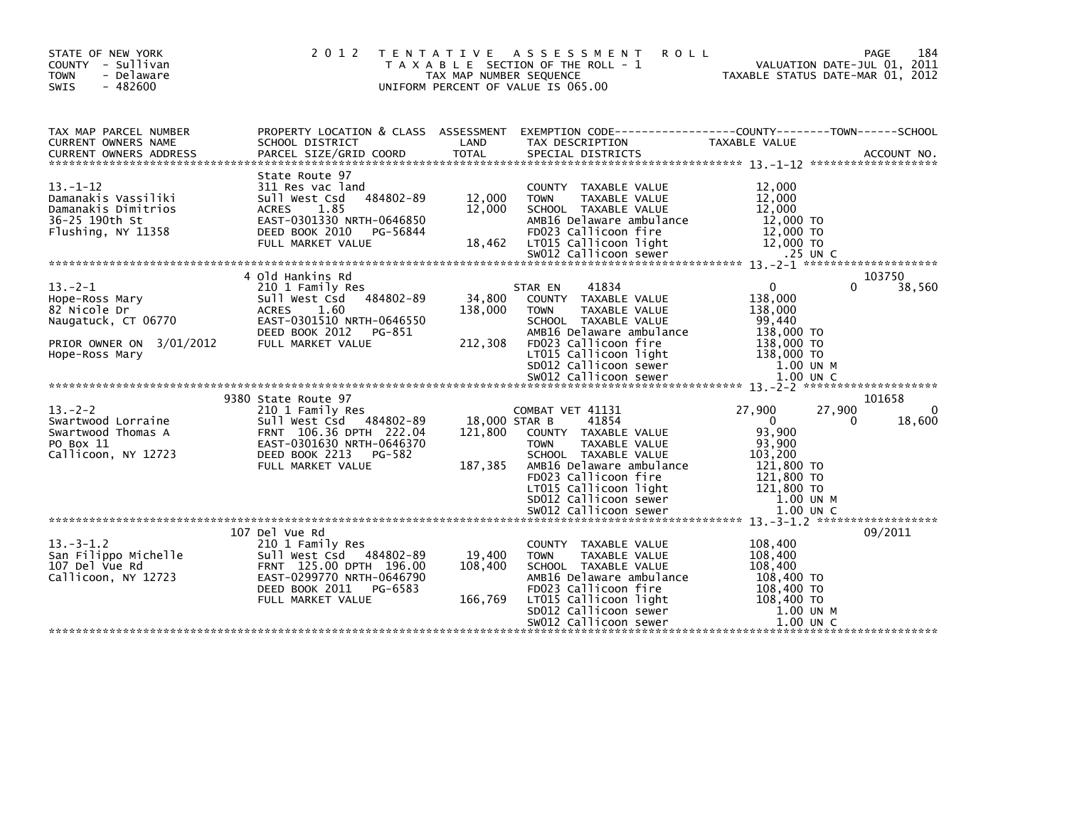STATE OF NEW YORK
COUNTY - Sullivan
TOWN - Delaware
SWIS - 482600

# 2012 TENTATIVE ASSESSMENT ROLL

TAXABLE SECTION OF THE ROLL - 1
TAX MAP NUMBER SEQUENCE
UNIFORM PERCENT OF VALUE IS 065.00

VALUATION DATE-JUL 01, 2011
TAXABLE STATUS DATE-MAR 01, 2012

| TAX MAP PARCEL NUMBER / CURRENT OWNERS NAME / CURRENT OWNERS ADDRESS | PROPERTY LOCATION & CLASS / SCHOOL DISTRICT / PARCEL SIZE/GRID COORD | ASSESSMENT LAND / TOTAL | EXEMPTION CODE / TAX DESCRIPTION / SPECIAL DISTRICTS | COUNTY TAXABLE VALUE | TOWN | SCHOOL | ACCOUNT NO. |
|---|---|---|---|---|---|---|---|
| **13.-1-12** | State Route 97 | | | | | | |
| 13.-1-12 | 311 Res vac land | | COUNTY TAXABLE VALUE | 12,000 | | | |
| Damanakis Vassiliki | Sull West Csd 484802-89 | 12,000 | TOWN TAXABLE VALUE | 12,000 | | | |
| Damanakis Dimitrios | ACRES 1.85 | 12,000 | SCHOOL TAXABLE VALUE | 12,000 | | | |
| 36-25 190th St | EAST-0301330 NRTH-0646850 | | AMB16 Delaware ambulance | 12,000 TO | | | |
| Flushing, NY 11358 | DEED BOOK 2010 PG-56844 | | FD023 Callicoon fire | 12,000 TO | | | |
| | FULL MARKET VALUE | 18,462 | LT015 Callicoon light | 12,000 TO | | | |
| | | | SW012 Callicoon sewer | .25 UN C | | | |
| **13.-2-1** | 4 Old Hankins Rd | | | | | | 103750 |
| 13.-2-1 | 210 1 Family Res | | STAR EN 41834 | 0 | 0 | 38,560 | |
| Hope-Ross Mary | Sull West Csd 484802-89 | 34,800 | COUNTY TAXABLE VALUE | 138,000 | | | |
| 82 Nicole Dr | ACRES 1.60 | 138,000 | TOWN TAXABLE VALUE | 138,000 | | | |
| Naugatuck, CT 06770 | EAST-0301510 NRTH-0646550 | | SCHOOL TAXABLE VALUE | 99,440 | | | |
| | DEED BOOK 2012 PG-851 | | AMB16 Delaware ambulance | 138,000 TO | | | |
| PRIOR OWNER ON 3/01/2012 | FULL MARKET VALUE | 212,308 | FD023 Callicoon fire | 138,000 TO | | | |
| Hope-Ross Mary | | | LT015 Callicoon light | 138,000 TO | | | |
| | | | SD012 Callicoon sewer | 1.00 UN M | | | |
| | | | SW012 Callicoon sewer | 1.00 UN C | | | |
| **13.-2-2** | 9380 State Route 97 | | | | | | 101658 |
| 13.-2-2 | 210 1 Family Res | | COMBAT VET 41131 | 27,900 | 27,900 | 0 | |
| Swartwood Lorraine | Sull West Csd 484802-89 | 18,000 | STAR B 41854 | 0 | 0 | 18,600 | |
| Swartwood Thomas A | FRNT 106.36 DPTH 222.04 | 121,800 | COUNTY TAXABLE VALUE | 93,900 | | | |
| PO Box 11 | EAST-0301630 NRTH-0646370 | | TOWN TAXABLE VALUE | 93,900 | | | |
| Callicoon, NY 12723 | DEED BOOK 2213 PG-582 | | SCHOOL TAXABLE VALUE | 103,200 | | | |
| | FULL MARKET VALUE | 187,385 | AMB16 Delaware ambulance | 121,800 TO | | | |
| | | | FD023 Callicoon fire | 121,800 TO | | | |
| | | | LT015 Callicoon light | 121,800 TO | | | |
| | | | SD012 Callicoon sewer | 1.00 UN M | | | |
| | | | SW012 Callicoon sewer | 1.00 UN C | | | |
| **13.-3-1.2** | 107 Del Vue Rd | | | | | | 09/2011 |
| 13.-3-1.2 | 210 1 Family Res | | COUNTY TAXABLE VALUE | 108,400 | | | |
| San Filippo Michelle | Sull West Csd 484802-89 | 19,400 | TOWN TAXABLE VALUE | 108,400 | | | |
| 107 Del Vue Rd | FRNT 125.00 DPTH 196.00 | 108,400 | SCHOOL TAXABLE VALUE | 108,400 | | | |
| Callicoon, NY 12723 | EAST-0299770 NRTH-0646790 | | AMB16 Delaware ambulance | 108,400 TO | | | |
| | DEED BOOK 2011 PG-6583 | | FD023 Callicoon fire | 108,400 TO | | | |
| | FULL MARKET VALUE | 166,769 | LT015 Callicoon light | 108,400 TO | | | |
| | | | SD012 Callicoon sewer | 1.00 UN M | | | |
| | | | SW012 Callicoon sewer | 1.00 UN C | | | |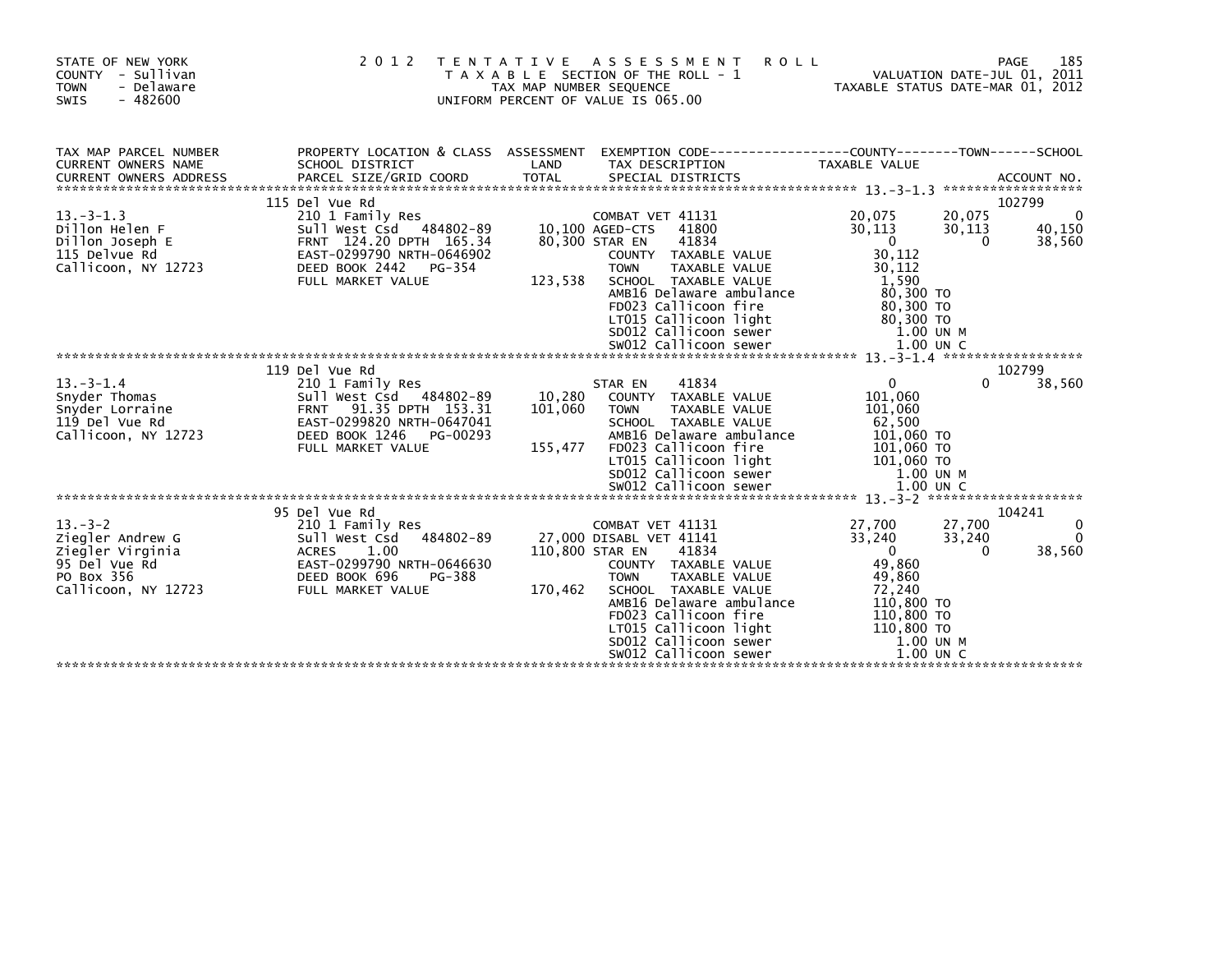STATE OF NEW YORK
COUNTY - Sullivan
TOWN - Delaware
SWIS - 482600

2 0 1 2 T E N T A T I V E A S S E S S M E N T R O L L
T A X A B L E SECTION OF THE ROLL - 1
TAX MAP NUMBER SEQUENCE
UNIFORM PERCENT OF VALUE IS 065.00

VALUATION DATE-JUL 01, 2011
TAXABLE STATUS DATE-MAR 01, 2012

| TAX MAP PARCEL NUMBER / CURRENT OWNERS NAME / CURRENT OWNERS ADDRESS | PROPERTY LOCATION & CLASS / SCHOOL DISTRICT / PARCEL SIZE/GRID COORD | ASSESSMENT LAND / TOTAL | EXEMPTION CODE / TAX DESCRIPTION / SPECIAL DISTRICTS | COUNTY TAXABLE VALUE | TOWN | SCHOOL | ACCOUNT NO. |
|---|---|---|---|---|---|---|---|
| 13.-3-1.3 | 115 Del Vue Rd | | | | | | 102799 |
| | 210 1 Family Res | | COMBAT VET 41131 | 20,075 | 20,075 | 0 | |
| Dillon Helen F | Sull West Csd 484802-89 | 10,100 | AGED-CTS 41800 | 30,113 | 30,113 | 40,150 | |
| Dillon Joseph E | FRNT 124.20 DPTH 165.34 | 80,300 | STAR EN 41834 | 0 | 0 | 38,560 | |
| 115 Delvue Rd | EAST-0299790 NRTH-0646902 | | COUNTY TAXABLE VALUE | 30,112 | | | |
| Callicoon, NY 12723 | DEED BOOK 2442 PG-354 | | TOWN TAXABLE VALUE | 30,112 | | | |
| | FULL MARKET VALUE | 123,538 | SCHOOL TAXABLE VALUE | 1,590 | | | |
| | | | AMB16 Delaware ambulance | 80,300 TO | | | |
| | | | FD023 Callicoon fire | 80,300 TO | | | |
| | | | LT015 Callicoon light | 80,300 TO | | | |
| | | | SD012 Callicoon sewer | 1.00 UN M | | | |
| | | | SW012 Callicoon sewer | 1.00 UN C | | | |
| 13.-3-1.4 | 119 Del Vue Rd | | | | | | 102799 |
| | 210 1 Family Res | | STAR EN 41834 | 0 | 0 | 38,560 | |
| Snyder Thomas | Sull West Csd 484802-89 | 10,280 | COUNTY TAXABLE VALUE | 101,060 | | | |
| Snyder Lorraine | FRNT 91.35 DPTH 153.31 | 101,060 | TOWN TAXABLE VALUE | 101,060 | | | |
| 119 Del Vue Rd | EAST-0299820 NRTH-0647041 | | SCHOOL TAXABLE VALUE | 62,500 | | | |
| Callicoon, NY 12723 | DEED BOOK 1246 PG-00293 | | AMB16 Delaware ambulance | 101,060 TO | | | |
| | FULL MARKET VALUE | 155,477 | FD023 Callicoon fire | 101,060 TO | | | |
| | | | LT015 Callicoon light | 101,060 TO | | | |
| | | | SD012 Callicoon sewer | 1.00 UN M | | | |
| | | | SW012 Callicoon sewer | 1.00 UN C | | | |
| 13.-3-2 | 95 Del Vue Rd | | | | | | 104241 |
| | 210 1 Family Res | | COMBAT VET 41131 | 27,700 | 27,700 | 0 | |
| Ziegler Andrew G | Sull West Csd 484802-89 | 27,000 | DISABL VET 41141 | 33,240 | 33,240 | 0 | |
| Ziegler Virginia | ACRES 1.00 | 110,800 | STAR EN 41834 | 0 | 0 | 38,560 | |
| 95 Del Vue Rd | EAST-0299790 NRTH-0646630 | | COUNTY TAXABLE VALUE | 49,860 | | | |
| PO Box 356 | DEED BOOK 696 PG-388 | | TOWN TAXABLE VALUE | 49,860 | | | |
| Callicoon, NY 12723 | FULL MARKET VALUE | 170,462 | SCHOOL TAXABLE VALUE | 72,240 | | | |
| | | | AMB16 Delaware ambulance | 110,800 TO | | | |
| | | | FD023 Callicoon fire | 110,800 TO | | | |
| | | | LT015 Callicoon light | 110,800 TO | | | |
| | | | SD012 Callicoon sewer | 1.00 UN M | | | |
| | | | SW012 Callicoon sewer | 1.00 UN C | | | |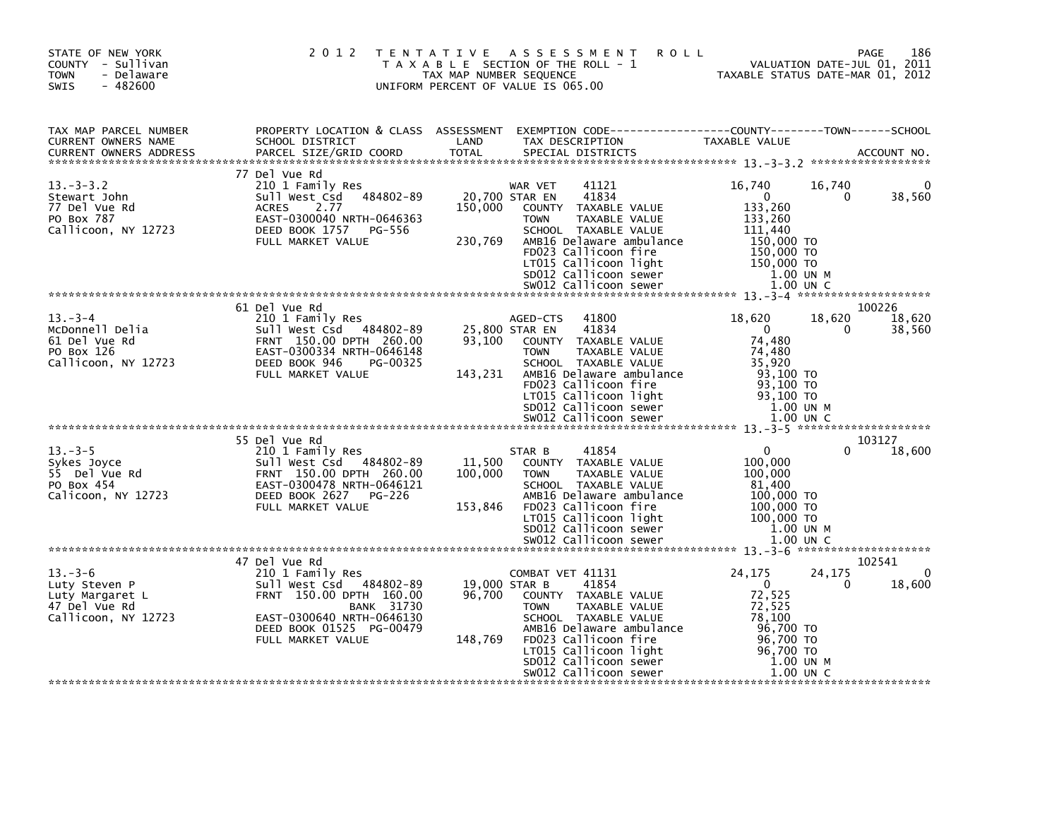STATE OF NEW YORK
COUNTY - Sullivan
TOWN - Delaware
SWIS - 482600

2 0 1 2 T E N T A T I V E A S S E S S M E N T R O L L
T A X A B L E SECTION OF THE ROLL - 1
TAX MAP NUMBER SEQUENCE
UNIFORM PERCENT OF VALUE IS 065.00

VALUATION DATE-JUL 01, 2011
TAXABLE STATUS DATE-MAR 01, 2012

| TAX MAP PARCEL NUMBER / CURRENT OWNERS NAME / CURRENT OWNERS ADDRESS | PROPERTY LOCATION & CLASS / SCHOOL DISTRICT / PARCEL SIZE/GRID COORD | ASSESSMENT LAND / TOTAL | EXEMPTION CODE / TAX DESCRIPTION / SPECIAL DISTRICTS | COUNTY TAXABLE VALUE | TOWN | SCHOOL | ACCOUNT NO. |
|---|---|---|---|---|---|---|---|
| **13.-3-3.2** | 77 Del Vue Rd | | | | | | |
| 13.-3-3.2 | 210 1 Family Res | | WAR VET 41121 | 16,740 | 16,740 | 0 | |
| Stewart John | Sull West Csd 484802-89 | 20,700 | STAR EN 41834 | 0 | 0 | 38,560 | |
| 77 Del Vue Rd | ACRES 2.77 | 150,000 | COUNTY TAXABLE VALUE | 133,260 | | | |
| PO Box 787 | EAST-0300040 NRTH-0646363 | | TOWN TAXABLE VALUE | 133,260 | | | |
| Callicoon, NY 12723 | DEED BOOK 1757 PG-556 | | SCHOOL TAXABLE VALUE | 111,440 | | | |
| | FULL MARKET VALUE | 230,769 | AMB16 Delaware ambulance | 150,000 TO | | | |
| | | | FD023 Callicoon fire | 150,000 TO | | | |
| | | | LT015 Callicoon light | 150,000 TO | | | |
| | | | SD012 Callicoon sewer | 1.00 UN M | | | |
| | | | SW012 Callicoon sewer | 1.00 UN C | | | |
| **13.-3-4** | 61 Del Vue Rd | | | | | | 100226 |
| 13.-3-4 | 210 1 Family Res | | AGED-CTS 41800 | 18,620 | 18,620 | 18,620 | |
| McDonnell Delia | Sull West Csd 484802-89 | 25,800 | STAR EN 41834 | 0 | 0 | 38,560 | |
| 61 Del Vue Rd | FRNT 150.00 DPTH 260.00 | 93,100 | COUNTY TAXABLE VALUE | 74,480 | | | |
| PO Box 126 | EAST-0300334 NRTH-0646148 | | TOWN TAXABLE VALUE | 74,480 | | | |
| Callicoon, NY 12723 | DEED BOOK 946 PG-00325 | | SCHOOL TAXABLE VALUE | 35,920 | | | |
| | FULL MARKET VALUE | 143,231 | AMB16 Delaware ambulance | 93,100 TO | | | |
| | | | FD023 Callicoon fire | 93,100 TO | | | |
| | | | LT015 Callicoon light | 93,100 TO | | | |
| | | | SD012 Callicoon sewer | 1.00 UN M | | | |
| | | | SW012 Callicoon sewer | 1.00 UN C | | | |
| **13.-3-5** | 55 Del Vue Rd | | | | | | 103127 |
| 13.-3-5 | 210 1 Family Res | | STAR B 41854 | 0 | 0 | 18,600 | |
| Sykes Joyce | Sull West Csd 484802-89 | 11,500 | COUNTY TAXABLE VALUE | 100,000 | | | |
| 55 Del Vue Rd | FRNT 150.00 DPTH 260.00 | 100,000 | TOWN TAXABLE VALUE | 100,000 | | | |
| PO Box 454 | EAST-0300478 NRTH-0646121 | | SCHOOL TAXABLE VALUE | 81,400 | | | |
| Calicoon, NY 12723 | DEED BOOK 2627 PG-226 | | AMB16 Delaware ambulance | 100,000 TO | | | |
| | FULL MARKET VALUE | 153,846 | FD023 Callicoon fire | 100,000 TO | | | |
| | | | LT015 Callicoon light | 100,000 TO | | | |
| | | | SD012 Callicoon sewer | 1.00 UN M | | | |
| | | | SW012 Callicoon sewer | 1.00 UN C | | | |
| **13.-3-6** | 47 Del Vue Rd | | | | | | 102541 |
| 13.-3-6 | 210 1 Family Res | | COMBAT VET 41131 | 24,175 | 24,175 | 0 | |
| Luty Steven P | Sull West Csd 484802-89 | 19,000 | STAR B 41854 | 0 | 0 | 18,600 | |
| Luty Margaret L | FRNT 150.00 DPTH 160.00 | 96,700 | COUNTY TAXABLE VALUE | 72,525 | | | |
| 47 Del Vue Rd | BANK 31730 | | TOWN TAXABLE VALUE | 72,525 | | | |
| Callicoon, NY 12723 | EAST-0300640 NRTH-0646130 | | SCHOOL TAXABLE VALUE | 78,100 | | | |
| | DEED BOOK 01525 PG-00479 | | AMB16 Delaware ambulance | 96,700 TO | | | |
| | FULL MARKET VALUE | 148,769 | FD023 Callicoon fire | 96,700 TO | | | |
| | | | LT015 Callicoon light | 96,700 TO | | | |
| | | | SD012 Callicoon sewer | 1.00 UN M | | | |
| | | | SW012 Callicoon sewer | 1.00 UN C | | | |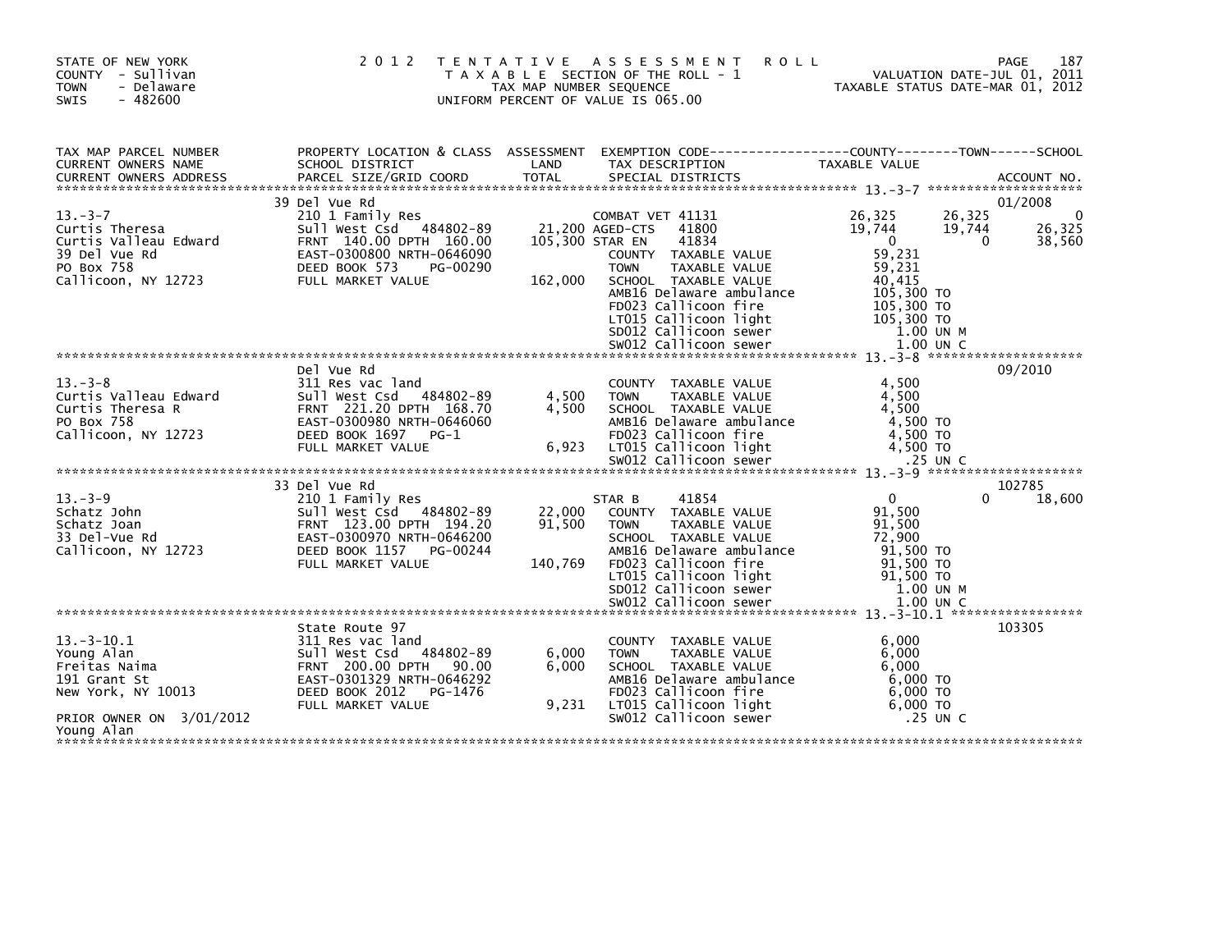STATE OF NEW YORK
COUNTY - Sullivan
TOWN - Delaware
SWIS - 482600

2 0 1 2 T E N T A T I V E A S S E S S M E N T R O L L
T A X A B L E SECTION OF THE ROLL - 1
TAX MAP NUMBER SEQUENCE
UNIFORM PERCENT OF VALUE IS 065.00

VALUATION DATE-JUL 01, 2011
TAXABLE STATUS DATE-MAR 01, 2012

| TAX MAP PARCEL NUMBER / CURRENT OWNERS NAME / CURRENT OWNERS ADDRESS | PROPERTY LOCATION & CLASS / SCHOOL DISTRICT / PARCEL SIZE/GRID COORD | ASSESSMENT LAND / TOTAL | EXEMPTION CODE / TAX DESCRIPTION / SPECIAL DISTRICTS | COUNTY TAXABLE VALUE | TOWN | SCHOOL / ACCOUNT NO. |
|---|---|---|---|---|---|---|
| 13.-3-7 | 39 Del Vue Rd | | | | | 01/2008 |
| Curtis Theresa | 210 1 Family Res | | COMBAT VET 41131 | 26,325 | 26,325 | 0 |
| Curtis Valleau Edward | Sull West Csd 484802-89 | 21,200 | AGED-CTS 41800 | 19,744 | 19,744 | 26,325 |
| 39 Del Vue Rd | FRNT 140.00 DPTH 160.00 | 105,300 | STAR EN 41834 | 0 | 0 | 38,560 |
| PO Box 758 | EAST-0300800 NRTH-0646090 | | COUNTY TAXABLE VALUE | 59,231 | | |
| Callicoon, NY 12723 | DEED BOOK 573 PG-00290 | | TOWN TAXABLE VALUE | 59,231 | | |
| | FULL MARKET VALUE | 162,000 | SCHOOL TAXABLE VALUE | 40,415 | | |
| | | | AMB16 Delaware ambulance | 105,300 TO | | |
| | | | FD023 Callicoon fire | 105,300 TO | | |
| | | | LT015 Callicoon light | 105,300 TO | | |
| | | | SD012 Callicoon sewer | 1.00 UN M | | |
| | | | SW012 Callicoon sewer | 1.00 UN C | | |
| 13.-3-8 | Del Vue Rd | | | | | 09/2010 |
| Curtis Valleau Edward | 311 Res vac land | | COUNTY TAXABLE VALUE | 4,500 | | |
| Curtis Theresa R | Sull West Csd 484802-89 | 4,500 | TOWN TAXABLE VALUE | 4,500 | | |
| PO Box 758 | FRNT 221.20 DPTH 168.70 | 4,500 | SCHOOL TAXABLE VALUE | 4,500 | | |
| Callicoon, NY 12723 | EAST-0300980 NRTH-0646060 | | AMB16 Delaware ambulance | 4,500 TO | | |
| | DEED BOOK 1697 PG-1 | | FD023 Callicoon fire | 4,500 TO | | |
| | FULL MARKET VALUE | 6,923 | LT015 Callicoon light | 4,500 TO | | |
| | | | SW012 Callicoon sewer | .25 UN C | | |
| 13.-3-9 | 33 Del Vue Rd | | | | | 102785 |
| Schatz John | 210 1 Family Res | | STAR B 41854 | 0 | 0 | 18,600 |
| Schatz Joan | Sull West Csd 484802-89 | 22,000 | COUNTY TAXABLE VALUE | 91,500 | | |
| 33 Del-Vue Rd | FRNT 123.00 DPTH 194.20 | 91,500 | TOWN TAXABLE VALUE | 91,500 | | |
| Callicoon, NY 12723 | EAST-0300970 NRTH-0646200 | | SCHOOL TAXABLE VALUE | 72,900 | | |
| | DEED BOOK 1157 PG-00244 | | AMB16 Delaware ambulance | 91,500 TO | | |
| | FULL MARKET VALUE | 140,769 | FD023 Callicoon fire | 91,500 TO | | |
| | | | LT015 Callicoon light | 91,500 TO | | |
| | | | SD012 Callicoon sewer | 1.00 UN M | | |
| | | | SW012 Callicoon sewer | 1.00 UN C | | |
| 13.-3-10.1 | State Route 97 | | | | | 103305 |
| Young Alan | 311 Res vac land | | COUNTY TAXABLE VALUE | 6,000 | | |
| Freitas Naima | Sull West Csd 484802-89 | 6,000 | TOWN TAXABLE VALUE | 6,000 | | |
| 191 Grant St | FRNT 200.00 DPTH 90.00 | 6,000 | SCHOOL TAXABLE VALUE | 6,000 | | |
| New York, NY 10013 | EAST-0301329 NRTH-0646292 | | AMB16 Delaware ambulance | 6,000 TO | | |
| | DEED BOOK 2012 PG-1476 | | FD023 Callicoon fire | 6,000 TO | | |
| | FULL MARKET VALUE | 9,231 | LT015 Callicoon light | 6,000 TO | | |
| PRIOR OWNER ON 3/01/2012 | | | SW012 Callicoon sewer | .25 UN C | | |
| Young Alan | | | | | | |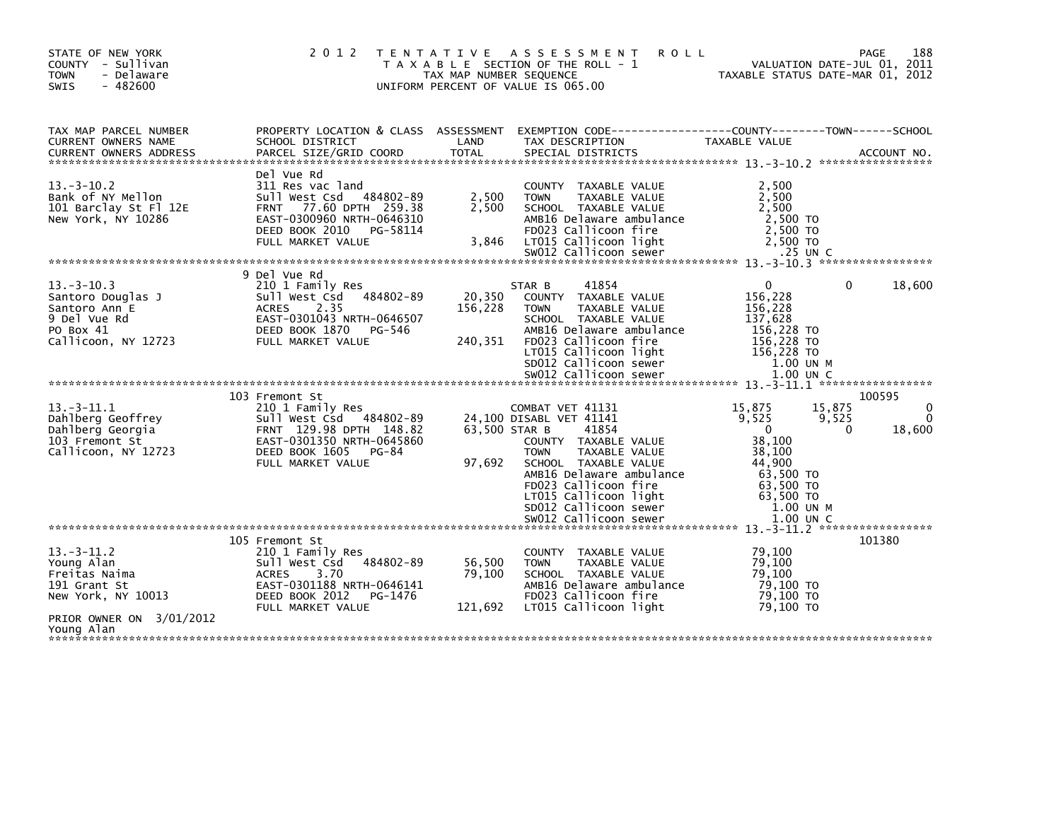STATE OF NEW YORK
COUNTY - Sullivan
TOWN - Delaware
SWIS - 482600

# 2012 TENTATIVE ASSESSMENT ROLL

TAXABLE SECTION OF THE ROLL - 1
TAX MAP NUMBER SEQUENCE
UNIFORM PERCENT OF VALUE IS 065.00

VALUATION DATE-JUL 01, 2011
TAXABLE STATUS DATE-MAR 01, 2012

| TAX MAP PARCEL NUMBER / CURRENT OWNERS NAME / CURRENT OWNERS ADDRESS | PROPERTY LOCATION & CLASS / SCHOOL DISTRICT / PARCEL SIZE/GRID COORD | ASSESSMENT LAND / TOTAL | EXEMPTION CODE / TAX DESCRIPTION / SPECIAL DISTRICTS | COUNTY TAXABLE VALUE | TOWN | SCHOOL | ACCOUNT NO. |
|---|---|---|---|---|---|---|---|
| **13.-3-10.2** | Del Vue Rd | | | | | | |
| 13.-3-10.2 | 311 Res vac land | | COUNTY TAXABLE VALUE | 2,500 | | | |
| Bank of NY Mellon | Sull West Csd 484802-89 | 2,500 | TOWN TAXABLE VALUE | 2,500 | | | |
| 101 Barclay St Fl 12E | FRNT 77.60 DPTH 259.38 | 2,500 | SCHOOL TAXABLE VALUE | 2,500 | | | |
| New York, NY 10286 | EAST-0300960 NRTH-0646310 | | AMB16 Delaware ambulance | 2,500 TO | | | |
| | DEED BOOK 2010 PG-58114 | | FD023 Callicoon fire | 2,500 TO | | | |
| | FULL MARKET VALUE | 3,846 | LT015 Callicoon light | 2,500 TO | | | |
| | | | SW012 Callicoon sewer | .25 UN C | | | |
| **13.-3-10.3** | 9 Del Vue Rd | | | | | | |
| 13.-3-10.3 | 210 1 Family Res | | STAR B 41854 | 0 | 0 | 18,600 | |
| Santoro Douglas J | Sull West Csd 484802-89 | 20,350 | COUNTY TAXABLE VALUE | 156,228 | | | |
| Santoro Ann E | ACRES 2.35 | 156,228 | TOWN TAXABLE VALUE | 156,228 | | | |
| 9 Del Vue Rd | EAST-0301043 NRTH-0646507 | | SCHOOL TAXABLE VALUE | 137,628 | | | |
| PO Box 41 | DEED BOOK 1870 PG-546 | | AMB16 Delaware ambulance | 156,228 TO | | | |
| Callicoon, NY 12723 | FULL MARKET VALUE | 240,351 | FD023 Callicoon fire | 156,228 TO | | | |
| | | | LT015 Callicoon light | 156,228 TO | | | |
| | | | SD012 Callicoon sewer | 1.00 UN M | | | |
| | | | SW012 Callicoon sewer | 1.00 UN C | | | |
| **13.-3-11.1** | 103 Fremont St | | | | | | 100595 |
| 13.-3-11.1 | 210 1 Family Res | | COMBAT VET 41131 | 15,875 | 15,875 | 0 | |
| Dahlberg Geoffrey | Sull West Csd 484802-89 | 24,100 | DISABL VET 41141 | 9,525 | 9,525 | 0 | |
| Dahlberg Georgia | FRNT 129.98 DPTH 148.82 | 63,500 | STAR B 41854 | 0 | 0 | 18,600 | |
| 103 Fremont St | EAST-0301350 NRTH-0645860 | | COUNTY TAXABLE VALUE | 38,100 | | | |
| Callicoon, NY 12723 | DEED BOOK 1605 PG-84 | | TOWN TAXABLE VALUE | 38,100 | | | |
| | FULL MARKET VALUE | 97,692 | SCHOOL TAXABLE VALUE | 44,900 | | | |
| | | | AMB16 Delaware ambulance | 63,500 TO | | | |
| | | | FD023 Callicoon fire | 63,500 TO | | | |
| | | | LT015 Callicoon light | 63,500 TO | | | |
| | | | SD012 Callicoon sewer | 1.00 UN M | | | |
| | | | SW012 Callicoon sewer | 1.00 UN C | | | |
| **13.-3-11.2** | 105 Fremont St | | | | | | 101380 |
| 13.-3-11.2 | 210 1 Family Res | | COUNTY TAXABLE VALUE | 79,100 | | | |
| Young Alan | Sull West Csd 484802-89 | 56,500 | TOWN TAXABLE VALUE | 79,100 | | | |
| Freitas Naima | ACRES 3.70 | 79,100 | SCHOOL TAXABLE VALUE | 79,100 | | | |
| 191 Grant St | EAST-0301188 NRTH-0646141 | | AMB16 Delaware ambulance | 79,100 TO | | | |
| New York, NY 10013 | DEED BOOK 2012 PG-1476 | | FD023 Callicoon fire | 79,100 TO | | | |
| | FULL MARKET VALUE | 121,692 | LT015 Callicoon light | 79,100 TO | | | |
| PRIOR OWNER ON 3/01/2012 | | | | | | | |
| Young Alan | | | | | | | |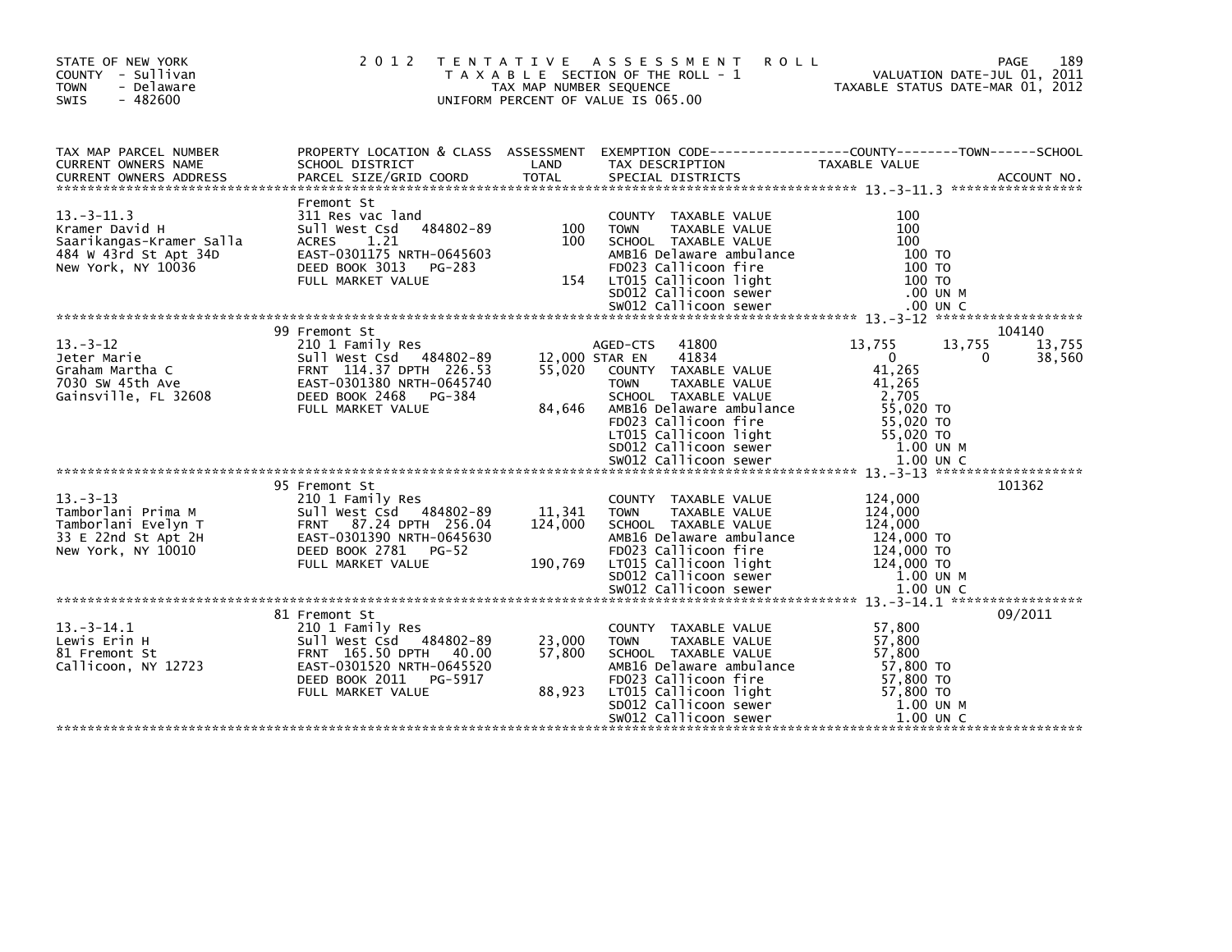STATE OF NEW YORK
COUNTY - Sullivan
TOWN - Delaware
SWIS - 482600

# 2012 TENTATIVE ASSESSMENT ROLL

TAXABLE SECTION OF THE ROLL - 1
TAX MAP NUMBER SEQUENCE
UNIFORM PERCENT OF VALUE IS 065.00

VALUATION DATE-JUL 01, 2011
TAXABLE STATUS DATE-MAR 01, 2012

| TAX MAP PARCEL NUMBER / CURRENT OWNERS NAME / CURRENT OWNERS ADDRESS | PROPERTY LOCATION & CLASS / SCHOOL DISTRICT / PARCEL SIZE/GRID COORD | ASSESSMENT LAND / TOTAL | EXEMPTION CODE / TAX DESCRIPTION / SPECIAL DISTRICTS | COUNTY TAXABLE VALUE | TOWN | SCHOOL / ACCOUNT NO. |
|---|---|---|---|---|---|---|
| 13.-3-11.3 | Fremont St | | | | | |
| | 311 Res vac land | | COUNTY TAXABLE VALUE | 100 | | |
| Kramer David H | Sull West Csd 484802-89 | 100 | TOWN TAXABLE VALUE | 100 | | |
| Saarikangas-Kramer Salla | ACRES 1.21 | 100 | SCHOOL TAXABLE VALUE | 100 | | |
| 484 W 43rd St Apt 34D | EAST-0301175 NRTH-0645603 | | AMB16 Delaware ambulance | 100 TO | | |
| New York, NY 10036 | DEED BOOK 3013 PG-283 | | FD023 Callicoon fire | 100 TO | | |
| | FULL MARKET VALUE | 154 | LT015 Callicoon light | 100 TO | | |
| | | | SD012 Callicoon sewer | .00 UN M | | |
| | | | SW012 Callicoon sewer | .00 UN C | | |
| 13.-3-12 | 99 Fremont St | | | | | 104140 |
| | 210 1 Family Res | | AGED-CTS 41800 | 13,755 | 13,755 | 13,755 |
| Jeter Marie | Sull West Csd 484802-89 | 12,000 | STAR EN 41834 | 0 | 0 | 38,560 |
| Graham Martha C | FRNT 114.37 DPTH 226.53 | 55,020 | COUNTY TAXABLE VALUE | 41,265 | | |
| 7030 SW 45th Ave | EAST-0301380 NRTH-0645740 | | TOWN TAXABLE VALUE | 41,265 | | |
| Gainsville, FL 32608 | DEED BOOK 2468 PG-384 | | SCHOOL TAXABLE VALUE | 2,705 | | |
| | FULL MARKET VALUE | 84,646 | AMB16 Delaware ambulance | 55,020 TO | | |
| | | | FD023 Callicoon fire | 55,020 TO | | |
| | | | LT015 Callicoon light | 55,020 TO | | |
| | | | SD012 Callicoon sewer | 1.00 UN M | | |
| | | | SW012 Callicoon sewer | 1.00 UN C | | |
| 13.-3-13 | 95 Fremont St | | | | | 101362 |
| | 210 1 Family Res | | COUNTY TAXABLE VALUE | 124,000 | | |
| Tamborlani Prima M | Sull West Csd 484802-89 | 11,341 | TOWN TAXABLE VALUE | 124,000 | | |
| Tamborlani Evelyn T | FRNT 87.24 DPTH 256.04 | 124,000 | SCHOOL TAXABLE VALUE | 124,000 | | |
| 33 E 22nd St Apt 2H | EAST-0301390 NRTH-0645630 | | AMB16 Delaware ambulance | 124,000 TO | | |
| New York, NY 10010 | DEED BOOK 2781 PG-52 | | FD023 Callicoon fire | 124,000 TO | | |
| | FULL MARKET VALUE | 190,769 | LT015 Callicoon light | 124,000 TO | | |
| | | | SD012 Callicoon sewer | 1.00 UN M | | |
| | | | SW012 Callicoon sewer | 1.00 UN C | | |
| 13.-3-14.1 | 81 Fremont St | | | | | 09/2011 |
| | 210 1 Family Res | | COUNTY TAXABLE VALUE | 57,800 | | |
| Lewis Erin H | Sull West Csd 484802-89 | 23,000 | TOWN TAXABLE VALUE | 57,800 | | |
| 81 Fremont St | FRNT 165.50 DPTH 40.00 | 57,800 | SCHOOL TAXABLE VALUE | 57,800 | | |
| Callicoon, NY 12723 | EAST-0301520 NRTH-0645520 | | AMB16 Delaware ambulance | 57,800 TO | | |
| | DEED BOOK 2011 PG-5917 | | FD023 Callicoon fire | 57,800 TO | | |
| | FULL MARKET VALUE | 88,923 | LT015 Callicoon light | 57,800 TO | | |
| | | | SD012 Callicoon sewer | 1.00 UN M | | |
| | | | SW012 Callicoon sewer | 1.00 UN C | | |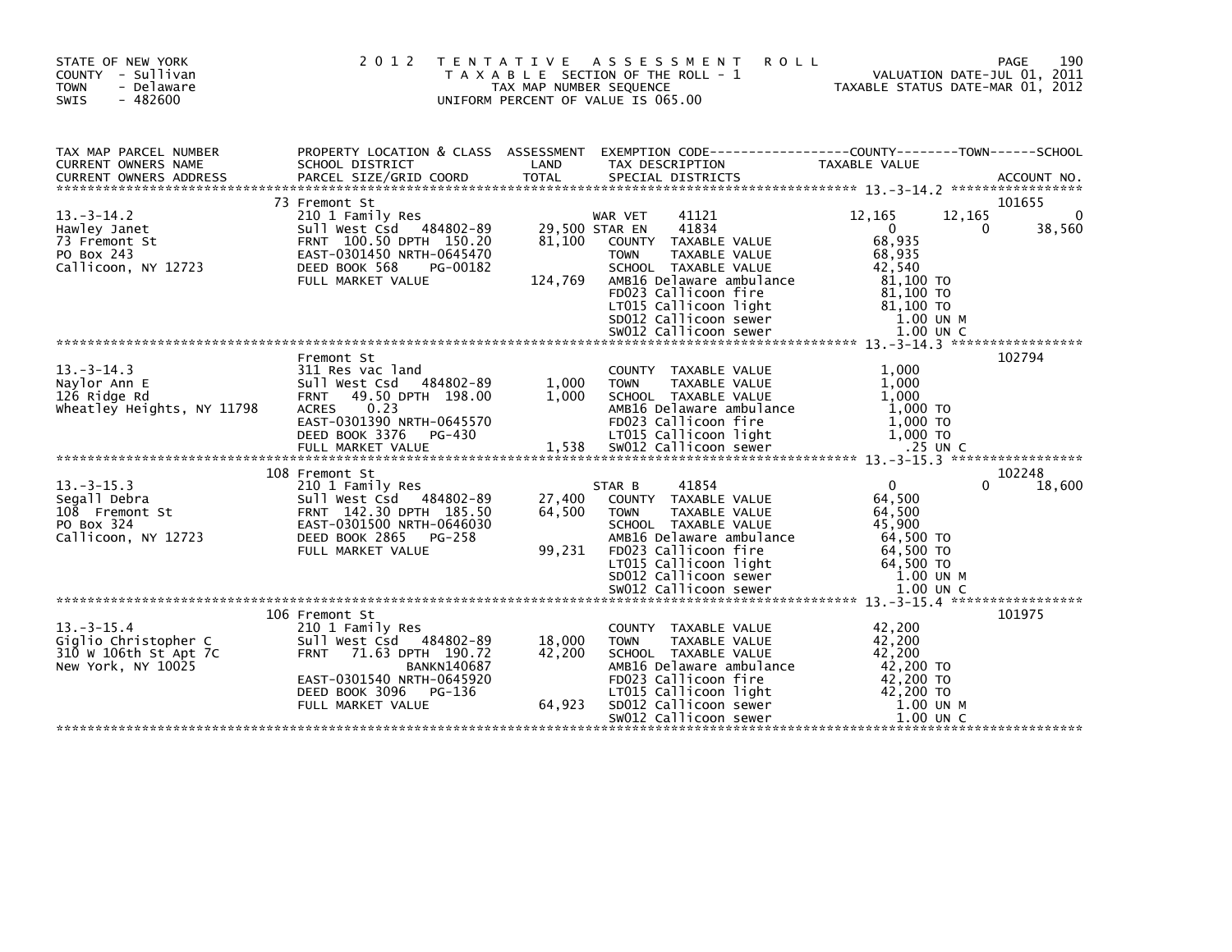STATE OF NEW YORK
COUNTY - Sullivan
TOWN - Delaware
SWIS - 482600

2 0 1 2 T E N T A T I V E A S S E S S M E N T R O L L
T A X A B L E SECTION OF THE ROLL - 1
TAX MAP NUMBER SEQUENCE
UNIFORM PERCENT OF VALUE IS 065.00

VALUATION DATE-JUL 01, 2011
TAXABLE STATUS DATE-MAR 01, 2012

| TAX MAP PARCEL NUMBER / CURRENT OWNERS NAME / CURRENT OWNERS ADDRESS | PROPERTY LOCATION & CLASS / SCHOOL DISTRICT / PARCEL SIZE/GRID COORD | ASSESSMENT LAND / TOTAL | EXEMPTION CODE / TAX DESCRIPTION / SPECIAL DISTRICTS | COUNTY TAXABLE VALUE | TOWN | SCHOOL / ACCOUNT NO. |
|---|---|---|---|---|---|---|
| **13.-3-14.2** | 73 Fremont St | | | | | 101655 |
| 13.-3-14.2 | 210 1 Family Res | | WAR VET 41121 | 12,165 | 12,165 | 0 |
| Hawley Janet | Sull West Csd 484802-89 | 29,500 | STAR EN 41834 | 0 | 0 | 38,560 |
| 73 Fremont St | FRNT 100.50 DPTH 150.20 | 81,100 | COUNTY TAXABLE VALUE | 68,935 | | |
| PO Box 243 | EAST-0301450 NRTH-0645470 | | TOWN TAXABLE VALUE | 68,935 | | |
| Callicoon, NY 12723 | DEED BOOK 568 PG-00182 | | SCHOOL TAXABLE VALUE | 42,540 | | |
| | FULL MARKET VALUE | 124,769 | AMB16 Delaware ambulance | 81,100 TO | | |
| | | | FD023 Callicoon fire | 81,100 TO | | |
| | | | LT015 Callicoon light | 81,100 TO | | |
| | | | SD012 Callicoon sewer | 1.00 UN M | | |
| | | | SW012 Callicoon sewer | 1.00 UN C | | |
| **13.-3-14.3** | Fremont St | | | | | 102794 |
| 13.-3-14.3 | 311 Res vac land | | COUNTY TAXABLE VALUE | 1,000 | | |
| Naylor Ann E | Sull West Csd 484802-89 | 1,000 | TOWN TAXABLE VALUE | 1,000 | | |
| 126 Ridge Rd | FRNT 49.50 DPTH 198.00 | 1,000 | SCHOOL TAXABLE VALUE | 1,000 | | |
| Wheatley Heights, NY 11798 | ACRES 0.23 | | AMB16 Delaware ambulance | 1,000 TO | | |
| | EAST-0301390 NRTH-0645570 | | FD023 Callicoon fire | 1,000 TO | | |
| | DEED BOOK 3376 PG-430 | | LT015 Callicoon light | 1,000 TO | | |
| | FULL MARKET VALUE | 1,538 | SW012 Callicoon sewer | .25 UN C | | |
| **13.-3-15.3** | 108 Fremont St | | | | | 102248 |
| 13.-3-15.3 | 210 1 Family Res | | STAR B 41854 | 0 | 0 | 18,600 |
| Segall Debra | Sull West Csd 484802-89 | 27,400 | COUNTY TAXABLE VALUE | 64,500 | | |
| 108 Fremont St | FRNT 142.30 DPTH 185.50 | 64,500 | TOWN TAXABLE VALUE | 64,500 | | |
| PO Box 324 | EAST-0301500 NRTH-0646030 | | SCHOOL TAXABLE VALUE | 45,900 | | |
| Callicoon, NY 12723 | DEED BOOK 2865 PG-258 | | AMB16 Delaware ambulance | 64,500 TO | | |
| | FULL MARKET VALUE | 99,231 | FD023 Callicoon fire | 64,500 TO | | |
| | | | LT015 Callicoon light | 64,500 TO | | |
| | | | SD012 Callicoon sewer | 1.00 UN M | | |
| | | | SW012 Callicoon sewer | 1.00 UN C | | |
| **13.-3-15.4** | 106 Fremont St | | | | | 101975 |
| 13.-3-15.4 | 210 1 Family Res | | COUNTY TAXABLE VALUE | 42,200 | | |
| Giglio Christopher C | Sull West Csd 484802-89 | 18,000 | TOWN TAXABLE VALUE | 42,200 | | |
| 310 W 106th St Apt 7C | FRNT 71.63 DPTH 190.72 | 42,200 | SCHOOL TAXABLE VALUE | 42,200 | | |
| New York, NY 10025 | BANKN140687 | | AMB16 Delaware ambulance | 42,200 TO | | |
| | EAST-0301540 NRTH-0645920 | | FD023 Callicoon fire | 42,200 TO | | |
| | DEED BOOK 3096 PG-136 | | LT015 Callicoon light | 42,200 TO | | |
| | FULL MARKET VALUE | 64,923 | SD012 Callicoon sewer | 1.00 UN M | | |
| | | | SW012 Callicoon sewer | 1.00 UN C | | |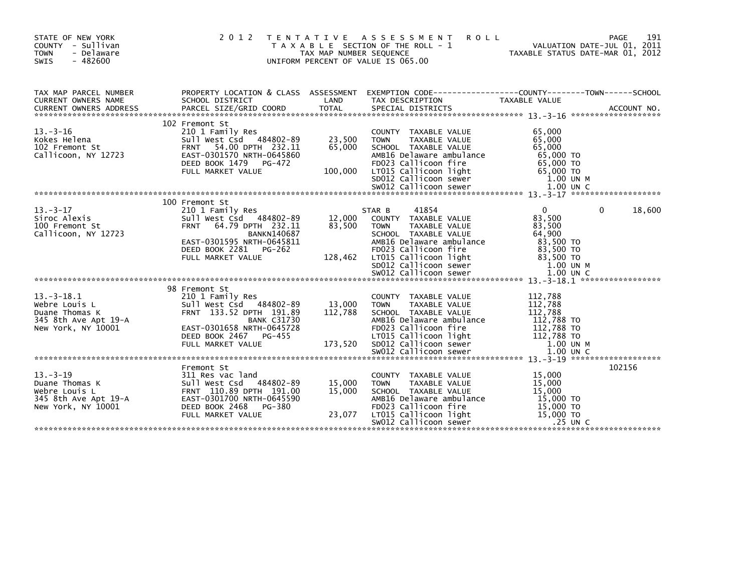STATE OF NEW YORK
COUNTY - Sullivan
TOWN - Delaware
SWIS - 482600

2012 TENTATIVE ASSESSMENT ROLL
TAXABLE SECTION OF THE ROLL - 1
TAX MAP NUMBER SEQUENCE
UNIFORM PERCENT OF VALUE IS 065.00

VALUATION DATE-JUL 01, 2011
TAXABLE STATUS DATE-MAR 01, 2012

| TAX MAP PARCEL NUMBER / CURRENT OWNERS NAME / CURRENT OWNERS ADDRESS | PROPERTY LOCATION & CLASS / SCHOOL DISTRICT / PARCEL SIZE/GRID COORD | ASSESSMENT LAND / TOTAL | EXEMPTION CODE / TAX DESCRIPTION / SPECIAL DISTRICTS | COUNTY / TAXABLE VALUE | TOWN | SCHOOL / ACCOUNT NO. |
|---|---|---|---|---|---|---|
| **13.-3-16** | 102 Fremont St | | | | | |
| 13.-3-16 | 210 1 Family Res | | COUNTY TAXABLE VALUE | 65,000 | | |
| Kokes Helena | Sull West Csd 484802-89 | 23,500 | TOWN TAXABLE VALUE | 65,000 | | |
| 102 Fremont St | FRNT 54.00 DPTH 232.11 | 65,000 | SCHOOL TAXABLE VALUE | 65,000 | | |
| Callicoon, NY 12723 | EAST-0301570 NRTH-0645860 | | AMB16 Delaware ambulance | 65,000 TO | | |
| | DEED BOOK 1479 PG-472 | | FD023 Callicoon fire | 65,000 TO | | |
| | FULL MARKET VALUE | 100,000 | LT015 Callicoon light | 65,000 TO | | |
| | | | SD012 Callicoon sewer | 1.00 UN M | | |
| | | | SW012 Callicoon sewer | 1.00 UN C | | |
| **13.-3-17** | 100 Fremont St | | | | | |
| 13.-3-17 | 210 1 Family Res | | STAR B 41854 | 0 | 0 | 18,600 |
| Siroc Alexis | Sull West Csd 484802-89 | 12,000 | COUNTY TAXABLE VALUE | 83,500 | | |
| 100 Fremont St | FRNT 64.79 DPTH 232.11 | 83,500 | TOWN TAXABLE VALUE | 83,500 | | |
| Callicoon, NY 12723 | BANKN140687 | | SCHOOL TAXABLE VALUE | 64,900 | | |
| | EAST-0301595 NRTH-0645811 | | AMB16 Delaware ambulance | 83,500 TO | | |
| | DEED BOOK 2281 PG-262 | | FD023 Callicoon fire | 83,500 TO | | |
| | FULL MARKET VALUE | 128,462 | LT015 Callicoon light | 83,500 TO | | |
| | | | SD012 Callicoon sewer | 1.00 UN M | | |
| | | | SW012 Callicoon sewer | 1.00 UN C | | |
| **13.-3-18.1** | 98 Fremont St | | | | | |
| 13.-3-18.1 | 210 1 Family Res | | COUNTY TAXABLE VALUE | 112,788 | | |
| Webre Louis L | Sull West Csd 484802-89 | 13,000 | TOWN TAXABLE VALUE | 112,788 | | |
| Duane Thomas K | FRNT 133.52 DPTH 191.89 | 112,788 | SCHOOL TAXABLE VALUE | 112,788 | | |
| 345 8th Ave Apt 19-A | BANK C31730 | | AMB16 Delaware ambulance | 112,788 TO | | |
| New York, NY 10001 | EAST-0301658 NRTH-0645728 | | FD023 Callicoon fire | 112,788 TO | | |
| | DEED BOOK 2467 PG-455 | | LT015 Callicoon light | 112,788 TO | | |
| | FULL MARKET VALUE | 173,520 | SD012 Callicoon sewer | 1.00 UN M | | |
| | | | SW012 Callicoon sewer | 1.00 UN C | | |
| **13.-3-19** | Fremont St | | | | | 102156 |
| 13.-3-19 | 311 Res vac land | | COUNTY TAXABLE VALUE | 15,000 | | |
| Duane Thomas K | Sull West Csd 484802-89 | 15,000 | TOWN TAXABLE VALUE | 15,000 | | |
| Webre Louis L | FRNT 110.89 DPTH 191.00 | 15,000 | SCHOOL TAXABLE VALUE | 15,000 | | |
| 345 8th Ave Apt 19-A | EAST-0301700 NRTH-0645590 | | AMB16 Delaware ambulance | 15,000 TO | | |
| New York, NY 10001 | DEED BOOK 2468 PG-380 | | FD023 Callicoon fire | 15,000 TO | | |
| | FULL MARKET VALUE | 23,077 | LT015 Callicoon light | 15,000 TO | | |
| | | | SW012 Callicoon sewer | .25 UN C | | |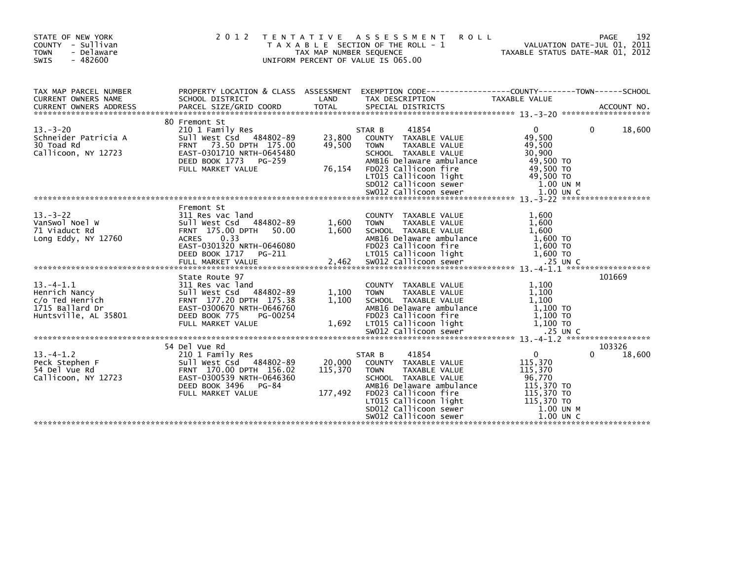STATE OF NEW YORK
COUNTY - Sullivan
TOWN - Delaware
SWIS - 482600

2 0 1 2 T E N T A T I V E A S S E S S M E N T R O L L
T A X A B L E SECTION OF THE ROLL - 1
TAX MAP NUMBER SEQUENCE
UNIFORM PERCENT OF VALUE IS 065.00

VALUATION DATE-JUL 01, 2011
TAXABLE STATUS DATE-MAR 01, 2012

| TAX MAP PARCEL NUMBER / CURRENT OWNERS NAME / CURRENT OWNERS ADDRESS | PROPERTY LOCATION & CLASS / SCHOOL DISTRICT / PARCEL SIZE/GRID COORD | ASSESSMENT LAND / TOTAL | EXEMPTION CODE / TAX DESCRIPTION / SPECIAL DISTRICTS | COUNTY / TAXABLE VALUE | TOWN | SCHOOL / ACCOUNT NO. |
|---|---|---|---|---|---|---|
| **13.-3-20** | 80 Fremont St | | | | | |
| | 210 1 Family Res | | STAR B 41854 | 0 | 0 | 18,600 |
| Schneider Patricia A | Sull West Csd 484802-89 | 23,800 | COUNTY TAXABLE VALUE | 49,500 | | |
| 30 Toad Rd | FRNT 73.50 DPTH 175.00 | 49,500 | TOWN TAXABLE VALUE | 49,500 | | |
| Callicoon, NY 12723 | EAST-0301710 NRTH-0645480 | | SCHOOL TAXABLE VALUE | 30,900 | | |
| | DEED BOOK 1773 PG-259 | | AMB16 Delaware ambulance | 49,500 TO | | |
| | FULL MARKET VALUE | 76,154 | FD023 Callicoon fire | 49,500 TO | | |
| | | | LT015 Callicoon light | 49,500 TO | | |
| | | | SD012 Callicoon sewer | 1.00 UN M | | |
| | | | SW012 Callicoon sewer | 1.00 UN C | | |
| **13.-3-22** | Fremont St | | | | | |
| | 311 Res vac land | | COUNTY TAXABLE VALUE | 1,600 | | |
| VanSwol Noel W | Sull West Csd 484802-89 | 1,600 | TOWN TAXABLE VALUE | 1,600 | | |
| 71 Viaduct Rd | FRNT 175.00 DPTH 50.00 | 1,600 | SCHOOL TAXABLE VALUE | 1,600 | | |
| Long Eddy, NY 12760 | ACRES 0.33 | | AMB16 Delaware ambulance | 1,600 TO | | |
| | EAST-0301320 NRTH-0646080 | | FD023 Callicoon fire | 1,600 TO | | |
| | DEED BOOK 1717 PG-211 | | LT015 Callicoon light | 1,600 TO | | |
| | FULL MARKET VALUE | 2,462 | SW012 Callicoon sewer | .25 UN C | | |
| **13.-4-1.1** | State Route 97 | | | | | 101669 |
| | 311 Res vac land | | COUNTY TAXABLE VALUE | 1,100 | | |
| Henrich Nancy | Sull West Csd 484802-89 | 1,100 | TOWN TAXABLE VALUE | 1,100 | | |
| c/o Ted Henrich | FRNT 177.20 DPTH 175.38 | 1,100 | SCHOOL TAXABLE VALUE | 1,100 | | |
| 1715 Ballard Dr | EAST-0300670 NRTH-0646760 | | AMB16 Delaware ambulance | 1,100 TO | | |
| Huntsville, AL 35801 | DEED BOOK 775 PG-00254 | | FD023 Callicoon fire | 1,100 TO | | |
| | FULL MARKET VALUE | 1,692 | LT015 Callicoon light | 1,100 TO | | |
| | | | SW012 Callicoon sewer | .25 UN C | | |
| **13.-4-1.2** | 54 Del Vue Rd | | | | | 103326 |
| | 210 1 Family Res | | STAR B 41854 | 0 | 0 | 18,600 |
| Peck Stephen F | Sull West Csd 484802-89 | 20,000 | COUNTY TAXABLE VALUE | 115,370 | | |
| 54 Del Vue Rd | FRNT 170.00 DPTH 156.02 | 115,370 | TOWN TAXABLE VALUE | 115,370 | | |
| Callicoon, NY 12723 | EAST-0300539 NRTH-0646360 | | SCHOOL TAXABLE VALUE | 96,770 | | |
| | DEED BOOK 3496 PG-84 | | AMB16 Delaware ambulance | 115,370 TO | | |
| | FULL MARKET VALUE | 177,492 | FD023 Callicoon fire | 115,370 TO | | |
| | | | LT015 Callicoon light | 115,370 TO | | |
| | | | SD012 Callicoon sewer | 1.00 UN M | | |
| | | | SW012 Callicoon sewer | 1.00 UN C | | |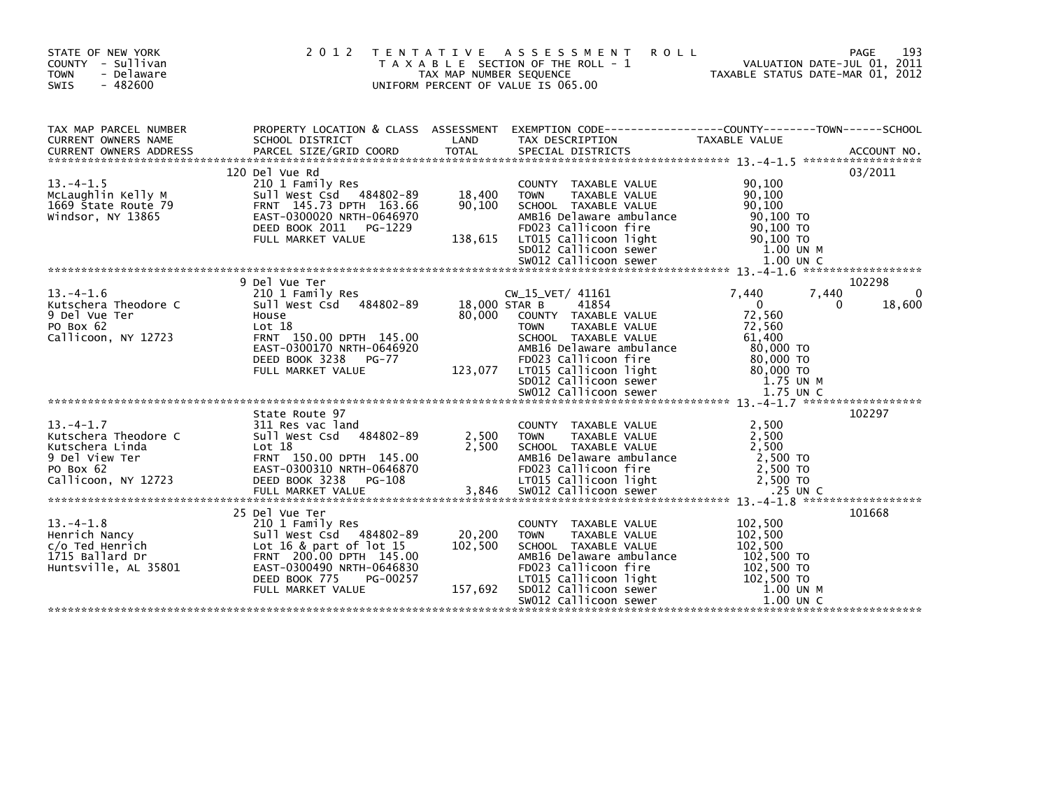STATE OF NEW YORK
COUNTY - Sullivan
TOWN - Delaware
SWIS - 482600

# 2012 TENTATIVE ASSESSMENT ROLL

TAXABLE SECTION OF THE ROLL - 1
TAX MAP NUMBER SEQUENCE
UNIFORM PERCENT OF VALUE IS 065.00

VALUATION DATE-JUL 01, 2011
TAXABLE STATUS DATE-MAR 01, 2012

| TAX MAP PARCEL NUMBER / CURRENT OWNERS NAME / CURRENT OWNERS ADDRESS | PROPERTY LOCATION & CLASS / SCHOOL DISTRICT / PARCEL SIZE/GRID COORD | ASSESSMENT LAND / TOTAL | EXEMPTION CODE / TAX DESCRIPTION / SPECIAL DISTRICTS | COUNTY TAXABLE VALUE | TOWN | SCHOOL / ACCOUNT NO. |
|---|---|---|---|---|---|---|
| **13.-4-1.5** | 120 Del Vue Rd | | | | | 03/2011 |
| 13.-4-1.5 | 210 1 Family Res | | COUNTY TAXABLE VALUE | 90,100 | | |
| McLaughlin Kelly M | Sull West Csd 484802-89 | 18,400 | TOWN TAXABLE VALUE | 90,100 | | |
| 1669 State Route 79 | FRNT 145.73 DPTH 163.66 | 90,100 | SCHOOL TAXABLE VALUE | 90,100 | | |
| Windsor, NY 13865 | EAST-0300020 NRTH-0646970 | | AMB16 Delaware ambulance | 90,100 TO | | |
| | DEED BOOK 2011 PG-1229 | | FD023 Callicoon fire | 90,100 TO | | |
| | FULL MARKET VALUE | 138,615 | LT015 Callicoon light | 90,100 TO | | |
| | | | SD012 Callicoon sewer | 1.00 UN M | | |
| | | | SW012 Callicoon sewer | 1.00 UN C | | |
| **13.-4-1.6** | 9 Del Vue Ter | | | | | 102298 |
| 13.-4-1.6 | 210 1 Family Res | | CW_15_VET/ 41161 | 7,440 | 7,440 | 0 |
| Kutschera Theodore C | Sull West Csd 484802-89 | 18,000 | STAR B 41854 | 0 | 0 | 18,600 |
| 9 Del Vue Ter | House | 80,000 | COUNTY TAXABLE VALUE | 72,560 | | |
| PO Box 62 | Lot 18 | | TOWN TAXABLE VALUE | 72,560 | | |
| Callicoon, NY 12723 | FRNT 150.00 DPTH 145.00 | | SCHOOL TAXABLE VALUE | 61,400 | | |
| | EAST-0300170 NRTH-0646920 | | AMB16 Delaware ambulance | 80,000 TO | | |
| | DEED BOOK 3238 PG-77 | | FD023 Callicoon fire | 80,000 TO | | |
| | FULL MARKET VALUE | 123,077 | LT015 Callicoon light | 80,000 TO | | |
| | | | SD012 Callicoon sewer | 1.75 UN M | | |
| | | | SW012 Callicoon sewer | 1.75 UN C | | |
| **13.-4-1.7** | State Route 97 | | | | | 102297 |
| 13.-4-1.7 | 311 Res vac land | | COUNTY TAXABLE VALUE | 2,500 | | |
| Kutschera Theodore C | Sull West Csd 484802-89 | 2,500 | TOWN TAXABLE VALUE | 2,500 | | |
| Kutschera Linda | Lot 18 | 2,500 | SCHOOL TAXABLE VALUE | 2,500 | | |
| 9 Del View Ter | FRNT 150.00 DPTH 145.00 | | AMB16 Delaware ambulance | 2,500 TO | | |
| PO Box 62 | EAST-0300310 NRTH-0646870 | | FD023 Callicoon fire | 2,500 TO | | |
| Callicoon, NY 12723 | DEED BOOK 3238 PG-108 | | LT015 Callicoon light | 2,500 TO | | |
| | FULL MARKET VALUE | 3,846 | SW012 Callicoon sewer | .25 UN C | | |
| **13.-4-1.8** | 25 Del Vue Ter | | | | | 101668 |
| 13.-4-1.8 | 210 1 Family Res | | COUNTY TAXABLE VALUE | 102,500 | | |
| Henrich Nancy | Sull West Csd 484802-89 | 20,200 | TOWN TAXABLE VALUE | 102,500 | | |
| c/o Ted Henrich | Lot 16 & part of lot 15 | 102,500 | SCHOOL TAXABLE VALUE | 102,500 | | |
| 1715 Ballard Dr | FRNT 200.00 DPTH 145.00 | | AMB16 Delaware ambulance | 102,500 TO | | |
| Huntsville, AL 35801 | EAST-0300490 NRTH-0646830 | | FD023 Callicoon fire | 102,500 TO | | |
| | DEED BOOK 775 PG-00257 | | LT015 Callicoon light | 102,500 TO | | |
| | FULL MARKET VALUE | 157,692 | SD012 Callicoon sewer | 1.00 UN M | | |
| | | | SW012 Callicoon sewer | 1.00 UN C | | |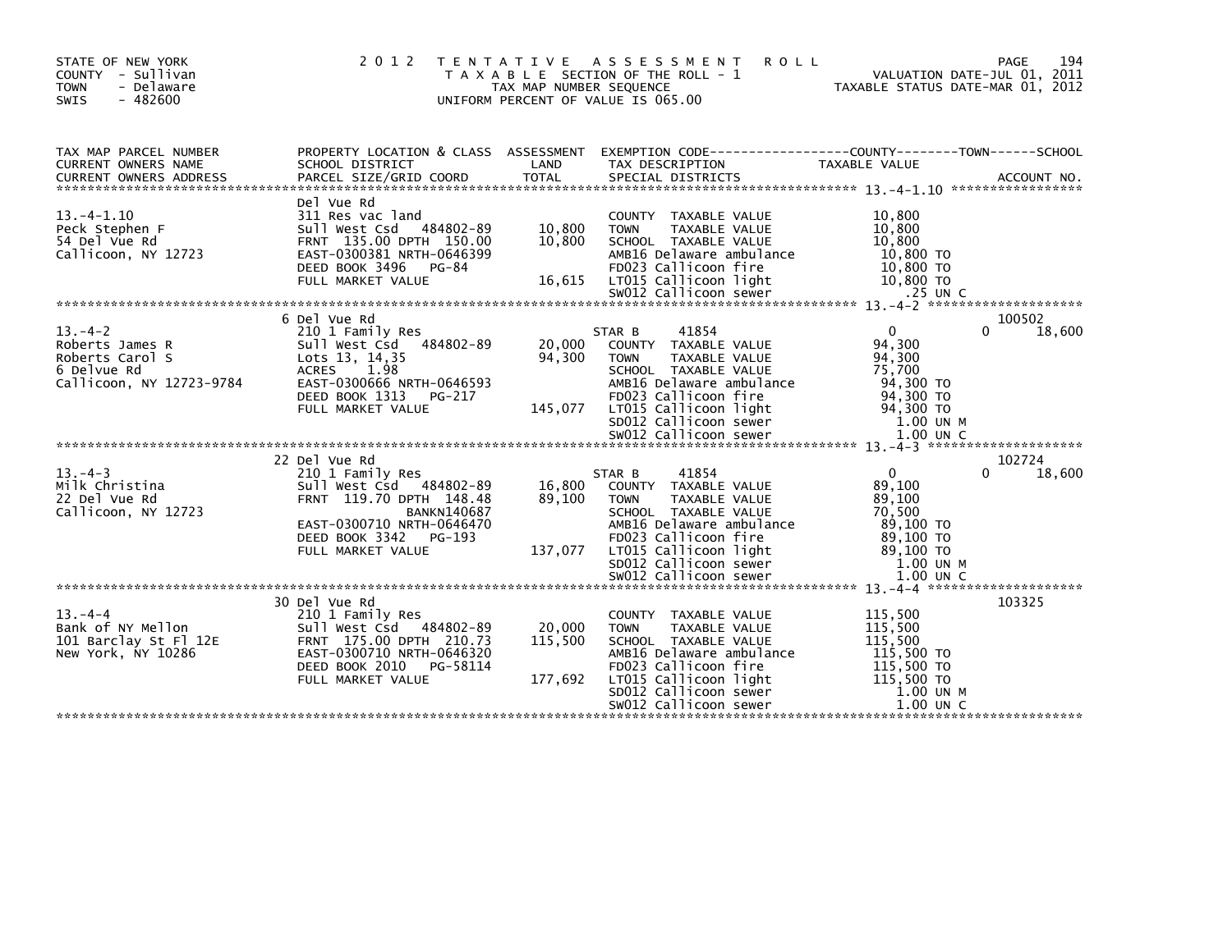STATE OF NEW YORK
COUNTY - Sullivan
TOWN - Delaware
SWIS - 482600

2012 TENTATIVE ASSESSMENT ROLL
TAXABLE SECTION OF THE ROLL - 1
TAX MAP NUMBER SEQUENCE
UNIFORM PERCENT OF VALUE IS 065.00

VALUATION DATE-JUL 01, 2011
TAXABLE STATUS DATE-MAR 01, 2012

| TAX MAP PARCEL NUMBER / CURRENT OWNERS NAME / CURRENT OWNERS ADDRESS | PROPERTY LOCATION & CLASS / SCHOOL DISTRICT / PARCEL SIZE/GRID COORD | ASSESSMENT LAND / TOTAL | EXEMPTION CODE / TAX DESCRIPTION / SPECIAL DISTRICTS | COUNTY / TOWN TAXABLE VALUE | SCHOOL | ACCOUNT NO. |
|---|---|---|---|---|---|---|
| **13.-4-1.10** | Del Vue Rd | | | | | |
| 13.-4-1.10 | 311 Res vac land | | COUNTY TAXABLE VALUE | 10,800 | | |
| Peck Stephen F | Sull West Csd 484802-89 | 10,800 | TOWN TAXABLE VALUE | 10,800 | | |
| 54 Del Vue Rd | FRNT 135.00 DPTH 150.00 | 10,800 | SCHOOL TAXABLE VALUE | 10,800 | | |
| Callicoon, NY 12723 | EAST-0300381 NRTH-0646399 | | AMB16 Delaware ambulance | 10,800 TO | | |
| | DEED BOOK 3496 PG-84 | | FD023 Callicoon fire | 10,800 TO | | |
| | FULL MARKET VALUE | 16,615 | LT015 Callicoon light | 10,800 TO | | |
| | | | SW012 Callicoon sewer | .25 UN C | | |
| **13.-4-2** | 6 Del Vue Rd | | | | | 100502 |
| 13.-4-2 | 210 1 Family Res | | STAR B 41854 | 0 | 0 18,600 | |
| Roberts James R | Sull West Csd 484802-89 | 20,000 | COUNTY TAXABLE VALUE | 94,300 | | |
| Roberts Carol S | Lots 13, 14,35 | 94,300 | TOWN TAXABLE VALUE | 94,300 | | |
| 6 Delvue Rd | ACRES 1.98 | | SCHOOL TAXABLE VALUE | 75,700 | | |
| Callicoon, NY 12723-9784 | EAST-0300666 NRTH-0646593 | | AMB16 Delaware ambulance | 94,300 TO | | |
| | DEED BOOK 1313 PG-217 | | FD023 Callicoon fire | 94,300 TO | | |
| | FULL MARKET VALUE | 145,077 | LT015 Callicoon light | 94,300 TO | | |
| | | | SD012 Callicoon sewer | 1.00 UN M | | |
| | | | SW012 Callicoon sewer | 1.00 UN C | | |
| **13.-4-3** | 22 Del Vue Rd | | | | | 102724 |
| 13.-4-3 | 210 1 Family Res | | STAR B 41854 | 0 | 0 18,600 | |
| Milk Christina | Sull West Csd 484802-89 | 16,800 | COUNTY TAXABLE VALUE | 89,100 | | |
| 22 Del Vue Rd | FRNT 119.70 DPTH 148.48 | 89,100 | TOWN TAXABLE VALUE | 89,100 | | |
| Callicoon, NY 12723 | BANKN140687 | | SCHOOL TAXABLE VALUE | 70,500 | | |
| | EAST-0300710 NRTH-0646470 | | AMB16 Delaware ambulance | 89,100 TO | | |
| | DEED BOOK 3342 PG-193 | | FD023 Callicoon fire | 89,100 TO | | |
| | FULL MARKET VALUE | 137,077 | LT015 Callicoon light | 89,100 TO | | |
| | | | SD012 Callicoon sewer | 1.00 UN M | | |
| | | | SW012 Callicoon sewer | 1.00 UN C | | |
| **13.-4-4** | 30 Del Vue Rd | | | | | 103325 |
| 13.-4-4 | 210 1 Family Res | | COUNTY TAXABLE VALUE | 115,500 | | |
| Bank of NY Mellon | Sull West Csd 484802-89 | 20,000 | TOWN TAXABLE VALUE | 115,500 | | |
| 101 Barclay St Fl 12E | FRNT 175.00 DPTH 210.73 | 115,500 | SCHOOL TAXABLE VALUE | 115,500 | | |
| New York, NY 10286 | EAST-0300710 NRTH-0646320 | | AMB16 Delaware ambulance | 115,500 TO | | |
| | DEED BOOK 2010 PG-58114 | | FD023 Callicoon fire | 115,500 TO | | |
| | FULL MARKET VALUE | 177,692 | LT015 Callicoon light | 115,500 TO | | |
| | | | SD012 Callicoon sewer | 1.00 UN M | | |
| | | | SW012 Callicoon sewer | 1.00 UN C | | |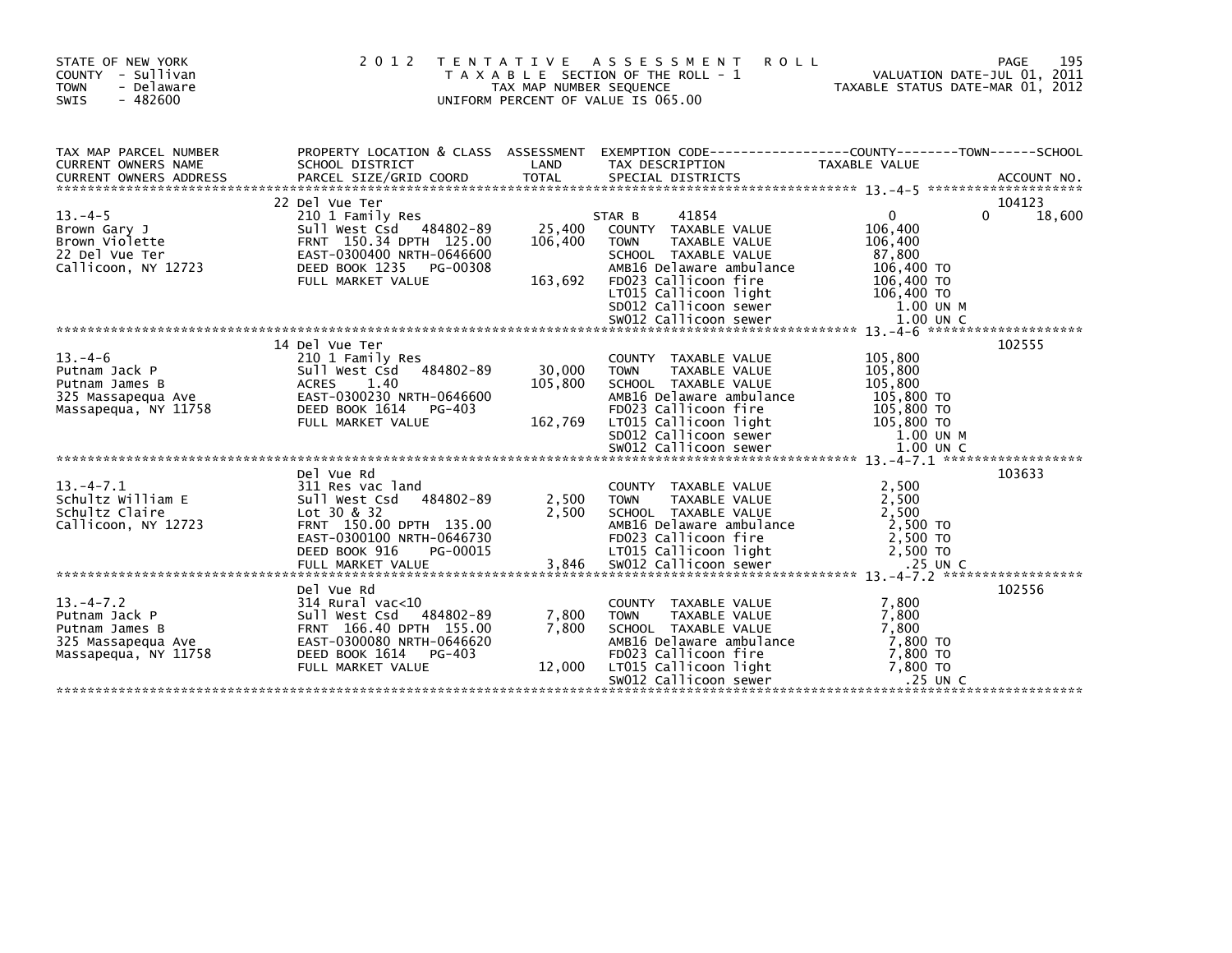STATE OF NEW YORK
COUNTY - Sullivan
TOWN - Delaware
SWIS - 482600

2 0 1 2 T E N T A T I V E A S S E S S M E N T R O L L
T A X A B L E SECTION OF THE ROLL - 1
TAX MAP NUMBER SEQUENCE
UNIFORM PERCENT OF VALUE IS 065.00

VALUATION DATE-JUL 01, 2011
TAXABLE STATUS DATE-MAR 01, 2012

| TAX MAP PARCEL NUMBER / CURRENT OWNERS NAME / CURRENT OWNERS ADDRESS | PROPERTY LOCATION & CLASS / SCHOOL DISTRICT / PARCEL SIZE/GRID COORD | ASSESSMENT LAND / TOTAL | EXEMPTION CODE / TAX DESCRIPTION / SPECIAL DISTRICTS | COUNTY TAXABLE VALUE | TOWN | SCHOOL / ACCOUNT NO. |
|---|---|---|---|---|---|---|
| 13.-4-5 | 22 Del Vue Ter | | | | | 104123 |
| Brown Gary J | 210 1 Family Res | | STAR B 41854 | 0 | 0 | 18,600 |
| Brown Violette | Sull West Csd 484802-89 | 25,400 | COUNTY TAXABLE VALUE | 106,400 | | |
| 22 Del Vue Ter | FRNT 150.34 DPTH 125.00 | 106,400 | TOWN TAXABLE VALUE | 106,400 | | |
| Callicoon, NY 12723 | EAST-0300400 NRTH-0646600 | | SCHOOL TAXABLE VALUE | 87,800 | | |
| | DEED BOOK 1235 PG-00308 | | AMB16 Delaware ambulance | 106,400 TO | | |
| | FULL MARKET VALUE | 163,692 | FD023 Callicoon fire | 106,400 TO | | |
| | | | LT015 Callicoon light | 106,400 TO | | |
| | | | SD012 Callicoon sewer | 1.00 UN M | | |
| | | | SW012 Callicoon sewer | 1.00 UN C | | |
| 13.-4-6 | 14 Del Vue Ter | | | | | 102555 |
| Putnam Jack P | 210 1 Family Res | | COUNTY TAXABLE VALUE | 105,800 | | |
| Putnam James B | Sull West Csd 484802-89 | 30,000 | TOWN TAXABLE VALUE | 105,800 | | |
| 325 Massapequa Ave | ACRES 1.40 | 105,800 | SCHOOL TAXABLE VALUE | 105,800 | | |
| Massapequa, NY 11758 | EAST-0300230 NRTH-0646600 | | AMB16 Delaware ambulance | 105,800 TO | | |
| | DEED BOOK 1614 PG-403 | | FD023 Callicoon fire | 105,800 TO | | |
| | FULL MARKET VALUE | 162,769 | LT015 Callicoon light | 105,800 TO | | |
| | | | SD012 Callicoon sewer | 1.00 UN M | | |
| | | | SW012 Callicoon sewer | 1.00 UN C | | |
| 13.-4-7.1 | Del Vue Rd | | | | | 103633 |
| Schultz William E | 311 Res vac land | | COUNTY TAXABLE VALUE | 2,500 | | |
| Schultz Claire | Sull West Csd 484802-89 | 2,500 | TOWN TAXABLE VALUE | 2,500 | | |
| Callicoon, NY 12723 | Lot 30 & 32 | 2,500 | SCHOOL TAXABLE VALUE | 2,500 | | |
| | FRNT 150.00 DPTH 135.00 | | AMB16 Delaware ambulance | 2,500 TO | | |
| | EAST-0300100 NRTH-0646730 | | FD023 Callicoon fire | 2,500 TO | | |
| | DEED BOOK 916 PG-00015 | | LT015 Callicoon light | 2,500 TO | | |
| | FULL MARKET VALUE | 3,846 | SW012 Callicoon sewer | .25 UN C | | |
| 13.-4-7.2 | Del Vue Rd | | | | | 102556 |
| Putnam Jack P | 314 Rural vac<10 | | COUNTY TAXABLE VALUE | 7,800 | | |
| Putnam James B | Sull West Csd 484802-89 | 7,800 | TOWN TAXABLE VALUE | 7,800 | | |
| 325 Massapequa Ave | FRNT 166.40 DPTH 155.00 | 7,800 | SCHOOL TAXABLE VALUE | 7,800 | | |
| Massapequa, NY 11758 | EAST-0300080 NRTH-0646620 | | AMB16 Delaware ambulance | 7,800 TO | | |
| | DEED BOOK 1614 PG-403 | | FD023 Callicoon fire | 7,800 TO | | |
| | FULL MARKET VALUE | 12,000 | LT015 Callicoon light | 7,800 TO | | |
| | | | SW012 Callicoon sewer | .25 UN C | | |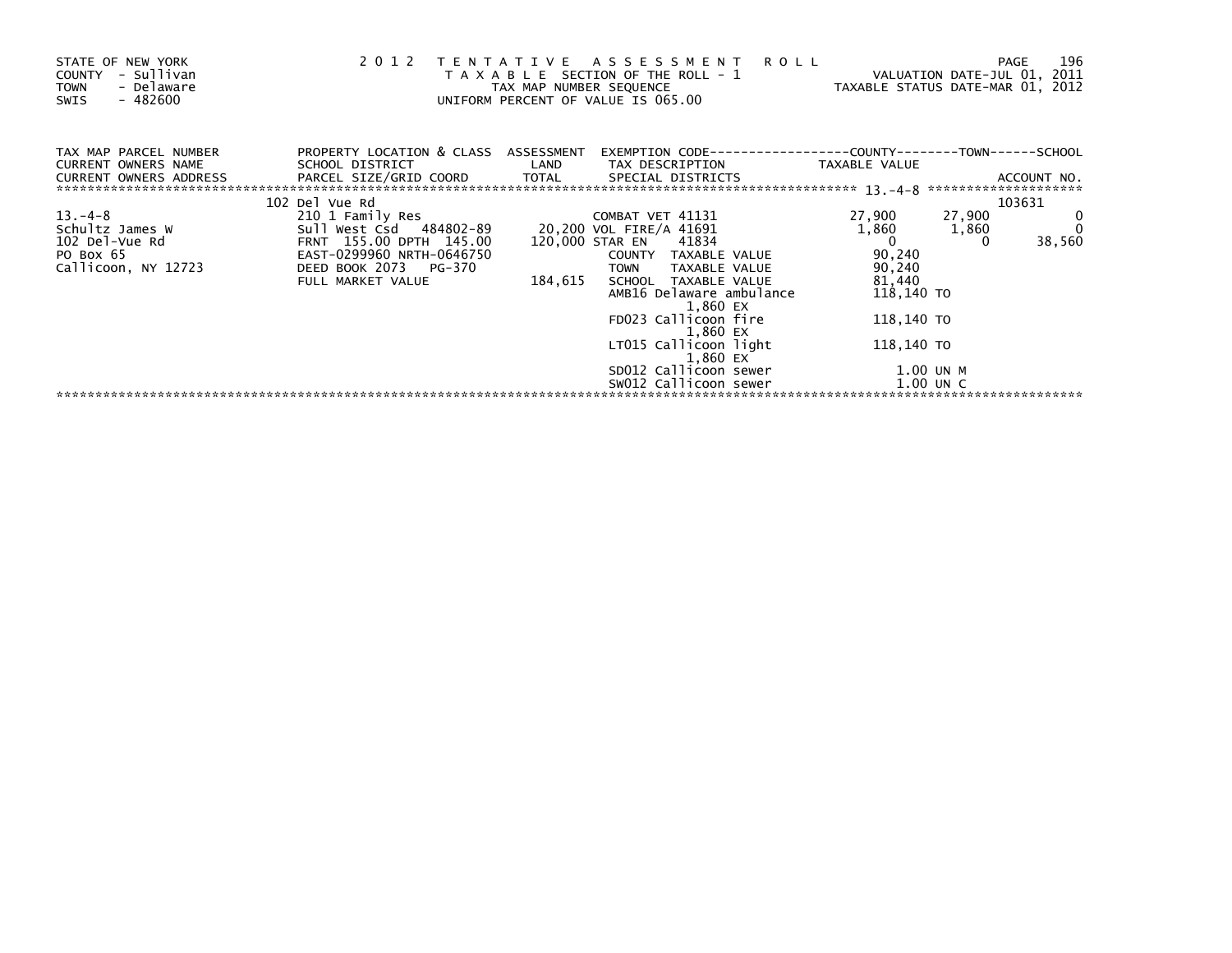STATE OF NEW YORK
COUNTY - Sullivan
TOWN - Delaware
SWIS - 482600

2 0 1 2 T E N T A T I V E A S S E S S M E N T R O L L
T A X A B L E SECTION OF THE ROLL - 1
TAX MAP NUMBER SEQUENCE
UNIFORM PERCENT OF VALUE IS 065.00

VALUATION DATE-JUL 01, 2011
TAXABLE STATUS DATE-MAR 01, 2012

| TAX MAP PARCEL NUMBER / CURRENT OWNERS NAME / CURRENT OWNERS ADDRESS | PROPERTY LOCATION & CLASS / SCHOOL DISTRICT / PARCEL SIZE/GRID COORD | ASSESSMENT LAND / TOTAL | EXEMPTION CODE / TAX DESCRIPTION / SPECIAL DISTRICTS | COUNTY TAXABLE VALUE | TOWN | SCHOOL |
|---|---|---|---|---|---|---|
| | 102 Del Vue Rd | | | | | ACCOUNT NO. 103631 |
| 13.-4-8 | 210 1 Family Res | | COMBAT VET 41131 | 27,900 | 27,900 | 0 |
| Schultz James W | Sull West Csd 484802-89 | 20,200 | VOL FIRE/A 41691 | 1,860 | 1,860 | 0 |
| 102 Del-Vue Rd | FRNT 155.00 DPTH 145.00 | 120,000 | STAR EN 41834 | 0 | 0 | 38,560 |
| PO Box 65 | EAST-0299960 NRTH-0646750 | | COUNTY TAXABLE VALUE | 90,240 | | |
| Callicoon, NY 12723 | DEED BOOK 2073 PG-370 | | TOWN TAXABLE VALUE | 90,240 | | |
| | FULL MARKET VALUE | 184,615 | SCHOOL TAXABLE VALUE | 81,440 | | |
| | | | AMB16 Delaware ambulance 1,860 EX | 118,140 TO | | |
| | | | FD023 Callicoon fire 1,860 EX | 118,140 TO | | |
| | | | LT015 Callicoon light 1,860 EX | 118,140 TO | | |
| | | | SD012 Callicoon sewer | 1.00 UN M | | |
| | | | SW012 Callicoon sewer | 1.00 UN C | | |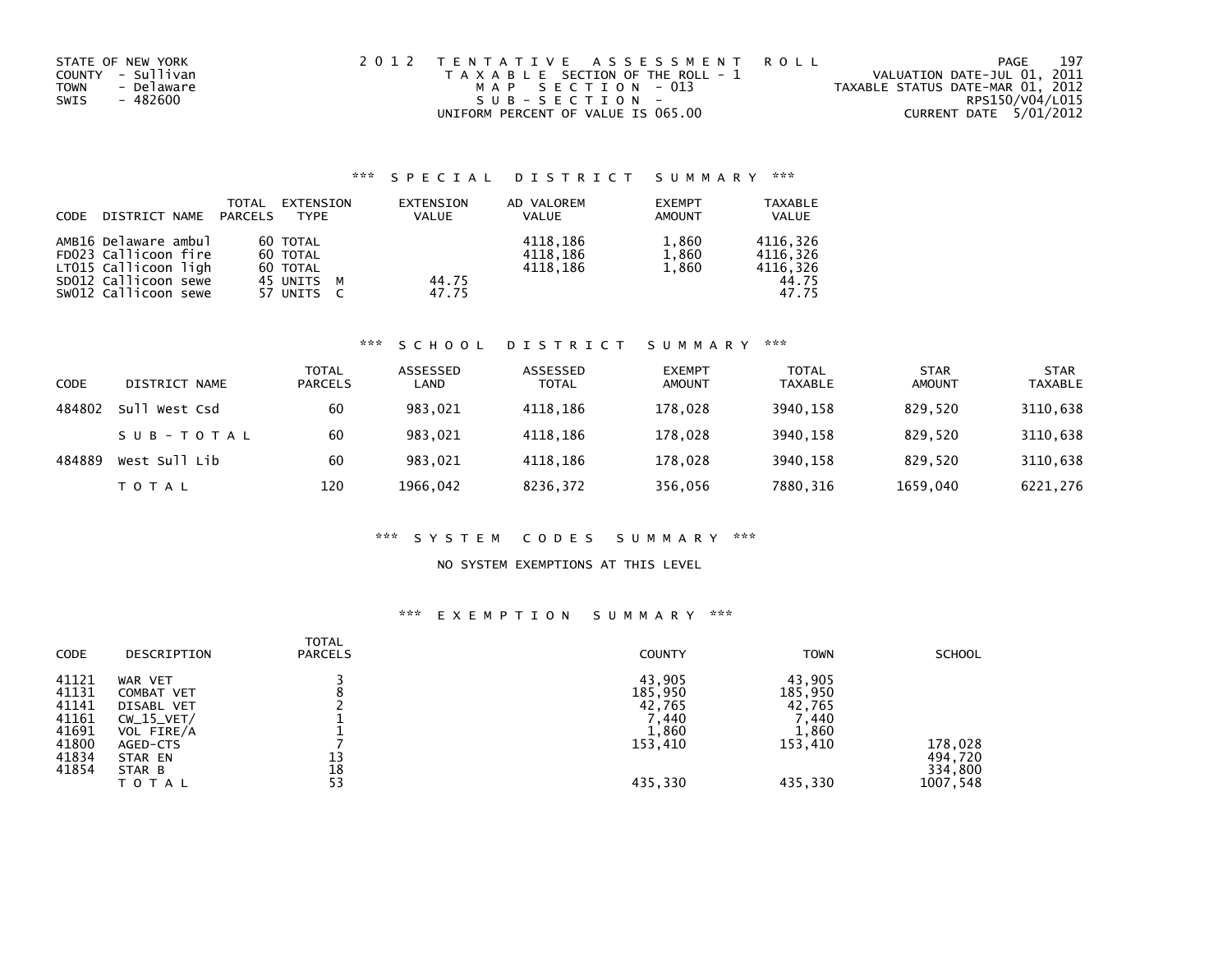STATE OF NEW YORK
COUNTY - Sullivan
TOWN - Delaware
SWIS - 482600

2012 TENTATIVE ASSESSMENT ROLL
TAXABLE SECTION OF THE ROLL - 1
MAP SECTION - 013
SUB-SECTION -
UNIFORM PERCENT OF VALUE IS 065.00

VALUATION DATE-JUL 01, 2011
TAXABLE STATUS DATE-MAR 01, 2012
RPS150/V04/L015
CURRENT DATE 5/01/2012

## *** SPECIAL DISTRICT SUMMARY ***

| CODE | DISTRICT NAME | TOTAL PARCELS | EXTENSION TYPE | EXTENSION VALUE | AD VALOREM VALUE | EXEMPT AMOUNT | TAXABLE VALUE |
|---|---|---|---|---|---|---|---|
| AMB16 | Delaware ambul | 60 | TOTAL | | 4118,186 | 1,860 | 4116,326 |
| FD023 | Callicoon fire | 60 | TOTAL | | 4118,186 | 1,860 | 4116,326 |
| LT015 | Callicoon ligh | 60 | TOTAL | | 4118,186 | 1,860 | 4116,326 |
| SD012 | Callicoon sewe | 45 | UNITS M | 44.75 | | | 44.75 |
| SW012 | Callicoon sewe | 57 | UNITS C | 47.75 | | | 47.75 |

## *** SCHOOL DISTRICT SUMMARY ***

| CODE | DISTRICT NAME | TOTAL PARCELS | ASSESSED LAND | ASSESSED TOTAL | EXEMPT AMOUNT | TOTAL TAXABLE | STAR AMOUNT | STAR TAXABLE |
|---|---|---|---|---|---|---|---|---|
| 484802 | Sull West Csd | 60 | 983,021 | 4118,186 | 178,028 | 3940,158 | 829,520 | 3110,638 |
| | SUB-TOTAL | 60 | 983,021 | 4118,186 | 178,028 | 3940,158 | 829,520 | 3110,638 |
| 484889 | West Sull Lib | 60 | 983,021 | 4118,186 | 178,028 | 3940,158 | 829,520 | 3110,638 |
| | TOTAL | 120 | 1966,042 | 8236,372 | 356,056 | 7880,316 | 1659,040 | 6221,276 |

## *** SYSTEM CODES SUMMARY ***

NO SYSTEM EXEMPTIONS AT THIS LEVEL

## *** EXEMPTION SUMMARY ***

| CODE | DESCRIPTION | TOTAL PARCELS | COUNTY | TOWN | SCHOOL |
|---|---|---|---|---|---|
| 41121 | WAR VET | 3 | 43,905 | 43,905 | |
| 41131 | COMBAT VET | 8 | 185,950 | 185,950 | |
| 41141 | DISABL VET | 2 | 42,765 | 42,765 | |
| 41161 | CW_15_VET/ | 1 | 7,440 | 7,440 | |
| 41691 | VOL FIRE/A | 1 | 1,860 | 1,860 | |
| 41800 | AGED-CTS | 7 | 153,410 | 153,410 | 178,028 |
| 41834 | STAR EN | 13 | | | 494,720 |
| 41854 | STAR B | 18 | | | 334,800 |
| | TOTAL | 53 | 435,330 | 435,330 | 1007,548 |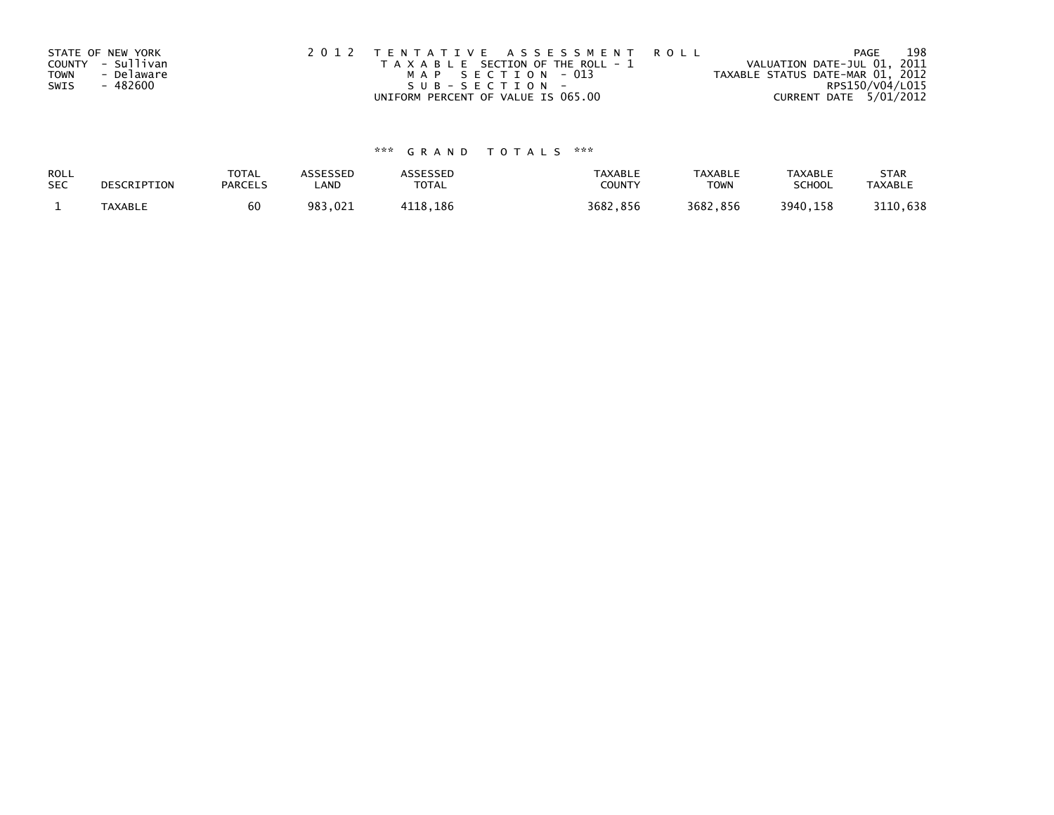STATE OF NEW YORK
COUNTY - Sullivan
TOWN - Delaware
SWIS - 482600

2 0 1 2 T E N T A T I V E A S S E S S M E N T R O L L
T A X A B L E SECTION OF THE ROLL - 1
M A P S E C T I O N - 013
S U B - S E C T I O N -
UNIFORM PERCENT OF VALUE IS 065.00

VALUATION DATE-JUL 01, 2011
TAXABLE STATUS DATE-MAR 01, 2012
RPS150/V04/L015
CURRENT DATE 5/01/2012

*** G R A N D T O T A L S ***

| ROLL SEC | DESCRIPTION | TOTAL PARCELS | ASSESSED LAND | ASSESSED TOTAL | TAXABLE COUNTY | TAXABLE TOWN | TAXABLE SCHOOL | STAR TAXABLE |
|---|---|---|---|---|---|---|---|---|
| 1 | TAXABLE | 60 | 983,021 | 4118,186 | 3682,856 | 3682,856 | 3940,158 | 3110,638 |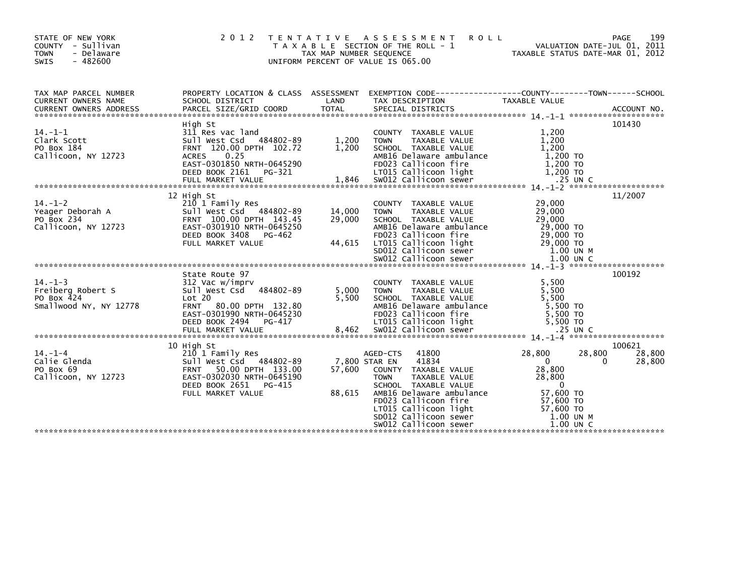STATE OF NEW YORK
COUNTY - Sullivan
TOWN - Delaware
SWIS - 482600

# 2012 TENTATIVE ASSESSMENT ROLL

TAXABLE SECTION OF THE ROLL - 1
TAX MAP NUMBER SEQUENCE
UNIFORM PERCENT OF VALUE IS 065.00

VALUATION DATE-JUL 01, 2011
TAXABLE STATUS DATE-MAR 01, 2012

| TAX MAP PARCEL NUMBER / CURRENT OWNERS NAME / CURRENT OWNERS ADDRESS | PROPERTY LOCATION & CLASS / SCHOOL DISTRICT / PARCEL SIZE/GRID COORD | ASSESSMENT LAND / TOTAL | EXEMPTION CODE / TAX DESCRIPTION / SPECIAL DISTRICTS | COUNTY TAXABLE VALUE | TOWN | SCHOOL | ACCOUNT NO. |
|---|---|---|---|---|---|---|---|
| **14.-1-1** | High St | | | | | | 101430 |
| 14.-1-1 | 311 Res vac land | | COUNTY TAXABLE VALUE | 1,200 | | | |
| Clark Scott | Sull West Csd 484802-89 | 1,200 | TOWN TAXABLE VALUE | 1,200 | | | |
| PO Box 184 | FRNT 120.00 DPTH 102.72 | 1,200 | SCHOOL TAXABLE VALUE | 1,200 | | | |
| Callicoon, NY 12723 | ACRES 0.25 | | AMB16 Delaware ambulance | 1,200 TO | | | |
| | EAST-0301850 NRTH-0645290 | | FD023 Callicoon fire | 1,200 TO | | | |
| | DEED BOOK 2161 PG-321 | | LT015 Callicoon light | 1,200 TO | | | |
| | FULL MARKET VALUE | 1,846 | SW012 Callicoon sewer | .25 UN C | | | |
| **14.-1-2** | 12 High St | | | | | | 11/2007 |
| 14.-1-2 | 210 1 Family Res | | COUNTY TAXABLE VALUE | 29,000 | | | |
| Yeager Deborah A | Sull West Csd 484802-89 | 14,000 | TOWN TAXABLE VALUE | 29,000 | | | |
| PO Box 234 | FRNT 100.00 DPTH 143.45 | 29,000 | SCHOOL TAXABLE VALUE | 29,000 | | | |
| Callicoon, NY 12723 | EAST-0301910 NRTH-0645250 | | AMB16 Delaware ambulance | 29,000 TO | | | |
| | DEED BOOK 3408 PG-462 | | FD023 Callicoon fire | 29,000 TO | | | |
| | FULL MARKET VALUE | 44,615 | LT015 Callicoon light | 29,000 TO | | | |
| | | | SD012 Callicoon sewer | 1.00 UN M | | | |
| | | | SW012 Callicoon sewer | 1.00 UN C | | | |
| **14.-1-3** | State Route 97 | | | | | | 100192 |
| 14.-1-3 | 312 Vac w/imprv | | COUNTY TAXABLE VALUE | 5,500 | | | |
| Freiberg Robert S | Sull West Csd 484802-89 | 5,000 | TOWN TAXABLE VALUE | 5,500 | | | |
| PO Box 424 | Lot 20 | 5,500 | SCHOOL TAXABLE VALUE | 5,500 | | | |
| Smallwood NY, NY 12778 | FRNT 80.00 DPTH 132.80 | | AMB16 Delaware ambulance | 5,500 TO | | | |
| | EAST-0301990 NRTH-0645230 | | FD023 Callicoon fire | 5,500 TO | | | |
| | DEED BOOK 2494 PG-417 | | LT015 Callicoon light | 5,500 TO | | | |
| | FULL MARKET VALUE | 8,462 | SW012 Callicoon sewer | .25 UN C | | | |
| **14.-1-4** | 10 High St | | | | | | 100621 |
| 14.-1-4 | 210 1 Family Res | | AGED-CTS 41800 | 28,800 | 28,800 | 28,800 | |
| Calie Glenda | Sull West Csd 484802-89 | 7,800 | STAR EN 41834 | 0 | 0 | 28,800 | |
| PO Box 69 | FRNT 50.00 DPTH 133.00 | 57,600 | COUNTY TAXABLE VALUE | 28,800 | | | |
| Callicoon, NY 12723 | EAST-0302030 NRTH-0645190 | | TOWN TAXABLE VALUE | 28,800 | | | |
| | DEED BOOK 2651 PG-415 | | SCHOOL TAXABLE VALUE | 0 | | | |
| | FULL MARKET VALUE | 88,615 | AMB16 Delaware ambulance | 57,600 TO | | | |
| | | | FD023 Callicoon fire | 57,600 TO | | | |
| | | | LT015 Callicoon light | 57,600 TO | | | |
| | | | SD012 Callicoon sewer | 1.00 UN M | | | |
| | | | SW012 Callicoon sewer | 1.00 UN C | | | |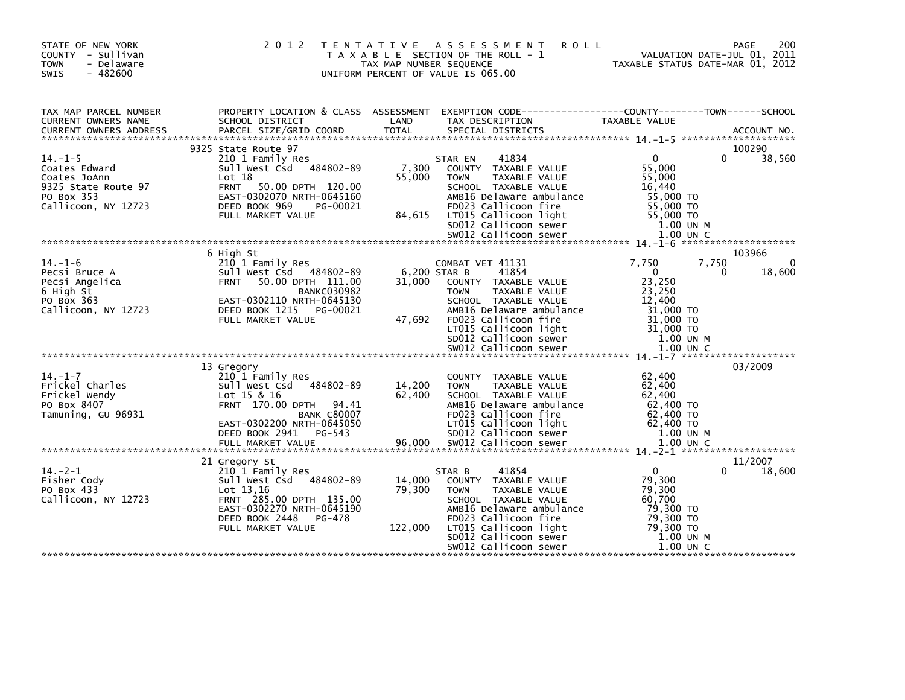STATE OF NEW YORK
COUNTY - Sullivan
TOWN - Delaware
SWIS - 482600

# 2012 TENTATIVE ASSESSMENT ROLL

TAXABLE SECTION OF THE ROLL - 1
TAX MAP NUMBER SEQUENCE
UNIFORM PERCENT OF VALUE IS 065.00

VALUATION DATE-JUL 01, 2011
TAXABLE STATUS DATE-MAR 01, 2012

| TAX MAP PARCEL NUMBER / CURRENT OWNERS NAME / CURRENT OWNERS ADDRESS | PROPERTY LOCATION & CLASS / SCHOOL DISTRICT / PARCEL SIZE/GRID COORD | ASSESSMENT LAND / TOTAL | EXEMPTION CODE / TAX DESCRIPTION / SPECIAL DISTRICTS | COUNTY | TOWN | SCHOOL | ACCOUNT NO. |
|---|---|---|---|---|---|---|---|
| 14.-1-5 | 9325 State Route 97 | | | | | | 100290 |
| | 210 1 Family Res | | STAR EN 41834 | 0 | 0 | 38,560 | |
| Coates Edward | Sull West Csd 484802-89 | 7,300 | COUNTY TAXABLE VALUE | 55,000 | | | |
| Coates JoAnn | Lot 18 | 55,000 | TOWN TAXABLE VALUE | | 55,000 | | |
| 9325 State Route 97 | FRNT 50.00 DPTH 120.00 | | SCHOOL TAXABLE VALUE | | | 16,440 | |
| PO Box 353 | EAST-0302070 NRTH-0645160 | | AMB16 Delaware ambulance | 55,000 TO | | | |
| Callicoon, NY 12723 | DEED BOOK 969 PG-00021 | | FD023 Callicoon fire | 55,000 TO | | | |
| | FULL MARKET VALUE | 84,615 | LT015 Callicoon light | 55,000 TO | | | |
| | | | SD012 Callicoon sewer | 1.00 UN M | | | |
| | | | SW012 Callicoon sewer | 1.00 UN C | | | |
| 14.-1-6 | 6 High St | | | | | | 103966 |
| | 210 1 Family Res | | COMBAT VET 41131 | 7,750 | 7,750 | 0 | |
| Pecsi Bruce A | Sull West Csd 484802-89 | 6,200 | STAR B 41854 | 0 | 0 | 18,600 | |
| Pecsi Angelica | FRNT 50.00 DPTH 111.00 | 31,000 | COUNTY TAXABLE VALUE | 23,250 | | | |
| 6 High St | BANKC030982 | | TOWN TAXABLE VALUE | | 23,250 | | |
| PO Box 363 | EAST-0302110 NRTH-0645130 | | SCHOOL TAXABLE VALUE | | | 12,400 | |
| Callicoon, NY 12723 | DEED BOOK 1215 PG-00021 | | AMB16 Delaware ambulance | 31,000 TO | | | |
| | FULL MARKET VALUE | 47,692 | FD023 Callicoon fire | 31,000 TO | | | |
| | | | LT015 Callicoon light | 31,000 TO | | | |
| | | | SD012 Callicoon sewer | 1.00 UN M | | | |
| | | | SW012 Callicoon sewer | 1.00 UN C | | | |
| 14.-1-7 | 13 Gregory | | | | | | 03/2009 |
| | 210 1 Family Res | | COUNTY TAXABLE VALUE | 62,400 | | | |
| Frickel Charles | Sull West Csd 484802-89 | 14,200 | TOWN TAXABLE VALUE | | 62,400 | | |
| Frickel Wendy | Lot 15 & 16 | 62,400 | SCHOOL TAXABLE VALUE | | | 62,400 | |
| PO Box 8407 | FRNT 170.00 DPTH 94.41 | | AMB16 Delaware ambulance | 62,400 TO | | | |
| Tamuning, GU 96931 | BANK C80007 | | FD023 Callicoon fire | 62,400 TO | | | |
| | EAST-0302200 NRTH-0645050 | | LT015 Callicoon light | 62,400 TO | | | |
| | DEED BOOK 2941 PG-543 | | SD012 Callicoon sewer | 1.00 UN M | | | |
| | FULL MARKET VALUE | 96,000 | SW012 Callicoon sewer | 1.00 UN C | | | |
| 14.-2-1 | 21 Gregory St | | | | | | 11/2007 |
| | 210 1 Family Res | | STAR B 41854 | 0 | 0 | 18,600 | |
| Fisher Cody | Sull West Csd 484802-89 | 14,000 | COUNTY TAXABLE VALUE | 79,300 | | | |
| PO Box 433 | Lot 13,16 | 79,300 | TOWN TAXABLE VALUE | | 79,300 | | |
| Callicoon, NY 12723 | FRNT 285.00 DPTH 135.00 | | SCHOOL TAXABLE VALUE | | | 60,700 | |
| | EAST-0302270 NRTH-0645190 | | AMB16 Delaware ambulance | 79,300 TO | | | |
| | DEED BOOK 2448 PG-478 | | FD023 Callicoon fire | 79,300 TO | | | |
| | FULL MARKET VALUE | 122,000 | LT015 Callicoon light | 79,300 TO | | | |
| | | | SD012 Callicoon sewer | 1.00 UN M | | | |
| | | | SW012 Callicoon sewer | 1.00 UN C | | | |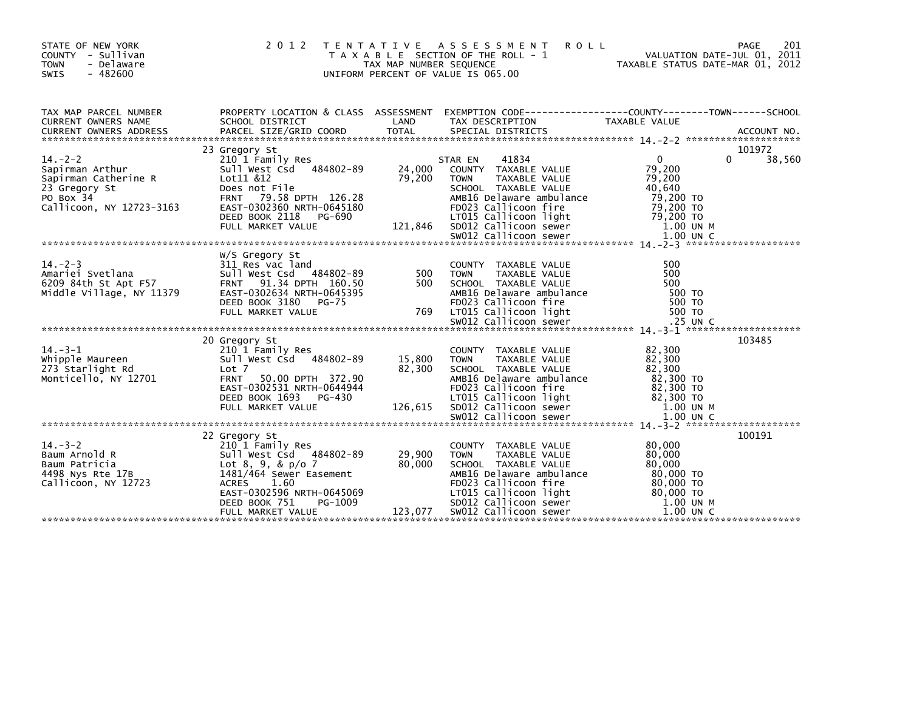STATE OF NEW YORK
COUNTY - Sullivan
TOWN - Delaware
SWIS - 482600

2 0 1 2 T E N T A T I V E A S S E S S M E N T R O L L
T A X A B L E SECTION OF THE ROLL - 1
TAX MAP NUMBER SEQUENCE
UNIFORM PERCENT OF VALUE IS 065.00

VALUATION DATE-JUL 01, 2011
TAXABLE STATUS DATE-MAR 01, 2012

| TAX MAP PARCEL NUMBER / CURRENT OWNERS NAME / CURRENT OWNERS ADDRESS | PROPERTY LOCATION & CLASS / SCHOOL DISTRICT / PARCEL SIZE/GRID COORD | ASSESSMENT LAND / TOTAL | EXEMPTION CODE / TAX DESCRIPTION / SPECIAL DISTRICTS | COUNTY / TAXABLE VALUE | TOWN | SCHOOL | ACCOUNT NO. |
|---|---|---|---|---|---|---|---|
| 14.-2-2 | 23 Gregory St | | | | | | 101972 |
| | 210 1 Family Res | | STAR EN 41834 | 0 | 0 | 38,560 | |
| Sapirman Arthur | Sull West Csd 484802-89 | 24,000 | COUNTY TAXABLE VALUE | 79,200 | | | |
| Sapirman Catherine R | Lot11 &12 | 79,200 | TOWN TAXABLE VALUE | 79,200 | | | |
| 23 Gregory St | Does not File | | SCHOOL TAXABLE VALUE | 40,640 | | | |
| PO Box 34 | FRNT 79.58 DPTH 126.28 | | AMB16 Delaware ambulance | 79,200 TO | | | |
| Callicoon, NY 12723-3163 | EAST-0302360 NRTH-0645180 | | FD023 Callicoon fire | 79,200 TO | | | |
| | DEED BOOK 2118 PG-690 | | LT015 Callicoon light | 79,200 TO | | | |
| | FULL MARKET VALUE | 121,846 | SD012 Callicoon sewer | 1.00 UN M | | | |
| | | | SW012 Callicoon sewer | 1.00 UN C | | | |
| 14.-2-3 | W/S Gregory St | | | | | | |
| | 311 Res vac land | | COUNTY TAXABLE VALUE | 500 | | | |
| Amariei Svetlana | Sull West Csd 484802-89 | 500 | TOWN TAXABLE VALUE | 500 | | | |
| 6209 84th St Apt F57 | FRNT 91.34 DPTH 160.50 | 500 | SCHOOL TAXABLE VALUE | 500 | | | |
| Middle Village, NY 11379 | EAST-0302634 NRTH-0645395 | | AMB16 Delaware ambulance | 500 TO | | | |
| | DEED BOOK 3180 PG-75 | | FD023 Callicoon fire | 500 TO | | | |
| | FULL MARKET VALUE | 769 | LT015 Callicoon light | 500 TO | | | |
| | | | SW012 Callicoon sewer | .25 UN C | | | |
| 14.-3-1 | 20 Gregory St | | | | | | 103485 |
| | 210 1 Family Res | | COUNTY TAXABLE VALUE | 82,300 | | | |
| Whipple Maureen | Sull West Csd 484802-89 | 15,800 | TOWN TAXABLE VALUE | 82,300 | | | |
| 273 Starlight Rd | Lot 7 | 82,300 | SCHOOL TAXABLE VALUE | 82,300 | | | |
| Monticello, NY 12701 | FRNT 50.00 DPTH 372.90 | | AMB16 Delaware ambulance | 82,300 TO | | | |
| | EAST-0302531 NRTH-0644944 | | FD023 Callicoon fire | 82,300 TO | | | |
| | DEED BOOK 1693 PG-430 | | LT015 Callicoon light | 82,300 TO | | | |
| | FULL MARKET VALUE | 126,615 | SD012 Callicoon sewer | 1.00 UN M | | | |
| | | | SW012 Callicoon sewer | 1.00 UN C | | | |
| 14.-3-2 | 22 Gregory St | | | | | | 100191 |
| | 210 1 Family Res | | COUNTY TAXABLE VALUE | 80,000 | | | |
| Baum Arnold R | Sull West Csd 484802-89 | 29,900 | TOWN TAXABLE VALUE | 80,000 | | | |
| Baum Patricia | Lot 8, 9, & p/o 7 | 80,000 | SCHOOL TAXABLE VALUE | 80,000 | | | |
| 4498 Nys Rte 17B | 1481/464 Sewer Easement | | AMB16 Delaware ambulance | 80,000 TO | | | |
| Callicoon, NY 12723 | ACRES 1.60 | | FD023 Callicoon fire | 80,000 TO | | | |
| | EAST-0302596 NRTH-0645069 | | LT015 Callicoon light | 80,000 TO | | | |
| | DEED BOOK 751 PG-1009 | | SD012 Callicoon sewer | 1.00 UN M | | | |
| | FULL MARKET VALUE | 123,077 | SW012 Callicoon sewer | 1.00 UN C | | | |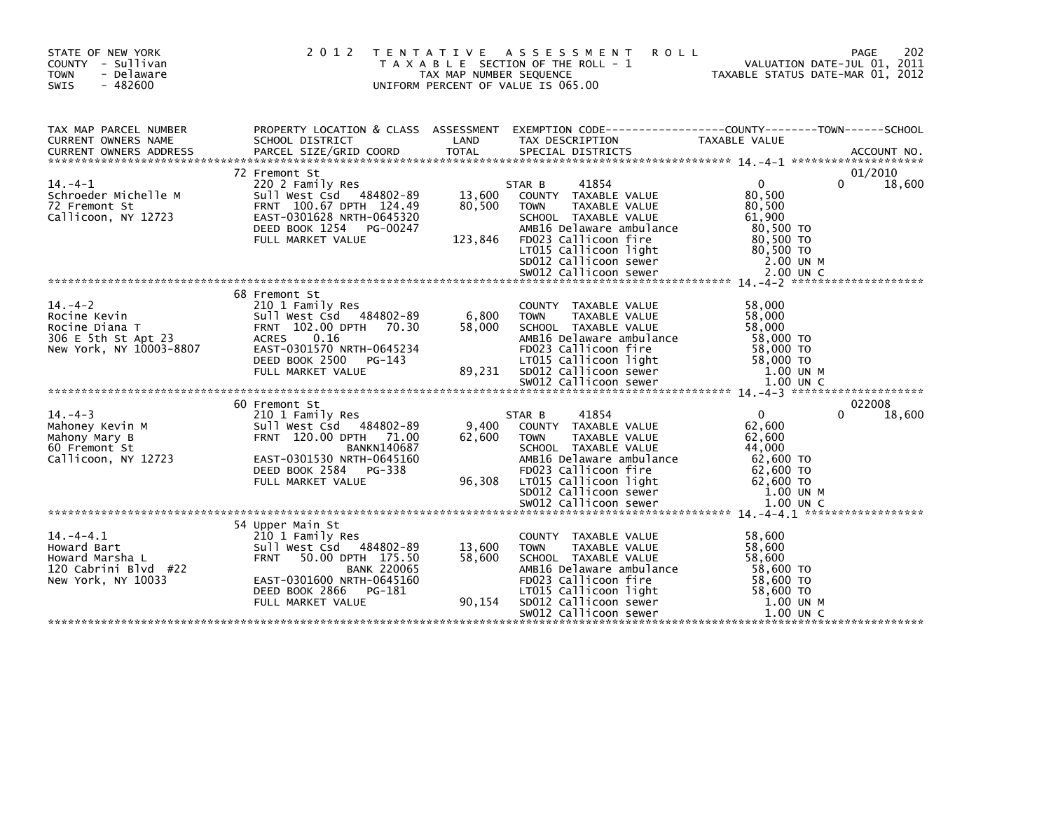STATE OF NEW YORK
COUNTY - Sullivan
TOWN - Delaware
SWIS - 482600

2 0 1 2 T E N T A T I V E A S S E S S M E N T R O L L
T A X A B L E SECTION OF THE ROLL - 1
TAX MAP NUMBER SEQUENCE
UNIFORM PERCENT OF VALUE IS 065.00

VALUATION DATE-JUL 01, 2011
TAXABLE STATUS DATE-MAR 01, 2012

| TAX MAP PARCEL NUMBER / CURRENT OWNERS NAME / CURRENT OWNERS ADDRESS | PROPERTY LOCATION & CLASS / SCHOOL DISTRICT / PARCEL SIZE/GRID COORD | ASSESSMENT LAND / TOTAL | EXEMPTION CODE / TAX DESCRIPTION / SPECIAL DISTRICTS | COUNTY TAXABLE VALUE | TOWN | SCHOOL / ACCOUNT NO. |
|---|---|---|---|---|---|---|
| **14.-4-1** | 72 Fremont St | | | | | 01/2010 |
| | 220 2 Family Res | | STAR B 41854 | 0 | 0 | 18,600 |
| Schroeder Michelle M | Sull West Csd 484802-89 | 13,600 | COUNTY TAXABLE VALUE | 80,500 | | |
| 72 Fremont St | FRNT 100.67 DPTH 124.49 | 80,500 | TOWN TAXABLE VALUE | 80,500 | | |
| Callicoon, NY 12723 | EAST-0301628 NRTH-0645320 | | SCHOOL TAXABLE VALUE | 61,900 | | |
| | DEED BOOK 1254 PG-00247 | | AMB16 Delaware ambulance | 80,500 TO | | |
| | FULL MARKET VALUE | 123,846 | FD023 Callicoon fire | 80,500 TO | | |
| | | | LT015 Callicoon light | 80,500 TO | | |
| | | | SD012 Callicoon sewer | 2.00 UN M | | |
| | | | SW012 Callicoon sewer | 2.00 UN C | | |
| **14.-4-2** | 68 Fremont St | | | | | |
| | 210 1 Family Res | | COUNTY TAXABLE VALUE | 58,000 | | |
| Rocine Kevin | Sull West Csd 484802-89 | 6,800 | TOWN TAXABLE VALUE | 58,000 | | |
| Rocine Diana T | FRNT 102.00 DPTH 70.30 | 58,000 | SCHOOL TAXABLE VALUE | 58,000 | | |
| 306 E 5th St Apt 23 | ACRES 0.16 | | AMB16 Delaware ambulance | 58,000 TO | | |
| New York, NY 10003-8807 | EAST-0301570 NRTH-0645234 | | FD023 Callicoon fire | 58,000 TO | | |
| | DEED BOOK 2500 PG-143 | | LT015 Callicoon light | 58,000 TO | | |
| | FULL MARKET VALUE | 89,231 | SD012 Callicoon sewer | 1.00 UN M | | |
| | | | SW012 Callicoon sewer | 1.00 UN C | | |
| **14.-4-3** | 60 Fremont St | | | | | 022008 |
| | 210 1 Family Res | | STAR B 41854 | 0 | 0 | 18,600 |
| Mahoney Kevin M | Sull West Csd 484802-89 | 9,400 | COUNTY TAXABLE VALUE | 62,600 | | |
| Mahony Mary B | FRNT 120.00 DPTH 71.00 | 62,600 | TOWN TAXABLE VALUE | 62,600 | | |
| 60 Fremont St | BANKN140687 | | SCHOOL TAXABLE VALUE | 44,000 | | |
| Callicoon, NY 12723 | EAST-0301530 NRTH-0645160 | | AMB16 Delaware ambulance | 62,600 TO | | |
| | DEED BOOK 2584 PG-338 | | FD023 Callicoon fire | 62,600 TO | | |
| | FULL MARKET VALUE | 96,308 | LT015 Callicoon light | 62,600 TO | | |
| | | | SD012 Callicoon sewer | 1.00 UN M | | |
| | | | SW012 Callicoon sewer | 1.00 UN C | | |
| **14.-4-4.1** | 54 Upper Main St | | | | | |
| | 210 1 Family Res | | COUNTY TAXABLE VALUE | 58,600 | | |
| Howard Bart | Sull West Csd 484802-89 | 13,600 | TOWN TAXABLE VALUE | 58,600 | | |
| Howard Marsha L | FRNT 50.00 DPTH 175.50 | 58,600 | SCHOOL TAXABLE VALUE | 58,600 | | |
| 120 Cabrini Blvd #22 | BANK 220065 | | AMB16 Delaware ambulance | 58,600 TO | | |
| New York, NY 10033 | EAST-0301600 NRTH-0645160 | | FD023 Callicoon fire | 58,600 TO | | |
| | DEED BOOK 2866 PG-181 | | LT015 Callicoon light | 58,600 TO | | |
| | FULL MARKET VALUE | 90,154 | SD012 Callicoon sewer | 1.00 UN M | | |
| | | | SW012 Callicoon sewer | 1.00 UN C | | |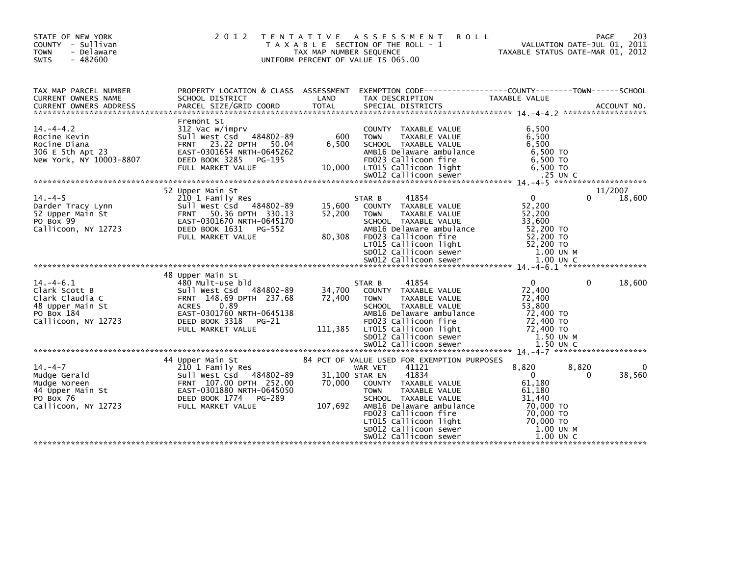STATE OF NEW YORK
COUNTY - Sullivan
TOWN - Delaware
SWIS - 482600

2 0 1 2 T E N T A T I V E A S S E S S M E N T R O L L
T A X A B L E SECTION OF THE ROLL - 1
TAX MAP NUMBER SEQUENCE
UNIFORM PERCENT OF VALUE IS 065.00

VALUATION DATE-JUL 01, 2011
TAXABLE STATUS DATE-MAR 01, 2012

| TAX MAP PARCEL NUMBER / CURRENT OWNERS NAME / CURRENT OWNERS ADDRESS | PROPERTY LOCATION & CLASS / SCHOOL DISTRICT / PARCEL SIZE/GRID COORD | ASSESSMENT LAND / TOTAL | EXEMPTION CODE / TAX DESCRIPTION / SPECIAL DISTRICTS | COUNTY TAXABLE VALUE | TOWN | SCHOOL / ACCOUNT NO. |
|---|---|---|---|---|---|---|
| **14.-4-4.2** | Fremont St | | | | | |
| 14.-4-4.2 | 312 Vac w/imprv | | COUNTY TAXABLE VALUE | 6,500 | | |
| Rocine Kevin | Sull West Csd 484802-89 | 600 | TOWN TAXABLE VALUE | 6,500 | | |
| Rocine Diana | FRNT 23.22 DPTH 50.04 | 6,500 | SCHOOL TAXABLE VALUE | 6,500 | | |
| 306 E 5th Apt 23 | EAST-0301654 NRTH-0645262 | | AMB16 Delaware ambulance | 6,500 TO | | |
| New York, NY 10003-8807 | DEED BOOK 3285 PG-195 | | FD023 Callicoon fire | 6,500 TO | | |
| | FULL MARKET VALUE | 10,000 | LT015 Callicoon light | 6,500 TO | | |
| | | | SW012 Callicoon sewer | .25 UN C | | |
| **14.-4-5** | 52 Upper Main St | | | | | 11/2007 |
| 14.-4-5 | 210 1 Family Res | | STAR B 41854 | 0 | 0 | 18,600 |
| Darder Tracy Lynn | Sull West Csd 484802-89 | 15,600 | COUNTY TAXABLE VALUE | 52,200 | | |
| 52 Upper Main St | FRNT 50.36 DPTH 330.13 | 52,200 | TOWN TAXABLE VALUE | 52,200 | | |
| PO Box 99 | EAST-0301670 NRTH-0645170 | | SCHOOL TAXABLE VALUE | 33,600 | | |
| Callicoon, NY 12723 | DEED BOOK 1631 PG-552 | | AMB16 Delaware ambulance | 52,200 TO | | |
| | FULL MARKET VALUE | 80,308 | FD023 Callicoon fire | 52,200 TO | | |
| | | | LT015 Callicoon light | 52,200 TO | | |
| | | | SD012 Callicoon sewer | 1.00 UN M | | |
| | | | SW012 Callicoon sewer | 1.00 UN C | | |
| **14.-4-6.1** | 48 Upper Main St | | | | | |
| 14.-4-6.1 | 480 Mult-use bld | | STAR B 41854 | 0 | 0 | 18,600 |
| Clark Scott B | Sull West Csd 484802-89 | 34,700 | COUNTY TAXABLE VALUE | 72,400 | | |
| Clark Claudia C | FRNT 148.69 DPTH 237.68 | 72,400 | TOWN TAXABLE VALUE | 72,400 | | |
| 48 Upper Main St | ACRES 0.89 | | SCHOOL TAXABLE VALUE | 53,800 | | |
| PO Box 184 | EAST-0301760 NRTH-0645138 | | AMB16 Delaware ambulance | 72,400 TO | | |
| Callicoon, NY 12723 | DEED BOOK 3318 PG-21 | | FD023 Callicoon fire | 72,400 TO | | |
| | FULL MARKET VALUE | 111,385 | LT015 Callicoon light | 72,400 TO | | |
| | | | SD012 Callicoon sewer | 1.50 UN M | | |
| | | | SW012 Callicoon sewer | 1.50 UN C | | |
| **14.-4-7** | 44 Upper Main St | | 84 PCT OF VALUE USED FOR EXEMPTION PURPOSES | | | |
| 14.-4-7 | 210 1 Family Res | | WAR VET 41121 | 8,820 | 8,820 | 0 |
| Mudge Gerald | Sull West Csd 484802-89 | 31,100 | STAR EN 41834 | 0 | 0 | 38,560 |
| Mudge Noreen | FRNT 107.00 DPTH 252.00 | 70,000 | COUNTY TAXABLE VALUE | 61,180 | | |
| 44 Upper Main St | EAST-0301880 NRTH-0645050 | | TOWN TAXABLE VALUE | 61,180 | | |
| PO Box 76 | DEED BOOK 1774 PG-289 | | SCHOOL TAXABLE VALUE | 31,440 | | |
| Callicoon, NY 12723 | FULL MARKET VALUE | 107,692 | AMB16 Delaware ambulance | 70,000 TO | | |
| | | | FD023 Callicoon fire | 70,000 TO | | |
| | | | LT015 Callicoon light | 70,000 TO | | |
| | | | SD012 Callicoon sewer | 1.00 UN M | | |
| | | | SW012 Callicoon sewer | 1.00 UN C | | |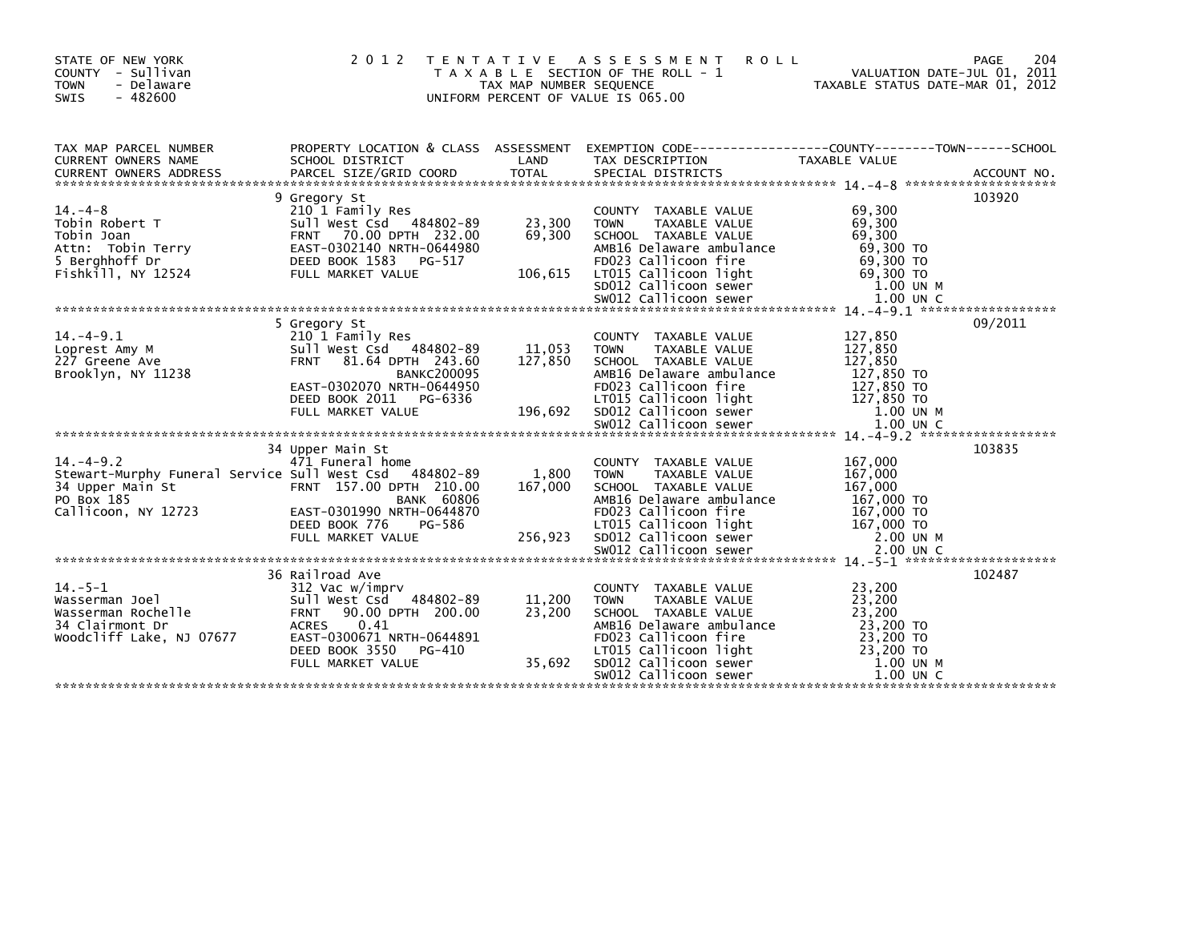STATE OF NEW YORK
COUNTY - Sullivan
TOWN - Delaware
SWIS - 482600

2 0 1 2 T E N T A T I V E A S S E S S M E N T R O L L
T A X A B L E SECTION OF THE ROLL - 1
TAX MAP NUMBER SEQUENCE
UNIFORM PERCENT OF VALUE IS 065.00

VALUATION DATE-JUL 01, 2011
TAXABLE STATUS DATE-MAR 01, 2012

| TAX MAP PARCEL NUMBER / CURRENT OWNERS NAME / CURRENT OWNERS ADDRESS | PROPERTY LOCATION & CLASS / SCHOOL DISTRICT / PARCEL SIZE/GRID COORD | ASSESSMENT LAND / TOTAL | EXEMPTION CODE / TAX DESCRIPTION / SPECIAL DISTRICTS | COUNTY / TOWN / SCHOOL TAXABLE VALUE | ACCOUNT NO. |
|---|---|---|---|---|---|
| **14.-4-8** | 9 Gregory St | | | | 103920 |
| 14.-4-8 | 210 1 Family Res | | COUNTY TAXABLE VALUE | 69,300 | |
| Tobin Robert T | Sull West Csd 484802-89 | 23,300 | TOWN TAXABLE VALUE | 69,300 | |
| Tobin Joan | FRNT 70.00 DPTH 232.00 | 69,300 | SCHOOL TAXABLE VALUE | 69,300 | |
| Attn: Tobin Terry | EAST-0302140 NRTH-0644980 | | AMB16 Delaware ambulance | 69,300 TO | |
| 5 Berghhoff Dr | DEED BOOK 1583 PG-517 | | FD023 Callicoon fire | 69,300 TO | |
| Fishkill, NY 12524 | FULL MARKET VALUE | 106,615 | LT015 Callicoon light | 69,300 TO | |
| | | | SD012 Callicoon sewer | 1.00 UN M | |
| | | | SW012 Callicoon sewer | 1.00 UN C | |
| **14.-4-9.1** | 5 Gregory St | | | | 09/2011 |
| 14.-4-9.1 | 210 1 Family Res | | COUNTY TAXABLE VALUE | 127,850 | |
| Loprest Amy M | Sull West Csd 484802-89 | 11,053 | TOWN TAXABLE VALUE | 127,850 | |
| 227 Greene Ave | FRNT 81.64 DPTH 243.60 | 127,850 | SCHOOL TAXABLE VALUE | 127,850 | |
| Brooklyn, NY 11238 | BANKC200095 | | AMB16 Delaware ambulance | 127,850 TO | |
| | EAST-0302070 NRTH-0644950 | | FD023 Callicoon fire | 127,850 TO | |
| | DEED BOOK 2011 PG-6336 | | LT015 Callicoon light | 127,850 TO | |
| | FULL MARKET VALUE | 196,692 | SD012 Callicoon sewer | 1.00 UN M | |
| | | | SW012 Callicoon sewer | 1.00 UN C | |
| **14.-4-9.2** | 34 Upper Main St | | | | 103835 |
| 14.-4-9.2 | 471 Funeral home | | COUNTY TAXABLE VALUE | 167,000 | |
| Stewart-Murphy Funeral Service | Sull West Csd 484802-89 | 1,800 | TOWN TAXABLE VALUE | 167,000 | |
| 34 Upper Main St | FRNT 157.00 DPTH 210.00 | 167,000 | SCHOOL TAXABLE VALUE | 167,000 | |
| PO Box 185 | BANK 60806 | | AMB16 Delaware ambulance | 167,000 TO | |
| Callicoon, NY 12723 | EAST-0301990 NRTH-0644870 | | FD023 Callicoon fire | 167,000 TO | |
| | DEED BOOK 776 PG-586 | | LT015 Callicoon light | 167,000 TO | |
| | FULL MARKET VALUE | 256,923 | SD012 Callicoon sewer | 2.00 UN M | |
| | | | SW012 Callicoon sewer | 2.00 UN C | |
| **14.-5-1** | 36 Railroad Ave | | | | 102487 |
| 14.-5-1 | 312 Vac w/imprv | | COUNTY TAXABLE VALUE | 23,200 | |
| Wasserman Joel | Sull West Csd 484802-89 | 11,200 | TOWN TAXABLE VALUE | 23,200 | |
| Wasserman Rochelle | FRNT 90.00 DPTH 200.00 | 23,200 | SCHOOL TAXABLE VALUE | 23,200 | |
| 34 Clairmont Dr | ACRES 0.41 | | AMB16 Delaware ambulance | 23,200 TO | |
| Woodcliff Lake, NJ 07677 | EAST-0300671 NRTH-0644891 | | FD023 Callicoon fire | 23,200 TO | |
| | DEED BOOK 3550 PG-410 | | LT015 Callicoon light | 23,200 TO | |
| | FULL MARKET VALUE | 35,692 | SD012 Callicoon sewer | 1.00 UN M | |
| | | | SW012 Callicoon sewer | 1.00 UN C | |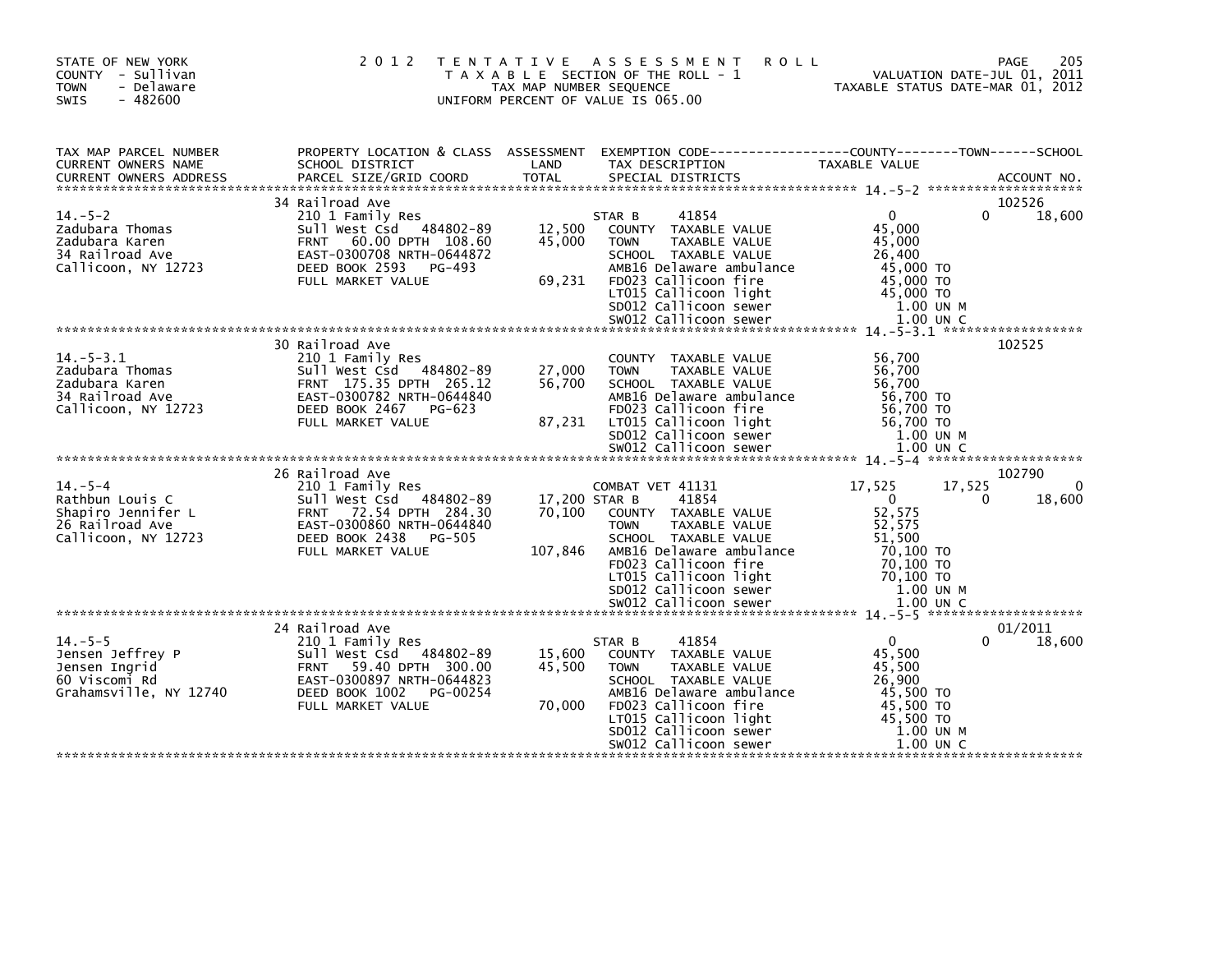STATE OF NEW YORK COUNTY - Sullivan TOWN - Delaware SWIS - 482600

**2012 TENTATIVE ASSESSMENT ROLL**
TAXABLE SECTION OF THE ROLL - 1
TAX MAP NUMBER SEQUENCE
UNIFORM PERCENT OF VALUE IS 065.00

VALUATION DATE-JUL 01, 2011
TAXABLE STATUS DATE-MAR 01, 2012

| TAX MAP PARCEL NUMBER / CURRENT OWNERS NAME / CURRENT OWNERS ADDRESS | PROPERTY LOCATION & CLASS / SCHOOL DISTRICT / PARCEL SIZE/GRID COORD | ASSESSMENT LAND / TOTAL | EXEMPTION CODE / TAX DESCRIPTION / SPECIAL DISTRICTS | COUNTY TAXABLE VALUE | TOWN | SCHOOL | ACCOUNT NO. |
|---|---|---|---|---|---|---|---|
| 14.-5-2 | 34 Railroad Ave | | | | | | 102526 |
| | 210 1 Family Res | | STAR B 41854 | 0 | 0 | 18,600 | |
| Zadubara Thomas | Sull West Csd 484802-89 | 12,500 | COUNTY TAXABLE VALUE | 45,000 | | | |
| Zadubara Karen | FRNT 60.00 DPTH 108.60 | 45,000 | TOWN TAXABLE VALUE | 45,000 | | | |
| 34 Railroad Ave | EAST-0300708 NRTH-0644872 | | SCHOOL TAXABLE VALUE | 26,400 | | | |
| Callicoon, NY 12723 | DEED BOOK 2593 PG-493 | | AMB16 Delaware ambulance | 45,000 TO | | | |
| | FULL MARKET VALUE | 69,231 | FD023 Callicoon fire | 45,000 TO | | | |
| | | | LT015 Callicoon light | 45,000 TO | | | |
| | | | SD012 Callicoon sewer | 1.00 UN M | | | |
| | | | SW012 Callicoon sewer | 1.00 UN C | | | |
| 14.-5-3.1 | 30 Railroad Ave | | | | | | 102525 |
| | 210 1 Family Res | | COUNTY TAXABLE VALUE | 56,700 | | | |
| Zadubara Thomas | Sull West Csd 484802-89 | 27,000 | TOWN TAXABLE VALUE | 56,700 | | | |
| Zadubara Karen | FRNT 175.35 DPTH 265.12 | 56,700 | SCHOOL TAXABLE VALUE | 56,700 | | | |
| 34 Railroad Ave | EAST-0300782 NRTH-0644840 | | AMB16 Delaware ambulance | 56,700 TO | | | |
| Callicoon, NY 12723 | DEED BOOK 2467 PG-623 | | FD023 Callicoon fire | 56,700 TO | | | |
| | FULL MARKET VALUE | 87,231 | LT015 Callicoon light | 56,700 TO | | | |
| | | | SD012 Callicoon sewer | 1.00 UN M | | | |
| | | | SW012 Callicoon sewer | 1.00 UN C | | | |
| 14.-5-4 | 26 Railroad Ave | | | | | | 102790 |
| | 210 1 Family Res | | COMBAT VET 41131 | 17,525 | 17,525 | 0 | |
| Rathbun Louis C | Sull West Csd 484802-89 | 17,200 | STAR B 41854 | 0 | 0 | 18,600 | |
| Shapiro Jennifer L | FRNT 72.54 DPTH 284.30 | 70,100 | COUNTY TAXABLE VALUE | 52,575 | | | |
| 26 Railroad Ave | EAST-0300860 NRTH-0644840 | | TOWN TAXABLE VALUE | 52,575 | | | |
| Callicoon, NY 12723 | DEED BOOK 2438 PG-505 | | SCHOOL TAXABLE VALUE | 51,500 | | | |
| | FULL MARKET VALUE | 107,846 | AMB16 Delaware ambulance | 70,100 TO | | | |
| | | | FD023 Callicoon fire | 70,100 TO | | | |
| | | | LT015 Callicoon light | 70,100 TO | | | |
| | | | SD012 Callicoon sewer | 1.00 UN M | | | |
| | | | SW012 Callicoon sewer | 1.00 UN C | | | |
| 14.-5-5 | 24 Railroad Ave | | | | | | 01/2011 |
| | 210 1 Family Res | | STAR B 41854 | 0 | 0 | 18,600 | |
| Jensen Jeffrey P | Sull West Csd 484802-89 | 15,600 | COUNTY TAXABLE VALUE | 45,500 | | | |
| Jensen Ingrid | FRNT 59.40 DPTH 300.00 | 45,500 | TOWN TAXABLE VALUE | 45,500 | | | |
| 60 Viscomi Rd | EAST-0300897 NRTH-0644823 | | SCHOOL TAXABLE VALUE | 26,900 | | | |
| Grahamsville, NY 12740 | DEED BOOK 1002 PG-00254 | | AMB16 Delaware ambulance | 45,500 TO | | | |
| | FULL MARKET VALUE | 70,000 | FD023 Callicoon fire | 45,500 TO | | | |
| | | | LT015 Callicoon light | 45,500 TO | | | |
| | | | SD012 Callicoon sewer | 1.00 UN M | | | |
| | | | SW012 Callicoon sewer | 1.00 UN C | | | |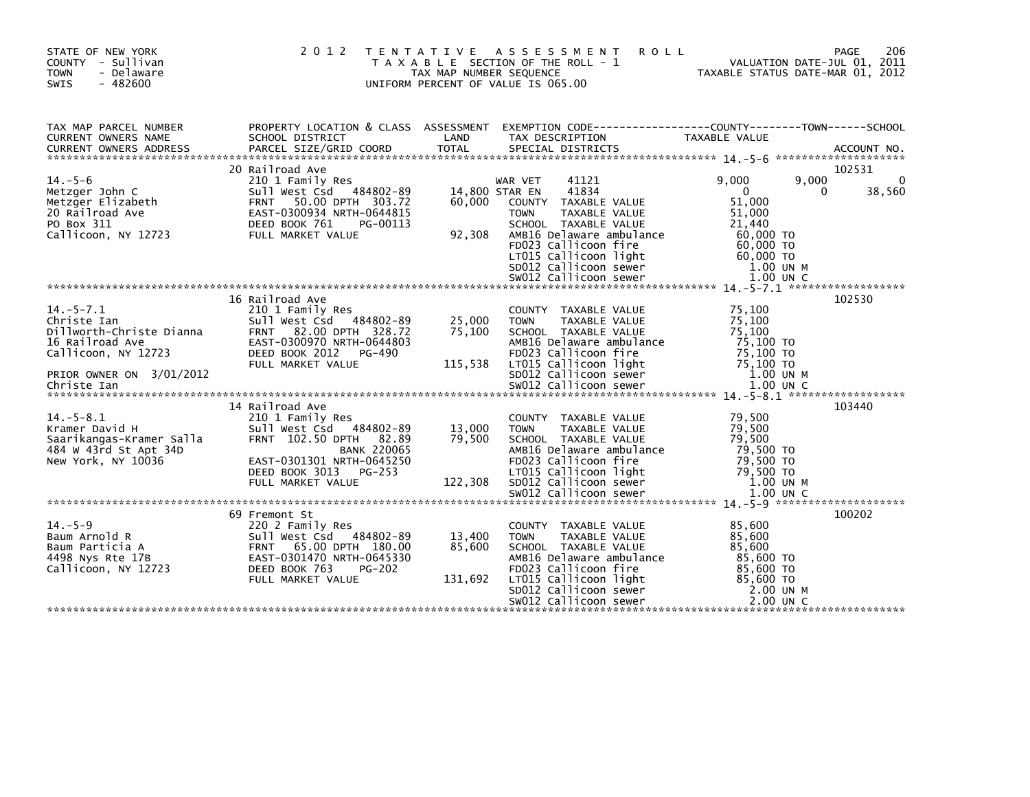STATE OF NEW YORK
COUNTY - Sullivan
TOWN - Delaware
SWIS - 482600

# 2012 TENTATIVE ASSESSMENT ROLL

TAXABLE SECTION OF THE ROLL - 1
TAX MAP NUMBER SEQUENCE
UNIFORM PERCENT OF VALUE IS 065.00

VALUATION DATE-JUL 01, 2011
TAXABLE STATUS DATE-MAR 01, 2012

| TAX MAP PARCEL NUMBER / CURRENT OWNERS NAME / CURRENT OWNERS ADDRESS | PROPERTY LOCATION & CLASS / SCHOOL DISTRICT / PARCEL SIZE/GRID COORD | ASSESSMENT LAND / TOTAL | EXEMPTION CODE / TAX DESCRIPTION / SPECIAL DISTRICTS | COUNTY TAXABLE VALUE | TOWN | SCHOOL | ACCOUNT NO. |
|---|---|---|---|---|---|---|---|
| 14.-5-6 | 20 Railroad Ave | | | | | | 102531 |
| 14.-5-6 | 210 1 Family Res | | WAR VET 41121 | 9,000 | 9,000 | 0 | |
| Metzger John C | Sull West Csd 484802-89 | 14,800 | STAR EN 41834 | 0 | 0 | 38,560 | |
| Metzger Elizabeth | FRNT 50.00 DPTH 303.72 | 60,000 | COUNTY TAXABLE VALUE | 51,000 | | | |
| 20 Railroad Ave | EAST-0300934 NRTH-0644815 | | TOWN TAXABLE VALUE | 51,000 | | | |
| PO Box 311 | DEED BOOK 761 PG-00113 | | SCHOOL TAXABLE VALUE | 21,440 | | | |
| Callicoon, NY 12723 | FULL MARKET VALUE | 92,308 | AMB16 Delaware ambulance | 60,000 TO | | | |
| | | | FD023 Callicoon fire | 60,000 TO | | | |
| | | | LT015 Callicoon light | 60,000 TO | | | |
| | | | SD012 Callicoon sewer | 1.00 UN M | | | |
| | | | SW012 Callicoon sewer | 1.00 UN C | | | |
| 14.-5-7.1 | 16 Railroad Ave | | | | | | 102530 |
| 14.-5-7.1 | 210 1 Family Res | | COUNTY TAXABLE VALUE | 75,100 | | | |
| Christe Ian | Sull West Csd 484802-89 | 25,000 | TOWN TAXABLE VALUE | 75,100 | | | |
| Dillworth-Christe Dianna | FRNT 82.00 DPTH 328.72 | 75,100 | SCHOOL TAXABLE VALUE | 75,100 | | | |
| 16 Railroad Ave | EAST-0300970 NRTH-0644803 | | AMB16 Delaware ambulance | 75,100 TO | | | |
| Callicoon, NY 12723 | DEED BOOK 2012 PG-490 | | FD023 Callicoon fire | 75,100 TO | | | |
| | FULL MARKET VALUE | 115,538 | LT015 Callicoon light | 75,100 TO | | | |
| PRIOR OWNER ON 3/01/2012 | | | SD012 Callicoon sewer | 1.00 UN M | | | |
| Christe Ian | | | SW012 Callicoon sewer | 1.00 UN C | | | |
| 14.-5-8.1 | 14 Railroad Ave | | | | | | 103440 |
| 14.-5-8.1 | 210 1 Family Res | | COUNTY TAXABLE VALUE | 79,500 | | | |
| Kramer David H | Sull West Csd 484802-89 | 13,000 | TOWN TAXABLE VALUE | 79,500 | | | |
| Saarikangas-Kramer Salla | FRNT 102.50 DPTH 82.89 | 79,500 | SCHOOL TAXABLE VALUE | 79,500 | | | |
| 484 W 43rd St Apt 34D | BANK 220065 | | AMB16 Delaware ambulance | 79,500 TO | | | |
| New York, NY 10036 | EAST-0301301 NRTH-0645250 | | FD023 Callicoon fire | 79,500 TO | | | |
| | DEED BOOK 3013 PG-253 | | LT015 Callicoon light | 79,500 TO | | | |
| | FULL MARKET VALUE | 122,308 | SD012 Callicoon sewer | 1.00 UN M | | | |
| | | | SW012 Callicoon sewer | 1.00 UN C | | | |
| 14.-5-9 | 69 Fremont St | | | | | | 100202 |
| 14.-5-9 | 220 2 Family Res | | COUNTY TAXABLE VALUE | 85,600 | | | |
| Baum Arnold R | Sull West Csd 484802-89 | 13,400 | TOWN TAXABLE VALUE | 85,600 | | | |
| Baum Particia A | FRNT 65.00 DPTH 180.00 | 85,600 | SCHOOL TAXABLE VALUE | 85,600 | | | |
| 4498 Nys Rte 17B | EAST-0301470 NRTH-0645330 | | AMB16 Delaware ambulance | 85,600 TO | | | |
| Callicoon, NY 12723 | DEED BOOK 763 PG-202 | | FD023 Callicoon fire | 85,600 TO | | | |
| | FULL MARKET VALUE | 131,692 | LT015 Callicoon light | 85,600 TO | | | |
| | | | SD012 Callicoon sewer | 2.00 UN M | | | |
| | | | SW012 Callicoon sewer | 2.00 UN C | | | |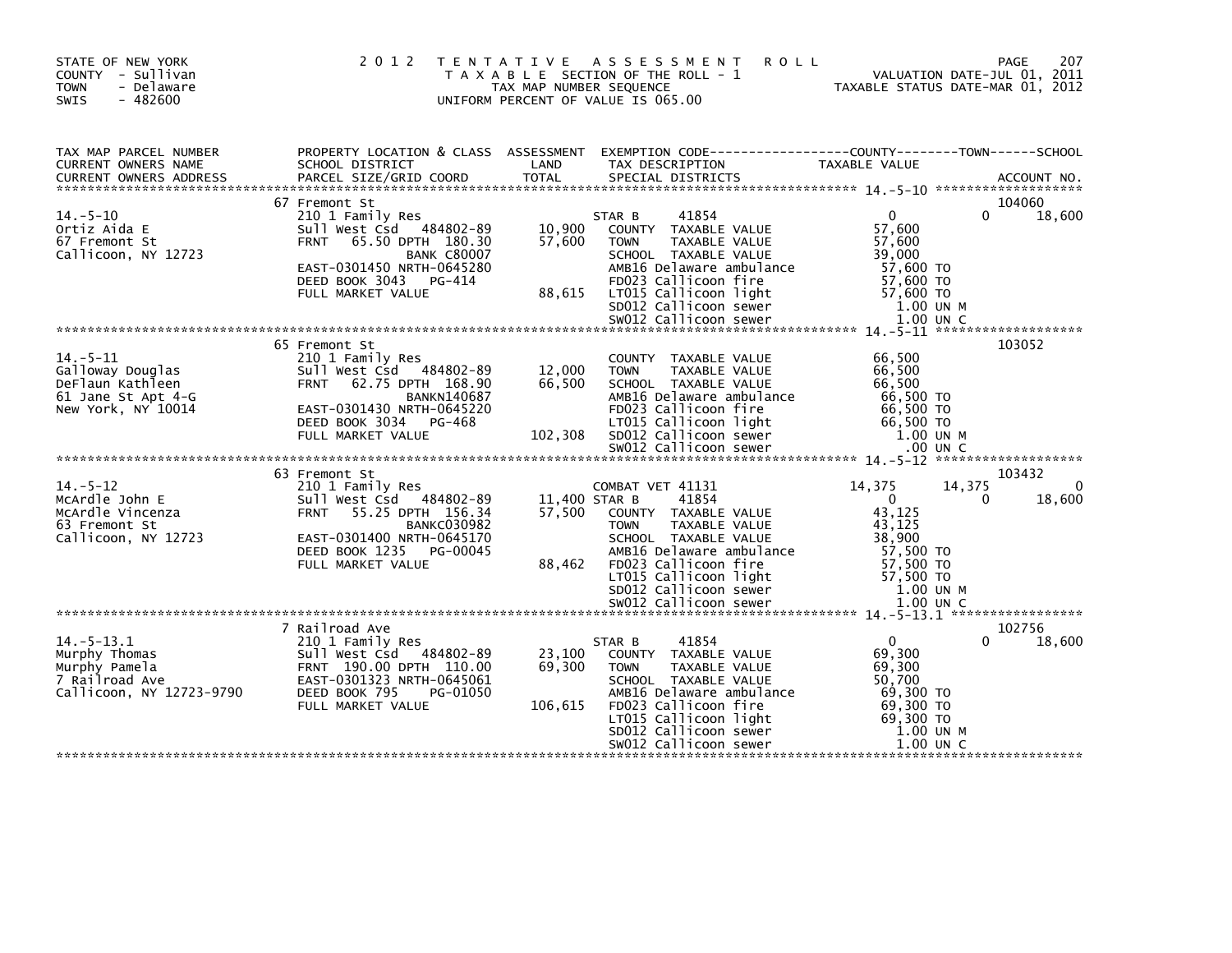STATE OF NEW YORK
COUNTY - Sullivan
TOWN - Delaware
SWIS - 482600

# 2012 TENTATIVE ASSESSMENT ROLL

TAXABLE SECTION OF THE ROLL - 1
TAX MAP NUMBER SEQUENCE
UNIFORM PERCENT OF VALUE IS 065.00

VALUATION DATE-JUL 01, 2011
TAXABLE STATUS DATE-MAR 01, 2012

| TAX MAP PARCEL NUMBER / CURRENT OWNERS NAME / CURRENT OWNERS ADDRESS | PROPERTY LOCATION & CLASS / SCHOOL DISTRICT / PARCEL SIZE/GRID COORD | ASSESSMENT LAND / TOTAL | EXEMPTION CODE / TAX DESCRIPTION / SPECIAL DISTRICTS | COUNTY TAXABLE VALUE | TOWN | SCHOOL / ACCOUNT NO. |
|---|---|---|---|---|---|---|
| 14.-5-10 | 67 Fremont St | | | | | 104060 |
| | 210 1 Family Res | | STAR B 41854 | 0 | 0 | 18,600 |
| Ortiz Aida E | Sull West Csd 484802-89 | 10,900 | COUNTY TAXABLE VALUE | 57,600 | | |
| 67 Fremont St | FRNT 65.50 DPTH 180.30 | 57,600 | TOWN TAXABLE VALUE | 57,600 | | |
| Callicoon, NY 12723 | BANK C80007 | | SCHOOL TAXABLE VALUE | 39,000 | | |
| | EAST-0301450 NRTH-0645280 | | AMB16 Delaware ambulance | 57,600 TO | | |
| | DEED BOOK 3043 PG-414 | | FD023 Callicoon fire | 57,600 TO | | |
| | FULL MARKET VALUE | 88,615 | LT015 Callicoon light | 57,600 TO | | |
| | | | SD012 Callicoon sewer | 1.00 UN M | | |
| | | | SW012 Callicoon sewer | 1.00 UN C | | |
| 14.-5-11 | 65 Fremont St | | | | | 103052 |
| | 210 1 Family Res | | COUNTY TAXABLE VALUE | 66,500 | | |
| Galloway Douglas | Sull West Csd 484802-89 | 12,000 | TOWN TAXABLE VALUE | 66,500 | | |
| DeFlaun Kathleen | FRNT 62.75 DPTH 168.90 | 66,500 | SCHOOL TAXABLE VALUE | 66,500 | | |
| 61 Jane St Apt 4-G | BANKN140687 | | AMB16 Delaware ambulance | 66,500 TO | | |
| New York, NY 10014 | EAST-0301430 NRTH-0645220 | | FD023 Callicoon fire | 66,500 TO | | |
| | DEED BOOK 3034 PG-468 | | LT015 Callicoon light | 66,500 TO | | |
| | FULL MARKET VALUE | 102,308 | SD012 Callicoon sewer | 1.00 UN M | | |
| | | | SW012 Callicoon sewer | .00 UN C | | |
| 14.-5-12 | 63 Fremont St | | | | | 103432 |
| | 210 1 Family Res | | COMBAT VET 41131 | 14,375 | 14,375 | 0 |
| McArdle John E | Sull West Csd 484802-89 | 11,400 | STAR B 41854 | 0 | 0 | 18,600 |
| McArdle Vincenza | FRNT 55.25 DPTH 156.34 | 57,500 | COUNTY TAXABLE VALUE | 43,125 | | |
| 63 Fremont St | BANKC030982 | | TOWN TAXABLE VALUE | 43,125 | | |
| Callicoon, NY 12723 | EAST-0301400 NRTH-0645170 | | SCHOOL TAXABLE VALUE | 38,900 | | |
| | DEED BOOK 1235 PG-00045 | | AMB16 Delaware ambulance | 57,500 TO | | |
| | FULL MARKET VALUE | 88,462 | FD023 Callicoon fire | 57,500 TO | | |
| | | | LT015 Callicoon light | 57,500 TO | | |
| | | | SD012 Callicoon sewer | 1.00 UN M | | |
| | | | SW012 Callicoon sewer | 1.00 UN C | | |
| 14.-5-13.1 | 7 Railroad Ave | | | | | 102756 |
| | 210 1 Family Res | | STAR B 41854 | 0 | 0 | 18,600 |
| Murphy Thomas | Sull West Csd 484802-89 | 23,100 | COUNTY TAXABLE VALUE | 69,300 | | |
| Murphy Pamela | FRNT 190.00 DPTH 110.00 | 69,300 | TOWN TAXABLE VALUE | 69,300 | | |
| 7 Railroad Ave | EAST-0301323 NRTH-0645061 | | SCHOOL TAXABLE VALUE | 50,700 | | |
| Callicoon, NY 12723-9790 | DEED BOOK 795 PG-01050 | | AMB16 Delaware ambulance | 69,300 TO | | |
| | FULL MARKET VALUE | 106,615 | FD023 Callicoon fire | 69,300 TO | | |
| | | | LT015 Callicoon light | 69,300 TO | | |
| | | | SD012 Callicoon sewer | 1.00 UN M | | |
| | | | SW012 Callicoon sewer | 1.00 UN C | | |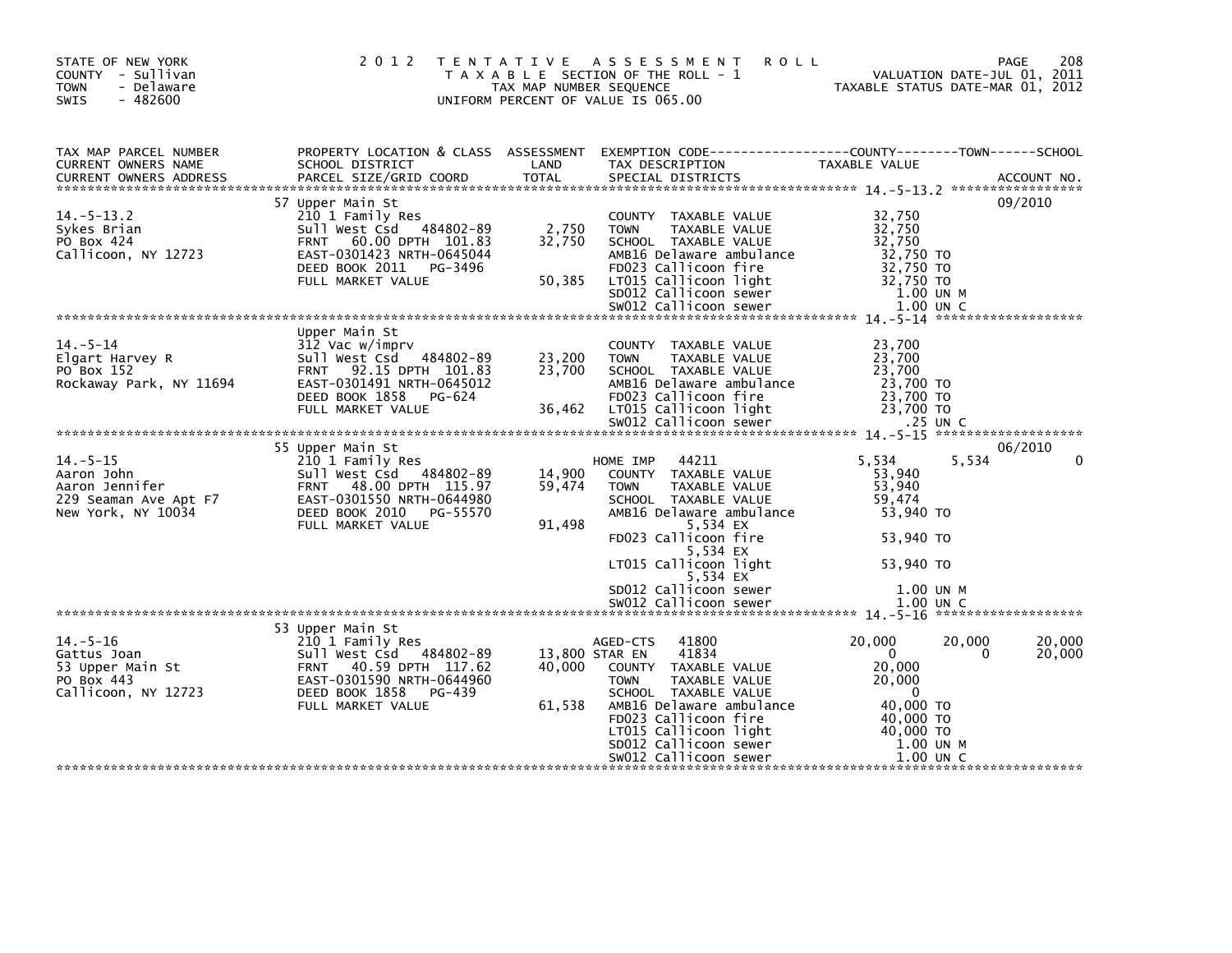STATE OF NEW YORK
COUNTY - Sullivan
TOWN - Delaware
SWIS - 482600

2012 TENTATIVE ASSESSMENT ROLL
TAXABLE SECTION OF THE ROLL - 1
TAX MAP NUMBER SEQUENCE
UNIFORM PERCENT OF VALUE IS 065.00

VALUATION DATE-JUL 01, 2011
TAXABLE STATUS DATE-MAR 01, 2012

| TAX MAP PARCEL NUMBER / CURRENT OWNERS NAME / CURRENT OWNERS ADDRESS | PROPERTY LOCATION & CLASS / SCHOOL DISTRICT / PARCEL SIZE/GRID COORD | ASSESSMENT LAND / TOTAL | EXEMPTION CODE / TAX DESCRIPTION / SPECIAL DISTRICTS | COUNTY TAXABLE VALUE | TOWN | SCHOOL / ACCOUNT NO. |
|---|---|---|---|---|---|---|
| 14.-5-13.2 | 57 Upper Main St | | | | | 09/2010 |
| Sykes Brian | 210 1 Family Res | | COUNTY TAXABLE VALUE | 32,750 | | |
| PO Box 424 | Sull West Csd 484802-89 | 2,750 | TOWN TAXABLE VALUE | 32,750 | | |
| Callicoon, NY 12723 | FRNT 60.00 DPTH 101.83 | 32,750 | SCHOOL TAXABLE VALUE | 32,750 | | |
| | EAST-0301423 NRTH-0645044 | | AMB16 Delaware ambulance | 32,750 TO | | |
| | DEED BOOK 2011 PG-3496 | | FD023 Callicoon fire | 32,750 TO | | |
| | FULL MARKET VALUE | 50,385 | LT015 Callicoon light | 32,750 TO | | |
| | | | SD012 Callicoon sewer | 1.00 UN M | | |
| | | | SW012 Callicoon sewer | 1.00 UN C | | |
| 14.-5-14 | Upper Main St | | | | | |
| Elgart Harvey R | 312 Vac w/imprv | | COUNTY TAXABLE VALUE | 23,700 | | |
| PO Box 152 | Sull West Csd 484802-89 | 23,200 | TOWN TAXABLE VALUE | 23,700 | | |
| Rockaway Park, NY 11694 | FRNT 92.15 DPTH 101.83 | 23,700 | SCHOOL TAXABLE VALUE | 23,700 | | |
| | EAST-0301491 NRTH-0645012 | | AMB16 Delaware ambulance | 23,700 TO | | |
| | DEED BOOK 1858 PG-624 | | FD023 Callicoon fire | 23,700 TO | | |
| | FULL MARKET VALUE | 36,462 | LT015 Callicoon light | 23,700 TO | | |
| | | | SW012 Callicoon sewer | .25 UN C | | |
| 14.-5-15 | 55 Upper Main St | | | | | 06/2010 |
| Aaron John | 210 1 Family Res | | HOME IMP 44211 | 5,534 | 5,534 | 0 |
| Aaron Jennifer | Sull West Csd 484802-89 | 14,900 | COUNTY TAXABLE VALUE | 53,940 | | |
| 229 Seaman Ave Apt F7 | FRNT 48.00 DPTH 115.97 | 59,474 | TOWN TAXABLE VALUE | 53,940 | | |
| New York, NY 10034 | EAST-0301550 NRTH-0644980 | | SCHOOL TAXABLE VALUE | 59,474 | | |
| | DEED BOOK 2010 PG-55570 | | AMB16 Delaware ambulance | 53,940 TO | | |
| | FULL MARKET VALUE | 91,498 | 5,534 EX | | | |
| | | | FD023 Callicoon fire | 53,940 TO | | |
| | | | 5,534 EX | | | |
| | | | LT015 Callicoon light | 53,940 TO | | |
| | | | 5,534 EX | | | |
| | | | SD012 Callicoon sewer | 1.00 UN M | | |
| | | | SW012 Callicoon sewer | 1.00 UN C | | |
| 14.-5-16 | 53 Upper Main St | | | | | |
| Gattus Joan | 210 1 Family Res | | AGED-CTS 41800 | 20,000 | 20,000 | 20,000 |
| 53 Upper Main St | Sull West Csd 484802-89 | 13,800 | STAR EN 41834 | 0 | 0 | 20,000 |
| PO Box 443 | FRNT 40.59 DPTH 117.62 | 40,000 | COUNTY TAXABLE VALUE | 20,000 | | |
| Callicoon, NY 12723 | EAST-0301590 NRTH-0644960 | | TOWN TAXABLE VALUE | 20,000 | | |
| | DEED BOOK 1858 PG-439 | | SCHOOL TAXABLE VALUE | 0 | | |
| | FULL MARKET VALUE | 61,538 | AMB16 Delaware ambulance | 40,000 TO | | |
| | | | FD023 Callicoon fire | 40,000 TO | | |
| | | | LT015 Callicoon light | 40,000 TO | | |
| | | | SD012 Callicoon sewer | 1.00 UN M | | |
| | | | SW012 Callicoon sewer | 1.00 UN C | | |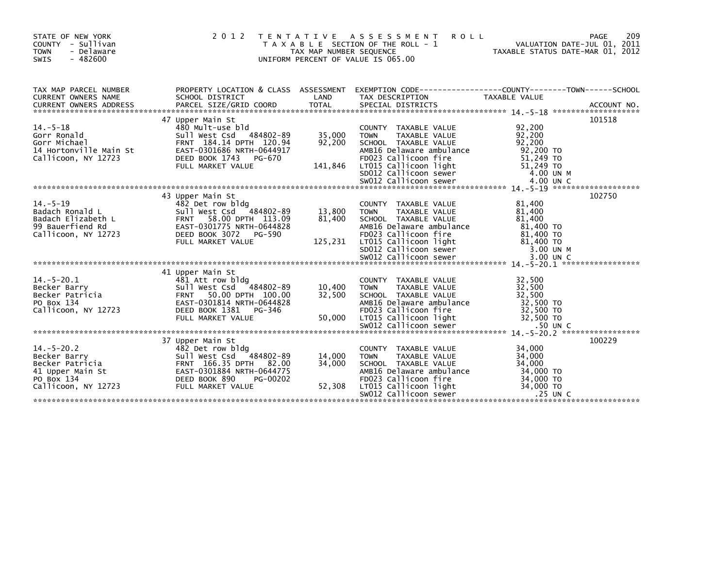STATE OF NEW YORK
COUNTY - Sullivan
TOWN - Delaware
SWIS - 482600

2012 TENTATIVE ASSESSMENT ROLL
TAXABLE SECTION OF THE ROLL - 1
TAX MAP NUMBER SEQUENCE
UNIFORM PERCENT OF VALUE IS 065.00

VALUATION DATE-JUL 01, 2011
TAXABLE STATUS DATE-MAR 01, 2012

| TAX MAP PARCEL NUMBER / CURRENT OWNERS NAME / CURRENT OWNERS ADDRESS | PROPERTY LOCATION & CLASS / SCHOOL DISTRICT / PARCEL SIZE/GRID COORD | ASSESSMENT LAND | TOTAL | EXEMPTION CODE / TAX DESCRIPTION / SPECIAL DISTRICTS | TAXABLE VALUE (COUNTY / TOWN / SCHOOL) | ACCOUNT NO. |
|---|---|---|---|---|---|---|
| | 47 Upper Main St | | | | | 101518 |
| 14.-5-18 | 480 Mult-use bld | | | COUNTY TAXABLE VALUE | 92,200 | |
| Gorr Ronald | Sull West Csd 484802-89 | 35,000 | | TOWN TAXABLE VALUE | 92,200 | |
| Gorr Michael | FRNT 184.14 DPTH 120.94 | | 92,200 | SCHOOL TAXABLE VALUE | 92,200 | |
| 14 Hortonville Main St | EAST-0301686 NRTH-0644917 | | | AMB16 Delaware ambulance | 92,200 TO | |
| Callicoon, NY 12723 | DEED BOOK 1743 PG-670 | | | FD023 Callicoon fire | 51,249 TO | |
| | FULL MARKET VALUE | | 141,846 | LT015 Callicoon light | 51,249 TO | |
| | | | | SD012 Callicoon sewer | 4.00 UN M | |
| | | | | SW012 Callicoon sewer | 4.00 UN C | |
| | 43 Upper Main St | | | | | 102750 |
| 14.-5-19 | 482 Det row bldg | | | COUNTY TAXABLE VALUE | 81,400 | |
| Badach Ronald L | Sull West Csd 484802-89 | 13,800 | | TOWN TAXABLE VALUE | 81,400 | |
| Badach Elizabeth L | FRNT 58.00 DPTH 113.09 | | 81,400 | SCHOOL TAXABLE VALUE | 81,400 | |
| 99 Bauerfiend Rd | EAST-0301775 NRTH-0644828 | | | AMB16 Delaware ambulance | 81,400 TO | |
| Callicoon, NY 12723 | DEED BOOK 3072 PG-590 | | | FD023 Callicoon fire | 81,400 TO | |
| | FULL MARKET VALUE | | 125,231 | LT015 Callicoon light | 81,400 TO | |
| | | | | SD012 Callicoon sewer | 3.00 UN M | |
| | | | | SW012 Callicoon sewer | 3.00 UN C | |
| | 41 Upper Main St | | | | | |
| 14.-5-20.1 | 481 Att row bldg | | | COUNTY TAXABLE VALUE | 32,500 | |
| Becker Barry | Sull West Csd 484802-89 | 10,400 | | TOWN TAXABLE VALUE | 32,500 | |
| Becker Patricia | FRNT 50.00 DPTH 100.00 | | 32,500 | SCHOOL TAXABLE VALUE | 32,500 | |
| PO Box 134 | EAST-0301814 NRTH-0644828 | | | AMB16 Delaware ambulance | 32,500 TO | |
| Callicoon, NY 12723 | DEED BOOK 1381 PG-346 | | | FD023 Callicoon fire | 32,500 TO | |
| | FULL MARKET VALUE | | 50,000 | LT015 Callicoon light | 32,500 TO | |
| | | | | SW012 Callicoon sewer | .50 UN C | |
| | 37 Upper Main St | | | | | 100229 |
| 14.-5-20.2 | 482 Det row bldg | | | COUNTY TAXABLE VALUE | 34,000 | |
| Becker Barry | Sull West Csd 484802-89 | 14,000 | | TOWN TAXABLE VALUE | 34,000 | |
| Becker Patricia | FRNT 166.35 DPTH 82.00 | | 34,000 | SCHOOL TAXABLE VALUE | 34,000 | |
| 41 Upper Main St | EAST-0301884 NRTH-0644775 | | | AMB16 Delaware ambulance | 34,000 TO | |
| PO Box 134 | DEED BOOK 890 PG-00202 | | | FD023 Callicoon fire | 34,000 TO | |
| Callicoon, NY 12723 | FULL MARKET VALUE | | 52,308 | LT015 Callicoon light | 34,000 TO | |
| | | | | SW012 Callicoon sewer | .25 UN C | |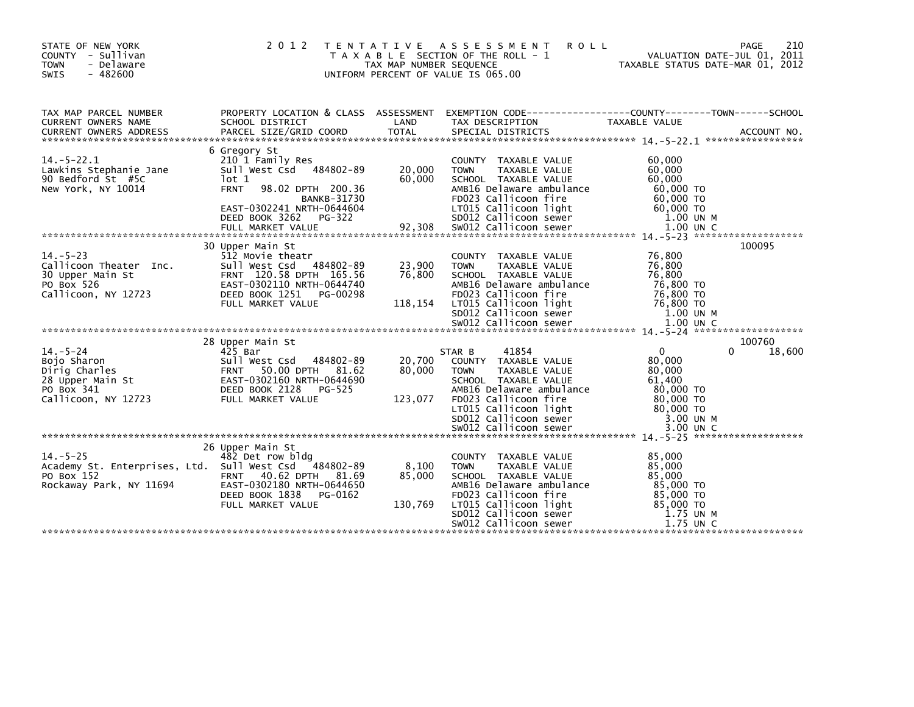STATE OF NEW YORK
COUNTY - Sullivan
TOWN - Delaware
SWIS - 482600

2 0 1 2 T E N T A T I V E A S S E S S M E N T R O L L
T A X A B L E SECTION OF THE ROLL - 1
TAX MAP NUMBER SEQUENCE
UNIFORM PERCENT OF VALUE IS 065.00

VALUATION DATE-JUL 01, 2011
TAXABLE STATUS DATE-MAR 01, 2012

| TAX MAP PARCEL NUMBER / CURRENT OWNERS NAME / CURRENT OWNERS ADDRESS | PROPERTY LOCATION & CLASS / SCHOOL DISTRICT / PARCEL SIZE/GRID COORD | ASSESSMENT LAND / TOTAL | EXEMPTION CODE / TAX DESCRIPTION / SPECIAL DISTRICTS | COUNTY TAXABLE VALUE | TOWN | SCHOOL / ACCOUNT NO. |
|---|---|---|---|---|---|---|
| **14.-5-22.1** | 6 Gregory St | | | | | |
| 14.-5-22.1 | 210 1 Family Res | | COUNTY TAXABLE VALUE | 60,000 | | |
| Lawkins Stephanie Jane | Sull West Csd 484802-89 | 20,000 | TOWN TAXABLE VALUE | 60,000 | | |
| 90 Bedford St #5C | lot 1 | 60,000 | SCHOOL TAXABLE VALUE | 60,000 | | |
| New York, NY 10014 | FRNT 98.02 DPTH 200.36 | | AMB16 Delaware ambulance | 60,000 TO | | |
| | BANKB-31730 | | FD023 Callicoon fire | 60,000 TO | | |
| | EAST-0302241 NRTH-0644604 | | LT015 Callicoon light | 60,000 TO | | |
| | DEED BOOK 3262 PG-322 | | SD012 Callicoon sewer | 1.00 UN M | | |
| | FULL MARKET VALUE | 92,308 | SW012 Callicoon sewer | 1.00 UN C | | |
| **14.-5-23** | 30 Upper Main St | | | | | 100095 |
| 14.-5-23 | 512 Movie theatr | | COUNTY TAXABLE VALUE | 76,800 | | |
| Callicoon Theater Inc. | Sull West Csd 484802-89 | 23,900 | TOWN TAXABLE VALUE | 76,800 | | |
| 30 Upper Main St | FRNT 120.58 DPTH 165.56 | 76,800 | SCHOOL TAXABLE VALUE | 76,800 | | |
| PO Box 526 | EAST-0302110 NRTH-0644740 | | AMB16 Delaware ambulance | 76,800 TO | | |
| Callicoon, NY 12723 | DEED BOOK 1251 PG-00298 | | FD023 Callicoon fire | 76,800 TO | | |
| | FULL MARKET VALUE | 118,154 | LT015 Callicoon light | 76,800 TO | | |
| | | | SD012 Callicoon sewer | 1.00 UN M | | |
| | | | SW012 Callicoon sewer | 1.00 UN C | | |
| **14.-5-24** | 28 Upper Main St | | | | | 100760 |
| 14.-5-24 | 425 Bar | | STAR B 41854 | 0 | 0 | 18,600 |
| Bojo Sharon | Sull West Csd 484802-89 | 20,700 | COUNTY TAXABLE VALUE | 80,000 | | |
| Dirig Charles | FRNT 50.00 DPTH 81.62 | 80,000 | TOWN TAXABLE VALUE | 80,000 | | |
| 28 Upper Main St | EAST-0302160 NRTH-0644690 | | SCHOOL TAXABLE VALUE | 61,400 | | |
| PO Box 341 | DEED BOOK 2128 PG-525 | | AMB16 Delaware ambulance | 80,000 TO | | |
| Callicoon, NY 12723 | FULL MARKET VALUE | 123,077 | FD023 Callicoon fire | 80,000 TO | | |
| | | | LT015 Callicoon light | 80,000 TO | | |
| | | | SD012 Callicoon sewer | 3.00 UN M | | |
| | | | SW012 Callicoon sewer | 3.00 UN C | | |
| **14.-5-25** | 26 Upper Main St | | | | | |
| 14.-5-25 | 482 Det row bldg | | COUNTY TAXABLE VALUE | 85,000 | | |
| Academy St. Enterprises, Ltd. | Sull West Csd 484802-89 | 8,100 | TOWN TAXABLE VALUE | 85,000 | | |
| PO Box 152 | FRNT 40.62 DPTH 81.69 | 85,000 | SCHOOL TAXABLE VALUE | 85,000 | | |
| Rockaway Park, NY 11694 | EAST-0302180 NRTH-0644650 | | AMB16 Delaware ambulance | 85,000 TO | | |
| | DEED BOOK 1838 PG-0162 | | FD023 Callicoon fire | 85,000 TO | | |
| | FULL MARKET VALUE | 130,769 | LT015 Callicoon light | 85,000 TO | | |
| | | | SD012 Callicoon sewer | 1.75 UN M | | |
| | | | SW012 Callicoon sewer | 1.75 UN C | | |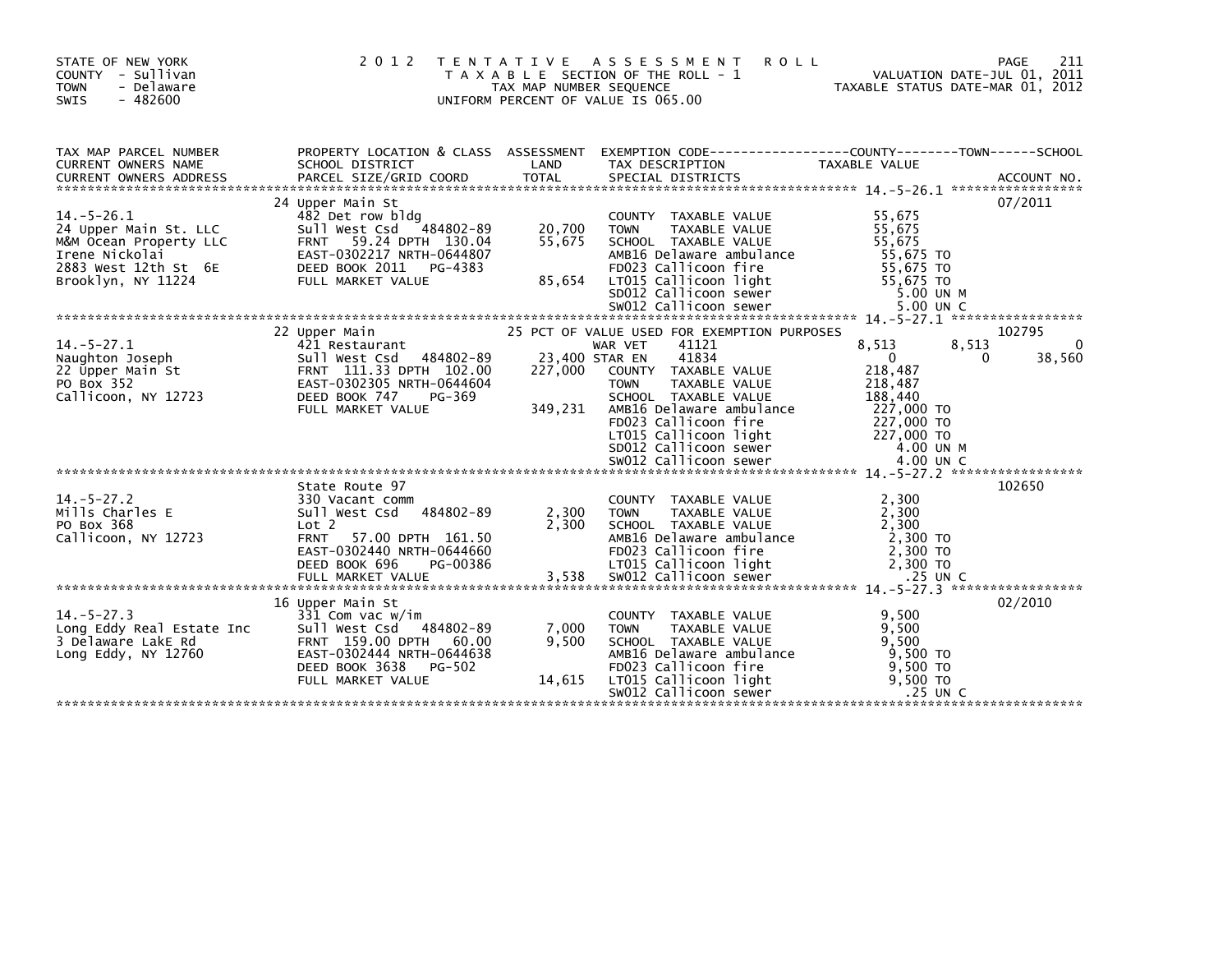STATE OF NEW YORK
COUNTY - Sullivan
TOWN - Delaware
SWIS - 482600

# 2012 TENTATIVE ASSESSMENT ROLL

TAXABLE SECTION OF THE ROLL - 1
TAX MAP NUMBER SEQUENCE
UNIFORM PERCENT OF VALUE IS 065.00

VALUATION DATE-JUL 01, 2011
TAXABLE STATUS DATE-MAR 01, 2012

| TAX MAP PARCEL NUMBER / CURRENT OWNERS NAME / CURRENT OWNERS ADDRESS | PROPERTY LOCATION & CLASS / SCHOOL DISTRICT / PARCEL SIZE/GRID COORD | ASSESSMENT LAND / TOTAL | EXEMPTION CODE / TAX DESCRIPTION / SPECIAL DISTRICTS | COUNTY TAXABLE VALUE | TOWN | SCHOOL | ACCOUNT NO. |
|---|---|---|---|---|---|---|---|
| 14.-5-26.1 | 24 Upper Main St | | | | | | 07/2011 |
| 24 Upper Main St. LLC | 482 Det row bldg | | COUNTY TAXABLE VALUE | 55,675 | | | |
| M&M Ocean Property LLC | Sull West Csd 484802-89 | 20,700 | TOWN TAXABLE VALUE | 55,675 | | | |
| Irene Nickolai | FRNT 59.24 DPTH 130.04 | 55,675 | SCHOOL TAXABLE VALUE | 55,675 | | | |
| 2883 West 12th St 6E | EAST-0302217 NRTH-0644807 | | AMB16 Delaware ambulance | 55,675 TO | | | |
| Brooklyn, NY 11224 | DEED BOOK 2011 PG-4383 | | FD023 Callicoon fire | 55,675 TO | | | |
| | FULL MARKET VALUE | 85,654 | LT015 Callicoon light | 55,675 TO | | | |
| | | | SD012 Callicoon sewer | 5.00 UN M | | | |
| | | | SW012 Callicoon sewer | 5.00 UN C | | | |
| 14.-5-27.1 | 22 Upper Main | | 25 PCT OF VALUE USED FOR EXEMPTION PURPOSES | | | | 102795 |
| Naughton Joseph | 421 Restaurant | | WAR VET 41121 | 8,513 | 8,513 | 0 | |
| 22 Upper Main St | Sull West Csd 484802-89 | 23,400 | STAR EN 41834 | 0 | 0 | 38,560 | |
| PO Box 352 | FRNT 111.33 DPTH 102.00 | 227,000 | COUNTY TAXABLE VALUE | 218,487 | | | |
| Callicoon, NY 12723 | EAST-0302305 NRTH-0644604 | | TOWN TAXABLE VALUE | 218,487 | | | |
| | DEED BOOK 747 PG-369 | | SCHOOL TAXABLE VALUE | 188,440 | | | |
| | FULL MARKET VALUE | 349,231 | AMB16 Delaware ambulance | 227,000 TO | | | |
| | | | FD023 Callicoon fire | 227,000 TO | | | |
| | | | LT015 Callicoon light | 227,000 TO | | | |
| | | | SD012 Callicoon sewer | 4.00 UN M | | | |
| | | | SW012 Callicoon sewer | 4.00 UN C | | | |
| 14.-5-27.2 | State Route 97 | | | | | | 102650 |
| Mills Charles E | 330 Vacant comm | | COUNTY TAXABLE VALUE | 2,300 | | | |
| PO Box 368 | Sull West Csd 484802-89 | 2,300 | TOWN TAXABLE VALUE | 2,300 | | | |
| Callicoon, NY 12723 | Lot 2 | 2,300 | SCHOOL TAXABLE VALUE | 2,300 | | | |
| | FRNT 57.00 DPTH 161.50 | | AMB16 Delaware ambulance | 2,300 TO | | | |
| | EAST-0302440 NRTH-0644660 | | FD023 Callicoon fire | 2,300 TO | | | |
| | DEED BOOK 696 PG-00386 | | LT015 Callicoon light | 2,300 TO | | | |
| | FULL MARKET VALUE | 3,538 | SW012 Callicoon sewer | .25 UN C | | | |
| 14.-5-27.3 | 16 Upper Main St | | | | | | 02/2010 |
| Long Eddy Real Estate Inc | 331 Com vac w/im | | COUNTY TAXABLE VALUE | 9,500 | | | |
| 3 Delaware LakE Rd | Sull West Csd 484802-89 | 7,000 | TOWN TAXABLE VALUE | 9,500 | | | |
| Long Eddy, NY 12760 | FRNT 159.00 DPTH 60.00 | 9,500 | SCHOOL TAXABLE VALUE | 9,500 | | | |
| | EAST-0302444 NRTH-0644638 | | AMB16 Delaware ambulance | 9,500 TO | | | |
| | DEED BOOK 3638 PG-502 | | FD023 Callicoon fire | 9,500 TO | | | |
| | FULL MARKET VALUE | 14,615 | LT015 Callicoon light | 9,500 TO | | | |
| | | | SW012 Callicoon sewer | .25 UN C | | | |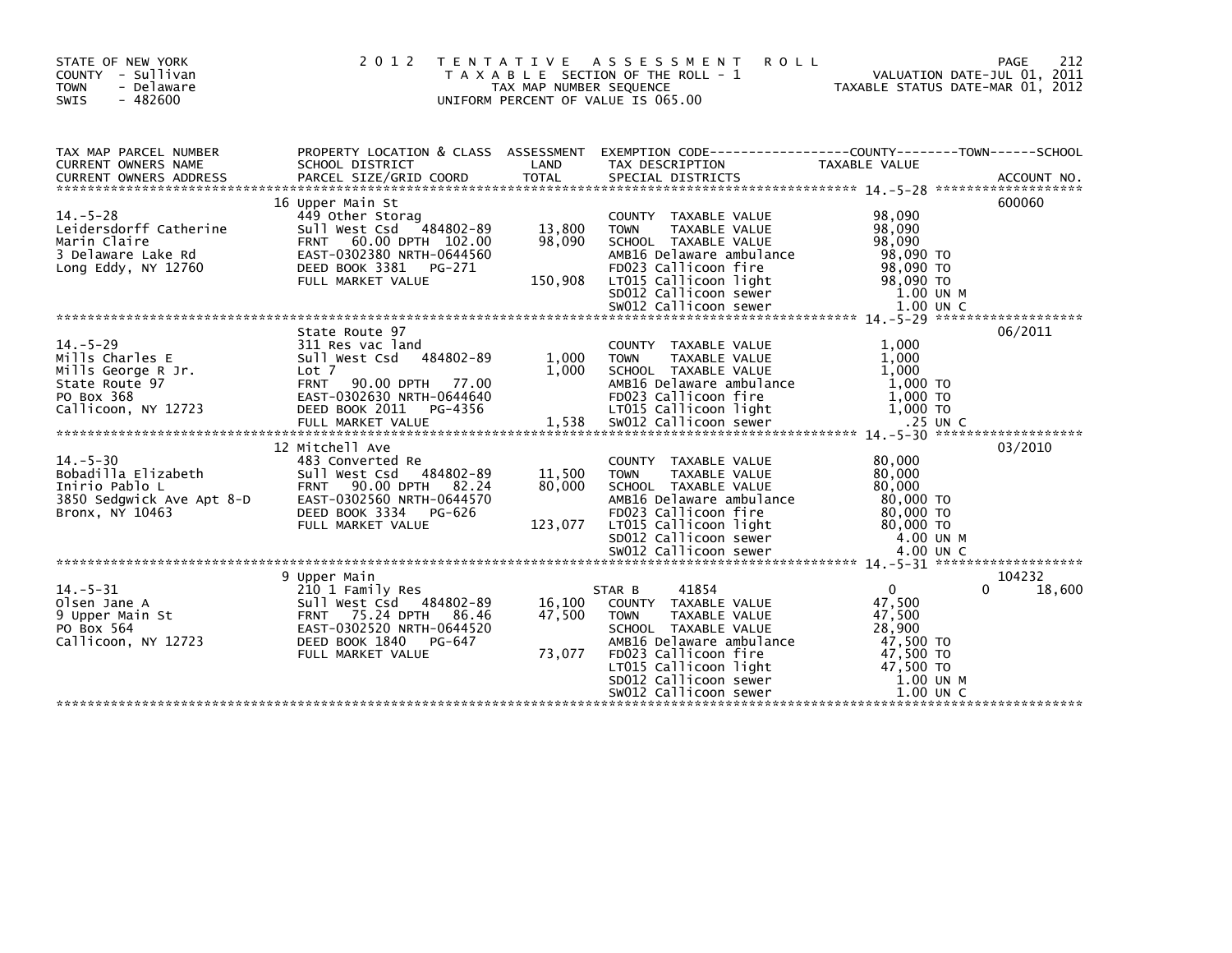STATE OF NEW YORK
COUNTY - Sullivan
TOWN - Delaware
SWIS - 482600

2012 TENTATIVE ASSESSMENT ROLL
TAXABLE SECTION OF THE ROLL - 1
TAX MAP NUMBER SEQUENCE
UNIFORM PERCENT OF VALUE IS 065.00

VALUATION DATE-JUL 01, 2011
TAXABLE STATUS DATE-MAR 01, 2012

| TAX MAP PARCEL NUMBER / CURRENT OWNERS NAME / CURRENT OWNERS ADDRESS | PROPERTY LOCATION & CLASS / SCHOOL DISTRICT / PARCEL SIZE/GRID COORD | ASSESSMENT LAND / TOTAL | EXEMPTION CODE / TAX DESCRIPTION / SPECIAL DISTRICTS | COUNTY TAXABLE VALUE | TOWN | SCHOOL / ACCOUNT NO. |
|---|---|---|---|---|---|---|
| 14.-5-28 | 16 Upper Main St | | | | | 600060 |
| | 449 Other Storag | | COUNTY TAXABLE VALUE | 98,090 | | |
| Leidersdorff Catherine | Sull West Csd 484802-89 | 13,800 | TOWN TAXABLE VALUE | 98,090 | | |
| Marin Claire | FRNT 60.00 DPTH 102.00 | 98,090 | SCHOOL TAXABLE VALUE | 98,090 | | |
| 3 Delaware Lake Rd | EAST-0302380 NRTH-0644560 | | AMB16 Delaware ambulance | 98,090 TO | | |
| Long Eddy, NY 12760 | DEED BOOK 3381 PG-271 | | FD023 Callicoon fire | 98,090 TO | | |
| | FULL MARKET VALUE | 150,908 | LT015 Callicoon light | 98,090 TO | | |
| | | | SD012 Callicoon sewer | 1.00 UN M | | |
| | | | SW012 Callicoon sewer | 1.00 UN C | | |
| 14.-5-29 | State Route 97 | | | | | 06/2011 |
| | 311 Res vac land | | COUNTY TAXABLE VALUE | 1,000 | | |
| Mills Charles E | Sull West Csd 484802-89 | 1,000 | TOWN TAXABLE VALUE | 1,000 | | |
| Mills George R Jr. | Lot 7 | 1,000 | SCHOOL TAXABLE VALUE | 1,000 | | |
| State Route 97 | FRNT 90.00 DPTH 77.00 | | AMB16 Delaware ambulance | 1,000 TO | | |
| PO Box 368 | EAST-0302630 NRTH-0644640 | | FD023 Callicoon fire | 1,000 TO | | |
| Callicoon, NY 12723 | DEED BOOK 2011 PG-4356 | | LT015 Callicoon light | 1,000 TO | | |
| | FULL MARKET VALUE | 1,538 | SW012 Callicoon sewer | .25 UN C | | |
| 14.-5-30 | 12 Mitchell Ave | | | | | 03/2010 |
| | 483 Converted Re | | COUNTY TAXABLE VALUE | 80,000 | | |
| Bobadilla Elizabeth | Sull West Csd 484802-89 | 11,500 | TOWN TAXABLE VALUE | 80,000 | | |
| Inirio Pablo L | FRNT 90.00 DPTH 82.24 | 80,000 | SCHOOL TAXABLE VALUE | 80,000 | | |
| 3850 Sedgwick Ave Apt 8-D | EAST-0302560 NRTH-0644570 | | AMB16 Delaware ambulance | 80,000 TO | | |
| Bronx, NY 10463 | DEED BOOK 3334 PG-626 | | FD023 Callicoon fire | 80,000 TO | | |
| | FULL MARKET VALUE | 123,077 | LT015 Callicoon light | 80,000 TO | | |
| | | | SD012 Callicoon sewer | 4.00 UN M | | |
| | | | SW012 Callicoon sewer | 4.00 UN C | | |
| 14.-5-31 | 9 Upper Main | | | | | 104232 |
| | 210 1 Family Res | | STAR B 41854 | 0 | 0 | 18,600 |
| Olsen Jane A | Sull West Csd 484802-89 | 16,100 | COUNTY TAXABLE VALUE | 47,500 | | |
| 9 Upper Main St | FRNT 75.24 DPTH 86.46 | 47,500 | TOWN TAXABLE VALUE | 47,500 | | |
| PO Box 564 | EAST-0302520 NRTH-0644520 | | SCHOOL TAXABLE VALUE | 28,900 | | |
| Callicoon, NY 12723 | DEED BOOK 1840 PG-647 | | AMB16 Delaware ambulance | 47,500 TO | | |
| | FULL MARKET VALUE | 73,077 | FD023 Callicoon fire | 47,500 TO | | |
| | | | LT015 Callicoon light | 47,500 TO | | |
| | | | SD012 Callicoon sewer | 1.00 UN M | | |
| | | | SW012 Callicoon sewer | 1.00 UN C | | |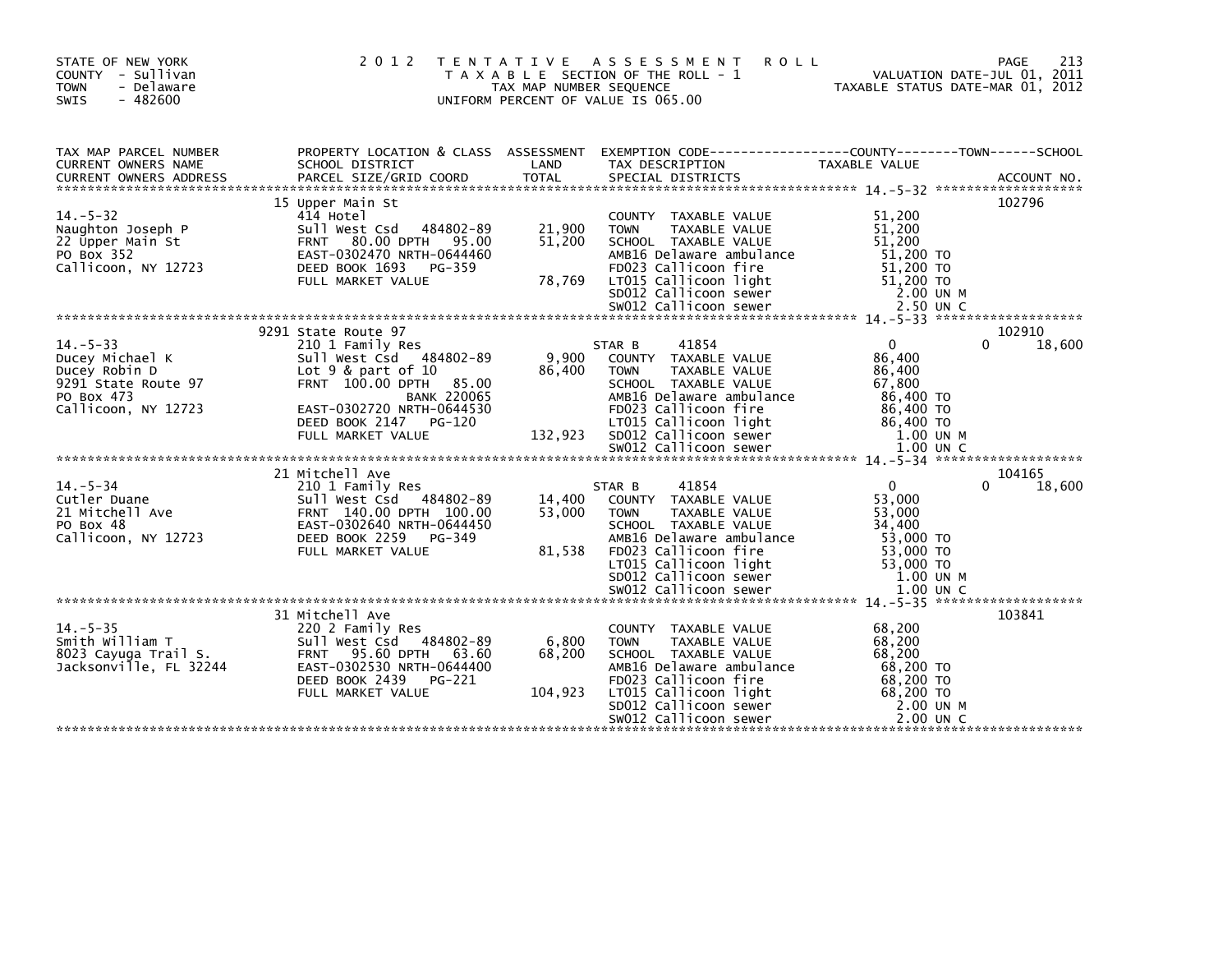STATE OF NEW YORK
COUNTY - Sullivan
TOWN - Delaware
SWIS - 482600

2 0 1 2 T E N T A T I V E A S S E S S M E N T R O L L
T A X A B L E SECTION OF THE ROLL - 1
TAX MAP NUMBER SEQUENCE
UNIFORM PERCENT OF VALUE IS 065.00

VALUATION DATE-JUL 01, 2011
TAXABLE STATUS DATE-MAR 01, 2012

| TAX MAP PARCEL NUMBER / CURRENT OWNERS NAME / CURRENT OWNERS ADDRESS | PROPERTY LOCATION & CLASS / SCHOOL DISTRICT / PARCEL SIZE/GRID COORD | ASSESSMENT LAND / TOTAL | EXEMPTION CODE / TAX DESCRIPTION / SPECIAL DISTRICTS | COUNTY TAXABLE VALUE | TOWN | SCHOOL | ACCOUNT NO. |
|---|---|---|---|---|---|---|---|
| **14.-5-32** | 15 Upper Main St | | | | | | 102796 |
| Naughton Joseph P | 414 Hotel | | COUNTY TAXABLE VALUE | 51,200 | | | |
| 22 Upper Main St | Sull West Csd 484802-89 | 21,900 | TOWN TAXABLE VALUE | 51,200 | | | |
| PO Box 352 | FRNT 80.00 DPTH 95.00 | 51,200 | SCHOOL TAXABLE VALUE | 51,200 | | | |
| Callicoon, NY 12723 | EAST-0302470 NRTH-0644460 | | AMB16 Delaware ambulance | 51,200 TO | | | |
| | DEED BOOK 1693 PG-359 | | FD023 Callicoon fire | 51,200 TO | | | |
| | FULL MARKET VALUE | 78,769 | LT015 Callicoon light | 51,200 TO | | | |
| | | | SD012 Callicoon sewer | 2.00 UN M | | | |
| | | | SW012 Callicoon sewer | 2.50 UN C | | | |
| **14.-5-33** | 9291 State Route 97 | | | | | | 102910 |
| Ducey Michael K | 210 1 Family Res | | STAR B 41854 | 0 | 0 | 18,600 | |
| Ducey Robin D | Sull West Csd 484802-89 | 9,900 | COUNTY TAXABLE VALUE | 86,400 | | | |
| 9291 State Route 97 | Lot 9 & part of 10 | 86,400 | TOWN TAXABLE VALUE | 86,400 | | | |
| PO Box 473 | FRNT 100.00 DPTH 85.00 | | SCHOOL TAXABLE VALUE | 67,800 | | | |
| Callicoon, NY 12723 | BANK 220065 | | AMB16 Delaware ambulance | 86,400 TO | | | |
| | EAST-0302720 NRTH-0644530 | | FD023 Callicoon fire | 86,400 TO | | | |
| | DEED BOOK 2147 PG-120 | | LT015 Callicoon light | 86,400 TO | | | |
| | FULL MARKET VALUE | 132,923 | SD012 Callicoon sewer | 1.00 UN M | | | |
| | | | SW012 Callicoon sewer | 1.00 UN C | | | |
| **14.-5-34** | 21 Mitchell Ave | | | | | | 104165 |
| Cutler Duane | 210 1 Family Res | | STAR B 41854 | 0 | 0 | 18,600 | |
| 21 Mitchell Ave | Sull West Csd 484802-89 | 14,400 | COUNTY TAXABLE VALUE | 53,000 | | | |
| PO Box 48 | FRNT 140.00 DPTH 100.00 | 53,000 | TOWN TAXABLE VALUE | 53,000 | | | |
| Callicoon, NY 12723 | EAST-0302640 NRTH-0644450 | | SCHOOL TAXABLE VALUE | 34,400 | | | |
| | DEED BOOK 2259 PG-349 | | AMB16 Delaware ambulance | 53,000 TO | | | |
| | FULL MARKET VALUE | 81,538 | FD023 Callicoon fire | 53,000 TO | | | |
| | | | LT015 Callicoon light | 53,000 TO | | | |
| | | | SD012 Callicoon sewer | 1.00 UN M | | | |
| | | | SW012 Callicoon sewer | 1.00 UN C | | | |
| **14.-5-35** | 31 Mitchell Ave | | | | | | 103841 |
| Smith William T | 220 2 Family Res | | COUNTY TAXABLE VALUE | 68,200 | | | |
| 8023 Cayuga Trail S. | Sull West Csd 484802-89 | 6,800 | TOWN TAXABLE VALUE | 68,200 | | | |
| Jacksonville, FL 32244 | FRNT 95.60 DPTH 63.60 | 68,200 | SCHOOL TAXABLE VALUE | 68,200 | | | |
| | EAST-0302530 NRTH-0644400 | | AMB16 Delaware ambulance | 68,200 TO | | | |
| | DEED BOOK 2439 PG-221 | | FD023 Callicoon fire | 68,200 TO | | | |
| | FULL MARKET VALUE | 104,923 | LT015 Callicoon light | 68,200 TO | | | |
| | | | SD012 Callicoon sewer | 2.00 UN M | | | |
| | | | SW012 Callicoon sewer | 2.00 UN C | | | |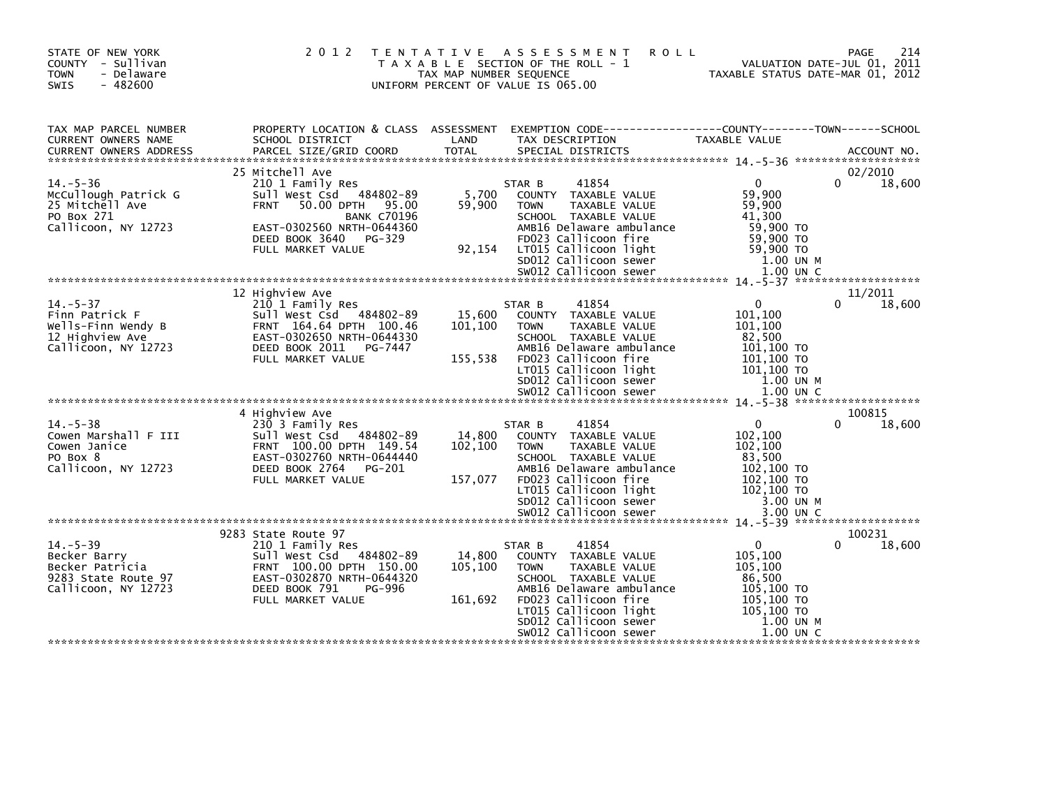STATE OF NEW YORK
COUNTY - Sullivan
TOWN - Delaware
SWIS - 482600

# 2012 TENTATIVE ASSESSMENT ROLL

TAXABLE SECTION OF THE ROLL - 1
TAX MAP NUMBER SEQUENCE
UNIFORM PERCENT OF VALUE IS 065.00

VALUATION DATE-JUL 01, 2011
TAXABLE STATUS DATE-MAR 01, 2012

| TAX MAP PARCEL NUMBER / CURRENT OWNERS NAME / CURRENT OWNERS ADDRESS | PROPERTY LOCATION & CLASS / SCHOOL DISTRICT / PARCEL SIZE/GRID COORD | ASSESSMENT LAND | TOTAL | EXEMPTION CODE / TAX DESCRIPTION / SPECIAL DISTRICTS | COUNTY / TOWN / SCHOOL TAXABLE VALUE | ACCOUNT NO. |
|---|---|---|---|---|---|---|
| 14.-5-36 | 25 Mitchell Ave | | | | | 02/2010 |
| 14.-5-36 | 210 1 Family Res | | | STAR B 41854 | 0 | 0 18,600 |
| McCullough Patrick G | Sull West Csd 484802-89 | 5,700 | | COUNTY TAXABLE VALUE | 59,900 | |
| 25 Mitchell Ave | FRNT 50.00 DPTH 95.00 | | 59,900 | TOWN TAXABLE VALUE | 59,900 | |
| PO Box 271 | BANK C70196 | | | SCHOOL TAXABLE VALUE | 41,300 | |
| Callicoon, NY 12723 | EAST-0302560 NRTH-0644360 | | | AMB16 Delaware ambulance | 59,900 TO | |
| | DEED BOOK 3640 PG-329 | | | FD023 Callicoon fire | 59,900 TO | |
| | FULL MARKET VALUE | | 92,154 | LT015 Callicoon light | 59,900 TO | |
| | | | | SD012 Callicoon sewer | 1.00 UN M | |
| | | | | SW012 Callicoon sewer | 1.00 UN C | |
| 14.-5-37 | 12 Highview Ave | | | | | 11/2011 |
| 14.-5-37 | 210 1 Family Res | | | STAR B 41854 | 0 | 0 18,600 |
| Finn Patrick F | Sull West Csd 484802-89 | 15,600 | | COUNTY TAXABLE VALUE | 101,100 | |
| Wells-Finn Wendy B | FRNT 164.64 DPTH 100.46 | | 101,100 | TOWN TAXABLE VALUE | 101,100 | |
| 12 Highview Ave | EAST-0302650 NRTH-0644330 | | | SCHOOL TAXABLE VALUE | 82,500 | |
| Callicoon, NY 12723 | DEED BOOK 2011 PG-7447 | | | AMB16 Delaware ambulance | 101,100 TO | |
| | FULL MARKET VALUE | | 155,538 | FD023 Callicoon fire | 101,100 TO | |
| | | | | LT015 Callicoon light | 101,100 TO | |
| | | | | SD012 Callicoon sewer | 1.00 UN M | |
| | | | | SW012 Callicoon sewer | 1.00 UN C | |
| 14.-5-38 | 4 Highview Ave | | | | | 100815 |
| 14.-5-38 | 230 3 Family Res | | | STAR B 41854 | 0 | 0 18,600 |
| Cowen Marshall F III | Sull West Csd 484802-89 | 14,800 | | COUNTY TAXABLE VALUE | 102,100 | |
| Cowen Janice | FRNT 100.00 DPTH 149.54 | | 102,100 | TOWN TAXABLE VALUE | 102,100 | |
| PO Box 8 | EAST-0302760 NRTH-0644440 | | | SCHOOL TAXABLE VALUE | 83,500 | |
| Callicoon, NY 12723 | DEED BOOK 2764 PG-201 | | | AMB16 Delaware ambulance | 102,100 TO | |
| | FULL MARKET VALUE | | 157,077 | FD023 Callicoon fire | 102,100 TO | |
| | | | | LT015 Callicoon light | 102,100 TO | |
| | | | | SD012 Callicoon sewer | 3.00 UN M | |
| | | | | SW012 Callicoon sewer | 3.00 UN C | |
| 14.-5-39 | 9283 State Route 97 | | | | | 100231 |
| 14.-5-39 | 210 1 Family Res | | | STAR B 41854 | 0 | 0 18,600 |
| Becker Barry | Sull West Csd 484802-89 | 14,800 | | COUNTY TAXABLE VALUE | 105,100 | |
| Becker Patricia | FRNT 100.00 DPTH 150.00 | | 105,100 | TOWN TAXABLE VALUE | 105,100 | |
| 9283 State Route 97 | EAST-0302870 NRTH-0644320 | | | SCHOOL TAXABLE VALUE | 86,500 | |
| Callicoon, NY 12723 | DEED BOOK 791 PG-996 | | | AMB16 Delaware ambulance | 105,100 TO | |
| | FULL MARKET VALUE | | 161,692 | FD023 Callicoon fire | 105,100 TO | |
| | | | | LT015 Callicoon light | 105,100 TO | |
| | | | | SD012 Callicoon sewer | 1.00 UN M | |
| | | | | SW012 Callicoon sewer | 1.00 UN C | |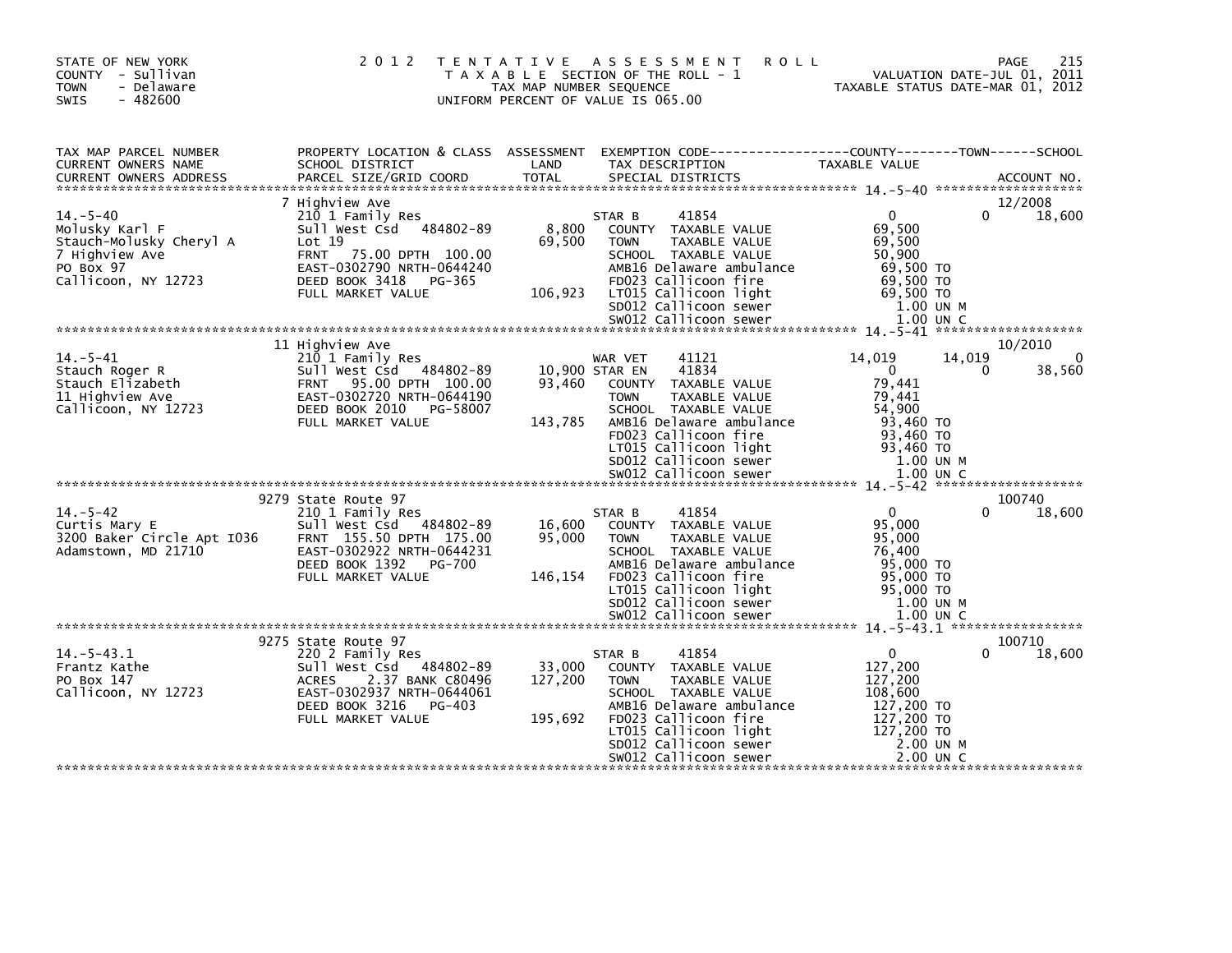STATE OF NEW YORK
COUNTY - Sullivan
TOWN - Delaware
SWIS - 482600

# 2012 TENTATIVE ASSESSMENT ROLL

TAXABLE SECTION OF THE ROLL - 1
TAX MAP NUMBER SEQUENCE
UNIFORM PERCENT OF VALUE IS 065.00

VALUATION DATE-JUL 01, 2011
TAXABLE STATUS DATE-MAR 01, 2012

| TAX MAP PARCEL NUMBER / CURRENT OWNERS NAME / CURRENT OWNERS ADDRESS | PROPERTY LOCATION & CLASS / SCHOOL DISTRICT / PARCEL SIZE/GRID COORD | ASSESSMENT LAND / TOTAL | EXEMPTION CODE / TAX DESCRIPTION / SPECIAL DISTRICTS | COUNTY TAXABLE VALUE | TOWN | SCHOOL / ACCOUNT NO. |
|---|---|---|---|---|---|---|
| **14.-5-40** | 7 Highview Ave | | | | | 12/2008 |
| 14.-5-40 | 210 1 Family Res | | STAR B 41854 | 0 | 0 | 18,600 |
| Molusky Karl F | Sull West Csd 484802-89 | 8,800 | COUNTY TAXABLE VALUE | 69,500 | | |
| Stauch-Molusky Cheryl A | Lot 19 | 69,500 | TOWN TAXABLE VALUE | 69,500 | | |
| 7 Highview Ave | FRNT 75.00 DPTH 100.00 | | SCHOOL TAXABLE VALUE | 50,900 | | |
| PO Box 97 | EAST-0302790 NRTH-0644240 | | AMB16 Delaware ambulance | 69,500 TO | | |
| Callicoon, NY 12723 | DEED BOOK 3418 PG-365 | | FD023 Callicoon fire | 69,500 TO | | |
| | FULL MARKET VALUE | 106,923 | LT015 Callicoon light | 69,500 TO | | |
| | | | SD012 Callicoon sewer | 1.00 UN M | | |
| | | | SW012 Callicoon sewer | 1.00 UN C | | |
| **14.-5-41** | 11 Highview Ave | | | | | 10/2010 |
| 14.-5-41 | 210 1 Family Res | | WAR VET 41121 | 14,019 | 14,019 | 0 |
| Stauch Roger R | Sull West Csd 484802-89 | 10,900 | STAR EN 41834 | 0 | 0 | 38,560 |
| Stauch Elizabeth | FRNT 95.00 DPTH 100.00 | 93,460 | COUNTY TAXABLE VALUE | 79,441 | | |
| 11 Highview Ave | EAST-0302720 NRTH-0644190 | | TOWN TAXABLE VALUE | 79,441 | | |
| Callicoon, NY 12723 | DEED BOOK 2010 PG-58007 | | SCHOOL TAXABLE VALUE | 54,900 | | |
| | FULL MARKET VALUE | 143,785 | AMB16 Delaware ambulance | 93,460 TO | | |
| | | | FD023 Callicoon fire | 93,460 TO | | |
| | | | LT015 Callicoon light | 93,460 TO | | |
| | | | SD012 Callicoon sewer | 1.00 UN M | | |
| | | | SW012 Callicoon sewer | 1.00 UN C | | |
| **14.-5-42** | 9279 State Route 97 | | | | | 100740 |
| 14.-5-42 | 210 1 Family Res | | STAR B 41854 | 0 | 0 | 18,600 |
| Curtis Mary E | Sull West Csd 484802-89 | 16,600 | COUNTY TAXABLE VALUE | 95,000 | | |
| 3200 Baker Circle Apt I036 | FRNT 155.50 DPTH 175.00 | 95,000 | TOWN TAXABLE VALUE | 95,000 | | |
| Adamstown, MD 21710 | EAST-0302922 NRTH-0644231 | | SCHOOL TAXABLE VALUE | 76,400 | | |
| | DEED BOOK 1392 PG-700 | | AMB16 Delaware ambulance | 95,000 TO | | |
| | FULL MARKET VALUE | 146,154 | FD023 Callicoon fire | 95,000 TO | | |
| | | | LT015 Callicoon light | 95,000 TO | | |
| | | | SD012 Callicoon sewer | 1.00 UN M | | |
| | | | SW012 Callicoon sewer | 1.00 UN C | | |
| **14.-5-43.1** | 9275 State Route 97 | | | | | 100710 |
| 14.-5-43.1 | 220 2 Family Res | | STAR B 41854 | 0 | 0 | 18,600 |
| Frantz Kathe | Sull West Csd 484802-89 | 33,000 | COUNTY TAXABLE VALUE | 127,200 | | |
| PO Box 147 | ACRES 2.37 BANK C80496 | 127,200 | TOWN TAXABLE VALUE | 127,200 | | |
| Callicoon, NY 12723 | EAST-0302937 NRTH-0644061 | | SCHOOL TAXABLE VALUE | 108,600 | | |
| | DEED BOOK 3216 PG-403 | | AMB16 Delaware ambulance | 127,200 TO | | |
| | FULL MARKET VALUE | 195,692 | FD023 Callicoon fire | 127,200 TO | | |
| | | | LT015 Callicoon light | 127,200 TO | | |
| | | | SD012 Callicoon sewer | 2.00 UN M | | |
| | | | SW012 Callicoon sewer | 2.00 UN C | | |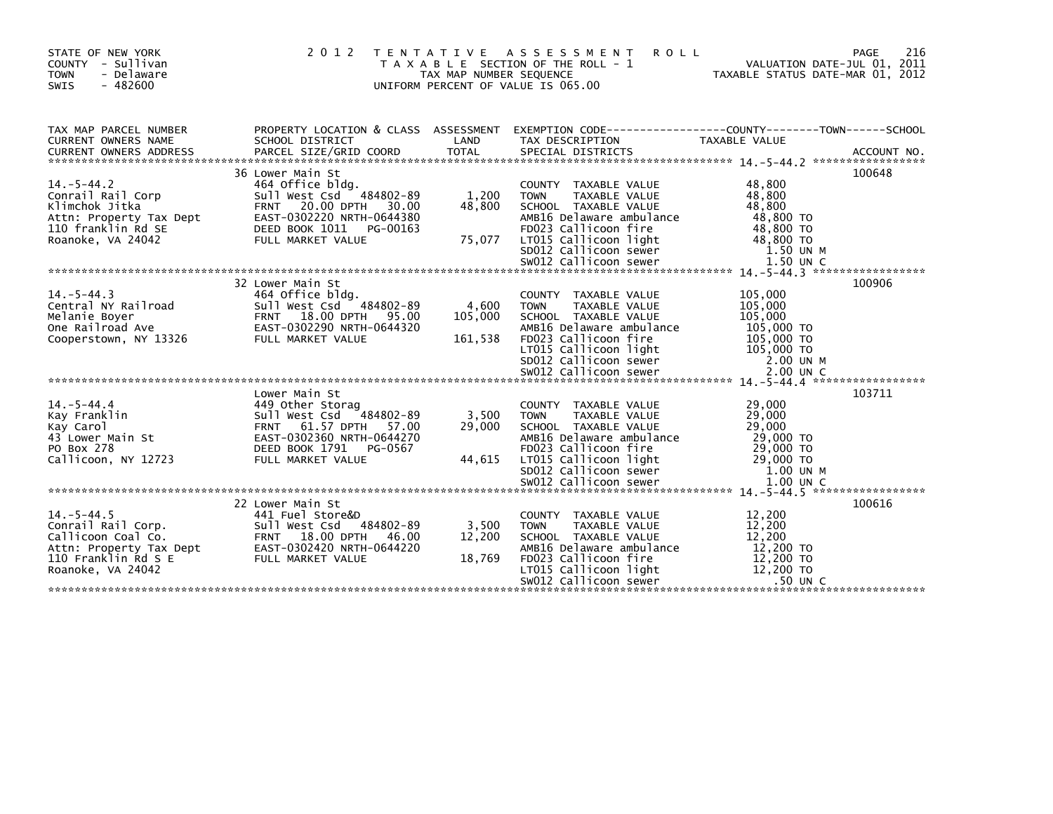STATE OF NEW YORK
COUNTY - Sullivan
TOWN - Delaware
SWIS - 482600

# 2012 TENTATIVE ASSESSMENT ROLL

TAXABLE SECTION OF THE ROLL - 1
TAX MAP NUMBER SEQUENCE
UNIFORM PERCENT OF VALUE IS 065.00

VALUATION DATE-JUL 01, 2011
TAXABLE STATUS DATE-MAR 01, 2012

| TAX MAP PARCEL NUMBER / CURRENT OWNERS NAME / CURRENT OWNERS ADDRESS | PROPERTY LOCATION & CLASS / SCHOOL DISTRICT / PARCEL SIZE/GRID COORD | ASSESSMENT LAND / TOTAL | EXEMPTION CODE / TAX DESCRIPTION / SPECIAL DISTRICTS | TAXABLE VALUE (COUNTY--TOWN--SCHOOL) | ACCOUNT NO. |
|---|---|---|---|---|---|
| 14.-5-44.2 | 36 Lower Main St | | | | 100648 |
| | 464 Office bldg. | | COUNTY TAXABLE VALUE | 48,800 | |
| Conrail Rail Corp | Sull West Csd 484802-89 | 1,200 | TOWN TAXABLE VALUE | 48,800 | |
| Klimchok Jitka | FRNT 20.00 DPTH 30.00 | 48,800 | SCHOOL TAXABLE VALUE | 48,800 | |
| Attn: Property Tax Dept | EAST-0302220 NRTH-0644380 | | AMB16 Delaware ambulance | 48,800 TO | |
| 110 franklin Rd SE | DEED BOOK 1011 PG-00163 | | FD023 Callicoon fire | 48,800 TO | |
| Roanoke, VA 24042 | FULL MARKET VALUE | 75,077 | LT015 Callicoon light | 48,800 TO | |
| | | | SD012 Callicoon sewer | 1.50 UN M | |
| | | | SW012 Callicoon sewer | 1.50 UN C | |
| 14.-5-44.3 | 32 Lower Main St | | | | 100906 |
| | 464 Office bldg. | | COUNTY TAXABLE VALUE | 105,000 | |
| Central NY Railroad | Sull West Csd 484802-89 | 4,600 | TOWN TAXABLE VALUE | 105,000 | |
| Melanie Boyer | FRNT 18.00 DPTH 95.00 | 105,000 | SCHOOL TAXABLE VALUE | 105,000 | |
| One Railroad Ave | EAST-0302290 NRTH-0644320 | | AMB16 Delaware ambulance | 105,000 TO | |
| Cooperstown, NY 13326 | FULL MARKET VALUE | 161,538 | FD023 Callicoon fire | 105,000 TO | |
| | | | LT015 Callicoon light | 105,000 TO | |
| | | | SD012 Callicoon sewer | 2.00 UN M | |
| | | | SW012 Callicoon sewer | 2.00 UN C | |
| 14.-5-44.4 | Lower Main St | | | | 103711 |
| | 449 Other Storag | | COUNTY TAXABLE VALUE | 29,000 | |
| Kay Franklin | Sull West Csd 484802-89 | 3,500 | TOWN TAXABLE VALUE | 29,000 | |
| Kay Carol | FRNT 61.57 DPTH 57.00 | 29,000 | SCHOOL TAXABLE VALUE | 29,000 | |
| 43 Lower Main St | EAST-0302360 NRTH-0644270 | | AMB16 Delaware ambulance | 29,000 TO | |
| PO Box 278 | DEED BOOK 1791 PG-0567 | | FD023 Callicoon fire | 29,000 TO | |
| Callicoon, NY 12723 | FULL MARKET VALUE | 44,615 | LT015 Callicoon light | 29,000 TO | |
| | | | SD012 Callicoon sewer | 1.00 UN M | |
| | | | SW012 Callicoon sewer | 1.00 UN C | |
| 14.-5-44.5 | 22 Lower Main St | | | | 100616 |
| | 441 Fuel Store&D | | COUNTY TAXABLE VALUE | 12,200 | |
| Conrail Rail Corp. | Sull West Csd 484802-89 | 3,500 | TOWN TAXABLE VALUE | 12,200 | |
| Callicoon Coal Co. | FRNT 18.00 DPTH 46.00 | 12,200 | SCHOOL TAXABLE VALUE | 12,200 | |
| Attn: Property Tax Dept | EAST-0302420 NRTH-0644220 | | AMB16 Delaware ambulance | 12,200 TO | |
| 110 Franklin Rd S E | FULL MARKET VALUE | 18,769 | FD023 Callicoon fire | 12,200 TO | |
| Roanoke, VA 24042 | | | LT015 Callicoon light | 12,200 TO | |
| | | | SW012 Callicoon sewer | .50 UN C | |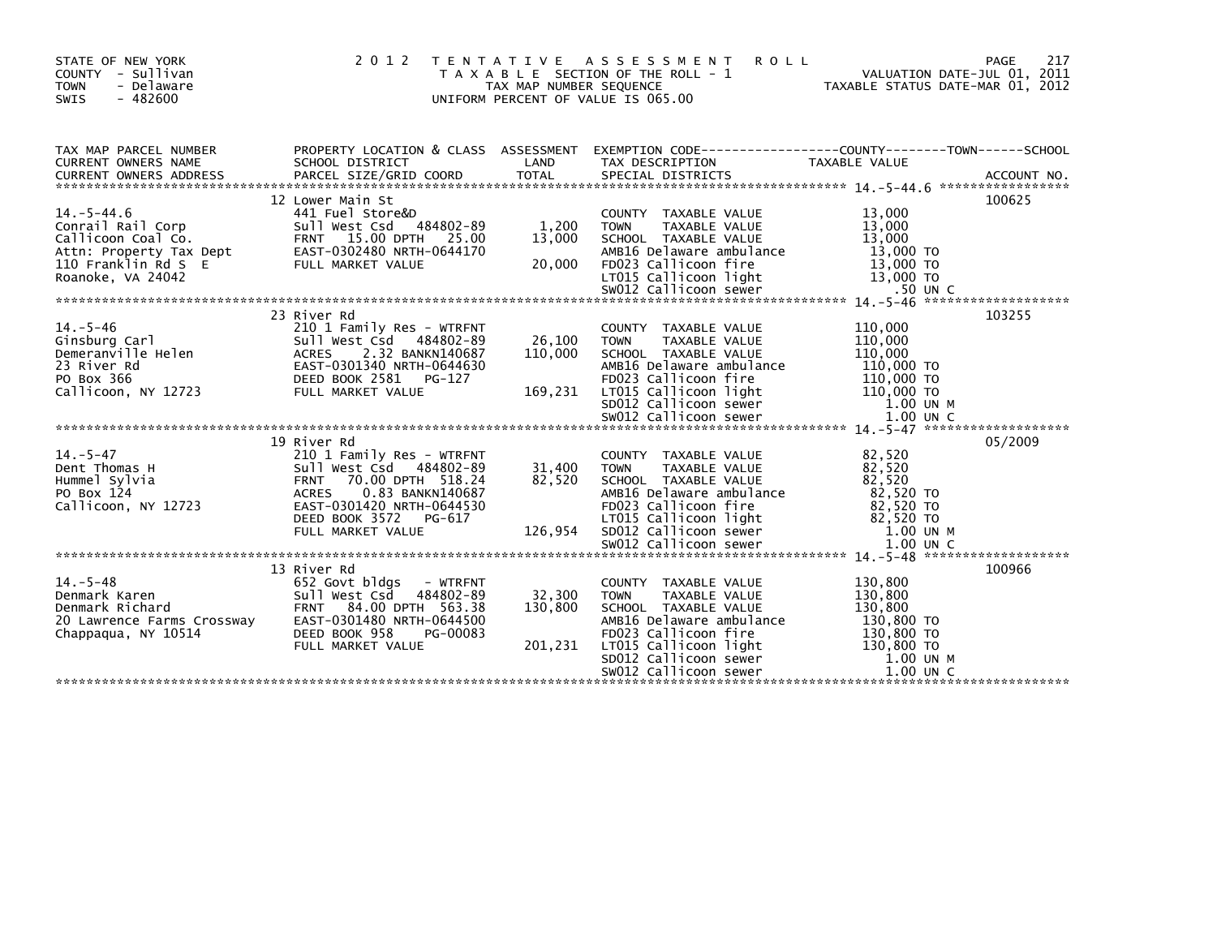STATE OF NEW YORK
COUNTY - Sullivan
TOWN - Delaware
SWIS - 482600

2012 TENTATIVE ASSESSMENT ROLL
TAXABLE SECTION OF THE ROLL - 1
TAX MAP NUMBER SEQUENCE
UNIFORM PERCENT OF VALUE IS 065.00

VALUATION DATE-JUL 01, 2011
TAXABLE STATUS DATE-MAR 01, 2012

| TAX MAP PARCEL NUMBER / CURRENT OWNERS NAME / CURRENT OWNERS ADDRESS | PROPERTY LOCATION & CLASS / SCHOOL DISTRICT / PARCEL SIZE/GRID COORD | ASSESSMENT LAND / TOTAL | EXEMPTION CODE / TAX DESCRIPTION / SPECIAL DISTRICTS | COUNTY--------TOWN------SCHOOL TAXABLE VALUE | ACCOUNT NO. |
|---|---|---|---|---|---|
| 14.-5-44.6 | 12 Lower Main St | | | | 100625 |
| | 441 Fuel Store&D | | COUNTY TAXABLE VALUE | 13,000 | |
| Conrail Rail Corp | Sull West Csd 484802-89 | 1,200 | TOWN TAXABLE VALUE | 13,000 | |
| Callicoon Coal Co. | FRNT 15.00 DPTH 25.00 | 13,000 | SCHOOL TAXABLE VALUE | 13,000 | |
| Attn: Property Tax Dept | EAST-0302480 NRTH-0644170 | | AMB16 Delaware ambulance | 13,000 TO | |
| 110 Franklin Rd S E | FULL MARKET VALUE | 20,000 | FD023 Callicoon fire | 13,000 TO | |
| Roanoke, VA 24042 | | | LT015 Callicoon light | 13,000 TO | |
| | | | SW012 Callicoon sewer | .50 UN C | |
| 14.-5-46 | 23 River Rd | | | | 103255 |
| | 210 1 Family Res - WTRFNT | | COUNTY TAXABLE VALUE | 110,000 | |
| Ginsburg Carl | Sull West Csd 484802-89 | 26,100 | TOWN TAXABLE VALUE | 110,000 | |
| Demeranville Helen | ACRES 2.32 BANKN140687 | 110,000 | SCHOOL TAXABLE VALUE | 110,000 | |
| 23 River Rd | EAST-0301340 NRTH-0644630 | | AMB16 Delaware ambulance | 110,000 TO | |
| PO Box 366 | DEED BOOK 2581 PG-127 | | FD023 Callicoon fire | 110,000 TO | |
| Callicoon, NY 12723 | FULL MARKET VALUE | 169,231 | LT015 Callicoon light | 110,000 TO | |
| | | | SD012 Callicoon sewer | 1.00 UN M | |
| | | | SW012 Callicoon sewer | 1.00 UN C | |
| 14.-5-47 | 19 River Rd | | | | 05/2009 |
| | 210 1 Family Res - WTRFNT | | COUNTY TAXABLE VALUE | 82,520 | |
| Dent Thomas H | Sull West Csd 484802-89 | 31,400 | TOWN TAXABLE VALUE | 82,520 | |
| Hummel Sylvia | FRNT 70.00 DPTH 518.24 | 82,520 | SCHOOL TAXABLE VALUE | 82,520 | |
| PO Box 124 | ACRES 0.83 BANKN140687 | | AMB16 Delaware ambulance | 82,520 TO | |
| Callicoon, NY 12723 | EAST-0301420 NRTH-0644530 | | FD023 Callicoon fire | 82,520 TO | |
| | DEED BOOK 3572 PG-617 | | LT015 Callicoon light | 82,520 TO | |
| | FULL MARKET VALUE | 126,954 | SD012 Callicoon sewer | 1.00 UN M | |
| | | | SW012 Callicoon sewer | 1.00 UN C | |
| 14.-5-48 | 13 River Rd | | | | 100966 |
| | 652 Govt bldgs - WTRFNT | | COUNTY TAXABLE VALUE | 130,800 | |
| Denmark Karen | Sull West Csd 484802-89 | 32,300 | TOWN TAXABLE VALUE | 130,800 | |
| Denmark Richard | FRNT 84.00 DPTH 563.38 | 130,800 | SCHOOL TAXABLE VALUE | 130,800 | |
| 20 Lawrence Farms Crossway | EAST-0301480 NRTH-0644500 | | AMB16 Delaware ambulance | 130,800 TO | |
| Chappaqua, NY 10514 | DEED BOOK 958 PG-00083 | | FD023 Callicoon fire | 130,800 TO | |
| | FULL MARKET VALUE | 201,231 | LT015 Callicoon light | 130,800 TO | |
| | | | SD012 Callicoon sewer | 1.00 UN M | |
| | | | SW012 Callicoon sewer | 1.00 UN C | |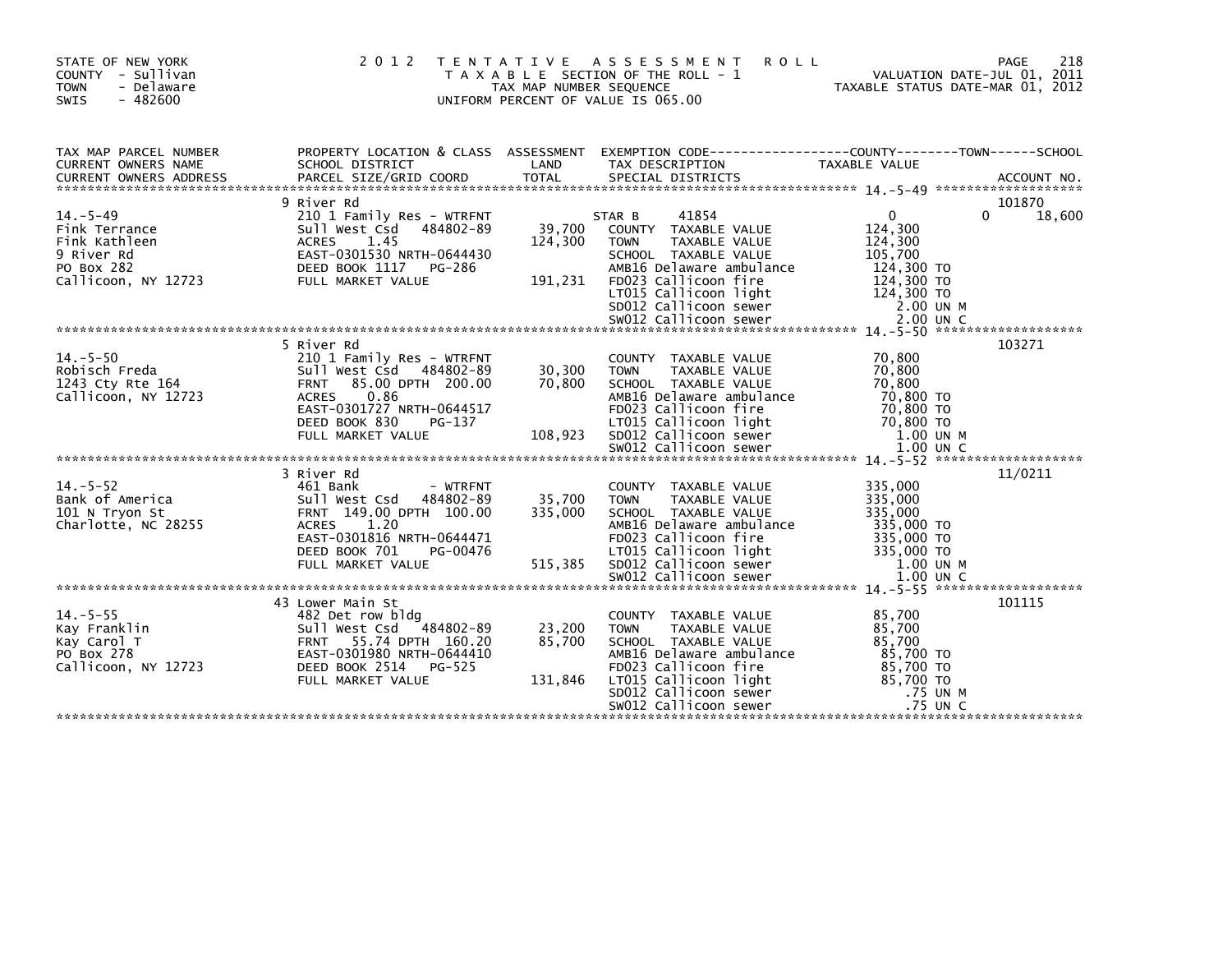STATE OF NEW YORK
COUNTY - Sullivan
TOWN - Delaware
SWIS - 482600

# 2012 TENTATIVE ASSESSMENT ROLL

TAXABLE SECTION OF THE ROLL - 1
TAX MAP NUMBER SEQUENCE
UNIFORM PERCENT OF VALUE IS 065.00

VALUATION DATE-JUL 01, 2011
TAXABLE STATUS DATE-MAR 01, 2012

| TAX MAP PARCEL NUMBER / CURRENT OWNERS NAME / CURRENT OWNERS ADDRESS | PROPERTY LOCATION & CLASS / SCHOOL DISTRICT / PARCEL SIZE/GRID COORD | ASSESSMENT LAND / TOTAL | EXEMPTION CODE / TAX DESCRIPTION / SPECIAL DISTRICTS | COUNTY / TOWN / SCHOOL TAXABLE VALUE | ACCOUNT NO. |
|---|---|---|---|---|---|
| 14.-5-49 | 9 River Rd | | | | 101870 |
| | 210 1 Family Res - WTRFNT | | STAR B 41854 | 0 0 18,600 | |
| Fink Terrance | Sull West Csd 484802-89 | 39,700 | COUNTY TAXABLE VALUE | 124,300 | |
| Fink Kathleen | ACRES 1.45 | 124,300 | TOWN TAXABLE VALUE | 124,300 | |
| 9 River Rd | EAST-0301530 NRTH-0644430 | | SCHOOL TAXABLE VALUE | 105,700 | |
| PO Box 282 | DEED BOOK 1117 PG-286 | | AMB16 Delaware ambulance | 124,300 TO | |
| Callicoon, NY 12723 | FULL MARKET VALUE | 191,231 | FD023 Callicoon fire | 124,300 TO | |
| | | | LT015 Callicoon light | 124,300 TO | |
| | | | SD012 Callicoon sewer | 2.00 UN M | |
| | | | SW012 Callicoon sewer | 2.00 UN C | |
| 14.-5-50 | 5 River Rd | | | | 103271 |
| | 210 1 Family Res - WTRFNT | | COUNTY TAXABLE VALUE | 70,800 | |
| Robisch Freda | Sull West Csd 484802-89 | 30,300 | TOWN TAXABLE VALUE | 70,800 | |
| 1243 Cty Rte 164 | FRNT 85.00 DPTH 200.00 | 70,800 | SCHOOL TAXABLE VALUE | 70,800 | |
| Callicoon, NY 12723 | ACRES 0.86 | | AMB16 Delaware ambulance | 70,800 TO | |
| | EAST-0301727 NRTH-0644517 | | FD023 Callicoon fire | 70,800 TO | |
| | DEED BOOK 830 PG-137 | | LT015 Callicoon light | 70,800 TO | |
| | FULL MARKET VALUE | 108,923 | SD012 Callicoon sewer | 1.00 UN M | |
| | | | SW012 Callicoon sewer | 1.00 UN C | |
| 14.-5-52 | 3 River Rd | | | | 11/0211 |
| | 461 Bank - WTRFNT | | COUNTY TAXABLE VALUE | 335,000 | |
| Bank of America | Sull West Csd 484802-89 | 35,700 | TOWN TAXABLE VALUE | 335,000 | |
| 101 N Tryon St | FRNT 149.00 DPTH 100.00 | 335,000 | SCHOOL TAXABLE VALUE | 335,000 | |
| Charlotte, NC 28255 | ACRES 1.20 | | AMB16 Delaware ambulance | 335,000 TO | |
| | EAST-0301816 NRTH-0644471 | | FD023 Callicoon fire | 335,000 TO | |
| | DEED BOOK 701 PG-00476 | | LT015 Callicoon light | 335,000 TO | |
| | FULL MARKET VALUE | 515,385 | SD012 Callicoon sewer | 1.00 UN M | |
| | | | SW012 Callicoon sewer | 1.00 UN C | |
| 14.-5-55 | 43 Lower Main St | | | | 101115 |
| | 482 Det row bldg | | COUNTY TAXABLE VALUE | 85,700 | |
| Kay Franklin | Sull West Csd 484802-89 | 23,200 | TOWN TAXABLE VALUE | 85,700 | |
| Kay Carol T | FRNT 55.74 DPTH 160.20 | 85,700 | SCHOOL TAXABLE VALUE | 85,700 | |
| PO Box 278 | EAST-0301980 NRTH-0644410 | | AMB16 Delaware ambulance | 85,700 TO | |
| Callicoon, NY 12723 | DEED BOOK 2514 PG-525 | | FD023 Callicoon fire | 85,700 TO | |
| | FULL MARKET VALUE | 131,846 | LT015 Callicoon light | 85,700 TO | |
| | | | SD012 Callicoon sewer | .75 UN M | |
| | | | SW012 Callicoon sewer | .75 UN C | |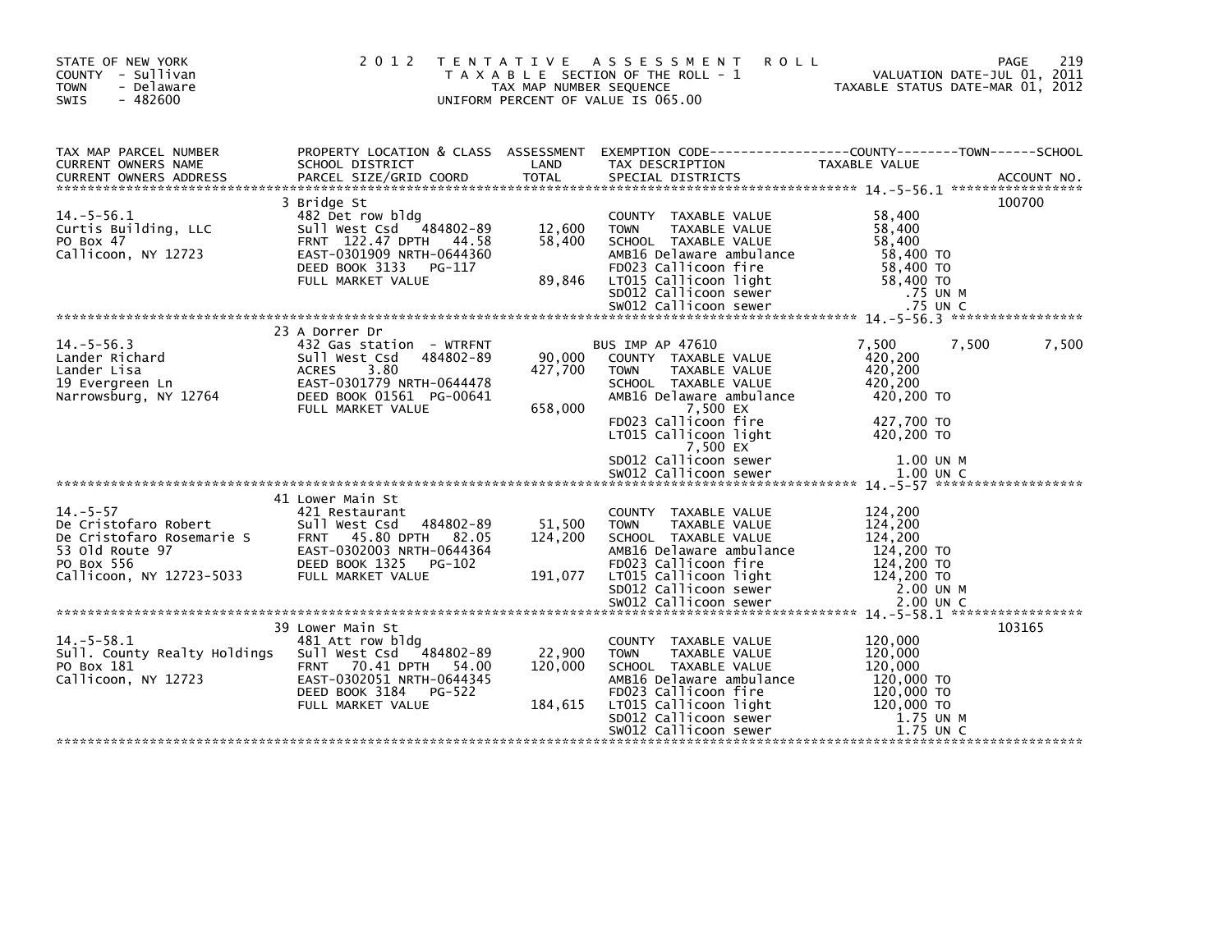STATE OF NEW YORK
COUNTY - Sullivan
TOWN - Delaware
SWIS - 482600

# 2012 TENTATIVE ASSESSMENT ROLL

TAXABLE SECTION OF THE ROLL - 1
TAX MAP NUMBER SEQUENCE
UNIFORM PERCENT OF VALUE IS 065.00

VALUATION DATE-JUL 01, 2011
TAXABLE STATUS DATE-MAR 01, 2012

| TAX MAP PARCEL NUMBER / CURRENT OWNERS NAME / CURRENT OWNERS ADDRESS | PROPERTY LOCATION & CLASS / SCHOOL DISTRICT / PARCEL SIZE/GRID COORD | ASSESSMENT LAND / TOTAL | EXEMPTION CODE / TAX DESCRIPTION / SPECIAL DISTRICTS | COUNTY TAXABLE VALUE | TOWN | SCHOOL | ACCOUNT NO. |
|---|---|---|---|---|---|---|---|
| 14.-5-56.1 | 3 Bridge St | | | | | | 100700 |
| | 482 Det row bldg | | COUNTY TAXABLE VALUE | 58,400 | | | |
| Curtis Building, LLC | Sull West Csd 484802-89 | 12,600 | TOWN TAXABLE VALUE | 58,400 | | | |
| PO Box 47 | FRNT 122.47 DPTH 44.58 | 58,400 | SCHOOL TAXABLE VALUE | 58,400 | | | |
| Callicoon, NY 12723 | EAST-0301909 NRTH-0644360 | | AMB16 Delaware ambulance | 58,400 TO | | | |
| | DEED BOOK 3133 PG-117 | | FD023 Callicoon fire | 58,400 TO | | | |
| | FULL MARKET VALUE | 89,846 | LT015 Callicoon light | 58,400 TO | | | |
| | | | SD012 Callicoon sewer | .75 UN M | | | |
| | | | SW012 Callicoon sewer | .75 UN C | | | |
| 14.-5-56.3 | 23 A Dorrer Dr | | | | | | |
| | 432 Gas station - WTRFNT | | BUS IMP AP 47610 | 7,500 | 7,500 | 7,500 | |
| Lander Richard | Sull West Csd 484802-89 | 90,000 | COUNTY TAXABLE VALUE | 420,200 | | | |
| Lander Lisa | ACRES 3.80 | 427,700 | TOWN TAXABLE VALUE | 420,200 | | | |
| 19 Evergreen Ln | EAST-0301779 NRTH-0644478 | | SCHOOL TAXABLE VALUE | 420,200 | | | |
| Narrowsburg, NY 12764 | DEED BOOK 01561 PG-00641 | | AMB16 Delaware ambulance | 420,200 TO | | | |
| | FULL MARKET VALUE | 658,000 | 7,500 EX | | | | |
| | | | FD023 Callicoon fire | 427,700 TO | | | |
| | | | LT015 Callicoon light | 420,200 TO | | | |
| | | | 7,500 EX | | | | |
| | | | SD012 Callicoon sewer | 1.00 UN M | | | |
| | | | SW012 Callicoon sewer | 1.00 UN C | | | |
| 14.-5-57 | 41 Lower Main St | | | | | | |
| | 421 Restaurant | | COUNTY TAXABLE VALUE | 124,200 | | | |
| De Cristofaro Robert | Sull West Csd 484802-89 | 51,500 | TOWN TAXABLE VALUE | 124,200 | | | |
| De Cristofaro Rosemarie S | FRNT 45.80 DPTH 82.05 | 124,200 | SCHOOL TAXABLE VALUE | 124,200 | | | |
| 53 Old Route 97 | EAST-0302003 NRTH-0644364 | | AMB16 Delaware ambulance | 124,200 TO | | | |
| PO Box 556 | DEED BOOK 1325 PG-102 | | FD023 Callicoon fire | 124,200 TO | | | |
| Callicoon, NY 12723-5033 | FULL MARKET VALUE | 191,077 | LT015 Callicoon light | 124,200 TO | | | |
| | | | SD012 Callicoon sewer | 2.00 UN M | | | |
| | | | SW012 Callicoon sewer | 2.00 UN C | | | |
| 14.-5-58.1 | 39 Lower Main St | | | | | | 103165 |
| | 481 Att row bldg | | COUNTY TAXABLE VALUE | 120,000 | | | |
| Sull. County Realty Holdings | Sull West Csd 484802-89 | 22,900 | TOWN TAXABLE VALUE | 120,000 | | | |
| PO Box 181 | FRNT 70.41 DPTH 54.00 | 120,000 | SCHOOL TAXABLE VALUE | 120,000 | | | |
| Callicoon, NY 12723 | EAST-0302051 NRTH-0644345 | | AMB16 Delaware ambulance | 120,000 TO | | | |
| | DEED BOOK 3184 PG-522 | | FD023 Callicoon fire | 120,000 TO | | | |
| | FULL MARKET VALUE | 184,615 | LT015 Callicoon light | 120,000 TO | | | |
| | | | SD012 Callicoon sewer | 1.75 UN M | | | |
| | | | SW012 Callicoon sewer | 1.75 UN C | | | |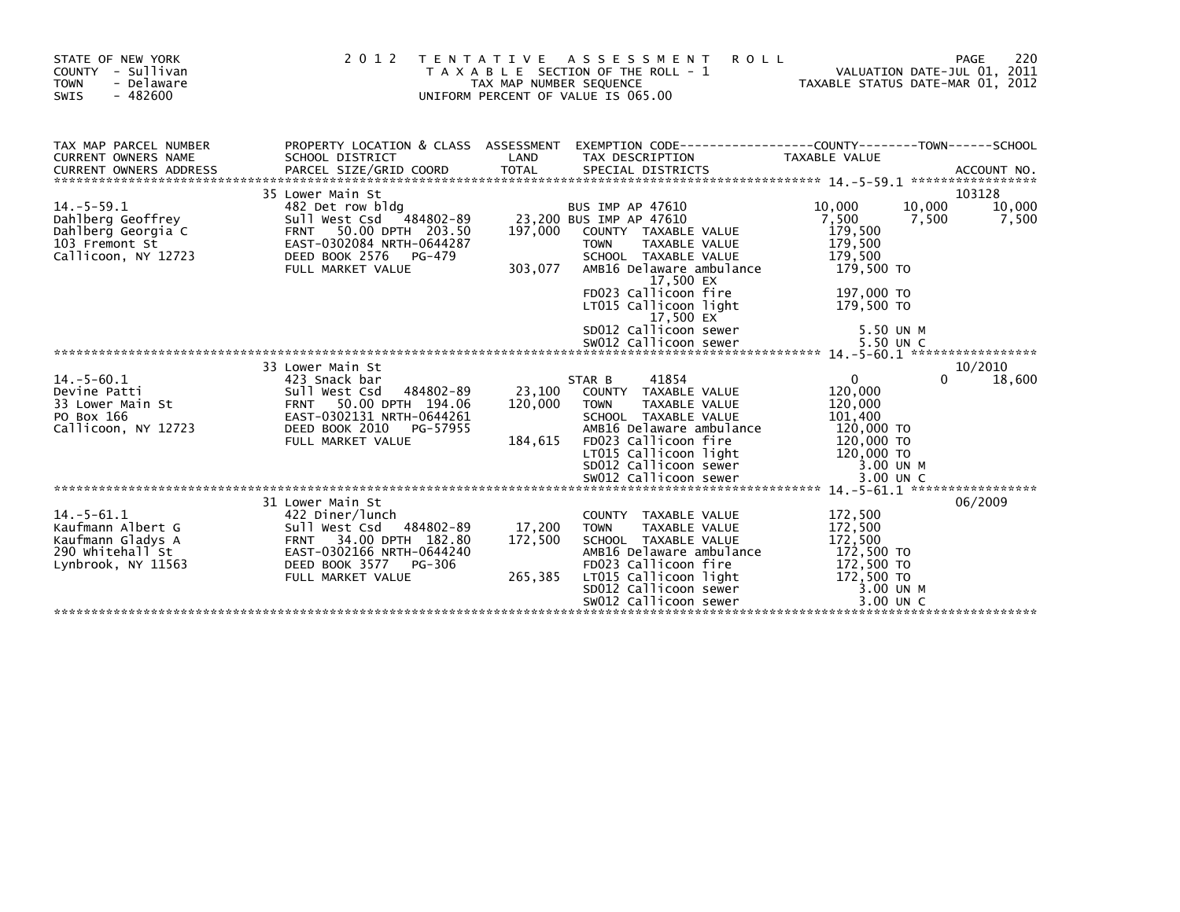STATE OF NEW YORK
COUNTY - Sullivan
TOWN - Delaware
SWIS - 482600

# 2012 TENTATIVE ASSESSMENT ROLL

TAXABLE SECTION OF THE ROLL - 1
TAX MAP NUMBER SEQUENCE
UNIFORM PERCENT OF VALUE IS 065.00

VALUATION DATE-JUL 01, 2011
TAXABLE STATUS DATE-MAR 01, 2012

| TAX MAP PARCEL NUMBER / CURRENT OWNERS NAME / CURRENT OWNERS ADDRESS | PROPERTY LOCATION & CLASS / SCHOOL DISTRICT / PARCEL SIZE/GRID COORD | ASSESSMENT LAND / TOTAL | EXEMPTION CODE / TAX DESCRIPTION / SPECIAL DISTRICTS | COUNTY TAXABLE VALUE | TOWN | SCHOOL | ACCOUNT NO. |
|---|---|---|---|---|---|---|---|
| **14.-5-59.1** | 35 Lower Main St | | | | | | 103128 |
| 14.-5-59.1 | 482 Det row bldg | | BUS IMP AP 47610 | 10,000 | 10,000 | 10,000 | |
| Dahlberg Geoffrey | Sull West Csd 484802-89 | 23,200 | BUS IMP AP 47610 | 7,500 | 7,500 | 7,500 | |
| Dahlberg Georgia C | FRNT 50.00 DPTH 203.50 | 197,000 | COUNTY TAXABLE VALUE | 179,500 | | | |
| 103 Fremont St | EAST-0302084 NRTH-0644287 | | TOWN TAXABLE VALUE | 179,500 | | | |
| Callicoon, NY 12723 | DEED BOOK 2576 PG-479 | | SCHOOL TAXABLE VALUE | 179,500 | | | |
| | FULL MARKET VALUE | 303,077 | AMB16 Delaware ambulance | 179,500 TO | | | |
| | | | 17,500 EX | | | | |
| | | | FD023 Callicoon fire | 197,000 TO | | | |
| | | | LT015 Callicoon light | 179,500 TO | | | |
| | | | 17,500 EX | | | | |
| | | | SD012 Callicoon sewer | 5.50 UN M | | | |
| | | | SW012 Callicoon sewer | 5.50 UN C | | | |
| **14.-5-60.1** | 33 Lower Main St | | | | | | 10/2010 |
| 14.-5-60.1 | 423 Snack bar | | STAR B 41854 | 0 | 0 | 18,600 | |
| Devine Patti | Sull West Csd 484802-89 | 23,100 | COUNTY TAXABLE VALUE | 120,000 | | | |
| 33 Lower Main St | FRNT 50.00 DPTH 194.06 | 120,000 | TOWN TAXABLE VALUE | 120,000 | | | |
| PO Box 166 | EAST-0302131 NRTH-0644261 | | SCHOOL TAXABLE VALUE | 101,400 | | | |
| Callicoon, NY 12723 | DEED BOOK 2010 PG-57955 | | AMB16 Delaware ambulance | 120,000 TO | | | |
| | FULL MARKET VALUE | 184,615 | FD023 Callicoon fire | 120,000 TO | | | |
| | | | LT015 Callicoon light | 120,000 TO | | | |
| | | | SD012 Callicoon sewer | 3.00 UN M | | | |
| | | | SW012 Callicoon sewer | 3.00 UN C | | | |
| **14.-5-61.1** | 31 Lower Main St | | | | | | 06/2009 |
| 14.-5-61.1 | 422 Diner/lunch | | COUNTY TAXABLE VALUE | 172,500 | | | |
| Kaufmann Albert G | Sull West Csd 484802-89 | 17,200 | TOWN TAXABLE VALUE | 172,500 | | | |
| Kaufmann Gladys A | FRNT 34.00 DPTH 182.80 | 172,500 | SCHOOL TAXABLE VALUE | 172,500 | | | |
| 290 Whitehall St | EAST-0302166 NRTH-0644240 | | AMB16 Delaware ambulance | 172,500 TO | | | |
| Lynbrook, NY 11563 | DEED BOOK 3577 PG-306 | | FD023 Callicoon fire | 172,500 TO | | | |
| | FULL MARKET VALUE | 265,385 | LT015 Callicoon light | 172,500 TO | | | |
| | | | SD012 Callicoon sewer | 3.00 UN M | | | |
| | | | SW012 Callicoon sewer | 3.00 UN C | | | |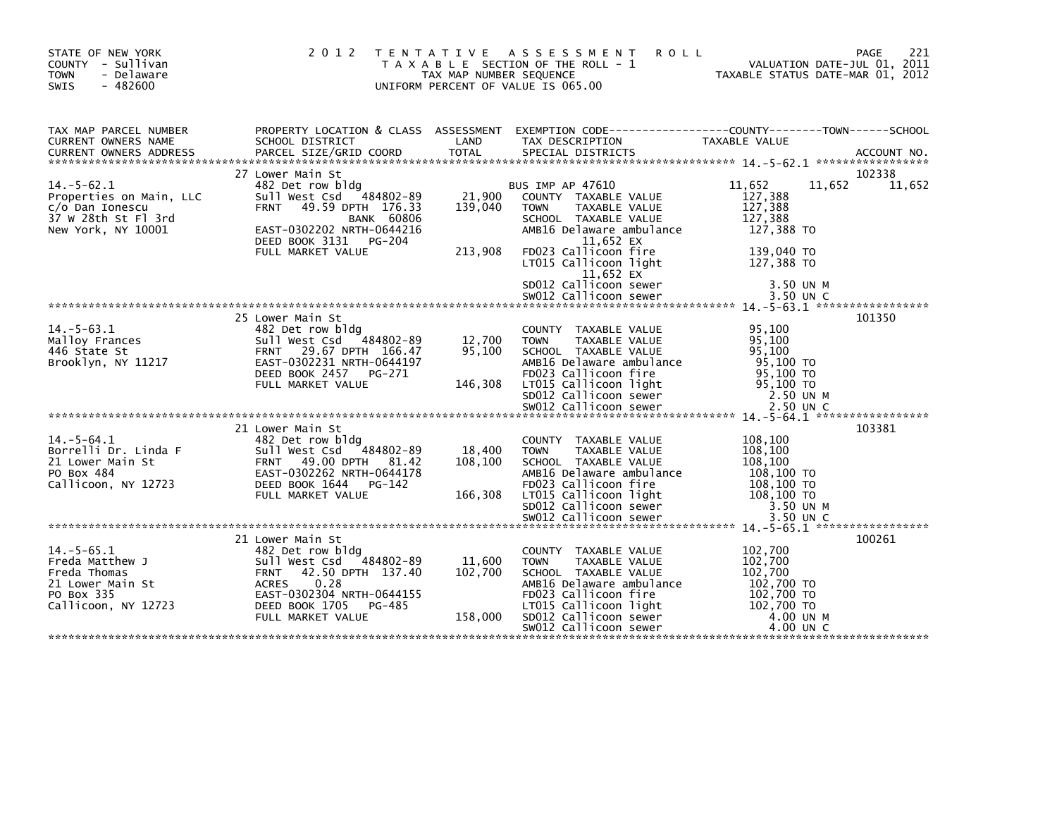STATE OF NEW YORK
COUNTY - Sullivan
TOWN - Delaware
SWIS - 482600

2012 TENTATIVE ASSESSMENT ROLL
TAXABLE SECTION OF THE ROLL - 1
TAX MAP NUMBER SEQUENCE
UNIFORM PERCENT OF VALUE IS 065.00

VALUATION DATE-JUL 01, 2011
TAXABLE STATUS DATE-MAR 01, 2012

| TAX MAP PARCEL NUMBER / CURRENT OWNERS NAME / CURRENT OWNERS ADDRESS | PROPERTY LOCATION & CLASS / SCHOOL DISTRICT / PARCEL SIZE/GRID COORD | ASSESSMENT LAND / TOTAL | EXEMPTION CODE / TAX DESCRIPTION / SPECIAL DISTRICTS | COUNTY | TOWN | SCHOOL | ACCOUNT NO. |
|---|---|---|---|---|---|---|---|
| **14.-5-62.1** | 27 Lower Main St | | | | | | 102338 |
| 14.-5-62.1 | 482 Det row bldg | | BUS IMP AP 47610 | 11,652 | 11,652 | 11,652 | |
| Properties on Main, LLC | Sull West Csd 484802-89 | 21,900 | COUNTY TAXABLE VALUE | 127,388 | | | |
| c/o Dan Ionescu | FRNT 49.59 DPTH 176.33 | 139,040 | TOWN TAXABLE VALUE | 127,388 | | | |
| 37 W 28th St Fl 3rd | BANK 60806 | | SCHOOL TAXABLE VALUE | 127,388 | | | |
| New York, NY 10001 | EAST-0302202 NRTH-0644216 | | AMB16 Delaware ambulance | 127,388 TO | | | |
| | DEED BOOK 3131 PG-204 | | 11,652 EX | | | | |
| | FULL MARKET VALUE | 213,908 | FD023 Callicoon fire | 139,040 TO | | | |
| | | | LT015 Callicoon light | 127,388 TO | | | |
| | | | 11,652 EX | | | | |
| | | | SD012 Callicoon sewer | 3.50 UN M | | | |
| | | | SW012 Callicoon sewer | 3.50 UN C | | | |
| **14.-5-63.1** | 25 Lower Main St | | | | | | 101350 |
| 14.-5-63.1 | 482 Det row bldg | | COUNTY TAXABLE VALUE | 95,100 | | | |
| Malloy Frances | Sull West Csd 484802-89 | 12,700 | TOWN TAXABLE VALUE | 95,100 | | | |
| 446 State St | FRNT 29.67 DPTH 166.47 | 95,100 | SCHOOL TAXABLE VALUE | 95,100 | | | |
| Brooklyn, NY 11217 | EAST-0302231 NRTH-0644197 | | AMB16 Delaware ambulance | 95,100 TO | | | |
| | DEED BOOK 2457 PG-271 | | FD023 Callicoon fire | 95,100 TO | | | |
| | FULL MARKET VALUE | 146,308 | LT015 Callicoon light | 95,100 TO | | | |
| | | | SD012 Callicoon sewer | 2.50 UN M | | | |
| | | | SW012 Callicoon sewer | 2.50 UN C | | | |
| **14.-5-64.1** | 21 Lower Main St | | | | | | 103381 |
| 14.-5-64.1 | 482 Det row bldg | | COUNTY TAXABLE VALUE | 108,100 | | | |
| Borrelli Dr. Linda F | Sull West Csd 484802-89 | 18,400 | TOWN TAXABLE VALUE | 108,100 | | | |
| 21 Lower Main St | FRNT 49.00 DPTH 81.42 | 108,100 | SCHOOL TAXABLE VALUE | 108,100 | | | |
| PO Box 484 | EAST-0302262 NRTH-0644178 | | AMB16 Delaware ambulance | 108,100 TO | | | |
| Callicoon, NY 12723 | DEED BOOK 1644 PG-142 | | FD023 Callicoon fire | 108,100 TO | | | |
| | FULL MARKET VALUE | 166,308 | LT015 Callicoon light | 108,100 TO | | | |
| | | | SD012 Callicoon sewer | 3.50 UN M | | | |
| | | | SW012 Callicoon sewer | 3.50 UN C | | | |
| **14.-5-65.1** | 21 Lower Main St | | | | | | 100261 |
| 14.-5-65.1 | 482 Det row bldg | | COUNTY TAXABLE VALUE | 102,700 | | | |
| Freda Matthew J | Sull West Csd 484802-89 | 11,600 | TOWN TAXABLE VALUE | 102,700 | | | |
| Freda Thomas | FRNT 42.50 DPTH 137.40 | 102,700 | SCHOOL TAXABLE VALUE | 102,700 | | | |
| 21 Lower Main St | ACRES 0.28 | | AMB16 Delaware ambulance | 102,700 TO | | | |
| PO Box 335 | EAST-0302304 NRTH-0644155 | | FD023 Callicoon fire | 102,700 TO | | | |
| Callicoon, NY 12723 | DEED BOOK 1705 PG-485 | | LT015 Callicoon light | 102,700 TO | | | |
| | FULL MARKET VALUE | 158,000 | SD012 Callicoon sewer | 4.00 UN M | | | |
| | | | SW012 Callicoon sewer | 4.00 UN C | | | |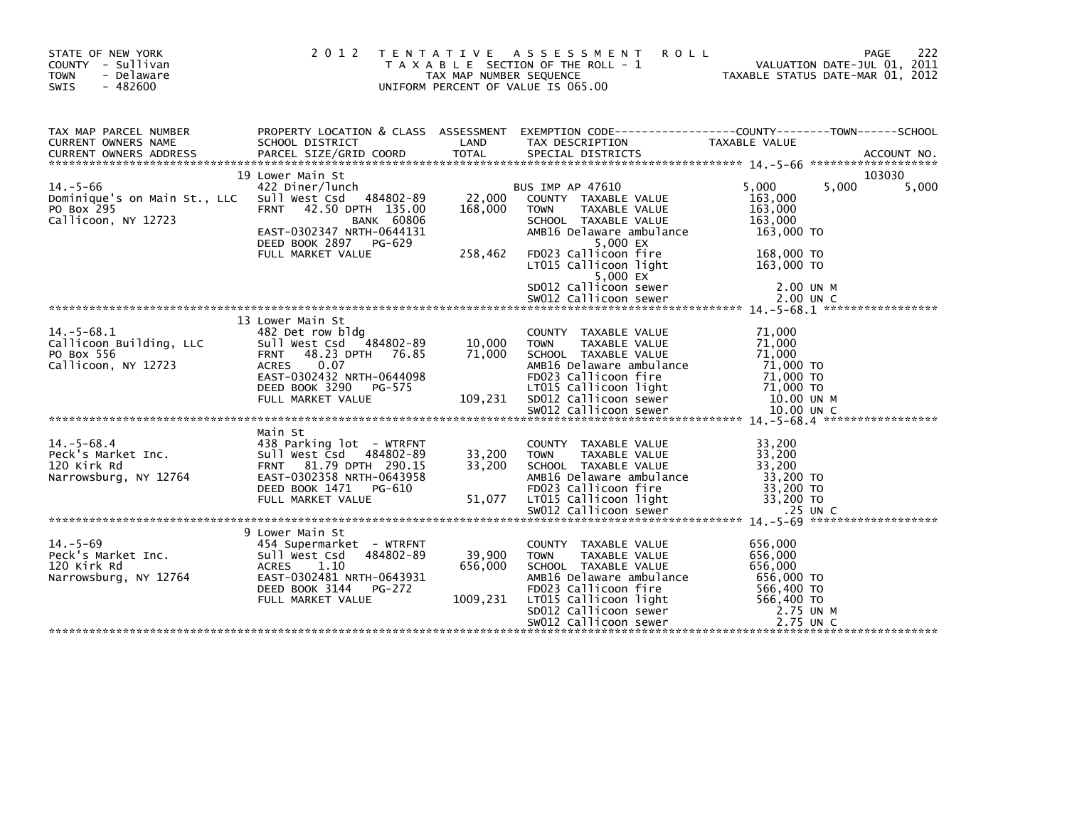STATE OF NEW YORK
COUNTY - Sullivan
TOWN - Delaware
SWIS - 482600

2 0 1 2 T E N T A T I V E A S S E S S M E N T R O L L
T A X A B L E SECTION OF THE ROLL - 1
TAX MAP NUMBER SEQUENCE
UNIFORM PERCENT OF VALUE IS 065.00

VALUATION DATE-JUL 01, 2011
TAXABLE STATUS DATE-MAR 01, 2012

| TAX MAP PARCEL NUMBER / CURRENT OWNERS NAME / CURRENT OWNERS ADDRESS | PROPERTY LOCATION & CLASS / SCHOOL DISTRICT / PARCEL SIZE/GRID COORD | ASSESSMENT LAND / TOTAL | EXEMPTION CODE / TAX DESCRIPTION / SPECIAL DISTRICTS | COUNTY TAXABLE VALUE | TOWN | SCHOOL / ACCOUNT NO. |
|---|---|---|---|---|---|---|
| **14.-5-66** | 19 Lower Main St | | | | | 103030 |
| | 422 Diner/lunch | | BUS IMP AP 47610 | 5,000 | 5,000 | 5,000 |
| Dominique's on Main St., LLC | Sull West Csd 484802-89 | 22,000 | COUNTY TAXABLE VALUE | 163,000 | | |
| PO Box 295 | FRNT 42.50 DPTH 135.00 | 168,000 | TOWN TAXABLE VALUE | 163,000 | | |
| Callicoon, NY 12723 | BANK 60806 | | SCHOOL TAXABLE VALUE | 163,000 | | |
| | EAST-0302347 NRTH-0644131 | | AMB16 Delaware ambulance | 163,000 TO | | |
| | DEED BOOK 2897 PG-629 | | 5,000 EX | | | |
| | FULL MARKET VALUE | 258,462 | FD023 Callicoon fire | 168,000 TO | | |
| | | | LT015 Callicoon light | 163,000 TO | | |
| | | | 5,000 EX | | | |
| | | | SD012 Callicoon sewer | 2.00 UN M | | |
| | | | SW012 Callicoon sewer | 2.00 UN C | | |
| **14.-5-68.1** | 13 Lower Main St | | | | | |
| | 482 Det row bldg | | COUNTY TAXABLE VALUE | 71,000 | | |
| Callicoon Building, LLC | Sull West Csd 484802-89 | 10,000 | TOWN TAXABLE VALUE | 71,000 | | |
| PO Box 556 | FRNT 48.23 DPTH 76.85 | 71,000 | SCHOOL TAXABLE VALUE | 71,000 | | |
| Callicoon, NY 12723 | ACRES 0.07 | | AMB16 Delaware ambulance | 71,000 TO | | |
| | EAST-0302432 NRTH-0644098 | | FD023 Callicoon fire | 71,000 TO | | |
| | DEED BOOK 3290 PG-575 | | LT015 Callicoon light | 71,000 TO | | |
| | FULL MARKET VALUE | 109,231 | SD012 Callicoon sewer | 10.00 UN M | | |
| | | | SW012 Callicoon sewer | 10.00 UN C | | |
| **14.-5-68.4** | Main St | | | | | |
| | 438 Parking lot - WTRFNT | | COUNTY TAXABLE VALUE | 33,200 | | |
| Peck's Market Inc. | Sull West Csd 484802-89 | 33,200 | TOWN TAXABLE VALUE | 33,200 | | |
| 120 Kirk Rd | FRNT 81.79 DPTH 290.15 | 33,200 | SCHOOL TAXABLE VALUE | 33,200 | | |
| Narrowsburg, NY 12764 | EAST-0302358 NRTH-0643958 | | AMB16 Delaware ambulance | 33,200 TO | | |
| | DEED BOOK 1471 PG-610 | | FD023 Callicoon fire | 33,200 TO | | |
| | FULL MARKET VALUE | 51,077 | LT015 Callicoon light | 33,200 TO | | |
| | | | SW012 Callicoon sewer | .25 UN C | | |
| **14.-5-69** | 9 Lower Main St | | | | | |
| | 454 Supermarket - WTRFNT | | COUNTY TAXABLE VALUE | 656,000 | | |
| Peck's Market Inc. | Sull West Csd 484802-89 | 39,900 | TOWN TAXABLE VALUE | 656,000 | | |
| 120 Kirk Rd | ACRES 1.10 | 656,000 | SCHOOL TAXABLE VALUE | 656,000 | | |
| Narrowsburg, NY 12764 | EAST-0302481 NRTH-0643931 | | AMB16 Delaware ambulance | 656,000 TO | | |
| | DEED BOOK 3144 PG-272 | | FD023 Callicoon fire | 566,400 TO | | |
| | FULL MARKET VALUE | 1009,231 | LT015 Callicoon light | 566,400 TO | | |
| | | | SD012 Callicoon sewer | 2.75 UN M | | |
| | | | SW012 Callicoon sewer | 2.75 UN C | | |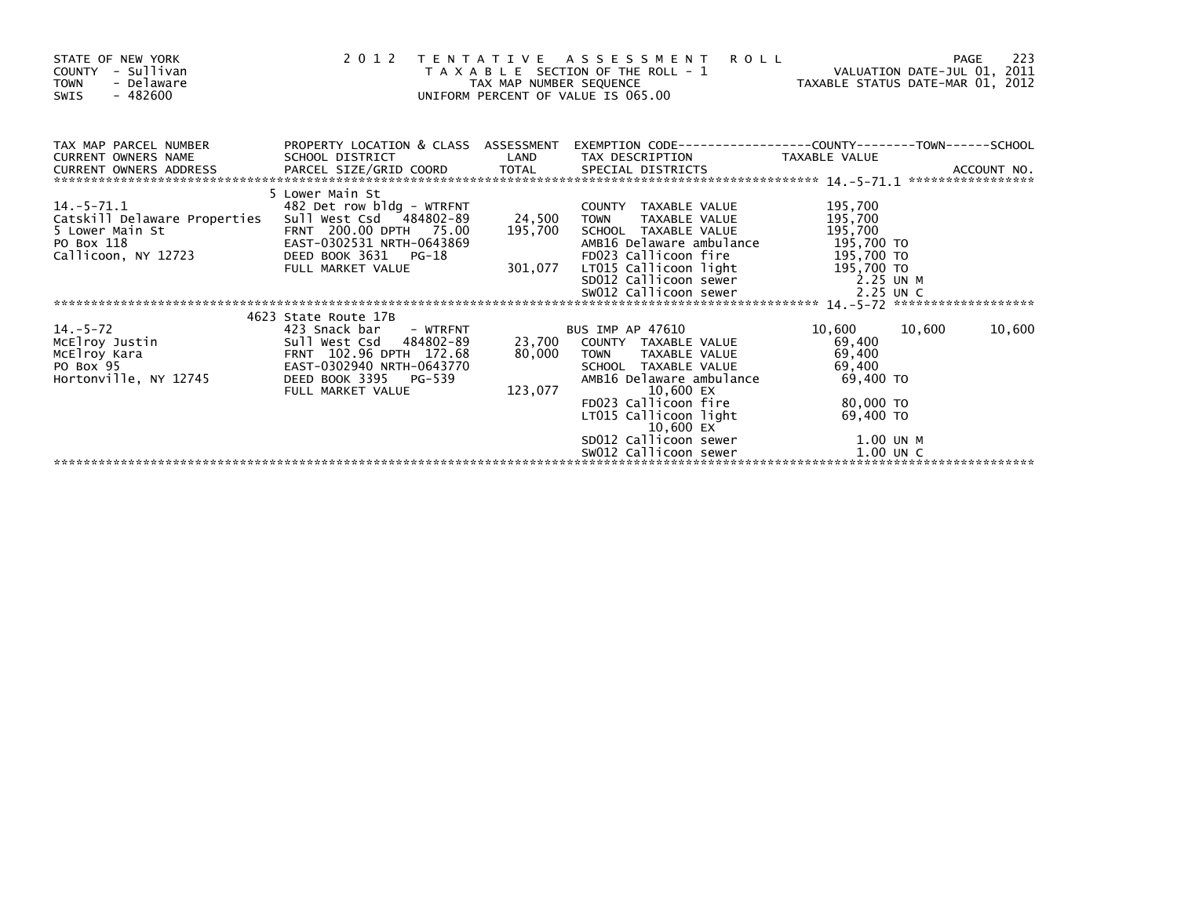STATE OF NEW YORK
COUNTY - Sullivan
TOWN - Delaware
SWIS - 482600

2012 TENTATIVE ASSESSMENT ROLL
TAXABLE SECTION OF THE ROLL - 1
TAX MAP NUMBER SEQUENCE
UNIFORM PERCENT OF VALUE IS 065.00

VALUATION DATE-JUL 01, 2011
TAXABLE STATUS DATE-MAR 01, 2012

| TAX MAP PARCEL NUMBER / CURRENT OWNERS NAME / CURRENT OWNERS ADDRESS | PROPERTY LOCATION & CLASS / SCHOOL DISTRICT / PARCEL SIZE/GRID COORD | ASSESSMENT LAND / TOTAL | EXEMPTION CODE / TAX DESCRIPTION / SPECIAL DISTRICTS | COUNTY TAXABLE VALUE | TOWN | SCHOOL |
|---|---|---|---|---|---|---|
| ******** 14.-5-71.1 ******** | | | | | | ACCOUNT NO. |
| | 5 Lower Main St | | | | | |
| 14.-5-71.1 | 482 Det row bldg - WTRFNT | | COUNTY TAXABLE VALUE | 195,700 | | |
| Catskill Delaware Properties | Sull West Csd 484802-89 | 24,500 | TOWN TAXABLE VALUE | 195,700 | | |
| 5 Lower Main St | FRNT 200.00 DPTH 75.00 | 195,700 | SCHOOL TAXABLE VALUE | 195,700 | | |
| PO Box 118 | EAST-0302531 NRTH-0643869 | | AMB16 Delaware ambulance | 195,700 TO | | |
| Callicoon, NY 12723 | DEED BOOK 3631 PG-18 | | FD023 Callicoon fire | 195,700 TO | | |
| | FULL MARKET VALUE | 301,077 | LT015 Callicoon light | 195,700 TO | | |
| | | | SD012 Callicoon sewer | 2.25 UN M | | |
| | | | SW012 Callicoon sewer | 2.25 UN C | | |
| ******** 14.-5-72 ******** | | | | | | |
| | 4623 State Route 17B | | | | | |
| 14.-5-72 | 423 Snack bar - WTRFNT | | BUS IMP AP 47610 | 10,600 | 10,600 | 10,600 |
| McElroy Justin | Sull West Csd 484802-89 | 23,700 | COUNTY TAXABLE VALUE | 69,400 | | |
| McElroy Kara | FRNT 102.96 DPTH 172.68 | 80,000 | TOWN TAXABLE VALUE | 69,400 | | |
| PO Box 95 | EAST-0302940 NRTH-0643770 | | SCHOOL TAXABLE VALUE | 69,400 | | |
| Hortonville, NY 12745 | DEED BOOK 3395 PG-539 | | AMB16 Delaware ambulance | 69,400 TO | | |
| | FULL MARKET VALUE | 123,077 | 10,600 EX | | | |
| | | | FD023 Callicoon fire | 80,000 TO | | |
| | | | LT015 Callicoon light | 69,400 TO | | |
| | | | 10,600 EX | | | |
| | | | SD012 Callicoon sewer | 1.00 UN M | | |
| | | | SW012 Callicoon sewer | 1.00 UN C | | |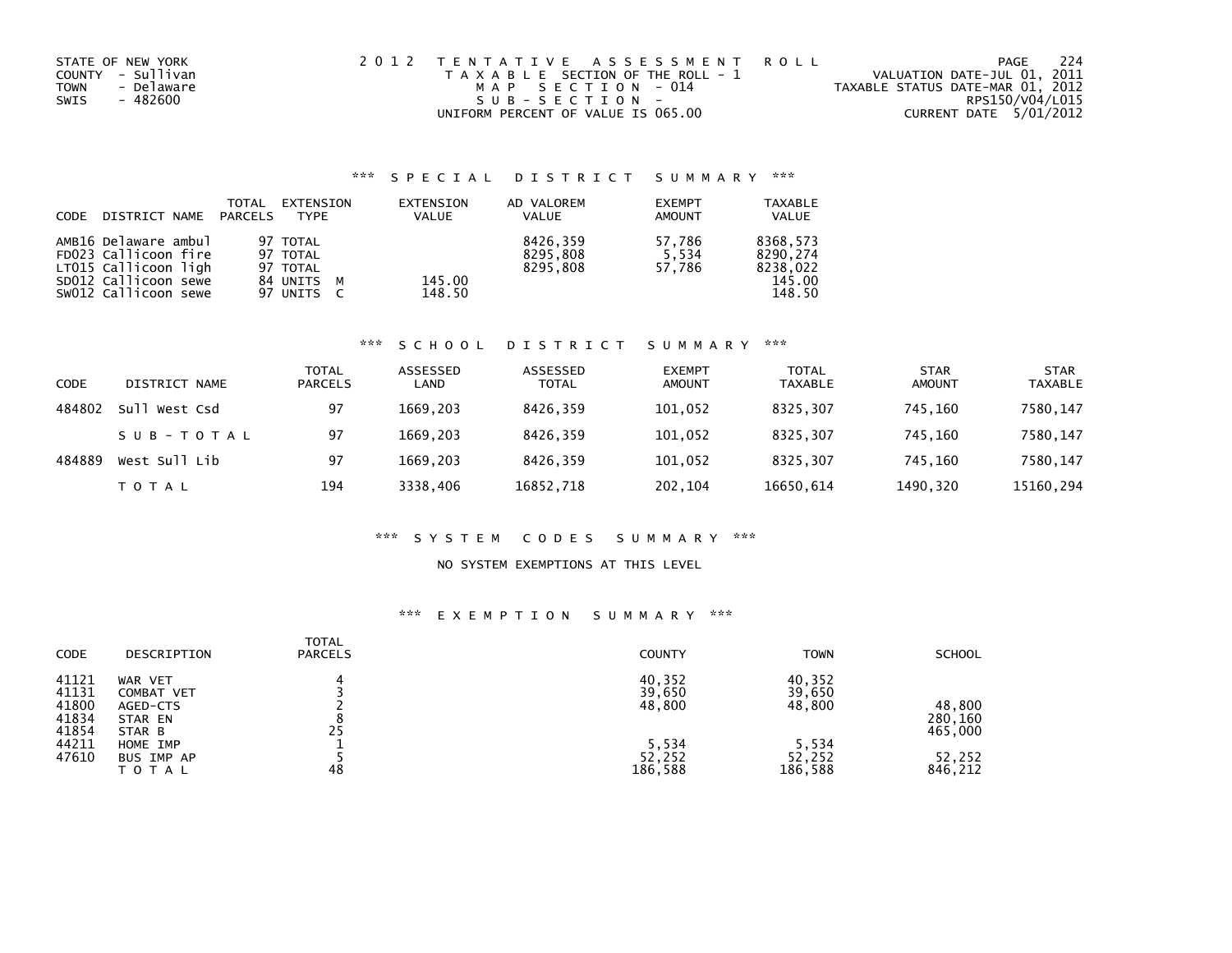STATE OF NEW YORK
COUNTY - Sullivan
TOWN - Delaware
SWIS - 482600

2012 TENTATIVE ASSESSMENT ROLL
TAXABLE SECTION OF THE ROLL - 1
MAP SECTION - 014
SUB-SECTION -
UNIFORM PERCENT OF VALUE IS 065.00

VALUATION DATE-JUL 01, 2011
TAXABLE STATUS DATE-MAR 01, 2012
RPS150/V04/L015
CURRENT DATE 5/01/2012

## *** SPECIAL DISTRICT SUMMARY ***

| CODE | DISTRICT NAME | TOTAL PARCELS | EXTENSION TYPE | EXTENSION VALUE | AD VALOREM VALUE | EXEMPT AMOUNT | TAXABLE VALUE |
|---|---|---|---|---|---|---|---|
| AMB16 | Delaware ambul | 97 | TOTAL | | 8426,359 | 57,786 | 8368,573 |
| FD023 | Callicoon fire | 97 | TOTAL | | 8295,808 | 5,534 | 8290,274 |
| LT015 | Callicoon ligh | 97 | TOTAL | | 8295,808 | 57,786 | 8238,022 |
| SD012 | Callicoon sewe | 84 | UNITS M | 145.00 | | | 145.00 |
| SW012 | Callicoon sewe | 97 | UNITS C | 148.50 | | | 148.50 |

## *** SCHOOL DISTRICT SUMMARY ***

| CODE | DISTRICT NAME | TOTAL PARCELS | ASSESSED LAND | ASSESSED TOTAL | EXEMPT AMOUNT | TOTAL TAXABLE | STAR AMOUNT | STAR TAXABLE |
|---|---|---|---|---|---|---|---|---|
| 484802 | Sull West Csd | 97 | 1669,203 | 8426,359 | 101,052 | 8325,307 | 745,160 | 7580,147 |
| | SUB-TOTAL | 97 | 1669,203 | 8426,359 | 101,052 | 8325,307 | 745,160 | 7580,147 |
| 484889 | West Sull Lib | 97 | 1669,203 | 8426,359 | 101,052 | 8325,307 | 745,160 | 7580,147 |
| | TOTAL | 194 | 3338,406 | 16852,718 | 202,104 | 16650,614 | 1490,320 | 15160,294 |

## *** SYSTEM CODES SUMMARY ***

NO SYSTEM EXEMPTIONS AT THIS LEVEL

## *** EXEMPTION SUMMARY ***

| CODE | DESCRIPTION | TOTAL PARCELS | COUNTY | TOWN | SCHOOL |
|---|---|---|---|---|---|
| 41121 | WAR VET | 4 | 40,352 | 40,352 | |
| 41131 | COMBAT VET | 3 | 39,650 | 39,650 | |
| 41800 | AGED-CTS | 2 | 48,800 | 48,800 | 48,800 |
| 41834 | STAR EN | 8 | | | 280,160 |
| 41854 | STAR B | 25 | | | 465,000 |
| 44211 | HOME IMP | 1 | 5,534 | 5,534 | |
| 47610 | BUS IMP AP | 5 | 52,252 | 52,252 | 52,252 |
| | TOTAL | 48 | 186,588 | 186,588 | 846,212 |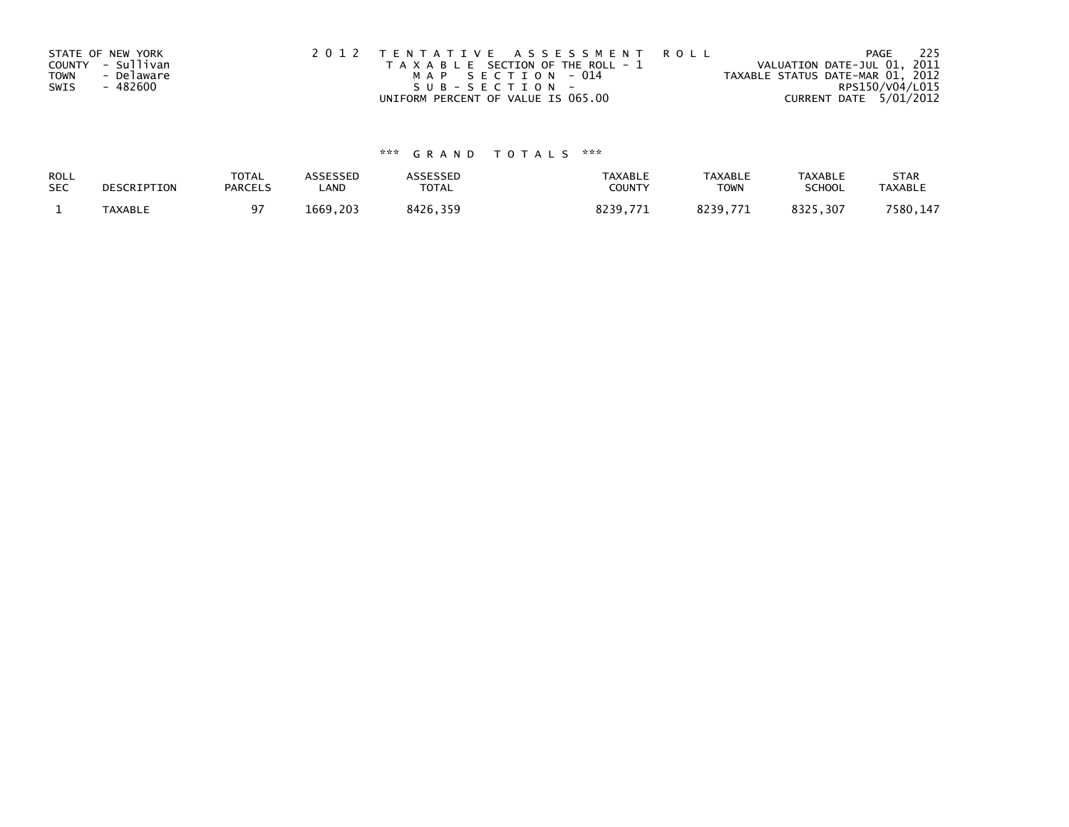STATE OF NEW YORK
COUNTY - Sullivan
TOWN - Delaware
SWIS - 482600

2 0 1 2 T E N T A T I V E A S S E S S M E N T R O L L
T A X A B L E SECTION OF THE ROLL - 1
M A P S E C T I O N - 014
S U B - S E C T I O N -
UNIFORM PERCENT OF VALUE IS 065.00

VALUATION DATE-JUL 01, 2011
TAXABLE STATUS DATE-MAR 01, 2012
RPS150/V04/L015
CURRENT DATE 5/01/2012

### *** G R A N D T O T A L S ***

| ROLL SEC | DESCRIPTION | TOTAL PARCELS | ASSESSED LAND | ASSESSED TOTAL | TAXABLE COUNTY | TAXABLE TOWN | TAXABLE SCHOOL | STAR TAXABLE |
|---|---|---|---|---|---|---|---|---|
| 1 | TAXABLE | 97 | 1669,203 | 8426,359 | 8239,771 | 8239,771 | 8325,307 | 7580,147 |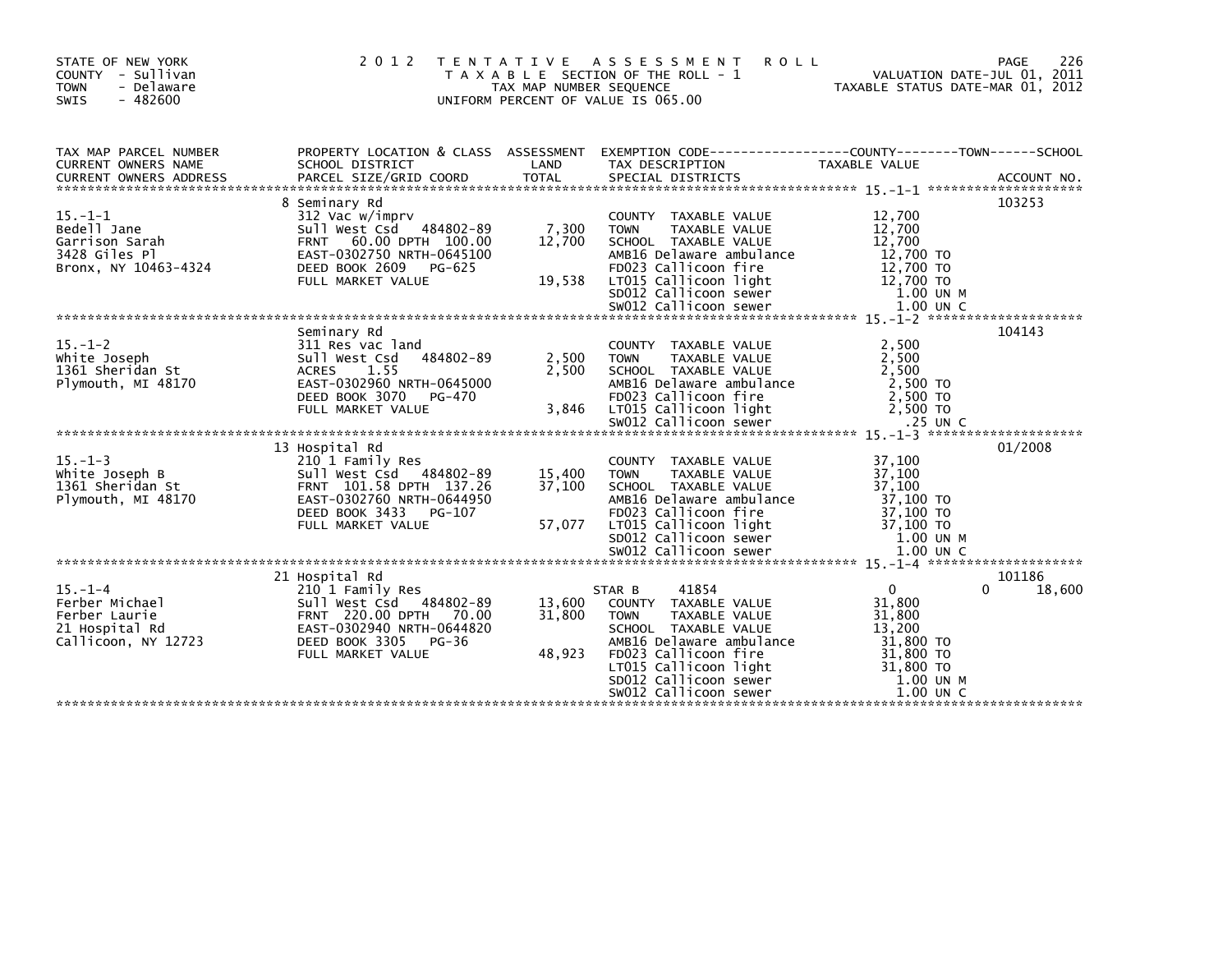STATE OF NEW YORK
COUNTY - Sullivan
TOWN - Delaware
SWIS - 482600

2 0 1 2 T E N T A T I V E A S S E S S M E N T R O L L
T A X A B L E SECTION OF THE ROLL - 1
TAX MAP NUMBER SEQUENCE
UNIFORM PERCENT OF VALUE IS 065.00

VALUATION DATE-JUL 01, 2011
TAXABLE STATUS DATE-MAR 01, 2012

| TAX MAP PARCEL NUMBER / CURRENT OWNERS NAME / CURRENT OWNERS ADDRESS | PROPERTY LOCATION & CLASS / SCHOOL DISTRICT / PARCEL SIZE/GRID COORD | ASSESSMENT LAND | TOTAL | EXEMPTION CODE / TAX DESCRIPTION / SPECIAL DISTRICTS | COUNTY / TOWN TAXABLE VALUE | SCHOOL | ACCOUNT NO. |
|---|---|---|---|---|---|---|---|
| 15.-1-1 | 8 Seminary Rd | | | | | | 103253 |
| | 312 Vac w/imprv | | | COUNTY TAXABLE VALUE | 12,700 | | |
| Bedell Jane | Sull West Csd 484802-89 | 7,300 | | TOWN TAXABLE VALUE | 12,700 | | |
| Garrison Sarah | FRNT 60.00 DPTH 100.00 | | 12,700 | SCHOOL TAXABLE VALUE | 12,700 | | |
| 3428 Giles Pl | EAST-0302750 NRTH-0645100 | | | AMB16 Delaware ambulance | 12,700 TO | | |
| Bronx, NY 10463-4324 | DEED BOOK 2609 PG-625 | | | FD023 Callicoon fire | 12,700 TO | | |
| | FULL MARKET VALUE | | 19,538 | LT015 Callicoon light | 12,700 TO | | |
| | | | | SD012 Callicoon sewer | 1.00 UN M | | |
| | | | | SW012 Callicoon sewer | 1.00 UN C | | |
| 15.-1-2 | Seminary Rd | | | | | | 104143 |
| | 311 Res vac land | | | COUNTY TAXABLE VALUE | 2,500 | | |
| White Joseph | Sull West Csd 484802-89 | 2,500 | | TOWN TAXABLE VALUE | 2,500 | | |
| 1361 Sheridan St | ACRES 1.55 | | 2,500 | SCHOOL TAXABLE VALUE | 2,500 | | |
| Plymouth, MI 48170 | EAST-0302960 NRTH-0645000 | | | AMB16 Delaware ambulance | 2,500 TO | | |
| | DEED BOOK 3070 PG-470 | | | FD023 Callicoon fire | 2,500 TO | | |
| | FULL MARKET VALUE | | 3,846 | LT015 Callicoon light | 2,500 TO | | |
| | | | | SW012 Callicoon sewer | .25 UN C | | |
| 15.-1-3 | 13 Hospital Rd | | | | | | 01/2008 |
| | 210 1 Family Res | | | COUNTY TAXABLE VALUE | 37,100 | | |
| White Joseph B | Sull West Csd 484802-89 | 15,400 | | TOWN TAXABLE VALUE | 37,100 | | |
| 1361 Sheridan St | FRNT 101.58 DPTH 137.26 | | 37,100 | SCHOOL TAXABLE VALUE | 37,100 | | |
| Plymouth, MI 48170 | EAST-0302760 NRTH-0644950 | | | AMB16 Delaware ambulance | 37,100 TO | | |
| | DEED BOOK 3433 PG-107 | | | FD023 Callicoon fire | 37,100 TO | | |
| | FULL MARKET VALUE | | 57,077 | LT015 Callicoon light | 37,100 TO | | |
| | | | | SD012 Callicoon sewer | 1.00 UN M | | |
| | | | | SW012 Callicoon sewer | 1.00 UN C | | |
| 15.-1-4 | 21 Hospital Rd | | | | | | 101186 |
| | 210 1 Family Res | | | STAR B 41854 | 0 | 0 | 18,600 |
| Ferber Michael | Sull West Csd 484802-89 | 13,600 | | COUNTY TAXABLE VALUE | 31,800 | | |
| Ferber Laurie | FRNT 220.00 DPTH 70.00 | | 31,800 | TOWN TAXABLE VALUE | 31,800 | | |
| 21 Hospital Rd | EAST-0302940 NRTH-0644820 | | | SCHOOL TAXABLE VALUE | 13,200 | | |
| Callicoon, NY 12723 | DEED BOOK 3305 PG-36 | | | AMB16 Delaware ambulance | 31,800 TO | | |
| | FULL MARKET VALUE | | 48,923 | FD023 Callicoon fire | 31,800 TO | | |
| | | | | LT015 Callicoon light | 31,800 TO | | |
| | | | | SD012 Callicoon sewer | 1.00 UN M | | |
| | | | | SW012 Callicoon sewer | 1.00 UN C | | |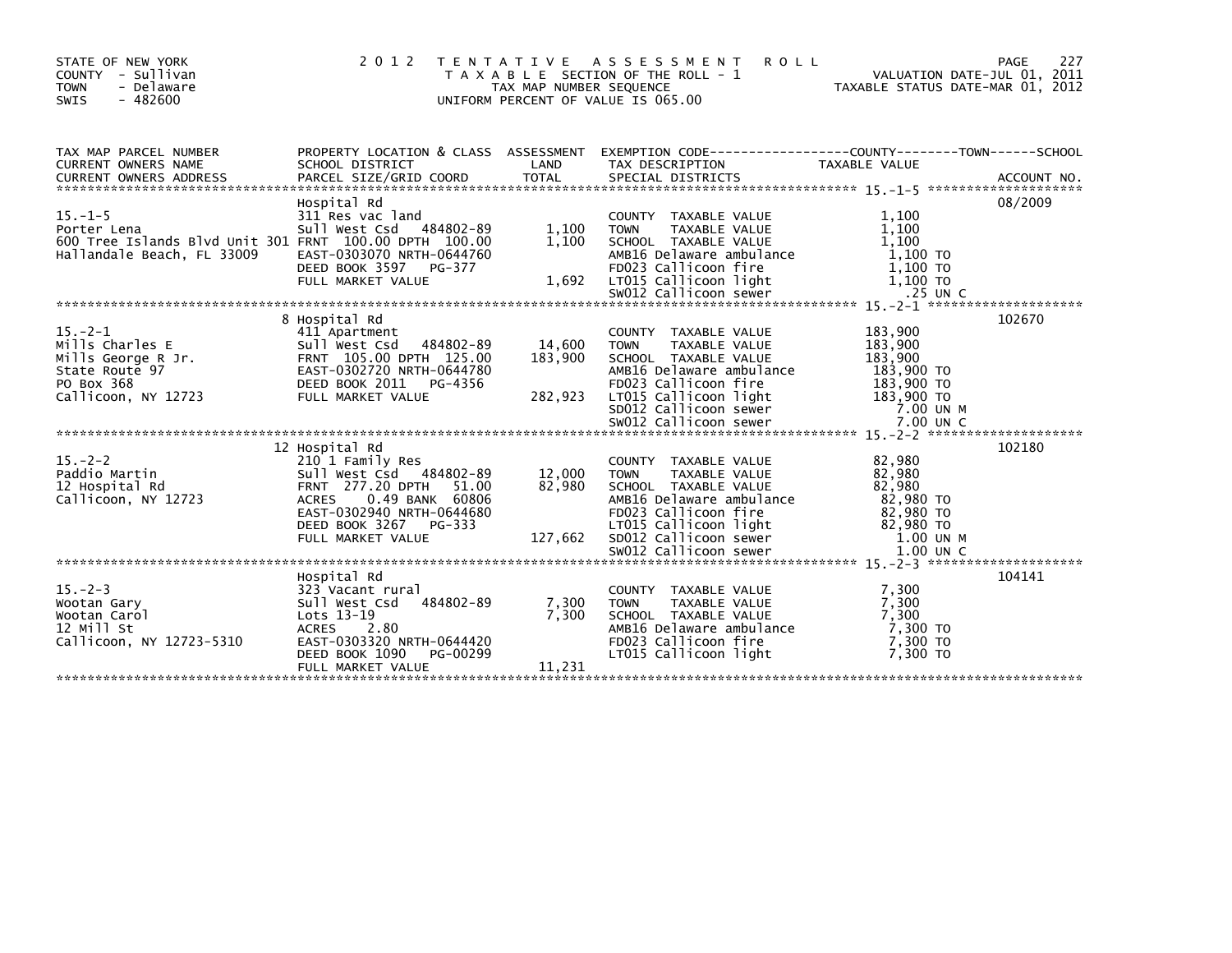STATE OF NEW YORK
COUNTY - Sullivan
TOWN - Delaware
SWIS - 482600

2 0 1 2 T E N T A T I V E A S S E S S M E N T R O L L
T A X A B L E SECTION OF THE ROLL - 1
TAX MAP NUMBER SEQUENCE
UNIFORM PERCENT OF VALUE IS 065.00

VALUATION DATE-JUL 01, 2011
TAXABLE STATUS DATE-MAR 01, 2012

| TAX MAP PARCEL NUMBER / CURRENT OWNERS NAME / CURRENT OWNERS ADDRESS | PROPERTY LOCATION & CLASS / SCHOOL DISTRICT / PARCEL SIZE/GRID COORD | ASSESSMENT LAND / TOTAL | EXEMPTION CODE / TAX DESCRIPTION / SPECIAL DISTRICTS | COUNTY--------TOWN------SCHOOL TAXABLE VALUE | ACCOUNT NO. |
|---|---|---|---|---|---|
| 15.-1-5 | Hospital Rd | | | | 08/2009 |
| | 311 Res vac land | | COUNTY TAXABLE VALUE | 1,100 | |
| Porter Lena | Sull West Csd 484802-89 | 1,100 | TOWN TAXABLE VALUE | 1,100 | |
| 600 Tree Islands Blvd Unit 301 | FRNT 100.00 DPTH 100.00 | 1,100 | SCHOOL TAXABLE VALUE | 1,100 | |
| Hallandale Beach, FL 33009 | EAST-0303070 NRTH-0644760 | | AMB16 Delaware ambulance | 1,100 TO | |
| | DEED BOOK 3597 PG-377 | | FD023 Callicoon fire | 1,100 TO | |
| | FULL MARKET VALUE | 1,692 | LT015 Callicoon light | 1,100 TO | |
| | | | SW012 Callicoon sewer | .25 UN C | |
| 15.-2-1 | 8 Hospital Rd | | | | 102670 |
| | 411 Apartment | | COUNTY TAXABLE VALUE | 183,900 | |
| Mills Charles E | Sull West Csd 484802-89 | 14,600 | TOWN TAXABLE VALUE | 183,900 | |
| Mills George R Jr. | FRNT 105.00 DPTH 125.00 | 183,900 | SCHOOL TAXABLE VALUE | 183,900 | |
| State Route 97 | EAST-0302720 NRTH-0644780 | | AMB16 Delaware ambulance | 183,900 TO | |
| PO Box 368 | DEED BOOK 2011 PG-4356 | | FD023 Callicoon fire | 183,900 TO | |
| Callicoon, NY 12723 | FULL MARKET VALUE | 282,923 | LT015 Callicoon light | 183,900 TO | |
| | | | SD012 Callicoon sewer | 7.00 UN M | |
| | | | SW012 Callicoon sewer | 7.00 UN C | |
| 15.-2-2 | 12 Hospital Rd | | | | 102180 |
| | 210 1 Family Res | | COUNTY TAXABLE VALUE | 82,980 | |
| Paddio Martin | Sull West Csd 484802-89 | 12,000 | TOWN TAXABLE VALUE | 82,980 | |
| 12 Hospital Rd | FRNT 277.20 DPTH 51.00 | 82,980 | SCHOOL TAXABLE VALUE | 82,980 | |
| Callicoon, NY 12723 | ACRES 0.49 BANK 60806 | | AMB16 Delaware ambulance | 82,980 TO | |
| | EAST-0302940 NRTH-0644680 | | FD023 Callicoon fire | 82,980 TO | |
| | DEED BOOK 3267 PG-333 | | LT015 Callicoon light | 82,980 TO | |
| | FULL MARKET VALUE | 127,662 | SD012 Callicoon sewer | 1.00 UN M | |
| | | | SW012 Callicoon sewer | 1.00 UN C | |
| 15.-2-3 | Hospital Rd | | | | 104141 |
| | 323 Vacant rural | | COUNTY TAXABLE VALUE | 7,300 | |
| Wootan Gary | Sull West Csd 484802-89 | 7,300 | TOWN TAXABLE VALUE | 7,300 | |
| Wootan Carol | Lots 13-19 | 7,300 | SCHOOL TAXABLE VALUE | 7,300 | |
| 12 Mill St | ACRES 2.80 | | AMB16 Delaware ambulance | 7,300 TO | |
| Callicoon, NY 12723-5310 | EAST-0303320 NRTH-0644420 | | FD023 Callicoon fire | 7,300 TO | |
| | DEED BOOK 1090 PG-00299 | | LT015 Callicoon light | 7,300 TO | |
| | FULL MARKET VALUE | 11,231 | | | |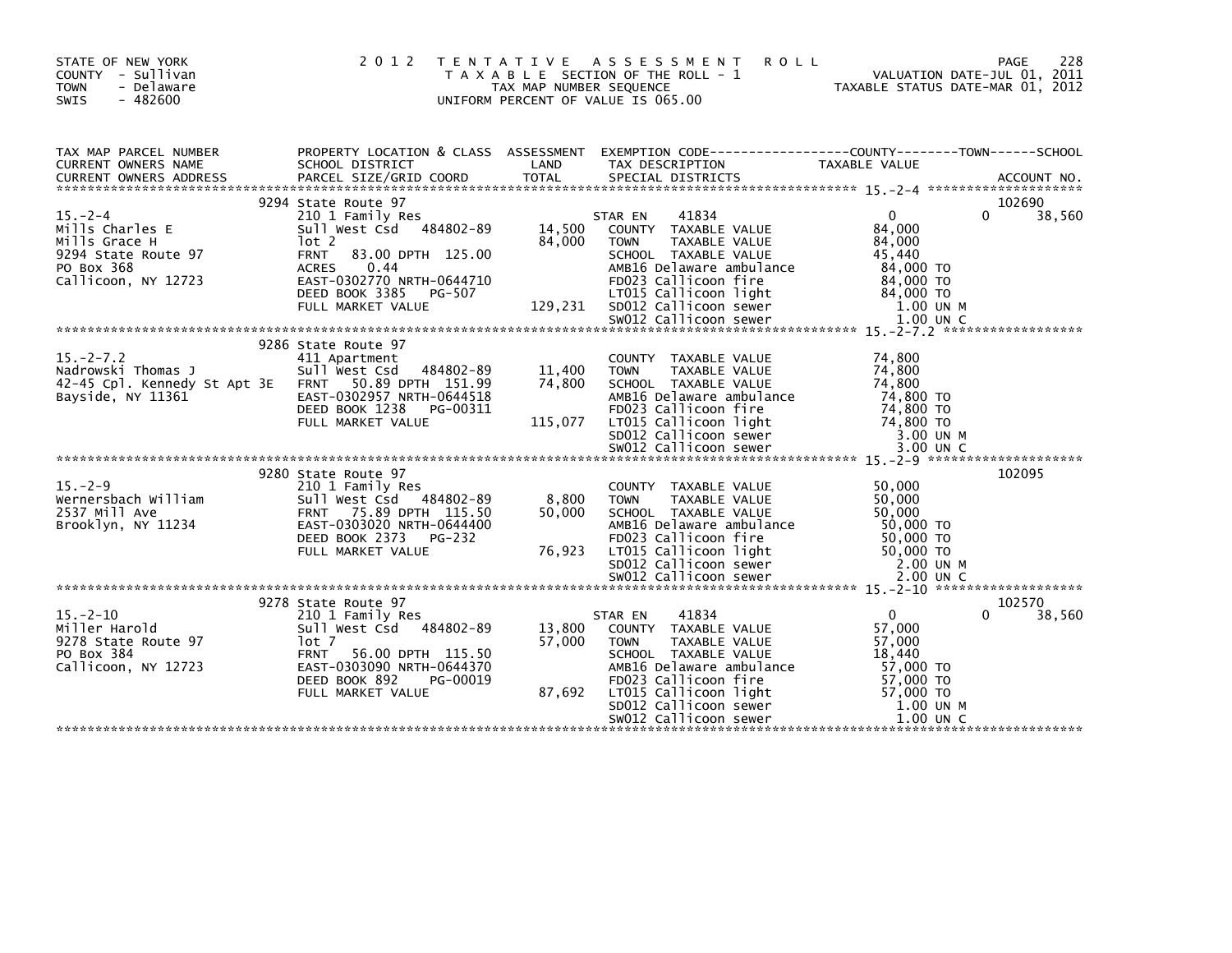STATE OF NEW YORK
COUNTY - Sullivan
TOWN - Delaware
SWIS - 482600

2 0 1 2 T E N T A T I V E A S S E S S M E N T R O L L
T A X A B L E SECTION OF THE ROLL - 1
TAX MAP NUMBER SEQUENCE
UNIFORM PERCENT OF VALUE IS 065.00

VALUATION DATE-JUL 01, 2011
TAXABLE STATUS DATE-MAR 01, 2012

| TAX MAP PARCEL NUMBER / CURRENT OWNERS NAME / CURRENT OWNERS ADDRESS | PROPERTY LOCATION & CLASS / SCHOOL DISTRICT / PARCEL SIZE/GRID COORD | ASSESSMENT LAND / TOTAL | EXEMPTION CODE / TAX DESCRIPTION / SPECIAL DISTRICTS | COUNTY / TOWN / SCHOOL TAXABLE VALUE | ACCOUNT NO. |
|---|---|---|---|---|---|
| **15.-2-4** | 9294 State Route 97 | | | | 102690 |
| 15.-2-4 | 210 1 Family Res | | STAR EN 41834 | 0 0 38,560 | |
| Mills Charles E | Sull West Csd 484802-89 | 14,500 | COUNTY TAXABLE VALUE | 84,000 | |
| Mills Grace H | lot 2 | 84,000 | TOWN TAXABLE VALUE | 84,000 | |
| 9294 State Route 97 | FRNT 83.00 DPTH 125.00 | | SCHOOL TAXABLE VALUE | 45,440 | |
| PO Box 368 | ACRES 0.44 | | AMB16 Delaware ambulance | 84,000 TO | |
| Callicoon, NY 12723 | EAST-0302770 NRTH-0644710 | | FD023 Callicoon fire | 84,000 TO | |
| | DEED BOOK 3385 PG-507 | | LT015 Callicoon light | 84,000 TO | |
| | FULL MARKET VALUE | 129,231 | SD012 Callicoon sewer | 1.00 UN M | |
| | | | SW012 Callicoon sewer | 1.00 UN C | |
| **15.-2-7.2** | 9286 State Route 97 | | | | |
| 15.-2-7.2 | 411 Apartment | | COUNTY TAXABLE VALUE | 74,800 | |
| Nadrowski Thomas J | Sull West Csd 484802-89 | 11,400 | TOWN TAXABLE VALUE | 74,800 | |
| 42-45 Cpl. Kennedy St Apt 3E | FRNT 50.89 DPTH 151.99 | 74,800 | SCHOOL TAXABLE VALUE | 74,800 | |
| Bayside, NY 11361 | EAST-0302957 NRTH-0644518 | | AMB16 Delaware ambulance | 74,800 TO | |
| | DEED BOOK 1238 PG-00311 | | FD023 Callicoon fire | 74,800 TO | |
| | FULL MARKET VALUE | 115,077 | LT015 Callicoon light | 74,800 TO | |
| | | | SD012 Callicoon sewer | 3.00 UN M | |
| | | | SW012 Callicoon sewer | 3.00 UN C | |
| **15.-2-9** | 9280 State Route 97 | | | | 102095 |
| 15.-2-9 | 210 1 Family Res | | COUNTY TAXABLE VALUE | 50,000 | |
| Wernersbach William | Sull West Csd 484802-89 | 8,800 | TOWN TAXABLE VALUE | 50,000 | |
| 2537 Mill Ave | FRNT 75.89 DPTH 115.50 | 50,000 | SCHOOL TAXABLE VALUE | 50,000 | |
| Brooklyn, NY 11234 | EAST-0303020 NRTH-0644400 | | AMB16 Delaware ambulance | 50,000 TO | |
| | DEED BOOK 2373 PG-232 | | FD023 Callicoon fire | 50,000 TO | |
| | FULL MARKET VALUE | 76,923 | LT015 Callicoon light | 50,000 TO | |
| | | | SD012 Callicoon sewer | 2.00 UN M | |
| | | | SW012 Callicoon sewer | 2.00 UN C | |
| **15.-2-10** | 9278 State Route 97 | | | | 102570 |
| 15.-2-10 | 210 1 Family Res | | STAR EN 41834 | 0 0 38,560 | |
| Miller Harold | Sull West Csd 484802-89 | 13,800 | COUNTY TAXABLE VALUE | 57,000 | |
| 9278 State Route 97 | lot 7 | 57,000 | TOWN TAXABLE VALUE | 57,000 | |
| PO Box 384 | FRNT 56.00 DPTH 115.50 | | SCHOOL TAXABLE VALUE | 18,440 | |
| Callicoon, NY 12723 | EAST-0303090 NRTH-0644370 | | AMB16 Delaware ambulance | 57,000 TO | |
| | DEED BOOK 892 PG-00019 | | FD023 Callicoon fire | 57,000 TO | |
| | FULL MARKET VALUE | 87,692 | LT015 Callicoon light | 57,000 TO | |
| | | | SD012 Callicoon sewer | 1.00 UN M | |
| | | | SW012 Callicoon sewer | 1.00 UN C | |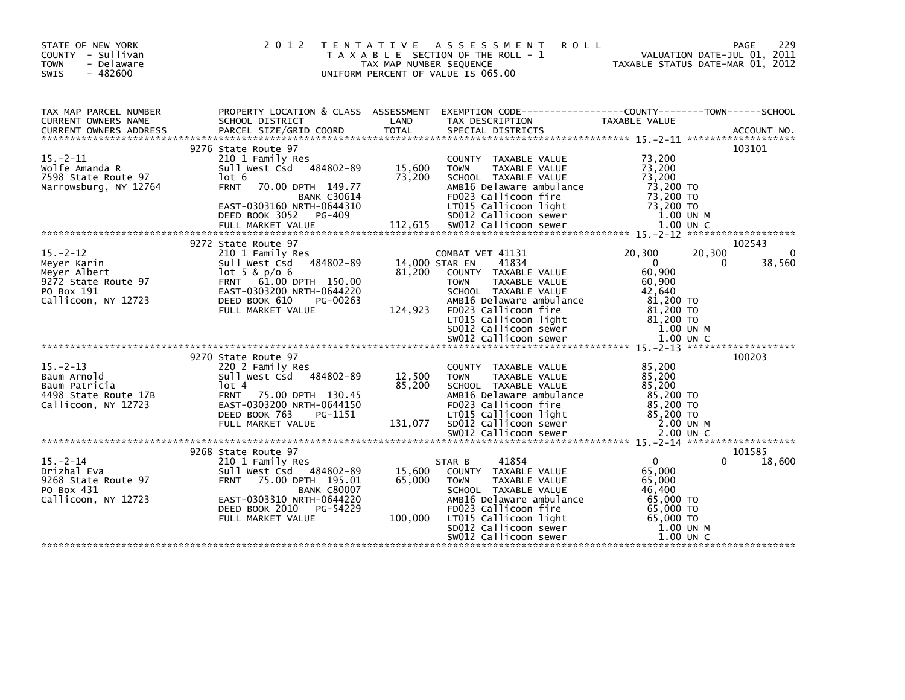STATE OF NEW YORK
COUNTY - Sullivan
TOWN - Delaware
SWIS - 482600

2012 TENTATIVE ASSESSMENT ROLL
TAXABLE SECTION OF THE ROLL - 1
TAX MAP NUMBER SEQUENCE
UNIFORM PERCENT OF VALUE IS 065.00

VALUATION DATE-JUL 01, 2011
TAXABLE STATUS DATE-MAR 01, 2012

| TAX MAP PARCEL NUMBER / CURRENT OWNERS NAME / CURRENT OWNERS ADDRESS | PROPERTY LOCATION & CLASS / SCHOOL DISTRICT / PARCEL SIZE/GRID COORD | ASSESSMENT LAND | TOTAL | EXEMPTION CODE / TAX DESCRIPTION / SPECIAL DISTRICTS | COUNTY TAXABLE VALUE | TOWN | SCHOOL | ACCOUNT NO. |
|---|---|---|---|---|---|---|---|---|
| **15.-2-11** | 9276 State Route 97 | | | | | | | 103101 |
| Wolfe Amanda R | 210 1 Family Res | | | COUNTY TAXABLE VALUE | 73,200 | | | |
| 7598 State Route 97 | Sull West Csd 484802-89 | 15,600 | | TOWN TAXABLE VALUE | 73,200 | | | |
| Narrowsburg, NY 12764 | lot 6 | | 73,200 | SCHOOL TAXABLE VALUE | 73,200 | | | |
| | FRNT 70.00 DPTH 149.77 | | | AMB16 Delaware ambulance | 73,200 TO | | | |
| | BANK C30614 | | | FD023 Callicoon fire | 73,200 TO | | | |
| | EAST-0303160 NRTH-0644310 | | | LT015 Callicoon light | 73,200 TO | | | |
| | DEED BOOK 3052 PG-409 | | | SD012 Callicoon sewer | 1.00 UN M | | | |
| | FULL MARKET VALUE | | 112,615 | SW012 Callicoon sewer | 1.00 UN C | | | |
| **15.-2-12** | 9272 State Route 97 | | | | | | | 102543 |
| Meyer Karin | 210 1 Family Res | | | COMBAT VET 41131 | 20,300 | 20,300 | 0 | |
| Meyer Albert | Sull West Csd 484802-89 | 14,000 | | STAR EN 41834 | 0 | 0 | 38,560 | |
| 9272 State Route 97 | lot 5 & p/o 6 | | 81,200 | COUNTY TAXABLE VALUE | 60,900 | | | |
| PO Box 191 | FRNT 61.00 DPTH 150.00 | | | TOWN TAXABLE VALUE | 60,900 | | | |
| Callicoon, NY 12723 | EAST-0303200 NRTH-0644220 | | | SCHOOL TAXABLE VALUE | 42,640 | | | |
| | DEED BOOK 610 PG-00263 | | | AMB16 Delaware ambulance | 81,200 TO | | | |
| | FULL MARKET VALUE | | 124,923 | FD023 Callicoon fire | 81,200 TO | | | |
| | | | | LT015 Callicoon light | 81,200 TO | | | |
| | | | | SD012 Callicoon sewer | 1.00 UN M | | | |
| | | | | SW012 Callicoon sewer | 1.00 UN C | | | |
| **15.-2-13** | 9270 State Route 97 | | | | | | | 100203 |
| Baum Arnold | 220 2 Family Res | | | COUNTY TAXABLE VALUE | 85,200 | | | |
| Baum Patricia | Sull West Csd 484802-89 | 12,500 | | TOWN TAXABLE VALUE | 85,200 | | | |
| 4498 State Route 17B | lot 4 | | 85,200 | SCHOOL TAXABLE VALUE | 85,200 | | | |
| Callicoon, NY 12723 | FRNT 75.00 DPTH 130.45 | | | AMB16 Delaware ambulance | 85,200 TO | | | |
| | EAST-0303200 NRTH-0644150 | | | FD023 Callicoon fire | 85,200 TO | | | |
| | DEED BOOK 763 PG-1151 | | | LT015 Callicoon light | 85,200 TO | | | |
| | FULL MARKET VALUE | | 131,077 | SD012 Callicoon sewer | 2.00 UN M | | | |
| | | | | SW012 Callicoon sewer | 2.00 UN C | | | |
| **15.-2-14** | 9268 State Route 97 | | | | | | | 101585 |
| Drizhal Eva | 210 1 Family Res | | | STAR B 41854 | 0 | 0 | 18,600 | |
| 9268 State Route 97 | Sull West Csd 484802-89 | 15,600 | | COUNTY TAXABLE VALUE | 65,000 | | | |
| PO Box 431 | FRNT 75.00 DPTH 195.01 | | 65,000 | TOWN TAXABLE VALUE | 65,000 | | | |
| Callicoon, NY 12723 | BANK C80007 | | | SCHOOL TAXABLE VALUE | 46,400 | | | |
| | EAST-0303310 NRTH-0644220 | | | AMB16 Delaware ambulance | 65,000 TO | | | |
| | DEED BOOK 2010 PG-54229 | | | FD023 Callicoon fire | 65,000 TO | | | |
| | FULL MARKET VALUE | | 100,000 | LT015 Callicoon light | 65,000 TO | | | |
| | | | | SD012 Callicoon sewer | 1.00 UN M | | | |
| | | | | SW012 Callicoon sewer | 1.00 UN C | | | |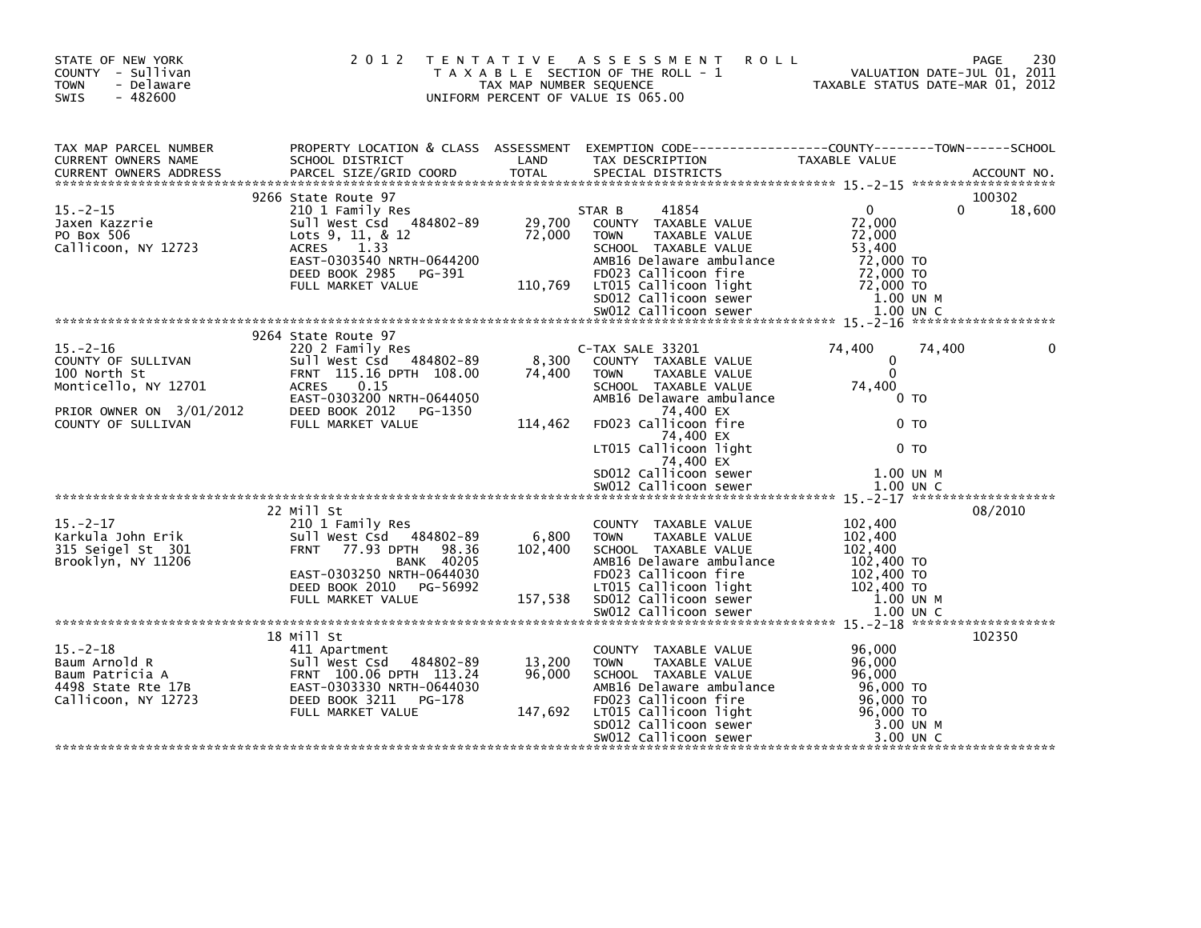STATE OF NEW YORK
COUNTY - Sullivan
TOWN - Delaware
SWIS - 482600

2 0 1 2 T E N T A T I V E A S S E S S M E N T R O L L
T A X A B L E SECTION OF THE ROLL - 1
TAX MAP NUMBER SEQUENCE
UNIFORM PERCENT OF VALUE IS 065.00

VALUATION DATE-JUL 01, 2011
TAXABLE STATUS DATE-MAR 01, 2012

| TAX MAP PARCEL NUMBER / CURRENT OWNERS NAME / CURRENT OWNERS ADDRESS | PROPERTY LOCATION & CLASS / SCHOOL DISTRICT / PARCEL SIZE/GRID COORD | ASSESSMENT LAND / TOTAL | EXEMPTION CODE / TAX DESCRIPTION / SPECIAL DISTRICTS | COUNTY TAXABLE VALUE | TOWN | SCHOOL / ACCOUNT NO. |
|---|---|---|---|---|---|---|
| **15.-2-15** | 9266 State Route 97 | | | | | 100302 |
| 15.-2-15 | 210 1 Family Res | | STAR B 41854 | 0 | 0 | 18,600 |
| Jaxen Kazzrie | Sull West Csd 484802-89 | 29,700 | COUNTY TAXABLE VALUE | 72,000 | | |
| PO Box 506 | Lots 9, 11, & 12 | 72,000 | TOWN TAXABLE VALUE | 72,000 | | |
| Callicoon, NY 12723 | ACRES 1.33 | | SCHOOL TAXABLE VALUE | 53,400 | | |
| | EAST-0303540 NRTH-0644200 | | AMB16 Delaware ambulance | 72,000 TO | | |
| | DEED BOOK 2985 PG-391 | | FD023 Callicoon fire | 72,000 TO | | |
| | FULL MARKET VALUE | 110,769 | LT015 Callicoon light | 72,000 TO | | |
| | | | SD012 Callicoon sewer | 1.00 UN M | | |
| | | | SW012 Callicoon sewer | 1.00 UN C | | |
| **15.-2-16** | 9264 State Route 97 | | | | | |
| 15.-2-16 | 220 2 Family Res | | C-TAX SALE 33201 | 74,400 | 74,400 | 0 |
| COUNTY OF SULLIVAN | Sull West Csd 484802-89 | 8,300 | COUNTY TAXABLE VALUE | 0 | | |
| 100 North St | FRNT 115.16 DPTH 108.00 | 74,400 | TOWN TAXABLE VALUE | 0 | | |
| Monticello, NY 12701 | ACRES 0.15 | | SCHOOL TAXABLE VALUE | 74,400 | | |
| | EAST-0303200 NRTH-0644050 | | AMB16 Delaware ambulance 74,400 EX | 0 TO | | |
| PRIOR OWNER ON 3/01/2012 | DEED BOOK 2012 PG-1350 | | | | | |
| COUNTY OF SULLIVAN | FULL MARKET VALUE | 114,462 | FD023 Callicoon fire 74,400 EX | 0 TO | | |
| | | | LT015 Callicoon light 74,400 EX | 0 TO | | |
| | | | SD012 Callicoon sewer | 1.00 UN M | | |
| | | | SW012 Callicoon sewer | 1.00 UN C | | |
| **15.-2-17** | 22 Mill St | | | | | 08/2010 |
| 15.-2-17 | 210 1 Family Res | | COUNTY TAXABLE VALUE | 102,400 | | |
| Karkula John Erik | Sull West Csd 484802-89 | 6,800 | TOWN TAXABLE VALUE | 102,400 | | |
| 315 Seigel St 301 | FRNT 77.93 DPTH 98.36 | 102,400 | SCHOOL TAXABLE VALUE | 102,400 | | |
| Brooklyn, NY 11206 | BANK 40205 | | AMB16 Delaware ambulance | 102,400 TO | | |
| | EAST-0303250 NRTH-0644030 | | FD023 Callicoon fire | 102,400 TO | | |
| | DEED BOOK 2010 PG-56992 | | LT015 Callicoon light | 102,400 TO | | |
| | FULL MARKET VALUE | 157,538 | SD012 Callicoon sewer | 1.00 UN M | | |
| | | | SW012 Callicoon sewer | 1.00 UN C | | |
| **15.-2-18** | 18 Mill St | | | | | 102350 |
| 15.-2-18 | 411 Apartment | | COUNTY TAXABLE VALUE | 96,000 | | |
| Baum Arnold R | Sull West Csd 484802-89 | 13,200 | TOWN TAXABLE VALUE | 96,000 | | |
| Baum Patricia A | FRNT 100.06 DPTH 113.24 | 96,000 | SCHOOL TAXABLE VALUE | 96,000 | | |
| 4498 State Rte 17B | EAST-0303330 NRTH-0644030 | | AMB16 Delaware ambulance | 96,000 TO | | |
| Callicoon, NY 12723 | DEED BOOK 3211 PG-178 | | FD023 Callicoon fire | 96,000 TO | | |
| | FULL MARKET VALUE | 147,692 | LT015 Callicoon light | 96,000 TO | | |
| | | | SD012 Callicoon sewer | 3.00 UN M | | |
| | | | SW012 Callicoon sewer | 3.00 UN C | | |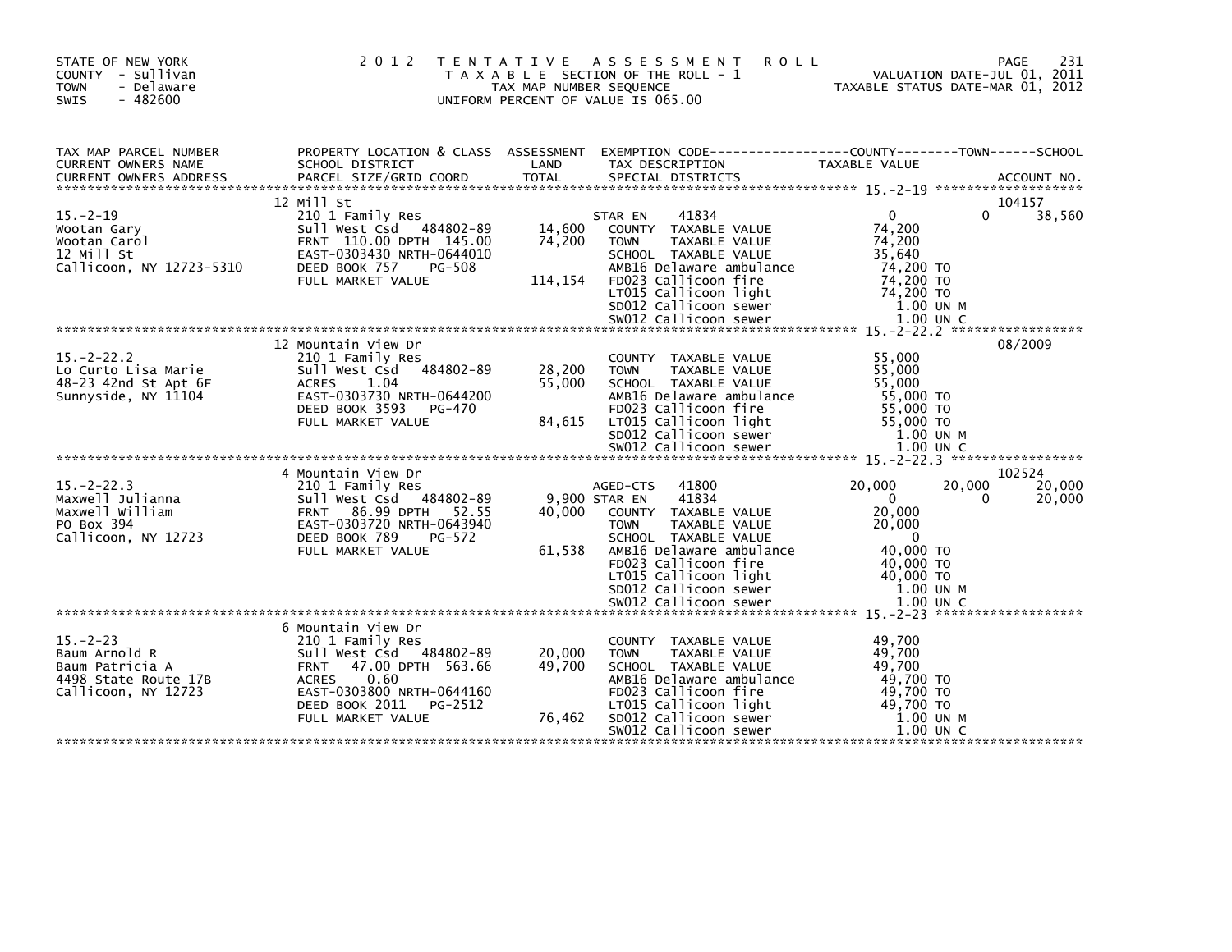STATE OF NEW YORK
COUNTY - Sullivan
TOWN - Delaware
SWIS - 482600

2 0 1 2 T E N T A T I V E A S S E S S M E N T R O L L
T A X A B L E SECTION OF THE ROLL - 1
TAX MAP NUMBER SEQUENCE
UNIFORM PERCENT OF VALUE IS 065.00

VALUATION DATE-JUL 01, 2011
TAXABLE STATUS DATE-MAR 01, 2012

| TAX MAP PARCEL NUMBER / CURRENT OWNERS NAME / CURRENT OWNERS ADDRESS | PROPERTY LOCATION & CLASS / SCHOOL DISTRICT / PARCEL SIZE/GRID COORD | ASSESSMENT LAND / TOTAL | EXEMPTION CODE / TAX DESCRIPTION / SPECIAL DISTRICTS | COUNTY TAXABLE VALUE | TOWN | SCHOOL | ACCOUNT NO. |
|---|---|---|---|---|---|---|---|
| **15.-2-19** | 12 Mill St | | | | | | 104157 |
| 15.-2-19 | 210 1 Family Res | | STAR EN 41834 | 0 | 0 | 38,560 | |
| Wootan Gary | Sull West Csd 484802-89 | 14,600 | COUNTY TAXABLE VALUE | 74,200 | | | |
| Wootan Carol | FRNT 110.00 DPTH 145.00 | 74,200 | TOWN TAXABLE VALUE | 74,200 | | | |
| 12 Mill St | EAST-0303430 NRTH-0644010 | | SCHOOL TAXABLE VALUE | 35,640 | | | |
| Callicoon, NY 12723-5310 | DEED BOOK 757 PG-508 | | AMB16 Delaware ambulance | 74,200 TO | | | |
| | FULL MARKET VALUE | 114,154 | FD023 Callicoon fire | 74,200 TO | | | |
| | | | LT015 Callicoon light | 74,200 TO | | | |
| | | | SD012 Callicoon sewer | 1.00 UN M | | | |
| | | | SW012 Callicoon sewer | 1.00 UN C | | | |
| **15.-2-22.2** | 12 Mountain View Dr | | | | | | 08/2009 |
| 15.-2-22.2 | 210 1 Family Res | | COUNTY TAXABLE VALUE | 55,000 | | | |
| Lo Curto Lisa Marie | Sull West Csd 484802-89 | 28,200 | TOWN TAXABLE VALUE | 55,000 | | | |
| 48-23 42nd St Apt 6F | ACRES 1.04 | 55,000 | SCHOOL TAXABLE VALUE | 55,000 | | | |
| Sunnyside, NY 11104 | EAST-0303730 NRTH-0644200 | | AMB16 Delaware ambulance | 55,000 TO | | | |
| | DEED BOOK 3593 PG-470 | | FD023 Callicoon fire | 55,000 TO | | | |
| | FULL MARKET VALUE | 84,615 | LT015 Callicoon light | 55,000 TO | | | |
| | | | SD012 Callicoon sewer | 1.00 UN M | | | |
| | | | SW012 Callicoon sewer | 1.00 UN C | | | |
| **15.-2-22.3** | 4 Mountain View Dr | | | | | | 102524 |
| 15.-2-22.3 | 210 1 Family Res | | AGED-CTS 41800 | 20,000 | 20,000 | 20,000 | |
| Maxwell Julianna | Sull West Csd 484802-89 | 9,900 | STAR EN 41834 | 0 | 0 | 20,000 | |
| Maxwell William | FRNT 86.99 DPTH 52.55 | 40,000 | COUNTY TAXABLE VALUE | 20,000 | | | |
| PO Box 394 | EAST-0303720 NRTH-0643940 | | TOWN TAXABLE VALUE | 20,000 | | | |
| Callicoon, NY 12723 | DEED BOOK 789 PG-572 | | SCHOOL TAXABLE VALUE | 0 | | | |
| | FULL MARKET VALUE | 61,538 | AMB16 Delaware ambulance | 40,000 TO | | | |
| | | | FD023 Callicoon fire | 40,000 TO | | | |
| | | | LT015 Callicoon light | 40,000 TO | | | |
| | | | SD012 Callicoon sewer | 1.00 UN M | | | |
| | | | SW012 Callicoon sewer | 1.00 UN C | | | |
| **15.-2-23** | 6 Mountain View Dr | | | | | | |
| 15.-2-23 | 210 1 Family Res | | COUNTY TAXABLE VALUE | 49,700 | | | |
| Baum Arnold R | Sull West Csd 484802-89 | 20,000 | TOWN TAXABLE VALUE | 49,700 | | | |
| Baum Patricia A | FRNT 47.00 DPTH 563.66 | 49,700 | SCHOOL TAXABLE VALUE | 49,700 | | | |
| 4498 State Route 17B | ACRES 0.60 | | AMB16 Delaware ambulance | 49,700 TO | | | |
| Callicoon, NY 12723 | EAST-0303800 NRTH-0644160 | | FD023 Callicoon fire | 49,700 TO | | | |
| | DEED BOOK 2011 PG-2512 | | LT015 Callicoon light | 49,700 TO | | | |
| | FULL MARKET VALUE | 76,462 | SD012 Callicoon sewer | 1.00 UN M | | | |
| | | | SW012 Callicoon sewer | 1.00 UN C | | | |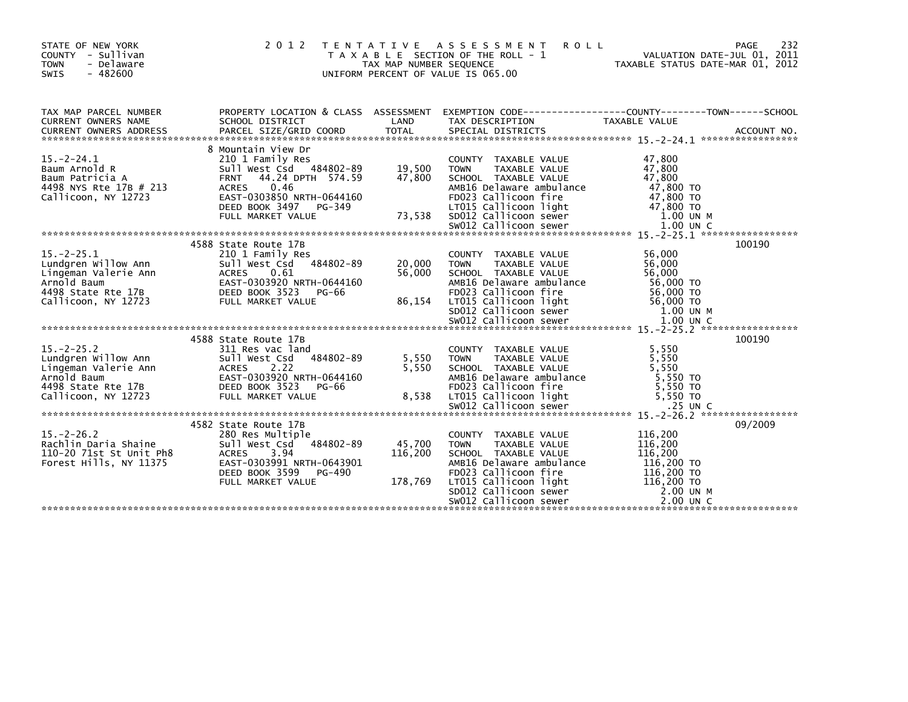STATE OF NEW YORK
COUNTY - Sullivan
TOWN - Delaware
SWIS - 482600

# 2012 TENTATIVE ASSESSMENT ROLL

TAXABLE SECTION OF THE ROLL - 1
TAX MAP NUMBER SEQUENCE
UNIFORM PERCENT OF VALUE IS 065.00

VALUATION DATE-JUL 01, 2011
TAXABLE STATUS DATE-MAR 01, 2012

| TAX MAP PARCEL NUMBER / CURRENT OWNERS NAME / CURRENT OWNERS ADDRESS | PROPERTY LOCATION & CLASS / SCHOOL DISTRICT / PARCEL SIZE/GRID COORD | ASSESSMENT LAND / TOTAL | EXEMPTION CODE / TAX DESCRIPTION / SPECIAL DISTRICTS | TAXABLE VALUE | ACCOUNT NO. |
|---|---|---|---|---|---|
| **15.-2-24.1** | 8 Mountain View Dr | | | | |
| 15.-2-24.1 | 210 1 Family Res | | COUNTY TAXABLE VALUE | 47,800 | |
| Baum Arnold R | Sull West Csd 484802-89 | 19,500 | TOWN TAXABLE VALUE | 47,800 | |
| Baum Patricia A | FRNT 44.24 DPTH 574.59 | 47,800 | SCHOOL TAXABLE VALUE | 47,800 | |
| 4498 NYS Rte 17B # 213 | ACRES 0.46 | | AMB16 Delaware ambulance | 47,800 TO | |
| Callicoon, NY 12723 | EAST-0303850 NRTH-0644160 | | FD023 Callicoon fire | 47,800 TO | |
| | DEED BOOK 3497 PG-349 | | LT015 Callicoon light | 47,800 TO | |
| | FULL MARKET VALUE | 73,538 | SD012 Callicoon sewer | 1.00 UN M | |
| | | | SW012 Callicoon sewer | 1.00 UN C | |
| **15.-2-25.1** | 4588 State Route 17B | | | | 100190 |
| 15.-2-25.1 | 210 1 Family Res | | COUNTY TAXABLE VALUE | 56,000 | |
| Lundgren Willow Ann | Sull West Csd 484802-89 | 20,000 | TOWN TAXABLE VALUE | 56,000 | |
| Lingeman Valerie Ann | ACRES 0.61 | 56,000 | SCHOOL TAXABLE VALUE | 56,000 | |
| Arnold Baum | EAST-0303920 NRTH-0644160 | | AMB16 Delaware ambulance | 56,000 TO | |
| 4498 State Rte 17B | DEED BOOK 3523 PG-66 | | FD023 Callicoon fire | 56,000 TO | |
| Callicoon, NY 12723 | FULL MARKET VALUE | 86,154 | LT015 Callicoon light | 56,000 TO | |
| | | | SD012 Callicoon sewer | 1.00 UN M | |
| | | | SW012 Callicoon sewer | 1.00 UN C | |
| **15.-2-25.2** | 4588 State Route 17B | | | | 100190 |
| 15.-2-25.2 | 311 Res vac land | | COUNTY TAXABLE VALUE | 5,550 | |
| Lundgren Willow Ann | Sull West Csd 484802-89 | 5,550 | TOWN TAXABLE VALUE | 5,550 | |
| Lingeman Valerie Ann | ACRES 2.22 | 5,550 | SCHOOL TAXABLE VALUE | 5,550 | |
| Arnold Baum | EAST-0303920 NRTH-0644160 | | AMB16 Delaware ambulance | 5,550 TO | |
| 4498 State Rte 17B | DEED BOOK 3523 PG-66 | | FD023 Callicoon fire | 5,550 TO | |
| Callicoon, NY 12723 | FULL MARKET VALUE | 8,538 | LT015 Callicoon light | 5,550 TO | |
| | | | SW012 Callicoon sewer | .25 UN C | |
| **15.-2-26.2** | 4582 State Route 17B | | | | 09/2009 |
| 15.-2-26.2 | 280 Res Multiple | | COUNTY TAXABLE VALUE | 116,200 | |
| Rachlin Daria Shaine | Sull West Csd 484802-89 | 45,700 | TOWN TAXABLE VALUE | 116,200 | |
| 110-20 71st St Unit Ph8 | ACRES 3.94 | 116,200 | SCHOOL TAXABLE VALUE | 116,200 | |
| Forest Hills, NY 11375 | EAST-0303991 NRTH-0643901 | | AMB16 Delaware ambulance | 116,200 TO | |
| | DEED BOOK 3599 PG-490 | | FD023 Callicoon fire | 116,200 TO | |
| | FULL MARKET VALUE | 178,769 | LT015 Callicoon light | 116,200 TO | |
| | | | SD012 Callicoon sewer | 2.00 UN M | |
| | | | SW012 Callicoon sewer | 2.00 UN C | |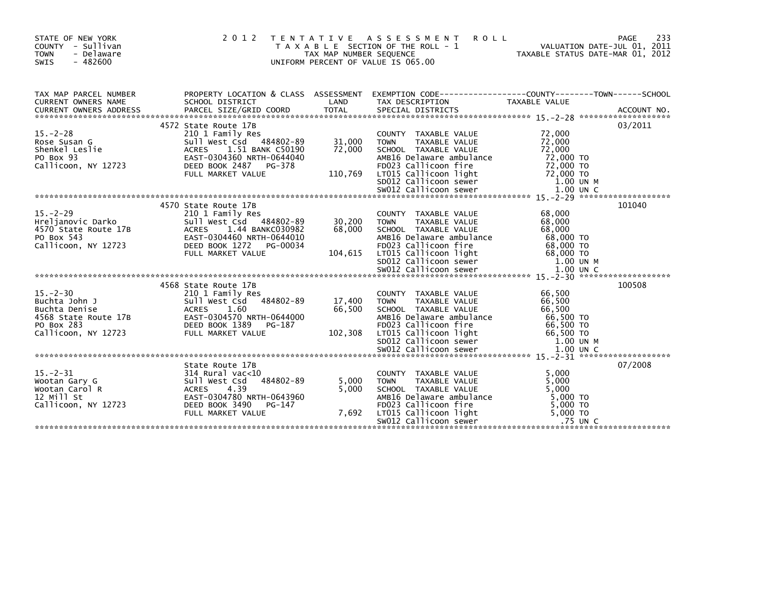STATE OF NEW YORK
COUNTY - Sullivan
TOWN - Delaware
SWIS - 482600

# 2012 TENTATIVE ASSESSMENT ROLL

TAXABLE SECTION OF THE ROLL - 1
TAX MAP NUMBER SEQUENCE
UNIFORM PERCENT OF VALUE IS 065.00

VALUATION DATE-JUL 01, 2011
TAXABLE STATUS DATE-MAR 01, 2012

| TAX MAP PARCEL NUMBER / CURRENT OWNERS NAME / CURRENT OWNERS ADDRESS | PROPERTY LOCATION & CLASS / SCHOOL DISTRICT / PARCEL SIZE/GRID COORD | ASSESSMENT LAND / TOTAL | EXEMPTION CODE / TAX DESCRIPTION / SPECIAL DISTRICTS | TAXABLE VALUE (COUNTY--TOWN--SCHOOL) | ACCOUNT NO. |
|---|---|---|---|---|---|
| **15.-2-28** | 4572 State Route 17B | | | | 03/2011 |
| | 210 1 Family Res | | COUNTY TAXABLE VALUE | 72,000 | |
| Rose Susan G | Sull West Csd 484802-89 | 31,000 | TOWN TAXABLE VALUE | 72,000 | |
| Shenkel Leslie | ACRES 1.51 BANK C50190 | 72,000 | SCHOOL TAXABLE VALUE | 72,000 | |
| PO Box 93 | EAST-0304360 NRTH-0644040 | | AMB16 Delaware ambulance | 72,000 TO | |
| Callicoon, NY 12723 | DEED BOOK 2487 PG-378 | | FD023 Callicoon fire | 72,000 TO | |
| | FULL MARKET VALUE | 110,769 | LT015 Callicoon light | 72,000 TO | |
| | | | SD012 Callicoon sewer | 1.00 UN M | |
| | | | SW012 Callicoon sewer | 1.00 UN C | |
| **15.-2-29** | 4570 State Route 17B | | | | 101040 |
| | 210 1 Family Res | | COUNTY TAXABLE VALUE | 68,000 | |
| Hreljanovic Darko | Sull West Csd 484802-89 | 30,200 | TOWN TAXABLE VALUE | 68,000 | |
| 4570 State Route 17B | ACRES 1.44 BANKC030982 | 68,000 | SCHOOL TAXABLE VALUE | 68,000 | |
| PO Box 543 | EAST-0304460 NRTH-0644010 | | AMB16 Delaware ambulance | 68,000 TO | |
| Callicoon, NY 12723 | DEED BOOK 1272 PG-00034 | | FD023 Callicoon fire | 68,000 TO | |
| | FULL MARKET VALUE | 104,615 | LT015 Callicoon light | 68,000 TO | |
| | | | SD012 Callicoon sewer | 1.00 UN M | |
| | | | SW012 Callicoon sewer | 1.00 UN C | |
| **15.-2-30** | 4568 State Route 17B | | | | 100508 |
| | 210 1 Family Res | | COUNTY TAXABLE VALUE | 66,500 | |
| Buchta John J | Sull West Csd 484802-89 | 17,400 | TOWN TAXABLE VALUE | 66,500 | |
| Buchta Denise | ACRES 1.60 | 66,500 | SCHOOL TAXABLE VALUE | 66,500 | |
| 4568 State Route 17B | EAST-0304570 NRTH-0644000 | | AMB16 Delaware ambulance | 66,500 TO | |
| PO Box 283 | DEED BOOK 1389 PG-187 | | FD023 Callicoon fire | 66,500 TO | |
| Callicoon, NY 12723 | FULL MARKET VALUE | 102,308 | LT015 Callicoon light | 66,500 TO | |
| | | | SD012 Callicoon sewer | 1.00 UN M | |
| | | | SW012 Callicoon sewer | 1.00 UN C | |
| **15.-2-31** | State Route 17B | | | | 07/2008 |
| | 314 Rural vac<10 | | COUNTY TAXABLE VALUE | 5,000 | |
| Wootan Gary G | Sull West Csd 484802-89 | 5,000 | TOWN TAXABLE VALUE | 5,000 | |
| Wootan Carol R | ACRES 4.39 | 5,000 | SCHOOL TAXABLE VALUE | 5,000 | |
| 12 Mill St | EAST-0304780 NRTH-0643960 | | AMB16 Delaware ambulance | 5,000 TO | |
| Callicoon, NY 12723 | DEED BOOK 3490 PG-147 | | FD023 Callicoon fire | 5,000 TO | |
| | FULL MARKET VALUE | 7,692 | LT015 Callicoon light | 5,000 TO | |
| | | | SW012 Callicoon sewer | .75 UN C | |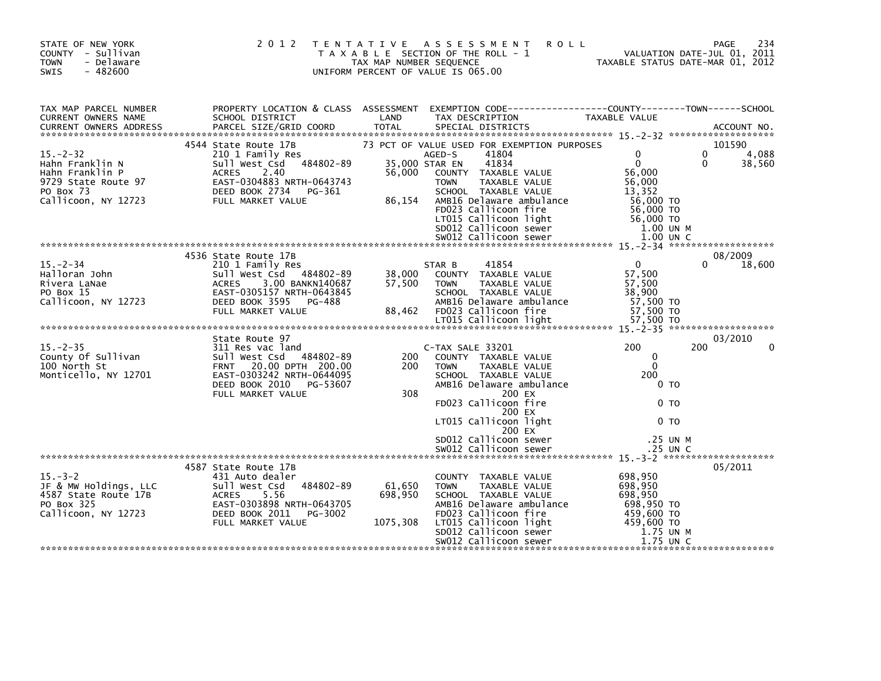STATE OF NEW YORK
COUNTY - Sullivan
TOWN - Delaware
SWIS - 482600

# 2012 TENTATIVE ASSESSMENT ROLL

TAXABLE SECTION OF THE ROLL - 1
TAX MAP NUMBER SEQUENCE
UNIFORM PERCENT OF VALUE IS 065.00

VALUATION DATE-JUL 01, 2011
TAXABLE STATUS DATE-MAR 01, 2012

| TAX MAP PARCEL NUMBER / CURRENT OWNERS NAME / CURRENT OWNERS ADDRESS | PROPERTY LOCATION & CLASS / SCHOOL DISTRICT / PARCEL SIZE/GRID COORD | ASSESSMENT LAND / TOTAL | EXEMPTION CODE / TAX DESCRIPTION / SPECIAL DISTRICTS | COUNTY TAXABLE VALUE | TOWN | SCHOOL | ACCOUNT NO. |
|---|---|---|---|---|---|---|---|
| **15.-2-32** | 4544 State Route 17B | | 73 PCT OF VALUE USED FOR EXEMPTION PURPOSES | | | | 101590 |
| | 210 1 Family Res | | AGED-S 41804 | 0 | 0 | 4,088 | |
| Hahn Franklin N | Sull West Csd 484802-89 | 35,000 | STAR EN 41834 | 0 | 0 | 38,560 | |
| Hahn Franklin P | ACRES 2.40 | 56,000 | COUNTY TAXABLE VALUE | 56,000 | | | |
| 9729 State Route 97 | EAST-0304883 NRTH-0643743 | | TOWN TAXABLE VALUE | 56,000 | | | |
| PO Box 73 | DEED BOOK 2734 PG-361 | | SCHOOL TAXABLE VALUE | 13,352 | | | |
| Callicoon, NY 12723 | FULL MARKET VALUE | 86,154 | AMB16 Delaware ambulance | 56,000 TO | | | |
| | | | FD023 Callicoon fire | 56,000 TO | | | |
| | | | LT015 Callicoon light | 56,000 TO | | | |
| | | | SD012 Callicoon sewer | 1.00 UN M | | | |
| | | | SW012 Callicoon sewer | 1.00 UN C | | | |
| **15.-2-34** | 4536 State Route 17B | | | | | | 08/2009 |
| | 210 1 Family Res | | STAR B 41854 | 0 | 0 | 18,600 | |
| Halloran John | Sull West Csd 484802-89 | 38,000 | COUNTY TAXABLE VALUE | 57,500 | | | |
| Rivera LaNae | ACRES 3.00 BANKN140687 | 57,500 | TOWN TAXABLE VALUE | 57,500 | | | |
| PO Box 15 | EAST-0305157 NRTH-0643845 | | SCHOOL TAXABLE VALUE | 38,900 | | | |
| Callicoon, NY 12723 | DEED BOOK 3595 PG-488 | | AMB16 Delaware ambulance | 57,500 TO | | | |
| | FULL MARKET VALUE | 88,462 | FD023 Callicoon fire | 57,500 TO | | | |
| | | | LT015 Callicoon light | 57,500 TO | | | |
| **15.-2-35** | State Route 97 | | | | | | 03/2010 |
| | 311 Res vac land | | C-TAX SALE 33201 | 200 | 200 | 0 | |
| County Of Sullivan | Sull West Csd 484802-89 | 200 | COUNTY TAXABLE VALUE | 0 | | | |
| 100 North St | FRNT 20.00 DPTH 200.00 | 200 | TOWN TAXABLE VALUE | 0 | | | |
| Monticello, NY 12701 | EAST-0303242 NRTH-0644095 | | SCHOOL TAXABLE VALUE | 200 | | | |
| | DEED BOOK 2010 PG-53607 | | AMB16 Delaware ambulance | 0 TO | | | |
| | FULL MARKET VALUE | 308 | 200 EX | | | | |
| | | | FD023 Callicoon fire | 0 TO | | | |
| | | | 200 EX | | | | |
| | | | LT015 Callicoon light | 0 TO | | | |
| | | | 200 EX | | | | |
| | | | SD012 Callicoon sewer | .25 UN M | | | |
| | | | SW012 Callicoon sewer | .25 UN C | | | |
| **15.-3-2** | 4587 State Route 17B | | | | | | 05/2011 |
| | 431 Auto dealer | | COUNTY TAXABLE VALUE | 698,950 | | | |
| JF & MW Holdings, LLC | Sull West Csd 484802-89 | 61,650 | TOWN TAXABLE VALUE | 698,950 | | | |
| 4587 State Route 17B | ACRES 5.56 | 698,950 | SCHOOL TAXABLE VALUE | 698,950 | | | |
| PO Box 325 | EAST-0303898 NRTH-0643705 | | AMB16 Delaware ambulance | 698,950 TO | | | |
| Callicoon, NY 12723 | DEED BOOK 2011 PG-3002 | | FD023 Callicoon fire | 459,600 TO | | | |
| | FULL MARKET VALUE | 1075,308 | LT015 Callicoon light | 459,600 TO | | | |
| | | | SD012 Callicoon sewer | 1.75 UN M | | | |
| | | | SW012 Callicoon sewer | 1.75 UN C | | | |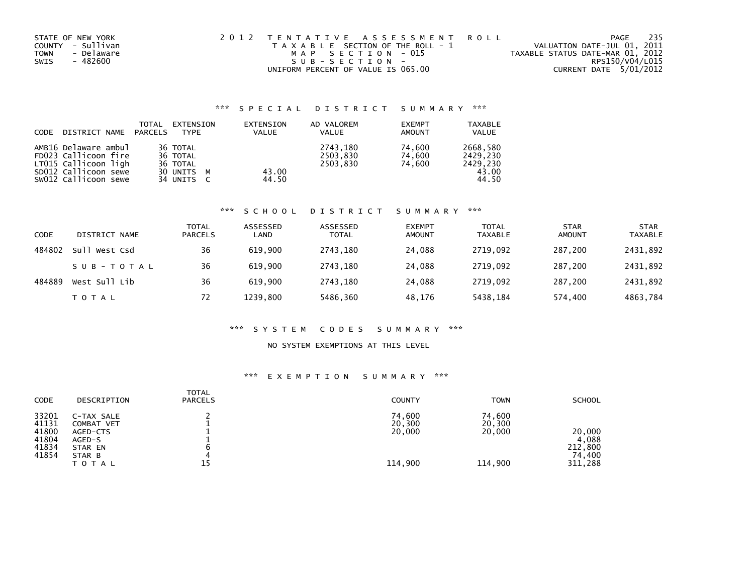STATE OF NEW YORK
COUNTY - Sullivan
TOWN - Delaware
SWIS - 482600

2 0 1 2 TENTATIVE ASSESSMENT ROLL
TAXABLE SECTION OF THE ROLL - 1
MAP SECTION - 015
SUB-SECTION -
UNIFORM PERCENT OF VALUE IS 065.00

VALUATION DATE-JUL 01, 2011
TAXABLE STATUS DATE-MAR 01, 2012
RPS150/V04/L015
CURRENT DATE 5/01/2012

## *** SPECIAL DISTRICT SUMMARY ***

| CODE | DISTRICT NAME | TOTAL PARCELS | EXTENSION TYPE | EXTENSION VALUE | AD VALOREM VALUE | EXEMPT AMOUNT | TAXABLE VALUE |
|---|---|---|---|---|---|---|---|
| AMB16 | Delaware ambul | 36 | TOTAL | | 2743,180 | 74,600 | 2668,580 |
| FD023 | Callicoon fire | 36 | TOTAL | | 2503,830 | 74,600 | 2429,230 |
| LT015 | Callicoon ligh | 36 | TOTAL | | 2503,830 | 74,600 | 2429,230 |
| SD012 | Callicoon sewe | 30 | UNITS M | 43.00 | | | 43.00 |
| SW012 | Callicoon sewe | 34 | UNITS C | 44.50 | | | 44.50 |

## *** SCHOOL DISTRICT SUMMARY ***

| CODE | DISTRICT NAME | TOTAL PARCELS | ASSESSED LAND | ASSESSED TOTAL | EXEMPT AMOUNT | TOTAL TAXABLE | STAR AMOUNT | STAR TAXABLE |
|---|---|---|---|---|---|---|---|---|
| 484802 | Sull West Csd | 36 | 619,900 | 2743,180 | 24,088 | 2719,092 | 287,200 | 2431,892 |
| | SUB-TOTAL | 36 | 619,900 | 2743,180 | 24,088 | 2719,092 | 287,200 | 2431,892 |
| 484889 | West Sull Lib | 36 | 619,900 | 2743,180 | 24,088 | 2719,092 | 287,200 | 2431,892 |
| | TOTAL | 72 | 1239,800 | 5486,360 | 48,176 | 5438,184 | 574,400 | 4863,784 |

## *** SYSTEM CODES SUMMARY ***

NO SYSTEM EXEMPTIONS AT THIS LEVEL

## *** EXEMPTION SUMMARY ***

| CODE | DESCRIPTION | TOTAL PARCELS | COUNTY | TOWN | SCHOOL |
|---|---|---|---|---|---|
| 33201 | C-TAX SALE | 2 | 74,600 | 74,600 | |
| 41131 | COMBAT VET | 1 | 20,300 | 20,300 | |
| 41800 | AGED-CTS | 1 | 20,000 | 20,000 | 20,000 |
| 41804 | AGED-S | 1 | | | 4,088 |
| 41834 | STAR EN | 6 | | | 212,800 |
| 41854 | STAR B | 4 | | | 74,400 |
| | TOTAL | 15 | 114,900 | 114,900 | 311,288 |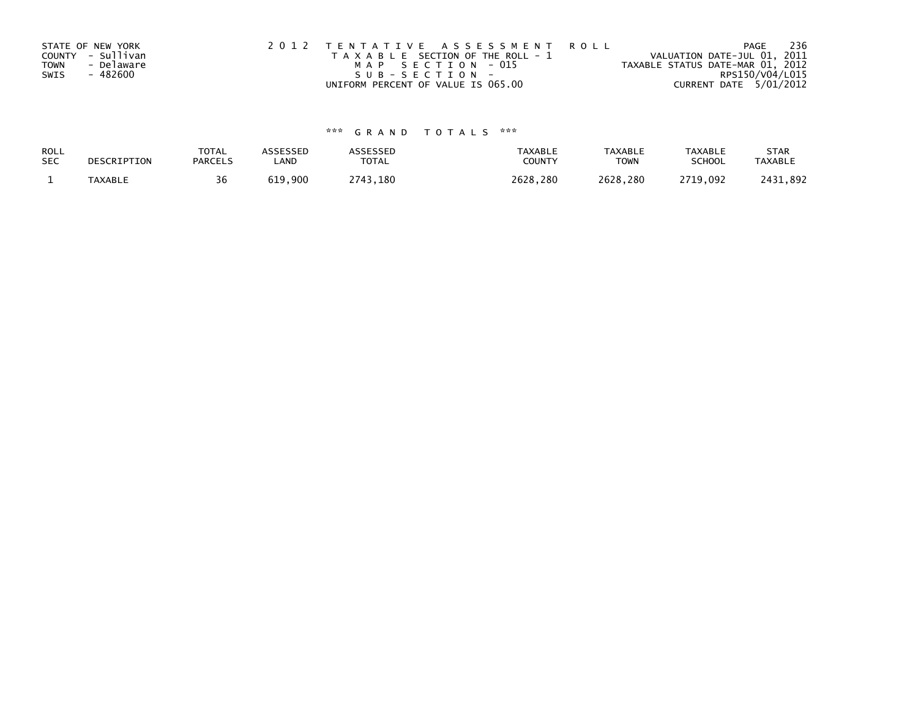STATE OF NEW YORK
COUNTY - Sullivan
TOWN - Delaware
SWIS - 482600

2012 TENTATIVE ASSESSMENT ROLL
TAXABLE SECTION OF THE ROLL - 1
MAP SECTION - 015
SUB-SECTION -
UNIFORM PERCENT OF VALUE IS 065.00

VALUATION DATE-JUL 01, 2011
TAXABLE STATUS DATE-MAR 01, 2012
RPS150/V04/L015
CURRENT DATE 5/01/2012

*** GRAND TOTALS ***

| ROLL SEC | DESCRIPTION | TOTAL PARCELS | ASSESSED LAND | ASSESSED TOTAL | TAXABLE COUNTY | TAXABLE TOWN | TAXABLE SCHOOL | STAR TAXABLE |
|---|---|---|---|---|---|---|---|---|
| 1 | TAXABLE | 36 | 619,900 | 2743,180 | 2628,280 | 2628,280 | 2719,092 | 2431,892 |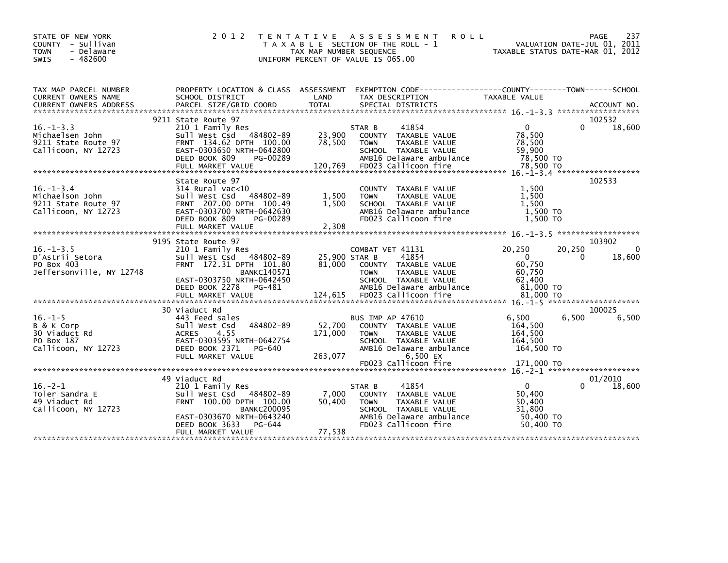STATE OF NEW YORK
COUNTY - Sullivan
TOWN - Delaware
SWIS - 482600

# 2012 TENTATIVE ASSESSMENT ROLL

TAXABLE SECTION OF THE ROLL - 1
TAX MAP NUMBER SEQUENCE
UNIFORM PERCENT OF VALUE IS 065.00

VALUATION DATE-JUL 01, 2011
TAXABLE STATUS DATE-MAR 01, 2012

| TAX MAP PARCEL NUMBER / CURRENT OWNERS NAME / CURRENT OWNERS ADDRESS | PROPERTY LOCATION & CLASS / SCHOOL DISTRICT / PARCEL SIZE/GRID COORD | ASSESSMENT LAND / TOTAL | EXEMPTION CODE / TAX DESCRIPTION / SPECIAL DISTRICTS | COUNTY | TOWN | SCHOOL |
|---|---|---|---|---|---|---|
| 16.-1-3.3 | 9211 State Route 97 | | | | | ACCOUNT NO. 102532 |
| Michaelsen John | 210 1 Family Res | | STAR B 41854 | 0 | 0 | 18,600 |
| 9211 State Route 97 | Sull West Csd 484802-89 | 23,900 | COUNTY TAXABLE VALUE | 78,500 | | |
| Callicoon, NY 12723 | FRNT 134.62 DPTH 100.00 | 78,500 | TOWN TAXABLE VALUE | | 78,500 | |
| | EAST-0303650 NRTH-0642800 | | SCHOOL TAXABLE VALUE | | | 59,900 |
| | DEED BOOK 809 PG-00289 | | AMB16 Delaware ambulance | 78,500 TO | | |
| | FULL MARKET VALUE | 120,769 | FD023 Callicoon fire | 78,500 TO | | |
| 16.-1-3.4 | State Route 97 | | | | | ACCOUNT NO. 102533 |
| Michaelson John | 314 Rural vac<10 | | COUNTY TAXABLE VALUE | 1,500 | | |
| 9211 State Route 97 | Sull West Csd 484802-89 | 1,500 | TOWN TAXABLE VALUE | | 1,500 | |
| Callicoon, NY 12723 | FRNT 207.00 DPTH 100.49 | 1,500 | SCHOOL TAXABLE VALUE | | | 1,500 |
| | EAST-0303700 NRTH-0642630 | | AMB16 Delaware ambulance | 1,500 TO | | |
| | DEED BOOK 809 PG-00289 | | FD023 Callicoon fire | 1,500 TO | | |
| | FULL MARKET VALUE | 2,308 | | | | |
| 16.-1-3.5 | 9195 State Route 97 | | | | | ACCOUNT NO. 103902 |
| D'Astrii Setora | 210 1 Family Res | | COMBAT VET 41131 | 20,250 | 20,250 | 0 |
| PO Box 403 | Sull West Csd 484802-89 | 25,900 | STAR B 41854 | 0 | 0 | 18,600 |
| Jeffersonville, NY 12748 | FRNT 172.31 DPTH 101.80 | 81,000 | COUNTY TAXABLE VALUE | 60,750 | | |
| | BANKC140571 | | TOWN TAXABLE VALUE | | 60,750 | |
| | EAST-0303750 NRTH-0642450 | | SCHOOL TAXABLE VALUE | | | 62,400 |
| | DEED BOOK 2278 PG-481 | | AMB16 Delaware ambulance | 81,000 TO | | |
| | FULL MARKET VALUE | 124,615 | FD023 Callicoon fire | 81,000 TO | | |
| 16.-1-5 | 30 Viaduct Rd | | | | | ACCOUNT NO. 100025 |
| B & K Corp | 443 Feed sales | | BUS IMP AP 47610 | 6,500 | 6,500 | 6,500 |
| 30 Viaduct Rd | Sull West Csd 484802-89 | 52,700 | COUNTY TAXABLE VALUE | 164,500 | | |
| PO Box 187 | ACRES 4.55 | 171,000 | TOWN TAXABLE VALUE | | 164,500 | |
| Callicoon, NY 12723 | EAST-0303595 NRTH-0642754 | | SCHOOL TAXABLE VALUE | | | 164,500 |
| | DEED BOOK 2371 PG-640 | | AMB16 Delaware ambulance | 164,500 TO | | |
| | FULL MARKET VALUE | 263,077 | 6,500 EX | | | |
| | | | FD023 Callicoon fire | 171,000 TO | | |
| 16.-2-1 | 49 Viaduct Rd | | | | | ACCOUNT NO. 01/2010 |
| Toler Sandra E | 210 1 Family Res | | STAR B 41854 | 0 | 0 | 18,600 |
| 49 Viaduct Rd | Sull West Csd 484802-89 | 7,000 | COUNTY TAXABLE VALUE | 50,400 | | |
| Callicoon, NY 12723 | FRNT 100.00 DPTH 100.00 | 50,400 | TOWN TAXABLE VALUE | | 50,400 | |
| | BANKC200095 | | SCHOOL TAXABLE VALUE | | | 31,800 |
| | EAST-0303670 NRTH-0643240 | | AMB16 Delaware ambulance | 50,400 TO | | |
| | DEED BOOK 3633 PG-644 | | FD023 Callicoon fire | 50,400 TO | | |
| | FULL MARKET VALUE | 77,538 | | | | |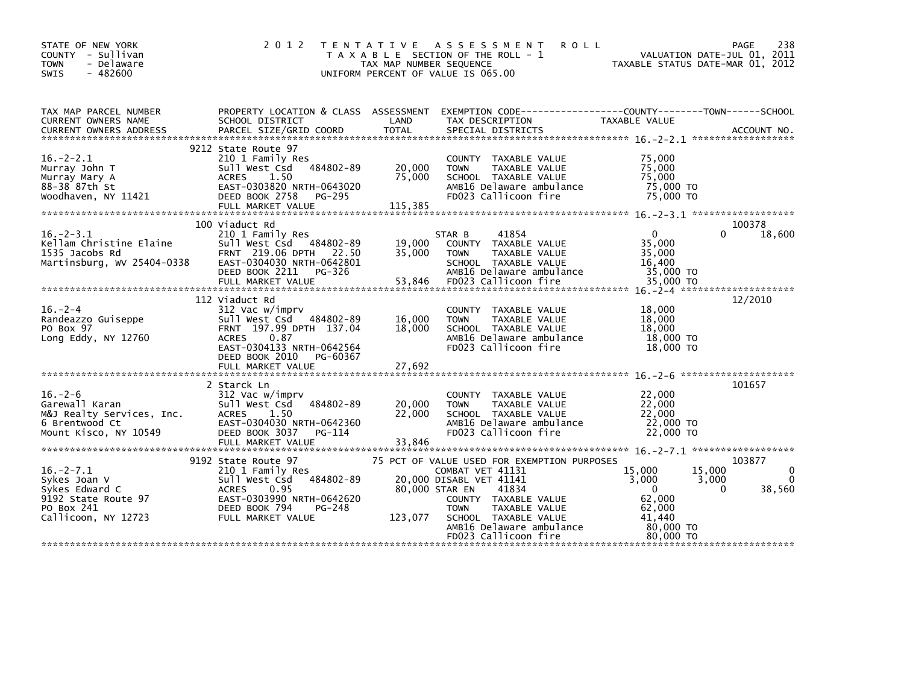STATE OF NEW YORK
COUNTY - Sullivan
TOWN - Delaware
SWIS - 482600

# 2012 TENTATIVE ASSESSMENT ROLL

TAXABLE SECTION OF THE ROLL - 1
TAX MAP NUMBER SEQUENCE
UNIFORM PERCENT OF VALUE IS 065.00

VALUATION DATE-JUL 01, 2011
TAXABLE STATUS DATE-MAR 01, 2012

| TAX MAP PARCEL NUMBER / CURRENT OWNERS NAME / CURRENT OWNERS ADDRESS | PROPERTY LOCATION & CLASS / SCHOOL DISTRICT / PARCEL SIZE/GRID COORD | ASSESSMENT LAND / TOTAL | EXEMPTION CODE / TAX DESCRIPTION / SPECIAL DISTRICTS | COUNTY | TOWN | SCHOOL | ACCOUNT NO. |
|---|---|---|---|---|---|---|---|
| 16.-2-2.1 | 9212 State Route 97 | | | | | | |
| | 210 1 Family Res | | COUNTY TAXABLE VALUE | 75,000 | | | |
| Murray John T | Sull West Csd 484802-89 | 20,000 | TOWN TAXABLE VALUE | | 75,000 | | |
| Murray Mary A | ACRES 1.50 | 75,000 | SCHOOL TAXABLE VALUE | | | 75,000 | |
| 88-38 87th St | EAST-0303820 NRTH-0643020 | | AMB16 Delaware ambulance | 75,000 TO | | | |
| Woodhaven, NY 11421 | DEED BOOK 2758 PG-295 | | FD023 Callicoon fire | 75,000 TO | | | |
| | FULL MARKET VALUE | 115,385 | | | | | |
| 16.-2-3.1 | 100 Viaduct Rd | | | | | | 100378 |
| | 210 1 Family Res | | STAR B 41854 | 0 | 0 | 18,600 | |
| Kellam Christine Elaine | Sull West Csd 484802-89 | 19,000 | COUNTY TAXABLE VALUE | 35,000 | | | |
| 1535 Jacobs Rd | FRNT 219.06 DPTH 22.50 | 35,000 | TOWN TAXABLE VALUE | | 35,000 | | |
| Martinsburg, WV 25404-0338 | EAST-0304030 NRTH-0642801 | | SCHOOL TAXABLE VALUE | | | 16,400 | |
| | DEED BOOK 2211 PG-326 | | AMB16 Delaware ambulance | 35,000 TO | | | |
| | FULL MARKET VALUE | 53,846 | FD023 Callicoon fire | 35,000 TO | | | |
| 16.-2-4 | 112 Viaduct Rd | | | | | | 12/2010 |
| | 312 Vac w/imprv | | COUNTY TAXABLE VALUE | 18,000 | | | |
| Randeazzo Guiseppe | Sull West Csd 484802-89 | 16,000 | TOWN TAXABLE VALUE | | 18,000 | | |
| PO Box 97 | FRNT 197.99 DPTH 137.04 | 18,000 | SCHOOL TAXABLE VALUE | | | 18,000 | |
| Long Eddy, NY 12760 | ACRES 0.87 | | AMB16 Delaware ambulance | 18,000 TO | | | |
| | EAST-0304133 NRTH-0642564 | | FD023 Callicoon fire | 18,000 TO | | | |
| | DEED BOOK 2010 PG-60367 | | | | | | |
| | FULL MARKET VALUE | 27,692 | | | | | |
| 16.-2-6 | 2 Starck Ln | | | | | | 101657 |
| | 312 Vac w/imprv | | COUNTY TAXABLE VALUE | 22,000 | | | |
| Garewall Karan | Sull West Csd 484802-89 | 20,000 | TOWN TAXABLE VALUE | | 22,000 | | |
| M&J Realty Services, Inc. | ACRES 1.50 | 22,000 | SCHOOL TAXABLE VALUE | | | 22,000 | |
| 6 Brentwood Ct | EAST-0304030 NRTH-0642360 | | AMB16 Delaware ambulance | 22,000 TO | | | |
| Mount Kisco, NY 10549 | DEED BOOK 3037 PG-114 | | FD023 Callicoon fire | 22,000 TO | | | |
| | FULL MARKET VALUE | 33,846 | | | | | |
| 16.-2-7.1 | 9192 State Route 97 | | 75 PCT OF VALUE USED FOR EXEMPTION PURPOSES | | | | 103877 |
| | 210 1 Family Res | | COMBAT VET 41131 | 15,000 | 15,000 | 0 | |
| Sykes Joan V | Sull West Csd 484802-89 | 20,000 | DISABL VET 41141 | 3,000 | 3,000 | 0 | |
| Sykes Edward C | ACRES 0.95 | 80,000 | STAR EN 41834 | 0 | 0 | 38,560 | |
| 9192 State Route 97 | EAST-0303990 NRTH-0642620 | | COUNTY TAXABLE VALUE | 62,000 | | | |
| PO Box 241 | DEED BOOK 794 PG-248 | | TOWN TAXABLE VALUE | | 62,000 | | |
| Callicoon, NY 12723 | FULL MARKET VALUE | 123,077 | SCHOOL TAXABLE VALUE | | | 41,440 | |
| | | | AMB16 Delaware ambulance | 80,000 TO | | | |
| | | | FD023 Callicoon fire | 80,000 TO | | | |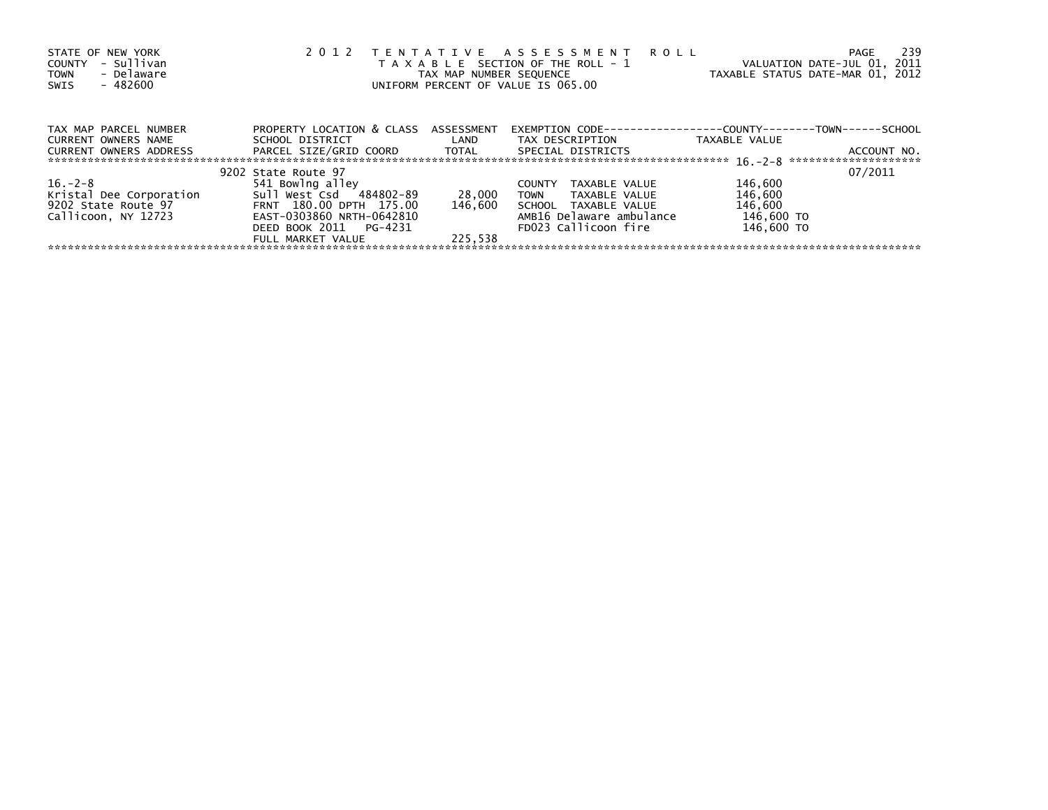STATE OF NEW YORK
COUNTY - Sullivan
TOWN - Delaware
SWIS - 482600

2012 TENTATIVE ASSESSMENT ROLL
TAXABLE SECTION OF THE ROLL - 1
TAX MAP NUMBER SEQUENCE
UNIFORM PERCENT OF VALUE IS 065.00

VALUATION DATE-JUL 01, 2011
TAXABLE STATUS DATE-MAR 01, 2012

| TAX MAP PARCEL NUMBER / CURRENT OWNERS NAME / CURRENT OWNERS ADDRESS | PROPERTY LOCATION & CLASS / SCHOOL DISTRICT / PARCEL SIZE/GRID COORD | ASSESSMENT LAND / TOTAL | EXEMPTION CODE / TAX DESCRIPTION / SPECIAL DISTRICTS | COUNTY--------TOWN------SCHOOL TAXABLE VALUE | ACCOUNT NO. |
|---|---|---|---|---|---|
| 16.-2-8 | 9202 State Route 97 | | | | 07/2011 |
| | 541 Bowlng alley | | COUNTY TAXABLE VALUE | 146,600 | |
| Kristal Dee Corporation | Sull West Csd 484802-89 | 28,000 | TOWN TAXABLE VALUE | 146,600 | |
| 9202 State Route 97 | FRNT 180.00 DPTH 175.00 | 146,600 | SCHOOL TAXABLE VALUE | 146,600 | |
| Callicoon, NY 12723 | EAST-0303860 NRTH-0642810 | | AMB16 Delaware ambulance | 146,600 TO | |
| | DEED BOOK 2011 PG-4231 | | FD023 Callicoon fire | 146,600 TO | |
| | FULL MARKET VALUE | 225,538 | | | |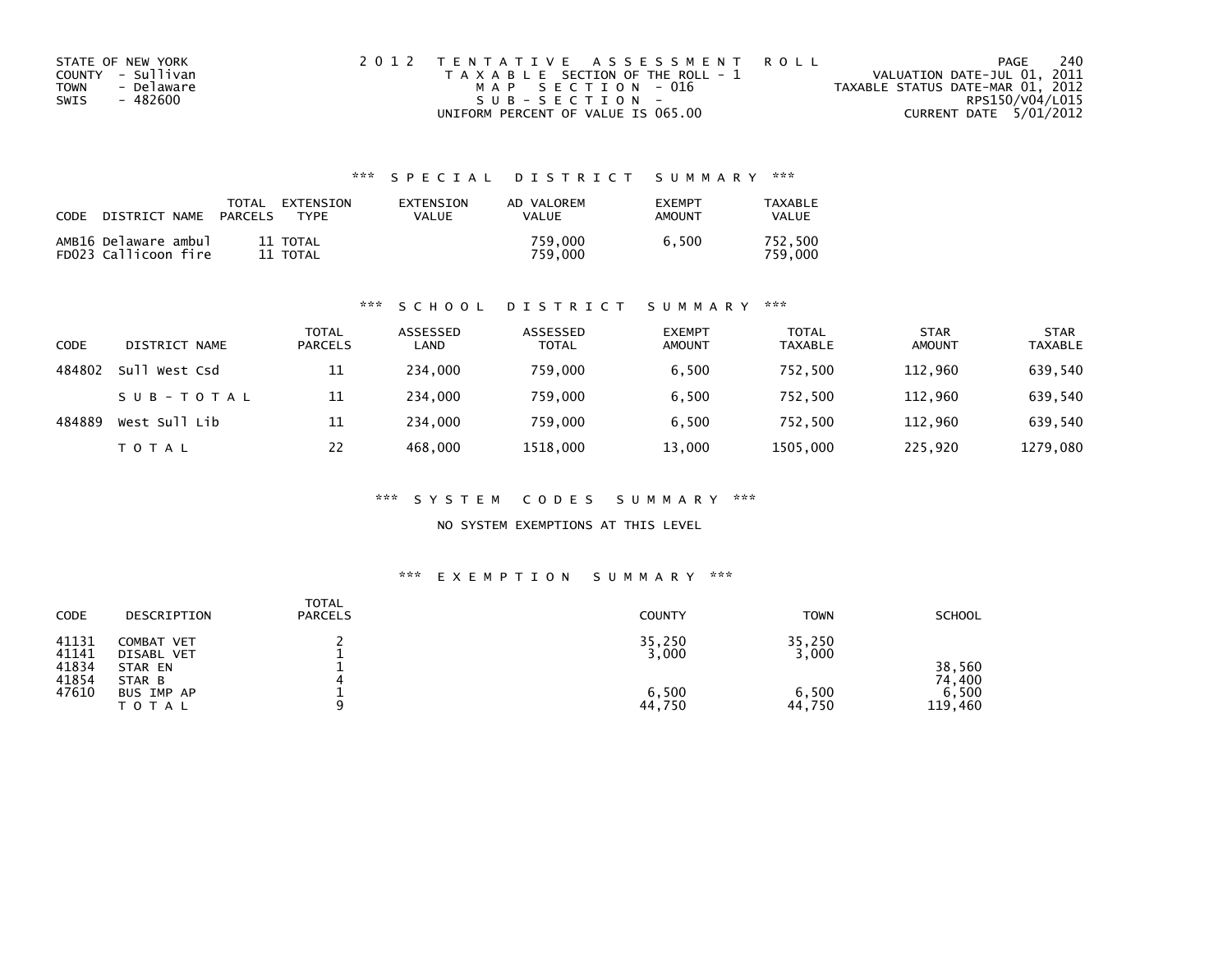STATE OF NEW YORK
COUNTY - Sullivan
TOWN - Delaware
SWIS - 482600

2012 TENTATIVE ASSESSMENT ROLL
TAXABLE SECTION OF THE ROLL - 1
MAP SECTION - 016
SUB-SECTION -
UNIFORM PERCENT OF VALUE IS 065.00

VALUATION DATE-JUL 01, 2011
TAXABLE STATUS DATE-MAR 01, 2012
RPS150/V04/L015
CURRENT DATE 5/01/2012

### *** SPECIAL DISTRICT SUMMARY ***

| CODE DISTRICT NAME | TOTAL PARCELS | EXTENSION TYPE | EXTENSION VALUE | AD VALOREM VALUE | EXEMPT AMOUNT | TAXABLE VALUE |
|---|---|---|---|---|---|---|
| AMB16 Delaware ambul | 11 | TOTAL | | 759,000 | 6,500 | 752,500 |
| FD023 Callicoon fire | 11 | TOTAL | | 759,000 | | 759,000 |

### *** SCHOOL DISTRICT SUMMARY ***

| CODE | DISTRICT NAME | TOTAL PARCELS | ASSESSED LAND | ASSESSED TOTAL | EXEMPT AMOUNT | TOTAL TAXABLE | STAR AMOUNT | STAR TAXABLE |
|---|---|---|---|---|---|---|---|---|
| 484802 | Sull West Csd | 11 | 234,000 | 759,000 | 6,500 | 752,500 | 112,960 | 639,540 |
| | SUB-TOTAL | 11 | 234,000 | 759,000 | 6,500 | 752,500 | 112,960 | 639,540 |
| 484889 | West Sull Lib | 11 | 234,000 | 759,000 | 6,500 | 752,500 | 112,960 | 639,540 |
| | TOTAL | 22 | 468,000 | 1518,000 | 13,000 | 1505,000 | 225,920 | 1279,080 |

### *** SYSTEM CODES SUMMARY ***

NO SYSTEM EXEMPTIONS AT THIS LEVEL

### *** EXEMPTION SUMMARY ***

| CODE | DESCRIPTION | TOTAL PARCELS | COUNTY | TOWN | SCHOOL |
|---|---|---|---|---|---|
| 41131 | COMBAT VET | 2 | 35,250 | 35,250 | |
| 41141 | DISABL VET | 1 | 3,000 | 3,000 | |
| 41834 | STAR EN | 1 | | | 38,560 |
| 41854 | STAR B | 4 | | | 74,400 |
| 47610 | BUS IMP AP | 1 | 6,500 | 6,500 | 6,500 |
| | TOTAL | 9 | 44,750 | 44,750 | 119,460 |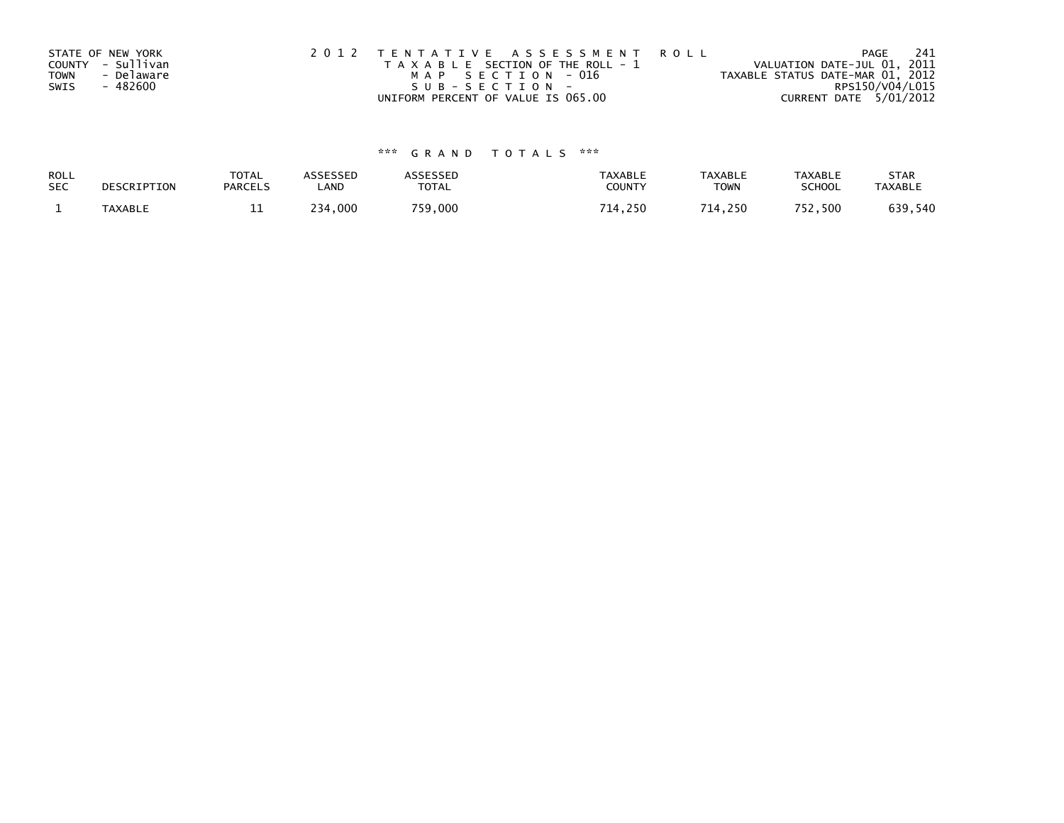STATE OF NEW YORK
COUNTY - Sullivan
TOWN - Delaware
SWIS - 482600

2 0 1 2 T E N T A T I V E A S S E S S M E N T R O L L
T A X A B L E SECTION OF THE ROLL - 1
M A P S E C T I O N - 016
S U B - S E C T I O N -
UNIFORM PERCENT OF VALUE IS 065.00

VALUATION DATE-JUL 01, 2011
TAXABLE STATUS DATE-MAR 01, 2012
RPS150/V04/L015
CURRENT DATE 5/01/2012

\*\*\* G R A N D T O T A L S \*\*\*

| ROLL SEC | DESCRIPTION | TOTAL PARCELS | ASSESSED LAND | ASSESSED TOTAL | TAXABLE COUNTY | TAXABLE TOWN | TAXABLE SCHOOL | STAR TAXABLE |
|---|---|---|---|---|---|---|---|---|
| 1 | TAXABLE | 11 | 234,000 | 759,000 | 714,250 | 714,250 | 752,500 | 639,540 |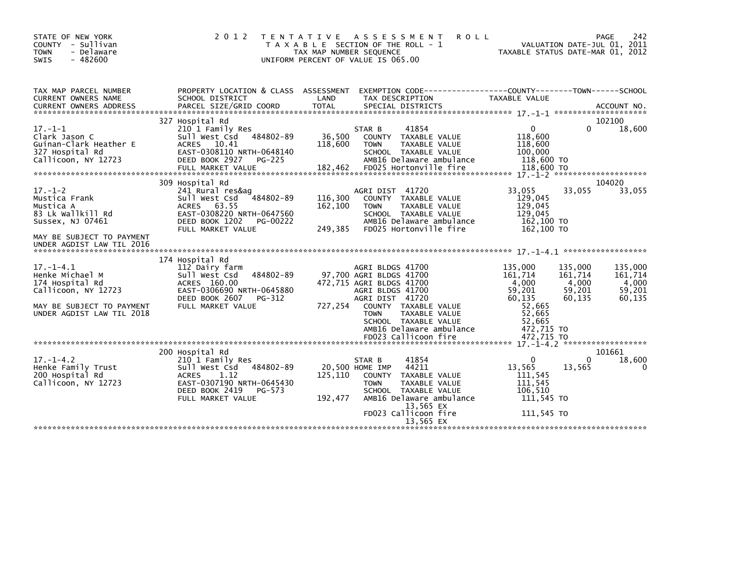STATE OF NEW YORK
COUNTY - Sullivan
TOWN - Delaware
SWIS - 482600

# 2012 TENTATIVE ASSESSMENT ROLL

TAXABLE SECTION OF THE ROLL - 1
TAX MAP NUMBER SEQUENCE
UNIFORM PERCENT OF VALUE IS 065.00

VALUATION DATE-JUL 01, 2011
TAXABLE STATUS DATE-MAR 01, 2012

| TAX MAP PARCEL NUMBER / CURRENT OWNERS NAME / CURRENT OWNERS ADDRESS | PROPERTY LOCATION & CLASS / SCHOOL DISTRICT / PARCEL SIZE/GRID COORD | ASSESSMENT LAND / TOTAL | EXEMPTION CODE / TAX DESCRIPTION / SPECIAL DISTRICTS | COUNTY TAXABLE VALUE | TOWN | SCHOOL | ACCOUNT NO. |
|---|---|---|---|---|---|---|---|
| **17.-1-1** | 327 Hospital Rd | | | | | | 102100 |
| | 210 1 Family Res | | STAR B 41854 | 0 | 0 | 18,600 | |
| Clark Jason C | Sull West Csd 484802-89 | 36,500 | COUNTY TAXABLE VALUE | 118,600 | | | |
| Guinan-Clark Heather E | ACRES 10.41 | 118,600 | TOWN TAXABLE VALUE | 118,600 | | | |
| 327 Hospital Rd | EAST-0308110 NRTH-0648140 | | SCHOOL TAXABLE VALUE | 100,000 | | | |
| Callicoon, NY 12723 | DEED BOOK 2927 PG-225 | | AMB16 Delaware ambulance | 118,600 TO | | | |
| | FULL MARKET VALUE | 182,462 | FD025 Hortonville fire | 118,600 TO | | | |
| **17.-1-2** | 309 Hospital Rd | | | | | | 104020 |
| | 241 Rural res&ag | | AGRI DIST 41720 | 33,055 | 33,055 | 33,055 | |
| Mustica Frank | Sull West Csd 484802-89 | 116,300 | COUNTY TAXABLE VALUE | 129,045 | | | |
| Mustica A | ACRES 63.55 | 162,100 | TOWN TAXABLE VALUE | 129,045 | | | |
| 83 Lk Wallkill Rd | EAST-0308220 NRTH-0647560 | | SCHOOL TAXABLE VALUE | 129,045 | | | |
| Sussex, NJ 07461 | DEED BOOK 1202 PG-00222 | | AMB16 Delaware ambulance | 162,100 TO | | | |
| | FULL MARKET VALUE | 249,385 | FD025 Hortonville fire | 162,100 TO | | | |
| MAY BE SUBJECT TO PAYMENT UNDER AGDIST LAW TIL 2016 | | | | | | | |
| **17.-1-4.1** | 174 Hospital Rd | | | | | | |
| | 112 Dairy farm | | AGRI BLDGS 41700 | 135,000 | 135,000 | 135,000 | |
| Henke Michael M | Sull West Csd 484802-89 | 97,700 | AGRI BLDGS 41700 | 161,714 | 161,714 | 161,714 | |
| 174 Hospital Rd | ACRES 160.00 | 472,715 | AGRI BLDGS 41700 | 4,000 | 4,000 | 4,000 | |
| Callicoon, NY 12723 | EAST-0306690 NRTH-0645880 | | AGRI BLDGS 41700 | 59,201 | 59,201 | 59,201 | |
| | DEED BOOK 2607 PG-312 | | AGRI DIST 41720 | 60,135 | 60,135 | 60,135 | |
| MAY BE SUBJECT TO PAYMENT | FULL MARKET VALUE | 727,254 | COUNTY TAXABLE VALUE | 52,665 | | | |
| UNDER AGDIST LAW TIL 2018 | | | TOWN TAXABLE VALUE | 52,665 | | | |
| | | | SCHOOL TAXABLE VALUE | 52,665 | | | |
| | | | AMB16 Delaware ambulance | 472,715 TO | | | |
| | | | FD023 Callicoon fire | 472,715 TO | | | |
| **17.-1-4.2** | 200 Hospital Rd | | | | | | 101661 |
| | 210 1 Family Res | | STAR B 41854 | 0 | 0 | 18,600 | |
| Henke Family Trust | Sull West Csd 484802-89 | 20,500 | HOME IMP 44211 | 13,565 | 13,565 | 0 | |
| 200 Hospital Rd | ACRES 1.12 | 125,110 | COUNTY TAXABLE VALUE | 111,545 | | | |
| Callicoon, NY 12723 | EAST-0307190 NRTH-0645430 | | TOWN TAXABLE VALUE | 111,545 | | | |
| | DEED BOOK 2419 PG-573 | | SCHOOL TAXABLE VALUE | 106,510 | | | |
| | FULL MARKET VALUE | 192,477 | AMB16 Delaware ambulance | 111,545 TO | | | |
| | | | 13,565 EX | | | | |
| | | | FD023 Callicoon fire | 111,545 TO | | | |
| | | | 13,565 EX | | | | |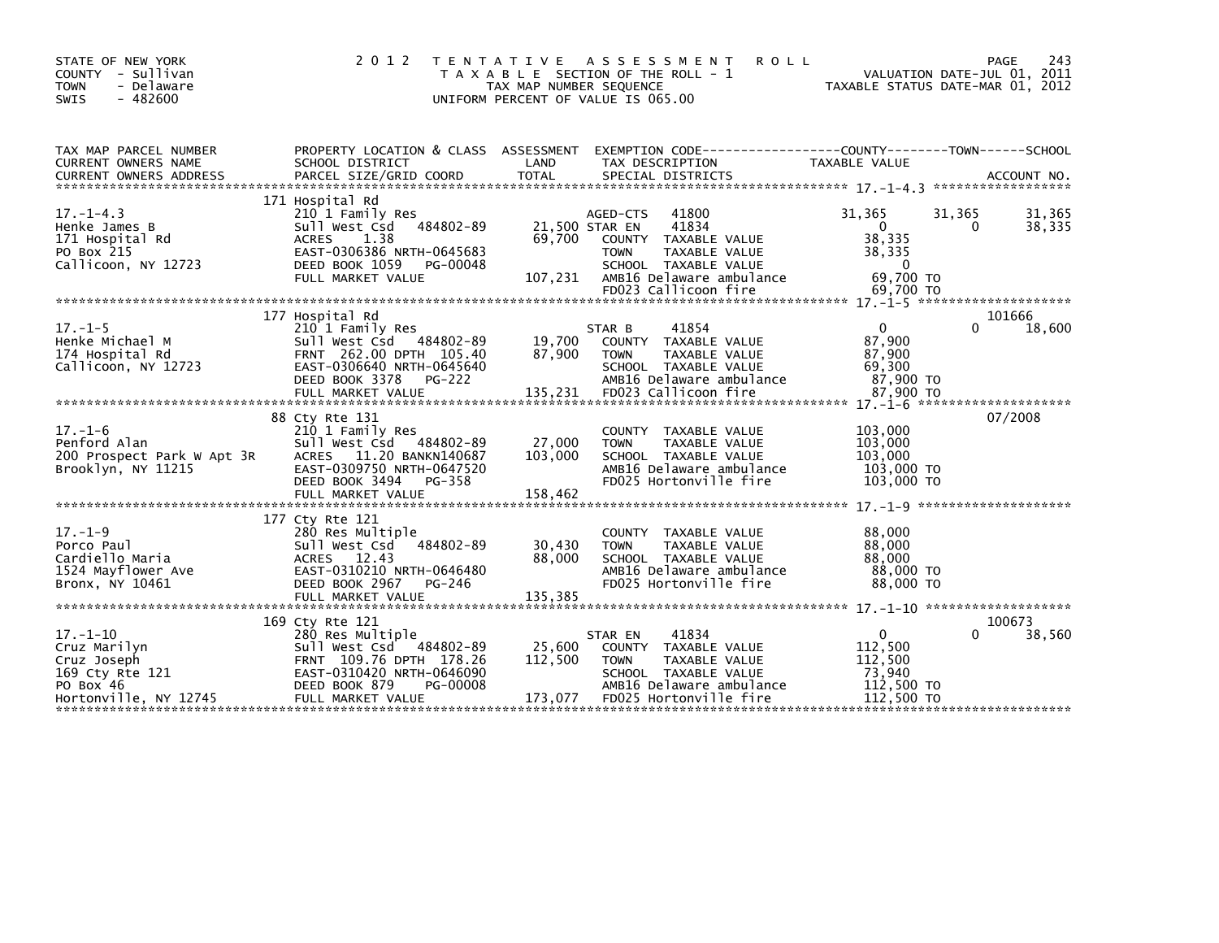STATE OF NEW YORK
COUNTY - Sullivan
TOWN - Delaware
SWIS - 482600

# 2012 TENTATIVE ASSESSMENT ROLL

TAXABLE SECTION OF THE ROLL - 1
TAX MAP NUMBER SEQUENCE
UNIFORM PERCENT OF VALUE IS 065.00

VALUATION DATE-JUL 01, 2011
TAXABLE STATUS DATE-MAR 01, 2012

| TAX MAP PARCEL NUMBER / CURRENT OWNERS NAME / CURRENT OWNERS ADDRESS | PROPERTY LOCATION & CLASS / SCHOOL DISTRICT / PARCEL SIZE/GRID COORD | ASSESSMENT LAND / TOTAL | EXEMPTION CODE / TAX DESCRIPTION / SPECIAL DISTRICTS | COUNTY | TOWN | SCHOOL | ACCOUNT NO. |
|---|---|---|---|---|---|---|---|
| **17.-1-4.3** | 171 Hospital Rd | | | | | | |
| 17.-1-4.3 | 210 1 Family Res | | AGED-CTS 41800 | 31,365 | 31,365 | 31,365 | |
| Henke James B | Sull West Csd 484802-89 | 21,500 | STAR EN 41834 | 0 | 0 | 38,335 | |
| 171 Hospital Rd | ACRES 1.38 | 69,700 | COUNTY TAXABLE VALUE | 38,335 | | | |
| PO Box 215 | EAST-0306386 NRTH-0645683 | | TOWN TAXABLE VALUE | 38,335 | | | |
| Callicoon, NY 12723 | DEED BOOK 1059 PG-00048 | | SCHOOL TAXABLE VALUE | 0 | | | |
| | FULL MARKET VALUE | 107,231 | AMB16 Delaware ambulance | 69,700 TO | | | |
| | | | FD023 Callicoon fire | 69,700 TO | | | |
| **17.-1-5** | 177 Hospital Rd | | | | | | 101666 |
| 17.-1-5 | 210 1 Family Res | | STAR B 41854 | 0 | 0 | 18,600 | |
| Henke Michael M | Sull West Csd 484802-89 | 19,700 | COUNTY TAXABLE VALUE | 87,900 | | | |
| 174 Hospital Rd | FRNT 262.00 DPTH 105.40 | 87,900 | TOWN TAXABLE VALUE | 87,900 | | | |
| Callicoon, NY 12723 | EAST-0306640 NRTH-0645640 | | SCHOOL TAXABLE VALUE | 69,300 | | | |
| | DEED BOOK 3378 PG-222 | | AMB16 Delaware ambulance | 87,900 TO | | | |
| | FULL MARKET VALUE | 135,231 | FD023 Callicoon fire | 87,900 TO | | | |
| **17.-1-6** | 88 Cty Rte 131 | | | | | | 07/2008 |
| 17.-1-6 | 210 1 Family Res | | COUNTY TAXABLE VALUE | 103,000 | | | |
| Penford Alan | Sull West Csd 484802-89 | 27,000 | TOWN TAXABLE VALUE | 103,000 | | | |
| 200 Prospect Park W Apt 3R | ACRES 11.20 BANKN140687 | 103,000 | SCHOOL TAXABLE VALUE | 103,000 | | | |
| Brooklyn, NY 11215 | EAST-0309750 NRTH-0647520 | | AMB16 Delaware ambulance | 103,000 TO | | | |
| | DEED BOOK 3494 PG-358 | | FD025 Hortonville fire | 103,000 TO | | | |
| | FULL MARKET VALUE | 158,462 | | | | | |
| **17.-1-9** | 177 Cty Rte 121 | | | | | | |
| 17.-1-9 | 280 Res Multiple | | COUNTY TAXABLE VALUE | 88,000 | | | |
| Porco Paul | Sull West Csd 484802-89 | 30,430 | TOWN TAXABLE VALUE | 88,000 | | | |
| Cardiello Maria | ACRES 12.43 | 88,000 | SCHOOL TAXABLE VALUE | 88,000 | | | |
| 1524 Mayflower Ave | EAST-0310210 NRTH-0646480 | | AMB16 Delaware ambulance | 88,000 TO | | | |
| Bronx, NY 10461 | DEED BOOK 2967 PG-246 | | FD025 Hortonville fire | 88,000 TO | | | |
| | FULL MARKET VALUE | 135,385 | | | | | |
| **17.-1-10** | 169 Cty Rte 121 | | | | | | 100673 |
| 17.-1-10 | 280 Res Multiple | | STAR EN 41834 | 0 | 0 | 38,560 | |
| Cruz Marilyn | Sull West Csd 484802-89 | 25,600 | COUNTY TAXABLE VALUE | 112,500 | | | |
| Cruz Joseph | FRNT 109.76 DPTH 178.26 | 112,500 | TOWN TAXABLE VALUE | 112,500 | | | |
| 169 Cty Rte 121 | EAST-0310420 NRTH-0646090 | | SCHOOL TAXABLE VALUE | 73,940 | | | |
| PO Box 46 | DEED BOOK 879 PG-00008 | | AMB16 Delaware ambulance | 112,500 TO | | | |
| Hortonville, NY 12745 | FULL MARKET VALUE | 173,077 | FD025 Hortonville fire | 112,500 TO | | | |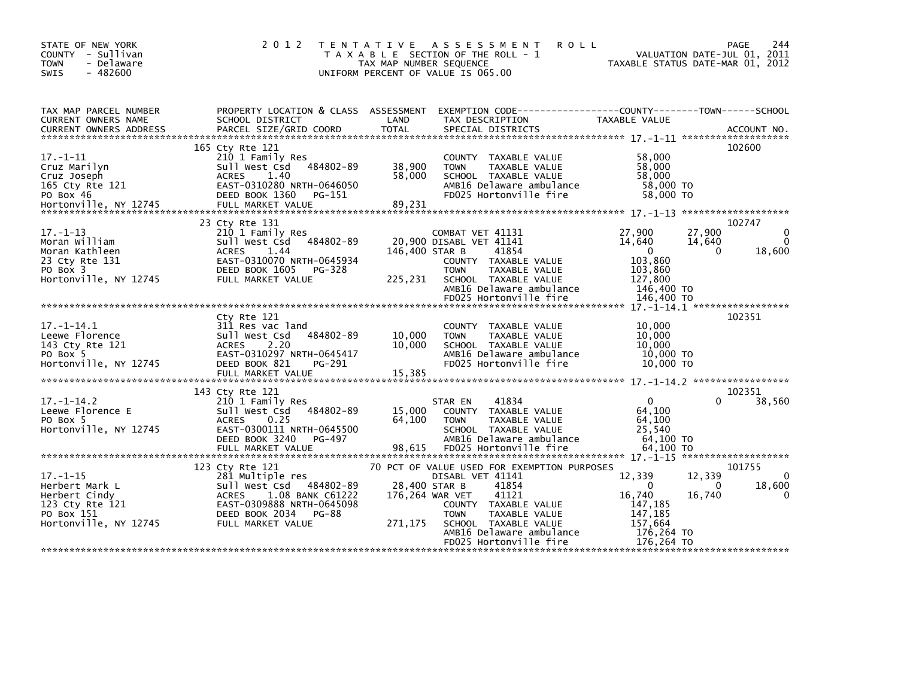STATE OF NEW YORK
COUNTY - Sullivan
TOWN - Delaware
SWIS - 482600

# 2012 TENTATIVE ASSESSMENT ROLL
TAXABLE SECTION OF THE ROLL - 1
TAX MAP NUMBER SEQUENCE
UNIFORM PERCENT OF VALUE IS 065.00

VALUATION DATE-JUL 01, 2011
TAXABLE STATUS DATE-MAR 01, 2012

| TAX MAP PARCEL NUMBER / CURRENT OWNERS NAME / CURRENT OWNERS ADDRESS | PROPERTY LOCATION & CLASS / SCHOOL DISTRICT / PARCEL SIZE/GRID COORD | ASSESSMENT LAND / TOTAL | EXEMPTION CODE / TAX DESCRIPTION / SPECIAL DISTRICTS | COUNTY TAXABLE VALUE | TOWN | SCHOOL | ACCOUNT NO. |
|---|---|---|---|---|---|---|---|
| **17.-1-11** | 165 Cty Rte 121 | | | | | | 102600 |
| 17.-1-11 | 210 1 Family Res | | COUNTY TAXABLE VALUE | 58,000 | | | |
| Cruz Marilyn | Sull West Csd 484802-89 | 38,900 | TOWN TAXABLE VALUE | 58,000 | | | |
| Cruz Joseph | ACRES 1.40 | 58,000 | SCHOOL TAXABLE VALUE | 58,000 | | | |
| 165 Cty Rte 121 | EAST-0310280 NRTH-0646050 | | AMB16 Delaware ambulance | 58,000 TO | | | |
| PO Box 46 | DEED BOOK 1360 PG-151 | | FD025 Hortonville fire | 58,000 TO | | | |
| Hortonville, NY 12745 | FULL MARKET VALUE | 89,231 | | | | | |
| **17.-1-13** | 23 Cty Rte 131 | | | | | | 102747 |
| 17.-1-13 | 210 1 Family Res | | COMBAT VET 41131 | 27,900 | 27,900 | 0 | |
| Moran William | Sull West Csd 484802-89 | 20,900 | DISABL VET 41141 | 14,640 | 14,640 | 0 | |
| Moran Kathleen | ACRES 1.44 | 146,400 | STAR B 41854 | 0 | 0 | 18,600 | |
| 23 Cty Rte 131 | EAST-0310070 NRTH-0645934 | | COUNTY TAXABLE VALUE | 103,860 | | | |
| PO Box 3 | DEED BOOK 1605 PG-328 | | TOWN TAXABLE VALUE | 103,860 | | | |
| Hortonville, NY 12745 | FULL MARKET VALUE | 225,231 | SCHOOL TAXABLE VALUE | 127,800 | | | |
| | | | AMB16 Delaware ambulance | 146,400 TO | | | |
| | | | FD025 Hortonville fire | 146,400 TO | | | |
| **17.-1-14.1** | Cty Rte 121 | | | | | | 102351 |
| 17.-1-14.1 | 311 Res vac land | | COUNTY TAXABLE VALUE | 10,000 | | | |
| Leewe Florence | Sull West Csd 484802-89 | 10,000 | TOWN TAXABLE VALUE | 10,000 | | | |
| 143 Cty Rte 121 | ACRES 2.20 | 10,000 | SCHOOL TAXABLE VALUE | 10,000 | | | |
| PO Box 5 | EAST-0310297 NRTH-0645417 | | AMB16 Delaware ambulance | 10,000 TO | | | |
| Hortonville, NY 12745 | DEED BOOK 821 PG-291 | | FD025 Hortonville fire | 10,000 TO | | | |
| | FULL MARKET VALUE | 15,385 | | | | | |
| **17.-1-14.2** | 143 Cty Rte 121 | | | | | | 102351 |
| 17.-1-14.2 | 210 1 Family Res | | STAR EN 41834 | 0 | 0 | 38,560 | |
| Leewe Florence E | Sull West Csd 484802-89 | 15,000 | COUNTY TAXABLE VALUE | 64,100 | | | |
| PO Box 5 | ACRES 0.25 | 64,100 | TOWN TAXABLE VALUE | 64,100 | | | |
| Hortonville, NY 12745 | EAST-0300111 NRTH-0645500 | | SCHOOL TAXABLE VALUE | 25,540 | | | |
| | DEED BOOK 3240 PG-497 | | AMB16 Delaware ambulance | 64,100 TO | | | |
| | FULL MARKET VALUE | 98,615 | FD025 Hortonville fire | 64,100 TO | | | |
| **17.-1-15** | 123 Cty Rte 121 | | 70 PCT OF VALUE USED FOR EXEMPTION PURPOSES | | | | 101755 |
| 17.-1-15 | 281 Multiple res | | DISABL VET 41141 | 12,339 | 12,339 | 0 | |
| Herbert Mark L | Sull West Csd 484802-89 | 28,400 | STAR B 41854 | 0 | 0 | 18,600 | |
| Herbert Cindy | ACRES 1.08 BANK C61222 | 176,264 | WAR VET 41121 | 16,740 | 16,740 | 0 | |
| 123 Cty Rte 121 | EAST-0309888 NRTH-0645098 | | COUNTY TAXABLE VALUE | 147,185 | | | |
| PO Box 151 | DEED BOOK 2034 PG-88 | | TOWN TAXABLE VALUE | 147,185 | | | |
| Hortonville, NY 12745 | FULL MARKET VALUE | 271,175 | SCHOOL TAXABLE VALUE | 157,664 | | | |
| | | | AMB16 Delaware ambulance | 176,264 TO | | | |
| | | | FD025 Hortonville fire | 176,264 TO | | | |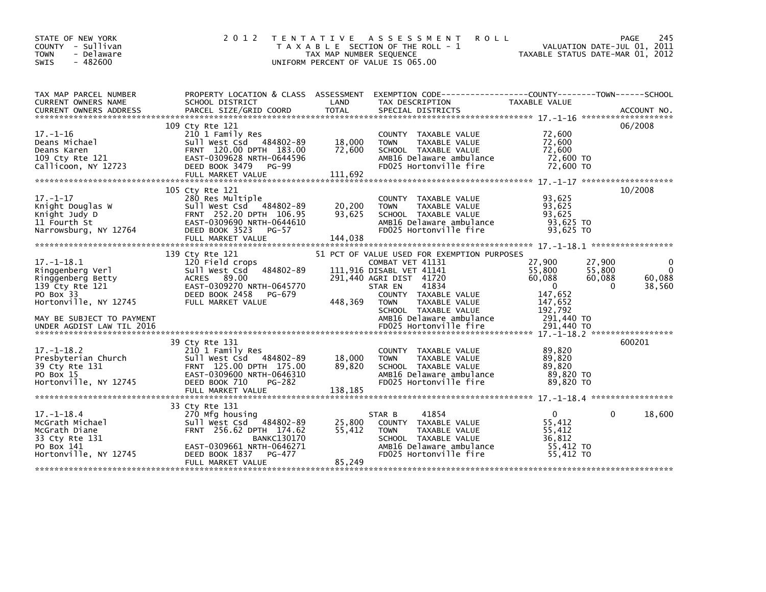STATE OF NEW YORK
COUNTY - Sullivan
TOWN - Delaware
SWIS - 482600

# 2012 TENTATIVE ASSESSMENT ROLL

TAXABLE SECTION OF THE ROLL - 1
TAX MAP NUMBER SEQUENCE
UNIFORM PERCENT OF VALUE IS 065.00

VALUATION DATE-JUL 01, 2011
TAXABLE STATUS DATE-MAR 01, 2012

| TAX MAP PARCEL NUMBER / CURRENT OWNERS NAME / CURRENT OWNERS ADDRESS | PROPERTY LOCATION & CLASS / SCHOOL DISTRICT / PARCEL SIZE/GRID COORD | ASSESSMENT LAND / TOTAL | EXEMPTION CODE / TAX DESCRIPTION / SPECIAL DISTRICTS | COUNTY | TOWN | SCHOOL / ACCOUNT NO. |
|---|---|---|---|---|---|---|
| **17.-1-16** | 109 Cty Rte 121 | | | | | 06/2008 |
| Deans Michael | 210 1 Family Res | | COUNTY TAXABLE VALUE | 72,600 | | |
| Deans Karen | Sull West Csd 484802-89 | 18,000 | TOWN TAXABLE VALUE | 72,600 | | |
| 109 Cty Rte 121 | FRNT 120.00 DPTH 183.00 | 72,600 | SCHOOL TAXABLE VALUE | 72,600 | | |
| Callicoon, NY 12723 | EAST-0309628 NRTH-0644596 | | AMB16 Delaware ambulance | 72,600 TO | | |
| | DEED BOOK 3479 PG-99 | | FD025 Hortonville fire | 72,600 TO | | |
| | FULL MARKET VALUE | 111,692 | | | | |
| **17.-1-17** | 105 Cty Rte 121 | | | | | 10/2008 |
| Knight Douglas W | 280 Res Multiple | | COUNTY TAXABLE VALUE | 93,625 | | |
| Knight Judy D | Sull West Csd 484802-89 | 20,200 | TOWN TAXABLE VALUE | 93,625 | | |
| 11 Fourth St | FRNT 252.20 DPTH 106.95 | 93,625 | SCHOOL TAXABLE VALUE | 93,625 | | |
| Narrowsburg, NY 12764 | EAST-0309690 NRTH-0644610 | | AMB16 Delaware ambulance | 93,625 TO | | |
| | DEED BOOK 3523 PG-57 | | FD025 Hortonville fire | 93,625 TO | | |
| | FULL MARKET VALUE | 144,038 | | | | |
| **17.-1-18.1** | 139 Cty Rte 121 | | 51 PCT OF VALUE USED FOR EXEMPTION PURPOSES | | | |
| Ringgenberg Verl | 120 Field crops | | COMBAT VET 41131 | 27,900 | 27,900 | 0 |
| Ringgenberg Betty | Sull West Csd 484802-89 | 111,916 | DISABL VET 41141 | 55,800 | 55,800 | 0 |
| 139 Cty Rte 121 | ACRES 89.00 | 291,440 | AGRI DIST 41720 | 60,088 | 60,088 | 60,088 |
| PO Box 33 | EAST-0309270 NRTH-0645770 | | STAR EN 41834 | 0 | 0 | 38,560 |
| Hortonville, NY 12745 | DEED BOOK 2458 PG-679 | | COUNTY TAXABLE VALUE | 147,652 | | |
| | FULL MARKET VALUE | 448,369 | TOWN TAXABLE VALUE | 147,652 | | |
| MAY BE SUBJECT TO PAYMENT | | | SCHOOL TAXABLE VALUE | 192,792 | | |
| UNDER AGDIST LAW TIL 2016 | | | AMB16 Delaware ambulance | 291,440 TO | | |
| | | | FD025 Hortonville fire | 291,440 TO | | |
| **17.-1-18.2** | 39 Cty Rte 131 | | | | | 600201 |
| Presbyterian Church | 210 1 Family Res | | COUNTY TAXABLE VALUE | 89,820 | | |
| 39 Cty Rte 131 | Sull West Csd 484802-89 | 18,000 | TOWN TAXABLE VALUE | 89,820 | | |
| PO Box 15 | FRNT 125.00 DPTH 175.00 | 89,820 | SCHOOL TAXABLE VALUE | 89,820 | | |
| Hortonville, NY 12745 | EAST-0309600 NRTH-0646310 | | AMB16 Delaware ambulance | 89,820 TO | | |
| | DEED BOOK 710 PG-282 | | FD025 Hortonville fire | 89,820 TO | | |
| | FULL MARKET VALUE | 138,185 | | | | |
| **17.-1-18.4** | 33 Cty Rte 131 | | | | | |
| McGrath Michael | 270 Mfg housing | | STAR B 41854 | 0 | 0 | 18,600 |
| McGrath Diane | Sull West Csd 484802-89 | 25,800 | COUNTY TAXABLE VALUE | 55,412 | | |
| 33 Cty Rte 131 | FRNT 256.62 DPTH 174.62 | 55,412 | TOWN TAXABLE VALUE | 55,412 | | |
| PO Box 141 | BANKC130170 | | SCHOOL TAXABLE VALUE | 36,812 | | |
| Hortonville, NY 12745 | EAST-0309661 NRTH-0646271 | | AMB16 Delaware ambulance | 55,412 TO | | |
| | DEED BOOK 1837 PG-477 | | FD025 Hortonville fire | 55,412 TO | | |
| | FULL MARKET VALUE | 85,249 | | | | |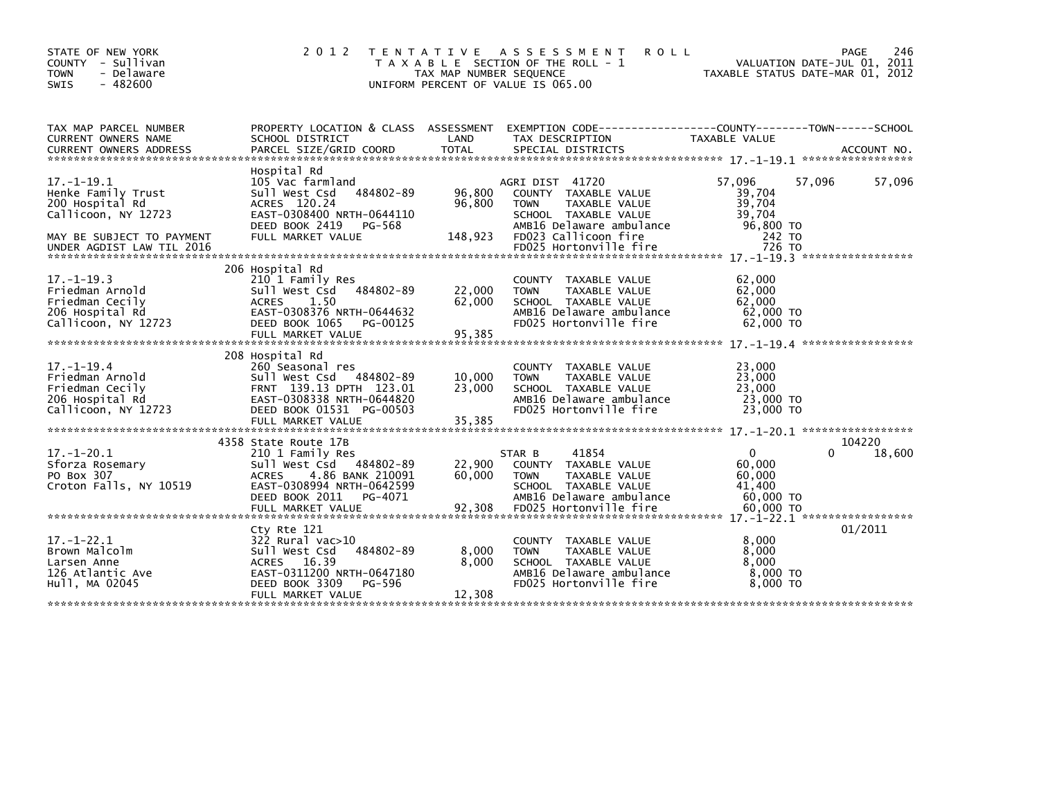STATE OF NEW YORK
COUNTY - Sullivan
TOWN - Delaware
SWIS - 482600

# 2012 TENTATIVE ASSESSMENT ROLL

TAXABLE SECTION OF THE ROLL - 1
TAX MAP NUMBER SEQUENCE
UNIFORM PERCENT OF VALUE IS 065.00

VALUATION DATE-JUL 01, 2011
TAXABLE STATUS DATE-MAR 01, 2012

| TAX MAP PARCEL NUMBER / CURRENT OWNERS NAME / CURRENT OWNERS ADDRESS | PROPERTY LOCATION & CLASS / SCHOOL DISTRICT / PARCEL SIZE/GRID COORD | ASSESSMENT LAND | TOTAL | EXEMPTION CODE / TAX DESCRIPTION / SPECIAL DISTRICTS | COUNTY TAXABLE VALUE | TOWN | SCHOOL / ACCOUNT NO. |
|---|---|---|---|---|---|---|---|
| 17.-1-19.1 | Hospital Rd | | | | | | |
| | 105 Vac farmland | | | AGRI DIST 41720 | 57,096 | 57,096 | 57,096 |
| Henke Family Trust | Sull West Csd 484802-89 | 96,800 | | COUNTY TAXABLE VALUE | 39,704 | | |
| 200 Hospital Rd | ACRES 120.24 | | 96,800 | TOWN TAXABLE VALUE | 39,704 | | |
| Callicoon, NY 12723 | EAST-0308400 NRTH-0644110 | | | SCHOOL TAXABLE VALUE | 39,704 | | |
| | DEED BOOK 2419 PG-568 | | | AMB16 Delaware ambulance | 96,800 TO | | |
| MAY BE SUBJECT TO PAYMENT | FULL MARKET VALUE | | 148,923 | FD023 Callicoon fire | 242 TO | | |
| UNDER AGDIST LAW TIL 2016 | | | | FD025 Hortonville fire | 726 TO | | |
| 17.-1-19.3 | 206 Hospital Rd | | | | | | |
| | 210 1 Family Res | | | COUNTY TAXABLE VALUE | 62,000 | | |
| Friedman Arnold | Sull West Csd 484802-89 | 22,000 | | TOWN TAXABLE VALUE | 62,000 | | |
| Friedman Cecily | ACRES 1.50 | | 62,000 | SCHOOL TAXABLE VALUE | 62,000 | | |
| 206 Hospital Rd | EAST-0308376 NRTH-0644632 | | | AMB16 Delaware ambulance | 62,000 TO | | |
| Callicoon, NY 12723 | DEED BOOK 1065 PG-00125 | | | FD025 Hortonville fire | 62,000 TO | | |
| | FULL MARKET VALUE | | 95,385 | | | | |
| 17.-1-19.4 | 208 Hospital Rd | | | | | | |
| | 260 Seasonal res | | | COUNTY TAXABLE VALUE | 23,000 | | |
| Friedman Arnold | Sull West Csd 484802-89 | 10,000 | | TOWN TAXABLE VALUE | 23,000 | | |
| Friedman Cecily | FRNT 139.13 DPTH 123.01 | | 23,000 | SCHOOL TAXABLE VALUE | 23,000 | | |
| 206 Hospital Rd | EAST-0308338 NRTH-0644820 | | | AMB16 Delaware ambulance | 23,000 TO | | |
| Callicoon, NY 12723 | DEED BOOK 01531 PG-00503 | | | FD025 Hortonville fire | 23,000 TO | | |
| | FULL MARKET VALUE | | 35,385 | | | | |
| 17.-1-20.1 | 4358 State Route 17B | | | | | | 104220 |
| | 210 1 Family Res | | | STAR B 41854 | 0 | 0 | 18,600 |
| Sforza Rosemary | Sull West Csd 484802-89 | 22,900 | | COUNTY TAXABLE VALUE | 60,000 | | |
| PO Box 307 | ACRES 4.86 BANK 210091 | | 60,000 | TOWN TAXABLE VALUE | 60,000 | | |
| Croton Falls, NY 10519 | EAST-0308994 NRTH-0642599 | | | SCHOOL TAXABLE VALUE | 41,400 | | |
| | DEED BOOK 2011 PG-4071 | | | AMB16 Delaware ambulance | 60,000 TO | | |
| | FULL MARKET VALUE | | 92,308 | FD025 Hortonville fire | 60,000 TO | | |
| 17.-1-22.1 | Cty Rte 121 | | | | | | 01/2011 |
| | 322 Rural vac>10 | | | COUNTY TAXABLE VALUE | 8,000 | | |
| Brown Malcolm | Sull West Csd 484802-89 | 8,000 | | TOWN TAXABLE VALUE | 8,000 | | |
| Larsen Anne | ACRES 16.39 | | 8,000 | SCHOOL TAXABLE VALUE | 8,000 | | |
| 126 Atlantic Ave | EAST-0311200 NRTH-0647180 | | | AMB16 Delaware ambulance | 8,000 TO | | |
| Hull, MA 02045 | DEED BOOK 3309 PG-596 | | | FD025 Hortonville fire | 8,000 TO | | |
| | FULL MARKET VALUE | | 12,308 | | | | |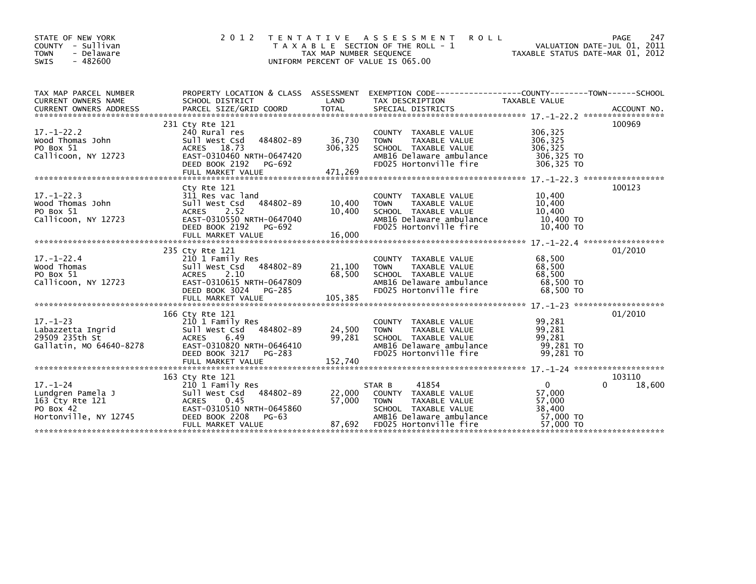STATE OF NEW YORK
COUNTY - Sullivan
TOWN - Delaware
SWIS - 482600

# 2012 TENTATIVE ASSESSMENT ROLL

TAXABLE SECTION OF THE ROLL - 1
TAX MAP NUMBER SEQUENCE
UNIFORM PERCENT OF VALUE IS 065.00

VALUATION DATE-JUL 01, 2011
TAXABLE STATUS DATE-MAR 01, 2012

| TAX MAP PARCEL NUMBER / CURRENT OWNERS NAME / CURRENT OWNERS ADDRESS | PROPERTY LOCATION & CLASS / SCHOOL DISTRICT / PARCEL SIZE/GRID COORD | ASSESSMENT LAND / TOTAL | EXEMPTION CODE / TAX DESCRIPTION / SPECIAL DISTRICTS | COUNTY | TOWN | SCHOOL | ACCOUNT NO. |
|---|---|---|---|---|---|---|---|
| **17.-1-22.2** | 231 Cty Rte 121 | | | | | | 100969 |
| Wood Thomas John | 240 Rural res | | COUNTY TAXABLE VALUE | 306,325 | | | |
| PO Box 51 | Sull West Csd 484802-89 | 36,730 | TOWN TAXABLE VALUE | | 306,325 | | |
| Callicoon, NY 12723 | ACRES 18.73 | 306,325 | SCHOOL TAXABLE VALUE | | | 306,325 | |
| | EAST-0310460 NRTH-0647420 | | AMB16 Delaware ambulance | 306,325 TO | | | |
| | DEED BOOK 2192 PG-692 | | FD025 Hortonville fire | 306,325 TO | | | |
| | FULL MARKET VALUE | 471,269 | | | | | |
| **17.-1-22.3** | Cty Rte 121 | | | | | | 100123 |
| Wood Thomas John | 311 Res vac land | | COUNTY TAXABLE VALUE | 10,400 | | | |
| PO Box 51 | Sull West Csd 484802-89 | 10,400 | TOWN TAXABLE VALUE | | 10,400 | | |
| Callicoon, NY 12723 | ACRES 2.52 | 10,400 | SCHOOL TAXABLE VALUE | | | 10,400 | |
| | EAST-0310550 NRTH-0647040 | | AMB16 Delaware ambulance | 10,400 TO | | | |
| | DEED BOOK 2192 PG-692 | | FD025 Hortonville fire | 10,400 TO | | | |
| | FULL MARKET VALUE | 16,000 | | | | | |
| **17.-1-22.4** | 235 Cty Rte 121 | | | | | | 01/2010 |
| Wood Thomas | 210 1 Family Res | | COUNTY TAXABLE VALUE | 68,500 | | | |
| PO Box 51 | Sull West Csd 484802-89 | 21,100 | TOWN TAXABLE VALUE | | 68,500 | | |
| Callicoon, NY 12723 | ACRES 2.10 | 68,500 | SCHOOL TAXABLE VALUE | | | 68,500 | |
| | EAST-0310615 NRTH-0647809 | | AMB16 Delaware ambulance | 68,500 TO | | | |
| | DEED BOOK 3024 PG-285 | | FD025 Hortonville fire | 68,500 TO | | | |
| | FULL MARKET VALUE | 105,385 | | | | | |
| **17.-1-23** | 166 Cty Rte 121 | | | | | | 01/2010 |
| Labazzetta Ingrid | 210 1 Family Res | | COUNTY TAXABLE VALUE | 99,281 | | | |
| 29509 235th St | Sull West Csd 484802-89 | 24,500 | TOWN TAXABLE VALUE | | 99,281 | | |
| Gallatin, MO 64640-8278 | ACRES 6.49 | 99,281 | SCHOOL TAXABLE VALUE | | | 99,281 | |
| | EAST-0310820 NRTH-0646410 | | AMB16 Delaware ambulance | 99,281 TO | | | |
| | DEED BOOK 3217 PG-283 | | FD025 Hortonville fire | 99,281 TO | | | |
| | FULL MARKET VALUE | 152,740 | | | | | |
| **17.-1-24** | 163 Cty Rte 121 | | | | | | 103110 |
| Lundgren Pamela J | 210 1 Family Res | | STAR B 41854 | 0 | 0 | 18,600 | |
| 163 Cty Rte 121 | Sull West Csd 484802-89 | 22,000 | COUNTY TAXABLE VALUE | 57,000 | | | |
| PO Box 42 | ACRES 0.45 | 57,000 | TOWN TAXABLE VALUE | | 57,000 | | |
| Hortonville, NY 12745 | EAST-0310510 NRTH-0645860 | | SCHOOL TAXABLE VALUE | | | 38,400 | |
| | DEED BOOK 2208 PG-63 | | AMB16 Delaware ambulance | 57,000 TO | | | |
| | FULL MARKET VALUE | 87,692 | FD025 Hortonville fire | 57,000 TO | | | |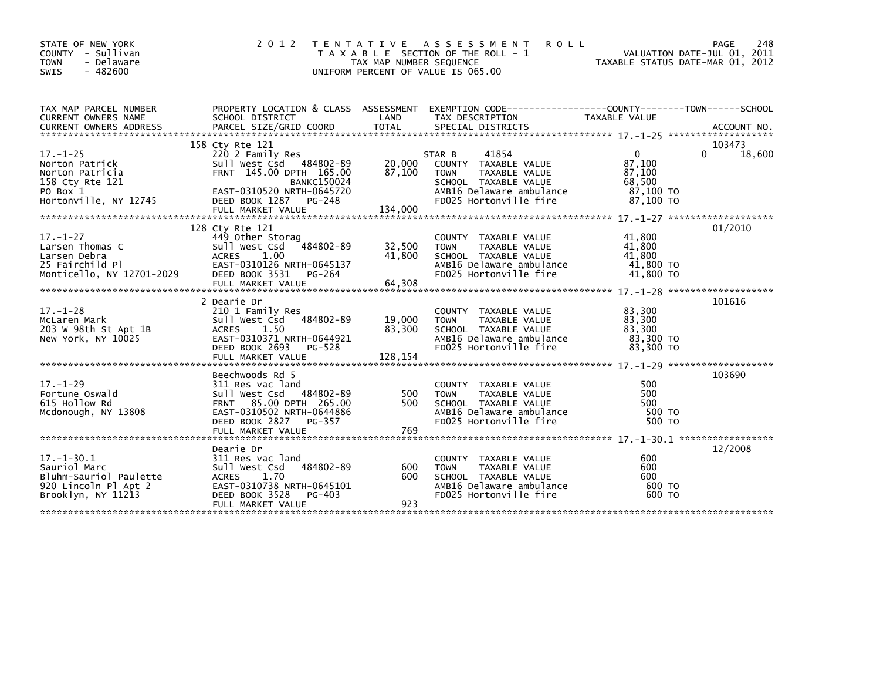STATE OF NEW YORK
COUNTY - Sullivan
TOWN - Delaware
SWIS - 482600

# 2012 TENTATIVE ASSESSMENT ROLL

TAXABLE SECTION OF THE ROLL - 1
TAX MAP NUMBER SEQUENCE
UNIFORM PERCENT OF VALUE IS 065.00

VALUATION DATE-JUL 01, 2011
TAXABLE STATUS DATE-MAR 01, 2012

| TAX MAP PARCEL NUMBER / CURRENT OWNERS NAME / CURRENT OWNERS ADDRESS | PROPERTY LOCATION & CLASS / SCHOOL DISTRICT / PARCEL SIZE/GRID COORD | ASSESSMENT LAND | TOTAL | EXEMPTION CODE / TAX DESCRIPTION / SPECIAL DISTRICTS | COUNTY TAXABLE VALUE | TOWN | SCHOOL | ACCOUNT NO. |
|---|---|---|---|---|---|---|---|---|
| | 158 Cty Rte 121 | | | | | | | 103473 |
| 17.-1-25 | 220 2 Family Res | | | STAR B 41854 | 0 | | 0 18,600 | |
| Norton Patrick | Sull West Csd 484802-89 | 20,000 | | COUNTY TAXABLE VALUE | 87,100 | | | |
| Norton Patricia | FRNT 145.00 DPTH 165.00 | | 87,100 | TOWN TAXABLE VALUE | 87,100 | | | |
| 158 Cty Rte 121 | BANKC150024 | | | SCHOOL TAXABLE VALUE | 68,500 | | | |
| PO Box 1 | EAST-0310520 NRTH-0645720 | | | AMB16 Delaware ambulance | 87,100 TO | | | |
| Hortonville, NY 12745 | DEED BOOK 1287 PG-248 | | | FD025 Hortonville fire | 87,100 TO | | | |
| | FULL MARKET VALUE | | 134,000 | | | | | |
| | 128 Cty Rte 121 | | | | | | | 01/2010 |
| 17.-1-27 | 449 Other Storag | | | COUNTY TAXABLE VALUE | 41,800 | | | |
| Larsen Thomas C | Sull West Csd 484802-89 | 32,500 | | TOWN TAXABLE VALUE | 41,800 | | | |
| Larsen Debra | ACRES 1.00 | | 41,800 | SCHOOL TAXABLE VALUE | 41,800 | | | |
| 25 Fairchild Pl | EAST-0310126 NRTH-0645137 | | | AMB16 Delaware ambulance | 41,800 TO | | | |
| Monticello, NY 12701-2029 | DEED BOOK 3531 PG-264 | | | FD025 Hortonville fire | 41,800 TO | | | |
| | FULL MARKET VALUE | | 64,308 | | | | | |
| | 2 Dearie Dr | | | | | | | 101616 |
| 17.-1-28 | 210 1 Family Res | | | COUNTY TAXABLE VALUE | 83,300 | | | |
| McLaren Mark | Sull West Csd 484802-89 | 19,000 | | TOWN TAXABLE VALUE | 83,300 | | | |
| 203 W 98th St Apt 1B | ACRES 1.50 | | 83,300 | SCHOOL TAXABLE VALUE | 83,300 | | | |
| New York, NY 10025 | EAST-0310371 NRTH-0644921 | | | AMB16 Delaware ambulance | 83,300 TO | | | |
| | DEED BOOK 2693 PG-528 | | | FD025 Hortonville fire | 83,300 TO | | | |
| | FULL MARKET VALUE | | 128,154 | | | | | |
| | Beechwoods Rd 5 | | | | | | | 103690 |
| 17.-1-29 | 311 Res vac land | | | COUNTY TAXABLE VALUE | 500 | | | |
| Fortune Oswald | Sull West Csd 484802-89 | 500 | | TOWN TAXABLE VALUE | 500 | | | |
| 615 Hollow Rd | FRNT 85.00 DPTH 265.00 | | 500 | SCHOOL TAXABLE VALUE | 500 | | | |
| Mcdonough, NY 13808 | EAST-0310502 NRTH-0644886 | | | AMB16 Delaware ambulance | 500 TO | | | |
| | DEED BOOK 2827 PG-357 | | | FD025 Hortonville fire | 500 TO | | | |
| | FULL MARKET VALUE | | 769 | | | | | |
| | Dearie Dr | | | | | | | 12/2008 |
| 17.-1-30.1 | 311 Res vac land | | | COUNTY TAXABLE VALUE | 600 | | | |
| Sauriol Marc | Sull West Csd 484802-89 | 600 | | TOWN TAXABLE VALUE | 600 | | | |
| Bluhm-Sauriol Paulette | ACRES 1.70 | | 600 | SCHOOL TAXABLE VALUE | 600 | | | |
| 920 Lincoln Pl Apt 2 | EAST-0310738 NRTH-0645101 | | | AMB16 Delaware ambulance | 600 TO | | | |
| Brooklyn, NY 11213 | DEED BOOK 3528 PG-403 | | | FD025 Hortonville fire | 600 TO | | | |
| | FULL MARKET VALUE | | 923 | | | | | |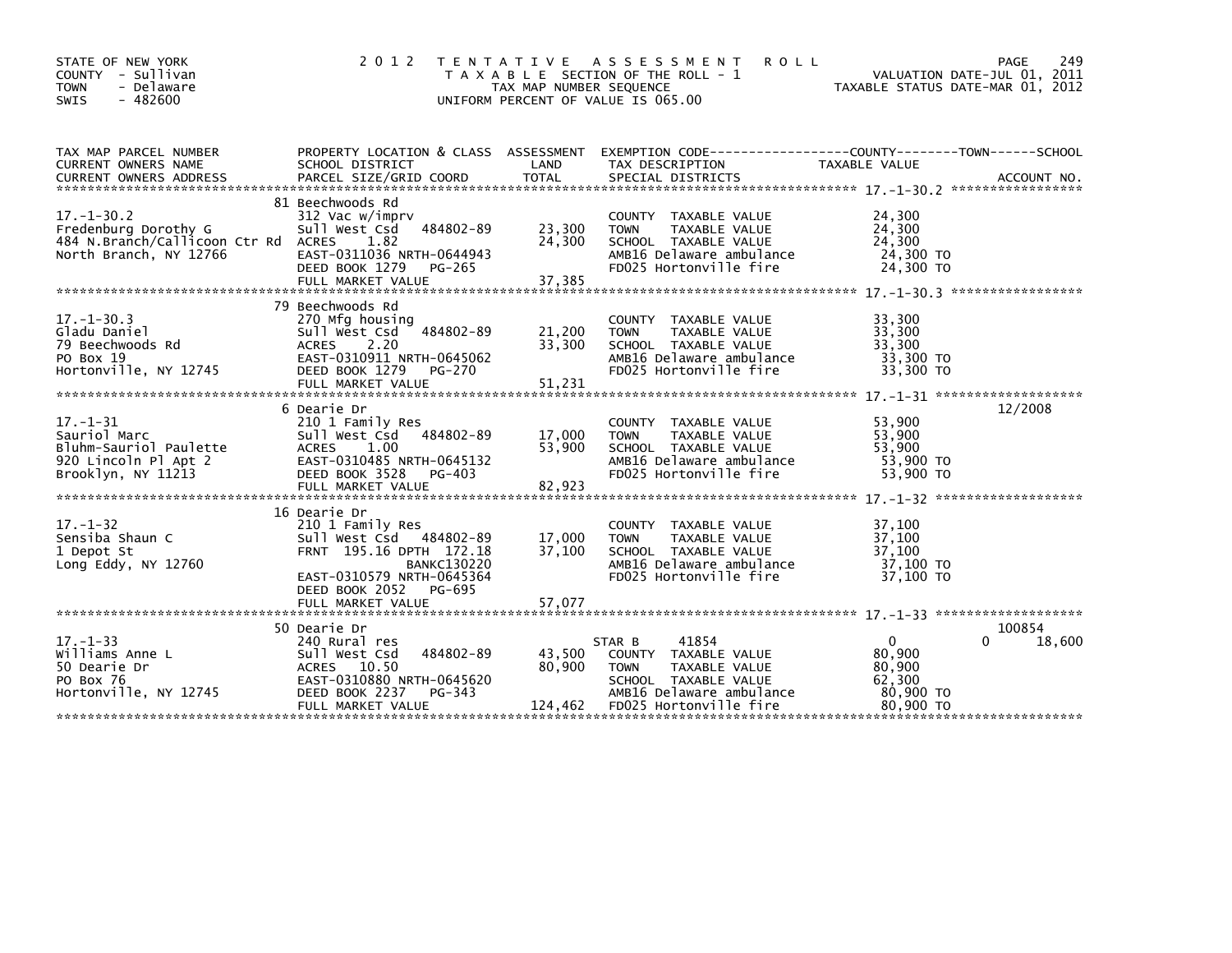STATE OF NEW YORK
COUNTY - Sullivan
TOWN - Delaware
SWIS - 482600

# 2012 TENTATIVE ASSESSMENT ROLL

TAXABLE SECTION OF THE ROLL - 1
TAX MAP NUMBER SEQUENCE
UNIFORM PERCENT OF VALUE IS 065.00

VALUATION DATE-JUL 01, 2011
TAXABLE STATUS DATE-MAR 01, 2012

| TAX MAP PARCEL NUMBER / CURRENT OWNERS NAME / CURRENT OWNERS ADDRESS | PROPERTY LOCATION & CLASS / SCHOOL DISTRICT / PARCEL SIZE/GRID COORD | ASSESSMENT LAND | TOTAL | EXEMPTION CODE / TAX DESCRIPTION / SPECIAL DISTRICTS | COUNTY / TOWN / SCHOOL TAXABLE VALUE | ACCOUNT NO. |
|---|---|---|---|---|---|---|
| **17.-1-30.2** | 81 Beechwoods Rd | | | | | |
| 17.-1-30.2 | 312 Vac w/imprv | | | COUNTY TAXABLE VALUE | 24,300 | |
| Fredenburg Dorothy G | Sull West Csd 484802-89 | 23,300 | | TOWN TAXABLE VALUE | 24,300 | |
| 484 N.Branch/Callicoon Ctr Rd | ACRES 1.82 | | 24,300 | SCHOOL TAXABLE VALUE | 24,300 | |
| North Branch, NY 12766 | EAST-0311036 NRTH-0644943 | | | AMB16 Delaware ambulance | 24,300 TO | |
| | DEED BOOK 1279 PG-265 | | | FD025 Hortonville fire | 24,300 TO | |
| | FULL MARKET VALUE | | 37,385 | | | |
| **17.-1-30.3** | 79 Beechwoods Rd | | | | | |
| 17.-1-30.3 | 270 Mfg housing | | | COUNTY TAXABLE VALUE | 33,300 | |
| Gladu Daniel | Sull West Csd 484802-89 | 21,200 | | TOWN TAXABLE VALUE | 33,300 | |
| 79 Beechwoods Rd | ACRES 2.20 | | 33,300 | SCHOOL TAXABLE VALUE | 33,300 | |
| PO Box 19 | EAST-0310911 NRTH-0645062 | | | AMB16 Delaware ambulance | 33,300 TO | |
| Hortonville, NY 12745 | DEED BOOK 1279 PG-270 | | | FD025 Hortonville fire | 33,300 TO | |
| | FULL MARKET VALUE | | 51,231 | | | |
| **17.-1-31** | 6 Dearie Dr | | | | | 12/2008 |
| 17.-1-31 | 210 1 Family Res | | | COUNTY TAXABLE VALUE | 53,900 | |
| Sauriol Marc | Sull West Csd 484802-89 | 17,000 | | TOWN TAXABLE VALUE | 53,900 | |
| Bluhm-Sauriol Paulette | ACRES 1.00 | | 53,900 | SCHOOL TAXABLE VALUE | 53,900 | |
| 920 Lincoln Pl Apt 2 | EAST-0310485 NRTH-0645132 | | | AMB16 Delaware ambulance | 53,900 TO | |
| Brooklyn, NY 11213 | DEED BOOK 3528 PG-403 | | | FD025 Hortonville fire | 53,900 TO | |
| | FULL MARKET VALUE | | 82,923 | | | |
| **17.-1-32** | 16 Dearie Dr | | | | | |
| 17.-1-32 | 210 1 Family Res | | | COUNTY TAXABLE VALUE | 37,100 | |
| Sensiba Shaun C | Sull West Csd 484802-89 | 17,000 | | TOWN TAXABLE VALUE | 37,100 | |
| 1 Depot St | FRNT 195.16 DPTH 172.18 | | 37,100 | SCHOOL TAXABLE VALUE | 37,100 | |
| Long Eddy, NY 12760 | BANKC130220 | | | AMB16 Delaware ambulance | 37,100 TO | |
| | EAST-0310579 NRTH-0645364 | | | FD025 Hortonville fire | 37,100 TO | |
| | DEED BOOK 2052 PG-695 | | | | | |
| | FULL MARKET VALUE | | 57,077 | | | |
| **17.-1-33** | 50 Dearie Dr | | | | | 100854 |
| 17.-1-33 | 240 Rural res | | | STAR B 41854 | 0 0 18,600 | |
| Williams Anne L | Sull West Csd 484802-89 | 43,500 | | COUNTY TAXABLE VALUE | 80,900 | |
| 50 Dearie Dr | ACRES 10.50 | | 80,900 | TOWN TAXABLE VALUE | 80,900 | |
| PO Box 76 | EAST-0310880 NRTH-0645620 | | | SCHOOL TAXABLE VALUE | 62,300 | |
| Hortonville, NY 12745 | DEED BOOK 2237 PG-343 | | | AMB16 Delaware ambulance | 80,900 TO | |
| | FULL MARKET VALUE | | 124,462 | FD025 Hortonville fire | 80,900 TO | |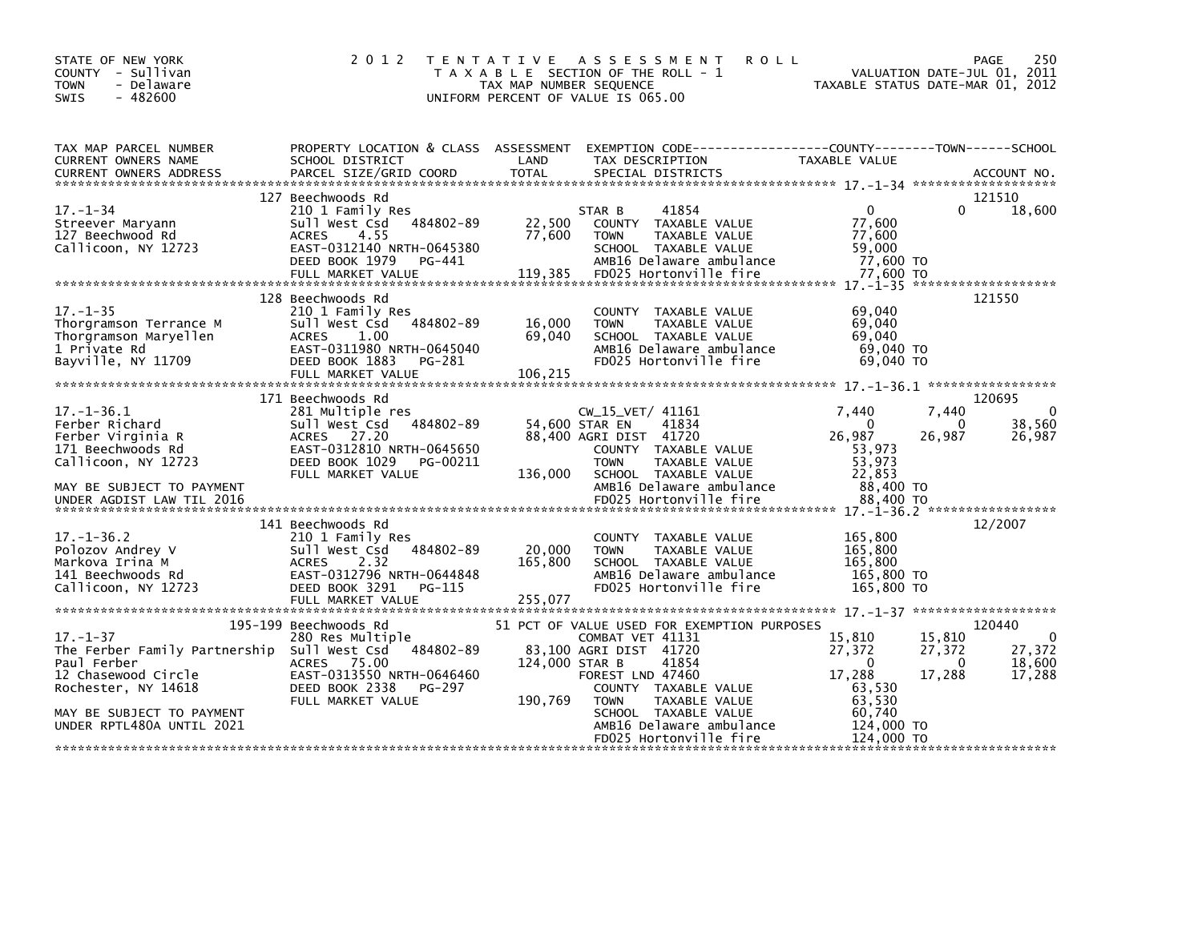STATE OF NEW YORK
COUNTY - Sullivan
TOWN - Delaware
SWIS - 482600

# 2012 TENTATIVE ASSESSMENT ROLL

TAXABLE SECTION OF THE ROLL - 1
TAX MAP NUMBER SEQUENCE
UNIFORM PERCENT OF VALUE IS 065.00

VALUATION DATE-JUL 01, 2011
TAXABLE STATUS DATE-MAR 01, 2012

| TAX MAP PARCEL NUMBER / CURRENT OWNERS NAME / CURRENT OWNERS ADDRESS | PROPERTY LOCATION & CLASS / SCHOOL DISTRICT / PARCEL SIZE/GRID COORD | ASSESSMENT LAND / TOTAL | EXEMPTION CODE / TAX DESCRIPTION / SPECIAL DISTRICTS | COUNTY TAXABLE VALUE | TOWN | SCHOOL | ACCOUNT NO. |
|---|---|---|---|---|---|---|---|
| 17.-1-34 | 127 Beechwoods Rd | | | | | | 121510 |
| | 210 1 Family Res | | STAR B 41854 | 0 | 0 | 18,600 | |
| Streever Maryann | Sull West Csd 484802-89 | 22,500 | COUNTY TAXABLE VALUE | 77,600 | | | |
| 127 Beechwood Rd | ACRES 4.55 | 77,600 | TOWN TAXABLE VALUE | 77,600 | | | |
| Callicoon, NY 12723 | EAST-0312140 NRTH-0645380 | | SCHOOL TAXABLE VALUE | 59,000 | | | |
| | DEED BOOK 1979 PG-441 | | AMB16 Delaware ambulance | 77,600 TO | | | |
| | FULL MARKET VALUE | 119,385 | FD025 Hortonville fire | 77,600 TO | | | |
| 17.-1-35 | 128 Beechwoods Rd | | | | | | 121550 |
| | 210 1 Family Res | | COUNTY TAXABLE VALUE | 69,040 | | | |
| Thorgramson Terrance M | Sull West Csd 484802-89 | 16,000 | TOWN TAXABLE VALUE | 69,040 | | | |
| Thorgramson Maryellen | ACRES 1.00 | 69,040 | SCHOOL TAXABLE VALUE | 69,040 | | | |
| 1 Private Rd | EAST-0311980 NRTH-0645040 | | AMB16 Delaware ambulance | 69,040 TO | | | |
| Bayville, NY 11709 | DEED BOOK 1883 PG-281 | | FD025 Hortonville fire | 69,040 TO | | | |
| | FULL MARKET VALUE | 106,215 | | | | | |
| 17.-1-36.1 | 171 Beechwoods Rd | | | | | | 120695 |
| | 281 Multiple res | | CW_15_VET/ 41161 | 7,440 | 7,440 | 0 | |
| Ferber Richard | Sull West Csd 484802-89 | 54,600 | STAR EN 41834 | 0 | 0 | 38,560 | |
| Ferber Virginia R | ACRES 27.20 | 88,400 | AGRI DIST 41720 | 26,987 | 26,987 | 26,987 | |
| 171 Beechwoods Rd | EAST-0312810 NRTH-0645650 | | COUNTY TAXABLE VALUE | 53,973 | | | |
| Callicoon, NY 12723 | DEED BOOK 1029 PG-00211 | | TOWN TAXABLE VALUE | 53,973 | | | |
| | FULL MARKET VALUE | 136,000 | SCHOOL TAXABLE VALUE | 22,853 | | | |
| MAY BE SUBJECT TO PAYMENT | | | AMB16 Delaware ambulance | 88,400 TO | | | |
| UNDER AGDIST LAW TIL 2016 | | | FD025 Hortonville fire | 88,400 TO | | | |
| 17.-1-36.2 | 141 Beechwoods Rd | | | | | | 12/2007 |
| | 210 1 Family Res | | COUNTY TAXABLE VALUE | 165,800 | | | |
| Polozov Andrey V | Sull West Csd 484802-89 | 20,000 | TOWN TAXABLE VALUE | 165,800 | | | |
| Markova Irina M | ACRES 2.32 | 165,800 | SCHOOL TAXABLE VALUE | 165,800 | | | |
| 141 Beechwoods Rd | EAST-0312796 NRTH-0644848 | | AMB16 Delaware ambulance | 165,800 TO | | | |
| Callicoon, NY 12723 | DEED BOOK 3291 PG-115 | | FD025 Hortonville fire | 165,800 TO | | | |
| | FULL MARKET VALUE | 255,077 | | | | | |
| 17.-1-37 | 195-199 Beechwoods Rd | | 51 PCT OF VALUE USED FOR EXEMPTION PURPOSES | | | | 120440 |
| | 280 Res Multiple | | COMBAT VET 41131 | 15,810 | 15,810 | 0 | |
| The Ferber Family Partnership | Sull West Csd 484802-89 | 83,100 | AGRI DIST 41720 | 27,372 | 27,372 | 27,372 | |
| Paul Ferber | ACRES 75.00 | 124,000 | STAR B 41854 | 0 | 0 | 18,600 | |
| 12 Chasewood Circle | EAST-0313550 NRTH-0646460 | | FOREST LND 47460 | 17,288 | 17,288 | 17,288 | |
| Rochester, NY 14618 | DEED BOOK 2338 PG-297 | | COUNTY TAXABLE VALUE | 63,530 | | | |
| | FULL MARKET VALUE | 190,769 | TOWN TAXABLE VALUE | 63,530 | | | |
| MAY BE SUBJECT TO PAYMENT | | | SCHOOL TAXABLE VALUE | 60,740 | | | |
| UNDER RPTL480A UNTIL 2021 | | | AMB16 Delaware ambulance | 124,000 TO | | | |
| | | | FD025 Hortonville fire | 124,000 TO | | | |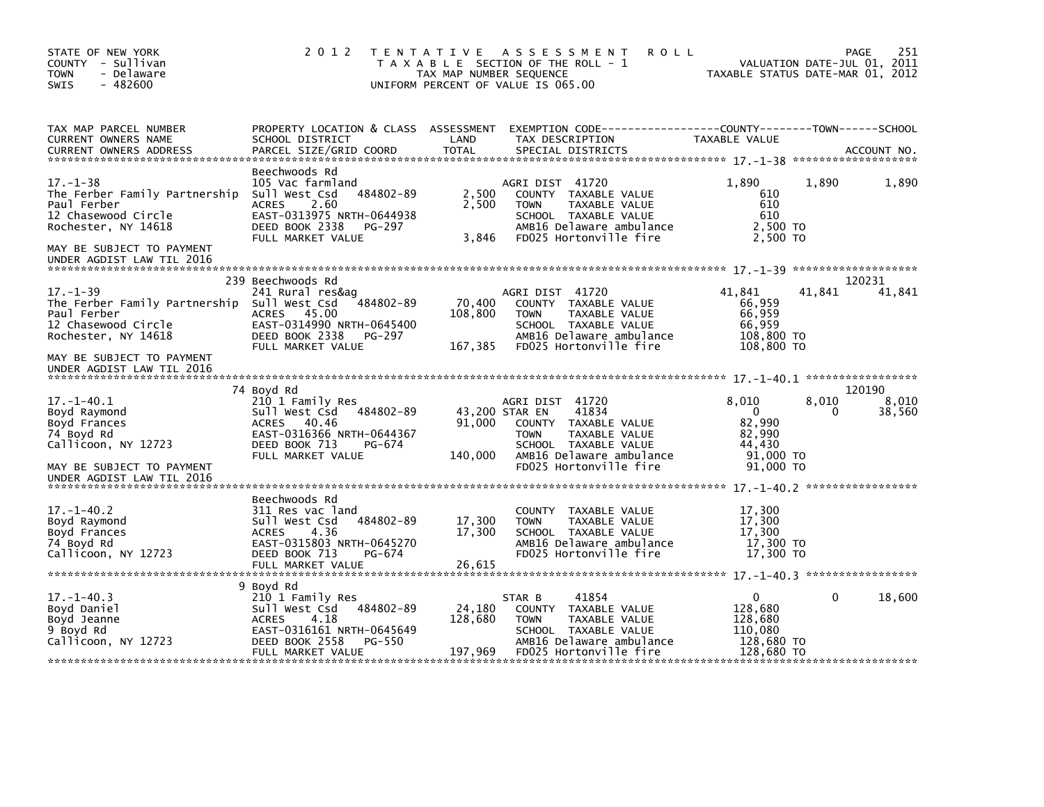STATE OF NEW YORK
COUNTY - Sullivan
TOWN - Delaware
SWIS - 482600

2 0 1 2 T E N T A T I V E A S S E S S M E N T R O L L
T A X A B L E SECTION OF THE ROLL - 1
TAX MAP NUMBER SEQUENCE
UNIFORM PERCENT OF VALUE IS 065.00

VALUATION DATE-JUL 01, 2011
TAXABLE STATUS DATE-MAR 01, 2012

| TAX MAP PARCEL NUMBER / CURRENT OWNERS NAME / CURRENT OWNERS ADDRESS | PROPERTY LOCATION & CLASS / SCHOOL DISTRICT / PARCEL SIZE/GRID COORD | ASSESSMENT LAND / TOTAL | EXEMPTION CODE / TAX DESCRIPTION / SPECIAL DISTRICTS | COUNTY TAXABLE VALUE | TOWN | SCHOOL / ACCOUNT NO. |
|---|---|---|---|---|---|---|
| **17.-1-38** | Beechwoods Rd | | | | | |
| 17.-1-38 | 105 Vac farmland | | AGRI DIST 41720 | 1,890 | 1,890 | 1,890 |
| The Ferber Family Partnership | Sull West Csd 484802-89 | 2,500 | COUNTY TAXABLE VALUE | 610 | | |
| Paul Ferber | ACRES 2.60 | 2,500 | TOWN TAXABLE VALUE | 610 | | |
| 12 Chasewood Circle | EAST-0313975 NRTH-0644938 | | SCHOOL TAXABLE VALUE | 610 | | |
| Rochester, NY 14618 | DEED BOOK 2338 PG-297 | | AMB16 Delaware ambulance | 2,500 TO | | |
| | FULL MARKET VALUE | 3,846 | FD025 Hortonville fire | 2,500 TO | | |
| MAY BE SUBJECT TO PAYMENT UNDER AGDIST LAW TIL 2016 | | | | | | |
| **17.-1-39** | 239 Beechwoods Rd | | | | | 120231 |
| 17.-1-39 | 241 Rural res&ag | | AGRI DIST 41720 | 41,841 | 41,841 | 41,841 |
| The Ferber Family Partnership | Sull West Csd 484802-89 | 70,400 | COUNTY TAXABLE VALUE | 66,959 | | |
| Paul Ferber | ACRES 45.00 | 108,800 | TOWN TAXABLE VALUE | 66,959 | | |
| 12 Chasewood Circle | EAST-0314990 NRTH-0645400 | | SCHOOL TAXABLE VALUE | 66,959 | | |
| Rochester, NY 14618 | DEED BOOK 2338 PG-297 | | AMB16 Delaware ambulance | 108,800 TO | | |
| | FULL MARKET VALUE | 167,385 | FD025 Hortonville fire | 108,800 TO | | |
| MAY BE SUBJECT TO PAYMENT UNDER AGDIST LAW TIL 2016 | | | | | | |
| **17.-1-40.1** | 74 Boyd Rd | | | | | 120190 |
| 17.-1-40.1 | 210 1 Family Res | | AGRI DIST 41720 | 8,010 | 8,010 | 8,010 |
| Boyd Raymond | Sull West Csd 484802-89 | 43,200 | STAR EN 41834 | 0 | 0 | 38,560 |
| Boyd Frances | ACRES 40.46 | 91,000 | COUNTY TAXABLE VALUE | 82,990 | | |
| 74 Boyd Rd | EAST-0316366 NRTH-0644367 | | TOWN TAXABLE VALUE | 82,990 | | |
| Callicoon, NY 12723 | DEED BOOK 713 PG-674 | | SCHOOL TAXABLE VALUE | 44,430 | | |
| | FULL MARKET VALUE | 140,000 | AMB16 Delaware ambulance | 91,000 TO | | |
| MAY BE SUBJECT TO PAYMENT UNDER AGDIST LAW TIL 2016 | | | FD025 Hortonville fire | 91,000 TO | | |
| **17.-1-40.2** | Beechwoods Rd | | | | | |
| 17.-1-40.2 | 311 Res vac land | | COUNTY TAXABLE VALUE | 17,300 | | |
| Boyd Raymond | Sull West Csd 484802-89 | 17,300 | TOWN TAXABLE VALUE | 17,300 | | |
| Boyd Frances | ACRES 4.36 | 17,300 | SCHOOL TAXABLE VALUE | 17,300 | | |
| 74 Boyd Rd | EAST-0315803 NRTH-0645270 | | AMB16 Delaware ambulance | 17,300 TO | | |
| Callicoon, NY 12723 | DEED BOOK 713 PG-674 | | FD025 Hortonville fire | 17,300 TO | | |
| | FULL MARKET VALUE | 26,615 | | | | |
| **17.-1-40.3** | 9 Boyd Rd | | | | | |
| 17.-1-40.3 | 210 1 Family Res | | STAR B 41854 | 0 | 0 | 18,600 |
| Boyd Daniel | Sull West Csd 484802-89 | 24,180 | COUNTY TAXABLE VALUE | 128,680 | | |
| Boyd Jeanne | ACRES 4.18 | 128,680 | TOWN TAXABLE VALUE | 128,680 | | |
| 9 Boyd Rd | EAST-0316161 NRTH-0645649 | | SCHOOL TAXABLE VALUE | 110,080 | | |
| Callicoon, NY 12723 | DEED BOOK 2558 PG-550 | | AMB16 Delaware ambulance | 128,680 TO | | |
| | FULL MARKET VALUE | 197,969 | FD025 Hortonville fire | 128,680 TO | | |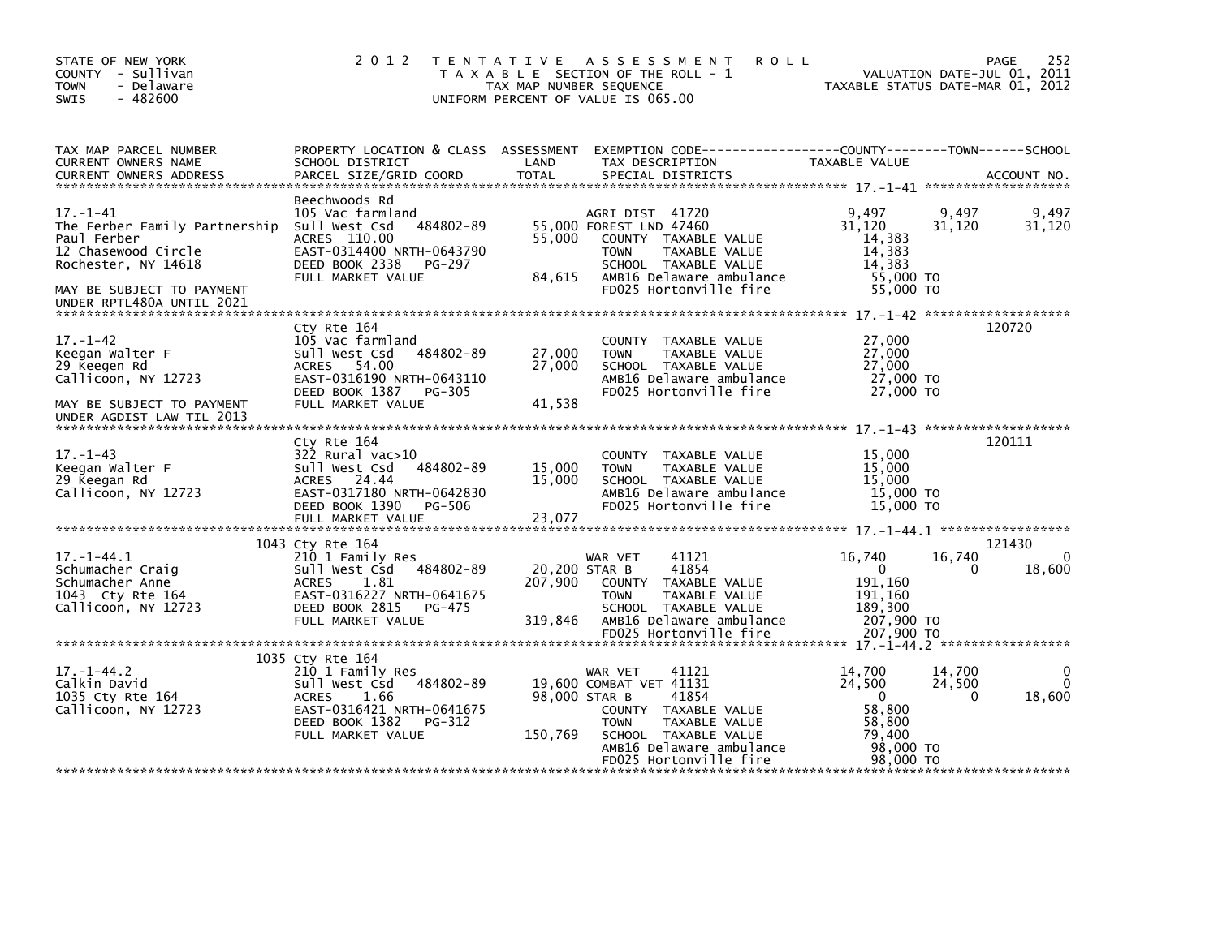STATE OF NEW YORK
COUNTY - Sullivan
TOWN - Delaware
SWIS - 482600

# 2012 TENTATIVE ASSESSMENT ROLL

TAXABLE SECTION OF THE ROLL - 1
TAX MAP NUMBER SEQUENCE
UNIFORM PERCENT OF VALUE IS 065.00

VALUATION DATE-JUL 01, 2011
TAXABLE STATUS DATE-MAR 01, 2012

| TAX MAP PARCEL NUMBER / CURRENT OWNERS NAME / CURRENT OWNERS ADDRESS | PROPERTY LOCATION & CLASS / SCHOOL DISTRICT / PARCEL SIZE/GRID COORD | ASSESSMENT LAND / TOTAL | EXEMPTION CODE / TAX DESCRIPTION / SPECIAL DISTRICTS | COUNTY TAXABLE VALUE | TOWN | SCHOOL / ACCOUNT NO. |
|---|---|---|---|---|---|---|
| **17.-1-41** | Beechwoods Rd | | | | | |
| 17.-1-41 | 105 Vac farmland | | AGRI DIST 41720 | 9,497 | 9,497 | 9,497 |
| The Ferber Family Partnership | Sull West Csd 484802-89 | 55,000 | FOREST LND 47460 | 31,120 | 31,120 | 31,120 |
| Paul Ferber | ACRES 110.00 | 55,000 | COUNTY TAXABLE VALUE | 14,383 | | |
| 12 Chasewood Circle | EAST-0314400 NRTH-0643790 | | TOWN TAXABLE VALUE | 14,383 | | |
| Rochester, NY 14618 | DEED BOOK 2338 PG-297 | | SCHOOL TAXABLE VALUE | 14,383 | | |
| | FULL MARKET VALUE | 84,615 | AMB16 Delaware ambulance | 55,000 TO | | |
| MAY BE SUBJECT TO PAYMENT UNDER RPTL480A UNTIL 2021 | | | FD025 Hortonville fire | 55,000 TO | | |
| **17.-1-42** | Cty Rte 164 | | | | | 120720 |
| 17.-1-42 | 105 Vac farmland | | COUNTY TAXABLE VALUE | 27,000 | | |
| Keegan Walter F | Sull West Csd 484802-89 | 27,000 | TOWN TAXABLE VALUE | 27,000 | | |
| 29 Keegen Rd | ACRES 54.00 | 27,000 | SCHOOL TAXABLE VALUE | 27,000 | | |
| Callicoon, NY 12723 | EAST-0316190 NRTH-0643110 | | AMB16 Delaware ambulance | 27,000 TO | | |
| | DEED BOOK 1387 PG-305 | | FD025 Hortonville fire | 27,000 TO | | |
| MAY BE SUBJECT TO PAYMENT UNDER AGDIST LAW TIL 2013 | FULL MARKET VALUE | 41,538 | | | | |
| **17.-1-43** | Cty Rte 164 | | | | | 120111 |
| 17.-1-43 | 322 Rural vac>10 | | COUNTY TAXABLE VALUE | 15,000 | | |
| Keegan Walter F | Sull West Csd 484802-89 | 15,000 | TOWN TAXABLE VALUE | 15,000 | | |
| 29 Keegan Rd | ACRES 24.44 | 15,000 | SCHOOL TAXABLE VALUE | 15,000 | | |
| Callicoon, NY 12723 | EAST-0317180 NRTH-0642830 | | AMB16 Delaware ambulance | 15,000 TO | | |
| | DEED BOOK 1390 PG-506 | | FD025 Hortonville fire | 15,000 TO | | |
| | FULL MARKET VALUE | 23,077 | | | | |
| **17.-1-44.1** | 1043 Cty Rte 164 | | | | | 121430 |
| 17.-1-44.1 | 210 1 Family Res | | WAR VET 41121 | 16,740 | 16,740 | 0 |
| Schumacher Craig | Sull West Csd 484802-89 | 20,200 | STAR B 41854 | 0 | 0 | 18,600 |
| Schumacher Anne | ACRES 1.81 | 207,900 | COUNTY TAXABLE VALUE | 191,160 | | |
| 1043 Cty Rte 164 | EAST-0316227 NRTH-0641675 | | TOWN TAXABLE VALUE | 191,160 | | |
| Callicoon, NY 12723 | DEED BOOK 2815 PG-475 | | SCHOOL TAXABLE VALUE | 189,300 | | |
| | FULL MARKET VALUE | 319,846 | AMB16 Delaware ambulance | 207,900 TO | | |
| | | | FD025 Hortonville fire | 207,900 TO | | |
| **17.-1-44.2** | 1035 Cty Rte 164 | | | | | |
| 17.-1-44.2 | 210 1 Family Res | | WAR VET 41121 | 14,700 | 14,700 | 0 |
| Calkin David | Sull West Csd 484802-89 | 19,600 | COMBAT VET 41131 | 24,500 | 24,500 | 0 |
| 1035 Cty Rte 164 | ACRES 1.66 | 98,000 | STAR B 41854 | 0 | 0 | 18,600 |
| Callicoon, NY 12723 | EAST-0316421 NRTH-0641675 | | COUNTY TAXABLE VALUE | 58,800 | | |
| | DEED BOOK 1382 PG-312 | | TOWN TAXABLE VALUE | 58,800 | | |
| | FULL MARKET VALUE | 150,769 | SCHOOL TAXABLE VALUE | 79,400 | | |
| | | | AMB16 Delaware ambulance | 98,000 TO | | |
| | | | FD025 Hortonville fire | 98,000 TO | | |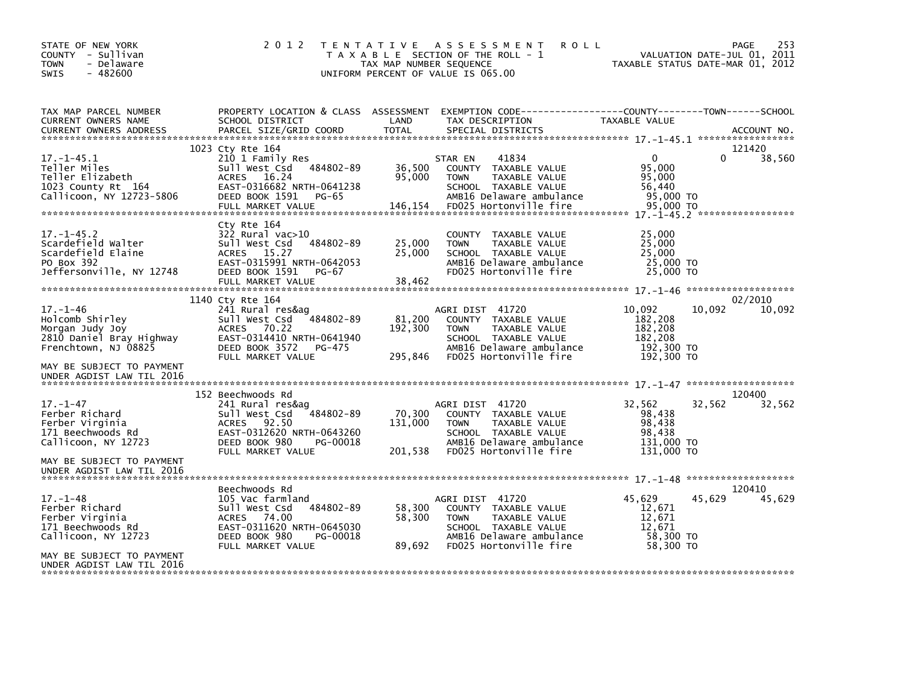STATE OF NEW YORK
COUNTY - Sullivan
TOWN - Delaware
SWIS - 482600

# 2012 TENTATIVE ASSESSMENT ROLL

TAXABLE SECTION OF THE ROLL - 1
TAX MAP NUMBER SEQUENCE
UNIFORM PERCENT OF VALUE IS 065.00

VALUATION DATE-JUL 01, 2011
TAXABLE STATUS DATE-MAR 01, 2012

| TAX MAP PARCEL NUMBER / CURRENT OWNERS NAME / CURRENT OWNERS ADDRESS | PROPERTY LOCATION & CLASS / SCHOOL DISTRICT / PARCEL SIZE/GRID COORD | ASSESSMENT LAND / TOTAL | EXEMPTION CODE / TAX DESCRIPTION / SPECIAL DISTRICTS | COUNTY TAXABLE VALUE | TOWN | SCHOOL | ACCOUNT NO. |
|---|---|---|---|---|---|---|---|
| 17.-1-45.1 | 1023 Cty Rte 164 | | | | | | 121420 |
| | 210 1 Family Res | | STAR EN 41834 | 0 | 0 | 38,560 | |
| Teller Miles | Sull West Csd 484802-89 | 36,500 | COUNTY TAXABLE VALUE | 95,000 | | | |
| Teller Elizabeth | ACRES 16.24 | 95,000 | TOWN TAXABLE VALUE | 95,000 | | | |
| 1023 County Rt 164 | EAST-0316682 NRTH-0641238 | | SCHOOL TAXABLE VALUE | 56,440 | | | |
| Callicoon, NY 12723-5806 | DEED BOOK 1591 PG-65 | | AMB16 Delaware ambulance | 95,000 TO | | | |
| | FULL MARKET VALUE | 146,154 | FD025 Hortonville fire | 95,000 TO | | | |
| 17.-1-45.2 | Cty Rte 164 | | | | | | |
| | 322 Rural vac>10 | | COUNTY TAXABLE VALUE | 25,000 | | | |
| Scardefield Walter | Sull West Csd 484802-89 | 25,000 | TOWN TAXABLE VALUE | 25,000 | | | |
| Scardefield Elaine | ACRES 15.27 | 25,000 | SCHOOL TAXABLE VALUE | 25,000 | | | |
| PO Box 392 | EAST-0315991 NRTH-0642053 | | AMB16 Delaware ambulance | 25,000 TO | | | |
| Jeffersonville, NY 12748 | DEED BOOK 1591 PG-67 | | FD025 Hortonville fire | 25,000 TO | | | |
| | FULL MARKET VALUE | 38,462 | | | | | |
| 17.-1-46 | 1140 Cty Rte 164 | | | | | | 02/2010 |
| | 241 Rural res&ag | | AGRI DIST 41720 | 10,092 | 10,092 | 10,092 | |
| Holcomb Shirley | Sull West Csd 484802-89 | 81,200 | COUNTY TAXABLE VALUE | 182,208 | | | |
| Morgan Judy Joy | ACRES 70.22 | 192,300 | TOWN TAXABLE VALUE | 182,208 | | | |
| 2810 Daniel Bray Highway | EAST-0314410 NRTH-0641940 | | SCHOOL TAXABLE VALUE | 182,208 | | | |
| Frenchtown, NJ 08825 | DEED BOOK 3572 PG-475 | | AMB16 Delaware ambulance | 192,300 TO | | | |
| | FULL MARKET VALUE | 295,846 | FD025 Hortonville fire | 192,300 TO | | | |
| MAY BE SUBJECT TO PAYMENT UNDER AGDIST LAW TIL 2016 | | | | | | | |
| 17.-1-47 | 152 Beechwoods Rd | | | | | | 120400 |
| | 241 Rural res&ag | | AGRI DIST 41720 | 32,562 | 32,562 | 32,562 | |
| Ferber Richard | Sull West Csd 484802-89 | 70,300 | COUNTY TAXABLE VALUE | 98,438 | | | |
| Ferber Virginia | ACRES 92.50 | 131,000 | TOWN TAXABLE VALUE | 98,438 | | | |
| 171 Beechwoods Rd | EAST-0312620 NRTH-0643260 | | SCHOOL TAXABLE VALUE | 98,438 | | | |
| Callicoon, NY 12723 | DEED BOOK 980 PG-00018 | | AMB16 Delaware ambulance | 131,000 TO | | | |
| | FULL MARKET VALUE | 201,538 | FD025 Hortonville fire | 131,000 TO | | | |
| MAY BE SUBJECT TO PAYMENT UNDER AGDIST LAW TIL 2016 | | | | | | | |
| 17.-1-48 | Beechwoods Rd | | | | | | 120410 |
| | 105 Vac farmland | | AGRI DIST 41720 | 45,629 | 45,629 | 45,629 | |
| Ferber Richard | Sull West Csd 484802-89 | 58,300 | COUNTY TAXABLE VALUE | 12,671 | | | |
| Ferber Virginia | ACRES 74.00 | 58,300 | TOWN TAXABLE VALUE | 12,671 | | | |
| 171 Beechwoods Rd | EAST-0311620 NRTH-0645030 | | SCHOOL TAXABLE VALUE | 12,671 | | | |
| Callicoon, NY 12723 | DEED BOOK 980 PG-00018 | | AMB16 Delaware ambulance | 58,300 TO | | | |
| | FULL MARKET VALUE | 89,692 | FD025 Hortonville fire | 58,300 TO | | | |
| MAY BE SUBJECT TO PAYMENT UNDER AGDIST LAW TIL 2016 | | | | | | | |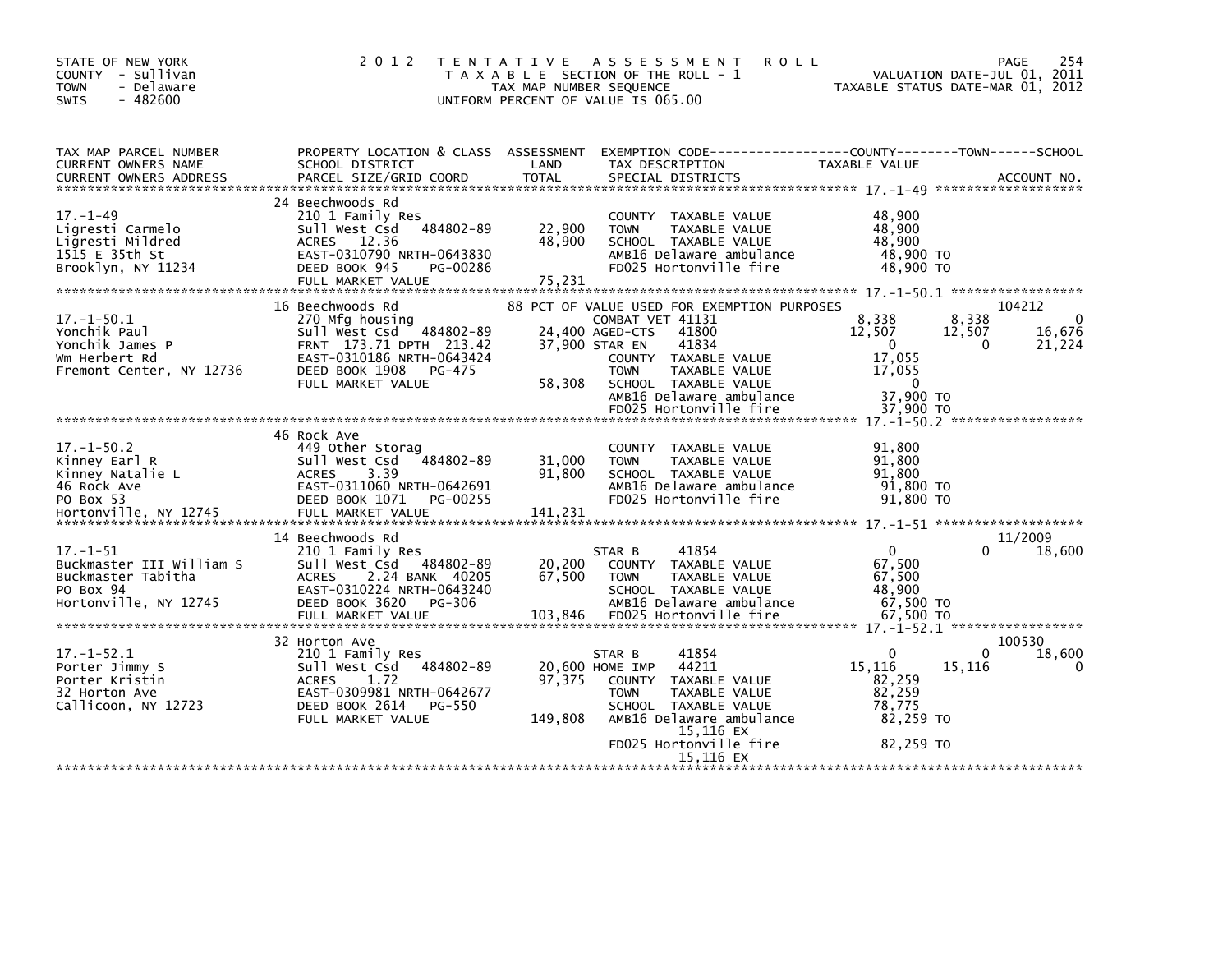STATE OF NEW YORK
COUNTY - Sullivan
TOWN - Delaware
SWIS - 482600

# 2012 TENTATIVE ASSESSMENT ROLL

TAXABLE SECTION OF THE ROLL - 1
TAX MAP NUMBER SEQUENCE
UNIFORM PERCENT OF VALUE IS 065.00

VALUATION DATE-JUL 01, 2011
TAXABLE STATUS DATE-MAR 01, 2012

| TAX MAP PARCEL NUMBER / CURRENT OWNERS NAME / CURRENT OWNERS ADDRESS | PROPERTY LOCATION & CLASS / SCHOOL DISTRICT / PARCEL SIZE/GRID COORD | ASSESSMENT LAND | TOTAL | EXEMPTION CODE / TAX DESCRIPTION / SPECIAL DISTRICTS | COUNTY TAXABLE VALUE | TOWN | SCHOOL | ACCOUNT NO. |
|---|---|---|---|---|---|---|---|---|
| **17.-1-49** | 24 Beechwoods Rd | | | | | | | |
| 17.-1-49 | 210 1 Family Res | | | COUNTY TAXABLE VALUE | 48,900 | | | |
| Ligresti Carmelo | Sull West Csd 484802-89 | 22,900 | | TOWN TAXABLE VALUE | 48,900 | | | |
| Ligresti Mildred | ACRES 12.36 | | 48,900 | SCHOOL TAXABLE VALUE | 48,900 | | | |
| 1515 E 35th St | EAST-0310790 NRTH-0643830 | | | AMB16 Delaware ambulance | 48,900 TO | | | |
| Brooklyn, NY 11234 | DEED BOOK 945 PG-00286 | | | FD025 Hortonville fire | 48,900 TO | | | |
| | FULL MARKET VALUE | | 75,231 | | | | | |
| **17.-1-50.1** | 16 Beechwoods Rd | | | 88 PCT OF VALUE USED FOR EXEMPTION PURPOSES | | | | 104212 |
| 17.-1-50.1 | 270 Mfg housing | | | COMBAT VET 41131 | 8,338 | 8,338 | 0 | |
| Yonchik Paul | Sull West Csd 484802-89 | 24,400 | | AGED-CTS 41800 | 12,507 | 12,507 | 16,676 | |
| Yonchik James P | FRNT 173.71 DPTH 213.42 | | 37,900 | STAR EN 41834 | 0 | 0 | 21,224 | |
| Wm Herbert Rd | EAST-0310186 NRTH-0643424 | | | COUNTY TAXABLE VALUE | 17,055 | | | |
| Fremont Center, NY 12736 | DEED BOOK 1908 PG-475 | | | TOWN TAXABLE VALUE | 17,055 | | | |
| | FULL MARKET VALUE | | 58,308 | SCHOOL TAXABLE VALUE | 0 | | | |
| | | | | AMB16 Delaware ambulance | 37,900 TO | | | |
| | | | | FD025 Hortonville fire | 37,900 TO | | | |
| **17.-1-50.2** | 46 Rock Ave | | | | | | | |
| 17.-1-50.2 | 449 Other Storag | | | COUNTY TAXABLE VALUE | 91,800 | | | |
| Kinney Earl R | Sull West Csd 484802-89 | 31,000 | | TOWN TAXABLE VALUE | 91,800 | | | |
| Kinney Natalie L | ACRES 3.39 | | 91,800 | SCHOOL TAXABLE VALUE | 91,800 | | | |
| 46 Rock Ave | EAST-0311060 NRTH-0642691 | | | AMB16 Delaware ambulance | 91,800 TO | | | |
| PO Box 53 | DEED BOOK 1071 PG-00255 | | | FD025 Hortonville fire | 91,800 TO | | | |
| Hortonville, NY 12745 | FULL MARKET VALUE | | 141,231 | | | | | |
| **17.-1-51** | 14 Beechwoods Rd | | | | | | | 11/2009 |
| 17.-1-51 | 210 1 Family Res | | | STAR B 41854 | 0 | 0 | 18,600 | |
| Buckmaster III William S | Sull West Csd 484802-89 | 20,200 | | COUNTY TAXABLE VALUE | 67,500 | | | |
| Buckmaster Tabitha | ACRES 2.24 BANK 40205 | | 67,500 | TOWN TAXABLE VALUE | 67,500 | | | |
| PO Box 94 | EAST-0310224 NRTH-0643240 | | | SCHOOL TAXABLE VALUE | 48,900 | | | |
| Hortonville, NY 12745 | DEED BOOK 3620 PG-306 | | | AMB16 Delaware ambulance | 67,500 TO | | | |
| | FULL MARKET VALUE | | 103,846 | FD025 Hortonville fire | 67,500 TO | | | |
| **17.-1-52.1** | 32 Horton Ave | | | | | | | 100530 |
| 17.-1-52.1 | 210 1 Family Res | | | STAR B 41854 | 0 | 0 | 18,600 | |
| Porter Jimmy S | Sull West Csd 484802-89 | 20,600 | | HOME IMP 44211 | 15,116 | 15,116 | 0 | |
| Porter Kristin | ACRES 1.72 | | 97,375 | COUNTY TAXABLE VALUE | 82,259 | | | |
| 32 Horton Ave | EAST-0309981 NRTH-0642677 | | | TOWN TAXABLE VALUE | 82,259 | | | |
| Callicoon, NY 12723 | DEED BOOK 2614 PG-550 | | | SCHOOL TAXABLE VALUE | 78,775 | | | |
| | FULL MARKET VALUE | | 149,808 | AMB16 Delaware ambulance 15,116 EX | 82,259 TO | | | |
| | | | | FD025 Hortonville fire 15,116 EX | 82,259 TO | | | |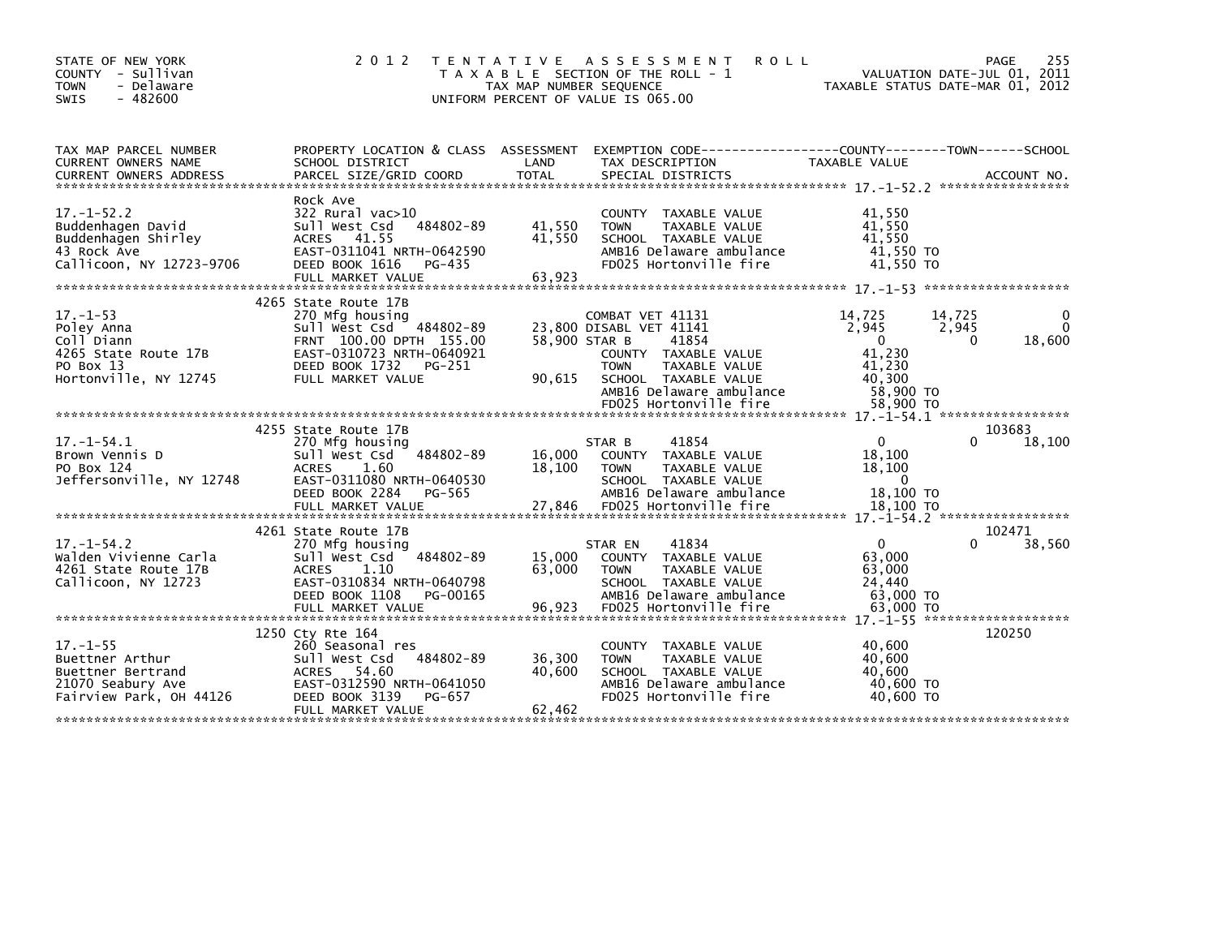STATE OF NEW YORK
COUNTY - Sullivan
TOWN - Delaware
SWIS - 482600

# 2012 TENTATIVE ASSESSMENT ROLL

TAXABLE SECTION OF THE ROLL - 1
TAX MAP NUMBER SEQUENCE
UNIFORM PERCENT OF VALUE IS 065.00

VALUATION DATE-JUL 01, 2011
TAXABLE STATUS DATE-MAR 01, 2012

| TAX MAP PARCEL NUMBER / CURRENT OWNERS NAME / CURRENT OWNERS ADDRESS | PROPERTY LOCATION & CLASS / SCHOOL DISTRICT / PARCEL SIZE/GRID COORD | ASSESSMENT LAND / TOTAL | EXEMPTION CODE / TAX DESCRIPTION / SPECIAL DISTRICTS | COUNTY TAXABLE VALUE | TOWN | SCHOOL | ACCOUNT NO. |
|---|---|---|---|---|---|---|---|
| 17.-1-52.2 | Rock Ave | | | | | | |
| | 322 Rural vac>10 | | COUNTY TAXABLE VALUE | 41,550 | | | |
| Buddenhagen David | Sull West Csd 484802-89 | 41,550 | TOWN TAXABLE VALUE | 41,550 | | | |
| Buddenhagen Shirley | ACRES 41.55 | 41,550 | SCHOOL TAXABLE VALUE | 41,550 | | | |
| 43 Rock Ave | EAST-0311041 NRTH-0642590 | | AMB16 Delaware ambulance | 41,550 TO | | | |
| Callicoon, NY 12723-9706 | DEED BOOK 1616 PG-435 | | FD025 Hortonville fire | 41,550 TO | | | |
| | FULL MARKET VALUE | 63,923 | | | | | |
| 17.-1-53 | 4265 State Route 17B | | | | | | |
| | 270 Mfg housing | | COMBAT VET 41131 | 14,725 | 14,725 | 0 | |
| Poley Anna | Sull West Csd 484802-89 | 23,800 | DISABL VET 41141 | 2,945 | 2,945 | 0 | |
| Coll Diann | FRNT 100.00 DPTH 155.00 | 58,900 | STAR B 41854 | 0 | 0 | 18,600 | |
| 4265 State Route 17B | EAST-0310723 NRTH-0640921 | | COUNTY TAXABLE VALUE | 41,230 | | | |
| PO Box 13 | DEED BOOK 1732 PG-251 | | TOWN TAXABLE VALUE | 41,230 | | | |
| Hortonville, NY 12745 | FULL MARKET VALUE | 90,615 | SCHOOL TAXABLE VALUE | 40,300 | | | |
| | | | AMB16 Delaware ambulance | 58,900 TO | | | |
| | | | FD025 Hortonville fire | 58,900 TO | | | |
| 17.-1-54.1 | 4255 State Route 17B | | | | | | 103683 |
| | 270 Mfg housing | | STAR B 41854 | 0 | 0 | 18,100 | |
| Brown Vennis D | Sull West Csd 484802-89 | 16,000 | COUNTY TAXABLE VALUE | 18,100 | | | |
| PO Box 124 | ACRES 1.60 | 18,100 | TOWN TAXABLE VALUE | 18,100 | | | |
| Jeffersonville, NY 12748 | EAST-0311080 NRTH-0640530 | | SCHOOL TAXABLE VALUE | 0 | | | |
| | DEED BOOK 2284 PG-565 | | AMB16 Delaware ambulance | 18,100 TO | | | |
| | FULL MARKET VALUE | 27,846 | FD025 Hortonville fire | 18,100 TO | | | |
| 17.-1-54.2 | 4261 State Route 17B | | | | | | 102471 |
| | 270 Mfg housing | | STAR EN 41834 | 0 | 0 | 38,560 | |
| Walden Vivienne Carla | Sull West Csd 484802-89 | 15,000 | COUNTY TAXABLE VALUE | 63,000 | | | |
| 4261 State Route 17B | ACRES 1.10 | 63,000 | TOWN TAXABLE VALUE | 63,000 | | | |
| Callicoon, NY 12723 | EAST-0310834 NRTH-0640798 | | SCHOOL TAXABLE VALUE | 24,440 | | | |
| | DEED BOOK 1108 PG-00165 | | AMB16 Delaware ambulance | 63,000 TO | | | |
| | FULL MARKET VALUE | 96,923 | FD025 Hortonville fire | 63,000 TO | | | |
| 17.-1-55 | 1250 Cty Rte 164 | | | | | | 120250 |
| | 260 Seasonal res | | COUNTY TAXABLE VALUE | 40,600 | | | |
| Buettner Arthur | Sull West Csd 484802-89 | 36,300 | TOWN TAXABLE VALUE | 40,600 | | | |
| Buettner Bertrand | ACRES 54.60 | 40,600 | SCHOOL TAXABLE VALUE | 40,600 | | | |
| 21070 Seabury Ave | EAST-0312590 NRTH-0641050 | | AMB16 Delaware ambulance | 40,600 TO | | | |
| Fairview Park, OH 44126 | DEED BOOK 3139 PG-657 | | FD025 Hortonville fire | 40,600 TO | | | |
| | FULL MARKET VALUE | 62,462 | | | | | |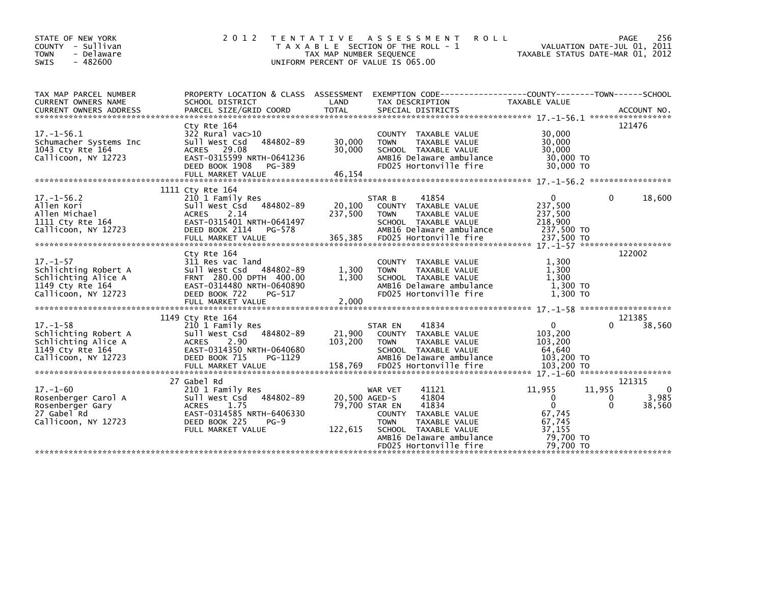STATE OF NEW YORK
COUNTY - Sullivan
TOWN - Delaware
SWIS - 482600

# 2012 TENTATIVE ASSESSMENT ROLL

TAXABLE SECTION OF THE ROLL - 1
TAX MAP NUMBER SEQUENCE
UNIFORM PERCENT OF VALUE IS 065.00

VALUATION DATE-JUL 01, 2011
TAXABLE STATUS DATE-MAR 01, 2012

| TAX MAP PARCEL NUMBER / CURRENT OWNERS NAME / CURRENT OWNERS ADDRESS | PROPERTY LOCATION & CLASS / SCHOOL DISTRICT / PARCEL SIZE/GRID COORD | ASSESSMENT LAND | ASSESSMENT TOTAL | EXEMPTION CODE / TAX DESCRIPTION / SPECIAL DISTRICTS | COUNTY TAXABLE VALUE | TOWN | SCHOOL / ACCOUNT NO. |
|---|---|---|---|---|---|---|---|
| 17.-1-56.1 | Cty Rte 164 | | | | | | 121476 |
| Schumacher Systems Inc | 322 Rural vac>10 | | | COUNTY TAXABLE VALUE | 30,000 | | |
| 1043 Cty Rte 164 | Sull West Csd 484802-89 | 30,000 | 30,000 | TOWN TAXABLE VALUE | 30,000 | | |
| Callicoon, NY 12723 | ACRES 29.08 | | | SCHOOL TAXABLE VALUE | 30,000 | | |
| | EAST-0315599 NRTH-0641236 | | | AMB16 Delaware ambulance | 30,000 TO | | |
| | DEED BOOK 1908 PG-389 | | | FD025 Hortonville fire | 30,000 TO | | |
| | FULL MARKET VALUE | | 46,154 | | | | |
| 17.-1-56.2 | 1111 Cty Rte 164 | | | | | | |
| Allen Kori | 210 1 Family Res | | | STAR B 41854 | 0 | 0 | 18,600 |
| Allen Michael | Sull West Csd 484802-89 | 20,100 | 237,500 | COUNTY TAXABLE VALUE | 237,500 | | |
| 1111 Cty Rte 164 | ACRES 2.14 | | | TOWN TAXABLE VALUE | 237,500 | | |
| Callicoon, NY 12723 | EAST-0315401 NRTH-0641497 | | | SCHOOL TAXABLE VALUE | 218,900 | | |
| | DEED BOOK 2114 PG-578 | | | AMB16 Delaware ambulance | 237,500 TO | | |
| | FULL MARKET VALUE | | 365,385 | FD025 Hortonville fire | 237,500 TO | | |
| 17.-1-57 | Cty Rte 164 | | | | | | 122002 |
| Schlichting Robert A | 311 Res vac land | | | COUNTY TAXABLE VALUE | 1,300 | | |
| Schlichting Alice A | Sull West Csd 484802-89 | 1,300 | 1,300 | TOWN TAXABLE VALUE | 1,300 | | |
| 1149 Cty Rte 164 | FRNT 280.00 DPTH 400.00 | | | SCHOOL TAXABLE VALUE | 1,300 | | |
| Callicoon, NY 12723 | EAST-0314480 NRTH-0640890 | | | AMB16 Delaware ambulance | 1,300 TO | | |
| | DEED BOOK 722 PG-517 | | | FD025 Hortonville fire | 1,300 TO | | |
| | FULL MARKET VALUE | | 2,000 | | | | |
| 17.-1-58 | 1149 Cty Rte 164 | | | | | | 121385 |
| Schlichting Robert A | 210 1 Family Res | | | STAR EN 41834 | 0 | 0 | 38,560 |
| Schlichting Alice A | Sull West Csd 484802-89 | 21,900 | 103,200 | COUNTY TAXABLE VALUE | 103,200 | | |
| 1149 Cty Rte 164 | ACRES 2.90 | | | TOWN TAXABLE VALUE | 103,200 | | |
| Callicoon, NY 12723 | EAST-0314350 NRTH-0640680 | | | SCHOOL TAXABLE VALUE | 64,640 | | |
| | DEED BOOK 715 PG-1129 | | | AMB16 Delaware ambulance | 103,200 TO | | |
| | FULL MARKET VALUE | | 158,769 | FD025 Hortonville fire | 103,200 TO | | |
| 17.-1-60 | 27 Gabel Rd | | | | | | 121315 |
| Rosenberger Carol A | 210 1 Family Res | | | WAR VET 41121 | 11,955 | 11,955 | 0 |
| Rosenberger Gary | Sull West Csd 484802-89 | 20,500 | | AGED-S 41804 | 0 | 0 | 3,985 |
| 27 Gabel Rd | ACRES 1.75 | | 79,700 | STAR EN 41834 | 0 | 0 | 38,560 |
| Callicoon, NY 12723 | EAST-0314585 NRTH-6406330 | | | COUNTY TAXABLE VALUE | 67,745 | | |
| | DEED BOOK 225 PG-9 | | | TOWN TAXABLE VALUE | 67,745 | | |
| | FULL MARKET VALUE | | 122,615 | SCHOOL TAXABLE VALUE | 37,155 | | |
| | | | | AMB16 Delaware ambulance | 79,700 TO | | |
| | | | | FD025 Hortonville fire | 79,700 TO | | |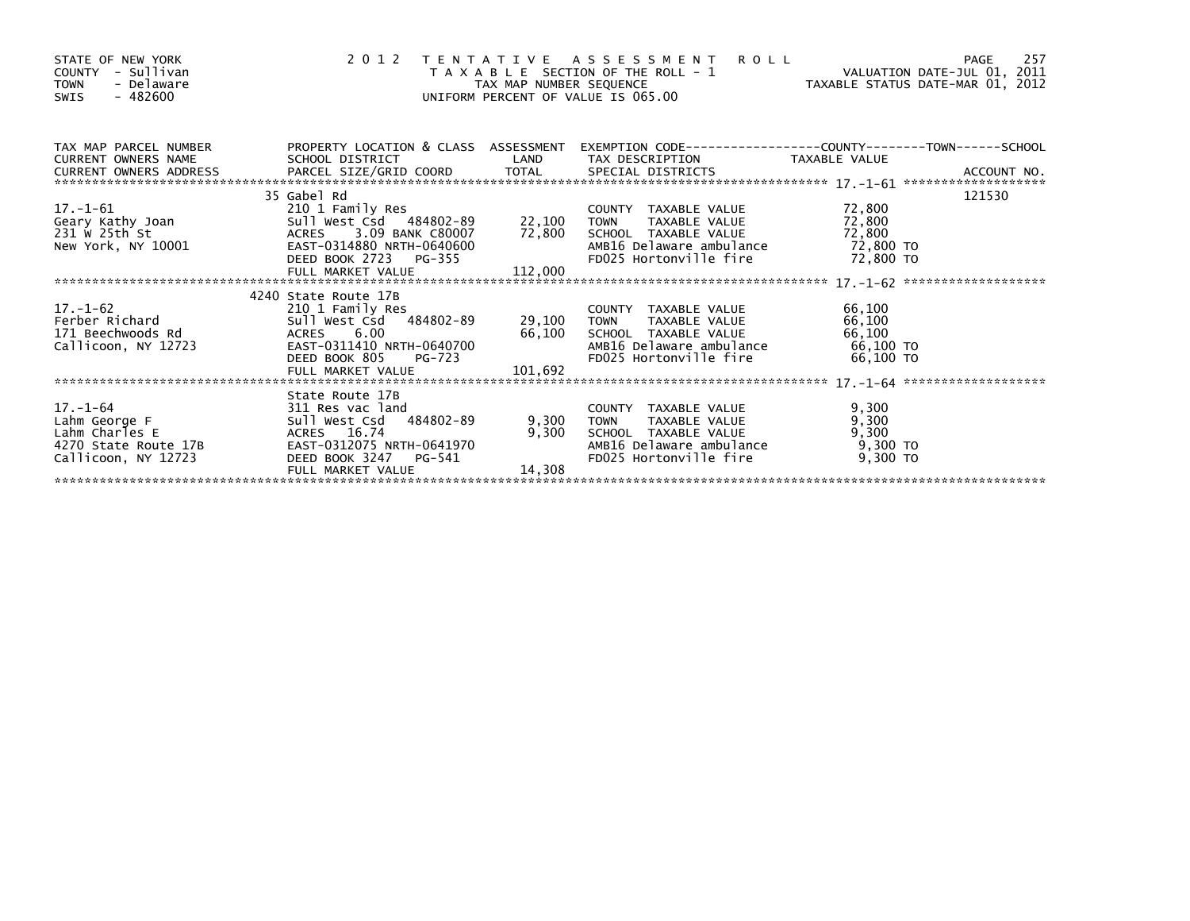STATE OF NEW YORK
COUNTY - Sullivan
TOWN - Delaware
SWIS - 482600

2012 TENTATIVE ASSESSMENT ROLL
TAXABLE SECTION OF THE ROLL - 1
TAX MAP NUMBER SEQUENCE
UNIFORM PERCENT OF VALUE IS 065.00

VALUATION DATE-JUL 01, 2011
TAXABLE STATUS DATE-MAR 01, 2012

| TAX MAP PARCEL NUMBER / CURRENT OWNERS NAME / CURRENT OWNERS ADDRESS | PROPERTY LOCATION & CLASS / SCHOOL DISTRICT / PARCEL SIZE/GRID COORD | ASSESSMENT LAND | TOTAL | EXEMPTION CODE / TAX DESCRIPTION / SPECIAL DISTRICTS | TAXABLE VALUE (COUNTY / TOWN / SCHOOL) | ACCOUNT NO. |
|---|---|---|---|---|---|---|
| | 35 Gabel Rd | | | | | 121530 |
| 17.-1-61 | 210 1 Family Res | | | COUNTY TAXABLE VALUE | 72,800 | |
| Geary Kathy Joan | Sull West Csd 484802-89 | 22,100 | | TOWN TAXABLE VALUE | 72,800 | |
| 231 W 25th St | ACRES 3.09 BANK C80007 | | 72,800 | SCHOOL TAXABLE VALUE | 72,800 | |
| New York, NY 10001 | EAST-0314880 NRTH-0640600 | | | AMB16 Delaware ambulance | 72,800 TO | |
| | DEED BOOK 2723 PG-355 | | | FD025 Hortonville fire | 72,800 TO | |
| | FULL MARKET VALUE | | 112,000 | | | |
| | 4240 State Route 17B | | | | | |
| 17.-1-62 | 210 1 Family Res | | | COUNTY TAXABLE VALUE | 66,100 | |
| Ferber Richard | Sull West Csd 484802-89 | 29,100 | | TOWN TAXABLE VALUE | 66,100 | |
| 171 Beechwoods Rd | ACRES 6.00 | | 66,100 | SCHOOL TAXABLE VALUE | 66,100 | |
| Callicoon, NY 12723 | EAST-0311410 NRTH-0640700 | | | AMB16 Delaware ambulance | 66,100 TO | |
| | DEED BOOK 805 PG-723 | | | FD025 Hortonville fire | 66,100 TO | |
| | FULL MARKET VALUE | | 101,692 | | | |
| | State Route 17B | | | | | |
| 17.-1-64 | 311 Res vac land | | | COUNTY TAXABLE VALUE | 9,300 | |
| Lahm George F | Sull West Csd 484802-89 | 9,300 | | TOWN TAXABLE VALUE | 9,300 | |
| Lahm Charles E | ACRES 16.74 | | 9,300 | SCHOOL TAXABLE VALUE | 9,300 | |
| 4270 State Route 17B | EAST-0312075 NRTH-0641970 | | | AMB16 Delaware ambulance | 9,300 TO | |
| Callicoon, NY 12723 | DEED BOOK 3247 PG-541 | | | FD025 Hortonville fire | 9,300 TO | |
| | FULL MARKET VALUE | | 14,308 | | | |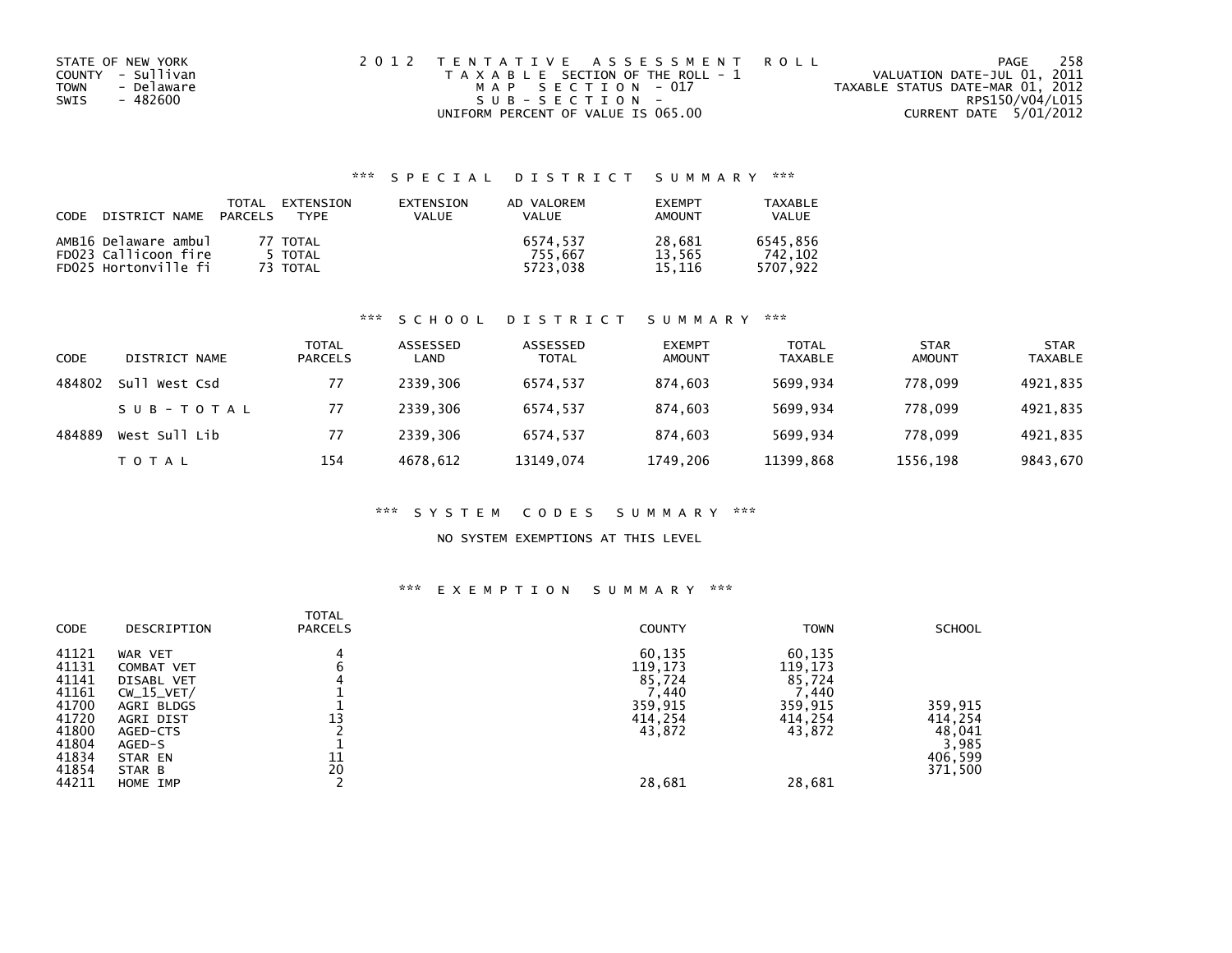STATE OF NEW YORK
COUNTY - Sullivan
TOWN - Delaware
SWIS - 482600

2012 TENTATIVE ASSESSMENT ROLL
TAXABLE SECTION OF THE ROLL - 1
MAP SECTION - 017
SUB-SECTION -
UNIFORM PERCENT OF VALUE IS 065.00

VALUATION DATE-JUL 01, 2011
TAXABLE STATUS DATE-MAR 01, 2012
RPS150/V04/L015
CURRENT DATE 5/01/2012

## *** SPECIAL DISTRICT SUMMARY ***

| CODE | DISTRICT NAME | TOTAL PARCELS | EXTENSION TYPE | EXTENSION VALUE | AD VALOREM VALUE | EXEMPT AMOUNT | TAXABLE VALUE |
|---|---|---|---|---|---|---|---|
| AMB16 | Delaware ambul | 77 | TOTAL | | 6574,537 | 28,681 | 6545,856 |
| FD023 | Callicoon fire | 5 | TOTAL | | 755,667 | 13,565 | 742,102 |
| FD025 | Hortonville fi | 73 | TOTAL | | 5723,038 | 15,116 | 5707,922 |

## *** SCHOOL DISTRICT SUMMARY ***

| CODE | DISTRICT NAME | TOTAL PARCELS | ASSESSED LAND | ASSESSED TOTAL | EXEMPT AMOUNT | TOTAL TAXABLE | STAR AMOUNT | STAR TAXABLE |
|---|---|---|---|---|---|---|---|---|
| 484802 | Sull West Csd | 77 | 2339,306 | 6574,537 | 874,603 | 5699,934 | 778,099 | 4921,835 |
| | SUB-TOTAL | 77 | 2339,306 | 6574,537 | 874,603 | 5699,934 | 778,099 | 4921,835 |
| 484889 | West Sull Lib | 77 | 2339,306 | 6574,537 | 874,603 | 5699,934 | 778,099 | 4921,835 |
| | TOTAL | 154 | 4678,612 | 13149,074 | 1749,206 | 11399,868 | 1556,198 | 9843,670 |

## *** SYSTEM CODES SUMMARY ***

NO SYSTEM EXEMPTIONS AT THIS LEVEL

## *** EXEMPTION SUMMARY ***

| CODE | DESCRIPTION | TOTAL PARCELS | COUNTY | TOWN | SCHOOL |
|---|---|---|---|---|---|
| 41121 | WAR VET | 4 | 60,135 | 60,135 | |
| 41131 | COMBAT VET | 6 | 119,173 | 119,173 | |
| 41141 | DISABL VET | 4 | 85,724 | 85,724 | |
| 41161 | CW_15_VET/ | 1 | 7,440 | 7,440 | |
| 41700 | AGRI BLDGS | 1 | 359,915 | 359,915 | 359,915 |
| 41720 | AGRI DIST | 13 | 414,254 | 414,254 | 414,254 |
| 41800 | AGED-CTS | 2 | 43,872 | 43,872 | 48,041 |
| 41804 | AGED-S | 1 | | | 3,985 |
| 41834 | STAR EN | 11 | | | 406,599 |
| 41854 | STAR B | 20 | | | 371,500 |
| 44211 | HOME IMP | 2 | 28,681 | 28,681 | |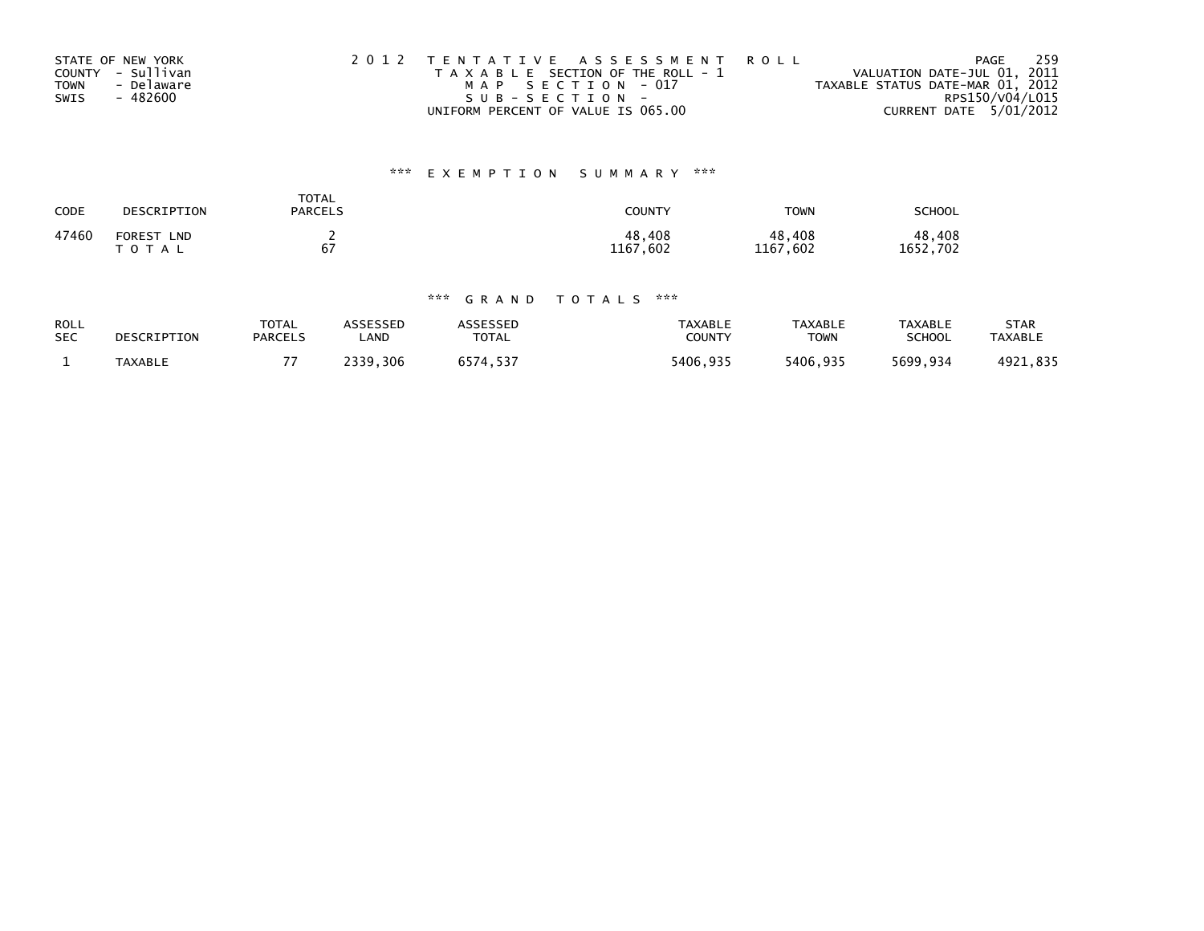STATE OF NEW YORK
COUNTY - Sullivan
TOWN - Delaware
SWIS - 482600

2012 TENTATIVE ASSESSMENT ROLL
TAXABLE SECTION OF THE ROLL - 1
MAP SECTION - 017
SUB-SECTION -
UNIFORM PERCENT OF VALUE IS 065.00

VALUATION DATE-JUL 01, 2011
TAXABLE STATUS DATE-MAR 01, 2012
RPS150/V04/L015
CURRENT DATE 5/01/2012

### *** EXEMPTION SUMMARY ***

| CODE | DESCRIPTION | TOTAL PARCELS | COUNTY | TOWN | SCHOOL |
|---|---|---|---|---|---|
| 47460 | FOREST LND | 2 | 48,408 | 48,408 | 48,408 |
| | TOTAL | 67 | 1167,602 | 1167,602 | 1652,702 |

### *** GRAND TOTALS ***

| ROLL SEC | DESCRIPTION | TOTAL PARCELS | ASSESSED LAND | ASSESSED TOTAL | TAXABLE COUNTY | TAXABLE TOWN | TAXABLE SCHOOL | STAR TAXABLE |
|---|---|---|---|---|---|---|---|---|
| 1 | TAXABLE | 77 | 2339,306 | 6574,537 | 5406,935 | 5406,935 | 5699,934 | 4921,835 |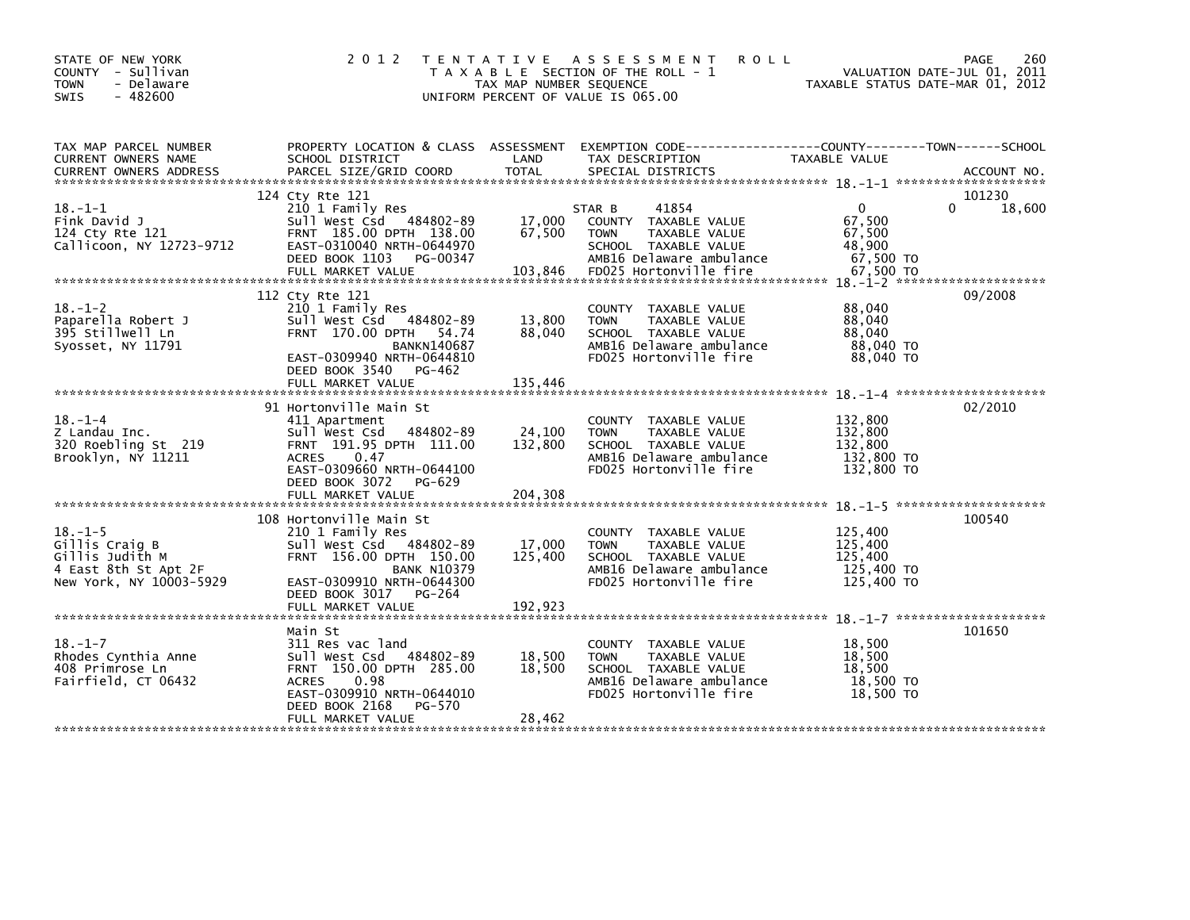STATE OF NEW YORK
COUNTY - Sullivan
TOWN - Delaware
SWIS - 482600

# 2012 TENTATIVE ASSESSMENT ROLL

TAXABLE SECTION OF THE ROLL - 1
TAX MAP NUMBER SEQUENCE
UNIFORM PERCENT OF VALUE IS 065.00

VALUATION DATE-JUL 01, 2011
TAXABLE STATUS DATE-MAR 01, 2012

| TAX MAP PARCEL NUMBER / CURRENT OWNERS NAME / CURRENT OWNERS ADDRESS | PROPERTY LOCATION & CLASS / SCHOOL DISTRICT / PARCEL SIZE/GRID COORD | ASSESSMENT LAND | TOTAL | EXEMPTION CODE / TAX DESCRIPTION / SPECIAL DISTRICTS | COUNTY TAXABLE VALUE | TOWN | SCHOOL / ACCOUNT NO. |
|---|---|---|---|---|---|---|---|
| 18.-1-1 | 124 Cty Rte 121 | | | | | | 101230 |
| | 210 1 Family Res | | | STAR B 41854 | 0 | 0 | 18,600 |
| Fink David J | Sull West Csd 484802-89 | 17,000 | | COUNTY TAXABLE VALUE | 67,500 | | |
| 124 Cty Rte 121 | FRNT 185.00 DPTH 138.00 | | 67,500 | TOWN TAXABLE VALUE | 67,500 | | |
| Callicoon, NY 12723-9712 | EAST-0310040 NRTH-0644970 | | | SCHOOL TAXABLE VALUE | 48,900 | | |
| | DEED BOOK 1103 PG-00347 | | | AMB16 Delaware ambulance | 67,500 TO | | |
| | FULL MARKET VALUE | | 103,846 | FD025 Hortonville fire | 67,500 TO | | |
| 18.-1-2 | 112 Cty Rte 121 | | | | | | 09/2008 |
| | 210 1 Family Res | | | COUNTY TAXABLE VALUE | 88,040 | | |
| Paparella Robert J | Sull West Csd 484802-89 | 13,800 | | TOWN TAXABLE VALUE | 88,040 | | |
| 395 Stillwell Ln | FRNT 170.00 DPTH 54.74 | | 88,040 | SCHOOL TAXABLE VALUE | 88,040 | | |
| Syosset, NY 11791 | BANKN140687 | | | AMB16 Delaware ambulance | 88,040 TO | | |
| | EAST-0309940 NRTH-0644810 | | | FD025 Hortonville fire | 88,040 TO | | |
| | DEED BOOK 3540 PG-462 | | | | | | |
| | FULL MARKET VALUE | | 135,446 | | | | |
| 18.-1-4 | 91 Hortonville Main St | | | | | | 02/2010 |
| | 411 Apartment | | | COUNTY TAXABLE VALUE | 132,800 | | |
| Z Landau Inc. | Sull West Csd 484802-89 | 24,100 | | TOWN TAXABLE VALUE | 132,800 | | |
| 320 Roebling St 219 | FRNT 191.95 DPTH 111.00 | | 132,800 | SCHOOL TAXABLE VALUE | 132,800 | | |
| Brooklyn, NY 11211 | ACRES 0.47 | | | AMB16 Delaware ambulance | 132,800 TO | | |
| | EAST-0309660 NRTH-0644100 | | | FD025 Hortonville fire | 132,800 TO | | |
| | DEED BOOK 3072 PG-629 | | | | | | |
| | FULL MARKET VALUE | | 204,308 | | | | |
| 18.-1-5 | 108 Hortonville Main St | | | | | | 100540 |
| | 210 1 Family Res | | | COUNTY TAXABLE VALUE | 125,400 | | |
| Gillis Craig B | Sull West Csd 484802-89 | 17,000 | | TOWN TAXABLE VALUE | 125,400 | | |
| Gillis Judith M | FRNT 156.00 DPTH 150.00 | | 125,400 | SCHOOL TAXABLE VALUE | 125,400 | | |
| 4 East 8th St Apt 2F | BANK N10379 | | | AMB16 Delaware ambulance | 125,400 TO | | |
| New York, NY 10003-5929 | EAST-0309910 NRTH-0644300 | | | FD025 Hortonville fire | 125,400 TO | | |
| | DEED BOOK 3017 PG-264 | | | | | | |
| | FULL MARKET VALUE | | 192,923 | | | | |
| 18.-1-7 | Main St | | | | | | 101650 |
| | 311 Res vac land | | | COUNTY TAXABLE VALUE | 18,500 | | |
| Rhodes Cynthia Anne | Sull West Csd 484802-89 | 18,500 | | TOWN TAXABLE VALUE | 18,500 | | |
| 408 Primrose Ln | FRNT 150.00 DPTH 285.00 | | 18,500 | SCHOOL TAXABLE VALUE | 18,500 | | |
| Fairfield, CT 06432 | ACRES 0.98 | | | AMB16 Delaware ambulance | 18,500 TO | | |
| | EAST-0309910 NRTH-0644010 | | | FD025 Hortonville fire | 18,500 TO | | |
| | DEED BOOK 2168 PG-570 | | | | | | |
| | FULL MARKET VALUE | | 28,462 | | | | |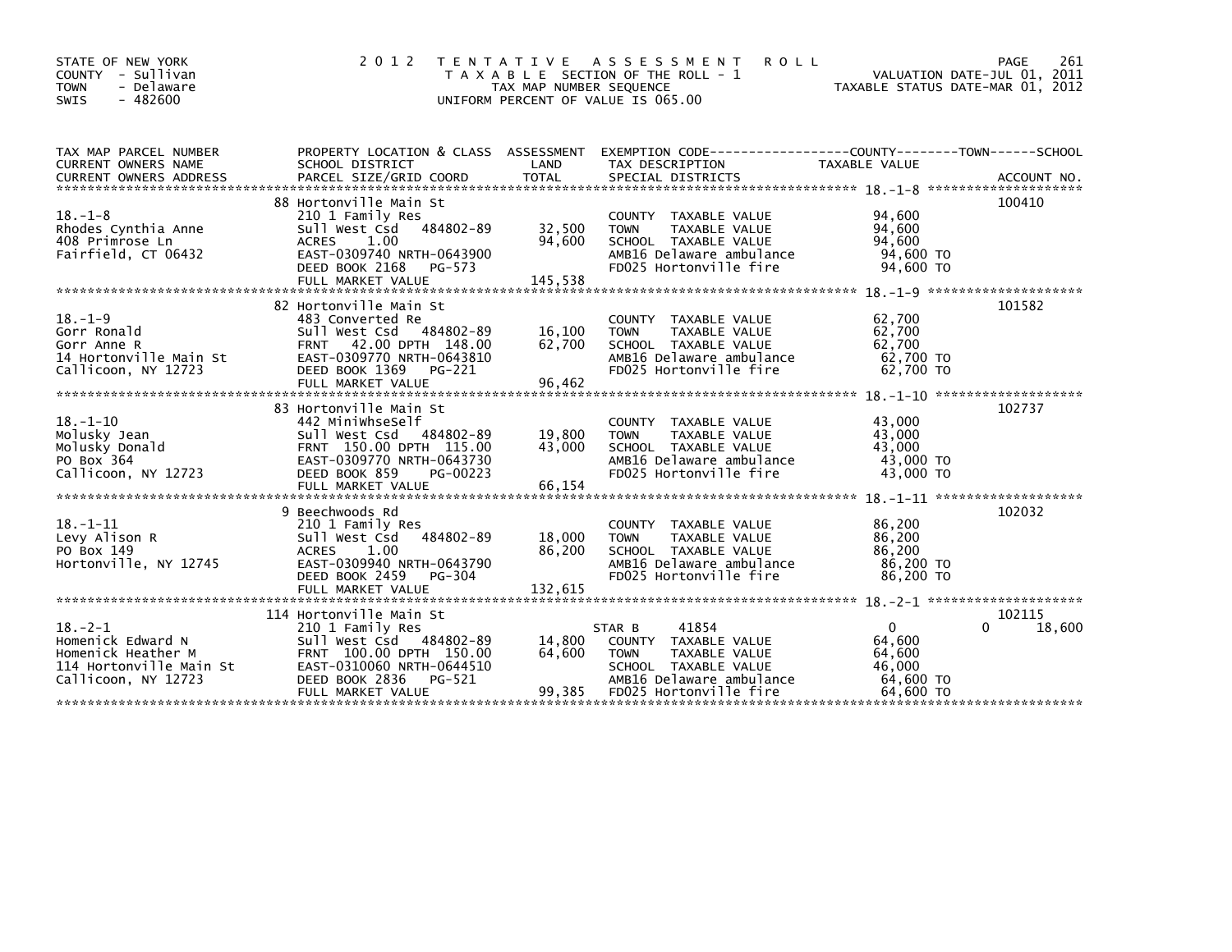STATE OF NEW YORK
COUNTY - Sullivan
TOWN - Delaware
SWIS - 482600

# 2012 TENTATIVE ASSESSMENT ROLL

TAXABLE SECTION OF THE ROLL - 1
TAX MAP NUMBER SEQUENCE
UNIFORM PERCENT OF VALUE IS 065.00

VALUATION DATE-JUL 01, 2011
TAXABLE STATUS DATE-MAR 01, 2012

| TAX MAP PARCEL NUMBER / CURRENT OWNERS NAME / CURRENT OWNERS ADDRESS | PROPERTY LOCATION & CLASS / SCHOOL DISTRICT / PARCEL SIZE/GRID COORD | ASSESSMENT LAND / TOTAL | EXEMPTION CODE / TAX DESCRIPTION / SPECIAL DISTRICTS | COUNTY TAXABLE VALUE | TOWN | SCHOOL / ACCOUNT NO. |
|---|---|---|---|---|---|---|
| **18.-1-8** | 88 Hortonville Main St | | | | | 100410 |
| Rhodes Cynthia Anne | 210 1 Family Res | | COUNTY TAXABLE VALUE | 94,600 | | |
| 408 Primrose Ln | Sull West Csd 484802-89 | 32,500 | TOWN TAXABLE VALUE | 94,600 | | |
| Fairfield, CT 06432 | ACRES 1.00 | 94,600 | SCHOOL TAXABLE VALUE | 94,600 | | |
| | EAST-0309740 NRTH-0643900 | | AMB16 Delaware ambulance | 94,600 TO | | |
| | DEED BOOK 2168 PG-573 | | FD025 Hortonville fire | 94,600 TO | | |
| | FULL MARKET VALUE | 145,538 | | | | |
| **18.-1-9** | 82 Hortonville Main St | | | | | 101582 |
| Gorr Ronald | 483 Converted Re | | COUNTY TAXABLE VALUE | 62,700 | | |
| Gorr Anne R | Sull West Csd 484802-89 | 16,100 | TOWN TAXABLE VALUE | 62,700 | | |
| 14 Hortonville Main St | FRNT 42.00 DPTH 148.00 | 62,700 | SCHOOL TAXABLE VALUE | 62,700 | | |
| Callicoon, NY 12723 | EAST-0309770 NRTH-0643810 | | AMB16 Delaware ambulance | 62,700 TO | | |
| | DEED BOOK 1369 PG-221 | | FD025 Hortonville fire | 62,700 TO | | |
| | FULL MARKET VALUE | 96,462 | | | | |
| **18.-1-10** | 83 Hortonville Main St | | | | | 102737 |
| Molusky Jean | 442 MiniWhseSelf | | COUNTY TAXABLE VALUE | 43,000 | | |
| Molusky Donald | Sull West Csd 484802-89 | 19,800 | TOWN TAXABLE VALUE | 43,000 | | |
| PO Box 364 | FRNT 150.00 DPTH 115.00 | 43,000 | SCHOOL TAXABLE VALUE | 43,000 | | |
| Callicoon, NY 12723 | EAST-0309770 NRTH-0643730 | | AMB16 Delaware ambulance | 43,000 TO | | |
| | DEED BOOK 859 PG-00223 | | FD025 Hortonville fire | 43,000 TO | | |
| | FULL MARKET VALUE | 66,154 | | | | |
| **18.-1-11** | 9 Beechwoods Rd | | | | | 102032 |
| Levy Alison R | 210 1 Family Res | | COUNTY TAXABLE VALUE | 86,200 | | |
| PO Box 149 | Sull West Csd 484802-89 | 18,000 | TOWN TAXABLE VALUE | 86,200 | | |
| Hortonville, NY 12745 | ACRES 1.00 | 86,200 | SCHOOL TAXABLE VALUE | 86,200 | | |
| | EAST-0309940 NRTH-0643790 | | AMB16 Delaware ambulance | 86,200 TO | | |
| | DEED BOOK 2459 PG-304 | | FD025 Hortonville fire | 86,200 TO | | |
| | FULL MARKET VALUE | 132,615 | | | | |
| **18.-2-1** | 114 Hortonville Main St | | | | | 102115 |
| Homenick Edward N | 210 1 Family Res | | STAR B 41854 | 0 | 0 | 18,600 |
| Homenick Heather M | Sull West Csd 484802-89 | 14,800 | COUNTY TAXABLE VALUE | 64,600 | | |
| 114 Hortonville Main St | FRNT 100.00 DPTH 150.00 | 64,600 | TOWN TAXABLE VALUE | 64,600 | | |
| Callicoon, NY 12723 | EAST-0310060 NRTH-0644510 | | SCHOOL TAXABLE VALUE | 46,000 | | |
| | DEED BOOK 2836 PG-521 | | AMB16 Delaware ambulance | 64,600 TO | | |
| | FULL MARKET VALUE | 99,385 | FD025 Hortonville fire | 64,600 TO | | |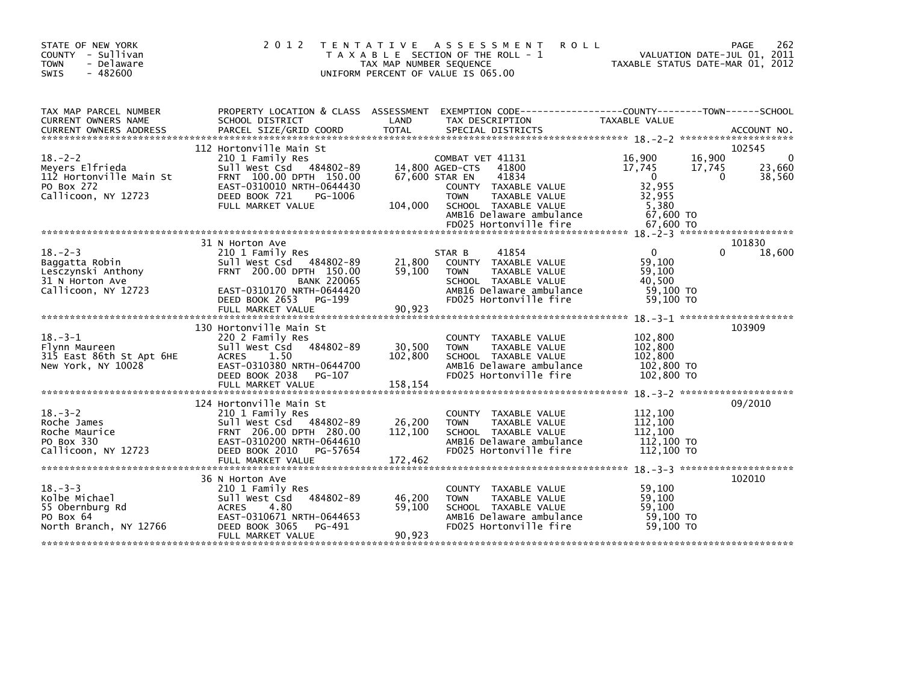STATE OF NEW YORK
COUNTY - Sullivan
TOWN - Delaware
SWIS - 482600

# 2012 TENTATIVE ASSESSMENT ROLL
TAXABLE SECTION OF THE ROLL - 1
TAX MAP NUMBER SEQUENCE
UNIFORM PERCENT OF VALUE IS 065.00

VALUATION DATE-JUL 01, 2011
TAXABLE STATUS DATE-MAR 01, 2012

| TAX MAP PARCEL NUMBER / CURRENT OWNERS NAME / CURRENT OWNERS ADDRESS | PROPERTY LOCATION & CLASS / SCHOOL DISTRICT / PARCEL SIZE/GRID COORD | ASSESSMENT LAND / TOTAL | EXEMPTION CODE / TAX DESCRIPTION / SPECIAL DISTRICTS | COUNTY TAXABLE VALUE | TOWN | SCHOOL | ACCOUNT NO. |
|---|---|---|---|---|---|---|---|
| 18.-2-2 | 112 Hortonville Main St | | | | | | 102545 |
| Meyers Elfrieda | 210 1 Family Res | | COMBAT VET 41131 | 16,900 | 16,900 | 0 | |
| 112 Hortonville Main St | Sull West Csd 484802-89 | 14,800 | AGED-CTS 41800 | 17,745 | 17,745 | 23,660 | |
| PO Box 272 | FRNT 100.00 DPTH 150.00 | 67,600 | STAR EN 41834 | 0 | 0 | 38,560 | |
| Callicoon, NY 12723 | EAST-0310010 NRTH-0644430 | | COUNTY TAXABLE VALUE | 32,955 | | | |
| | DEED BOOK 721 PG-1006 | | TOWN TAXABLE VALUE | 32,955 | | | |
| | FULL MARKET VALUE | 104,000 | SCHOOL TAXABLE VALUE | 5,380 | | | |
| | | | AMB16 Delaware ambulance | 67,600 TO | | | |
| | | | FD025 Hortonville fire | 67,600 TO | | | |
| 18.-2-3 | 31 N Horton Ave | | | | | | 101830 |
| Baggatta Robin | 210 1 Family Res | | STAR B 41854 | 0 | 0 | 18,600 | |
| Lesczynski Anthony | Sull West Csd 484802-89 | 21,800 | COUNTY TAXABLE VALUE | 59,100 | | | |
| 31 N Horton Ave | FRNT 200.00 DPTH 150.00 | 59,100 | TOWN TAXABLE VALUE | 59,100 | | | |
| Callicoon, NY 12723 | BANK 220065 | | SCHOOL TAXABLE VALUE | 40,500 | | | |
| | EAST-0310170 NRTH-0644420 | | AMB16 Delaware ambulance | 59,100 TO | | | |
| | DEED BOOK 2653 PG-199 | | FD025 Hortonville fire | 59,100 TO | | | |
| | FULL MARKET VALUE | 90,923 | | | | | |
| 18.-3-1 | 130 Hortonville Main St | | | | | | 103909 |
| Flynn Maureen | 220 2 Family Res | | COUNTY TAXABLE VALUE | 102,800 | | | |
| 315 East 86th St Apt 6HE | Sull West Csd 484802-89 | 30,500 | TOWN TAXABLE VALUE | 102,800 | | | |
| New York, NY 10028 | ACRES 1.50 | 102,800 | SCHOOL TAXABLE VALUE | 102,800 | | | |
| | EAST-0310380 NRTH-0644700 | | AMB16 Delaware ambulance | 102,800 TO | | | |
| | DEED BOOK 2038 PG-107 | | FD025 Hortonville fire | 102,800 TO | | | |
| | FULL MARKET VALUE | 158,154 | | | | | |
| 18.-3-2 | 124 Hortonville Main St | | | | | | 09/2010 |
| Roche James | 210 1 Family Res | | COUNTY TAXABLE VALUE | 112,100 | | | |
| Roche Maurice | Sull West Csd 484802-89 | 26,200 | TOWN TAXABLE VALUE | 112,100 | | | |
| PO Box 330 | FRNT 206.00 DPTH 280.00 | 112,100 | SCHOOL TAXABLE VALUE | 112,100 | | | |
| Callicoon, NY 12723 | EAST-0310200 NRTH-0644610 | | AMB16 Delaware ambulance | 112,100 TO | | | |
| | DEED BOOK 2010 PG-57654 | | FD025 Hortonville fire | 112,100 TO | | | |
| | FULL MARKET VALUE | 172,462 | | | | | |
| 18.-3-3 | 36 N Horton Ave | | | | | | 102010 |
| Kolbe Michael | 210 1 Family Res | | COUNTY TAXABLE VALUE | 59,100 | | | |
| 55 Obernburg Rd | Sull West Csd 484802-89 | 46,200 | TOWN TAXABLE VALUE | 59,100 | | | |
| PO Box 64 | ACRES 4.80 | 59,100 | SCHOOL TAXABLE VALUE | 59,100 | | | |
| North Branch, NY 12766 | EAST-0310671 NRTH-0644653 | | AMB16 Delaware ambulance | 59,100 TO | | | |
| | DEED BOOK 3065 PG-491 | | FD025 Hortonville fire | 59,100 TO | | | |
| | FULL MARKET VALUE | 90,923 | | | | | |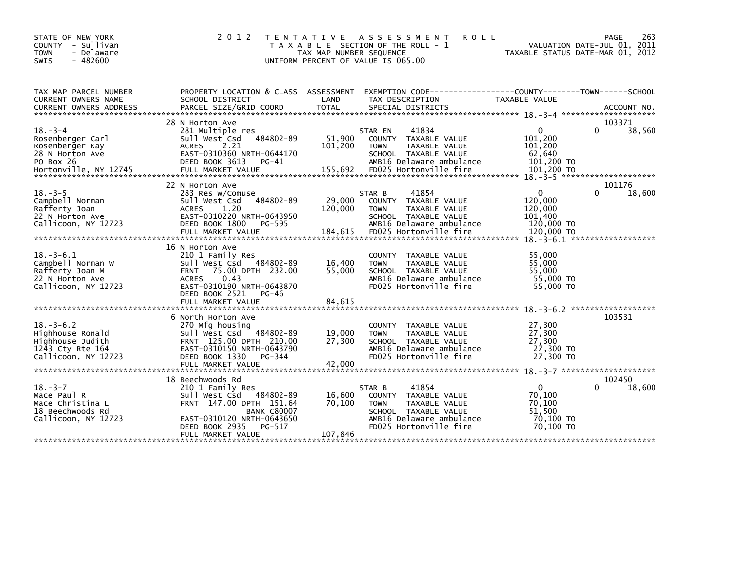STATE OF NEW YORK
COUNTY - Sullivan
TOWN - Delaware
SWIS - 482600

# 2012 TENTATIVE ASSESSMENT ROLL

TAXABLE SECTION OF THE ROLL - 1
TAX MAP NUMBER SEQUENCE
UNIFORM PERCENT OF VALUE IS 065.00

VALUATION DATE-JUL 01, 2011
TAXABLE STATUS DATE-MAR 01, 2012

| TAX MAP PARCEL NUMBER / CURRENT OWNERS NAME / CURRENT OWNERS ADDRESS | PROPERTY LOCATION & CLASS / SCHOOL DISTRICT / PARCEL SIZE/GRID COORD | ASSESSMENT LAND | TOTAL | EXEMPTION CODE / TAX DESCRIPTION / SPECIAL DISTRICTS | COUNTY TAXABLE VALUE | TOWN | SCHOOL / ACCOUNT NO. |
|---|---|---|---|---|---|---|---|
| 18.-3-4 | 28 N Horton Ave | | | | | | 103371 |
| Rosenberger Carl | 281 Multiple res | | | STAR EN 41834 | 0 | 0 | 38,560 |
| Rosenberger Kay | Sull West Csd 484802-89 | 51,900 | | COUNTY TAXABLE VALUE | 101,200 | | |
| 28 N Horton Ave | ACRES 2.21 | | 101,200 | TOWN TAXABLE VALUE | 101,200 | | |
| PO Box 26 | EAST-0310360 NRTH-0644170 | | | SCHOOL TAXABLE VALUE | 62,640 | | |
| Hortonville, NY 12745 | DEED BOOK 3613 PG-41 | | | AMB16 Delaware ambulance | 101,200 TO | | |
| | FULL MARKET VALUE | | 155,692 | FD025 Hortonville fire | 101,200 TO | | |
| 18.-3-5 | 22 N Horton Ave | | | | | | 101176 |
| Campbell Norman | 283 Res w/Comuse | | | STAR B 41854 | 0 | 0 | 18,600 |
| Rafferty Joan | Sull West Csd 484802-89 | 29,000 | | COUNTY TAXABLE VALUE | 120,000 | | |
| 22 N Horton Ave | ACRES 1.20 | | 120,000 | TOWN TAXABLE VALUE | 120,000 | | |
| Callicoon, NY 12723 | EAST-0310220 NRTH-0643950 | | | SCHOOL TAXABLE VALUE | 101,400 | | |
| | DEED BOOK 1800 PG-595 | | | AMB16 Delaware ambulance | 120,000 TO | | |
| | FULL MARKET VALUE | | 184,615 | FD025 Hortonville fire | 120,000 TO | | |
| 18.-3-6.1 | 16 N Horton Ave | | | | | | |
| Campbell Norman W | 210 1 Family Res | | | COUNTY TAXABLE VALUE | 55,000 | | |
| Rafferty Joan M | Sull West Csd 484802-89 | 16,400 | | TOWN TAXABLE VALUE | 55,000 | | |
| 22 N Horton Ave | FRNT 75.00 DPTH 232.00 | | 55,000 | SCHOOL TAXABLE VALUE | 55,000 | | |
| Callicoon, NY 12723 | ACRES 0.43 | | | AMB16 Delaware ambulance | 55,000 TO | | |
| | EAST-0310190 NRTH-0643870 | | | FD025 Hortonville fire | 55,000 TO | | |
| | DEED BOOK 2521 PG-46 | | | | | | |
| | FULL MARKET VALUE | | 84,615 | | | | |
| 18.-3-6.2 | 6 North Horton Ave | | | | | | 103531 |
| Highhouse Ronald | 270 Mfg housing | | | COUNTY TAXABLE VALUE | 27,300 | | |
| Highhouse Judith | Sull West Csd 484802-89 | 19,000 | | TOWN TAXABLE VALUE | 27,300 | | |
| 1243 Cty Rte 164 | FRNT 125.00 DPTH 210.00 | | 27,300 | SCHOOL TAXABLE VALUE | 27,300 | | |
| Callicoon, NY 12723 | EAST-0310150 NRTH-0643790 | | | AMB16 Delaware ambulance | 27,300 TO | | |
| | DEED BOOK 1330 PG-344 | | | FD025 Hortonville fire | 27,300 TO | | |
| | FULL MARKET VALUE | | 42,000 | | | | |
| 18.-3-7 | 18 Beechwoods Rd | | | | | | 102450 |
| Mace Paul R | 210 1 Family Res | | | STAR B 41854 | 0 | 0 | 18,600 |
| Mace Christina L | Sull West Csd 484802-89 | 16,600 | | COUNTY TAXABLE VALUE | 70,100 | | |
| 18 Beechwoods Rd | FRNT 147.00 DPTH 151.64 | | 70,100 | TOWN TAXABLE VALUE | 70,100 | | |
| Callicoon, NY 12723 | BANK C80007 | | | SCHOOL TAXABLE VALUE | 51,500 | | |
| | EAST-0310120 NRTH-0643650 | | | AMB16 Delaware ambulance | 70,100 TO | | |
| | DEED BOOK 2935 PG-517 | | | FD025 Hortonville fire | 70,100 TO | | |
| | FULL MARKET VALUE | | 107,846 | | | | |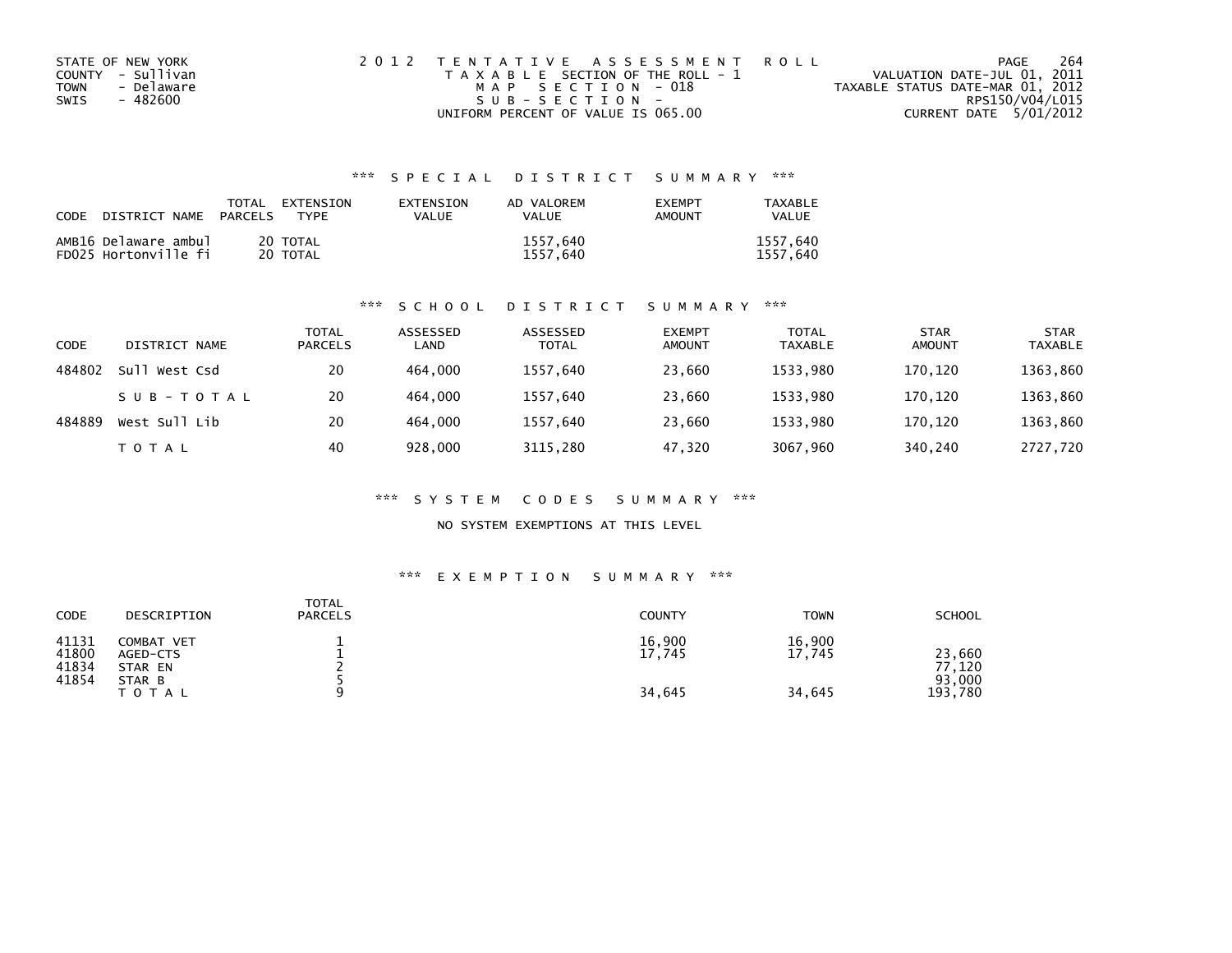STATE OF NEW YORK
COUNTY - Sullivan
TOWN - Delaware
SWIS - 482600

2012 TENTATIVE ASSESSMENT ROLL
TAXABLE SECTION OF THE ROLL - 1
MAP SECTION - 018
SUB-SECTION -
UNIFORM PERCENT OF VALUE IS 065.00

VALUATION DATE-JUL 01, 2011
TAXABLE STATUS DATE-MAR 01, 2012
RPS150/V04/L015
CURRENT DATE 5/01/2012

### *** SPECIAL DISTRICT SUMMARY ***

| CODE DISTRICT NAME | TOTAL PARCELS | EXTENSION TYPE | EXTENSION VALUE | AD VALOREM VALUE | EXEMPT AMOUNT | TAXABLE VALUE |
|---|---|---|---|---|---|---|
| AMB16 Delaware ambul | 20 | TOTAL | | 1557,640 | | 1557,640 |
| FD025 Hortonville fi | 20 | TOTAL | | 1557,640 | | 1557,640 |

### *** SCHOOL DISTRICT SUMMARY ***

| CODE | DISTRICT NAME | TOTAL PARCELS | ASSESSED LAND | ASSESSED TOTAL | EXEMPT AMOUNT | TOTAL TAXABLE | STAR AMOUNT | STAR TAXABLE |
|---|---|---|---|---|---|---|---|---|
| 484802 | Sull West Csd | 20 | 464,000 | 1557,640 | 23,660 | 1533,980 | 170,120 | 1363,860 |
| | SUB-TOTAL | 20 | 464,000 | 1557,640 | 23,660 | 1533,980 | 170,120 | 1363,860 |
| 484889 | West Sull Lib | 20 | 464,000 | 1557,640 | 23,660 | 1533,980 | 170,120 | 1363,860 |
| | TOTAL | 40 | 928,000 | 3115,280 | 47,320 | 3067,960 | 340,240 | 2727,720 |

### *** SYSTEM CODES SUMMARY ***

NO SYSTEM EXEMPTIONS AT THIS LEVEL

### *** EXEMPTION SUMMARY ***

| CODE | DESCRIPTION | TOTAL PARCELS | COUNTY | TOWN | SCHOOL |
|---|---|---|---|---|---|
| 41131 | COMBAT VET | 1 | 16,900 | 16,900 | |
| 41800 | AGED-CTS | 1 | 17,745 | 17,745 | 23,660 |
| 41834 | STAR EN | 2 | | | 77,120 |
| 41854 | STAR B | 5 | | | 93,000 |
| | TOTAL | 9 | 34,645 | 34,645 | 193,780 |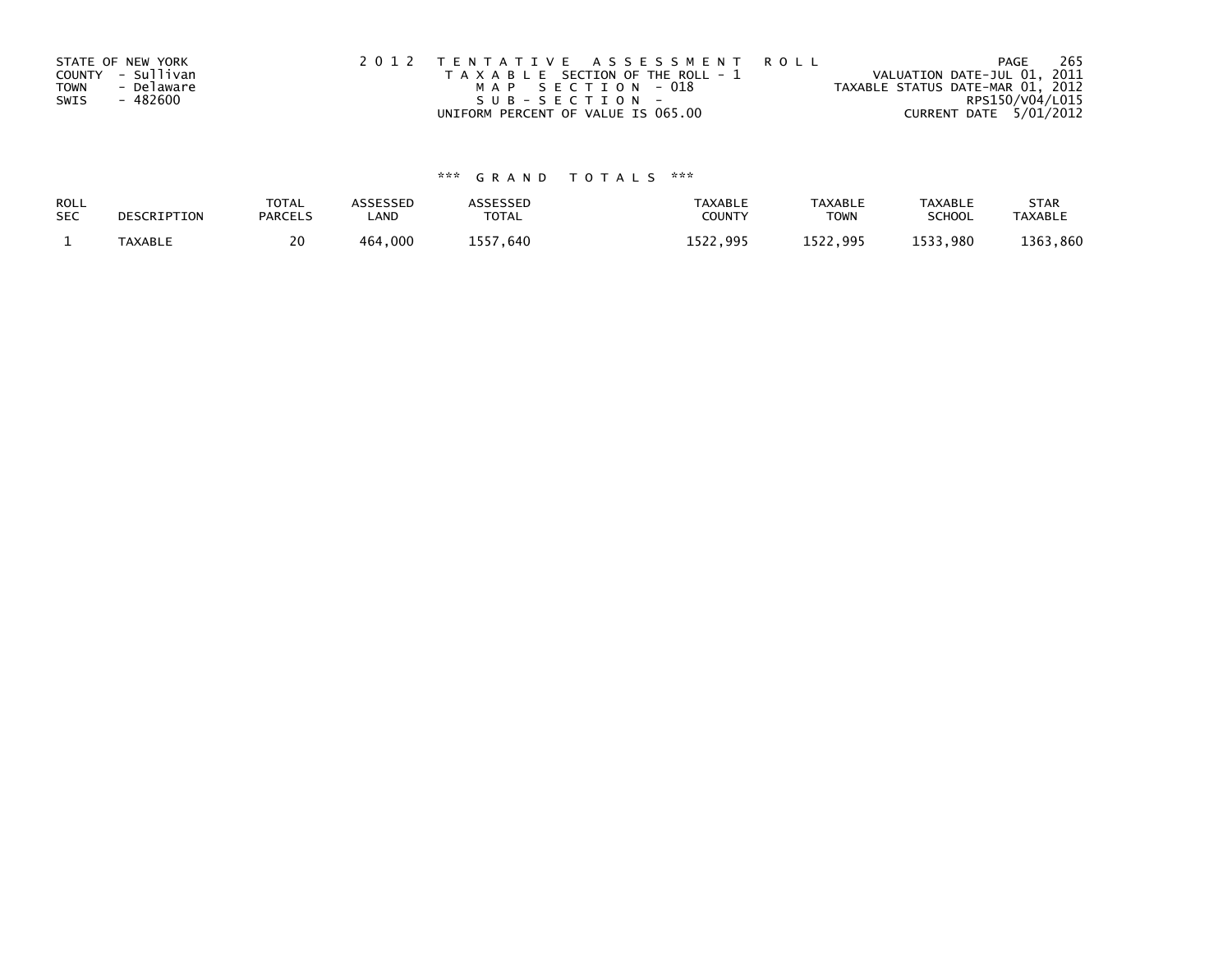STATE OF NEW YORK
COUNTY - Sullivan
TOWN - Delaware
SWIS - 482600

2012 TENTATIVE ASSESSMENT ROLL
TAXABLE SECTION OF THE ROLL - 1
MAP SECTION - 018
SUB-SECTION -
UNIFORM PERCENT OF VALUE IS 065.00

VALUATION DATE-JUL 01, 2011
TAXABLE STATUS DATE-MAR 01, 2012
RPS150/V04/L015
CURRENT DATE 5/01/2012

*** GRAND TOTALS ***

| ROLL SEC | DESCRIPTION | TOTAL PARCELS | ASSESSED LAND | ASSESSED TOTAL | TAXABLE COUNTY | TAXABLE TOWN | TAXABLE SCHOOL | STAR TAXABLE |
|---|---|---|---|---|---|---|---|---|
| 1 | TAXABLE | 20 | 464,000 | 1557,640 | 1522,995 | 1522,995 | 1533,980 | 1363,860 |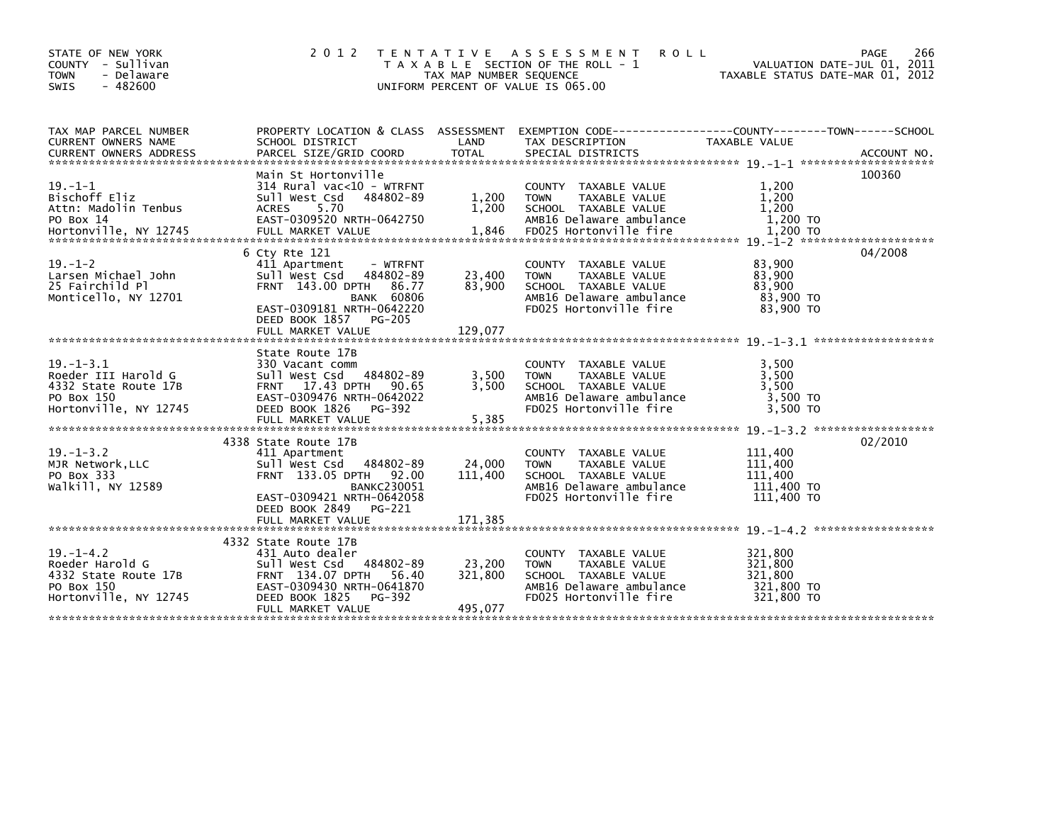STATE OF NEW YORK
COUNTY - Sullivan
TOWN - Delaware
SWIS - 482600

# 2012 TENTATIVE ASSESSMENT ROLL

TAXABLE SECTION OF THE ROLL - 1
TAX MAP NUMBER SEQUENCE
UNIFORM PERCENT OF VALUE IS 065.00

VALUATION DATE-JUL 01, 2011
TAXABLE STATUS DATE-MAR 01, 2012

| TAX MAP PARCEL NUMBER / CURRENT OWNERS NAME / CURRENT OWNERS ADDRESS | PROPERTY LOCATION & CLASS / SCHOOL DISTRICT / PARCEL SIZE/GRID COORD | ASSESSMENT LAND | TOTAL | EXEMPTION CODE / TAX DESCRIPTION / SPECIAL DISTRICTS | TAXABLE VALUE (COUNTY--TOWN--SCHOOL) | ACCOUNT NO. |
|---|---|---|---|---|---|---|
| **19.-1-1** | Main St Hortonville | | | | | 100360 |
| 19.-1-1 | 314 Rural vac<10 - WTRFNT | | | COUNTY TAXABLE VALUE | 1,200 | |
| Bischoff Eliz | Sull West Csd 484802-89 | 1,200 | | TOWN TAXABLE VALUE | 1,200 | |
| Attn: Madolin Tenbus | ACRES 5.70 | | 1,200 | SCHOOL TAXABLE VALUE | 1,200 | |
| PO Box 14 | EAST-0309520 NRTH-0642750 | | | AMB16 Delaware ambulance | 1,200 TO | |
| Hortonville, NY 12745 | FULL MARKET VALUE | | 1,846 | FD025 Hortonville fire | 1,200 TO | |
| **19.-1-2** | 6 Cty Rte 121 | | | | | 04/2008 |
| 19.-1-2 | 411 Apartment - WTRFNT | | | COUNTY TAXABLE VALUE | 83,900 | |
| Larsen Michael John | Sull West Csd 484802-89 | 23,400 | | TOWN TAXABLE VALUE | 83,900 | |
| 25 Fairchild Pl | FRNT 143.00 DPTH 86.77 | | 83,900 | SCHOOL TAXABLE VALUE | 83,900 | |
| Monticello, NY 12701 | BANK 60806 | | | AMB16 Delaware ambulance | 83,900 TO | |
| | EAST-0309181 NRTH-0642220 | | | FD025 Hortonville fire | 83,900 TO | |
| | DEED BOOK 1857 PG-205 | | | | | |
| | FULL MARKET VALUE | | 129,077 | | | |
| **19.-1-3.1** | State Route 17B | | | | | |
| 19.-1-3.1 | 330 Vacant comm | | | COUNTY TAXABLE VALUE | 3,500 | |
| Roeder III Harold G | Sull West Csd 484802-89 | 3,500 | | TOWN TAXABLE VALUE | 3,500 | |
| 4332 State Route 17B | FRNT 17.43 DPTH 90.65 | | 3,500 | SCHOOL TAXABLE VALUE | 3,500 | |
| PO Box 150 | EAST-0309476 NRTH-0642022 | | | AMB16 Delaware ambulance | 3,500 TO | |
| Hortonville, NY 12745 | DEED BOOK 1826 PG-392 | | | FD025 Hortonville fire | 3,500 TO | |
| | FULL MARKET VALUE | | 5,385 | | | |
| **19.-1-3.2** | 4338 State Route 17B | | | | | 02/2010 |
| 19.-1-3.2 | 411 Apartment | | | COUNTY TAXABLE VALUE | 111,400 | |
| MJR Network,LLC | Sull West Csd 484802-89 | 24,000 | | TOWN TAXABLE VALUE | 111,400 | |
| PO Box 333 | FRNT 133.05 DPTH 92.00 | | 111,400 | SCHOOL TAXABLE VALUE | 111,400 | |
| Walkill, NY 12589 | BANKC230051 | | | AMB16 Delaware ambulance | 111,400 TO | |
| | EAST-0309421 NRTH-0642058 | | | FD025 Hortonville fire | 111,400 TO | |
| | DEED BOOK 2849 PG-221 | | | | | |
| | FULL MARKET VALUE | | 171,385 | | | |
| **19.-1-4.2** | 4332 State Route 17B | | | | | |
| 19.-1-4.2 | 431 Auto dealer | | | COUNTY TAXABLE VALUE | 321,800 | |
| Roeder Harold G | Sull West Csd 484802-89 | 23,200 | | TOWN TAXABLE VALUE | 321,800 | |
| 4332 State Route 17B | FRNT 134.07 DPTH 56.40 | | 321,800 | SCHOOL TAXABLE VALUE | 321,800 | |
| PO Box 150 | EAST-0309430 NRTH-0641870 | | | AMB16 Delaware ambulance | 321,800 TO | |
| Hortonville, NY 12745 | DEED BOOK 1825 PG-392 | | | FD025 Hortonville fire | 321,800 TO | |
| | FULL MARKET VALUE | | 495,077 | | | |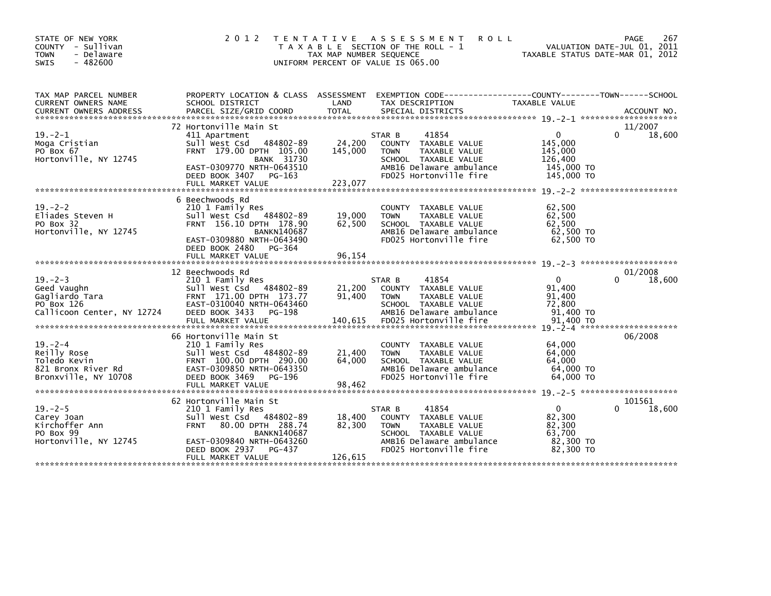STATE OF NEW YORK
COUNTY - Sullivan
TOWN - Delaware
SWIS - 482600

# 2012 TENTATIVE ASSESSMENT ROLL

TAXABLE SECTION OF THE ROLL - 1
TAX MAP NUMBER SEQUENCE
UNIFORM PERCENT OF VALUE IS 065.00

VALUATION DATE-JUL 01, 2011
TAXABLE STATUS DATE-MAR 01, 2012

| TAX MAP PARCEL NUMBER / CURRENT OWNERS NAME / CURRENT OWNERS ADDRESS | PROPERTY LOCATION & CLASS / SCHOOL DISTRICT / PARCEL SIZE/GRID COORD | ASSESSMENT LAND | TOTAL | EXEMPTION CODE / TAX DESCRIPTION / SPECIAL DISTRICTS | COUNTY / TOWN TAXABLE VALUE | SCHOOL | ACCOUNT NO. |
|---|---|---|---|---|---|---|---|
| 19.-2-1 | 72 Hortonville Main St | | | | | | 11/2007 |
| Moga Cristian | 411 Apartment | | | STAR B 41854 | 0 | 0 18,600 | |
| PO Box 67 | Sull West Csd 484802-89 | 24,200 | | COUNTY TAXABLE VALUE | 145,000 | | |
| Hortonville, NY 12745 | FRNT 179.00 DPTH 105.00 | | 145,000 | TOWN TAXABLE VALUE | 145,000 | | |
| | BANK 31730 | | | SCHOOL TAXABLE VALUE | 126,400 | | |
| | EAST-0309770 NRTH-0643510 | | | AMB16 Delaware ambulance | 145,000 TO | | |
| | DEED BOOK 3407 PG-163 | | | FD025 Hortonville fire | 145,000 TO | | |
| | FULL MARKET VALUE | | 223,077 | | | | |
| 19.-2-2 | 6 Beechwoods Rd | | | | | | |
| Eliades Steven H | 210 1 Family Res | | | COUNTY TAXABLE VALUE | 62,500 | | |
| PO Box 32 | Sull West Csd 484802-89 | 19,000 | | TOWN TAXABLE VALUE | 62,500 | | |
| Hortonville, NY 12745 | FRNT 156.10 DPTH 178.90 | | 62,500 | SCHOOL TAXABLE VALUE | 62,500 | | |
| | BANKN140687 | | | AMB16 Delaware ambulance | 62,500 TO | | |
| | EAST-0309880 NRTH-0643490 | | | FD025 Hortonville fire | 62,500 TO | | |
| | DEED BOOK 2480 PG-364 | | | | | | |
| | FULL MARKET VALUE | | 96,154 | | | | |
| 19.-2-3 | 12 Beechwoods Rd | | | | | | 01/2008 |
| Geed Vaughn | 210 1 Family Res | | | STAR B 41854 | 0 | 0 18,600 | |
| Gagliardo Tara | Sull West Csd 484802-89 | 21,200 | | COUNTY TAXABLE VALUE | 91,400 | | |
| PO Box 126 | FRNT 171.00 DPTH 173.77 | | 91,400 | TOWN TAXABLE VALUE | 91,400 | | |
| Callicoon Center, NY 12724 | EAST-0310040 NRTH-0643460 | | | SCHOOL TAXABLE VALUE | 72,800 | | |
| | DEED BOOK 3433 PG-198 | | | AMB16 Delaware ambulance | 91,400 TO | | |
| | FULL MARKET VALUE | | 140,615 | FD025 Hortonville fire | 91,400 TO | | |
| 19.-2-4 | 66 Hortonville Main St | | | | | | 06/2008 |
| Reilly Rose | 210 1 Family Res | | | COUNTY TAXABLE VALUE | 64,000 | | |
| Toledo Kevin | Sull West Csd 484802-89 | 21,400 | | TOWN TAXABLE VALUE | 64,000 | | |
| 821 Bronx River Rd | FRNT 100.00 DPTH 290.00 | | 64,000 | SCHOOL TAXABLE VALUE | 64,000 | | |
| Bronxville, NY 10708 | EAST-0309850 NRTH-0643350 | | | AMB16 Delaware ambulance | 64,000 TO | | |
| | DEED BOOK 3469 PG-196 | | | FD025 Hortonville fire | 64,000 TO | | |
| | FULL MARKET VALUE | | 98,462 | | | | |
| 19.-2-5 | 62 Hortonville Main St | | | | | | 101561 |
| Carey Joan | 210 1 Family Res | | | STAR B 41854 | 0 | 0 18,600 | |
| Kirchoffer Ann | Sull West Csd 484802-89 | 18,400 | | COUNTY TAXABLE VALUE | 82,300 | | |
| PO Box 99 | FRNT 80.00 DPTH 288.74 | | 82,300 | TOWN TAXABLE VALUE | 82,300 | | |
| Hortonville, NY 12745 | BANKN140687 | | | SCHOOL TAXABLE VALUE | 63,700 | | |
| | EAST-0309840 NRTH-0643260 | | | AMB16 Delaware ambulance | 82,300 TO | | |
| | DEED BOOK 2937 PG-437 | | | FD025 Hortonville fire | 82,300 TO | | |
| | FULL MARKET VALUE | | 126,615 | | | | |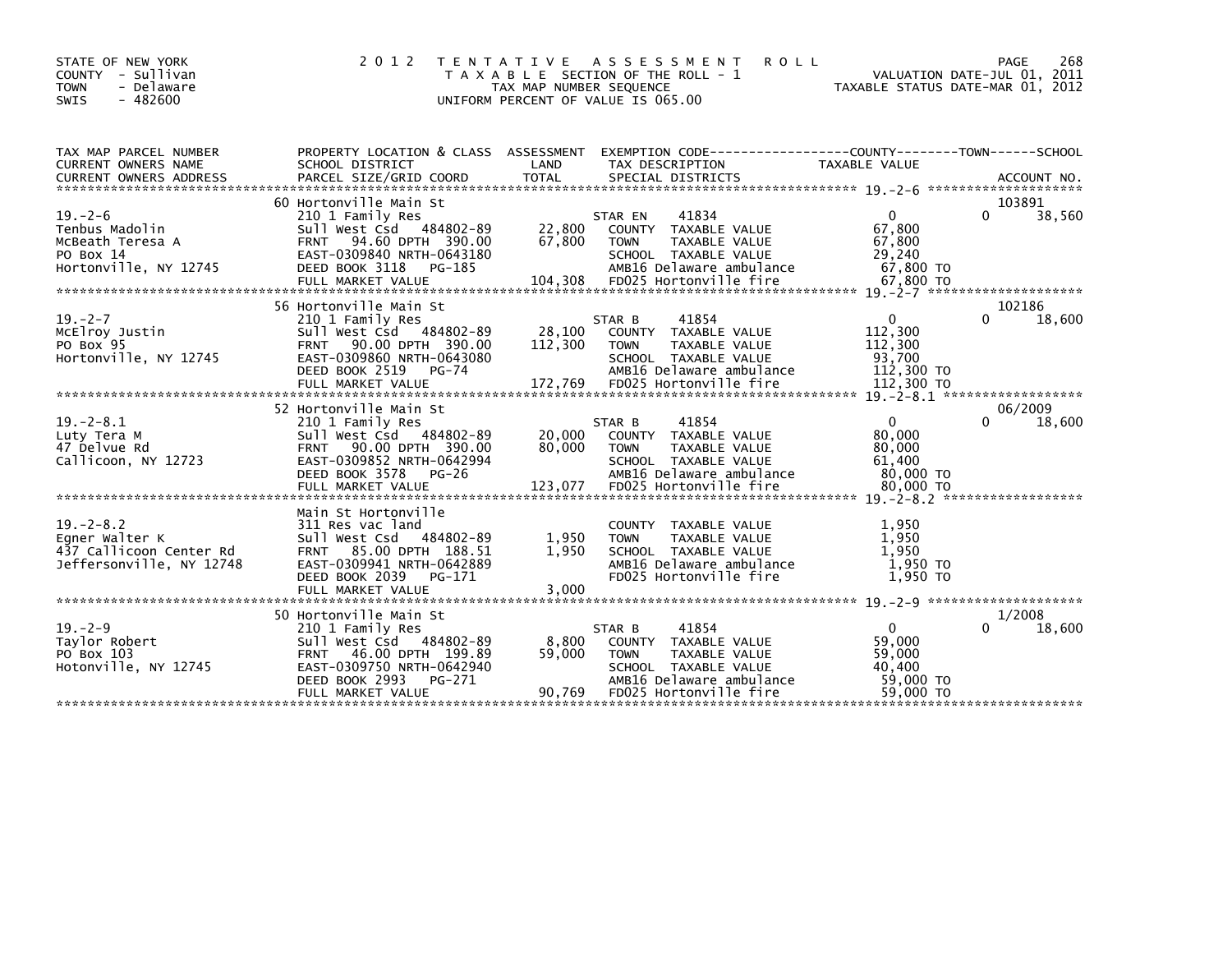STATE OF NEW YORK
COUNTY - Sullivan
TOWN - Delaware
SWIS - 482600

# 2012 TENTATIVE ASSESSMENT ROLL

TAXABLE SECTION OF THE ROLL - 1
TAX MAP NUMBER SEQUENCE
UNIFORM PERCENT OF VALUE IS 065.00

VALUATION DATE-JUL 01, 2011
TAXABLE STATUS DATE-MAR 01, 2012

| TAX MAP PARCEL NUMBER / CURRENT OWNERS NAME / CURRENT OWNERS ADDRESS | PROPERTY LOCATION & CLASS / SCHOOL DISTRICT / PARCEL SIZE/GRID COORD | ASSESSMENT LAND | TOTAL | EXEMPTION CODE / TAX DESCRIPTION / SPECIAL DISTRICTS | COUNTY TAXABLE VALUE | TOWN | SCHOOL | ACCOUNT NO. |
|---|---|---|---|---|---|---|---|---|
| 19.-2-6 | 60 Hortonville Main St | | | | | | | 103891 |
| Tenbus Madolin | 210 1 Family Res | | | STAR EN 41834 | 0 | 0 | 38,560 | |
| McBeath Teresa A | Sull West Csd 484802-89 | 22,800 | | COUNTY TAXABLE VALUE | 67,800 | | | |
| PO Box 14 | FRNT 94.60 DPTH 390.00 | | 67,800 | TOWN TAXABLE VALUE | 67,800 | | | |
| Hortonville, NY 12745 | EAST-0309840 NRTH-0643180 | | | SCHOOL TAXABLE VALUE | 29,240 | | | |
| | DEED BOOK 3118 PG-185 | | | AMB16 Delaware ambulance | 67,800 TO | | | |
| | FULL MARKET VALUE | | 104,308 | FD025 Hortonville fire | 67,800 TO | | | |
| 19.-2-7 | 56 Hortonville Main St | | | | | | | 102186 |
| McElroy Justin | 210 1 Family Res | | | STAR B 41854 | 0 | 0 | 18,600 | |
| PO Box 95 | Sull West Csd 484802-89 | 28,100 | | COUNTY TAXABLE VALUE | 112,300 | | | |
| Hortonville, NY 12745 | FRNT 90.00 DPTH 390.00 | | 112,300 | TOWN TAXABLE VALUE | 112,300 | | | |
| | EAST-0309860 NRTH-0643080 | | | SCHOOL TAXABLE VALUE | 93,700 | | | |
| | DEED BOOK 2519 PG-74 | | | AMB16 Delaware ambulance | 112,300 TO | | | |
| | FULL MARKET VALUE | | 172,769 | FD025 Hortonville fire | 112,300 TO | | | |
| 19.-2-8.1 | 52 Hortonville Main St | | | | | | | 06/2009 |
| Luty Tera M | 210 1 Family Res | | | STAR B 41854 | 0 | 0 | 18,600 | |
| 47 Delvue Rd | Sull West Csd 484802-89 | 20,000 | | COUNTY TAXABLE VALUE | 80,000 | | | |
| Callicoon, NY 12723 | FRNT 90.00 DPTH 390.00 | | 80,000 | TOWN TAXABLE VALUE | 80,000 | | | |
| | EAST-0309852 NRTH-0642994 | | | SCHOOL TAXABLE VALUE | 61,400 | | | |
| | DEED BOOK 3578 PG-26 | | | AMB16 Delaware ambulance | 80,000 TO | | | |
| | FULL MARKET VALUE | | 123,077 | FD025 Hortonville fire | 80,000 TO | | | |
| 19.-2-8.2 | Main St Hortonville | | | | | | | |
| Egner Walter K | 311 Res vac land | | | COUNTY TAXABLE VALUE | 1,950 | | | |
| 437 Callicoon Center Rd | Sull West Csd 484802-89 | 1,950 | | TOWN TAXABLE VALUE | 1,950 | | | |
| Jeffersonville, NY 12748 | FRNT 85.00 DPTH 188.51 | | 1,950 | SCHOOL TAXABLE VALUE | 1,950 | | | |
| | EAST-0309941 NRTH-0642889 | | | AMB16 Delaware ambulance | 1,950 TO | | | |
| | DEED BOOK 2039 PG-171 | | | FD025 Hortonville fire | 1,950 TO | | | |
| | FULL MARKET VALUE | | 3,000 | | | | | |
| 19.-2-9 | 50 Hortonville Main St | | | | | | | 1/2008 |
| Taylor Robert | 210 1 Family Res | | | STAR B 41854 | 0 | 0 | 18,600 | |
| PO Box 103 | Sull West Csd 484802-89 | 8,800 | | COUNTY TAXABLE VALUE | 59,000 | | | |
| Hotonville, NY 12745 | FRNT 46.00 DPTH 199.89 | | 59,000 | TOWN TAXABLE VALUE | 59,000 | | | |
| | EAST-0309750 NRTH-0642940 | | | SCHOOL TAXABLE VALUE | 40,400 | | | |
| | DEED BOOK 2993 PG-271 | | | AMB16 Delaware ambulance | 59,000 TO | | | |
| | FULL MARKET VALUE | | 90,769 | FD025 Hortonville fire | 59,000 TO | | | |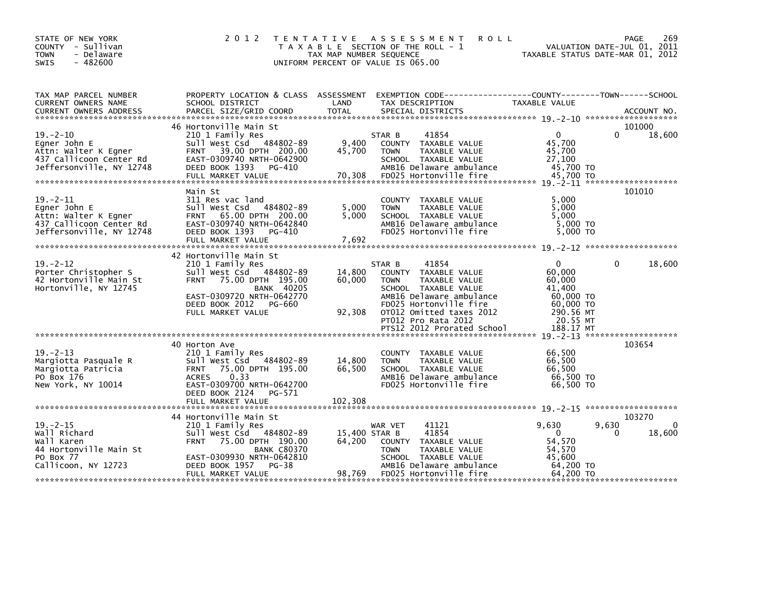STATE OF NEW YORK
COUNTY - Sullivan
TOWN - Delaware
SWIS - 482600

# 2012 TENTATIVE ASSESSMENT ROLL

TAXABLE SECTION OF THE ROLL - 1
TAX MAP NUMBER SEQUENCE
UNIFORM PERCENT OF VALUE IS 065.00

VALUATION DATE-JUL 01, 2011
TAXABLE STATUS DATE-MAR 01, 2012

| TAX MAP PARCEL NUMBER / CURRENT OWNERS NAME / CURRENT OWNERS ADDRESS | PROPERTY LOCATION & CLASS / SCHOOL DISTRICT / PARCEL SIZE/GRID COORD | ASSESSMENT LAND / TOTAL | EXEMPTION CODE / TAX DESCRIPTION / SPECIAL DISTRICTS | COUNTY TAXABLE VALUE | TOWN | SCHOOL / ACCOUNT NO. |
|---|---|---|---|---|---|---|
| 19.-2-10 | 46 Hortonville Main St | | | | | 101000 |
| | 210 1 Family Res | | STAR B 41854 | 0 | 0 | 18,600 |
| Egner John E | Sull West Csd 484802-89 | 9,400 | COUNTY TAXABLE VALUE | 45,700 | | |
| Attn: Walter K Egner | FRNT 39.00 DPTH 200.00 | 45,700 | TOWN TAXABLE VALUE | 45,700 | | |
| 437 Callicoon Center Rd | EAST-0309740 NRTH-0642900 | | SCHOOL TAXABLE VALUE | 27,100 | | |
| Jeffersonville, NY 12748 | DEED BOOK 1393 PG-410 | | AMB16 Delaware ambulance | 45,700 TO | | |
| | FULL MARKET VALUE | 70,308 | FD025 Hortonville fire | 45,700 TO | | |
| 19.-2-11 | Main St | | | | | 101010 |
| | 311 Res vac land | | COUNTY TAXABLE VALUE | 5,000 | | |
| Egner John E | Sull West Csd 484802-89 | 5,000 | TOWN TAXABLE VALUE | 5,000 | | |
| Attn: Walter K Egner | FRNT 65.00 DPTH 200.00 | 5,000 | SCHOOL TAXABLE VALUE | 5,000 | | |
| 437 Callicoon Center Rd | EAST-0309740 NRTH-0642840 | | AMB16 Delaware ambulance | 5,000 TO | | |
| Jeffersonville, NY 12748 | DEED BOOK 1393 PG-410 | | FD025 Hortonville fire | 5,000 TO | | |
| | FULL MARKET VALUE | 7,692 | | | | |
| 19.-2-12 | 42 Hortonville Main St | | | | | |
| | 210 1 Family Res | | STAR B 41854 | 0 | 0 | 18,600 |
| Porter Christopher S | Sull West Csd 484802-89 | 14,800 | COUNTY TAXABLE VALUE | 60,000 | | |
| 42 Hortonville Main St | FRNT 75.00 DPTH 195.00 | 60,000 | TOWN TAXABLE VALUE | 60,000 | | |
| Hortonville, NY 12745 | BANK 40205 | | SCHOOL TAXABLE VALUE | 41,400 | | |
| | EAST-0309720 NRTH-0642770 | | AMB16 Delaware ambulance | 60,000 TO | | |
| | DEED BOOK 2012 PG-660 | | FD025 Hortonville fire | 60,000 TO | | |
| | FULL MARKET VALUE | 92,308 | OT012 Omitted taxes 2012 | 290.56 MT | | |
| | | | PT012 Pro Rata 2012 | 20.55 MT | | |
| | | | PTS12 2012 Prorated School | 188.17 MT | | |
| 19.-2-13 | 40 Horton Ave | | | | | 103654 |
| | 210 1 Family Res | | COUNTY TAXABLE VALUE | 66,500 | | |
| Margiotta Pasquale R | Sull West Csd 484802-89 | 14,800 | TOWN TAXABLE VALUE | 66,500 | | |
| Margiotta Patricia | FRNT 75.00 DPTH 195.00 | 66,500 | SCHOOL TAXABLE VALUE | 66,500 | | |
| PO Box 176 | ACRES 0.33 | | AMB16 Delaware ambulance | 66,500 TO | | |
| New York, NY 10014 | EAST-0309700 NRTH-0642700 | | FD025 Hortonville fire | 66,500 TO | | |
| | DEED BOOK 2124 PG-571 | | | | | |
| | FULL MARKET VALUE | 102,308 | | | | |
| 19.-2-15 | 44 Hortonville Main St | | | | | 103270 |
| | 210 1 Family Res | | WAR VET 41121 | 9,630 | 9,630 | 0 |
| Wall Richard | Sull West Csd 484802-89 | 15,400 | STAR B 41854 | 0 | 0 | 18,600 |
| Wall Karen | FRNT 75.00 DPTH 190.00 | 64,200 | COUNTY TAXABLE VALUE | 54,570 | | |
| 44 Hortonville Main St | BANK C80370 | | TOWN TAXABLE VALUE | 54,570 | | |
| PO Box 77 | EAST-0309930 NRTH-0642810 | | SCHOOL TAXABLE VALUE | 45,600 | | |
| Callicoon, NY 12723 | DEED BOOK 1957 PG-38 | | AMB16 Delaware ambulance | 64,200 TO | | |
| | FULL MARKET VALUE | 98,769 | FD025 Hortonville fire | 64,200 TO | | |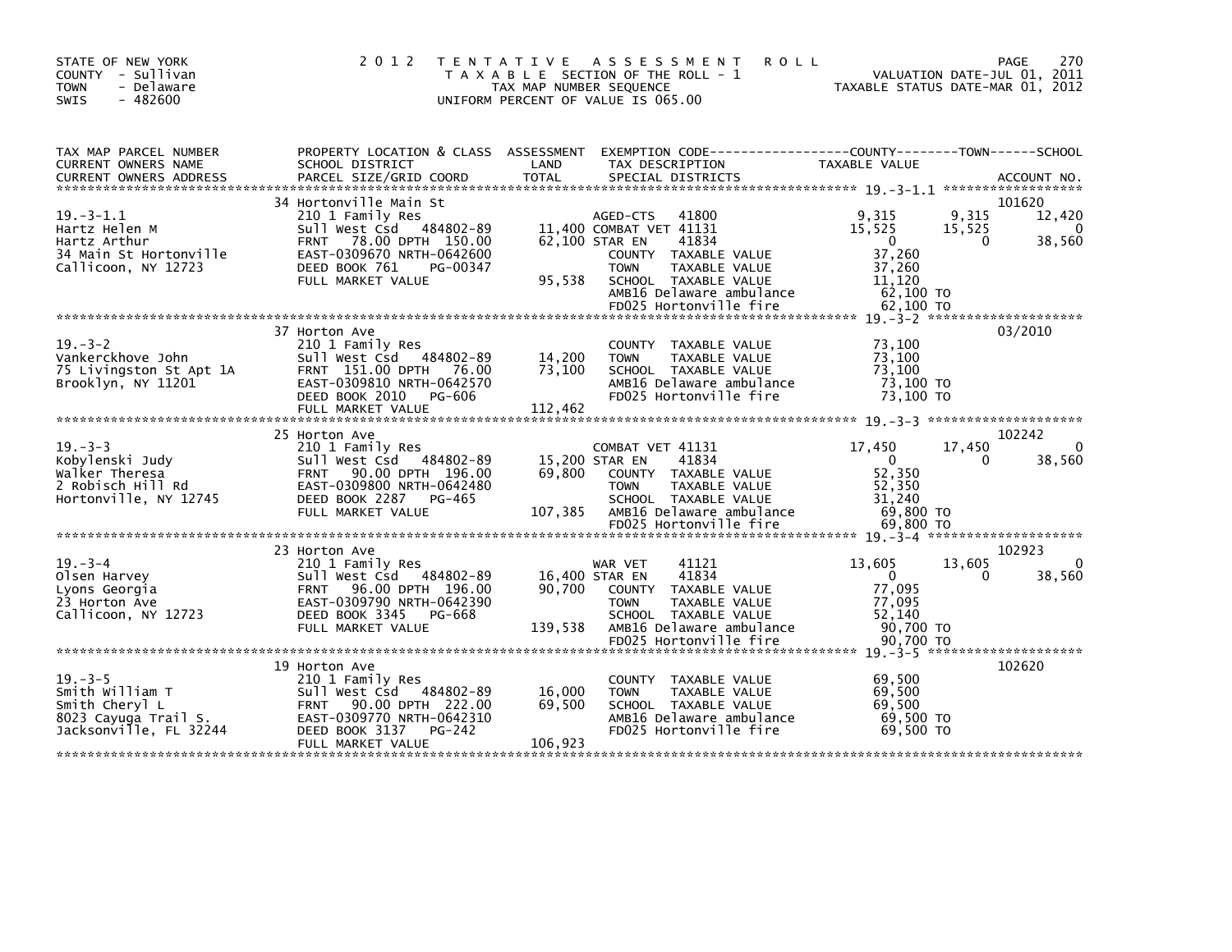STATE OF NEW YORK
COUNTY - Sullivan
TOWN - Delaware
SWIS - 482600

# 2012 TENTATIVE ASSESSMENT ROLL

TAXABLE SECTION OF THE ROLL - 1
TAX MAP NUMBER SEQUENCE
UNIFORM PERCENT OF VALUE IS 065.00

VALUATION DATE-JUL 01, 2011
TAXABLE STATUS DATE-MAR 01, 2012

| TAX MAP PARCEL NUMBER / CURRENT OWNERS NAME / CURRENT OWNERS ADDRESS | PROPERTY LOCATION & CLASS / SCHOOL DISTRICT / PARCEL SIZE/GRID COORD | ASSESSMENT LAND / TOTAL | EXEMPTION CODE / TAX DESCRIPTION / SPECIAL DISTRICTS | COUNTY TAXABLE VALUE | TOWN | SCHOOL | ACCOUNT NO. |
|---|---|---|---|---|---|---|---|
| 19.-3-1.1 | 34 Hortonville Main St | | | | | | 101620 |
| | 210 1 Family Res | | AGED-CTS 41800 | 9,315 | 9,315 | 12,420 | |
| Hartz Helen M | Sull West Csd 484802-89 | 11,400 | COMBAT VET 41131 | 15,525 | 15,525 | 0 | |
| Hartz Arthur | FRNT 78.00 DPTH 150.00 | 62,100 | STAR EN 41834 | 0 | 0 | 38,560 | |
| 34 Main St Hortonville | EAST-0309670 NRTH-0642600 | | COUNTY TAXABLE VALUE | 37,260 | | | |
| Callicoon, NY 12723 | DEED BOOK 761 PG-00347 | | TOWN TAXABLE VALUE | 37,260 | | | |
| | FULL MARKET VALUE | 95,538 | SCHOOL TAXABLE VALUE | 11,120 | | | |
| | | | AMB16 Delaware ambulance | 62,100 TO | | | |
| | | | FD025 Hortonville fire | 62,100 TO | | | |
| 19.-3-2 | 37 Horton Ave | | | | | | 03/2010 |
| | 210 1 Family Res | | COUNTY TAXABLE VALUE | 73,100 | | | |
| Vankerckhove John | Sull West Csd 484802-89 | 14,200 | TOWN TAXABLE VALUE | 73,100 | | | |
| 75 Livingston St Apt 1A | FRNT 151.00 DPTH 76.00 | 73,100 | SCHOOL TAXABLE VALUE | 73,100 | | | |
| Brooklyn, NY 11201 | EAST-0309810 NRTH-0642570 | | AMB16 Delaware ambulance | 73,100 TO | | | |
| | DEED BOOK 2010 PG-606 | | FD025 Hortonville fire | 73,100 TO | | | |
| | FULL MARKET VALUE | 112,462 | | | | | |
| 19.-3-3 | 25 Horton Ave | | | | | | 102242 |
| | 210 1 Family Res | | COMBAT VET 41131 | 17,450 | 17,450 | 0 | |
| Kobylenski Judy | Sull West Csd 484802-89 | 15,200 | STAR EN 41834 | 0 | 0 | 38,560 | |
| Walker Theresa | FRNT 90.00 DPTH 196.00 | 69,800 | COUNTY TAXABLE VALUE | 52,350 | | | |
| 2 Robisch Hill Rd | EAST-0309800 NRTH-0642480 | | TOWN TAXABLE VALUE | 52,350 | | | |
| Hortonville, NY 12745 | DEED BOOK 2287 PG-465 | | SCHOOL TAXABLE VALUE | 31,240 | | | |
| | FULL MARKET VALUE | 107,385 | AMB16 Delaware ambulance | 69,800 TO | | | |
| | | | FD025 Hortonville fire | 69,800 TO | | | |
| 19.-3-4 | 23 Horton Ave | | | | | | 102923 |
| | 210 1 Family Res | | WAR VET 41121 | 13,605 | 13,605 | 0 | |
| Olsen Harvey | Sull West Csd 484802-89 | 16,400 | STAR EN 41834 | 0 | 0 | 38,560 | |
| Lyons Georgia | FRNT 96.00 DPTH 196.00 | 90,700 | COUNTY TAXABLE VALUE | 77,095 | | | |
| 23 Horton Ave | EAST-0309790 NRTH-0642390 | | TOWN TAXABLE VALUE | 77,095 | | | |
| Callicoon, NY 12723 | DEED BOOK 3345 PG-668 | | SCHOOL TAXABLE VALUE | 52,140 | | | |
| | FULL MARKET VALUE | 139,538 | AMB16 Delaware ambulance | 90,700 TO | | | |
| | | | FD025 Hortonville fire | 90,700 TO | | | |
| 19.-3-5 | 19 Horton Ave | | | | | | 102620 |
| | 210 1 Family Res | | COUNTY TAXABLE VALUE | 69,500 | | | |
| Smith William T | Sull West Csd 484802-89 | 16,000 | TOWN TAXABLE VALUE | 69,500 | | | |
| Smith Cheryl L | FRNT 90.00 DPTH 222.00 | 69,500 | SCHOOL TAXABLE VALUE | 69,500 | | | |
| 8023 Cayuga Trail S. | EAST-0309770 NRTH-0642310 | | AMB16 Delaware ambulance | 69,500 TO | | | |
| Jacksonville, FL 32244 | DEED BOOK 3137 PG-242 | | FD025 Hortonville fire | 69,500 TO | | | |
| | FULL MARKET VALUE | 106,923 | | | | | |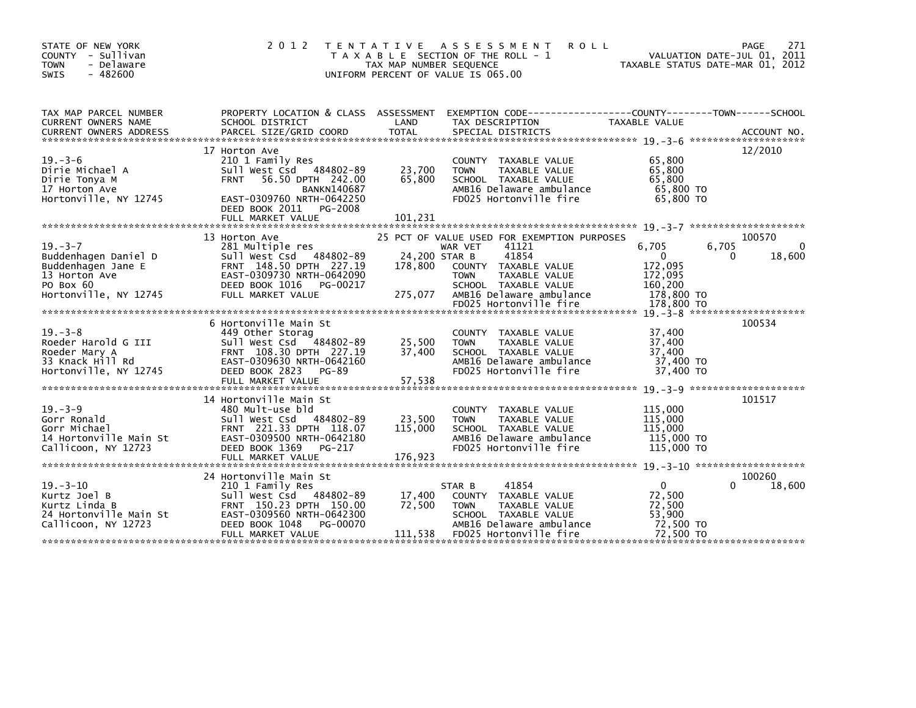STATE OF NEW YORK
COUNTY - Sullivan
TOWN - Delaware
SWIS - 482600

# 2012 TENTATIVE ASSESSMENT ROLL

TAXABLE SECTION OF THE ROLL - 1
TAX MAP NUMBER SEQUENCE
UNIFORM PERCENT OF VALUE IS 065.00

VALUATION DATE-JUL 01, 2011
TAXABLE STATUS DATE-MAR 01, 2012

| TAX MAP PARCEL NUMBER / CURRENT OWNERS NAME / CURRENT OWNERS ADDRESS | PROPERTY LOCATION & CLASS / SCHOOL DISTRICT / PARCEL SIZE/GRID COORD | ASSESSMENT LAND / TOTAL | EXEMPTION CODE / TAX DESCRIPTION / SPECIAL DISTRICTS | COUNTY | TOWN | SCHOOL | ACCOUNT NO. |
|---|---|---|---|---|---|---|---|
| 19.-3-6 | 17 Horton Ave | | | | | | 12/2010 |
| Dirie Michael A | 210 1 Family Res | | COUNTY TAXABLE VALUE | 65,800 | | | |
| Dirie Tonya M | Sull West Csd 484802-89 | 23,700 | TOWN TAXABLE VALUE | 65,800 | | | |
| 17 Horton Ave | FRNT 56.50 DPTH 242.00 | 65,800 | SCHOOL TAXABLE VALUE | 65,800 | | | |
| Hortonville, NY 12745 | BANKN140687 | | AMB16 Delaware ambulance | 65,800 TO | | | |
| | EAST-0309760 NRTH-0642250 | | FD025 Hortonville fire | 65,800 TO | | | |
| | DEED BOOK 2011 PG-2008 | | | | | | |
| | FULL MARKET VALUE | 101,231 | | | | | |
| 19.-3-7 | 13 Horton Ave | | 25 PCT OF VALUE USED FOR EXEMPTION PURPOSES | | | | 100570 |
| Buddenhagen Daniel D | 281 Multiple res | | WAR VET 41121 | 6,705 | 6,705 | 0 | |
| Buddenhagen Jane E | Sull West Csd 484802-89 | 24,200 | STAR B 41854 | 0 | 0 | 18,600 | |
| 13 Horton Ave | FRNT 148.50 DPTH 227.19 | 178,800 | COUNTY TAXABLE VALUE | 172,095 | | | |
| PO Box 60 | EAST-0309730 NRTH-0642090 | | TOWN TAXABLE VALUE | 172,095 | | | |
| Hortonville, NY 12745 | DEED BOOK 1016 PG-00217 | | SCHOOL TAXABLE VALUE | 160,200 | | | |
| | FULL MARKET VALUE | 275,077 | AMB16 Delaware ambulance | 178,800 TO | | | |
| | | | FD025 Hortonville fire | 178,800 TO | | | |
| 19.-3-8 | 6 Hortonville Main St | | | | | | 100534 |
| Roeder Harold G III | 449 Other Storag | | COUNTY TAXABLE VALUE | 37,400 | | | |
| Roeder Mary A | Sull West Csd 484802-89 | 25,500 | TOWN TAXABLE VALUE | 37,400 | | | |
| 33 Knack Hill Rd | FRNT 108.30 DPTH 227.19 | 37,400 | SCHOOL TAXABLE VALUE | 37,400 | | | |
| Hortonville, NY 12745 | EAST-0309630 NRTH-0642160 | | AMB16 Delaware ambulance | 37,400 TO | | | |
| | DEED BOOK 2823 PG-89 | | FD025 Hortonville fire | 37,400 TO | | | |
| | FULL MARKET VALUE | 57,538 | | | | | |
| 19.-3-9 | 14 Hortonville Main St | | | | | | 101517 |
| Gorr Ronald | 480 Mult-use bld | | COUNTY TAXABLE VALUE | 115,000 | | | |
| Gorr Michael | Sull West Csd 484802-89 | 23,500 | TOWN TAXABLE VALUE | 115,000 | | | |
| 14 Hortonville Main St | FRNT 221.33 DPTH 118.07 | 115,000 | SCHOOL TAXABLE VALUE | 115,000 | | | |
| Callicoon, NY 12723 | EAST-0309500 NRTH-0642180 | | AMB16 Delaware ambulance | 115,000 TO | | | |
| | DEED BOOK 1369 PG-217 | | FD025 Hortonville fire | 115,000 TO | | | |
| | FULL MARKET VALUE | 176,923 | | | | | |
| 19.-3-10 | 24 Hortonville Main St | | | | | | 100260 |
| Kurtz Joel B | 210 1 Family Res | | STAR B 41854 | 0 | 0 | 18,600 | |
| Kurtz Linda B | Sull West Csd 484802-89 | 17,400 | COUNTY TAXABLE VALUE | 72,500 | | | |
| 24 Hortonville Main St | FRNT 150.23 DPTH 150.00 | 72,500 | TOWN TAXABLE VALUE | 72,500 | | | |
| Callicoon, NY 12723 | EAST-0309560 NRTH-0642300 | | SCHOOL TAXABLE VALUE | 53,900 | | | |
| | DEED BOOK 1048 PG-00070 | | AMB16 Delaware ambulance | 72,500 TO | | | |
| | FULL MARKET VALUE | 111,538 | FD025 Hortonville fire | 72,500 TO | | | |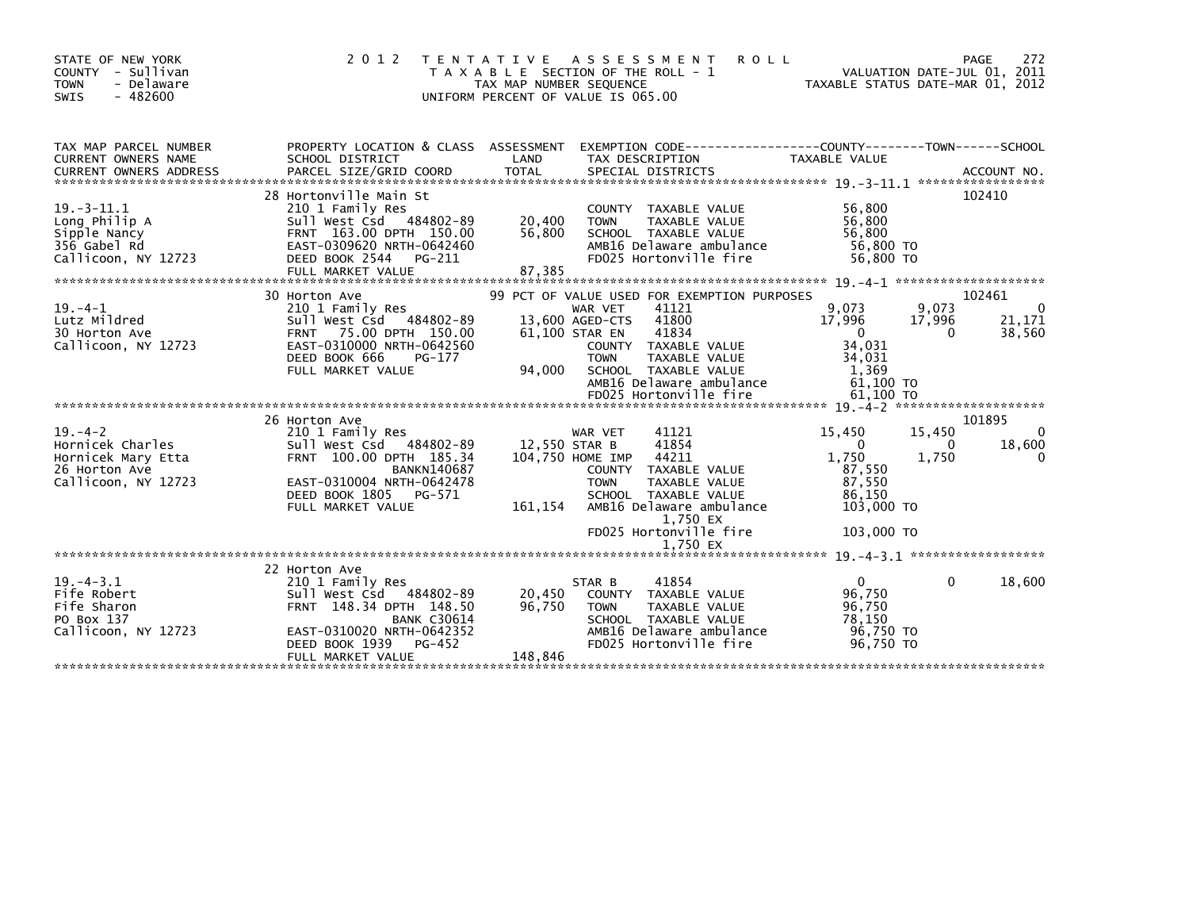STATE OF NEW YORK
COUNTY - Sullivan
TOWN - Delaware
SWIS - 482600

**2012 TENTATIVE ASSESSMENT ROLL**
TAXABLE SECTION OF THE ROLL - 1
TAX MAP NUMBER SEQUENCE
UNIFORM PERCENT OF VALUE IS 065.00

VALUATION DATE-JUL 01, 2011
TAXABLE STATUS DATE-MAR 01, 2012

| TAX MAP PARCEL NUMBER / CURRENT OWNERS NAME / CURRENT OWNERS ADDRESS | PROPERTY LOCATION & CLASS / SCHOOL DISTRICT / PARCEL SIZE/GRID COORD | ASSESSMENT LAND / TOTAL | EXEMPTION CODE / TAX DESCRIPTION / SPECIAL DISTRICTS | COUNTY TAXABLE VALUE | TOWN | SCHOOL | ACCOUNT NO. |
|---|---|---|---|---|---|---|---|
| 19.-3-11.1 | 28 Hortonville Main St | | | | | | 102410 |
| | 210 1 Family Res | | COUNTY TAXABLE VALUE | 56,800 | | | |
| Long Philip A | Sull West Csd 484802-89 | 20,400 | TOWN TAXABLE VALUE | 56,800 | | | |
| Sipple Nancy | FRNT 163.00 DPTH 150.00 | 56,800 | SCHOOL TAXABLE VALUE | 56,800 | | | |
| 356 Gabel Rd | EAST-0309620 NRTH-0642460 | | AMB16 Delaware ambulance | 56,800 TO | | | |
| Callicoon, NY 12723 | DEED BOOK 2544 PG-211 | | FD025 Hortonville fire | 56,800 TO | | | |
| | FULL MARKET VALUE | 87,385 | | | | | |
| 19.-4-1 | 30 Horton Ave | | 99 PCT OF VALUE USED FOR EXEMPTION PURPOSES | | | | 102461 |
| | 210 1 Family Res | | WAR VET 41121 | 9,073 | 9,073 | 0 | |
| Lutz Mildred | Sull West Csd 484802-89 | 13,600 | AGED-CTS 41800 | 17,996 | 17,996 | 21,171 | |
| 30 Horton Ave | FRNT 75.00 DPTH 150.00 | 61,100 | STAR EN 41834 | 0 | 0 | 38,560 | |
| Callicoon, NY 12723 | EAST-0310000 NRTH-0642560 | | COUNTY TAXABLE VALUE | 34,031 | | | |
| | DEED BOOK 666 PG-177 | | TOWN TAXABLE VALUE | 34,031 | | | |
| | FULL MARKET VALUE | 94,000 | SCHOOL TAXABLE VALUE | 1,369 | | | |
| | | | AMB16 Delaware ambulance | 61,100 TO | | | |
| | | | FD025 Hortonville fire | 61,100 TO | | | |
| 19.-4-2 | 26 Horton Ave | | | | | | 101895 |
| | 210 1 Family Res | | WAR VET 41121 | 15,450 | 15,450 | 0 | |
| Hornicek Charles | Sull West Csd 484802-89 | 12,550 | STAR B 41854 | 0 | 0 | 18,600 | |
| Hornicek Mary Etta | FRNT 100.00 DPTH 185.34 | 104,750 | HOME IMP 44211 | 1,750 | 1,750 | 0 | |
| 26 Horton Ave | BANKN140687 | | COUNTY TAXABLE VALUE | 87,550 | | | |
| Callicoon, NY 12723 | EAST-0310004 NRTH-0642478 | | TOWN TAXABLE VALUE | 87,550 | | | |
| | DEED BOOK 1805 PG-571 | | SCHOOL TAXABLE VALUE | 86,150 | | | |
| | FULL MARKET VALUE | 161,154 | AMB16 Delaware ambulance | 103,000 TO | | | |
| | | | 1,750 EX | | | | |
| | | | FD025 Hortonville fire | 103,000 TO | | | |
| | | | 1,750 EX | | | | |
| 19.-4-3.1 | 22 Horton Ave | | | | | | |
| | 210 1 Family Res | | STAR B 41854 | 0 | 0 | 18,600 | |
| Fife Robert | Sull West Csd 484802-89 | 20,450 | COUNTY TAXABLE VALUE | 96,750 | | | |
| Fife Sharon | FRNT 148.34 DPTH 148.50 | 96,750 | TOWN TAXABLE VALUE | 96,750 | | | |
| PO Box 137 | BANK C30614 | | SCHOOL TAXABLE VALUE | 78,150 | | | |
| Callicoon, NY 12723 | EAST-0310020 NRTH-0642352 | | AMB16 Delaware ambulance | 96,750 TO | | | |
| | DEED BOOK 1939 PG-452 | | FD025 Hortonville fire | 96,750 TO | | | |
| | FULL MARKET VALUE | 148,846 | | | | | |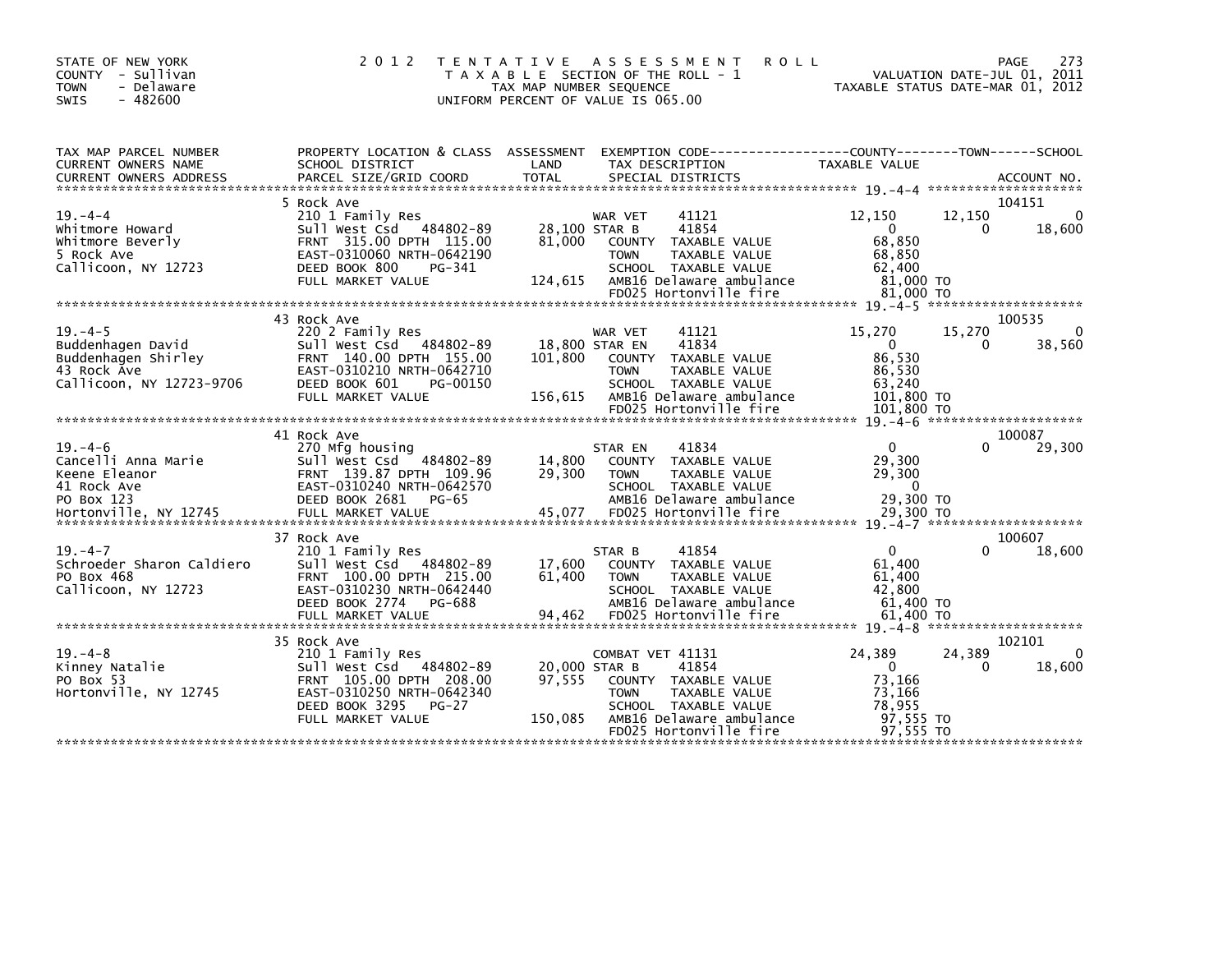STATE OF NEW YORK
COUNTY - Sullivan
TOWN - Delaware
SWIS - 482600

# 2012 TENTATIVE ASSESSMENT ROLL
TAXABLE SECTION OF THE ROLL - 1
TAX MAP NUMBER SEQUENCE
UNIFORM PERCENT OF VALUE IS 065.00

VALUATION DATE-JUL 01, 2011
TAXABLE STATUS DATE-MAR 01, 2012

| TAX MAP PARCEL NUMBER / CURRENT OWNERS NAME / CURRENT OWNERS ADDRESS | PROPERTY LOCATION & CLASS / SCHOOL DISTRICT / PARCEL SIZE/GRID COORD | ASSESSMENT LAND / TOTAL | EXEMPTION CODE / TAX DESCRIPTION / SPECIAL DISTRICTS | COUNTY TAXABLE VALUE | TOWN | SCHOOL | ACCOUNT NO. |
|---|---|---|---|---|---|---|---|
| 19.-4-4 | 5 Rock Ave | | | | | | 104151 |
| | 210 1 Family Res | | WAR VET 41121 | 12,150 | 12,150 | 0 | |
| Whitmore Howard | Sull West Csd 484802-89 | 28,100 | STAR B 41854 | 0 | 0 | 18,600 | |
| Whitmore Beverly | FRNT 315.00 DPTH 115.00 | 81,000 | COUNTY TAXABLE VALUE | 68,850 | | | |
| 5 Rock Ave | EAST-0310060 NRTH-0642190 | | TOWN TAXABLE VALUE | 68,850 | | | |
| Callicoon, NY 12723 | DEED BOOK 800 PG-341 | | SCHOOL TAXABLE VALUE | 62,400 | | | |
| | FULL MARKET VALUE | 124,615 | AMB16 Delaware ambulance | 81,000 TO | | | |
| | | | FD025 Hortonville fire | 81,000 TO | | | |
| 19.-4-5 | 43 Rock Ave | | | | | | 100535 |
| | 220 2 Family Res | | WAR VET 41121 | 15,270 | 15,270 | 0 | |
| Buddenhagen David | Sull West Csd 484802-89 | 18,800 | STAR EN 41834 | 0 | 0 | 38,560 | |
| Buddenhagen Shirley | FRNT 140.00 DPTH 155.00 | 101,800 | COUNTY TAXABLE VALUE | 86,530 | | | |
| 43 Rock Ave | EAST-0310210 NRTH-0642710 | | TOWN TAXABLE VALUE | 86,530 | | | |
| Callicoon, NY 12723-9706 | DEED BOOK 601 PG-00150 | | SCHOOL TAXABLE VALUE | 63,240 | | | |
| | FULL MARKET VALUE | 156,615 | AMB16 Delaware ambulance | 101,800 TO | | | |
| | | | FD025 Hortonville fire | 101,800 TO | | | |
| 19.-4-6 | 41 Rock Ave | | | | | | 100087 |
| | 270 Mfg housing | | STAR EN 41834 | 0 | 0 | 29,300 | |
| Cancelli Anna Marie | Sull West Csd 484802-89 | 14,800 | COUNTY TAXABLE VALUE | 29,300 | | | |
| Keene Eleanor | FRNT 139.87 DPTH 109.96 | 29,300 | TOWN TAXABLE VALUE | 29,300 | | | |
| 41 Rock Ave | EAST-0310240 NRTH-0642570 | | SCHOOL TAXABLE VALUE | 0 | | | |
| PO Box 123 | DEED BOOK 2681 PG-65 | | AMB16 Delaware ambulance | 29,300 TO | | | |
| Hortonville, NY 12745 | FULL MARKET VALUE | 45,077 | FD025 Hortonville fire | 29,300 TO | | | |
| 19.-4-7 | 37 Rock Ave | | | | | | 100607 |
| | 210 1 Family Res | | STAR B 41854 | 0 | 0 | 18,600 | |
| Schroeder Sharon Caldiero | Sull West Csd 484802-89 | 17,600 | COUNTY TAXABLE VALUE | 61,400 | | | |
| PO Box 468 | FRNT 100.00 DPTH 215.00 | 61,400 | TOWN TAXABLE VALUE | 61,400 | | | |
| Callicoon, NY 12723 | EAST-0310230 NRTH-0642440 | | SCHOOL TAXABLE VALUE | 42,800 | | | |
| | DEED BOOK 2774 PG-688 | | AMB16 Delaware ambulance | 61,400 TO | | | |
| | FULL MARKET VALUE | 94,462 | FD025 Hortonville fire | 61,400 TO | | | |
| 19.-4-8 | 35 Rock Ave | | | | | | 102101 |
| | 210 1 Family Res | | COMBAT VET 41131 | 24,389 | 24,389 | 0 | |
| Kinney Natalie | Sull West Csd 484802-89 | 20,000 | STAR B 41854 | 0 | 0 | 18,600 | |
| PO Box 53 | FRNT 105.00 DPTH 208.00 | 97,555 | COUNTY TAXABLE VALUE | 73,166 | | | |
| Hortonville, NY 12745 | EAST-0310250 NRTH-0642340 | | TOWN TAXABLE VALUE | 73,166 | | | |
| | DEED BOOK 3295 PG-27 | | SCHOOL TAXABLE VALUE | 78,955 | | | |
| | FULL MARKET VALUE | 150,085 | AMB16 Delaware ambulance | 97,555 TO | | | |
| | | | FD025 Hortonville fire | 97,555 TO | | | |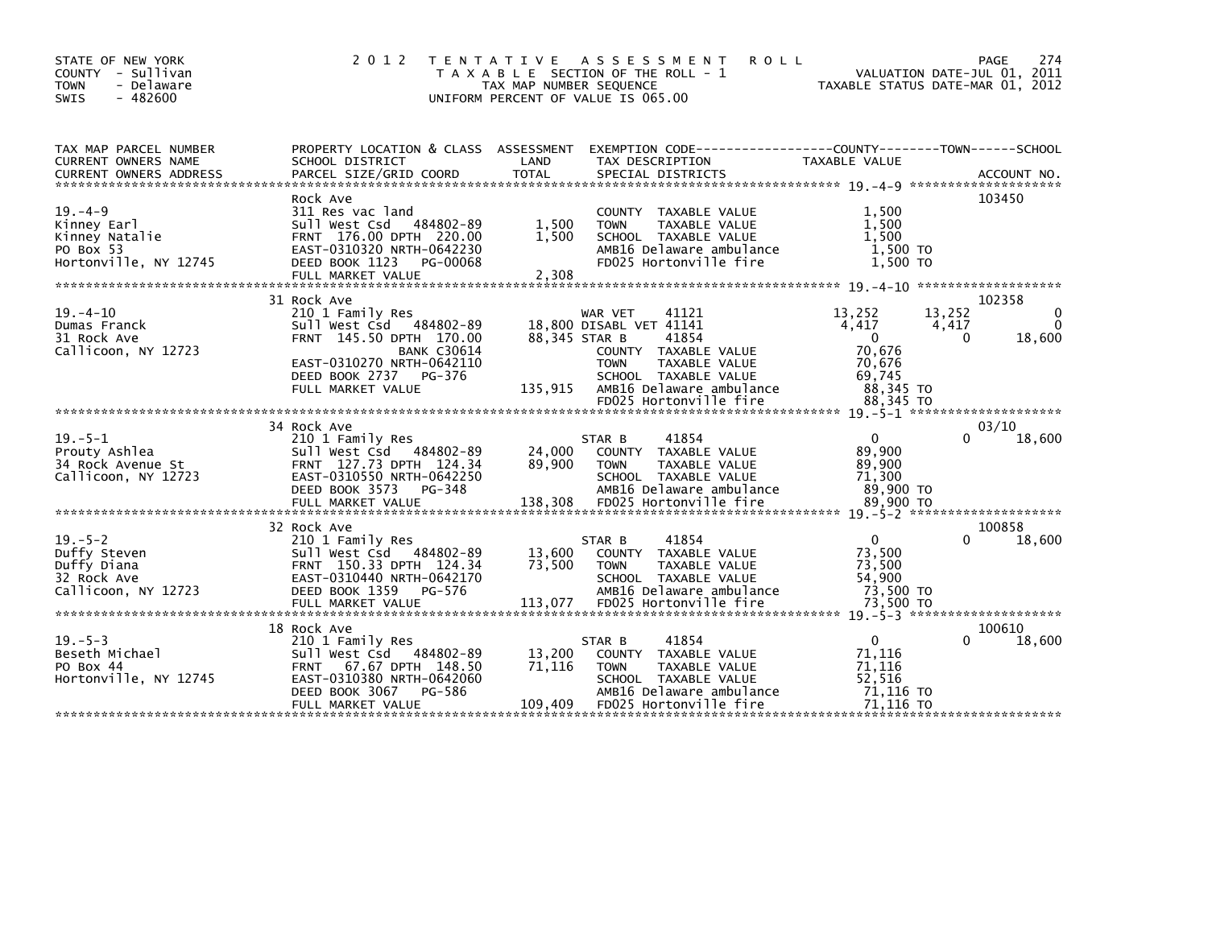STATE OF NEW YORK
COUNTY - Sullivan
TOWN - Delaware
SWIS - 482600

# 2012 TENTATIVE ASSESSMENT ROLL

TAXABLE SECTION OF THE ROLL - 1
TAX MAP NUMBER SEQUENCE
UNIFORM PERCENT OF VALUE IS 065.00

VALUATION DATE-JUL 01, 2011
TAXABLE STATUS DATE-MAR 01, 2012

| TAX MAP PARCEL NUMBER / CURRENT OWNERS NAME / CURRENT OWNERS ADDRESS | PROPERTY LOCATION & CLASS / SCHOOL DISTRICT / PARCEL SIZE/GRID COORD | ASSESSMENT LAND / TOTAL | EXEMPTION CODE / TAX DESCRIPTION / SPECIAL DISTRICTS | COUNTY TAXABLE VALUE | TOWN | SCHOOL | ACCOUNT NO. |
|---|---|---|---|---|---|---|---|
| **19.-4-9** | Rock Ave | | | | | | 103450 |
| Kinney Earl | 311 Res vac land | | COUNTY TAXABLE VALUE | 1,500 | | | |
| Kinney Natalie | Sull West Csd 484802-89 | 1,500 | TOWN TAXABLE VALUE | 1,500 | | | |
| PO Box 53 | FRNT 176.00 DPTH 220.00 | 1,500 | SCHOOL TAXABLE VALUE | 1,500 | | | |
| Hortonville, NY 12745 | EAST-0310320 NRTH-0642230 | | AMB16 Delaware ambulance | 1,500 TO | | | |
| | DEED BOOK 1123 PG-00068 | | FD025 Hortonville fire | 1,500 TO | | | |
| | FULL MARKET VALUE | 2,308 | | | | | |
| **19.-4-10** | 31 Rock Ave | | | | | | 102358 |
| Dumas Franck | 210 1 Family Res | | WAR VET 41121 | 13,252 | 13,252 | 0 | |
| 31 Rock Ave | Sull West Csd 484802-89 | 18,800 | DISABL VET 41141 | 4,417 | 4,417 | 0 | |
| Callicoon, NY 12723 | FRNT 145.50 DPTH 170.00 | 88,345 | STAR B 41854 | 0 | 0 | 18,600 | |
| | BANK C30614 | | COUNTY TAXABLE VALUE | 70,676 | | | |
| | EAST-0310270 NRTH-0642110 | | TOWN TAXABLE VALUE | 70,676 | | | |
| | DEED BOOK 2737 PG-376 | | SCHOOL TAXABLE VALUE | 69,745 | | | |
| | FULL MARKET VALUE | 135,915 | AMB16 Delaware ambulance | 88,345 TO | | | |
| | | | FD025 Hortonville fire | 88,345 TO | | | |
| **19.-5-1** | 34 Rock Ave | | | | | | 03/10 |
| Prouty Ashlea | 210 1 Family Res | | STAR B 41854 | 0 | 0 | 18,600 | |
| 34 Rock Avenue St | Sull West Csd 484802-89 | 24,000 | COUNTY TAXABLE VALUE | 89,900 | | | |
| Callicoon, NY 12723 | FRNT 127.73 DPTH 124.34 | 89,900 | TOWN TAXABLE VALUE | 89,900 | | | |
| | EAST-0310550 NRTH-0642250 | | SCHOOL TAXABLE VALUE | 71,300 | | | |
| | DEED BOOK 3573 PG-348 | | AMB16 Delaware ambulance | 89,900 TO | | | |
| | FULL MARKET VALUE | 138,308 | FD025 Hortonville fire | 89,900 TO | | | |
| **19.-5-2** | 32 Rock Ave | | | | | | 100858 |
| Duffy Steven | 210 1 Family Res | | STAR B 41854 | 0 | 0 | 18,600 | |
| Duffy Diana | Sull West Csd 484802-89 | 13,600 | COUNTY TAXABLE VALUE | 73,500 | | | |
| 32 Rock Ave | FRNT 150.33 DPTH 124.34 | 73,500 | TOWN TAXABLE VALUE | 73,500 | | | |
| Callicoon, NY 12723 | EAST-0310440 NRTH-0642170 | | SCHOOL TAXABLE VALUE | 54,900 | | | |
| | DEED BOOK 1359 PG-576 | | AMB16 Delaware ambulance | 73,500 TO | | | |
| | FULL MARKET VALUE | 113,077 | FD025 Hortonville fire | 73,500 TO | | | |
| **19.-5-3** | 18 Rock Ave | | | | | | 100610 |
| Beseth Michael | 210 1 Family Res | | STAR B 41854 | 0 | 0 | 18,600 | |
| PO Box 44 | Sull West Csd 484802-89 | 13,200 | COUNTY TAXABLE VALUE | 71,116 | | | |
| Hortonville, NY 12745 | FRNT 67.67 DPTH 148.50 | 71,116 | TOWN TAXABLE VALUE | 71,116 | | | |
| | EAST-0310380 NRTH-0642060 | | SCHOOL TAXABLE VALUE | 52,516 | | | |
| | DEED BOOK 3067 PG-586 | | AMB16 Delaware ambulance | 71,116 TO | | | |
| | FULL MARKET VALUE | 109,409 | FD025 Hortonville fire | 71,116 TO | | | |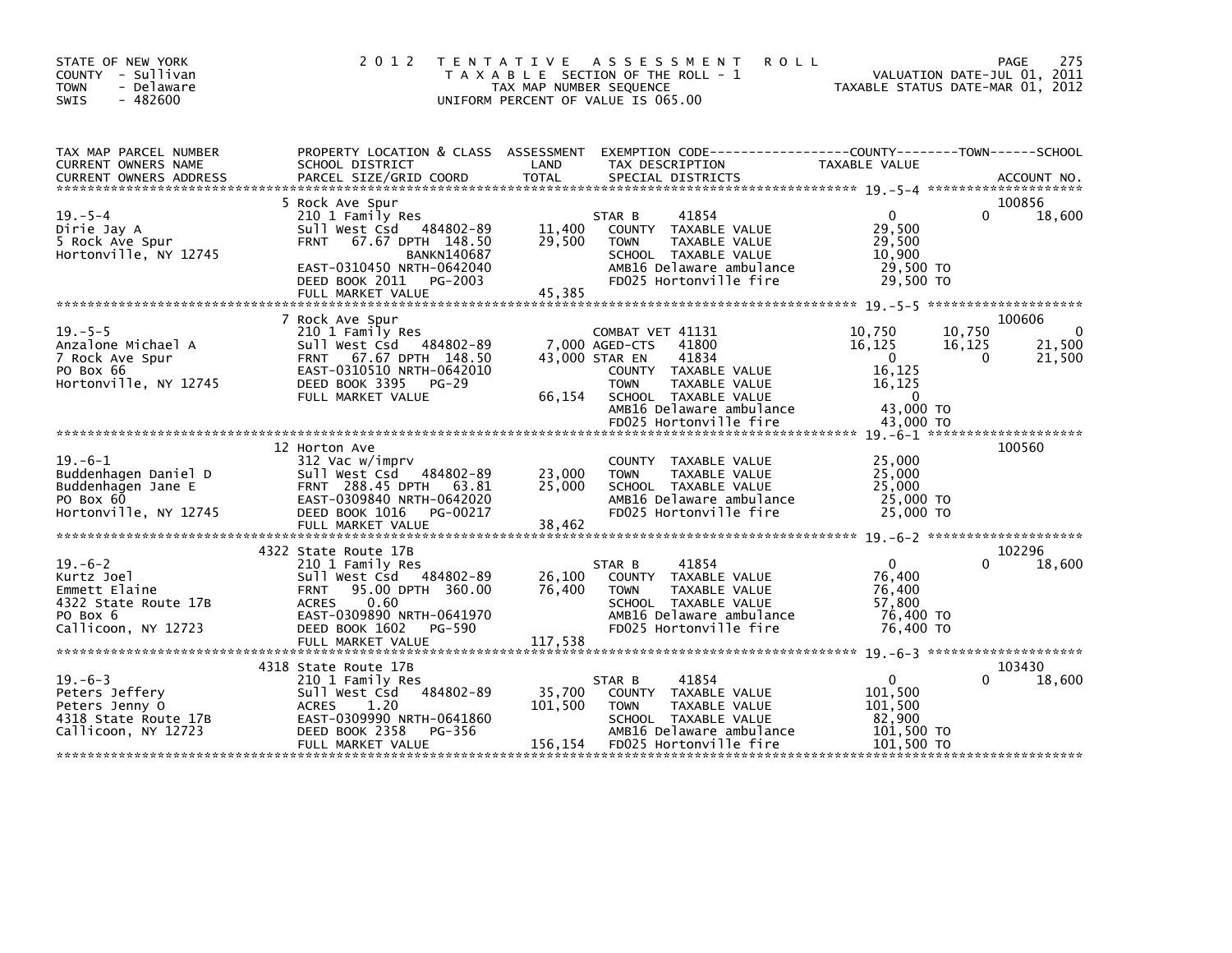STATE OF NEW YORK
COUNTY - Sullivan
TOWN - Delaware
SWIS - 482600

2012 TENTATIVE ASSESSMENT ROLL
TAXABLE SECTION OF THE ROLL - 1
TAX MAP NUMBER SEQUENCE
UNIFORM PERCENT OF VALUE IS 065.00

VALUATION DATE-JUL 01, 2011
TAXABLE STATUS DATE-MAR 01, 2012

| TAX MAP PARCEL NUMBER / CURRENT OWNERS NAME / CURRENT OWNERS ADDRESS | PROPERTY LOCATION & CLASS / SCHOOL DISTRICT / PARCEL SIZE/GRID COORD | ASSESSMENT LAND | TOTAL | EXEMPTION CODE / TAX DESCRIPTION / SPECIAL DISTRICTS | COUNTY TAXABLE VALUE | TOWN | SCHOOL | ACCOUNT NO. |
|---|---|---|---|---|---|---|---|---|
| | 5 Rock Ave Spur | | | | | | | 100856 |
| 19.-5-4 | 210 1 Family Res | | | STAR B 41854 | 0 | 0 | 18,600 | |
| Dirie Jay A | Sull West Csd 484802-89 | 11,400 | | COUNTY TAXABLE VALUE | 29,500 | | | |
| 5 Rock Ave Spur | FRNT 67.67 DPTH 148.50 | | 29,500 | TOWN TAXABLE VALUE | 29,500 | | | |
| Hortonville, NY 12745 | BANKN140687 | | | SCHOOL TAXABLE VALUE | 10,900 | | | |
| | EAST-0310450 NRTH-0642040 | | | AMB16 Delaware ambulance | 29,500 TO | | | |
| | DEED BOOK 2011 PG-2003 | | | FD025 Hortonville fire | 29,500 TO | | | |
| | FULL MARKET VALUE | | 45,385 | | | | | |
| | 7 Rock Ave Spur | | | | | | | 100606 |
| 19.-5-5 | 210 1 Family Res | | | COMBAT VET 41131 | 10,750 | 10,750 | 0 | |
| Anzalone Michael A | Sull West Csd 484802-89 | 7,000 | | AGED-CTS 41800 | 16,125 | 16,125 | 21,500 | |
| 7 Rock Ave Spur | FRNT 67.67 DPTH 148.50 | | 43,000 | STAR EN 41834 | 0 | 0 | 21,500 | |
| PO Box 66 | EAST-0310510 NRTH-0642010 | | | COUNTY TAXABLE VALUE | 16,125 | | | |
| Hortonville, NY 12745 | DEED BOOK 3395 PG-29 | | | TOWN TAXABLE VALUE | 16,125 | | | |
| | FULL MARKET VALUE | | 66,154 | SCHOOL TAXABLE VALUE | 0 | | | |
| | | | | AMB16 Delaware ambulance | 43,000 TO | | | |
| | | | | FD025 Hortonville fire | 43,000 TO | | | |
| | 12 Horton Ave | | | | | | | 100560 |
| 19.-6-1 | 312 Vac w/imprv | | | COUNTY TAXABLE VALUE | 25,000 | | | |
| Buddenhagen Daniel D | Sull West Csd 484802-89 | 23,000 | | TOWN TAXABLE VALUE | 25,000 | | | |
| Buddenhagen Jane E | FRNT 288.45 DPTH 63.81 | | 25,000 | SCHOOL TAXABLE VALUE | 25,000 | | | |
| PO Box 60 | EAST-0309840 NRTH-0642020 | | | AMB16 Delaware ambulance | 25,000 TO | | | |
| Hortonville, NY 12745 | DEED BOOK 1016 PG-00217 | | | FD025 Hortonville fire | 25,000 TO | | | |
| | FULL MARKET VALUE | | 38,462 | | | | | |
| | 4322 State Route 17B | | | | | | | 102296 |
| 19.-6-2 | 210 1 Family Res | | | STAR B 41854 | 0 | 0 | 18,600 | |
| Kurtz Joel | Sull West Csd 484802-89 | 26,100 | | COUNTY TAXABLE VALUE | 76,400 | | | |
| Emmett Elaine | FRNT 95.00 DPTH 360.00 | | 76,400 | TOWN TAXABLE VALUE | 76,400 | | | |
| 4322 State Route 17B | ACRES 0.60 | | | SCHOOL TAXABLE VALUE | 57,800 | | | |
| PO Box 6 | EAST-0309890 NRTH-0641970 | | | AMB16 Delaware ambulance | 76,400 TO | | | |
| Callicoon, NY 12723 | DEED BOOK 1602 PG-590 | | | FD025 Hortonville fire | 76,400 TO | | | |
| | FULL MARKET VALUE | | 117,538 | | | | | |
| | 4318 State Route 17B | | | | | | | 103430 |
| 19.-6-3 | 210 1 Family Res | | | STAR B 41854 | 0 | 0 | 18,600 | |
| Peters Jeffery | Sull West Csd 484802-89 | 35,700 | | COUNTY TAXABLE VALUE | 101,500 | | | |
| Peters Jenny O | ACRES 1.20 | | 101,500 | TOWN TAXABLE VALUE | 101,500 | | | |
| 4318 State Route 17B | EAST-0309990 NRTH-0641860 | | | SCHOOL TAXABLE VALUE | 82,900 | | | |
| Callicoon, NY 12723 | DEED BOOK 2358 PG-356 | | | AMB16 Delaware ambulance | 101,500 TO | | | |
| | FULL MARKET VALUE | | 156,154 | FD025 Hortonville fire | 101,500 TO | | | |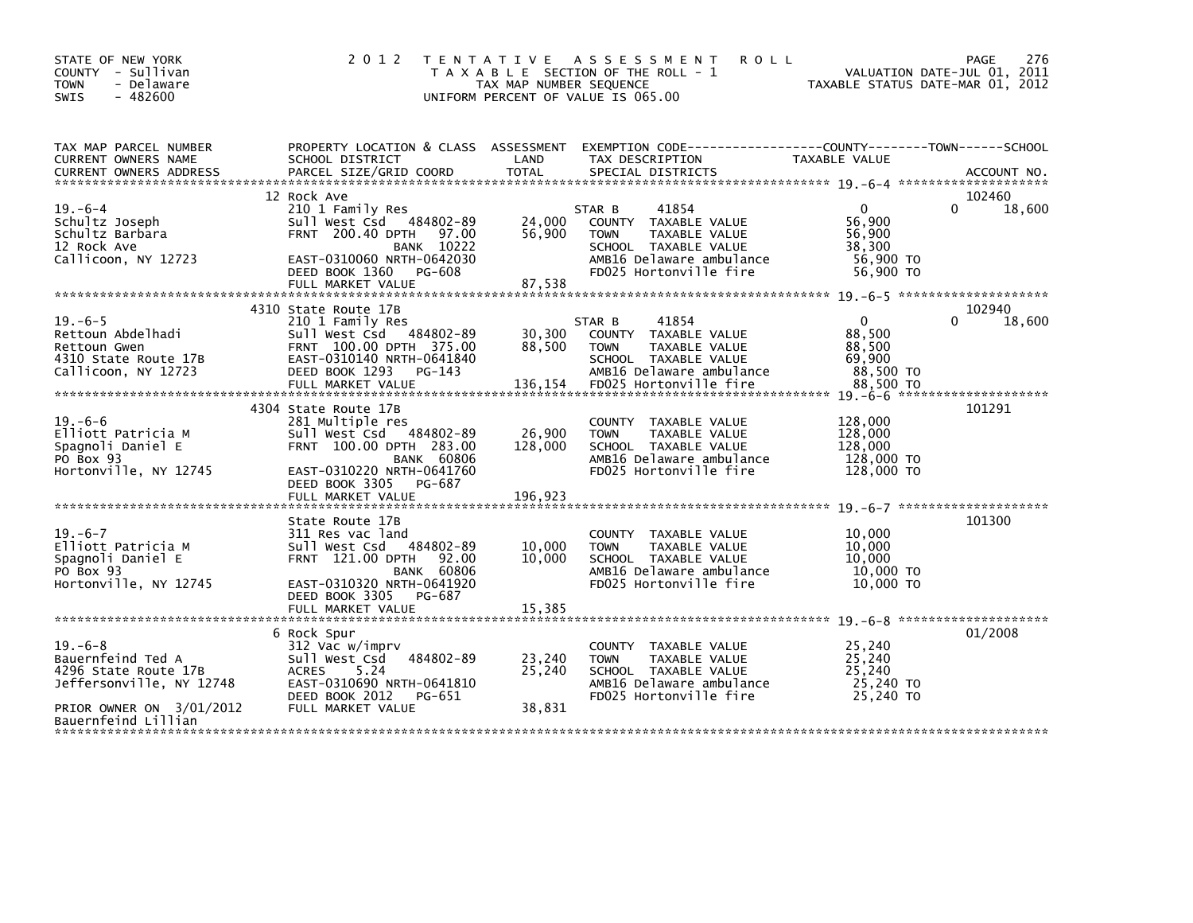STATE OF NEW YORK
COUNTY - Sullivan
TOWN - Delaware
SWIS - 482600

# 2012 TENTATIVE ASSESSMENT ROLL

TAXABLE SECTION OF THE ROLL - 1
TAX MAP NUMBER SEQUENCE
UNIFORM PERCENT OF VALUE IS 065.00

VALUATION DATE-JUL 01, 2011
TAXABLE STATUS DATE-MAR 01, 2012

| TAX MAP PARCEL NUMBER / CURRENT OWNERS NAME / CURRENT OWNERS ADDRESS | PROPERTY LOCATION & CLASS / SCHOOL DISTRICT / PARCEL SIZE/GRID COORD | ASSESSMENT LAND | TOTAL | EXEMPTION CODE / TAX DESCRIPTION / SPECIAL DISTRICTS | COUNTY | TOWN | SCHOOL | ACCOUNT NO. |
|---|---|---|---|---|---|---|---|---|
| 19.-6-4 | 12 Rock Ave | | | | | | | 102460 |
| Schultz Joseph | 210 1 Family Res | | | STAR B 41854 | 0 | 0 | 18,600 | |
| Schultz Barbara | Sull West Csd 484802-89 | 24,000 | | COUNTY TAXABLE VALUE | 56,900 | | | |
| 12 Rock Ave | FRNT 200.40 DPTH 97.00 | | 56,900 | TOWN TAXABLE VALUE | | 56,900 | | |
| Callicoon, NY 12723 | BANK 10222 | | | SCHOOL TAXABLE VALUE | | | 38,300 | |
| | EAST-0310060 NRTH-0642030 | | | AMB16 Delaware ambulance | 56,900 TO | | | |
| | DEED BOOK 1360 PG-608 | | | FD025 Hortonville fire | 56,900 TO | | | |
| | FULL MARKET VALUE | | 87,538 | | | | | |
| 19.-6-5 | 4310 State Route 17B | | | | | | | 102940 |
| Rettoun Abdelhadi | 210 1 Family Res | | | STAR B 41854 | 0 | 0 | 18,600 | |
| Rettoun Gwen | Sull West Csd 484802-89 | 30,300 | | COUNTY TAXABLE VALUE | 88,500 | | | |
| 4310 State Route 17B | FRNT 100.00 DPTH 375.00 | | 88,500 | TOWN TAXABLE VALUE | | 88,500 | | |
| Callicoon, NY 12723 | EAST-0310140 NRTH-0641840 | | | SCHOOL TAXABLE VALUE | | | 69,900 | |
| | DEED BOOK 1293 PG-143 | | | AMB16 Delaware ambulance | 88,500 TO | | | |
| | FULL MARKET VALUE | | 136,154 | FD025 Hortonville fire | 88,500 TO | | | |
| 19.-6-6 | 4304 State Route 17B | | | | | | | 101291 |
| Elliott Patricia M | 281 Multiple res | | | COUNTY TAXABLE VALUE | 128,000 | | | |
| Spagnoli Daniel E | Sull West Csd 484802-89 | 26,900 | | TOWN TAXABLE VALUE | | 128,000 | | |
| PO Box 93 | FRNT 100.00 DPTH 283.00 | | 128,000 | SCHOOL TAXABLE VALUE | | | 128,000 | |
| Hortonville, NY 12745 | BANK 60806 | | | AMB16 Delaware ambulance | 128,000 TO | | | |
| | EAST-0310220 NRTH-0641760 | | | FD025 Hortonville fire | 128,000 TO | | | |
| | DEED BOOK 3305 PG-687 | | | | | | | |
| | FULL MARKET VALUE | | 196,923 | | | | | |
| 19.-6-7 | State Route 17B | | | | | | | 101300 |
| Elliott Patricia M | 311 Res vac land | | | COUNTY TAXABLE VALUE | 10,000 | | | |
| Spagnoli Daniel E | Sull West Csd 484802-89 | 10,000 | | TOWN TAXABLE VALUE | | 10,000 | | |
| PO Box 93 | FRNT 121.00 DPTH 92.00 | | 10,000 | SCHOOL TAXABLE VALUE | | | 10,000 | |
| Hortonville, NY 12745 | BANK 60806 | | | AMB16 Delaware ambulance | 10,000 TO | | | |
| | EAST-0310320 NRTH-0641920 | | | FD025 Hortonville fire | 10,000 TO | | | |
| | DEED BOOK 3305 PG-687 | | | | | | | |
| | FULL MARKET VALUE | | 15,385 | | | | | |
| 19.-6-8 | 6 Rock Spur | | | | | | | 01/2008 |
| Bauernfeind Ted A | 312 Vac w/imprv | | | COUNTY TAXABLE VALUE | 25,240 | | | |
| 4296 State Route 17B | Sull West Csd 484802-89 | 23,240 | | TOWN TAXABLE VALUE | | 25,240 | | |
| Jeffersonville, NY 12748 | ACRES 5.24 | | 25,240 | SCHOOL TAXABLE VALUE | | | 25,240 | |
| | EAST-0310690 NRTH-0641810 | | | AMB16 Delaware ambulance | 25,240 TO | | | |
| | DEED BOOK 2012 PG-651 | | | FD025 Hortonville fire | 25,240 TO | | | |
| PRIOR OWNER ON 3/01/2012 | FULL MARKET VALUE | | 38,831 | | | | | |
| Bauernfeind Lillian | | | | | | | | |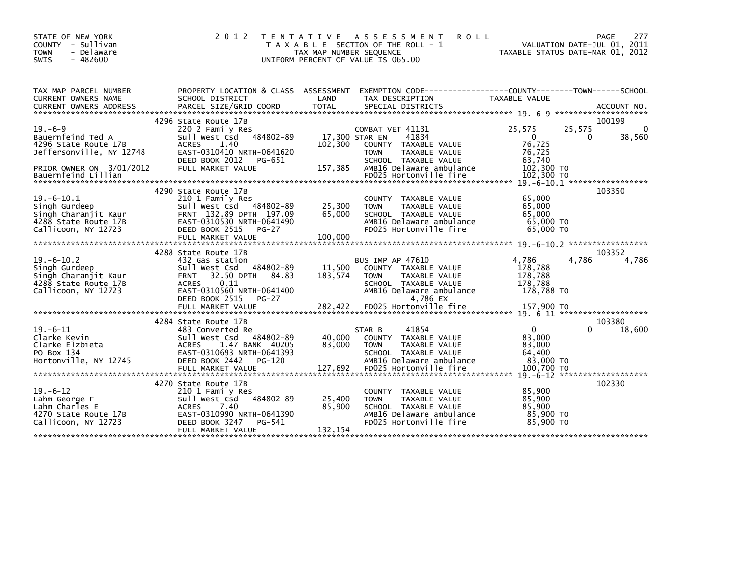STATE OF NEW YORK
COUNTY - Sullivan
TOWN - Delaware
SWIS - 482600

# 2012 TENTATIVE ASSESSMENT ROLL

TAXABLE SECTION OF THE ROLL - 1
TAX MAP NUMBER SEQUENCE
UNIFORM PERCENT OF VALUE IS 065.00

VALUATION DATE-JUL 01, 2011
TAXABLE STATUS DATE-MAR 01, 2012

| TAX MAP PARCEL NUMBER / CURRENT OWNERS NAME / CURRENT OWNERS ADDRESS | PROPERTY LOCATION & CLASS / SCHOOL DISTRICT / PARCEL SIZE/GRID COORD | ASSESSMENT LAND / TOTAL | EXEMPTION CODE / TAX DESCRIPTION / SPECIAL DISTRICTS | COUNTY TAXABLE VALUE | TOWN | SCHOOL | ACCOUNT NO. |
|---|---|---|---|---|---|---|---|
| **19.-6-9** | 4296 State Route 17B | | | | | | 100199 |
| Bauernfeind Ted A | 220 2 Family Res | | COMBAT VET 41131 | 25,575 | 25,575 | 0 | |
| 4296 State Route 17B | Sull West Csd 484802-89 | 17,300 | STAR EN 41834 | 0 | 0 | 38,560 | |
| Jeffersonville, NY 12748 | ACRES 1.40 | 102,300 | COUNTY TAXABLE VALUE | 76,725 | | | |
| | EAST-0310410 NRTH-0641620 | | TOWN TAXABLE VALUE | 76,725 | | | |
| | DEED BOOK 2012 PG-651 | | SCHOOL TAXABLE VALUE | 63,740 | | | |
| PRIOR OWNER ON 3/01/2012 | FULL MARKET VALUE | 157,385 | AMB16 Delaware ambulance | 102,300 TO | | | |
| Bauernfeind Lillian | | | FD025 Hortonville fire | 102,300 TO | | | |
| **19.-6-10.1** | 4290 State Route 17B | | | | | | 103350 |
| Singh Gurdeep | 210 1 Family Res | | COUNTY TAXABLE VALUE | 65,000 | | | |
| Singh Charanjit Kaur | Sull West Csd 484802-89 | 25,300 | TOWN TAXABLE VALUE | 65,000 | | | |
| 4288 State Route 17B | FRNT 132.89 DPTH 197.09 | 65,000 | SCHOOL TAXABLE VALUE | 65,000 | | | |
| Callicoon, NY 12723 | EAST-0310530 NRTH-0641490 | | AMB16 Delaware ambulance | 65,000 TO | | | |
| | DEED BOOK 2515 PG-27 | | FD025 Hortonville fire | 65,000 TO | | | |
| | FULL MARKET VALUE | 100,000 | | | | | |
| **19.-6-10.2** | 4288 State Route 17B | | | | | | 103352 |
| Singh Gurdeep | 432 Gas station | | BUS IMP AP 47610 | 4,786 | 4,786 | 4,786 | |
| Singh Charanjit Kaur | Sull West Csd 484802-89 | 11,500 | COUNTY TAXABLE VALUE | 178,788 | | | |
| 4288 State Route 17B | FRNT 32.50 DPTH 84.83 | 183,574 | TOWN TAXABLE VALUE | 178,788 | | | |
| Callicoon, NY 12723 | ACRES 0.11 | | SCHOOL TAXABLE VALUE | 178,788 | | | |
| | EAST-0310560 NRTH-0641400 | | AMB16 Delaware ambulance | 178,788 TO | | | |
| | DEED BOOK 2515 PG-27 | | 4,786 EX | | | | |
| | FULL MARKET VALUE | 282,422 | FD025 Hortonville fire | 157,900 TO | | | |
| **19.-6-11** | 4284 State Route 17B | | | | | | 103380 |
| Clarke Kevin | 483 Converted Re | | STAR B 41854 | 0 | 0 | 18,600 | |
| Clarke Elzbieta | Sull West Csd 484802-89 | 40,000 | COUNTY TAXABLE VALUE | 83,000 | | | |
| PO Box 134 | ACRES 1.47 BANK 40205 | 83,000 | TOWN TAXABLE VALUE | 83,000 | | | |
| Hortonville, NY 12745 | EAST-0310693 NRTH-0641393 | | SCHOOL TAXABLE VALUE | 64,400 | | | |
| | DEED BOOK 2442 PG-120 | | AMB16 Delaware ambulance | 83,000 TO | | | |
| | FULL MARKET VALUE | 127,692 | FD025 Hortonville fire | 100,700 TO | | | |
| **19.-6-12** | 4270 State Route 17B | | | | | | 102330 |
| Lahm George F | 210 1 Family Res | | COUNTY TAXABLE VALUE | 85,900 | | | |
| Lahm Charles E | Sull West Csd 484802-89 | 25,400 | TOWN TAXABLE VALUE | 85,900 | | | |
| 4270 State Route 17B | ACRES 7.40 | 85,900 | SCHOOL TAXABLE VALUE | 85,900 | | | |
| Callicoon, NY 12723 | EAST-0310990 NRTH-0641390 | | AMB16 Delaware ambulance | 85,900 TO | | | |
| | DEED BOOK 3247 PG-541 | | FD025 Hortonville fire | 85,900 TO | | | |
| | FULL MARKET VALUE | 132,154 | | | | | |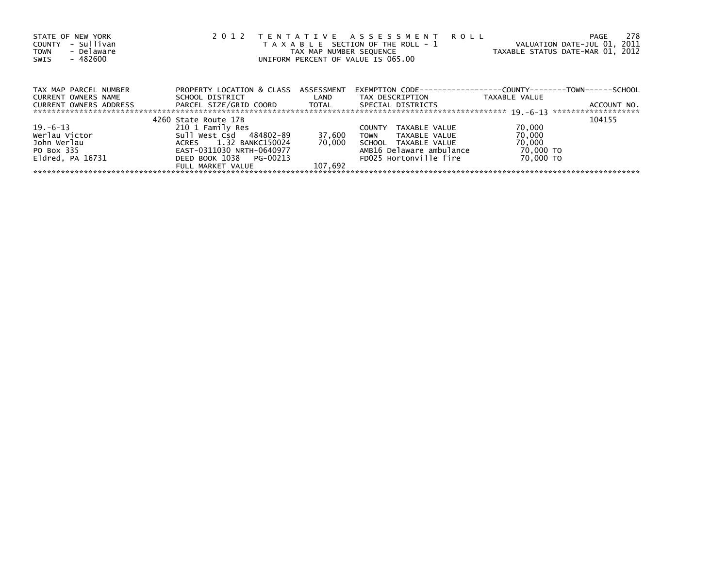STATE OF NEW YORK
COUNTY - Sullivan
TOWN - Delaware
SWIS - 482600

# 2012 TENTATIVE ASSESSMENT ROLL

TAXABLE SECTION OF THE ROLL - 1
TAX MAP NUMBER SEQUENCE
UNIFORM PERCENT OF VALUE IS 065.00

VALUATION DATE-JUL 01, 2011
TAXABLE STATUS DATE-MAR 01, 2012

| TAX MAP PARCEL NUMBER / CURRENT OWNERS NAME / CURRENT OWNERS ADDRESS | PROPERTY LOCATION & CLASS / SCHOOL DISTRICT / PARCEL SIZE/GRID COORD | ASSESSMENT LAND / TOTAL | EXEMPTION CODE / TAX DESCRIPTION / SPECIAL DISTRICTS | COUNTY / TOWN / SCHOOL TAXABLE VALUE | ACCOUNT NO. |
|---|---|---|---|---|---|
| | 4260 State Route 17B | | | | 104155 |
| 19.-6-13 | 210 1 Family Res | | COUNTY TAXABLE VALUE | 70,000 | |
| Werlau Victor | Sull West Csd 484802-89 | 37,600 | TOWN TAXABLE VALUE | 70,000 | |
| John Werlau | ACRES 1.32 BANKC150024 | 70,000 | SCHOOL TAXABLE VALUE | 70,000 | |
| PO Box 335 | EAST-0311030 NRTH-0640977 | | AMB16 Delaware ambulance | 70,000 TO | |
| Eldred, PA 16731 | DEED BOOK 1038 PG-00213 | | FD025 Hortonville fire | 70,000 TO | |
| | FULL MARKET VALUE | 107,692 | | | |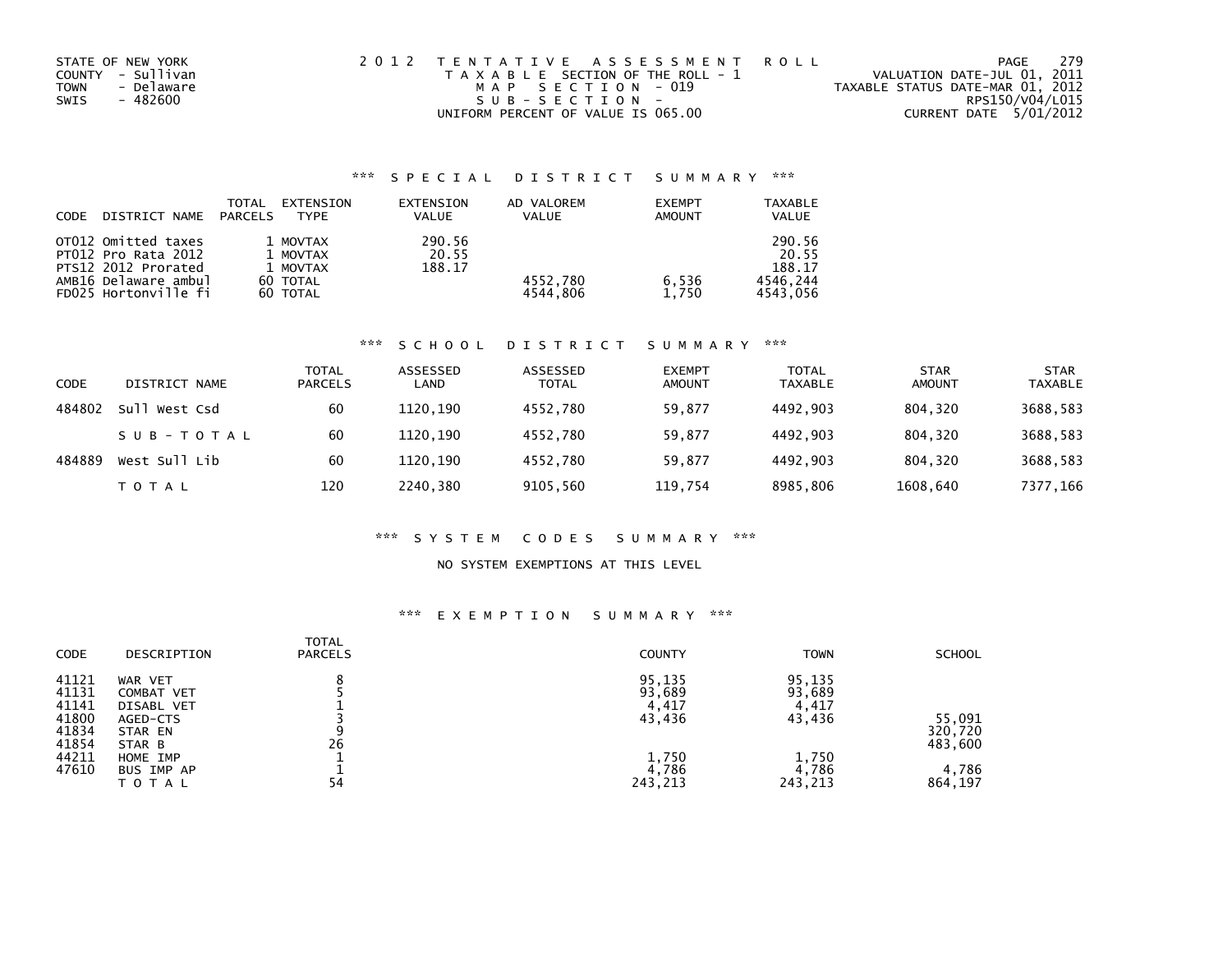STATE OF NEW YORK
COUNTY - Sullivan
TOWN - Delaware
SWIS - 482600

2012 TENTATIVE ASSESSMENT ROLL
TAXABLE SECTION OF THE ROLL - 1
MAP SECTION - 019
SUB-SECTION -
UNIFORM PERCENT OF VALUE IS 065.00

VALUATION DATE-JUL 01, 2011
TAXABLE STATUS DATE-MAR 01, 2012
RPS150/V04/L015
CURRENT DATE 5/01/2012

### *** SPECIAL DISTRICT SUMMARY ***

| CODE | DISTRICT NAME | TOTAL PARCELS | EXTENSION TYPE | EXTENSION VALUE | AD VALOREM VALUE | EXEMPT AMOUNT | TAXABLE VALUE |
|---|---|---|---|---|---|---|---|
| OT012 | Omitted taxes | 1 | MOVTAX | 290.56 | | | 290.56 |
| PT012 | Pro Rata 2012 | 1 | MOVTAX | 20.55 | | | 20.55 |
| PTS12 | 2012 Prorated | 1 | MOVTAX | 188.17 | | | 188.17 |
| AMB16 | Delaware ambul | 60 | TOTAL | | 4552,780 | 6,536 | 4546,244 |
| FD025 | Hortonville fi | 60 | TOTAL | | 4544,806 | 1,750 | 4543,056 |

### *** SCHOOL DISTRICT SUMMARY ***

| CODE | DISTRICT NAME | TOTAL PARCELS | ASSESSED LAND | ASSESSED TOTAL | EXEMPT AMOUNT | TOTAL TAXABLE | STAR AMOUNT | STAR TAXABLE |
|---|---|---|---|---|---|---|---|---|
| 484802 | Sull West Csd | 60 | 1120,190 | 4552,780 | 59,877 | 4492,903 | 804,320 | 3688,583 |
| | SUB-TOTAL | 60 | 1120,190 | 4552,780 | 59,877 | 4492,903 | 804,320 | 3688,583 |
| 484889 | West Sull Lib | 60 | 1120,190 | 4552,780 | 59,877 | 4492,903 | 804,320 | 3688,583 |
| | TOTAL | 120 | 2240,380 | 9105,560 | 119,754 | 8985,806 | 1608,640 | 7377,166 |

### *** SYSTEM CODES SUMMARY ***

NO SYSTEM EXEMPTIONS AT THIS LEVEL

### *** EXEMPTION SUMMARY ***

| CODE | DESCRIPTION | TOTAL PARCELS | COUNTY | TOWN | SCHOOL |
|---|---|---|---|---|---|
| 41121 | WAR VET | 8 | 95,135 | 95,135 | |
| 41131 | COMBAT VET | 5 | 93,689 | 93,689 | |
| 41141 | DISABL VET | 1 | 4,417 | 4,417 | |
| 41800 | AGED-CTS | 3 | 43,436 | 43,436 | 55,091 |
| 41834 | STAR EN | 9 | | | 320,720 |
| 41854 | STAR B | 26 | | | 483,600 |
| 44211 | HOME IMP | 1 | 1,750 | 1,750 | |
| 47610 | BUS IMP AP | 1 | 4,786 | 4,786 | 4,786 |
| | TOTAL | 54 | 243,213 | 243,213 | 864,197 |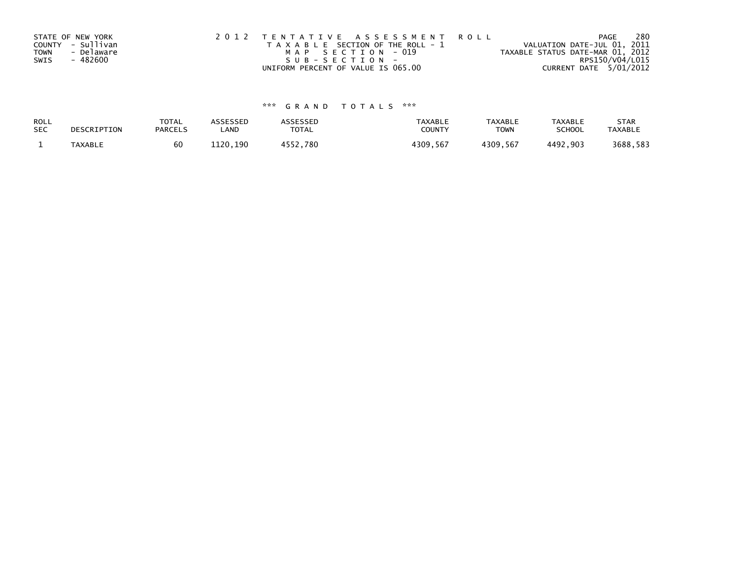STATE OF NEW YORK
COUNTY - Sullivan
TOWN - Delaware
SWIS - 482600

2 0 1 2 T E N T A T I V E A S S E S S M E N T R O L L
T A X A B L E SECTION OF THE ROLL - 1
M A P S E C T I O N - 019
S U B - S E C T I O N -
UNIFORM PERCENT OF VALUE IS 065.00

VALUATION DATE-JUL 01, 2011
TAXABLE STATUS DATE-MAR 01, 2012
RPS150/V04/L015
CURRENT DATE 5/01/2012

### *** G R A N D T O T A L S ***

| ROLL SEC | DESCRIPTION | TOTAL PARCELS | ASSESSED LAND | ASSESSED TOTAL | TAXABLE COUNTY | TAXABLE TOWN | TAXABLE SCHOOL | STAR TAXABLE |
|---|---|---|---|---|---|---|---|---|
| 1 | TAXABLE | 60 | 1120,190 | 4552,780 | 4309,567 | 4309,567 | 4492,903 | 3688,583 |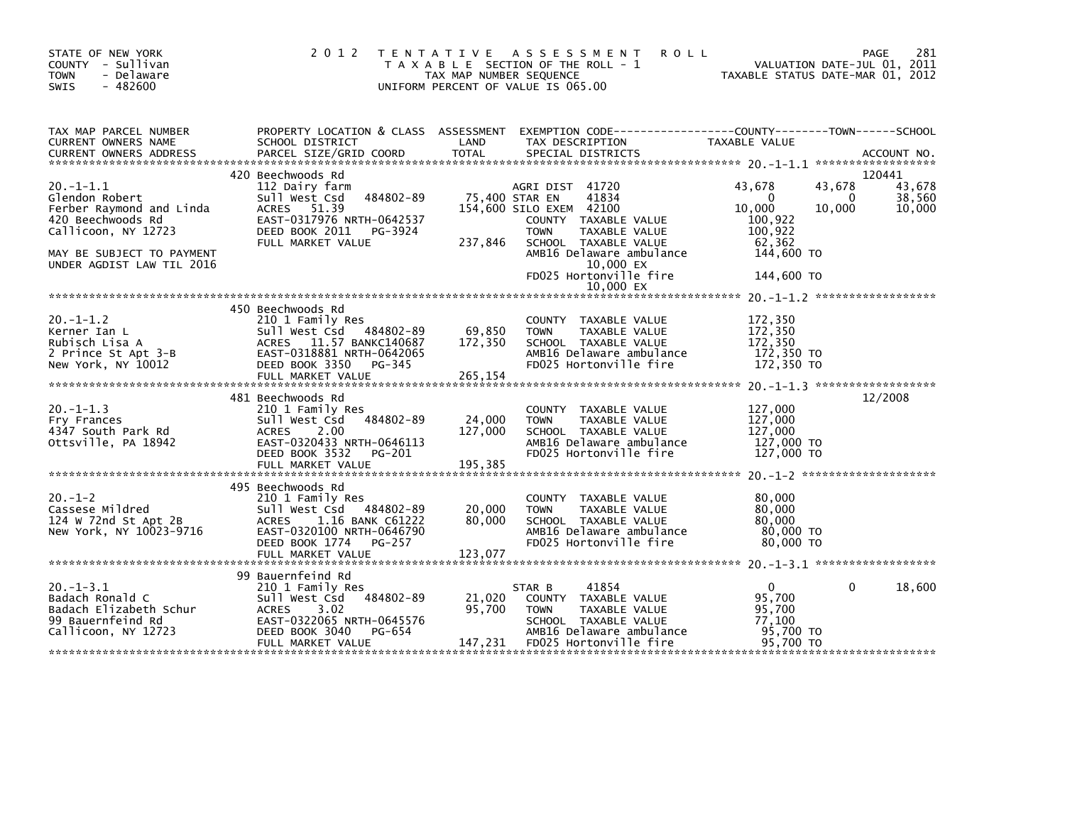STATE OF NEW YORK
COUNTY - Sullivan
TOWN - Delaware
SWIS - 482600

# 2012 TENTATIVE ASSESSMENT ROLL

TAXABLE SECTION OF THE ROLL - 1
TAX MAP NUMBER SEQUENCE
UNIFORM PERCENT OF VALUE IS 065.00

VALUATION DATE-JUL 01, 2011
TAXABLE STATUS DATE-MAR 01, 2012

| TAX MAP PARCEL NUMBER / CURRENT OWNERS NAME / CURRENT OWNERS ADDRESS | PROPERTY LOCATION & CLASS / SCHOOL DISTRICT / PARCEL SIZE/GRID COORD | ASSESSMENT LAND / TOTAL | EXEMPTION CODE / TAX DESCRIPTION / SPECIAL DISTRICTS | COUNTY TAXABLE VALUE | TOWN | SCHOOL / ACCOUNT NO. |
|---|---|---|---|---|---|---|
| 20.-1-1.1 | 420 Beechwoods Rd | | | | | 120441 |
| Glendon Robert | 112 Dairy farm | | AGRI DIST 41720 | 43,678 | 43,678 | 43,678 |
| Ferber Raymond and Linda | Sull West Csd 484802-89 | 75,400 | STAR EN 41834 | 0 | 0 | 38,560 |
| 420 Beechwoods Rd | ACRES 51.39 | 154,600 | SILO EXEM 42100 | 10,000 | 10,000 | 10,000 |
| Callicoon, NY 12723 | EAST-0317976 NRTH-0642537 | | COUNTY TAXABLE VALUE | 100,922 | | |
| | DEED BOOK 2011 PG-3924 | | TOWN TAXABLE VALUE | 100,922 | | |
| | FULL MARKET VALUE | 237,846 | SCHOOL TAXABLE VALUE | 62,362 | | |
| MAY BE SUBJECT TO PAYMENT | | | AMB16 Delaware ambulance | 144,600 TO | | |
| UNDER AGDIST LAW TIL 2016 | | | 10,000 EX | | | |
| | | | FD025 Hortonville fire | 144,600 TO | | |
| | | | 10,000 EX | | | |
| 20.-1-1.2 | 450 Beechwoods Rd | | | | | |
| Kerner Ian L | 210 1 Family Res | | COUNTY TAXABLE VALUE | 172,350 | | |
| Rubisch Lisa A | Sull West Csd 484802-89 | 69,850 | TOWN TAXABLE VALUE | 172,350 | | |
| 2 Prince St Apt 3-B | ACRES 11.57 BANKC140687 | 172,350 | SCHOOL TAXABLE VALUE | 172,350 | | |
| New York, NY 10012 | EAST-0318881 NRTH-0642065 | | AMB16 Delaware ambulance | 172,350 TO | | |
| | DEED BOOK 3350 PG-345 | | FD025 Hortonville fire | 172,350 TO | | |
| | FULL MARKET VALUE | 265,154 | | | | |
| 20.-1-1.3 | 481 Beechwoods Rd | | | | | 12/2008 |
| Fry Frances | 210 1 Family Res | | COUNTY TAXABLE VALUE | 127,000 | | |
| 4347 South Park Rd | Sull West Csd 484802-89 | 24,000 | TOWN TAXABLE VALUE | 127,000 | | |
| Ottsville, PA 18942 | ACRES 2.00 | 127,000 | SCHOOL TAXABLE VALUE | 127,000 | | |
| | EAST-0320433 NRTH-0646113 | | AMB16 Delaware ambulance | 127,000 TO | | |
| | DEED BOOK 3532 PG-201 | | FD025 Hortonville fire | 127,000 TO | | |
| | FULL MARKET VALUE | 195,385 | | | | |
| 20.-1-2 | 495 Beechwoods Rd | | | | | |
| Cassese Mildred | 210 1 Family Res | | COUNTY TAXABLE VALUE | 80,000 | | |
| 124 W 72nd St Apt 2B | Sull West Csd 484802-89 | 20,000 | TOWN TAXABLE VALUE | 80,000 | | |
| New York, NY 10023-9716 | ACRES 1.16 BANK C61222 | 80,000 | SCHOOL TAXABLE VALUE | 80,000 | | |
| | EAST-0320100 NRTH-0646790 | | AMB16 Delaware ambulance | 80,000 TO | | |
| | DEED BOOK 1774 PG-257 | | FD025 Hortonville fire | 80,000 TO | | |
| | FULL MARKET VALUE | 123,077 | | | | |
| 20.-1-3.1 | 99 Bauernfeind Rd | | | | | |
| Badach Ronald C | 210 1 Family Res | | STAR B 41854 | 0 | 0 | 18,600 |
| Badach Elizabeth Schur | Sull West Csd 484802-89 | 21,020 | COUNTY TAXABLE VALUE | 95,700 | | |
| 99 Bauernfeind Rd | ACRES 3.02 | 95,700 | TOWN TAXABLE VALUE | 95,700 | | |
| Callicoon, NY 12723 | EAST-0322065 NRTH-0645576 | | SCHOOL TAXABLE VALUE | 77,100 | | |
| | DEED BOOK 3040 PG-654 | | AMB16 Delaware ambulance | 95,700 TO | | |
| | FULL MARKET VALUE | 147,231 | FD025 Hortonville fire | 95,700 TO | | |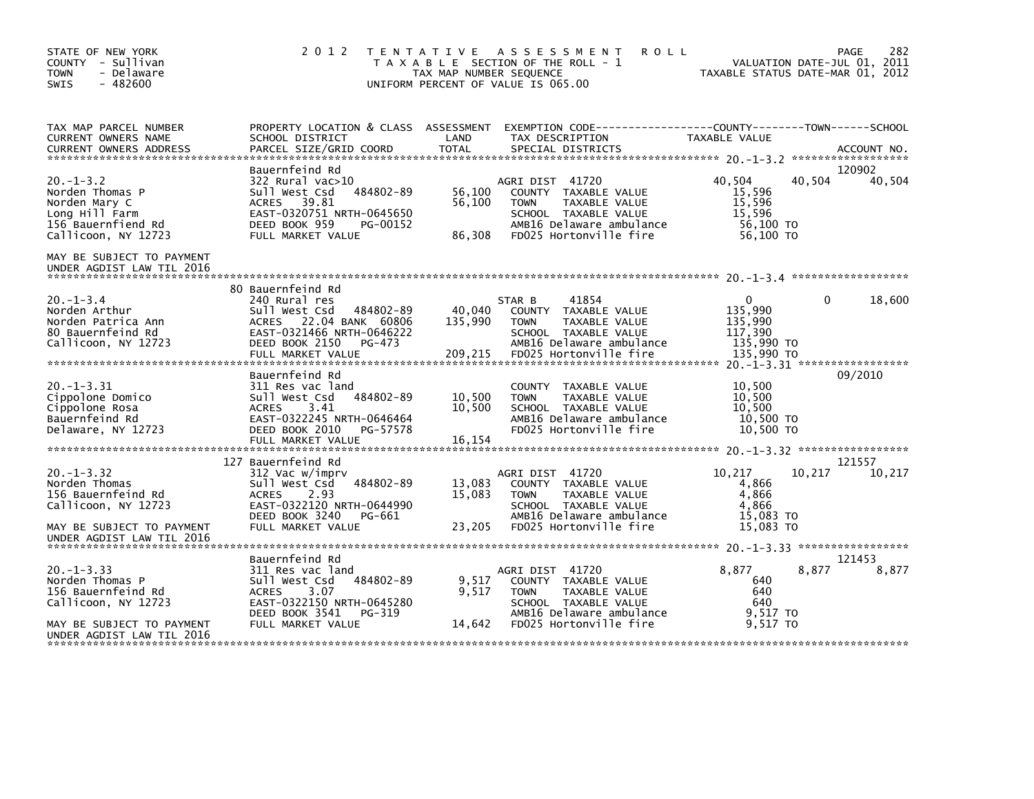STATE OF NEW YORK
COUNTY - Sullivan
TOWN - Delaware
SWIS - 482600

# 2012 TENTATIVE ASSESSMENT ROLL

TAXABLE SECTION OF THE ROLL - 1
TAX MAP NUMBER SEQUENCE
UNIFORM PERCENT OF VALUE IS 065.00

VALUATION DATE-JUL 01, 2011
TAXABLE STATUS DATE-MAR 01, 2012

| TAX MAP PARCEL NUMBER / CURRENT OWNERS NAME / CURRENT OWNERS ADDRESS | PROPERTY LOCATION & CLASS / SCHOOL DISTRICT / PARCEL SIZE/GRID COORD | ASSESSMENT LAND | TOTAL | EXEMPTION CODE / TAX DESCRIPTION / SPECIAL DISTRICTS | COUNTY TAXABLE VALUE | TOWN | SCHOOL | ACCOUNT NO. |
|---|---|---|---|---|---|---|---|---|
| 20.-1-3.2 | Bauernfeind Rd | | | | | | | 120902 |
| Norden Thomas P | 322 Rural vac>10 | | | AGRI DIST 41720 | 40,504 | 40,504 | 40,504 | |
| Norden Mary C | Sull West Csd 484802-89 | 56,100 | | COUNTY TAXABLE VALUE | 15,596 | | | |
| Long Hill Farm | ACRES 39.81 | | 56,100 | TOWN TAXABLE VALUE | 15,596 | | | |
| 156 Bauernfiend Rd | EAST-0320751 NRTH-0645650 | | | SCHOOL TAXABLE VALUE | 15,596 | | | |
| Callicoon, NY 12723 | DEED BOOK 959 PG-00152 | | | AMB16 Delaware ambulance | 56,100 TO | | | |
| | FULL MARKET VALUE | | 86,308 | FD025 Hortonville fire | 56,100 TO | | | |
| MAY BE SUBJECT TO PAYMENT UNDER AGDIST LAW TIL 2016 | | | | | | | | |
| 20.-1-3.4 | 80 Bauernfeind Rd | | | | | | | |
| Norden Arthur | 240 Rural res | | | STAR B 41854 | 0 | 0 | 18,600 | |
| Norden Patrica Ann | Sull West Csd 484802-89 | 40,040 | | COUNTY TAXABLE VALUE | 135,990 | | | |
| 80 Bauernfeind Rd | ACRES 22.04 BANK 60806 | | 135,990 | TOWN TAXABLE VALUE | 135,990 | | | |
| Callicoon, NY 12723 | EAST-0321466 NRTH-0646222 | | | SCHOOL TAXABLE VALUE | 117,390 | | | |
| | DEED BOOK 2150 PG-473 | | | AMB16 Delaware ambulance | 135,990 TO | | | |
| | FULL MARKET VALUE | | 209,215 | FD025 Hortonville fire | 135,990 TO | | | |
| 20.-1-3.31 | Bauernfeind Rd | | | | | | | 09/2010 |
| Cippolone Domico | 311 Res vac land | | | COUNTY TAXABLE VALUE | 10,500 | | | |
| Cippolone Rosa | Sull West Csd 484802-89 | 10,500 | | TOWN TAXABLE VALUE | 10,500 | | | |
| Bauernfeind Rd | ACRES 3.41 | | 10,500 | SCHOOL TAXABLE VALUE | 10,500 | | | |
| Delaware, NY 12723 | EAST-0322245 NRTH-0646464 | | | AMB16 Delaware ambulance | 10,500 TO | | | |
| | DEED BOOK 2010 PG-57578 | | | FD025 Hortonville fire | 10,500 TO | | | |
| | FULL MARKET VALUE | | 16,154 | | | | | |
| 20.-1-3.32 | 127 Bauernfeind Rd | | | | | | | 121557 |
| Norden Thomas | 312 Vac w/imprv | | | AGRI DIST 41720 | 10,217 | 10,217 | 10,217 | |
| 156 Bauernfeind Rd | Sull West Csd 484802-89 | 13,083 | | COUNTY TAXABLE VALUE | 4,866 | | | |
| Callicoon, NY 12723 | ACRES 2.93 | | 15,083 | TOWN TAXABLE VALUE | 4,866 | | | |
| | EAST-0322120 NRTH-0644990 | | | SCHOOL TAXABLE VALUE | 4,866 | | | |
| | DEED BOOK 3240 PG-661 | | | AMB16 Delaware ambulance | 15,083 TO | | | |
| MAY BE SUBJECT TO PAYMENT UNDER AGDIST LAW TIL 2016 | FULL MARKET VALUE | | 23,205 | FD025 Hortonville fire | 15,083 TO | | | |
| 20.-1-3.33 | Bauernfeind Rd | | | | | | | 121453 |
| Norden Thomas P | 311 Res vac land | | | AGRI DIST 41720 | 8,877 | 8,877 | 8,877 | |
| 156 Bauernfeind Rd | Sull West Csd 484802-89 | 9,517 | | COUNTY TAXABLE VALUE | 640 | | | |
| Callicoon, NY 12723 | ACRES 3.07 | | 9,517 | TOWN TAXABLE VALUE | 640 | | | |
| | EAST-0322150 NRTH-0645280 | | | SCHOOL TAXABLE VALUE | 640 | | | |
| | DEED BOOK 3541 PG-319 | | | AMB16 Delaware ambulance | 9,517 TO | | | |
| MAY BE SUBJECT TO PAYMENT UNDER AGDIST LAW TIL 2016 | FULL MARKET VALUE | | 14,642 | FD025 Hortonville fire | 9,517 TO | | | |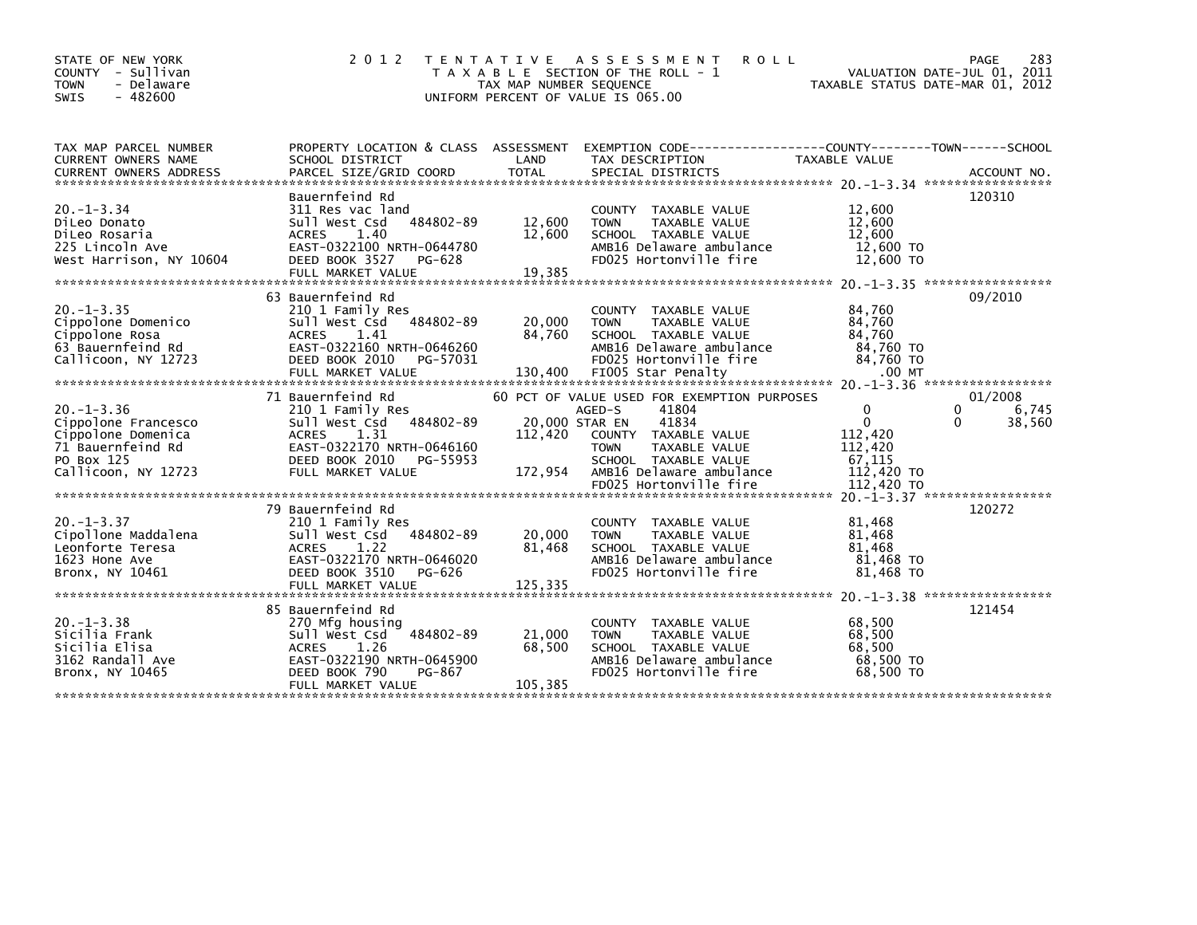STATE OF NEW YORK
COUNTY - Sullivan
TOWN - Delaware
SWIS - 482600

# 2012 TENTATIVE ASSESSMENT ROLL

TAXABLE SECTION OF THE ROLL - 1
TAX MAP NUMBER SEQUENCE
UNIFORM PERCENT OF VALUE IS 065.00

VALUATION DATE-JUL 01, 2011
TAXABLE STATUS DATE-MAR 01, 2012

| TAX MAP PARCEL NUMBER / CURRENT OWNERS NAME / CURRENT OWNERS ADDRESS | PROPERTY LOCATION & CLASS / SCHOOL DISTRICT / PARCEL SIZE/GRID COORD | ASSESSMENT LAND / TOTAL | EXEMPTION CODE / TAX DESCRIPTION / SPECIAL DISTRICTS | COUNTY | TOWN | SCHOOL | ACCOUNT NO. |
|---|---|---|---|---|---|---|---|
| 20.-1-3.34 | Bauernfeind Rd | | | | | | 120310 |
| DiLeo Donato | 311 Res vac land | | COUNTY TAXABLE VALUE | 12,600 | | | |
| DiLeo Rosaria | Sull West Csd 484802-89 | 12,600 | TOWN TAXABLE VALUE | | 12,600 | | |
| 225 Lincoln Ave | ACRES 1.40 | 12,600 | SCHOOL TAXABLE VALUE | | | 12,600 | |
| West Harrison, NY 10604 | EAST-0322100 NRTH-0644780 | | AMB16 Delaware ambulance | 12,600 TO | | | |
| | DEED BOOK 3527 PG-628 | | FD025 Hortonville fire | 12,600 TO | | | |
| | FULL MARKET VALUE | 19,385 | | | | | |
| 20.-1-3.35 | 63 Bauernfeind Rd | | | | | | 09/2010 |
| Cippolone Domenico | 210 1 Family Res | | COUNTY TAXABLE VALUE | 84,760 | | | |
| Cippolone Rosa | Sull West Csd 484802-89 | 20,000 | TOWN TAXABLE VALUE | | 84,760 | | |
| 63 Bauernfeind Rd | ACRES 1.41 | 84,760 | SCHOOL TAXABLE VALUE | | | 84,760 | |
| Callicoon, NY 12723 | EAST-0322160 NRTH-0646260 | | AMB16 Delaware ambulance | 84,760 TO | | | |
| | DEED BOOK 2010 PG-57031 | | FD025 Hortonville fire | 84,760 TO | | | |
| | FULL MARKET VALUE | 130,400 | FI005 Star Penalty | .00 MT | | | |
| 20.-1-3.36 | 71 Bauernfeind Rd | | 60 PCT OF VALUE USED FOR EXEMPTION PURPOSES | | | | 01/2008 |
| Cippolone Francesco | 210 1 Family Res | | AGED-S 41804 | 0 | 0 | 6,745 | |
| Cippolone Domenica | Sull West Csd 484802-89 | 20,000 | STAR EN 41834 | 0 | 0 | 38,560 | |
| 71 Bauernfeind Rd | ACRES 1.31 | 112,420 | COUNTY TAXABLE VALUE | 112,420 | | | |
| PO Box 125 | EAST-0322170 NRTH-0646160 | | TOWN TAXABLE VALUE | | 112,420 | | |
| Callicoon, NY 12723 | DEED BOOK 2010 PG-55953 | | SCHOOL TAXABLE VALUE | | | 67,115 | |
| | FULL MARKET VALUE | 172,954 | AMB16 Delaware ambulance | 112,420 TO | | | |
| | | | FD025 Hortonville fire | 112,420 TO | | | |
| 20.-1-3.37 | 79 Bauernfeind Rd | | | | | | 120272 |
| Cipollone Maddalena | 210 1 Family Res | | COUNTY TAXABLE VALUE | 81,468 | | | |
| Leonforte Teresa | Sull West Csd 484802-89 | 20,000 | TOWN TAXABLE VALUE | | 81,468 | | |
| 1623 Hone Ave | ACRES 1.22 | 81,468 | SCHOOL TAXABLE VALUE | | | 81,468 | |
| Bronx, NY 10461 | EAST-0322170 NRTH-0646020 | | AMB16 Delaware ambulance | 81,468 TO | | | |
| | DEED BOOK 3510 PG-626 | | FD025 Hortonville fire | 81,468 TO | | | |
| | FULL MARKET VALUE | 125,335 | | | | | |
| 20.-1-3.38 | 85 Bauernfeind Rd | | | | | | 121454 |
| Sicilia Frank | 270 Mfg housing | | COUNTY TAXABLE VALUE | 68,500 | | | |
| Sicilia Elisa | Sull West Csd 484802-89 | 21,000 | TOWN TAXABLE VALUE | | 68,500 | | |
| 3162 Randall Ave | ACRES 1.26 | 68,500 | SCHOOL TAXABLE VALUE | | | 68,500 | |
| Bronx, NY 10465 | EAST-0322190 NRTH-0645900 | | AMB16 Delaware ambulance | 68,500 TO | | | |
| | DEED BOOK 790 PG-867 | | FD025 Hortonville fire | 68,500 TO | | | |
| | FULL MARKET VALUE | 105,385 | | | | | |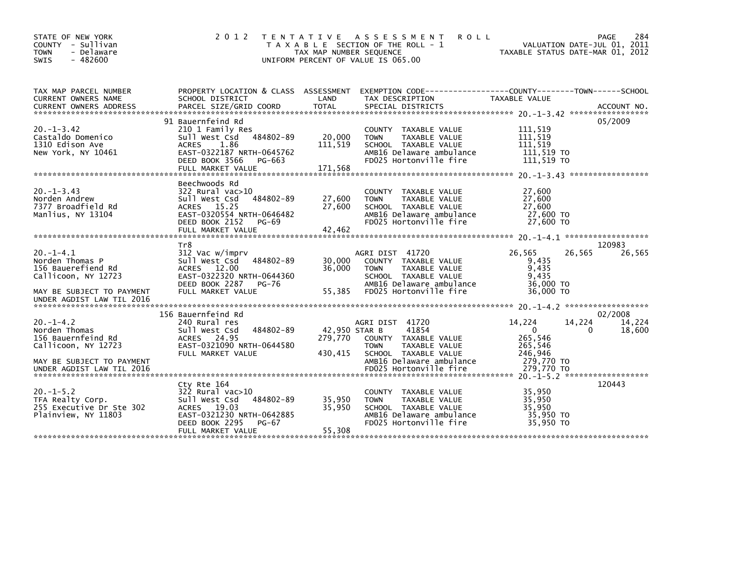STATE OF NEW YORK
COUNTY - Sullivan
TOWN - Delaware
SWIS - 482600

# 2012 TENTATIVE ASSESSMENT ROLL

TAXABLE SECTION OF THE ROLL - 1
TAX MAP NUMBER SEQUENCE
UNIFORM PERCENT OF VALUE IS 065.00

VALUATION DATE-JUL 01, 2011
TAXABLE STATUS DATE-MAR 01, 2012

| TAX MAP PARCEL NUMBER / CURRENT OWNERS NAME / CURRENT OWNERS ADDRESS | PROPERTY LOCATION & CLASS / SCHOOL DISTRICT / PARCEL SIZE/GRID COORD | ASSESSMENT LAND | ASSESSMENT TOTAL | EXEMPTION CODE / TAX DESCRIPTION / SPECIAL DISTRICTS | COUNTY TAXABLE VALUE | TOWN | SCHOOL | ACCOUNT NO. |
|---|---|---|---|---|---|---|---|---|
| 20.-1-3.42 | 91 Bauernfeind Rd | | | | | | | 05/2009 |
| Castaldo Domenico | 210 1 Family Res | | | COUNTY TAXABLE VALUE | 111,519 | | | |
| 1310 Edison Ave | Sull West Csd 484802-89 | 20,000 | | TOWN TAXABLE VALUE | 111,519 | | | |
| New York, NY 10461 | ACRES 1.86 | | 111,519 | SCHOOL TAXABLE VALUE | 111,519 | | | |
| | EAST-0322187 NRTH-0645762 | | | AMB16 Delaware ambulance | 111,519 TO | | | |
| | DEED BOOK 3566 PG-663 | | | FD025 Hortonville fire | 111,519 TO | | | |
| | FULL MARKET VALUE | | 171,568 | | | | | |
| 20.-1-3.43 | Beechwoods Rd | | | | | | | |
| Norden Andrew | 322 Rural vac>10 | | | COUNTY TAXABLE VALUE | 27,600 | | | |
| 7377 Broadfield Rd | Sull West Csd 484802-89 | 27,600 | | TOWN TAXABLE VALUE | 27,600 | | | |
| Manlius, NY 13104 | ACRES 15.25 | | 27,600 | SCHOOL TAXABLE VALUE | 27,600 | | | |
| | EAST-0320554 NRTH-0646482 | | | AMB16 Delaware ambulance | 27,600 TO | | | |
| | DEED BOOK 2152 PG-69 | | | FD025 Hortonville fire | 27,600 TO | | | |
| | FULL MARKET VALUE | | 42,462 | | | | | |
| 20.-1-4.1 | Tr8 | | | | | | | 120983 |
| Norden Thomas P | 312 Vac w/imprv | | | AGRI DIST 41720 | 26,565 | 26,565 | 26,565 | |
| 156 Bauerefiend Rd | Sull West Csd 484802-89 | 30,000 | | COUNTY TAXABLE VALUE | 9,435 | | | |
| Callicoon, NY 12723 | ACRES 12.00 | | 36,000 | TOWN TAXABLE VALUE | 9,435 | | | |
| | EAST-0322320 NRTH-0644360 | | | SCHOOL TAXABLE VALUE | 9,435 | | | |
| | DEED BOOK 2287 PG-76 | | | AMB16 Delaware ambulance | 36,000 TO | | | |
| MAY BE SUBJECT TO PAYMENT | FULL MARKET VALUE | | 55,385 | FD025 Hortonville fire | 36,000 TO | | | |
| UNDER AGDIST LAW TIL 2016 | | | | | | | | |
| 20.-1-4.2 | 156 Bauernfeind Rd | | | | | | | 02/2008 |
| Norden Thomas | 240 Rural res | | | AGRI DIST 41720 | 14,224 | 14,224 | 14,224 | |
| 156 Bauernfeind Rd | Sull West Csd 484802-89 | 42,950 | | STAR B 41854 | 0 | 0 | 18,600 | |
| Callicoon, NY 12723 | ACRES 24.95 | | 279,770 | COUNTY TAXABLE VALUE | 265,546 | | | |
| | EAST-0321090 NRTH-0644580 | | | TOWN TAXABLE VALUE | 265,546 | | | |
| MAY BE SUBJECT TO PAYMENT | FULL MARKET VALUE | | 430,415 | SCHOOL TAXABLE VALUE | 246,946 | | | |
| UNDER AGDIST LAW TIL 2016 | | | | AMB16 Delaware ambulance | 279,770 TO | | | |
| | | | | FD025 Hortonville fire | 279,770 TO | | | |
| 20.-1-5.2 | Cty Rte 164 | | | | | | | 120443 |
| TFA Realty Corp. | 322 Rural vac>10 | | | COUNTY TAXABLE VALUE | 35,950 | | | |
| 255 Executive Dr Ste 302 | Sull West Csd 484802-89 | 35,950 | | TOWN TAXABLE VALUE | 35,950 | | | |
| Plainview, NY 11803 | ACRES 19.03 | | 35,950 | SCHOOL TAXABLE VALUE | 35,950 | | | |
| | EAST-0321230 NRTH-0642885 | | | AMB16 Delaware ambulance | 35,950 TO | | | |
| | DEED BOOK 2295 PG-67 | | | FD025 Hortonville fire | 35,950 TO | | | |
| | FULL MARKET VALUE | | 55,308 | | | | | |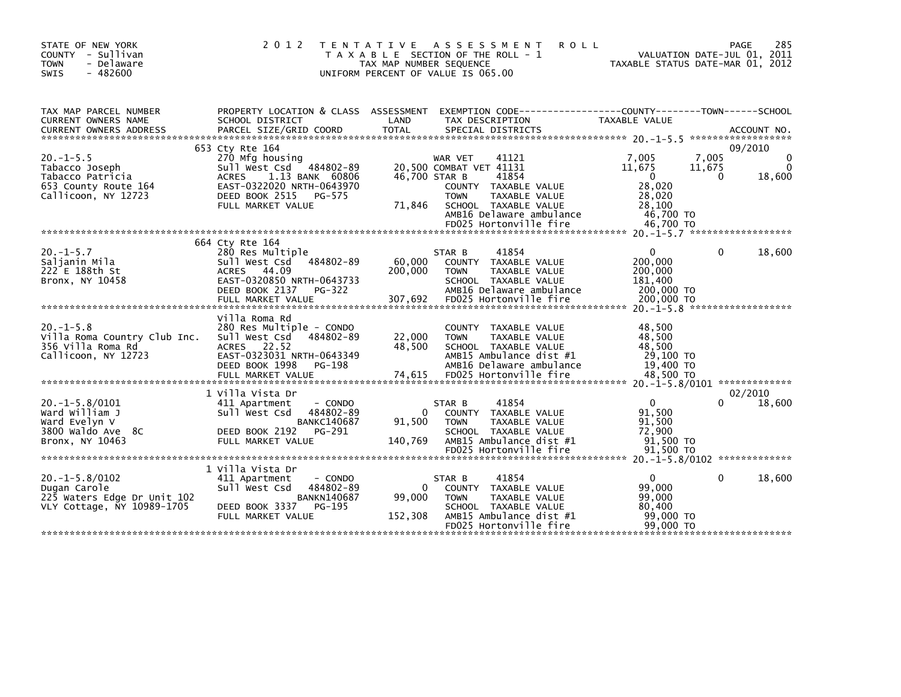STATE OF NEW YORK
COUNTY - Sullivan
TOWN - Delaware
SWIS - 482600

2012 TENTATIVE ASSESSMENT ROLL
TAXABLE SECTION OF THE ROLL - 1
TAX MAP NUMBER SEQUENCE
UNIFORM PERCENT OF VALUE IS 065.00

VALUATION DATE-JUL 01, 2011
TAXABLE STATUS DATE-MAR 01, 2012

| TAX MAP PARCEL NUMBER / CURRENT OWNERS NAME / CURRENT OWNERS ADDRESS | PROPERTY LOCATION & CLASS / SCHOOL DISTRICT / PARCEL SIZE/GRID COORD | ASSESSMENT LAND / TOTAL | EXEMPTION CODE / TAX DESCRIPTION / SPECIAL DISTRICTS | COUNTY TAXABLE VALUE | TOWN | SCHOOL / ACCOUNT NO. |
|---|---|---|---|---|---|---|
| **20.-1-5.5** | 653 Cty Rte 164 | | | | | 09/2010 |
| 20.-1-5.5 | 270 Mfg housing | | WAR VET 41121 | 7,005 | 7,005 | 0 |
| Tabacco Joseph | Sull West Csd 484802-89 | 20,500 | COMBAT VET 41131 | 11,675 | 11,675 | 0 |
| Tabacco Patricia | ACRES 1.13 BANK 60806 | 46,700 | STAR B 41854 | 0 | 0 | 18,600 |
| 653 County Route 164 | EAST-0322020 NRTH-0643970 | | COUNTY TAXABLE VALUE | 28,020 | | |
| Callicoon, NY 12723 | DEED BOOK 2515 PG-575 | | TOWN TAXABLE VALUE | 28,020 | | |
| | FULL MARKET VALUE | 71,846 | SCHOOL TAXABLE VALUE | 28,100 | | |
| | | | AMB16 Delaware ambulance | 46,700 TO | | |
| | | | FD025 Hortonville fire | 46,700 TO | | |
| **20.-1-5.7** | 664 Cty Rte 164 | | | | | |
| 20.-1-5.7 | 280 Res Multiple | | STAR B 41854 | 0 | 0 | 18,600 |
| Saljanin Mila | Sull West Csd 484802-89 | 60,000 | COUNTY TAXABLE VALUE | 200,000 | | |
| 222 E 188th St | ACRES 44.09 | 200,000 | TOWN TAXABLE VALUE | 200,000 | | |
| Bronx, NY 10458 | EAST-0320850 NRTH-0643733 | | SCHOOL TAXABLE VALUE | 181,400 | | |
| | DEED BOOK 2137 PG-322 | | AMB16 Delaware ambulance | 200,000 TO | | |
| | FULL MARKET VALUE | 307,692 | FD025 Hortonville fire | 200,000 TO | | |
| **20.-1-5.8** | Villa Roma Rd | | | | | |
| 20.-1-5.8 | 280 Res Multiple - CONDO | | COUNTY TAXABLE VALUE | 48,500 | | |
| Villa Roma Country Club Inc. | Sull West Csd 484802-89 | 22,000 | TOWN TAXABLE VALUE | 48,500 | | |
| 356 Villa Roma Rd | ACRES 22.52 | 48,500 | SCHOOL TAXABLE VALUE | 48,500 | | |
| Callicoon, NY 12723 | EAST-0323031 NRTH-0643349 | | AMB15 Ambulance dist #1 | 29,100 TO | | |
| | DEED BOOK 1998 PG-198 | | AMB16 Delaware ambulance | 19,400 TO | | |
| | FULL MARKET VALUE | 74,615 | FD025 Hortonville fire | 48,500 TO | | |
| **20.-1-5.8/0101** | 1 Villa Vista Dr | | | | | 02/2010 |
| 20.-1-5.8/0101 | 411 Apartment - CONDO | | STAR B 41854 | 0 | 0 | 18,600 |
| Ward William J | Sull West Csd 484802-89 | 0 | COUNTY TAXABLE VALUE | 91,500 | | |
| Ward Evelyn V | BANKC140687 | 91,500 | TOWN TAXABLE VALUE | 91,500 | | |
| 3800 Waldo Ave 8C | DEED BOOK 2192 PG-291 | | SCHOOL TAXABLE VALUE | 72,900 | | |
| Bronx, NY 10463 | FULL MARKET VALUE | 140,769 | AMB15 Ambulance dist #1 | 91,500 TO | | |
| | | | FD025 Hortonville fire | 91,500 TO | | |
| **20.-1-5.8/0102** | 1 Villa Vista Dr | | | | | |
| 20.-1-5.8/0102 | 411 Apartment - CONDO | | STAR B 41854 | 0 | 0 | 18,600 |
| Dugan Carole | Sull West Csd 484802-89 | 0 | COUNTY TAXABLE VALUE | 99,000 | | |
| 225 Waters Edge Dr Unit 102 | BANKN140687 | 99,000 | TOWN TAXABLE VALUE | 99,000 | | |
| VLY Cottage, NY 10989-1705 | DEED BOOK 3337 PG-195 | | SCHOOL TAXABLE VALUE | 80,400 | | |
| | FULL MARKET VALUE | 152,308 | AMB15 Ambulance dist #1 | 99,000 TO | | |
| | | | FD025 Hortonville fire | 99,000 TO | | |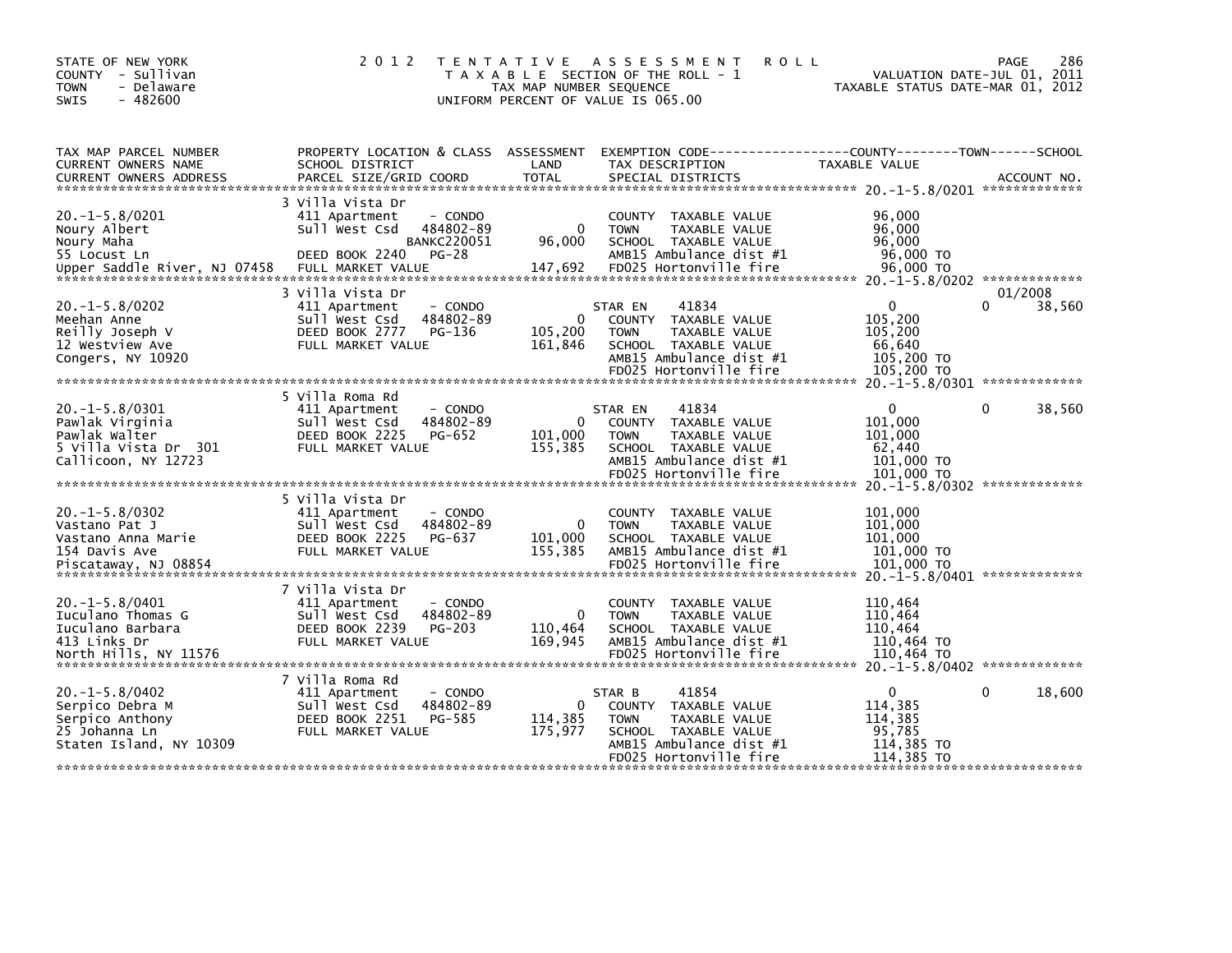STATE OF NEW YORK
COUNTY - Sullivan
TOWN - Delaware
SWIS - 482600

# 2012 TENTATIVE ASSESSMENT ROLL

TAXABLE SECTION OF THE ROLL - 1
TAX MAP NUMBER SEQUENCE
UNIFORM PERCENT OF VALUE IS 065.00

VALUATION DATE-JUL 01, 2011
TAXABLE STATUS DATE-MAR 01, 2012

| TAX MAP PARCEL NUMBER / CURRENT OWNERS NAME / CURRENT OWNERS ADDRESS | PROPERTY LOCATION & CLASS / SCHOOL DISTRICT / PARCEL SIZE/GRID COORD | ASSESSMENT LAND | TOTAL | EXEMPTION CODE / TAX DESCRIPTION / SPECIAL DISTRICTS | COUNTY | TOWN | SCHOOL |
|---|---|---|---|---|---|---|---|
| **20.-1-5.8/0201** | 3 Villa Vista Dr | | | | | | |
| 20.-1-5.8/0201 | 411 Apartment - CONDO | | | COUNTY TAXABLE VALUE | 96,000 | | |
| Noury Albert | Sull West Csd 484802-89 | 0 | | TOWN TAXABLE VALUE | 96,000 | | |
| Noury Maha | BANKC220051 | | 96,000 | SCHOOL TAXABLE VALUE | 96,000 | | |
| 55 Locust Ln | DEED BOOK 2240 PG-28 | | | AMB15 Ambulance dist #1 | 96,000 TO | | |
| Upper Saddle River, NJ 07458 | FULL MARKET VALUE | | 147,692 | FD025 Hortonville fire | 96,000 TO | | |
| **20.-1-5.8/0202** | 3 Villa Vista Dr | | | | | | 01/2008 |
| 20.-1-5.8/0202 | 411 Apartment - CONDO | | | STAR EN 41834 | 0 | 0 | 38,560 |
| Meehan Anne | Sull West Csd 484802-89 | 0 | | COUNTY TAXABLE VALUE | 105,200 | | |
| Reilly Joseph V | DEED BOOK 2777 PG-136 | | 105,200 | TOWN TAXABLE VALUE | 105,200 | | |
| 12 Westview Ave | FULL MARKET VALUE | | 161,846 | SCHOOL TAXABLE VALUE | 66,640 | | |
| Congers, NY 10920 | | | | AMB15 Ambulance dist #1 | 105,200 TO | | |
| | | | | FD025 Hortonville fire | 105,200 TO | | |
| **20.-1-5.8/0301** | 5 Villa Roma Rd | | | | | | |
| 20.-1-5.8/0301 | 411 Apartment - CONDO | | | STAR EN 41834 | 0 | 0 | 38,560 |
| Pawlak Virginia | Sull West Csd 484802-89 | 0 | | COUNTY TAXABLE VALUE | 101,000 | | |
| Pawlak Walter | DEED BOOK 2225 PG-652 | | 101,000 | TOWN TAXABLE VALUE | 101,000 | | |
| 5 Villa Vista Dr 301 | FULL MARKET VALUE | | 155,385 | SCHOOL TAXABLE VALUE | 62,440 | | |
| Callicoon, NY 12723 | | | | AMB15 Ambulance dist #1 | 101,000 TO | | |
| | | | | FD025 Hortonville fire | 101,000 TO | | |
| **20.-1-5.8/0302** | 5 Villa Vista Dr | | | | | | |
| 20.-1-5.8/0302 | 411 Apartment - CONDO | | | COUNTY TAXABLE VALUE | 101,000 | | |
| Vastano Pat J | Sull West Csd 484802-89 | 0 | | TOWN TAXABLE VALUE | 101,000 | | |
| Vastano Anna Marie | DEED BOOK 2225 PG-637 | | 101,000 | SCHOOL TAXABLE VALUE | 101,000 | | |
| 154 Davis Ave | FULL MARKET VALUE | | 155,385 | AMB15 Ambulance dist #1 | 101,000 TO | | |
| Piscataway, NJ 08854 | | | | FD025 Hortonville fire | 101,000 TO | | |
| **20.-1-5.8/0401** | 7 Villa Vista Dr | | | | | | |
| 20.-1-5.8/0401 | 411 Apartment - CONDO | | | COUNTY TAXABLE VALUE | 110,464 | | |
| Iuculano Thomas G | Sull West Csd 484802-89 | 0 | | TOWN TAXABLE VALUE | 110,464 | | |
| Iuculano Barbara | DEED BOOK 2239 PG-203 | | 110,464 | SCHOOL TAXABLE VALUE | 110,464 | | |
| 413 Links Dr | FULL MARKET VALUE | | 169,945 | AMB15 Ambulance dist #1 | 110,464 TO | | |
| North Hills, NY 11576 | | | | FD025 Hortonville fire | 110,464 TO | | |
| **20.-1-5.8/0402** | 7 Villa Roma Rd | | | | | | |
| 20.-1-5.8/0402 | 411 Apartment - CONDO | | | STAR B 41854 | 0 | 0 | 18,600 |
| Serpico Debra M | Sull West Csd 484802-89 | 0 | | COUNTY TAXABLE VALUE | 114,385 | | |
| Serpico Anthony | DEED BOOK 2251 PG-585 | | 114,385 | TOWN TAXABLE VALUE | 114,385 | | |
| 25 Johanna Ln | FULL MARKET VALUE | | 175,977 | SCHOOL TAXABLE VALUE | 95,785 | | |
| Staten Island, NY 10309 | | | | AMB15 Ambulance dist #1 | 114,385 TO | | |
| | | | | FD025 Hortonville fire | 114,385 TO | | |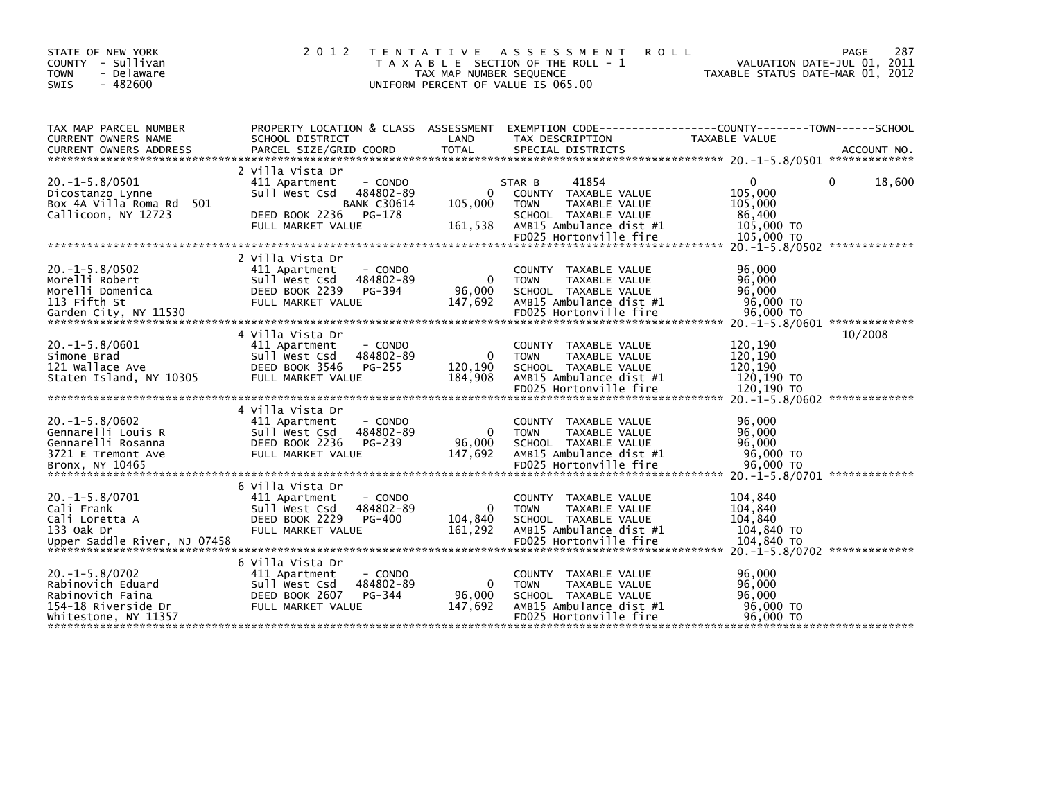STATE OF NEW YORK
COUNTY - Sullivan
TOWN - Delaware
SWIS - 482600

2 0 1 2 T E N T A T I V E A S S E S S M E N T R O L L
T A X A B L E SECTION OF THE ROLL - 1
TAX MAP NUMBER SEQUENCE
UNIFORM PERCENT OF VALUE IS 065.00

VALUATION DATE-JUL 01, 2011
TAXABLE STATUS DATE-MAR 01, 2012

| TAX MAP PARCEL NUMBER / CURRENT OWNERS NAME / CURRENT OWNERS ADDRESS | PROPERTY LOCATION & CLASS / SCHOOL DISTRICT / PARCEL SIZE/GRID COORD | ASSESSMENT LAND / TOTAL | EXEMPTION CODE / TAX DESCRIPTION / SPECIAL DISTRICTS | COUNTY TAXABLE VALUE | TOWN | SCHOOL | ACCOUNT NO. |
|---|---|---|---|---|---|---|---|
| **20.-1-5.8/0501** | 2 Villa Vista Dr | | | | | | |
| 20.-1-5.8/0501 | 411 Apartment - CONDO | | STAR B 41854 | 0 | 0 | 18,600 | |
| Dicostanzo Lynne | Sull West Csd 484802-89 | 0 | COUNTY TAXABLE VALUE | 105,000 | | | |
| Box 4A Villa Roma Rd 501 | BANK C30614 | 105,000 | TOWN TAXABLE VALUE | 105,000 | | | |
| Callicoon, NY 12723 | DEED BOOK 2236 PG-178 | | SCHOOL TAXABLE VALUE | 86,400 | | | |
| | FULL MARKET VALUE | 161,538 | AMB15 Ambulance dist #1 | 105,000 TO | | | |
| | | | FD025 Hortonville fire | 105,000 TO | | | |
| **20.-1-5.8/0502** | 2 Villa Vista Dr | | | | | | |
| 20.-1-5.8/0502 | 411 Apartment - CONDO | | COUNTY TAXABLE VALUE | 96,000 | | | |
| Morelli Robert | Sull West Csd 484802-89 | 0 | TOWN TAXABLE VALUE | 96,000 | | | |
| Morelli Domenica | DEED BOOK 2239 PG-394 | 96,000 | SCHOOL TAXABLE VALUE | 96,000 | | | |
| 113 Fifth St | FULL MARKET VALUE | 147,692 | AMB15 Ambulance dist #1 | 96,000 TO | | | |
| Garden City, NY 11530 | | | FD025 Hortonville fire | 96,000 TO | | | |
| **20.-1-5.8/0601** | 4 Villa Vista Dr | | | | | | 10/2008 |
| 20.-1-5.8/0601 | 411 Apartment - CONDO | | COUNTY TAXABLE VALUE | 120,190 | | | |
| Simone Brad | Sull West Csd 484802-89 | 0 | TOWN TAXABLE VALUE | 120,190 | | | |
| 121 Wallace Ave | DEED BOOK 3546 PG-255 | 120,190 | SCHOOL TAXABLE VALUE | 120,190 | | | |
| Staten Island, NY 10305 | FULL MARKET VALUE | 184,908 | AMB15 Ambulance dist #1 | 120,190 TO | | | |
| | | | FD025 Hortonville fire | 120,190 TO | | | |
| **20.-1-5.8/0602** | 4 Villa Vista Dr | | | | | | |
| 20.-1-5.8/0602 | 411 Apartment - CONDO | | COUNTY TAXABLE VALUE | 96,000 | | | |
| Gennarelli Louis R | Sull West Csd 484802-89 | 0 | TOWN TAXABLE VALUE | 96,000 | | | |
| Gennarelli Rosanna | DEED BOOK 2236 PG-239 | 96,000 | SCHOOL TAXABLE VALUE | 96,000 | | | |
| 3721 E Tremont Ave | FULL MARKET VALUE | 147,692 | AMB15 Ambulance dist #1 | 96,000 TO | | | |
| Bronx, NY 10465 | | | FD025 Hortonville fire | 96,000 TO | | | |
| **20.-1-5.8/0701** | 6 Villa Vista Dr | | | | | | |
| 20.-1-5.8/0701 | 411 Apartment - CONDO | | COUNTY TAXABLE VALUE | 104,840 | | | |
| Cali Frank | Sull West Csd 484802-89 | 0 | TOWN TAXABLE VALUE | 104,840 | | | |
| Cali Loretta A | DEED BOOK 2229 PG-400 | 104,840 | SCHOOL TAXABLE VALUE | 104,840 | | | |
| 133 Oak Dr | FULL MARKET VALUE | 161,292 | AMB15 Ambulance dist #1 | 104,840 TO | | | |
| Upper Saddle River, NJ 07458 | | | FD025 Hortonville fire | 104,840 TO | | | |
| **20.-1-5.8/0702** | 6 Villa Vista Dr | | | | | | |
| 20.-1-5.8/0702 | 411 Apartment - CONDO | | COUNTY TAXABLE VALUE | 96,000 | | | |
| Rabinovich Eduard | Sull West Csd 484802-89 | 0 | TOWN TAXABLE VALUE | 96,000 | | | |
| Rabinovich Faina | DEED BOOK 2607 PG-344 | 96,000 | SCHOOL TAXABLE VALUE | 96,000 | | | |
| 154-18 Riverside Dr | FULL MARKET VALUE | 147,692 | AMB15 Ambulance dist #1 | 96,000 TO | | | |
| Whitestone, NY 11357 | | | FD025 Hortonville fire | 96,000 TO | | | |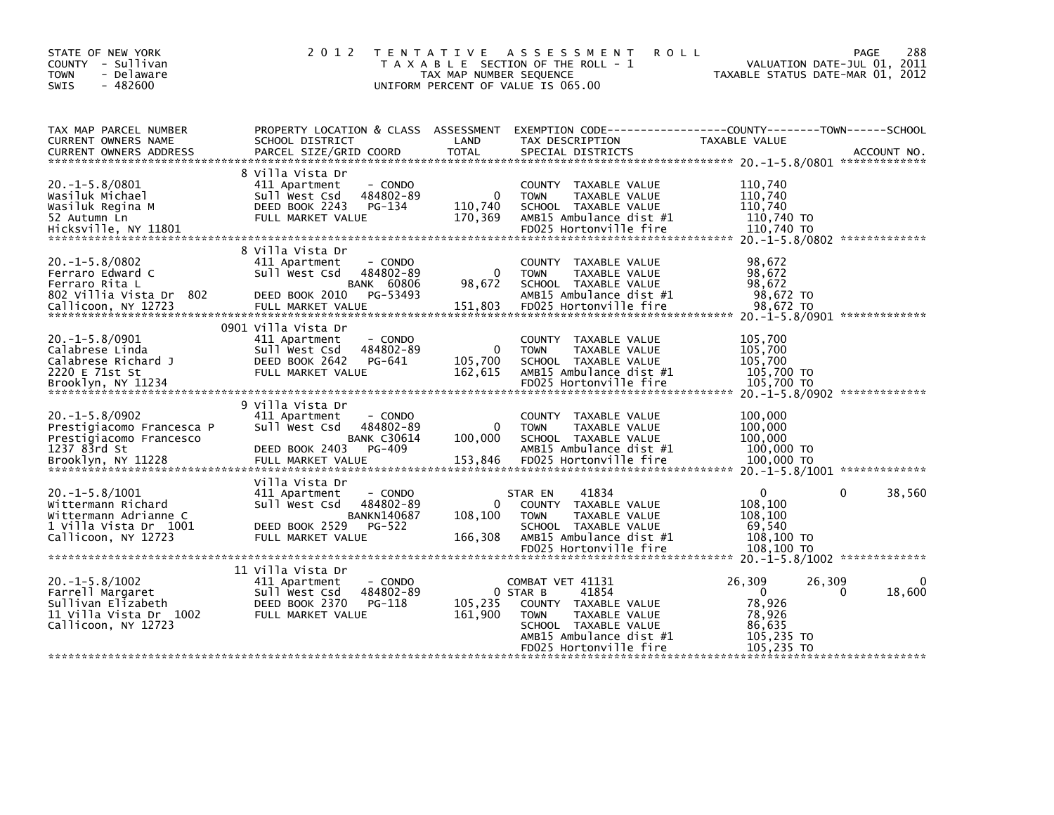STATE OF NEW YORK
COUNTY - Sullivan
TOWN - Delaware
SWIS - 482600

# 2012 TENTATIVE ASSESSMENT ROLL

TAXABLE SECTION OF THE ROLL - 1
TAX MAP NUMBER SEQUENCE
UNIFORM PERCENT OF VALUE IS 065.00

VALUATION DATE-JUL 01, 2011
TAXABLE STATUS DATE-MAR 01, 2012

| TAX MAP PARCEL NUMBER / CURRENT OWNERS NAME / CURRENT OWNERS ADDRESS | PROPERTY LOCATION & CLASS / SCHOOL DISTRICT / PARCEL SIZE/GRID COORD | ASSESSMENT LAND | TOTAL | EXEMPTION CODE / TAX DESCRIPTION / SPECIAL DISTRICTS | COUNTY TAXABLE VALUE | TOWN | SCHOOL |
|---|---|---|---|---|---|---|---|
| 20.-1-5.8/0801 | 8 Villa Vista Dr | | | | | | |
| 20.-1-5.8/0801 | 411 Apartment - CONDO | | | COUNTY TAXABLE VALUE | 110,740 | | |
| Wasiluk Michael | Sull West Csd 484802-89 | 0 | | TOWN TAXABLE VALUE | 110,740 | | |
| Wasiluk Regina M | DEED BOOK 2243 PG-134 | | 110,740 | SCHOOL TAXABLE VALUE | 110,740 | | |
| 52 Autumn Ln | FULL MARKET VALUE | | 170,369 | AMB15 Ambulance dist #1 | 110,740 TO | | |
| Hicksville, NY 11801 | | | | FD025 Hortonville fire | 110,740 TO | | |
| 20.-1-5.8/0802 | 8 Villa Vista Dr | | | | | | |
| 20.-1-5.8/0802 | 411 Apartment - CONDO | | | COUNTY TAXABLE VALUE | 98,672 | | |
| Ferraro Edward C | Sull West Csd 484802-89 | 0 | | TOWN TAXABLE VALUE | 98,672 | | |
| Ferraro Rita L | BANK 60806 | | 98,672 | SCHOOL TAXABLE VALUE | 98,672 | | |
| 802 Villia Vista Dr 802 | DEED BOOK 2010 PG-53493 | | | AMB15 Ambulance dist #1 | 98,672 TO | | |
| Callicoon, NY 12723 | FULL MARKET VALUE | | 151,803 | FD025 Hortonville fire | 98,672 TO | | |
| 20.-1-5.8/0901 | 0901 Villa Vista Dr | | | | | | |
| 20.-1-5.8/0901 | 411 Apartment - CONDO | | | COUNTY TAXABLE VALUE | 105,700 | | |
| Calabrese Linda | Sull West Csd 484802-89 | 0 | | TOWN TAXABLE VALUE | 105,700 | | |
| Calabrese Richard J | DEED BOOK 2642 PG-641 | | 105,700 | SCHOOL TAXABLE VALUE | 105,700 | | |
| 2220 E 71st St | FULL MARKET VALUE | | 162,615 | AMB15 Ambulance dist #1 | 105,700 TO | | |
| Brooklyn, NY 11234 | | | | FD025 Hortonville fire | 105,700 TO | | |
| 20.-1-5.8/0902 | 9 Villa Vista Dr | | | | | | |
| 20.-1-5.8/0902 | 411 Apartment - CONDO | | | COUNTY TAXABLE VALUE | 100,000 | | |
| Prestigiacomo Francesca P | Sull West Csd 484802-89 | 0 | | TOWN TAXABLE VALUE | 100,000 | | |
| Prestigiacomo Francesco | BANK C30614 | | 100,000 | SCHOOL TAXABLE VALUE | 100,000 | | |
| 1237 83rd St | DEED BOOK 2403 PG-409 | | | AMB15 Ambulance dist #1 | 100,000 TO | | |
| Brooklyn, NY 11228 | FULL MARKET VALUE | | 153,846 | FD025 Hortonville fire | 100,000 TO | | |
| 20.-1-5.8/1001 | Villa Vista Dr | | | | | | |
| 20.-1-5.8/1001 | 411 Apartment - CONDO | | | STAR EN 41834 | 0 | 0 | 38,560 |
| Wittermann Richard | Sull West Csd 484802-89 | 0 | | COUNTY TAXABLE VALUE | 108,100 | | |
| Wittermann Adrianne C | BANKN140687 | | 108,100 | TOWN TAXABLE VALUE | 108,100 | | |
| 1 Villa Vista Dr 1001 | DEED BOOK 2529 PG-522 | | | SCHOOL TAXABLE VALUE | 69,540 | | |
| Callicoon, NY 12723 | FULL MARKET VALUE | | 166,308 | AMB15 Ambulance dist #1 | 108,100 TO | | |
| | | | | FD025 Hortonville fire | 108,100 TO | | |
| 20.-1-5.8/1002 | 11 Villa Vista Dr | | | | | | |
| 20.-1-5.8/1002 | 411 Apartment - CONDO | | | COMBAT VET 41131 | 26,309 | 26,309 | 0 |
| Farrell Margaret | Sull West Csd 484802-89 | 0 | | STAR B 41854 | 0 | 0 | 18,600 |
| Sullivan Elizabeth | DEED BOOK 2370 PG-118 | | 105,235 | COUNTY TAXABLE VALUE | 78,926 | | |
| 11 Villa Vista Dr 1002 | FULL MARKET VALUE | | 161,900 | TOWN TAXABLE VALUE | 78,926 | | |
| Callicoon, NY 12723 | | | | SCHOOL TAXABLE VALUE | 86,635 | | |
| | | | | AMB15 Ambulance dist #1 | 105,235 TO | | |
| | | | | FD025 Hortonville fire | 105,235 TO | | |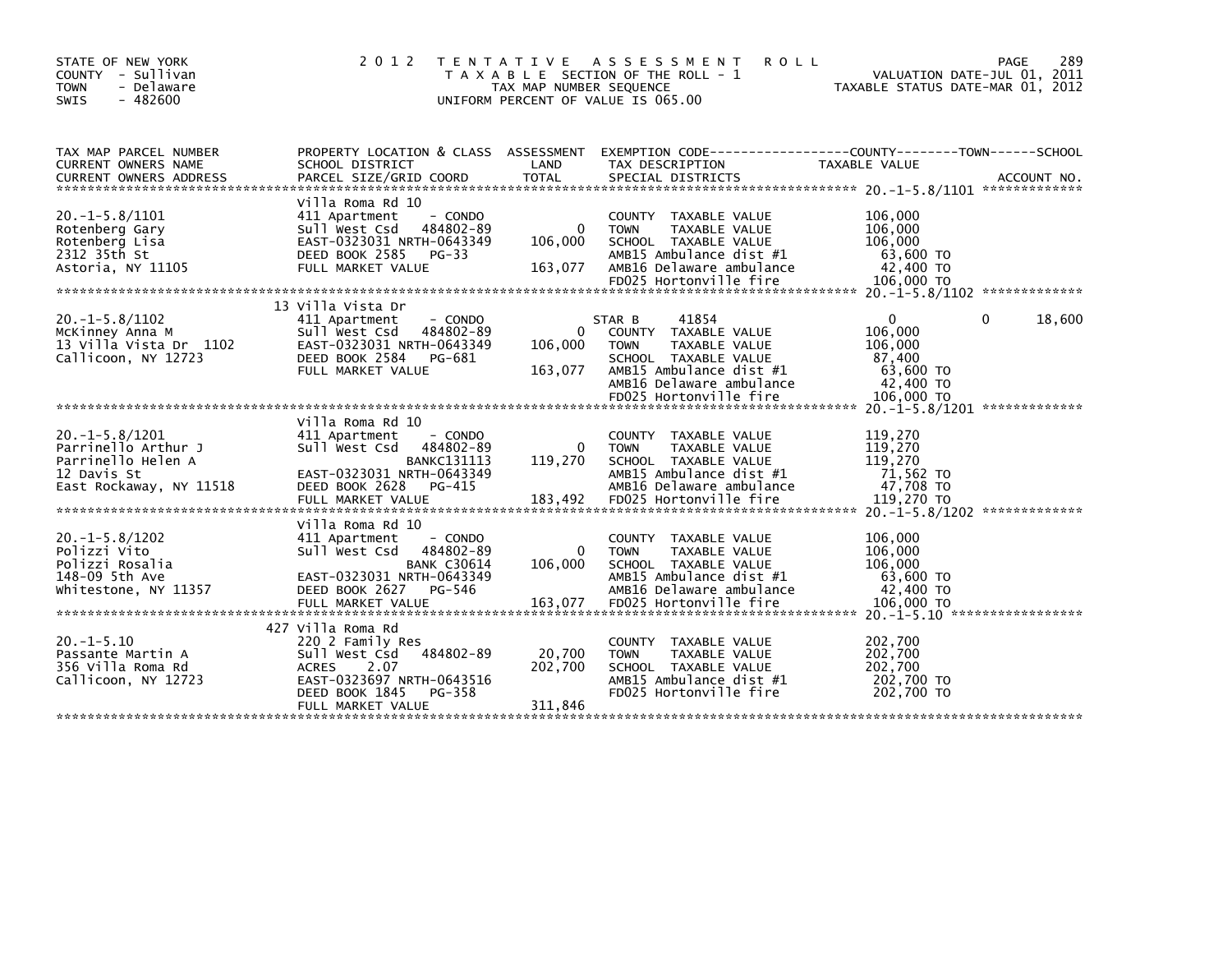STATE OF NEW YORK
COUNTY - Sullivan
TOWN - Delaware
SWIS - 482600

# 2012 TENTATIVE ASSESSMENT ROLL

TAXABLE SECTION OF THE ROLL - 1
TAX MAP NUMBER SEQUENCE
UNIFORM PERCENT OF VALUE IS 065.00

VALUATION DATE-JUL 01, 2011
TAXABLE STATUS DATE-MAR 01, 2012

| TAX MAP PARCEL NUMBER / CURRENT OWNERS NAME / CURRENT OWNERS ADDRESS | PROPERTY LOCATION & CLASS / SCHOOL DISTRICT / PARCEL SIZE/GRID COORD | ASSESSMENT LAND / TOTAL | EXEMPTION CODE / TAX DESCRIPTION / SPECIAL DISTRICTS | COUNTY TAXABLE VALUE | TOWN | SCHOOL / ACCOUNT NO. |
|---|---|---|---|---|---|---|
| 20.-1-5.8/1101 | Villa Roma Rd 10 | | | | | |
| | 411 Apartment - CONDO | | COUNTY TAXABLE VALUE | 106,000 | | |
| Rotenberg Gary | Sull West Csd 484802-89 | 0 | TOWN TAXABLE VALUE | 106,000 | | |
| Rotenberg Lisa | EAST-0323031 NRTH-0643349 | 106,000 | SCHOOL TAXABLE VALUE | 106,000 | | |
| 2312 35th St | DEED BOOK 2585 PG-33 | | AMB15 Ambulance dist #1 | 63,600 TO | | |
| Astoria, NY 11105 | FULL MARKET VALUE | 163,077 | AMB16 Delaware ambulance | 42,400 TO | | |
| | | | FD025 Hortonville fire | 106,000 TO | | |
| 20.-1-5.8/1102 | 13 Villa Vista Dr | | | | | |
| | 411 Apartment - CONDO | | STAR B 41854 | 0 | 0 | 18,600 |
| McKinney Anna M | Sull West Csd 484802-89 | 0 | COUNTY TAXABLE VALUE | 106,000 | | |
| 13 Villa Vista Dr 1102 | EAST-0323031 NRTH-0643349 | 106,000 | TOWN TAXABLE VALUE | 106,000 | | |
| Callicoon, NY 12723 | DEED BOOK 2584 PG-681 | | SCHOOL TAXABLE VALUE | 87,400 | | |
| | FULL MARKET VALUE | 163,077 | AMB15 Ambulance dist #1 | 63,600 TO | | |
| | | | AMB16 Delaware ambulance | 42,400 TO | | |
| | | | FD025 Hortonville fire | 106,000 TO | | |
| 20.-1-5.8/1201 | Villa Roma Rd 10 | | | | | |
| | 411 Apartment - CONDO | | COUNTY TAXABLE VALUE | 119,270 | | |
| Parrinello Arthur J | Sull West Csd 484802-89 | 0 | TOWN TAXABLE VALUE | 119,270 | | |
| Parrinello Helen A | BANKC131113 | 119,270 | SCHOOL TAXABLE VALUE | 119,270 | | |
| 12 Davis St | EAST-0323031 NRTH-0643349 | | AMB15 Ambulance dist #1 | 71,562 TO | | |
| East Rockaway, NY 11518 | DEED BOOK 2628 PG-415 | | AMB16 Delaware ambulance | 47,708 TO | | |
| | FULL MARKET VALUE | 183,492 | FD025 Hortonville fire | 119,270 TO | | |
| 20.-1-5.8/1202 | Villa Roma Rd 10 | | | | | |
| | 411 Apartment - CONDO | | COUNTY TAXABLE VALUE | 106,000 | | |
| Polizzi Vito | Sull West Csd 484802-89 | 0 | TOWN TAXABLE VALUE | 106,000 | | |
| Polizzi Rosalia | BANK C30614 | 106,000 | SCHOOL TAXABLE VALUE | 106,000 | | |
| 148-09 5th Ave | EAST-0323031 NRTH-0643349 | | AMB15 Ambulance dist #1 | 63,600 TO | | |
| Whitestone, NY 11357 | DEED BOOK 2627 PG-546 | | AMB16 Delaware ambulance | 42,400 TO | | |
| | FULL MARKET VALUE | 163,077 | FD025 Hortonville fire | 106,000 TO | | |
| 20.-1-5.10 | 427 Villa Roma Rd | | | | | |
| | 220 2 Family Res | | COUNTY TAXABLE VALUE | 202,700 | | |
| Passante Martin A | Sull West Csd 484802-89 | 20,700 | TOWN TAXABLE VALUE | 202,700 | | |
| 356 Villa Roma Rd | ACRES 2.07 | 202,700 | SCHOOL TAXABLE VALUE | 202,700 | | |
| Callicoon, NY 12723 | EAST-0323697 NRTH-0643516 | | AMB15 Ambulance dist #1 | 202,700 TO | | |
| | DEED BOOK 1845 PG-358 | | FD025 Hortonville fire | 202,700 TO | | |
| | FULL MARKET VALUE | 311,846 | | | | |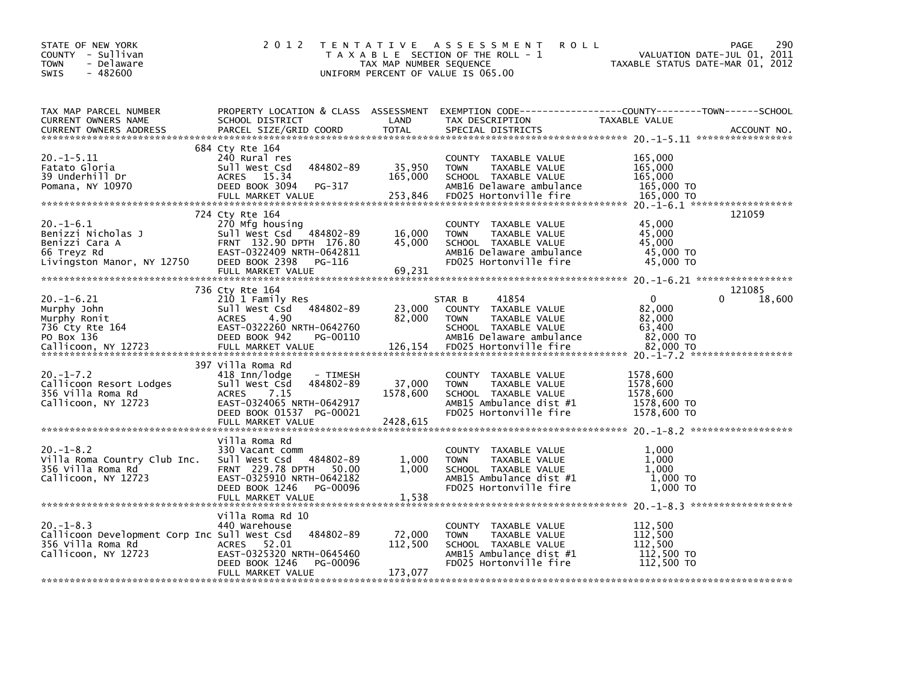STATE OF NEW YORK
COUNTY - Sullivan
TOWN - Delaware
SWIS - 482600

# 2012 TENTATIVE ASSESSMENT ROLL

TAXABLE SECTION OF THE ROLL - 1
TAX MAP NUMBER SEQUENCE
UNIFORM PERCENT OF VALUE IS 065.00

VALUATION DATE-JUL 01, 2011
TAXABLE STATUS DATE-MAR 01, 2012

| TAX MAP PARCEL NUMBER / CURRENT OWNERS NAME / CURRENT OWNERS ADDRESS | PROPERTY LOCATION & CLASS / SCHOOL DISTRICT / PARCEL SIZE/GRID COORD | ASSESSMENT LAND | TOTAL | EXEMPTION CODE / TAX DESCRIPTION / SPECIAL DISTRICTS | COUNTY TAXABLE VALUE | TOWN | SCHOOL | ACCOUNT NO. |
|---|---|---|---|---|---|---|---|---|
| 20.-1-5.11 | 684 Cty Rte 164 | | | | | | | |
| | 240 Rural res | | | COUNTY TAXABLE VALUE | 165,000 | | | |
| Fatato Gloria | Sull West Csd 484802-89 | 35,950 | | TOWN TAXABLE VALUE | 165,000 | | | |
| 39 Underhill Dr | ACRES 15.34 | | 165,000 | SCHOOL TAXABLE VALUE | 165,000 | | | |
| Pomana, NY 10970 | DEED BOOK 3094 PG-317 | | | AMB16 Delaware ambulance | 165,000 TO | | | |
| | FULL MARKET VALUE | | 253,846 | FD025 Hortonville fire | 165,000 TO | | | |
| 20.-1-6.1 | 724 Cty Rte 164 | | | | | | | 121059 |
| | 270 Mfg housing | | | COUNTY TAXABLE VALUE | 45,000 | | | |
| Benizzi Nicholas J | Sull West Csd 484802-89 | 16,000 | | TOWN TAXABLE VALUE | 45,000 | | | |
| Benizzi Cara A | FRNT 132.90 DPTH 176.80 | | 45,000 | SCHOOL TAXABLE VALUE | 45,000 | | | |
| 66 Treyz Rd | EAST-0322409 NRTH-0642811 | | | AMB16 Delaware ambulance | 45,000 TO | | | |
| Livingston Manor, NY 12750 | DEED BOOK 2398 PG-116 | | | FD025 Hortonville fire | 45,000 TO | | | |
| | FULL MARKET VALUE | | 69,231 | | | | | |
| 20.-1-6.21 | 736 Cty Rte 164 | | | | | | | 121085 |
| | 210 1 Family Res | | | STAR B 41854 | 0 | 0 | 18,600 | |
| Murphy John | Sull West Csd 484802-89 | 23,000 | | COUNTY TAXABLE VALUE | 82,000 | | | |
| Murphy Ronit | ACRES 4.90 | | 82,000 | TOWN TAXABLE VALUE | 82,000 | | | |
| 736 Cty Rte 164 | EAST-0322260 NRTH-0642760 | | | SCHOOL TAXABLE VALUE | 63,400 | | | |
| PO Box 136 | DEED BOOK 942 PG-00110 | | | AMB16 Delaware ambulance | 82,000 TO | | | |
| Callicoon, NY 12723 | FULL MARKET VALUE | | 126,154 | FD025 Hortonville fire | 82,000 TO | | | |
| 20.-1-7.2 | 397 Villa Roma Rd | | | | | | | |
| | 418 Inn/lodge - TIMESH | | | COUNTY TAXABLE VALUE | 1578,600 | | | |
| Callicoon Resort Lodges | Sull West Csd 484802-89 | 37,000 | | TOWN TAXABLE VALUE | 1578,600 | | | |
| 356 Villa Roma Rd | ACRES 7.15 | | 1578,600 | SCHOOL TAXABLE VALUE | 1578,600 | | | |
| Callicoon, NY 12723 | EAST-0324065 NRTH-0642917 | | | AMB15 Ambulance dist #1 | 1578,600 TO | | | |
| | DEED BOOK 01537 PG-00021 | | | FD025 Hortonville fire | 1578,600 TO | | | |
| | FULL MARKET VALUE | | 2428,615 | | | | | |
| 20.-1-8.2 | Villa Roma Rd | | | | | | | |
| | 330 Vacant comm | | | COUNTY TAXABLE VALUE | 1,000 | | | |
| Villa Roma Country Club Inc. | Sull West Csd 484802-89 | 1,000 | | TOWN TAXABLE VALUE | 1,000 | | | |
| 356 Villa Roma Rd | FRNT 229.78 DPTH 50.00 | | 1,000 | SCHOOL TAXABLE VALUE | 1,000 | | | |
| Callicoon, NY 12723 | EAST-0325910 NRTH-0642182 | | | AMB15 Ambulance dist #1 | 1,000 TO | | | |
| | DEED BOOK 1246 PG-00096 | | | FD025 Hortonville fire | 1,000 TO | | | |
| | FULL MARKET VALUE | | 1,538 | | | | | |
| 20.-1-8.3 | Villa Roma Rd 10 | | | | | | | |
| | 440 Warehouse | | | COUNTY TAXABLE VALUE | 112,500 | | | |
| Callicoon Development Corp Inc | Sull West Csd 484802-89 | 72,000 | | TOWN TAXABLE VALUE | 112,500 | | | |
| 356 Villa Roma Rd | ACRES 52.01 | | 112,500 | SCHOOL TAXABLE VALUE | 112,500 | | | |
| Callicoon, NY 12723 | EAST-0325320 NRTH-0645460 | | | AMB15 Ambulance dist #1 | 112,500 TO | | | |
| | DEED BOOK 1246 PG-00096 | | | FD025 Hortonville fire | 112,500 TO | | | |
| | FULL MARKET VALUE | | 173,077 | | | | | |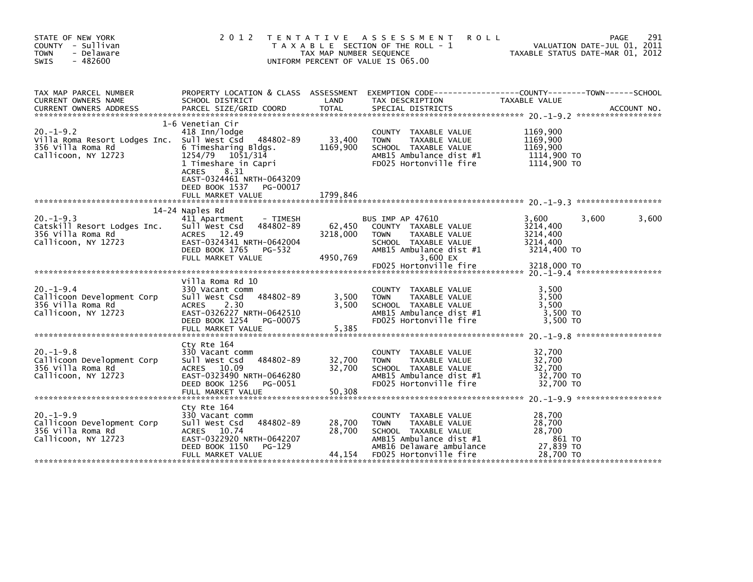STATE OF NEW YORK
COUNTY - Sullivan
TOWN - Delaware
SWIS - 482600

2012 TENTATIVE ASSESSMENT ROLL
TAXABLE SECTION OF THE ROLL - 1
TAX MAP NUMBER SEQUENCE
UNIFORM PERCENT OF VALUE IS 065.00

VALUATION DATE-JUL 01, 2011
TAXABLE STATUS DATE-MAR 01, 2012

| TAX MAP PARCEL NUMBER / CURRENT OWNERS NAME / CURRENT OWNERS ADDRESS | PROPERTY LOCATION & CLASS / SCHOOL DISTRICT / PARCEL SIZE/GRID COORD | ASSESSMENT LAND | TOTAL | EXEMPTION CODE / TAX DESCRIPTION / SPECIAL DISTRICTS | COUNTY TAXABLE VALUE | TOWN | SCHOOL | ACCOUNT NO. |
|---|---|---|---|---|---|---|---|---|
| **20.-1-9.2** | 1-6 Venetian Cir | | | | | | | |
| 20.-1-9.2 | 418 Inn/lodge | | | COUNTY TAXABLE VALUE | 1169,900 | | | |
| Villa Roma Resort Lodges Inc. | Sull West Csd 484802-89 | 33,400 | | TOWN TAXABLE VALUE | 1169,900 | | | |
| 356 Villa Roma Rd | 6 Timesharing Bldgs. | | 1169,900 | SCHOOL TAXABLE VALUE | 1169,900 | | | |
| Callicoon, NY 12723 | 1254/79 1051/314 | | | AMB15 Ambulance dist #1 | 1114,900 TO | | | |
| | 1 Timeshare in Capri | | | FD025 Hortonville fire | 1114,900 TO | | | |
| | ACRES 8.31 | | | | | | | |
| | EAST-0324461 NRTH-0643209 | | | | | | | |
| | DEED BOOK 1537 PG-00017 | | | | | | | |
| | FULL MARKET VALUE | | 1799,846 | | | | | |
| **20.-1-9.3** | 14-24 Naples Rd | | | | | | | |
| 20.-1-9.3 | 411 Apartment - TIMESH | | | BUS IMP AP 47610 | 3,600 | 3,600 | 3,600 | |
| Catskill Resort Lodges Inc. | Sull West Csd 484802-89 | 62,450 | | COUNTY TAXABLE VALUE | 3214,400 | | | |
| 356 Villa Roma Rd | ACRES 12.49 | | 3218,000 | TOWN TAXABLE VALUE | 3214,400 | | | |
| Callicoon, NY 12723 | EAST-0324341 NRTH-0642004 | | | SCHOOL TAXABLE VALUE | 3214,400 | | | |
| | DEED BOOK 1765 PG-532 | | | AMB15 Ambulance dist #1 | 3214,400 TO | | | |
| | FULL MARKET VALUE | | 4950,769 | 3,600 EX | | | | |
| | | | | FD025 Hortonville fire | 3218,000 TO | | | |
| **20.-1-9.4** | Villa Roma Rd 10 | | | | | | | |
| 20.-1-9.4 | 330 Vacant comm | | | COUNTY TAXABLE VALUE | 3,500 | | | |
| Callicoon Development Corp | Sull West Csd 484802-89 | 3,500 | | TOWN TAXABLE VALUE | 3,500 | | | |
| 356 Villa Roma Rd | ACRES 2.30 | | 3,500 | SCHOOL TAXABLE VALUE | 3,500 | | | |
| Callicoon, NY 12723 | EAST-0326227 NRTH-0642510 | | | AMB15 Ambulance dist #1 | 3,500 TO | | | |
| | DEED BOOK 1254 PG-00075 | | | FD025 Hortonville fire | 3,500 TO | | | |
| | FULL MARKET VALUE | | 5,385 | | | | | |
| **20.-1-9.8** | Cty Rte 164 | | | | | | | |
| 20.-1-9.8 | 330 Vacant comm | | | COUNTY TAXABLE VALUE | 32,700 | | | |
| Callicoon Development Corp | Sull West Csd 484802-89 | 32,700 | | TOWN TAXABLE VALUE | 32,700 | | | |
| 356 Villa Roma Rd | ACRES 10.09 | | 32,700 | SCHOOL TAXABLE VALUE | 32,700 | | | |
| Callicoon, NY 12723 | EAST-0323490 NRTH-0646280 | | | AMB15 Ambulance dist #1 | 32,700 TO | | | |
| | DEED BOOK 1256 PG-0051 | | | FD025 Hortonville fire | 32,700 TO | | | |
| | FULL MARKET VALUE | | 50,308 | | | | | |
| **20.-1-9.9** | Cty Rte 164 | | | | | | | |
| 20.-1-9.9 | 330 Vacant comm | | | COUNTY TAXABLE VALUE | 28,700 | | | |
| Callicoon Development Corp | Sull West Csd 484802-89 | 28,700 | | TOWN TAXABLE VALUE | 28,700 | | | |
| 356 Villa Roma Rd | ACRES 10.74 | | 28,700 | SCHOOL TAXABLE VALUE | 28,700 | | | |
| Callicoon, NY 12723 | EAST-0322920 NRTH-0642207 | | | AMB15 Ambulance dist #1 | 861 TO | | | |
| | DEED BOOK 1150 PG-129 | | | AMB16 Delaware ambulance | 27,839 TO | | | |
| | FULL MARKET VALUE | | 44,154 | FD025 Hortonville fire | 28,700 TO | | | |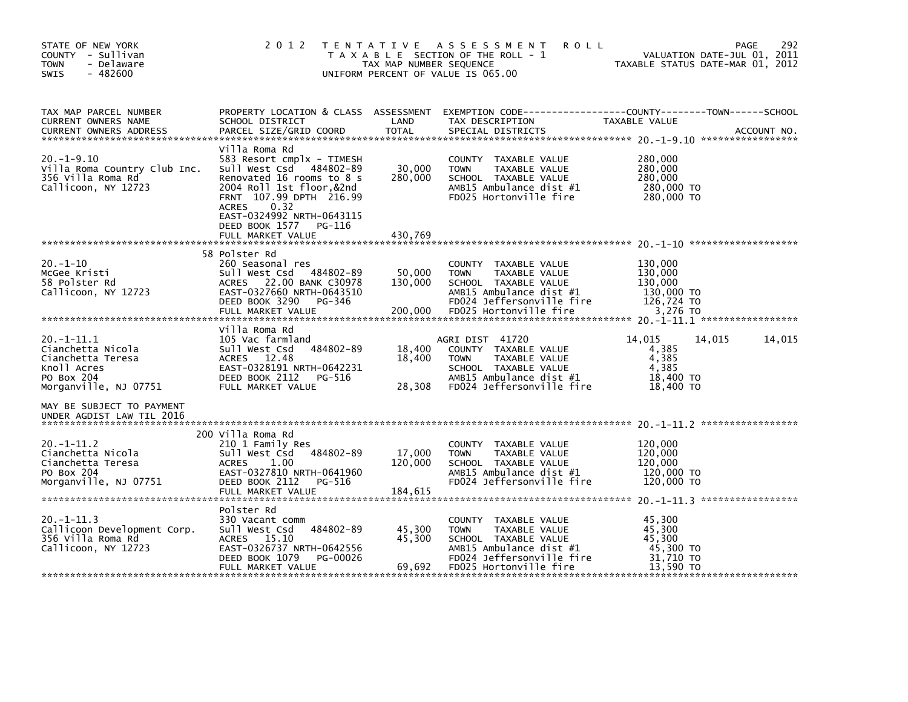STATE OF NEW YORK
COUNTY - Sullivan
TOWN - Delaware
SWIS - 482600

2 0 1 2 T E N T A T I V E A S S E S S M E N T R O L L
T A X A B L E SECTION OF THE ROLL - 1
TAX MAP NUMBER SEQUENCE
UNIFORM PERCENT OF VALUE IS 065.00

VALUATION DATE-JUL 01, 2011
TAXABLE STATUS DATE-MAR 01, 2012

| TAX MAP PARCEL NUMBER / CURRENT OWNERS NAME / CURRENT OWNERS ADDRESS | PROPERTY LOCATION & CLASS / SCHOOL DISTRICT / PARCEL SIZE/GRID COORD | ASSESSMENT LAND / TOTAL | EXEMPTION CODE / TAX DESCRIPTION / SPECIAL DISTRICTS | COUNTY TAXABLE VALUE | TOWN | SCHOOL |
|---|---|---|---|---|---|---|
| **20.-1-9.10** | Villa Roma Rd | | | | | |
| 20.-1-9.10 | 583 Resort cmplx - TIMESH | | COUNTY TAXABLE VALUE | 280,000 | | |
| Villa Roma Country Club Inc. | Sull West Csd 484802-89 | 30,000 | TOWN TAXABLE VALUE | 280,000 | | |
| 356 Villa Roma Rd | Renovated 16 rooms to 8 s | 280,000 | SCHOOL TAXABLE VALUE | 280,000 | | |
| Callicoon, NY 12723 | 2004 Roll 1st floor,&2nd | | AMB15 Ambulance dist #1 | 280,000 TO | | |
| | FRNT 107.99 DPTH 216.99 | | FD025 Hortonville fire | 280,000 TO | | |
| | ACRES 0.32 | | | | | |
| | EAST-0324992 NRTH-0643115 | | | | | |
| | DEED BOOK 1577 PG-116 | | | | | |
| | FULL MARKET VALUE | 430,769 | | | | |
| **20.-1-10** | 58 Polster Rd | | | | | |
| 20.-1-10 | 260 Seasonal res | | COUNTY TAXABLE VALUE | 130,000 | | |
| McGee Kristi | Sull West Csd 484802-89 | 50,000 | TOWN TAXABLE VALUE | 130,000 | | |
| 58 Polster Rd | ACRES 22.00 BANK C30978 | 130,000 | SCHOOL TAXABLE VALUE | 130,000 | | |
| Callicoon, NY 12723 | EAST-0327660 NRTH-0643510 | | AMB15 Ambulance dist #1 | 130,000 TO | | |
| | DEED BOOK 3290 PG-346 | | FD024 Jeffersonville fire | 126,724 TO | | |
| | FULL MARKET VALUE | 200,000 | FD025 Hortonville fire | 3,276 TO | | |
| **20.-1-11.1** | Villa Roma Rd | | | | | |
| 20.-1-11.1 | 105 Vac farmland | | AGRI DIST 41720 | 14,015 | 14,015 | 14,015 |
| Cianchetta Nicola | Sull West Csd 484802-89 | 18,400 | COUNTY TAXABLE VALUE | 4,385 | | |
| Cianchetta Teresa | ACRES 12.48 | 18,400 | TOWN TAXABLE VALUE | 4,385 | | |
| Knoll Acres | EAST-0328191 NRTH-0642231 | | SCHOOL TAXABLE VALUE | 4,385 | | |
| PO Box 204 | DEED BOOK 2112 PG-516 | | AMB15 Ambulance dist #1 | 18,400 TO | | |
| Morganville, NJ 07751 | FULL MARKET VALUE | 28,308 | FD024 Jeffersonville fire | 18,400 TO | | |
| MAY BE SUBJECT TO PAYMENT UNDER AGDIST LAW TIL 2016 | | | | | | |
| **20.-1-11.2** | 200 Villa Roma Rd | | | | | |
| 20.-1-11.2 | 210 1 Family Res | | COUNTY TAXABLE VALUE | 120,000 | | |
| Cianchetta Nicola | Sull West Csd 484802-89 | 17,000 | TOWN TAXABLE VALUE | 120,000 | | |
| Cianchetta Teresa | ACRES 1.00 | 120,000 | SCHOOL TAXABLE VALUE | 120,000 | | |
| PO Box 204 | EAST-0327810 NRTH-0641960 | | AMB15 Ambulance dist #1 | 120,000 TO | | |
| Morganville, NJ 07751 | DEED BOOK 2112 PG-516 | | FD024 Jeffersonville fire | 120,000 TO | | |
| | FULL MARKET VALUE | 184,615 | | | | |
| **20.-1-11.3** | Polster Rd | | | | | |
| 20.-1-11.3 | 330 Vacant comm | | COUNTY TAXABLE VALUE | 45,300 | | |
| Callicoon Development Corp. | Sull West Csd 484802-89 | 45,300 | TOWN TAXABLE VALUE | 45,300 | | |
| 356 Villa Roma Rd | ACRES 15.10 | 45,300 | SCHOOL TAXABLE VALUE | 45,300 | | |
| Callicoon, NY 12723 | EAST-0326737 NRTH-0642556 | | AMB15 Ambulance dist #1 | 45,300 TO | | |
| | DEED BOOK 1079 PG-00026 | | FD024 Jeffersonville fire | 31,710 TO | | |
| | FULL MARKET VALUE | 69,692 | FD025 Hortonville fire | 13,590 TO | | |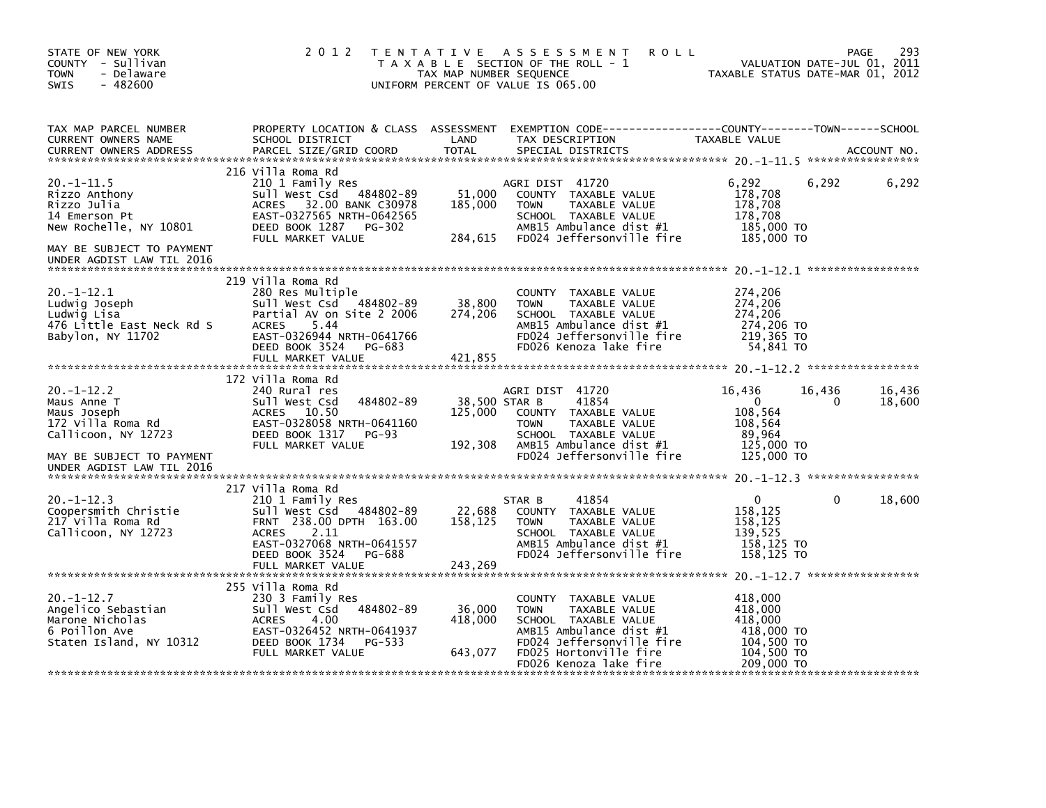STATE OF NEW YORK
COUNTY - Sullivan
TOWN - Delaware
SWIS - 482600

2012 TENTATIVE ASSESSMENT ROLL
TAXABLE SECTION OF THE ROLL - 1
TAX MAP NUMBER SEQUENCE
UNIFORM PERCENT OF VALUE IS 065.00

VALUATION DATE-JUL 01, 2011
TAXABLE STATUS DATE-MAR 01, 2012

| TAX MAP PARCEL NUMBER / CURRENT OWNERS NAME / CURRENT OWNERS ADDRESS | PROPERTY LOCATION & CLASS / SCHOOL DISTRICT / PARCEL SIZE/GRID COORD | ASSESSMENT LAND / TOTAL | EXEMPTION CODE / TAX DESCRIPTION / SPECIAL DISTRICTS | COUNTY TAXABLE VALUE | TOWN | SCHOOL |
|---|---|---|---|---|---|---|
| **20.-1-11.5** | 216 Villa Roma Rd | | | | | |
| 20.-1-11.5 | 210 1 Family Res | | AGRI DIST 41720 | 6,292 | 6,292 | 6,292 |
| Rizzo Anthony | Sull West Csd 484802-89 | 51,000 | COUNTY TAXABLE VALUE | 178,708 | | |
| Rizzo Julia | ACRES 32.00 BANK C30978 | 185,000 | TOWN TAXABLE VALUE | 178,708 | | |
| 14 Emerson Pt | EAST-0327565 NRTH-0642565 | | SCHOOL TAXABLE VALUE | 178,708 | | |
| New Rochelle, NY 10801 | DEED BOOK 1287 PG-302 | | AMB15 Ambulance dist #1 | 185,000 TO | | |
| | FULL MARKET VALUE | 284,615 | FD024 Jeffersonville fire | 185,000 TO | | |
| MAY BE SUBJECT TO PAYMENT UNDER AGDIST LAW TIL 2016 | | | | | | |
| **20.-1-12.1** | 219 Villa Roma Rd | | | | | |
| 20.-1-12.1 | 280 Res Multiple | | COUNTY TAXABLE VALUE | 274,206 | | |
| Ludwig Joseph | Sull West Csd 484802-89 | 38,800 | TOWN TAXABLE VALUE | 274,206 | | |
| Ludwig Lisa | Partial AV on Site 2 2006 | 274,206 | SCHOOL TAXABLE VALUE | 274,206 | | |
| 476 Little East Neck Rd S | ACRES 5.44 | | AMB15 Ambulance dist #1 | 274,206 TO | | |
| Babylon, NY 11702 | EAST-0326944 NRTH-0641766 | | FD024 Jeffersonville fire | 219,365 TO | | |
| | DEED BOOK 3524 PG-683 | | FD026 Kenoza lake fire | 54,841 TO | | |
| | FULL MARKET VALUE | 421,855 | | | | |
| **20.-1-12.2** | 172 Villa Roma Rd | | | | | |
| 20.-1-12.2 | 240 Rural res | | AGRI DIST 41720 | 16,436 | 16,436 | 16,436 |
| Maus Anne T | Sull West Csd 484802-89 | 38,500 | STAR B 41854 | 0 | 0 | 18,600 |
| Maus Joseph | ACRES 10.50 | 125,000 | COUNTY TAXABLE VALUE | 108,564 | | |
| 172 Villa Roma Rd | EAST-0328058 NRTH-0641160 | | TOWN TAXABLE VALUE | 108,564 | | |
| Callicoon, NY 12723 | DEED BOOK 1317 PG-93 | | SCHOOL TAXABLE VALUE | 89,964 | | |
| | FULL MARKET VALUE | 192,308 | AMB15 Ambulance dist #1 | 125,000 TO | | |
| MAY BE SUBJECT TO PAYMENT UNDER AGDIST LAW TIL 2016 | | | FD024 Jeffersonville fire | 125,000 TO | | |
| **20.-1-12.3** | 217 Villa Roma Rd | | | | | |
| 20.-1-12.3 | 210 1 Family Res | | STAR B 41854 | 0 | 0 | 18,600 |
| Coopersmith Christie | Sull West Csd 484802-89 | 22,688 | COUNTY TAXABLE VALUE | 158,125 | | |
| 217 Villa Roma Rd | FRNT 238.00 DPTH 163.00 | 158,125 | TOWN TAXABLE VALUE | 158,125 | | |
| Callicoon, NY 12723 | ACRES 2.11 | | SCHOOL TAXABLE VALUE | 139,525 | | |
| | EAST-0327068 NRTH-0641557 | | AMB15 Ambulance dist #1 | 158,125 TO | | |
| | DEED BOOK 3524 PG-688 | | FD024 Jeffersonville fire | 158,125 TO | | |
| | FULL MARKET VALUE | 243,269 | | | | |
| **20.-1-12.7** | 255 Villa Roma Rd | | | | | |
| 20.-1-12.7 | 230 3 Family Res | | COUNTY TAXABLE VALUE | 418,000 | | |
| Angelico Sebastian | Sull West Csd 484802-89 | 36,000 | TOWN TAXABLE VALUE | 418,000 | | |
| Marone Nicholas | ACRES 4.00 | 418,000 | SCHOOL TAXABLE VALUE | 418,000 | | |
| 6 Poillon Ave | EAST-0326452 NRTH-0641937 | | AMB15 Ambulance dist #1 | 418,000 TO | | |
| Staten Island, NY 10312 | DEED BOOK 1734 PG-533 | | FD024 Jeffersonville fire | 104,500 TO | | |
| | FULL MARKET VALUE | 643,077 | FD025 Hortonville fire | 104,500 TO | | |
| | | | FD026 Kenoza lake fire | 209,000 TO | | |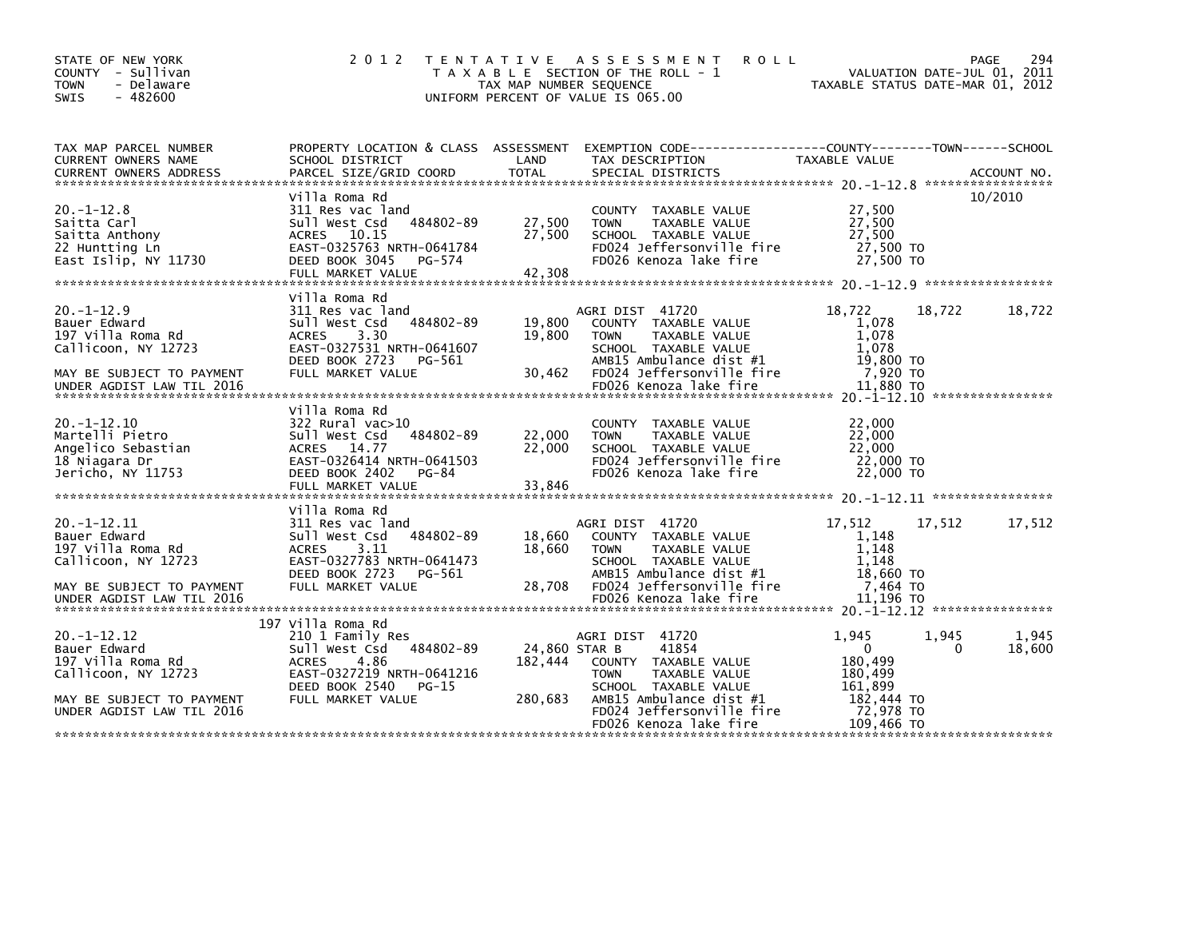STATE OF NEW YORK
COUNTY - Sullivan
TOWN - Delaware
SWIS - 482600

# 2012 TENTATIVE ASSESSMENT ROLL

TAXABLE SECTION OF THE ROLL - 1
TAX MAP NUMBER SEQUENCE
UNIFORM PERCENT OF VALUE IS 065.00

VALUATION DATE-JUL 01, 2011
TAXABLE STATUS DATE-MAR 01, 2012

| TAX MAP PARCEL NUMBER / CURRENT OWNERS NAME / CURRENT OWNERS ADDRESS | PROPERTY LOCATION & CLASS / SCHOOL DISTRICT / PARCEL SIZE/GRID COORD | ASSESSMENT LAND / TOTAL | EXEMPTION CODE / TAX DESCRIPTION / SPECIAL DISTRICTS | COUNTY TAXABLE VALUE | TOWN | SCHOOL / ACCOUNT NO. |
|---|---|---|---|---|---|---|
| **20.-1-12.8** | Villa Roma Rd | | | | | 10/2010 |
| 20.-1-12.8 | 311 Res vac land | | COUNTY TAXABLE VALUE | 27,500 | | |
| Saitta Carl | Sull West Csd 484802-89 | 27,500 | TOWN TAXABLE VALUE | 27,500 | | |
| Saitta Anthony | ACRES 10.15 | 27,500 | SCHOOL TAXABLE VALUE | 27,500 | | |
| 22 Huntting Ln | EAST-0325763 NRTH-0641784 | | FD024 Jeffersonville fire | 27,500 TO | | |
| East Islip, NY 11730 | DEED BOOK 3045 PG-574 | | FD026 Kenoza lake fire | 27,500 TO | | |
| | FULL MARKET VALUE | 42,308 | | | | |
| **20.-1-12.9** | Villa Roma Rd | | | | | |
| 20.-1-12.9 | 311 Res vac land | | AGRI DIST 41720 | 18,722 | 18,722 | 18,722 |
| Bauer Edward | Sull West Csd 484802-89 | 19,800 | COUNTY TAXABLE VALUE | 1,078 | | |
| 197 Villa Roma Rd | ACRES 3.30 | 19,800 | TOWN TAXABLE VALUE | 1,078 | | |
| Callicoon, NY 12723 | EAST-0327531 NRTH-0641607 | | SCHOOL TAXABLE VALUE | 1,078 | | |
| | DEED BOOK 2723 PG-561 | | AMB15 Ambulance dist #1 | 19,800 TO | | |
| MAY BE SUBJECT TO PAYMENT | FULL MARKET VALUE | 30,462 | FD024 Jeffersonville fire | 7,920 TO | | |
| UNDER AGDIST LAW TIL 2016 | | | FD026 Kenoza lake fire | 11,880 TO | | |
| **20.-1-12.10** | Villa Roma Rd | | | | | |
| 20.-1-12.10 | 322 Rural vac>10 | | COUNTY TAXABLE VALUE | 22,000 | | |
| Martelli Pietro | Sull West Csd 484802-89 | 22,000 | TOWN TAXABLE VALUE | 22,000 | | |
| Angelico Sebastian | ACRES 14.77 | 22,000 | SCHOOL TAXABLE VALUE | 22,000 | | |
| 18 Niagara Dr | EAST-0326414 NRTH-0641503 | | FD024 Jeffersonville fire | 22,000 TO | | |
| Jericho, NY 11753 | DEED BOOK 2402 PG-84 | | FD026 Kenoza lake fire | 22,000 TO | | |
| | FULL MARKET VALUE | 33,846 | | | | |
| **20.-1-12.11** | Villa Roma Rd | | | | | |
| 20.-1-12.11 | 311 Res vac land | | AGRI DIST 41720 | 17,512 | 17,512 | 17,512 |
| Bauer Edward | Sull West Csd 484802-89 | 18,660 | COUNTY TAXABLE VALUE | 1,148 | | |
| 197 Villa Roma Rd | ACRES 3.11 | 18,660 | TOWN TAXABLE VALUE | 1,148 | | |
| Callicoon, NY 12723 | EAST-0327783 NRTH-0641473 | | SCHOOL TAXABLE VALUE | 1,148 | | |
| | DEED BOOK 2723 PG-561 | | AMB15 Ambulance dist #1 | 18,660 TO | | |
| MAY BE SUBJECT TO PAYMENT | FULL MARKET VALUE | 28,708 | FD024 Jeffersonville fire | 7,464 TO | | |
| UNDER AGDIST LAW TIL 2016 | | | FD026 Kenoza lake fire | 11,196 TO | | |
| **20.-1-12.12** | 197 Villa Roma Rd | | | | | |
| 20.-1-12.12 | 210 1 Family Res | | AGRI DIST 41720 | 1,945 | 1,945 | 1,945 |
| Bauer Edward | Sull West Csd 484802-89 | 24,860 | STAR B 41854 | 0 | 0 | 18,600 |
| 197 Villa Roma Rd | ACRES 4.86 | 182,444 | COUNTY TAXABLE VALUE | 180,499 | | |
| Callicoon, NY 12723 | EAST-0327219 NRTH-0641216 | | TOWN TAXABLE VALUE | 180,499 | | |
| | DEED BOOK 2540 PG-15 | | SCHOOL TAXABLE VALUE | 161,899 | | |
| MAY BE SUBJECT TO PAYMENT | FULL MARKET VALUE | 280,683 | AMB15 Ambulance dist #1 | 182,444 TO | | |
| UNDER AGDIST LAW TIL 2016 | | | FD024 Jeffersonville fire | 72,978 TO | | |
| | | | FD026 Kenoza lake fire | 109,466 TO | | |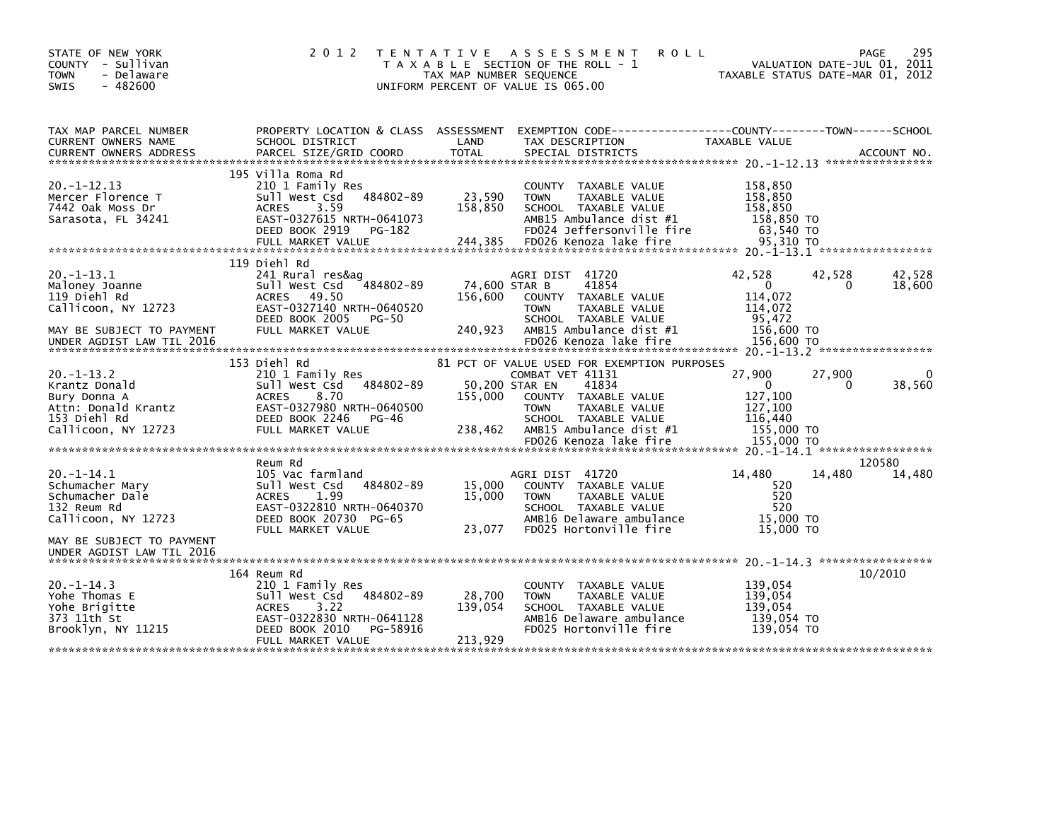STATE OF NEW YORK
COUNTY - Sullivan
TOWN - Delaware
SWIS - 482600

2012 TENTATIVE ASSESSMENT ROLL
TAXABLE SECTION OF THE ROLL - 1
TAX MAP NUMBER SEQUENCE
UNIFORM PERCENT OF VALUE IS 065.00

VALUATION DATE-JUL 01, 2011
TAXABLE STATUS DATE-MAR 01, 2012

```
TAX MAP PARCEL NUMBER        PROPERTY LOCATION & CLASS  ASSESSMENT  EXEMPTION CODE------------------COUNTY--------TOWN------SCHOOL
CURRENT OWNERS NAME          SCHOOL DISTRICT             LAND        TAX DESCRIPTION                TAXABLE VALUE
CURRENT OWNERS ADDRESS       PARCEL SIZE/GRID COORD      TOTAL       SPECIAL DISTRICTS                                          ACCOUNT NO.
******************************************************************************************************* 20.-1-12.13 ****************
                             195 Villa Roma Rd
20.-1-12.13                  210 1 Family Res                        COUNTY  TAXABLE VALUE            158,850
Mercer Florence T            Sull West Csd   484802-89     23,590    TOWN    TAXABLE VALUE            158,850
7442 Oak Moss Dr             ACRES    3.59                158,850    SCHOOL  TAXABLE VALUE            158,850
Sarasota, FL 34241           EAST-0327615 NRTH-0641073               AMB15 Ambulance dist #1           158,850 TO
                             DEED BOOK 2919   PG-182                 FD024 Jeffersonville fire          63,540 TO
                             FULL MARKET VALUE            244,385    FD026 Kenoza lake fire             95,310 TO
******************************************************************************************************* 20.-1-13.1 *****************
                             119 Diehl Rd
20.-1-13.1                   241 Rural res&ag                        AGRI DIST 41720                  42,528     42,528     42,528
Maloney Joanne               Sull West Csd   484802-89     74,600 STAR B     41854                         0          0     18,600
119 Diehl Rd                 ACRES   49.50                156,600    COUNTY  TAXABLE VALUE            114,072
Callicoon, NY 12723          EAST-0327140 NRTH-0640520               TOWN    TAXABLE VALUE            114,072
                             DEED BOOK 2005   PG-50                  SCHOOL  TAXABLE VALUE             95,472
MAY BE SUBJECT TO PAYMENT    FULL MARKET VALUE            240,923    AMB15 Ambulance dist #1           156,600 TO
UNDER AGDIST LAW TIL 2016                                            FD026 Kenoza lake fire            156,600 TO
******************************************************************************************************* 20.-1-13.2 *****************
                             153 Diehl Rd                         81 PCT OF VALUE USED FOR EXEMPTION PURPOSES
20.-1-13.2                   210 1 Family Res                        COMBAT VET 41131                 27,900     27,900          0
Krantz Donald                Sull West Csd   484802-89     50,200 STAR EN    41834                         0          0     38,560
Bury Donna A                 ACRES    8.70                155,000    COUNTY  TAXABLE VALUE            127,100
Attn: Donald Krantz          EAST-0327980 NRTH-0640500               TOWN    TAXABLE VALUE            127,100
153 Diehl Rd                 DEED BOOK 2246   PG-46                  SCHOOL  TAXABLE VALUE            116,440
Callicoon, NY 12723          FULL MARKET VALUE            238,462    AMB15 Ambulance dist #1           155,000 TO
                                                                     FD026 Kenoza lake fire            155,000 TO
******************************************************************************************************* 20.-1-14.1 *****************
                             Reum Rd                                                                                  120580
20.-1-14.1                   105 Vac farmland                        AGRI DIST 41720                  14,480     14,480     14,480
Schumacher Mary              Sull West Csd   484802-89     15,000    COUNTY  TAXABLE VALUE                520
Schumacher Dale              ACRES    1.99                 15,000    TOWN    TAXABLE VALUE                520
132 Reum Rd                  EAST-0322810 NRTH-0640370               SCHOOL  TAXABLE VALUE                520
Callicoon, NY 12723          DEED BOOK 20730  PG-65                  AMB16 Delaware ambulance           15,000 TO
                             FULL MARKET VALUE             23,077    FD025 Hortonville fire             15,000 TO
MAY BE SUBJECT TO PAYMENT
UNDER AGDIST LAW TIL 2016
******************************************************************************************************* 20.-1-14.3 *****************
                             164 Reum Rd                                                                              10/2010
20.-1-14.3                   210 1 Family Res                        COUNTY  TAXABLE VALUE            139,054
Yohe Thomas E                Sull West Csd   484802-89     28,700    TOWN    TAXABLE VALUE            139,054
Yohe Brigitte                ACRES    3.22                139,054    SCHOOL  TAXABLE VALUE            139,054
373 11th St                  EAST-0322830 NRTH-0641128               AMB16 Delaware ambulance          139,054 TO
Brooklyn, NY 11215           DEED BOOK 2010   PG-58916               FD025 Hortonville fire            139,054 TO
                             FULL MARKET VALUE            213,929
************************************************************************************************************************************
```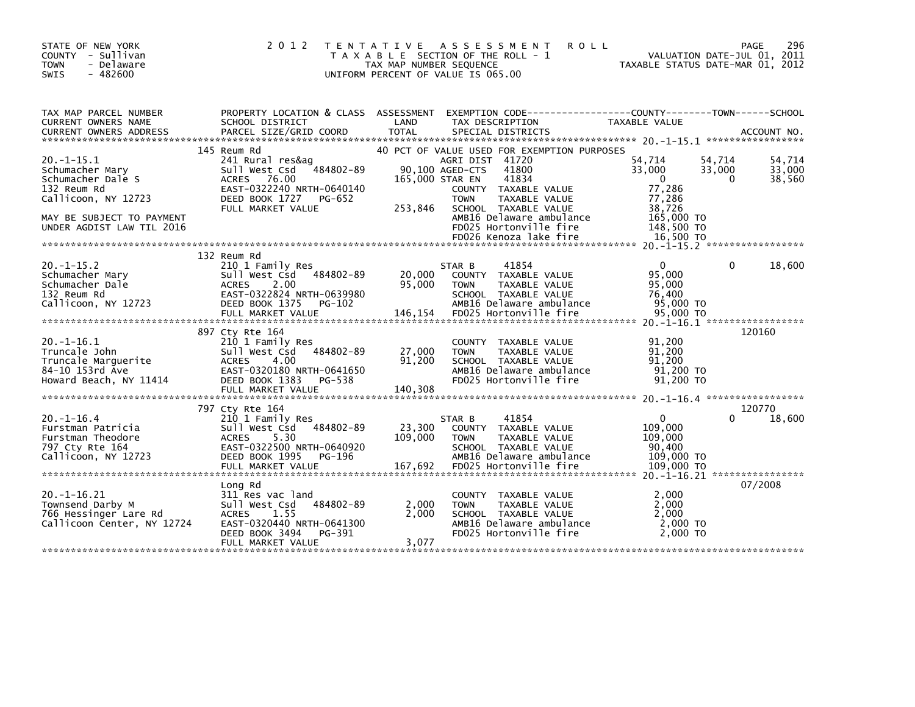STATE OF NEW YORK
COUNTY - Sullivan
TOWN - Delaware
SWIS - 482600

# 2012 TENTATIVE ASSESSMENT ROLL
TAXABLE SECTION OF THE ROLL - 1
TAX MAP NUMBER SEQUENCE
UNIFORM PERCENT OF VALUE IS 065.00

VALUATION DATE-JUL 01, 2011
TAXABLE STATUS DATE-MAR 01, 2012

| TAX MAP PARCEL NUMBER / CURRENT OWNERS NAME / CURRENT OWNERS ADDRESS | PROPERTY LOCATION & CLASS / SCHOOL DISTRICT / PARCEL SIZE/GRID COORD | ASSESSMENT LAND / TOTAL | EXEMPTION CODE / TAX DESCRIPTION / SPECIAL DISTRICTS | COUNTY TAXABLE VALUE | TOWN | SCHOOL | ACCOUNT NO. |
|---|---|---|---|---|---|---|---|
| **20.-1-15.1** | 145 Reum Rd | | 40 PCT OF VALUE USED FOR EXEMPTION PURPOSES | | | | |
| Schumacher Mary | 241 Rural res&ag | | AGRI DIST 41720 | 54,714 | 54,714 | 54,714 | |
| Schumacher Dale S | Sull West Csd 484802-89 | 90,100 | AGED-CTS 41800 | 33,000 | 33,000 | 33,000 | |
| 132 Reum Rd | ACRES 76.00 | 165,000 | STAR EN 41834 | 0 | 0 | 38,560 | |
| Callicoon, NY 12723 | EAST-0322240 NRTH-0640140 | | COUNTY TAXABLE VALUE | 77,286 | | | |
| | DEED BOOK 1727 PG-652 | | TOWN TAXABLE VALUE | 77,286 | | | |
| | FULL MARKET VALUE | 253,846 | SCHOOL TAXABLE VALUE | 38,726 | | | |
| MAY BE SUBJECT TO PAYMENT | | | AMB16 Delaware ambulance | 165,000 TO | | | |
| UNDER AGDIST LAW TIL 2016 | | | FD025 Hortonville fire | 148,500 TO | | | |
| | | | FD026 Kenoza lake fire | 16,500 TO | | | |
| **20.-1-15.2** | 132 Reum Rd | | | | | | |
| Schumacher Mary | 210 1 Family Res | | STAR B 41854 | 0 | 0 | 18,600 | |
| Schumacher Dale | Sull West Csd 484802-89 | 20,000 | COUNTY TAXABLE VALUE | 95,000 | | | |
| 132 Reum Rd | ACRES 2.00 | 95,000 | TOWN TAXABLE VALUE | 95,000 | | | |
| Callicoon, NY 12723 | EAST-0322824 NRTH-0639980 | | SCHOOL TAXABLE VALUE | 76,400 | | | |
| | DEED BOOK 1375 PG-102 | | AMB16 Delaware ambulance | 95,000 TO | | | |
| | FULL MARKET VALUE | 146,154 | FD025 Hortonville fire | 95,000 TO | | | |
| **20.-1-16.1** | 897 Cty Rte 164 | | | | | | 120160 |
| Truncale John | 210 1 Family Res | | COUNTY TAXABLE VALUE | 91,200 | | | |
| Truncale Marguerite | Sull West Csd 484802-89 | 27,000 | TOWN TAXABLE VALUE | 91,200 | | | |
| 84-10 153rd Ave | ACRES 4.00 | 91,200 | SCHOOL TAXABLE VALUE | 91,200 | | | |
| Howard Beach, NY 11414 | EAST-0320180 NRTH-0641650 | | AMB16 Delaware ambulance | 91,200 TO | | | |
| | DEED BOOK 1383 PG-538 | | FD025 Hortonville fire | 91,200 TO | | | |
| | FULL MARKET VALUE | 140,308 | | | | | |
| **20.-1-16.4** | 797 Cty Rte 164 | | | | | | 120770 |
| Furstman Patricia | 210 1 Family Res | | STAR B 41854 | 0 | 0 | 18,600 | |
| Furstman Theodore | Sull West Csd 484802-89 | 23,300 | COUNTY TAXABLE VALUE | 109,000 | | | |
| 797 Cty Rte 164 | ACRES 5.30 | 109,000 | TOWN TAXABLE VALUE | 109,000 | | | |
| Callicoon, NY 12723 | EAST-0322500 NRTH-0640920 | | SCHOOL TAXABLE VALUE | 90,400 | | | |
| | DEED BOOK 1995 PG-196 | | AMB16 Delaware ambulance | 109,000 TO | | | |
| | FULL MARKET VALUE | 167,692 | FD025 Hortonville fire | 109,000 TO | | | |
| **20.-1-16.21** | Long Rd | | | | | | 07/2008 |
| Townsend Darby M | 311 Res vac land | | COUNTY TAXABLE VALUE | 2,000 | | | |
| 766 Hessinger Lare Rd | Sull West Csd 484802-89 | 2,000 | TOWN TAXABLE VALUE | 2,000 | | | |
| Callicoon Center, NY 12724 | ACRES 1.55 | 2,000 | SCHOOL TAXABLE VALUE | 2,000 | | | |
| | EAST-0320440 NRTH-0641300 | | AMB16 Delaware ambulance | 2,000 TO | | | |
| | DEED BOOK 3494 PG-391 | | FD025 Hortonville fire | 2,000 TO | | | |
| | FULL MARKET VALUE | 3,077 | | | | | |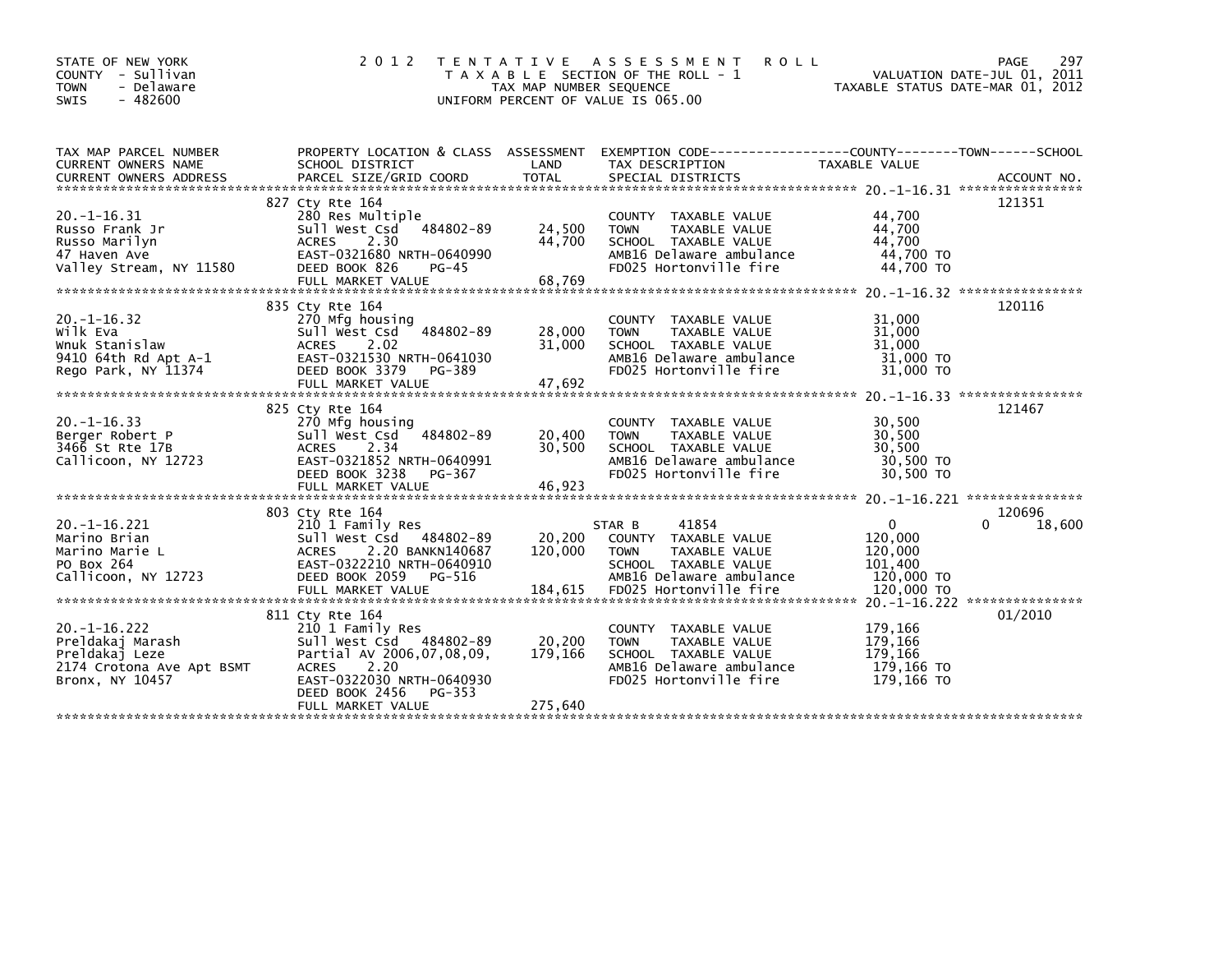STATE OF NEW YORK
COUNTY - Sullivan
TOWN - Delaware
SWIS - 482600

# 2012 TENTATIVE ASSESSMENT ROLL

TAXABLE SECTION OF THE ROLL - 1
TAX MAP NUMBER SEQUENCE
UNIFORM PERCENT OF VALUE IS 065.00

VALUATION DATE-JUL 01, 2011
TAXABLE STATUS DATE-MAR 01, 2012

| TAX MAP PARCEL NUMBER / CURRENT OWNERS NAME / CURRENT OWNERS ADDRESS | PROPERTY LOCATION & CLASS / SCHOOL DISTRICT / PARCEL SIZE/GRID COORD | ASSESSMENT LAND | TOTAL | EXEMPTION CODE / TAX DESCRIPTION / SPECIAL DISTRICTS | COUNTY TAXABLE VALUE | TOWN | SCHOOL | ACCOUNT NO. |
|---|---|---|---|---|---|---|---|---|
| 20.-1-16.31 | 827 Cty Rte 164 | | | | | | | 121351 |
| | 280 Res Multiple | | | COUNTY TAXABLE VALUE | 44,700 | | | |
| Russo Frank Jr | Sull West Csd 484802-89 | 24,500 | | TOWN TAXABLE VALUE | 44,700 | | | |
| Russo Marilyn | ACRES 2.30 | | 44,700 | SCHOOL TAXABLE VALUE | 44,700 | | | |
| 47 Haven Ave | EAST-0321680 NRTH-0640990 | | | AMB16 Delaware ambulance | 44,700 TO | | | |
| Valley Stream, NY 11580 | DEED BOOK 826 PG-45 | | | FD025 Hortonville fire | 44,700 TO | | | |
| | FULL MARKET VALUE | | 68,769 | | | | | |
| 20.-1-16.32 | 835 Cty Rte 164 | | | | | | | 120116 |
| | 270 Mfg housing | | | COUNTY TAXABLE VALUE | 31,000 | | | |
| Wilk Eva | Sull West Csd 484802-89 | 28,000 | | TOWN TAXABLE VALUE | 31,000 | | | |
| Wnuk Stanislaw | ACRES 2.02 | | 31,000 | SCHOOL TAXABLE VALUE | 31,000 | | | |
| 9410 64th Rd Apt A-1 | EAST-0321530 NRTH-0641030 | | | AMB16 Delaware ambulance | 31,000 TO | | | |
| Rego Park, NY 11374 | DEED BOOK 3379 PG-389 | | | FD025 Hortonville fire | 31,000 TO | | | |
| | FULL MARKET VALUE | | 47,692 | | | | | |
| 20.-1-16.33 | 825 Cty Rte 164 | | | | | | | 121467 |
| | 270 Mfg housing | | | COUNTY TAXABLE VALUE | 30,500 | | | |
| Berger Robert P | Sull West Csd 484802-89 | 20,400 | | TOWN TAXABLE VALUE | 30,500 | | | |
| 3466 St Rte 17B | ACRES 2.34 | | 30,500 | SCHOOL TAXABLE VALUE | 30,500 | | | |
| Callicoon, NY 12723 | EAST-0321852 NRTH-0640991 | | | AMB16 Delaware ambulance | 30,500 TO | | | |
| | DEED BOOK 3238 PG-367 | | | FD025 Hortonville fire | 30,500 TO | | | |
| | FULL MARKET VALUE | | 46,923 | | | | | |
| 20.-1-16.221 | 803 Cty Rte 164 | | | | | | | 120696 |
| | 210 1 Family Res | | | STAR B 41854 | 0 | | 0 | 18,600 |
| Marino Brian | Sull West Csd 484802-89 | 20,200 | | COUNTY TAXABLE VALUE | 120,000 | | | |
| Marino Marie L | ACRES 2.20 BANKN140687 | | 120,000 | TOWN TAXABLE VALUE | 120,000 | | | |
| PO Box 264 | EAST-0322210 NRTH-0640910 | | | SCHOOL TAXABLE VALUE | 101,400 | | | |
| Callicoon, NY 12723 | DEED BOOK 2059 PG-516 | | | AMB16 Delaware ambulance | 120,000 TO | | | |
| | FULL MARKET VALUE | | 184,615 | FD025 Hortonville fire | 120,000 TO | | | |
| 20.-1-16.222 | 811 Cty Rte 164 | | | | | | | 01/2010 |
| | 210 1 Family Res | | | COUNTY TAXABLE VALUE | 179,166 | | | |
| Preldakaj Marash | Sull West Csd 484802-89 | 20,200 | | TOWN TAXABLE VALUE | 179,166 | | | |
| Preldakaj Leze | Partial AV 2006,07,08,09, | | 179,166 | SCHOOL TAXABLE VALUE | 179,166 | | | |
| 2174 Crotona Ave Apt BSMT | ACRES 2.20 | | | AMB16 Delaware ambulance | 179,166 TO | | | |
| Bronx, NY 10457 | EAST-0322030 NRTH-0640930 | | | FD025 Hortonville fire | 179,166 TO | | | |
| | DEED BOOK 2456 PG-353 | | | | | | | |
| | FULL MARKET VALUE | | 275,640 | | | | | |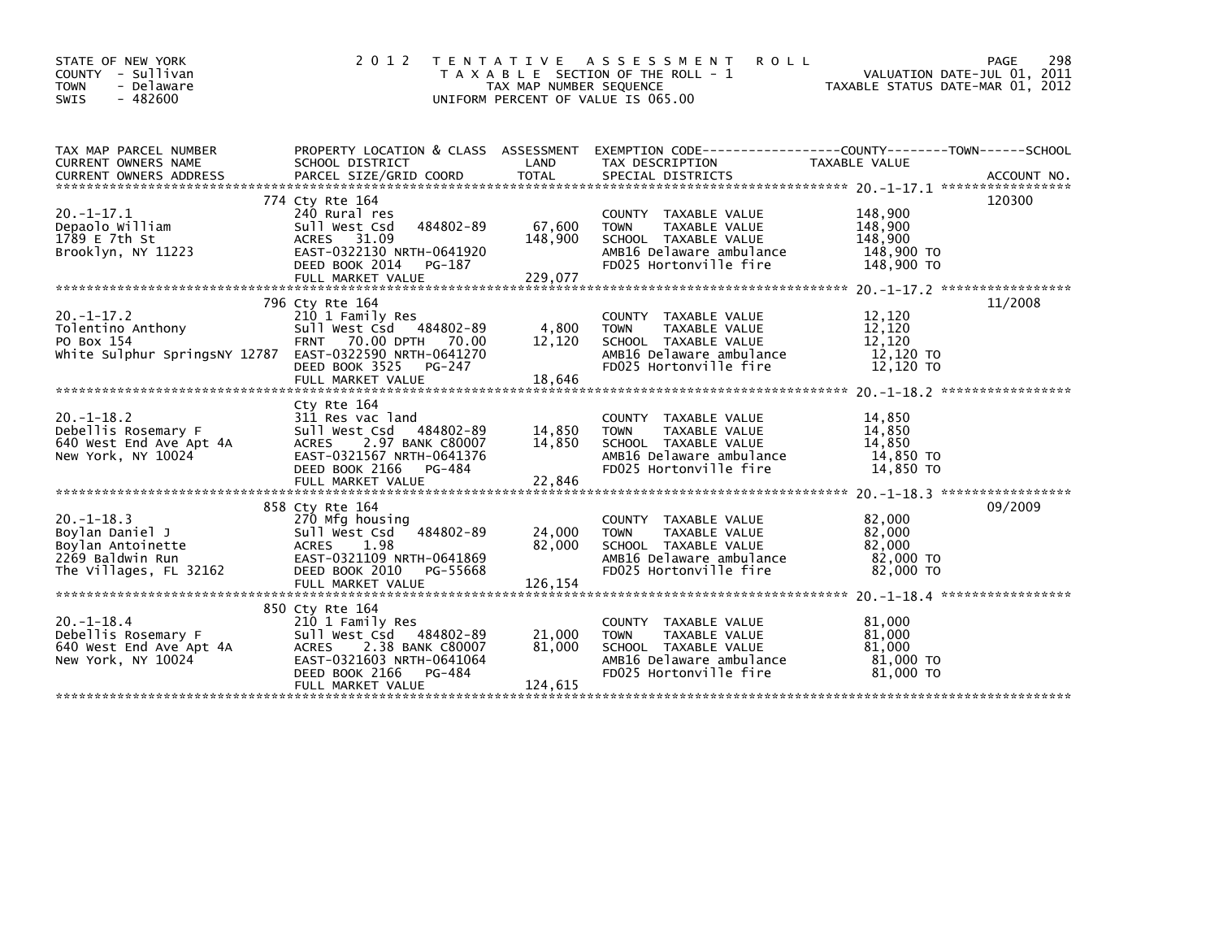STATE OF NEW YORK
COUNTY - Sullivan
TOWN - Delaware
SWIS - 482600

# 2012 TENTATIVE ASSESSMENT ROLL

TAXABLE SECTION OF THE ROLL - 1
TAX MAP NUMBER SEQUENCE
UNIFORM PERCENT OF VALUE IS 065.00

VALUATION DATE-JUL 01, 2011
TAXABLE STATUS DATE-MAR 01, 2012

| TAX MAP PARCEL NUMBER / CURRENT OWNERS NAME / CURRENT OWNERS ADDRESS | PROPERTY LOCATION & CLASS / SCHOOL DISTRICT / PARCEL SIZE/GRID COORD | ASSESSMENT LAND | TOTAL | EXEMPTION CODE / TAX DESCRIPTION / SPECIAL DISTRICTS | TAXABLE VALUE (COUNTY / TOWN / SCHOOL) | ACCOUNT NO. |
|---|---|---|---|---|---|---|
| 20.-1-17.1 | 774 Cty Rte 164 | | | | | 120300 |
| | 240 Rural res | | | COUNTY TAXABLE VALUE | 148,900 | |
| Depaolo William | Sull West Csd 484802-89 | 67,600 | | TOWN TAXABLE VALUE | 148,900 | |
| 1789 E 7th St | ACRES 31.09 | | 148,900 | SCHOOL TAXABLE VALUE | 148,900 | |
| Brooklyn, NY 11223 | EAST-0322130 NRTH-0641920 | | | AMB16 Delaware ambulance | 148,900 TO | |
| | DEED BOOK 2014 PG-187 | | | FD025 Hortonville fire | 148,900 TO | |
| | FULL MARKET VALUE | | 229,077 | | | |
| 20.-1-17.2 | 796 Cty Rte 164 | | | | | 11/2008 |
| | 210 1 Family Res | | | COUNTY TAXABLE VALUE | 12,120 | |
| Tolentino Anthony | Sull West Csd 484802-89 | 4,800 | | TOWN TAXABLE VALUE | 12,120 | |
| PO Box 154 | FRNT 70.00 DPTH 70.00 | | 12,120 | SCHOOL TAXABLE VALUE | 12,120 | |
| White Sulphur SpringsNY 12787 | EAST-0322590 NRTH-0641270 | | | AMB16 Delaware ambulance | 12,120 TO | |
| | DEED BOOK 3525 PG-247 | | | FD025 Hortonville fire | 12,120 TO | |
| | FULL MARKET VALUE | | 18,646 | | | |
| 20.-1-18.2 | Cty Rte 164 | | | | | |
| | 311 Res vac land | | | COUNTY TAXABLE VALUE | 14,850 | |
| Debellis Rosemary F | Sull West Csd 484802-89 | 14,850 | | TOWN TAXABLE VALUE | 14,850 | |
| 640 West End Ave Apt 4A | ACRES 2.97 BANK C80007 | | 14,850 | SCHOOL TAXABLE VALUE | 14,850 | |
| New York, NY 10024 | EAST-0321567 NRTH-0641376 | | | AMB16 Delaware ambulance | 14,850 TO | |
| | DEED BOOK 2166 PG-484 | | | FD025 Hortonville fire | 14,850 TO | |
| | FULL MARKET VALUE | | 22,846 | | | |
| 20.-1-18.3 | 858 Cty Rte 164 | | | | | 09/2009 |
| | 270 Mfg housing | | | COUNTY TAXABLE VALUE | 82,000 | |
| Boylan Daniel J | Sull West Csd 484802-89 | 24,000 | | TOWN TAXABLE VALUE | 82,000 | |
| Boylan Antoinette | ACRES 1.98 | | 82,000 | SCHOOL TAXABLE VALUE | 82,000 | |
| 2269 Baldwin Run | EAST-0321109 NRTH-0641869 | | | AMB16 Delaware ambulance | 82,000 TO | |
| The Villages, FL 32162 | DEED BOOK 2010 PG-55668 | | | FD025 Hortonville fire | 82,000 TO | |
| | FULL MARKET VALUE | | 126,154 | | | |
| 20.-1-18.4 | 850 Cty Rte 164 | | | | | |
| | 210 1 Family Res | | | COUNTY TAXABLE VALUE | 81,000 | |
| Debellis Rosemary F | Sull West Csd 484802-89 | 21,000 | | TOWN TAXABLE VALUE | 81,000 | |
| 640 West End Ave Apt 4A | ACRES 2.38 BANK C80007 | | 81,000 | SCHOOL TAXABLE VALUE | 81,000 | |
| New York, NY 10024 | EAST-0321603 NRTH-0641064 | | | AMB16 Delaware ambulance | 81,000 TO | |
| | DEED BOOK 2166 PG-484 | | | FD025 Hortonville fire | 81,000 TO | |
| | FULL MARKET VALUE | | 124,615 | | | |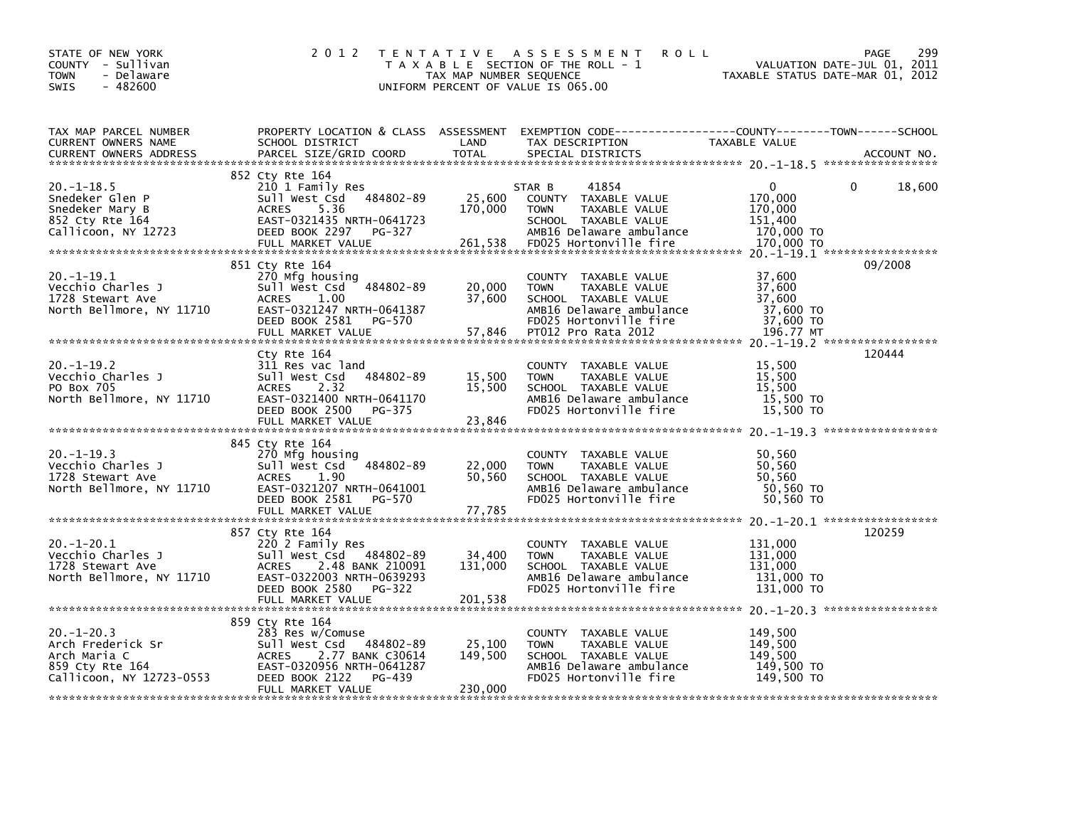STATE OF NEW YORK
COUNTY - Sullivan
TOWN - Delaware
SWIS - 482600

2012 TENTATIVE ASSESSMENT ROLL
TAXABLE SECTION OF THE ROLL - 1
TAX MAP NUMBER SEQUENCE
UNIFORM PERCENT OF VALUE IS 065.00

VALUATION DATE-JUL 01, 2011
TAXABLE STATUS DATE-MAR 01, 2012

| TAX MAP PARCEL NUMBER / CURRENT OWNERS NAME / CURRENT OWNERS ADDRESS | PROPERTY LOCATION & CLASS / SCHOOL DISTRICT / PARCEL SIZE/GRID COORD | ASSESSMENT LAND / TOTAL | EXEMPTION CODE / TAX DESCRIPTION / SPECIAL DISTRICTS | COUNTY / TOWN / SCHOOL TAXABLE VALUE | ACCOUNT NO. |
|---|---|---|---|---|---|
| 20.-1-18.5 | 852 Cty Rte 164 | | | | |
| | 210 1 Family Res | | STAR B 41854 | 0 0 18,600 | |
| Snedeker Glen P | Sull West Csd 484802-89 | 25,600 | COUNTY TAXABLE VALUE | 170,000 | |
| Snedeker Mary B | ACRES 5.36 | 170,000 | TOWN TAXABLE VALUE | 170,000 | |
| 852 Cty Rte 164 | EAST-0321435 NRTH-0641723 | | SCHOOL TAXABLE VALUE | 151,400 | |
| Callicoon, NY 12723 | DEED BOOK 2297 PG-327 | | AMB16 Delaware ambulance | 170,000 TO | |
| | FULL MARKET VALUE | 261,538 | FD025 Hortonville fire | 170,000 TO | |
| 20.-1-19.1 | 851 Cty Rte 164 | | | | 09/2008 |
| | 270 Mfg housing | | COUNTY TAXABLE VALUE | 37,600 | |
| Vecchio Charles J | Sull West Csd 484802-89 | 20,000 | TOWN TAXABLE VALUE | 37,600 | |
| 1728 Stewart Ave | ACRES 1.00 | 37,600 | SCHOOL TAXABLE VALUE | 37,600 | |
| North Bellmore, NY 11710 | EAST-0321247 NRTH-0641387 | | AMB16 Delaware ambulance | 37,600 TO | |
| | DEED BOOK 2581 PG-570 | | FD025 Hortonville fire | 37,600 TO | |
| | FULL MARKET VALUE | 57,846 | PT012 Pro Rata 2012 | 196.77 MT | |
| 20.-1-19.2 | Cty Rte 164 | | | | 120444 |
| | 311 Res vac land | | COUNTY TAXABLE VALUE | 15,500 | |
| Vecchio Charles J | Sull West Csd 484802-89 | 15,500 | TOWN TAXABLE VALUE | 15,500 | |
| PO Box 705 | ACRES 2.32 | 15,500 | SCHOOL TAXABLE VALUE | 15,500 | |
| North Bellmore, NY 11710 | EAST-0321400 NRTH-0641170 | | AMB16 Delaware ambulance | 15,500 TO | |
| | DEED BOOK 2500 PG-375 | | FD025 Hortonville fire | 15,500 TO | |
| | FULL MARKET VALUE | 23,846 | | | |
| 20.-1-19.3 | 845 Cty Rte 164 | | | | |
| | 270 Mfg housing | | COUNTY TAXABLE VALUE | 50,560 | |
| Vecchio Charles J | Sull West Csd 484802-89 | 22,000 | TOWN TAXABLE VALUE | 50,560 | |
| 1728 Stewart Ave | ACRES 1.90 | 50,560 | SCHOOL TAXABLE VALUE | 50,560 | |
| North Bellmore, NY 11710 | EAST-0321207 NRTH-0641001 | | AMB16 Delaware ambulance | 50,560 TO | |
| | DEED BOOK 2581 PG-570 | | FD025 Hortonville fire | 50,560 TO | |
| | FULL MARKET VALUE | 77,785 | | | |
| 20.-1-20.1 | 857 Cty Rte 164 | | | | 120259 |
| | 220 2 Family Res | | COUNTY TAXABLE VALUE | 131,000 | |
| Vecchio Charles J | Sull West Csd 484802-89 | 34,400 | TOWN TAXABLE VALUE | 131,000 | |
| 1728 Stewart Ave | ACRES 2.48 BANK 210091 | 131,000 | SCHOOL TAXABLE VALUE | 131,000 | |
| North Bellmore, NY 11710 | EAST-0322003 NRTH-0639293 | | AMB16 Delaware ambulance | 131,000 TO | |
| | DEED BOOK 2580 PG-322 | | FD025 Hortonville fire | 131,000 TO | |
| | FULL MARKET VALUE | 201,538 | | | |
| 20.-1-20.3 | 859 Cty Rte 164 | | | | |
| | 283 Res w/Comuse | | COUNTY TAXABLE VALUE | 149,500 | |
| Arch Frederick Sr | Sull West Csd 484802-89 | 25,100 | TOWN TAXABLE VALUE | 149,500 | |
| Arch Maria C | ACRES 2.77 BANK C30614 | 149,500 | SCHOOL TAXABLE VALUE | 149,500 | |
| 859 Cty Rte 164 | EAST-0320956 NRTH-0641287 | | AMB16 Delaware ambulance | 149,500 TO | |
| Callicoon, NY 12723-0553 | DEED BOOK 2122 PG-439 | | FD025 Hortonville fire | 149,500 TO | |
| | FULL MARKET VALUE | 230,000 | | | |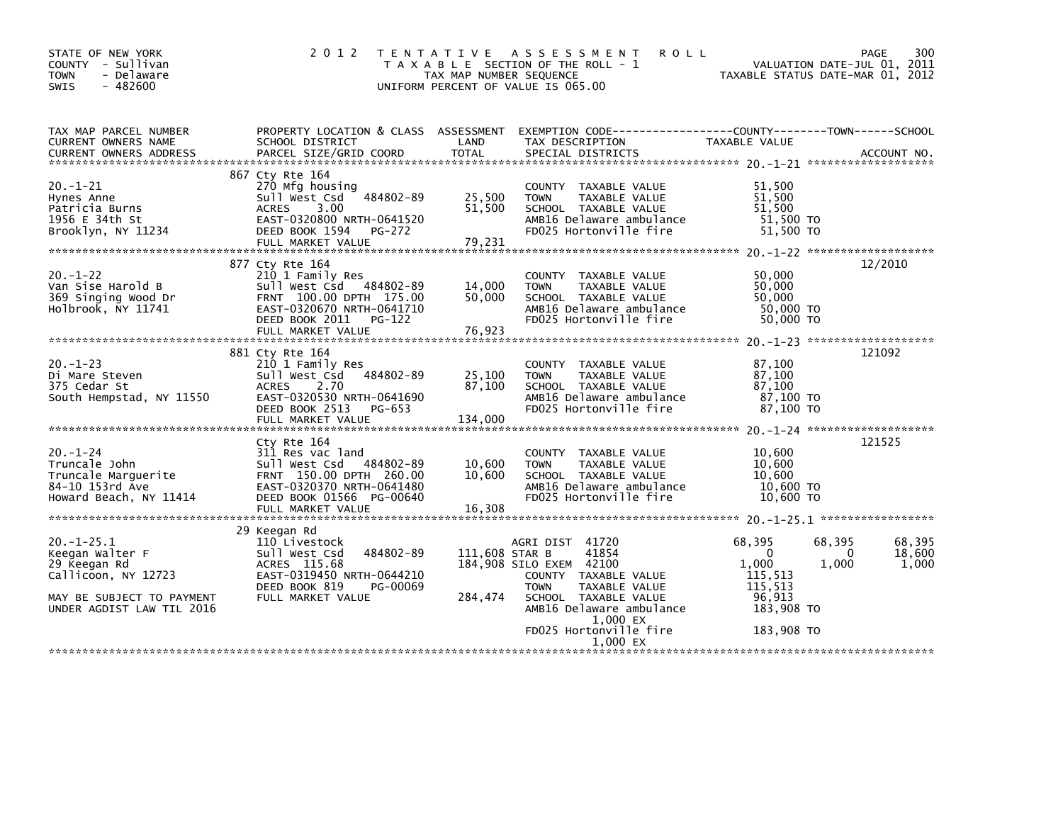STATE OF NEW YORK
COUNTY - Sullivan
TOWN - Delaware
SWIS - 482600

# 2012 TENTATIVE ASSESSMENT ROLL

TAXABLE SECTION OF THE ROLL - 1
TAX MAP NUMBER SEQUENCE
UNIFORM PERCENT OF VALUE IS 065.00

VALUATION DATE-JUL 01, 2011
TAXABLE STATUS DATE-MAR 01, 2012

| TAX MAP PARCEL NUMBER / CURRENT OWNERS NAME / CURRENT OWNERS ADDRESS | PROPERTY LOCATION & CLASS / SCHOOL DISTRICT / PARCEL SIZE/GRID COORD | ASSESSMENT LAND / TOTAL | EXEMPTION CODE / TAX DESCRIPTION / SPECIAL DISTRICTS | COUNTY TAXABLE VALUE | TOWN | SCHOOL | ACCOUNT NO. |
|---|---|---|---|---|---|---|---|
| **20.-1-21** | 867 Cty Rte 164 | | | | | | |
| 20.-1-21 | 270 Mfg housing | | COUNTY TAXABLE VALUE | 51,500 | | | |
| Hynes Anne | Sull West Csd 484802-89 | 25,500 | TOWN TAXABLE VALUE | 51,500 | | | |
| Patricia Burns | ACRES 3.00 | 51,500 | SCHOOL TAXABLE VALUE | 51,500 | | | |
| 1956 E 34th St | EAST-0320800 NRTH-0641520 | | AMB16 Delaware ambulance | 51,500 TO | | | |
| Brooklyn, NY 11234 | DEED BOOK 1594 PG-272 | | FD025 Hortonville fire | 51,500 TO | | | |
| | FULL MARKET VALUE | 79,231 | | | | | |
| **20.-1-22** | 877 Cty Rte 164 | | | | | | 12/2010 |
| 20.-1-22 | 210 1 Family Res | | COUNTY TAXABLE VALUE | 50,000 | | | |
| Van Sise Harold B | Sull West Csd 484802-89 | 14,000 | TOWN TAXABLE VALUE | 50,000 | | | |
| 369 Singing Wood Dr | FRNT 100.00 DPTH 175.00 | 50,000 | SCHOOL TAXABLE VALUE | 50,000 | | | |
| Holbrook, NY 11741 | EAST-0320670 NRTH-0641710 | | AMB16 Delaware ambulance | 50,000 TO | | | |
| | DEED BOOK 2011 PG-122 | | FD025 Hortonville fire | 50,000 TO | | | |
| | FULL MARKET VALUE | 76,923 | | | | | |
| **20.-1-23** | 881 Cty Rte 164 | | | | | | 121092 |
| 20.-1-23 | 210 1 Family Res | | COUNTY TAXABLE VALUE | 87,100 | | | |
| Di Mare Steven | Sull West Csd 484802-89 | 25,100 | TOWN TAXABLE VALUE | 87,100 | | | |
| 375 Cedar St | ACRES 2.70 | 87,100 | SCHOOL TAXABLE VALUE | 87,100 | | | |
| South Hempstad, NY 11550 | EAST-0320530 NRTH-0641690 | | AMB16 Delaware ambulance | 87,100 TO | | | |
| | DEED BOOK 2513 PG-653 | | FD025 Hortonville fire | 87,100 TO | | | |
| | FULL MARKET VALUE | 134,000 | | | | | |
| **20.-1-24** | Cty Rte 164 | | | | | | 121525 |
| 20.-1-24 | 311 Res vac land | | COUNTY TAXABLE VALUE | 10,600 | | | |
| Truncale John | Sull West Csd 484802-89 | 10,600 | TOWN TAXABLE VALUE | 10,600 | | | |
| Truncale Marguerite | FRNT 150.00 DPTH 260.00 | 10,600 | SCHOOL TAXABLE VALUE | 10,600 | | | |
| 84-10 153rd Ave | EAST-0320370 NRTH-0641480 | | AMB16 Delaware ambulance | 10,600 TO | | | |
| Howard Beach, NY 11414 | DEED BOOK 01566 PG-00640 | | FD025 Hortonville fire | 10,600 TO | | | |
| | FULL MARKET VALUE | 16,308 | | | | | |
| **20.-1-25.1** | 29 Keegan Rd | | | | | | |
| 20.-1-25.1 | 110 Livestock | | AGRI DIST 41720 | 68,395 | 68,395 | 68,395 | |
| Keegan Walter F | Sull West Csd 484802-89 | 111,608 | STAR B 41854 | 0 | 0 | 18,600 | |
| 29 Keegan Rd | ACRES 115.68 | 184,908 | SILO EXEM 42100 | 1,000 | 1,000 | 1,000 | |
| Callicoon, NY 12723 | EAST-0319450 NRTH-0644210 | | COUNTY TAXABLE VALUE | 115,513 | | | |
| | DEED BOOK 819 PG-00069 | | TOWN TAXABLE VALUE | 115,513 | | | |
| MAY BE SUBJECT TO PAYMENT | FULL MARKET VALUE | 284,474 | SCHOOL TAXABLE VALUE | 96,913 | | | |
| UNDER AGDIST LAW TIL 2016 | | | AMB16 Delaware ambulance | 183,908 TO | | | |
| | | | 1,000 EX | | | | |
| | | | FD025 Hortonville fire | 183,908 TO | | | |
| | | | 1,000 EX | | | | |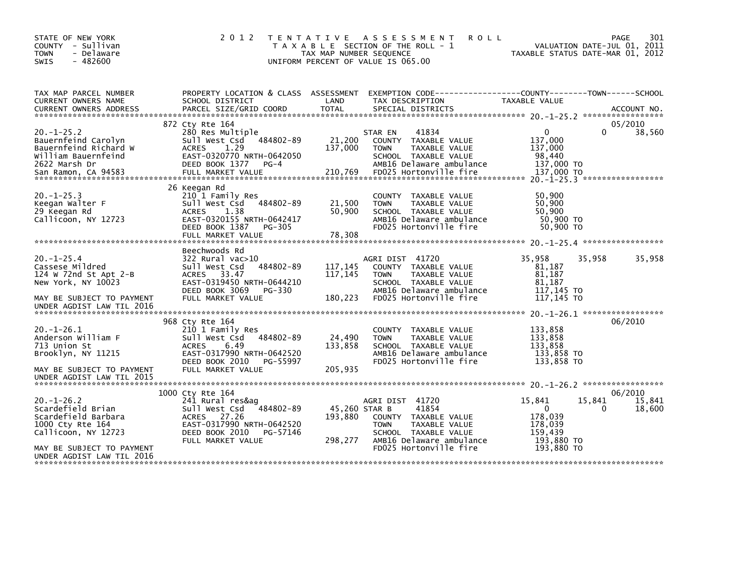STATE OF NEW YORK
COUNTY - Sullivan
TOWN - Delaware
SWIS - 482600

2012 TENTATIVE ASSESSMENT ROLL
TAXABLE SECTION OF THE ROLL - 1
TAX MAP NUMBER SEQUENCE
UNIFORM PERCENT OF VALUE IS 065.00

VALUATION DATE-JUL 01, 2011
TAXABLE STATUS DATE-MAR 01, 2012

| TAX MAP PARCEL NUMBER / CURRENT OWNERS NAME / CURRENT OWNERS ADDRESS | PROPERTY LOCATION & CLASS / SCHOOL DISTRICT / PARCEL SIZE/GRID COORD | ASSESSMENT LAND | TOTAL | EXEMPTION CODE / TAX DESCRIPTION / SPECIAL DISTRICTS | COUNTY TAXABLE VALUE | TOWN | SCHOOL | ACCOUNT NO. |
|---|---|---|---|---|---|---|---|---|
| | 872 Cty Rte 164 | | | | | | | 05/2010 |
| 20.-1-25.2 | 280 Res Multiple | | | STAR EN 41834 | 0 | 0 | 38,560 | |
| Bauernfeind Carolyn | Sull West Csd 484802-89 | 21,200 | | COUNTY TAXABLE VALUE | 137,000 | | | |
| Bauernfeind Richard W | ACRES 1.29 | | 137,000 | TOWN TAXABLE VALUE | 137,000 | | | |
| William Bauernfeind | EAST-0320770 NRTH-0642050 | | | SCHOOL TAXABLE VALUE | 98,440 | | | |
| 2622 Marsh Dr | DEED BOOK 1377 PG-4 | | | AMB16 Delaware ambulance | 137,000 TO | | | |
| San Ramon, CA 94583 | FULL MARKET VALUE | | 210,769 | FD025 Hortonville fire | 137,000 TO | | | |
| | 26 Keegan Rd | | | | | | | |
| 20.-1-25.3 | 210 1 Family Res | | | COUNTY TAXABLE VALUE | 50,900 | | | |
| Keegan Walter F | Sull West Csd 484802-89 | 21,500 | | TOWN TAXABLE VALUE | 50,900 | | | |
| 29 Keegan Rd | ACRES 1.38 | | 50,900 | SCHOOL TAXABLE VALUE | 50,900 | | | |
| Callicoon, NY 12723 | EAST-0320155 NRTH-0642417 | | | AMB16 Delaware ambulance | 50,900 TO | | | |
| | DEED BOOK 1387 PG-305 | | | FD025 Hortonville fire | 50,900 TO | | | |
| | FULL MARKET VALUE | | 78,308 | | | | | |
| | Beechwoods Rd | | | | | | | |
| 20.-1-25.4 | 322 Rural vac>10 | | | AGRI DIST 41720 | 35,958 | 35,958 | 35,958 | |
| Cassese Mildred | Sull West Csd 484802-89 | 117,145 | | COUNTY TAXABLE VALUE | 81,187 | | | |
| 124 W 72nd St Apt 2-B | ACRES 33.47 | | 117,145 | TOWN TAXABLE VALUE | 81,187 | | | |
| New York, NY 10023 | EAST-0319450 NRTH-0644210 | | | SCHOOL TAXABLE VALUE | 81,187 | | | |
| | DEED BOOK 3069 PG-330 | | | AMB16 Delaware ambulance | 117,145 TO | | | |
| MAY BE SUBJECT TO PAYMENT | FULL MARKET VALUE | | 180,223 | FD025 Hortonville fire | 117,145 TO | | | |
| UNDER AGDIST LAW TIL 2016 | | | | | | | | |
| | 968 Cty Rte 164 | | | | | | | 06/2010 |
| 20.-1-26.1 | 210 1 Family Res | | | COUNTY TAXABLE VALUE | 133,858 | | | |
| Anderson William F | Sull West Csd 484802-89 | 24,490 | | TOWN TAXABLE VALUE | 133,858 | | | |
| 713 Union St | ACRES 6.49 | | 133,858 | SCHOOL TAXABLE VALUE | 133,858 | | | |
| Brooklyn, NY 11215 | EAST-0317990 NRTH-0642520 | | | AMB16 Delaware ambulance | 133,858 TO | | | |
| | DEED BOOK 2010 PG-55997 | | | FD025 Hortonville fire | 133,858 TO | | | |
| MAY BE SUBJECT TO PAYMENT | FULL MARKET VALUE | | 205,935 | | | | | |
| UNDER AGDIST LAW TIL 2015 | | | | | | | | |
| | 1000 Cty Rte 164 | | | | | | | 06/2010 |
| 20.-1-26.2 | 241 Rural res&ag | | | AGRI DIST 41720 | 15,841 | 15,841 | 15,841 | |
| Scardefield Brian | Sull West Csd 484802-89 | 45,260 | | STAR B 41854 | 0 | 0 | 18,600 | |
| Scardefield Barbara | ACRES 27.26 | | 193,880 | COUNTY TAXABLE VALUE | 178,039 | | | |
| 1000 Cty Rte 164 | EAST-0317990 NRTH-0642520 | | | TOWN TAXABLE VALUE | 178,039 | | | |
| Callicoon, NY 12723 | DEED BOOK 2010 PG-57146 | | | SCHOOL TAXABLE VALUE | 159,439 | | | |
| | FULL MARKET VALUE | | 298,277 | AMB16 Delaware ambulance | 193,880 TO | | | |
| MAY BE SUBJECT TO PAYMENT | | | | FD025 Hortonville fire | 193,880 TO | | | |
| UNDER AGDIST LAW TIL 2016 | | | | | | | | |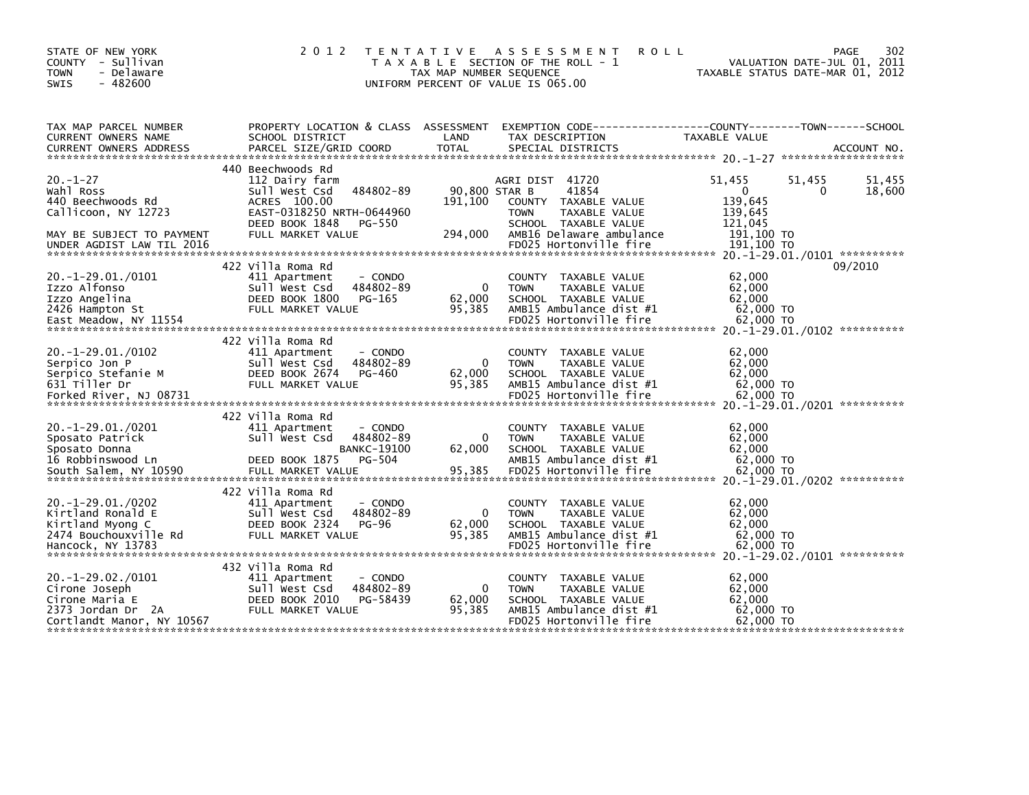STATE OF NEW YORK
COUNTY - Sullivan
TOWN - Delaware
SWIS - 482600

2 0 1 2 T E N T A T I V E A S S E S S M E N T R O L L
T A X A B L E SECTION OF THE ROLL - 1
TAX MAP NUMBER SEQUENCE
UNIFORM PERCENT OF VALUE IS 065.00

VALUATION DATE-JUL 01, 2011
TAXABLE STATUS DATE-MAR 01, 2012

| TAX MAP PARCEL NUMBER / CURRENT OWNERS NAME / CURRENT OWNERS ADDRESS | PROPERTY LOCATION & CLASS / SCHOOL DISTRICT / PARCEL SIZE/GRID COORD | ASSESSMENT LAND / TOTAL | EXEMPTION CODE / TAX DESCRIPTION / SPECIAL DISTRICTS | COUNTY TAXABLE VALUE | TOWN | SCHOOL |
|---|---|---|---|---|---|---|
| **20.-1-27** | 440 Beechwoods Rd | | | | | |
| 20.-1-27 | 112 Dairy farm | | AGRI DIST 41720 | 51,455 | 51,455 | 51,455 |
| Wahl Ross | Sull West Csd 484802-89 | 90,800 | STAR B 41854 | 0 | 0 | 18,600 |
| 440 Beechwoods Rd | ACRES 100.00 | 191,100 | COUNTY TAXABLE VALUE | 139,645 | | |
| Callicoon, NY 12723 | EAST-0318250 NRTH-0644960 | | TOWN TAXABLE VALUE | 139,645 | | |
| | DEED BOOK 1848 PG-550 | | SCHOOL TAXABLE VALUE | 121,045 | | |
| MAY BE SUBJECT TO PAYMENT | FULL MARKET VALUE | 294,000 | AMB16 Delaware ambulance | 191,100 TO | | |
| UNDER AGDIST LAW TIL 2016 | | | FD025 Hortonville fire | 191,100 TO | | |
| **20.-1-29.01./0101** | 422 Villa Roma Rd | | | | | 09/2010 |
| 20.-1-29.01./0101 | 411 Apartment - CONDO | | COUNTY TAXABLE VALUE | 62,000 | | |
| Izzo Alfonso | Sull West Csd 484802-89 | 0 | TOWN TAXABLE VALUE | 62,000 | | |
| Izzo Angelina | DEED BOOK 1800 PG-165 | 62,000 | SCHOOL TAXABLE VALUE | 62,000 | | |
| 2426 Hampton St | FULL MARKET VALUE | 95,385 | AMB15 Ambulance dist #1 | 62,000 TO | | |
| East Meadow, NY 11554 | | | FD025 Hortonville fire | 62,000 TO | | |
| **20.-1-29.01./0102** | 422 Villa Roma Rd | | | | | |
| 20.-1-29.01./0102 | 411 Apartment - CONDO | | COUNTY TAXABLE VALUE | 62,000 | | |
| Serpico Jon P | Sull West Csd 484802-89 | 0 | TOWN TAXABLE VALUE | 62,000 | | |
| Serpico Stefanie M | DEED BOOK 2674 PG-460 | 62,000 | SCHOOL TAXABLE VALUE | 62,000 | | |
| 631 Tiller Dr | FULL MARKET VALUE | 95,385 | AMB15 Ambulance dist #1 | 62,000 TO | | |
| Forked River, NJ 08731 | | | FD025 Hortonville fire | 62,000 TO | | |
| **20.-1-29.01./0201** | 422 Villa Roma Rd | | | | | |
| 20.-1-29.01./0201 | 411 Apartment - CONDO | | COUNTY TAXABLE VALUE | 62,000 | | |
| Sposato Patrick | Sull West Csd 484802-89 | 0 | TOWN TAXABLE VALUE | 62,000 | | |
| Sposato Donna | BANKC-19100 | 62,000 | SCHOOL TAXABLE VALUE | 62,000 | | |
| 16 Robbinswood Ln | DEED BOOK 1875 PG-504 | | AMB15 Ambulance dist #1 | 62,000 TO | | |
| South Salem, NY 10590 | FULL MARKET VALUE | 95,385 | FD025 Hortonville fire | 62,000 TO | | |
| **20.-1-29.01./0202** | 422 Villa Roma Rd | | | | | |
| 20.-1-29.01./0202 | 411 Apartment - CONDO | | COUNTY TAXABLE VALUE | 62,000 | | |
| Kirtland Ronald E | Sull West Csd 484802-89 | 0 | TOWN TAXABLE VALUE | 62,000 | | |
| Kirtland Myong C | DEED BOOK 2324 PG-96 | 62,000 | SCHOOL TAXABLE VALUE | 62,000 | | |
| 2474 Bouchouxville Rd | FULL MARKET VALUE | 95,385 | AMB15 Ambulance dist #1 | 62,000 TO | | |
| Hancock, NY 13783 | | | FD025 Hortonville fire | 62,000 TO | | |
| **20.-1-29.02./0101** | 432 Villa Roma Rd | | | | | |
| 20.-1-29.02./0101 | 411 Apartment - CONDO | | COUNTY TAXABLE VALUE | 62,000 | | |
| Cirone Joseph | Sull West Csd 484802-89 | 0 | TOWN TAXABLE VALUE | 62,000 | | |
| Cirone Maria E | DEED BOOK 2010 PG-58439 | 62,000 | SCHOOL TAXABLE VALUE | 62,000 | | |
| 2373 Jordan Dr 2A | FULL MARKET VALUE | 95,385 | AMB15 Ambulance dist #1 | 62,000 TO | | |
| Cortlandt Manor, NY 10567 | | | FD025 Hortonville fire | 62,000 TO | | |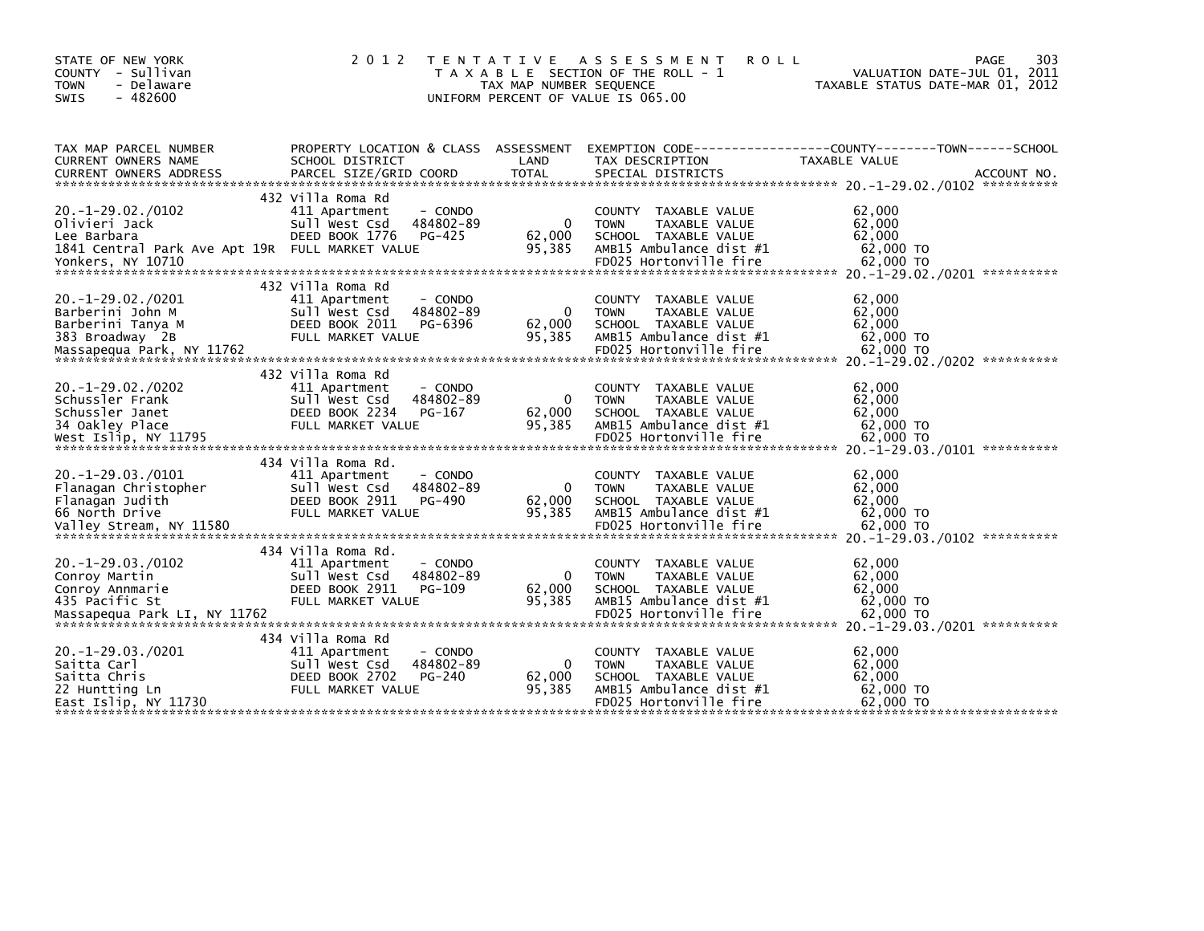STATE OF NEW YORK
COUNTY - Sullivan
TOWN - Delaware
SWIS - 482600

2012 TENTATIVE ASSESSMENT ROLL
TAXABLE SECTION OF THE ROLL - 1
TAX MAP NUMBER SEQUENCE
UNIFORM PERCENT OF VALUE IS 065.00

VALUATION DATE-JUL 01, 2011
TAXABLE STATUS DATE-MAR 01, 2012

| TAX MAP PARCEL NUMBER / CURRENT OWNERS NAME / CURRENT OWNERS ADDRESS | PROPERTY LOCATION & CLASS / SCHOOL DISTRICT / PARCEL SIZE/GRID COORD | ASSESSMENT LAND | TOTAL | EXEMPTION CODE / TAX DESCRIPTION / SPECIAL DISTRICTS | TAXABLE VALUE (COUNTY / TOWN / SCHOOL) | ACCOUNT NO. |
|---|---|---|---|---|---|---|
| 20.-1-29.02./0102 | 432 Villa Roma Rd | | | | | |
| | 411 Apartment - CONDO | | | COUNTY TAXABLE VALUE | 62,000 | |
| Olivieri Jack | Sull West Csd 484802-89 | 0 | | TOWN TAXABLE VALUE | 62,000 | |
| Lee Barbara | DEED BOOK 1776 PG-425 | | 62,000 | SCHOOL TAXABLE VALUE | 62,000 | |
| 1841 Central Park Ave Apt 19R | FULL MARKET VALUE | | 95,385 | AMB15 Ambulance dist #1 | 62,000 TO | |
| Yonkers, NY 10710 | | | | FD025 Hortonville fire | 62,000 TO | |
| 20.-1-29.02./0201 | 432 Villa Roma Rd | | | | | |
| | 411 Apartment - CONDO | | | COUNTY TAXABLE VALUE | 62,000 | |
| Barberini John M | Sull West Csd 484802-89 | 0 | | TOWN TAXABLE VALUE | 62,000 | |
| Barberini Tanya M | DEED BOOK 2011 PG-6396 | | 62,000 | SCHOOL TAXABLE VALUE | 62,000 | |
| 383 Broadway 2B | FULL MARKET VALUE | | 95,385 | AMB15 Ambulance dist #1 | 62,000 TO | |
| Massapequa Park, NY 11762 | | | | FD025 Hortonville fire | 62,000 TO | |
| 20.-1-29.02./0202 | 432 Villa Roma Rd | | | | | |
| | 411 Apartment - CONDO | | | COUNTY TAXABLE VALUE | 62,000 | |
| Schussler Frank | Sull West Csd 484802-89 | 0 | | TOWN TAXABLE VALUE | 62,000 | |
| Schussler Janet | DEED BOOK 2234 PG-167 | | 62,000 | SCHOOL TAXABLE VALUE | 62,000 | |
| 34 Oakley Place | FULL MARKET VALUE | | 95,385 | AMB15 Ambulance dist #1 | 62,000 TO | |
| West Islip, NY 11795 | | | | FD025 Hortonville fire | 62,000 TO | |
| 20.-1-29.03./0101 | 434 Villa Roma Rd. | | | | | |
| | 411 Apartment - CONDO | | | COUNTY TAXABLE VALUE | 62,000 | |
| Flanagan Christopher | Sull West Csd 484802-89 | 0 | | TOWN TAXABLE VALUE | 62,000 | |
| Flanagan Judith | DEED BOOK 2911 PG-490 | | 62,000 | SCHOOL TAXABLE VALUE | 62,000 | |
| 66 North Drive | FULL MARKET VALUE | | 95,385 | AMB15 Ambulance dist #1 | 62,000 TO | |
| Valley Stream, NY 11580 | | | | FD025 Hortonville fire | 62,000 TO | |
| 20.-1-29.03./0102 | 434 Villa Roma Rd. | | | | | |
| | 411 Apartment - CONDO | | | COUNTY TAXABLE VALUE | 62,000 | |
| Conroy Martin | Sull West Csd 484802-89 | 0 | | TOWN TAXABLE VALUE | 62,000 | |
| Conroy Annmarie | DEED BOOK 2911 PG-109 | | 62,000 | SCHOOL TAXABLE VALUE | 62,000 | |
| 435 Pacific St | FULL MARKET VALUE | | 95,385 | AMB15 Ambulance dist #1 | 62,000 TO | |
| Massapequa Park LI, NY 11762 | | | | FD025 Hortonville fire | 62,000 TO | |
| 20.-1-29.03./0201 | 434 Villa Roma Rd | | | | | |
| | 411 Apartment - CONDO | | | COUNTY TAXABLE VALUE | 62,000 | |
| Saitta Carl | Sull West Csd 484802-89 | 0 | | TOWN TAXABLE VALUE | 62,000 | |
| Saitta Chris | DEED BOOK 2702 PG-240 | | 62,000 | SCHOOL TAXABLE VALUE | 62,000 | |
| 22 Huntting Ln | FULL MARKET VALUE | | 95,385 | AMB15 Ambulance dist #1 | 62,000 TO | |
| East Islip, NY 11730 | | | | FD025 Hortonville fire | 62,000 TO | |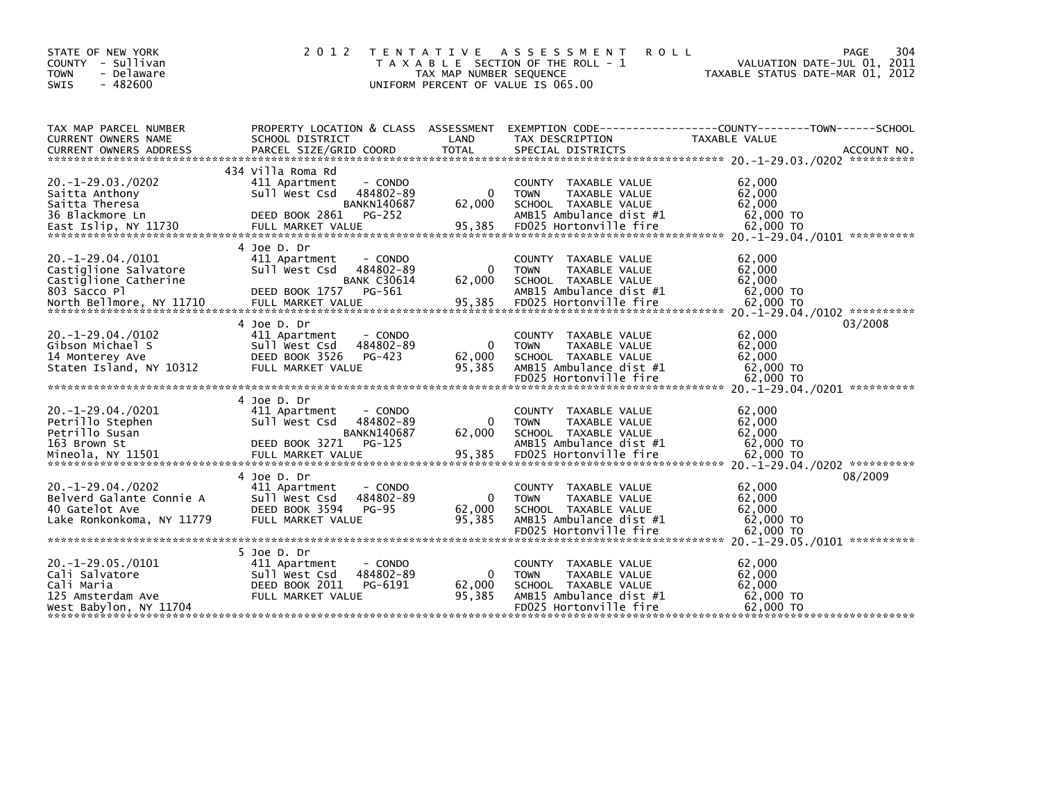STATE OF NEW YORK
COUNTY - Sullivan
TOWN - Delaware
SWIS - 482600

2012 TENTATIVE ASSESSMENT ROLL
TAXABLE SECTION OF THE ROLL - 1
TAX MAP NUMBER SEQUENCE
UNIFORM PERCENT OF VALUE IS 065.00

VALUATION DATE-JUL 01, 2011
TAXABLE STATUS DATE-MAR 01, 2012

| TAX MAP PARCEL NUMBER / CURRENT OWNERS NAME / CURRENT OWNERS ADDRESS | PROPERTY LOCATION & CLASS / SCHOOL DISTRICT / PARCEL SIZE/GRID COORD | ASSESSMENT LAND / TOTAL | EXEMPTION CODE / TAX DESCRIPTION / SPECIAL DISTRICTS | TAXABLE VALUE | ACCOUNT NO. |
|---|---|---|---|---|---|
| 20.-1-29.03./0202 | 434 Villa Roma Rd | | | | |
| 20.-1-29.03./0202 | 411 Apartment - CONDO | | COUNTY TAXABLE VALUE | 62,000 | |
| Saitta Anthony | Sull West Csd 484802-89 | 0 | TOWN TAXABLE VALUE | 62,000 | |
| Saitta Theresa | BANKN140687 | 62,000 | SCHOOL TAXABLE VALUE | 62,000 | |
| 36 Blackmore Ln | DEED BOOK 2861 PG-252 | | AMB15 Ambulance dist #1 | 62,000 TO | |
| East Islip, NY 11730 | FULL MARKET VALUE | 95,385 | FD025 Hortonville fire | 62,000 TO | |
| 20.-1-29.04./0101 | 4 Joe D. Dr | | | | |
| 20.-1-29.04./0101 | 411 Apartment - CONDO | | COUNTY TAXABLE VALUE | 62,000 | |
| Castiglione Salvatore | Sull West Csd 484802-89 | 0 | TOWN TAXABLE VALUE | 62,000 | |
| Castiglione Catherine | BANK C30614 | 62,000 | SCHOOL TAXABLE VALUE | 62,000 | |
| 803 Sacco Pl | DEED BOOK 1757 PG-561 | | AMB15 Ambulance dist #1 | 62,000 TO | |
| North Bellmore, NY 11710 | FULL MARKET VALUE | 95,385 | FD025 Hortonville fire | 62,000 TO | |
| 20.-1-29.04./0102 | 4 Joe D. Dr | | | | 03/2008 |
| 20.-1-29.04./0102 | 411 Apartment - CONDO | | COUNTY TAXABLE VALUE | 62,000 | |
| Gibson Michael S | Sull West Csd 484802-89 | 0 | TOWN TAXABLE VALUE | 62,000 | |
| 14 Monterey Ave | DEED BOOK 3526 PG-423 | 62,000 | SCHOOL TAXABLE VALUE | 62,000 | |
| Staten Island, NY 10312 | FULL MARKET VALUE | 95,385 | AMB15 Ambulance dist #1 | 62,000 TO | |
| | | | FD025 Hortonville fire | 62,000 TO | |
| 20.-1-29.04./0201 | 4 Joe D. Dr | | | | |
| 20.-1-29.04./0201 | 411 Apartment - CONDO | | COUNTY TAXABLE VALUE | 62,000 | |
| Petrillo Stephen | Sull West Csd 484802-89 | 0 | TOWN TAXABLE VALUE | 62,000 | |
| Petrillo Susan | BANKN140687 | 62,000 | SCHOOL TAXABLE VALUE | 62,000 | |
| 163 Brown St | DEED BOOK 3271 PG-125 | | AMB15 Ambulance dist #1 | 62,000 TO | |
| Mineola, NY 11501 | FULL MARKET VALUE | 95,385 | FD025 Hortonville fire | 62,000 TO | |
| 20.-1-29.04./0202 | 4 Joe D. Dr | | | | 08/2009 |
| 20.-1-29.04./0202 | 411 Apartment - CONDO | | COUNTY TAXABLE VALUE | 62,000 | |
| Belverd Galante Connie A | Sull West Csd 484802-89 | 0 | TOWN TAXABLE VALUE | 62,000 | |
| 40 Gatelot Ave | DEED BOOK 3594 PG-95 | 62,000 | SCHOOL TAXABLE VALUE | 62,000 | |
| Lake Ronkonkoma, NY 11779 | FULL MARKET VALUE | 95,385 | AMB15 Ambulance dist #1 | 62,000 TO | |
| | | | FD025 Hortonville fire | 62,000 TO | |
| 20.-1-29.05./0101 | 5 Joe D. Dr | | | | |
| 20.-1-29.05./0101 | 411 Apartment - CONDO | | COUNTY TAXABLE VALUE | 62,000 | |
| Cali Salvatore | Sull West Csd 484802-89 | 0 | TOWN TAXABLE VALUE | 62,000 | |
| Cali Maria | DEED BOOK 2011 PG-6191 | 62,000 | SCHOOL TAXABLE VALUE | 62,000 | |
| 125 Amsterdam Ave | FULL MARKET VALUE | 95,385 | AMB15 Ambulance dist #1 | 62,000 TO | |
| West Babylon, NY 11704 | | | FD025 Hortonville fire | 62,000 TO | |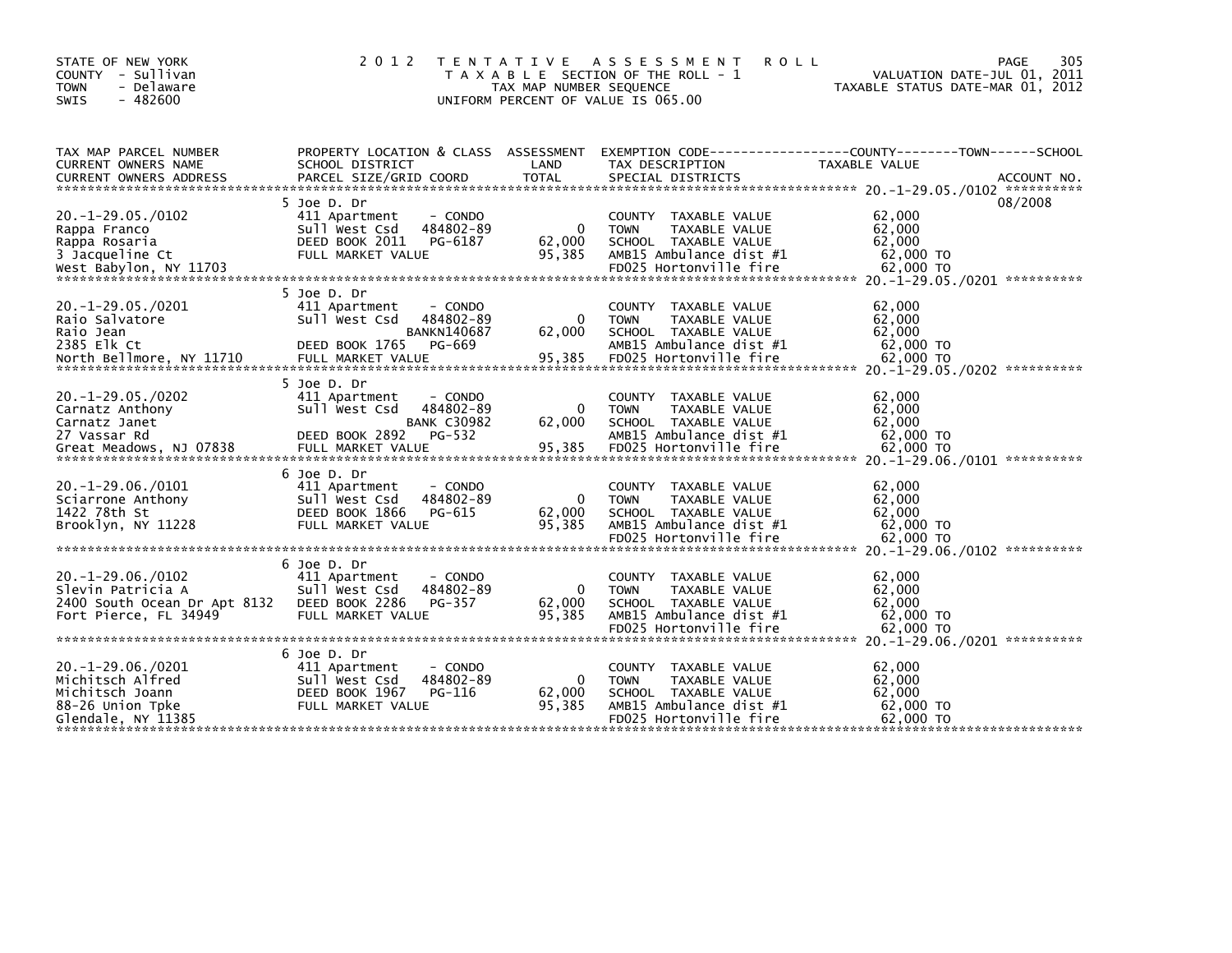STATE OF NEW YORK
COUNTY - Sullivan
TOWN - Delaware
SWIS - 482600

# 2012 TENTATIVE ASSESSMENT ROLL

TAXABLE SECTION OF THE ROLL - 1
TAX MAP NUMBER SEQUENCE
UNIFORM PERCENT OF VALUE IS 065.00

VALUATION DATE-JUL 01, 2011
TAXABLE STATUS DATE-MAR 01, 2012

| TAX MAP PARCEL NUMBER / CURRENT OWNERS NAME / CURRENT OWNERS ADDRESS | PROPERTY LOCATION & CLASS / SCHOOL DISTRICT / PARCEL SIZE/GRID COORD | ASSESSMENT LAND | TOTAL | EXEMPTION CODE / TAX DESCRIPTION / SPECIAL DISTRICTS | TAXABLE VALUE (COUNTY / TOWN / SCHOOL) | ACCOUNT NO. |
|---|---|---|---|---|---|---|
| 20.-1-29.05./0102 | 5 Joe D. Dr | | | | | 08/2008 |
| Rappa Franco | 411 Apartment - CONDO | | | COUNTY TAXABLE VALUE | 62,000 | |
| Rappa Rosaria | Sull West Csd 484802-89 | 0 | | TOWN TAXABLE VALUE | 62,000 | |
| 3 Jacqueline Ct | DEED BOOK 2011 PG-6187 | | 62,000 | SCHOOL TAXABLE VALUE | 62,000 | |
| West Babylon, NY 11703 | FULL MARKET VALUE | | 95,385 | AMB15 Ambulance dist #1 | 62,000 TO | |
| | | | | FD025 Hortonville fire | 62,000 TO | |
| 20.-1-29.05./0201 | 5 Joe D. Dr | | | | | |
| Raio Salvatore | 411 Apartment - CONDO | | | COUNTY TAXABLE VALUE | 62,000 | |
| Raio Jean | Sull West Csd 484802-89 | 0 | | TOWN TAXABLE VALUE | 62,000 | |
| 2385 Elk Ct | BANKN140687 | | 62,000 | SCHOOL TAXABLE VALUE | 62,000 | |
| North Bellmore, NY 11710 | DEED BOOK 1765 PG-669 | | | AMB15 Ambulance dist #1 | 62,000 TO | |
| | FULL MARKET VALUE | | 95,385 | FD025 Hortonville fire | 62,000 TO | |
| 20.-1-29.05./0202 | 5 Joe D. Dr | | | | | |
| Carnatz Anthony | 411 Apartment - CONDO | | | COUNTY TAXABLE VALUE | 62,000 | |
| Carnatz Janet | Sull West Csd 484802-89 | 0 | | TOWN TAXABLE VALUE | 62,000 | |
| 27 Vassar Rd | BANK C30982 | | 62,000 | SCHOOL TAXABLE VALUE | 62,000 | |
| Great Meadows, NJ 07838 | DEED BOOK 2892 PG-532 | | | AMB15 Ambulance dist #1 | 62,000 TO | |
| | FULL MARKET VALUE | | 95,385 | FD025 Hortonville fire | 62,000 TO | |
| 20.-1-29.06./0101 | 6 Joe D. Dr | | | | | |
| Sciarrone Anthony | 411 Apartment - CONDO | | | COUNTY TAXABLE VALUE | 62,000 | |
| 1422 78th St | Sull West Csd 484802-89 | 0 | | TOWN TAXABLE VALUE | 62,000 | |
| Brooklyn, NY 11228 | DEED BOOK 1866 PG-615 | | 62,000 | SCHOOL TAXABLE VALUE | 62,000 | |
| | FULL MARKET VALUE | | 95,385 | AMB15 Ambulance dist #1 | 62,000 TO | |
| | | | | FD025 Hortonville fire | 62,000 TO | |
| 20.-1-29.06./0102 | 6 Joe D. Dr | | | | | |
| Slevin Patricia A | 411 Apartment - CONDO | | | COUNTY TAXABLE VALUE | 62,000 | |
| 2400 South Ocean Dr Apt 8132 | Sull West Csd 484802-89 | 0 | | TOWN TAXABLE VALUE | 62,000 | |
| Fort Pierce, FL 34949 | DEED BOOK 2286 PG-357 | | 62,000 | SCHOOL TAXABLE VALUE | 62,000 | |
| | FULL MARKET VALUE | | 95,385 | AMB15 Ambulance dist #1 | 62,000 TO | |
| | | | | FD025 Hortonville fire | 62,000 TO | |
| 20.-1-29.06./0201 | 6 Joe D. Dr | | | | | |
| Michitsch Alfred | 411 Apartment - CONDO | | | COUNTY TAXABLE VALUE | 62,000 | |
| Michitsch Joann | Sull West Csd 484802-89 | 0 | | TOWN TAXABLE VALUE | 62,000 | |
| 88-26 Union Tpke | DEED BOOK 1967 PG-116 | | 62,000 | SCHOOL TAXABLE VALUE | 62,000 | |
| Glendale, NY 11385 | FULL MARKET VALUE | | 95,385 | AMB15 Ambulance dist #1 | 62,000 TO | |
| | | | | FD025 Hortonville fire | 62,000 TO | |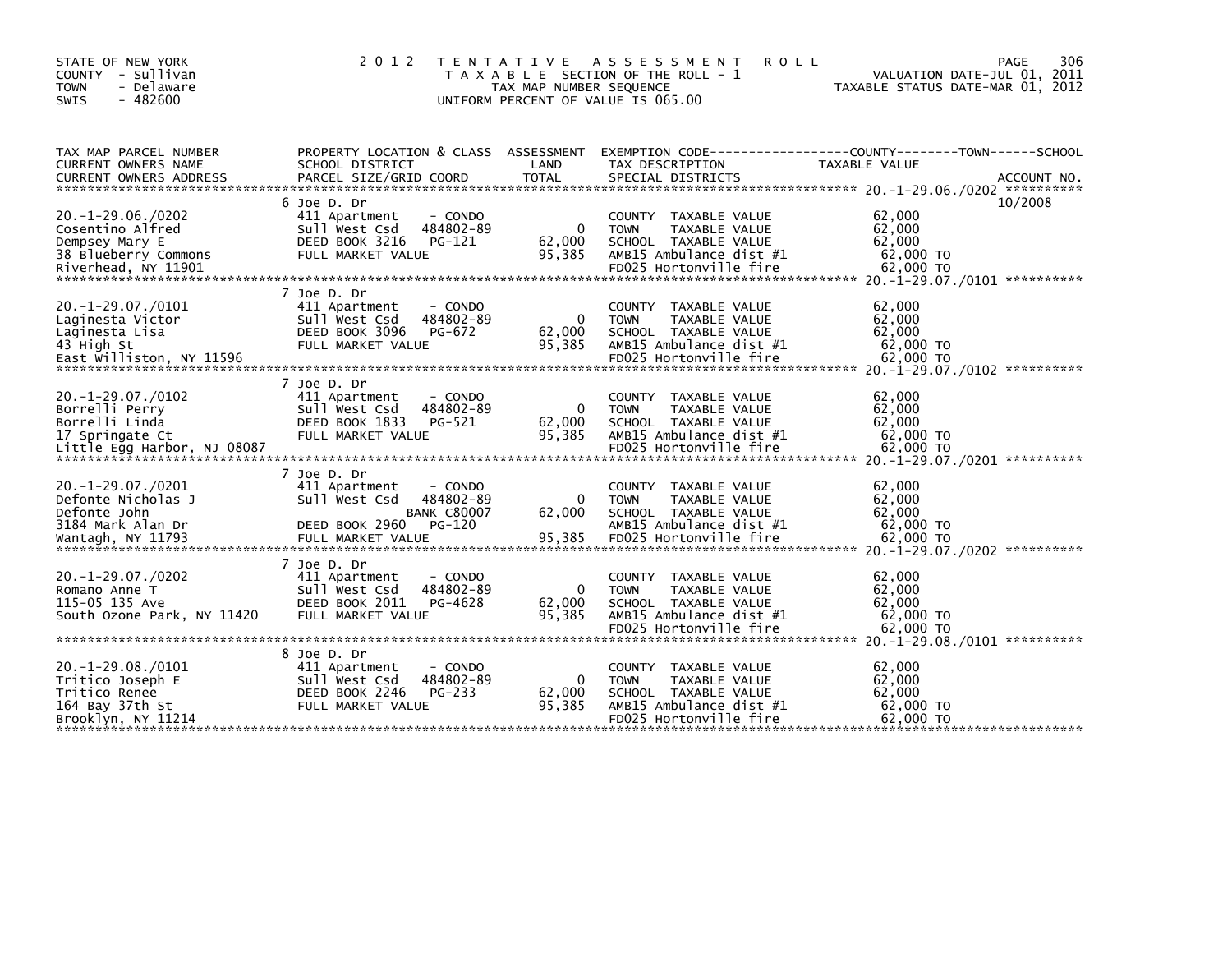STATE OF NEW YORK
COUNTY - Sullivan
TOWN - Delaware
SWIS - 482600

2012 TENTATIVE ASSESSMENT ROLL
TAXABLE SECTION OF THE ROLL - 1
TAX MAP NUMBER SEQUENCE
UNIFORM PERCENT OF VALUE IS 065.00

VALUATION DATE-JUL 01, 2011
TAXABLE STATUS DATE-MAR 01, 2012

| TAX MAP PARCEL NUMBER / CURRENT OWNERS NAME / CURRENT OWNERS ADDRESS | PROPERTY LOCATION & CLASS / SCHOOL DISTRICT / PARCEL SIZE/GRID COORD | ASSESSMENT LAND / TOTAL | EXEMPTION CODE / TAX DESCRIPTION / SPECIAL DISTRICTS | TAXABLE VALUE (COUNTY / TOWN / SCHOOL) | ACCOUNT NO. |
|---|---|---|---|---|---|
| 20.-1-29.06./0202 | 6 Joe D. Dr | | | | 10/2008 |
| Cosentino Alfred | 411 Apartment - CONDO | | COUNTY TAXABLE VALUE | 62,000 | |
| Dempsey Mary E | Sull West Csd 484802-89 | 0 | TOWN TAXABLE VALUE | 62,000 | |
| 38 Blueberry Commons | DEED BOOK 3216 PG-121 | 62,000 | SCHOOL TAXABLE VALUE | 62,000 | |
| Riverhead, NY 11901 | FULL MARKET VALUE | 95,385 | AMB15 Ambulance dist #1 | 62,000 TO | |
| | | | FD025 Hortonville fire | 62,000 TO | |
| 20.-1-29.07./0101 | 7 Joe D. Dr | | | | |
| Laginesta Victor | 411 Apartment - CONDO | | COUNTY TAXABLE VALUE | 62,000 | |
| Laginesta Lisa | Sull West Csd 484802-89 | 0 | TOWN TAXABLE VALUE | 62,000 | |
| 43 High St | DEED BOOK 3096 PG-672 | 62,000 | SCHOOL TAXABLE VALUE | 62,000 | |
| East Williston, NY 11596 | FULL MARKET VALUE | 95,385 | AMB15 Ambulance dist #1 | 62,000 TO | |
| | | | FD025 Hortonville fire | 62,000 TO | |
| 20.-1-29.07./0102 | 7 Joe D. Dr | | | | |
| Borrelli Perry | 411 Apartment - CONDO | | COUNTY TAXABLE VALUE | 62,000 | |
| Borrelli Linda | Sull West Csd 484802-89 | 0 | TOWN TAXABLE VALUE | 62,000 | |
| 17 Springate Ct | DEED BOOK 1833 PG-521 | 62,000 | SCHOOL TAXABLE VALUE | 62,000 | |
| Little Egg Harbor, NJ 08087 | FULL MARKET VALUE | 95,385 | AMB15 Ambulance dist #1 | 62,000 TO | |
| | | | FD025 Hortonville fire | 62,000 TO | |
| 20.-1-29.07./0201 | 7 Joe D. Dr | | | | |
| Defonte Nicholas J | 411 Apartment - CONDO | | COUNTY TAXABLE VALUE | 62,000 | |
| Defonte John | Sull West Csd 484802-89 | 0 | TOWN TAXABLE VALUE | 62,000 | |
| 3184 Mark Alan Dr | BANK C80007 | 62,000 | SCHOOL TAXABLE VALUE | 62,000 | |
| Wantagh, NY 11793 | DEED BOOK 2960 PG-120 | | AMB15 Ambulance dist #1 | 62,000 TO | |
| | FULL MARKET VALUE | 95,385 | FD025 Hortonville fire | 62,000 TO | |
| 20.-1-29.07./0202 | 7 Joe D. Dr | | | | |
| Romano Anne T | 411 Apartment - CONDO | | COUNTY TAXABLE VALUE | 62,000 | |
| 115-05 135 Ave | Sull West Csd 484802-89 | 0 | TOWN TAXABLE VALUE | 62,000 | |
| South Ozone Park, NY 11420 | DEED BOOK 2011 PG-4628 | 62,000 | SCHOOL TAXABLE VALUE | 62,000 | |
| | FULL MARKET VALUE | 95,385 | AMB15 Ambulance dist #1 | 62,000 TO | |
| | | | FD025 Hortonville fire | 62,000 TO | |
| 20.-1-29.08./0101 | 8 Joe D. Dr | | | | |
| Tritico Joseph E | 411 Apartment - CONDO | | COUNTY TAXABLE VALUE | 62,000 | |
| Tritico Renee | Sull West Csd 484802-89 | 0 | TOWN TAXABLE VALUE | 62,000 | |
| 164 Bay 37th St | DEED BOOK 2246 PG-233 | 62,000 | SCHOOL TAXABLE VALUE | 62,000 | |
| Brooklyn, NY 11214 | FULL MARKET VALUE | 95,385 | AMB15 Ambulance dist #1 | 62,000 TO | |
| | | | FD025 Hortonville fire | 62,000 TO | |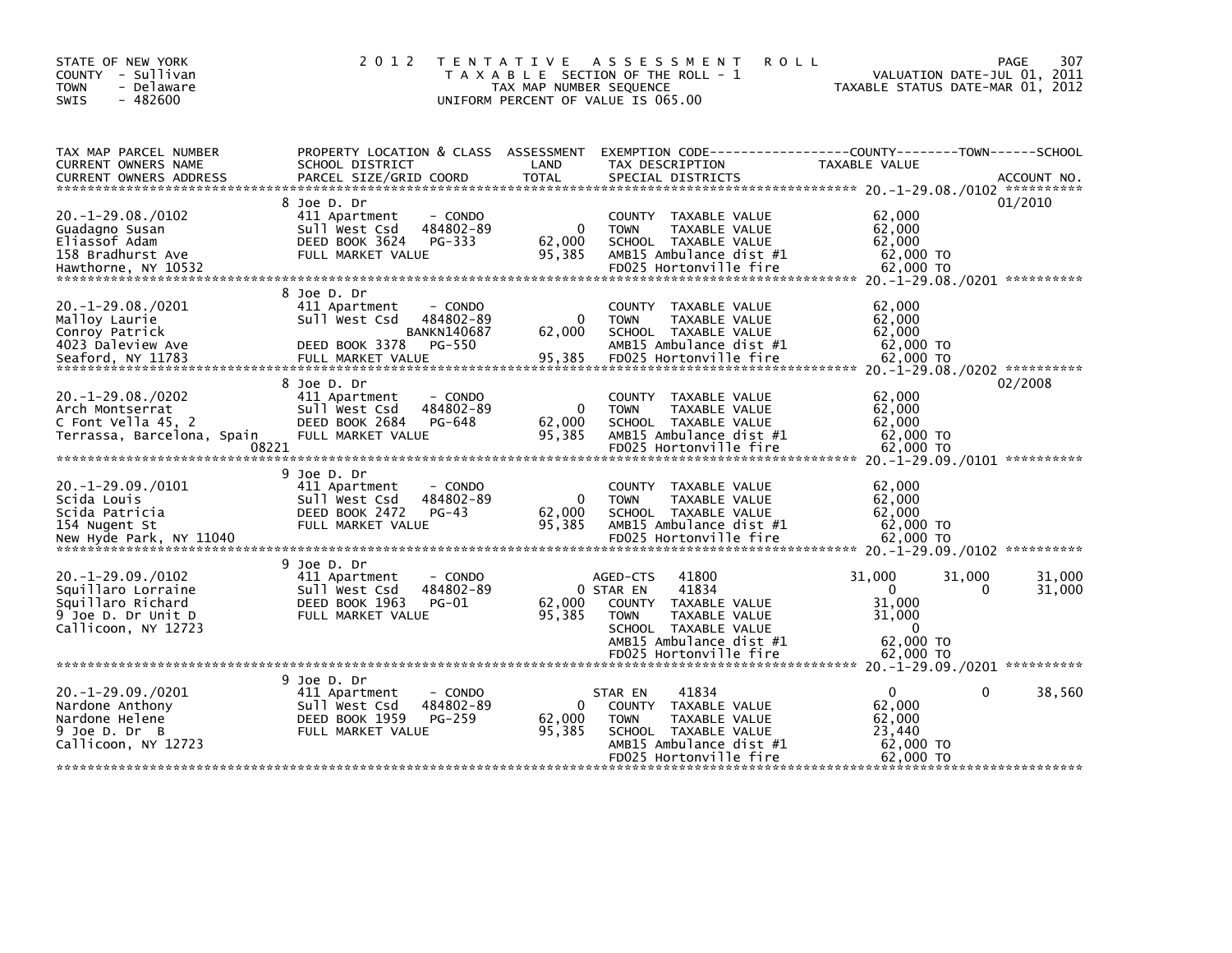STATE OF NEW YORK
COUNTY - Sullivan
TOWN - Delaware
SWIS - 482600

# 2012 TENTATIVE ASSESSMENT ROLL
TAXABLE SECTION OF THE ROLL - 1
TAX MAP NUMBER SEQUENCE
UNIFORM PERCENT OF VALUE IS 065.00

VALUATION DATE-JUL 01, 2011
TAXABLE STATUS DATE-MAR 01, 2012

| TAX MAP PARCEL NUMBER / CURRENT OWNERS NAME / CURRENT OWNERS ADDRESS | PROPERTY LOCATION & CLASS / SCHOOL DISTRICT / PARCEL SIZE/GRID COORD | ASSESSMENT LAND / TOTAL | EXEMPTION CODE / TAX DESCRIPTION / SPECIAL DISTRICTS | COUNTY TAXABLE VALUE | TOWN | SCHOOL | ACCOUNT NO. |
|---|---|---|---|---|---|---|---|
| **20.-1-29.08./0102** | 8 Joe D. Dr | | | | | | 01/2010 |
| 20.-1-29.08./0102 | 411 Apartment - CONDO | | COUNTY TAXABLE VALUE | 62,000 | | | |
| Guadagno Susan | Sull West Csd 484802-89 | 0 | TOWN TAXABLE VALUE | 62,000 | | | |
| Eliassof Adam | DEED BOOK 3624 PG-333 | 62,000 | SCHOOL TAXABLE VALUE | 62,000 | | | |
| 158 Bradhurst Ave | FULL MARKET VALUE | 95,385 | AMB15 Ambulance dist #1 | 62,000 TO | | | |
| Hawthorne, NY 10532 | | | FD025 Hortonville fire | 62,000 TO | | | |
| **20.-1-29.08./0201** | 8 Joe D. Dr | | | | | | |
| 20.-1-29.08./0201 | 411 Apartment - CONDO | | COUNTY TAXABLE VALUE | 62,000 | | | |
| Malloy Laurie | Sull West Csd 484802-89 | 0 | TOWN TAXABLE VALUE | 62,000 | | | |
| Conroy Patrick | BANKN140687 | 62,000 | SCHOOL TAXABLE VALUE | 62,000 | | | |
| 4023 Daleview Ave | DEED BOOK 3378 PG-550 | | AMB15 Ambulance dist #1 | 62,000 TO | | | |
| Seaford, NY 11783 | FULL MARKET VALUE | 95,385 | FD025 Hortonville fire | 62,000 TO | | | |
| **20.-1-29.08./0202** | 8 Joe D. Dr | | | | | | 02/2008 |
| 20.-1-29.08./0202 | 411 Apartment - CONDO | | COUNTY TAXABLE VALUE | 62,000 | | | |
| Arch Montserrat | Sull West Csd 484802-89 | 0 | TOWN TAXABLE VALUE | 62,000 | | | |
| C Font Vella 45, 2 | DEED BOOK 2684 PG-648 | 62,000 | SCHOOL TAXABLE VALUE | 62,000 | | | |
| Terrassa, Barcelona, Spain 08221 | FULL MARKET VALUE | 95,385 | AMB15 Ambulance dist #1 | 62,000 TO | | | |
| | | | FD025 Hortonville fire | 62,000 TO | | | |
| **20.-1-29.09./0101** | 9 Joe D. Dr | | | | | | |
| 20.-1-29.09./0101 | 411 Apartment - CONDO | | COUNTY TAXABLE VALUE | 62,000 | | | |
| Scida Louis | Sull West Csd 484802-89 | 0 | TOWN TAXABLE VALUE | 62,000 | | | |
| Scida Patricia | DEED BOOK 2472 PG-43 | 62,000 | SCHOOL TAXABLE VALUE | 62,000 | | | |
| 154 Nugent St | FULL MARKET VALUE | 95,385 | AMB15 Ambulance dist #1 | 62,000 TO | | | |
| New Hyde Park, NY 11040 | | | FD025 Hortonville fire | 62,000 TO | | | |
| **20.-1-29.09./0102** | 9 Joe D. Dr | | | | | | |
| 20.-1-29.09./0102 | 411 Apartment - CONDO | | AGED-CTS 41800 | 31,000 | 31,000 | 31,000 | |
| Squillaro Lorraine | Sull West Csd 484802-89 | 0 | STAR EN 41834 | 0 | 0 | 31,000 | |
| Squillaro Richard | DEED BOOK 1963 PG-01 | 62,000 | COUNTY TAXABLE VALUE | 31,000 | | | |
| 9 Joe D. Dr Unit D | FULL MARKET VALUE | 95,385 | TOWN TAXABLE VALUE | 31,000 | | | |
| Callicoon, NY 12723 | | | SCHOOL TAXABLE VALUE | 0 | | | |
| | | | AMB15 Ambulance dist #1 | 62,000 TO | | | |
| | | | FD025 Hortonville fire | 62,000 TO | | | |
| **20.-1-29.09./0201** | 9 Joe D. Dr | | | | | | |
| 20.-1-29.09./0201 | 411 Apartment - CONDO | | STAR EN 41834 | 0 | 0 | 38,560 | |
| Nardone Anthony | Sull West Csd 484802-89 | 0 | COUNTY TAXABLE VALUE | 62,000 | | | |
| Nardone Helene | DEED BOOK 1959 PG-259 | 62,000 | TOWN TAXABLE VALUE | 62,000 | | | |
| 9 Joe D. Dr B | FULL MARKET VALUE | 95,385 | SCHOOL TAXABLE VALUE | 23,440 | | | |
| Callicoon, NY 12723 | | | AMB15 Ambulance dist #1 | 62,000 TO | | | |
| | | | FD025 Hortonville fire | 62,000 TO | | | |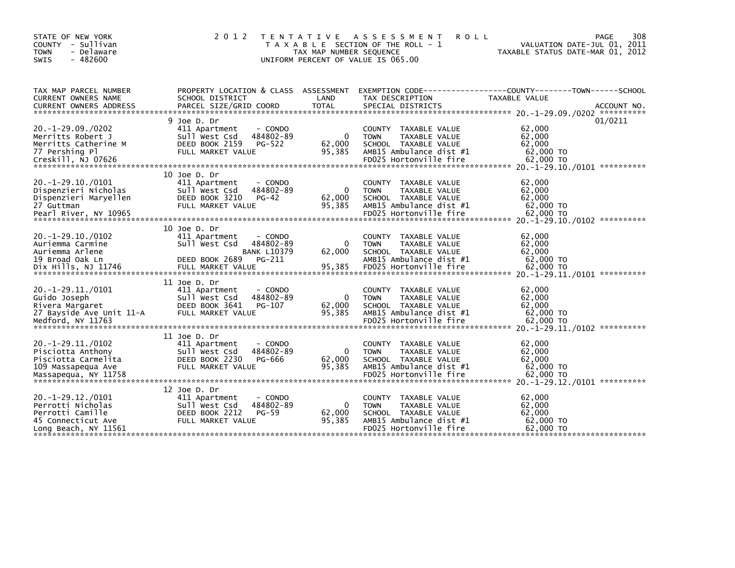STATE OF NEW YORK
COUNTY - Sullivan
TOWN - Delaware
SWIS - 482600

# 2012 TENTATIVE ASSESSMENT ROLL

TAXABLE SECTION OF THE ROLL - 1
TAX MAP NUMBER SEQUENCE
UNIFORM PERCENT OF VALUE IS 065.00

VALUATION DATE-JUL 01, 2011
TAXABLE STATUS DATE-MAR 01, 2012

| TAX MAP PARCEL NUMBER / CURRENT OWNERS NAME / CURRENT OWNERS ADDRESS | PROPERTY LOCATION & CLASS / SCHOOL DISTRICT / PARCEL SIZE/GRID COORD | ASSESSMENT LAND | TOTAL | EXEMPTION CODE / TAX DESCRIPTION / SPECIAL DISTRICTS | TAXABLE VALUE (COUNTY--------TOWN------SCHOOL) | ACCOUNT NO. |
|---|---|---|---|---|---|---|
| 20.-1-29.09./0202 | 9 Joe D. Dr | | | | | 01/0211 |
| 20.-1-29.09./0202 | 411 Apartment - CONDO | | | COUNTY TAXABLE VALUE | 62,000 | |
| Merritts Robert J | Sull West Csd 484802-89 | 0 | | TOWN TAXABLE VALUE | 62,000 | |
| Merritts Catherine M | DEED BOOK 2159 PG-522 | | 62,000 | SCHOOL TAXABLE VALUE | 62,000 | |
| 77 Pershing Pl | FULL MARKET VALUE | | 95,385 | AMB15 Ambulance dist #1 | 62,000 TO | |
| Creskill, NJ 07626 | | | | FD025 Hortonville fire | 62,000 TO | |
| 20.-1-29.10./0101 | 10 Joe D. Dr | | | | | |
| 20.-1-29.10./0101 | 411 Apartment - CONDO | | | COUNTY TAXABLE VALUE | 62,000 | |
| Dispenzieri Nicholas | Sull West Csd 484802-89 | 0 | | TOWN TAXABLE VALUE | 62,000 | |
| Dispenzieri Maryellen | DEED BOOK 3210 PG-42 | | 62,000 | SCHOOL TAXABLE VALUE | 62,000 | |
| 27 Guttman | FULL MARKET VALUE | | 95,385 | AMB15 Ambulance dist #1 | 62,000 TO | |
| Pearl River, NY 10965 | | | | FD025 Hortonville fire | 62,000 TO | |
| 20.-1-29.10./0102 | 10 Joe D. Dr | | | | | |
| 20.-1-29.10./0102 | 411 Apartment - CONDO | | | COUNTY TAXABLE VALUE | 62,000 | |
| Auriemma Carmine | Sull West Csd 484802-89 | 0 | | TOWN TAXABLE VALUE | 62,000 | |
| Auriemma Arlene | BANK L10379 | | 62,000 | SCHOOL TAXABLE VALUE | 62,000 | |
| 19 Broad Oak Ln | DEED BOOK 2689 PG-211 | | | AMB15 Ambulance dist #1 | 62,000 TO | |
| Dix Hills, NJ 11746 | FULL MARKET VALUE | | 95,385 | FD025 Hortonville fire | 62,000 TO | |
| 20.-1-29.11./0101 | 11 Joe D. Dr | | | | | |
| 20.-1-29.11./0101 | 411 Apartment - CONDO | | | COUNTY TAXABLE VALUE | 62,000 | |
| Guido Joseph | Sull West Csd 484802-89 | 0 | | TOWN TAXABLE VALUE | 62,000 | |
| Rivera Margaret | DEED BOOK 3641 PG-107 | | 62,000 | SCHOOL TAXABLE VALUE | 62,000 | |
| 27 Bayside Ave Unit 11-A | FULL MARKET VALUE | | 95,385 | AMB15 Ambulance dist #1 | 62,000 TO | |
| Medford, NY 11763 | | | | FD025 Hortonville fire | 62,000 TO | |
| 20.-1-29.11./0102 | 11 Joe D. Dr | | | | | |
| 20.-1-29.11./0102 | 411 Apartment - CONDO | | | COUNTY TAXABLE VALUE | 62,000 | |
| Pisciotta Anthony | Sull West Csd 484802-89 | 0 | | TOWN TAXABLE VALUE | 62,000 | |
| Pisciotta Carmelita | DEED BOOK 2230 PG-666 | | 62,000 | SCHOOL TAXABLE VALUE | 62,000 | |
| 109 Massapequa Ave | FULL MARKET VALUE | | 95,385 | AMB15 Ambulance dist #1 | 62,000 TO | |
| Massapequa, NY 11758 | | | | FD025 Hortonville fire | 62,000 TO | |
| 20.-1-29.12./0101 | 12 Joe D. Dr | | | | | |
| 20.-1-29.12./0101 | 411 Apartment - CONDO | | | COUNTY TAXABLE VALUE | 62,000 | |
| Perrotti Nicholas | Sull West Csd 484802-89 | 0 | | TOWN TAXABLE VALUE | 62,000 | |
| Perrotti Camille | DEED BOOK 2212 PG-59 | | 62,000 | SCHOOL TAXABLE VALUE | 62,000 | |
| 45 Connecticut Ave | FULL MARKET VALUE | | 95,385 | AMB15 Ambulance dist #1 | 62,000 TO | |
| Long Beach, NY 11561 | | | | FD025 Hortonville fire | 62,000 TO | |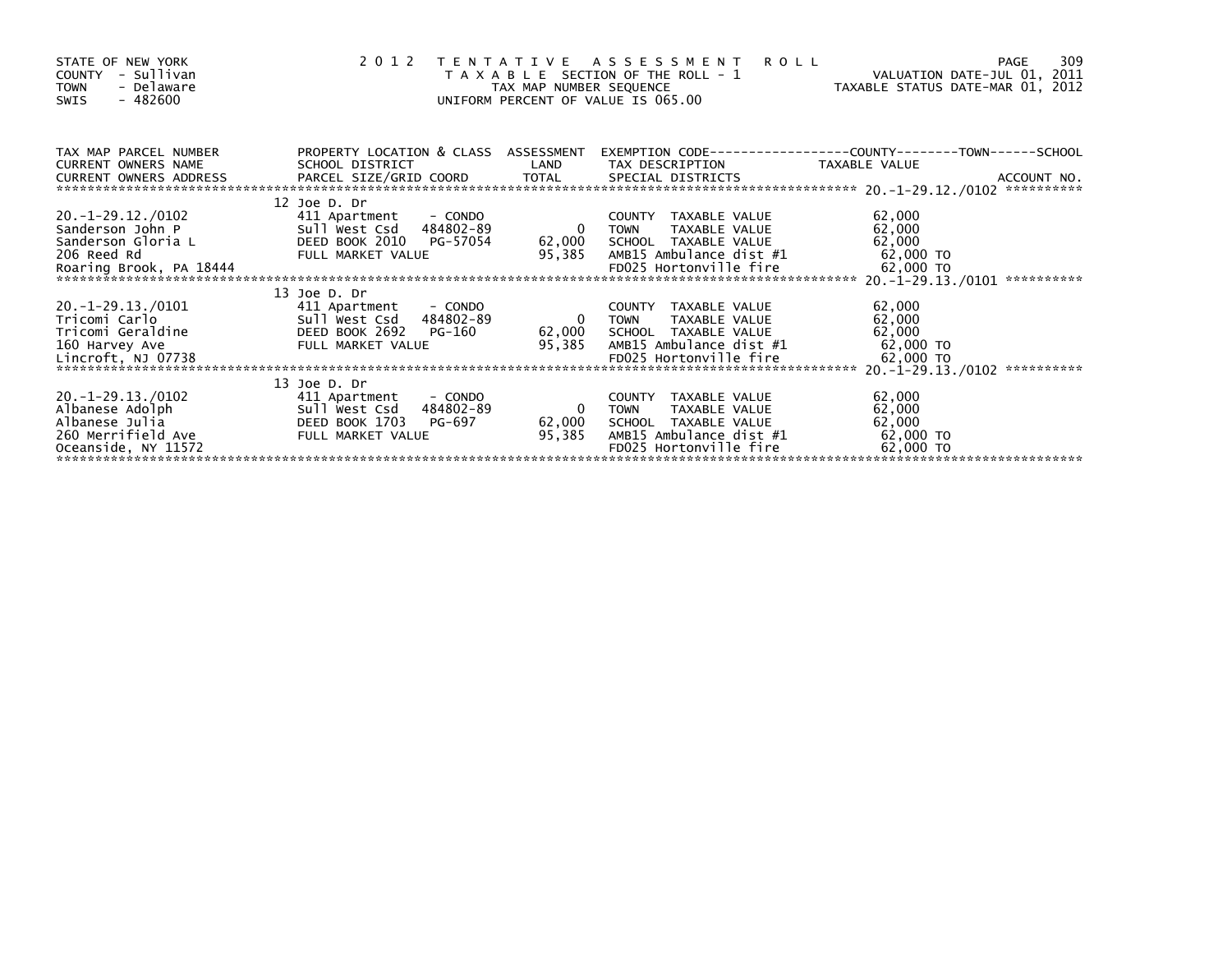STATE OF NEW YORK
COUNTY - Sullivan
TOWN - Delaware
SWIS - 482600

# 2012 TENTATIVE ASSESSMENT ROLL

TAXABLE SECTION OF THE ROLL - 1
TAX MAP NUMBER SEQUENCE
UNIFORM PERCENT OF VALUE IS 065.00

VALUATION DATE-JUL 01, 2011
TAXABLE STATUS DATE-MAR 01, 2012

| TAX MAP PARCEL NUMBER / CURRENT OWNERS NAME / CURRENT OWNERS ADDRESS | PROPERTY LOCATION & CLASS / SCHOOL DISTRICT / PARCEL SIZE/GRID COORD | ASSESSMENT LAND / TOTAL | EXEMPTION CODE / TAX DESCRIPTION / SPECIAL DISTRICTS | TAXABLE VALUE (COUNTY / TOWN / SCHOOL) | ACCOUNT NO. |
|---|---|---|---|---|---|
| 20.-1-29.12./0102 | 12 Joe D. Dr | | | | |
| 20.-1-29.12./0102 | 411 Apartment - CONDO | | COUNTY TAXABLE VALUE | 62,000 | |
| Sanderson John P | Sull West Csd 484802-89 | 0 | TOWN TAXABLE VALUE | 62,000 | |
| Sanderson Gloria L | DEED BOOK 2010 PG-57054 | 62,000 | SCHOOL TAXABLE VALUE | 62,000 | |
| 206 Reed Rd | FULL MARKET VALUE | 95,385 | AMB15 Ambulance dist #1 | 62,000 TO | |
| Roaring Brook, PA 18444 | | | FD025 Hortonville fire | 62,000 TO | |
| 20.-1-29.13./0101 | 13 Joe D. Dr | | | | |
| 20.-1-29.13./0101 | 411 Apartment - CONDO | | COUNTY TAXABLE VALUE | 62,000 | |
| Tricomi Carlo | Sull West Csd 484802-89 | 0 | TOWN TAXABLE VALUE | 62,000 | |
| Tricomi Geraldine | DEED BOOK 2692 PG-160 | 62,000 | SCHOOL TAXABLE VALUE | 62,000 | |
| 160 Harvey Ave | FULL MARKET VALUE | 95,385 | AMB15 Ambulance dist #1 | 62,000 TO | |
| Lincroft, NJ 07738 | | | FD025 Hortonville fire | 62,000 TO | |
| 20.-1-29.13./0102 | 13 Joe D. Dr | | | | |
| 20.-1-29.13./0102 | 411 Apartment - CONDO | | COUNTY TAXABLE VALUE | 62,000 | |
| Albanese Adolph | Sull West Csd 484802-89 | 0 | TOWN TAXABLE VALUE | 62,000 | |
| Albanese Julia | DEED BOOK 1703 PG-697 | 62,000 | SCHOOL TAXABLE VALUE | 62,000 | |
| 260 Merrifield Ave | FULL MARKET VALUE | 95,385 | AMB15 Ambulance dist #1 | 62,000 TO | |
| Oceanside, NY 11572 | | | FD025 Hortonville fire | 62,000 TO | |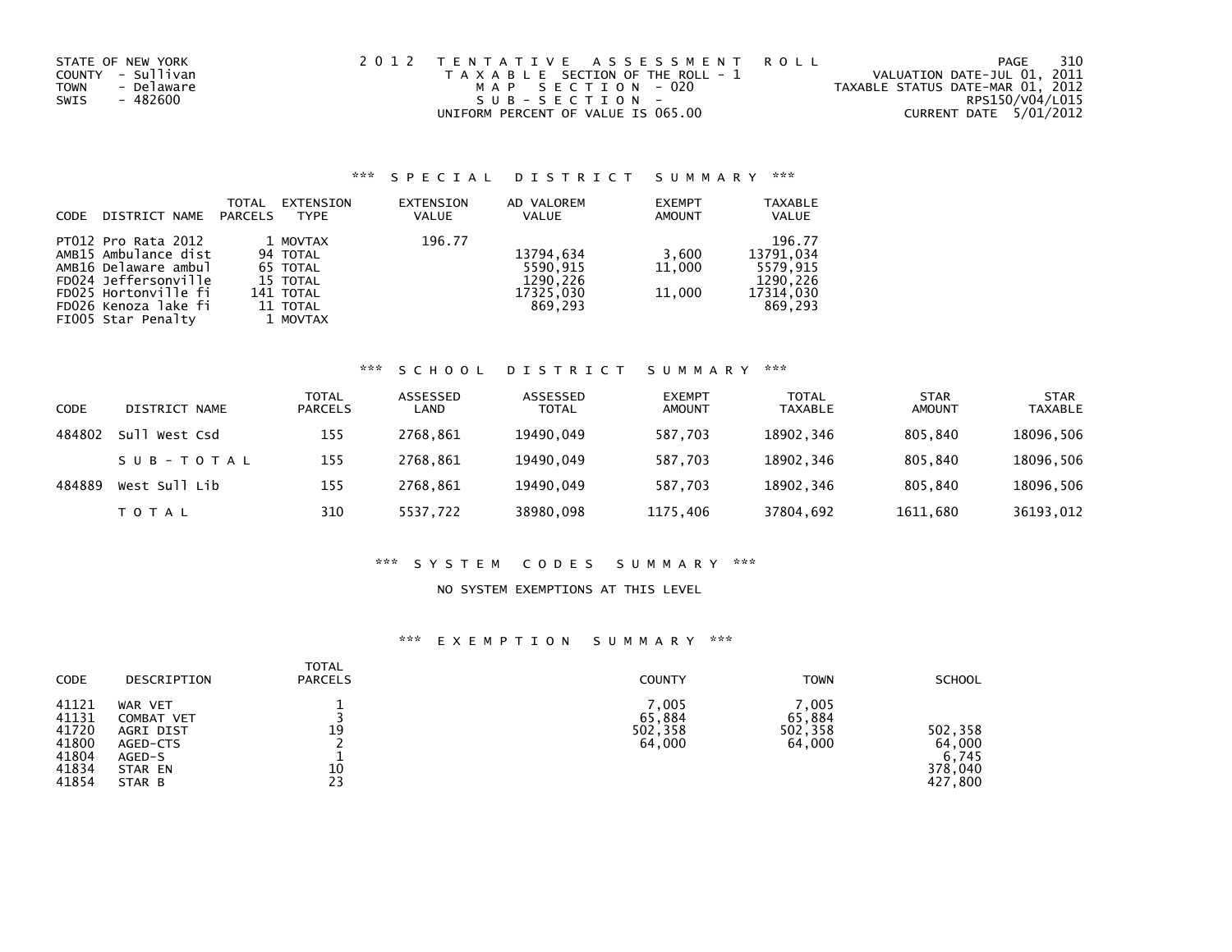STATE OF NEW YORK
COUNTY - Sullivan
TOWN - Delaware
SWIS - 482600

2012 TENTATIVE ASSESSMENT ROLL
TAXABLE SECTION OF THE ROLL - 1
MAP SECTION - 020
SUB-SECTION -
UNIFORM PERCENT OF VALUE IS 065.00

VALUATION DATE-JUL 01, 2011
TAXABLE STATUS DATE-MAR 01, 2012
RPS150/V04/L015
CURRENT DATE 5/01/2012

### *** SPECIAL DISTRICT SUMMARY ***

| CODE | DISTRICT NAME | TOTAL PARCELS | EXTENSION TYPE | EXTENSION VALUE | AD VALOREM VALUE | EXEMPT AMOUNT | TAXABLE VALUE |
|---|---|---|---|---|---|---|---|
| PT012 | Pro Rata 2012 | 1 | MOVTAX | 196.77 | | | 196.77 |
| AMB15 | Ambulance dist | 94 | TOTAL | | 13794,634 | 3,600 | 13791,034 |
| AMB16 | Delaware ambul | 65 | TOTAL | | 5590,915 | 11,000 | 5579,915 |
| FD024 | Jeffersonville | 15 | TOTAL | | 1290,226 | | 1290,226 |
| FD025 | Hortonville fi | 141 | TOTAL | | 17325,030 | 11,000 | 17314,030 |
| FD026 | Kenoza lake fi | 11 | TOTAL | | 869,293 | | 869,293 |
| FI005 | Star Penalty | 1 | MOVTAX | | | | |

### *** SCHOOL DISTRICT SUMMARY ***

| CODE | DISTRICT NAME | TOTAL PARCELS | ASSESSED LAND | ASSESSED TOTAL | EXEMPT AMOUNT | TOTAL TAXABLE | STAR AMOUNT | STAR TAXABLE |
|---|---|---|---|---|---|---|---|---|
| 484802 | Sull West Csd | 155 | 2768,861 | 19490,049 | 587,703 | 18902,346 | 805,840 | 18096,506 |
| | SUB-TOTAL | 155 | 2768,861 | 19490,049 | 587,703 | 18902,346 | 805,840 | 18096,506 |
| 484889 | West Sull Lib | 155 | 2768,861 | 19490,049 | 587,703 | 18902,346 | 805,840 | 18096,506 |
| | TOTAL | 310 | 5537,722 | 38980,098 | 1175,406 | 37804,692 | 1611,680 | 36193,012 |

### *** SYSTEM CODES SUMMARY ***

NO SYSTEM EXEMPTIONS AT THIS LEVEL

### *** EXEMPTION SUMMARY ***

| CODE | DESCRIPTION | TOTAL PARCELS | COUNTY | TOWN | SCHOOL |
|---|---|---|---|---|---|
| 41121 | WAR VET | 1 | 7,005 | 7,005 | |
| 41131 | COMBAT VET | 3 | 65,884 | 65,884 | |
| 41720 | AGRI DIST | 19 | 502,358 | 502,358 | 502,358 |
| 41800 | AGED-CTS | 2 | 64,000 | 64,000 | 64,000 |
| 41804 | AGED-S | 1 | | | 6,745 |
| 41834 | STAR EN | 10 | | | 378,040 |
| 41854 | STAR B | 23 | | | 427,800 |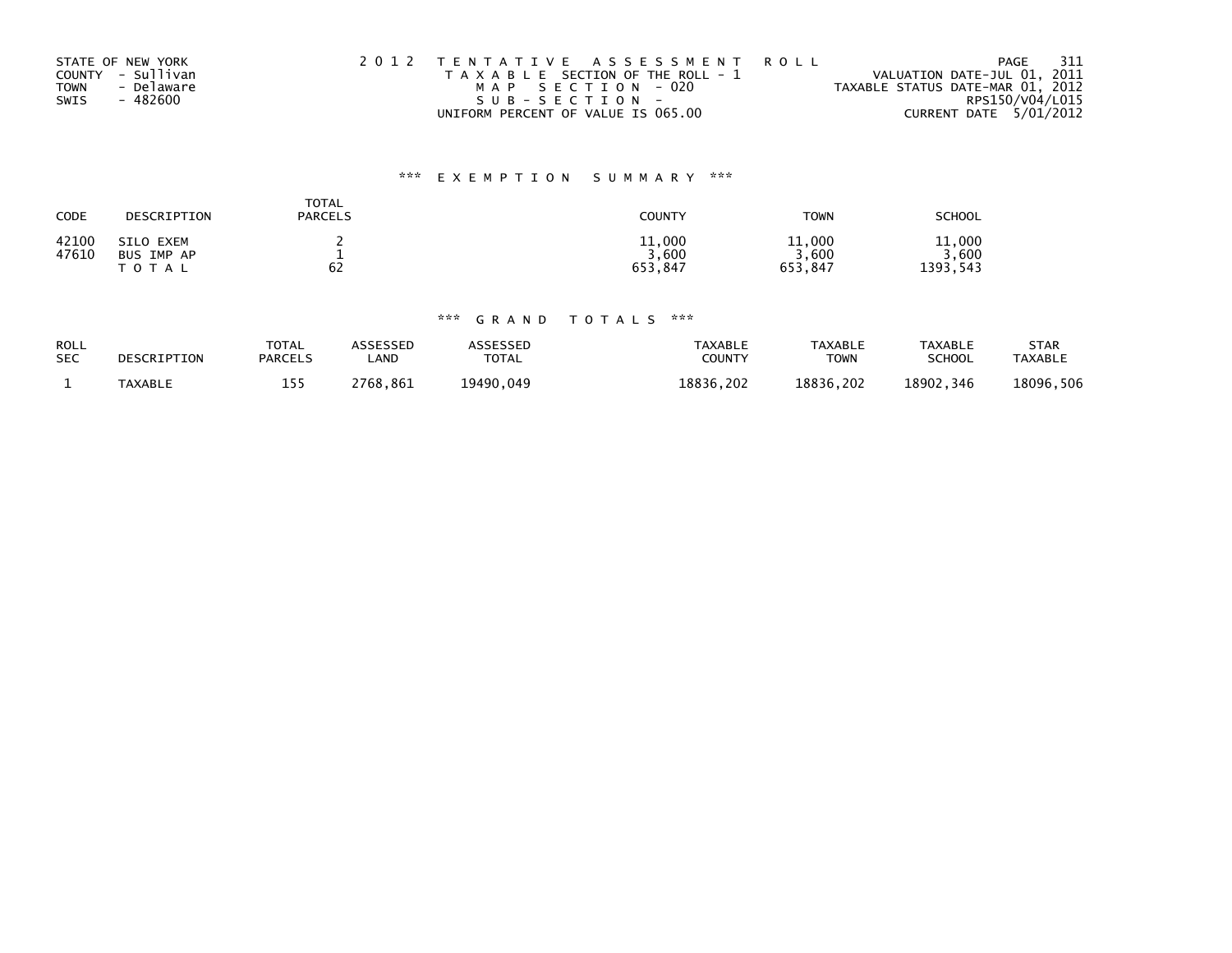STATE OF NEW YORK
COUNTY - Sullivan
TOWN - Delaware
SWIS - 482600

2012 TENTATIVE ASSESSMENT ROLL
TAXABLE SECTION OF THE ROLL - 1
MAP SECTION - 020
SUB-SECTION -
UNIFORM PERCENT OF VALUE IS 065.00

VALUATION DATE-JUL 01, 2011
TAXABLE STATUS DATE-MAR 01, 2012
RPS150/V04/L015
CURRENT DATE 5/01/2012

## *** EXEMPTION SUMMARY ***

| CODE | DESCRIPTION | TOTAL PARCELS | COUNTY | TOWN | SCHOOL |
|---|---|---|---|---|---|
| 42100 | SILO EXEM | 2 | 11,000 | 11,000 | 11,000 |
| 47610 | BUS IMP AP | 1 | 3,600 | 3,600 | 3,600 |
| | TOTAL | 62 | 653,847 | 653,847 | 1393,543 |

## *** GRAND TOTALS ***

| ROLL SEC | DESCRIPTION | TOTAL PARCELS | ASSESSED LAND | ASSESSED TOTAL | TAXABLE COUNTY | TAXABLE TOWN | TAXABLE SCHOOL | STAR TAXABLE |
|---|---|---|---|---|---|---|---|---|
| 1 | TAXABLE | 155 | 2768,861 | 19490,049 | 18836,202 | 18836,202 | 18902,346 | 18096,506 |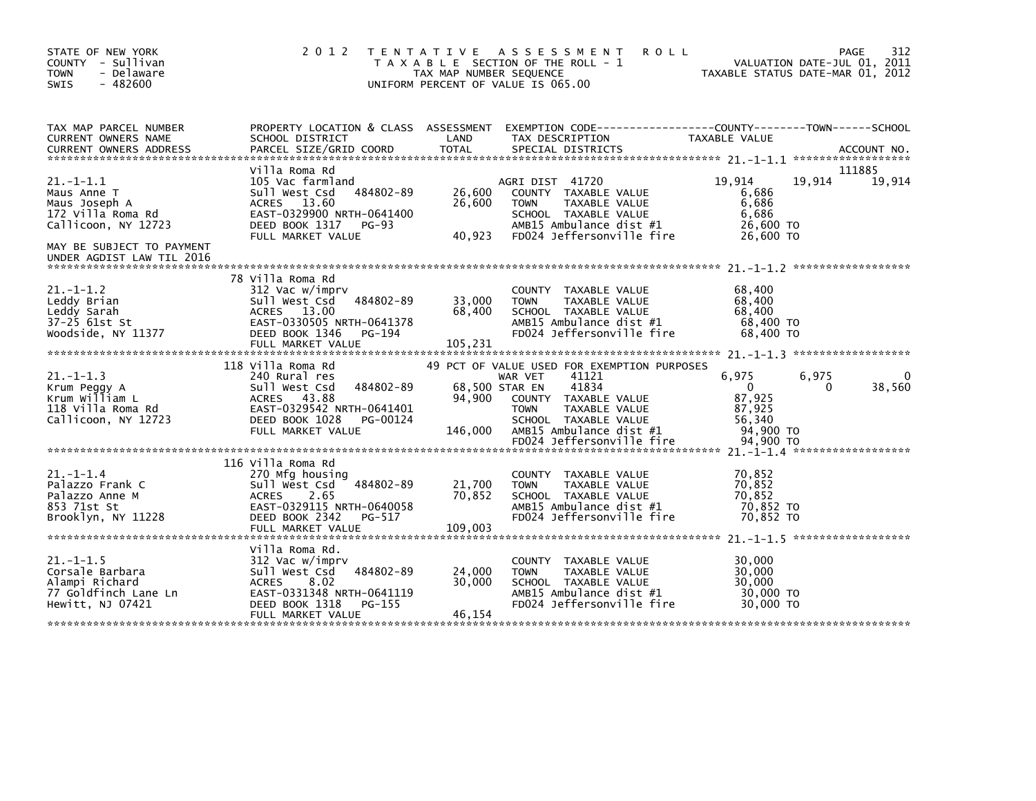STATE OF NEW YORK
COUNTY - Sullivan
TOWN - Delaware
SWIS - 482600

**2012 TENTATIVE ASSESSMENT ROLL**
TAXABLE SECTION OF THE ROLL - 1
TAX MAP NUMBER SEQUENCE
UNIFORM PERCENT OF VALUE IS 065.00

VALUATION DATE-JUL 01, 2011
TAXABLE STATUS DATE-MAR 01, 2012

| TAX MAP PARCEL NUMBER / CURRENT OWNERS NAME / CURRENT OWNERS ADDRESS | PROPERTY LOCATION & CLASS / SCHOOL DISTRICT / PARCEL SIZE/GRID COORD | ASSESSMENT LAND | TOTAL | EXEMPTION CODE / TAX DESCRIPTION / SPECIAL DISTRICTS | COUNTY | TOWN | SCHOOL | ACCOUNT NO. |
|---|---|---|---|---|---|---|---|---|
| **21.-1-1.1** | Villa Roma Rd | | | | | | | 111885 |
| | 105 Vac farmland | | | AGRI DIST 41720 | 19,914 | 19,914 | 19,914 | |
| Maus Anne T | Sull West Csd 484802-89 | 26,600 | | COUNTY TAXABLE VALUE | 6,686 | | | |
| Maus Joseph A | ACRES 13.60 | | 26,600 | TOWN TAXABLE VALUE | | 6,686 | | |
| 172 Villa Roma Rd | EAST-0329900 NRTH-0641400 | | | SCHOOL TAXABLE VALUE | | | 6,686 | |
| Callicoon, NY 12723 | DEED BOOK 1317 PG-93 | | | AMB15 Ambulance dist #1 | 26,600 TO | | | |
| | FULL MARKET VALUE | | 40,923 | FD024 Jeffersonville fire | 26,600 TO | | | |
| MAY BE SUBJECT TO PAYMENT UNDER AGDIST LAW TIL 2016 | | | | | | | | |
| **21.-1-1.2** | 78 Villa Roma Rd | | | | | | | |
| | 312 Vac w/imprv | | | COUNTY TAXABLE VALUE | 68,400 | | | |
| Leddy Brian | Sull West Csd 484802-89 | 33,000 | | TOWN TAXABLE VALUE | | 68,400 | | |
| Leddy Sarah | ACRES 13.00 | | 68,400 | SCHOOL TAXABLE VALUE | | | 68,400 | |
| 37-25 61st St | EAST-0330505 NRTH-0641378 | | | AMB15 Ambulance dist #1 | 68,400 TO | | | |
| Woodside, NY 11377 | DEED BOOK 1346 PG-194 | | | FD024 Jeffersonville fire | 68,400 TO | | | |
| | FULL MARKET VALUE | | 105,231 | | | | | |
| **21.-1-1.3** | 118 Villa Roma Rd | | | 49 PCT OF VALUE USED FOR EXEMPTION PURPOSES | | | | |
| | 240 Rural res | | | WAR VET 41121 | 6,975 | 6,975 | 0 | |
| Krum Peggy A | Sull West Csd 484802-89 | 68,500 | | STAR EN 41834 | 0 | 0 | 38,560 | |
| Krum William L | ACRES 43.88 | | 94,900 | COUNTY TAXABLE VALUE | 87,925 | | | |
| 118 Villa Roma Rd | EAST-0329542 NRTH-0641401 | | | TOWN TAXABLE VALUE | | 87,925 | | |
| Callicoon, NY 12723 | DEED BOOK 1028 PG-00124 | | | SCHOOL TAXABLE VALUE | | | 56,340 | |
| | FULL MARKET VALUE | | 146,000 | AMB15 Ambulance dist #1 | 94,900 TO | | | |
| | | | | FD024 Jeffersonville fire | 94,900 TO | | | |
| **21.-1-1.4** | 116 Villa Roma Rd | | | | | | | |
| | 270 Mfg housing | | | COUNTY TAXABLE VALUE | 70,852 | | | |
| Palazzo Frank C | Sull West Csd 484802-89 | 21,700 | | TOWN TAXABLE VALUE | | 70,852 | | |
| Palazzo Anne M | ACRES 2.65 | | 70,852 | SCHOOL TAXABLE VALUE | | | 70,852 | |
| 853 71st St | EAST-0329115 NRTH-0640058 | | | AMB15 Ambulance dist #1 | 70,852 TO | | | |
| Brooklyn, NY 11228 | DEED BOOK 2342 PG-517 | | | FD024 Jeffersonville fire | 70,852 TO | | | |
| | FULL MARKET VALUE | | 109,003 | | | | | |
| **21.-1-1.5** | Villa Roma Rd. | | | | | | | |
| | 312 Vac w/imprv | | | COUNTY TAXABLE VALUE | 30,000 | | | |
| Corsale Barbara | Sull West Csd 484802-89 | 24,000 | | TOWN TAXABLE VALUE | | 30,000 | | |
| Alampi Richard | ACRES 8.02 | | 30,000 | SCHOOL TAXABLE VALUE | | | 30,000 | |
| 77 Goldfinch Lane Ln | EAST-0331348 NRTH-0641119 | | | AMB15 Ambulance dist #1 | 30,000 TO | | | |
| Hewitt, NJ 07421 | DEED BOOK 1318 PG-155 | | | FD024 Jeffersonville fire | 30,000 TO | | | |
| | FULL MARKET VALUE | | 46,154 | | | | | |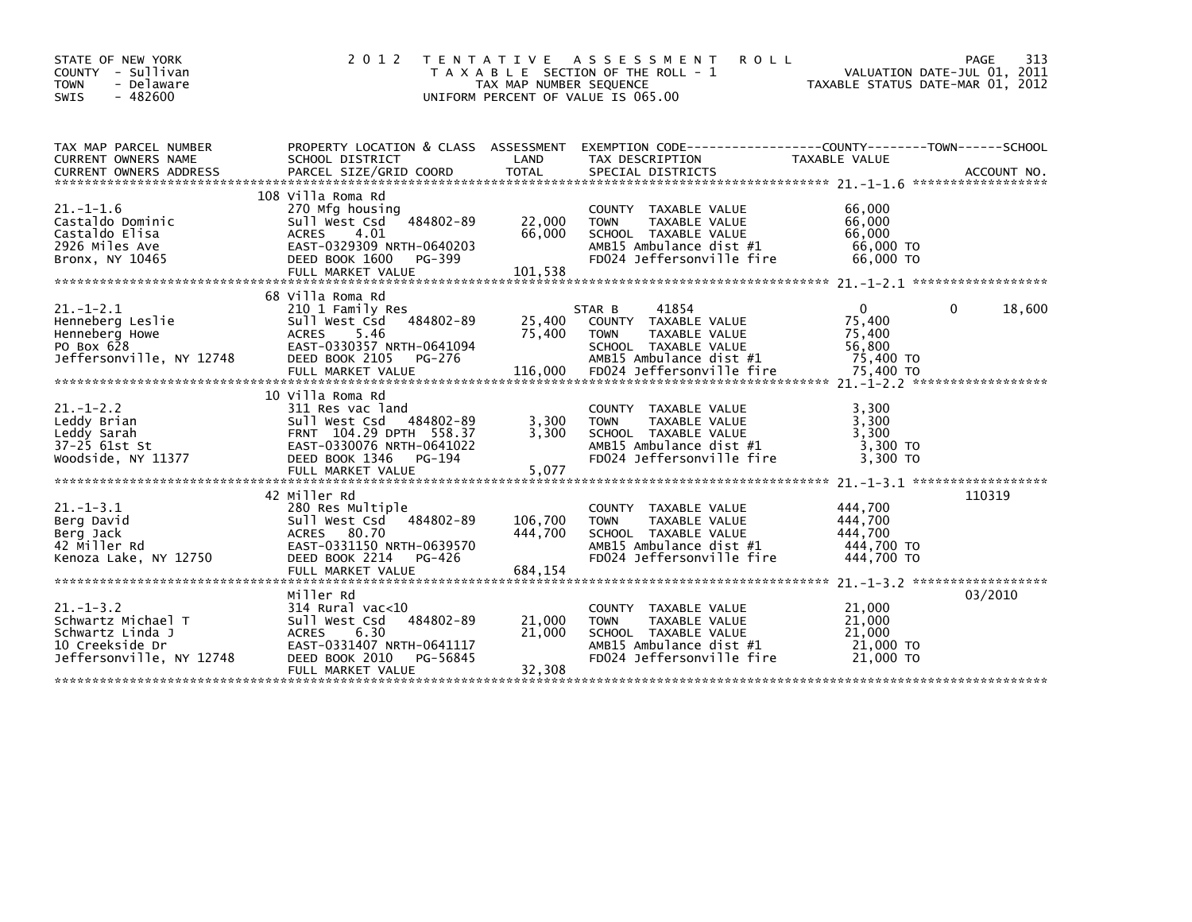STATE OF NEW YORK
COUNTY - Sullivan
TOWN - Delaware
SWIS - 482600

# 2012 TENTATIVE ASSESSMENT ROLL

TAXABLE SECTION OF THE ROLL - 1
TAX MAP NUMBER SEQUENCE
UNIFORM PERCENT OF VALUE IS 065.00

VALUATION DATE-JUL 01, 2011
TAXABLE STATUS DATE-MAR 01, 2012

| TAX MAP PARCEL NUMBER / CURRENT OWNERS NAME / CURRENT OWNERS ADDRESS | PROPERTY LOCATION & CLASS / SCHOOL DISTRICT / PARCEL SIZE/GRID COORD | ASSESSMENT LAND | ASSESSMENT TOTAL | EXEMPTION CODE / TAX DESCRIPTION / SPECIAL DISTRICTS | COUNTY TAXABLE VALUE | TOWN | SCHOOL | ACCOUNT NO. |
|---|---|---|---|---|---|---|---|---|
| 21.-1-1.6 | 108 Villa Roma Rd | | | | | | | |
| Castaldo Dominic | 270 Mfg housing | | | COUNTY TAXABLE VALUE | 66,000 | | | |
| Castaldo Elisa | Sull West Csd 484802-89 | 22,000 | | TOWN TAXABLE VALUE | 66,000 | | | |
| 2926 Miles Ave | ACRES 4.01 | | 66,000 | SCHOOL TAXABLE VALUE | 66,000 | | | |
| Bronx, NY 10465 | EAST-0329309 NRTH-0640203 | | | AMB15 Ambulance dist #1 | 66,000 TO | | | |
| | DEED BOOK 1600 PG-399 | | | FD024 Jeffersonville fire | 66,000 TO | | | |
| | FULL MARKET VALUE | | 101,538 | | | | | |
| 21.-1-2.1 | 68 Villa Roma Rd | | | | | | | |
| Henneberg Leslie | 210 1 Family Res | | | STAR B 41854 | 0 | 0 | 18,600 | |
| Henneberg Howe | Sull West Csd 484802-89 | 25,400 | | COUNTY TAXABLE VALUE | 75,400 | | | |
| PO Box 628 | ACRES 5.46 | | 75,400 | TOWN TAXABLE VALUE | 75,400 | | | |
| Jeffersonville, NY 12748 | EAST-0330357 NRTH-0641094 | | | SCHOOL TAXABLE VALUE | 56,800 | | | |
| | DEED BOOK 2105 PG-276 | | | AMB15 Ambulance dist #1 | 75,400 TO | | | |
| | FULL MARKET VALUE | | 116,000 | FD024 Jeffersonville fire | 75,400 TO | | | |
| 21.-1-2.2 | 10 Villa Roma Rd | | | | | | | |
| Leddy Brian | 311 Res vac land | | | COUNTY TAXABLE VALUE | 3,300 | | | |
| Leddy Sarah | Sull West Csd 484802-89 | 3,300 | | TOWN TAXABLE VALUE | 3,300 | | | |
| 37-25 61st St | FRNT 104.29 DPTH 558.37 | | 3,300 | SCHOOL TAXABLE VALUE | 3,300 | | | |
| Woodside, NY 11377 | EAST-0330076 NRTH-0641022 | | | AMB15 Ambulance dist #1 | 3,300 TO | | | |
| | DEED BOOK 1346 PG-194 | | | FD024 Jeffersonville fire | 3,300 TO | | | |
| | FULL MARKET VALUE | | 5,077 | | | | | |
| 21.-1-3.1 | 42 Miller Rd | | | | | | | 110319 |
| Berg David | 280 Res Multiple | | | COUNTY TAXABLE VALUE | 444,700 | | | |
| Berg Jack | Sull West Csd 484802-89 | 106,700 | | TOWN TAXABLE VALUE | 444,700 | | | |
| 42 Miller Rd | ACRES 80.70 | | 444,700 | SCHOOL TAXABLE VALUE | 444,700 | | | |
| Kenoza Lake, NY 12750 | EAST-0331150 NRTH-0639570 | | | AMB15 Ambulance dist #1 | 444,700 TO | | | |
| | DEED BOOK 2214 PG-426 | | | FD024 Jeffersonville fire | 444,700 TO | | | |
| | FULL MARKET VALUE | | 684,154 | | | | | |
| 21.-1-3.2 | Miller Rd | | | | | | | 03/2010 |
| Schwartz Michael T | 314 Rural vac<10 | | | COUNTY TAXABLE VALUE | 21,000 | | | |
| Schwartz Linda J | Sull West Csd 484802-89 | 21,000 | | TOWN TAXABLE VALUE | 21,000 | | | |
| 10 Creekside Dr | ACRES 6.30 | | 21,000 | SCHOOL TAXABLE VALUE | 21,000 | | | |
| Jeffersonville, NY 12748 | EAST-0331407 NRTH-0641117 | | | AMB15 Ambulance dist #1 | 21,000 TO | | | |
| | DEED BOOK 2010 PG-56845 | | | FD024 Jeffersonville fire | 21,000 TO | | | |
| | FULL MARKET VALUE | | 32,308 | | | | | |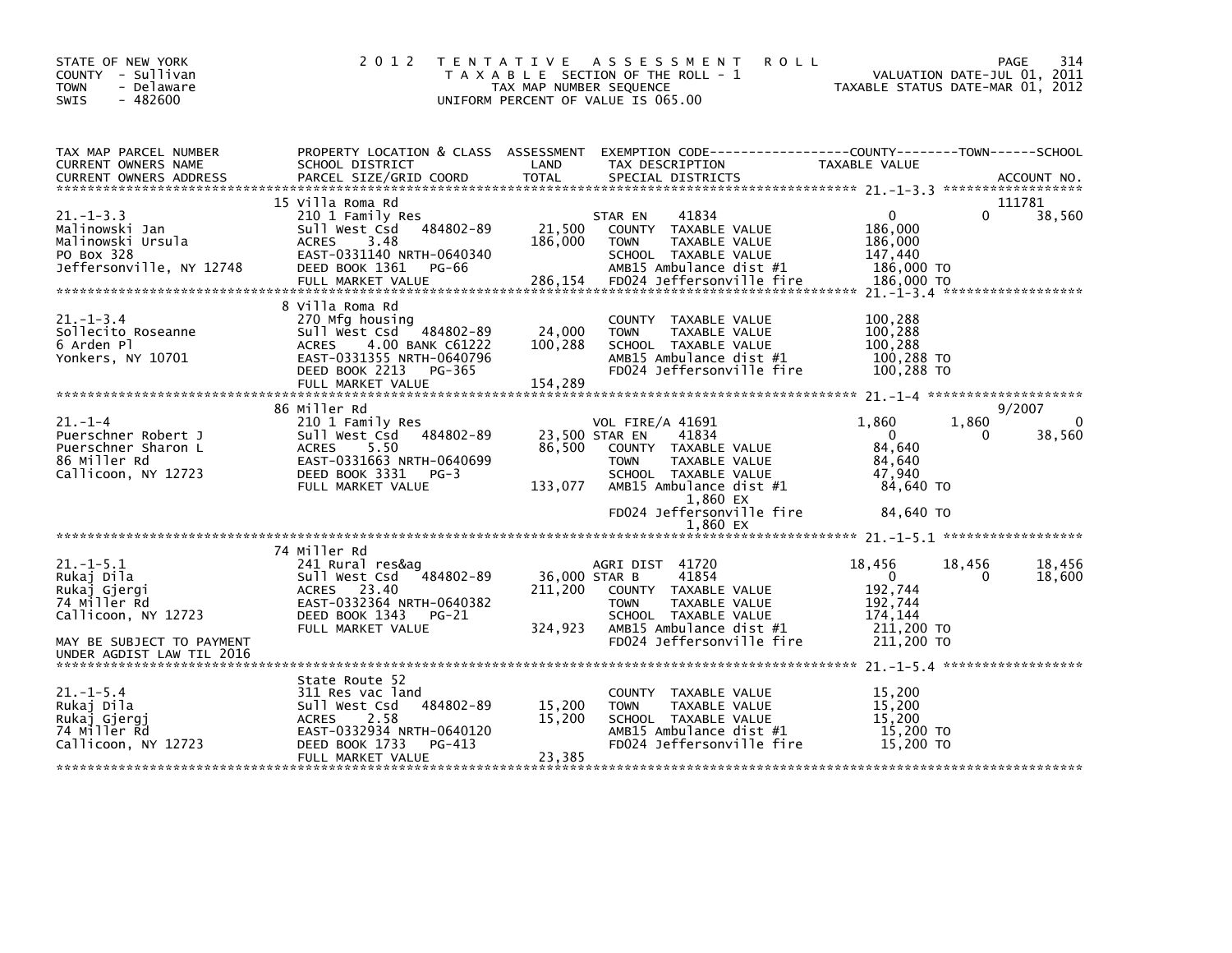STATE OF NEW YORK
COUNTY - Sullivan
TOWN - Delaware
SWIS - 482600

# 2012 TENTATIVE ASSESSMENT ROLL

TAXABLE SECTION OF THE ROLL - 1
TAX MAP NUMBER SEQUENCE
UNIFORM PERCENT OF VALUE IS 065.00

VALUATION DATE-JUL 01, 2011
TAXABLE STATUS DATE-MAR 01, 2012

| TAX MAP PARCEL NUMBER / CURRENT OWNERS NAME / CURRENT OWNERS ADDRESS | PROPERTY LOCATION & CLASS / SCHOOL DISTRICT / PARCEL SIZE/GRID COORD | ASSESSMENT LAND / TOTAL | EXEMPTION CODE / TAX DESCRIPTION / SPECIAL DISTRICTS | COUNTY TAXABLE VALUE | TOWN | SCHOOL / ACCOUNT NO. |
|---|---|---|---|---|---|---|
| 21.-1-3.3 | 15 Villa Roma Rd | | | | | 111781 |
| | 210 1 Family Res | | STAR EN 41834 | 0 | 0 | 38,560 |
| Malinowski Jan | Sull West Csd 484802-89 | 21,500 | COUNTY TAXABLE VALUE | 186,000 | | |
| Malinowski Ursula | ACRES 3.48 | 186,000 | TOWN TAXABLE VALUE | 186,000 | | |
| PO Box 328 | EAST-0331140 NRTH-0640340 | | SCHOOL TAXABLE VALUE | 147,440 | | |
| Jeffersonville, NY 12748 | DEED BOOK 1361 PG-66 | | AMB15 Ambulance dist #1 | 186,000 TO | | |
| | FULL MARKET VALUE | 286,154 | FD024 Jeffersonville fire | 186,000 TO | | |
| 21.-1-3.4 | 8 Villa Roma Rd | | | | | |
| | 270 Mfg housing | | COUNTY TAXABLE VALUE | 100,288 | | |
| Sollecito Roseanne | Sull West Csd 484802-89 | 24,000 | TOWN TAXABLE VALUE | 100,288 | | |
| 6 Arden Pl | ACRES 4.00 BANK C61222 | 100,288 | SCHOOL TAXABLE VALUE | 100,288 | | |
| Yonkers, NY 10701 | EAST-0331355 NRTH-0640796 | | AMB15 Ambulance dist #1 | 100,288 TO | | |
| | DEED BOOK 2213 PG-365 | | FD024 Jeffersonville fire | 100,288 TO | | |
| | FULL MARKET VALUE | 154,289 | | | | |
| 21.-1-4 | 86 Miller Rd | | | | | 9/2007 |
| | 210 1 Family Res | | VOL FIRE/A 41691 | 1,860 | 1,860 | 0 |
| Puerschner Robert J | Sull West Csd 484802-89 | 23,500 | STAR EN 41834 | 0 | 0 | 38,560 |
| Puerschner Sharon L | ACRES 5.50 | 86,500 | COUNTY TAXABLE VALUE | 84,640 | | |
| 86 Miller Rd | EAST-0331663 NRTH-0640699 | | TOWN TAXABLE VALUE | 84,640 | | |
| Callicoon, NY 12723 | DEED BOOK 3331 PG-3 | | SCHOOL TAXABLE VALUE | 47,940 | | |
| | FULL MARKET VALUE | 133,077 | AMB15 Ambulance dist #1 | 84,640 TO | | |
| | | | 1,860 EX | | | |
| | | | FD024 Jeffersonville fire | 84,640 TO | | |
| | | | 1,860 EX | | | |
| 21.-1-5.1 | 74 Miller Rd | | | | | |
| | 241 Rural res&ag | | AGRI DIST 41720 | 18,456 | 18,456 | 18,456 |
| Rukaj Dila | Sull West Csd 484802-89 | 36,000 | STAR B 41854 | 0 | 0 | 18,600 |
| Rukaj Gjergi | ACRES 23.40 | 211,200 | COUNTY TAXABLE VALUE | 192,744 | | |
| 74 Miller Rd | EAST-0332364 NRTH-0640382 | | TOWN TAXABLE VALUE | 192,744 | | |
| Callicoon, NY 12723 | DEED BOOK 1343 PG-21 | | SCHOOL TAXABLE VALUE | 174,144 | | |
| | FULL MARKET VALUE | 324,923 | AMB15 Ambulance dist #1 | 211,200 TO | | |
| MAY BE SUBJECT TO PAYMENT | | | FD024 Jeffersonville fire | 211,200 TO | | |
| UNDER AGDIST LAW TIL 2016 | | | | | | |
| 21.-1-5.4 | State Route 52 | | | | | |
| | 311 Res vac land | | COUNTY TAXABLE VALUE | 15,200 | | |
| Rukaj Dila | Sull West Csd 484802-89 | 15,200 | TOWN TAXABLE VALUE | 15,200 | | |
| Rukaj Gjergj | ACRES 2.58 | 15,200 | SCHOOL TAXABLE VALUE | 15,200 | | |
| 74 Miller Rd | EAST-0332934 NRTH-0640120 | | AMB15 Ambulance dist #1 | 15,200 TO | | |
| Callicoon, NY 12723 | DEED BOOK 1733 PG-413 | | FD024 Jeffersonville fire | 15,200 TO | | |
| | FULL MARKET VALUE | 23,385 | | | | |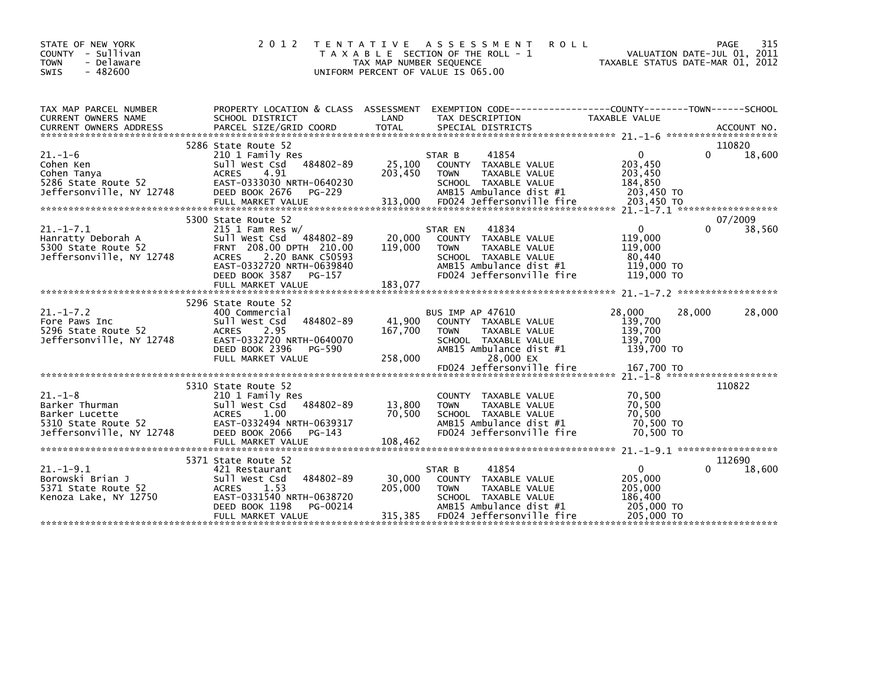STATE OF NEW YORK
COUNTY - Sullivan
TOWN - Delaware
SWIS - 482600

2012 TENTATIVE ASSESSMENT ROLL
TAXABLE SECTION OF THE ROLL - 1
TAX MAP NUMBER SEQUENCE
UNIFORM PERCENT OF VALUE IS 065.00

VALUATION DATE-JUL 01, 2011
TAXABLE STATUS DATE-MAR 01, 2012

| TAX MAP PARCEL NUMBER / CURRENT OWNERS NAME / CURRENT OWNERS ADDRESS | PROPERTY LOCATION & CLASS / SCHOOL DISTRICT / PARCEL SIZE/GRID COORD | ASSESSMENT LAND / TOTAL | EXEMPTION CODE / TAX DESCRIPTION / SPECIAL DISTRICTS | COUNTY TAXABLE VALUE | TOWN | SCHOOL / ACCOUNT NO. |
|---|---|---|---|---|---|---|
| **21.-1-6** | 5286 State Route 52 | | | | | 110820 |
| | 210 1 Family Res | | STAR B 41854 | 0 | 0 | 18,600 |
| Cohen Ken | Sull West Csd 484802-89 | 25,100 | COUNTY TAXABLE VALUE | 203,450 | | |
| Cohen Tanya | ACRES 4.91 | 203,450 | TOWN TAXABLE VALUE | 203,450 | | |
| 5286 State Route 52 | EAST-0333030 NRTH-0640230 | | SCHOOL TAXABLE VALUE | 184,850 | | |
| Jeffersonville, NY 12748 | DEED BOOK 2676 PG-229 | | AMB15 Ambulance dist #1 | 203,450 TO | | |
| | FULL MARKET VALUE | 313,000 | FD024 Jeffersonville fire | 203,450 TO | | |
| **21.-1-7.1** | 5300 State Route 52 | | | | | 07/2009 |
| | 215 1 Fam Res w/ | | STAR EN 41834 | 0 | 0 | 38,560 |
| Hanratty Deborah A | Sull West Csd 484802-89 | 20,000 | COUNTY TAXABLE VALUE | 119,000 | | |
| 5300 State Route 52 | FRNT 208.00 DPTH 210.00 | 119,000 | TOWN TAXABLE VALUE | 119,000 | | |
| Jeffersonville, NY 12748 | ACRES 2.20 BANK C50593 | | SCHOOL TAXABLE VALUE | 80,440 | | |
| | EAST-0332720 NRTH-0639840 | | AMB15 Ambulance dist #1 | 119,000 TO | | |
| | DEED BOOK 3587 PG-157 | | FD024 Jeffersonville fire | 119,000 TO | | |
| | FULL MARKET VALUE | 183,077 | | | | |
| **21.-1-7.2** | 5296 State Route 52 | | | | | |
| | 400 Commercial | | BUS IMP AP 47610 | 28,000 | 28,000 | 28,000 |
| Fore Paws Inc | Sull West Csd 484802-89 | 41,900 | COUNTY TAXABLE VALUE | 139,700 | | |
| 5296 State Route 52 | ACRES 2.95 | 167,700 | TOWN TAXABLE VALUE | 139,700 | | |
| Jeffersonville, NY 12748 | EAST-0332720 NRTH-0640070 | | SCHOOL TAXABLE VALUE | 139,700 | | |
| | DEED BOOK 2396 PG-590 | | AMB15 Ambulance dist #1 | 139,700 TO | | |
| | FULL MARKET VALUE | 258,000 | 28,000 EX | | | |
| | | | FD024 Jeffersonville fire | 167,700 TO | | |
| **21.-1-8** | 5310 State Route 52 | | | | | 110822 |
| | 210 1 Family Res | | COUNTY TAXABLE VALUE | 70,500 | | |
| Barker Thurman | Sull West Csd 484802-89 | 13,800 | TOWN TAXABLE VALUE | 70,500 | | |
| Barker Lucette | ACRES 1.00 | 70,500 | SCHOOL TAXABLE VALUE | 70,500 | | |
| 5310 State Route 52 | EAST-0332494 NRTH-0639317 | | AMB15 Ambulance dist #1 | 70,500 TO | | |
| Jeffersonville, NY 12748 | DEED BOOK 2066 PG-143 | | FD024 Jeffersonville fire | 70,500 TO | | |
| | FULL MARKET VALUE | 108,462 | | | | |
| **21.-1-9.1** | 5371 State Route 52 | | | | | 112690 |
| | 421 Restaurant | | STAR B 41854 | 0 | 0 | 18,600 |
| Borowski Brian J | Sull West Csd 484802-89 | 30,000 | COUNTY TAXABLE VALUE | 205,000 | | |
| 5371 State Route 52 | ACRES 1.53 | 205,000 | TOWN TAXABLE VALUE | 205,000 | | |
| Kenoza Lake, NY 12750 | EAST-0331540 NRTH-0638720 | | SCHOOL TAXABLE VALUE | 186,400 | | |
| | DEED BOOK 1198 PG-00214 | | AMB15 Ambulance dist #1 | 205,000 TO | | |
| | FULL MARKET VALUE | 315,385 | FD024 Jeffersonville fire | 205,000 TO | | |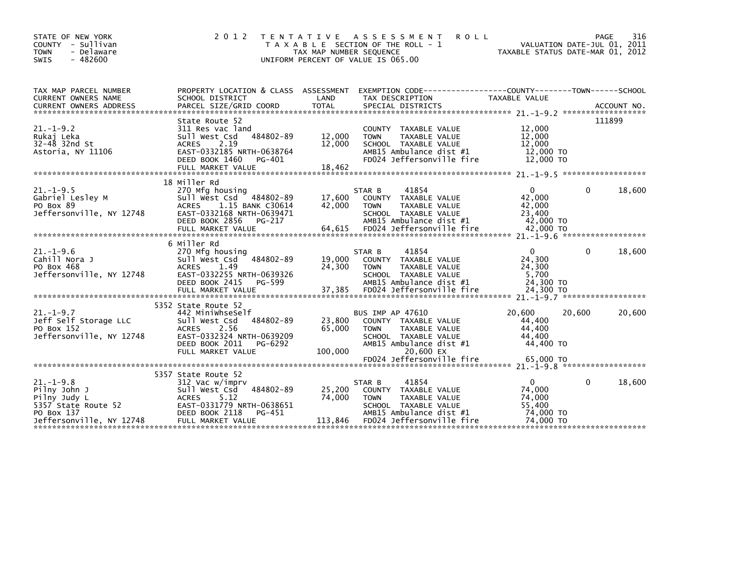STATE OF NEW YORK
COUNTY - Sullivan
TOWN - Delaware
SWIS - 482600

# 2012 TENTATIVE ASSESSMENT ROLL

TAXABLE SECTION OF THE ROLL - 1
TAX MAP NUMBER SEQUENCE
UNIFORM PERCENT OF VALUE IS 065.00

VALUATION DATE-JUL 01, 2011
TAXABLE STATUS DATE-MAR 01, 2012

| TAX MAP PARCEL NUMBER / CURRENT OWNERS NAME / CURRENT OWNERS ADDRESS | PROPERTY LOCATION & CLASS / SCHOOL DISTRICT / PARCEL SIZE/GRID COORD | ASSESSMENT LAND / TOTAL | EXEMPTION CODE / TAX DESCRIPTION / SPECIAL DISTRICTS | COUNTY TAXABLE VALUE | TOWN | SCHOOL / ACCOUNT NO. |
|---|---|---|---|---|---|---|
| 21.-1-9.2 | State Route 52 | | | | | 111899 |
| | 311 Res vac land | | COUNTY TAXABLE VALUE | 12,000 | | |
| Rukaj Leka | Sull West Csd 484802-89 | 12,000 | TOWN TAXABLE VALUE | 12,000 | | |
| 32-48 32nd St | ACRES 2.19 | 12,000 | SCHOOL TAXABLE VALUE | 12,000 | | |
| Astoria, NY 11106 | EAST-0332185 NRTH-0638764 | | AMB15 Ambulance dist #1 | 12,000 TO | | |
| | DEED BOOK 1460 PG-401 | | FD024 Jeffersonville fire | 12,000 TO | | |
| | FULL MARKET VALUE | 18,462 | | | | |
| 21.-1-9.5 | 18 Miller Rd | | | | | |
| | 270 Mfg housing | | STAR B 41854 | 0 | 0 | 18,600 |
| Gabriel Lesley M | Sull West Csd 484802-89 | 17,600 | COUNTY TAXABLE VALUE | 42,000 | | |
| PO Box 89 | ACRES 1.15 BANK C30614 | 42,000 | TOWN TAXABLE VALUE | 42,000 | | |
| Jeffersonville, NY 12748 | EAST-0332168 NRTH-0639471 | | SCHOOL TAXABLE VALUE | 23,400 | | |
| | DEED BOOK 2856 PG-217 | | AMB15 Ambulance dist #1 | 42,000 TO | | |
| | FULL MARKET VALUE | 64,615 | FD024 Jeffersonville fire | 42,000 TO | | |
| 21.-1-9.6 | 6 Miller Rd | | | | | |
| | 270 Mfg housing | | STAR B 41854 | 0 | 0 | 18,600 |
| Cahill Nora J | Sull West Csd 484802-89 | 19,000 | COUNTY TAXABLE VALUE | 24,300 | | |
| PO Box 468 | ACRES 1.49 | 24,300 | TOWN TAXABLE VALUE | 24,300 | | |
| Jeffersonville, NY 12748 | EAST-0332255 NRTH-0639326 | | SCHOOL TAXABLE VALUE | 5,700 | | |
| | DEED BOOK 2415 PG-599 | | AMB15 Ambulance dist #1 | 24,300 TO | | |
| | FULL MARKET VALUE | 37,385 | FD024 Jeffersonville fire | 24,300 TO | | |
| 21.-1-9.7 | 5352 State Route 52 | | | | | |
| | 442 MiniWhseSelf | | BUS IMP AP 47610 | 20,600 | 20,600 | 20,600 |
| Jeff Self Storage LLC | Sull West Csd 484802-89 | 23,800 | COUNTY TAXABLE VALUE | 44,400 | | |
| PO Box 152 | ACRES 2.56 | 65,000 | TOWN TAXABLE VALUE | 44,400 | | |
| Jeffersonville, NY 12748 | EAST-0332324 NRTH-0639209 | | SCHOOL TAXABLE VALUE | 44,400 | | |
| | DEED BOOK 2011 PG-6292 | | AMB15 Ambulance dist #1 | 44,400 TO | | |
| | FULL MARKET VALUE | 100,000 | 20,600 EX | | | |
| | | | FD024 Jeffersonville fire | 65,000 TO | | |
| 21.-1-9.8 | 5357 State Route 52 | | | | | |
| | 312 Vac w/imprv | | STAR B 41854 | 0 | 0 | 18,600 |
| Pilny John J | Sull West Csd 484802-89 | 25,200 | COUNTY TAXABLE VALUE | 74,000 | | |
| Pilny Judy L | ACRES 5.12 | 74,000 | TOWN TAXABLE VALUE | 74,000 | | |
| 5357 State Route 52 | EAST-0331779 NRTH-0638651 | | SCHOOL TAXABLE VALUE | 55,400 | | |
| PO Box 137 | DEED BOOK 2118 PG-451 | | AMB15 Ambulance dist #1 | 74,000 TO | | |
| Jeffersonville, NY 12748 | FULL MARKET VALUE | 113,846 | FD024 Jeffersonville fire | 74,000 TO | | |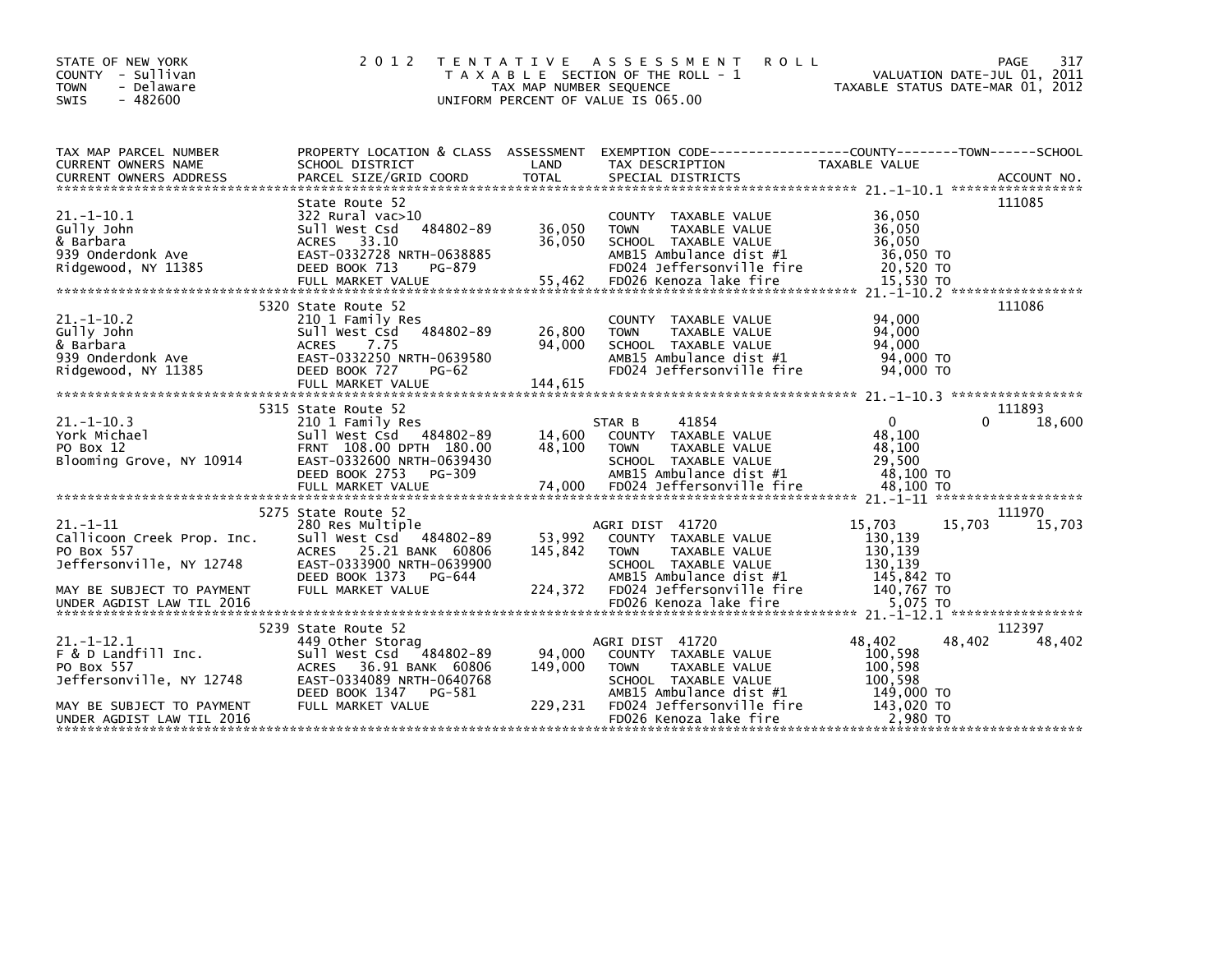STATE OF NEW YORK
COUNTY - Sullivan
TOWN - Delaware
SWIS - 482600

# 2012 TENTATIVE ASSESSMENT ROLL

TAXABLE SECTION OF THE ROLL - 1
TAX MAP NUMBER SEQUENCE
UNIFORM PERCENT OF VALUE IS 065.00

VALUATION DATE-JUL 01, 2011
TAXABLE STATUS DATE-MAR 01, 2012

| TAX MAP PARCEL NUMBER<br>CURRENT OWNERS NAME<br>CURRENT OWNERS ADDRESS | PROPERTY LOCATION & CLASS<br>SCHOOL DISTRICT<br>PARCEL SIZE/GRID COORD | ASSESSMENT<br>LAND<br>TOTAL | EXEMPTION CODE---COUNTY---TOWN---SCHOOL<br>TAX DESCRIPTION<br>SPECIAL DISTRICTS | TAXABLE VALUE | ACCOUNT NO. |
|---|---|---|---|---|---|
| 21.-1-10.1<br>Gully John<br>& Barbara<br>939 Onderdonk Ave<br>Ridgewood, NY 11385 | State Route 52<br>322 Rural vac>10<br>Sull West Csd 484802-89<br>ACRES 33.10<br>EAST-0332728 NRTH-0638885<br>DEED BOOK 713 PG-879<br>FULL MARKET VALUE | <br><br>36,050<br>36,050<br><br><br>55,462 | COUNTY TAXABLE VALUE<br>TOWN TAXABLE VALUE<br>SCHOOL TAXABLE VALUE<br>AMB15 Ambulance dist #1<br>FD024 Jeffersonville fire<br>FD026 Kenoza lake fire | 36,050<br>36,050<br>36,050<br>36,050 TO<br>20,520 TO<br>15,530 TO | 111085 |
| 21.-1-10.2<br>Gully John<br>& Barbara<br>939 Onderdonk Ave<br>Ridgewood, NY 11385 | 5320 State Route 52<br>210 1 Family Res<br>Sull West Csd 484802-89<br>ACRES 7.75<br>EAST-0332250 NRTH-0639580<br>DEED BOOK 727 PG-62<br>FULL MARKET VALUE | <br><br>26,800<br>94,000<br><br><br>144,615 | COUNTY TAXABLE VALUE<br>TOWN TAXABLE VALUE<br>SCHOOL TAXABLE VALUE<br>AMB15 Ambulance dist #1<br>FD024 Jeffersonville fire | 94,000<br>94,000<br>94,000<br>94,000 TO<br>94,000 TO | 111086 |
| 21.-1-10.3<br>York Michael<br>PO Box 12<br>Blooming Grove, NY 10914 | 5315 State Route 52<br>210 1 Family Res<br>Sull West Csd 484802-89<br>FRNT 108.00 DPTH 180.00<br>EAST-0332600 NRTH-0639430<br>DEED BOOK 2753 PG-309<br>FULL MARKET VALUE | <br><br>14,600<br>48,100<br><br><br>74,000 | STAR B 41854<br>COUNTY TAXABLE VALUE<br>TOWN TAXABLE VALUE<br>SCHOOL TAXABLE VALUE<br>AMB15 Ambulance dist #1<br>FD024 Jeffersonville fire | 0 0 18,600<br>48,100<br>48,100<br>29,500<br>48,100 TO<br>48,100 TO | 111893 |
| 21.-1-11<br>Callicoon Creek Prop. Inc.<br>PO Box 557<br>Jeffersonville, NY 12748<br><br>MAY BE SUBJECT TO PAYMENT<br>UNDER AGDIST LAW TIL 2016 | 5275 State Route 52<br>280 Res Multiple<br>Sull West Csd 484802-89<br>ACRES 25.21 BANK 60806<br>EAST-0333900 NRTH-0639900<br>DEED BOOK 1373 PG-644<br>FULL MARKET VALUE | <br><br>53,992<br>145,842<br><br><br>224,372 | AGRI DIST 41720<br>COUNTY TAXABLE VALUE<br>TOWN TAXABLE VALUE<br>SCHOOL TAXABLE VALUE<br>AMB15 Ambulance dist #1<br>FD024 Jeffersonville fire<br>FD026 Kenoza lake fire | 15,703 15,703 15,703<br>130,139<br>130,139<br>130,139<br>145,842 TO<br>140,767 TO<br>5,075 TO | 111970 |
| 21.-1-12.1<br>F & D Landfill Inc.<br>PO Box 557<br>Jeffersonville, NY 12748<br><br>MAY BE SUBJECT TO PAYMENT<br>UNDER AGDIST LAW TIL 2016 | 5239 State Route 52<br>449 Other Storag<br>Sull West Csd 484802-89<br>ACRES 36.91 BANK 60806<br>EAST-0334089 NRTH-0640768<br>DEED BOOK 1347 PG-581<br>FULL MARKET VALUE | <br><br>94,000<br>149,000<br><br><br>229,231 | AGRI DIST 41720<br>COUNTY TAXABLE VALUE<br>TOWN TAXABLE VALUE<br>SCHOOL TAXABLE VALUE<br>AMB15 Ambulance dist #1<br>FD024 Jeffersonville fire<br>FD026 Kenoza lake fire | 48,402 48,402 48,402<br>100,598<br>100,598<br>100,598<br>149,000 TO<br>143,020 TO<br>2,980 TO | 112397 |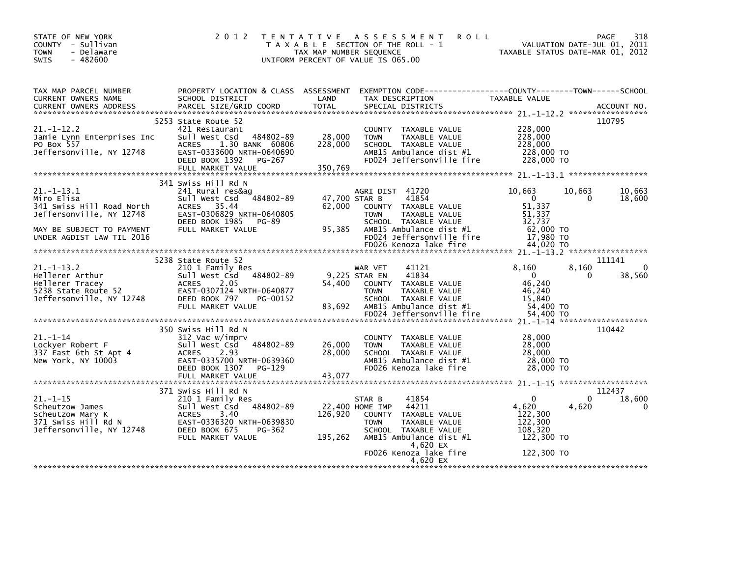STATE OF NEW YORK
COUNTY - Sullivan
TOWN - Delaware
SWIS - 482600

# 2012 TENTATIVE ASSESSMENT ROLL

TAXABLE SECTION OF THE ROLL - 1
TAX MAP NUMBER SEQUENCE
UNIFORM PERCENT OF VALUE IS 065.00

VALUATION DATE-JUL 01, 2011
TAXABLE STATUS DATE-MAR 01, 2012

| TAX MAP PARCEL NUMBER / CURRENT OWNERS NAME / CURRENT OWNERS ADDRESS | PROPERTY LOCATION & CLASS / SCHOOL DISTRICT / PARCEL SIZE/GRID COORD | ASSESSMENT LAND / TOTAL | EXEMPTION CODE / TAX DESCRIPTION / SPECIAL DISTRICTS | COUNTY TAXABLE VALUE | TOWN | SCHOOL | ACCOUNT NO. |
|---|---|---|---|---|---|---|---|
| 21.-1-12.2 | 5253 State Route 52 | | | | | | 110795 |
| 21.-1-12.2 | 421 Restaurant | | COUNTY TAXABLE VALUE | 228,000 | | | |
| Jamie Lynn Enterprises Inc | Sull West Csd 484802-89 | 28,000 | TOWN TAXABLE VALUE | 228,000 | | | |
| PO Box 557 | ACRES 1.30 BANK 60806 | 228,000 | SCHOOL TAXABLE VALUE | 228,000 | | | |
| Jeffersonville, NY 12748 | EAST-0333600 NRTH-0640690 | | AMB15 Ambulance dist #1 | 228,000 TO | | | |
| | DEED BOOK 1392 PG-267 | | FD024 Jeffersonville fire | 228,000 TO | | | |
| | FULL MARKET VALUE | 350,769 | | | | | |
| 21.-1-13.1 | 341 Swiss Hill Rd N | | | | | | |
| 21.-1-13.1 | 241 Rural res&ag | | AGRI DIST 41720 | 10,663 | 10,663 | 10,663 | |
| Miro Elisa | Sull West Csd 484802-89 | 47,700 | STAR B 41854 | 0 | 0 | 18,600 | |
| 341 Swiss Hill Road North | ACRES 35.44 | 62,000 | COUNTY TAXABLE VALUE | 51,337 | | | |
| Jeffersonville, NY 12748 | EAST-0306829 NRTH-0640805 | | TOWN TAXABLE VALUE | 51,337 | | | |
| | DEED BOOK 1985 PG-89 | | SCHOOL TAXABLE VALUE | 32,737 | | | |
| MAY BE SUBJECT TO PAYMENT | FULL MARKET VALUE | 95,385 | AMB15 Ambulance dist #1 | 62,000 TO | | | |
| UNDER AGDIST LAW TIL 2016 | | | FD024 Jeffersonville fire | 17,980 TO | | | |
| | | | FD026 Kenoza lake fire | 44,020 TO | | | |
| 21.-1-13.2 | 5238 State Route 52 | | | | | | 111141 |
| 21.-1-13.2 | 210 1 Family Res | | WAR VET 41121 | 8,160 | 8,160 | 0 | |
| Hellerer Arthur | Sull West Csd 484802-89 | 9,225 | STAR EN 41834 | 0 | 0 | 38,560 | |
| Hellerer Tracey | ACRES 2.05 | 54,400 | COUNTY TAXABLE VALUE | 46,240 | | | |
| 5238 State Route 52 | EAST-0307124 NRTH-0640877 | | TOWN TAXABLE VALUE | 46,240 | | | |
| Jeffersonville, NY 12748 | DEED BOOK 797 PG-00152 | | SCHOOL TAXABLE VALUE | 15,840 | | | |
| | FULL MARKET VALUE | 83,692 | AMB15 Ambulance dist #1 | 54,400 TO | | | |
| | | | FD024 Jeffersonville fire | 54,400 TO | | | |
| 21.-1-14 | 350 Swiss Hill Rd N | | | | | | 110442 |
| 21.-1-14 | 312 Vac w/imprv | | COUNTY TAXABLE VALUE | 28,000 | | | |
| Lockyer Robert F | Sull West Csd 484802-89 | 26,000 | TOWN TAXABLE VALUE | 28,000 | | | |
| 337 East 6th St Apt 4 | ACRES 2.93 | 28,000 | SCHOOL TAXABLE VALUE | 28,000 | | | |
| New York, NY 10003 | EAST-0335700 NRTH-0639360 | | AMB15 Ambulance dist #1 | 28,000 TO | | | |
| | DEED BOOK 1307 PG-129 | | FD026 Kenoza lake fire | 28,000 TO | | | |
| | FULL MARKET VALUE | 43,077 | | | | | |
| 21.-1-15 | 371 Swiss Hill Rd N | | | | | | 112437 |
| 21.-1-15 | 210 1 Family Res | | STAR B 41854 | 0 | 0 | 18,600 | |
| Scheutzow James | Sull West Csd 484802-89 | 22,400 | HOME IMP 44211 | 4,620 | 4,620 | 0 | |
| Scheutzow Mary K | ACRES 3.40 | 126,920 | COUNTY TAXABLE VALUE | 122,300 | | | |
| 371 Swiss Hill Rd N | EAST-0336320 NRTH-0639830 | | TOWN TAXABLE VALUE | 122,300 | | | |
| Jeffersonville, NY 12748 | DEED BOOK 675 PG-362 | | SCHOOL TAXABLE VALUE | 108,320 | | | |
| | FULL MARKET VALUE | 195,262 | AMB15 Ambulance dist #1 | 122,300 TO | | | |
| | | | 4,620 EX | | | | |
| | | | FD026 Kenoza lake fire | 122,300 TO | | | |
| | | | 4,620 EX | | | | |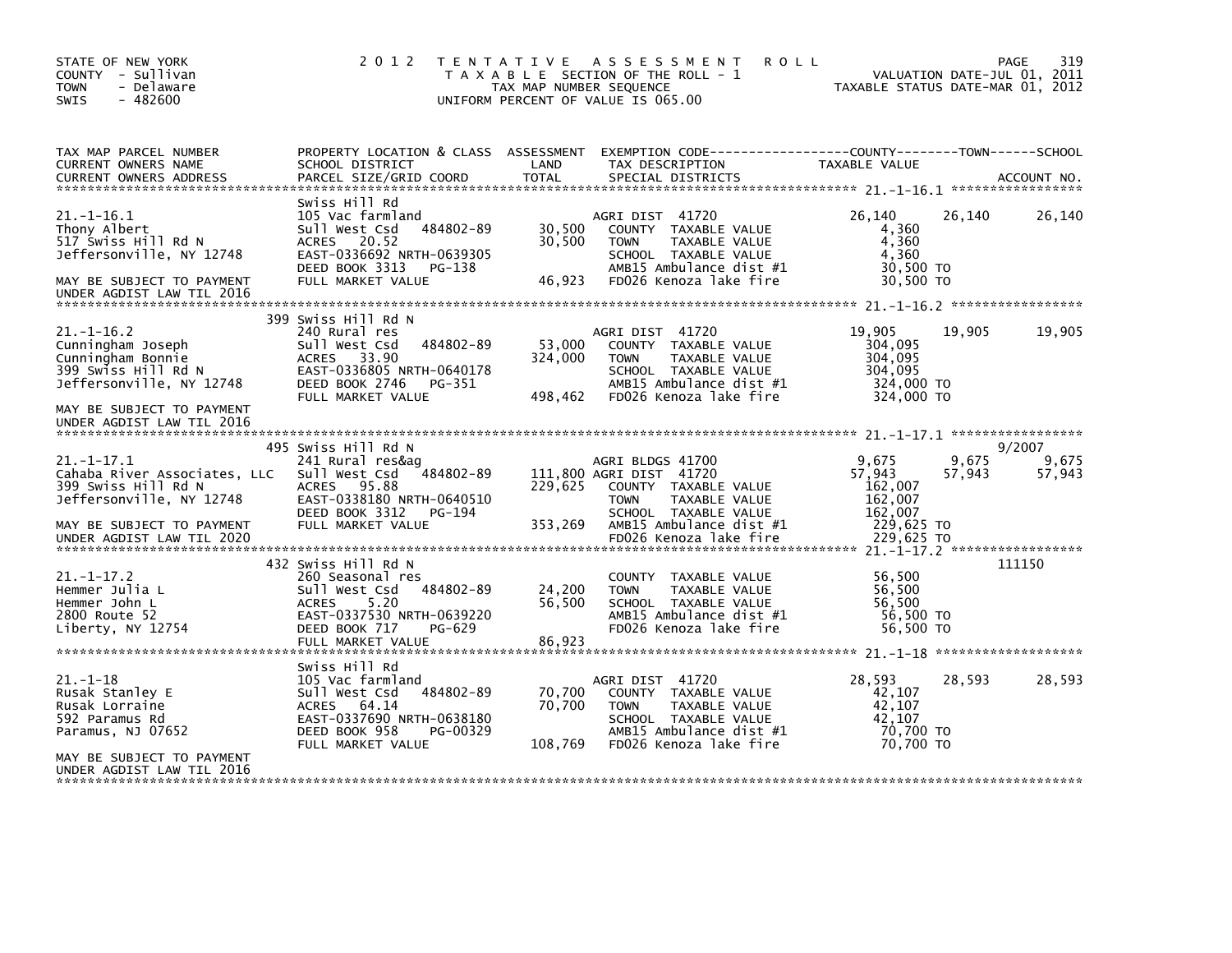STATE OF NEW YORK
COUNTY - Sullivan
TOWN - Delaware
SWIS - 482600

2012 TENTATIVE ASSESSMENT ROLL
TAXABLE SECTION OF THE ROLL - 1
TAX MAP NUMBER SEQUENCE
UNIFORM PERCENT OF VALUE IS 065.00

VALUATION DATE-JUL 01, 2011
TAXABLE STATUS DATE-MAR 01, 2012

| TAX MAP PARCEL NUMBER / CURRENT OWNERS NAME / CURRENT OWNERS ADDRESS | PROPERTY LOCATION & CLASS / SCHOOL DISTRICT / PARCEL SIZE/GRID COORD | ASSESSMENT LAND / TOTAL | EXEMPTION CODE / TAX DESCRIPTION / SPECIAL DISTRICTS | COUNTY TAXABLE VALUE | TOWN | SCHOOL / ACCOUNT NO. |
|---|---|---|---|---|---|---|
| **21.-1-16.1** | Swiss Hill Rd | | | | | |
| 21.-1-16.1 | 105 Vac farmland | | AGRI DIST 41720 | 26,140 | 26,140 | 26,140 |
| Thony Albert | Sull West Csd 484802-89 | 30,500 | COUNTY TAXABLE VALUE | 4,360 | | |
| 517 Swiss Hill Rd N | ACRES 20.52 | 30,500 | TOWN TAXABLE VALUE | 4,360 | | |
| Jeffersonville, NY 12748 | EAST-0336692 NRTH-0639305 | | SCHOOL TAXABLE VALUE | 4,360 | | |
| | DEED BOOK 3313 PG-138 | | AMB15 Ambulance dist #1 | 30,500 TO | | |
| MAY BE SUBJECT TO PAYMENT UNDER AGDIST LAW TIL 2016 | FULL MARKET VALUE | 46,923 | FD026 Kenoza lake fire | 30,500 TO | | |
| **21.-1-16.2** | 399 Swiss Hill Rd N | | | | | |
| 21.-1-16.2 | 240 Rural res | | AGRI DIST 41720 | 19,905 | 19,905 | 19,905 |
| Cunningham Joseph | Sull West Csd 484802-89 | 53,000 | COUNTY TAXABLE VALUE | 304,095 | | |
| Cunningham Bonnie | ACRES 33.90 | 324,000 | TOWN TAXABLE VALUE | 304,095 | | |
| 399 Swiss Hill Rd N | EAST-0336805 NRTH-0640178 | | SCHOOL TAXABLE VALUE | 304,095 | | |
| Jeffersonville, NY 12748 | DEED BOOK 2746 PG-351 | | AMB15 Ambulance dist #1 | 324,000 TO | | |
| MAY BE SUBJECT TO PAYMENT UNDER AGDIST LAW TIL 2016 | FULL MARKET VALUE | 498,462 | FD026 Kenoza lake fire | 324,000 TO | | |
| **21.-1-17.1** | 495 Swiss Hill Rd N | | | | | 9/2007 |
| 21.-1-17.1 | 241 Rural res&ag | | AGRI BLDGS 41700 | 9,675 | 9,675 | 9,675 |
| Cahaba River Associates, LLC | Sull West Csd 484802-89 | 111,800 | AGRI DIST 41720 | 57,943 | 57,943 | 57,943 |
| 399 Swiss Hill Rd N | ACRES 95.88 | 229,625 | COUNTY TAXABLE VALUE | 162,007 | | |
| Jeffersonville, NY 12748 | EAST-0338180 NRTH-0640510 | | TOWN TAXABLE VALUE | 162,007 | | |
| | DEED BOOK 3312 PG-194 | | SCHOOL TAXABLE VALUE | 162,007 | | |
| MAY BE SUBJECT TO PAYMENT | FULL MARKET VALUE | 353,269 | AMB15 Ambulance dist #1 | 229,625 TO | | |
| UNDER AGDIST LAW TIL 2020 | | | FD026 Kenoza lake fire | 229,625 TO | | |
| **21.-1-17.2** | 432 Swiss Hill Rd N | | | | | 111150 |
| 21.-1-17.2 | 260 Seasonal res | | COUNTY TAXABLE VALUE | 56,500 | | |
| Hemmer Julia L | Sull West Csd 484802-89 | 24,200 | TOWN TAXABLE VALUE | 56,500 | | |
| Hemmer John L | ACRES 5.20 | 56,500 | SCHOOL TAXABLE VALUE | 56,500 | | |
| 2800 Route 52 | EAST-0337530 NRTH-0639220 | | AMB15 Ambulance dist #1 | 56,500 TO | | |
| Liberty, NY 12754 | DEED BOOK 717 PG-629 | | FD026 Kenoza lake fire | 56,500 TO | | |
| | FULL MARKET VALUE | 86,923 | | | | |
| **21.-1-18** | Swiss Hill Rd | | | | | |
| 21.-1-18 | 105 Vac farmland | | AGRI DIST 41720 | 28,593 | 28,593 | 28,593 |
| Rusak Stanley E | Sull West Csd 484802-89 | 70,700 | COUNTY TAXABLE VALUE | 42,107 | | |
| Rusak Lorraine | ACRES 64.14 | 70,700 | TOWN TAXABLE VALUE | 42,107 | | |
| 592 Paramus Rd | EAST-0337690 NRTH-0638180 | | SCHOOL TAXABLE VALUE | 42,107 | | |
| Paramus, NJ 07652 | DEED BOOK 958 PG-00329 | | AMB15 Ambulance dist #1 | 70,700 TO | | |
| MAY BE SUBJECT TO PAYMENT UNDER AGDIST LAW TIL 2016 | FULL MARKET VALUE | 108,769 | FD026 Kenoza lake fire | 70,700 TO | | |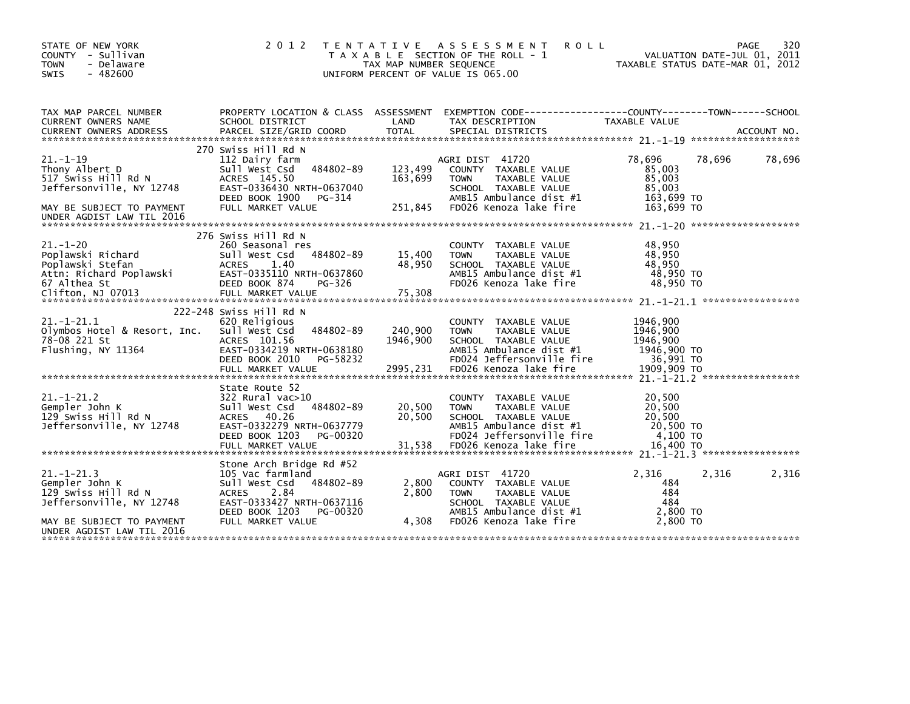STATE OF NEW YORK
COUNTY - Sullivan
TOWN - Delaware
SWIS - 482600

# 2012 TENTATIVE ASSESSMENT ROLL

TAXABLE SECTION OF THE ROLL - 1
TAX MAP NUMBER SEQUENCE
UNIFORM PERCENT OF VALUE IS 065.00

VALUATION DATE-JUL 01, 2011
TAXABLE STATUS DATE-MAR 01, 2012

| TAX MAP PARCEL NUMBER / CURRENT OWNERS NAME / CURRENT OWNERS ADDRESS | PROPERTY LOCATION & CLASS / SCHOOL DISTRICT / PARCEL SIZE/GRID COORD | ASSESSMENT LAND / TOTAL | EXEMPTION CODE / TAX DESCRIPTION / SPECIAL DISTRICTS | COUNTY | TOWN | SCHOOL |
|---|---|---|---|---|---|---|
| **21.-1-19** | 270 Swiss Hill Rd N | | | | | |
| 21.-1-19 | 112 Dairy farm | | AGRI DIST 41720 | 78,696 | 78,696 | 78,696 |
| Thony Albert D | Sull West Csd 484802-89 | 123,499 | COUNTY TAXABLE VALUE | 85,003 | | |
| 517 Swiss Hill Rd N | ACRES 145.50 | 163,699 | TOWN TAXABLE VALUE | 85,003 | | |
| Jeffersonville, NY 12748 | EAST-0336430 NRTH-0637040 | | SCHOOL TAXABLE VALUE | 85,003 | | |
| | DEED BOOK 1900 PG-314 | | AMB15 Ambulance dist #1 | 163,699 TO | | |
| MAY BE SUBJECT TO PAYMENT UNDER AGDIST LAW TIL 2016 | FULL MARKET VALUE | 251,845 | FD026 Kenoza lake fire | 163,699 TO | | |
| **21.-1-20** | 276 Swiss Hill Rd N | | | | | |
| 21.-1-20 | 260 Seasonal res | | COUNTY TAXABLE VALUE | 48,950 | | |
| Poplawski Richard | Sull West Csd 484802-89 | 15,400 | TOWN TAXABLE VALUE | 48,950 | | |
| Poplawski Stefan | ACRES 1.40 | 48,950 | SCHOOL TAXABLE VALUE | 48,950 | | |
| Attn: Richard Poplawski | EAST-0335110 NRTH-0637860 | | AMB15 Ambulance dist #1 | 48,950 TO | | |
| 67 Althea St | DEED BOOK 874 PG-326 | | FD026 Kenoza lake fire | 48,950 TO | | |
| Clifton, NJ 07013 | FULL MARKET VALUE | 75,308 | | | | |
| **21.-1-21.1** | 222-248 Swiss Hill Rd N | | | | | |
| 21.-1-21.1 | 620 Religious | | COUNTY TAXABLE VALUE | 1946,900 | | |
| Olymbos Hotel & Resort, Inc. | Sull West Csd 484802-89 | 240,900 | TOWN TAXABLE VALUE | 1946,900 | | |
| 78-08 221 St | ACRES 101.56 | 1946,900 | SCHOOL TAXABLE VALUE | 1946,900 | | |
| Flushing, NY 11364 | EAST-0334219 NRTH-0638180 | | AMB15 Ambulance dist #1 | 1946,900 TO | | |
| | DEED BOOK 2010 PG-58232 | | FD024 Jeffersonville fire | 36,991 TO | | |
| | FULL MARKET VALUE | 2995,231 | FD026 Kenoza lake fire | 1909,909 TO | | |
| **21.-1-21.2** | State Route 52 | | | | | |
| 21.-1-21.2 | 322 Rural vac>10 | | COUNTY TAXABLE VALUE | 20,500 | | |
| Gempler John K | Sull West Csd 484802-89 | 20,500 | TOWN TAXABLE VALUE | 20,500 | | |
| 129 Swiss Hill Rd N | ACRES 40.26 | 20,500 | SCHOOL TAXABLE VALUE | 20,500 | | |
| Jeffersonville, NY 12748 | EAST-0332279 NRTH-0637779 | | AMB15 Ambulance dist #1 | 20,500 TO | | |
| | DEED BOOK 1203 PG-00320 | | FD024 Jeffersonville fire | 4,100 TO | | |
| | FULL MARKET VALUE | 31,538 | FD026 Kenoza lake fire | 16,400 TO | | |
| **21.-1-21.3** | Stone Arch Bridge Rd #52 | | | | | |
| 21.-1-21.3 | 105 Vac farmland | | AGRI DIST 41720 | 2,316 | 2,316 | 2,316 |
| Gempler John K | Sull West Csd 484802-89 | 2,800 | COUNTY TAXABLE VALUE | 484 | | |
| 129 Swiss Hill Rd N | ACRES 2.84 | 2,800 | TOWN TAXABLE VALUE | 484 | | |
| Jeffersonville, NY 12748 | EAST-0333427 NRTH-0637116 | | SCHOOL TAXABLE VALUE | 484 | | |
| | DEED BOOK 1203 PG-00320 | | AMB15 Ambulance dist #1 | 2,800 TO | | |
| MAY BE SUBJECT TO PAYMENT UNDER AGDIST LAW TIL 2016 | FULL MARKET VALUE | 4,308 | FD026 Kenoza lake fire | 2,800 TO | | |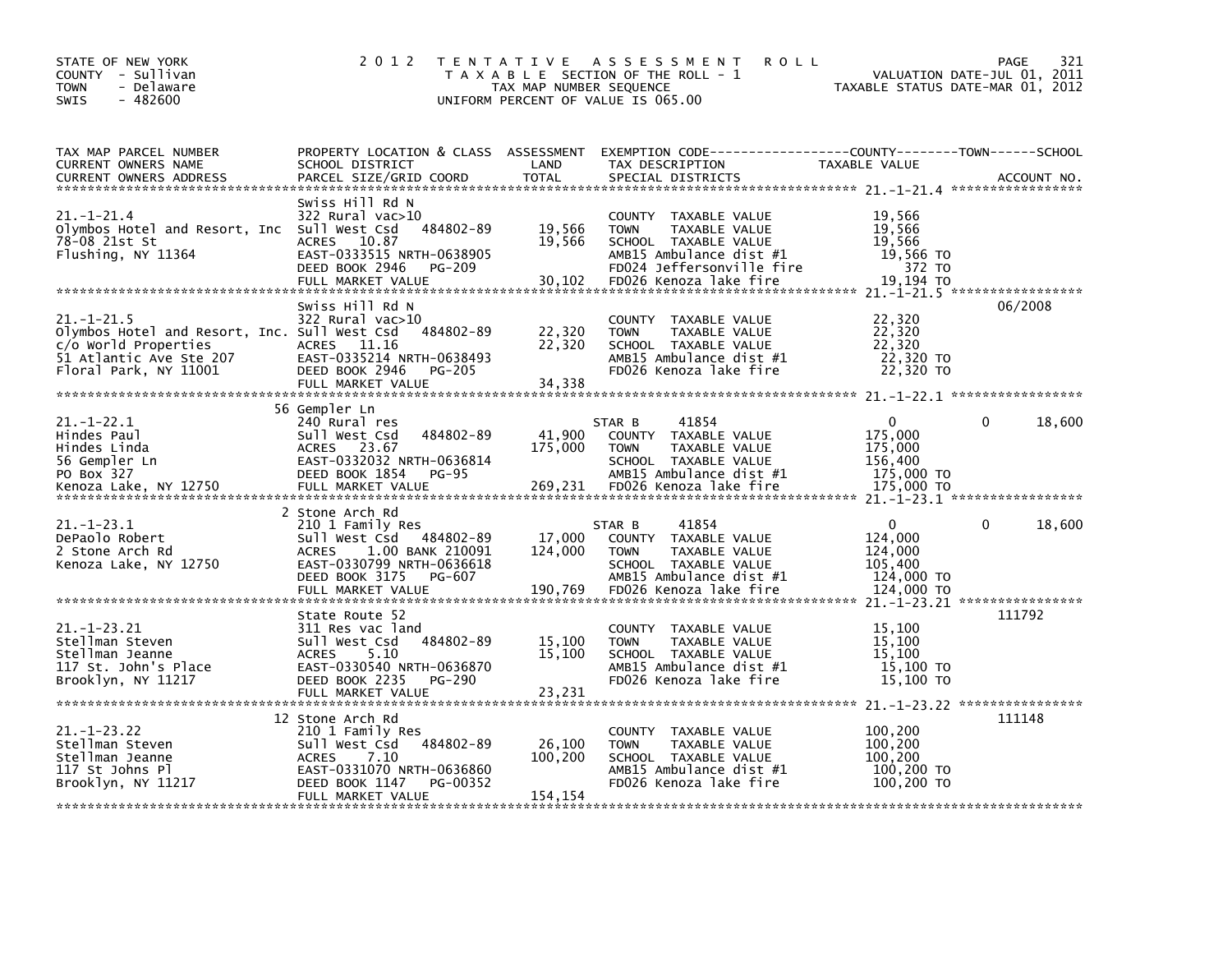STATE OF NEW YORK
COUNTY - Sullivan
TOWN - Delaware
SWIS - 482600

# 2012 TENTATIVE ASSESSMENT ROLL

TAXABLE SECTION OF THE ROLL - 1
TAX MAP NUMBER SEQUENCE
UNIFORM PERCENT OF VALUE IS 065.00

VALUATION DATE-JUL 01, 2011
TAXABLE STATUS DATE-MAR 01, 2012

| TAX MAP PARCEL NUMBER / CURRENT OWNERS NAME / CURRENT OWNERS ADDRESS | PROPERTY LOCATION & CLASS / SCHOOL DISTRICT / PARCEL SIZE/GRID COORD | ASSESSMENT LAND | TOTAL | EXEMPTION CODE / TAX DESCRIPTION / SPECIAL DISTRICTS | COUNTY TAXABLE VALUE | TOWN | SCHOOL / ACCOUNT NO. |
|---|---|---|---|---|---|---|---|
| **21.-1-21.4** | Swiss Hill Rd N | | | | | | |
| 21.-1-21.4 | 322 Rural vac>10 | | | COUNTY TAXABLE VALUE | 19,566 | | |
| Olymbos Hotel and Resort, Inc | Sull West Csd 484802-89 | 19,566 | | TOWN TAXABLE VALUE | 19,566 | | |
| 78-08 21st St | ACRES 10.87 | | 19,566 | SCHOOL TAXABLE VALUE | 19,566 | | |
| Flushing, NY 11364 | EAST-0333515 NRTH-0638905 | | | AMB15 Ambulance dist #1 | 19,566 TO | | |
| | DEED BOOK 2946 PG-209 | | | FD024 Jeffersonville fire | 372 TO | | |
| | FULL MARKET VALUE | | 30,102 | FD026 Kenoza lake fire | 19,194 TO | | |
| **21.-1-21.5** | Swiss Hill Rd N | | | | | | 06/2008 |
| 21.-1-21.5 | 322 Rural vac>10 | | | COUNTY TAXABLE VALUE | 22,320 | | |
| Olymbos Hotel and Resort, Inc. | Sull West Csd 484802-89 | 22,320 | | TOWN TAXABLE VALUE | 22,320 | | |
| c/o World Properties | ACRES 11.16 | | 22,320 | SCHOOL TAXABLE VALUE | 22,320 | | |
| 51 Atlantic Ave Ste 207 | EAST-0335214 NRTH-0638493 | | | AMB15 Ambulance dist #1 | 22,320 TO | | |
| Floral Park, NY 11001 | DEED BOOK 2946 PG-205 | | | FD026 Kenoza lake fire | 22,320 TO | | |
| | FULL MARKET VALUE | | 34,338 | | | | |
| **21.-1-22.1** | 56 Gempler Ln | | | | | | |
| 21.-1-22.1 | 240 Rural res | | | STAR B 41854 | 0 | 0 | 18,600 |
| Hindes Paul | Sull West Csd 484802-89 | 41,900 | | COUNTY TAXABLE VALUE | 175,000 | | |
| Hindes Linda | ACRES 23.67 | | 175,000 | TOWN TAXABLE VALUE | 175,000 | | |
| 56 Gempler Ln | EAST-0332032 NRTH-0636814 | | | SCHOOL TAXABLE VALUE | 156,400 | | |
| PO Box 327 | DEED BOOK 1854 PG-95 | | | AMB15 Ambulance dist #1 | 175,000 TO | | |
| Kenoza Lake, NY 12750 | FULL MARKET VALUE | | 269,231 | FD026 Kenoza lake fire | 175,000 TO | | |
| **21.-1-23.1** | 2 Stone Arch Rd | | | | | | |
| 21.-1-23.1 | 210 1 Family Res | | | STAR B 41854 | 0 | 0 | 18,600 |
| DePaolo Robert | Sull West Csd 484802-89 | 17,000 | | COUNTY TAXABLE VALUE | 124,000 | | |
| 2 Stone Arch Rd | ACRES 1.00 BANK 210091 | | 124,000 | TOWN TAXABLE VALUE | 124,000 | | |
| Kenoza Lake, NY 12750 | EAST-0330799 NRTH-0636618 | | | SCHOOL TAXABLE VALUE | 105,400 | | |
| | DEED BOOK 3175 PG-607 | | | AMB15 Ambulance dist #1 | 124,000 TO | | |
| | FULL MARKET VALUE | | 190,769 | FD026 Kenoza lake fire | 124,000 TO | | |
| **21.-1-23.21** | State Route 52 | | | | | | 111792 |
| 21.-1-23.21 | 311 Res vac land | | | COUNTY TAXABLE VALUE | 15,100 | | |
| Stellman Steven | Sull West Csd 484802-89 | 15,100 | | TOWN TAXABLE VALUE | 15,100 | | |
| Stellman Jeanne | ACRES 5.10 | | 15,100 | SCHOOL TAXABLE VALUE | 15,100 | | |
| 117 St. John's Place | EAST-0330540 NRTH-0636870 | | | AMB15 Ambulance dist #1 | 15,100 TO | | |
| Brooklyn, NY 11217 | DEED BOOK 2235 PG-290 | | | FD026 Kenoza lake fire | 15,100 TO | | |
| | FULL MARKET VALUE | | 23,231 | | | | |
| **21.-1-23.22** | 12 Stone Arch Rd | | | | | | 111148 |
| 21.-1-23.22 | 210 1 Family Res | | | COUNTY TAXABLE VALUE | 100,200 | | |
| Stellman Steven | Sull West Csd 484802-89 | 26,100 | | TOWN TAXABLE VALUE | 100,200 | | |
| Stellman Jeanne | ACRES 7.10 | | 100,200 | SCHOOL TAXABLE VALUE | 100,200 | | |
| 117 St Johns Pl | EAST-0331070 NRTH-0636860 | | | AMB15 Ambulance dist #1 | 100,200 TO | | |
| Brooklyn, NY 11217 | DEED BOOK 1147 PG-00352 | | | FD026 Kenoza lake fire | 100,200 TO | | |
| | FULL MARKET VALUE | | 154,154 | | | | |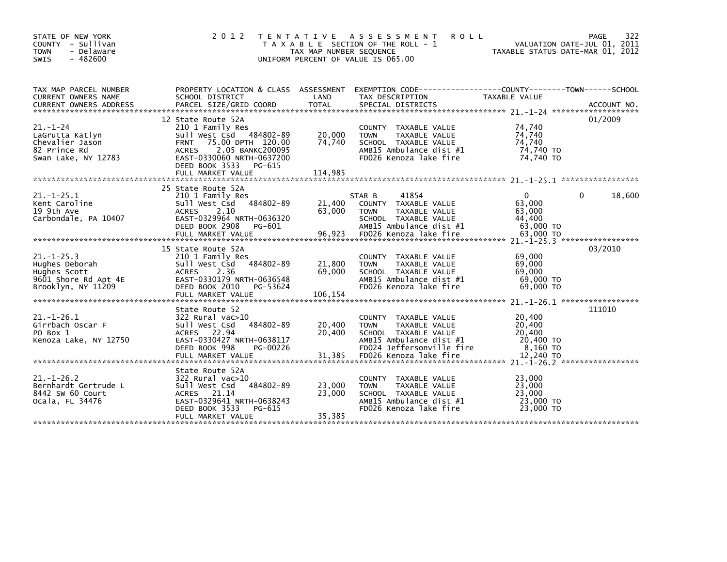STATE OF NEW YORK
COUNTY - Sullivan
TOWN - Delaware
SWIS - 482600

# 2012 TENTATIVE ASSESSMENT ROLL

TAXABLE SECTION OF THE ROLL - 1
TAX MAP NUMBER SEQUENCE
UNIFORM PERCENT OF VALUE IS 065.00

VALUATION DATE-JUL 01, 2011
TAXABLE STATUS DATE-MAR 01, 2012

| TAX MAP PARCEL NUMBER / CURRENT OWNERS NAME / CURRENT OWNERS ADDRESS | PROPERTY LOCATION & CLASS / SCHOOL DISTRICT / PARCEL SIZE/GRID COORD | ASSESSMENT LAND / TOTAL | EXEMPTION CODE / TAX DESCRIPTION / SPECIAL DISTRICTS | COUNTY | TOWN | SCHOOL TAXABLE VALUE / ACCOUNT NO. |
|---|---|---|---|---|---|---|
| 21.-1-24 | 12 State Route 52A | | | | | 01/2009 |
| LaGrutta Katlyn | 210 1 Family Res | | COUNTY TAXABLE VALUE | 74,740 | | |
| Chevalier Jason | Sull West Csd 484802-89 | 20,000 | TOWN TAXABLE VALUE | | 74,740 | |
| 82 Prince Rd | FRNT 75.00 DPTH 120.00 | 74,740 | SCHOOL TAXABLE VALUE | | | 74,740 |
| Swan Lake, NY 12783 | ACRES 2.05 BANKC200095 | | AMB15 Ambulance dist #1 | 74,740 TO | | |
| | EAST-0330060 NRTH-0637200 | | FD026 Kenoza lake fire | 74,740 TO | | |
| | DEED BOOK 3533 PG-615 | | | | | |
| | FULL MARKET VALUE | 114,985 | | | | |
| 21.-1-25.1 | 25 State Route 52A | | | | | |
| Kent Caroline | 210 1 Family Res | | STAR B 41854 | 0 | 0 | 18,600 |
| 19 9th Ave | Sull West Csd 484802-89 | 21,400 | COUNTY TAXABLE VALUE | 63,000 | | |
| Carbondale, PA 10407 | ACRES 2.10 | 63,000 | TOWN TAXABLE VALUE | | 63,000 | |
| | EAST-0329964 NRTH-0636320 | | SCHOOL TAXABLE VALUE | | | 44,400 |
| | DEED BOOK 2908 PG-601 | | AMB15 Ambulance dist #1 | 63,000 TO | | |
| | FULL MARKET VALUE | 96,923 | FD026 Kenoza lake fire | 63,000 TO | | |
| 21.-1-25.3 | 15 State Route 52A | | | | | 03/2010 |
| Hughes Deborah | 210 1 Family Res | | COUNTY TAXABLE VALUE | 69,000 | | |
| Hughes Scott | Sull West Csd 484802-89 | 21,800 | TOWN TAXABLE VALUE | | 69,000 | |
| 9601 Shore Rd Apt 4E | ACRES 2.36 | 69,000 | SCHOOL TAXABLE VALUE | | | 69,000 |
| Brooklyn, NY 11209 | EAST-0330179 NRTH-0636548 | | AMB15 Ambulance dist #1 | 69,000 TO | | |
| | DEED BOOK 2010 PG-53624 | | FD026 Kenoza lake fire | 69,000 TO | | |
| | FULL MARKET VALUE | 106,154 | | | | |
| 21.-1-26.1 | State Route 52 | | | | | 111010 |
| Girrbach Oscar F | 322 Rural vac>10 | | COUNTY TAXABLE VALUE | 20,400 | | |
| PO Box 1 | Sull West Csd 484802-89 | 20,400 | TOWN TAXABLE VALUE | | 20,400 | |
| Kenoza Lake, NY 12750 | ACRES 22.94 | 20,400 | SCHOOL TAXABLE VALUE | | | 20,400 |
| | EAST-0330427 NRTH-0638117 | | AMB15 Ambulance dist #1 | 20,400 TO | | |
| | DEED BOOK 998 PG-00226 | | FD024 Jeffersonville fire | 8,160 TO | | |
| | FULL MARKET VALUE | 31,385 | FD026 Kenoza lake fire | 12,240 TO | | |
| 21.-1-26.2 | State Route 52A | | | | | |
| Bernhardt Gertrude L | 322 Rural vac>10 | | COUNTY TAXABLE VALUE | 23,000 | | |
| 8442 SW 60 Court | Sull West Csd 484802-89 | 23,000 | TOWN TAXABLE VALUE | | 23,000 | |
| Ocala, FL 34476 | ACRES 21.14 | 23,000 | SCHOOL TAXABLE VALUE | | | 23,000 |
| | EAST-0329641 NRTH-0638243 | | AMB15 Ambulance dist #1 | 23,000 TO | | |
| | DEED BOOK 3533 PG-615 | | FD026 Kenoza lake fire | 23,000 TO | | |
| | FULL MARKET VALUE | 35,385 | | | | |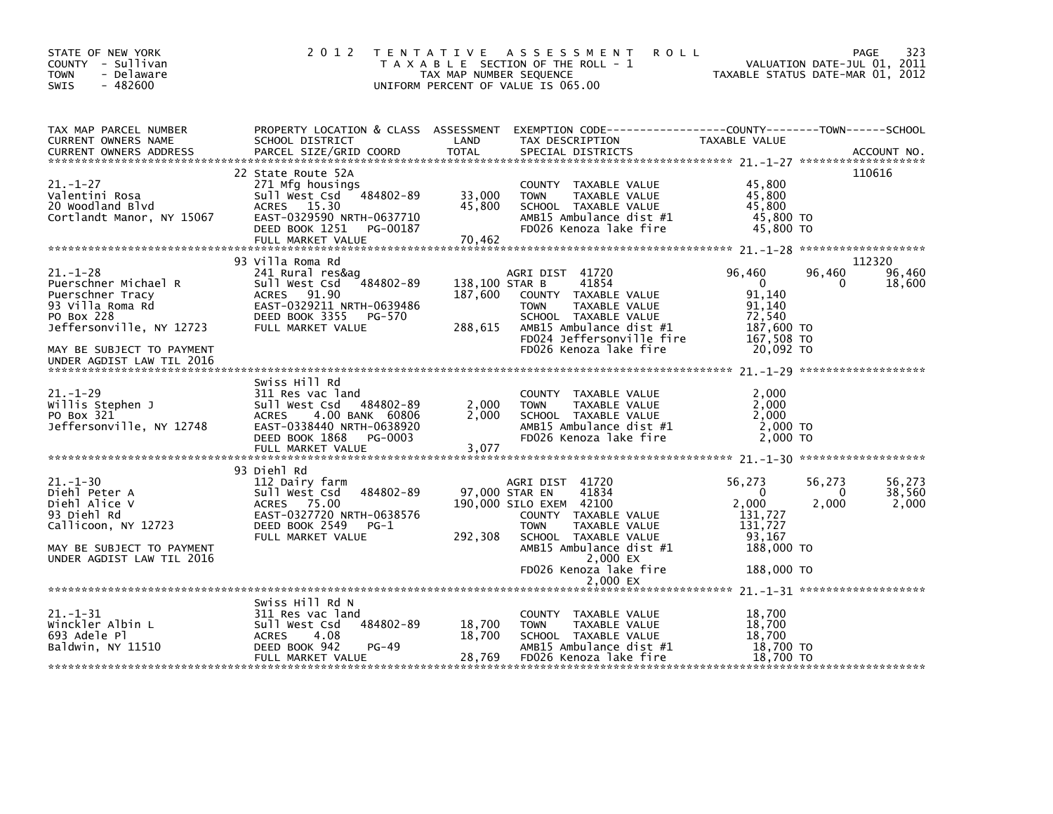STATE OF NEW YORK
COUNTY - Sullivan
TOWN - Delaware
SWIS - 482600

2012 TENTATIVE ASSESSMENT ROLL
TAXABLE SECTION OF THE ROLL - 1
TAX MAP NUMBER SEQUENCE
UNIFORM PERCENT OF VALUE IS 065.00

VALUATION DATE-JUL 01, 2011
TAXABLE STATUS DATE-MAR 01, 2012

| TAX MAP PARCEL NUMBER / CURRENT OWNERS NAME / CURRENT OWNERS ADDRESS | PROPERTY LOCATION & CLASS / SCHOOL DISTRICT / PARCEL SIZE/GRID COORD | ASSESSMENT LAND / TOTAL | EXEMPTION CODE / TAX DESCRIPTION / SPECIAL DISTRICTS | COUNTY TAXABLE VALUE | TOWN | SCHOOL | ACCOUNT NO. |
|---|---|---|---|---|---|---|---|
| **21.-1-27** | 22 State Route 52A | | | | | | 110616 |
| Valentini Rosa | 271 Mfg housings | | COUNTY TAXABLE VALUE | 45,800 | | | |
| 20 Woodland Blvd | Sull West Csd 484802-89 | 33,000 | TOWN TAXABLE VALUE | 45,800 | | | |
| Cortlandt Manor, NY 15067 | ACRES 15.30 | 45,800 | SCHOOL TAXABLE VALUE | 45,800 | | | |
| | EAST-0329590 NRTH-0637710 | | AMB15 Ambulance dist #1 | 45,800 TO | | | |
| | DEED BOOK 1251 PG-00187 | | FD026 Kenoza lake fire | 45,800 TO | | | |
| | FULL MARKET VALUE | 70,462 | | | | | |
| **21.-1-28** | 93 Villa Roma Rd | | | | | | 112320 |
| Puerschner Michael R | 241 Rural res&ag | | AGRI DIST 41720 | 96,460 | 96,460 | 96,460 | |
| Puerschner Tracy | Sull West Csd 484802-89 | 138,100 | STAR B 41854 | 0 | 0 | 18,600 | |
| 93 Villa Roma Rd | ACRES 91.90 | 187,600 | COUNTY TAXABLE VALUE | 91,140 | | | |
| PO Box 228 | EAST-0329211 NRTH-0639486 | | TOWN TAXABLE VALUE | 91,140 | | | |
| Jeffersonville, NY 12723 | DEED BOOK 3355 PG-570 | | SCHOOL TAXABLE VALUE | 72,540 | | | |
| | FULL MARKET VALUE | 288,615 | AMB15 Ambulance dist #1 | 187,600 TO | | | |
| MAY BE SUBJECT TO PAYMENT | | | FD024 Jeffersonville fire | 167,508 TO | | | |
| UNDER AGDIST LAW TIL 2016 | | | FD026 Kenoza lake fire | 20,092 TO | | | |
| **21.-1-29** | Swiss Hill Rd | | | | | | |
| Willis Stephen J | 311 Res vac land | | COUNTY TAXABLE VALUE | 2,000 | | | |
| PO Box 321 | Sull West Csd 484802-89 | 2,000 | TOWN TAXABLE VALUE | 2,000 | | | |
| Jeffersonville, NY 12748 | ACRES 4.00 BANK 60806 | 2,000 | SCHOOL TAXABLE VALUE | 2,000 | | | |
| | EAST-0338440 NRTH-0638920 | | AMB15 Ambulance dist #1 | 2,000 TO | | | |
| | DEED BOOK 1868 PG-0003 | | FD026 Kenoza lake fire | 2,000 TO | | | |
| | FULL MARKET VALUE | 3,077 | | | | | |
| **21.-1-30** | 93 Diehl Rd | | | | | | |
| Diehl Peter A | 112 Dairy farm | | AGRI DIST 41720 | 56,273 | 56,273 | 56,273 | |
| Diehl Alice V | Sull West Csd 484802-89 | 97,000 | STAR EN 41834 | 0 | 0 | 38,560 | |
| 93 Diehl Rd | ACRES 75.00 | 190,000 | SILO EXEM 42100 | 2,000 | 2,000 | 2,000 | |
| Callicoon, NY 12723 | EAST-0327720 NRTH-0638576 | | COUNTY TAXABLE VALUE | 131,727 | | | |
| | DEED BOOK 2549 PG-1 | | TOWN TAXABLE VALUE | 131,727 | | | |
| | FULL MARKET VALUE | 292,308 | SCHOOL TAXABLE VALUE | 93,167 | | | |
| MAY BE SUBJECT TO PAYMENT | | | AMB15 Ambulance dist #1 | 188,000 TO | | | |
| UNDER AGDIST LAW TIL 2016 | | | 2,000 EX | | | | |
| | | | FD026 Kenoza lake fire | 188,000 TO | | | |
| | | | 2,000 EX | | | | |
| **21.-1-31** | Swiss Hill Rd N | | | | | | |
| Winckler Albin L | 311 Res vac land | | COUNTY TAXABLE VALUE | 18,700 | | | |
| 693 Adele Pl | Sull West Csd 484802-89 | 18,700 | TOWN TAXABLE VALUE | 18,700 | | | |
| Baldwin, NY 11510 | ACRES 4.08 | 18,700 | SCHOOL TAXABLE VALUE | 18,700 | | | |
| | DEED BOOK 942 PG-49 | | AMB15 Ambulance dist #1 | 18,700 TO | | | |
| | FULL MARKET VALUE | 28,769 | FD026 Kenoza lake fire | 18,700 TO | | | |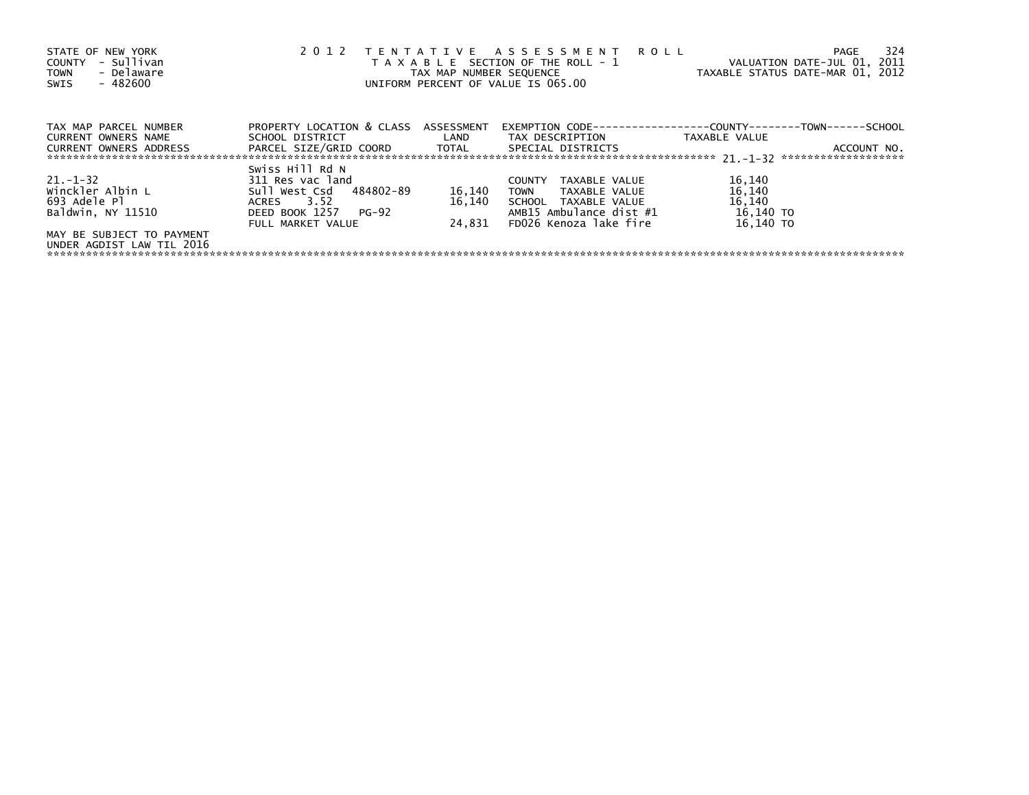STATE OF NEW YORK
COUNTY - Sullivan
TOWN - Delaware
SWIS - 482600

2 0 1 2 T E N T A T I V E A S S E S S M E N T R O L L
T A X A B L E SECTION OF THE ROLL - 1
TAX MAP NUMBER SEQUENCE
UNIFORM PERCENT OF VALUE IS 065.00

VALUATION DATE-JUL 01, 2011
TAXABLE STATUS DATE-MAR 01, 2012

| TAX MAP PARCEL NUMBER / CURRENT OWNERS NAME / CURRENT OWNERS ADDRESS | PROPERTY LOCATION & CLASS / SCHOOL DISTRICT / PARCEL SIZE/GRID COORD | ASSESSMENT LAND / TOTAL | EXEMPTION CODE / TAX DESCRIPTION / SPECIAL DISTRICTS | COUNTY / TOWN / SCHOOL TAXABLE VALUE | ACCOUNT NO. |
|---|---|---|---|---|---|
| | Swiss Hill Rd N | | | 21.-1-32 | |
| 21.-1-32 | 311 Res vac land | | COUNTY TAXABLE VALUE | 16,140 | |
| Winckler Albin L | Sull West Csd 484802-89 | 16,140 | TOWN TAXABLE VALUE | 16,140 | |
| 693 Adele Pl | ACRES 3.52 | 16,140 | SCHOOL TAXABLE VALUE | 16,140 | |
| Baldwin, NY 11510 | DEED BOOK 1257 PG-92 | | AMB15 Ambulance dist #1 | 16,140 TO | |
| | FULL MARKET VALUE | 24,831 | FD026 Kenoza lake fire | 16,140 TO | |
| MAY BE SUBJECT TO PAYMENT | | | | | |
| UNDER AGDIST LAW TIL 2016 | | | | | |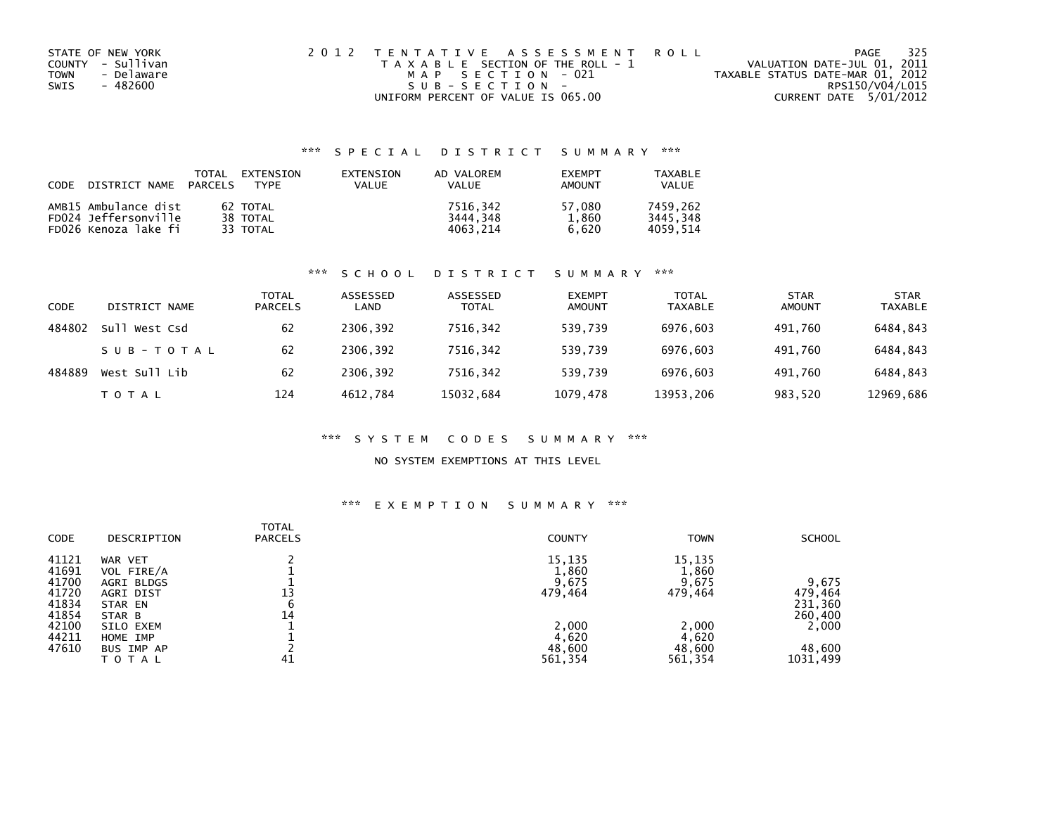STATE OF NEW YORK
COUNTY - Sullivan
TOWN - Delaware
SWIS - 482600

2012 TENTATIVE ASSESSMENT ROLL
TAXABLE SECTION OF THE ROLL - 1
MAP SECTION - 021
SUB-SECTION -
UNIFORM PERCENT OF VALUE IS 065.00

VALUATION DATE-JUL 01, 2011
TAXABLE STATUS DATE-MAR 01, 2012
RPS150/V04/L015
CURRENT DATE 5/01/2012

## *** SPECIAL DISTRICT SUMMARY ***

| CODE DISTRICT NAME | TOTAL PARCELS | EXTENSION TYPE | EXTENSION VALUE | AD VALOREM VALUE | EXEMPT AMOUNT | TAXABLE VALUE |
|---|---|---|---|---|---|---|
| AMB15 Ambulance dist | 62 | TOTAL | | 7516,342 | 57,080 | 7459,262 |
| FD024 Jeffersonville | 38 | TOTAL | | 3444,348 | 1,860 | 3445,348 |
| FD026 Kenoza lake fi | 33 | TOTAL | | 4063,214 | 6,620 | 4059,514 |

## *** SCHOOL DISTRICT SUMMARY ***

| CODE | DISTRICT NAME | TOTAL PARCELS | ASSESSED LAND | ASSESSED TOTAL | EXEMPT AMOUNT | TOTAL TAXABLE | STAR AMOUNT | STAR TAXABLE |
|---|---|---|---|---|---|---|---|---|
| 484802 | Sull West Csd | 62 | 2306,392 | 7516,342 | 539,739 | 6976,603 | 491,760 | 6484,843 |
| | SUB-TOTAL | 62 | 2306,392 | 7516,342 | 539,739 | 6976,603 | 491,760 | 6484,843 |
| 484889 | West Sull Lib | 62 | 2306,392 | 7516,342 | 539,739 | 6976,603 | 491,760 | 6484,843 |
| | TOTAL | 124 | 4612,784 | 15032,684 | 1079,478 | 13953,206 | 983,520 | 12969,686 |

## *** SYSTEM CODES SUMMARY ***

NO SYSTEM EXEMPTIONS AT THIS LEVEL

## *** EXEMPTION SUMMARY ***

| CODE | DESCRIPTION | TOTAL PARCELS | COUNTY | TOWN | SCHOOL |
|---|---|---|---|---|---|
| 41121 | WAR VET | 2 | 15,135 | 15,135 | |
| 41691 | VOL FIRE/A | 1 | 1,860 | 1,860 | |
| 41700 | AGRI BLDGS | 1 | 9,675 | 9,675 | 9,675 |
| 41720 | AGRI DIST | 13 | 479,464 | 479,464 | 479,464 |
| 41834 | STAR EN | 6 | | | 231,360 |
| 41854 | STAR B | 14 | | | 260,400 |
| 42100 | SILO EXEM | 1 | 2,000 | 2,000 | 2,000 |
| 44211 | HOME IMP | 1 | 4,620 | 4,620 | |
| 47610 | BUS IMP AP | 2 | 48,600 | 48,600 | 48,600 |
| | TOTAL | 41 | 561,354 | 561,354 | 1031,499 |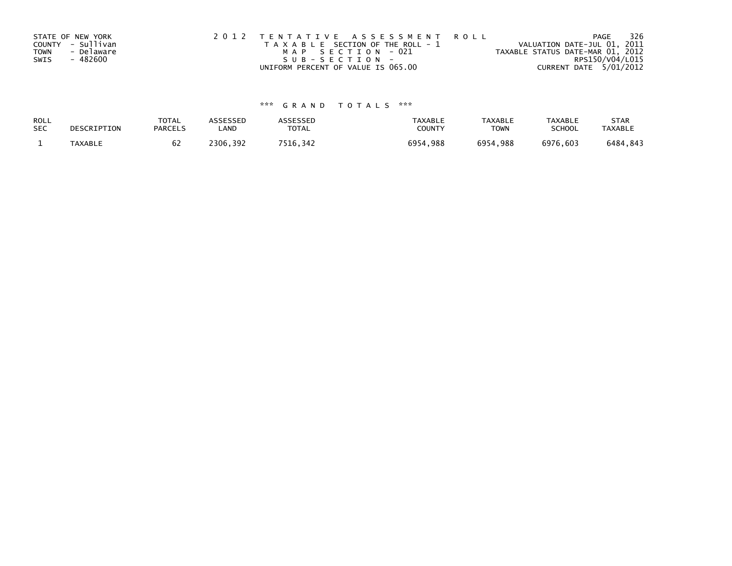STATE OF NEW YORK
COUNTY - Sullivan
TOWN - Delaware
SWIS - 482600

2 0 1 2 T E N T A T I V E A S S E S S M E N T R O L L
T A X A B L E SECTION OF THE ROLL - 1
M A P S E C T I O N - 021
S U B - S E C T I O N -
UNIFORM PERCENT OF VALUE IS 065.00

PAGE 326
VALUATION DATE-JUL 01, 2011
TAXABLE STATUS DATE-MAR 01, 2012
RPS150/V04/L015
CURRENT DATE 5/01/2012

\*\*\* G R A N D T O T A L S \*\*\*

| ROLL SEC | DESCRIPTION | TOTAL PARCELS | ASSESSED LAND | ASSESSED TOTAL | TAXABLE COUNTY | TAXABLE TOWN | TAXABLE SCHOOL | STAR TAXABLE |
|---|---|---|---|---|---|---|---|---|
| 1 | TAXABLE | 62 | 2306,392 | 7516,342 | 6954,988 | 6954,988 | 6976,603 | 6484,843 |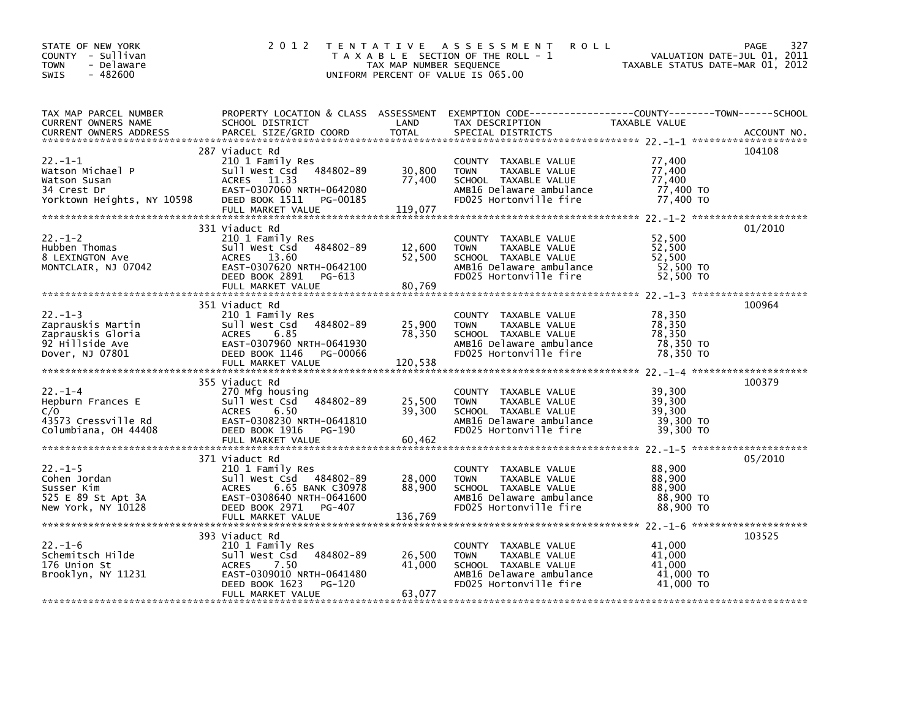STATE OF NEW YORK
COUNTY - Sullivan
TOWN - Delaware
SWIS - 482600

# 2012 TENTATIVE ASSESSMENT ROLL

TAXABLE SECTION OF THE ROLL - 1
TAX MAP NUMBER SEQUENCE
UNIFORM PERCENT OF VALUE IS 065.00

VALUATION DATE-JUL 01, 2011
TAXABLE STATUS DATE-MAR 01, 2012

| TAX MAP PARCEL NUMBER / CURRENT OWNERS NAME / CURRENT OWNERS ADDRESS | PROPERTY LOCATION & CLASS / SCHOOL DISTRICT / PARCEL SIZE/GRID COORD | ASSESSMENT LAND / TOTAL | EXEMPTION CODE / TAX DESCRIPTION / SPECIAL DISTRICTS | TAXABLE VALUE (COUNTY / TOWN / SCHOOL) | ACCOUNT NO. |
|---|---|---|---|---|---|
| 22.-1-1 | 287 Viaduct Rd | | | | 104108 |
| Watson Michael P | 210 1 Family Res | | COUNTY TAXABLE VALUE | 77,400 | |
| Watson Susan | Sull West Csd 484802-89 | 30,800 | TOWN TAXABLE VALUE | 77,400 | |
| 34 Crest Dr | ACRES 11.33 | 77,400 | SCHOOL TAXABLE VALUE | 77,400 | |
| Yorktown Heights, NY 10598 | EAST-0307060 NRTH-0642080 | | AMB16 Delaware ambulance | 77,400 TO | |
| | DEED BOOK 1511 PG-00185 | | FD025 Hortonville fire | 77,400 TO | |
| | FULL MARKET VALUE | 119,077 | | | |
| 22.-1-2 | 331 Viaduct Rd | | | | 01/2010 |
| Hubben Thomas | 210 1 Family Res | | COUNTY TAXABLE VALUE | 52,500 | |
| 8 LEXINGTON Ave | Sull West Csd 484802-89 | 12,600 | TOWN TAXABLE VALUE | 52,500 | |
| MONTCLAIR, NJ 07042 | ACRES 13.60 | 52,500 | SCHOOL TAXABLE VALUE | 52,500 | |
| | EAST-0307620 NRTH-0642100 | | AMB16 Delaware ambulance | 52,500 TO | |
| | DEED BOOK 2891 PG-613 | | FD025 Hortonville fire | 52,500 TO | |
| | FULL MARKET VALUE | 80,769 | | | |
| 22.-1-3 | 351 Viaduct Rd | | | | 100964 |
| Zaprauskis Martin | 210 1 Family Res | | COUNTY TAXABLE VALUE | 78,350 | |
| Zaprauskis Gloria | Sull West Csd 484802-89 | 25,900 | TOWN TAXABLE VALUE | 78,350 | |
| 92 Hillside Ave | ACRES 6.85 | 78,350 | SCHOOL TAXABLE VALUE | 78,350 | |
| Dover, NJ 07801 | EAST-0307960 NRTH-0641930 | | AMB16 Delaware ambulance | 78,350 TO | |
| | DEED BOOK 1146 PG-00066 | | FD025 Hortonville fire | 78,350 TO | |
| | FULL MARKET VALUE | 120,538 | | | |
| 22.-1-4 | 355 Viaduct Rd | | | | 100379 |
| Hepburn Frances E | 270 Mfg housing | | COUNTY TAXABLE VALUE | 39,300 | |
| C/O | Sull West Csd 484802-89 | 25,500 | TOWN TAXABLE VALUE | 39,300 | |
| 43573 Cressville Rd | ACRES 6.50 | 39,300 | SCHOOL TAXABLE VALUE | 39,300 | |
| Columbiana, OH 44408 | EAST-0308230 NRTH-0641810 | | AMB16 Delaware ambulance | 39,300 TO | |
| | DEED BOOK 1916 PG-190 | | FD025 Hortonville fire | 39,300 TO | |
| | FULL MARKET VALUE | 60,462 | | | |
| 22.-1-5 | 371 Viaduct Rd | | | | 05/2010 |
| Cohen Jordan | 210 1 Family Res | | COUNTY TAXABLE VALUE | 88,900 | |
| Susser Kim | Sull West Csd 484802-89 | 28,000 | TOWN TAXABLE VALUE | 88,900 | |
| 525 E 89 St Apt 3A | ACRES 6.65 BANK C30978 | 88,900 | SCHOOL TAXABLE VALUE | 88,900 | |
| New York, NY 10128 | EAST-0308640 NRTH-0641600 | | AMB16 Delaware ambulance | 88,900 TO | |
| | DEED BOOK 2971 PG-407 | | FD025 Hortonville fire | 88,900 TO | |
| | FULL MARKET VALUE | 136,769 | | | |
| 22.-1-6 | 393 Viaduct Rd | | | | 103525 |
| Schemitsch Hilde | 210 1 Family Res | | COUNTY TAXABLE VALUE | 41,000 | |
| 176 Union St | Sull West Csd 484802-89 | 26,500 | TOWN TAXABLE VALUE | 41,000 | |
| Brooklyn, NY 11231 | ACRES 7.50 | 41,000 | SCHOOL TAXABLE VALUE | 41,000 | |
| | EAST-0309010 NRTH-0641480 | | AMB16 Delaware ambulance | 41,000 TO | |
| | DEED BOOK 1623 PG-120 | | FD025 Hortonville fire | 41,000 TO | |
| | FULL MARKET VALUE | 63,077 | | | |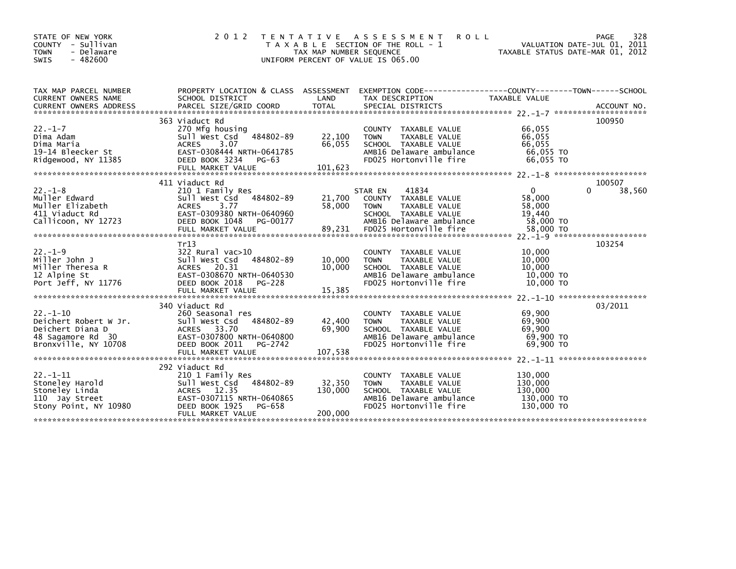STATE OF NEW YORK
COUNTY - Sullivan
TOWN - Delaware
SWIS - 482600

# 2012 TENTATIVE ASSESSMENT ROLL

TAXABLE SECTION OF THE ROLL - 1
TAX MAP NUMBER SEQUENCE
UNIFORM PERCENT OF VALUE IS 065.00

VALUATION DATE-JUL 01, 2011
TAXABLE STATUS DATE-MAR 01, 2012

| TAX MAP PARCEL NUMBER / CURRENT OWNERS NAME / CURRENT OWNERS ADDRESS | PROPERTY LOCATION & CLASS / SCHOOL DISTRICT / PARCEL SIZE/GRID COORD | ASSESSMENT LAND / TOTAL | EXEMPTION CODE / TAX DESCRIPTION / SPECIAL DISTRICTS | COUNTY TAXABLE VALUE | TOWN | SCHOOL | ACCOUNT NO. |
|---|---|---|---|---|---|---|---|
| 22.-1-7 | 363 Viaduct Rd | | | | | | 100950 |
| | 270 Mfg housing | | COUNTY TAXABLE VALUE | 66,055 | | | |
| Dima Adam | Sull West Csd 484802-89 | 22,100 | TOWN TAXABLE VALUE | 66,055 | | | |
| Dima Maria | ACRES 3.07 | 66,055 | SCHOOL TAXABLE VALUE | 66,055 | | | |
| 19-14 Bleecker St | EAST-0308444 NRTH-0641785 | | AMB16 Delaware ambulance | 66,055 TO | | | |
| Ridgewood, NY 11385 | DEED BOOK 3234 PG-63 | | FD025 Hortonville fire | 66,055 TO | | | |
| | FULL MARKET VALUE | 101,623 | | | | | |
| 22.-1-8 | 411 Viaduct Rd | | | | | | 100507 |
| | 210 1 Family Res | | STAR EN 41834 | 0 | 0 | 38,560 | |
| Muller Edward | Sull West Csd 484802-89 | 21,700 | COUNTY TAXABLE VALUE | 58,000 | | | |
| Muller Elizabeth | ACRES 3.77 | 58,000 | TOWN TAXABLE VALUE | 58,000 | | | |
| 411 Viaduct Rd | EAST-0309380 NRTH-0640960 | | SCHOOL TAXABLE VALUE | 19,440 | | | |
| Callicoon, NY 12723 | DEED BOOK 1048 PG-00177 | | AMB16 Delaware ambulance | 58,000 TO | | | |
| | FULL MARKET VALUE | 89,231 | FD025 Hortonville fire | 58,000 TO | | | |
| 22.-1-9 | Tr13 | | | | | | 103254 |
| | 322 Rural vac>10 | | COUNTY TAXABLE VALUE | 10,000 | | | |
| Miller John J | Sull West Csd 484802-89 | 10,000 | TOWN TAXABLE VALUE | 10,000 | | | |
| Miller Theresa R | ACRES 20.31 | 10,000 | SCHOOL TAXABLE VALUE | 10,000 | | | |
| 12 Alpine St | EAST-0308670 NRTH-0640530 | | AMB16 Delaware ambulance | 10,000 TO | | | |
| Port Jeff, NY 11776 | DEED BOOK 2018 PG-228 | | FD025 Hortonville fire | 10,000 TO | | | |
| | FULL MARKET VALUE | 15,385 | | | | | |
| 22.-1-10 | 340 Viaduct Rd | | | | | | 03/2011 |
| | 260 Seasonal res | | COUNTY TAXABLE VALUE | 69,900 | | | |
| Deichert Robert W Jr. | Sull West Csd 484802-89 | 42,400 | TOWN TAXABLE VALUE | 69,900 | | | |
| Deichert Diana D | ACRES 33.70 | 69,900 | SCHOOL TAXABLE VALUE | 69,900 | | | |
| 48 Sagamore Rd 30 | EAST-0307800 NRTH-0640800 | | AMB16 Delaware ambulance | 69,900 TO | | | |
| Bronxville, NY 10708 | DEED BOOK 2011 PG-2742 | | FD025 Hortonville fire | 69,900 TO | | | |
| | FULL MARKET VALUE | 107,538 | | | | | |
| 22.-1-11 | 292 Viaduct Rd | | | | | | |
| | 210 1 Family Res | | COUNTY TAXABLE VALUE | 130,000 | | | |
| Stoneley Harold | Sull West Csd 484802-89 | 32,350 | TOWN TAXABLE VALUE | 130,000 | | | |
| Stoneley Linda | ACRES 12.35 | 130,000 | SCHOOL TAXABLE VALUE | 130,000 | | | |
| 110 Jay Street | EAST-0307115 NRTH-0640865 | | AMB16 Delaware ambulance | 130,000 TO | | | |
| Stony Point, NY 10980 | DEED BOOK 1925 PG-658 | | FD025 Hortonville fire | 130,000 TO | | | |
| | FULL MARKET VALUE | 200,000 | | | | | |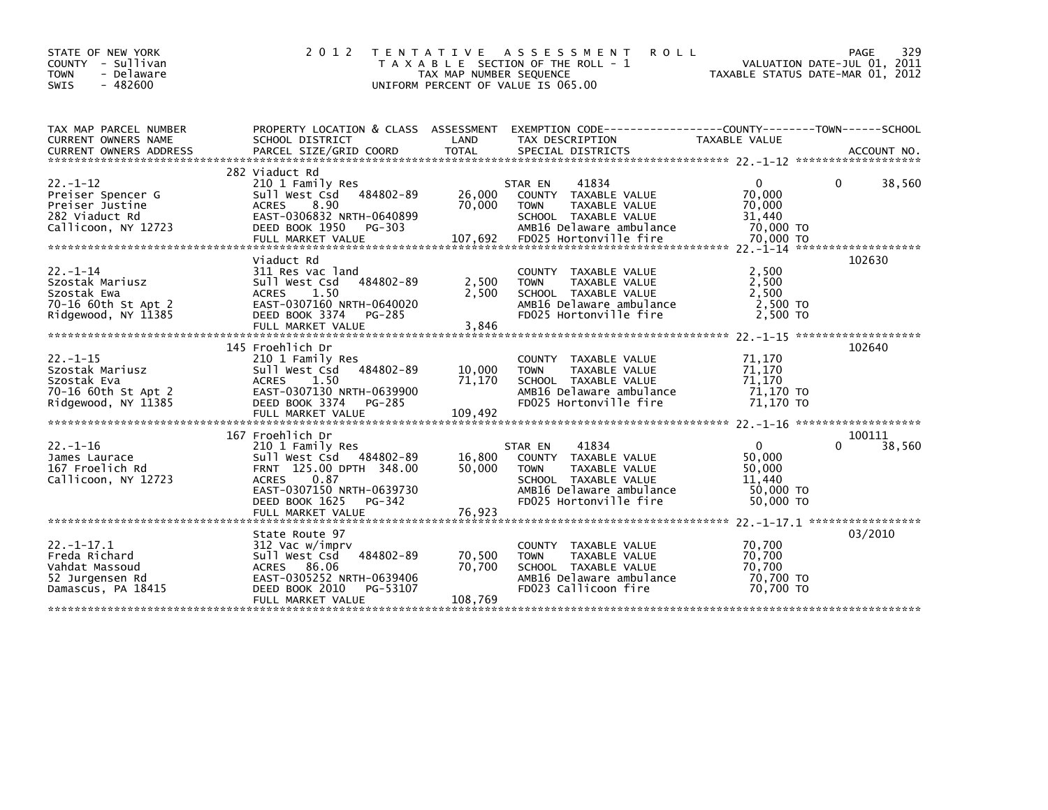STATE OF NEW YORK
COUNTY - Sullivan
TOWN - Delaware
SWIS - 482600

# 2012 TENTATIVE ASSESSMENT ROLL

TAXABLE SECTION OF THE ROLL - 1
TAX MAP NUMBER SEQUENCE
UNIFORM PERCENT OF VALUE IS 065.00

VALUATION DATE-JUL 01, 2011
TAXABLE STATUS DATE-MAR 01, 2012

| TAX MAP PARCEL NUMBER / CURRENT OWNERS NAME / CURRENT OWNERS ADDRESS | PROPERTY LOCATION & CLASS / SCHOOL DISTRICT / PARCEL SIZE/GRID COORD | ASSESSMENT LAND / TOTAL | EXEMPTION CODE / TAX DESCRIPTION / SPECIAL DISTRICTS | COUNTY TAXABLE VALUE | TOWN | SCHOOL / ACCOUNT NO. |
|---|---|---|---|---|---|---|
| **22.-1-12** | 282 Viaduct Rd | | | | | |
| | 210 1 Family Res | | STAR EN 41834 | 0 | 0 | 38,560 |
| Preiser Spencer G | Sull West Csd 484802-89 | 26,000 | COUNTY TAXABLE VALUE | 70,000 | | |
| Preiser Justine | ACRES 8.90 | 70,000 | TOWN TAXABLE VALUE | 70,000 | | |
| 282 Viaduct Rd | EAST-0306832 NRTH-0640899 | | SCHOOL TAXABLE VALUE | 31,440 | | |
| Callicoon, NY 12723 | DEED BOOK 1950 PG-303 | | AMB16 Delaware ambulance | 70,000 TO | | |
| | FULL MARKET VALUE | 107,692 | FD025 Hortonville fire | 70,000 TO | | |
| **22.-1-14** | Viaduct Rd | | | | | 102630 |
| | 311 Res vac land | | COUNTY TAXABLE VALUE | 2,500 | | |
| Szostak Mariusz | Sull West Csd 484802-89 | 2,500 | TOWN TAXABLE VALUE | 2,500 | | |
| Szostak Ewa | ACRES 1.50 | 2,500 | SCHOOL TAXABLE VALUE | 2,500 | | |
| 70-16 60th St Apt 2 | EAST-0307160 NRTH-0640020 | | AMB16 Delaware ambulance | 2,500 TO | | |
| Ridgewood, NY 11385 | DEED BOOK 3374 PG-285 | | FD025 Hortonville fire | 2,500 TO | | |
| | FULL MARKET VALUE | 3,846 | | | | |
| **22.-1-15** | 145 Froehlich Dr | | | | | 102640 |
| | 210 1 Family Res | | COUNTY TAXABLE VALUE | 71,170 | | |
| Szostak Mariusz | Sull West Csd 484802-89 | 10,000 | TOWN TAXABLE VALUE | 71,170 | | |
| Szostak Eva | ACRES 1.50 | 71,170 | SCHOOL TAXABLE VALUE | 71,170 | | |
| 70-16 60th St Apt 2 | EAST-0307130 NRTH-0639900 | | AMB16 Delaware ambulance | 71,170 TO | | |
| Ridgewood, NY 11385 | DEED BOOK 3374 PG-285 | | FD025 Hortonville fire | 71,170 TO | | |
| | FULL MARKET VALUE | 109,492 | | | | |
| **22.-1-16** | 167 Froehlich Dr | | | | | 100111 |
| | 210 1 Family Res | | STAR EN 41834 | 0 | 0 | 38,560 |
| James Laurace | Sull West Csd 484802-89 | 16,800 | COUNTY TAXABLE VALUE | 50,000 | | |
| 167 Froelich Rd | FRNT 125.00 DPTH 348.00 | 50,000 | TOWN TAXABLE VALUE | 50,000 | | |
| Callicoon, NY 12723 | ACRES 0.87 | | SCHOOL TAXABLE VALUE | 11,440 | | |
| | EAST-0307150 NRTH-0639730 | | AMB16 Delaware ambulance | 50,000 TO | | |
| | DEED BOOK 1625 PG-342 | | FD025 Hortonville fire | 50,000 TO | | |
| | FULL MARKET VALUE | 76,923 | | | | |
| **22.-1-17.1** | State Route 97 | | | | | 03/2010 |
| | 312 Vac w/imprv | | COUNTY TAXABLE VALUE | 70,700 | | |
| Freda Richard | Sull West Csd 484802-89 | 70,500 | TOWN TAXABLE VALUE | 70,700 | | |
| Vahdat Massoud | ACRES 86.06 | 70,700 | SCHOOL TAXABLE VALUE | 70,700 | | |
| 52 Jurgensen Rd | EAST-0305252 NRTH-0639406 | | AMB16 Delaware ambulance | 70,700 TO | | |
| Damascus, PA 18415 | DEED BOOK 2010 PG-53107 | | FD023 Callicoon fire | 70,700 TO | | |
| | FULL MARKET VALUE | 108,769 | | | | |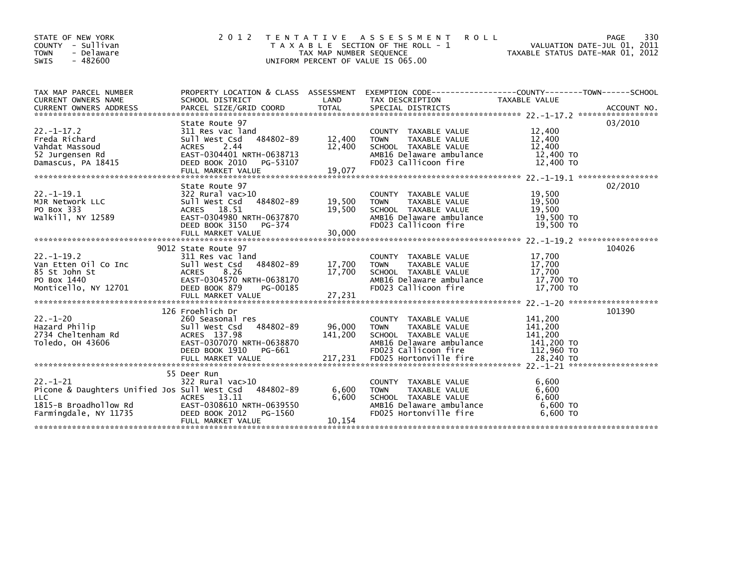STATE OF NEW YORK
COUNTY - Sullivan
TOWN - Delaware
SWIS - 482600

2012 TENTATIVE ASSESSMENT ROLL
TAXABLE SECTION OF THE ROLL - 1
TAX MAP NUMBER SEQUENCE
UNIFORM PERCENT OF VALUE IS 065.00

VALUATION DATE-JUL 01, 2011
TAXABLE STATUS DATE-MAR 01, 2012

| TAX MAP PARCEL NUMBER / CURRENT OWNERS NAME / CURRENT OWNERS ADDRESS | PROPERTY LOCATION & CLASS / SCHOOL DISTRICT / PARCEL SIZE/GRID COORD | ASSESSMENT LAND | TOTAL | EXEMPTION CODE / TAX DESCRIPTION / SPECIAL DISTRICTS | TAXABLE VALUE | ACCOUNT NO. |
|---|---|---|---|---|---|---|
| 22.-1-17.2 | State Route 97 | | | | | 03/2010 |
| Freda Richard | 311 Res vac land | | | COUNTY TAXABLE VALUE | 12,400 | |
| Vahdat Massoud | Sull West Csd 484802-89 | 12,400 | | TOWN TAXABLE VALUE | 12,400 | |
| 52 Jurgensen Rd | ACRES 2.44 | | 12,400 | SCHOOL TAXABLE VALUE | 12,400 | |
| Damascus, PA 18415 | EAST-0304401 NRTH-0638713 | | | AMB16 Delaware ambulance | 12,400 TO | |
| | DEED BOOK 2010 PG-53107 | | | FD023 Callicoon fire | 12,400 TO | |
| | FULL MARKET VALUE | | 19,077 | | | |
| 22.-1-19.1 | State Route 97 | | | | | 02/2010 |
| MJR Network LLC | 322 Rural vac>10 | | | COUNTY TAXABLE VALUE | 19,500 | |
| PO Box 333 | Sull West Csd 484802-89 | 19,500 | | TOWN TAXABLE VALUE | 19,500 | |
| Walkill, NY 12589 | ACRES 18.51 | | 19,500 | SCHOOL TAXABLE VALUE | 19,500 | |
| | EAST-0304980 NRTH-0637870 | | | AMB16 Delaware ambulance | 19,500 TO | |
| | DEED BOOK 3150 PG-374 | | | FD023 Callicoon fire | 19,500 TO | |
| | FULL MARKET VALUE | | 30,000 | | | |
| 22.-1-19.2 | 9012 State Route 97 | | | | | 104026 |
| Van Etten Oil Co Inc | 311 Res vac land | | | COUNTY TAXABLE VALUE | 17,700 | |
| 85 St John St | Sull West Csd 484802-89 | 17,700 | | TOWN TAXABLE VALUE | 17,700 | |
| PO Box 1440 | ACRES 8.26 | | 17,700 | SCHOOL TAXABLE VALUE | 17,700 | |
| Monticello, NY 12701 | EAST-0304570 NRTH-0638170 | | | AMB16 Delaware ambulance | 17,700 TO | |
| | DEED BOOK 879 PG-00185 | | | FD023 Callicoon fire | 17,700 TO | |
| | FULL MARKET VALUE | | 27,231 | | | |
| 22.-1-20 | 126 Froehlich Dr | | | | | 101390 |
| Hazard Philip | 260 Seasonal res | | | COUNTY TAXABLE VALUE | 141,200 | |
| 2734 Cheltenham Rd | Sull West Csd 484802-89 | 96,000 | | TOWN TAXABLE VALUE | 141,200 | |
| Toledo, OH 43606 | ACRES 137.98 | | 141,200 | SCHOOL TAXABLE VALUE | 141,200 | |
| | EAST-0307070 NRTH-0638870 | | | AMB16 Delaware ambulance | 141,200 TO | |
| | DEED BOOK 1910 PG-661 | | | FD023 Callicoon fire | 112,960 TO | |
| | FULL MARKET VALUE | | 217,231 | FD025 Hortonville fire | 28,240 TO | |
| 22.-1-21 | 55 Deer Run | | | | | |
| Picone & Daughters Unified Jos | 322 Rural vac>10 | | | COUNTY TAXABLE VALUE | 6,600 | |
| LLC | Sull West Csd 484802-89 | 6,600 | | TOWN TAXABLE VALUE | 6,600 | |
| 1815-B Broadhollow Rd | ACRES 13.11 | | 6,600 | SCHOOL TAXABLE VALUE | 6,600 | |
| Farmingdale, NY 11735 | EAST-0308610 NRTH-0639550 | | | AMB16 Delaware ambulance | 6,600 TO | |
| | DEED BOOK 2012 PG-1560 | | | FD025 Hortonville fire | 6,600 TO | |
| | FULL MARKET VALUE | | 10,154 | | | |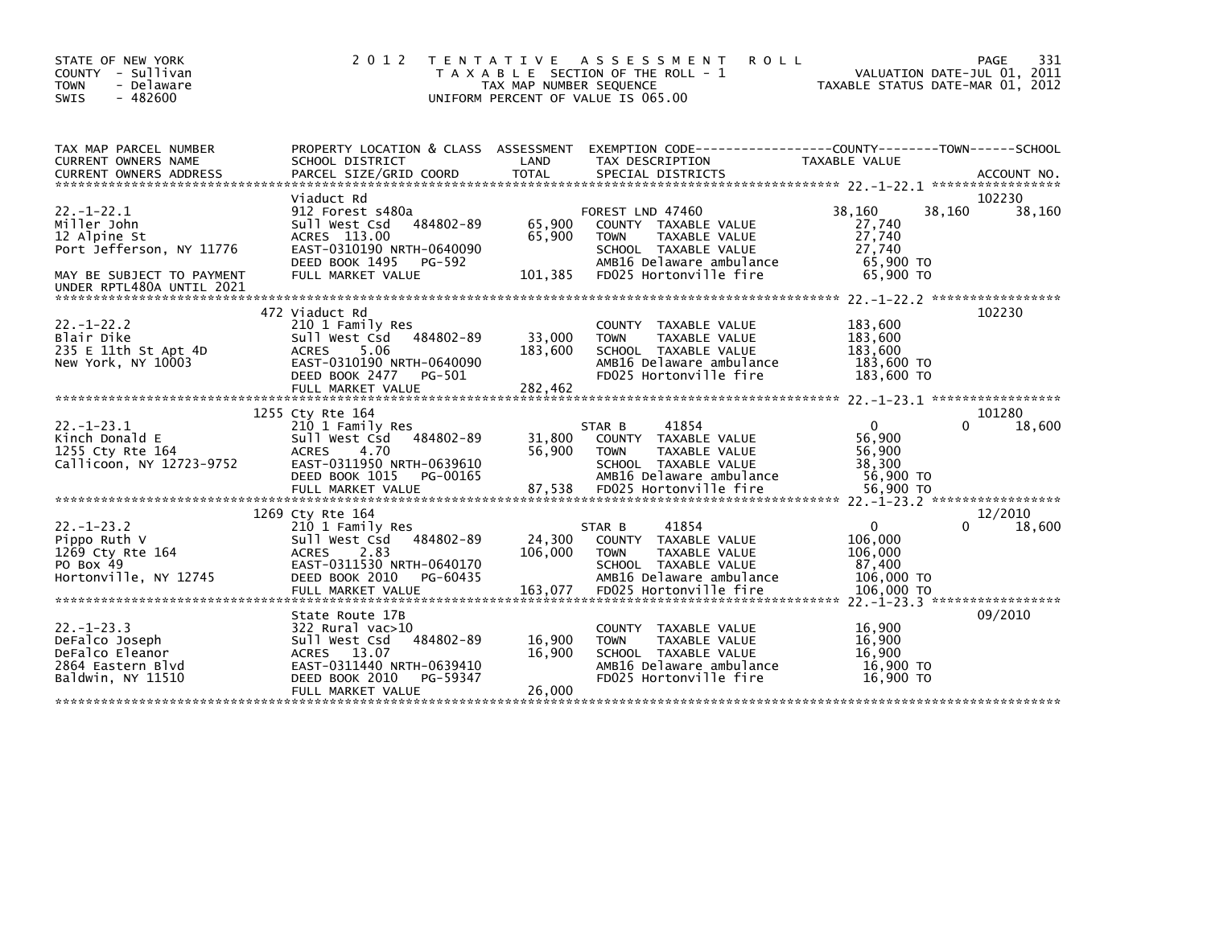STATE OF NEW YORK
COUNTY - Sullivan
TOWN - Delaware
SWIS - 482600

2012 TENTATIVE ASSESSMENT ROLL
TAXABLE SECTION OF THE ROLL - 1
TAX MAP NUMBER SEQUENCE
UNIFORM PERCENT OF VALUE IS 065.00

VALUATION DATE-JUL 01, 2011
TAXABLE STATUS DATE-MAR 01, 2012

| TAX MAP PARCEL NUMBER / CURRENT OWNERS NAME / CURRENT OWNERS ADDRESS | PROPERTY LOCATION & CLASS / SCHOOL DISTRICT / PARCEL SIZE/GRID COORD | ASSESSMENT LAND / TOTAL | EXEMPTION CODE / TAX DESCRIPTION / SPECIAL DISTRICTS | COUNTY TAXABLE VALUE | TOWN | SCHOOL | ACCOUNT NO. |
|---|---|---|---|---|---|---|---|
| 22.-1-22.1 | Viaduct Rd | | | | | | 102230 |
| Miller John | 912 Forest s480a | | FOREST LND 47460 | 38,160 | 38,160 | 38,160 | |
| 12 Alpine St | Sull West Csd 484802-89 | 65,900 | COUNTY TAXABLE VALUE | 27,740 | | | |
| Port Jefferson, NY 11776 | ACRES 113.00 | 65,900 | TOWN TAXABLE VALUE | 27,740 | | | |
| | EAST-0310190 NRTH-0640090 | | SCHOOL TAXABLE VALUE | 27,740 | | | |
| MAY BE SUBJECT TO PAYMENT | DEED BOOK 1495 PG-592 | | AMB16 Delaware ambulance | 65,900 TO | | | |
| UNDER RPTL480A UNTIL 2021 | FULL MARKET VALUE | 101,385 | FD025 Hortonville fire | 65,900 TO | | | |
| 22.-1-22.2 | 472 Viaduct Rd | | | | | | 102230 |
| Blair Dike | 210 1 Family Res | | COUNTY TAXABLE VALUE | 183,600 | | | |
| 235 E 11th St Apt 4D | Sull West Csd 484802-89 | 33,000 | TOWN TAXABLE VALUE | 183,600 | | | |
| New York, NY 10003 | ACRES 5.06 | 183,600 | SCHOOL TAXABLE VALUE | 183,600 | | | |
| | EAST-0310190 NRTH-0640090 | | AMB16 Delaware ambulance | 183,600 TO | | | |
| | DEED BOOK 2477 PG-501 | | FD025 Hortonville fire | 183,600 TO | | | |
| | FULL MARKET VALUE | 282,462 | | | | | |
| 22.-1-23.1 | 1255 Cty Rte 164 | | | | | | 101280 |
| Kinch Donald E | 210 1 Family Res | | STAR B 41854 | 0 | 0 | 18,600 | |
| 1255 Cty Rte 164 | Sull West Csd 484802-89 | 31,800 | COUNTY TAXABLE VALUE | 56,900 | | | |
| Callicoon, NY 12723-9752 | ACRES 4.70 | 56,900 | TOWN TAXABLE VALUE | 56,900 | | | |
| | EAST-0311950 NRTH-0639610 | | SCHOOL TAXABLE VALUE | 38,300 | | | |
| | DEED BOOK 1015 PG-00165 | | AMB16 Delaware ambulance | 56,900 TO | | | |
| | FULL MARKET VALUE | 87,538 | FD025 Hortonville fire | 56,900 TO | | | |
| 22.-1-23.2 | 1269 Cty Rte 164 | | | | | | 12/2010 |
| Pippo Ruth V | 210 1 Family Res | | STAR B 41854 | 0 | 0 | 18,600 | |
| 1269 Cty Rte 164 | Sull West Csd 484802-89 | 24,300 | COUNTY TAXABLE VALUE | 106,000 | | | |
| PO Box 49 | ACRES 2.83 | 106,000 | TOWN TAXABLE VALUE | 106,000 | | | |
| Hortonville, NY 12745 | EAST-0311530 NRTH-0640170 | | SCHOOL TAXABLE VALUE | 87,400 | | | |
| | DEED BOOK 2010 PG-60435 | | AMB16 Delaware ambulance | 106,000 TO | | | |
| | FULL MARKET VALUE | 163,077 | FD025 Hortonville fire | 106,000 TO | | | |
| 22.-1-23.3 | State Route 17B | | | | | | 09/2010 |
| DeFalco Joseph | 322 Rural vac>10 | | COUNTY TAXABLE VALUE | 16,900 | | | |
| DeFalco Eleanor | Sull West Csd 484802-89 | 16,900 | TOWN TAXABLE VALUE | 16,900 | | | |
| 2864 Eastern Blvd | ACRES 13.07 | 16,900 | SCHOOL TAXABLE VALUE | 16,900 | | | |
| Baldwin, NY 11510 | EAST-0311440 NRTH-0639410 | | AMB16 Delaware ambulance | 16,900 TO | | | |
| | DEED BOOK 2010 PG-59347 | | FD025 Hortonville fire | 16,900 TO | | | |
| | FULL MARKET VALUE | 26,000 | | | | | |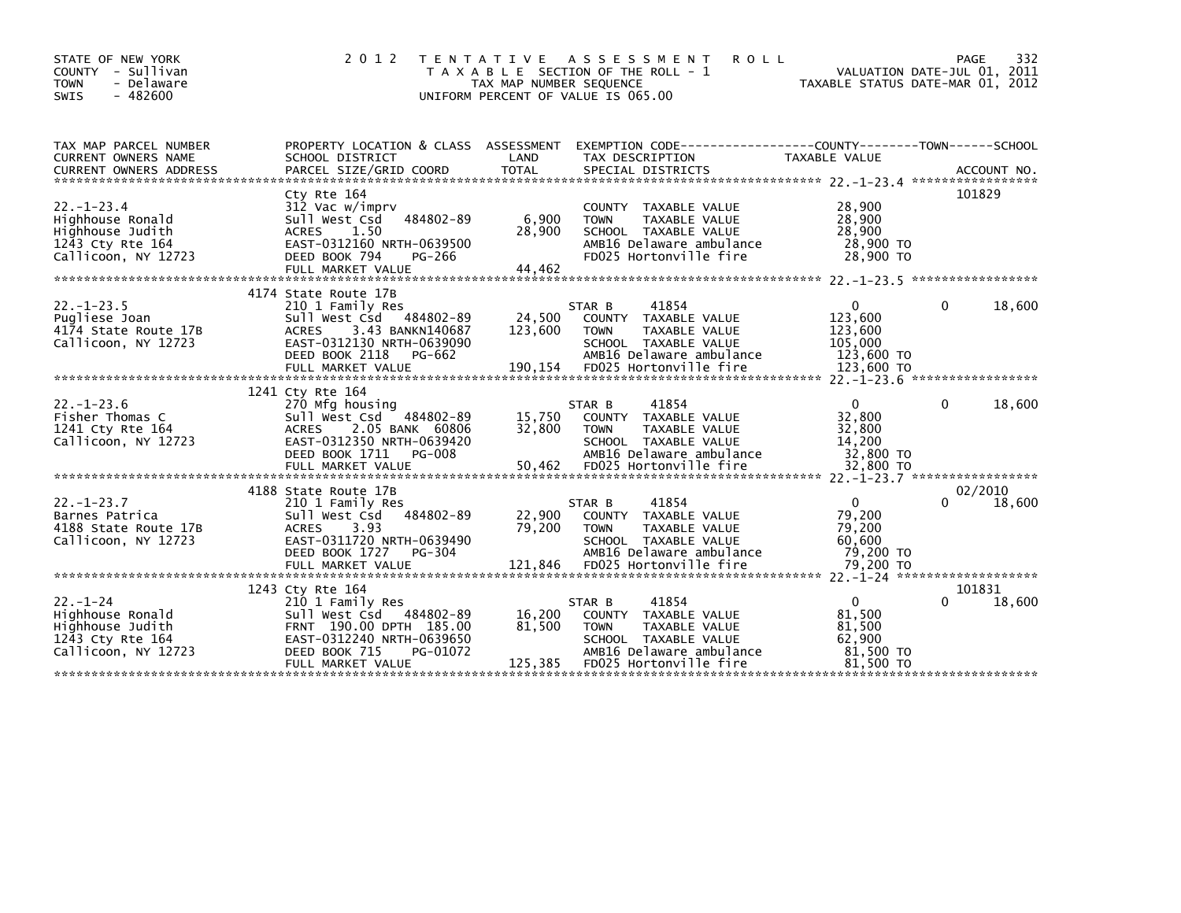STATE OF NEW YORK
COUNTY - Sullivan
TOWN - Delaware
SWIS - 482600

2012 TENTATIVE ASSESSMENT ROLL
TAXABLE SECTION OF THE ROLL - 1
TAX MAP NUMBER SEQUENCE
UNIFORM PERCENT OF VALUE IS 065.00

VALUATION DATE-JUL 01, 2011
TAXABLE STATUS DATE-MAR 01, 2012

| TAX MAP PARCEL NUMBER / CURRENT OWNERS NAME / CURRENT OWNERS ADDRESS | PROPERTY LOCATION & CLASS / SCHOOL DISTRICT / PARCEL SIZE/GRID COORD | ASSESSMENT LAND / TOTAL | EXEMPTION CODE / TAX DESCRIPTION / SPECIAL DISTRICTS | COUNTY TAXABLE VALUE | TOWN | SCHOOL / ACCOUNT NO. |
|---|---|---|---|---|---|---|
| 22.-1-23.4 | Cty Rte 164 | | | | | 101829 |
| | 312 Vac w/imprv | | COUNTY TAXABLE VALUE | 28,900 | | |
| Highhouse Ronald | Sull West Csd 484802-89 | 6,900 | TOWN TAXABLE VALUE | 28,900 | | |
| Highhouse Judith | ACRES 1.50 | 28,900 | SCHOOL TAXABLE VALUE | 28,900 | | |
| 1243 Cty Rte 164 | EAST-0312160 NRTH-0639500 | | AMB16 Delaware ambulance | 28,900 TO | | |
| Callicoon, NY 12723 | DEED BOOK 794 PG-266 | | FD025 Hortonville fire | 28,900 TO | | |
| | FULL MARKET VALUE | 44,462 | | | | |
| 22.-1-23.5 | 4174 State Route 17B | | | | | |
| | 210 1 Family Res | | STAR B 41854 | 0 | 0 | 18,600 |
| Pugliese Joan | Sull West Csd 484802-89 | 24,500 | COUNTY TAXABLE VALUE | 123,600 | | |
| 4174 State Route 17B | ACRES 3.43 BANKN140687 | 123,600 | TOWN TAXABLE VALUE | 123,600 | | |
| Callicoon, NY 12723 | EAST-0312130 NRTH-0639090 | | SCHOOL TAXABLE VALUE | 105,000 | | |
| | DEED BOOK 2118 PG-662 | | AMB16 Delaware ambulance | 123,600 TO | | |
| | FULL MARKET VALUE | 190,154 | FD025 Hortonville fire | 123,600 TO | | |
| 22.-1-23.6 | 1241 Cty Rte 164 | | | | | |
| | 270 Mfg housing | | STAR B 41854 | 0 | 0 | 18,600 |
| Fisher Thomas C | Sull West Csd 484802-89 | 15,750 | COUNTY TAXABLE VALUE | 32,800 | | |
| 1241 Cty Rte 164 | ACRES 2.05 BANK 60806 | 32,800 | TOWN TAXABLE VALUE | 32,800 | | |
| Callicoon, NY 12723 | EAST-0312350 NRTH-0639420 | | SCHOOL TAXABLE VALUE | 14,200 | | |
| | DEED BOOK 1711 PG-008 | | AMB16 Delaware ambulance | 32,800 TO | | |
| | FULL MARKET VALUE | 50,462 | FD025 Hortonville fire | 32,800 TO | | |
| 22.-1-23.7 | 4188 State Route 17B | | | | | 02/2010 |
| | 210 1 Family Res | | STAR B 41854 | 0 | 0 | 18,600 |
| Barnes Patrica | Sull West Csd 484802-89 | 22,900 | COUNTY TAXABLE VALUE | 79,200 | | |
| 4188 State Route 17B | ACRES 3.93 | 79,200 | TOWN TAXABLE VALUE | 79,200 | | |
| Callicoon, NY 12723 | EAST-0311720 NRTH-0639490 | | SCHOOL TAXABLE VALUE | 60,600 | | |
| | DEED BOOK 1727 PG-304 | | AMB16 Delaware ambulance | 79,200 TO | | |
| | FULL MARKET VALUE | 121,846 | FD025 Hortonville fire | 79,200 TO | | |
| 22.-1-24 | 1243 Cty Rte 164 | | | | | 101831 |
| | 210 1 Family Res | | STAR B 41854 | 0 | 0 | 18,600 |
| Highhouse Ronald | Sull West Csd 484802-89 | 16,200 | COUNTY TAXABLE VALUE | 81,500 | | |
| Highhouse Judith | FRNT 190.00 DPTH 185.00 | 81,500 | TOWN TAXABLE VALUE | 81,500 | | |
| 1243 Cty Rte 164 | EAST-0312240 NRTH-0639650 | | SCHOOL TAXABLE VALUE | 62,900 | | |
| Callicoon, NY 12723 | DEED BOOK 715 PG-01072 | | AMB16 Delaware ambulance | 81,500 TO | | |
| | FULL MARKET VALUE | 125,385 | FD025 Hortonville fire | 81,500 TO | | |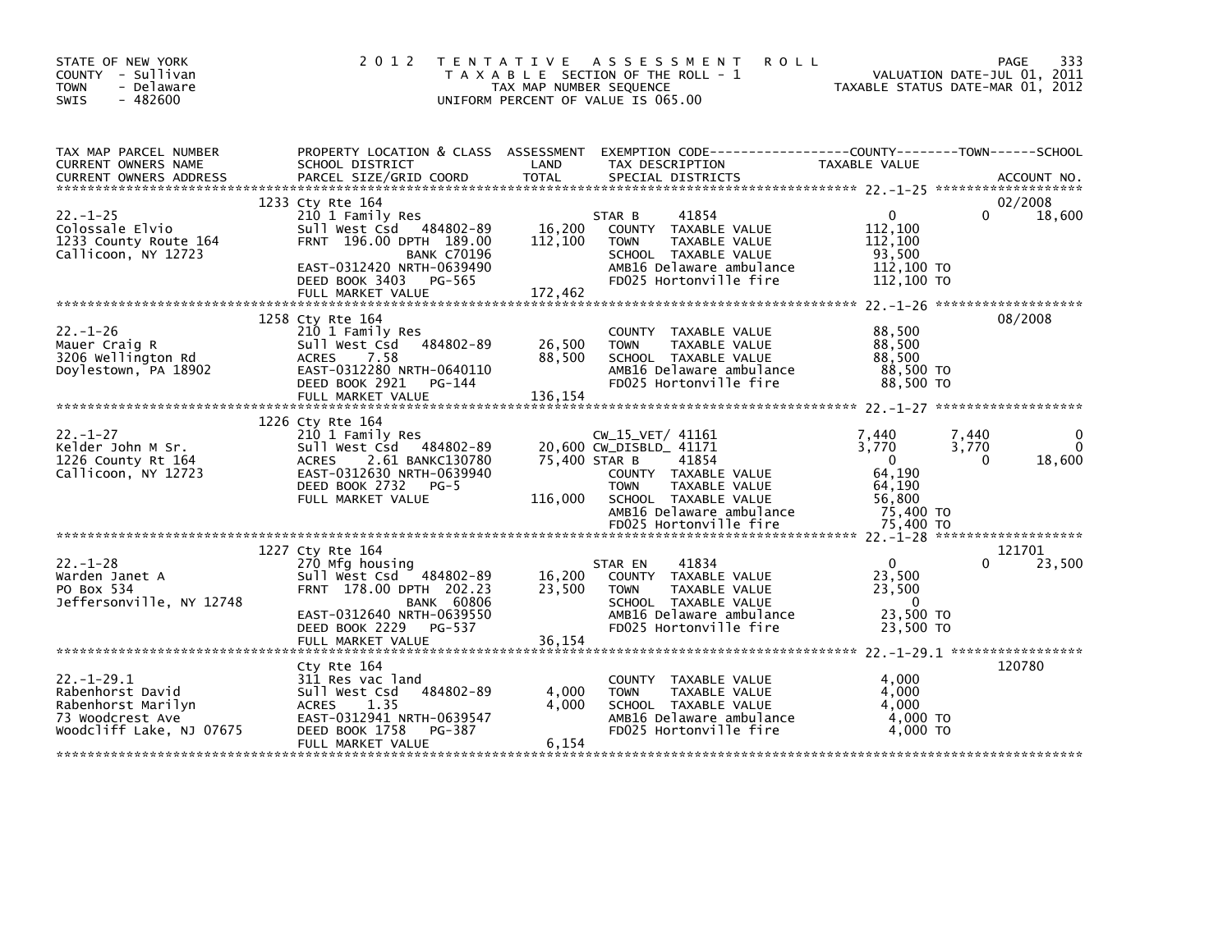STATE OF NEW YORK
COUNTY - Sullivan
TOWN - Delaware
SWIS - 482600

# 2012 TENTATIVE ASSESSMENT ROLL

TAXABLE SECTION OF THE ROLL - 1
TAX MAP NUMBER SEQUENCE
UNIFORM PERCENT OF VALUE IS 065.00

VALUATION DATE-JUL 01, 2011
TAXABLE STATUS DATE-MAR 01, 2012

| TAX MAP PARCEL NUMBER / CURRENT OWNERS NAME / CURRENT OWNERS ADDRESS | PROPERTY LOCATION & CLASS / SCHOOL DISTRICT / PARCEL SIZE/GRID COORD | ASSESSMENT LAND | TOTAL | EXEMPTION CODE / TAX DESCRIPTION / SPECIAL DISTRICTS | COUNTY TAXABLE VALUE | TOWN | SCHOOL | ACCOUNT NO. |
|---|---|---|---|---|---|---|---|---|
| 22.-1-25 | 1233 Cty Rte 164 | | | | | | | 02/2008 |
| Colossale Elvio | 210 1 Family Res | | | STAR B 41854 | 0 | 0 | 18,600 | |
| 1233 County Route 164 | Sull West Csd 484802-89 | 16,200 | | COUNTY TAXABLE VALUE | 112,100 | | | |
| Callicoon, NY 12723 | FRNT 196.00 DPTH 189.00 | | 112,100 | TOWN TAXABLE VALUE | 112,100 | | | |
| | BANK C70196 | | | SCHOOL TAXABLE VALUE | 93,500 | | | |
| | EAST-0312420 NRTH-0639490 | | | AMB16 Delaware ambulance | 112,100 TO | | | |
| | DEED BOOK 3403 PG-565 | | | FD025 Hortonville fire | 112,100 TO | | | |
| | FULL MARKET VALUE | | 172,462 | | | | | |
| 22.-1-26 | 1258 Cty Rte 164 | | | | | | | 08/2008 |
| Mauer Craig R | 210 1 Family Res | | | COUNTY TAXABLE VALUE | 88,500 | | | |
| 3206 Wellington Rd | Sull West Csd 484802-89 | 26,500 | | TOWN TAXABLE VALUE | 88,500 | | | |
| Doylestown, PA 18902 | ACRES 7.58 | | 88,500 | SCHOOL TAXABLE VALUE | 88,500 | | | |
| | EAST-0312280 NRTH-0640110 | | | AMB16 Delaware ambulance | 88,500 TO | | | |
| | DEED BOOK 2921 PG-144 | | | FD025 Hortonville fire | 88,500 TO | | | |
| | FULL MARKET VALUE | | 136,154 | | | | | |
| 22.-1-27 | 1226 Cty Rte 164 | | | | | | | |
| Kelder John M Sr. | 210 1 Family Res | | | CW_15_VET/ 41161 | 7,440 | 7,440 | 0 | |
| 1226 County Rt 164 | Sull West Csd 484802-89 | 20,600 | | CW_DISBLD_ 41171 | 3,770 | 3,770 | 0 | |
| Callicoon, NY 12723 | ACRES 2.61 BANKC130780 | | 75,400 | STAR B 41854 | 0 | 0 | 18,600 | |
| | EAST-0312630 NRTH-0639940 | | | COUNTY TAXABLE VALUE | 64,190 | | | |
| | DEED BOOK 2732 PG-5 | | | TOWN TAXABLE VALUE | 64,190 | | | |
| | FULL MARKET VALUE | | 116,000 | SCHOOL TAXABLE VALUE | 56,800 | | | |
| | | | | AMB16 Delaware ambulance | 75,400 TO | | | |
| | | | | FD025 Hortonville fire | 75,400 TO | | | |
| 22.-1-28 | 1227 Cty Rte 164 | | | | | | | 121701 |
| Warden Janet A | 270 Mfg housing | | | STAR EN 41834 | 0 | 0 | 23,500 | |
| PO Box 534 | Sull West Csd 484802-89 | 16,200 | | COUNTY TAXABLE VALUE | 23,500 | | | |
| Jeffersonville, NY 12748 | FRNT 178.00 DPTH 202.23 | | 23,500 | TOWN TAXABLE VALUE | 23,500 | | | |
| | BANK 60806 | | | SCHOOL TAXABLE VALUE | 0 | | | |
| | EAST-0312640 NRTH-0639550 | | | AMB16 Delaware ambulance | 23,500 TO | | | |
| | DEED BOOK 2229 PG-537 | | | FD025 Hortonville fire | 23,500 TO | | | |
| | FULL MARKET VALUE | | 36,154 | | | | | |
| 22.-1-29.1 | Cty Rte 164 | | | | | | | 120780 |
| Rabenhorst David | 311 Res vac land | | | COUNTY TAXABLE VALUE | 4,000 | | | |
| Rabenhorst Marilyn | Sull West Csd 484802-89 | 4,000 | | TOWN TAXABLE VALUE | 4,000 | | | |
| 73 Woodcrest Ave | ACRES 1.35 | | 4,000 | SCHOOL TAXABLE VALUE | 4,000 | | | |
| Woodcliff Lake, NJ 07675 | EAST-0312941 NRTH-0639547 | | | AMB16 Delaware ambulance | 4,000 TO | | | |
| | DEED BOOK 1758 PG-387 | | | FD025 Hortonville fire | 4,000 TO | | | |
| | FULL MARKET VALUE | | 6,154 | | | | | |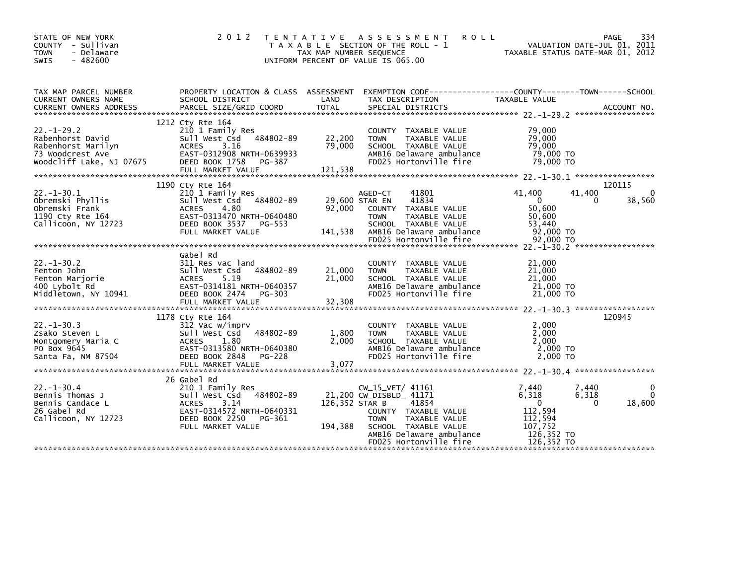STATE OF NEW YORK
COUNTY - Sullivan
TOWN - Delaware
SWIS - 482600

2012 TENTATIVE ASSESSMENT ROLL
TAXABLE SECTION OF THE ROLL - 1
TAX MAP NUMBER SEQUENCE
UNIFORM PERCENT OF VALUE IS 065.00

VALUATION DATE-JUL 01, 2011
TAXABLE STATUS DATE-MAR 01, 2012

| TAX MAP PARCEL NUMBER / CURRENT OWNERS NAME / CURRENT OWNERS ADDRESS | PROPERTY LOCATION & CLASS / SCHOOL DISTRICT / PARCEL SIZE/GRID COORD | ASSESSMENT LAND | TOTAL | EXEMPTION CODE / TAX DESCRIPTION / SPECIAL DISTRICTS | COUNTY TAXABLE VALUE | TOWN | SCHOOL | ACCOUNT NO. |
|---|---|---|---|---|---|---|---|---|
| 22.-1-29.2 | 1212 Cty Rte 164 | | | | | | | |
| | 210 1 Family Res | | | COUNTY TAXABLE VALUE | 79,000 | | | |
| Rabenhorst David | Sull West Csd 484802-89 | 22,200 | | TOWN TAXABLE VALUE | 79,000 | | | |
| Rabenhorst Marilyn | ACRES 3.16 | | 79,000 | SCHOOL TAXABLE VALUE | 79,000 | | | |
| 73 Woodcrest Ave | EAST-0312908 NRTH-0639933 | | | AMB16 Delaware ambulance | 79,000 TO | | | |
| Woodcliff Lake, NJ 07675 | DEED BOOK 1758 PG-387 | | | FD025 Hortonville fire | 79,000 TO | | | |
| | FULL MARKET VALUE | | 121,538 | | | | | |
| 22.-1-30.1 | 1190 Cty Rte 164 | | | | | | | 120115 |
| | 210 1 Family Res | | | AGED-CT 41801 | 41,400 | 41,400 | 0 | |
| Obremski Phyllis | Sull West Csd 484802-89 | 29,600 | | STAR EN 41834 | 0 | 0 | 38,560 | |
| Obremski Frank | ACRES 4.80 | | 92,000 | COUNTY TAXABLE VALUE | 50,600 | | | |
| 1190 Cty Rte 164 | EAST-0313470 NRTH-0640480 | | | TOWN TAXABLE VALUE | 50,600 | | | |
| Callicoon, NY 12723 | DEED BOOK 3537 PG-553 | | | SCHOOL TAXABLE VALUE | 53,440 | | | |
| | FULL MARKET VALUE | | 141,538 | AMB16 Delaware ambulance | 92,000 TO | | | |
| | | | | FD025 Hortonville fire | 92,000 TO | | | |
| 22.-1-30.2 | Gabel Rd | | | | | | | |
| | 311 Res vac land | | | COUNTY TAXABLE VALUE | 21,000 | | | |
| Fenton John | Sull West Csd 484802-89 | 21,000 | | TOWN TAXABLE VALUE | 21,000 | | | |
| Fenton Marjorie | ACRES 5.19 | | 21,000 | SCHOOL TAXABLE VALUE | 21,000 | | | |
| 400 Lybolt Rd | EAST-0314181 NRTH-0640357 | | | AMB16 Delaware ambulance | 21,000 TO | | | |
| Middletown, NY 10941 | DEED BOOK 2474 PG-303 | | | FD025 Hortonville fire | 21,000 TO | | | |
| | FULL MARKET VALUE | | 32,308 | | | | | |
| 22.-1-30.3 | 1178 Cty Rte 164 | | | | | | | 120945 |
| | 312 Vac w/imprv | | | COUNTY TAXABLE VALUE | 2,000 | | | |
| Zsako Steven L | Sull West Csd 484802-89 | 1,800 | | TOWN TAXABLE VALUE | 2,000 | | | |
| Montgomery Maria C | ACRES 1.80 | | 2,000 | SCHOOL TAXABLE VALUE | 2,000 | | | |
| PO Box 9645 | EAST-0313580 NRTH-0640380 | | | AMB16 Delaware ambulance | 2,000 TO | | | |
| Santa Fa, NM 87504 | DEED BOOK 2848 PG-228 | | | FD025 Hortonville fire | 2,000 TO | | | |
| | FULL MARKET VALUE | | 3,077 | | | | | |
| 22.-1-30.4 | 26 Gabel Rd | | | | | | | |
| | 210 1 Family Res | | | CW_15_VET/ 41161 | 7,440 | 7,440 | 0 | |
| Bennis Thomas J | Sull West Csd 484802-89 | 21,200 | | CW_DISBLD_ 41171 | 6,318 | 6,318 | 0 | |
| Bennis Candace L | ACRES 3.14 | | 126,352 | STAR B 41854 | 0 | 0 | 18,600 | |
| 26 Gabel Rd | EAST-0314572 NRTH-0640331 | | | COUNTY TAXABLE VALUE | 112,594 | | | |
| Callicoon, NY 12723 | DEED BOOK 2250 PG-361 | | | TOWN TAXABLE VALUE | 112,594 | | | |
| | FULL MARKET VALUE | | 194,388 | SCHOOL TAXABLE VALUE | 107,752 | | | |
| | | | | AMB16 Delaware ambulance | 126,352 TO | | | |
| | | | | FD025 Hortonville fire | 126,352 TO | | | |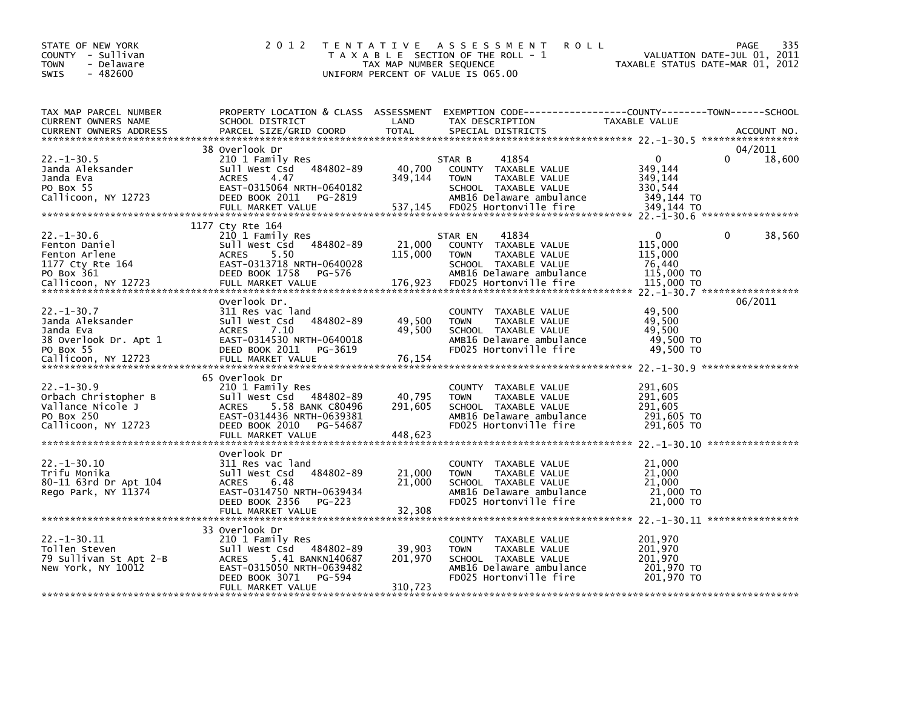STATE OF NEW YORK
COUNTY - Sullivan
TOWN - Delaware
SWIS - 482600

2 0 1 2 T E N T A T I V E A S S E S S M E N T R O L L
T A X A B L E SECTION OF THE ROLL - 1
TAX MAP NUMBER SEQUENCE
UNIFORM PERCENT OF VALUE IS 065.00

VALUATION DATE-JUL 01, 2011
TAXABLE STATUS DATE-MAR 01, 2012

| TAX MAP PARCEL NUMBER / CURRENT OWNERS NAME / CURRENT OWNERS ADDRESS | PROPERTY LOCATION & CLASS / SCHOOL DISTRICT / PARCEL SIZE/GRID COORD | ASSESSMENT LAND / TOTAL | EXEMPTION CODE / TAX DESCRIPTION / SPECIAL DISTRICTS | COUNTY TAXABLE VALUE | TOWN | SCHOOL / ACCOUNT NO. |
|---|---|---|---|---|---|---|
| | 38 Overlook Dr | | | | | 04/2011 |
| 22.-1-30.5 | 210 1 Family Res | | STAR B 41854 | 0 | 0 | 18,600 |
| Janda Aleksander | Sull West Csd 484802-89 | 40,700 | COUNTY TAXABLE VALUE | 349,144 | | |
| Janda Eva | ACRES 4.47 | 349,144 | TOWN TAXABLE VALUE | 349,144 | | |
| PO Box 55 | EAST-0315064 NRTH-0640182 | | SCHOOL TAXABLE VALUE | 330,544 | | |
| Callicoon, NY 12723 | DEED BOOK 2011 PG-2819 | | AMB16 Delaware ambulance | 349,144 TO | | |
| | FULL MARKET VALUE | 537,145 | FD025 Hortonville fire | 349,144 TO | | |
| | 1177 Cty Rte 164 | | | | | |
| 22.-1-30.6 | 210 1 Family Res | | STAR EN 41834 | 0 | 0 | 38,560 |
| Fenton Daniel | Sull West Csd 484802-89 | 21,000 | COUNTY TAXABLE VALUE | 115,000 | | |
| Fenton Arlene | ACRES 5.50 | 115,000 | TOWN TAXABLE VALUE | 115,000 | | |
| 1177 Cty Rte 164 | EAST-0313718 NRTH-0640028 | | SCHOOL TAXABLE VALUE | 76,440 | | |
| PO Box 361 | DEED BOOK 1758 PG-576 | | AMB16 Delaware ambulance | 115,000 TO | | |
| Callicoon, NY 12723 | FULL MARKET VALUE | 176,923 | FD025 Hortonville fire | 115,000 TO | | |
| | Overlook Dr. | | | | | 06/2011 |
| 22.-1-30.7 | 311 Res vac land | | COUNTY TAXABLE VALUE | 49,500 | | |
| Janda Aleksander | Sull West Csd 484802-89 | 49,500 | TOWN TAXABLE VALUE | 49,500 | | |
| Janda Eva | ACRES 7.10 | 49,500 | SCHOOL TAXABLE VALUE | 49,500 | | |
| 38 Overlook Dr. Apt 1 | EAST-0314530 NRTH-0640018 | | AMB16 Delaware ambulance | 49,500 TO | | |
| PO Box 55 | DEED BOOK 2011 PG-3619 | | FD025 Hortonville fire | 49,500 TO | | |
| Callicoon, NY 12723 | FULL MARKET VALUE | 76,154 | | | | |
| | 65 Overlook Dr | | | | | |
| 22.-1-30.9 | 210 1 Family Res | | COUNTY TAXABLE VALUE | 291,605 | | |
| Orbach Christopher B | Sull West Csd 484802-89 | 40,795 | TOWN TAXABLE VALUE | 291,605 | | |
| Vallance Nicole J | ACRES 5.58 BANK C80496 | 291,605 | SCHOOL TAXABLE VALUE | 291,605 | | |
| PO Box 250 | EAST-0314436 NRTH-0639381 | | AMB16 Delaware ambulance | 291,605 TO | | |
| Callicoon, NY 12723 | DEED BOOK 2010 PG-54687 | | FD025 Hortonville fire | 291,605 TO | | |
| | FULL MARKET VALUE | 448,623 | | | | |
| | Overlook Dr | | | | | |
| 22.-1-30.10 | 311 Res vac land | | COUNTY TAXABLE VALUE | 21,000 | | |
| Trifu Monika | Sull West Csd 484802-89 | 21,000 | TOWN TAXABLE VALUE | 21,000 | | |
| 80-11 63rd Dr Apt 104 | ACRES 6.48 | 21,000 | SCHOOL TAXABLE VALUE | 21,000 | | |
| Rego Park, NY 11374 | EAST-0314750 NRTH-0639434 | | AMB16 Delaware ambulance | 21,000 TO | | |
| | DEED BOOK 2356 PG-223 | | FD025 Hortonville fire | 21,000 TO | | |
| | FULL MARKET VALUE | 32,308 | | | | |
| | 33 Overlook Dr | | | | | |
| 22.-1-30.11 | 210 1 Family Res | | COUNTY TAXABLE VALUE | 201,970 | | |
| Tollen Steven | Sull West Csd 484802-89 | 39,903 | TOWN TAXABLE VALUE | 201,970 | | |
| 79 Sullivan St Apt 2-B | ACRES 5.41 BANKN140687 | 201,970 | SCHOOL TAXABLE VALUE | 201,970 | | |
| New York, NY 10012 | EAST-0315050 NRTH-0639482 | | AMB16 Delaware ambulance | 201,970 TO | | |
| | DEED BOOK 3071 PG-594 | | FD025 Hortonville fire | 201,970 TO | | |
| | FULL MARKET VALUE | 310,723 | | | | |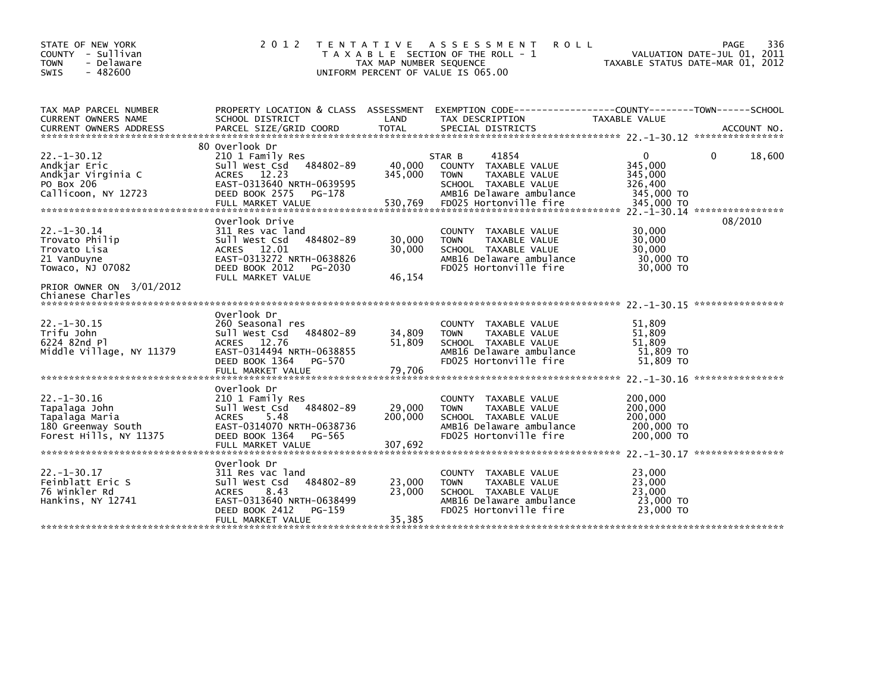STATE OF NEW YORK
COUNTY - Sullivan
TOWN - Delaware
SWIS - 482600

2012 TENTATIVE ASSESSMENT ROLL
TAXABLE SECTION OF THE ROLL - 1
TAX MAP NUMBER SEQUENCE
UNIFORM PERCENT OF VALUE IS 065.00

VALUATION DATE-JUL 01, 2011
TAXABLE STATUS DATE-MAR 01, 2012

| TAX MAP PARCEL NUMBER / CURRENT OWNERS NAME / CURRENT OWNERS ADDRESS | PROPERTY LOCATION & CLASS / SCHOOL DISTRICT / PARCEL SIZE/GRID COORD | ASSESSMENT LAND | TOTAL | EXEMPTION CODE / TAX DESCRIPTION / SPECIAL DISTRICTS | COUNTY TAXABLE VALUE | TOWN | SCHOOL / ACCOUNT NO. |
|---|---|---|---|---|---|---|---|
| 22.-1-30.12 | 80 Overlook Dr | | | | | | |
| 22.-1-30.12 | 210 1 Family Res | | | STAR B 41854 | 0 | 0 | 18,600 |
| Andkjar Eric | Sull West Csd 484802-89 | 40,000 | | COUNTY TAXABLE VALUE | 345,000 | | |
| Andkjar Virginia C | ACRES 12.23 | | 345,000 | TOWN TAXABLE VALUE | 345,000 | | |
| PO Box 206 | EAST-0313640 NRTH-0639595 | | | SCHOOL TAXABLE VALUE | 326,400 | | |
| Callicoon, NY 12723 | DEED BOOK 2575 PG-178 | | | AMB16 Delaware ambulance | 345,000 TO | | |
| | FULL MARKET VALUE | | 530,769 | FD025 Hortonville fire | 345,000 TO | | |
| 22.-1-30.14 | Overlook Drive | | | | | | 08/2010 |
| 22.-1-30.14 | 311 Res vac land | | | COUNTY TAXABLE VALUE | 30,000 | | |
| Trovato Philip | Sull West Csd 484802-89 | 30,000 | | TOWN TAXABLE VALUE | 30,000 | | |
| Trovato Lisa | ACRES 12.01 | | 30,000 | SCHOOL TAXABLE VALUE | 30,000 | | |
| 21 VanDuyne | EAST-0313272 NRTH-0638826 | | | AMB16 Delaware ambulance | 30,000 TO | | |
| Towaco, NJ 07082 | DEED BOOK 2012 PG-2030 | | | FD025 Hortonville fire | 30,000 TO | | |
| | FULL MARKET VALUE | | 46,154 | | | | |
| PRIOR OWNER ON 3/01/2012 | | | | | | | |
| Chianese Charles | | | | | | | |
| 22.-1-30.15 | Overlook Dr | | | | | | |
| 22.-1-30.15 | 260 Seasonal res | | | COUNTY TAXABLE VALUE | 51,809 | | |
| Trifu John | Sull West Csd 484802-89 | 34,809 | | TOWN TAXABLE VALUE | 51,809 | | |
| 6224 82nd Pl | ACRES 12.76 | | 51,809 | SCHOOL TAXABLE VALUE | 51,809 | | |
| Middle Village, NY 11379 | EAST-0314494 NRTH-0638855 | | | AMB16 Delaware ambulance | 51,809 TO | | |
| | DEED BOOK 1364 PG-570 | | | FD025 Hortonville fire | 51,809 TO | | |
| | FULL MARKET VALUE | | 79,706 | | | | |
| 22.-1-30.16 | Overlook Dr | | | | | | |
| 22.-1-30.16 | 210 1 Family Res | | | COUNTY TAXABLE VALUE | 200,000 | | |
| Tapalaga John | Sull West Csd 484802-89 | 29,000 | | TOWN TAXABLE VALUE | 200,000 | | |
| Tapalaga Maria | ACRES 5.48 | | 200,000 | SCHOOL TAXABLE VALUE | 200,000 | | |
| 180 Greenway South | EAST-0314070 NRTH-0638736 | | | AMB16 Delaware ambulance | 200,000 TO | | |
| Forest Hills, NY 11375 | DEED BOOK 1364 PG-565 | | | FD025 Hortonville fire | 200,000 TO | | |
| | FULL MARKET VALUE | | 307,692 | | | | |
| 22.-1-30.17 | Overlook Dr | | | | | | |
| 22.-1-30.17 | 311 Res vac land | | | COUNTY TAXABLE VALUE | 23,000 | | |
| Feinblatt Eric S | Sull West Csd 484802-89 | 23,000 | | TOWN TAXABLE VALUE | 23,000 | | |
| 76 Winkler Rd | ACRES 8.43 | | 23,000 | SCHOOL TAXABLE VALUE | 23,000 | | |
| Hankins, NY 12741 | EAST-0313640 NRTH-0638499 | | | AMB16 Delaware ambulance | 23,000 TO | | |
| | DEED BOOK 2412 PG-159 | | | FD025 Hortonville fire | 23,000 TO | | |
| | FULL MARKET VALUE | | 35,385 | | | | |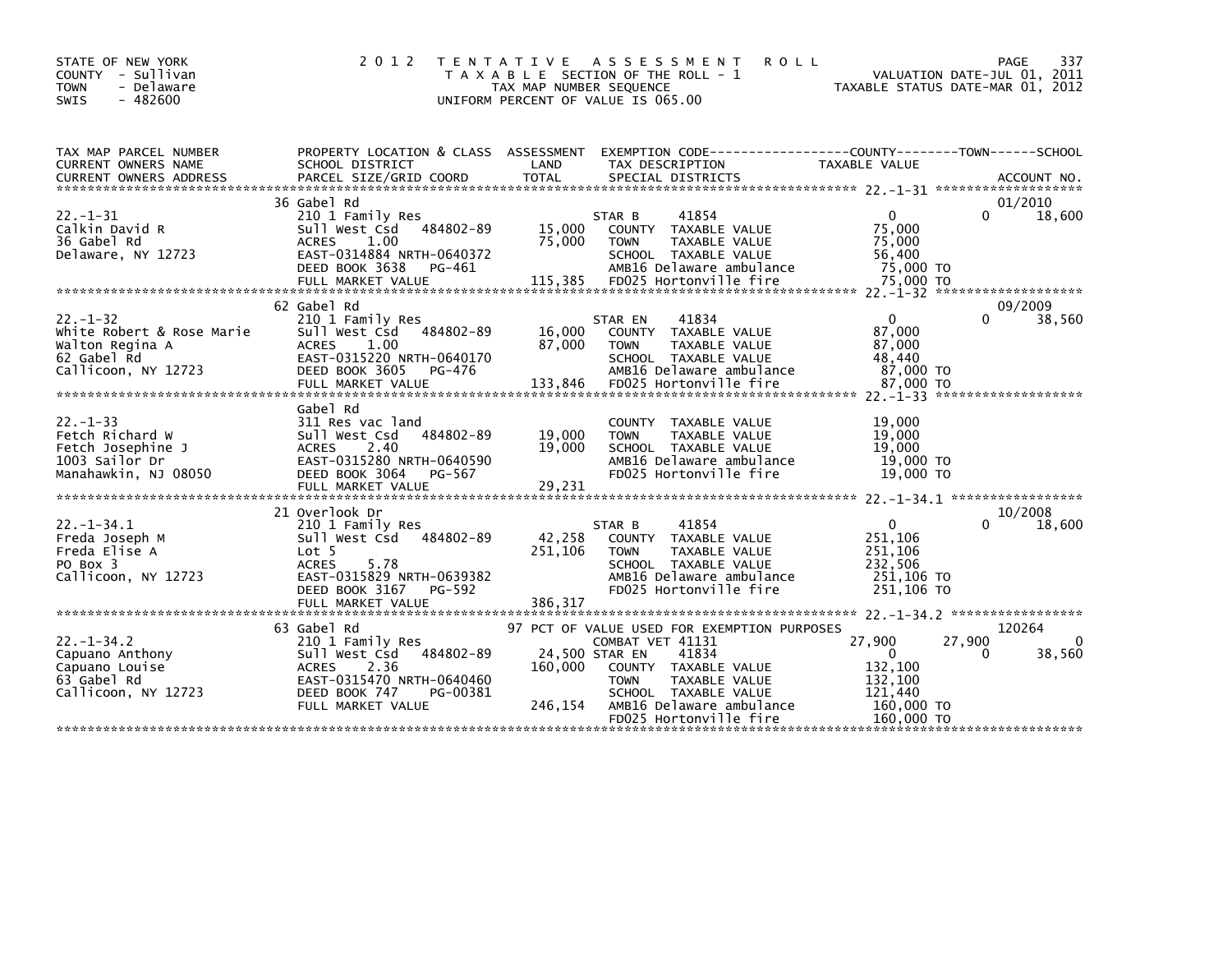STATE OF NEW YORK
COUNTY - Sullivan
TOWN - Delaware
SWIS - 482600

# 2012 TENTATIVE ASSESSMENT ROLL

TAXABLE SECTION OF THE ROLL - 1
TAX MAP NUMBER SEQUENCE
UNIFORM PERCENT OF VALUE IS 065.00

VALUATION DATE-JUL 01, 2011
TAXABLE STATUS DATE-MAR 01, 2012

| TAX MAP PARCEL NUMBER / CURRENT OWNERS NAME / CURRENT OWNERS ADDRESS | PROPERTY LOCATION & CLASS / SCHOOL DISTRICT / PARCEL SIZE/GRID COORD | ASSESSMENT LAND / TOTAL | EXEMPTION CODE / TAX DESCRIPTION / SPECIAL DISTRICTS | COUNTY TAXABLE VALUE | TOWN | SCHOOL / ACCOUNT NO. |
|---|---|---|---|---|---|---|
| **22.-1-31** | 36 Gabel Rd | | | | | 01/2010 |
| Calkin David R | 210 1 Family Res | | STAR B 41854 | 0 | 0 | 18,600 |
| 36 Gabel Rd | Sull West Csd 484802-89 | 15,000 | COUNTY TAXABLE VALUE | 75,000 | | |
| Delaware, NY 12723 | ACRES 1.00 | 75,000 | TOWN TAXABLE VALUE | 75,000 | | |
| | EAST-0314884 NRTH-0640372 | | SCHOOL TAXABLE VALUE | 56,400 | | |
| | DEED BOOK 3638 PG-461 | | AMB16 Delaware ambulance | 75,000 TO | | |
| | FULL MARKET VALUE | 115,385 | FD025 Hortonville fire | 75,000 TO | | |
| **22.-1-32** | 62 Gabel Rd | | | | | 09/2009 |
| White Robert & Rose Marie | 210 1 Family Res | | STAR EN 41834 | 0 | 0 | 38,560 |
| Walton Regina A | Sull West Csd 484802-89 | 16,000 | COUNTY TAXABLE VALUE | 87,000 | | |
| 62 Gabel Rd | ACRES 1.00 | 87,000 | TOWN TAXABLE VALUE | 87,000 | | |
| Callicoon, NY 12723 | EAST-0315220 NRTH-0640170 | | SCHOOL TAXABLE VALUE | 48,440 | | |
| | DEED BOOK 3605 PG-476 | | AMB16 Delaware ambulance | 87,000 TO | | |
| | FULL MARKET VALUE | 133,846 | FD025 Hortonville fire | 87,000 TO | | |
| **22.-1-33** | Gabel Rd | | | | | |
| Fetch Richard W | 311 Res vac land | | COUNTY TAXABLE VALUE | 19,000 | | |
| Fetch Josephine J | Sull West Csd 484802-89 | 19,000 | TOWN TAXABLE VALUE | 19,000 | | |
| 1003 Sailor Dr | ACRES 2.40 | 19,000 | SCHOOL TAXABLE VALUE | 19,000 | | |
| Manahawkin, NJ 08050 | EAST-0315280 NRTH-0640590 | | AMB16 Delaware ambulance | 19,000 TO | | |
| | DEED BOOK 3064 PG-567 | | FD025 Hortonville fire | 19,000 TO | | |
| | FULL MARKET VALUE | 29,231 | | | | |
| **22.-1-34.1** | 21 Overlook Dr | | | | | 10/2008 |
| Freda Joseph M | 210 1 Family Res | | STAR B 41854 | 0 | 0 | 18,600 |
| Freda Elise A | Sull West Csd 484802-89 | 42,258 | COUNTY TAXABLE VALUE | 251,106 | | |
| PO Box 3 | Lot 5 | 251,106 | TOWN TAXABLE VALUE | 251,106 | | |
| Callicoon, NY 12723 | ACRES 5.78 | | SCHOOL TAXABLE VALUE | 232,506 | | |
| | EAST-0315829 NRTH-0639382 | | AMB16 Delaware ambulance | 251,106 TO | | |
| | DEED BOOK 3167 PG-592 | | FD025 Hortonville fire | 251,106 TO | | |
| | FULL MARKET VALUE | 386,317 | | | | |
| **22.-1-34.2** | 63 Gabel Rd | | 97 PCT OF VALUE USED FOR EXEMPTION PURPOSES | | | 120264 |
| Capuano Anthony | 210 1 Family Res | | COMBAT VET 41131 | 27,900 | 27,900 | 0 |
| Capuano Louise | Sull West Csd 484802-89 | 24,500 | STAR EN 41834 | 0 | 0 | 38,560 |
| 63 Gabel Rd | ACRES 2.36 | 160,000 | COUNTY TAXABLE VALUE | 132,100 | | |
| Callicoon, NY 12723 | EAST-0315470 NRTH-0640460 | | TOWN TAXABLE VALUE | 132,100 | | |
| | DEED BOOK 747 PG-00381 | | SCHOOL TAXABLE VALUE | 121,440 | | |
| | FULL MARKET VALUE | 246,154 | AMB16 Delaware ambulance | 160,000 TO | | |
| | | | FD025 Hortonville fire | 160,000 TO | | |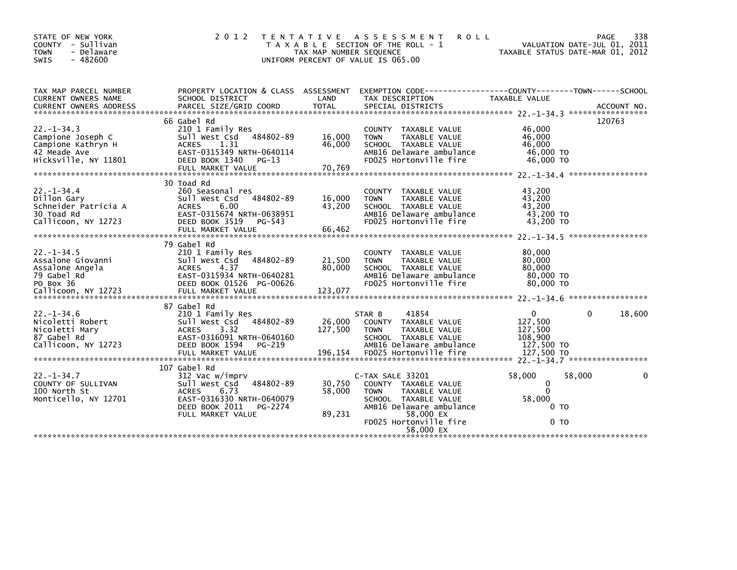STATE OF NEW YORK
COUNTY - Sullivan
TOWN - Delaware
SWIS - 482600

# 2012 TENTATIVE ASSESSMENT ROLL

TAXABLE SECTION OF THE ROLL - 1
TAX MAP NUMBER SEQUENCE
UNIFORM PERCENT OF VALUE IS 065.00

VALUATION DATE-JUL 01, 2011
TAXABLE STATUS DATE-MAR 01, 2012

| TAX MAP PARCEL NUMBER / CURRENT OWNERS NAME / CURRENT OWNERS ADDRESS | PROPERTY LOCATION & CLASS / SCHOOL DISTRICT / PARCEL SIZE/GRID COORD | ASSESSMENT LAND / TOTAL | EXEMPTION CODE / TAX DESCRIPTION / SPECIAL DISTRICTS | COUNTY TAXABLE VALUE | TOWN | SCHOOL / ACCOUNT NO. |
|---|---|---|---|---|---|---|
| 22.-1-34.3 | 66 Gabel Rd | | | | | 120763 |
| | 210 1 Family Res | | COUNTY TAXABLE VALUE | 46,000 | | |
| Campione Joseph C | Sull West Csd 484802-89 | 16,000 | TOWN TAXABLE VALUE | 46,000 | | |
| Campione Kathryn H | ACRES 1.31 | 46,000 | SCHOOL TAXABLE VALUE | 46,000 | | |
| 42 Meade Ave | EAST-0315349 NRTH-0640114 | | AMB16 Delaware ambulance | 46,000 TO | | |
| Hicksville, NY 11801 | DEED BOOK 1340 PG-13 | | FD025 Hortonville fire | 46,000 TO | | |
| | FULL MARKET VALUE | 70,769 | | | | |
| 22.-1-34.4 | 30 Toad Rd | | | | | |
| | 260 Seasonal res | | COUNTY TAXABLE VALUE | 43,200 | | |
| Dillon Gary | Sull West Csd 484802-89 | 16,000 | TOWN TAXABLE VALUE | 43,200 | | |
| Schneider Patricia A | ACRES 6.00 | 43,200 | SCHOOL TAXABLE VALUE | 43,200 | | |
| 30 Toad Rd | EAST-0315674 NRTH-0638951 | | AMB16 Delaware ambulance | 43,200 TO | | |
| Callicoon, NY 12723 | DEED BOOK 3519 PG-543 | | FD025 Hortonville fire | 43,200 TO | | |
| | FULL MARKET VALUE | 66,462 | | | | |
| 22.-1-34.5 | 79 Gabel Rd | | | | | |
| | 210 1 Family Res | | COUNTY TAXABLE VALUE | 80,000 | | |
| Assalone Giovanni | Sull West Csd 484802-89 | 21,500 | TOWN TAXABLE VALUE | 80,000 | | |
| Assalone Angela | ACRES 4.37 | 80,000 | SCHOOL TAXABLE VALUE | 80,000 | | |
| 79 Gabel Rd | EAST-0315934 NRTH-0640281 | | AMB16 Delaware ambulance | 80,000 TO | | |
| PO Box 36 | DEED BOOK 01526 PG-00626 | | FD025 Hortonville fire | 80,000 TO | | |
| Callicoon, NY 12723 | FULL MARKET VALUE | 123,077 | | | | |
| 22.-1-34.6 | 87 Gabel Rd | | | | | |
| | 210 1 Family Res | | STAR B 41854 | 0 | 0 | 18,600 |
| Nicoletti Robert | Sull West Csd 484802-89 | 26,000 | COUNTY TAXABLE VALUE | 127,500 | | |
| Nicoletti Mary | ACRES 3.32 | 127,500 | TOWN TAXABLE VALUE | 127,500 | | |
| 87 Gabel Rd | EAST-0316091 NRTH-0640160 | | SCHOOL TAXABLE VALUE | 108,900 | | |
| Callicoon, NY 12723 | DEED BOOK 1594 PG-219 | | AMB16 Delaware ambulance | 127,500 TO | | |
| | FULL MARKET VALUE | 196,154 | FD025 Hortonville fire | 127,500 TO | | |
| 22.-1-34.7 | 107 Gabel Rd | | | | | |
| | 312 Vac w/imprv | | C-TAX SALE 33201 | 58,000 | 58,000 | 0 |
| COUNTY OF SULLIVAN | Sull West Csd 484802-89 | 30,750 | COUNTY TAXABLE VALUE | 0 | | |
| 100 North St | ACRES 6.73 | 58,000 | TOWN TAXABLE VALUE | 0 | | |
| Monticello, NY 12701 | EAST-0316330 NRTH-0640079 | | SCHOOL TAXABLE VALUE | 58,000 | | |
| | DEED BOOK 2011 PG-2274 | | AMB16 Delaware ambulance | 0 TO | | |
| | FULL MARKET VALUE | 89,231 | 58,000 EX | | | |
| | | | FD025 Hortonville fire | 0 TO | | |
| | | | 58,000 EX | | | |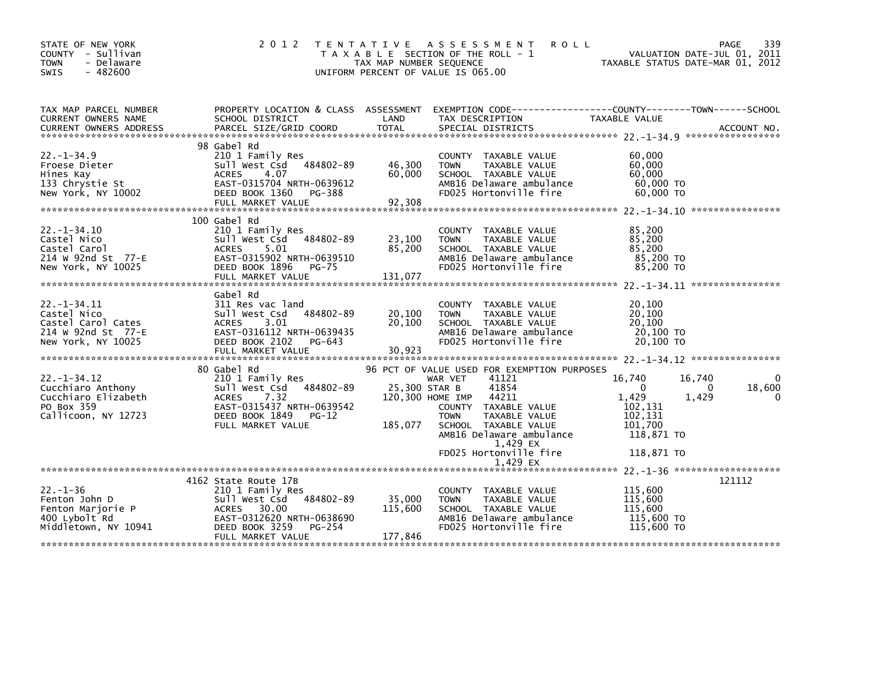STATE OF NEW YORK
COUNTY - Sullivan
TOWN - Delaware
SWIS - 482600

2012 TENTATIVE ASSESSMENT ROLL
TAXABLE SECTION OF THE ROLL - 1
TAX MAP NUMBER SEQUENCE
UNIFORM PERCENT OF VALUE IS 065.00

VALUATION DATE-JUL 01, 2011
TAXABLE STATUS DATE-MAR 01, 2012

| TAX MAP PARCEL NUMBER / CURRENT OWNERS NAME / CURRENT OWNERS ADDRESS | PROPERTY LOCATION & CLASS / SCHOOL DISTRICT / PARCEL SIZE/GRID COORD | ASSESSMENT LAND | ASSESSMENT TOTAL | EXEMPTION CODE / TAX DESCRIPTION / SPECIAL DISTRICTS | COUNTY TAXABLE VALUE | TOWN | SCHOOL | ACCOUNT NO. |
|---|---|---|---|---|---|---|---|---|
| **22.-1-34.9** | 98 Gabel Rd | | | | | | | |
| 22.-1-34.9 | 210 1 Family Res | | | COUNTY TAXABLE VALUE | 60,000 | | | |
| Froese Dieter | Sull West Csd 484802-89 | 46,300 | | TOWN TAXABLE VALUE | 60,000 | | | |
| Hines Kay | ACRES 4.07 | | 60,000 | SCHOOL TAXABLE VALUE | 60,000 | | | |
| 133 Chrystie St | EAST-0315704 NRTH-0639612 | | | AMB16 Delaware ambulance | 60,000 TO | | | |
| New York, NY 10002 | DEED BOOK 1360 PG-388 | | | FD025 Hortonville fire | 60,000 TO | | | |
| | FULL MARKET VALUE | | 92,308 | | | | | |
| **22.-1-34.10** | 100 Gabel Rd | | | | | | | |
| 22.-1-34.10 | 210 1 Family Res | | | COUNTY TAXABLE VALUE | 85,200 | | | |
| Castel Nico | Sull West Csd 484802-89 | 23,100 | | TOWN TAXABLE VALUE | 85,200 | | | |
| Castel Carol | ACRES 5.01 | | 85,200 | SCHOOL TAXABLE VALUE | 85,200 | | | |
| 214 W 92nd St 77-E | EAST-0315902 NRTH-0639510 | | | AMB16 Delaware ambulance | 85,200 TO | | | |
| New York, NY 10025 | DEED BOOK 1896 PG-75 | | | FD025 Hortonville fire | 85,200 TO | | | |
| | FULL MARKET VALUE | | 131,077 | | | | | |
| **22.-1-34.11** | Gabel Rd | | | | | | | |
| 22.-1-34.11 | 311 Res vac land | | | COUNTY TAXABLE VALUE | 20,100 | | | |
| Castel Nico | Sull West Csd 484802-89 | 20,100 | | TOWN TAXABLE VALUE | 20,100 | | | |
| Castel Carol Cates | ACRES 3.01 | | 20,100 | SCHOOL TAXABLE VALUE | 20,100 | | | |
| 214 W 92nd St 77-E | EAST-0316112 NRTH-0639435 | | | AMB16 Delaware ambulance | 20,100 TO | | | |
| New York, NY 10025 | DEED BOOK 2102 PG-643 | | | FD025 Hortonville fire | 20,100 TO | | | |
| | FULL MARKET VALUE | | 30,923 | | | | | |
| **22.-1-34.12** | 80 Gabel Rd | | | 96 PCT OF VALUE USED FOR EXEMPTION PURPOSES | | | | |
| 22.-1-34.12 | 210 1 Family Res | | | WAR VET 41121 | 16,740 | 16,740 | 0 | |
| Cucchiaro Anthony | Sull West Csd 484802-89 | 25,300 | | STAR B 41854 | 0 | 0 | 18,600 | |
| Cucchiaro Elizabeth | ACRES 7.32 | | 120,300 | HOME IMP 44211 | 1,429 | 1,429 | 0 | |
| PO Box 359 | EAST-0315437 NRTH-0639542 | | | COUNTY TAXABLE VALUE | 102,131 | | | |
| Callicoon, NY 12723 | DEED BOOK 1849 PG-12 | | | TOWN TAXABLE VALUE | 102,131 | | | |
| | FULL MARKET VALUE | | 185,077 | SCHOOL TAXABLE VALUE | 101,700 | | | |
| | | | | AMB16 Delaware ambulance | 118,871 TO | | | |
| | | | | 1,429 EX | | | | |
| | | | | FD025 Hortonville fire | 118,871 TO | | | |
| | | | | 1,429 EX | | | | |
| **22.-1-36** | 4162 State Route 17B | | | | | | | 121112 |
| 22.-1-36 | 210 1 Family Res | | | COUNTY TAXABLE VALUE | 115,600 | | | |
| Fenton John D | Sull West Csd 484802-89 | 35,000 | | TOWN TAXABLE VALUE | 115,600 | | | |
| Fenton Marjorie P | ACRES 30.00 | | 115,600 | SCHOOL TAXABLE VALUE | 115,600 | | | |
| 400 Lybolt Rd | EAST-0312620 NRTH-0638690 | | | AMB16 Delaware ambulance | 115,600 TO | | | |
| Middletown, NY 10941 | DEED BOOK 3259 PG-254 | | | FD025 Hortonville fire | 115,600 TO | | | |
| | FULL MARKET VALUE | | 177,846 | | | | | |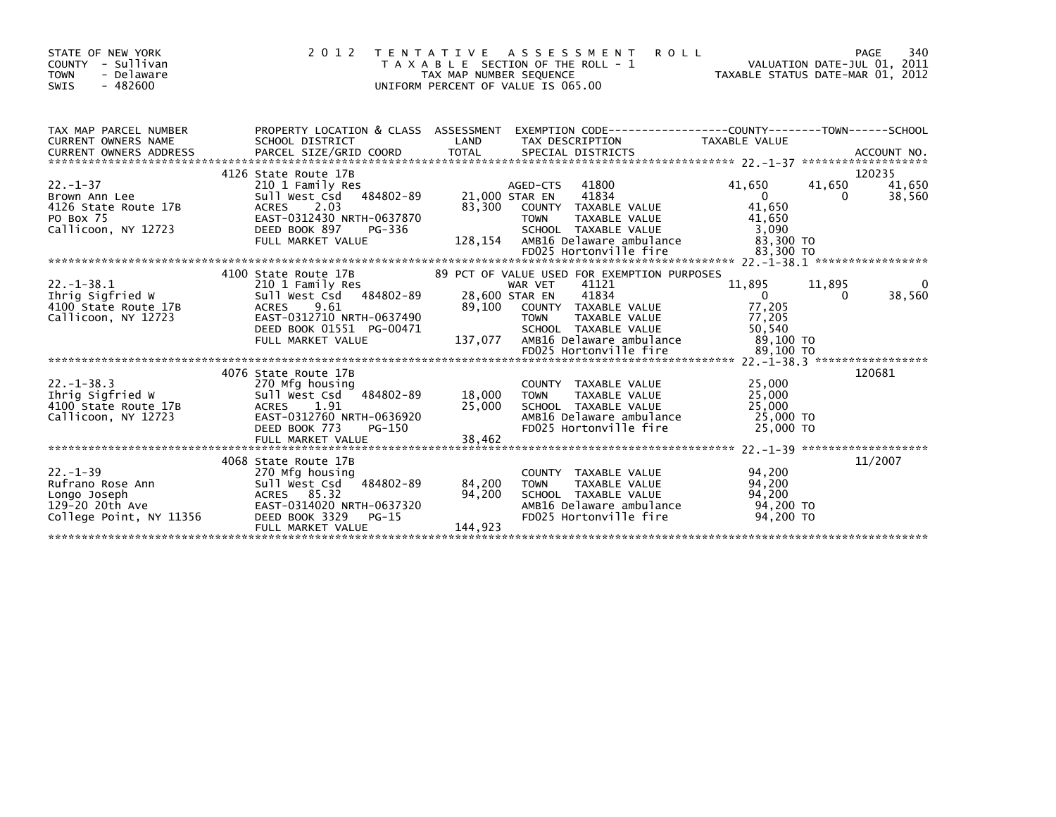STATE OF NEW YORK
COUNTY - Sullivan
TOWN - Delaware
SWIS - 482600

2012 TENTATIVE ASSESSMENT ROLL
TAXABLE SECTION OF THE ROLL - 1
TAX MAP NUMBER SEQUENCE
UNIFORM PERCENT OF VALUE IS 065.00

VALUATION DATE-JUL 01, 2011
TAXABLE STATUS DATE-MAR 01, 2012

| TAX MAP PARCEL NUMBER / CURRENT OWNERS NAME / CURRENT OWNERS ADDRESS | PROPERTY LOCATION & CLASS / SCHOOL DISTRICT / PARCEL SIZE/GRID COORD | ASSESSMENT LAND | TOTAL | EXEMPTION CODE / TAX DESCRIPTION / SPECIAL DISTRICTS | COUNTY TAXABLE VALUE | TOWN | SCHOOL | ACCOUNT NO. |
|---|---|---|---|---|---|---|---|---|
| | 4126 State Route 17B | | | | | | | 120235 |
| 22.-1-37 | 210 1 Family Res | | | AGED-CTS 41800 | 41,650 | 41,650 | 41,650 | |
| Brown Ann Lee | Sull West Csd 484802-89 | 21,000 | | STAR EN 41834 | 0 | 0 | 38,560 | |
| 4126 State Route 17B | ACRES 2.03 | | 83,300 | COUNTY TAXABLE VALUE | 41,650 | | | |
| PO Box 75 | EAST-0312430 NRTH-0637870 | | | TOWN TAXABLE VALUE | 41,650 | | | |
| Callicoon, NY 12723 | DEED BOOK 897 PG-336 | | | SCHOOL TAXABLE VALUE | 3,090 | | | |
| | FULL MARKET VALUE | | 128,154 | AMB16 Delaware ambulance | 83,300 TO | | | |
| | | | | FD025 Hortonville fire | 83,300 TO | | | |
| | 4100 State Route 17B | | | 89 PCT OF VALUE USED FOR EXEMPTION PURPOSES | | | | |
| 22.-1-38.1 | 210 1 Family Res | | | WAR VET 41121 | 11,895 | 11,895 | 0 | |
| Ihrig Sigfried W | Sull West Csd 484802-89 | 28,600 | | STAR EN 41834 | 0 | 0 | 38,560 | |
| 4100 State Route 17B | ACRES 9.61 | | 89,100 | COUNTY TAXABLE VALUE | 77,205 | | | |
| Callicoon, NY 12723 | EAST-0312710 NRTH-0637490 | | | TOWN TAXABLE VALUE | 77,205 | | | |
| | DEED BOOK 01551 PG-00471 | | | SCHOOL TAXABLE VALUE | 50,540 | | | |
| | FULL MARKET VALUE | | 137,077 | AMB16 Delaware ambulance | 89,100 TO | | | |
| | | | | FD025 Hortonville fire | 89,100 TO | | | |
| | 4076 State Route 17B | | | | | | | 120681 |
| 22.-1-38.3 | 270 Mfg housing | | | COUNTY TAXABLE VALUE | 25,000 | | | |
| Ihrig Sigfried W | Sull West Csd 484802-89 | 18,000 | | TOWN TAXABLE VALUE | 25,000 | | | |
| 4100 State Route 17B | ACRES 1.91 | | 25,000 | SCHOOL TAXABLE VALUE | 25,000 | | | |
| Callicoon, NY 12723 | EAST-0312760 NRTH-0636920 | | | AMB16 Delaware ambulance | 25,000 TO | | | |
| | DEED BOOK 773 PG-150 | | | FD025 Hortonville fire | 25,000 TO | | | |
| | FULL MARKET VALUE | | 38,462 | | | | | |
| | 4068 State Route 17B | | | | | | | 11/2007 |
| 22.-1-39 | 270 Mfg housing | | | COUNTY TAXABLE VALUE | 94,200 | | | |
| Rufrano Rose Ann | Sull West Csd 484802-89 | 84,200 | | TOWN TAXABLE VALUE | 94,200 | | | |
| Longo Joseph | ACRES 85.32 | | 94,200 | SCHOOL TAXABLE VALUE | 94,200 | | | |
| 129-20 20th Ave | EAST-0314020 NRTH-0637320 | | | AMB16 Delaware ambulance | 94,200 TO | | | |
| College Point, NY 11356 | DEED BOOK 3329 PG-15 | | | FD025 Hortonville fire | 94,200 TO | | | |
| | FULL MARKET VALUE | | 144,923 | | | | | |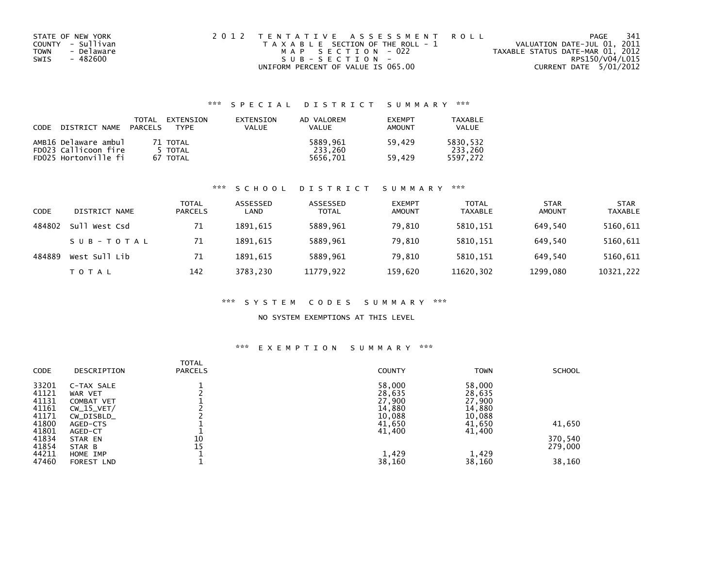STATE OF NEW YORK
COUNTY - Sullivan
TOWN - Delaware
SWIS - 482600

2012 TENTATIVE ASSESSMENT ROLL
TAXABLE SECTION OF THE ROLL - 1
MAP SECTION - 022
SUB-SECTION -
UNIFORM PERCENT OF VALUE IS 065.00

VALUATION DATE-JUL 01, 2011
TAXABLE STATUS DATE-MAR 01, 2012
RPS150/V04/L015
CURRENT DATE 5/01/2012

### *** SPECIAL DISTRICT SUMMARY ***

| CODE DISTRICT NAME | TOTAL PARCELS | EXTENSION TYPE | EXTENSION VALUE | AD VALOREM VALUE | EXEMPT AMOUNT | TAXABLE VALUE |
|---|---|---|---|---|---|---|
| AMB16 Delaware ambul | 71 | TOTAL | | 5889,961 | 59,429 | 5830,532 |
| FD023 Callicoon fire | 5 | TOTAL | | 233,260 | | 233,260 |
| FD025 Hortonville fi | 67 | TOTAL | | 5656,701 | 59,429 | 5597,272 |

### *** SCHOOL DISTRICT SUMMARY ***

| CODE | DISTRICT NAME | TOTAL PARCELS | ASSESSED LAND | ASSESSED TOTAL | EXEMPT AMOUNT | TOTAL TAXABLE | STAR AMOUNT | STAR TAXABLE |
|---|---|---|---|---|---|---|---|---|
| 484802 | Sull West Csd | 71 | 1891,615 | 5889,961 | 79,810 | 5810,151 | 649,540 | 5160,611 |
| | S U B - T O T A L | 71 | 1891,615 | 5889,961 | 79,810 | 5810,151 | 649,540 | 5160,611 |
| 484889 | West Sull Lib | 71 | 1891,615 | 5889,961 | 79,810 | 5810,151 | 649,540 | 5160,611 |
| | T O T A L | 142 | 3783,230 | 11779,922 | 159,620 | 11620,302 | 1299,080 | 10321,222 |

### *** SYSTEM CODES SUMMARY ***

NO SYSTEM EXEMPTIONS AT THIS LEVEL

### *** EXEMPTION SUMMARY ***

| CODE | DESCRIPTION | TOTAL PARCELS | COUNTY | TOWN | SCHOOL |
|---|---|---|---|---|---|
| 33201 | C-TAX SALE | 1 | 58,000 | 58,000 | |
| 41121 | WAR VET | 2 | 28,635 | 28,635 | |
| 41131 | COMBAT VET | 1 | 27,900 | 27,900 | |
| 41161 | CW_15_VET/ | 2 | 14,880 | 14,880 | |
| 41171 | CW_DISBLD_ | 2 | 10,088 | 10,088 | |
| 41800 | AGED-CTS | 1 | 41,650 | 41,650 | 41,650 |
| 41801 | AGED-CT | 1 | 41,400 | 41,400 | |
| 41834 | STAR EN | 10 | | | 370,540 |
| 41854 | STAR B | 15 | | | 279,000 |
| 44211 | HOME IMP | 1 | 1,429 | 1,429 | |
| 47460 | FOREST LND | 1 | 38,160 | 38,160 | 38,160 |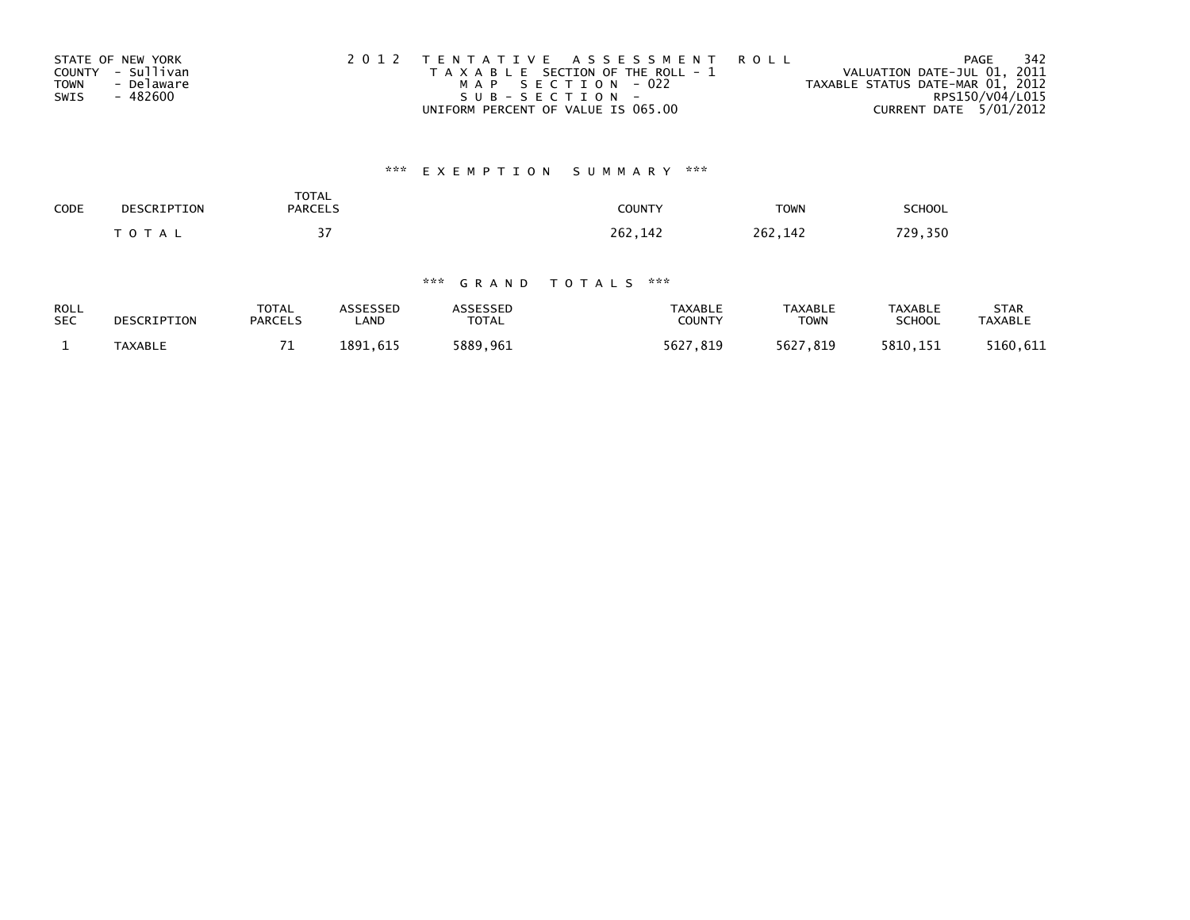STATE OF NEW YORK
COUNTY - Sullivan
TOWN - Delaware
SWIS - 482600

2 0 1 2 TENTATIVE ASSESSMENT ROLL
TAXABLE SECTION OF THE ROLL - 1
MAP SECTION - 022
SUB-SECTION -
UNIFORM PERCENT OF VALUE IS 065.00

VALUATION DATE-JUL 01, 2011
TAXABLE STATUS DATE-MAR 01, 2012
RPS150/V04/L015
CURRENT DATE 5/01/2012

### *** EXEMPTION SUMMARY ***

| CODE | DESCRIPTION | TOTAL PARCELS | COUNTY | TOWN | SCHOOL |
|---|---|---|---|---|---|
| | TOTAL | 37 | 262,142 | 262,142 | 729,350 |

### *** GRAND TOTALS ***

| ROLL SEC | DESCRIPTION | TOTAL PARCELS | ASSESSED LAND | ASSESSED TOTAL | TAXABLE COUNTY | TAXABLE TOWN | TAXABLE SCHOOL | STAR TAXABLE |
|---|---|---|---|---|---|---|---|---|
| 1 | TAXABLE | 71 | 1891,615 | 5889,961 | 5627,819 | 5627,819 | 5810,151 | 5160,611 |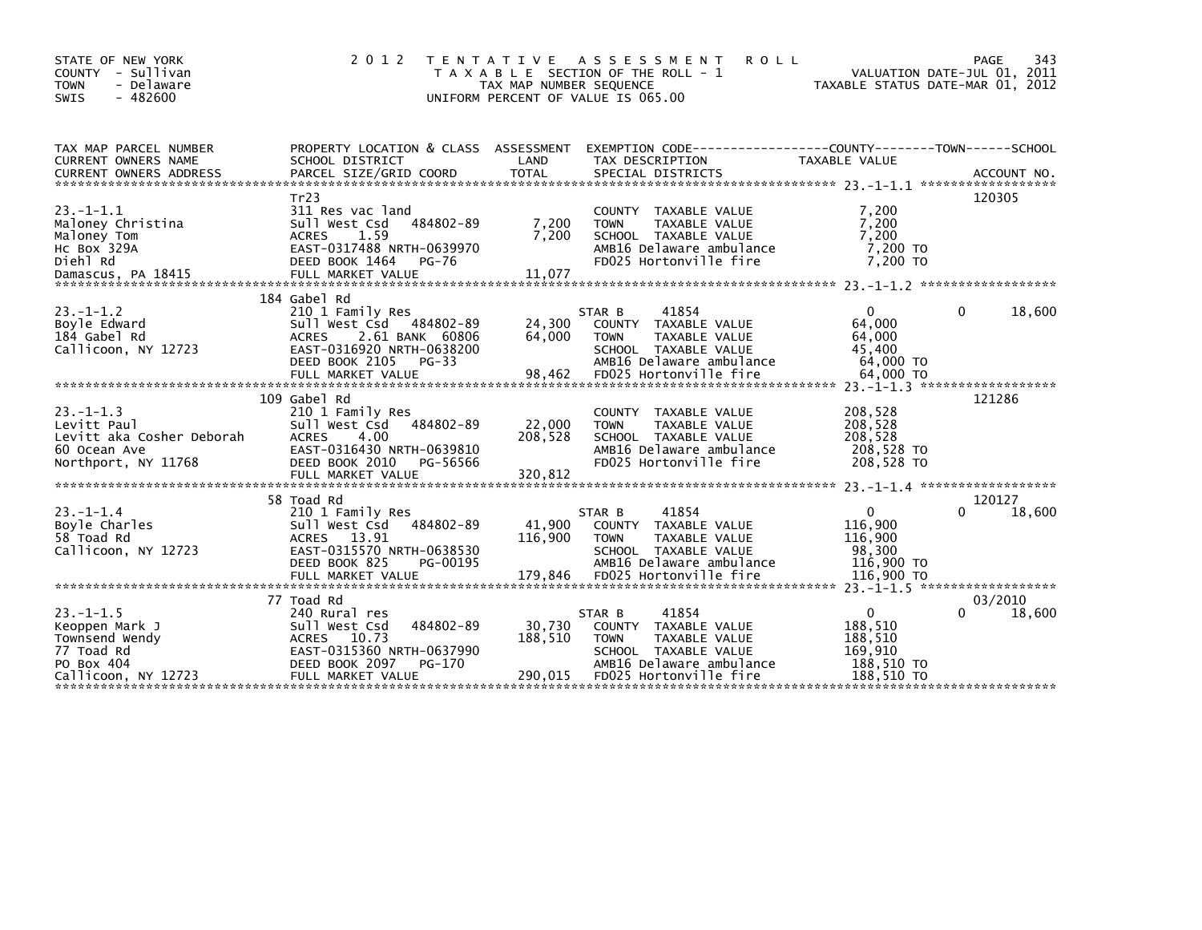STATE OF NEW YORK
COUNTY - Sullivan
TOWN - Delaware
SWIS - 482600

# 2012 TENTATIVE ASSESSMENT ROLL

TAXABLE SECTION OF THE ROLL - 1
TAX MAP NUMBER SEQUENCE
UNIFORM PERCENT OF VALUE IS 065.00

VALUATION DATE-JUL 01, 2011
TAXABLE STATUS DATE-MAR 01, 2012

| TAX MAP PARCEL NUMBER / CURRENT OWNERS NAME / CURRENT OWNERS ADDRESS | PROPERTY LOCATION & CLASS / SCHOOL DISTRICT / PARCEL SIZE/GRID COORD | ASSESSMENT LAND / TOTAL | EXEMPTION CODE / TAX DESCRIPTION / SPECIAL DISTRICTS | COUNTY / TOWN TAXABLE VALUE | SCHOOL / ACCOUNT NO. |
|---|---|---|---|---|---|
| 23.-1-1.1 | Tr23 | | | | 120305 |
| Maloney Christina | 311 Res vac land | | COUNTY TAXABLE VALUE | 7,200 | |
| Maloney Tom | Sull West Csd 484802-89 | 7,200 | TOWN TAXABLE VALUE | 7,200 | |
| Hc Box 329A | ACRES 1.59 | 7,200 | SCHOOL TAXABLE VALUE | 7,200 | |
| Diehl Rd | EAST-0317488 NRTH-0639970 | | AMB16 Delaware ambulance | 7,200 TO | |
| Damascus, PA 18415 | DEED BOOK 1464 PG-76 | | FD025 Hortonville fire | 7,200 TO | |
| | FULL MARKET VALUE | 11,077 | | | |
| 23.-1-1.2 | 184 Gabel Rd | | | | |
| Boyle Edward | 210 1 Family Res | | STAR B 41854 | 0 | 0 18,600 |
| 184 Gabel Rd | Sull West Csd 484802-89 | 24,300 | COUNTY TAXABLE VALUE | 64,000 | |
| Callicoon, NY 12723 | ACRES 2.61 BANK 60806 | 64,000 | TOWN TAXABLE VALUE | 64,000 | |
| | EAST-0316920 NRTH-0638200 | | SCHOOL TAXABLE VALUE | 45,400 | |
| | DEED BOOK 2105 PG-33 | | AMB16 Delaware ambulance | 64,000 TO | |
| | FULL MARKET VALUE | 98,462 | FD025 Hortonville fire | 64,000 TO | |
| 23.-1-1.3 | 109 Gabel Rd | | | | 121286 |
| Levitt Paul | 210 1 Family Res | | COUNTY TAXABLE VALUE | 208,528 | |
| Levitt aka Cosher Deborah | Sull West Csd 484802-89 | 22,000 | TOWN TAXABLE VALUE | 208,528 | |
| 60 Ocean Ave | ACRES 4.00 | 208,528 | SCHOOL TAXABLE VALUE | 208,528 | |
| Northport, NY 11768 | EAST-0316430 NRTH-0639810 | | AMB16 Delaware ambulance | 208,528 TO | |
| | DEED BOOK 2010 PG-56566 | | FD025 Hortonville fire | 208,528 TO | |
| | FULL MARKET VALUE | 320,812 | | | |
| 23.-1-1.4 | 58 Toad Rd | | | | 120127 |
| Boyle Charles | 210 1 Family Res | | STAR B 41854 | 0 | 0 18,600 |
| 58 Toad Rd | Sull West Csd 484802-89 | 41,900 | COUNTY TAXABLE VALUE | 116,900 | |
| Callicoon, NY 12723 | ACRES 13.91 | 116,900 | TOWN TAXABLE VALUE | 116,900 | |
| | EAST-0315570 NRTH-0638530 | | SCHOOL TAXABLE VALUE | 98,300 | |
| | DEED BOOK 825 PG-00195 | | AMB16 Delaware ambulance | 116,900 TO | |
| | FULL MARKET VALUE | 179,846 | FD025 Hortonville fire | 116,900 TO | |
| 23.-1-1.5 | 77 Toad Rd | | | | 03/2010 |
| Keoppen Mark J | 240 Rural res | | STAR B 41854 | 0 | 0 18,600 |
| Townsend Wendy | Sull West Csd 484802-89 | 30,730 | COUNTY TAXABLE VALUE | 188,510 | |
| 77 Toad Rd | ACRES 10.73 | 188,510 | TOWN TAXABLE VALUE | 188,510 | |
| PO Box 404 | EAST-0315360 NRTH-0637990 | | SCHOOL TAXABLE VALUE | 169,910 | |
| Callicoon, NY 12723 | DEED BOOK 2097 PG-170 | | AMB16 Delaware ambulance | 188,510 TO | |
| | FULL MARKET VALUE | 290,015 | FD025 Hortonville fire | 188,510 TO | |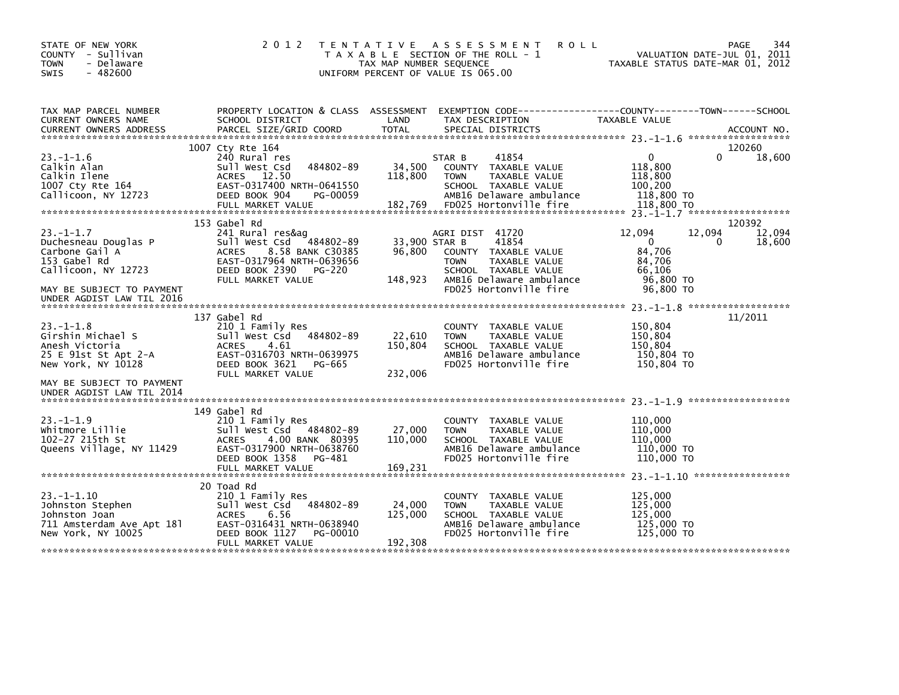STATE OF NEW YORK
COUNTY - Sullivan
TOWN - Delaware
SWIS - 482600

2012 TENTATIVE ASSESSMENT ROLL
TAXABLE SECTION OF THE ROLL - 1
TAX MAP NUMBER SEQUENCE
UNIFORM PERCENT OF VALUE IS 065.00

VALUATION DATE-JUL 01, 2011
TAXABLE STATUS DATE-MAR 01, 2012

| TAX MAP PARCEL NUMBER / CURRENT OWNERS NAME / CURRENT OWNERS ADDRESS | PROPERTY LOCATION & CLASS / SCHOOL DISTRICT / PARCEL SIZE/GRID COORD | ASSESSMENT LAND | ASSESSMENT TOTAL | EXEMPTION CODE / TAX DESCRIPTION / SPECIAL DISTRICTS | COUNTY TAXABLE VALUE | TOWN | SCHOOL | ACCOUNT NO. |
|---|---|---|---|---|---|---|---|---|
| 23.-1-1.6 | 1007 Cty Rte 164 | | | | | | | 120260 |
| Calkin Alan | 240 Rural res | | | STAR B 41854 | 0 | 0 | 18,600 | |
| Calkin Ilene | Sull West Csd 484802-89 | 34,500 | | COUNTY TAXABLE VALUE | 118,800 | | | |
| 1007 Cty Rte 164 | ACRES 12.50 | | 118,800 | TOWN TAXABLE VALUE | 118,800 | | | |
| Callicoon, NY 12723 | EAST-0317400 NRTH-0641550 | | | SCHOOL TAXABLE VALUE | 100,200 | | | |
| | DEED BOOK 904 PG-00059 | | | AMB16 Delaware ambulance | 118,800 TO | | | |
| | FULL MARKET VALUE | | 182,769 | FD025 Hortonville fire | 118,800 TO | | | |
| 23.-1-1.7 | 153 Gabel Rd | | | | | | | 120392 |
| Duchesneau Douglas P | 241 Rural res&ag | | | AGRI DIST 41720 | 12,094 | 12,094 | 12,094 | |
| Carbone Gail A | Sull West Csd 484802-89 | 33,900 | | STAR B 41854 | 0 | 0 | 18,600 | |
| 153 Gabel Rd | ACRES 8.58 BANK C30385 | | 96,800 | COUNTY TAXABLE VALUE | 84,706 | | | |
| Callicoon, NY 12723 | EAST-0317964 NRTH-0639656 | | | TOWN TAXABLE VALUE | 84,706 | | | |
| | DEED BOOK 2390 PG-220 | | | SCHOOL TAXABLE VALUE | 66,106 | | | |
| MAY BE SUBJECT TO PAYMENT | FULL MARKET VALUE | | 148,923 | AMB16 Delaware ambulance | 96,800 TO | | | |
| UNDER AGDIST LAW TIL 2016 | | | | FD025 Hortonville fire | 96,800 TO | | | |
| 23.-1-1.8 | 137 Gabel Rd | | | | | | | 11/2011 |
| Girshin Michael S | 210 1 Family Res | | | COUNTY TAXABLE VALUE | 150,804 | | | |
| Anesh Victoria | Sull West Csd 484802-89 | 22,610 | | TOWN TAXABLE VALUE | 150,804 | | | |
| 25 E 91st St Apt 2-A | ACRES 4.61 | | 150,804 | SCHOOL TAXABLE VALUE | 150,804 | | | |
| New York, NY 10128 | EAST-0316703 NRTH-0639975 | | | AMB16 Delaware ambulance | 150,804 TO | | | |
| | DEED BOOK 3621 PG-665 | | | FD025 Hortonville fire | 150,804 TO | | | |
| MAY BE SUBJECT TO PAYMENT | FULL MARKET VALUE | | 232,006 | | | | | |
| UNDER AGDIST LAW TIL 2014 | | | | | | | | |
| 23.-1-1.9 | 149 Gabel Rd | | | | | | | |
| Whitmore Lillie | 210 1 Family Res | | | COUNTY TAXABLE VALUE | 110,000 | | | |
| 102-27 215th St | Sull West Csd 484802-89 | 27,000 | | TOWN TAXABLE VALUE | 110,000 | | | |
| Queens Village, NY 11429 | ACRES 4.00 BANK 80395 | | 110,000 | SCHOOL TAXABLE VALUE | 110,000 | | | |
| | EAST-0317900 NRTH-0638760 | | | AMB16 Delaware ambulance | 110,000 TO | | | |
| | DEED BOOK 1358 PG-481 | | | FD025 Hortonville fire | 110,000 TO | | | |
| | FULL MARKET VALUE | | 169,231 | | | | | |
| 23.-1-1.10 | 20 Toad Rd | | | | | | | |
| Johnston Stephen | 210 1 Family Res | | | COUNTY TAXABLE VALUE | 125,000 | | | |
| Johnston Joan | Sull West Csd 484802-89 | 24,000 | | TOWN TAXABLE VALUE | 125,000 | | | |
| 711 Amsterdam Ave Apt 18l | ACRES 6.56 | | 125,000 | SCHOOL TAXABLE VALUE | 125,000 | | | |
| New York, NY 10025 | EAST-0316431 NRTH-0638940 | | | AMB16 Delaware ambulance | 125,000 TO | | | |
| | DEED BOOK 1127 PG-00010 | | | FD025 Hortonville fire | 125,000 TO | | | |
| | FULL MARKET VALUE | | 192,308 | | | | | |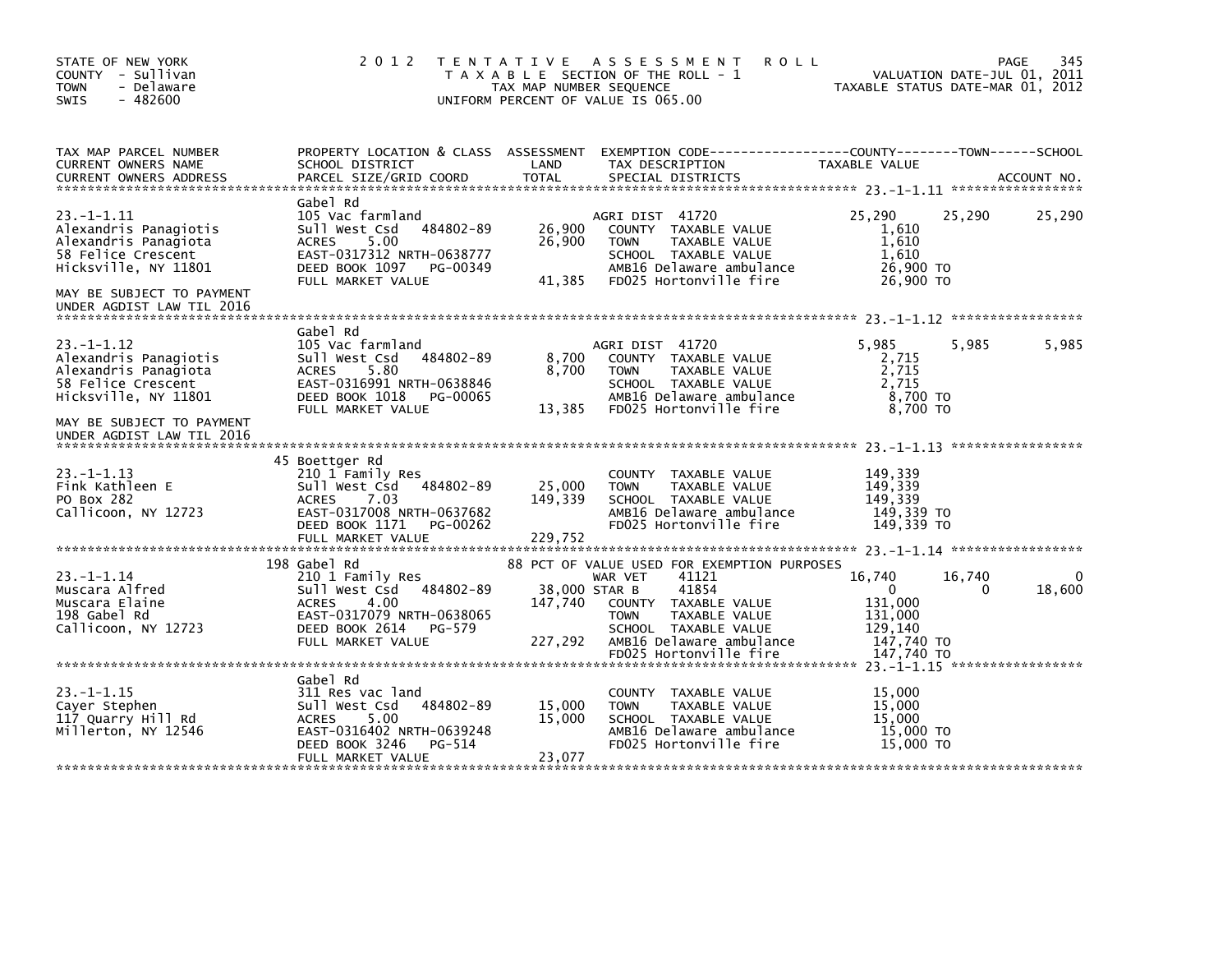STATE OF NEW YORK
COUNTY - Sullivan
TOWN - Delaware
SWIS - 482600

# 2012 TENTATIVE ASSESSMENT ROLL

TAXABLE SECTION OF THE ROLL - 1
TAX MAP NUMBER SEQUENCE
UNIFORM PERCENT OF VALUE IS 065.00

VALUATION DATE-JUL 01, 2011
TAXABLE STATUS DATE-MAR 01, 2012

| TAX MAP PARCEL NUMBER / CURRENT OWNERS NAME / CURRENT OWNERS ADDRESS | PROPERTY LOCATION & CLASS / SCHOOL DISTRICT / PARCEL SIZE/GRID COORD | ASSESSMENT LAND | TOTAL | EXEMPTION CODE / TAX DESCRIPTION / SPECIAL DISTRICTS | COUNTY TAXABLE VALUE | TOWN | SCHOOL |
|---|---|---|---|---|---|---|---|
| **23.-1-1.11** | Gabel Rd | | | | | | |
| 23.-1-1.11 | 105 Vac farmland | | | AGRI DIST 41720 | 25,290 | 25,290 | 25,290 |
| Alexandris Panagiotis | Sull West Csd 484802-89 | 26,900 | | COUNTY TAXABLE VALUE | 1,610 | | |
| Alexandris Panagiota | ACRES 5.00 | | 26,900 | TOWN TAXABLE VALUE | 1,610 | | |
| 58 Felice Crescent | EAST-0317312 NRTH-0638777 | | | SCHOOL TAXABLE VALUE | 1,610 | | |
| Hicksville, NY 11801 | DEED BOOK 1097 PG-00349 | | | AMB16 Delaware ambulance | 26,900 TO | | |
| | FULL MARKET VALUE | | 41,385 | FD025 Hortonville fire | 26,900 TO | | |
| MAY BE SUBJECT TO PAYMENT UNDER AGDIST LAW TIL 2016 | | | | | | | |
| **23.-1-1.12** | Gabel Rd | | | | | | |
| 23.-1-1.12 | 105 Vac farmland | | | AGRI DIST 41720 | 5,985 | 5,985 | 5,985 |
| Alexandris Panagiotis | Sull West Csd 484802-89 | 8,700 | | COUNTY TAXABLE VALUE | 2,715 | | |
| Alexandris Panagiota | ACRES 5.80 | | 8,700 | TOWN TAXABLE VALUE | 2,715 | | |
| 58 Felice Crescent | EAST-0316991 NRTH-0638846 | | | SCHOOL TAXABLE VALUE | 2,715 | | |
| Hicksville, NY 11801 | DEED BOOK 1018 PG-00065 | | | AMB16 Delaware ambulance | 8,700 TO | | |
| | FULL MARKET VALUE | | 13,385 | FD025 Hortonville fire | 8,700 TO | | |
| MAY BE SUBJECT TO PAYMENT UNDER AGDIST LAW TIL 2016 | | | | | | | |
| **23.-1-1.13** | 45 Boettger Rd | | | | | | |
| 23.-1-1.13 | 210 1 Family Res | | | COUNTY TAXABLE VALUE | 149,339 | | |
| Fink Kathleen E | Sull West Csd 484802-89 | 25,000 | | TOWN TAXABLE VALUE | 149,339 | | |
| PO Box 282 | ACRES 7.03 | | 149,339 | SCHOOL TAXABLE VALUE | 149,339 | | |
| Callicoon, NY 12723 | EAST-0317008 NRTH-0637682 | | | AMB16 Delaware ambulance | 149,339 TO | | |
| | DEED BOOK 1171 PG-00262 | | | FD025 Hortonville fire | 149,339 TO | | |
| | FULL MARKET VALUE | | 229,752 | | | | |
| **23.-1-1.14** | 198 Gabel Rd | | | 88 PCT OF VALUE USED FOR EXEMPTION PURPOSES | | | |
| 23.-1-1.14 | 210 1 Family Res | | | WAR VET 41121 | 16,740 | 16,740 | 0 |
| Muscara Alfred | Sull West Csd 484802-89 | 38,000 | | STAR B 41854 | 0 | 0 | 18,600 |
| Muscara Elaine | ACRES 4.00 | | 147,740 | COUNTY TAXABLE VALUE | 131,000 | | |
| 198 Gabel Rd | EAST-0317079 NRTH-0638065 | | | TOWN TAXABLE VALUE | 131,000 | | |
| Callicoon, NY 12723 | DEED BOOK 2614 PG-579 | | | SCHOOL TAXABLE VALUE | 129,140 | | |
| | FULL MARKET VALUE | | 227,292 | AMB16 Delaware ambulance | 147,740 TO | | |
| | | | | FD025 Hortonville fire | 147,740 TO | | |
| **23.-1-1.15** | Gabel Rd | | | | | | |
| 23.-1-1.15 | 311 Res vac land | | | COUNTY TAXABLE VALUE | 15,000 | | |
| Cayer Stephen | Sull West Csd 484802-89 | 15,000 | | TOWN TAXABLE VALUE | 15,000 | | |
| 117 Quarry Hill Rd | ACRES 5.00 | | 15,000 | SCHOOL TAXABLE VALUE | 15,000 | | |
| Millerton, NY 12546 | EAST-0316402 NRTH-0639248 | | | AMB16 Delaware ambulance | 15,000 TO | | |
| | DEED BOOK 3246 PG-514 | | | FD025 Hortonville fire | 15,000 TO | | |
| | FULL MARKET VALUE | | 23,077 | | | | |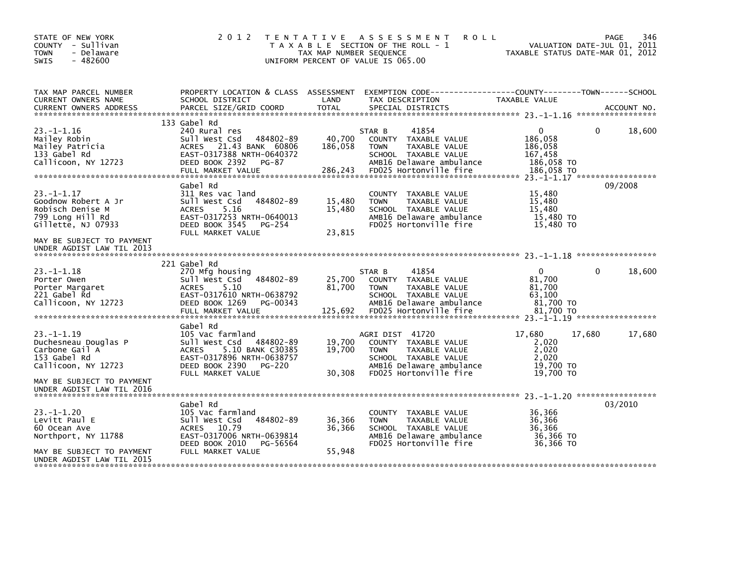STATE OF NEW YORK
COUNTY - Sullivan
TOWN - Delaware
SWIS - 482600

# 2012 TENTATIVE ASSESSMENT ROLL

TAXABLE SECTION OF THE ROLL - 1
TAX MAP NUMBER SEQUENCE
UNIFORM PERCENT OF VALUE IS 065.00

VALUATION DATE-JUL 01, 2011
TAXABLE STATUS DATE-MAR 01, 2012

| TAX MAP PARCEL NUMBER / CURRENT OWNERS NAME / CURRENT OWNERS ADDRESS | PROPERTY LOCATION & CLASS / SCHOOL DISTRICT / PARCEL SIZE/GRID COORD | ASSESSMENT LAND / TOTAL | EXEMPTION CODE / TAX DESCRIPTION / SPECIAL DISTRICTS | COUNTY TAXABLE VALUE | TOWN | SCHOOL / ACCOUNT NO. |
|---|---|---|---|---|---|---|
| 23.-1-1.16 | 133 Gabel Rd | | | | | |
| | 240 Rural res | | STAR B 41854 | 0 | 0 | 18,600 |
| Mailey Robin | Sull West Csd 484802-89 | 40,700 | COUNTY TAXABLE VALUE | 186,058 | | |
| Mailey Patricia | ACRES 21.43 BANK 60806 | 186,058 | TOWN TAXABLE VALUE | 186,058 | | |
| 133 Gabel Rd | EAST-0317388 NRTH-0640372 | | SCHOOL TAXABLE VALUE | 167,458 | | |
| Callicoon, NY 12723 | DEED BOOK 2392 PG-87 | | AMB16 Delaware ambulance | 186,058 TO | | |
| | FULL MARKET VALUE | 286,243 | FD025 Hortonville fire | 186,058 TO | | |
| 23.-1-1.17 | Gabel Rd | | | | | 09/2008 |
| | 311 Res vac land | | COUNTY TAXABLE VALUE | 15,480 | | |
| Goodnow Robert A Jr | Sull West Csd 484802-89 | 15,480 | TOWN TAXABLE VALUE | 15,480 | | |
| Robisch Denise M | ACRES 5.16 | 15,480 | SCHOOL TAXABLE VALUE | 15,480 | | |
| 799 Long Hill Rd | EAST-0317253 NRTH-0640013 | | AMB16 Delaware ambulance | 15,480 TO | | |
| Gillette, NJ 07933 | DEED BOOK 3545 PG-254 | | FD025 Hortonville fire | 15,480 TO | | |
| | FULL MARKET VALUE | 23,815 | | | | |
| MAY BE SUBJECT TO PAYMENT UNDER AGDIST LAW TIL 2013 | | | | | | |
| 23.-1-1.18 | 221 Gabel Rd | | | | | |
| | 270 Mfg housing | | STAR B 41854 | 0 | 0 | 18,600 |
| Porter Owen | Sull West Csd 484802-89 | 25,700 | COUNTY TAXABLE VALUE | 81,700 | | |
| Porter Margaret | ACRES 5.10 | 81,700 | TOWN TAXABLE VALUE | 81,700 | | |
| 221 Gabel Rd | EAST-0317610 NRTH-0638792 | | SCHOOL TAXABLE VALUE | 63,100 | | |
| Callicoon, NY 12723 | DEED BOOK 1269 PG-00343 | | AMB16 Delaware ambulance | 81,700 TO | | |
| | FULL MARKET VALUE | 125,692 | FD025 Hortonville fire | 81,700 TO | | |
| 23.-1-1.19 | Gabel Rd | | | | | |
| | 105 Vac farmland | | AGRI DIST 41720 | 17,680 | 17,680 | 17,680 |
| Duchesneau Douglas P | Sull West Csd 484802-89 | 19,700 | COUNTY TAXABLE VALUE | 2,020 | | |
| Carbone Gail A | ACRES 5.10 BANK C30385 | 19,700 | TOWN TAXABLE VALUE | 2,020 | | |
| 153 Gabel Rd | EAST-0317896 NRTH-0638757 | | SCHOOL TAXABLE VALUE | 2,020 | | |
| Callicoon, NY 12723 | DEED BOOK 2390 PG-220 | | AMB16 Delaware ambulance | 19,700 TO | | |
| | FULL MARKET VALUE | 30,308 | FD025 Hortonville fire | 19,700 TO | | |
| MAY BE SUBJECT TO PAYMENT UNDER AGDIST LAW TIL 2016 | | | | | | |
| 23.-1-1.20 | Gabel Rd | | | | | 03/2010 |
| | 105 Vac farmland | | COUNTY TAXABLE VALUE | 36,366 | | |
| Levitt Paul E | Sull West Csd 484802-89 | 36,366 | TOWN TAXABLE VALUE | 36,366 | | |
| 60 Ocean Ave | ACRES 10.79 | 36,366 | SCHOOL TAXABLE VALUE | 36,366 | | |
| Northport, NY 11788 | EAST-0317006 NRTH-0639814 | | AMB16 Delaware ambulance | 36,366 TO | | |
| | DEED BOOK 2010 PG-56564 | | FD025 Hortonville fire | 36,366 TO | | |
| MAY BE SUBJECT TO PAYMENT UNDER AGDIST LAW TIL 2015 | FULL MARKET VALUE | 55,948 | | | | |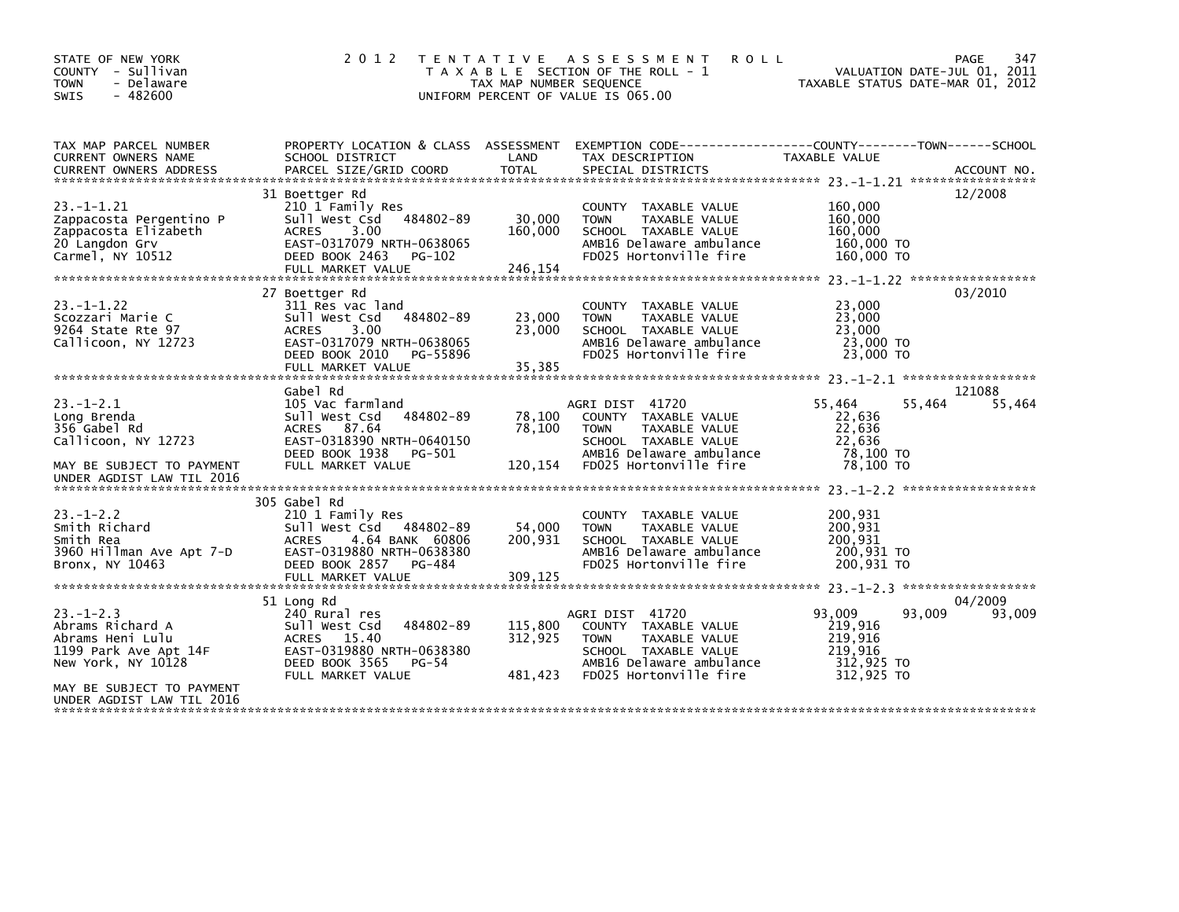STATE OF NEW YORK
COUNTY - Sullivan
TOWN - Delaware
SWIS - 482600

2012 TENTATIVE ASSESSMENT ROLL
TAXABLE SECTION OF THE ROLL - 1
TAX MAP NUMBER SEQUENCE
UNIFORM PERCENT OF VALUE IS 065.00

VALUATION DATE-JUL 01, 2011
TAXABLE STATUS DATE-MAR 01, 2012

| TAX MAP PARCEL NUMBER / CURRENT OWNERS NAME / CURRENT OWNERS ADDRESS | PROPERTY LOCATION & CLASS / SCHOOL DISTRICT / PARCEL SIZE/GRID COORD | ASSESSMENT LAND / TOTAL | EXEMPTION CODE / TAX DESCRIPTION / SPECIAL DISTRICTS | COUNTY TAXABLE VALUE | TOWN | SCHOOL | ACCOUNT NO. |
|---|---|---|---|---|---|---|---|
| 23.-1-1.21 | 31 Boettger Rd | | | | | | 12/2008 |
| | 210 1 Family Res | | COUNTY TAXABLE VALUE | 160,000 | | | |
| Zappacosta Pergentino P | Sull West Csd 484802-89 | 30,000 | TOWN TAXABLE VALUE | 160,000 | | | |
| Zappacosta Elizabeth | ACRES 3.00 | 160,000 | SCHOOL TAXABLE VALUE | 160,000 | | | |
| 20 Langdon Grv | EAST-0317079 NRTH-0638065 | | AMB16 Delaware ambulance | 160,000 TO | | | |
| Carmel, NY 10512 | DEED BOOK 2463 PG-102 | | FD025 Hortonville fire | 160,000 TO | | | |
| | FULL MARKET VALUE | 246,154 | | | | | |
| 23.-1-1.22 | 27 Boettger Rd | | | | | | 03/2010 |
| | 311 Res vac land | | COUNTY TAXABLE VALUE | 23,000 | | | |
| Scozzari Marie C | Sull West Csd 484802-89 | 23,000 | TOWN TAXABLE VALUE | 23,000 | | | |
| 9264 State Rte 97 | ACRES 3.00 | 23,000 | SCHOOL TAXABLE VALUE | 23,000 | | | |
| Callicoon, NY 12723 | EAST-0317079 NRTH-0638065 | | AMB16 Delaware ambulance | 23,000 TO | | | |
| | DEED BOOK 2010 PG-55896 | | FD025 Hortonville fire | 23,000 TO | | | |
| | FULL MARKET VALUE | 35,385 | | | | | |
| 23.-1-2.1 | Gabel Rd | | | | | | 121088 |
| | 105 Vac farmland | | AGRI DIST 41720 | 55,464 | 55,464 | 55,464 | |
| Long Brenda | Sull West Csd 484802-89 | 78,100 | COUNTY TAXABLE VALUE | 22,636 | | | |
| 356 Gabel Rd | ACRES 87.64 | 78,100 | TOWN TAXABLE VALUE | 22,636 | | | |
| Callicoon, NY 12723 | EAST-0318390 NRTH-0640150 | | SCHOOL TAXABLE VALUE | 22,636 | | | |
| | DEED BOOK 1938 PG-501 | | AMB16 Delaware ambulance | 78,100 TO | | | |
| MAY BE SUBJECT TO PAYMENT UNDER AGDIST LAW TIL 2016 | FULL MARKET VALUE | 120,154 | FD025 Hortonville fire | 78,100 TO | | | |
| 23.-1-2.2 | 305 Gabel Rd | | | | | | |
| | 210 1 Family Res | | COUNTY TAXABLE VALUE | 200,931 | | | |
| Smith Richard | Sull West Csd 484802-89 | 54,000 | TOWN TAXABLE VALUE | 200,931 | | | |
| Smith Rea | ACRES 4.64 BANK 60806 | 200,931 | SCHOOL TAXABLE VALUE | 200,931 | | | |
| 3960 Hillman Ave Apt 7-D | EAST-0319880 NRTH-0638380 | | AMB16 Delaware ambulance | 200,931 TO | | | |
| Bronx, NY 10463 | DEED BOOK 2857 PG-484 | | FD025 Hortonville fire | 200,931 TO | | | |
| | FULL MARKET VALUE | 309,125 | | | | | |
| 23.-1-2.3 | 51 Long Rd | | | | | | 04/2009 |
| | 240 Rural res | | AGRI DIST 41720 | 93,009 | 93,009 | 93,009 | |
| Abrams Richard A | Sull West Csd 484802-89 | 115,800 | COUNTY TAXABLE VALUE | 219,916 | | | |
| Abrams Heni Lulu | ACRES 15.40 | 312,925 | TOWN TAXABLE VALUE | 219,916 | | | |
| 1199 Park Ave Apt 14F | EAST-0319880 NRTH-0638380 | | SCHOOL TAXABLE VALUE | 219,916 | | | |
| New York, NY 10128 | DEED BOOK 3565 PG-54 | | AMB16 Delaware ambulance | 312,925 TO | | | |
| | FULL MARKET VALUE | 481,423 | FD025 Hortonville fire | 312,925 TO | | | |
| MAY BE SUBJECT TO PAYMENT UNDER AGDIST LAW TIL 2016 | | | | | | | |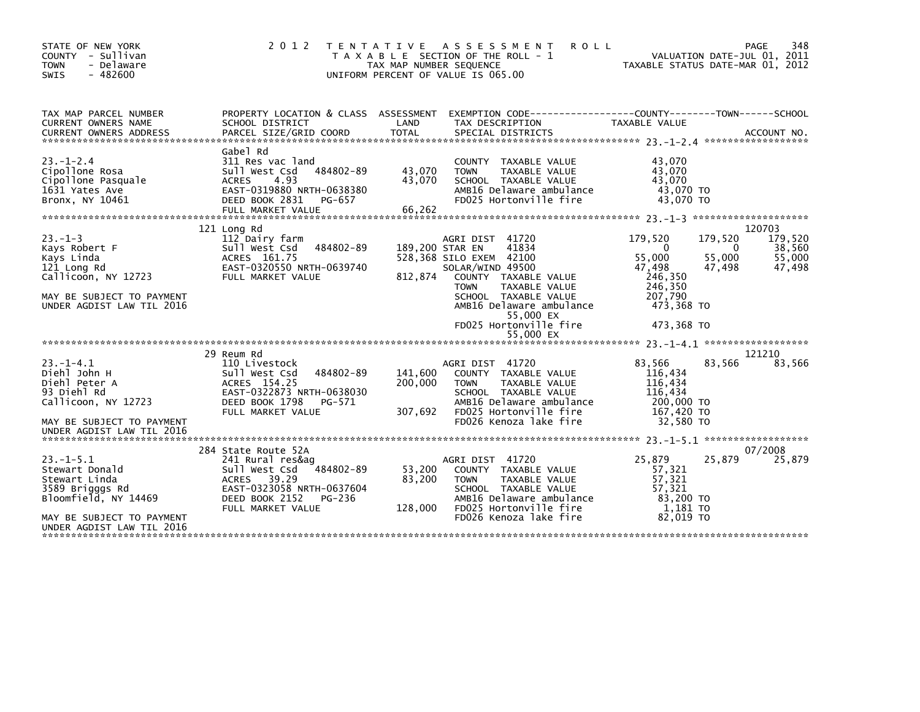STATE OF NEW YORK
COUNTY - Sullivan
TOWN - Delaware
SWIS - 482600

2012 TENTATIVE ASSESSMENT ROLL
TAXABLE SECTION OF THE ROLL - 1
TAX MAP NUMBER SEQUENCE
UNIFORM PERCENT OF VALUE IS 065.00

VALUATION DATE-JUL 01, 2011
TAXABLE STATUS DATE-MAR 01, 2012

| TAX MAP PARCEL NUMBER / CURRENT OWNERS NAME / CURRENT OWNERS ADDRESS | PROPERTY LOCATION & CLASS / SCHOOL DISTRICT / PARCEL SIZE/GRID COORD | ASSESSMENT LAND | TOTAL | EXEMPTION CODE / TAX DESCRIPTION / SPECIAL DISTRICTS | COUNTY TAXABLE VALUE | TOWN | SCHOOL | ACCOUNT NO. |
|---|---|---|---|---|---|---|---|---|
| 23.-1-2.4 | Gabel Rd | | | | | | | |
| | 311 Res vac land | | | COUNTY TAXABLE VALUE | 43,070 | | | |
| Cipollone Rosa | Sull West Csd 484802-89 | 43,070 | | TOWN TAXABLE VALUE | 43,070 | | | |
| Cipollone Pasquale | ACRES 4.93 | | 43,070 | SCHOOL TAXABLE VALUE | 43,070 | | | |
| 1631 Yates Ave | EAST-0319880 NRTH-0638380 | | | AMB16 Delaware ambulance | 43,070 TO | | | |
| Bronx, NY 10461 | DEED BOOK 2831 PG-657 | | | FD025 Hortonville fire | 43,070 TO | | | |
| | FULL MARKET VALUE | | 66,262 | | | | | |
| 23.-1-3 | 121 Long Rd | | | | | | | 120703 |
| | 112 Dairy farm | | | AGRI DIST 41720 | 179,520 | 179,520 | 179,520 | |
| Kays Robert F | Sull West Csd 484802-89 | 189,200 | | STAR EN 41834 | 0 | 0 | 38,560 | |
| Kays Linda | ACRES 161.75 | | 528,368 | SILO EXEM 42100 | 55,000 | 55,000 | 55,000 | |
| 121 Long Rd | EAST-0320550 NRTH-0639740 | | | SOLAR/WIND 49500 | 47,498 | 47,498 | 47,498 | |
| Callicoon, NY 12723 | FULL MARKET VALUE | | 812,874 | COUNTY TAXABLE VALUE | 246,350 | | | |
| | | | | TOWN TAXABLE VALUE | 246,350 | | | |
| MAY BE SUBJECT TO PAYMENT | | | | SCHOOL TAXABLE VALUE | 207,790 | | | |
| UNDER AGDIST LAW TIL 2016 | | | | AMB16 Delaware ambulance | 473,368 TO | | | |
| | | | | 55,000 EX | | | | |
| | | | | FD025 Hortonville fire | 473,368 TO | | | |
| | | | | 55,000 EX | | | | |
| 23.-1-4.1 | 29 Reum Rd | | | | | | | 121210 |
| | 110 Livestock | | | AGRI DIST 41720 | 83,566 | 83,566 | 83,566 | |
| Diehl John H | Sull West Csd 484802-89 | 141,600 | | COUNTY TAXABLE VALUE | 116,434 | | | |
| Diehl Peter A | ACRES 154.25 | | 200,000 | TOWN TAXABLE VALUE | 116,434 | | | |
| 93 Diehl Rd | EAST-0322873 NRTH-0638030 | | | SCHOOL TAXABLE VALUE | 116,434 | | | |
| Callicoon, NY 12723 | DEED BOOK 1798 PG-571 | | | AMB16 Delaware ambulance | 200,000 TO | | | |
| | FULL MARKET VALUE | | 307,692 | FD025 Hortonville fire | 167,420 TO | | | |
| MAY BE SUBJECT TO PAYMENT | | | | FD026 Kenoza lake fire | 32,580 TO | | | |
| UNDER AGDIST LAW TIL 2016 | | | | | | | | |
| 23.-1-5.1 | 284 State Route 52A | | | | | | | 07/2008 |
| | 241 Rural res&ag | | | AGRI DIST 41720 | 25,879 | 25,879 | 25,879 | |
| Stewart Donald | Sull West Csd 484802-89 | 53,200 | | COUNTY TAXABLE VALUE | 57,321 | | | |
| Stewart Linda | ACRES 39.29 | | 83,200 | TOWN TAXABLE VALUE | 57,321 | | | |
| 3589 Brigggs Rd | EAST-0323058 NRTH-0637604 | | | SCHOOL TAXABLE VALUE | 57,321 | | | |
| Bloomfield, NY 14469 | DEED BOOK 2152 PG-236 | | | AMB16 Delaware ambulance | 83,200 TO | | | |
| | FULL MARKET VALUE | | 128,000 | FD025 Hortonville fire | 1,181 TO | | | |
| MAY BE SUBJECT TO PAYMENT | | | | FD026 Kenoza lake fire | 82,019 TO | | | |
| UNDER AGDIST LAW TIL 2016 | | | | | | | | |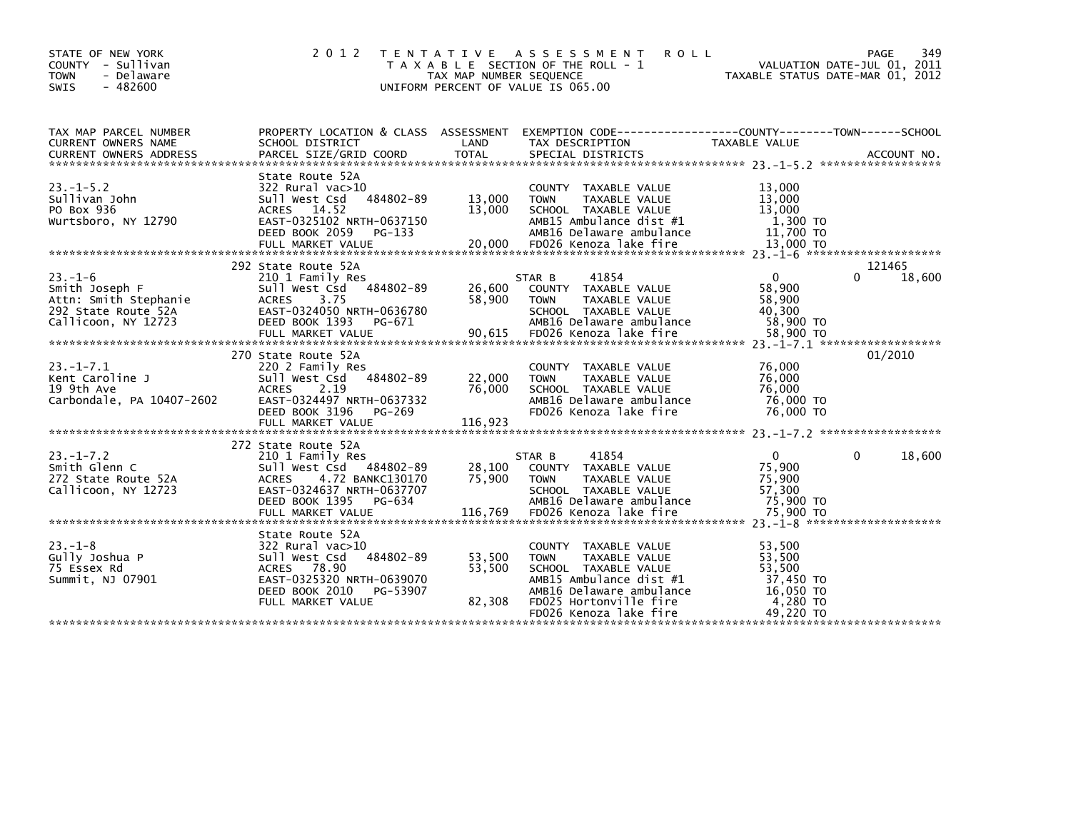STATE OF NEW YORK
COUNTY - Sullivan
TOWN - Delaware
SWIS - 482600

2 0 1 2 T E N T A T I V E A S S E S S M E N T R O L L
T A X A B L E SECTION OF THE ROLL - 1
TAX MAP NUMBER SEQUENCE
UNIFORM PERCENT OF VALUE IS 065.00

VALUATION DATE-JUL 01, 2011
TAXABLE STATUS DATE-MAR 01, 2012

| TAX MAP PARCEL NUMBER / CURRENT OWNERS NAME / CURRENT OWNERS ADDRESS | PROPERTY LOCATION & CLASS / SCHOOL DISTRICT / PARCEL SIZE/GRID COORD | ASSESSMENT LAND / TOTAL | EXEMPTION CODE / TAX DESCRIPTION / SPECIAL DISTRICTS | COUNTY TAXABLE VALUE | TOWN | SCHOOL / ACCOUNT NO. |
|---|---|---|---|---|---|---|
| 23.-1-5.2 | State Route 52A | | | | | |
| | 322 Rural vac>10 | | COUNTY TAXABLE VALUE | 13,000 | | |
| Sullivan John | Sull West Csd 484802-89 | 13,000 | TOWN TAXABLE VALUE | 13,000 | | |
| PO Box 936 | ACRES 14.52 | 13,000 | SCHOOL TAXABLE VALUE | 13,000 | | |
| Wurtsboro, NY 12790 | EAST-0325102 NRTH-0637150 | | AMB15 Ambulance dist #1 | 1,300 TO | | |
| | DEED BOOK 2059 PG-133 | | AMB16 Delaware ambulance | 11,700 TO | | |
| | FULL MARKET VALUE | 20,000 | FD026 Kenoza lake fire | 13,000 TO | | |
| 23.-1-6 | 292 State Route 52A | | | | | 121465 |
| | 210 1 Family Res | | STAR B 41854 | 0 | 0 | 18,600 |
| Smith Joseph F | Sull West Csd 484802-89 | 26,600 | COUNTY TAXABLE VALUE | 58,900 | | |
| Attn: Smith Stephanie | ACRES 3.75 | 58,900 | TOWN TAXABLE VALUE | 58,900 | | |
| 292 State Route 52A | EAST-0324050 NRTH-0636780 | | SCHOOL TAXABLE VALUE | 40,300 | | |
| Callicoon, NY 12723 | DEED BOOK 1393 PG-671 | | AMB16 Delaware ambulance | 58,900 TO | | |
| | FULL MARKET VALUE | 90,615 | FD026 Kenoza lake fire | 58,900 TO | | |
| 23.-1-7.1 | 270 State Route 52A | | | | | 01/2010 |
| | 220 2 Family Res | | COUNTY TAXABLE VALUE | 76,000 | | |
| Kent Caroline J | Sull West Csd 484802-89 | 22,000 | TOWN TAXABLE VALUE | 76,000 | | |
| 19 9th Ave | ACRES 2.19 | 76,000 | SCHOOL TAXABLE VALUE | 76,000 | | |
| Carbondale, PA 10407-2602 | EAST-0324497 NRTH-0637332 | | AMB16 Delaware ambulance | 76,000 TO | | |
| | DEED BOOK 3196 PG-269 | | FD026 Kenoza lake fire | 76,000 TO | | |
| | FULL MARKET VALUE | 116,923 | | | | |
| 23.-1-7.2 | 272 State Route 52A | | | | | |
| | 210 1 Family Res | | STAR B 41854 | 0 | 0 | 18,600 |
| Smith Glenn C | Sull West Csd 484802-89 | 28,100 | COUNTY TAXABLE VALUE | 75,900 | | |
| 272 State Route 52A | ACRES 4.72 BANKC130170 | 75,900 | TOWN TAXABLE VALUE | 75,900 | | |
| Callicoon, NY 12723 | EAST-0324637 NRTH-0637707 | | SCHOOL TAXABLE VALUE | 57,300 | | |
| | DEED BOOK 1395 PG-634 | | AMB16 Delaware ambulance | 75,900 TO | | |
| | FULL MARKET VALUE | 116,769 | FD026 Kenoza lake fire | 75,900 TO | | |
| 23.-1-8 | State Route 52A | | | | | |
| | 322 Rural vac>10 | | COUNTY TAXABLE VALUE | 53,500 | | |
| Gully Joshua P | Sull West Csd 484802-89 | 53,500 | TOWN TAXABLE VALUE | 53,500 | | |
| 75 Essex Rd | ACRES 78.90 | 53,500 | SCHOOL TAXABLE VALUE | 53,500 | | |
| Summit, NJ 07901 | EAST-0325320 NRTH-0639070 | | AMB15 Ambulance dist #1 | 37,450 TO | | |
| | DEED BOOK 2010 PG-53907 | | AMB16 Delaware ambulance | 16,050 TO | | |
| | FULL MARKET VALUE | 82,308 | FD025 Hortonville fire | 4,280 TO | | |
| | | | FD026 Kenoza lake fire | 49,220 TO | | |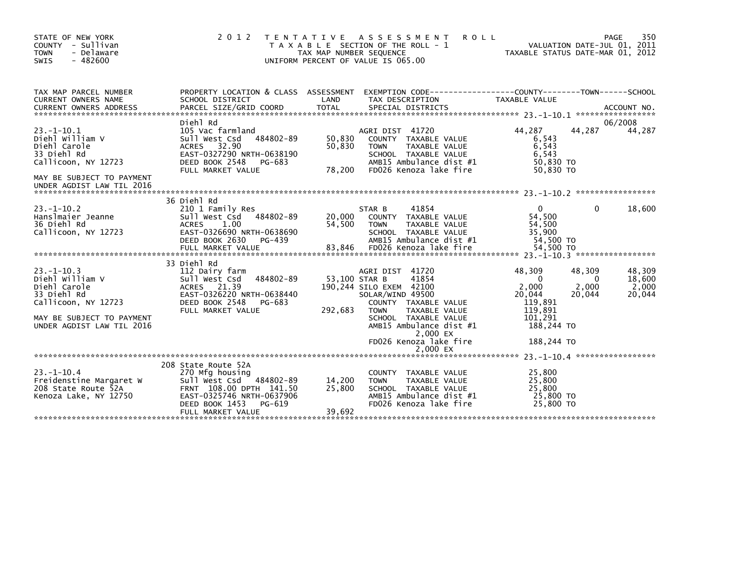STATE OF NEW YORK
COUNTY - Sullivan
TOWN - Delaware
SWIS - 482600

2012 TENTATIVE ASSESSMENT ROLL
TAXABLE SECTION OF THE ROLL - 1
TAX MAP NUMBER SEQUENCE
UNIFORM PERCENT OF VALUE IS 065.00

VALUATION DATE-JUL 01, 2011
TAXABLE STATUS DATE-MAR 01, 2012

| TAX MAP PARCEL NUMBER / CURRENT OWNERS NAME / CURRENT OWNERS ADDRESS | PROPERTY LOCATION & CLASS / SCHOOL DISTRICT / PARCEL SIZE/GRID COORD | ASSESSMENT LAND / TOTAL | EXEMPTION CODE / TAX DESCRIPTION / SPECIAL DISTRICTS | COUNTY TAXABLE VALUE | TOWN | SCHOOL |
|---|---|---|---|---|---|---|
| **23.-1-10.1** | Diehl Rd | | | | | ACCOUNT NO. 06/2008 |
| 23.-1-10.1 | 105 Vac farmland | | AGRI DIST 41720 | 44,287 | 44,287 | 44,287 |
| Diehl William V | Sull West Csd 484802-89 | 50,830 | COUNTY TAXABLE VALUE | 6,543 | | |
| Diehl Carole | ACRES 32.90 | 50,830 | TOWN TAXABLE VALUE | 6,543 | | |
| 33 Diehl Rd | EAST-0327290 NRTH-0638190 | | SCHOOL TAXABLE VALUE | 6,543 | | |
| Callicoon, NY 12723 | DEED BOOK 2548 PG-683 | | AMB15 Ambulance dist #1 | 50,830 TO | | |
| | FULL MARKET VALUE | 78,200 | FD026 Kenoza lake fire | 50,830 TO | | |
| MAY BE SUBJECT TO PAYMENT UNDER AGDIST LAW TIL 2016 | | | | | | |
| **23.-1-10.2** | 36 Diehl Rd | | | | | |
| 23.-1-10.2 | 210 1 Family Res | | STAR B 41854 | 0 | 0 | 18,600 |
| Hanslmaier Jeanne | Sull West Csd 484802-89 | 20,000 | COUNTY TAXABLE VALUE | 54,500 | | |
| 36 Diehl Rd | ACRES 1.00 | 54,500 | TOWN TAXABLE VALUE | 54,500 | | |
| Callicoon, NY 12723 | EAST-0326690 NRTH-0638690 | | SCHOOL TAXABLE VALUE | 35,900 | | |
| | DEED BOOK 2630 PG-439 | | AMB15 Ambulance dist #1 | 54,500 TO | | |
| | FULL MARKET VALUE | 83,846 | FD026 Kenoza lake fire | 54,500 TO | | |
| **23.-1-10.3** | 33 Diehl Rd | | | | | |
| 23.-1-10.3 | 112 Dairy farm | | AGRI DIST 41720 | 48,309 | 48,309 | 48,309 |
| Diehl William V | Sull West Csd 484802-89 | 53,100 | STAR B 41854 | 0 | 0 | 18,600 |
| Diehl Carole | ACRES 21.39 | 190,244 | SILO EXEM 42100 | 2,000 | 2,000 | 2,000 |
| 33 Diehl Rd | EAST-0326220 NRTH-0638440 | | SOLAR/WIND 49500 | 20,044 | 20,044 | 20,044 |
| Callicoon, NY 12723 | DEED BOOK 2548 PG-683 | | COUNTY TAXABLE VALUE | 119,891 | | |
| | FULL MARKET VALUE | 292,683 | TOWN TAXABLE VALUE | 119,891 | | |
| MAY BE SUBJECT TO PAYMENT | | | SCHOOL TAXABLE VALUE | 101,291 | | |
| UNDER AGDIST LAW TIL 2016 | | | AMB15 Ambulance dist #1 | 188,244 TO | | |
| | | | 2,000 EX | | | |
| | | | FD026 Kenoza lake fire | 188,244 TO | | |
| | | | 2,000 EX | | | |
| **23.-1-10.4** | 208 State Route 52A | | | | | |
| 23.-1-10.4 | 270 Mfg housing | | COUNTY TAXABLE VALUE | 25,800 | | |
| Freidenstine Margaret W | Sull West Csd 484802-89 | 14,200 | TOWN TAXABLE VALUE | 25,800 | | |
| 208 State Route 52A | FRNT 108.00 DPTH 141.50 | 25,800 | SCHOOL TAXABLE VALUE | 25,800 | | |
| Kenoza Lake, NY 12750 | EAST-0325746 NRTH-0637906 | | AMB15 Ambulance dist #1 | 25,800 TO | | |
| | DEED BOOK 1453 PG-619 | | FD026 Kenoza lake fire | 25,800 TO | | |
| | FULL MARKET VALUE | 39,692 | | | | |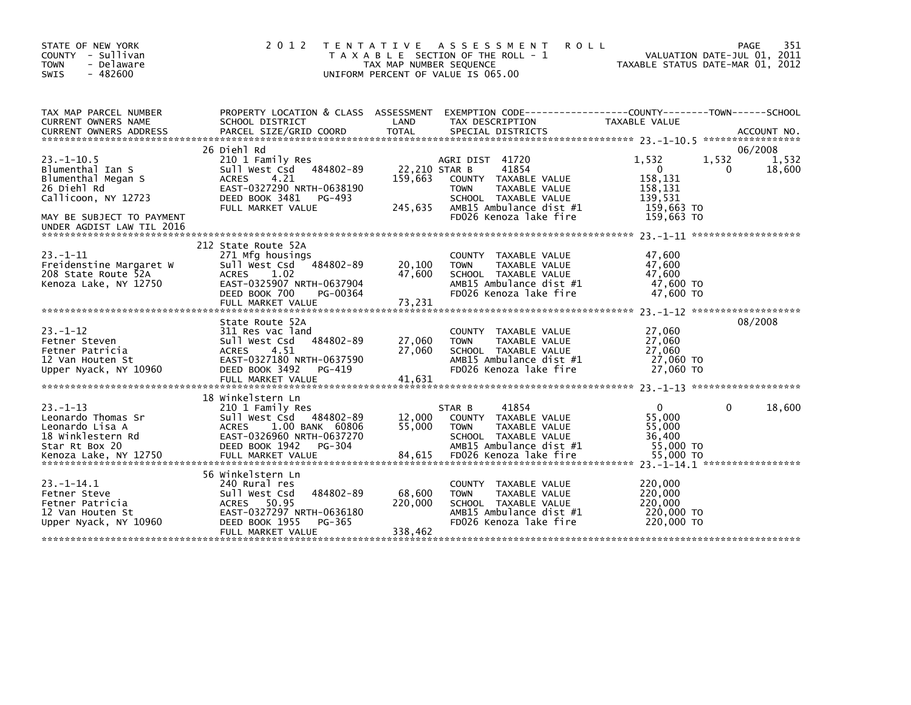STATE OF NEW YORK
COUNTY - Sullivan
TOWN - Delaware
SWIS - 482600

# 2012 TENTATIVE ASSESSMENT ROLL

TAXABLE SECTION OF THE ROLL - 1
TAX MAP NUMBER SEQUENCE
UNIFORM PERCENT OF VALUE IS 065.00

VALUATION DATE-JUL 01, 2011
TAXABLE STATUS DATE-MAR 01, 2012

| TAX MAP PARCEL NUMBER / CURRENT OWNERS NAME / CURRENT OWNERS ADDRESS | PROPERTY LOCATION & CLASS / SCHOOL DISTRICT / PARCEL SIZE/GRID COORD | ASSESSMENT LAND / TOTAL | EXEMPTION CODE / TAX DESCRIPTION / SPECIAL DISTRICTS | COUNTY | TOWN | SCHOOL | ACCOUNT NO. |
|---|---|---|---|---|---|---|---|
| 23.-1-10.5 | 26 Diehl Rd | | | | | | 06/2008 |
| | 210 1 Family Res | | AGRI DIST 41720 | 1,532 | 1,532 | 1,532 | |
| Blumenthal Ian S | Sull West Csd 484802-89 | 22,210 | STAR B 41854 | 0 | 0 | 18,600 | |
| Blumenthal Megan S | ACRES 4.21 | 159,663 | COUNTY TAXABLE VALUE | 158,131 | | | |
| 26 Diehl Rd | EAST-0327290 NRTH-0638190 | | TOWN TAXABLE VALUE | 158,131 | | | |
| Callicoon, NY 12723 | DEED BOOK 3481 PG-493 | | SCHOOL TAXABLE VALUE | 139,531 | | | |
| | FULL MARKET VALUE | 245,635 | AMB15 Ambulance dist #1 | 159,663 TO | | | |
| MAY BE SUBJECT TO PAYMENT UNDER AGDIST LAW TIL 2016 | | | FD026 Kenoza lake fire | 159,663 TO | | | |
| 23.-1-11 | 212 State Route 52A | | | | | | |
| | 271 Mfg housings | | COUNTY TAXABLE VALUE | 47,600 | | | |
| Freidenstine Margaret W | Sull West Csd 484802-89 | 20,100 | TOWN TAXABLE VALUE | 47,600 | | | |
| 208 State Route 52A | ACRES 1.02 | 47,600 | SCHOOL TAXABLE VALUE | 47,600 | | | |
| Kenoza Lake, NY 12750 | EAST-0325907 NRTH-0637904 | | AMB15 Ambulance dist #1 | 47,600 TO | | | |
| | DEED BOOK 700 PG-00364 | | FD026 Kenoza lake fire | 47,600 TO | | | |
| | FULL MARKET VALUE | 73,231 | | | | | |
| 23.-1-12 | State Route 52A | | | | | | 08/2008 |
| | 311 Res vac land | | COUNTY TAXABLE VALUE | 27,060 | | | |
| Fetner Steven | Sull West Csd 484802-89 | 27,060 | TOWN TAXABLE VALUE | 27,060 | | | |
| Fetner Patricia | ACRES 4.51 | 27,060 | SCHOOL TAXABLE VALUE | 27,060 | | | |
| 12 Van Houten St | EAST-0327180 NRTH-0637590 | | AMB15 Ambulance dist #1 | 27,060 TO | | | |
| Upper Nyack, NY 10960 | DEED BOOK 3492 PG-419 | | FD026 Kenoza lake fire | 27,060 TO | | | |
| | FULL MARKET VALUE | 41,631 | | | | | |
| 23.-1-13 | 18 Winkelstern Ln | | | | | | |
| | 210 1 Family Res | | STAR B 41854 | 0 | 0 | 18,600 | |
| Leonardo Thomas Sr | Sull West Csd 484802-89 | 12,000 | COUNTY TAXABLE VALUE | 55,000 | | | |
| Leonardo Lisa A | ACRES 1.00 BANK 60806 | 55,000 | TOWN TAXABLE VALUE | 55,000 | | | |
| 18 Winklestern Rd | EAST-0326960 NRTH-0637270 | | SCHOOL TAXABLE VALUE | 36,400 | | | |
| Star Rt Box 20 | DEED BOOK 1942 PG-304 | | AMB15 Ambulance dist #1 | 55,000 TO | | | |
| Kenoza Lake, NY 12750 | FULL MARKET VALUE | 84,615 | FD026 Kenoza lake fire | 55,000 TO | | | |
| 23.-1-14.1 | 56 Winkelstern Ln | | | | | | |
| | 240 Rural res | | COUNTY TAXABLE VALUE | 220,000 | | | |
| Fetner Steve | Sull West Csd 484802-89 | 68,600 | TOWN TAXABLE VALUE | 220,000 | | | |
| Fetner Patricia | ACRES 50.95 | 220,000 | SCHOOL TAXABLE VALUE | 220,000 | | | |
| 12 Van Houten St | EAST-0327297 NRTH-0636180 | | AMB15 Ambulance dist #1 | 220,000 TO | | | |
| Upper Nyack, NY 10960 | DEED BOOK 1955 PG-365 | | FD026 Kenoza lake fire | 220,000 TO | | | |
| | FULL MARKET VALUE | 338,462 | | | | | |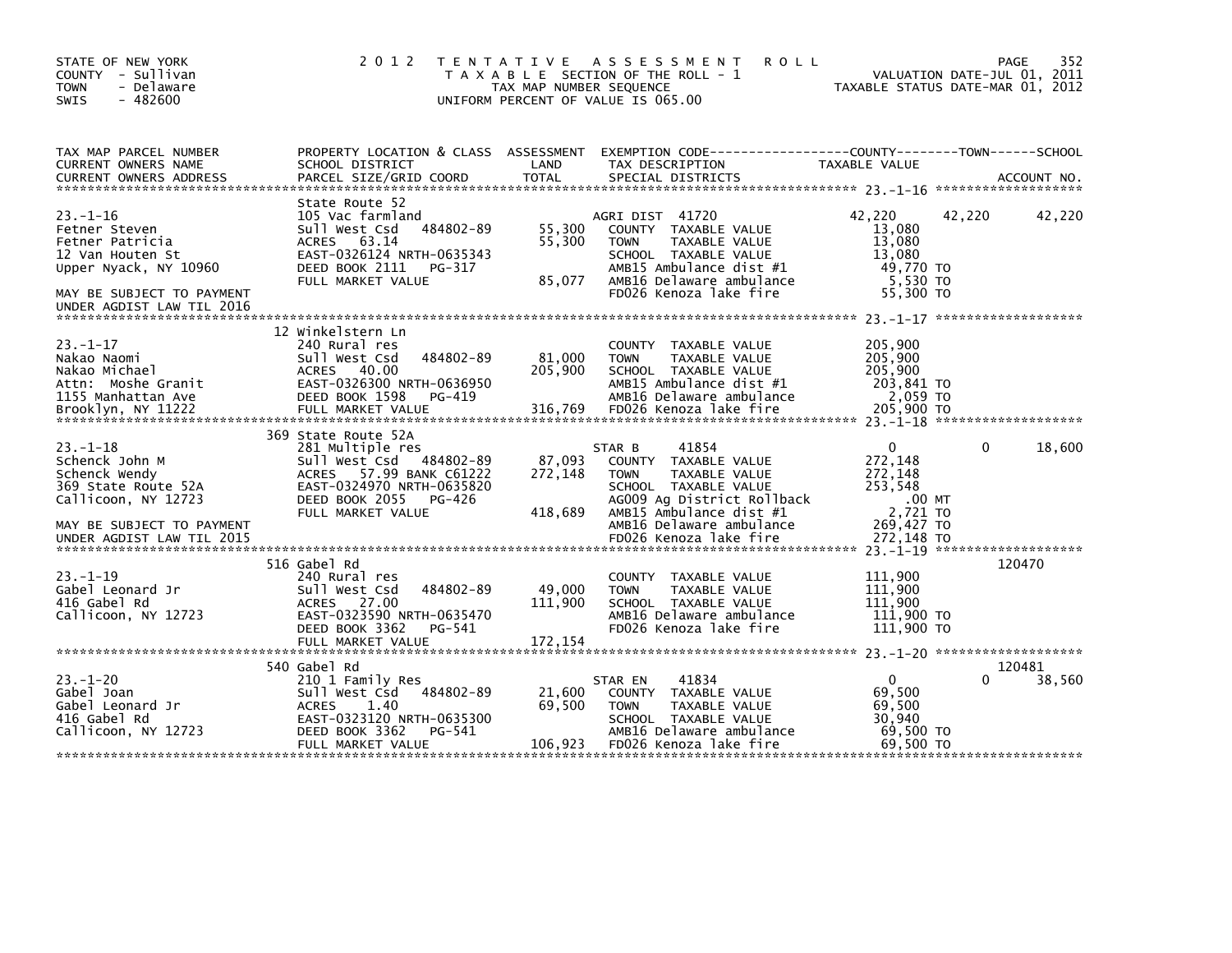STATE OF NEW YORK
COUNTY - Sullivan
TOWN - Delaware
SWIS - 482600

# 2012 TENTATIVE ASSESSMENT ROLL

TAXABLE SECTION OF THE ROLL - 1
TAX MAP NUMBER SEQUENCE
UNIFORM PERCENT OF VALUE IS 065.00

VALUATION DATE-JUL 01, 2011
TAXABLE STATUS DATE-MAR 01, 2012

| TAX MAP PARCEL NUMBER / CURRENT OWNERS NAME / CURRENT OWNERS ADDRESS | PROPERTY LOCATION & CLASS / SCHOOL DISTRICT / PARCEL SIZE/GRID COORD | ASSESSMENT LAND / TOTAL | EXEMPTION CODE / TAX DESCRIPTION / SPECIAL DISTRICTS | COUNTY TAXABLE VALUE | TOWN | SCHOOL | ACCOUNT NO. |
|---|---|---|---|---|---|---|---|
| **23.-1-16** | State Route 52 | | | | | | |
| 23.-1-16 | 105 Vac farmland | | AGRI DIST 41720 | 42,220 | 42,220 | 42,220 | |
| Fetner Steven | Sull West Csd 484802-89 | 55,300 | COUNTY TAXABLE VALUE | 13,080 | | | |
| Fetner Patricia | ACRES 63.14 | 55,300 | TOWN TAXABLE VALUE | 13,080 | | | |
| 12 Van Houten St | EAST-0326124 NRTH-0635343 | | SCHOOL TAXABLE VALUE | 13,080 | | | |
| Upper Nyack, NY 10960 | DEED BOOK 2111 PG-317 | | AMB15 Ambulance dist #1 | 49,770 TO | | | |
| | FULL MARKET VALUE | 85,077 | AMB16 Delaware ambulance | 5,530 TO | | | |
| MAY BE SUBJECT TO PAYMENT UNDER AGDIST LAW TIL 2016 | | | FD026 Kenoza lake fire | 55,300 TO | | | |
| **23.-1-17** | 12 Winkelstern Ln | | | | | | |
| 23.-1-17 | 240 Rural res | | COUNTY TAXABLE VALUE | 205,900 | | | |
| Nakao Naomi | Sull West Csd 484802-89 | 81,000 | TOWN TAXABLE VALUE | 205,900 | | | |
| Nakao Michael | ACRES 40.00 | 205,900 | SCHOOL TAXABLE VALUE | 205,900 | | | |
| Attn: Moshe Granit | EAST-0326300 NRTH-0636950 | | AMB15 Ambulance dist #1 | 203,841 TO | | | |
| 1155 Manhattan Ave | DEED BOOK 1598 PG-419 | | AMB16 Delaware ambulance | 2,059 TO | | | |
| Brooklyn, NY 11222 | FULL MARKET VALUE | 316,769 | FD026 Kenoza lake fire | 205,900 TO | | | |
| **23.-1-18** | 369 State Route 52A | | | | | | |
| 23.-1-18 | 281 Multiple res | | STAR B 41854 | 0 | | 0 | 18,600 |
| Schenck John M | Sull West Csd 484802-89 | 87,093 | COUNTY TAXABLE VALUE | 272,148 | | | |
| Schenck Wendy | ACRES 57.99 BANK C61222 | 272,148 | TOWN TAXABLE VALUE | 272,148 | | | |
| 369 State Route 52A | EAST-0324970 NRTH-0635820 | | SCHOOL TAXABLE VALUE | 253,548 | | | |
| Callicoon, NY 12723 | DEED BOOK 2055 PG-426 | | AG009 Ag District Rollback | .00 MT | | | |
| | FULL MARKET VALUE | 418,689 | AMB15 Ambulance dist #1 | 2,721 TO | | | |
| MAY BE SUBJECT TO PAYMENT | | | AMB16 Delaware ambulance | 269,427 TO | | | |
| UNDER AGDIST LAW TIL 2015 | | | FD026 Kenoza lake fire | 272,148 TO | | | |
| **23.-1-19** | 516 Gabel Rd | | | | | | 120470 |
| 23.-1-19 | 240 Rural res | | COUNTY TAXABLE VALUE | 111,900 | | | |
| Gabel Leonard Jr | Sull West Csd 484802-89 | 49,000 | TOWN TAXABLE VALUE | 111,900 | | | |
| 416 Gabel Rd | ACRES 27.00 | 111,900 | SCHOOL TAXABLE VALUE | 111,900 | | | |
| Callicoon, NY 12723 | EAST-0323590 NRTH-0635470 | | AMB16 Delaware ambulance | 111,900 TO | | | |
| | DEED BOOK 3362 PG-541 | | FD026 Kenoza lake fire | 111,900 TO | | | |
| | FULL MARKET VALUE | 172,154 | | | | | |
| **23.-1-20** | 540 Gabel Rd | | | | | | 120481 |
| 23.-1-20 | 210 1 Family Res | | STAR EN 41834 | 0 | | 0 | 38,560 |
| Gabel Joan | Sull West Csd 484802-89 | 21,600 | COUNTY TAXABLE VALUE | 69,500 | | | |
| Gabel Leonard Jr | ACRES 1.40 | 69,500 | TOWN TAXABLE VALUE | 69,500 | | | |
| 416 Gabel Rd | EAST-0323120 NRTH-0635300 | | SCHOOL TAXABLE VALUE | 30,940 | | | |
| Callicoon, NY 12723 | DEED BOOK 3362 PG-541 | | AMB16 Delaware ambulance | 69,500 TO | | | |
| | FULL MARKET VALUE | 106,923 | FD026 Kenoza lake fire | 69,500 TO | | | |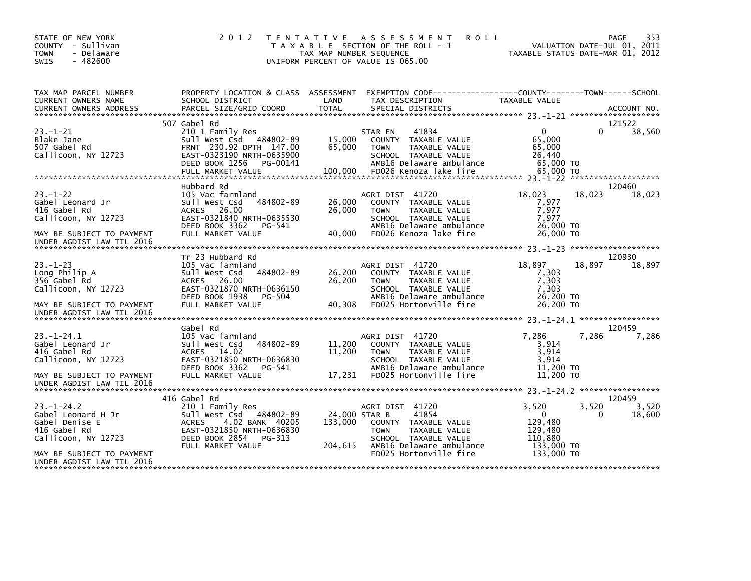STATE OF NEW YORK
COUNTY - Sullivan
TOWN - Delaware
SWIS - 482600

2012 TENTATIVE ASSESSMENT ROLL
TAXABLE SECTION OF THE ROLL - 1
TAX MAP NUMBER SEQUENCE
UNIFORM PERCENT OF VALUE IS 065.00

VALUATION DATE-JUL 01, 2011
TAXABLE STATUS DATE-MAR 01, 2012

| TAX MAP PARCEL NUMBER / CURRENT OWNERS NAME / CURRENT OWNERS ADDRESS | PROPERTY LOCATION & CLASS / SCHOOL DISTRICT / PARCEL SIZE/GRID COORD | ASSESSMENT LAND / TOTAL | EXEMPTION CODE / TAX DESCRIPTION / SPECIAL DISTRICTS | COUNTY TAXABLE VALUE | TOWN | SCHOOL | ACCOUNT NO. |
|---|---|---|---|---|---|---|---|
| 23.-1-21 | 507 Gabel Rd | | | | | | 121522 |
| | 210 1 Family Res | | STAR EN 41834 | 0 | 0 | 38,560 | |
| Blake Jane | Sull West Csd 484802-89 | 15,000 | COUNTY TAXABLE VALUE | 65,000 | | | |
| 507 Gabel Rd | FRNT 230.92 DPTH 147.00 | 65,000 | TOWN TAXABLE VALUE | 65,000 | | | |
| Callicoon, NY 12723 | EAST-0323190 NRTH-0635900 | | SCHOOL TAXABLE VALUE | 26,440 | | | |
| | DEED BOOK 1256 PG-00141 | | AMB16 Delaware ambulance | 65,000 TO | | | |
| | FULL MARKET VALUE | 100,000 | FD026 Kenoza lake fire | 65,000 TO | | | |
| 23.-1-22 | Hubbard Rd | | | | | | 120460 |
| | 105 Vac farmland | | AGRI DIST 41720 | 18,023 | 18,023 | 18,023 | |
| Gabel Leonard Jr | Sull West Csd 484802-89 | 26,000 | COUNTY TAXABLE VALUE | 7,977 | | | |
| 416 Gabel Rd | ACRES 26.00 | 26,000 | TOWN TAXABLE VALUE | 7,977 | | | |
| Callicoon, NY 12723 | EAST-0321840 NRTH-0635530 | | SCHOOL TAXABLE VALUE | 7,977 | | | |
| | DEED BOOK 3362 PG-541 | | AMB16 Delaware ambulance | 26,000 TO | | | |
| MAY BE SUBJECT TO PAYMENT UNDER AGDIST LAW TIL 2016 | FULL MARKET VALUE | 40,000 | FD026 Kenoza lake fire | 26,000 TO | | | |
| 23.-1-23 | Tr 23 Hubbard Rd | | | | | | 120930 |
| | 105 Vac farmland | | AGRI DIST 41720 | 18,897 | 18,897 | 18,897 | |
| Long Philip A | Sull West Csd 484802-89 | 26,200 | COUNTY TAXABLE VALUE | 7,303 | | | |
| 356 Gabel Rd | ACRES 26.00 | 26,200 | TOWN TAXABLE VALUE | 7,303 | | | |
| Callicoon, NY 12723 | EAST-0321870 NRTH-0636150 | | SCHOOL TAXABLE VALUE | 7,303 | | | |
| | DEED BOOK 1938 PG-504 | | AMB16 Delaware ambulance | 26,200 TO | | | |
| MAY BE SUBJECT TO PAYMENT UNDER AGDIST LAW TIL 2016 | FULL MARKET VALUE | 40,308 | FD025 Hortonville fire | 26,200 TO | | | |
| 23.-1-24.1 | Gabel Rd | | | | | | 120459 |
| | 105 Vac farmland | | AGRI DIST 41720 | 7,286 | 7,286 | 7,286 | |
| Gabel Leonard Jr | Sull West Csd 484802-89 | 11,200 | COUNTY TAXABLE VALUE | 3,914 | | | |
| 416 Gabel Rd | ACRES 14.02 | 11,200 | TOWN TAXABLE VALUE | 3,914 | | | |
| Callicoon, NY 12723 | EAST-0321850 NRTH-0636830 | | SCHOOL TAXABLE VALUE | 3,914 | | | |
| | DEED BOOK 3362 PG-541 | | AMB16 Delaware ambulance | 11,200 TO | | | |
| MAY BE SUBJECT TO PAYMENT UNDER AGDIST LAW TIL 2016 | FULL MARKET VALUE | 17,231 | FD025 Hortonville fire | 11,200 TO | | | |
| 23.-1-24.2 | 416 Gabel Rd | | | | | | 120459 |
| | 210 1 Family Res | | AGRI DIST 41720 | 3,520 | 3,520 | 3,520 | |
| Gabel Leonard H Jr | Sull West Csd 484802-89 | 24,000 | STAR B 41854 | 0 | 0 | 18,600 | |
| Gabel Denise E | ACRES 4.02 BANK 40205 | 133,000 | COUNTY TAXABLE VALUE | 129,480 | | | |
| 416 Gabel Rd | EAST-0321850 NRTH-0636830 | | TOWN TAXABLE VALUE | 129,480 | | | |
| Callicoon, NY 12723 | DEED BOOK 2854 PG-313 | | SCHOOL TAXABLE VALUE | 110,880 | | | |
| | FULL MARKET VALUE | 204,615 | AMB16 Delaware ambulance | 133,000 TO | | | |
| MAY BE SUBJECT TO PAYMENT UNDER AGDIST LAW TIL 2016 | | | FD025 Hortonville fire | 133,000 TO | | | |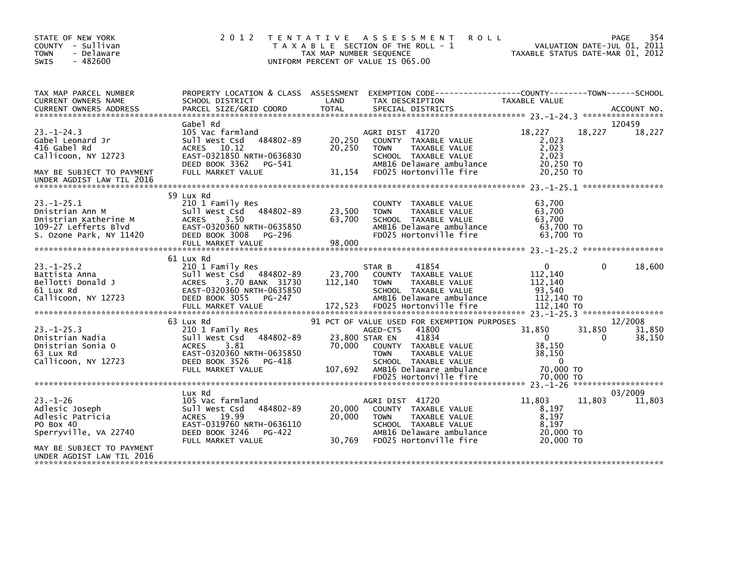STATE OF NEW YORK
COUNTY - Sullivan
TOWN - Delaware
SWIS - 482600

# 2012 TENTATIVE ASSESSMENT ROLL

TAXABLE SECTION OF THE ROLL - 1
TAX MAP NUMBER SEQUENCE
UNIFORM PERCENT OF VALUE IS 065.00

VALUATION DATE-JUL 01, 2011
TAXABLE STATUS DATE-MAR 01, 2012

| TAX MAP PARCEL NUMBER / CURRENT OWNERS NAME / CURRENT OWNERS ADDRESS | PROPERTY LOCATION & CLASS / SCHOOL DISTRICT / PARCEL SIZE/GRID COORD | ASSESSMENT LAND / TOTAL | EXEMPTION CODE / TAX DESCRIPTION / SPECIAL DISTRICTS | COUNTY | TOWN | SCHOOL |
|---|---|---|---|---|---|---|
| **23.-1-24.3** (ACCOUNT NO. 120459) | Gabel Rd | | | | | |
| 23.-1-24.3 | 105 Vac farmland | | AGRI DIST 41720 | 18,227 | 18,227 | 18,227 |
| Gabel Leonard Jr | Sull West Csd 484802-89 | 20,250 | COUNTY TAXABLE VALUE | 2,023 | | |
| 416 Gabel Rd | ACRES 10.12 | 20,250 | TOWN TAXABLE VALUE | | 2,023 | |
| Callicoon, NY 12723 | EAST-0321850 NRTH-0636830 | | SCHOOL TAXABLE VALUE | | | 2,023 |
| | DEED BOOK 3362 PG-541 | | AMB16 Delaware ambulance | 20,250 TO | | |
| MAY BE SUBJECT TO PAYMENT UNDER AGDIST LAW TIL 2016 | FULL MARKET VALUE | 31,154 | FD025 Hortonville fire | 20,250 TO | | |
| **23.-1-25.1** | 59 Lux Rd | | | | | |
| 23.-1-25.1 | 210 1 Family Res | | COUNTY TAXABLE VALUE | 63,700 | | |
| Dnistrian Ann M | Sull West Csd 484802-89 | 23,500 | TOWN TAXABLE VALUE | | 63,700 | |
| Dnistrian Katherine M | ACRES 3.50 | 63,700 | SCHOOL TAXABLE VALUE | | | 63,700 |
| 109-27 Lefferts Blvd | EAST-0320360 NRTH-0635850 | | AMB16 Delaware ambulance | 63,700 TO | | |
| S. Ozone Park, NY 11420 | DEED BOOK 3008 PG-296 | | FD025 Hortonville fire | 63,700 TO | | |
| | FULL MARKET VALUE | 98,000 | | | | |
| **23.-1-25.2** | 61 Lux Rd | | | | | |
| 23.-1-25.2 | 210 1 Family Res | | STAR B 41854 | 0 | 0 | 18,600 |
| Battista Anna | Sull West Csd 484802-89 | 23,700 | COUNTY TAXABLE VALUE | 112,140 | | |
| Bellotti Donald J | ACRES 3.70 BANK 31730 | 112,140 | TOWN TAXABLE VALUE | | 112,140 | |
| 61 Lux Rd | EAST-0320360 NRTH-0635850 | | SCHOOL TAXABLE VALUE | | | 93,540 |
| Callicoon, NY 12723 | DEED BOOK 3055 PG-247 | | AMB16 Delaware ambulance | 112,140 TO | | |
| | FULL MARKET VALUE | 172,523 | FD025 Hortonville fire | 112,140 TO | | |
| **23.-1-25.3** (ACCOUNT NO. 12/2008) | 63 Lux Rd | | 91 PCT OF VALUE USED FOR EXEMPTION PURPOSES | | | |
| 23.-1-25.3 | 210 1 Family Res | | AGED-CTS 41800 | 31,850 | 31,850 | 31,850 |
| Dnistrian Nadia | Sull West Csd 484802-89 | 23,800 | STAR EN 41834 | 0 | 0 | 38,150 |
| Dnistrian Sonia O | ACRES 3.81 | 70,000 | COUNTY TAXABLE VALUE | 38,150 | | |
| 63 Lux Rd | EAST-0320360 NRTH-0635850 | | TOWN TAXABLE VALUE | | 38,150 | |
| Callicoon, NY 12723 | DEED BOOK 3526 PG-418 | | SCHOOL TAXABLE VALUE | | | 0 |
| | FULL MARKET VALUE | 107,692 | AMB16 Delaware ambulance | 70,000 TO | | |
| | | | FD025 Hortonville fire | 70,000 TO | | |
| **23.-1-26** (ACCOUNT NO. 03/2009) | Lux Rd | | | | | |
| 23.-1-26 | 105 Vac farmland | | AGRI DIST 41720 | 11,803 | 11,803 | 11,803 |
| Adlesic Joseph | Sull West Csd 484802-89 | 20,000 | COUNTY TAXABLE VALUE | 8,197 | | |
| Adlesic Patricia | ACRES 19.99 | 20,000 | TOWN TAXABLE VALUE | | 8,197 | |
| PO Box 40 | EAST-0319760 NRTH-0636110 | | SCHOOL TAXABLE VALUE | | | 8,197 |
| Sperryville, VA 22740 | DEED BOOK 3246 PG-422 | | AMB16 Delaware ambulance | 20,000 TO | | |
| MAY BE SUBJECT TO PAYMENT UNDER AGDIST LAW TIL 2016 | FULL MARKET VALUE | 30,769 | FD025 Hortonville fire | 20,000 TO | | |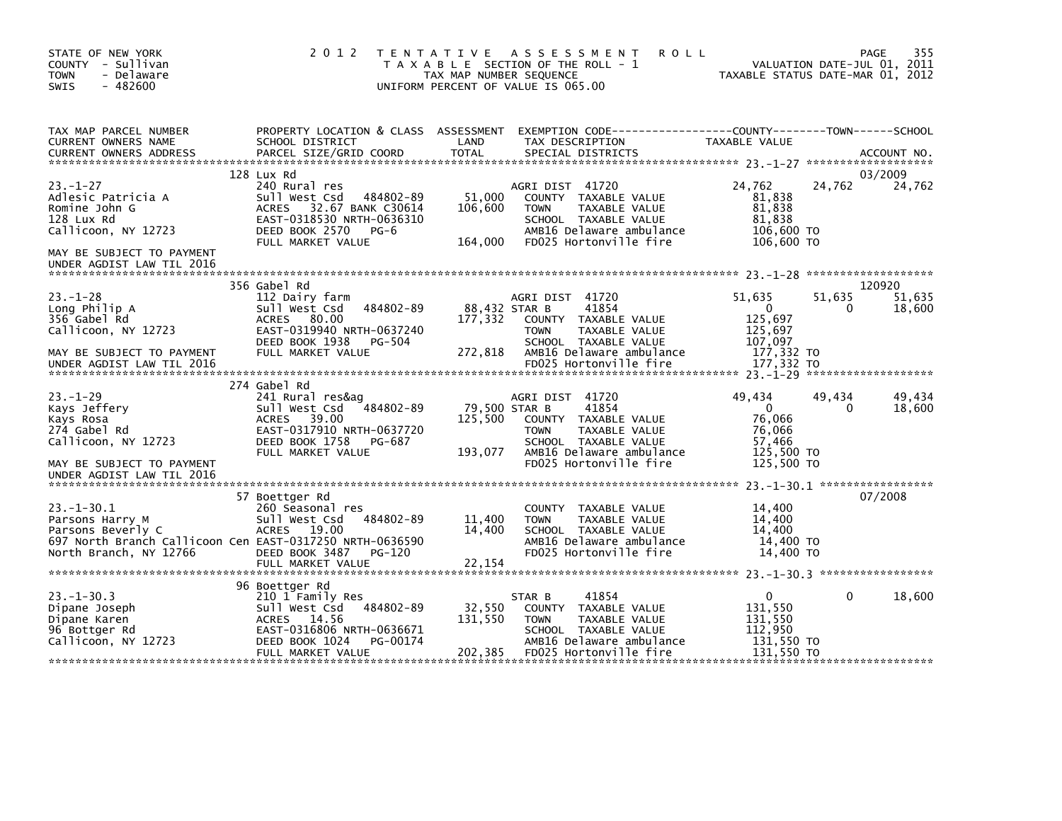STATE OF NEW YORK
COUNTY - Sullivan
TOWN - Delaware
SWIS - 482600

# 2012 TENTATIVE ASSESSMENT ROLL
TAXABLE SECTION OF THE ROLL - 1
TAX MAP NUMBER SEQUENCE
UNIFORM PERCENT OF VALUE IS 065.00

VALUATION DATE-JUL 01, 2011
TAXABLE STATUS DATE-MAR 01, 2012

| TAX MAP PARCEL NUMBER / CURRENT OWNERS NAME / CURRENT OWNERS ADDRESS | PROPERTY LOCATION & CLASS / SCHOOL DISTRICT / PARCEL SIZE/GRID COORD | ASSESSMENT LAND / TOTAL | EXEMPTION CODE / TAX DESCRIPTION / SPECIAL DISTRICTS | COUNTY TAXABLE VALUE | TOWN | SCHOOL / ACCOUNT NO. |
|---|---|---|---|---|---|---|
| | 128 Lux Rd | | | | | 03/2009 |
| 23.-1-27 | 240 Rural res | | AGRI DIST 41720 | 24,762 | 24,762 | 24,762 |
| Adlesic Patricia A | Sull West Csd 484802-89 | 51,000 | COUNTY TAXABLE VALUE | 81,838 | | |
| Romine John G | ACRES 32.67 BANK C30614 | 106,600 | TOWN TAXABLE VALUE | 81,838 | | |
| 128 Lux Rd | EAST-0318530 NRTH-0636310 | | SCHOOL TAXABLE VALUE | 81,838 | | |
| Callicoon, NY 12723 | DEED BOOK 2570 PG-6 | | AMB16 Delaware ambulance | 106,600 TO | | |
| | FULL MARKET VALUE | 164,000 | FD025 Hortonville fire | 106,600 TO | | |
| MAY BE SUBJECT TO PAYMENT UNDER AGDIST LAW TIL 2016 | | | | | | |
| | 356 Gabel Rd | | | | | 120920 |
| 23.-1-28 | 112 Dairy farm | | AGRI DIST 41720 | 51,635 | 51,635 | 51,635 |
| Long Philip A | Sull West Csd 484802-89 | 88,432 | STAR B 41854 | 0 | 0 | 18,600 |
| 356 Gabel Rd | ACRES 80.00 | 177,332 | COUNTY TAXABLE VALUE | 125,697 | | |
| Callicoon, NY 12723 | EAST-0319940 NRTH-0637240 | | TOWN TAXABLE VALUE | 125,697 | | |
| | DEED BOOK 1938 PG-504 | | SCHOOL TAXABLE VALUE | 107,097 | | |
| MAY BE SUBJECT TO PAYMENT | FULL MARKET VALUE | 272,818 | AMB16 Delaware ambulance | 177,332 TO | | |
| UNDER AGDIST LAW TIL 2016 | | | FD025 Hortonville fire | 177,332 TO | | |
| | 274 Gabel Rd | | | | | |
| 23.-1-29 | 241 Rural res&ag | | AGRI DIST 41720 | 49,434 | 49,434 | 49,434 |
| Kays Jeffery | Sull West Csd 484802-89 | 79,500 | STAR B 41854 | 0 | 0 | 18,600 |
| Kays Rosa | ACRES 39.00 | 125,500 | COUNTY TAXABLE VALUE | 76,066 | | |
| 274 Gabel Rd | EAST-0317910 NRTH-0637720 | | TOWN TAXABLE VALUE | 76,066 | | |
| Callicoon, NY 12723 | DEED BOOK 1758 PG-687 | | SCHOOL TAXABLE VALUE | 57,466 | | |
| | FULL MARKET VALUE | 193,077 | AMB16 Delaware ambulance | 125,500 TO | | |
| MAY BE SUBJECT TO PAYMENT UNDER AGDIST LAW TIL 2016 | | | FD025 Hortonville fire | 125,500 TO | | |
| | 57 Boettger Rd | | | | | 07/2008 |
| 23.-1-30.1 | 260 Seasonal res | | COUNTY TAXABLE VALUE | 14,400 | | |
| Parsons Harry M | Sull West Csd 484802-89 | 11,400 | TOWN TAXABLE VALUE | 14,400 | | |
| Parsons Beverly C | ACRES 19.00 | 14,400 | SCHOOL TAXABLE VALUE | 14,400 | | |
| 697 North Branch Callicoon Cen | EAST-0317250 NRTH-0636590 | | AMB16 Delaware ambulance | 14,400 TO | | |
| North Branch, NY 12766 | DEED BOOK 3487 PG-120 | | FD025 Hortonville fire | 14,400 TO | | |
| | FULL MARKET VALUE | 22,154 | | | | |
| | 96 Boettger Rd | | | | | |
| 23.-1-30.3 | 210 1 Family Res | | STAR B 41854 | 0 | 0 | 18,600 |
| Dipane Joseph | Sull West Csd 484802-89 | 32,550 | COUNTY TAXABLE VALUE | 131,550 | | |
| Dipane Karen | ACRES 14.56 | 131,550 | TOWN TAXABLE VALUE | 131,550 | | |
| 96 Bottger Rd | EAST-0316806 NRTH-0636671 | | SCHOOL TAXABLE VALUE | 112,950 | | |
| Callicoon, NY 12723 | DEED BOOK 1024 PG-00174 | | AMB16 Delaware ambulance | 131,550 TO | | |
| | FULL MARKET VALUE | 202,385 | FD025 Hortonville fire | 131,550 TO | | |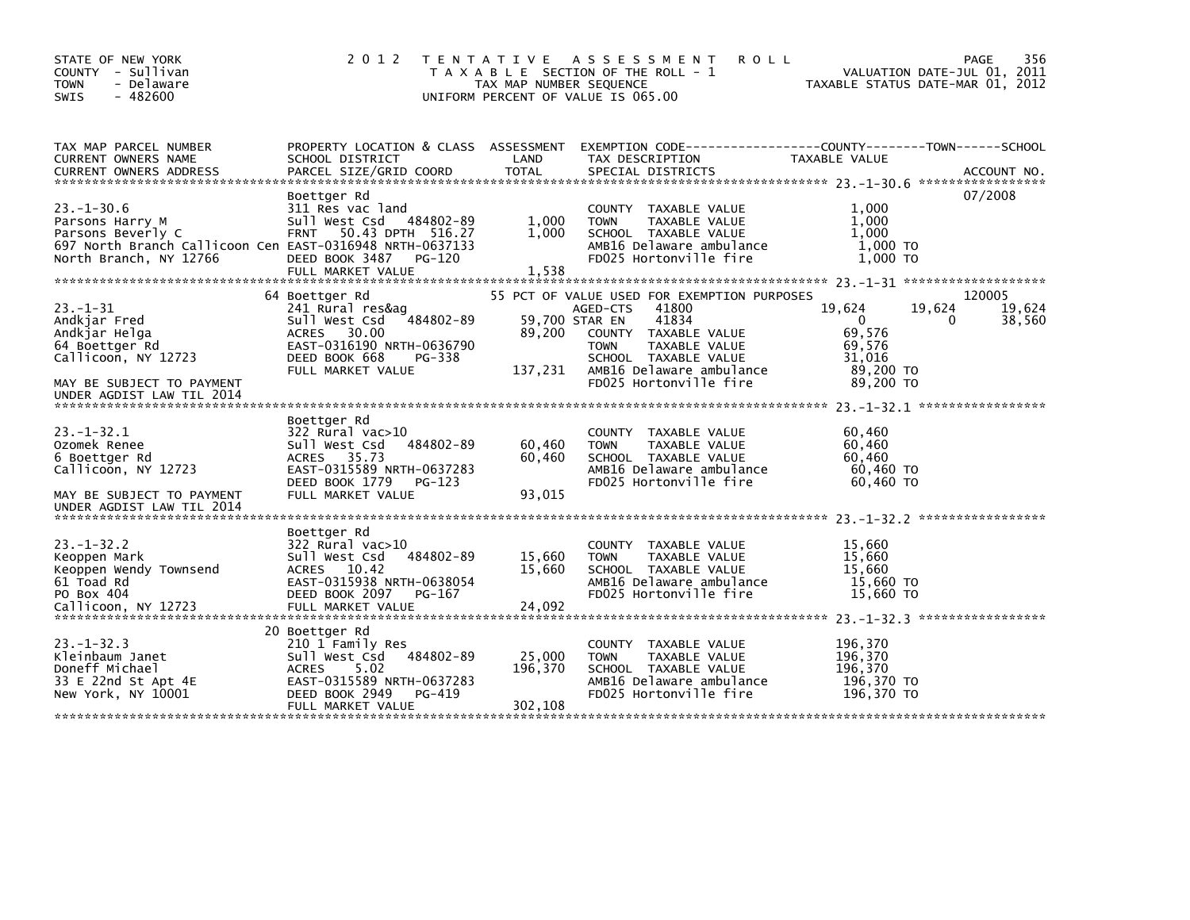STATE OF NEW YORK
COUNTY - Sullivan
TOWN - Delaware
SWIS - 482600

2 0 1 2 T E N T A T I V E A S S E S S M E N T R O L L
T A X A B L E SECTION OF THE ROLL - 1
TAX MAP NUMBER SEQUENCE
UNIFORM PERCENT OF VALUE IS 065.00

VALUATION DATE-JUL 01, 2011
TAXABLE STATUS DATE-MAR 01, 2012

| TAX MAP PARCEL NUMBER / CURRENT OWNERS NAME / CURRENT OWNERS ADDRESS | PROPERTY LOCATION & CLASS / SCHOOL DISTRICT / PARCEL SIZE/GRID COORD | ASSESSMENT LAND | ASSESSMENT TOTAL | EXEMPTION CODE / TAX DESCRIPTION / SPECIAL DISTRICTS | COUNTY TAXABLE VALUE | TOWN | SCHOOL | ACCOUNT NO. |
|---|---|---|---|---|---|---|---|---|
| 23.-1-30.6 | Boettger Rd | | | | | | | 07/2008 |
| Parsons Harry M | 311 Res vac land | | | COUNTY TAXABLE VALUE | 1,000 | | | |
| Parsons Beverly C | Sull West Csd 484802-89 | 1,000 | | TOWN TAXABLE VALUE | 1,000 | | | |
| 697 North Branch Callicoon Cen | FRNT 50.43 DPTH 516.27 | | 1,000 | SCHOOL TAXABLE VALUE | 1,000 | | | |
| North Branch, NY 12766 | EAST-0316948 NRTH-0637133 | | | AMB16 Delaware ambulance | 1,000 TO | | | |
| | DEED BOOK 3487 PG-120 | | | FD025 Hortonville fire | 1,000 TO | | | |
| | FULL MARKET VALUE | | 1,538 | | | | | |
| 23.-1-31 | 64 Boettger Rd | | | 55 PCT OF VALUE USED FOR EXEMPTION PURPOSES | | | | 120005 |
| Andkjar Fred | 241 Rural res&ag | | | AGED-CTS 41800 | 19,624 | 19,624 | 19,624 | |
| Andkjar Helga | Sull West Csd 484802-89 | 59,700 | | STAR EN 41834 | 0 | 0 | 38,560 | |
| 64 Boettger Rd | ACRES 30.00 | | 89,200 | COUNTY TAXABLE VALUE | 69,576 | | | |
| Callicoon, NY 12723 | EAST-0316190 NRTH-0636790 | | | TOWN TAXABLE VALUE | 69,576 | | | |
| | DEED BOOK 668 PG-338 | | | SCHOOL TAXABLE VALUE | 31,016 | | | |
| MAY BE SUBJECT TO PAYMENT | FULL MARKET VALUE | | 137,231 | AMB16 Delaware ambulance | 89,200 TO | | | |
| UNDER AGDIST LAW TIL 2014 | | | | FD025 Hortonville fire | 89,200 TO | | | |
| 23.-1-32.1 | Boettger Rd | | | | | | | |
| Ozomek Renee | 322 Rural vac>10 | | | COUNTY TAXABLE VALUE | 60,460 | | | |
| 6 Boettger Rd | Sull West Csd 484802-89 | 60,460 | | TOWN TAXABLE VALUE | 60,460 | | | |
| Callicoon, NY 12723 | ACRES 35.73 | | 60,460 | SCHOOL TAXABLE VALUE | 60,460 | | | |
| | EAST-0315589 NRTH-0637283 | | | AMB16 Delaware ambulance | 60,460 TO | | | |
| | DEED BOOK 1779 PG-123 | | | FD025 Hortonville fire | 60,460 TO | | | |
| MAY BE SUBJECT TO PAYMENT | FULL MARKET VALUE | | 93,015 | | | | | |
| UNDER AGDIST LAW TIL 2014 | | | | | | | | |
| 23.-1-32.2 | Boettger Rd | | | | | | | |
| Keoppen Mark | 322 Rural vac>10 | | | COUNTY TAXABLE VALUE | 15,660 | | | |
| Keoppen Wendy Townsend | Sull West Csd 484802-89 | 15,660 | | TOWN TAXABLE VALUE | 15,660 | | | |
| 61 Toad Rd | ACRES 10.42 | | 15,660 | SCHOOL TAXABLE VALUE | 15,660 | | | |
| PO Box 404 | EAST-0315938 NRTH-0638054 | | | AMB16 Delaware ambulance | 15,660 TO | | | |
| Callicoon, NY 12723 | DEED BOOK 2097 PG-167 | | | FD025 Hortonville fire | 15,660 TO | | | |
| | FULL MARKET VALUE | | 24,092 | | | | | |
| 23.-1-32.3 | 20 Boettger Rd | | | | | | | |
| Kleinbaum Janet | 210 1 Family Res | | | COUNTY TAXABLE VALUE | 196,370 | | | |
| Doneff Michael | Sull West Csd 484802-89 | 25,000 | | TOWN TAXABLE VALUE | 196,370 | | | |
| 33 E 22nd St Apt 4E | ACRES 5.02 | | 196,370 | SCHOOL TAXABLE VALUE | 196,370 | | | |
| New York, NY 10001 | EAST-0315589 NRTH-0637283 | | | AMB16 Delaware ambulance | 196,370 TO | | | |
| | DEED BOOK 2949 PG-419 | | | FD025 Hortonville fire | 196,370 TO | | | |
| | FULL MARKET VALUE | | 302,108 | | | | | |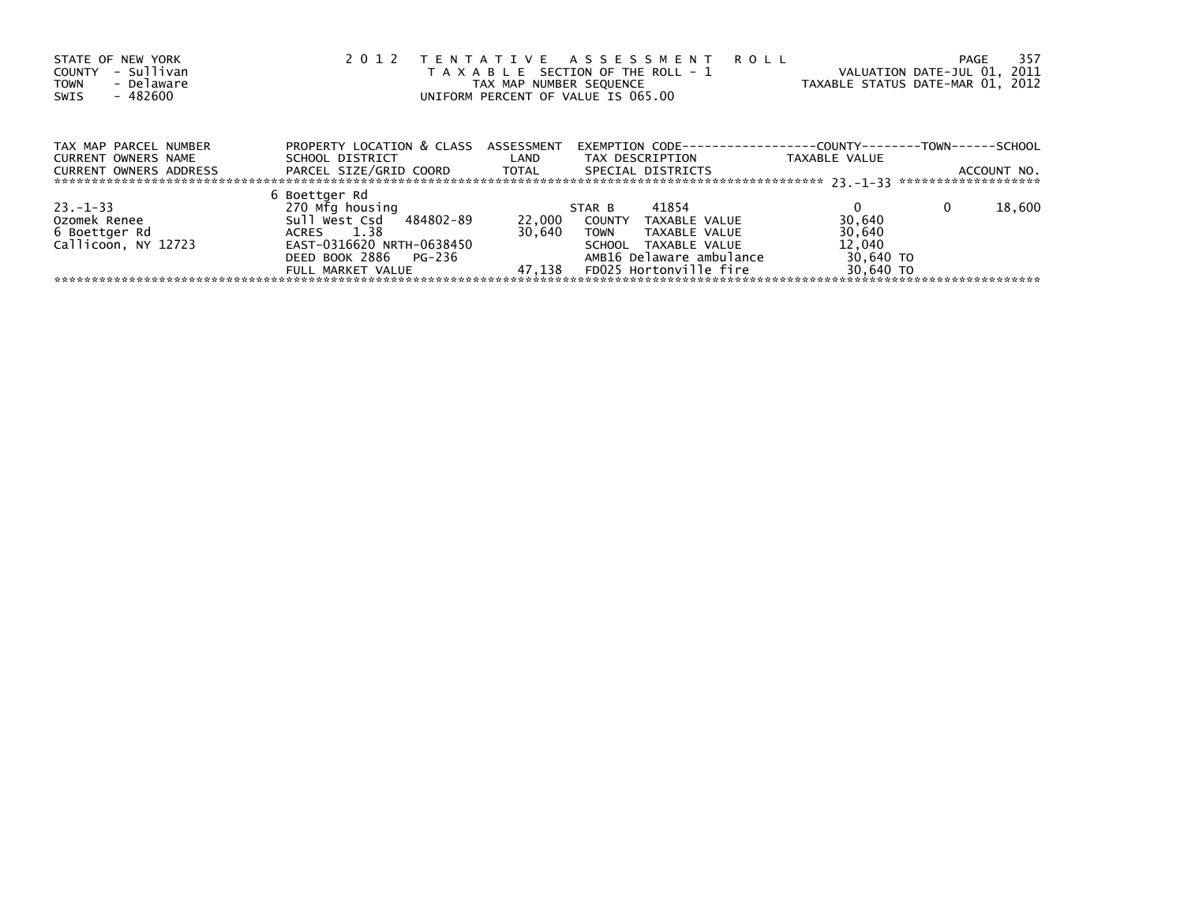STATE OF NEW YORK
COUNTY - Sullivan
TOWN - Delaware
SWIS - 482600

2 0 1 2 T E N T A T I V E A S S E S S M E N T R O L L
T A X A B L E SECTION OF THE ROLL - 1
TAX MAP NUMBER SEQUENCE
UNIFORM PERCENT OF VALUE IS 065.00

VALUATION DATE-JUL 01, 2011
TAXABLE STATUS DATE-MAR 01, 2012

| TAX MAP PARCEL NUMBER / CURRENT OWNERS NAME / CURRENT OWNERS ADDRESS | PROPERTY LOCATION & CLASS / SCHOOL DISTRICT / PARCEL SIZE/GRID COORD | ASSESSMENT LAND / TOTAL | EXEMPTION CODE / TAX DESCRIPTION / SPECIAL DISTRICTS | COUNTY TAXABLE VALUE | TOWN | SCHOOL / ACCOUNT NO. |
|---|---|---|---|---|---|---|
| 23.-1-33 | 6 Boettger Rd | | | | | |
| | 270 Mfg housing | | STAR B 41854 | 0 | 0 | 18,600 |
| Ozomek Renee | Sull West Csd 484802-89 | 22,000 | COUNTY TAXABLE VALUE | 30,640 | | |
| 6 Boettger Rd | ACRES 1.38 | 30,640 | TOWN TAXABLE VALUE | 30,640 | | |
| Callicoon, NY 12723 | EAST-0316620 NRTH-0638450 | | SCHOOL TAXABLE VALUE | 12,040 | | |
| | DEED BOOK 2886 PG-236 | | AMB16 Delaware ambulance | 30,640 TO | | |
| | FULL MARKET VALUE | 47,138 | FD025 Hortonville fire | 30,640 TO | | |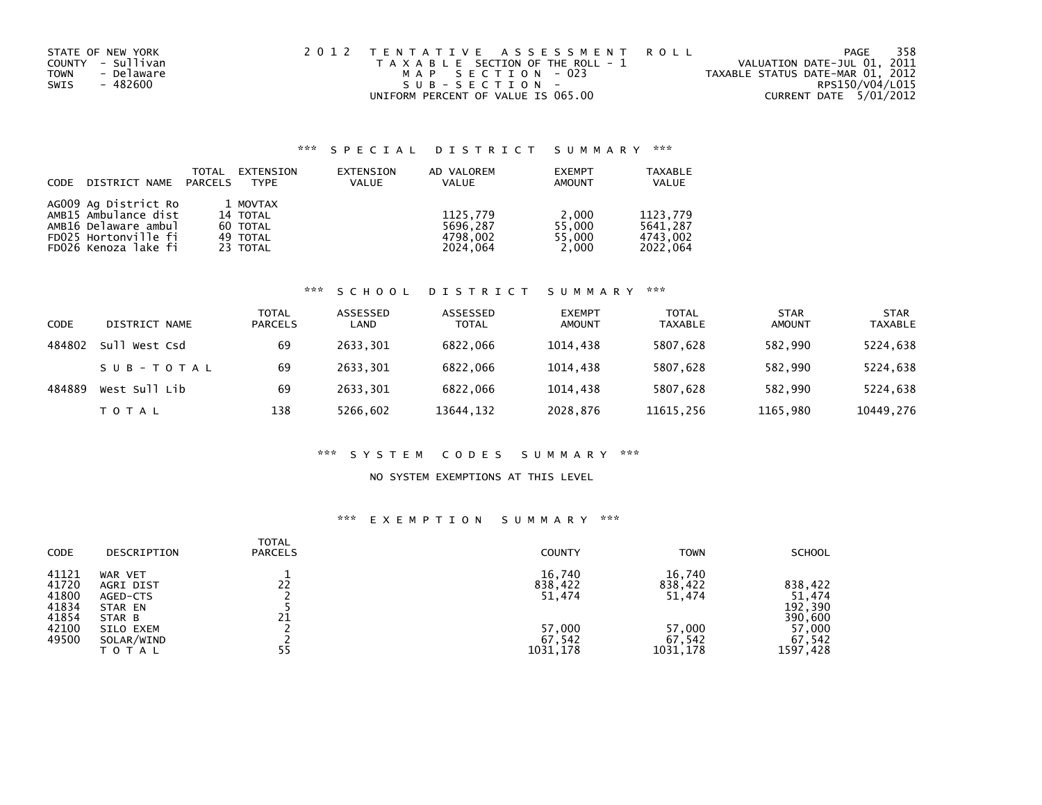STATE OF NEW YORK
COUNTY - Sullivan
TOWN - Delaware
SWIS - 482600

2012 TENTATIVE ASSESSMENT ROLL
TAXABLE SECTION OF THE ROLL - 1
MAP SECTION - 023
SUB-SECTION -
UNIFORM PERCENT OF VALUE IS 065.00

VALUATION DATE-JUL 01, 2011
TAXABLE STATUS DATE-MAR 01, 2012
RPS150/V04/L015
CURRENT DATE 5/01/2012

## *** SPECIAL DISTRICT SUMMARY ***

| CODE | DISTRICT NAME | TOTAL PARCELS | EXTENSION TYPE | EXTENSION VALUE | AD VALOREM VALUE | EXEMPT AMOUNT | TAXABLE VALUE |
|---|---|---|---|---|---|---|---|
| AG009 | Ag District Ro | 1 | MOVTAX | | | | |
| AMB15 | Ambulance dist | 14 | TOTAL | | 1125,779 | 2,000 | 1123,779 |
| AMB16 | Delaware ambul | 60 | TOTAL | | 5696,287 | 55,000 | 5641,287 |
| FD025 | Hortonville fi | 49 | TOTAL | | 4798,002 | 55,000 | 4743,002 |
| FD026 | Kenoza lake fi | 23 | TOTAL | | 2024,064 | 2,000 | 2022,064 |

## *** SCHOOL DISTRICT SUMMARY ***

| CODE | DISTRICT NAME | TOTAL PARCELS | ASSESSED LAND | ASSESSED TOTAL | EXEMPT AMOUNT | TOTAL TAXABLE | STAR AMOUNT | STAR TAXABLE |
|---|---|---|---|---|---|---|---|---|
| 484802 | Sull West Csd | 69 | 2633,301 | 6822,066 | 1014,438 | 5807,628 | 582,990 | 5224,638 |
| | SUB-TOTAL | 69 | 2633,301 | 6822,066 | 1014,438 | 5807,628 | 582,990 | 5224,638 |
| 484889 | West Sull Lib | 69 | 2633,301 | 6822,066 | 1014,438 | 5807,628 | 582,990 | 5224,638 |
| | TOTAL | 138 | 5266,602 | 13644,132 | 2028,876 | 11615,256 | 1165,980 | 10449,276 |

## *** SYSTEM CODES SUMMARY ***

NO SYSTEM EXEMPTIONS AT THIS LEVEL

## *** EXEMPTION SUMMARY ***

| CODE | DESCRIPTION | TOTAL PARCELS | COUNTY | TOWN | SCHOOL |
|---|---|---|---|---|---|
| 41121 | WAR VET | 1 | 16,740 | 16,740 | |
| 41720 | AGRI DIST | 22 | 838,422 | 838,422 | 838,422 |
| 41800 | AGED-CTS | 2 | 51,474 | 51,474 | 51,474 |
| 41834 | STAR EN | 5 | | | 192,390 |
| 41854 | STAR B | 21 | | | 390,600 |
| 42100 | SILO EXEM | 2 | 57,000 | 57,000 | 57,000 |
| 49500 | SOLAR/WIND | 2 | 67,542 | 67,542 | 67,542 |
| | TOTAL | 55 | 1031,178 | 1031,178 | 1597,428 |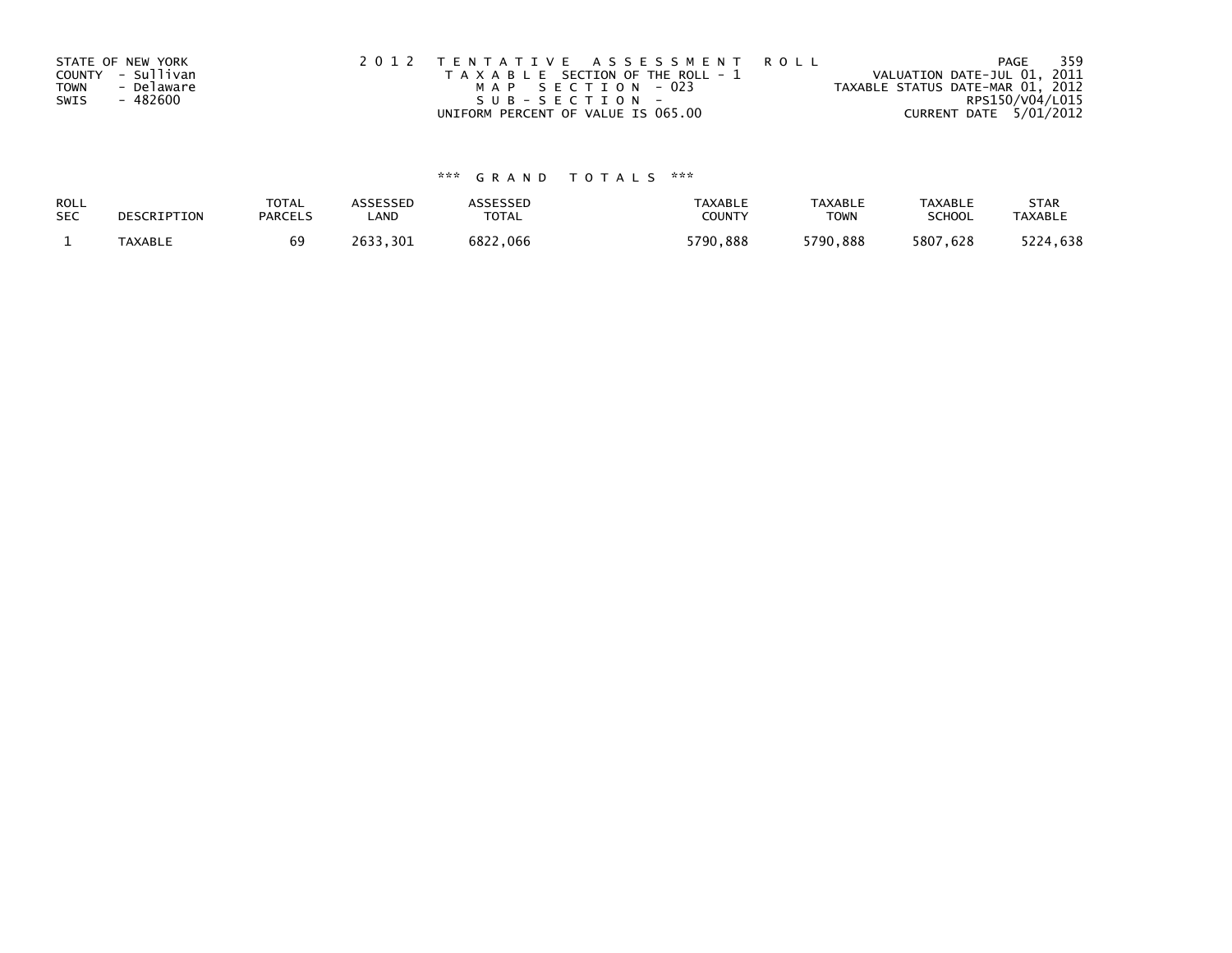STATE OF NEW YORK
COUNTY - Sullivan
TOWN - Delaware
SWIS - 482600

2 0 1 2 T E N T A T I V E A S S E S S M E N T R O L L
T A X A B L E SECTION OF THE ROLL - 1
M A P S E C T I O N - 023
S U B - S E C T I O N -
UNIFORM PERCENT OF VALUE IS 065.00

VALUATION DATE-JUL 01, 2011
TAXABLE STATUS DATE-MAR 01, 2012
RPS150/V04/L015
CURRENT DATE 5/01/2012

### \*\*\* G R A N D T O T A L S \*\*\*

| ROLL SEC | DESCRIPTION | TOTAL PARCELS | ASSESSED LAND | ASSESSED TOTAL | TAXABLE COUNTY | TAXABLE TOWN | TAXABLE SCHOOL | STAR TAXABLE |
|---|---|---|---|---|---|---|---|---|
| 1 | TAXABLE | 69 | 2633,301 | 6822,066 | 5790,888 | 5790,888 | 5807,628 | 5224,638 |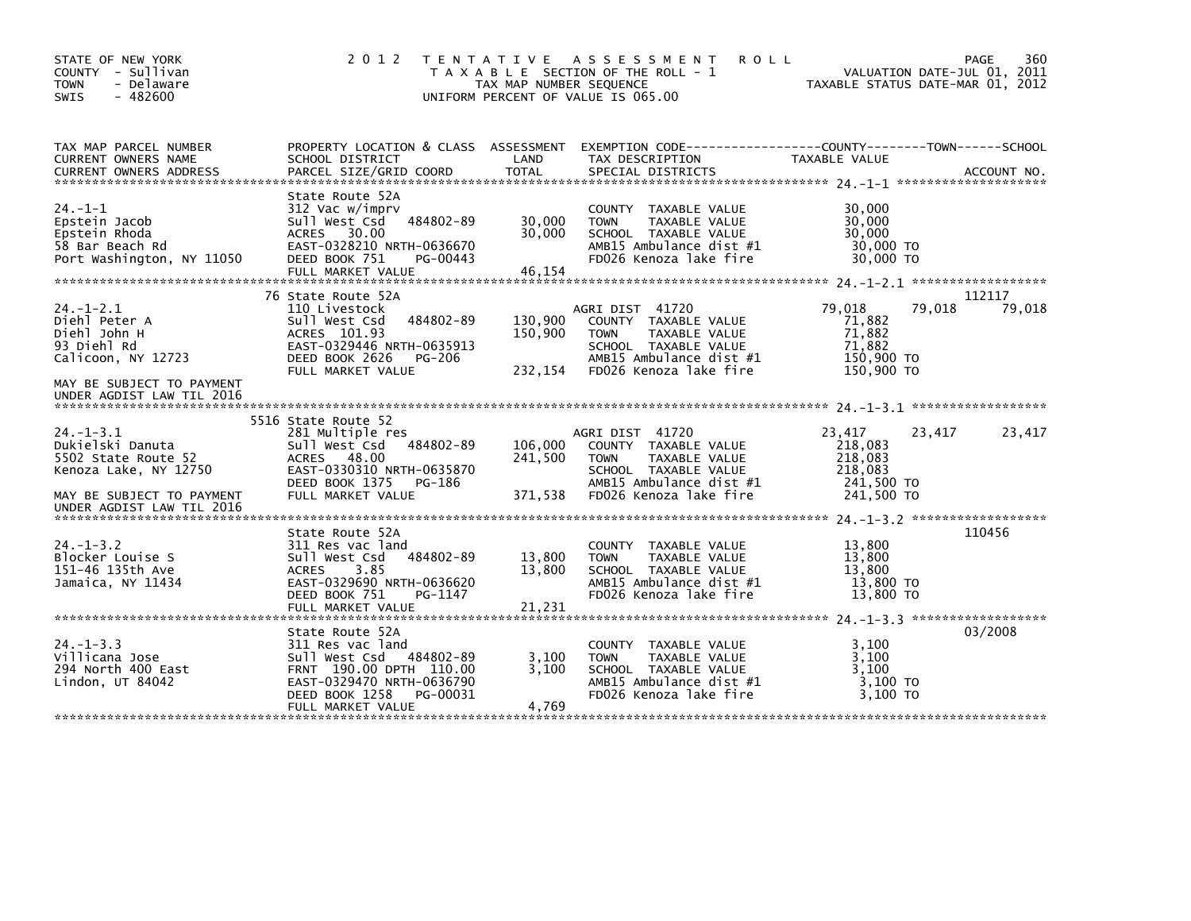STATE OF NEW YORK
COUNTY - Sullivan
TOWN - Delaware
SWIS - 482600

# 2012 TENTATIVE ASSESSMENT ROLL

TAXABLE SECTION OF THE ROLL - 1
TAX MAP NUMBER SEQUENCE
UNIFORM PERCENT OF VALUE IS 065.00

VALUATION DATE-JUL 01, 2011
TAXABLE STATUS DATE-MAR 01, 2012

| TAX MAP PARCEL NUMBER / CURRENT OWNERS NAME / CURRENT OWNERS ADDRESS | PROPERTY LOCATION & CLASS / SCHOOL DISTRICT / PARCEL SIZE/GRID COORD | ASSESSMENT LAND / TOTAL | EXEMPTION CODE / TAX DESCRIPTION / SPECIAL DISTRICTS | COUNTY TAXABLE VALUE | TOWN | SCHOOL / ACCOUNT NO. |
|---|---|---|---|---|---|---|
| **24.-1-1** | State Route 52A | | | | | |
| 24.-1-1 | 312 Vac w/imprv | | COUNTY TAXABLE VALUE | 30,000 | | |
| Epstein Jacob | Sull West Csd 484802-89 | 30,000 | TOWN TAXABLE VALUE | 30,000 | | |
| Epstein Rhoda | ACRES 30.00 | 30,000 | SCHOOL TAXABLE VALUE | 30,000 | | |
| 58 Bar Beach Rd | EAST-0328210 NRTH-0636670 | | AMB15 Ambulance dist #1 | 30,000 TO | | |
| Port Washington, NY 11050 | DEED BOOK 751 PG-00443 | | FD026 Kenoza lake fire | 30,000 TO | | |
| | FULL MARKET VALUE | 46,154 | | | | |
| **24.-1-2.1** | 76 State Route 52A | | | | | 112117 |
| 24.-1-2.1 | 110 Livestock | | AGRI DIST 41720 | 79,018 | 79,018 | 79,018 |
| Diehl Peter A | Sull West Csd 484802-89 | 130,900 | COUNTY TAXABLE VALUE | 71,882 | | |
| Diehl John H | ACRES 101.93 | 150,900 | TOWN TAXABLE VALUE | 71,882 | | |
| 93 Diehl Rd | EAST-0329446 NRTH-0635913 | | SCHOOL TAXABLE VALUE | 71,882 | | |
| Calicoon, NY 12723 | DEED BOOK 2626 PG-206 | | AMB15 Ambulance dist #1 | 150,900 TO | | |
| | FULL MARKET VALUE | 232,154 | FD026 Kenoza lake fire | 150,900 TO | | |
| MAY BE SUBJECT TO PAYMENT UNDER AGDIST LAW TIL 2016 | | | | | | |
| **24.-1-3.1** | 5516 State Route 52 | | | | | |
| 24.-1-3.1 | 281 Multiple res | | AGRI DIST 41720 | 23,417 | 23,417 | 23,417 |
| Dukielski Danuta | Sull West Csd 484802-89 | 106,000 | COUNTY TAXABLE VALUE | 218,083 | | |
| 5502 State Route 52 | ACRES 48.00 | 241,500 | TOWN TAXABLE VALUE | 218,083 | | |
| Kenoza Lake, NY 12750 | EAST-0330310 NRTH-0635870 | | SCHOOL TAXABLE VALUE | 218,083 | | |
| | DEED BOOK 1375 PG-186 | | AMB15 Ambulance dist #1 | 241,500 TO | | |
| MAY BE SUBJECT TO PAYMENT UNDER AGDIST LAW TIL 2016 | FULL MARKET VALUE | 371,538 | FD026 Kenoza lake fire | 241,500 TO | | |
| **24.-1-3.2** | State Route 52A | | | | | 110456 |
| 24.-1-3.2 | 311 Res vac land | | COUNTY TAXABLE VALUE | 13,800 | | |
| Blocker Louise S | Sull West Csd 484802-89 | 13,800 | TOWN TAXABLE VALUE | 13,800 | | |
| 151-46 135th Ave | ACRES 3.85 | 13,800 | SCHOOL TAXABLE VALUE | 13,800 | | |
| Jamaica, NY 11434 | EAST-0329690 NRTH-0636620 | | AMB15 Ambulance dist #1 | 13,800 TO | | |
| | DEED BOOK 751 PG-1147 | | FD026 Kenoza lake fire | 13,800 TO | | |
| | FULL MARKET VALUE | 21,231 | | | | |
| **24.-1-3.3** | State Route 52A | | | | | 03/2008 |
| 24.-1-3.3 | 311 Res vac land | | COUNTY TAXABLE VALUE | 3,100 | | |
| Villicana Jose | Sull West Csd 484802-89 | 3,100 | TOWN TAXABLE VALUE | 3,100 | | |
| 294 North 400 East | FRNT 190.00 DPTH 110.00 | 3,100 | SCHOOL TAXABLE VALUE | 3,100 | | |
| Lindon, UT 84042 | EAST-0329470 NRTH-0636790 | | AMB15 Ambulance dist #1 | 3,100 TO | | |
| | DEED BOOK 1258 PG-00031 | | FD026 Kenoza lake fire | 3,100 TO | | |
| | FULL MARKET VALUE | 4,769 | | | | |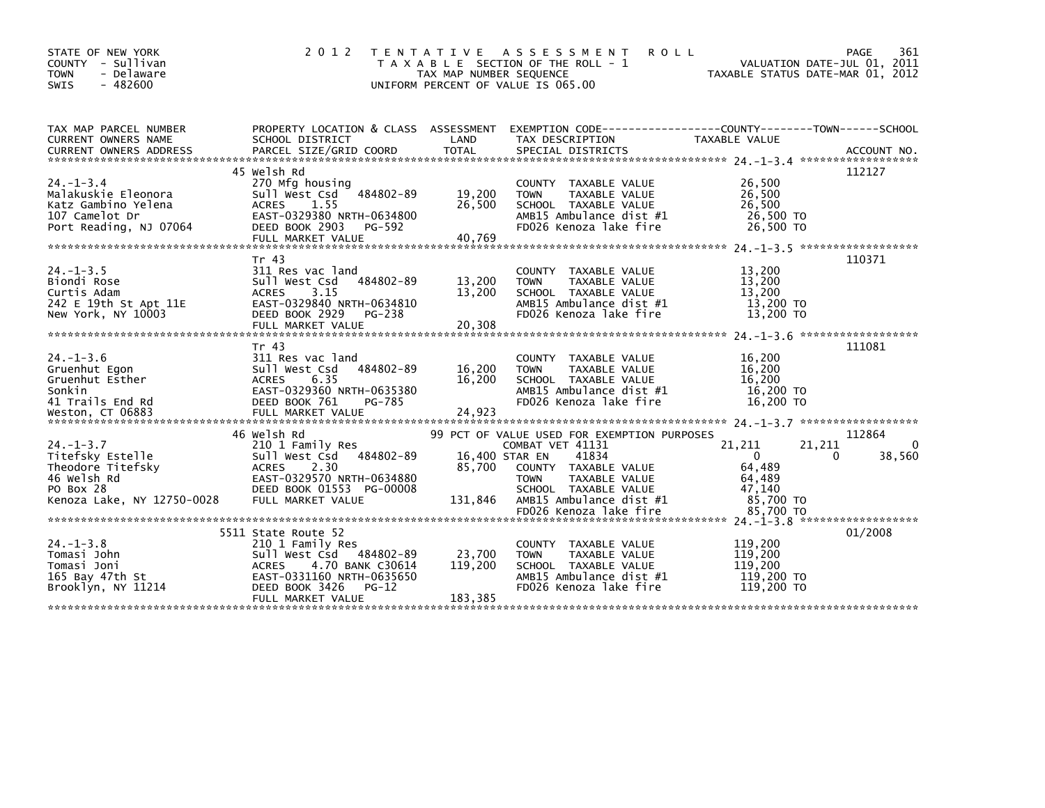STATE OF NEW YORK
COUNTY - Sullivan
TOWN - Delaware
SWIS - 482600

# 2012 TENTATIVE ASSESSMENT ROLL

TAXABLE SECTION OF THE ROLL - 1
TAX MAP NUMBER SEQUENCE
UNIFORM PERCENT OF VALUE IS 065.00

VALUATION DATE-JUL 01, 2011
TAXABLE STATUS DATE-MAR 01, 2012

| TAX MAP PARCEL NUMBER / CURRENT OWNERS NAME / CURRENT OWNERS ADDRESS | PROPERTY LOCATION & CLASS / SCHOOL DISTRICT / PARCEL SIZE/GRID COORD | ASSESSMENT LAND / TOTAL | EXEMPTION CODE / TAX DESCRIPTION / SPECIAL DISTRICTS | COUNTY TAXABLE VALUE | TOWN | SCHOOL | ACCOUNT NO. |
|---|---|---|---|---|---|---|---|
| **24.-1-3.4** | 45 Welsh Rd | | | | | | 112127 |
| Malakuskie Eleonora | 270 Mfg housing | | COUNTY TAXABLE VALUE | 26,500 | | | |
| Katz Gambino Yelena | Sull West Csd 484802-89 | 19,200 | TOWN TAXABLE VALUE | 26,500 | | | |
| 107 Camelot Dr | ACRES 1.55 | 26,500 | SCHOOL TAXABLE VALUE | 26,500 | | | |
| Port Reading, NJ 07064 | EAST-0329380 NRTH-0634800 | | AMB15 Ambulance dist #1 | 26,500 TO | | | |
| | DEED BOOK 2903 PG-592 | | FD026 Kenoza lake fire | 26,500 TO | | | |
| | FULL MARKET VALUE | 40,769 | | | | | |
| **24.-1-3.5** | Tr 43 | | | | | | 110371 |
| Biondi Rose | 311 Res vac land | | COUNTY TAXABLE VALUE | 13,200 | | | |
| Curtis Adam | Sull West Csd 484802-89 | 13,200 | TOWN TAXABLE VALUE | 13,200 | | | |
| 242 E 19th St Apt 11E | ACRES 3.15 | 13,200 | SCHOOL TAXABLE VALUE | 13,200 | | | |
| New York, NY 10003 | EAST-0329840 NRTH-0634810 | | AMB15 Ambulance dist #1 | 13,200 TO | | | |
| | DEED BOOK 2929 PG-238 | | FD026 Kenoza lake fire | 13,200 TO | | | |
| | FULL MARKET VALUE | 20,308 | | | | | |
| **24.-1-3.6** | Tr 43 | | | | | | 111081 |
| Gruenhut Egon | 311 Res vac land | | COUNTY TAXABLE VALUE | 16,200 | | | |
| Gruenhut Esther | Sull West Csd 484802-89 | 16,200 | TOWN TAXABLE VALUE | 16,200 | | | |
| Sonkin | ACRES 6.35 | 16,200 | SCHOOL TAXABLE VALUE | 16,200 | | | |
| 41 Trails End Rd | EAST-0329360 NRTH-0635380 | | AMB15 Ambulance dist #1 | 16,200 TO | | | |
| Weston, CT 06883 | DEED BOOK 761 PG-785 | | FD026 Kenoza lake fire | 16,200 TO | | | |
| | FULL MARKET VALUE | 24,923 | | | | | |
| **24.-1-3.7** | 46 Welsh Rd | | 99 PCT OF VALUE USED FOR EXEMPTION PURPOSES | | | | 112864 |
| Titefsky Estelle | 210 1 Family Res | | COMBAT VET 41131 | 21,211 | 21,211 | 0 | |
| Theodore Titefsky | Sull West Csd 484802-89 | 16,400 | STAR EN 41834 | 0 | 0 | 38,560 | |
| 46 Welsh Rd | ACRES 2.30 | 85,700 | COUNTY TAXABLE VALUE | 64,489 | | | |
| PO Box 28 | EAST-0329570 NRTH-0634880 | | TOWN TAXABLE VALUE | 64,489 | | | |
| Kenoza Lake, NY 12750-0028 | DEED BOOK 01553 PG-00008 | | SCHOOL TAXABLE VALUE | 47,140 | | | |
| | FULL MARKET VALUE | 131,846 | AMB15 Ambulance dist #1 | 85,700 TO | | | |
| | | | FD026 Kenoza lake fire | 85,700 TO | | | |
| **24.-1-3.8** | 5511 State Route 52 | | | | | | 01/2008 |
| Tomasi John | 210 1 Family Res | | COUNTY TAXABLE VALUE | 119,200 | | | |
| Tomasi Joni | Sull West Csd 484802-89 | 23,700 | TOWN TAXABLE VALUE | 119,200 | | | |
| 165 Bay 47th St | ACRES 4.70 BANK C30614 | 119,200 | SCHOOL TAXABLE VALUE | 119,200 | | | |
| Brooklyn, NY 11214 | EAST-0331160 NRTH-0635650 | | AMB15 Ambulance dist #1 | 119,200 TO | | | |
| | DEED BOOK 3426 PG-12 | | FD026 Kenoza lake fire | 119,200 TO | | | |
| | FULL MARKET VALUE | 183,385 | | | | | |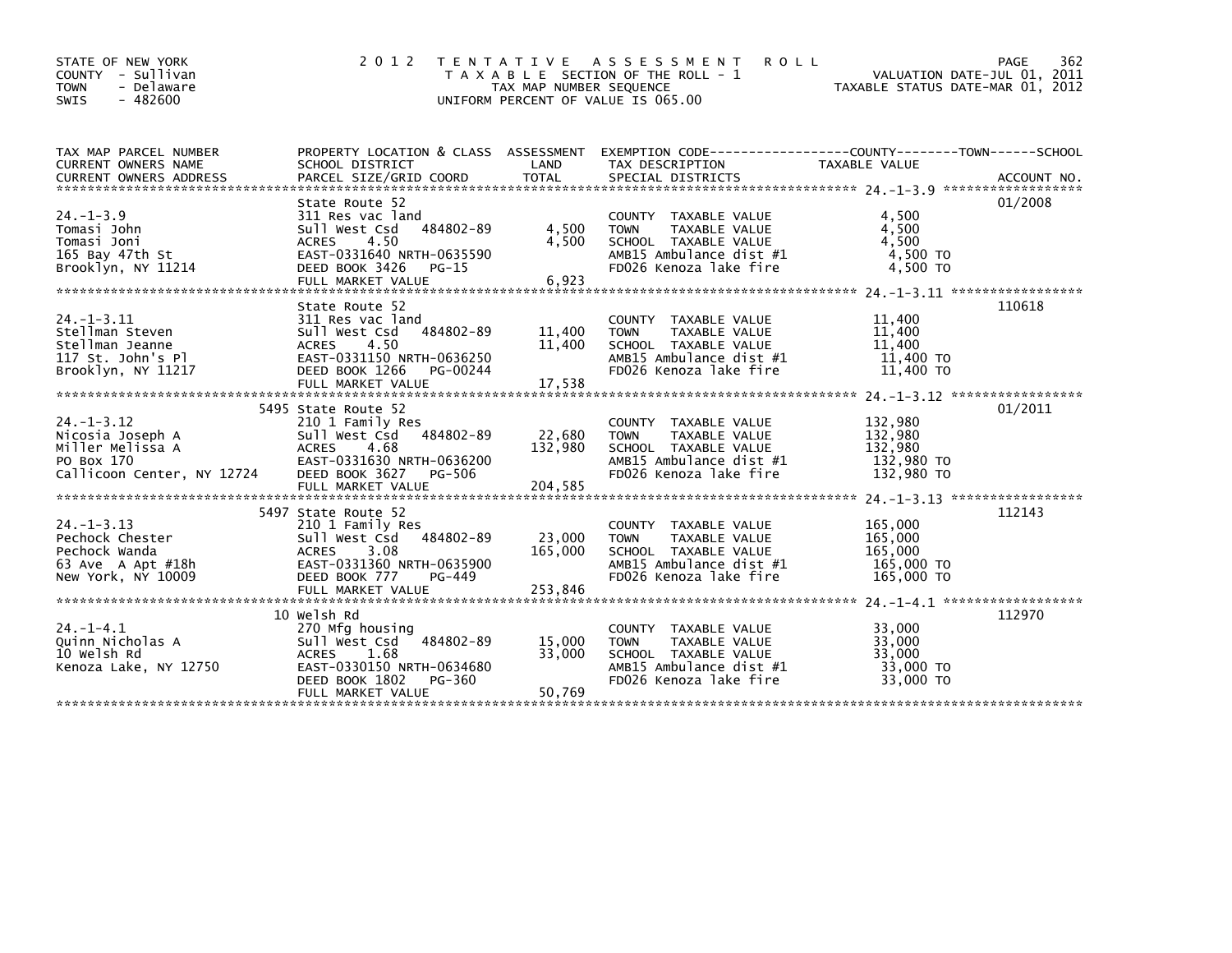STATE OF NEW YORK
COUNTY - Sullivan
TOWN - Delaware
SWIS - 482600

2012 TENTATIVE ASSESSMENT ROLL
TAXABLE SECTION OF THE ROLL - 1
TAX MAP NUMBER SEQUENCE
UNIFORM PERCENT OF VALUE IS 065.00

VALUATION DATE-JUL 01, 2011
TAXABLE STATUS DATE-MAR 01, 2012

| TAX MAP PARCEL NUMBER / CURRENT OWNERS NAME / CURRENT OWNERS ADDRESS | PROPERTY LOCATION & CLASS / SCHOOL DISTRICT / PARCEL SIZE/GRID COORD | ASSESSMENT LAND | TOTAL | EXEMPTION CODE / TAX DESCRIPTION / SPECIAL DISTRICTS | TAXABLE VALUE | ACCOUNT NO. |
|---|---|---|---|---|---|---|
| 24.-1-3.9 | State Route 52 | | | | | 01/2008 |
| Tomasi John | 311 Res vac land | | | COUNTY TAXABLE VALUE | 4,500 | |
| Tomasi Joni | Sull West Csd 484802-89 | 4,500 | | TOWN TAXABLE VALUE | 4,500 | |
| 165 Bay 47th St | ACRES 4.50 | | 4,500 | SCHOOL TAXABLE VALUE | 4,500 | |
| Brooklyn, NY 11214 | EAST-0331640 NRTH-0635590 | | | AMB15 Ambulance dist #1 | 4,500 TO | |
| | DEED BOOK 3426 PG-15 | | | FD026 Kenoza lake fire | 4,500 TO | |
| | FULL MARKET VALUE | | 6,923 | | | |
| 24.-1-3.11 | State Route 52 | | | | | 110618 |
| Stellman Steven | 311 Res vac land | | | COUNTY TAXABLE VALUE | 11,400 | |
| Stellman Jeanne | Sull West Csd 484802-89 | 11,400 | | TOWN TAXABLE VALUE | 11,400 | |
| 117 St. John's Pl | ACRES 4.50 | | 11,400 | SCHOOL TAXABLE VALUE | 11,400 | |
| Brooklyn, NY 11217 | EAST-0331150 NRTH-0636250 | | | AMB15 Ambulance dist #1 | 11,400 TO | |
| | DEED BOOK 1266 PG-00244 | | | FD026 Kenoza lake fire | 11,400 TO | |
| | FULL MARKET VALUE | | 17,538 | | | |
| 24.-1-3.12 | 5495 State Route 52 | | | | | 01/2011 |
| Nicosia Joseph A | 210 1 Family Res | | | COUNTY TAXABLE VALUE | 132,980 | |
| Miller Melissa A | Sull West Csd 484802-89 | 22,680 | | TOWN TAXABLE VALUE | 132,980 | |
| PO Box 170 | ACRES 4.68 | | 132,980 | SCHOOL TAXABLE VALUE | 132,980 | |
| Callicoon Center, NY 12724 | EAST-0331630 NRTH-0636200 | | | AMB15 Ambulance dist #1 | 132,980 TO | |
| | DEED BOOK 3627 PG-506 | | | FD026 Kenoza lake fire | 132,980 TO | |
| | FULL MARKET VALUE | | 204,585 | | | |
| 24.-1-3.13 | 5497 State Route 52 | | | | | 112143 |
| Pechock Chester | 210 1 Family Res | | | COUNTY TAXABLE VALUE | 165,000 | |
| Pechock Wanda | Sull West Csd 484802-89 | 23,000 | | TOWN TAXABLE VALUE | 165,000 | |
| 63 Ave A Apt #18h | ACRES 3.08 | | 165,000 | SCHOOL TAXABLE VALUE | 165,000 | |
| New York, NY 10009 | EAST-0331360 NRTH-0635900 | | | AMB15 Ambulance dist #1 | 165,000 TO | |
| | DEED BOOK 777 PG-449 | | | FD026 Kenoza lake fire | 165,000 TO | |
| | FULL MARKET VALUE | | 253,846 | | | |
| 24.-1-4.1 | 10 Welsh Rd | | | | | 112970 |
| Quinn Nicholas A | 270 Mfg housing | | | COUNTY TAXABLE VALUE | 33,000 | |
| 10 Welsh Rd | Sull West Csd 484802-89 | 15,000 | | TOWN TAXABLE VALUE | 33,000 | |
| Kenoza Lake, NY 12750 | ACRES 1.68 | | 33,000 | SCHOOL TAXABLE VALUE | 33,000 | |
| | EAST-0330150 NRTH-0634680 | | | AMB15 Ambulance dist #1 | 33,000 TO | |
| | DEED BOOK 1802 PG-360 | | | FD026 Kenoza lake fire | 33,000 TO | |
| | FULL MARKET VALUE | | 50,769 | | | |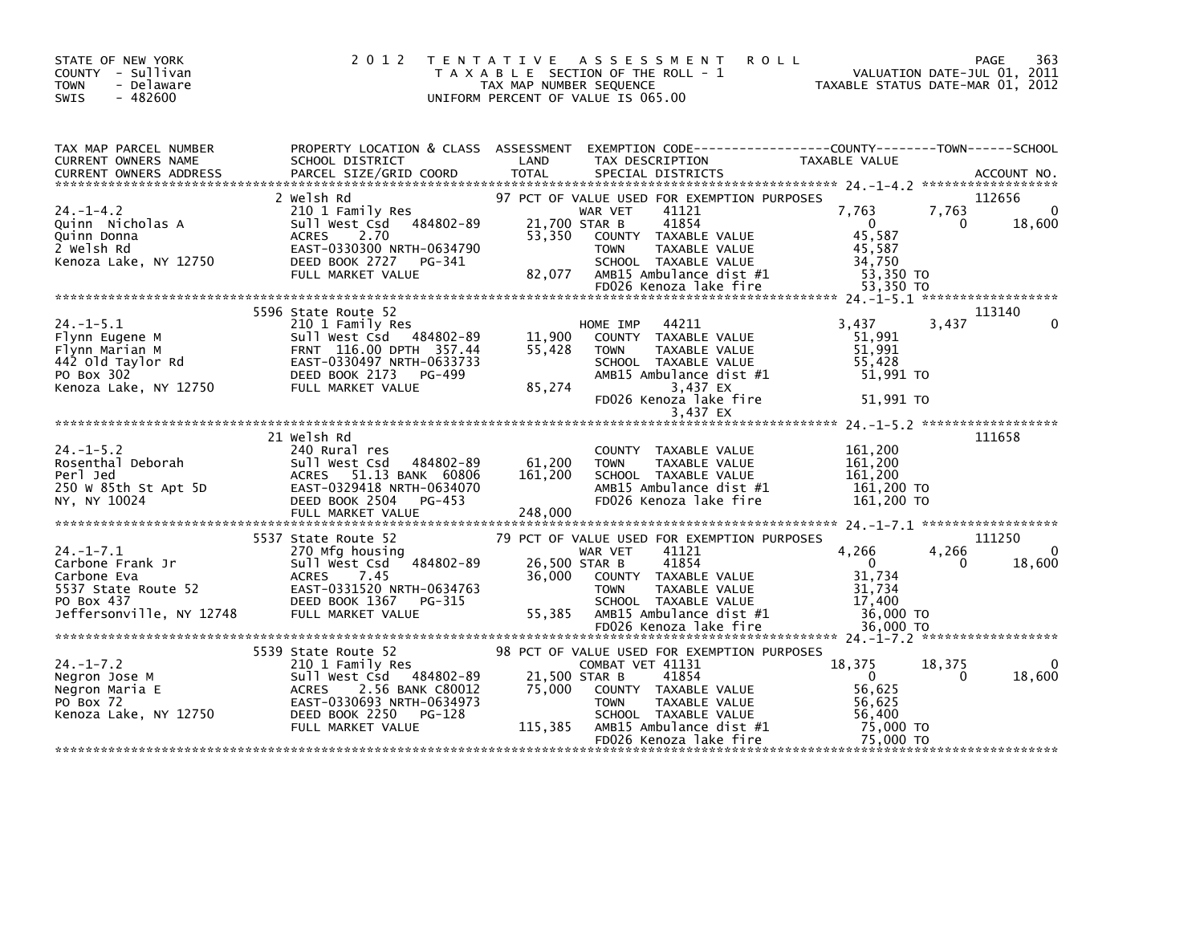STATE OF NEW YORK — COUNTY - Sullivan — TOWN - Delaware — SWIS - 482600

# 2012 TENTATIVE ASSESSMENT ROLL

TAXABLE SECTION OF THE ROLL - 1 — TAX MAP NUMBER SEQUENCE — UNIFORM PERCENT OF VALUE IS 065.00

VALUATION DATE-JUL 01, 2011 — TAXABLE STATUS DATE-MAR 01, 2012

| TAX MAP PARCEL NUMBER / CURRENT OWNERS NAME / CURRENT OWNERS ADDRESS | PROPERTY LOCATION & CLASS / SCHOOL DISTRICT / PARCEL SIZE/GRID COORD | ASSESSMENT LAND / TOTAL | EXEMPTION CODE / TAX DESCRIPTION / SPECIAL DISTRICTS | COUNTY TAXABLE VALUE | TOWN | SCHOOL | ACCOUNT NO. |
|---|---|---|---|---|---|---|---|
| 24.-1-4.2 | 2 Welsh Rd | | 97 PCT OF VALUE USED FOR EXEMPTION PURPOSES | | | | 112656 |
| | 210 1 Family Res | | WAR VET 41121 | 7,763 | 7,763 | 0 | |
| Quinn Nicholas A | Sull West Csd 484802-89 | 21,700 | STAR B 41854 | 0 | 0 | 18,600 | |
| Quinn Donna | ACRES 2.70 | 53,350 | COUNTY TAXABLE VALUE | 45,587 | | | |
| 2 Welsh Rd | EAST-0330300 NRTH-0634790 | | TOWN TAXABLE VALUE | 45,587 | | | |
| Kenoza Lake, NY 12750 | DEED BOOK 2727 PG-341 | | SCHOOL TAXABLE VALUE | 34,750 | | | |
| | FULL MARKET VALUE | 82,077 | AMB15 Ambulance dist #1 | 53,350 TO | | | |
| | | | FD026 Kenoza lake fire | 53,350 TO | | | |
| 24.-1-5.1 | 5596 State Route 52 | | | | | | 113140 |
| Flynn Eugene M | 210 1 Family Res | | HOME IMP 44211 | 3,437 | 3,437 | 0 | |
| Flynn Marian M | Sull West Csd 484802-89 | 11,900 | COUNTY TAXABLE VALUE | 51,991 | | | |
| 442 Old Taylor Rd | FRNT 116.00 DPTH 357.44 | 55,428 | TOWN TAXABLE VALUE | 51,991 | | | |
| PO Box 302 | EAST-0330497 NRTH-0633733 | | SCHOOL TAXABLE VALUE | 55,428 | | | |
| Kenoza Lake, NY 12750 | DEED BOOK 2173 PG-499 | | AMB15 Ambulance dist #1 | 51,991 TO | | | |
| | FULL MARKET VALUE | 85,274 | 3,437 EX | | | | |
| | | | FD026 Kenoza lake fire | 51,991 TO | | | |
| | | | 3,437 EX | | | | |
| 24.-1-5.2 | 21 Welsh Rd | | | | | | 111658 |
| Rosenthal Deborah | 240 Rural res | | COUNTY TAXABLE VALUE | 161,200 | | | |
| Perl Jed | Sull West Csd 484802-89 | 61,200 | TOWN TAXABLE VALUE | 161,200 | | | |
| 250 W 85th St Apt 5D | ACRES 51.13 BANK 60806 | 161,200 | SCHOOL TAXABLE VALUE | 161,200 | | | |
| NY, NY 10024 | EAST-0329418 NRTH-0634070 | | AMB15 Ambulance dist #1 | 161,200 TO | | | |
| | DEED BOOK 2504 PG-453 | | FD026 Kenoza lake fire | 161,200 TO | | | |
| | FULL MARKET VALUE | 248,000 | | | | | |
| 24.-1-7.1 | 5537 State Route 52 | | 79 PCT OF VALUE USED FOR EXEMPTION PURPOSES | | | | 111250 |
| | 270 Mfg housing | | WAR VET 41121 | 4,266 | 4,266 | 0 | |
| Carbone Frank Jr | Sull West Csd 484802-89 | 26,500 | STAR B 41854 | 0 | 0 | 18,600 | |
| Carbone Eva | ACRES 7.45 | 36,000 | COUNTY TAXABLE VALUE | 31,734 | | | |
| 5537 State Route 52 | EAST-0331520 NRTH-0634763 | | TOWN TAXABLE VALUE | 31,734 | | | |
| PO Box 437 | DEED BOOK 1367 PG-315 | | SCHOOL TAXABLE VALUE | 17,400 | | | |
| Jeffersonville, NY 12748 | FULL MARKET VALUE | 55,385 | AMB15 Ambulance dist #1 | 36,000 TO | | | |
| | | | FD026 Kenoza lake fire | 36,000 TO | | | |
| 24.-1-7.2 | 5539 State Route 52 | | 98 PCT OF VALUE USED FOR EXEMPTION PURPOSES | | | | |
| | 210 1 Family Res | | COMBAT VET 41131 | 18,375 | 18,375 | 0 | |
| Negron Jose M | Sull West Csd 484802-89 | 21,500 | STAR B 41854 | 0 | 0 | 18,600 | |
| Negron Maria E | ACRES 2.56 BANK C80012 | 75,000 | COUNTY TAXABLE VALUE | 56,625 | | | |
| PO Box 72 | EAST-0330693 NRTH-0634973 | | TOWN TAXABLE VALUE | 56,625 | | | |
| Kenoza Lake, NY 12750 | DEED BOOK 2250 PG-128 | | SCHOOL TAXABLE VALUE | 56,400 | | | |
| | FULL MARKET VALUE | 115,385 | AMB15 Ambulance dist #1 | 75,000 TO | | | |
| | | | FD026 Kenoza lake fire | 75,000 TO | | | |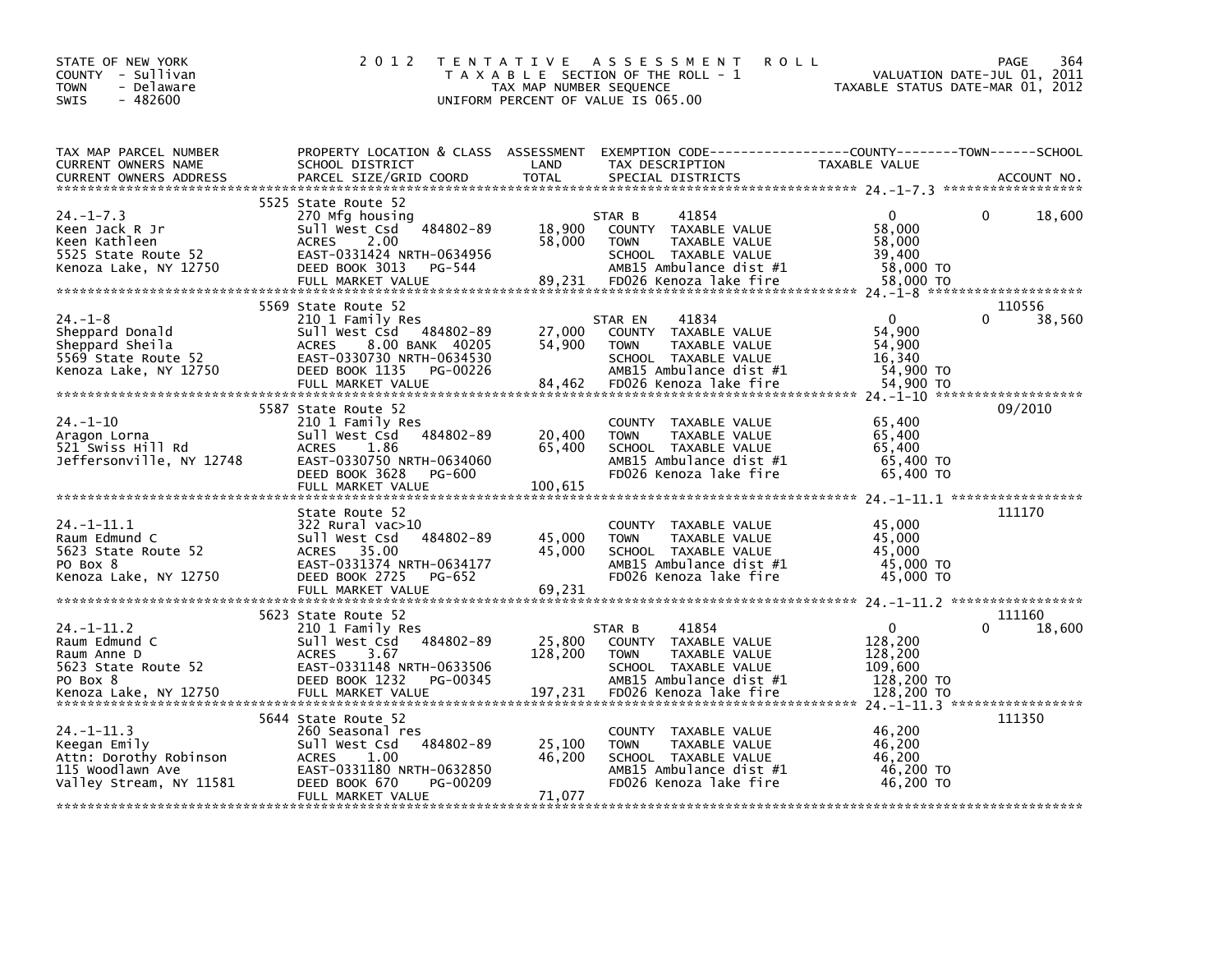STATE OF NEW YORK
COUNTY - Sullivan
TOWN - Delaware
SWIS - 482600

2012 TENTATIVE ASSESSMENT ROLL
TAXABLE SECTION OF THE ROLL - 1
TAX MAP NUMBER SEQUENCE
UNIFORM PERCENT OF VALUE IS 065.00

VALUATION DATE-JUL 01, 2011
TAXABLE STATUS DATE-MAR 01, 2012

| TAX MAP PARCEL NUMBER / CURRENT OWNERS NAME / CURRENT OWNERS ADDRESS | PROPERTY LOCATION & CLASS / SCHOOL DISTRICT / PARCEL SIZE/GRID COORD | ASSESSMENT LAND | TOTAL | EXEMPTION CODE / TAX DESCRIPTION / SPECIAL DISTRICTS | COUNTY / TOWN / SCHOOL TAXABLE VALUE | ACCOUNT NO. |
|---|---|---|---|---|---|---|
| 24.-1-7.3 | 5525 State Route 52 | | | | | |
| Keen Jack R Jr | 270 Mfg housing | | | STAR B 41854 | 0 | 0 18,600 |
| Keen Kathleen | Sull West Csd 484802-89 | 18,900 | | COUNTY TAXABLE VALUE | 58,000 | |
| 5525 State Route 52 | ACRES 2.00 | | 58,000 | TOWN TAXABLE VALUE | 58,000 | |
| Kenoza Lake, NY 12750 | EAST-0331424 NRTH-0634956 | | | SCHOOL TAXABLE VALUE | 39,400 | |
| | DEED BOOK 3013 PG-544 | | | AMB15 Ambulance dist #1 | 58,000 TO | |
| | FULL MARKET VALUE | | 89,231 | FD026 Kenoza lake fire | 58,000 TO | |
| 24.-1-8 | 5569 State Route 52 | | | | | 110556 |
| Sheppard Donald | 210 1 Family Res | | | STAR EN 41834 | 0 | 0 38,560 |
| Sheppard Sheila | Sull West Csd 484802-89 | 27,000 | | COUNTY TAXABLE VALUE | 54,900 | |
| 5569 State Route 52 | ACRES 8.00 BANK 40205 | | 54,900 | TOWN TAXABLE VALUE | 54,900 | |
| Kenoza Lake, NY 12750 | EAST-0330730 NRTH-0634530 | | | SCHOOL TAXABLE VALUE | 16,340 | |
| | DEED BOOK 1135 PG-00226 | | | AMB15 Ambulance dist #1 | 54,900 TO | |
| | FULL MARKET VALUE | | 84,462 | FD026 Kenoza lake fire | 54,900 TO | |
| 24.-1-10 | 5587 State Route 52 | | | | | 09/2010 |
| Aragon Lorna | 210 1 Family Res | | | COUNTY TAXABLE VALUE | 65,400 | |
| 521 Swiss Hill Rd | Sull West Csd 484802-89 | 20,400 | | TOWN TAXABLE VALUE | 65,400 | |
| Jeffersonville, NY 12748 | ACRES 1.86 | | 65,400 | SCHOOL TAXABLE VALUE | 65,400 | |
| | EAST-0330750 NRTH-0634060 | | | AMB15 Ambulance dist #1 | 65,400 TO | |
| | DEED BOOK 3628 PG-600 | | | FD026 Kenoza lake fire | 65,400 TO | |
| | FULL MARKET VALUE | | 100,615 | | | |
| 24.-1-11.1 | State Route 52 | | | | | 111170 |
| Raum Edmund C | 322 Rural vac>10 | | | COUNTY TAXABLE VALUE | 45,000 | |
| 5623 State Route 52 | Sull West Csd 484802-89 | 45,000 | | TOWN TAXABLE VALUE | 45,000 | |
| PO Box 8 | ACRES 35.00 | | 45,000 | SCHOOL TAXABLE VALUE | 45,000 | |
| Kenoza Lake, NY 12750 | EAST-0331374 NRTH-0634177 | | | AMB15 Ambulance dist #1 | 45,000 TO | |
| | DEED BOOK 2725 PG-652 | | | FD026 Kenoza lake fire | 45,000 TO | |
| | FULL MARKET VALUE | | 69,231 | | | |
| 24.-1-11.2 | 5623 State Route 52 | | | | | 111160 |
| Raum Edmund C | 210 1 Family Res | | | STAR B 41854 | 0 | 0 18,600 |
| Raum Anne D | Sull West Csd 484802-89 | 25,800 | | COUNTY TAXABLE VALUE | 128,200 | |
| 5623 State Route 52 | ACRES 3.67 | | 128,200 | TOWN TAXABLE VALUE | 128,200 | |
| PO Box 8 | EAST-0331148 NRTH-0633506 | | | SCHOOL TAXABLE VALUE | 109,600 | |
| Kenoza Lake, NY 12750 | DEED BOOK 1232 PG-00345 | | | AMB15 Ambulance dist #1 | 128,200 TO | |
| | FULL MARKET VALUE | | 197,231 | FD026 Kenoza lake fire | 128,200 TO | |
| 24.-1-11.3 | 5644 State Route 52 | | | | | 111350 |
| Keegan Emily | 260 Seasonal res | | | COUNTY TAXABLE VALUE | 46,200 | |
| Attn: Dorothy Robinson | Sull West Csd 484802-89 | 25,100 | | TOWN TAXABLE VALUE | 46,200 | |
| 115 Woodlawn Ave | ACRES 1.00 | | 46,200 | SCHOOL TAXABLE VALUE | 46,200 | |
| Valley Stream, NY 11581 | EAST-0331180 NRTH-0632850 | | | AMB15 Ambulance dist #1 | 46,200 TO | |
| | DEED BOOK 670 PG-00209 | | | FD026 Kenoza lake fire | 46,200 TO | |
| | FULL MARKET VALUE | | 71,077 | | | |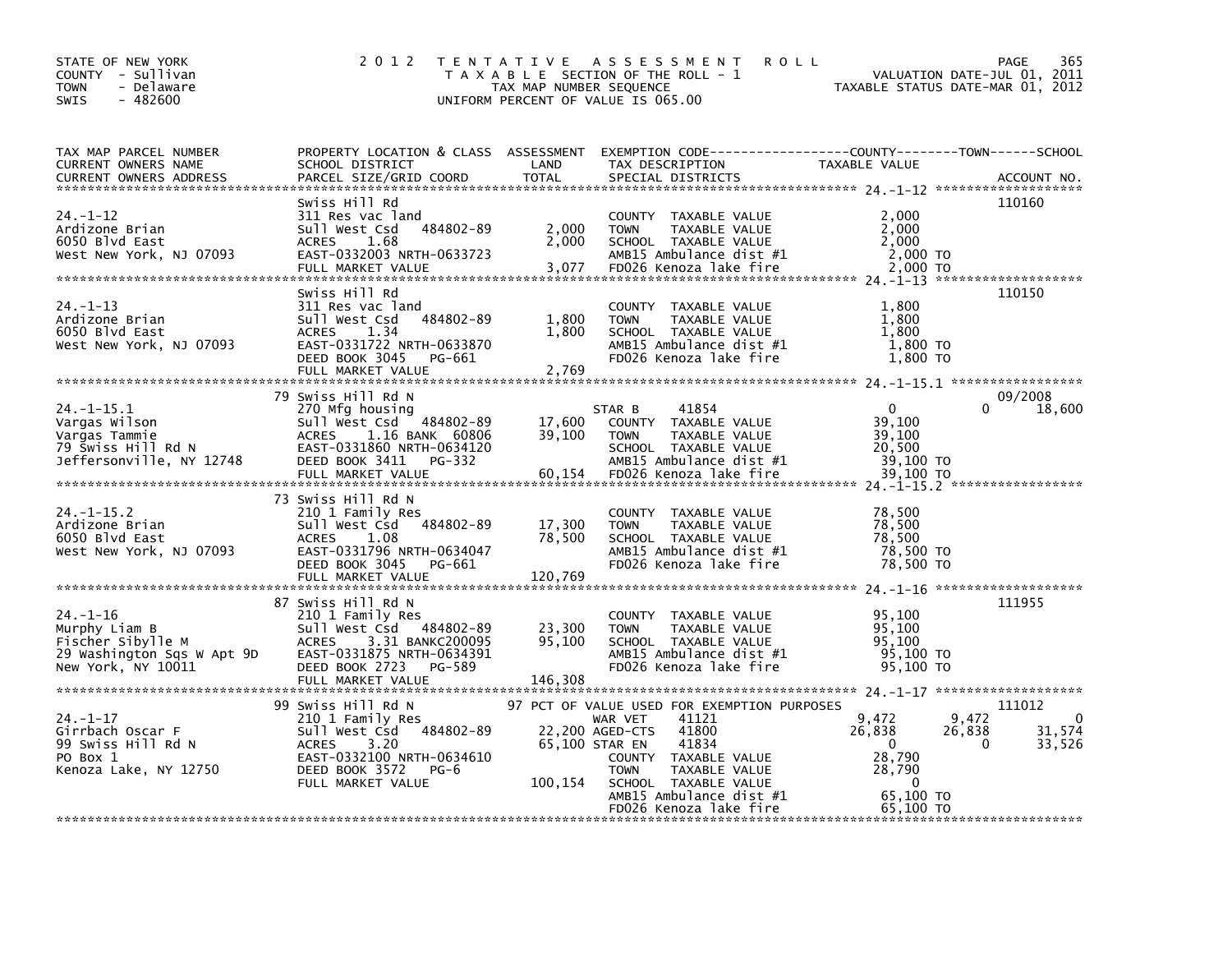STATE OF NEW YORK
COUNTY - Sullivan
TOWN - Delaware
SWIS - 482600

2012 TENTATIVE ASSESSMENT ROLL
TAXABLE SECTION OF THE ROLL - 1
TAX MAP NUMBER SEQUENCE
UNIFORM PERCENT OF VALUE IS 065.00

VALUATION DATE-JUL 01, 2011
TAXABLE STATUS DATE-MAR 01, 2012

| TAX MAP PARCEL NUMBER / CURRENT OWNERS NAME / CURRENT OWNERS ADDRESS | PROPERTY LOCATION & CLASS / SCHOOL DISTRICT / PARCEL SIZE/GRID COORD | ASSESSMENT LAND | TOTAL | EXEMPTION CODE / TAX DESCRIPTION / SPECIAL DISTRICTS | COUNTY TAXABLE VALUE | TOWN | SCHOOL | ACCOUNT NO. |
|---|---|---|---|---|---|---|---|---|
| 24.-1-12 | Swiss Hill Rd | | | | | | | 110160 |
| Ardizone Brian | 311 Res vac land | | | COUNTY TAXABLE VALUE | 2,000 | | | |
| 6050 Blvd East | Sull West Csd 484802-89 | 2,000 | | TOWN TAXABLE VALUE | 2,000 | | | |
| West New York, NJ 07093 | ACRES 1.68 | | 2,000 | SCHOOL TAXABLE VALUE | 2,000 | | | |
| | EAST-0332003 NRTH-0633723 | | | AMB15 Ambulance dist #1 | 2,000 TO | | | |
| | FULL MARKET VALUE | | 3,077 | FD026 Kenoza lake fire | 2,000 TO | | | |
| 24.-1-13 | Swiss Hill Rd | | | | | | | 110150 |
| Ardizone Brian | 311 Res vac land | | | COUNTY TAXABLE VALUE | 1,800 | | | |
| 6050 Blvd East | Sull West Csd 484802-89 | 1,800 | | TOWN TAXABLE VALUE | 1,800 | | | |
| West New York, NJ 07093 | ACRES 1.34 | | 1,800 | SCHOOL TAXABLE VALUE | 1,800 | | | |
| | EAST-0331722 NRTH-0633870 | | | AMB15 Ambulance dist #1 | 1,800 TO | | | |
| | DEED BOOK 3045 PG-661 | | | FD026 Kenoza lake fire | 1,800 TO | | | |
| | FULL MARKET VALUE | | 2,769 | | | | | |
| 24.-1-15.1 | 79 Swiss Hill Rd N | | | | | | | 09/2008 |
| Vargas Wilson | 270 Mfg housing | | | STAR B 41854 | 0 | 0 | 18,600 | |
| Vargas Tammie | Sull West Csd 484802-89 | 17,600 | | COUNTY TAXABLE VALUE | 39,100 | | | |
| 79 Swiss Hill Rd N | ACRES 1.16 BANK 60806 | | 39,100 | TOWN TAXABLE VALUE | 39,100 | | | |
| Jeffersonville, NY 12748 | EAST-0331860 NRTH-0634120 | | | SCHOOL TAXABLE VALUE | 20,500 | | | |
| | DEED BOOK 3411 PG-332 | | | AMB15 Ambulance dist #1 | 39,100 TO | | | |
| | FULL MARKET VALUE | | 60,154 | FD026 Kenoza lake fire | 39,100 TO | | | |
| 24.-1-15.2 | 73 Swiss Hill Rd N | | | | | | | |
| Ardizone Brian | 210 1 Family Res | | | COUNTY TAXABLE VALUE | 78,500 | | | |
| 6050 Blvd East | Sull West Csd 484802-89 | 17,300 | | TOWN TAXABLE VALUE | 78,500 | | | |
| West New York, NJ 07093 | ACRES 1.08 | | 78,500 | SCHOOL TAXABLE VALUE | 78,500 | | | |
| | EAST-0331796 NRTH-0634047 | | | AMB15 Ambulance dist #1 | 78,500 TO | | | |
| | DEED BOOK 3045 PG-661 | | | FD026 Kenoza lake fire | 78,500 TO | | | |
| | FULL MARKET VALUE | | 120,769 | | | | | |
| 24.-1-16 | 87 Swiss Hill Rd N | | | | | | | 111955 |
| Murphy Liam B | 210 1 Family Res | | | COUNTY TAXABLE VALUE | 95,100 | | | |
| Fischer Sibylle M | Sull West Csd 484802-89 | 23,300 | | TOWN TAXABLE VALUE | 95,100 | | | |
| 29 Washington Sqs W Apt 9D | ACRES 3.31 BANKC200095 | | 95,100 | SCHOOL TAXABLE VALUE | 95,100 | | | |
| New York, NY 10011 | EAST-0331875 NRTH-0634391 | | | AMB15 Ambulance dist #1 | 95,100 TO | | | |
| | DEED BOOK 2723 PG-589 | | | FD026 Kenoza lake fire | 95,100 TO | | | |
| | FULL MARKET VALUE | | 146,308 | | | | | |
| 24.-1-17 | 99 Swiss Hill Rd N | | | 97 PCT OF VALUE USED FOR EXEMPTION PURPOSES | | | | 111012 |
| Girrbach Oscar F | 210 1 Family Res | | | WAR VET 41121 | 9,472 | 9,472 | 0 | |
| 99 Swiss Hill Rd N | Sull West Csd 484802-89 | 22,200 | | AGED-CTS 41800 | 26,838 | 26,838 | 31,574 | |
| PO Box 1 | ACRES 3.20 | | 65,100 | STAR EN 41834 | 0 | 0 | 33,526 | |
| Kenoza Lake, NY 12750 | EAST-0332100 NRTH-0634610 | | | COUNTY TAXABLE VALUE | 28,790 | | | |
| | DEED BOOK 3572 PG-6 | | | TOWN TAXABLE VALUE | 28,790 | | | |
| | FULL MARKET VALUE | | 100,154 | SCHOOL TAXABLE VALUE | 0 | | | |
| | | | | AMB15 Ambulance dist #1 | 65,100 TO | | | |
| | | | | FD026 Kenoza lake fire | 65,100 TO | | | |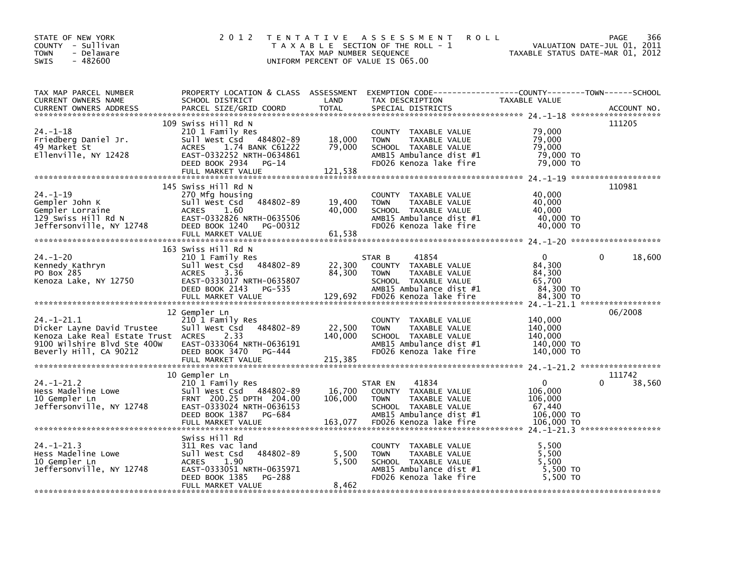STATE OF NEW YORK
COUNTY - Sullivan
TOWN - Delaware
SWIS - 482600

2012 TENTATIVE ASSESSMENT ROLL
TAXABLE SECTION OF THE ROLL - 1
TAX MAP NUMBER SEQUENCE
UNIFORM PERCENT OF VALUE IS 065.00

VALUATION DATE-JUL 01, 2011
TAXABLE STATUS DATE-MAR 01, 2012

| TAX MAP PARCEL NUMBER / CURRENT OWNERS NAME / CURRENT OWNERS ADDRESS | PROPERTY LOCATION & CLASS / SCHOOL DISTRICT / PARCEL SIZE/GRID COORD | ASSESSMENT LAND | TOTAL | EXEMPTION CODE / TAX DESCRIPTION / SPECIAL DISTRICTS | COUNTY TAXABLE VALUE | TOWN | SCHOOL / ACCOUNT NO. |
|---|---|---|---|---|---|---|---|
| 24.-1-18 | 109 Swiss Hill Rd N | | | | | | 111205 |
| Friedberg Daniel Jr. | 210 1 Family Res | | | COUNTY TAXABLE VALUE | 79,000 | | |
| 49 Market St | Sull West Csd 484802-89 | 18,000 | | TOWN TAXABLE VALUE | 79,000 | | |
| Ellenville, NY 12428 | ACRES 1.74 BANK C61222 | | 79,000 | SCHOOL TAXABLE VALUE | 79,000 | | |
| | EAST-0332252 NRTH-0634861 | | | AMB15 Ambulance dist #1 | 79,000 TO | | |
| | DEED BOOK 2934 PG-14 | | | FD026 Kenoza lake fire | 79,000 TO | | |
| | FULL MARKET VALUE | | 121,538 | | | | |
| 24.-1-19 | 145 Swiss Hill Rd N | | | | | | 110981 |
| Gempler John K | 270 Mfg housing | | | COUNTY TAXABLE VALUE | 40,000 | | |
| Gempler Lorraine | Sull West Csd 484802-89 | 19,400 | | TOWN TAXABLE VALUE | 40,000 | | |
| 129 Swiss Hill Rd N | ACRES 1.60 | | 40,000 | SCHOOL TAXABLE VALUE | 40,000 | | |
| Jeffersonville, NY 12748 | EAST-0332826 NRTH-0635506 | | | AMB15 Ambulance dist #1 | 40,000 TO | | |
| | DEED BOOK 1240 PG-00312 | | | FD026 Kenoza lake fire | 40,000 TO | | |
| | FULL MARKET VALUE | | 61,538 | | | | |
| 24.-1-20 | 163 Swiss Hill Rd N | | | | | | |
| Kennedy Kathryn | 210 1 Family Res | | | STAR B 41854 | 0 | 0 | 18,600 |
| PO Box 285 | Sull West Csd 484802-89 | 22,300 | | COUNTY TAXABLE VALUE | 84,300 | | |
| Kenoza Lake, NY 12750 | ACRES 3.36 | | 84,300 | TOWN TAXABLE VALUE | 84,300 | | |
| | EAST-0333017 NRTH-0635807 | | | SCHOOL TAXABLE VALUE | 65,700 | | |
| | DEED BOOK 2143 PG-535 | | | AMB15 Ambulance dist #1 | 84,300 TO | | |
| | FULL MARKET VALUE | | 129,692 | FD026 Kenoza lake fire | 84,300 TO | | |
| 24.-1-21.1 | 12 Gempler Ln | | | | | | 06/2008 |
| Dicker Layne David Trustee | 210 1 Family Res | | | COUNTY TAXABLE VALUE | 140,000 | | |
| Kenoza Lake Real Estate Trust | Sull West Csd 484802-89 | 22,500 | | TOWN TAXABLE VALUE | 140,000 | | |
| 9100 Wilshire Blvd Ste 400W | ACRES 2.33 | | 140,000 | SCHOOL TAXABLE VALUE | 140,000 | | |
| Beverly Hill, CA 90212 | EAST-0333064 NRTH-0636191 | | | AMB15 Ambulance dist #1 | 140,000 TO | | |
| | DEED BOOK 3470 PG-444 | | | FD026 Kenoza lake fire | 140,000 TO | | |
| | FULL MARKET VALUE | | 215,385 | | | | |
| 24.-1-21.2 | 10 Gempler Ln | | | | | | 111742 |
| Hess Madeline Lowe | 210 1 Family Res | | | STAR EN 41834 | 0 | 0 | 38,560 |
| 10 Gempler Ln | Sull West Csd 484802-89 | 16,700 | | COUNTY TAXABLE VALUE | 106,000 | | |
| Jeffersonville, NY 12748 | FRNT 200.25 DPTH 204.00 | | 106,000 | TOWN TAXABLE VALUE | 106,000 | | |
| | EAST-0333024 NRTH-0636153 | | | SCHOOL TAXABLE VALUE | 67,440 | | |
| | DEED BOOK 1387 PG-684 | | | AMB15 Ambulance dist #1 | 106,000 TO | | |
| | FULL MARKET VALUE | | 163,077 | FD026 Kenoza lake fire | 106,000 TO | | |
| 24.-1-21.3 | Swiss Hill Rd | | | | | | |
| Hess Madeline Lowe | 311 Res vac land | | | COUNTY TAXABLE VALUE | 5,500 | | |
| 10 Gempler Ln | Sull West Csd 484802-89 | 5,500 | | TOWN TAXABLE VALUE | 5,500 | | |
| Jeffersonville, NY 12748 | ACRES 1.90 | | 5,500 | SCHOOL TAXABLE VALUE | 5,500 | | |
| | EAST-0333051 NRTH-0635971 | | | AMB15 Ambulance dist #1 | 5,500 TO | | |
| | DEED BOOK 1385 PG-288 | | | FD026 Kenoza lake fire | 5,500 TO | | |
| | FULL MARKET VALUE | | 8,462 | | | | |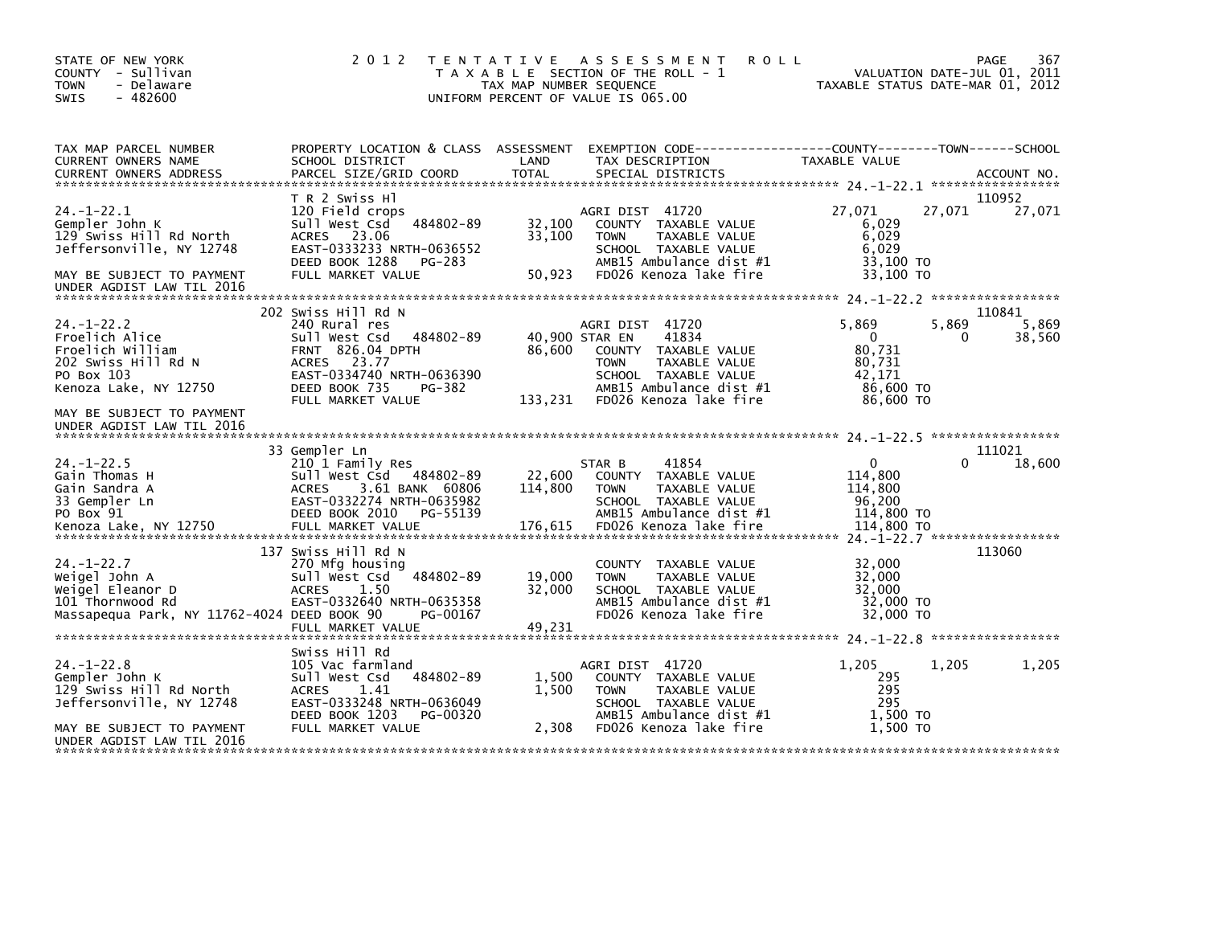STATE OF NEW YORK
COUNTY - Sullivan
TOWN - Delaware
SWIS - 482600

2012 TENTATIVE ASSESSMENT ROLL
TAXABLE SECTION OF THE ROLL - 1
TAX MAP NUMBER SEQUENCE
UNIFORM PERCENT OF VALUE IS 065.00

VALUATION DATE-JUL 01, 2011
TAXABLE STATUS DATE-MAR 01, 2012

| TAX MAP PARCEL NUMBER / CURRENT OWNERS NAME / CURRENT OWNERS ADDRESS | PROPERTY LOCATION & CLASS / SCHOOL DISTRICT / PARCEL SIZE/GRID COORD | ASSESSMENT LAND / TOTAL | EXEMPTION CODE / TAX DESCRIPTION / SPECIAL DISTRICTS | COUNTY TAXABLE VALUE | TOWN | SCHOOL / ACCOUNT NO. |
|---|---|---|---|---|---|---|
| 24.-1-22.1 | T R 2 Swiss Hl | | | | | 110952 |
| Gempler John K | 120 Field crops | | AGRI DIST 41720 | 27,071 | 27,071 | 27,071 |
| 129 Swiss Hill Rd North | Sull West Csd 484802-89 | 32,100 | COUNTY TAXABLE VALUE | 6,029 | | |
| Jeffersonville, NY 12748 | ACRES 23.06 | 33,100 | TOWN TAXABLE VALUE | 6,029 | | |
| | EAST-0333233 NRTH-0636552 | | SCHOOL TAXABLE VALUE | 6,029 | | |
| | DEED BOOK 1288 PG-283 | | AMB15 Ambulance dist #1 | 33,100 TO | | |
| MAY BE SUBJECT TO PAYMENT UNDER AGDIST LAW TIL 2016 | FULL MARKET VALUE | 50,923 | FD026 Kenoza lake fire | 33,100 TO | | |
| 24.-1-22.2 | 202 Swiss Hill Rd N | | | | | 110841 |
| Froelich Alice | 240 Rural res | | AGRI DIST 41720 | 5,869 | 5,869 | 5,869 |
| Froelich William | Sull West Csd 484802-89 | 40,900 | STAR EN 41834 | 0 | 0 | 38,560 |
| 202 Swiss Hill Rd N | FRNT 826.04 DPTH | 86,600 | COUNTY TAXABLE VALUE | 80,731 | | |
| PO Box 103 | ACRES 23.77 | | TOWN TAXABLE VALUE | 80,731 | | |
| Kenoza Lake, NY 12750 | EAST-0334740 NRTH-0636390 | | SCHOOL TAXABLE VALUE | 42,171 | | |
| | DEED BOOK 735 PG-382 | | AMB15 Ambulance dist #1 | 86,600 TO | | |
| MAY BE SUBJECT TO PAYMENT UNDER AGDIST LAW TIL 2016 | FULL MARKET VALUE | 133,231 | FD026 Kenoza lake fire | 86,600 TO | | |
| 24.-1-22.5 | 33 Gempler Ln | | | | | 111021 |
| Gain Thomas H | 210 1 Family Res | | STAR B 41854 | 0 | 0 | 18,600 |
| Gain Sandra A | Sull West Csd 484802-89 | 22,600 | COUNTY TAXABLE VALUE | 114,800 | | |
| 33 Gempler Ln | ACRES 3.61 BANK 60806 | 114,800 | TOWN TAXABLE VALUE | 114,800 | | |
| PO Box 91 | EAST-0332274 NRTH-0635982 | | SCHOOL TAXABLE VALUE | 96,200 | | |
| | DEED BOOK 2010 PG-55139 | | AMB15 Ambulance dist #1 | 114,800 TO | | |
| Kenoza Lake, NY 12750 | FULL MARKET VALUE | 176,615 | FD026 Kenoza lake fire | 114,800 TO | | |
| 24.-1-22.7 | 137 Swiss Hill Rd N | | | | | 113060 |
| Weigel John A | 270 Mfg housing | | COUNTY TAXABLE VALUE | 32,000 | | |
| Weigel Eleanor D | Sull West Csd 484802-89 | 19,000 | TOWN TAXABLE VALUE | 32,000 | | |
| 101 Thornwood Rd | ACRES 1.50 | 32,000 | SCHOOL TAXABLE VALUE | 32,000 | | |
| Massapequa Park, NY 11762-4024 | EAST-0332640 NRTH-0635358 | | AMB15 Ambulance dist #1 | 32,000 TO | | |
| | DEED BOOK 90 PG-00167 | | FD026 Kenoza lake fire | 32,000 TO | | |
| | FULL MARKET VALUE | 49,231 | | | | |
| 24.-1-22.8 | Swiss Hill Rd | | | | | |
| Gempler John K | 105 Vac farmland | | AGRI DIST 41720 | 1,205 | 1,205 | 1,205 |
| 129 Swiss Hill Rd North | Sull West Csd 484802-89 | 1,500 | COUNTY TAXABLE VALUE | 295 | | |
| Jeffersonville, NY 12748 | ACRES 1.41 | 1,500 | TOWN TAXABLE VALUE | 295 | | |
| | EAST-0333248 NRTH-0636049 | | SCHOOL TAXABLE VALUE | 295 | | |
| | DEED BOOK 1203 PG-00320 | | AMB15 Ambulance dist #1 | 1,500 TO | | |
| MAY BE SUBJECT TO PAYMENT UNDER AGDIST LAW TIL 2016 | FULL MARKET VALUE | 2,308 | FD026 Kenoza lake fire | 1,500 TO | | |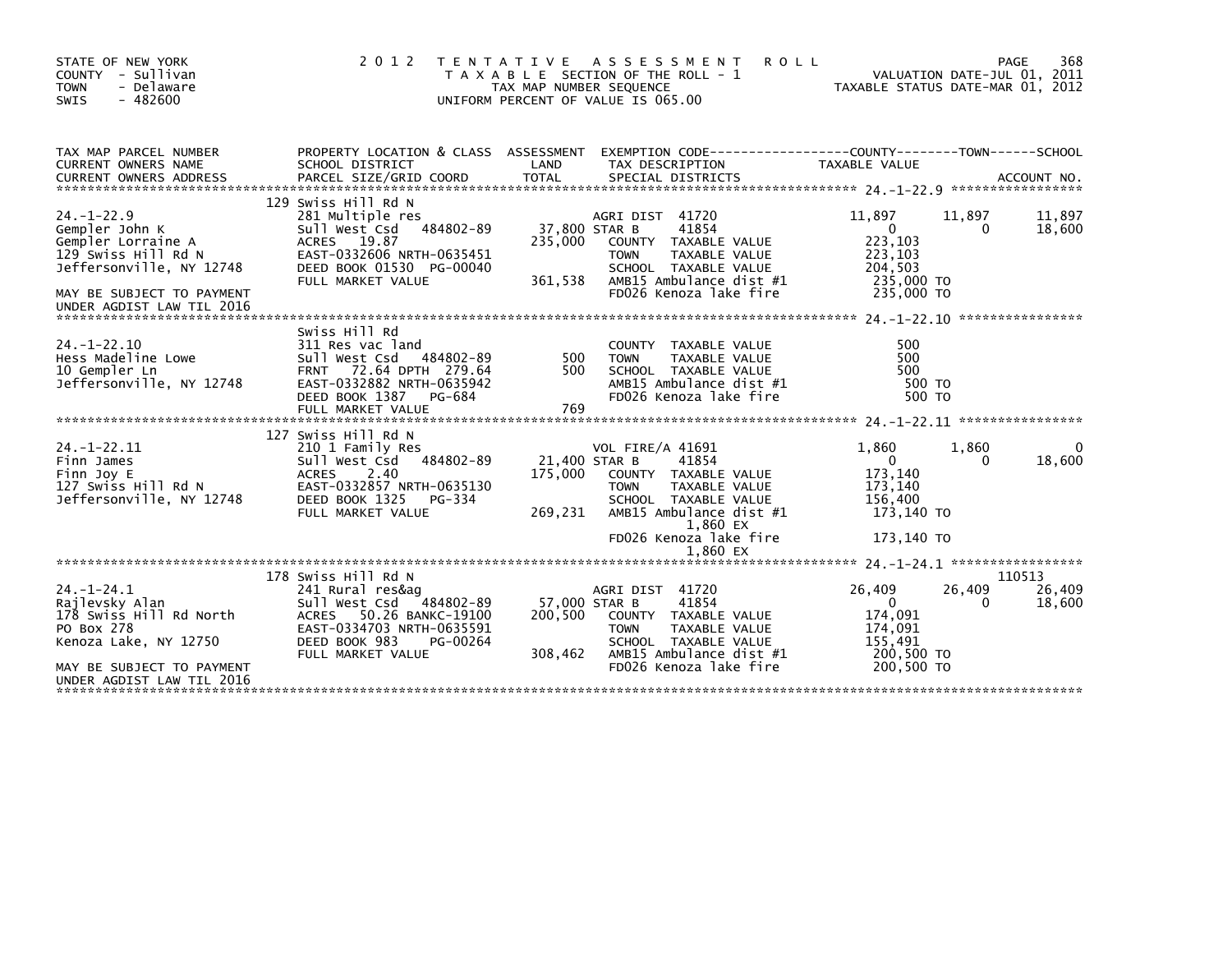STATE OF NEW YORK
COUNTY - Sullivan
TOWN - Delaware
SWIS - 482600

2 0 1 2 T E N T A T I V E A S S E S S M E N T R O L L
T A X A B L E SECTION OF THE ROLL - 1
TAX MAP NUMBER SEQUENCE
UNIFORM PERCENT OF VALUE IS 065.00

VALUATION DATE-JUL 01, 2011
TAXABLE STATUS DATE-MAR 01, 2012

| TAX MAP PARCEL NUMBER / CURRENT OWNERS NAME / CURRENT OWNERS ADDRESS | PROPERTY LOCATION & CLASS / SCHOOL DISTRICT / PARCEL SIZE/GRID COORD | ASSESSMENT LAND / TOTAL | EXEMPTION CODE / TAX DESCRIPTION / SPECIAL DISTRICTS | COUNTY TAXABLE VALUE | TOWN | SCHOOL / ACCOUNT NO. |
|---|---|---|---|---|---|---|
| **24.-1-22.9** | 129 Swiss Hill Rd N | | | | | |
| 24.-1-22.9 | 281 Multiple res | | AGRI DIST 41720 | 11,897 | 11,897 | 11,897 |
| Gempler John K | Sull West Csd 484802-89 | 37,800 | STAR B 41854 | 0 | 0 | 18,600 |
| Gempler Lorraine A | ACRES 19.87 | 235,000 | COUNTY TAXABLE VALUE | 223,103 | | |
| 129 Swiss Hill Rd N | EAST-0332606 NRTH-0635451 | | TOWN TAXABLE VALUE | 223,103 | | |
| Jeffersonville, NY 12748 | DEED BOOK 01530 PG-00040 | | SCHOOL TAXABLE VALUE | 204,503 | | |
| | FULL MARKET VALUE | 361,538 | AMB15 Ambulance dist #1 | 235,000 TO | | |
| MAY BE SUBJECT TO PAYMENT UNDER AGDIST LAW TIL 2016 | | | FD026 Kenoza lake fire | 235,000 TO | | |
| **24.-1-22.10** | Swiss Hill Rd | | | | | |
| 24.-1-22.10 | 311 Res vac land | | COUNTY TAXABLE VALUE | 500 | | |
| Hess Madeline Lowe | Sull West Csd 484802-89 | 500 | TOWN TAXABLE VALUE | 500 | | |
| 10 Gempler Ln | FRNT 72.64 DPTH 279.64 | 500 | SCHOOL TAXABLE VALUE | 500 | | |
| Jeffersonville, NY 12748 | EAST-0332882 NRTH-0635942 | | AMB15 Ambulance dist #1 | 500 TO | | |
| | DEED BOOK 1387 PG-684 | | FD026 Kenoza lake fire | 500 TO | | |
| | FULL MARKET VALUE | 769 | | | | |
| **24.-1-22.11** | 127 Swiss Hill Rd N | | | | | |
| 24.-1-22.11 | 210 1 Family Res | | VOL FIRE/A 41691 | 1,860 | 1,860 | 0 |
| Finn James | Sull West Csd 484802-89 | 21,400 | STAR B 41854 | 0 | 0 | 18,600 |
| Finn Joy E | ACRES 2.40 | 175,000 | COUNTY TAXABLE VALUE | 173,140 | | |
| 127 Swiss Hill Rd N | EAST-0332857 NRTH-0635130 | | TOWN TAXABLE VALUE | 173,140 | | |
| Jeffersonville, NY 12748 | DEED BOOK 1325 PG-334 | | SCHOOL TAXABLE VALUE | 156,400 | | |
| | FULL MARKET VALUE | 269,231 | AMB15 Ambulance dist #1 | 173,140 TO | | |
| | | | 1,860 EX | | | |
| | | | FD026 Kenoza lake fire | 173,140 TO | | |
| | | | 1,860 EX | | | |
| **24.-1-24.1** | 178 Swiss Hill Rd N | | | | | 110513 |
| 24.-1-24.1 | 241 Rural res&ag | | AGRI DIST 41720 | 26,409 | 26,409 | 26,409 |
| Rajlevsky Alan | Sull West Csd 484802-89 | 57,000 | STAR B 41854 | 0 | 0 | 18,600 |
| 178 Swiss Hill Rd North | ACRES 50.26 BANKC-19100 | 200,500 | COUNTY TAXABLE VALUE | 174,091 | | |
| PO Box 278 | EAST-0334703 NRTH-0635591 | | TOWN TAXABLE VALUE | 174,091 | | |
| Kenoza Lake, NY 12750 | DEED BOOK 983 PG-00264 | | SCHOOL TAXABLE VALUE | 155,491 | | |
| | FULL MARKET VALUE | 308,462 | AMB15 Ambulance dist #1 | 200,500 TO | | |
| MAY BE SUBJECT TO PAYMENT UNDER AGDIST LAW TIL 2016 | | | FD026 Kenoza lake fire | 200,500 TO | | |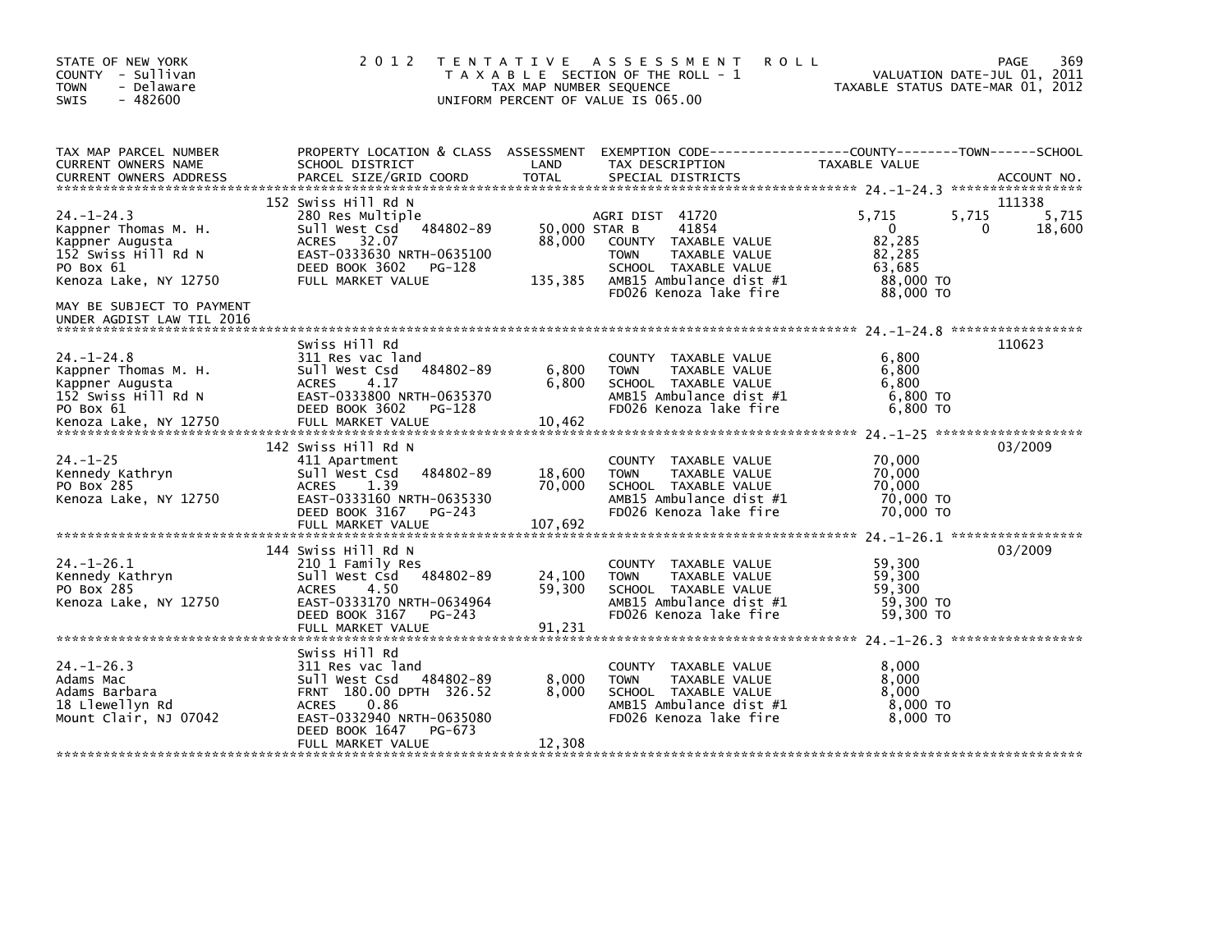STATE OF NEW YORK
COUNTY - Sullivan
TOWN - Delaware
SWIS - 482600

2012 TENTATIVE ASSESSMENT ROLL
TAXABLE SECTION OF THE ROLL - 1
TAX MAP NUMBER SEQUENCE
UNIFORM PERCENT OF VALUE IS 065.00

VALUATION DATE-JUL 01, 2011
TAXABLE STATUS DATE-MAR 01, 2012

| TAX MAP PARCEL NUMBER / CURRENT OWNERS NAME / CURRENT OWNERS ADDRESS | PROPERTY LOCATION & CLASS / SCHOOL DISTRICT / PARCEL SIZE/GRID COORD | ASSESSMENT LAND / TOTAL | EXEMPTION CODE / TAX DESCRIPTION / SPECIAL DISTRICTS | COUNTY TAXABLE VALUE | TOWN | SCHOOL | ACCOUNT NO. |
|---|---|---|---|---|---|---|---|
| 24.-1-24.3 | 152 Swiss Hill Rd N | | | | | | 111338 |
| | 280 Res Multiple | | AGRI DIST 41720 | 5,715 | 5,715 | 5,715 | |
| Kappner Thomas M. H. | Sull West Csd 484802-89 | 50,000 | STAR B 41854 | 0 | 0 | 18,600 | |
| Kappner Augusta | ACRES 32.07 | 88,000 | COUNTY TAXABLE VALUE | 82,285 | | | |
| 152 Swiss Hill Rd N | EAST-0333630 NRTH-0635100 | | TOWN TAXABLE VALUE | 82,285 | | | |
| PO Box 61 | DEED BOOK 3602 PG-128 | | SCHOOL TAXABLE VALUE | 63,685 | | | |
| Kenoza Lake, NY 12750 | FULL MARKET VALUE | 135,385 | AMB15 Ambulance dist #1 | 88,000 TO | | | |
| | | | FD026 Kenoza lake fire | 88,000 TO | | | |
| MAY BE SUBJECT TO PAYMENT UNDER AGDIST LAW TIL 2016 | | | | | | | |
| 24.-1-24.8 | Swiss Hill Rd | | | | | | 110623 |
| | 311 Res vac land | | COUNTY TAXABLE VALUE | 6,800 | | | |
| Kappner Thomas M. H. | Sull West Csd 484802-89 | 6,800 | TOWN TAXABLE VALUE | 6,800 | | | |
| Kappner Augusta | ACRES 4.17 | 6,800 | SCHOOL TAXABLE VALUE | 6,800 | | | |
| 152 Swiss Hill Rd N | EAST-0333800 NRTH-0635370 | | AMB15 Ambulance dist #1 | 6,800 TO | | | |
| PO Box 61 | DEED BOOK 3602 PG-128 | | FD026 Kenoza lake fire | 6,800 TO | | | |
| Kenoza Lake, NY 12750 | FULL MARKET VALUE | 10,462 | | | | | |
| 24.-1-25 | 142 Swiss Hill Rd N | | | | | | 03/2009 |
| | 411 Apartment | | COUNTY TAXABLE VALUE | 70,000 | | | |
| Kennedy Kathryn | Sull West Csd 484802-89 | 18,600 | TOWN TAXABLE VALUE | 70,000 | | | |
| PO Box 285 | ACRES 1.39 | 70,000 | SCHOOL TAXABLE VALUE | 70,000 | | | |
| Kenoza Lake, NY 12750 | EAST-0333160 NRTH-0635330 | | AMB15 Ambulance dist #1 | 70,000 TO | | | |
| | DEED BOOK 3167 PG-243 | | FD026 Kenoza lake fire | 70,000 TO | | | |
| | FULL MARKET VALUE | 107,692 | | | | | |
| 24.-1-26.1 | 144 Swiss Hill Rd N | | | | | | 03/2009 |
| | 210 1 Family Res | | COUNTY TAXABLE VALUE | 59,300 | | | |
| Kennedy Kathryn | Sull West Csd 484802-89 | 24,100 | TOWN TAXABLE VALUE | 59,300 | | | |
| PO Box 285 | ACRES 4.50 | 59,300 | SCHOOL TAXABLE VALUE | 59,300 | | | |
| Kenoza Lake, NY 12750 | EAST-0333170 NRTH-0634964 | | AMB15 Ambulance dist #1 | 59,300 TO | | | |
| | DEED BOOK 3167 PG-243 | | FD026 Kenoza lake fire | 59,300 TO | | | |
| | FULL MARKET VALUE | 91,231 | | | | | |
| 24.-1-26.3 | Swiss Hill Rd | | | | | | |
| | 311 Res vac land | | COUNTY TAXABLE VALUE | 8,000 | | | |
| Adams Mac | Sull West Csd 484802-89 | 8,000 | TOWN TAXABLE VALUE | 8,000 | | | |
| Adams Barbara | FRNT 180.00 DPTH 326.52 | 8,000 | SCHOOL TAXABLE VALUE | 8,000 | | | |
| 18 Llewellyn Rd | ACRES 0.86 | | AMB15 Ambulance dist #1 | 8,000 TO | | | |
| Mount Clair, NJ 07042 | EAST-0332940 NRTH-0635080 | | FD026 Kenoza lake fire | 8,000 TO | | | |
| | DEED BOOK 1647 PG-673 | | | | | | |
| | FULL MARKET VALUE | 12,308 | | | | | |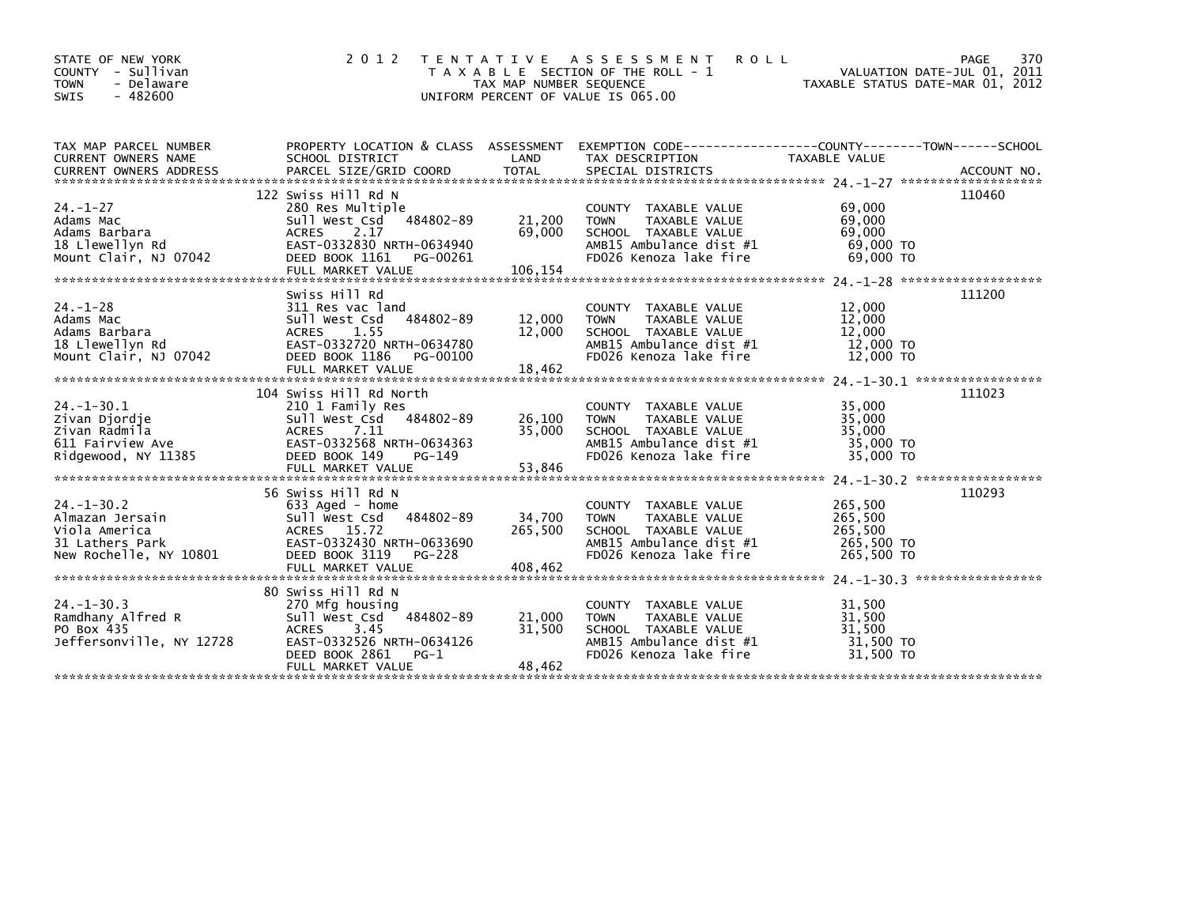STATE OF NEW YORK
COUNTY - Sullivan
TOWN - Delaware
SWIS - 482600

2 0 1 2 T E N T A T I V E A S S E S S M E N T R O L L
T A X A B L E SECTION OF THE ROLL - 1
TAX MAP NUMBER SEQUENCE
UNIFORM PERCENT OF VALUE IS 065.00

VALUATION DATE-JUL 01, 2011
TAXABLE STATUS DATE-MAR 01, 2012

| TAX MAP PARCEL NUMBER / CURRENT OWNERS NAME / CURRENT OWNERS ADDRESS | PROPERTY LOCATION & CLASS / SCHOOL DISTRICT / PARCEL SIZE/GRID COORD | ASSESSMENT LAND | TOTAL | EXEMPTION CODE / TAX DESCRIPTION / SPECIAL DISTRICTS | COUNTY--------TOWN------SCHOOL TAXABLE VALUE | ACCOUNT NO. |
|---|---|---|---|---|---|---|
| 24.-1-27 | 122 Swiss Hill Rd N | | | | | 110460 |
| 24.-1-27 | 280 Res Multiple | | | COUNTY TAXABLE VALUE | 69,000 | |
| Adams Mac | Sull West Csd 484802-89 | 21,200 | | TOWN TAXABLE VALUE | 69,000 | |
| Adams Barbara | ACRES 2.17 | | 69,000 | SCHOOL TAXABLE VALUE | 69,000 | |
| 18 Llewellyn Rd | EAST-0332830 NRTH-0634940 | | | AMB15 Ambulance dist #1 | 69,000 TO | |
| Mount Clair, NJ 07042 | DEED BOOK 1161 PG-00261 | | | FD026 Kenoza lake fire | 69,000 TO | |
| | FULL MARKET VALUE | | 106,154 | | | |
| 24.-1-28 | Swiss Hill Rd | | | | | 111200 |
| 24.-1-28 | 311 Res vac land | | | COUNTY TAXABLE VALUE | 12,000 | |
| Adams Mac | Sull West Csd 484802-89 | 12,000 | | TOWN TAXABLE VALUE | 12,000 | |
| Adams Barbara | ACRES 1.55 | | 12,000 | SCHOOL TAXABLE VALUE | 12,000 | |
| 18 Llewellyn Rd | EAST-0332720 NRTH-0634780 | | | AMB15 Ambulance dist #1 | 12,000 TO | |
| Mount Clair, NJ 07042 | DEED BOOK 1186 PG-00100 | | | FD026 Kenoza lake fire | 12,000 TO | |
| | FULL MARKET VALUE | | 18,462 | | | |
| 24.-1-30.1 | 104 Swiss Hill Rd North | | | | | 111023 |
| 24.-1-30.1 | 210 1 Family Res | | | COUNTY TAXABLE VALUE | 35,000 | |
| Zivan Djordje | Sull West Csd 484802-89 | 26,100 | | TOWN TAXABLE VALUE | 35,000 | |
| Zivan Radmila | ACRES 7.11 | | 35,000 | SCHOOL TAXABLE VALUE | 35,000 | |
| 611 Fairview Ave | EAST-0332568 NRTH-0634363 | | | AMB15 Ambulance dist #1 | 35,000 TO | |
| Ridgewood, NY 11385 | DEED BOOK 149 PG-149 | | | FD026 Kenoza lake fire | 35,000 TO | |
| | FULL MARKET VALUE | | 53,846 | | | |
| 24.-1-30.2 | 56 Swiss Hill Rd N | | | | | 110293 |
| 24.-1-30.2 | 633 Aged - home | | | COUNTY TAXABLE VALUE | 265,500 | |
| Almazan Jersain | Sull West Csd 484802-89 | 34,700 | | TOWN TAXABLE VALUE | 265,500 | |
| Viola America | ACRES 15.72 | | 265,500 | SCHOOL TAXABLE VALUE | 265,500 | |
| 31 Lathers Park | EAST-0332430 NRTH-0633690 | | | AMB15 Ambulance dist #1 | 265,500 TO | |
| New Rochelle, NY 10801 | DEED BOOK 3119 PG-228 | | | FD026 Kenoza lake fire | 265,500 TO | |
| | FULL MARKET VALUE | | 408,462 | | | |
| 24.-1-30.3 | 80 Swiss Hill Rd N | | | | | |
| 24.-1-30.3 | 270 Mfg housing | | | COUNTY TAXABLE VALUE | 31,500 | |
| Ramdhany Alfred R | Sull West Csd 484802-89 | 21,000 | | TOWN TAXABLE VALUE | 31,500 | |
| PO Box 435 | ACRES 3.45 | | 31,500 | SCHOOL TAXABLE VALUE | 31,500 | |
| Jeffersonville, NY 12728 | EAST-0332526 NRTH-0634126 | | | AMB15 Ambulance dist #1 | 31,500 TO | |
| | DEED BOOK 2861 PG-1 | | | FD026 Kenoza lake fire | 31,500 TO | |
| | FULL MARKET VALUE | | 48,462 | | | |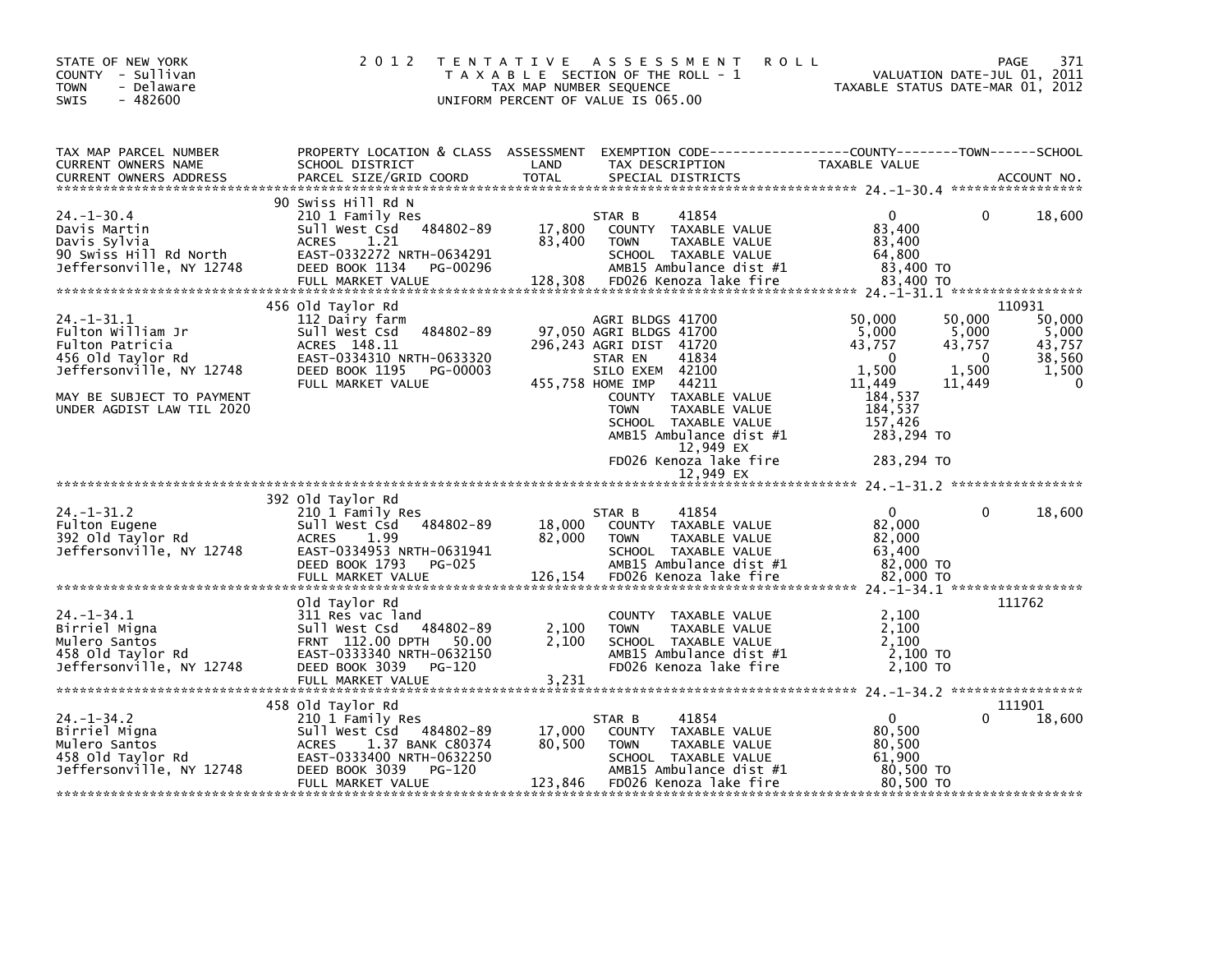STATE OF NEW YORK
COUNTY - Sullivan
TOWN - Delaware
SWIS - 482600

2 0 1 2 T E N T A T I V E A S S E S S M E N T R O L L
T A X A B L E SECTION OF THE ROLL - 1
TAX MAP NUMBER SEQUENCE
UNIFORM PERCENT OF VALUE IS 065.00

VALUATION DATE-JUL 01, 2011
TAXABLE STATUS DATE-MAR 01, 2012

```
TAX MAP PARCEL NUMBER          PROPERTY LOCATION & CLASS  ASSESSMENT  EXEMPTION CODE------------------COUNTY--------TOWN------SCHOOL
CURRENT OWNERS NAME            SCHOOL DISTRICT               LAND      TAX DESCRIPTION            TAXABLE VALUE
CURRENT OWNERS ADDRESS         PARCEL SIZE/GRID COORD        TOTAL     SPECIAL DISTRICTS                                           ACCOUNT NO.
****************************************************************************************************** 24.-1-30.4 *****************
                               90 Swiss Hill Rd N
24.-1-30.4                     210 1 Family Res                  STAR B      41854                0             0         18,600
Davis Martin                   Sull West Csd    484802-89     17,800   COUNTY  TAXABLE VALUE        83,400
Davis Sylvia                   ACRES    1.21                  83,400   TOWN    TAXABLE VALUE        83,400
90 Swiss Hill Rd North         EAST-0332272 NRTH-0634291               SCHOOL  TAXABLE VALUE        64,800
Jeffersonville, NY 12748       DEED BOOK 1134   PG-00296               AMB15 Ambulance dist #1       83,400 TO
                               FULL MARKET VALUE            128,308   FD026 Kenoza lake fire        83,400 TO
****************************************************************************************************** 24.-1-31.1 *****************
                               456 Old Taylor Rd                                                                        110931
24.-1-31.1                     112 Dairy farm                    AGRI BLDGS 41700            50,000        50,000         50,000
Fulton William Jr              Sull West Csd    484802-89     97,050 AGRI BLDGS 41700             5,000         5,000          5,000
Fulton Patricia                ACRES  148.11                 296,243 AGRI DIST  41720            43,757        43,757         43,757
456 Old Taylor Rd              EAST-0334310 NRTH-0633320               STAR EN    41834                0             0         38,560
Jeffersonville, NY 12748       DEED BOOK 1195   PG-00003               SILO EXEM  42100             1,500         1,500          1,500
                               FULL MARKET VALUE            455,758 HOME IMP   44211            11,449        11,449              0
MAY BE SUBJECT TO PAYMENT                                              COUNTY  TAXABLE VALUE       184,537
UNDER AGDIST LAW TIL 2020                                              TOWN    TAXABLE VALUE       184,537
                                                                       SCHOOL  TAXABLE VALUE       157,426
                                                                       AMB15 Ambulance dist #1      283,294 TO
                                                                            12,949 EX
                                                                       FD026 Kenoza lake fire       283,294 TO
                                                                            12,949 EX
****************************************************************************************************** 24.-1-31.2 *****************
                               392 Old Taylor Rd
24.-1-31.2                     210 1 Family Res                  STAR B      41854                0             0         18,600
Fulton Eugene                  Sull West Csd    484802-89     18,000   COUNTY  TAXABLE VALUE        82,000
392 Old Taylor Rd              ACRES    1.99                  82,000   TOWN    TAXABLE VALUE        82,000
Jeffersonville, NY 12748       EAST-0334953 NRTH-0631941               SCHOOL  TAXABLE VALUE        63,400
                               DEED BOOK 1793   PG-025                 AMB15 Ambulance dist #1       82,000 TO
                               FULL MARKET VALUE            126,154   FD026 Kenoza lake fire        82,000 TO
****************************************************************************************************** 24.-1-34.1 *****************
                               Old Taylor Rd                                                                            111762
24.-1-34.1                     311 Res vac land                        COUNTY  TAXABLE VALUE         2,100
Birriel Migna                  Sull West Csd    484802-89      2,100   TOWN    TAXABLE VALUE         2,100
Mulero Santos                  FRNT  112.00 DPTH   50.00       2,100   SCHOOL  TAXABLE VALUE         2,100
458 Old Taylor Rd              EAST-0333340 NRTH-0632150               AMB15 Ambulance dist #1        2,100 TO
Jeffersonville, NY 12748       DEED BOOK 3039   PG-120                 FD026 Kenoza lake fire         2,100 TO
                               FULL MARKET VALUE              3,231
****************************************************************************************************** 24.-1-34.2 *****************
                               458 Old Taylor Rd                                                                        111901
24.-1-34.2                     210 1 Family Res                  STAR B      41854                0             0         18,600
Birriel Migna                  Sull West Csd    484802-89     17,000   COUNTY  TAXABLE VALUE        80,500
Mulero Santos                  ACRES    1.37 BANK C80374      80,500   TOWN    TAXABLE VALUE        80,500
458 Old Taylor Rd              EAST-0333400 NRTH-0632250               SCHOOL  TAXABLE VALUE        61,900
Jeffersonville, NY 12748       DEED BOOK 3039   PG-120                 AMB15 Ambulance dist #1       80,500 TO
                               FULL MARKET VALUE            123,846   FD026 Kenoza lake fire        80,500 TO
************************************************************************************************************************************
```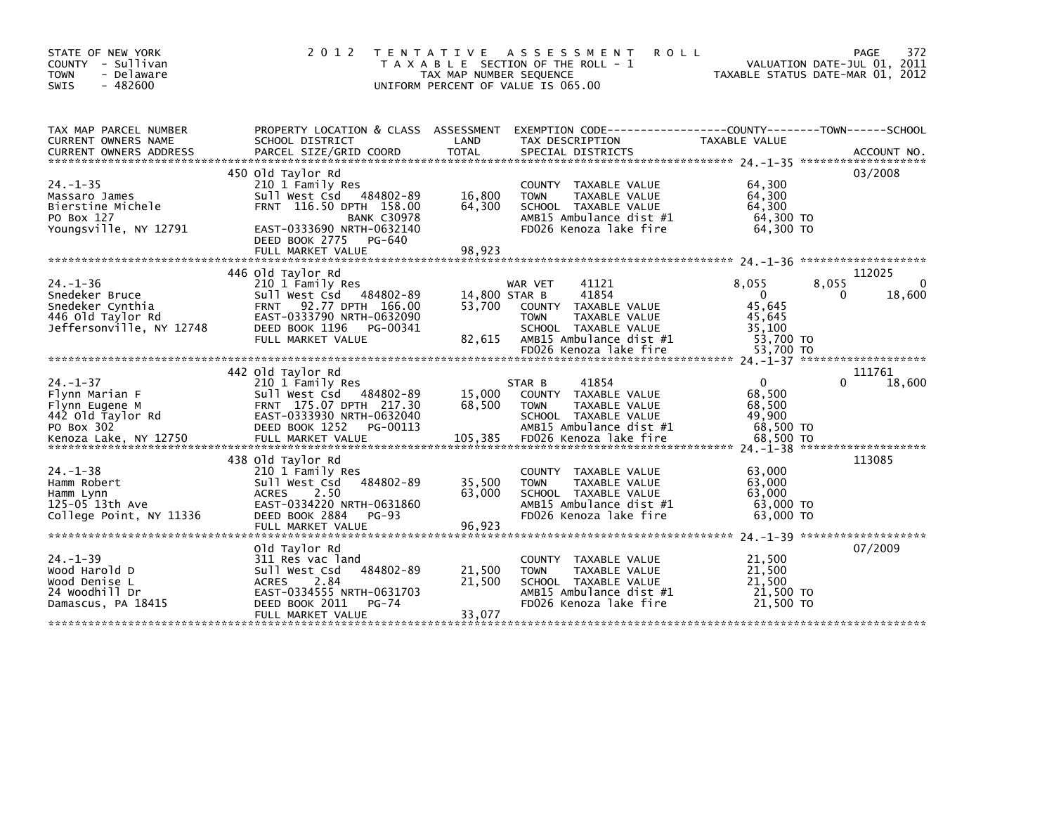STATE OF NEW YORK
COUNTY - Sullivan
TOWN - Delaware
SWIS - 482600

2 0 1 2 T E N T A T I V E A S S E S S M E N T R O L L
T A X A B L E SECTION OF THE ROLL - 1
TAX MAP NUMBER SEQUENCE
UNIFORM PERCENT OF VALUE IS 065.00

VALUATION DATE-JUL 01, 2011
TAXABLE STATUS DATE-MAR 01, 2012

| TAX MAP PARCEL NUMBER / CURRENT OWNERS NAME / CURRENT OWNERS ADDRESS | PROPERTY LOCATION & CLASS / SCHOOL DISTRICT / PARCEL SIZE/GRID COORD | ASSESSMENT LAND | TOTAL | EXEMPTION CODE / TAX DESCRIPTION / SPECIAL DISTRICTS | COUNTY TAXABLE VALUE | TOWN | SCHOOL | ACCOUNT NO. |
|---|---|---|---|---|---|---|---|---|
| 24.-1-35 | 450 Old Taylor Rd | | | | | | | 03/2008 |
| Massaro James | 210 1 Family Res | | | COUNTY TAXABLE VALUE | 64,300 | | | |
| Bierstine Michele | Sull West Csd 484802-89 | 16,800 | | TOWN TAXABLE VALUE | 64,300 | | | |
| PO Box 127 | FRNT 116.50 DPTH 158.00 | | 64,300 | SCHOOL TAXABLE VALUE | 64,300 | | | |
| Youngsville, NY 12791 | BANK C30978 | | | AMB15 Ambulance dist #1 | 64,300 TO | | | |
| | EAST-0333690 NRTH-0632140 | | | FD026 Kenoza lake fire | 64,300 TO | | | |
| | DEED BOOK 2775 PG-640 | | | | | | | |
| | FULL MARKET VALUE | | 98,923 | | | | | |
| 24.-1-36 | 446 Old Taylor Rd | | | | | | | 112025 |
| Snedeker Bruce | 210 1 Family Res | | | WAR VET 41121 | 8,055 | 8,055 | 0 | |
| Snedeker Cynthia | Sull West Csd 484802-89 | 14,800 | | STAR B 41854 | 0 | 0 | 18,600 | |
| 446 Old Taylor Rd | FRNT 92.77 DPTH 166.00 | | 53,700 | COUNTY TAXABLE VALUE | 45,645 | | | |
| Jeffersonville, NY 12748 | EAST-0333790 NRTH-0632090 | | | TOWN TAXABLE VALUE | 45,645 | | | |
| | DEED BOOK 1196 PG-00341 | | | SCHOOL TAXABLE VALUE | 35,100 | | | |
| | FULL MARKET VALUE | | 82,615 | AMB15 Ambulance dist #1 | 53,700 TO | | | |
| | | | | FD026 Kenoza lake fire | 53,700 TO | | | |
| 24.-1-37 | 442 Old Taylor Rd | | | | | | | 111761 |
| Flynn Marian F | 210 1 Family Res | | | STAR B 41854 | 0 | 0 | 18,600 | |
| Flynn Eugene M | Sull West Csd 484802-89 | 15,000 | | COUNTY TAXABLE VALUE | 68,500 | | | |
| 442 Old Taylor Rd | FRNT 175.07 DPTH 217.30 | | 68,500 | TOWN TAXABLE VALUE | 68,500 | | | |
| PO Box 302 | EAST-0333930 NRTH-0632040 | | | SCHOOL TAXABLE VALUE | 49,900 | | | |
| Kenoza Lake, NY 12750 | DEED BOOK 1252 PG-00113 | | | AMB15 Ambulance dist #1 | 68,500 TO | | | |
| | FULL MARKET VALUE | | 105,385 | FD026 Kenoza lake fire | 68,500 TO | | | |
| 24.-1-38 | 438 Old Taylor Rd | | | | | | | 113085 |
| Hamm Robert | 210 1 Family Res | | | COUNTY TAXABLE VALUE | 63,000 | | | |
| Hamm Lynn | Sull West Csd 484802-89 | 35,500 | | TOWN TAXABLE VALUE | 63,000 | | | |
| 125-05 13th Ave | ACRES 2.50 | | 63,000 | SCHOOL TAXABLE VALUE | 63,000 | | | |
| College Point, NY 11336 | EAST-0334220 NRTH-0631860 | | | AMB15 Ambulance dist #1 | 63,000 TO | | | |
| | DEED BOOK 2884 PG-93 | | | FD026 Kenoza lake fire | 63,000 TO | | | |
| | FULL MARKET VALUE | | 96,923 | | | | | |
| 24.-1-39 | Old Taylor Rd | | | | | | | 07/2009 |
| Wood Harold D | 311 Res vac land | | | COUNTY TAXABLE VALUE | 21,500 | | | |
| Wood Denise L | Sull West Csd 484802-89 | 21,500 | | TOWN TAXABLE VALUE | 21,500 | | | |
| 24 Woodhill Dr | ACRES 2.84 | | 21,500 | SCHOOL TAXABLE VALUE | 21,500 | | | |
| Damascus, PA 18415 | EAST-0334555 NRTH-0631703 | | | AMB15 Ambulance dist #1 | 21,500 TO | | | |
| | DEED BOOK 2011 PG-74 | | | FD026 Kenoza lake fire | 21,500 TO | | | |
| | FULL MARKET VALUE | | 33,077 | | | | | |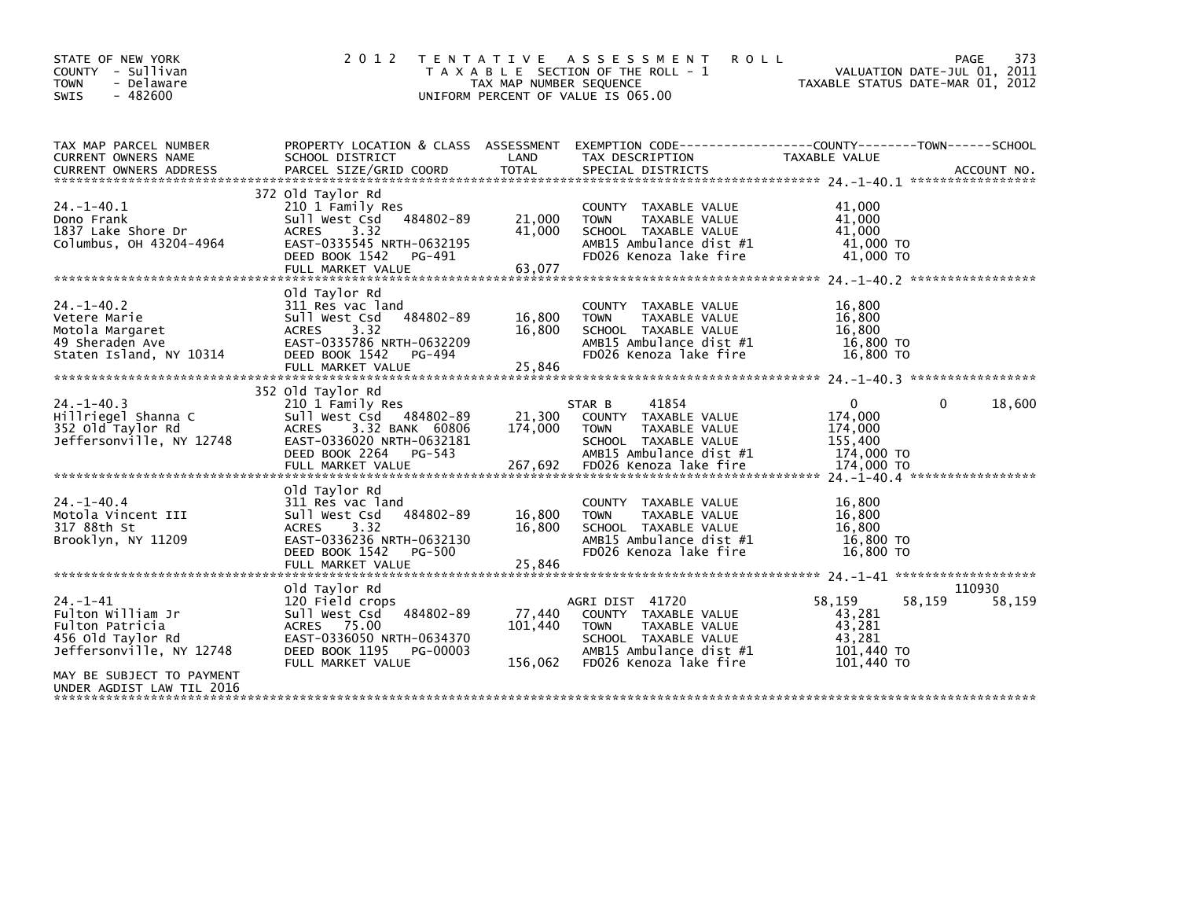STATE OF NEW YORK
COUNTY - Sullivan
TOWN - Delaware
SWIS - 482600

# 2012 TENTATIVE ASSESSMENT ROLL
TAXABLE SECTION OF THE ROLL - 1
TAX MAP NUMBER SEQUENCE
UNIFORM PERCENT OF VALUE IS 065.00

VALUATION DATE-JUL 01, 2011
TAXABLE STATUS DATE-MAR 01, 2012

| TAX MAP PARCEL NUMBER / CURRENT OWNERS NAME / CURRENT OWNERS ADDRESS | PROPERTY LOCATION & CLASS / SCHOOL DISTRICT / PARCEL SIZE/GRID COORD | ASSESSMENT LAND | TOTAL | EXEMPTION CODE / TAX DESCRIPTION / SPECIAL DISTRICTS | COUNTY TAXABLE VALUE | TOWN | SCHOOL / ACCOUNT NO. |
|---|---|---|---|---|---|---|---|
| 24.-1-40.1 | 372 Old Taylor Rd | | | | | | |
| | 210 1 Family Res | | | COUNTY TAXABLE VALUE | 41,000 | | |
| Dono Frank | Sull West Csd 484802-89 | 21,000 | | TOWN TAXABLE VALUE | 41,000 | | |
| 1837 Lake Shore Dr | ACRES 3.32 | | 41,000 | SCHOOL TAXABLE VALUE | 41,000 | | |
| Columbus, OH 43204-4964 | EAST-0335545 NRTH-0632195 | | | AMB15 Ambulance dist #1 | 41,000 TO | | |
| | DEED BOOK 1542 PG-491 | | | FD026 Kenoza lake fire | 41,000 TO | | |
| | FULL MARKET VALUE | | 63,077 | | | | |
| 24.-1-40.2 | Old Taylor Rd | | | | | | |
| | 311 Res vac land | | | COUNTY TAXABLE VALUE | 16,800 | | |
| Vetere Marie | Sull West Csd 484802-89 | 16,800 | | TOWN TAXABLE VALUE | 16,800 | | |
| Motola Margaret | ACRES 3.32 | | 16,800 | SCHOOL TAXABLE VALUE | 16,800 | | |
| 49 Sheraden Ave | EAST-0335786 NRTH-0632209 | | | AMB15 Ambulance dist #1 | 16,800 TO | | |
| Staten Island, NY 10314 | DEED BOOK 1542 PG-494 | | | FD026 Kenoza lake fire | 16,800 TO | | |
| | FULL MARKET VALUE | | 25,846 | | | | |
| 24.-1-40.3 | 352 Old Taylor Rd | | | | | | |
| | 210 1 Family Res | | | STAR B 41854 | 0 | 0 | 18,600 |
| Hillriegel Shanna C | Sull West Csd 484802-89 | 21,300 | | COUNTY TAXABLE VALUE | 174,000 | | |
| 352 Old Taylor Rd | ACRES 3.32 BANK 60806 | | 174,000 | TOWN TAXABLE VALUE | 174,000 | | |
| Jeffersonville, NY 12748 | EAST-0336020 NRTH-0632181 | | | SCHOOL TAXABLE VALUE | 155,400 | | |
| | DEED BOOK 2264 PG-543 | | | AMB15 Ambulance dist #1 | 174,000 TO | | |
| | FULL MARKET VALUE | | 267,692 | FD026 Kenoza lake fire | 174,000 TO | | |
| 24.-1-40.4 | Old Taylor Rd | | | | | | |
| | 311 Res vac land | | | COUNTY TAXABLE VALUE | 16,800 | | |
| Motola Vincent III | Sull West Csd 484802-89 | 16,800 | | TOWN TAXABLE VALUE | 16,800 | | |
| 317 88th St | ACRES 3.32 | | 16,800 | SCHOOL TAXABLE VALUE | 16,800 | | |
| Brooklyn, NY 11209 | EAST-0336236 NRTH-0632130 | | | AMB15 Ambulance dist #1 | 16,800 TO | | |
| | DEED BOOK 1542 PG-500 | | | FD026 Kenoza lake fire | 16,800 TO | | |
| | FULL MARKET VALUE | | 25,846 | | | | |
| 24.-1-41 | Old Taylor Rd | | | | | | 110930 |
| | 120 Field crops | | | AGRI DIST 41720 | 58,159 | 58,159 | 58,159 |
| Fulton William Jr | Sull West Csd 484802-89 | 77,440 | | COUNTY TAXABLE VALUE | 43,281 | | |
| Fulton Patricia | ACRES 75.00 | | 101,440 | TOWN TAXABLE VALUE | 43,281 | | |
| 456 Old Taylor Rd | EAST-0336050 NRTH-0634370 | | | SCHOOL TAXABLE VALUE | 43,281 | | |
| Jeffersonville, NY 12748 | DEED BOOK 1195 PG-00003 | | | AMB15 Ambulance dist #1 | 101,440 TO | | |
| | FULL MARKET VALUE | | 156,062 | FD026 Kenoza lake fire | 101,440 TO | | |
| MAY BE SUBJECT TO PAYMENT UNDER AGDIST LAW TIL 2016 | | | | | | | |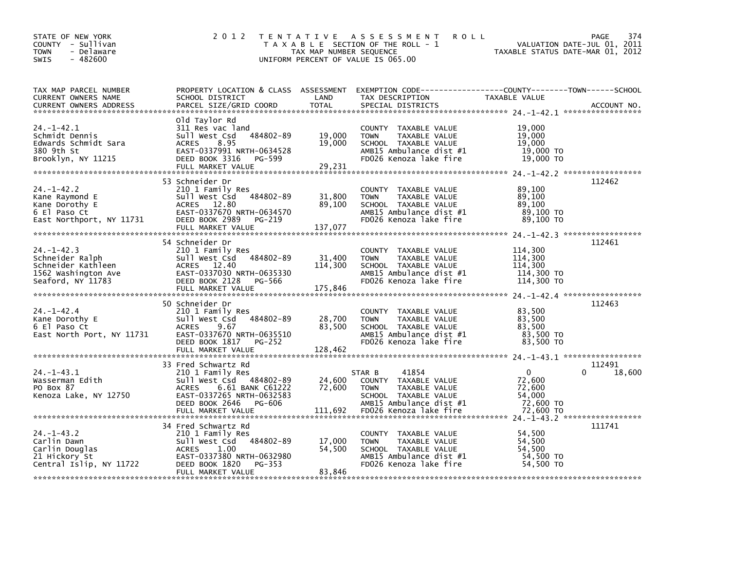STATE OF NEW YORK
COUNTY - Sullivan
TOWN - Delaware
SWIS - 482600

2012 TENTATIVE ASSESSMENT ROLL
TAXABLE SECTION OF THE ROLL - 1
TAX MAP NUMBER SEQUENCE
UNIFORM PERCENT OF VALUE IS 065.00

VALUATION DATE-JUL 01, 2011
TAXABLE STATUS DATE-MAR 01, 2012

| TAX MAP PARCEL NUMBER / CURRENT OWNERS NAME / CURRENT OWNERS ADDRESS | PROPERTY LOCATION & CLASS / SCHOOL DISTRICT / PARCEL SIZE/GRID COORD | ASSESSMENT LAND | TOTAL | EXEMPTION CODE / TAX DESCRIPTION / SPECIAL DISTRICTS | COUNTY TAXABLE VALUE | TOWN | SCHOOL | ACCOUNT NO. |
|---|---|---|---|---|---|---|---|---|
| **24.-1-42.1** | Old Taylor Rd | | | | | | | |
| Schmidt Dennis | 311 Res vac land | | | COUNTY TAXABLE VALUE | 19,000 | | | |
| Edwards Schmidt Sara | Sull West Csd 484802-89 | 19,000 | | TOWN TAXABLE VALUE | 19,000 | | | |
| 380 9th St | ACRES 8.95 | | 19,000 | SCHOOL TAXABLE VALUE | 19,000 | | | |
| Brooklyn, NY 11215 | EAST-0337991 NRTH-0634528 | | | AMB15 Ambulance dist #1 | 19,000 TO | | | |
| | DEED BOOK 3316 PG-599 | | | FD026 Kenoza lake fire | 19,000 TO | | | |
| | FULL MARKET VALUE | | 29,231 | | | | | |
| **24.-1-42.2** | 53 Schneider Dr | | | | | | | 112462 |
| Kane Raymond E | 210 1 Family Res | | | COUNTY TAXABLE VALUE | 89,100 | | | |
| Kane Dorothy E | Sull West Csd 484802-89 | 31,800 | | TOWN TAXABLE VALUE | 89,100 | | | |
| 6 El Paso Ct | ACRES 12.80 | | 89,100 | SCHOOL TAXABLE VALUE | 89,100 | | | |
| East Northport, NY 11731 | EAST-0337670 NRTH-0634570 | | | AMB15 Ambulance dist #1 | 89,100 TO | | | |
| | DEED BOOK 2989 PG-219 | | | FD026 Kenoza lake fire | 89,100 TO | | | |
| | FULL MARKET VALUE | | 137,077 | | | | | |
| **24.-1-42.3** | 54 Schneider Dr | | | | | | | 112461 |
| Schneider Ralph | 210 1 Family Res | | | COUNTY TAXABLE VALUE | 114,300 | | | |
| Schneider Kathleen | Sull West Csd 484802-89 | 31,400 | | TOWN TAXABLE VALUE | 114,300 | | | |
| 1562 Washington Ave | ACRES 12.40 | | 114,300 | SCHOOL TAXABLE VALUE | 114,300 | | | |
| Seaford, NY 11783 | EAST-0337030 NRTH-0635330 | | | AMB15 Ambulance dist #1 | 114,300 TO | | | |
| | DEED BOOK 2128 PG-566 | | | FD026 Kenoza lake fire | 114,300 TO | | | |
| | FULL MARKET VALUE | | 175,846 | | | | | |
| **24.-1-42.4** | 50 Schneider Dr | | | | | | | 112463 |
| Kane Dorothy E | 210 1 Family Res | | | COUNTY TAXABLE VALUE | 83,500 | | | |
| 6 El Paso Ct | Sull West Csd 484802-89 | 28,700 | | TOWN TAXABLE VALUE | 83,500 | | | |
| East North Port, NY 11731 | ACRES 9.67 | | 83,500 | SCHOOL TAXABLE VALUE | 83,500 | | | |
| | EAST-0337670 NRTH-0635510 | | | AMB15 Ambulance dist #1 | 83,500 TO | | | |
| | DEED BOOK 1817 PG-252 | | | FD026 Kenoza lake fire | 83,500 TO | | | |
| | FULL MARKET VALUE | | 128,462 | | | | | |
| **24.-1-43.1** | 33 Fred Schwartz Rd | | | | | | | 112491 |
| Wasserman Edith | 210 1 Family Res | | | STAR B 41854 | 0 | 0 | 18,600 | |
| PO Box 87 | Sull West Csd 484802-89 | 24,600 | | COUNTY TAXABLE VALUE | 72,600 | | | |
| Kenoza Lake, NY 12750 | ACRES 6.61 BANK C61222 | | 72,600 | TOWN TAXABLE VALUE | 72,600 | | | |
| | EAST-0337265 NRTH-0632583 | | | SCHOOL TAXABLE VALUE | 54,000 | | | |
| | DEED BOOK 2646 PG-606 | | | AMB15 Ambulance dist #1 | 72,600 TO | | | |
| | FULL MARKET VALUE | | 111,692 | FD026 Kenoza lake fire | 72,600 TO | | | |
| **24.-1-43.2** | 34 Fred Schwartz Rd | | | | | | | 111741 |
| Carlin Dawn | 210 1 Family Res | | | COUNTY TAXABLE VALUE | 54,500 | | | |
| Carlin Douglas | Sull West Csd 484802-89 | 17,000 | | TOWN TAXABLE VALUE | 54,500 | | | |
| 21 Hickory St | ACRES 1.00 | | 54,500 | SCHOOL TAXABLE VALUE | 54,500 | | | |
| Central Islip, NY 11722 | EAST-0337380 NRTH-0632980 | | | AMB15 Ambulance dist #1 | 54,500 TO | | | |
| | DEED BOOK 1820 PG-353 | | | FD026 Kenoza lake fire | 54,500 TO | | | |
| | FULL MARKET VALUE | | 83,846 | | | | | |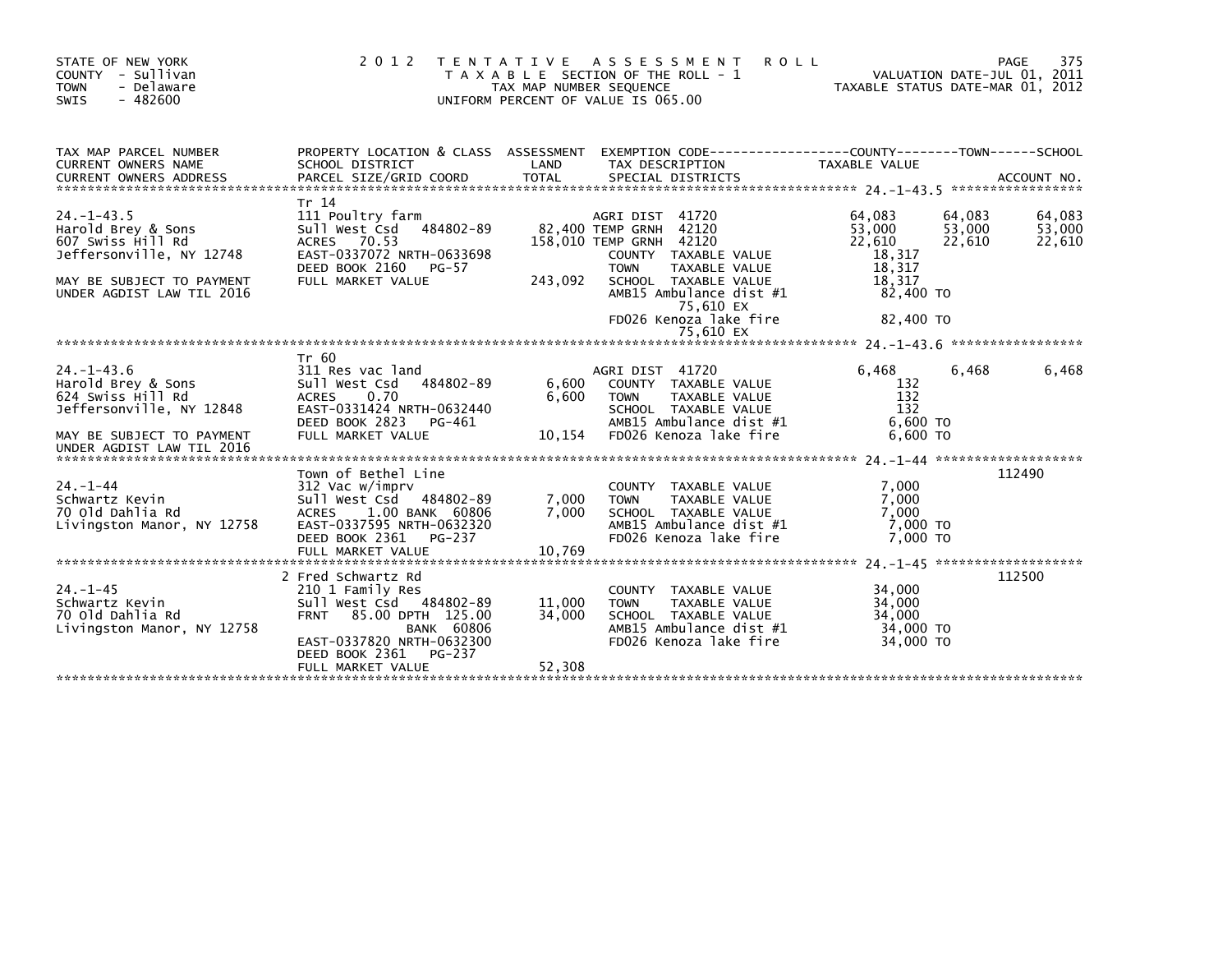STATE OF NEW YORK
COUNTY - Sullivan
TOWN - Delaware
SWIS - 482600

2012 TENTATIVE ASSESSMENT ROLL
TAXABLE SECTION OF THE ROLL - 1
TAX MAP NUMBER SEQUENCE
UNIFORM PERCENT OF VALUE IS 065.00

VALUATION DATE-JUL 01, 2011
TAXABLE STATUS DATE-MAR 01, 2012

| TAX MAP PARCEL NUMBER / CURRENT OWNERS NAME / CURRENT OWNERS ADDRESS | PROPERTY LOCATION & CLASS / SCHOOL DISTRICT / PARCEL SIZE/GRID COORD | ASSESSMENT LAND / TOTAL | EXEMPTION CODE / TAX DESCRIPTION / SPECIAL DISTRICTS | COUNTY TAXABLE VALUE | TOWN | SCHOOL / ACCOUNT NO. |
|---|---|---|---|---|---|---|
| **24.-1-43.5** | Tr 14 | | | | | |
| 24.-1-43.5 | 111 Poultry farm | | AGRI DIST 41720 | 64,083 | 64,083 | 64,083 |
| Harold Brey & Sons | Sull West Csd 484802-89 | 82,400 | TEMP GRNH 42120 | 53,000 | 53,000 | 53,000 |
| 607 Swiss Hill Rd | ACRES 70.53 | 158,010 | TEMP GRNH 42120 | 22,610 | 22,610 | 22,610 |
| Jeffersonville, NY 12748 | EAST-0337072 NRTH-0633698 | | COUNTY TAXABLE VALUE | 18,317 | | |
| | DEED BOOK 2160 PG-57 | | TOWN TAXABLE VALUE | 18,317 | | |
| MAY BE SUBJECT TO PAYMENT | FULL MARKET VALUE | 243,092 | SCHOOL TAXABLE VALUE | 18,317 | | |
| UNDER AGDIST LAW TIL 2016 | | | AMB15 Ambulance dist #1 | 82,400 TO | | |
| | | | 75,610 EX | | | |
| | | | FD026 Kenoza lake fire | 82,400 TO | | |
| | | | 75,610 EX | | | |
| **24.-1-43.6** | Tr 60 | | | | | |
| 24.-1-43.6 | 311 Res vac land | | AGRI DIST 41720 | 6,468 | 6,468 | 6,468 |
| Harold Brey & Sons | Sull West Csd 484802-89 | 6,600 | COUNTY TAXABLE VALUE | 132 | | |
| 624 Swiss Hill Rd | ACRES 0.70 | 6,600 | TOWN TAXABLE VALUE | 132 | | |
| Jeffersonville, NY 12848 | EAST-0331424 NRTH-0632440 | | SCHOOL TAXABLE VALUE | 132 | | |
| | DEED BOOK 2823 PG-461 | | AMB15 Ambulance dist #1 | 6,600 TO | | |
| MAY BE SUBJECT TO PAYMENT | FULL MARKET VALUE | 10,154 | FD026 Kenoza lake fire | 6,600 TO | | |
| UNDER AGDIST LAW TIL 2016 | | | | | | |
| **24.-1-44** | Town of Bethel Line | | | | | 112490 |
| 24.-1-44 | 312 Vac w/imprv | | COUNTY TAXABLE VALUE | 7,000 | | |
| Schwartz Kevin | Sull West Csd 484802-89 | 7,000 | TOWN TAXABLE VALUE | 7,000 | | |
| 70 Old Dahlia Rd | ACRES 1.00 BANK 60806 | 7,000 | SCHOOL TAXABLE VALUE | 7,000 | | |
| Livingston Manor, NY 12758 | EAST-0337595 NRTH-0632320 | | AMB15 Ambulance dist #1 | 7,000 TO | | |
| | DEED BOOK 2361 PG-237 | | FD026 Kenoza lake fire | 7,000 TO | | |
| | FULL MARKET VALUE | 10,769 | | | | |
| **24.-1-45** | 2 Fred Schwartz Rd | | | | | 112500 |
| 24.-1-45 | 210 1 Family Res | | COUNTY TAXABLE VALUE | 34,000 | | |
| Schwartz Kevin | Sull West Csd 484802-89 | 11,000 | TOWN TAXABLE VALUE | 34,000 | | |
| 70 Old Dahlia Rd | FRNT 85.00 DPTH 125.00 | 34,000 | SCHOOL TAXABLE VALUE | 34,000 | | |
| Livingston Manor, NY 12758 | BANK 60806 | | AMB15 Ambulance dist #1 | 34,000 TO | | |
| | EAST-0337820 NRTH-0632300 | | FD026 Kenoza lake fire | 34,000 TO | | |
| | DEED BOOK 2361 PG-237 | | | | | |
| | FULL MARKET VALUE | 52,308 | | | | |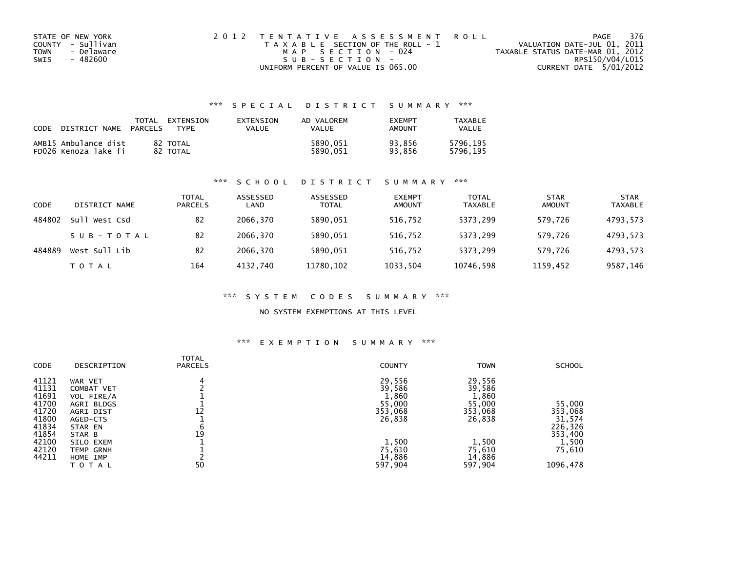STATE OF NEW YORK
COUNTY - Sullivan
TOWN - Delaware
SWIS - 482600

2012 TENTATIVE ASSESSMENT ROLL
TAXABLE SECTION OF THE ROLL - 1
MAP SECTION - 024
SUB-SECTION -
UNIFORM PERCENT OF VALUE IS 065.00

VALUATION DATE-JUL 01, 2011
TAXABLE STATUS DATE-MAR 01, 2012
RPS150/V04/L015
CURRENT DATE 5/01/2012

### *** SPECIAL DISTRICT SUMMARY ***

| CODE | DISTRICT NAME | TOTAL PARCELS | EXTENSION TYPE | EXTENSION VALUE | AD VALOREM VALUE | EXEMPT AMOUNT | TAXABLE VALUE |
|---|---|---|---|---|---|---|---|
| AMB15 | Ambulance dist | 82 | TOTAL | | 5890,051 | 93,856 | 5796,195 |
| FD026 | Kenoza lake fi | 82 | TOTAL | | 5890,051 | 93,856 | 5796,195 |

### *** SCHOOL DISTRICT SUMMARY ***

| CODE | DISTRICT NAME | TOTAL PARCELS | ASSESSED LAND | ASSESSED TOTAL | EXEMPT AMOUNT | TOTAL TAXABLE | STAR AMOUNT | STAR TAXABLE |
|---|---|---|---|---|---|---|---|---|
| 484802 | Sull West Csd | 82 | 2066,370 | 5890,051 | 516,752 | 5373,299 | 579,726 | 4793,573 |
| | S U B - T O T A L | 82 | 2066,370 | 5890,051 | 516,752 | 5373,299 | 579,726 | 4793,573 |
| 484889 | West Sull Lib | 82 | 2066,370 | 5890,051 | 516,752 | 5373,299 | 579,726 | 4793,573 |
| | T O T A L | 164 | 4132,740 | 11780,102 | 1033,504 | 10746,598 | 1159,452 | 9587,146 |

### *** SYSTEM CODES SUMMARY ***

NO SYSTEM EXEMPTIONS AT THIS LEVEL

### *** EXEMPTION SUMMARY ***

| CODE | DESCRIPTION | TOTAL PARCELS | COUNTY | TOWN | SCHOOL |
|---|---|---|---|---|---|
| 41121 | WAR VET | 4 | 29,556 | 29,556 | |
| 41131 | COMBAT VET | 2 | 39,586 | 39,586 | |
| 41691 | VOL FIRE/A | 1 | 1,860 | 1,860 | |
| 41700 | AGRI BLDGS | 1 | 55,000 | 55,000 | 55,000 |
| 41720 | AGRI DIST | 12 | 353,068 | 353,068 | 353,068 |
| 41800 | AGED-CTS | 1 | 26,838 | 26,838 | 31,574 |
| 41834 | STAR EN | 6 | | | 226,326 |
| 41854 | STAR B | 19 | | | 353,400 |
| 42100 | SILO EXEM | 1 | 1,500 | 1,500 | 1,500 |
| 42120 | TEMP GRNH | 1 | 75,610 | 75,610 | 75,610 |
| 44211 | HOME IMP | 2 | 14,886 | 14,886 | |
| | T O T A L | 50 | 597,904 | 597,904 | 1096,478 |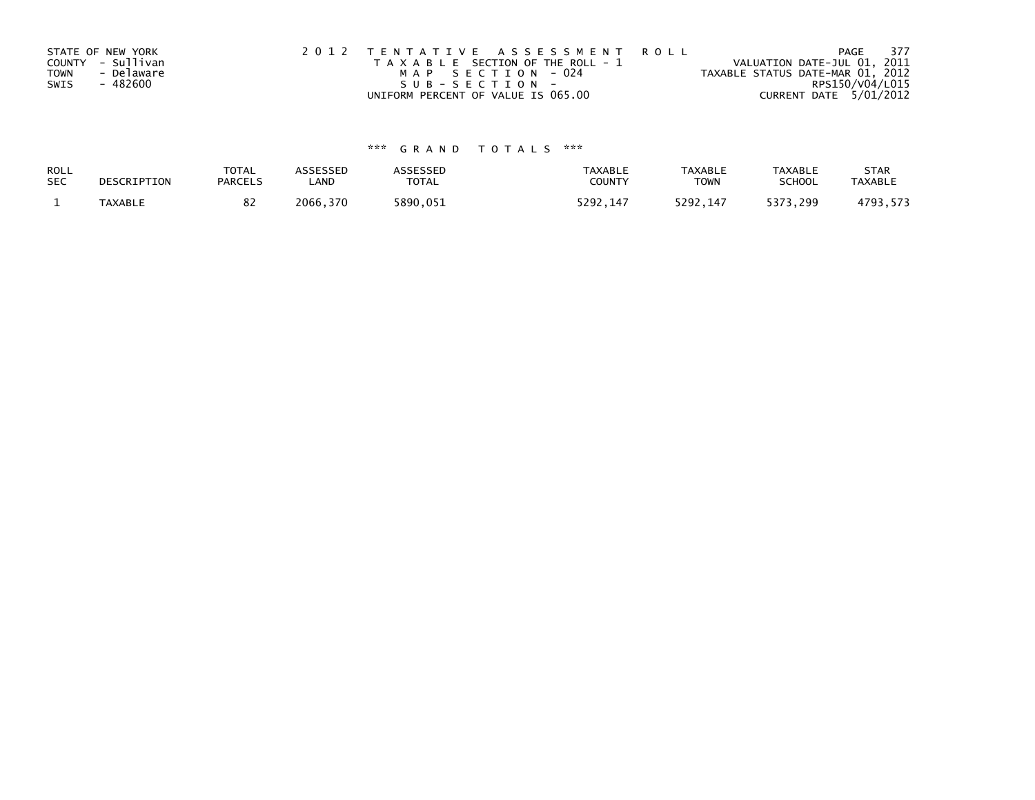STATE OF NEW YORK
COUNTY - Sullivan
TOWN - Delaware
SWIS - 482600

2012 TENTATIVE ASSESSMENT ROLL
TAXABLE SECTION OF THE ROLL - 1
MAP SECTION - 024
SUB-SECTION -
UNIFORM PERCENT OF VALUE IS 065.00

VALUATION DATE-JUL 01, 2011
TAXABLE STATUS DATE-MAR 01, 2012
RPS150/V04/L015
CURRENT DATE 5/01/2012

### *** GRAND TOTALS ***

| ROLL SEC | DESCRIPTION | TOTAL PARCELS | ASSESSED LAND | ASSESSED TOTAL | TAXABLE COUNTY | TAXABLE TOWN | TAXABLE SCHOOL | STAR TAXABLE |
|---|---|---|---|---|---|---|---|---|
| 1 | TAXABLE | 82 | 2066,370 | 5890,051 | 5292,147 | 5292,147 | 5373,299 | 4793,573 |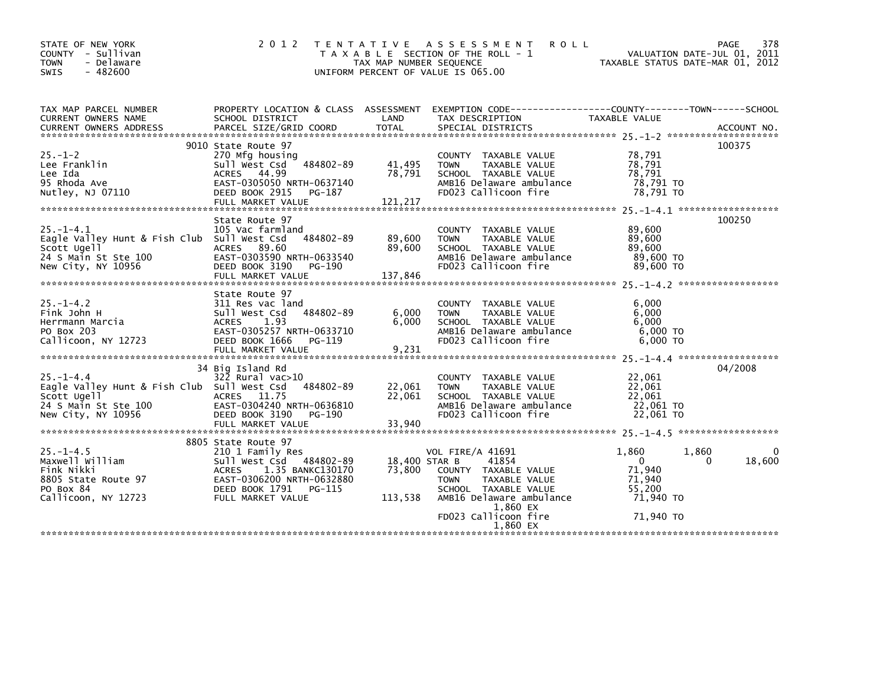STATE OF NEW YORK
COUNTY - Sullivan
TOWN - Delaware
SWIS - 482600

# 2012 TENTATIVE ASSESSMENT ROLL

TAXABLE SECTION OF THE ROLL - 1
TAX MAP NUMBER SEQUENCE
UNIFORM PERCENT OF VALUE IS 065.00

VALUATION DATE-JUL 01, 2011
TAXABLE STATUS DATE-MAR 01, 2012

| TAX MAP PARCEL NUMBER / CURRENT OWNERS NAME / CURRENT OWNERS ADDRESS | PROPERTY LOCATION & CLASS / SCHOOL DISTRICT / PARCEL SIZE/GRID COORD | ASSESSMENT LAND | TOTAL | EXEMPTION CODE / TAX DESCRIPTION / SPECIAL DISTRICTS | COUNTY TAXABLE VALUE | TOWN | SCHOOL | ACCOUNT NO. |
|---|---|---|---|---|---|---|---|---|
| 25.-1-2 | 9010 State Route 97 | | | | | | | 100375 |
| Lee Franklin | 270 Mfg housing | | | COUNTY TAXABLE VALUE | 78,791 | | | |
| Lee Ida | Sull West Csd 484802-89 | 41,495 | | TOWN TAXABLE VALUE | 78,791 | | | |
| 95 Rhoda Ave | ACRES 44.99 | | 78,791 | SCHOOL TAXABLE VALUE | 78,791 | | | |
| Nutley, NJ 07110 | EAST-0305050 NRTH-0637140 | | | AMB16 Delaware ambulance | 78,791 TO | | | |
| | DEED BOOK 2915 PG-187 | | | FD023 Callicoon fire | 78,791 TO | | | |
| | FULL MARKET VALUE | | 121,217 | | | | | |
| 25.-1-4.1 | State Route 97 | | | | | | | 100250 |
| Eagle Valley Hunt & Fish Club | 105 Vac farmland | | | COUNTY TAXABLE VALUE | 89,600 | | | |
| Scott Ugell | Sull West Csd 484802-89 | 89,600 | | TOWN TAXABLE VALUE | 89,600 | | | |
| 24 S Main St Ste 100 | ACRES 89.60 | | 89,600 | SCHOOL TAXABLE VALUE | 89,600 | | | |
| New City, NY 10956 | EAST-0303590 NRTH-0633540 | | | AMB16 Delaware ambulance | 89,600 TO | | | |
| | DEED BOOK 3190 PG-190 | | | FD023 Callicoon fire | 89,600 TO | | | |
| | FULL MARKET VALUE | | 137,846 | | | | | |
| 25.-1-4.2 | State Route 97 | | | | | | | |
| Fink John H | 311 Res vac land | | | COUNTY TAXABLE VALUE | 6,000 | | | |
| Herrmann Marcia | Sull West Csd 484802-89 | 6,000 | | TOWN TAXABLE VALUE | 6,000 | | | |
| PO Box 203 | ACRES 1.93 | | 6,000 | SCHOOL TAXABLE VALUE | 6,000 | | | |
| Callicoon, NY 12723 | EAST-0305257 NRTH-0633710 | | | AMB16 Delaware ambulance | 6,000 TO | | | |
| | DEED BOOK 1666 PG-119 | | | FD023 Callicoon fire | 6,000 TO | | | |
| | FULL MARKET VALUE | | 9,231 | | | | | |
| 25.-1-4.4 | 34 Big Island Rd | | | | | | | 04/2008 |
| Eagle Valley Hunt & Fish Club | 322 Rural vac>10 | | | COUNTY TAXABLE VALUE | 22,061 | | | |
| Scott Ugell | Sull West Csd 484802-89 | 22,061 | | TOWN TAXABLE VALUE | 22,061 | | | |
| 24 S Main St Ste 100 | ACRES 11.75 | | 22,061 | SCHOOL TAXABLE VALUE | 22,061 | | | |
| New City, NY 10956 | EAST-0304240 NRTH-0636810 | | | AMB16 Delaware ambulance | 22,061 TO | | | |
| | DEED BOOK 3190 PG-190 | | | FD023 Callicoon fire | 22,061 TO | | | |
| | FULL MARKET VALUE | | 33,940 | | | | | |
| 25.-1-4.5 | 8805 State Route 97 | | | | | | | |
| Maxwell William | 210 1 Family Res | | | VOL FIRE/A 41691 | 1,860 | 1,860 | 0 | |
| Fink Nikki | Sull West Csd 484802-89 | 18,400 | | STAR B 41854 | 0 | 0 | 18,600 | |
| 8805 State Route 97 | ACRES 1.35 BANKC130170 | | 73,800 | COUNTY TAXABLE VALUE | 71,940 | | | |
| PO Box 84 | EAST-0306200 NRTH-0632880 | | | TOWN TAXABLE VALUE | 71,940 | | | |
| Callicoon, NY 12723 | DEED BOOK 1791 PG-115 | | | SCHOOL TAXABLE VALUE | 55,200 | | | |
| | FULL MARKET VALUE | | 113,538 | AMB16 Delaware ambulance | 71,940 TO | | | |
| | | | | 1,860 EX | | | | |
| | | | | FD023 Callicoon fire | 71,940 TO | | | |
| | | | | 1,860 EX | | | | |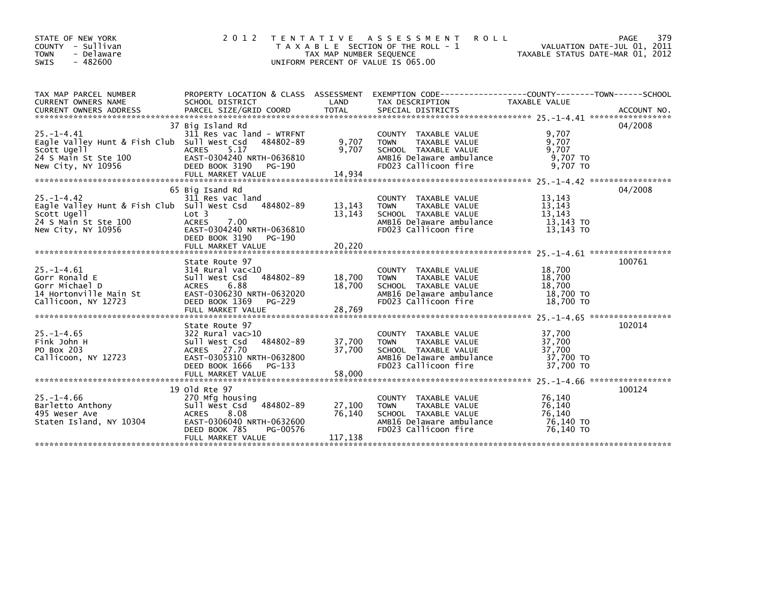STATE OF NEW YORK
COUNTY - Sullivan
TOWN - Delaware
SWIS - 482600

# 2012 TENTATIVE ASSESSMENT ROLL

TAXABLE SECTION OF THE ROLL - 1
TAX MAP NUMBER SEQUENCE
UNIFORM PERCENT OF VALUE IS 065.00

VALUATION DATE-JUL 01, 2011
TAXABLE STATUS DATE-MAR 01, 2012

| TAX MAP PARCEL NUMBER / CURRENT OWNERS NAME / CURRENT OWNERS ADDRESS | PROPERTY LOCATION & CLASS / SCHOOL DISTRICT / PARCEL SIZE/GRID COORD | ASSESSMENT LAND / TOTAL | EXEMPTION CODE / TAX DESCRIPTION / SPECIAL DISTRICTS | TAXABLE VALUE | ACCOUNT NO. |
|---|---|---|---|---|---|
| 25.-1-4.41 | 37 Big Island Rd | | | | 04/2008 |
| | 311 Res vac land - WTRFNT | | COUNTY TAXABLE VALUE | 9,707 | |
| Eagle Valley Hunt & Fish Club | Sull West Csd 484802-89 | 9,707 | TOWN TAXABLE VALUE | 9,707 | |
| Scott Ugell | ACRES 5.17 | 9,707 | SCHOOL TAXABLE VALUE | 9,707 | |
| 24 S Main St Ste 100 | EAST-0304240 NRTH-0636810 | | AMB16 Delaware ambulance | 9,707 TO | |
| New City, NY 10956 | DEED BOOK 3190 PG-190 | | FD023 Callicoon fire | 9,707 TO | |
| | FULL MARKET VALUE | 14,934 | | | |
| 25.-1-4.42 | 65 Big Isand Rd | | | | 04/2008 |
| | 311 Res vac land | | COUNTY TAXABLE VALUE | 13,143 | |
| Eagle Valley Hunt & Fish Club | Sull West Csd 484802-89 | 13,143 | TOWN TAXABLE VALUE | 13,143 | |
| Scott Ugell | Lot 3 | 13,143 | SCHOOL TAXABLE VALUE | 13,143 | |
| 24 S Main St Ste 100 | ACRES 7.00 | | AMB16 Delaware ambulance | 13,143 TO | |
| New City, NY 10956 | EAST-0304240 NRTH-0636810 | | FD023 Callicoon fire | 13,143 TO | |
| | DEED BOOK 3190 PG-190 | | | | |
| | FULL MARKET VALUE | 20,220 | | | |
| 25.-1-4.61 | State Route 97 | | | | 100761 |
| | 314 Rural vac<10 | | COUNTY TAXABLE VALUE | 18,700 | |
| Gorr Ronald E | Sull West Csd 484802-89 | 18,700 | TOWN TAXABLE VALUE | 18,700 | |
| Gorr Michael D | ACRES 6.88 | 18,700 | SCHOOL TAXABLE VALUE | 18,700 | |
| 14 Hortonville Main St | EAST-0306230 NRTH-0632020 | | AMB16 Delaware ambulance | 18,700 TO | |
| Callicoon, NY 12723 | DEED BOOK 1369 PG-229 | | FD023 Callicoon fire | 18,700 TO | |
| | FULL MARKET VALUE | 28,769 | | | |
| 25.-1-4.65 | State Route 97 | | | | 102014 |
| | 322 Rural vac>10 | | COUNTY TAXABLE VALUE | 37,700 | |
| Fink John H | Sull West Csd 484802-89 | 37,700 | TOWN TAXABLE VALUE | 37,700 | |
| PO Box 203 | ACRES 27.70 | 37,700 | SCHOOL TAXABLE VALUE | 37,700 | |
| Callicoon, NY 12723 | EAST-0305310 NRTH-0632800 | | AMB16 Delaware ambulance | 37,700 TO | |
| | DEED BOOK 1666 PG-133 | | FD023 Callicoon fire | 37,700 TO | |
| | FULL MARKET VALUE | 58,000 | | | |
| 25.-1-4.66 | 19 Old Rte 97 | | | | 100124 |
| | 270 Mfg housing | | COUNTY TAXABLE VALUE | 76,140 | |
| Barletto Anthony | Sull West Csd 484802-89 | 27,100 | TOWN TAXABLE VALUE | 76,140 | |
| 495 Weser Ave | ACRES 8.08 | 76,140 | SCHOOL TAXABLE VALUE | 76,140 | |
| Staten Island, NY 10304 | EAST-0306040 NRTH-0632600 | | AMB16 Delaware ambulance | 76,140 TO | |
| | DEED BOOK 785 PG-00576 | | FD023 Callicoon fire | 76,140 TO | |
| | FULL MARKET VALUE | 117,138 | | | |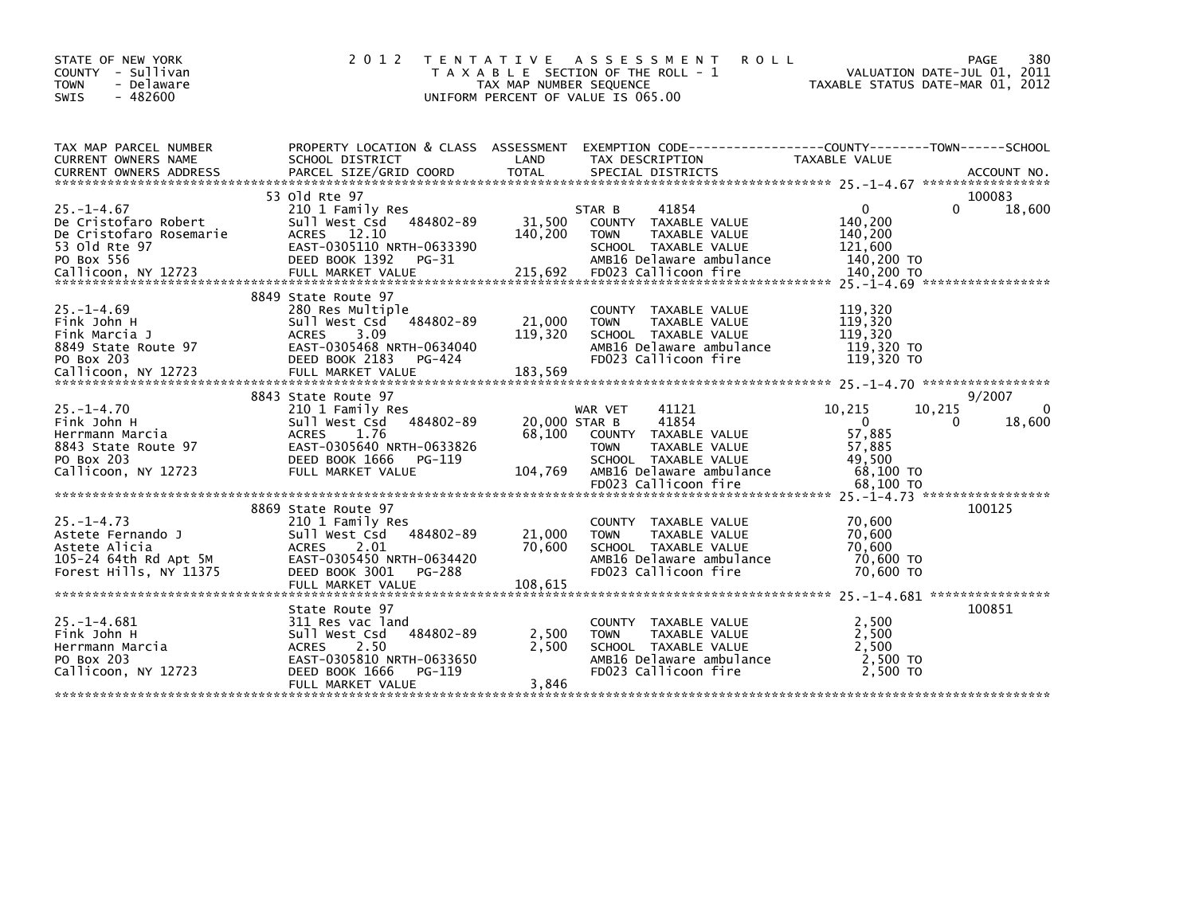STATE OF NEW YORK
COUNTY - Sullivan
TOWN - Delaware
SWIS - 482600

2 0 1 2 T E N T A T I V E A S S E S S M E N T R O L L
T A X A B L E SECTION OF THE ROLL - 1
TAX MAP NUMBER SEQUENCE
UNIFORM PERCENT OF VALUE IS 065.00

VALUATION DATE-JUL 01, 2011
TAXABLE STATUS DATE-MAR 01, 2012

| TAX MAP PARCEL NUMBER / CURRENT OWNERS NAME / CURRENT OWNERS ADDRESS | PROPERTY LOCATION & CLASS / SCHOOL DISTRICT / PARCEL SIZE/GRID COORD | ASSESSMENT LAND / TOTAL | EXEMPTION CODE / TAX DESCRIPTION / SPECIAL DISTRICTS | COUNTY TAXABLE VALUE | TOWN | SCHOOL | ACCOUNT NO. |
|---|---|---|---|---|---|---|---|
| **25.-1-4.67** | 53 Old Rte 97 | | | | | | 100083 |
| | 210 1 Family Res | | STAR B 41854 | 0 | 0 | 18,600 | |
| De Cristofaro Robert | Sull West Csd 484802-89 | 31,500 | COUNTY TAXABLE VALUE | 140,200 | | | |
| De Cristofaro Rosemarie | ACRES 12.10 | 140,200 | TOWN TAXABLE VALUE | 140,200 | | | |
| 53 Old Rte 97 | EAST-0305110 NRTH-0633390 | | SCHOOL TAXABLE VALUE | 121,600 | | | |
| PO Box 556 | DEED BOOK 1392 PG-31 | | AMB16 Delaware ambulance | 140,200 TO | | | |
| Callicoon, NY 12723 | FULL MARKET VALUE | 215,692 | FD023 Callicoon fire | 140,200 TO | | | |
| **25.-1-4.69** | 8849 State Route 97 | | | | | | |
| | 280 Res Multiple | | COUNTY TAXABLE VALUE | 119,320 | | | |
| Fink John H | Sull West Csd 484802-89 | 21,000 | TOWN TAXABLE VALUE | 119,320 | | | |
| Fink Marcia J | ACRES 3.09 | 119,320 | SCHOOL TAXABLE VALUE | 119,320 | | | |
| 8849 State Route 97 | EAST-0305468 NRTH-0634040 | | AMB16 Delaware ambulance | 119,320 TO | | | |
| PO Box 203 | DEED BOOK 2183 PG-424 | | FD023 Callicoon fire | 119,320 TO | | | |
| Callicoon, NY 12723 | FULL MARKET VALUE | 183,569 | | | | | |
| **25.-1-4.70** | 8843 State Route 97 | | | | | | 9/2007 |
| | 210 1 Family Res | | WAR VET 41121 | 10,215 | 10,215 | 0 | |
| Fink John H | Sull West Csd 484802-89 | 20,000 | STAR B 41854 | 0 | 0 | 18,600 | |
| Herrmann Marcia | ACRES 1.76 | 68,100 | COUNTY TAXABLE VALUE | 57,885 | | | |
| 8843 State Route 97 | EAST-0305640 NRTH-0633826 | | TOWN TAXABLE VALUE | 57,885 | | | |
| PO Box 203 | DEED BOOK 1666 PG-119 | | SCHOOL TAXABLE VALUE | 49,500 | | | |
| Callicoon, NY 12723 | FULL MARKET VALUE | 104,769 | AMB16 Delaware ambulance | 68,100 TO | | | |
| | | | FD023 Callicoon fire | 68,100 TO | | | |
| **25.-1-4.73** | 8869 State Route 97 | | | | | | 100125 |
| | 210 1 Family Res | | COUNTY TAXABLE VALUE | 70,600 | | | |
| Astete Fernando J | Sull West Csd 484802-89 | 21,000 | TOWN TAXABLE VALUE | 70,600 | | | |
| Astete Alicia | ACRES 2.01 | 70,600 | SCHOOL TAXABLE VALUE | 70,600 | | | |
| 105-24 64th Rd Apt 5M | EAST-0305450 NRTH-0634420 | | AMB16 Delaware ambulance | 70,600 TO | | | |
| Forest Hills, NY 11375 | DEED BOOK 3001 PG-288 | | FD023 Callicoon fire | 70,600 TO | | | |
| | FULL MARKET VALUE | 108,615 | | | | | |
| **25.-1-4.681** | State Route 97 | | | | | | 100851 |
| | 311 Res vac land | | COUNTY TAXABLE VALUE | 2,500 | | | |
| Fink John H | Sull West Csd 484802-89 | 2,500 | TOWN TAXABLE VALUE | 2,500 | | | |
| Herrmann Marcia | ACRES 2.50 | 2,500 | SCHOOL TAXABLE VALUE | 2,500 | | | |
| PO Box 203 | EAST-0305810 NRTH-0633650 | | AMB16 Delaware ambulance | 2,500 TO | | | |
| Callicoon, NY 12723 | DEED BOOK 1666 PG-119 | | FD023 Callicoon fire | 2,500 TO | | | |
| | FULL MARKET VALUE | 3,846 | | | | | |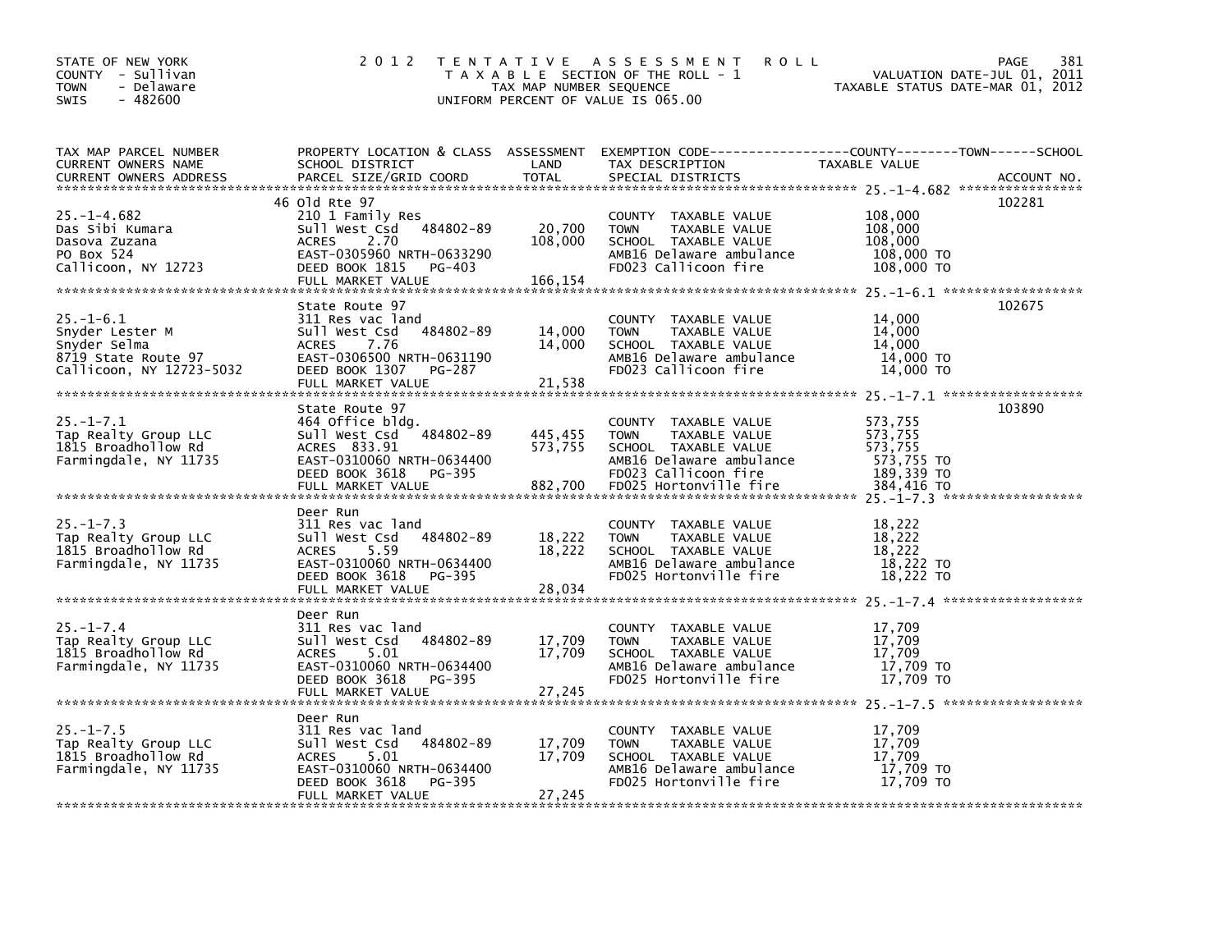STATE OF NEW YORK
COUNTY - Sullivan
TOWN - Delaware
SWIS - 482600

2012 TENTATIVE ASSESSMENT ROLL
TAXABLE SECTION OF THE ROLL - 1
TAX MAP NUMBER SEQUENCE
UNIFORM PERCENT OF VALUE IS 065.00

VALUATION DATE-JUL 01, 2011
TAXABLE STATUS DATE-MAR 01, 2012

| TAX MAP PARCEL NUMBER / CURRENT OWNERS NAME / CURRENT OWNERS ADDRESS | PROPERTY LOCATION & CLASS / SCHOOL DISTRICT / PARCEL SIZE/GRID COORD | ASSESSMENT LAND | ASSESSMENT TOTAL | EXEMPTION CODE / TAX DESCRIPTION / SPECIAL DISTRICTS | TAXABLE VALUE (COUNTY / TOWN / SCHOOL) | ACCOUNT NO. |
|---|---|---|---|---|---|---|
| **25.-1-4.682** | 46 Old Rte 97 | | | | | 102281 |
| Das Sibi Kumara | 210 1 Family Res | | | COUNTY TAXABLE VALUE | 108,000 | |
| Dasova Zuzana | Sull West Csd 484802-89 | 20,700 | | TOWN TAXABLE VALUE | 108,000 | |
| PO Box 524 | ACRES 2.70 | | 108,000 | SCHOOL TAXABLE VALUE | 108,000 | |
| Callicoon, NY 12723 | EAST-0305960 NRTH-0633290 | | | AMB16 Delaware ambulance | 108,000 TO | |
| | DEED BOOK 1815 PG-403 | | | FD023 Callicoon fire | 108,000 TO | |
| | FULL MARKET VALUE | | 166,154 | | | |
| **25.-1-6.1** | State Route 97 | | | | | 102675 |
| Snyder Lester M | 311 Res vac land | | | COUNTY TAXABLE VALUE | 14,000 | |
| Snyder Selma | Sull West Csd 484802-89 | 14,000 | | TOWN TAXABLE VALUE | 14,000 | |
| 8719 State Route 97 | ACRES 7.76 | | 14,000 | SCHOOL TAXABLE VALUE | 14,000 | |
| Callicoon, NY 12723-5032 | EAST-0306500 NRTH-0631190 | | | AMB16 Delaware ambulance | 14,000 TO | |
| | DEED BOOK 1307 PG-287 | | | FD023 Callicoon fire | 14,000 TO | |
| | FULL MARKET VALUE | | 21,538 | | | |
| **25.-1-7.1** | State Route 97 | | | | | 103890 |
| Tap Realty Group LLC | 464 Office bldg. | | | COUNTY TAXABLE VALUE | 573,755 | |
| 1815 Broadhollow Rd | Sull West Csd 484802-89 | 445,455 | | TOWN TAXABLE VALUE | 573,755 | |
| Farmingdale, NY 11735 | ACRES 833.91 | | 573,755 | SCHOOL TAXABLE VALUE | 573,755 | |
| | EAST-0310060 NRTH-0634400 | | | AMB16 Delaware ambulance | 573,755 TO | |
| | DEED BOOK 3618 PG-395 | | | FD023 Callicoon fire | 189,339 TO | |
| | FULL MARKET VALUE | | 882,700 | FD025 Hortonville fire | 384,416 TO | |
| **25.-1-7.3** | Deer Run | | | | | |
| Tap Realty Group LLC | 311 Res vac land | | | COUNTY TAXABLE VALUE | 18,222 | |
| 1815 Broadhollow Rd | Sull West Csd 484802-89 | 18,222 | | TOWN TAXABLE VALUE | 18,222 | |
| Farmingdale, NY 11735 | ACRES 5.59 | | 18,222 | SCHOOL TAXABLE VALUE | 18,222 | |
| | EAST-0310060 NRTH-0634400 | | | AMB16 Delaware ambulance | 18,222 TO | |
| | DEED BOOK 3618 PG-395 | | | FD025 Hortonville fire | 18,222 TO | |
| | FULL MARKET VALUE | | 28,034 | | | |
| **25.-1-7.4** | Deer Run | | | | | |
| Tap Realty Group LLC | 311 Res vac land | | | COUNTY TAXABLE VALUE | 17,709 | |
| 1815 Broadhollow Rd | Sull West Csd 484802-89 | 17,709 | | TOWN TAXABLE VALUE | 17,709 | |
| Farmingdale, NY 11735 | ACRES 5.01 | | 17,709 | SCHOOL TAXABLE VALUE | 17,709 | |
| | EAST-0310060 NRTH-0634400 | | | AMB16 Delaware ambulance | 17,709 TO | |
| | DEED BOOK 3618 PG-395 | | | FD025 Hortonville fire | 17,709 TO | |
| | FULL MARKET VALUE | | 27,245 | | | |
| **25.-1-7.5** | Deer Run | | | | | |
| Tap Realty Group LLC | 311 Res vac land | | | COUNTY TAXABLE VALUE | 17,709 | |
| 1815 Broadhollow Rd | Sull West Csd 484802-89 | 17,709 | | TOWN TAXABLE VALUE | 17,709 | |
| Farmingdale, NY 11735 | ACRES 5.01 | | 17,709 | SCHOOL TAXABLE VALUE | 17,709 | |
| | EAST-0310060 NRTH-0634400 | | | AMB16 Delaware ambulance | 17,709 TO | |
| | DEED BOOK 3618 PG-395 | | | FD025 Hortonville fire | 17,709 TO | |
| | FULL MARKET VALUE | | 27,245 | | | |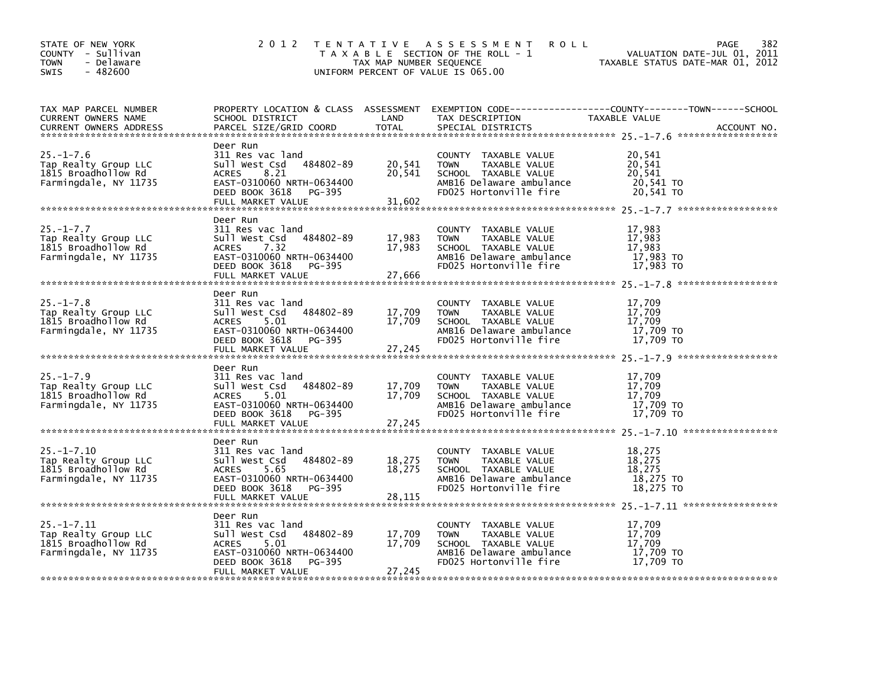STATE OF NEW YORK
COUNTY - Sullivan
TOWN - Delaware
SWIS - 482600

# 2012 TENTATIVE ASSESSMENT ROLL

TAXABLE SECTION OF THE ROLL - 1
TAX MAP NUMBER SEQUENCE
UNIFORM PERCENT OF VALUE IS 065.00

VALUATION DATE-JUL 01, 2011
TAXABLE STATUS DATE-MAR 01, 2012

| TAX MAP PARCEL NUMBER / CURRENT OWNERS NAME / CURRENT OWNERS ADDRESS | PROPERTY LOCATION & CLASS / SCHOOL DISTRICT / PARCEL SIZE/GRID COORD | ASSESSMENT LAND | TOTAL | EXEMPTION CODE / TAX DESCRIPTION / SPECIAL DISTRICTS | TAXABLE VALUE (COUNTY / TOWN / SCHOOL) | ACCOUNT NO. |
|---|---|---|---|---|---|---|
| 25.-1-7.6 | Deer Run | | | | | |
| | 311 Res vac land | | | COUNTY TAXABLE VALUE | 20,541 | |
| Tap Realty Group LLC | Sull West Csd 484802-89 | 20,541 | | TOWN TAXABLE VALUE | 20,541 | |
| 1815 Broadhollow Rd | ACRES 8.21 | | 20,541 | SCHOOL TAXABLE VALUE | 20,541 | |
| Farmingdale, NY 11735 | EAST-0310060 NRTH-0634400 | | | AMB16 Delaware ambulance | 20,541 TO | |
| | DEED BOOK 3618 PG-395 | | | FD025 Hortonville fire | 20,541 TO | |
| | FULL MARKET VALUE | | 31,602 | | | |
| 25.-1-7.7 | Deer Run | | | | | |
| | 311 Res vac land | | | COUNTY TAXABLE VALUE | 17,983 | |
| Tap Realty Group LLC | Sull West Csd 484802-89 | 17,983 | | TOWN TAXABLE VALUE | 17,983 | |
| 1815 Broadhollow Rd | ACRES 7.32 | | 17,983 | SCHOOL TAXABLE VALUE | 17,983 | |
| Farmingdale, NY 11735 | EAST-0310060 NRTH-0634400 | | | AMB16 Delaware ambulance | 17,983 TO | |
| | DEED BOOK 3618 PG-395 | | | FD025 Hortonville fire | 17,983 TO | |
| | FULL MARKET VALUE | | 27,666 | | | |
| 25.-1-7.8 | Deer Run | | | | | |
| | 311 Res vac land | | | COUNTY TAXABLE VALUE | 17,709 | |
| Tap Realty Group LLC | Sull West Csd 484802-89 | 17,709 | | TOWN TAXABLE VALUE | 17,709 | |
| 1815 Broadhollow Rd | ACRES 5.01 | | 17,709 | SCHOOL TAXABLE VALUE | 17,709 | |
| Farmingdale, NY 11735 | EAST-0310060 NRTH-0634400 | | | AMB16 Delaware ambulance | 17,709 TO | |
| | DEED BOOK 3618 PG-395 | | | FD025 Hortonville fire | 17,709 TO | |
| | FULL MARKET VALUE | | 27,245 | | | |
| 25.-1-7.9 | Deer Run | | | | | |
| | 311 Res vac land | | | COUNTY TAXABLE VALUE | 17,709 | |
| Tap Realty Group LLC | Sull West Csd 484802-89 | 17,709 | | TOWN TAXABLE VALUE | 17,709 | |
| 1815 Broadhollow Rd | ACRES 5.01 | | 17,709 | SCHOOL TAXABLE VALUE | 17,709 | |
| Farmingdale, NY 11735 | EAST-0310060 NRTH-0634400 | | | AMB16 Delaware ambulance | 17,709 TO | |
| | DEED BOOK 3618 PG-395 | | | FD025 Hortonville fire | 17,709 TO | |
| | FULL MARKET VALUE | | 27,245 | | | |
| 25.-1-7.10 | Deer Run | | | | | |
| | 311 Res vac land | | | COUNTY TAXABLE VALUE | 18,275 | |
| Tap Realty Group LLC | Sull West Csd 484802-89 | 18,275 | | TOWN TAXABLE VALUE | 18,275 | |
| 1815 Broadhollow Rd | ACRES 5.65 | | 18,275 | SCHOOL TAXABLE VALUE | 18,275 | |
| Farmingdale, NY 11735 | EAST-0310060 NRTH-0634400 | | | AMB16 Delaware ambulance | 18,275 TO | |
| | DEED BOOK 3618 PG-395 | | | FD025 Hortonville fire | 18,275 TO | |
| | FULL MARKET VALUE | | 28,115 | | | |
| 25.-1-7.11 | Deer Run | | | | | |
| | 311 Res vac land | | | COUNTY TAXABLE VALUE | 17,709 | |
| Tap Realty Group LLC | Sull West Csd 484802-89 | 17,709 | | TOWN TAXABLE VALUE | 17,709 | |
| 1815 Broadhollow Rd | ACRES 5.01 | | 17,709 | SCHOOL TAXABLE VALUE | 17,709 | |
| Farmingdale, NY 11735 | EAST-0310060 NRTH-0634400 | | | AMB16 Delaware ambulance | 17,709 TO | |
| | DEED BOOK 3618 PG-395 | | | FD025 Hortonville fire | 17,709 TO | |
| | FULL MARKET VALUE | | 27,245 | | | |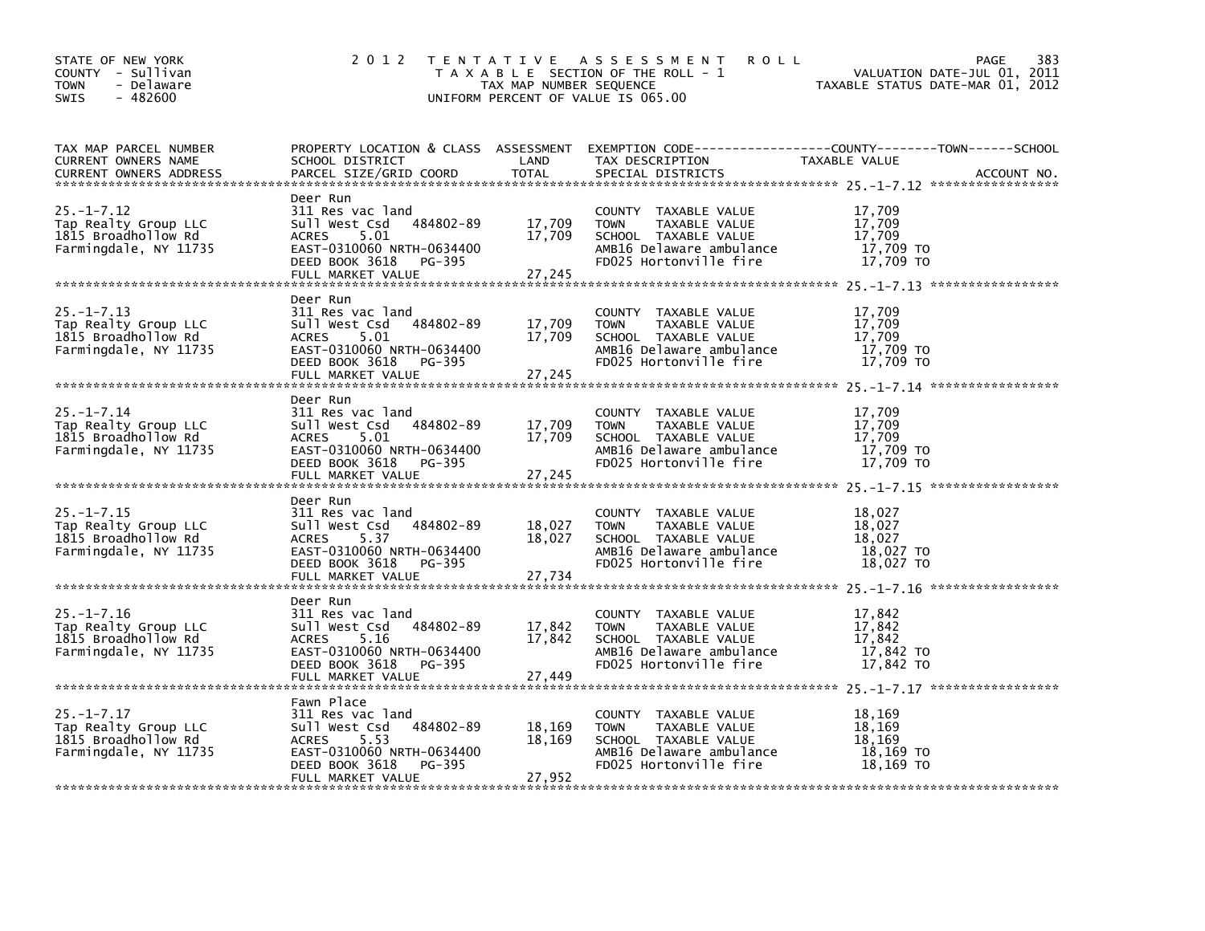STATE OF NEW YORK
COUNTY - Sullivan
TOWN - Delaware
SWIS - 482600

2 0 1 2 T E N T A T I V E A S S E S S M E N T R O L L
T A X A B L E SECTION OF THE ROLL - 1
TAX MAP NUMBER SEQUENCE
UNIFORM PERCENT OF VALUE IS 065.00

VALUATION DATE-JUL 01, 2011
TAXABLE STATUS DATE-MAR 01, 2012

| TAX MAP PARCEL NUMBER / CURRENT OWNERS NAME / CURRENT OWNERS ADDRESS | PROPERTY LOCATION & CLASS / SCHOOL DISTRICT / PARCEL SIZE/GRID COORD | ASSESSMENT LAND | TOTAL | EXEMPTION CODE / TAX DESCRIPTION / SPECIAL DISTRICTS | TAXABLE VALUE COUNTY--------TOWN------SCHOOL | ACCOUNT NO. |
|---|---|---|---|---|---|---|
| 25.-1-7.12 | Deer Run | | | | | |
| Tap Realty Group LLC | 311 Res vac land | | | COUNTY TAXABLE VALUE | 17,709 | |
| 1815 Broadhollow Rd | Sull West Csd 484802-89 | 17,709 | | TOWN TAXABLE VALUE | 17,709 | |
| Farmingdale, NY 11735 | ACRES 5.01 | | 17,709 | SCHOOL TAXABLE VALUE | 17,709 | |
| | EAST-0310060 NRTH-0634400 | | | AMB16 Delaware ambulance | 17,709 TO | |
| | DEED BOOK 3618 PG-395 | | | FD025 Hortonville fire | 17,709 TO | |
| | FULL MARKET VALUE | | 27,245 | | | |
| 25.-1-7.13 | Deer Run | | | | | |
| Tap Realty Group LLC | 311 Res vac land | | | COUNTY TAXABLE VALUE | 17,709 | |
| 1815 Broadhollow Rd | Sull West Csd 484802-89 | 17,709 | | TOWN TAXABLE VALUE | 17,709 | |
| Farmingdale, NY 11735 | ACRES 5.01 | | 17,709 | SCHOOL TAXABLE VALUE | 17,709 | |
| | EAST-0310060 NRTH-0634400 | | | AMB16 Delaware ambulance | 17,709 TO | |
| | DEED BOOK 3618 PG-395 | | | FD025 Hortonville fire | 17,709 TO | |
| | FULL MARKET VALUE | | 27,245 | | | |
| 25.-1-7.14 | Deer Run | | | | | |
| Tap Realty Group LLC | 311 Res vac land | | | COUNTY TAXABLE VALUE | 17,709 | |
| 1815 Broadhollow Rd | Sull West Csd 484802-89 | 17,709 | | TOWN TAXABLE VALUE | 17,709 | |
| Farmingdale, NY 11735 | ACRES 5.01 | | 17,709 | SCHOOL TAXABLE VALUE | 17,709 | |
| | EAST-0310060 NRTH-0634400 | | | AMB16 Delaware ambulance | 17,709 TO | |
| | DEED BOOK 3618 PG-395 | | | FD025 Hortonville fire | 17,709 TO | |
| | FULL MARKET VALUE | | 27,245 | | | |
| 25.-1-7.15 | Deer Run | | | | | |
| Tap Realty Group LLC | 311 Res vac land | | | COUNTY TAXABLE VALUE | 18,027 | |
| 1815 Broadhollow Rd | Sull West Csd 484802-89 | 18,027 | | TOWN TAXABLE VALUE | 18,027 | |
| Farmingdale, NY 11735 | ACRES 5.37 | | 18,027 | SCHOOL TAXABLE VALUE | 18,027 | |
| | EAST-0310060 NRTH-0634400 | | | AMB16 Delaware ambulance | 18,027 TO | |
| | DEED BOOK 3618 PG-395 | | | FD025 Hortonville fire | 18,027 TO | |
| | FULL MARKET VALUE | | 27,734 | | | |
| 25.-1-7.16 | Deer Run | | | | | |
| Tap Realty Group LLC | 311 Res vac land | | | COUNTY TAXABLE VALUE | 17,842 | |
| 1815 Broadhollow Rd | Sull West Csd 484802-89 | 17,842 | | TOWN TAXABLE VALUE | 17,842 | |
| Farmingdale, NY 11735 | ACRES 5.16 | | 17,842 | SCHOOL TAXABLE VALUE | 17,842 | |
| | EAST-0310060 NRTH-0634400 | | | AMB16 Delaware ambulance | 17,842 TO | |
| | DEED BOOK 3618 PG-395 | | | FD025 Hortonville fire | 17,842 TO | |
| | FULL MARKET VALUE | | 27,449 | | | |
| 25.-1-7.17 | Fawn Place | | | | | |
| Tap Realty Group LLC | 311 Res vac land | | | COUNTY TAXABLE VALUE | 18,169 | |
| 1815 Broadhollow Rd | Sull West Csd 484802-89 | 18,169 | | TOWN TAXABLE VALUE | 18,169 | |
| Farmingdale, NY 11735 | ACRES 5.53 | | 18,169 | SCHOOL TAXABLE VALUE | 18,169 | |
| | EAST-0310060 NRTH-0634400 | | | AMB16 Delaware ambulance | 18,169 TO | |
| | DEED BOOK 3618 PG-395 | | | FD025 Hortonville fire | 18,169 TO | |
| | FULL MARKET VALUE | | 27,952 | | | |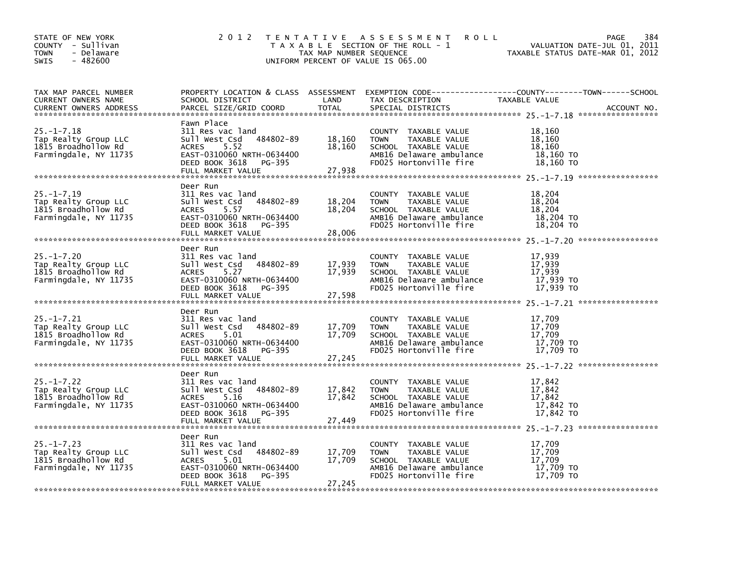STATE OF NEW YORK
COUNTY - Sullivan
TOWN - Delaware
SWIS - 482600

# 2012 TENTATIVE ASSESSMENT ROLL

TAXABLE SECTION OF THE ROLL - 1
TAX MAP NUMBER SEQUENCE
UNIFORM PERCENT OF VALUE IS 065.00

VALUATION DATE-JUL 01, 2011
TAXABLE STATUS DATE-MAR 01, 2012

| TAX MAP PARCEL NUMBER / CURRENT OWNERS NAME / CURRENT OWNERS ADDRESS | PROPERTY LOCATION & CLASS / SCHOOL DISTRICT / PARCEL SIZE/GRID COORD | ASSESSMENT LAND / TOTAL | EXEMPTION CODE / TAX DESCRIPTION / SPECIAL DISTRICTS | TAXABLE VALUE (COUNTY / TOWN / SCHOOL) | ACCOUNT NO. |
|---|---|---|---|---|---|
| **25.-1-7.18** | Fawn Place | | | | |
| 25.-1-7.18 | 311 Res vac land | | COUNTY TAXABLE VALUE | 18,160 | |
| Tap Realty Group LLC | Sull West Csd 484802-89 | 18,160 | TOWN TAXABLE VALUE | 18,160 | |
| 1815 Broadhollow Rd | ACRES 5.52 | 18,160 | SCHOOL TAXABLE VALUE | 18,160 | |
| Farmingdale, NY 11735 | EAST-0310060 NRTH-0634400 | | AMB16 Delaware ambulance | 18,160 TO | |
| | DEED BOOK 3618 PG-395 | | FD025 Hortonville fire | 18,160 TO | |
| | FULL MARKET VALUE | 27,938 | | | |
| **25.-1-7.19** | Deer Run | | | | |
| 25.-1-7.19 | 311 Res vac land | | COUNTY TAXABLE VALUE | 18,204 | |
| Tap Realty Group LLC | Sull West Csd 484802-89 | 18,204 | TOWN TAXABLE VALUE | 18,204 | |
| 1815 Broadhollow Rd | ACRES 5.57 | 18,204 | SCHOOL TAXABLE VALUE | 18,204 | |
| Farmingdale, NY 11735 | EAST-0310060 NRTH-0634400 | | AMB16 Delaware ambulance | 18,204 TO | |
| | DEED BOOK 3618 PG-395 | | FD025 Hortonville fire | 18,204 TO | |
| | FULL MARKET VALUE | 28,006 | | | |
| **25.-1-7.20** | Deer Run | | | | |
| 25.-1-7.20 | 311 Res vac land | | COUNTY TAXABLE VALUE | 17,939 | |
| Tap Realty Group LLC | Sull West Csd 484802-89 | 17,939 | TOWN TAXABLE VALUE | 17,939 | |
| 1815 Broadhollow Rd | ACRES 5.27 | 17,939 | SCHOOL TAXABLE VALUE | 17,939 | |
| Farmingdale, NY 11735 | EAST-0310060 NRTH-0634400 | | AMB16 Delaware ambulance | 17,939 TO | |
| | DEED BOOK 3618 PG-395 | | FD025 Hortonville fire | 17,939 TO | |
| | FULL MARKET VALUE | 27,598 | | | |
| **25.-1-7.21** | Deer Run | | | | |
| 25.-1-7.21 | 311 Res vac land | | COUNTY TAXABLE VALUE | 17,709 | |
| Tap Realty Group LLC | Sull West Csd 484802-89 | 17,709 | TOWN TAXABLE VALUE | 17,709 | |
| 1815 Broadhollow Rd | ACRES 5.01 | 17,709 | SCHOOL TAXABLE VALUE | 17,709 | |
| Farmingdale, NY 11735 | EAST-0310060 NRTH-0634400 | | AMB16 Delaware ambulance | 17,709 TO | |
| | DEED BOOK 3618 PG-395 | | FD025 Hortonville fire | 17,709 TO | |
| | FULL MARKET VALUE | 27,245 | | | |
| **25.-1-7.22** | Deer Run | | | | |
| 25.-1-7.22 | 311 Res vac land | | COUNTY TAXABLE VALUE | 17,842 | |
| Tap Realty Group LLC | Sull West Csd 484802-89 | 17,842 | TOWN TAXABLE VALUE | 17,842 | |
| 1815 Broadhollow Rd | ACRES 5.16 | 17,842 | SCHOOL TAXABLE VALUE | 17,842 | |
| Farmingdale, NY 11735 | EAST-0310060 NRTH-0634400 | | AMB16 Delaware ambulance | 17,842 TO | |
| | DEED BOOK 3618 PG-395 | | FD025 Hortonville fire | 17,842 TO | |
| | FULL MARKET VALUE | 27,449 | | | |
| **25.-1-7.23** | Deer Run | | | | |
| 25.-1-7.23 | 311 Res vac land | | COUNTY TAXABLE VALUE | 17,709 | |
| Tap Realty Group LLC | Sull West Csd 484802-89 | 17,709 | TOWN TAXABLE VALUE | 17,709 | |
| 1815 Broadhollow Rd | ACRES 5.01 | 17,709 | SCHOOL TAXABLE VALUE | 17,709 | |
| Farmingdale, NY 11735 | EAST-0310060 NRTH-0634400 | | AMB16 Delaware ambulance | 17,709 TO | |
| | DEED BOOK 3618 PG-395 | | FD025 Hortonville fire | 17,709 TO | |
| | FULL MARKET VALUE | 27,245 | | | |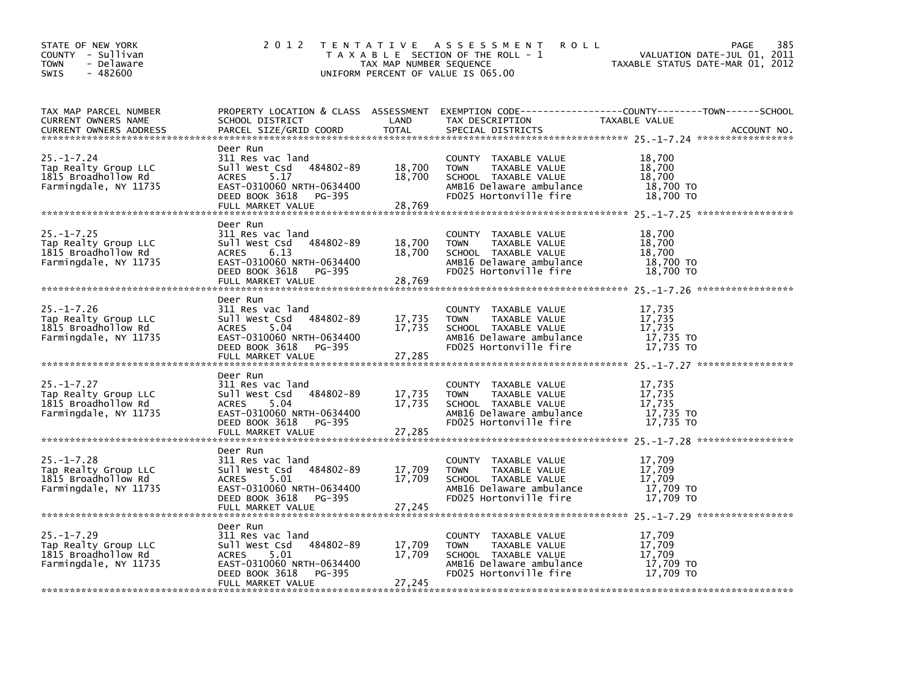STATE OF NEW YORK
COUNTY - Sullivan
TOWN - Delaware
SWIS - 482600

2012 TENTATIVE ASSESSMENT ROLL
TAXABLE SECTION OF THE ROLL - 1
TAX MAP NUMBER SEQUENCE
UNIFORM PERCENT OF VALUE IS 065.00

VALUATION DATE-JUL 01, 2011
TAXABLE STATUS DATE-MAR 01, 2012

| TAX MAP PARCEL NUMBER / CURRENT OWNERS NAME / CURRENT OWNERS ADDRESS | PROPERTY LOCATION & CLASS / SCHOOL DISTRICT / PARCEL SIZE/GRID COORD | ASSESSMENT LAND | TOTAL | EXEMPTION CODE / TAX DESCRIPTION / SPECIAL DISTRICTS | TAXABLE VALUE (COUNTY / TOWN / SCHOOL) | ACCOUNT NO. |
|---|---|---|---|---|---|---|
| **25.-1-7.24** | Deer Run | | | | | |
| 25.-1-7.24 | 311 Res vac land | | | COUNTY TAXABLE VALUE | 18,700 | |
| Tap Realty Group LLC | Sull West Csd 484802-89 | 18,700 | | TOWN TAXABLE VALUE | 18,700 | |
| 1815 Broadhollow Rd | ACRES 5.17 | | 18,700 | SCHOOL TAXABLE VALUE | 18,700 | |
| Farmingdale, NY 11735 | EAST-0310060 NRTH-0634400 | | | AMB16 Delaware ambulance | 18,700 TO | |
| | DEED BOOK 3618 PG-395 | | | FD025 Hortonville fire | 18,700 TO | |
| | FULL MARKET VALUE | | 28,769 | | | |
| **25.-1-7.25** | Deer Run | | | | | |
| 25.-1-7.25 | 311 Res vac land | | | COUNTY TAXABLE VALUE | 18,700 | |
| Tap Realty Group LLC | Sull West Csd 484802-89 | 18,700 | | TOWN TAXABLE VALUE | 18,700 | |
| 1815 Broadhollow Rd | ACRES 6.13 | | 18,700 | SCHOOL TAXABLE VALUE | 18,700 | |
| Farmingdale, NY 11735 | EAST-0310060 NRTH-0634400 | | | AMB16 Delaware ambulance | 18,700 TO | |
| | DEED BOOK 3618 PG-395 | | | FD025 Hortonville fire | 18,700 TO | |
| | FULL MARKET VALUE | | 28,769 | | | |
| **25.-1-7.26** | Deer Run | | | | | |
| 25.-1-7.26 | 311 Res vac land | | | COUNTY TAXABLE VALUE | 17,735 | |
| Tap Realty Group LLC | Sull West Csd 484802-89 | 17,735 | | TOWN TAXABLE VALUE | 17,735 | |
| 1815 Broadhollow Rd | ACRES 5.04 | | 17,735 | SCHOOL TAXABLE VALUE | 17,735 | |
| Farmingdale, NY 11735 | EAST-0310060 NRTH-0634400 | | | AMB16 Delaware ambulance | 17,735 TO | |
| | DEED BOOK 3618 PG-395 | | | FD025 Hortonville fire | 17,735 TO | |
| | FULL MARKET VALUE | | 27,285 | | | |
| **25.-1-7.27** | Deer Run | | | | | |
| 25.-1-7.27 | 311 Res vac land | | | COUNTY TAXABLE VALUE | 17,735 | |
| Tap Realty Group LLC | Sull West Csd 484802-89 | 17,735 | | TOWN TAXABLE VALUE | 17,735 | |
| 1815 Broadhollow Rd | ACRES 5.04 | | 17,735 | SCHOOL TAXABLE VALUE | 17,735 | |
| Farmingdale, NY 11735 | EAST-0310060 NRTH-0634400 | | | AMB16 Delaware ambulance | 17,735 TO | |
| | DEED BOOK 3618 PG-395 | | | FD025 Hortonville fire | 17,735 TO | |
| | FULL MARKET VALUE | | 27,285 | | | |
| **25.-1-7.28** | Deer Run | | | | | |
| 25.-1-7.28 | 311 Res vac land | | | COUNTY TAXABLE VALUE | 17,709 | |
| Tap Realty Group LLC | Sull West Csd 484802-89 | 17,709 | | TOWN TAXABLE VALUE | 17,709 | |
| 1815 Broadhollow Rd | ACRES 5.01 | | 17,709 | SCHOOL TAXABLE VALUE | 17,709 | |
| Farmingdale, NY 11735 | EAST-0310060 NRTH-0634400 | | | AMB16 Delaware ambulance | 17,709 TO | |
| | DEED BOOK 3618 PG-395 | | | FD025 Hortonville fire | 17,709 TO | |
| | FULL MARKET VALUE | | 27,245 | | | |
| **25.-1-7.29** | Deer Run | | | | | |
| 25.-1-7.29 | 311 Res vac land | | | COUNTY TAXABLE VALUE | 17,709 | |
| Tap Realty Group LLC | Sull West Csd 484802-89 | 17,709 | | TOWN TAXABLE VALUE | 17,709 | |
| 1815 Broadhollow Rd | ACRES 5.01 | | 17,709 | SCHOOL TAXABLE VALUE | 17,709 | |
| Farmingdale, NY 11735 | EAST-0310060 NRTH-0634400 | | | AMB16 Delaware ambulance | 17,709 TO | |
| | DEED BOOK 3618 PG-395 | | | FD025 Hortonville fire | 17,709 TO | |
| | FULL MARKET VALUE | | 27,245 | | | |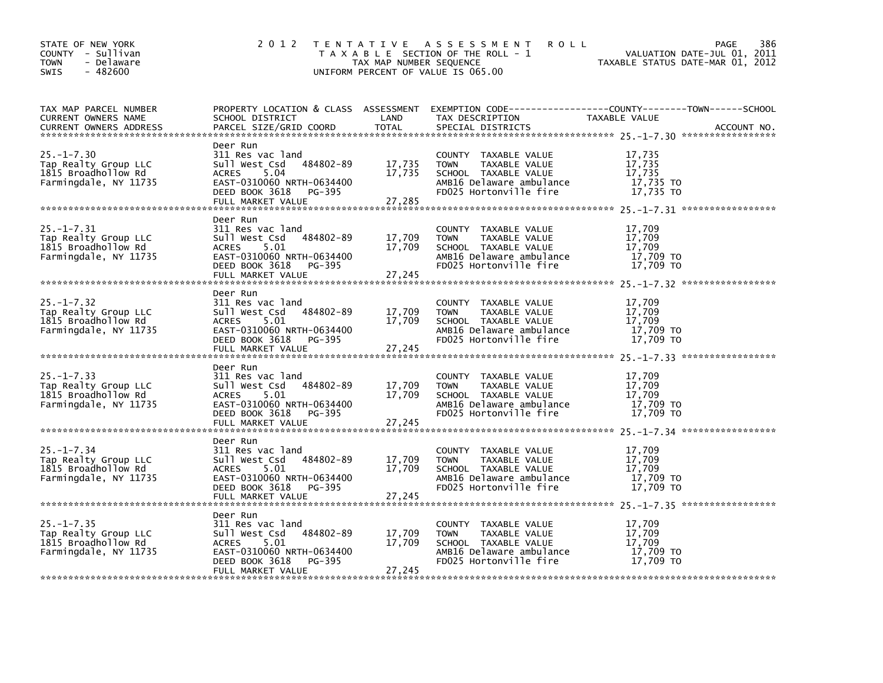STATE OF NEW YORK
COUNTY - Sullivan
TOWN - Delaware
SWIS - 482600

2012 TENTATIVE ASSESSMENT ROLL
TAXABLE SECTION OF THE ROLL - 1
TAX MAP NUMBER SEQUENCE
UNIFORM PERCENT OF VALUE IS 065.00

VALUATION DATE-JUL 01, 2011
TAXABLE STATUS DATE-MAR 01, 2012

| TAX MAP PARCEL NUMBER / CURRENT OWNERS NAME / CURRENT OWNERS ADDRESS | PROPERTY LOCATION & CLASS / SCHOOL DISTRICT / PARCEL SIZE/GRID COORD | ASSESSMENT LAND | TOTAL | EXEMPTION CODE / TAX DESCRIPTION / SPECIAL DISTRICTS | TAXABLE VALUE (COUNTY / TOWN / SCHOOL) | ACCOUNT NO. |
|---|---|---|---|---|---|---|
| 25.-1-7.30 | Deer Run | | | | | |
| | 311 Res vac land | | | COUNTY TAXABLE VALUE | 17,735 | |
| Tap Realty Group LLC | Sull West Csd 484802-89 | 17,735 | | TOWN TAXABLE VALUE | 17,735 | |
| 1815 Broadhollow Rd | ACRES 5.04 | | 17,735 | SCHOOL TAXABLE VALUE | 17,735 | |
| Farmingdale, NY 11735 | EAST-0310060 NRTH-0634400 | | | AMB16 Delaware ambulance | 17,735 TO | |
| | DEED BOOK 3618 PG-395 | | | FD025 Hortonville fire | 17,735 TO | |
| | FULL MARKET VALUE | | 27,285 | | | |
| 25.-1-7.31 | Deer Run | | | | | |
| | 311 Res vac land | | | COUNTY TAXABLE VALUE | 17,709 | |
| Tap Realty Group LLC | Sull West Csd 484802-89 | 17,709 | | TOWN TAXABLE VALUE | 17,709 | |
| 1815 Broadhollow Rd | ACRES 5.01 | | 17,709 | SCHOOL TAXABLE VALUE | 17,709 | |
| Farmingdale, NY 11735 | EAST-0310060 NRTH-0634400 | | | AMB16 Delaware ambulance | 17,709 TO | |
| | DEED BOOK 3618 PG-395 | | | FD025 Hortonville fire | 17,709 TO | |
| | FULL MARKET VALUE | | 27,245 | | | |
| 25.-1-7.32 | Deer Run | | | | | |
| | 311 Res vac land | | | COUNTY TAXABLE VALUE | 17,709 | |
| Tap Realty Group LLC | Sull West Csd 484802-89 | 17,709 | | TOWN TAXABLE VALUE | 17,709 | |
| 1815 Broadhollow Rd | ACRES 5.01 | | 17,709 | SCHOOL TAXABLE VALUE | 17,709 | |
| Farmingdale, NY 11735 | EAST-0310060 NRTH-0634400 | | | AMB16 Delaware ambulance | 17,709 TO | |
| | DEED BOOK 3618 PG-395 | | | FD025 Hortonville fire | 17,709 TO | |
| | FULL MARKET VALUE | | 27,245 | | | |
| 25.-1-7.33 | Deer Run | | | | | |
| | 311 Res vac land | | | COUNTY TAXABLE VALUE | 17,709 | |
| Tap Realty Group LLC | Sull West Csd 484802-89 | 17,709 | | TOWN TAXABLE VALUE | 17,709 | |
| 1815 Broadhollow Rd | ACRES 5.01 | | 17,709 | SCHOOL TAXABLE VALUE | 17,709 | |
| Farmingdale, NY 11735 | EAST-0310060 NRTH-0634400 | | | AMB16 Delaware ambulance | 17,709 TO | |
| | DEED BOOK 3618 PG-395 | | | FD025 Hortonville fire | 17,709 TO | |
| | FULL MARKET VALUE | | 27,245 | | | |
| 25.-1-7.34 | Deer Run | | | | | |
| | 311 Res vac land | | | COUNTY TAXABLE VALUE | 17,709 | |
| Tap Realty Group LLC | Sull West Csd 484802-89 | 17,709 | | TOWN TAXABLE VALUE | 17,709 | |
| 1815 Broadhollow Rd | ACRES 5.01 | | 17,709 | SCHOOL TAXABLE VALUE | 17,709 | |
| Farmingdale, NY 11735 | EAST-0310060 NRTH-0634400 | | | AMB16 Delaware ambulance | 17,709 TO | |
| | DEED BOOK 3618 PG-395 | | | FD025 Hortonville fire | 17,709 TO | |
| | FULL MARKET VALUE | | 27,245 | | | |
| 25.-1-7.35 | Deer Run | | | | | |
| | 311 Res vac land | | | COUNTY TAXABLE VALUE | 17,709 | |
| Tap Realty Group LLC | Sull West Csd 484802-89 | 17,709 | | TOWN TAXABLE VALUE | 17,709 | |
| 1815 Broadhollow Rd | ACRES 5.01 | | 17,709 | SCHOOL TAXABLE VALUE | 17,709 | |
| Farmingdale, NY 11735 | EAST-0310060 NRTH-0634400 | | | AMB16 Delaware ambulance | 17,709 TO | |
| | DEED BOOK 3618 PG-395 | | | FD025 Hortonville fire | 17,709 TO | |
| | FULL MARKET VALUE | | 27,245 | | | |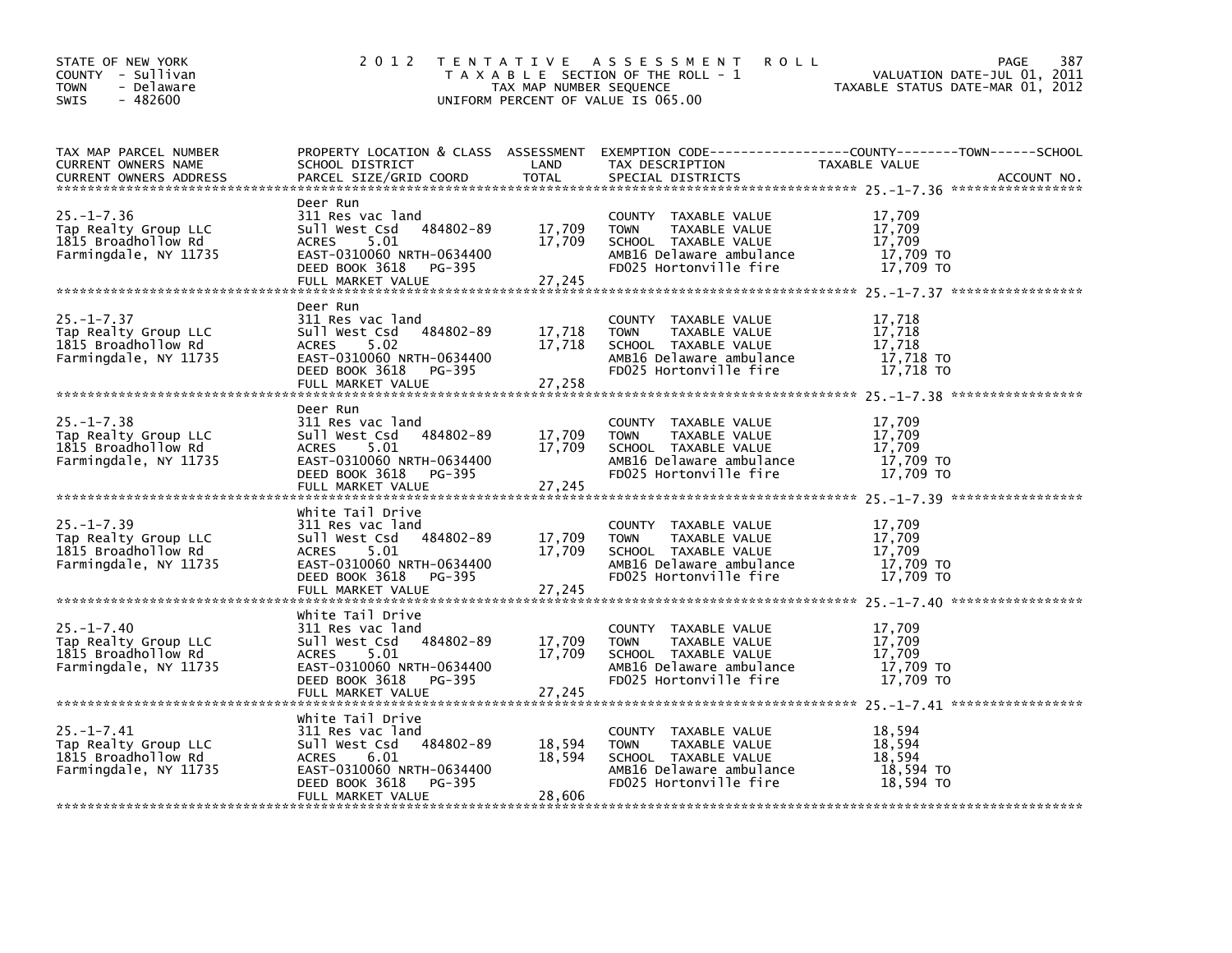STATE OF NEW YORK
COUNTY - Sullivan
TOWN - Delaware
SWIS - 482600

2 0 1 2 TENTATIVE ASSESSMENT ROLL
TAXABLE SECTION OF THE ROLL - 1
TAX MAP NUMBER SEQUENCE
UNIFORM PERCENT OF VALUE IS 065.00

VALUATION DATE-JUL 01, 2011
TAXABLE STATUS DATE-MAR 01, 2012

| TAX MAP PARCEL NUMBER / CURRENT OWNERS NAME / CURRENT OWNERS ADDRESS | PROPERTY LOCATION & CLASS / SCHOOL DISTRICT / PARCEL SIZE/GRID COORD | ASSESSMENT LAND | TOTAL | EXEMPTION CODE / TAX DESCRIPTION / SPECIAL DISTRICTS | TAXABLE VALUE (COUNTY--TOWN--SCHOOL) | ACCOUNT NO. |
|---|---|---|---|---|---|---|
| 25.-1-7.36 | Deer Run | | | | | |
| | 311 Res vac land | | | COUNTY TAXABLE VALUE | 17,709 | |
| Tap Realty Group LLC | Sull West Csd 484802-89 | 17,709 | | TOWN TAXABLE VALUE | 17,709 | |
| 1815 Broadhollow Rd | ACRES 5.01 | | 17,709 | SCHOOL TAXABLE VALUE | 17,709 | |
| Farmingdale, NY 11735 | EAST-0310060 NRTH-0634400 | | | AMB16 Delaware ambulance | 17,709 TO | |
| | DEED BOOK 3618 PG-395 | | | FD025 Hortonville fire | 17,709 TO | |
| | FULL MARKET VALUE | | 27,245 | | | |
| 25.-1-7.37 | Deer Run | | | | | |
| | 311 Res vac land | | | COUNTY TAXABLE VALUE | 17,718 | |
| Tap Realty Group LLC | Sull West Csd 484802-89 | 17,718 | | TOWN TAXABLE VALUE | 17,718 | |
| 1815 Broadhollow Rd | ACRES 5.02 | | 17,718 | SCHOOL TAXABLE VALUE | 17,718 | |
| Farmingdale, NY 11735 | EAST-0310060 NRTH-0634400 | | | AMB16 Delaware ambulance | 17,718 TO | |
| | DEED BOOK 3618 PG-395 | | | FD025 Hortonville fire | 17,718 TO | |
| | FULL MARKET VALUE | | 27,258 | | | |
| 25.-1-7.38 | Deer Run | | | | | |
| | 311 Res vac land | | | COUNTY TAXABLE VALUE | 17,709 | |
| Tap Realty Group LLC | Sull West Csd 484802-89 | 17,709 | | TOWN TAXABLE VALUE | 17,709 | |
| 1815 Broadhollow Rd | ACRES 5.01 | | 17,709 | SCHOOL TAXABLE VALUE | 17,709 | |
| Farmingdale, NY 11735 | EAST-0310060 NRTH-0634400 | | | AMB16 Delaware ambulance | 17,709 TO | |
| | DEED BOOK 3618 PG-395 | | | FD025 Hortonville fire | 17,709 TO | |
| | FULL MARKET VALUE | | 27,245 | | | |
| 25.-1-7.39 | White Tail Drive | | | | | |
| | 311 Res vac land | | | COUNTY TAXABLE VALUE | 17,709 | |
| Tap Realty Group LLC | Sull West Csd 484802-89 | 17,709 | | TOWN TAXABLE VALUE | 17,709 | |
| 1815 Broadhollow Rd | ACRES 5.01 | | 17,709 | SCHOOL TAXABLE VALUE | 17,709 | |
| Farmingdale, NY 11735 | EAST-0310060 NRTH-0634400 | | | AMB16 Delaware ambulance | 17,709 TO | |
| | DEED BOOK 3618 PG-395 | | | FD025 Hortonville fire | 17,709 TO | |
| | FULL MARKET VALUE | | 27,245 | | | |
| 25.-1-7.40 | White Tail Drive | | | | | |
| | 311 Res vac land | | | COUNTY TAXABLE VALUE | 17,709 | |
| Tap Realty Group LLC | Sull West Csd 484802-89 | 17,709 | | TOWN TAXABLE VALUE | 17,709 | |
| 1815 Broadhollow Rd | ACRES 5.01 | | 17,709 | SCHOOL TAXABLE VALUE | 17,709 | |
| Farmingdale, NY 11735 | EAST-0310060 NRTH-0634400 | | | AMB16 Delaware ambulance | 17,709 TO | |
| | DEED BOOK 3618 PG-395 | | | FD025 Hortonville fire | 17,709 TO | |
| | FULL MARKET VALUE | | 27,245 | | | |
| 25.-1-7.41 | White Tail Drive | | | | | |
| | 311 Res vac land | | | COUNTY TAXABLE VALUE | 18,594 | |
| Tap Realty Group LLC | Sull West Csd 484802-89 | 18,594 | | TOWN TAXABLE VALUE | 18,594 | |
| 1815 Broadhollow Rd | ACRES 6.01 | | 18,594 | SCHOOL TAXABLE VALUE | 18,594 | |
| Farmingdale, NY 11735 | EAST-0310060 NRTH-0634400 | | | AMB16 Delaware ambulance | 18,594 TO | |
| | DEED BOOK 3618 PG-395 | | | FD025 Hortonville fire | 18,594 TO | |
| | FULL MARKET VALUE | | 28,606 | | | |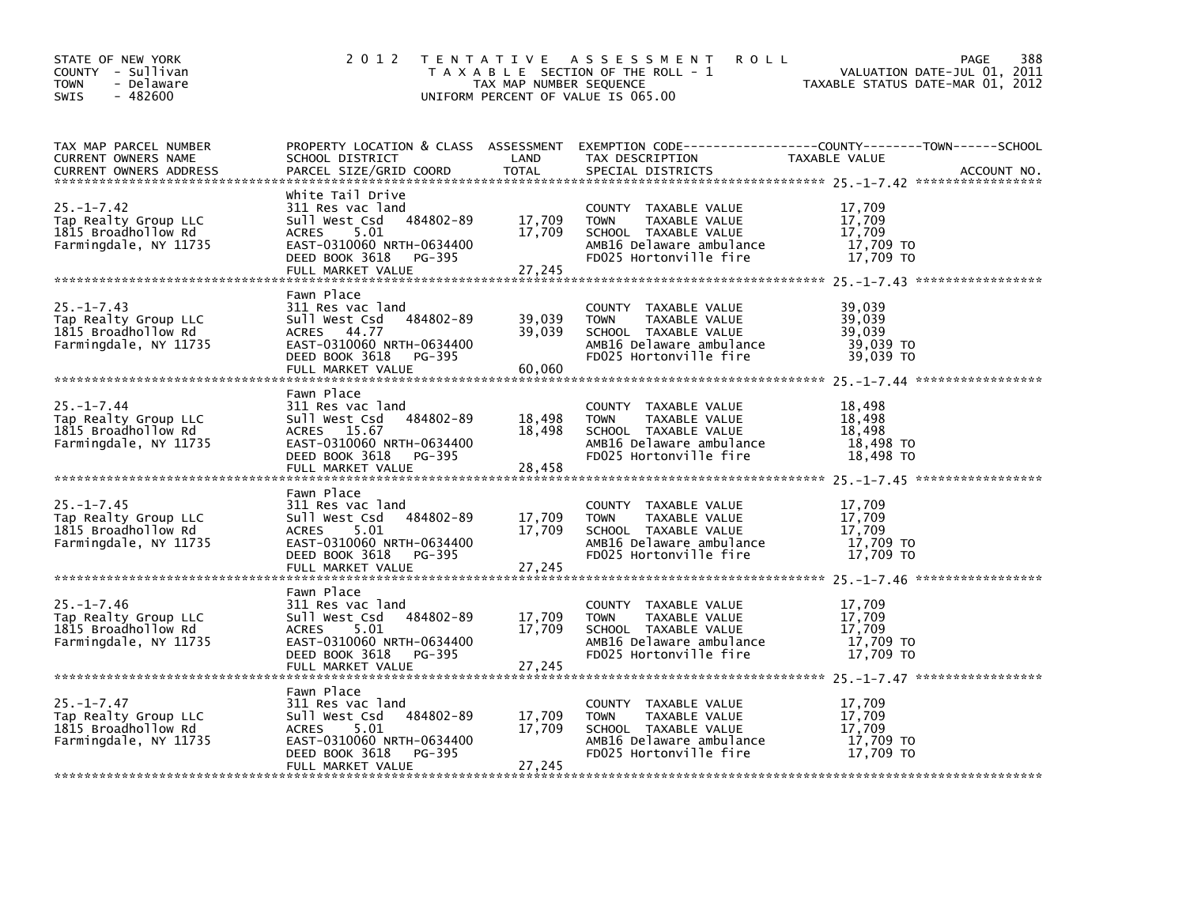STATE OF NEW YORK
COUNTY - Sullivan
TOWN - Delaware
SWIS - 482600

# 2012 TENTATIVE ASSESSMENT ROLL

TAXABLE SECTION OF THE ROLL - 1
TAX MAP NUMBER SEQUENCE
UNIFORM PERCENT OF VALUE IS 065.00

VALUATION DATE-JUL 01, 2011
TAXABLE STATUS DATE-MAR 01, 2012

| TAX MAP PARCEL NUMBER / CURRENT OWNERS NAME / CURRENT OWNERS ADDRESS | PROPERTY LOCATION & CLASS / SCHOOL DISTRICT / PARCEL SIZE/GRID COORD | ASSESSMENT LAND | TOTAL | EXEMPTION CODE / TAX DESCRIPTION / SPECIAL DISTRICTS | TAXABLE VALUE (COUNTY / TOWN / SCHOOL) | ACCOUNT NO. |
|---|---|---|---|---|---|---|
| 25.-1-7.42 | White Tail Drive | | | | | |
| | 311 Res vac land | | | COUNTY TAXABLE VALUE | 17,709 | |
| Tap Realty Group LLC | Sull West Csd 484802-89 | 17,709 | | TOWN TAXABLE VALUE | 17,709 | |
| 1815 Broadhollow Rd | ACRES 5.01 | | 17,709 | SCHOOL TAXABLE VALUE | 17,709 | |
| Farmingdale, NY 11735 | EAST-0310060 NRTH-0634400 | | | AMB16 Delaware ambulance | 17,709 TO | |
| | DEED BOOK 3618 PG-395 | | | FD025 Hortonville fire | 17,709 TO | |
| | FULL MARKET VALUE | | 27,245 | | | |
| 25.-1-7.43 | Fawn Place | | | | | |
| | 311 Res vac land | | | COUNTY TAXABLE VALUE | 39,039 | |
| Tap Realty Group LLC | Sull West Csd 484802-89 | 39,039 | | TOWN TAXABLE VALUE | 39,039 | |
| 1815 Broadhollow Rd | ACRES 44.77 | | 39,039 | SCHOOL TAXABLE VALUE | 39,039 | |
| Farmingdale, NY 11735 | EAST-0310060 NRTH-0634400 | | | AMB16 Delaware ambulance | 39,039 TO | |
| | DEED BOOK 3618 PG-395 | | | FD025 Hortonville fire | 39,039 TO | |
| | FULL MARKET VALUE | | 60,060 | | | |
| 25.-1-7.44 | Fawn Place | | | | | |
| | 311 Res vac land | | | COUNTY TAXABLE VALUE | 18,498 | |
| Tap Realty Group LLC | Sull West Csd 484802-89 | 18,498 | | TOWN TAXABLE VALUE | 18,498 | |
| 1815 Broadhollow Rd | ACRES 15.67 | | 18,498 | SCHOOL TAXABLE VALUE | 18,498 | |
| Farmingdale, NY 11735 | EAST-0310060 NRTH-0634400 | | | AMB16 Delaware ambulance | 18,498 TO | |
| | DEED BOOK 3618 PG-395 | | | FD025 Hortonville fire | 18,498 TO | |
| | FULL MARKET VALUE | | 28,458 | | | |
| 25.-1-7.45 | Fawn Place | | | | | |
| | 311 Res vac land | | | COUNTY TAXABLE VALUE | 17,709 | |
| Tap Realty Group LLC | Sull West Csd 484802-89 | 17,709 | | TOWN TAXABLE VALUE | 17,709 | |
| 1815 Broadhollow Rd | ACRES 5.01 | | 17,709 | SCHOOL TAXABLE VALUE | 17,709 | |
| Farmingdale, NY 11735 | EAST-0310060 NRTH-0634400 | | | AMB16 Delaware ambulance | 17,709 TO | |
| | DEED BOOK 3618 PG-395 | | | FD025 Hortonville fire | 17,709 TO | |
| | FULL MARKET VALUE | | 27,245 | | | |
| 25.-1-7.46 | Fawn Place | | | | | |
| | 311 Res vac land | | | COUNTY TAXABLE VALUE | 17,709 | |
| Tap Realty Group LLC | Sull West Csd 484802-89 | 17,709 | | TOWN TAXABLE VALUE | 17,709 | |
| 1815 Broadhollow Rd | ACRES 5.01 | | 17,709 | SCHOOL TAXABLE VALUE | 17,709 | |
| Farmingdale, NY 11735 | EAST-0310060 NRTH-0634400 | | | AMB16 Delaware ambulance | 17,709 TO | |
| | DEED BOOK 3618 PG-395 | | | FD025 Hortonville fire | 17,709 TO | |
| | FULL MARKET VALUE | | 27,245 | | | |
| 25.-1-7.47 | Fawn Place | | | | | |
| | 311 Res vac land | | | COUNTY TAXABLE VALUE | 17,709 | |
| Tap Realty Group LLC | Sull West Csd 484802-89 | 17,709 | | TOWN TAXABLE VALUE | 17,709 | |
| 1815 Broadhollow Rd | ACRES 5.01 | | 17,709 | SCHOOL TAXABLE VALUE | 17,709 | |
| Farmingdale, NY 11735 | EAST-0310060 NRTH-0634400 | | | AMB16 Delaware ambulance | 17,709 TO | |
| | DEED BOOK 3618 PG-395 | | | FD025 Hortonville fire | 17,709 TO | |
| | FULL MARKET VALUE | | 27,245 | | | |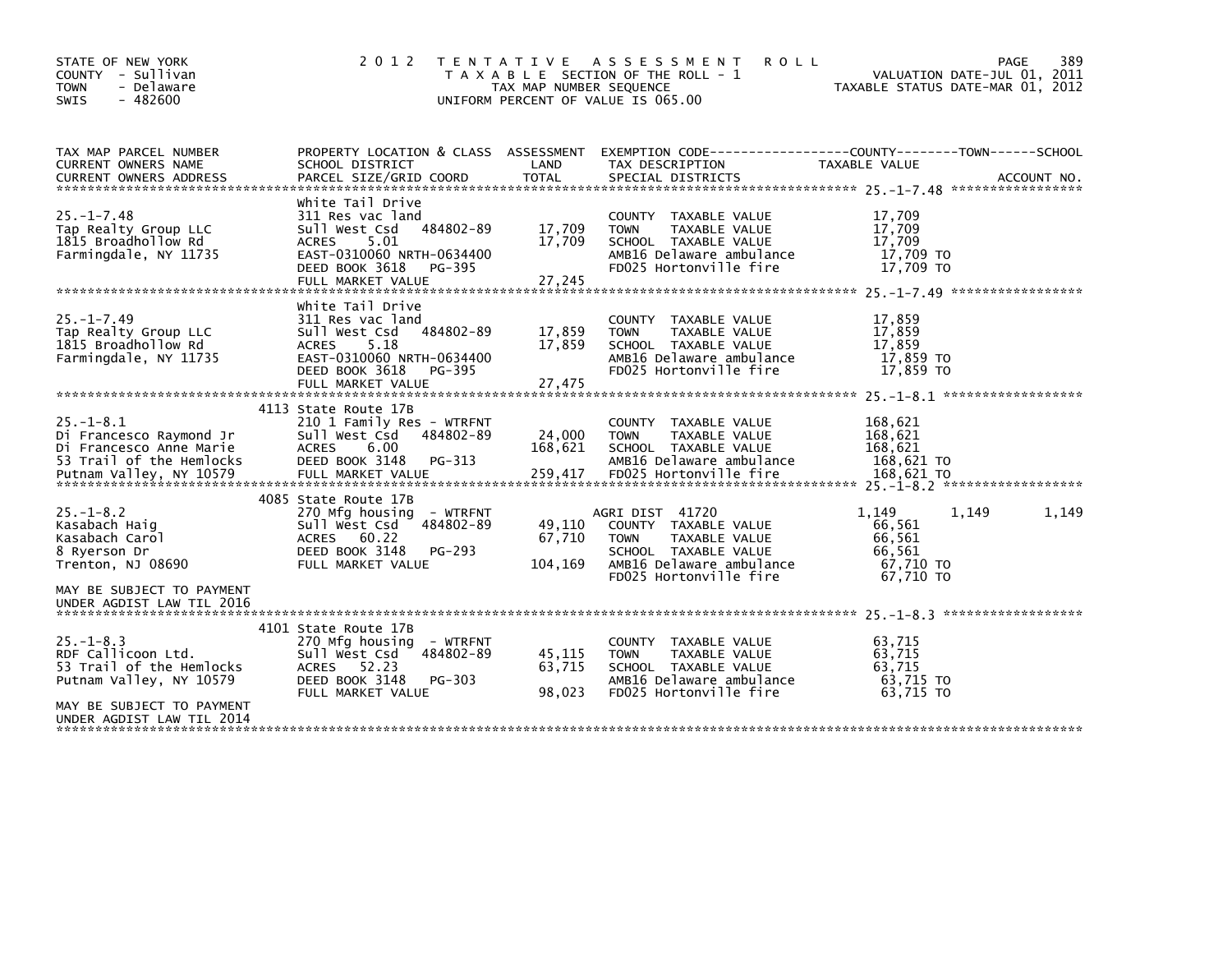STATE OF NEW YORK
COUNTY - Sullivan
TOWN - Delaware
SWIS - 482600

# 2012 TENTATIVE ASSESSMENT ROLL

TAXABLE SECTION OF THE ROLL - 1
TAX MAP NUMBER SEQUENCE
UNIFORM PERCENT OF VALUE IS 065.00

VALUATION DATE-JUL 01, 2011
TAXABLE STATUS DATE-MAR 01, 2012

| TAX MAP PARCEL NUMBER / CURRENT OWNERS NAME / CURRENT OWNERS ADDRESS | PROPERTY LOCATION & CLASS / SCHOOL DISTRICT / PARCEL SIZE/GRID COORD | ASSESSMENT LAND / TOTAL | EXEMPTION CODE / TAX DESCRIPTION / SPECIAL DISTRICTS | COUNTY TAXABLE VALUE | TOWN | SCHOOL | ACCOUNT NO. |
|---|---|---|---|---|---|---|---|
| **25.-1-7.48** | White Tail Drive | | | | | | |
| Tap Realty Group LLC | 311 Res vac land | | COUNTY TAXABLE VALUE | 17,709 | | | |
| 1815 Broadhollow Rd | Sull West Csd 484802-89 | 17,709 | TOWN TAXABLE VALUE | 17,709 | | | |
| Farmingdale, NY 11735 | ACRES 5.01 | 17,709 | SCHOOL TAXABLE VALUE | 17,709 | | | |
| | EAST-0310060 NRTH-0634400 | | AMB16 Delaware ambulance | 17,709 TO | | | |
| | DEED BOOK 3618 PG-395 | | FD025 Hortonville fire | 17,709 TO | | | |
| | FULL MARKET VALUE | 27,245 | | | | | |
| **25.-1-7.49** | White Tail Drive | | | | | | |
| Tap Realty Group LLC | 311 Res vac land | | COUNTY TAXABLE VALUE | 17,859 | | | |
| 1815 Broadhollow Rd | Sull West Csd 484802-89 | 17,859 | TOWN TAXABLE VALUE | 17,859 | | | |
| Farmingdale, NY 11735 | ACRES 5.18 | 17,859 | SCHOOL TAXABLE VALUE | 17,859 | | | |
| | EAST-0310060 NRTH-0634400 | | AMB16 Delaware ambulance | 17,859 TO | | | |
| | DEED BOOK 3618 PG-395 | | FD025 Hortonville fire | 17,859 TO | | | |
| | FULL MARKET VALUE | 27,475 | | | | | |
| **25.-1-8.1** | 4113 State Route 17B | | | | | | |
| Di Francesco Raymond Jr | 210 1 Family Res - WTRFNT | | COUNTY TAXABLE VALUE | 168,621 | | | |
| Di Francesco Anne Marie | Sull West Csd 484802-89 | 24,000 | TOWN TAXABLE VALUE | 168,621 | | | |
| 53 Trail of the Hemlocks | ACRES 6.00 | 168,621 | SCHOOL TAXABLE VALUE | 168,621 | | | |
| Putnam Valley, NY 10579 | DEED BOOK 3148 PG-313 | | AMB16 Delaware ambulance | 168,621 TO | | | |
| | FULL MARKET VALUE | 259,417 | FD025 Hortonville fire | 168,621 TO | | | |
| **25.-1-8.2** | 4085 State Route 17B | | | | | | |
| Kasabach Haig | 270 Mfg housing - WTRFNT | | AGRI DIST 41720 | 1,149 | 1,149 | 1,149 | |
| Kasabach Carol | Sull West Csd 484802-89 | 49,110 | COUNTY TAXABLE VALUE | 66,561 | | | |
| 8 Ryerson Dr | ACRES 60.22 | 67,710 | TOWN TAXABLE VALUE | 66,561 | | | |
| Trenton, NJ 08690 | DEED BOOK 3148 PG-293 | | SCHOOL TAXABLE VALUE | 66,561 | | | |
| | FULL MARKET VALUE | 104,169 | AMB16 Delaware ambulance | 67,710 TO | | | |
| MAY BE SUBJECT TO PAYMENT | | | FD025 Hortonville fire | 67,710 TO | | | |
| UNDER AGDIST LAW TIL 2016 | | | | | | | |
| **25.-1-8.3** | 4101 State Route 17B | | | | | | |
| RDF Callicoon Ltd. | 270 Mfg housing - WTRFNT | | COUNTY TAXABLE VALUE | 63,715 | | | |
| 53 Trail of the Hemlocks | Sull West Csd 484802-89 | 45,115 | TOWN TAXABLE VALUE | 63,715 | | | |
| Putnam Valley, NY 10579 | ACRES 52.23 | 63,715 | SCHOOL TAXABLE VALUE | 63,715 | | | |
| | DEED BOOK 3148 PG-303 | | AMB16 Delaware ambulance | 63,715 TO | | | |
| | FULL MARKET VALUE | 98,023 | FD025 Hortonville fire | 63,715 TO | | | |
| MAY BE SUBJECT TO PAYMENT | | | | | | | |
| UNDER AGDIST LAW TIL 2014 | | | | | | | |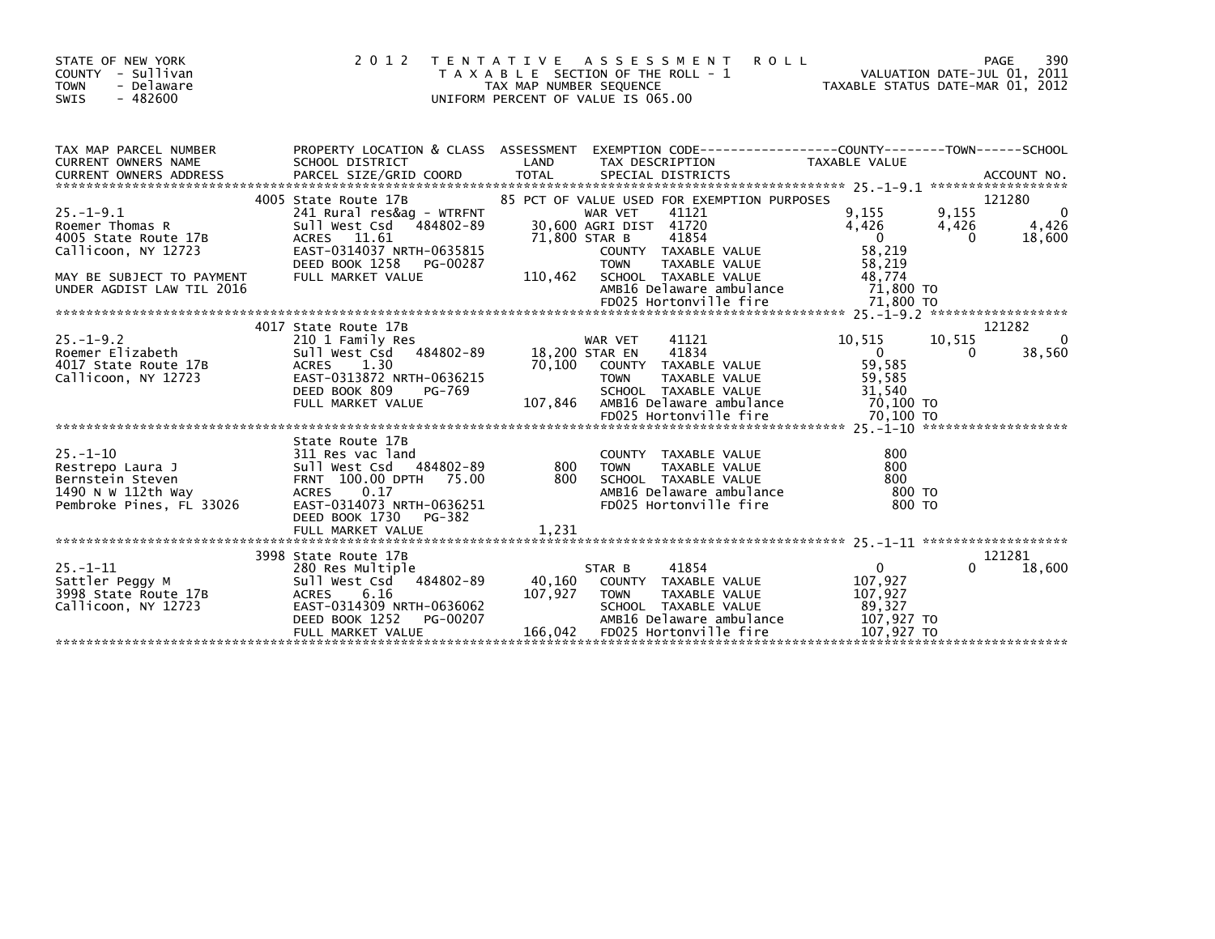STATE OF NEW YORK
COUNTY - Sullivan
TOWN - Delaware
SWIS - 482600

2012 TENTATIVE ASSESSMENT ROLL
TAXABLE SECTION OF THE ROLL - 1
TAX MAP NUMBER SEQUENCE
UNIFORM PERCENT OF VALUE IS 065.00

VALUATION DATE-JUL 01, 2011
TAXABLE STATUS DATE-MAR 01, 2012

```
TAX MAP PARCEL NUMBER      PROPERTY LOCATION & CLASS  ASSESSMENT  EXEMPTION CODE-----------------COUNTY--------TOWN------SCHOOL
CURRENT OWNERS NAME        SCHOOL DISTRICT              LAND      TAX DESCRIPTION              TAXABLE VALUE
CURRENT OWNERS ADDRESS     PARCEL SIZE/GRID COORD       TOTAL     SPECIAL DISTRICTS                                    ACCOUNT NO.
******************************************************************************************************* 25.-1-9.1 ******************
                      4005 State Route 17B               85 PCT OF VALUE USED FOR EXEMPTION PURPOSES                   121280
25.-1-9.1                  241 Rural res&ag - WTRFNT             WAR VET     41121             9,155       9,155           0
Roemer Thomas R            Sull West Csd    484802-89      30,600 AGRI DIST  41720             4,426       4,426       4,426
4005 State Route 17B       ACRES   11.61                   71,800 STAR B     41854                 0           0      18,600
Callicoon, NY 12723        EAST-0314037 NRTH-0635815              COUNTY  TAXABLE VALUE       58,219
                           DEED BOOK 1258   PG-00287              TOWN    TAXABLE VALUE       58,219
MAY BE SUBJECT TO PAYMENT  FULL MARKET VALUE             110,462  SCHOOL  TAXABLE VALUE       48,774
UNDER AGDIST LAW TIL 2016                                         AMB16 Delaware ambulance     71,800 TO
                                                                  FD025 Hortonville fire       71,800 TO
******************************************************************************************************* 25.-1-9.2 ******************
                      4017 State Route 17B                                                                      121282
25.-1-9.2                  210 1 Family Res                       WAR VET     41121            10,515      10,515           0
Roemer Elizabeth           Sull West Csd    484802-89      18,200 STAR EN    41834                 0           0      38,560
4017 State Route 17B       ACRES    1.30                   70,100   COUNTY  TAXABLE VALUE       59,585
Callicoon, NY 12723        EAST-0313872 NRTH-0636215                TOWN    TAXABLE VALUE       59,585
                           DEED BOOK 809    PG-769                  SCHOOL  TAXABLE VALUE       31,540
                           FULL MARKET VALUE             107,846    AMB16 Delaware ambulance     70,100 TO
                                                                    FD025 Hortonville fire       70,100 TO
******************************************************************************************************* 25.-1-10 *******************
                           State Route 17B
25.-1-10                   311 Res vac land                         COUNTY  TAXABLE VALUE          800
Restrepo Laura J           Sull West Csd    484802-89         800   TOWN    TAXABLE VALUE          800
Bernstein Steven           FRNT 100.00 DPTH  75.00            800   SCHOOL  TAXABLE VALUE          800
1490 N W 112th Way         ACRES    0.17                            AMB16 Delaware ambulance        800 TO
Pembroke Pines, FL 33026   EAST-0314073 NRTH-0636251                FD025 Hortonville fire          800 TO
                           DEED BOOK 1730   PG-382
                           FULL MARKET VALUE               1,231
******************************************************************************************************* 25.-1-11 *******************
                      3998 State Route 17B                                                                      121281
25.-1-11                   280 Res Multiple                       STAR B      41854                 0           0      18,600
Sattler Peggy M            Sull West Csd    484802-89      40,160   COUNTY  TAXABLE VALUE      107,927
3998 State Route 17B       ACRES    6.16                  107,927   TOWN    TAXABLE VALUE      107,927
Callicoon, NY 12723        EAST-0314309 NRTH-0636062                SCHOOL  TAXABLE VALUE       89,327
                           DEED BOOK 1252   PG-00207                AMB16 Delaware ambulance    107,927 TO
                           FULL MARKET VALUE             166,042    FD025 Hortonville fire      107,927 TO
************************************************************************************************************************************
```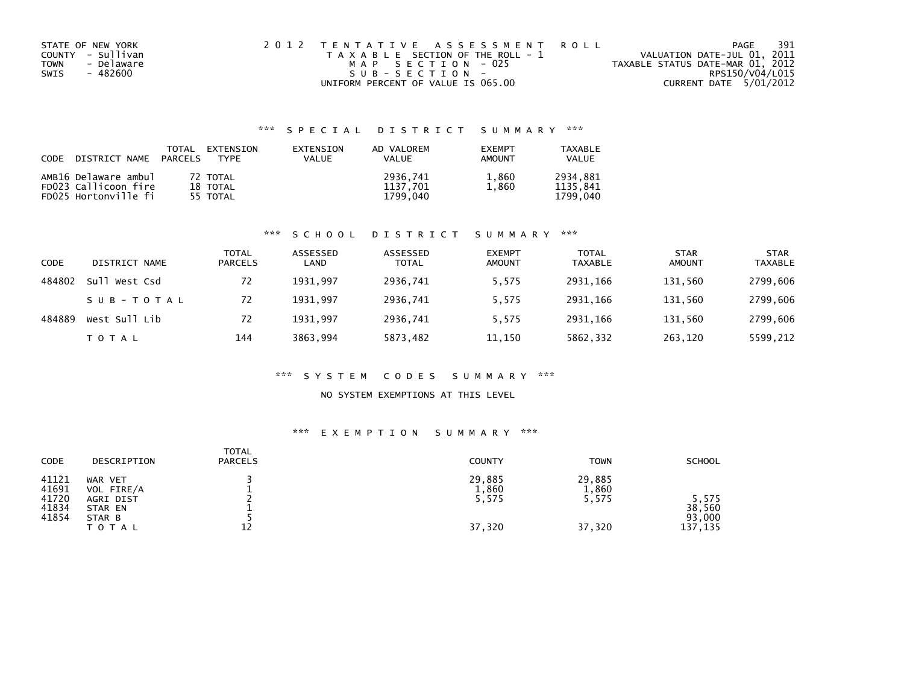STATE OF NEW YORK
COUNTY - Sullivan
TOWN - Delaware
SWIS - 482600

2012 TENTATIVE ASSESSMENT ROLL
TAXABLE SECTION OF THE ROLL - 1
MAP SECTION - 025
SUB-SECTION -
UNIFORM PERCENT OF VALUE IS 065.00

VALUATION DATE-JUL 01, 2011
TAXABLE STATUS DATE-MAR 01, 2012
RPS150/V04/L015
CURRENT DATE 5/01/2012

## *** SPECIAL DISTRICT SUMMARY ***

| CODE DISTRICT NAME | TOTAL PARCELS | EXTENSION TYPE | EXTENSION VALUE | AD VALOREM VALUE | EXEMPT AMOUNT | TAXABLE VALUE |
|---|---|---|---|---|---|---|
| AMB16 Delaware ambul | 72 | TOTAL | | 2936,741 | 1,860 | 2934,881 |
| FD023 Callicoon fire | 18 | TOTAL | | 1137,701 | 1,860 | 1135,841 |
| FD025 Hortonville fi | 55 | TOTAL | | 1799,040 | | 1799,040 |

## *** SCHOOL DISTRICT SUMMARY ***

| CODE | DISTRICT NAME | TOTAL PARCELS | ASSESSED LAND | ASSESSED TOTAL | EXEMPT AMOUNT | TOTAL TAXABLE | STAR AMOUNT | STAR TAXABLE |
|---|---|---|---|---|---|---|---|---|
| 484802 | Sull West Csd | 72 | 1931,997 | 2936,741 | 5,575 | 2931,166 | 131,560 | 2799,606 |
| | SUB-TOTAL | 72 | 1931,997 | 2936,741 | 5,575 | 2931,166 | 131,560 | 2799,606 |
| 484889 | West Sull Lib | 72 | 1931,997 | 2936,741 | 5,575 | 2931,166 | 131,560 | 2799,606 |
| | TOTAL | 144 | 3863,994 | 5873,482 | 11,150 | 5862,332 | 263,120 | 5599,212 |

## *** SYSTEM CODES SUMMARY ***

NO SYSTEM EXEMPTIONS AT THIS LEVEL

## *** EXEMPTION SUMMARY ***

| CODE | DESCRIPTION | TOTAL PARCELS | COUNTY | TOWN | SCHOOL |
|---|---|---|---|---|---|
| 41121 | WAR VET | 3 | 29,885 | 29,885 | |
| 41691 | VOL FIRE/A | 1 | 1,860 | 1,860 | |
| 41720 | AGRI DIST | 2 | 5,575 | 5,575 | 5,575 |
| 41834 | STAR EN | 1 | | | 38,560 |
| 41854 | STAR B | 5 | | | 93,000 |
| | TOTAL | 12 | 37,320 | 37,320 | 137,135 |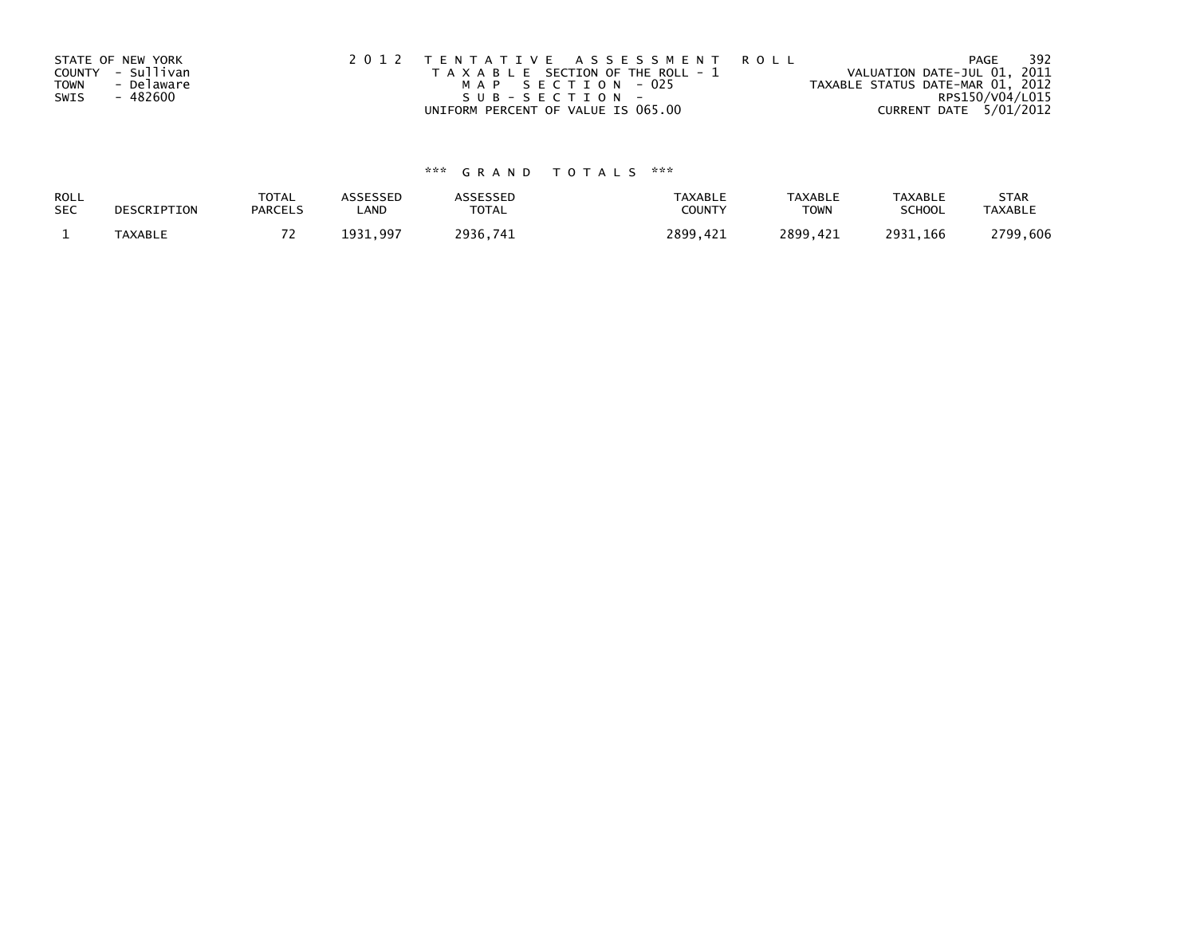STATE OF NEW YORK
COUNTY - Sullivan
TOWN - Delaware
SWIS - 482600

2 0 1 2 T E N T A T I V E A S S E S S M E N T R O L L
T A X A B L E SECTION OF THE ROLL - 1
M A P S E C T I O N - 025
S U B - S E C T I O N -
UNIFORM PERCENT OF VALUE IS 065.00

VALUATION DATE-JUL 01, 2011
TAXABLE STATUS DATE-MAR 01, 2012
RPS150/V04/L015
CURRENT DATE 5/01/2012

*** G R A N D T O T A L S ***

| ROLL SEC | DESCRIPTION | TOTAL PARCELS | ASSESSED LAND | ASSESSED TOTAL | TAXABLE COUNTY | TAXABLE TOWN | TAXABLE SCHOOL | STAR TAXABLE |
|---|---|---|---|---|---|---|---|---|
| 1 | TAXABLE | 72 | 1931,997 | 2936,741 | 2899,421 | 2899,421 | 2931,166 | 2799,606 |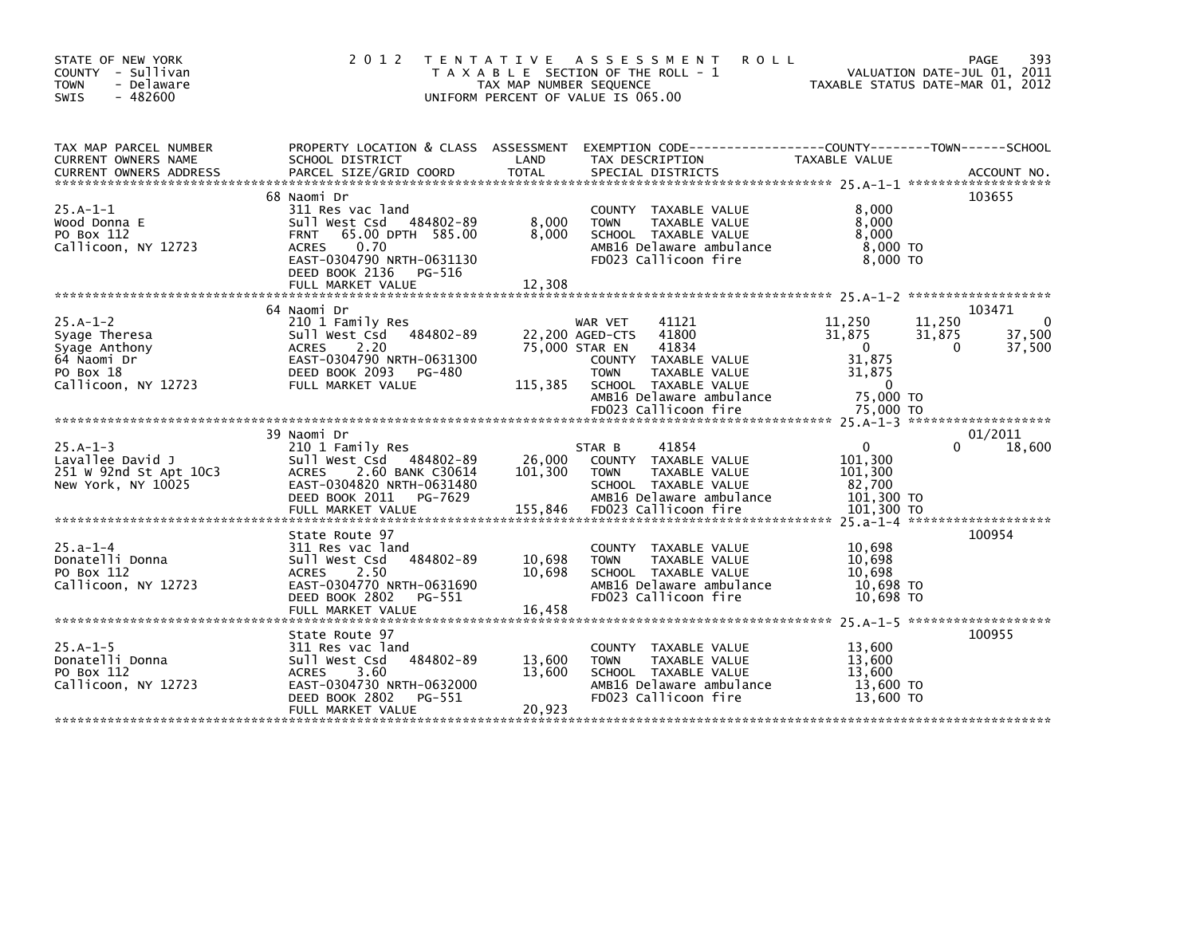STATE OF NEW YORK
COUNTY - Sullivan
TOWN - Delaware
SWIS - 482600

2012 TENTATIVE ASSESSMENT ROLL
TAXABLE SECTION OF THE ROLL - 1
TAX MAP NUMBER SEQUENCE
UNIFORM PERCENT OF VALUE IS 065.00

VALUATION DATE-JUL 01, 2011
TAXABLE STATUS DATE-MAR 01, 2012

| TAX MAP PARCEL NUMBER / CURRENT OWNERS NAME / CURRENT OWNERS ADDRESS | PROPERTY LOCATION & CLASS / SCHOOL DISTRICT / PARCEL SIZE/GRID COORD | ASSESSMENT LAND | TOTAL | EXEMPTION CODE / TAX DESCRIPTION / SPECIAL DISTRICTS | COUNTY TAXABLE VALUE | TOWN | SCHOOL | ACCOUNT NO. |
|---|---|---|---|---|---|---|---|---|
| 25.A-1-1 | 68 Naomi Dr | | | | | | | 103655 |
| | 311 Res vac land | | | COUNTY TAXABLE VALUE | 8,000 | | | |
| Wood Donna E | Sull West Csd 484802-89 | 8,000 | | TOWN TAXABLE VALUE | 8,000 | | | |
| PO Box 112 | FRNT 65.00 DPTH 585.00 | | 8,000 | SCHOOL TAXABLE VALUE | 8,000 | | | |
| Callicoon, NY 12723 | ACRES 0.70 | | | AMB16 Delaware ambulance | 8,000 TO | | | |
| | EAST-0304790 NRTH-0631130 | | | FD023 Callicoon fire | 8,000 TO | | | |
| | DEED BOOK 2136 PG-516 | | | | | | | |
| | FULL MARKET VALUE | | 12,308 | | | | | |
| 25.A-1-2 | 64 Naomi Dr | | | | | | | 103471 |
| | 210 1 Family Res | | | WAR VET 41121 | 11,250 | 11,250 | 0 | |
| Syage Theresa | Sull West Csd 484802-89 | 22,200 | | AGED-CTS 41800 | 31,875 | 31,875 | 37,500 | |
| Syage Anthony | ACRES 2.20 | | 75,000 | STAR EN 41834 | 0 | 0 | 37,500 | |
| 64 Naomi Dr | EAST-0304790 NRTH-0631300 | | | COUNTY TAXABLE VALUE | 31,875 | | | |
| PO Box 18 | DEED BOOK 2093 PG-480 | | | TOWN TAXABLE VALUE | 31,875 | | | |
| Callicoon, NY 12723 | FULL MARKET VALUE | | 115,385 | SCHOOL TAXABLE VALUE | 0 | | | |
| | | | | AMB16 Delaware ambulance | 75,000 TO | | | |
| | | | | FD023 Callicoon fire | 75,000 TO | | | |
| 25.A-1-3 | 39 Naomi Dr | | | | | | | 01/2011 |
| | 210 1 Family Res | | | STAR B 41854 | 0 | 0 | 18,600 | |
| Lavallee David J | Sull West Csd 484802-89 | 26,000 | | COUNTY TAXABLE VALUE | 101,300 | | | |
| 251 W 92nd St Apt 10C3 | ACRES 2.60 BANK C30614 | | 101,300 | TOWN TAXABLE VALUE | 101,300 | | | |
| New York, NY 10025 | EAST-0304820 NRTH-0631480 | | | SCHOOL TAXABLE VALUE | 82,700 | | | |
| | DEED BOOK 2011 PG-7629 | | | AMB16 Delaware ambulance | 101,300 TO | | | |
| | FULL MARKET VALUE | | 155,846 | FD023 Callicoon fire | 101,300 TO | | | |
| 25.a-1-4 | State Route 97 | | | | | | | 100954 |
| | 311 Res vac land | | | COUNTY TAXABLE VALUE | 10,698 | | | |
| Donatelli Donna | Sull West Csd 484802-89 | 10,698 | | TOWN TAXABLE VALUE | 10,698 | | | |
| PO Box 112 | ACRES 2.50 | | 10,698 | SCHOOL TAXABLE VALUE | 10,698 | | | |
| Callicoon, NY 12723 | EAST-0304770 NRTH-0631690 | | | AMB16 Delaware ambulance | 10,698 TO | | | |
| | DEED BOOK 2802 PG-551 | | | FD023 Callicoon fire | 10,698 TO | | | |
| | FULL MARKET VALUE | | 16,458 | | | | | |
| 25.A-1-5 | State Route 97 | | | | | | | 100955 |
| | 311 Res vac land | | | COUNTY TAXABLE VALUE | 13,600 | | | |
| Donatelli Donna | Sull West Csd 484802-89 | 13,600 | | TOWN TAXABLE VALUE | 13,600 | | | |
| PO Box 112 | ACRES 3.60 | | 13,600 | SCHOOL TAXABLE VALUE | 13,600 | | | |
| Callicoon, NY 12723 | EAST-0304730 NRTH-0632000 | | | AMB16 Delaware ambulance | 13,600 TO | | | |
| | DEED BOOK 2802 PG-551 | | | FD023 Callicoon fire | 13,600 TO | | | |
| | FULL MARKET VALUE | | 20,923 | | | | | |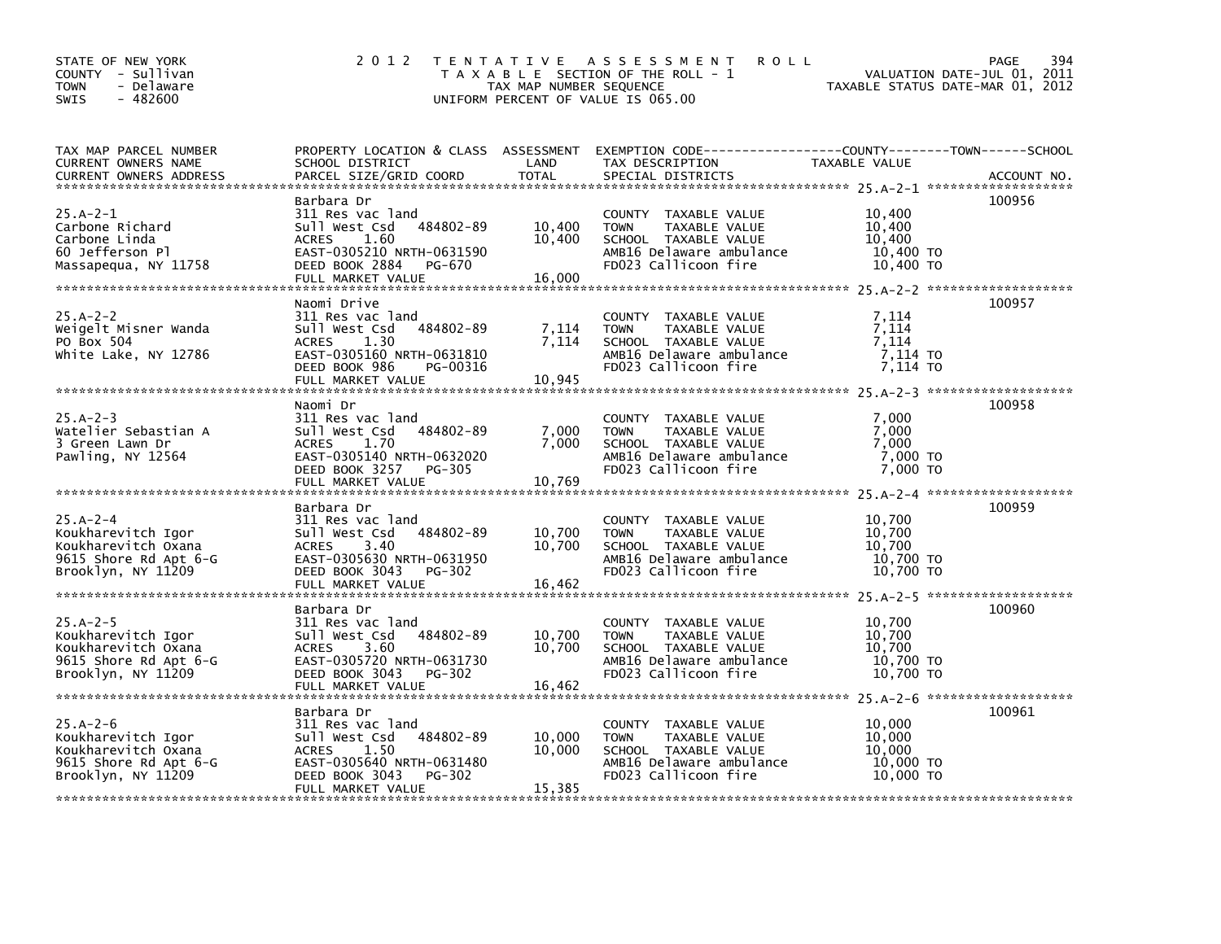STATE OF NEW YORK
COUNTY - Sullivan
TOWN - Delaware
SWIS - 482600

**2012 TENTATIVE ASSESSMENT ROLL**
TAXABLE SECTION OF THE ROLL - 1
TAX MAP NUMBER SEQUENCE
UNIFORM PERCENT OF VALUE IS 065.00

VALUATION DATE-JUL 01, 2011
TAXABLE STATUS DATE-MAR 01, 2012

| TAX MAP PARCEL NUMBER / CURRENT OWNERS NAME / CURRENT OWNERS ADDRESS | PROPERTY LOCATION & CLASS / SCHOOL DISTRICT / PARCEL SIZE/GRID COORD | ASSESSMENT LAND | TOTAL | EXEMPTION CODE / TAX DESCRIPTION / SPECIAL DISTRICTS | TAXABLE VALUE (COUNTY / TOWN / SCHOOL) | ACCOUNT NO. |
|---|---|---|---|---|---|---|
| 25.A-2-1 | Barbara Dr | | | | | 100956 |
| 25.A-2-1 | 311 Res vac land | | | COUNTY TAXABLE VALUE | 10,400 | |
| Carbone Richard | Sull West Csd 484802-89 | 10,400 | | TOWN TAXABLE VALUE | 10,400 | |
| Carbone Linda | ACRES 1.60 | | 10,400 | SCHOOL TAXABLE VALUE | 10,400 | |
| 60 Jefferson Pl | EAST-0305210 NRTH-0631590 | | | AMB16 Delaware ambulance | 10,400 TO | |
| Massapequa, NY 11758 | DEED BOOK 2884 PG-670 | | | FD023 Callicoon fire | 10,400 TO | |
| | FULL MARKET VALUE | | 16,000 | | | |
| 25.A-2-2 | Naomi Drive | | | | | 100957 |
| 25.A-2-2 | 311 Res vac land | | | COUNTY TAXABLE VALUE | 7,114 | |
| Weigelt Misner Wanda | Sull West Csd 484802-89 | 7,114 | | TOWN TAXABLE VALUE | 7,114 | |
| PO Box 504 | ACRES 1.30 | | 7,114 | SCHOOL TAXABLE VALUE | 7,114 | |
| White Lake, NY 12786 | EAST-0305160 NRTH-0631810 | | | AMB16 Delaware ambulance | 7,114 TO | |
| | DEED BOOK 986 PG-00316 | | | FD023 Callicoon fire | 7,114 TO | |
| | FULL MARKET VALUE | | 10,945 | | | |
| 25.A-2-3 | Naomi Dr | | | | | 100958 |
| 25.A-2-3 | 311 Res vac land | | | COUNTY TAXABLE VALUE | 7,000 | |
| Watelier Sebastian A | Sull West Csd 484802-89 | 7,000 | | TOWN TAXABLE VALUE | 7,000 | |
| 3 Green Lawn Dr | ACRES 1.70 | | 7,000 | SCHOOL TAXABLE VALUE | 7,000 | |
| Pawling, NY 12564 | EAST-0305140 NRTH-0632020 | | | AMB16 Delaware ambulance | 7,000 TO | |
| | DEED BOOK 3257 PG-305 | | | FD023 Callicoon fire | 7,000 TO | |
| | FULL MARKET VALUE | | 10,769 | | | |
| 25.A-2-4 | Barbara Dr | | | | | 100959 |
| 25.A-2-4 | 311 Res vac land | | | COUNTY TAXABLE VALUE | 10,700 | |
| Koukharevitch Igor | Sull West Csd 484802-89 | 10,700 | | TOWN TAXABLE VALUE | 10,700 | |
| Koukharevitch Oxana | ACRES 3.40 | | 10,700 | SCHOOL TAXABLE VALUE | 10,700 | |
| 9615 Shore Rd Apt 6-G | EAST-0305630 NRTH-0631950 | | | AMB16 Delaware ambulance | 10,700 TO | |
| Brooklyn, NY 11209 | DEED BOOK 3043 PG-302 | | | FD023 Callicoon fire | 10,700 TO | |
| | FULL MARKET VALUE | | 16,462 | | | |
| 25.A-2-5 | Barbara Dr | | | | | 100960 |
| 25.A-2-5 | 311 Res vac land | | | COUNTY TAXABLE VALUE | 10,700 | |
| Koukharevitch Igor | Sull West Csd 484802-89 | 10,700 | | TOWN TAXABLE VALUE | 10,700 | |
| Koukharevitch Oxana | ACRES 3.60 | | 10,700 | SCHOOL TAXABLE VALUE | 10,700 | |
| 9615 Shore Rd Apt 6-G | EAST-0305720 NRTH-0631730 | | | AMB16 Delaware ambulance | 10,700 TO | |
| Brooklyn, NY 11209 | DEED BOOK 3043 PG-302 | | | FD023 Callicoon fire | 10,700 TO | |
| | FULL MARKET VALUE | | 16,462 | | | |
| 25.A-2-6 | Barbara Dr | | | | | 100961 |
| 25.A-2-6 | 311 Res vac land | | | COUNTY TAXABLE VALUE | 10,000 | |
| Koukharevitch Igor | Sull West Csd 484802-89 | 10,000 | | TOWN TAXABLE VALUE | 10,000 | |
| Koukharevitch Oxana | ACRES 1.50 | | 10,000 | SCHOOL TAXABLE VALUE | 10,000 | |
| 9615 Shore Rd Apt 6-G | EAST-0305640 NRTH-0631480 | | | AMB16 Delaware ambulance | 10,000 TO | |
| Brooklyn, NY 11209 | DEED BOOK 3043 PG-302 | | | FD023 Callicoon fire | 10,000 TO | |
| | FULL MARKET VALUE | | 15,385 | | | |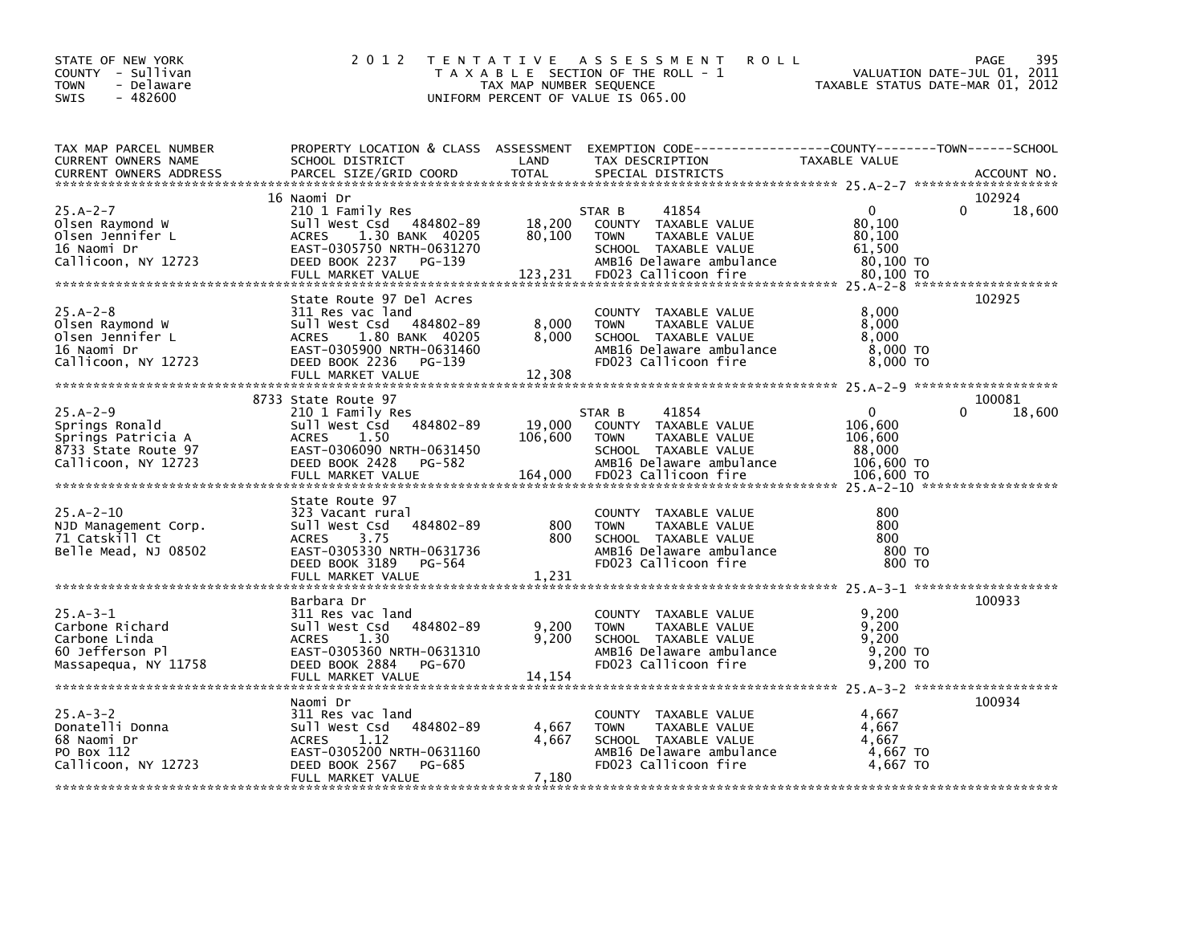STATE OF NEW YORK
COUNTY - Sullivan
TOWN - Delaware
SWIS - 482600

2012 TENTATIVE ASSESSMENT ROLL
TAXABLE SECTION OF THE ROLL - 1
TAX MAP NUMBER SEQUENCE
UNIFORM PERCENT OF VALUE IS 065.00

VALUATION DATE-JUL 01, 2011
TAXABLE STATUS DATE-MAR 01, 2012

| TAX MAP PARCEL NUMBER / CURRENT OWNERS NAME / CURRENT OWNERS ADDRESS | PROPERTY LOCATION & CLASS / SCHOOL DISTRICT / PARCEL SIZE/GRID COORD | ASSESSMENT LAND | TOTAL | EXEMPTION CODE / TAX DESCRIPTION / SPECIAL DISTRICTS | COUNTY TAXABLE VALUE | TOWN | SCHOOL | ACCOUNT NO. |
|---|---|---|---|---|---|---|---|---|
| 25.A-2-7 | 16 Naomi Dr | | | | | | | 102924 |
| | 210 1 Family Res | | | STAR B 41854 | 0 | | 0 | 18,600 |
| Olsen Raymond W | Sull West Csd 484802-89 | 18,200 | | COUNTY TAXABLE VALUE | 80,100 | | | |
| Olsen Jennifer L | ACRES 1.30 BANK 40205 | | 80,100 | TOWN TAXABLE VALUE | 80,100 | | | |
| 16 Naomi Dr | EAST-0305750 NRTH-0631270 | | | SCHOOL TAXABLE VALUE | 61,500 | | | |
| Callicoon, NY 12723 | DEED BOOK 2237 PG-139 | | | AMB16 Delaware ambulance | 80,100 TO | | | |
| | FULL MARKET VALUE | | 123,231 | FD023 Callicoon fire | 80,100 TO | | | |
| 25.A-2-8 | State Route 97 Del Acres | | | | | | | 102925 |
| | 311 Res vac land | | | COUNTY TAXABLE VALUE | 8,000 | | | |
| Olsen Raymond W | Sull West Csd 484802-89 | 8,000 | | TOWN TAXABLE VALUE | 8,000 | | | |
| Olsen Jennifer L | ACRES 1.80 BANK 40205 | | 8,000 | SCHOOL TAXABLE VALUE | 8,000 | | | |
| 16 Naomi Dr | EAST-0305900 NRTH-0631460 | | | AMB16 Delaware ambulance | 8,000 TO | | | |
| Callicoon, NY 12723 | DEED BOOK 2236 PG-139 | | | FD023 Callicoon fire | 8,000 TO | | | |
| | FULL MARKET VALUE | | 12,308 | | | | | |
| 25.A-2-9 | 8733 State Route 97 | | | | | | | 100081 |
| | 210 1 Family Res | | | STAR B 41854 | 0 | | 0 | 18,600 |
| Springs Ronald | Sull West Csd 484802-89 | 19,000 | | COUNTY TAXABLE VALUE | 106,600 | | | |
| Springs Patricia A | ACRES 1.50 | | 106,600 | TOWN TAXABLE VALUE | 106,600 | | | |
| 8733 State Route 97 | EAST-0306090 NRTH-0631450 | | | SCHOOL TAXABLE VALUE | 88,000 | | | |
| Callicoon, NY 12723 | DEED BOOK 2428 PG-582 | | | AMB16 Delaware ambulance | 106,600 TO | | | |
| | FULL MARKET VALUE | | 164,000 | FD023 Callicoon fire | 106,600 TO | | | |
| 25.A-2-10 | State Route 97 | | | | | | | |
| | 323 Vacant rural | | | COUNTY TAXABLE VALUE | 800 | | | |
| NJD Management Corp. | Sull West Csd 484802-89 | 800 | | TOWN TAXABLE VALUE | 800 | | | |
| 71 Catskill Ct | ACRES 3.75 | | 800 | SCHOOL TAXABLE VALUE | 800 | | | |
| Belle Mead, NJ 08502 | EAST-0305330 NRTH-0631736 | | | AMB16 Delaware ambulance | 800 TO | | | |
| | DEED BOOK 3189 PG-564 | | | FD023 Callicoon fire | 800 TO | | | |
| | FULL MARKET VALUE | | 1,231 | | | | | |
| 25.A-3-1 | Barbara Dr | | | | | | | 100933 |
| | 311 Res vac land | | | COUNTY TAXABLE VALUE | 9,200 | | | |
| Carbone Richard | Sull West Csd 484802-89 | 9,200 | | TOWN TAXABLE VALUE | 9,200 | | | |
| Carbone Linda | ACRES 1.30 | | 9,200 | SCHOOL TAXABLE VALUE | 9,200 | | | |
| 60 Jefferson Pl | EAST-0305360 NRTH-0631310 | | | AMB16 Delaware ambulance | 9,200 TO | | | |
| Massapequa, NY 11758 | DEED BOOK 2884 PG-670 | | | FD023 Callicoon fire | 9,200 TO | | | |
| | FULL MARKET VALUE | | 14,154 | | | | | |
| 25.A-3-2 | Naomi Dr | | | | | | | 100934 |
| | 311 Res vac land | | | COUNTY TAXABLE VALUE | 4,667 | | | |
| Donatelli Donna | Sull West Csd 484802-89 | 4,667 | | TOWN TAXABLE VALUE | 4,667 | | | |
| 68 Naomi Dr | ACRES 1.12 | | 4,667 | SCHOOL TAXABLE VALUE | 4,667 | | | |
| PO Box 112 | EAST-0305200 NRTH-0631160 | | | AMB16 Delaware ambulance | 4,667 TO | | | |
| Callicoon, NY 12723 | DEED BOOK 2567 PG-685 | | | FD023 Callicoon fire | 4,667 TO | | | |
| | FULL MARKET VALUE | | 7,180 | | | | | |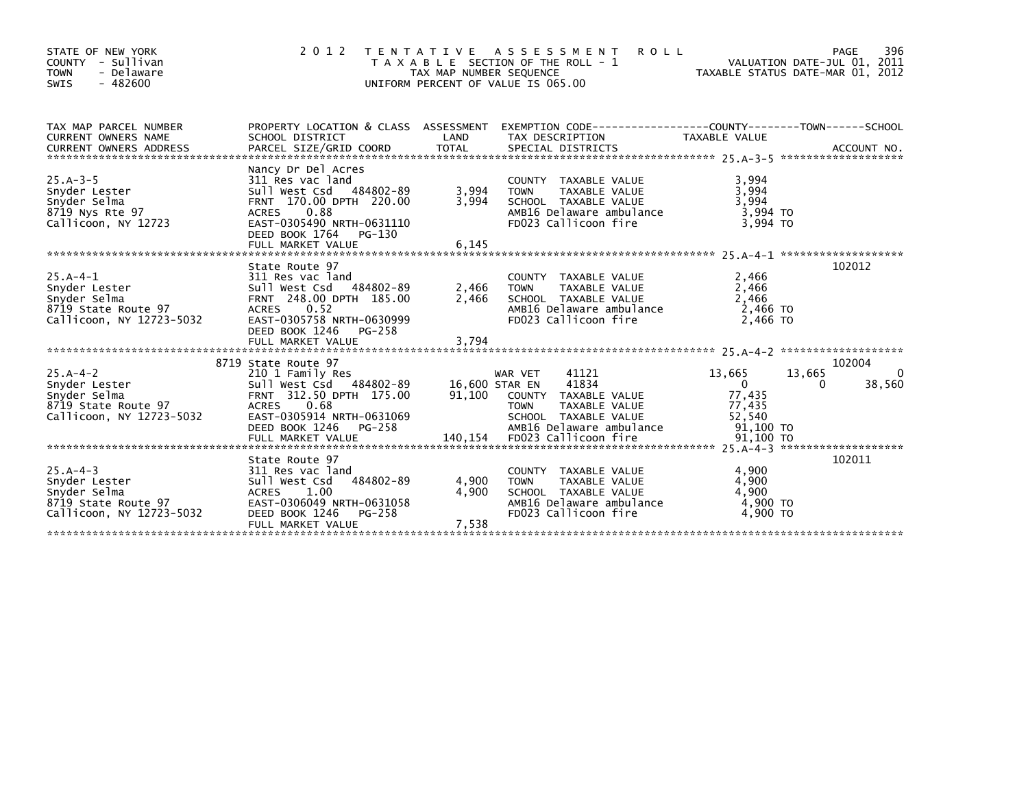STATE OF NEW YORK
COUNTY - Sullivan
TOWN - Delaware
SWIS - 482600

# 2012 TENTATIVE ASSESSMENT ROLL

TAXABLE SECTION OF THE ROLL - 1
TAX MAP NUMBER SEQUENCE
UNIFORM PERCENT OF VALUE IS 065.00

VALUATION DATE-JUL 01, 2011
TAXABLE STATUS DATE-MAR 01, 2012

| TAX MAP PARCEL NUMBER / CURRENT OWNERS NAME / CURRENT OWNERS ADDRESS | PROPERTY LOCATION & CLASS / SCHOOL DISTRICT / PARCEL SIZE/GRID COORD | ASSESSMENT LAND / TOTAL | EXEMPTION CODE / TAX DESCRIPTION / SPECIAL DISTRICTS | COUNTY TAXABLE VALUE | TOWN | SCHOOL | ACCOUNT NO. |
|---|---|---|---|---|---|---|---|
| **25.A-3-5** | Nancy Dr Del Acres | | | | | | |
| | 311 Res vac land | | COUNTY TAXABLE VALUE | 3,994 | | | |
| Snyder Lester | Sull West Csd 484802-89 | 3,994 | TOWN TAXABLE VALUE | 3,994 | | | |
| Snyder Selma | FRNT 170.00 DPTH 220.00 | 3,994 | SCHOOL TAXABLE VALUE | 3,994 | | | |
| 8719 Nys Rte 97 | ACRES 0.88 | | AMB16 Delaware ambulance | 3,994 TO | | | |
| Callicoon, NY 12723 | EAST-0305490 NRTH-0631110 | | FD023 Callicoon fire | 3,994 TO | | | |
| | DEED BOOK 1764 PG-130 | | | | | | |
| | FULL MARKET VALUE | 6,145 | | | | | |
| **25.A-4-1** | State Route 97 | | | | | | 102012 |
| | 311 Res vac land | | COUNTY TAXABLE VALUE | 2,466 | | | |
| Snyder Lester | Sull West Csd 484802-89 | 2,466 | TOWN TAXABLE VALUE | 2,466 | | | |
| Snyder Selma | FRNT 248.00 DPTH 185.00 | 2,466 | SCHOOL TAXABLE VALUE | 2,466 | | | |
| 8719 State Route 97 | ACRES 0.52 | | AMB16 Delaware ambulance | 2,466 TO | | | |
| Callicoon, NY 12723-5032 | EAST-0305758 NRTH-0630999 | | FD023 Callicoon fire | 2,466 TO | | | |
| | DEED BOOK 1246 PG-258 | | | | | | |
| | FULL MARKET VALUE | 3,794 | | | | | |
| **25.A-4-2** | 8719 State Route 97 | | | | | | 102004 |
| | 210 1 Family Res | | WAR VET 41121 | 13,665 | 13,665 | 0 | |
| Snyder Lester | Sull West Csd 484802-89 | 16,600 | STAR EN 41834 | 0 | 0 | 38,560 | |
| Snyder Selma | FRNT 312.50 DPTH 175.00 | 91,100 | COUNTY TAXABLE VALUE | 77,435 | | | |
| 8719 State Route 97 | ACRES 0.68 | | TOWN TAXABLE VALUE | 77,435 | | | |
| Callicoon, NY 12723-5032 | EAST-0305914 NRTH-0631069 | | SCHOOL TAXABLE VALUE | 52,540 | | | |
| | DEED BOOK 1246 PG-258 | | AMB16 Delaware ambulance | 91,100 TO | | | |
| | FULL MARKET VALUE | 140,154 | FD023 Callicoon fire | 91,100 TO | | | |
| **25.A-4-3** | State Route 97 | | | | | | 102011 |
| | 311 Res vac land | | COUNTY TAXABLE VALUE | 4,900 | | | |
| Snyder Lester | Sull West Csd 484802-89 | 4,900 | TOWN TAXABLE VALUE | 4,900 | | | |
| Snyder Selma | ACRES 1.00 | 4,900 | SCHOOL TAXABLE VALUE | 4,900 | | | |
| 8719 State Route 97 | EAST-0306049 NRTH-0631058 | | AMB16 Delaware ambulance | 4,900 TO | | | |
| Callicoon, NY 12723-5032 | DEED BOOK 1246 PG-258 | | FD023 Callicoon fire | 4,900 TO | | | |
| | FULL MARKET VALUE | 7,538 | | | | | |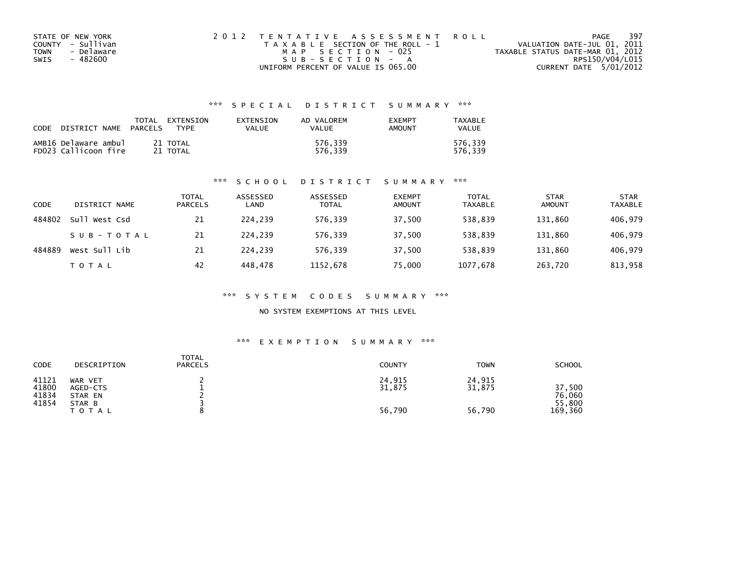STATE OF NEW YORK
COUNTY - Sullivan
TOWN - Delaware
SWIS - 482600

2012 TENTATIVE ASSESSMENT ROLL
TAXABLE SECTION OF THE ROLL - 1
MAP SECTION - 025
SUB-SECTION - A
UNIFORM PERCENT OF VALUE IS 065.00

VALUATION DATE-JUL 01, 2011
TAXABLE STATUS DATE-MAR 01, 2012
RPS150/V04/L015
CURRENT DATE 5/01/2012

### *** SPECIAL DISTRICT SUMMARY ***

| CODE DISTRICT NAME | TOTAL PARCELS | EXTENSION TYPE | EXTENSION VALUE | AD VALOREM VALUE | EXEMPT AMOUNT | TAXABLE VALUE |
|---|---|---|---|---|---|---|
| AMB16 Delaware ambul | 21 | TOTAL | | 576,339 | | 576,339 |
| FD023 Callicoon fire | 21 | TOTAL | | 576,339 | | 576,339 |

### *** SCHOOL DISTRICT SUMMARY ***

| CODE | DISTRICT NAME | TOTAL PARCELS | ASSESSED LAND | ASSESSED TOTAL | EXEMPT AMOUNT | TOTAL TAXABLE | STAR AMOUNT | STAR TAXABLE |
|---|---|---|---|---|---|---|---|---|
| 484802 | Sull West Csd | 21 | 224,239 | 576,339 | 37,500 | 538,839 | 131,860 | 406,979 |
| | SUB-TOTAL | 21 | 224,239 | 576,339 | 37,500 | 538,839 | 131,860 | 406,979 |
| 484889 | West Sull Lib | 21 | 224,239 | 576,339 | 37,500 | 538,839 | 131,860 | 406,979 |
| | TOTAL | 42 | 448,478 | 1152,678 | 75,000 | 1077,678 | 263,720 | 813,958 |

### *** SYSTEM CODES SUMMARY ***

NO SYSTEM EXEMPTIONS AT THIS LEVEL

### *** EXEMPTION SUMMARY ***

| CODE | DESCRIPTION | TOTAL PARCELS | COUNTY | TOWN | SCHOOL |
|---|---|---|---|---|---|
| 41121 | WAR VET | 2 | 24,915 | 24,915 | |
| 41800 | AGED-CTS | 1 | 31,875 | 31,875 | 37,500 |
| 41834 | STAR EN | 2 | | | 76,060 |
| 41854 | STAR B | 3 | | | 55,800 |
| | TOTAL | 8 | 56,790 | 56,790 | 169,360 |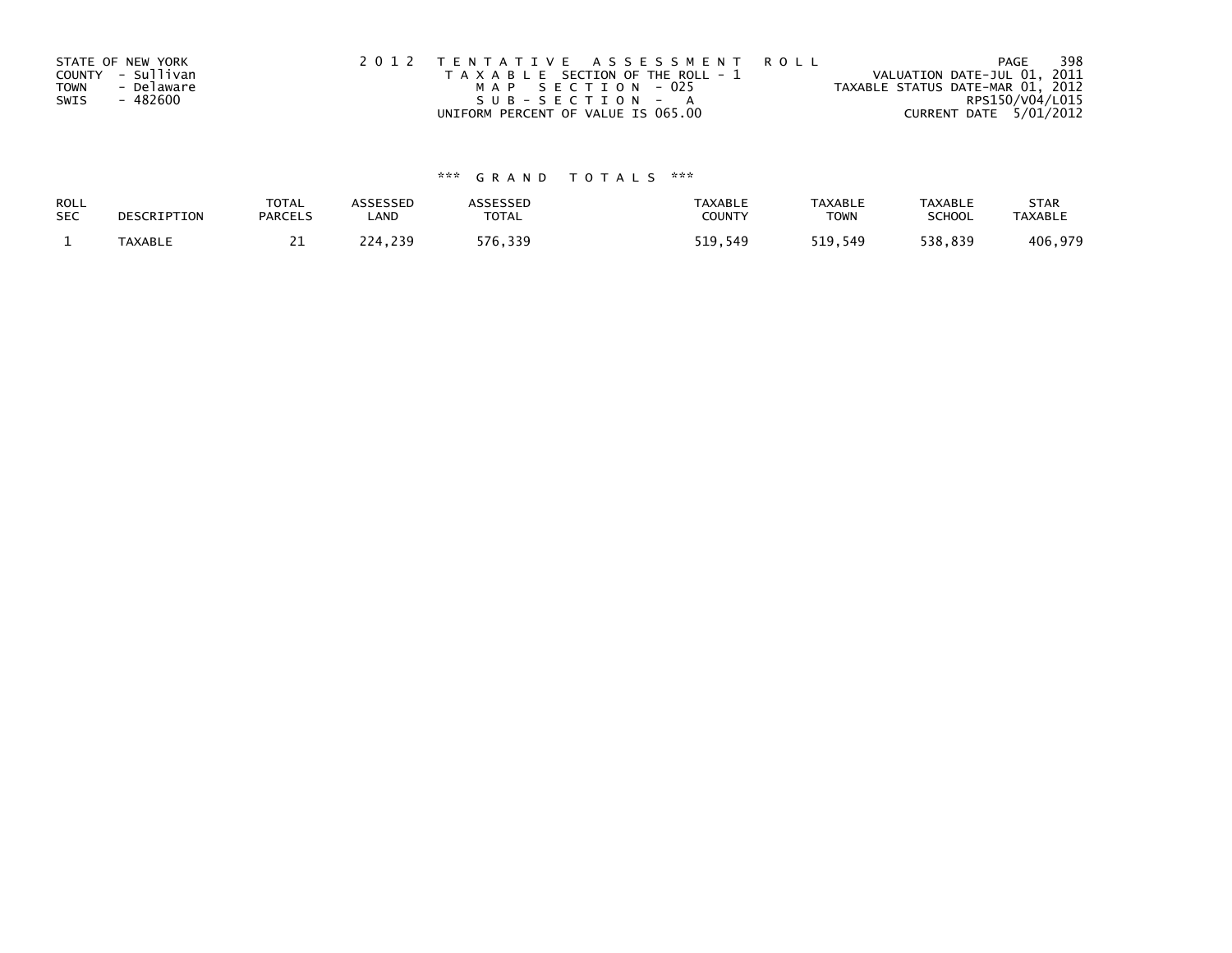STATE OF NEW YORK
COUNTY - Sullivan
TOWN - Delaware
SWIS - 482600

2 0 1 2 T E N T A T I V E A S S E S S M E N T R O L L
T A X A B L E SECTION OF THE ROLL - 1
M A P S E C T I O N - 025
S U B - S E C T I O N - A
UNIFORM PERCENT OF VALUE IS 065.00

VALUATION DATE-JUL 01, 2011
TAXABLE STATUS DATE-MAR 01, 2012
RPS150/V04/L015
CURRENT DATE 5/01/2012

\*\*\* G R A N D T O T A L S \*\*\*

| ROLL SEC | DESCRIPTION | TOTAL PARCELS | ASSESSED LAND | ASSESSED TOTAL | TAXABLE COUNTY | TAXABLE TOWN | TAXABLE SCHOOL | STAR TAXABLE |
|---|---|---|---|---|---|---|---|---|
| 1 | TAXABLE | 21 | 224,239 | 576,339 | 519,549 | 519,549 | 538,839 | 406,979 |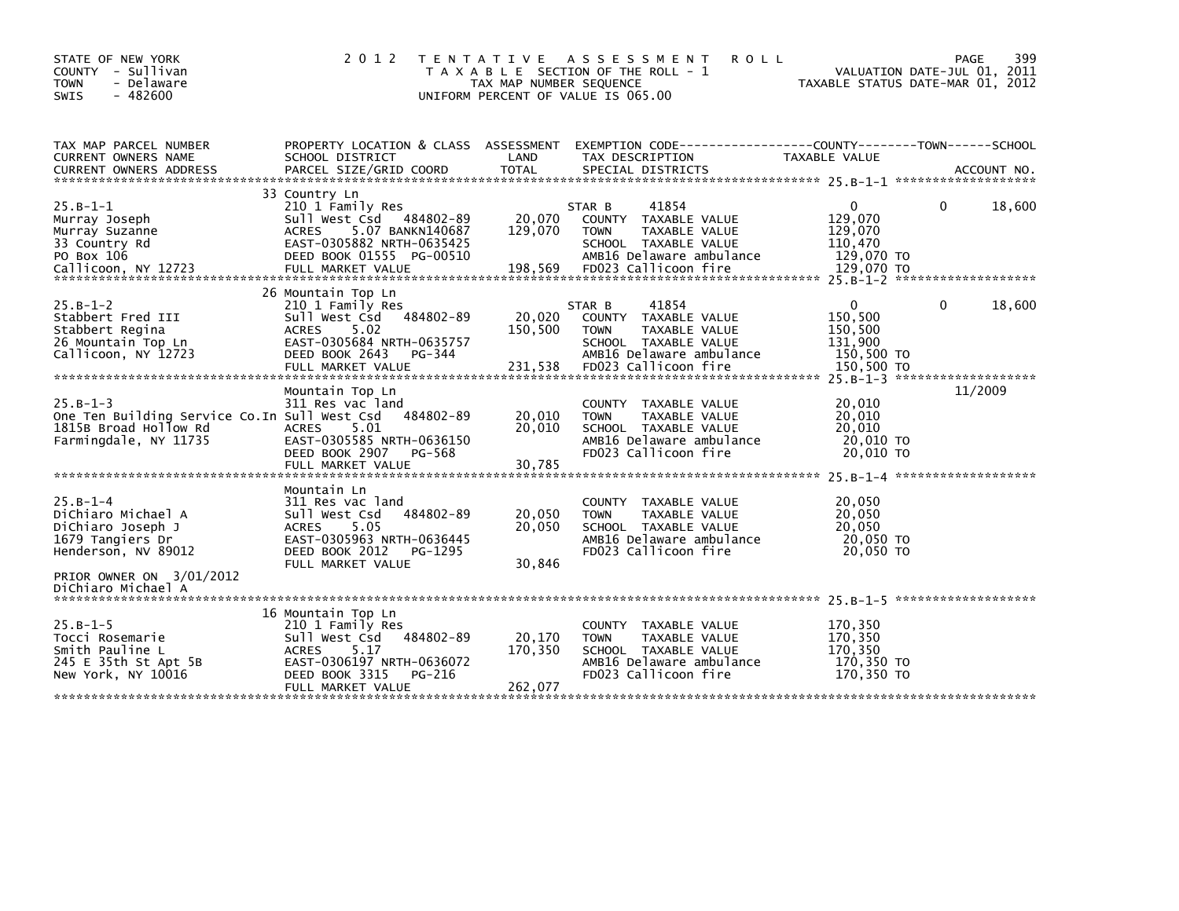STATE OF NEW YORK
COUNTY - Sullivan
TOWN - Delaware
SWIS - 482600

# 2012 TENTATIVE ASSESSMENT ROLL

TAXABLE SECTION OF THE ROLL - 1
TAX MAP NUMBER SEQUENCE
UNIFORM PERCENT OF VALUE IS 065.00

VALUATION DATE-JUL 01, 2011
TAXABLE STATUS DATE-MAR 01, 2012

| TAX MAP PARCEL NUMBER / CURRENT OWNERS NAME / CURRENT OWNERS ADDRESS | PROPERTY LOCATION & CLASS / SCHOOL DISTRICT / PARCEL SIZE/GRID COORD | ASSESSMENT LAND / TOTAL | EXEMPTION CODE / TAX DESCRIPTION / SPECIAL DISTRICTS | COUNTY TAXABLE VALUE | TOWN | SCHOOL / ACCOUNT NO. |
|---|---|---|---|---|---|---|
| 25.B-1-1 | 33 Country Ln | | | | | |
| 25.B-1-1 | 210 1 Family Res | | STAR B 41854 | 0 | 0 | 18,600 |
| Murray Joseph | Sull West Csd 484802-89 | 20,070 | COUNTY TAXABLE VALUE | 129,070 | | |
| Murray Suzanne | ACRES 5.07 BANKN140687 | 129,070 | TOWN TAXABLE VALUE | 129,070 | | |
| 33 Country Rd | EAST-0305882 NRTH-0635425 | | SCHOOL TAXABLE VALUE | 110,470 | | |
| PO Box 106 | DEED BOOK 01555 PG-00510 | | AMB16 Delaware ambulance | 129,070 TO | | |
| Callicoon, NY 12723 | FULL MARKET VALUE | 198,569 | FD023 Callicoon fire | 129,070 TO | | |
| 25.B-1-2 | 26 Mountain Top Ln | | | | | |
| 25.B-1-2 | 210 1 Family Res | | STAR B 41854 | 0 | 0 | 18,600 |
| Stabbert Fred III | Sull West Csd 484802-89 | 20,020 | COUNTY TAXABLE VALUE | 150,500 | | |
| Stabbert Regina | ACRES 5.02 | 150,500 | TOWN TAXABLE VALUE | 150,500 | | |
| 26 Mountain Top Ln | EAST-0305684 NRTH-0635757 | | SCHOOL TAXABLE VALUE | 131,900 | | |
| Callicoon, NY 12723 | DEED BOOK 2643 PG-344 | | AMB16 Delaware ambulance | 150,500 TO | | |
| | FULL MARKET VALUE | 231,538 | FD023 Callicoon fire | 150,500 TO | | |
| 25.B-1-3 | Mountain Top Ln | | | | | 11/2009 |
| 25.B-1-3 | 311 Res vac land | | COUNTY TAXABLE VALUE | 20,010 | | |
| One Ten Building Service Co.In | Sull West Csd 484802-89 | 20,010 | TOWN TAXABLE VALUE | 20,010 | | |
| 1815B Broad Hollow Rd | ACRES 5.01 | 20,010 | SCHOOL TAXABLE VALUE | 20,010 | | |
| Farmingdale, NY 11735 | EAST-0305585 NRTH-0636150 | | AMB16 Delaware ambulance | 20,010 TO | | |
| | DEED BOOK 2907 PG-568 | | FD023 Callicoon fire | 20,010 TO | | |
| | FULL MARKET VALUE | 30,785 | | | | |
| 25.B-1-4 | Mountain Ln | | | | | |
| 25.B-1-4 | 311 Res vac land | | COUNTY TAXABLE VALUE | 20,050 | | |
| DiChiaro Michael A | Sull West Csd 484802-89 | 20,050 | TOWN TAXABLE VALUE | 20,050 | | |
| DiChiaro Joseph J | ACRES 5.05 | 20,050 | SCHOOL TAXABLE VALUE | 20,050 | | |
| 1679 Tangiers Dr | EAST-0305963 NRTH-0636445 | | AMB16 Delaware ambulance | 20,050 TO | | |
| Henderson, NV 89012 | DEED BOOK 2012 PG-1295 | | FD023 Callicoon fire | 20,050 TO | | |
| | FULL MARKET VALUE | 30,846 | | | | |
| PRIOR OWNER ON 3/01/2012 | | | | | | |
| DiChiaro Michael A | | | | | | |
| 25.B-1-5 | 16 Mountain Top Ln | | | | | |
| 25.B-1-5 | 210 1 Family Res | | COUNTY TAXABLE VALUE | 170,350 | | |
| Tocci Rosemarie | Sull West Csd 484802-89 | 20,170 | TOWN TAXABLE VALUE | 170,350 | | |
| Smith Pauline L | ACRES 5.17 | 170,350 | SCHOOL TAXABLE VALUE | 170,350 | | |
| 245 E 35th St Apt 5B | EAST-0306197 NRTH-0636072 | | AMB16 Delaware ambulance | 170,350 TO | | |
| New York, NY 10016 | DEED BOOK 3315 PG-216 | | FD023 Callicoon fire | 170,350 TO | | |
| | FULL MARKET VALUE | 262,077 | | | | |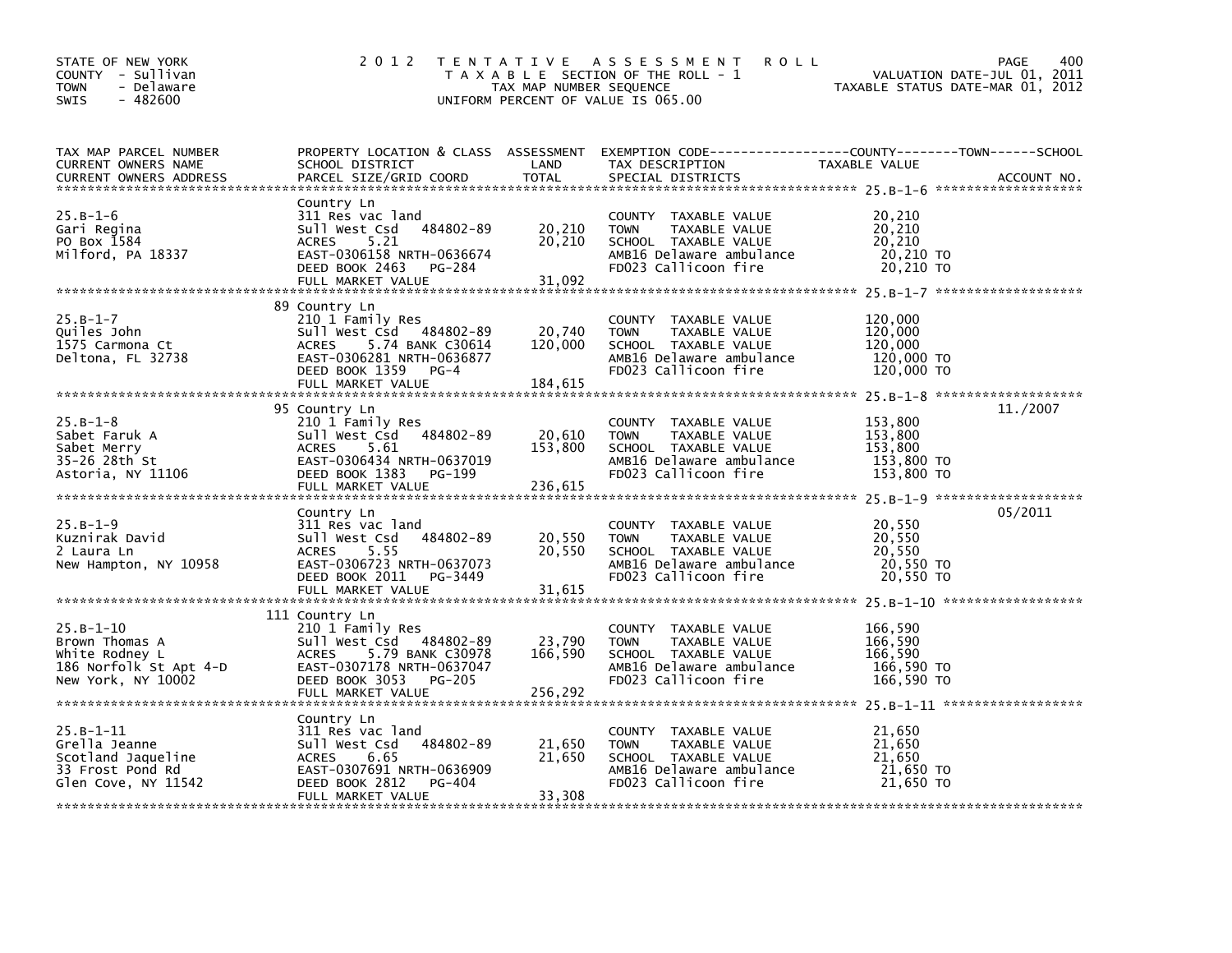STATE OF NEW YORK
COUNTY - Sullivan
TOWN - Delaware
SWIS - 482600

2 0 1 2 T E N T A T I V E A S S E S S M E N T R O L L
T A X A B L E SECTION OF THE ROLL - 1
TAX MAP NUMBER SEQUENCE
UNIFORM PERCENT OF VALUE IS 065.00

VALUATION DATE-JUL 01, 2011
TAXABLE STATUS DATE-MAR 01, 2012

| TAX MAP PARCEL NUMBER / CURRENT OWNERS NAME / CURRENT OWNERS ADDRESS | PROPERTY LOCATION & CLASS / SCHOOL DISTRICT / PARCEL SIZE/GRID COORD | ASSESSMENT LAND | TOTAL | EXEMPTION CODE / TAX DESCRIPTION / SPECIAL DISTRICTS | TAXABLE VALUE | ACCOUNT NO. |
|---|---|---|---|---|---|---|
| 25.B-1-6 | Country Ln | | | | | |
| 25.B-1-6 | 311 Res vac land | | | COUNTY TAXABLE VALUE | 20,210 | |
| Gari Regina | Sull West Csd 484802-89 | 20,210 | | TOWN TAXABLE VALUE | 20,210 | |
| PO Box 1584 | ACRES 5.21 | | 20,210 | SCHOOL TAXABLE VALUE | 20,210 | |
| Milford, PA 18337 | EAST-0306158 NRTH-0636674 | | | AMB16 Delaware ambulance | 20,210 TO | |
| | DEED BOOK 2463 PG-284 | | | FD023 Callicoon fire | 20,210 TO | |
| | FULL MARKET VALUE | | 31,092 | | | |
| 25.B-1-7 | 89 Country Ln | | | | | |
| 25.B-1-7 | 210 1 Family Res | | | COUNTY TAXABLE VALUE | 120,000 | |
| Quiles John | Sull West Csd 484802-89 | 20,740 | | TOWN TAXABLE VALUE | 120,000 | |
| 1575 Carmona Ct | ACRES 5.74 BANK C30614 | | 120,000 | SCHOOL TAXABLE VALUE | 120,000 | |
| Deltona, FL 32738 | EAST-0306281 NRTH-0636877 | | | AMB16 Delaware ambulance | 120,000 TO | |
| | DEED BOOK 1359 PG-4 | | | FD023 Callicoon fire | 120,000 TO | |
| | FULL MARKET VALUE | | 184,615 | | | |
| 25.B-1-8 | 95 Country Ln | | | | | 11./2007 |
| 25.B-1-8 | 210 1 Family Res | | | COUNTY TAXABLE VALUE | 153,800 | |
| Sabet Faruk A | Sull West Csd 484802-89 | 20,610 | | TOWN TAXABLE VALUE | 153,800 | |
| Sabet Merry | ACRES 5.61 | | 153,800 | SCHOOL TAXABLE VALUE | 153,800 | |
| 35-26 28th St | EAST-0306434 NRTH-0637019 | | | AMB16 Delaware ambulance | 153,800 TO | |
| Astoria, NY 11106 | DEED BOOK 1383 PG-199 | | | FD023 Callicoon fire | 153,800 TO | |
| | FULL MARKET VALUE | | 236,615 | | | |
| 25.B-1-9 | Country Ln | | | | | 05/2011 |
| 25.B-1-9 | 311 Res vac land | | | COUNTY TAXABLE VALUE | 20,550 | |
| Kuznirak David | Sull West Csd 484802-89 | 20,550 | | TOWN TAXABLE VALUE | 20,550 | |
| 2 Laura Ln | ACRES 5.55 | | 20,550 | SCHOOL TAXABLE VALUE | 20,550 | |
| New Hampton, NY 10958 | EAST-0306723 NRTH-0637073 | | | AMB16 Delaware ambulance | 20,550 TO | |
| | DEED BOOK 2011 PG-3449 | | | FD023 Callicoon fire | 20,550 TO | |
| | FULL MARKET VALUE | | 31,615 | | | |
| 25.B-1-10 | 111 Country Ln | | | | | |
| 25.B-1-10 | 210 1 Family Res | | | COUNTY TAXABLE VALUE | 166,590 | |
| Brown Thomas A | Sull West Csd 484802-89 | 23,790 | | TOWN TAXABLE VALUE | 166,590 | |
| White Rodney L | ACRES 5.79 BANK C30978 | | 166,590 | SCHOOL TAXABLE VALUE | 166,590 | |
| 186 Norfolk St Apt 4-D | EAST-0307178 NRTH-0637047 | | | AMB16 Delaware ambulance | 166,590 TO | |
| New York, NY 10002 | DEED BOOK 3053 PG-205 | | | FD023 Callicoon fire | 166,590 TO | |
| | FULL MARKET VALUE | | 256,292 | | | |
| 25.B-1-11 | Country Ln | | | | | |
| 25.B-1-11 | 311 Res vac land | | | COUNTY TAXABLE VALUE | 21,650 | |
| Grella Jeanne | Sull West Csd 484802-89 | 21,650 | | TOWN TAXABLE VALUE | 21,650 | |
| Scotland Jaqueline | ACRES 6.65 | | 21,650 | SCHOOL TAXABLE VALUE | 21,650 | |
| 33 Frost Pond Rd | EAST-0307691 NRTH-0636909 | | | AMB16 Delaware ambulance | 21,650 TO | |
| Glen Cove, NY 11542 | DEED BOOK 2812 PG-404 | | | FD023 Callicoon fire | 21,650 TO | |
| | FULL MARKET VALUE | | 33,308 | | | |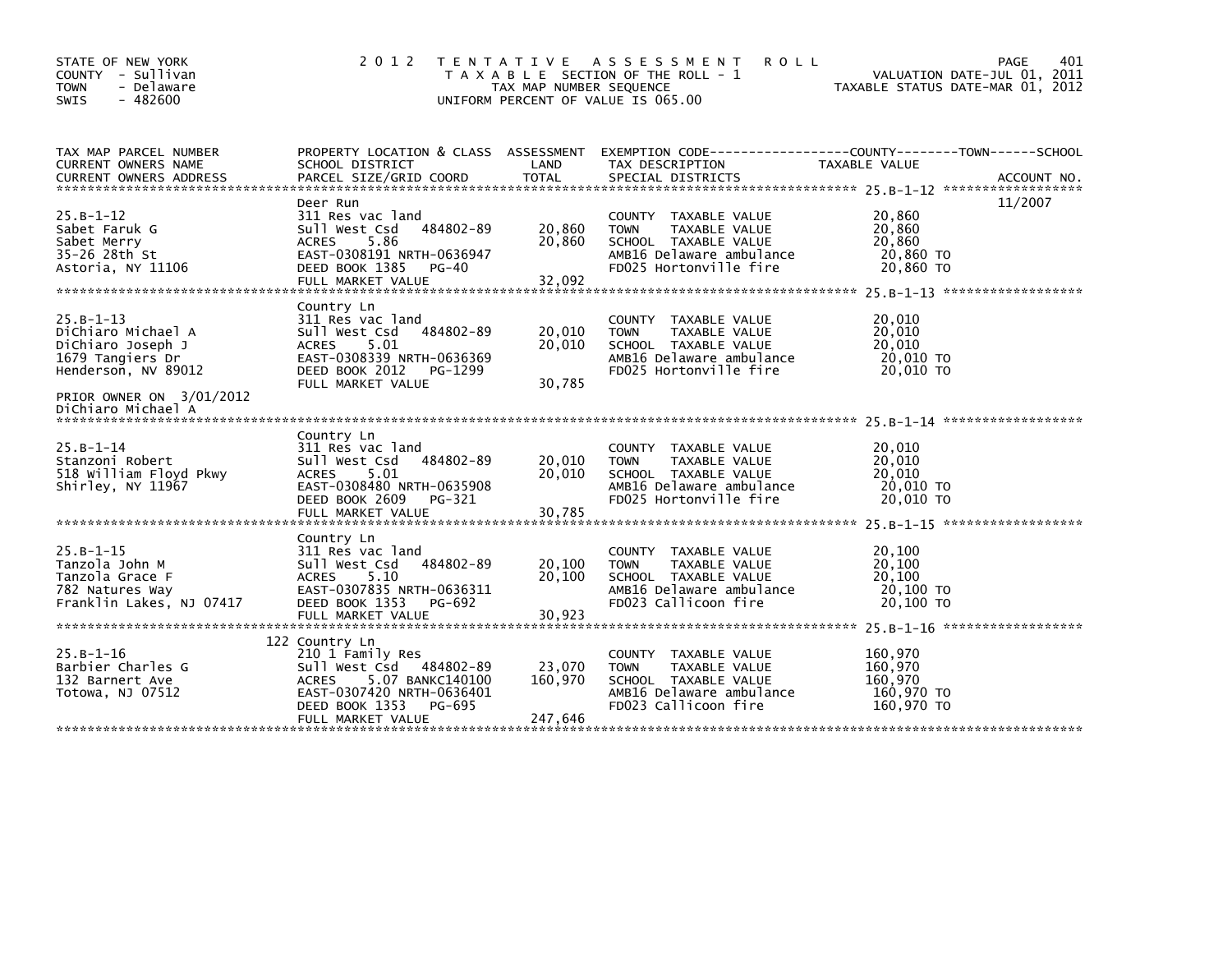STATE OF NEW YORK
COUNTY - Sullivan
TOWN - Delaware
SWIS - 482600

# 2012 TENTATIVE ASSESSMENT ROLL
TAXABLE SECTION OF THE ROLL - 1
TAX MAP NUMBER SEQUENCE
UNIFORM PERCENT OF VALUE IS 065.00

VALUATION DATE-JUL 01, 2011
TAXABLE STATUS DATE-MAR 01, 2012

| TAX MAP PARCEL NUMBER / CURRENT OWNERS NAME / CURRENT OWNERS ADDRESS | PROPERTY LOCATION & CLASS / SCHOOL DISTRICT / PARCEL SIZE/GRID COORD | ASSESSMENT LAND / TOTAL | EXEMPTION CODE / TAX DESCRIPTION / SPECIAL DISTRICTS | TAXABLE VALUE (COUNTY / TOWN / SCHOOL) | ACCOUNT NO. |
|---|---|---|---|---|---|
| 25.B-1-12 | Deer Run | | | | 11/2007 |
| 25.B-1-12 | 311 Res vac land | | COUNTY TAXABLE VALUE | 20,860 | |
| Sabet Faruk G | Sull West Csd 484802-89 | 20,860 | TOWN TAXABLE VALUE | 20,860 | |
| Sabet Merry | ACRES 5.86 | 20,860 | SCHOOL TAXABLE VALUE | 20,860 | |
| 35-26 28th St | EAST-0308191 NRTH-0636947 | | AMB16 Delaware ambulance | 20,860 TO | |
| Astoria, NY 11106 | DEED BOOK 1385 PG-40 | | FD025 Hortonville fire | 20,860 TO | |
| | FULL MARKET VALUE | 32,092 | | | |
| 25.B-1-13 | Country Ln | | | | |
| 25.B-1-13 | 311 Res vac land | | COUNTY TAXABLE VALUE | 20,010 | |
| DiChiaro Michael A | Sull West Csd 484802-89 | 20,010 | TOWN TAXABLE VALUE | 20,010 | |
| DiChiaro Joseph J | ACRES 5.01 | 20,010 | SCHOOL TAXABLE VALUE | 20,010 | |
| 1679 Tangiers Dr | EAST-0308339 NRTH-0636369 | | AMB16 Delaware ambulance | 20,010 TO | |
| Henderson, NV 89012 | DEED BOOK 2012 PG-1299 | | FD025 Hortonville fire | 20,010 TO | |
| | FULL MARKET VALUE | 30,785 | | | |
| PRIOR OWNER ON 3/01/2012 | | | | | |
| DiChiaro Michael A | | | | | |
| 25.B-1-14 | Country Ln | | | | |
| 25.B-1-14 | 311 Res vac land | | COUNTY TAXABLE VALUE | 20,010 | |
| Stanzoni Robert | Sull West Csd 484802-89 | 20,010 | TOWN TAXABLE VALUE | 20,010 | |
| 518 William Floyd Pkwy | ACRES 5.01 | 20,010 | SCHOOL TAXABLE VALUE | 20,010 | |
| Shirley, NY 11967 | EAST-0308480 NRTH-0635908 | | AMB16 Delaware ambulance | 20,010 TO | |
| | DEED BOOK 2609 PG-321 | | FD025 Hortonville fire | 20,010 TO | |
| | FULL MARKET VALUE | 30,785 | | | |
| 25.B-1-15 | Country Ln | | | | |
| 25.B-1-15 | 311 Res vac land | | COUNTY TAXABLE VALUE | 20,100 | |
| Tanzola John M | Sull West Csd 484802-89 | 20,100 | TOWN TAXABLE VALUE | 20,100 | |
| Tanzola Grace F | ACRES 5.10 | 20,100 | SCHOOL TAXABLE VALUE | 20,100 | |
| 782 Natures Way | EAST-0307835 NRTH-0636311 | | AMB16 Delaware ambulance | 20,100 TO | |
| Franklin Lakes, NJ 07417 | DEED BOOK 1353 PG-692 | | FD023 Callicoon fire | 20,100 TO | |
| | FULL MARKET VALUE | 30,923 | | | |
| 25.B-1-16 | 122 Country Ln | | | | |
| 25.B-1-16 | 210 1 Family Res | | COUNTY TAXABLE VALUE | 160,970 | |
| Barbier Charles G | Sull West Csd 484802-89 | 23,070 | TOWN TAXABLE VALUE | 160,970 | |
| 132 Barnert Ave | ACRES 5.07 BANKC140100 | 160,970 | SCHOOL TAXABLE VALUE | 160,970 | |
| Totowa, NJ 07512 | EAST-0307420 NRTH-0636401 | | AMB16 Delaware ambulance | 160,970 TO | |
| | DEED BOOK 1353 PG-695 | | FD023 Callicoon fire | 160,970 TO | |
| | FULL MARKET VALUE | 247,646 | | | |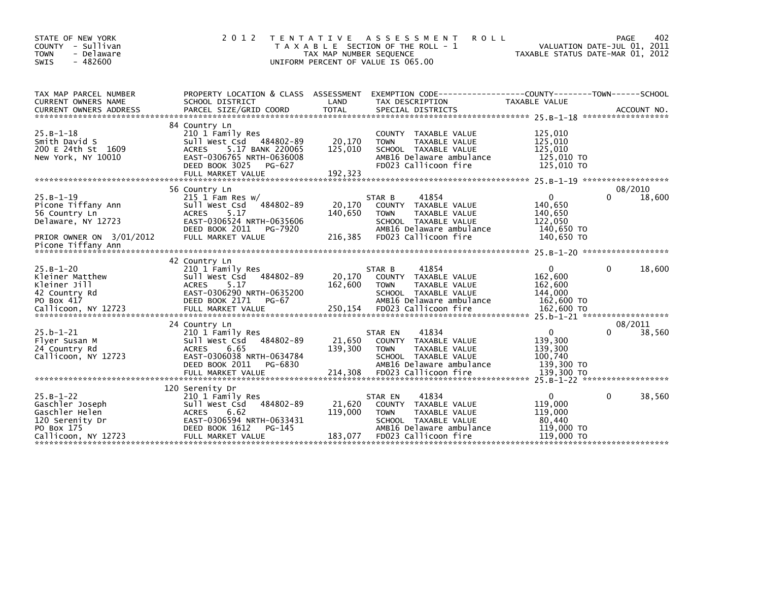STATE OF NEW YORK
COUNTY - Sullivan
TOWN - Delaware
SWIS - 482600

2 0 1 2 TENTATIVE ASSESSMENT ROLL
TAXABLE SECTION OF THE ROLL - 1
TAX MAP NUMBER SEQUENCE
UNIFORM PERCENT OF VALUE IS 065.00

VALUATION DATE-JUL 01, 2011
TAXABLE STATUS DATE-MAR 01, 2012

| TAX MAP PARCEL NUMBER / CURRENT OWNERS NAME / CURRENT OWNERS ADDRESS | PROPERTY LOCATION & CLASS / SCHOOL DISTRICT / PARCEL SIZE/GRID COORD | ASSESSMENT LAND / TOTAL | EXEMPTION CODE / TAX DESCRIPTION / SPECIAL DISTRICTS | COUNTY TAXABLE VALUE | TOWN | SCHOOL / ACCOUNT NO. |
|---|---|---|---|---|---|---|
| **25.B-1-18** | 84 Country Ln | | | | | |
| 25.B-1-18 | 210 1 Family Res | | COUNTY TAXABLE VALUE | 125,010 | | |
| Smith David S | Sull West Csd 484802-89 | 20,170 | TOWN TAXABLE VALUE | 125,010 | | |
| 200 E 24th St 1609 | ACRES 5.17 BANK 220065 | 125,010 | SCHOOL TAXABLE VALUE | 125,010 | | |
| New York, NY 10010 | EAST-0306765 NRTH-0636008 | | AMB16 Delaware ambulance | 125,010 TO | | |
| | DEED BOOK 3025 PG-627 | | FD023 Callicoon fire | 125,010 TO | | |
| | FULL MARKET VALUE | 192,323 | | | | |
| **25.B-1-19** | 56 Country Ln | | | | | 08/2010 |
| 25.B-1-19 | 215 1 Fam Res w/ | | STAR B 41854 | 0 | 0 | 18,600 |
| Picone Tiffany Ann | Sull West Csd 484802-89 | 20,170 | COUNTY TAXABLE VALUE | 140,650 | | |
| 56 Country Ln | ACRES 5.17 | 140,650 | TOWN TAXABLE VALUE | 140,650 | | |
| Delaware, NY 12723 | EAST-0306524 NRTH-0635606 | | SCHOOL TAXABLE VALUE | 122,050 | | |
| | DEED BOOK 2011 PG-7920 | | AMB16 Delaware ambulance | 140,650 TO | | |
| PRIOR OWNER ON 3/01/2012 | FULL MARKET VALUE | 216,385 | FD023 Callicoon fire | 140,650 TO | | |
| Picone Tiffany Ann | | | | | | |
| **25.B-1-20** | 42 Country Ln | | | | | |
| 25.B-1-20 | 210 1 Family Res | | STAR B 41854 | 0 | 0 | 18,600 |
| Kleiner Matthew | Sull West Csd 484802-89 | 20,170 | COUNTY TAXABLE VALUE | 162,600 | | |
| Kleiner Jill | ACRES 5.17 | 162,600 | TOWN TAXABLE VALUE | 162,600 | | |
| 42 Country Rd | EAST-0306290 NRTH-0635200 | | SCHOOL TAXABLE VALUE | 144,000 | | |
| PO Box 417 | DEED BOOK 2171 PG-67 | | AMB16 Delaware ambulance | 162,600 TO | | |
| Callicoon, NY 12723 | FULL MARKET VALUE | 250,154 | FD023 Callicoon fire | 162,600 TO | | |
| **25.b-1-21** | 24 Country Ln | | | | | 08/2011 |
| 25.b-1-21 | 210 1 Family Res | | STAR EN 41834 | 0 | 0 | 38,560 |
| Flyer Susan M | Sull West Csd 484802-89 | 21,650 | COUNTY TAXABLE VALUE | 139,300 | | |
| 24 Country Rd | ACRES 6.65 | 139,300 | TOWN TAXABLE VALUE | 139,300 | | |
| Callicoon, NY 12723 | EAST-0306038 NRTH-0634784 | | SCHOOL TAXABLE VALUE | 100,740 | | |
| | DEED BOOK 2011 PG-6830 | | AMB16 Delaware ambulance | 139,300 TO | | |
| | FULL MARKET VALUE | 214,308 | FD023 Callicoon fire | 139,300 TO | | |
| **25.B-1-22** | 120 Serenity Dr | | | | | |
| 25.B-1-22 | 210 1 Family Res | | STAR EN 41834 | 0 | 0 | 38,560 |
| Gaschler Joseph | Sull West Csd 484802-89 | 21,620 | COUNTY TAXABLE VALUE | 119,000 | | |
| Gaschler Helen | ACRES 6.62 | 119,000 | TOWN TAXABLE VALUE | 119,000 | | |
| 120 Serenity Dr | EAST-0306594 NRTH-0633431 | | SCHOOL TAXABLE VALUE | 80,440 | | |
| PO Box 175 | DEED BOOK 1612 PG-145 | | AMB16 Delaware ambulance | 119,000 TO | | |
| Callicoon, NY 12723 | FULL MARKET VALUE | 183,077 | FD023 Callicoon fire | 119,000 TO | | |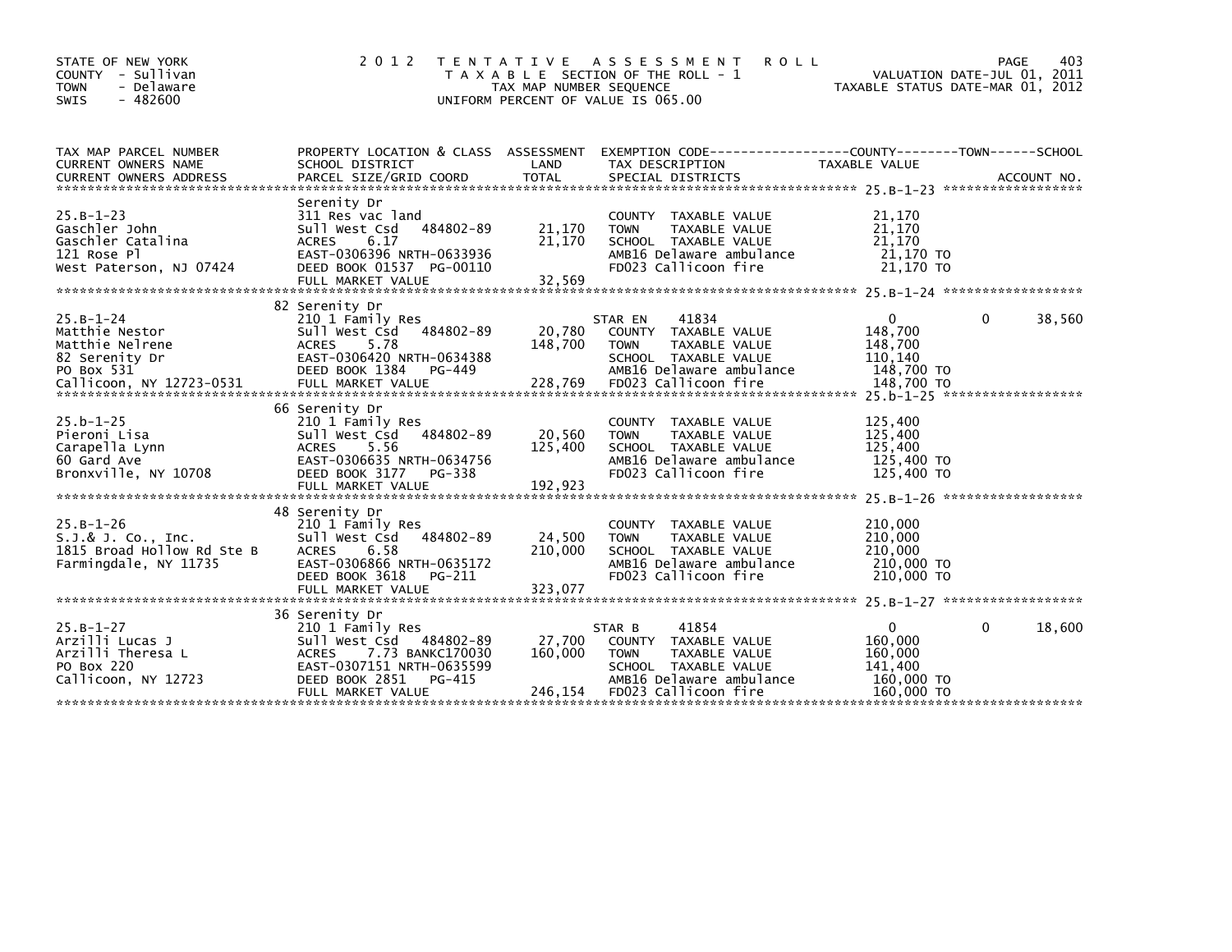STATE OF NEW YORK
COUNTY - Sullivan
TOWN - Delaware
SWIS - 482600

2012 TENTATIVE ASSESSMENT ROLL
TAXABLE SECTION OF THE ROLL - 1
TAX MAP NUMBER SEQUENCE
UNIFORM PERCENT OF VALUE IS 065.00

VALUATION DATE-JUL 01, 2011
TAXABLE STATUS DATE-MAR 01, 2012

| TAX MAP PARCEL NUMBER / CURRENT OWNERS NAME / CURRENT OWNERS ADDRESS | PROPERTY LOCATION & CLASS / SCHOOL DISTRICT / PARCEL SIZE/GRID COORD | ASSESSMENT LAND / TOTAL | EXEMPTION CODE / TAX DESCRIPTION / SPECIAL DISTRICTS | COUNTY TAXABLE VALUE | TOWN | SCHOOL |
|---|---|---|---|---|---|---|
| **25.B-1-23** | Serenity Dr | | | | | |
| Gaschler John | 311 Res vac land | | COUNTY TAXABLE VALUE | 21,170 | | |
| Gaschler Catalina | Sull West Csd 484802-89 | 21,170 | TOWN TAXABLE VALUE | 21,170 | | |
| 121 Rose Pl | ACRES 6.17 | 21,170 | SCHOOL TAXABLE VALUE | 21,170 | | |
| West Paterson, NJ 07424 | EAST-0306396 NRTH-0633936 | | AMB16 Delaware ambulance | 21,170 TO | | |
| | DEED BOOK 01537 PG-00110 | | FD023 Callicoon fire | 21,170 TO | | |
| | FULL MARKET VALUE | 32,569 | | | | |
| **25.B-1-24** | 82 Serenity Dr | | | | | |
| Matthie Nestor | 210 1 Family Res | | STAR EN 41834 | 0 | 0 | 38,560 |
| Matthie Nelrene | Sull West Csd 484802-89 | 20,780 | COUNTY TAXABLE VALUE | 148,700 | | |
| 82 Serenity Dr | ACRES 5.78 | 148,700 | TOWN TAXABLE VALUE | 148,700 | | |
| PO Box 531 | EAST-0306420 NRTH-0634388 | | SCHOOL TAXABLE VALUE | 110,140 | | |
| Callicoon, NY 12723-0531 | DEED BOOK 1384 PG-449 | | AMB16 Delaware ambulance | 148,700 TO | | |
| | FULL MARKET VALUE | 228,769 | FD023 Callicoon fire | 148,700 TO | | |
| **25.b-1-25** | 66 Serenity Dr | | | | | |
| Pieroni Lisa | 210 1 Family Res | | COUNTY TAXABLE VALUE | 125,400 | | |
| Carapella Lynn | Sull West Csd 484802-89 | 20,560 | TOWN TAXABLE VALUE | 125,400 | | |
| 60 Gard Ave | ACRES 5.56 | 125,400 | SCHOOL TAXABLE VALUE | 125,400 | | |
| Bronxville, NY 10708 | EAST-0306635 NRTH-0634756 | | AMB16 Delaware ambulance | 125,400 TO | | |
| | DEED BOOK 3177 PG-338 | | FD023 Callicoon fire | 125,400 TO | | |
| | FULL MARKET VALUE | 192,923 | | | | |
| **25.B-1-26** | 48 Serenity Dr | | | | | |
| S.J.& J. Co., Inc. | 210 1 Family Res | | COUNTY TAXABLE VALUE | 210,000 | | |
| 1815 Broad Hollow Rd Ste B | Sull West Csd 484802-89 | 24,500 | TOWN TAXABLE VALUE | 210,000 | | |
| Farmingdale, NY 11735 | ACRES 6.58 | 210,000 | SCHOOL TAXABLE VALUE | 210,000 | | |
| | EAST-0306866 NRTH-0635172 | | AMB16 Delaware ambulance | 210,000 TO | | |
| | DEED BOOK 3618 PG-211 | | FD023 Callicoon fire | 210,000 TO | | |
| | FULL MARKET VALUE | 323,077 | | | | |
| **25.B-1-27** | 36 Serenity Dr | | | | | |
| Arzilli Lucas J | 210 1 Family Res | | STAR B 41854 | 0 | 0 | 18,600 |
| Arzilli Theresa L | Sull West Csd 484802-89 | 27,700 | COUNTY TAXABLE VALUE | 160,000 | | |
| PO Box 220 | ACRES 7.73 BANKC170030 | 160,000 | TOWN TAXABLE VALUE | 160,000 | | |
| Callicoon, NY 12723 | EAST-0307151 NRTH-0635599 | | SCHOOL TAXABLE VALUE | 141,400 | | |
| | DEED BOOK 2851 PG-415 | | AMB16 Delaware ambulance | 160,000 TO | | |
| | FULL MARKET VALUE | 246,154 | FD023 Callicoon fire | 160,000 TO | | |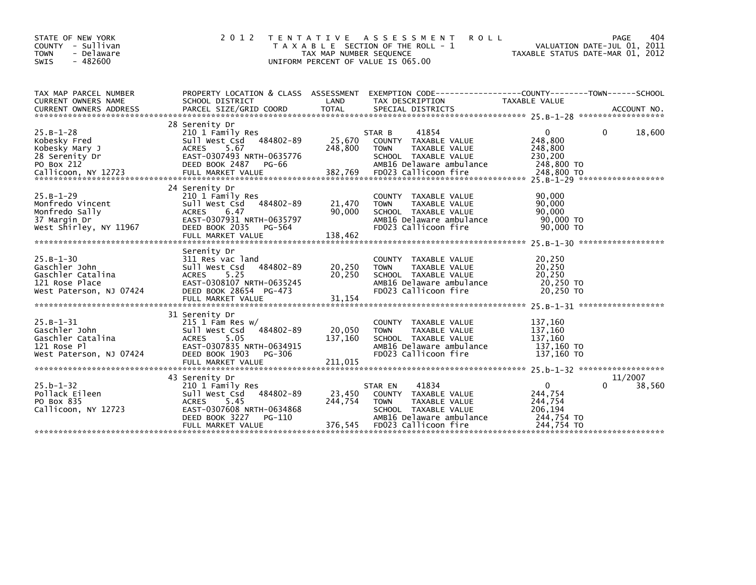STATE OF NEW YORK
COUNTY - Sullivan
TOWN - Delaware
SWIS - 482600

# 2012 TENTATIVE ASSESSMENT ROLL

TAXABLE SECTION OF THE ROLL - 1
TAX MAP NUMBER SEQUENCE
UNIFORM PERCENT OF VALUE IS 065.00

VALUATION DATE-JUL 01, 2011
TAXABLE STATUS DATE-MAR 01, 2012

| TAX MAP PARCEL NUMBER / CURRENT OWNERS NAME / CURRENT OWNERS ADDRESS | PROPERTY LOCATION & CLASS / SCHOOL DISTRICT / PARCEL SIZE/GRID COORD | ASSESSMENT LAND / TOTAL | EXEMPTION CODE / TAX DESCRIPTION / SPECIAL DISTRICTS | COUNTY TAXABLE VALUE | TOWN | SCHOOL / ACCOUNT NO. |
|---|---|---|---|---|---|---|
| **25.B-1-28** | 28 Serenity Dr | | | | | |
| 25.B-1-28 | 210 1 Family Res | | STAR B 41854 | 0 | 0 | 18,600 |
| Kobesky Fred | Sull West Csd 484802-89 | 25,670 | COUNTY TAXABLE VALUE | 248,800 | | |
| Kobesky Mary J | ACRES 5.67 | 248,800 | TOWN TAXABLE VALUE | 248,800 | | |
| 28 Serenity Dr | EAST-0307493 NRTH-0635776 | | SCHOOL TAXABLE VALUE | 230,200 | | |
| PO Box 212 | DEED BOOK 2487 PG-66 | | AMB16 Delaware ambulance | 248,800 TO | | |
| Callicoon, NY 12723 | FULL MARKET VALUE | 382,769 | FD023 Callicoon fire | 248,800 TO | | |
| **25.B-1-29** | 24 Serenity Dr | | | | | |
| 25.B-1-29 | 210 1 Family Res | | COUNTY TAXABLE VALUE | 90,000 | | |
| Monfredo Vincent | Sull West Csd 484802-89 | 21,470 | TOWN TAXABLE VALUE | 90,000 | | |
| Monfredo Sally | ACRES 6.47 | 90,000 | SCHOOL TAXABLE VALUE | 90,000 | | |
| 37 Margin Dr | EAST-0307931 NRTH-0635797 | | AMB16 Delaware ambulance | 90,000 TO | | |
| West Shirley, NY 11967 | DEED BOOK 2035 PG-564 | | FD023 Callicoon fire | 90,000 TO | | |
| | FULL MARKET VALUE | 138,462 | | | | |
| **25.B-1-30** | Serenity Dr | | | | | |
| 25.B-1-30 | 311 Res vac land | | COUNTY TAXABLE VALUE | 20,250 | | |
| Gaschler John | Sull West Csd 484802-89 | 20,250 | TOWN TAXABLE VALUE | 20,250 | | |
| Gaschler Catalina | ACRES 5.25 | 20,250 | SCHOOL TAXABLE VALUE | 20,250 | | |
| 121 Rose Place | EAST-0308107 NRTH-0635245 | | AMB16 Delaware ambulance | 20,250 TO | | |
| West Paterson, NJ 07424 | DEED BOOK 28654 PG-473 | | FD023 Callicoon fire | 20,250 TO | | |
| | FULL MARKET VALUE | 31,154 | | | | |
| **25.B-1-31** | 31 Serenity Dr | | | | | |
| 25.B-1-31 | 215 1 Fam Res w/ | | COUNTY TAXABLE VALUE | 137,160 | | |
| Gaschler John | Sull West Csd 484802-89 | 20,050 | TOWN TAXABLE VALUE | 137,160 | | |
| Gaschler Catalina | ACRES 5.05 | 137,160 | SCHOOL TAXABLE VALUE | 137,160 | | |
| 121 Rose Pl | EAST-0307835 NRTH-0634915 | | AMB16 Delaware ambulance | 137,160 TO | | |
| West Paterson, NJ 07424 | DEED BOOK 1903 PG-306 | | FD023 Callicoon fire | 137,160 TO | | |
| | FULL MARKET VALUE | 211,015 | | | | |
| **25.b-1-32** | 43 Serenity Dr | | | | | 11/2007 |
| 25.b-1-32 | 210 1 Family Res | | STAR EN 41834 | 0 | 0 | 38,560 |
| Pollack Eileen | Sull West Csd 484802-89 | 23,450 | COUNTY TAXABLE VALUE | 244,754 | | |
| PO Box 835 | ACRES 5.45 | 244,754 | TOWN TAXABLE VALUE | 244,754 | | |
| Callicoon, NY 12723 | EAST-0307608 NRTH-0634868 | | SCHOOL TAXABLE VALUE | 206,194 | | |
| | DEED BOOK 3227 PG-110 | | AMB16 Delaware ambulance | 244,754 TO | | |
| | FULL MARKET VALUE | 376,545 | FD023 Callicoon fire | 244,754 TO | | |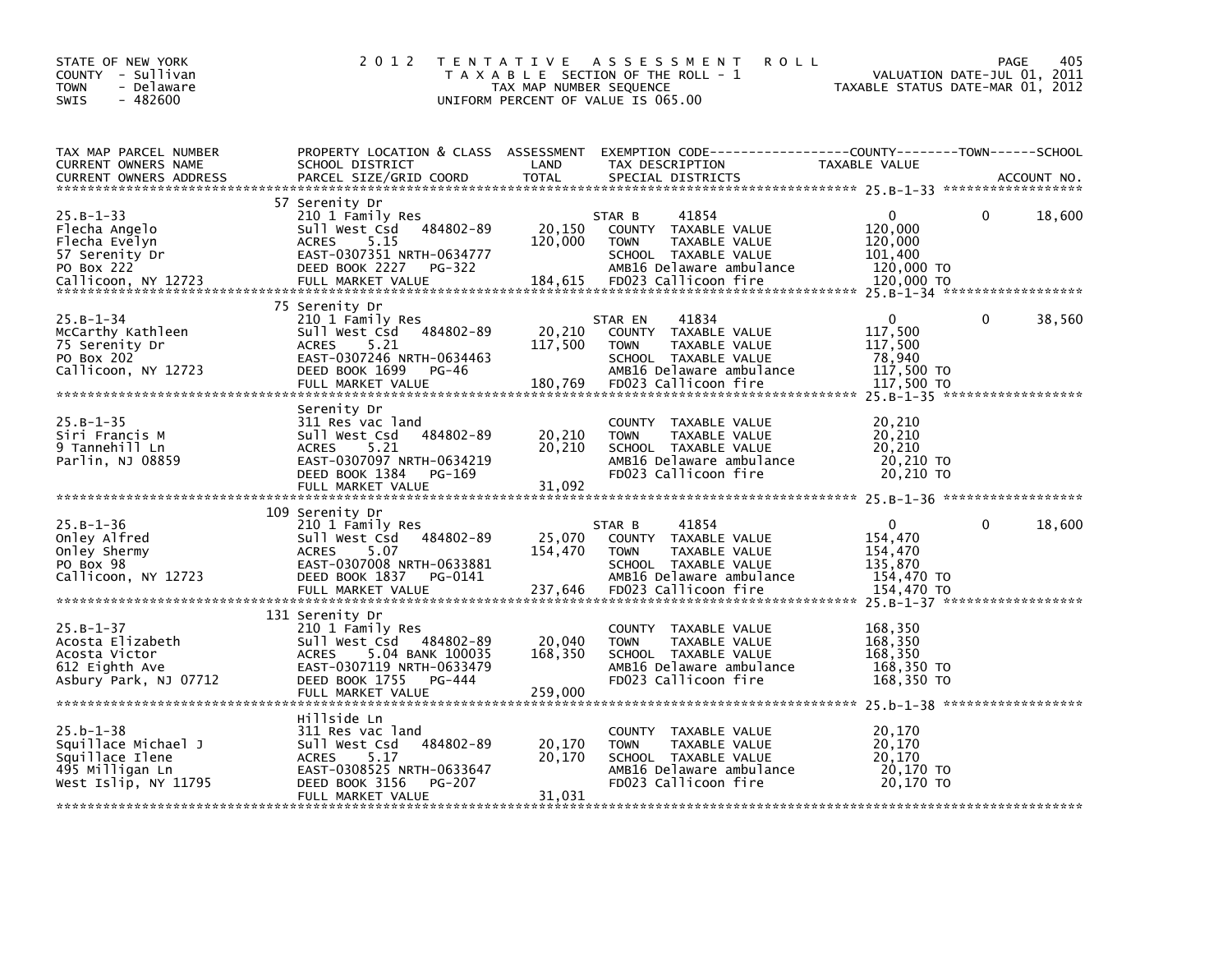STATE OF NEW YORK
COUNTY - Sullivan
TOWN - Delaware
SWIS - 482600

# 2012 TENTATIVE ASSESSMENT ROLL

TAXABLE SECTION OF THE ROLL - 1
TAX MAP NUMBER SEQUENCE
UNIFORM PERCENT OF VALUE IS 065.00

VALUATION DATE-JUL 01, 2011
TAXABLE STATUS DATE-MAR 01, 2012

| TAX MAP PARCEL NUMBER / CURRENT OWNERS NAME / CURRENT OWNERS ADDRESS | PROPERTY LOCATION & CLASS / SCHOOL DISTRICT / PARCEL SIZE/GRID COORD | ASSESSMENT LAND | TOTAL | EXEMPTION CODE / TAX DESCRIPTION / SPECIAL DISTRICTS | COUNTY TAXABLE VALUE | TOWN | SCHOOL |
|---|---|---|---|---|---|---|---|
| 25.B-1-33 | 57 Serenity Dr | | | | | | |
| 25.B-1-33 | 210 1 Family Res | | | STAR B 41854 | 0 | 0 | 18,600 |
| Flecha Angelo | Sull West Csd 484802-89 | 20,150 | | COUNTY TAXABLE VALUE | 120,000 | | |
| Flecha Evelyn | ACRES 5.15 | | 120,000 | TOWN TAXABLE VALUE | 120,000 | | |
| 57 Serenity Dr | EAST-0307351 NRTH-0634777 | | | SCHOOL TAXABLE VALUE | 101,400 | | |
| PO Box 222 | DEED BOOK 2227 PG-322 | | | AMB16 Delaware ambulance | 120,000 TO | | |
| Callicoon, NY 12723 | FULL MARKET VALUE | | 184,615 | FD023 Callicoon fire | 120,000 TO | | |
| 25.B-1-34 | 75 Serenity Dr | | | | | | |
| 25.B-1-34 | 210 1 Family Res | | | STAR EN 41834 | 0 | 0 | 38,560 |
| McCarthy Kathleen | Sull West Csd 484802-89 | 20,210 | | COUNTY TAXABLE VALUE | 117,500 | | |
| 75 Serenity Dr | ACRES 5.21 | | 117,500 | TOWN TAXABLE VALUE | 117,500 | | |
| PO Box 202 | EAST-0307246 NRTH-0634463 | | | SCHOOL TAXABLE VALUE | 78,940 | | |
| Callicoon, NY 12723 | DEED BOOK 1699 PG-46 | | | AMB16 Delaware ambulance | 117,500 TO | | |
| | FULL MARKET VALUE | | 180,769 | FD023 Callicoon fire | 117,500 TO | | |
| 25.B-1-35 | Serenity Dr | | | | | | |
| 25.B-1-35 | 311 Res vac land | | | COUNTY TAXABLE VALUE | 20,210 | | |
| Siri Francis M | Sull West Csd 484802-89 | 20,210 | | TOWN TAXABLE VALUE | 20,210 | | |
| 9 Tannehill Ln | ACRES 5.21 | | 20,210 | SCHOOL TAXABLE VALUE | 20,210 | | |
| Parlin, NJ 08859 | EAST-0307097 NRTH-0634219 | | | AMB16 Delaware ambulance | 20,210 TO | | |
| | DEED BOOK 1384 PG-169 | | | FD023 Callicoon fire | 20,210 TO | | |
| | FULL MARKET VALUE | | 31,092 | | | | |
| 25.B-1-36 | 109 Serenity Dr | | | | | | |
| 25.B-1-36 | 210 1 Family Res | | | STAR B 41854 | 0 | 0 | 18,600 |
| Onley Alfred | Sull West Csd 484802-89 | 25,070 | | COUNTY TAXABLE VALUE | 154,470 | | |
| Onley Shermy | ACRES 5.07 | | 154,470 | TOWN TAXABLE VALUE | 154,470 | | |
| PO Box 98 | EAST-0307008 NRTH-0633881 | | | SCHOOL TAXABLE VALUE | 135,870 | | |
| Callicoon, NY 12723 | DEED BOOK 1837 PG-0141 | | | AMB16 Delaware ambulance | 154,470 TO | | |
| | FULL MARKET VALUE | | 237,646 | FD023 Callicoon fire | 154,470 TO | | |
| 25.B-1-37 | 131 Serenity Dr | | | | | | |
| 25.B-1-37 | 210 1 Family Res | | | COUNTY TAXABLE VALUE | 168,350 | | |
| Acosta Elizabeth | Sull West Csd 484802-89 | 20,040 | | TOWN TAXABLE VALUE | 168,350 | | |
| Acosta Victor | ACRES 5.04 BANK 100035 | | 168,350 | SCHOOL TAXABLE VALUE | 168,350 | | |
| 612 Eighth Ave | EAST-0307119 NRTH-0633479 | | | AMB16 Delaware ambulance | 168,350 TO | | |
| Asbury Park, NJ 07712 | DEED BOOK 1755 PG-444 | | | FD023 Callicoon fire | 168,350 TO | | |
| | FULL MARKET VALUE | | 259,000 | | | | |
| 25.b-1-38 | Hillside Ln | | | | | | |
| 25.b-1-38 | 311 Res vac land | | | COUNTY TAXABLE VALUE | 20,170 | | |
| Squillace Michael J | Sull West Csd 484802-89 | 20,170 | | TOWN TAXABLE VALUE | 20,170 | | |
| Squillace Ilene | ACRES 5.17 | | 20,170 | SCHOOL TAXABLE VALUE | 20,170 | | |
| 495 Milligan Ln | EAST-0308525 NRTH-0633647 | | | AMB16 Delaware ambulance | 20,170 TO | | |
| West Islip, NY 11795 | DEED BOOK 3156 PG-207 | | | FD023 Callicoon fire | 20,170 TO | | |
| | FULL MARKET VALUE | | 31,031 | | | | |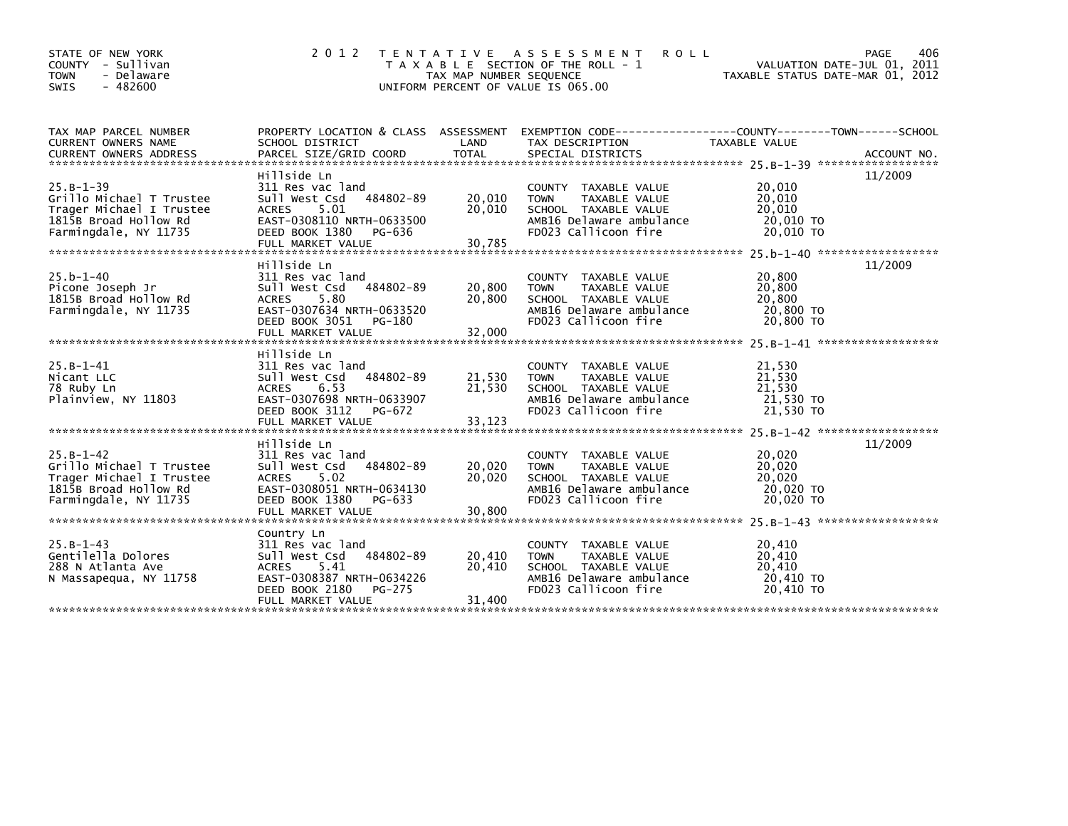STATE OF NEW YORK
COUNTY - Sullivan
TOWN - Delaware
SWIS - 482600

2012 TENTATIVE ASSESSMENT ROLL
TAXABLE SECTION OF THE ROLL - 1
TAX MAP NUMBER SEQUENCE
UNIFORM PERCENT OF VALUE IS 065.00

VALUATION DATE-JUL 01, 2011
TAXABLE STATUS DATE-MAR 01, 2012

| TAX MAP PARCEL NUMBER / CURRENT OWNERS NAME / CURRENT OWNERS ADDRESS | PROPERTY LOCATION & CLASS / SCHOOL DISTRICT / PARCEL SIZE/GRID COORD | ASSESSMENT LAND | TOTAL | EXEMPTION CODE / TAX DESCRIPTION / SPECIAL DISTRICTS | TAXABLE VALUE | ACCOUNT NO. |
|---|---|---|---|---|---|---|
| 25.B-1-39 | Hillside Ln | | | | | 11/2009 |
| Grillo Michael T Trustee | 311 Res vac land | | | COUNTY TAXABLE VALUE | 20,010 | |
| Trager Michael I Trustee | Sull West Csd 484802-89 | 20,010 | | TOWN TAXABLE VALUE | 20,010 | |
| 1815B Broad Hollow Rd | ACRES 5.01 | | 20,010 | SCHOOL TAXABLE VALUE | 20,010 | |
| Farmingdale, NY 11735 | EAST-0308110 NRTH-0633500 | | | AMB16 Delaware ambulance | 20,010 TO | |
| | DEED BOOK 1380 PG-636 | | | FD023 Callicoon fire | 20,010 TO | |
| | FULL MARKET VALUE | | 30,785 | | | |
| 25.b-1-40 | Hillside Ln | | | | | 11/2009 |
| Picone Joseph Jr | 311 Res vac land | | | COUNTY TAXABLE VALUE | 20,800 | |
| 1815B Broad Hollow Rd | Sull West Csd 484802-89 | 20,800 | | TOWN TAXABLE VALUE | 20,800 | |
| Farmingdale, NY 11735 | ACRES 5.80 | | 20,800 | SCHOOL TAXABLE VALUE | 20,800 | |
| | EAST-0307634 NRTH-0633520 | | | AMB16 Delaware ambulance | 20,800 TO | |
| | DEED BOOK 3051 PG-180 | | | FD023 Callicoon fire | 20,800 TO | |
| | FULL MARKET VALUE | | 32,000 | | | |
| 25.B-1-41 | Hillside Ln | | | | | |
| Nicant LLC | 311 Res vac land | | | COUNTY TAXABLE VALUE | 21,530 | |
| 78 Ruby Ln | Sull West Csd 484802-89 | 21,530 | | TOWN TAXABLE VALUE | 21,530 | |
| Plainview, NY 11803 | ACRES 6.53 | | 21,530 | SCHOOL TAXABLE VALUE | 21,530 | |
| | EAST-0307698 NRTH-0633907 | | | AMB16 Delaware ambulance | 21,530 TO | |
| | DEED BOOK 3112 PG-672 | | | FD023 Callicoon fire | 21,530 TO | |
| | FULL MARKET VALUE | | 33,123 | | | |
| 25.B-1-42 | Hillside Ln | | | | | 11/2009 |
| Grillo Michael T Trustee | 311 Res vac land | | | COUNTY TAXABLE VALUE | 20,020 | |
| Trager Michael I Trustee | Sull West Csd 484802-89 | 20,020 | | TOWN TAXABLE VALUE | 20,020 | |
| 1815B Broad Hollow Rd | ACRES 5.02 | | 20,020 | SCHOOL TAXABLE VALUE | 20,020 | |
| Farmingdale, NY 11735 | EAST-0308051 NRTH-0634130 | | | AMB16 Delaware ambulance | 20,020 TO | |
| | DEED BOOK 1380 PG-633 | | | FD023 Callicoon fire | 20,020 TO | |
| | FULL MARKET VALUE | | 30,800 | | | |
| 25.B-1-43 | Country Ln | | | | | |
| Gentilella Dolores | 311 Res vac land | | | COUNTY TAXABLE VALUE | 20,410 | |
| 288 N Atlanta Ave | Sull West Csd 484802-89 | 20,410 | | TOWN TAXABLE VALUE | 20,410 | |
| N Massapequa, NY 11758 | ACRES 5.41 | | 20,410 | SCHOOL TAXABLE VALUE | 20,410 | |
| | EAST-0308387 NRTH-0634226 | | | AMB16 Delaware ambulance | 20,410 TO | |
| | DEED BOOK 2180 PG-275 | | | FD023 Callicoon fire | 20,410 TO | |
| | FULL MARKET VALUE | | 31,400 | | | |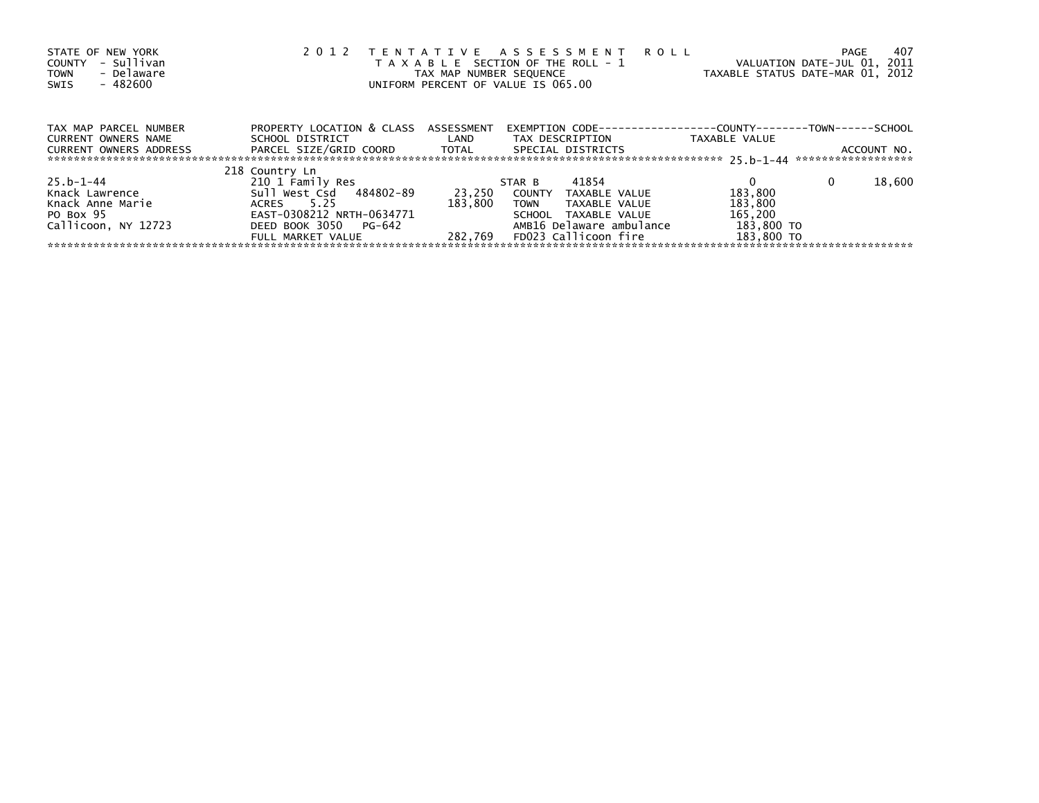STATE OF NEW YORK
COUNTY - Sullivan
TOWN - Delaware
SWIS - 482600

2012 TENTATIVE ASSESSMENT ROLL
TAXABLE SECTION OF THE ROLL - 1
TAX MAP NUMBER SEQUENCE
UNIFORM PERCENT OF VALUE IS 065.00

VALUATION DATE-JUL 01, 2011
TAXABLE STATUS DATE-MAR 01, 2012

| TAX MAP PARCEL NUMBER<br>CURRENT OWNERS NAME<br>CURRENT OWNERS ADDRESS | PROPERTY LOCATION & CLASS<br>SCHOOL DISTRICT<br>PARCEL SIZE/GRID COORD | ASSESSMENT<br>LAND<br>TOTAL | EXEMPTION CODE<br>TAX DESCRIPTION<br>SPECIAL DISTRICTS | COUNTY<br>TAXABLE VALUE | TOWN | SCHOOL<br>ACCOUNT NO. |
|---|---|---|---|---|---|---|
| | 218 Country Ln | | | 25.b-1-44 | | |
| 25.b-1-44 | 210 1 Family Res | | STAR B 41854 | 0 | 0 | 18,600 |
| Knack Lawrence | Sull West Csd 484802-89 | 23,250 | COUNTY TAXABLE VALUE | 183,800 | | |
| Knack Anne Marie | ACRES 5.25 | 183,800 | TOWN TAXABLE VALUE | 183,800 | | |
| PO Box 95 | EAST-0308212 NRTH-0634771 | | SCHOOL TAXABLE VALUE | 165,200 | | |
| Callicoon, NY 12723 | DEED BOOK 3050 PG-642 | | AMB16 Delaware ambulance | 183,800 TO | | |
| | FULL MARKET VALUE | 282,769 | FD023 Callicoon fire | 183,800 TO | | |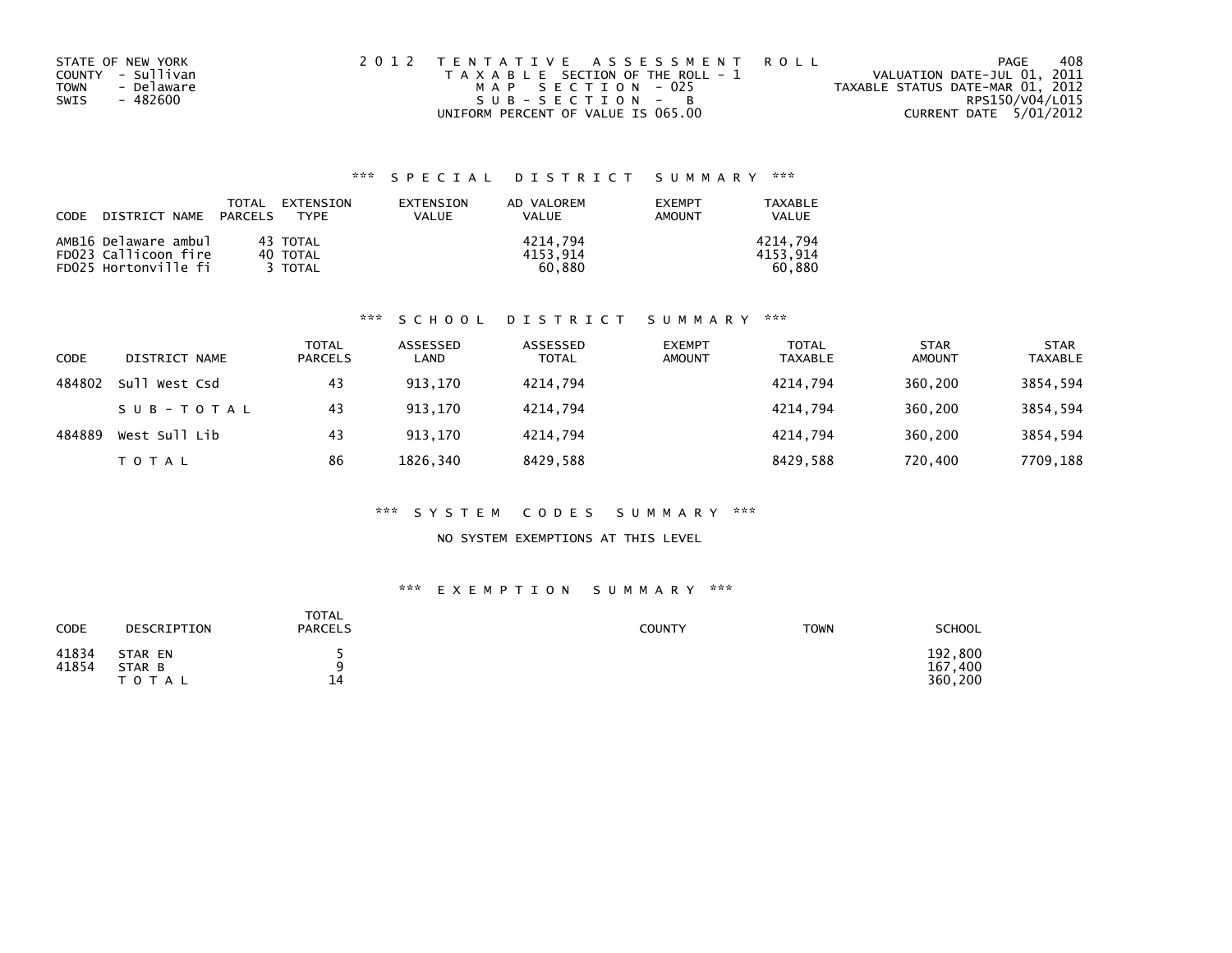STATE OF NEW YORK
COUNTY - Sullivan
TOWN - Delaware
SWIS - 482600

2012 TENTATIVE ASSESSMENT ROLL
TAXABLE SECTION OF THE ROLL - 1
MAP SECTION - 025
SUB-SECTION - B
UNIFORM PERCENT OF VALUE IS 065.00

VALUATION DATE-JUL 01, 2011
TAXABLE STATUS DATE-MAR 01, 2012
RPS150/V04/L015
CURRENT DATE 5/01/2012

### *** SPECIAL DISTRICT SUMMARY ***

| CODE DISTRICT NAME | TOTAL PARCELS | EXTENSION TYPE | EXTENSION VALUE | AD VALOREM VALUE | EXEMPT AMOUNT | TAXABLE VALUE |
|---|---|---|---|---|---|---|
| AMB16 Delaware ambul | 43 | TOTAL | | 4214,794 | | 4214,794 |
| FD023 Callicoon fire | 40 | TOTAL | | 4153,914 | | 4153,914 |
| FD025 Hortonville fi | 3 | TOTAL | | 60,880 | | 60,880 |

### *** SCHOOL DISTRICT SUMMARY ***

| CODE | DISTRICT NAME | TOTAL PARCELS | ASSESSED LAND | ASSESSED TOTAL | EXEMPT AMOUNT | TOTAL TAXABLE | STAR AMOUNT | STAR TAXABLE |
|---|---|---|---|---|---|---|---|---|
| 484802 | Sull West Csd | 43 | 913,170 | 4214,794 | | 4214,794 | 360,200 | 3854,594 |
| | SUB-TOTAL | 43 | 913,170 | 4214,794 | | 4214,794 | 360,200 | 3854,594 |
| 484889 | West Sull Lib | 43 | 913,170 | 4214,794 | | 4214,794 | 360,200 | 3854,594 |
| | TOTAL | 86 | 1826,340 | 8429,588 | | 8429,588 | 720,400 | 7709,188 |

### *** SYSTEM CODES SUMMARY ***

NO SYSTEM EXEMPTIONS AT THIS LEVEL

### *** EXEMPTION SUMMARY ***

| CODE | DESCRIPTION | TOTAL PARCELS | COUNTY | TOWN | SCHOOL |
|---|---|---|---|---|---|
| 41834 | STAR EN | 5 | | | 192,800 |
| 41854 | STAR B | 9 | | | 167,400 |
| | TOTAL | 14 | | | 360,200 |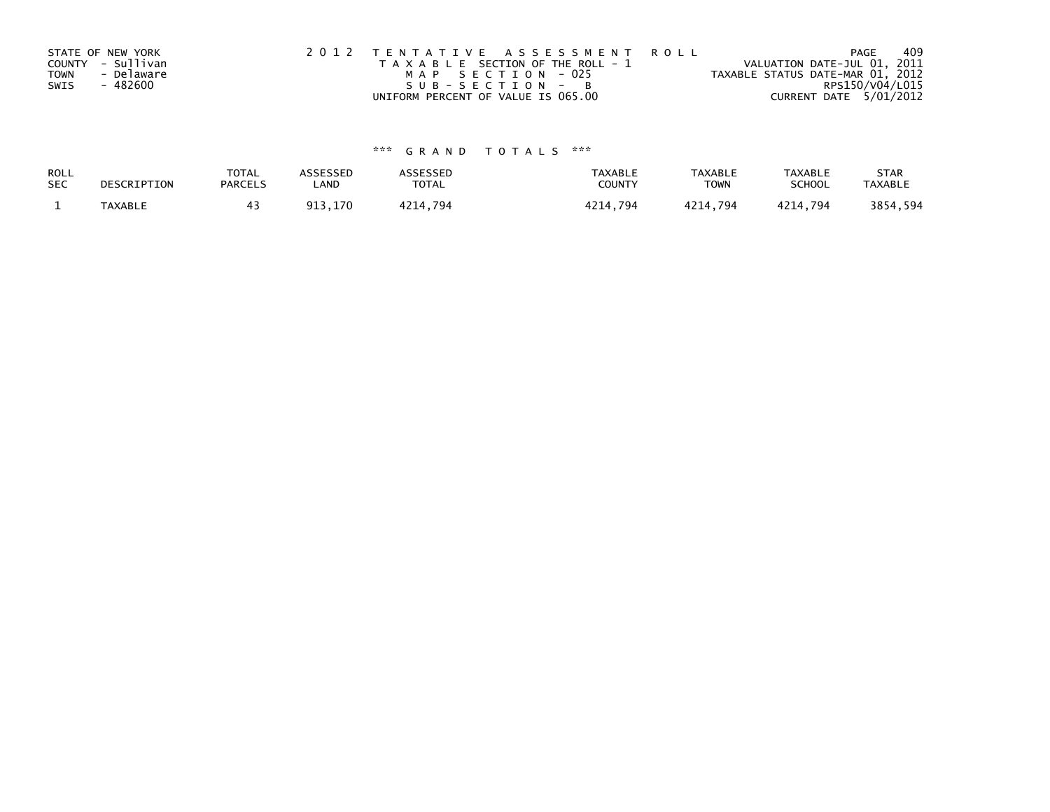STATE OF NEW YORK
COUNTY - Sullivan
TOWN - Delaware
SWIS - 482600

2012 TENTATIVE ASSESSMENT ROLL
TAXABLE SECTION OF THE ROLL - 1
MAP SECTION - 025
SUB-SECTION - B
UNIFORM PERCENT OF VALUE IS 065.00

VALUATION DATE-JUL 01, 2011
TAXABLE STATUS DATE-MAR 01, 2012
RPS150/V04/L015
CURRENT DATE 5/01/2012

*** GRAND TOTALS ***

| ROLL SEC | DESCRIPTION | TOTAL PARCELS | ASSESSED LAND | ASSESSED TOTAL | TAXABLE COUNTY | TAXABLE TOWN | TAXABLE SCHOOL | STAR TAXABLE |
|---|---|---|---|---|---|---|---|---|
| 1 | TAXABLE | 43 | 913,170 | 4214,794 | 4214,794 | 4214,794 | 4214,794 | 3854,594 |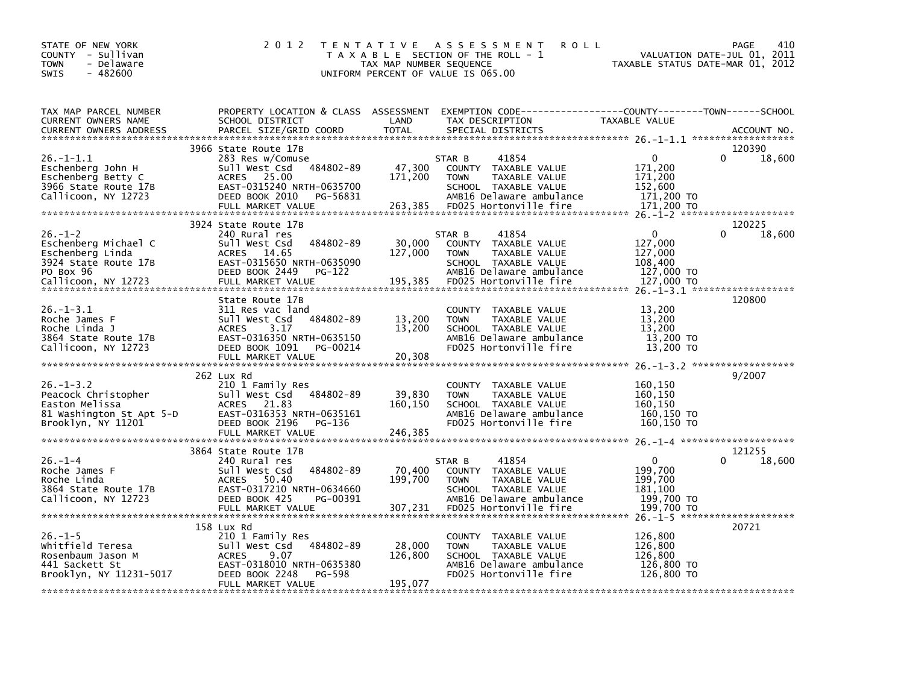STATE OF NEW YORK
COUNTY - Sullivan
TOWN - Delaware
SWIS - 482600

2012 TENTATIVE ASSESSMENT ROLL
TAXABLE SECTION OF THE ROLL - 1
TAX MAP NUMBER SEQUENCE
UNIFORM PERCENT OF VALUE IS 065.00

VALUATION DATE-JUL 01, 2011
TAXABLE STATUS DATE-MAR 01, 2012

| TAX MAP PARCEL NUMBER / CURRENT OWNERS NAME / CURRENT OWNERS ADDRESS | PROPERTY LOCATION & CLASS / SCHOOL DISTRICT / PARCEL SIZE/GRID COORD | ASSESSMENT LAND | TOTAL | EXEMPTION CODE / TAX DESCRIPTION / SPECIAL DISTRICTS | COUNTY TAXABLE VALUE | TOWN | SCHOOL | ACCOUNT NO. |
|---|---|---|---|---|---|---|---|---|
| 26.-1-1.1 | 3966 State Route 17B | | | | | | | 120390 |
| | 283 Res w/Comuse | | | STAR B 41854 | 0 | 0 | 18,600 | |
| Eschenberg John H | Sull West Csd 484802-89 | 47,300 | | COUNTY TAXABLE VALUE | 171,200 | | | |
| Eschenberg Betty C | ACRES 25.00 | | 171,200 | TOWN TAXABLE VALUE | 171,200 | | | |
| 3966 State Route 17B | EAST-0315240 NRTH-0635700 | | | SCHOOL TAXABLE VALUE | 152,600 | | | |
| Callicoon, NY 12723 | DEED BOOK 2010 PG-56831 | | | AMB16 Delaware ambulance | 171,200 TO | | | |
| | FULL MARKET VALUE | | 263,385 | FD025 Hortonville fire | 171,200 TO | | | |
| 26.-1-2 | 3924 State Route 17B | | | | | | | 120225 |
| | 240 Rural res | | | STAR B 41854 | 0 | 0 | 18,600 | |
| Eschenberg Michael C | Sull West Csd 484802-89 | 30,000 | | COUNTY TAXABLE VALUE | 127,000 | | | |
| Eschenberg Linda | ACRES 14.65 | | 127,000 | TOWN TAXABLE VALUE | 127,000 | | | |
| 3924 State Route 17B | EAST-0315650 NRTH-0635090 | | | SCHOOL TAXABLE VALUE | 108,400 | | | |
| PO Box 96 | DEED BOOK 2449 PG-122 | | | AMB16 Delaware ambulance | 127,000 TO | | | |
| Callicoon, NY 12723 | FULL MARKET VALUE | | 195,385 | FD025 Hortonville fire | 127,000 TO | | | |
| 26.-1-3.1 | State Route 17B | | | | | | | 120800 |
| | 311 Res vac land | | | COUNTY TAXABLE VALUE | 13,200 | | | |
| Roche James F | Sull West Csd 484802-89 | 13,200 | | TOWN TAXABLE VALUE | 13,200 | | | |
| Roche Linda J | ACRES 3.17 | | 13,200 | SCHOOL TAXABLE VALUE | 13,200 | | | |
| 3864 State Route 17B | EAST-0316350 NRTH-0635150 | | | AMB16 Delaware ambulance | 13,200 TO | | | |
| Callicoon, NY 12723 | DEED BOOK 1091 PG-00214 | | | FD025 Hortonville fire | 13,200 TO | | | |
| | FULL MARKET VALUE | | 20,308 | | | | | |
| 26.-1-3.2 | 262 Lux Rd | | | | | | | 9/2007 |
| | 210 1 Family Res | | | COUNTY TAXABLE VALUE | 160,150 | | | |
| Peacock Christopher | Sull West Csd 484802-89 | 39,830 | | TOWN TAXABLE VALUE | 160,150 | | | |
| Easton Melissa | ACRES 21.83 | | 160,150 | SCHOOL TAXABLE VALUE | 160,150 | | | |
| 81 Washington St Apt 5-D | EAST-0316353 NRTH-0635161 | | | AMB16 Delaware ambulance | 160,150 TO | | | |
| Brooklyn, NY 11201 | DEED BOOK 2196 PG-136 | | | FD025 Hortonville fire | 160,150 TO | | | |
| | FULL MARKET VALUE | | 246,385 | | | | | |
| 26.-1-4 | 3864 State Route 17B | | | | | | | 121255 |
| | 240 Rural res | | | STAR B 41854 | 0 | 0 | 18,600 | |
| Roche James F | Sull West Csd 484802-89 | 70,400 | | COUNTY TAXABLE VALUE | 199,700 | | | |
| Roche Linda | ACRES 50.40 | | 199,700 | TOWN TAXABLE VALUE | 199,700 | | | |
| 3864 State Route 17B | EAST-0317210 NRTH-0634660 | | | SCHOOL TAXABLE VALUE | 181,100 | | | |
| Callicoon, NY 12723 | DEED BOOK 425 PG-00391 | | | AMB16 Delaware ambulance | 199,700 TO | | | |
| | FULL MARKET VALUE | | 307,231 | FD025 Hortonville fire | 199,700 TO | | | |
| 26.-1-5 | 158 Lux Rd | | | | | | | 20721 |
| | 210 1 Family Res | | | COUNTY TAXABLE VALUE | 126,800 | | | |
| Whitfield Teresa | Sull West Csd 484802-89 | 28,000 | | TOWN TAXABLE VALUE | 126,800 | | | |
| Rosenbaum Jason M | ACRES 9.07 | | 126,800 | SCHOOL TAXABLE VALUE | 126,800 | | | |
| 441 Sackett St | EAST-0318010 NRTH-0635380 | | | AMB16 Delaware ambulance | 126,800 TO | | | |
| Brooklyn, NY 11231-5017 | DEED BOOK 2248 PG-598 | | | FD025 Hortonville fire | 126,800 TO | | | |
| | FULL MARKET VALUE | | 195,077 | | | | | |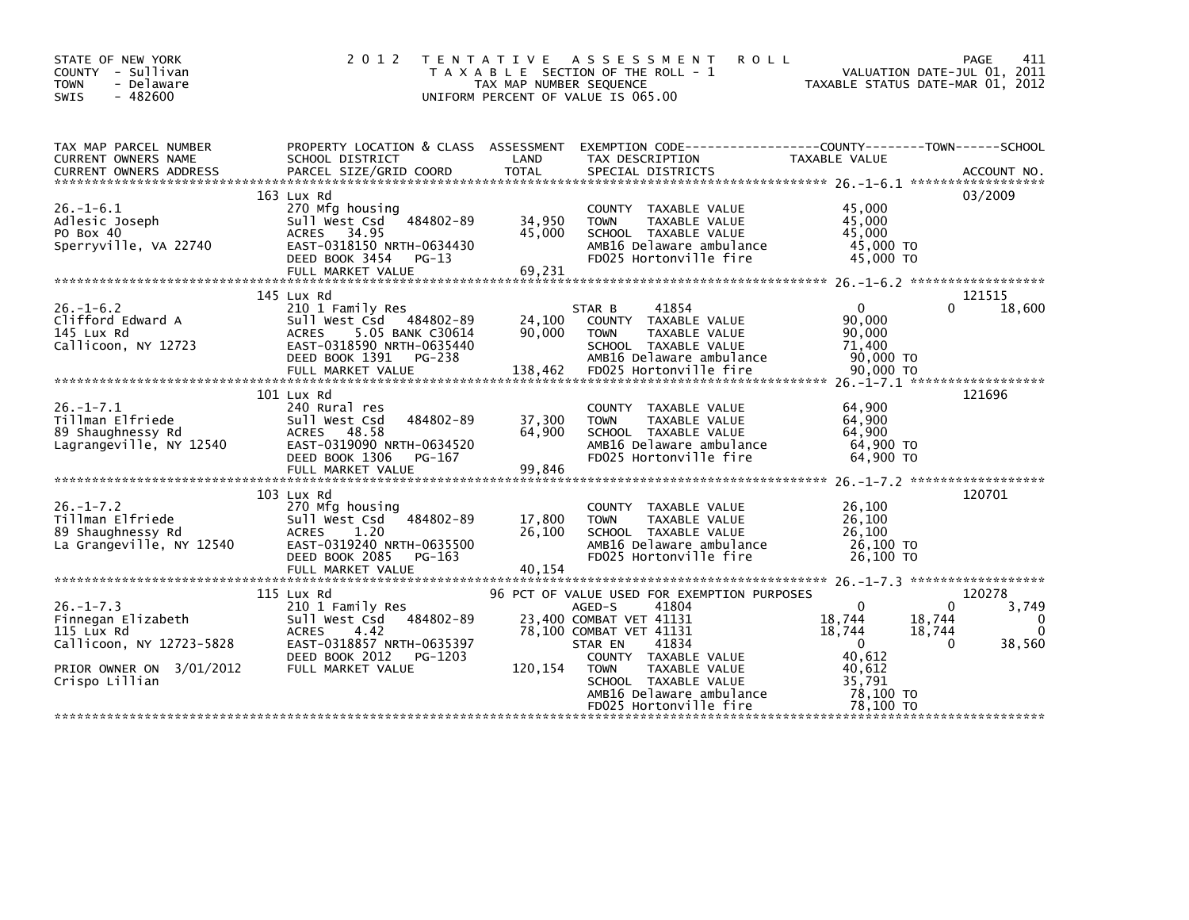STATE OF NEW YORK
COUNTY - Sullivan
TOWN - Delaware
SWIS - 482600

2 0 1 2 T E N T A T I V E A S S E S S M E N T R O L L
T A X A B L E SECTION OF THE ROLL - 1
TAX MAP NUMBER SEQUENCE
UNIFORM PERCENT OF VALUE IS 065.00

VALUATION DATE-JUL 01, 2011
TAXABLE STATUS DATE-MAR 01, 2012

| TAX MAP PARCEL NUMBER / CURRENT OWNERS NAME / CURRENT OWNERS ADDRESS | PROPERTY LOCATION & CLASS / SCHOOL DISTRICT / PARCEL SIZE/GRID COORD | ASSESSMENT LAND / TOTAL | EXEMPTION CODE / TAX DESCRIPTION / SPECIAL DISTRICTS | COUNTY TAXABLE VALUE | TOWN | SCHOOL / ACCOUNT NO. |
|---|---|---|---|---|---|---|
| 26.-1-6.1 | 163 Lux Rd | | | | | 03/2009 |
| Adlesic Joseph | 270 Mfg housing | | COUNTY TAXABLE VALUE | 45,000 | | |
| PO Box 40 | Sull West Csd 484802-89 | 34,950 | TOWN TAXABLE VALUE | 45,000 | | |
| Sperryville, VA 22740 | ACRES 34.95 | 45,000 | SCHOOL TAXABLE VALUE | 45,000 | | |
| | EAST-0318150 NRTH-0634430 | | AMB16 Delaware ambulance | 45,000 TO | | |
| | DEED BOOK 3454 PG-13 | | FD025 Hortonville fire | 45,000 TO | | |
| | FULL MARKET VALUE | 69,231 | | | | |
| 26.-1-6.2 | 145 Lux Rd | | | | | 121515 |
| Clifford Edward A | 210 1 Family Res | | STAR B 41854 | 0 | 0 | 18,600 |
| 145 Lux Rd | Sull West Csd 484802-89 | 24,100 | COUNTY TAXABLE VALUE | 90,000 | | |
| Callicoon, NY 12723 | ACRES 5.05 BANK C30614 | 90,000 | TOWN TAXABLE VALUE | 90,000 | | |
| | EAST-0318590 NRTH-0635440 | | SCHOOL TAXABLE VALUE | 71,400 | | |
| | DEED BOOK 1391 PG-238 | | AMB16 Delaware ambulance | 90,000 TO | | |
| | FULL MARKET VALUE | 138,462 | FD025 Hortonville fire | 90,000 TO | | |
| 26.-1-7.1 | 101 Lux Rd | | | | | 121696 |
| Tillman Elfriede | 240 Rural res | | COUNTY TAXABLE VALUE | 64,900 | | |
| 89 Shaughnessy Rd | Sull West Csd 484802-89 | 37,300 | TOWN TAXABLE VALUE | 64,900 | | |
| Lagrangeville, NY 12540 | ACRES 48.58 | 64,900 | SCHOOL TAXABLE VALUE | 64,900 | | |
| | EAST-0319090 NRTH-0634520 | | AMB16 Delaware ambulance | 64,900 TO | | |
| | DEED BOOK 1306 PG-167 | | FD025 Hortonville fire | 64,900 TO | | |
| | FULL MARKET VALUE | 99,846 | | | | |
| 26.-1-7.2 | 103 Lux Rd | | | | | 120701 |
| Tillman Elfriede | 270 Mfg housing | | COUNTY TAXABLE VALUE | 26,100 | | |
| 89 Shaughnessy Rd | Sull West Csd 484802-89 | 17,800 | TOWN TAXABLE VALUE | 26,100 | | |
| La Grangeville, NY 12540 | ACRES 1.20 | 26,100 | SCHOOL TAXABLE VALUE | 26,100 | | |
| | EAST-0319240 NRTH-0635500 | | AMB16 Delaware ambulance | 26,100 TO | | |
| | DEED BOOK 2085 PG-163 | | FD025 Hortonville fire | 26,100 TO | | |
| | FULL MARKET VALUE | 40,154 | | | | |
| 26.-1-7.3 | 115 Lux Rd | | 96 PCT OF VALUE USED FOR EXEMPTION PURPOSES | | | 120278 |
| Finnegan Elizabeth | 210 1 Family Res | | AGED-S 41804 | 0 | 0 | 3,749 |
| 115 Lux Rd | Sull West Csd 484802-89 | 23,400 | COMBAT VET 41131 | 18,744 | 18,744 | 0 |
| Callicoon, NY 12723-5828 | ACRES 4.42 | 78,100 | COMBAT VET 41131 | 18,744 | 18,744 | 0 |
| | EAST-0318857 NRTH-0635397 | | STAR EN 41834 | 0 | 0 | 38,560 |
| PRIOR OWNER ON 3/01/2012 | DEED BOOK 2012 PG-1203 | | COUNTY TAXABLE VALUE | 40,612 | | |
| Crispo Lillian | FULL MARKET VALUE | 120,154 | TOWN TAXABLE VALUE | 40,612 | | |
| | | | SCHOOL TAXABLE VALUE | 35,791 | | |
| | | | AMB16 Delaware ambulance | 78,100 TO | | |
| | | | FD025 Hortonville fire | 78,100 TO | | |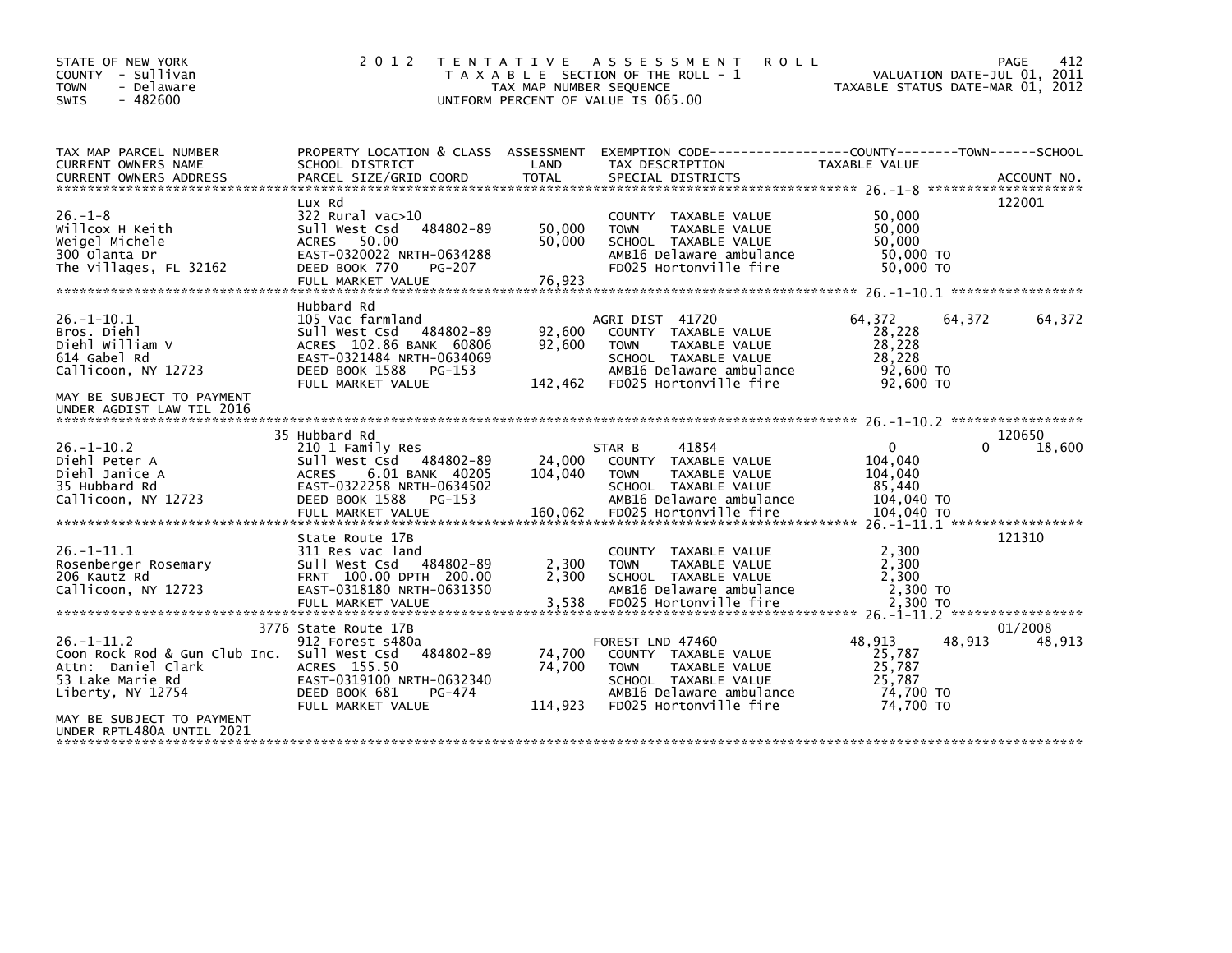STATE OF NEW YORK
COUNTY - Sullivan
TOWN - Delaware
SWIS - 482600

# 2012 TENTATIVE ASSESSMENT ROLL

TAXABLE SECTION OF THE ROLL - 1
TAX MAP NUMBER SEQUENCE
UNIFORM PERCENT OF VALUE IS 065.00

VALUATION DATE-JUL 01, 2011
TAXABLE STATUS DATE-MAR 01, 2012

| TAX MAP PARCEL NUMBER / CURRENT OWNERS NAME / CURRENT OWNERS ADDRESS | PROPERTY LOCATION & CLASS / SCHOOL DISTRICT / PARCEL SIZE/GRID COORD | ASSESSMENT LAND | TOTAL | EXEMPTION CODE / TAX DESCRIPTION / SPECIAL DISTRICTS | COUNTY TAXABLE VALUE | TOWN | SCHOOL | ACCOUNT NO. |
|---|---|---|---|---|---|---|---|---|
| 26.-1-8 | Lux Rd | | | | | | | 122001 |
| Willcox H Keith | 322 Rural vac>10 | | | COUNTY TAXABLE VALUE | 50,000 | | | |
| Weigel Michele | Sull West Csd 484802-89 | 50,000 | | TOWN TAXABLE VALUE | 50,000 | | | |
| 300 Olanta Dr | ACRES 50.00 | | 50,000 | SCHOOL TAXABLE VALUE | 50,000 | | | |
| The Villages, FL 32162 | EAST-0320022 NRTH-0634288 | | | AMB16 Delaware ambulance | 50,000 TO | | | |
| | DEED BOOK 770 PG-207 | | | FD025 Hortonville fire | 50,000 TO | | | |
| | FULL MARKET VALUE | | 76,923 | | | | | |
| 26.-1-10.1 | Hubbard Rd | | | | | | | |
| Bros. Diehl | 105 Vac farmland | | | AGRI DIST 41720 | 64,372 | 64,372 | 64,372 | |
| Diehl William V | Sull West Csd 484802-89 | 92,600 | | COUNTY TAXABLE VALUE | 28,228 | | | |
| 614 Gabel Rd | ACRES 102.86 BANK 60806 | | 92,600 | TOWN TAXABLE VALUE | 28,228 | | | |
| Callicoon, NY 12723 | EAST-0321484 NRTH-0634069 | | | SCHOOL TAXABLE VALUE | 28,228 | | | |
| | DEED BOOK 1588 PG-153 | | | AMB16 Delaware ambulance | 92,600 TO | | | |
| | FULL MARKET VALUE | | 142,462 | FD025 Hortonville fire | 92,600 TO | | | |
| MAY BE SUBJECT TO PAYMENT UNDER AGDIST LAW TIL 2016 | | | | | | | | |
| 26.-1-10.2 | 35 Hubbard Rd | | | | | | | 120650 |
| Diehl Peter A | 210 1 Family Res | | | STAR B 41854 | 0 | | 0 18,600 | |
| Diehl Janice A | Sull West Csd 484802-89 | 24,000 | | COUNTY TAXABLE VALUE | 104,040 | | | |
| 35 Hubbard Rd | ACRES 6.01 BANK 40205 | | 104,040 | TOWN TAXABLE VALUE | 104,040 | | | |
| Callicoon, NY 12723 | EAST-0322258 NRTH-0634502 | | | SCHOOL TAXABLE VALUE | 85,440 | | | |
| | DEED BOOK 1588 PG-153 | | | AMB16 Delaware ambulance | 104,040 TO | | | |
| | FULL MARKET VALUE | | 160,062 | FD025 Hortonville fire | 104,040 TO | | | |
| 26.-1-11.1 | State Route 17B | | | | | | | 121310 |
| Rosenberger Rosemary | 311 Res vac land | | | COUNTY TAXABLE VALUE | 2,300 | | | |
| 206 Kautz Rd | Sull West Csd 484802-89 | 2,300 | | TOWN TAXABLE VALUE | 2,300 | | | |
| Callicoon, NY 12723 | FRNT 100.00 DPTH 200.00 | | 2,300 | SCHOOL TAXABLE VALUE | 2,300 | | | |
| | EAST-0318180 NRTH-0631350 | | | AMB16 Delaware ambulance | 2,300 TO | | | |
| | FULL MARKET VALUE | | 3,538 | FD025 Hortonville fire | 2,300 TO | | | |
| 26.-1-11.2 | 3776 State Route 17B | | | | | | | 01/2008 |
| Coon Rock Rod & Gun Club Inc. | 912 Forest s480a | | | FOREST LND 47460 | 48,913 | 48,913 | 48,913 | |
| Attn: Daniel Clark | Sull West Csd 484802-89 | 74,700 | | COUNTY TAXABLE VALUE | 25,787 | | | |
| 53 Lake Marie Rd | ACRES 155.50 | | 74,700 | TOWN TAXABLE VALUE | 25,787 | | | |
| Liberty, NY 12754 | EAST-0319100 NRTH-0632340 | | | SCHOOL TAXABLE VALUE | 25,787 | | | |
| | DEED BOOK 681 PG-474 | | | AMB16 Delaware ambulance | 74,700 TO | | | |
| | FULL MARKET VALUE | | 114,923 | FD025 Hortonville fire | 74,700 TO | | | |
| MAY BE SUBJECT TO PAYMENT UNDER RPTL480A UNTIL 2021 | | | | | | | | |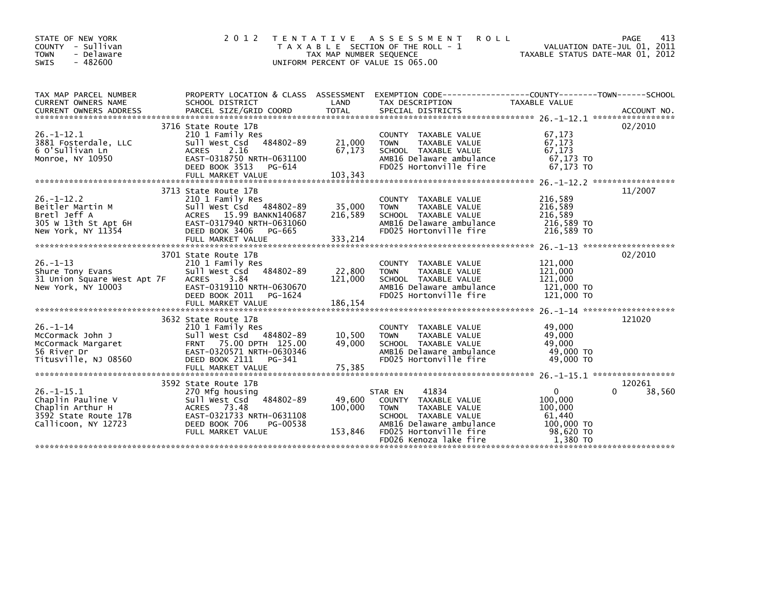STATE OF NEW YORK
COUNTY - Sullivan
TOWN - Delaware
SWIS - 482600

# 2012 TENTATIVE ASSESSMENT ROLL

TAXABLE SECTION OF THE ROLL - 1
TAX MAP NUMBER SEQUENCE
UNIFORM PERCENT OF VALUE IS 065.00

VALUATION DATE-JUL 01, 2011
TAXABLE STATUS DATE-MAR 01, 2012

| TAX MAP PARCEL NUMBER / CURRENT OWNERS NAME / CURRENT OWNERS ADDRESS | PROPERTY LOCATION & CLASS / SCHOOL DISTRICT / PARCEL SIZE/GRID COORD | ASSESSMENT LAND | TOTAL | EXEMPTION CODE / TAX DESCRIPTION / SPECIAL DISTRICTS | COUNTY TAXABLE VALUE | TOWN | SCHOOL | ACCOUNT NO. |
|---|---|---|---|---|---|---|---|---|
| 26.-1-12.1 | 3716 State Route 17B | | | | | | | 02/2010 |
| 3881 Fosterdale, LLC | 210 1 Family Res | | | COUNTY TAXABLE VALUE | 67,173 | | | |
| 6 O'Sullivan Ln | Sull West Csd 484802-89 | 21,000 | | TOWN TAXABLE VALUE | 67,173 | | | |
| Monroe, NY 10950 | ACRES 2.16 | | 67,173 | SCHOOL TAXABLE VALUE | 67,173 | | | |
| | EAST-0318750 NRTH-0631100 | | | AMB16 Delaware ambulance | 67,173 TO | | | |
| | DEED BOOK 3513 PG-614 | | | FD025 Hortonville fire | 67,173 TO | | | |
| | FULL MARKET VALUE | | 103,343 | | | | | |
| 26.-1-12.2 | 3713 State Route 17B | | | | | | | 11/2007 |
| Beitler Martin M | 210 1 Family Res | | | COUNTY TAXABLE VALUE | 216,589 | | | |
| Bretl Jeff A | Sull West Csd 484802-89 | 35,000 | | TOWN TAXABLE VALUE | 216,589 | | | |
| 305 W 13th St Apt 6H | ACRES 15.99 BANKN140687 | | 216,589 | SCHOOL TAXABLE VALUE | 216,589 | | | |
| New York, NY 11354 | EAST-0317940 NRTH-0631060 | | | AMB16 Delaware ambulance | 216,589 TO | | | |
| | DEED BOOK 3406 PG-665 | | | FD025 Hortonville fire | 216,589 TO | | | |
| | FULL MARKET VALUE | | 333,214 | | | | | |
| 26.-1-13 | 3701 State Route 17B | | | | | | | 02/2010 |
| Shure Tony Evans | 210 1 Family Res | | | COUNTY TAXABLE VALUE | 121,000 | | | |
| 31 Union Square West Apt 7F | Sull West Csd 484802-89 | 22,800 | | TOWN TAXABLE VALUE | 121,000 | | | |
| New York, NY 10003 | ACRES 3.84 | | 121,000 | SCHOOL TAXABLE VALUE | 121,000 | | | |
| | EAST-0319110 NRTH-0630670 | | | AMB16 Delaware ambulance | 121,000 TO | | | |
| | DEED BOOK 2011 PG-1624 | | | FD025 Hortonville fire | 121,000 TO | | | |
| | FULL MARKET VALUE | | 186,154 | | | | | |
| 26.-1-14 | 3632 State Route 17B | | | | | | | 121020 |
| McCormack John J | 210 1 Family Res | | | COUNTY TAXABLE VALUE | 49,000 | | | |
| McCormack Margaret | Sull West Csd 484802-89 | 10,500 | | TOWN TAXABLE VALUE | 49,000 | | | |
| 56 River Dr | FRNT 75.00 DPTH 125.00 | | 49,000 | SCHOOL TAXABLE VALUE | 49,000 | | | |
| Titusville, NJ 08560 | EAST-0320571 NRTH-0630346 | | | AMB16 Delaware ambulance | 49,000 TO | | | |
| | DEED BOOK 2111 PG-341 | | | FD025 Hortonville fire | 49,000 TO | | | |
| | FULL MARKET VALUE | | 75,385 | | | | | |
| 26.-1-15.1 | 3592 State Route 17B | | | | | | | 120261 |
| Chaplin Pauline V | 270 Mfg housing | | | STAR EN 41834 | 0 | 0 | 38,560 | |
| Chaplin Arthur H | Sull West Csd 484802-89 | 49,600 | | COUNTY TAXABLE VALUE | 100,000 | | | |
| 3592 State Route 17B | ACRES 73.48 | | 100,000 | TOWN TAXABLE VALUE | 100,000 | | | |
| Callicoon, NY 12723 | EAST-0321733 NRTH-0631108 | | | SCHOOL TAXABLE VALUE | 61,440 | | | |
| | DEED BOOK 706 PG-00538 | | | AMB16 Delaware ambulance | 100,000 TO | | | |
| | FULL MARKET VALUE | | 153,846 | FD025 Hortonville fire | 98,620 TO | | | |
| | | | | FD026 Kenoza lake fire | 1,380 TO | | | |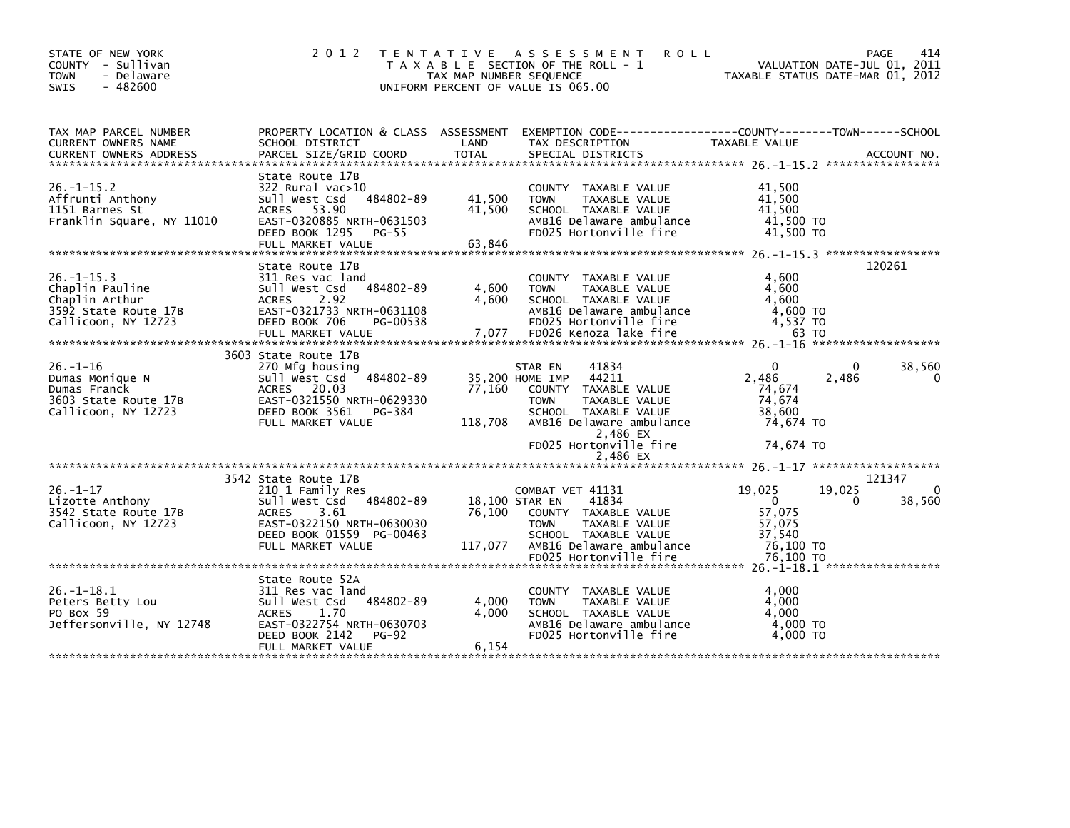STATE OF NEW YORK
COUNTY - Sullivan
TOWN - Delaware
SWIS - 482600

2 0 1 2 T E N T A T I V E A S S E S S M E N T R O L L
T A X A B L E SECTION OF THE ROLL - 1
TAX MAP NUMBER SEQUENCE
UNIFORM PERCENT OF VALUE IS 065.00

VALUATION DATE-JUL 01, 2011
TAXABLE STATUS DATE-MAR 01, 2012

| TAX MAP PARCEL NUMBER / CURRENT OWNERS NAME / CURRENT OWNERS ADDRESS | PROPERTY LOCATION & CLASS / SCHOOL DISTRICT / PARCEL SIZE/GRID COORD | ASSESSMENT LAND / TOTAL | EXEMPTION CODE / TAX DESCRIPTION / SPECIAL DISTRICTS | COUNTY TAXABLE VALUE | TOWN | SCHOOL | ACCOUNT NO. |
|---|---|---|---|---|---|---|---|
| 26.-1-15.2 | State Route 17B | | | | | | |
| Affrunti Anthony | 322 Rural vac>10 | | COUNTY TAXABLE VALUE | 41,500 | | | |
| 1151 Barnes St | Sull West Csd 484802-89 | 41,500 | TOWN TAXABLE VALUE | 41,500 | | | |
| Franklin Square, NY 11010 | ACRES 53.90 | 41,500 | SCHOOL TAXABLE VALUE | 41,500 | | | |
| | EAST-0320885 NRTH-0631503 | | AMB16 Delaware ambulance | 41,500 TO | | | |
| | DEED BOOK 1295 PG-55 | | FD025 Hortonville fire | 41,500 TO | | | |
| | FULL MARKET VALUE | 63,846 | | | | | |
| 26.-1-15.3 | State Route 17B | | | | | | 120261 |
| Chaplin Pauline | 311 Res vac land | | COUNTY TAXABLE VALUE | 4,600 | | | |
| Chaplin Arthur | Sull West Csd 484802-89 | 4,600 | TOWN TAXABLE VALUE | 4,600 | | | |
| 3592 State Route 17B | ACRES 2.92 | 4,600 | SCHOOL TAXABLE VALUE | 4,600 | | | |
| Callicoon, NY 12723 | EAST-0321733 NRTH-0631108 | | AMB16 Delaware ambulance | 4,600 TO | | | |
| | DEED BOOK 706 PG-00538 | | FD025 Hortonville fire | 4,537 TO | | | |
| | FULL MARKET VALUE | 7,077 | FD026 Kenoza lake fire | 63 TO | | | |
| 26.-1-16 | 3603 State Route 17B | | | | | | |
| Dumas Monique N | 270 Mfg housing | | STAR EN 41834 | 0 | 0 | 38,560 | |
| Dumas Franck | Sull West Csd 484802-89 | 35,200 | HOME IMP 44211 | 2,486 | 2,486 | 0 | |
| 3603 State Route 17B | ACRES 20.03 | 77,160 | COUNTY TAXABLE VALUE | 74,674 | | | |
| Callicoon, NY 12723 | EAST-0321550 NRTH-0629330 | | TOWN TAXABLE VALUE | 74,674 | | | |
| | DEED BOOK 3561 PG-384 | | SCHOOL TAXABLE VALUE | 38,600 | | | |
| | FULL MARKET VALUE | 118,708 | AMB16 Delaware ambulance 2,486 EX | 74,674 TO | | | |
| | | | FD025 Hortonville fire 2,486 EX | 74,674 TO | | | |
| 26.-1-17 | 3542 State Route 17B | | | | | | 121347 |
| Lizotte Anthony | 210 1 Family Res | | COMBAT VET 41131 | 19,025 | 19,025 | 0 | |
| 3542 State Route 17B | Sull West Csd 484802-89 | 18,100 | STAR EN 41834 | 0 | 0 | 38,560 | |
| Callicoon, NY 12723 | ACRES 3.61 | 76,100 | COUNTY TAXABLE VALUE | 57,075 | | | |
| | EAST-0322150 NRTH-0630030 | | TOWN TAXABLE VALUE | 57,075 | | | |
| | DEED BOOK 01559 PG-00463 | | SCHOOL TAXABLE VALUE | 37,540 | | | |
| | FULL MARKET VALUE | 117,077 | AMB16 Delaware ambulance | 76,100 TO | | | |
| | | | FD025 Hortonville fire | 76,100 TO | | | |
| 26.-1-18.1 | State Route 52A | | | | | | |
| Peters Betty Lou | 311 Res vac land | | COUNTY TAXABLE VALUE | 4,000 | | | |
| PO Box 59 | Sull West Csd 484802-89 | 4,000 | TOWN TAXABLE VALUE | 4,000 | | | |
| Jeffersonville, NY 12748 | ACRES 1.70 | 4,000 | SCHOOL TAXABLE VALUE | 4,000 | | | |
| | EAST-0322754 NRTH-0630703 | | AMB16 Delaware ambulance | 4,000 TO | | | |
| | DEED BOOK 2142 PG-92 | | FD025 Hortonville fire | 4,000 TO | | | |
| | FULL MARKET VALUE | 6,154 | | | | | |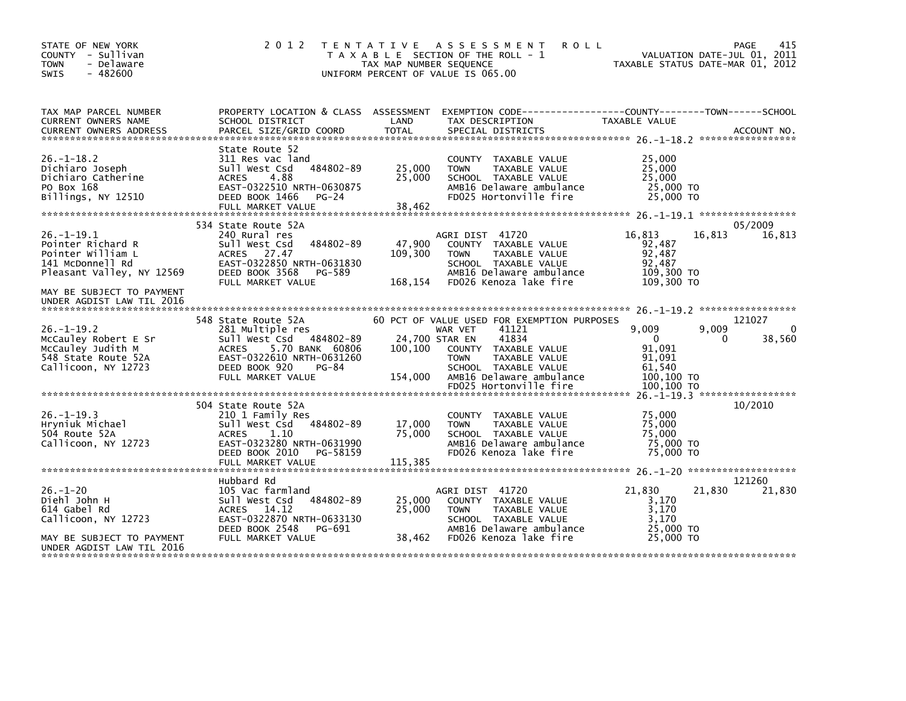STATE OF NEW YORK
COUNTY - Sullivan
TOWN - Delaware
SWIS - 482600

# 2012 TENTATIVE ASSESSMENT ROLL

TAXABLE SECTION OF THE ROLL - 1
TAX MAP NUMBER SEQUENCE
UNIFORM PERCENT OF VALUE IS 065.00

VALUATION DATE-JUL 01, 2011
TAXABLE STATUS DATE-MAR 01, 2012

| TAX MAP PARCEL NUMBER / CURRENT OWNERS NAME / CURRENT OWNERS ADDRESS | PROPERTY LOCATION & CLASS / SCHOOL DISTRICT / PARCEL SIZE/GRID COORD | ASSESSMENT LAND | TOTAL | EXEMPTION CODE / TAX DESCRIPTION / SPECIAL DISTRICTS | COUNTY TAXABLE VALUE | TOWN | SCHOOL | ACCOUNT NO. |
|---|---|---|---|---|---|---|---|---|
| **26.-1-18.2** | State Route 52 | | | | | | | |
| 26.-1-18.2 | 311 Res vac land | | | COUNTY TAXABLE VALUE | 25,000 | | | |
| Dichiaro Joseph | Sull West Csd 484802-89 | 25,000 | | TOWN TAXABLE VALUE | 25,000 | | | |
| Dichiaro Catherine | ACRES 4.88 | | 25,000 | SCHOOL TAXABLE VALUE | 25,000 | | | |
| PO Box 168 | EAST-0322510 NRTH-0630875 | | | AMB16 Delaware ambulance | 25,000 TO | | | |
| Billings, NY 12510 | DEED BOOK 1466 PG-24 | | | FD025 Hortonville fire | 25,000 TO | | | |
| | FULL MARKET VALUE | | 38,462 | | | | | |
| **26.-1-19.1** | 534 State Route 52A | | | | | | | 05/2009 |
| 26.-1-19.1 | 240 Rural res | | | AGRI DIST 41720 | 16,813 | 16,813 | 16,813 | |
| Pointer Richard R | Sull West Csd 484802-89 | 47,900 | | COUNTY TAXABLE VALUE | 92,487 | | | |
| Pointer William L | ACRES 27.47 | | 109,300 | TOWN TAXABLE VALUE | 92,487 | | | |
| 141 McDonnell Rd | EAST-0322850 NRTH-0631830 | | | SCHOOL TAXABLE VALUE | 92,487 | | | |
| Pleasant Valley, NY 12569 | DEED BOOK 3568 PG-589 | | | AMB16 Delaware ambulance | 109,300 TO | | | |
| | FULL MARKET VALUE | | 168,154 | FD026 Kenoza lake fire | 109,300 TO | | | |
| MAY BE SUBJECT TO PAYMENT UNDER AGDIST LAW TIL 2016 | | | | | | | | |
| **26.-1-19.2** | 548 State Route 52A | | | 60 PCT OF VALUE USED FOR EXEMPTION PURPOSES | | | | 121027 |
| 26.-1-19.2 | 281 Multiple res | | | WAR VET 41121 | 9,009 | 9,009 | 0 | |
| McCauley Robert E Sr | Sull West Csd 484802-89 | 24,700 | | STAR EN 41834 | 0 | 0 | 38,560 | |
| McCauley Judith M | ACRES 5.70 BANK 60806 | | 100,100 | COUNTY TAXABLE VALUE | 91,091 | | | |
| 548 State Route 52A | EAST-0322610 NRTH-0631260 | | | TOWN TAXABLE VALUE | 91,091 | | | |
| Callicoon, NY 12723 | DEED BOOK 920 PG-84 | | | SCHOOL TAXABLE VALUE | 61,540 | | | |
| | FULL MARKET VALUE | | 154,000 | AMB16 Delaware ambulance | 100,100 TO | | | |
| | | | | FD025 Hortonville fire | 100,100 TO | | | |
| **26.-1-19.3** | 504 State Route 52A | | | | | | | 10/2010 |
| 26.-1-19.3 | 210 1 Family Res | | | COUNTY TAXABLE VALUE | 75,000 | | | |
| Hryniuk Michael | Sull West Csd 484802-89 | 17,000 | | TOWN TAXABLE VALUE | 75,000 | | | |
| 504 Route 52A | ACRES 1.10 | | 75,000 | SCHOOL TAXABLE VALUE | 75,000 | | | |
| Callicoon, NY 12723 | EAST-0323280 NRTH-0631990 | | | AMB16 Delaware ambulance | 75,000 TO | | | |
| | DEED BOOK 2010 PG-58159 | | | FD026 Kenoza lake fire | 75,000 TO | | | |
| | FULL MARKET VALUE | | 115,385 | | | | | |
| **26.-1-20** | Hubbard Rd | | | | | | | 121260 |
| 26.-1-20 | 105 Vac farmland | | | AGRI DIST 41720 | 21,830 | 21,830 | 21,830 | |
| Diehl John H | Sull West Csd 484802-89 | 25,000 | | COUNTY TAXABLE VALUE | 3,170 | | | |
| 614 Gabel Rd | ACRES 14.12 | | 25,000 | TOWN TAXABLE VALUE | 3,170 | | | |
| Callicoon, NY 12723 | EAST-0322870 NRTH-0633130 | | | SCHOOL TAXABLE VALUE | 3,170 | | | |
| | DEED BOOK 2548 PG-691 | | | AMB16 Delaware ambulance | 25,000 TO | | | |
| MAY BE SUBJECT TO PAYMENT UNDER AGDIST LAW TIL 2016 | FULL MARKET VALUE | | 38,462 | FD026 Kenoza lake fire | 25,000 TO | | | |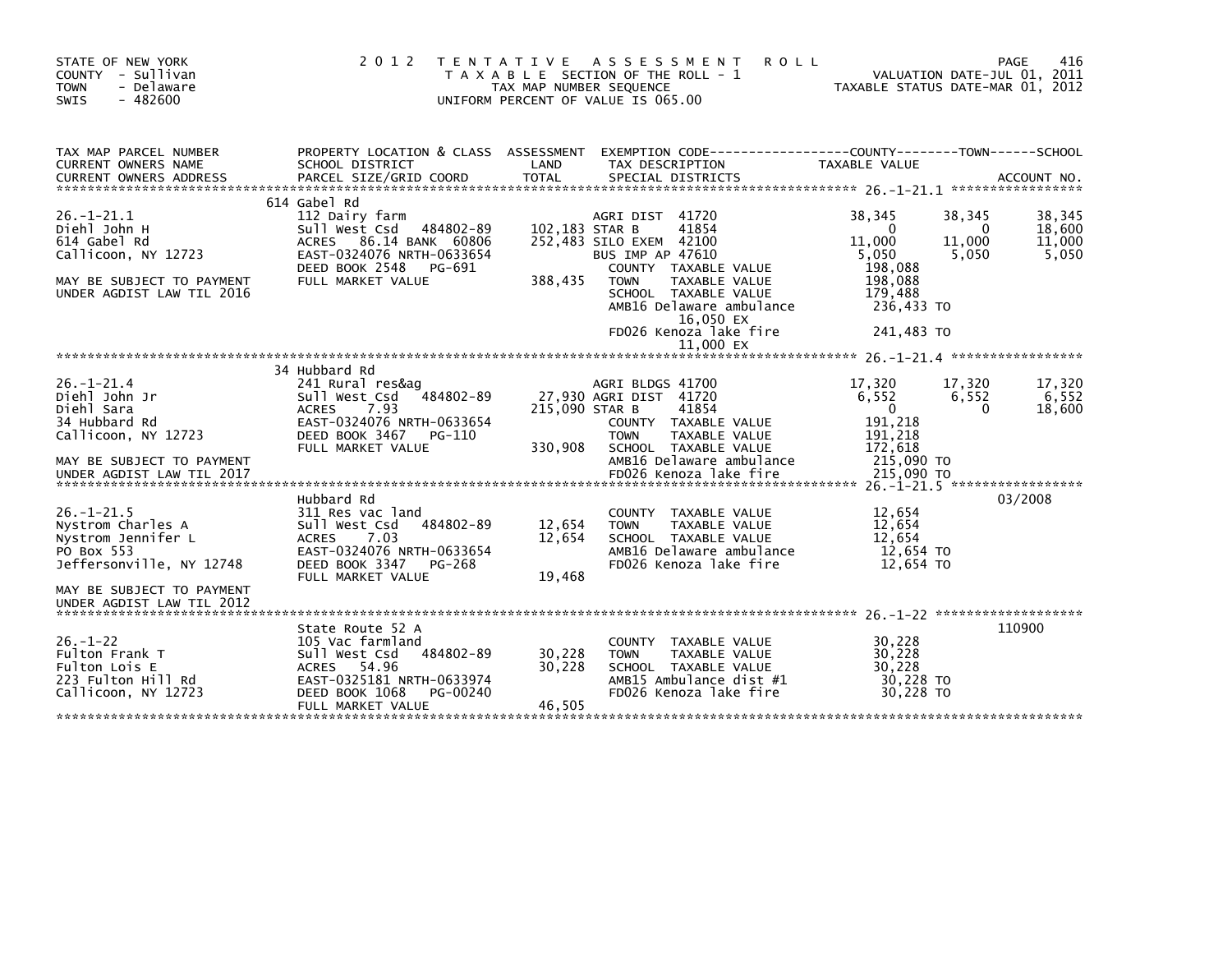STATE OF NEW YORK
COUNTY - Sullivan
TOWN - Delaware
SWIS - 482600

2012 TENTATIVE ASSESSMENT ROLL
TAXABLE SECTION OF THE ROLL - 1
TAX MAP NUMBER SEQUENCE
UNIFORM PERCENT OF VALUE IS 065.00

VALUATION DATE-JUL 01, 2011
TAXABLE STATUS DATE-MAR 01, 2012

| TAX MAP PARCEL NUMBER / CURRENT OWNERS NAME / CURRENT OWNERS ADDRESS | PROPERTY LOCATION & CLASS / SCHOOL DISTRICT / PARCEL SIZE/GRID COORD | ASSESSMENT LAND / TOTAL | EXEMPTION CODE / TAX DESCRIPTION / SPECIAL DISTRICTS | COUNTY TAXABLE VALUE | TOWN | SCHOOL / ACCOUNT NO. |
|---|---|---|---|---|---|---|
| **26.-1-21.1** | 614 Gabel Rd | | | | | |
| 26.-1-21.1 | 112 Dairy farm | | AGRI DIST 41720 | 38,345 | 38,345 | 38,345 |
| Diehl John H | Sull West Csd 484802-89 | 102,183 | STAR B 41854 | 0 | 0 | 18,600 |
| 614 Gabel Rd | ACRES 86.14 BANK 60806 | 252,483 | SILO EXEM 42100 | 11,000 | 11,000 | 11,000 |
| Callicoon, NY 12723 | EAST-0324076 NRTH-0633654 | | BUS IMP AP 47610 | 5,050 | 5,050 | 5,050 |
| | DEED BOOK 2548 PG-691 | | COUNTY TAXABLE VALUE | 198,088 | | |
| MAY BE SUBJECT TO PAYMENT | FULL MARKET VALUE | 388,435 | TOWN TAXABLE VALUE | 198,088 | | |
| UNDER AGDIST LAW TIL 2016 | | | SCHOOL TAXABLE VALUE | 179,488 | | |
| | | | AMB16 Delaware ambulance 16,050 EX | 236,433 TO | | |
| | | | FD026 Kenoza lake fire 11,000 EX | 241,483 TO | | |
| **26.-1-21.4** | 34 Hubbard Rd | | | | | |
| 26.-1-21.4 | 241 Rural res&ag | | AGRI BLDGS 41700 | 17,320 | 17,320 | 17,320 |
| Diehl John Jr | Sull West Csd 484802-89 | 27,930 | AGRI DIST 41720 | 6,552 | 6,552 | 6,552 |
| Diehl Sara | ACRES 7.93 | 215,090 | STAR B 41854 | 0 | 0 | 18,600 |
| 34 Hubbard Rd | EAST-0324076 NRTH-0633654 | | COUNTY TAXABLE VALUE | 191,218 | | |
| Callicoon, NY 12723 | DEED BOOK 3467 PG-110 | | TOWN TAXABLE VALUE | 191,218 | | |
| | FULL MARKET VALUE | 330,908 | SCHOOL TAXABLE VALUE | 172,618 | | |
| MAY BE SUBJECT TO PAYMENT | | | AMB16 Delaware ambulance | 215,090 TO | | |
| UNDER AGDIST LAW TIL 2017 | | | FD026 Kenoza lake fire | 215,090 TO | | |
| **26.-1-21.5** | Hubbard Rd | | | | | 03/2008 |
| 26.-1-21.5 | 311 Res vac land | | COUNTY TAXABLE VALUE | 12,654 | | |
| Nystrom Charles A | Sull West Csd 484802-89 | 12,654 | TOWN TAXABLE VALUE | 12,654 | | |
| Nystrom Jennifer L | ACRES 7.03 | 12,654 | SCHOOL TAXABLE VALUE | 12,654 | | |
| PO Box 553 | EAST-0324076 NRTH-0633654 | | AMB16 Delaware ambulance | 12,654 TO | | |
| Jeffersonville, NY 12748 | DEED BOOK 3347 PG-268 | | FD026 Kenoza lake fire | 12,654 TO | | |
| | FULL MARKET VALUE | 19,468 | | | | |
| MAY BE SUBJECT TO PAYMENT | | | | | | |
| UNDER AGDIST LAW TIL 2012 | | | | | | |
| **26.-1-22** | State Route 52 A | | | | | 110900 |
| 26.-1-22 | 105 Vac farmland | | COUNTY TAXABLE VALUE | 30,228 | | |
| Fulton Frank T | Sull West Csd 484802-89 | 30,228 | TOWN TAXABLE VALUE | 30,228 | | |
| Fulton Lois E | ACRES 54.96 | 30,228 | SCHOOL TAXABLE VALUE | 30,228 | | |
| 223 Fulton Hill Rd | EAST-0325181 NRTH-0633974 | | AMB15 Ambulance dist #1 | 30,228 TO | | |
| Callicoon, NY 12723 | DEED BOOK 1068 PG-00240 | | FD026 Kenoza lake fire | 30,228 TO | | |
| | FULL MARKET VALUE | 46,505 | | | | |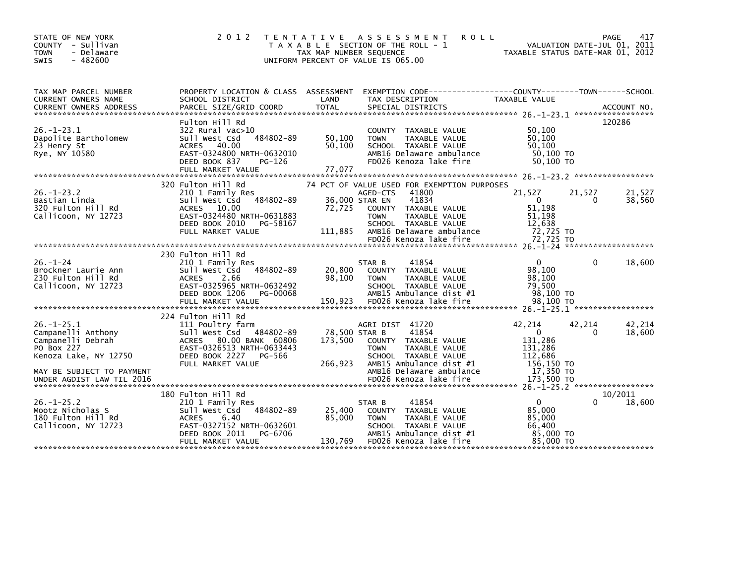STATE OF NEW YORK
COUNTY - Sullivan
TOWN - Delaware
SWIS - 482600

2012 TENTATIVE ASSESSMENT ROLL
TAXABLE SECTION OF THE ROLL - 1
TAX MAP NUMBER SEQUENCE
UNIFORM PERCENT OF VALUE IS 065.00

VALUATION DATE-JUL 01, 2011
TAXABLE STATUS DATE-MAR 01, 2012

| TAX MAP PARCEL NUMBER / CURRENT OWNERS NAME / CURRENT OWNERS ADDRESS | PROPERTY LOCATION & CLASS / SCHOOL DISTRICT / PARCEL SIZE/GRID COORD | ASSESSMENT LAND / TOTAL | EXEMPTION CODE / TAX DESCRIPTION / SPECIAL DISTRICTS | COUNTY TAXABLE VALUE | TOWN | SCHOOL / ACCOUNT NO. |
|---|---|---|---|---|---|---|
| 26.-1-23.1 | Fulton Hill Rd | | | | | 120286 |
| Dapolite Bartholomew | 322 Rural vac>10 | | COUNTY TAXABLE VALUE | 50,100 | | |
| 23 Henry St | Sull West Csd 484802-89 | 50,100 | TOWN TAXABLE VALUE | 50,100 | | |
| Rye, NY 10580 | ACRES 40.00 | 50,100 | SCHOOL TAXABLE VALUE | 50,100 | | |
| | EAST-0324800 NRTH-0632010 | | AMB16 Delaware ambulance | 50,100 TO | | |
| | DEED BOOK 837 PG-126 | | FD026 Kenoza lake fire | 50,100 TO | | |
| | FULL MARKET VALUE | 77,077 | | | | |
| 26.-1-23.2 | 320 Fulton Hill Rd | | 74 PCT OF VALUE USED FOR EXEMPTION PURPOSES | | | |
| Bastian Linda | 210 1 Family Res | | AGED-CTS 41800 | 21,527 | 21,527 | 21,527 |
| 320 Fulton Hill Rd | Sull West Csd 484802-89 | 36,000 | STAR EN 41834 | 0 | 0 | 38,560 |
| Callicoon, NY 12723 | ACRES 10.00 | 72,725 | COUNTY TAXABLE VALUE | 51,198 | | |
| | EAST-0324480 NRTH-0631883 | | TOWN TAXABLE VALUE | 51,198 | | |
| | DEED BOOK 2010 PG-58167 | | SCHOOL TAXABLE VALUE | 12,638 | | |
| | FULL MARKET VALUE | 111,885 | AMB16 Delaware ambulance | 72,725 TO | | |
| | | | FD026 Kenoza lake fire | 72,725 TO | | |
| 26.-1-24 | 230 Fulton Hill Rd | | | | | |
| Brockner Laurie Ann | 210 1 Family Res | | STAR B 41854 | 0 | 0 | 18,600 |
| 230 Fulton Hill Rd | Sull West Csd 484802-89 | 20,800 | COUNTY TAXABLE VALUE | 98,100 | | |
| Callicoon, NY 12723 | ACRES 2.66 | 98,100 | TOWN TAXABLE VALUE | 98,100 | | |
| | EAST-0325965 NRTH-0632492 | | SCHOOL TAXABLE VALUE | 79,500 | | |
| | DEED BOOK 1206 PG-00068 | | AMB15 Ambulance dist #1 | 98,100 TO | | |
| | FULL MARKET VALUE | 150,923 | FD026 Kenoza lake fire | 98,100 TO | | |
| 26.-1-25.1 | 224 Fulton Hill Rd | | | | | |
| Campanelli Anthony | 111 Poultry farm | | AGRI DIST 41720 | 42,214 | 42,214 | 42,214 |
| Campanelli Debrah | Sull West Csd 484802-89 | 78,500 | STAR B 41854 | 0 | 0 | 18,600 |
| PO Box 227 | ACRES 80.00 BANK 60806 | 173,500 | COUNTY TAXABLE VALUE | 131,286 | | |
| Kenoza Lake, NY 12750 | EAST-0326513 NRTH-0633443 | | TOWN TAXABLE VALUE | 131,286 | | |
| | DEED BOOK 2227 PG-566 | | SCHOOL TAXABLE VALUE | 112,686 | | |
| | FULL MARKET VALUE | 266,923 | AMB15 Ambulance dist #1 | 156,150 TO | | |
| MAY BE SUBJECT TO PAYMENT | | | AMB16 Delaware ambulance | 17,350 TO | | |
| UNDER AGDIST LAW TIL 2016 | | | FD026 Kenoza lake fire | 173,500 TO | | |
| 26.-1-25.2 | 180 Fulton Hill Rd | | | | | 10/2011 |
| Mootz Nicholas S | 210 1 Family Res | | STAR B 41854 | 0 | 0 | 18,600 |
| 180 Fulton Hill Rd | Sull West Csd 484802-89 | 25,400 | COUNTY TAXABLE VALUE | 85,000 | | |
| Callicoon, NY 12723 | ACRES 6.40 | 85,000 | TOWN TAXABLE VALUE | 85,000 | | |
| | EAST-0327152 NRTH-0632601 | | SCHOOL TAXABLE VALUE | 66,400 | | |
| | DEED BOOK 2011 PG-6706 | | AMB15 Ambulance dist #1 | 85,000 TO | | |
| | FULL MARKET VALUE | 130,769 | FD026 Kenoza lake fire | 85,000 TO | | |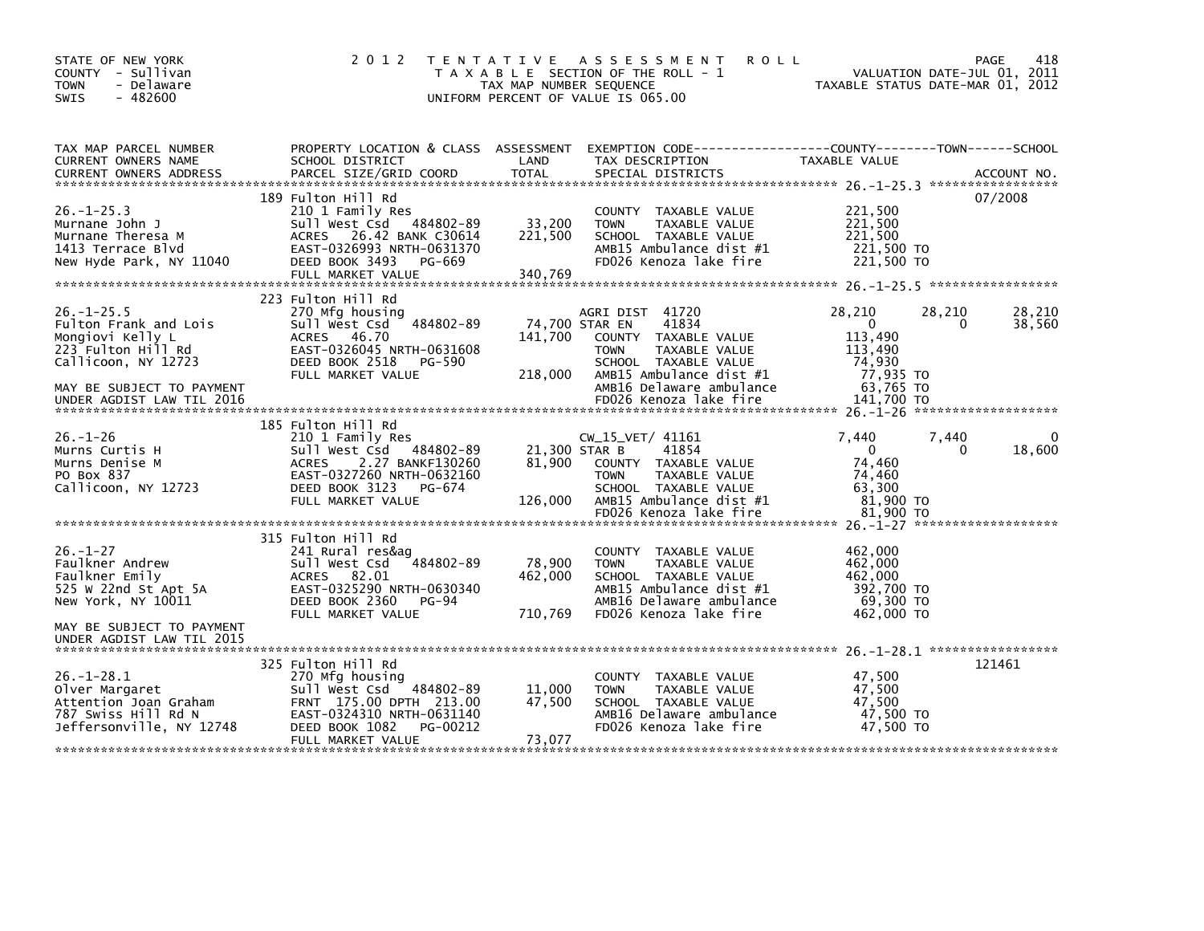STATE OF NEW YORK
COUNTY - Sullivan
TOWN - Delaware
SWIS - 482600

# 2012 TENTATIVE ASSESSMENT ROLL

TAXABLE SECTION OF THE ROLL - 1
TAX MAP NUMBER SEQUENCE
UNIFORM PERCENT OF VALUE IS 065.00

VALUATION DATE-JUL 01, 2011
TAXABLE STATUS DATE-MAR 01, 2012

| TAX MAP PARCEL NUMBER / CURRENT OWNERS NAME / CURRENT OWNERS ADDRESS | PROPERTY LOCATION & CLASS / SCHOOL DISTRICT / PARCEL SIZE/GRID COORD | ASSESSMENT LAND / TOTAL | EXEMPTION CODE / TAX DESCRIPTION / SPECIAL DISTRICTS | COUNTY | TOWN | SCHOOL | ACCOUNT NO. |
|---|---|---|---|---|---|---|---|
| 26.-1-25.3 | 189 Fulton Hill Rd | | | | | | 07/2008 |
| | 210 1 Family Res | | COUNTY TAXABLE VALUE | 221,500 | | | |
| Murnane John J | Sull West Csd 484802-89 | 33,200 | TOWN TAXABLE VALUE | 221,500 | | | |
| Murnane Theresa M | ACRES 26.42 BANK C30614 | 221,500 | SCHOOL TAXABLE VALUE | 221,500 | | | |
| 1413 Terrace Blvd | EAST-0326993 NRTH-0631370 | | AMB15 Ambulance dist #1 | 221,500 TO | | | |
| New Hyde Park, NY 11040 | DEED BOOK 3493 PG-669 | | FD026 Kenoza lake fire | 221,500 TO | | | |
| | FULL MARKET VALUE | 340,769 | | | | | |
| 26.-1-25.5 | 223 Fulton Hill Rd | | | | | | |
| | 270 Mfg housing | | AGRI DIST 41720 | 28,210 | 28,210 | 28,210 | |
| Fulton Frank and Lois | Sull West Csd 484802-89 | 74,700 | STAR EN 41834 | 0 | 0 | 38,560 | |
| Mongiovi Kelly L | ACRES 46.70 | 141,700 | COUNTY TAXABLE VALUE | 113,490 | | | |
| 223 Fulton Hill Rd | EAST-0326045 NRTH-0631608 | | TOWN TAXABLE VALUE | | 113,490 | | |
| Callicoon, NY 12723 | DEED BOOK 2518 PG-590 | | SCHOOL TAXABLE VALUE | | | 74,930 | |
| | FULL MARKET VALUE | 218,000 | AMB15 Ambulance dist #1 | 77,935 TO | | | |
| MAY BE SUBJECT TO PAYMENT | | | AMB16 Delaware ambulance | 63,765 TO | | | |
| UNDER AGDIST LAW TIL 2016 | | | FD026 Kenoza lake fire | 141,700 TO | | | |
| 26.-1-26 | 185 Fulton Hill Rd | | | | | | |
| | 210 1 Family Res | | CW_15_VET/ 41161 | 7,440 | 7,440 | 0 | |
| Murns Curtis H | Sull West Csd 484802-89 | 21,300 | STAR B 41854 | 0 | 0 | 18,600 | |
| Murns Denise M | ACRES 2.27 BANKF130260 | 81,900 | COUNTY TAXABLE VALUE | 74,460 | | | |
| PO Box 837 | EAST-0327260 NRTH-0632160 | | TOWN TAXABLE VALUE | | 74,460 | | |
| Callicoon, NY 12723 | DEED BOOK 3123 PG-674 | | SCHOOL TAXABLE VALUE | | | 63,300 | |
| | FULL MARKET VALUE | 126,000 | AMB15 Ambulance dist #1 | 81,900 TO | | | |
| | | | FD026 Kenoza lake fire | 81,900 TO | | | |
| 26.-1-27 | 315 Fulton Hill Rd | | | | | | |
| | 241 Rural res&ag | | COUNTY TAXABLE VALUE | 462,000 | | | |
| Faulkner Andrew | Sull West Csd 484802-89 | 78,900 | TOWN TAXABLE VALUE | 462,000 | | | |
| Faulkner Emily | ACRES 82.01 | 462,000 | SCHOOL TAXABLE VALUE | 462,000 | | | |
| 525 W 22nd St Apt 5A | EAST-0325290 NRTH-0630340 | | AMB15 Ambulance dist #1 | 392,700 TO | | | |
| New York, NY 10011 | DEED BOOK 2360 PG-94 | | AMB16 Delaware ambulance | 69,300 TO | | | |
| | FULL MARKET VALUE | 710,769 | FD026 Kenoza lake fire | 462,000 TO | | | |
| MAY BE SUBJECT TO PAYMENT | | | | | | | |
| UNDER AGDIST LAW TIL 2015 | | | | | | | |
| 26.-1-28.1 | 325 Fulton Hill Rd | | | | | | 121461 |
| | 270 Mfg housing | | COUNTY TAXABLE VALUE | 47,500 | | | |
| Olver Margaret | Sull West Csd 484802-89 | 11,000 | TOWN TAXABLE VALUE | 47,500 | | | |
| Attention Joan Graham | FRNT 175.00 DPTH 213.00 | 47,500 | SCHOOL TAXABLE VALUE | 47,500 | | | |
| 787 Swiss Hill Rd N | EAST-0324310 NRTH-0631140 | | AMB16 Delaware ambulance | 47,500 TO | | | |
| Jeffersonville, NY 12748 | DEED BOOK 1082 PG-00212 | | FD026 Kenoza lake fire | 47,500 TO | | | |
| | FULL MARKET VALUE | 73,077 | | | | | |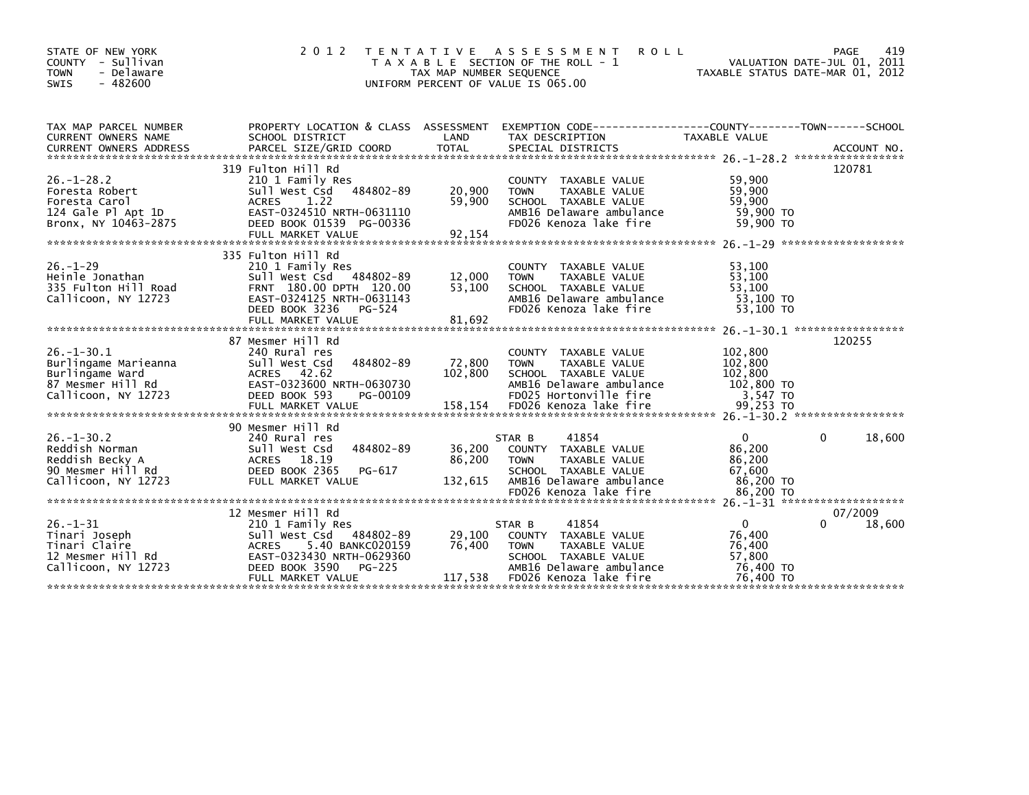STATE OF NEW YORK
COUNTY - Sullivan
TOWN - Delaware
SWIS - 482600

# 2012 TENTATIVE ASSESSMENT ROLL

TAXABLE SECTION OF THE ROLL - 1
TAX MAP NUMBER SEQUENCE
UNIFORM PERCENT OF VALUE IS 065.00

VALUATION DATE-JUL 01, 2011
TAXABLE STATUS DATE-MAR 01, 2012

| TAX MAP PARCEL NUMBER / CURRENT OWNERS NAME / CURRENT OWNERS ADDRESS | PROPERTY LOCATION & CLASS / SCHOOL DISTRICT / PARCEL SIZE/GRID COORD | ASSESSMENT LAND / TOTAL | EXEMPTION CODE / TAX DESCRIPTION / SPECIAL DISTRICTS | COUNTY TAXABLE VALUE | TOWN | SCHOOL | ACCOUNT NO. |
|---|---|---|---|---|---|---|---|
| 26.-1-28.2 | 319 Fulton Hill Rd | | | | | | 120781 |
| Foresta Robert | 210 1 Family Res | | COUNTY TAXABLE VALUE | 59,900 | | | |
| Foresta Carol | Sull West Csd 484802-89 | 20,900 | TOWN TAXABLE VALUE | 59,900 | | | |
| 124 Gale Pl Apt 1D | ACRES 1.22 | 59,900 | SCHOOL TAXABLE VALUE | 59,900 | | | |
| Bronx, NY 10463-2875 | EAST-0324510 NRTH-0631110 | | AMB16 Delaware ambulance | 59,900 TO | | | |
| | DEED BOOK 01539 PG-00336 | | FD026 Kenoza lake fire | 59,900 TO | | | |
| | FULL MARKET VALUE | 92,154 | | | | | |
| 26.-1-29 | 335 Fulton Hill Rd | | | | | | |
| Heinle Jonathan | 210 1 Family Res | | COUNTY TAXABLE VALUE | 53,100 | | | |
| 335 Fulton Hill Road | Sull West Csd 484802-89 | 12,000 | TOWN TAXABLE VALUE | 53,100 | | | |
| Callicoon, NY 12723 | FRNT 180.00 DPTH 120.00 | 53,100 | SCHOOL TAXABLE VALUE | 53,100 | | | |
| | EAST-0324125 NRTH-0631143 | | AMB16 Delaware ambulance | 53,100 TO | | | |
| | DEED BOOK 3236 PG-524 | | FD026 Kenoza lake fire | 53,100 TO | | | |
| | FULL MARKET VALUE | 81,692 | | | | | |
| 26.-1-30.1 | 87 Mesmer Hill Rd | | | | | | 120255 |
| Burlingame Marieanna | 240 Rural res | | COUNTY TAXABLE VALUE | 102,800 | | | |
| Burlingame Ward | Sull West Csd 484802-89 | 72,800 | TOWN TAXABLE VALUE | 102,800 | | | |
| 87 Mesmer Hill Rd | ACRES 42.62 | 102,800 | SCHOOL TAXABLE VALUE | 102,800 | | | |
| Callicoon, NY 12723 | EAST-0323600 NRTH-0630730 | | AMB16 Delaware ambulance | 102,800 TO | | | |
| | DEED BOOK 593 PG-00109 | | FD025 Hortonville fire | 3,547 TO | | | |
| | FULL MARKET VALUE | 158,154 | FD026 Kenoza lake fire | 99,253 TO | | | |
| 26.-1-30.2 | 90 Mesmer Hill Rd | | | | | | |
| Reddish Norman | 240 Rural res | | STAR B 41854 | 0 | | 0 | 18,600 |
| Reddish Becky A | Sull West Csd 484802-89 | 36,200 | COUNTY TAXABLE VALUE | 86,200 | | | |
| 90 Mesmer Hill Rd | ACRES 18.19 | 86,200 | TOWN TAXABLE VALUE | 86,200 | | | |
| Callicoon, NY 12723 | DEED BOOK 2365 PG-617 | | SCHOOL TAXABLE VALUE | 67,600 | | | |
| | FULL MARKET VALUE | 132,615 | AMB16 Delaware ambulance | 86,200 TO | | | |
| | | | FD026 Kenoza lake fire | 86,200 TO | | | |
| 26.-1-31 | 12 Mesmer Hill Rd | | | | | | 07/2009 |
| Tinari Joseph | 210 1 Family Res | | STAR B 41854 | 0 | | 0 | 18,600 |
| Tinari Claire | Sull West Csd 484802-89 | 29,100 | COUNTY TAXABLE VALUE | 76,400 | | | |
| 12 Mesmer Hill Rd | ACRES 5.40 BANKC020159 | 76,400 | TOWN TAXABLE VALUE | 76,400 | | | |
| Callicoon, NY 12723 | EAST-0323430 NRTH-0629360 | | SCHOOL TAXABLE VALUE | 57,800 | | | |
| | DEED BOOK 3590 PG-225 | | AMB16 Delaware ambulance | 76,400 TO | | | |
| | FULL MARKET VALUE | 117,538 | FD026 Kenoza lake fire | 76,400 TO | | | |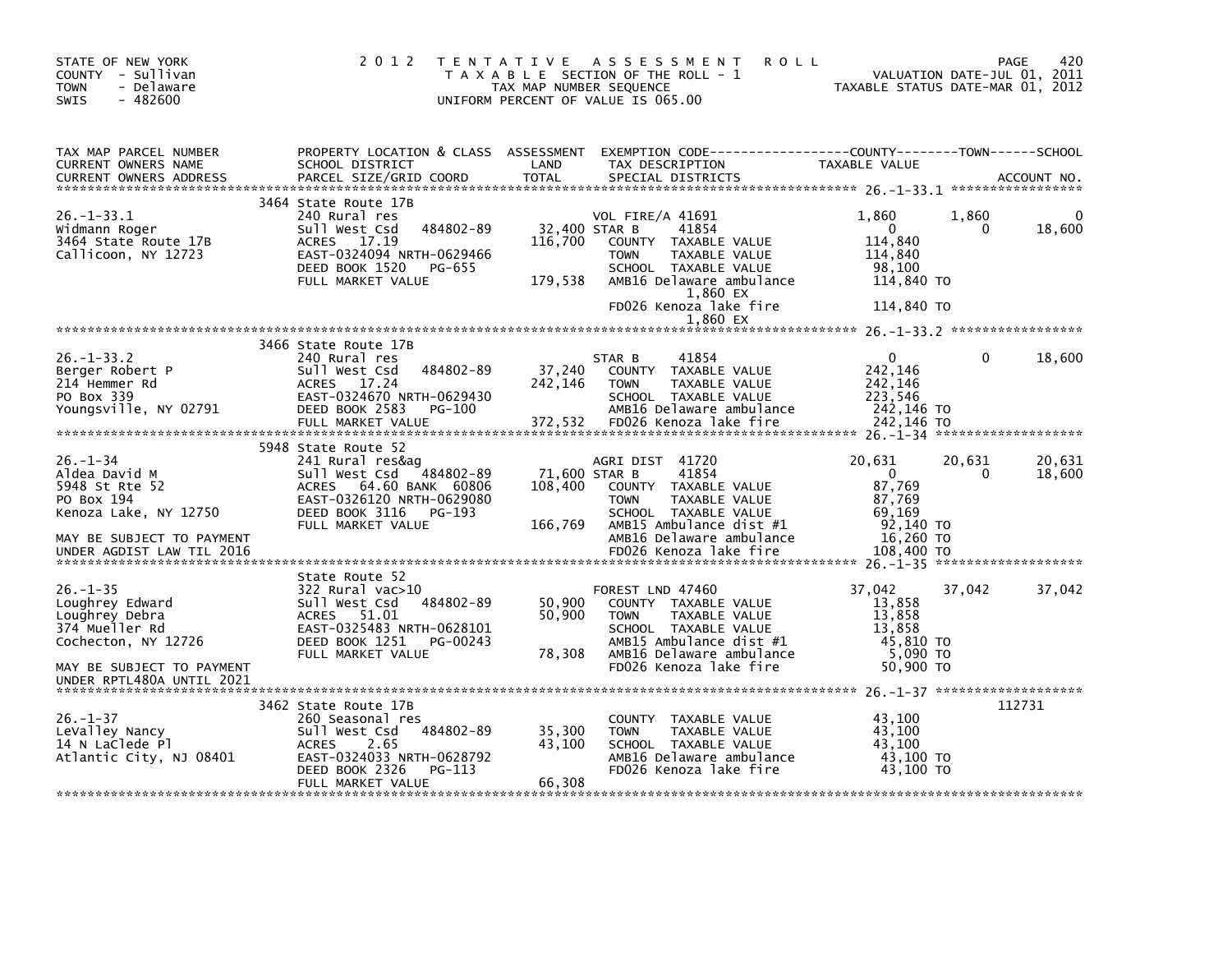STATE OF NEW YORK
COUNTY - Sullivan
TOWN - Delaware
SWIS - 482600

2012 TENTATIVE ASSESSMENT ROLL
TAXABLE SECTION OF THE ROLL - 1
TAX MAP NUMBER SEQUENCE
UNIFORM PERCENT OF VALUE IS 065.00

VALUATION DATE-JUL 01, 2011
TAXABLE STATUS DATE-MAR 01, 2012

| TAX MAP PARCEL NUMBER / CURRENT OWNERS NAME / CURRENT OWNERS ADDRESS | PROPERTY LOCATION & CLASS / SCHOOL DISTRICT / PARCEL SIZE/GRID COORD | ASSESSMENT LAND / TOTAL | EXEMPTION CODE / TAX DESCRIPTION / SPECIAL DISTRICTS | COUNTY TAXABLE VALUE | TOWN | SCHOOL | ACCOUNT NO. |
|---|---|---|---|---|---|---|---|
| **26.-1-33.1** | 3464 State Route 17B | | | | | | |
| | 240 Rural res | | VOL FIRE/A 41691 | 1,860 | 1,860 | 0 | |
| Widmann Roger | Sull West Csd 484802-89 | 32,400 | STAR B 41854 | 0 | 0 | 18,600 | |
| 3464 State Route 17B | ACRES 17.19 | 116,700 | COUNTY TAXABLE VALUE | 114,840 | | | |
| Callicoon, NY 12723 | EAST-0324094 NRTH-0629466 | | TOWN TAXABLE VALUE | 114,840 | | | |
| | DEED BOOK 1520 PG-655 | | SCHOOL TAXABLE VALUE | 98,100 | | | |
| | FULL MARKET VALUE | 179,538 | AMB16 Delaware ambulance | 114,840 TO | | | |
| | | | 1,860 EX | | | | |
| | | | FD026 Kenoza lake fire | 114,840 TO | | | |
| | | | 1,860 EX | | | | |
| **26.-1-33.2** | 3466 State Route 17B | | | | | | |
| | 240 Rural res | | STAR B 41854 | 0 | 0 | 18,600 | |
| Berger Robert P | Sull West Csd 484802-89 | 37,240 | COUNTY TAXABLE VALUE | 242,146 | | | |
| 214 Hemmer Rd | ACRES 17.24 | 242,146 | TOWN TAXABLE VALUE | 242,146 | | | |
| PO Box 339 | EAST-0324670 NRTH-0629430 | | SCHOOL TAXABLE VALUE | 223,546 | | | |
| Youngsville, NY 02791 | DEED BOOK 2583 PG-100 | | AMB16 Delaware ambulance | 242,146 TO | | | |
| | FULL MARKET VALUE | 372,532 | FD026 Kenoza lake fire | 242,146 TO | | | |
| **26.-1-34** | 5948 State Route 52 | | | | | | |
| | 241 Rural res&ag | | AGRI DIST 41720 | 20,631 | 20,631 | 20,631 | |
| Aldea David M | Sull West Csd 484802-89 | 71,600 | STAR B 41854 | 0 | 0 | 18,600 | |
| 5948 St Rte 52 | ACRES 64.60 BANK 60806 | 108,400 | COUNTY TAXABLE VALUE | 87,769 | | | |
| PO Box 194 | EAST-0326120 NRTH-0629080 | | TOWN TAXABLE VALUE | 87,769 | | | |
| Kenoza Lake, NY 12750 | DEED BOOK 3116 PG-193 | | SCHOOL TAXABLE VALUE | 69,169 | | | |
| | FULL MARKET VALUE | 166,769 | AMB15 Ambulance dist #1 | 92,140 TO | | | |
| MAY BE SUBJECT TO PAYMENT | | | AMB16 Delaware ambulance | 16,260 TO | | | |
| UNDER AGDIST LAW TIL 2016 | | | FD026 Kenoza lake fire | 108,400 TO | | | |
| **26.-1-35** | State Route 52 | | | | | | |
| | 322 Rural vac>10 | | FOREST LND 47460 | 37,042 | 37,042 | 37,042 | |
| Loughrey Edward | Sull West Csd 484802-89 | 50,900 | COUNTY TAXABLE VALUE | 13,858 | | | |
| Loughrey Debra | ACRES 51.01 | 50,900 | TOWN TAXABLE VALUE | 13,858 | | | |
| 374 Mueller Rd | EAST-0325483 NRTH-0628101 | | SCHOOL TAXABLE VALUE | 13,858 | | | |
| Cochecton, NY 12726 | DEED BOOK 1251 PG-00243 | | AMB15 Ambulance dist #1 | 45,810 TO | | | |
| | FULL MARKET VALUE | 78,308 | AMB16 Delaware ambulance | 5,090 TO | | | |
| MAY BE SUBJECT TO PAYMENT | | | FD026 Kenoza lake fire | 50,900 TO | | | |
| UNDER RPTL480A UNTIL 2021 | | | | | | | |
| **26.-1-37** | 3462 State Route 17B | | | | | | 112731 |
| | 260 Seasonal res | | COUNTY TAXABLE VALUE | 43,100 | | | |
| LeValley Nancy | Sull West Csd 484802-89 | 35,300 | TOWN TAXABLE VALUE | 43,100 | | | |
| 14 N LaClede Pl | ACRES 2.65 | 43,100 | SCHOOL TAXABLE VALUE | 43,100 | | | |
| Atlantic City, NJ 08401 | EAST-0324033 NRTH-0628792 | | AMB16 Delaware ambulance | 43,100 TO | | | |
| | DEED BOOK 2326 PG-113 | | FD026 Kenoza lake fire | 43,100 TO | | | |
| | FULL MARKET VALUE | 66,308 | | | | | |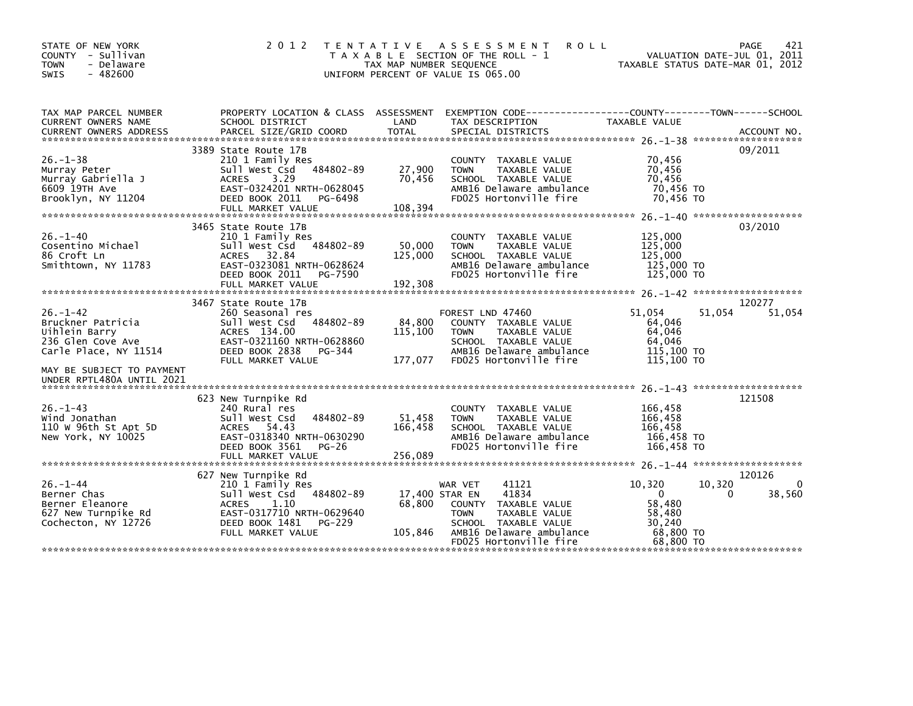STATE OF NEW YORK
COUNTY - Sullivan
TOWN - Delaware
SWIS - 482600

# 2012 TENTATIVE ASSESSMENT ROLL

TAXABLE SECTION OF THE ROLL - 1
TAX MAP NUMBER SEQUENCE
UNIFORM PERCENT OF VALUE IS 065.00

VALUATION DATE-JUL 01, 2011
TAXABLE STATUS DATE-MAR 01, 2012

| TAX MAP PARCEL NUMBER / CURRENT OWNERS NAME / CURRENT OWNERS ADDRESS | PROPERTY LOCATION & CLASS / SCHOOL DISTRICT / PARCEL SIZE/GRID COORD | ASSESSMENT LAND | TOTAL | EXEMPTION CODE / TAX DESCRIPTION / SPECIAL DISTRICTS | COUNTY TAXABLE VALUE | TOWN | SCHOOL | ACCOUNT NO. |
|---|---|---|---|---|---|---|---|---|
| **26.-1-38** | 3389 State Route 17B | | | | | | | 09/2011 |
| Murray Peter | 210 1 Family Res | | | COUNTY TAXABLE VALUE | 70,456 | | | |
| Murray Gabriella J | Sull West Csd 484802-89 | 27,900 | | TOWN TAXABLE VALUE | 70,456 | | | |
| 6609 19TH Ave | ACRES 3.29 | | 70,456 | SCHOOL TAXABLE VALUE | 70,456 | | | |
| Brooklyn, NY 11204 | EAST-0324201 NRTH-0628045 | | | AMB16 Delaware ambulance | 70,456 TO | | | |
| | DEED BOOK 2011 PG-6498 | | | FD025 Hortonville fire | 70,456 TO | | | |
| | FULL MARKET VALUE | | 108,394 | | | | | |
| **26.-1-40** | 3465 State Route 17B | | | | | | | 03/2010 |
| Cosentino Michael | 210 1 Family Res | | | COUNTY TAXABLE VALUE | 125,000 | | | |
| 86 Croft Ln | Sull West Csd 484802-89 | 50,000 | | TOWN TAXABLE VALUE | 125,000 | | | |
| Smithtown, NY 11783 | ACRES 32.84 | | 125,000 | SCHOOL TAXABLE VALUE | 125,000 | | | |
| | EAST-0323081 NRTH-0628624 | | | AMB16 Delaware ambulance | 125,000 TO | | | |
| | DEED BOOK 2011 PG-7590 | | | FD025 Hortonville fire | 125,000 TO | | | |
| | FULL MARKET VALUE | | 192,308 | | | | | |
| **26.-1-42** | 3467 State Route 17B | | | | | | | 120277 |
| Bruckner Patricia | 260 Seasonal res | | | FOREST LND 47460 | 51,054 | 51,054 | 51,054 | |
| Uihlein Barry | Sull West Csd 484802-89 | 84,800 | | COUNTY TAXABLE VALUE | 64,046 | | | |
| 236 Glen Cove Ave | ACRES 134.00 | | 115,100 | TOWN TAXABLE VALUE | 64,046 | | | |
| Carle Place, NY 11514 | EAST-0321160 NRTH-0628860 | | | SCHOOL TAXABLE VALUE | 64,046 | | | |
| | DEED BOOK 2838 PG-344 | | | AMB16 Delaware ambulance | 115,100 TO | | | |
| | FULL MARKET VALUE | | 177,077 | FD025 Hortonville fire | 115,100 TO | | | |
| MAY BE SUBJECT TO PAYMENT UNDER RPTL480A UNTIL 2021 | | | | | | | | |
| **26.-1-43** | 623 New Turnpike Rd | | | | | | | 121508 |
| Wind Jonathan | 240 Rural res | | | COUNTY TAXABLE VALUE | 166,458 | | | |
| 110 W 96th St Apt 5D | Sull West Csd 484802-89 | 51,458 | | TOWN TAXABLE VALUE | 166,458 | | | |
| New York, NY 10025 | ACRES 54.43 | | 166,458 | SCHOOL TAXABLE VALUE | 166,458 | | | |
| | EAST-0318340 NRTH-0630290 | | | AMB16 Delaware ambulance | 166,458 TO | | | |
| | DEED BOOK 3561 PG-26 | | | FD025 Hortonville fire | 166,458 TO | | | |
| | FULL MARKET VALUE | | 256,089 | | | | | |
| **26.-1-44** | 627 New Turnpike Rd | | | | | | | 120126 |
| Berner Chas | 210 1 Family Res | | | WAR VET 41121 | 10,320 | 10,320 | 0 | |
| Berner Eleanore | Sull West Csd 484802-89 | 17,400 | | STAR EN 41834 | 0 | 0 | 38,560 | |
| 627 New Turnpike Rd | ACRES 1.10 | | 68,800 | COUNTY TAXABLE VALUE | 58,480 | | | |
| Cochecton, NY 12726 | EAST-0317710 NRTH-0629640 | | | TOWN TAXABLE VALUE | 58,480 | | | |
| | DEED BOOK 1481 PG-229 | | | SCHOOL TAXABLE VALUE | 30,240 | | | |
| | FULL MARKET VALUE | | 105,846 | AMB16 Delaware ambulance | 68,800 TO | | | |
| | | | | FD025 Hortonville fire | 68,800 TO | | | |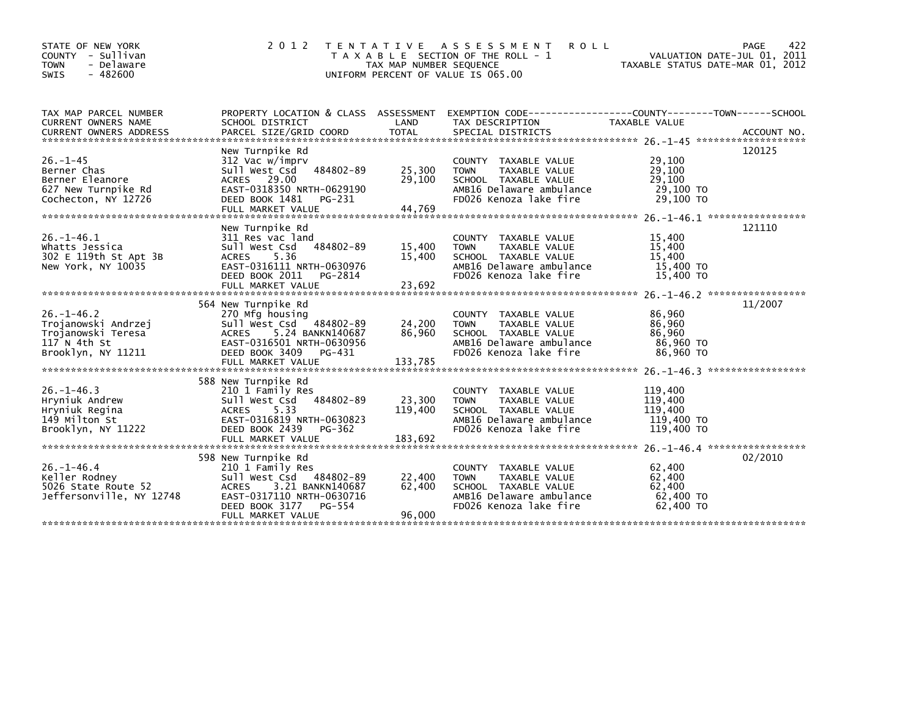STATE OF NEW YORK
COUNTY - Sullivan
TOWN - Delaware
SWIS - 482600

# 2012 TENTATIVE ASSESSMENT ROLL

TAXABLE SECTION OF THE ROLL - 1
TAX MAP NUMBER SEQUENCE
UNIFORM PERCENT OF VALUE IS 065.00

VALUATION DATE-JUL 01, 2011
TAXABLE STATUS DATE-MAR 01, 2012

| TAX MAP PARCEL NUMBER / CURRENT OWNERS NAME / CURRENT OWNERS ADDRESS | PROPERTY LOCATION & CLASS / SCHOOL DISTRICT / PARCEL SIZE/GRID COORD | ASSESSMENT LAND / TOTAL | EXEMPTION CODE / TAX DESCRIPTION / SPECIAL DISTRICTS | TAXABLE VALUE (COUNTY / TOWN / SCHOOL) | ACCOUNT NO. |
|---|---|---|---|---|---|
| 26.-1-45 | New Turnpike Rd | | | | 120125 |
| | 312 Vac w/imprv | | COUNTY TAXABLE VALUE | 29,100 | |
| Berner Chas | Sull West Csd 484802-89 | 25,300 | TOWN TAXABLE VALUE | 29,100 | |
| Berner Eleanore | ACRES 29.00 | 29,100 | SCHOOL TAXABLE VALUE | 29,100 | |
| 627 New Turnpike Rd | EAST-0318350 NRTH-0629190 | | AMB16 Delaware ambulance | 29,100 TO | |
| Cochecton, NY 12726 | DEED BOOK 1481 PG-231 | | FD026 Kenoza lake fire | 29,100 TO | |
| | FULL MARKET VALUE | 44,769 | | | |
| 26.-1-46.1 | New Turnpike Rd | | | | 121110 |
| | 311 Res vac land | | COUNTY TAXABLE VALUE | 15,400 | |
| Whatts Jessica | Sull West Csd 484802-89 | 15,400 | TOWN TAXABLE VALUE | 15,400 | |
| 302 E 119th St Apt 3B | ACRES 5.36 | 15,400 | SCHOOL TAXABLE VALUE | 15,400 | |
| New York, NY 10035 | EAST-0316111 NRTH-0630976 | | AMB16 Delaware ambulance | 15,400 TO | |
| | DEED BOOK 2011 PG-2814 | | FD026 Kenoza lake fire | 15,400 TO | |
| | FULL MARKET VALUE | 23,692 | | | |
| 26.-1-46.2 | 564 New Turnpike Rd | | | | 11/2007 |
| | 270 Mfg housing | | COUNTY TAXABLE VALUE | 86,960 | |
| Trojanowski Andrzej | Sull West Csd 484802-89 | 24,200 | TOWN TAXABLE VALUE | 86,960 | |
| Trojanowski Teresa | ACRES 5.24 BANKN140687 | 86,960 | SCHOOL TAXABLE VALUE | 86,960 | |
| 117 N 4th St | EAST-0316501 NRTH-0630956 | | AMB16 Delaware ambulance | 86,960 TO | |
| Brooklyn, NY 11211 | DEED BOOK 3409 PG-431 | | FD026 Kenoza lake fire | 86,960 TO | |
| | FULL MARKET VALUE | 133,785 | | | |
| 26.-1-46.3 | 588 New Turnpike Rd | | | | |
| | 210 1 Family Res | | COUNTY TAXABLE VALUE | 119,400 | |
| Hryniuk Andrew | Sull West Csd 484802-89 | 23,300 | TOWN TAXABLE VALUE | 119,400 | |
| Hryniuk Regina | ACRES 5.33 | 119,400 | SCHOOL TAXABLE VALUE | 119,400 | |
| 149 Milton St | EAST-0316819 NRTH-0630823 | | AMB16 Delaware ambulance | 119,400 TO | |
| Brooklyn, NY 11222 | DEED BOOK 2439 PG-362 | | FD026 Kenoza lake fire | 119,400 TO | |
| | FULL MARKET VALUE | 183,692 | | | |
| 26.-1-46.4 | 598 New Turnpike Rd | | | | 02/2010 |
| | 210 1 Family Res | | COUNTY TAXABLE VALUE | 62,400 | |
| Keller Rodney | Sull West Csd 484802-89 | 22,400 | TOWN TAXABLE VALUE | 62,400 | |
| 5026 State Route 52 | ACRES 3.21 BANKN140687 | 62,400 | SCHOOL TAXABLE VALUE | 62,400 | |
| Jeffersonville, NY 12748 | EAST-0317110 NRTH-0630716 | | AMB16 Delaware ambulance | 62,400 TO | |
| | DEED BOOK 3177 PG-554 | | FD026 Kenoza lake fire | 62,400 TO | |
| | FULL MARKET VALUE | 96,000 | | | |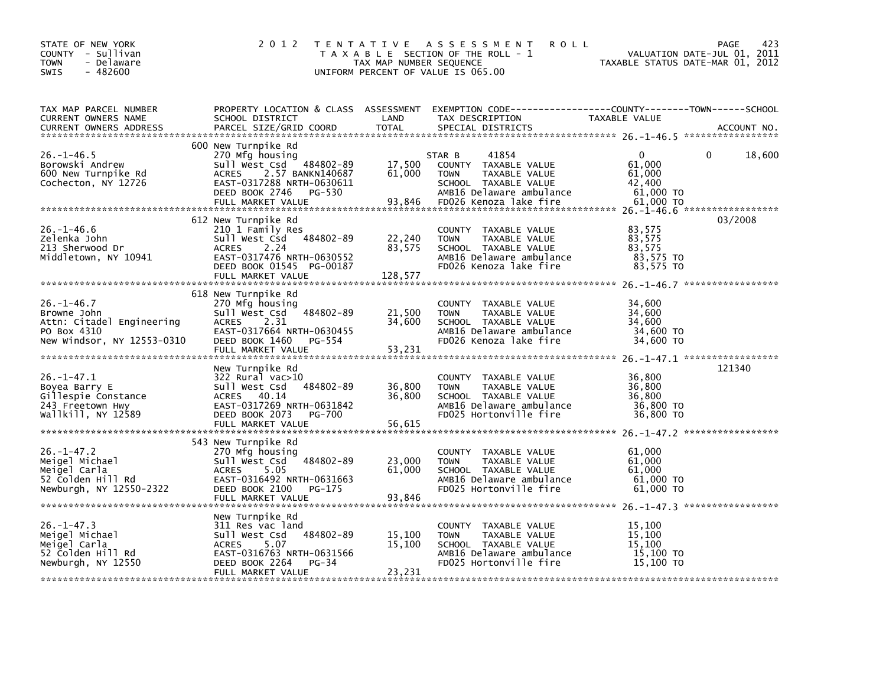STATE OF NEW YORK
COUNTY - Sullivan
TOWN - Delaware
SWIS - 482600

2012 TENTATIVE ASSESSMENT ROLL
TAXABLE SECTION OF THE ROLL - 1
TAX MAP NUMBER SEQUENCE
UNIFORM PERCENT OF VALUE IS 065.00

VALUATION DATE-JUL 01, 2011
TAXABLE STATUS DATE-MAR 01, 2012

| TAX MAP PARCEL NUMBER / CURRENT OWNERS NAME / CURRENT OWNERS ADDRESS | PROPERTY LOCATION & CLASS / SCHOOL DISTRICT / PARCEL SIZE/GRID COORD | ASSESSMENT LAND / TOTAL | EXEMPTION CODE / TAX DESCRIPTION / SPECIAL DISTRICTS | COUNTY / TOWN / SCHOOL TAXABLE VALUE | ACCOUNT NO. |
|---|---|---|---|---|---|
| 26.-1-46.5 | 600 New Turnpike Rd | | | | |
| | 270 Mfg housing | | STAR B 41854 | 0 0 18,600 | |
| Borowski Andrew | Sull West Csd 484802-89 | 17,500 | COUNTY TAXABLE VALUE | 61,000 | |
| 600 New Turnpike Rd | ACRES 2.57 BANKN140687 | 61,000 | TOWN TAXABLE VALUE | 61,000 | |
| Cochecton, NY 12726 | EAST-0317288 NRTH-0630611 | | SCHOOL TAXABLE VALUE | 42,400 | |
| | DEED BOOK 2746 PG-530 | | AMB16 Delaware ambulance | 61,000 TO | |
| | FULL MARKET VALUE | 93,846 | FD026 Kenoza lake fire | 61,000 TO | |
| 26.-1-46.6 | 612 New Turnpike Rd | | | | 03/2008 |
| | 210 1 Family Res | | COUNTY TAXABLE VALUE | 83,575 | |
| Zelenka John | Sull West Csd 484802-89 | 22,240 | TOWN TAXABLE VALUE | 83,575 | |
| 213 Sherwood Dr | ACRES 2.24 | 83,575 | SCHOOL TAXABLE VALUE | 83,575 | |
| Middletown, NY 10941 | EAST-0317476 NRTH-0630552 | | AMB16 Delaware ambulance | 83,575 TO | |
| | DEED BOOK 01545 PG-00187 | | FD026 Kenoza lake fire | 83,575 TO | |
| | FULL MARKET VALUE | 128,577 | | | |
| 26.-1-46.7 | 618 New Turnpike Rd | | | | |
| | 270 Mfg housing | | COUNTY TAXABLE VALUE | 34,600 | |
| Browne John | Sull West Csd 484802-89 | 21,500 | TOWN TAXABLE VALUE | 34,600 | |
| Attn: Citadel Engineering | ACRES 2.31 | 34,600 | SCHOOL TAXABLE VALUE | 34,600 | |
| PO Box 4310 | EAST-0317664 NRTH-0630455 | | AMB16 Delaware ambulance | 34,600 TO | |
| New Windsor, NY 12553-0310 | DEED BOOK 1460 PG-554 | | FD026 Kenoza lake fire | 34,600 TO | |
| | FULL MARKET VALUE | 53,231 | | | |
| 26.-1-47.1 | New Turnpike Rd | | | | 121340 |
| | 322 Rural vac>10 | | COUNTY TAXABLE VALUE | 36,800 | |
| Boyea Barry E | Sull West Csd 484802-89 | 36,800 | TOWN TAXABLE VALUE | 36,800 | |
| Gillespie Constance | ACRES 40.14 | 36,800 | SCHOOL TAXABLE VALUE | 36,800 | |
| 243 Freetown Hwy | EAST-0317269 NRTH-0631842 | | AMB16 Delaware ambulance | 36,800 TO | |
| Wallkill, NY 12589 | DEED BOOK 2073 PG-700 | | FD025 Hortonville fire | 36,800 TO | |
| | FULL MARKET VALUE | 56,615 | | | |
| 26.-1-47.2 | 543 New Turnpike Rd | | | | |
| | 270 Mfg housing | | COUNTY TAXABLE VALUE | 61,000 | |
| Meigel Michael | Sull West Csd 484802-89 | 23,000 | TOWN TAXABLE VALUE | 61,000 | |
| Meigel Carla | ACRES 5.05 | 61,000 | SCHOOL TAXABLE VALUE | 61,000 | |
| 52 Colden Hill Rd | EAST-0316492 NRTH-0631663 | | AMB16 Delaware ambulance | 61,000 TO | |
| Newburgh, NY 12550-2322 | DEED BOOK 2100 PG-175 | | FD025 Hortonville fire | 61,000 TO | |
| | FULL MARKET VALUE | 93,846 | | | |
| 26.-1-47.3 | New Turnpike Rd | | | | |
| | 311 Res vac land | | COUNTY TAXABLE VALUE | 15,100 | |
| Meigel Michael | Sull West Csd 484802-89 | 15,100 | TOWN TAXABLE VALUE | 15,100 | |
| Meigel Carla | ACRES 5.07 | 15,100 | SCHOOL TAXABLE VALUE | 15,100 | |
| 52 Colden Hill Rd | EAST-0316763 NRTH-0631566 | | AMB16 Delaware ambulance | 15,100 TO | |
| Newburgh, NY 12550 | DEED BOOK 2264 PG-34 | | FD025 Hortonville fire | 15,100 TO | |
| | FULL MARKET VALUE | 23,231 | | | |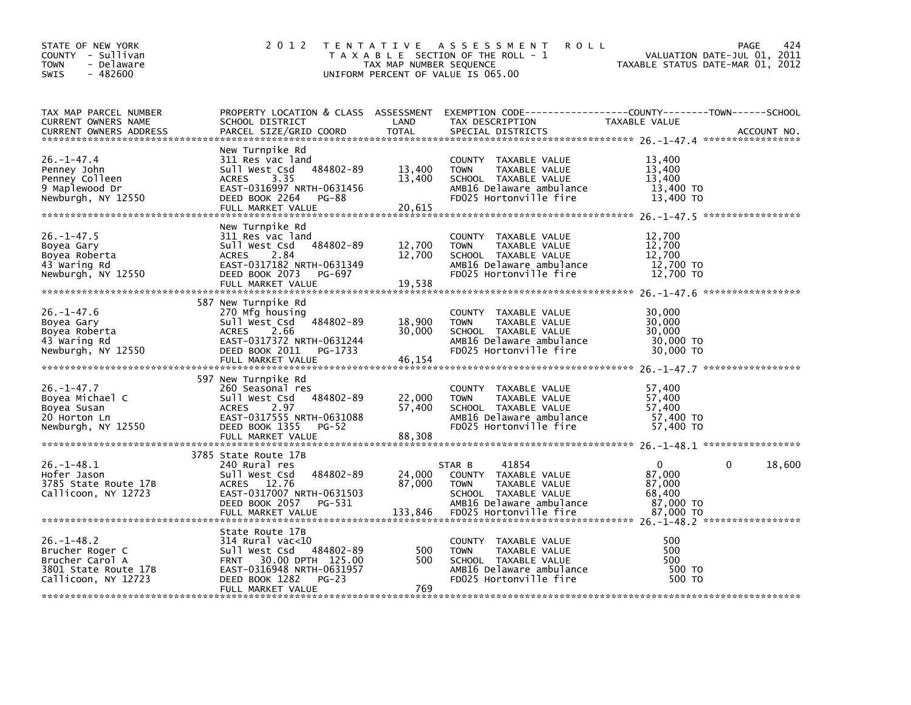STATE OF NEW YORK
COUNTY - Sullivan
TOWN - Delaware
SWIS - 482600

# 2012 TENTATIVE ASSESSMENT ROLL

TAXABLE SECTION OF THE ROLL - 1
TAX MAP NUMBER SEQUENCE
UNIFORM PERCENT OF VALUE IS 065.00

VALUATION DATE-JUL 01, 2011
TAXABLE STATUS DATE-MAR 01, 2012

| TAX MAP PARCEL NUMBER / CURRENT OWNERS NAME / CURRENT OWNERS ADDRESS | PROPERTY LOCATION & CLASS / SCHOOL DISTRICT / PARCEL SIZE/GRID COORD | ASSESSMENT LAND | TOTAL | EXEMPTION CODE / TAX DESCRIPTION / SPECIAL DISTRICTS | COUNTY TAXABLE VALUE | TOWN | SCHOOL |
|---|---|---|---|---|---|---|---|
| **26.-1-47.4** | New Turnpike Rd | | | | | | |
| Penney John | 311 Res vac land | | | COUNTY TAXABLE VALUE | 13,400 | | |
| Penney Colleen | Sull West Csd 484802-89 | 13,400 | | TOWN TAXABLE VALUE | 13,400 | | |
| 9 Maplewood Dr | ACRES 3.35 | | 13,400 | SCHOOL TAXABLE VALUE | 13,400 | | |
| Newburgh, NY 12550 | EAST-0316997 NRTH-0631456 | | | AMB16 Delaware ambulance | 13,400 TO | | |
| | DEED BOOK 2264 PG-88 | | | FD025 Hortonville fire | 13,400 TO | | |
| | FULL MARKET VALUE | | 20,615 | | | | |
| **26.-1-47.5** | New Turnpike Rd | | | | | | |
| Boyea Gary | 311 Res vac land | | | COUNTY TAXABLE VALUE | 12,700 | | |
| Boyea Roberta | Sull West Csd 484802-89 | 12,700 | | TOWN TAXABLE VALUE | 12,700 | | |
| 43 Waring Rd | ACRES 2.84 | | 12,700 | SCHOOL TAXABLE VALUE | 12,700 | | |
| Newburgh, NY 12550 | EAST-0317182 NRTH-0631349 | | | AMB16 Delaware ambulance | 12,700 TO | | |
| | DEED BOOK 2073 PG-697 | | | FD025 Hortonville fire | 12,700 TO | | |
| | FULL MARKET VALUE | | 19,538 | | | | |
| **26.-1-47.6** | 587 New Turnpike Rd | | | | | | |
| Boyea Gary | 270 Mfg housing | | | COUNTY TAXABLE VALUE | 30,000 | | |
| Boyea Roberta | Sull West Csd 484802-89 | 18,900 | | TOWN TAXABLE VALUE | 30,000 | | |
| 43 Waring Rd | ACRES 2.66 | | 30,000 | SCHOOL TAXABLE VALUE | 30,000 | | |
| Newburgh, NY 12550 | EAST-0317372 NRTH-0631244 | | | AMB16 Delaware ambulance | 30,000 TO | | |
| | DEED BOOK 2011 PG-1733 | | | FD025 Hortonville fire | 30,000 TO | | |
| | FULL MARKET VALUE | | 46,154 | | | | |
| **26.-1-47.7** | 597 New Turnpike Rd | | | | | | |
| Boyea Michael C | 260 Seasonal res | | | COUNTY TAXABLE VALUE | 57,400 | | |
| Boyea Susan | Sull West Csd 484802-89 | 22,000 | | TOWN TAXABLE VALUE | 57,400 | | |
| 20 Horton Ln | ACRES 2.97 | | 57,400 | SCHOOL TAXABLE VALUE | 57,400 | | |
| Newburgh, NY 12550 | EAST-0317555 NRTH-0631088 | | | AMB16 Delaware ambulance | 57,400 TO | | |
| | DEED BOOK 1355 PG-52 | | | FD025 Hortonville fire | 57,400 TO | | |
| | FULL MARKET VALUE | | 88,308 | | | | |
| **26.-1-48.1** | 3785 State Route 17B | | | | | | |
| Hofer Jason | 240 Rural res | | | STAR B 41854 | 0 | 0 | 18,600 |
| 3785 State Route 17B | Sull West Csd 484802-89 | 24,000 | | COUNTY TAXABLE VALUE | 87,000 | | |
| Callicoon, NY 12723 | ACRES 12.76 | | 87,000 | TOWN TAXABLE VALUE | 87,000 | | |
| | EAST-0317007 NRTH-0631503 | | | SCHOOL TAXABLE VALUE | 68,400 | | |
| | DEED BOOK 2057 PG-531 | | | AMB16 Delaware ambulance | 87,000 TO | | |
| | FULL MARKET VALUE | | 133,846 | FD025 Hortonville fire | 87,000 TO | | |
| **26.-1-48.2** | State Route 17B | | | | | | |
| Brucher Roger C | 314 Rural vac<10 | | | COUNTY TAXABLE VALUE | 500 | | |
| Brucher Carol A | Sull West Csd 484802-89 | 500 | | TOWN TAXABLE VALUE | 500 | | |
| 3801 State Route 17B | FRNT 30.00 DPTH 125.00 | | 500 | SCHOOL TAXABLE VALUE | 500 | | |
| Callicoon, NY 12723 | EAST-0316948 NRTH-0631957 | | | AMB16 Delaware ambulance | 500 TO | | |
| | DEED BOOK 1282 PG-23 | | | FD025 Hortonville fire | 500 TO | | |
| | FULL MARKET VALUE | | 769 | | | | |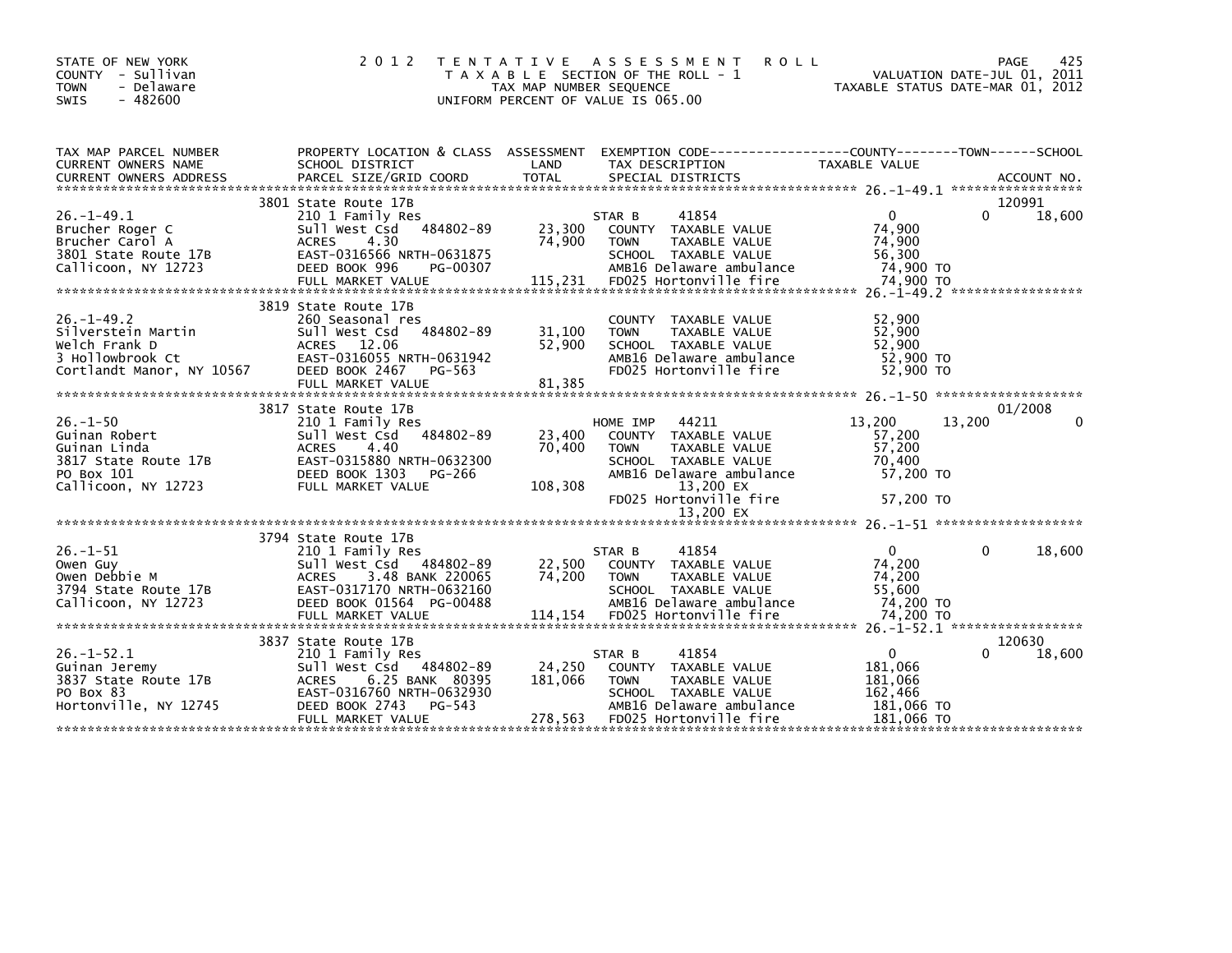STATE OF NEW YORK
COUNTY - Sullivan
TOWN - Delaware
SWIS - 482600

# 2012 TENTATIVE ASSESSMENT ROLL

TAXABLE SECTION OF THE ROLL - 1
TAX MAP NUMBER SEQUENCE
UNIFORM PERCENT OF VALUE IS 065.00

VALUATION DATE-JUL 01, 2011
TAXABLE STATUS DATE-MAR 01, 2012

| TAX MAP PARCEL NUMBER / CURRENT OWNERS NAME / CURRENT OWNERS ADDRESS | PROPERTY LOCATION & CLASS / SCHOOL DISTRICT / PARCEL SIZE/GRID COORD | ASSESSMENT LAND | TOTAL | EXEMPTION CODE / TAX DESCRIPTION / SPECIAL DISTRICTS | COUNTY TAXABLE VALUE | TOWN | SCHOOL | ACCOUNT NO. |
|---|---|---|---|---|---|---|---|---|
| 26.-1-49.1 | 3801 State Route 17B | | | | | | | 120991 |
| | 210 1 Family Res | | | STAR B 41854 | 0 | 0 | 18,600 | |
| Brucher Roger C | Sull West Csd 484802-89 | 23,300 | | COUNTY TAXABLE VALUE | 74,900 | | | |
| Brucher Carol A | ACRES 4.30 | | 74,900 | TOWN TAXABLE VALUE | 74,900 | | | |
| 3801 State Route 17B | EAST-0316566 NRTH-0631875 | | | SCHOOL TAXABLE VALUE | 56,300 | | | |
| Callicoon, NY 12723 | DEED BOOK 996 PG-00307 | | | AMB16 Delaware ambulance | 74,900 TO | | | |
| | FULL MARKET VALUE | | 115,231 | FD025 Hortonville fire | 74,900 TO | | | |
| 26.-1-49.2 | 3819 State Route 17B | | | | | | | |
| | 260 Seasonal res | | | COUNTY TAXABLE VALUE | 52,900 | | | |
| Silverstein Martin | Sull West Csd 484802-89 | 31,100 | | TOWN TAXABLE VALUE | 52,900 | | | |
| Welch Frank D | ACRES 12.06 | | 52,900 | SCHOOL TAXABLE VALUE | 52,900 | | | |
| 3 Hollowbrook Ct | EAST-0316055 NRTH-0631942 | | | AMB16 Delaware ambulance | 52,900 TO | | | |
| Cortlandt Manor, NY 10567 | DEED BOOK 2467 PG-563 | | | FD025 Hortonville fire | 52,900 TO | | | |
| | FULL MARKET VALUE | | 81,385 | | | | | |
| 26.-1-50 | 3817 State Route 17B | | | | | | | 01/2008 |
| | 210 1 Family Res | | | HOME IMP 44211 | 13,200 | 13,200 | 0 | |
| Guinan Robert | Sull West Csd 484802-89 | 23,400 | | COUNTY TAXABLE VALUE | 57,200 | | | |
| Guinan Linda | ACRES 4.40 | | 70,400 | TOWN TAXABLE VALUE | 57,200 | | | |
| 3817 State Route 17B | EAST-0315880 NRTH-0632300 | | | SCHOOL TAXABLE VALUE | 70,400 | | | |
| PO Box 101 | DEED BOOK 1303 PG-266 | | | AMB16 Delaware ambulance | 57,200 TO | | | |
| Callicoon, NY 12723 | FULL MARKET VALUE | | 108,308 | 13,200 EX | | | | |
| | | | | FD025 Hortonville fire | 57,200 TO | | | |
| | | | | 13,200 EX | | | | |
| 26.-1-51 | 3794 State Route 17B | | | | | | | |
| | 210 1 Family Res | | | STAR B 41854 | 0 | 0 | 18,600 | |
| Owen Guy | Sull West Csd 484802-89 | 22,500 | | COUNTY TAXABLE VALUE | 74,200 | | | |
| Owen Debbie M | ACRES 3.48 BANK 220065 | | 74,200 | TOWN TAXABLE VALUE | 74,200 | | | |
| 3794 State Route 17B | EAST-0317170 NRTH-0632160 | | | SCHOOL TAXABLE VALUE | 55,600 | | | |
| Callicoon, NY 12723 | DEED BOOK 01564 PG-00488 | | | AMB16 Delaware ambulance | 74,200 TO | | | |
| | FULL MARKET VALUE | | 114,154 | FD025 Hortonville fire | 74,200 TO | | | |
| 26.-1-52.1 | 3837 State Route 17B | | | | | | | 120630 |
| | 210 1 Family Res | | | STAR B 41854 | 0 | 0 | 18,600 | |
| Guinan Jeremy | Sull West Csd 484802-89 | 24,250 | | COUNTY TAXABLE VALUE | 181,066 | | | |
| 3837 State Route 17B | ACRES 6.25 BANK 80395 | | 181,066 | TOWN TAXABLE VALUE | 181,066 | | | |
| PO Box 83 | EAST-0316760 NRTH-0632930 | | | SCHOOL TAXABLE VALUE | 162,466 | | | |
| Hortonville, NY 12745 | DEED BOOK 2743 PG-543 | | | AMB16 Delaware ambulance | 181,066 TO | | | |
| | FULL MARKET VALUE | | 278,563 | FD025 Hortonville fire | 181,066 TO | | | |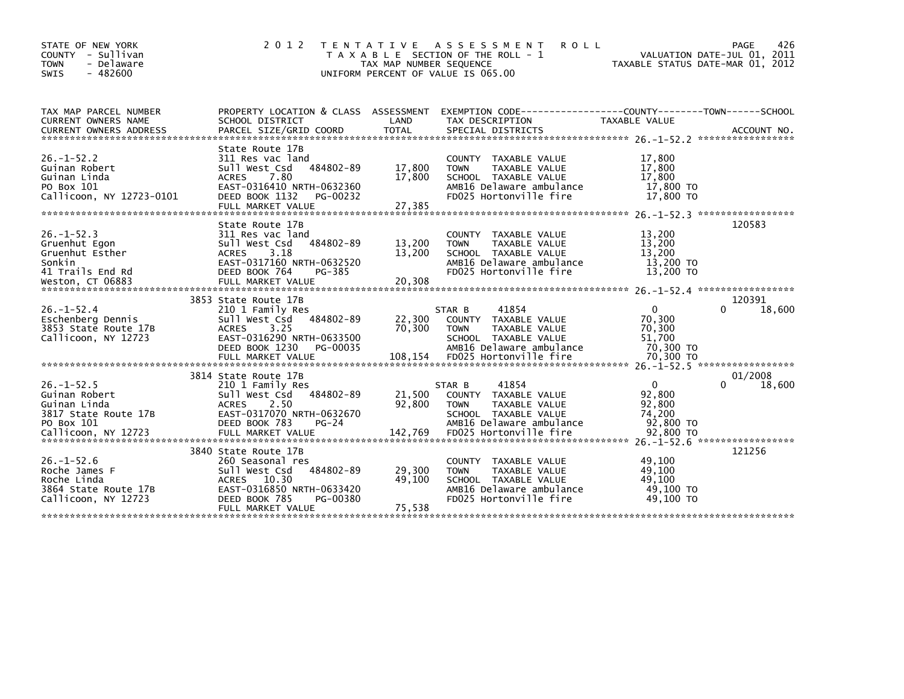STATE OF NEW YORK
COUNTY - Sullivan
TOWN - Delaware
SWIS - 482600

2012 TENTATIVE ASSESSMENT ROLL
TAXABLE SECTION OF THE ROLL - 1
TAX MAP NUMBER SEQUENCE
UNIFORM PERCENT OF VALUE IS 065.00

VALUATION DATE-JUL 01, 2011
TAXABLE STATUS DATE-MAR 01, 2012

| TAX MAP PARCEL NUMBER / CURRENT OWNERS NAME / CURRENT OWNERS ADDRESS | PROPERTY LOCATION & CLASS / SCHOOL DISTRICT / PARCEL SIZE/GRID COORD | ASSESSMENT LAND / TOTAL | EXEMPTION CODE / TAX DESCRIPTION / SPECIAL DISTRICTS | COUNTY TAXABLE VALUE | TOWN | SCHOOL | ACCOUNT NO. |
|---|---|---|---|---|---|---|---|
| **26.-1-52.2** | State Route 17B | | | | | | |
| Guinan Robert | 311 Res vac land | | COUNTY TAXABLE VALUE | 17,800 | | | |
| Guinan Linda | Sull West Csd 484802-89 | 17,800 | TOWN TAXABLE VALUE | 17,800 | | | |
| PO Box 101 | ACRES 7.80 | 17,800 | SCHOOL TAXABLE VALUE | 17,800 | | | |
| Callicoon, NY 12723-0101 | EAST-0316410 NRTH-0632360 | | AMB16 Delaware ambulance | 17,800 TO | | | |
| | DEED BOOK 1132 PG-00232 | | FD025 Hortonville fire | 17,800 TO | | | |
| | FULL MARKET VALUE | 27,385 | | | | | |
| **26.-1-52.3** | State Route 17B | | | | | | 120583 |
| Gruenhut Egon | 311 Res vac land | | COUNTY TAXABLE VALUE | 13,200 | | | |
| Gruenhut Esther | Sull West Csd 484802-89 | 13,200 | TOWN TAXABLE VALUE | 13,200 | | | |
| Sonkin | ACRES 3.18 | 13,200 | SCHOOL TAXABLE VALUE | 13,200 | | | |
| 41 Trails End Rd | EAST-0317160 NRTH-0632520 | | AMB16 Delaware ambulance | 13,200 TO | | | |
| Weston, CT 06883 | DEED BOOK 764 PG-385 | | FD025 Hortonville fire | 13,200 TO | | | |
| | FULL MARKET VALUE | 20,308 | | | | | |
| **26.-1-52.4** | 3853 State Route 17B | | | | | | 120391 |
| Eschenberg Dennis | 210 1 Family Res | | STAR B 41854 | 0 | 0 | 18,600 | |
| 3853 State Route 17B | Sull West Csd 484802-89 | 22,300 | COUNTY TAXABLE VALUE | 70,300 | | | |
| Callicoon, NY 12723 | ACRES 3.25 | 70,300 | TOWN TAXABLE VALUE | 70,300 | | | |
| | EAST-0316290 NRTH-0633500 | | SCHOOL TAXABLE VALUE | 51,700 | | | |
| | DEED BOOK 1230 PG-00035 | | AMB16 Delaware ambulance | 70,300 TO | | | |
| | FULL MARKET VALUE | 108,154 | FD025 Hortonville fire | 70,300 TO | | | |
| **26.-1-52.5** | 3814 State Route 17B | | | | | | 01/2008 |
| Guinan Robert | 210 1 Family Res | | STAR B 41854 | 0 | 0 | 18,600 | |
| Guinan Linda | Sull West Csd 484802-89 | 21,500 | COUNTY TAXABLE VALUE | 92,800 | | | |
| 3817 State Route 17B | ACRES 2.50 | 92,800 | TOWN TAXABLE VALUE | 92,800 | | | |
| PO Box 101 | EAST-0317070 NRTH-0632670 | | SCHOOL TAXABLE VALUE | 74,200 | | | |
| Callicoon, NY 12723 | DEED BOOK 783 PG-24 | | AMB16 Delaware ambulance | 92,800 TO | | | |
| | FULL MARKET VALUE | 142,769 | FD025 Hortonville fire | 92,800 TO | | | |
| **26.-1-52.6** | 3840 State Route 17B | | | | | | 121256 |
| Roche James F | 260 Seasonal res | | COUNTY TAXABLE VALUE | 49,100 | | | |
| Roche Linda | Sull West Csd 484802-89 | 29,300 | TOWN TAXABLE VALUE | 49,100 | | | |
| 3864 State Route 17B | ACRES 10.30 | 49,100 | SCHOOL TAXABLE VALUE | 49,100 | | | |
| Callicoon, NY 12723 | EAST-0316850 NRTH-0633420 | | AMB16 Delaware ambulance | 49,100 TO | | | |
| | DEED BOOK 785 PG-00380 | | FD025 Hortonville fire | 49,100 TO | | | |
| | FULL MARKET VALUE | 75,538 | | | | | |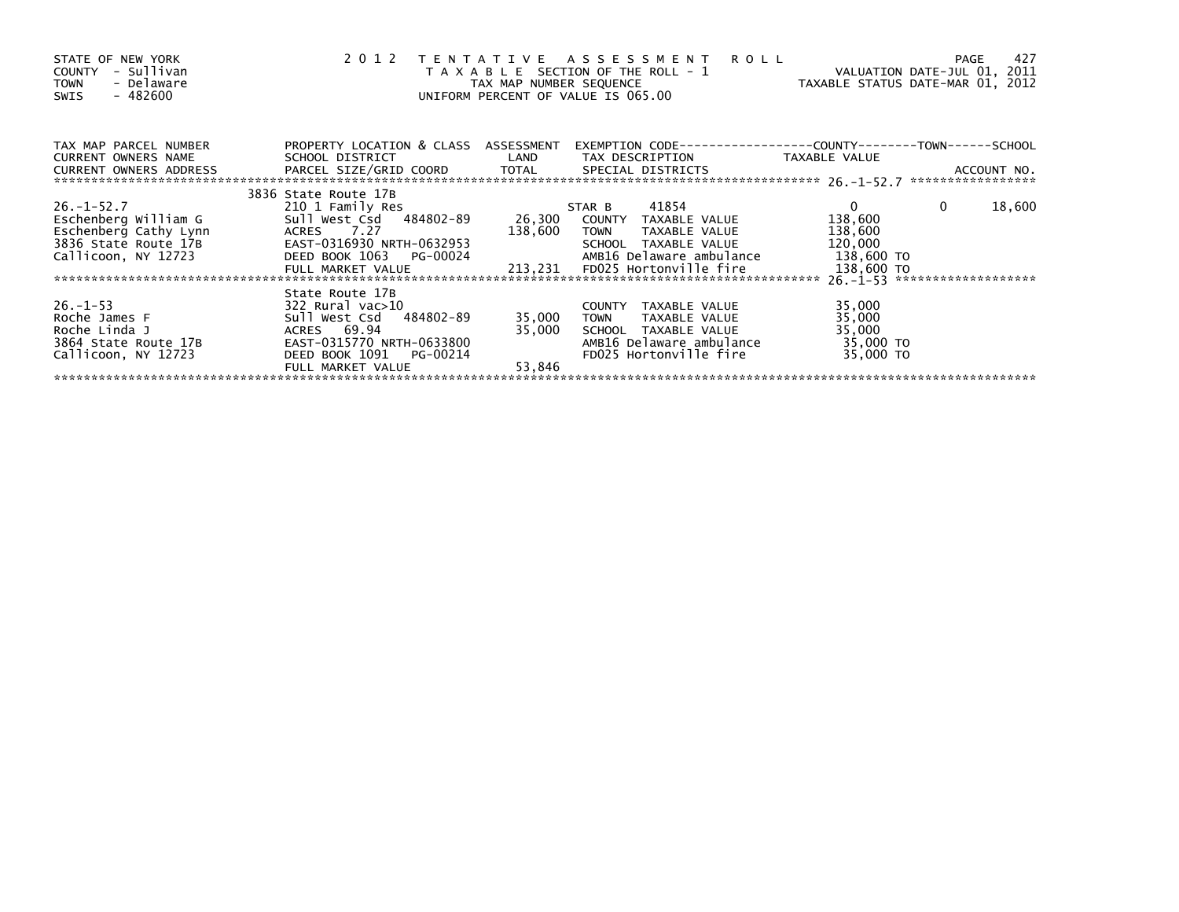STATE OF NEW YORK
COUNTY - Sullivan
TOWN - Delaware
SWIS - 482600

2 0 1 2 T E N T A T I V E A S S E S S M E N T R O L L
T A X A B L E SECTION OF THE ROLL - 1
TAX MAP NUMBER SEQUENCE
UNIFORM PERCENT OF VALUE IS 065.00

VALUATION DATE-JUL 01, 2011
TAXABLE STATUS DATE-MAR 01, 2012

| TAX MAP PARCEL NUMBER / CURRENT OWNERS NAME / CURRENT OWNERS ADDRESS | PROPERTY LOCATION & CLASS / SCHOOL DISTRICT / PARCEL SIZE/GRID COORD | ASSESSMENT LAND / TOTAL | EXEMPTION CODE / TAX DESCRIPTION / SPECIAL DISTRICTS | COUNTY TAXABLE VALUE | TOWN | SCHOOL / ACCOUNT NO. |
|---|---|---|---|---|---|---|
| 26.-1-52.7 | 3836 State Route 17B | | | | | |
| | 210 1 Family Res | | STAR B 41854 | 0 | 0 | 18,600 |
| Eschenberg William G | Sull West Csd 484802-89 | 26,300 | COUNTY TAXABLE VALUE | 138,600 | | |
| Eschenberg Cathy Lynn | ACRES 7.27 | 138,600 | TOWN TAXABLE VALUE | 138,600 | | |
| 3836 State Route 17B | EAST-0316930 NRTH-0632953 | | SCHOOL TAXABLE VALUE | 120,000 | | |
| Callicoon, NY 12723 | DEED BOOK 1063 PG-00024 | | AMB16 Delaware ambulance | 138,600 TO | | |
| | FULL MARKET VALUE | 213,231 | FD025 Hortonville fire | 138,600 TO | | |
| 26.-1-53 | State Route 17B | | | | | |
| | 322 Rural vac>10 | | COUNTY TAXABLE VALUE | 35,000 | | |
| Roche James F | Sull West Csd 484802-89 | 35,000 | TOWN TAXABLE VALUE | 35,000 | | |
| Roche Linda J | ACRES 69.94 | 35,000 | SCHOOL TAXABLE VALUE | 35,000 | | |
| 3864 State Route 17B | EAST-0315770 NRTH-0633800 | | AMB16 Delaware ambulance | 35,000 TO | | |
| Callicoon, NY 12723 | DEED BOOK 1091 PG-00214 | | FD025 Hortonville fire | 35,000 TO | | |
| | FULL MARKET VALUE | 53,846 | | | | |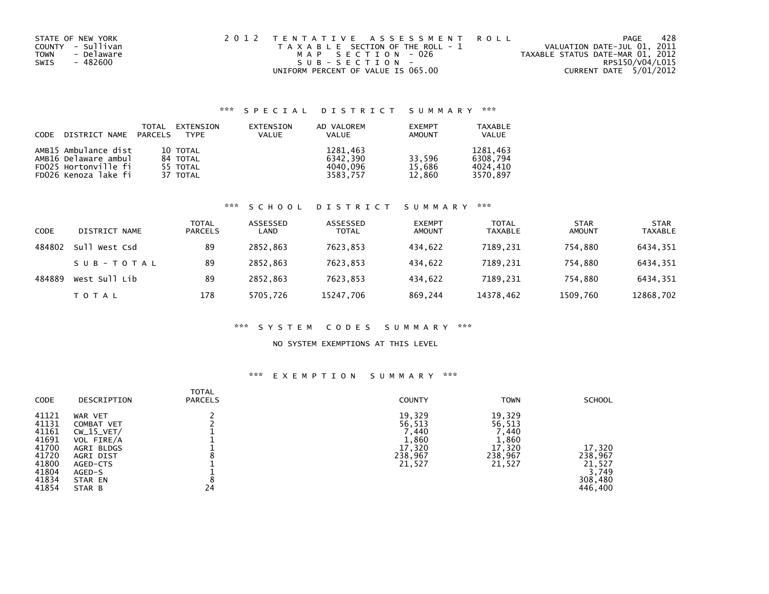STATE OF NEW YORK
COUNTY - Sullivan
TOWN - Delaware
SWIS - 482600

2 0 1 2 TENTATIVE ASSESSMENT ROLL
TAXABLE SECTION OF THE ROLL - 1
MAP SECTION - 026
SUB-SECTION -
UNIFORM PERCENT OF VALUE IS 065.00

VALUATION DATE-JUL 01, 2011
TAXABLE STATUS DATE-MAR 01, 2012
RPS150/V04/L015
CURRENT DATE 5/01/2012

### *** SPECIAL DISTRICT SUMMARY ***

| CODE | DISTRICT NAME | TOTAL PARCELS | EXTENSION TYPE | EXTENSION VALUE | AD VALOREM VALUE | EXEMPT AMOUNT | TAXABLE VALUE |
|---|---|---|---|---|---|---|---|
| AMB15 | Ambulance dist | 10 | TOTAL | | 1281,463 | | 1281,463 |
| AMB16 | Delaware ambul | 84 | TOTAL | | 6342,390 | 33,596 | 6308,794 |
| FD025 | Hortonville fi | 55 | TOTAL | | 4040,096 | 15,686 | 4024,410 |
| FD026 | Kenoza lake fi | 37 | TOTAL | | 3583,757 | 12,860 | 3570,897 |

### *** SCHOOL DISTRICT SUMMARY ***

| CODE | DISTRICT NAME | TOTAL PARCELS | ASSESSED LAND | ASSESSED TOTAL | EXEMPT AMOUNT | TOTAL TAXABLE | STAR AMOUNT | STAR TAXABLE |
|---|---|---|---|---|---|---|---|---|
| 484802 | Sull West Csd | 89 | 2852,863 | 7623,853 | 434,622 | 7189,231 | 754,880 | 6434,351 |
| | SUB-TOTAL | 89 | 2852,863 | 7623,853 | 434,622 | 7189,231 | 754,880 | 6434,351 |
| 484889 | West Sull Lib | 89 | 2852,863 | 7623,853 | 434,622 | 7189,231 | 754,880 | 6434,351 |
| | TOTAL | 178 | 5705,726 | 15247,706 | 869,244 | 14378,462 | 1509,760 | 12868,702 |

### *** SYSTEM CODES SUMMARY ***

NO SYSTEM EXEMPTIONS AT THIS LEVEL

### *** EXEMPTION SUMMARY ***

| CODE | DESCRIPTION | TOTAL PARCELS | COUNTY | TOWN | SCHOOL |
|---|---|---|---|---|---|
| 41121 | WAR VET | 2 | 19,329 | 19,329 | |
| 41131 | COMBAT VET | 2 | 56,513 | 56,513 | |
| 41161 | CW_15_VET/ | 1 | 7,440 | 7,440 | |
| 41691 | VOL FIRE/A | 1 | 1,860 | 1,860 | |
| 41700 | AGRI BLDGS | 1 | 17,320 | 17,320 | 17,320 |
| 41720 | AGRI DIST | 8 | 238,967 | 238,967 | 238,967 |
| 41800 | AGED-CTS | 1 | 21,527 | 21,527 | 21,527 |
| 41804 | AGED-S | 1 | | | 3,749 |
| 41834 | STAR EN | 8 | | | 308,480 |
| 41854 | STAR B | 24 | | | 446,400 |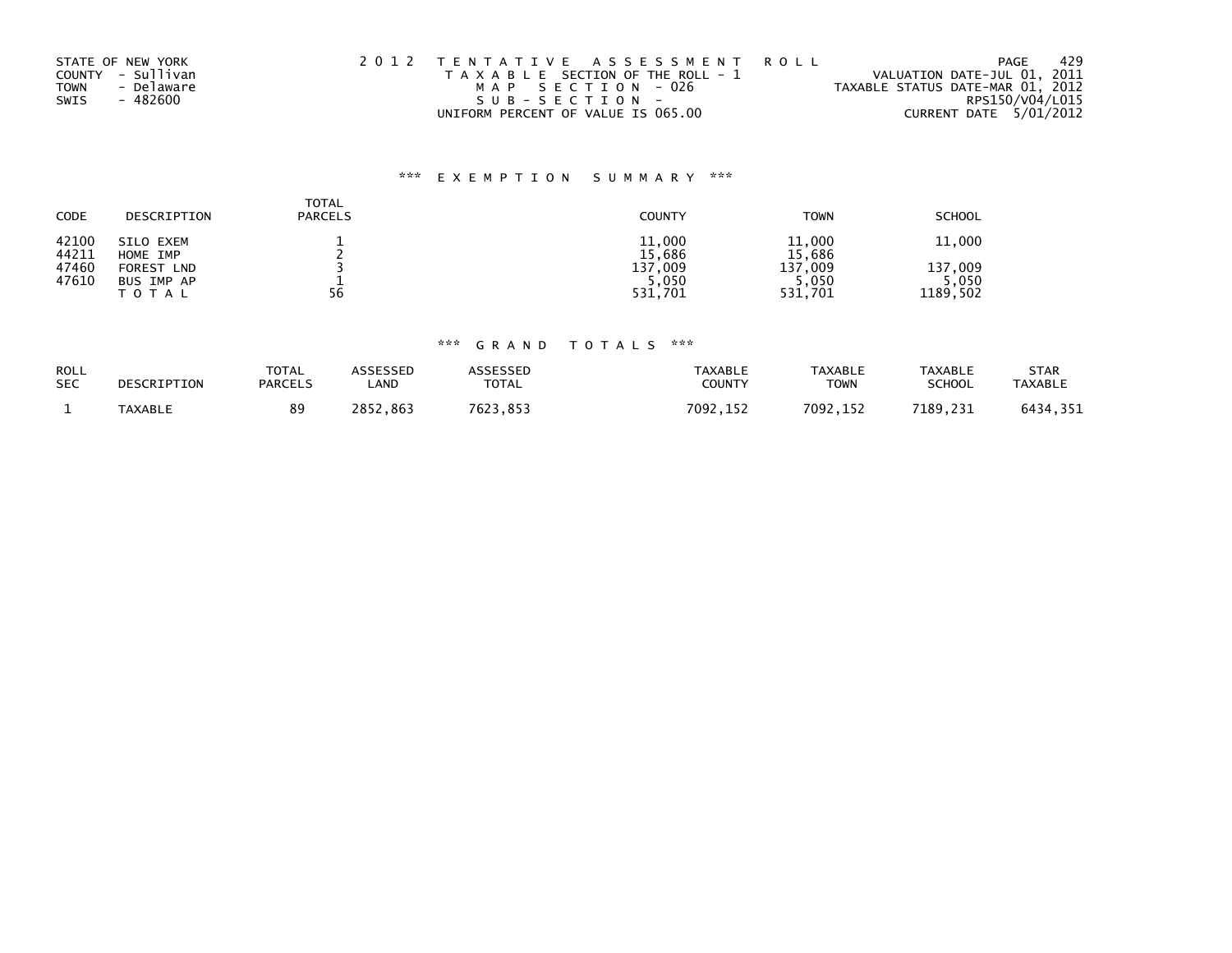STATE OF NEW YORK
COUNTY - Sullivan
TOWN - Delaware
SWIS - 482600

2012 TENTATIVE ASSESSMENT ROLL
TAXABLE SECTION OF THE ROLL - 1
MAP SECTION - 026
SUB-SECTION -
UNIFORM PERCENT OF VALUE IS 065.00

VALUATION DATE-JUL 01, 2011
TAXABLE STATUS DATE-MAR 01, 2012
RPS150/V04/L015
CURRENT DATE 5/01/2012

## *** EXEMPTION SUMMARY ***

| CODE | DESCRIPTION | TOTAL PARCELS | COUNTY | TOWN | SCHOOL |
|---|---|---|---|---|---|
| 42100 | SILO EXEM | 1 | 11,000 | 11,000 | 11,000 |
| 44211 | HOME IMP | 2 | 15,686 | 15,686 | |
| 47460 | FOREST LND | 3 | 137,009 | 137,009 | 137,009 |
| 47610 | BUS IMP AP | 1 | 5,050 | 5,050 | 5,050 |
| | TOTAL | 56 | 531,701 | 531,701 | 1189,502 |

## *** GRAND TOTALS ***

| ROLL SEC | DESCRIPTION | TOTAL PARCELS | ASSESSED LAND | ASSESSED TOTAL | TAXABLE COUNTY | TAXABLE TOWN | TAXABLE SCHOOL | STAR TAXABLE |
|---|---|---|---|---|---|---|---|---|
| 1 | TAXABLE | 89 | 2852,863 | 7623,853 | 7092,152 | 7092,152 | 7189,231 | 6434,351 |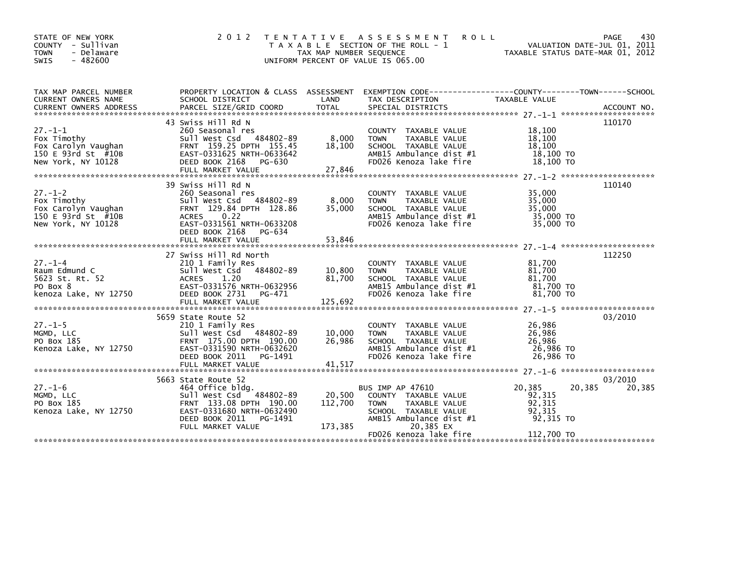STATE OF NEW YORK
COUNTY - Sullivan
TOWN - Delaware
SWIS - 482600

# 2012 TENTATIVE ASSESSMENT ROLL

TAXABLE SECTION OF THE ROLL - 1
TAX MAP NUMBER SEQUENCE
UNIFORM PERCENT OF VALUE IS 065.00

VALUATION DATE-JUL 01, 2011
TAXABLE STATUS DATE-MAR 01, 2012

| TAX MAP PARCEL NUMBER / CURRENT OWNERS NAME / CURRENT OWNERS ADDRESS | PROPERTY LOCATION & CLASS / SCHOOL DISTRICT / PARCEL SIZE/GRID COORD | ASSESSMENT LAND | TOTAL | EXEMPTION CODE / TAX DESCRIPTION / SPECIAL DISTRICTS | COUNTY TAXABLE VALUE | TOWN | SCHOOL | ACCOUNT NO. |
|---|---|---|---|---|---|---|---|---|
| **27.-1-1** | 43 Swiss Hill Rd N | | | | | | | 110170 |
| | 260 Seasonal res | | | COUNTY TAXABLE VALUE | 18,100 | | | |
| Fox Timothy | Sull West Csd 484802-89 | 8,000 | | TOWN TAXABLE VALUE | 18,100 | | | |
| Fox Carolyn Vaughan | FRNT 159.25 DPTH 155.45 | | 18,100 | SCHOOL TAXABLE VALUE | 18,100 | | | |
| 150 E 93rd St #10B | EAST-0331625 NRTH-0633642 | | | AMB15 Ambulance dist #1 | 18,100 TO | | | |
| New York, NY 10128 | DEED BOOK 2168 PG-630 | | | FD026 Kenoza lake fire | 18,100 TO | | | |
| | FULL MARKET VALUE | | 27,846 | | | | | |
| **27.-1-2** | 39 Swiss Hill Rd N | | | | | | | 110140 |
| | 260 Seasonal res | | | COUNTY TAXABLE VALUE | 35,000 | | | |
| Fox Timothy | Sull West Csd 484802-89 | 8,000 | | TOWN TAXABLE VALUE | 35,000 | | | |
| Fox Carolyn Vaughan | FRNT 129.84 DPTH 128.86 | | 35,000 | SCHOOL TAXABLE VALUE | 35,000 | | | |
| 150 E 93rd St #10B | ACRES 0.22 | | | AMB15 Ambulance dist #1 | 35,000 TO | | | |
| New York, NY 10128 | EAST-0331561 NRTH-0633208 | | | FD026 Kenoza lake fire | 35,000 TO | | | |
| | DEED BOOK 2168 PG-634 | | | | | | | |
| | FULL MARKET VALUE | | 53,846 | | | | | |
| **27.-1-4** | 27 Swiss Hill Rd North | | | | | | | 112250 |
| | 210 1 Family Res | | | COUNTY TAXABLE VALUE | 81,700 | | | |
| Raum Edmund C | Sull West Csd 484802-89 | 10,800 | | TOWN TAXABLE VALUE | 81,700 | | | |
| 5623 St. Rt. 52 | ACRES 1.20 | | 81,700 | SCHOOL TAXABLE VALUE | 81,700 | | | |
| PO Box 8 | EAST-0331576 NRTH-0632956 | | | AMB15 Ambulance dist #1 | 81,700 TO | | | |
| kenoza Lake, NY 12750 | DEED BOOK 2731 PG-471 | | | FD026 Kenoza lake fire | 81,700 TO | | | |
| | FULL MARKET VALUE | | 125,692 | | | | | |
| **27.-1-5** | 5659 State Route 52 | | | | | | | 03/2010 |
| | 210 1 Family Res | | | COUNTY TAXABLE VALUE | 26,986 | | | |
| MGMD, LLC | Sull West Csd 484802-89 | 10,000 | | TOWN TAXABLE VALUE | 26,986 | | | |
| PO Box 185 | FRNT 175.00 DPTH 190.00 | | 26,986 | SCHOOL TAXABLE VALUE | 26,986 | | | |
| Kenoza Lake, NY 12750 | EAST-0331590 NRTH-0632620 | | | AMB15 Ambulance dist #1 | 26,986 TO | | | |
| | DEED BOOK 2011 PG-1491 | | | FD026 Kenoza lake fire | 26,986 TO | | | |
| | FULL MARKET VALUE | | 41,517 | | | | | |
| **27.-1-6** | 5663 State Route 52 | | | | | | | 03/2010 |
| | 464 Office bldg. | | | BUS IMP AP 47610 | 20,385 | 20,385 | 20,385 | |
| MGMD, LLC | Sull West Csd 484802-89 | 20,500 | | COUNTY TAXABLE VALUE | 92,315 | | | |
| PO Box 185 | FRNT 133.08 DPTH 190.00 | | 112,700 | TOWN TAXABLE VALUE | 92,315 | | | |
| Kenoza Lake, NY 12750 | EAST-0331680 NRTH-0632490 | | | SCHOOL TAXABLE VALUE | 92,315 | | | |
| | DEED BOOK 2011 PG-1491 | | | AMB15 Ambulance dist #1 | 92,315 TO | | | |
| | FULL MARKET VALUE | | 173,385 | 20,385 EX | | | | |
| | | | | FD026 Kenoza lake fire | 112,700 TO | | | |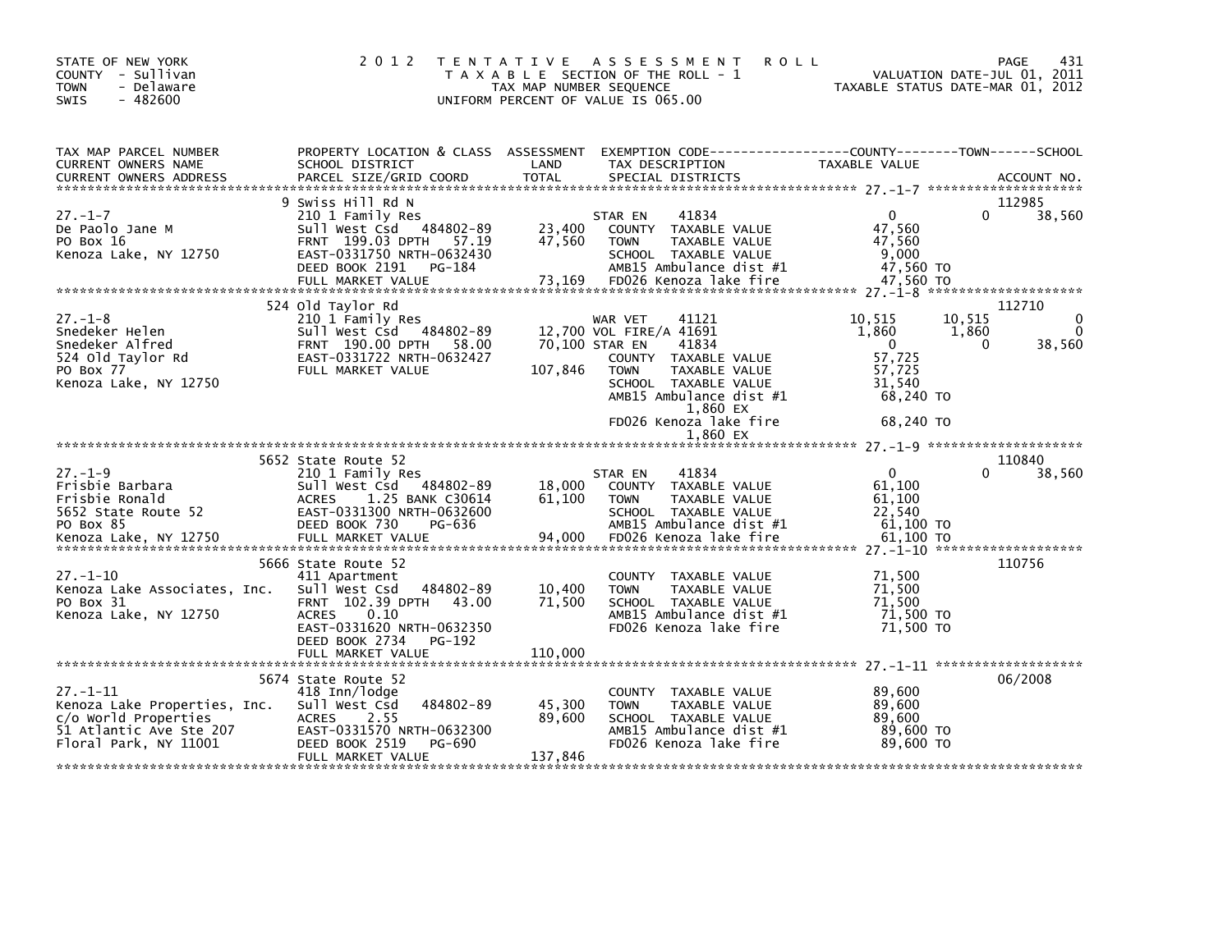STATE OF NEW YORK
COUNTY - Sullivan
TOWN - Delaware
SWIS - 482600

2012 TENTATIVE ASSESSMENT ROLL
TAXABLE SECTION OF THE ROLL - 1
TAX MAP NUMBER SEQUENCE
UNIFORM PERCENT OF VALUE IS 065.00

VALUATION DATE-JUL 01, 2011
TAXABLE STATUS DATE-MAR 01, 2012

| TAX MAP PARCEL NUMBER / CURRENT OWNERS NAME / CURRENT OWNERS ADDRESS | PROPERTY LOCATION & CLASS / SCHOOL DISTRICT / PARCEL SIZE/GRID COORD | ASSESSMENT LAND | TOTAL | EXEMPTION CODE / TAX DESCRIPTION / SPECIAL DISTRICTS | COUNTY TAXABLE VALUE | TOWN | SCHOOL | ACCOUNT NO. |
|---|---|---|---|---|---|---|---|---|
| | 9 Swiss Hill Rd N | | | | | | | 112985 |
| 27.-1-7 | 210 1 Family Res | | | STAR EN 41834 | 0 | 0 | 38,560 | |
| De Paolo Jane M | Sull West Csd 484802-89 | 23,400 | | COUNTY TAXABLE VALUE | 47,560 | | | |
| PO Box 16 | FRNT 199.03 DPTH 57.19 | | 47,560 | TOWN TAXABLE VALUE | 47,560 | | | |
| Kenoza Lake, NY 12750 | EAST-0331750 NRTH-0632430 | | | SCHOOL TAXABLE VALUE | 9,000 | | | |
| | DEED BOOK 2191 PG-184 | | | AMB15 Ambulance dist #1 | 47,560 TO | | | |
| | FULL MARKET VALUE | | 73,169 | FD026 Kenoza lake fire | 47,560 TO | | | |
| | 524 Old Taylor Rd | | | | | | | 112710 |
| 27.-1-8 | 210 1 Family Res | | | WAR VET 41121 | 10,515 | 10,515 | 0 | |
| Snedeker Helen | Sull West Csd 484802-89 | 12,700 | | VOL FIRE/A 41691 | 1,860 | 1,860 | 0 | |
| Snedeker Alfred | FRNT 190.00 DPTH 58.00 | | 70,100 | STAR EN 41834 | 0 | 0 | 38,560 | |
| 524 Old Taylor Rd | EAST-0331722 NRTH-0632427 | | | COUNTY TAXABLE VALUE | 57,725 | | | |
| PO Box 77 | FULL MARKET VALUE | | 107,846 | TOWN TAXABLE VALUE | 57,725 | | | |
| Kenoza Lake, NY 12750 | | | | SCHOOL TAXABLE VALUE | 31,540 | | | |
| | | | | AMB15 Ambulance dist #1 | 68,240 TO | | | |
| | | | | 1,860 EX | | | | |
| | | | | FD026 Kenoza lake fire | 68,240 TO | | | |
| | | | | 1,860 EX | | | | |
| | 5652 State Route 52 | | | | | | | 110840 |
| 27.-1-9 | 210 1 Family Res | | | STAR EN 41834 | 0 | 0 | 38,560 | |
| Frisbie Barbara | Sull West Csd 484802-89 | 18,000 | | COUNTY TAXABLE VALUE | 61,100 | | | |
| Frisbie Ronald | ACRES 1.25 BANK C30614 | | 61,100 | TOWN TAXABLE VALUE | 61,100 | | | |
| 5652 State Route 52 | EAST-0331300 NRTH-0632600 | | | SCHOOL TAXABLE VALUE | 22,540 | | | |
| PO Box 85 | DEED BOOK 730 PG-636 | | | AMB15 Ambulance dist #1 | 61,100 TO | | | |
| Kenoza Lake, NY 12750 | FULL MARKET VALUE | | 94,000 | FD026 Kenoza lake fire | 61,100 TO | | | |
| | 5666 State Route 52 | | | | | | | 110756 |
| 27.-1-10 | 411 Apartment | | | COUNTY TAXABLE VALUE | 71,500 | | | |
| Kenoza Lake Associates, Inc. | Sull West Csd 484802-89 | 10,400 | | TOWN TAXABLE VALUE | 71,500 | | | |
| PO Box 31 | FRNT 102.39 DPTH 43.00 | | 71,500 | SCHOOL TAXABLE VALUE | 71,500 | | | |
| Kenoza Lake, NY 12750 | ACRES 0.10 | | | AMB15 Ambulance dist #1 | 71,500 TO | | | |
| | EAST-0331620 NRTH-0632350 | | | FD026 Kenoza lake fire | 71,500 TO | | | |
| | DEED BOOK 2734 PG-192 | | | | | | | |
| | FULL MARKET VALUE | | 110,000 | | | | | |
| | 5674 State Route 52 | | | | | | | 06/2008 |
| 27.-1-11 | 418 Inn/lodge | | | COUNTY TAXABLE VALUE | 89,600 | | | |
| Kenoza Lake Properties, Inc. | Sull West Csd 484802-89 | 45,300 | | TOWN TAXABLE VALUE | 89,600 | | | |
| c/o World Properties | ACRES 2.55 | | 89,600 | SCHOOL TAXABLE VALUE | 89,600 | | | |
| 51 Atlantic Ave Ste 207 | EAST-0331570 NRTH-0632300 | | | AMB15 Ambulance dist #1 | 89,600 TO | | | |
| Floral Park, NY 11001 | DEED BOOK 2519 PG-690 | | | FD026 Kenoza lake fire | 89,600 TO | | | |
| | FULL MARKET VALUE | | 137,846 | | | | | |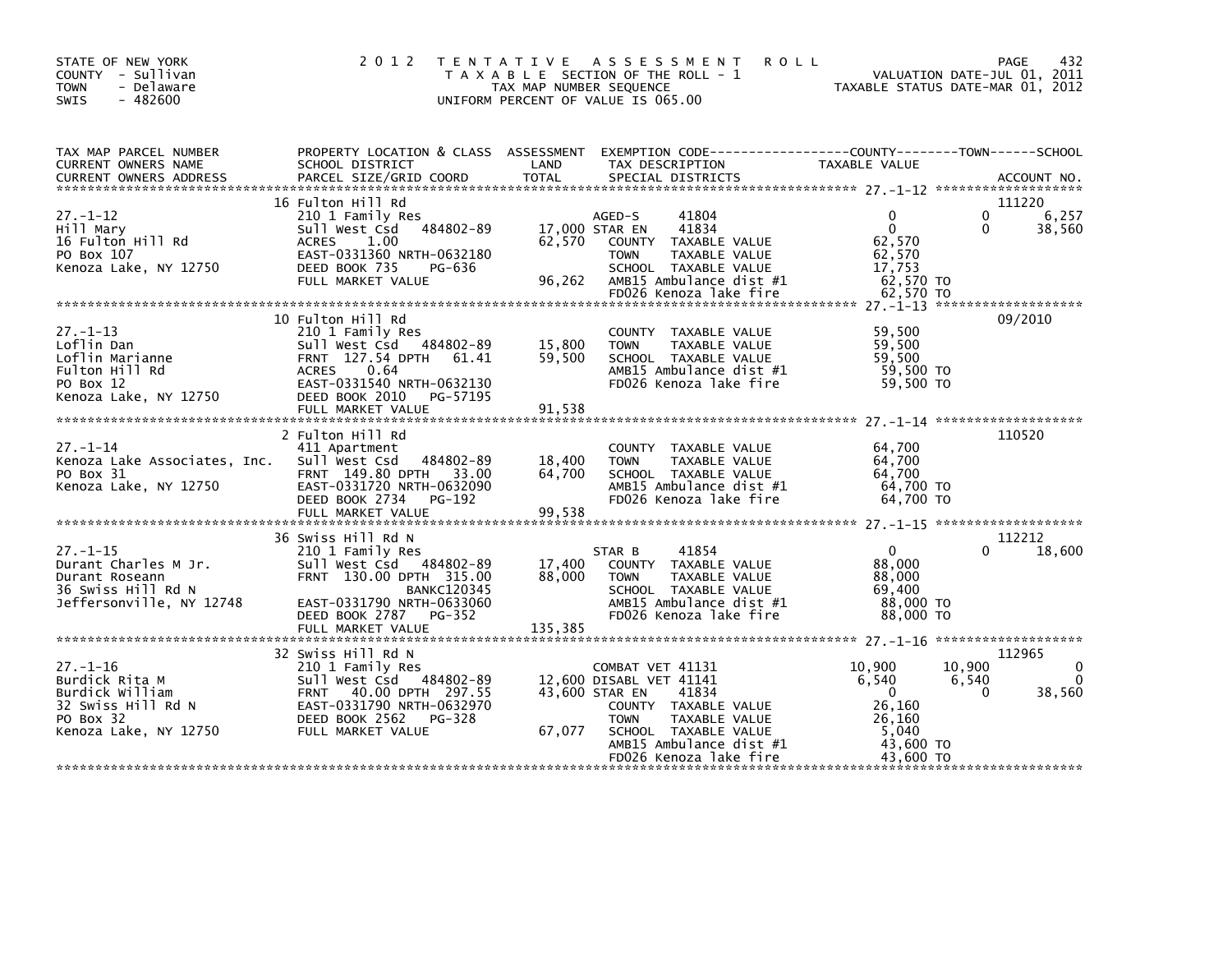STATE OF NEW YORK
COUNTY - Sullivan
TOWN - Delaware
SWIS - 482600

2 0 1 2 T E N T A T I V E A S S E S S M E N T R O L L
T A X A B L E SECTION OF THE ROLL - 1
TAX MAP NUMBER SEQUENCE
UNIFORM PERCENT OF VALUE IS 065.00

VALUATION DATE-JUL 01, 2011
TAXABLE STATUS DATE-MAR 01, 2012

```
TAX MAP PARCEL NUMBER          PROPERTY LOCATION & CLASS  ASSESSMENT  EXEMPTION CODE------------------COUNTY--------TOWN------SCHOOL
CURRENT OWNERS NAME            SCHOOL DISTRICT               LAND      TAX DESCRIPTION              TAXABLE VALUE
CURRENT OWNERS ADDRESS         PARCEL SIZE/GRID COORD        TOTAL     SPECIAL DISTRICTS                                        ACCOUNT NO.
******************************************************************************************************* 27.-1-12 ******************
                               16 Fulton Hill Rd                                                                          111220
27.-1-12                       210 1 Family Res                  AGED-S       41804               0             0         6,257
Hill Mary                      Sull West Csd    484802-89     17,000 STAR EN      41834               0             0        38,560
16 Fulton Hill Rd              ACRES     1.00                 62,570    COUNTY  TAXABLE VALUE         62,570
PO Box 107                     EAST-0331360 NRTH-0632180                TOWN    TAXABLE VALUE         62,570
Kenoza Lake, NY 12750          DEED BOOK 735     PG-636                 SCHOOL  TAXABLE VALUE         17,753
                               FULL MARKET VALUE              96,262    AMB15 Ambulance dist #1        62,570 TO
                                                                        FD026 Kenoza lake fire         62,570 TO
******************************************************************************************************* 27.-1-13 ******************
                               10 Fulton Hill Rd                                                                          09/2010
27.-1-13                       210 1 Family Res                         COUNTY  TAXABLE VALUE         59,500
Loflin Dan                     Sull West Csd    484802-89     15,800    TOWN    TAXABLE VALUE         59,500
Loflin Marianne                FRNT 127.54 DPTH   61.41       59,500    SCHOOL  TAXABLE VALUE         59,500
Fulton Hill Rd                 ACRES     0.64                           AMB15 Ambulance dist #1        59,500 TO
PO Box 12                      EAST-0331540 NRTH-0632130                FD026 Kenoza lake fire         59,500 TO
Kenoza Lake, NY 12750          DEED BOOK 2010    PG-57195
                               FULL MARKET VALUE              91,538
******************************************************************************************************* 27.-1-14 ******************
                               2 Fulton Hill Rd                                                                           110520
27.-1-14                       411 Apartment                            COUNTY  TAXABLE VALUE         64,700
Kenoza Lake Associates, Inc.   Sull West Csd    484802-89     18,400    TOWN    TAXABLE VALUE         64,700
PO Box 31                      FRNT 149.80 DPTH   33.00       64,700    SCHOOL  TAXABLE VALUE         64,700
Kenoza Lake, NY 12750          EAST-0331720 NRTH-0632090                AMB15 Ambulance dist #1        64,700 TO
                               DEED BOOK 2734    PG-192                 FD026 Kenoza lake fire         64,700 TO
                               FULL MARKET VALUE              99,538
******************************************************************************************************* 27.-1-15 ******************
                               36 Swiss Hill Rd N                                                                         112212
27.-1-15                       210 1 Family Res                  STAR B       41854               0             0        18,600
Durant Charles M Jr.           Sull West Csd    484802-89     17,400    COUNTY  TAXABLE VALUE         88,000
Durant Roseann                 FRNT 130.00 DPTH  315.00       88,000    TOWN    TAXABLE VALUE         88,000
36 Swiss Hill Rd N                                BANKC120345           SCHOOL  TAXABLE VALUE         69,400
Jeffersonville, NY 12748       EAST-0331790 NRTH-0633060                AMB15 Ambulance dist #1        88,000 TO
                               DEED BOOK 2787    PG-352                 FD026 Kenoza lake fire         88,000 TO
                               FULL MARKET VALUE             135,385
******************************************************************************************************* 27.-1-16 ******************
                               32 Swiss Hill Rd N                                                                         112965
27.-1-16                       210 1 Family Res                  COMBAT VET 41131               10,900        10,900             0
Burdick Rita M                 Sull West Csd    484802-89     12,600 DISABL VET 41141                6,540         6,540             0
Burdick William                FRNT  40.00 DPTH  297.55       43,600 STAR EN      41834               0             0        38,560
32 Swiss Hill Rd N             EAST-0331790 NRTH-0632970                COUNTY  TAXABLE VALUE         26,160
PO Box 32                      DEED BOOK 2562    PG-328                 TOWN    TAXABLE VALUE         26,160
Kenoza Lake, NY 12750          FULL MARKET VALUE              67,077    SCHOOL  TAXABLE VALUE          5,040
                                                                        AMB15 Ambulance dist #1        43,600 TO
                                                                        FD026 Kenoza lake fire         43,600 TO
************************************************************************************************************************************
```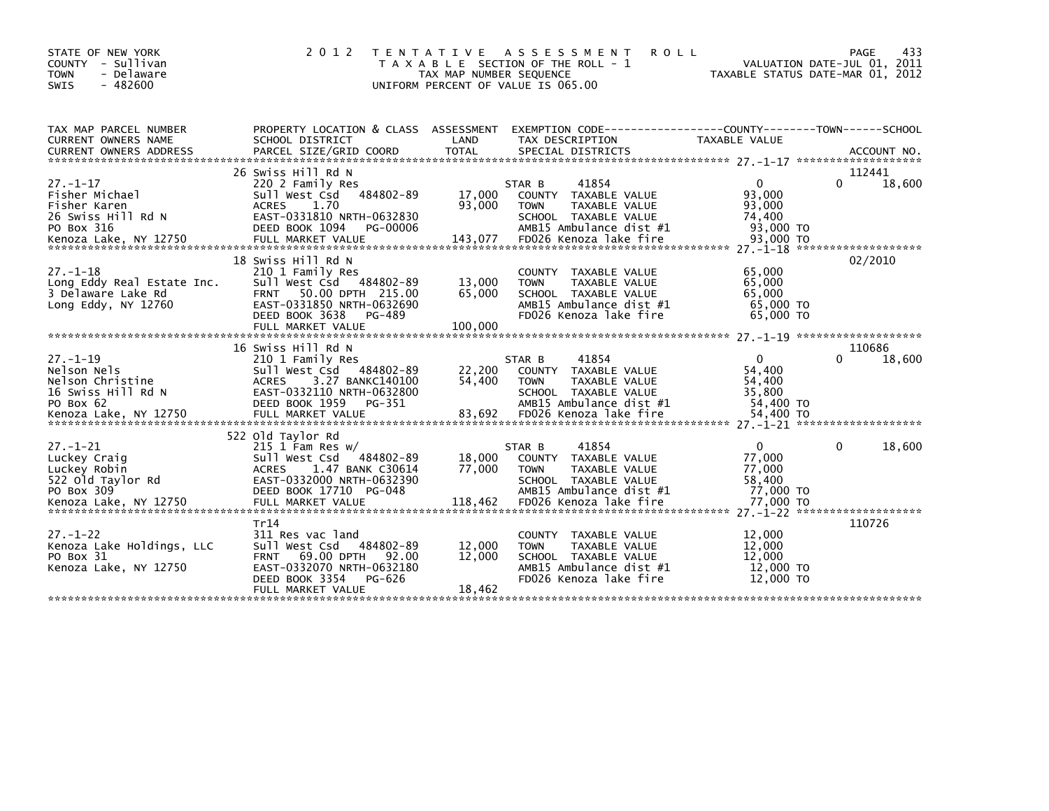STATE OF NEW YORK
COUNTY - Sullivan
TOWN - Delaware
SWIS - 482600

# 2012 TENTATIVE ASSESSMENT ROLL

TAXABLE SECTION OF THE ROLL - 1
TAX MAP NUMBER SEQUENCE
UNIFORM PERCENT OF VALUE IS 065.00

VALUATION DATE-JUL 01, 2011
TAXABLE STATUS DATE-MAR 01, 2012

| TAX MAP PARCEL NUMBER / CURRENT OWNERS NAME / CURRENT OWNERS ADDRESS | PROPERTY LOCATION & CLASS / SCHOOL DISTRICT / PARCEL SIZE/GRID COORD | ASSESSMENT LAND / TOTAL | EXEMPTION CODE / TAX DESCRIPTION / SPECIAL DISTRICTS | COUNTY TAXABLE VALUE | TOWN | SCHOOL / ACCOUNT NO. |
|---|---|---|---|---|---|---|
| 27.-1-17 | 26 Swiss Hill Rd N | | | | | 112441 |
| | 220 2 Family Res | | STAR B 41854 | 0 | 0 | 18,600 |
| Fisher Michael | Sull West Csd 484802-89 | 17,000 | COUNTY TAXABLE VALUE | 93,000 | | |
| Fisher Karen | ACRES 1.70 | 93,000 | TOWN TAXABLE VALUE | 93,000 | | |
| 26 Swiss Hill Rd N | EAST-0331810 NRTH-0632830 | | SCHOOL TAXABLE VALUE | 74,400 | | |
| PO Box 316 | DEED BOOK 1094 PG-00006 | | AMB15 Ambulance dist #1 | 93,000 TO | | |
| Kenoza Lake, NY 12750 | FULL MARKET VALUE | 143,077 | FD026 Kenoza lake fire | 93,000 TO | | |
| 27.-1-18 | 18 Swiss Hill Rd N | | | | | 02/2010 |
| | 210 1 Family Res | | COUNTY TAXABLE VALUE | 65,000 | | |
| Long Eddy Real Estate Inc. | Sull West Csd 484802-89 | 13,000 | TOWN TAXABLE VALUE | 65,000 | | |
| 3 Delaware Lake Rd | FRNT 50.00 DPTH 215.00 | 65,000 | SCHOOL TAXABLE VALUE | 65,000 | | |
| Long Eddy, NY 12760 | EAST-0331850 NRTH-0632690 | | AMB15 Ambulance dist #1 | 65,000 TO | | |
| | DEED BOOK 3638 PG-489 | | FD026 Kenoza lake fire | 65,000 TO | | |
| | FULL MARKET VALUE | 100,000 | | | | |
| 27.-1-19 | 16 Swiss Hill Rd N | | | | | 110686 |
| | 210 1 Family Res | | STAR B 41854 | 0 | 0 | 18,600 |
| Nelson Nels | Sull West Csd 484802-89 | 22,200 | COUNTY TAXABLE VALUE | 54,400 | | |
| Nelson Christine | ACRES 3.27 BANKC140100 | 54,400 | TOWN TAXABLE VALUE | 54,400 | | |
| 16 Swiss Hill Rd N | EAST-0332110 NRTH-0632800 | | SCHOOL TAXABLE VALUE | 35,800 | | |
| PO Box 62 | DEED BOOK 1959 PG-351 | | AMB15 Ambulance dist #1 | 54,400 TO | | |
| Kenoza Lake, NY 12750 | FULL MARKET VALUE | 83,692 | FD026 Kenoza lake fire | 54,400 TO | | |
| 27.-1-21 | 522 Old Taylor Rd | | | | | |
| | 215 1 Fam Res w/ | | STAR B 41854 | 0 | 0 | 18,600 |
| Luckey Craig | Sull West Csd 484802-89 | 18,000 | COUNTY TAXABLE VALUE | 77,000 | | |
| Luckey Robin | ACRES 1.47 BANK C30614 | 77,000 | TOWN TAXABLE VALUE | 77,000 | | |
| 522 Old Taylor Rd | EAST-0332000 NRTH-0632390 | | SCHOOL TAXABLE VALUE | 58,400 | | |
| PO Box 309 | DEED BOOK 17710 PG-048 | | AMB15 Ambulance dist #1 | 77,000 TO | | |
| Kenoza Lake, NY 12750 | FULL MARKET VALUE | 118,462 | FD026 Kenoza lake fire | 77,000 TO | | |
| 27.-1-22 | Tr14 | | | | | 110726 |
| | 311 Res vac land | | COUNTY TAXABLE VALUE | 12,000 | | |
| Kenoza Lake Holdings, LLC | Sull West Csd 484802-89 | 12,000 | TOWN TAXABLE VALUE | 12,000 | | |
| PO Box 31 | FRNT 69.00 DPTH 92.00 | 12,000 | SCHOOL TAXABLE VALUE | 12,000 | | |
| Kenoza Lake, NY 12750 | EAST-0332070 NRTH-0632180 | | AMB15 Ambulance dist #1 | 12,000 TO | | |
| | DEED BOOK 3354 PG-626 | | FD026 Kenoza lake fire | 12,000 TO | | |
| | FULL MARKET VALUE | 18,462 | | | | |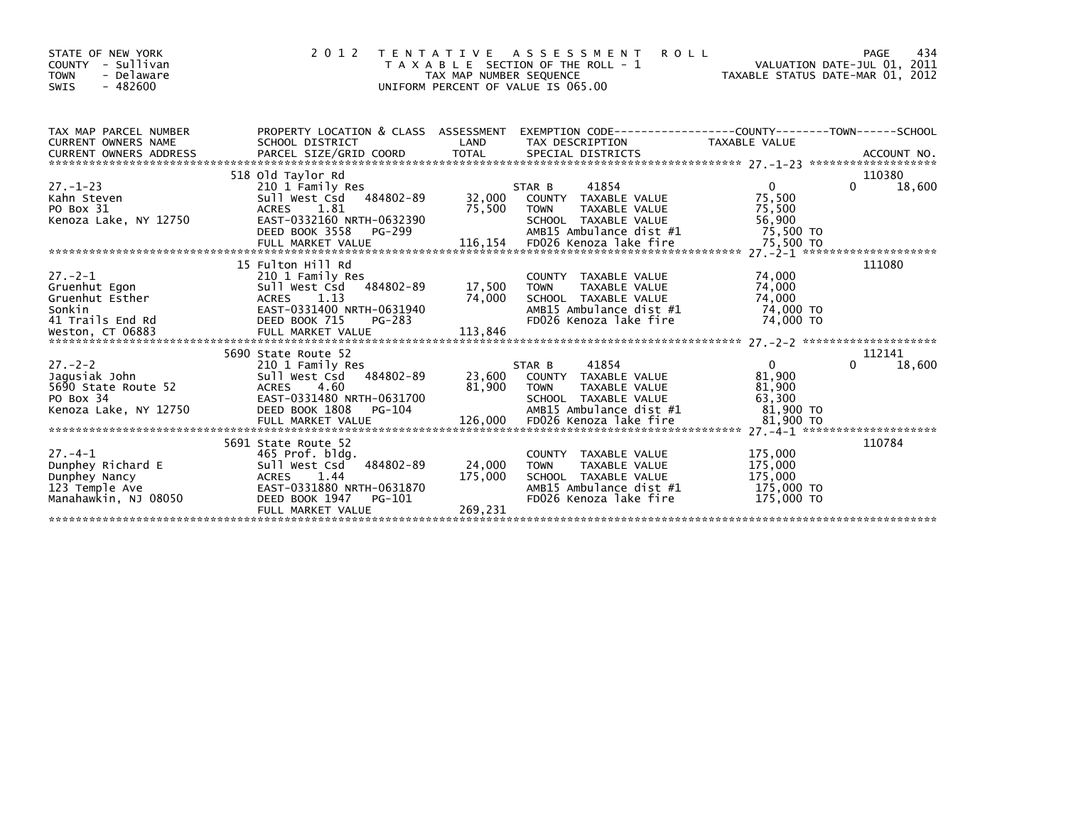STATE OF NEW YORK
COUNTY - Sullivan
TOWN - Delaware
SWIS - 482600

2012 TENTATIVE ASSESSMENT ROLL
TAXABLE SECTION OF THE ROLL - 1
TAX MAP NUMBER SEQUENCE
UNIFORM PERCENT OF VALUE IS 065.00

VALUATION DATE-JUL 01, 2011
TAXABLE STATUS DATE-MAR 01, 2012

| TAX MAP PARCEL NUMBER / CURRENT OWNERS NAME / CURRENT OWNERS ADDRESS | PROPERTY LOCATION & CLASS / SCHOOL DISTRICT / PARCEL SIZE/GRID COORD | ASSESSMENT LAND | TOTAL | EXEMPTION CODE / TAX DESCRIPTION / SPECIAL DISTRICTS | COUNTY TAXABLE VALUE | TOWN | SCHOOL / ACCOUNT NO. |
|---|---|---|---|---|---|---|---|
| | 518 Old Taylor Rd | | | | | | 110380 |
| 27.-1-23 | 210 1 Family Res | | | STAR B 41854 | 0 | 0 | 18,600 |
| Kahn Steven | Sull West Csd 484802-89 | 32,000 | | COUNTY TAXABLE VALUE | 75,500 | | |
| PO Box 31 | ACRES 1.81 | | 75,500 | TOWN TAXABLE VALUE | 75,500 | | |
| Kenoza Lake, NY 12750 | EAST-0332160 NRTH-0632390 | | | SCHOOL TAXABLE VALUE | 56,900 | | |
| | DEED BOOK 3558 PG-299 | | | AMB15 Ambulance dist #1 | 75,500 TO | | |
| | FULL MARKET VALUE | | 116,154 | FD026 Kenoza lake fire | 75,500 TO | | |
| | 15 Fulton Hill Rd | | | | | | 111080 |
| 27.-2-1 | 210 1 Family Res | | | COUNTY TAXABLE VALUE | 74,000 | | |
| Gruenhut Egon | Sull West Csd 484802-89 | 17,500 | | TOWN TAXABLE VALUE | 74,000 | | |
| Gruenhut Esther | ACRES 1.13 | | 74,000 | SCHOOL TAXABLE VALUE | 74,000 | | |
| Sonkin | EAST-0331400 NRTH-0631940 | | | AMB15 Ambulance dist #1 | 74,000 TO | | |
| 41 Trails End Rd | DEED BOOK 715 PG-283 | | | FD026 Kenoza lake fire | 74,000 TO | | |
| Weston, CT 06883 | FULL MARKET VALUE | | 113,846 | | | | |
| | 5690 State Route 52 | | | | | | 112141 |
| 27.-2-2 | 210 1 Family Res | | | STAR B 41854 | 0 | 0 | 18,600 |
| Jagusiak John | Sull West Csd 484802-89 | 23,600 | | COUNTY TAXABLE VALUE | 81,900 | | |
| 5690 State Route 52 | ACRES 4.60 | | 81,900 | TOWN TAXABLE VALUE | 81,900 | | |
| PO Box 34 | EAST-0331480 NRTH-0631700 | | | SCHOOL TAXABLE VALUE | 63,300 | | |
| Kenoza Lake, NY 12750 | DEED BOOK 1808 PG-104 | | | AMB15 Ambulance dist #1 | 81,900 TO | | |
| | FULL MARKET VALUE | | 126,000 | FD026 Kenoza lake fire | 81,900 TO | | |
| | 5691 State Route 52 | | | | | | 110784 |
| 27.-4-1 | 465 Prof. bldg. | | | COUNTY TAXABLE VALUE | 175,000 | | |
| Dunphey Richard E | Sull West Csd 484802-89 | 24,000 | | TOWN TAXABLE VALUE | 175,000 | | |
| Dunphey Nancy | ACRES 1.44 | | 175,000 | SCHOOL TAXABLE VALUE | 175,000 | | |
| 123 Temple Ave | EAST-0331880 NRTH-0631870 | | | AMB15 Ambulance dist #1 | 175,000 TO | | |
| Manahawkin, NJ 08050 | DEED BOOK 1947 PG-101 | | | FD026 Kenoza lake fire | 175,000 TO | | |
| | FULL MARKET VALUE | | 269,231 | | | | |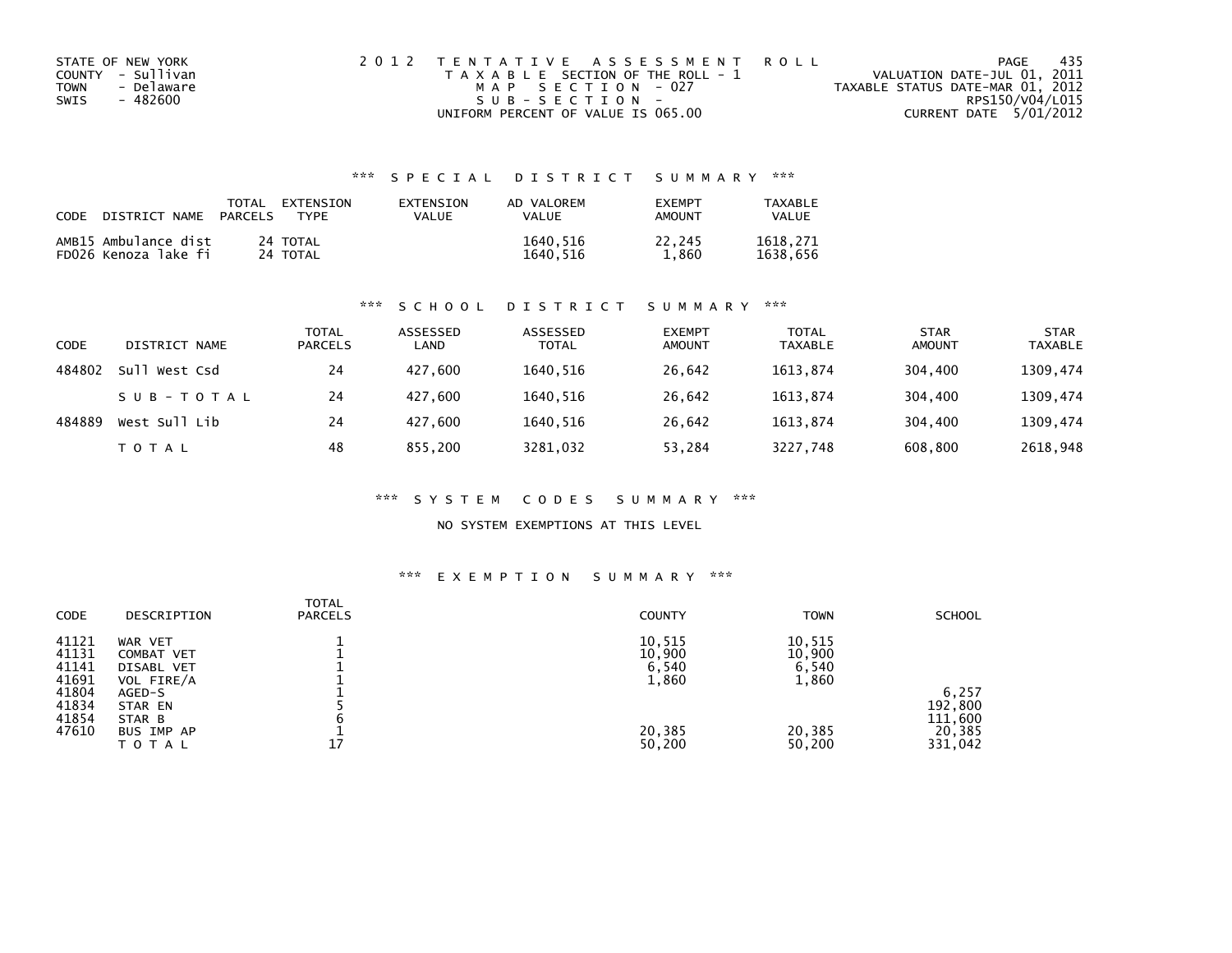STATE OF NEW YORK
COUNTY - Sullivan
TOWN - Delaware
SWIS - 482600

2012 TENTATIVE ASSESSMENT ROLL
TAXABLE SECTION OF THE ROLL - 1
MAP SECTION - 027
SUB-SECTION -
UNIFORM PERCENT OF VALUE IS 065.00

VALUATION DATE-JUL 01, 2011
TAXABLE STATUS DATE-MAR 01, 2012
RPS150/V04/L015
CURRENT DATE 5/01/2012

### *** SPECIAL DISTRICT SUMMARY ***

| CODE DISTRICT NAME | TOTAL PARCELS | EXTENSION TYPE | EXTENSION VALUE | AD VALOREM VALUE | EXEMPT AMOUNT | TAXABLE VALUE |
|---|---|---|---|---|---|---|
| AMB15 Ambulance dist | 24 | TOTAL | | 1640,516 | 22,245 | 1618,271 |
| FD026 Kenoza lake fi | 24 | TOTAL | | 1640,516 | 1,860 | 1638,656 |

### *** SCHOOL DISTRICT SUMMARY ***

| CODE | DISTRICT NAME | TOTAL PARCELS | ASSESSED LAND | ASSESSED TOTAL | EXEMPT AMOUNT | TOTAL TAXABLE | STAR AMOUNT | STAR TAXABLE |
|---|---|---|---|---|---|---|---|---|
| 484802 | Sull West Csd | 24 | 427,600 | 1640,516 | 26,642 | 1613,874 | 304,400 | 1309,474 |
| | SUB-TOTAL | 24 | 427,600 | 1640,516 | 26,642 | 1613,874 | 304,400 | 1309,474 |
| 484889 | West Sull Lib | 24 | 427,600 | 1640,516 | 26,642 | 1613,874 | 304,400 | 1309,474 |
| | TOTAL | 48 | 855,200 | 3281,032 | 53,284 | 3227,748 | 608,800 | 2618,948 |

### *** SYSTEM CODES SUMMARY ***

NO SYSTEM EXEMPTIONS AT THIS LEVEL

### *** EXEMPTION SUMMARY ***

| CODE | DESCRIPTION | TOTAL PARCELS | COUNTY | TOWN | SCHOOL |
|---|---|---|---|---|---|
| 41121 | WAR VET | 1 | 10,515 | 10,515 | |
| 41131 | COMBAT VET | 1 | 10,900 | 10,900 | |
| 41141 | DISABL VET | 1 | 6,540 | 6,540 | |
| 41691 | VOL FIRE/A | 1 | 1,860 | 1,860 | |
| 41804 | AGED-S | 1 | | | 6,257 |
| 41834 | STAR EN | 5 | | | 192,800 |
| 41854 | STAR B | 6 | | | 111,600 |
| 47610 | BUS IMP AP | 1 | 20,385 | 20,385 | 20,385 |
| | TOTAL | 17 | 50,200 | 50,200 | 331,042 |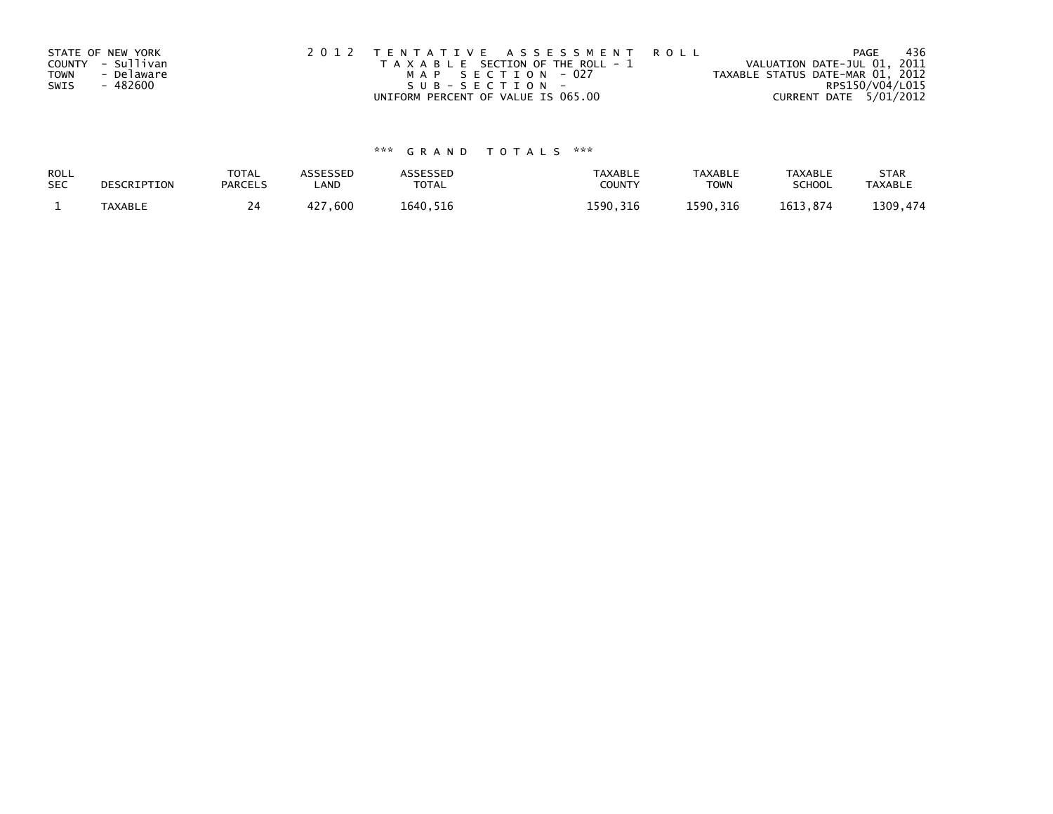STATE OF NEW YORK
COUNTY - Sullivan
TOWN - Delaware
SWIS - 482600

2 0 1 2 T E N T A T I V E A S S E S S M E N T R O L L
T A X A B L E SECTION OF THE ROLL - 1
M A P S E C T I O N - 027
S U B - S E C T I O N -
UNIFORM PERCENT OF VALUE IS 065.00

VALUATION DATE-JUL 01, 2011
TAXABLE STATUS DATE-MAR 01, 2012
RPS150/V04/L015
CURRENT DATE 5/01/2012

\*\*\* G R A N D T O T A L S \*\*\*

| ROLL SEC | DESCRIPTION | TOTAL PARCELS | ASSESSED LAND | ASSESSED TOTAL | TAXABLE COUNTY | TAXABLE TOWN | TAXABLE SCHOOL | STAR TAXABLE |
|---|---|---|---|---|---|---|---|---|
| 1 | TAXABLE | 24 | 427,600 | 1640,516 | 1590,316 | 1590,316 | 1613,874 | 1309,474 |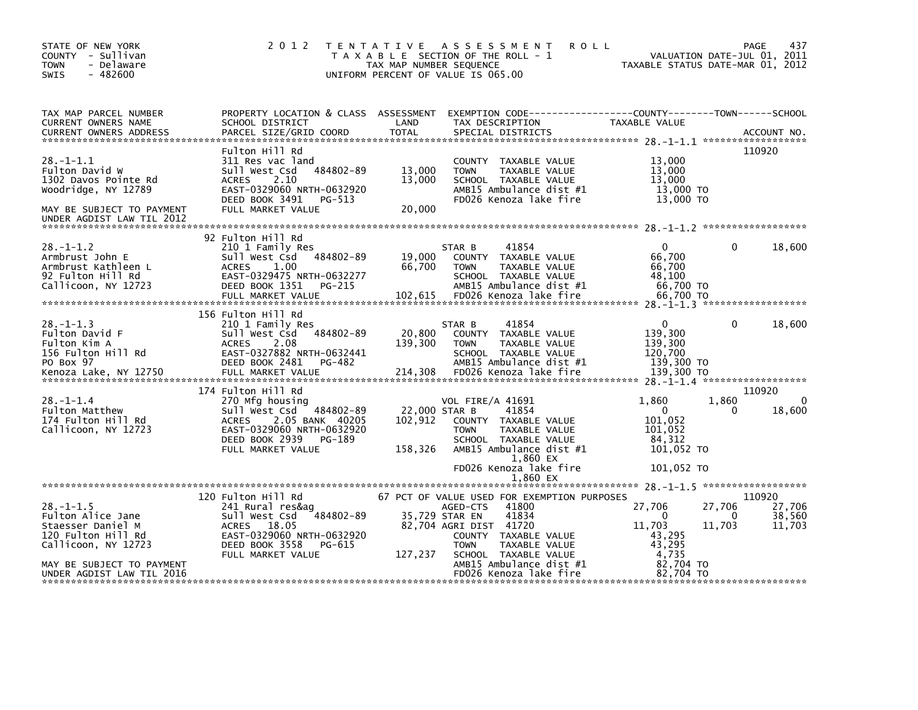STATE OF NEW YORK
COUNTY - Sullivan
TOWN - Delaware
SWIS - 482600

2012 TENTATIVE ASSESSMENT ROLL
TAXABLE SECTION OF THE ROLL - 1
TAX MAP NUMBER SEQUENCE
UNIFORM PERCENT OF VALUE IS 065.00

VALUATION DATE-JUL 01, 2011
TAXABLE STATUS DATE-MAR 01, 2012

| TAX MAP PARCEL NUMBER / CURRENT OWNERS NAME / CURRENT OWNERS ADDRESS | PROPERTY LOCATION & CLASS / SCHOOL DISTRICT / PARCEL SIZE/GRID COORD | ASSESSMENT LAND / TOTAL | EXEMPTION CODE / TAX DESCRIPTION / SPECIAL DISTRICTS | COUNTY TAXABLE VALUE | TOWN | SCHOOL / ACCOUNT NO. |
|---|---|---|---|---|---|---|
| **28.-1-1.1** | Fulton Hill Rd | | | | | 110920 |
| Fulton David W | 311 Res vac land | | COUNTY TAXABLE VALUE | 13,000 | | |
| 1302 Davos Pointe Rd | Sull West Csd 484802-89 | 13,000 | TOWN TAXABLE VALUE | 13,000 | | |
| Woodridge, NY 12789 | ACRES 2.10 | 13,000 | SCHOOL TAXABLE VALUE | 13,000 | | |
| | EAST-0329060 NRTH-0632920 | | AMB15 Ambulance dist #1 | 13,000 TO | | |
| | DEED BOOK 3491 PG-513 | | FD026 Kenoza lake fire | 13,000 TO | | |
| MAY BE SUBJECT TO PAYMENT UNDER AGDIST LAW TIL 2012 | FULL MARKET VALUE | 20,000 | | | | |
| **28.-1-1.2** | 92 Fulton Hill Rd | | | | | |
| Armbrust John E | 210 1 Family Res | | STAR B 41854 | 0 | 0 | 18,600 |
| Armbrust Kathleen L | Sull West Csd 484802-89 | 19,000 | COUNTY TAXABLE VALUE | 66,700 | | |
| 92 Fulton Hill Rd | ACRES 1.00 | 66,700 | TOWN TAXABLE VALUE | 66,700 | | |
| Callicoon, NY 12723 | EAST-0329475 NRTH-0632277 | | SCHOOL TAXABLE VALUE | 48,100 | | |
| | DEED BOOK 1351 PG-215 | | AMB15 Ambulance dist #1 | 66,700 TO | | |
| | FULL MARKET VALUE | 102,615 | FD026 Kenoza lake fire | 66,700 TO | | |
| **28.-1-1.3** | 156 Fulton Hill Rd | | | | | |
| Fulton David F | 210 1 Family Res | | STAR B 41854 | 0 | 0 | 18,600 |
| Fulton Kim A | Sull West Csd 484802-89 | 20,800 | COUNTY TAXABLE VALUE | 139,300 | | |
| 156 Fulton Hill Rd | ACRES 2.08 | 139,300 | TOWN TAXABLE VALUE | 139,300 | | |
| PO Box 97 | EAST-0327882 NRTH-0632441 | | SCHOOL TAXABLE VALUE | 120,700 | | |
| Kenoza Lake, NY 12750 | DEED BOOK 2481 PG-482 | | AMB15 Ambulance dist #1 | 139,300 TO | | |
| | FULL MARKET VALUE | 214,308 | FD026 Kenoza lake fire | 139,300 TO | | |
| **28.-1-1.4** | 174 Fulton Hill Rd | | | | | 110920 |
| Fulton Matthew | 270 Mfg housing | | VOL FIRE/A 41691 | 1,860 | 1,860 | 0 |
| 174 Fulton Hill Rd | Sull West Csd 484802-89 | 22,000 | STAR B 41854 | 0 | 0 | 18,600 |
| Callicoon, NY 12723 | ACRES 2.05 BANK 40205 | 102,912 | COUNTY TAXABLE VALUE | 101,052 | | |
| | EAST-0329060 NRTH-0632920 | | TOWN TAXABLE VALUE | 101,052 | | |
| | DEED BOOK 2939 PG-189 | | SCHOOL TAXABLE VALUE | 84,312 | | |
| | FULL MARKET VALUE | 158,326 | AMB15 Ambulance dist #1 1,860 EX | 101,052 TO | | |
| | | | FD026 Kenoza lake fire 1,860 EX | 101,052 TO | | |
| **28.-1-1.5** | 120 Fulton Hill Rd | | 67 PCT OF VALUE USED FOR EXEMPTION PURPOSES | | | 110920 |
| Fulton Alice Jane | 241 Rural res&ag | | AGED-CTS 41800 | 27,706 | 27,706 | 27,706 |
| Staesser Daniel M | Sull West Csd 484802-89 | 35,729 | STAR EN 41834 | 0 | 0 | 38,560 |
| 120 Fulton Hill Rd | ACRES 18.05 | 82,704 | AGRI DIST 41720 | 11,703 | 11,703 | 11,703 |
| Callicoon, NY 12723 | EAST-0329060 NRTH-0632920 | | COUNTY TAXABLE VALUE | 43,295 | | |
| | DEED BOOK 3558 PG-615 | | TOWN TAXABLE VALUE | 43,295 | | |
| | FULL MARKET VALUE | 127,237 | SCHOOL TAXABLE VALUE | 4,735 | | |
| MAY BE SUBJECT TO PAYMENT | | | AMB15 Ambulance dist #1 | 82,704 TO | | |
| UNDER AGDIST LAW TIL 2016 | | | FD026 Kenoza lake fire | 82,704 TO | | |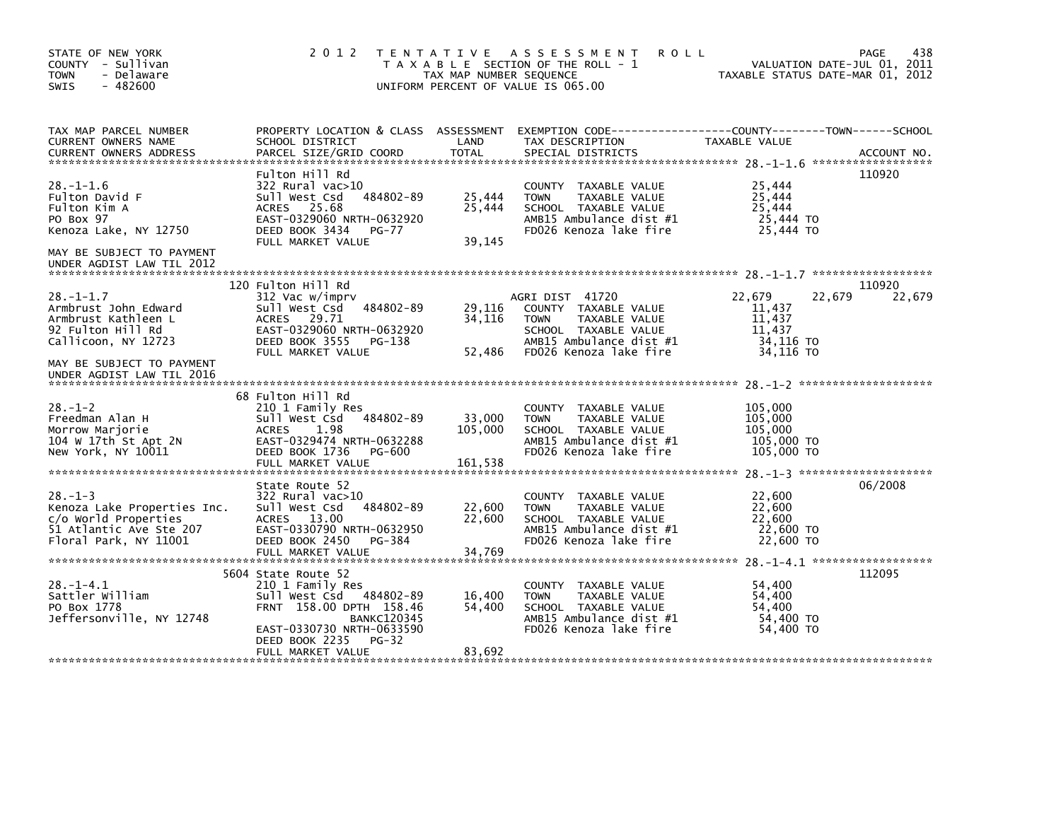STATE OF NEW YORK
COUNTY - Sullivan
TOWN - Delaware
SWIS - 482600

2 0 1 2 T E N T A T I V E A S S E S S M E N T R O L L
T A X A B L E SECTION OF THE ROLL - 1
TAX MAP NUMBER SEQUENCE
UNIFORM PERCENT OF VALUE IS 065.00

VALUATION DATE-JUL 01, 2011
TAXABLE STATUS DATE-MAR 01, 2012

| TAX MAP PARCEL NUMBER / CURRENT OWNERS NAME / CURRENT OWNERS ADDRESS | PROPERTY LOCATION & CLASS / SCHOOL DISTRICT / PARCEL SIZE/GRID COORD | ASSESSMENT LAND / TOTAL | EXEMPTION CODE / TAX DESCRIPTION / SPECIAL DISTRICTS | COUNTY TAXABLE VALUE | TOWN | SCHOOL | ACCOUNT NO. |
|---|---|---|---|---|---|---|---|
| 28.-1-1.6 | Fulton Hill Rd | | | | | | 110920 |
| | 322 Rural vac>10 | | COUNTY TAXABLE VALUE | 25,444 | | | |
| Fulton David F | Sull West Csd 484802-89 | 25,444 | TOWN TAXABLE VALUE | 25,444 | | | |
| Fulton Kim A | ACRES 25.68 | 25,444 | SCHOOL TAXABLE VALUE | 25,444 | | | |
| PO Box 97 | EAST-0329060 NRTH-0632920 | | AMB15 Ambulance dist #1 | 25,444 TO | | | |
| Kenoza Lake, NY 12750 | DEED BOOK 3434 PG-77 | | FD026 Kenoza lake fire | 25,444 TO | | | |
| | FULL MARKET VALUE | 39,145 | | | | | |
| MAY BE SUBJECT TO PAYMENT UNDER AGDIST LAW TIL 2012 | | | | | | | |
| 28.-1-1.7 | 120 Fulton Hill Rd | | | | | | 110920 |
| | 312 Vac w/imprv | | AGRI DIST 41720 | 22,679 | 22,679 | 22,679 | |
| Armbrust John Edward | Sull West Csd 484802-89 | 29,116 | COUNTY TAXABLE VALUE | 11,437 | | | |
| Armbrust Kathleen L | ACRES 29.71 | 34,116 | TOWN TAXABLE VALUE | 11,437 | | | |
| 92 Fulton Hill Rd | EAST-0329060 NRTH-0632920 | | SCHOOL TAXABLE VALUE | 11,437 | | | |
| Callicoon, NY 12723 | DEED BOOK 3555 PG-138 | | AMB15 Ambulance dist #1 | 34,116 TO | | | |
| | FULL MARKET VALUE | 52,486 | FD026 Kenoza lake fire | 34,116 TO | | | |
| MAY BE SUBJECT TO PAYMENT UNDER AGDIST LAW TIL 2016 | | | | | | | |
| 28.-1-2 | 68 Fulton Hill Rd | | | | | | |
| | 210 1 Family Res | | COUNTY TAXABLE VALUE | 105,000 | | | |
| Freedman Alan H | Sull West Csd 484802-89 | 33,000 | TOWN TAXABLE VALUE | 105,000 | | | |
| Morrow Marjorie | ACRES 1.98 | 105,000 | SCHOOL TAXABLE VALUE | 105,000 | | | |
| 104 W 17th St Apt 2N | EAST-0329474 NRTH-0632288 | | AMB15 Ambulance dist #1 | 105,000 TO | | | |
| New York, NY 10011 | DEED BOOK 1736 PG-600 | | FD026 Kenoza lake fire | 105,000 TO | | | |
| | FULL MARKET VALUE | 161,538 | | | | | |
| 28.-1-3 | State Route 52 | | | | | | 06/2008 |
| | 322 Rural vac>10 | | COUNTY TAXABLE VALUE | 22,600 | | | |
| Kenoza Lake Properties Inc. | Sull West Csd 484802-89 | 22,600 | TOWN TAXABLE VALUE | 22,600 | | | |
| c/o World Properties | ACRES 13.00 | 22,600 | SCHOOL TAXABLE VALUE | 22,600 | | | |
| 51 Atlantic Ave Ste 207 | EAST-0330790 NRTH-0632950 | | AMB15 Ambulance dist #1 | 22,600 TO | | | |
| Floral Park, NY 11001 | DEED BOOK 2450 PG-384 | | FD026 Kenoza lake fire | 22,600 TO | | | |
| | FULL MARKET VALUE | 34,769 | | | | | |
| 28.-1-4.1 | 5604 State Route 52 | | | | | | 112095 |
| | 210 1 Family Res | | COUNTY TAXABLE VALUE | 54,400 | | | |
| Sattler William | Sull West Csd 484802-89 | 16,400 | TOWN TAXABLE VALUE | 54,400 | | | |
| PO Box 1778 | FRNT 158.00 DPTH 158.46 | 54,400 | SCHOOL TAXABLE VALUE | 54,400 | | | |
| Jeffersonville, NY 12748 | BANKC120345 | | AMB15 Ambulance dist #1 | 54,400 TO | | | |
| | EAST-0330730 NRTH-0633590 | | FD026 Kenoza lake fire | 54,400 TO | | | |
| | DEED BOOK 2235 PG-32 | | | | | | |
| | FULL MARKET VALUE | 83,692 | | | | | |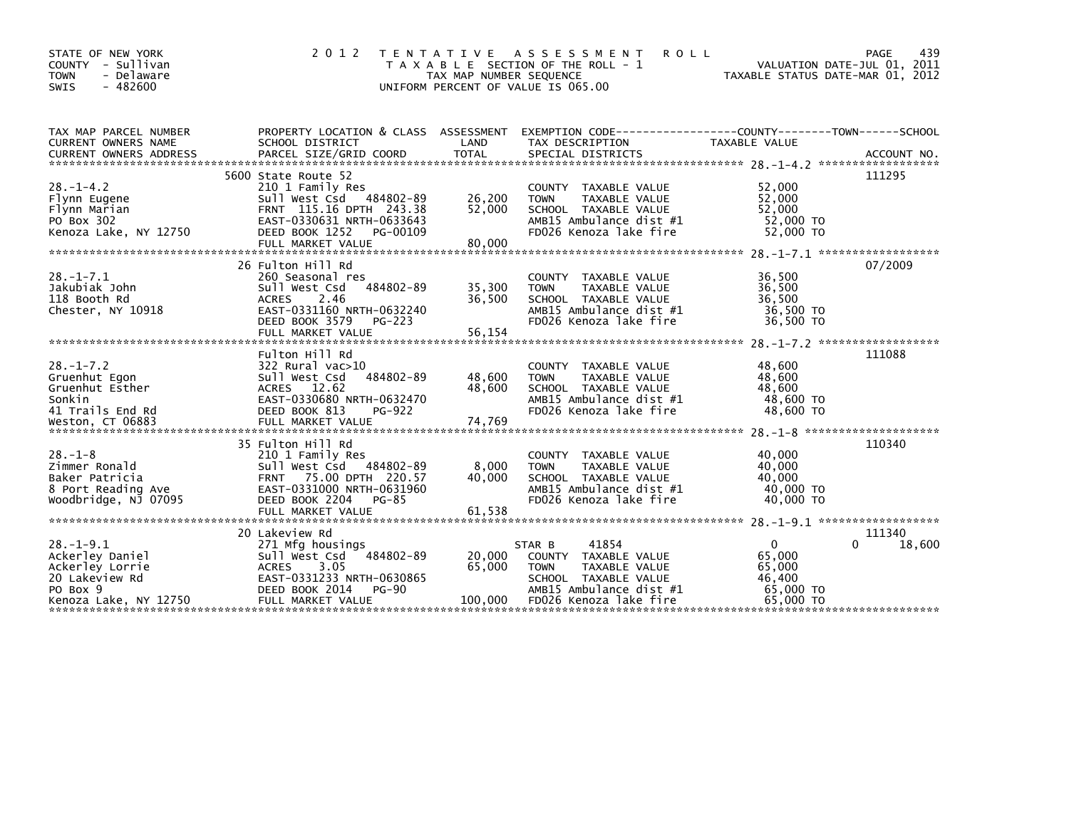STATE OF NEW YORK
COUNTY - Sullivan
TOWN - Delaware
SWIS - 482600

# 2012 TENTATIVE ASSESSMENT ROLL

TAXABLE SECTION OF THE ROLL - 1
TAX MAP NUMBER SEQUENCE
UNIFORM PERCENT OF VALUE IS 065.00

VALUATION DATE-JUL 01, 2011
TAXABLE STATUS DATE-MAR 01, 2012

| TAX MAP PARCEL NUMBER / CURRENT OWNERS NAME / CURRENT OWNERS ADDRESS | PROPERTY LOCATION & CLASS / SCHOOL DISTRICT / PARCEL SIZE/GRID COORD | ASSESSMENT LAND / TOTAL | EXEMPTION CODE / TAX DESCRIPTION / SPECIAL DISTRICTS | COUNTY | TOWN | SCHOOL | ACCOUNT NO. |
|---|---|---|---|---|---|---|---|
| 28.-1-4.2 | 5600 State Route 52 | | | | | | 111295 |
| Flynn Eugene | 210 1 Family Res | | COUNTY TAXABLE VALUE | 52,000 | | | |
| Flynn Marian | Sull West Csd 484802-89 | 26,200 | TOWN TAXABLE VALUE | | 52,000 | | |
| PO Box 302 | FRNT 115.16 DPTH 243.38 | 52,000 | SCHOOL TAXABLE VALUE | | | 52,000 | |
| Kenoza Lake, NY 12750 | EAST-0330631 NRTH-0633643 | | AMB15 Ambulance dist #1 | 52,000 TO | | | |
| | DEED BOOK 1252 PG-00109 | | FD026 Kenoza lake fire | 52,000 TO | | | |
| | FULL MARKET VALUE | 80,000 | | | | | |
| 28.-1-7.1 | 26 Fulton Hill Rd | | | | | | 07/2009 |
| Jakubiak John | 260 Seasonal res | | COUNTY TAXABLE VALUE | 36,500 | | | |
| 118 Booth Rd | Sull West Csd 484802-89 | 35,300 | TOWN TAXABLE VALUE | | 36,500 | | |
| Chester, NY 10918 | ACRES 2.46 | 36,500 | SCHOOL TAXABLE VALUE | | | 36,500 | |
| | EAST-0331160 NRTH-0632240 | | AMB15 Ambulance dist #1 | 36,500 TO | | | |
| | DEED BOOK 3579 PG-223 | | FD026 Kenoza lake fire | 36,500 TO | | | |
| | FULL MARKET VALUE | 56,154 | | | | | |
| 28.-1-7.2 | Fulton Hill Rd | | | | | | 111088 |
| Gruenhut Egon | 322 Rural vac>10 | | COUNTY TAXABLE VALUE | 48,600 | | | |
| Gruenhut Esther | Sull West Csd 484802-89 | 48,600 | TOWN TAXABLE VALUE | | 48,600 | | |
| Sonkin | ACRES 12.62 | 48,600 | SCHOOL TAXABLE VALUE | | | 48,600 | |
| 41 Trails End Rd | EAST-0330680 NRTH-0632470 | | AMB15 Ambulance dist #1 | 48,600 TO | | | |
| Weston, CT 06883 | DEED BOOK 813 PG-922 | | FD026 Kenoza lake fire | 48,600 TO | | | |
| | FULL MARKET VALUE | 74,769 | | | | | |
| 28.-1-8 | 35 Fulton Hill Rd | | | | | | 110340 |
| Zimmer Ronald | 210 1 Family Res | | COUNTY TAXABLE VALUE | 40,000 | | | |
| Baker Patricia | Sull West Csd 484802-89 | 8,000 | TOWN TAXABLE VALUE | | 40,000 | | |
| 8 Port Reading Ave | FRNT 75.00 DPTH 220.57 | 40,000 | SCHOOL TAXABLE VALUE | | | 40,000 | |
| Woodbridge, NJ 07095 | EAST-0331000 NRTH-0631960 | | AMB15 Ambulance dist #1 | 40,000 TO | | | |
| | DEED BOOK 2204 PG-85 | | FD026 Kenoza lake fire | 40,000 TO | | | |
| | FULL MARKET VALUE | 61,538 | | | | | |
| 28.-1-9.1 | 20 Lakeview Rd | | | | | | 111340 |
| Ackerley Daniel | 271 Mfg housings | | STAR B 41854 | 0 | 0 | 18,600 | |
| Ackerley Lorrie | Sull West Csd 484802-89 | 20,000 | COUNTY TAXABLE VALUE | 65,000 | | | |
| 20 Lakeview Rd | ACRES 3.05 | 65,000 | TOWN TAXABLE VALUE | | 65,000 | | |
| PO Box 9 | EAST-0331233 NRTH-0630865 | | SCHOOL TAXABLE VALUE | | | 46,400 | |
| Kenoza Lake, NY 12750 | DEED BOOK 2014 PG-90 | | AMB15 Ambulance dist #1 | 65,000 TO | | | |
| | FULL MARKET VALUE | 100,000 | FD026 Kenoza lake fire | 65,000 TO | | | |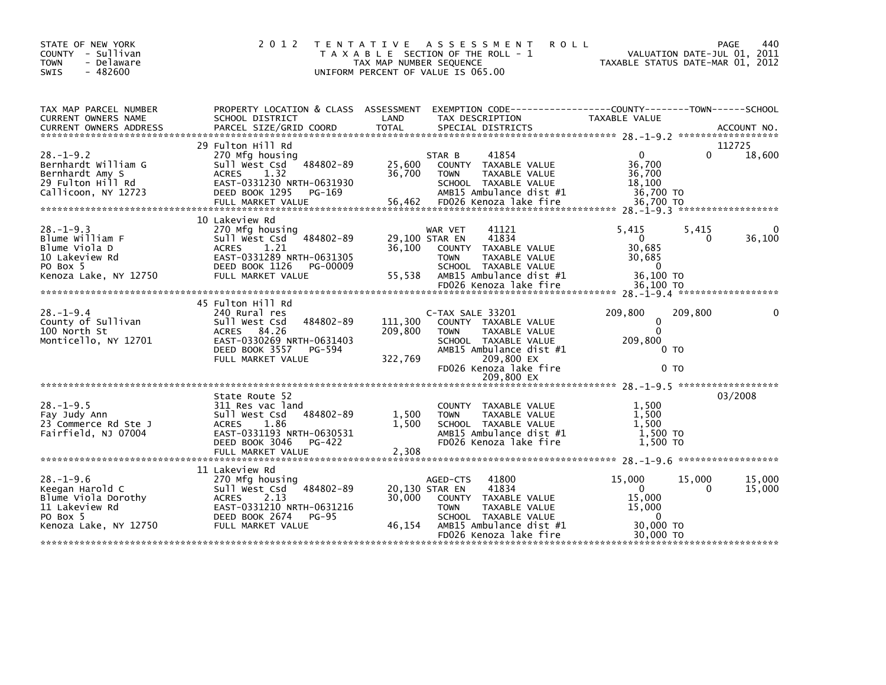STATE OF NEW YORK
COUNTY - Sullivan
TOWN - Delaware
SWIS - 482600

# 2012 TENTATIVE ASSESSMENT ROLL

TAXABLE SECTION OF THE ROLL - 1
TAX MAP NUMBER SEQUENCE
UNIFORM PERCENT OF VALUE IS 065.00

VALUATION DATE-JUL 01, 2011
TAXABLE STATUS DATE-MAR 01, 2012

| TAX MAP PARCEL NUMBER / CURRENT OWNERS NAME / CURRENT OWNERS ADDRESS | PROPERTY LOCATION & CLASS / SCHOOL DISTRICT / PARCEL SIZE/GRID COORD | ASSESSMENT LAND / TOTAL | EXEMPTION CODE / TAX DESCRIPTION / SPECIAL DISTRICTS | COUNTY TAXABLE VALUE | TOWN | SCHOOL / ACCOUNT NO. |
|---|---|---|---|---|---|---|
| **28.-1-9.2** | 29 Fulton Hill Rd | | | | | 112725 |
| 28.-1-9.2 | 270 Mfg housing | | STAR B 41854 | 0 | 0 | 18,600 |
| Bernhardt William G | Sull West Csd 484802-89 | 25,600 | COUNTY TAXABLE VALUE | 36,700 | | |
| Bernhardt Amy S | ACRES 1.32 | 36,700 | TOWN TAXABLE VALUE | 36,700 | | |
| 29 Fulton Hill Rd | EAST-0331230 NRTH-0631930 | | SCHOOL TAXABLE VALUE | 18,100 | | |
| Callicoon, NY 12723 | DEED BOOK 1295 PG-169 | | AMB15 Ambulance dist #1 | 36,700 TO | | |
| | FULL MARKET VALUE | 56,462 | FD026 Kenoza lake fire | 36,700 TO | | |
| **28.-1-9.3** | 10 Lakeview Rd | | | | | |
| 28.-1-9.3 | 270 Mfg housing | | WAR VET 41121 | 5,415 | 5,415 | 0 |
| Blume William F | Sull West Csd 484802-89 | 29,100 | STAR EN 41834 | 0 | 0 | 36,100 |
| Blume Viola D | ACRES 1.21 | 36,100 | COUNTY TAXABLE VALUE | 30,685 | | |
| 10 Lakeview Rd | EAST-0331289 NRTH-0631305 | | TOWN TAXABLE VALUE | 30,685 | | |
| PO Box 5 | DEED BOOK 1126 PG-00009 | | SCHOOL TAXABLE VALUE | 0 | | |
| Kenoza Lake, NY 12750 | FULL MARKET VALUE | 55,538 | AMB15 Ambulance dist #1 | 36,100 TO | | |
| | | | FD026 Kenoza lake fire | 36,100 TO | | |
| **28.-1-9.4** | 45 Fulton Hill Rd | | | | | |
| 28.-1-9.4 | 240 Rural res | | C-TAX SALE 33201 | 209,800 | 209,800 | 0 |
| County of Sullivan | Sull West Csd 484802-89 | 111,300 | COUNTY TAXABLE VALUE | 0 | | |
| 100 North St | ACRES 84.26 | 209,800 | TOWN TAXABLE VALUE | 0 | | |
| Monticello, NY 12701 | EAST-0330269 NRTH-0631403 | | SCHOOL TAXABLE VALUE | 209,800 | | |
| | DEED BOOK 3557 PG-594 | | AMB15 Ambulance dist #1 | 0 TO | | |
| | FULL MARKET VALUE | 322,769 | 209,800 EX | | | |
| | | | FD026 Kenoza lake fire | 0 TO | | |
| | | | 209,800 EX | | | |
| **28.-1-9.5** | State Route 52 | | | | | 03/2008 |
| 28.-1-9.5 | 311 Res vac land | | COUNTY TAXABLE VALUE | 1,500 | | |
| Fay Judy Ann | Sull West Csd 484802-89 | 1,500 | TOWN TAXABLE VALUE | 1,500 | | |
| 23 Commerce Rd Ste J | ACRES 1.86 | 1,500 | SCHOOL TAXABLE VALUE | 1,500 | | |
| Fairfield, NJ 07004 | EAST-0331193 NRTH-0630531 | | AMB15 Ambulance dist #1 | 1,500 TO | | |
| | DEED BOOK 3046 PG-422 | | FD026 Kenoza lake fire | 1,500 TO | | |
| | FULL MARKET VALUE | 2,308 | | | | |
| **28.-1-9.6** | 11 Lakeview Rd | | | | | |
| 28.-1-9.6 | 270 Mfg housing | | AGED-CTS 41800 | 15,000 | 15,000 | 15,000 |
| Keegan Harold C | Sull West Csd 484802-89 | 20,130 | STAR EN 41834 | 0 | 0 | 15,000 |
| Blume Viola Dorothy | ACRES 2.13 | 30,000 | COUNTY TAXABLE VALUE | 15,000 | | |
| 11 Lakeview Rd | EAST-0331210 NRTH-0631216 | | TOWN TAXABLE VALUE | 15,000 | | |
| PO Box 5 | DEED BOOK 2674 PG-95 | | SCHOOL TAXABLE VALUE | 0 | | |
| Kenoza Lake, NY 12750 | FULL MARKET VALUE | 46,154 | AMB15 Ambulance dist #1 | 30,000 TO | | |
| | | | FD026 Kenoza lake fire | 30,000 TO | | |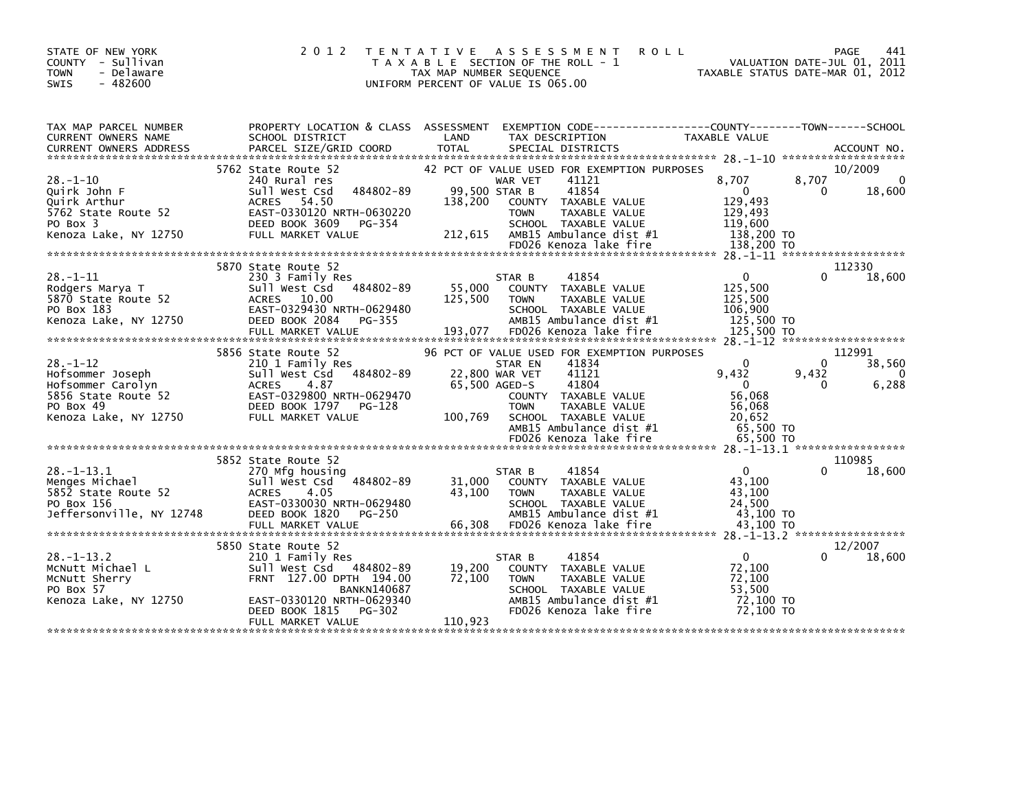STATE OF NEW YORK
COUNTY - Sullivan
TOWN - Delaware
SWIS - 482600

# 2012 TENTATIVE ASSESSMENT ROLL

TAXABLE SECTION OF THE ROLL - 1
TAX MAP NUMBER SEQUENCE
UNIFORM PERCENT OF VALUE IS 065.00

VALUATION DATE-JUL 01, 2011
TAXABLE STATUS DATE-MAR 01, 2012

| TAX MAP PARCEL NUMBER / CURRENT OWNERS NAME / CURRENT OWNERS ADDRESS | PROPERTY LOCATION & CLASS / SCHOOL DISTRICT / PARCEL SIZE/GRID COORD | ASSESSMENT LAND / TOTAL | EXEMPTION CODE / TAX DESCRIPTION / SPECIAL DISTRICTS | COUNTY TAXABLE VALUE | TOWN | SCHOOL | ACCOUNT NO. |
|---|---|---|---|---|---|---|---|
| | 5762 State Route 52 | | 42 PCT OF VALUE USED FOR EXEMPTION PURPOSES | | | | 10/2009 |
| 28.-1-10 | 240 Rural res | | WAR VET 41121 | 8,707 | 8,707 | 0 | |
| Quirk John F | Sull West Csd 484802-89 | 99,500 | STAR B 41854 | 0 | 0 | 18,600 | |
| Quirk Arthur | ACRES 54.50 | 138,200 | COUNTY TAXABLE VALUE | 129,493 | | | |
| 5762 State Route 52 | EAST-0330120 NRTH-0630220 | | TOWN TAXABLE VALUE | 129,493 | | | |
| PO Box 3 | DEED BOOK 3609 PG-354 | | SCHOOL TAXABLE VALUE | 119,600 | | | |
| Kenoza Lake, NY 12750 | FULL MARKET VALUE | 212,615 | AMB15 Ambulance dist #1 | 138,200 TO | | | |
| | | | FD026 Kenoza lake fire | 138,200 TO | | | |
| | 5870 State Route 52 | | | | | | 112330 |
| 28.-1-11 | 230 3 Family Res | | STAR B 41854 | 0 | 0 | 18,600 | |
| Rodgers Marya T | Sull West Csd 484802-89 | 55,000 | COUNTY TAXABLE VALUE | 125,500 | | | |
| 5870 State Route 52 | ACRES 10.00 | 125,500 | TOWN TAXABLE VALUE | 125,500 | | | |
| PO Box 183 | EAST-0329430 NRTH-0629480 | | SCHOOL TAXABLE VALUE | 106,900 | | | |
| Kenoza Lake, NY 12750 | DEED BOOK 2084 PG-355 | | AMB15 Ambulance dist #1 | 125,500 TO | | | |
| | FULL MARKET VALUE | 193,077 | FD026 Kenoza lake fire | 125,500 TO | | | |
| | 5856 State Route 52 | | 96 PCT OF VALUE USED FOR EXEMPTION PURPOSES | | | | 112991 |
| 28.-1-12 | 210 1 Family Res | | STAR EN 41834 | 0 | 0 | 38,560 | |
| Hofsommer Joseph | Sull West Csd 484802-89 | 22,800 | WAR VET 41121 | 9,432 | 9,432 | 0 | |
| Hofsommer Carolyn | ACRES 4.87 | 65,500 | AGED-S 41804 | 0 | 0 | 6,288 | |
| 5856 State Route 52 | EAST-0329800 NRTH-0629470 | | COUNTY TAXABLE VALUE | 56,068 | | | |
| PO Box 49 | DEED BOOK 1797 PG-128 | | TOWN TAXABLE VALUE | 56,068 | | | |
| Kenoza Lake, NY 12750 | FULL MARKET VALUE | 100,769 | SCHOOL TAXABLE VALUE | 20,652 | | | |
| | | | AMB15 Ambulance dist #1 | 65,500 TO | | | |
| | | | FD026 Kenoza lake fire | 65,500 TO | | | |
| | 5852 State Route 52 | | | | | | 110985 |
| 28.-1-13.1 | 270 Mfg housing | | STAR B 41854 | 0 | 0 | 18,600 | |
| Menges Michael | Sull West Csd 484802-89 | 31,000 | COUNTY TAXABLE VALUE | 43,100 | | | |
| 5852 State Route 52 | ACRES 4.05 | 43,100 | TOWN TAXABLE VALUE | 43,100 | | | |
| PO Box 156 | EAST-0330030 NRTH-0629480 | | SCHOOL TAXABLE VALUE | 24,500 | | | |
| Jeffersonville, NY 12748 | DEED BOOK 1820 PG-250 | | AMB15 Ambulance dist #1 | 43,100 TO | | | |
| | FULL MARKET VALUE | 66,308 | FD026 Kenoza lake fire | 43,100 TO | | | |
| | 5850 State Route 52 | | | | | | 12/2007 |
| 28.-1-13.2 | 210 1 Family Res | | STAR B 41854 | 0 | 0 | 18,600 | |
| McNutt Michael L | Sull West Csd 484802-89 | 19,200 | COUNTY TAXABLE VALUE | 72,100 | | | |
| McNutt Sherry | FRNT 127.00 DPTH 194.00 | 72,100 | TOWN TAXABLE VALUE | 72,100 | | | |
| PO Box 57 | BANKN140687 | | SCHOOL TAXABLE VALUE | 53,500 | | | |
| Kenoza Lake, NY 12750 | EAST-0330120 NRTH-0629340 | | AMB15 Ambulance dist #1 | 72,100 TO | | | |
| | DEED BOOK 1815 PG-302 | | FD026 Kenoza lake fire | 72,100 TO | | | |
| | FULL MARKET VALUE | 110,923 | | | | | |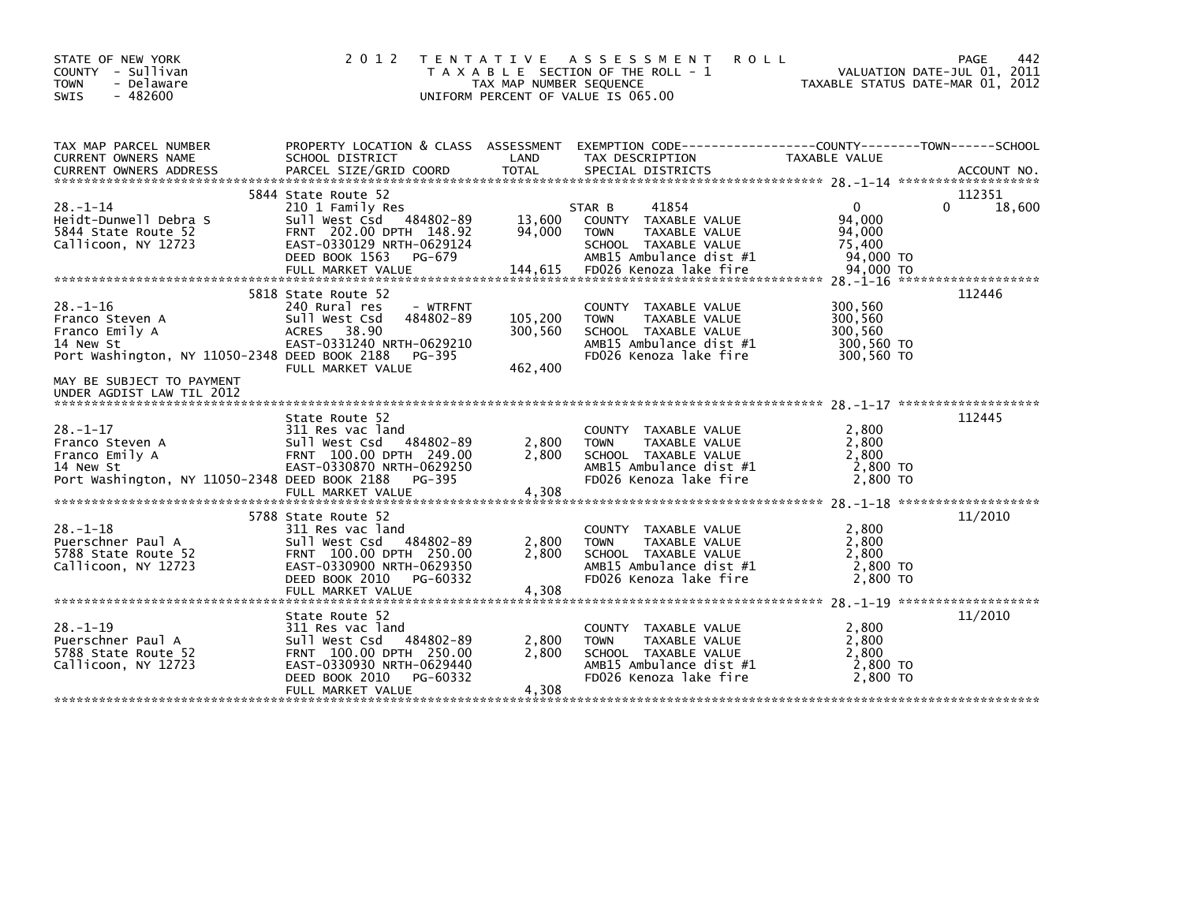STATE OF NEW YORK
COUNTY - Sullivan
TOWN - Delaware
SWIS - 482600

2012 TENTATIVE ASSESSMENT ROLL
TAXABLE SECTION OF THE ROLL - 1
TAX MAP NUMBER SEQUENCE
UNIFORM PERCENT OF VALUE IS 065.00

VALUATION DATE-JUL 01, 2011
TAXABLE STATUS DATE-MAR 01, 2012

| TAX MAP PARCEL NUMBER / CURRENT OWNERS NAME / CURRENT OWNERS ADDRESS | PROPERTY LOCATION & CLASS / SCHOOL DISTRICT / PARCEL SIZE/GRID COORD | ASSESSMENT LAND | TOTAL | EXEMPTION CODE / TAX DESCRIPTION / SPECIAL DISTRICTS | COUNTY TAXABLE VALUE | TOWN | SCHOOL | ACCOUNT NO. |
|---|---|---|---|---|---|---|---|---|
| 28.-1-14 | 5844 State Route 52 | | | | | | | 112351 |
| | 210 1 Family Res | | | STAR B 41854 | 0 | | 0 | 18,600 |
| Heidt-Dunwell Debra S | Sull West Csd 484802-89 | 13,600 | | COUNTY TAXABLE VALUE | 94,000 | | | |
| 5844 State Route 52 | FRNT 202.00 DPTH 148.92 | | 94,000 | TOWN TAXABLE VALUE | 94,000 | | | |
| Callicoon, NY 12723 | EAST-0330129 NRTH-0629124 | | | SCHOOL TAXABLE VALUE | 75,400 | | | |
| | DEED BOOK 1563 PG-679 | | | AMB15 Ambulance dist #1 | 94,000 TO | | | |
| | FULL MARKET VALUE | | 144,615 | FD026 Kenoza lake fire | 94,000 TO | | | |
| 28.-1-16 | 5818 State Route 52 | | | | | | | 112446 |
| | 240 Rural res - WTRFNT | | | COUNTY TAXABLE VALUE | 300,560 | | | |
| Franco Steven A | Sull West Csd 484802-89 | 105,200 | | TOWN TAXABLE VALUE | 300,560 | | | |
| Franco Emily A | ACRES 38.90 | | 300,560 | SCHOOL TAXABLE VALUE | 300,560 | | | |
| 14 New St | EAST-0331240 NRTH-0629210 | | | AMB15 Ambulance dist #1 | 300,560 TO | | | |
| Port Washington, NY 11050-2348 | DEED BOOK 2188 PG-395 | | | FD026 Kenoza lake fire | 300,560 TO | | | |
| | FULL MARKET VALUE | | 462,400 | | | | | |
| MAY BE SUBJECT TO PAYMENT UNDER AGDIST LAW TIL 2012 | | | | | | | | |
| 28.-1-17 | State Route 52 | | | | | | | 112445 |
| | 311 Res vac land | | | COUNTY TAXABLE VALUE | 2,800 | | | |
| Franco Steven A | Sull West Csd 484802-89 | 2,800 | | TOWN TAXABLE VALUE | 2,800 | | | |
| Franco Emily A | FRNT 100.00 DPTH 249.00 | | 2,800 | SCHOOL TAXABLE VALUE | 2,800 | | | |
| 14 New St | EAST-0330870 NRTH-0629250 | | | AMB15 Ambulance dist #1 | 2,800 TO | | | |
| Port Washington, NY 11050-2348 | DEED BOOK 2188 PG-395 | | | FD026 Kenoza lake fire | 2,800 TO | | | |
| | FULL MARKET VALUE | | 4,308 | | | | | |
| 28.-1-18 | 5788 State Route 52 | | | | | | | 11/2010 |
| | 311 Res vac land | | | COUNTY TAXABLE VALUE | 2,800 | | | |
| Puerschner Paul A | Sull West Csd 484802-89 | 2,800 | | TOWN TAXABLE VALUE | 2,800 | | | |
| 5788 State Route 52 | FRNT 100.00 DPTH 250.00 | | 2,800 | SCHOOL TAXABLE VALUE | 2,800 | | | |
| Callicoon, NY 12723 | EAST-0330900 NRTH-0629350 | | | AMB15 Ambulance dist #1 | 2,800 TO | | | |
| | DEED BOOK 2010 PG-60332 | | | FD026 Kenoza lake fire | 2,800 TO | | | |
| | FULL MARKET VALUE | | 4,308 | | | | | |
| 28.-1-19 | State Route 52 | | | | | | | 11/2010 |
| | 311 Res vac land | | | COUNTY TAXABLE VALUE | 2,800 | | | |
| Puerschner Paul A | Sull West Csd 484802-89 | 2,800 | | TOWN TAXABLE VALUE | 2,800 | | | |
| 5788 State Route 52 | FRNT 100.00 DPTH 250.00 | | 2,800 | SCHOOL TAXABLE VALUE | 2,800 | | | |
| Callicoon, NY 12723 | EAST-0330930 NRTH-0629440 | | | AMB15 Ambulance dist #1 | 2,800 TO | | | |
| | DEED BOOK 2010 PG-60332 | | | FD026 Kenoza lake fire | 2,800 TO | | | |
| | FULL MARKET VALUE | | 4,308 | | | | | |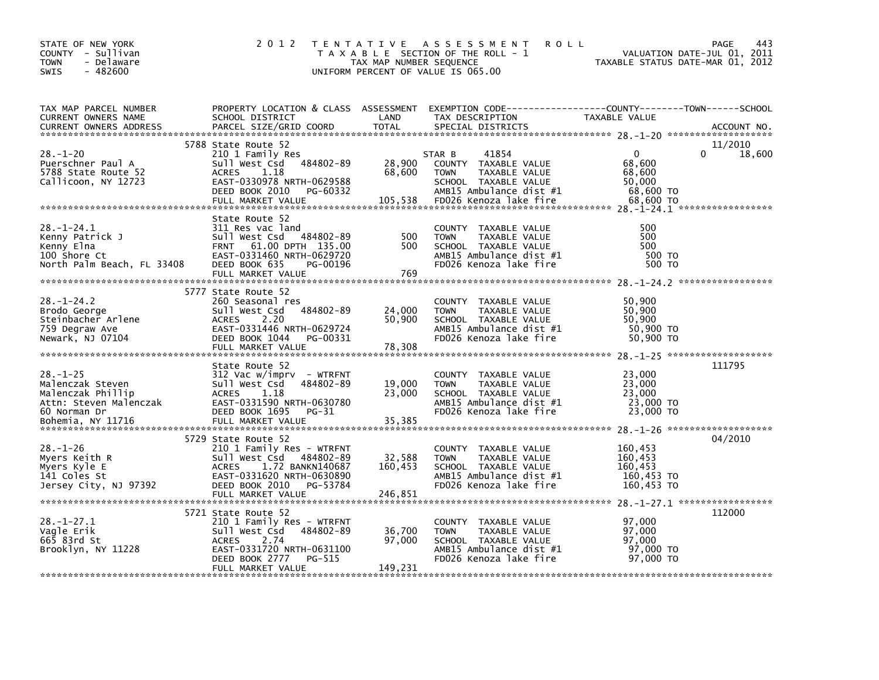STATE OF NEW YORK
COUNTY - Sullivan
TOWN - Delaware
SWIS - 482600

**2012 TENTATIVE ASSESSMENT ROLL**
TAXABLE SECTION OF THE ROLL - 1
TAX MAP NUMBER SEQUENCE
UNIFORM PERCENT OF VALUE IS 065.00

VALUATION DATE-JUL 01, 2011
TAXABLE STATUS DATE-MAR 01, 2012

| TAX MAP PARCEL NUMBER / CURRENT OWNERS NAME / CURRENT OWNERS ADDRESS | PROPERTY LOCATION & CLASS / SCHOOL DISTRICT / PARCEL SIZE/GRID COORD | ASSESSMENT LAND | TOTAL | EXEMPTION CODE / TAX DESCRIPTION / SPECIAL DISTRICTS | COUNTY TAXABLE VALUE | TOWN | SCHOOL | ACCOUNT NO. |
|---|---|---|---|---|---|---|---|---|
| 28.-1-20 | 5788 State Route 52 | | | | | | | 11/2010 |
| Puerschner Paul A | 210 1 Family Res | | | STAR B 41854 | 0 | 0 | 18,600 | |
| 5788 State Route 52 | Sull West Csd 484802-89 | 28,900 | 68,600 | COUNTY TAXABLE VALUE | 68,600 | | | |
| Callicoon, NY 12723 | ACRES 1.18 | | | TOWN TAXABLE VALUE | 68,600 | | | |
| | EAST-0330978 NRTH-0629588 | | | SCHOOL TAXABLE VALUE | 50,000 | | | |
| | DEED BOOK 2010 PG-60332 | | | AMB15 Ambulance dist #1 | 68,600 TO | | | |
| | FULL MARKET VALUE | | 105,538 | FD026 Kenoza lake fire | 68,600 TO | | | |
| 28.-1-24.1 | State Route 52 | | | | | | | |
| Kenny Patrick J | 311 Res vac land | | | COUNTY TAXABLE VALUE | 500 | | | |
| Kenny Elna | Sull West Csd 484802-89 | 500 | 500 | TOWN TAXABLE VALUE | 500 | | | |
| 100 Shore Ct | FRNT 61.00 DPTH 135.00 | | | SCHOOL TAXABLE VALUE | 500 | | | |
| North Palm Beach, FL 33408 | EAST-0331460 NRTH-0629720 | | | AMB15 Ambulance dist #1 | 500 TO | | | |
| | DEED BOOK 635 PG-00196 | | | FD026 Kenoza lake fire | 500 TO | | | |
| | FULL MARKET VALUE | | 769 | | | | | |
| 28.-1-24.2 | 5777 State Route 52 | | | | | | | |
| Brodo George | 260 Seasonal res | | | COUNTY TAXABLE VALUE | 50,900 | | | |
| Steinbacher Arlene | Sull West Csd 484802-89 | 24,000 | 50,900 | TOWN TAXABLE VALUE | 50,900 | | | |
| 759 Degraw Ave | ACRES 2.20 | | | SCHOOL TAXABLE VALUE | 50,900 | | | |
| Newark, NJ 07104 | EAST-0331446 NRTH-0629724 | | | AMB15 Ambulance dist #1 | 50,900 TO | | | |
| | DEED BOOK 1044 PG-00331 | | | FD026 Kenoza lake fire | 50,900 TO | | | |
| | FULL MARKET VALUE | | 78,308 | | | | | |
| 28.-1-25 | State Route 52 | | | | | | | 111795 |
| Malenczak Steven | 312 Vac w/imprv - WTRFNT | | | COUNTY TAXABLE VALUE | 23,000 | | | |
| Malenczak Phillip | Sull West Csd 484802-89 | 19,000 | 23,000 | TOWN TAXABLE VALUE | 23,000 | | | |
| Attn: Steven Malenczak | ACRES 1.18 | | | SCHOOL TAXABLE VALUE | 23,000 | | | |
| 60 Norman Dr | EAST-0331590 NRTH-0630780 | | | AMB15 Ambulance dist #1 | 23,000 TO | | | |
| Bohemia, NY 11716 | DEED BOOK 1695 PG-31 | | | FD026 Kenoza lake fire | 23,000 TO | | | |
| | FULL MARKET VALUE | | 35,385 | | | | | |
| 28.-1-26 | 5729 State Route 52 | | | | | | | 04/2010 |
| Myers Keith R | 210 1 Family Res - WTRFNT | | | COUNTY TAXABLE VALUE | 160,453 | | | |
| Myers Kyle E | Sull West Csd 484802-89 | 32,588 | 160,453 | TOWN TAXABLE VALUE | 160,453 | | | |
| 141 Coles St | ACRES 1.72 BANKN140687 | | | SCHOOL TAXABLE VALUE | 160,453 | | | |
| Jersey City, NJ 97392 | EAST-0331620 NRTH-0630890 | | | AMB15 Ambulance dist #1 | 160,453 TO | | | |
| | DEED BOOK 2010 PG-53784 | | | FD026 Kenoza lake fire | 160,453 TO | | | |
| | FULL MARKET VALUE | | 246,851 | | | | | |
| 28.-1-27.1 | 5721 State Route 52 | | | | | | | 112000 |
| Vagle Erik | 210 1 Family Res - WTRFNT | | | COUNTY TAXABLE VALUE | 97,000 | | | |
| 665 83rd St | Sull West Csd 484802-89 | 36,700 | 97,000 | TOWN TAXABLE VALUE | 97,000 | | | |
| Brooklyn, NY 11228 | ACRES 2.74 | | | SCHOOL TAXABLE VALUE | 97,000 | | | |
| | EAST-0331720 NRTH-0631100 | | | AMB15 Ambulance dist #1 | 97,000 TO | | | |
| | DEED BOOK 2777 PG-515 | | | FD026 Kenoza lake fire | 97,000 TO | | | |
| | FULL MARKET VALUE | | 149,231 | | | | | |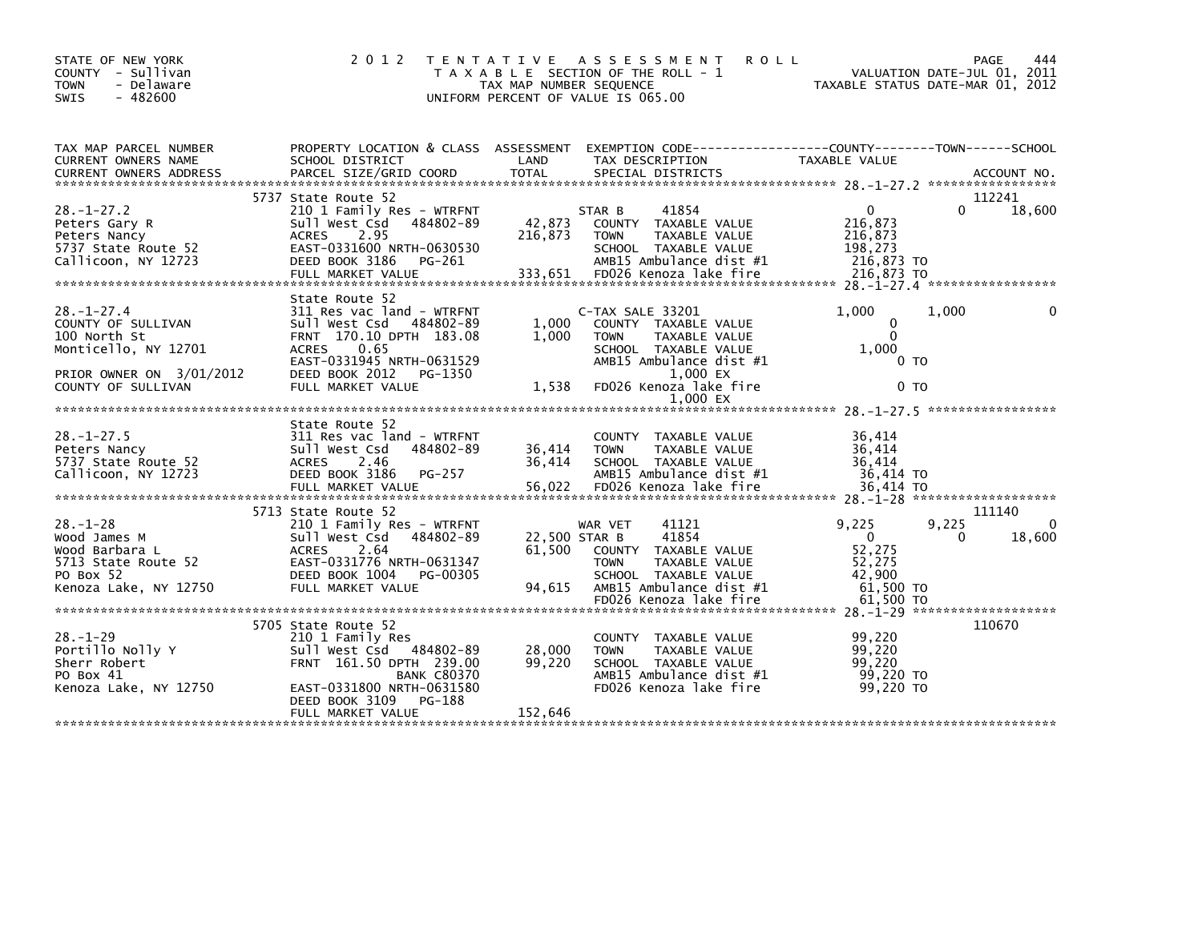STATE OF NEW YORK
COUNTY - Sullivan
TOWN - Delaware
SWIS - 482600

# 2012 TENTATIVE ASSESSMENT ROLL

TAXABLE SECTION OF THE ROLL - 1
TAX MAP NUMBER SEQUENCE
UNIFORM PERCENT OF VALUE IS 065.00

VALUATION DATE-JUL 01, 2011
TAXABLE STATUS DATE-MAR 01, 2012

| TAX MAP PARCEL NUMBER / CURRENT OWNERS NAME / CURRENT OWNERS ADDRESS | PROPERTY LOCATION & CLASS / SCHOOL DISTRICT / PARCEL SIZE/GRID COORD | ASSESSMENT LAND / TOTAL | EXEMPTION CODE / TAX DESCRIPTION / SPECIAL DISTRICTS | COUNTY | TOWN | SCHOOL | ACCOUNT NO. |
|---|---|---|---|---|---|---|---|
| 28.-1-27.2 | 5737 State Route 52 | | | | | | 112241 |
| | 210 1 Family Res - WTRFNT | | STAR B 41854 | 0 | 0 | 18,600 | |
| Peters Gary R | Sull West Csd 484802-89 | 42,873 | COUNTY TAXABLE VALUE | 216,873 | | | |
| Peters Nancy | ACRES 2.95 | 216,873 | TOWN TAXABLE VALUE | | 216,873 | | |
| 5737 State Route 52 | EAST-0331600 NRTH-0630530 | | SCHOOL TAXABLE VALUE | | | 198,273 | |
| Callicoon, NY 12723 | DEED BOOK 3186 PG-261 | | AMB15 Ambulance dist #1 | 216,873 TO | | | |
| | FULL MARKET VALUE | 333,651 | FD026 Kenoza lake fire | 216,873 TO | | | |
| 28.-1-27.4 | State Route 52 | | | | | | |
| | 311 Res vac land - WTRFNT | | C-TAX SALE 33201 | 1,000 | 1,000 | 0 | |
| COUNTY OF SULLIVAN | Sull West Csd 484802-89 | 1,000 | COUNTY TAXABLE VALUE | 0 | | | |
| 100 North St | FRNT 170.10 DPTH 183.08 | 1,000 | TOWN TAXABLE VALUE | | 0 | | |
| Monticello, NY 12701 | ACRES 0.65 | | SCHOOL TAXABLE VALUE | | | 1,000 | |
| | EAST-0331945 NRTH-0631529 | | AMB15 Ambulance dist #1 | 0 TO | | | |
| PRIOR OWNER ON 3/01/2012 | DEED BOOK 2012 PG-1350 | | 1,000 EX | | | | |
| COUNTY OF SULLIVAN | FULL MARKET VALUE | 1,538 | FD026 Kenoza lake fire | 0 TO | | | |
| | | | 1,000 EX | | | | |
| 28.-1-27.5 | State Route 52 | | | | | | |
| | 311 Res vac land - WTRFNT | | COUNTY TAXABLE VALUE | 36,414 | | | |
| Peters Nancy | Sull West Csd 484802-89 | 36,414 | TOWN TAXABLE VALUE | | 36,414 | | |
| 5737 State Route 52 | ACRES 2.46 | 36,414 | SCHOOL TAXABLE VALUE | | | 36,414 | |
| Callicoon, NY 12723 | DEED BOOK 3186 PG-257 | | AMB15 Ambulance dist #1 | 36,414 TO | | | |
| | FULL MARKET VALUE | 56,022 | FD026 Kenoza lake fire | 36,414 TO | | | |
| 28.-1-28 | 5713 State Route 52 | | | | | | 111140 |
| | 210 1 Family Res - WTRFNT | | WAR VET 41121 | 9,225 | 9,225 | 0 | |
| Wood James M | Sull West Csd 484802-89 | 22,500 | STAR B 41854 | 0 | 0 | 18,600 | |
| Wood Barbara L | ACRES 2.64 | 61,500 | COUNTY TAXABLE VALUE | 52,275 | | | |
| 5713 State Route 52 | EAST-0331776 NRTH-0631347 | | TOWN TAXABLE VALUE | | 52,275 | | |
| PO Box 52 | DEED BOOK 1004 PG-00305 | | SCHOOL TAXABLE VALUE | | | 42,900 | |
| Kenoza Lake, NY 12750 | FULL MARKET VALUE | 94,615 | AMB15 Ambulance dist #1 | 61,500 TO | | | |
| | | | FD026 Kenoza lake fire | 61,500 TO | | | |
| 28.-1-29 | 5705 State Route 52 | | | | | | 110670 |
| | 210 1 Family Res | | COUNTY TAXABLE VALUE | 99,220 | | | |
| Portillo Nolly Y | Sull West Csd 484802-89 | 28,000 | TOWN TAXABLE VALUE | | 99,220 | | |
| Sherr Robert | FRNT 161.50 DPTH 239.00 | 99,220 | SCHOOL TAXABLE VALUE | | | 99,220 | |
| PO Box 41 | BANK C80370 | | AMB15 Ambulance dist #1 | 99,220 TO | | | |
| Kenoza Lake, NY 12750 | EAST-0331800 NRTH-0631580 | | FD026 Kenoza lake fire | 99,220 TO | | | |
| | DEED BOOK 3109 PG-188 | | | | | | |
| | FULL MARKET VALUE | 152,646 | | | | | |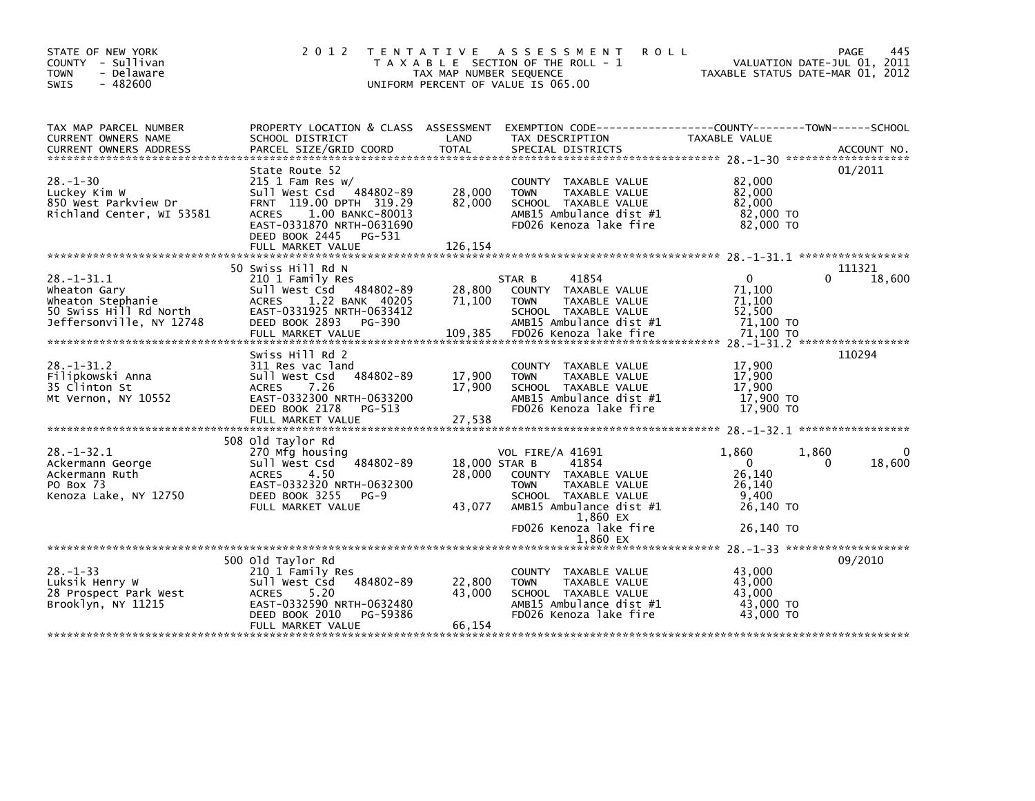STATE OF NEW YORK
COUNTY - Sullivan
TOWN - Delaware
SWIS - 482600

# 2012 TENTATIVE ASSESSMENT ROLL

TAXABLE SECTION OF THE ROLL - 1
TAX MAP NUMBER SEQUENCE
UNIFORM PERCENT OF VALUE IS 065.00

VALUATION DATE-JUL 01, 2011
TAXABLE STATUS DATE-MAR 01, 2012

| TAX MAP PARCEL NUMBER / CURRENT OWNERS NAME / CURRENT OWNERS ADDRESS | PROPERTY LOCATION & CLASS / SCHOOL DISTRICT / PARCEL SIZE/GRID COORD | ASSESSMENT LAND / TOTAL | EXEMPTION CODE / TAX DESCRIPTION / SPECIAL DISTRICTS | COUNTY TAXABLE VALUE | TOWN | SCHOOL / ACCOUNT NO. |
|---|---|---|---|---|---|---|
| **28.-1-30** | State Route 52 | | | | | 01/2011 |
| 28.-1-30 | 215 1 Fam Res w/ | | COUNTY TAXABLE VALUE | 82,000 | | |
| Luckey Kim W | Sull West Csd 484802-89 | 28,000 | TOWN TAXABLE VALUE | 82,000 | | |
| 850 West Parkview Dr | FRNT 119.00 DPTH 319.29 | 82,000 | SCHOOL TAXABLE VALUE | 82,000 | | |
| Richland Center, WI 53581 | ACRES 1.00 BANKC-80013 | | AMB15 Ambulance dist #1 | 82,000 TO | | |
| | EAST-0331870 NRTH-0631690 | | FD026 Kenoza lake fire | 82,000 TO | | |
| | DEED BOOK 2445 PG-531 | | | | | |
| | FULL MARKET VALUE | 126,154 | | | | |
| **28.-1-31.1** | 50 Swiss Hill Rd N | | | | | 111321 |
| 28.-1-31.1 | 210 1 Family Res | | STAR B 41854 | 0 | 0 | 18,600 |
| Wheaton Gary | Sull West Csd 484802-89 | 28,800 | COUNTY TAXABLE VALUE | 71,100 | | |
| Wheaton Stephanie | ACRES 1.22 BANK 40205 | 71,100 | TOWN TAXABLE VALUE | 71,100 | | |
| 50 Swiss Hill Rd North | EAST-0331925 NRTH-0633412 | | SCHOOL TAXABLE VALUE | 52,500 | | |
| Jeffersonville, NY 12748 | DEED BOOK 2893 PG-390 | | AMB15 Ambulance dist #1 | 71,100 TO | | |
| | FULL MARKET VALUE | 109,385 | FD026 Kenoza lake fire | 71,100 TO | | |
| **28.-1-31.2** | Swiss Hill Rd 2 | | | | | 110294 |
| 28.-1-31.2 | 311 Res vac land | | COUNTY TAXABLE VALUE | 17,900 | | |
| Filipkowski Anna | Sull West Csd 484802-89 | 17,900 | TOWN TAXABLE VALUE | 17,900 | | |
| 35 Clinton St | ACRES 7.26 | 17,900 | SCHOOL TAXABLE VALUE | 17,900 | | |
| Mt Vernon, NY 10552 | EAST-0332300 NRTH-0633200 | | AMB15 Ambulance dist #1 | 17,900 TO | | |
| | DEED BOOK 2178 PG-513 | | FD026 Kenoza lake fire | 17,900 TO | | |
| | FULL MARKET VALUE | 27,538 | | | | |
| **28.-1-32.1** | 508 Old Taylor Rd | | | | | |
| 28.-1-32.1 | 270 Mfg housing | | VOL FIRE/A 41691 | 1,860 | 1,860 | 0 |
| Ackermann George | Sull West Csd 484802-89 | 18,000 | STAR B 41854 | 0 | 0 | 18,600 |
| Ackermann Ruth | ACRES 4.50 | 28,000 | COUNTY TAXABLE VALUE | 26,140 | | |
| PO Box 73 | EAST-0332320 NRTH-0632300 | | TOWN TAXABLE VALUE | 26,140 | | |
| Kenoza Lake, NY 12750 | DEED BOOK 3255 PG-9 | | SCHOOL TAXABLE VALUE | 9,400 | | |
| | FULL MARKET VALUE | 43,077 | AMB15 Ambulance dist #1 | 26,140 TO | | |
| | | | 1,860 EX | | | |
| | | | FD026 Kenoza lake fire | 26,140 TO | | |
| | | | 1,860 EX | | | |
| **28.-1-33** | 500 Old Taylor Rd | | | | | 09/2010 |
| 28.-1-33 | 210 1 Family Res | | COUNTY TAXABLE VALUE | 43,000 | | |
| Luksik Henry W | Sull West Csd 484802-89 | 22,800 | TOWN TAXABLE VALUE | 43,000 | | |
| 28 Prospect Park West | ACRES 5.20 | 43,000 | SCHOOL TAXABLE VALUE | 43,000 | | |
| Brooklyn, NY 11215 | EAST-0332590 NRTH-0632480 | | AMB15 Ambulance dist #1 | 43,000 TO | | |
| | DEED BOOK 2010 PG-59386 | | FD026 Kenoza lake fire | 43,000 TO | | |
| | FULL MARKET VALUE | 66,154 | | | | |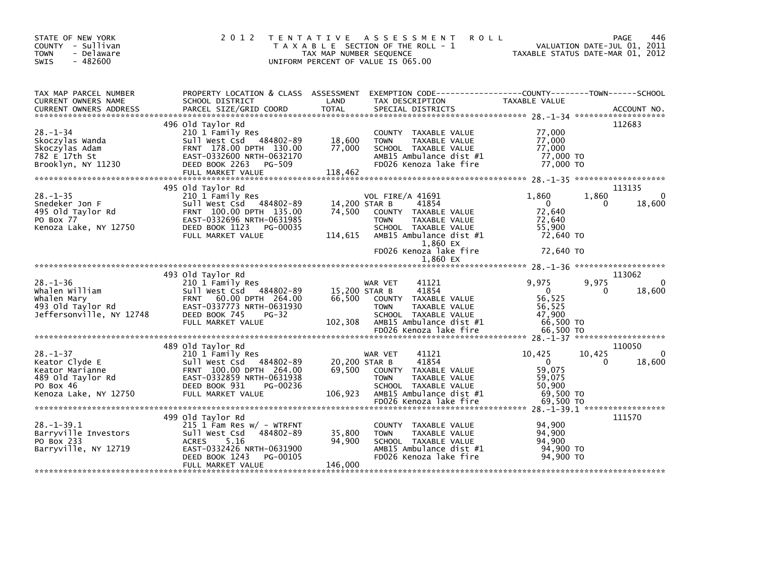STATE OF NEW YORK
COUNTY - Sullivan
TOWN - Delaware
SWIS - 482600

# 2012 TENTATIVE ASSESSMENT ROLL

TAXABLE SECTION OF THE ROLL - 1
TAX MAP NUMBER SEQUENCE
UNIFORM PERCENT OF VALUE IS 065.00

VALUATION DATE-JUL 01, 2011
TAXABLE STATUS DATE-MAR 01, 2012

| TAX MAP PARCEL NUMBER / CURRENT OWNERS NAME / CURRENT OWNERS ADDRESS | PROPERTY LOCATION & CLASS / SCHOOL DISTRICT / PARCEL SIZE/GRID COORD | ASSESSMENT LAND / TOTAL | EXEMPTION CODE / TAX DESCRIPTION / SPECIAL DISTRICTS | COUNTY TAXABLE VALUE | TOWN | SCHOOL | ACCOUNT NO. |
|---|---|---|---|---|---|---|---|
| 28.-1-34 | 496 Old Taylor Rd | | | | | | 112683 |
| | 210 1 Family Res | | COUNTY TAXABLE VALUE | 77,000 | | | |
| Skoczylas Wanda | Sull West Csd 484802-89 | 18,600 | TOWN TAXABLE VALUE | 77,000 | | | |
| Skoczylas Adam | FRNT 178.00 DPTH 130.00 | 77,000 | SCHOOL TAXABLE VALUE | 77,000 | | | |
| 782 E 17th St | EAST-0332600 NRTH-0632170 | | AMB15 Ambulance dist #1 | 77,000 TO | | | |
| Brooklyn, NY 11230 | DEED BOOK 2263 PG-509 | | FD026 Kenoza lake fire | 77,000 TO | | | |
| | FULL MARKET VALUE | 118,462 | | | | | |
| 28.-1-35 | 495 Old Taylor Rd | | | | | | 113135 |
| | 210 1 Family Res | | VOL FIRE/A 41691 | 1,860 | 1,860 | 0 | |
| Snedeker Jon F | Sull West Csd 484802-89 | 14,200 | STAR B 41854 | 0 | 0 | 18,600 | |
| 495 Old Taylor Rd | FRNT 100.00 DPTH 135.00 | 74,500 | COUNTY TAXABLE VALUE | 72,640 | | | |
| PO Box 77 | EAST-0332696 NRTH-0631985 | | TOWN TAXABLE VALUE | 72,640 | | | |
| Kenoza Lake, NY 12750 | DEED BOOK 1123 PG-00035 | | SCHOOL TAXABLE VALUE | 55,900 | | | |
| | FULL MARKET VALUE | 114,615 | AMB15 Ambulance dist #1 | 72,640 TO | | | |
| | | | 1,860 EX | | | | |
| | | | FD026 Kenoza lake fire | 72,640 TO | | | |
| | | | 1,860 EX | | | | |
| 28.-1-36 | 493 Old Taylor Rd | | | | | | 113062 |
| | 210 1 Family Res | | WAR VET 41121 | 9,975 | 9,975 | 0 | |
| Whalen William | Sull West Csd 484802-89 | 15,200 | STAR B 41854 | 0 | 0 | 18,600 | |
| Whalen Mary | FRNT 60.00 DPTH 264.00 | 66,500 | COUNTY TAXABLE VALUE | 56,525 | | | |
| 493 Old Taylor Rd | EAST-0337773 NRTH-0631930 | | TOWN TAXABLE VALUE | 56,525 | | | |
| Jeffersonville, NY 12748 | DEED BOOK 745 PG-32 | | SCHOOL TAXABLE VALUE | 47,900 | | | |
| | FULL MARKET VALUE | 102,308 | AMB15 Ambulance dist #1 | 66,500 TO | | | |
| | | | FD026 Kenoza lake fire | 66,500 TO | | | |
| 28.-1-37 | 489 Old Taylor Rd | | | | | | 110050 |
| | 210 1 Family Res | | WAR VET 41121 | 10,425 | 10,425 | 0 | |
| Keator Clyde E | Sull West Csd 484802-89 | 20,200 | STAR B 41854 | 0 | 0 | 18,600 | |
| Keator Marianne | FRNT 100.00 DPTH 264.00 | 69,500 | COUNTY TAXABLE VALUE | 59,075 | | | |
| 489 Old Taylor Rd | EAST-0332859 NRTH-0631938 | | TOWN TAXABLE VALUE | 59,075 | | | |
| PO Box 46 | DEED BOOK 931 PG-00236 | | SCHOOL TAXABLE VALUE | 50,900 | | | |
| Kenoza Lake, NY 12750 | FULL MARKET VALUE | 106,923 | AMB15 Ambulance dist #1 | 69,500 TO | | | |
| | | | FD026 Kenoza lake fire | 69,500 TO | | | |
| 28.-1-39.1 | 499 Old Taylor Rd | | | | | | 111570 |
| | 215 1 Fam Res w/ - WTRFNT | | COUNTY TAXABLE VALUE | 94,900 | | | |
| Barryville Investors | Sull West Csd 484802-89 | 35,800 | TOWN TAXABLE VALUE | 94,900 | | | |
| PO Box 233 | ACRES 5.16 | 94,900 | SCHOOL TAXABLE VALUE | 94,900 | | | |
| Barryville, NY 12719 | EAST-0332426 NRTH-0631900 | | AMB15 Ambulance dist #1 | 94,900 TO | | | |
| | DEED BOOK 1243 PG-00105 | | FD026 Kenoza lake fire | 94,900 TO | | | |
| | FULL MARKET VALUE | 146,000 | | | | | |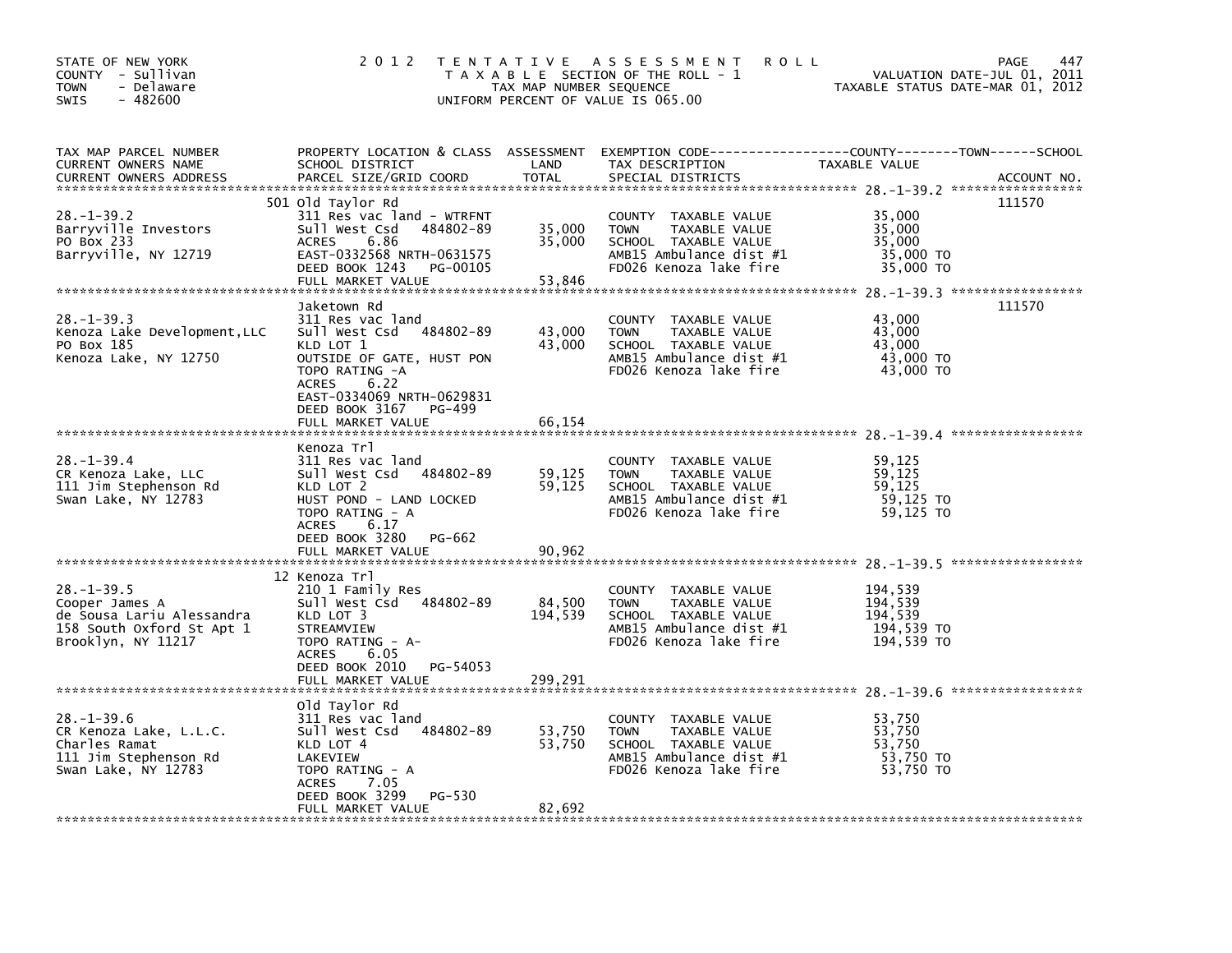STATE OF NEW YORK
COUNTY - Sullivan
TOWN - Delaware
SWIS - 482600

2 0 1 2 T E N T A T I V E A S S E S S M E N T R O L L
T A X A B L E SECTION OF THE ROLL - 1
TAX MAP NUMBER SEQUENCE
UNIFORM PERCENT OF VALUE IS 065.00

VALUATION DATE-JUL 01, 2011
TAXABLE STATUS DATE-MAR 01, 2012

| TAX MAP PARCEL NUMBER / CURRENT OWNERS NAME / CURRENT OWNERS ADDRESS | PROPERTY LOCATION & CLASS / SCHOOL DISTRICT / PARCEL SIZE/GRID COORD | ASSESSMENT LAND | TOTAL | EXEMPTION CODE / TAX DESCRIPTION / SPECIAL DISTRICTS | TAXABLE VALUE | ACCOUNT NO. |
|---|---|---|---|---|---|---|
| 28.-1-39.2 | 501 Old Taylor Rd | | | | | 111570 |
| | 311 Res vac land - WTRFNT | | | COUNTY TAXABLE VALUE | 35,000 | |
| Barryville Investors | Sull West Csd 484802-89 | 35,000 | | TOWN TAXABLE VALUE | 35,000 | |
| PO Box 233 | ACRES 6.86 | | 35,000 | SCHOOL TAXABLE VALUE | 35,000 | |
| Barryville, NY 12719 | EAST-0332568 NRTH-0631575 | | | AMB15 Ambulance dist #1 | 35,000 TO | |
| | DEED BOOK 1243 PG-00105 | | | FD026 Kenoza lake fire | 35,000 TO | |
| | FULL MARKET VALUE | | 53,846 | | | |
| 28.-1-39.3 | Jaketown Rd | | | | | 111570 |
| | 311 Res vac land | | | COUNTY TAXABLE VALUE | 43,000 | |
| Kenoza Lake Development,LLC | Sull West Csd 484802-89 | 43,000 | | TOWN TAXABLE VALUE | 43,000 | |
| PO Box 185 | KLD LOT 1 | | 43,000 | SCHOOL TAXABLE VALUE | 43,000 | |
| Kenoza Lake, NY 12750 | OUTSIDE OF GATE, HUST PON | | | AMB15 Ambulance dist #1 | 43,000 TO | |
| | TOPO RATING -A | | | FD026 Kenoza lake fire | 43,000 TO | |
| | ACRES 6.22 | | | | | |
| | EAST-0334069 NRTH-0629831 | | | | | |
| | DEED BOOK 3167 PG-499 | | | | | |
| | FULL MARKET VALUE | | 66,154 | | | |
| 28.-1-39.4 | Kenoza Trl | | | | | |
| | 311 Res vac land | | | COUNTY TAXABLE VALUE | 59,125 | |
| CR Kenoza Lake, LLC | Sull West Csd 484802-89 | 59,125 | | TOWN TAXABLE VALUE | 59,125 | |
| 111 Jim Stephenson Rd | KLD LOT 2 | | 59,125 | SCHOOL TAXABLE VALUE | 59,125 | |
| Swan Lake, NY 12783 | HUST POND - LAND LOCKED | | | AMB15 Ambulance dist #1 | 59,125 TO | |
| | TOPO RATING - A | | | FD026 Kenoza lake fire | 59,125 TO | |
| | ACRES 6.17 | | | | | |
| | DEED BOOK 3280 PG-662 | | | | | |
| | FULL MARKET VALUE | | 90,962 | | | |
| 28.-1-39.5 | 12 Kenoza Trl | | | | | |
| | 210 1 Family Res | | | COUNTY TAXABLE VALUE | 194,539 | |
| Cooper James A | Sull West Csd 484802-89 | 84,500 | | TOWN TAXABLE VALUE | 194,539 | |
| de Sousa Lariu Alessandra | KLD LOT 3 | | 194,539 | SCHOOL TAXABLE VALUE | 194,539 | |
| 158 South Oxford St Apt 1 | STREAMVIEW | | | AMB15 Ambulance dist #1 | 194,539 TO | |
| Brooklyn, NY 11217 | TOPO RATING - A- | | | FD026 Kenoza lake fire | 194,539 TO | |
| | ACRES 6.05 | | | | | |
| | DEED BOOK 2010 PG-54053 | | | | | |
| | FULL MARKET VALUE | | 299,291 | | | |
| 28.-1-39.6 | Old Taylor Rd | | | | | |
| | 311 Res vac land | | | COUNTY TAXABLE VALUE | 53,750 | |
| CR Kenoza Lake, L.L.C. | Sull West Csd 484802-89 | 53,750 | | TOWN TAXABLE VALUE | 53,750 | |
| Charles Ramat | KLD LOT 4 | | 53,750 | SCHOOL TAXABLE VALUE | 53,750 | |
| 111 Jim Stephenson Rd | LAKEVIEW | | | AMB15 Ambulance dist #1 | 53,750 TO | |
| Swan Lake, NY 12783 | TOPO RATING - A | | | FD026 Kenoza lake fire | 53,750 TO | |
| | ACRES 7.05 | | | | | |
| | DEED BOOK 3299 PG-530 | | | | | |
| | FULL MARKET VALUE | | 82,692 | | | |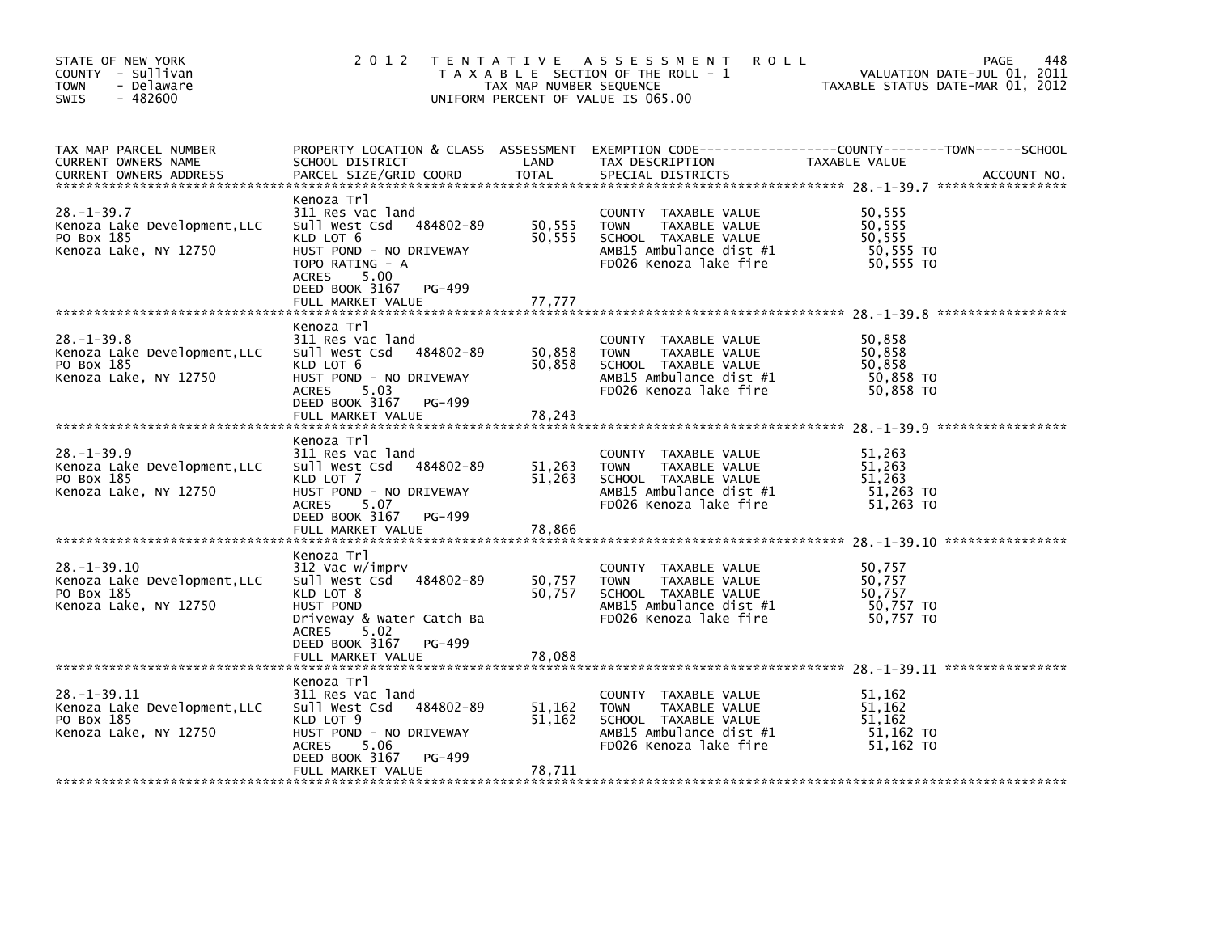STATE OF NEW YORK
COUNTY - Sullivan
TOWN - Delaware
SWIS - 482600

2012 TENTATIVE ASSESSMENT ROLL
TAXABLE SECTION OF THE ROLL - 1
TAX MAP NUMBER SEQUENCE
UNIFORM PERCENT OF VALUE IS 065.00

VALUATION DATE-JUL 01, 2011
TAXABLE STATUS DATE-MAR 01, 2012

| TAX MAP PARCEL NUMBER / CURRENT OWNERS NAME / CURRENT OWNERS ADDRESS | PROPERTY LOCATION & CLASS / SCHOOL DISTRICT / PARCEL SIZE/GRID COORD | ASSESSMENT LAND / TOTAL | EXEMPTION CODE / TAX DESCRIPTION / SPECIAL DISTRICTS | TAXABLE VALUE (COUNTY / TOWN / SCHOOL) | ACCOUNT NO. |
|---|---|---|---|---|---|
| 28.-1-39.7 | Kenoza Trl | | | | |
| | 311 Res vac land | | COUNTY TAXABLE VALUE | 50,555 | |
| Kenoza Lake Development,LLC | Sull West Csd 484802-89 | 50,555 | TOWN TAXABLE VALUE | 50,555 | |
| PO Box 185 | KLD LOT 6 | 50,555 | SCHOOL TAXABLE VALUE | 50,555 | |
| Kenoza Lake, NY 12750 | HUST POND - NO DRIVEWAY | | AMB15 Ambulance dist #1 | 50,555 TO | |
| | TOPO RATING - A | | FD026 Kenoza lake fire | 50,555 TO | |
| | ACRES 5.00 | | | | |
| | DEED BOOK 3167 PG-499 | | | | |
| | FULL MARKET VALUE | 77,777 | | | |
| 28.-1-39.8 | Kenoza Trl | | | | |
| | 311 Res vac land | | COUNTY TAXABLE VALUE | 50,858 | |
| Kenoza Lake Development,LLC | Sull West Csd 484802-89 | 50,858 | TOWN TAXABLE VALUE | 50,858 | |
| PO Box 185 | KLD LOT 6 | 50,858 | SCHOOL TAXABLE VALUE | 50,858 | |
| Kenoza Lake, NY 12750 | HUST POND - NO DRIVEWAY | | AMB15 Ambulance dist #1 | 50,858 TO | |
| | ACRES 5.03 | | FD026 Kenoza lake fire | 50,858 TO | |
| | DEED BOOK 3167 PG-499 | | | | |
| | FULL MARKET VALUE | 78,243 | | | |
| 28.-1-39.9 | Kenoza Trl | | | | |
| | 311 Res vac land | | COUNTY TAXABLE VALUE | 51,263 | |
| Kenoza Lake Development,LLC | Sull West Csd 484802-89 | 51,263 | TOWN TAXABLE VALUE | 51,263 | |
| PO Box 185 | KLD LOT 7 | 51,263 | SCHOOL TAXABLE VALUE | 51,263 | |
| Kenoza Lake, NY 12750 | HUST POND - NO DRIVEWAY | | AMB15 Ambulance dist #1 | 51,263 TO | |
| | ACRES 5.07 | | FD026 Kenoza lake fire | 51,263 TO | |
| | DEED BOOK 3167 PG-499 | | | | |
| | FULL MARKET VALUE | 78,866 | | | |
| 28.-1-39.10 | Kenoza Trl | | | | |
| | 312 Vac w/imprv | | COUNTY TAXABLE VALUE | 50,757 | |
| Kenoza Lake Development,LLC | Sull West Csd 484802-89 | 50,757 | TOWN TAXABLE VALUE | 50,757 | |
| PO Box 185 | KLD LOT 8 | 50,757 | SCHOOL TAXABLE VALUE | 50,757 | |
| Kenoza Lake, NY 12750 | HUST POND | | AMB15 Ambulance dist #1 | 50,757 TO | |
| | Driveway & Water Catch Ba | | FD026 Kenoza lake fire | 50,757 TO | |
| | ACRES 5.02 | | | | |
| | DEED BOOK 3167 PG-499 | | | | |
| | FULL MARKET VALUE | 78,088 | | | |
| 28.-1-39.11 | Kenoza Trl | | | | |
| | 311 Res vac land | | COUNTY TAXABLE VALUE | 51,162 | |
| Kenoza Lake Development,LLC | Sull West Csd 484802-89 | 51,162 | TOWN TAXABLE VALUE | 51,162 | |
| PO Box 185 | KLD LOT 9 | 51,162 | SCHOOL TAXABLE VALUE | 51,162 | |
| Kenoza Lake, NY 12750 | HUST POND - NO DRIVEWAY | | AMB15 Ambulance dist #1 | 51,162 TO | |
| | ACRES 5.06 | | FD026 Kenoza lake fire | 51,162 TO | |
| | DEED BOOK 3167 PG-499 | | | | |
| | FULL MARKET VALUE | 78,711 | | | |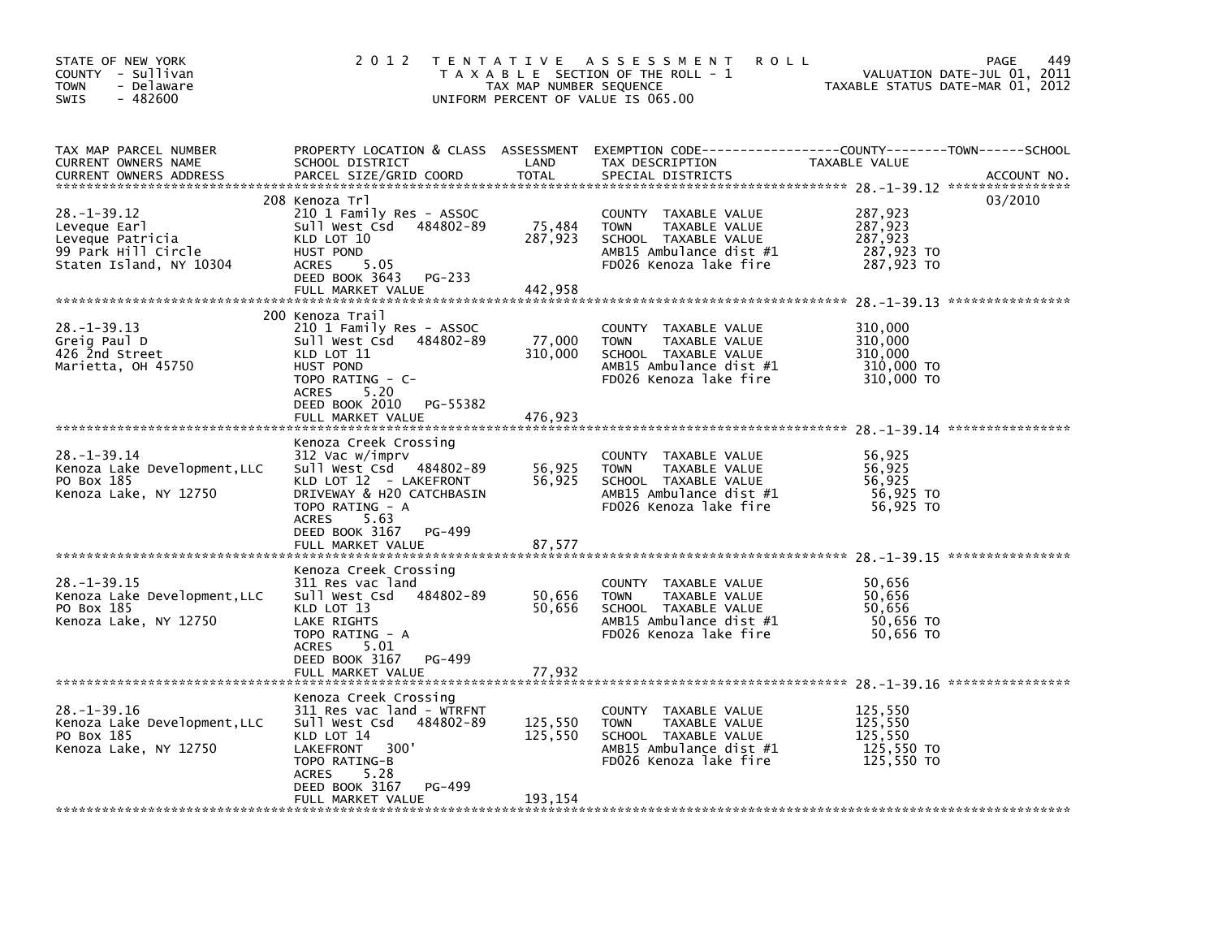STATE OF NEW YORK
COUNTY - Sullivan
TOWN - Delaware
SWIS - 482600

2 0 1 2 T E N T A T I V E A S S E S S M E N T R O L L
T A X A B L E SECTION OF THE ROLL - 1
TAX MAP NUMBER SEQUENCE
UNIFORM PERCENT OF VALUE IS 065.00

VALUATION DATE-JUL 01, 2011
TAXABLE STATUS DATE-MAR 01, 2012

| TAX MAP PARCEL NUMBER / CURRENT OWNERS NAME / CURRENT OWNERS ADDRESS | PROPERTY LOCATION & CLASS / SCHOOL DISTRICT / PARCEL SIZE/GRID COORD | ASSESSMENT LAND | TOTAL | EXEMPTION CODE / TAX DESCRIPTION / SPECIAL DISTRICTS | TAXABLE VALUE | ACCOUNT NO. |
|---|---|---|---|---|---|---|
| 28.-1-39.12 | 208 Kenoza Trl | | | | | 03/2010 |
| Leveque Earl | 210 1 Family Res - ASSOC | | | COUNTY TAXABLE VALUE | 287,923 | |
| Leveque Patricia | Sull West Csd 484802-89 | 75,484 | | TOWN TAXABLE VALUE | 287,923 | |
| 99 Park Hill Circle | KLD LOT 10 | | 287,923 | SCHOOL TAXABLE VALUE | 287,923 | |
| Staten Island, NY 10304 | HUST POND | | | AMB15 Ambulance dist #1 | 287,923 TO | |
| | ACRES 5.05 | | | FD026 Kenoza lake fire | 287,923 TO | |
| | DEED BOOK 3643 PG-233 | | | | | |
| | FULL MARKET VALUE | | 442,958 | | | |
| 28.-1-39.13 | 200 Kenoza Trail | | | | | |
| Greig Paul D | 210 1 Family Res - ASSOC | | | COUNTY TAXABLE VALUE | 310,000 | |
| 426 2nd Street | Sull West Csd 484802-89 | 77,000 | | TOWN TAXABLE VALUE | 310,000 | |
| Marietta, OH 45750 | KLD LOT 11 | | 310,000 | SCHOOL TAXABLE VALUE | 310,000 | |
| | HUST POND | | | AMB15 Ambulance dist #1 | 310,000 TO | |
| | TOPO RATING - C- | | | FD026 Kenoza lake fire | 310,000 TO | |
| | ACRES 5.20 | | | | | |
| | DEED BOOK 2010 PG-55382 | | | | | |
| | FULL MARKET VALUE | | 476,923 | | | |
| 28.-1-39.14 | Kenoza Creek Crossing | | | | | |
| Kenoza Lake Development,LLC | 312 Vac w/imprv | | | COUNTY TAXABLE VALUE | 56,925 | |
| PO Box 185 | Sull West Csd 484802-89 | 56,925 | | TOWN TAXABLE VALUE | 56,925 | |
| Kenoza Lake, NY 12750 | KLD LOT 12 - LAKEFRONT | | 56,925 | SCHOOL TAXABLE VALUE | 56,925 | |
| | DRIVEWAY & H20 CATCHBASIN | | | AMB15 Ambulance dist #1 | 56,925 TO | |
| | TOPO RATING - A | | | FD026 Kenoza lake fire | 56,925 TO | |
| | ACRES 5.63 | | | | | |
| | DEED BOOK 3167 PG-499 | | | | | |
| | FULL MARKET VALUE | | 87,577 | | | |
| 28.-1-39.15 | Kenoza Creek Crossing | | | | | |
| Kenoza Lake Development,LLC | 311 Res vac land | | | COUNTY TAXABLE VALUE | 50,656 | |
| PO Box 185 | Sull West Csd 484802-89 | 50,656 | | TOWN TAXABLE VALUE | 50,656 | |
| Kenoza Lake, NY 12750 | KLD LOT 13 | | 50,656 | SCHOOL TAXABLE VALUE | 50,656 | |
| | LAKE RIGHTS | | | AMB15 Ambulance dist #1 | 50,656 TO | |
| | TOPO RATING - A | | | FD026 Kenoza lake fire | 50,656 TO | |
| | ACRES 5.01 | | | | | |
| | DEED BOOK 3167 PG-499 | | | | | |
| | FULL MARKET VALUE | | 77,932 | | | |
| 28.-1-39.16 | Kenoza Creek Crossing | | | | | |
| Kenoza Lake Development,LLC | 311 Res vac land - WTRFNT | | | COUNTY TAXABLE VALUE | 125,550 | |
| PO Box 185 | Sull West Csd 484802-89 | 125,550 | | TOWN TAXABLE VALUE | 125,550 | |
| Kenoza Lake, NY 12750 | KLD LOT 14 | | 125,550 | SCHOOL TAXABLE VALUE | 125,550 | |
| | LAKEFRONT 300' | | | AMB15 Ambulance dist #1 | 125,550 TO | |
| | TOPO RATING-B | | | FD026 Kenoza lake fire | 125,550 TO | |
| | ACRES 5.28 | | | | | |
| | DEED BOOK 3167 PG-499 | | | | | |
| | FULL MARKET VALUE | | 193,154 | | | |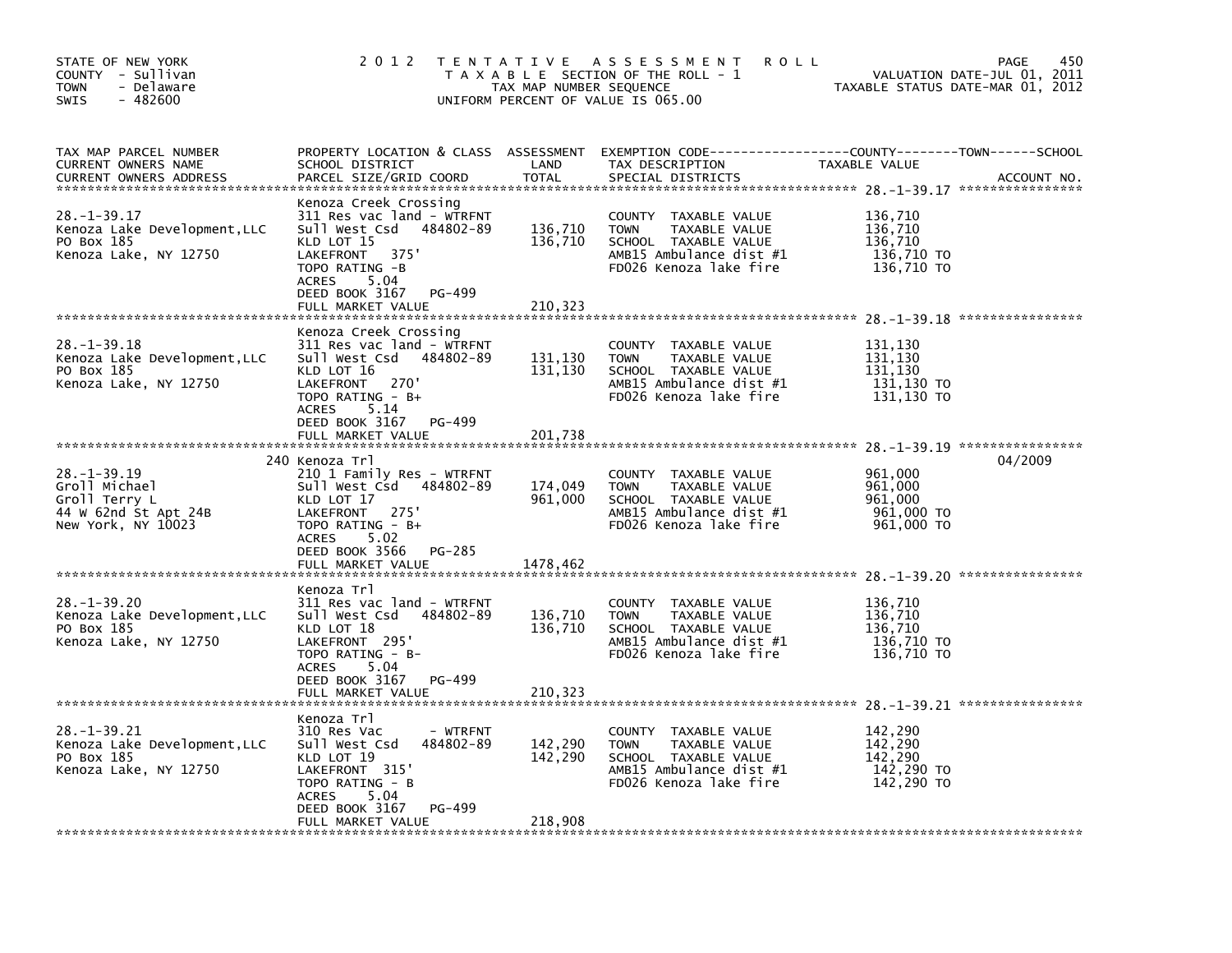STATE OF NEW YORK
COUNTY - Sullivan
TOWN - Delaware
SWIS - 482600

# 2012 TENTATIVE ASSESSMENT ROLL

TAXABLE SECTION OF THE ROLL - 1
TAX MAP NUMBER SEQUENCE
UNIFORM PERCENT OF VALUE IS 065.00

VALUATION DATE-JUL 01, 2011
TAXABLE STATUS DATE-MAR 01, 2012

| TAX MAP PARCEL NUMBER / CURRENT OWNERS NAME / CURRENT OWNERS ADDRESS | PROPERTY LOCATION & CLASS / SCHOOL DISTRICT / PARCEL SIZE/GRID COORD | ASSESSMENT LAND / TOTAL | EXEMPTION CODE / TAX DESCRIPTION / SPECIAL DISTRICTS | TAXABLE VALUE (COUNTY / TOWN / SCHOOL) | ACCOUNT NO. |
|---|---|---|---|---|---|
| **28.-1-39.17** | Kenoza Creek Crossing | | | | |
| Kenoza Lake Development,LLC | 311 Res vac land - WTRFNT | | COUNTY TAXABLE VALUE | 136,710 | |
| PO Box 185 | Sull West Csd 484802-89 | 136,710 | TOWN TAXABLE VALUE | 136,710 | |
| Kenoza Lake, NY 12750 | KLD LOT 15 | 136,710 | SCHOOL TAXABLE VALUE | 136,710 | |
| | LAKEFRONT 375' | | AMB15 Ambulance dist #1 | 136,710 TO | |
| | TOPO RATING -B | | FD026 Kenoza lake fire | 136,710 TO | |
| | ACRES 5.04 | | | | |
| | DEED BOOK 3167 PG-499 | | | | |
| | FULL MARKET VALUE | 210,323 | | | |
| **28.-1-39.18** | Kenoza Creek Crossing | | | | |
| Kenoza Lake Development,LLC | 311 Res vac land - WTRFNT | | COUNTY TAXABLE VALUE | 131,130 | |
| PO Box 185 | Sull West Csd 484802-89 | 131,130 | TOWN TAXABLE VALUE | 131,130 | |
| Kenoza Lake, NY 12750 | KLD LOT 16 | 131,130 | SCHOOL TAXABLE VALUE | 131,130 | |
| | LAKEFRONT 270' | | AMB15 Ambulance dist #1 | 131,130 TO | |
| | TOPO RATING - B+ | | FD026 Kenoza lake fire | 131,130 TO | |
| | ACRES 5.14 | | | | |
| | DEED BOOK 3167 PG-499 | | | | |
| | FULL MARKET VALUE | 201,738 | | | |
| **28.-1-39.19** | 240 Kenoza Trl | | | | 04/2009 |
| Groll Michael | 210 1 Family Res - WTRFNT | | COUNTY TAXABLE VALUE | 961,000 | |
| Groll Terry L | Sull West Csd 484802-89 | 174,049 | TOWN TAXABLE VALUE | 961,000 | |
| 44 W 62nd St Apt 24B | KLD LOT 17 | 961,000 | SCHOOL TAXABLE VALUE | 961,000 | |
| New York, NY 10023 | LAKEFRONT 275' | | AMB15 Ambulance dist #1 | 961,000 TO | |
| | TOPO RATING - B+ | | FD026 Kenoza lake fire | 961,000 TO | |
| | ACRES 5.02 | | | | |
| | DEED BOOK 3566 PG-285 | | | | |
| | FULL MARKET VALUE | 1478,462 | | | |
| **28.-1-39.20** | Kenoza Trl | | | | |
| Kenoza Lake Development,LLC | 311 Res vac land - WTRFNT | | COUNTY TAXABLE VALUE | 136,710 | |
| PO Box 185 | Sull West Csd 484802-89 | 136,710 | TOWN TAXABLE VALUE | 136,710 | |
| Kenoza Lake, NY 12750 | KLD LOT 18 | 136,710 | SCHOOL TAXABLE VALUE | 136,710 | |
| | LAKEFRONT 295' | | AMB15 Ambulance dist #1 | 136,710 TO | |
| | TOPO RATING - B- | | FD026 Kenoza lake fire | 136,710 TO | |
| | ACRES 5.04 | | | | |
| | DEED BOOK 3167 PG-499 | | | | |
| | FULL MARKET VALUE | 210,323 | | | |
| **28.-1-39.21** | Kenoza Trl | | | | |
| Kenoza Lake Development,LLC | 310 Res Vac - WTRFNT | | COUNTY TAXABLE VALUE | 142,290 | |
| PO Box 185 | Sull West Csd 484802-89 | 142,290 | TOWN TAXABLE VALUE | 142,290 | |
| Kenoza Lake, NY 12750 | KLD LOT 19 | 142,290 | SCHOOL TAXABLE VALUE | 142,290 | |
| | LAKEFRONT 315' | | AMB15 Ambulance dist #1 | 142,290 TO | |
| | TOPO RATING - B | | FD026 Kenoza lake fire | 142,290 TO | |
| | ACRES 5.04 | | | | |
| | DEED BOOK 3167 PG-499 | | | | |
| | FULL MARKET VALUE | 218,908 | | | |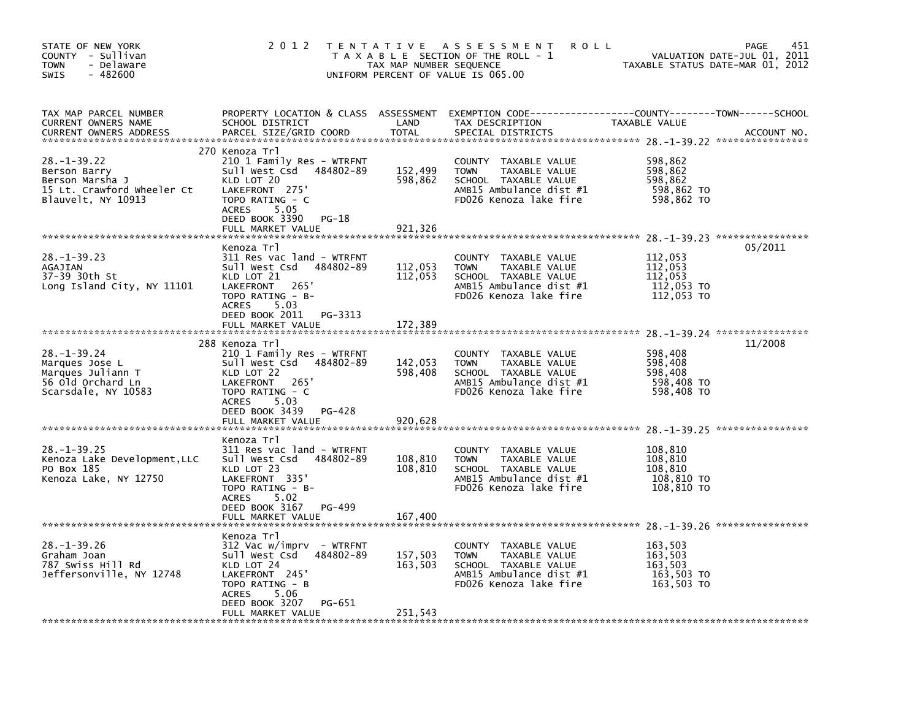STATE OF NEW YORK
COUNTY - Sullivan
TOWN - Delaware
SWIS - 482600

# 2012 TENTATIVE ASSESSMENT ROLL

TAXABLE SECTION OF THE ROLL - 1
TAX MAP NUMBER SEQUENCE
UNIFORM PERCENT OF VALUE IS 065.00

VALUATION DATE-JUL 01, 2011
TAXABLE STATUS DATE-MAR 01, 2012

| TAX MAP PARCEL NUMBER / CURRENT OWNERS NAME / CURRENT OWNERS ADDRESS | PROPERTY LOCATION & CLASS / SCHOOL DISTRICT / PARCEL SIZE/GRID COORD | ASSESSMENT LAND / TOTAL | EXEMPTION CODE / TAX DESCRIPTION / SPECIAL DISTRICTS | TAXABLE VALUE (COUNTY / TOWN / SCHOOL) | ACCOUNT NO. |
|---|---|---|---|---|---|
| 28.-1-39.22 | 270 Kenoza Trl | | | | |
| Berson Barry | 210 1 Family Res - WTRFNT | | COUNTY TAXABLE VALUE | 598,862 | |
| Berson Marsha J | Sull West Csd 484802-89 | 152,499 | TOWN TAXABLE VALUE | 598,862 | |
| 15 Lt. Crawford Wheeler Ct | KLD LOT 20 | 598,862 | SCHOOL TAXABLE VALUE | 598,862 | |
| Blauvelt, NY 10913 | LAKEFRONT 275' | | AMB15 Ambulance dist #1 | 598,862 TO | |
| | TOPO RATING - C | | FD026 Kenoza lake fire | 598,862 TO | |
| | ACRES 5.05 | | | | |
| | DEED BOOK 3390 PG-18 | | | | |
| | FULL MARKET VALUE | 921,326 | | | |
| 28.-1-39.23 | Kenoza Trl | | | | 05/2011 |
| AGAJIAN | 311 Res vac land - WTRFNT | | COUNTY TAXABLE VALUE | 112,053 | |
| 37-39 30th St | Sull West Csd 484802-89 | 112,053 | TOWN TAXABLE VALUE | 112,053 | |
| Long Island City, NY 11101 | KLD LOT 21 | 112,053 | SCHOOL TAXABLE VALUE | 112,053 | |
| | LAKEFRONT 265' | | AMB15 Ambulance dist #1 | 112,053 TO | |
| | TOPO RATING - B- | | FD026 Kenoza lake fire | 112,053 TO | |
| | ACRES 5.03 | | | | |
| | DEED BOOK 2011 PG-3313 | | | | |
| | FULL MARKET VALUE | 172,389 | | | |
| 28.-1-39.24 | 288 Kenoza Trl | | | | 11/2008 |
| Marques Jose L | 210 1 Family Res - WTRFNT | | COUNTY TAXABLE VALUE | 598,408 | |
| Marques Juliann T | Sull West Csd 484802-89 | 142,053 | TOWN TAXABLE VALUE | 598,408 | |
| 56 Old Orchard Ln | KLD LOT 22 | 598,408 | SCHOOL TAXABLE VALUE | 598,408 | |
| Scarsdale, NY 10583 | LAKEFRONT 265' | | AMB15 Ambulance dist #1 | 598,408 TO | |
| | TOPO RATING - C | | FD026 Kenoza lake fire | 598,408 TO | |
| | ACRES 5.03 | | | | |
| | DEED BOOK 3439 PG-428 | | | | |
| | FULL MARKET VALUE | 920,628 | | | |
| 28.-1-39.25 | Kenoza Trl | | | | |
| Kenoza Lake Development,LLC | 311 Res vac land - WTRFNT | | COUNTY TAXABLE VALUE | 108,810 | |
| PO Box 185 | Sull West Csd 484802-89 | 108,810 | TOWN TAXABLE VALUE | 108,810 | |
| Kenoza Lake, NY 12750 | KLD LOT 23 | 108,810 | SCHOOL TAXABLE VALUE | 108,810 | |
| | LAKEFRONT 335' | | AMB15 Ambulance dist #1 | 108,810 TO | |
| | TOPO RATING - B- | | FD026 Kenoza lake fire | 108,810 TO | |
| | ACRES 5.02 | | | | |
| | DEED BOOK 3167 PG-499 | | | | |
| | FULL MARKET VALUE | 167,400 | | | |
| 28.-1-39.26 | Kenoza Trl | | | | |
| Graham Joan | 312 Vac w/imprv - WTRFNT | | COUNTY TAXABLE VALUE | 163,503 | |
| 787 Swiss Hill Rd | Sull West Csd 484802-89 | 157,503 | TOWN TAXABLE VALUE | 163,503 | |
| Jeffersonville, NY 12748 | KLD LOT 24 | 163,503 | SCHOOL TAXABLE VALUE | 163,503 | |
| | LAKEFRONT 245' | | AMB15 Ambulance dist #1 | 163,503 TO | |
| | TOPO RATING - B | | FD026 Kenoza lake fire | 163,503 TO | |
| | ACRES 5.06 | | | | |
| | DEED BOOK 3207 PG-651 | | | | |
| | FULL MARKET VALUE | 251,543 | | | |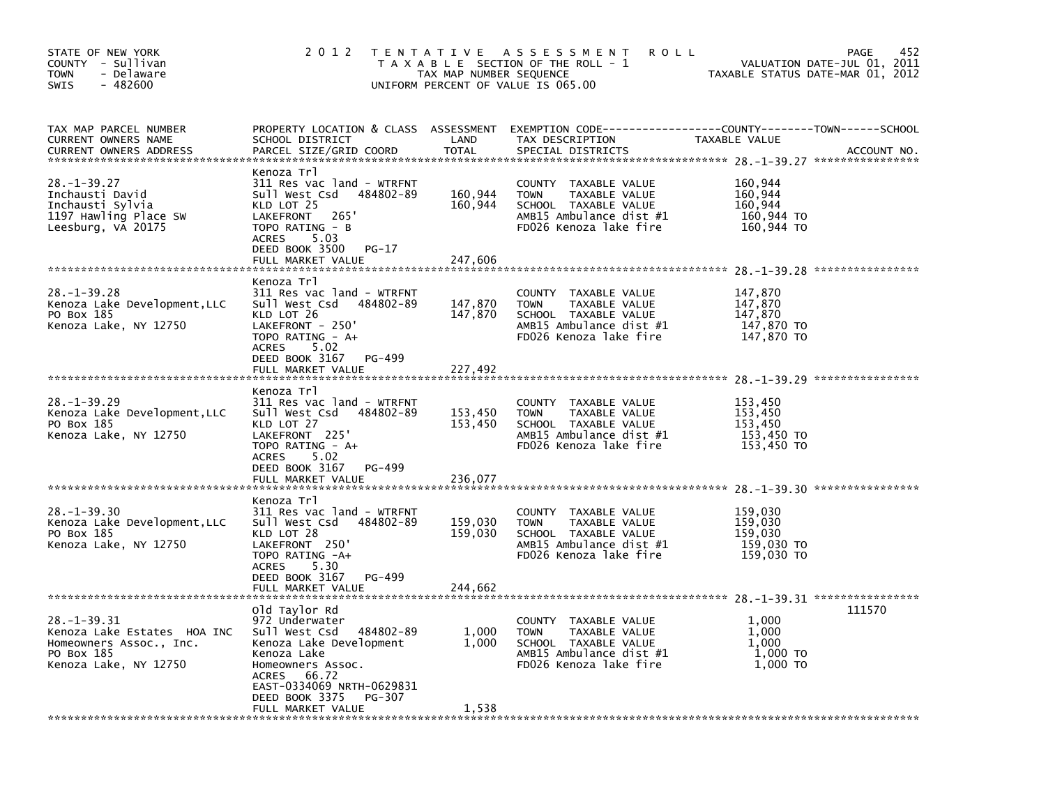STATE OF NEW YORK
COUNTY - Sullivan
TOWN - Delaware
SWIS - 482600

# 2012 TENTATIVE ASSESSMENT ROLL

TAXABLE SECTION OF THE ROLL - 1
TAX MAP NUMBER SEQUENCE
UNIFORM PERCENT OF VALUE IS 065.00

VALUATION DATE-JUL 01, 2011
TAXABLE STATUS DATE-MAR 01, 2012

| TAX MAP PARCEL NUMBER / CURRENT OWNERS NAME / CURRENT OWNERS ADDRESS | PROPERTY LOCATION & CLASS / SCHOOL DISTRICT / PARCEL SIZE/GRID COORD | ASSESSMENT LAND / TOTAL | EXEMPTION CODE / TAX DESCRIPTION / SPECIAL DISTRICTS | TAXABLE VALUE (COUNTY / TOWN / SCHOOL) | ACCOUNT NO. |
|---|---|---|---|---|---|
| 28.-1-39.27<br>Inchausti David<br>Inchausti Sylvia<br>1197 Hawling Place SW<br>Leesburg, VA 20175 | Kenoza Trl<br>311 Res vac land - WTRFNT<br>Sull West Csd 484802-89<br>KLD LOT 25<br>LAKEFRONT 265'<br>TOPO RATING - B<br>ACRES 5.03<br>DEED BOOK 3500 PG-17<br>FULL MARKET VALUE | 160,944<br>160,944<br><br><br><br><br><br><br>247,606 | COUNTY TAXABLE VALUE<br>TOWN TAXABLE VALUE<br>SCHOOL TAXABLE VALUE<br>AMB15 Ambulance dist #1<br>FD026 Kenoza lake fire | 160,944<br>160,944<br>160,944<br>160,944 TO<br>160,944 TO | |
| 28.-1-39.28<br>Kenoza Lake Development,LLC<br>PO Box 185<br>Kenoza Lake, NY 12750 | Kenoza Trl<br>311 Res vac land - WTRFNT<br>Sull West Csd 484802-89<br>KLD LOT 26<br>LAKEFRONT - 250'<br>TOPO RATING - A+<br>ACRES 5.02<br>DEED BOOK 3167 PG-499<br>FULL MARKET VALUE | 147,870<br>147,870<br><br><br><br><br><br><br>227,492 | COUNTY TAXABLE VALUE<br>TOWN TAXABLE VALUE<br>SCHOOL TAXABLE VALUE<br>AMB15 Ambulance dist #1<br>FD026 Kenoza lake fire | 147,870<br>147,870<br>147,870<br>147,870 TO<br>147,870 TO | |
| 28.-1-39.29<br>Kenoza Lake Development,LLC<br>PO Box 185<br>Kenoza Lake, NY 12750 | Kenoza Trl<br>311 Res vac land - WTRFNT<br>Sull West Csd 484802-89<br>KLD LOT 27<br>LAKEFRONT 225'<br>TOPO RATING - A+<br>ACRES 5.02<br>DEED BOOK 3167 PG-499<br>FULL MARKET VALUE | 153,450<br>153,450<br><br><br><br><br><br><br>236,077 | COUNTY TAXABLE VALUE<br>TOWN TAXABLE VALUE<br>SCHOOL TAXABLE VALUE<br>AMB15 Ambulance dist #1<br>FD026 Kenoza lake fire | 153,450<br>153,450<br>153,450<br>153,450 TO<br>153,450 TO | |
| 28.-1-39.30<br>Kenoza Lake Development,LLC<br>PO Box 185<br>Kenoza Lake, NY 12750 | Kenoza Trl<br>311 Res vac land - WTRFNT<br>Sull West Csd 484802-89<br>KLD LOT 28<br>LAKEFRONT 250'<br>TOPO RATING -A+<br>ACRES 5.30<br>DEED BOOK 3167 PG-499<br>FULL MARKET VALUE | 159,030<br>159,030<br><br><br><br><br><br><br>244,662 | COUNTY TAXABLE VALUE<br>TOWN TAXABLE VALUE<br>SCHOOL TAXABLE VALUE<br>AMB15 Ambulance dist #1<br>FD026 Kenoza lake fire | 159,030<br>159,030<br>159,030<br>159,030 TO<br>159,030 TO | |
| 28.-1-39.31<br>Kenoza Lake Estates HOA INC<br>Homeowners Assoc., Inc.<br>PO Box 185<br>Kenoza Lake, NY 12750 | Old Taylor Rd<br>972 Underwater<br>Sull West Csd 484802-89<br>Kenoza Lake Development<br>Kenoza Lake<br>Homeowners Assoc.<br>ACRES 66.72<br>EAST-0334069 NRTH-0629831<br>DEED BOOK 3375 PG-307<br>FULL MARKET VALUE | 1,000<br>1,000<br><br><br><br><br><br><br><br>1,538 | COUNTY TAXABLE VALUE<br>TOWN TAXABLE VALUE<br>SCHOOL TAXABLE VALUE<br>AMB15 Ambulance dist #1<br>FD026 Kenoza lake fire | 1,000<br>1,000<br>1,000<br>1,000 TO<br>1,000 TO | 111570 |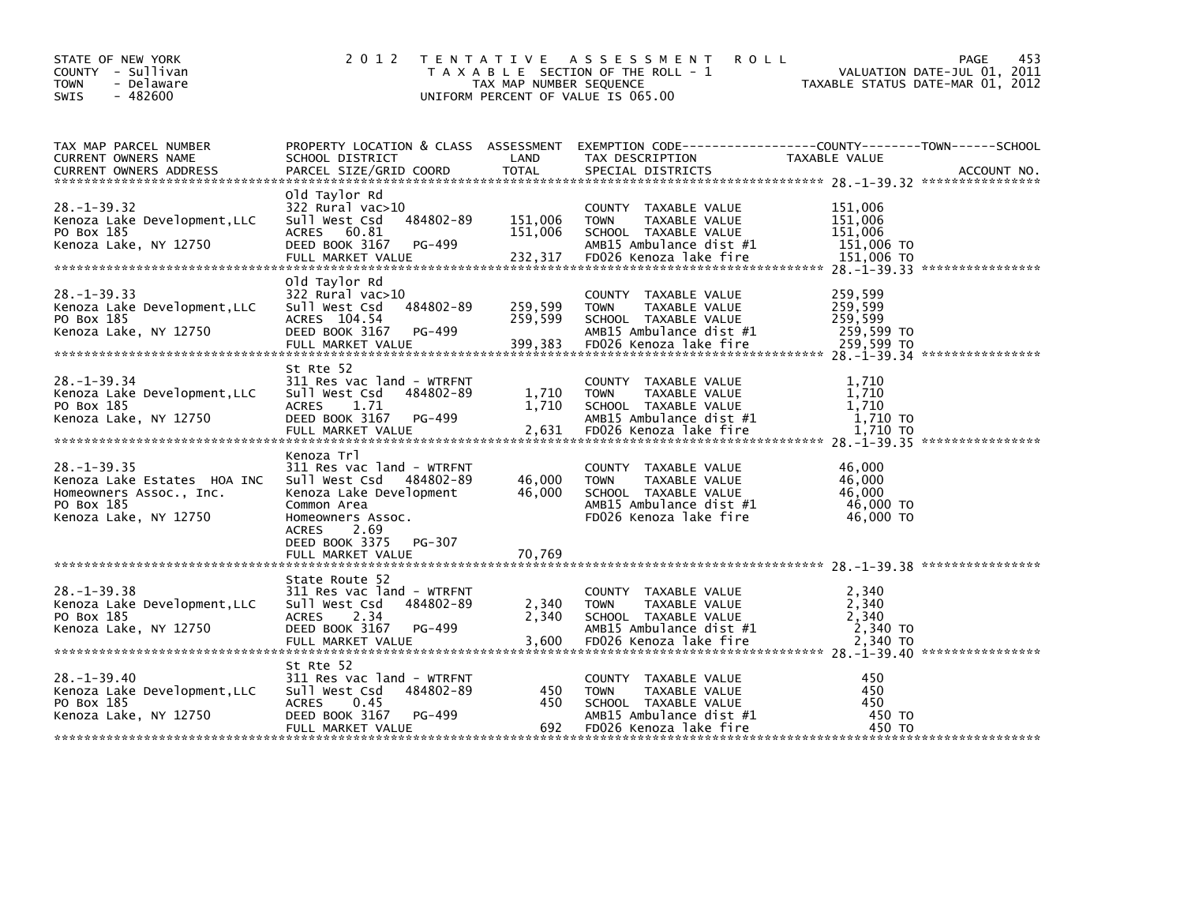STATE OF NEW YORK
COUNTY - Sullivan
TOWN - Delaware
SWIS - 482600

2012 TENTATIVE ASSESSMENT ROLL
TAXABLE SECTION OF THE ROLL - 1
TAX MAP NUMBER SEQUENCE
UNIFORM PERCENT OF VALUE IS 065.00

VALUATION DATE-JUL 01, 2011
TAXABLE STATUS DATE-MAR 01, 2012

| TAX MAP PARCEL NUMBER / CURRENT OWNERS NAME / CURRENT OWNERS ADDRESS | PROPERTY LOCATION & CLASS / SCHOOL DISTRICT / PARCEL SIZE/GRID COORD | ASSESSMENT LAND | TOTAL | EXEMPTION CODE / TAX DESCRIPTION / SPECIAL DISTRICTS | TAXABLE VALUE (COUNTY / TOWN / SCHOOL) | ACCOUNT NO. |
|---|---|---|---|---|---|---|
| 28.-1-39.32 | Old Taylor Rd | | | | | |
| Kenoza Lake Development,LLC | 322 Rural vac>10 | | | COUNTY TAXABLE VALUE | 151,006 | |
| PO Box 185 | Sull West Csd 484802-89 | 151,006 | | TOWN TAXABLE VALUE | 151,006 | |
| Kenoza Lake, NY 12750 | ACRES 60.81 | | 151,006 | SCHOOL TAXABLE VALUE | 151,006 | |
| | DEED BOOK 3167 PG-499 | | | AMB15 Ambulance dist #1 | 151,006 TO | |
| | FULL MARKET VALUE | | 232,317 | FD026 Kenoza lake fire | 151,006 TO | |
| 28.-1-39.33 | Old Taylor Rd | | | | | |
| Kenoza Lake Development,LLC | 322 Rural vac>10 | | | COUNTY TAXABLE VALUE | 259,599 | |
| PO Box 185 | Sull West Csd 484802-89 | 259,599 | | TOWN TAXABLE VALUE | 259,599 | |
| Kenoza Lake, NY 12750 | ACRES 104.54 | | 259,599 | SCHOOL TAXABLE VALUE | 259,599 | |
| | DEED BOOK 3167 PG-499 | | | AMB15 Ambulance dist #1 | 259,599 TO | |
| | FULL MARKET VALUE | | 399,383 | FD026 Kenoza lake fire | 259,599 TO | |
| 28.-1-39.34 | St Rte 52 | | | | | |
| Kenoza Lake Development,LLC | 311 Res vac land - WTRFNT | | | COUNTY TAXABLE VALUE | 1,710 | |
| PO Box 185 | Sull West Csd 484802-89 | 1,710 | | TOWN TAXABLE VALUE | 1,710 | |
| Kenoza Lake, NY 12750 | ACRES 1.71 | | 1,710 | SCHOOL TAXABLE VALUE | 1,710 | |
| | DEED BOOK 3167 PG-499 | | | AMB15 Ambulance dist #1 | 1,710 TO | |
| | FULL MARKET VALUE | | 2,631 | FD026 Kenoza lake fire | 1,710 TO | |
| 28.-1-39.35 | Kenoza Trl | | | | | |
| Kenoza Lake Estates HOA INC | 311 Res vac land - WTRFNT | | | COUNTY TAXABLE VALUE | 46,000 | |
| Homeowners Assoc., Inc. | Sull West Csd 484802-89 | 46,000 | | TOWN TAXABLE VALUE | 46,000 | |
| PO Box 185 | Kenoza Lake Development | | 46,000 | SCHOOL TAXABLE VALUE | 46,000 | |
| Kenoza Lake, NY 12750 | Common Area | | | AMB15 Ambulance dist #1 | 46,000 TO | |
| | Homeowners Assoc. | | | FD026 Kenoza lake fire | 46,000 TO | |
| | ACRES 2.69 | | | | | |
| | DEED BOOK 3375 PG-307 | | | | | |
| | FULL MARKET VALUE | | 70,769 | | | |
| 28.-1-39.38 | State Route 52 | | | | | |
| Kenoza Lake Development,LLC | 311 Res vac land - WTRFNT | | | COUNTY TAXABLE VALUE | 2,340 | |
| PO Box 185 | Sull West Csd 484802-89 | 2,340 | | TOWN TAXABLE VALUE | 2,340 | |
| Kenoza Lake, NY 12750 | ACRES 2.34 | | 2,340 | SCHOOL TAXABLE VALUE | 2,340 | |
| | DEED BOOK 3167 PG-499 | | | AMB15 Ambulance dist #1 | 2,340 TO | |
| | FULL MARKET VALUE | | 3,600 | FD026 Kenoza lake fire | 2,340 TO | |
| 28.-1-39.40 | St Rte 52 | | | | | |
| Kenoza Lake Development,LLC | 311 Res vac land - WTRFNT | | | COUNTY TAXABLE VALUE | 450 | |
| PO Box 185 | Sull West Csd 484802-89 | 450 | | TOWN TAXABLE VALUE | 450 | |
| Kenoza Lake, NY 12750 | ACRES 0.45 | | 450 | SCHOOL TAXABLE VALUE | 450 | |
| | DEED BOOK 3167 PG-499 | | | AMB15 Ambulance dist #1 | 450 TO | |
| | FULL MARKET VALUE | | 692 | FD026 Kenoza lake fire | 450 TO | |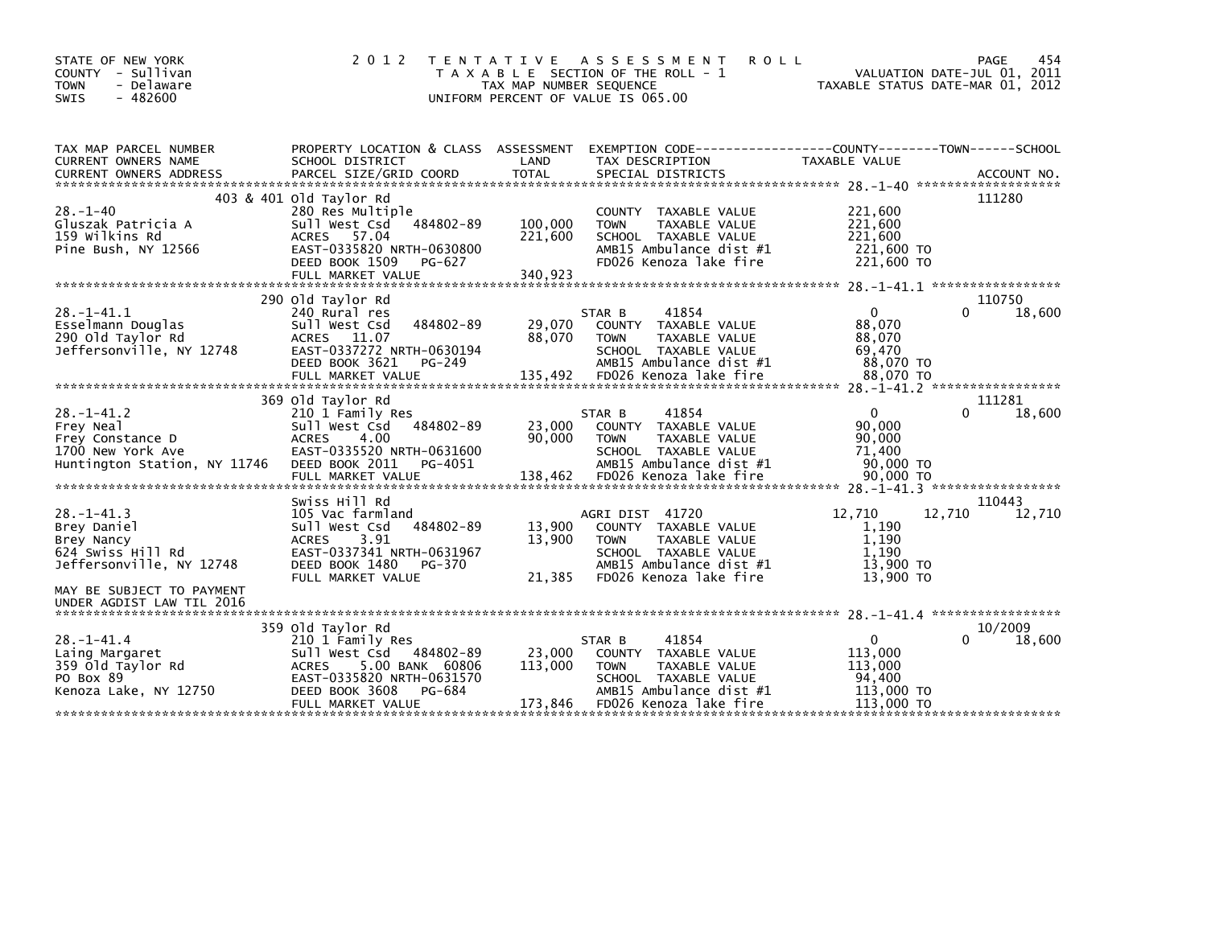STATE OF NEW YORK
COUNTY - Sullivan
TOWN - Delaware
SWIS - 482600

# 2012 TENTATIVE ASSESSMENT ROLL

TAXABLE SECTION OF THE ROLL - 1
TAX MAP NUMBER SEQUENCE
UNIFORM PERCENT OF VALUE IS 065.00

VALUATION DATE-JUL 01, 2011
TAXABLE STATUS DATE-MAR 01, 2012

| TAX MAP PARCEL NUMBER / CURRENT OWNERS NAME / CURRENT OWNERS ADDRESS | PROPERTY LOCATION & CLASS / SCHOOL DISTRICT / PARCEL SIZE/GRID COORD | ASSESSMENT LAND / TOTAL | EXEMPTION CODE / TAX DESCRIPTION / SPECIAL DISTRICTS | COUNTY TAXABLE VALUE | TOWN | SCHOOL / ACCOUNT NO. |
|---|---|---|---|---|---|---|
| **28.-1-40** | 403 & 401 Old Taylor Rd | | | | | 111280 |
| 28.-1-40 | 280 Res Multiple | | COUNTY TAXABLE VALUE | 221,600 | | |
| Gluszak Patricia A | Sull West Csd 484802-89 | 100,000 | TOWN TAXABLE VALUE | 221,600 | | |
| 159 Wilkins Rd | ACRES 57.04 | 221,600 | SCHOOL TAXABLE VALUE | 221,600 | | |
| Pine Bush, NY 12566 | EAST-0335820 NRTH-0630800 | | AMB15 Ambulance dist #1 | 221,600 TO | | |
| | DEED BOOK 1509 PG-627 | | FD026 Kenoza lake fire | 221,600 TO | | |
| | FULL MARKET VALUE | 340,923 | | | | |
| **28.-1-41.1** | 290 Old Taylor Rd | | | | | 110750 |
| 28.-1-41.1 | 240 Rural res | | STAR B 41854 | 0 | 0 | 18,600 |
| Esselmann Douglas | Sull West Csd 484802-89 | 29,070 | COUNTY TAXABLE VALUE | 88,070 | | |
| 290 Old Taylor Rd | ACRES 11.07 | 88,070 | TOWN TAXABLE VALUE | 88,070 | | |
| Jeffersonville, NY 12748 | EAST-0337272 NRTH-0630194 | | SCHOOL TAXABLE VALUE | 69,470 | | |
| | DEED BOOK 3621 PG-249 | | AMB15 Ambulance dist #1 | 88,070 TO | | |
| | FULL MARKET VALUE | 135,492 | FD026 Kenoza lake fire | 88,070 TO | | |
| **28.-1-41.2** | 369 Old Taylor Rd | | | | | 111281 |
| 28.-1-41.2 | 210 1 Family Res | | STAR B 41854 | 0 | 0 | 18,600 |
| Frey Neal | Sull West Csd 484802-89 | 23,000 | COUNTY TAXABLE VALUE | 90,000 | | |
| Frey Constance D | ACRES 4.00 | 90,000 | TOWN TAXABLE VALUE | 90,000 | | |
| 1700 New York Ave | EAST-0335520 NRTH-0631600 | | SCHOOL TAXABLE VALUE | 71,400 | | |
| Huntington Station, NY 11746 | DEED BOOK 2011 PG-4051 | | AMB15 Ambulance dist #1 | 90,000 TO | | |
| | FULL MARKET VALUE | 138,462 | FD026 Kenoza lake fire | 90,000 TO | | |
| **28.-1-41.3** | Swiss Hill Rd | | | | | 110443 |
| 28.-1-41.3 | 105 Vac farmland | | AGRI DIST 41720 | 12,710 | 12,710 | 12,710 |
| Brey Daniel | Sull West Csd 484802-89 | 13,900 | COUNTY TAXABLE VALUE | 1,190 | | |
| Brey Nancy | ACRES 3.91 | 13,900 | TOWN TAXABLE VALUE | 1,190 | | |
| 624 Swiss Hill Rd | EAST-0337341 NRTH-0631967 | | SCHOOL TAXABLE VALUE | 1,190 | | |
| Jeffersonville, NY 12748 | DEED BOOK 1480 PG-370 | | AMB15 Ambulance dist #1 | 13,900 TO | | |
| | FULL MARKET VALUE | 21,385 | FD026 Kenoza lake fire | 13,900 TO | | |
| MAY BE SUBJECT TO PAYMENT UNDER AGDIST LAW TIL 2016 | | | | | | |
| **28.-1-41.4** | 359 Old Taylor Rd | | | | | 10/2009 |
| 28.-1-41.4 | 210 1 Family Res | | STAR B 41854 | 0 | 0 | 18,600 |
| Laing Margaret | Sull West Csd 484802-89 | 23,000 | COUNTY TAXABLE VALUE | 113,000 | | |
| 359 Old Taylor Rd | ACRES 5.00 BANK 60806 | 113,000 | TOWN TAXABLE VALUE | 113,000 | | |
| PO Box 89 | EAST-0335820 NRTH-0631570 | | SCHOOL TAXABLE VALUE | 94,400 | | |
| Kenoza Lake, NY 12750 | DEED BOOK 3608 PG-684 | | AMB15 Ambulance dist #1 | 113,000 TO | | |
| | FULL MARKET VALUE | 173,846 | FD026 Kenoza lake fire | 113,000 TO | | |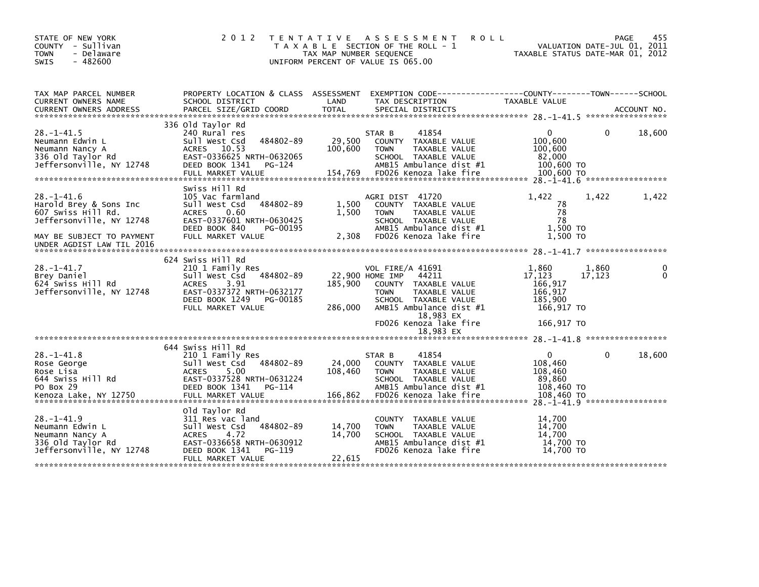STATE OF NEW YORK
COUNTY - Sullivan
TOWN - Delaware
SWIS - 482600

# 2012 TENTATIVE ASSESSMENT ROLL

TAXABLE SECTION OF THE ROLL - 1
TAX MAP NUMBER SEQUENCE
UNIFORM PERCENT OF VALUE IS 065.00

VALUATION DATE-JUL 01, 2011
TAXABLE STATUS DATE-MAR 01, 2012

| TAX MAP PARCEL NUMBER / CURRENT OWNERS NAME / CURRENT OWNERS ADDRESS | PROPERTY LOCATION & CLASS / SCHOOL DISTRICT / PARCEL SIZE/GRID COORD | ASSESSMENT LAND | TOTAL | EXEMPTION CODE / TAX DESCRIPTION / SPECIAL DISTRICTS | COUNTY TAXABLE VALUE | TOWN | SCHOOL |
|---|---|---|---|---|---|---|---|
| **28.-1-41.5** | 336 Old Taylor Rd | | | | | | |
| 28.-1-41.5 | 240 Rural res | | | STAR B 41854 | 0 | 0 | 18,600 |
| Neumann Edwin L | Sull West Csd 484802-89 | 29,500 | | COUNTY TAXABLE VALUE | 100,600 | | |
| Neumann Nancy A | ACRES 10.53 | | 100,600 | TOWN TAXABLE VALUE | 100,600 | | |
| 336 Old Taylor Rd | EAST-0336625 NRTH-0632065 | | | SCHOOL TAXABLE VALUE | 82,000 | | |
| Jeffersonville, NY 12748 | DEED BOOK 1341 PG-124 | | | AMB15 Ambulance dist #1 | 100,600 TO | | |
| | FULL MARKET VALUE | | 154,769 | FD026 Kenoza lake fire | 100,600 TO | | |
| **28.-1-41.6** | Swiss Hill Rd | | | | | | |
| 28.-1-41.6 | 105 Vac farmland | | | AGRI DIST 41720 | 1,422 | 1,422 | 1,422 |
| Harold Brey & Sons Inc | Sull West Csd 484802-89 | 1,500 | | COUNTY TAXABLE VALUE | 78 | | |
| 607 Swiss Hill Rd. | ACRES 0.60 | | 1,500 | TOWN TAXABLE VALUE | 78 | | |
| Jeffersonville, NY 12748 | EAST-0337601 NRTH-0630425 | | | SCHOOL TAXABLE VALUE | 78 | | |
| | DEED BOOK 840 PG-00195 | | | AMB15 Ambulance dist #1 | 1,500 TO | | |
| MAY BE SUBJECT TO PAYMENT | FULL MARKET VALUE | | 2,308 | FD026 Kenoza lake fire | 1,500 TO | | |
| UNDER AGDIST LAW TIL 2016 | | | | | | | |
| **28.-1-41.7** | 624 Swiss Hill Rd | | | | | | |
| 28.-1-41.7 | 210 1 Family Res | | | VOL FIRE/A 41691 | 1,860 | 1,860 | 0 |
| Brey Daniel | Sull West Csd 484802-89 | 22,900 | | HOME IMP 44211 | 17,123 | 17,123 | 0 |
| 624 Swiss Hill Rd | ACRES 3.91 | | 185,900 | COUNTY TAXABLE VALUE | 166,917 | | |
| Jeffersonville, NY 12748 | EAST-0337372 NRTH-0632177 | | | TOWN TAXABLE VALUE | 166,917 | | |
| | DEED BOOK 1249 PG-00185 | | | SCHOOL TAXABLE VALUE | 185,900 | | |
| | FULL MARKET VALUE | | 286,000 | AMB15 Ambulance dist #1 | 166,917 TO | | |
| | | | | 18,983 EX | | | |
| | | | | FD026 Kenoza lake fire | 166,917 TO | | |
| | | | | 18,983 EX | | | |
| **28.-1-41.8** | 644 Swiss Hill Rd | | | | | | |
| 28.-1-41.8 | 210 1 Family Res | | | STAR B 41854 | 0 | 0 | 18,600 |
| Rose George | Sull West Csd 484802-89 | 24,000 | | COUNTY TAXABLE VALUE | 108,460 | | |
| Rose Lisa | ACRES 5.00 | | 108,460 | TOWN TAXABLE VALUE | 108,460 | | |
| 644 Swiss Hill Rd | EAST-0337528 NRTH-0631224 | | | SCHOOL TAXABLE VALUE | 89,860 | | |
| PO Box 29 | DEED BOOK 1341 PG-114 | | | AMB15 Ambulance dist #1 | 108,460 TO | | |
| Kenoza Lake, NY 12750 | FULL MARKET VALUE | | 166,862 | FD026 Kenoza lake fire | 108,460 TO | | |
| **28.-1-41.9** | Old Taylor Rd | | | | | | |
| 28.-1-41.9 | 311 Res vac land | | | COUNTY TAXABLE VALUE | 14,700 | | |
| Neumann Edwin L | Sull West Csd 484802-89 | 14,700 | | TOWN TAXABLE VALUE | 14,700 | | |
| Neumann Nancy A | ACRES 4.72 | | 14,700 | SCHOOL TAXABLE VALUE | 14,700 | | |
| 336 Old Taylor Rd | EAST-0336658 NRTH-0630912 | | | AMB15 Ambulance dist #1 | 14,700 TO | | |
| Jeffersonville, NY 12748 | DEED BOOK 1341 PG-119 | | | FD026 Kenoza lake fire | 14,700 TO | | |
| | FULL MARKET VALUE | | 22,615 | | | | |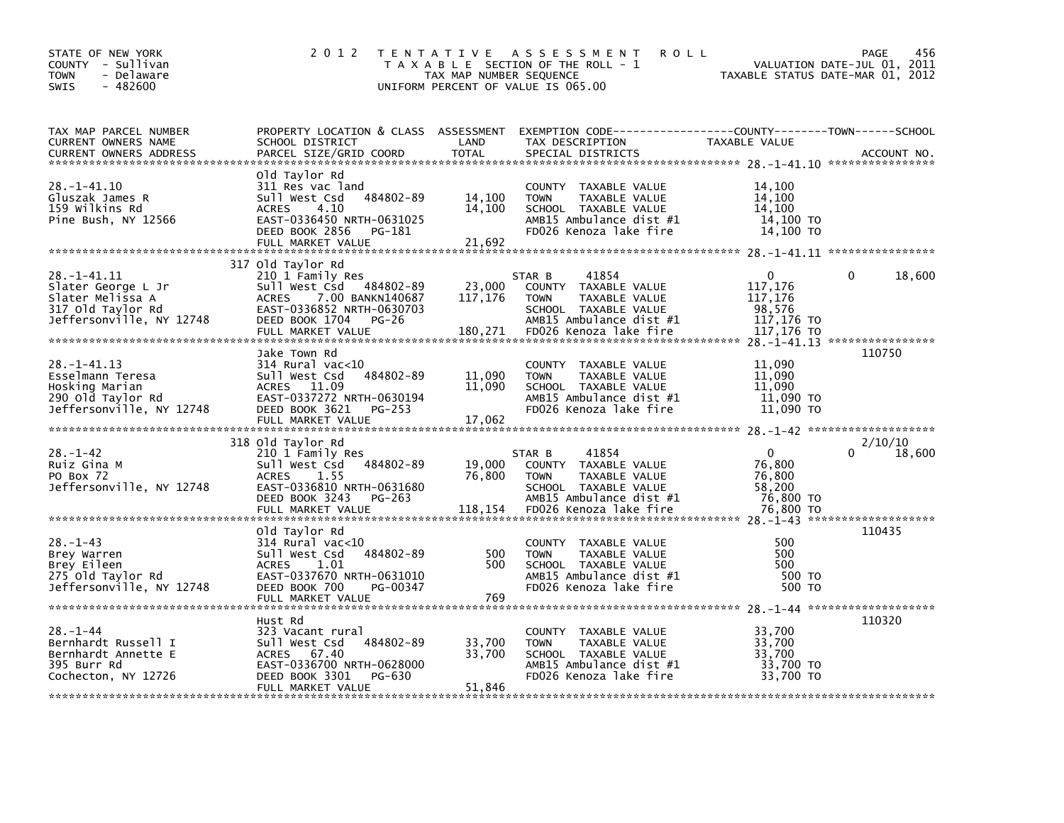STATE OF NEW YORK
COUNTY - Sullivan
TOWN - Delaware
SWIS - 482600

# 2012 TENTATIVE ASSESSMENT ROLL

TAXABLE SECTION OF THE ROLL - 1
TAX MAP NUMBER SEQUENCE
UNIFORM PERCENT OF VALUE IS 065.00

VALUATION DATE-JUL 01, 2011
TAXABLE STATUS DATE-MAR 01, 2012

| TAX MAP PARCEL NUMBER / CURRENT OWNERS NAME / CURRENT OWNERS ADDRESS | PROPERTY LOCATION & CLASS / SCHOOL DISTRICT / PARCEL SIZE/GRID COORD | ASSESSMENT LAND / TOTAL | EXEMPTION CODE / TAX DESCRIPTION / SPECIAL DISTRICTS | COUNTY TAXABLE VALUE | TOWN | SCHOOL | ACCOUNT NO. |
|---|---|---|---|---|---|---|---|
| 28.-1-41.10 | Old Taylor Rd | | | | | | |
| 28.-1-41.10 | 311 Res vac land | | COUNTY TAXABLE VALUE | 14,100 | | | |
| Gluszak James R | Sull West Csd 484802-89 | 14,100 | TOWN TAXABLE VALUE | 14,100 | | | |
| 159 Wilkins Rd | ACRES 4.10 | 14,100 | SCHOOL TAXABLE VALUE | 14,100 | | | |
| Pine Bush, NY 12566 | EAST-0336450 NRTH-0631025 | | AMB15 Ambulance dist #1 | 14,100 TO | | | |
| | DEED BOOK 2856 PG-181 | | FD026 Kenoza lake fire | 14,100 TO | | | |
| | FULL MARKET VALUE | 21,692 | | | | | |
| 28.-1-41.11 | 317 Old Taylor Rd | | | | | | |
| 28.-1-41.11 | 210 1 Family Res | | STAR B 41854 | 0 | 0 | 18,600 | |
| Slater George L Jr | Sull West Csd 484802-89 | 23,000 | COUNTY TAXABLE VALUE | 117,176 | | | |
| Slater Melissa A | ACRES 7.00 BANKN140687 | 117,176 | TOWN TAXABLE VALUE | 117,176 | | | |
| 317 Old Taylor Rd | EAST-0336852 NRTH-0630703 | | SCHOOL TAXABLE VALUE | 98,576 | | | |
| Jeffersonville, NY 12748 | DEED BOOK 1704 PG-26 | | AMB15 Ambulance dist #1 | 117,176 TO | | | |
| | FULL MARKET VALUE | 180,271 | FD026 Kenoza lake fire | 117,176 TO | | | |
| 28.-1-41.13 | Jake Town Rd | | | | | | 110750 |
| 28.-1-41.13 | 314 Rural vac<10 | | COUNTY TAXABLE VALUE | 11,090 | | | |
| Esselmann Teresa | Sull West Csd 484802-89 | 11,090 | TOWN TAXABLE VALUE | 11,090 | | | |
| Hosking Marian | ACRES 11.09 | 11,090 | SCHOOL TAXABLE VALUE | 11,090 | | | |
| 290 Old Taylor Rd | EAST-0337272 NRTH-0630194 | | AMB15 Ambulance dist #1 | 11,090 TO | | | |
| Jeffersonville, NY 12748 | DEED BOOK 3621 PG-253 | | FD026 Kenoza lake fire | 11,090 TO | | | |
| | FULL MARKET VALUE | 17,062 | | | | | |
| 28.-1-42 | 318 Old Taylor Rd | | | | | | 2/10/10 |
| 28.-1-42 | 210 1 Family Res | | STAR B 41854 | 0 | 0 | 18,600 | |
| Ruiz Gina M | Sull West Csd 484802-89 | 19,000 | COUNTY TAXABLE VALUE | 76,800 | | | |
| PO Box 72 | ACRES 1.55 | 76,800 | TOWN TAXABLE VALUE | 76,800 | | | |
| Jeffersonville, NY 12748 | EAST-0336810 NRTH-0631680 | | SCHOOL TAXABLE VALUE | 58,200 | | | |
| | DEED BOOK 3243 PG-263 | | AMB15 Ambulance dist #1 | 76,800 TO | | | |
| | FULL MARKET VALUE | 118,154 | FD026 Kenoza lake fire | 76,800 TO | | | |
| 28.-1-43 | Old Taylor Rd | | | | | | 110435 |
| 28.-1-43 | 314 Rural vac<10 | | COUNTY TAXABLE VALUE | 500 | | | |
| Brey Warren | Sull West Csd 484802-89 | 500 | TOWN TAXABLE VALUE | 500 | | | |
| Brey Eileen | ACRES 1.01 | 500 | SCHOOL TAXABLE VALUE | 500 | | | |
| 275 Old Taylor Rd | EAST-0337670 NRTH-0631010 | | AMB15 Ambulance dist #1 | 500 TO | | | |
| Jeffersonville, NY 12748 | DEED BOOK 700 PG-00347 | | FD026 Kenoza lake fire | 500 TO | | | |
| | FULL MARKET VALUE | 769 | | | | | |
| 28.-1-44 | Hust Rd | | | | | | 110320 |
| 28.-1-44 | 323 Vacant rural | | COUNTY TAXABLE VALUE | 33,700 | | | |
| Bernhardt Russell I | Sull West Csd 484802-89 | 33,700 | TOWN TAXABLE VALUE | 33,700 | | | |
| Bernhardt Annette E | ACRES 67.40 | 33,700 | SCHOOL TAXABLE VALUE | 33,700 | | | |
| 395 Burr Rd | EAST-0336700 NRTH-0628000 | | AMB15 Ambulance dist #1 | 33,700 TO | | | |
| Cochecton, NY 12726 | DEED BOOK 3301 PG-630 | | FD026 Kenoza lake fire | 33,700 TO | | | |
| | FULL MARKET VALUE | 51,846 | | | | | |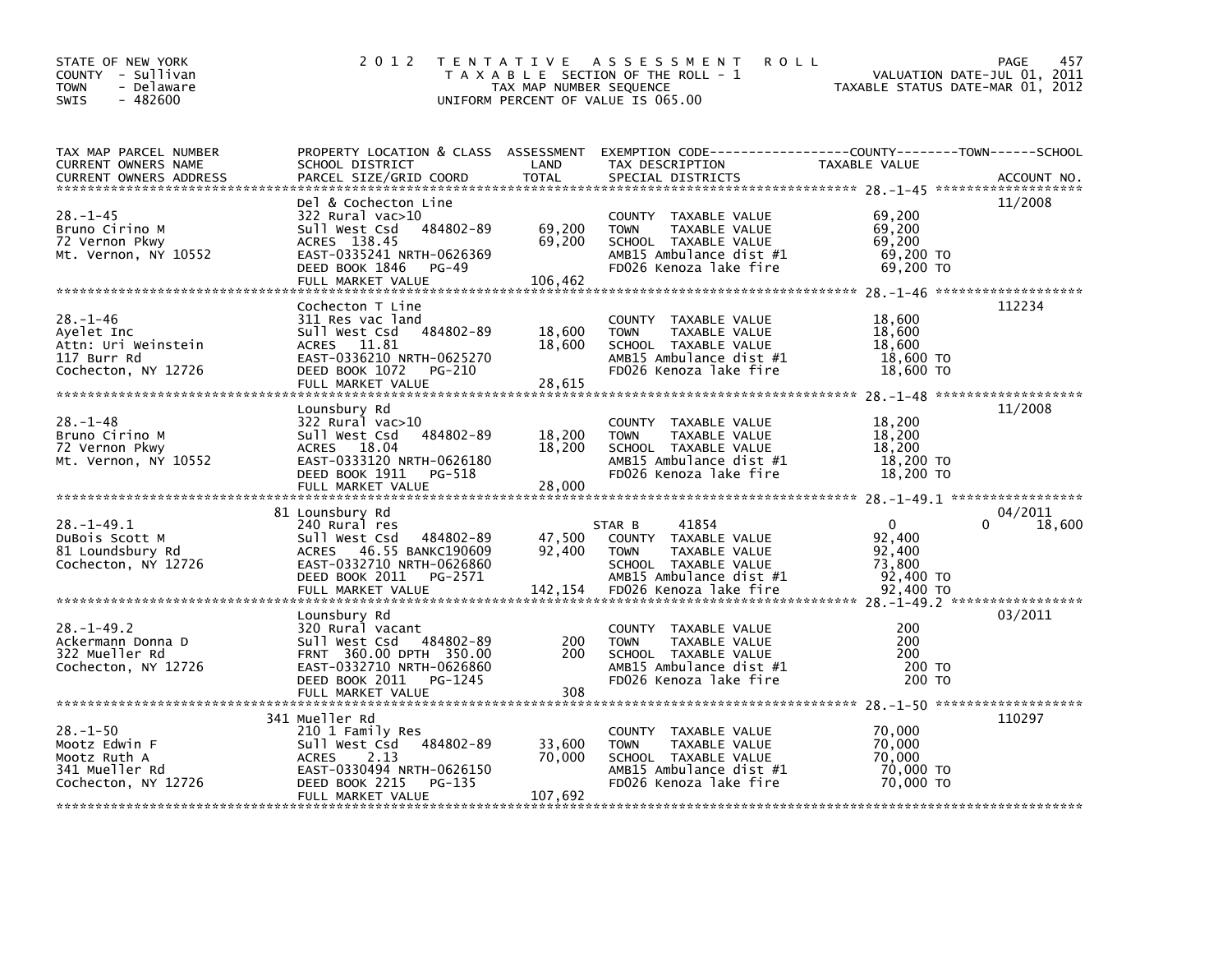STATE OF NEW YORK
COUNTY - Sullivan
TOWN - Delaware
SWIS - 482600

# 2012 TENTATIVE ASSESSMENT ROLL

TAXABLE SECTION OF THE ROLL - 1
TAX MAP NUMBER SEQUENCE
UNIFORM PERCENT OF VALUE IS 065.00

VALUATION DATE-JUL 01, 2011
TAXABLE STATUS DATE-MAR 01, 2012

| TAX MAP PARCEL NUMBER / CURRENT OWNERS NAME / CURRENT OWNERS ADDRESS | PROPERTY LOCATION & CLASS / SCHOOL DISTRICT / PARCEL SIZE/GRID COORD | ASSESSMENT LAND | TOTAL | EXEMPTION CODE / TAX DESCRIPTION / SPECIAL DISTRICTS | COUNTY / TOWN / SCHOOL TAXABLE VALUE | ACCOUNT NO. |
|---|---|---|---|---|---|---|
| 28.-1-45 | Del & Cochecton Line | | | | | 11/2008 |
| | 322 Rural vac>10 | | | COUNTY TAXABLE VALUE | 69,200 | |
| Bruno Cirino M | Sull West Csd 484802-89 | 69,200 | | TOWN TAXABLE VALUE | 69,200 | |
| 72 Vernon Pkwy | ACRES 138.45 | | 69,200 | SCHOOL TAXABLE VALUE | 69,200 | |
| Mt. Vernon, NY 10552 | EAST-0335241 NRTH-0626369 | | | AMB15 Ambulance dist #1 | 69,200 TO | |
| | DEED BOOK 1846 PG-49 | | | FD026 Kenoza lake fire | 69,200 TO | |
| | FULL MARKET VALUE | | 106,462 | | | |
| 28.-1-46 | Cochecton T Line | | | | | 112234 |
| | 311 Res vac land | | | COUNTY TAXABLE VALUE | 18,600 | |
| Ayelet Inc | Sull West Csd 484802-89 | 18,600 | | TOWN TAXABLE VALUE | 18,600 | |
| Attn: Uri Weinstein | ACRES 11.81 | | 18,600 | SCHOOL TAXABLE VALUE | 18,600 | |
| 117 Burr Rd | EAST-0336210 NRTH-0625270 | | | AMB15 Ambulance dist #1 | 18,600 TO | |
| Cochecton, NY 12726 | DEED BOOK 1072 PG-210 | | | FD026 Kenoza lake fire | 18,600 TO | |
| | FULL MARKET VALUE | | 28,615 | | | |
| 28.-1-48 | Lounsbury Rd | | | | | 11/2008 |
| | 322 Rural vac>10 | | | COUNTY TAXABLE VALUE | 18,200 | |
| Bruno Cirino M | Sull West Csd 484802-89 | 18,200 | | TOWN TAXABLE VALUE | 18,200 | |
| 72 Vernon Pkwy | ACRES 18.04 | | 18,200 | SCHOOL TAXABLE VALUE | 18,200 | |
| Mt. Vernon, NY 10552 | EAST-0333120 NRTH-0626180 | | | AMB15 Ambulance dist #1 | 18,200 TO | |
| | DEED BOOK 1911 PG-518 | | | FD026 Kenoza lake fire | 18,200 TO | |
| | FULL MARKET VALUE | | 28,000 | | | |
| 28.-1-49.1 | 81 Lounsbury Rd | | | | | 04/2011 |
| | 240 Rural res | | | STAR B 41854 | 0 0 18,600 | |
| DuBois Scott M | Sull West Csd 484802-89 | 47,500 | | COUNTY TAXABLE VALUE | 92,400 | |
| 81 Loundsbury Rd | ACRES 46.55 BANKC190609 | | 92,400 | TOWN TAXABLE VALUE | 92,400 | |
| Cochecton, NY 12726 | EAST-0332710 NRTH-0626860 | | | SCHOOL TAXABLE VALUE | 73,800 | |
| | DEED BOOK 2011 PG-2571 | | | AMB15 Ambulance dist #1 | 92,400 TO | |
| | FULL MARKET VALUE | | 142,154 | FD026 Kenoza lake fire | 92,400 TO | |
| 28.-1-49.2 | Lounsbury Rd | | | | | 03/2011 |
| | 320 Rural vacant | | | COUNTY TAXABLE VALUE | 200 | |
| Ackermann Donna D | Sull West Csd 484802-89 | 200 | | TOWN TAXABLE VALUE | 200 | |
| 322 Mueller Rd | FRNT 360.00 DPTH 350.00 | | 200 | SCHOOL TAXABLE VALUE | 200 | |
| Cochecton, NY 12726 | EAST-0332710 NRTH-0626860 | | | AMB15 Ambulance dist #1 | 200 TO | |
| | DEED BOOK 2011 PG-1245 | | | FD026 Kenoza lake fire | 200 TO | |
| | FULL MARKET VALUE | | 308 | | | |
| 28.-1-50 | 341 Mueller Rd | | | | | 110297 |
| | 210 1 Family Res | | | COUNTY TAXABLE VALUE | 70,000 | |
| Mootz Edwin F | Sull West Csd 484802-89 | 33,600 | | TOWN TAXABLE VALUE | 70,000 | |
| Mootz Ruth A | ACRES 2.13 | | 70,000 | SCHOOL TAXABLE VALUE | 70,000 | |
| 341 Mueller Rd | EAST-0330494 NRTH-0626150 | | | AMB15 Ambulance dist #1 | 70,000 TO | |
| Cochecton, NY 12726 | DEED BOOK 2215 PG-135 | | | FD026 Kenoza lake fire | 70,000 TO | |
| | FULL MARKET VALUE | | 107,692 | | | |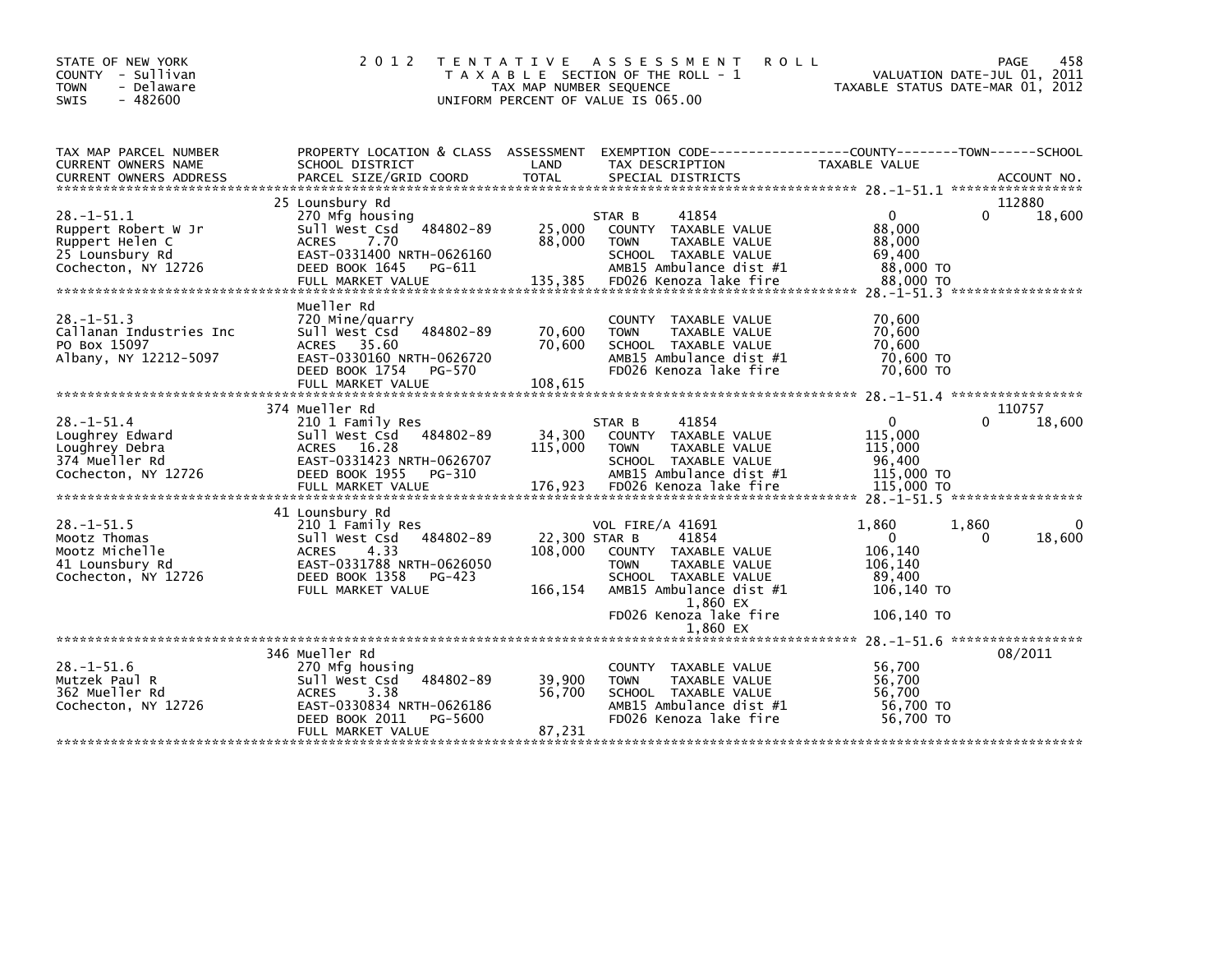STATE OF NEW YORK
COUNTY - Sullivan
TOWN - Delaware
SWIS - 482600

2 0 1 2 T E N T A T I V E A S S E S S M E N T R O L L
T A X A B L E SECTION OF THE ROLL - 1
TAX MAP NUMBER SEQUENCE
UNIFORM PERCENT OF VALUE IS 065.00

VALUATION DATE-JUL 01, 2011
TAXABLE STATUS DATE-MAR 01, 2012

| TAX MAP PARCEL NUMBER / CURRENT OWNERS NAME / CURRENT OWNERS ADDRESS | PROPERTY LOCATION & CLASS / SCHOOL DISTRICT / PARCEL SIZE/GRID COORD | ASSESSMENT LAND / TOTAL | EXEMPTION CODE / TAX DESCRIPTION / SPECIAL DISTRICTS | COUNTY TAXABLE VALUE | TOWN | SCHOOL | ACCOUNT NO. |
|---|---|---|---|---|---|---|---|
| **28.-1-51.1** | 25 Lounsbury Rd | | | | | | 112880 |
| 28.-1-51.1 | 270 Mfg housing | | STAR B 41854 | 0 | 0 | 18,600 | |
| Ruppert Robert W Jr | Sull West Csd 484802-89 | 25,000 | COUNTY TAXABLE VALUE | 88,000 | | | |
| Ruppert Helen C | ACRES 7.70 | 88,000 | TOWN TAXABLE VALUE | 88,000 | | | |
| 25 Lounsbury Rd | EAST-0331400 NRTH-0626160 | | SCHOOL TAXABLE VALUE | 69,400 | | | |
| Cochecton, NY 12726 | DEED BOOK 1645 PG-611 | | AMB15 Ambulance dist #1 | 88,000 TO | | | |
| | FULL MARKET VALUE | 135,385 | FD026 Kenoza lake fire | 88,000 TO | | | |
| **28.-1-51.3** | Mueller Rd | | | | | | |
| 28.-1-51.3 | 720 Mine/quarry | | COUNTY TAXABLE VALUE | 70,600 | | | |
| Callanan Industries Inc | Sull West Csd 484802-89 | 70,600 | TOWN TAXABLE VALUE | 70,600 | | | |
| PO Box 15097 | ACRES 35.60 | 70,600 | SCHOOL TAXABLE VALUE | 70,600 | | | |
| Albany, NY 12212-5097 | EAST-0330160 NRTH-0626720 | | AMB15 Ambulance dist #1 | 70,600 TO | | | |
| | DEED BOOK 1754 PG-570 | | FD026 Kenoza lake fire | 70,600 TO | | | |
| | FULL MARKET VALUE | 108,615 | | | | | |
| **28.-1-51.4** | 374 Mueller Rd | | | | | | 110757 |
| 28.-1-51.4 | 210 1 Family Res | | STAR B 41854 | 0 | 0 | 18,600 | |
| Loughrey Edward | Sull West Csd 484802-89 | 34,300 | COUNTY TAXABLE VALUE | 115,000 | | | |
| Loughrey Debra | ACRES 16.28 | 115,000 | TOWN TAXABLE VALUE | 115,000 | | | |
| 374 Mueller Rd | EAST-0331423 NRTH-0626707 | | SCHOOL TAXABLE VALUE | 96,400 | | | |
| Cochecton, NY 12726 | DEED BOOK 1955 PG-310 | | AMB15 Ambulance dist #1 | 115,000 TO | | | |
| | FULL MARKET VALUE | 176,923 | FD026 Kenoza lake fire | 115,000 TO | | | |
| **28.-1-51.5** | 41 Lounsbury Rd | | | | | | |
| 28.-1-51.5 | 210 1 Family Res | | VOL FIRE/A 41691 | 1,860 | 1,860 | 0 | |
| Mootz Thomas | Sull West Csd 484802-89 | 22,300 | STAR B 41854 | 0 | 0 | 18,600 | |
| Mootz Michelle | ACRES 4.33 | 108,000 | COUNTY TAXABLE VALUE | 106,140 | | | |
| 41 Lounsbury Rd | EAST-0331788 NRTH-0626050 | | TOWN TAXABLE VALUE | 106,140 | | | |
| Cochecton, NY 12726 | DEED BOOK 1358 PG-423 | | SCHOOL TAXABLE VALUE | 89,400 | | | |
| | FULL MARKET VALUE | 166,154 | AMB15 Ambulance dist #1 | 106,140 TO | | | |
| | | | 1,860 EX | | | | |
| | | | FD026 Kenoza lake fire | 106,140 TO | | | |
| | | | 1,860 EX | | | | |
| **28.-1-51.6** | 346 Mueller Rd | | | | | | 08/2011 |
| 28.-1-51.6 | 270 Mfg housing | | COUNTY TAXABLE VALUE | 56,700 | | | |
| Mutzek Paul R | Sull West Csd 484802-89 | 39,900 | TOWN TAXABLE VALUE | 56,700 | | | |
| 362 Mueller Rd | ACRES 3.38 | 56,700 | SCHOOL TAXABLE VALUE | 56,700 | | | |
| Cochecton, NY 12726 | EAST-0330834 NRTH-0626186 | | AMB15 Ambulance dist #1 | 56,700 TO | | | |
| | DEED BOOK 2011 PG-5600 | | FD026 Kenoza lake fire | 56,700 TO | | | |
| | FULL MARKET VALUE | 87,231 | | | | | |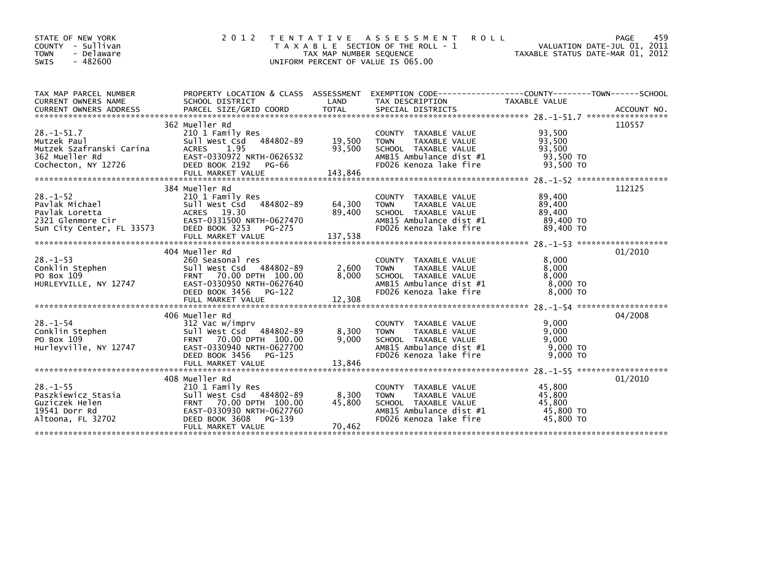STATE OF NEW YORK
COUNTY - Sullivan
TOWN - Delaware
SWIS - 482600

# 2012 TENTATIVE ASSESSMENT ROLL

TAXABLE SECTION OF THE ROLL - 1
TAX MAP NUMBER SEQUENCE
UNIFORM PERCENT OF VALUE IS 065.00

VALUATION DATE-JUL 01, 2011
TAXABLE STATUS DATE-MAR 01, 2012

| TAX MAP PARCEL NUMBER / CURRENT OWNERS NAME / CURRENT OWNERS ADDRESS | PROPERTY LOCATION & CLASS / SCHOOL DISTRICT / PARCEL SIZE/GRID COORD | ASSESSMENT LAND / TOTAL | EXEMPTION CODE / TAX DESCRIPTION / SPECIAL DISTRICTS | TAXABLE VALUE (COUNTY--TOWN--SCHOOL) | ACCOUNT NO. |
|---|---|---|---|---|---|
| 28.-1-51.7 | 362 Mueller Rd | | | | 110557 |
| | 210 1 Family Res | | COUNTY TAXABLE VALUE | 93,500 | |
| Mutzek Paul | Sull West Csd 484802-89 | 19,500 | TOWN TAXABLE VALUE | 93,500 | |
| Mutzek Szafranski Carina | ACRES 1.95 | 93,500 | SCHOOL TAXABLE VALUE | 93,500 | |
| 362 Mueller Rd | EAST-0330972 NRTH-0626532 | | AMB15 Ambulance dist #1 | 93,500 TO | |
| Cochecton, NY 12726 | DEED BOOK 2192 PG-66 | | FD026 Kenoza lake fire | 93,500 TO | |
| | FULL MARKET VALUE | 143,846 | | | |
| 28.-1-52 | 384 Mueller Rd | | | | 112125 |
| | 210 1 Family Res | | COUNTY TAXABLE VALUE | 89,400 | |
| Pavlak Michael | Sull West Csd 484802-89 | 64,300 | TOWN TAXABLE VALUE | 89,400 | |
| Pavlak Loretta | ACRES 19.30 | 89,400 | SCHOOL TAXABLE VALUE | 89,400 | |
| 2321 Glenmore Cir | EAST-0331500 NRTH-0627470 | | AMB15 Ambulance dist #1 | 89,400 TO | |
| Sun City Center, FL 33573 | DEED BOOK 3253 PG-275 | | FD026 Kenoza lake fire | 89,400 TO | |
| | FULL MARKET VALUE | 137,538 | | | |
| 28.-1-53 | 404 Mueller Rd | | | | 01/2010 |
| | 260 Seasonal res | | COUNTY TAXABLE VALUE | 8,000 | |
| Conklin Stephen | Sull West Csd 484802-89 | 2,600 | TOWN TAXABLE VALUE | 8,000 | |
| PO Box 109 | FRNT 70.00 DPTH 100.00 | 8,000 | SCHOOL TAXABLE VALUE | 8,000 | |
| HURLEYVILLE, NY 12747 | EAST-0330950 NRTH-0627640 | | AMB15 Ambulance dist #1 | 8,000 TO | |
| | DEED BOOK 3456 PG-122 | | FD026 Kenoza lake fire | 8,000 TO | |
| | FULL MARKET VALUE | 12,308 | | | |
| 28.-1-54 | 406 Mueller Rd | | | | 04/2008 |
| | 312 Vac w/imprv | | COUNTY TAXABLE VALUE | 9,000 | |
| Conklin Stephen | Sull West Csd 484802-89 | 8,300 | TOWN TAXABLE VALUE | 9,000 | |
| PO Box 109 | FRNT 70.00 DPTH 100.00 | 9,000 | SCHOOL TAXABLE VALUE | 9,000 | |
| Hurleyville, NY 12747 | EAST-0330940 NRTH-0627700 | | AMB15 Ambulance dist #1 | 9,000 TO | |
| | DEED BOOK 3456 PG-125 | | FD026 Kenoza lake fire | 9,000 TO | |
| | FULL MARKET VALUE | 13,846 | | | |
| 28.-1-55 | 408 Mueller Rd | | | | 01/2010 |
| | 210 1 Family Res | | COUNTY TAXABLE VALUE | 45,800 | |
| Paszkiewicz Stasia | Sull West Csd 484802-89 | 8,300 | TOWN TAXABLE VALUE | 45,800 | |
| Guziczek Helen | FRNT 70.00 DPTH 100.00 | 45,800 | SCHOOL TAXABLE VALUE | 45,800 | |
| 19541 Dorr Rd | EAST-0330930 NRTH-0627760 | | AMB15 Ambulance dist #1 | 45,800 TO | |
| Altoona, FL 32702 | DEED BOOK 3608 PG-139 | | FD026 Kenoza lake fire | 45,800 TO | |
| | FULL MARKET VALUE | 70,462 | | | |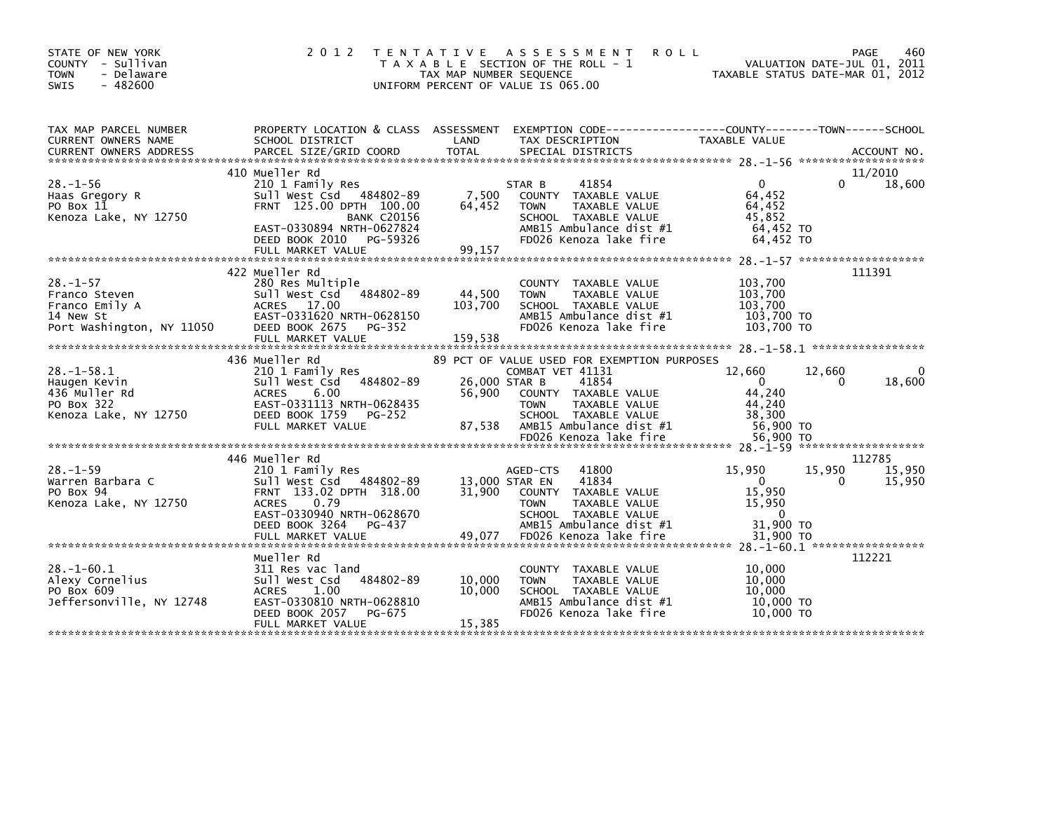STATE OF NEW YORK
COUNTY - Sullivan
TOWN - Delaware
SWIS - 482600

# 2012 TENTATIVE ASSESSMENT ROLL

TAXABLE SECTION OF THE ROLL - 1
TAX MAP NUMBER SEQUENCE
UNIFORM PERCENT OF VALUE IS 065.00

VALUATION DATE-JUL 01, 2011
TAXABLE STATUS DATE-MAR 01, 2012

| TAX MAP PARCEL NUMBER / CURRENT OWNERS NAME / CURRENT OWNERS ADDRESS | PROPERTY LOCATION & CLASS / SCHOOL DISTRICT / PARCEL SIZE/GRID COORD | ASSESSMENT LAND / TOTAL | EXEMPTION CODE / TAX DESCRIPTION / SPECIAL DISTRICTS | COUNTY TAXABLE VALUE | TOWN | SCHOOL | ACCOUNT NO. |
|---|---|---|---|---|---|---|---|
| **28.-1-56** | 410 Mueller Rd | | | | | | 11/2010 |
| 28.-1-56 | 210 1 Family Res | | STAR B 41854 | 0 | 0 | 18,600 | |
| Haas Gregory R | Sull West Csd 484802-89 | 7,500 | COUNTY TAXABLE VALUE | 64,452 | | | |
| PO Box 11 | FRNT 125.00 DPTH 100.00 | 64,452 | TOWN TAXABLE VALUE | 64,452 | | | |
| Kenoza Lake, NY 12750 | BANK C20156 | | SCHOOL TAXABLE VALUE | 45,852 | | | |
| | EAST-0330894 NRTH-0627824 | | AMB15 Ambulance dist #1 | 64,452 TO | | | |
| | DEED BOOK 2010 PG-59326 | | FD026 Kenoza lake fire | 64,452 TO | | | |
| | FULL MARKET VALUE | 99,157 | | | | | |
| **28.-1-57** | 422 Mueller Rd | | | | | | 111391 |
| 28.-1-57 | 280 Res Multiple | | COUNTY TAXABLE VALUE | 103,700 | | | |
| Franco Steven | Sull West Csd 484802-89 | 44,500 | TOWN TAXABLE VALUE | 103,700 | | | |
| Franco Emily A | ACRES 17.00 | 103,700 | SCHOOL TAXABLE VALUE | 103,700 | | | |
| 14 New St | EAST-0331620 NRTH-0628150 | | AMB15 Ambulance dist #1 | 103,700 TO | | | |
| Port Washington, NY 11050 | DEED BOOK 2675 PG-352 | | FD026 Kenoza lake fire | 103,700 TO | | | |
| | FULL MARKET VALUE | 159,538 | | | | | |
| **28.-1-58.1** | 436 Mueller Rd | | 89 PCT OF VALUE USED FOR EXEMPTION PURPOSES | | | | |
| 28.-1-58.1 | 210 1 Family Res | | COMBAT VET 41131 | 12,660 | 12,660 | 0 | |
| Haugen Kevin | Sull West Csd 484802-89 | 26,000 | STAR B 41854 | 0 | 0 | 18,600 | |
| 436 Muller Rd | ACRES 6.00 | 56,900 | COUNTY TAXABLE VALUE | 44,240 | | | |
| PO Box 322 | EAST-0331113 NRTH-0628435 | | TOWN TAXABLE VALUE | 44,240 | | | |
| Kenoza Lake, NY 12750 | DEED BOOK 1759 PG-252 | | SCHOOL TAXABLE VALUE | 38,300 | | | |
| | FULL MARKET VALUE | 87,538 | AMB15 Ambulance dist #1 | 56,900 TO | | | |
| | | | FD026 Kenoza lake fire | 56,900 TO | | | |
| **28.-1-59** | 446 Mueller Rd | | | | | | 112785 |
| 28.-1-59 | 210 1 Family Res | | AGED-CTS 41800 | 15,950 | 15,950 | 15,950 | |
| Warren Barbara C | Sull West Csd 484802-89 | 13,000 | STAR EN 41834 | 0 | 0 | 15,950 | |
| PO Box 94 | FRNT 133.02 DPTH 318.00 | 31,900 | COUNTY TAXABLE VALUE | 15,950 | | | |
| Kenoza Lake, NY 12750 | ACRES 0.79 | | TOWN TAXABLE VALUE | 15,950 | | | |
| | EAST-0330940 NRTH-0628670 | | SCHOOL TAXABLE VALUE | 0 | | | |
| | DEED BOOK 3264 PG-437 | | AMB15 Ambulance dist #1 | 31,900 TO | | | |
| | FULL MARKET VALUE | 49,077 | FD026 Kenoza lake fire | 31,900 TO | | | |
| **28.-1-60.1** | Mueller Rd | | | | | | 112221 |
| 28.-1-60.1 | 311 Res vac land | | COUNTY TAXABLE VALUE | 10,000 | | | |
| Alexy Cornelius | Sull West Csd 484802-89 | 10,000 | TOWN TAXABLE VALUE | 10,000 | | | |
| PO Box 609 | ACRES 1.00 | 10,000 | SCHOOL TAXABLE VALUE | 10,000 | | | |
| Jeffersonville, NY 12748 | EAST-0330810 NRTH-0628810 | | AMB15 Ambulance dist #1 | 10,000 TO | | | |
| | DEED BOOK 2057 PG-675 | | FD026 Kenoza lake fire | 10,000 TO | | | |
| | FULL MARKET VALUE | 15,385 | | | | | |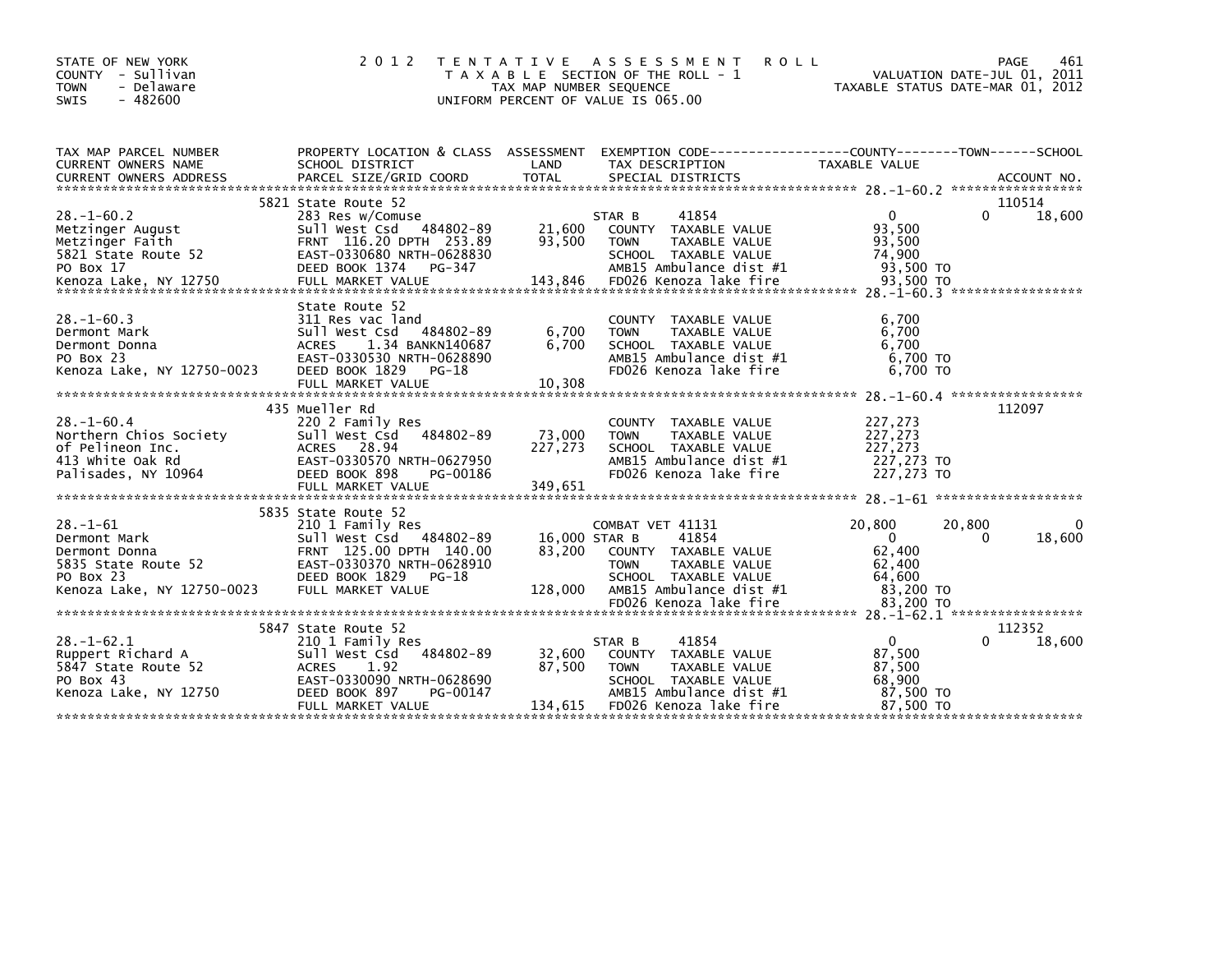STATE OF NEW YORK
COUNTY - Sullivan
TOWN - Delaware
SWIS - 482600

2012 TENTATIVE ASSESSMENT ROLL
TAXABLE SECTION OF THE ROLL - 1
TAX MAP NUMBER SEQUENCE
UNIFORM PERCENT OF VALUE IS 065.00

VALUATION DATE-JUL 01, 2011
TAXABLE STATUS DATE-MAR 01, 2012

| TAX MAP PARCEL NUMBER / CURRENT OWNERS NAME / CURRENT OWNERS ADDRESS | PROPERTY LOCATION & CLASS / SCHOOL DISTRICT / PARCEL SIZE/GRID COORD | ASSESSMENT LAND | TOTAL | EXEMPTION CODE / TAX DESCRIPTION / SPECIAL DISTRICTS | COUNTY TAXABLE VALUE | TOWN | SCHOOL | ACCOUNT NO. |
|---|---|---|---|---|---|---|---|---|
| 28.-1-60.2 | 5821 State Route 52 | | | | | | | 110514 |
| | 283 Res w/Comuse | | | STAR B 41854 | 0 | 0 | 18,600 | |
| Metzinger August | Sull West Csd 484802-89 | 21,600 | | COUNTY TAXABLE VALUE | 93,500 | | | |
| Metzinger Faith | FRNT 116.20 DPTH 253.89 | | 93,500 | TOWN TAXABLE VALUE | 93,500 | | | |
| 5821 State Route 52 | EAST-0330680 NRTH-0628830 | | | SCHOOL TAXABLE VALUE | 74,900 | | | |
| PO Box 17 | DEED BOOK 1374 PG-347 | | | AMB15 Ambulance dist #1 | 93,500 TO | | | |
| Kenoza Lake, NY 12750 | FULL MARKET VALUE | | 143,846 | FD026 Kenoza lake fire | 93,500 TO | | | |
| 28.-1-60.3 | State Route 52 | | | | | | | |
| | 311 Res vac land | | | COUNTY TAXABLE VALUE | 6,700 | | | |
| Dermont Mark | Sull West Csd 484802-89 | 6,700 | | TOWN TAXABLE VALUE | 6,700 | | | |
| Dermont Donna | ACRES 1.34 BANKN140687 | | 6,700 | SCHOOL TAXABLE VALUE | 6,700 | | | |
| PO Box 23 | EAST-0330530 NRTH-0628890 | | | AMB15 Ambulance dist #1 | 6,700 TO | | | |
| Kenoza Lake, NY 12750-0023 | DEED BOOK 1829 PG-18 | | | FD026 Kenoza lake fire | 6,700 TO | | | |
| | FULL MARKET VALUE | | 10,308 | | | | | |
| 28.-1-60.4 | 435 Mueller Rd | | | | | | | 112097 |
| | 220 2 Family Res | | | COUNTY TAXABLE VALUE | 227,273 | | | |
| Northern Chios Society | Sull West Csd 484802-89 | 73,000 | | TOWN TAXABLE VALUE | 227,273 | | | |
| of Pelineon Inc. | ACRES 28.94 | | 227,273 | SCHOOL TAXABLE VALUE | 227,273 | | | |
| 413 White Oak Rd | EAST-0330570 NRTH-0627950 | | | AMB15 Ambulance dist #1 | 227,273 TO | | | |
| Palisades, NY 10964 | DEED BOOK 898 PG-00186 | | | FD026 Kenoza lake fire | 227,273 TO | | | |
| | FULL MARKET VALUE | | 349,651 | | | | | |
| 28.-1-61 | 5835 State Route 52 | | | | | | | |
| | 210 1 Family Res | | | COMBAT VET 41131 | 20,800 | 20,800 | 0 | |
| Dermont Mark | Sull West Csd 484802-89 | 16,000 | | STAR B 41854 | 0 | 0 | 18,600 | |
| Dermont Donna | FRNT 125.00 DPTH 140.00 | | 83,200 | COUNTY TAXABLE VALUE | 62,400 | | | |
| 5835 State Route 52 | EAST-0330370 NRTH-0628910 | | | TOWN TAXABLE VALUE | 62,400 | | | |
| PO Box 23 | DEED BOOK 1829 PG-18 | | | SCHOOL TAXABLE VALUE | 64,600 | | | |
| Kenoza Lake, NY 12750-0023 | FULL MARKET VALUE | | 128,000 | AMB15 Ambulance dist #1 | 83,200 TO | | | |
| | | | | FD026 Kenoza lake fire | 83,200 TO | | | |
| 28.-1-62.1 | 5847 State Route 52 | | | | | | | 112352 |
| | 210 1 Family Res | | | STAR B 41854 | 0 | 0 | 18,600 | |
| Ruppert Richard A | Sull West Csd 484802-89 | 32,600 | | COUNTY TAXABLE VALUE | 87,500 | | | |
| 5847 State Route 52 | ACRES 1.92 | | 87,500 | TOWN TAXABLE VALUE | 87,500 | | | |
| PO Box 43 | EAST-0330090 NRTH-0628690 | | | SCHOOL TAXABLE VALUE | 68,900 | | | |
| Kenoza Lake, NY 12750 | DEED BOOK 897 PG-00147 | | | AMB15 Ambulance dist #1 | 87,500 TO | | | |
| | FULL MARKET VALUE | | 134,615 | FD026 Kenoza lake fire | 87,500 TO | | | |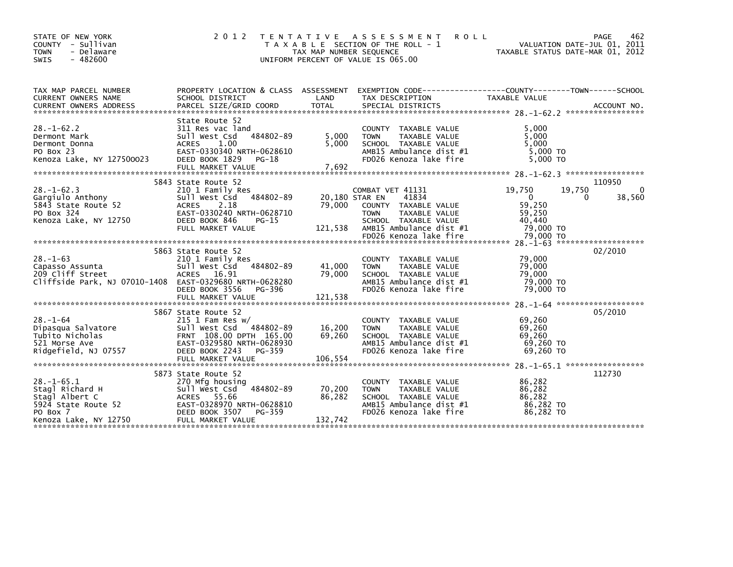STATE OF NEW YORK
COUNTY - Sullivan
TOWN - Delaware
SWIS - 482600

2012 TENTATIVE ASSESSMENT ROLL
TAXABLE SECTION OF THE ROLL - 1
TAX MAP NUMBER SEQUENCE
UNIFORM PERCENT OF VALUE IS 065.00

VALUATION DATE-JUL 01, 2011
TAXABLE STATUS DATE-MAR 01, 2012

| TAX MAP PARCEL NUMBER / CURRENT OWNERS NAME / CURRENT OWNERS ADDRESS | PROPERTY LOCATION & CLASS / SCHOOL DISTRICT / PARCEL SIZE/GRID COORD | ASSESSMENT LAND / TOTAL | EXEMPTION CODE / TAX DESCRIPTION / SPECIAL DISTRICTS | COUNTY TAXABLE VALUE | TOWN | SCHOOL | ACCOUNT NO. |
|---|---|---|---|---|---|---|---|
| 28.-1-62.2 | State Route 52 | | | | | | |
| | 311 Res vac land | | COUNTY TAXABLE VALUE | 5,000 | | | |
| Dermont Mark | Sull West Csd 484802-89 | 5,000 | TOWN TAXABLE VALUE | 5,000 | | | |
| Dermont Donna | ACRES 1.00 | 5,000 | SCHOOL TAXABLE VALUE | 5,000 | | | |
| PO Box 23 | EAST-0330340 NRTH-0628610 | | AMB15 Ambulance dist #1 | 5,000 TO | | | |
| Kenoza Lake, NY 127500023 | DEED BOOK 1829 PG-18 | | FD026 Kenoza lake fire | 5,000 TO | | | |
| | FULL MARKET VALUE | 7,692 | | | | | |
| 28.-1-62.3 | 5843 State Route 52 | | | | | | 110950 |
| | 210 1 Family Res | | COMBAT VET 41131 | 19,750 | 19,750 | 0 | |
| Gargiulo Anthony | Sull West Csd 484802-89 | 20,180 | STAR EN 41834 | 0 | 0 | 38,560 | |
| 5843 State Route 52 | ACRES 2.18 | 79,000 | COUNTY TAXABLE VALUE | 59,250 | | | |
| PO Box 324 | EAST-0330240 NRTH-0628710 | | TOWN TAXABLE VALUE | 59,250 | | | |
| Kenoza Lake, NY 12750 | DEED BOOK 846 PG-15 | | SCHOOL TAXABLE VALUE | 40,440 | | | |
| | FULL MARKET VALUE | 121,538 | AMB15 Ambulance dist #1 | 79,000 TO | | | |
| | | | FD026 Kenoza lake fire | 79,000 TO | | | |
| 28.-1-63 | 5863 State Route 52 | | | | | | 02/2010 |
| | 210 1 Family Res | | COUNTY TAXABLE VALUE | 79,000 | | | |
| Capasso Assunta | Sull West Csd 484802-89 | 41,000 | TOWN TAXABLE VALUE | 79,000 | | | |
| 209 Cliff Street | ACRES 16.91 | 79,000 | SCHOOL TAXABLE VALUE | 79,000 | | | |
| Cliffside Park, NJ 07010-1408 | EAST-0329680 NRTH-0628280 | | AMB15 Ambulance dist #1 | 79,000 TO | | | |
| | DEED BOOK 3556 PG-396 | | FD026 Kenoza lake fire | 79,000 TO | | | |
| | FULL MARKET VALUE | 121,538 | | | | | |
| 28.-1-64 | 5867 State Route 52 | | | | | | 05/2010 |
| | 215 1 Fam Res w/ | | COUNTY TAXABLE VALUE | 69,260 | | | |
| Dipasqua Salvatore | Sull West Csd 484802-89 | 16,200 | TOWN TAXABLE VALUE | 69,260 | | | |
| Tubito Nicholas | FRNT 108.00 DPTH 165.00 | 69,260 | SCHOOL TAXABLE VALUE | 69,260 | | | |
| 521 Morse Ave | EAST-0329580 NRTH-0628930 | | AMB15 Ambulance dist #1 | 69,260 TO | | | |
| Ridgefield, NJ 07557 | DEED BOOK 2243 PG-359 | | FD026 Kenoza lake fire | 69,260 TO | | | |
| | FULL MARKET VALUE | 106,554 | | | | | |
| 28.-1-65.1 | 5873 State Route 52 | | | | | | 112730 |
| | 270 Mfg housing | | COUNTY TAXABLE VALUE | 86,282 | | | |
| Stagl Richard H | Sull West Csd 484802-89 | 70,200 | TOWN TAXABLE VALUE | 86,282 | | | |
| Stagl Albert C | ACRES 55.66 | 86,282 | SCHOOL TAXABLE VALUE | 86,282 | | | |
| 5924 State Route 52 | EAST-0328970 NRTH-0628810 | | AMB15 Ambulance dist #1 | 86,282 TO | | | |
| PO Box 7 | DEED BOOK 3507 PG-359 | | FD026 Kenoza lake fire | 86,282 TO | | | |
| Kenoza Lake, NY 12750 | FULL MARKET VALUE | 132,742 | | | | | |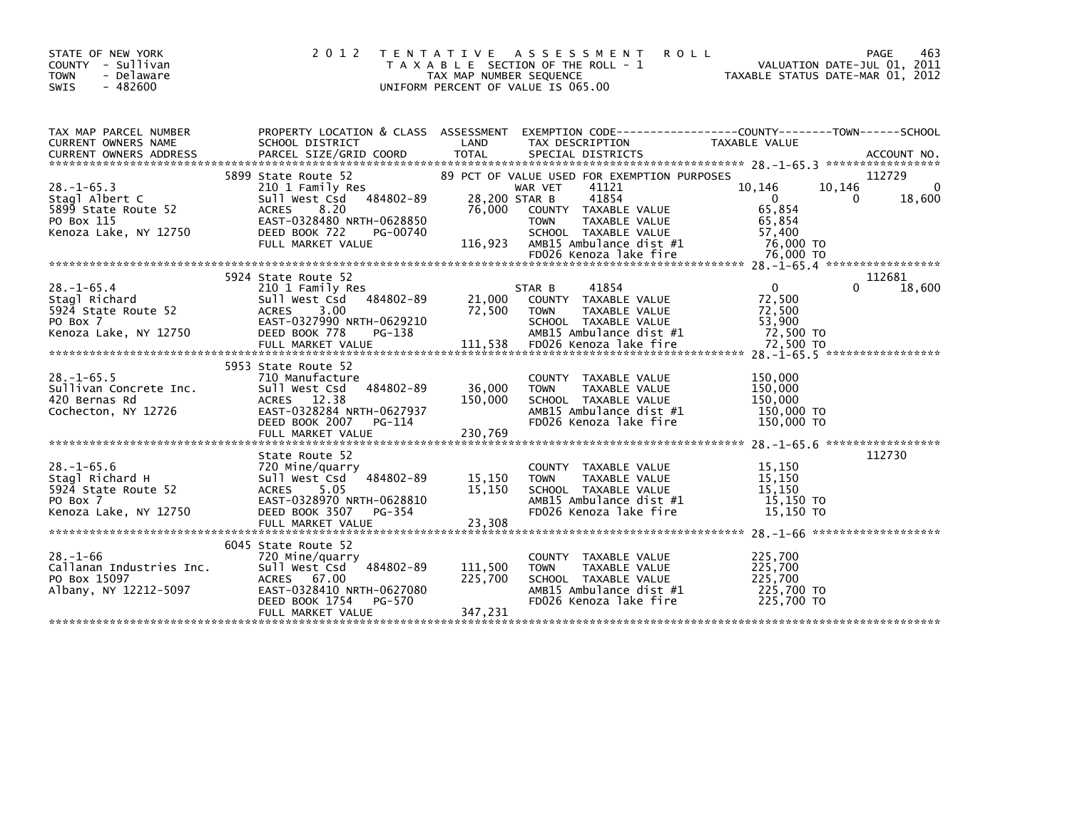STATE OF NEW YORK
COUNTY - Sullivan
TOWN - Delaware
SWIS - 482600

# 2012 TENTATIVE ASSESSMENT ROLL

TAXABLE SECTION OF THE ROLL - 1
TAX MAP NUMBER SEQUENCE
UNIFORM PERCENT OF VALUE IS 065.00

VALUATION DATE-JUL 01, 2011
TAXABLE STATUS DATE-MAR 01, 2012

| TAX MAP PARCEL NUMBER / CURRENT OWNERS NAME / CURRENT OWNERS ADDRESS | PROPERTY LOCATION & CLASS / SCHOOL DISTRICT / PARCEL SIZE/GRID COORD | ASSESSMENT LAND | TOTAL | EXEMPTION CODE / TAX DESCRIPTION / SPECIAL DISTRICTS | COUNTY | TOWN | SCHOOL | ACCOUNT NO. |
|---|---|---|---|---|---|---|---|---|
| **28.-1-65.3** | 5899 State Route 52 | | | 89 PCT OF VALUE USED FOR EXEMPTION PURPOSES | | | | 112729 |
| Stagl Albert C | 210 1 Family Res | | | WAR VET 41121 | 10,146 | 10,146 | 0 | |
| 5899 State Route 52 | Sull West Csd 484802-89 | 28,200 | | STAR B 41854 | 0 | 0 | 18,600 | |
| PO Box 115 | ACRES 8.20 | | 76,000 | COUNTY TAXABLE VALUE | 65,854 | | | |
| Kenoza Lake, NY 12750 | EAST-0328480 NRTH-0628850 | | | TOWN TAXABLE VALUE | | 65,854 | | |
| | DEED BOOK 722 PG-00740 | | | SCHOOL TAXABLE VALUE | | | 57,400 | |
| | FULL MARKET VALUE | | 116,923 | AMB15 Ambulance dist #1 | 76,000 TO | | | |
| | | | | FD026 Kenoza lake fire | 76,000 TO | | | |
| **28.-1-65.4** | 5924 State Route 52 | | | | | | | 112681 |
| Stagl Richard | 210 1 Family Res | | | STAR B 41854 | 0 | 0 | 18,600 | |
| 5924 State Route 52 | Sull West Csd 484802-89 | 21,000 | | COUNTY TAXABLE VALUE | 72,500 | | | |
| PO Box 7 | ACRES 3.00 | | 72,500 | TOWN TAXABLE VALUE | | 72,500 | | |
| Kenoza Lake, NY 12750 | EAST-0327990 NRTH-0629210 | | | SCHOOL TAXABLE VALUE | | | 53,900 | |
| | DEED BOOK 778 PG-138 | | | AMB15 Ambulance dist #1 | 72,500 TO | | | |
| | FULL MARKET VALUE | | 111,538 | FD026 Kenoza lake fire | 72,500 TO | | | |
| **28.-1-65.5** | 5953 State Route 52 | | | | | | | |
| Sullivan Concrete Inc. | 710 Manufacture | | | COUNTY TAXABLE VALUE | 150,000 | | | |
| 420 Bernas Rd | Sull West Csd 484802-89 | 36,000 | | TOWN TAXABLE VALUE | | 150,000 | | |
| Cochecton, NY 12726 | ACRES 12.38 | | 150,000 | SCHOOL TAXABLE VALUE | | | 150,000 | |
| | EAST-0328284 NRTH-0627937 | | | AMB15 Ambulance dist #1 | 150,000 TO | | | |
| | DEED BOOK 2007 PG-114 | | | FD026 Kenoza lake fire | 150,000 TO | | | |
| | FULL MARKET VALUE | | 230,769 | | | | | |
| **28.-1-65.6** | State Route 52 | | | | | | | 112730 |
| Stagl Richard H | 720 Mine/quarry | | | COUNTY TAXABLE VALUE | 15,150 | | | |
| 5924 State Route 52 | Sull West Csd 484802-89 | 15,150 | | TOWN TAXABLE VALUE | | 15,150 | | |
| PO Box 7 | ACRES 5.05 | | 15,150 | SCHOOL TAXABLE VALUE | | | 15,150 | |
| Kenoza Lake, NY 12750 | EAST-0328970 NRTH-0628810 | | | AMB15 Ambulance dist #1 | 15,150 TO | | | |
| | DEED BOOK 3507 PG-354 | | | FD026 Kenoza lake fire | 15,150 TO | | | |
| | FULL MARKET VALUE | | 23,308 | | | | | |
| **28.-1-66** | 6045 State Route 52 | | | | | | | |
| Callanan Industries Inc. | 720 Mine/quarry | | | COUNTY TAXABLE VALUE | 225,700 | | | |
| PO Box 15097 | Sull West Csd 484802-89 | 111,500 | | TOWN TAXABLE VALUE | | 225,700 | | |
| Albany, NY 12212-5097 | ACRES 67.00 | | 225,700 | SCHOOL TAXABLE VALUE | | | 225,700 | |
| | EAST-0328410 NRTH-0627080 | | | AMB15 Ambulance dist #1 | 225,700 TO | | | |
| | DEED BOOK 1754 PG-570 | | | FD026 Kenoza lake fire | 225,700 TO | | | |
| | FULL MARKET VALUE | | 347,231 | | | | | |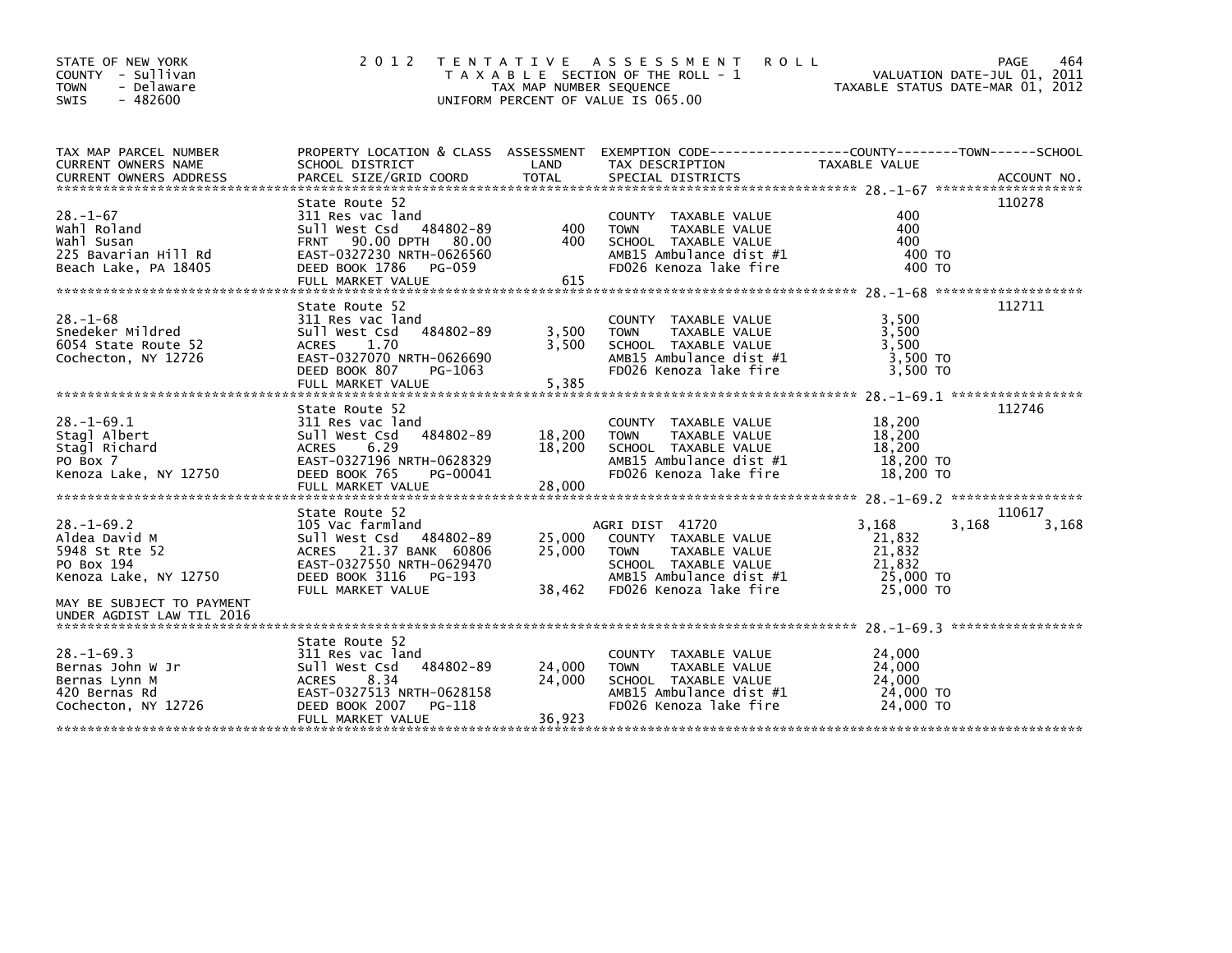STATE OF NEW YORK
COUNTY - Sullivan
TOWN - Delaware
SWIS - 482600

2 0 1 2 T E N T A T I V E A S S E S S M E N T R O L L
T A X A B L E SECTION OF THE ROLL - 1
TAX MAP NUMBER SEQUENCE
UNIFORM PERCENT OF VALUE IS 065.00

VALUATION DATE-JUL 01, 2011
TAXABLE STATUS DATE-MAR 01, 2012

| TAX MAP PARCEL NUMBER / CURRENT OWNERS NAME / CURRENT OWNERS ADDRESS | PROPERTY LOCATION & CLASS / SCHOOL DISTRICT / PARCEL SIZE/GRID COORD | ASSESSMENT LAND / TOTAL | EXEMPTION CODE / TAX DESCRIPTION / SPECIAL DISTRICTS | COUNTY TAXABLE VALUE | TOWN | SCHOOL | ACCOUNT NO. |
|---|---|---|---|---|---|---|---|
| 28.-1-67 | State Route 52 | | | | | | 110278 |
| Wahl Roland | 311 Res vac land | | COUNTY TAXABLE VALUE | 400 | | | |
| Wahl Susan | Sull West Csd 484802-89 | 400 | TOWN TAXABLE VALUE | 400 | | | |
| 225 Bavarian Hill Rd | FRNT 90.00 DPTH 80.00 | 400 | SCHOOL TAXABLE VALUE | 400 | | | |
| Beach Lake, PA 18405 | EAST-0327230 NRTH-0626560 | | AMB15 Ambulance dist #1 | 400 TO | | | |
| | DEED BOOK 1786 PG-059 | | FD026 Kenoza lake fire | 400 TO | | | |
| | FULL MARKET VALUE | 615 | | | | | |
| 28.-1-68 | State Route 52 | | | | | | 112711 |
| Snedeker Mildred | 311 Res vac land | | COUNTY TAXABLE VALUE | 3,500 | | | |
| 6054 State Route 52 | Sull West Csd 484802-89 | 3,500 | TOWN TAXABLE VALUE | 3,500 | | | |
| Cochecton, NY 12726 | ACRES 1.70 | 3,500 | SCHOOL TAXABLE VALUE | 3,500 | | | |
| | EAST-0327070 NRTH-0626690 | | AMB15 Ambulance dist #1 | 3,500 TO | | | |
| | DEED BOOK 807 PG-1063 | | FD026 Kenoza lake fire | 3,500 TO | | | |
| | FULL MARKET VALUE | 5,385 | | | | | |
| 28.-1-69.1 | State Route 52 | | | | | | 112746 |
| Stagl Albert | 311 Res vac land | | COUNTY TAXABLE VALUE | 18,200 | | | |
| Stagl Richard | Sull West Csd 484802-89 | 18,200 | TOWN TAXABLE VALUE | 18,200 | | | |
| PO Box 7 | ACRES 6.29 | 18,200 | SCHOOL TAXABLE VALUE | 18,200 | | | |
| Kenoza Lake, NY 12750 | EAST-0327196 NRTH-0628329 | | AMB15 Ambulance dist #1 | 18,200 TO | | | |
| | DEED BOOK 765 PG-00041 | | FD026 Kenoza lake fire | 18,200 TO | | | |
| | FULL MARKET VALUE | 28,000 | | | | | |
| 28.-1-69.2 | State Route 52 | | | | | | 110617 |
| Aldea David M | 105 Vac farmland | | AGRI DIST 41720 | 3,168 | 3,168 | 3,168 | |
| 5948 St Rte 52 | Sull West Csd 484802-89 | 25,000 | COUNTY TAXABLE VALUE | 21,832 | | | |
| PO Box 194 | ACRES 21.37 BANK 60806 | 25,000 | TOWN TAXABLE VALUE | 21,832 | | | |
| Kenoza Lake, NY 12750 | EAST-0327550 NRTH-0629470 | | SCHOOL TAXABLE VALUE | 21,832 | | | |
| | DEED BOOK 3116 PG-193 | | AMB15 Ambulance dist #1 | 25,000 TO | | | |
| | FULL MARKET VALUE | 38,462 | FD026 Kenoza lake fire | 25,000 TO | | | |
| MAY BE SUBJECT TO PAYMENT UNDER AGDIST LAW TIL 2016 | | | | | | | |
| 28.-1-69.3 | State Route 52 | | | | | | |
| Bernas John W Jr | 311 Res vac land | | COUNTY TAXABLE VALUE | 24,000 | | | |
| Bernas Lynn M | Sull West Csd 484802-89 | 24,000 | TOWN TAXABLE VALUE | 24,000 | | | |
| 420 Bernas Rd | ACRES 8.34 | 24,000 | SCHOOL TAXABLE VALUE | 24,000 | | | |
| Cochecton, NY 12726 | EAST-0327513 NRTH-0628158 | | AMB15 Ambulance dist #1 | 24,000 TO | | | |
| | DEED BOOK 2007 PG-118 | | FD026 Kenoza lake fire | 24,000 TO | | | |
| | FULL MARKET VALUE | 36,923 | | | | | |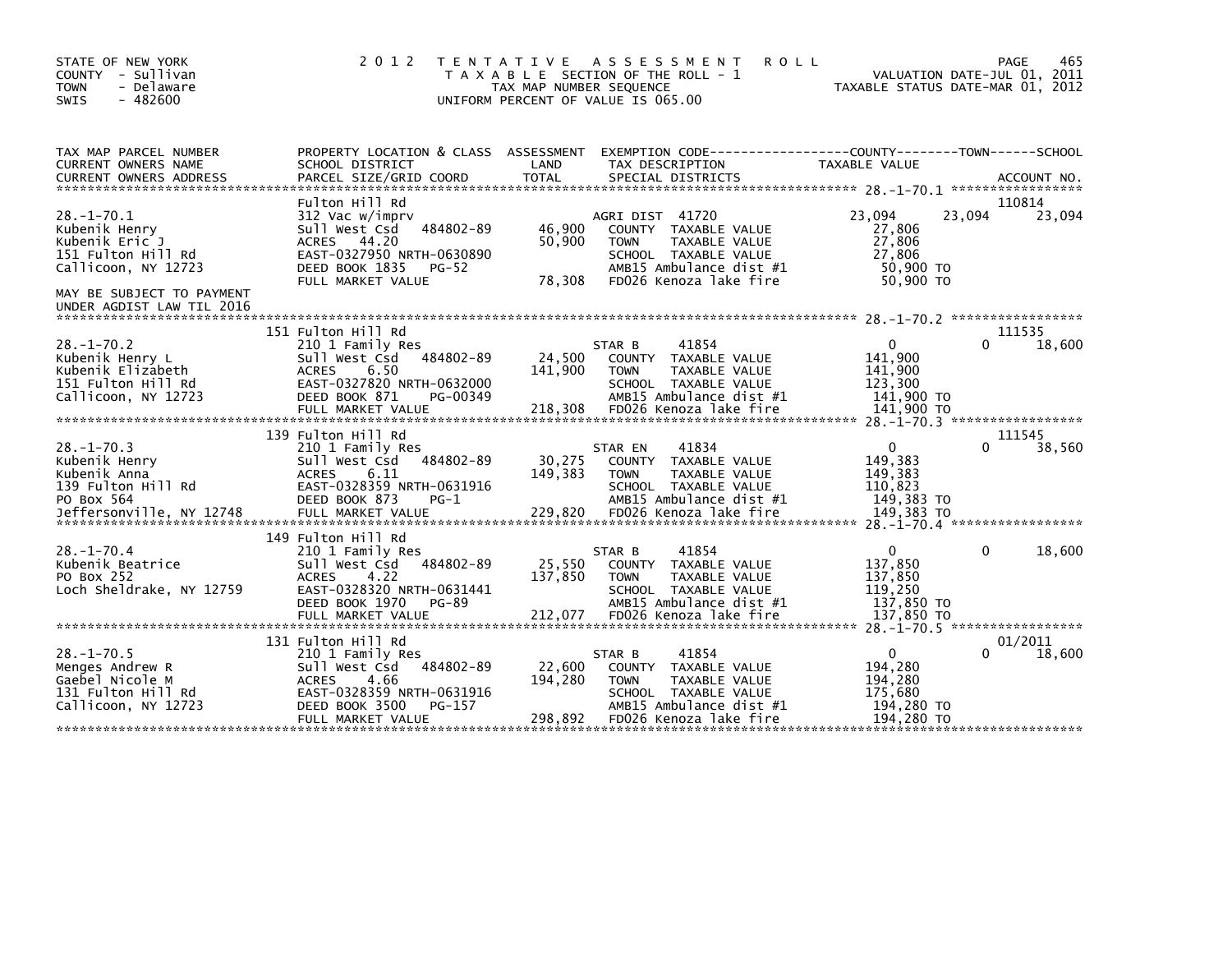STATE OF NEW YORK
COUNTY - Sullivan
TOWN - Delaware
SWIS - 482600

# 2012 TENTATIVE ASSESSMENT ROLL

TAXABLE SECTION OF THE ROLL - 1
TAX MAP NUMBER SEQUENCE
UNIFORM PERCENT OF VALUE IS 065.00

VALUATION DATE-JUL 01, 2011
TAXABLE STATUS DATE-MAR 01, 2012

| TAX MAP PARCEL NUMBER / CURRENT OWNERS NAME / CURRENT OWNERS ADDRESS | PROPERTY LOCATION & CLASS / SCHOOL DISTRICT / PARCEL SIZE/GRID COORD | ASSESSMENT LAND / TOTAL | EXEMPTION CODE / TAX DESCRIPTION / SPECIAL DISTRICTS | COUNTY | TOWN | SCHOOL | ACCOUNT NO. |
|---|---|---|---|---|---|---|---|
| 28.-1-70.1 | Fulton Hill Rd | | | | | | 110814 |
| Kubenik Henry | 312 Vac w/imprv | | AGRI DIST 41720 | 23,094 | 23,094 | 23,094 | |
| Kubenik Eric J | Sull West Csd 484802-89 | 46,900 | COUNTY TAXABLE VALUE | 27,806 | | | |
| 151 Fulton Hill Rd | ACRES 44.20 | 50,900 | TOWN TAXABLE VALUE | | 27,806 | | |
| Callicoon, NY 12723 | EAST-0327950 NRTH-0630890 | | SCHOOL TAXABLE VALUE | | | 27,806 | |
| | DEED BOOK 1835 PG-52 | | AMB15 Ambulance dist #1 | 50,900 TO | | | |
| MAY BE SUBJECT TO PAYMENT UNDER AGDIST LAW TIL 2016 | FULL MARKET VALUE | 78,308 | FD026 Kenoza lake fire | 50,900 TO | | | |
| 28.-1-70.2 | 151 Fulton Hill Rd | | | | | | 111535 |
| Kubenik Henry L | 210 1 Family Res | | STAR B 41854 | 0 | 0 | 18,600 | |
| Kubenik Elizabeth | Sull West Csd 484802-89 | 24,500 | COUNTY TAXABLE VALUE | 141,900 | | | |
| 151 Fulton Hill Rd | ACRES 6.50 | 141,900 | TOWN TAXABLE VALUE | | 141,900 | | |
| Callicoon, NY 12723 | EAST-0327820 NRTH-0632000 | | SCHOOL TAXABLE VALUE | | | 123,300 | |
| | DEED BOOK 871 PG-00349 | | AMB15 Ambulance dist #1 | 141,900 TO | | | |
| | FULL MARKET VALUE | 218,308 | FD026 Kenoza lake fire | 141,900 TO | | | |
| 28.-1-70.3 | 139 Fulton Hill Rd | | | | | | 111545 |
| Kubenik Henry | 210 1 Family Res | | STAR EN 41834 | 0 | 0 | 38,560 | |
| Kubenik Anna | Sull West Csd 484802-89 | 30,275 | COUNTY TAXABLE VALUE | 149,383 | | | |
| 139 Fulton Hill Rd | ACRES 6.11 | 149,383 | TOWN TAXABLE VALUE | | 149,383 | | |
| PO Box 564 | EAST-0328359 NRTH-0631916 | | SCHOOL TAXABLE VALUE | | | 110,823 | |
| Jeffersonville, NY 12748 | DEED BOOK 873 PG-1 | | AMB15 Ambulance dist #1 | 149,383 TO | | | |
| | FULL MARKET VALUE | 229,820 | FD026 Kenoza lake fire | 149,383 TO | | | |
| 28.-1-70.4 | 149 Fulton Hill Rd | | | | | | |
| Kubenik Beatrice | 210 1 Family Res | | STAR B 41854 | 0 | 0 | 18,600 | |
| PO Box 252 | Sull West Csd 484802-89 | 25,550 | COUNTY TAXABLE VALUE | 137,850 | | | |
| Loch Sheldrake, NY 12759 | ACRES 4.22 | 137,850 | TOWN TAXABLE VALUE | | 137,850 | | |
| | EAST-0328320 NRTH-0631441 | | SCHOOL TAXABLE VALUE | | | 119,250 | |
| | DEED BOOK 1970 PG-89 | | AMB15 Ambulance dist #1 | 137,850 TO | | | |
| | FULL MARKET VALUE | 212,077 | FD026 Kenoza lake fire | 137,850 TO | | | |
| 28.-1-70.5 | 131 Fulton Hill Rd | | | | | | 01/2011 |
| Menges Andrew R | 210 1 Family Res | | STAR B 41854 | 0 | 0 | 18,600 | |
| Gaebel Nicole M | Sull West Csd 484802-89 | 22,600 | COUNTY TAXABLE VALUE | 194,280 | | | |
| 131 Fulton Hill Rd | ACRES 4.66 | 194,280 | TOWN TAXABLE VALUE | | 194,280 | | |
| Callicoon, NY 12723 | EAST-0328359 NRTH-0631916 | | SCHOOL TAXABLE VALUE | | | 175,680 | |
| | DEED BOOK 3500 PG-157 | | AMB15 Ambulance dist #1 | 194,280 TO | | | |
| | FULL MARKET VALUE | 298,892 | FD026 Kenoza lake fire | 194,280 TO | | | |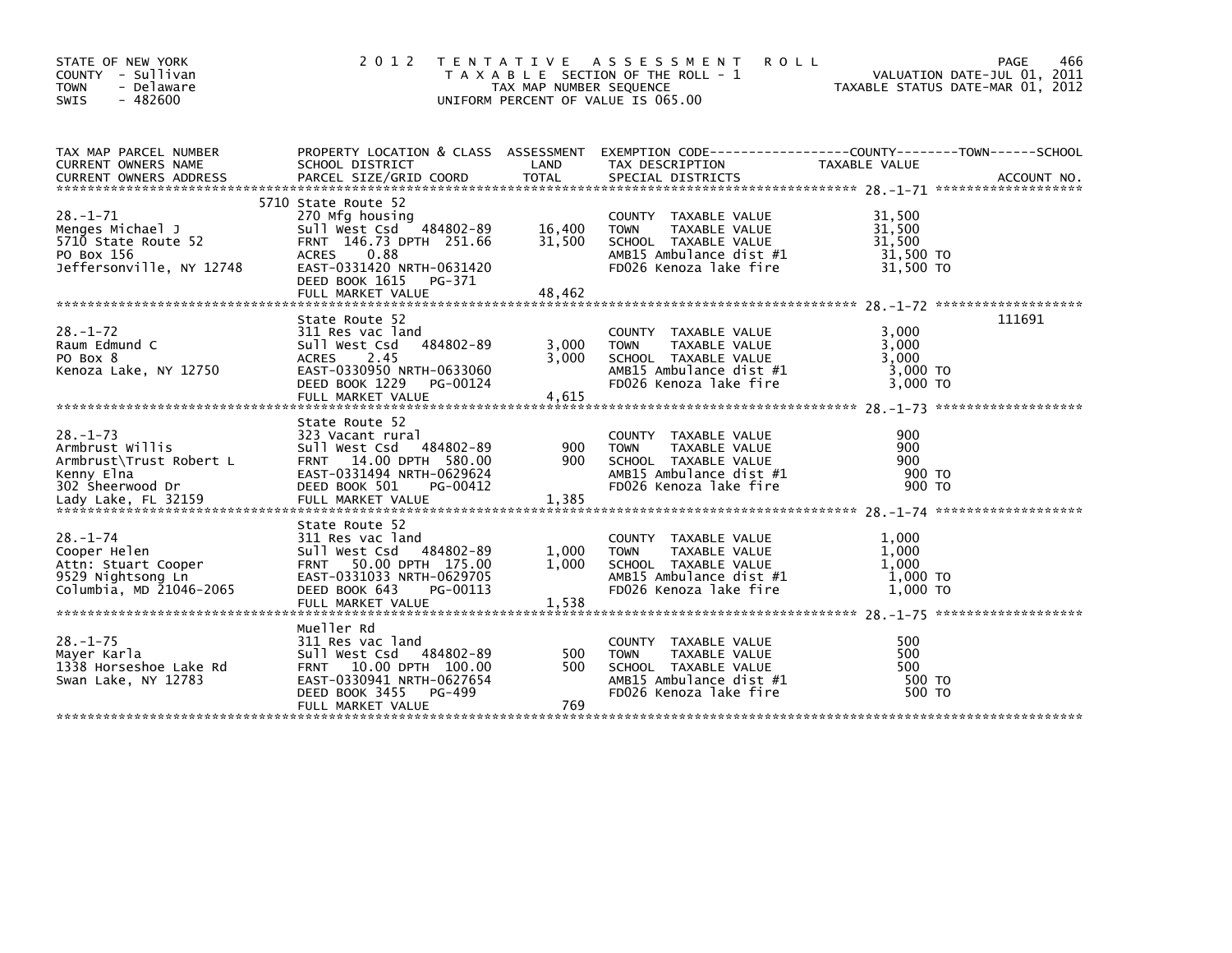STATE OF NEW YORK
COUNTY - Sullivan
TOWN - Delaware
SWIS - 482600

2012 TENTATIVE ASSESSMENT ROLL
TAXABLE SECTION OF THE ROLL - 1
TAX MAP NUMBER SEQUENCE
UNIFORM PERCENT OF VALUE IS 065.00

VALUATION DATE-JUL 01, 2011
TAXABLE STATUS DATE-MAR 01, 2012

| TAX MAP PARCEL NUMBER / CURRENT OWNERS NAME / CURRENT OWNERS ADDRESS | PROPERTY LOCATION & CLASS / SCHOOL DISTRICT / PARCEL SIZE/GRID COORD | ASSESSMENT LAND / TOTAL | EXEMPTION CODE / TAX DESCRIPTION / SPECIAL DISTRICTS | TAXABLE VALUE (COUNTY / TOWN / SCHOOL) | ACCOUNT NO. |
|---|---|---|---|---|---|
| 28.-1-71 | 5710 State Route 52 | | | | |
| | 270 Mfg housing | | COUNTY TAXABLE VALUE | 31,500 | |
| Menges Michael J | Sull West Csd 484802-89 | 16,400 | TOWN TAXABLE VALUE | 31,500 | |
| 5710 State Route 52 | FRNT 146.73 DPTH 251.66 | 31,500 | SCHOOL TAXABLE VALUE | 31,500 | |
| PO Box 156 | ACRES 0.88 | | AMB15 Ambulance dist #1 | 31,500 TO | |
| Jeffersonville, NY 12748 | EAST-0331420 NRTH-0631420 | | FD026 Kenoza lake fire | 31,500 TO | |
| | DEED BOOK 1615 PG-371 | | | | |
| | FULL MARKET VALUE | 48,462 | | | |
| 28.-1-72 | State Route 52 | | | | 111691 |
| | 311 Res vac land | | COUNTY TAXABLE VALUE | 3,000 | |
| Raum Edmund C | Sull West Csd 484802-89 | 3,000 | TOWN TAXABLE VALUE | 3,000 | |
| PO Box 8 | ACRES 2.45 | 3,000 | SCHOOL TAXABLE VALUE | 3,000 | |
| Kenoza Lake, NY 12750 | EAST-0330950 NRTH-0633060 | | AMB15 Ambulance dist #1 | 3,000 TO | |
| | DEED BOOK 1229 PG-00124 | | FD026 Kenoza lake fire | 3,000 TO | |
| | FULL MARKET VALUE | 4,615 | | | |
| 28.-1-73 | State Route 52 | | | | |
| | 323 Vacant rural | | COUNTY TAXABLE VALUE | 900 | |
| Armbrust Willis | Sull West Csd 484802-89 | 900 | TOWN TAXABLE VALUE | 900 | |
| Armbrust\Trust Robert L | FRNT 14.00 DPTH 580.00 | 900 | SCHOOL TAXABLE VALUE | 900 | |
| Kenny Elna | EAST-0331494 NRTH-0629624 | | AMB15 Ambulance dist #1 | 900 TO | |
| 302 Sheerwood Dr | DEED BOOK 501 PG-00412 | | FD026 Kenoza lake fire | 900 TO | |
| Lady Lake, FL 32159 | FULL MARKET VALUE | 1,385 | | | |
| 28.-1-74 | State Route 52 | | | | |
| | 311 Res vac land | | COUNTY TAXABLE VALUE | 1,000 | |
| Cooper Helen | Sull West Csd 484802-89 | 1,000 | TOWN TAXABLE VALUE | 1,000 | |
| Attn: Stuart Cooper | FRNT 50.00 DPTH 175.00 | 1,000 | SCHOOL TAXABLE VALUE | 1,000 | |
| 9529 Nightsong Ln | EAST-0331033 NRTH-0629705 | | AMB15 Ambulance dist #1 | 1,000 TO | |
| Columbia, MD 21046-2065 | DEED BOOK 643 PG-00113 | | FD026 Kenoza lake fire | 1,000 TO | |
| | FULL MARKET VALUE | 1,538 | | | |
| 28.-1-75 | Mueller Rd | | | | |
| | 311 Res vac land | | COUNTY TAXABLE VALUE | 500 | |
| Mayer Karla | Sull West Csd 484802-89 | 500 | TOWN TAXABLE VALUE | 500 | |
| 1338 Horseshoe Lake Rd | FRNT 10.00 DPTH 100.00 | 500 | SCHOOL TAXABLE VALUE | 500 | |
| Swan Lake, NY 12783 | EAST-0330941 NRTH-0627654 | | AMB15 Ambulance dist #1 | 500 TO | |
| | DEED BOOK 3455 PG-499 | | FD026 Kenoza lake fire | 500 TO | |
| | FULL MARKET VALUE | 769 | | | |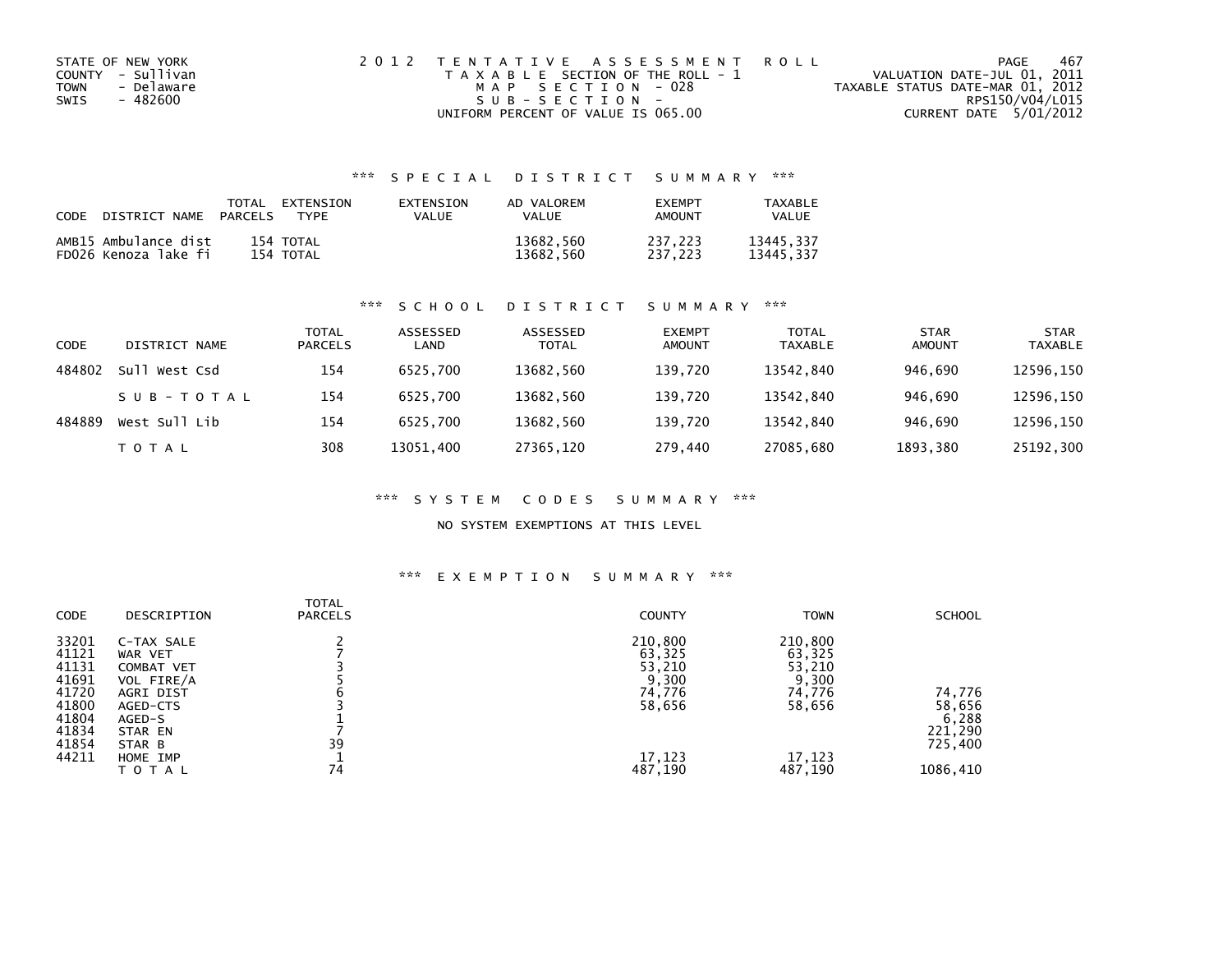STATE OF NEW YORK
COUNTY - Sullivan
TOWN - Delaware
SWIS - 482600

2 0 1 2 T E N T A T I V E A S S E S S M E N T R O L L
T A X A B L E SECTION OF THE ROLL - 1
M A P S E C T I O N - 028
S U B - S E C T I O N -
UNIFORM PERCENT OF VALUE IS 065.00

VALUATION DATE-JUL 01, 2011
TAXABLE STATUS DATE-MAR 01, 2012
RPS150/V04/L015
CURRENT DATE 5/01/2012

### *** S P E C I A L D I S T R I C T S U M M A R Y ***

| CODE DISTRICT NAME | TOTAL PARCELS | EXTENSION TYPE | EXTENSION VALUE | AD VALOREM VALUE | EXEMPT AMOUNT | TAXABLE VALUE |
|---|---|---|---|---|---|---|
| AMB15 Ambulance dist | 154 | TOTAL | | 13682,560 | 237,223 | 13445,337 |
| FD026 Kenoza lake fi | 154 | TOTAL | | 13682,560 | 237,223 | 13445,337 |

### *** S C H O O L D I S T R I C T S U M M A R Y ***

| CODE | DISTRICT NAME | TOTAL PARCELS | ASSESSED LAND | ASSESSED TOTAL | EXEMPT AMOUNT | TOTAL TAXABLE | STAR AMOUNT | STAR TAXABLE |
|---|---|---|---|---|---|---|---|---|
| 484802 | Sull West Csd | 154 | 6525,700 | 13682,560 | 139,720 | 13542,840 | 946,690 | 12596,150 |
| | S U B - T O T A L | 154 | 6525,700 | 13682,560 | 139,720 | 13542,840 | 946,690 | 12596,150 |
| 484889 | West Sull Lib | 154 | 6525,700 | 13682,560 | 139,720 | 13542,840 | 946,690 | 12596,150 |
| | T O T A L | 308 | 13051,400 | 27365,120 | 279,440 | 27085,680 | 1893,380 | 25192,300 |

### *** S Y S T E M C O D E S S U M M A R Y ***

NO SYSTEM EXEMPTIONS AT THIS LEVEL

### *** E X E M P T I O N S U M M A R Y ***

| CODE | DESCRIPTION | TOTAL PARCELS | COUNTY | TOWN | SCHOOL |
|---|---|---|---|---|---|
| 33201 | C-TAX SALE | 2 | 210,800 | 210,800 | |
| 41121 | WAR VET | 7 | 63,325 | 63,325 | |
| 41131 | COMBAT VET | 3 | 53,210 | 53,210 | |
| 41691 | VOL FIRE/A | 5 | 9,300 | 9,300 | |
| 41720 | AGRI DIST | 6 | 74,776 | 74,776 | 74,776 |
| 41800 | AGED-CTS | 3 | 58,656 | 58,656 | 58,656 |
| 41804 | AGED-S | 1 | | | 6,288 |
| 41834 | STAR EN | 7 | | | 221,290 |
| 41854 | STAR B | 39 | | | 725,400 |
| 44211 | HOME IMP | 1 | 17,123 | 17,123 | |
| | T O T A L | 74 | 487,190 | 487,190 | 1086,410 |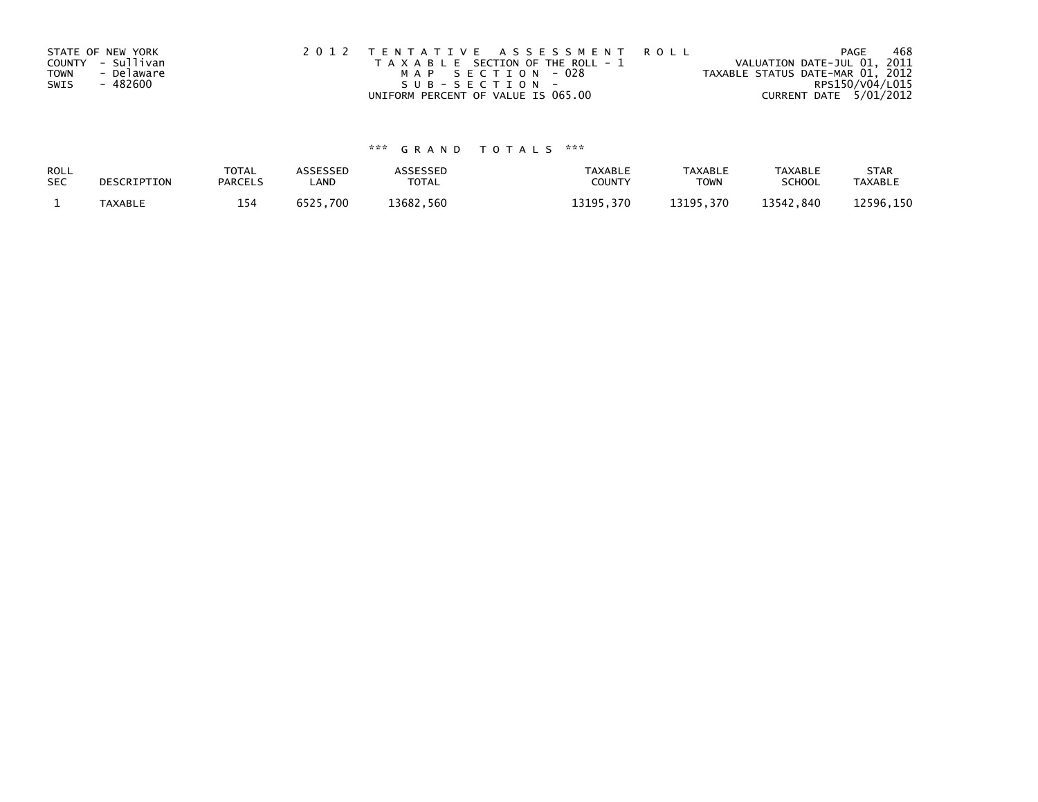STATE OF NEW YORK
COUNTY - Sullivan
TOWN - Delaware
SWIS - 482600

2 0 1 2 T E N T A T I V E A S S E S S M E N T R O L L
T A X A B L E SECTION OF THE ROLL - 1
M A P S E C T I O N - 028
S U B - S E C T I O N -
UNIFORM PERCENT OF VALUE IS 065.00

VALUATION DATE-JUL 01, 2011
TAXABLE STATUS DATE-MAR 01, 2012
RPS150/V04/L015
CURRENT DATE 5/01/2012

*** G R A N D T O T A L S ***

| ROLL SEC | DESCRIPTION | TOTAL PARCELS | ASSESSED LAND | ASSESSED TOTAL | TAXABLE COUNTY | TAXABLE TOWN | TAXABLE SCHOOL | STAR TAXABLE |
|---|---|---|---|---|---|---|---|---|
| 1 | TAXABLE | 154 | 6525,700 | 13682,560 | 13195,370 | 13195,370 | 13542,840 | 12596,150 |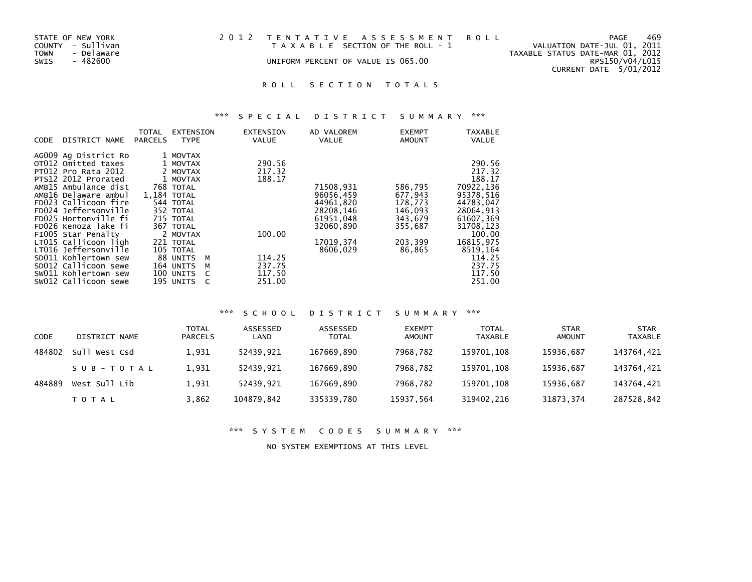STATE OF NEW YORK
COUNTY - Sullivan
TOWN - Delaware
SWIS - 482600

2 0 1 2 T E N T A T I V E A S S E S S M E N T R O L L
T A X A B L E SECTION OF THE ROLL - 1
UNIFORM PERCENT OF VALUE IS 065.00

VALUATION DATE-JUL 01, 2011
TAXABLE STATUS DATE-MAR 01, 2012
RPS150/V04/L015
CURRENT DATE 5/01/2012

## R O L L S E C T I O N T O T A L S

### *** S P E C I A L D I S T R I C T S U M M A R Y ***

| CODE | DISTRICT NAME | TOTAL PARCELS | EXTENSION TYPE | EXTENSION VALUE | AD VALOREM VALUE | EXEMPT AMOUNT | TAXABLE VALUE |
|---|---|---|---|---|---|---|---|
| AG009 | Ag District Ro | 1 | MOVTAX | | | | |
| OT012 | Omitted taxes | 1 | MOVTAX | 290.56 | | | 290.56 |
| PT012 | Pro Rata 2012 | 2 | MOVTAX | 217.32 | | | 217.32 |
| PTS12 | 2012 Prorated | 1 | MOVTAX | 188.17 | | | 188.17 |
| AMB15 | Ambulance dist | 768 | TOTAL | | 71508,931 | 586,795 | 70922,136 |
| AMB16 | Delaware ambul | 1,184 | TOTAL | | 96056,459 | 677,943 | 95378,516 |
| FD023 | Callicoon fire | 544 | TOTAL | | 44961,820 | 178,773 | 44783,047 |
| FD024 | Jeffersonville | 352 | TOTAL | | 28208,146 | 146,093 | 28064,913 |
| FD025 | Hortonville fi | 715 | TOTAL | | 61951,048 | 343,679 | 61607,369 |
| FD026 | Kenoza lake fi | 367 | TOTAL | | 32060,890 | 355,687 | 31708,123 |
| FI005 | Star Penalty | 2 | MOVTAX | 100.00 | | | 100.00 |
| LT015 | Callicoon ligh | 221 | TOTAL | | 17019,374 | 203,399 | 16815,975 |
| LT016 | Jeffersonville | 105 | TOTAL | | 8606,029 | 86,865 | 8519,164 |
| SD011 | Kohlertown sew | 88 | UNITS M | 114.25 | | | 114.25 |
| SD012 | Callicoon sewe | 164 | UNITS M | 237.75 | | | 237.75 |
| SW011 | Kohlertown sew | 100 | UNITS C | 117.50 | | | 117.50 |
| SW012 | Callicoon sewe | 195 | UNITS C | 251.00 | | | 251.00 |

### *** S C H O O L D I S T R I C T S U M M A R Y ***

| CODE | DISTRICT NAME | TOTAL PARCELS | ASSESSED LAND | ASSESSED TOTAL | EXEMPT AMOUNT | TOTAL TAXABLE | STAR AMOUNT | STAR TAXABLE |
|---|---|---|---|---|---|---|---|---|
| 484802 | Sull West Csd | 1,931 | 52439,921 | 167669,890 | 7968,782 | 159701,108 | 15936,687 | 143764,421 |
| | S U B - T O T A L | 1,931 | 52439,921 | 167669,890 | 7968,782 | 159701,108 | 15936,687 | 143764,421 |
| 484889 | West Sull Lib | 1,931 | 52439,921 | 167669,890 | 7968,782 | 159701,108 | 15936,687 | 143764,421 |
| | T O T A L | 3,862 | 104879,842 | 335339,780 | 15937,564 | 319402,216 | 31873,374 | 287528,842 |

### *** S Y S T E M C O D E S S U M M A R Y ***

NO SYSTEM EXEMPTIONS AT THIS LEVEL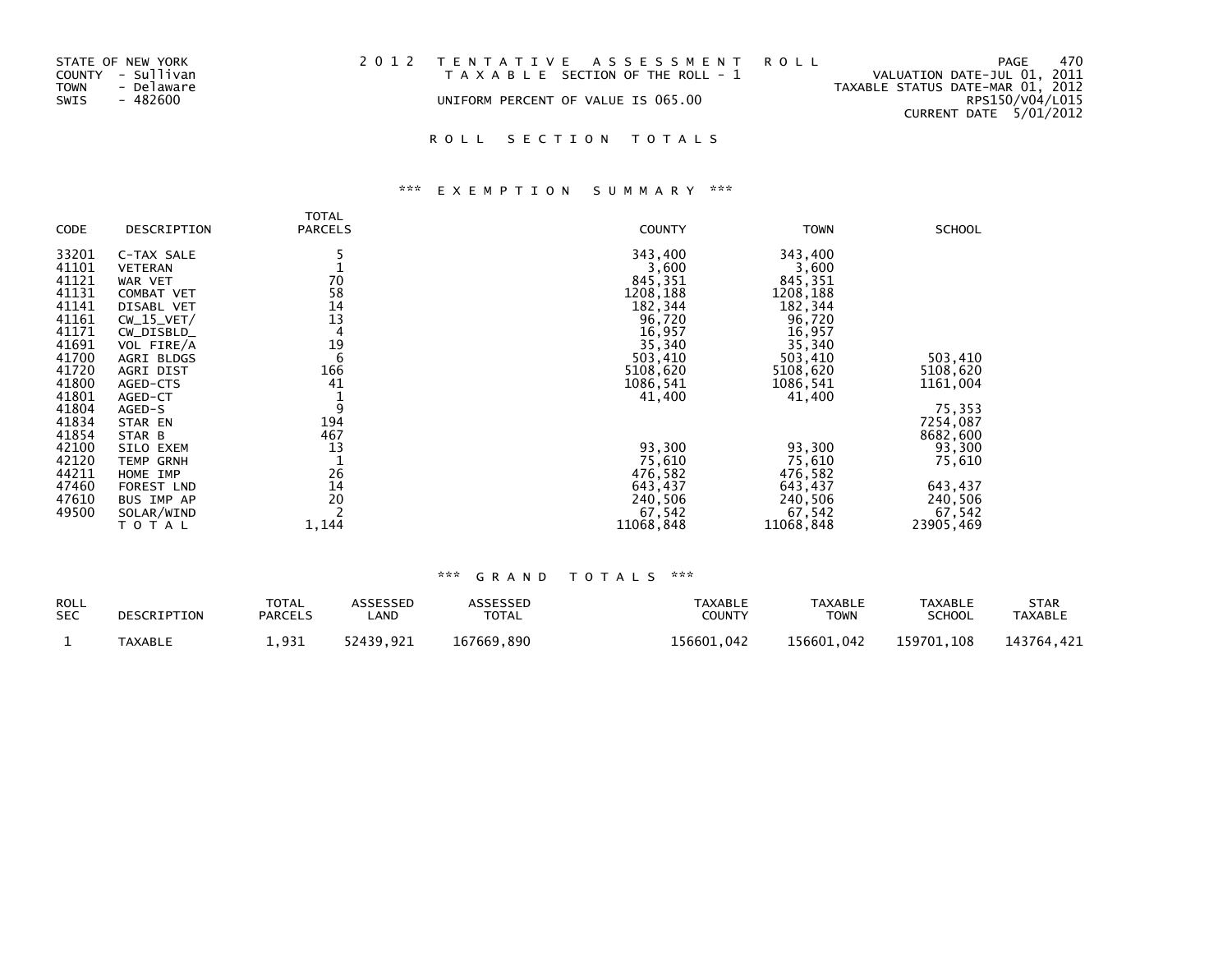STATE OF NEW YORK
COUNTY - Sullivan
TOWN - Delaware
SWIS - 482600

2012 TENTATIVE ASSESSMENT ROLL
TAXABLE SECTION OF THE ROLL - 1
UNIFORM PERCENT OF VALUE IS 065.00

VALUATION DATE-JUL 01, 2011
TAXABLE STATUS DATE-MAR 01, 2012
RPS150/V04/L015
CURRENT DATE 5/01/2012

## ROLL SECTION TOTALS

### *** EXEMPTION SUMMARY ***

| CODE | DESCRIPTION | TOTAL PARCELS | COUNTY | TOWN | SCHOOL |
|---|---|---|---|---|---|
| 33201 | C-TAX SALE | 5 | 343,400 | 343,400 | |
| 41101 | VETERAN | 1 | 3,600 | 3,600 | |
| 41121 | WAR VET | 70 | 845,351 | 845,351 | |
| 41131 | COMBAT VET | 58 | 1208,188 | 1208,188 | |
| 41141 | DISABL VET | 14 | 182,344 | 182,344 | |
| 41161 | CW_15_VET/ | 13 | 96,720 | 96,720 | |
| 41171 | CW_DISBLD_ | 4 | 16,957 | 16,957 | |
| 41691 | VOL FIRE/A | 19 | 35,340 | 35,340 | |
| 41700 | AGRI BLDGS | 6 | 503,410 | 503,410 | 503,410 |
| 41720 | AGRI DIST | 166 | 5108,620 | 5108,620 | 5108,620 |
| 41800 | AGED-CTS | 41 | 1086,541 | 1086,541 | 1161,004 |
| 41801 | AGED-CT | 1 | 41,400 | 41,400 | |
| 41804 | AGED-S | 9 | | | 75,353 |
| 41834 | STAR EN | 194 | | | 7254,087 |
| 41854 | STAR B | 467 | | | 8682,600 |
| 42100 | SILO EXEM | 13 | 93,300 | 93,300 | 93,300 |
| 42120 | TEMP GRNH | 1 | 75,610 | 75,610 | 75,610 |
| 44211 | HOME IMP | 26 | 476,582 | 476,582 | |
| 47460 | FOREST LND | 14 | 643,437 | 643,437 | 643,437 |
| 47610 | BUS IMP AP | 20 | 240,506 | 240,506 | 240,506 |
| 49500 | SOLAR/WIND | 2 | 67,542 | 67,542 | 67,542 |
| | TOTAL | 1,144 | 11068,848 | 11068,848 | 23905,469 |

### *** GRAND TOTALS ***

| ROLL SEC | DESCRIPTION | TOTAL PARCELS | ASSESSED LAND | ASSESSED TOTAL | TAXABLE COUNTY | TAXABLE TOWN | TAXABLE SCHOOL | STAR TAXABLE |
|---|---|---|---|---|---|---|---|---|
| 1 | TAXABLE | 1,931 | 52439,921 | 167669,890 | 156601,042 | 156601,042 | 159701,108 | 143764,421 |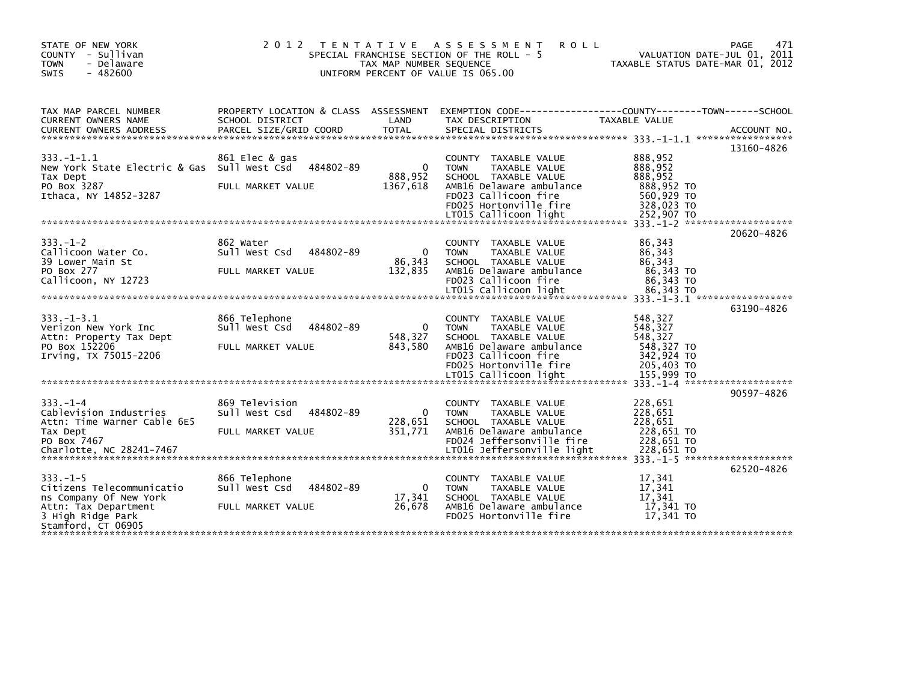STATE OF NEW YORK
COUNTY - Sullivan
TOWN - Delaware
SWIS - 482600

# 2012 TENTATIVE ASSESSMENT ROLL

SPECIAL FRANCHISE SECTION OF THE ROLL - 5
TAX MAP NUMBER SEQUENCE
UNIFORM PERCENT OF VALUE IS 065.00

VALUATION DATE-JUL 01, 2011
TAXABLE STATUS DATE-MAR 01, 2012

| TAX MAP PARCEL NUMBER / CURRENT OWNERS NAME / CURRENT OWNERS ADDRESS | PROPERTY LOCATION & CLASS / SCHOOL DISTRICT / PARCEL SIZE/GRID COORD | ASSESSMENT LAND | TOTAL | EXEMPTION CODE / TAX DESCRIPTION / SPECIAL DISTRICTS | TAXABLE VALUE (COUNTY--TOWN--SCHOOL) | ACCOUNT NO. |
|---|---|---|---|---|---|---|
| 333.-1-1.1 | 861 Elec & gas | | | | | 13160-4826 |
| New York State Electric & Gas | Sull West Csd 484802-89 | 0 | | COUNTY TAXABLE VALUE | 888,952 | |
| Tax Dept | | | 888,952 | TOWN TAXABLE VALUE | 888,952 | |
| PO Box 3287 | FULL MARKET VALUE | | 1367,618 | SCHOOL TAXABLE VALUE | 888,952 | |
| Ithaca, NY 14852-3287 | | | | AMB16 Delaware ambulance | 888,952 TO | |
| | | | | FD023 Callicoon fire | 560,929 TO | |
| | | | | FD025 Hortonville fire | 328,023 TO | |
| | | | | LT015 Callicoon light | 252,907 TO | |
| 333.-1-2 | 862 Water | | | | | 20620-4826 |
| Callicoon Water Co. | Sull West Csd 484802-89 | 0 | | COUNTY TAXABLE VALUE | 86,343 | |
| 39 Lower Main St | | | 86,343 | TOWN TAXABLE VALUE | 86,343 | |
| PO Box 277 | FULL MARKET VALUE | | 132,835 | SCHOOL TAXABLE VALUE | 86,343 | |
| Callicoon, NY 12723 | | | | AMB16 Delaware ambulance | 86,343 TO | |
| | | | | FD023 Callicoon fire | 86,343 TO | |
| | | | | LT015 Callicoon light | 86,343 TO | |
| 333.-1-3.1 | 866 Telephone | | | | | 63190-4826 |
| Verizon New York Inc | Sull West Csd 484802-89 | 0 | | COUNTY TAXABLE VALUE | 548,327 | |
| Attn: Property Tax Dept | | | 548,327 | TOWN TAXABLE VALUE | 548,327 | |
| PO Box 152206 | FULL MARKET VALUE | | 843,580 | SCHOOL TAXABLE VALUE | 548,327 | |
| Irving, TX 75015-2206 | | | | AMB16 Delaware ambulance | 548,327 TO | |
| | | | | FD023 Callicoon fire | 342,924 TO | |
| | | | | FD025 Hortonville fire | 205,403 TO | |
| | | | | LT015 Callicoon light | 155,999 TO | |
| 333.-1-4 | 869 Television | | | | | 90597-4826 |
| Cablevision Industries | Sull West Csd 484802-89 | 0 | | COUNTY TAXABLE VALUE | 228,651 | |
| Attn: Time Warner Cable 6E5 | | | 228,651 | TOWN TAXABLE VALUE | 228,651 | |
| Tax Dept | FULL MARKET VALUE | | 351,771 | SCHOOL TAXABLE VALUE | 228,651 | |
| PO Box 7467 | | | | AMB16 Delaware ambulance | 228,651 TO | |
| Charlotte, NC 28241-7467 | | | | FD024 Jeffersonville fire | 228,651 TO | |
| | | | | LT016 Jeffersonville light | 228,651 TO | |
| 333.-1-5 | 866 Telephone | | | | | 62520-4826 |
| Citizens Telecommunicatio | Sull West Csd 484802-89 | 0 | | COUNTY TAXABLE VALUE | 17,341 | |
| ns Company Of New York | | | 17,341 | TOWN TAXABLE VALUE | 17,341 | |
| Attn: Tax Department | FULL MARKET VALUE | | 26,678 | SCHOOL TAXABLE VALUE | 17,341 | |
| 3 High Ridge Park | | | | AMB16 Delaware ambulance | 17,341 TO | |
| Stamford, CT 06905 | | | | FD025 Hortonville fire | 17,341 TO | |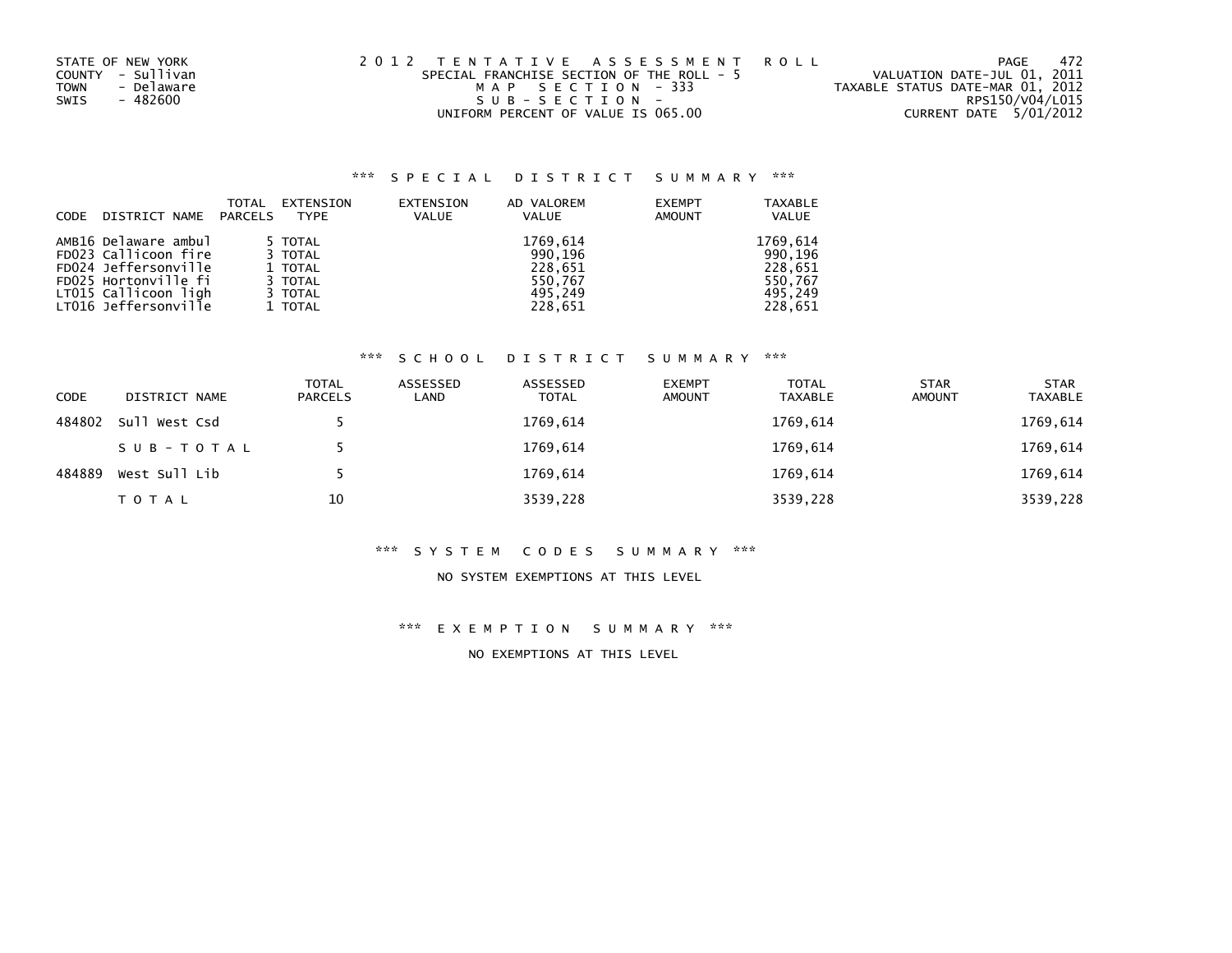STATE OF NEW YORK
COUNTY - Sullivan
TOWN - Delaware
SWIS - 482600

2 0 1 2 TENTATIVE ASSESSMENT ROLL
SPECIAL FRANCHISE SECTION OF THE ROLL - 5
MAP SECTION - 333
SUB-SECTION -
UNIFORM PERCENT OF VALUE IS 065.00

VALUATION DATE-JUL 01, 2011
TAXABLE STATUS DATE-MAR 01, 2012
RPS150/V04/L015
CURRENT DATE 5/01/2012

### *** SPECIAL DISTRICT SUMMARY ***

| CODE | DISTRICT NAME | TOTAL PARCELS | EXTENSION TYPE | EXTENSION VALUE | AD VALOREM VALUE | EXEMPT AMOUNT | TAXABLE VALUE |
|---|---|---|---|---|---|---|---|
| AMB16 | Delaware ambul | 5 | TOTAL | | 1769,614 | | 1769,614 |
| FD023 | Callicoon fire | 3 | TOTAL | | 990,196 | | 990,196 |
| FD024 | Jeffersonville | 1 | TOTAL | | 228,651 | | 228,651 |
| FD025 | Hortonville fi | 3 | TOTAL | | 550,767 | | 550,767 |
| LT015 | Callicoon ligh | 3 | TOTAL | | 495,249 | | 495,249 |
| LT016 | Jeffersonville | 1 | TOTAL | | 228,651 | | 228,651 |

### *** SCHOOL DISTRICT SUMMARY ***

| CODE | DISTRICT NAME | TOTAL PARCELS | ASSESSED LAND | ASSESSED TOTAL | EXEMPT AMOUNT | TOTAL TAXABLE | STAR AMOUNT | STAR TAXABLE |
|---|---|---|---|---|---|---|---|---|
| 484802 | Sull West Csd | 5 | | 1769,614 | | 1769,614 | | 1769,614 |
| | SUB-TOTAL | 5 | | 1769,614 | | 1769,614 | | 1769,614 |
| 484889 | West Sull Lib | 5 | | 1769,614 | | 1769,614 | | 1769,614 |
| | TOTAL | 10 | | 3539,228 | | 3539,228 | | 3539,228 |

### *** SYSTEM CODES SUMMARY ***

NO SYSTEM EXEMPTIONS AT THIS LEVEL

### *** EXEMPTION SUMMARY ***

NO EXEMPTIONS AT THIS LEVEL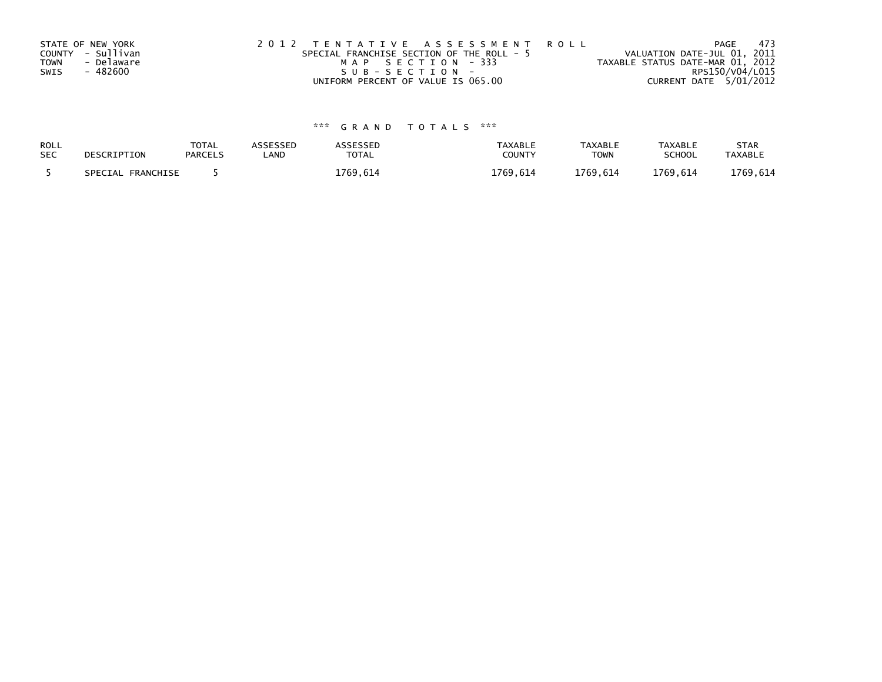STATE OF NEW YORK
COUNTY - Sullivan
TOWN - Delaware
SWIS - 482600

2 0 1 2 T E N T A T I V E A S S E S S M E N T R O L L
SPECIAL FRANCHISE SECTION OF THE ROLL - 5
M A P S E C T I O N - 333
S U B - S E C T I O N -
UNIFORM PERCENT OF VALUE IS 065.00

PAGE 473
VALUATION DATE-JUL 01, 2011
TAXABLE STATUS DATE-MAR 01, 2012
RPS150/V04/L015
CURRENT DATE 5/01/2012

\*\*\* G R A N D T O T A L S \*\*\*

| ROLL SEC | DESCRIPTION | TOTAL PARCELS | ASSESSED LAND | ASSESSED TOTAL | TAXABLE COUNTY | TAXABLE TOWN | TAXABLE SCHOOL | STAR TAXABLE |
|---|---|---|---|---|---|---|---|---|
| 5 | SPECIAL FRANCHISE | 5 | | 1769,614 | 1769,614 | 1769,614 | 1769,614 | 1769,614 |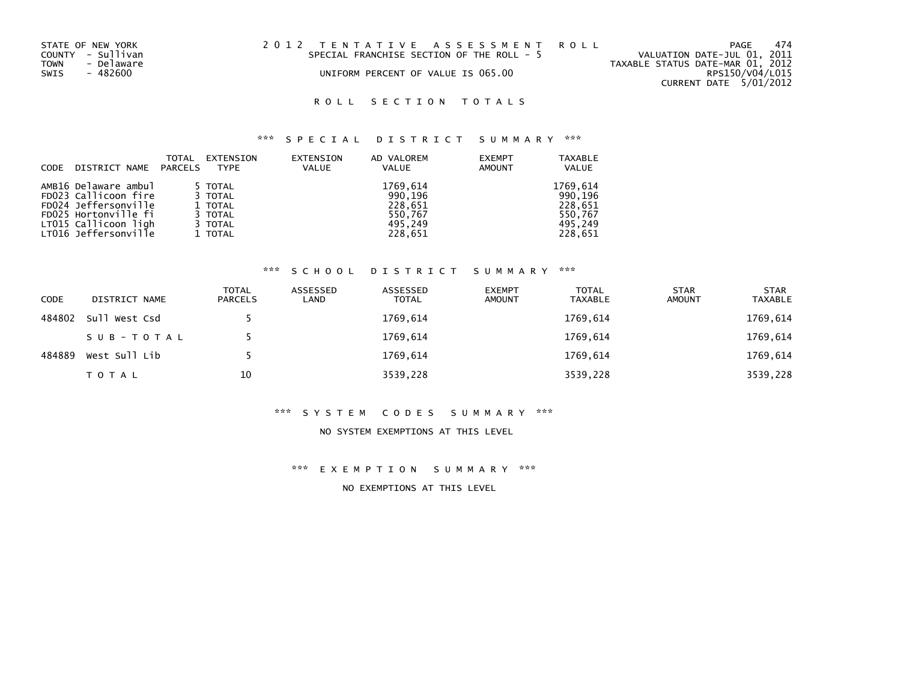STATE OF NEW YORK
COUNTY - Sullivan
TOWN - Delaware
SWIS - 482600

# 2012 TENTATIVE ASSESSMENT ROLL

SPECIAL FRANCHISE SECTION OF THE ROLL - 5

UNIFORM PERCENT OF VALUE IS 065.00

VALUATION DATE-JUL 01, 2011
TAXABLE STATUS DATE-MAR 01, 2012
RPS150/V04/L015
CURRENT DATE 5/01/2012

## ROLL SECTION TOTALS

### *** SPECIAL DISTRICT SUMMARY ***

| CODE DISTRICT NAME | TOTAL PARCELS | EXTENSION TYPE | EXTENSION VALUE | AD VALOREM VALUE | EXEMPT AMOUNT | TAXABLE VALUE |
|---|---|---|---|---|---|---|
| AMB16 Delaware ambul | 5 | TOTAL | | 1769,614 | | 1769,614 |
| FD023 Callicoon fire | 3 | TOTAL | | 990,196 | | 990,196 |
| FD024 Jeffersonville | 1 | TOTAL | | 228,651 | | 228,651 |
| FD025 Hortonville fi | 3 | TOTAL | | 550,767 | | 550,767 |
| LT015 Callicoon ligh | 3 | TOTAL | | 495,249 | | 495,249 |
| LT016 Jeffersonville | 1 | TOTAL | | 228,651 | | 228,651 |

### *** SCHOOL DISTRICT SUMMARY ***

| CODE | DISTRICT NAME | TOTAL PARCELS | ASSESSED LAND | ASSESSED TOTAL | EXEMPT AMOUNT | TOTAL TAXABLE | STAR AMOUNT | STAR TAXABLE |
|---|---|---|---|---|---|---|---|---|
| 484802 | Sull West Csd | 5 | | 1769,614 | | 1769,614 | | 1769,614 |
| | SUB-TOTAL | 5 | | 1769,614 | | 1769,614 | | 1769,614 |
| 484889 | West Sull Lib | 5 | | 1769,614 | | 1769,614 | | 1769,614 |
| | TOTAL | 10 | | 3539,228 | | 3539,228 | | 3539,228 |

### *** SYSTEM CODES SUMMARY ***

NO SYSTEM EXEMPTIONS AT THIS LEVEL

### *** EXEMPTION SUMMARY ***

NO EXEMPTIONS AT THIS LEVEL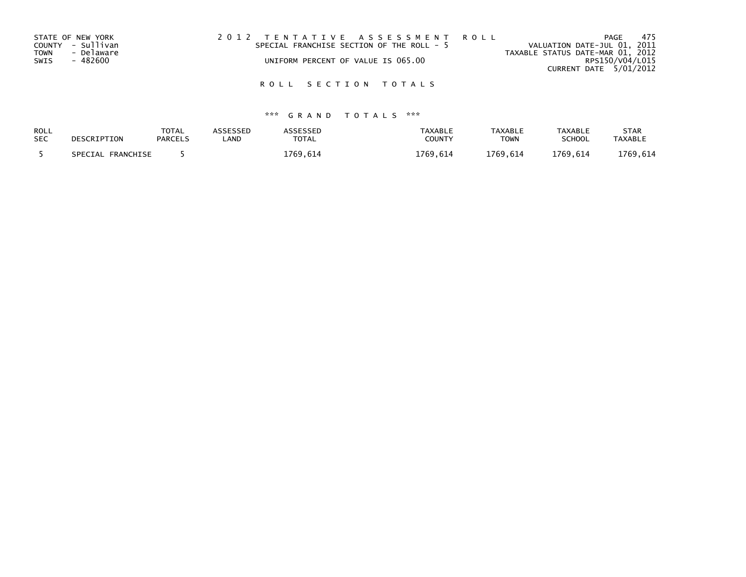STATE OF NEW YORK
COUNTY - Sullivan
TOWN - Delaware
SWIS - 482600

2 0 1 2 T E N T A T I V E A S S E S S M E N T R O L L
SPECIAL FRANCHISE SECTION OF THE ROLL - 5
UNIFORM PERCENT OF VALUE IS 065.00

VALUATION DATE-JUL 01, 2011
TAXABLE STATUS DATE-MAR 01, 2012
RPS150/V04/L015
CURRENT DATE 5/01/2012

R O L L S E C T I O N T O T A L S

*** G R A N D T O T A L S ***

| ROLL SEC | DESCRIPTION | TOTAL PARCELS | ASSESSED LAND | ASSESSED TOTAL | TAXABLE COUNTY | TAXABLE TOWN | TAXABLE SCHOOL | STAR TAXABLE |
|---|---|---|---|---|---|---|---|---|
| 5 | SPECIAL FRANCHISE | 5 | | 1769,614 | 1769,614 | 1769,614 | 1769,614 | 1769,614 |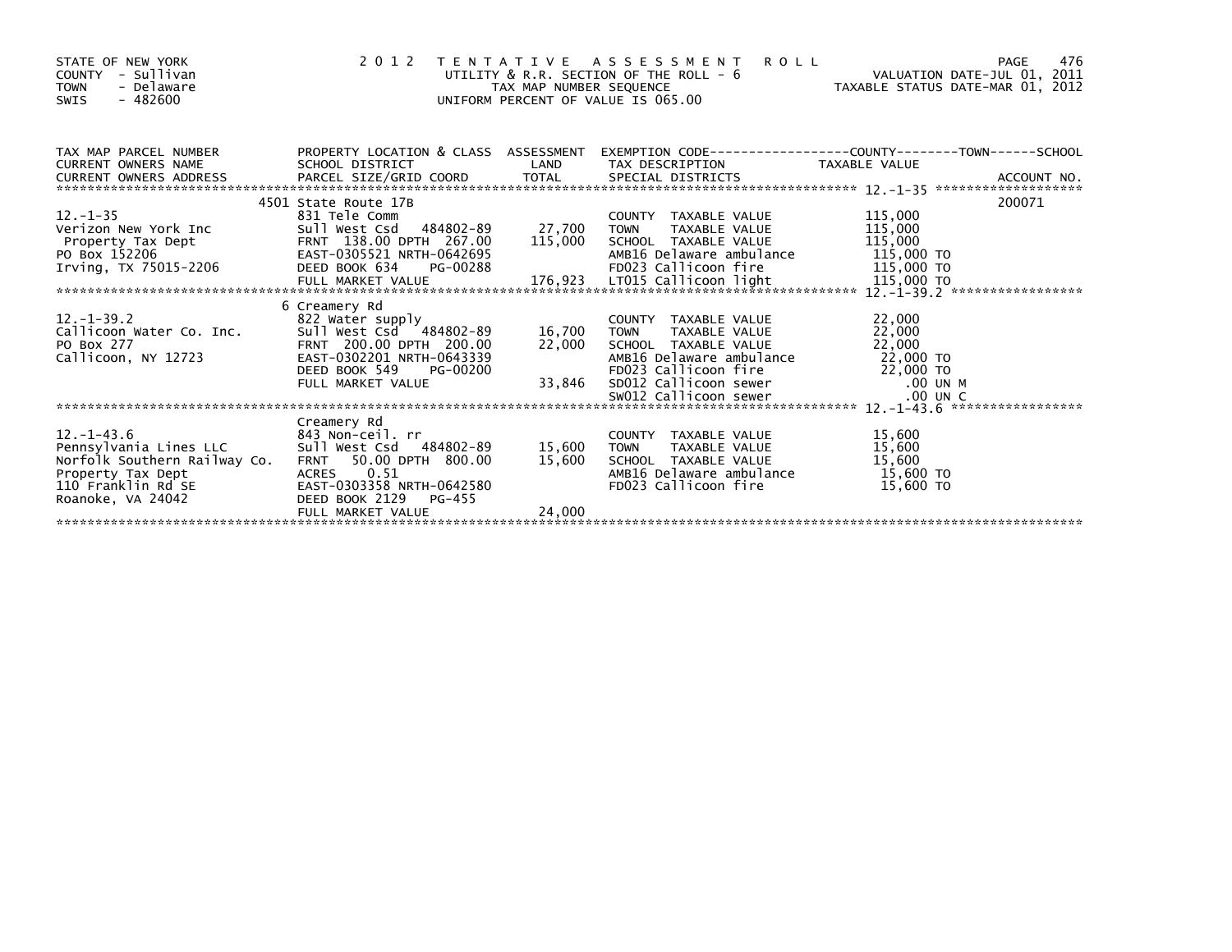STATE OF NEW YORK
COUNTY - Sullivan
TOWN - Delaware
SWIS - 482600

2012 TENTATIVE ASSESSMENT ROLL
UTILITY & R.R. SECTION OF THE ROLL - 6
TAX MAP NUMBER SEQUENCE
UNIFORM PERCENT OF VALUE IS 065.00

VALUATION DATE-JUL 01, 2011
TAXABLE STATUS DATE-MAR 01, 2012

| TAX MAP PARCEL NUMBER / CURRENT OWNERS NAME / CURRENT OWNERS ADDRESS | PROPERTY LOCATION & CLASS / SCHOOL DISTRICT / PARCEL SIZE/GRID COORD | ASSESSMENT LAND | TOTAL | EXEMPTION CODE / TAX DESCRIPTION / SPECIAL DISTRICTS | TAXABLE VALUE | ACCOUNT NO. |
|---|---|---|---|---|---|---|
| 12.-1-35 | 4501 State Route 17B | | | | | 200071 |
| | 831 Tele Comm | | | COUNTY TAXABLE VALUE | 115,000 | |
| Verizon New York Inc | Sull West Csd 484802-89 | 27,700 | | TOWN TAXABLE VALUE | 115,000 | |
| Property Tax Dept | FRNT 138.00 DPTH 267.00 | | 115,000 | SCHOOL TAXABLE VALUE | 115,000 | |
| PO Box 152206 | EAST-0305521 NRTH-0642695 | | | AMB16 Delaware ambulance | 115,000 TO | |
| Irving, TX 75015-2206 | DEED BOOK 634 PG-00288 | | | FD023 Callicoon fire | 115,000 TO | |
| | FULL MARKET VALUE | | 176,923 | LT015 Callicoon light | 115,000 TO | |
| 12.-1-39.2 | 6 Creamery Rd | | | | | |
| | 822 Water supply | | | COUNTY TAXABLE VALUE | 22,000 | |
| Callicoon Water Co. Inc. | Sull West Csd 484802-89 | 16,700 | | TOWN TAXABLE VALUE | 22,000 | |
| PO Box 277 | FRNT 200.00 DPTH 200.00 | | 22,000 | SCHOOL TAXABLE VALUE | 22,000 | |
| Callicoon, NY 12723 | EAST-0302201 NRTH-0643339 | | | AMB16 Delaware ambulance | 22,000 TO | |
| | DEED BOOK 549 PG-00200 | | | FD023 Callicoon fire | 22,000 TO | |
| | FULL MARKET VALUE | | 33,846 | SD012 Callicoon sewer | .00 UN M | |
| | | | | SW012 Callicoon sewer | .00 UN C | |
| 12.-1-43.6 | Creamery Rd | | | | | |
| | 843 Non-ceil. rr | | | COUNTY TAXABLE VALUE | 15,600 | |
| Pennsylvania Lines LLC | Sull West Csd 484802-89 | 15,600 | | TOWN TAXABLE VALUE | 15,600 | |
| Norfolk Southern Railway Co. | FRNT 50.00 DPTH 800.00 | | 15,600 | SCHOOL TAXABLE VALUE | 15,600 | |
| Property Tax Dept | ACRES 0.51 | | | AMB16 Delaware ambulance | 15,600 TO | |
| 110 Franklin Rd SE | EAST-0303358 NRTH-0642580 | | | FD023 Callicoon fire | 15,600 TO | |
| Roanoke, VA 24042 | DEED BOOK 2129 PG-455 | | | | | |
| | FULL MARKET VALUE | | 24,000 | | | |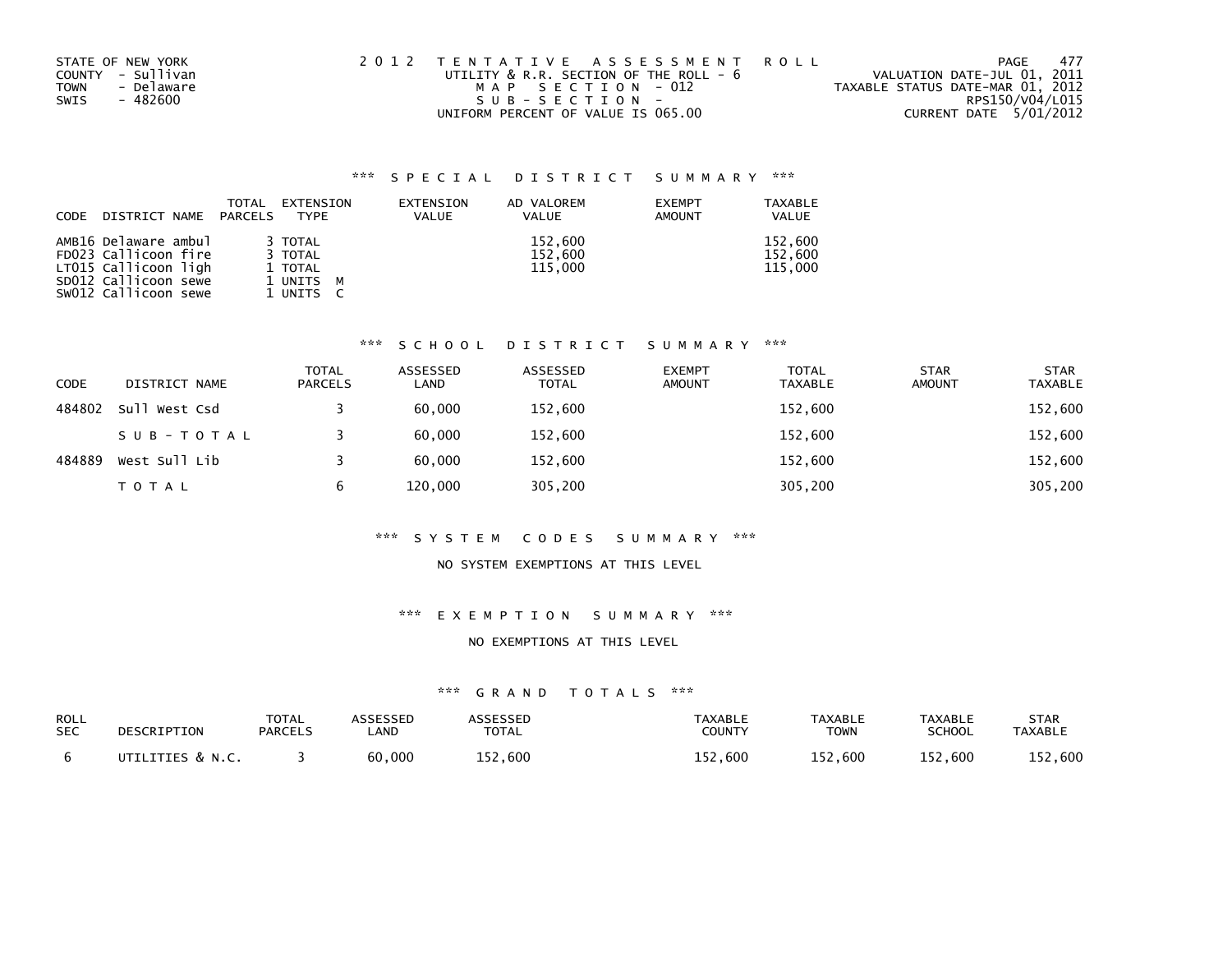STATE OF NEW YORK
COUNTY - Sullivan
TOWN - Delaware
SWIS - 482600

2012 TENTATIVE ASSESSMENT ROLL
UTILITY & R.R. SECTION OF THE ROLL - 6
MAP SECTION - 012
SUB-SECTION -
UNIFORM PERCENT OF VALUE IS 065.00

VALUATION DATE-JUL 01, 2011
TAXABLE STATUS DATE-MAR 01, 2012
RPS150/V04/L015
CURRENT DATE 5/01/2012

### *** SPECIAL DISTRICT SUMMARY ***

| CODE DISTRICT NAME | TOTAL PARCELS | EXTENSION TYPE | EXTENSION VALUE | AD VALOREM VALUE | EXEMPT AMOUNT | TAXABLE VALUE |
|---|---|---|---|---|---|---|
| AMB16 Delaware ambul | 3 | TOTAL | | 152,600 | | 152,600 |
| FD023 Callicoon fire | 3 | TOTAL | | 152,600 | | 152,600 |
| LT015 Callicoon ligh | 1 | TOTAL | | 115,000 | | 115,000 |
| SD012 Callicoon sewe | 1 | UNITS M | | | | |
| SW012 Callicoon sewe | 1 | UNITS C | | | | |

### *** SCHOOL DISTRICT SUMMARY ***

| CODE | DISTRICT NAME | TOTAL PARCELS | ASSESSED LAND | ASSESSED TOTAL | EXEMPT AMOUNT | TOTAL TAXABLE | STAR AMOUNT | STAR TAXABLE |
|---|---|---|---|---|---|---|---|---|
| 484802 | Sull West Csd | 3 | 60,000 | 152,600 | | 152,600 | | 152,600 |
| | SUB-TOTAL | 3 | 60,000 | 152,600 | | 152,600 | | 152,600 |
| 484889 | West Sull Lib | 3 | 60,000 | 152,600 | | 152,600 | | 152,600 |
| | TOTAL | 6 | 120,000 | 305,200 | | 305,200 | | 305,200 |

### *** SYSTEM CODES SUMMARY ***

NO SYSTEM EXEMPTIONS AT THIS LEVEL

### *** EXEMPTION SUMMARY ***

NO EXEMPTIONS AT THIS LEVEL

### *** GRAND TOTALS ***

| ROLL SEC | DESCRIPTION | TOTAL PARCELS | ASSESSED LAND | ASSESSED TOTAL | TAXABLE COUNTY | TAXABLE TOWN | TAXABLE SCHOOL | STAR TAXABLE |
|---|---|---|---|---|---|---|---|---|
| 6 | UTILITIES & N.C. | 3 | 60,000 | 152,600 | 152,600 | 152,600 | 152,600 | 152,600 |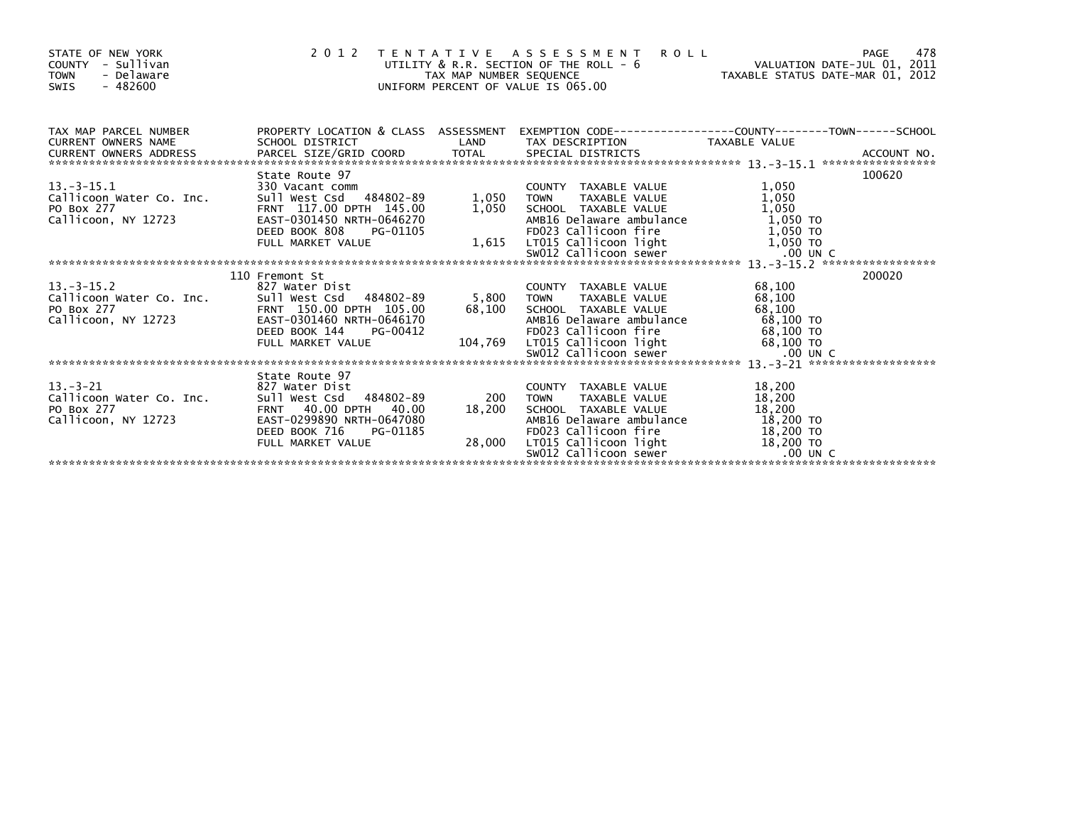STATE OF NEW YORK
COUNTY - Sullivan
TOWN - Delaware
SWIS - 482600

2 0 1 2 T E N T A T I V E A S S E S S M E N T R O L L
UTILITY & R.R. SECTION OF THE ROLL - 6
TAX MAP NUMBER SEQUENCE
UNIFORM PERCENT OF VALUE IS 065.00

VALUATION DATE-JUL 01, 2011
TAXABLE STATUS DATE-MAR 01, 2012

```
TAX MAP PARCEL NUMBER      PROPERTY LOCATION & CLASS  ASSESSMENT  EXEMPTION CODE-----------------COUNTY--------TOWN------SCHOOL
CURRENT OWNERS NAME        SCHOOL DISTRICT             LAND       TAX DESCRIPTION              TAXABLE VALUE
CURRENT OWNERS ADDRESS     PARCEL SIZE/GRID COORD      TOTAL      SPECIAL DISTRICTS                                    ACCOUNT NO.
******************************************************************************************** 13.-3-15.1 *****************
                           State Route 97                                                                              100620
13.-3-15.1                 330 Vacant comm                        COUNTY  TAXABLE VALUE           1,050
Callicoon Water Co. Inc.   Sull West Csd   484802-89     1,050    TOWN    TAXABLE VALUE           1,050
PO Box 277                 FRNT 117.00 DPTH 145.00       1,050    SCHOOL  TAXABLE VALUE           1,050
Callicoon, NY 12723        EAST-0301450 NRTH-0646270              AMB16 Delaware ambulance         1,050 TO
                           DEED BOOK 808    PG-01105              FD023 Callicoon fire             1,050 TO
                           FULL MARKET VALUE             1,615    LT015 Callicoon light            1,050 TO
                                                                  SW012 Callicoon sewer              .00 UN C
******************************************************************************************** 13.-3-15.2 *****************
                           110 Fremont St                                                                              200020
13.-3-15.2                 827 Water Dist                         COUNTY  TAXABLE VALUE          68,100
Callicoon Water Co. Inc.   Sull West Csd   484802-89     5,800    TOWN    TAXABLE VALUE          68,100
PO Box 277                 FRNT 150.00 DPTH 105.00      68,100    SCHOOL  TAXABLE VALUE          68,100
Callicoon, NY 12723        EAST-0301460 NRTH-0646170              AMB16 Delaware ambulance        68,100 TO
                           DEED BOOK 144    PG-00412              FD023 Callicoon fire            68,100 TO
                           FULL MARKET VALUE           104,769    LT015 Callicoon light           68,100 TO
                                                                  SW012 Callicoon sewer              .00 UN C
******************************************************************************************** 13.-3-21 *******************
                           State Route 97
13.-3-21                   827 Water Dist                         COUNTY  TAXABLE VALUE          18,200
Callicoon Water Co. Inc.   Sull West Csd   484802-89       200    TOWN    TAXABLE VALUE          18,200
PO Box 277                 FRNT  40.00 DPTH  40.00      18,200    SCHOOL  TAXABLE VALUE          18,200
Callicoon, NY 12723        EAST-0299890 NRTH-0647080              AMB16 Delaware ambulance        18,200 TO
                           DEED BOOK 716    PG-01185              FD023 Callicoon fire            18,200 TO
                           FULL MARKET VALUE            28,000    LT015 Callicoon light           18,200 TO
                                                                  SW012 Callicoon sewer              .00 UN C
*************************************************************************************************************************
```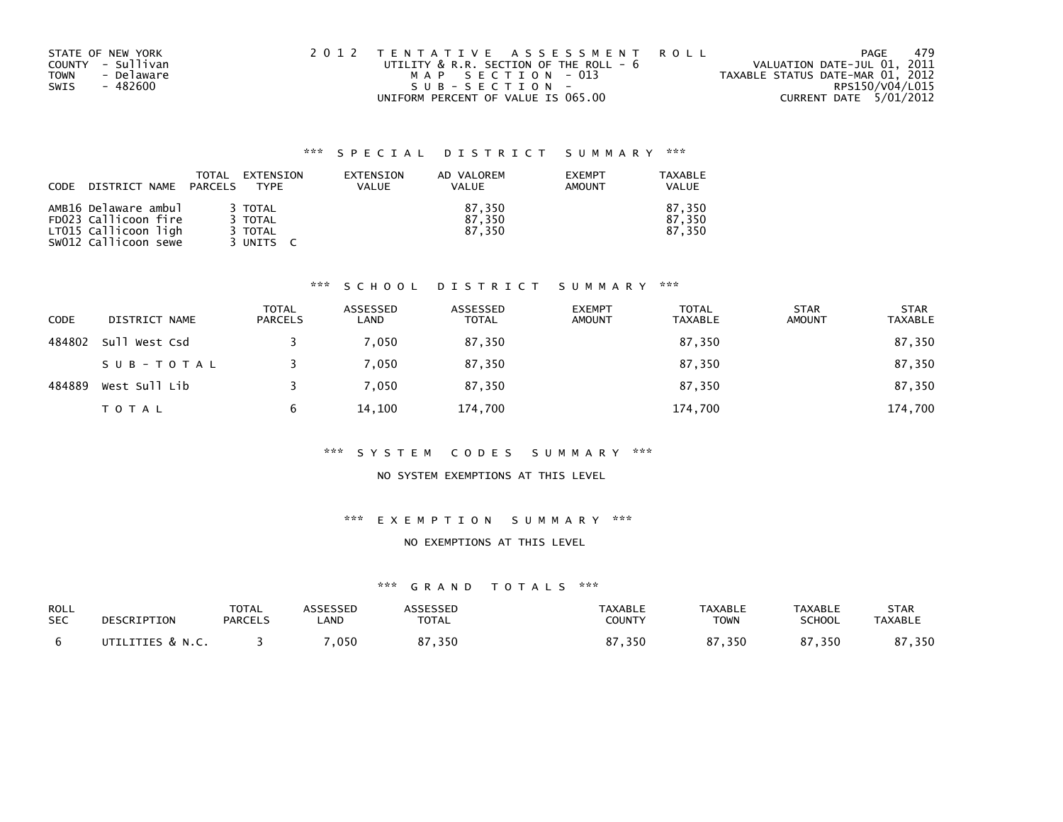STATE OF NEW YORK
COUNTY - Sullivan
TOWN - Delaware
SWIS - 482600

2012 TENTATIVE ASSESSMENT ROLL
UTILITY & R.R. SECTION OF THE ROLL - 6
MAP SECTION - 013
SUB-SECTION -
UNIFORM PERCENT OF VALUE IS 065.00

VALUATION DATE-JUL 01, 2011
TAXABLE STATUS DATE-MAR 01, 2012
RPS150/V04/L015
CURRENT DATE 5/01/2012

### *** SPECIAL DISTRICT SUMMARY ***

| CODE | DISTRICT NAME | TOTAL PARCELS | EXTENSION TYPE | EXTENSION VALUE | AD VALOREM VALUE | EXEMPT AMOUNT | TAXABLE VALUE |
|---|---|---|---|---|---|---|---|
| AMB16 | Delaware ambul | 3 | TOTAL | | 87,350 | | 87,350 |
| FD023 | Callicoon fire | 3 | TOTAL | | 87,350 | | 87,350 |
| LT015 | Callicoon ligh | 3 | TOTAL | | 87,350 | | 87,350 |
| SW012 | Callicoon sewe | 3 | UNITS C | | | | |

### *** SCHOOL DISTRICT SUMMARY ***

| CODE | DISTRICT NAME | TOTAL PARCELS | ASSESSED LAND | ASSESSED TOTAL | EXEMPT AMOUNT | TOTAL TAXABLE | STAR AMOUNT | STAR TAXABLE |
|---|---|---|---|---|---|---|---|---|
| 484802 | Sull West Csd | 3 | 7,050 | 87,350 | | 87,350 | | 87,350 |
| | SUB-TOTAL | 3 | 7,050 | 87,350 | | 87,350 | | 87,350 |
| 484889 | West Sull Lib | 3 | 7,050 | 87,350 | | 87,350 | | 87,350 |
| | TOTAL | 6 | 14,100 | 174,700 | | 174,700 | | 174,700 |

### *** SYSTEM CODES SUMMARY ***

NO SYSTEM EXEMPTIONS AT THIS LEVEL

### *** EXEMPTION SUMMARY ***

NO EXEMPTIONS AT THIS LEVEL

### *** GRAND TOTALS ***

| ROLL SEC | DESCRIPTION | TOTAL PARCELS | ASSESSED LAND | ASSESSED TOTAL | TAXABLE COUNTY | TAXABLE TOWN | TAXABLE SCHOOL | STAR TAXABLE |
|---|---|---|---|---|---|---|---|---|
| 6 | UTILITIES & N.C. | 3 | 7,050 | 87,350 | 87,350 | 87,350 | 87,350 | 87,350 |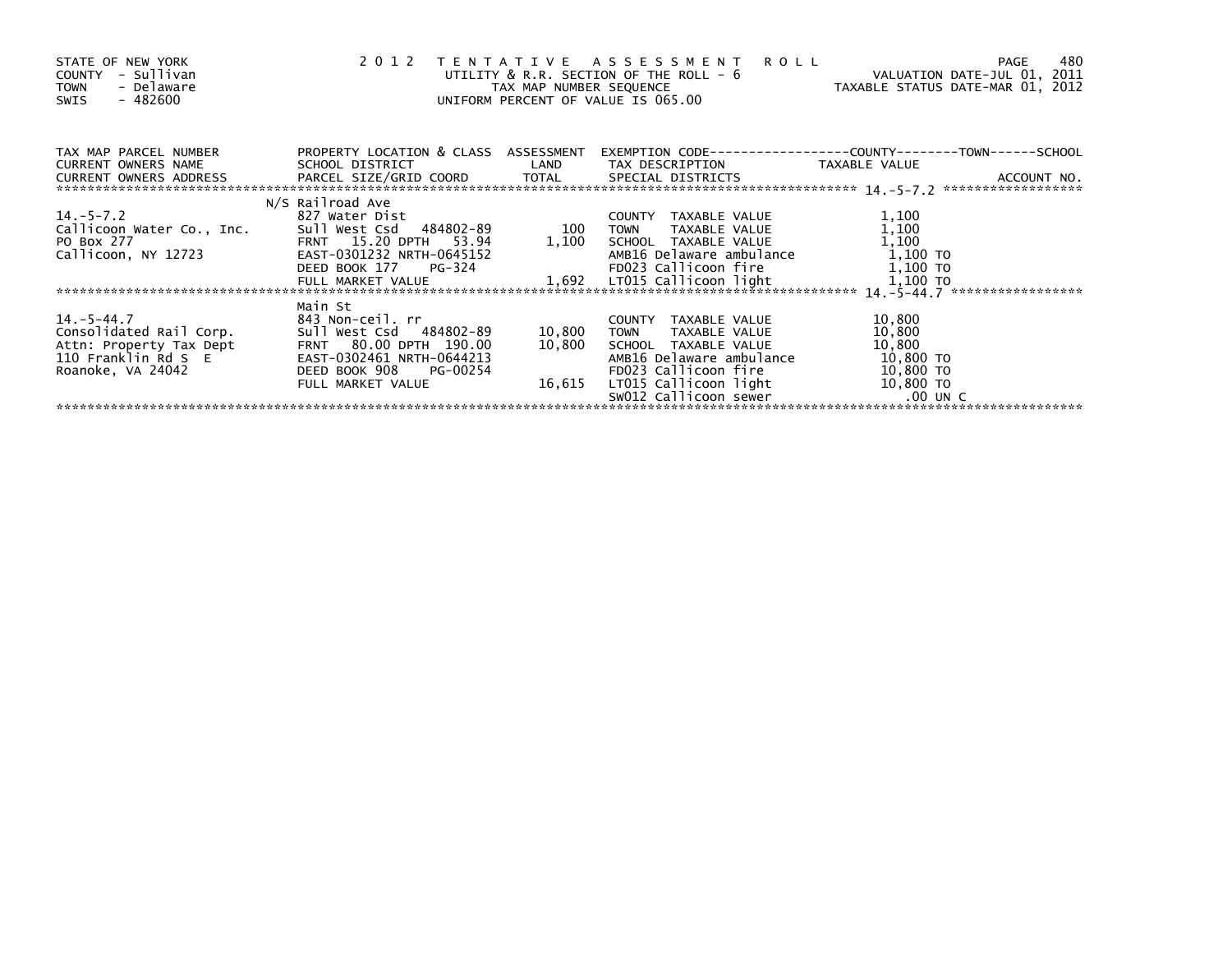STATE OF NEW YORK
COUNTY - Sullivan
TOWN - Delaware
SWIS - 482600

2012 TENTATIVE ASSESSMENT ROLL
UTILITY & R.R. SECTION OF THE ROLL - 6
TAX MAP NUMBER SEQUENCE
UNIFORM PERCENT OF VALUE IS 065.00

VALUATION DATE-JUL 01, 2011
TAXABLE STATUS DATE-MAR 01, 2012

| TAX MAP PARCEL NUMBER / CURRENT OWNERS NAME / CURRENT OWNERS ADDRESS | PROPERTY LOCATION & CLASS / SCHOOL DISTRICT / PARCEL SIZE/GRID COORD | ASSESSMENT LAND | TOTAL | EXEMPTION CODE / TAX DESCRIPTION / SPECIAL DISTRICTS | TAXABLE VALUE (COUNTY--TOWN--SCHOOL) | ACCOUNT NO. |
|---|---|---|---|---|---|---|
| 14.-5-7.2 | N/S Railroad Ave | | | | | |
| 14.-5-7.2 | 827 Water Dist | | | COUNTY TAXABLE VALUE | 1,100 | |
| Callicoon Water Co., Inc. | Sull West Csd 484802-89 | 100 | | TOWN TAXABLE VALUE | 1,100 | |
| PO Box 277 | FRNT 15.20 DPTH 53.94 | | 1,100 | SCHOOL TAXABLE VALUE | 1,100 | |
| Callicoon, NY 12723 | EAST-0301232 NRTH-0645152 | | | AMB16 Delaware ambulance | 1,100 TO | |
| | DEED BOOK 177 PG-324 | | | FD023 Callicoon fire | 1,100 TO | |
| | FULL MARKET VALUE | | 1,692 | LT015 Callicoon light | 1,100 TO | |
| 14.-5-44.7 | Main St | | | | | |
| 14.-5-44.7 | 843 Non-ceil. rr | | | COUNTY TAXABLE VALUE | 10,800 | |
| Consolidated Rail Corp. | Sull West Csd 484802-89 | 10,800 | | TOWN TAXABLE VALUE | 10,800 | |
| Attn: Property Tax Dept | FRNT 80.00 DPTH 190.00 | | 10,800 | SCHOOL TAXABLE VALUE | 10,800 | |
| 110 Franklin Rd S E | EAST-0302461 NRTH-0644213 | | | AMB16 Delaware ambulance | 10,800 TO | |
| Roanoke, VA 24042 | DEED BOOK 908 PG-00254 | | | FD023 Callicoon fire | 10,800 TO | |
| | FULL MARKET VALUE | | 16,615 | LT015 Callicoon light | 10,800 TO | |
| | | | | SW012 Callicoon sewer | .00 UN C | |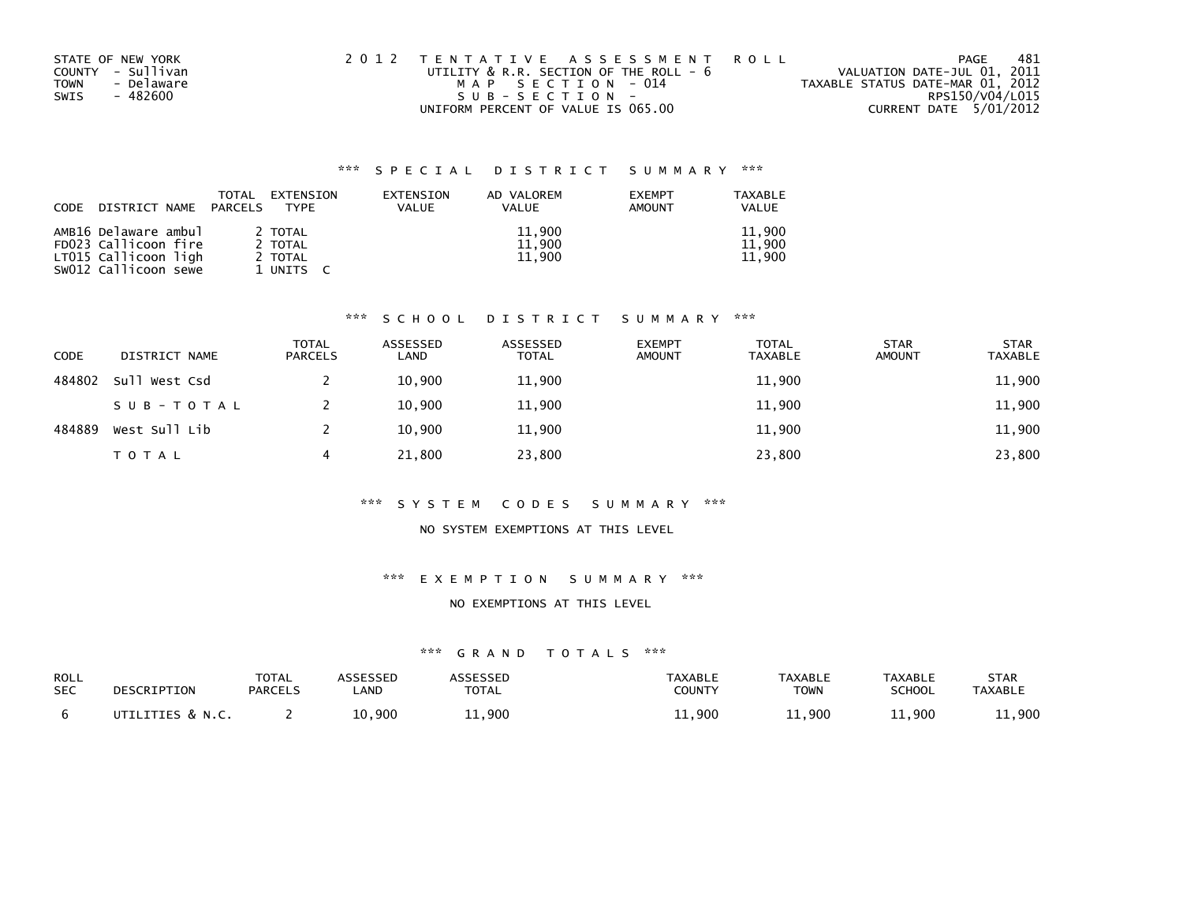STATE OF NEW YORK
COUNTY - Sullivan
TOWN - Delaware
SWIS - 482600

2012 TENTATIVE ASSESSMENT ROLL
UTILITY & R.R. SECTION OF THE ROLL - 6
MAP SECTION - 014
SUB-SECTION -
UNIFORM PERCENT OF VALUE IS 065.00

VALUATION DATE-JUL 01, 2011
TAXABLE STATUS DATE-MAR 01, 2012
RPS150/V04/L015
CURRENT DATE 5/01/2012

## *** SPECIAL DISTRICT SUMMARY ***

| CODE | DISTRICT NAME | TOTAL PARCELS | EXTENSION TYPE | EXTENSION VALUE | AD VALOREM VALUE | EXEMPT AMOUNT | TAXABLE VALUE |
|---|---|---|---|---|---|---|---|
| AMB16 | Delaware ambul | 2 | TOTAL | | 11,900 | | 11,900 |
| FD023 | Callicoon fire | 2 | TOTAL | | 11,900 | | 11,900 |
| LT015 | Callicoon ligh | 2 | TOTAL | | 11,900 | | 11,900 |
| SW012 | Callicoon sewe | 1 | UNITS C | | | | |

## *** SCHOOL DISTRICT SUMMARY ***

| CODE | DISTRICT NAME | TOTAL PARCELS | ASSESSED LAND | ASSESSED TOTAL | EXEMPT AMOUNT | TOTAL TAXABLE | STAR AMOUNT | STAR TAXABLE |
|---|---|---|---|---|---|---|---|---|
| 484802 | Sull West Csd | 2 | 10,900 | 11,900 | | 11,900 | | 11,900 |
| | SUB-TOTAL | 2 | 10,900 | 11,900 | | 11,900 | | 11,900 |
| 484889 | West Sull Lib | 2 | 10,900 | 11,900 | | 11,900 | | 11,900 |
| | TOTAL | 4 | 21,800 | 23,800 | | 23,800 | | 23,800 |

## *** SYSTEM CODES SUMMARY ***

NO SYSTEM EXEMPTIONS AT THIS LEVEL

## *** EXEMPTION SUMMARY ***

NO EXEMPTIONS AT THIS LEVEL

## *** GRAND TOTALS ***

| ROLL SEC | DESCRIPTION | TOTAL PARCELS | ASSESSED LAND | ASSESSED TOTAL | TAXABLE COUNTY | TAXABLE TOWN | TAXABLE SCHOOL | STAR TAXABLE |
|---|---|---|---|---|---|---|---|---|
| 6 | UTILITIES & N.C. | 2 | 10,900 | 11,900 | 11,900 | 11,900 | 11,900 | 11,900 |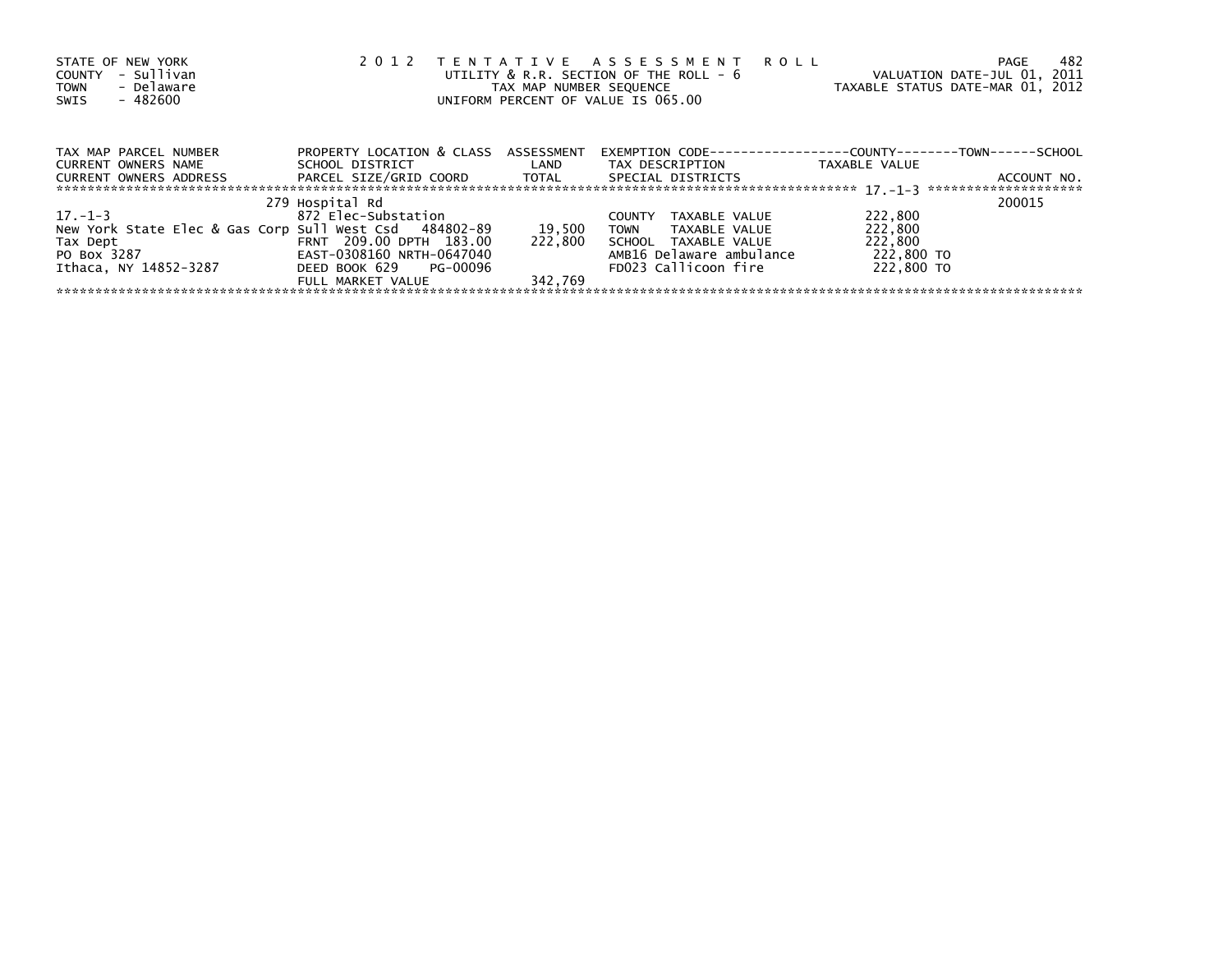STATE OF NEW YORK
COUNTY - Sullivan
TOWN - Delaware
SWIS - 482600

2012 TENTATIVE ASSESSMENT ROLL
UTILITY & R.R. SECTION OF THE ROLL - 6
TAX MAP NUMBER SEQUENCE
UNIFORM PERCENT OF VALUE IS 065.00

VALUATION DATE-JUL 01, 2011
TAXABLE STATUS DATE-MAR 01, 2012

| TAX MAP PARCEL NUMBER / CURRENT OWNERS NAME / CURRENT OWNERS ADDRESS | PROPERTY LOCATION & CLASS / SCHOOL DISTRICT / PARCEL SIZE/GRID COORD | ASSESSMENT LAND / TOTAL | EXEMPTION CODE / TAX DESCRIPTION / SPECIAL DISTRICTS | COUNTY--------TOWN------SCHOOL TAXABLE VALUE | ACCOUNT NO. |
|---|---|---|---|---|---|
| | 279 Hospital Rd | | | | 200015 |
| 17.-1-3 | 872 Elec-Substation | | COUNTY TAXABLE VALUE | 222,800 | |
| New York State Elec & Gas Corp | Sull West Csd 484802-89 | 19,500 | TOWN TAXABLE VALUE | 222,800 | |
| Tax Dept | FRNT 209.00 DPTH 183.00 | 222,800 | SCHOOL TAXABLE VALUE | 222,800 | |
| PO Box 3287 | EAST-0308160 NRTH-0647040 | | AMB16 Delaware ambulance | 222,800 TO | |
| Ithaca, NY 14852-3287 | DEED BOOK 629 PG-00096 | | FD023 Callicoon fire | 222,800 TO | |
| | FULL MARKET VALUE | 342,769 | | | |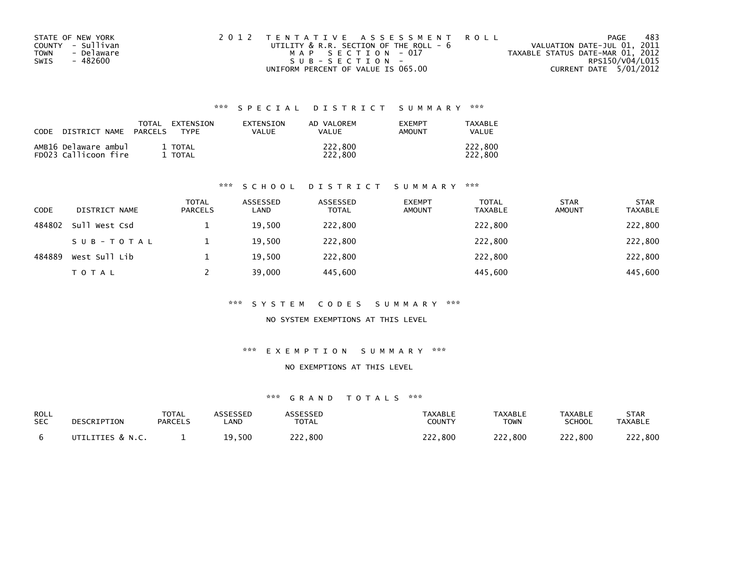STATE OF NEW YORK
COUNTY - Sullivan
TOWN - Delaware
SWIS - 482600

2012 TENTATIVE ASSESSMENT ROLL
UTILITY & R.R. SECTION OF THE ROLL - 6
MAP SECTION - 017
SUB-SECTION -
UNIFORM PERCENT OF VALUE IS 065.00

VALUATION DATE-JUL 01, 2011
TAXABLE STATUS DATE-MAR 01, 2012
RPS150/V04/L015
CURRENT DATE 5/01/2012

### *** SPECIAL DISTRICT SUMMARY ***

| CODE DISTRICT NAME | TOTAL PARCELS | EXTENSION TYPE | EXTENSION VALUE | AD VALOREM VALUE | EXEMPT AMOUNT | TAXABLE VALUE |
|---|---|---|---|---|---|---|
| AMB16 Delaware ambul | 1 | TOTAL | | 222,800 | | 222,800 |
| FD023 Callicoon fire | 1 | TOTAL | | 222,800 | | 222,800 |

### *** SCHOOL DISTRICT SUMMARY ***

| CODE | DISTRICT NAME | TOTAL PARCELS | ASSESSED LAND | ASSESSED TOTAL | EXEMPT AMOUNT | TOTAL TAXABLE | STAR AMOUNT | STAR TAXABLE |
|---|---|---|---|---|---|---|---|---|
| 484802 | Sull West Csd | 1 | 19,500 | 222,800 | | 222,800 | | 222,800 |
| | SUB-TOTAL | 1 | 19,500 | 222,800 | | 222,800 | | 222,800 |
| 484889 | West Sull Lib | 1 | 19,500 | 222,800 | | 222,800 | | 222,800 |
| | TOTAL | 2 | 39,000 | 445,600 | | 445,600 | | 445,600 |

### *** SYSTEM CODES SUMMARY ***

NO SYSTEM EXEMPTIONS AT THIS LEVEL

### *** EXEMPTION SUMMARY ***

NO EXEMPTIONS AT THIS LEVEL

### *** GRAND TOTALS ***

| ROLL SEC | DESCRIPTION | TOTAL PARCELS | ASSESSED LAND | ASSESSED TOTAL | TAXABLE COUNTY | TAXABLE TOWN | TAXABLE SCHOOL | STAR TAXABLE |
|---|---|---|---|---|---|---|---|---|
| 6 | UTILITIES & N.C. | 1 | 19,500 | 222,800 | 222,800 | 222,800 | 222,800 | 222,800 |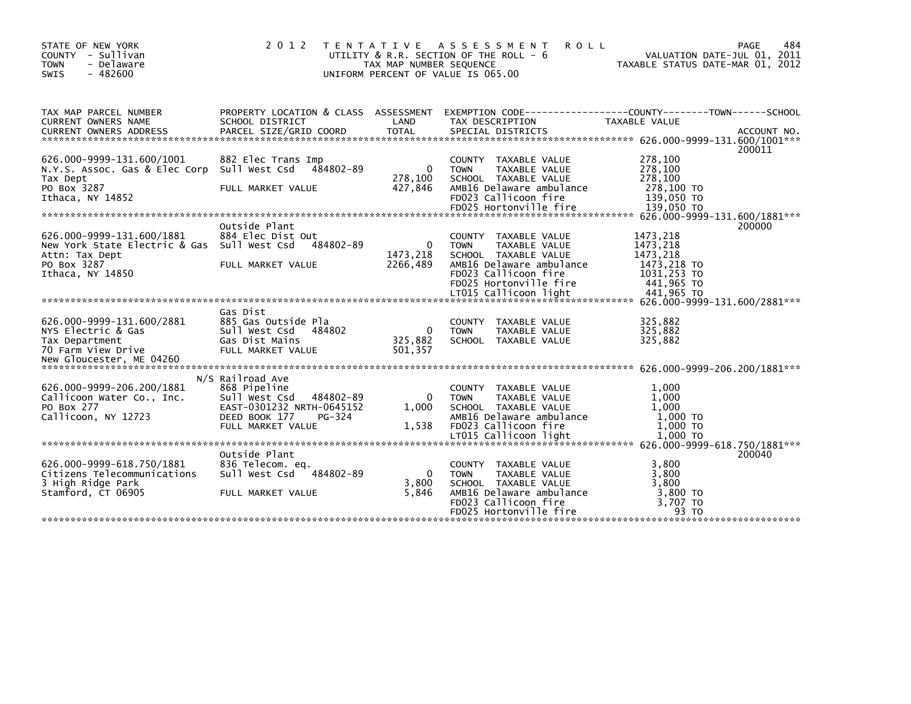STATE OF NEW YORK
COUNTY - Sullivan
TOWN - Delaware
SWIS - 482600

2 0 1 2 T E N T A T I V E A S S E S S M E N T R O L L
UTILITY & R.R. SECTION OF THE ROLL - 6
TAX MAP NUMBER SEQUENCE
UNIFORM PERCENT OF VALUE IS 065.00

VALUATION DATE-JUL 01, 2011
TAXABLE STATUS DATE-MAR 01, 2012

| TAX MAP PARCEL NUMBER / CURRENT OWNERS NAME / CURRENT OWNERS ADDRESS | PROPERTY LOCATION & CLASS / SCHOOL DISTRICT / PARCEL SIZE/GRID COORD | ASSESSMENT LAND / TOTAL | EXEMPTION CODE / TAX DESCRIPTION / SPECIAL DISTRICTS | TAXABLE VALUE (COUNTY / TOWN / SCHOOL) | ACCOUNT NO. |
|---|---|---|---|---|---|
| 626.000-9999-131.600/1001 | | | | | 200011 |
| N.Y.S. Assoc. Gas & Elec Corp<br>Tax Dept<br>PO Box 3287<br>Ithaca, NY 14852 | 882 Elec Trans Imp<br>Sull West Csd 484802-89<br>FULL MARKET VALUE | 0<br>278,100<br>427,846 | COUNTY TAXABLE VALUE<br>TOWN TAXABLE VALUE<br>SCHOOL TAXABLE VALUE<br>AMB16 Delaware ambulance<br>FD023 Callicoon fire<br>FD025 Hortonville fire | 278,100<br>278,100<br>278,100<br>278,100 TO<br>139,050 TO<br>139,050 TO | |
| 626.000-9999-131.600/1881 | Outside Plant | | | | 200000 |
| New York State Electric & Gas<br>Attn: Tax Dept<br>PO Box 3287<br>Ithaca, NY 14850 | 884 Elec Dist Out<br>Sull West Csd 484802-89<br>FULL MARKET VALUE | 0<br>1473,218<br>2266,489 | COUNTY TAXABLE VALUE<br>TOWN TAXABLE VALUE<br>SCHOOL TAXABLE VALUE<br>AMB16 Delaware ambulance<br>FD023 Callicoon fire<br>FD025 Hortonville fire<br>LT015 Callicoon light | 1473,218<br>1473,218<br>1473,218<br>1473,218 TO<br>1031,253 TO<br>441,965 TO<br>441,965 TO | |
| 626.000-9999-131.600/2881 | Gas Dist | | | | |
| NYS Electric & Gas<br>Tax Department<br>70 Farm View Drive<br>New Gloucester, ME 04260 | 885 Gas Outside Pla<br>Sull West Csd 484802<br>Gas Dist Mains<br>FULL MARKET VALUE | 0<br>325,882<br>501,357 | COUNTY TAXABLE VALUE<br>TOWN TAXABLE VALUE<br>SCHOOL TAXABLE VALUE | 325,882<br>325,882<br>325,882 | |
| 626.000-9999-206.200/1881 | N/S Railroad Ave | | | | |
| Callicoon Water Co., Inc.<br>PO Box 277<br>Callicoon, NY 12723 | 868 Pipeline<br>Sull West Csd 484802-89<br>EAST-0301232 NRTH-0645152<br>DEED BOOK 177 PG-324<br>FULL MARKET VALUE | 0<br>1,000<br>1,538 | COUNTY TAXABLE VALUE<br>TOWN TAXABLE VALUE<br>SCHOOL TAXABLE VALUE<br>AMB16 Delaware ambulance<br>FD023 Callicoon fire<br>LT015 Callicoon light | 1,000<br>1,000<br>1,000<br>1,000 TO<br>1,000 TO<br>1,000 TO | |
| 626.000-9999-618.750/1881 | Outside Plant | | | | 200040 |
| Citizens Telecommunications<br>3 High Ridge Park<br>Stamford, CT 06905 | 836 Telecom. eq.<br>Sull West Csd 484802-89<br>FULL MARKET VALUE | 0<br>3,800<br>5,846 | COUNTY TAXABLE VALUE<br>TOWN TAXABLE VALUE<br>SCHOOL TAXABLE VALUE<br>AMB16 Delaware ambulance<br>FD023 Callicoon fire<br>FD025 Hortonville fire | 3,800<br>3,800<br>3,800<br>3,800 TO<br>3,707 TO<br>93 TO | |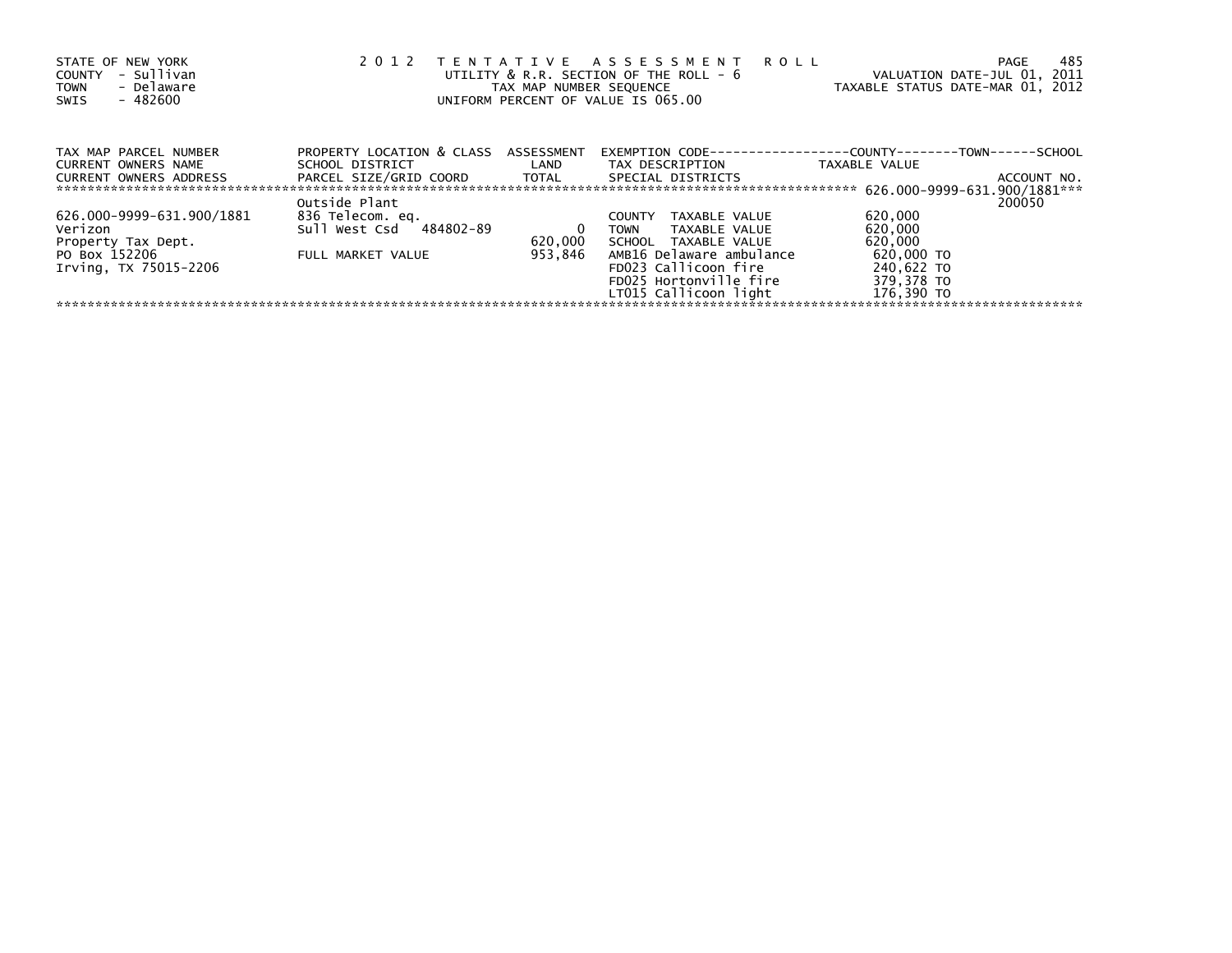STATE OF NEW YORK
COUNTY - Sullivan
TOWN - Delaware
SWIS - 482600

2 0 1 2 T E N T A T I V E A S S E S S M E N T R O L L
UTILITY & R.R. SECTION OF THE ROLL - 6
TAX MAP NUMBER SEQUENCE
UNIFORM PERCENT OF VALUE IS 065.00

VALUATION DATE-JUL 01, 2011
TAXABLE STATUS DATE-MAR 01, 2012

| TAX MAP PARCEL NUMBER<br>CURRENT OWNERS NAME<br>CURRENT OWNERS ADDRESS | PROPERTY LOCATION & CLASS<br>SCHOOL DISTRICT<br>PARCEL SIZE/GRID COORD | ASSESSMENT<br>LAND<br>TOTAL | EXEMPTION CODE------------------COUNTY--------TOWN------SCHOOL<br>TAX DESCRIPTION<br>SPECIAL DISTRICTS | TAXABLE VALUE | ACCOUNT NO. |
|---|---|---|---|---|---|
| | | | | 626.000-9999-631.900/1881*** | |
| | Outside Plant | | | | 200050 |
| 626.000-9999-631.900/1881 | 836 Telecom. eq. | | COUNTY TAXABLE VALUE | 620,000 | |
| Verizon | Sull West Csd 484802-89 | 0 | TOWN TAXABLE VALUE | 620,000 | |
| Property Tax Dept. | | 620,000 | SCHOOL TAXABLE VALUE | 620,000 | |
| PO Box 152206 | FULL MARKET VALUE | 953,846 | AMB16 Delaware ambulance | 620,000 TO | |
| Irving, TX 75015-2206 | | | FD023 Callicoon fire | 240,622 TO | |
| | | | FD025 Hortonville fire | 379,378 TO | |
| | | | LT015 Callicoon light | 176,390 TO | |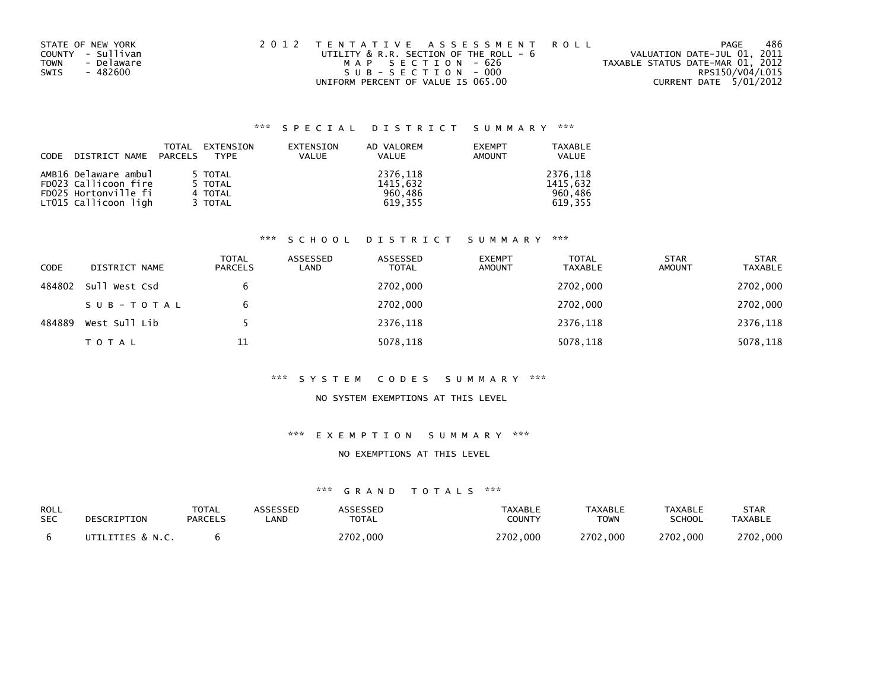STATE OF NEW YORK
COUNTY - Sullivan
TOWN - Delaware
SWIS - 482600

2012 TENTATIVE ASSESSMENT ROLL
UTILITY & R.R. SECTION OF THE ROLL - 6
MAP SECTION - 626
SUB-SECTION - 000
UNIFORM PERCENT OF VALUE IS 065.00

VALUATION DATE-JUL 01, 2011
TAXABLE STATUS DATE-MAR 01, 2012
RPS150/V04/L015
CURRENT DATE 5/01/2012

### *** SPECIAL DISTRICT SUMMARY ***

| CODE | DISTRICT NAME | TOTAL PARCELS | EXTENSION TYPE | EXTENSION VALUE | AD VALOREM VALUE | EXEMPT AMOUNT | TAXABLE VALUE |
|---|---|---|---|---|---|---|---|
| AMB16 | Delaware ambul | 5 | TOTAL | | 2376,118 | | 2376,118 |
| FD023 | Callicoon fire | 5 | TOTAL | | 1415,632 | | 1415,632 |
| FD025 | Hortonville fi | 4 | TOTAL | | 960,486 | | 960,486 |
| LT015 | Callicoon ligh | 3 | TOTAL | | 619,355 | | 619,355 |

### *** SCHOOL DISTRICT SUMMARY ***

| CODE | DISTRICT NAME | TOTAL PARCELS | ASSESSED LAND | ASSESSED TOTAL | EXEMPT AMOUNT | TOTAL TAXABLE | STAR AMOUNT | STAR TAXABLE |
|---|---|---|---|---|---|---|---|---|
| 484802 | Sull West Csd | 6 | | 2702,000 | | 2702,000 | | 2702,000 |
| | SUB-TOTAL | 6 | | 2702,000 | | 2702,000 | | 2702,000 |
| 484889 | West Sull Lib | 5 | | 2376,118 | | 2376,118 | | 2376,118 |
| | TOTAL | 11 | | 5078,118 | | 5078,118 | | 5078,118 |

### *** SYSTEM CODES SUMMARY ***

NO SYSTEM EXEMPTIONS AT THIS LEVEL

### *** EXEMPTION SUMMARY ***

NO EXEMPTIONS AT THIS LEVEL

### *** GRAND TOTALS ***

| ROLL SEC | DESCRIPTION | TOTAL PARCELS | ASSESSED LAND | ASSESSED TOTAL | TAXABLE COUNTY | TAXABLE TOWN | TAXABLE SCHOOL | STAR TAXABLE |
|---|---|---|---|---|---|---|---|---|
| 6 | UTILITIES & N.C. | 6 | | 2702,000 | 2702,000 | 2702,000 | 2702,000 | 2702,000 |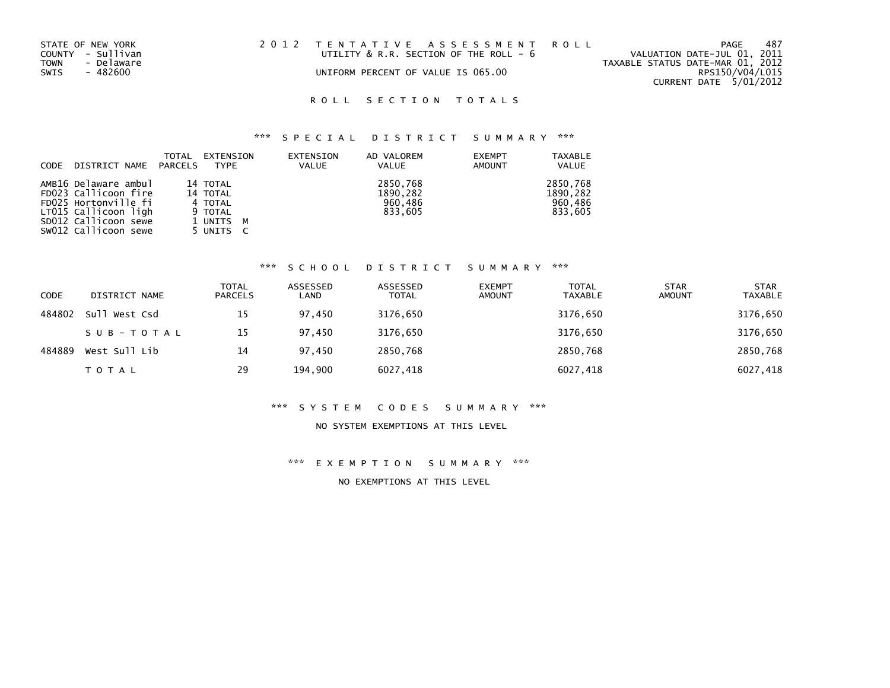STATE OF NEW YORK
COUNTY - Sullivan
TOWN - Delaware
SWIS - 482600

2 0 1 2 T E N T A T I V E A S S E S S M E N T R O L L
UTILITY & R.R. SECTION OF THE ROLL - 6
UNIFORM PERCENT OF VALUE IS 065.00

VALUATION DATE-JUL 01, 2011
TAXABLE STATUS DATE-MAR 01, 2012
RPS150/V04/L015
CURRENT DATE 5/01/2012

## R O L L S E C T I O N T O T A L S

### *** S P E C I A L D I S T R I C T S U M M A R Y ***

| CODE | DISTRICT NAME | TOTAL PARCELS | EXTENSION TYPE | EXTENSION VALUE | AD VALOREM VALUE | EXEMPT AMOUNT | TAXABLE VALUE |
|---|---|---|---|---|---|---|---|
| AMB16 | Delaware ambul | 14 | TOTAL | | 2850,768 | | 2850,768 |
| FD023 | Callicoon fire | 14 | TOTAL | | 1890,282 | | 1890,282 |
| FD025 | Hortonville fi | 4 | TOTAL | | 960,486 | | 960,486 |
| LT015 | Callicoon ligh | 9 | TOTAL | | 833,605 | | 833,605 |
| SD012 | Callicoon sewe | 1 | UNITS M | | | | |
| SW012 | Callicoon sewe | 5 | UNITS C | | | | |

### *** S C H O O L D I S T R I C T S U M M A R Y ***

| CODE | DISTRICT NAME | TOTAL PARCELS | ASSESSED LAND | ASSESSED TOTAL | EXEMPT AMOUNT | TOTAL TAXABLE | STAR AMOUNT | STAR TAXABLE |
|---|---|---|---|---|---|---|---|---|
| 484802 | Sull West Csd | 15 | 97,450 | 3176,650 | | 3176,650 | | 3176,650 |
| | S U B - T O T A L | 15 | 97,450 | 3176,650 | | 3176,650 | | 3176,650 |
| 484889 | West Sull Lib | 14 | 97,450 | 2850,768 | | 2850,768 | | 2850,768 |
| | T O T A L | 29 | 194,900 | 6027,418 | | 6027,418 | | 6027,418 |

### *** S Y S T E M C O D E S S U M M A R Y ***

NO SYSTEM EXEMPTIONS AT THIS LEVEL

### *** E X E M P T I O N S U M M A R Y ***

NO EXEMPTIONS AT THIS LEVEL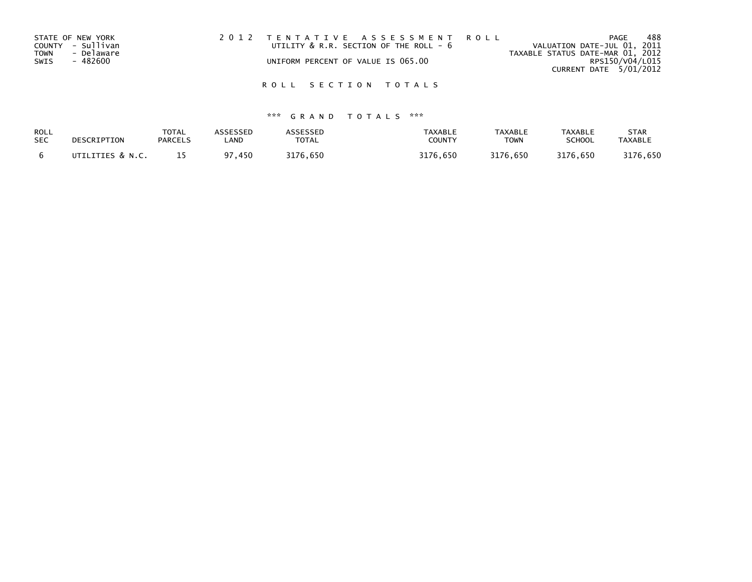STATE OF NEW YORK
COUNTY - Sullivan
TOWN - Delaware
SWIS - 482600

2 0 1 2 T E N T A T I V E A S S E S S M E N T R O L L
UTILITY & R.R. SECTION OF THE ROLL - 6
UNIFORM PERCENT OF VALUE IS 065.00

VALUATION DATE-JUL 01, 2011
TAXABLE STATUS DATE-MAR 01, 2012
RPS150/V04/L015
CURRENT DATE 5/01/2012

R O L L S E C T I O N T O T A L S

\*\*\* G R A N D T O T A L S \*\*\*

| ROLL SEC | DESCRIPTION | TOTAL PARCELS | ASSESSED LAND | ASSESSED TOTAL | TAXABLE COUNTY | TAXABLE TOWN | TAXABLE SCHOOL | STAR TAXABLE |
|---|---|---|---|---|---|---|---|---|
| 6 | UTILITIES & N.C. | 15 | 97,450 | 3176,650 | 3176,650 | 3176,650 | 3176,650 | 3176,650 |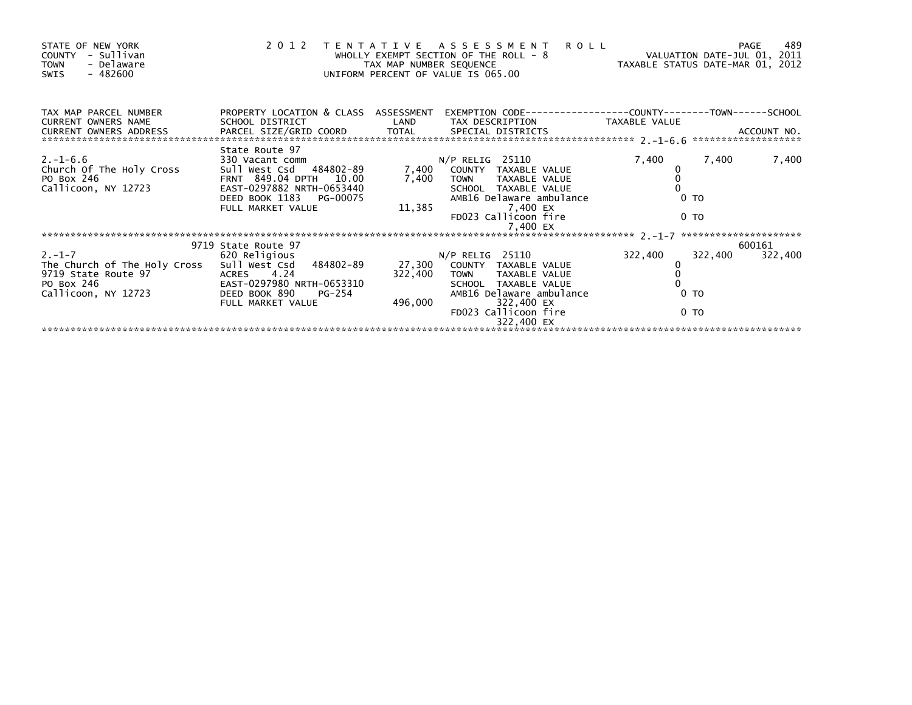STATE OF NEW YORK
COUNTY - Sullivan
TOWN - Delaware
SWIS - 482600

# 2012 TENTATIVE ASSESSMENT ROLL

WHOLLY EXEMPT SECTION OF THE ROLL - 8
TAX MAP NUMBER SEQUENCE
UNIFORM PERCENT OF VALUE IS 065.00

VALUATION DATE-JUL 01, 2011
TAXABLE STATUS DATE-MAR 01, 2012

| TAX MAP PARCEL NUMBER / CURRENT OWNERS NAME / CURRENT OWNERS ADDRESS | PROPERTY LOCATION & CLASS / SCHOOL DISTRICT / PARCEL SIZE/GRID COORD | ASSESSMENT LAND / TOTAL | EXEMPTION CODE / TAX DESCRIPTION / SPECIAL DISTRICTS | COUNTY TAXABLE VALUE | TOWN | SCHOOL / ACCOUNT NO. |
|---|---|---|---|---|---|---|
| **2.-1-6.6** | State Route 97 | | | | | |
| 2.-1-6.6 | 330 Vacant comm | | N/P RELIG 25110 | 7,400 | 7,400 | 7,400 |
| Church Of The Holy Cross | Sull West Csd 484802-89 | 7,400 | COUNTY TAXABLE VALUE | 0 | | |
| PO Box 246 | FRNT 849.04 DPTH 10.00 | 7,400 | TOWN TAXABLE VALUE | 0 | | |
| Callicoon, NY 12723 | EAST-0297882 NRTH-0653440 | | SCHOOL TAXABLE VALUE | 0 | | |
| | DEED BOOK 1183 PG-00075 | | AMB16 Delaware ambulance | 0 TO | | |
| | FULL MARKET VALUE | 11,385 | 7,400 EX | | | |
| | | | FD023 Callicoon fire | 0 TO | | |
| | | | 7,400 EX | | | |
| **2.-1-7** | 9719 State Route 97 | | | | | 600161 |
| 2.-1-7 | 620 Religious | | N/P RELIG 25110 | 322,400 | 322,400 | 322,400 |
| The Church of The Holy Cross | Sull West Csd 484802-89 | 27,300 | COUNTY TAXABLE VALUE | 0 | | |
| 9719 State Route 97 | ACRES 4.24 | 322,400 | TOWN TAXABLE VALUE | 0 | | |
| PO Box 246 | EAST-0297980 NRTH-0653310 | | SCHOOL TAXABLE VALUE | 0 | | |
| Callicoon, NY 12723 | DEED BOOK 890 PG-254 | | AMB16 Delaware ambulance | 0 TO | | |
| | FULL MARKET VALUE | 496,000 | 322,400 EX | | | |
| | | | FD023 Callicoon fire | 0 TO | | |
| | | | 322,400 EX | | | |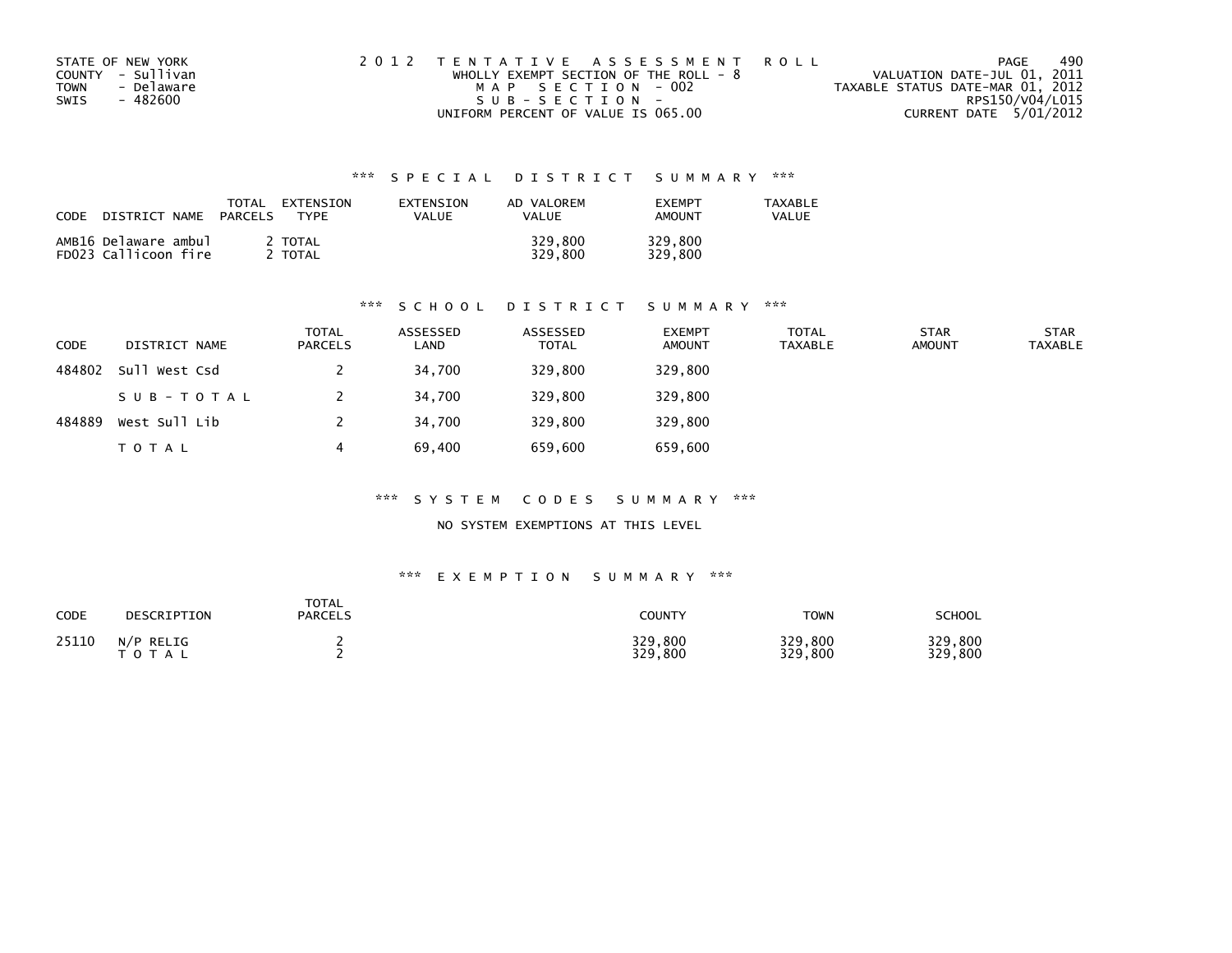STATE OF NEW YORK
COUNTY - Sullivan
TOWN - Delaware
SWIS - 482600

2012 TENTATIVE ASSESSMENT ROLL
WHOLLY EXEMPT SECTION OF THE ROLL - 8
MAP SECTION - 002
SUB-SECTION -
UNIFORM PERCENT OF VALUE IS 065.00

VALUATION DATE-JUL 01, 2011
TAXABLE STATUS DATE-MAR 01, 2012
RPS150/V04/L015
CURRENT DATE 5/01/2012

## *** SPECIAL DISTRICT SUMMARY ***

| CODE | DISTRICT NAME | TOTAL PARCELS | EXTENSION TYPE | EXTENSION VALUE | AD VALOREM VALUE | EXEMPT AMOUNT | TAXABLE VALUE |
|---|---|---|---|---|---|---|---|
| AMB16 | Delaware ambul | 2 | TOTAL | | 329,800 | 329,800 | |
| FD023 | Callicoon fire | 2 | TOTAL | | 329,800 | 329,800 | |

## *** SCHOOL DISTRICT SUMMARY ***

| CODE | DISTRICT NAME | TOTAL PARCELS | ASSESSED LAND | ASSESSED TOTAL | EXEMPT AMOUNT | TOTAL TAXABLE | STAR AMOUNT | STAR TAXABLE |
|---|---|---|---|---|---|---|---|---|
| 484802 | Sull West Csd | 2 | 34,700 | 329,800 | 329,800 | | | |
| | SUB-TOTAL | 2 | 34,700 | 329,800 | 329,800 | | | |
| 484889 | West Sull Lib | 2 | 34,700 | 329,800 | 329,800 | | | |
| | TOTAL | 4 | 69,400 | 659,600 | 659,600 | | | |

## *** SYSTEM CODES SUMMARY ***

NO SYSTEM EXEMPTIONS AT THIS LEVEL

## *** EXEMPTION SUMMARY ***

| CODE | DESCRIPTION | TOTAL PARCELS | COUNTY | TOWN | SCHOOL |
|---|---|---|---|---|---|
| 25110 | N/P RELIG | 2 | 329,800 | 329,800 | 329,800 |
| | TOTAL | 2 | 329,800 | 329,800 | 329,800 |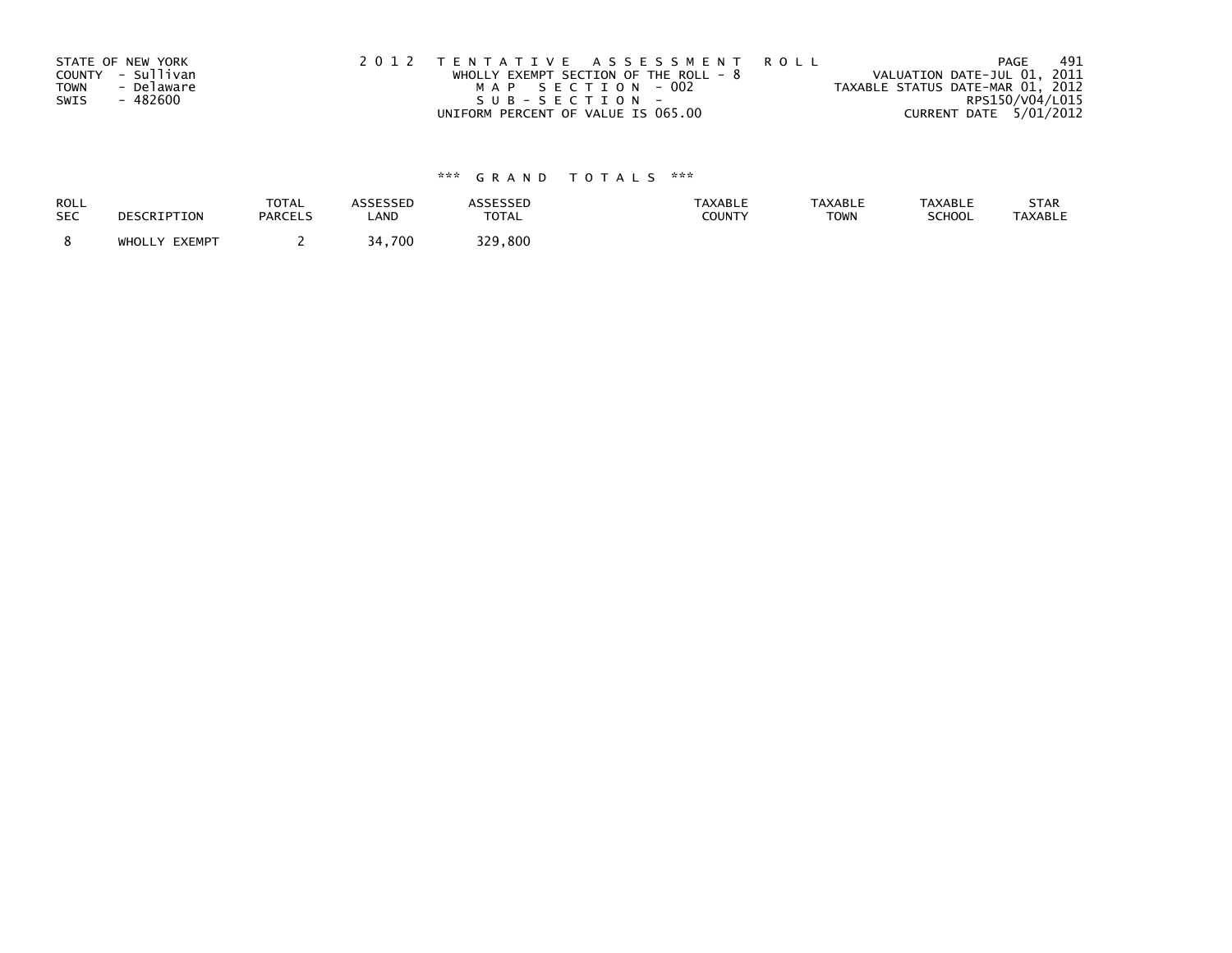STATE OF NEW YORK
COUNTY - Sullivan
TOWN - Delaware
SWIS - 482600

2 0 1 2 T E N T A T I V E A S S E S S M E N T R O L L
WHOLLY EXEMPT SECTION OF THE ROLL - 8
M A P S E C T I O N - 002
S U B - S E C T I O N -
UNIFORM PERCENT OF VALUE IS 065.00

VALUATION DATE-JUL 01, 2011
TAXABLE STATUS DATE-MAR 01, 2012
RPS150/V04/L015
CURRENT DATE 5/01/2012

\*\*\* G R A N D T O T A L S \*\*\*

| ROLL SEC | DESCRIPTION | TOTAL PARCELS | ASSESSED LAND | ASSESSED TOTAL | TAXABLE COUNTY | TAXABLE TOWN | TAXABLE SCHOOL | STAR TAXABLE |
|---|---|---|---|---|---|---|---|---|
| 8 | WHOLLY EXEMPT | 2 | 34,700 | 329,800 | | | | |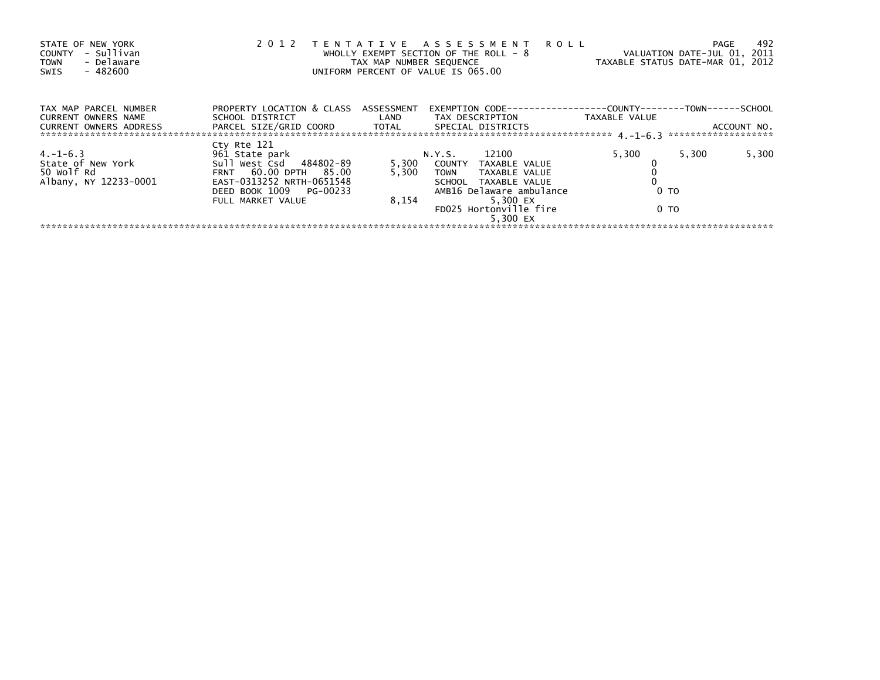STATE OF NEW YORK
COUNTY - Sullivan
TOWN - Delaware
SWIS - 482600

2 0 1 2 T E N T A T I V E A S S E S S M E N T R O L L
WHOLLY EXEMPT SECTION OF THE ROLL - 8
TAX MAP NUMBER SEQUENCE
UNIFORM PERCENT OF VALUE IS 065.00

VALUATION DATE-JUL 01, 2011
TAXABLE STATUS DATE-MAR 01, 2012

| TAX MAP PARCEL NUMBER / CURRENT OWNERS NAME / CURRENT OWNERS ADDRESS | PROPERTY LOCATION & CLASS / SCHOOL DISTRICT / PARCEL SIZE/GRID COORD | ASSESSMENT LAND / TOTAL | EXEMPTION CODE / TAX DESCRIPTION / SPECIAL DISTRICTS | COUNTY TAXABLE VALUE | TOWN | SCHOOL / ACCOUNT NO. |
|---|---|---|---|---|---|---|
| 4.-1-6.3 | Cty Rte 121 | | | | | |
| 4.-1-6.3 | 961 State park | | N.Y.S. 12100 | 5,300 | 5,300 | 5,300 |
| State of New York | Sull West Csd 484802-89 | 5,300 | COUNTY TAXABLE VALUE | 0 | | |
| 50 Wolf Rd | FRNT 60.00 DPTH 85.00 | 5,300 | TOWN TAXABLE VALUE | 0 | | |
| Albany, NY 12233-0001 | EAST-0313252 NRTH-0651548 | | SCHOOL TAXABLE VALUE | 0 | | |
| | DEED BOOK 1009 PG-00233 | | AMB16 Delaware ambulance | 0 TO | | |
| | FULL MARKET VALUE | 8,154 | 5,300 EX | | | |
| | | | FD025 Hortonville fire | 0 TO | | |
| | | | 5,300 EX | | | |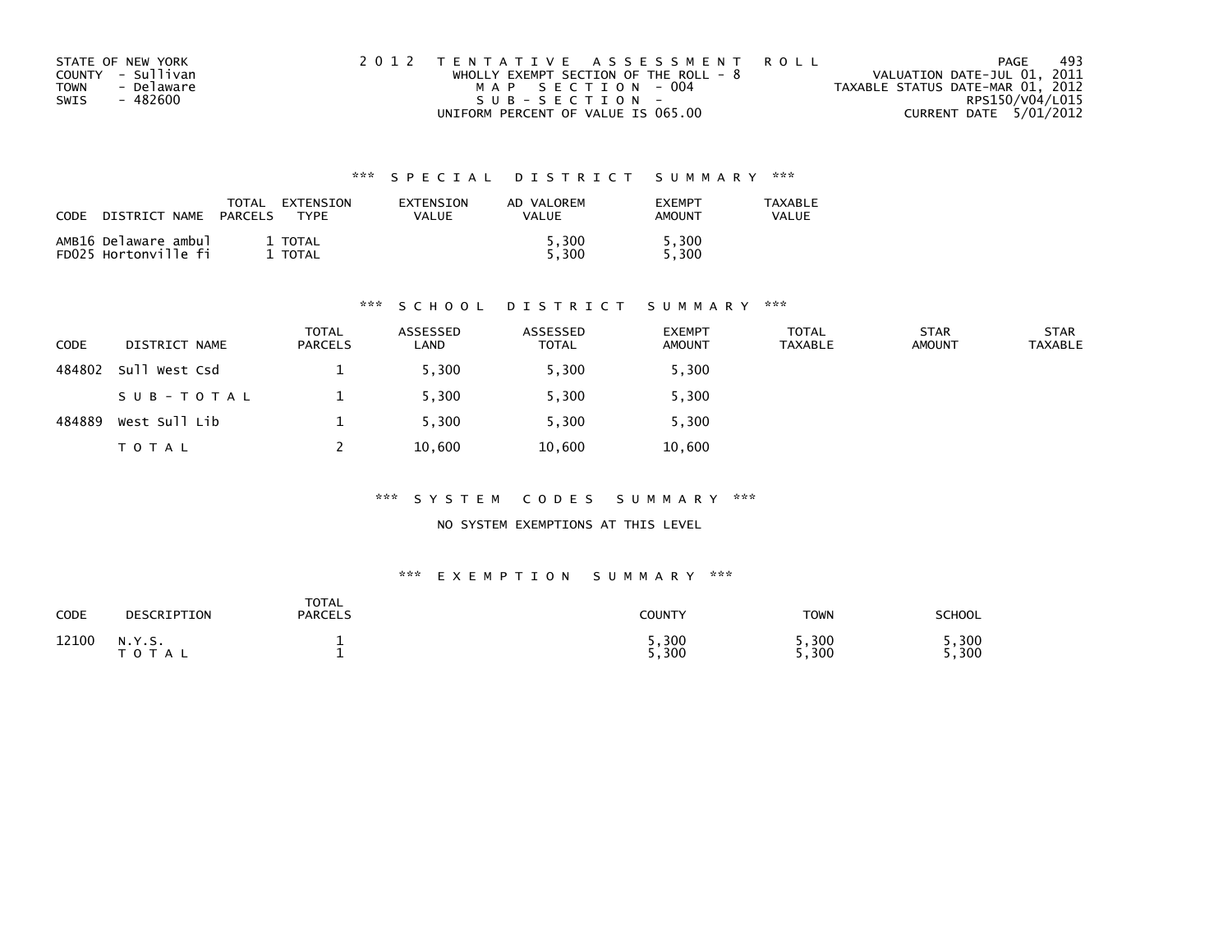STATE OF NEW YORK
COUNTY - Sullivan
TOWN - Delaware
SWIS - 482600

2012 TENTATIVE ASSESSMENT ROLL
WHOLLY EXEMPT SECTION OF THE ROLL - 8
MAP SECTION - 004
SUB-SECTION -
UNIFORM PERCENT OF VALUE IS 065.00

VALUATION DATE-JUL 01, 2011
TAXABLE STATUS DATE-MAR 01, 2012
RPS150/V04/L015
CURRENT DATE 5/01/2012

## *** SPECIAL DISTRICT SUMMARY ***

| CODE | DISTRICT NAME | TOTAL PARCELS | EXTENSION TYPE | EXTENSION VALUE | AD VALOREM VALUE | EXEMPT AMOUNT | TAXABLE VALUE |
|---|---|---|---|---|---|---|---|
| AMB16 | Delaware ambul | 1 | TOTAL | | 5,300 | 5,300 | |
| FD025 | Hortonville fi | 1 | TOTAL | | 5,300 | 5,300 | |

## *** SCHOOL DISTRICT SUMMARY ***

| CODE | DISTRICT NAME | TOTAL PARCELS | ASSESSED LAND | ASSESSED TOTAL | EXEMPT AMOUNT | TOTAL TAXABLE | STAR AMOUNT | STAR TAXABLE |
|---|---|---|---|---|---|---|---|---|
| 484802 | Sull West Csd | 1 | 5,300 | 5,300 | 5,300 | | | |
| | SUB-TOTAL | 1 | 5,300 | 5,300 | 5,300 | | | |
| 484889 | West Sull Lib | 1 | 5,300 | 5,300 | 5,300 | | | |
| | TOTAL | 2 | 10,600 | 10,600 | 10,600 | | | |

## *** SYSTEM CODES SUMMARY ***

NO SYSTEM EXEMPTIONS AT THIS LEVEL

## *** EXEMPTION SUMMARY ***

| CODE | DESCRIPTION | TOTAL PARCELS | COUNTY | TOWN | SCHOOL |
|---|---|---|---|---|---|
| 12100 | N.Y.S. | 1 | 5,300 | 5,300 | 5,300 |
| | TOTAL | 1 | 5,300 | 5,300 | 5,300 |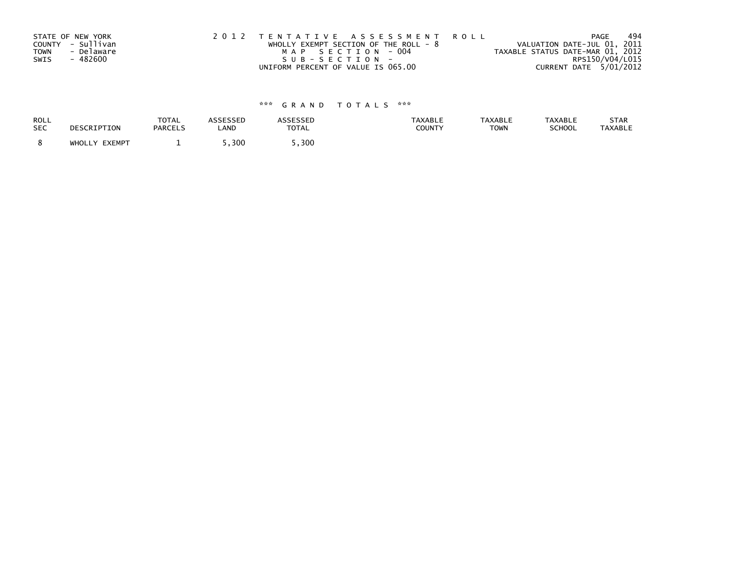STATE OF NEW YORK
COUNTY - Sullivan
TOWN - Delaware
SWIS - 482600

2 0 1 2 T E N T A T I V E A S S E S S M E N T R O L L
WHOLLY EXEMPT SECTION OF THE ROLL - 8
M A P S E C T I O N - 004
S U B - S E C T I O N -
UNIFORM PERCENT OF VALUE IS 065.00

VALUATION DATE-JUL 01, 2011
TAXABLE STATUS DATE-MAR 01, 2012
RPS150/V04/L015
CURRENT DATE 5/01/2012

\*\*\* G R A N D T O T A L S \*\*\*

| ROLL SEC | DESCRIPTION | TOTAL PARCELS | ASSESSED LAND | ASSESSED TOTAL | TAXABLE COUNTY | TAXABLE TOWN | TAXABLE SCHOOL | STAR TAXABLE |
|---|---|---|---|---|---|---|---|---|
| 8 | WHOLLY EXEMPT | 1 | 5,300 | 5,300 | | | | |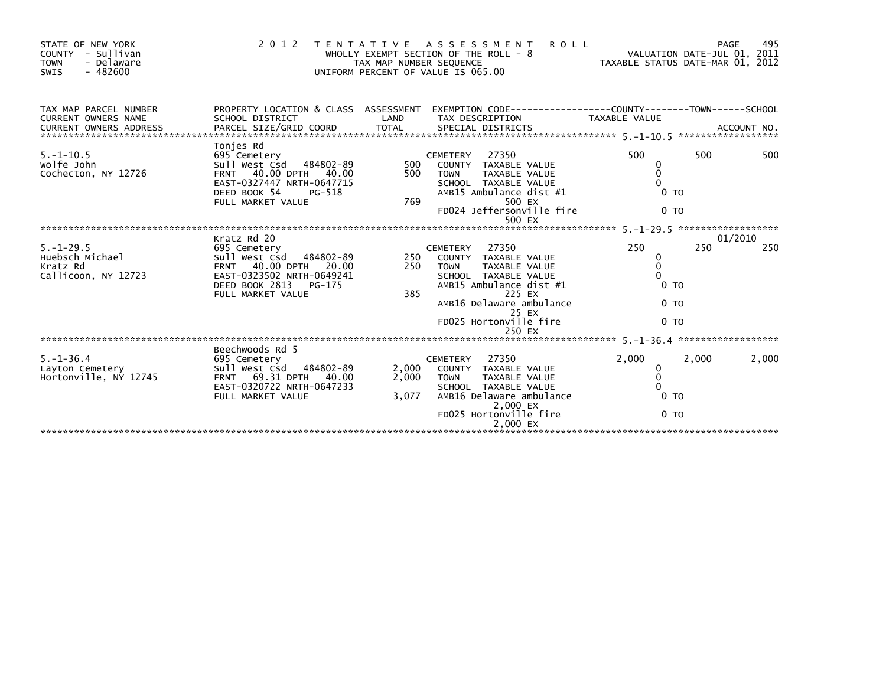STATE OF NEW YORK
COUNTY - Sullivan
TOWN - Delaware
SWIS - 482600

**2012 TENTATIVE ASSESSMENT ROLL**
WHOLLY EXEMPT SECTION OF THE ROLL - 8
TAX MAP NUMBER SEQUENCE
UNIFORM PERCENT OF VALUE IS 065.00

VALUATION DATE-JUL 01, 2011
TAXABLE STATUS DATE-MAR 01, 2012

| TAX MAP PARCEL NUMBER / CURRENT OWNERS NAME / CURRENT OWNERS ADDRESS | PROPERTY LOCATION & CLASS / SCHOOL DISTRICT / PARCEL SIZE/GRID COORD | ASSESSMENT LAND / TOTAL | EXEMPTION CODE / TAX DESCRIPTION / SPECIAL DISTRICTS | COUNTY TAXABLE VALUE | TOWN | SCHOOL / ACCOUNT NO. |
|---|---|---|---|---|---|---|
| **5.-1-10.5** | Tonjes Rd | | | | | |
| 5.-1-10.5 | 695 Cemetery | | CEMETERY 27350 | 500 | 500 | 500 |
| Wolfe John | Sull West Csd 484802-89 | 500 | COUNTY TAXABLE VALUE | 0 | | |
| Cochecton, NY 12726 | FRNT 40.00 DPTH 40.00 | 500 | TOWN TAXABLE VALUE | 0 | | |
| | EAST-0327447 NRTH-0647715 | | SCHOOL TAXABLE VALUE | 0 | | |
| | DEED BOOK 54 PG-518 | | AMB15 Ambulance dist #1 | 0 TO | | |
| | FULL MARKET VALUE | 769 | 500 EX | | | |
| | | | FD024 Jeffersonville fire | 0 TO | | |
| | | | 500 EX | | | |
| **5.-1-29.5** | Kratz Rd 20 | | | | | 01/2010 |
| 5.-1-29.5 | 695 Cemetery | | CEMETERY 27350 | 250 | 250 | 250 |
| Huebsch Michael | Sull West Csd 484802-89 | 250 | COUNTY TAXABLE VALUE | 0 | | |
| Kratz Rd | FRNT 40.00 DPTH 20.00 | 250 | TOWN TAXABLE VALUE | 0 | | |
| Callicoon, NY 12723 | EAST-0323502 NRTH-0649241 | | SCHOOL TAXABLE VALUE | 0 | | |
| | DEED BOOK 2813 PG-175 | | AMB15 Ambulance dist #1 | 0 TO | | |
| | FULL MARKET VALUE | 385 | 225 EX | | | |
| | | | AMB16 Delaware ambulance | 0 TO | | |
| | | | 25 EX | | | |
| | | | FD025 Hortonville fire | 0 TO | | |
| | | | 250 EX | | | |
| **5.-1-36.4** | Beechwoods Rd 5 | | | | | |
| 5.-1-36.4 | 695 Cemetery | | CEMETERY 27350 | 2,000 | 2,000 | 2,000 |
| Layton Cemetery | Sull West Csd 484802-89 | 2,000 | COUNTY TAXABLE VALUE | 0 | | |
| Hortonville, NY 12745 | FRNT 69.31 DPTH 40.00 | 2,000 | TOWN TAXABLE VALUE | 0 | | |
| | EAST-0320722 NRTH-0647233 | | SCHOOL TAXABLE VALUE | 0 | | |
| | FULL MARKET VALUE | 3,077 | AMB16 Delaware ambulance | 0 TO | | |
| | | | 2,000 EX | | | |
| | | | FD025 Hortonville fire | 0 TO | | |
| | | | 2,000 EX | | | |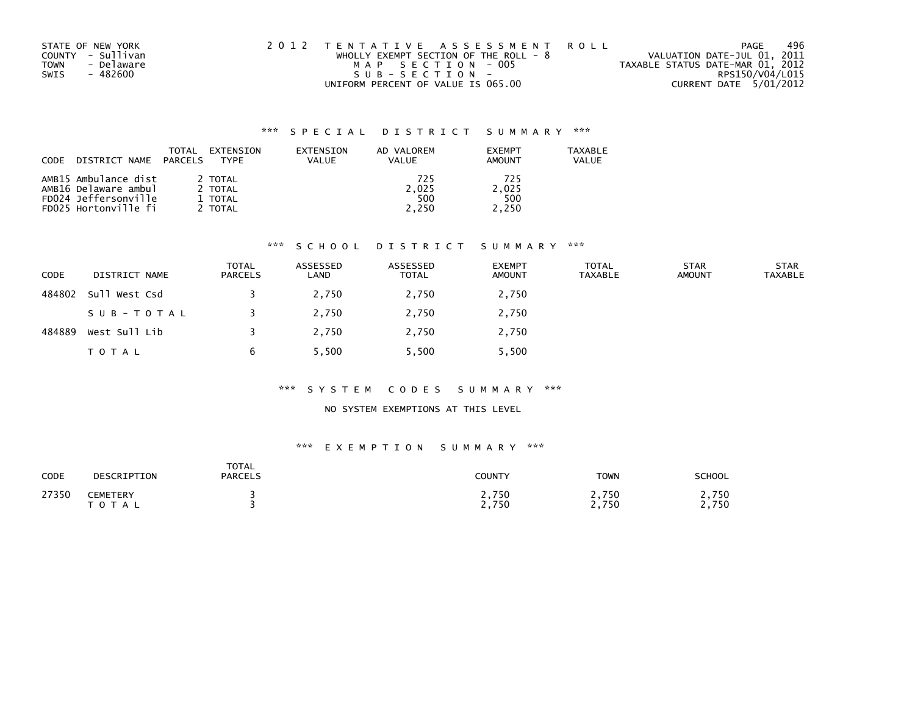STATE OF NEW YORK
COUNTY - Sullivan
TOWN - Delaware
SWIS - 482600

2 0 1 2 T E N T A T I V E A S S E S S M E N T R O L L
WHOLLY EXEMPT SECTION OF THE ROLL - 8
M A P S E C T I O N - 005
S U B - S E C T I O N -
UNIFORM PERCENT OF VALUE IS 065.00

VALUATION DATE-JUL 01, 2011
TAXABLE STATUS DATE-MAR 01, 2012
RPS150/V04/L015
CURRENT DATE 5/01/2012

### *** S P E C I A L D I S T R I C T S U M M A R Y ***

| CODE DISTRICT NAME | TOTAL PARCELS | EXTENSION TYPE | EXTENSION VALUE | AD VALOREM VALUE | EXEMPT AMOUNT | TAXABLE VALUE |
|---|---|---|---|---|---|---|
| AMB15 Ambulance dist | 2 | TOTAL | | 725 | 725 | |
| AMB16 Delaware ambul | 2 | TOTAL | | 2,025 | 2,025 | |
| FD024 Jeffersonville | 1 | TOTAL | | 500 | 500 | |
| FD025 Hortonville fi | 2 | TOTAL | | 2,250 | 2,250 | |

### *** S C H O O L D I S T R I C T S U M M A R Y ***

| CODE | DISTRICT NAME | TOTAL PARCELS | ASSESSED LAND | ASSESSED TOTAL | EXEMPT AMOUNT | TOTAL TAXABLE | STAR AMOUNT | STAR TAXABLE |
|---|---|---|---|---|---|---|---|---|
| 484802 | Sull West Csd | 3 | 2,750 | 2,750 | 2,750 | | | |
| | S U B - T O T A L | 3 | 2,750 | 2,750 | 2,750 | | | |
| 484889 | West Sull Lib | 3 | 2,750 | 2,750 | 2,750 | | | |
| | T O T A L | 6 | 5,500 | 5,500 | 5,500 | | | |

### *** S Y S T E M C O D E S S U M M A R Y ***

NO SYSTEM EXEMPTIONS AT THIS LEVEL

### *** E X E M P T I O N S U M M A R Y ***

| CODE | DESCRIPTION | TOTAL PARCELS | COUNTY | TOWN | SCHOOL |
|---|---|---|---|---|---|
| 27350 | CEMETERY | 3 | 2,750 | 2,750 | 2,750 |
| | T O T A L | 3 | 2,750 | 2,750 | 2,750 |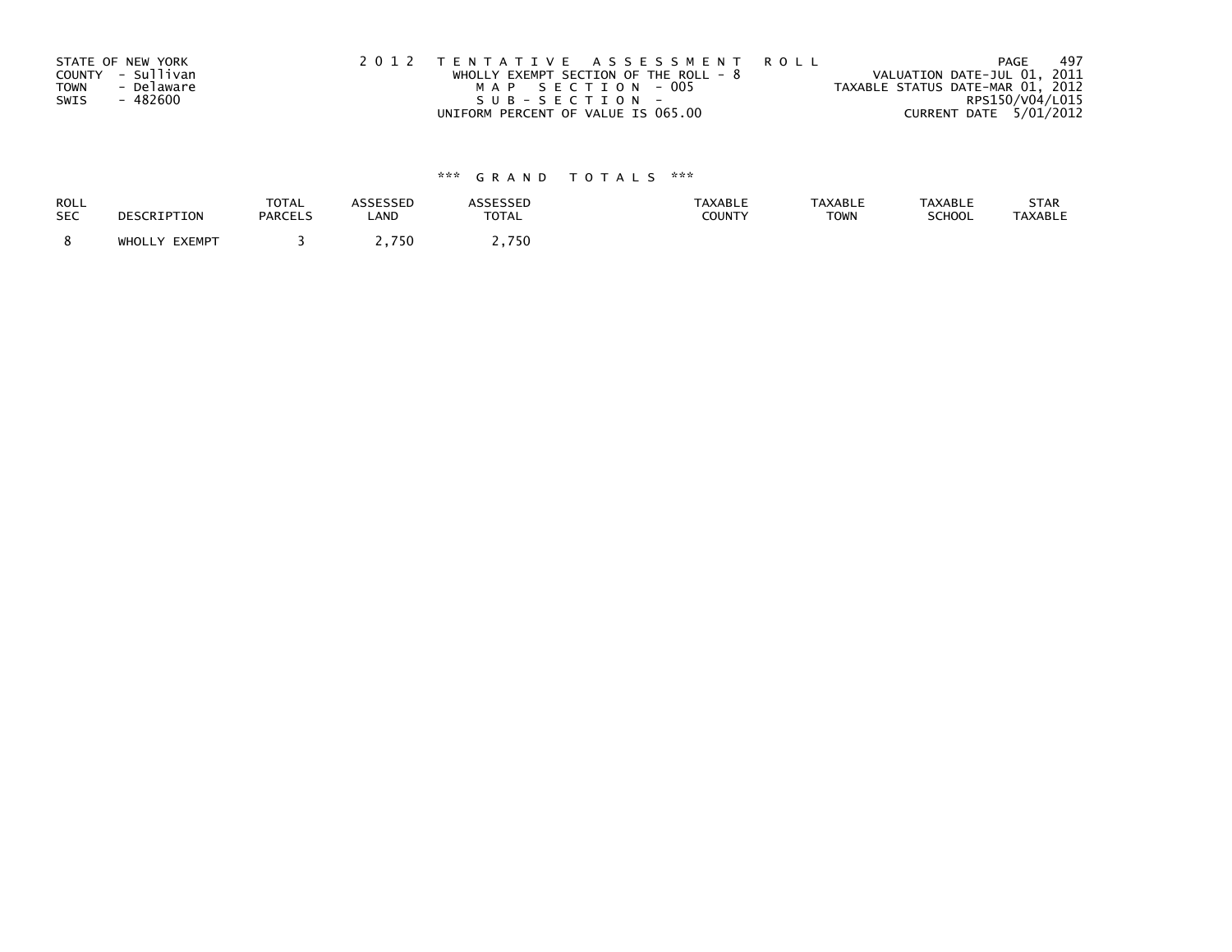STATE OF NEW YORK
COUNTY - Sullivan
TOWN - Delaware
SWIS - 482600

2 0 1 2 T E N T A T I V E A S S E S S M E N T R O L L
WHOLLY EXEMPT SECTION OF THE ROLL - 8
M A P S E C T I O N - 005
S U B - S E C T I O N -
UNIFORM PERCENT OF VALUE IS 065.00

VALUATION DATE-JUL 01, 2011
TAXABLE STATUS DATE-MAR 01, 2012
RPS150/V04/L015
CURRENT DATE 5/01/2012

\*\*\* G R A N D T O T A L S \*\*\*

| ROLL SEC | DESCRIPTION | TOTAL PARCELS | ASSESSED LAND | ASSESSED TOTAL | TAXABLE COUNTY | TAXABLE TOWN | TAXABLE SCHOOL | STAR TAXABLE |
|---|---|---|---|---|---|---|---|---|
| 8 | WHOLLY EXEMPT | 3 | 2,750 | 2,750 | | | | |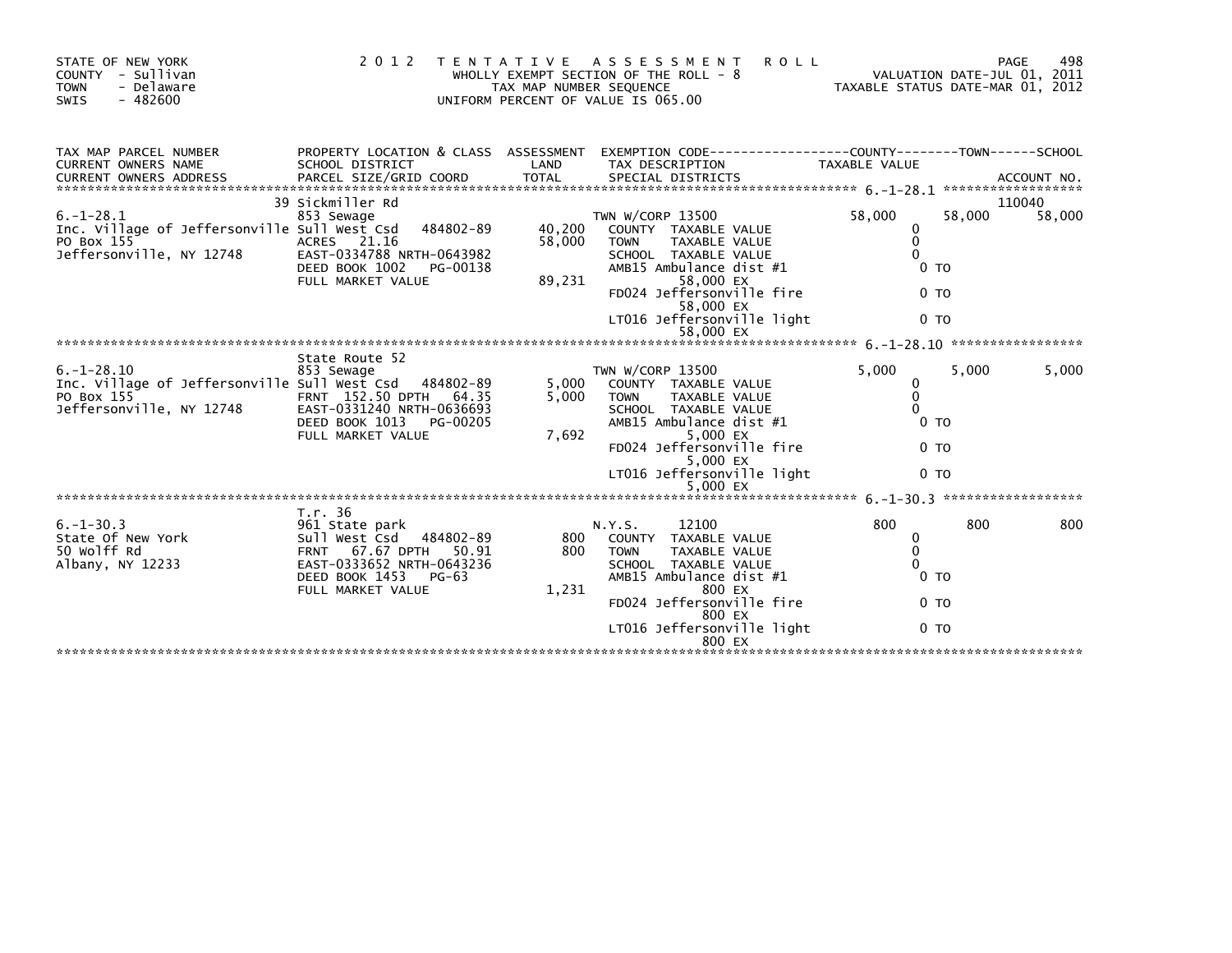STATE OF NEW YORK
COUNTY - Sullivan
TOWN - Delaware
SWIS - 482600

**2012 TENTATIVE ASSESSMENT ROLL**
WHOLLY EXEMPT SECTION OF THE ROLL - 8
TAX MAP NUMBER SEQUENCE
UNIFORM PERCENT OF VALUE IS 065.00

VALUATION DATE-JUL 01, 2011
TAXABLE STATUS DATE-MAR 01, 2012

| TAX MAP PARCEL NUMBER / CURRENT OWNERS NAME / CURRENT OWNERS ADDRESS | PROPERTY LOCATION & CLASS / SCHOOL DISTRICT / PARCEL SIZE/GRID COORD | ASSESSMENT LAND / TOTAL | EXEMPTION CODE / TAX DESCRIPTION / SPECIAL DISTRICTS | COUNTY TAXABLE VALUE | TOWN | SCHOOL | ACCOUNT NO. |
|---|---|---|---|---|---|---|---|
| **6.-1-28.1** | 39 Sickmiller Rd | | | | | | 110040 |
| 6.-1-28.1 | 853 Sewage | | TWN W/CORP 13500 | 58,000 | 58,000 | 58,000 | |
| Inc. Village of Jeffersonville | Sull West Csd 484802-89 | 40,200 | COUNTY TAXABLE VALUE | 0 | | | |
| PO Box 155 | ACRES 21.16 | 58,000 | TOWN TAXABLE VALUE | 0 | | | |
| Jeffersonville, NY 12748 | EAST-0334788 NRTH-0643982 | | SCHOOL TAXABLE VALUE | 0 | | | |
| | DEED BOOK 1002 PG-00138 | | AMB15 Ambulance dist #1 | 0 TO | | | |
| | FULL MARKET VALUE | 89,231 | 58,000 EX | | | | |
| | | | FD024 Jeffersonville fire | 0 TO | | | |
| | | | 58,000 EX | | | | |
| | | | LT016 Jeffersonville light | 0 TO | | | |
| | | | 58,000 EX | | | | |
| **6.-1-28.10** | State Route 52 | | | | | | |
| 6.-1-28.10 | 853 Sewage | | TWN W/CORP 13500 | 5,000 | 5,000 | 5,000 | |
| Inc. Village of Jeffersonville | Sull West Csd 484802-89 | 5,000 | COUNTY TAXABLE VALUE | 0 | | | |
| PO Box 155 | FRNT 152.50 DPTH 64.35 | 5,000 | TOWN TAXABLE VALUE | 0 | | | |
| Jeffersonville, NY 12748 | EAST-0331240 NRTH-0636693 | | SCHOOL TAXABLE VALUE | 0 | | | |
| | DEED BOOK 1013 PG-00205 | | AMB15 Ambulance dist #1 | 0 TO | | | |
| | FULL MARKET VALUE | 7,692 | 5,000 EX | | | | |
| | | | FD024 Jeffersonville fire | 0 TO | | | |
| | | | 5,000 EX | | | | |
| | | | LT016 Jeffersonville light | 0 TO | | | |
| | | | 5,000 EX | | | | |
| **6.-1-30.3** | T.r. 36 | | | | | | |
| 6.-1-30.3 | 961 State park | | N.Y.S. 12100 | 800 | 800 | 800 | |
| State Of New York | Sull West Csd 484802-89 | 800 | COUNTY TAXABLE VALUE | 0 | | | |
| 50 Wolff Rd | FRNT 67.67 DPTH 50.91 | 800 | TOWN TAXABLE VALUE | 0 | | | |
| Albany, NY 12233 | EAST-0333652 NRTH-0643236 | | SCHOOL TAXABLE VALUE | 0 | | | |
| | DEED BOOK 1453 PG-63 | | AMB15 Ambulance dist #1 | 0 TO | | | |
| | FULL MARKET VALUE | 1,231 | 800 EX | | | | |
| | | | FD024 Jeffersonville fire | 0 TO | | | |
| | | | 800 EX | | | | |
| | | | LT016 Jeffersonville light | 0 TO | | | |
| | | | 800 EX | | | | |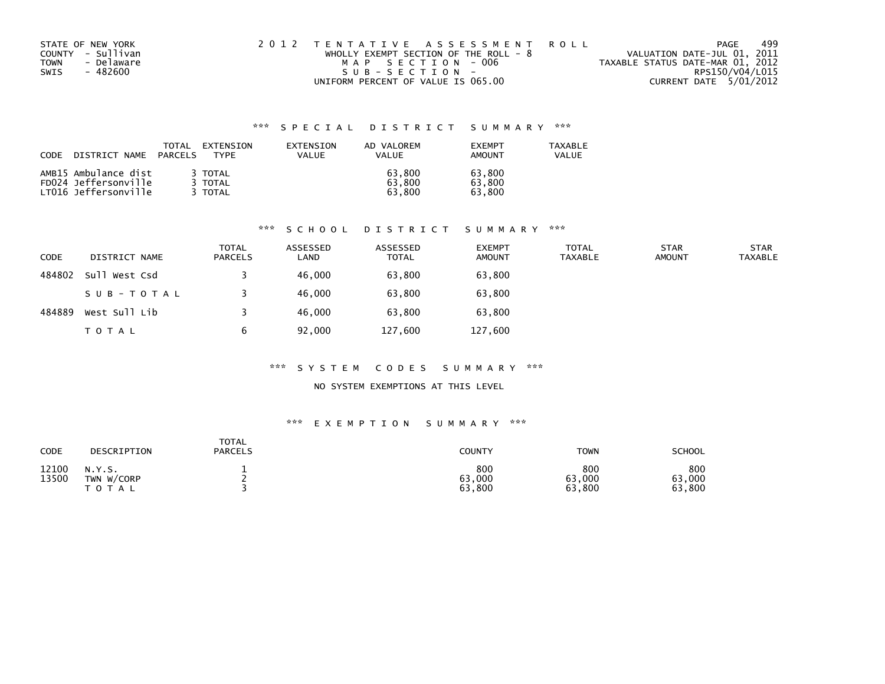STATE OF NEW YORK
COUNTY - Sullivan
TOWN - Delaware
SWIS - 482600

2012 TENTATIVE ASSESSMENT ROLL
WHOLLY EXEMPT SECTION OF THE ROLL - 8
MAP SECTION - 006
SUB-SECTION -
UNIFORM PERCENT OF VALUE IS 065.00

VALUATION DATE-JUL 01, 2011
TAXABLE STATUS DATE-MAR 01, 2012
RPS150/V04/L015
CURRENT DATE 5/01/2012

## *** SPECIAL DISTRICT SUMMARY ***

| CODE | DISTRICT NAME | TOTAL PARCELS | EXTENSION TYPE | EXTENSION VALUE | AD VALOREM VALUE | EXEMPT AMOUNT | TAXABLE VALUE |
|---|---|---|---|---|---|---|---|
| AMB15 | Ambulance dist | 3 | TOTAL | | 63,800 | 63,800 | |
| FD024 | Jeffersonville | 3 | TOTAL | | 63,800 | 63,800 | |
| LT016 | Jeffersonville | 3 | TOTAL | | 63,800 | 63,800 | |

## *** SCHOOL DISTRICT SUMMARY ***

| CODE | DISTRICT NAME | TOTAL PARCELS | ASSESSED LAND | ASSESSED TOTAL | EXEMPT AMOUNT | TOTAL TAXABLE | STAR AMOUNT | STAR TAXABLE |
|---|---|---|---|---|---|---|---|---|
| 484802 | Sull West Csd | 3 | 46,000 | 63,800 | 63,800 | | | |
| | SUB-TOTAL | 3 | 46,000 | 63,800 | 63,800 | | | |
| 484889 | West Sull Lib | 3 | 46,000 | 63,800 | 63,800 | | | |
| | TOTAL | 6 | 92,000 | 127,600 | 127,600 | | | |

## *** SYSTEM CODES SUMMARY ***

NO SYSTEM EXEMPTIONS AT THIS LEVEL

## *** EXEMPTION SUMMARY ***

| CODE | DESCRIPTION | TOTAL PARCELS | COUNTY | TOWN | SCHOOL |
|---|---|---|---|---|---|
| 12100 | N.Y.S. | 1 | 800 | 800 | 800 |
| 13500 | TWN W/CORP | 2 | 63,000 | 63,000 | 63,000 |
| | TOTAL | 3 | 63,800 | 63,800 | 63,800 |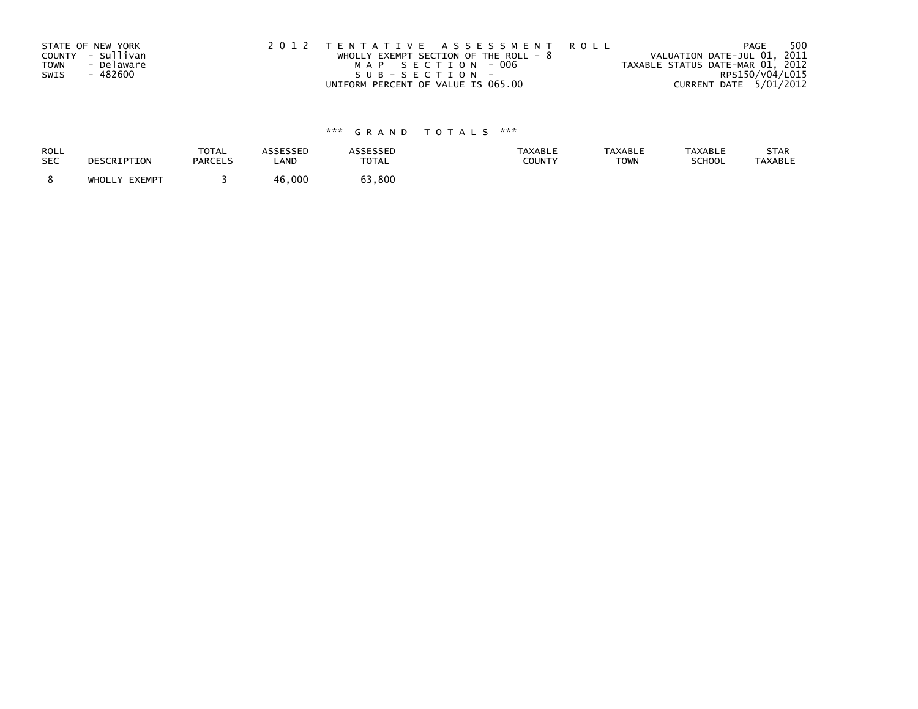STATE OF NEW YORK
COUNTY - Sullivan
TOWN - Delaware
SWIS - 482600

2012 TENTATIVE ASSESSMENT ROLL
WHOLLY EXEMPT SECTION OF THE ROLL - 8
MAP SECTION - 006
SUB-SECTION -
UNIFORM PERCENT OF VALUE IS 065.00

VALUATION DATE-JUL 01, 2011
TAXABLE STATUS DATE-MAR 01, 2012
RPS150/V04/L015
CURRENT DATE 5/01/2012

*** GRAND TOTALS ***

| ROLL SEC | DESCRIPTION | TOTAL PARCELS | ASSESSED LAND | ASSESSED TOTAL | TAXABLE COUNTY | TAXABLE TOWN | TAXABLE SCHOOL | STAR TAXABLE |
|---|---|---|---|---|---|---|---|---|
| 8 | WHOLLY EXEMPT | 3 | 46,000 | 63,800 | | | | |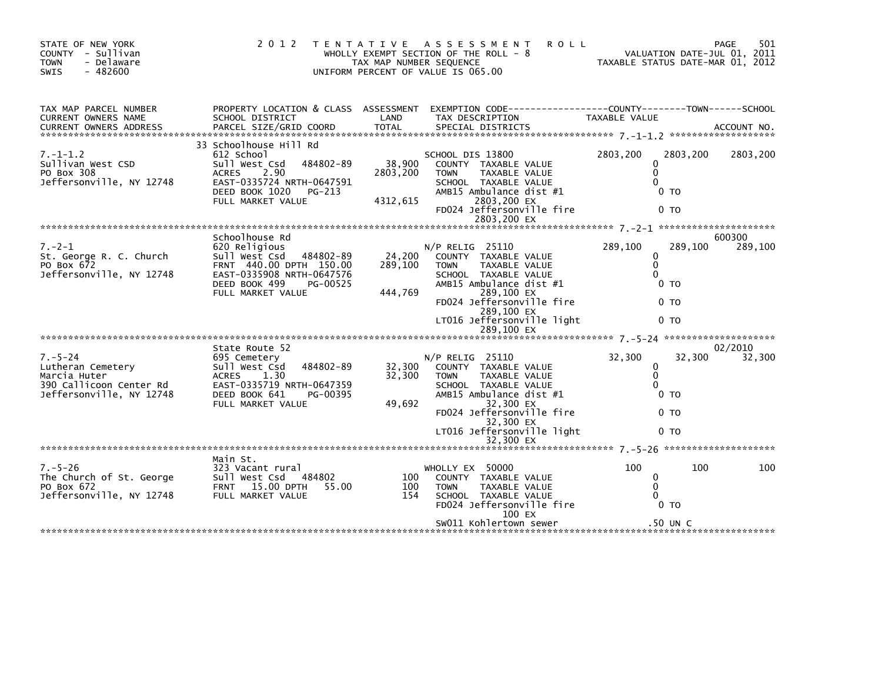STATE OF NEW YORK
COUNTY - Sullivan
TOWN - Delaware
SWIS - 482600

2012 TENTATIVE ASSESSMENT ROLL
WHOLLY EXEMPT SECTION OF THE ROLL - 8
TAX MAP NUMBER SEQUENCE
UNIFORM PERCENT OF VALUE IS 065.00

VALUATION DATE-JUL 01, 2011
TAXABLE STATUS DATE-MAR 01, 2012

| TAX MAP PARCEL NUMBER / CURRENT OWNERS NAME / CURRENT OWNERS ADDRESS | PROPERTY LOCATION & CLASS / SCHOOL DISTRICT / PARCEL SIZE/GRID COORD | ASSESSMENT LAND / TOTAL | EXEMPTION CODE / TAX DESCRIPTION / SPECIAL DISTRICTS | COUNTY TAXABLE VALUE | TOWN | SCHOOL / ACCOUNT NO. |
|---|---|---|---|---|---|---|
| 7.-1-1.2 | 33 Schoolhouse Hill Rd | | | | | |
| Sullivan West CSD | 612 School | | SCHOOL DIS 13800 | 2803,200 | 2803,200 | 2803,200 |
| PO Box 308 | Sull West Csd 484802-89 | 38,900 | COUNTY TAXABLE VALUE | 0 | | |
| Jeffersonville, NY 12748 | ACRES 2.90 | 2803,200 | TOWN TAXABLE VALUE | 0 | | |
| | EAST-0335724 NRTH-0647591 | | SCHOOL TAXABLE VALUE | 0 | | |
| | DEED BOOK 1020 PG-213 | | AMB15 Ambulance dist #1 | 0 TO | | |
| | FULL MARKET VALUE | 4312,615 | 2803,200 EX | | | |
| | | | FD024 Jeffersonville fire | 0 TO | | |
| | | | 2803,200 EX | | | |
| 7.-2-1 | Schoolhouse Rd | | | | | 600300 |
| St. George R. C. Church | 620 Religious | | N/P RELIG 25110 | 289,100 | 289,100 | 289,100 |
| PO Box 672 | Sull West Csd 484802-89 | 24,200 | COUNTY TAXABLE VALUE | 0 | | |
| Jeffersonville, NY 12748 | FRNT 440.00 DPTH 150.00 | 289,100 | TOWN TAXABLE VALUE | 0 | | |
| | EAST-0335908 NRTH-0647576 | | SCHOOL TAXABLE VALUE | 0 | | |
| | DEED BOOK 499 PG-00525 | | AMB15 Ambulance dist #1 | 0 TO | | |
| | FULL MARKET VALUE | 444,769 | 289,100 EX | | | |
| | | | FD024 Jeffersonville fire | 0 TO | | |
| | | | 289,100 EX | | | |
| | | | LT016 Jeffersonville light | 0 TO | | |
| | | | 289,100 EX | | | |
| 7.-5-24 | State Route 52 | | | | | 02/2010 |
| Lutheran Cemetery | 695 Cemetery | | N/P RELIG 25110 | 32,300 | 32,300 | 32,300 |
| Marcia Huter | Sull West Csd 484802-89 | 32,300 | COUNTY TAXABLE VALUE | 0 | | |
| 390 Callicoon Center Rd | ACRES 1.30 | 32,300 | TOWN TAXABLE VALUE | 0 | | |
| Jeffersonville, NY 12748 | EAST-0335719 NRTH-0647359 | | SCHOOL TAXABLE VALUE | 0 | | |
| | DEED BOOK 641 PG-00395 | | AMB15 Ambulance dist #1 | 0 TO | | |
| | FULL MARKET VALUE | 49,692 | 32,300 EX | | | |
| | | | FD024 Jeffersonville fire | 0 TO | | |
| | | | 32,300 EX | | | |
| | | | LT016 Jeffersonville light | 0 TO | | |
| | | | 32,300 EX | | | |
| 7.-5-26 | Main St. | | | | | |
| The Church of St. George | 323 Vacant rural | | WHOLLY EX 50000 | 100 | 100 | 100 |
| PO Box 672 | Sull West Csd 484802 | 100 | COUNTY TAXABLE VALUE | 0 | | |
| Jeffersonville, NY 12748 | FRNT 15.00 DPTH 55.00 | 100 | TOWN TAXABLE VALUE | 0 | | |
| | FULL MARKET VALUE | 154 | SCHOOL TAXABLE VALUE | 0 | | |
| | | | FD024 Jeffersonville fire | 0 TO | | |
| | | | 100 EX | | | |
| | | | SW011 Kohlertown sewer | .50 UN C | | |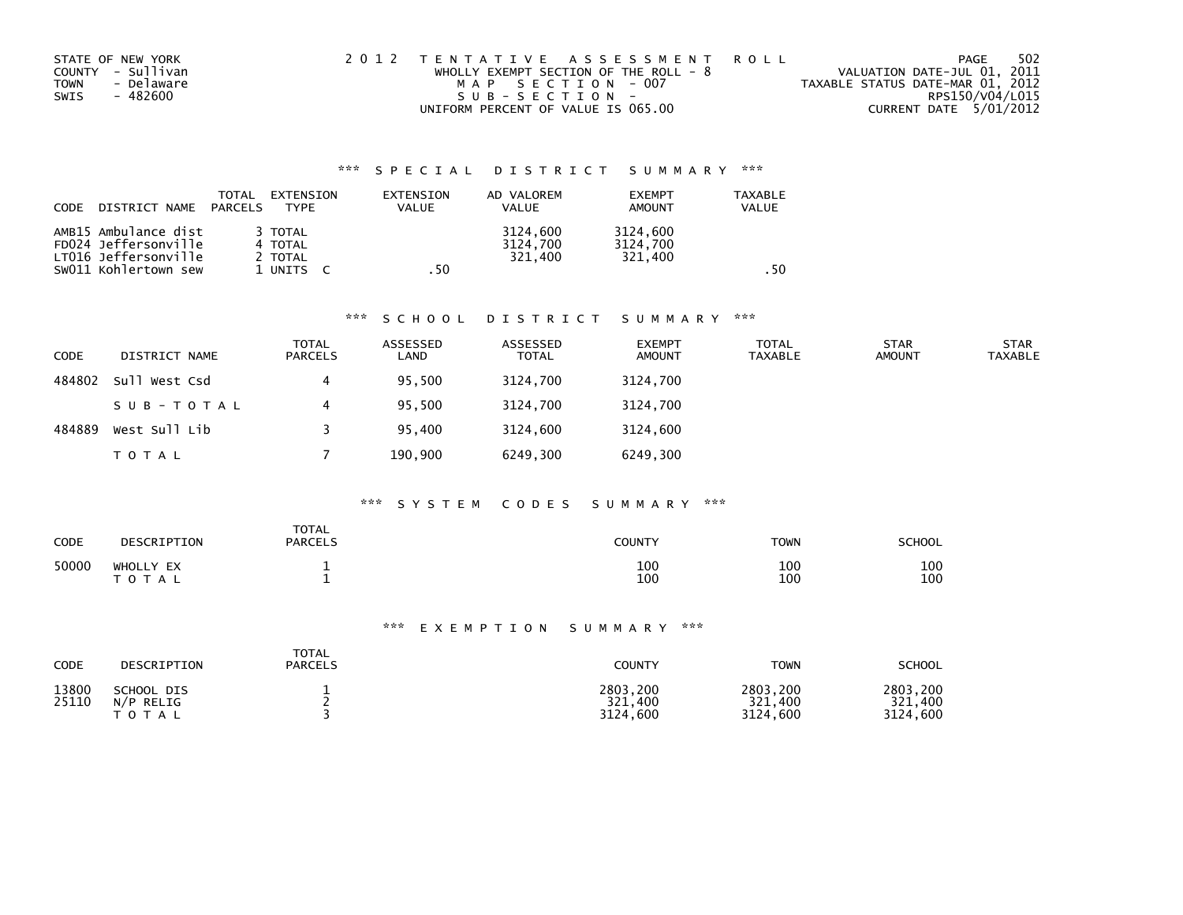STATE OF NEW YORK
COUNTY - Sullivan
TOWN - Delaware
SWIS - 482600

2012 TENTATIVE ASSESSMENT ROLL
WHOLLY EXEMPT SECTION OF THE ROLL - 8
MAP SECTION - 007
SUB-SECTION -
UNIFORM PERCENT OF VALUE IS 065.00

VALUATION DATE-JUL 01, 2011
TAXABLE STATUS DATE-MAR 01, 2012
RPS150/V04/L015
CURRENT DATE 5/01/2012

### *** SPECIAL DISTRICT SUMMARY ***

| CODE DISTRICT NAME | TOTAL PARCELS | EXTENSION TYPE | EXTENSION VALUE | AD VALOREM VALUE | EXEMPT AMOUNT | TAXABLE VALUE |
|---|---|---|---|---|---|---|
| AMB15 Ambulance dist | 3 | TOTAL | | 3124,600 | 3124,600 | |
| FD024 Jeffersonville | 4 | TOTAL | | 3124,700 | 3124,700 | |
| LT016 Jeffersonville | 2 | TOTAL | | 321,400 | 321,400 | |
| SW011 Kohlertown sew | 1 | UNITS C | .50 | | | .50 |

### *** SCHOOL DISTRICT SUMMARY ***

| CODE | DISTRICT NAME | TOTAL PARCELS | ASSESSED LAND | ASSESSED TOTAL | EXEMPT AMOUNT | TOTAL TAXABLE | STAR AMOUNT | STAR TAXABLE |
|---|---|---|---|---|---|---|---|---|
| 484802 | Sull West Csd | 4 | 95,500 | 3124,700 | 3124,700 | | | |
| | SUB-TOTAL | 4 | 95,500 | 3124,700 | 3124,700 | | | |
| 484889 | West Sull Lib | 3 | 95,400 | 3124,600 | 3124,600 | | | |
| | TOTAL | 7 | 190,900 | 6249,300 | 6249,300 | | | |

### *** SYSTEM CODES SUMMARY ***

| CODE | DESCRIPTION | TOTAL PARCELS | COUNTY | TOWN | SCHOOL |
|---|---|---|---|---|---|
| 50000 | WHOLLY EX | 1 | 100 | 100 | 100 |
| | TOTAL | 1 | 100 | 100 | 100 |

### *** EXEMPTION SUMMARY ***

| CODE | DESCRIPTION | TOTAL PARCELS | COUNTY | TOWN | SCHOOL |
|---|---|---|---|---|---|
| 13800 | SCHOOL DIS | 1 | 2803,200 | 2803,200 | 2803,200 |
| 25110 | N/P RELIG | 2 | 321,400 | 321,400 | 321,400 |
| | TOTAL | 3 | 3124,600 | 3124,600 | 3124,600 |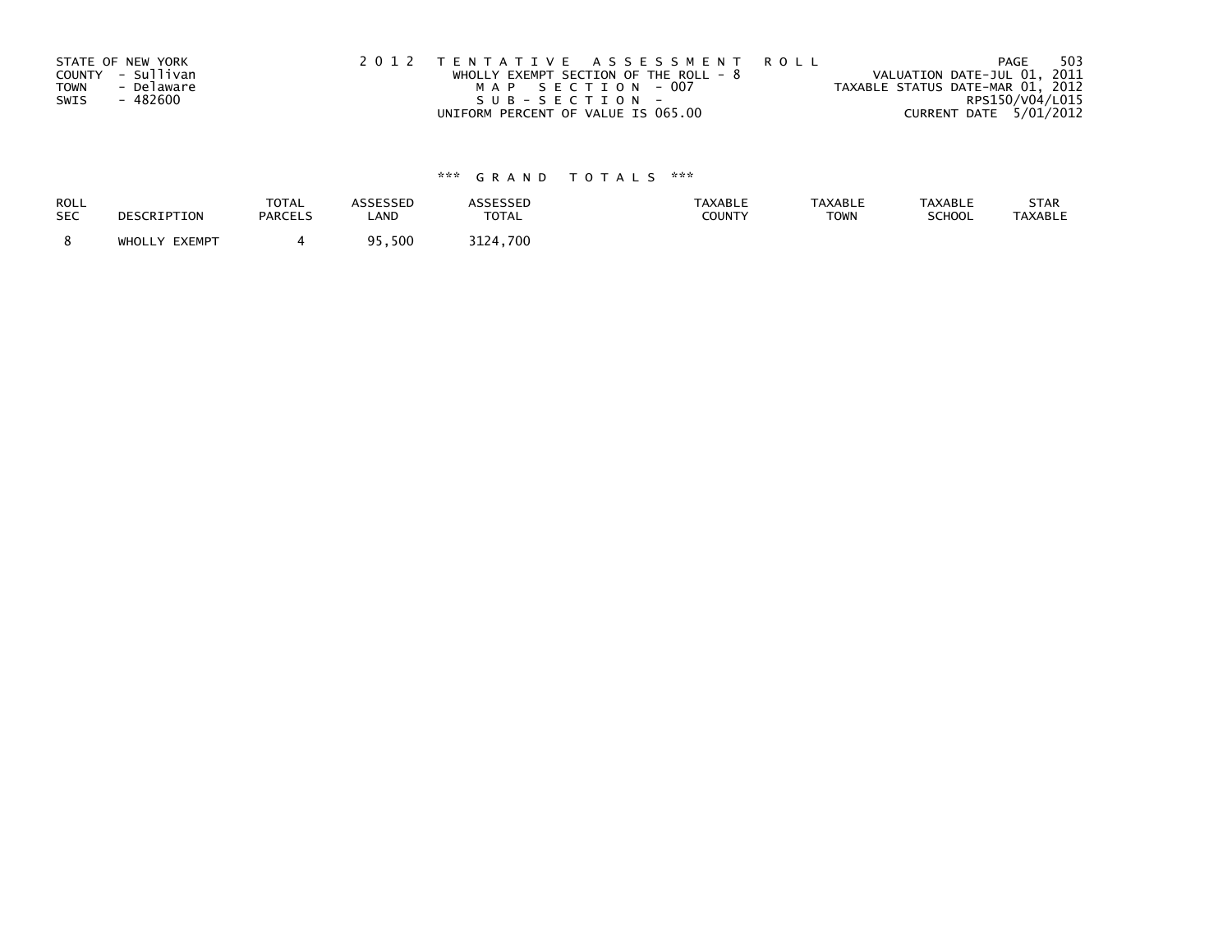STATE OF NEW YORK
COUNTY - Sullivan
TOWN - Delaware
SWIS - 482600

2 0 1 2 T E N T A T I V E A S S E S S M E N T R O L L
WHOLLY EXEMPT SECTION OF THE ROLL - 8
M A P S E C T I O N - 007
S U B - S E C T I O N -
UNIFORM PERCENT OF VALUE IS 065.00

VALUATION DATE-JUL 01, 2011
TAXABLE STATUS DATE-MAR 01, 2012
RPS150/V04/L015
CURRENT DATE 5/01/2012

*** G R A N D T O T A L S ***

| ROLL SEC | DESCRIPTION | TOTAL PARCELS | ASSESSED LAND | ASSESSED TOTAL | TAXABLE COUNTY | TAXABLE TOWN | TAXABLE SCHOOL | STAR TAXABLE |
|---|---|---|---|---|---|---|---|---|
| 8 | WHOLLY EXEMPT | 4 | 95,500 | 3124,700 | | | | |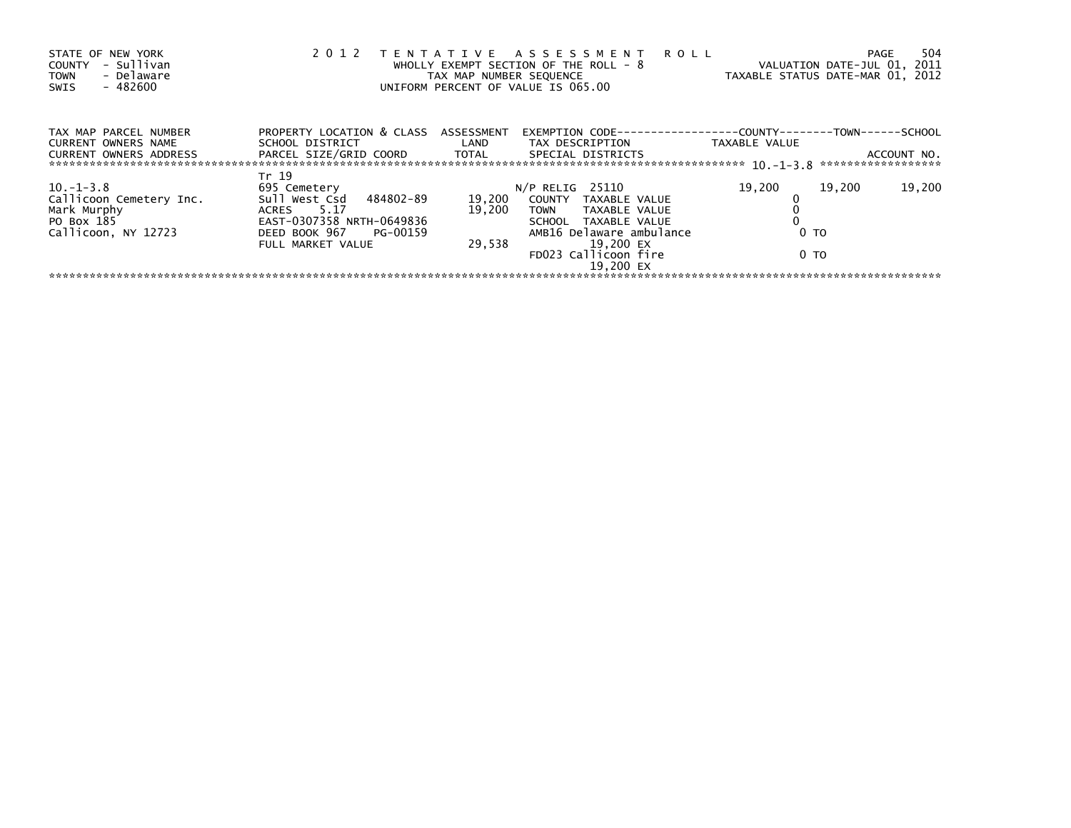STATE OF NEW YORK
COUNTY - Sullivan
TOWN - Delaware
SWIS - 482600

**2012 TENTATIVE ASSESSMENT ROLL**
WHOLLY EXEMPT SECTION OF THE ROLL - 8
TAX MAP NUMBER SEQUENCE
UNIFORM PERCENT OF VALUE IS 065.00

VALUATION DATE-JUL 01, 2011
TAXABLE STATUS DATE-MAR 01, 2012

| TAX MAP PARCEL NUMBER / CURRENT OWNERS NAME / CURRENT OWNERS ADDRESS | PROPERTY LOCATION & CLASS / SCHOOL DISTRICT / PARCEL SIZE/GRID COORD | ASSESSMENT LAND / TOTAL | EXEMPTION CODE / TAX DESCRIPTION / SPECIAL DISTRICTS | COUNTY TAXABLE VALUE | TOWN | SCHOOL / ACCOUNT NO. |
|---|---|---|---|---|---|---|
| 10.-1-3.8 | Tr 19 | | | | | |
| | 695 Cemetery | | N/P RELIG 25110 | 19,200 | 19,200 | 19,200 |
| Callicoon Cemetery Inc. | Sull West Csd 484802-89 | 19,200 | COUNTY TAXABLE VALUE | 0 | | |
| Mark Murphy | ACRES 5.17 | 19,200 | TOWN TAXABLE VALUE | 0 | | |
| PO Box 185 | EAST-0307358 NRTH-0649836 | | SCHOOL TAXABLE VALUE | 0 | | |
| Callicoon, NY 12723 | DEED BOOK 967 PG-00159 | | AMB16 Delaware ambulance | 0 TO | | |
| | FULL MARKET VALUE | 29,538 | 19,200 EX | | | |
| | | | FD023 Callicoon fire | 0 TO | | |
| | | | 19,200 EX | | | |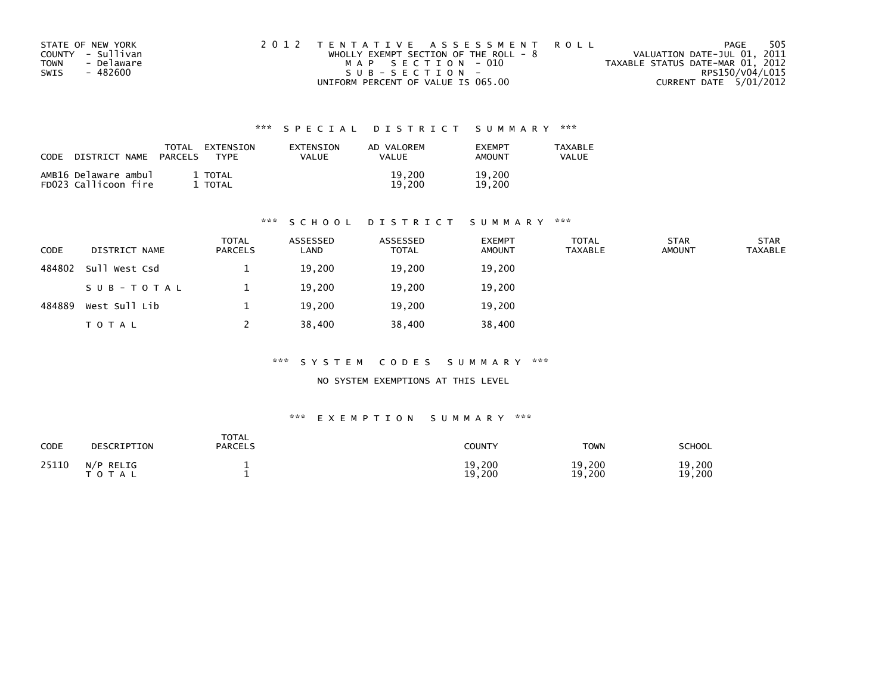STATE OF NEW YORK
COUNTY - Sullivan
TOWN - Delaware
SWIS - 482600

2012 TENTATIVE ASSESSMENT ROLL
WHOLLY EXEMPT SECTION OF THE ROLL - 8
MAP SECTION - 010
SUB-SECTION -
UNIFORM PERCENT OF VALUE IS 065.00

PAGE 505
VALUATION DATE-JUL 01, 2011
TAXABLE STATUS DATE-MAR 01, 2012
RPS150/V04/L015
CURRENT DATE 5/01/2012

### *** SPECIAL DISTRICT SUMMARY ***

| CODE DISTRICT NAME | TOTAL PARCELS | EXTENSION TYPE | EXTENSION VALUE | AD VALOREM VALUE | EXEMPT AMOUNT | TAXABLE VALUE |
|---|---|---|---|---|---|---|
| AMB16 Delaware ambul | 1 | TOTAL | | 19,200 | 19,200 | |
| FD023 Callicoon fire | 1 | TOTAL | | 19,200 | 19,200 | |

### *** SCHOOL DISTRICT SUMMARY ***

| CODE | DISTRICT NAME | TOTAL PARCELS | ASSESSED LAND | ASSESSED TOTAL | EXEMPT AMOUNT | TOTAL TAXABLE | STAR AMOUNT | STAR TAXABLE |
|---|---|---|---|---|---|---|---|---|
| 484802 | Sull West Csd | 1 | 19,200 | 19,200 | 19,200 | | | |
| | SUB-TOTAL | 1 | 19,200 | 19,200 | 19,200 | | | |
| 484889 | West Sull Lib | 1 | 19,200 | 19,200 | 19,200 | | | |
| | TOTAL | 2 | 38,400 | 38,400 | 38,400 | | | |

### *** SYSTEM CODES SUMMARY ***

NO SYSTEM EXEMPTIONS AT THIS LEVEL

### *** EXEMPTION SUMMARY ***

| CODE | DESCRIPTION | TOTAL PARCELS | COUNTY | TOWN | SCHOOL |
|---|---|---|---|---|---|
| 25110 | N/P RELIG | 1 | 19,200 | 19,200 | 19,200 |
| | TOTAL | 1 | 19,200 | 19,200 | 19,200 |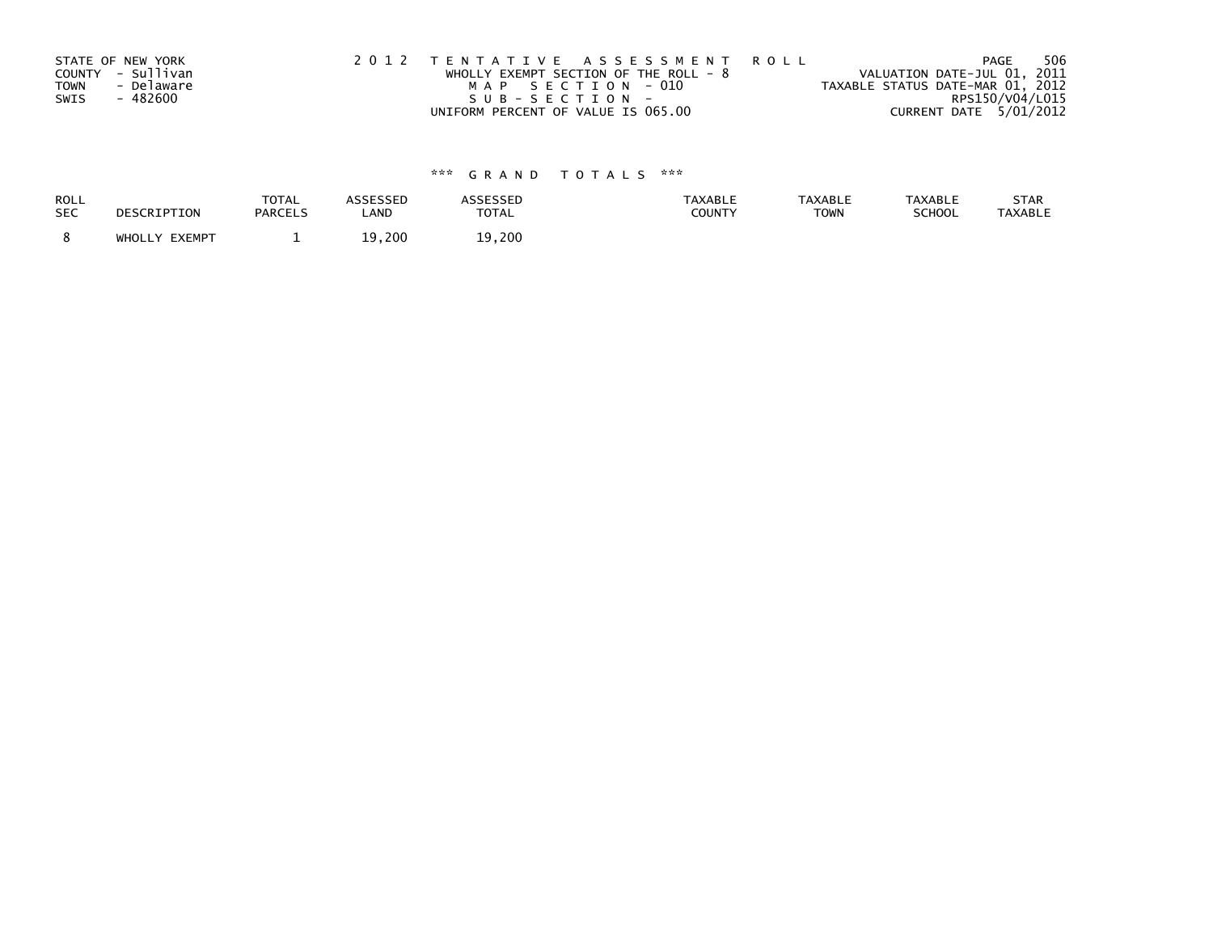STATE OF NEW YORK
COUNTY - Sullivan
TOWN - Delaware
SWIS - 482600

2 0 1 2 T E N T A T I V E A S S E S S M E N T R O L L
WHOLLY EXEMPT SECTION OF THE ROLL - 8
M A P S E C T I O N - 010
S U B - S E C T I O N -
UNIFORM PERCENT OF VALUE IS 065.00

VALUATION DATE-JUL 01, 2011
TAXABLE STATUS DATE-MAR 01, 2012
RPS150/V04/L015
CURRENT DATE 5/01/2012

*** G R A N D T O T A L S ***

| ROLL SEC | DESCRIPTION | TOTAL PARCELS | ASSESSED LAND | ASSESSED TOTAL | TAXABLE COUNTY | TAXABLE TOWN | TAXABLE SCHOOL | STAR TAXABLE |
|---|---|---|---|---|---|---|---|---|
| 8 | WHOLLY EXEMPT | 1 | 19,200 | 19,200 | | | | |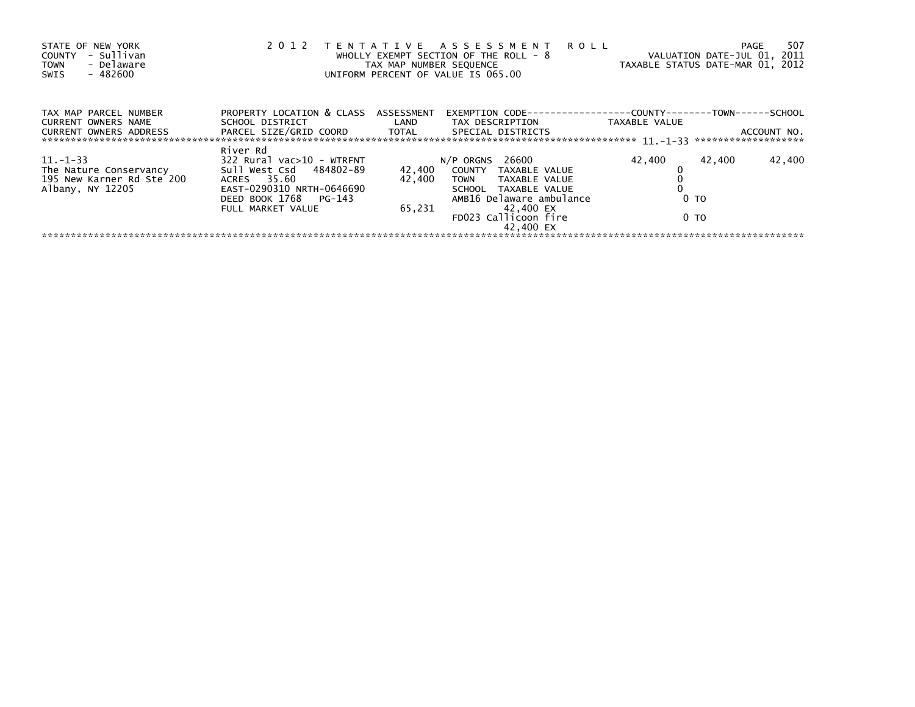STATE OF NEW YORK
COUNTY - Sullivan
TOWN - Delaware
SWIS - 482600

2 0 1 2 T E N T A T I V E A S S E S S M E N T R O L L
WHOLLY EXEMPT SECTION OF THE ROLL - 8
TAX MAP NUMBER SEQUENCE
UNIFORM PERCENT OF VALUE IS 065.00

VALUATION DATE-JUL 01, 2011
TAXABLE STATUS DATE-MAR 01, 2012

| TAX MAP PARCEL NUMBER<br>CURRENT OWNERS NAME<br>CURRENT OWNERS ADDRESS | PROPERTY LOCATION & CLASS<br>SCHOOL DISTRICT<br>PARCEL SIZE/GRID COORD | ASSESSMENT<br>LAND<br>TOTAL | EXEMPTION CODE<br>TAX DESCRIPTION<br>SPECIAL DISTRICTS | COUNTY<br>TAXABLE VALUE | TOWN | SCHOOL<br>ACCOUNT NO. |
|---|---|---|---|---|---|---|
| 11.-1-33 | | | | | | |
| | River Rd | | | | | |
| 11.-1-33 | 322 Rural vac>10 - WTRFNT | | N/P ORGNS 26600 | 42,400 | 42,400 | 42,400 |
| The Nature Conservancy | Sull West Csd 484802-89 | 42,400 | COUNTY TAXABLE VALUE | 0 | | |
| 195 New Karner Rd Ste 200 | ACRES 35.60 | 42,400 | TOWN TAXABLE VALUE | 0 | | |
| Albany, NY 12205 | EAST-0290310 NRTH-0646690 | | SCHOOL TAXABLE VALUE | 0 | | |
| | DEED BOOK 1768 PG-143 | | AMB16 Delaware ambulance | 0 TO | | |
| | FULL MARKET VALUE | 65,231 | 42,400 EX | | | |
| | | | FD023 Callicoon fire | 0 TO | | |
| | | | 42,400 EX | | | |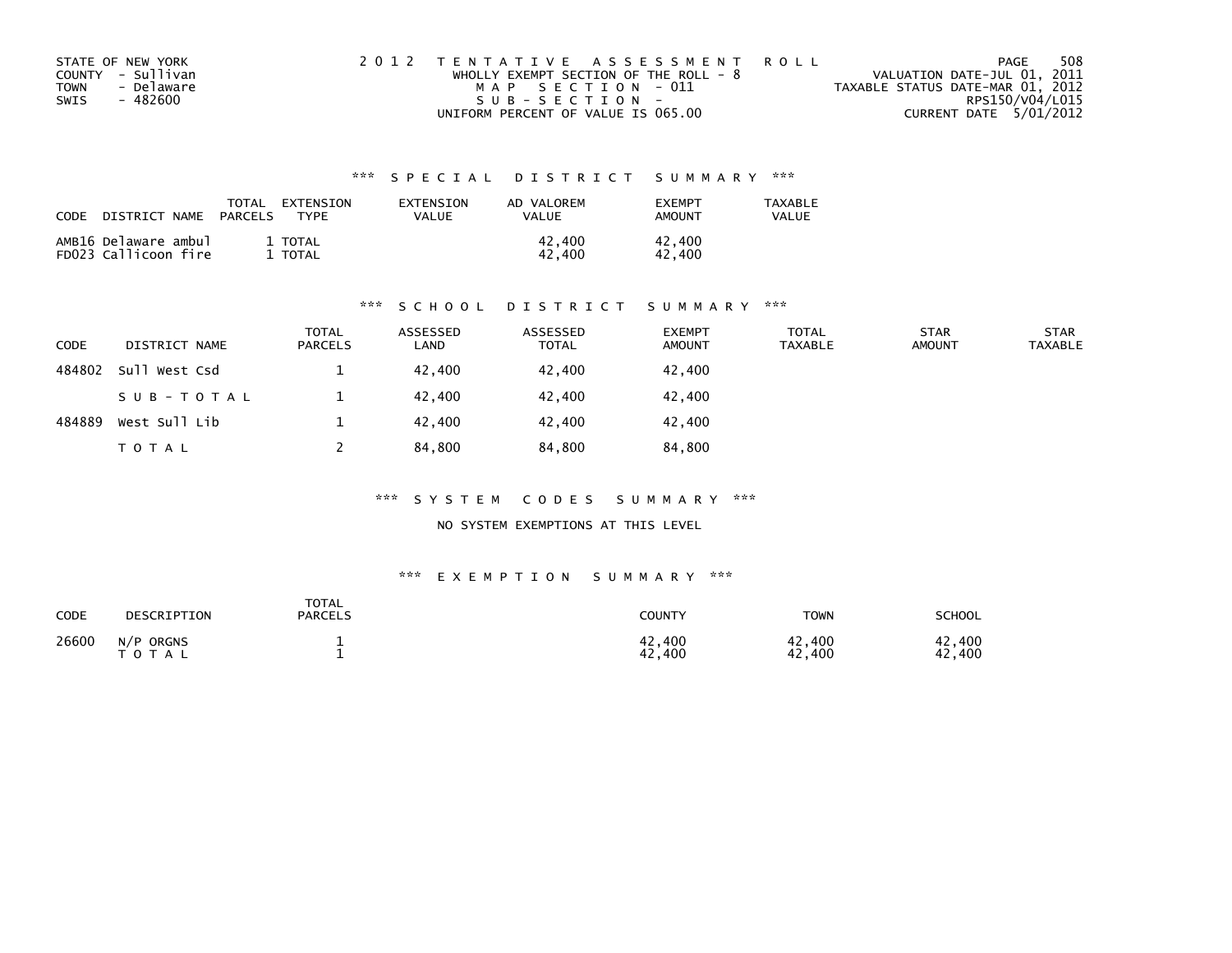STATE OF NEW YORK
COUNTY - Sullivan
TOWN - Delaware
SWIS - 482600

2012 TENTATIVE ASSESSMENT ROLL
WHOLLY EXEMPT SECTION OF THE ROLL - 8
MAP SECTION - 011
SUB-SECTION -
UNIFORM PERCENT OF VALUE IS 065.00

VALUATION DATE-JUL 01, 2011
TAXABLE STATUS DATE-MAR 01, 2012
RPS150/V04/L015
CURRENT DATE 5/01/2012

### *** SPECIAL DISTRICT SUMMARY ***

| CODE | DISTRICT NAME | TOTAL PARCELS | EXTENSION TYPE | EXTENSION VALUE | AD VALOREM VALUE | EXEMPT AMOUNT | TAXABLE VALUE |
|---|---|---|---|---|---|---|---|
| AMB16 | Delaware ambul | 1 | TOTAL | | 42,400 | 42,400 | |
| FD023 | Callicoon fire | 1 | TOTAL | | 42,400 | 42,400 | |

### *** SCHOOL DISTRICT SUMMARY ***

| CODE | DISTRICT NAME | TOTAL PARCELS | ASSESSED LAND | ASSESSED TOTAL | EXEMPT AMOUNT | TOTAL TAXABLE | STAR AMOUNT | STAR TAXABLE |
|---|---|---|---|---|---|---|---|---|
| 484802 | Sull West Csd | 1 | 42,400 | 42,400 | 42,400 | | | |
| | SUB-TOTAL | 1 | 42,400 | 42,400 | 42,400 | | | |
| 484889 | West Sull Lib | 1 | 42,400 | 42,400 | 42,400 | | | |
| | TOTAL | 2 | 84,800 | 84,800 | 84,800 | | | |

### *** SYSTEM CODES SUMMARY ***

NO SYSTEM EXEMPTIONS AT THIS LEVEL

### *** EXEMPTION SUMMARY ***

| CODE | DESCRIPTION | TOTAL PARCELS | COUNTY | TOWN | SCHOOL |
|---|---|---|---|---|---|
| 26600 | N/P ORGNS | 1 | 42,400 | 42,400 | 42,400 |
| | TOTAL | 1 | 42,400 | 42,400 | 42,400 |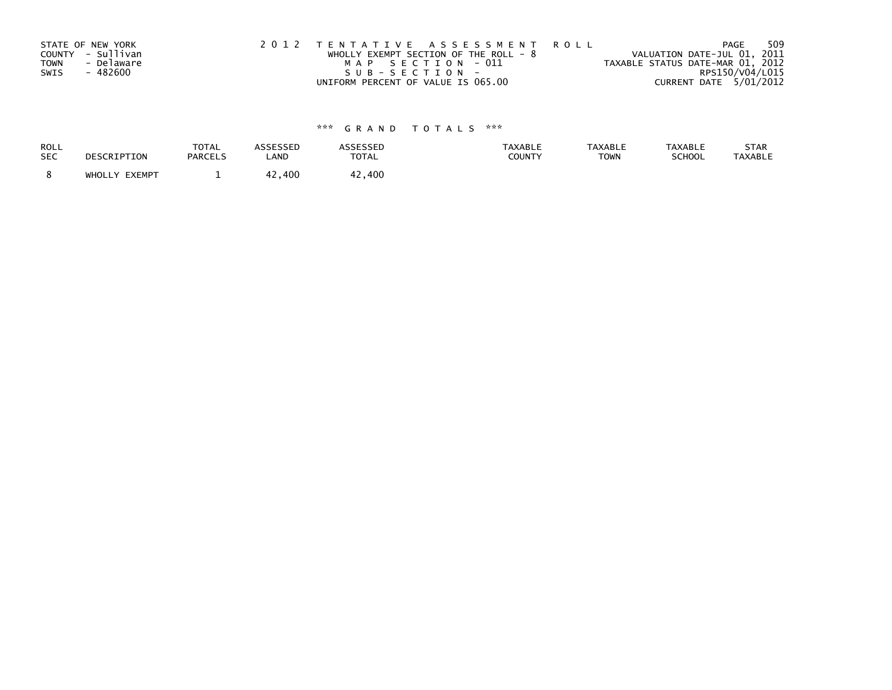STATE OF NEW YORK
COUNTY - Sullivan
TOWN - Delaware
SWIS - 482600

2012 TENTATIVE ASSESSMENT ROLL
WHOLLY EXEMPT SECTION OF THE ROLL - 8
MAP SECTION - 011
SUB-SECTION -
UNIFORM PERCENT OF VALUE IS 065.00

VALUATION DATE-JUL 01, 2011
TAXABLE STATUS DATE-MAR 01, 2012
RPS150/V04/L015
CURRENT DATE 5/01/2012

*** GRAND TOTALS ***

| ROLL SEC | DESCRIPTION | TOTAL PARCELS | ASSESSED LAND | ASSESSED TOTAL | TAXABLE COUNTY | TAXABLE TOWN | TAXABLE SCHOOL | STAR TAXABLE |
|---|---|---|---|---|---|---|---|---|
| 8 | WHOLLY EXEMPT | 1 | 42,400 | 42,400 | | | | |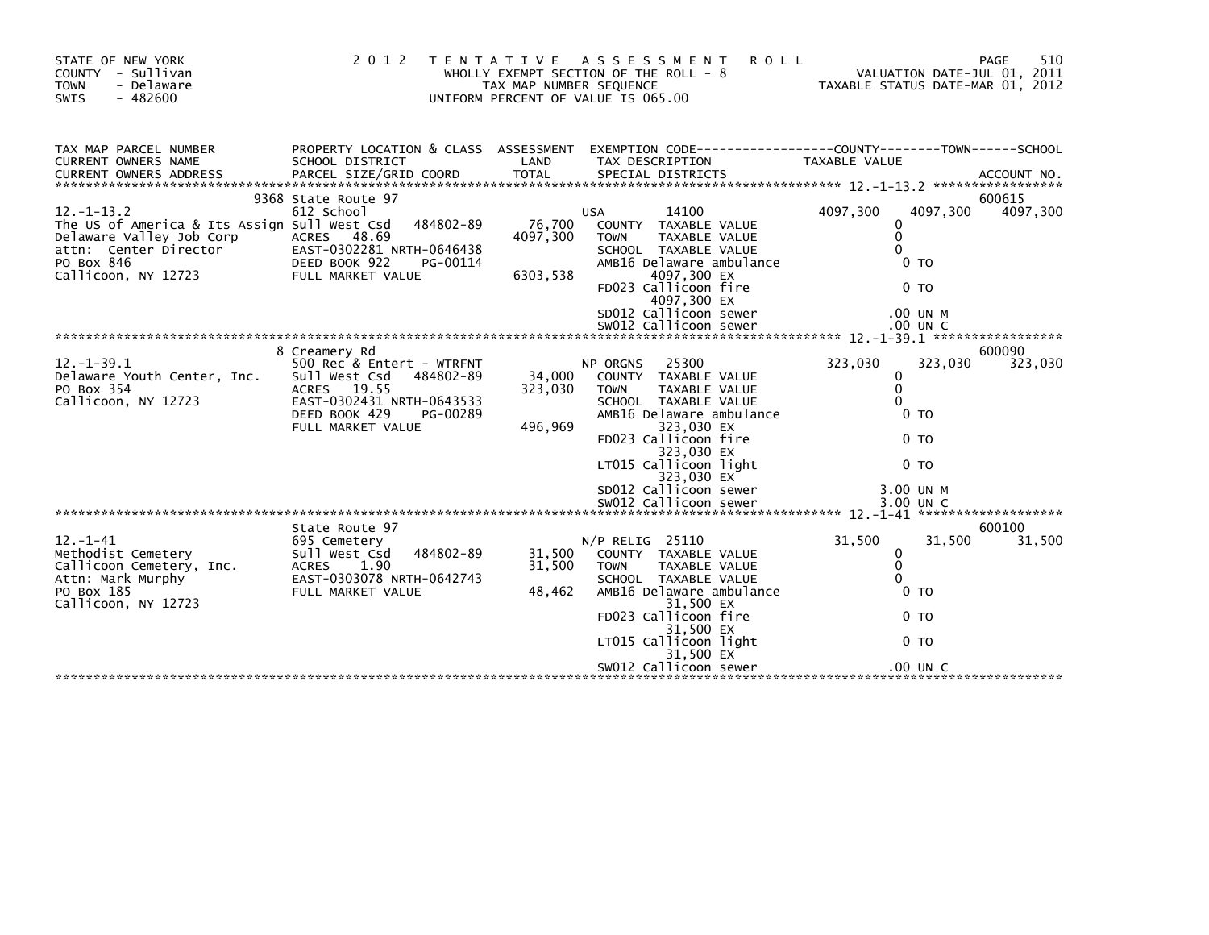STATE OF NEW YORK
COUNTY - Sullivan
TOWN - Delaware
SWIS - 482600

2012 TENTATIVE ASSESSMENT ROLL
WHOLLY EXEMPT SECTION OF THE ROLL - 8
TAX MAP NUMBER SEQUENCE
UNIFORM PERCENT OF VALUE IS 065.00

VALUATION DATE-JUL 01, 2011
TAXABLE STATUS DATE-MAR 01, 2012

| TAX MAP PARCEL NUMBER / CURRENT OWNERS NAME / CURRENT OWNERS ADDRESS | PROPERTY LOCATION & CLASS / SCHOOL DISTRICT / PARCEL SIZE/GRID COORD | ASSESSMENT LAND / TOTAL | EXEMPTION CODE / TAX DESCRIPTION / SPECIAL DISTRICTS | COUNTY TAXABLE VALUE | TOWN | SCHOOL / ACCOUNT NO. |
|---|---|---|---|---|---|---|
| 12.-1-13.2 | 9368 State Route 97 | | | | | 600615 |
| 12.-1-13.2 | 612 School | | USA 14100 | 4097,300 | 4097,300 | 4097,300 |
| The US of America & Its Assign | Sull West Csd 484802-89 | 76,700 | COUNTY TAXABLE VALUE | 0 | | |
| Delaware Valley Job Corp | ACRES 48.69 | 4097,300 | TOWN TAXABLE VALUE | 0 | | |
| attn: Center Director | EAST-0302281 NRTH-0646438 | | SCHOOL TAXABLE VALUE | 0 | | |
| PO Box 846 | DEED BOOK 922 PG-00114 | | AMB16 Delaware ambulance | 0 TO | | |
| Callicoon, NY 12723 | FULL MARKET VALUE | 6303,538 | 4097,300 EX | | | |
| | | | FD023 Callicoon fire | 0 TO | | |
| | | | 4097,300 EX | | | |
| | | | SD012 Callicoon sewer | .00 UN M | | |
| | | | SW012 Callicoon sewer | .00 UN C | | |
| 12.-1-39.1 | 8 Creamery Rd | | | | | 600090 |
| 12.-1-39.1 | 500 Rec & Entert - WTRFNT | | NP ORGNS 25300 | 323,030 | 323,030 | 323,030 |
| Delaware Youth Center, Inc. | Sull West Csd 484802-89 | 34,000 | COUNTY TAXABLE VALUE | 0 | | |
| PO Box 354 | ACRES 19.55 | 323,030 | TOWN TAXABLE VALUE | 0 | | |
| Callicoon, NY 12723 | EAST-0302431 NRTH-0643533 | | SCHOOL TAXABLE VALUE | 0 | | |
| | DEED BOOK 429 PG-00289 | | AMB16 Delaware ambulance | 0 TO | | |
| | FULL MARKET VALUE | 496,969 | 323,030 EX | | | |
| | | | FD023 Callicoon fire | 0 TO | | |
| | | | 323,030 EX | | | |
| | | | LT015 Callicoon light | 0 TO | | |
| | | | 323,030 EX | | | |
| | | | SD012 Callicoon sewer | 3.00 UN M | | |
| | | | SW012 Callicoon sewer | 3.00 UN C | | |
| 12.-1-41 | State Route 97 | | | | | 600100 |
| 12.-1-41 | 695 Cemetery | | N/P RELIG 25110 | 31,500 | 31,500 | 31,500 |
| Methodist Cemetery | Sull West Csd 484802-89 | 31,500 | COUNTY TAXABLE VALUE | 0 | | |
| Callicoon Cemetery, Inc. | ACRES 1.90 | 31,500 | TOWN TAXABLE VALUE | 0 | | |
| Attn: Mark Murphy | EAST-0303078 NRTH-0642743 | | SCHOOL TAXABLE VALUE | 0 | | |
| PO Box 185 | FULL MARKET VALUE | 48,462 | AMB16 Delaware ambulance | 0 TO | | |
| Callicoon, NY 12723 | | | 31,500 EX | | | |
| | | | FD023 Callicoon fire | 0 TO | | |
| | | | 31,500 EX | | | |
| | | | LT015 Callicoon light | 0 TO | | |
| | | | 31,500 EX | | | |
| | | | SW012 Callicoon sewer | .00 UN C | | |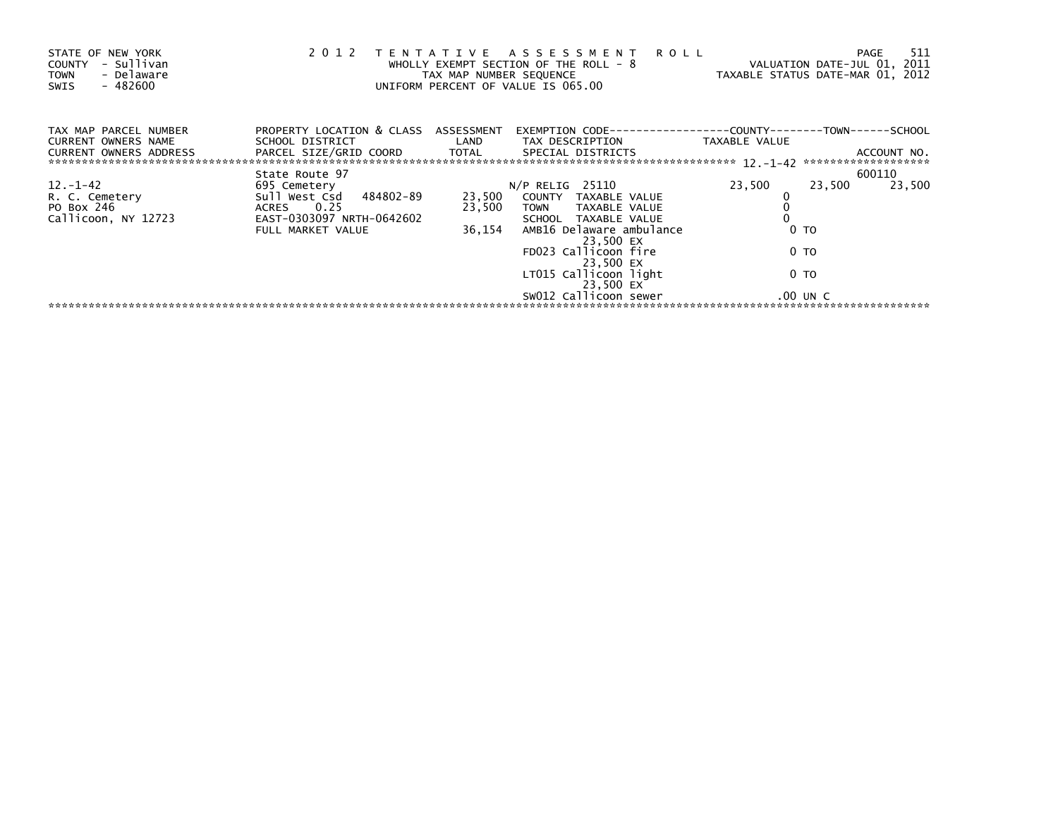STATE OF NEW YORK
COUNTY - Sullivan
TOWN - Delaware
SWIS - 482600

2 0 1 2 T E N T A T I V E A S S E S S M E N T R O L L
WHOLLY EXEMPT SECTION OF THE ROLL - 8
TAX MAP NUMBER SEQUENCE
UNIFORM PERCENT OF VALUE IS 065.00

VALUATION DATE-JUL 01, 2011
TAXABLE STATUS DATE-MAR 01, 2012

| TAX MAP PARCEL NUMBER / CURRENT OWNERS NAME / CURRENT OWNERS ADDRESS | PROPERTY LOCATION & CLASS / SCHOOL DISTRICT / PARCEL SIZE/GRID COORD | ASSESSMENT LAND / TOTAL | EXEMPTION CODE / TAX DESCRIPTION / SPECIAL DISTRICTS | COUNTY TAXABLE VALUE | TOWN | SCHOOL / ACCOUNT NO. |
|---|---|---|---|---|---|---|
| | State Route 97 | | | | | 600110 |
| 12.-1-42 | 695 Cemetery | | N/P RELIG 25110 | 23,500 | 23,500 | 23,500 |
| R. C. Cemetery | Sull West Csd 484802-89 | 23,500 | COUNTY TAXABLE VALUE | 0 | | |
| PO Box 246 | ACRES 0.25 | 23,500 | TOWN TAXABLE VALUE | 0 | | |
| Callicoon, NY 12723 | EAST-0303097 NRTH-0642602 | | SCHOOL TAXABLE VALUE | 0 | | |
| | FULL MARKET VALUE | 36,154 | AMB16 Delaware ambulance | 0 TO | | |
| | | | 23,500 EX | | | |
| | | | FD023 Callicoon fire | 0 TO | | |
| | | | 23,500 EX | | | |
| | | | LT015 Callicoon light | 0 TO | | |
| | | | 23,500 EX | | | |
| | | | SW012 Callicoon sewer | .00 UN C | | |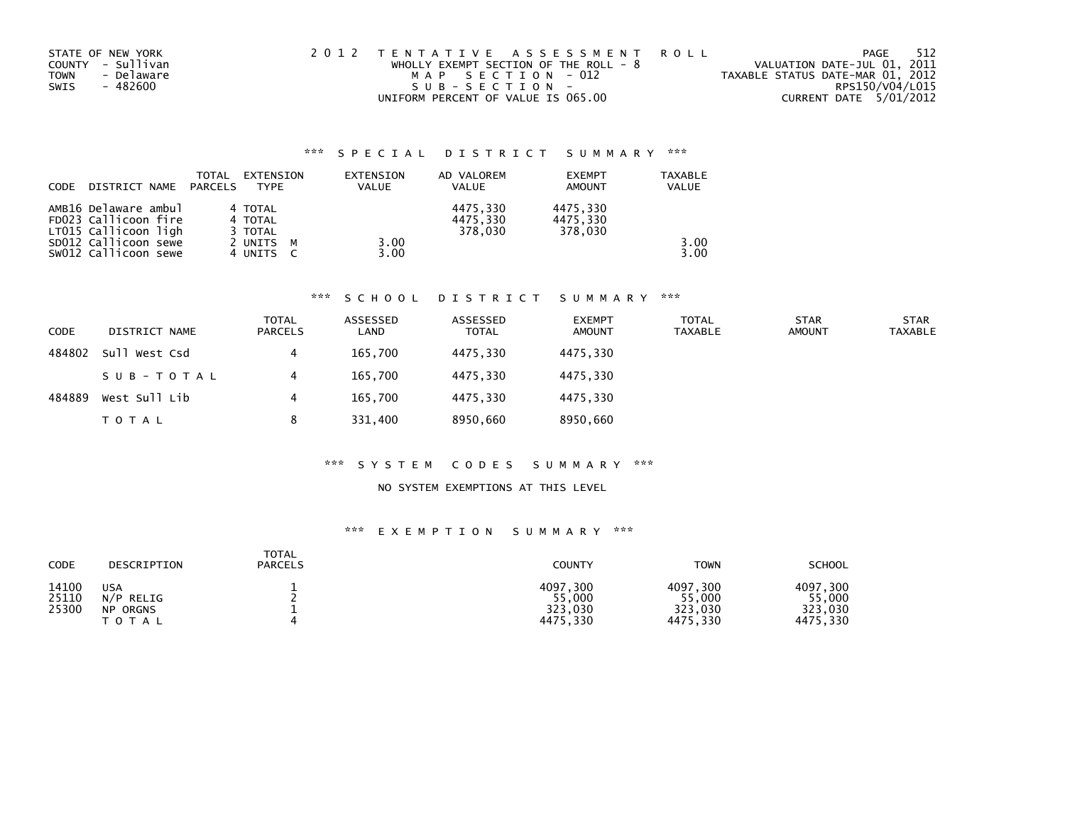STATE OF NEW YORK
COUNTY - Sullivan
TOWN - Delaware
SWIS - 482600

2012 TENTATIVE ASSESSMENT ROLL
WHOLLY EXEMPT SECTION OF THE ROLL - 8
MAP SECTION - 012
SUB-SECTION -
UNIFORM PERCENT OF VALUE IS 065.00

VALUATION DATE-JUL 01, 2011
TAXABLE STATUS DATE-MAR 01, 2012
RPS150/V04/L015
CURRENT DATE 5/01/2012

### *** SPECIAL DISTRICT SUMMARY ***

| CODE | DISTRICT NAME | TOTAL PARCELS | EXTENSION TYPE | EXTENSION VALUE | AD VALOREM VALUE | EXEMPT AMOUNT | TAXABLE VALUE |
|---|---|---|---|---|---|---|---|
| AMB16 | Delaware ambul | 4 | TOTAL | | 4475,330 | 4475,330 | |
| FD023 | Callicoon fire | 4 | TOTAL | | 4475,330 | 4475,330 | |
| LT015 | Callicoon ligh | 3 | TOTAL | | 378,030 | 378,030 | |
| SD012 | Callicoon sewe | 2 | UNITS M | 3.00 | | | 3.00 |
| SW012 | Callicoon sewe | 4 | UNITS C | 3.00 | | | 3.00 |

### *** SCHOOL DISTRICT SUMMARY ***

| CODE | DISTRICT NAME | TOTAL PARCELS | ASSESSED LAND | ASSESSED TOTAL | EXEMPT AMOUNT | TOTAL TAXABLE | STAR AMOUNT | STAR TAXABLE |
|---|---|---|---|---|---|---|---|---|
| 484802 | Sull West Csd | 4 | 165,700 | 4475,330 | 4475,330 | | | |
| | SUB-TOTAL | 4 | 165,700 | 4475,330 | 4475,330 | | | |
| 484889 | West Sull Lib | 4 | 165,700 | 4475,330 | 4475,330 | | | |
| | TOTAL | 8 | 331,400 | 8950,660 | 8950,660 | | | |

### *** SYSTEM CODES SUMMARY ***

NO SYSTEM EXEMPTIONS AT THIS LEVEL

### *** EXEMPTION SUMMARY ***

| CODE | DESCRIPTION | TOTAL PARCELS | COUNTY | TOWN | SCHOOL |
|---|---|---|---|---|---|
| 14100 | USA | 1 | 4097,300 | 4097,300 | 4097,300 |
| 25110 | N/P RELIG | 2 | 55,000 | 55,000 | 55,000 |
| 25300 | NP ORGNS | 1 | 323,030 | 323,030 | 323,030 |
| | TOTAL | 4 | 4475,330 | 4475,330 | 4475,330 |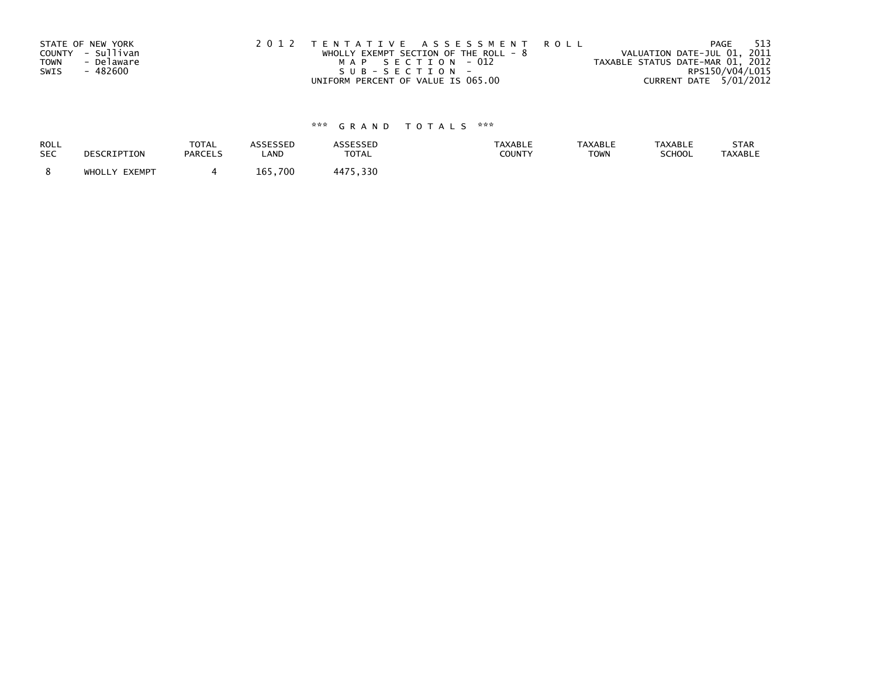STATE OF NEW YORK
COUNTY - Sullivan
TOWN - Delaware
SWIS - 482600

2 0 1 2 T E N T A T I V E A S S E S S M E N T R O L L
WHOLLY EXEMPT SECTION OF THE ROLL - 8
M A P S E C T I O N - 012
S U B - S E C T I O N -
UNIFORM PERCENT OF VALUE IS 065.00

VALUATION DATE-JUL 01, 2011
TAXABLE STATUS DATE-MAR 01, 2012
RPS150/V04/L015
CURRENT DATE 5/01/2012

### *** G R A N D T O T A L S ***

| ROLL SEC | DESCRIPTION | TOTAL PARCELS | ASSESSED LAND | ASSESSED TOTAL | TAXABLE COUNTY | TAXABLE TOWN | TAXABLE SCHOOL | STAR TAXABLE |
|---|---|---|---|---|---|---|---|---|
| 8 | WHOLLY EXEMPT | 4 | 165,700 | 4475,330 | | | | |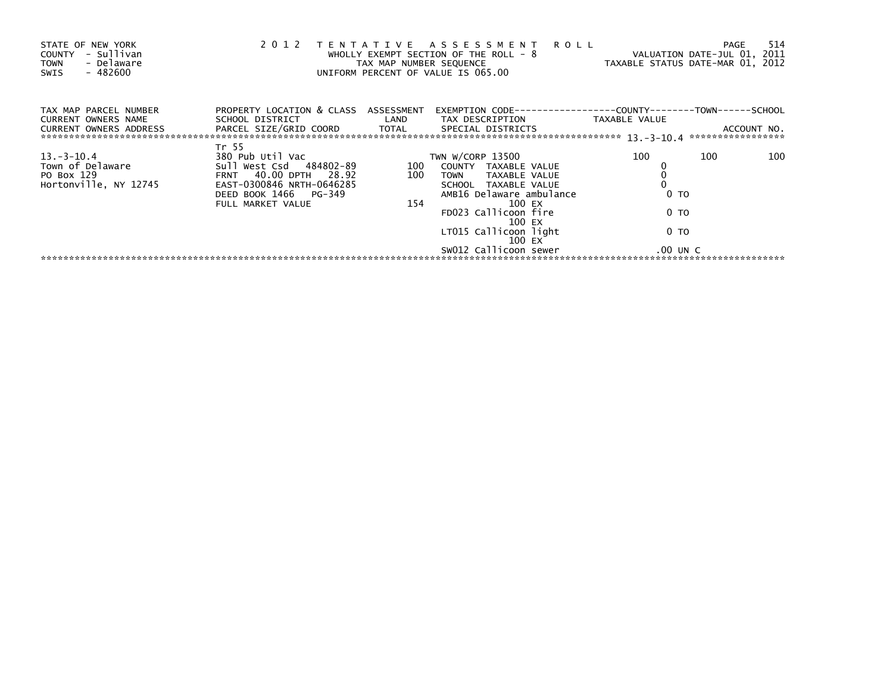STATE OF NEW YORK
COUNTY - Sullivan
TOWN - Delaware
SWIS - 482600

2 0 1 2 T E N T A T I V E A S S E S S M E N T R O L L
WHOLLY EXEMPT SECTION OF THE ROLL - 8
TAX MAP NUMBER SEQUENCE
UNIFORM PERCENT OF VALUE IS 065.00

VALUATION DATE-JUL 01, 2011
TAXABLE STATUS DATE-MAR 01, 2012

| TAX MAP PARCEL NUMBER<br>CURRENT OWNERS NAME<br>CURRENT OWNERS ADDRESS | PROPERTY LOCATION & CLASS<br>SCHOOL DISTRICT<br>PARCEL SIZE/GRID COORD | ASSESSMENT<br>LAND<br>TOTAL | EXEMPTION CODE<br>TAX DESCRIPTION<br>SPECIAL DISTRICTS | COUNTY<br>TAXABLE VALUE | TOWN | SCHOOL<br>ACCOUNT NO. |
|---|---|---|---|---|---|---|
| | | | | 13.-3-10.4 | | |
| | Tr 55 | | | | | |
| 13.-3-10.4 | 380 Pub Util Vac | | TWN W/CORP 13500 | 100 | 100 | 100 |
| Town of Delaware | Sull West Csd 484802-89 | 100 | COUNTY TAXABLE VALUE | 0 | | |
| PO Box 129 | FRNT 40.00 DPTH 28.92 | 100 | TOWN TAXABLE VALUE | 0 | | |
| Hortonville, NY 12745 | EAST-0300846 NRTH-0646285 | | SCHOOL TAXABLE VALUE | 0 | | |
| | DEED BOOK 1466 PG-349 | | AMB16 Delaware ambulance | 0 TO | | |
| | FULL MARKET VALUE | 154 | 100 EX | | | |
| | | | FD023 Callicoon fire | 0 TO | | |
| | | | 100 EX | | | |
| | | | LT015 Callicoon light | 0 TO | | |
| | | | 100 EX | | | |
| | | | SW012 Callicoon sewer | .00 UN C | | |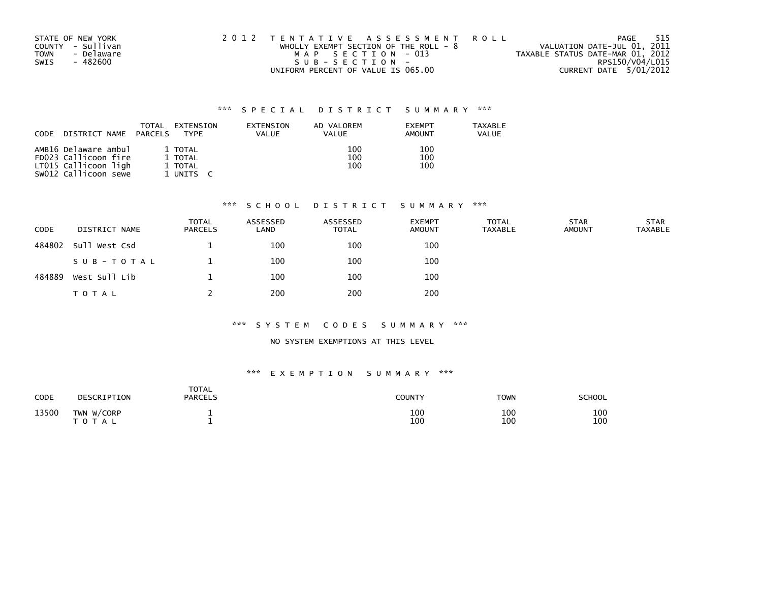STATE OF NEW YORK
COUNTY - Sullivan
TOWN - Delaware
SWIS - 482600

2 0 1 2 TENTATIVE ASSESSMENT ROLL
WHOLLY EXEMPT SECTION OF THE ROLL - 8
MAP SECTION - 013
SUB-SECTION -
UNIFORM PERCENT OF VALUE IS 065.00

VALUATION DATE-JUL 01, 2011
TAXABLE STATUS DATE-MAR 01, 2012
RPS150/V04/L015
CURRENT DATE 5/01/2012

### *** SPECIAL DISTRICT SUMMARY ***

| CODE | DISTRICT NAME | TOTAL PARCELS | EXTENSION TYPE | EXTENSION VALUE | AD VALOREM VALUE | EXEMPT AMOUNT | TAXABLE VALUE |
|---|---|---|---|---|---|---|---|
| AMB16 | Delaware ambul | 1 | TOTAL | | 100 | 100 | |
| FD023 | Callicoon fire | 1 | TOTAL | | 100 | 100 | |
| LT015 | Callicoon ligh | 1 | TOTAL | | 100 | 100 | |
| SW012 | Callicoon sewe | 1 | UNITS C | | | | |

### *** SCHOOL DISTRICT SUMMARY ***

| CODE | DISTRICT NAME | TOTAL PARCELS | ASSESSED LAND | ASSESSED TOTAL | EXEMPT AMOUNT | TOTAL TAXABLE | STAR AMOUNT | STAR TAXABLE |
|---|---|---|---|---|---|---|---|---|
| 484802 | Sull West Csd | 1 | 100 | 100 | 100 | | | |
| | SUB-TOTAL | 1 | 100 | 100 | 100 | | | |
| 484889 | West Sull Lib | 1 | 100 | 100 | 100 | | | |
| | TOTAL | 2 | 200 | 200 | 200 | | | |

### *** SYSTEM CODES SUMMARY ***

NO SYSTEM EXEMPTIONS AT THIS LEVEL

### *** EXEMPTION SUMMARY ***

| CODE | DESCRIPTION | TOTAL PARCELS | COUNTY | TOWN | SCHOOL |
|---|---|---|---|---|---|
| 13500 | TWN W/CORP | 1 | 100 | 100 | 100 |
| | TOTAL | 1 | 100 | 100 | 100 |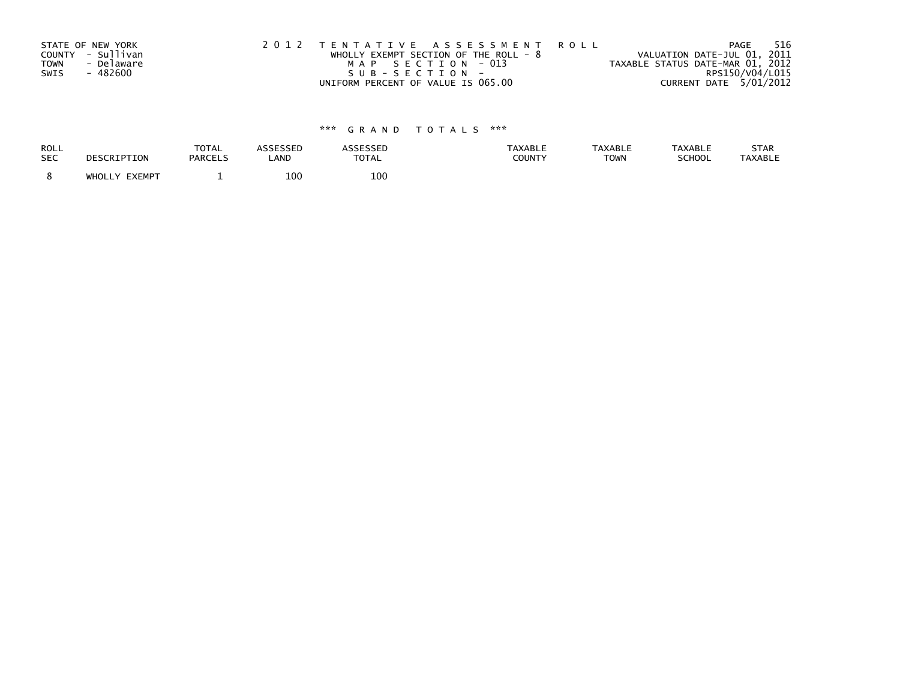STATE OF NEW YORK
COUNTY - Sullivan
TOWN - Delaware
SWIS - 482600

2 0 1 2 T E N T A T I V E A S S E S S M E N T R O L L
WHOLLY EXEMPT SECTION OF THE ROLL - 8
M A P S E C T I O N - 013
S U B - S E C T I O N -
UNIFORM PERCENT OF VALUE IS 065.00

VALUATION DATE-JUL 01, 2011
TAXABLE STATUS DATE-MAR 01, 2012
RPS150/V04/L015
CURRENT DATE 5/01/2012

\*\*\* G R A N D T O T A L S \*\*\*

| ROLL SEC | DESCRIPTION | TOTAL PARCELS | ASSESSED LAND | ASSESSED TOTAL | TAXABLE COUNTY | TAXABLE TOWN | TAXABLE SCHOOL | STAR TAXABLE |
|---|---|---|---|---|---|---|---|---|
| 8 | WHOLLY EXEMPT | 1 | 100 | 100 | | | | |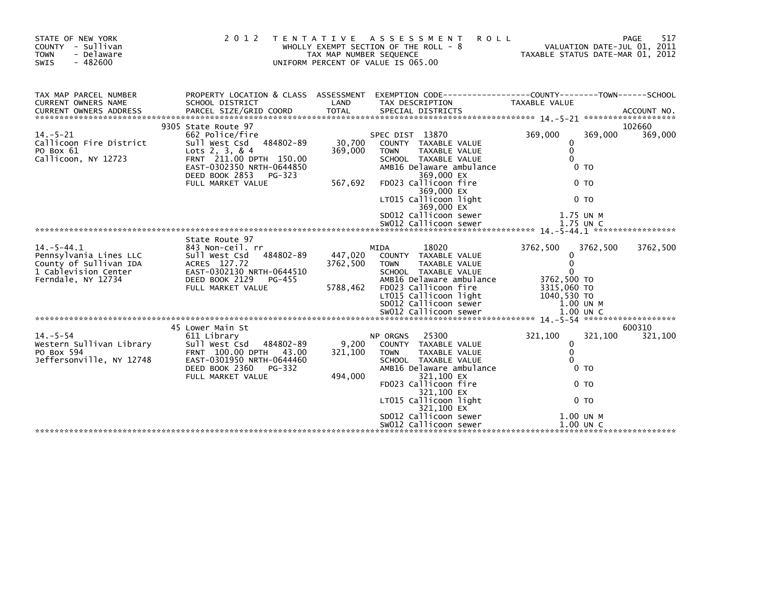STATE OF NEW YORK
COUNTY - Sullivan
TOWN - Delaware
SWIS - 482600

# 2012 TENTATIVE ASSESSMENT ROLL

WHOLLY EXEMPT SECTION OF THE ROLL - 8
TAX MAP NUMBER SEQUENCE
UNIFORM PERCENT OF VALUE IS 065.00

VALUATION DATE-JUL 01, 2011
TAXABLE STATUS DATE-MAR 01, 2012

| TAX MAP PARCEL NUMBER / CURRENT OWNERS NAME / CURRENT OWNERS ADDRESS | PROPERTY LOCATION & CLASS / SCHOOL DISTRICT / PARCEL SIZE/GRID COORD | ASSESSMENT LAND | TOTAL | EXEMPTION CODE / TAX DESCRIPTION / SPECIAL DISTRICTS | COUNTY TAXABLE VALUE | TOWN | SCHOOL | ACCOUNT NO. |
|---|---|---|---|---|---|---|---|---|
| **14.-5-21** | 9305 State Route 97 | | | | | | | 102660 |
| Callicoon Fire District | 662 Police/fire | | | SPEC DIST 13870 | 369,000 | 369,000 | 369,000 | |
| PO Box 61 | Sull West Csd 484802-89 | 30,700 | | COUNTY TAXABLE VALUE | 0 | | | |
| Callicoon, NY 12723 | Lots 2, 3, & 4 | | 369,000 | TOWN TAXABLE VALUE | 0 | | | |
| | FRNT 211.00 DPTH 150.00 | | | SCHOOL TAXABLE VALUE | 0 | | | |
| | EAST-0302350 NRTH-0644850 | | | AMB16 Delaware ambulance 369,000 EX | 0 TO | | | |
| | DEED BOOK 2853 PG-323 | | | | | | | |
| | FULL MARKET VALUE | | 567,692 | FD023 Callicoon fire 369,000 EX | 0 TO | | | |
| | | | | LT015 Callicoon light 369,000 EX | 0 TO | | | |
| | | | | SD012 Callicoon sewer | 1.75 UN M | | | |
| | | | | SW012 Callicoon sewer | 1.75 UN C | | | |
| **14.-5-44.1** | State Route 97 | | | | | | | |
| Pennsylvania Lines LLC | 843 Non-ceil. rr | | | MIDA 18020 | 3762,500 | 3762,500 | 3762,500 | |
| County of Sullivan IDA | Sull West Csd 484802-89 | 447,020 | | COUNTY TAXABLE VALUE | 0 | | | |
| 1 Cablevision Center | ACRES 127.72 | | 3762,500 | TOWN TAXABLE VALUE | 0 | | | |
| Ferndale, NY 12734 | EAST-0302130 NRTH-0644510 | | | SCHOOL TAXABLE VALUE | 0 | | | |
| | DEED BOOK 2129 PG-455 | | | AMB16 Delaware ambulance | 3762,500 TO | | | |
| | FULL MARKET VALUE | | 5788,462 | FD023 Callicoon fire | 3315,060 TO | | | |
| | | | | LT015 Callicoon light | 1040,530 TO | | | |
| | | | | SD012 Callicoon sewer | 1.00 UN M | | | |
| | | | | SW012 Callicoon sewer | 1.00 UN C | | | |
| **14.-5-54** | 45 Lower Main St | | | | | | | 600310 |
| Western Sullivan Library | 611 Library | | | NP ORGNS 25300 | 321,100 | 321,100 | 321,100 | |
| PO Box 594 | Sull West Csd 484802-89 | 9,200 | | COUNTY TAXABLE VALUE | 0 | | | |
| Jeffersonville, NY 12748 | FRNT 100.00 DPTH 43.00 | | 321,100 | TOWN TAXABLE VALUE | 0 | | | |
| | EAST-0301950 NRTH-0644460 | | | SCHOOL TAXABLE VALUE | 0 | | | |
| | DEED BOOK 2360 PG-332 | | | AMB16 Delaware ambulance 321,100 EX | 0 TO | | | |
| | FULL MARKET VALUE | | 494,000 | FD023 Callicoon fire 321,100 EX | 0 TO | | | |
| | | | | LT015 Callicoon light 321,100 EX | 0 TO | | | |
| | | | | SD012 Callicoon sewer | 1.00 UN M | | | |
| | | | | SW012 Callicoon sewer | 1.00 UN C | | | |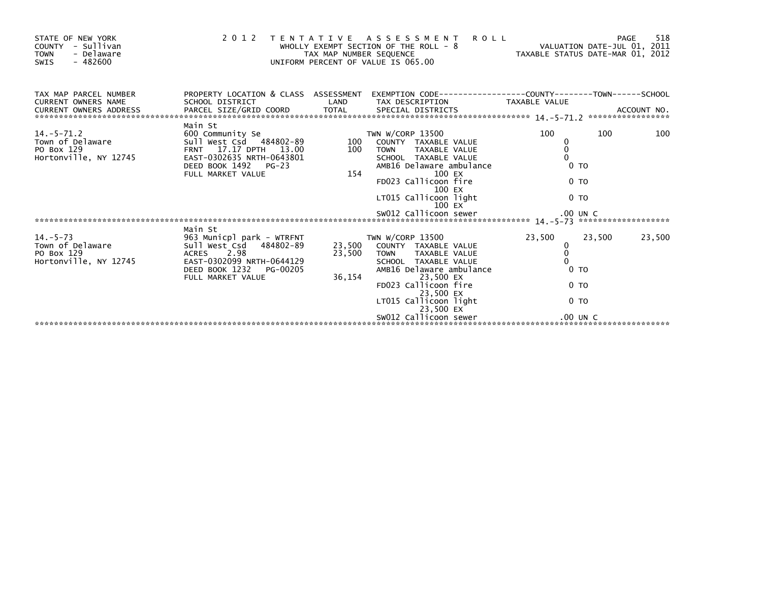STATE OF NEW YORK
COUNTY - Sullivan
TOWN - Delaware
SWIS - 482600

2 0 1 2 T E N T A T I V E A S S E S S M E N T R O L L
WHOLLY EXEMPT SECTION OF THE ROLL - 8
TAX MAP NUMBER SEQUENCE
UNIFORM PERCENT OF VALUE IS 065.00

VALUATION DATE-JUL 01, 2011
TAXABLE STATUS DATE-MAR 01, 2012

| TAX MAP PARCEL NUMBER / CURRENT OWNERS NAME / CURRENT OWNERS ADDRESS | PROPERTY LOCATION & CLASS / SCHOOL DISTRICT / PARCEL SIZE/GRID COORD | ASSESSMENT LAND / TOTAL | EXEMPTION CODE / TAX DESCRIPTION / SPECIAL DISTRICTS | COUNTY TAXABLE VALUE | TOWN | SCHOOL ACCOUNT NO. |
|---|---|---|---|---|---|---|
| 14.-5-71.2 | Main St | | | | | |
| 14.-5-71.2 | 600 Community Se | | TWN W/CORP 13500 | 100 | 100 | 100 |
| Town of Delaware | Sull West Csd 484802-89 | 100 | COUNTY TAXABLE VALUE | 0 | | |
| PO Box 129 | FRNT 17.17 DPTH 13.00 | 100 | TOWN TAXABLE VALUE | 0 | | |
| Hortonville, NY 12745 | EAST-0302635 NRTH-0643801 | | SCHOOL TAXABLE VALUE | 0 | | |
| | DEED BOOK 1492 PG-23 | | AMB16 Delaware ambulance | 0 TO | | |
| | FULL MARKET VALUE | 154 | 100 EX | | | |
| | | | FD023 Callicoon fire | 0 TO | | |
| | | | 100 EX | | | |
| | | | LT015 Callicoon light | 0 TO | | |
| | | | 100 EX | | | |
| | | | SW012 Callicoon sewer | .00 UN C | | |
| 14.-5-73 | Main St | | | | | |
| 14.-5-73 | 963 Municpl park - WTRFNT | | TWN W/CORP 13500 | 23,500 | 23,500 | 23,500 |
| Town of Delaware | Sull West Csd 484802-89 | 23,500 | COUNTY TAXABLE VALUE | 0 | | |
| PO Box 129 | ACRES 2.98 | 23,500 | TOWN TAXABLE VALUE | 0 | | |
| Hortonville, NY 12745 | EAST-0302099 NRTH-0644129 | | SCHOOL TAXABLE VALUE | 0 | | |
| | DEED BOOK 1232 PG-00205 | | AMB16 Delaware ambulance | 0 TO | | |
| | FULL MARKET VALUE | 36,154 | 23,500 EX | | | |
| | | | FD023 Callicoon fire | 0 TO | | |
| | | | 23,500 EX | | | |
| | | | LT015 Callicoon light | 0 TO | | |
| | | | 23,500 EX | | | |
| | | | SW012 Callicoon sewer | .00 UN C | | |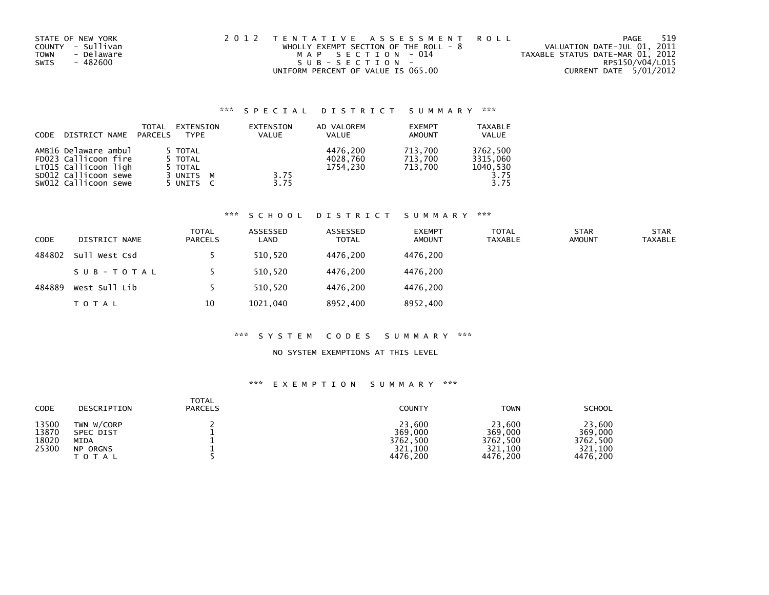STATE OF NEW YORK
COUNTY - Sullivan
TOWN - Delaware
SWIS - 482600

2 0 1 2 T E N T A T I V E A S S E S S M E N T R O L L
WHOLLY EXEMPT SECTION OF THE ROLL - 8
M A P S E C T I O N - 014
S U B - S E C T I O N -
UNIFORM PERCENT OF VALUE IS 065.00

VALUATION DATE-JUL 01, 2011
TAXABLE STATUS DATE-MAR 01, 2012
RPS150/V04/L015
CURRENT DATE 5/01/2012

### *** S P E C I A L D I S T R I C T S U M M A R Y ***

| CODE | DISTRICT NAME | TOTAL PARCELS | EXTENSION TYPE | EXTENSION VALUE | AD VALOREM VALUE | EXEMPT AMOUNT | TAXABLE VALUE |
|---|---|---|---|---|---|---|---|
| AMB16 | Delaware ambul | 5 | TOTAL | | 4476,200 | 713,700 | 3762,500 |
| FD023 | Callicoon fire | 5 | TOTAL | | 4028,760 | 713,700 | 3315,060 |
| LT015 | Callicoon ligh | 5 | TOTAL | | 1754,230 | 713,700 | 1040,530 |
| SD012 | Callicoon sewe | 3 | UNITS M | 3.75 | | | 3.75 |
| SW012 | Callicoon sewe | 5 | UNITS C | 3.75 | | | 3.75 |

### *** S C H O O L D I S T R I C T S U M M A R Y ***

| CODE | DISTRICT NAME | TOTAL PARCELS | ASSESSED LAND | ASSESSED TOTAL | EXEMPT AMOUNT | TOTAL TAXABLE | STAR AMOUNT | STAR TAXABLE |
|---|---|---|---|---|---|---|---|---|
| 484802 | Sull West Csd | 5 | 510,520 | 4476,200 | 4476,200 | | | |
| | S U B - T O T A L | 5 | 510,520 | 4476,200 | 4476,200 | | | |
| 484889 | West Sull Lib | 5 | 510,520 | 4476,200 | 4476,200 | | | |
| | T O T A L | 10 | 1021,040 | 8952,400 | 8952,400 | | | |

### *** S Y S T E M C O D E S S U M M A R Y ***

NO SYSTEM EXEMPTIONS AT THIS LEVEL

### *** E X E M P T I O N S U M M A R Y ***

| CODE | DESCRIPTION | TOTAL PARCELS | COUNTY | TOWN | SCHOOL |
|---|---|---|---|---|---|
| 13500 | TWN W/CORP | 2 | 23,600 | 23,600 | 23,600 |
| 13870 | SPEC DIST | 1 | 369,000 | 369,000 | 369,000 |
| 18020 | MIDA | 1 | 3762,500 | 3762,500 | 3762,500 |
| 25300 | NP ORGNS | 1 | 321,100 | 321,100 | 321,100 |
| | T O T A L | 5 | 4476,200 | 4476,200 | 4476,200 |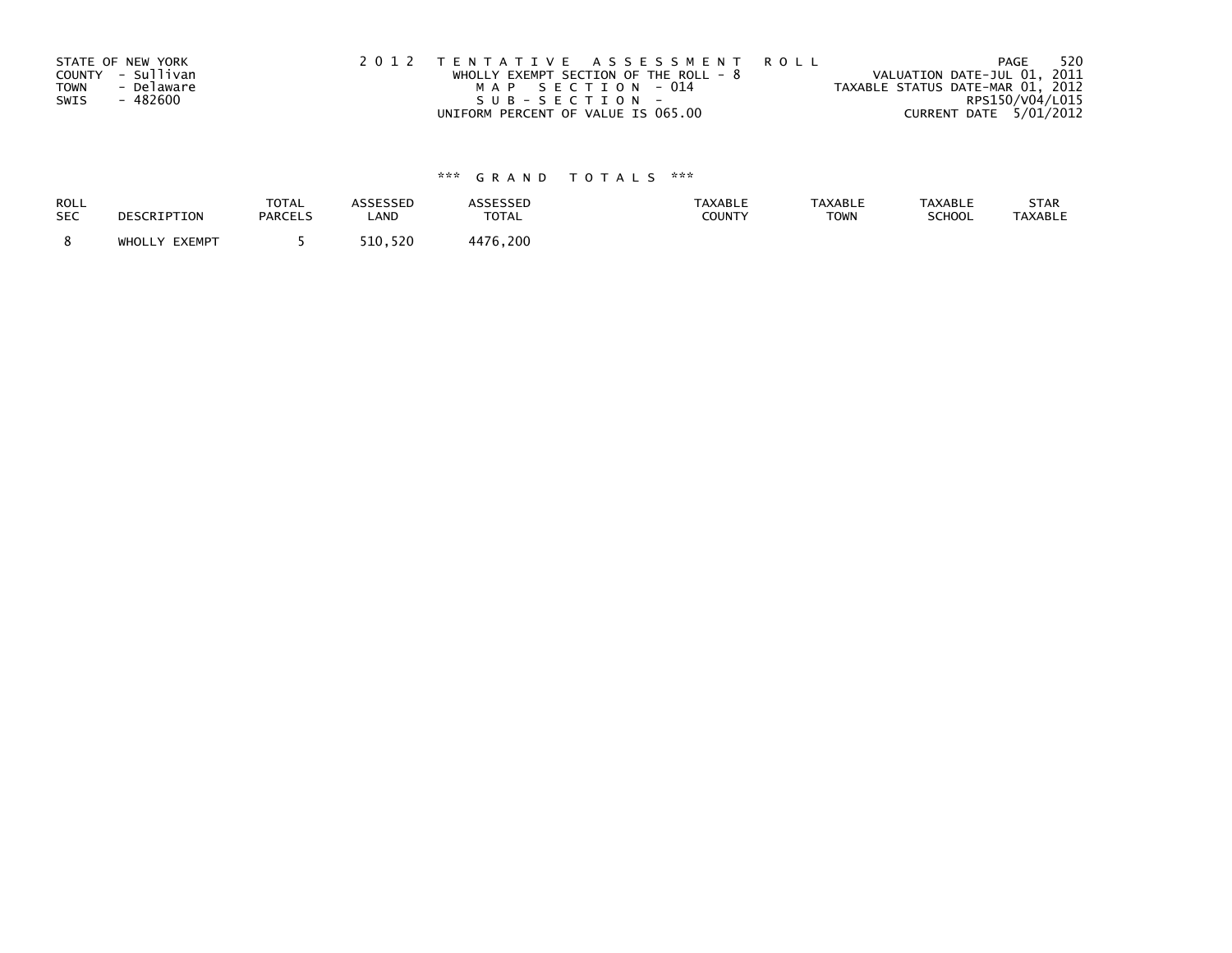STATE OF NEW YORK
COUNTY - Sullivan
TOWN - Delaware
SWIS - 482600

2 0 1 2 T E N T A T I V E A S S E S S M E N T R O L L
WHOLLY EXEMPT SECTION OF THE ROLL - 8
M A P S E C T I O N - 014
S U B - S E C T I O N -
UNIFORM PERCENT OF VALUE IS 065.00

VALUATION DATE-JUL 01, 2011
TAXABLE STATUS DATE-MAR 01, 2012
RPS150/V04/L015
CURRENT DATE 5/01/2012

### \*\*\* G R A N D T O T A L S \*\*\*

| ROLL SEC | DESCRIPTION | TOTAL PARCELS | ASSESSED LAND | ASSESSED TOTAL | TAXABLE COUNTY | TAXABLE TOWN | TAXABLE SCHOOL | STAR TAXABLE |
|---|---|---|---|---|---|---|---|---|
| 8 | WHOLLY EXEMPT | 5 | 510,520 | 4476,200 | | | | |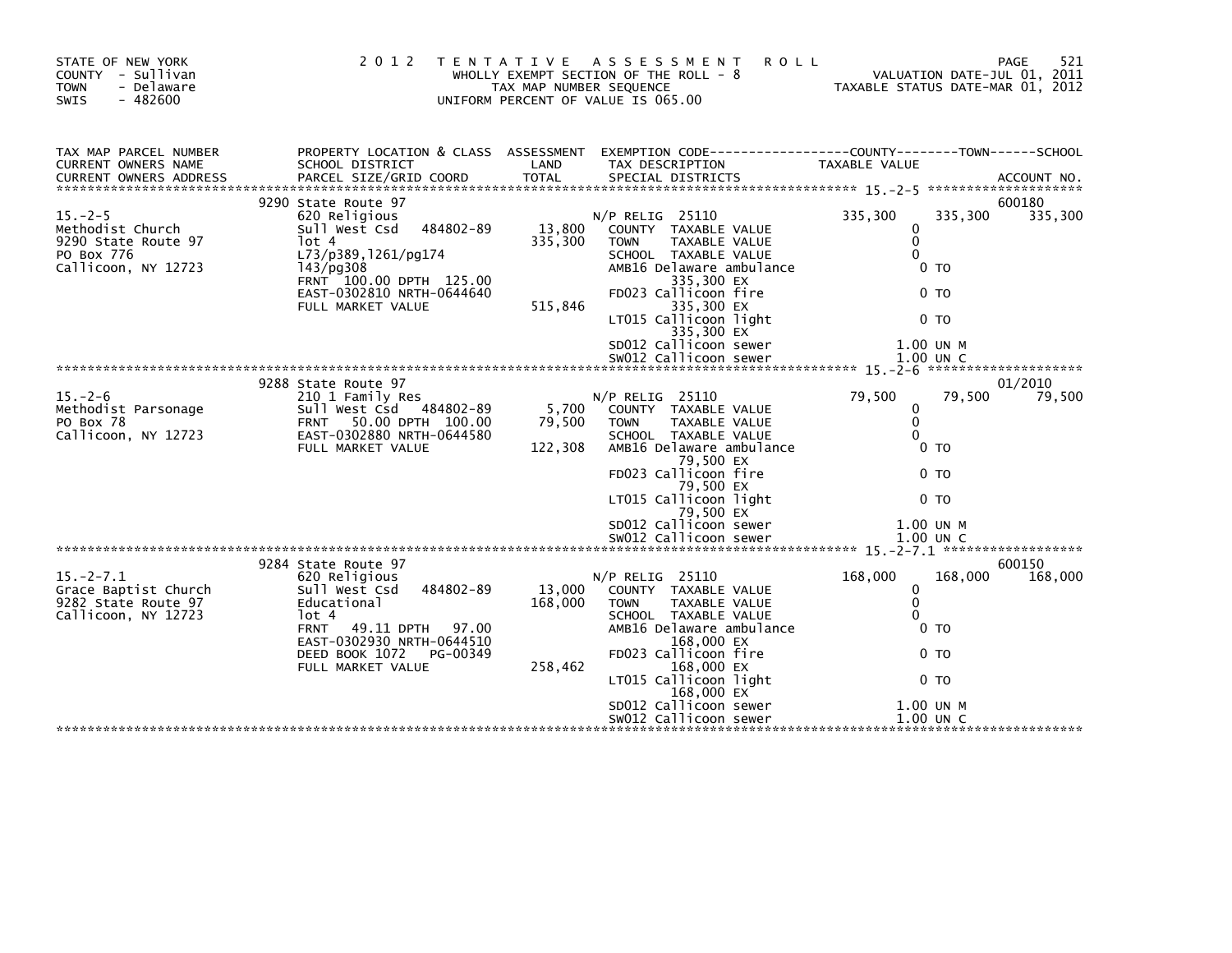STATE OF NEW YORK
COUNTY - Sullivan
TOWN - Delaware
SWIS - 482600

# 2012 TENTATIVE ASSESSMENT ROLL

WHOLLY EXEMPT SECTION OF THE ROLL - 8
TAX MAP NUMBER SEQUENCE
UNIFORM PERCENT OF VALUE IS 065.00

VALUATION DATE-JUL 01, 2011
TAXABLE STATUS DATE-MAR 01, 2012

| TAX MAP PARCEL NUMBER / CURRENT OWNERS NAME / CURRENT OWNERS ADDRESS | PROPERTY LOCATION & CLASS / SCHOOL DISTRICT / PARCEL SIZE/GRID COORD | ASSESSMENT LAND | TOTAL | EXEMPTION CODE / TAX DESCRIPTION / SPECIAL DISTRICTS | COUNTY TAXABLE VALUE | TOWN | SCHOOL | ACCOUNT NO. |
|---|---|---|---|---|---|---|---|---|
| 15.-2-5 | 9290 State Route 97 | | | | | | | 600180 |
| Methodist Church | 620 Religious | | | N/P RELIG 25110 | 335,300 | 335,300 | 335,300 | |
| 9290 State Route 97 | Sull West Csd 484802-89 | 13,800 | | COUNTY TAXABLE VALUE | 0 | | | |
| PO Box 776 | lot 4 | | 335,300 | TOWN TAXABLE VALUE | 0 | | | |
| Callicoon, NY 12723 | L73/p389,l261/pg174 | | | SCHOOL TAXABLE VALUE | 0 | | | |
| | 143/pg308 | | | AMB16 Delaware ambulance 335,300 EX | 0 TO | | | |
| | FRNT 100.00 DPTH 125.00 | | | | | | | |
| | EAST-0302810 NRTH-0644640 | | | FD023 Callicoon fire 335,300 EX | 0 TO | | | |
| | FULL MARKET VALUE | | 515,846 | LT015 Callicoon light 335,300 EX | 0 TO | | | |
| | | | | SD012 Callicoon sewer | 1.00 UN M | | | |
| | | | | SW012 Callicoon sewer | 1.00 UN C | | | |
| 15.-2-6 | 9288 State Route 97 | | | | | | | 01/2010 |
| Methodist Parsonage | 210 1 Family Res | | | N/P RELIG 25110 | 79,500 | 79,500 | 79,500 | |
| PO Box 78 | Sull West Csd 484802-89 | 5,700 | | COUNTY TAXABLE VALUE | 0 | | | |
| Callicoon, NY 12723 | FRNT 50.00 DPTH 100.00 | | 79,500 | TOWN TAXABLE VALUE | 0 | | | |
| | EAST-0302880 NRTH-0644580 | | | SCHOOL TAXABLE VALUE | 0 | | | |
| | FULL MARKET VALUE | | 122,308 | AMB16 Delaware ambulance 79,500 EX | 0 TO | | | |
| | | | | FD023 Callicoon fire 79,500 EX | 0 TO | | | |
| | | | | LT015 Callicoon light 79,500 EX | 0 TO | | | |
| | | | | SD012 Callicoon sewer | 1.00 UN M | | | |
| | | | | SW012 Callicoon sewer | 1.00 UN C | | | |
| 15.-2-7.1 | 9284 State Route 97 | | | | | | | 600150 |
| Grace Baptist Church | 620 Religious | | | N/P RELIG 25110 | 168,000 | 168,000 | 168,000 | |
| 9282 State Route 97 | Sull West Csd 484802-89 | 13,000 | | COUNTY TAXABLE VALUE | 0 | | | |
| Callicoon, NY 12723 | Educational | | 168,000 | TOWN TAXABLE VALUE | 0 | | | |
| | lot 4 | | | SCHOOL TAXABLE VALUE | 0 | | | |
| | FRNT 49.11 DPTH 97.00 | | | AMB16 Delaware ambulance 168,000 EX | 0 TO | | | |
| | EAST-0302930 NRTH-0644510 | | | | | | | |
| | DEED BOOK 1072 PG-00349 | | | FD023 Callicoon fire 168,000 EX | 0 TO | | | |
| | FULL MARKET VALUE | | 258,462 | LT015 Callicoon light 168,000 EX | 0 TO | | | |
| | | | | SD012 Callicoon sewer | 1.00 UN M | | | |
| | | | | SW012 Callicoon sewer | 1.00 UN C | | | |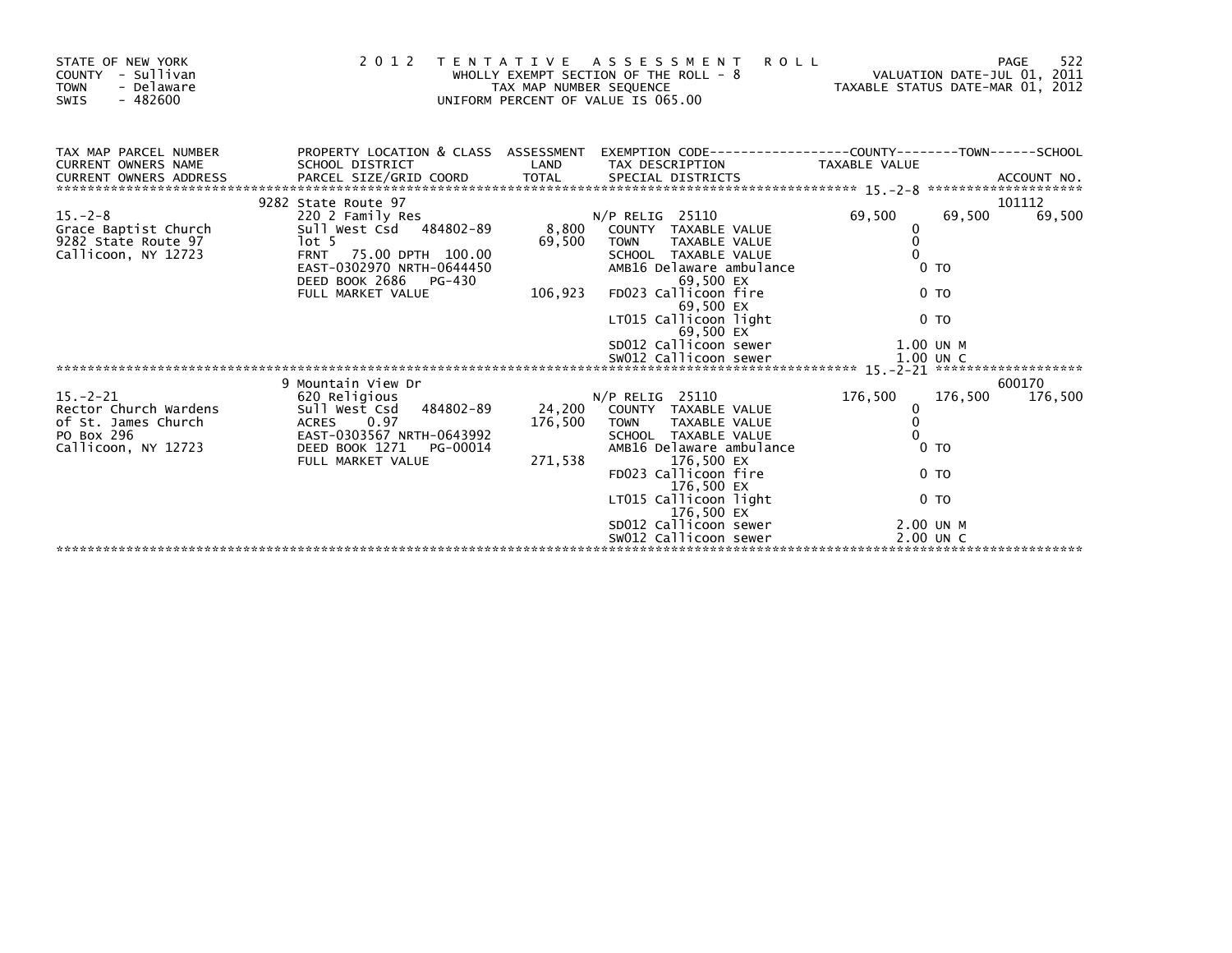STATE OF NEW YORK
COUNTY - Sullivan
TOWN - Delaware
SWIS - 482600

2012 TENTATIVE ASSESSMENT ROLL
WHOLLY EXEMPT SECTION OF THE ROLL - 8
TAX MAP NUMBER SEQUENCE
UNIFORM PERCENT OF VALUE IS 065.00

VALUATION DATE-JUL 01, 2011
TAXABLE STATUS DATE-MAR 01, 2012

| TAX MAP PARCEL NUMBER / CURRENT OWNERS NAME / CURRENT OWNERS ADDRESS | PROPERTY LOCATION & CLASS / SCHOOL DISTRICT / PARCEL SIZE/GRID COORD | ASSESSMENT LAND / TOTAL | EXEMPTION CODE / TAX DESCRIPTION / SPECIAL DISTRICTS | COUNTY TAXABLE VALUE | TOWN | SCHOOL / ACCOUNT NO. |
|---|---|---|---|---|---|---|
| | 9282 State Route 97 | | | | | 101112 |
| 15.-2-8 | 220 2 Family Res | | N/P RELIG 25110 | 69,500 | 69,500 | 69,500 |
| Grace Baptist Church | Sull West Csd 484802-89 | 8,800 | COUNTY TAXABLE VALUE | 0 | | |
| 9282 State Route 97 | lot 5 | 69,500 | TOWN TAXABLE VALUE | 0 | | |
| Callicoon, NY 12723 | FRNT 75.00 DPTH 100.00 | | SCHOOL TAXABLE VALUE | 0 | | |
| | EAST-0302970 NRTH-0644450 | | AMB16 Delaware ambulance | 0 TO | | |
| | DEED BOOK 2686 PG-430 | | 69,500 EX | | | |
| | FULL MARKET VALUE | 106,923 | FD023 Callicoon fire | 0 TO | | |
| | | | 69,500 EX | | | |
| | | | LT015 Callicoon light | 0 TO | | |
| | | | 69,500 EX | | | |
| | | | SD012 Callicoon sewer | 1.00 UN M | | |
| | | | SW012 Callicoon sewer | 1.00 UN C | | |
| | 9 Mountain View Dr | | | | | 600170 |
| 15.-2-21 | 620 Religious | | N/P RELIG 25110 | 176,500 | 176,500 | 176,500 |
| Rector Church Wardens | Sull West Csd 484802-89 | 24,200 | COUNTY TAXABLE VALUE | 0 | | |
| of St. James Church | ACRES 0.97 | 176,500 | TOWN TAXABLE VALUE | 0 | | |
| PO Box 296 | EAST-0303567 NRTH-0643992 | | SCHOOL TAXABLE VALUE | 0 | | |
| Callicoon, NY 12723 | DEED BOOK 1271 PG-00014 | | AMB16 Delaware ambulance | 0 TO | | |
| | FULL MARKET VALUE | 271,538 | 176,500 EX | | | |
| | | | FD023 Callicoon fire | 0 TO | | |
| | | | 176,500 EX | | | |
| | | | LT015 Callicoon light | 0 TO | | |
| | | | 176,500 EX | | | |
| | | | SD012 Callicoon sewer | 2.00 UN M | | |
| | | | SW012 Callicoon sewer | 2.00 UN C | | |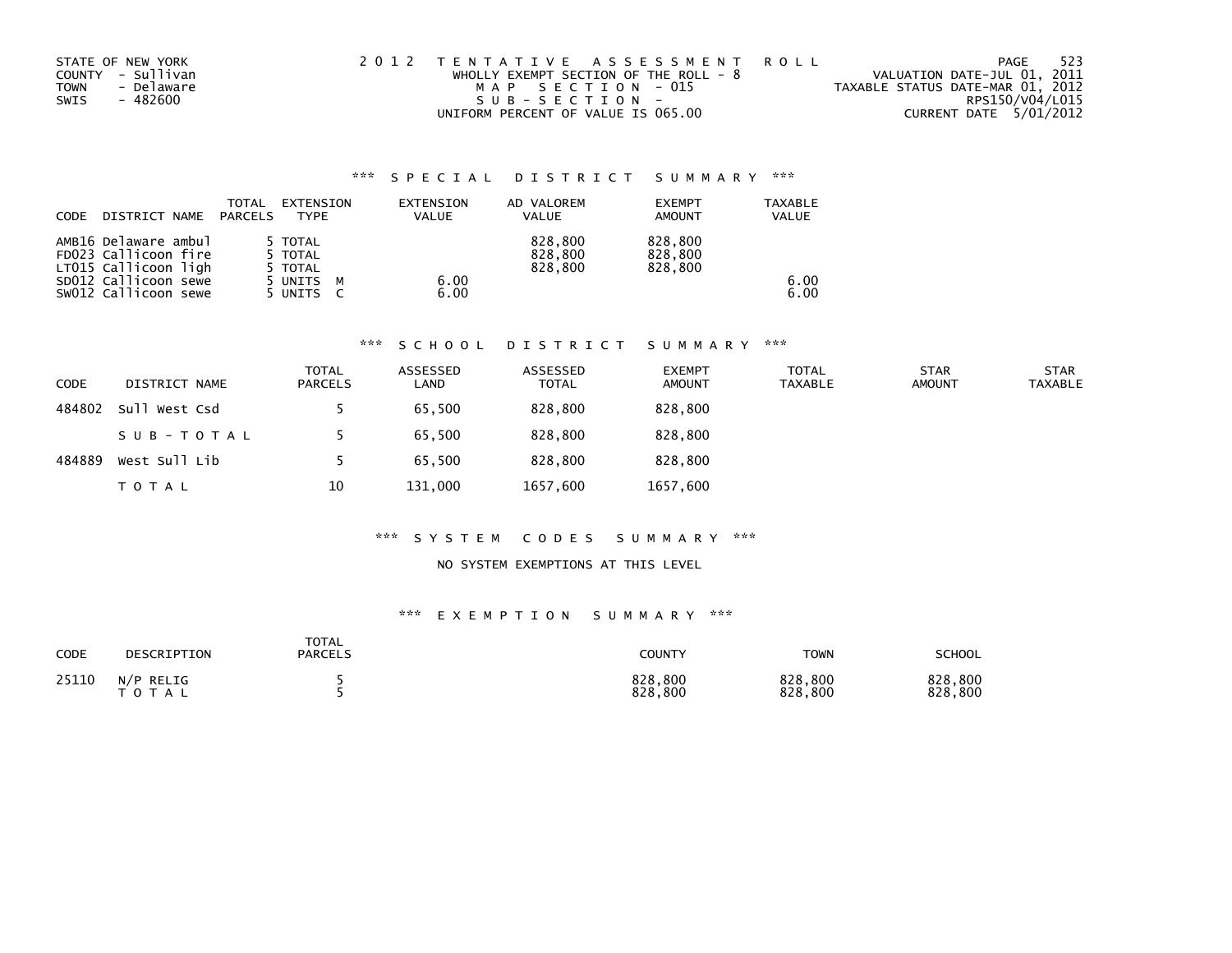STATE OF NEW YORK
COUNTY - Sullivan
TOWN - Delaware
SWIS - 482600

2 0 1 2 T E N T A T I V E A S S E S S M E N T R O L L
WHOLLY EXEMPT SECTION OF THE ROLL - 8
M A P S E C T I O N - 015
S U B - S E C T I O N -
UNIFORM PERCENT OF VALUE IS 065.00

VALUATION DATE-JUL 01, 2011
TAXABLE STATUS DATE-MAR 01, 2012
RPS150/V04/L015
CURRENT DATE 5/01/2012

### *** S P E C I A L D I S T R I C T S U M M A R Y ***

| CODE | DISTRICT NAME | TOTAL PARCELS | EXTENSION TYPE | EXTENSION VALUE | AD VALOREM VALUE | EXEMPT AMOUNT | TAXABLE VALUE |
|---|---|---|---|---|---|---|---|
| AMB16 | Delaware ambul | 5 | TOTAL | | 828,800 | 828,800 | |
| FD023 | Callicoon fire | 5 | TOTAL | | 828,800 | 828,800 | |
| LT015 | Callicoon ligh | 5 | TOTAL | | 828,800 | 828,800 | |
| SD012 | Callicoon sewe | 5 | UNITS M | 6.00 | | | 6.00 |
| SW012 | Callicoon sewe | 5 | UNITS C | 6.00 | | | 6.00 |

### *** S C H O O L D I S T R I C T S U M M A R Y ***

| CODE | DISTRICT NAME | TOTAL PARCELS | ASSESSED LAND | ASSESSED TOTAL | EXEMPT AMOUNT | TOTAL TAXABLE | STAR AMOUNT | STAR TAXABLE |
|---|---|---|---|---|---|---|---|---|
| 484802 | Sull West Csd | 5 | 65,500 | 828,800 | 828,800 | | | |
| | S U B - T O T A L | 5 | 65,500 | 828,800 | 828,800 | | | |
| 484889 | West Sull Lib | 5 | 65,500 | 828,800 | 828,800 | | | |
| | T O T A L | 10 | 131,000 | 1657,600 | 1657,600 | | | |

### *** S Y S T E M C O D E S S U M M A R Y ***

NO SYSTEM EXEMPTIONS AT THIS LEVEL

### *** E X E M P T I O N S U M M A R Y ***

| CODE | DESCRIPTION | TOTAL PARCELS | COUNTY | TOWN | SCHOOL |
|---|---|---|---|---|---|
| 25110 | N/P RELIG | 5 | 828,800 | 828,800 | 828,800 |
| | T O T A L | 5 | 828,800 | 828,800 | 828,800 |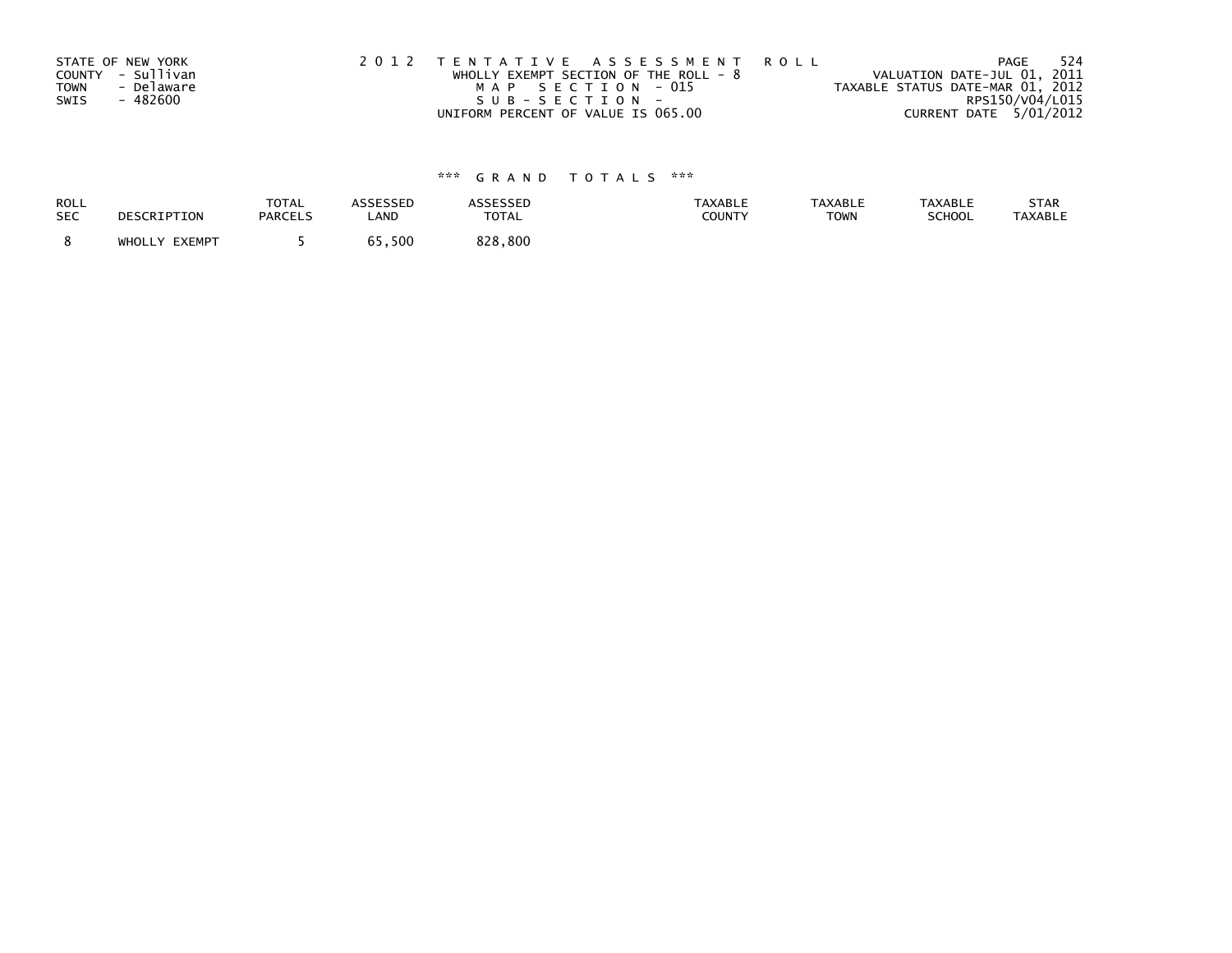STATE OF NEW YORK
COUNTY - Sullivan
TOWN - Delaware
SWIS - 482600

2 0 1 2 T E N T A T I V E A S S E S S M E N T R O L L
WHOLLY EXEMPT SECTION OF THE ROLL - 8
M A P S E C T I O N - 015
S U B - S E C T I O N -
UNIFORM PERCENT OF VALUE IS 065.00

VALUATION DATE-JUL 01, 2011
TAXABLE STATUS DATE-MAR 01, 2012
RPS150/V04/L015
CURRENT DATE 5/01/2012

### *** G R A N D T O T A L S ***

| ROLL SEC | DESCRIPTION | TOTAL PARCELS | ASSESSED LAND | ASSESSED TOTAL | TAXABLE COUNTY | TAXABLE TOWN | TAXABLE SCHOOL | STAR TAXABLE |
|---|---|---|---|---|---|---|---|---|
| 8 | WHOLLY EXEMPT | 5 | 65,500 | 828,800 | | | | |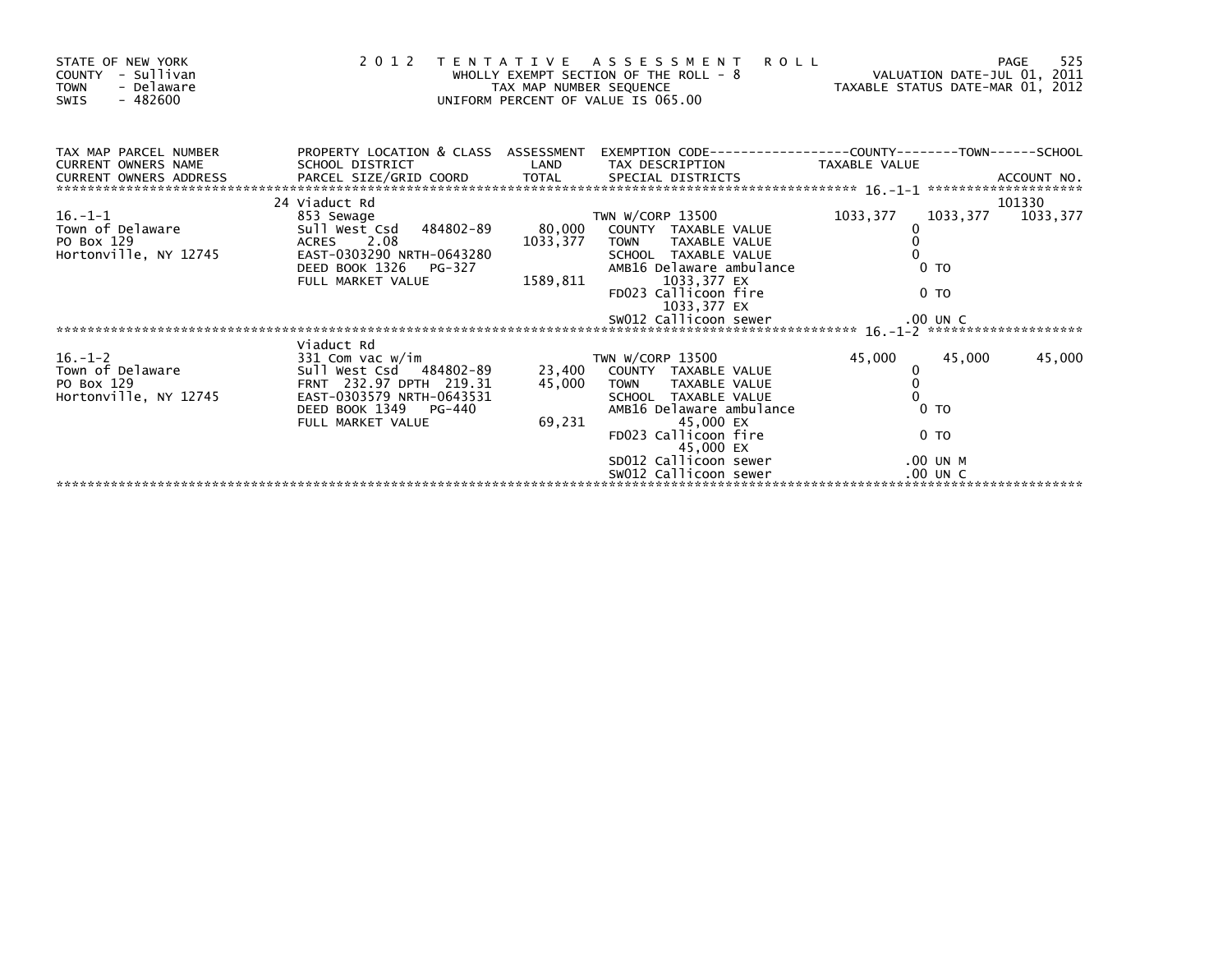STATE OF NEW YORK
COUNTY - Sullivan
TOWN - Delaware
SWIS - 482600

2 0 1 2 T E N T A T I V E A S S E S S M E N T R O L L
WHOLLY EXEMPT SECTION OF THE ROLL - 8
TAX MAP NUMBER SEQUENCE
UNIFORM PERCENT OF VALUE IS 065.00

VALUATION DATE-JUL 01, 2011
TAXABLE STATUS DATE-MAR 01, 2012

| TAX MAP PARCEL NUMBER / CURRENT OWNERS NAME / CURRENT OWNERS ADDRESS | PROPERTY LOCATION & CLASS / SCHOOL DISTRICT / PARCEL SIZE/GRID COORD | ASSESSMENT LAND / TOTAL | EXEMPTION CODE / TAX DESCRIPTION / SPECIAL DISTRICTS | COUNTY TAXABLE VALUE | TOWN | SCHOOL / ACCOUNT NO. |
|---|---|---|---|---|---|---|
| 16.-1-1 | 24 Viaduct Rd | | | | | 101330 |
| | 853 Sewage | | TWN W/CORP 13500 | 1033,377 | 1033,377 | 1033,377 |
| Town of Delaware | Sull West Csd 484802-89 | 80,000 | COUNTY TAXABLE VALUE | 0 | | |
| PO Box 129 | ACRES 2.08 | 1033,377 | TOWN TAXABLE VALUE | 0 | | |
| Hortonville, NY 12745 | EAST-0303290 NRTH-0643280 | | SCHOOL TAXABLE VALUE | 0 | | |
| | DEED BOOK 1326 PG-327 | | AMB16 Delaware ambulance | 0 TO | | |
| | FULL MARKET VALUE | 1589,811 | 1033,377 EX | | | |
| | | | FD023 Callicoon fire | 0 TO | | |
| | | | 1033,377 EX | | | |
| | | | SW012 Callicoon sewer | .00 UN C | | |
| 16.-1-2 | Viaduct Rd | | | | | |
| | 331 Com vac w/im | | TWN W/CORP 13500 | 45,000 | 45,000 | 45,000 |
| Town of Delaware | Sull West Csd 484802-89 | 23,400 | COUNTY TAXABLE VALUE | 0 | | |
| PO Box 129 | FRNT 232.97 DPTH 219.31 | 45,000 | TOWN TAXABLE VALUE | 0 | | |
| Hortonville, NY 12745 | EAST-0303579 NRTH-0643531 | | SCHOOL TAXABLE VALUE | 0 | | |
| | DEED BOOK 1349 PG-440 | | AMB16 Delaware ambulance | 0 TO | | |
| | FULL MARKET VALUE | 69,231 | 45,000 EX | | | |
| | | | FD023 Callicoon fire | 0 TO | | |
| | | | 45,000 EX | | | |
| | | | SD012 Callicoon sewer | .00 UN M | | |
| | | | SW012 Callicoon sewer | .00 UN C | | |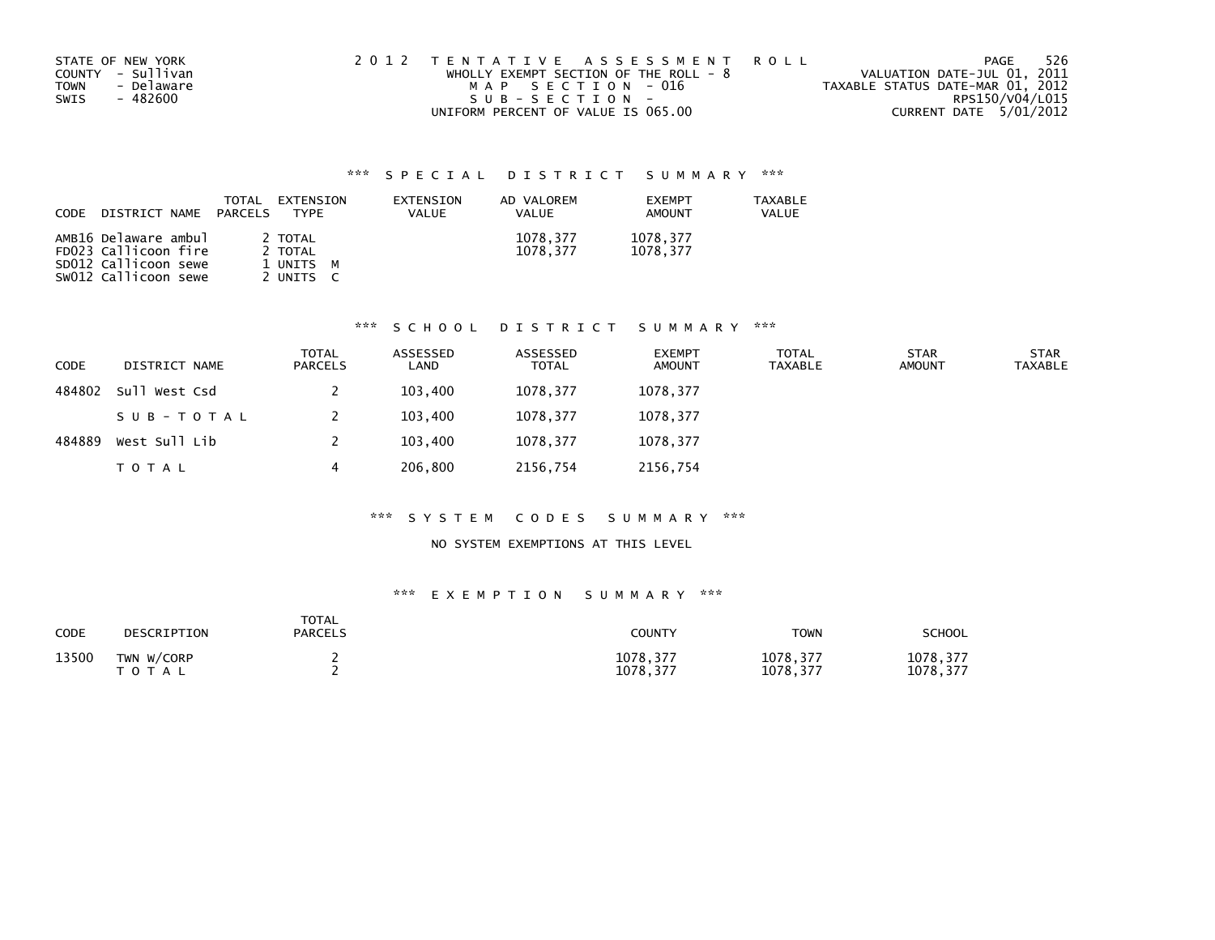STATE OF NEW YORK
COUNTY - Sullivan
TOWN - Delaware
SWIS - 482600

2 0 1 2 T E N T A T I V E A S S E S S M E N T R O L L
WHOLLY EXEMPT SECTION OF THE ROLL - 8
M A P S E C T I O N - 016
S U B - S E C T I O N -
UNIFORM PERCENT OF VALUE IS 065.00

VALUATION DATE-JUL 01, 2011
TAXABLE STATUS DATE-MAR 01, 2012
RPS150/V04/L015
CURRENT DATE 5/01/2012

## *** S P E C I A L D I S T R I C T S U M M A R Y ***

| CODE | DISTRICT NAME | TOTAL PARCELS | EXTENSION TYPE | EXTENSION VALUE | AD VALOREM VALUE | EXEMPT AMOUNT | TAXABLE VALUE |
|---|---|---|---|---|---|---|---|
| AMB16 | Delaware ambul | 2 | TOTAL | | 1078,377 | 1078,377 | |
| FD023 | Callicoon fire | 2 | TOTAL | | 1078,377 | 1078,377 | |
| SD012 | Callicoon sewe | 1 | UNITS M | | | | |
| SW012 | Callicoon sewe | 2 | UNITS C | | | | |

## *** S C H O O L D I S T R I C T S U M M A R Y ***

| CODE | DISTRICT NAME | TOTAL PARCELS | ASSESSED LAND | ASSESSED TOTAL | EXEMPT AMOUNT | TOTAL TAXABLE | STAR AMOUNT | STAR TAXABLE |
|---|---|---|---|---|---|---|---|---|
| 484802 | Sull West Csd | 2 | 103,400 | 1078,377 | 1078,377 | | | |
| | S U B - T O T A L | 2 | 103,400 | 1078,377 | 1078,377 | | | |
| 484889 | West Sull Lib | 2 | 103,400 | 1078,377 | 1078,377 | | | |
| | T O T A L | 4 | 206,800 | 2156,754 | 2156,754 | | | |

## *** S Y S T E M C O D E S S U M M A R Y ***

NO SYSTEM EXEMPTIONS AT THIS LEVEL

## *** E X E M P T I O N S U M M A R Y ***

| CODE | DESCRIPTION | TOTAL PARCELS | COUNTY | TOWN | SCHOOL |
|---|---|---|---|---|---|
| 13500 | TWN W/CORP | 2 | 1078,377 | 1078,377 | 1078,377 |
| | T O T A L | 2 | 1078,377 | 1078,377 | 1078,377 |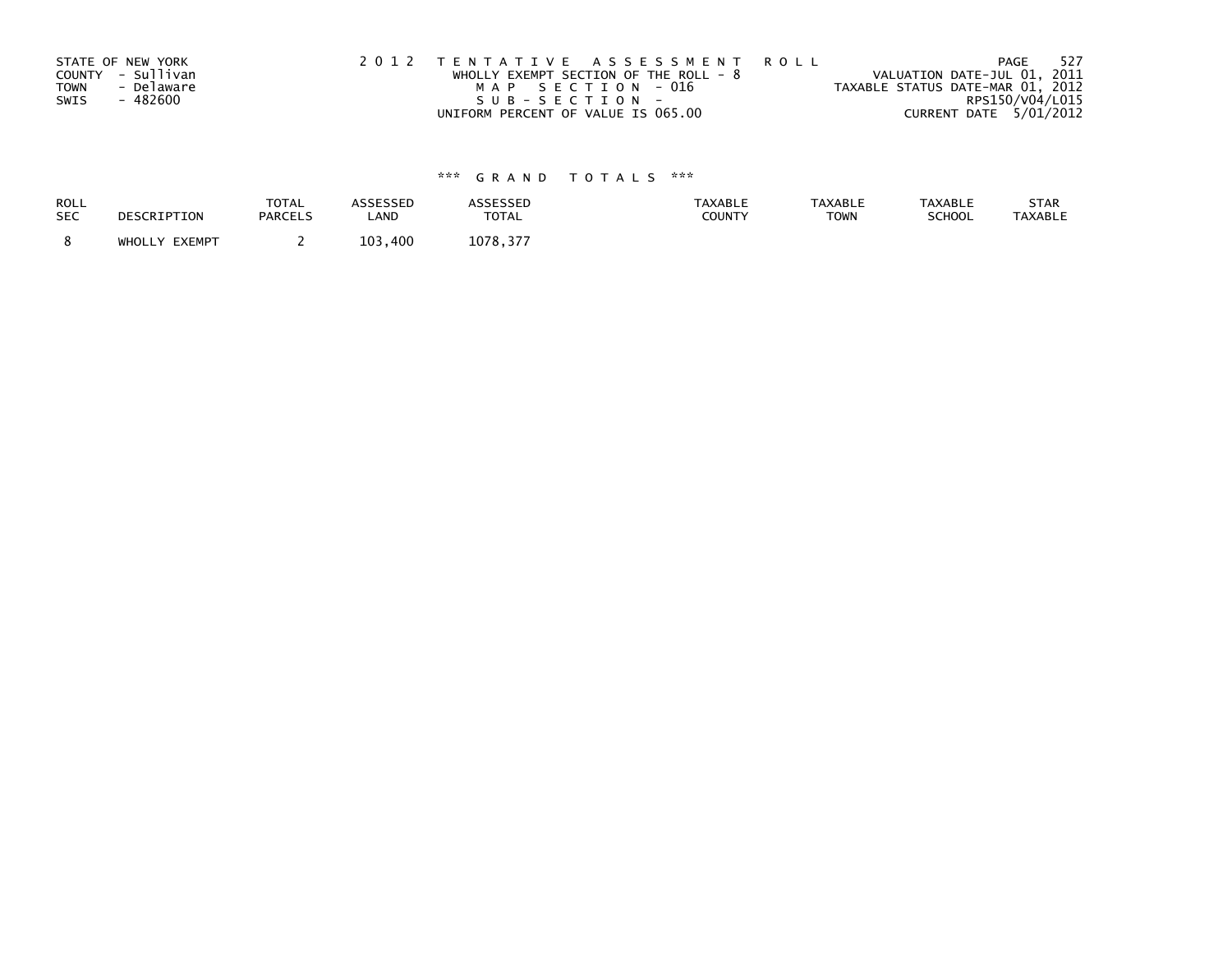STATE OF NEW YORK
COUNTY - Sullivan
TOWN - Delaware
SWIS - 482600

2 0 1 2 T E N T A T I V E A S S E S S M E N T R O L L
WHOLLY EXEMPT SECTION OF THE ROLL - 8
M A P S E C T I O N - 016
S U B - S E C T I O N -
UNIFORM PERCENT OF VALUE IS 065.00

VALUATION DATE-JUL 01, 2011
TAXABLE STATUS DATE-MAR 01, 2012
RPS150/V04/L015
CURRENT DATE 5/01/2012

\*\*\* G R A N D T O T A L S \*\*\*

| ROLL SEC | DESCRIPTION | TOTAL PARCELS | ASSESSED LAND | ASSESSED TOTAL | TAXABLE COUNTY | TAXABLE TOWN | TAXABLE SCHOOL | STAR TAXABLE |
|---|---|---|---|---|---|---|---|---|
| 8 | WHOLLY EXEMPT | 2 | 103,400 | 1078,377 | | | | |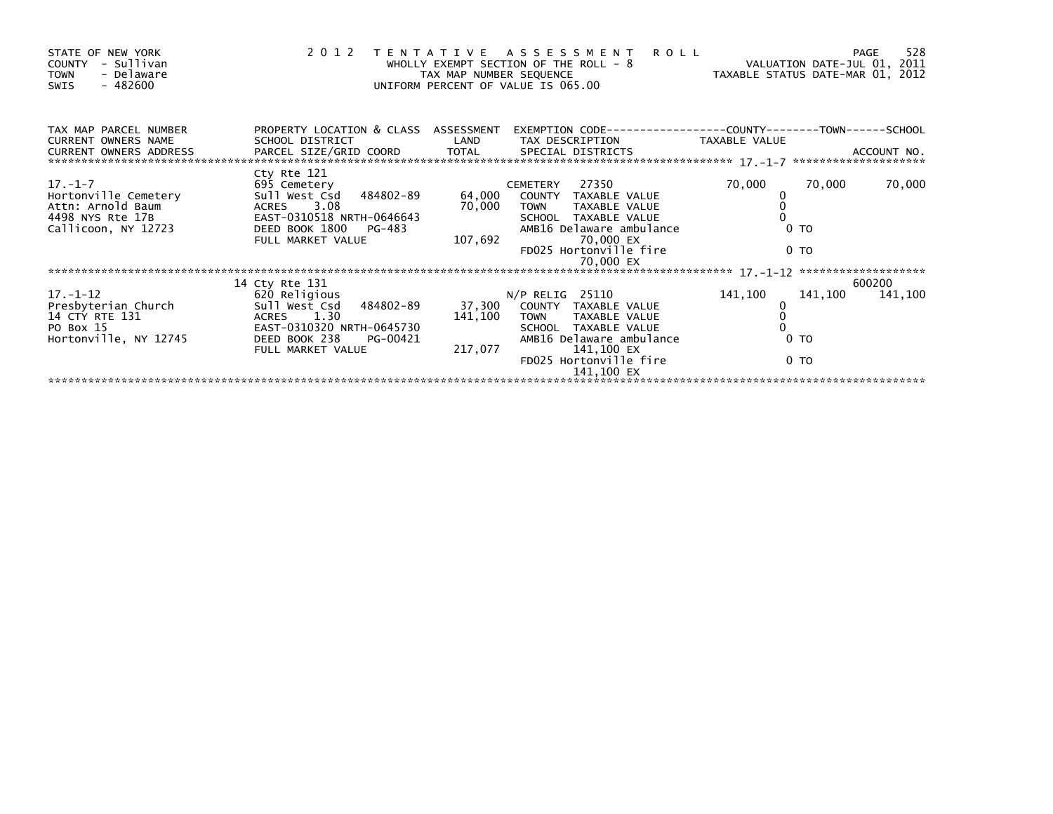STATE OF NEW YORK
COUNTY - Sullivan
TOWN - Delaware
SWIS - 482600

**2 0 1 2 T E N T A T I V E A S S E S S M E N T R O L L**
WHOLLY EXEMPT SECTION OF THE ROLL - 8
TAX MAP NUMBER SEQUENCE
UNIFORM PERCENT OF VALUE IS 065.00

VALUATION DATE-JUL 01, 2011
TAXABLE STATUS DATE-MAR 01, 2012

| TAX MAP PARCEL NUMBER / CURRENT OWNERS NAME / CURRENT OWNERS ADDRESS | PROPERTY LOCATION & CLASS / SCHOOL DISTRICT / PARCEL SIZE/GRID COORD | ASSESSMENT LAND / TOTAL | EXEMPTION CODE / TAX DESCRIPTION / SPECIAL DISTRICTS | COUNTY TAXABLE VALUE | TOWN | SCHOOL / ACCOUNT NO. |
|---|---|---|---|---|---|---|
| | Cty Rte 121 | | | | | |
| 17.-1-7 | 695 Cemetery | | CEMETERY 27350 | 70,000 | 70,000 | 70,000 |
| Hortonville Cemetery | Sull West Csd 484802-89 | 64,000 | COUNTY TAXABLE VALUE | 0 | | |
| Attn: Arnold Baum | ACRES 3.08 | 70,000 | TOWN TAXABLE VALUE | 0 | | |
| 4498 NYS Rte 17B | EAST-0310518 NRTH-0646643 | | SCHOOL TAXABLE VALUE | 0 | | |
| Callicoon, NY 12723 | DEED BOOK 1800 PG-483 | | AMB16 Delaware ambulance | 0 TO | | |
| | FULL MARKET VALUE | 107,692 | 70,000 EX | | | |
| | | | FD025 Hortonville fire | 0 TO | | |
| | | | 70,000 EX | | | |
| | 14 Cty Rte 131 | | | | | 600200 |
| 17.-1-12 | 620 Religious | | N/P RELIG 25110 | 141,100 | 141,100 | 141,100 |
| Presbyterian Church | Sull West Csd 484802-89 | 37,300 | COUNTY TAXABLE VALUE | 0 | | |
| 14 CTY RTE 131 | ACRES 1.30 | 141,100 | TOWN TAXABLE VALUE | 0 | | |
| PO Box 15 | EAST-0310320 NRTH-0645730 | | SCHOOL TAXABLE VALUE | 0 | | |
| Hortonville, NY 12745 | DEED BOOK 238 PG-00421 | | AMB16 Delaware ambulance | 0 TO | | |
| | FULL MARKET VALUE | 217,077 | 141,100 EX | | | |
| | | | FD025 Hortonville fire | 0 TO | | |
| | | | 141,100 EX | | | |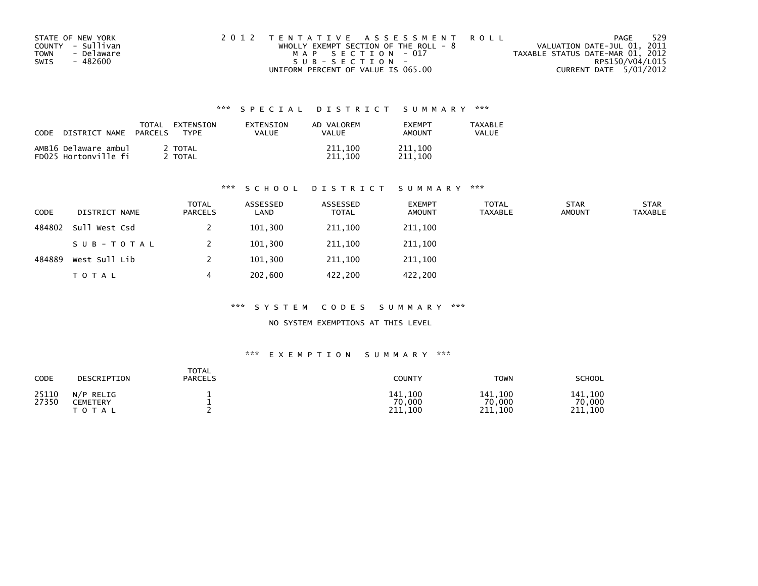STATE OF NEW YORK
COUNTY - Sullivan
TOWN - Delaware
SWIS - 482600

2012 TENTATIVE ASSESSMENT ROLL
WHOLLY EXEMPT SECTION OF THE ROLL - 8
MAP SECTION - 017
SUB-SECTION -
UNIFORM PERCENT OF VALUE IS 065.00

VALUATION DATE-JUL 01, 2011
TAXABLE STATUS DATE-MAR 01, 2012
RPS150/V04/L015
CURRENT DATE 5/01/2012

### *** SPECIAL DISTRICT SUMMARY ***

| CODE | DISTRICT NAME | TOTAL PARCELS | EXTENSION TYPE | EXTENSION VALUE | AD VALOREM VALUE | EXEMPT AMOUNT | TAXABLE VALUE |
|---|---|---|---|---|---|---|---|
| AMB16 | Delaware ambul | 2 | TOTAL | | 211,100 | 211,100 | |
| FD025 | Hortonville fi | 2 | TOTAL | | 211,100 | 211,100 | |

### *** SCHOOL DISTRICT SUMMARY ***

| CODE | DISTRICT NAME | TOTAL PARCELS | ASSESSED LAND | ASSESSED TOTAL | EXEMPT AMOUNT | TOTAL TAXABLE | STAR AMOUNT | STAR TAXABLE |
|---|---|---|---|---|---|---|---|---|
| 484802 | Sull West Csd | 2 | 101,300 | 211,100 | 211,100 | | | |
| | SUB-TOTAL | 2 | 101,300 | 211,100 | 211,100 | | | |
| 484889 | West Sull Lib | 2 | 101,300 | 211,100 | 211,100 | | | |
| | TOTAL | 4 | 202,600 | 422,200 | 422,200 | | | |

### *** SYSTEM CODES SUMMARY ***

NO SYSTEM EXEMPTIONS AT THIS LEVEL

### *** EXEMPTION SUMMARY ***

| CODE | DESCRIPTION | TOTAL PARCELS | COUNTY | TOWN | SCHOOL |
|---|---|---|---|---|---|
| 25110 | N/P RELIG | 1 | 141,100 | 141,100 | 141,100 |
| 27350 | CEMETERY | 1 | 70,000 | 70,000 | 70,000 |
| | TOTAL | 2 | 211,100 | 211,100 | 211,100 |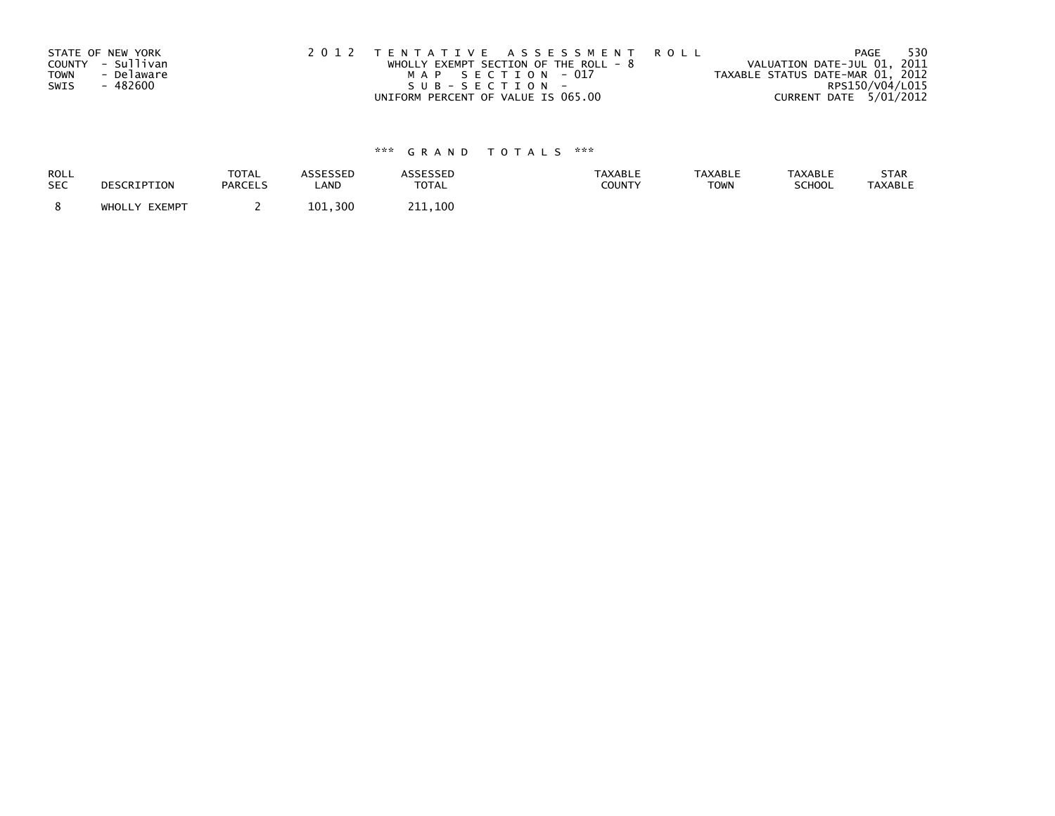STATE OF NEW YORK
COUNTY - Sullivan
TOWN - Delaware
SWIS - 482600

2 0 1 2 T E N T A T I V E A S S E S S M E N T R O L L
WHOLLY EXEMPT SECTION OF THE ROLL - 8
M A P S E C T I O N - 017
S U B - S E C T I O N -
UNIFORM PERCENT OF VALUE IS 065.00

VALUATION DATE-JUL 01, 2011
TAXABLE STATUS DATE-MAR 01, 2012
RPS150/V04/L015
CURRENT DATE 5/01/2012

### *** G R A N D T O T A L S ***

| ROLL SEC | DESCRIPTION | TOTAL PARCELS | ASSESSED LAND | ASSESSED TOTAL | TAXABLE COUNTY | TAXABLE TOWN | TAXABLE SCHOOL | STAR TAXABLE |
|---|---|---|---|---|---|---|---|---|
| 8 | WHOLLY EXEMPT | 2 | 101,300 | 211,100 | | | | |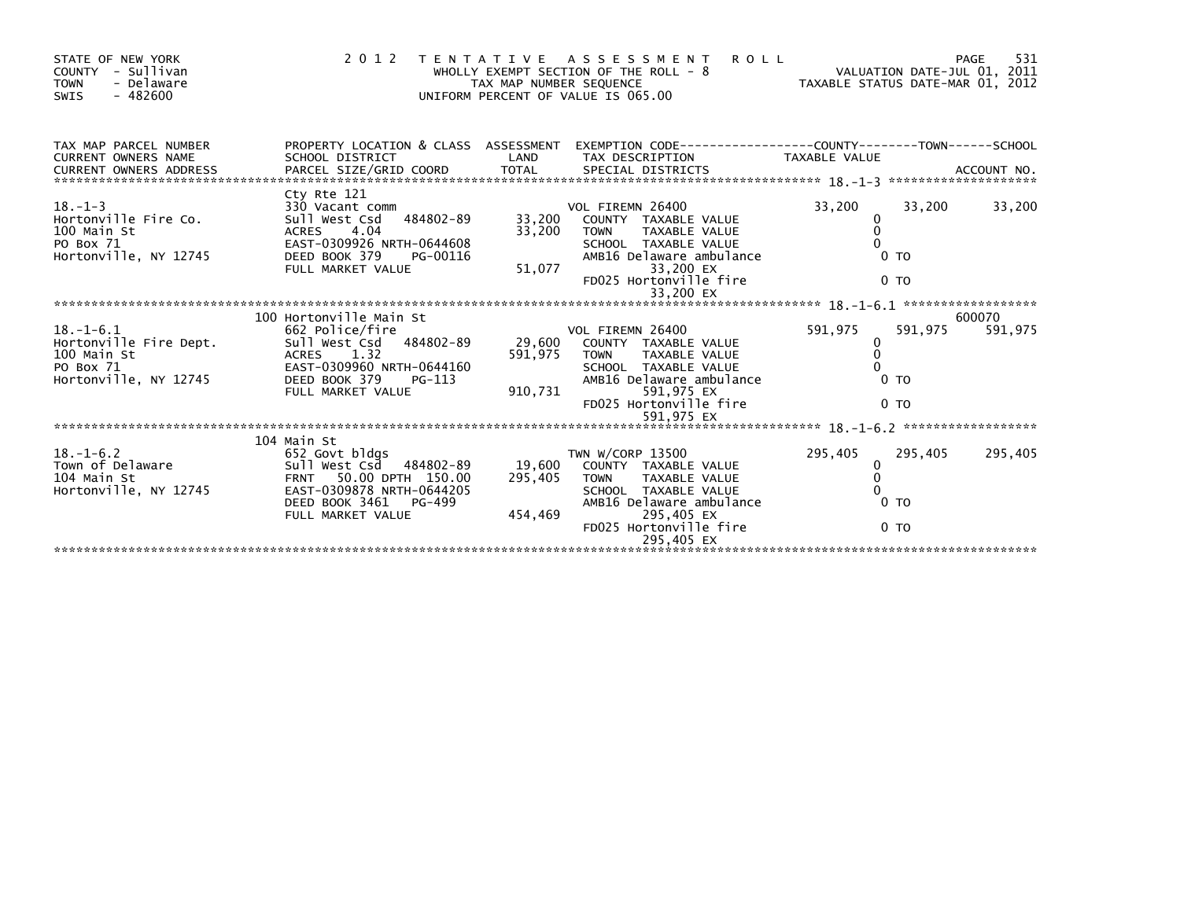STATE OF NEW YORK
COUNTY - Sullivan
TOWN - Delaware
SWIS - 482600

2012 TENTATIVE ASSESSMENT ROLL
WHOLLY EXEMPT SECTION OF THE ROLL - 8
TAX MAP NUMBER SEQUENCE
UNIFORM PERCENT OF VALUE IS 065.00

VALUATION DATE-JUL 01, 2011
TAXABLE STATUS DATE-MAR 01, 2012

| TAX MAP PARCEL NUMBER / CURRENT OWNERS NAME / CURRENT OWNERS ADDRESS | PROPERTY LOCATION & CLASS / SCHOOL DISTRICT / PARCEL SIZE/GRID COORD | ASSESSMENT LAND / TOTAL | EXEMPTION CODE / TAX DESCRIPTION / SPECIAL DISTRICTS | COUNTY TAXABLE VALUE | TOWN | SCHOOL / ACCOUNT NO. |
|---|---|---|---|---|---|---|
| 18.-1-3 | Cty Rte 121 | | | | | |
| | 330 Vacant comm | | VOL FIREMN 26400 | 33,200 | 33,200 | 33,200 |
| Hortonville Fire Co. | Sull West Csd 484802-89 | 33,200 | COUNTY TAXABLE VALUE | 0 | | |
| 100 Main St | ACRES 4.04 | 33,200 | TOWN TAXABLE VALUE | 0 | | |
| PO Box 71 | EAST-0309926 NRTH-0644608 | | SCHOOL TAXABLE VALUE | 0 | | |
| Hortonville, NY 12745 | DEED BOOK 379 PG-00116 | | AMB16 Delaware ambulance | 0 TO | | |
| | FULL MARKET VALUE | 51,077 | 33,200 EX | | | |
| | | | FD025 Hortonville fire | 0 TO | | |
| | | | 33,200 EX | | | |
| 18.-1-6.1 | 100 Hortonville Main St | | | | | 600070 |
| | 662 Police/fire | | VOL FIREMN 26400 | 591,975 | 591,975 | 591,975 |
| Hortonville Fire Dept. | Sull West Csd 484802-89 | 29,600 | COUNTY TAXABLE VALUE | 0 | | |
| 100 Main St | ACRES 1.32 | 591,975 | TOWN TAXABLE VALUE | 0 | | |
| PO Box 71 | EAST-0309960 NRTH-0644160 | | SCHOOL TAXABLE VALUE | 0 | | |
| Hortonville, NY 12745 | DEED BOOK 379 PG-113 | | AMB16 Delaware ambulance | 0 TO | | |
| | FULL MARKET VALUE | 910,731 | 591,975 EX | | | |
| | | | FD025 Hortonville fire | 0 TO | | |
| | | | 591,975 EX | | | |
| 18.-1-6.2 | 104 Main St | | | | | |
| | 652 Govt bldgs | | TWN W/CORP 13500 | 295,405 | 295,405 | 295,405 |
| Town of Delaware | Sull West Csd 484802-89 | 19,600 | COUNTY TAXABLE VALUE | 0 | | |
| 104 Main St | FRNT 50.00 DPTH 150.00 | 295,405 | TOWN TAXABLE VALUE | 0 | | |
| Hortonville, NY 12745 | EAST-0309878 NRTH-0644205 | | SCHOOL TAXABLE VALUE | 0 | | |
| | DEED BOOK 3461 PG-499 | | AMB16 Delaware ambulance | 0 TO | | |
| | FULL MARKET VALUE | 454,469 | 295,405 EX | | | |
| | | | FD025 Hortonville fire | 0 TO | | |
| | | | 295,405 EX | | | |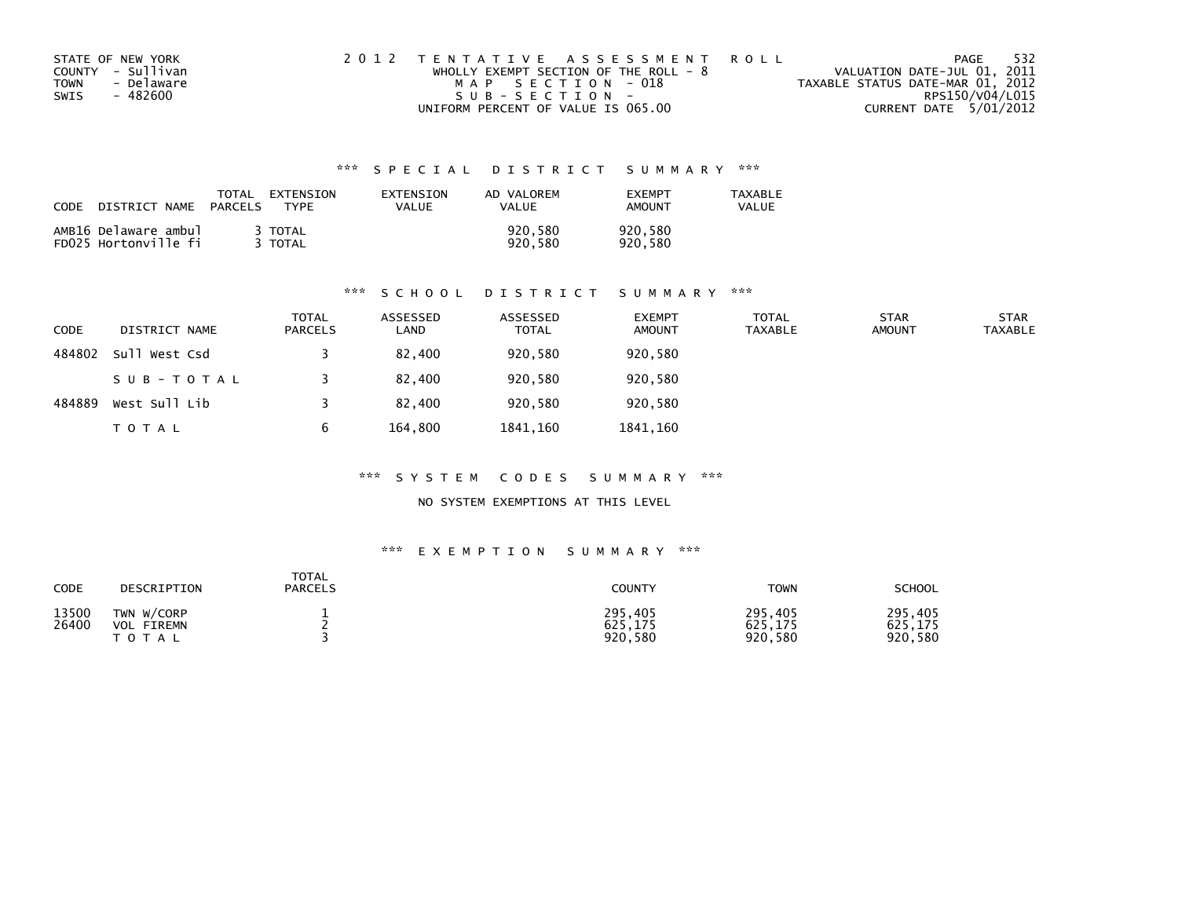STATE OF NEW YORK
COUNTY - Sullivan
TOWN - Delaware
SWIS - 482600

2012 TENTATIVE ASSESSMENT ROLL
WHOLLY EXEMPT SECTION OF THE ROLL - 8
MAP SECTION - 018
SUB-SECTION -
UNIFORM PERCENT OF VALUE IS 065.00

VALUATION DATE-JUL 01, 2011
TAXABLE STATUS DATE-MAR 01, 2012
RPS150/V04/L015
CURRENT DATE 5/01/2012

### *** SPECIAL DISTRICT SUMMARY ***

| CODE DISTRICT NAME | TOTAL PARCELS | EXTENSION TYPE | EXTENSION VALUE | AD VALOREM VALUE | EXEMPT AMOUNT | TAXABLE VALUE |
|---|---|---|---|---|---|---|
| AMB16 Delaware ambul | 3 | TOTAL | | 920,580 | 920,580 | |
| FD025 Hortonville fi | 3 | TOTAL | | 920,580 | 920,580 | |

### *** SCHOOL DISTRICT SUMMARY ***

| CODE | DISTRICT NAME | TOTAL PARCELS | ASSESSED LAND | ASSESSED TOTAL | EXEMPT AMOUNT | TOTAL TAXABLE | STAR AMOUNT | STAR TAXABLE |
|---|---|---|---|---|---|---|---|---|
| 484802 | Sull West Csd | 3 | 82,400 | 920,580 | 920,580 | | | |
| | SUB-TOTAL | 3 | 82,400 | 920,580 | 920,580 | | | |
| 484889 | West Sull Lib | 3 | 82,400 | 920,580 | 920,580 | | | |
| | TOTAL | 6 | 164,800 | 1841,160 | 1841,160 | | | |

### *** SYSTEM CODES SUMMARY ***

NO SYSTEM EXEMPTIONS AT THIS LEVEL

### *** EXEMPTION SUMMARY ***

| CODE | DESCRIPTION | TOTAL PARCELS | COUNTY | TOWN | SCHOOL |
|---|---|---|---|---|---|
| 13500 | TWN W/CORP | 1 | 295,405 | 295,405 | 295,405 |
| 26400 | VOL FIREMN | 2 | 625,175 | 625,175 | 625,175 |
| | TOTAL | 3 | 920,580 | 920,580 | 920,580 |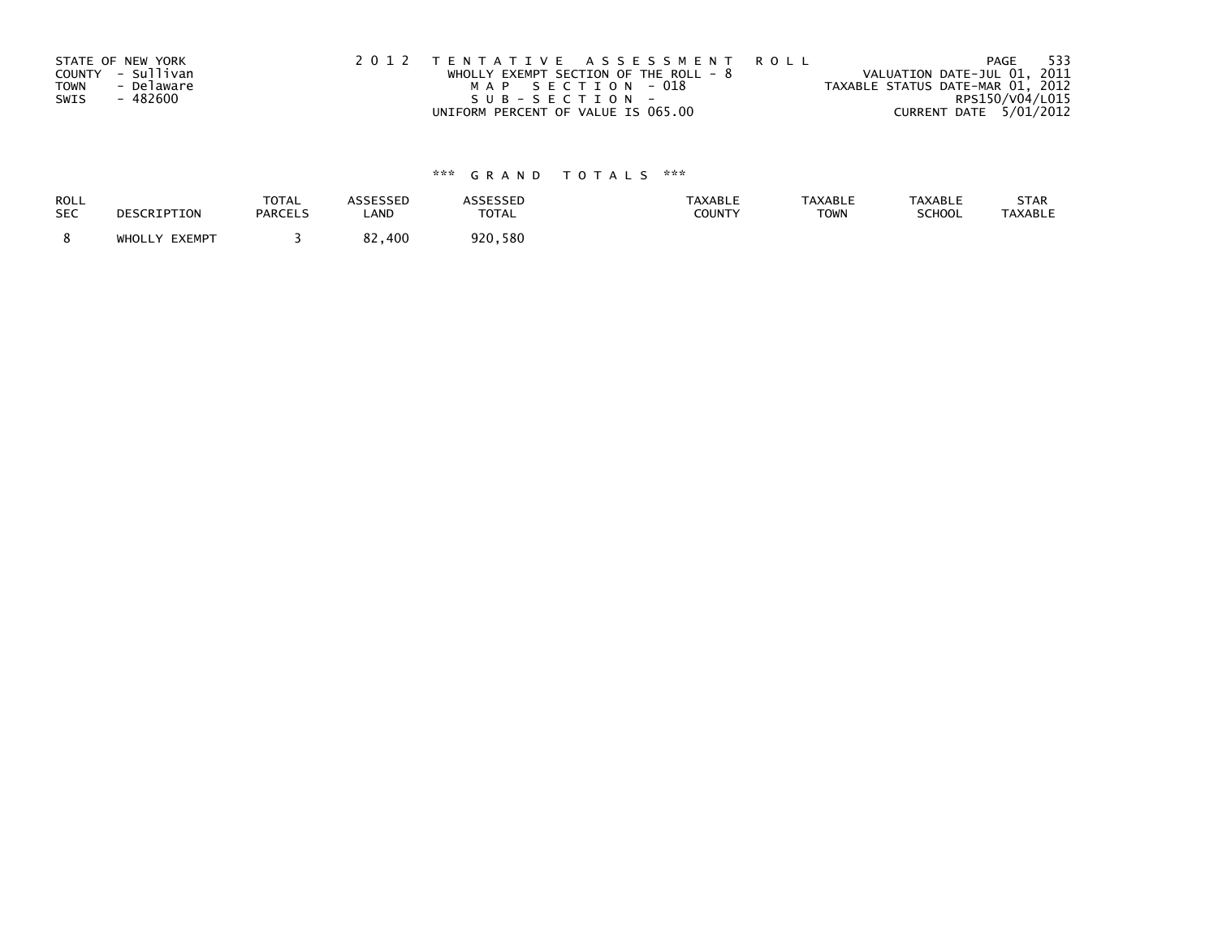STATE OF NEW YORK
COUNTY - Sullivan
TOWN - Delaware
SWIS - 482600

2 0 1 2 T E N T A T I V E A S S E S S M E N T R O L L
WHOLLY EXEMPT SECTION OF THE ROLL - 8
M A P S E C T I O N - 018
S U B - S E C T I O N -
UNIFORM PERCENT OF VALUE IS 065.00

VALUATION DATE-JUL 01, 2011
TAXABLE STATUS DATE-MAR 01, 2012
RPS150/V04/L015
CURRENT DATE 5/01/2012

### *** G R A N D T O T A L S ***

| ROLL SEC | DESCRIPTION | TOTAL PARCELS | ASSESSED LAND | ASSESSED TOTAL | TAXABLE COUNTY | TAXABLE TOWN | TAXABLE SCHOOL | STAR TAXABLE |
|---|---|---|---|---|---|---|---|---|
| 8 | WHOLLY EXEMPT | 3 | 82,400 | 920,580 | | | | |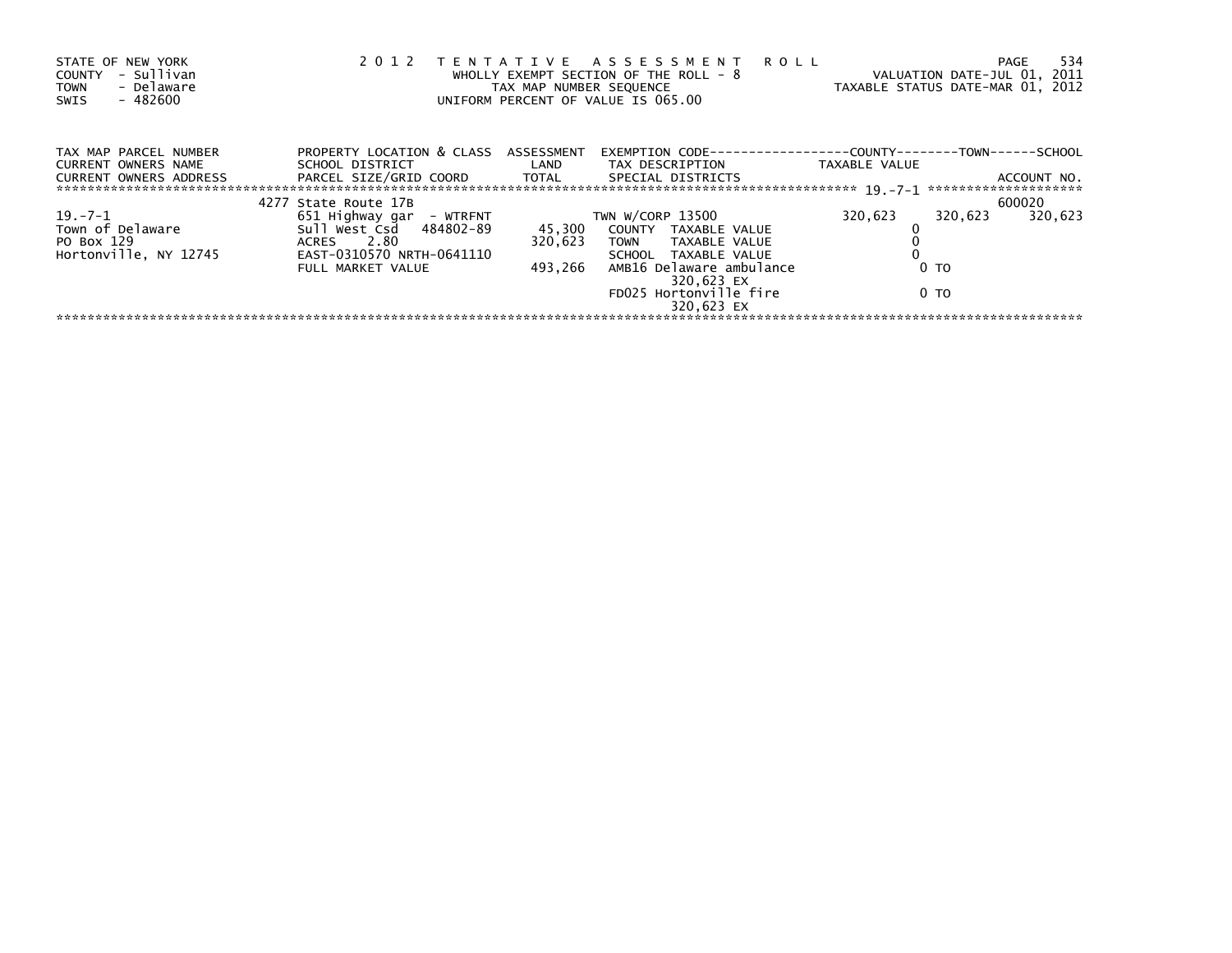STATE OF NEW YORK
COUNTY - Sullivan
TOWN - Delaware
SWIS - 482600

# 2012 TENTATIVE ASSESSMENT ROLL

WHOLLY EXEMPT SECTION OF THE ROLL - 8
TAX MAP NUMBER SEQUENCE
UNIFORM PERCENT OF VALUE IS 065.00

VALUATION DATE-JUL 01, 2011
TAXABLE STATUS DATE-MAR 01, 2012

| TAX MAP PARCEL NUMBER<br>CURRENT OWNERS NAME<br>CURRENT OWNERS ADDRESS | PROPERTY LOCATION & CLASS<br>SCHOOL DISTRICT<br>PARCEL SIZE/GRID COORD | ASSESSMENT<br>LAND<br>TOTAL | EXEMPTION CODE<br>TAX DESCRIPTION<br>SPECIAL DISTRICTS | COUNTY<br>TAXABLE VALUE | TOWN | SCHOOL<br>ACCOUNT NO. |
|---|---|---|---|---|---|---|
| 19.-7-1 | 4277 State Route 17B | | | | | 600020 |
| | 651 Highway gar - WTRFNT | | TWN W/CORP 13500 | 320,623 | 320,623 | 320,623 |
| Town of Delaware | Sull West Csd 484802-89 | 45,300 | COUNTY TAXABLE VALUE | 0 | | |
| PO Box 129 | ACRES 2.80 | 320,623 | TOWN TAXABLE VALUE | 0 | | |
| Hortonville, NY 12745 | EAST-0310570 NRTH-0641110 | | SCHOOL TAXABLE VALUE | 0 | | |
| | FULL MARKET VALUE | 493,266 | AMB16 Delaware ambulance 320,623 EX | 0 TO | | |
| | | | FD025 Hortonville fire 320,623 EX | 0 TO | | |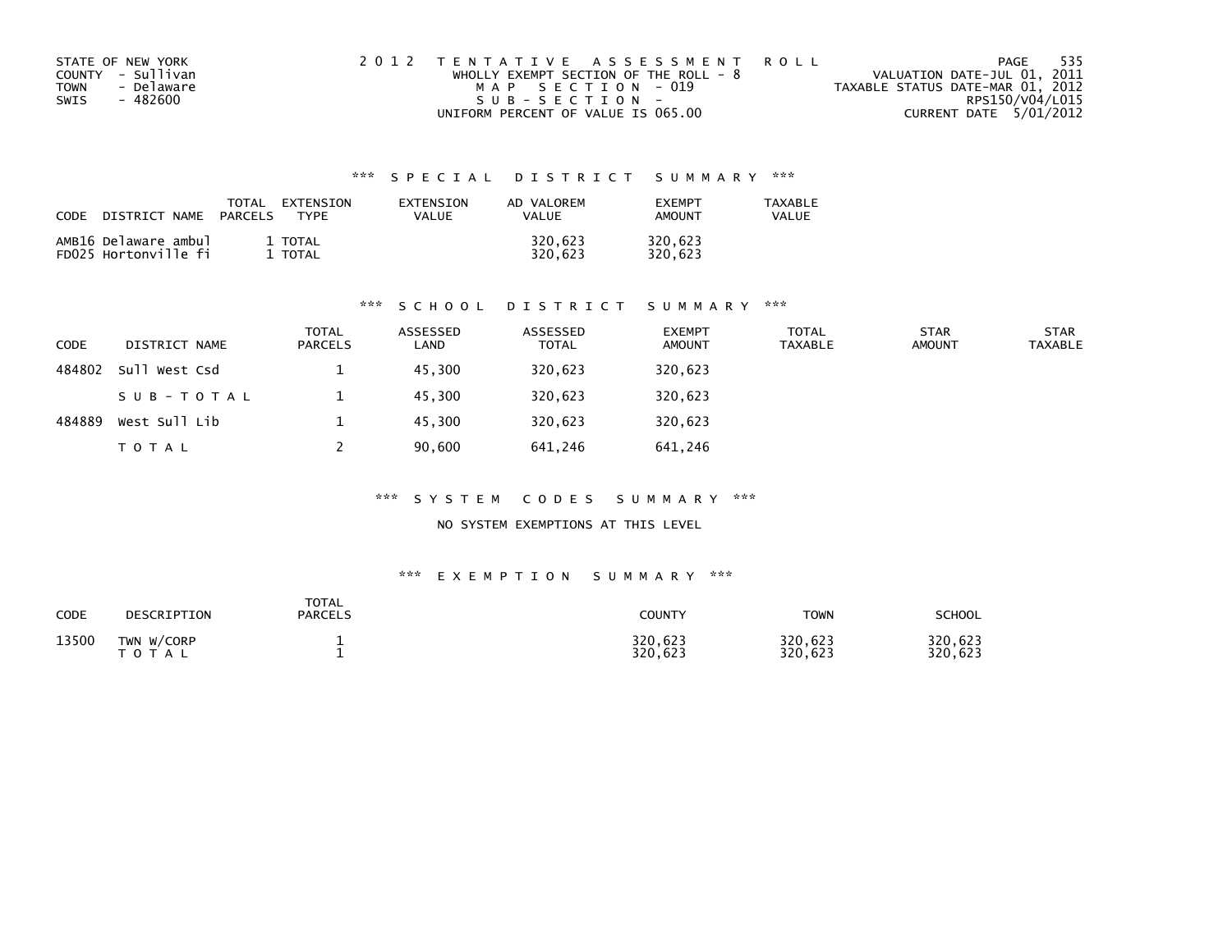STATE OF NEW YORK
COUNTY - Sullivan
TOWN - Delaware
SWIS - 482600

2012 TENTATIVE ASSESSMENT ROLL
WHOLLY EXEMPT SECTION OF THE ROLL - 8
MAP SECTION - 019
SUB-SECTION -
UNIFORM PERCENT OF VALUE IS 065.00

VALUATION DATE-JUL 01, 2011
TAXABLE STATUS DATE-MAR 01, 2012
RPS150/V04/L015
CURRENT DATE 5/01/2012

### *** SPECIAL DISTRICT SUMMARY ***

| CODE | DISTRICT NAME | TOTAL PARCELS | EXTENSION TYPE | EXTENSION VALUE | AD VALOREM VALUE | EXEMPT AMOUNT | TAXABLE VALUE |
|---|---|---|---|---|---|---|---|
| AMB16 | Delaware ambul | 1 | TOTAL | | 320,623 | 320,623 | |
| FD025 | Hortonville fi | 1 | TOTAL | | 320,623 | 320,623 | |

### *** SCHOOL DISTRICT SUMMARY ***

| CODE | DISTRICT NAME | TOTAL PARCELS | ASSESSED LAND | ASSESSED TOTAL | EXEMPT AMOUNT | TOTAL TAXABLE | STAR AMOUNT | STAR TAXABLE |
|---|---|---|---|---|---|---|---|---|
| 484802 | Sull West Csd | 1 | 45,300 | 320,623 | 320,623 | | | |
| | SUB-TOTAL | 1 | 45,300 | 320,623 | 320,623 | | | |
| 484889 | West Sull Lib | 1 | 45,300 | 320,623 | 320,623 | | | |
| | TOTAL | 2 | 90,600 | 641,246 | 641,246 | | | |

### *** SYSTEM CODES SUMMARY ***

NO SYSTEM EXEMPTIONS AT THIS LEVEL

### *** EXEMPTION SUMMARY ***

| CODE | DESCRIPTION | TOTAL PARCELS | COUNTY | TOWN | SCHOOL |
|---|---|---|---|---|---|
| 13500 | TWN W/CORP | 1 | 320,623 | 320,623 | 320,623 |
| | TOTAL | 1 | 320,623 | 320,623 | 320,623 |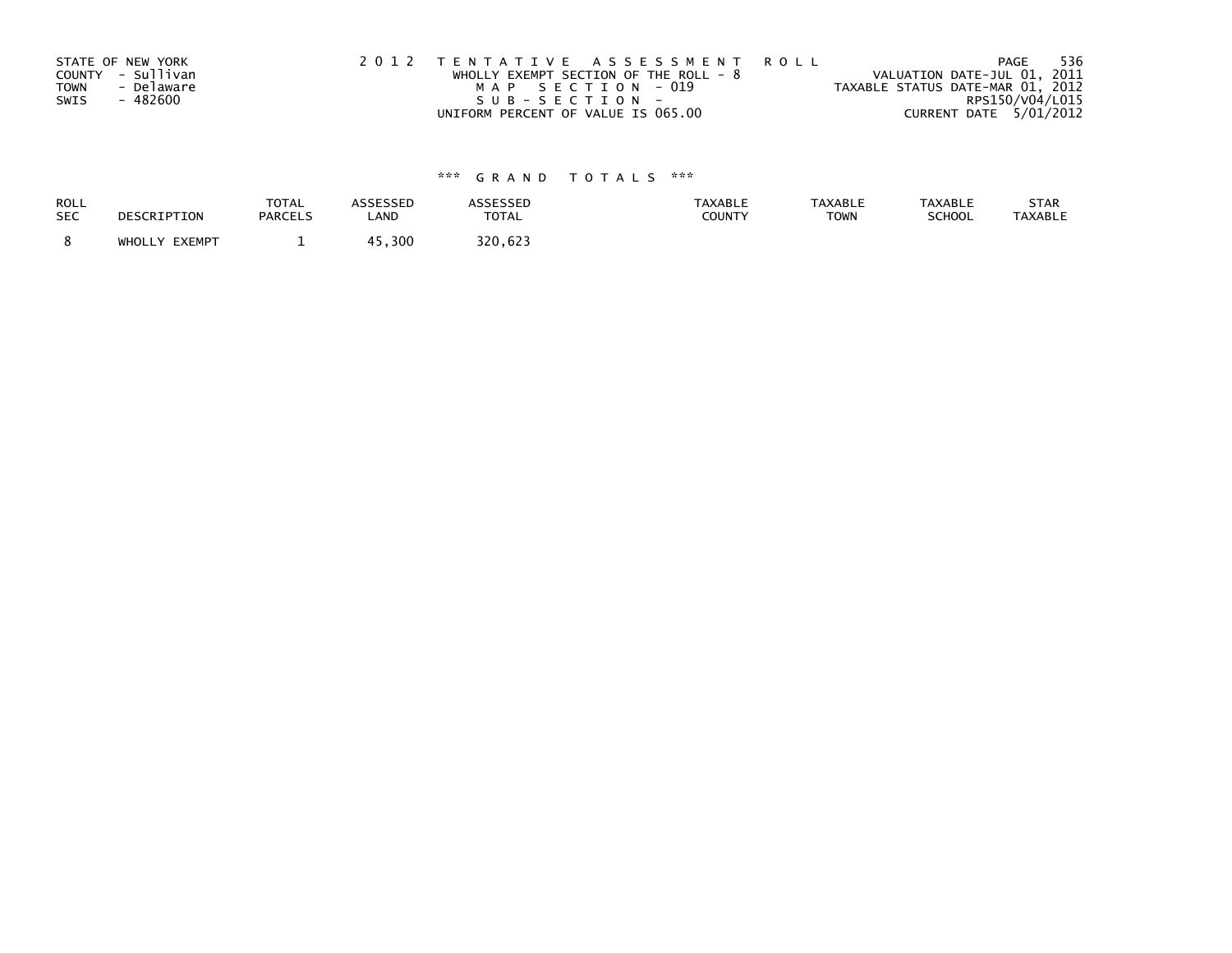STATE OF NEW YORK
COUNTY - Sullivan
TOWN - Delaware
SWIS - 482600

2 0 1 2 T E N T A T I V E A S S E S S M E N T R O L L
WHOLLY EXEMPT SECTION OF THE ROLL - 8
M A P S E C T I O N - 019
S U B - S E C T I O N -
UNIFORM PERCENT OF VALUE IS 065.00

VALUATION DATE-JUL 01, 2011
TAXABLE STATUS DATE-MAR 01, 2012
RPS150/V04/L015
CURRENT DATE 5/01/2012

\*\*\* G R A N D T O T A L S \*\*\*

| ROLL SEC | DESCRIPTION | TOTAL PARCELS | ASSESSED LAND | ASSESSED TOTAL | TAXABLE COUNTY | TAXABLE TOWN | TAXABLE SCHOOL | STAR TAXABLE |
|---|---|---|---|---|---|---|---|---|
| 8 | WHOLLY EXEMPT | 1 | 45,300 | 320,623 | | | | |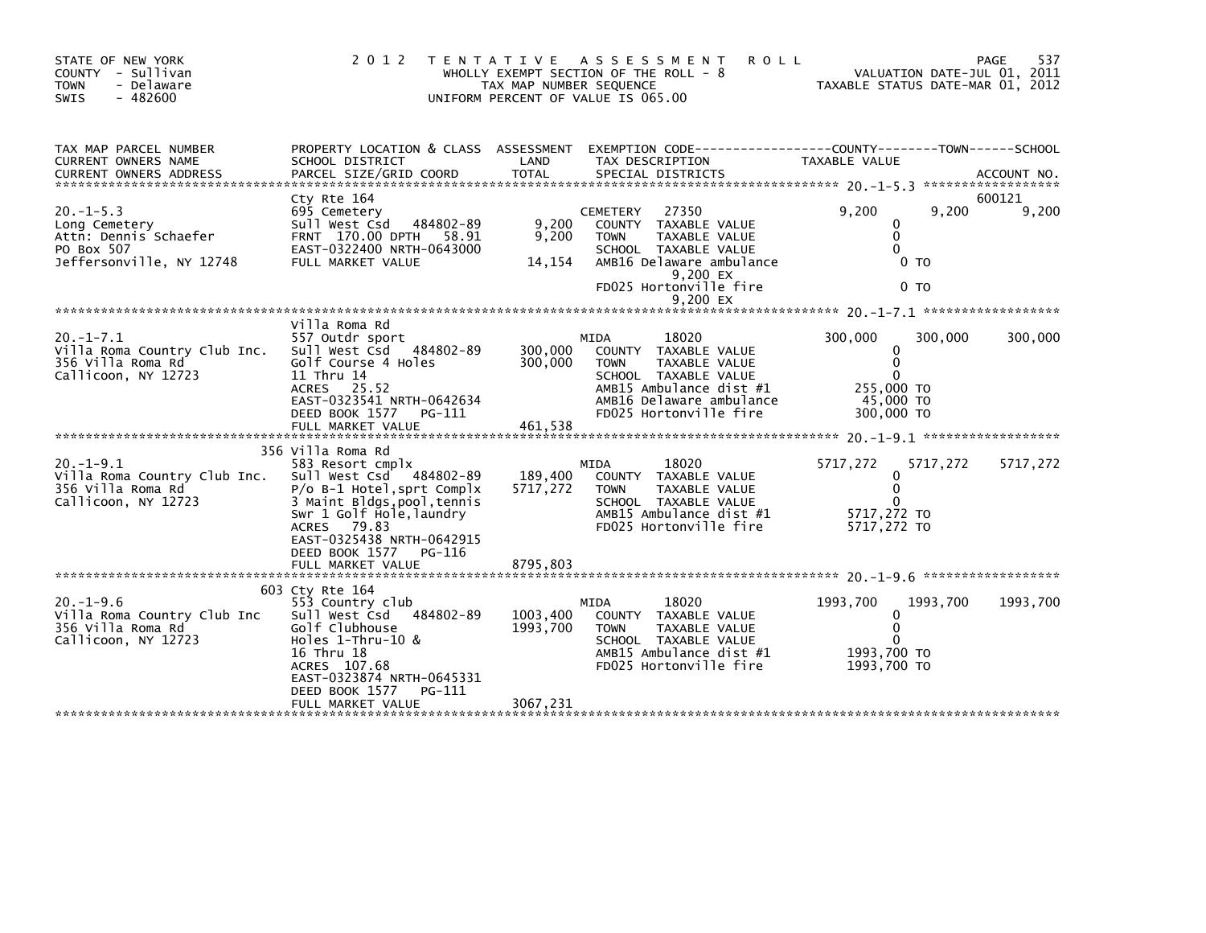STATE OF NEW YORK
COUNTY - Sullivan
TOWN - Delaware
SWIS - 482600

2 0 1 2 T E N T A T I V E A S S E S S M E N T R O L L
WHOLLY EXEMPT SECTION OF THE ROLL - 8
TAX MAP NUMBER SEQUENCE
UNIFORM PERCENT OF VALUE IS 065.00

VALUATION DATE-JUL 01, 2011
TAXABLE STATUS DATE-MAR 01, 2012

| TAX MAP PARCEL NUMBER / CURRENT OWNERS NAME / CURRENT OWNERS ADDRESS | PROPERTY LOCATION & CLASS / SCHOOL DISTRICT / PARCEL SIZE/GRID COORD | ASSESSMENT LAND / TOTAL | EXEMPTION CODE / TAX DESCRIPTION / SPECIAL DISTRICTS | COUNTY TAXABLE VALUE | TOWN | SCHOOL / ACCOUNT NO. |
|---|---|---|---|---|---|---|
| **20.-1-5.3** | Cty Rte 164 | | | | | 600121 |
| 20.-1-5.3 | 695 Cemetery | | CEMETERY 27350 | 9,200 | 9,200 | 9,200 |
| Long Cemetery | Sull West Csd 484802-89 | 9,200 | COUNTY TAXABLE VALUE | 0 | | |
| Attn: Dennis Schaefer | FRNT 170.00 DPTH 58.91 | 9,200 | TOWN TAXABLE VALUE | 0 | | |
| PO Box 507 | EAST-0322400 NRTH-0643000 | | SCHOOL TAXABLE VALUE | 0 | | |
| Jeffersonville, NY 12748 | FULL MARKET VALUE | 14,154 | AMB16 Delaware ambulance 9,200 EX | 0 TO | | |
| | | | FD025 Hortonville fire 9,200 EX | 0 TO | | |
| **20.-1-7.1** | Villa Roma Rd | | | | | |
| 20.-1-7.1 | 557 Outdr sport | | MIDA 18020 | 300,000 | 300,000 | 300,000 |
| Villa Roma Country Club Inc. | Sull West Csd 484802-89 | 300,000 | COUNTY TAXABLE VALUE | 0 | | |
| 356 Villa Roma Rd | Golf Course 4 Holes | 300,000 | TOWN TAXABLE VALUE | 0 | | |
| Callicoon, NY 12723 | 11 Thru 14 | | SCHOOL TAXABLE VALUE | 0 | | |
| | ACRES 25.52 | | AMB15 Ambulance dist #1 | 255,000 TO | | |
| | EAST-0323541 NRTH-0642634 | | AMB16 Delaware ambulance | 45,000 TO | | |
| | DEED BOOK 1577 PG-111 | | FD025 Hortonville fire | 300,000 TO | | |
| | FULL MARKET VALUE | 461,538 | | | | |
| **20.-1-9.1** | 356 Villa Roma Rd | | | | | |
| 20.-1-9.1 | 583 Resort cmplx | | MIDA 18020 | 5717,272 | 5717,272 | 5717,272 |
| Villa Roma Country Club Inc. | Sull West Csd 484802-89 | 189,400 | COUNTY TAXABLE VALUE | 0 | | |
| 356 Villa Roma Rd | P/o B-1 Hotel,sprt Complx | 5717,272 | TOWN TAXABLE VALUE | 0 | | |
| Callicoon, NY 12723 | 3 Maint Bldgs,pool,tennis | | SCHOOL TAXABLE VALUE | 0 | | |
| | Swr 1 Golf Hole,laundry | | AMB15 Ambulance dist #1 | 5717,272 TO | | |
| | ACRES 79.83 | | FD025 Hortonville fire | 5717,272 TO | | |
| | EAST-0325438 NRTH-0642915 | | | | | |
| | DEED BOOK 1577 PG-116 | | | | | |
| | FULL MARKET VALUE | 8795,803 | | | | |
| **20.-1-9.6** | 603 Cty Rte 164 | | | | | |
| 20.-1-9.6 | 553 Country club | | MIDA 18020 | 1993,700 | 1993,700 | 1993,700 |
| Villa Roma Country Club Inc | Sull West Csd 484802-89 | 1003,400 | COUNTY TAXABLE VALUE | 0 | | |
| 356 Villa Roma Rd | Golf Clubhouse | 1993,700 | TOWN TAXABLE VALUE | 0 | | |
| Callicoon, NY 12723 | Holes 1-Thru-10 & | | SCHOOL TAXABLE VALUE | 0 | | |
| | 16 Thru 18 | | AMB15 Ambulance dist #1 | 1993,700 TO | | |
| | ACRES 107.68 | | FD025 Hortonville fire | 1993,700 TO | | |
| | EAST-0323874 NRTH-0645331 | | | | | |
| | DEED BOOK 1577 PG-111 | | | | | |
| | FULL MARKET VALUE | 3067,231 | | | | |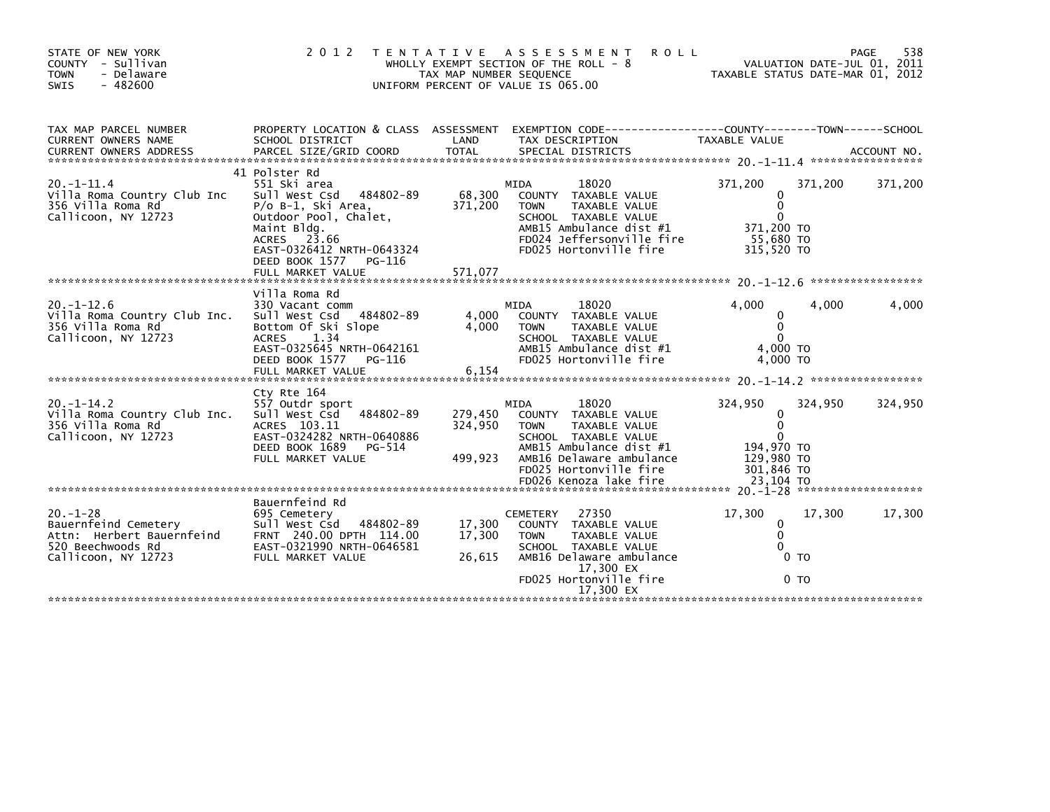STATE OF NEW YORK
COUNTY - Sullivan
TOWN - Delaware
SWIS - 482600

2012 TENTATIVE ASSESSMENT ROLL
WHOLLY EXEMPT SECTION OF THE ROLL - 8
TAX MAP NUMBER SEQUENCE
UNIFORM PERCENT OF VALUE IS 065.00

VALUATION DATE-JUL 01, 2011
TAXABLE STATUS DATE-MAR 01, 2012

| TAX MAP PARCEL NUMBER / CURRENT OWNERS NAME / CURRENT OWNERS ADDRESS | PROPERTY LOCATION & CLASS / SCHOOL DISTRICT / PARCEL SIZE/GRID COORD | ASSESSMENT LAND / TOTAL | EXEMPTION CODE / TAX DESCRIPTION / SPECIAL DISTRICTS | COUNTY TAXABLE VALUE | TOWN | SCHOOL |
|---|---|---|---|---|---|---|
| **20.-1-11.4** | 41 Polster Rd | | | | | |
| 20.-1-11.4 | 551 Ski area | | MIDA 18020 | 371,200 | 371,200 | 371,200 |
| Villa Roma Country Club Inc | Sull West Csd 484802-89 | 68,300 | COUNTY TAXABLE VALUE | 0 | | |
| 356 Villa Roma Rd | P/o B-1, Ski Area, | 371,200 | TOWN TAXABLE VALUE | 0 | | |
| Callicoon, NY 12723 | Outdoor Pool, Chalet, | | SCHOOL TAXABLE VALUE | 0 | | |
| | Maint Bldg. | | AMB15 Ambulance dist #1 | 371,200 TO | | |
| | ACRES 23.66 | | FD024 Jeffersonville fire | 55,680 TO | | |
| | EAST-0326412 NRTH-0643324 | | FD025 Hortonville fire | 315,520 TO | | |
| | DEED BOOK 1577 PG-116 | | | | | |
| | FULL MARKET VALUE | 571,077 | | | | |
| **20.-1-12.6** | Villa Roma Rd | | | | | |
| 20.-1-12.6 | 330 Vacant comm | | MIDA 18020 | 4,000 | 4,000 | 4,000 |
| Villa Roma Country Club Inc. | Sull West Csd 484802-89 | 4,000 | COUNTY TAXABLE VALUE | 0 | | |
| 356 Villa Roma Rd | Bottom Of Ski Slope | 4,000 | TOWN TAXABLE VALUE | 0 | | |
| Callicoon, NY 12723 | ACRES 1.34 | | SCHOOL TAXABLE VALUE | 0 | | |
| | EAST-0325645 NRTH-0642161 | | AMB15 Ambulance dist #1 | 4,000 TO | | |
| | DEED BOOK 1577 PG-116 | | FD025 Hortonville fire | 4,000 TO | | |
| | FULL MARKET VALUE | 6,154 | | | | |
| **20.-1-14.2** | Cty Rte 164 | | | | | |
| 20.-1-14.2 | 557 Outdr sport | | MIDA 18020 | 324,950 | 324,950 | 324,950 |
| Villa Roma Country Club Inc. | Sull West Csd 484802-89 | 279,450 | COUNTY TAXABLE VALUE | 0 | | |
| 356 Villa Roma Rd | ACRES 103.11 | 324,950 | TOWN TAXABLE VALUE | 0 | | |
| Callicoon, NY 12723 | EAST-0324282 NRTH-0640886 | | SCHOOL TAXABLE VALUE | 0 | | |
| | DEED BOOK 1689 PG-514 | | AMB15 Ambulance dist #1 | 194,970 TO | | |
| | FULL MARKET VALUE | 499,923 | AMB16 Delaware ambulance | 129,980 TO | | |
| | | | FD025 Hortonville fire | 301,846 TO | | |
| | | | FD026 Kenoza lake fire | 23,104 TO | | |
| **20.-1-28** | Bauernfeind Rd | | | | | |
| 20.-1-28 | 695 Cemetery | | CEMETERY 27350 | 17,300 | 17,300 | 17,300 |
| Bauernfeind Cemetery | Sull West Csd 484802-89 | 17,300 | COUNTY TAXABLE VALUE | 0 | | |
| Attn: Herbert Bauernfeind | FRNT 240.00 DPTH 114.00 | 17,300 | TOWN TAXABLE VALUE | 0 | | |
| 520 Beechwoods Rd | EAST-0321990 NRTH-0646581 | | SCHOOL TAXABLE VALUE | 0 | | |
| Callicoon, NY 12723 | FULL MARKET VALUE | 26,615 | AMB16 Delaware ambulance | 0 TO | | |
| | | | 17,300 EX | | | |
| | | | FD025 Hortonville fire | 0 TO | | |
| | | | 17,300 EX | | | |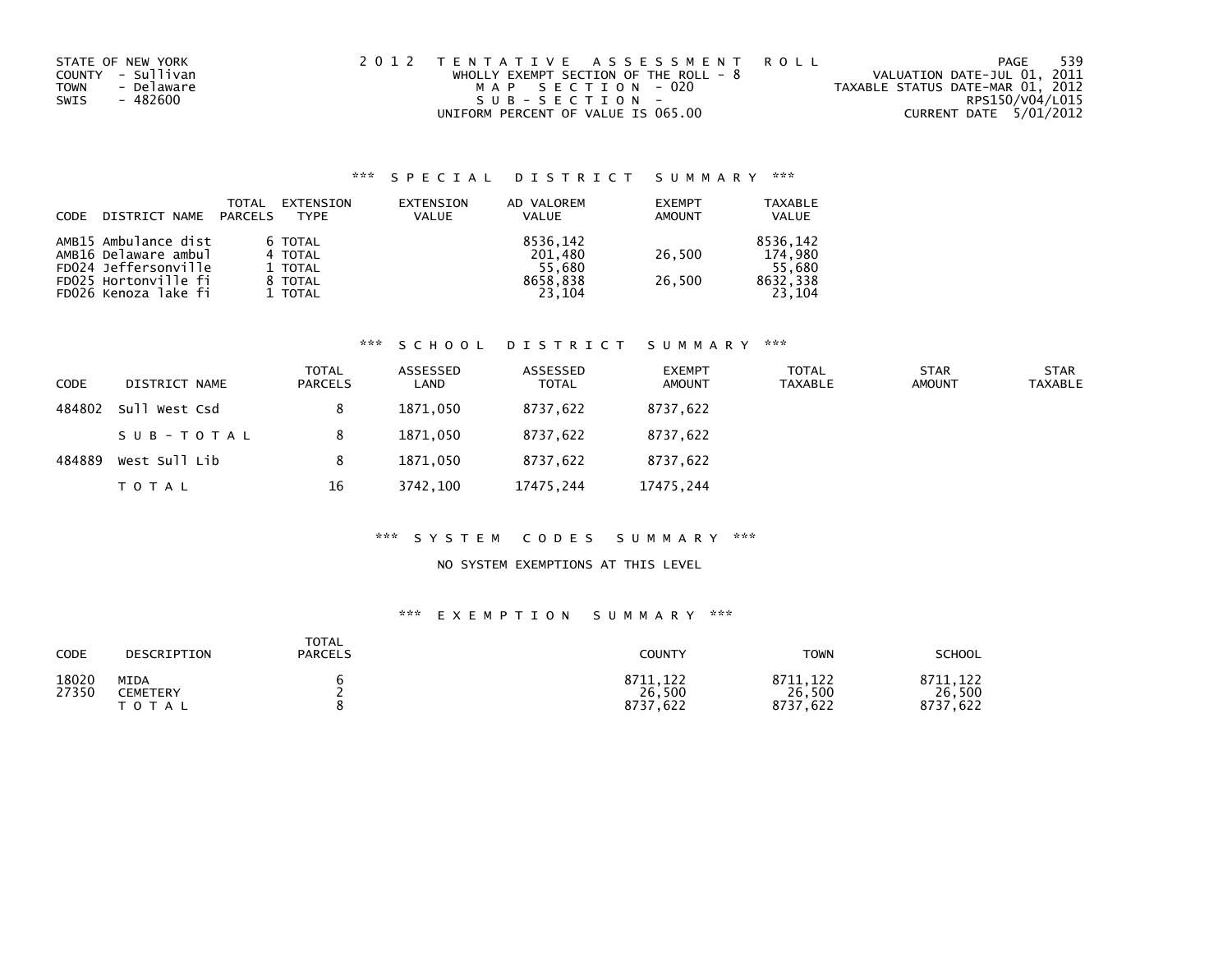STATE OF NEW YORK
COUNTY - Sullivan
TOWN - Delaware
SWIS - 482600

2012 TENTATIVE ASSESSMENT ROLL
WHOLLY EXEMPT SECTION OF THE ROLL - 8
MAP SECTION - 020
SUB-SECTION -
UNIFORM PERCENT OF VALUE IS 065.00

VALUATION DATE-JUL 01, 2011
TAXABLE STATUS DATE-MAR 01, 2012
RPS150/V04/L015
CURRENT DATE 5/01/2012

### *** SPECIAL DISTRICT SUMMARY ***

| CODE DISTRICT NAME | TOTAL PARCELS | EXTENSION TYPE | EXTENSION VALUE | AD VALOREM VALUE | EXEMPT AMOUNT | TAXABLE VALUE |
|---|---|---|---|---|---|---|
| AMB15 Ambulance dist | 6 | TOTAL | | 8536,142 | | 8536,142 |
| AMB16 Delaware ambul | 4 | TOTAL | | 201,480 | 26,500 | 174,980 |
| FD024 Jeffersonville | 1 | TOTAL | | 55,680 | | 55,680 |
| FD025 Hortonville fi | 8 | TOTAL | | 8658,838 | 26,500 | 8632,338 |
| FD026 Kenoza lake fi | 1 | TOTAL | | 23,104 | | 23,104 |

### *** SCHOOL DISTRICT SUMMARY ***

| CODE | DISTRICT NAME | TOTAL PARCELS | ASSESSED LAND | ASSESSED TOTAL | EXEMPT AMOUNT | TOTAL TAXABLE | STAR AMOUNT | STAR TAXABLE |
|---|---|---|---|---|---|---|---|---|
| 484802 | Sull West Csd | 8 | 1871,050 | 8737,622 | 8737,622 | | | |
| | SUB-TOTAL | 8 | 1871,050 | 8737,622 | 8737,622 | | | |
| 484889 | West Sull Lib | 8 | 1871,050 | 8737,622 | 8737,622 | | | |
| | TOTAL | 16 | 3742,100 | 17475,244 | 17475,244 | | | |

### *** SYSTEM CODES SUMMARY ***

NO SYSTEM EXEMPTIONS AT THIS LEVEL

### *** EXEMPTION SUMMARY ***

| CODE | DESCRIPTION | TOTAL PARCELS | COUNTY | TOWN | SCHOOL |
|---|---|---|---|---|---|
| 18020 | MIDA | 6 | 8711,122 | 8711,122 | 8711,122 |
| 27350 | CEMETERY | 2 | 26,500 | 26,500 | 26,500 |
| | TOTAL | 8 | 8737,622 | 8737,622 | 8737,622 |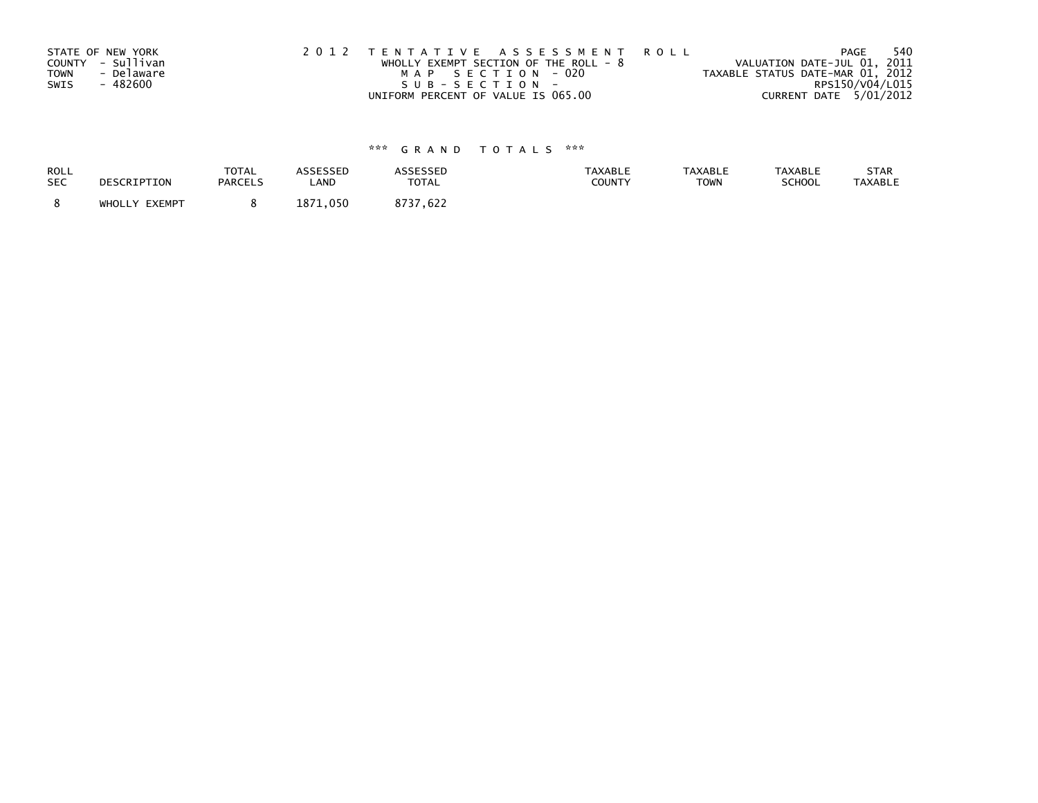STATE OF NEW YORK
COUNTY - Sullivan
TOWN - Delaware
SWIS - 482600

2012 TENTATIVE ASSESSMENT ROLL
WHOLLY EXEMPT SECTION OF THE ROLL - 8
MAP SECTION - 020
SUB-SECTION -
UNIFORM PERCENT OF VALUE IS 065.00

VALUATION DATE-JUL 01, 2011
TAXABLE STATUS DATE-MAR 01, 2012
RPS150/V04/L015
CURRENT DATE 5/01/2012

### *** GRAND TOTALS ***

| ROLL SEC | DESCRIPTION | TOTAL PARCELS | ASSESSED LAND | ASSESSED TOTAL | TAXABLE COUNTY | TAXABLE TOWN | TAXABLE SCHOOL | STAR TAXABLE |
|---|---|---|---|---|---|---|---|---|
| 8 | WHOLLY EXEMPT | 8 | 1871,050 | 8737,622 | | | | |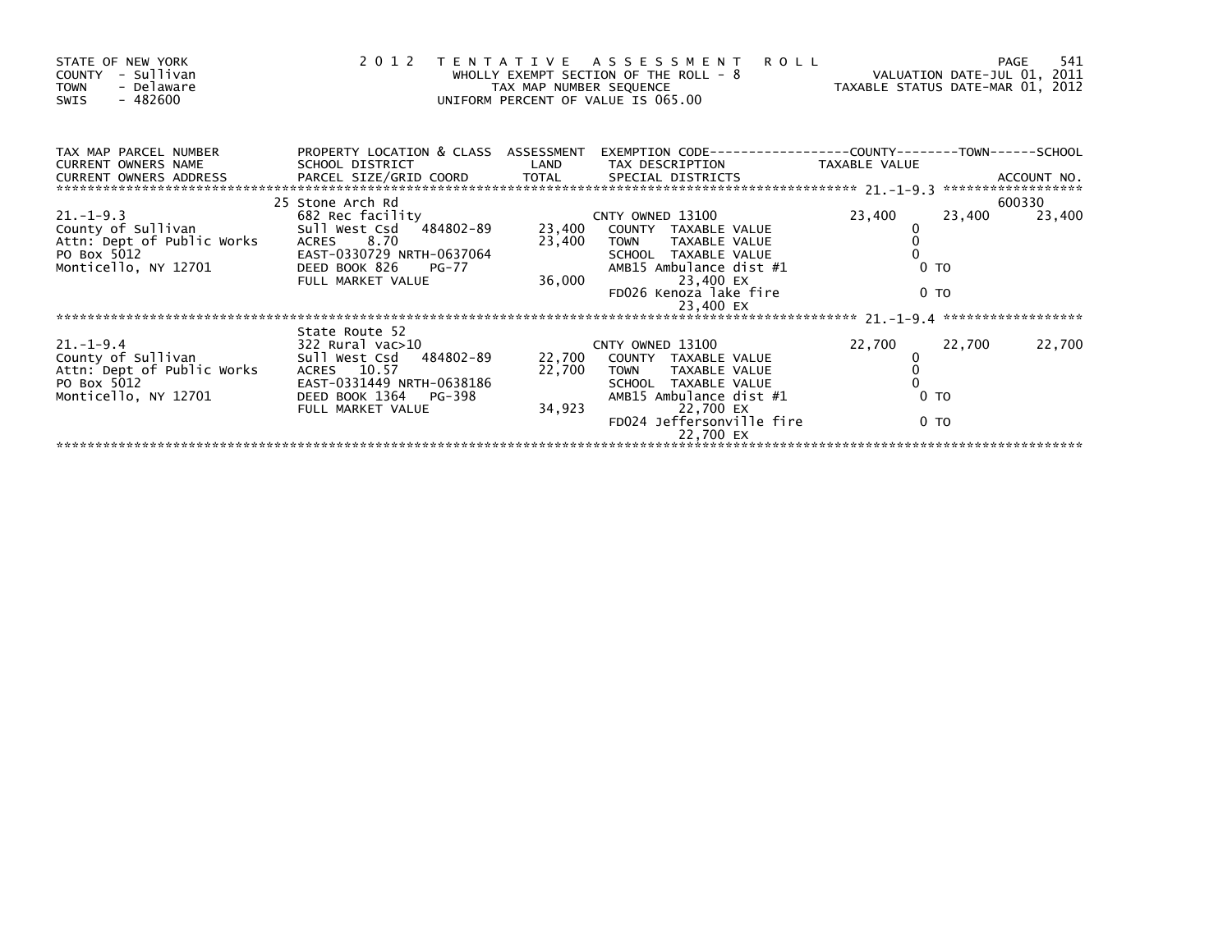STATE OF NEW YORK
COUNTY - Sullivan
TOWN - Delaware
SWIS - 482600

# 2012 TENTATIVE ASSESSMENT ROLL

WHOLLY EXEMPT SECTION OF THE ROLL - 8
TAX MAP NUMBER SEQUENCE
UNIFORM PERCENT OF VALUE IS 065.00

VALUATION DATE-JUL 01, 2011
TAXABLE STATUS DATE-MAR 01, 2012

| TAX MAP PARCEL NUMBER / CURRENT OWNERS NAME / CURRENT OWNERS ADDRESS | PROPERTY LOCATION & CLASS / SCHOOL DISTRICT / PARCEL SIZE/GRID COORD | ASSESSMENT LAND / TOTAL | EXEMPTION CODE / TAX DESCRIPTION / SPECIAL DISTRICTS | COUNTY TAXABLE VALUE | TOWN | SCHOOL / ACCOUNT NO. |
|---|---|---|---|---|---|---|
| | 25 Stone Arch Rd | | | | | 600330 |
| 21.-1-9.3 | 682 Rec facility | | CNTY OWNED 13100 | 23,400 | 23,400 | 23,400 |
| County of Sullivan | Sull West Csd 484802-89 | 23,400 | COUNTY TAXABLE VALUE | 0 | | |
| Attn: Dept of Public Works | ACRES 8.70 | 23,400 | TOWN TAXABLE VALUE | 0 | | |
| PO Box 5012 | EAST-0330729 NRTH-0637064 | | SCHOOL TAXABLE VALUE | 0 | | |
| Monticello, NY 12701 | DEED BOOK 826 PG-77 | | AMB15 Ambulance dist #1 | 0 TO | | |
| | FULL MARKET VALUE | 36,000 | 23,400 EX | | | |
| | | | FD026 Kenoza lake fire | 0 TO | | |
| | | | 23,400 EX | | | |
| | State Route 52 | | | | | |
| 21.-1-9.4 | 322 Rural vac>10 | | CNTY OWNED 13100 | 22,700 | 22,700 | 22,700 |
| County of Sullivan | Sull West Csd 484802-89 | 22,700 | COUNTY TAXABLE VALUE | 0 | | |
| Attn: Dept of Public Works | ACRES 10.57 | 22,700 | TOWN TAXABLE VALUE | 0 | | |
| PO Box 5012 | EAST-0331449 NRTH-0638186 | | SCHOOL TAXABLE VALUE | 0 | | |
| Monticello, NY 12701 | DEED BOOK 1364 PG-398 | | AMB15 Ambulance dist #1 | 0 TO | | |
| | FULL MARKET VALUE | 34,923 | 22,700 EX | | | |
| | | | FD024 Jeffersonville fire | 0 TO | | |
| | | | 22,700 EX | | | |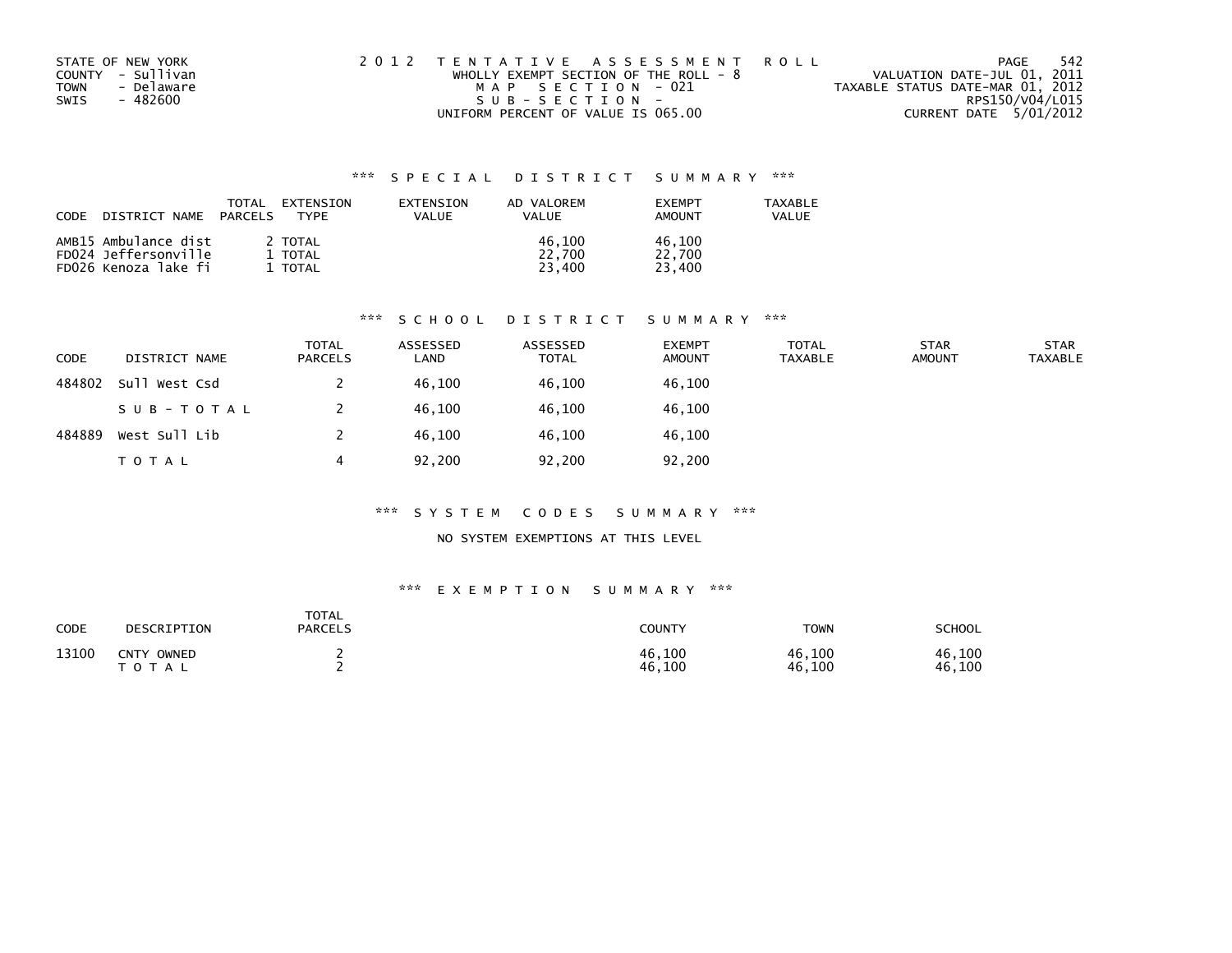STATE OF NEW YORK
COUNTY - Sullivan
TOWN - Delaware
SWIS - 482600

2012 TENTATIVE ASSESSMENT ROLL
WHOLLY EXEMPT SECTION OF THE ROLL - 8
MAP SECTION - 021
SUB-SECTION -
UNIFORM PERCENT OF VALUE IS 065.00

VALUATION DATE-JUL 01, 2011
TAXABLE STATUS DATE-MAR 01, 2012
RPS150/V04/L015
CURRENT DATE 5/01/2012

## *** SPECIAL DISTRICT SUMMARY ***

| CODE | DISTRICT NAME | TOTAL PARCELS | EXTENSION TYPE | EXTENSION VALUE | AD VALOREM VALUE | EXEMPT AMOUNT | TAXABLE VALUE |
|---|---|---|---|---|---|---|---|
| AMB15 | Ambulance dist | 2 | TOTAL | | 46,100 | 46,100 | |
| FD024 | Jeffersonville | 1 | TOTAL | | 22,700 | 22,700 | |
| FD026 | Kenoza lake fi | 1 | TOTAL | | 23,400 | 23,400 | |

## *** SCHOOL DISTRICT SUMMARY ***

| CODE | DISTRICT NAME | TOTAL PARCELS | ASSESSED LAND | ASSESSED TOTAL | EXEMPT AMOUNT | TOTAL TAXABLE | STAR AMOUNT | STAR TAXABLE |
|---|---|---|---|---|---|---|---|---|
| 484802 | Sull West Csd | 2 | 46,100 | 46,100 | 46,100 | | | |
| | SUB-TOTAL | 2 | 46,100 | 46,100 | 46,100 | | | |
| 484889 | West Sull Lib | 2 | 46,100 | 46,100 | 46,100 | | | |
| | TOTAL | 4 | 92,200 | 92,200 | 92,200 | | | |

## *** SYSTEM CODES SUMMARY ***

NO SYSTEM EXEMPTIONS AT THIS LEVEL

## *** EXEMPTION SUMMARY ***

| CODE | DESCRIPTION | TOTAL PARCELS | COUNTY | TOWN | SCHOOL |
|---|---|---|---|---|---|
| 13100 | CNTY OWNED | 2 | 46,100 | 46,100 | 46,100 |
| | TOTAL | 2 | 46,100 | 46,100 | 46,100 |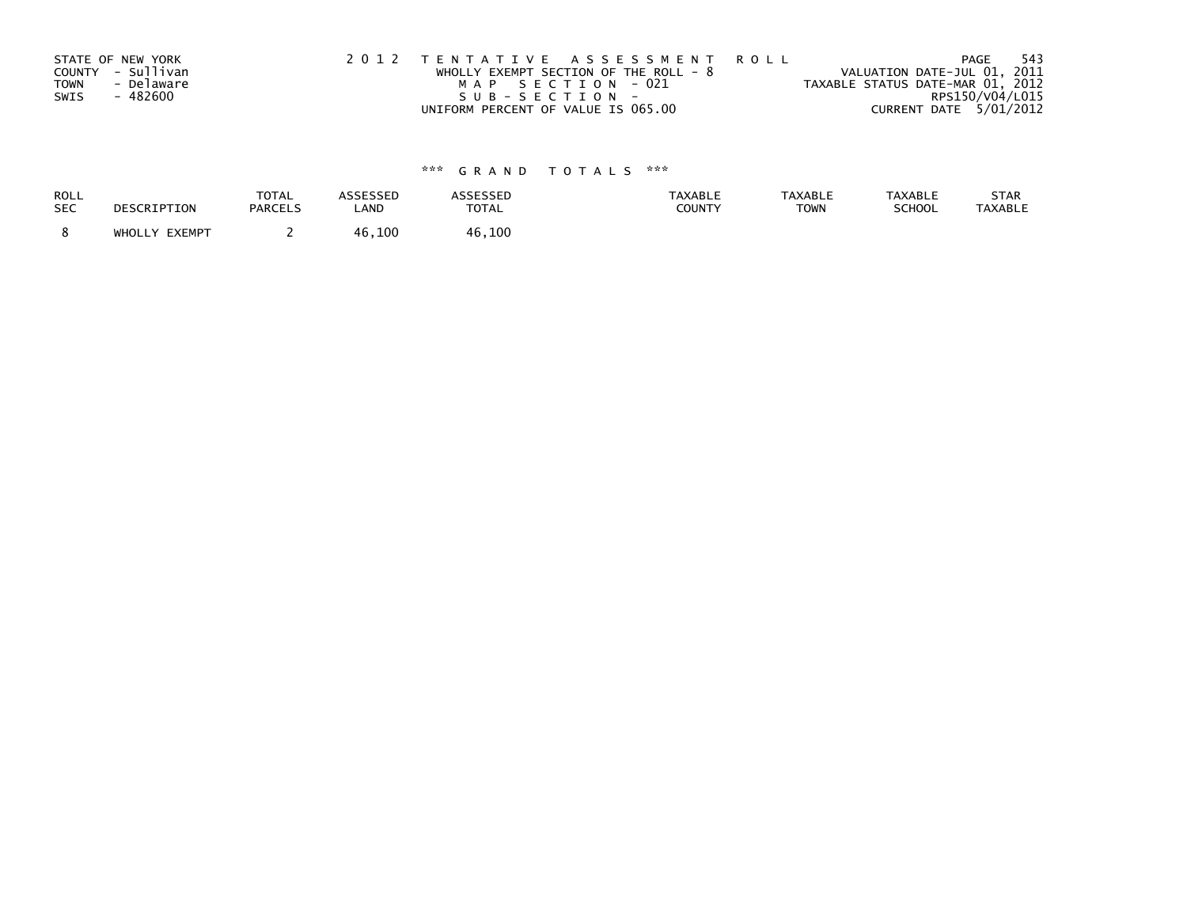STATE OF NEW YORK
COUNTY - Sullivan
TOWN - Delaware
SWIS - 482600

2 0 1 2 T E N T A T I V E A S S E S S M E N T R O L L
WHOLLY EXEMPT SECTION OF THE ROLL - 8
M A P S E C T I O N - 021
S U B - S E C T I O N -
UNIFORM PERCENT OF VALUE IS 065.00

VALUATION DATE-JUL 01, 2011
TAXABLE STATUS DATE-MAR 01, 2012
RPS150/V04/L015
CURRENT DATE 5/01/2012

### \*\*\* G R A N D T O T A L S \*\*\*

| ROLL SEC | DESCRIPTION | TOTAL PARCELS | ASSESSED LAND | ASSESSED TOTAL | TAXABLE COUNTY | TAXABLE TOWN | TAXABLE SCHOOL | STAR TAXABLE |
|---|---|---|---|---|---|---|---|---|
| 8 | WHOLLY EXEMPT | 2 | 46,100 | 46,100 | | | | |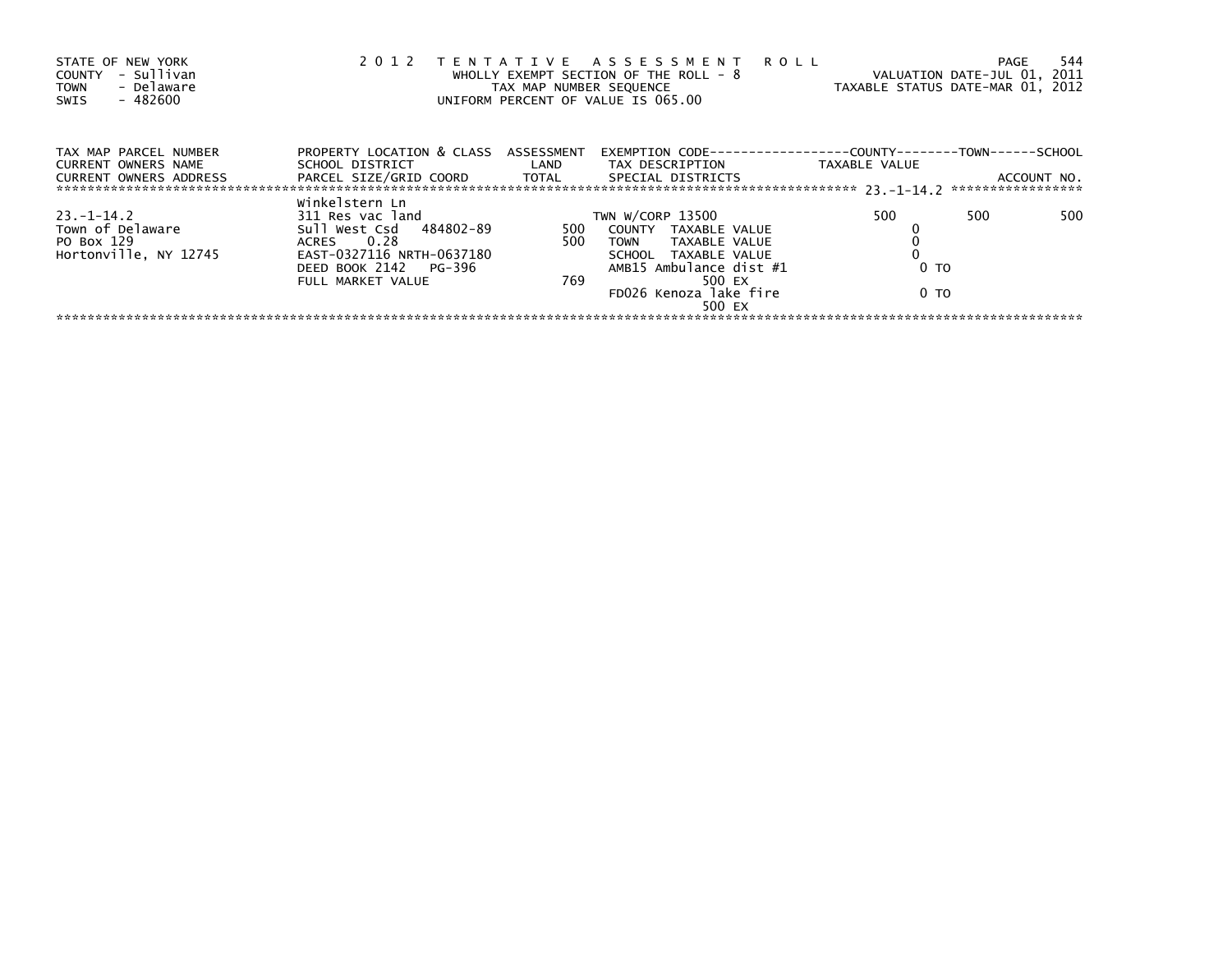STATE OF NEW YORK
COUNTY - Sullivan
TOWN - Delaware
SWIS - 482600

2 0 1 2 T E N T A T I V E A S S E S S M E N T R O L L
WHOLLY EXEMPT SECTION OF THE ROLL - 8
TAX MAP NUMBER SEQUENCE
UNIFORM PERCENT OF VALUE IS 065.00

VALUATION DATE-JUL 01, 2011
TAXABLE STATUS DATE-MAR 01, 2012

| TAX MAP PARCEL NUMBER / CURRENT OWNERS NAME / CURRENT OWNERS ADDRESS | PROPERTY LOCATION & CLASS / SCHOOL DISTRICT / PARCEL SIZE/GRID COORD | ASSESSMENT LAND / TOTAL | EXEMPTION CODE / TAX DESCRIPTION / SPECIAL DISTRICTS | COUNTY TAXABLE VALUE | TOWN | SCHOOL / ACCOUNT NO. |
|---|---|---|---|---|---|---|
| ******** 23.-1-14.2 ******** | | | | | | |
| | Winkelstern Ln | | | | | |
| 23.-1-14.2 | 311 Res vac land | | TWN W/CORP 13500 | 500 | 500 | 500 |
| Town of Delaware | Sull West Csd 484802-89 | 500 | COUNTY TAXABLE VALUE | 0 | | |
| PO Box 129 | ACRES 0.28 | 500 | TOWN TAXABLE VALUE | 0 | | |
| Hortonville, NY 12745 | EAST-0327116 NRTH-0637180 | | SCHOOL TAXABLE VALUE | 0 | | |
| | DEED BOOK 2142 PG-396 | | AMB15 Ambulance dist #1 | 0 TO | | |
| | FULL MARKET VALUE | 769 | 500 EX | | | |
| | | | FD026 Kenoza lake fire | 0 TO | | |
| | | | 500 EX | | | |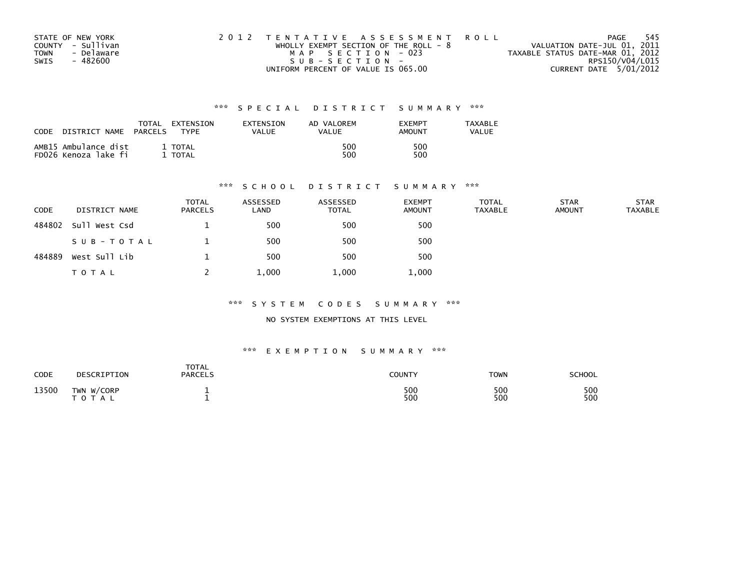STATE OF NEW YORK
COUNTY - Sullivan
TOWN - Delaware
SWIS - 482600

2 0 1 2 T E N T A T I V E A S S E S S M E N T R O L L
WHOLLY EXEMPT SECTION OF THE ROLL - 8
M A P S E C T I O N - 023
S U B - S E C T I O N -
UNIFORM PERCENT OF VALUE IS 065.00

VALUATION DATE-JUL 01, 2011
TAXABLE STATUS DATE-MAR 01, 2012
RPS150/V04/L015
CURRENT DATE 5/01/2012

## *** S P E C I A L D I S T R I C T S U M M A R Y ***

| CODE DISTRICT NAME | TOTAL PARCELS | EXTENSION TYPE | EXTENSION VALUE | AD VALOREM VALUE | EXEMPT AMOUNT | TAXABLE VALUE |
|---|---|---|---|---|---|---|
| AMB15 Ambulance dist | 1 | TOTAL | | 500 | 500 | |
| FD026 Kenoza lake fi | 1 | TOTAL | | 500 | 500 | |

## *** S C H O O L D I S T R I C T S U M M A R Y ***

| CODE | DISTRICT NAME | TOTAL PARCELS | ASSESSED LAND | ASSESSED TOTAL | EXEMPT AMOUNT | TOTAL TAXABLE | STAR AMOUNT | STAR TAXABLE |
|---|---|---|---|---|---|---|---|---|
| 484802 | Sull West Csd | 1 | 500 | 500 | 500 | | | |
| | S U B - T O T A L | 1 | 500 | 500 | 500 | | | |
| 484889 | West Sull Lib | 1 | 500 | 500 | 500 | | | |
| | T O T A L | 2 | 1,000 | 1,000 | 1,000 | | | |

## *** S Y S T E M C O D E S S U M M A R Y ***

NO SYSTEM EXEMPTIONS AT THIS LEVEL

## *** E X E M P T I O N S U M M A R Y ***

| CODE | DESCRIPTION | TOTAL PARCELS | COUNTY | TOWN | SCHOOL |
|---|---|---|---|---|---|
| 13500 | TWN W/CORP | 1 | 500 | 500 | 500 |
| | T O T A L | 1 | 500 | 500 | 500 |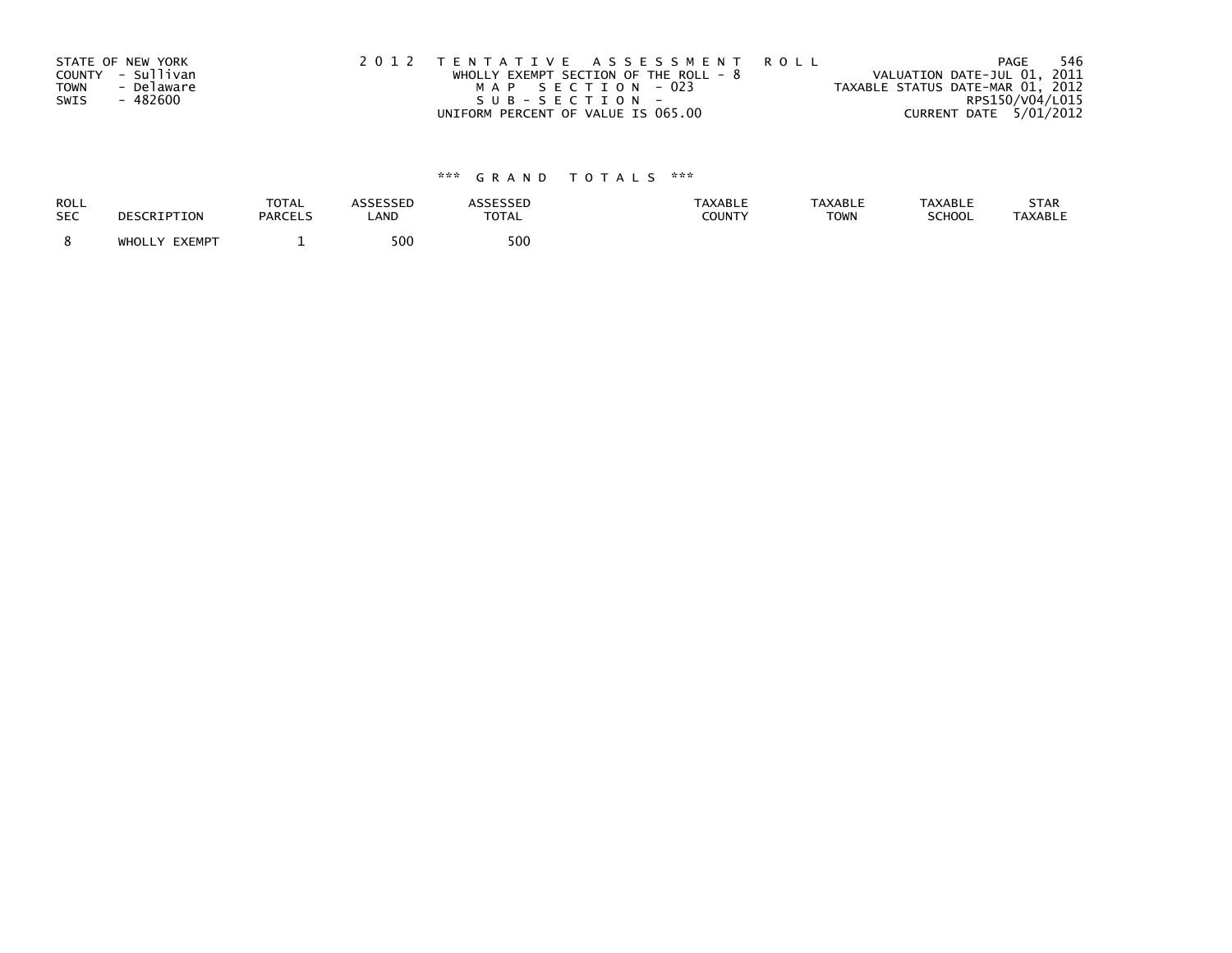STATE OF NEW YORK
COUNTY - Sullivan
TOWN - Delaware
SWIS - 482600

2012 TENTATIVE ASSESSMENT ROLL
WHOLLY EXEMPT SECTION OF THE ROLL - 8
MAP SECTION - 023
SUB-SECTION -
UNIFORM PERCENT OF VALUE IS 065.00

VALUATION DATE-JUL 01, 2011
TAXABLE STATUS DATE-MAR 01, 2012
RPS150/V04/L015
CURRENT DATE 5/01/2012

### *** GRAND TOTALS ***

| ROLL SEC | DESCRIPTION | TOTAL PARCELS | ASSESSED LAND | ASSESSED TOTAL | TAXABLE COUNTY | TAXABLE TOWN | TAXABLE SCHOOL | STAR TAXABLE |
|---|---|---|---|---|---|---|---|---|
| 8 | WHOLLY EXEMPT | 1 | 500 | 500 | | | | |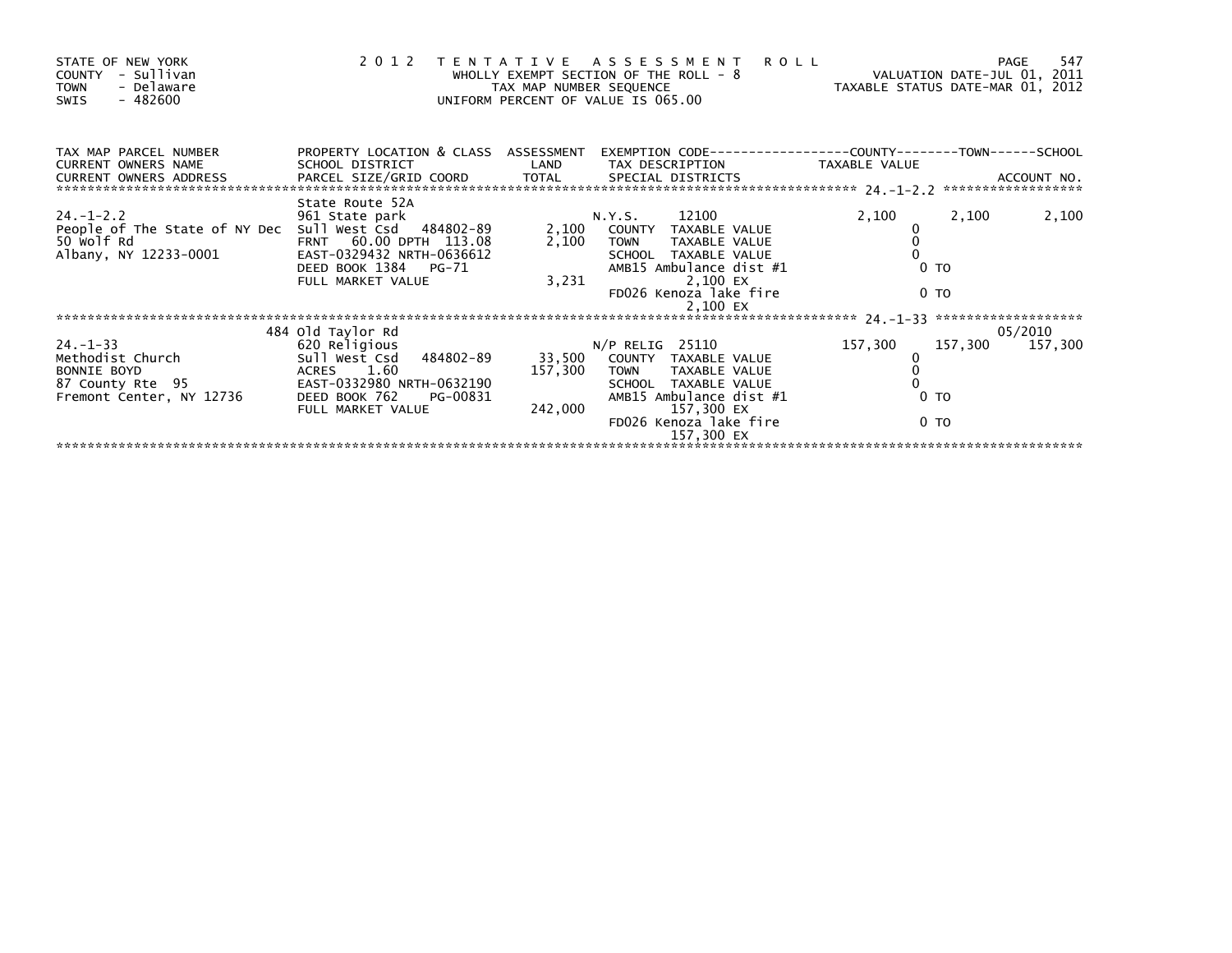STATE OF NEW YORK
COUNTY - Sullivan
TOWN - Delaware
SWIS - 482600

**2012 TENTATIVE ASSESSMENT ROLL**
WHOLLY EXEMPT SECTION OF THE ROLL - 8
TAX MAP NUMBER SEQUENCE
UNIFORM PERCENT OF VALUE IS 065.00

VALUATION DATE-JUL 01, 2011
TAXABLE STATUS DATE-MAR 01, 2012

| TAX MAP PARCEL NUMBER / CURRENT OWNERS NAME / CURRENT OWNERS ADDRESS | PROPERTY LOCATION & CLASS / SCHOOL DISTRICT / PARCEL SIZE/GRID COORD | ASSESSMENT LAND / TOTAL | EXEMPTION CODE / TAX DESCRIPTION / SPECIAL DISTRICTS | COUNTY TAXABLE VALUE | TOWN | SCHOOL / ACCOUNT NO. |
|---|---|---|---|---|---|---|
| 24.-1-2.2 | State Route 52A | | | | | |
| 24.-1-2.2 | 961 State park | | N.Y.S. 12100 | 2,100 | 2,100 | 2,100 |
| People of The State of NY Dec | Sull West Csd 484802-89 | 2,100 | COUNTY TAXABLE VALUE | 0 | | |
| 50 Wolf Rd | FRNT 60.00 DPTH 113.08 | 2,100 | TOWN TAXABLE VALUE | 0 | | |
| Albany, NY 12233-0001 | EAST-0329432 NRTH-0636612 | | SCHOOL TAXABLE VALUE | 0 | | |
| | DEED BOOK 1384 PG-71 | | AMB15 Ambulance dist #1 | 0 TO | | |
| | FULL MARKET VALUE | 3,231 | 2,100 EX | | | |
| | | | FD026 Kenoza lake fire | 0 TO | | |
| | | | 2,100 EX | | | |
| 24.-1-33 | 484 Old Taylor Rd | | | | | 05/2010 |
| 24.-1-33 | 620 Religious | | N/P RELIG 25110 | 157,300 | 157,300 | 157,300 |
| Methodist Church | Sull West Csd 484802-89 | 33,500 | COUNTY TAXABLE VALUE | 0 | | |
| BONNIE BOYD | ACRES 1.60 | 157,300 | TOWN TAXABLE VALUE | 0 | | |
| 87 County Rte 95 | EAST-0332980 NRTH-0632190 | | SCHOOL TAXABLE VALUE | 0 | | |
| Fremont Center, NY 12736 | DEED BOOK 762 PG-00831 | | AMB15 Ambulance dist #1 | 0 TO | | |
| | FULL MARKET VALUE | 242,000 | 157,300 EX | | | |
| | | | FD026 Kenoza lake fire | 0 TO | | |
| | | | 157,300 EX | | | |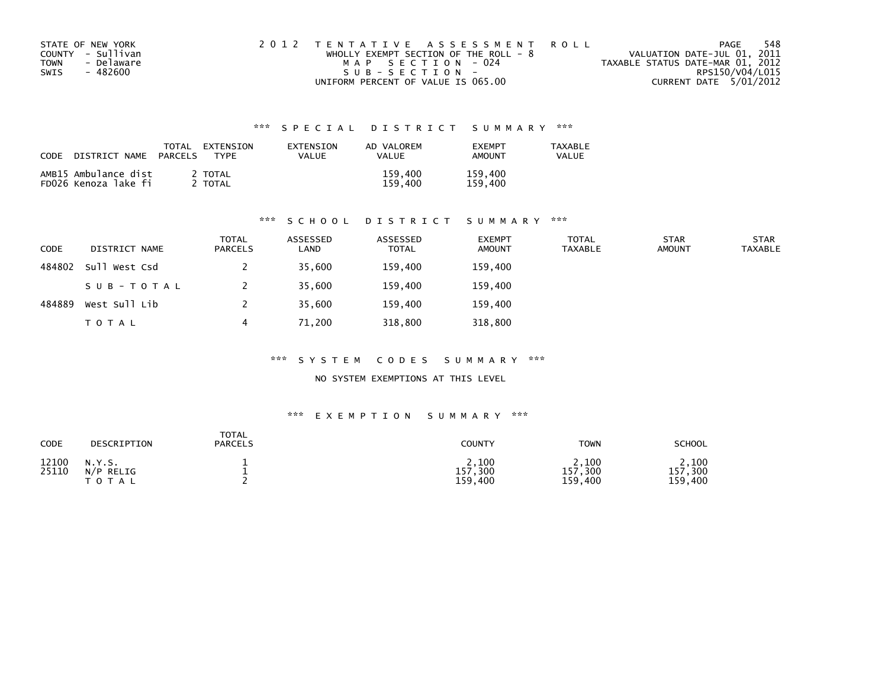STATE OF NEW YORK
COUNTY - Sullivan
TOWN - Delaware
SWIS - 482600

2012 TENTATIVE ASSESSMENT ROLL
WHOLLY EXEMPT SECTION OF THE ROLL - 8
MAP SECTION - 024
SUB-SECTION -
UNIFORM PERCENT OF VALUE IS 065.00

VALUATION DATE-JUL 01, 2011
TAXABLE STATUS DATE-MAR 01, 2012
RPS150/V04/L015
CURRENT DATE 5/01/2012

## *** SPECIAL DISTRICT SUMMARY ***

| CODE DISTRICT NAME | TOTAL PARCELS | EXTENSION TYPE | EXTENSION VALUE | AD VALOREM VALUE | EXEMPT AMOUNT | TAXABLE VALUE |
|---|---|---|---|---|---|---|
| AMB15 Ambulance dist | 2 | TOTAL | | 159,400 | 159,400 | |
| FD026 Kenoza lake fi | 2 | TOTAL | | 159,400 | 159,400 | |

## *** SCHOOL DISTRICT SUMMARY ***

| CODE | DISTRICT NAME | TOTAL PARCELS | ASSESSED LAND | ASSESSED TOTAL | EXEMPT AMOUNT | TOTAL TAXABLE | STAR AMOUNT | STAR TAXABLE |
|---|---|---|---|---|---|---|---|---|
| 484802 | Sull West Csd | 2 | 35,600 | 159,400 | 159,400 | | | |
| | SUB-TOTAL | 2 | 35,600 | 159,400 | 159,400 | | | |
| 484889 | West Sull Lib | 2 | 35,600 | 159,400 | 159,400 | | | |
| | TOTAL | 4 | 71,200 | 318,800 | 318,800 | | | |

## *** SYSTEM CODES SUMMARY ***

NO SYSTEM EXEMPTIONS AT THIS LEVEL

## *** EXEMPTION SUMMARY ***

| CODE | DESCRIPTION | TOTAL PARCELS | COUNTY | TOWN | SCHOOL |
|---|---|---|---|---|---|
| 12100 | N.Y.S. | 1 | 2,100 | 2,100 | 2,100 |
| 25110 | N/P RELIG | 1 | 157,300 | 157,300 | 157,300 |
| | TOTAL | 2 | 159,400 | 159,400 | 159,400 |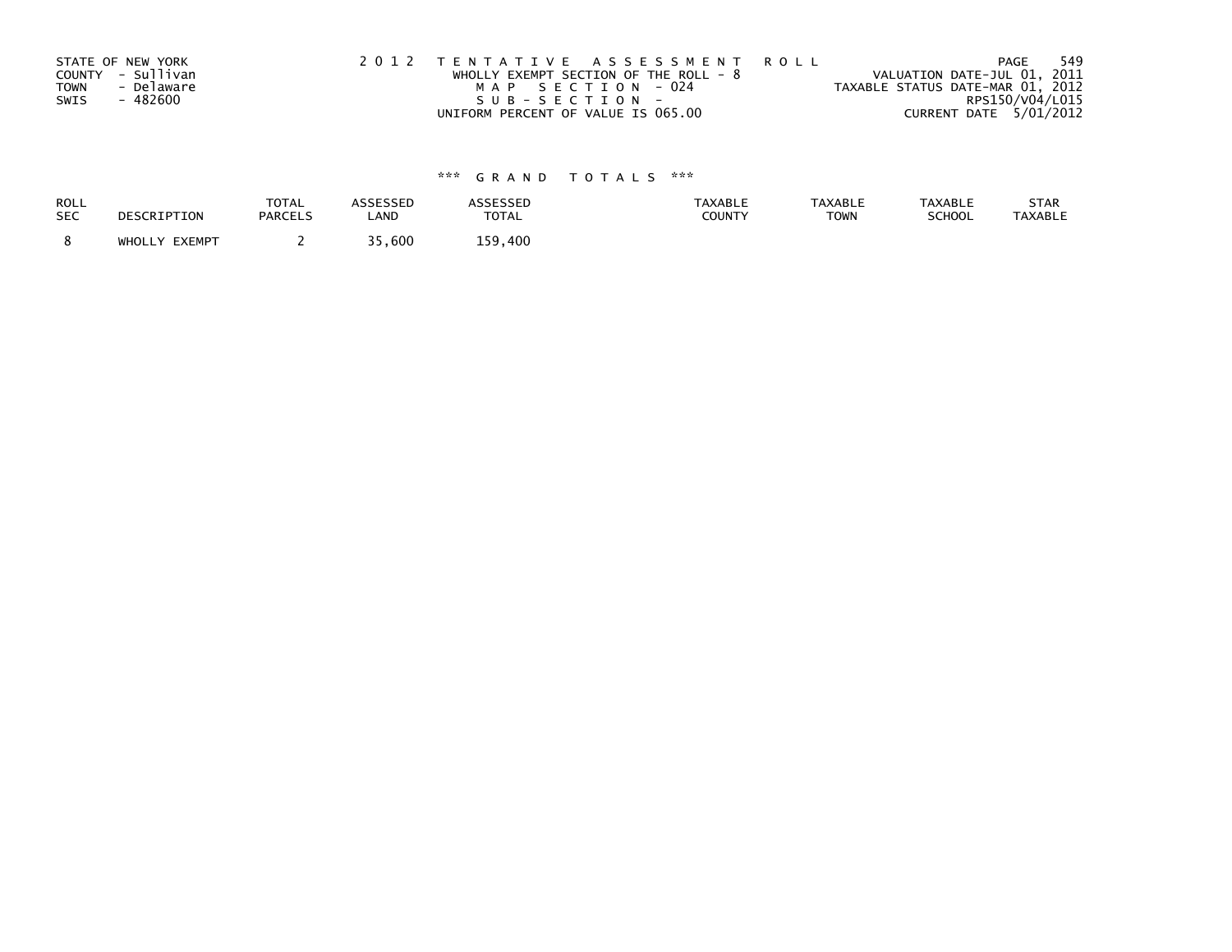STATE OF NEW YORK
COUNTY - Sullivan
TOWN - Delaware
SWIS - 482600

2 0 1 2 TENTATIVE ASSESSMENT ROLL
WHOLLY EXEMPT SECTION OF THE ROLL - 8
MAP SECTION - 024
SUB-SECTION -
UNIFORM PERCENT OF VALUE IS 065.00

VALUATION DATE-JUL 01, 2011
TAXABLE STATUS DATE-MAR 01, 2012
RPS150/V04/L015
CURRENT DATE 5/01/2012

*** GRAND TOTALS ***

| ROLL SEC | DESCRIPTION | TOTAL PARCELS | ASSESSED LAND | ASSESSED TOTAL | TAXABLE COUNTY | TAXABLE TOWN | TAXABLE SCHOOL | STAR TAXABLE |
|---|---|---|---|---|---|---|---|---|
| 8 | WHOLLY EXEMPT | 2 | 35,600 | 159,400 | | | | |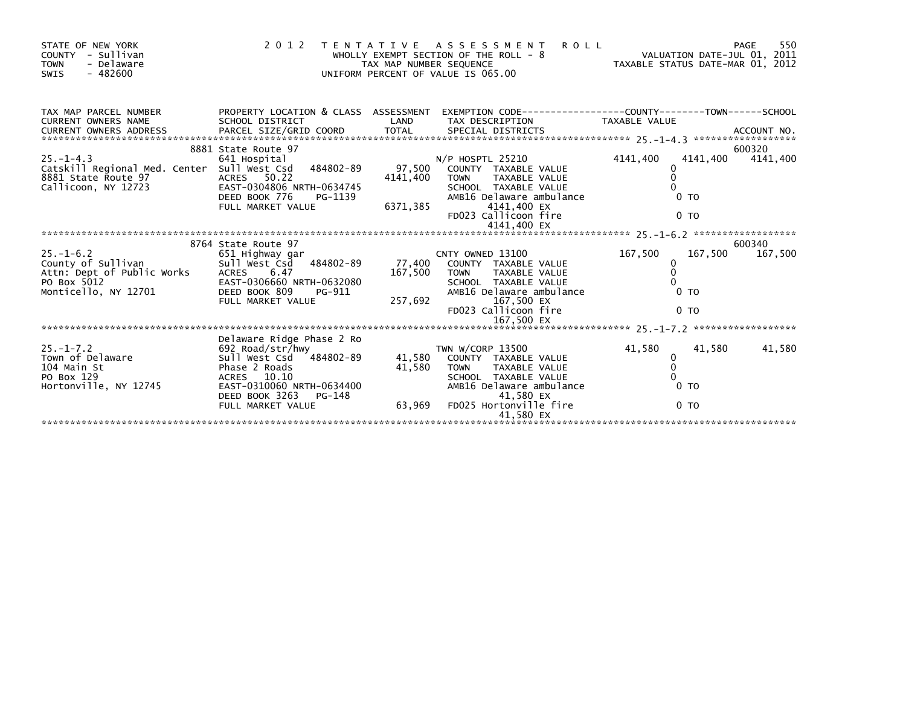STATE OF NEW YORK
COUNTY - Sullivan
TOWN - Delaware
SWIS - 482600

2 0 1 2 T E N T A T I V E A S S E S S M E N T R O L L
WHOLLY EXEMPT SECTION OF THE ROLL - 8
TAX MAP NUMBER SEQUENCE
UNIFORM PERCENT OF VALUE IS 065.00

VALUATION DATE-JUL 01, 2011
TAXABLE STATUS DATE-MAR 01, 2012

| TAX MAP PARCEL NUMBER / CURRENT OWNERS NAME / CURRENT OWNERS ADDRESS | PROPERTY LOCATION & CLASS / SCHOOL DISTRICT / PARCEL SIZE/GRID COORD | ASSESSMENT LAND | ASSESSMENT TOTAL | EXEMPTION CODE / TAX DESCRIPTION / SPECIAL DISTRICTS | COUNTY TAXABLE VALUE | TOWN | SCHOOL | ACCOUNT NO. |
|---|---|---|---|---|---|---|---|---|
| 25.-1-4.3 | 8881 State Route 97 | | | | | | | 600320 |
| | 641 Hospital | | | N/P HOSPTL 25210 | 4141,400 | 4141,400 | 4141,400 | |
| Catskill Regional Med. Center | Sull West Csd 484802-89 | 97,500 | | COUNTY TAXABLE VALUE | 0 | | | |
| 8881 State Route 97 | ACRES 50.22 | | 4141,400 | TOWN TAXABLE VALUE | 0 | | | |
| Callicoon, NY 12723 | EAST-0304806 NRTH-0634745 | | | SCHOOL TAXABLE VALUE | 0 | | | |
| | DEED BOOK 776 PG-1139 | | | AMB16 Delaware ambulance | 0 TO | | | |
| | FULL MARKET VALUE | | 6371,385 | 4141,400 EX | | | | |
| | | | | FD023 Callicoon fire | 0 TO | | | |
| | | | | 4141,400 EX | | | | |
| 25.-1-6.2 | 8764 State Route 97 | | | | | | | 600340 |
| | 651 Highway gar | | | CNTY OWNED 13100 | 167,500 | 167,500 | 167,500 | |
| County of Sullivan | Sull West Csd 484802-89 | 77,400 | | COUNTY TAXABLE VALUE | 0 | | | |
| Attn: Dept of Public Works | ACRES 6.47 | | 167,500 | TOWN TAXABLE VALUE | 0 | | | |
| PO Box 5012 | EAST-0306660 NRTH-0632080 | | | SCHOOL TAXABLE VALUE | 0 | | | |
| Monticello, NY 12701 | DEED BOOK 809 PG-911 | | | AMB16 Delaware ambulance | 0 TO | | | |
| | FULL MARKET VALUE | | 257,692 | 167,500 EX | | | | |
| | | | | FD023 Callicoon fire | 0 TO | | | |
| | | | | 167,500 EX | | | | |
| 25.-1-7.2 | Delaware Ridge Phase 2 Ro | | | | | | | |
| | 692 Road/str/hwy | | | TWN W/CORP 13500 | 41,580 | 41,580 | 41,580 | |
| Town of Delaware | Sull West Csd 484802-89 | 41,580 | | COUNTY TAXABLE VALUE | 0 | | | |
| 104 Main St | Phase 2 Roads | | 41,580 | TOWN TAXABLE VALUE | 0 | | | |
| PO Box 129 | ACRES 10.10 | | | SCHOOL TAXABLE VALUE | 0 | | | |
| Hortonville, NY 12745 | EAST-0310060 NRTH-0634400 | | | AMB16 Delaware ambulance | 0 TO | | | |
| | DEED BOOK 3263 PG-148 | | | 41,580 EX | | | | |
| | FULL MARKET VALUE | | 63,969 | FD025 Hortonville fire | 0 TO | | | |
| | | | | 41,580 EX | | | | |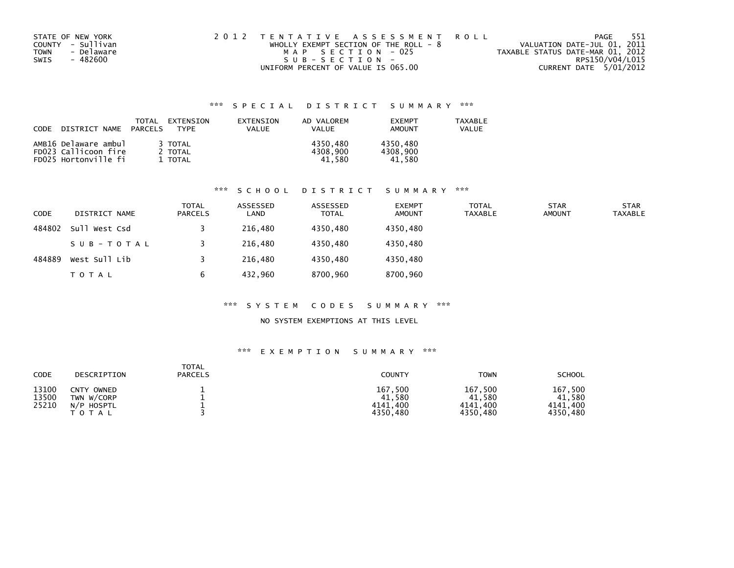STATE OF NEW YORK
COUNTY - Sullivan
TOWN - Delaware
SWIS - 482600

2 0 1 2 T E N T A T I V E A S S E S S M E N T R O L L
WHOLLY EXEMPT SECTION OF THE ROLL - 8
M A P S E C T I O N - 025
S U B - S E C T I O N -
UNIFORM PERCENT OF VALUE IS 065.00

VALUATION DATE-JUL 01, 2011
TAXABLE STATUS DATE-MAR 01, 2012
RPS150/V04/L015
CURRENT DATE 5/01/2012

### *** S P E C I A L D I S T R I C T S U M M A R Y ***

| CODE | DISTRICT NAME | TOTAL PARCELS | EXTENSION TYPE | EXTENSION VALUE | AD VALOREM VALUE | EXEMPT AMOUNT | TAXABLE VALUE |
|---|---|---|---|---|---|---|---|
| AMB16 | Delaware ambul | 3 | TOTAL | | 4350,480 | 4350,480 | |
| FD023 | Callicoon fire | 2 | TOTAL | | 4308,900 | 4308,900 | |
| FD025 | Hortonville fi | 1 | TOTAL | | 41,580 | 41,580 | |

### *** S C H O O L D I S T R I C T S U M M A R Y ***

| CODE | DISTRICT NAME | TOTAL PARCELS | ASSESSED LAND | ASSESSED TOTAL | EXEMPT AMOUNT | TOTAL TAXABLE | STAR AMOUNT | STAR TAXABLE |
|---|---|---|---|---|---|---|---|---|
| 484802 | Sull West Csd | 3 | 216,480 | 4350,480 | 4350,480 | | | |
| | S U B - T O T A L | 3 | 216,480 | 4350,480 | 4350,480 | | | |
| 484889 | West Sull Lib | 3 | 216,480 | 4350,480 | 4350,480 | | | |
| | T O T A L | 6 | 432,960 | 8700,960 | 8700,960 | | | |

### *** S Y S T E M C O D E S S U M M A R Y ***

NO SYSTEM EXEMPTIONS AT THIS LEVEL

### *** E X E M P T I O N S U M M A R Y ***

| CODE | DESCRIPTION | TOTAL PARCELS | COUNTY | TOWN | SCHOOL |
|---|---|---|---|---|---|
| 13100 | CNTY OWNED | 1 | 167,500 | 167,500 | 167,500 |
| 13500 | TWN W/CORP | 1 | 41,580 | 41,580 | 41,580 |
| 25210 | N/P HOSPTL | 1 | 4141,400 | 4141,400 | 4141,400 |
| | T O T A L | 3 | 4350,480 | 4350,480 | 4350,480 |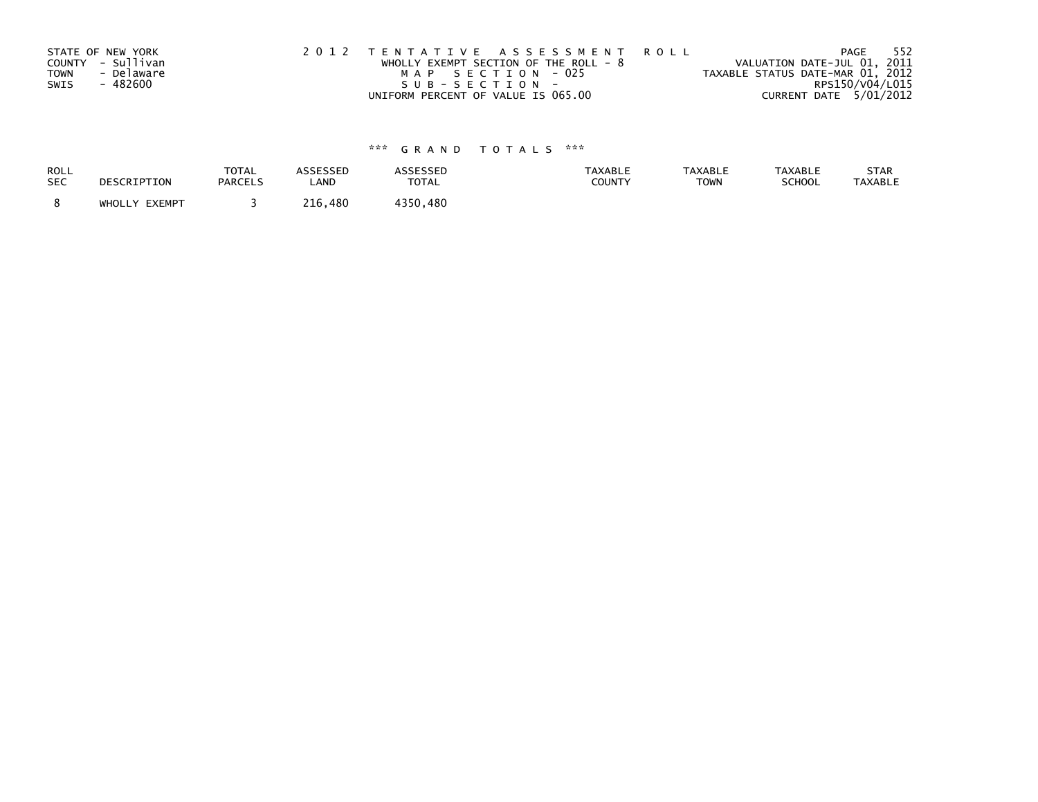STATE OF NEW YORK
COUNTY - Sullivan
TOWN - Delaware
SWIS - 482600

2012 TENTATIVE ASSESSMENT ROLL
WHOLLY EXEMPT SECTION OF THE ROLL - 8
MAP SECTION - 025
SUB-SECTION -
UNIFORM PERCENT OF VALUE IS 065.00

VALUATION DATE-JUL 01, 2011
TAXABLE STATUS DATE-MAR 01, 2012
RPS150/V04/L015
CURRENT DATE 5/01/2012

### *** GRAND TOTALS ***

| ROLL SEC | DESCRIPTION | TOTAL PARCELS | ASSESSED LAND | ASSESSED TOTAL | TAXABLE COUNTY | TAXABLE TOWN | TAXABLE SCHOOL | STAR TAXABLE |
|---|---|---|---|---|---|---|---|---|
| 8 | WHOLLY EXEMPT | 3 | 216,480 | 4350,480 | | | | |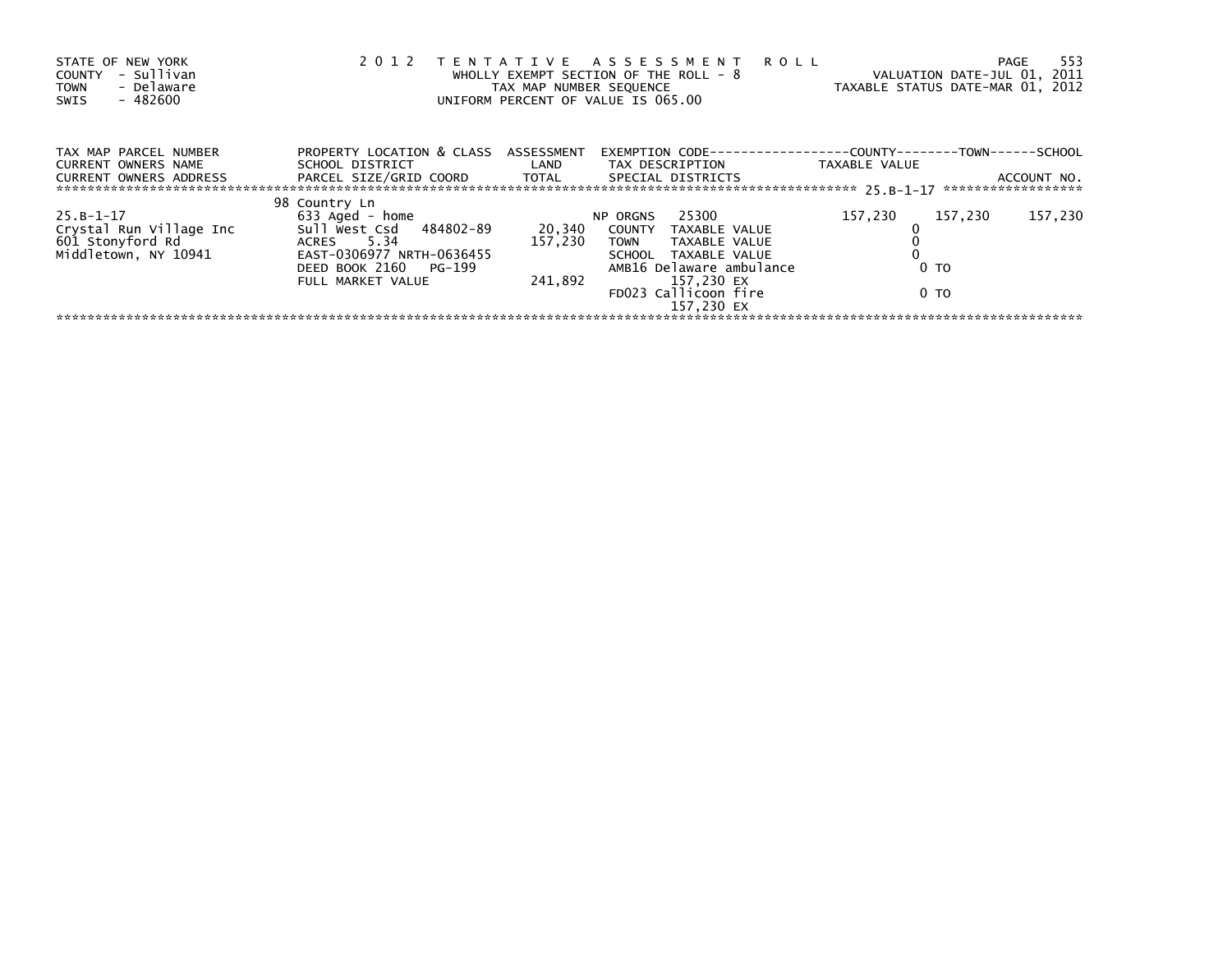STATE OF NEW YORK
COUNTY - Sullivan
TOWN - Delaware
SWIS - 482600

2012 TENTATIVE ASSESSMENT ROLL
WHOLLY EXEMPT SECTION OF THE ROLL - 8
TAX MAP NUMBER SEQUENCE
UNIFORM PERCENT OF VALUE IS 065.00

VALUATION DATE-JUL 01, 2011
TAXABLE STATUS DATE-MAR 01, 2012

| TAX MAP PARCEL NUMBER / CURRENT OWNERS NAME / CURRENT OWNERS ADDRESS | PROPERTY LOCATION & CLASS / SCHOOL DISTRICT / PARCEL SIZE/GRID COORD | ASSESSMENT LAND / TOTAL | EXEMPTION CODE / TAX DESCRIPTION / SPECIAL DISTRICTS | COUNTY TAXABLE VALUE | TOWN | SCHOOL / ACCOUNT NO. |
|---|---|---|---|---|---|---|
| 25.B-1-17 | 98 Country Ln | | | | | |
| | 633 Aged - home | | NP ORGNS 25300 | 157,230 | 157,230 | 157,230 |
| Crystal Run Village Inc | Sull West Csd 484802-89 | 20,340 | COUNTY TAXABLE VALUE | 0 | | |
| 601 Stonyford Rd | ACRES 5.34 | 157,230 | TOWN TAXABLE VALUE | 0 | | |
| Middletown, NY 10941 | EAST-0306977 NRTH-0636455 | | SCHOOL TAXABLE VALUE | 0 | | |
| | DEED BOOK 2160 PG-199 | | AMB16 Delaware ambulance | 0 TO | | |
| | FULL MARKET VALUE | 241,892 | 157,230 EX | | | |
| | | | FD023 Callicoon fire | 0 TO | | |
| | | | 157,230 EX | | | |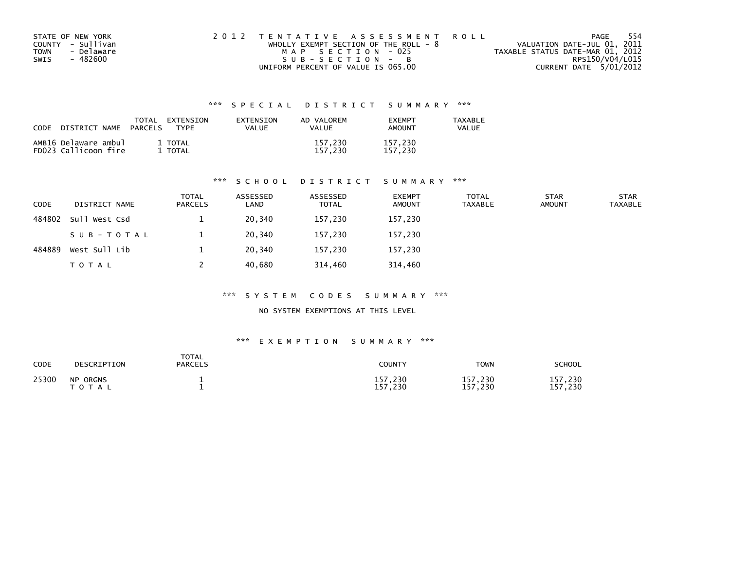STATE OF NEW YORK
COUNTY - Sullivan
TOWN - Delaware
SWIS - 482600

2 0 1 2 T E N T A T I V E A S S E S S M E N T R O L L
WHOLLY EXEMPT SECTION OF THE ROLL - 8
M A P S E C T I O N - 025
S U B - S E C T I O N - B
UNIFORM PERCENT OF VALUE IS 065.00

VALUATION DATE-JUL 01, 2011
TAXABLE STATUS DATE-MAR 01, 2012
RPS150/V04/L015
CURRENT DATE 5/01/2012

### *** S P E C I A L D I S T R I C T S U M M A R Y ***

| CODE | DISTRICT NAME | TOTAL PARCELS | EXTENSION TYPE | EXTENSION VALUE | AD VALOREM VALUE | EXEMPT AMOUNT | TAXABLE VALUE |
|---|---|---|---|---|---|---|---|
| AMB16 | Delaware ambul | 1 | TOTAL | | 157,230 | 157,230 | |
| FD023 | Callicoon fire | 1 | TOTAL | | 157,230 | 157,230 | |

### *** S C H O O L D I S T R I C T S U M M A R Y ***

| CODE | DISTRICT NAME | TOTAL PARCELS | ASSESSED LAND | ASSESSED TOTAL | EXEMPT AMOUNT | TOTAL TAXABLE | STAR AMOUNT | STAR TAXABLE |
|---|---|---|---|---|---|---|---|---|
| 484802 | Sull West Csd | 1 | 20,340 | 157,230 | 157,230 | | | |
| | S U B - T O T A L | 1 | 20,340 | 157,230 | 157,230 | | | |
| 484889 | West Sull Lib | 1 | 20,340 | 157,230 | 157,230 | | | |
| | T O T A L | 2 | 40,680 | 314,460 | 314,460 | | | |

### *** S Y S T E M C O D E S S U M M A R Y ***

NO SYSTEM EXEMPTIONS AT THIS LEVEL

### *** E X E M P T I O N S U M M A R Y ***

| CODE | DESCRIPTION | TOTAL PARCELS | COUNTY | TOWN | SCHOOL |
|---|---|---|---|---|---|
| 25300 | NP ORGNS | 1 | 157,230 | 157,230 | 157,230 |
| | T O T A L | 1 | 157,230 | 157,230 | 157,230 |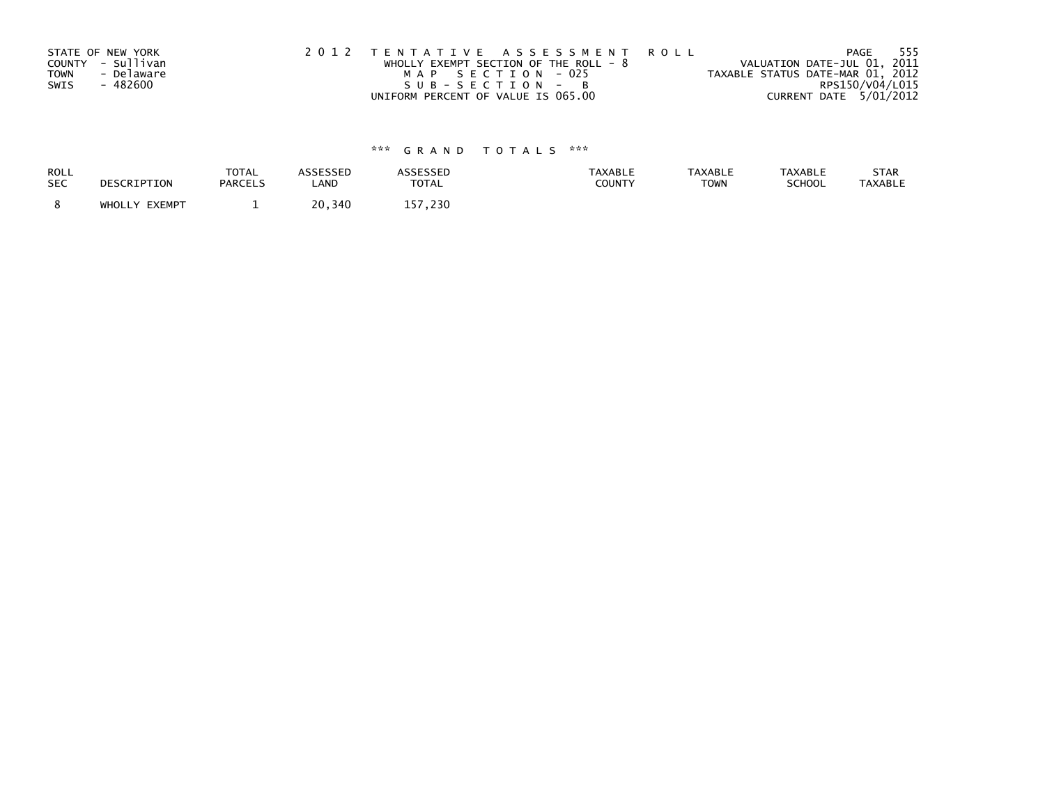STATE OF NEW YORK
COUNTY - Sullivan
TOWN - Delaware
SWIS - 482600

2012 TENTATIVE ASSESSMENT ROLL
WHOLLY EXEMPT SECTION OF THE ROLL - 8
MAP SECTION - 025
SUB-SECTION - B
UNIFORM PERCENT OF VALUE IS 065.00

VALUATION DATE-JUL 01, 2011
TAXABLE STATUS DATE-MAR 01, 2012
RPS150/V04/L015
CURRENT DATE 5/01/2012

*** GRAND TOTALS ***

| ROLL SEC | DESCRIPTION | TOTAL PARCELS | ASSESSED LAND | ASSESSED TOTAL | TAXABLE COUNTY | TAXABLE TOWN | TAXABLE SCHOOL | STAR TAXABLE |
|---|---|---|---|---|---|---|---|---|
| 8 | WHOLLY EXEMPT | 1 | 20,340 | 157,230 | | | | |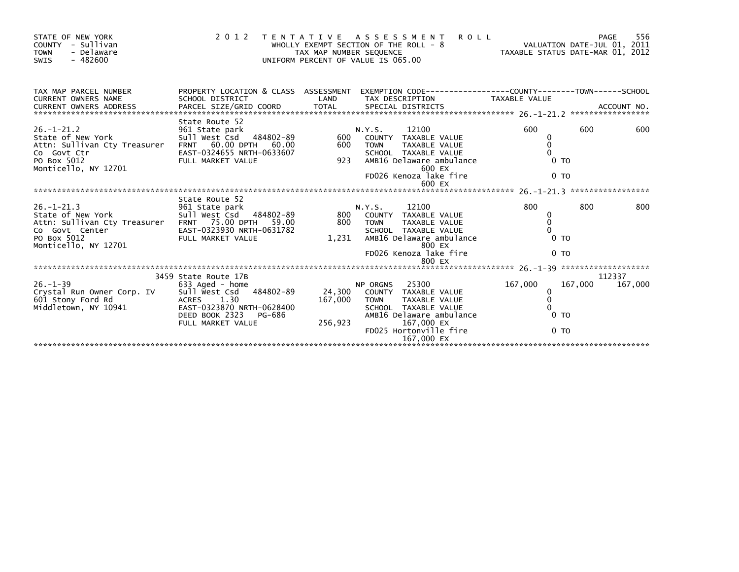STATE OF NEW YORK
COUNTY - Sullivan
TOWN - Delaware
SWIS - 482600

2 0 1 2 T E N T A T I V E A S S E S S M E N T R O L L
WHOLLY EXEMPT SECTION OF THE ROLL - 8
TAX MAP NUMBER SEQUENCE
UNIFORM PERCENT OF VALUE IS 065.00

VALUATION DATE-JUL 01, 2011
TAXABLE STATUS DATE-MAR 01, 2012

| TAX MAP PARCEL NUMBER / CURRENT OWNERS NAME / CURRENT OWNERS ADDRESS | PROPERTY LOCATION & CLASS / SCHOOL DISTRICT / PARCEL SIZE/GRID COORD | ASSESSMENT LAND / TOTAL | EXEMPTION CODE / TAX DESCRIPTION / SPECIAL DISTRICTS | COUNTY TAXABLE VALUE | TOWN | SCHOOL / ACCOUNT NO. |
|---|---|---|---|---|---|---|
| **26.-1-21.2** | State Route 52 | | | | | |
| 26.-1-21.2 | 961 State park | | N.Y.S. 12100 | 600 | 600 | 600 |
| State of New York | Sull West Csd 484802-89 | 600 | COUNTY TAXABLE VALUE | 0 | | |
| Attn: Sullivan Cty Treasurer | FRNT 60.00 DPTH 60.00 | 600 | TOWN TAXABLE VALUE | 0 | | |
| Co Govt Ctr | EAST-0324655 NRTH-0633607 | | SCHOOL TAXABLE VALUE | 0 | | |
| PO Box 5012 | FULL MARKET VALUE | 923 | AMB16 Delaware ambulance 600 EX | 0 TO | | |
| Monticello, NY 12701 | | | FD026 Kenoza lake fire 600 EX | 0 TO | | |
| **26.-1-21.3** | State Route 52 | | | | | |
| 26.-1-21.3 | 961 State park | | N.Y.S. 12100 | 800 | 800 | 800 |
| State of New York | Sull West Csd 484802-89 | 800 | COUNTY TAXABLE VALUE | 0 | | |
| Attn: Sullivan Cty Treasurer | FRNT 75.00 DPTH 59.00 | 800 | TOWN TAXABLE VALUE | 0 | | |
| Co Govt Center | EAST-0323930 NRTH-0631782 | | SCHOOL TAXABLE VALUE | 0 | | |
| PO Box 5012 | FULL MARKET VALUE | 1,231 | AMB16 Delaware ambulance 800 EX | 0 TO | | |
| Monticello, NY 12701 | | | FD026 Kenoza lake fire 800 EX | 0 TO | | |
| **26.-1-39** | 3459 State Route 17B | | | | | 112337 |
| 26.-1-39 | 633 Aged - home | | NP ORGNS 25300 | 167,000 | 167,000 | 167,000 |
| Crystal Run Owner Corp. IV | Sull West Csd 484802-89 | 24,300 | COUNTY TAXABLE VALUE | 0 | | |
| 601 Stony Ford Rd | ACRES 1.30 | 167,000 | TOWN TAXABLE VALUE | 0 | | |
| Middletown, NY 10941 | EAST-0323870 NRTH-0628400 | | SCHOOL TAXABLE VALUE | 0 | | |
| | DEED BOOK 2323 PG-686 | | AMB16 Delaware ambulance 167,000 EX | 0 TO | | |
| | FULL MARKET VALUE | 256,923 | FD025 Hortonville fire 167,000 EX | 0 TO | | |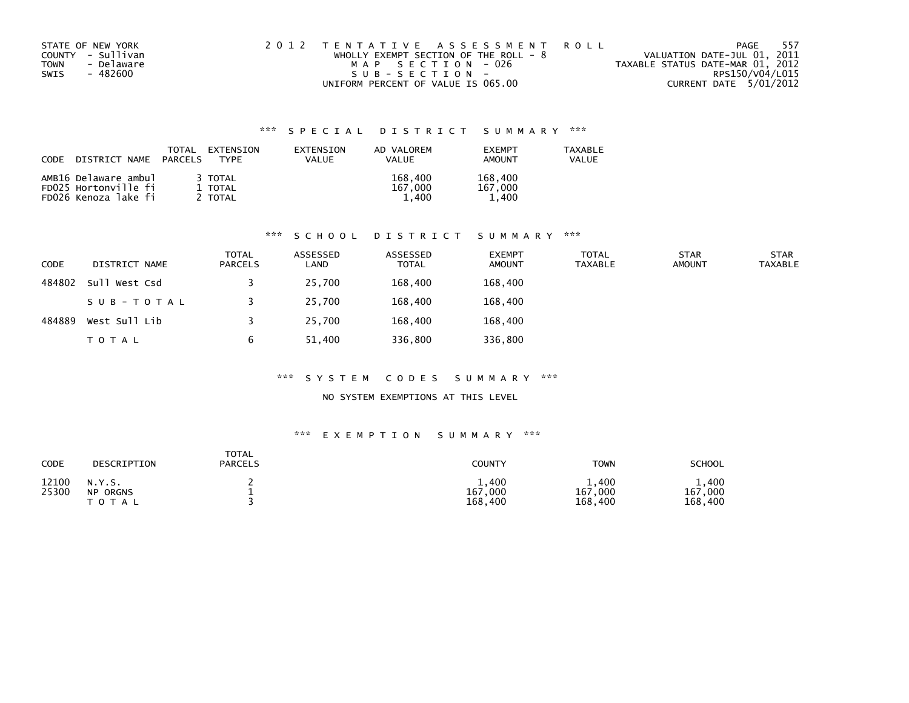STATE OF NEW YORK
COUNTY - Sullivan
TOWN - Delaware
SWIS - 482600

2 0 1 2 T E N T A T I V E A S S E S S M E N T R O L L
WHOLLY EXEMPT SECTION OF THE ROLL - 8
M A P S E C T I O N - 026
S U B - S E C T I O N -
UNIFORM PERCENT OF VALUE IS 065.00

VALUATION DATE-JUL 01, 2011
TAXABLE STATUS DATE-MAR 01, 2012
RPS150/V04/L015
CURRENT DATE 5/01/2012

### *** S P E C I A L D I S T R I C T S U M M A R Y ***

| CODE DISTRICT NAME | TOTAL PARCELS | EXTENSION TYPE | EXTENSION VALUE | AD VALOREM VALUE | EXEMPT AMOUNT | TAXABLE VALUE |
|---|---|---|---|---|---|---|
| AMB16 Delaware ambul | 3 | TOTAL | | 168,400 | 168,400 | |
| FD025 Hortonville fi | 1 | TOTAL | | 167,000 | 167,000 | |
| FD026 Kenoza lake fi | 2 | TOTAL | | 1,400 | 1,400 | |

### *** S C H O O L D I S T R I C T S U M M A R Y ***

| CODE | DISTRICT NAME | TOTAL PARCELS | ASSESSED LAND | ASSESSED TOTAL | EXEMPT AMOUNT | TOTAL TAXABLE | STAR AMOUNT | STAR TAXABLE |
|---|---|---|---|---|---|---|---|---|
| 484802 | Sull West Csd | 3 | 25,700 | 168,400 | 168,400 | | | |
| | S U B - T O T A L | 3 | 25,700 | 168,400 | 168,400 | | | |
| 484889 | West Sull Lib | 3 | 25,700 | 168,400 | 168,400 | | | |
| | T O T A L | 6 | 51,400 | 336,800 | 336,800 | | | |

### *** S Y S T E M C O D E S S U M M A R Y ***

NO SYSTEM EXEMPTIONS AT THIS LEVEL

### *** E X E M P T I O N S U M M A R Y ***

| CODE | DESCRIPTION | TOTAL PARCELS | COUNTY | TOWN | SCHOOL |
|---|---|---|---|---|---|
| 12100 | N.Y.S. | 2 | 1,400 | 1,400 | 1,400 |
| 25300 | NP ORGNS | 1 | 167,000 | 167,000 | 167,000 |
| | T O T A L | 3 | 168,400 | 168,400 | 168,400 |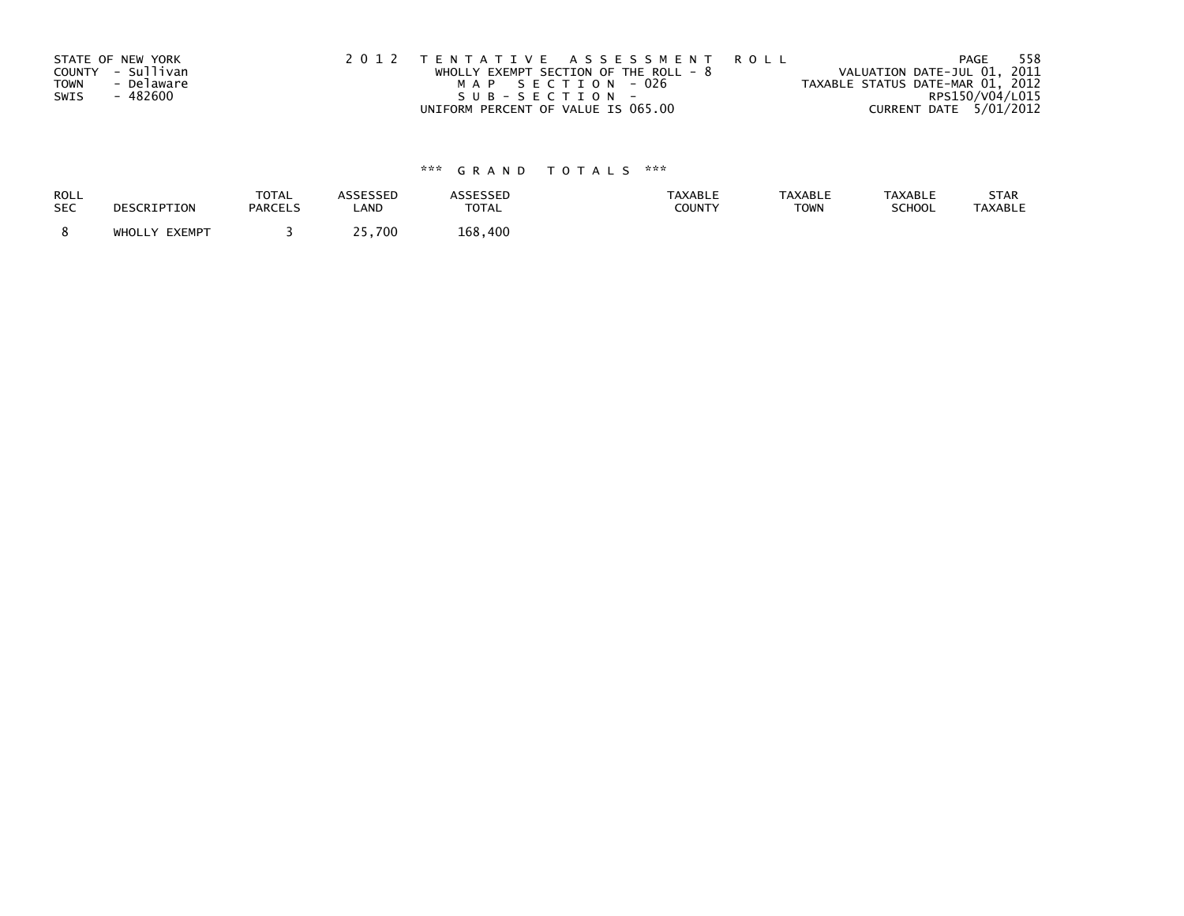STATE OF NEW YORK
COUNTY - Sullivan
TOWN - Delaware
SWIS - 482600

2012 TENTATIVE ASSESSMENT ROLL
WHOLLY EXEMPT SECTION OF THE ROLL - 8
MAP SECTION - 026
SUB-SECTION -
UNIFORM PERCENT OF VALUE IS 065.00

VALUATION DATE-JUL 01, 2011
TAXABLE STATUS DATE-MAR 01, 2012
RPS150/V04/L015
CURRENT DATE 5/01/2012

*** GRAND TOTALS ***

| ROLL SEC | DESCRIPTION | TOTAL PARCELS | ASSESSED LAND | ASSESSED TOTAL | TAXABLE COUNTY | TAXABLE TOWN | TAXABLE SCHOOL | STAR TAXABLE |
|---|---|---|---|---|---|---|---|---|
| 8 | WHOLLY EXEMPT | 3 | 25,700 | 168,400 | | | | |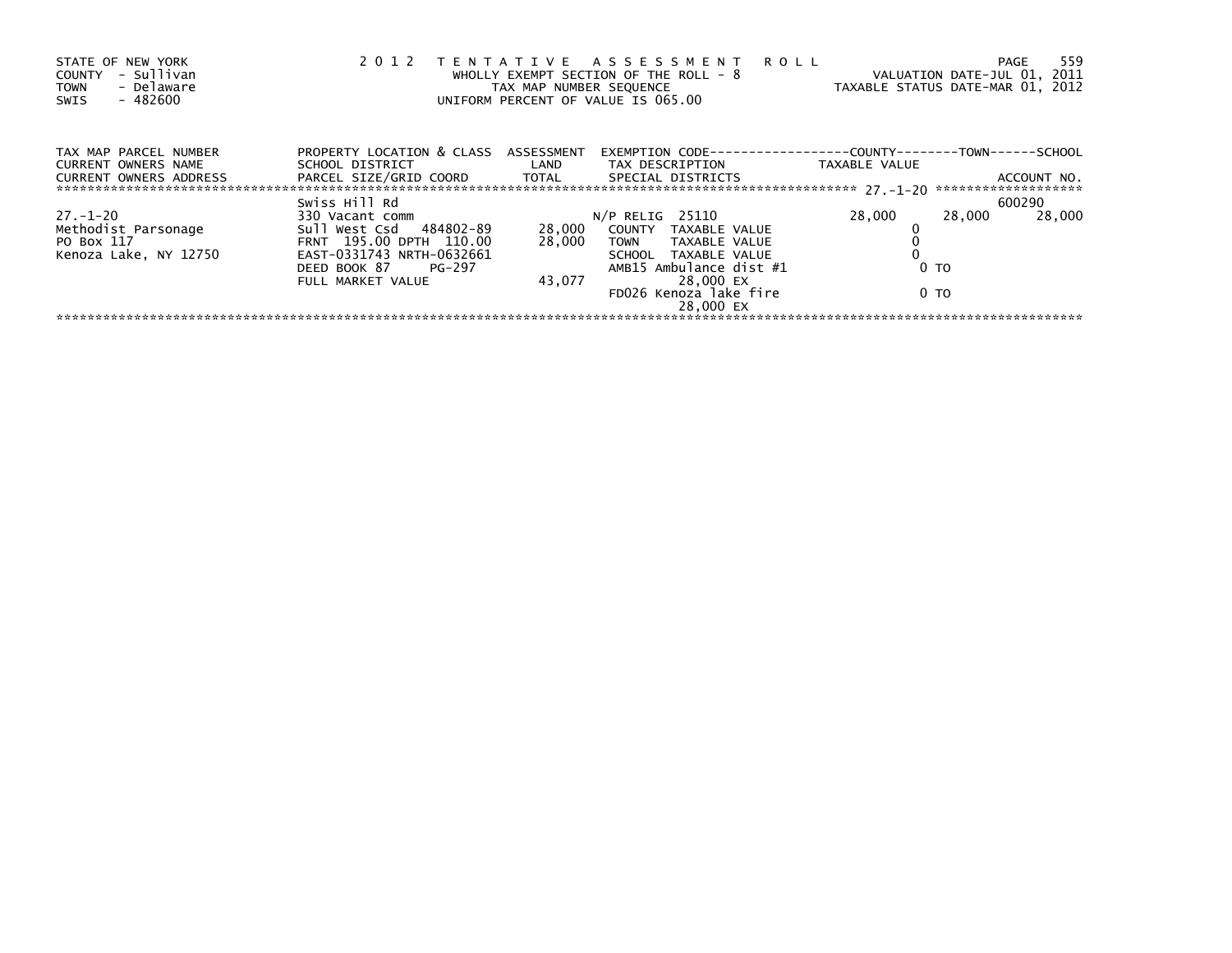STATE OF NEW YORK
COUNTY - Sullivan
TOWN - Delaware
SWIS - 482600

2012 TENTATIVE ASSESSMENT ROLL
WHOLLY EXEMPT SECTION OF THE ROLL - 8
TAX MAP NUMBER SEQUENCE
UNIFORM PERCENT OF VALUE IS 065.00

VALUATION DATE-JUL 01, 2011
TAXABLE STATUS DATE-MAR 01, 2012

| TAX MAP PARCEL NUMBER / CURRENT OWNERS NAME / CURRENT OWNERS ADDRESS | PROPERTY LOCATION & CLASS / SCHOOL DISTRICT / PARCEL SIZE/GRID COORD | ASSESSMENT LAND / TOTAL | EXEMPTION CODE / TAX DESCRIPTION / SPECIAL DISTRICTS | COUNTY TAXABLE VALUE | TOWN | SCHOOL / ACCOUNT NO. |
|---|---|---|---|---|---|---|
| 27.-1-20 | Swiss Hill Rd | | | | | 600290 |
| 27.-1-20 | 330 Vacant comm | | N/P RELIG 25110 | 28,000 | 28,000 | 28,000 |
| Methodist Parsonage | Sull West Csd 484802-89 | 28,000 | COUNTY TAXABLE VALUE | 0 | | |
| PO Box 117 | FRNT 195.00 DPTH 110.00 | 28,000 | TOWN TAXABLE VALUE | 0 | | |
| Kenoza Lake, NY 12750 | EAST-0331743 NRTH-0632661 | | SCHOOL TAXABLE VALUE | 0 | | |
| | DEED BOOK 87 PG-297 | | AMB15 Ambulance dist #1 | 0 TO | | |
| | FULL MARKET VALUE | 43,077 | 28,000 EX | | | |
| | | | FD026 Kenoza lake fire | 0 TO | | |
| | | | 28,000 EX | | | |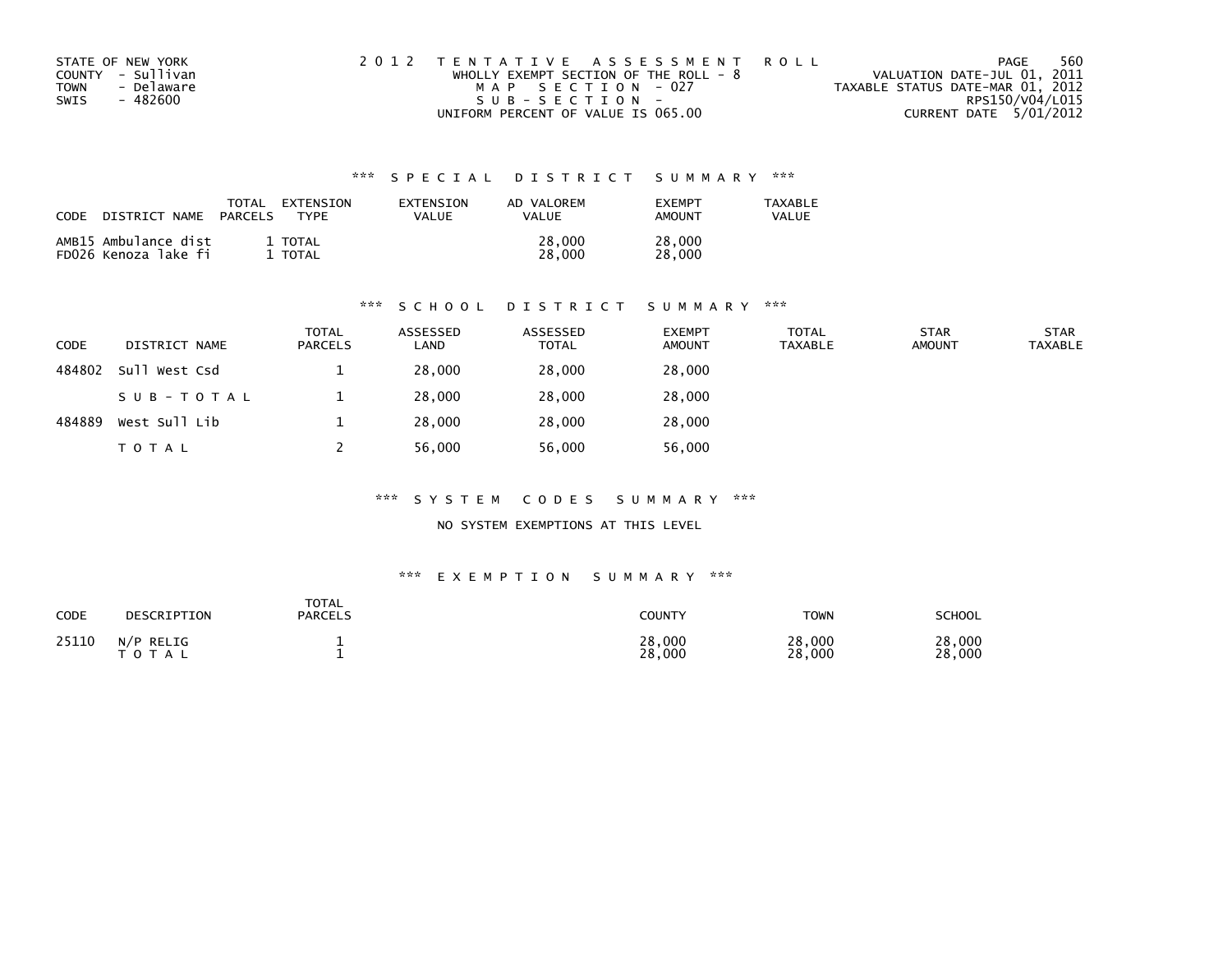STATE OF NEW YORK
COUNTY - Sullivan
TOWN - Delaware
SWIS - 482600

2012 TENTATIVE ASSESSMENT ROLL
WHOLLY EXEMPT SECTION OF THE ROLL - 8
MAP SECTION - 027
SUB-SECTION -
UNIFORM PERCENT OF VALUE IS 065.00

VALUATION DATE-JUL 01, 2011
TAXABLE STATUS DATE-MAR 01, 2012
RPS150/V04/L015
CURRENT DATE 5/01/2012

### *** SPECIAL DISTRICT SUMMARY ***

| CODE DISTRICT NAME | TOTAL PARCELS | EXTENSION TYPE | EXTENSION VALUE | AD VALOREM VALUE | EXEMPT AMOUNT | TAXABLE VALUE |
|---|---|---|---|---|---|---|
| AMB15 Ambulance dist | 1 | TOTAL | | 28,000 | 28,000 | |
| FD026 Kenoza lake fi | 1 | TOTAL | | 28,000 | 28,000 | |

### *** SCHOOL DISTRICT SUMMARY ***

| CODE | DISTRICT NAME | TOTAL PARCELS | ASSESSED LAND | ASSESSED TOTAL | EXEMPT AMOUNT | TOTAL TAXABLE | STAR AMOUNT | STAR TAXABLE |
|---|---|---|---|---|---|---|---|---|
| 484802 | Sull West Csd | 1 | 28,000 | 28,000 | 28,000 | | | |
| | SUB-TOTAL | 1 | 28,000 | 28,000 | 28,000 | | | |
| 484889 | West Sull Lib | 1 | 28,000 | 28,000 | 28,000 | | | |
| | TOTAL | 2 | 56,000 | 56,000 | 56,000 | | | |

### *** SYSTEM CODES SUMMARY ***

NO SYSTEM EXEMPTIONS AT THIS LEVEL

### *** EXEMPTION SUMMARY ***

| CODE | DESCRIPTION | TOTAL PARCELS | COUNTY | TOWN | SCHOOL |
|---|---|---|---|---|---|
| 25110 | N/P RELIG | 1 | 28,000 | 28,000 | 28,000 |
| | TOTAL | 1 | 28,000 | 28,000 | 28,000 |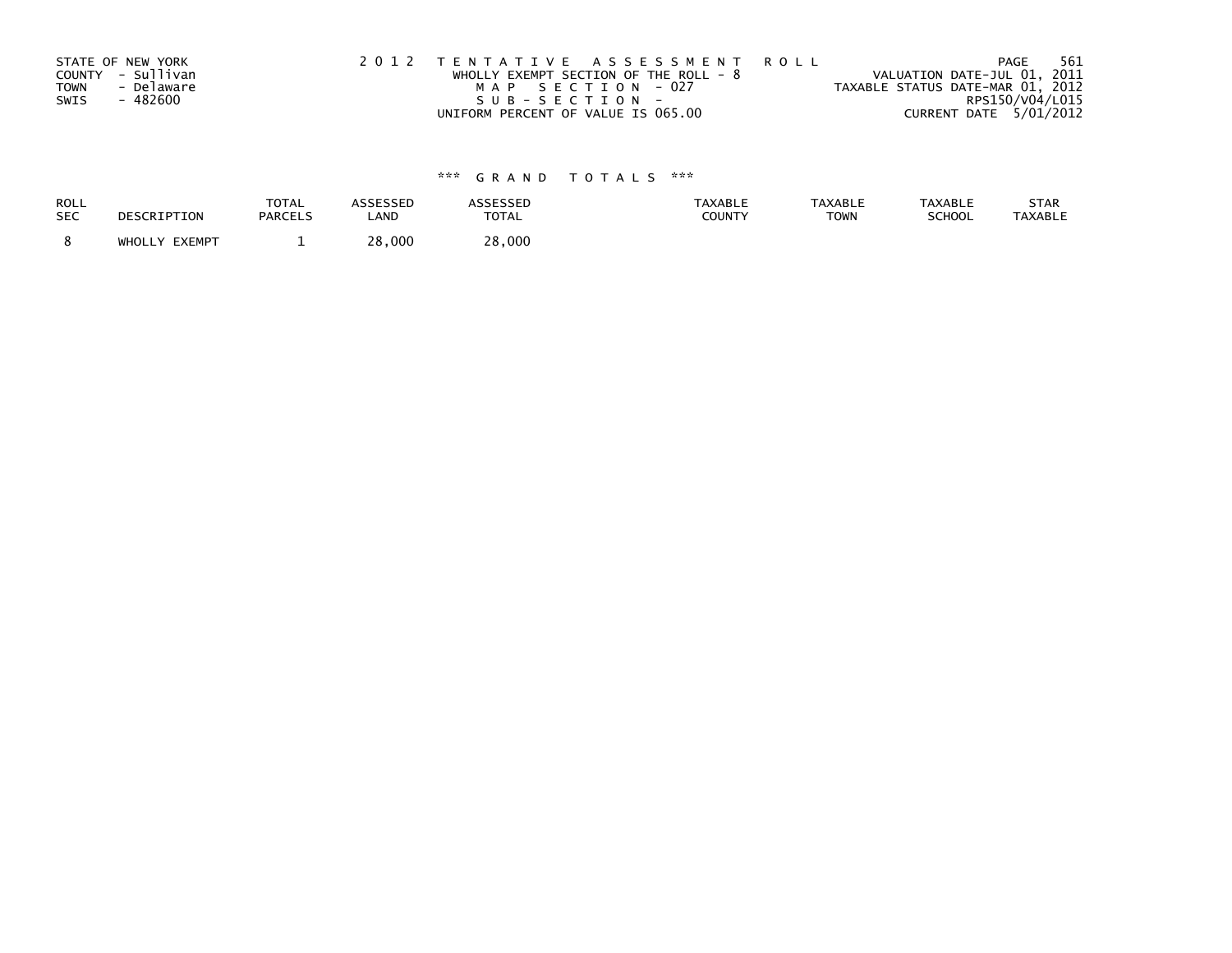STATE OF NEW YORK
COUNTY - Sullivan
TOWN - Delaware
SWIS - 482600

2 0 1 2 T E N T A T I V E A S S E S S M E N T R O L L
WHOLLY EXEMPT SECTION OF THE ROLL - 8
M A P S E C T I O N - 027
S U B - S E C T I O N -
UNIFORM PERCENT OF VALUE IS 065.00

VALUATION DATE-JUL 01, 2011
TAXABLE STATUS DATE-MAR 01, 2012
RPS150/V04/L015
CURRENT DATE 5/01/2012

### \*\*\* G R A N D T O T A L S \*\*\*

| ROLL SEC | DESCRIPTION | TOTAL PARCELS | ASSESSED LAND | ASSESSED TOTAL | TAXABLE COUNTY | TAXABLE TOWN | TAXABLE SCHOOL | STAR TAXABLE |
|---|---|---|---|---|---|---|---|---|
| 8 | WHOLLY EXEMPT | 1 | 28,000 | 28,000 | | | | |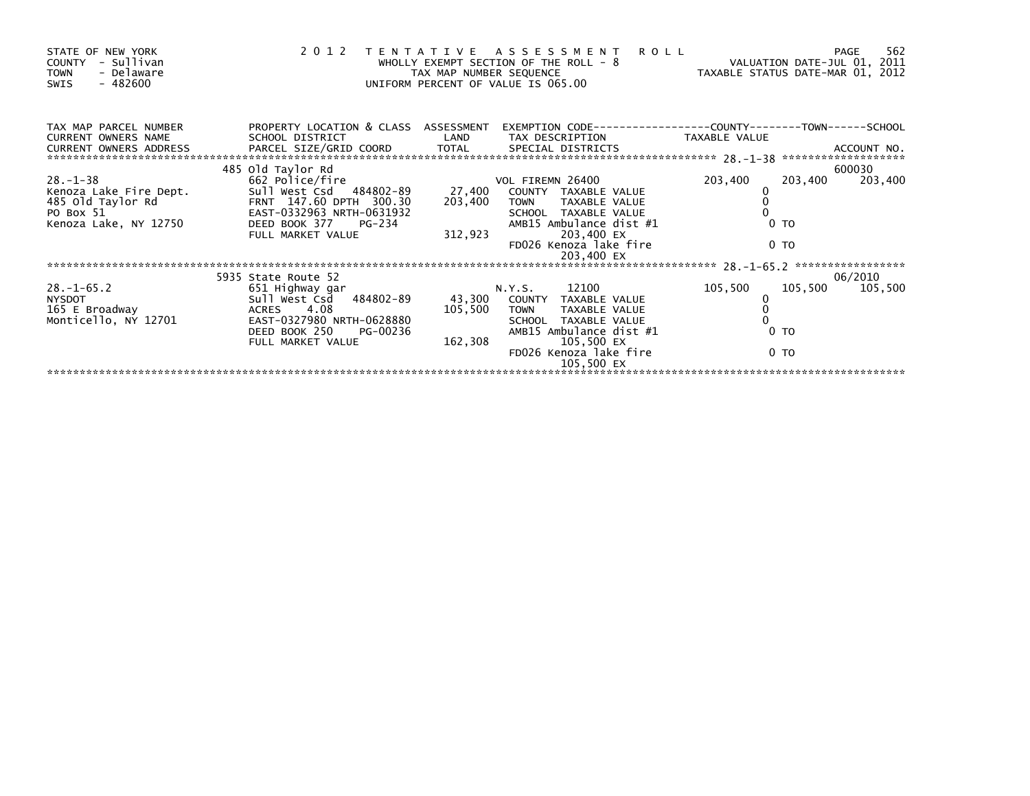STATE OF NEW YORK
COUNTY - Sullivan
TOWN - Delaware
SWIS - 482600

2 0 1 2 T E N T A T I V E A S S E S S M E N T R O L L
WHOLLY EXEMPT SECTION OF THE ROLL - 8
TAX MAP NUMBER SEQUENCE
UNIFORM PERCENT OF VALUE IS 065.00

VALUATION DATE-JUL 01, 2011
TAXABLE STATUS DATE-MAR 01, 2012

| TAX MAP PARCEL NUMBER / CURRENT OWNERS NAME / CURRENT OWNERS ADDRESS | PROPERTY LOCATION & CLASS / SCHOOL DISTRICT / PARCEL SIZE/GRID COORD | ASSESSMENT LAND / TOTAL | EXEMPTION CODE / TAX DESCRIPTION / SPECIAL DISTRICTS | COUNTY TAXABLE VALUE | TOWN | SCHOOL / ACCOUNT NO. |
|---|---|---|---|---|---|---|
| 28.-1-38 | 485 Old Taylor Rd | | | | | 600030 |
| | 662 Police/fire | | VOL FIREMN 26400 | 203,400 | 203,400 | 203,400 |
| Kenoza Lake Fire Dept. | Sull West Csd 484802-89 | 27,400 | COUNTY TAXABLE VALUE | 0 | | |
| 485 Old Taylor Rd | FRNT 147.60 DPTH 300.30 | 203,400 | TOWN TAXABLE VALUE | 0 | | |
| PO Box 51 | EAST-0332963 NRTH-0631932 | | SCHOOL TAXABLE VALUE | 0 | | |
| Kenoza Lake, NY 12750 | DEED BOOK 377 PG-234 | | AMB15 Ambulance dist #1 | 0 TO | | |
| | FULL MARKET VALUE | 312,923 | 203,400 EX | | | |
| | | | FD026 Kenoza lake fire | 0 TO | | |
| | | | 203,400 EX | | | |
| 28.-1-65.2 | 5935 State Route 52 | | | | | 06/2010 |
| | 651 Highway gar | | N.Y.S. 12100 | 105,500 | 105,500 | 105,500 |
| NYSDOT | Sull West Csd 484802-89 | 43,300 | COUNTY TAXABLE VALUE | 0 | | |
| 165 E Broadway | ACRES 4.08 | 105,500 | TOWN TAXABLE VALUE | 0 | | |
| Monticello, NY 12701 | EAST-0327980 NRTH-0628880 | | SCHOOL TAXABLE VALUE | 0 | | |
| | DEED BOOK 250 PG-00236 | | AMB15 Ambulance dist #1 | 0 TO | | |
| | FULL MARKET VALUE | 162,308 | 105,500 EX | | | |
| | | | FD026 Kenoza lake fire | 0 TO | | |
| | | | 105,500 EX | | | |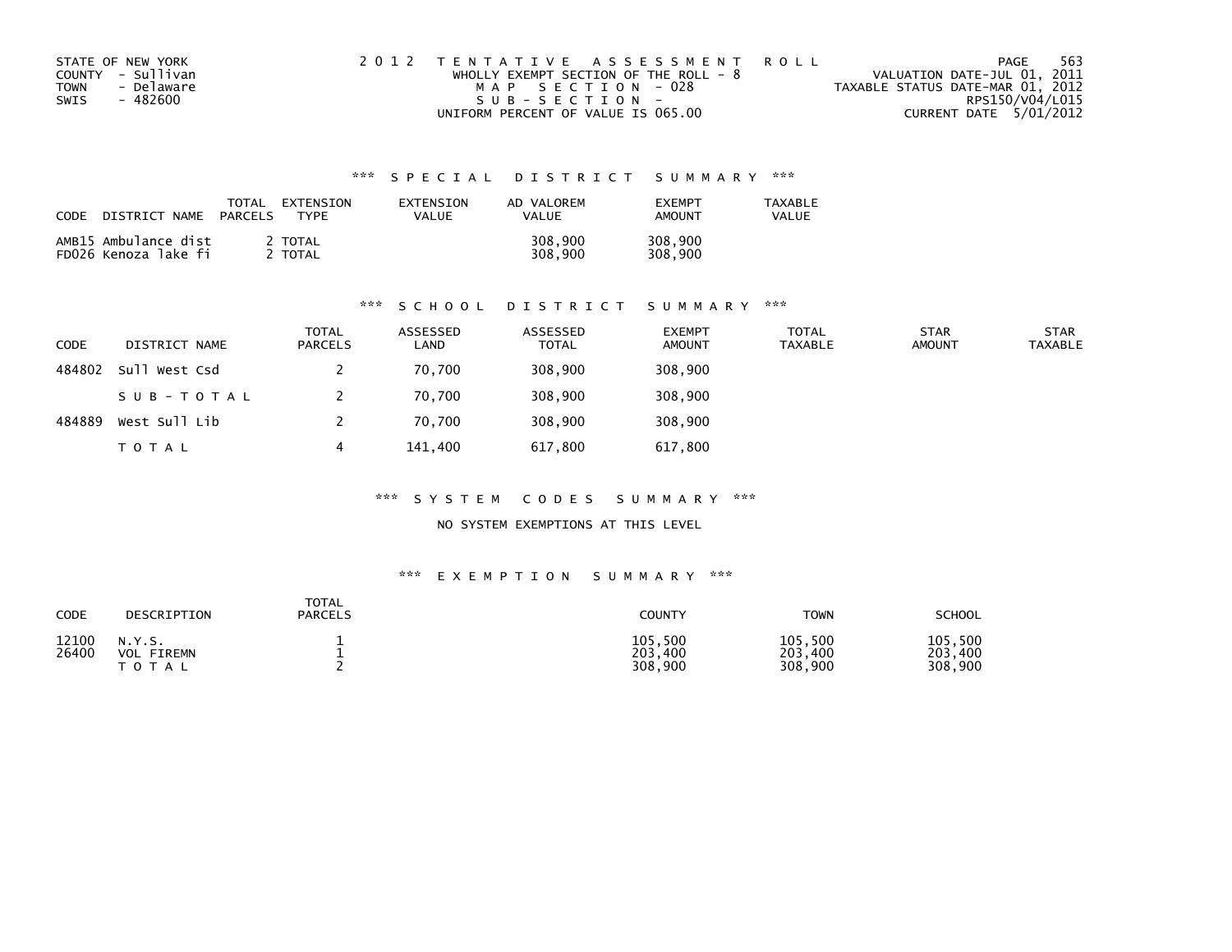STATE OF NEW YORK
COUNTY - Sullivan
TOWN - Delaware
SWIS - 482600

2 0 1 2 T E N T A T I V E A S S E S S M E N T R O L L
WHOLLY EXEMPT SECTION OF THE ROLL - 8
M A P S E C T I O N - 028
S U B - S E C T I O N -
UNIFORM PERCENT OF VALUE IS 065.00

VALUATION DATE-JUL 01, 2011
TAXABLE STATUS DATE-MAR 01, 2012
RPS150/V04/L015
CURRENT DATE 5/01/2012

### *** S P E C I A L D I S T R I C T S U M M A R Y ***

| CODE DISTRICT NAME | TOTAL PARCELS | EXTENSION TYPE | EXTENSION VALUE | AD VALOREM VALUE | EXEMPT AMOUNT | TAXABLE VALUE |
|---|---|---|---|---|---|---|
| AMB15 Ambulance dist | 2 | TOTAL | | 308,900 | 308,900 | |
| FD026 Kenoza lake fi | 2 | TOTAL | | 308,900 | 308,900 | |

### *** S C H O O L D I S T R I C T S U M M A R Y ***

| CODE | DISTRICT NAME | TOTAL PARCELS | ASSESSED LAND | ASSESSED TOTAL | EXEMPT AMOUNT | TOTAL TAXABLE | STAR AMOUNT | STAR TAXABLE |
|---|---|---|---|---|---|---|---|---|
| 484802 | Sull West Csd | 2 | 70,700 | 308,900 | 308,900 | | | |
| | S U B - T O T A L | 2 | 70,700 | 308,900 | 308,900 | | | |
| 484889 | West Sull Lib | 2 | 70,700 | 308,900 | 308,900 | | | |
| | T O T A L | 4 | 141,400 | 617,800 | 617,800 | | | |

### *** S Y S T E M C O D E S S U M M A R Y ***

NO SYSTEM EXEMPTIONS AT THIS LEVEL

### *** E X E M P T I O N S U M M A R Y ***

| CODE | DESCRIPTION | TOTAL PARCELS | COUNTY | TOWN | SCHOOL |
|---|---|---|---|---|---|
| 12100 | N.Y.S. | 1 | 105,500 | 105,500 | 105,500 |
| 26400 | VOL FIREMN | 1 | 203,400 | 203,400 | 203,400 |
| | T O T A L | 2 | 308,900 | 308,900 | 308,900 |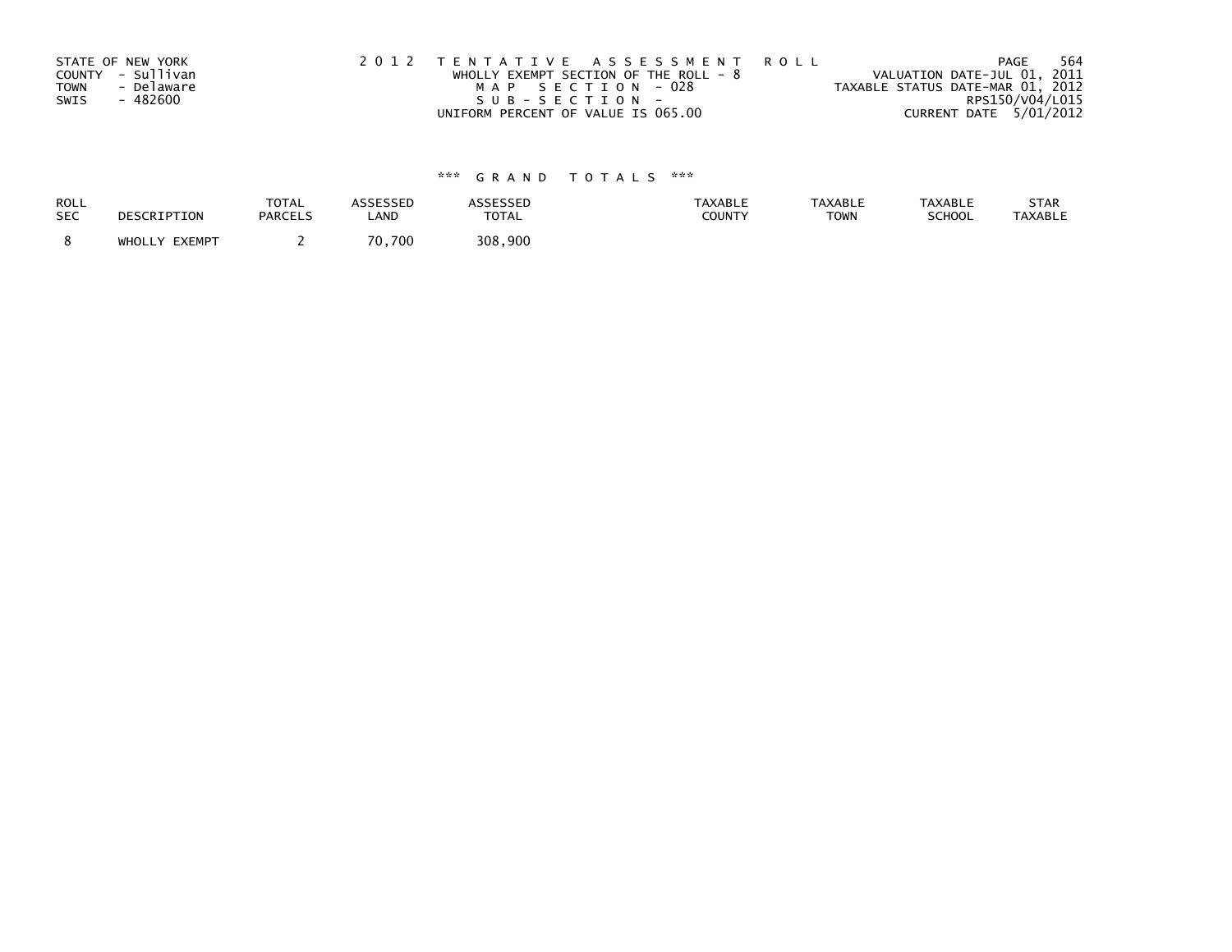STATE OF NEW YORK
COUNTY - Sullivan
TOWN - Delaware
SWIS - 482600

2 0 1 2 T E N T A T I V E A S S E S S M E N T R O L L
WHOLLY EXEMPT SECTION OF THE ROLL - 8
M A P S E C T I O N - 028
S U B - S E C T I O N -
UNIFORM PERCENT OF VALUE IS 065.00

VALUATION DATE-JUL 01, 2011
TAXABLE STATUS DATE-MAR 01, 2012
RPS150/V04/L015
CURRENT DATE 5/01/2012

\*\*\* G R A N D T O T A L S \*\*\*

| ROLL SEC | DESCRIPTION | TOTAL PARCELS | ASSESSED LAND | ASSESSED TOTAL | TAXABLE COUNTY | TAXABLE TOWN | TAXABLE SCHOOL | STAR TAXABLE |
|---|---|---|---|---|---|---|---|---|
| 8 | WHOLLY EXEMPT | 2 | 70,700 | 308,900 | | | | |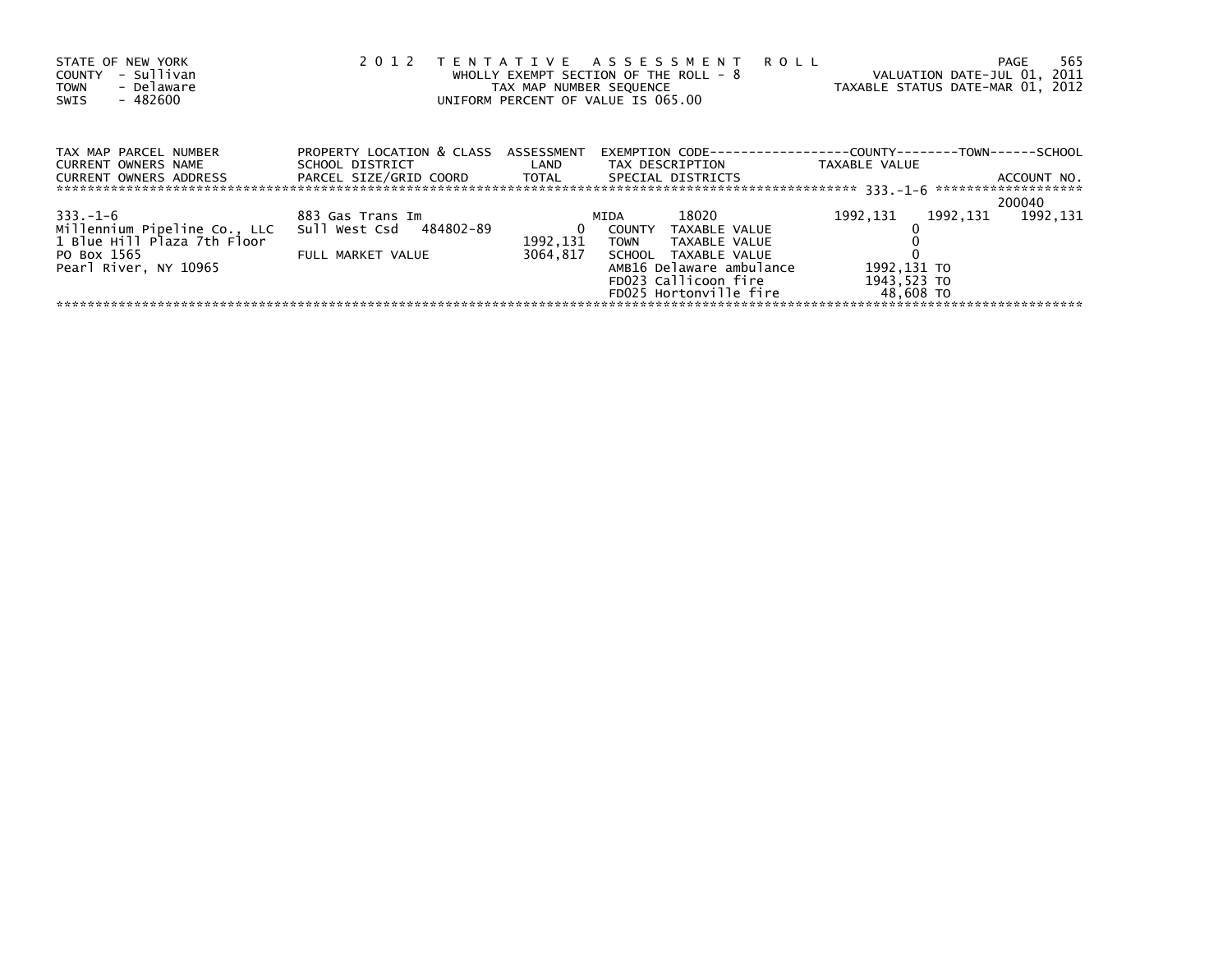STATE OF NEW YORK
COUNTY - Sullivan
TOWN - Delaware
SWIS - 482600

2012 TENTATIVE ASSESSMENT ROLL
WHOLLY EXEMPT SECTION OF THE ROLL - 8
TAX MAP NUMBER SEQUENCE
UNIFORM PERCENT OF VALUE IS 065.00

VALUATION DATE-JUL 01, 2011
TAXABLE STATUS DATE-MAR 01, 2012

| TAX MAP PARCEL NUMBER<br>CURRENT OWNERS NAME<br>CURRENT OWNERS ADDRESS | PROPERTY LOCATION & CLASS<br>SCHOOL DISTRICT<br>PARCEL SIZE/GRID COORD | ASSESSMENT<br>LAND<br>TOTAL | EXEMPTION CODE<br>TAX DESCRIPTION<br>SPECIAL DISTRICTS | COUNTY<br>TAXABLE VALUE | TOWN | SCHOOL<br><br>ACCOUNT NO. |
|---|---|---|---|---|---|---|
| 333.-1-6 | | | | | | 200040 |
| 333.-1-6 | 883 Gas Trans Im | | MIDA 18020 | 1992,131 | 1992,131 | 1992,131 |
| Millennium Pipeline Co., LLC | Sull West Csd 484802-89 | 0 | COUNTY TAXABLE VALUE | 0 | | |
| 1 Blue Hill Plaza 7th Floor | | 1992,131 | TOWN TAXABLE VALUE | 0 | | |
| PO Box 1565 | FULL MARKET VALUE | 3064,817 | SCHOOL TAXABLE VALUE | 0 | | |
| Pearl River, NY 10965 | | | AMB16 Delaware ambulance | 1992,131 TO | | |
| | | | FD023 Callicoon fire | 1943,523 TO | | |
| | | | FD025 Hortonville fire | 48,608 TO | | |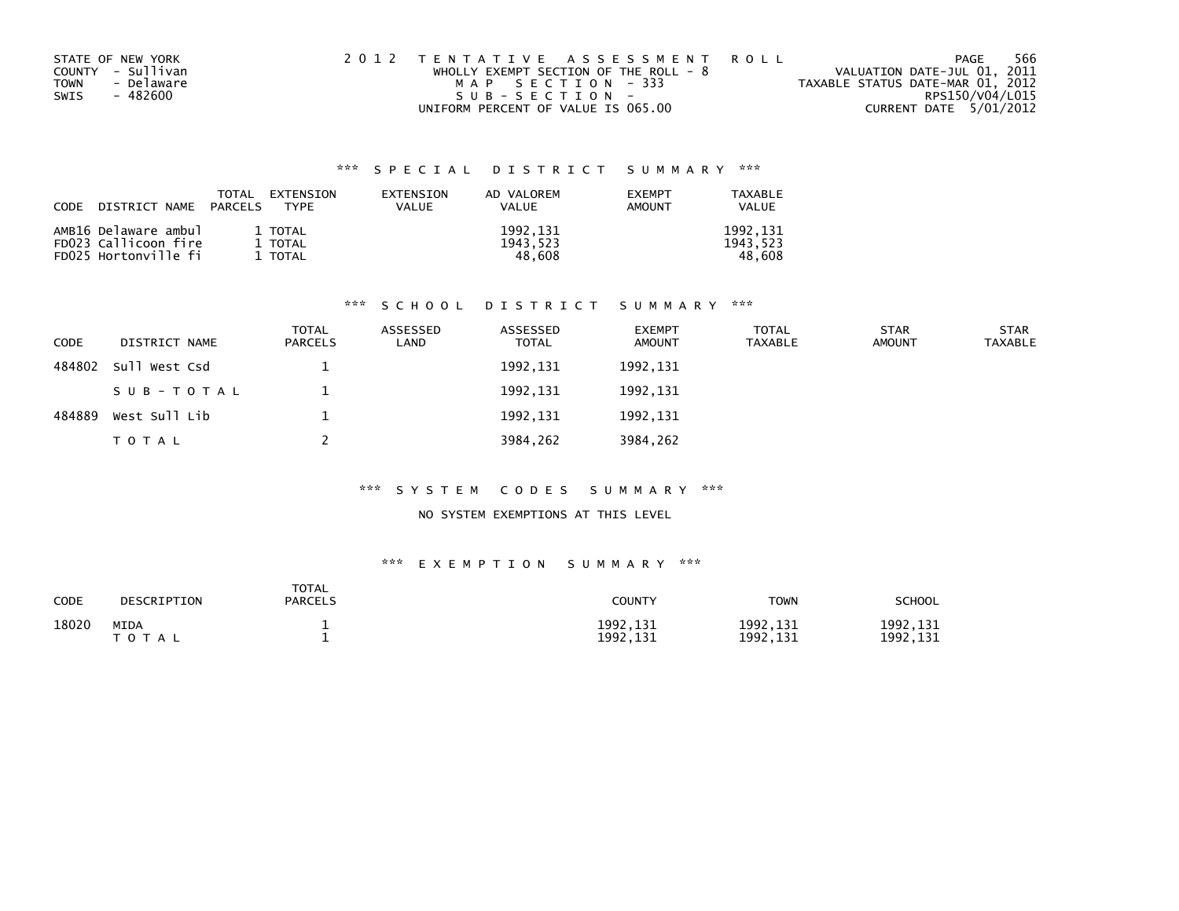STATE OF NEW YORK
COUNTY - Sullivan
TOWN - Delaware
SWIS - 482600

2012 TENTATIVE ASSESSMENT ROLL
WHOLLY EXEMPT SECTION OF THE ROLL - 8
MAP SECTION - 333
SUB-SECTION -
UNIFORM PERCENT OF VALUE IS 065.00

VALUATION DATE-JUL 01, 2011
TAXABLE STATUS DATE-MAR 01, 2012
RPS150/V04/L015
CURRENT DATE 5/01/2012

### *** SPECIAL DISTRICT SUMMARY ***

| CODE | DISTRICT NAME | TOTAL PARCELS | EXTENSION TYPE | EXTENSION VALUE | AD VALOREM VALUE | EXEMPT AMOUNT | TAXABLE VALUE |
|---|---|---|---|---|---|---|---|
| AMB16 | Delaware ambul | 1 | TOTAL | | 1992,131 | | 1992,131 |
| FD023 | Callicoon fire | 1 | TOTAL | | 1943,523 | | 1943,523 |
| FD025 | Hortonville fi | 1 | TOTAL | | 48,608 | | 48,608 |

### *** SCHOOL DISTRICT SUMMARY ***

| CODE | DISTRICT NAME | TOTAL PARCELS | ASSESSED LAND | ASSESSED TOTAL | EXEMPT AMOUNT | TOTAL TAXABLE | STAR AMOUNT | STAR TAXABLE |
|---|---|---|---|---|---|---|---|---|
| 484802 | Sull West Csd | 1 | | 1992,131 | 1992,131 | | | |
| | SUB-TOTAL | 1 | | 1992,131 | 1992,131 | | | |
| 484889 | West Sull Lib | 1 | | 1992,131 | 1992,131 | | | |
| | TOTAL | 2 | | 3984,262 | 3984,262 | | | |

### *** SYSTEM CODES SUMMARY ***

NO SYSTEM EXEMPTIONS AT THIS LEVEL

### *** EXEMPTION SUMMARY ***

| CODE | DESCRIPTION | TOTAL PARCELS | COUNTY | TOWN | SCHOOL |
|---|---|---|---|---|---|
| 18020 | MIDA | 1 | 1992,131 | 1992,131 | 1992,131 |
| | TOTAL | 1 | 1992,131 | 1992,131 | 1992,131 |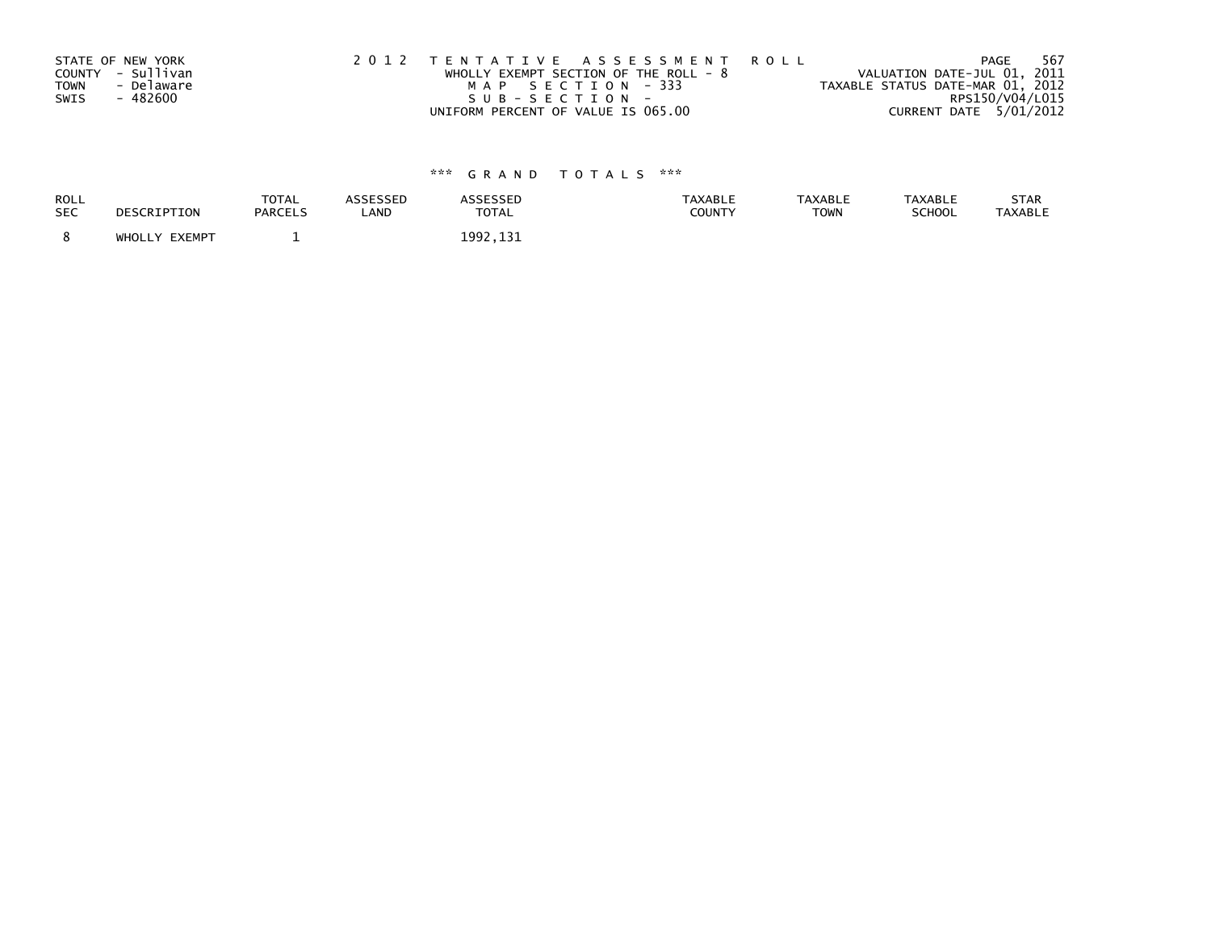STATE OF NEW YORK
COUNTY - Sullivan
TOWN - Delaware
SWIS - 482600

2 0 1 2 T E N T A T I V E A S S E S S M E N T R O L L
WHOLLY EXEMPT SECTION OF THE ROLL - 8
M A P S E C T I O N - 333
S U B - S E C T I O N -
UNIFORM PERCENT OF VALUE IS 065.00

VALUATION DATE-JUL 01, 2011
TAXABLE STATUS DATE-MAR 01, 2012
RPS150/V04/L015
CURRENT DATE 5/01/2012

\*\*\* G R A N D T O T A L S \*\*\*

| ROLL SEC | DESCRIPTION | TOTAL PARCELS | ASSESSED LAND | ASSESSED TOTAL | TAXABLE COUNTY | TAXABLE TOWN | TAXABLE SCHOOL | STAR TAXABLE |
|---|---|---|---|---|---|---|---|---|
| 8 | WHOLLY EXEMPT | 1 | | 1992,131 | | | | |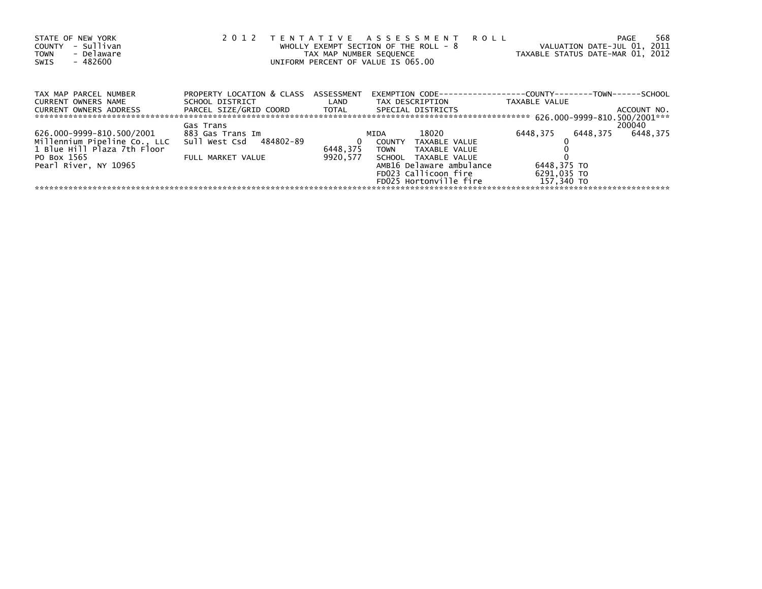STATE OF NEW YORK
COUNTY - Sullivan
TOWN - Delaware
SWIS - 482600

# 2012 TENTATIVE ASSESSMENT ROLL

WHOLLY EXEMPT SECTION OF THE ROLL - 8
TAX MAP NUMBER SEQUENCE
UNIFORM PERCENT OF VALUE IS 065.00

VALUATION DATE-JUL 01, 2011
TAXABLE STATUS DATE-MAR 01, 2012

| TAX MAP PARCEL NUMBER / CURRENT OWNERS NAME / CURRENT OWNERS ADDRESS | PROPERTY LOCATION & CLASS / SCHOOL DISTRICT / PARCEL SIZE/GRID COORD | ASSESSMENT LAND / TOTAL | EXEMPTION CODE / TAX DESCRIPTION / SPECIAL DISTRICTS | COUNTY TAXABLE VALUE | TOWN | SCHOOL / ACCOUNT NO. |
|---|---|---|---|---|---|---|
| 626.000-9999-810.500/2001 | Gas Trans | | | | | 200040 |
| 626.000-9999-810.500/2001 | 883 Gas Trans Im | | MIDA 18020 | 6448,375 | 6448,375 | 6448,375 |
| Millennium Pipeline Co., LLC | Sull West Csd 484802-89 | 0 | COUNTY TAXABLE VALUE | 0 | | |
| 1 Blue Hill Plaza 7th Floor | | 6448,375 | TOWN TAXABLE VALUE | 0 | | |
| PO Box 1565 | FULL MARKET VALUE | 9920,577 | SCHOOL TAXABLE VALUE | 0 | | |
| Pearl River, NY 10965 | | | AMB16 Delaware ambulance | 6448,375 TO | | |
| | | | FD023 Callicoon fire | 6291,035 TO | | |
| | | | FD025 Hortonville fire | 157,340 TO | | |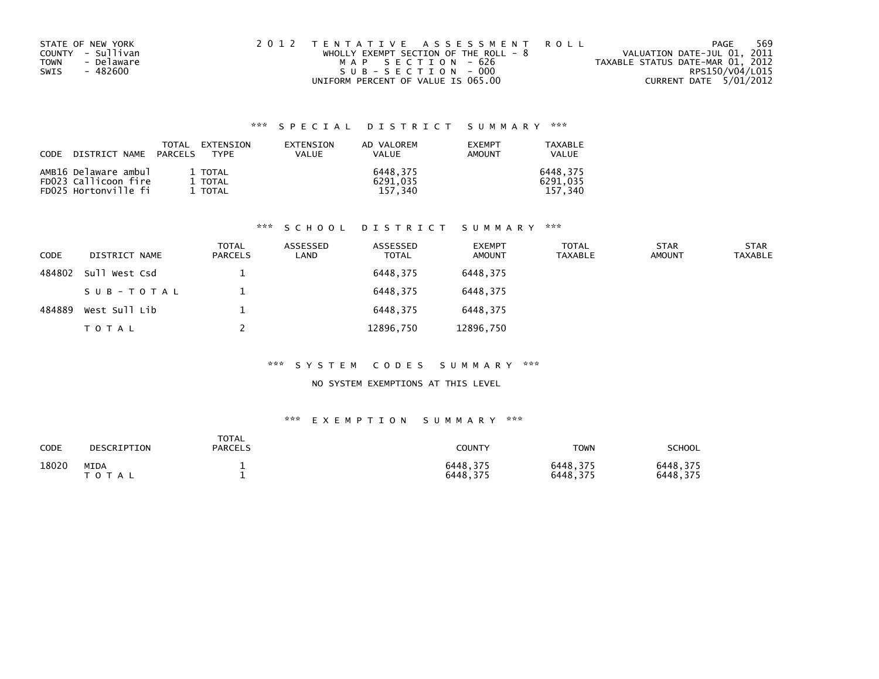STATE OF NEW YORK
COUNTY - Sullivan
TOWN - Delaware
SWIS - 482600

2 0 1 2 T E N T A T I V E A S S E S S M E N T R O L L
WHOLLY EXEMPT SECTION OF THE ROLL - 8
M A P S E C T I O N - 626
S U B - S E C T I O N - 000
UNIFORM PERCENT OF VALUE IS 065.00

VALUATION DATE-JUL 01, 2011
TAXABLE STATUS DATE-MAR 01, 2012
RPS150/V04/L015
CURRENT DATE 5/01/2012

### *** S P E C I A L D I S T R I C T S U M M A R Y ***

| CODE | DISTRICT NAME | TOTAL PARCELS | EXTENSION TYPE | EXTENSION VALUE | AD VALOREM VALUE | EXEMPT AMOUNT | TAXABLE VALUE |
|---|---|---|---|---|---|---|---|
| AMB16 | Delaware ambul | 1 | TOTAL | | 6448,375 | | 6448,375 |
| FD023 | Callicoon fire | 1 | TOTAL | | 6291,035 | | 6291,035 |
| FD025 | Hortonville fi | 1 | TOTAL | | 157,340 | | 157,340 |

### *** S C H O O L D I S T R I C T S U M M A R Y ***

| CODE | DISTRICT NAME | TOTAL PARCELS | ASSESSED LAND | ASSESSED TOTAL | EXEMPT AMOUNT | TOTAL TAXABLE | STAR AMOUNT | STAR TAXABLE |
|---|---|---|---|---|---|---|---|---|
| 484802 | Sull West Csd | 1 | | 6448,375 | 6448,375 | | | |
| | S U B - T O T A L | 1 | | 6448,375 | 6448,375 | | | |
| 484889 | West Sull Lib | 1 | | 6448,375 | 6448,375 | | | |
| | T O T A L | 2 | | 12896,750 | 12896,750 | | | |

### *** S Y S T E M C O D E S S U M M A R Y ***

NO SYSTEM EXEMPTIONS AT THIS LEVEL

### *** E X E M P T I O N S U M M A R Y ***

| CODE | DESCRIPTION | TOTAL PARCELS | COUNTY | TOWN | SCHOOL |
|---|---|---|---|---|---|
| 18020 | MIDA | 1 | 6448,375 | 6448,375 | 6448,375 |
| | T O T A L | 1 | 6448,375 | 6448,375 | 6448,375 |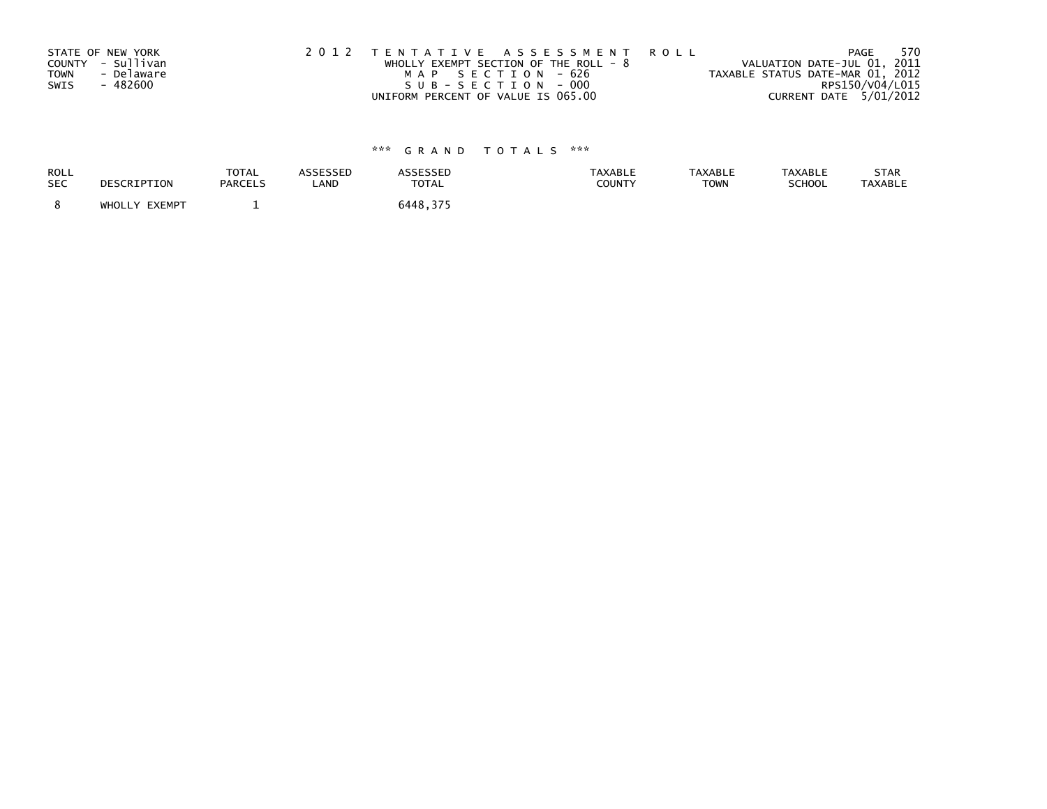STATE OF NEW YORK
COUNTY - Sullivan
TOWN - Delaware
SWIS - 482600

2 0 1 2 T E N T A T I V E A S S E S S M E N T R O L L
WHOLLY EXEMPT SECTION OF THE ROLL - 8
M A P S E C T I O N - 626
S U B - S E C T I O N - 000
UNIFORM PERCENT OF VALUE IS 065.00

VALUATION DATE-JUL 01, 2011
TAXABLE STATUS DATE-MAR 01, 2012
RPS150/V04/L015
CURRENT DATE 5/01/2012

### \*\*\* G R A N D T O T A L S \*\*\*

| ROLL SEC | DESCRIPTION | TOTAL PARCELS | ASSESSED LAND | ASSESSED TOTAL | TAXABLE COUNTY | TAXABLE TOWN | TAXABLE SCHOOL | STAR TAXABLE |
|---|---|---|---|---|---|---|---|---|
| 8 | WHOLLY EXEMPT | 1 | | 6448,375 | | | | |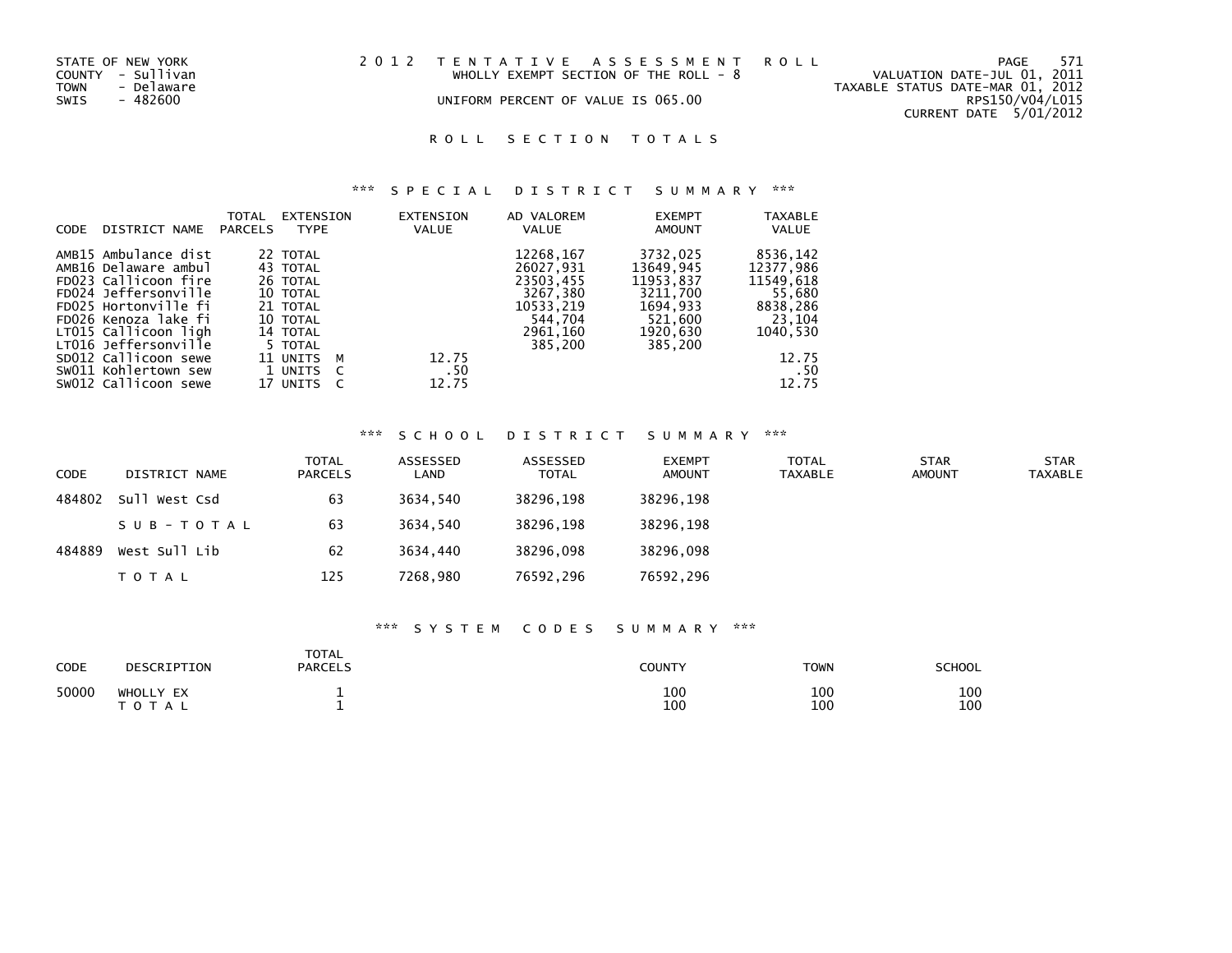STATE OF NEW YORK
COUNTY - Sullivan
TOWN - Delaware
SWIS - 482600

2 0 1 2 T E N T A T I V E A S S E S S M E N T R O L L
WHOLLY EXEMPT SECTION OF THE ROLL - 8
UNIFORM PERCENT OF VALUE IS 065.00

VALUATION DATE-JUL 01, 2011
TAXABLE STATUS DATE-MAR 01, 2012
RPS150/V04/L015
CURRENT DATE 5/01/2012

## R O L L S E C T I O N T O T A L S

### *** S P E C I A L D I S T R I C T S U M M A R Y ***

| CODE | DISTRICT NAME | TOTAL PARCELS | EXTENSION TYPE | EXTENSION VALUE | AD VALOREM VALUE | EXEMPT AMOUNT | TAXABLE VALUE |
|---|---|---|---|---|---|---|---|
| AMB15 | Ambulance dist | 22 | TOTAL | | 12268,167 | 3732,025 | 8536,142 |
| AMB16 | Delaware ambul | 43 | TOTAL | | 26027,931 | 13649,945 | 12377,986 |
| FD023 | Callicoon fire | 26 | TOTAL | | 23503,455 | 11953,837 | 11549,618 |
| FD024 | Jeffersonville | 10 | TOTAL | | 3267,380 | 3211,700 | 55,680 |
| FD025 | Hortonville fi | 21 | TOTAL | | 10533,219 | 1694,933 | 8838,286 |
| FD026 | Kenoza lake fi | 10 | TOTAL | | 544,704 | 521,600 | 23,104 |
| LT015 | Callicoon ligh | 14 | TOTAL | | 2961,160 | 1920,630 | 1040,530 |
| LT016 | Jeffersonville | 5 | TOTAL | | 385,200 | 385,200 | |
| SD012 | Callicoon sewe | 11 | UNITS M | 12.75 | | | 12.75 |
| SW011 | Kohlertown sew | 1 | UNITS C | .50 | | | .50 |
| SW012 | Callicoon sewe | 17 | UNITS C | 12.75 | | | 12.75 |

### *** S C H O O L D I S T R I C T S U M M A R Y ***

| CODE | DISTRICT NAME | TOTAL PARCELS | ASSESSED LAND | ASSESSED TOTAL | EXEMPT AMOUNT | TOTAL TAXABLE | STAR AMOUNT | STAR TAXABLE |
|---|---|---|---|---|---|---|---|---|
| 484802 | Sull West Csd | 63 | 3634,540 | 38296,198 | 38296,198 | | | |
| | S U B - T O T A L | 63 | 3634,540 | 38296,198 | 38296,198 | | | |
| 484889 | West Sull Lib | 62 | 3634,440 | 38296,098 | 38296,098 | | | |
| | T O T A L | 125 | 7268,980 | 76592,296 | 76592,296 | | | |

### *** S Y S T E M C O D E S S U M M A R Y ***

| CODE | DESCRIPTION | TOTAL PARCELS | COUNTY | TOWN | SCHOOL |
|---|---|---|---|---|---|
| 50000 | WHOLLY EX | 1 | 100 | 100 | 100 |
| | T O T A L | 1 | 100 | 100 | 100 |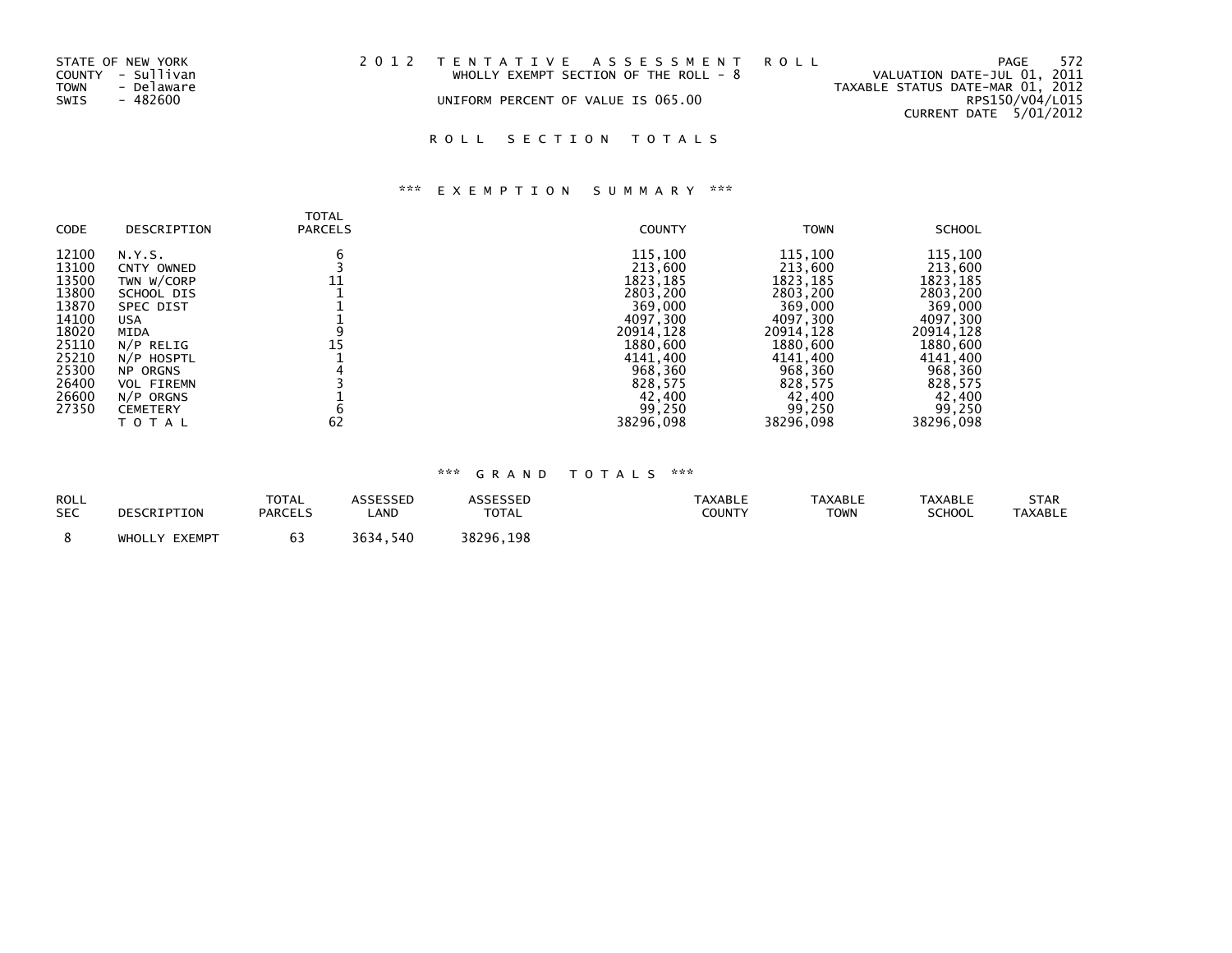STATE OF NEW YORK
COUNTY - Sullivan
TOWN - Delaware
SWIS - 482600

2 0 1 2 T E N T A T I V E A S S E S S M E N T R O L L
WHOLLY EXEMPT SECTION OF THE ROLL - 8
UNIFORM PERCENT OF VALUE IS 065.00

VALUATION DATE-JUL 01, 2011
TAXABLE STATUS DATE-MAR 01, 2012
RPS150/V04/L015
CURRENT DATE 5/01/2012

## R O L L S E C T I O N T O T A L S

### *** E X E M P T I O N S U M M A R Y ***

| CODE | DESCRIPTION | TOTAL PARCELS | COUNTY | TOWN | SCHOOL |
|---|---|---|---|---|---|
| 12100 | N.Y.S. | 6 | 115,100 | 115,100 | 115,100 |
| 13100 | CNTY OWNED | 3 | 213,600 | 213,600 | 213,600 |
| 13500 | TWN W/CORP | 11 | 1823,185 | 1823,185 | 1823,185 |
| 13800 | SCHOOL DIS | 1 | 2803,200 | 2803,200 | 2803,200 |
| 13870 | SPEC DIST | 1 | 369,000 | 369,000 | 369,000 |
| 14100 | USA | 1 | 4097,300 | 4097,300 | 4097,300 |
| 18020 | MIDA | 9 | 20914,128 | 20914,128 | 20914,128 |
| 25110 | N/P RELIG | 15 | 1880,600 | 1880,600 | 1880,600 |
| 25210 | N/P HOSPTL | 1 | 4141,400 | 4141,400 | 4141,400 |
| 25300 | NP ORGNS | 4 | 968,360 | 968,360 | 968,360 |
| 26400 | VOL FIREMN | 3 | 828,575 | 828,575 | 828,575 |
| 26600 | N/P ORGNS | 1 | 42,400 | 42,400 | 42,400 |
| 27350 | CEMETERY | 6 | 99,250 | 99,250 | 99,250 |
| | T O T A L | 62 | 38296,098 | 38296,098 | 38296,098 |

### *** G R A N D T O T A L S ***

| ROLL SEC | DESCRIPTION | TOTAL PARCELS | ASSESSED LAND | ASSESSED TOTAL | TAXABLE COUNTY | TAXABLE TOWN | TAXABLE SCHOOL | STAR TAXABLE |
|---|---|---|---|---|---|---|---|---|
| 8 | WHOLLY EXEMPT | 63 | 3634,540 | 38296,198 | | | | |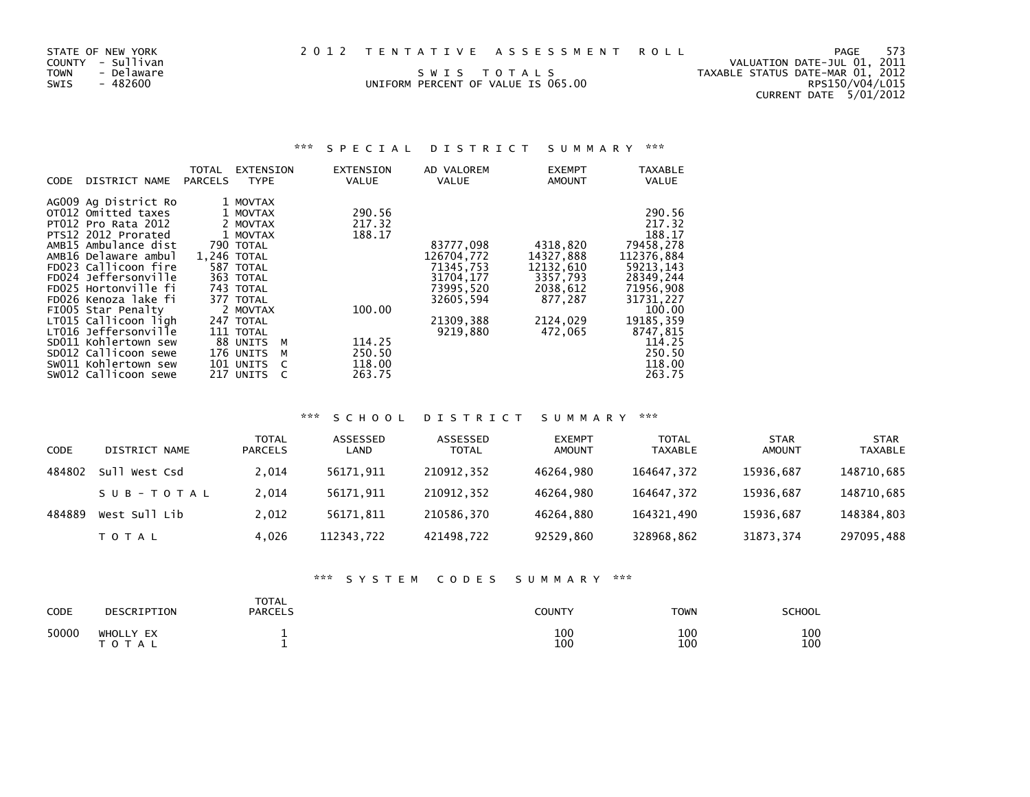STATE OF NEW YORK
COUNTY - Sullivan
TOWN - Delaware
SWIS - 482600

# 2012 TENTATIVE ASSESSMENT ROLL

SWIS TOTALS
UNIFORM PERCENT OF VALUE IS 065.00

VALUATION DATE-JUL 01, 2011
TAXABLE STATUS DATE-MAR 01, 2012
RPS150/V04/L015
CURRENT DATE 5/01/2012

## *** SPECIAL DISTRICT SUMMARY ***

| CODE | DISTRICT NAME | TOTAL PARCELS | EXTENSION TYPE | EXTENSION VALUE | AD VALOREM VALUE | EXEMPT AMOUNT | TAXABLE VALUE |
|---|---|---|---|---|---|---|---|
| AG009 | Ag District Ro | 1 | MOVTAX | | | | |
| OT012 | Omitted taxes | 1 | MOVTAX | 290.56 | | | 290.56 |
| PT012 | Pro Rata 2012 | 2 | MOVTAX | 217.32 | | | 217.32 |
| PTS12 | 2012 Prorated | 1 | MOVTAX | 188.17 | | | 188.17 |
| AMB15 | Ambulance dist | 790 | TOTAL | | 83777,098 | 4318,820 | 79458,278 |
| AMB16 | Delaware ambul | 1,246 | TOTAL | | 126704,772 | 14327,888 | 112376,884 |
| FD023 | Callicoon fire | 587 | TOTAL | | 71345,753 | 12132,610 | 59213,143 |
| FD024 | Jeffersonville | 363 | TOTAL | | 31704,177 | 3357,793 | 28349,244 |
| FD025 | Hortonville fi | 743 | TOTAL | | 73995,520 | 2038,612 | 71956,908 |
| FD026 | Kenoza lake fi | 377 | TOTAL | | 32605,594 | 877,287 | 31731,227 |
| FI005 | Star Penalty | 2 | MOVTAX | 100.00 | | | 100.00 |
| LT015 | Callicoon ligh | 247 | TOTAL | | 21309,388 | 2124,029 | 19185,359 |
| LT016 | Jeffersonville | 111 | TOTAL | | 9219,880 | 472,065 | 8747,815 |
| SD011 | Kohlertown sew | 88 | UNITS M | 114.25 | | | 114.25 |
| SD012 | Callicoon sewe | 176 | UNITS M | 250.50 | | | 250.50 |
| SW011 | Kohlertown sew | 101 | UNITS C | 118.00 | | | 118.00 |
| SW012 | Callicoon sewe | 217 | UNITS C | 263.75 | | | 263.75 |

## *** SCHOOL DISTRICT SUMMARY ***

| CODE | DISTRICT NAME | TOTAL PARCELS | ASSESSED LAND | ASSESSED TOTAL | EXEMPT AMOUNT | TOTAL TAXABLE | STAR AMOUNT | STAR TAXABLE |
|---|---|---|---|---|---|---|---|---|
| 484802 | Sull West Csd | 2,014 | 56171,911 | 210912,352 | 46264,980 | 164647,372 | 15936,687 | 148710,685 |
| | S U B - T O T A L | 2,014 | 56171,911 | 210912,352 | 46264,980 | 164647,372 | 15936,687 | 148710,685 |
| 484889 | West Sull Lib | 2,012 | 56171,811 | 210586,370 | 46264,880 | 164321,490 | 15936,687 | 148384,803 |
| | T O T A L | 4,026 | 112343,722 | 421498,722 | 92529,860 | 328968,862 | 31873,374 | 297095,488 |

## *** SYSTEM CODES SUMMARY ***

| CODE | DESCRIPTION | TOTAL PARCELS | COUNTY | TOWN | SCHOOL |
|---|---|---|---|---|---|
| 50000 | WHOLLY EX | 1 | 100 | 100 | 100 |
| | T O T A L | 1 | 100 | 100 | 100 |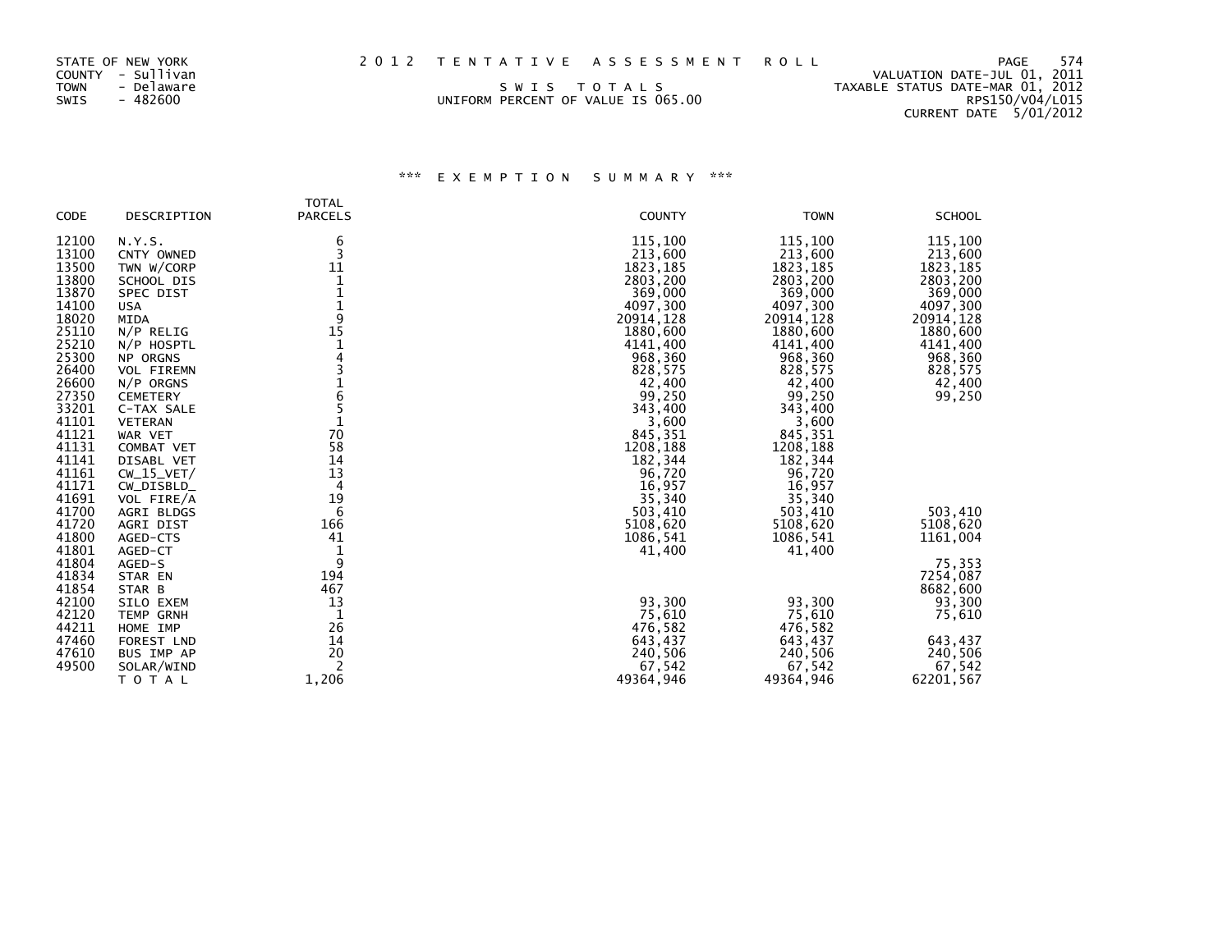STATE OF NEW YORK
COUNTY - Sullivan
TOWN - Delaware
SWIS - 482600

# 2012 TENTATIVE ASSESSMENT ROLL

SWIS TOTALS
UNIFORM PERCENT OF VALUE IS 065.00

VALUATION DATE-JUL 01, 2011
TAXABLE STATUS DATE-MAR 01, 2012
RPS150/V04/L015
CURRENT DATE 5/01/2012

## *** EXEMPTION SUMMARY ***

| CODE | DESCRIPTION | TOTAL PARCELS | COUNTY | TOWN | SCHOOL |
|---|---|---|---|---|---|
| 12100 | N.Y.S. | 6 | 115,100 | 115,100 | 115,100 |
| 13100 | CNTY OWNED | 3 | 213,600 | 213,600 | 213,600 |
| 13500 | TWN W/CORP | 11 | 1823,185 | 1823,185 | 1823,185 |
| 13800 | SCHOOL DIS | 1 | 2803,200 | 2803,200 | 2803,200 |
| 13870 | SPEC DIST | 1 | 369,000 | 369,000 | 369,000 |
| 14100 | USA | 1 | 4097,300 | 4097,300 | 4097,300 |
| 18020 | MIDA | 9 | 20914,128 | 20914,128 | 20914,128 |
| 25110 | N/P RELIG | 15 | 1880,600 | 1880,600 | 1880,600 |
| 25210 | N/P HOSPTL | 1 | 4141,400 | 4141,400 | 4141,400 |
| 25300 | NP ORGNS | 4 | 968,360 | 968,360 | 968,360 |
| 26400 | VOL FIREMN | 3 | 828,575 | 828,575 | 828,575 |
| 26600 | N/P ORGNS | 1 | 42,400 | 42,400 | 42,400 |
| 27350 | CEMETERY | 6 | 99,250 | 99,250 | 99,250 |
| 33201 | C-TAX SALE | 5 | 343,400 | 343,400 | |
| 41101 | VETERAN | 1 | 3,600 | 3,600 | |
| 41121 | WAR VET | 70 | 845,351 | 845,351 | |
| 41131 | COMBAT VET | 58 | 1208,188 | 1208,188 | |
| 41141 | DISABL VET | 14 | 182,344 | 182,344 | |
| 41161 | CW_15_VET/ | 13 | 96,720 | 96,720 | |
| 41171 | CW_DISBLD_ | 4 | 16,957 | 16,957 | |
| 41691 | VOL FIRE/A | 19 | 35,340 | 35,340 | |
| 41700 | AGRI BLDGS | 6 | 503,410 | 503,410 | 503,410 |
| 41720 | AGRI DIST | 166 | 5108,620 | 5108,620 | 5108,620 |
| 41800 | AGED-CTS | 41 | 1086,541 | 1086,541 | 1161,004 |
| 41801 | AGED-CT | 1 | 41,400 | 41,400 | |
| 41804 | AGED-S | 9 | | | 75,353 |
| 41834 | STAR EN | 194 | | | 7254,087 |
| 41854 | STAR B | 467 | | | 8682,600 |
| 42100 | SILO EXEM | 13 | 93,300 | 93,300 | 93,300 |
| 42120 | TEMP GRNH | 1 | 75,610 | 75,610 | 75,610 |
| 44211 | HOME IMP | 26 | 476,582 | 476,582 | |
| 47460 | FOREST LND | 14 | 643,437 | 643,437 | 643,437 |
| 47610 | BUS IMP AP | 20 | 240,506 | 240,506 | 240,506 |
| 49500 | SOLAR/WIND | 2 | 67,542 | 67,542 | 67,542 |
| | TOTAL | 1,206 | 49364,946 | 49364,946 | 62201,567 |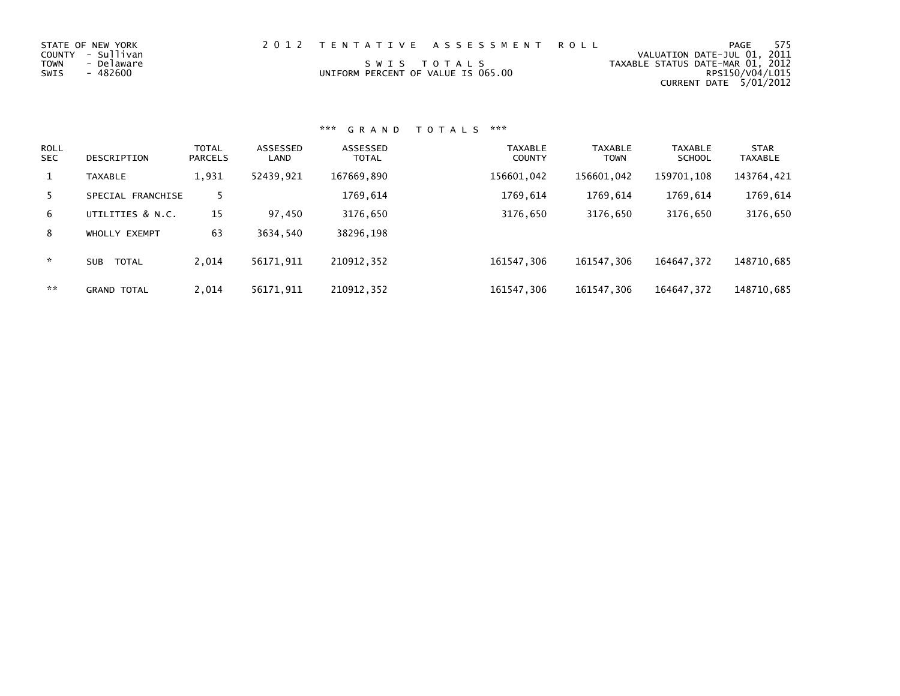STATE OF NEW YORK
COUNTY - Sullivan
TOWN - Delaware
SWIS - 482600

# 2012 TENTATIVE ASSESSMENT ROLL

SWIS TOTALS
UNIFORM PERCENT OF VALUE IS 065.00

VALUATION DATE-JUL 01, 2011
TAXABLE STATUS DATE-MAR 01, 2012
RPS150/V04/L015
CURRENT DATE 5/01/2012

## *** GRAND TOTALS ***

| ROLL SEC | DESCRIPTION | TOTAL PARCELS | ASSESSED LAND | ASSESSED TOTAL | TAXABLE COUNTY | TAXABLE TOWN | TAXABLE SCHOOL | STAR TAXABLE |
|---|---|---|---|---|---|---|---|---|
| 1 | TAXABLE | 1,931 | 52439,921 | 167669,890 | 156601,042 | 156601,042 | 159701,108 | 143764,421 |
| 5 | SPECIAL FRANCHISE | 5 | | 1769,614 | 1769,614 | 1769,614 | 1769,614 | 1769,614 |
| 6 | UTILITIES & N.C. | 15 | 97,450 | 3176,650 | 3176,650 | 3176,650 | 3176,650 | 3176,650 |
| 8 | WHOLLY EXEMPT | 63 | 3634,540 | 38296,198 | | | | |
| * | SUB TOTAL | 2,014 | 56171,911 | 210912,352 | 161547,306 | 161547,306 | 164647,372 | 148710,685 |
| ** | GRAND TOTAL | 2,014 | 56171,911 | 210912,352 | 161547,306 | 161547,306 | 164647,372 | 148710,685 |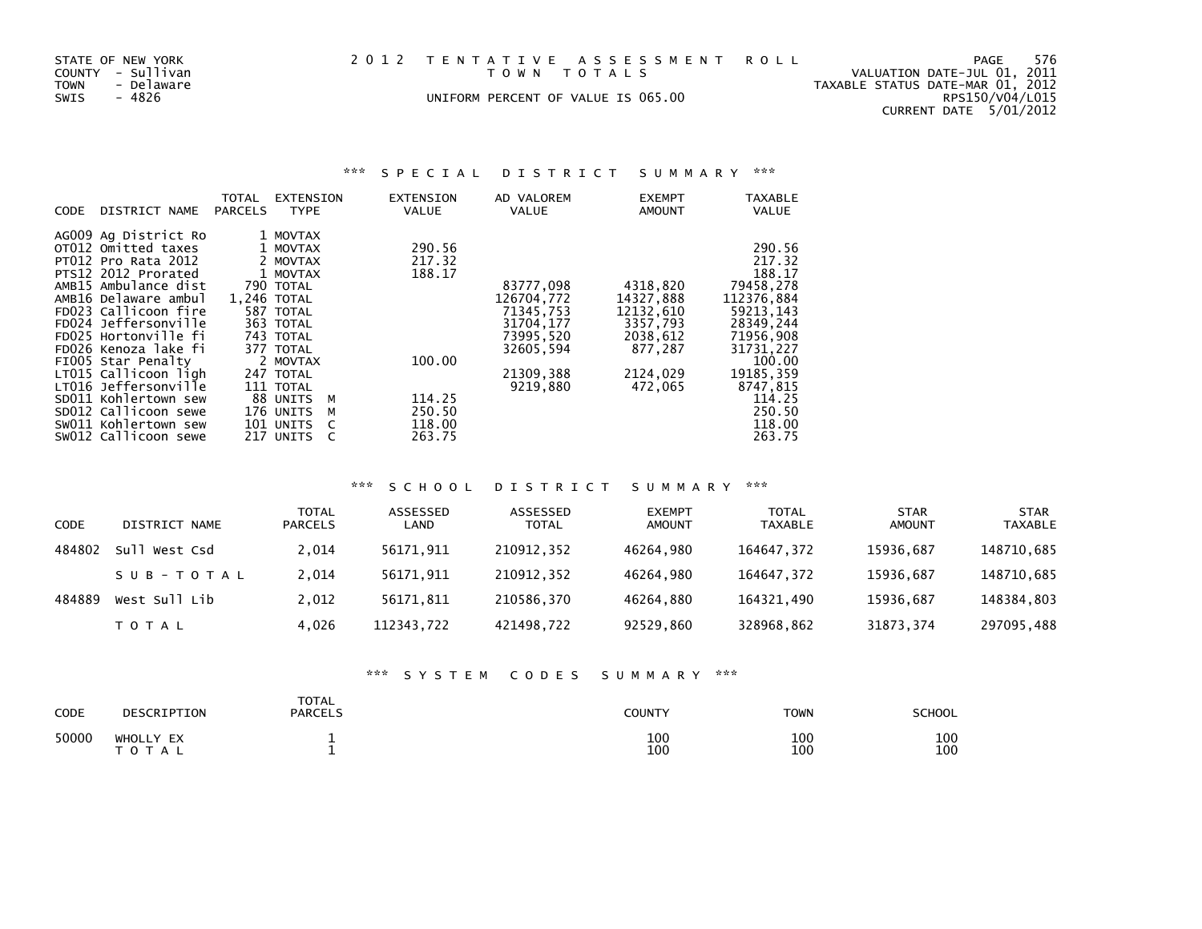STATE OF NEW YORK
COUNTY - Sullivan
TOWN - Delaware
SWIS - 4826

# 2012 TENTATIVE ASSESSMENT ROLL
TOWN TOTALS

UNIFORM PERCENT OF VALUE IS 065.00

VALUATION DATE-JUL 01, 2011
TAXABLE STATUS DATE-MAR 01, 2012
RPS150/V04/L015
CURRENT DATE 5/01/2012

## *** SPECIAL DISTRICT SUMMARY ***

| CODE | DISTRICT NAME | TOTAL PARCELS | EXTENSION TYPE | EXTENSION VALUE | AD VALOREM VALUE | EXEMPT AMOUNT | TAXABLE VALUE |
|---|---|---|---|---|---|---|---|
| AG009 | Ag District Ro | 1 | MOVTAX | | | | |
| OT012 | Omitted taxes | 1 | MOVTAX | 290.56 | | | 290.56 |
| PT012 | Pro Rata 2012 | 2 | MOVTAX | 217.32 | | | 217.32 |
| PTS12 | 2012 Prorated | 1 | MOVTAX | 188.17 | | | 188.17 |
| AMB15 | Ambulance dist | 790 | TOTAL | | 83777,098 | 4318,820 | 79458,278 |
| AMB16 | Delaware ambul | 1,246 | TOTAL | | 126704,772 | 14327,888 | 112376,884 |
| FD023 | Callicoon fire | 587 | TOTAL | | 71345,753 | 12132,610 | 59213,143 |
| FD024 | Jeffersonville | 363 | TOTAL | | 31704,177 | 3357,793 | 28349,244 |
| FD025 | Hortonville fi | 743 | TOTAL | | 73995,520 | 2038,612 | 71956,908 |
| FD026 | Kenoza lake fi | 377 | TOTAL | | 32605,594 | 877,287 | 31731,227 |
| FI005 | Star Penalty | 2 | MOVTAX | 100.00 | | | 100.00 |
| LT015 | Callicoon ligh | 247 | TOTAL | | 21309,388 | 2124,029 | 19185,359 |
| LT016 | Jeffersonville | 111 | TOTAL | | 9219,880 | 472,065 | 8747,815 |
| SD011 | Kohlertown sew | 88 | UNITS M | 114.25 | | | 114.25 |
| SD012 | Callicoon sewe | 176 | UNITS M | 250.50 | | | 250.50 |
| SW011 | Kohlertown sew | 101 | UNITS C | 118.00 | | | 118.00 |
| SW012 | Callicoon sewe | 217 | UNITS C | 263.75 | | | 263.75 |

## *** SCHOOL DISTRICT SUMMARY ***

| CODE | DISTRICT NAME | TOTAL PARCELS | ASSESSED LAND | ASSESSED TOTAL | EXEMPT AMOUNT | TOTAL TAXABLE | STAR AMOUNT | STAR TAXABLE |
|---|---|---|---|---|---|---|---|---|
| 484802 | Sull West Csd | 2,014 | 56171,911 | 210912,352 | 46264,980 | 164647,372 | 15936,687 | 148710,685 |
| | SUB-TOTAL | 2,014 | 56171,911 | 210912,352 | 46264,980 | 164647,372 | 15936,687 | 148710,685 |
| 484889 | West Sull Lib | 2,012 | 56171,811 | 210586,370 | 46264,880 | 164321,490 | 15936,687 | 148384,803 |
| | TOTAL | 4,026 | 112343,722 | 421498,722 | 92529,860 | 328968,862 | 31873,374 | 297095,488 |

## *** SYSTEM CODES SUMMARY ***

| CODE | DESCRIPTION | TOTAL PARCELS | COUNTY | TOWN | SCHOOL |
|---|---|---|---|---|---|
| 50000 | WHOLLY EX | 1 | 100 | 100 | 100 |
| | TOTAL | 1 | 100 | 100 | 100 |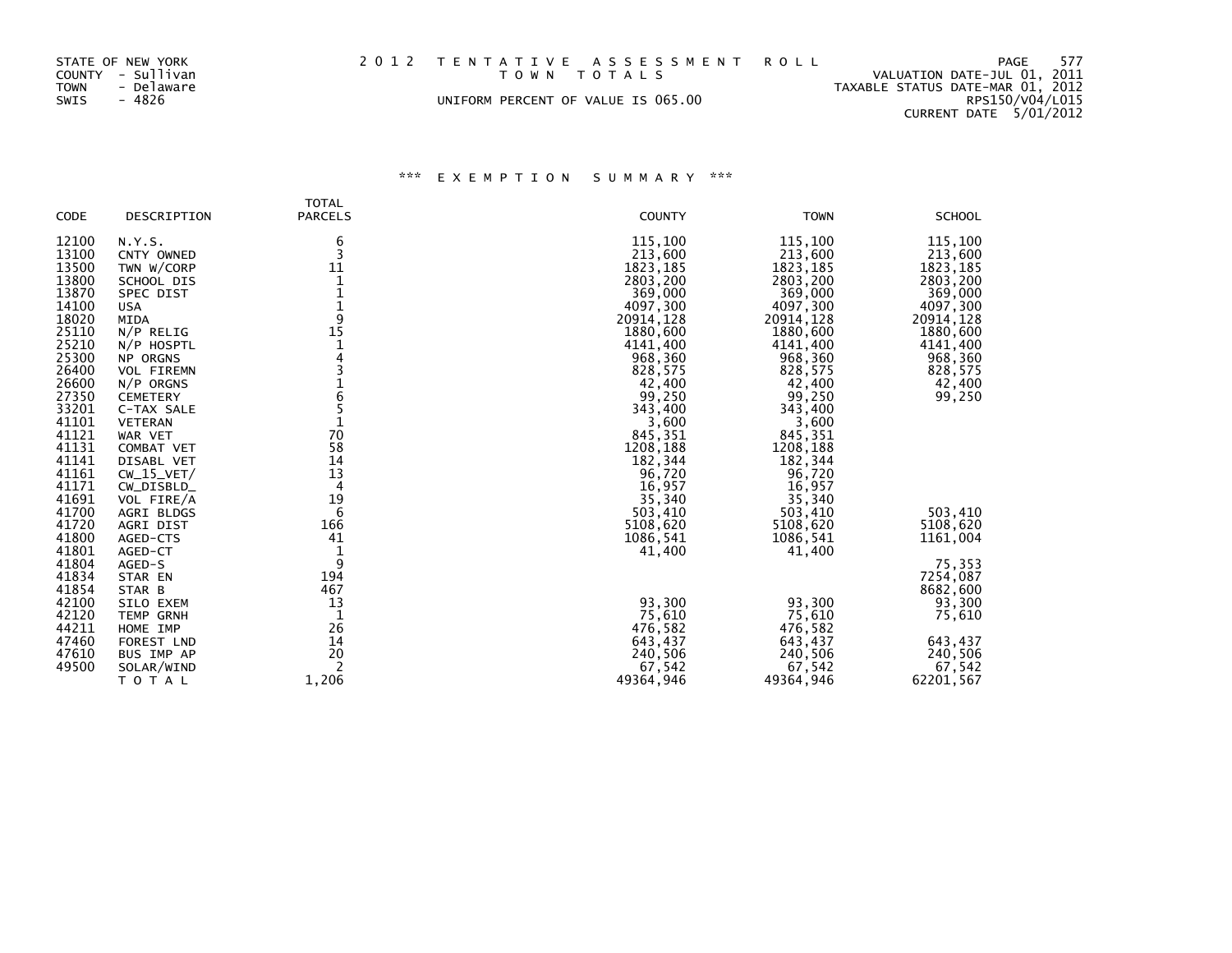STATE OF NEW YORK
COUNTY - Sullivan
TOWN - Delaware
SWIS - 4826

# 2012 TENTATIVE ASSESSMENT ROLL
TOWN TOTALS

UNIFORM PERCENT OF VALUE IS 065.00

VALUATION DATE-JUL 01, 2011
TAXABLE STATUS DATE-MAR 01, 2012
RPS150/V04/L015
CURRENT DATE 5/01/2012

## *** EXEMPTION SUMMARY ***

| CODE | DESCRIPTION | TOTAL PARCELS | COUNTY | TOWN | SCHOOL |
|---|---|---|---|---|---|
| 12100 | N.Y.S. | 6 | 115,100 | 115,100 | 115,100 |
| 13100 | CNTY OWNED | 3 | 213,600 | 213,600 | 213,600 |
| 13500 | TWN W/CORP | 11 | 1823,185 | 1823,185 | 1823,185 |
| 13800 | SCHOOL DIS | 1 | 2803,200 | 2803,200 | 2803,200 |
| 13870 | SPEC DIST | 1 | 369,000 | 369,000 | 369,000 |
| 14100 | USA | 1 | 4097,300 | 4097,300 | 4097,300 |
| 18020 | MIDA | 9 | 20914,128 | 20914,128 | 20914,128 |
| 25110 | N/P RELIG | 15 | 1880,600 | 1880,600 | 1880,600 |
| 25210 | N/P HOSPTL | 1 | 4141,400 | 4141,400 | 4141,400 |
| 25300 | NP ORGNS | 4 | 968,360 | 968,360 | 968,360 |
| 26400 | VOL FIREMN | 3 | 828,575 | 828,575 | 828,575 |
| 26600 | N/P ORGNS | 1 | 42,400 | 42,400 | 42,400 |
| 27350 | CEMETERY | 6 | 99,250 | 99,250 | 99,250 |
| 33201 | C-TAX SALE | 5 | 343,400 | 343,400 | |
| 41101 | VETERAN | 1 | 3,600 | 3,600 | |
| 41121 | WAR VET | 70 | 845,351 | 845,351 | |
| 41131 | COMBAT VET | 58 | 1208,188 | 1208,188 | |
| 41141 | DISABL VET | 14 | 182,344 | 182,344 | |
| 41161 | CW_15_VET/ | 13 | 96,720 | 96,720 | |
| 41171 | CW_DISBLD_ | 4 | 16,957 | 16,957 | |
| 41691 | VOL FIRE/A | 19 | 35,340 | 35,340 | |
| 41700 | AGRI BLDGS | 6 | 503,410 | 503,410 | 503,410 |
| 41720 | AGRI DIST | 166 | 5108,620 | 5108,620 | 5108,620 |
| 41800 | AGED-CTS | 41 | 1086,541 | 1086,541 | 1161,004 |
| 41801 | AGED-CT | 1 | 41,400 | 41,400 | |
| 41804 | AGED-S | 9 | | | 75,353 |
| 41834 | STAR EN | 194 | | | 7254,087 |
| 41854 | STAR B | 467 | | | 8682,600 |
| 42100 | SILO EXEM | 13 | 93,300 | 93,300 | 93,300 |
| 42120 | TEMP GRNH | 1 | 75,610 | 75,610 | 75,610 |
| 44211 | HOME IMP | 26 | 476,582 | 476,582 | |
| 47460 | FOREST LND | 14 | 643,437 | 643,437 | 643,437 |
| 47610 | BUS IMP AP | 20 | 240,506 | 240,506 | 240,506 |
| 49500 | SOLAR/WIND | 2 | 67,542 | 67,542 | 67,542 |
| | TOTAL | 1,206 | 49364,946 | 49364,946 | 62201,567 |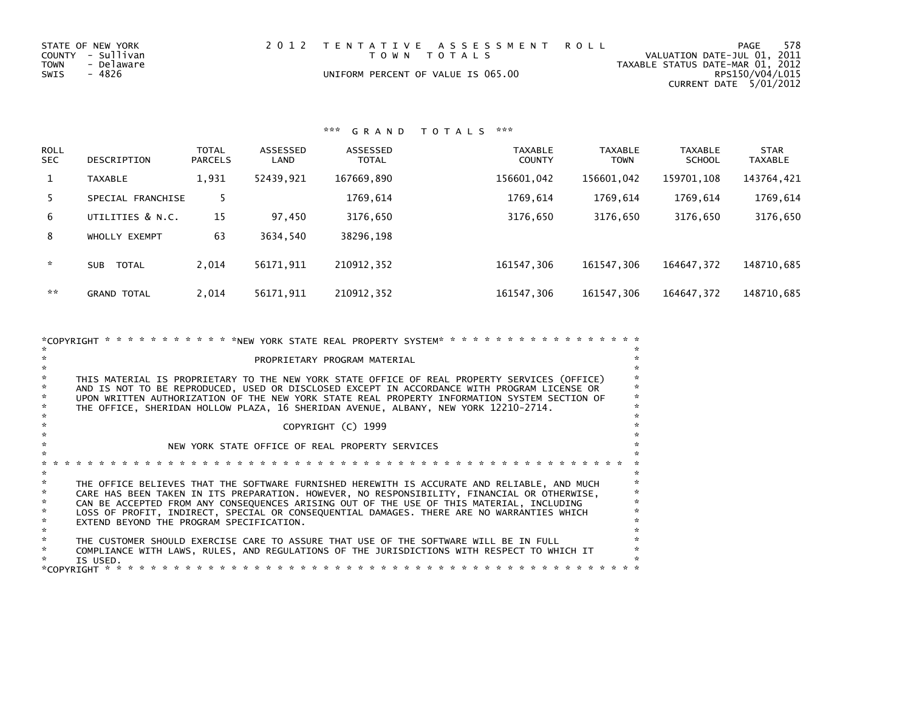STATE OF NEW YORK
COUNTY - Sullivan
TOWN - Delaware
SWIS - 4826

2 0 1 2 T E N T A T I V E A S S E S S M E N T R O L L
T O W N T O T A L S
UNIFORM PERCENT OF VALUE IS 065.00

VALUATION DATE-JUL 01, 2011
TAXABLE STATUS DATE-MAR 01, 2012
RPS150/V04/L015
CURRENT DATE 5/01/2012

*** G R A N D T O T A L S ***

| ROLL SEC | DESCRIPTION | TOTAL PARCELS | ASSESSED LAND | ASSESSED TOTAL | TAXABLE COUNTY | TAXABLE TOWN | TAXABLE SCHOOL | STAR TAXABLE |
|---|---|---|---|---|---|---|---|---|
| 1 | TAXABLE | 1,931 | 52439,921 | 167669,890 | 156601,042 | 156601,042 | 159701,108 | 143764,421 |
| 5 | SPECIAL FRANCHISE | 5 | | 1769,614 | 1769,614 | 1769,614 | 1769,614 | 1769,614 |
| 6 | UTILITIES & N.C. | 15 | 97,450 | 3176,650 | 3176,650 | 3176,650 | 3176,650 | 3176,650 |
| 8 | WHOLLY EXEMPT | 63 | 3634,540 | 38296,198 | | | | |
| * | SUB TOTAL | 2,014 | 56171,911 | 210912,352 | 161547,306 | 161547,306 | 164647,372 | 148710,685 |
| ** | GRAND TOTAL | 2,014 | 56171,911 | 210912,352 | 161547,306 | 161547,306 | 164647,372 | 148710,685 |

*COPYRIGHT * * * * * * * * * * * *NEW YORK STATE REAL PROPERTY SYSTEM* * * * * * * * * * * * * * * * * *

PROPRIETARY PROGRAM MATERIAL

THIS MATERIAL IS PROPRIETARY TO THE NEW YORK STATE OFFICE OF REAL PROPERTY SERVICES (OFFICE) AND IS NOT TO BE REPRODUCED, USED OR DISCLOSED EXCEPT IN ACCORDANCE WITH PROGRAM LICENSE OR UPON WRITTEN AUTHORIZATION OF THE NEW YORK STATE REAL PROPERTY INFORMATION SYSTEM SECTION OF THE OFFICE, SHERIDAN HOLLOW PLAZA, 16 SHERIDAN AVENUE, ALBANY, NEW YORK 12210-2714.

COPYRIGHT (C) 1999

NEW YORK STATE OFFICE OF REAL PROPERTY SERVICES

THE OFFICE BELIEVES THAT THE SOFTWARE FURNISHED HEREWITH IS ACCURATE AND RELIABLE, AND MUCH CARE HAS BEEN TAKEN IN ITS PREPARATION. HOWEVER, NO RESPONSIBILITY, FINANCIAL OR OTHERWISE, CAN BE ACCEPTED FROM ANY CONSEQUENCES ARISING OUT OF THE USE OF THIS MATERIAL, INCLUDING LOSS OF PROFIT, INDIRECT, SPECIAL OR CONSEQUENTIAL DAMAGES. THERE ARE NO WARRANTIES WHICH EXTEND BEYOND THE PROGRAM SPECIFICATION.

THE CUSTOMER SHOULD EXERCISE CARE TO ASSURE THAT USE OF THE SOFTWARE WILL BE IN FULL COMPLIANCE WITH LAWS, RULES, AND REGULATIONS OF THE JURISDICTIONS WITH RESPECT TO WHICH IT IS USED.

*COPYRIGHT * * * * * * * * * * * * * * * * * * * * * * * * * * * * * * * * * * * * * * * * * * * * *